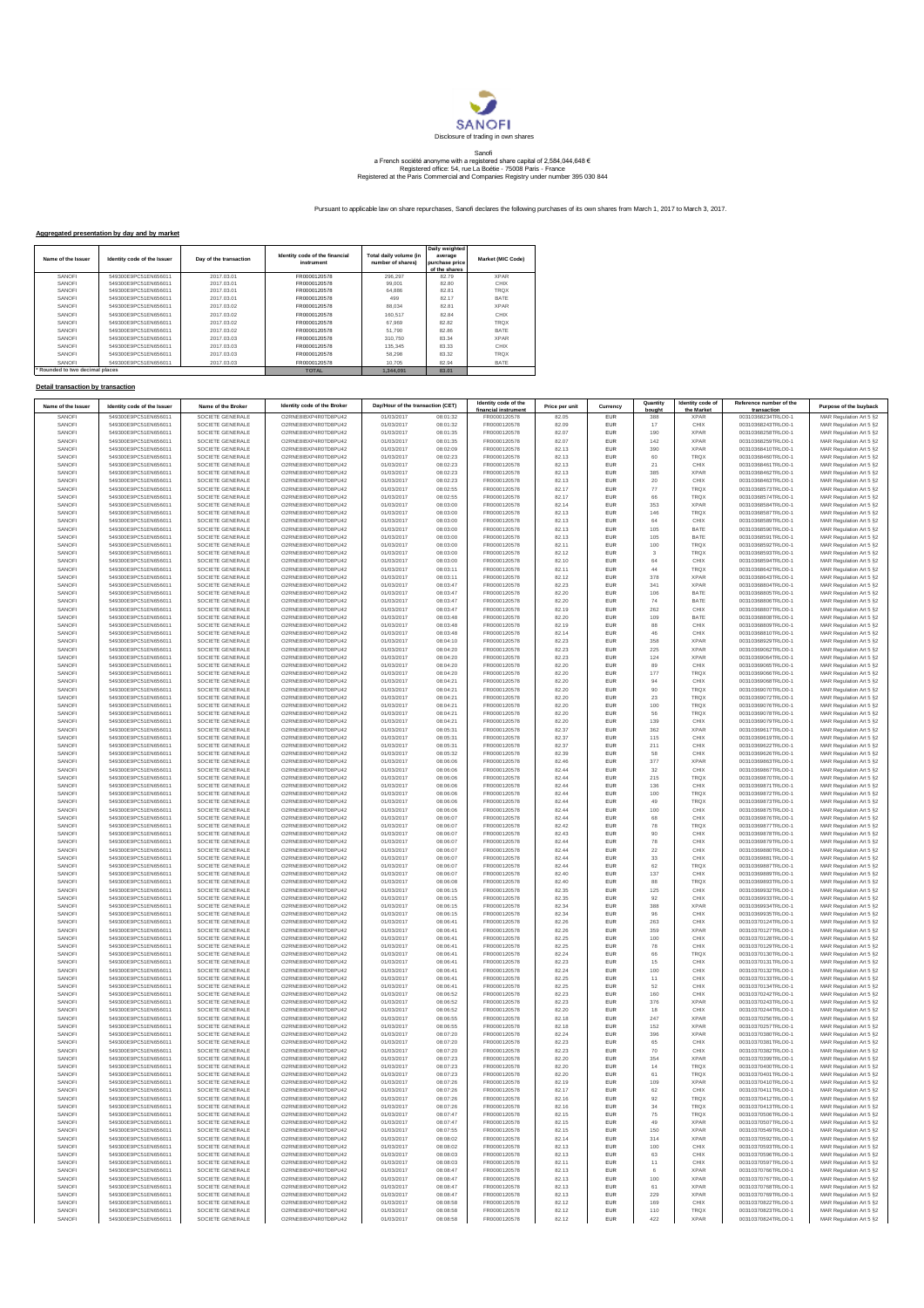SANOFI

Disclosure of trading in own shares

Sanofi
a French société anonyme with a registered share capital of 2,584,044,648 €
Registered office: 54, rue La Boétie - 75008 Paris - France
Registered at the Paris Commercial and Companies Registry under number 395 030 844

Pursuant to applicable law on share repurchases, Sanofi declares the following purchases of its own shares from March 1, 2017 to March 3, 2017.

**Aggregated presentation by day and by market**

| Name of the Issuer | Identity code of the Issuer | Day of the transaction | Identity code of the financial instrument | Total daily volume (in number of shares) | Daily weighted average purchase price of the shares | Market (MIC Code) |
|---|---|---|---|---|---|---|
| SANOFI | 549300E9PC51EN656011 | 2017.03.01 | FR0000120578 | 296,297 | 82.79 | XPAR |
| SANOFI | 549300E9PC51EN656011 | 2017.03.01 | FR0000120578 | 99,001 | 82.80 | CHIX |
| SANOFI | 549300E9PC51EN656011 | 2017.03.01 | FR0000120578 | 64,886 | 82.81 | TRQX |
| SANOFI | 549300E9PC51EN656011 | 2017.03.01 | FR0000120578 | 499 | 82.17 | BATE |
| SANOFI | 549300E9PC51EN656011 | 2017.03.02 | FR0000120578 | 88,034 | 82.81 | XPAR |
| SANOFI | 549300E9PC51EN656011 | 2017.03.02 | FR0000120578 | 160,517 | 82.84 | CHIX |
| SANOFI | 549300E9PC51EN656011 | 2017.03.02 | FR0000120578 | 67,969 | 82.82 | TRQX |
| SANOFI | 549300E9PC51EN656011 | 2017.03.02 | FR0000120578 | 51,790 | 82.86 | BATE |
| SANOFI | 549300E9PC51EN656011 | 2017.03.03 | FR0000120578 | 310,750 | 83.34 | XPAR |
| SANOFI | 549300E9PC51EN656011 | 2017.03.03 | FR0000120578 | 135,345 | 83.33 | CHIX |
| SANOFI | 549300E9PC51EN656011 | 2017.03.03 | FR0000120578 | 58,298 | 83.32 | TRQX |
| SANOFI | 549300E9PC51EN656011 | 2017.03.03 | FR0000120578 | 10,705 | 82.94 | BATE |
| * Rounded to two decimal places | | | TOTAL | 1,344,091 | 83.01 | |

**Detail transaction by transaction**

| Name of the Issuer | Identity code of the Issuer | Name of the Broker | Identity code of the Broker | Day/Hour of the transaction (CET) | | Identity code of the financial instrument | Price per unit | Currency | Quantity bought | Identity code of the Market | Reference number of the transaction | Purpose of the buyback |
|---|---|---|---|---|---|---|---|---|---|---|---|---|
| SANOFI | 549300E9PC51EN656011 | SOCIETE GENERALE | O2RNE8IBXP4R0TD8PU42 | 01/03/2017 | 08:01:32 | FR0000120578 | 82.05 | EUR | 388 | XPAR | 00310368234TRLO0-1 | MAR Regulation Art 5 §2 |
| SANOFI | 549300E9PC51EN656011 | SOCIETE GENERALE | O2RNE8IBXP4R0TD8PU42 | 01/03/2017 | 08:01:32 | FR0000120578 | 82.09 | EUR | 17 | CHIX | 00310368243TRLO0-1 | MAR Regulation Art 5 §2 |
| SANOFI | 549300E9PC51EN656011 | SOCIETE GENERALE | O2RNE8IBXP4R0TD8PU42 | 01/03/2017 | 08:01:35 | FR0000120578 | 82.07 | EUR | 190 | XPAR | 00310368258TRLO0-1 | MAR Regulation Art 5 §2 |
| SANOFI | 549300E9PC51EN656011 | SOCIETE GENERALE | O2RNE8IBXP4R0TD8PU42 | 01/03/2017 | 08:01:35 | FR0000120578 | 82.07 | EUR | 142 | XPAR | 00310368259TRLO0-1 | MAR Regulation Art 5 §2 |
| SANOFI | 549300E9PC51EN656011 | SOCIETE GENERALE | O2RNE8IBXP4R0TD8PU42 | 01/03/2017 | 08:02:09 | FR0000120578 | 82.13 | EUR | 390 | XPAR | 00310368410TRLO0-1 | MAR Regulation Art 5 §2 |
| SANOFI | 549300E9PC51EN656011 | SOCIETE GENERALE | O2RNE8IBXP4R0TD8PU42 | 01/03/2017 | 08:02:23 | FR0000120578 | 82.13 | EUR | 60 | TRQX | 00310368460TRLO0-1 | MAR Regulation Art 5 §2 |
| SANOFI | 549300E9PC51EN656011 | SOCIETE GENERALE | O2RNE8IBXP4R0TD8PU42 | 01/03/2017 | 08:02:23 | FR0000120578 | 82.13 | EUR | 21 | CHIX | 00310368461TRLO0-1 | MAR Regulation Art 5 §2 |
| SANOFI | 549300E9PC51EN656011 | SOCIETE GENERALE | O2RNE8IBXP4R0TD8PU42 | 01/03/2017 | 08:02:23 | FR0000120578 | 82.13 | EUR | 385 | XPAR | 00310368462TRLO0-1 | MAR Regulation Art 5 §2 |
| SANOFI | 549300E9PC51EN656011 | SOCIETE GENERALE | O2RNE8IBXP4R0TD8PU42 | 01/03/2017 | 08:02:23 | FR0000120578 | 82.13 | EUR | 20 | CHIX | 00310368463TRLO0-1 | MAR Regulation Art 5 §2 |
| SANOFI | 549300E9PC51EN656011 | SOCIETE GENERALE | O2RNE8IBXP4R0TD8PU42 | 01/03/2017 | 08:02:55 | FR0000120578 | 82.17 | EUR | 77 | TRQX | 00310368573TRLO0-1 | MAR Regulation Art 5 §2 |
| SANOFI | 549300E9PC51EN656011 | SOCIETE GENERALE | O2RNE8IBXP4R0TD8PU42 | 01/03/2017 | 08:02:55 | FR0000120578 | 82.17 | EUR | 66 | TRQX | 00310368574TRLO0-1 | MAR Regulation Art 5 §2 |
| SANOFI | 549300E9PC51EN656011 | SOCIETE GENERALE | O2RNE8IBXP4R0TD8PU42 | 01/03/2017 | 08:03:00 | FR0000120578 | 82.14 | EUR | 353 | XPAR | 00310368584TRLO0-1 | MAR Regulation Art 5 §2 |
| SANOFI | 549300E9PC51EN656011 | SOCIETE GENERALE | O2RNE8IBXP4R0TD8PU42 | 01/03/2017 | 08:03:00 | FR0000120578 | 82.13 | EUR | 146 | TRQX | 00310368587TRLO0-1 | MAR Regulation Art 5 §2 |
| SANOFI | 549300E9PC51EN656011 | SOCIETE GENERALE | O2RNE8IBXP4R0TD8PU42 | 01/03/2017 | 08:03:00 | FR0000120578 | 82.13 | EUR | 64 | CHIX | 00310368589TRLO0-1 | MAR Regulation Art 5 §2 |
| SANOFI | 549300E9PC51EN656011 | SOCIETE GENERALE | O2RNE8IBXP4R0TD8PU42 | 01/03/2017 | 08:03:00 | FR0000120578 | 82.13 | EUR | 105 | BATE | 00310368590TRLO0-1 | MAR Regulation Art 5 §2 |
| SANOFI | 549300E9PC51EN656011 | SOCIETE GENERALE | O2RNE8IBXP4R0TD8PU42 | 01/03/2017 | 08:03:00 | FR0000120578 | 82.13 | EUR | 105 | BATE | 00310368591TRLO0-1 | MAR Regulation Art 5 §2 |
| SANOFI | 549300E9PC51EN656011 | SOCIETE GENERALE | O2RNE8IBXP4R0TD8PU42 | 01/03/2017 | 08:03:00 | FR0000120578 | 82.11 | EUR | 100 | TRQX | 00310368592TRLO0-1 | MAR Regulation Art 5 §2 |
| SANOFI | 549300E9PC51EN656011 | SOCIETE GENERALE | O2RNE8IBXP4R0TD8PU42 | 01/03/2017 | 08:03:00 | FR0000120578 | 82.12 | EUR | 3 | TRQX | 00310368593TRLO0-1 | MAR Regulation Art 5 §2 |
| SANOFI | 549300E9PC51EN656011 | SOCIETE GENERALE | O2RNE8IBXP4R0TD8PU42 | 01/03/2017 | 08:03:00 | FR0000120578 | 82.10 | EUR | 64 | CHIX | 00310368594TRLO0-1 | MAR Regulation Art 5 §2 |
| SANOFI | 549300E9PC51EN656011 | SOCIETE GENERALE | O2RNE8IBXP4R0TD8PU42 | 01/03/2017 | 08:03:11 | FR0000120578 | 82.11 | EUR | 44 | TRQX | 00310368642TRLO0-1 | MAR Regulation Art 5 §2 |
| SANOFI | 549300E9PC51EN656011 | SOCIETE GENERALE | O2RNE8IBXP4R0TD8PU42 | 01/03/2017 | 08:03:11 | FR0000120578 | 82.12 | EUR | 378 | XPAR | 00310368643TRLO0-1 | MAR Regulation Art 5 §2 |
| SANOFI | 549300E9PC51EN656011 | SOCIETE GENERALE | O2RNE8IBXP4R0TD8PU42 | 01/03/2017 | 08:03:47 | FR0000120578 | 82.23 | EUR | 341 | XPAR | 00310368804TRLO0-1 | MAR Regulation Art 5 §2 |
| SANOFI | 549300E9PC51EN656011 | SOCIETE GENERALE | O2RNE8IBXP4R0TD8PU42 | 01/03/2017 | 08:03:47 | FR0000120578 | 82.20 | EUR | 106 | BATE | 00310368805TRLO0-1 | MAR Regulation Art 5 §2 |
| SANOFI | 549300E9PC51EN656011 | SOCIETE GENERALE | O2RNE8IBXP4R0TD8PU42 | 01/03/2017 | 08:03:47 | FR0000120578 | 82.20 | EUR | 74 | BATE | 00310368806TRLO0-1 | MAR Regulation Art 5 §2 |
| SANOFI | 549300E9PC51EN656011 | SOCIETE GENERALE | O2RNE8IBXP4R0TD8PU42 | 01/03/2017 | 08:03:47 | FR0000120578 | 82.19 | EUR | 262 | CHIX | 00310368807TRLO0-1 | MAR Regulation Art 5 §2 |
| SANOFI | 549300E9PC51EN656011 | SOCIETE GENERALE | O2RNE8IBXP4R0TD8PU42 | 01/03/2017 | 08:03:48 | FR0000120578 | 82.20 | EUR | 109 | BATE | 00310368808TRLO0-1 | MAR Regulation Art 5 §2 |
| SANOFI | 549300E9PC51EN656011 | SOCIETE GENERALE | O2RNE8IBXP4R0TD8PU42 | 01/03/2017 | 08:03:48 | FR0000120578 | 82.19 | EUR | 88 | CHIX | 00310368809TRLO0-1 | MAR Regulation Art 5 §2 |
| SANOFI | 549300E9PC51EN656011 | SOCIETE GENERALE | O2RNE8IBXP4R0TD8PU42 | 01/03/2017 | 08:03:48 | FR0000120578 | 82.14 | EUR | 46 | CHIX | 00310368810TRLO0-1 | MAR Regulation Art 5 §2 |
| SANOFI | 549300E9PC51EN656011 | SOCIETE GENERALE | O2RNE8IBXP4R0TD8PU42 | 01/03/2017 | 08:04:10 | FR0000120578 | 82.23 | EUR | 358 | XPAR | 00310368929TRLO0-1 | MAR Regulation Art 5 §2 |
| SANOFI | 549300E9PC51EN656011 | SOCIETE GENERALE | O2RNE8IBXP4R0TD8PU42 | 01/03/2017 | 08:04:20 | FR0000120578 | 82.23 | EUR | 225 | XPAR | 00310369062TRLO0-1 | MAR Regulation Art 5 §2 |
| SANOFI | 549300E9PC51EN656011 | SOCIETE GENERALE | O2RNE8IBXP4R0TD8PU42 | 01/03/2017 | 08:04:20 | FR0000120578 | 82.23 | EUR | 124 | XPAR | 00310369064TRLO0-1 | MAR Regulation Art 5 §2 |
| SANOFI | 549300E9PC51EN656011 | SOCIETE GENERALE | O2RNE8IBXP4R0TD8PU42 | 01/03/2017 | 08:04:20 | FR0000120578 | 82.20 | EUR | 89 | CHIX | 00310369065TRLO0-1 | MAR Regulation Art 5 §2 |
| SANOFI | 549300E9PC51EN656011 | SOCIETE GENERALE | O2RNE8IBXP4R0TD8PU42 | 01/03/2017 | 08:04:20 | FR0000120578 | 82.20 | EUR | 177 | TRQX | 00310369066TRLO0-1 | MAR Regulation Art 5 §2 |
| SANOFI | 549300E9PC51EN656011 | SOCIETE GENERALE | O2RNE8IBXP4R0TD8PU42 | 01/03/2017 | 08:04:21 | FR0000120578 | 82.20 | EUR | 94 | CHIX | 00310369068TRLO0-1 | MAR Regulation Art 5 §2 |
| SANOFI | 549300E9PC51EN656011 | SOCIETE GENERALE | O2RNE8IBXP4R0TD8PU42 | 01/03/2017 | 08:04:21 | FR0000120578 | 82.20 | EUR | 90 | TRQX | 00310369070TRLO0-1 | MAR Regulation Art 5 §2 |
| SANOFI | 549300E9PC51EN656011 | SOCIETE GENERALE | O2RNE8IBXP4R0TD8PU42 | 01/03/2017 | 08:04:21 | FR0000120578 | 82.20 | EUR | 23 | TRQX | 00310369072TRLO0-1 | MAR Regulation Art 5 §2 |
| SANOFI | 549300E9PC51EN656011 | SOCIETE GENERALE | O2RNE8IBXP4R0TD8PU42 | 01/03/2017 | 08:04:21 | FR0000120578 | 82.20 | EUR | 100 | TRQX | 00310369076TRLO0-1 | MAR Regulation Art 5 §2 |
| SANOFI | 549300E9PC51EN656011 | SOCIETE GENERALE | O2RNE8IBXP4R0TD8PU42 | 01/03/2017 | 08:04:21 | FR0000120578 | 82.20 | EUR | 56 | TRQX | 00310369078TRLO0-1 | MAR Regulation Art 5 §2 |
| SANOFI | 549300E9PC51EN656011 | SOCIETE GENERALE | O2RNE8IBXP4R0TD8PU42 | 01/03/2017 | 08:04:21 | FR0000120578 | 82.20 | EUR | 139 | CHIX | 00310369079TRLO0-1 | MAR Regulation Art 5 §2 |
| SANOFI | 549300E9PC51EN656011 | SOCIETE GENERALE | O2RNE8IBXP4R0TD8PU42 | 01/03/2017 | 08:05:31 | FR0000120578 | 82.37 | EUR | 362 | XPAR | 00310369617TRLO0-1 | MAR Regulation Art 5 §2 |
| SANOFI | 549300E9PC51EN656011 | SOCIETE GENERALE | O2RNE8IBXP4R0TD8PU42 | 01/03/2017 | 08:05:31 | FR0000120578 | 82.37 | EUR | 115 | CHIX | 00310369619TRLO0-1 | MAR Regulation Art 5 §2 |
| SANOFI | 549300E9PC51EN656011 | SOCIETE GENERALE | O2RNE8IBXP4R0TD8PU42 | 01/03/2017 | 08:05:31 | FR0000120578 | 82.37 | EUR | 211 | CHIX | 00310369622TRLO0-1 | MAR Regulation Art 5 §2 |
| SANOFI | 549300E9PC51EN656011 | SOCIETE GENERALE | O2RNE8IBXP4R0TD8PU42 | 01/03/2017 | 08:05:32 | FR0000120578 | 82.39 | EUR | 58 | CHIX | 00310369626TRLO0-1 | MAR Regulation Art 5 §2 |
| SANOFI | 549300E9PC51EN656011 | SOCIETE GENERALE | O2RNE8IBXP4R0TD8PU42 | 01/03/2017 | 08:06:06 | FR0000120578 | 82.46 | EUR | 377 | XPAR | 00310369863TRLO0-1 | MAR Regulation Art 5 §2 |
| SANOFI | 549300E9PC51EN656011 | SOCIETE GENERALE | O2RNE8IBXP4R0TD8PU42 | 01/03/2017 | 08:06:06 | FR0000120578 | 82.44 | EUR | 32 | CHIX | 00310369867TRLO0-1 | MAR Regulation Art 5 §2 |
| SANOFI | 549300E9PC51EN656011 | SOCIETE GENERALE | O2RNE8IBXP4R0TD8PU42 | 01/03/2017 | 08:06:06 | FR0000120578 | 82.44 | EUR | 215 | TRQX | 00310369870TRLO0-1 | MAR Regulation Art 5 §2 |
| SANOFI | 549300E9PC51EN656011 | SOCIETE GENERALE | O2RNE8IBXP4R0TD8PU42 | 01/03/2017 | 08:06:06 | FR0000120578 | 82.44 | EUR | 136 | CHIX | 00310369871TRLO0-1 | MAR Regulation Art 5 §2 |
| SANOFI | 549300E9PC51EN656011 | SOCIETE GENERALE | O2RNE8IBXP4R0TD8PU42 | 01/03/2017 | 08:06:06 | FR0000120578 | 82.44 | EUR | 100 | TRQX | 00310369872TRLO0-1 | MAR Regulation Art 5 §2 |
| SANOFI | 549300E9PC51EN656011 | SOCIETE GENERALE | O2RNE8IBXP4R0TD8PU42 | 01/03/2017 | 08:06:06 | FR0000120578 | 82.44 | EUR | 49 | TRQX | 00310369873TRLO0-1 | MAR Regulation Art 5 §2 |
| SANOFI | 549300E9PC51EN656011 | SOCIETE GENERALE | O2RNE8IBXP4R0TD8PU42 | 01/03/2017 | 08:06:06 | FR0000120578 | 82.44 | EUR | 100 | CHIX | 00310369875TRLO0-1 | MAR Regulation Art 5 §2 |
| SANOFI | 549300E9PC51EN656011 | SOCIETE GENERALE | O2RNE8IBXP4R0TD8PU42 | 01/03/2017 | 08:06:07 | FR0000120578 | 82.44 | EUR | 68 | CHIX | 00310369876TRLO0-1 | MAR Regulation Art 5 §2 |
| SANOFI | 549300E9PC51EN656011 | SOCIETE GENERALE | O2RNE8IBXP4R0TD8PU42 | 01/03/2017 | 08:06:07 | FR0000120578 | 82.42 | EUR | 78 | TRQX | 00310369877TRLO0-1 | MAR Regulation Art 5 §2 |
| SANOFI | 549300E9PC51EN656011 | SOCIETE GENERALE | O2RNE8IBXP4R0TD8PU42 | 01/03/2017 | 08:06:07 | FR0000120578 | 82.43 | EUR | 90 | CHIX | 00310369878TRLO0-1 | MAR Regulation Art 5 §2 |
| SANOFI | 549300E9PC51EN656011 | SOCIETE GENERALE | O2RNE8IBXP4R0TD8PU42 | 01/03/2017 | 08:06:07 | FR0000120578 | 82.44 | EUR | 78 | CHIX | 00310369879TRLO0-1 | MAR Regulation Art 5 §2 |
| SANOFI | 549300E9PC51EN656011 | SOCIETE GENERALE | O2RNE8IBXP4R0TD8PU42 | 01/03/2017 | 08:06:07 | FR0000120578 | 82.44 | EUR | 22 | CHIX | 00310369880TRLO0-1 | MAR Regulation Art 5 §2 |
| SANOFI | 549300E9PC51EN656011 | SOCIETE GENERALE | O2RNE8IBXP4R0TD8PU42 | 01/03/2017 | 08:06:07 | FR0000120578 | 82.44 | EUR | 33 | CHIX | 00310369881TRLO0-1 | MAR Regulation Art 5 §2 |
| SANOFI | 549300E9PC51EN656011 | SOCIETE GENERALE | O2RNE8IBXP4R0TD8PU42 | 01/03/2017 | 08:06:07 | FR0000120578 | 82.44 | EUR | 62 | TRQX | 00310369887TRLO0-1 | MAR Regulation Art 5 §2 |
| SANOFI | 549300E9PC51EN656011 | SOCIETE GENERALE | O2RNE8IBXP4R0TD8PU42 | 01/03/2017 | 08:06:07 | FR0000120578 | 82.40 | EUR | 137 | CHIX | 00310369889TRLO0-1 | MAR Regulation Art 5 §2 |
| SANOFI | 549300E9PC51EN656011 | SOCIETE GENERALE | O2RNE8IBXP4R0TD8PU42 | 01/03/2017 | 08:06:08 | FR0000120578 | 82.40 | EUR | 88 | TRQX | 00310369893TRLO0-1 | MAR Regulation Art 5 §2 |
| SANOFI | 549300E9PC51EN656011 | SOCIETE GENERALE | O2RNE8IBXP4R0TD8PU42 | 01/03/2017 | 08:06:15 | FR0000120578 | 82.35 | EUR | 125 | CHIX | 00310369932TRLO0-1 | MAR Regulation Art 5 §2 |
| SANOFI | 549300E9PC51EN656011 | SOCIETE GENERALE | O2RNE8IBXP4R0TD8PU42 | 01/03/2017 | 08:06:15 | FR0000120578 | 82.35 | EUR | 92 | CHIX | 00310369933TRLO0-1 | MAR Regulation Art 5 §2 |
| SANOFI | 549300E9PC51EN656011 | SOCIETE GENERALE | O2RNE8IBXP4R0TD8PU42 | 01/03/2017 | 08:06:15 | FR0000120578 | 82.34 | EUR | 388 | XPAR | 00310369934TRLO0-1 | MAR Regulation Art 5 §2 |
| SANOFI | 549300E9PC51EN656011 | SOCIETE GENERALE | O2RNE8IBXP4R0TD8PU42 | 01/03/2017 | 08:06:15 | FR0000120578 | 82.34 | EUR | 96 | CHIX | 00310369935TRLO0-1 | MAR Regulation Art 5 §2 |
| SANOFI | 549300E9PC51EN656011 | SOCIETE GENERALE | O2RNE8IBXP4R0TD8PU42 | 01/03/2017 | 08:06:41 | FR0000120578 | 82.26 | EUR | 263 | CHIX | 00310370124TRLO0-1 | MAR Regulation Art 5 §2 |
| SANOFI | 549300E9PC51EN656011 | SOCIETE GENERALE | O2RNE8IBXP4R0TD8PU42 | 01/03/2017 | 08:06:41 | FR0000120578 | 82.26 | EUR | 359 | XPAR | 00310370127TRLO0-1 | MAR Regulation Art 5 §2 |
| SANOFI | 549300E9PC51EN656011 | SOCIETE GENERALE | O2RNE8IBXP4R0TD8PU42 | 01/03/2017 | 08:06:41 | FR0000120578 | 82.25 | EUR | 100 | CHIX | 00310370128TRLO0-1 | MAR Regulation Art 5 §2 |
| SANOFI | 549300E9PC51EN656011 | SOCIETE GENERALE | O2RNE8IBXP4R0TD8PU42 | 01/03/2017 | 08:06:41 | FR0000120578 | 82.25 | EUR | 78 | CHIX | 00310370129TRLO0-1 | MAR Regulation Art 5 §2 |
| SANOFI | 549300E9PC51EN656011 | SOCIETE GENERALE | O2RNE8IBXP4R0TD8PU42 | 01/03/2017 | 08:06:41 | FR0000120578 | 82.24 | EUR | 66 | TRQX | 00310370130TRLO0-1 | MAR Regulation Art 5 §2 |
| SANOFI | 549300E9PC51EN656011 | SOCIETE GENERALE | O2RNE8IBXP4R0TD8PU42 | 01/03/2017 | 08:06:41 | FR0000120578 | 82.23 | EUR | 15 | CHIX | 00310370131TRLO0-1 | MAR Regulation Art 5 §2 |
| SANOFI | 549300E9PC51EN656011 | SOCIETE GENERALE | O2RNE8IBXP4R0TD8PU42 | 01/03/2017 | 08:06:41 | FR0000120578 | 82.24 | EUR | 100 | CHIX | 00310370132TRLO0-1 | MAR Regulation Art 5 §2 |
| SANOFI | 549300E9PC51EN656011 | SOCIETE GENERALE | O2RNE8IBXP4R0TD8PU42 | 01/03/2017 | 08:06:41 | FR0000120578 | 82.25 | EUR | 11 | CHIX | 00310370133TRLO0-1 | MAR Regulation Art 5 §2 |
| SANOFI | 549300E9PC51EN656011 | SOCIETE GENERALE | O2RNE8IBXP4R0TD8PU42 | 01/03/2017 | 08:06:41 | FR0000120578 | 82.25 | EUR | 52 | CHIX | 00310370134TRLO0-1 | MAR Regulation Art 5 §2 |
| SANOFI | 549300E9PC51EN656011 | SOCIETE GENERALE | O2RNE8IBXP4R0TD8PU42 | 01/03/2017 | 08:06:52 | FR0000120578 | 82.23 | EUR | 160 | CHIX | 00310370242TRLO0-1 | MAR Regulation Art 5 §2 |
| SANOFI | 549300E9PC51EN656011 | SOCIETE GENERALE | O2RNE8IBXP4R0TD8PU42 | 01/03/2017 | 08:06:52 | FR0000120578 | 82.23 | EUR | 376 | XPAR | 00310370243TRLO0-1 | MAR Regulation Art 5 §2 |
| SANOFI | 549300E9PC51EN656011 | SOCIETE GENERALE | O2RNE8IBXP4R0TD8PU42 | 01/03/2017 | 08:06:52 | FR0000120578 | 82.20 | EUR | 18 | CHIX | 00310370244TRLO0-1 | MAR Regulation Art 5 §2 |
| SANOFI | 549300E9PC51EN656011 | SOCIETE GENERALE | O2RNE8IBXP4R0TD8PU42 | 01/03/2017 | 08:06:55 | FR0000120578 | 82.18 | EUR | 247 | XPAR | 00310370256TRLO0-1 | MAR Regulation Art 5 §2 |
| SANOFI | 549300E9PC51EN656011 | SOCIETE GENERALE | O2RNE8IBXP4R0TD8PU42 | 01/03/2017 | 08:06:55 | FR0000120578 | 82.18 | EUR | 152 | XPAR | 00310370257TRLO0-1 | MAR Regulation Art 5 §2 |
| SANOFI | 549300E9PC51EN656011 | SOCIETE GENERALE | O2RNE8IBXP4R0TD8PU42 | 01/03/2017 | 08:07:20 | FR0000120578 | 82.24 | EUR | 396 | XPAR | 00310370380TRLO0-1 | MAR Regulation Art 5 §2 |
| SANOFI | 549300E9PC51EN656011 | SOCIETE GENERALE | O2RNE8IBXP4R0TD8PU42 | 01/03/2017 | 08:07:20 | FR0000120578 | 82.23 | EUR | 65 | CHIX | 00310370381TRLO0-1 | MAR Regulation Art 5 §2 |
| SANOFI | 549300E9PC51EN656011 | SOCIETE GENERALE | O2RNE8IBXP4R0TD8PU42 | 01/03/2017 | 08:07:20 | FR0000120578 | 82.23 | EUR | 70 | CHIX | 00310370382TRLO0-1 | MAR Regulation Art 5 §2 |
| SANOFI | 549300E9PC51EN656011 | SOCIETE GENERALE | O2RNE8IBXP4R0TD8PU42 | 01/03/2017 | 08:07:23 | FR0000120578 | 82.20 | EUR | 354 | XPAR | 00310370399TRLO0-1 | MAR Regulation Art 5 §2 |
| SANOFI | 549300E9PC51EN656011 | SOCIETE GENERALE | O2RNE8IBXP4R0TD8PU42 | 01/03/2017 | 08:07:23 | FR0000120578 | 82.20 | EUR | 14 | TRQX | 00310370400TRLO0-1 | MAR Regulation Art 5 §2 |
| SANOFI | 549300E9PC51EN656011 | SOCIETE GENERALE | O2RNE8IBXP4R0TD8PU42 | 01/03/2017 | 08:07:23 | FR0000120578 | 82.20 | EUR | 61 | TRQX | 00310370401TRLO0-1 | MAR Regulation Art 5 §2 |
| SANOFI | 549300E9PC51EN656011 | SOCIETE GENERALE | O2RNE8IBXP4R0TD8PU42 | 01/03/2017 | 08:07:26 | FR0000120578 | 82.19 | EUR | 109 | XPAR | 00310370410TRLO0-1 | MAR Regulation Art 5 §2 |
| SANOFI | 549300E9PC51EN656011 | SOCIETE GENERALE | O2RNE8IBXP4R0TD8PU42 | 01/03/2017 | 08:07:26 | FR0000120578 | 82.17 | EUR | 62 | CHIX | 00310370411TRLO0-1 | MAR Regulation Art 5 §2 |
| SANOFI | 549300E9PC51EN656011 | SOCIETE GENERALE | O2RNE8IBXP4R0TD8PU42 | 01/03/2017 | 08:07:26 | FR0000120578 | 82.16 | EUR | 92 | TRQX | 00310370412TRLO0-1 | MAR Regulation Art 5 §2 |
| SANOFI | 549300E9PC51EN656011 | SOCIETE GENERALE | O2RNE8IBXP4R0TD8PU42 | 01/03/2017 | 08:07:26 | FR0000120578 | 82.16 | EUR | 34 | TRQX | 00310370413TRLO0-1 | MAR Regulation Art 5 §2 |
| SANOFI | 549300E9PC51EN656011 | SOCIETE GENERALE | O2RNE8IBXP4R0TD8PU42 | 01/03/2017 | 08:07:47 | FR0000120578 | 82.15 | EUR | 75 | TRQX | 00310370506TRLO0-1 | MAR Regulation Art 5 §2 |
| SANOFI | 549300E9PC51EN656011 | SOCIETE GENERALE | O2RNE8IBXP4R0TD8PU42 | 01/03/2017 | 08:07:47 | FR0000120578 | 82.15 | EUR | 49 | XPAR | 00310370507TRLO0-1 | MAR Regulation Art 5 §2 |
| SANOFI | 549300E9PC51EN656011 | SOCIETE GENERALE | O2RNE8IBXP4R0TD8PU42 | 01/03/2017 | 08:07:55 | FR0000120578 | 82.15 | EUR | 150 | XPAR | 00310370549TRLO0-1 | MAR Regulation Art 5 §2 |
| SANOFI | 549300E9PC51EN656011 | SOCIETE GENERALE | O2RNE8IBXP4R0TD8PU42 | 01/03/2017 | 08:08:02 | FR0000120578 | 82.14 | EUR | 314 | XPAR | 00310370592TRLO0-1 | MAR Regulation Art 5 §2 |
| SANOFI | 549300E9PC51EN656011 | SOCIETE GENERALE | O2RNE8IBXP4R0TD8PU42 | 01/03/2017 | 08:08:02 | FR0000120578 | 82.13 | EUR | 100 | CHIX | 00310370593TRLO0-1 | MAR Regulation Art 5 §2 |
| SANOFI | 549300E9PC51EN656011 | SOCIETE GENERALE | O2RNE8IBXP4R0TD8PU42 | 01/03/2017 | 08:08:03 | FR0000120578 | 82.13 | EUR | 63 | CHIX | 00310370596TRLO0-1 | MAR Regulation Art 5 §2 |
| SANOFI | 549300E9PC51EN656011 | SOCIETE GENERALE | O2RNE8IBXP4R0TD8PU42 | 01/03/2017 | 08:08:03 | FR0000120578 | 82.11 | EUR | 11 | CHIX | 00310370597TRLO0-1 | MAR Regulation Art 5 §2 |
| SANOFI | 549300E9PC51EN656011 | SOCIETE GENERALE | O2RNE8IBXP4R0TD8PU42 | 01/03/2017 | 08:08:47 | FR0000120578 | 82.13 | EUR | 6 | XPAR | 00310370766TRLO0-1 | MAR Regulation Art 5 §2 |
| SANOFI | 549300E9PC51EN656011 | SOCIETE GENERALE | O2RNE8IBXP4R0TD8PU42 | 01/03/2017 | 08:08:47 | FR0000120578 | 82.13 | EUR | 100 | XPAR | 00310370767TRLO0-1 | MAR Regulation Art 5 §2 |
| SANOFI | 549300E9PC51EN656011 | SOCIETE GENERALE | O2RNE8IBXP4R0TD8PU42 | 01/03/2017 | 08:08:47 | FR0000120578 | 82.13 | EUR | 61 | XPAR | 00310370768TRLO0-1 | MAR Regulation Art 5 §2 |
| SANOFI | 549300E9PC51EN656011 | SOCIETE GENERALE | O2RNE8IBXP4R0TD8PU42 | 01/03/2017 | 08:08:47 | FR0000120578 | 82.13 | EUR | 229 | XPAR | 00310370769TRLO0-1 | MAR Regulation Art 5 §2 |
| SANOFI | 549300E9PC51EN656011 | SOCIETE GENERALE | O2RNE8IBXP4R0TD8PU42 | 01/03/2017 | 08:08:58 | FR0000120578 | 82.12 | EUR | 169 | CHIX | 00310370822TRLO0-1 | MAR Regulation Art 5 §2 |
| SANOFI | 549300E9PC51EN656011 | SOCIETE GENERALE | O2RNE8IBXP4R0TD8PU42 | 01/03/2017 | 08:08:58 | FR0000120578 | 82.12 | EUR | 110 | TRQX | 00310370823TRLO0-1 | MAR Regulation Art 5 §2 |
| SANOFI | 549300E9PC51EN656011 | SOCIETE GENERALE | O2RNE8IBXP4R0TD8PU42 | 01/03/2017 | 08:08:58 | FR0000120578 | 82.12 | EUR | 422 | XPAR | 00310370824TRLO0-1 | MAR Regulation Art 5 §2 |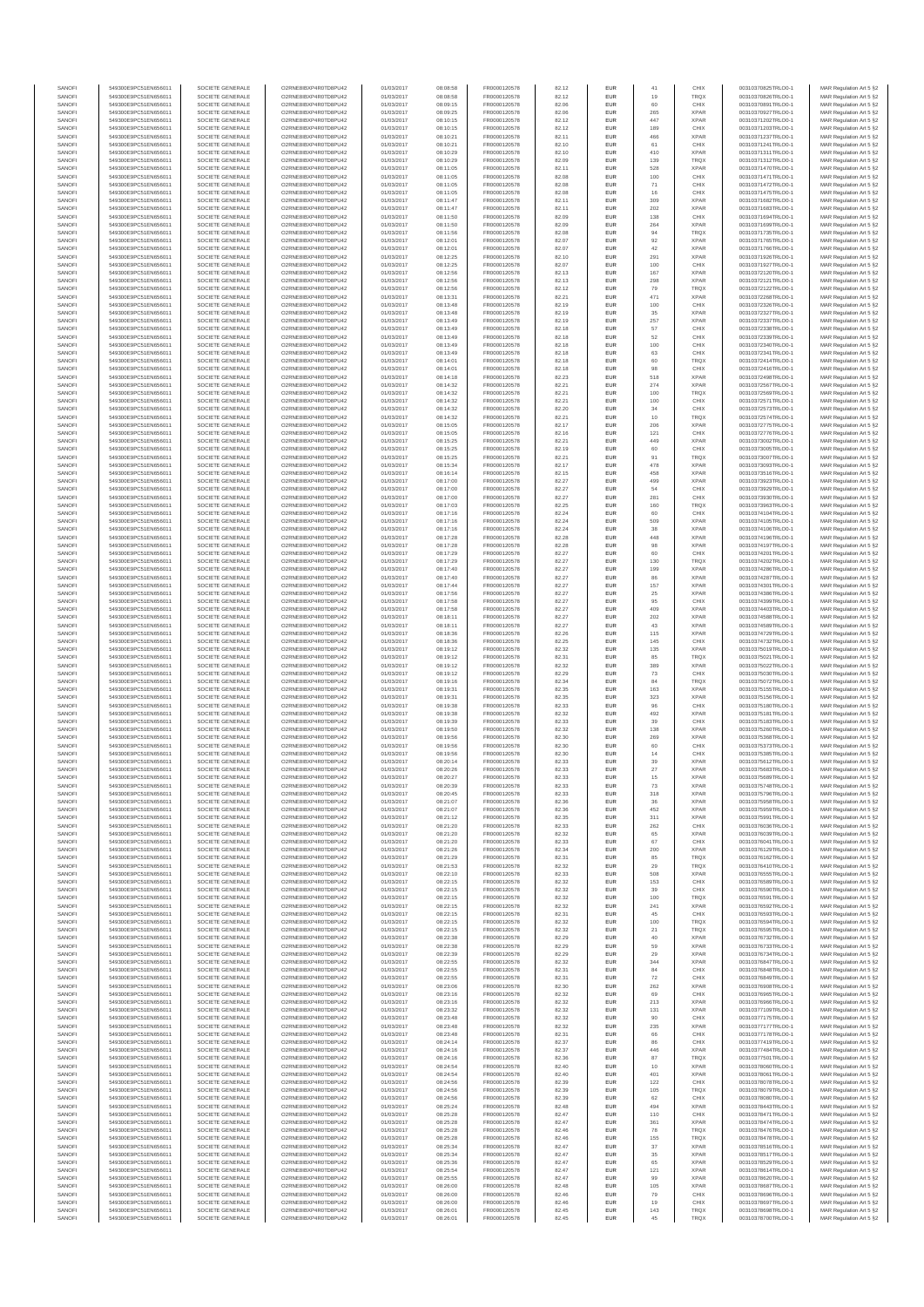| SANOFI | 549300E9PC51EN656011 | SOCIETE GENERALE | O2RNE8IBXP4R0TD8PU42 | 01/03/2017 | 08:08:58 | FR0000120578 | 82.12 | EUR | 41 | CHIX | 00310370825TRLO0-1 | MAR Regulation Art 5 §2 |
|---|---|---|---|---|---|---|---|---|---|---|---|---|
| SANOFI | 549300E9PC51EN656011 | SOCIETE GENERALE | O2RNE8IBXP4R0TD8PU42 | 01/03/2017 | 08:08:58 | FR0000120578 | 82.12 | EUR | 19 | TRQX | 00310370826TRLO0-1 | MAR Regulation Art 5 §2 |
| SANOFI | 549300E9PC51EN656011 | SOCIETE GENERALE | O2RNE8IBXP4R0TD8PU42 | 01/03/2017 | 08:09:15 | FR0000120578 | 82.06 | EUR | 60 | CHIX | 00310370891TRLO0-1 | MAR Regulation Art 5 §2 |
| SANOFI | 549300E9PC51EN656011 | SOCIETE GENERALE | O2RNE8IBXP4R0TD8PU42 | 01/03/2017 | 08:09:25 | FR0000120578 | 82.06 | EUR | 265 | XPAR | 00310370927TRLO0-1 | MAR Regulation Art 5 §2 |
| SANOFI | 549300E9PC51EN656011 | SOCIETE GENERALE | O2RNE8IBXP4R0TD8PU42 | 01/03/2017 | 08:10:15 | FR0000120578 | 82.12 | EUR | 447 | XPAR | 00310371202TRLO0-1 | MAR Regulation Art 5 §2 |
| SANOFI | 549300E9PC51EN656011 | SOCIETE GENERALE | O2RNE8IBXP4R0TD8PU42 | 01/03/2017 | 08:10:15 | FR0000120578 | 82.12 | EUR | 189 | CHIX | 00310371203TRLO0-1 | MAR Regulation Art 5 §2 |
| SANOFI | 549300E9PC51EN656011 | SOCIETE GENERALE | O2RNE8IBXP4R0TD8PU42 | 01/03/2017 | 08:10:21 | FR0000120578 | 82.11 | EUR | 466 | XPAR | 00310371237TRLO0-1 | MAR Regulation Art 5 §2 |
| SANOFI | 549300E9PC51EN656011 | SOCIETE GENERALE | O2RNE8IBXP4R0TD8PU42 | 01/03/2017 | 08:10:21 | FR0000120578 | 82.10 | EUR | 61 | CHIX | 00310371241TRLO0-1 | MAR Regulation Art 5 §2 |
| SANOFI | 549300E9PC51EN656011 | SOCIETE GENERALE | O2RNE8IBXP4R0TD8PU42 | 01/03/2017 | 08:10:29 | FR0000120578 | 82.10 | EUR | 410 | XPAR | 00310371311TRLO0-1 | MAR Regulation Art 5 §2 |
| SANOFI | 549300E9PC51EN656011 | SOCIETE GENERALE | O2RNE8IBXP4R0TD8PU42 | 01/03/2017 | 08:10:29 | FR0000120578 | 82.09 | EUR | 139 | TRQX | 00310371312TRLO0-1 | MAR Regulation Art 5 §2 |
| SANOFI | 549300E9PC51EN656011 | SOCIETE GENERALE | O2RNE8IBXP4R0TD8PU42 | 01/03/2017 | 08:11:05 | FR0000120578 | 82.11 | EUR | 528 | XPAR | 00310371470TRLO0-1 | MAR Regulation Art 5 §2 |
| SANOFI | 549300E9PC51EN656011 | SOCIETE GENERALE | O2RNE8IBXP4R0TD8PU42 | 01/03/2017 | 08:11:05 | FR0000120578 | 82.08 | EUR | 100 | CHIX | 00310371471TRLO0-1 | MAR Regulation Art 5 §2 |
| SANOFI | 549300E9PC51EN656011 | SOCIETE GENERALE | O2RNE8IBXP4R0TD8PU42 | 01/03/2017 | 08:11:05 | FR0000120578 | 82.08 | EUR | 71 | CHIX | 00310371472TRLO0-1 | MAR Regulation Art 5 §2 |
| SANOFI | 549300E9PC51EN656011 | SOCIETE GENERALE | O2RNE8IBXP4R0TD8PU42 | 01/03/2017 | 08:11:05 | FR0000120578 | 82.08 | EUR | 16 | CHIX | 00310371475TRLO0-1 | MAR Regulation Art 5 §2 |
| SANOFI | 549300E9PC51EN656011 | SOCIETE GENERALE | O2RNE8IBXP4R0TD8PU42 | 01/03/2017 | 08:11:47 | FR0000120578 | 82.11 | EUR | 309 | XPAR | 00310371682TRLO0-1 | MAR Regulation Art 5 §2 |
| SANOFI | 549300E9PC51EN656011 | SOCIETE GENERALE | O2RNE8IBXP4R0TD8PU42 | 01/03/2017 | 08:11:47 | FR0000120578 | 82.11 | EUR | 202 | XPAR | 00310371683TRLO0-1 | MAR Regulation Art 5 §2 |
| SANOFI | 549300E9PC51EN656011 | SOCIETE GENERALE | O2RNE8IBXP4R0TD8PU42 | 01/03/2017 | 08:11:50 | FR0000120578 | 82.09 | EUR | 138 | CHIX | 00310371694TRLO0-1 | MAR Regulation Art 5 §2 |
| SANOFI | 549300E9PC51EN656011 | SOCIETE GENERALE | O2RNE8IBXP4R0TD8PU42 | 01/03/2017 | 08:11:50 | FR0000120578 | 82.09 | EUR | 264 | XPAR | 00310371699TRLO0-1 | MAR Regulation Art 5 §2 |
| SANOFI | 549300E9PC51EN656011 | SOCIETE GENERALE | O2RNE8IBXP4R0TD8PU42 | 01/03/2017 | 08:11:56 | FR0000120578 | 82.08 | EUR | 94 | TRQX | 00310371735TRLO0-1 | MAR Regulation Art 5 §2 |
| SANOFI | 549300E9PC51EN656011 | SOCIETE GENERALE | O2RNE8IBXP4R0TD8PU42 | 01/03/2017 | 08:12:01 | FR0000120578 | 82.07 | EUR | 92 | XPAR | 00310371765TRLO0-1 | MAR Regulation Art 5 §2 |
| SANOFI | 549300E9PC51EN656011 | SOCIETE GENERALE | O2RNE8IBXP4R0TD8PU42 | 01/03/2017 | 08:12:01 | FR0000120578 | 82.07 | EUR | 42 | XPAR | 00310371766TRLO0-1 | MAR Regulation Art 5 §2 |
| SANOFI | 549300E9PC51EN656011 | SOCIETE GENERALE | O2RNE8IBXP4R0TD8PU42 | 01/03/2017 | 08:12:25 | FR0000120578 | 82.10 | EUR | 291 | XPAR | 00310371926TRLO0-1 | MAR Regulation Art 5 §2 |
| SANOFI | 549300E9PC51EN656011 | SOCIETE GENERALE | O2RNE8IBXP4R0TD8PU42 | 01/03/2017 | 08:12:25 | FR0000120578 | 82.07 | EUR | 100 | CHIX | 00310371927TRLO0-1 | MAR Regulation Art 5 §2 |
| SANOFI | 549300E9PC51EN656011 | SOCIETE GENERALE | O2RNE8IBXP4R0TD8PU42 | 01/03/2017 | 08:12:56 | FR0000120578 | 82.13 | EUR | 167 | XPAR | 00310372120TRLO0-1 | MAR Regulation Art 5 §2 |
| SANOFI | 549300E9PC51EN656011 | SOCIETE GENERALE | O2RNE8IBXP4R0TD8PU42 | 01/03/2017 | 08:12:56 | FR0000120578 | 82.13 | EUR | 298 | XPAR | 00310372121TRLO0-1 | MAR Regulation Art 5 §2 |
| SANOFI | 549300E9PC51EN656011 | SOCIETE GENERALE | O2RNE8IBXP4R0TD8PU42 | 01/03/2017 | 08:12:56 | FR0000120578 | 82.12 | EUR | 79 | TRQX | 00310372122TRLO0-1 | MAR Regulation Art 5 §2 |
| SANOFI | 549300E9PC51EN656011 | SOCIETE GENERALE | O2RNE8IBXP4R0TD8PU42 | 01/03/2017 | 08:13:31 | FR0000120578 | 82.21 | EUR | 471 | XPAR | 00310372268TRLO0-1 | MAR Regulation Art 5 §2 |
| SANOFI | 549300E9PC51EN656011 | SOCIETE GENERALE | O2RNE8IBXP4R0TD8PU42 | 01/03/2017 | 08:13:48 | FR0000120578 | 82.19 | EUR | 100 | CHIX | 00310372326TRLO0-1 | MAR Regulation Art 5 §2 |
| SANOFI | 549300E9PC51EN656011 | SOCIETE GENERALE | O2RNE8IBXP4R0TD8PU42 | 01/03/2017 | 08:13:48 | FR0000120578 | 82.19 | EUR | 35 | XPAR | 00310372327TRLO0-1 | MAR Regulation Art 5 §2 |
| SANOFI | 549300E9PC51EN656011 | SOCIETE GENERALE | O2RNE8IBXP4R0TD8PU42 | 01/03/2017 | 08:13:49 | FR0000120578 | 82.19 | EUR | 257 | XPAR | 00310372337TRLO0-1 | MAR Regulation Art 5 §2 |
| SANOFI | 549300E9PC51EN656011 | SOCIETE GENERALE | O2RNE8IBXP4R0TD8PU42 | 01/03/2017 | 08:13:49 | FR0000120578 | 82.18 | EUR | 57 | CHIX | 00310372338TRLO0-1 | MAR Regulation Art 5 §2 |
| SANOFI | 549300E9PC51EN656011 | SOCIETE GENERALE | O2RNE8IBXP4R0TD8PU42 | 01/03/2017 | 08:13:49 | FR0000120578 | 82.18 | EUR | 52 | CHIX | 00310372339TRLO0-1 | MAR Regulation Art 5 §2 |
| SANOFI | 549300E9PC51EN656011 | SOCIETE GENERALE | O2RNE8IBXP4R0TD8PU42 | 01/03/2017 | 08:13:49 | FR0000120578 | 82.18 | EUR | 100 | CHIX | 00310372340TRLO0-1 | MAR Regulation Art 5 §2 |
| SANOFI | 549300E9PC51EN656011 | SOCIETE GENERALE | O2RNE8IBXP4R0TD8PU42 | 01/03/2017 | 08:13:49 | FR0000120578 | 82.18 | EUR | 63 | CHIX | 00310372341TRLO0-1 | MAR Regulation Art 5 §2 |
| SANOFI | 549300E9PC51EN656011 | SOCIETE GENERALE | O2RNE8IBXP4R0TD8PU42 | 01/03/2017 | 08:14:01 | FR0000120578 | 82.18 | EUR | 60 | TRQX | 00310372414TRLO0-1 | MAR Regulation Art 5 §2 |
| SANOFI | 549300E9PC51EN656011 | SOCIETE GENERALE | O2RNE8IBXP4R0TD8PU42 | 01/03/2017 | 08:14:01 | FR0000120578 | 82.18 | EUR | 98 | CHIX | 00310372416TRLO0-1 | MAR Regulation Art 5 §2 |
| SANOFI | 549300E9PC51EN656011 | SOCIETE GENERALE | O2RNE8IBXP4R0TD8PU42 | 01/03/2017 | 08:14:18 | FR0000120578 | 82.23 | EUR | 518 | XPAR | 00310372498TRLO0-1 | MAR Regulation Art 5 §2 |
| SANOFI | 549300E9PC51EN656011 | SOCIETE GENERALE | O2RNE8IBXP4R0TD8PU42 | 01/03/2017 | 08:14:32 | FR0000120578 | 82.21 | EUR | 274 | XPAR | 00310372567TRLO0-1 | MAR Regulation Art 5 §2 |
| SANOFI | 549300E9PC51EN656011 | SOCIETE GENERALE | O2RNE8IBXP4R0TD8PU42 | 01/03/2017 | 08:14:32 | FR0000120578 | 82.21 | EUR | 100 | TRQX | 00310372569TRLO0-1 | MAR Regulation Art 5 §2 |
| SANOFI | 549300E9PC51EN656011 | SOCIETE GENERALE | O2RNE8IBXP4R0TD8PU42 | 01/03/2017 | 08:14:32 | FR0000120578 | 82.21 | EUR | 100 | CHIX | 00310372571TRLO0-1 | MAR Regulation Art 5 §2 |
| SANOFI | 549300E9PC51EN656011 | SOCIETE GENERALE | O2RNE8IBXP4R0TD8PU42 | 01/03/2017 | 08:14:32 | FR0000120578 | 82.20 | EUR | 34 | CHIX | 00310372573TRLO0-1 | MAR Regulation Art 5 §2 |
| SANOFI | 549300E9PC51EN656011 | SOCIETE GENERALE | O2RNE8IBXP4R0TD8PU42 | 01/03/2017 | 08:14:32 | FR0000120578 | 82.21 | EUR | 10 | TRQX | 00310372574TRLO0-1 | MAR Regulation Art 5 §2 |
| SANOFI | 549300E9PC51EN656011 | SOCIETE GENERALE | O2RNE8IBXP4R0TD8PU42 | 01/03/2017 | 08:15:05 | FR0000120578 | 82.17 | EUR | 206 | XPAR | 00310372775TRLO0-1 | MAR Regulation Art 5 §2 |
| SANOFI | 549300E9PC51EN656011 | SOCIETE GENERALE | O2RNE8IBXP4R0TD8PU42 | 01/03/2017 | 08:15:05 | FR0000120578 | 82.16 | EUR | 121 | CHIX | 00310372776TRLO0-1 | MAR Regulation Art 5 §2 |
| SANOFI | 549300E9PC51EN656011 | SOCIETE GENERALE | O2RNE8IBXP4R0TD8PU42 | 01/03/2017 | 08:15:25 | FR0000120578 | 82.21 | EUR | 449 | XPAR | 00310373002TRLO0-1 | MAR Regulation Art 5 §2 |
| SANOFI | 549300E9PC51EN656011 | SOCIETE GENERALE | O2RNE8IBXP4R0TD8PU42 | 01/03/2017 | 08:15:25 | FR0000120578 | 82.19 | EUR | 60 | CHIX | 00310373005TRLO0-1 | MAR Regulation Art 5 §2 |
| SANOFI | 549300E9PC51EN656011 | SOCIETE GENERALE | O2RNE8IBXP4R0TD8PU42 | 01/03/2017 | 08:15:25 | FR0000120578 | 82.21 | EUR | 91 | TRQX | 00310373007TRLO0-1 | MAR Regulation Art 5 §2 |
| SANOFI | 549300E9PC51EN656011 | SOCIETE GENERALE | O2RNE8IBXP4R0TD8PU42 | 01/03/2017 | 08:15:34 | FR0000120578 | 82.17 | EUR | 478 | XPAR | 00310373093TRLO0-1 | MAR Regulation Art 5 §2 |
| SANOFI | 549300E9PC51EN656011 | SOCIETE GENERALE | O2RNE8IBXP4R0TD8PU42 | 01/03/2017 | 08:16:14 | FR0000120578 | 82.15 | EUR | 458 | XPAR | 00310373516TRLO0-1 | MAR Regulation Art 5 §2 |
| SANOFI | 549300E9PC51EN656011 | SOCIETE GENERALE | O2RNE8IBXP4R0TD8PU42 | 01/03/2017 | 08:17:00 | FR0000120578 | 82.27 | EUR | 499 | XPAR | 00310373923TRLO0-1 | MAR Regulation Art 5 §2 |
| SANOFI | 549300E9PC51EN656011 | SOCIETE GENERALE | O2RNE8IBXP4R0TD8PU42 | 01/03/2017 | 08:17:00 | FR0000120578 | 82.27 | EUR | 54 | CHIX | 00310373929TRLO0-1 | MAR Regulation Art 5 §2 |
| SANOFI | 549300E9PC51EN656011 | SOCIETE GENERALE | O2RNE8IBXP4R0TD8PU42 | 01/03/2017 | 08:17:00 | FR0000120578 | 82.27 | EUR | 281 | CHIX | 00310373930TRLO0-1 | MAR Regulation Art 5 §2 |
| SANOFI | 549300E9PC51EN656011 | SOCIETE GENERALE | O2RNE8IBXP4R0TD8PU42 | 01/03/2017 | 08:17:03 | FR0000120578 | 82.25 | EUR | 160 | TRQX | 00310373963TRLO0-1 | MAR Regulation Art 5 §2 |
| SANOFI | 549300E9PC51EN656011 | SOCIETE GENERALE | O2RNE8IBXP4R0TD8PU42 | 01/03/2017 | 08:17:16 | FR0000120578 | 82.24 | EUR | 60 | CHIX | 00310374104TRLO0-1 | MAR Regulation Art 5 §2 |
| SANOFI | 549300E9PC51EN656011 | SOCIETE GENERALE | O2RNE8IBXP4R0TD8PU42 | 01/03/2017 | 08:17:16 | FR0000120578 | 82.24 | EUR | 509 | XPAR | 00310374105TRLO0-1 | MAR Regulation Art 5 §2 |
| SANOFI | 549300E9PC51EN656011 | SOCIETE GENERALE | O2RNE8IBXP4R0TD8PU42 | 01/03/2017 | 08:17:16 | FR0000120578 | 82.24 | EUR | 38 | XPAR | 00310374106TRLO0-1 | MAR Regulation Art 5 §2 |
| SANOFI | 549300E9PC51EN656011 | SOCIETE GENERALE | O2RNE8IBXP4R0TD8PU42 | 01/03/2017 | 08:17:28 | FR0000120578 | 82.28 | EUR | 448 | XPAR | 00310374196TRLO0-1 | MAR Regulation Art 5 §2 |
| SANOFI | 549300E9PC51EN656011 | SOCIETE GENERALE | O2RNE8IBXP4R0TD8PU42 | 01/03/2017 | 08:17:28 | FR0000120578 | 82.28 | EUR | 98 | XPAR | 00310374197TRLO0-1 | MAR Regulation Art 5 §2 |
| SANOFI | 549300E9PC51EN656011 | SOCIETE GENERALE | O2RNE8IBXP4R0TD8PU42 | 01/03/2017 | 08:17:29 | FR0000120578 | 82.27 | EUR | 60 | CHIX | 00310374201TRLO0-1 | MAR Regulation Art 5 §2 |
| SANOFI | 549300E9PC51EN656011 | SOCIETE GENERALE | O2RNE8IBXP4R0TD8PU42 | 01/03/2017 | 08:17:29 | FR0000120578 | 82.27 | EUR | 130 | TRQX | 00310374202TRLO0-1 | MAR Regulation Art 5 §2 |
| SANOFI | 549300E9PC51EN656011 | SOCIETE GENERALE | O2RNE8IBXP4R0TD8PU42 | 01/03/2017 | 08:17:40 | FR0000120578 | 82.27 | EUR | 199 | XPAR | 00310374286TRLO0-1 | MAR Regulation Art 5 §2 |
| SANOFI | 549300E9PC51EN656011 | SOCIETE GENERALE | O2RNE8IBXP4R0TD8PU42 | 01/03/2017 | 08:17:40 | FR0000120578 | 82.27 | EUR | 86 | XPAR | 00310374287TRLO0-1 | MAR Regulation Art 5 §2 |
| SANOFI | 549300E9PC51EN656011 | SOCIETE GENERALE | O2RNE8IBXP4R0TD8PU42 | 01/03/2017 | 08:17:44 | FR0000120578 | 82.27 | EUR | 157 | XPAR | 00310374301TRLO0-1 | MAR Regulation Art 5 §2 |
| SANOFI | 549300E9PC51EN656011 | SOCIETE GENERALE | O2RNE8IBXP4R0TD8PU42 | 01/03/2017 | 08:17:56 | FR0000120578 | 82.27 | EUR | 25 | XPAR | 00310374386TRLO0-1 | MAR Regulation Art 5 §2 |
| SANOFI | 549300E9PC51EN656011 | SOCIETE GENERALE | O2RNE8IBXP4R0TD8PU42 | 01/03/2017 | 08:17:58 | FR0000120578 | 82.27 | EUR | 95 | CHIX | 00310374399TRLO0-1 | MAR Regulation Art 5 §2 |
| SANOFI | 549300E9PC51EN656011 | SOCIETE GENERALE | O2RNE8IBXP4R0TD8PU42 | 01/03/2017 | 08:17:58 | FR0000120578 | 82.27 | EUR | 409 | XPAR | 00310374403TRLO0-1 | MAR Regulation Art 5 §2 |
| SANOFI | 549300E9PC51EN656011 | SOCIETE GENERALE | O2RNE8IBXP4R0TD8PU42 | 01/03/2017 | 08:18:11 | FR0000120578 | 82.27 | EUR | 202 | XPAR | 00310374588TRLO0-1 | MAR Regulation Art 5 §2 |
| SANOFI | 549300E9PC51EN656011 | SOCIETE GENERALE | O2RNE8IBXP4R0TD8PU42 | 01/03/2017 | 08:18:11 | FR0000120578 | 82.27 | EUR | 43 | XPAR | 00310374589TRLO0-1 | MAR Regulation Art 5 §2 |
| SANOFI | 549300E9PC51EN656011 | SOCIETE GENERALE | O2RNE8IBXP4R0TD8PU42 | 01/03/2017 | 08:18:36 | FR0000120578 | 82.26 | EUR | 115 | XPAR | 00310374729TRLO0-1 | MAR Regulation Art 5 §2 |
| SANOFI | 549300E9PC51EN656011 | SOCIETE GENERALE | O2RNE8IBXP4R0TD8PU42 | 01/03/2017 | 08:18:36 | FR0000120578 | 82.25 | EUR | 145 | CHIX | 00310374732TRLO0-1 | MAR Regulation Art 5 §2 |
| SANOFI | 549300E9PC51EN656011 | SOCIETE GENERALE | O2RNE8IBXP4R0TD8PU42 | 01/03/2017 | 08:19:12 | FR0000120578 | 82.32 | EUR | 135 | XPAR | 00310375019TRLO0-1 | MAR Regulation Art 5 §2 |
| SANOFI | 549300E9PC51EN656011 | SOCIETE GENERALE | O2RNE8IBXP4R0TD8PU42 | 01/03/2017 | 08:19:12 | FR0000120578 | 82.31 | EUR | 85 | TRQX | 00310375021TRLO0-1 | MAR Regulation Art 5 §2 |
| SANOFI | 549300E9PC51EN656011 | SOCIETE GENERALE | O2RNE8IBXP4R0TD8PU42 | 01/03/2017 | 08:19:12 | FR0000120578 | 82.32 | EUR | 389 | XPAR | 00310375022TRLO0-1 | MAR Regulation Art 5 §2 |
| SANOFI | 549300E9PC51EN656011 | SOCIETE GENERALE | O2RNE8IBXP4R0TD8PU42 | 01/03/2017 | 08:19:12 | FR0000120578 | 82.29 | EUR | 73 | CHIX | 00310375030TRLO0-1 | MAR Regulation Art 5 §2 |
| SANOFI | 549300E9PC51EN656011 | SOCIETE GENERALE | O2RNE8IBXP4R0TD8PU42 | 01/03/2017 | 08:19:16 | FR0000120578 | 82.34 | EUR | 84 | TRQX | 00310375072TRLO0-1 | MAR Regulation Art 5 §2 |
| SANOFI | 549300E9PC51EN656011 | SOCIETE GENERALE | O2RNE8IBXP4R0TD8PU42 | 01/03/2017 | 08:19:31 | FR0000120578 | 82.35 | EUR | 163 | XPAR | 00310375155TRLO0-1 | MAR Regulation Art 5 §2 |
| SANOFI | 549300E9PC51EN656011 | SOCIETE GENERALE | O2RNE8IBXP4R0TD8PU42 | 01/03/2017 | 08:19:31 | FR0000120578 | 82.35 | EUR | 323 | XPAR | 00310375156TRLO0-1 | MAR Regulation Art 5 §2 |
| SANOFI | 549300E9PC51EN656011 | SOCIETE GENERALE | O2RNE8IBXP4R0TD8PU42 | 01/03/2017 | 08:19:38 | FR0000120578 | 82.33 | EUR | 96 | CHIX | 00310375180TRLO0-1 | MAR Regulation Art 5 §2 |
| SANOFI | 549300E9PC51EN656011 | SOCIETE GENERALE | O2RNE8IBXP4R0TD8PU42 | 01/03/2017 | 08:19:38 | FR0000120578 | 82.32 | EUR | 492 | XPAR | 00310375181TRLO0-1 | MAR Regulation Art 5 §2 |
| SANOFI | 549300E9PC51EN656011 | SOCIETE GENERALE | O2RNE8IBXP4R0TD8PU42 | 01/03/2017 | 08:19:39 | FR0000120578 | 82.33 | EUR | 39 | CHIX | 00310375183TRLO0-1 | MAR Regulation Art 5 §2 |
| SANOFI | 549300E9PC51EN656011 | SOCIETE GENERALE | O2RNE8IBXP4R0TD8PU42 | 01/03/2017 | 08:19:50 | FR0000120578 | 82.32 | EUR | 138 | XPAR | 00310375280TRLO0-1 | MAR Regulation Art 5 §2 |
| SANOFI | 549300E9PC51EN656011 | SOCIETE GENERALE | O2RNE8IBXP4R0TD8PU42 | 01/03/2017 | 08:19:56 | FR0000120578 | 82.30 | EUR | 269 | XPAR | 00310375368TRLO0-1 | MAR Regulation Art 5 §2 |
| SANOFI | 549300E9PC51EN656011 | SOCIETE GENERALE | O2RNE8IBXP4R0TD8PU42 | 01/03/2017 | 08:19:56 | FR0000120578 | 82.30 | EUR | 60 | CHIX | 00310375373TRLO0-1 | MAR Regulation Art 5 §2 |
| SANOFI | 549300E9PC51EN656011 | SOCIETE GENERALE | O2RNE8IBXP4R0TD8PU42 | 01/03/2017 | 08:19:56 | FR0000120578 | 82.30 | EUR | 14 | CHIX | 00310375385TRLO0-1 | MAR Regulation Art 5 §2 |
| SANOFI | 549300E9PC51EN656011 | SOCIETE GENERALE | O2RNE8IBXP4R0TD8PU42 | 01/03/2017 | 08:20:14 | FR0000120578 | 82.33 | EUR | 39 | XPAR | 00310375612TRLO0-1 | MAR Regulation Art 5 §2 |
| SANOFI | 549300E9PC51EN656011 | SOCIETE GENERALE | O2RNE8IBXP4R0TD8PU42 | 01/03/2017 | 08:20:26 | FR0000120578 | 82.33 | EUR | 27 | XPAR | 00310375683TRLO0-1 | MAR Regulation Art 5 §2 |
| SANOFI | 549300E9PC51EN656011 | SOCIETE GENERALE | O2RNE8IBXP4R0TD8PU42 | 01/03/2017 | 08:20:27 | FR0000120578 | 82.33 | EUR | 15 | XPAR | 00310375689TRLO0-1 | MAR Regulation Art 5 §2 |
| SANOFI | 549300E9PC51EN656011 | SOCIETE GENERALE | O2RNE8IBXP4R0TD8PU42 | 01/03/2017 | 08:20:39 | FR0000120578 | 82.33 | EUR | 73 | XPAR | 00310375748TRLO0-1 | MAR Regulation Art 5 §2 |
| SANOFI | 549300E9PC51EN656011 | SOCIETE GENERALE | O2RNE8IBXP4R0TD8PU42 | 01/03/2017 | 08:20:45 | FR0000120578 | 82.33 | EUR | 318 | XPAR | 00310375790TRLO0-1 | MAR Regulation Art 5 §2 |
| SANOFI | 549300E9PC51EN656011 | SOCIETE GENERALE | O2RNE8IBXP4R0TD8PU42 | 01/03/2017 | 08:21:07 | FR0000120578 | 82.36 | EUR | 36 | XPAR | 00310375957TRLO0-1 | MAR Regulation Art 5 §2 |
| SANOFI | 549300E9PC51EN656011 | SOCIETE GENERALE | O2RNE8IBXP4R0TD8PU42 | 01/03/2017 | 08:21:07 | FR0000120578 | 82.36 | EUR | 452 | XPAR | 00310375959TRLO0-1 | MAR Regulation Art 5 §2 |
| SANOFI | 549300E9PC51EN656011 | SOCIETE GENERALE | O2RNE8IBXP4R0TD8PU42 | 01/03/2017 | 08:21:12 | FR0000120578 | 82.35 | EUR | 311 | XPAR | 00310375991TRLO0-1 | MAR Regulation Art 5 §2 |
| SANOFI | 549300E9PC51EN656011 | SOCIETE GENERALE | O2RNE8IBXP4R0TD8PU42 | 01/03/2017 | 08:21:20 | FR0000120578 | 82.33 | EUR | 262 | CHIX | 00310376036TRLO0-1 | MAR Regulation Art 5 §2 |
| SANOFI | 549300E9PC51EN656011 | SOCIETE GENERALE | O2RNE8IBXP4R0TD8PU42 | 01/03/2017 | 08:21:20 | FR0000120578 | 82.32 | EUR | 65 | XPAR | 00310376039TRLO0-1 | MAR Regulation Art 5 §2 |
| SANOFI | 549300E9PC51EN656011 | SOCIETE GENERALE | O2RNE8IBXP4R0TD8PU42 | 01/03/2017 | 08:21:20 | FR0000120578 | 82.33 | EUR | 67 | CHIX | 00310376041TRLO0-1 | MAR Regulation Art 5 §2 |
| SANOFI | 549300E9PC51EN656011 | SOCIETE GENERALE | O2RNE8IBXP4R0TD8PU42 | 01/03/2017 | 08:21:26 | FR0000120578 | 82.34 | EUR | 200 | XPAR | 00310376129TRLO0-1 | MAR Regulation Art 5 §2 |
| SANOFI | 549300E9PC51EN656011 | SOCIETE GENERALE | O2RNE8IBXP4R0TD8PU42 | 01/03/2017 | 08:21:29 | FR0000120578 | 82.31 | EUR | 85 | TRQX | 00310376162TRLO0-1 | MAR Regulation Art 5 §2 |
| SANOFI | 549300E9PC51EN656011 | SOCIETE GENERALE | O2RNE8IBXP4R0TD8PU42 | 01/03/2017 | 08:21:53 | FR0000120578 | 82.32 | EUR | 29 | TRQX | 00310376410TRLO0-1 | MAR Regulation Art 5 §2 |
| SANOFI | 549300E9PC51EN656011 | SOCIETE GENERALE | O2RNE8IBXP4R0TD8PU42 | 01/03/2017 | 08:22:10 | FR0000120578 | 82.33 | EUR | 508 | XPAR | 00310376555TRLO0-1 | MAR Regulation Art 5 §2 |
| SANOFI | 549300E9PC51EN656011 | SOCIETE GENERALE | O2RNE8IBXP4R0TD8PU42 | 01/03/2017 | 08:22:15 | FR0000120578 | 82.32 | EUR | 153 | CHIX | 00310376589TRLO0-1 | MAR Regulation Art 5 §2 |
| SANOFI | 549300E9PC51EN656011 | SOCIETE GENERALE | O2RNE8IBXP4R0TD8PU42 | 01/03/2017 | 08:22:15 | FR0000120578 | 82.32 | EUR | 39 | CHIX | 00310376590TRLO0-1 | MAR Regulation Art 5 §2 |
| SANOFI | 549300E9PC51EN656011 | SOCIETE GENERALE | O2RNE8IBXP4R0TD8PU42 | 01/03/2017 | 08:22:15 | FR0000120578 | 82.32 | EUR | 100 | TRQX | 00310376591TRLO0-1 | MAR Regulation Art 5 §2 |
| SANOFI | 549300E9PC51EN656011 | SOCIETE GENERALE | O2RNE8IBXP4R0TD8PU42 | 01/03/2017 | 08:22:15 | FR0000120578 | 82.32 | EUR | 241 | XPAR | 00310376592TRLO0-1 | MAR Regulation Art 5 §2 |
| SANOFI | 549300E9PC51EN656011 | SOCIETE GENERALE | O2RNE8IBXP4R0TD8PU42 | 01/03/2017 | 08:22:15 | FR0000120578 | 82.31 | EUR | 45 | CHIX | 00310376593TRLO0-1 | MAR Regulation Art 5 §2 |
| SANOFI | 549300E9PC51EN656011 | SOCIETE GENERALE | O2RNE8IBXP4R0TD8PU42 | 01/03/2017 | 08:22:15 | FR0000120578 | 82.32 | EUR | 100 | TRQX | 00310376594TRLO0-1 | MAR Regulation Art 5 §2 |
| SANOFI | 549300E9PC51EN656011 | SOCIETE GENERALE | O2RNE8IBXP4R0TD8PU42 | 01/03/2017 | 08:22:15 | FR0000120578 | 82.32 | EUR | 21 | TRQX | 00310376595TRLO0-1 | MAR Regulation Art 5 §2 |
| SANOFI | 549300E9PC51EN656011 | SOCIETE GENERALE | O2RNE8IBXP4R0TD8PU42 | 01/03/2017 | 08:22:38 | FR0000120578 | 82.29 | EUR | 40 | XPAR | 00310376732TRLO0-1 | MAR Regulation Art 5 §2 |
| SANOFI | 549300E9PC51EN656011 | SOCIETE GENERALE | O2RNE8IBXP4R0TD8PU42 | 01/03/2017 | 08:22:38 | FR0000120578 | 82.29 | EUR | 59 | XPAR | 00310376733TRLO0-1 | MAR Regulation Art 5 §2 |
| SANOFI | 549300E9PC51EN656011 | SOCIETE GENERALE | O2RNE8IBXP4R0TD8PU42 | 01/03/2017 | 08:22:39 | FR0000120578 | 82.29 | EUR | 29 | XPAR | 00310376734TRLO0-1 | MAR Regulation Art 5 §2 |
| SANOFI | 549300E9PC51EN656011 | SOCIETE GENERALE | O2RNE8IBXP4R0TD8PU42 | 01/03/2017 | 08:22:55 | FR0000120578 | 82.32 | EUR | 344 | XPAR | 00310376847TRLO0-1 | MAR Regulation Art 5 §2 |
| SANOFI | 549300E9PC51EN656011 | SOCIETE GENERALE | O2RNE8IBXP4R0TD8PU42 | 01/03/2017 | 08:22:55 | FR0000120578 | 82.31 | EUR | 84 | CHIX | 00310376848TRLO0-1 | MAR Regulation Art 5 §2 |
| SANOFI | 549300E9PC51EN656011 | SOCIETE GENERALE | O2RNE8IBXP4R0TD8PU42 | 01/03/2017 | 08:22:55 | FR0000120578 | 82.31 | EUR | 72 | CHIX | 00310376849TRLO0-1 | MAR Regulation Art 5 §2 |
| SANOFI | 549300E9PC51EN656011 | SOCIETE GENERALE | O2RNE8IBXP4R0TD8PU42 | 01/03/2017 | 08:23:06 | FR0000120578 | 82.30 | EUR | 262 | XPAR | 00310376908TRLO0-1 | MAR Regulation Art 5 §2 |
| SANOFI | 549300E9PC51EN656011 | SOCIETE GENERALE | O2RNE8IBXP4R0TD8PU42 | 01/03/2017 | 08:23:16 | FR0000120578 | 82.32 | EUR | 69 | CHIX | 00310376965TRLO0-1 | MAR Regulation Art 5 §2 |
| SANOFI | 549300E9PC51EN656011 | SOCIETE GENERALE | O2RNE8IBXP4R0TD8PU42 | 01/03/2017 | 08:23:16 | FR0000120578 | 82.32 | EUR | 213 | XPAR | 00310376966TRLO0-1 | MAR Regulation Art 5 §2 |
| SANOFI | 549300E9PC51EN656011 | SOCIETE GENERALE | O2RNE8IBXP4R0TD8PU42 | 01/03/2017 | 08:23:32 | FR0000120578 | 82.32 | EUR | 131 | XPAR | 00310377105TRLO0-1 | MAR Regulation Art 5 §2 |
| SANOFI | 549300E9PC51EN656011 | SOCIETE GENERALE | O2RNE8IBXP4R0TD8PU42 | 01/03/2017 | 08:23:48 | FR0000120578 | 82.32 | EUR | 90 | CHIX | 00310377175TRLO0-1 | MAR Regulation Art 5 §2 |
| SANOFI | 549300E9PC51EN656011 | SOCIETE GENERALE | O2RNE8IBXP4R0TD8PU42 | 01/03/2017 | 08:23:48 | FR0000120578 | 82.32 | EUR | 235 | XPAR | 00310377177TRLO0-1 | MAR Regulation Art 5 §2 |
| SANOFI | 549300E9PC51EN656011 | SOCIETE GENERALE | O2RNE8IBXP4R0TD8PU42 | 01/03/2017 | 08:23:48 | FR0000120578 | 82.31 | EUR | 66 | CHIX | 00310377178TRLO0-1 | MAR Regulation Art 5 §2 |
| SANOFI | 549300E9PC51EN656011 | SOCIETE GENERALE | O2RNE8IBXP4R0TD8PU42 | 01/03/2017 | 08:24:14 | FR0000120578 | 82.37 | EUR | 86 | CHIX | 00310377419TRLO0-1 | MAR Regulation Art 5 §2 |
| SANOFI | 549300E9PC51EN656011 | SOCIETE GENERALE | O2RNE8IBXP4R0TD8PU42 | 01/03/2017 | 08:24:16 | FR0000120578 | 82.37 | EUR | 446 | XPAR | 00310377484TRLO0-1 | MAR Regulation Art 5 §2 |
| SANOFI | 549300E9PC51EN656011 | SOCIETE GENERALE | O2RNE8IBXP4R0TD8PU42 | 01/03/2017 | 08:24:16 | FR0000120578 | 82.36 | EUR | 87 | TRQX | 00310377501TRLO0-1 | MAR Regulation Art 5 §2 |
| SANOFI | 549300E9PC51EN656011 | SOCIETE GENERALE | O2RNE8IBXP4R0TD8PU42 | 01/03/2017 | 08:24:54 | FR0000120578 | 82.40 | EUR | 10 | XPAR | 00310378060TRLO0-1 | MAR Regulation Art 5 §2 |
| SANOFI | 549300E9PC51EN656011 | SOCIETE GENERALE | O2RNE8IBXP4R0TD8PU42 | 01/03/2017 | 08:24:54 | FR0000120578 | 82.40 | EUR | 401 | XPAR | 00310378061TRLO0-1 | MAR Regulation Art 5 §2 |
| SANOFI | 549300E9PC51EN656011 | SOCIETE GENERALE | O2RNE8IBXP4R0TD8PU42 | 01/03/2017 | 08:24:56 | FR0000120578 | 82.39 | EUR | 122 | CHIX | 00310378078TRLO0-1 | MAR Regulation Art 5 §2 |
| SANOFI | 549300E9PC51EN656011 | SOCIETE GENERALE | O2RNE8IBXP4R0TD8PU42 | 01/03/2017 | 08:24:56 | FR0000120578 | 82.39 | EUR | 105 | TRQX | 00310378079TRLO0-1 | MAR Regulation Art 5 §2 |
| SANOFI | 549300E9PC51EN656011 | SOCIETE GENERALE | O2RNE8IBXP4R0TD8PU42 | 01/03/2017 | 08:24:56 | FR0000120578 | 82.39 | EUR | 62 | CHIX | 00310378080TRLO0-1 | MAR Regulation Art 5 §2 |
| SANOFI | 549300E9PC51EN656011 | SOCIETE GENERALE | O2RNE8IBXP4R0TD8PU42 | 01/03/2017 | 08:25:24 | FR0000120578 | 82.48 | EUR | 494 | XPAR | 00310378443TRLO0-1 | MAR Regulation Art 5 §2 |
| SANOFI | 549300E9PC51EN656011 | SOCIETE GENERALE | O2RNE8IBXP4R0TD8PU42 | 01/03/2017 | 08:25:28 | FR0000120578 | 82.47 | EUR | 110 | CHIX | 00310378471TRLO0-1 | MAR Regulation Art 5 §2 |
| SANOFI | 549300E9PC51EN656011 | SOCIETE GENERALE | O2RNE8IBXP4R0TD8PU42 | 01/03/2017 | 08:25:28 | FR0000120578 | 82.47 | EUR | 361 | XPAR | 00310378474TRLO0-1 | MAR Regulation Art 5 §2 |
| SANOFI | 549300E9PC51EN656011 | SOCIETE GENERALE | O2RNE8IBXP4R0TD8PU42 | 01/03/2017 | 08:25:28 | FR0000120578 | 82.46 | EUR | 78 | TRQX | 00310378476TRLO0-1 | MAR Regulation Art 5 §2 |
| SANOFI | 549300E9PC51EN656011 | SOCIETE GENERALE | O2RNE8IBXP4R0TD8PU42 | 01/03/2017 | 08:25:28 | FR0000120578 | 82.46 | EUR | 155 | TRQX | 00310378478TRLO0-1 | MAR Regulation Art 5 §2 |
| SANOFI | 549300E9PC51EN656011 | SOCIETE GENERALE | O2RNE8IBXP4R0TD8PU42 | 01/03/2017 | 08:25:34 | FR0000120578 | 82.47 | EUR | 37 | XPAR | 00310378516TRLO0-1 | MAR Regulation Art 5 §2 |
| SANOFI | 549300E9PC51EN656011 | SOCIETE GENERALE | O2RNE8IBXP4R0TD8PU42 | 01/03/2017 | 08:25:34 | FR0000120578 | 82.47 | EUR | 35 | XPAR | 00310378517TRLO0-1 | MAR Regulation Art 5 §2 |
| SANOFI | 549300E9PC51EN656011 | SOCIETE GENERALE | O2RNE8IBXP4R0TD8PU42 | 01/03/2017 | 08:25:36 | FR0000120578 | 82.47 | EUR | 65 | XPAR | 00310378529TRLO0-1 | MAR Regulation Art 5 §2 |
| SANOFI | 549300E9PC51EN656011 | SOCIETE GENERALE | O2RNE8IBXP4R0TD8PU42 | 01/03/2017 | 08:25:54 | FR0000120578 | 82.47 | EUR | 121 | XPAR | 00310378619TRLO0-1 | MAR Regulation Art 5 §2 |
| SANOFI | 549300E9PC51EN656011 | SOCIETE GENERALE | O2RNE8IBXP4R0TD8PU42 | 01/03/2017 | 08:25:55 | FR0000120578 | 82.47 | EUR | 99 | XPAR | 00310378620TRLO0-1 | MAR Regulation Art 5 §2 |
| SANOFI | 549300E9PC51EN656011 | SOCIETE GENERALE | O2RNE8IBXP4R0TD8PU42 | 01/03/2017 | 08:26:00 | FR0000120578 | 82.48 | EUR | 105 | XPAR | 00310378687TRLO0-1 | MAR Regulation Art 5 §2 |
| SANOFI | 549300E9PC51EN656011 | SOCIETE GENERALE | O2RNE8IBXP4R0TD8PU42 | 01/03/2017 | 08:26:00 | FR0000120578 | 82.46 | EUR | 79 | CHIX | 00310378696TRLO0-1 | MAR Regulation Art 5 §2 |
| SANOFI | 549300E9PC51EN656011 | SOCIETE GENERALE | O2RNE8IBXP4R0TD8PU42 | 01/03/2017 | 08:26:00 | FR0000120578 | 82.46 | EUR | 19 | CHIX | 00310378697TRLO0-1 | MAR Regulation Art 5 §2 |
| SANOFI | 549300E9PC51EN656011 | SOCIETE GENERALE | O2RNE8IBXP4R0TD8PU42 | 01/03/2017 | 08:26:01 | FR0000120578 | 82.45 | EUR | 143 | TRQX | 00310378698TRLO0-1 | MAR Regulation Art 5 §2 |
| SANOFI | 549300E9PC51EN656011 | SOCIETE GENERALE | O2RNE8IBXP4R0TD8PU42 | 01/03/2017 | 08:26:01 | FR0000120578 | 82.45 | EUR | 45 | TRQX | 00310378700TRLO0-1 | MAR Regulation Art 5 §2 |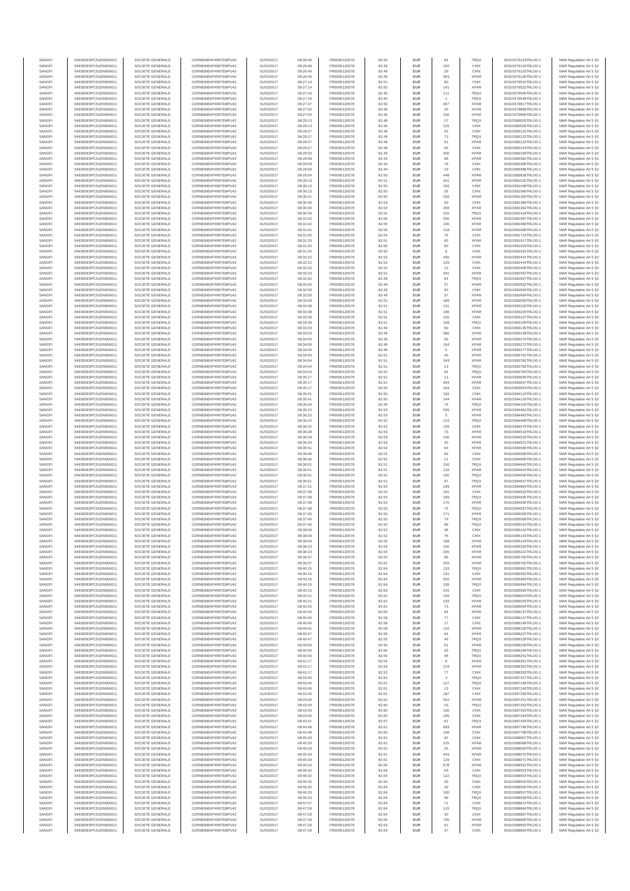| SANOFI | 549300E9PC51EN656011 | SOCIETE GENERALE | O2RNE8IBXP4R0TD8PU42 | 01/03/2017 | 08:26:49 | FR0000120578 | 82.50 | EUR | 84 | TRQX | 00310379123TRLO0-1 | MAR Regulation Art 5 §2 |
|---|---|---|---|---|---|---|---|---|---|---|---|---|
| SANOFI | 549300E9PC51EN656011 | SOCIETE GENERALE | O2RNE8IBXP4R0TD8PU42 | 01/03/2017 | 08:26:49 | FR0000120578 | 82.49 | EUR | 102 | CHIX | 00310379124TRLO0-1 | MAR Regulation Art 5 §2 |
| SANOFI | 549300E9PC51EN656011 | SOCIETE GENERALE | O2RNE8IBXP4R0TD8PU42 | 01/03/2017 | 08:26:49 | FR0000120578 | 82.49 | EUR | 29 | CHIX | 00310379125TRLO0-1 | MAR Regulation Art 5 §2 |
| SANOFI | 549300E9PC51EN656011 | SOCIETE GENERALE | O2RNE8IBXP4R0TD8PU42 | 01/03/2017 | 08:26:49 | FR0000120578 | 82.49 | EUR | 353 | XPAR | 00310379126TRLO0-1 | MAR Regulation Art 5 §2 |
| SANOFI | 549300E9PC51EN656011 | SOCIETE GENERALE | O2RNE8IBXP4R0TD8PU42 | 01/03/2017 | 08:27:14 | FR0000120578 | 82.51 | EUR | 80 | CHIX | 00310379510TRLO0-1 | MAR Regulation Art 5 §2 |
| SANOFI | 549300E9PC51EN656011 | SOCIETE GENERALE | O2RNE8IBXP4R0TD8PU42 | 01/03/2017 | 08:27:14 | FR0000120578 | 82.50 | EUR | 141 | XPAR | 00310379522TRLO0-1 | MAR Regulation Art 5 §2 |
| SANOFI | 549300E9PC51EN656011 | SOCIETE GENERALE | O2RNE8IBXP4R0TD8PU42 | 01/03/2017 | 08:27:16 | FR0000120578 | 82.45 | EUR | 111 | TRQX | 00310379546TRLO0-1 | MAR Regulation Art 5 §2 |
| SANOFI | 549300E9PC51EN656011 | SOCIETE GENERALE | O2RNE8IBXP4R0TD8PU42 | 01/03/2017 | 08:27:16 | FR0000120578 | 82.45 | EUR | 1 | TRQX | 00310379548TRLO0-1 | MAR Regulation Art 5 §2 |
| SANOFI | 549300E9PC51EN656011 | SOCIETE GENERALE | O2RNE8IBXP4R0TD8PU42 | 01/03/2017 | 08:27:47 | FR0000120578 | 82.50 | EUR | 467 | XPAR | 00310379817TRLO0-1 | MAR Regulation Art 5 §2 |
| SANOFI | 549300E9PC51EN656011 | SOCIETE GENERALE | O2RNE8IBXP4R0TD8PU42 | 01/03/2017 | 08:27:54 | FR0000120578 | 82.49 | EUR | 25 | XPAR | 00310379868TRLO0-1 | MAR Regulation Art 5 §2 |
| SANOFI | 549300E9PC51EN656011 | SOCIETE GENERALE | O2RNE8IBXP4R0TD8PU42 | 01/03/2017 | 08:27:54 | FR0000120578 | 82.49 | EUR | 230 | XPAR | 00310379869TRLO0-1 | MAR Regulation Art 5 §2 |
| SANOFI | 549300E9PC51EN656011 | SOCIETE GENERALE | O2RNE8IBXP4R0TD8PU42 | 01/03/2017 | 08:28:13 | FR0000120578 | 82.48 | EUR | 27 | TRQX | 00310380025TRLO0-1 | MAR Regulation Art 5 §2 |
| SANOFI | 549300E9PC51EN656011 | SOCIETE GENERALE | O2RNE8IBXP4R0TD8PU42 | 01/03/2017 | 08:28:13 | FR0000120578 | 82.48 | EUR | 125 | CHIX | 00310380026TRLO0-1 | MAR Regulation Art 5 §2 |
| SANOFI | 549300E9PC51EN656011 | SOCIETE GENERALE | O2RNE8IBXP4R0TD8PU42 | 01/03/2017 | 08:28:27 | FR0000120578 | 82.48 | EUR | 55 | CHIX | 00310380121TRLO0-1 | MAR Regulation Art 5 §2 |
| SANOFI | 549300E9PC51EN656011 | SOCIETE GENERALE | O2RNE8IBXP4R0TD8PU42 | 01/03/2017 | 08:28:27 | FR0000120578 | 82.48 | EUR | 73 | TRQX | 00310380122TRLO0-1 | MAR Regulation Art 5 §2 |
| SANOFI | 549300E9PC51EN656011 | SOCIETE GENERALE | O2RNE8IBXP4R0TD8PU42 | 01/03/2017 | 08:28:27 | FR0000120578 | 82.48 | EUR | 91 | XPAR | 00310380123TRLO0-1 | MAR Regulation Art 5 §2 |
| SANOFI | 549300E9PC51EN656011 | SOCIETE GENERALE | O2RNE8IBXP4R0TD8PU42 | 01/03/2017 | 08:28:27 | FR0000120578 | 82.48 | EUR | 55 | CHIX | 00310380124TRLO0-1 | MAR Regulation Art 5 §2 |
| SANOFI | 549300E9PC51EN656011 | SOCIETE GENERALE | O2RNE8IBXP4R0TD8PU42 | 01/03/2017 | 08:28:33 | FR0000120578 | 82.45 | EUR | 400 | XPAR | 00310380166TRLO0-1 | MAR Regulation Art 5 §2 |
| SANOFI | 549300E9PC51EN656011 | SOCIETE GENERALE | O2RNE8IBXP4R0TD8PU42 | 01/03/2017 | 08:28:58 | FR0000120578 | 82.44 | EUR | 98 | XPAR | 00310380382TRLO0-1 | MAR Regulation Art 5 §2 |
| SANOFI | 549300E9PC51EN656011 | SOCIETE GENERALE | O2RNE8IBXP4R0TD8PU42 | 01/03/2017 | 08:28:58 | FR0000120578 | 82.44 | EUR | 79 | CHIX | 00310380385TRLO0-1 | MAR Regulation Art 5 §2 |
| SANOFI | 549300E9PC51EN656011 | SOCIETE GENERALE | O2RNE8IBXP4R0TD8PU42 | 01/03/2017 | 08:28:58 | FR0000120578 | 82.44 | EUR | 19 | CHIX | 00310380388TRLO0-1 | MAR Regulation Art 5 §2 |
| SANOFI | 549300E9PC51EN656011 | SOCIETE GENERALE | O2RNE8IBXP4R0TD8PU42 | 01/03/2017 | 08:29:54 | FR0000120578 | 82.50 | EUR | 448 | XPAR | 00310380838TRLO0-1 | MAR Regulation Art 5 §2 |
| SANOFI | 549300E9PC51EN656011 | SOCIETE GENERALE | O2RNE8IBXP4R0TD8PU42 | 01/03/2017 | 08:30:13 | FR0000120578 | 82.51 | EUR | 541 | XPAR | 00310381031TRLO0-1 | MAR Regulation Art 5 §2 |
| SANOFI | 549300E9PC51EN656011 | SOCIETE GENERALE | O2RNE8IBXP4R0TD8PU42 | 01/03/2017 | 08:30:13 | FR0000120578 | 82.50 | EUR | 182 | CHIX | 00310381048TRLO0-1 | MAR Regulation Art 5 §2 |
| SANOFI | 549300E9PC51EN656011 | SOCIETE GENERALE | O2RNE8IBXP4R0TD8PU42 | 01/03/2017 | 08:30:13 | FR0000120578 | 82.50 | EUR | 26 | CHIX | 00310381066TRLO0-1 | MAR Regulation Art 5 §2 |
| SANOFI | 549300E9PC51EN656011 | SOCIETE GENERALE | O2RNE8IBXP4R0TD8PU42 | 01/03/2017 | 08:30:21 | FR0000120578 | 82.50 | EUR | 156 | XPAR | 00310381280TRLO0-1 | MAR Regulation Art 5 §2 |
| SANOFI | 549300E9PC51EN656011 | SOCIETE GENERALE | O2RNE8IBXP4R0TD8PU42 | 01/03/2017 | 08:30:30 | FR0000120578 | 82.53 | EUR | 60 | CHIX | 00310381380TRLO0-1 | MAR Regulation Art 5 §2 |
| SANOFI | 549300E9PC51EN656011 | SOCIETE GENERALE | O2RNE8IBXP4R0TD8PU42 | 01/03/2017 | 08:30:30 | FR0000120578 | 82.53 | EUR | 208 | XPAR | 00310381382TRLO0-1 | MAR Regulation Art 5 §2 |
| SANOFI | 549300E9PC51EN656011 | SOCIETE GENERALE | O2RNE8IBXP4R0TD8PU42 | 01/03/2017 | 08:30:33 | FR0000120578 | 82.52 | EUR | 102 | TRQX | 00310381418TRLO0-1 | MAR Regulation Art 5 §2 |
| SANOFI | 549300E9PC51EN656011 | SOCIETE GENERALE | O2RNE8IBXP4R0TD8PU42 | 01/03/2017 | 08:31:02 | FR0000120578 | 82.55 | EUR | 200 | XPAR | 00310381687TRLO0-1 | MAR Regulation Art 5 §2 |
| SANOFI | 549300E9PC51EN656011 | SOCIETE GENERALE | O2RNE8IBXP4R0TD8PU42 | 01/03/2017 | 08:31:02 | FR0000120578 | 82.55 | EUR | 100 | XPAR | 00310381688TRLO0-1 | MAR Regulation Art 5 §2 |
| SANOFI | 549300E9PC51EN656011 | SOCIETE GENERALE | O2RNE8IBXP4R0TD8PU42 | 01/03/2017 | 08:31:02 | FR0000120578 | 82.55 | EUR | 118 | XPAR | 00310381689TRLO0-1 | MAR Regulation Art 5 §2 |
| SANOFI | 549300E9PC51EN656011 | SOCIETE GENERALE | O2RNE8IBXP4R0TD8PU42 | 01/03/2017 | 08:31:05 | FR0000120578 | 82.54 | EUR | 76 | CHIX | 00310381710TRLO0-1 | MAR Regulation Art 5 §2 |
| SANOFI | 549300E9PC51EN656011 | SOCIETE GENERALE | O2RNE8IBXP4R0TD8PU42 | 01/03/2017 | 08:31:23 | FR0000120578 | 82.51 | EUR | 65 | XPAR | 00310381917TRLO0-1 | MAR Regulation Art 5 §2 |
| SANOFI | 549300E9PC51EN656011 | SOCIETE GENERALE | O2RNE8IBXP4R0TD8PU42 | 01/03/2017 | 08:31:25 | FR0000120578 | 82.50 | EUR | 60 | CHIX | 00310381929TRLO0-1 | MAR Regulation Art 5 §2 |
| SANOFI | 549300E9PC51EN656011 | SOCIETE GENERALE | O2RNE8IBXP4R0TD8PU42 | 01/03/2017 | 08:31:25 | FR0000120578 | 82.50 | EUR | 8 | CHIX | 00310381931TRLO0-1 | MAR Regulation Art 5 §2 |
| SANOFI | 549300E9PC51EN656011 | SOCIETE GENERALE | O2RNE8IBXP4R0TD8PU42 | 01/03/2017 | 08:32:22 | FR0000120578 | 82.52 | EUR | 450 | XPAR | 00310382441TRLO0-1 | MAR Regulation Art 5 §2 |
| SANOFI | 549300E9PC51EN656011 | SOCIETE GENERALE | O2RNE8IBXP4R0TD8PU42 | 01/03/2017 | 08:32:22 | FR0000120578 | 82.52 | EUR | 129 | CHIX | 00310382444TRLO0-1 | MAR Regulation Art 5 §2 |
| SANOFI | 549300E9PC51EN656011 | SOCIETE GENERALE | O2RNE8IBXP4R0TD8PU42 | 01/03/2017 | 08:32:22 | FR0000120578 | 82.52 | EUR | 13 | CHIX | 00310382446TRLO0-1 | MAR Regulation Art 5 §2 |
| SANOFI | 549300E9PC51EN656011 | SOCIETE GENERALE | O2RNE8IBXP4R0TD8PU42 | 01/03/2017 | 08:32:23 | FR0000120578 | 82.51 | EUR | 491 | XPAR | 00310382452TRLO0-1 | MAR Regulation Art 5 §2 |
| SANOFI | 549300E9PC51EN656011 | SOCIETE GENERALE | O2RNE8IBXP4R0TD8PU42 | 01/03/2017 | 08:32:42 | FR0000120578 | 82.49 | EUR | 64 | TRQX | 00310382607TRLO0-1 | MAR Regulation Art 5 §2 |
| SANOFI | 549300E9PC51EN656011 | SOCIETE GENERALE | O2RNE8IBXP4R0TD8PU42 | 01/03/2017 | 08:32:45 | FR0000120578 | 82.49 | EUR | 27 | XPAR | 00310382632TRLO0-1 | MAR Regulation Art 5 §2 |
| SANOFI | 549300E9PC51EN656011 | SOCIETE GENERALE | O2RNE8IBXP4R0TD8PU42 | 01/03/2017 | 08:32:50 | FR0000120578 | 82.49 | EUR | 60 | CHIX | 00310382693TRLO0-1 | MAR Regulation Art 5 §2 |
| SANOFI | 549300E9PC51EN656011 | SOCIETE GENERALE | O2RNE8IBXP4R0TD8PU42 | 01/03/2017 | 08:32:50 | FR0000120578 | 82.49 | EUR | 37 | XPAR | 00310382694TRLO0-1 | MAR Regulation Art 5 §2 |
| SANOFI | 549300E9PC51EN656011 | SOCIETE GENERALE | O2RNE8IBXP4R0TD8PU42 | 01/03/2017 | 08:33:29 | FR0000120578 | 82.51 | EUR | 189 | XPAR | 00310383050TRLO0-1 | MAR Regulation Art 5 §2 |
| SANOFI | 549300E9PC51EN656011 | SOCIETE GENERALE | O2RNE8IBXP4R0TD8PU42 | 01/03/2017 | 08:33:38 | FR0000120578 | 82.51 | EUR | 131 | XPAR | 00310383103TRLO0-1 | MAR Regulation Art 5 §2 |
| SANOFI | 549300E9PC51EN656011 | SOCIETE GENERALE | O2RNE8IBXP4R0TD8PU42 | 01/03/2017 | 08:33:38 | FR0000120578 | 82.51 | EUR | 186 | XPAR | 00310383105TRLO0-1 | MAR Regulation Art 5 §2 |
| SANOFI | 549300E9PC51EN656011 | SOCIETE GENERALE | O2RNE8IBXP4R0TD8PU42 | 01/03/2017 | 08:33:38 | FR0000120578 | 82.51 | EUR | 100 | CHIX | 00310383107TRLO0-1 | MAR Regulation Art 5 §2 |
| SANOFI | 549300E9PC51EN656011 | SOCIETE GENERALE | O2RNE8IBXP4R0TD8PU42 | 01/03/2017 | 08:33:39 | FR0000120578 | 82.51 | EUR | 108 | TRQX | 00310383109TRLO0-1 | MAR Regulation Art 5 §2 |
| SANOFI | 549300E9PC51EN656011 | SOCIETE GENERALE | O2RNE8IBXP4R0TD8PU42 | 01/03/2017 | 08:33:43 | FR0000120578 | 82.49 | EUR | 60 | CHIX | 00310383135TRLO0-1 | MAR Regulation Art 5 §2 |
| SANOFI | 549300E9PC51EN656011 | SOCIETE GENERALE | O2RNE8IBXP4R0TD8PU42 | 01/03/2017 | 08:33:43 | FR0000120578 | 82.49 | EUR | 390 | XPAR | 00310383138TRLO0-1 | MAR Regulation Art 5 §2 |
| SANOFI | 549300E9PC51EN656011 | SOCIETE GENERALE | O2RNE8IBXP4R0TD8PU42 | 01/03/2017 | 08:34:00 | FR0000120578 | 82.48 | EUR | 65 | XPAR | 00310383270TRLO0-1 | MAR Regulation Art 5 §2 |
| SANOFI | 549300E9PC51EN656011 | SOCIETE GENERALE | O2RNE8IBXP4R0TD8PU42 | 01/03/2017 | 08:34:00 | FR0000120578 | 82.48 | EUR | 164 | XPAR | 00310383272TRLO0-1 | MAR Regulation Art 5 §2 |
| SANOFI | 549300E9PC51EN656011 | SOCIETE GENERALE | O2RNE8IBXP4R0TD8PU42 | 01/03/2017 | 08:34:00 | FR0000120578 | 82.48 | EUR | 5 | XPAR | 00310383277TRLO0-1 | MAR Regulation Art 5 §2 |
| SANOFI | 549300E9PC51EN656011 | SOCIETE GENERALE | O2RNE8IBXP4R0TD8PU42 | 01/03/2017 | 08:34:54 | FR0000120578 | 82.51 | EUR | 45 | XPAR | 00310383781TRLO0-1 | MAR Regulation Art 5 §2 |
| SANOFI | 549300E9PC51EN656011 | SOCIETE GENERALE | O2RNE8IBXP4R0TD8PU42 | 01/03/2017 | 08:34:54 | FR0000120578 | 82.51 | EUR | 343 | XPAR | 00310383782TRLO0-1 | MAR Regulation Art 5 §2 |
| SANOFI | 549300E9PC51EN656011 | SOCIETE GENERALE | O2RNE8IBXP4R0TD8PU42 | 01/03/2017 | 08:34:54 | FR0000120578 | 82.51 | EUR | 13 | TRQX | 00310383783TRLO0-1 | MAR Regulation Art 5 §2 |
| SANOFI | 549300E9PC51EN656011 | SOCIETE GENERALE | O2RNE8IBXP4R0TD8PU42 | 01/03/2017 | 08:34:54 | FR0000120578 | 82.51 | EUR | 54 | TRQX | 00310383784TRLO0-1 | MAR Regulation Art 5 §2 |
| SANOFI | 549300E9PC51EN656011 | SOCIETE GENERALE | O2RNE8IBXP4R0TD8PU42 | 01/03/2017 | 08:35:17 | FR0000120578 | 82.51 | EUR | 11 | XPAR | 00310383945TRLO0-1 | MAR Regulation Art 5 §2 |
| SANOFI | 549300E9PC51EN656011 | SOCIETE GENERALE | O2RNE8IBXP4R0TD8PU42 | 01/03/2017 | 08:35:17 | FR0000120578 | 82.51 | EUR | 404 | XPAR | 00310383947TRLO0-1 | MAR Regulation Art 5 §2 |
| SANOFI | 549300E9PC51EN656011 | SOCIETE GENERALE | O2RNE8IBXP4R0TD8PU42 | 01/03/2017 | 08:35:17 | FR0000120578 | 82.50 | EUR | 164 | CHIX | 00310383954TRLO0-1 | MAR Regulation Art 5 §2 |
| SANOFI | 549300E9PC51EN656011 | SOCIETE GENERALE | O2RNE8IBXP4R0TD8PU42 | 01/03/2017 | 08:35:41 | FR0000120578 | 82.50 | EUR | 182 | CHIX | 00310384124TRLO0-1 | MAR Regulation Art 5 §2 |
| SANOFI | 549300E9PC51EN656011 | SOCIETE GENERALE | O2RNE8IBXP4R0TD8PU42 | 01/03/2017 | 08:35:41 | FR0000120578 | 82.50 | EUR | 244 | XPAR | 00310384126TRLO0-1 | MAR Regulation Art 5 §2 |
| SANOFI | 549300E9PC51EN656011 | SOCIETE GENERALE | O2RNE8IBXP4R0TD8PU42 | 01/03/2017 | 08:35:44 | FR0000120578 | 82.49 | EUR | 79 | TRQX | 00310384155TRLO0-1 | MAR Regulation Art 5 §2 |
| SANOFI | 549300E9PC51EN656011 | SOCIETE GENERALE | O2RNE8IBXP4R0TD8PU42 | 01/03/2017 | 08:36:22 | FR0000120578 | 82.53 | EUR | 505 | XPAR | 00310384462TRLO0-1 | MAR Regulation Art 5 §2 |
| SANOFI | 549300E9PC51EN656011 | SOCIETE GENERALE | O2RNE8IBXP4R0TD8PU42 | 01/03/2017 | 08:36:22 | FR0000120578 | 82.53 | EUR | 5 | XPAR | 00310384463TRLO0-1 | MAR Regulation Art 5 §2 |
| SANOFI | 549300E9PC51EN656011 | SOCIETE GENERALE | O2RNE8IBXP4R0TD8PU42 | 01/03/2017 | 08:36:22 | FR0000120578 | 82.52 | EUR | 122 | TRQX | 00310384468TRLO0-1 | MAR Regulation Art 5 §2 |
| SANOFI | 549300E9PC51EN656011 | SOCIETE GENERALE | O2RNE8IBXP4R0TD8PU42 | 01/03/2017 | 08:36:22 | FR0000120578 | 82.52 | EUR | 139 | CHIX | 00310384470TRLO0-1 | MAR Regulation Art 5 §2 |
| SANOFI | 549300E9PC51EN656011 | SOCIETE GENERALE | O2RNE8IBXP4R0TD8PU42 | 01/03/2017 | 08:36:28 | FR0000120578 | 82.53 | EUR | 73 | XPAR | 00310384519TRLO0-1 | MAR Regulation Art 5 §2 |
| SANOFI | 549300E9PC51EN656011 | SOCIETE GENERALE | O2RNE8IBXP4R0TD8PU42 | 01/03/2017 | 08:36:28 | FR0000120578 | 82.53 | EUR | 100 | XPAR | 00310384520TRLO0-1 | MAR Regulation Art 5 §2 |
| SANOFI | 549300E9PC51EN656011 | SOCIETE GENERALE | O2RNE8IBXP4R0TD8PU42 | 01/03/2017 | 08:36:29 | FR0000120578 | 82.53 | EUR | 20 | XPAR | 00310384521TRLO0-1 | MAR Regulation Art 5 §2 |
| SANOFI | 549300E9PC51EN656011 | SOCIETE GENERALE | O2RNE8IBXP4R0TD8PU42 | 01/03/2017 | 08:36:41 | FR0000120578 | 82.52 | EUR | 64 | XPAR | 00310384580TRLO0-1 | MAR Regulation Art 5 §2 |
| SANOFI | 549300E9PC51EN656011 | SOCIETE GENERALE | O2RNE8IBXP4R0TD8PU42 | 01/03/2017 | 08:36:46 | FR0000120578 | 82.52 | EUR | 89 | CHIX | 00310384599TRLO0-1 | MAR Regulation Art 5 §2 |
| SANOFI | 549300E9PC51EN656011 | SOCIETE GENERALE | O2RNE8IBXP4R0TD8PU42 | 01/03/2017 | 08:36:46 | FR0000120578 | 82.52 | EUR | 11 | CHIX | 00310384600TRLO0-1 | MAR Regulation Art 5 §2 |
| SANOFI | 549300E9PC51EN656011 | SOCIETE GENERALE | O2RNE8IBXP4R0TD8PU42 | 01/03/2017 | 08:36:51 | FR0000120578 | 82.51 | EUR | 150 | TRQX | 00310384640TRLO0-1 | MAR Regulation Art 5 §2 |
| SANOFI | 549300E9PC51EN656011 | SOCIETE GENERALE | O2RNE8IBXP4R0TD8PU42 | 01/03/2017 | 08:36:51 | FR0000120578 | 82.51 | EUR | 133 | XPAR | 00310384644TRLO0-1 | MAR Regulation Art 5 §2 |
| SANOFI | 549300E9PC51EN656011 | SOCIETE GENERALE | O2RNE8IBXP4R0TD8PU42 | 01/03/2017 | 08:36:51 | FR0000120578 | 82.51 | EUR | 100 | TRQX | 00310384646TRLO0-1 | MAR Regulation Art 5 §2 |
| SANOFI | 549300E9PC51EN656011 | SOCIETE GENERALE | O2RNE8IBXP4R0TD8PU42 | 01/03/2017 | 08:36:51 | FR0000120578 | 82.51 | EUR | 97 | TRQX | 00310384647TRLO0-1 | MAR Regulation Art 5 §2 |
| SANOFI | 549300E9PC51EN656011 | SOCIETE GENERALE | O2RNE8IBXP4R0TD8PU42 | 01/03/2017 | 08:37:21 | FR0000120578 | 82.54 | EUR | 299 | XPAR | 00310384864TRLO0-1 | MAR Regulation Art 5 §2 |
| SANOFI | 549300E9PC51EN656011 | SOCIETE GENERALE | O2RNE8IBXP4R0TD8PU42 | 01/03/2017 | 08:37:38 | FR0000120578 | 82.53 | EUR | 191 | CHIX | 00310384932TRLO0-1 | MAR Regulation Art 5 §2 |
| SANOFI | 549300E9PC51EN656011 | SOCIETE GENERALE | O2RNE8IBXP4R0TD8PU42 | 01/03/2017 | 08:37:38 | FR0000120578 | 82.53 | EUR | 189 | TRQX | 00310384935TRLO0-1 | MAR Regulation Art 5 §2 |
| SANOFI | 549300E9PC51EN656011 | SOCIETE GENERALE | O2RNE8IBXP4R0TD8PU42 | 01/03/2017 | 08:37:38 | FR0000120578 | 82.52 | EUR | 170 | XPAR | 00310384936TRLO0-1 | MAR Regulation Art 5 §2 |
| SANOFI | 549300E9PC51EN656011 | SOCIETE GENERALE | O2RNE8IBXP4R0TD8PU42 | 01/03/2017 | 08:37:38 | FR0000120578 | 82.53 | EUR | 75 | TRQX | 00310384937TRLO0-1 | MAR Regulation Art 5 §2 |
| SANOFI | 549300E9PC51EN656011 | SOCIETE GENERALE | O2RNE8IBXP4R0TD8PU42 | 01/03/2017 | 08:37:45 | FR0000120578 | 82.52 | EUR | 171 | XPAR | 00310385000TRLO0-1 | MAR Regulation Art 5 §2 |
| SANOFI | 549300E9PC51EN656011 | SOCIETE GENERALE | O2RNE8IBXP4R0TD8PU42 | 01/03/2017 | 08:37:46 | FR0000120578 | 82.50 | EUR | 79 | TRQX | 00310385008TRLO0-1 | MAR Regulation Art 5 §2 |
| SANOFI | 549300E9PC51EN656011 | SOCIETE GENERALE | O2RNE8IBXP4R0TD8PU42 | 01/03/2017 | 08:37:46 | FR0000120578 | 82.50 | EUR | 98 | TRQX | 00310385010TRLO0-1 | MAR Regulation Art 5 §2 |
| SANOFI | 549300E9PC51EN656011 | SOCIETE GENERALE | O2RNE8IBXP4R0TD8PU42 | 01/03/2017 | 08:38:09 | FR0000120578 | 82.52 | EUR | 38 | CHIX | 00310385142TRLO0-1 | MAR Regulation Art 5 §2 |
| SANOFI | 549300E9PC51EN656011 | SOCIETE GENERALE | O2RNE8IBXP4R0TD8PU42 | 01/03/2017 | 08:38:09 | FR0000120578 | 82.52 | EUR | 76 | CHIX | 00310385143TRLO0-1 | MAR Regulation Art 5 §2 |
| SANOFI | 549300E9PC51EN656011 | SOCIETE GENERALE | O2RNE8IBXP4R0TD8PU42 | 01/03/2017 | 08:38:09 | FR0000120578 | 82.52 | EUR | 188 | XPAR | 00310385144TRLO0-1 | MAR Regulation Art 5 §2 |
| SANOFI | 549300E9PC51EN656011 | SOCIETE GENERALE | O2RNE8IBXP4R0TD8PU42 | 01/03/2017 | 08:38:23 | FR0000120578 | 82.54 | EUR | 100 | XPAR | 00310385220TRLO0-1 | MAR Regulation Art 5 §2 |
| SANOFI | 549300E9PC51EN656011 | SOCIETE GENERALE | O2RNE8IBXP4R0TD8PU42 | 01/03/2017 | 08:38:23 | FR0000120578 | 82.54 | EUR | 206 | XPAR | 00310385221TRLO0-1 | MAR Regulation Art 5 §2 |
| SANOFI | 549300E9PC51EN656011 | SOCIETE GENERALE | O2RNE8IBXP4R0TD8PU42 | 01/03/2017 | 08:39:37 | FR0000120578 | 82.62 | EUR | 99 | XPAR | 00310385760TRLO0-1 | MAR Regulation Art 5 §2 |
| SANOFI | 549300E9PC51EN656011 | SOCIETE GENERALE | O2RNE8IBXP4R0TD8PU42 | 01/03/2017 | 08:39:37 | FR0000120578 | 82.62 | EUR | 459 | XPAR | 00310385762TRLO0-1 | MAR Regulation Art 5 §2 |
| SANOFI | 549300E9PC51EN656011 | SOCIETE GENERALE | O2RNE8IBXP4R0TD8PU42 | 01/03/2017 | 08:40:15 | FR0000120578 | 82.64 | EUR | 133 | TRQX | 00310385991TRLO0-1 | MAR Regulation Art 5 §2 |
| SANOFI | 549300E9PC51EN656011 | SOCIETE GENERALE | O2RNE8IBXP4R0TD8PU42 | 01/03/2017 | 08:40:15 | FR0000120578 | 82.64 | EUR | 191 | CHIX | 00310385992TRLO0-1 | MAR Regulation Art 5 §2 |
| SANOFI | 549300E9PC51EN656011 | SOCIETE GENERALE | O2RNE8IBXP4R0TD8PU42 | 01/03/2017 | 08:40:15 | FR0000120578 | 82.64 | EUR | 555 | XPAR | 00310385993TRLO0-1 | MAR Regulation Art 5 §2 |
| SANOFI | 549300E9PC51EN656011 | SOCIETE GENERALE | O2RNE8IBXP4R0TD8PU42 | 01/03/2017 | 08:40:15 | FR0000120578 | 82.64 | EUR | 195 | TRQX | 00310385994TRLO0-1 | MAR Regulation Art 5 §2 |
| SANOFI | 549300E9PC51EN656011 | SOCIETE GENERALE | O2RNE8IBXP4R0TD8PU42 | 01/03/2017 | 08:40:15 | FR0000120578 | 82.63 | EUR | 242 | CHIX | 00310385995TRLO0-1 | MAR Regulation Art 5 §2 |
| SANOFI | 549300E9PC51EN656011 | SOCIETE GENERALE | O2RNE8IBXP4R0TD8PU42 | 01/03/2017 | 08:40:21 | FR0000120578 | 82.62 | EUR | 159 | TRQX | 00310386024TRLO0-1 | MAR Regulation Art 5 §2 |
| SANOFI | 549300E9PC51EN656011 | SOCIETE GENERALE | O2RNE8IBXP4R0TD8PU42 | 01/03/2017 | 08:40:21 | FR0000120578 | 82.62 | EUR | 233 | XPAR | 00310386025TRLO0-1 | MAR Regulation Art 5 §2 |
| SANOFI | 549300E9PC51EN656011 | SOCIETE GENERALE | O2RNE8IBXP4R0TD8PU42 | 01/03/2017 | 08:40:25 | FR0000120578 | 82.61 | EUR | 73 | XPAR | 00310386054TRLO0-1 | MAR Regulation Art 5 §2 |
| SANOFI | 549300E9PC51EN656011 | SOCIETE GENERALE | O2RNE8IBXP4R0TD8PU42 | 01/03/2017 | 08:40:40 | FR0000120578 | 82.60 | EUR | 64 | XPAR | 00310386137TRLO0-1 | MAR Regulation Art 5 §2 |
| SANOFI | 549300E9PC51EN656011 | SOCIETE GENERALE | O2RNE8IBXP4R0TD8PU42 | 01/03/2017 | 08:40:40 | FR0000120578 | 82.59 | EUR | 77 | CHIX | 00310386147TRLO0-1 | MAR Regulation Art 5 §2 |
| SANOFI | 549300E9PC51EN656011 | SOCIETE GENERALE | O2RNE8IBXP4R0TD8PU42 | 01/03/2017 | 08:40:40 | FR0000120578 | 82.58 | EUR | 17 | CHIX | 00310386149TRLO0-1 | MAR Regulation Art 5 §2 |
| SANOFI | 549300E9PC51EN656011 | SOCIETE GENERALE | O2RNE8IBXP4R0TD8PU42 | 01/03/2017 | 08:40:41 | FR0000120578 | 82.58 | EUR | 110 | XPAR | 00310386150TRLO0-1 | MAR Regulation Art 5 §2 |
| SANOFI | 549300E9PC51EN656011 | SOCIETE GENERALE | O2RNE8IBXP4R0TD8PU42 | 01/03/2017 | 08:40:47 | FR0000120578 | 82.58 | EUR | 64 | XPAR | 00310386227TRLO0-1 | MAR Regulation Art 5 §2 |
| SANOFI | 549300E9PC51EN656011 | SOCIETE GENERALE | O2RNE8IBXP4R0TD8PU42 | 01/03/2017 | 08:40:47 | FR0000120578 | 82.55 | EUR | 49 | TRQX | 00310386228TRLO0-1 | MAR Regulation Art 5 §2 |
| SANOFI | 549300E9PC51EN656011 | SOCIETE GENERALE | O2RNE8IBXP4R0TD8PU42 | 01/03/2017 | 08:40:50 | FR0000120578 | 82.55 | EUR | 61 | XPAR | 00310386239TRLO0-1 | MAR Regulation Art 5 §2 |
| SANOFI | 549300E9PC51EN656011 | SOCIETE GENERALE | O2RNE8IBXP4R0TD8PU42 | 01/03/2017 | 08:40:50 | FR0000120578 | 82.55 | EUR | 25 | XPAR | 00310386240TRLO0-1 | MAR Regulation Art 5 §2 |
| SANOFI | 549300E9PC51EN656011 | SOCIETE GENERALE | O2RNE8IBXP4R0TD8PU42 | 01/03/2017 | 08:40:50 | FR0000120578 | 82.55 | EUR | 48 | TRQX | 00310386241TRLO0-1 | MAR Regulation Art 5 §2 |
| SANOFI | 549300E9PC51EN656011 | SOCIETE GENERALE | O2RNE8IBXP4R0TD8PU42 | 01/03/2017 | 08:41:17 | FR0000120578 | 82.54 | EUR | 6 | XPAR | 00310386351TRLO0-1 | MAR Regulation Art 5 §2 |
| SANOFI | 549300E9PC51EN656011 | SOCIETE GENERALE | O2RNE8IBXP4R0TD8PU42 | 01/03/2017 | 08:41:17 | FR0000120578 | 82.54 | EUR | 219 | XPAR | 00310386352TRLO0-1 | MAR Regulation Art 5 §2 |
| SANOFI | 549300E9PC51EN656011 | SOCIETE GENERALE | O2RNE8IBXP4R0TD8PU42 | 01/03/2017 | 08:41:17 | FR0000120578 | 82.53 | EUR | 77 | CHIX | 00310386353TRLO0-1 | MAR Regulation Art 5 §2 |
| SANOFI | 549300E9PC51EN656011 | SOCIETE GENERALE | O2RNE8IBXP4R0TD8PU42 | 01/03/2017 | 08:43:40 | FR0000120578 | 82.61 | EUR | 3 | TRQX | 00310387247TRLO0-1 | MAR Regulation Art 5 §2 |
| SANOFI | 549300E9PC51EN656011 | SOCIETE GENERALE | O2RNE8IBXP4R0TD8PU42 | 01/03/2017 | 08:43:40 | FR0000120578 | 82.61 | EUR | 127 | TRQX | 00310387248TRLO0-1 | MAR Regulation Art 5 §2 |
| SANOFI | 549300E9PC51EN656011 | SOCIETE GENERALE | O2RNE8IBXP4R0TD8PU42 | 01/03/2017 | 08:43:40 | FR0000120578 | 82.61 | EUR | 13 | CHIX | 00310387249TRLO0-1 | MAR Regulation Art 5 §2 |
| SANOFI | 549300E9PC51EN656011 | SOCIETE GENERALE | O2RNE8IBXP4R0TD8PU42 | 01/03/2017 | 08:43:40 | FR0000120578 | 82.61 | EUR | 187 | CHIX | 00310387250TRLO0-1 | MAR Regulation Art 5 §2 |
| SANOFI | 549300E9PC51EN656011 | SOCIETE GENERALE | O2RNE8IBXP4R0TD8PU42 | 01/03/2017 | 08:43:40 | FR0000120578 | 82.61 | EUR | 552 | XPAR | 00310387251TRLO0-1 | MAR Regulation Art 5 §2 |
| SANOFI | 549300E9PC51EN656011 | SOCIETE GENERALE | O2RNE8IBXP4R0TD8PU42 | 01/03/2017 | 08:43:40 | FR0000120578 | 82.60 | EUR | 23 | TRQX | 00310387252TRLO0-1 | MAR Regulation Art 5 §2 |
| SANOFI | 549300E9PC51EN656011 | SOCIETE GENERALE | O2RNE8IBXP4R0TD8PU42 | 01/03/2017 | 08:43:40 | FR0000120578 | 82.60 | EUR | 100 | CHIX | 00310387253TRLO0-1 | MAR Regulation Art 5 §2 |
| SANOFI | 549300E9PC51EN656011 | SOCIETE GENERALE | O2RNE8IBXP4R0TD8PU42 | 01/03/2017 | 08:43:40 | FR0000120578 | 82.60 | EUR | 106 | CHIX | 00310387254TRLO0-1 | MAR Regulation Art 5 §2 |
| SANOFI | 549300E9PC51EN656011 | SOCIETE GENERALE | O2RNE8IBXP4R0TD8PU42 | 01/03/2017 | 08:43:41 | FR0000120578 | 82.57 | EUR | 61 | TRQX | 00310387264TRLO0-1 | MAR Regulation Art 5 §2 |
| SANOFI | 549300E9PC51EN656011 | SOCIETE GENERALE | O2RNE8IBXP4R0TD8PU42 | 01/03/2017 | 08:44:48 | FR0000120578 | 82.61 | EUR | 683 | XPAR | 00310387796TRLO0-1 | MAR Regulation Art 5 §2 |
| SANOFI | 549300E9PC51EN656011 | SOCIETE GENERALE | O2RNE8IBXP4R0TD8PU42 | 01/03/2017 | 08:44:48 | FR0000120578 | 82.60 | EUR | 108 | CHIX | 00310387798TRLO0-1 | MAR Regulation Art 5 §2 |
| SANOFI | 549300E9PC51EN656011 | SOCIETE GENERALE | O2RNE8IBXP4R0TD8PU42 | 01/03/2017 | 08:45:29 | FR0000120578 | 82.61 | EUR | 92 | CHIX | 00310388067TRLO0-1 | MAR Regulation Art 5 §2 |
| SANOFI | 549300E9PC51EN656011 | SOCIETE GENERALE | O2RNE8IBXP4R0TD8PU42 | 01/03/2017 | 08:45:29 | FR0000120578 | 82.61 | EUR | 225 | XPAR | 00310388068TRLO0-1 | MAR Regulation Art 5 §2 |
| SANOFI | 549300E9PC51EN656011 | SOCIETE GENERALE | O2RNE8IBXP4R0TD8PU42 | 01/03/2017 | 08:45:29 | FR0000120578 | 82.61 | EUR | 25 | XPAR | 00310388069TRLO0-1 | MAR Regulation Art 5 §2 |
| SANOFI | 549300E9PC51EN656011 | SOCIETE GENERALE | O2RNE8IBXP4R0TD8PU42 | 01/03/2017 | 08:45:29 | FR0000120578 | 82.61 | EUR | 443 | XPAR | 00310388070TRLO0-1 | MAR Regulation Art 5 §2 |
| SANOFI | 549300E9PC51EN656011 | SOCIETE GENERALE | O2RNE8IBXP4R0TD8PU42 | 01/03/2017 | 08:45:29 | FR0000120578 | 82.61 | EUR | 129 | CHIX | 00310388071TRLO0-1 | MAR Regulation Art 5 §2 |
| SANOFI | 549300E9PC51EN656011 | SOCIETE GENERALE | O2RNE8IBXP4R0TD8PU42 | 01/03/2017 | 08:46:32 | FR0000120578 | 82.65 | EUR | 678 | XPAR | 00310388552TRLO0-1 | MAR Regulation Art 5 §2 |
| SANOFI | 549300E9PC51EN656011 | SOCIETE GENERALE | O2RNE8IBXP4R0TD8PU42 | 01/03/2017 | 08:46:32 | FR0000120578 | 82.64 | EUR | 83 | CHIX | 00310388553TRLO0-1 | MAR Regulation Art 5 §2 |
| SANOFI | 549300E9PC51EN656011 | SOCIETE GENERALE | O2RNE8IBXP4R0TD8PU42 | 01/03/2017 | 08:46:32 | FR0000120578 | 82.64 | EUR | 122 | TRQX | 00310388554TRLO0-1 | MAR Regulation Art 5 §2 |
| SANOFI | 549300E9PC51EN656011 | SOCIETE GENERALE | O2RNE8IBXP4R0TD8PU42 | 01/03/2017 | 08:46:32 | FR0000120578 | 82.64 | EUR | 35 | CHIX | 00310388555TRLO0-1 | MAR Regulation Art 5 §2 |
| SANOFI | 549300E9PC51EN656011 | SOCIETE GENERALE | O2RNE8IBXP4R0TD8PU42 | 01/03/2017 | 08:46:32 | FR0000120578 | 82.64 | EUR | 42 | CHIX | 00310388556TRLO0-1 | MAR Regulation Art 5 §2 |
| SANOFI | 549300E9PC51EN656011 | SOCIETE GENERALE | O2RNE8IBXP4R0TD8PU42 | 01/03/2017 | 08:46:33 | FR0000120578 | 82.64 | EUR | 100 | TRQX | 00310388557TRLO0-1 | MAR Regulation Art 5 §2 |
| SANOFI | 549300E9PC51EN656011 | SOCIETE GENERALE | O2RNE8IBXP4R0TD8PU42 | 01/03/2017 | 08:46:33 | FR0000120578 | 82.64 | EUR | 99 | TRQX | 00310388558TRLO0-1 | MAR Regulation Art 5 §2 |
| SANOFI | 549300E9PC51EN656011 | SOCIETE GENERALE | O2RNE8IBXP4R0TD8PU42 | 01/03/2017 | 08:47:27 | FR0000120578 | 82.64 | EUR | 71 | CHIX | 00310388872TRLO0-1 | MAR Regulation Art 5 §2 |
| SANOFI | 549300E9PC51EN656011 | SOCIETE GENERALE | O2RNE8IBXP4R0TD8PU42 | 01/03/2017 | 08:47:29 | FR0000120578 | 82.64 | EUR | 115 | TRQX | 00310388884TRLO0-1 | MAR Regulation Art 5 §2 |
| SANOFI | 549300E9PC51EN656011 | SOCIETE GENERALE | O2RNE8IBXP4R0TD8PU42 | 01/03/2017 | 08:47:29 | FR0000120578 | 82.64 | EUR | 30 | CHIX | 00310388887TRLO0-1 | MAR Regulation Art 5 §2 |
| SANOFI | 549300E9PC51EN656011 | SOCIETE GENERALE | O2RNE8IBXP4R0TD8PU42 | 01/03/2017 | 08:47:29 | FR0000120578 | 82.64 | EUR | 700 | XPAR | 00310388890TRLO0-1 | MAR Regulation Art 5 §2 |
| SANOFI | 549300E9PC51EN656011 | SOCIETE GENERALE | O2RNE8IBXP4R0TD8PU42 | 01/03/2017 | 08:47:29 | FR0000120578 | 82.64 | EUR | 52 | XPAR | 00310388892TRLO0-1 | MAR Regulation Art 5 §2 |
| SANOFI | 549300E9PC51EN656011 | SOCIETE GENERALE | O2RNE8IBXP4R0TD8PU42 | 01/03/2017 | 08:47:29 | FR0000120578 | 82.64 | EUR | 37 | CHIX | 00310388894TRLO0-1 | MAR Regulation Art 5 §2 |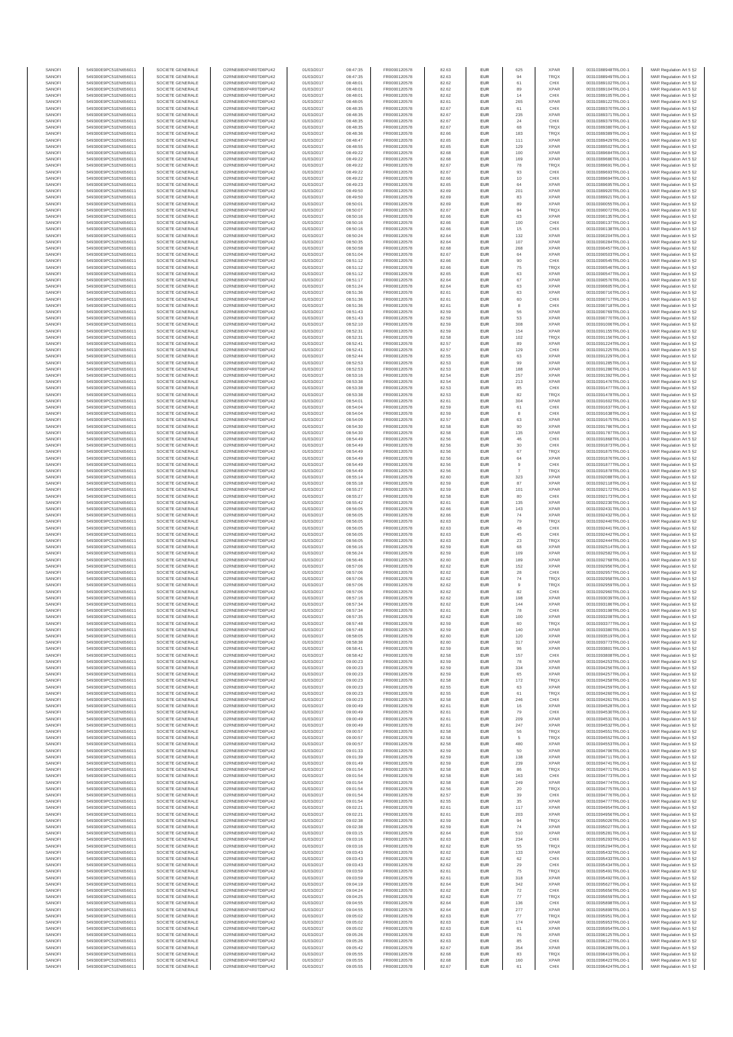| SANOFI | 549300E9PC51EN656011 | SOCIETE GENERALE | O2RNE8IBXP4R0TD8PU42 | 01/03/2017 | 08:47:35 | FR0000120578 | 82.63 | EUR | 625 | XPAR | 00310388948TRLO0-1 | MAR Regulation Art 5 §2 |
|---|---|---|---|---|---|---|---|---|---|---|---|---|
| SANOFI | 549300E9PC51EN656011 | SOCIETE GENERALE | O2RNE8IBXP4R0TD8PU42 | 01/03/2017 | 08:47:35 | FR0000120578 | 82.63 | EUR | 94 | TRQX | 00310388949TRLO0-1 | MAR Regulation Art 5 §2 |
| SANOFI | 549300E9PC51EN656011 | SOCIETE GENERALE | O2RNE8IBXP4R0TD8PU42 | 01/03/2017 | 08:48:01 | FR0000120578 | 82.62 | EUR | 61 | CHIX | 00310389102TRLO0-1 | MAR Regulation Art 5 §2 |
| SANOFI | 549300E9PC51EN656011 | SOCIETE GENERALE | O2RNE8IBXP4R0TD8PU42 | 01/03/2017 | 08:48:01 | FR0000120578 | 82.62 | EUR | 89 | XPAR | 00310389104TRLO0-1 | MAR Regulation Art 5 §2 |
| SANOFI | 549300E9PC51EN656011 | SOCIETE GENERALE | O2RNE8IBXP4R0TD8PU42 | 01/03/2017 | 08:48:01 | FR0000120578 | 82.62 | EUR | 14 | CHIX | 00310389105TRLO0-1 | MAR Regulation Art 5 §2 |
| SANOFI | 549300E9PC51EN656011 | SOCIETE GENERALE | O2RNE8IBXP4R0TD8PU42 | 01/03/2017 | 08:48:05 | FR0000120578 | 82.61 | EUR | 265 | XPAR | 00310389122TRLO0-1 | MAR Regulation Art 5 §2 |
| SANOFI | 549300E9PC51EN656011 | SOCIETE GENERALE | O2RNE8IBXP4R0TD8PU42 | 01/03/2017 | 08:48:35 | FR0000120578 | 82.67 | EUR | 61 | CHIX | 00310389370TRLO0-1 | MAR Regulation Art 5 §2 |
| SANOFI | 549300E9PC51EN656011 | SOCIETE GENERALE | O2RNE8IBXP4R0TD8PU42 | 01/03/2017 | 08:48:35 | FR0000120578 | 82.67 | EUR | 235 | XPAR | 00310389371TRLO0-1 | MAR Regulation Art 5 §2 |
| SANOFI | 549300E9PC51EN656011 | SOCIETE GENERALE | O2RNE8IBXP4R0TD8PU42 | 01/03/2017 | 08:48:35 | FR0000120578 | 82.67 | EUR | 24 | CHIX | 00310389379TRLO0-1 | MAR Regulation Art 5 §2 |
| SANOFI | 549300E9PC51EN656011 | SOCIETE GENERALE | O2RNE8IBXP4R0TD8PU42 | 01/03/2017 | 08:48:35 | FR0000120578 | 82.67 | EUR | 68 | TRQX | 00310389380TRLO0-1 | MAR Regulation Art 5 §2 |
| SANOFI | 549300E9PC51EN656011 | SOCIETE GENERALE | O2RNE8IBXP4R0TD8PU42 | 01/03/2017 | 08:48:36 | FR0000120578 | 82.66 | EUR | 183 | TRQX | 00310389389TRLO0-1 | MAR Regulation Art 5 §2 |
| SANOFI | 549300E9PC51EN656011 | SOCIETE GENERALE | O2RNE8IBXP4R0TD8PU42 | 01/03/2017 | 08:48:47 | FR0000120578 | 82.65 | EUR | 111 | XPAR | 00310389429TRLO0-1 | MAR Regulation Art 5 §2 |
| SANOFI | 549300E9PC51EN656011 | SOCIETE GENERALE | O2RNE8IBXP4R0TD8PU42 | 01/03/2017 | 08:48:55 | FR0000120578 | 82.65 | EUR | 129 | XPAR | 00310389502TRLO0-1 | MAR Regulation Art 5 §2 |
| SANOFI | 549300E9PC51EN656011 | SOCIETE GENERALE | O2RNE8IBXP4R0TD8PU42 | 01/03/2017 | 08:49:22 | FR0000120578 | 82.68 | EUR | 100 | XPAR | 00310389684TRLO0-1 | MAR Regulation Art 5 §2 |
| SANOFI | 549300E9PC51EN656011 | SOCIETE GENERALE | O2RNE8IBXP4R0TD8PU42 | 01/03/2017 | 08:49:22 | FR0000120578 | 82.68 | EUR | 169 | XPAR | 00310389686TRLO0-1 | MAR Regulation Art 5 §2 |
| SANOFI | 549300E9PC51EN656011 | SOCIETE GENERALE | O2RNE8IBXP4R0TD8PU42 | 01/03/2017 | 08:49:22 | FR0000120578 | 82.67 | EUR | 78 | TRQX | 00310389691TRLO0-1 | MAR Regulation Art 5 §2 |
| SANOFI | 549300E9PC51EN656011 | SOCIETE GENERALE | O2RNE8IBXP4R0TD8PU42 | 01/03/2017 | 08:49:22 | FR0000120578 | 82.67 | EUR | 93 | CHIX | 00310389693TRLO0-1 | MAR Regulation Art 5 §2 |
| SANOFI | 549300E9PC51EN656011 | SOCIETE GENERALE | O2RNE8IBXP4R0TD8PU42 | 01/03/2017 | 08:49:22 | FR0000120578 | 82.66 | EUR | 10 | CHIX | 00310389694TRLO0-1 | MAR Regulation Art 5 §2 |
| SANOFI | 549300E9PC51EN656011 | SOCIETE GENERALE | O2RNE8IBXP4R0TD8PU42 | 01/03/2017 | 08:49:23 | FR0000120578 | 82.65 | EUR | 64 | XPAR | 00310389695TRLO0-1 | MAR Regulation Art 5 §2 |
| SANOFI | 549300E9PC51EN656011 | SOCIETE GENERALE | O2RNE8IBXP4R0TD8PU42 | 01/03/2017 | 08:49:50 | FR0000120578 | 82.69 | EUR | 201 | XPAR | 00310389920TRLO0-1 | MAR Regulation Art 5 §2 |
| SANOFI | 549300E9PC51EN656011 | SOCIETE GENERALE | O2RNE8IBXP4R0TD8PU42 | 01/03/2017 | 08:49:50 | FR0000120578 | 82.69 | EUR | 83 | XPAR | 00310389921TRLO0-1 | MAR Regulation Art 5 §2 |
| SANOFI | 549300E9PC51EN656011 | SOCIETE GENERALE | O2RNE8IBXP4R0TD8PU42 | 01/03/2017 | 08:50:01 | FR0000120578 | 82.69 | EUR | 89 | XPAR | 00310390055TRLO0-1 | MAR Regulation Art 5 §2 |
| SANOFI | 549300E9PC51EN656011 | SOCIETE GENERALE | O2RNE8IBXP4R0TD8PU42 | 01/03/2017 | 08:50:07 | FR0000120578 | 82.67 | EUR | 94 | TRQX | 00310390072TRLO0-1 | MAR Regulation Art 5 §2 |
| SANOFI | 549300E9PC51EN656011 | SOCIETE GENERALE | O2RNE8IBXP4R0TD8PU42 | 01/03/2017 | 08:50:16 | FR0000120578 | 82.66 | EUR | 63 | XPAR | 00310390135TRLO0-1 | MAR Regulation Art 5 §2 |
| SANOFI | 549300E9PC51EN656011 | SOCIETE GENERALE | O2RNE8IBXP4R0TD8PU42 | 01/03/2017 | 08:50:16 | FR0000120578 | 82.66 | EUR | 100 | CHIX | 00310390137TRLO0-1 | MAR Regulation Art 5 §2 |
| SANOFI | 549300E9PC51EN656011 | SOCIETE GENERALE | O2RNE8IBXP4R0TD8PU42 | 01/03/2017 | 08:50:16 | FR0000120578 | 82.66 | EUR | 15 | CHIX | 00310390138TRLO0-1 | MAR Regulation Art 5 §2 |
| SANOFI | 549300E9PC51EN656011 | SOCIETE GENERALE | O2RNE8IBXP4R0TD8PU42 | 01/03/2017 | 08:50:24 | FR0000120578 | 82.64 | EUR | 132 | XPAR | 00310390204TRLO0-1 | MAR Regulation Art 5 §2 |
| SANOFI | 549300E9PC51EN656011 | SOCIETE GENERALE | O2RNE8IBXP4R0TD8PU42 | 01/03/2017 | 08:50:35 | FR0000120578 | 82.64 | EUR | 107 | XPAR | 00310390284TRLO0-1 | MAR Regulation Art 5 §2 |
| SANOFI | 549300E9PC51EN656011 | SOCIETE GENERALE | O2RNE8IBXP4R0TD8PU42 | 01/03/2017 | 08:50:58 | FR0000120578 | 82.68 | EUR | 268 | XPAR | 00310390457TRLO0-1 | MAR Regulation Art 5 §2 |
| SANOFI | 549300E9PC51EN656011 | SOCIETE GENERALE | O2RNE8IBXP4R0TD8PU42 | 01/03/2017 | 08:51:04 | FR0000120578 | 82.67 | EUR | 64 | XPAR | 00310390503TRLO0-1 | MAR Regulation Art 5 §2 |
| SANOFI | 549300E9PC51EN656011 | SOCIETE GENERALE | O2RNE8IBXP4R0TD8PU42 | 01/03/2017 | 08:51:12 | FR0000120578 | 82.66 | EUR | 90 | CHIX | 00310390545TRLO0-1 | MAR Regulation Art 5 §2 |
| SANOFI | 549300E9PC51EN656011 | SOCIETE GENERALE | O2RNE8IBXP4R0TD8PU42 | 01/03/2017 | 08:51:12 | FR0000120578 | 82.66 | EUR | 75 | TRQX | 00310390546TRLO0-1 | MAR Regulation Art 5 §2 |
| SANOFI | 549300E9PC51EN656011 | SOCIETE GENERALE | O2RNE8IBXP4R0TD8PU42 | 01/03/2017 | 08:51:12 | FR0000120578 | 82.65 | EUR | 63 | XPAR | 00310390547TRLO0-1 | MAR Regulation Art 5 §2 |
| SANOFI | 549300E9PC51EN656011 | SOCIETE GENERALE | O2RNE8IBXP4R0TD8PU42 | 01/03/2017 | 08:51:17 | FR0000120578 | 82.64 | EUR | 67 | XPAR | 00310390576TRLO0-1 | MAR Regulation Art 5 §2 |
| SANOFI | 549300E9PC51EN656011 | SOCIETE GENERALE | O2RNE8IBXP4R0TD8PU42 | 01/03/2017 | 08:51:24 | FR0000120578 | 82.64 | EUR | 63 | XPAR | 00310390605TRLO0-1 | MAR Regulation Art 5 §2 |
| SANOFI | 549300E9PC51EN656011 | SOCIETE GENERALE | O2RNE8IBXP4R0TD8PU42 | 01/03/2017 | 08:51:36 | FR0000120578 | 82.61 | EUR | 63 | XPAR | 00310390716TRLO0-1 | MAR Regulation Art 5 §2 |
| SANOFI | 549300E9PC51EN656011 | SOCIETE GENERALE | O2RNE8IBXP4R0TD8PU42 | 01/03/2017 | 08:51:36 | FR0000120578 | 82.61 | EUR | 60 | CHIX | 00310390717TRLO0-1 | MAR Regulation Art 5 §2 |
| SANOFI | 549300E9PC51EN656011 | SOCIETE GENERALE | O2RNE8IBXP4R0TD8PU42 | 01/03/2017 | 08:51:36 | FR0000120578 | 82.61 | EUR | 8 | CHIX | 00310390718TRLO0-1 | MAR Regulation Art 5 §2 |
| SANOFI | 549300E9PC51EN656011 | SOCIETE GENERALE | O2RNE8IBXP4R0TD8PU42 | 01/03/2017 | 08:51:43 | FR0000120578 | 82.59 | EUR | 56 | XPAR | 00310390769TRLO0-1 | MAR Regulation Art 5 §2 |
| SANOFI | 549300E9PC51EN656011 | SOCIETE GENERALE | O2RNE8IBXP4R0TD8PU42 | 01/03/2017 | 08:51:43 | FR0000120578 | 82.59 | EUR | 53 | XPAR | 00310390770TRLO0-1 | MAR Regulation Art 5 §2 |
| SANOFI | 549300E9PC51EN656011 | SOCIETE GENERALE | O2RNE8IBXP4R0TD8PU42 | 01/03/2017 | 08:52:10 | FR0000120578 | 82.59 | EUR | 308 | XPAR | 00310391006TRLO0-1 | MAR Regulation Art 5 §2 |
| SANOFI | 549300E9PC51EN656011 | SOCIETE GENERALE | O2RNE8IBXP4R0TD8PU42 | 01/03/2017 | 08:52:31 | FR0000120578 | 82.59 | EUR | 154 | XPAR | 00310391155TRLO0-1 | MAR Regulation Art 5 §2 |
| SANOFI | 549300E9PC51EN656011 | SOCIETE GENERALE | O2RNE8IBXP4R0TD8PU42 | 01/03/2017 | 08:52:31 | FR0000120578 | 82.58 | EUR | 102 | TRQX | 00310391156TRLO0-1 | MAR Regulation Art 5 §2 |
| SANOFI | 549300E9PC51EN656011 | SOCIETE GENERALE | O2RNE8IBXP4R0TD8PU42 | 01/03/2017 | 08:52:41 | FR0000120578 | 82.57 | EUR | 89 | XPAR | 00310391224TRLO0-1 | MAR Regulation Art 5 §2 |
| SANOFI | 549300E9PC51EN656011 | SOCIETE GENERALE | O2RNE8IBXP4R0TD8PU42 | 01/03/2017 | 08:52:41 | FR0000120578 | 82.57 | EUR | 129 | CHIX | 00310391225TRLO0-1 | MAR Regulation Art 5 §2 |
| SANOFI | 549300E9PC51EN656011 | SOCIETE GENERALE | O2RNE8IBXP4R0TD8PU42 | 01/03/2017 | 08:52:44 | FR0000120578 | 82.55 | EUR | 63 | XPAR | 00310391229TRLO0-1 | MAR Regulation Art 5 §2 |
| SANOFI | 549300E9PC51EN656011 | SOCIETE GENERALE | O2RNE8IBXP4R0TD8PU42 | 01/03/2017 | 08:52:53 | FR0000120578 | 82.53 | EUR | 99 | XPAR | 00310391285TRLO0-1 | MAR Regulation Art 5 §2 |
| SANOFI | 549300E9PC51EN656011 | SOCIETE GENERALE | O2RNE8IBXP4R0TD8PU42 | 01/03/2017 | 08:52:53 | FR0000120578 | 82.53 | EUR | 188 | XPAR | 00310391286TRLO0-1 | MAR Regulation Art 5 §2 |
| SANOFI | 549300E9PC51EN656011 | SOCIETE GENERALE | O2RNE8IBXP4R0TD8PU42 | 01/03/2017 | 08:53:16 | FR0000120578 | 82.54 | EUR | 257 | XPAR | 00310391392TRLO0-1 | MAR Regulation Art 5 §2 |
| SANOFI | 549300E9PC51EN656011 | SOCIETE GENERALE | O2RNE8IBXP4R0TD8PU42 | 01/03/2017 | 08:53:38 | FR0000120578 | 82.54 | EUR | 213 | XPAR | 00310391476TRLO0-1 | MAR Regulation Art 5 §2 |
| SANOFI | 549300E9PC51EN656011 | SOCIETE GENERALE | O2RNE8IBXP4R0TD8PU42 | 01/03/2017 | 08:53:38 | FR0000120578 | 82.53 | EUR | 85 | CHIX | 00310391477TRLO0-1 | MAR Regulation Art 5 §2 |
| SANOFI | 549300E9PC51EN656011 | SOCIETE GENERALE | O2RNE8IBXP4R0TD8PU42 | 01/03/2017 | 08:53:38 | FR0000120578 | 82.53 | EUR | 82 | TRQX | 00310391478TRLO0-1 | MAR Regulation Art 5 §2 |
| SANOFI | 549300E9PC51EN656011 | SOCIETE GENERALE | O2RNE8IBXP4R0TD8PU42 | 01/03/2017 | 08:54:01 | FR0000120578 | 82.61 | EUR | 304 | XPAR | 00310391602TRLO0-1 | MAR Regulation Art 5 §2 |
| SANOFI | 549300E9PC51EN656011 | SOCIETE GENERALE | O2RNE8IBXP4R0TD8PU42 | 01/03/2017 | 08:54:04 | FR0000120578 | 82.59 | EUR | 61 | CHIX | 00310391637TRLO0-1 | MAR Regulation Art 5 §2 |
| SANOFI | 549300E9PC51EN656011 | SOCIETE GENERALE | O2RNE8IBXP4R0TD8PU42 | 01/03/2017 | 08:54:04 | FR0000120578 | 82.59 | EUR | 8 | CHIX | 00310391638TRLO0-1 | MAR Regulation Art 5 §2 |
| SANOFI | 549300E9PC51EN656011 | SOCIETE GENERALE | O2RNE8IBXP4R0TD8PU42 | 01/03/2017 | 08:54:09 | FR0000120578 | 82.57 | EUR | 63 | XPAR | 00310391675TRLO0-1 | MAR Regulation Art 5 §2 |
| SANOFI | 549300E9PC51EN656011 | SOCIETE GENERALE | O2RNE8IBXP4R0TD8PU42 | 01/03/2017 | 08:54:30 | FR0000120578 | 82.58 | EUR | 90 | XPAR | 00310391786TRLO0-1 | MAR Regulation Art 5 §2 |
| SANOFI | 549300E9PC51EN656011 | SOCIETE GENERALE | O2RNE8IBXP4R0TD8PU42 | 01/03/2017 | 08:54:30 | FR0000120578 | 82.58 | EUR | 135 | XPAR | 00310391787TRLO0-1 | MAR Regulation Art 5 §2 |
| SANOFI | 549300E9PC51EN656011 | SOCIETE GENERALE | O2RNE8IBXP4R0TD8PU42 | 01/03/2017 | 08:54:49 | FR0000120578 | 82.56 | EUR | 46 | CHIX | 00310391868TRLO0-1 | MAR Regulation Art 5 §2 |
| SANOFI | 549300E9PC51EN656011 | SOCIETE GENERALE | O2RNE8IBXP4R0TD8PU42 | 01/03/2017 | 08:54:49 | FR0000120578 | 82.56 | EUR | 30 | CHIX | 00310391873TRLO0-1 | MAR Regulation Art 5 §2 |
| SANOFI | 549300E9PC51EN656011 | SOCIETE GENERALE | O2RNE8IBXP4R0TD8PU42 | 01/03/2017 | 08:54:49 | FR0000120578 | 82.56 | EUR | 67 | TRQX | 00310391875TRLO0-1 | MAR Regulation Art 5 §2 |
| SANOFI | 549300E9PC51EN656011 | SOCIETE GENERALE | O2RNE8IBXP4R0TD8PU42 | 01/03/2017 | 08:54:49 | FR0000120578 | 82.56 | EUR | 64 | XPAR | 00310391876TRLO0-1 | MAR Regulation Art 5 §2 |
| SANOFI | 549300E9PC51EN656011 | SOCIETE GENERALE | O2RNE8IBXP4R0TD8PU42 | 01/03/2017 | 08:54:49 | FR0000120578 | 82.56 | EUR | 9 | CHIX | 00310391877TRLO0-1 | MAR Regulation Art 5 §2 |
| SANOFI | 549300E9PC51EN656011 | SOCIETE GENERALE | O2RNE8IBXP4R0TD8PU42 | 01/03/2017 | 08:54:49 | FR0000120578 | 82.56 | EUR | 7 | TRQX | 00310391878TRLO0-1 | MAR Regulation Art 5 §2 |
| SANOFI | 549300E9PC51EN656011 | SOCIETE GENERALE | O2RNE8IBXP4R0TD8PU42 | 01/03/2017 | 08:55:14 | FR0000120578 | 82.60 | EUR | 323 | XPAR | 00310392088TRLO0-1 | MAR Regulation Art 5 §2 |
| SANOFI | 549300E9PC51EN656011 | SOCIETE GENERALE | O2RNE8IBXP4R0TD8PU42 | 01/03/2017 | 08:55:18 | FR0000120578 | 82.59 | EUR | 87 | XPAR | 00310392118TRLO0-1 | MAR Regulation Art 5 §2 |
| SANOFI | 549300E9PC51EN656011 | SOCIETE GENERALE | O2RNE8IBXP4R0TD8PU42 | 01/03/2017 | 08:55:27 | FR0000120578 | 82.59 | EUR | 101 | XPAR | 00310392172TRLO0-1 | MAR Regulation Art 5 §2 |
| SANOFI | 549300E9PC51EN656011 | SOCIETE GENERALE | O2RNE8IBXP4R0TD8PU42 | 01/03/2017 | 08:55:27 | FR0000120578 | 82.58 | EUR | 80 | CHIX | 00310392173TRLO0-1 | MAR Regulation Art 5 §2 |
| SANOFI | 549300E9PC51EN656011 | SOCIETE GENERALE | O2RNE8IBXP4R0TD8PU42 | 01/03/2017 | 08:55:42 | FR0000120578 | 82.61 | EUR | 135 | XPAR | 00310392239TRLO0-1 | MAR Regulation Art 5 §2 |
| SANOFI | 549300E9PC51EN656011 | SOCIETE GENERALE | O2RNE8IBXP4R0TD8PU42 | 01/03/2017 | 08:56:05 | FR0000120578 | 82.66 | EUR | 143 | XPAR | 00310392431TRLO0-1 | MAR Regulation Art 5 §2 |
| SANOFI | 549300E9PC51EN656011 | SOCIETE GENERALE | O2RNE8IBXP4R0TD8PU42 | 01/03/2017 | 08:56:05 | FR0000120578 | 82.66 | EUR | 74 | XPAR | 00310392432TRLO0-1 | MAR Regulation Art 5 §2 |
| SANOFI | 549300E9PC51EN656011 | SOCIETE GENERALE | O2RNE8IBXP4R0TD8PU42 | 01/03/2017 | 08:56:05 | FR0000120578 | 82.63 | EUR | 79 | TRQX | 00310392440TRLO0-1 | MAR Regulation Art 5 §2 |
| SANOFI | 549300E9PC51EN656011 | SOCIETE GENERALE | O2RNE8IBXP4R0TD8PU42 | 01/03/2017 | 08:56:05 | FR0000120578 | 82.63 | EUR | 48 | CHIX | 00310392441TRLO0-1 | MAR Regulation Art 5 §2 |
| SANOFI | 549300E9PC51EN656011 | SOCIETE GENERALE | O2RNE8IBXP4R0TD8PU42 | 01/03/2017 | 08:56:05 | FR0000120578 | 82.63 | EUR | 45 | CHIX | 00310392442TRLO0-1 | MAR Regulation Art 5 §2 |
| SANOFI | 549300E9PC51EN656011 | SOCIETE GENERALE | O2RNE8IBXP4R0TD8PU42 | 01/03/2017 | 08:56:05 | FR0000120578 | 82.63 | EUR | 23 | TRQX | 00310392444TRLO0-1 | MAR Regulation Art 5 §2 |
| SANOFI | 549300E9PC51EN656011 | SOCIETE GENERALE | O2RNE8IBXP4R0TD8PU42 | 01/03/2017 | 08:56:16 | FR0000120578 | 82.59 | EUR | 68 | XPAR | 00310392514TRLO0-1 | MAR Regulation Art 5 §2 |
| SANOFI | 549300E9PC51EN656011 | SOCIETE GENERALE | O2RNE8IBXP4R0TD8PU42 | 01/03/2017 | 08:56:24 | FR0000120578 | 82.59 | EUR | 109 | XPAR | 00310392582TRLO0-1 | MAR Regulation Art 5 §2 |
| SANOFI | 549300E9PC51EN656011 | SOCIETE GENERALE | O2RNE8IBXP4R0TD8PU42 | 01/03/2017 | 08:56:46 | FR0000120578 | 82.60 | EUR | 189 | XPAR | 00310392768TRLO0-1 | MAR Regulation Art 5 §2 |
| SANOFI | 549300E9PC51EN656011 | SOCIETE GENERALE | O2RNE8IBXP4R0TD8PU42 | 01/03/2017 | 08:57:06 | FR0000120578 | 82.62 | EUR | 152 | XPAR | 00310392956TRLO0-1 | MAR Regulation Art 5 §2 |
| SANOFI | 549300E9PC51EN656011 | SOCIETE GENERALE | O2RNE8IBXP4R0TD8PU42 | 01/03/2017 | 08:57:06 | FR0000120578 | 82.62 | EUR | 28 | CHIX | 00310392957TRLO0-1 | MAR Regulation Art 5 §2 |
| SANOFI | 549300E9PC51EN656011 | SOCIETE GENERALE | O2RNE8IBXP4R0TD8PU42 | 01/03/2017 | 08:57:06 | FR0000120578 | 82.62 | EUR | 74 | TRQX | 00310392958TRLO0-1 | MAR Regulation Art 5 §2 |
| SANOFI | 549300E9PC51EN656011 | SOCIETE GENERALE | O2RNE8IBXP4R0TD8PU42 | 01/03/2017 | 08:57:06 | FR0000120578 | 82.62 | EUR | 9 | TRQX | 00310392959TRLO0-1 | MAR Regulation Art 5 §2 |
| SANOFI | 549300E9PC51EN656011 | SOCIETE GENERALE | O2RNE8IBXP4R0TD8PU42 | 01/03/2017 | 08:57:06 | FR0000120578 | 82.62 | EUR | 82 | CHIX | 00310392960TRLO0-1 | MAR Regulation Art 5 §2 |
| SANOFI | 549300E9PC51EN656011 | SOCIETE GENERALE | O2RNE8IBXP4R0TD8PU42 | 01/03/2017 | 08:57:16 | FR0000120578 | 82.62 | EUR | 198 | XPAR | 00310393029TRLO0-1 | MAR Regulation Art 5 §2 |
| SANOFI | 549300E9PC51EN656011 | SOCIETE GENERALE | O2RNE8IBXP4R0TD8PU42 | 01/03/2017 | 08:57:34 | FR0000120578 | 82.62 | EUR | 144 | XPAR | 00310393186TRLO0-1 | MAR Regulation Art 5 §2 |
| SANOFI | 549300E9PC51EN656011 | SOCIETE GENERALE | O2RNE8IBXP4R0TD8PU42 | 01/03/2017 | 08:57:34 | FR0000120578 | 82.61 | EUR | 78 | CHIX | 00310393198TRLO0-1 | MAR Regulation Art 5 §2 |
| SANOFI | 549300E9PC51EN656011 | SOCIETE GENERALE | O2RNE8IBXP4R0TD8PU42 | 01/03/2017 | 08:57:35 | FR0000120578 | 82.62 | EUR | 100 | XPAR | 00310393209TRLO0-1 | MAR Regulation Art 5 §2 |
| SANOFI | 549300E9PC51EN656011 | SOCIETE GENERALE | O2RNE8IBXP4R0TD8PU42 | 01/03/2017 | 08:57:48 | FR0000120578 | 82.59 | EUR | 60 | TRQX | 00310393377TRLO0-1 | MAR Regulation Art 5 §2 |
| SANOFI | 549300E9PC51EN656011 | SOCIETE GENERALE | O2RNE8IBXP4R0TD8PU42 | 01/03/2017 | 08:57:48 | FR0000120578 | 82.59 | EUR | 140 | XPAR | 00310393380TRLO0-1 | MAR Regulation Art 5 §2 |
| SANOFI | 549300E9PC51EN656011 | SOCIETE GENERALE | O2RNE8IBXP4R0TD8PU42 | 01/03/2017 | 08:58:05 | FR0000120578 | 82.60 | EUR | 120 | XPAR | 00310393519TRLO0-1 | MAR Regulation Art 5 §2 |
| SANOFI | 549300E9PC51EN656011 | SOCIETE GENERALE | O2RNE8IBXP4R0TD8PU42 | 01/03/2017 | 08:58:38 | FR0000120578 | 82.60 | EUR | 317 | XPAR | 00310393773TRLO0-1 | MAR Regulation Art 5 §2 |
| SANOFI | 549300E9PC51EN656011 | SOCIETE GENERALE | O2RNE8IBXP4R0TD8PU42 | 01/03/2017 | 08:58:41 | FR0000120578 | 82.59 | EUR | 96 | XPAR | 00310393801TRLO0-1 | MAR Regulation Art 5 §2 |
| SANOFI | 549300E9PC51EN656011 | SOCIETE GENERALE | O2RNE8IBXP4R0TD8PU42 | 01/03/2017 | 08:58:42 | FR0000120578 | 82.58 | EUR | 157 | CHIX | 00310393808TRLO0-1 | MAR Regulation Art 5 §2 |
| SANOFI | 549300E9PC51EN656011 | SOCIETE GENERALE | O2RNE8IBXP4R0TD8PU42 | 01/03/2017 | 09:00:23 | FR0000120578 | 82.59 | EUR | 76 | XPAR | 00310394253TRLO0-1 | MAR Regulation Art 5 §2 |
| SANOFI | 549300E9PC51EN656011 | SOCIETE GENERALE | O2RNE8IBXP4R0TD8PU42 | 01/03/2017 | 09:00:23 | FR0000120578 | 82.59 | EUR | 334 | XPAR | 00310394256TRLO0-1 | MAR Regulation Art 5 §2 |
| SANOFI | 549300E9PC51EN656011 | SOCIETE GENERALE | O2RNE8IBXP4R0TD8PU42 | 01/03/2017 | 09:00:23 | FR0000120578 | 82.59 | EUR | 65 | XPAR | 00310394257TRLO0-1 | MAR Regulation Art 5 §2 |
| SANOFI | 549300E9PC51EN656011 | SOCIETE GENERALE | O2RNE8IBXP4R0TD8PU42 | 01/03/2017 | 09:00:23 | FR0000120578 | 82.58 | EUR | 172 | TRQX | 00310394258TRLO0-1 | MAR Regulation Art 5 §2 |
| SANOFI | 549300E9PC51EN656011 | SOCIETE GENERALE | O2RNE8IBXP4R0TD8PU42 | 01/03/2017 | 09:00:23 | FR0000120578 | 82.55 | EUR | 63 | XPAR | 00310394259TRLO0-1 | MAR Regulation Art 5 §2 |
| SANOFI | 549300E9PC51EN656011 | SOCIETE GENERALE | O2RNE8IBXP4R0TD8PU42 | 01/03/2017 | 09:00:23 | FR0000120578 | 82.55 | EUR | 61 | TRQX | 00310394260TRLO0-1 | MAR Regulation Art 5 §2 |
| SANOFI | 549300E9PC51EN656011 | SOCIETE GENERALE | O2RNE8IBXP4R0TD8PU42 | 01/03/2017 | 09:00:23 | FR0000120578 | 82.58 | EUR | 246 | CHIX | 00310394261TRLO0-1 | MAR Regulation Art 5 §2 |
| SANOFI | 549300E9PC51EN656011 | SOCIETE GENERALE | O2RNE8IBXP4R0TD8PU42 | 01/03/2017 | 09:00:49 | FR0000120578 | 82.61 | EUR | 16 | XPAR | 00310394528TRLO0-1 | MAR Regulation Art 5 §2 |
| SANOFI | 549300E9PC51EN656011 | SOCIETE GENERALE | O2RNE8IBXP4R0TD8PU42 | 01/03/2017 | 09:00:49 | FR0000120578 | 82.61 | EUR | 79 | CHIX | 00310394530TRLO0-1 | MAR Regulation Art 5 §2 |
| SANOFI | 549300E9PC51EN656011 | SOCIETE GENERALE | O2RNE8IBXP4R0TD8PU42 | 01/03/2017 | 09:00:49 | FR0000120578 | 82.61 | EUR | 209 | XPAR | 00310394531TRLO0-1 | MAR Regulation Art 5 §2 |
| SANOFI | 549300E9PC51EN656011 | SOCIETE GENERALE | O2RNE8IBXP4R0TD8PU42 | 01/03/2017 | 09:00:49 | FR0000120578 | 82.61 | EUR | 247 | XPAR | 00310394532TRLO0-1 | MAR Regulation Art 5 §2 |
| SANOFI | 549300E9PC51EN656011 | SOCIETE GENERALE | O2RNE8IBXP4R0TD8PU42 | 01/03/2017 | 09:00:57 | FR0000120578 | 82.58 | EUR | 56 | TRQX | 00310394551TRLO0-1 | MAR Regulation Art 5 §2 |
| SANOFI | 549300E9PC51EN656011 | SOCIETE GENERALE | O2RNE8IBXP4R0TD8PU42 | 01/03/2017 | 09:00:57 | FR0000120578 | 82.58 | EUR | 5 | TRQX | 00310394552TRLO0-1 | MAR Regulation Art 5 §2 |
| SANOFI | 549300E9PC51EN656011 | SOCIETE GENERALE | O2RNE8IBXP4R0TD8PU42 | 01/03/2017 | 09:00:57 | FR0000120578 | 82.58 | EUR | 480 | XPAR | 00310394553TRLO0-1 | MAR Regulation Art 5 §2 |
| SANOFI | 549300E9PC51EN656011 | SOCIETE GENERALE | O2RNE8IBXP4R0TD8PU42 | 01/03/2017 | 09:01:33 | FR0000120578 | 82.59 | EUR | 50 | XPAR | 00310394706TRLO0-1 | MAR Regulation Art 5 §2 |
| SANOFI | 549300E9PC51EN656011 | SOCIETE GENERALE | O2RNE8IBXP4R0TD8PU42 | 01/03/2017 | 09:01:39 | FR0000120578 | 82.59 | EUR | 138 | XPAR | 00310394711TRLO0-1 | MAR Regulation Art 5 §2 |
| SANOFI | 549300E9PC51EN656011 | SOCIETE GENERALE | O2RNE8IBXP4R0TD8PU42 | 01/03/2017 | 09:01:49 | FR0000120578 | 82.59 | EUR | 239 | XPAR | 00310394741TRLO0-1 | MAR Regulation Art 5 §2 |
| SANOFI | 549300E9PC51EN656011 | SOCIETE GENERALE | O2RNE8IBXP4R0TD8PU42 | 01/03/2017 | 09:01:54 | FR0000120578 | 82.58 | EUR | 86 | TRQX | 00310394771TRLO0-1 | MAR Regulation Art 5 §2 |
| SANOFI | 549300E9PC51EN656011 | SOCIETE GENERALE | O2RNE8IBXP4R0TD8PU42 | 01/03/2017 | 09:01:54 | FR0000120578 | 82.58 | EUR | 163 | CHIX | 00310394773TRLO0-1 | MAR Regulation Art 5 §2 |
| SANOFI | 549300E9PC51EN656011 | SOCIETE GENERALE | O2RNE8IBXP4R0TD8PU42 | 01/03/2017 | 09:01:54 | FR0000120578 | 82.58 | EUR | 249 | XPAR | 00310394774TRLO0-1 | MAR Regulation Art 5 §2 |
| SANOFI | 549300E9PC51EN656011 | SOCIETE GENERALE | O2RNE8IBXP4R0TD8PU42 | 01/03/2017 | 09:01:54 | FR0000120578 | 82.56 | EUR | 20 | TRQX | 00310394775TRLO0-1 | MAR Regulation Art 5 §2 |
| SANOFI | 549300E9PC51EN656011 | SOCIETE GENERALE | O2RNE8IBXP4R0TD8PU42 | 01/03/2017 | 09:01:54 | FR0000120578 | 82.57 | EUR | 39 | CHIX | 00310394776TRLO0-1 | MAR Regulation Art 5 §2 |
| SANOFI | 549300E9PC51EN656011 | SOCIETE GENERALE | O2RNE8IBXP4R0TD8PU42 | 01/03/2017 | 09:01:54 | FR0000120578 | 82.55 | EUR | 35 | XPAR | 00310394777TRLO0-1 | MAR Regulation Art 5 §2 |
| SANOFI | 549300E9PC51EN656011 | SOCIETE GENERALE | O2RNE8IBXP4R0TD8PU42 | 01/03/2017 | 09:02:21 | FR0000120578 | 82.61 | EUR | 117 | XPAR | 00310394954TRLO0-1 | MAR Regulation Art 5 §2 |
| SANOFI | 549300E9PC51EN656011 | SOCIETE GENERALE | O2RNE8IBXP4R0TD8PU42 | 01/03/2017 | 09:02:21 | FR0000120578 | 82.61 | EUR | 203 | XPAR | 00310394956TRLO0-1 | MAR Regulation Art 5 §2 |
| SANOFI | 549300E9PC51EN656011 | SOCIETE GENERALE | O2RNE8IBXP4R0TD8PU42 | 01/03/2017 | 09:02:38 | FR0000120578 | 82.59 | EUR | 94 | TRQX | 00310395026TRLO0-1 | MAR Regulation Art 5 §2 |
| SANOFI | 549300E9PC51EN656011 | SOCIETE GENERALE | O2RNE8IBXP4R0TD8PU42 | 01/03/2017 | 09:02:38 | FR0000120578 | 82.59 | EUR | 74 | XPAR | 00310395027TRLO0-1 | MAR Regulation Art 5 §2 |
| SANOFI | 549300E9PC51EN656011 | SOCIETE GENERALE | O2RNE8IBXP4R0TD8PU42 | 01/03/2017 | 09:03:15 | FR0000120578 | 82.64 | EUR | 510 | XPAR | 00310395281TRLO0-1 | MAR Regulation Art 5 §2 |
| SANOFI | 549300E9PC51EN656011 | SOCIETE GENERALE | O2RNE8IBXP4R0TD8PU42 | 01/03/2017 | 09:03:16 | FR0000120578 | 82.63 | EUR | 234 | CHIX | 00310395293TRLO0-1 | MAR Regulation Art 5 §2 |
| SANOFI | 549300E9PC51EN656011 | SOCIETE GENERALE | O2RNE8IBXP4R0TD8PU42 | 01/03/2017 | 09:03:16 | FR0000120578 | 82.62 | EUR | 55 | TRQX | 00310395294TRLO0-1 | MAR Regulation Art 5 §2 |
| SANOFI | 549300E9PC51EN656011 | SOCIETE GENERALE | O2RNE8IBXP4R0TD8PU42 | 01/03/2017 | 09:03:43 | FR0000120578 | 82.62 | EUR | 133 | XPAR | 00310395432TRLO0-1 | MAR Regulation Art 5 §2 |
| SANOFI | 549300E9PC51EN656011 | SOCIETE GENERALE | O2RNE8IBXP4R0TD8PU42 | 01/03/2017 | 09:03:43 | FR0000120578 | 82.62 | EUR | 62 | CHIX | 00310395433TRLO0-1 | MAR Regulation Art 5 §2 |
| SANOFI | 549300E9PC51EN656011 | SOCIETE GENERALE | O2RNE8IBXP4R0TD8PU42 | 01/03/2017 | 09:03:43 | FR0000120578 | 82.62 | EUR | 29 | CHIX | 00310395434TRLO0-1 | MAR Regulation Art 5 §2 |
| SANOFI | 549300E9PC51EN656011 | SOCIETE GENERALE | O2RNE8IBXP4R0TD8PU42 | 01/03/2017 | 09:03:59 | FR0000120578 | 82.61 | EUR | 75 | TRQX | 00310395491TRLO0-1 | MAR Regulation Art 5 §2 |
| SANOFI | 549300E9PC51EN656011 | SOCIETE GENERALE | O2RNE8IBXP4R0TD8PU42 | 01/03/2017 | 09:03:59 | FR0000120578 | 82.61 | EUR | 318 | XPAR | 00310395492TRLO0-1 | MAR Regulation Art 5 §2 |
| SANOFI | 549300E9PC51EN656011 | SOCIETE GENERALE | O2RNE8IBXP4R0TD8PU42 | 01/03/2017 | 09:04:19 | FR0000120578 | 82.64 | EUR | 342 | XPAR | 00310395627TRLO0-1 | MAR Regulation Art 5 §2 |
| SANOFI | 549300E9PC51EN656011 | SOCIETE GENERALE | O2RNE8IBXP4R0TD8PU42 | 01/03/2017 | 09:04:24 | FR0000120578 | 82.62 | EUR | 72 | CHIX | 00310395656TRLO0-1 | MAR Regulation Art 5 §2 |
| SANOFI | 549300E9PC51EN656011 | SOCIETE GENERALE | O2RNE8IBXP4R0TD8PU42 | 01/03/2017 | 09:04:25 | FR0000120578 | 82.62 | EUR | 77 | TRQX | 00310395659TRLO0-1 | MAR Regulation Art 5 §2 |
| SANOFI | 549300E9PC51EN656011 | SOCIETE GENERALE | O2RNE8IBXP4R0TD8PU42 | 01/03/2017 | 09:04:55 | FR0000120578 | 82.64 | EUR | 136 | CHIX | 00310395898TRLO0-1 | MAR Regulation Art 5 §2 |
| SANOFI | 549300E9PC51EN656011 | SOCIETE GENERALE | O2RNE8IBXP4R0TD8PU42 | 01/03/2017 | 09:04:55 | FR0000120578 | 82.64 | EUR | 277 | XPAR | 00310395899TRLO0-1 | MAR Regulation Art 5 §2 |
| SANOFI | 549300E9PC51EN656011 | SOCIETE GENERALE | O2RNE8IBXP4R0TD8PU42 | 01/03/2017 | 09:05:02 | FR0000120578 | 82.63 | EUR | 77 | TRQX | 00310395951TRLO0-1 | MAR Regulation Art 5 §2 |
| SANOFI | 549300E9PC51EN656011 | SOCIETE GENERALE | O2RNE8IBXP4R0TD8PU42 | 01/03/2017 | 09:05:02 | FR0000120578 | 82.63 | EUR | 174 | XPAR | 00310395953TRLO0-1 | MAR Regulation Art 5 §2 |
| SANOFI | 549300E9PC51EN656011 | SOCIETE GENERALE | O2RNE8IBXP4R0TD8PU42 | 01/03/2017 | 09:05:02 | FR0000120578 | 82.63 | EUR | 61 | XPAR | 00310395954TRLO0-1 | MAR Regulation Art 5 §2 |
| SANOFI | 549300E9PC51EN656011 | SOCIETE GENERALE | O2RNE8IBXP4R0TD8PU42 | 01/03/2017 | 09:05:26 | FR0000120578 | 82.63 | EUR | 76 | XPAR | 00310396125TRLO0-1 | MAR Regulation Art 5 §2 |
| SANOFI | 549300E9PC51EN656011 | SOCIETE GENERALE | O2RNE8IBXP4R0TD8PU42 | 01/03/2017 | 09:05:26 | FR0000120578 | 82.63 | EUR | 85 | CHIX | 00310396127TRLO0-1 | MAR Regulation Art 5 §2 |
| SANOFI | 549300E9PC51EN656011 | SOCIETE GENERALE | O2RNE8IBXP4R0TD8PU42 | 01/03/2017 | 09:05:42 | FR0000120578 | 82.67 | EUR | 354 | XPAR | 00310396289TRLO0-1 | MAR Regulation Art 5 §2 |
| SANOFI | 549300E9PC51EN656011 | SOCIETE GENERALE | O2RNE8IBXP4R0TD8PU42 | 01/03/2017 | 09:05:55 | FR0000120578 | 82.68 | EUR | 83 | TRQX | 00310396419TRLO0-1 | MAR Regulation Art 5 §2 |
| SANOFI | 549300E9PC51EN656011 | SOCIETE GENERALE | O2RNE8IBXP4R0TD8PU42 | 01/03/2017 | 09:05:55 | FR0000120578 | 82.68 | EUR | 160 | XPAR | 00310396423TRLO0-1 | MAR Regulation Art 5 §2 |
| SANOFI | 549300E9PC51EN656011 | SOCIETE GENERALE | O2RNE8IBXP4R0TD8PU42 | 01/03/2017 | 09:05:55 | FR0000120578 | 82.67 | EUR | 61 | CHIX | 00310396424TRLO0-1 | MAR Regulation Art 5 §2 |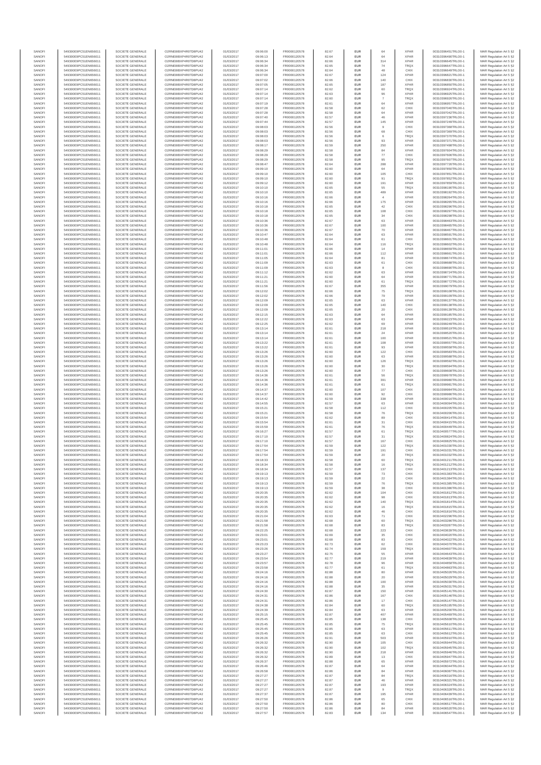| SANOFI | 549300E9PC51EN656011 | SOCIETE GENERALE | O2RNE8IBXP4R0TD8PU42 | 01/03/2017 | 09:06:00 | FR0000120578 | 82.67 | EUR | 64 | XPAR | 00310396451TRLO0-1 | MAR Regulation Art 5 §2 |
|---|---|---|---|---|---|---|---|---|---|---|---|---|
| SANOFI | 549300E9PC51EN656011 | SOCIETE GENERALE | O2RNE8IBXP4R0TD8PU42 | 01/03/2017 | 09:06:13 | FR0000120578 | 82.64 | EUR | 64 | XPAR | 00310396490TRLO0-1 | MAR Regulation Art 5 §2 |
| SANOFI | 549300E9PC51EN656011 | SOCIETE GENERALE | O2RNE8IBXP4R0TD8PU42 | 01/03/2017 | 09:06:34 | FR0000120578 | 82.66 | EUR | 314 | XPAR | 00310396645TRLO0-1 | MAR Regulation Art 5 §2 |
| SANOFI | 549300E9PC51EN656011 | SOCIETE GENERALE | O2RNE8IBXP4R0TD8PU42 | 01/03/2017 | 09:06:34 | FR0000120578 | 82.65 | EUR | 74 | TRQX | 00310396647TRLO0-1 | MAR Regulation Art 5 §2 |
| SANOFI | 549300E9PC51EN656011 | SOCIETE GENERALE | O2RNE8IBXP4R0TD8PU42 | 01/03/2017 | 09:06:34 | FR0000120578 | 82.64 | EUR | 48 | CHIX | 00310396649TRLO0-1 | MAR Regulation Art 5 §2 |
| SANOFI | 549300E9PC51EN656011 | SOCIETE GENERALE | O2RNE8IBXP4R0TD8PU42 | 01/03/2017 | 09:07:00 | FR0000120578 | 82.67 | EUR | 124 | XPAR | 00310396821TRLO0-1 | MAR Regulation Art 5 §2 |
| SANOFI | 549300E9PC51EN656011 | SOCIETE GENERALE | O2RNE8IBXP4R0TD8PU42 | 01/03/2017 | 09:07:02 | FR0000120578 | 82.66 | EUR | 140 | CHIX | 00310396830TRLO0-1 | MAR Regulation Art 5 §2 |
| SANOFI | 549300E9PC51EN656011 | SOCIETE GENERALE | O2RNE8IBXP4R0TD8PU42 | 01/03/2017 | 09:07:05 | FR0000120578 | 82.65 | EUR | 187 | XPAR | 00310396850TRLO0-1 | MAR Regulation Art 5 §2 |
| SANOFI | 549300E9PC51EN656011 | SOCIETE GENERALE | O2RNE8IBXP4R0TD8PU42 | 01/03/2017 | 09:07:14 | FR0000120578 | 82.62 | EUR | 60 | TRQX | 00310396924TRLO0-1 | MAR Regulation Art 5 §2 |
| SANOFI | 549300E9PC51EN656011 | SOCIETE GENERALE | O2RNE8IBXP4R0TD8PU42 | 01/03/2017 | 09:07:14 | FR0000120578 | 82.63 | EUR | 96 | XPAR | 00310396925TRLO0-1 | MAR Regulation Art 5 §2 |
| SANOFI | 549300E9PC51EN656011 | SOCIETE GENERALE | O2RNE8IBXP4R0TD8PU42 | 01/03/2017 | 09:07:14 | FR0000120578 | 82.60 | EUR | 7 | TRQX | 00310396926TRLO0-1 | MAR Regulation Art 5 §2 |
| SANOFI | 549300E9PC51EN656011 | SOCIETE GENERALE | O2RNE8IBXP4R0TD8PU42 | 01/03/2017 | 09:07:19 | FR0000120578 | 82.61 | EUR | 64 | XPAR | 00310396957TRLO0-1 | MAR Regulation Art 5 §2 |
| SANOFI | 549300E9PC51EN656011 | SOCIETE GENERALE | O2RNE8IBXP4R0TD8PU42 | 01/03/2017 | 09:07:28 | FR0000120578 | 82.58 | EUR | 62 | CHIX | 00310397040TRLO0-1 | MAR Regulation Art 5 §2 |
| SANOFI | 549300E9PC51EN656011 | SOCIETE GENERALE | O2RNE8IBXP4R0TD8PU42 | 01/03/2017 | 09:07:28 | FR0000120578 | 82.58 | EUR | 64 | XPAR | 00310397042TRLO0-1 | MAR Regulation Art 5 §2 |
| SANOFI | 549300E9PC51EN656011 | SOCIETE GENERALE | O2RNE8IBXP4R0TD8PU42 | 01/03/2017 | 09:07:40 | FR0000120578 | 82.57 | EUR | 46 | XPAR | 00310397236TRLO0-1 | MAR Regulation Art 5 §2 |
| SANOFI | 549300E9PC51EN656011 | SOCIETE GENERALE | O2RNE8IBXP4R0TD8PU42 | 01/03/2017 | 09:07:44 | FR0000120578 | 82.57 | EUR | 145 | XPAR | 00310397249TRLO0-1 | MAR Regulation Art 5 §2 |
| SANOFI | 549300E9PC51EN656011 | SOCIETE GENERALE | O2RNE8IBXP4R0TD8PU42 | 01/03/2017 | 09:08:03 | FR0000120578 | 82.56 | EUR | 9 | CHIX | 00310397368TRLO0-1 | MAR Regulation Art 5 §2 |
| SANOFI | 549300E9PC51EN656011 | SOCIETE GENERALE | O2RNE8IBXP4R0TD8PU42 | 01/03/2017 | 09:08:03 | FR0000120578 | 82.56 | EUR | 68 | CHIX | 00310397369TRLO0-1 | MAR Regulation Art 5 §2 |
| SANOFI | 549300E9PC51EN656011 | SOCIETE GENERALE | O2RNE8IBXP4R0TD8PU42 | 01/03/2017 | 09:08:03 | FR0000120578 | 82.56 | EUR | 6 | TRQX | 00310397370TRLO0-1 | MAR Regulation Art 5 §2 |
| SANOFI | 549300E9PC51EN656011 | SOCIETE GENERALE | O2RNE8IBXP4R0TD8PU42 | 01/03/2017 | 09:08:03 | FR0000120578 | 82.56 | EUR | 93 | XPAR | 00310397371TRLO0-1 | MAR Regulation Art 5 §2 |
| SANOFI | 549300E9PC51EN656011 | SOCIETE GENERALE | O2RNE8IBXP4R0TD8PU42 | 01/03/2017 | 09:08:17 | FR0000120578 | 82.59 | EUR | 250 | XPAR | 00310397498TRLO0-1 | MAR Regulation Art 5 §2 |
| SANOFI | 549300E9PC51EN656011 | SOCIETE GENERALE | O2RNE8IBXP4R0TD8PU42 | 01/03/2017 | 09:08:29 | FR0000120578 | 82.58 | EUR | 84 | XPAR | 00310397604TRLO0-1 | MAR Regulation Art 5 §2 |
| SANOFI | 549300E9PC51EN656011 | SOCIETE GENERALE | O2RNE8IBXP4R0TD8PU42 | 01/03/2017 | 09:08:29 | FR0000120578 | 82.58 | EUR | 77 | CHIX | 00310397606TRLO0-1 | MAR Regulation Art 5 §2 |
| SANOFI | 549300E9PC51EN656011 | SOCIETE GENERALE | O2RNE8IBXP4R0TD8PU42 | 01/03/2017 | 09:08:29 | FR0000120578 | 82.58 | EUR | 95 | TRQX | 00310397607TRLO0-1 | MAR Regulation Art 5 §2 |
| SANOFI | 549300E9PC51EN656011 | SOCIETE GENERALE | O2RNE8IBXP4R0TD8PU42 | 01/03/2017 | 09:08:47 | FR0000120578 | 82.64 | EUR | 288 | XPAR | 00310397726TRLO0-1 | MAR Regulation Art 5 §2 |
| SANOFI | 549300E9PC51EN656011 | SOCIETE GENERALE | O2RNE8IBXP4R0TD8PU42 | 01/03/2017 | 09:09:10 | FR0000120578 | 82.60 | EUR | 64 | XPAR | 00310397850TRLO0-1 | MAR Regulation Art 5 §2 |
| SANOFI | 549300E9PC51EN656011 | SOCIETE GENERALE | O2RNE8IBXP4R0TD8PU42 | 01/03/2017 | 09:09:10 | FR0000120578 | 82.60 | EUR | 105 | CHIX | 00310397851TRLO0-1 | MAR Regulation Art 5 §2 |
| SANOFI | 549300E9PC51EN656011 | SOCIETE GENERALE | O2RNE8IBXP4R0TD8PU42 | 01/03/2017 | 09:09:10 | FR0000120578 | 82.60 | EUR | 91 | TRQX | 00310397852TRLO0-1 | MAR Regulation Art 5 §2 |
| SANOFI | 549300E9PC51EN656011 | SOCIETE GENERALE | O2RNE8IBXP4R0TD8PU42 | 01/03/2017 | 09:09:12 | FR0000120578 | 82.60 | EUR | 191 | XPAR | 00310397859TRLO0-1 | MAR Regulation Art 5 §2 |
| SANOFI | 549300E9PC51EN656011 | SOCIETE GENERALE | O2RNE8IBXP4R0TD8PU42 | 01/03/2017 | 09:10:10 | FR0000120578 | 82.65 | EUR | 55 | TRQX | 00310398190TRLO0-1 | MAR Regulation Art 5 §2 |
| SANOFI | 549300E9PC51EN656011 | SOCIETE GENERALE | O2RNE8IBXP4R0TD8PU42 | 01/03/2017 | 09:10:10 | FR0000120578 | 82.65 | EUR | 489 | XPAR | 00310398192TRLO0-1 | MAR Regulation Art 5 §2 |
| SANOFI | 549300E9PC51EN656011 | SOCIETE GENERALE | O2RNE8IBXP4R0TD8PU42 | 01/03/2017 | 09:10:16 | FR0000120578 | 82.66 | EUR | 4 | XPAR | 00310398264TRLO0-1 | MAR Regulation Art 5 §2 |
| SANOFI | 549300E9PC51EN656011 | SOCIETE GENERALE | O2RNE8IBXP4R0TD8PU42 | 01/03/2017 | 09:10:16 | FR0000120578 | 82.66 | EUR | 175 | XPAR | 00310398265TRLO0-1 | MAR Regulation Art 5 §2 |
| SANOFI | 549300E9PC51EN656011 | SOCIETE GENERALE | O2RNE8IBXP4R0TD8PU42 | 01/03/2017 | 09:10:18 | FR0000120578 | 82.65 | EUR | 42 | CHIX | 00310398296TRLO0-1 | MAR Regulation Art 5 §2 |
| SANOFI | 549300E9PC51EN656011 | SOCIETE GENERALE | O2RNE8IBXP4R0TD8PU42 | 01/03/2017 | 09:10:18 | FR0000120578 | 82.65 | EUR | 108 | CHIX | 00310398297TRLO0-1 | MAR Regulation Art 5 §2 |
| SANOFI | 549300E9PC51EN656011 | SOCIETE GENERALE | O2RNE8IBXP4R0TD8PU42 | 01/03/2017 | 09:10:18 | FR0000120578 | 82.65 | EUR | 34 | CHIX | 00310398298TRLO0-1 | MAR Regulation Art 5 §2 |
| SANOFI | 549300E9PC51EN656011 | SOCIETE GENERALE | O2RNE8IBXP4R0TD8PU42 | 01/03/2017 | 09:10:36 | FR0000120578 | 82.67 | EUR | 63 | XPAR | 00310398463TRLO0-1 | MAR Regulation Art 5 §2 |
| SANOFI | 549300E9PC51EN656011 | SOCIETE GENERALE | O2RNE8IBXP4R0TD8PU42 | 01/03/2017 | 09:10:36 | FR0000120578 | 82.67 | EUR | 100 | XPAR | 00310398465TRLO0-1 | MAR Regulation Art 5 §2 |
| SANOFI | 549300E9PC51EN656011 | SOCIETE GENERALE | O2RNE8IBXP4R0TD8PU42 | 01/03/2017 | 09:10:36 | FR0000120578 | 82.67 | EUR | 70 | XPAR | 00310398467TRLO0-1 | MAR Regulation Art 5 §2 |
| SANOFI | 549300E9PC51EN656011 | SOCIETE GENERALE | O2RNE8IBXP4R0TD8PU42 | 01/03/2017 | 09:10:47 | FR0000120578 | 82.64 | EUR | 63 | XPAR | 00310398591TRLO0-1 | MAR Regulation Art 5 §2 |
| SANOFI | 549300E9PC51EN656011 | SOCIETE GENERALE | O2RNE8IBXP4R0TD8PU42 | 01/03/2017 | 09:10:48 | FR0000120578 | 82.64 | EUR | 61 | CHIX | 00310398601TRLO0-1 | MAR Regulation Art 5 §2 |
| SANOFI | 549300E9PC51EN656011 | SOCIETE GENERALE | O2RNE8IBXP4R0TD8PU42 | 01/03/2017 | 09:10:48 | FR0000120578 | 82.64 | EUR | 116 | TRQX | 00310398602TRLO0-1 | MAR Regulation Art 5 §2 |
| SANOFI | 549300E9PC51EN656011 | SOCIETE GENERALE | O2RNE8IBXP4R0TD8PU42 | 01/03/2017 | 09:11:01 | FR0000120578 | 82.66 | EUR | 14 | XPAR | 00310398659TRLO0-1 | MAR Regulation Art 5 §2 |
| SANOFI | 549300E9PC51EN656011 | SOCIETE GENERALE | O2RNE8IBXP4R0TD8PU42 | 01/03/2017 | 09:11:01 | FR0000120578 | 82.66 | EUR | 112 | XPAR | 00310398661TRLO0-1 | MAR Regulation Art 5 §2 |
| SANOFI | 549300E9PC51EN656011 | SOCIETE GENERALE | O2RNE8IBXP4R0TD8PU42 | 01/03/2017 | 09:11:05 | FR0000120578 | 82.64 | EUR | 81 | XPAR | 00310398674TRLO0-1 | MAR Regulation Art 5 §2 |
| SANOFI | 549300E9PC51EN656011 | SOCIETE GENERALE | O2RNE8IBXP4R0TD8PU42 | 01/03/2017 | 09:11:09 | FR0000120578 | 82.63 | EUR | 61 | CHIX | 00310398689TRLO0-1 | MAR Regulation Art 5 §2 |
| SANOFI | 549300E9PC51EN656011 | SOCIETE GENERALE | O2RNE8IBXP4R0TD8PU42 | 01/03/2017 | 09:11:09 | FR0000120578 | 82.63 | EUR | 8 | CHIX | 00310398690TRLO0-1 | MAR Regulation Art 5 §2 |
| SANOFI | 549300E9PC51EN656011 | SOCIETE GENERALE | O2RNE8IBXP4R0TD8PU42 | 01/03/2017 | 09:11:12 | FR0000120578 | 82.62 | EUR | 63 | XPAR | 00310398724TRLO0-1 | MAR Regulation Art 5 §2 |
| SANOFI | 549300E9PC51EN656011 | SOCIETE GENERALE | O2RNE8IBXP4R0TD8PU42 | 01/03/2017 | 09:11:21 | FR0000120578 | 82.60 | EUR | 64 | XPAR | 00310398771TRLO0-1 | MAR Regulation Art 5 §2 |
| SANOFI | 549300E9PC51EN656011 | SOCIETE GENERALE | O2RNE8IBXP4R0TD8PU42 | 01/03/2017 | 09:11:21 | FR0000120578 | 82.60 | EUR | 61 | TRQX | 00310398772TRLO0-1 | MAR Regulation Art 5 §2 |
| SANOFI | 549300E9PC51EN656011 | SOCIETE GENERALE | O2RNE8IBXP4R0TD8PU42 | 01/03/2017 | 09:11:56 | FR0000120578 | 82.67 | EUR | 355 | XPAR | 00310399079TRLO0-1 | MAR Regulation Art 5 §2 |
| SANOFI | 549300E9PC51EN656011 | SOCIETE GENERALE | O2RNE8IBXP4R0TD8PU42 | 01/03/2017 | 09:12:02 | FR0000120578 | 82.66 | EUR | 75 | TRQX | 00310399108TRLO0-1 | MAR Regulation Art 5 §2 |
| SANOFI | 549300E9PC51EN656011 | SOCIETE GENERALE | O2RNE8IBXP4R0TD8PU42 | 01/03/2017 | 09:12:02 | FR0000120578 | 82.66 | EUR | 79 | XPAR | 00310399109TRLO0-1 | MAR Regulation Art 5 §2 |
| SANOFI | 549300E9PC51EN656011 | SOCIETE GENERALE | O2RNE8IBXP4R0TD8PU42 | 01/03/2017 | 09:12:09 | FR0000120578 | 82.65 | EUR | 63 | XPAR | 00310399137TRLO0-1 | MAR Regulation Art 5 §2 |
| SANOFI | 549300E9PC51EN656011 | SOCIETE GENERALE | O2RNE8IBXP4R0TD8PU42 | 01/03/2017 | 09:12:09 | FR0000120578 | 82.65 | EUR | 140 | CHIX | 00310399138TRLO0-1 | MAR Regulation Art 5 §2 |
| SANOFI | 549300E9PC51EN656011 | SOCIETE GENERALE | O2RNE8IBXP4R0TD8PU42 | 01/03/2017 | 09:12:09 | FR0000120578 | 82.65 | EUR | 20 | CHIX | 00310399139TRLO0-1 | MAR Regulation Art 5 §2 |
| SANOFI | 549300E9PC51EN656011 | SOCIETE GENERALE | O2RNE8IBXP4R0TD8PU42 | 01/03/2017 | 09:12:15 | FR0000120578 | 82.63 | EUR | 64 | XPAR | 00310399185TRLO0-1 | MAR Regulation Art 5 §2 |
| SANOFI | 549300E9PC51EN656011 | SOCIETE GENERALE | O2RNE8IBXP4R0TD8PU42 | 01/03/2017 | 09:12:22 | FR0000120578 | 82.63 | EUR | 63 | XPAR | 00310399223TRLO0-1 | MAR Regulation Art 5 §2 |
| SANOFI | 549300E9PC51EN656011 | SOCIETE GENERALE | O2RNE8IBXP4R0TD8PU42 | 01/03/2017 | 09:12:25 | FR0000120578 | 82.62 | EUR | 69 | XPAR | 00310399249TRLO0-1 | MAR Regulation Art 5 §2 |
| SANOFI | 549300E9PC51EN656011 | SOCIETE GENERALE | O2RNE8IBXP4R0TD8PU42 | 01/03/2017 | 09:13:14 | FR0000120578 | 82.61 | EUR | 218 | XPAR | 00310399519TRLO0-1 | MAR Regulation Art 5 §2 |
| SANOFI | 549300E9PC51EN656011 | SOCIETE GENERALE | O2RNE8IBXP4R0TD8PU42 | 01/03/2017 | 09:13:14 | FR0000120578 | 82.61 | EUR | 24 | XPAR | 00310399520TRLO0-1 | MAR Regulation Art 5 §2 |
| SANOFI | 549300E9PC51EN656011 | SOCIETE GENERALE | O2RNE8IBXP4R0TD8PU42 | 01/03/2017 | 09:13:14 | FR0000120578 | 82.61 | EUR | 100 | XPAR | 00310399521TRLO0-1 | MAR Regulation Art 5 §2 |
| SANOFI | 549300E9PC51EN656011 | SOCIETE GENERALE | O2RNE8IBXP4R0TD8PU42 | 01/03/2017 | 09:13:22 | FR0000120578 | 82.61 | EUR | 108 | XPAR | 00310399557TRLO0-1 | MAR Regulation Art 5 §2 |
| SANOFI | 549300E9PC51EN656011 | SOCIETE GENERALE | O2RNE8IBXP4R0TD8PU42 | 01/03/2017 | 09:13:22 | FR0000120578 | 82.61 | EUR | 93 | XPAR | 00310399558TRLO0-1 | MAR Regulation Art 5 §2 |
| SANOFI | 549300E9PC51EN656011 | SOCIETE GENERALE | O2RNE8IBXP4R0TD8PU42 | 01/03/2017 | 09:13:26 | FR0000120578 | 82.60 | EUR | 122 | CHIX | 00310399583TRLO0-1 | MAR Regulation Art 5 §2 |
| SANOFI | 549300E9PC51EN656011 | SOCIETE GENERALE | O2RNE8IBXP4R0TD8PU42 | 01/03/2017 | 09:13:26 | FR0000120578 | 82.60 | EUR | 63 | XPAR | 00310399588TRLO0-1 | MAR Regulation Art 5 §2 |
| SANOFI | 549300E9PC51EN656011 | SOCIETE GENERALE | O2RNE8IBXP4R0TD8PU42 | 01/03/2017 | 09:13:26 | FR0000120578 | 82.60 | EUR | 126 | TRQX | 00310399592TRLO0-1 | MAR Regulation Art 5 §2 |
| SANOFI | 549300E9PC51EN656011 | SOCIETE GENERALE | O2RNE8IBXP4R0TD8PU42 | 01/03/2017 | 09:13:26 | FR0000120578 | 82.60 | EUR | 30 | TRQX | 00310399594TRLO0-1 | MAR Regulation Art 5 §2 |
| SANOFI | 549300E9PC51EN656011 | SOCIETE GENERALE | O2RNE8IBXP4R0TD8PU42 | 01/03/2017 | 09:13:26 | FR0000120578 | 82.60 | EUR | 77 | CHIX | 00310399609TRLO0-1 | MAR Regulation Art 5 §2 |
| SANOFI | 549300E9PC51EN656011 | SOCIETE GENERALE | O2RNE8IBXP4R0TD8PU42 | 01/03/2017 | 09:14:36 | FR0000120578 | 82.61 | EUR | 56 | TRQX | 00310399978TRLO0-1 | MAR Regulation Art 5 §2 |
| SANOFI | 549300E9PC51EN656011 | SOCIETE GENERALE | O2RNE8IBXP4R0TD8PU42 | 01/03/2017 | 09:14:36 | FR0000120578 | 82.61 | EUR | 391 | XPAR | 00310399980TRLO0-1 | MAR Regulation Art 5 §2 |
| SANOFI | 549300E9PC51EN656011 | SOCIETE GENERALE | O2RNE8IBXP4R0TD8PU42 | 01/03/2017 | 09:14:36 | FR0000120578 | 82.61 | EUR | 61 | TRQX | 00310399981TRLO0-1 | MAR Regulation Art 5 §2 |
| SANOFI | 549300E9PC51EN656011 | SOCIETE GENERALE | O2RNE8IBXP4R0TD8PU42 | 01/03/2017 | 09:14:37 | FR0000120578 | 82.60 | EUR | 107 | CHIX | 00310399984TRLO0-1 | MAR Regulation Art 5 §2 |
| SANOFI | 549300E9PC51EN656011 | SOCIETE GENERALE | O2RNE8IBXP4R0TD8PU42 | 01/03/2017 | 09:14:37 | FR0000120578 | 82.60 | EUR | 92 | CHIX | 00310399986TRLO0-1 | MAR Regulation Art 5 §2 |
| SANOFI | 549300E9PC51EN656011 | SOCIETE GENERALE | O2RNE8IBXP4R0TD8PU42 | 01/03/2017 | 09:14:42 | FR0000120578 | 82.59 | EUR | 338 | XPAR | 00310400010TRLO0-1 | MAR Regulation Art 5 §2 |
| SANOFI | 549300E9PC51EN656011 | SOCIETE GENERALE | O2RNE8IBXP4R0TD8PU42 | 01/03/2017 | 09:14:55 | FR0000120578 | 82.57 | EUR | 63 | XPAR | 00310400094TRLO0-1 | MAR Regulation Art 5 §2 |
| SANOFI | 549300E9PC51EN656011 | SOCIETE GENERALE | O2RNE8IBXP4R0TD8PU42 | 01/03/2017 | 09:15:21 | FR0000120578 | 82.58 | EUR | 112 | CHIX | 00310400205TRLO0-1 | MAR Regulation Art 5 §2 |
| SANOFI | 549300E9PC51EN656011 | SOCIETE GENERALE | O2RNE8IBXP4R0TD8PU42 | 01/03/2017 | 09:15:21 | FR0000120578 | 82.58 | EUR | 76 | TRQX | 00310400206TRLO0-1 | MAR Regulation Art 5 §2 |
| SANOFI | 549300E9PC51EN656011 | SOCIETE GENERALE | O2RNE8IBXP4R0TD8PU42 | 01/03/2017 | 09:15:54 | FR0000120578 | 82.62 | EUR | 89 | CHIX | 00310400414TRLO0-1 | MAR Regulation Art 5 §2 |
| SANOFI | 549300E9PC51EN656011 | SOCIETE GENERALE | O2RNE8IBXP4R0TD8PU42 | 01/03/2017 | 09:15:54 | FR0000120578 | 82.61 | EUR | 31 | CHIX | 00310400415TRLO0-1 | MAR Regulation Art 5 §2 |
| SANOFI | 549300E9PC51EN656011 | SOCIETE GENERALE | O2RNE8IBXP4R0TD8PU42 | 01/03/2017 | 09:15:59 | FR0000120578 | 82.61 | EUR | 76 | TRQX | 00310400449TRLO0-1 | MAR Regulation Art 5 §2 |
| SANOFI | 549300E9PC51EN656011 | SOCIETE GENERALE | O2RNE8IBXP4R0TD8PU42 | 01/03/2017 | 09:16:27 | FR0000120578 | 82.57 | EUR | 61 | TRQX | 00310400577TRLO0-1 | MAR Regulation Art 5 §2 |
| SANOFI | 549300E9PC51EN656011 | SOCIETE GENERALE | O2RNE8IBXP4R0TD8PU42 | 01/03/2017 | 09:17:10 | FR0000120578 | 82.57 | EUR | 31 | TRQX | 00310400824TRLO0-1 | MAR Regulation Art 5 §2 |
| SANOFI | 549300E9PC51EN656011 | SOCIETE GENERALE | O2RNE8IBXP4R0TD8PU42 | 01/03/2017 | 09:17:10 | FR0000120578 | 82.57 | EUR | 167 | CHIX | 00310400825TRLO0-1 | MAR Regulation Art 5 §2 |
| SANOFI | 549300E9PC51EN656011 | SOCIETE GENERALE | O2RNE8IBXP4R0TD8PU42 | 01/03/2017 | 09:17:54 | FR0000120578 | 82.59 | EUR | 122 | TRQX | 00310401030TRLO0-1 | MAR Regulation Art 5 §2 |
| SANOFI | 549300E9PC51EN656011 | SOCIETE GENERALE | O2RNE8IBXP4R0TD8PU42 | 01/03/2017 | 09:17:54 | FR0000120578 | 82.59 | EUR | 191 | CHIX | 00310401031TRLO0-1 | MAR Regulation Art 5 §2 |
| SANOFI | 549300E9PC51EN656011 | SOCIETE GENERALE | O2RNE8IBXP4R0TD8PU42 | 01/03/2017 | 09:17:54 | FR0000120578 | 82.59 | EUR | 20 | TRQX | 00310401032TRLO0-1 | MAR Regulation Art 5 §2 |
| SANOFI | 549300E9PC51EN656011 | SOCIETE GENERALE | O2RNE8IBXP4R0TD8PU42 | 01/03/2017 | 09:18:33 | FR0000120578 | 82.58 | EUR | 60 | TRQX | 00310401211TRLO0-1 | MAR Regulation Art 5 §2 |
| SANOFI | 549300E9PC51EN656011 | SOCIETE GENERALE | O2RNE8IBXP4R0TD8PU42 | 01/03/2017 | 09:18:34 | FR0000120578 | 82.58 | EUR | 16 | TRQX | 00310401212TRLO0-1 | MAR Regulation Art 5 §2 |
| SANOFI | 549300E9PC51EN656011 | SOCIETE GENERALE | O2RNE8IBXP4R0TD8PU42 | 01/03/2017 | 09:18:34 | FR0000120578 | 82.57 | EUR | 137 | CHIX | 00310401213TRLO0-1 | MAR Regulation Art 5 §2 |
| SANOFI | 549300E9PC51EN656011 | SOCIETE GENERALE | O2RNE8IBXP4R0TD8PU42 | 01/03/2017 | 09:19:13 | FR0000120578 | 82.59 | EUR | 73 | CHIX | 00310401383TRLO0-1 | MAR Regulation Art 5 §2 |
| SANOFI | 549300E9PC51EN656011 | SOCIETE GENERALE | O2RNE8IBXP4R0TD8PU42 | 01/03/2017 | 09:19:13 | FR0000120578 | 82.59 | EUR | 22 | CHIX | 00310401384TRLO0-1 | MAR Regulation Art 5 §2 |
| SANOFI | 549300E9PC51EN656011 | SOCIETE GENERALE | O2RNE8IBXP4R0TD8PU42 | 01/03/2017 | 09:19:13 | FR0000120578 | 82.59 | EUR | 76 | TRQX | 00310401385TRLO0-1 | MAR Regulation Art 5 §2 |
| SANOFI | 549300E9PC51EN656011 | SOCIETE GENERALE | O2RNE8IBXP4R0TD8PU42 | 01/03/2017 | 09:19:13 | FR0000120578 | 82.59 | EUR | 38 | CHIX | 00310401386TRLO0-1 | MAR Regulation Art 5 §2 |
| SANOFI | 549300E9PC51EN656011 | SOCIETE GENERALE | O2RNE8IBXP4R0TD8PU42 | 01/03/2017 | 09:20:35 | FR0000120578 | 82.62 | EUR | 104 | CHIX | 00310401812TRLO0-1 | MAR Regulation Art 5 §2 |
| SANOFI | 549300E9PC51EN656011 | SOCIETE GENERALE | O2RNE8IBXP4R0TD8PU42 | 01/03/2017 | 09:20:35 | FR0000120578 | 82.62 | EUR | 98 | CHIX | 00310401813TRLO0-1 | MAR Regulation Art 5 §2 |
| SANOFI | 549300E9PC51EN656011 | SOCIETE GENERALE | O2RNE8IBXP4R0TD8PU42 | 01/03/2017 | 09:20:35 | FR0000120578 | 82.62 | EUR | 140 | TRQX | 00310401814TRLO0-1 | MAR Regulation Art 5 §2 |
| SANOFI | 549300E9PC51EN656011 | SOCIETE GENERALE | O2RNE8IBXP4R0TD8PU42 | 01/03/2017 | 09:20:35 | FR0000120578 | 82.62 | EUR | 16 | TRQX | 00310401815TRLO0-1 | MAR Regulation Art 5 §2 |
| SANOFI | 549300E9PC51EN656011 | SOCIETE GENERALE | O2RNE8IBXP4R0TD8PU42 | 01/03/2017 | 09:20:35 | FR0000120578 | 82.62 | EUR | 46 | CHIX | 00310401816TRLO0-1 | MAR Regulation Art 5 §2 |
| SANOFI | 549300E9PC51EN656011 | SOCIETE GENERALE | O2RNE8IBXP4R0TD8PU42 | 01/03/2017 | 09:21:04 | FR0000120578 | 82.63 | EUR | 71 | CHIX | 00310402036TRLO0-1 | MAR Regulation Art 5 §2 |
| SANOFI | 549300E9PC51EN656011 | SOCIETE GENERALE | O2RNE8IBXP4R0TD8PU42 | 01/03/2017 | 09:21:58 | FR0000120578 | 82.68 | EUR | 60 | TRQX | 00310402286TRLO0-1 | MAR Regulation Art 5 §2 |
| SANOFI | 549300E9PC51EN656011 | SOCIETE GENERALE | O2RNE8IBXP4R0TD8PU42 | 01/03/2017 | 09:21:58 | FR0000120578 | 82.68 | EUR | 83 | TRQX | 00310402287TRLO0-1 | MAR Regulation Art 5 §2 |
| SANOFI | 549300E9PC51EN656011 | SOCIETE GENERALE | O2RNE8IBXP4R0TD8PU42 | 01/03/2017 | 09:22:25 | FR0000120578 | 82.68 | EUR | 223 | CHIX | 00310403639TRLO0-1 | MAR Regulation Art 5 §2 |
| SANOFI | 549300E9PC51EN656011 | SOCIETE GENERALE | O2RNE8IBXP4R0TD8PU42 | 01/03/2017 | 09:23:01 | FR0000120578 | 82.69 | EUR | 35 | CHIX | 00310404020TRLO0-1 | MAR Regulation Art 5 §2 |
| SANOFI | 549300E9PC51EN656011 | SOCIETE GENERALE | O2RNE8IBXP4R0TD8PU42 | 01/03/2017 | 09:23:01 | FR0000120578 | 82.68 | EUR | 83 | CHIX | 00310404022TRLO0-1 | MAR Regulation Art 5 §2 |
| SANOFI | 549300E9PC51EN656011 | SOCIETE GENERALE | O2RNE8IBXP4R0TD8PU42 | 01/03/2017 | 09:23:23 | FR0000120578 | 82.73 | EUR | 62 | CHIX | 00310404370TRLO0-1 | MAR Regulation Art 5 §2 |
| SANOFI | 549300E9PC51EN656011 | SOCIETE GENERALE | O2RNE8IBXP4R0TD8PU42 | 01/03/2017 | 09:23:26 | FR0000120578 | 82.74 | EUR | 159 | TRQX | 00310404607TRLO0-1 | MAR Regulation Art 5 §2 |
| SANOFI | 549300E9PC51EN656011 | SOCIETE GENERALE | O2RNE8IBXP4R0TD8PU42 | 01/03/2017 | 09:23:27 | FR0000120578 | 82.75 | EUR | 55 | XPAR | 00310404643TRLO0-1 | MAR Regulation Art 5 §2 |
| SANOFI | 549300E9PC51EN656011 | SOCIETE GENERALE | O2RNE8IBXP4R0TD8PU42 | 01/03/2017 | 09:23:54 | FR0000120578 | 82.77 | EUR | 219 | XPAR | 00310404839TRLO0-1 | MAR Regulation Art 5 §2 |
| SANOFI | 549300E9PC51EN656011 | SOCIETE GENERALE | O2RNE8IBXP4R0TD8PU42 | 01/03/2017 | 09:23:57 | FR0000120578 | 82.78 | EUR | 96 | XPAR | 00310404859TRLO0-1 | MAR Regulation Art 5 §2 |
| SANOFI | 549300E9PC51EN656011 | SOCIETE GENERALE | O2RNE8IBXP4R0TD8PU42 | 01/03/2017 | 09:23:58 | FR0000120578 | 82.77 | EUR | 61 | TRQX | 00310404863TRLO0-1 | MAR Regulation Art 5 §2 |
| SANOFI | 549300E9PC51EN656011 | SOCIETE GENERALE | O2RNE8IBXP4R0TD8PU42 | 01/03/2017 | 09:24:16 | FR0000120578 | 82.88 | EUR | 80 | XPAR | 00310405026TRLO0-1 | MAR Regulation Art 5 §2 |
| SANOFI | 549300E9PC51EN656011 | SOCIETE GENERALE | O2RNE8IBXP4R0TD8PU42 | 01/03/2017 | 09:24:16 | FR0000120578 | 82.88 | EUR | 20 | XPAR | 00310405029TRLO0-1 | MAR Regulation Art 5 §2 |
| SANOFI | 549300E9PC51EN656011 | SOCIETE GENERALE | O2RNE8IBXP4R0TD8PU42 | 01/03/2017 | 09:24:16 | FR0000120578 | 82.88 | EUR | 100 | XPAR | 00310405030TRLO0-1 | MAR Regulation Art 5 §2 |
| SANOFI | 549300E9PC51EN656011 | SOCIETE GENERALE | O2RNE8IBXP4R0TD8PU42 | 01/03/2017 | 09:24:16 | FR0000120578 | 82.88 | EUR | 35 | XPAR | 00310405031TRLO0-1 | MAR Regulation Art 5 §2 |
| SANOFI | 549300E9PC51EN656011 | SOCIETE GENERALE | O2RNE8IBXP4R0TD8PU42 | 01/03/2017 | 09:24:30 | FR0000120578 | 82.87 | EUR | 150 | XPAR | 00310405143TRLO0-1 | MAR Regulation Art 5 §2 |
| SANOFI | 549300E9PC51EN656011 | SOCIETE GENERALE | O2RNE8IBXP4R0TD8PU42 | 01/03/2017 | 09:24:31 | FR0000120578 | 82.86 | EUR | 167 | CHIX | 00310405146TRLO0-1 | MAR Regulation Art 5 §2 |
| SANOFI | 549300E9PC51EN656011 | SOCIETE GENERALE | O2RNE8IBXP4R0TD8PU42 | 01/03/2017 | 09:24:31 | FR0000120578 | 82.86 | EUR | 17 | CHIX | 00310405147TRLO0-1 | MAR Regulation Art 5 §2 |
| SANOFI | 549300E9PC51EN656011 | SOCIETE GENERALE | O2RNE8IBXP4R0TD8PU42 | 01/03/2017 | 09:24:38 | FR0000120578 | 82.84 | EUR | 60 | TRQX | 00310405195TRLO0-1 | MAR Regulation Art 5 §2 |
| SANOFI | 549300E9PC51EN656011 | SOCIETE GENERALE | O2RNE8IBXP4R0TD8PU42 | 01/03/2017 | 09:24:39 | FR0000120578 | 82.84 | EUR | 63 | XPAR | 00310405200TRLO0-1 | MAR Regulation Art 5 §2 |
| SANOFI | 549300E9PC51EN656011 | SOCIETE GENERALE | O2RNE8IBXP4R0TD8PU42 | 01/03/2017 | 09:25:15 | FR0000120578 | 82.87 | EUR | 407 | XPAR | 00310405469TRLO0-1 | MAR Regulation Art 5 §2 |
| SANOFI | 549300E9PC51EN656011 | SOCIETE GENERALE | O2RNE8IBXP4R0TD8PU42 | 01/03/2017 | 09:25:45 | FR0000120578 | 82.85 | EUR | 138 | CHIX | 00310405608TRLO0-1 | MAR Regulation Art 5 §2 |
| SANOFI | 549300E9PC51EN656011 | SOCIETE GENERALE | O2RNE8IBXP4R0TD8PU42 | 01/03/2017 | 09:25:45 | FR0000120578 | 82.85 | EUR | 75 | TRQX | 00310405610TRLO0-1 | MAR Regulation Art 5 §2 |
| SANOFI | 549300E9PC51EN656011 | SOCIETE GENERALE | O2RNE8IBXP4R0TD8PU42 | 01/03/2017 | 09:25:45 | FR0000120578 | 82.85 | EUR | 63 | XPAR | 00310405611TRLO0-1 | MAR Regulation Art 5 §2 |
| SANOFI | 549300E9PC51EN656011 | SOCIETE GENERALE | O2RNE8IBXP4R0TD8PU42 | 01/03/2017 | 09:25:45 | FR0000120578 | 82.85 | EUR | 63 | CHIX | 00310405612TRLO0-1 | MAR Regulation Art 5 §2 |
| SANOFI | 549300E9PC51EN656011 | SOCIETE GENERALE | O2RNE8IBXP4R0TD8PU42 | 01/03/2017 | 09:26:26 | FR0000120578 | 82.91 | EUR | 503 | XPAR | 00310405910TRLO0-1 | MAR Regulation Art 5 §2 |
| SANOFI | 549300E9PC51EN656011 | SOCIETE GENERALE | O2RNE8IBXP4R0TD8PU42 | 01/03/2017 | 09:26:32 | FR0000120578 | 82.90 | EUR | 105 | CHIX | 00310405944TRLO0-1 | MAR Regulation Art 5 §2 |
| SANOFI | 549300E9PC51EN656011 | SOCIETE GENERALE | O2RNE8IBXP4R0TD8PU42 | 01/03/2017 | 09:26:32 | FR0000120578 | 82.90 | EUR | 102 | TRQX | 00310405945TRLO0-1 | MAR Regulation Art 5 §2 |
| SANOFI | 549300E9PC51EN656011 | SOCIETE GENERALE | O2RNE8IBXP4R0TD8PU42 | 01/03/2017 | 09:26:32 | FR0000120578 | 82.90 | EUR | 218 | XPAR | 00310405946TRLO0-1 | MAR Regulation Art 5 §2 |
| SANOFI | 549300E9PC51EN656011 | SOCIETE GENERALE | O2RNE8IBXP4R0TD8PU42 | 01/03/2017 | 09:26:32 | FR0000120578 | 82.89 | EUR | 13 | CHIX | 00310405947TRLO0-1 | MAR Regulation Art 5 §2 |
| SANOFI | 549300E9PC51EN656011 | SOCIETE GENERALE | O2RNE8IBXP4R0TD8PU42 | 01/03/2017 | 09:26:37 | FR0000120578 | 82.88 | EUR | 65 | XPAR | 00310405972TRLO0-1 | MAR Regulation Art 5 §2 |
| SANOFI | 549300E9PC51EN656011 | SOCIETE GENERALE | O2RNE8IBXP4R0TD8PU42 | 01/03/2017 | 09:26:46 | FR0000120578 | 82.87 | EUR | 64 | XPAR | 00310406044TRLO0-1 | MAR Regulation Art 5 §2 |
| SANOFI | 549300E9PC51EN656011 | SOCIETE GENERALE | O2RNE8IBXP4R0TD8PU42 | 01/03/2017 | 09:26:58 | FR0000120578 | 82.86 | EUR | 64 | XPAR | 00310406087TRLO0-1 | MAR Regulation Art 5 §2 |
| SANOFI | 549300E9PC51EN656011 | SOCIETE GENERALE | O2RNE8IBXP4R0TD8PU42 | 01/03/2017 | 09:27:27 | FR0000120578 | 82.87 | EUR | 84 | TRQX | 00310406316TRLO0-1 | MAR Regulation Art 5 §2 |
| SANOFI | 549300E9PC51EN656011 | SOCIETE GENERALE | O2RNE8IBXP4R0TD8PU42 | 01/03/2017 | 09:27:27 | FR0000120578 | 82.87 | EUR | 46 | XPAR | 00310406321TRLO0-1 | MAR Regulation Art 5 §2 |
| SANOFI | 549300E9PC51EN656011 | SOCIETE GENERALE | O2RNE8IBXP4R0TD8PU42 | 01/03/2017 | 09:27:27 | FR0000120578 | 82.87 | EUR | 193 | XPAR | 00310406324TRLO0-1 | MAR Regulation Art 5 §2 |
| SANOFI | 549300E9PC51EN656011 | SOCIETE GENERALE | O2RNE8IBXP4R0TD8PU42 | 01/03/2017 | 09:27:27 | FR0000120578 | 82.87 | EUR | 9 | TRQX | 00310406328TRLO0-1 | MAR Regulation Art 5 §2 |
| SANOFI | 549300E9PC51EN656011 | SOCIETE GENERALE | O2RNE8IBXP4R0TD8PU42 | 01/03/2017 | 09:27:37 | FR0000120578 | 82.87 | EUR | 195 | XPAR | 00310406439TRLO0-1 | MAR Regulation Art 5 §2 |
| SANOFI | 549300E9PC51EN656011 | SOCIETE GENERALE | O2RNE8IBXP4R0TD8PU42 | 01/03/2017 | 09:27:50 | FR0000120578 | 82.86 | EUR | 65 | CHIX | 00310406516TRLO0-1 | MAR Regulation Art 5 §2 |
| SANOFI | 549300E9PC51EN656011 | SOCIETE GENERALE | O2RNE8IBXP4R0TD8PU42 | 01/03/2017 | 09:27:50 | FR0000120578 | 82.86 | EUR | 80 | CHIX | 00310406517TRLO0-1 | MAR Regulation Art 5 §2 |
| SANOFI | 549300E9PC51EN656011 | SOCIETE GENERALE | O2RNE8IBXP4R0TD8PU42 | 01/03/2017 | 09:27:50 | FR0000120578 | 82.86 | EUR | 84 | XPAR | 00310406520TRLO0-1 | MAR Regulation Art 5 §2 |
| SANOFI | 549300E9PC51EN656011 | SOCIETE GENERALE | O2RNE8IBXP4R0TD8PU42 | 01/03/2017 | 09:27:57 | FR0000120578 | 82.83 | EUR | 134 | XPAR | 00310406547TRLO0-1 | MAR Regulation Art 5 §2 |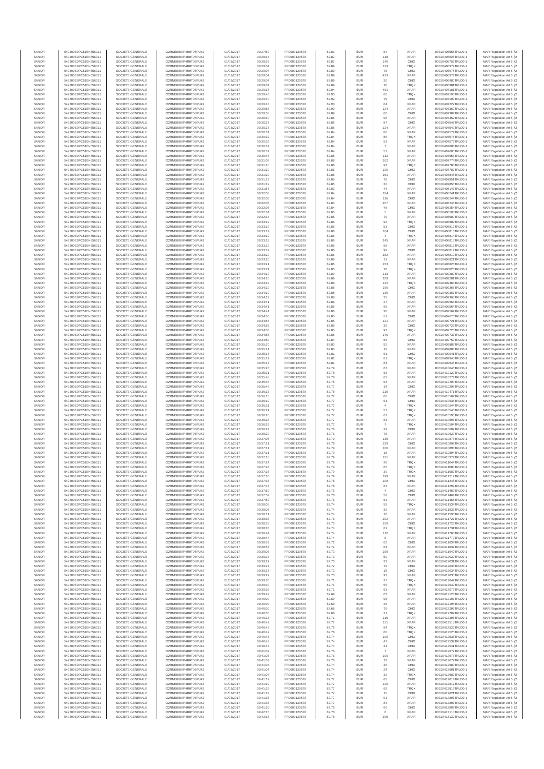| SANOFI | 549300E9PC51EN656011 | SOCIETE GENERALE | O2RNE8IBXP4R0TD8PU42 | 01/03/2017 | 09:27:59 | FR0000120578 | 82.83 | EUR | 64 | XPAR | 00310406555TRLO0-1 | MAR Regulation Art 5 §2 |
|---|---|---|---|---|---|---|---|---|---|---|---|---|
| SANOFI | 549300E9PC51EN656011 | SOCIETE GENERALE | O2RNE8IBXP4R0TD8PU42 | 01/03/2017 | 09:28:14 | FR0000120578 | 82.87 | EUR | 118 | XPAR | 00310406625TRLO0-1 | MAR Regulation Art 5 §2 |
| SANOFI | 549300E9PC51EN656011 | SOCIETE GENERALE | O2RNE8IBXP4R0TD8PU42 | 01/03/2017 | 09:28:36 | FR0000120578 | 82.87 | EUR | 140 | CHIX | 00310406756TRLO0-1 | MAR Regulation Art 5 §2 |
| SANOFI | 549300E9PC51EN656011 | SOCIETE GENERALE | O2RNE8IBXP4R0TD8PU42 | 01/03/2017 | 09:29:04 | FR0000120578 | 82.89 | EUR | 123 | TRQX | 00310406977TRLO0-1 | MAR Regulation Art 5 §2 |
| SANOFI | 549300E9PC51EN656011 | SOCIETE GENERALE | O2RNE8IBXP4R0TD8PU42 | 01/03/2017 | 09:29:04 | FR0000120578 | 82.89 | EUR | 76 | CHIX | 00310406978TRLO0-1 | MAR Regulation Art 5 §2 |
| SANOFI | 549300E9PC51EN656011 | SOCIETE GENERALE | O2RNE8IBXP4R0TD8PU42 | 01/03/2017 | 09:29:04 | FR0000120578 | 82.89 | EUR | 423 | XPAR | 00310406979TRLO0-1 | MAR Regulation Art 5 §2 |
| SANOFI | 549300E9PC51EN656011 | SOCIETE GENERALE | O2RNE8IBXP4R0TD8PU42 | 01/03/2017 | 09:29:04 | FR0000120578 | 82.89 | EUR | 20 | CHIX | 00310406980TRLO0-1 | MAR Regulation Art 5 §2 |
| SANOFI | 549300E9PC51EN656011 | SOCIETE GENERALE | O2RNE8IBXP4R0TD8PU42 | 01/03/2017 | 09:29:04 | FR0000120578 | 82.89 | EUR | 16 | TRQX | 00310406981TRLO0-1 | MAR Regulation Art 5 §2 |
| SANOFI | 549300E9PC51EN656011 | SOCIETE GENERALE | O2RNE8IBXP4R0TD8PU42 | 01/03/2017 | 09:29:37 | FR0000120578 | 82.94 | EUR | 461 | XPAR | 00310407181TRLO0-1 | MAR Regulation Art 5 §2 |
| SANOFI | 549300E9PC51EN656011 | SOCIETE GENERALE | O2RNE8IBXP4R0TD8PU42 | 01/03/2017 | 09:29:40 | FR0000120578 | 82.93 | EUR | 60 | TRQX | 00310407198TRLO0-1 | MAR Regulation Art 5 §2 |
| SANOFI | 549300E9PC51EN656011 | SOCIETE GENERALE | O2RNE8IBXP4R0TD8PU42 | 01/03/2017 | 09:29:40 | FR0000120578 | 82.92 | EUR | 75 | CHIX | 00310407199TRLO0-1 | MAR Regulation Art 5 §2 |
| SANOFI | 549300E9PC51EN656011 | SOCIETE GENERALE | O2RNE8IBXP4R0TD8PU42 | 01/03/2017 | 09:29:43 | FR0000120578 | 82.90 | EUR | 64 | XPAR | 00310407222TRLO0-1 | MAR Regulation Art 5 §2 |
| SANOFI | 549300E9PC51EN656011 | SOCIETE GENERALE | O2RNE8IBXP4R0TD8PU42 | 01/03/2017 | 09:29:56 | FR0000120578 | 82.90 | EUR | 124 | XPAR | 00310407380TRLO0-1 | MAR Regulation Art 5 §2 |
| SANOFI | 549300E9PC51EN656011 | SOCIETE GENERALE | O2RNE8IBXP4R0TD8PU42 | 01/03/2017 | 09:29:58 | FR0000120578 | 82.89 | EUR | 60 | CHIX | 00310407384TRLO0-1 | MAR Regulation Art 5 §2 |
| SANOFI | 549300E9PC51EN656011 | SOCIETE GENERALE | O2RNE8IBXP4R0TD8PU42 | 01/03/2017 | 09:30:10 | FR0000120578 | 82.86 | EUR | 95 | XPAR | 00310407452TRLO0-1 | MAR Regulation Art 5 §2 |
| SANOFI | 549300E9PC51EN656011 | SOCIETE GENERALE | O2RNE8IBXP4R0TD8PU42 | 01/03/2017 | 09:30:27 | FR0000120578 | 82.85 | EUR | 87 | CHIX | 00310407547TRLO0-1 | MAR Regulation Art 5 §2 |
| SANOFI | 549300E9PC51EN656011 | SOCIETE GENERALE | O2RNE8IBXP4R0TD8PU42 | 01/03/2017 | 09:30:27 | FR0000120578 | 82.85 | EUR | 124 | XPAR | 00310407549TRLO0-1 | MAR Regulation Art 5 §2 |
| SANOFI | 549300E9PC51EN656011 | SOCIETE GENERALE | O2RNE8IBXP4R0TD8PU42 | 01/03/2017 | 09:30:31 | FR0000120578 | 82.84 | EUR | 80 | XPAR | 00310407572TRLO0-1 | MAR Regulation Art 5 §2 |
| SANOFI | 549300E9PC51EN656011 | SOCIETE GENERALE | O2RNE8IBXP4R0TD8PU42 | 01/03/2017 | 09:30:32 | FR0000120578 | 82.84 | EUR | 85 | TRQX | 00310407575TRLO0-1 | MAR Regulation Art 5 §2 |
| SANOFI | 549300E9PC51EN656011 | SOCIETE GENERALE | O2RNE8IBXP4R0TD8PU42 | 01/03/2017 | 09:30:32 | FR0000120578 | 82.84 | EUR | 53 | XPAR | 00310407576TRLO0-1 | MAR Regulation Art 5 §2 |
| SANOFI | 549300E9PC51EN656011 | SOCIETE GENERALE | O2RNE8IBXP4R0TD8PU42 | 01/03/2017 | 09:30:37 | FR0000120578 | 82.84 | EUR | 7 | XPAR | 00310407603TRLO0-1 | MAR Regulation Art 5 §2 |
| SANOFI | 549300E9PC51EN656011 | SOCIETE GENERALE | O2RNE8IBXP4R0TD8PU42 | 01/03/2017 | 09:30:37 | FR0000120578 | 82.84 | EUR | 57 | XPAR | 00310407605TRLO0-1 | MAR Regulation Art 5 §2 |
| SANOFI | 549300E9PC51EN656011 | SOCIETE GENERALE | O2RNE8IBXP4R0TD8PU42 | 01/03/2017 | 09:30:48 | FR0000120578 | 82.85 | EUR | 112 | XPAR | 00310407653TRLO0-1 | MAR Regulation Art 5 §2 |
| SANOFI | 549300E9PC51EN656011 | SOCIETE GENERALE | O2RNE8IBXP4R0TD8PU42 | 01/03/2017 | 09:31:09 | FR0000120578 | 82.88 | EUR | 162 | XPAR | 00310407774TRLO0-1 | MAR Regulation Art 5 §2 |
| SANOFI | 549300E9PC51EN656011 | SOCIETE GENERALE | O2RNE8IBXP4R0TD8PU42 | 01/03/2017 | 09:31:10 | FR0000120578 | 82.86 | EUR | 93 | TRQX | 00310407780TRLO0-1 | MAR Regulation Art 5 §2 |
| SANOFI | 549300E9PC51EN656011 | SOCIETE GENERALE | O2RNE8IBXP4R0TD8PU42 | 01/03/2017 | 09:31:10 | FR0000120578 | 82.86 | EUR | 100 | CHIX | 00310407782TRLO0-1 | MAR Regulation Art 5 §2 |
| SANOFI | 549300E9PC51EN656011 | SOCIETE GENERALE | O2RNE8IBXP4R0TD8PU42 | 01/03/2017 | 09:31:19 | FR0000120578 | 82.85 | EUR | 151 | XPAR | 00310407848TRLO0-1 | MAR Regulation Art 5 §2 |
| SANOFI | 549300E9PC51EN656011 | SOCIETE GENERALE | O2RNE8IBXP4R0TD8PU42 | 01/03/2017 | 09:31:19 | FR0000120578 | 82.85 | EUR | 78 | CHIX | 00310407851TRLO0-1 | MAR Regulation Art 5 §2 |
| SANOFI | 549300E9PC51EN656011 | SOCIETE GENERALE | O2RNE8IBXP4R0TD8PU42 | 01/03/2017 | 09:31:19 | FR0000120578 | 82.85 | EUR | 32 | CHIX | 00310407855TRLO0-1 | MAR Regulation Art 5 §2 |
| SANOFI | 549300E9PC51EN656011 | SOCIETE GENERALE | O2RNE8IBXP4R0TD8PU42 | 01/03/2017 | 09:31:57 | FR0000120578 | 82.83 | EUR | 44 | XPAR | 00310408143TRLO0-1 | MAR Regulation Art 5 §2 |
| SANOFI | 549300E9PC51EN656011 | SOCIETE GENERALE | O2RNE8IBXP4R0TD8PU42 | 01/03/2017 | 09:32:08 | FR0000120578 | 82.84 | EUR | 184 | XPAR | 00310408241TRLO0-1 | MAR Regulation Art 5 §2 |
| SANOFI | 549300E9PC51EN656011 | SOCIETE GENERALE | O2RNE8IBXP4R0TD8PU42 | 01/03/2017 | 09:32:08 | FR0000120578 | 82.84 | EUR | 116 | CHIX | 00310408244TRLO0-1 | MAR Regulation Art 5 §2 |
| SANOFI | 549300E9PC51EN656011 | SOCIETE GENERALE | O2RNE8IBXP4R0TD8PU42 | 01/03/2017 | 09:32:08 | FR0000120578 | 82.84 | EUR | 207 | XPAR | 00310408248TRLO0-1 | MAR Regulation Art 5 §2 |
| SANOFI | 549300E9PC51EN656011 | SOCIETE GENERALE | O2RNE8IBXP4R0TD8PU42 | 01/03/2017 | 09:32:08 | FR0000120578 | 82.84 | EUR | 48 | CHIX | 00310408254TRLO0-1 | MAR Regulation Art 5 §2 |
| SANOFI | 549300E9PC51EN656011 | SOCIETE GENERALE | O2RNE8IBXP4R0TD8PU42 | 01/03/2017 | 09:32:34 | FR0000120578 | 82.85 | EUR | 5 | XPAR | 00310408508TRLO0-1 | MAR Regulation Art 5 §2 |
| SANOFI | 549300E9PC51EN656011 | SOCIETE GENERALE | O2RNE8IBXP4R0TD8PU42 | 01/03/2017 | 09:32:34 | FR0000120578 | 82.85 | EUR | 79 | XPAR | 00310408509TRLO0-1 | MAR Regulation Art 5 §2 |
| SANOFI | 549300E9PC51EN656011 | SOCIETE GENERALE | O2RNE8IBXP4R0TD8PU42 | 01/03/2017 | 09:33:19 | FR0000120578 | 82.86 | EUR | 96 | TRQX | 00310408809TRLO0-1 | MAR Regulation Art 5 §2 |
| SANOFI | 549300E9PC51EN656011 | SOCIETE GENERALE | O2RNE8IBXP4R0TD8PU42 | 01/03/2017 | 09:33:19 | FR0000120578 | 82.86 | EUR | 51 | CHIX | 00310408812TRLO0-1 | MAR Regulation Art 5 §2 |
| SANOFI | 549300E9PC51EN656011 | SOCIETE GENERALE | O2RNE8IBXP4R0TD8PU42 | 01/03/2017 | 09:33:19 | FR0000120578 | 82.86 | EUR | 104 | CHIX | 00310408813TRLO0-1 | MAR Regulation Art 5 §2 |
| SANOFI | 549300E9PC51EN656011 | SOCIETE GENERALE | O2RNE8IBXP4R0TD8PU42 | 01/03/2017 | 09:33:19 | FR0000120578 | 82.86 | EUR | 4 | TRQX | 00310408814TRLO0-1 | MAR Regulation Art 5 §2 |
| SANOFI | 549300E9PC51EN656011 | SOCIETE GENERALE | O2RNE8IBXP4R0TD8PU42 | 01/03/2017 | 09:33:19 | FR0000120578 | 82.86 | EUR | 245 | XPAR | 00310408815TRLO0-1 | MAR Regulation Art 5 §2 |
| SANOFI | 549300E9PC51EN656011 | SOCIETE GENERALE | O2RNE8IBXP4R0TD8PU42 | 01/03/2017 | 09:33:19 | FR0000120578 | 82.86 | EUR | 58 | XPAR | 00310408816TRLO0-1 | MAR Regulation Art 5 §2 |
| SANOFI | 549300E9PC51EN656011 | SOCIETE GENERALE | O2RNE8IBXP4R0TD8PU42 | 01/03/2017 | 09:33:19 | FR0000120578 | 82.86 | EUR | 99 | CHIX | 00310408817TRLO0-1 | MAR Regulation Art 5 §2 |
| SANOFI | 549300E9PC51EN656011 | SOCIETE GENERALE | O2RNE8IBXP4R0TD8PU42 | 01/03/2017 | 09:33:20 | FR0000120578 | 82.86 | EUR | 362 | XPAR | 00310408819TRLO0-1 | MAR Regulation Art 5 §2 |
| SANOFI | 549300E9PC51EN656011 | SOCIETE GENERALE | O2RNE8IBXP4R0TD8PU42 | 01/03/2017 | 09:33:20 | FR0000120578 | 82.86 | EUR | 11 | XPAR | 00310408821TRLO0-1 | MAR Regulation Art 5 §2 |
| SANOFI | 549300E9PC51EN656011 | SOCIETE GENERALE | O2RNE8IBXP4R0TD8PU42 | 01/03/2017 | 09:33:21 | FR0000120578 | 82.85 | EUR | 153 | TRQX | 00310408825TRLO0-1 | MAR Regulation Art 5 §2 |
| SANOFI | 549300E9PC51EN656011 | SOCIETE GENERALE | O2RNE8IBXP4R0TD8PU42 | 01/03/2017 | 09:33:21 | FR0000120578 | 82.85 | EUR | 18 | TRQX | 00310408826TRLO0-1 | MAR Regulation Art 5 §2 |
| SANOFI | 549300E9PC51EN656011 | SOCIETE GENERALE | O2RNE8IBXP4R0TD8PU42 | 01/03/2017 | 09:34:10 | FR0000120578 | 82.89 | EUR | 113 | XPAR | 00310409280TRLO0-1 | MAR Regulation Art 5 §2 |
| SANOFI | 549300E9PC51EN656011 | SOCIETE GENERALE | O2RNE8IBXP4R0TD8PU42 | 01/03/2017 | 09:34:10 | FR0000120578 | 82.89 | EUR | 329 | XPAR | 00310409281TRLO0-1 | MAR Regulation Art 5 §2 |
| SANOFI | 549300E9PC51EN656011 | SOCIETE GENERALE | O2RNE8IBXP4R0TD8PU42 | 01/03/2017 | 09:34:19 | FR0000120578 | 82.88 | EUR | 142 | TRQX | 00310409364TRLO0-1 | MAR Regulation Art 5 §2 |
| SANOFI | 549300E9PC51EN656011 | SOCIETE GENERALE | O2RNE8IBXP4R0TD8PU42 | 01/03/2017 | 09:34:19 | FR0000120578 | 82.88 | EUR | 196 | CHIX | 00310409365TRLO0-1 | MAR Regulation Art 5 §2 |
| SANOFI | 549300E9PC51EN656011 | SOCIETE GENERALE | O2RNE8IBXP4R0TD8PU42 | 01/03/2017 | 09:34:19 | FR0000120578 | 82.88 | EUR | 130 | XPAR | 00310409367TRLO0-1 | MAR Regulation Art 5 §2 |
| SANOFI | 549300E9PC51EN656011 | SOCIETE GENERALE | O2RNE8IBXP4R0TD8PU42 | 01/03/2017 | 09:34:19 | FR0000120578 | 82.88 | EUR | 22 | CHIX | 00310409368TRLO0-1 | MAR Regulation Art 5 §2 |
| SANOFI | 549300E9PC51EN656011 | SOCIETE GENERALE | O2RNE8IBXP4R0TD8PU42 | 01/03/2017 | 09:34:41 | FR0000120578 | 82.86 | EUR | 27 | XPAR | 00310409563TRLO0-1 | MAR Regulation Art 5 §2 |
| SANOFI | 549300E9PC51EN656011 | SOCIETE GENERALE | O2RNE8IBXP4R0TD8PU42 | 01/03/2017 | 09:34:41 | FR0000120578 | 82.86 | EUR | 95 | XPAR | 00310409564TRLO0-1 | MAR Regulation Art 5 §2 |
| SANOFI | 549300E9PC51EN656011 | SOCIETE GENERALE | O2RNE8IBXP4R0TD8PU42 | 01/03/2017 | 09:34:41 | FR0000120578 | 82.86 | EUR | 20 | XPAR | 00310409567TRLO0-1 | MAR Regulation Art 5 §2 |
| SANOFI | 549300E9PC51EN656011 | SOCIETE GENERALE | O2RNE8IBXP4R0TD8PU42 | 01/03/2017 | 09:34:56 | FR0000120578 | 82.85 | EUR | 51 | CHIX | 00310409676TRLO0-1 | MAR Regulation Art 5 §2 |
| SANOFI | 549300E9PC51EN656011 | SOCIETE GENERALE | O2RNE8IBXP4R0TD8PU42 | 01/03/2017 | 09:34:58 | FR0000120578 | 82.85 | EUR | 121 | XPAR | 00310409721TRLO0-1 | MAR Regulation Art 5 §2 |
| SANOFI | 549300E9PC51EN656011 | SOCIETE GENERALE | O2RNE8IBXP4R0TD8PU42 | 01/03/2017 | 09:34:58 | FR0000120578 | 82.85 | EUR | 39 | CHIX | 00310409725TRLO0-1 | MAR Regulation Art 5 §2 |
| SANOFI | 549300E9PC51EN656011 | SOCIETE GENERALE | O2RNE8IBXP4R0TD8PU42 | 01/03/2017 | 09:34:58 | FR0000120578 | 82.85 | EUR | 93 | TRQX | 00310409726TRLO0-1 | MAR Regulation Art 5 §2 |
| SANOFI | 549300E9PC51EN656011 | SOCIETE GENERALE | O2RNE8IBXP4R0TD8PU42 | 01/03/2017 | 09:34:58 | FR0000120578 | 82.85 | EUR | 140 | XPAR | 00310409737TRLO0-1 | MAR Regulation Art 5 §2 |
| SANOFI | 549300E9PC51EN656011 | SOCIETE GENERALE | O2RNE8IBXP4R0TD8PU42 | 01/03/2017 | 09:34:59 | FR0000120578 | 82.84 | EUR | 66 | CHIX | 00310409750TRLO0-1 | MAR Regulation Art 5 §2 |
| SANOFI | 549300E9PC51EN656011 | SOCIETE GENERALE | O2RNE8IBXP4R0TD8PU42 | 01/03/2017 | 09:35:10 | FR0000120578 | 82.83 | EUR | 52 | XPAR | 00310409885TRLO0-1 | MAR Regulation Art 5 §2 |
| SANOFI | 549300E9PC51EN656011 | SOCIETE GENERALE | O2RNE8IBXP4R0TD8PU42 | 01/03/2017 | 09:35:11 | FR0000120578 | 82.83 | EUR | 12 | XPAR | 00310409888TRLO0-1 | MAR Regulation Art 5 §2 |
| SANOFI | 549300E9PC51EN656011 | SOCIETE GENERALE | O2RNE8IBXP4R0TD8PU42 | 01/03/2017 | 09:35:17 | FR0000120578 | 82.81 | EUR | 61 | CHIX | 00310409941TRLO0-1 | MAR Regulation Art 5 §2 |
| SANOFI | 549300E9PC51EN656011 | SOCIETE GENERALE | O2RNE8IBXP4R0TD8PU42 | 01/03/2017 | 09:35:17 | FR0000120578 | 82.81 | EUR | 61 | TRQX | 00310409945TRLO0-1 | MAR Regulation Art 5 §2 |
| SANOFI | 549300E9PC51EN656011 | SOCIETE GENERALE | O2RNE8IBXP4R0TD8PU42 | 01/03/2017 | 09:35:17 | FR0000120578 | 82.81 | EUR | 84 | XPAR | 00310409948TRLO0-1 | MAR Regulation Art 5 §2 |
| SANOFI | 549300E9PC51EN656011 | SOCIETE GENERALE | O2RNE8IBXP4R0TD8PU42 | 01/03/2017 | 09:35:26 | FR0000120578 | 82.79 | EUR | 63 | XPAR | 00310410046TRLO0-1 | MAR Regulation Art 5 §2 |
| SANOFI | 549300E9PC51EN656011 | SOCIETE GENERALE | O2RNE8IBXP4R0TD8PU42 | 01/03/2017 | 09:35:31 | FR0000120578 | 82.78 | EUR | 63 | XPAR | 00310410122TRLO0-1 | MAR Regulation Art 5 §2 |
| SANOFI | 549300E9PC51EN656011 | SOCIETE GENERALE | O2RNE8IBXP4R0TD8PU42 | 01/03/2017 | 09:35:48 | FR0000120578 | 82.78 | EUR | 62 | XPAR | 00310410279TRLO0-1 | MAR Regulation Art 5 §2 |
| SANOFI | 549300E9PC51EN656011 | SOCIETE GENERALE | O2RNE8IBXP4R0TD8PU42 | 01/03/2017 | 09:35:48 | FR0000120578 | 82.78 | EUR | 53 | XPAR | 00310410290TRLO0-1 | MAR Regulation Art 5 §2 |
| SANOFI | 549300E9PC51EN656011 | SOCIETE GENERALE | O2RNE8IBXP4R0TD8PU42 | 01/03/2017 | 09:35:49 | FR0000120578 | 82.77 | EUR | 14 | CHIX | 00310410293TRLO0-1 | MAR Regulation Art 5 §2 |
| SANOFI | 549300E9PC51EN656011 | SOCIETE GENERALE | O2RNE8IBXP4R0TD8PU42 | 01/03/2017 | 09:36:13 | FR0000120578 | 82.78 | EUR | 219 | XPAR | 00310410471TRLO0-1 | MAR Regulation Art 5 §2 |
| SANOFI | 549300E9PC51EN656011 | SOCIETE GENERALE | O2RNE8IBXP4R0TD8PU42 | 01/03/2017 | 09:36:15 | FR0000120578 | 82.77 | EUR | 66 | CHIX | 00310410502TRLO0-1 | MAR Regulation Art 5 §2 |
| SANOFI | 549300E9PC51EN656011 | SOCIETE GENERALE | O2RNE8IBXP4R0TD8PU42 | 01/03/2017 | 09:36:19 | FR0000120578 | 82.77 | EUR | 51 | CHIX | 00310410535TRLO0-1 | MAR Regulation Art 5 §2 |
| SANOFI | 549300E9PC51EN656011 | SOCIETE GENERALE | O2RNE8IBXP4R0TD8PU42 | 01/03/2017 | 09:36:21 | FR0000120578 | 82.77 | EUR | 4 | TRQX | 00310410544TRLO0-1 | MAR Regulation Art 5 §2 |
| SANOFI | 549300E9PC51EN656011 | SOCIETE GENERALE | O2RNE8IBXP4R0TD8PU42 | 01/03/2017 | 09:36:21 | FR0000120578 | 82.77 | EUR | 57 | TRQX | 00310410545TRLO0-1 | MAR Regulation Art 5 §2 |
| SANOFI | 549300E9PC51EN656011 | SOCIETE GENERALE | O2RNE8IBXP4R0TD8PU42 | 01/03/2017 | 09:36:26 | FR0000120578 | 82.77 | EUR | 61 | TRQX | 00310410590TRLO0-1 | MAR Regulation Art 5 §2 |
| SANOFI | 549300E9PC51EN656011 | SOCIETE GENERALE | O2RNE8IBXP4R0TD8PU42 | 01/03/2017 | 09:36:26 | FR0000120578 | 82.77 | EUR | 63 | XPAR | 00310410593TRLO0-1 | MAR Regulation Art 5 §2 |
| SANOFI | 549300E9PC51EN656011 | SOCIETE GENERALE | O2RNE8IBXP4R0TD8PU42 | 01/03/2017 | 09:36:26 | FR0000120578 | 82.77 | EUR | 7 | TRQX | 00310410594TRLO0-1 | MAR Regulation Art 5 §2 |
| SANOFI | 549300E9PC51EN656011 | SOCIETE GENERALE | O2RNE8IBXP4R0TD8PU42 | 01/03/2017 | 09:36:27 | FR0000120578 | 82.76 | EUR | 23 | CHIX | 00310410602TRLO0-1 | MAR Regulation Art 5 §2 |
| SANOFI | 549300E9PC51EN656011 | SOCIETE GENERALE | O2RNE8IBXP4R0TD8PU42 | 01/03/2017 | 09:36:29 | FR0000120578 | 82.76 | EUR | 76 | XPAR | 00310410620TRLO0-1 | MAR Regulation Art 5 §2 |
| SANOFI | 549300E9PC51EN656011 | SOCIETE GENERALE | O2RNE8IBXP4R0TD8PU42 | 01/03/2017 | 09:37:05 | FR0000120578 | 82.79 | EUR | 135 | XPAR | 00310410873TRLO0-1 | MAR Regulation Art 5 §2 |
| SANOFI | 549300E9PC51EN656011 | SOCIETE GENERALE | O2RNE8IBXP4R0TD8PU42 | 01/03/2017 | 09:37:11 | FR0000120578 | 82.79 | EUR | 139 | CHIX | 00310410892TRLO0-1 | MAR Regulation Art 5 §2 |
| SANOFI | 549300E9PC51EN656011 | SOCIETE GENERALE | O2RNE8IBXP4R0TD8PU42 | 01/03/2017 | 09:37:11 | FR0000120578 | 82.79 | EUR | 100 | XPAR | 00310410893TRLO0-1 | MAR Regulation Art 5 §2 |
| SANOFI | 549300E9PC51EN656011 | SOCIETE GENERALE | O2RNE8IBXP4R0TD8PU42 | 01/03/2017 | 09:37:11 | FR0000120578 | 82.79 | EUR | 18 | XPAR | 00310410894TRLO0-1 | MAR Regulation Art 5 §2 |
| SANOFI | 549300E9PC51EN656011 | SOCIETE GENERALE | O2RNE8IBXP4R0TD8PU42 | 01/03/2017 | 09:37:18 | FR0000120578 | 82.79 | EUR | 121 | XPAR | 00310410979TRLO0-1 | MAR Regulation Art 5 §2 |
| SANOFI | 549300E9PC51EN656011 | SOCIETE GENERALE | O2RNE8IBXP4R0TD8PU42 | 01/03/2017 | 09:37:24 | FR0000120578 | 82.79 | EUR | 20 | TRQX | 00310411044TRLO0-1 | MAR Regulation Art 5 §2 |
| SANOFI | 549300E9PC51EN656011 | SOCIETE GENERALE | O2RNE8IBXP4R0TD8PU42 | 01/03/2017 | 09:37:28 | FR0000120578 | 82.79 | EUR | 65 | TRQX | 00310411080TRLO0-1 | MAR Regulation Art 5 §2 |
| SANOFI | 549300E9PC51EN656011 | SOCIETE GENERALE | O2RNE8IBXP4R0TD8PU42 | 01/03/2017 | 09:37:28 | FR0000120578 | 82.79 | EUR | 30 | TRQX | 00310411082TRLO0-1 | MAR Regulation Art 5 §2 |
| SANOFI | 549300E9PC51EN656011 | SOCIETE GENERALE | O2RNE8IBXP4R0TD8PU42 | 01/03/2017 | 09:37:38 | FR0000120578 | 82.79 | EUR | 199 | XPAR | 00310411217TRLO0-1 | MAR Regulation Art 5 §2 |
| SANOFI | 549300E9PC51EN656011 | SOCIETE GENERALE | O2RNE8IBXP4R0TD8PU42 | 01/03/2017 | 09:37:38 | FR0000120578 | 82.78 | EUR | 108 | CHIX | 00310411248TRLO0-1 | MAR Regulation Art 5 §2 |
| SANOFI | 549300E9PC51EN656011 | SOCIETE GENERALE | O2RNE8IBXP4R0TD8PU42 | 01/03/2017 | 09:37:43 | FR0000120578 | 82.78 | EUR | 63 | XPAR | 00310411299TRLO0-1 | MAR Regulation Art 5 §2 |
| SANOFI | 549300E9PC51EN656011 | SOCIETE GENERALE | O2RNE8IBXP4R0TD8PU42 | 01/03/2017 | 09:37:59 | FR0000120578 | 82.76 | EUR | 4 | CHIX | 00310411463TRLO0-1 | MAR Regulation Art 5 §2 |
| SANOFI | 549300E9PC51EN656011 | SOCIETE GENERALE | O2RNE8IBXP4R0TD8PU42 | 01/03/2017 | 09:37:59 | FR0000120578 | 82.76 | EUR | 58 | CHIX | 00310411464TRLO0-1 | MAR Regulation Art 5 §2 |
| SANOFI | 549300E9PC51EN656011 | SOCIETE GENERALE | O2RNE8IBXP4R0TD8PU42 | 01/03/2017 | 09:37:59 | FR0000120578 | 82.76 | EUR | 63 | XPAR | 00310411465TRLO0-1 | MAR Regulation Art 5 §2 |
| SANOFI | 549300E9PC51EN656011 | SOCIETE GENERALE | O2RNE8IBXP4R0TD8PU42 | 01/03/2017 | 09:38:05 | FR0000120578 | 82.74 | EUR | 59 | TRQX | 00310411534TRLO0-1 | MAR Regulation Art 5 §2 |
| SANOFI | 549300E9PC51EN656011 | SOCIETE GENERALE | O2RNE8IBXP4R0TD8PU42 | 01/03/2017 | 09:38:05 | FR0000120578 | 82.74 | EUR | 30 | XPAR | 00310411535TRLO0-1 | MAR Regulation Art 5 §2 |
| SANOFI | 549300E9PC51EN656011 | SOCIETE GENERALE | O2RNE8IBXP4R0TD8PU42 | 01/03/2017 | 09:38:11 | FR0000120578 | 82.74 | EUR | 76 | XPAR | 00310411596TRLO0-1 | MAR Regulation Art 5 §2 |
| SANOFI | 549300E9PC51EN656011 | SOCIETE GENERALE | O2RNE8IBXP4R0TD8PU42 | 01/03/2017 | 09:38:35 | FR0000120578 | 82.76 | EUR | 202 | XPAR | 00310411727TRLO0-1 | MAR Regulation Art 5 §2 |
| SANOFI | 549300E9PC51EN656011 | SOCIETE GENERALE | O2RNE8IBXP4R0TD8PU42 | 01/03/2017 | 09:38:35 | FR0000120578 | 82.75 | EUR | 108 | CHIX | 00310411728TRLO0-1 | MAR Regulation Art 5 §2 |
| SANOFI | 549300E9PC51EN656011 | SOCIETE GENERALE | O2RNE8IBXP4R0TD8PU42 | 01/03/2017 | 09:38:35 | FR0000120578 | 82.74 | EUR | 61 | TRQX | 00310411731TRLO0-1 | MAR Regulation Art 5 §2 |
| SANOFI | 549300E9PC51EN656011 | SOCIETE GENERALE | O2RNE8IBXP4R0TD8PU42 | 01/03/2017 | 09:38:44 | FR0000120578 | 82.74 | EUR | 112 | XPAR | 00310411768TRLO0-1 | MAR Regulation Art 5 §2 |
| SANOFI | 549300E9PC51EN656011 | SOCIETE GENERALE | O2RNE8IBXP4R0TD8PU42 | 01/03/2017 | 09:38:44 | FR0000120578 | 82.74 | EUR | 6 | XPAR | 00310411770TRLO0-1 | MAR Regulation Art 5 §2 |
| SANOFI | 549300E9PC51EN656011 | SOCIETE GENERALE | O2RNE8IBXP4R0TD8PU42 | 01/03/2017 | 09:38:53 | FR0000120578 | 82.72 | EUR | 62 | CHIX | 00310411834TRLO0-1 | MAR Regulation Art 5 §2 |
| SANOFI | 549300E9PC51EN656011 | SOCIETE GENERALE | O2RNE8IBXP4R0TD8PU42 | 01/03/2017 | 09:38:53 | FR0000120578 | 82.72 | EUR | 64 | XPAR | 00310411837TRLO0-1 | MAR Regulation Art 5 §2 |
| SANOFI | 549300E9PC51EN656011 | SOCIETE GENERALE | O2RNE8IBXP4R0TD8PU42 | 01/03/2017 | 09:39:08 | FR0000120578 | 82.73 | EUR | 159 | XPAR | 00310411949TRLO0-1 | MAR Regulation Art 5 §2 |
| SANOFI | 549300E9PC51EN656011 | SOCIETE GENERALE | O2RNE8IBXP4R0TD8PU42 | 01/03/2017 | 09:39:27 | FR0000120578 | 82.73 | EUR | 50 | XPAR | 00310412030TRLO0-1 | MAR Regulation Art 5 §2 |
| SANOFI | 549300E9PC51EN656011 | SOCIETE GENERALE | O2RNE8IBXP4R0TD8PU42 | 01/03/2017 | 09:39:27 | FR0000120578 | 82.73 | EUR | 33 | XPAR | 00310412031TRLO0-1 | MAR Regulation Art 5 §2 |
| SANOFI | 549300E9PC51EN656011 | SOCIETE GENERALE | O2RNE8IBXP4R0TD8PU42 | 01/03/2017 | 09:39:27 | FR0000120578 | 82.72 | EUR | 79 | CHIX | 00310412033TRLO0-1 | MAR Regulation Art 5 §2 |
| SANOFI | 549300E9PC51EN656011 | SOCIETE GENERALE | O2RNE8IBXP4R0TD8PU42 | 01/03/2017 | 09:39:27 | FR0000120578 | 82.72 | EUR | 18 | CHIX | 00310412034TRLO0-1 | MAR Regulation Art 5 §2 |
| SANOFI | 549300E9PC51EN656011 | SOCIETE GENERALE | O2RNE8IBXP4R0TD8PU42 | 01/03/2017 | 09:39:27 | FR0000120578 | 82.73 | EUR | 93 | XPAR | 00310412035TRLO0-1 | MAR Regulation Art 5 §2 |
| SANOFI | 549300E9PC51EN656011 | SOCIETE GENERALE | O2RNE8IBXP4R0TD8PU42 | 01/03/2017 | 09:39:30 | FR0000120578 | 82.71 | EUR | 37 | TRQX | 00310412047TRLO0-1 | MAR Regulation Art 5 §2 |
| SANOFI | 549300E9PC51EN656011 | SOCIETE GENERALE | O2RNE8IBXP4R0TD8PU42 | 01/03/2017 | 09:39:30 | FR0000120578 | 82.71 | EUR | 55 | TRQX | 00310412049TRLO0-1 | MAR Regulation Art 5 §2 |
| SANOFI | 549300E9PC51EN656011 | SOCIETE GENERALE | O2RNE8IBXP4R0TD8PU42 | 01/03/2017 | 09:39:36 | FR0000120578 | 82.71 | EUR | 63 | XPAR | 00310412073TRLO0-1 | MAR Regulation Art 5 §2 |
| SANOFI | 549300E9PC51EN656011 | SOCIETE GENERALE | O2RNE8IBXP4R0TD8PU42 | 01/03/2017 | 09:39:49 | FR0000120578 | 82.69 | EUR | 63 | XPAR | 00310412123TRLO0-1 | MAR Regulation Art 5 §2 |
| SANOFI | 549300E9PC51EN656011 | SOCIETE GENERALE | O2RNE8IBXP4R0TD8PU42 | 01/03/2017 | 09:40:00 | FR0000120578 | 82.69 | EUR | 95 | XPAR | 00310412197TRLO0-1 | MAR Regulation Art 5 §2 |
| SANOFI | 549300E9PC51EN656011 | SOCIETE GENERALE | O2RNE8IBXP4R0TD8PU42 | 01/03/2017 | 09:40:00 | FR0000120578 | 82.69 | EUR | 25 | XPAR | 00310412198TRLO0-1 | MAR Regulation Art 5 §2 |
| SANOFI | 549300E9PC51EN656011 | SOCIETE GENERALE | O2RNE8IBXP4R0TD8PU42 | 01/03/2017 | 09:40:00 | FR0000120578 | 82.68 | EUR | 79 | CHIX | 00310412205TRLO0-1 | MAR Regulation Art 5 §2 |
| SANOFI | 549300E9PC51EN656011 | SOCIETE GENERALE | O2RNE8IBXP4R0TD8PU42 | 01/03/2017 | 09:40:00 | FR0000120578 | 82.68 | EUR | 21 | TRQX | 00310412207TRLO0-1 | MAR Regulation Art 5 §2 |
| SANOFI | 549300E9PC51EN656011 | SOCIETE GENERALE | O2RNE8IBXP4R0TD8PU42 | 01/03/2017 | 09:40:23 | FR0000120578 | 82.71 | EUR | 216 | XPAR | 00310412398TRLO0-1 | MAR Regulation Art 5 §2 |
| SANOFI | 549300E9PC51EN656011 | SOCIETE GENERALE | O2RNE8IBXP4R0TD8PU42 | 01/03/2017 | 09:40:42 | FR0000120578 | 82.77 | EUR | 151 | XPAR | 00310412518TRLO0-1 | MAR Regulation Art 5 §2 |
| SANOFI | 549300E9PC51EN656011 | SOCIETE GENERALE | O2RNE8IBXP4R0TD8PU42 | 01/03/2017 | 09:40:42 | FR0000120578 | 82.76 | EUR | 84 | TRQX | 00310412523TRLO0-1 | MAR Regulation Art 5 §2 |
| SANOFI | 549300E9PC51EN656011 | SOCIETE GENERALE | O2RNE8IBXP4R0TD8PU42 | 01/03/2017 | 09:40:42 | FR0000120578 | 82.76 | EUR | 60 | TRQX | 00310412525TRLO0-1 | MAR Regulation Art 5 §2 |
| SANOFI | 549300E9PC51EN656011 | SOCIETE GENERALE | O2RNE8IBXP4R0TD8PU42 | 01/03/2017 | 09:40:43 | FR0000120578 | 82.74 | EUR | 100 | CHIX | 00310412536TRLO0-1 | MAR Regulation Art 5 §2 |
| SANOFI | 549300E9PC51EN656011 | SOCIETE GENERALE | O2RNE8IBXP4R0TD8PU42 | 01/03/2017 | 09:40:43 | FR0000120578 | 82.74 | EUR | 47 | CHIX | 00310412537TRLO0-1 | MAR Regulation Art 5 §2 |
| SANOFI | 549300E9PC51EN656011 | SOCIETE GENERALE | O2RNE8IBXP4R0TD8PU42 | 01/03/2017 | 09:40:43 | FR0000120578 | 82.74 | EUR | 34 | CHIX | 00310412541TRLO0-1 | MAR Regulation Art 5 §2 |
| SANOFI | 549300E9PC51EN656011 | SOCIETE GENERALE | O2RNE8IBXP4R0TD8PU42 | 01/03/2017 | 09:41:02 | FR0000120578 | 82.76 | EUR | 7 | XPAR | 00310412672TRLO0-1 | MAR Regulation Art 5 §2 |
| SANOFI | 549300E9PC51EN656011 | SOCIETE GENERALE | O2RNE8IBXP4R0TD8PU42 | 01/03/2017 | 09:41:03 | FR0000120578 | 82.76 | EUR | 100 | XPAR | 00310412676TRLO0-1 | MAR Regulation Art 5 §2 |
| SANOFI | 549300E9PC51EN656011 | SOCIETE GENERALE | O2RNE8IBXP4R0TD8PU42 | 01/03/2017 | 09:41:03 | FR0000120578 | 82.76 | EUR | 13 | XPAR | 00310412677TRLO0-1 | MAR Regulation Art 5 §2 |
| SANOFI | 549300E9PC51EN656011 | SOCIETE GENERALE | O2RNE8IBXP4R0TD8PU42 | 01/03/2017 | 09:41:04 | FR0000120578 | 82.74 | EUR | 36 | CHIX | 00310412680TRLO0-1 | MAR Regulation Art 5 §2 |
| SANOFI | 549300E9PC51EN656011 | SOCIETE GENERALE | O2RNE8IBXP4R0TD8PU42 | 01/03/2017 | 09:41:04 | FR0000120578 | 82.74 | EUR | 24 | CHIX | 00310412681TRLO0-1 | MAR Regulation Art 5 §2 |
| SANOFI | 549300E9PC51EN656011 | SOCIETE GENERALE | O2RNE8IBXP4R0TD8PU42 | 01/03/2017 | 09:41:04 | FR0000120578 | 82.74 | EUR | 32 | TRQX | 00310412682TRLO0-1 | MAR Regulation Art 5 §2 |
| SANOFI | 549300E9PC51EN656011 | SOCIETE GENERALE | O2RNE8IBXP4R0TD8PU42 | 01/03/2017 | 09:41:19 | FR0000120578 | 82.77 | EUR | 60 | CHIX | 00310412814TRLO0-1 | MAR Regulation Art 5 §2 |
| SANOFI | 549300E9PC51EN656011 | SOCIETE GENERALE | O2RNE8IBXP4R0TD8PU42 | 01/03/2017 | 09:41:19 | FR0000120578 | 82.77 | EUR | 120 | XPAR | 00310412817TRLO0-1 | MAR Regulation Art 5 §2 |
| SANOFI | 549300E9PC51EN656011 | SOCIETE GENERALE | O2RNE8IBXP4R0TD8PU42 | 01/03/2017 | 09:41:19 | FR0000120578 | 82.77 | EUR | 69 | TRQX | 00310412819TRLO0-1 | MAR Regulation Art 5 §2 |
| SANOFI | 549300E9PC51EN656011 | SOCIETE GENERALE | O2RNE8IBXP4R0TD8PU42 | 01/03/2017 | 09:41:19 | FR0000120578 | 82.77 | EUR | 15 | CHIX | 00310412821TRLO0-1 | MAR Regulation Art 5 §2 |
| SANOFI | 549300E9PC51EN656011 | SOCIETE GENERALE | O2RNE8IBXP4R0TD8PU42 | 01/03/2017 | 09:41:35 | FR0000120578 | 82.77 | EUR | 91 | XPAR | 00310412896TRLO0-1 | MAR Regulation Art 5 §2 |
| SANOFI | 549300E9PC51EN656011 | SOCIETE GENERALE | O2RNE8IBXP4R0TD8PU42 | 01/03/2017 | 09:41:35 | FR0000120578 | 82.77 | EUR | 84 | XPAR | 00310412897TRLO0-1 | MAR Regulation Art 5 §2 |
| SANOFI | 549300E9PC51EN656011 | SOCIETE GENERALE | O2RNE8IBXP4R0TD8PU42 | 01/03/2017 | 09:41:36 | FR0000120578 | 82.76 | EUR | 60 | CHIX | 00310412899TRLO0-1 | MAR Regulation Art 5 §2 |
| SANOFI | 549300E9PC51EN656011 | SOCIETE GENERALE | O2RNE8IBXP4R0TD8PU42 | 01/03/2017 | 09:42:15 | FR0000120578 | 82.78 | EUR | 6 | XPAR | 00310413110TRLO0-1 | MAR Regulation Art 5 §2 |
| SANOFI | 549300E9PC51EN656011 | SOCIETE GENERALE | O2RNE8IBXP4R0TD8PU42 | 01/03/2017 | 09:42:18 | FR0000120578 | 82.78 | EUR | 305 | XPAR | 00310413132TRLO0-1 | MAR Regulation Art 5 §2 |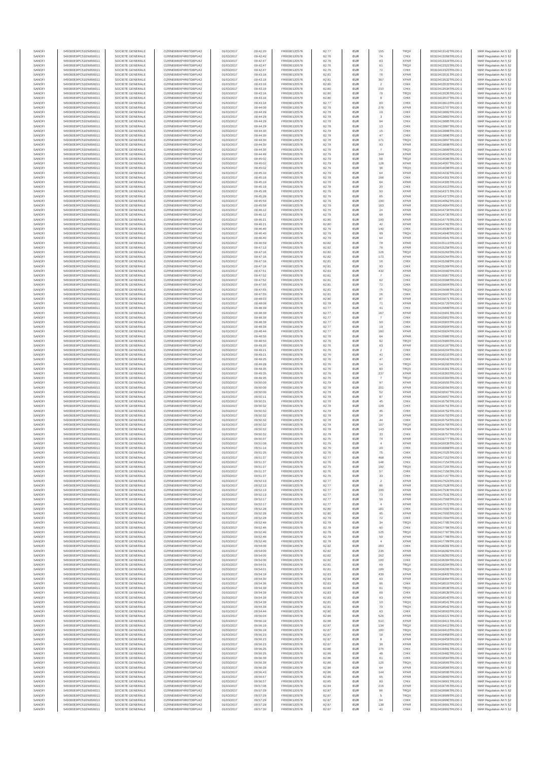| SANOFI | 549300E9PC51EN656011 | SOCIETE GENERALE | O2RNE8IBXP4R0TD8PU42 | 01/03/2017 | 09:42:20 | FR0000120578 | 82.77 | EUR | 155 | TRQX | 00310413142TRLO0-1 | MAR Regulation Art 5 §2 |
|---|---|---|---|---|---|---|---|---|---|---|---|---|
| SANOFI | 549300E9PC51EN656011 | SOCIETE GENERALE | O2RNE8IBXP4R0TD8PU42 | 01/03/2017 | 09:42:42 | FR0000120578 | 82.76 | EUR | 74 | CHIX | 00310413288TRLO0-1 | MAR Regulation Art 5 §2 |
| SANOFI | 549300E9PC51EN656011 | SOCIETE GENERALE | O2RNE8IBXP4R0TD8PU42 | 01/03/2017 | 09:42:47 | FR0000120578 | 82.76 | EUR | 63 | XPAR | 00310413319TRLO0-1 | MAR Regulation Art 5 §2 |
| SANOFI | 549300E9PC51EN656011 | SOCIETE GENERALE | O2RNE8IBXP4R0TD8PU42 | 01/03/2017 | 09:42:47 | FR0000120578 | 82.76 | EUR | 61 | TRQX | 00310413322TRLO0-1 | MAR Regulation Art 5 §2 |
| SANOFI | 549300E9PC51EN656011 | SOCIETE GENERALE | O2RNE8IBXP4R0TD8PU42 | 01/03/2017 | 09:42:47 | FR0000120578 | 82.76 | EUR | 72 | CHIX | 00310413323TRLO0-1 | MAR Regulation Art 5 §2 |
| SANOFI | 549300E9PC51EN656011 | SOCIETE GENERALE | O2RNE8IBXP4R0TD8PU42 | 01/03/2017 | 09:43:16 | FR0000120578 | 82.81 | EUR | 76 | XPAR | 00310413531TRLO0-1 | MAR Regulation Art 5 §2 |
| SANOFI | 549300E9PC51EN656011 | SOCIETE GENERALE | O2RNE8IBXP4R0TD8PU42 | 01/03/2017 | 09:43:16 | FR0000120578 | 82.81 | EUR | 367 | XPAR | 00310413532TRLO0-1 | MAR Regulation Art 5 §2 |
| SANOFI | 549300E9PC51EN656011 | SOCIETE GENERALE | O2RNE8IBXP4R0TD8PU42 | 01/03/2017 | 09:43:16 | FR0000120578 | 82.80 | EUR | 2 | CHIX | 00310413533TRLO0-1 | MAR Regulation Art 5 §2 |
| SANOFI | 549300E9PC51EN656011 | SOCIETE GENERALE | O2RNE8IBXP4R0TD8PU42 | 01/03/2017 | 09:43:16 | FR0000120578 | 82.80 | EUR | 210 | CHIX | 00310413534TRLO0-1 | MAR Regulation Art 5 §2 |
| SANOFI | 549300E9PC51EN656011 | SOCIETE GENERALE | O2RNE8IBXP4R0TD8PU42 | 01/03/2017 | 09:43:16 | FR0000120578 | 82.80 | EUR | 76 | TRQX | 00310413535TRLO0-1 | MAR Regulation Art 5 §2 |
| SANOFI | 549300E9PC51EN656011 | SOCIETE GENERALE | O2RNE8IBXP4R0TD8PU42 | 01/03/2017 | 09:43:16 | FR0000120578 | 82.80 | EUR | 8 | CHIX | 00310413537TRLO0-1 | MAR Regulation Art 5 §2 |
| SANOFI | 549300E9PC51EN656011 | SOCIETE GENERALE | O2RNE8IBXP4R0TD8PU42 | 01/03/2017 | 09:43:34 | FR0000120578 | 82.77 | EUR | 60 | CHIX | 00310413613TRLO0-1 | MAR Regulation Art 5 §2 |
| SANOFI | 549300E9PC51EN656011 | SOCIETE GENERALE | O2RNE8IBXP4R0TD8PU42 | 01/03/2017 | 09:44:00 | FR0000120578 | 82.79 | EUR | 276 | XPAR | 00310413707TRLO0-1 | MAR Regulation Art 5 §2 |
| SANOFI | 549300E9PC51EN656011 | SOCIETE GENERALE | O2RNE8IBXP4R0TD8PU42 | 01/03/2017 | 09:44:29 | FR0000120578 | 82.78 | EUR | 19 | CHIX | 00310413882TRLO0-1 | MAR Regulation Art 5 §2 |
| SANOFI | 549300E9PC51EN656011 | SOCIETE GENERALE | O2RNE8IBXP4R0TD8PU42 | 01/03/2017 | 09:44:29 | FR0000120578 | 82.78 | EUR | 3 | CHIX | 00310413883TRLO0-1 | MAR Regulation Art 5 §2 |
| SANOFI | 549300E9PC51EN656011 | SOCIETE GENERALE | O2RNE8IBXP4R0TD8PU42 | 01/03/2017 | 09:44:29 | FR0000120578 | 82.78 | EUR | 94 | CHIX | 00310413885TRLO0-1 | MAR Regulation Art 5 §2 |
| SANOFI | 549300E9PC51EN656011 | SOCIETE GENERALE | O2RNE8IBXP4R0TD8PU42 | 01/03/2017 | 09:44:29 | FR0000120578 | 82.78 | EUR | 13 | CHIX | 00310413887TRLO0-1 | MAR Regulation Art 5 §2 |
| SANOFI | 549300E9PC51EN656011 | SOCIETE GENERALE | O2RNE8IBXP4R0TD8PU42 | 01/03/2017 | 09:44:30 | FR0000120578 | 82.78 | EUR | 15 | CHIX | 00310413888TRLO0-1 | MAR Regulation Art 5 §2 |
| SANOFI | 549300E9PC51EN656011 | SOCIETE GENERALE | O2RNE8IBXP4R0TD8PU42 | 01/03/2017 | 09:44:30 | FR0000120578 | 82.78 | EUR | 47 | CHIX | 00310413896TRLO0-1 | MAR Regulation Art 5 §2 |
| SANOFI | 549300E9PC51EN656011 | SOCIETE GENERALE | O2RNE8IBXP4R0TD8PU42 | 01/03/2017 | 09:44:30 | FR0000120578 | 82.78 | EUR | 171 | TRQX | 00310413897TRLO0-1 | MAR Regulation Art 5 §2 |
| SANOFI | 549300E9PC51EN656011 | SOCIETE GENERALE | O2RNE8IBXP4R0TD8PU42 | 01/03/2017 | 09:44:30 | FR0000120578 | 82.78 | EUR | 93 | XPAR | 00310413898TRLO0-1 | MAR Regulation Art 5 §2 |
| SANOFI | 549300E9PC51EN656011 | SOCIETE GENERALE | O2RNE8IBXP4R0TD8PU42 | 01/03/2017 | 09:44:30 | FR0000120578 | 82.78 | EUR | 7 | TRQX | 00310413899TRLO0-1 | MAR Regulation Art 5 §2 |
| SANOFI | 549300E9PC51EN656011 | SOCIETE GENERALE | O2RNE8IBXP4R0TD8PU42 | 01/03/2017 | 09:44:49 | FR0000120578 | 82.79 | EUR | 344 | XPAR | 00310414043TRLO0-1 | MAR Regulation Art 5 §2 |
| SANOFI | 549300E9PC51EN656011 | SOCIETE GENERALE | O2RNE8IBXP4R0TD8PU42 | 01/03/2017 | 09:45:02 | FR0000120578 | 82.79 | EUR | 58 | TRQX | 00310414096TRLO0-1 | MAR Regulation Art 5 §2 |
| SANOFI | 549300E9PC51EN656011 | SOCIETE GENERALE | O2RNE8IBXP4R0TD8PU42 | 01/03/2017 | 09:45:02 | FR0000120578 | 82.79 | EUR | 128 | XPAR | 00310414097TRLO0-1 | MAR Regulation Art 5 §2 |
| SANOFI | 549300E9PC51EN656011 | SOCIETE GENERALE | O2RNE8IBXP4R0TD8PU42 | 01/03/2017 | 09:45:02 | FR0000120578 | 82.79 | EUR | 36 | TRQX | 00310414098TRLO0-1 | MAR Regulation Art 5 §2 |
| SANOFI | 549300E9PC51EN656011 | SOCIETE GENERALE | O2RNE8IBXP4R0TD8PU42 | 01/03/2017 | 09:45:10 | FR0000120578 | 82.79 | EUR | 84 | XPAR | 00310414232TRLO0-1 | MAR Regulation Art 5 §2 |
| SANOFI | 549300E9PC51EN656011 | SOCIETE GENERALE | O2RNE8IBXP4R0TD8PU42 | 01/03/2017 | 09:45:19 | FR0000120578 | 82.78 | EUR | 166 | CHIX | 00310414301TRLO0-1 | MAR Regulation Art 5 §2 |
| SANOFI | 549300E9PC51EN656011 | SOCIETE GENERALE | O2RNE8IBXP4R0TD8PU42 | 01/03/2017 | 09:45:19 | FR0000120578 | 82.78 | EUR | 64 | XPAR | 00310414305TRLO0-1 | MAR Regulation Art 5 §2 |
| SANOFI | 549300E9PC51EN656011 | SOCIETE GENERALE | O2RNE8IBXP4R0TD8PU42 | 01/03/2017 | 09:45:19 | FR0000120578 | 82.78 | EUR | 20 | CHIX | 00310414313TRLO0-1 | MAR Regulation Art 5 §2 |
| SANOFI | 549300E9PC51EN656011 | SOCIETE GENERALE | O2RNE8IBXP4R0TD8PU42 | 01/03/2017 | 09:45:28 | FR0000120578 | 82.78 | EUR | 50 | XPAR | 00310414371TRLO0-1 | MAR Regulation Art 5 §2 |
| SANOFI | 549300E9PC51EN656011 | SOCIETE GENERALE | O2RNE8IBXP4R0TD8PU42 | 01/03/2017 | 09:45:28 | FR0000120578 | 82.79 | EUR | 65 | XPAR | 00310414373TRLO0-1 | MAR Regulation Art 5 §2 |
| SANOFI | 549300E9PC51EN656011 | SOCIETE GENERALE | O2RNE8IBXP4R0TD8PU42 | 01/03/2017 | 09:45:59 | FR0000120578 | 82.79 | EUR | 100 | XPAR | 00310414662TRLO0-1 | MAR Regulation Art 5 §2 |
| SANOFI | 549300E9PC51EN656011 | SOCIETE GENERALE | O2RNE8IBXP4R0TD8PU42 | 01/03/2017 | 09:45:59 | FR0000120578 | 82.79 | EUR | 163 | XPAR | 00310414664TRLO0-1 | MAR Regulation Art 5 §2 |
| SANOFI | 549300E9PC51EN656011 | SOCIETE GENERALE | O2RNE8IBXP4R0TD8PU42 | 01/03/2017 | 09:46:12 | FR0000120578 | 82.79 | EUR | 24 | XPAR | 00310414734TRLO0-1 | MAR Regulation Art 5 §2 |
| SANOFI | 549300E9PC51EN656011 | SOCIETE GENERALE | O2RNE8IBXP4R0TD8PU42 | 01/03/2017 | 09:46:12 | FR0000120578 | 82.79 | EUR | 68 | XPAR | 00310414735TRLO0-1 | MAR Regulation Art 5 §2 |
| SANOFI | 549300E9PC51EN656011 | SOCIETE GENERALE | O2RNE8IBXP4R0TD8PU42 | 01/03/2017 | 09:46:21 | FR0000120578 | 82.80 | EUR | 100 | XPAR | 00310414779TRLO0-1 | MAR Regulation Art 5 §2 |
| SANOFI | 549300E9PC51EN656011 | SOCIETE GENERALE | O2RNE8IBXP4R0TD8PU42 | 01/03/2017 | 09:46:21 | FR0000120578 | 82.80 | EUR | 42 | XPAR | 00310414782TRLO0-1 | MAR Regulation Art 5 §2 |
| SANOFI | 549300E9PC51EN656011 | SOCIETE GENERALE | O2RNE8IBXP4R0TD8PU42 | 01/03/2017 | 09:46:40 | FR0000120578 | 82.79 | EUR | 140 | CHIX | 00310414939TRLO0-1 | MAR Regulation Art 5 §2 |
| SANOFI | 549300E9PC51EN656011 | SOCIETE GENERALE | O2RNE8IBXP4R0TD8PU42 | 01/03/2017 | 09:46:40 | FR0000120578 | 82.79 | EUR | 99 | TRQX | 00310414940TRLO0-1 | MAR Regulation Art 5 §2 |
| SANOFI | 549300E9PC51EN656011 | SOCIETE GENERALE | O2RNE8IBXP4R0TD8PU42 | 01/03/2017 | 09:46:40 | FR0000120578 | 82.79 | EUR | 64 | XPAR | 00310414941TRLO0-1 | MAR Regulation Art 5 §2 |
| SANOFI | 549300E9PC51EN656011 | SOCIETE GENERALE | O2RNE8IBXP4R0TD8PU42 | 01/03/2017 | 09:46:59 | FR0000120578 | 82.82 | EUR | 78 | XPAR | 00310415113TRLO0-1 | MAR Regulation Art 5 §2 |
| SANOFI | 549300E9PC51EN656011 | SOCIETE GENERALE | O2RNE8IBXP4R0TD8PU42 | 01/03/2017 | 09:47:13 | FR0000120578 | 82.82 | EUR | 78 | XPAR | 00310415258TRLO0-1 | MAR Regulation Art 5 §2 |
| SANOFI | 549300E9PC51EN656011 | SOCIETE GENERALE | O2RNE8IBXP4R0TD8PU42 | 01/03/2017 | 09:47:16 | FR0000120578 | 82.82 | EUR | 126 | TRQX | 00310415263TRLO0-1 | MAR Regulation Art 5 §2 |
| SANOFI | 549300E9PC51EN656011 | SOCIETE GENERALE | O2RNE8IBXP4R0TD8PU42 | 01/03/2017 | 09:47:16 | FR0000120578 | 82.82 | EUR | 173 | XPAR | 00310415264TRLO0-1 | MAR Regulation Art 5 §2 |
| SANOFI | 549300E9PC51EN656011 | SOCIETE GENERALE | O2RNE8IBXP4R0TD8PU42 | 01/03/2017 | 09:47:16 | FR0000120578 | 82.81 | EUR | 16 | CHIX | 00310415268TRLO0-1 | MAR Regulation Art 5 §2 |
| SANOFI | 549300E9PC51EN656011 | SOCIETE GENERALE | O2RNE8IBXP4R0TD8PU42 | 01/03/2017 | 09:47:16 | FR0000120578 | 82.81 | EUR | 93 | CHIX | 00310415269TRLO0-1 | MAR Regulation Art 5 §2 |
| SANOFI | 549300E9PC51EN656011 | SOCIETE GENERALE | O2RNE8IBXP4R0TD8PU42 | 01/03/2017 | 09:47:51 | FR0000120578 | 82.83 | EUR | 432 | XPAR | 00310415560TRLO0-1 | MAR Regulation Art 5 §2 |
| SANOFI | 549300E9PC51EN656011 | SOCIETE GENERALE | O2RNE8IBXP4R0TD8PU42 | 01/03/2017 | 09:47:52 | FR0000120578 | 82.81 | EUR | 7 | CHIX | 00310415567TRLO0-1 | MAR Regulation Art 5 §2 |
| SANOFI | 549300E9PC51EN656011 | SOCIETE GENERALE | O2RNE8IBXP4R0TD8PU42 | 01/03/2017 | 09:47:52 | FR0000120578 | 82.81 | EUR | 62 | CHIX | 00310415568TRLO0-1 | MAR Regulation Art 5 §2 |
| SANOFI | 549300E9PC51EN656011 | SOCIETE GENERALE | O2RNE8IBXP4R0TD8PU42 | 01/03/2017 | 09:47:55 | FR0000120578 | 82.81 | EUR | 72 | CHIX | 00310415604TRLO0-1 | MAR Regulation Art 5 §2 |
| SANOFI | 549300E9PC51EN656011 | SOCIETE GENERALE | O2RNE8IBXP4R0TD8PU42 | 01/03/2017 | 09:47:55 | FR0000120578 | 82.81 | EUR | 75 | TRQX | 00310415606TRLO0-1 | MAR Regulation Art 5 §2 |
| SANOFI | 549300E9PC51EN656011 | SOCIETE GENERALE | O2RNE8IBXP4R0TD8PU42 | 01/03/2017 | 09:47:55 | FR0000120578 | 82.81 | EUR | 26 | CHIX | 00310415607TRLO0-1 | MAR Regulation Art 5 §2 |
| SANOFI | 549300E9PC51EN656011 | SOCIETE GENERALE | O2RNE8IBXP4R0TD8PU42 | 01/03/2017 | 09:48:03 | FR0000120578 | 82.80 | EUR | 87 | XPAR | 00310415671TRLO0-1 | MAR Regulation Art 5 §2 |
| SANOFI | 549300E9PC51EN656011 | SOCIETE GENERALE | O2RNE8IBXP4R0TD8PU42 | 01/03/2017 | 09:48:08 | FR0000120578 | 82.78 | EUR | 71 | XPAR | 00310415729TRLO0-1 | MAR Regulation Art 5 §2 |
| SANOFI | 549300E9PC51EN656011 | SOCIETE GENERALE | O2RNE8IBXP4R0TD8PU42 | 01/03/2017 | 09:48:39 | FR0000120578 | 82.77 | EUR | 41 | CHIX | 00310415899TRLO0-1 | MAR Regulation Art 5 §2 |
| SANOFI | 549300E9PC51EN656011 | SOCIETE GENERALE | O2RNE8IBXP4R0TD8PU42 | 01/03/2017 | 09:48:39 | FR0000120578 | 82.77 | EUR | 167 | XPAR | 00310415901TRLO0-1 | MAR Regulation Art 5 §2 |
| SANOFI | 549300E9PC51EN656011 | SOCIETE GENERALE | O2RNE8IBXP4R0TD8PU42 | 01/03/2017 | 09:48:39 | FR0000120578 | 82.77 | EUR | 7 | CHIX | 00310415902TRLO0-1 | MAR Regulation Art 5 §2 |
| SANOFI | 549300E9PC51EN656011 | SOCIETE GENERALE | O2RNE8IBXP4R0TD8PU42 | 01/03/2017 | 09:48:39 | FR0000120578 | 82.77 | EUR | 50 | CHIX | 00310415903TRLO0-1 | MAR Regulation Art 5 §2 |
| SANOFI | 549300E9PC51EN656011 | SOCIETE GENERALE | O2RNE8IBXP4R0TD8PU42 | 01/03/2017 | 09:48:39 | FR0000120578 | 82.77 | EUR | 19 | CHIX | 00310415904TRLO0-1 | MAR Regulation Art 5 §2 |
| SANOFI | 549300E9PC51EN656011 | SOCIETE GENERALE | O2RNE8IBXP4R0TD8PU42 | 01/03/2017 | 09:48:44 | FR0000120578 | 82.77 | EUR | 160 | XPAR | 00310415924TRLO0-1 | MAR Regulation Art 5 §2 |
| SANOFI | 549300E9PC51EN656011 | SOCIETE GENERALE | O2RNE8IBXP4R0TD8PU42 | 01/03/2017 | 09:48:50 | FR0000120578 | 82.78 | EUR | 64 | XPAR | 00310415980TRLO0-1 | MAR Regulation Art 5 §2 |
| SANOFI | 549300E9PC51EN656011 | SOCIETE GENERALE | O2RNE8IBXP4R0TD8PU42 | 01/03/2017 | 09:48:50 | FR0000120578 | 82.78 | EUR | 92 | TRQX | 00310415983TRLO0-1 | MAR Regulation Art 5 §2 |
| SANOFI | 549300E9PC51EN656011 | SOCIETE GENERALE | O2RNE8IBXP4R0TD8PU42 | 01/03/2017 | 09:49:20 | FR0000120578 | 82.76 | EUR | 63 | XPAR | 00310416197TRLO0-1 | MAR Regulation Art 5 §2 |
| SANOFI | 549300E9PC51EN656011 | SOCIETE GENERALE | O2RNE8IBXP4R0TD8PU42 | 01/03/2017 | 09:49:21 | FR0000120578 | 82.76 | EUR | 2 | CHIX | 00310416204TRLO0-1 | MAR Regulation Art 5 §2 |
| SANOFI | 549300E9PC51EN656011 | SOCIETE GENERALE | O2RNE8IBXP4R0TD8PU42 | 01/03/2017 | 09:49:21 | FR0000120578 | 82.76 | EUR | 41 | CHIX | 00310416210TRLO0-1 | MAR Regulation Art 5 §2 |
| SANOFI | 549300E9PC51EN656011 | SOCIETE GENERALE | O2RNE8IBXP4R0TD8PU42 | 01/03/2017 | 09:49:25 | FR0000120578 | 82.76 | EUR | 47 | CHIX | 00310416242TRLO0-1 | MAR Regulation Art 5 §2 |
| SANOFI | 549300E9PC51EN656011 | SOCIETE GENERALE | O2RNE8IBXP4R0TD8PU42 | 01/03/2017 | 09:49:28 | FR0000120578 | 82.76 | EUR | 14 | TRQX | 00310416260TRLO0-1 | MAR Regulation Art 5 §2 |
| SANOFI | 549300E9PC51EN656011 | SOCIETE GENERALE | O2RNE8IBXP4R0TD8PU42 | 01/03/2017 | 09:49:35 | FR0000120578 | 82.76 | EUR | 60 | TRQX | 00310416361TRLO0-1 | MAR Regulation Art 5 §2 |
| SANOFI | 549300E9PC51EN656011 | SOCIETE GENERALE | O2RNE8IBXP4R0TD8PU42 | 01/03/2017 | 09:49:35 | FR0000120578 | 82.76 | EUR | 237 | XPAR | 00310416363TRLO0-1 | MAR Regulation Art 5 §2 |
| SANOFI | 549300E9PC51EN656011 | SOCIETE GENERALE | O2RNE8IBXP4R0TD8PU42 | 01/03/2017 | 09:49:35 | FR0000120578 | 82.76 | EUR | 7 | TRQX | 00310416364TRLO0-1 | MAR Regulation Art 5 §2 |
| SANOFI | 549300E9PC51EN656011 | SOCIETE GENERALE | O2RNE8IBXP4R0TD8PU42 | 01/03/2017 | 09:50:00 | FR0000120578 | 82.78 | EUR | 97 | XPAR | 00310416555TRLO0-1 | MAR Regulation Art 5 §2 |
| SANOFI | 549300E9PC51EN656011 | SOCIETE GENERALE | O2RNE8IBXP4R0TD8PU42 | 01/03/2017 | 09:50:00 | FR0000120578 | 82.78 | EUR | 201 | XPAR | 00310416556TRLO0-1 | MAR Regulation Art 5 §2 |
| SANOFI | 549300E9PC51EN656011 | SOCIETE GENERALE | O2RNE8IBXP4R0TD8PU42 | 01/03/2017 | 09:50:00 | FR0000120578 | 82.78 | EUR | 52 | XPAR | 00310416567TRLO0-1 | MAR Regulation Art 5 §2 |
| SANOFI | 549300E9PC51EN656011 | SOCIETE GENERALE | O2RNE8IBXP4R0TD8PU42 | 01/03/2017 | 09:50:11 | FR0000120578 | 82.78 | EUR | 87 | XPAR | 00310416657TRLO0-1 | MAR Regulation Art 5 §2 |
| SANOFI | 549300E9PC51EN656011 | SOCIETE GENERALE | O2RNE8IBXP4R0TD8PU42 | 01/03/2017 | 09:50:31 | FR0000120578 | 82.78 | EUR | 45 | CHIX | 00310416750TRLO0-1 | MAR Regulation Art 5 §2 |
| SANOFI | 549300E9PC51EN656011 | SOCIETE GENERALE | O2RNE8IBXP4R0TD8PU42 | 01/03/2017 | 09:50:32 | FR0000120578 | 82.78 | EUR | 109 | CHIX | 00310416751TRLO0-1 | MAR Regulation Art 5 §2 |
| SANOFI | 549300E9PC51EN656011 | SOCIETE GENERALE | O2RNE8IBXP4R0TD8PU42 | 01/03/2017 | 09:50:32 | FR0000120578 | 82.78 | EUR | 45 | CHIX | 00310416752TRLO0-1 | MAR Regulation Art 5 §2 |
| SANOFI | 549300E9PC51EN656011 | SOCIETE GENERALE | O2RNE8IBXP4R0TD8PU42 | 01/03/2017 | 09:50:32 | FR0000120578 | 82.78 | EUR | 24 | XPAR | 00310416753TRLO0-1 | MAR Regulation Art 5 §2 |
| SANOFI | 549300E9PC51EN656011 | SOCIETE GENERALE | O2RNE8IBXP4R0TD8PU42 | 01/03/2017 | 09:50:32 | FR0000120578 | 82.78 | EUR | 44 | CHIX | 00310416754TRLO0-1 | MAR Regulation Art 5 §2 |
| SANOFI | 549300E9PC51EN656011 | SOCIETE GENERALE | O2RNE8IBXP4R0TD8PU42 | 01/03/2017 | 09:50:32 | FR0000120578 | 82.78 | EUR | 107 | TRQX | 00310416755TRLO0-1 | MAR Regulation Art 5 §2 |
| SANOFI | 549300E9PC51EN656011 | SOCIETE GENERALE | O2RNE8IBXP4R0TD8PU42 | 01/03/2017 | 09:50:32 | FR0000120578 | 82.78 | EUR | 143 | XPAR | 00310416756TRLO0-1 | MAR Regulation Art 5 §2 |
| SANOFI | 549300E9PC51EN656011 | SOCIETE GENERALE | O2RNE8IBXP4R0TD8PU42 | 01/03/2017 | 09:50:32 | FR0000120578 | 82.78 | EUR | 33 | CHIX | 00310416757TRLO0-1 | MAR Regulation Art 5 §2 |
| SANOFI | 549300E9PC51EN656011 | SOCIETE GENERALE | O2RNE8IBXP4R0TD8PU42 | 01/03/2017 | 09:50:37 | FR0000120578 | 82.75 | EUR | 74 | XPAR | 00310416777TRLO0-1 | MAR Regulation Art 5 §2 |
| SANOFI | 549300E9PC51EN656011 | SOCIETE GENERALE | O2RNE8IBXP4R0TD8PU42 | 01/03/2017 | 09:51:08 | FR0000120578 | 82.76 | EUR | 4 | XPAR | 00310416939TRLO0-1 | MAR Regulation Art 5 §2 |
| SANOFI | 549300E9PC51EN656011 | SOCIETE GENERALE | O2RNE8IBXP4R0TD8PU42 | 01/03/2017 | 09:51:14 | FR0000120578 | 82.76 | EUR | 20 | CHIX | 00310416968TRLO0-1 | MAR Regulation Art 5 §2 |
| SANOFI | 549300E9PC51EN656011 | SOCIETE GENERALE | O2RNE8IBXP4R0TD8PU42 | 01/03/2017 | 09:51:25 | FR0000120578 | 82.76 | EUR | 75 | CHIX | 00310417025TRLO0-1 | MAR Regulation Art 5 §2 |
| SANOFI | 549300E9PC51EN656011 | SOCIETE GENERALE | O2RNE8IBXP4R0TD8PU42 | 01/03/2017 | 09:51:37 | FR0000120578 | 82.77 | EUR | 468 | XPAR | 00310417153TRLO0-1 | MAR Regulation Art 5 §2 |
| SANOFI | 549300E9PC51EN656011 | SOCIETE GENERALE | O2RNE8IBXP4R0TD8PU42 | 01/03/2017 | 09:51:37 | FR0000120578 | 82.76 | EUR | 148 | CHIX | 00310417154TRLO0-1 | MAR Regulation Art 5 §2 |
| SANOFI | 549300E9PC51EN656011 | SOCIETE GENERALE | O2RNE8IBXP4R0TD8PU42 | 01/03/2017 | 09:51:37 | FR0000120578 | 82.75 | EUR | 192 | TRQX | 00310417155TRLO0-1 | MAR Regulation Art 5 §2 |
| SANOFI | 549300E9PC51EN656011 | SOCIETE GENERALE | O2RNE8IBXP4R0TD8PU42 | 01/03/2017 | 09:51:37 | FR0000120578 | 82.76 | EUR | 57 | CHIX | 00310417156TRLO0-1 | MAR Regulation Art 5 §2 |
| SANOFI | 549300E9PC51EN656011 | SOCIETE GENERALE | O2RNE8IBXP4R0TD8PU42 | 01/03/2017 | 09:51:37 | FR0000120578 | 82.76 | EUR | 33 | CHIX | 00310417157TRLO0-1 | MAR Regulation Art 5 §2 |
| SANOFI | 549300E9PC51EN656011 | SOCIETE GENERALE | O2RNE8IBXP4R0TD8PU42 | 01/03/2017 | 09:52:13 | FR0000120578 | 82.77 | EUR | 2 | XPAR | 00310417524TRLO0-1 | MAR Regulation Art 5 §2 |
| SANOFI | 549300E9PC51EN656011 | SOCIETE GENERALE | O2RNE8IBXP4R0TD8PU42 | 01/03/2017 | 09:52:13 | FR0000120578 | 82.77 | EUR | 86 | XPAR | 00310417528TRLO0-1 | MAR Regulation Art 5 §2 |
| SANOFI | 549300E9PC51EN656011 | SOCIETE GENERALE | O2RNE8IBXP4R0TD8PU42 | 01/03/2017 | 09:52:13 | FR0000120578 | 82.77 | EUR | 200 | XPAR | 00310417530TRLO0-1 | MAR Regulation Art 5 §2 |
| SANOFI | 549300E9PC51EN656011 | SOCIETE GENERALE | O2RNE8IBXP4R0TD8PU42 | 01/03/2017 | 09:52:13 | FR0000120578 | 82.77 | EUR | 73 | XPAR | 00310417531TRLO0-1 | MAR Regulation Art 5 §2 |
| SANOFI | 549300E9PC51EN656011 | SOCIETE GENERALE | O2RNE8IBXP4R0TD8PU42 | 01/03/2017 | 09:52:17 | FR0000120578 | 82.77 | EUR | 59 | XPAR | 00310417568TRLO0-1 | MAR Regulation Art 5 §2 |
| SANOFI | 549300E9PC51EN656011 | SOCIETE GENERALE | O2RNE8IBXP4R0TD8PU42 | 01/03/2017 | 09:52:17 | FR0000120578 | 82.77 | EUR | 4 | XPAR | 00310417572TRLO0-1 | MAR Regulation Art 5 §2 |
| SANOFI | 549300E9PC51EN656011 | SOCIETE GENERALE | O2RNE8IBXP4R0TD8PU42 | 01/03/2017 | 09:52:28 | FR0000120578 | 82.80 | EUR | 181 | CHIX | 00310417692TRLO0-1 | MAR Regulation Art 5 §2 |
| SANOFI | 549300E9PC51EN656011 | SOCIETE GENERALE | O2RNE8IBXP4R0TD8PU42 | 01/03/2017 | 09:52:28 | FR0000120578 | 82.80 | EUR | 95 | XPAR | 00310417693TRLO0-1 | MAR Regulation Art 5 §2 |
| SANOFI | 549300E9PC51EN656011 | SOCIETE GENERALE | O2RNE8IBXP4R0TD8PU42 | 01/03/2017 | 09:52:28 | FR0000120578 | 82.79 | EUR | 72 | CHIX | 00310417694TRLO0-1 | MAR Regulation Art 5 §2 |
| SANOFI | 549300E9PC51EN656011 | SOCIETE GENERALE | O2RNE8IBXP4R0TD8PU42 | 01/03/2017 | 09:52:46 | FR0000120578 | 82.78 | EUR | 34 | TRQX | 00310417785TRLO0-1 | MAR Regulation Art 5 §2 |
| SANOFI | 549300E9PC51EN656011 | SOCIETE GENERALE | O2RNE8IBXP4R0TD8PU42 | 01/03/2017 | 09:52:46 | FR0000120578 | 82.78 | EUR | 60 | CHIX | 00310417786TRLO0-1 | MAR Regulation Art 5 §2 |
| SANOFI | 549300E9PC51EN656011 | SOCIETE GENERALE | O2RNE8IBXP4R0TD8PU42 | 01/03/2017 | 09:52:46 | FR0000120578 | 82.78 | EUR | 125 | TRQX | 00310417787TRLO0-1 | MAR Regulation Art 5 §2 |
| SANOFI | 549300E9PC51EN656011 | SOCIETE GENERALE | O2RNE8IBXP4R0TD8PU42 | 01/03/2017 | 09:52:46 | FR0000120578 | 82.78 | EUR | 59 | XPAR | 00310417788TRLO0-1 | MAR Regulation Art 5 §2 |
| SANOFI | 549300E9PC51EN656011 | SOCIETE GENERALE | O2RNE8IBXP4R0TD8PU42 | 01/03/2017 | 09:52:46 | FR0000120578 | 82.78 | EUR | 4 | XPAR | 00310417789TRLO0-1 | MAR Regulation Art 5 §2 |
| SANOFI | 549300E9PC51EN656011 | SOCIETE GENERALE | O2RNE8IBXP4R0TD8PU42 | 01/03/2017 | 09:54:00 | FR0000120578 | 82.82 | EUR | 283 | CHIX | 00310418281TRLO0-1 | MAR Regulation Art 5 §2 |
| SANOFI | 549300E9PC51EN656011 | SOCIETE GENERALE | O2RNE8IBXP4R0TD8PU42 | 01/03/2017 | 09:54:00 | FR0000120578 | 82.82 | EUR | 235 | XPAR | 00310418282TRLO0-1 | MAR Regulation Art 5 §2 |
| SANOFI | 549300E9PC51EN656011 | SOCIETE GENERALE | O2RNE8IBXP4R0TD8PU42 | 01/03/2017 | 09:54:00 | FR0000120578 | 82.82 | EUR | 262 | XPAR | 00310418283TRLO0-1 | MAR Regulation Art 5 §2 |
| SANOFI | 549300E9PC51EN656011 | SOCIETE GENERALE | O2RNE8IBXP4R0TD8PU42 | 01/03/2017 | 09:54:00 | FR0000120578 | 82.82 | EUR | 100 | CHIX | 00310418284TRLO0-1 | MAR Regulation Art 5 §2 |
| SANOFI | 549300E9PC51EN656011 | SOCIETE GENERALE | O2RNE8IBXP4R0TD8PU42 | 01/03/2017 | 09:54:01 | FR0000120578 | 82.81 | EUR | 69 | TRQX | 00310418294TRLO0-1 | MAR Regulation Art 5 §2 |
| SANOFI | 549300E9PC51EN656011 | SOCIETE GENERALE | O2RNE8IBXP4R0TD8PU42 | 01/03/2017 | 09:54:01 | FR0000120578 | 82.81 | EUR | 189 | TRQX | 00310418295TRLO0-1 | MAR Regulation Art 5 §2 |
| SANOFI | 549300E9PC51EN656011 | SOCIETE GENERALE | O2RNE8IBXP4R0TD8PU42 | 01/03/2017 | 09:54:19 | FR0000120578 | 82.83 | EUR | 439 | XPAR | 00310418402TRLO0-1 | MAR Regulation Art 5 §2 |
| SANOFI | 549300E9PC51EN656011 | SOCIETE GENERALE | O2RNE8IBXP4R0TD8PU42 | 01/03/2017 | 09:54:30 | FR0000120578 | 82.84 | EUR | 63 | XPAR | 00310418484TRLO0-1 | MAR Regulation Art 5 §2 |
| SANOFI | 549300E9PC51EN656011 | SOCIETE GENERALE | O2RNE8IBXP4R0TD8PU42 | 01/03/2017 | 09:54:36 | FR0000120578 | 82.83 | EUR | 86 | CHIX | 00310418510TRLO0-1 | MAR Regulation Art 5 §2 |
| SANOFI | 549300E9PC51EN656011 | SOCIETE GENERALE | O2RNE8IBXP4R0TD8PU42 | 01/03/2017 | 09:54:39 | FR0000120578 | 82.83 | EUR | 61 | TRQX | 00310418538TRLO0-1 | MAR Regulation Art 5 §2 |
| SANOFI | 549300E9PC51EN656011 | SOCIETE GENERALE | O2RNE8IBXP4R0TD8PU42 | 01/03/2017 | 09:54:39 | FR0000120578 | 82.83 | EUR | 69 | CHIX | 00310418539TRLO0-1 | MAR Regulation Art 5 §2 |
| SANOFI | 549300E9PC51EN656011 | SOCIETE GENERALE | O2RNE8IBXP4R0TD8PU42 | 01/03/2017 | 09:54:39 | FR0000120578 | 82.83 | EUR | 63 | XPAR | 00310418540TRLO0-1 | MAR Regulation Art 5 §2 |
| SANOFI | 549300E9PC51EN656011 | SOCIETE GENERALE | O2RNE8IBXP4R0TD8PU42 | 01/03/2017 | 09:54:39 | FR0000120578 | 82.81 | EUR | 10 | TRQX | 00310418541TRLO0-1 | MAR Regulation Art 5 §2 |
| SANOFI | 549300E9PC51EN656011 | SOCIETE GENERALE | O2RNE8IBXP4R0TD8PU42 | 01/03/2017 | 09:54:39 | FR0000120578 | 82.81 | EUR | 70 | TRQX | 00310418542TRLO0-1 | MAR Regulation Art 5 §2 |
| SANOFI | 549300E9PC51EN656011 | SOCIETE GENERALE | O2RNE8IBXP4R0TD8PU42 | 01/03/2017 | 09:54:44 | FR0000120578 | 82.80 | EUR | 63 | CHIX | 00310418563TRLO0-1 | MAR Regulation Art 5 §2 |
| SANOFI | 549300E9PC51EN656011 | SOCIETE GENERALE | O2RNE8IBXP4R0TD8PU42 | 01/03/2017 | 09:56:04 | FR0000120578 | 82.86 | EUR | 526 | XPAR | 00310419223TRLO0-1 | MAR Regulation Art 5 §2 |
| SANOFI | 549300E9PC51EN656011 | SOCIETE GENERALE | O2RNE8IBXP4R0TD8PU42 | 01/03/2017 | 09:56:19 | FR0000120578 | 82.88 | EUR | 510 | XPAR | 00310419411TRLO0-1 | MAR Regulation Art 5 §2 |
| SANOFI | 549300E9PC51EN656011 | SOCIETE GENERALE | O2RNE8IBXP4R0TD8PU42 | 01/03/2017 | 09:56:19 | FR0000120578 | 82.87 | EUR | 134 | TRQX | 00310419412TRLO0-1 | MAR Regulation Art 5 §2 |
| SANOFI | 549300E9PC51EN656011 | SOCIETE GENERALE | O2RNE8IBXP4R0TD8PU42 | 01/03/2017 | 09:56:19 | FR0000120578 | 82.87 | EUR | 100 | TRQX | 00310419413TRLO0-1 | MAR Regulation Art 5 §2 |
| SANOFI | 549300E9PC51EN656011 | SOCIETE GENERALE | O2RNE8IBXP4R0TD8PU42 | 01/03/2017 | 09:56:23 | FR0000120578 | 82.87 | EUR | 18 | XPAR | 00310419458TRLO0-1 | MAR Regulation Art 5 §2 |
| SANOFI | 549300E9PC51EN656011 | SOCIETE GENERALE | O2RNE8IBXP4R0TD8PU42 | 01/03/2017 | 09:56:23 | FR0000120578 | 82.87 | EUR | 8 | XPAR | 00310419459TRLO0-1 | MAR Regulation Art 5 §2 |
| SANOFI | 549300E9PC51EN656011 | SOCIETE GENERALE | O2RNE8IBXP4R0TD8PU42 | 01/03/2017 | 09:56:23 | FR0000120578 | 82.87 | EUR | 38 | XPAR | 00310419460TRLO0-1 | MAR Regulation Art 5 §2 |
| SANOFI | 549300E9PC51EN656011 | SOCIETE GENERALE | O2RNE8IBXP4R0TD8PU42 | 01/03/2017 | 09:56:25 | FR0000120578 | 82.86 | EUR | 275 | CHIX | 00310419481TRLO0-1 | MAR Regulation Art 5 §2 |
| SANOFI | 549300E9PC51EN656011 | SOCIETE GENERALE | O2RNE8IBXP4R0TD8PU42 | 01/03/2017 | 09:56:25 | FR0000120578 | 82.86 | EUR | 48 | CHIX | 00310419482TRLO0-1 | MAR Regulation Art 5 §2 |
| SANOFI | 549300E9PC51EN656011 | SOCIETE GENERALE | O2RNE8IBXP4R0TD8PU42 | 01/03/2017 | 09:56:39 | FR0000120578 | 82.86 | EUR | 61 | CHIX | 00310419564TRLO0-1 | MAR Regulation Art 5 §2 |
| SANOFI | 549300E9PC51EN656011 | SOCIETE GENERALE | O2RNE8IBXP4R0TD8PU42 | 01/03/2017 | 09:56:39 | FR0000120578 | 82.86 | EUR | 125 | TRQX | 00310419565TRLO0-1 | MAR Regulation Art 5 §2 |
| SANOFI | 549300E9PC51EN656011 | SOCIETE GENERALE | O2RNE8IBXP4R0TD8PU42 | 01/03/2017 | 09:56:39 | FR0000120578 | 82.86 | EUR | 64 | XPAR | 00310419566TRLO0-1 | MAR Regulation Art 5 §2 |
| SANOFI | 549300E9PC51EN656011 | SOCIETE GENERALE | O2RNE8IBXP4R0TD8PU42 | 01/03/2017 | 09:56:43 | FR0000120578 | 82.86 | EUR | 144 | XPAR | 00310419595TRLO0-1 | MAR Regulation Art 5 §2 |
| SANOFI | 549300E9PC51EN656011 | SOCIETE GENERALE | O2RNE8IBXP4R0TD8PU42 | 01/03/2017 | 09:56:57 | FR0000120578 | 82.85 | EUR | 65 | XPAR | 00310419660TRLO0-1 | MAR Regulation Art 5 §2 |
| SANOFI | 549300E9PC51EN656011 | SOCIETE GENERALE | O2RNE8IBXP4R0TD8PU42 | 01/03/2017 | 09:56:57 | FR0000120578 | 82.85 | EUR | 60 | CHIX | 00310419661TRLO0-1 | MAR Regulation Art 5 §2 |
| SANOFI | 549300E9PC51EN656011 | SOCIETE GENERALE | O2RNE8IBXP4R0TD8PU42 | 01/03/2017 | 09:57:08 | FR0000120578 | 82.84 | EUR | 216 | XPAR | 00310419705TRLO0-1 | MAR Regulation Art 5 §2 |
| SANOFI | 549300E9PC51EN656011 | SOCIETE GENERALE | O2RNE8IBXP4R0TD8PU42 | 01/03/2017 | 09:57:29 | FR0000120578 | 82.87 | EUR | 86 | TRQX | 00310419986TRLO0-1 | MAR Regulation Art 5 §2 |
| SANOFI | 549300E9PC51EN656011 | SOCIETE GENERALE | O2RNE8IBXP4R0TD8PU42 | 01/03/2017 | 09:57:29 | FR0000120578 | 82.87 | EUR | 5 | TRQX | 00310419989TRLO0-1 | MAR Regulation Art 5 §2 |
| SANOFI | 549300E9PC51EN656011 | SOCIETE GENERALE | O2RNE8IBXP4R0TD8PU42 | 01/03/2017 | 09:57:29 | FR0000120578 | 82.87 | EUR | 54 | CHIX | 00310419990TRLO0-1 | MAR Regulation Art 5 §2 |
| SANOFI | 549300E9PC51EN656011 | SOCIETE GENERALE | O2RNE8IBXP4R0TD8PU42 | 01/03/2017 | 09:57:29 | FR0000120578 | 82.87 | EUR | 138 | XPAR | 00310419991TRLO0-1 | MAR Regulation Art 5 §2 |
| SANOFI | 549300E9PC51EN656011 | SOCIETE GENERALE | O2RNE8IBXP4R0TD8PU42 | 01/03/2017 | 09:57:30 | FR0000120578 | 82.87 | EUR | 41 | CHIX | 00310419992TRLO0-1 | MAR Regulation Art 5 §2 |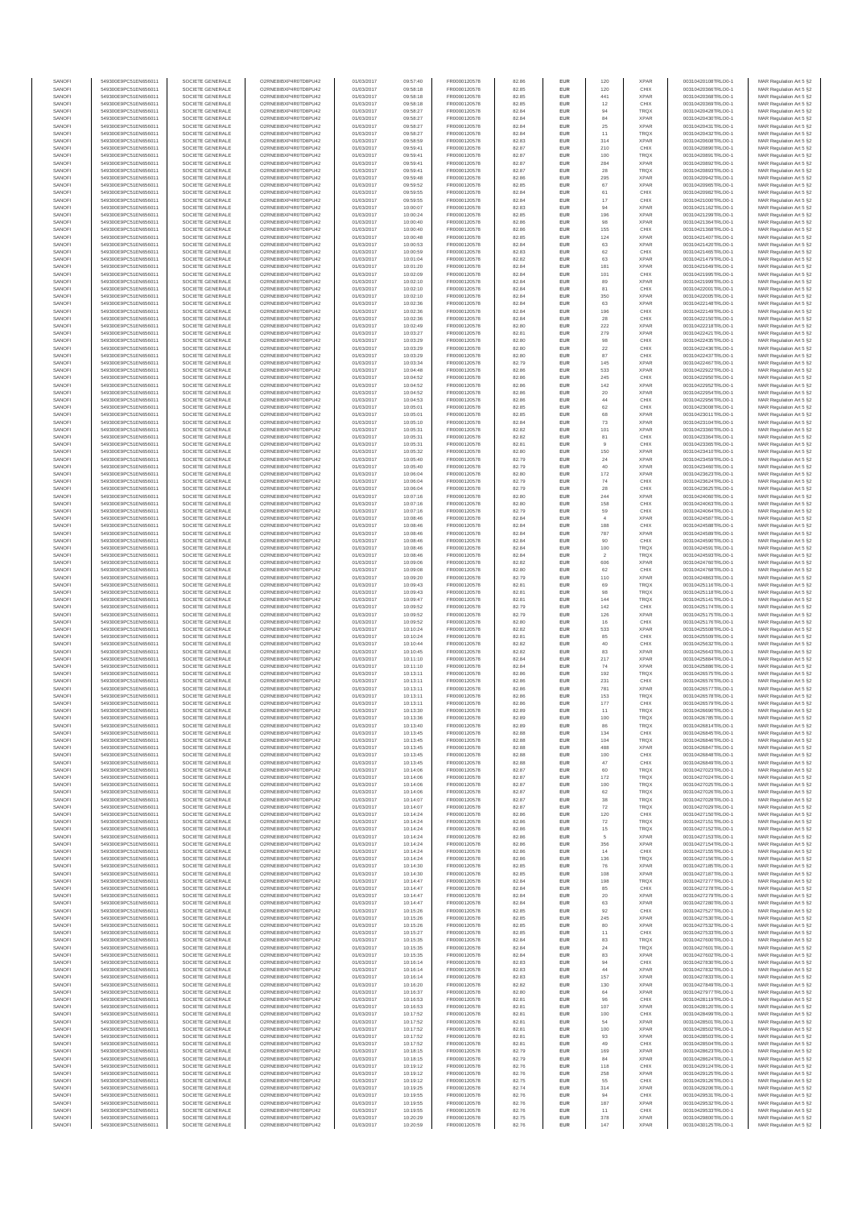| SANOFI | 549300E9PC51EN656011 | SOCIETE GENERALE | O2RNE8IBXP4R0TD8PU42 | 01/03/2017 | 09:57:40 | FR0000120578 | 82.86 | EUR | 120 | XPAR | 00310420108TRLO0-1 | MAR Regulation Art 5 §2 |
|---|---|---|---|---|---|---|---|---|---|---|---|---|
| SANOFI | 549300E9PC51EN656011 | SOCIETE GENERALE | O2RNE8IBXP4R0TD8PU42 | 01/03/2017 | 09:58:18 | FR0000120578 | 82.85 | EUR | 120 | CHIX | 00310420366TRLO0-1 | MAR Regulation Art 5 §2 |
| SANOFI | 549300E9PC51EN656011 | SOCIETE GENERALE | O2RNE8IBXP4R0TD8PU42 | 01/03/2017 | 09:58:18 | FR0000120578 | 82.85 | EUR | 441 | XPAR | 00310420368TRLO0-1 | MAR Regulation Art 5 §2 |
| SANOFI | 549300E9PC51EN656011 | SOCIETE GENERALE | O2RNE8IBXP4R0TD8PU42 | 01/03/2017 | 09:58:18 | FR0000120578 | 82.85 | EUR | 12 | CHIX | 00310420369TRLO0-1 | MAR Regulation Art 5 §2 |
| SANOFI | 549300E9PC51EN656011 | SOCIETE GENERALE | O2RNE8IBXP4R0TD8PU42 | 01/03/2017 | 09:58:27 | FR0000120578 | 82.84 | EUR | 94 | TRQX | 00310420428TRLO0-1 | MAR Regulation Art 5 §2 |
| SANOFI | 549300E9PC51EN656011 | SOCIETE GENERALE | O2RNE8IBXP4R0TD8PU42 | 01/03/2017 | 09:58:27 | FR0000120578 | 82.84 | EUR | 84 | XPAR | 00310420430TRLO0-1 | MAR Regulation Art 5 §2 |
| SANOFI | 549300E9PC51EN656011 | SOCIETE GENERALE | O2RNE8IBXP4R0TD8PU42 | 01/03/2017 | 09:58:27 | FR0000120578 | 82.84 | EUR | 25 | XPAR | 00310420431TRLO0-1 | MAR Regulation Art 5 §2 |
| SANOFI | 549300E9PC51EN656011 | SOCIETE GENERALE | O2RNE8IBXP4R0TD8PU42 | 01/03/2017 | 09:58:27 | FR0000120578 | 82.84 | EUR | 11 | TRQX | 00310420432TRLO0-1 | MAR Regulation Art 5 §2 |
| SANOFI | 549300E9PC51EN656011 | SOCIETE GENERALE | O2RNE8IBXP4R0TD8PU42 | 01/03/2017 | 09:58:59 | FR0000120578 | 82.83 | EUR | 314 | XPAR | 00310420608TRLO0-1 | MAR Regulation Art 5 §2 |
| SANOFI | 549300E9PC51EN656011 | SOCIETE GENERALE | O2RNE8IBXP4R0TD8PU42 | 01/03/2017 | 09:59:41 | FR0000120578 | 82.87 | EUR | 210 | CHIX | 00310420890TRLO0-1 | MAR Regulation Art 5 §2 |
| SANOFI | 549300E9PC51EN656011 | SOCIETE GENERALE | O2RNE8IBXP4R0TD8PU42 | 01/03/2017 | 09:59:41 | FR0000120578 | 82.87 | EUR | 100 | TRQX | 00310420891TRLO0-1 | MAR Regulation Art 5 §2 |
| SANOFI | 549300E9PC51EN656011 | SOCIETE GENERALE | O2RNE8IBXP4R0TD8PU42 | 01/03/2017 | 09:59:41 | FR0000120578 | 82.87 | EUR | 284 | XPAR | 00310420892TRLO0-1 | MAR Regulation Art 5 §2 |
| SANOFI | 549300E9PC51EN656011 | SOCIETE GENERALE | O2RNE8IBXP4R0TD8PU42 | 01/03/2017 | 09:59:41 | FR0000120578 | 82.87 | EUR | 28 | TRQX | 00310420893TRLO0-1 | MAR Regulation Art 5 §2 |
| SANOFI | 549300E9PC51EN656011 | SOCIETE GENERALE | O2RNE8IBXP4R0TD8PU42 | 01/03/2017 | 09:59:48 | FR0000120578 | 82.86 | EUR | 295 | XPAR | 00310420940TRLO0-1 | MAR Regulation Art 5 §2 |
| SANOFI | 549300E9PC51EN656011 | SOCIETE GENERALE | O2RNE8IBXP4R0TD8PU42 | 01/03/2017 | 09:59:52 | FR0000120578 | 82.85 | EUR | 67 | XPAR | 00310420965TRLO0-1 | MAR Regulation Art 5 §2 |
| SANOFI | 549300E9PC51EN656011 | SOCIETE GENERALE | O2RNE8IBXP4R0TD8PU42 | 01/03/2017 | 09:59:55 | FR0000120578 | 82.84 | EUR | 61 | CHIX | 00310420982TRLO0-1 | MAR Regulation Art 5 §2 |
| SANOFI | 549300E9PC51EN656011 | SOCIETE GENERALE | O2RNE8IBXP4R0TD8PU42 | 01/03/2017 | 09:59:55 | FR0000120578 | 82.84 | EUR | 17 | CHIX | 00310421009TRLO0-1 | MAR Regulation Art 5 §2 |
| SANOFI | 549300E9PC51EN656011 | SOCIETE GENERALE | O2RNE8IBXP4R0TD8PU42 | 01/03/2017 | 10:00:07 | FR0000120578 | 82.83 | EUR | 94 | XPAR | 00310421162TRLO0-1 | MAR Regulation Art 5 §2 |
| SANOFI | 549300E9PC51EN656011 | SOCIETE GENERALE | O2RNE8IBXP4R0TD8PU42 | 01/03/2017 | 10:00:24 | FR0000120578 | 82.85 | EUR | 196 | XPAR | 00310421299TRLO0-1 | MAR Regulation Art 5 §2 |
| SANOFI | 549300E9PC51EN656011 | SOCIETE GENERALE | O2RNE8IBXP4R0TD8PU42 | 01/03/2017 | 10:00:40 | FR0000120578 | 82.86 | EUR | 98 | XPAR | 00310421364TRLO0-1 | MAR Regulation Art 5 §2 |
| SANOFI | 549300E9PC51EN656011 | SOCIETE GENERALE | O2RNE8IBXP4R0TD8PU42 | 01/03/2017 | 10:00:40 | FR0000120578 | 82.86 | EUR | 155 | CHIX | 00310421368TRLO0-1 | MAR Regulation Art 5 §2 |
| SANOFI | 549300E9PC51EN656011 | SOCIETE GENERALE | O2RNE8IBXP4R0TD8PU42 | 01/03/2017 | 10:00:48 | FR0000120578 | 82.85 | EUR | 124 | XPAR | 00310421407TRLO0-1 | MAR Regulation Art 5 §2 |
| SANOFI | 549300E9PC51EN656011 | SOCIETE GENERALE | O2RNE8IBXP4R0TD8PU42 | 01/03/2017 | 10:00:53 | FR0000120578 | 82.84 | EUR | 63 | XPAR | 00310421420TRLO0-1 | MAR Regulation Art 5 §2 |
| SANOFI | 549300E9PC51EN656011 | SOCIETE GENERALE | O2RNE8IBXP4R0TD8PU42 | 01/03/2017 | 10:00:59 | FR0000120578 | 82.83 | EUR | 62 | CHIX | 00310421465TRLO0-1 | MAR Regulation Art 5 §2 |
| SANOFI | 549300E9PC51EN656011 | SOCIETE GENERALE | O2RNE8IBXP4R0TD8PU42 | 01/03/2017 | 10:01:04 | FR0000120578 | 82.82 | EUR | 63 | XPAR | 00310421479TRLO0-1 | MAR Regulation Art 5 §2 |
| SANOFI | 549300E9PC51EN656011 | SOCIETE GENERALE | O2RNE8IBXP4R0TD8PU42 | 01/03/2017 | 10:01:20 | FR0000120578 | 82.84 | EUR | 181 | XPAR | 00310421648TRLO0-1 | MAR Regulation Art 5 §2 |
| SANOFI | 549300E9PC51EN656011 | SOCIETE GENERALE | O2RNE8IBXP4R0TD8PU42 | 01/03/2017 | 10:02:09 | FR0000120578 | 82.84 | EUR | 101 | CHIX | 00310421995TRLO0-1 | MAR Regulation Art 5 §2 |
| SANOFI | 549300E9PC51EN656011 | SOCIETE GENERALE | O2RNE8IBXP4R0TD8PU42 | 01/03/2017 | 10:02:10 | FR0000120578 | 82.84 | EUR | 89 | XPAR | 00310421999TRLO0-1 | MAR Regulation Art 5 §2 |
| SANOFI | 549300E9PC51EN656011 | SOCIETE GENERALE | O2RNE8IBXP4R0TD8PU42 | 01/03/2017 | 10:02:10 | FR0000120578 | 82.84 | EUR | 81 | CHIX | 00310422001TRLO0-1 | MAR Regulation Art 5 §2 |
| SANOFI | 549300E9PC51EN656011 | SOCIETE GENERALE | O2RNE8IBXP4R0TD8PU42 | 01/03/2017 | 10:02:10 | FR0000120578 | 82.84 | EUR | 350 | XPAR | 00310422005TRLO0-1 | MAR Regulation Art 5 §2 |
| SANOFI | 549300E9PC51EN656011 | SOCIETE GENERALE | O2RNE8IBXP4R0TD8PU42 | 01/03/2017 | 10:02:36 | FR0000120578 | 82.84 | EUR | 63 | XPAR | 00310422148TRLO0-1 | MAR Regulation Art 5 §2 |
| SANOFI | 549300E9PC51EN656011 | SOCIETE GENERALE | O2RNE8IBXP4R0TD8PU42 | 01/03/2017 | 10:02:36 | FR0000120578 | 82.84 | EUR | 196 | CHIX | 00310422149TRLO0-1 | MAR Regulation Art 5 §2 |
| SANOFI | 549300E9PC51EN656011 | SOCIETE GENERALE | O2RNE8IBXP4R0TD8PU42 | 01/03/2017 | 10:02:36 | FR0000120578 | 82.84 | EUR | 28 | CHIX | 00310422150TRLO0-1 | MAR Regulation Art 5 §2 |
| SANOFI | 549300E9PC51EN656011 | SOCIETE GENERALE | O2RNE8IBXP4R0TD8PU42 | 01/03/2017 | 10:02:49 | FR0000120578 | 82.80 | EUR | 222 | XPAR | 00310422318TRLO0-1 | MAR Regulation Art 5 §2 |
| SANOFI | 549300E9PC51EN656011 | SOCIETE GENERALE | O2RNE8IBXP4R0TD8PU42 | 01/03/2017 | 10:03:27 | FR0000120578 | 82.81 | EUR | 279 | XPAR | 00310422421TRLO0-1 | MAR Regulation Art 5 §2 |
| SANOFI | 549300E9PC51EN656011 | SOCIETE GENERALE | O2RNE8IBXP4R0TD8PU42 | 01/03/2017 | 10:03:29 | FR0000120578 | 82.80 | EUR | 98 | CHIX | 00310422435TRLO0-1 | MAR Regulation Art 5 §2 |
| SANOFI | 549300E9PC51EN656011 | SOCIETE GENERALE | O2RNE8IBXP4R0TD8PU42 | 01/03/2017 | 10:03:29 | FR0000120578 | 82.80 | EUR | 22 | CHIX | 00310422436TRLO0-1 | MAR Regulation Art 5 §2 |
| SANOFI | 549300E9PC51EN656011 | SOCIETE GENERALE | O2RNE8IBXP4R0TD8PU42 | 01/03/2017 | 10:03:29 | FR0000120578 | 82.80 | EUR | 87 | CHIX | 00310422437TRLO0-1 | MAR Regulation Art 5 §2 |
| SANOFI | 549300E9PC51EN656011 | SOCIETE GENERALE | O2RNE8IBXP4R0TD8PU42 | 01/03/2017 | 10:03:34 | FR0000120578 | 82.79 | EUR | 145 | XPAR | 00310422467TRLO0-1 | MAR Regulation Art 5 §2 |
| SANOFI | 549300E9PC51EN656011 | SOCIETE GENERALE | O2RNE8IBXP4R0TD8PU42 | 01/03/2017 | 10:04:48 | FR0000120578 | 82.86 | EUR | 533 | XPAR | 00310422922TRLO0-1 | MAR Regulation Art 5 §2 |
| SANOFI | 549300E9PC51EN656011 | SOCIETE GENERALE | O2RNE8IBXP4R0TD8PU42 | 01/03/2017 | 10:04:52 | FR0000120578 | 82.86 | EUR | 245 | CHIX | 00310422950TRLO0-1 | MAR Regulation Art 5 §2 |
| SANOFI | 549300E9PC51EN656011 | SOCIETE GENERALE | O2RNE8IBXP4R0TD8PU42 | 01/03/2017 | 10:04:52 | FR0000120578 | 82.86 | EUR | 142 | XPAR | 00310422952TRLO0-1 | MAR Regulation Art 5 §2 |
| SANOFI | 549300E9PC51EN656011 | SOCIETE GENERALE | O2RNE8IBXP4R0TD8PU42 | 01/03/2017 | 10:04:52 | FR0000120578 | 82.86 | EUR | 20 | XPAR | 00310422954TRLO0-1 | MAR Regulation Art 5 §2 |
| SANOFI | 549300E9PC51EN656011 | SOCIETE GENERALE | O2RNE8IBXP4R0TD8PU42 | 01/03/2017 | 10:04:53 | FR0000120578 | 82.86 | EUR | 44 | CHIX | 00310422956TRLO0-1 | MAR Regulation Art 5 §2 |
| SANOFI | 549300E9PC51EN656011 | SOCIETE GENERALE | O2RNE8IBXP4R0TD8PU42 | 01/03/2017 | 10:05:01 | FR0000120578 | 82.85 | EUR | 62 | CHIX | 00310423008TRLO0-1 | MAR Regulation Art 5 §2 |
| SANOFI | 549300E9PC51EN656011 | SOCIETE GENERALE | O2RNE8IBXP4R0TD8PU42 | 01/03/2017 | 10:05:01 | FR0000120578 | 82.85 | EUR | 68 | XPAR | 00310423011TRLO0-1 | MAR Regulation Art 5 §2 |
| SANOFI | 549300E9PC51EN656011 | SOCIETE GENERALE | O2RNE8IBXP4R0TD8PU42 | 01/03/2017 | 10:05:10 | FR0000120578 | 82.84 | EUR | 73 | XPAR | 00310423104TRLO0-1 | MAR Regulation Art 5 §2 |
| SANOFI | 549300E9PC51EN656011 | SOCIETE GENERALE | O2RNE8IBXP4R0TD8PU42 | 01/03/2017 | 10:05:31 | FR0000120578 | 82.82 | EUR | 101 | XPAR | 00310423360TRLO0-1 | MAR Regulation Art 5 §2 |
| SANOFI | 549300E9PC51EN656011 | SOCIETE GENERALE | O2RNE8IBXP4R0TD8PU42 | 01/03/2017 | 10:05:31 | FR0000120578 | 82.82 | EUR | 81 | CHIX | 00310423364TRLO0-1 | MAR Regulation Art 5 §2 |
| SANOFI | 549300E9PC51EN656011 | SOCIETE GENERALE | O2RNE8IBXP4R0TD8PU42 | 01/03/2017 | 10:05:31 | FR0000120578 | 82.81 | EUR | 9 | CHIX | 00310423365TRLO0-1 | MAR Regulation Art 5 §2 |
| SANOFI | 549300E9PC51EN656011 | SOCIETE GENERALE | O2RNE8IBXP4R0TD8PU42 | 01/03/2017 | 10:05:32 | FR0000120578 | 82.80 | EUR | 150 | XPAR | 00310423410TRLO0-1 | MAR Regulation Art 5 §2 |
| SANOFI | 549300E9PC51EN656011 | SOCIETE GENERALE | O2RNE8IBXP4R0TD8PU42 | 01/03/2017 | 10:05:40 | FR0000120578 | 82.79 | EUR | 24 | XPAR | 00310423459TRLO0-1 | MAR Regulation Art 5 §2 |
| SANOFI | 549300E9PC51EN656011 | SOCIETE GENERALE | O2RNE8IBXP4R0TD8PU42 | 01/03/2017 | 10:05:40 | FR0000120578 | 82.79 | EUR | 40 | XPAR | 00310423460TRLO0-1 | MAR Regulation Art 5 §2 |
| SANOFI | 549300E9PC51EN656011 | SOCIETE GENERALE | O2RNE8IBXP4R0TD8PU42 | 01/03/2017 | 10:06:04 | FR0000120578 | 82.80 | EUR | 172 | XPAR | 00310423623TRLO0-1 | MAR Regulation Art 5 §2 |
| SANOFI | 549300E9PC51EN656011 | SOCIETE GENERALE | O2RNE8IBXP4R0TD8PU42 | 01/03/2017 | 10:06:04 | FR0000120578 | 82.79 | EUR | 74 | CHIX | 00310423624TRLO0-1 | MAR Regulation Art 5 §2 |
| SANOFI | 549300E9PC51EN656011 | SOCIETE GENERALE | O2RNE8IBXP4R0TD8PU42 | 01/03/2017 | 10:06:04 | FR0000120578 | 82.79 | EUR | 28 | CHIX | 00310423625TRLO0-1 | MAR Regulation Art 5 §2 |
| SANOFI | 549300E9PC51EN656011 | SOCIETE GENERALE | O2RNE8IBXP4R0TD8PU42 | 01/03/2017 | 10:07:16 | FR0000120578 | 82.80 | EUR | 244 | XPAR | 00310424060TRLO0-1 | MAR Regulation Art 5 §2 |
| SANOFI | 549300E9PC51EN656011 | SOCIETE GENERALE | O2RNE8IBXP4R0TD8PU42 | 01/03/2017 | 10:07:16 | FR0000120578 | 82.80 | EUR | 158 | CHIX | 00310424063TRLO0-1 | MAR Regulation Art 5 §2 |
| SANOFI | 549300E9PC51EN656011 | SOCIETE GENERALE | O2RNE8IBXP4R0TD8PU42 | 01/03/2017 | 10:07:16 | FR0000120578 | 82.79 | EUR | 59 | CHIX | 00310424064TRLO0-1 | MAR Regulation Art 5 §2 |
| SANOFI | 549300E9PC51EN656011 | SOCIETE GENERALE | O2RNE8IBXP4R0TD8PU42 | 01/03/2017 | 10:08:46 | FR0000120578 | 82.84 | EUR | 4 | XPAR | 00310424587TRLO0-1 | MAR Regulation Art 5 §2 |
| SANOFI | 549300E9PC51EN656011 | SOCIETE GENERALE | O2RNE8IBXP4R0TD8PU42 | 01/03/2017 | 10:08:46 | FR0000120578 | 82.84 | EUR | 188 | CHIX | 00310424588TRLO0-1 | MAR Regulation Art 5 §2 |
| SANOFI | 549300E9PC51EN656011 | SOCIETE GENERALE | O2RNE8IBXP4R0TD8PU42 | 01/03/2017 | 10:08:46 | FR0000120578 | 82.84 | EUR | 787 | XPAR | 00310424589TRLO0-1 | MAR Regulation Art 5 §2 |
| SANOFI | 549300E9PC51EN656011 | SOCIETE GENERALE | O2RNE8IBXP4R0TD8PU42 | 01/03/2017 | 10:08:46 | FR0000120578 | 82.84 | EUR | 90 | CHIX | 00310424590TRLO0-1 | MAR Regulation Art 5 §2 |
| SANOFI | 549300E9PC51EN656011 | SOCIETE GENERALE | O2RNE8IBXP4R0TD8PU42 | 01/03/2017 | 10:08:46 | FR0000120578 | 82.84 | EUR | 100 | TRQX | 00310424591TRLO0-1 | MAR Regulation Art 5 §2 |
| SANOFI | 549300E9PC51EN656011 | SOCIETE GENERALE | O2RNE8IBXP4R0TD8PU42 | 01/03/2017 | 10:08:46 | FR0000120578 | 82.84 | EUR | 2 | TRQX | 00310424593TRLO0-1 | MAR Regulation Art 5 §2 |
| SANOFI | 549300E9PC51EN656011 | SOCIETE GENERALE | O2RNE8IBXP4R0TD8PU42 | 01/03/2017 | 10:09:06 | FR0000120578 | 82.82 | EUR | 606 | XPAR | 00310424766TRLO0-1 | MAR Regulation Art 5 §2 |
| SANOFI | 549300E9PC51EN656011 | SOCIETE GENERALE | O2RNE8IBXP4R0TD8PU42 | 01/03/2017 | 10:09:08 | FR0000120578 | 82.80 | EUR | 62 | CHIX | 00310424768TRLO0-1 | MAR Regulation Art 5 §2 |
| SANOFI | 549300E9PC51EN656011 | SOCIETE GENERALE | O2RNE8IBXP4R0TD8PU42 | 01/03/2017 | 10:09:20 | FR0000120578 | 82.79 | EUR | 110 | XPAR | 00310424863TRLO0-1 | MAR Regulation Art 5 §2 |
| SANOFI | 549300E9PC51EN656011 | SOCIETE GENERALE | O2RNE8IBXP4R0TD8PU42 | 01/03/2017 | 10:09:43 | FR0000120578 | 82.81 | EUR | 69 | TRQX | 00310425116TRLO0-1 | MAR Regulation Art 5 §2 |
| SANOFI | 549300E9PC51EN656011 | SOCIETE GENERALE | O2RNE8IBXP4R0TD8PU42 | 01/03/2017 | 10:09:43 | FR0000120578 | 82.81 | EUR | 98 | TRQX | 00310425118TRLO0-1 | MAR Regulation Art 5 §2 |
| SANOFI | 549300E9PC51EN656011 | SOCIETE GENERALE | O2RNE8IBXP4R0TD8PU42 | 01/03/2017 | 10:09:47 | FR0000120578 | 82.81 | EUR | 144 | TRQX | 00310425141TRLO0-1 | MAR Regulation Art 5 §2 |
| SANOFI | 549300E9PC51EN656011 | SOCIETE GENERALE | O2RNE8IBXP4R0TD8PU42 | 01/03/2017 | 10:09:52 | FR0000120578 | 82.79 | EUR | 142 | CHIX | 00310425174TRLO0-1 | MAR Regulation Art 5 §2 |
| SANOFI | 549300E9PC51EN656011 | SOCIETE GENERALE | O2RNE8IBXP4R0TD8PU42 | 01/03/2017 | 10:09:52 | FR0000120578 | 82.79 | EUR | 126 | XPAR | 00310425175TRLO0-1 | MAR Regulation Art 5 §2 |
| SANOFI | 549300E9PC51EN656011 | SOCIETE GENERALE | O2RNE8IBXP4R0TD8PU42 | 01/03/2017 | 10:09:52 | FR0000120578 | 82.80 | EUR | 16 | CHIX | 00310425176TRLO0-1 | MAR Regulation Art 5 §2 |
| SANOFI | 549300E9PC51EN656011 | SOCIETE GENERALE | O2RNE8IBXP4R0TD8PU42 | 01/03/2017 | 10:10:24 | FR0000120578 | 82.82 | EUR | 533 | XPAR | 00310425508TRLO0-1 | MAR Regulation Art 5 §2 |
| SANOFI | 549300E9PC51EN656011 | SOCIETE GENERALE | O2RNE8IBXP4R0TD8PU42 | 01/03/2017 | 10:10:24 | FR0000120578 | 82.81 | EUR | 85 | CHIX | 00310425509TRLO0-1 | MAR Regulation Art 5 §2 |
| SANOFI | 549300E9PC51EN656011 | SOCIETE GENERALE | O2RNE8IBXP4R0TD8PU42 | 01/03/2017 | 10:10:44 | FR0000120578 | 82.82 | EUR | 40 | CHIX | 00310425632TRLO0-1 | MAR Regulation Art 5 §2 |
| SANOFI | 549300E9PC51EN656011 | SOCIETE GENERALE | O2RNE8IBXP4R0TD8PU42 | 01/03/2017 | 10:10:45 | FR0000120578 | 82.82 | EUR | 83 | XPAR | 00310425643TRLO0-1 | MAR Regulation Art 5 §2 |
| SANOFI | 549300E9PC51EN656011 | SOCIETE GENERALE | O2RNE8IBXP4R0TD8PU42 | 01/03/2017 | 10:11:10 | FR0000120578 | 82.84 | EUR | 217 | XPAR | 00310425884TRLO0-1 | MAR Regulation Art 5 §2 |
| SANOFI | 549300E9PC51EN656011 | SOCIETE GENERALE | O2RNE8IBXP4R0TD8PU42 | 01/03/2017 | 10:11:10 | FR0000120578 | 82.84 | EUR | 74 | XPAR | 00310425886TRLO0-1 | MAR Regulation Art 5 §2 |
| SANOFI | 549300E9PC51EN656011 | SOCIETE GENERALE | O2RNE8IBXP4R0TD8PU42 | 01/03/2017 | 10:13:11 | FR0000120578 | 82.86 | EUR | 192 | TRQX | 00310426575TRLO0-1 | MAR Regulation Art 5 §2 |
| SANOFI | 549300E9PC51EN656011 | SOCIETE GENERALE | O2RNE8IBXP4R0TD8PU42 | 01/03/2017 | 10:13:11 | FR0000120578 | 82.86 | EUR | 231 | CHIX | 00310426576TRLO0-1 | MAR Regulation Art 5 §2 |
| SANOFI | 549300E9PC51EN656011 | SOCIETE GENERALE | O2RNE8IBXP4R0TD8PU42 | 01/03/2017 | 10:13:11 | FR0000120578 | 82.86 | EUR | 781 | XPAR | 00310426577TRLO0-1 | MAR Regulation Art 5 §2 |
| SANOFI | 549300E9PC51EN656011 | SOCIETE GENERALE | O2RNE8IBXP4R0TD8PU42 | 01/03/2017 | 10:13:11 | FR0000120578 | 82.86 | EUR | 153 | TRQX | 00310426578TRLO0-1 | MAR Regulation Art 5 §2 |
| SANOFI | 549300E9PC51EN656011 | SOCIETE GENERALE | O2RNE8IBXP4R0TD8PU42 | 01/03/2017 | 10:13:11 | FR0000120578 | 82.86 | EUR | 177 | CHIX | 00310426579TRLO0-1 | MAR Regulation Art 5 §2 |
| SANOFI | 549300E9PC51EN656011 | SOCIETE GENERALE | O2RNE8IBXP4R0TD8PU42 | 01/03/2017 | 10:13:30 | FR0000120578 | 82.89 | EUR | 11 | TRQX | 00310426690TRLO0-1 | MAR Regulation Art 5 §2 |
| SANOFI | 549300E9PC51EN656011 | SOCIETE GENERALE | O2RNE8IBXP4R0TD8PU42 | 01/03/2017 | 10:13:36 | FR0000120578 | 82.89 | EUR | 100 | TRQX | 00310426785TRLO0-1 | MAR Regulation Art 5 §2 |
| SANOFI | 549300E9PC51EN656011 | SOCIETE GENERALE | O2RNE8IBXP4R0TD8PU42 | 01/03/2017 | 10:13:40 | FR0000120578 | 82.89 | EUR | 86 | TRQX | 00310426814TRLO0-1 | MAR Regulation Art 5 §2 |
| SANOFI | 549300E9PC51EN656011 | SOCIETE GENERALE | O2RNE8IBXP4R0TD8PU42 | 01/03/2017 | 10:13:45 | FR0000120578 | 82.88 | EUR | 134 | CHIX | 00310426845TRLO0-1 | MAR Regulation Art 5 §2 |
| SANOFI | 549300E9PC51EN656011 | SOCIETE GENERALE | O2RNE8IBXP4R0TD8PU42 | 01/03/2017 | 10:13:45 | FR0000120578 | 82.88 | EUR | 104 | TRQX | 00310426846TRLO0-1 | MAR Regulation Art 5 §2 |
| SANOFI | 549300E9PC51EN656011 | SOCIETE GENERALE | O2RNE8IBXP4R0TD8PU42 | 01/03/2017 | 10:13:45 | FR0000120578 | 82.88 | EUR | 488 | XPAR | 00310426847TRLO0-1 | MAR Regulation Art 5 §2 |
| SANOFI | 549300E9PC51EN656011 | SOCIETE GENERALE | O2RNE8IBXP4R0TD8PU42 | 01/03/2017 | 10:13:45 | FR0000120578 | 82.88 | EUR | 100 | CHIX | 00310426848TRLO0-1 | MAR Regulation Art 5 §2 |
| SANOFI | 549300E9PC51EN656011 | SOCIETE GENERALE | O2RNE8IBXP4R0TD8PU42 | 01/03/2017 | 10:13:45 | FR0000120578 | 82.88 | EUR | 47 | CHIX | 00310426849TRLO0-1 | MAR Regulation Art 5 §2 |
| SANOFI | 549300E9PC51EN656011 | SOCIETE GENERALE | O2RNE8IBXP4R0TD8PU42 | 01/03/2017 | 10:14:06 | FR0000120578 | 82.87 | EUR | 60 | TRQX | 00310427023TRLO0-1 | MAR Regulation Art 5 §2 |
| SANOFI | 549300E9PC51EN656011 | SOCIETE GENERALE | O2RNE8IBXP4R0TD8PU42 | 01/03/2017 | 10:14:06 | FR0000120578 | 82.87 | EUR | 172 | TRQX | 00310427024TRLO0-1 | MAR Regulation Art 5 §2 |
| SANOFI | 549300E9PC51EN656011 | SOCIETE GENERALE | O2RNE8IBXP4R0TD8PU42 | 01/03/2017 | 10:14:06 | FR0000120578 | 82.87 | EUR | 100 | TRQX | 00310427025TRLO0-1 | MAR Regulation Art 5 §2 |
| SANOFI | 549300E9PC51EN656011 | SOCIETE GENERALE | O2RNE8IBXP4R0TD8PU42 | 01/03/2017 | 10:14:06 | FR0000120578 | 82.87 | EUR | 62 | TRQX | 00310427026TRLO0-1 | MAR Regulation Art 5 §2 |
| SANOFI | 549300E9PC51EN656011 | SOCIETE GENERALE | O2RNE8IBXP4R0TD8PU42 | 01/03/2017 | 10:14:07 | FR0000120578 | 82.87 | EUR | 38 | TRQX | 00310427028TRLO0-1 | MAR Regulation Art 5 §2 |
| SANOFI | 549300E9PC51EN656011 | SOCIETE GENERALE | O2RNE8IBXP4R0TD8PU42 | 01/03/2017 | 10:14:07 | FR0000120578 | 82.87 | EUR | 72 | TRQX | 00310427029TRLO0-1 | MAR Regulation Art 5 §2 |
| SANOFI | 549300E9PC51EN656011 | SOCIETE GENERALE | O2RNE8IBXP4R0TD8PU42 | 01/03/2017 | 10:14:24 | FR0000120578 | 82.86 | EUR | 120 | CHIX | 00310427150TRLO0-1 | MAR Regulation Art 5 §2 |
| SANOFI | 549300E9PC51EN656011 | SOCIETE GENERALE | O2RNE8IBXP4R0TD8PU42 | 01/03/2017 | 10:14:24 | FR0000120578 | 82.86 | EUR | 72 | TRQX | 00310427151TRLO0-1 | MAR Regulation Art 5 §2 |
| SANOFI | 549300E9PC51EN656011 | SOCIETE GENERALE | O2RNE8IBXP4R0TD8PU42 | 01/03/2017 | 10:14:24 | FR0000120578 | 82.86 | EUR | 15 | TRQX | 00310427152TRLO0-1 | MAR Regulation Art 5 §2 |
| SANOFI | 549300E9PC51EN656011 | SOCIETE GENERALE | O2RNE8IBXP4R0TD8PU42 | 01/03/2017 | 10:14:24 | FR0000120578 | 82.86 | EUR | 5 | XPAR | 00310427153TRLO0-1 | MAR Regulation Art 5 §2 |
| SANOFI | 549300E9PC51EN656011 | SOCIETE GENERALE | O2RNE8IBXP4R0TD8PU42 | 01/03/2017 | 10:14:24 | FR0000120578 | 82.86 | EUR | 356 | XPAR | 00310427154TRLO0-1 | MAR Regulation Art 5 §2 |
| SANOFI | 549300E9PC51EN656011 | SOCIETE GENERALE | O2RNE8IBXP4R0TD8PU42 | 01/03/2017 | 10:14:24 | FR0000120578 | 82.86 | EUR | 14 | CHIX | 00310427155TRLO0-1 | MAR Regulation Art 5 §2 |
| SANOFI | 549300E9PC51EN656011 | SOCIETE GENERALE | O2RNE8IBXP4R0TD8PU42 | 01/03/2017 | 10:14:24 | FR0000120578 | 82.86 | EUR | 136 | TRQX | 00310427156TRLO0-1 | MAR Regulation Art 5 §2 |
| SANOFI | 549300E9PC51EN656011 | SOCIETE GENERALE | O2RNE8IBXP4R0TD8PU42 | 01/03/2017 | 10:14:30 | FR0000120578 | 82.85 | EUR | 76 | XPAR | 00310427185TRLO0-1 | MAR Regulation Art 5 §2 |
| SANOFI | 549300E9PC51EN656011 | SOCIETE GENERALE | O2RNE8IBXP4R0TD8PU42 | 01/03/2017 | 10:14:30 | FR0000120578 | 82.85 | EUR | 108 | XPAR | 00310427187TRLO0-1 | MAR Regulation Art 5 §2 |
| SANOFI | 549300E9PC51EN656011 | SOCIETE GENERALE | O2RNE8IBXP4R0TD8PU42 | 01/03/2017 | 10:14:47 | FR0000120578 | 82.84 | EUR | 198 | TRQX | 00310427277TRLO0-1 | MAR Regulation Art 5 §2 |
| SANOFI | 549300E9PC51EN656011 | SOCIETE GENERALE | O2RNE8IBXP4R0TD8PU42 | 01/03/2017 | 10:14:47 | FR0000120578 | 82.84 | EUR | 85 | CHIX | 00310427278TRLO0-1 | MAR Regulation Art 5 §2 |
| SANOFI | 549300E9PC51EN656011 | SOCIETE GENERALE | O2RNE8IBXP4R0TD8PU42 | 01/03/2017 | 10:14:47 | FR0000120578 | 82.84 | EUR | 20 | XPAR | 00310427279TRLO0-1 | MAR Regulation Art 5 §2 |
| SANOFI | 549300E9PC51EN656011 | SOCIETE GENERALE | O2RNE8IBXP4R0TD8PU42 | 01/03/2017 | 10:14:47 | FR0000120578 | 82.84 | EUR | 63 | XPAR | 00310427280TRLO0-1 | MAR Regulation Art 5 §2 |
| SANOFI | 549300E9PC51EN656011 | SOCIETE GENERALE | O2RNE8IBXP4R0TD8PU42 | 01/03/2017 | 10:15:26 | FR0000120578 | 82.85 | EUR | 92 | CHIX | 00310427527TRLO0-1 | MAR Regulation Art 5 §2 |
| SANOFI | 549300E9PC51EN656011 | SOCIETE GENERALE | O2RNE8IBXP4R0TD8PU42 | 01/03/2017 | 10:15:26 | FR0000120578 | 82.85 | EUR | 245 | XPAR | 00310427530TRLO0-1 | MAR Regulation Art 5 §2 |
| SANOFI | 549300E9PC51EN656011 | SOCIETE GENERALE | O2RNE8IBXP4R0TD8PU42 | 01/03/2017 | 10:15:26 | FR0000120578 | 82.85 | EUR | 80 | XPAR | 00310427532TRLO0-1 | MAR Regulation Art 5 §2 |
| SANOFI | 549300E9PC51EN656011 | SOCIETE GENERALE | O2RNE8IBXP4R0TD8PU42 | 01/03/2017 | 10:15:27 | FR0000120578 | 82.85 | EUR | 11 | CHIX | 00310427533TRLO0-1 | MAR Regulation Art 5 §2 |
| SANOFI | 549300E9PC51EN656011 | SOCIETE GENERALE | O2RNE8IBXP4R0TD8PU42 | 01/03/2017 | 10:15:35 | FR0000120578 | 82.84 | EUR | 83 | TRQX | 00310427600TRLO0-1 | MAR Regulation Art 5 §2 |
| SANOFI | 549300E9PC51EN656011 | SOCIETE GENERALE | O2RNE8IBXP4R0TD8PU42 | 01/03/2017 | 10:15:35 | FR0000120578 | 82.84 | EUR | 24 | TRQX | 00310427601TRLO0-1 | MAR Regulation Art 5 §2 |
| SANOFI | 549300E9PC51EN656011 | SOCIETE GENERALE | O2RNE8IBXP4R0TD8PU42 | 01/03/2017 | 10:15:35 | FR0000120578 | 82.84 | EUR | 83 | XPAR | 00310427602TRLO0-1 | MAR Regulation Art 5 §2 |
| SANOFI | 549300E9PC51EN656011 | SOCIETE GENERALE | O2RNE8IBXP4R0TD8PU42 | 01/03/2017 | 10:16:14 | FR0000120578 | 82.83 | EUR | 94 | CHIX | 00310427830TRLO0-1 | MAR Regulation Art 5 §2 |
| SANOFI | 549300E9PC51EN656011 | SOCIETE GENERALE | O2RNE8IBXP4R0TD8PU42 | 01/03/2017 | 10:16:14 | FR0000120578 | 82.83 | EUR | 44 | XPAR | 00310427832TRLO0-1 | MAR Regulation Art 5 §2 |
| SANOFI | 549300E9PC51EN656011 | SOCIETE GENERALE | O2RNE8IBXP4R0TD8PU42 | 01/03/2017 | 10:16:14 | FR0000120578 | 82.83 | EUR | 157 | XPAR | 00310427833TRLO0-1 | MAR Regulation Art 5 §2 |
| SANOFI | 549300E9PC51EN656011 | SOCIETE GENERALE | O2RNE8IBXP4R0TD8PU42 | 01/03/2017 | 10:16:20 | FR0000120578 | 82.82 | EUR | 130 | XPAR | 00310427849TRLO0-1 | MAR Regulation Art 5 §2 |
| SANOFI | 549300E9PC51EN656011 | SOCIETE GENERALE | O2RNE8IBXP4R0TD8PU42 | 01/03/2017 | 10:16:37 | FR0000120578 | 82.80 | EUR | 64 | XPAR | 00310427977TRLO0-1 | MAR Regulation Art 5 §2 |
| SANOFI | 549300E9PC51EN656011 | SOCIETE GENERALE | O2RNE8IBXP4R0TD8PU42 | 01/03/2017 | 10:16:53 | FR0000120578 | 82.81 | EUR | 96 | CHIX | 00310428119TRLO0-1 | MAR Regulation Art 5 §2 |
| SANOFI | 549300E9PC51EN656011 | SOCIETE GENERALE | O2RNE8IBXP4R0TD8PU42 | 01/03/2017 | 10:16:53 | FR0000120578 | 82.81 | EUR | 107 | XPAR | 00310428120TRLO0-1 | MAR Regulation Art 5 §2 |
| SANOFI | 549300E9PC51EN656011 | SOCIETE GENERALE | O2RNE8IBXP4R0TD8PU42 | 01/03/2017 | 10:17:52 | FR0000120578 | 82.81 | EUR | 100 | CHIX | 00310428499TRLO0-1 | MAR Regulation Art 5 §2 |
| SANOFI | 549300E9PC51EN656011 | SOCIETE GENERALE | O2RNE8IBXP4R0TD8PU42 | 01/03/2017 | 10:17:52 | FR0000120578 | 82.81 | EUR | 54 | XPAR | 00310428501TRLO0-1 | MAR Regulation Art 5 §2 |
| SANOFI | 549300E9PC51EN656011 | SOCIETE GENERALE | O2RNE8IBXP4R0TD8PU42 | 01/03/2017 | 10:17:52 | FR0000120578 | 82.81 | EUR | 100 | XPAR | 00310428502TRLO0-1 | MAR Regulation Art 5 §2 |
| SANOFI | 549300E9PC51EN656011 | SOCIETE GENERALE | O2RNE8IBXP4R0TD8PU42 | 01/03/2017 | 10:17:52 | FR0000120578 | 82.81 | EUR | 93 | XPAR | 00310428503TRLO0-1 | MAR Regulation Art 5 §2 |
| SANOFI | 549300E9PC51EN656011 | SOCIETE GENERALE | O2RNE8IBXP4R0TD8PU42 | 01/03/2017 | 10:17:52 | FR0000120578 | 82.81 | EUR | 49 | CHIX | 00310428504TRLO0-1 | MAR Regulation Art 5 §2 |
| SANOFI | 549300E9PC51EN656011 | SOCIETE GENERALE | O2RNE8IBXP4R0TD8PU42 | 01/03/2017 | 10:18:15 | FR0000120578 | 82.79 | EUR | 169 | XPAR | 00310428623TRLO0-1 | MAR Regulation Art 5 §2 |
| SANOFI | 549300E9PC51EN656011 | SOCIETE GENERALE | O2RNE8IBXP4R0TD8PU42 | 01/03/2017 | 10:18:15 | FR0000120578 | 82.79 | EUR | 84 | XPAR | 00310428624TRLO0-1 | MAR Regulation Art 5 §2 |
| SANOFI | 549300E9PC51EN656011 | SOCIETE GENERALE | O2RNE8IBXP4R0TD8PU42 | 01/03/2017 | 10:19:12 | FR0000120578 | 82.76 | EUR | 118 | CHIX | 00310429124TRLO0-1 | MAR Regulation Art 5 §2 |
| SANOFI | 549300E9PC51EN656011 | SOCIETE GENERALE | O2RNE8IBXP4R0TD8PU42 | 01/03/2017 | 10:19:12 | FR0000120578 | 82.76 | EUR | 258 | XPAR | 00310429125TRLO0-1 | MAR Regulation Art 5 §2 |
| SANOFI | 549300E9PC51EN656011 | SOCIETE GENERALE | O2RNE8IBXP4R0TD8PU42 | 01/03/2017 | 10:19:12 | FR0000120578 | 82.75 | EUR | 55 | CHIX | 00310429126TRLO0-1 | MAR Regulation Art 5 §2 |
| SANOFI | 549300E9PC51EN656011 | SOCIETE GENERALE | O2RNE8IBXP4R0TD8PU42 | 01/03/2017 | 10:19:25 | FR0000120578 | 82.74 | EUR | 314 | XPAR | 00310429206TRLO0-1 | MAR Regulation Art 5 §2 |
| SANOFI | 549300E9PC51EN656011 | SOCIETE GENERALE | O2RNE8IBXP4R0TD8PU42 | 01/03/2017 | 10:19:55 | FR0000120578 | 82.76 | EUR | 94 | CHIX | 00310429531TRLO0-1 | MAR Regulation Art 5 §2 |
| SANOFI | 549300E9PC51EN656011 | SOCIETE GENERALE | O2RNE8IBXP4R0TD8PU42 | 01/03/2017 | 10:19:55 | FR0000120578 | 82.76 | EUR | 187 | XPAR | 00310429532TRLO0-1 | MAR Regulation Art 5 §2 |
| SANOFI | 549300E9PC51EN656011 | SOCIETE GENERALE | O2RNE8IBXP4R0TD8PU42 | 01/03/2017 | 10:19:55 | FR0000120578 | 82.76 | EUR | 11 | CHIX | 00310429533TRLO0-1 | MAR Regulation Art 5 §2 |
| SANOFI | 549300E9PC51EN656011 | SOCIETE GENERALE | O2RNE8IBXP4R0TD8PU42 | 01/03/2017 | 10:20:29 | FR0000120578 | 82.75 | EUR | 378 | XPAR | 00310429800TRLO0-1 | MAR Regulation Art 5 §2 |
| SANOFI | 549300E9PC51EN656011 | SOCIETE GENERALE | O2RNE8IBXP4R0TD8PU42 | 01/03/2017 | 10:20:59 | FR0000120578 | 82.76 | EUR | 147 | XPAR | 00310430125TRLO0-1 | MAR Regulation Art 5 §2 |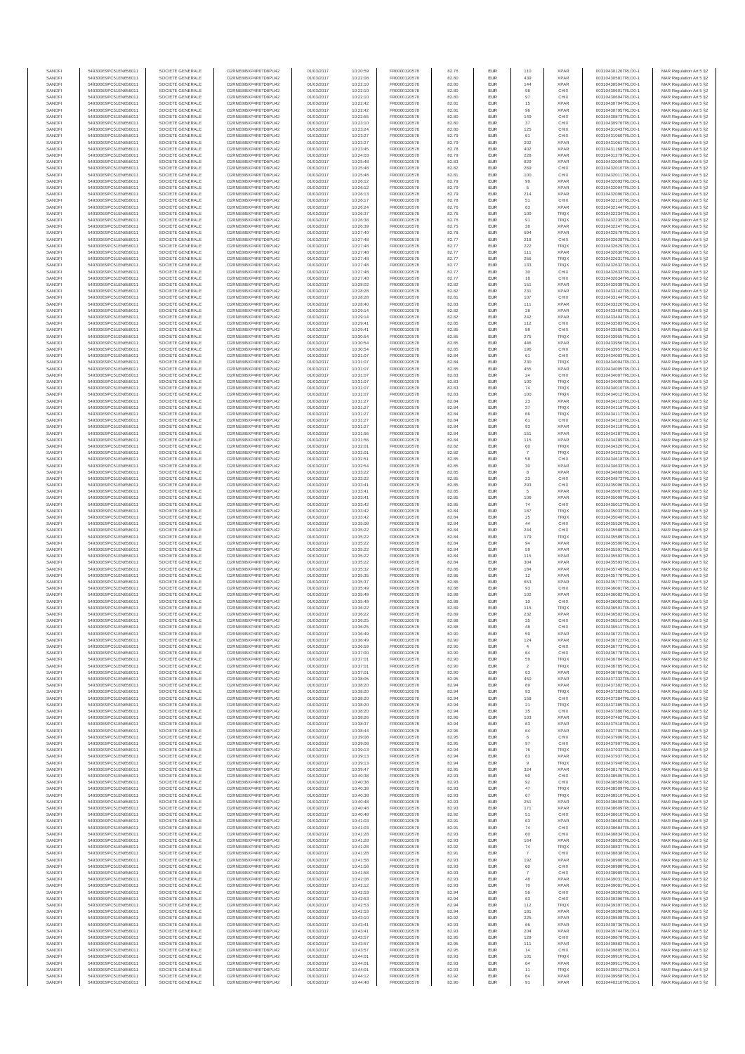| SANOFI | 549300E9PC51EN656011 | SOCIETE GENERALE | O2RNE8IBXP4R0TD8PU42 | 01/03/2017 | 10:20:59 | FR0000120578 | 82.76 | EUR | 110 | XPAR | 00310430126TRLO0-1 | MAR Regulation Art 5 §2 |
|---|---|---|---|---|---|---|---|---|---|---|---|---|
| SANOFI | 549300E9PC51EN656011 | SOCIETE GENERALE | O2RNE8IBXP4R0TD8PU42 | 01/03/2017 | 10:22:08 | FR0000120578 | 82.80 | EUR | 439 | XPAR | 00310430581TRLO0-1 | MAR Regulation Art 5 §2 |
| SANOFI | 549300E9PC51EN656011 | SOCIETE GENERALE | O2RNE8IBXP4R0TD8PU42 | 01/03/2017 | 10:22:10 | FR0000120578 | 82.80 | EUR | 144 | XPAR | 00310430594TRLO0-1 | MAR Regulation Art 5 §2 |
| SANOFI | 549300E9PC51EN656011 | SOCIETE GENERALE | O2RNE8IBXP4R0TD8PU42 | 01/03/2017 | 10:22:10 | FR0000120578 | 82.80 | EUR | 98 | CHIX | 00310430601TRLO0-1 | MAR Regulation Art 5 §2 |
| SANOFI | 549300E9PC51EN656011 | SOCIETE GENERALE | O2RNE8IBXP4R0TD8PU42 | 01/03/2017 | 10:22:10 | FR0000120578 | 82.80 | EUR | 97 | CHIX | 00310430604TRLO0-1 | MAR Regulation Art 5 §2 |
| SANOFI | 549300E9PC51EN656011 | SOCIETE GENERALE | O2RNE8IBXP4R0TD8PU42 | 01/03/2017 | 10:22:42 | FR0000120578 | 82.81 | EUR | 15 | XPAR | 00310430794TRLO0-1 | MAR Regulation Art 5 §2 |
| SANOFI | 549300E9PC51EN656011 | SOCIETE GENERALE | O2RNE8IBXP4R0TD8PU42 | 01/03/2017 | 10:22:42 | FR0000120578 | 82.81 | EUR | 96 | XPAR | 00310430795TRLO0-1 | MAR Regulation Art 5 §2 |
| SANOFI | 549300E9PC51EN656011 | SOCIETE GENERALE | O2RNE8IBXP4R0TD8PU42 | 01/03/2017 | 10:22:55 | FR0000120578 | 82.80 | EUR | 149 | CHIX | 00310430873TRLO0-1 | MAR Regulation Art 5 §2 |
| SANOFI | 549300E9PC51EN656011 | SOCIETE GENERALE | O2RNE8IBXP4R0TD8PU42 | 01/03/2017 | 10:23:10 | FR0000120578 | 82.80 | EUR | 37 | CHIX | 00310430976TRLO0-1 | MAR Regulation Art 5 §2 |
| SANOFI | 549300E9PC51EN656011 | SOCIETE GENERALE | O2RNE8IBXP4R0TD8PU42 | 01/03/2017 | 10:23:24 | FR0000120578 | 82.80 | EUR | 125 | CHIX | 00310431043TRLO0-1 | MAR Regulation Art 5 §2 |
| SANOFI | 549300E9PC51EN656011 | SOCIETE GENERALE | O2RNE8IBXP4R0TD8PU42 | 01/03/2017 | 10:23:27 | FR0000120578 | 82.79 | EUR | 81 | CHIX | 00310431060TRLO0-1 | MAR Regulation Art 5 §2 |
| SANOFI | 549300E9PC51EN656011 | SOCIETE GENERALE | O2RNE8IBXP4R0TD8PU42 | 01/03/2017 | 10:23:27 | FR0000120578 | 82.79 | EUR | 202 | XPAR | 00310431061TRLO0-1 | MAR Regulation Art 5 §2 |
| SANOFI | 549300E9PC51EN656011 | SOCIETE GENERALE | O2RNE8IBXP4R0TD8PU42 | 01/03/2017 | 10:23:45 | FR0000120578 | 82.78 | EUR | 402 | XPAR | 00310431168TRLO0-1 | MAR Regulation Art 5 §2 |
| SANOFI | 549300E9PC51EN656011 | SOCIETE GENERALE | O2RNE8IBXP4R0TD8PU42 | 01/03/2017 | 10:24:03 | FR0000120578 | 82.79 | EUR | 228 | XPAR | 00310431276TRLO0-1 | MAR Regulation Art 5 §2 |
| SANOFI | 549300E9PC51EN656011 | SOCIETE GENERALE | O2RNE8IBXP4R0TD8PU42 | 01/03/2017 | 10:25:48 | FR0000120578 | 82.83 | EUR | 829 | XPAR | 00310432009TRLO0-1 | MAR Regulation Art 5 §2 |
| SANOFI | 549300E9PC51EN656011 | SOCIETE GENERALE | O2RNE8IBXP4R0TD8PU42 | 01/03/2017 | 10:25:48 | FR0000120578 | 82.82 | EUR | 269 | CHIX | 00310432010TRLO0-1 | MAR Regulation Art 5 §2 |
| SANOFI | 549300E9PC51EN656011 | SOCIETE GENERALE | O2RNE8IBXP4R0TD8PU42 | 01/03/2017 | 10:25:48 | FR0000120578 | 82.81 | EUR | 100 | CHIX | 00310432011TRLO0-1 | MAR Regulation Art 5 §2 |
| SANOFI | 549300E9PC51EN656011 | SOCIETE GENERALE | O2RNE8IBXP4R0TD8PU42 | 01/03/2017 | 10:26:12 | FR0000120578 | 82.79 | EUR | 99 | XPAR | 00310432093TRLO0-1 | MAR Regulation Art 5 §2 |
| SANOFI | 549300E9PC51EN656011 | SOCIETE GENERALE | O2RNE8IBXP4R0TD8PU42 | 01/03/2017 | 10:26:12 | FR0000120578 | 82.79 | EUR | 5 | XPAR | 00310432094TRLO0-1 | MAR Regulation Art 5 §2 |
| SANOFI | 549300E9PC51EN656011 | SOCIETE GENERALE | O2RNE8IBXP4R0TD8PU42 | 01/03/2017 | 10:26:13 | FR0000120578 | 82.79 | EUR | 214 | XPAR | 00310432096TRLO0-1 | MAR Regulation Art 5 §2 |
| SANOFI | 549300E9PC51EN656011 | SOCIETE GENERALE | O2RNE8IBXP4R0TD8PU42 | 01/03/2017 | 10:26:17 | FR0000120578 | 82.78 | EUR | 51 | CHIX | 00310432110TRLO0-1 | MAR Regulation Art 5 §2 |
| SANOFI | 549300E9PC51EN656011 | SOCIETE GENERALE | O2RNE8IBXP4R0TD8PU42 | 01/03/2017 | 10:26:24 | FR0000120578 | 82.76 | EUR | 63 | XPAR | 00310432144TRLO0-1 | MAR Regulation Art 5 §2 |
| SANOFI | 549300E9PC51EN656011 | SOCIETE GENERALE | O2RNE8IBXP4R0TD8PU42 | 01/03/2017 | 10:26:37 | FR0000120578 | 82.76 | EUR | 100 | TRQX | 00310432234TRLO0-1 | MAR Regulation Art 5 §2 |
| SANOFI | 549300E9PC51EN656011 | SOCIETE GENERALE | O2RNE8IBXP4R0TD8PU42 | 01/03/2017 | 10:26:38 | FR0000120578 | 82.76 | EUR | 91 | TRQX | 00310432235TRLO0-1 | MAR Regulation Art 5 §2 |
| SANOFI | 549300E9PC51EN656011 | SOCIETE GENERALE | O2RNE8IBXP4R0TD8PU42 | 01/03/2017 | 10:26:39 | FR0000120578 | 82.75 | EUR | 38 | XPAR | 00310432247TRLO0-1 | MAR Regulation Art 5 §2 |
| SANOFI | 549300E9PC51EN656011 | SOCIETE GENERALE | O2RNE8IBXP4R0TD8PU42 | 01/03/2017 | 10:27:40 | FR0000120578 | 82.78 | EUR | 594 | XPAR | 00310432579TRLO0-1 | MAR Regulation Art 5 §2 |
| SANOFI | 549300E9PC51EN656011 | SOCIETE GENERALE | O2RNE8IBXP4R0TD8PU42 | 01/03/2017 | 10:27:48 | FR0000120578 | 82.77 | EUR | 218 | CHIX | 00310432628TRLO0-1 | MAR Regulation Art 5 §2 |
| SANOFI | 549300E9PC51EN656011 | SOCIETE GENERALE | O2RNE8IBXP4R0TD8PU42 | 01/03/2017 | 10:27:48 | FR0000120578 | 82.77 | EUR | 222 | TRQX | 00310432629TRLO0-1 | MAR Regulation Art 5 §2 |
| SANOFI | 549300E9PC51EN656011 | SOCIETE GENERALE | O2RNE8IBXP4R0TD8PU42 | 01/03/2017 | 10:27:48 | FR0000120578 | 82.77 | EUR | 111 | XPAR | 00310432630TRLO0-1 | MAR Regulation Art 5 §2 |
| SANOFI | 549300E9PC51EN656011 | SOCIETE GENERALE | O2RNE8IBXP4R0TD8PU42 | 01/03/2017 | 10:27:48 | FR0000120578 | 82.77 | EUR | 256 | TRQX | 00310432631TRLO0-1 | MAR Regulation Art 5 §2 |
| SANOFI | 549300E9PC51EN656011 | SOCIETE GENERALE | O2RNE8IBXP4R0TD8PU42 | 01/03/2017 | 10:27:48 | FR0000120578 | 82.77 | EUR | 133 | TRQX | 00310432632TRLO0-1 | MAR Regulation Art 5 §2 |
| SANOFI | 549300E9PC51EN656011 | SOCIETE GENERALE | O2RNE8IBXP4R0TD8PU42 | 01/03/2017 | 10:27:48 | FR0000120578 | 82.77 | EUR | 30 | CHIX | 00310432633TRLO0-1 | MAR Regulation Art 5 §2 |
| SANOFI | 549300E9PC51EN656011 | SOCIETE GENERALE | O2RNE8IBXP4R0TD8PU42 | 01/03/2017 | 10:27:48 | FR0000120578 | 82.77 | EUR | 18 | CHIX | 00310432634TRLO0-1 | MAR Regulation Art 5 §2 |
| SANOFI | 549300E9PC51EN656011 | SOCIETE GENERALE | O2RNE8IBXP4R0TD8PU42 | 01/03/2017 | 10:28:02 | FR0000120578 | 82.82 | EUR | 151 | XPAR | 00310432938TRLO0-1 | MAR Regulation Art 5 §2 |
| SANOFI | 549300E9PC51EN656011 | SOCIETE GENERALE | O2RNE8IBXP4R0TD8PU42 | 01/03/2017 | 10:28:28 | FR0000120578 | 82.82 | EUR | 231 | XPAR | 00310433142TRLO0-1 | MAR Regulation Art 5 §2 |
| SANOFI | 549300E9PC51EN656011 | SOCIETE GENERALE | O2RNE8IBXP4R0TD8PU42 | 01/03/2017 | 10:28:28 | FR0000120578 | 82.81 | EUR | 107 | CHIX | 00310433144TRLO0-1 | MAR Regulation Art 5 §2 |
| SANOFI | 549300E9PC51EN656011 | SOCIETE GENERALE | O2RNE8IBXP4R0TD8PU42 | 01/03/2017 | 10:28:40 | FR0000120578 | 82.83 | EUR | 111 | XPAR | 00310433220TRLO0-1 | MAR Regulation Art 5 §2 |
| SANOFI | 549300E9PC51EN656011 | SOCIETE GENERALE | O2RNE8IBXP4R0TD8PU42 | 01/03/2017 | 10:29:14 | FR0000120578 | 82.82 | EUR | 28 | XPAR | 00310433403TRLO0-1 | MAR Regulation Art 5 §2 |
| SANOFI | 549300E9PC51EN656011 | SOCIETE GENERALE | O2RNE8IBXP4R0TD8PU42 | 01/03/2017 | 10:29:14 | FR0000120578 | 82.82 | EUR | 242 | XPAR | 00310433404TRLO0-1 | MAR Regulation Art 5 §2 |
| SANOFI | 549300E9PC51EN656011 | SOCIETE GENERALE | O2RNE8IBXP4R0TD8PU42 | 01/03/2017 | 10:29:41 | FR0000120578 | 82.85 | EUR | 112 | CHIX | 00310433583TRLO0-1 | MAR Regulation Art 5 §2 |
| SANOFI | 549300E9PC51EN656011 | SOCIETE GENERALE | O2RNE8IBXP4R0TD8PU42 | 01/03/2017 | 10:29:41 | FR0000120578 | 82.85 | EUR | 88 | CHIX | 00310433585TRLO0-1 | MAR Regulation Art 5 §2 |
| SANOFI | 549300E9PC51EN656011 | SOCIETE GENERALE | O2RNE8IBXP4R0TD8PU42 | 01/03/2017 | 10:30:54 | FR0000120578 | 82.85 | EUR | 275 | TRQX | 00310433955TRLO0-1 | MAR Regulation Art 5 §2 |
| SANOFI | 549300E9PC51EN656011 | SOCIETE GENERALE | O2RNE8IBXP4R0TD8PU42 | 01/03/2017 | 10:30:54 | FR0000120578 | 82.85 | EUR | 446 | XPAR | 00310433956TRLO0-1 | MAR Regulation Art 5 §2 |
| SANOFI | 549300E9PC51EN656011 | SOCIETE GENERALE | O2RNE8IBXP4R0TD8PU42 | 01/03/2017 | 10:30:54 | FR0000120578 | 82.85 | EUR | 196 | CHIX | 00310433957TRLO0-1 | MAR Regulation Art 5 §2 |
| SANOFI | 549300E9PC51EN656011 | SOCIETE GENERALE | O2RNE8IBXP4R0TD8PU42 | 01/03/2017 | 10:31:07 | FR0000120578 | 82.84 | EUR | 61 | CHIX | 00310434003TRLO0-1 | MAR Regulation Art 5 §2 |
| SANOFI | 549300E9PC51EN656011 | SOCIETE GENERALE | O2RNE8IBXP4R0TD8PU42 | 01/03/2017 | 10:31:07 | FR0000120578 | 82.84 | EUR | 230 | TRQX | 00310434004TRLO0-1 | MAR Regulation Art 5 §2 |
| SANOFI | 549300E9PC51EN656011 | SOCIETE GENERALE | O2RNE8IBXP4R0TD8PU42 | 01/03/2017 | 10:31:07 | FR0000120578 | 82.85 | EUR | 455 | XPAR | 00310434005TRLO0-1 | MAR Regulation Art 5 §2 |
| SANOFI | 549300E9PC51EN656011 | SOCIETE GENERALE | O2RNE8IBXP4R0TD8PU42 | 01/03/2017 | 10:31:07 | FR0000120578 | 82.83 | EUR | 24 | CHIX | 00310434007TRLO0-1 | MAR Regulation Art 5 §2 |
| SANOFI | 549300E9PC51EN656011 | SOCIETE GENERALE | O2RNE8IBXP4R0TD8PU42 | 01/03/2017 | 10:31:07 | FR0000120578 | 82.83 | EUR | 100 | TRQX | 00310434009TRLO0-1 | MAR Regulation Art 5 §2 |
| SANOFI | 549300E9PC51EN656011 | SOCIETE GENERALE | O2RNE8IBXP4R0TD8PU42 | 01/03/2017 | 10:31:07 | FR0000120578 | 82.83 | EUR | 74 | TRQX | 00310434010TRLO0-1 | MAR Regulation Art 5 §2 |
| SANOFI | 549300E9PC51EN656011 | SOCIETE GENERALE | O2RNE8IBXP4R0TD8PU42 | 01/03/2017 | 10:31:07 | FR0000120578 | 82.83 | EUR | 100 | TRQX | 00310434012TRLO0-1 | MAR Regulation Art 5 §2 |
| SANOFI | 549300E9PC51EN656011 | SOCIETE GENERALE | O2RNE8IBXP4R0TD8PU42 | 01/03/2017 | 10:31:27 | FR0000120578 | 82.84 | EUR | 23 | XPAR | 00310434113TRLO0-1 | MAR Regulation Art 5 §2 |
| SANOFI | 549300E9PC51EN656011 | SOCIETE GENERALE | O2RNE8IBXP4R0TD8PU42 | 01/03/2017 | 10:31:27 | FR0000120578 | 82.84 | EUR | 37 | TRQX | 00310434116TRLO0-1 | MAR Regulation Art 5 §2 |
| SANOFI | 549300E9PC51EN656011 | SOCIETE GENERALE | O2RNE8IBXP4R0TD8PU42 | 01/03/2017 | 10:31:27 | FR0000120578 | 82.84 | EUR | 66 | TRQX | 00310434117TRLO0-1 | MAR Regulation Art 5 §2 |
| SANOFI | 549300E9PC51EN656011 | SOCIETE GENERALE | O2RNE8IBXP4R0TD8PU42 | 01/03/2017 | 10:31:27 | FR0000120578 | 82.84 | EUR | 61 | CHIX | 00310434118TRLO0-1 | MAR Regulation Art 5 §2 |
| SANOFI | 549300E9PC51EN656011 | SOCIETE GENERALE | O2RNE8IBXP4R0TD8PU42 | 01/03/2017 | 10:31:27 | FR0000120578 | 82.84 | EUR | 93 | XPAR | 00310434119TRLO0-1 | MAR Regulation Art 5 §2 |
| SANOFI | 549300E9PC51EN656011 | SOCIETE GENERALE | O2RNE8IBXP4R0TD8PU42 | 01/03/2017 | 10:31:56 | FR0000120578 | 82.84 | EUR | 151 | XPAR | 00310434287TRLO0-1 | MAR Regulation Art 5 §2 |
| SANOFI | 549300E9PC51EN656011 | SOCIETE GENERALE | O2RNE8IBXP4R0TD8PU42 | 01/03/2017 | 10:31:56 | FR0000120578 | 82.84 | EUR | 115 | XPAR | 00310434289TRLO0-1 | MAR Regulation Art 5 §2 |
| SANOFI | 549300E9PC51EN656011 | SOCIETE GENERALE | O2RNE8IBXP4R0TD8PU42 | 01/03/2017 | 10:32:01 | FR0000120578 | 82.82 | EUR | 60 | TRQX | 00310434320TRLO0-1 | MAR Regulation Art 5 §2 |
| SANOFI | 549300E9PC51EN656011 | SOCIETE GENERALE | O2RNE8IBXP4R0TD8PU42 | 01/03/2017 | 10:32:01 | FR0000120578 | 82.82 | EUR | 7 | TRQX | 00310434321TRLO0-1 | MAR Regulation Art 5 §2 |
| SANOFI | 549300E9PC51EN656011 | SOCIETE GENERALE | O2RNE8IBXP4R0TD8PU42 | 01/03/2017 | 10:32:51 | FR0000120578 | 82.85 | EUR | 58 | CHIX | 00310434618TRLO0-1 | MAR Regulation Art 5 §2 |
| SANOFI | 549300E9PC51EN656011 | SOCIETE GENERALE | O2RNE8IBXP4R0TD8PU42 | 01/03/2017 | 10:32:54 | FR0000120578 | 82.85 | EUR | 30 | XPAR | 00310434633TRLO0-1 | MAR Regulation Art 5 §2 |
| SANOFI | 549300E9PC51EN656011 | SOCIETE GENERALE | O2RNE8IBXP4R0TD8PU42 | 01/03/2017 | 10:33:22 | FR0000120578 | 82.85 | EUR | 8 | XPAR | 00310434868TRLO0-1 | MAR Regulation Art 5 §2 |
| SANOFI | 549300E9PC51EN656011 | SOCIETE GENERALE | O2RNE8IBXP4R0TD8PU42 | 01/03/2017 | 10:33:22 | FR0000120578 | 82.85 | EUR | 23 | CHIX | 00310434873TRLO0-1 | MAR Regulation Art 5 §2 |
| SANOFI | 549300E9PC51EN656011 | SOCIETE GENERALE | O2RNE8IBXP4R0TD8PU42 | 01/03/2017 | 10:33:41 | FR0000120578 | 82.85 | EUR | 293 | CHIX | 00310435006TRLO0-1 | MAR Regulation Art 5 §2 |
| SANOFI | 549300E9PC51EN656011 | SOCIETE GENERALE | O2RNE8IBXP4R0TD8PU42 | 01/03/2017 | 10:33:41 | FR0000120578 | 82.85 | EUR | 5 | XPAR | 00310435007TRLO0-1 | MAR Regulation Art 5 §2 |
| SANOFI | 549300E9PC51EN656011 | SOCIETE GENERALE | O2RNE8IBXP4R0TD8PU42 | 01/03/2017 | 10:33:41 | FR0000120578 | 82.85 | EUR | 106 | XPAR | 00310435008TRLO0-1 | MAR Regulation Art 5 §2 |
| SANOFI | 549300E9PC51EN656011 | SOCIETE GENERALE | O2RNE8IBXP4R0TD8PU42 | 01/03/2017 | 10:33:42 | FR0000120578 | 82.85 | EUR | 74 | CHIX | 00310435012TRLO0-1 | MAR Regulation Art 5 §2 |
| SANOFI | 549300E9PC51EN656011 | SOCIETE GENERALE | O2RNE8IBXP4R0TD8PU42 | 01/03/2017 | 10:33:42 | FR0000120578 | 82.84 | EUR | 187 | TRQX | 00310435033TRLO0-1 | MAR Regulation Art 5 §2 |
| SANOFI | 549300E9PC51EN656011 | SOCIETE GENERALE | O2RNE8IBXP4R0TD8PU42 | 01/03/2017 | 10:33:42 | FR0000120578 | 82.84 | EUR | 25 | TRQX | 00310435040TRLO0-1 | MAR Regulation Art 5 §2 |
| SANOFI | 549300E9PC51EN656011 | SOCIETE GENERALE | O2RNE8IBXP4R0TD8PU42 | 01/03/2017 | 10:35:08 | FR0000120578 | 82.84 | EUR | 44 | CHIX | 00310435526TRLO0-1 | MAR Regulation Art 5 §2 |
| SANOFI | 549300E9PC51EN656011 | SOCIETE GENERALE | O2RNE8IBXP4R0TD8PU42 | 01/03/2017 | 10:35:22 | FR0000120578 | 82.84 | EUR | 244 | CHIX | 00310435588TRLO0-1 | MAR Regulation Art 5 §2 |
| SANOFI | 549300E9PC51EN656011 | SOCIETE GENERALE | O2RNE8IBXP4R0TD8PU42 | 01/03/2017 | 10:35:22 | FR0000120578 | 82.84 | EUR | 179 | TRQX | 00310435589TRLO0-1 | MAR Regulation Art 5 §2 |
| SANOFI | 549300E9PC51EN656011 | SOCIETE GENERALE | O2RNE8IBXP4R0TD8PU42 | 01/03/2017 | 10:35:22 | FR0000120578 | 82.84 | EUR | 94 | XPAR | 00310435590TRLO0-1 | MAR Regulation Art 5 §2 |
| SANOFI | 549300E9PC51EN656011 | SOCIETE GENERALE | O2RNE8IBXP4R0TD8PU42 | 01/03/2017 | 10:35:22 | FR0000120578 | 82.84 | EUR | 59 | XPAR | 00310435591TRLO0-1 | MAR Regulation Art 5 §2 |
| SANOFI | 549300E9PC51EN656011 | SOCIETE GENERALE | O2RNE8IBXP4R0TD8PU42 | 01/03/2017 | 10:35:22 | FR0000120578 | 82.84 | EUR | 115 | XPAR | 00310435592TRLO0-1 | MAR Regulation Art 5 §2 |
| SANOFI | 549300E9PC51EN656011 | SOCIETE GENERALE | O2RNE8IBXP4R0TD8PU42 | 01/03/2017 | 10:35:22 | FR0000120578 | 82.84 | EUR | 304 | XPAR | 00310435593TRLO0-1 | MAR Regulation Art 5 §2 |
| SANOFI | 549300E9PC51EN656011 | SOCIETE GENERALE | O2RNE8IBXP4R0TD8PU42 | 01/03/2017 | 10:35:32 | FR0000120578 | 82.86 | EUR | 184 | XPAR | 00310435749TRLO0-1 | MAR Regulation Art 5 §2 |
| SANOFI | 549300E9PC51EN656011 | SOCIETE GENERALE | O2RNE8IBXP4R0TD8PU42 | 01/03/2017 | 10:35:35 | FR0000120578 | 82.86 | EUR | 12 | XPAR | 00310435770TRLO0-1 | MAR Regulation Art 5 §2 |
| SANOFI | 549300E9PC51EN656011 | SOCIETE GENERALE | O2RNE8IBXP4R0TD8PU42 | 01/03/2017 | 10:35:37 | FR0000120578 | 82.86 | EUR | 653 | XPAR | 00310435777TRLO0-1 | MAR Regulation Art 5 §2 |
| SANOFI | 549300E9PC51EN656011 | SOCIETE GENERALE | O2RNE8IBXP4R0TD8PU42 | 01/03/2017 | 10:35:49 | FR0000120578 | 82.88 | EUR | 93 | CHIX | 00310436081TRLO0-1 | MAR Regulation Art 5 §2 |
| SANOFI | 549300E9PC51EN656011 | SOCIETE GENERALE | O2RNE8IBXP4R0TD8PU42 | 01/03/2017 | 10:35:49 | FR0000120578 | 82.88 | EUR | 102 | XPAR | 00310436082TRLO0-1 | MAR Regulation Art 5 §2 |
| SANOFI | 549300E9PC51EN656011 | SOCIETE GENERALE | O2RNE8IBXP4R0TD8PU42 | 01/03/2017 | 10:35:49 | FR0000120578 | 82.88 | EUR | 10 | CHIX | 00310436083TRLO0-1 | MAR Regulation Art 5 §2 |
| SANOFI | 549300E9PC51EN656011 | SOCIETE GENERALE | O2RNE8IBXP4R0TD8PU42 | 01/03/2017 | 10:36:22 | FR0000120578 | 82.89 | EUR | 115 | TRQX | 00310436501TRLO0-1 | MAR Regulation Art 5 §2 |
| SANOFI | 549300E9PC51EN656011 | SOCIETE GENERALE | O2RNE8IBXP4R0TD8PU42 | 01/03/2017 | 10:36:22 | FR0000120578 | 82.89 | EUR | 232 | XPAR | 00310436502TRLO0-1 | MAR Regulation Art 5 §2 |
| SANOFI | 549300E9PC51EN656011 | SOCIETE GENERALE | O2RNE8IBXP4R0TD8PU42 | 01/03/2017 | 10:36:25 | FR0000120578 | 82.88 | EUR | 35 | CHIX | 00310436510TRLO0-1 | MAR Regulation Art 5 §2 |
| SANOFI | 549300E9PC51EN656011 | SOCIETE GENERALE | O2RNE8IBXP4R0TD8PU42 | 01/03/2017 | 10:36:25 | FR0000120578 | 82.88 | EUR | 48 | CHIX | 00310436511TRLO0-1 | MAR Regulation Art 5 §2 |
| SANOFI | 549300E9PC51EN656011 | SOCIETE GENERALE | O2RNE8IBXP4R0TD8PU42 | 01/03/2017 | 10:36:49 | FR0000120578 | 82.90 | EUR | 59 | XPAR | 00310436721TRLO0-1 | MAR Regulation Art 5 §2 |
| SANOFI | 549300E9PC51EN656011 | SOCIETE GENERALE | O2RNE8IBXP4R0TD8PU42 | 01/03/2017 | 10:36:49 | FR0000120578 | 82.90 | EUR | 124 | XPAR | 00310436722TRLO0-1 | MAR Regulation Art 5 §2 |
| SANOFI | 549300E9PC51EN656011 | SOCIETE GENERALE | O2RNE8IBXP4R0TD8PU42 | 01/03/2017 | 10:36:59 | FR0000120578 | 82.90 | EUR | 4 | CHIX | 00310436773TRLO0-1 | MAR Regulation Art 5 §2 |
| SANOFI | 549300E9PC51EN656011 | SOCIETE GENERALE | O2RNE8IBXP4R0TD8PU42 | 01/03/2017 | 10:37:00 | FR0000120578 | 82.90 | EUR | 64 | CHIX | 00310436778TRLO0-1 | MAR Regulation Art 5 §2 |
| SANOFI | 549300E9PC51EN656011 | SOCIETE GENERALE | O2RNE8IBXP4R0TD8PU42 | 01/03/2017 | 10:37:01 | FR0000120578 | 82.90 | EUR | 59 | TRQX | 00310436784TRLO0-1 | MAR Regulation Art 5 §2 |
| SANOFI | 549300E9PC51EN656011 | SOCIETE GENERALE | O2RNE8IBXP4R0TD8PU42 | 01/03/2017 | 10:37:01 | FR0000120578 | 82.90 | EUR | 2 | TRQX | 00310436785TRLO0-1 | MAR Regulation Art 5 §2 |
| SANOFI | 549300E9PC51EN656011 | SOCIETE GENERALE | O2RNE8IBXP4R0TD8PU42 | 01/03/2017 | 10:37:01 | FR0000120578 | 82.90 | EUR | 63 | XPAR | 00310436786TRLO0-1 | MAR Regulation Art 5 §2 |
| SANOFI | 549300E9PC51EN656011 | SOCIETE GENERALE | O2RNE8IBXP4R0TD8PU42 | 01/03/2017 | 10:38:05 | FR0000120578 | 82.95 | EUR | 450 | XPAR | 00310437332TRLO0-1 | MAR Regulation Art 5 §2 |
| SANOFI | 549300E9PC51EN656011 | SOCIETE GENERALE | O2RNE8IBXP4R0TD8PU42 | 01/03/2017 | 10:38:20 | FR0000120578 | 82.94 | EUR | 89 | XPAR | 00310437382TRLO0-1 | MAR Regulation Art 5 §2 |
| SANOFI | 549300E9PC51EN656011 | SOCIETE GENERALE | O2RNE8IBXP4R0TD8PU42 | 01/03/2017 | 10:38:20 | FR0000120578 | 82.94 | EUR | 93 | TRQX | 00310437383TRLO0-1 | MAR Regulation Art 5 §2 |
| SANOFI | 549300E9PC51EN656011 | SOCIETE GENERALE | O2RNE8IBXP4R0TD8PU42 | 01/03/2017 | 10:38:20 | FR0000120578 | 82.94 | EUR | 158 | CHIX | 00310437384TRLO0-1 | MAR Regulation Art 5 §2 |
| SANOFI | 549300E9PC51EN656011 | SOCIETE GENERALE | O2RNE8IBXP4R0TD8PU42 | 01/03/2017 | 10:38:20 | FR0000120578 | 82.94 | EUR | 21 | TRQX | 00310437385TRLO0-1 | MAR Regulation Art 5 §2 |
| SANOFI | 549300E9PC51EN656011 | SOCIETE GENERALE | O2RNE8IBXP4R0TD8PU42 | 01/03/2017 | 10:38:20 | FR0000120578 | 82.94 | EUR | 35 | CHIX | 00310437386TRLO0-1 | MAR Regulation Art 5 §2 |
| SANOFI | 549300E9PC51EN656011 | SOCIETE GENERALE | O2RNE8IBXP4R0TD8PU42 | 01/03/2017 | 10:38:26 | FR0000120578 | 82.96 | EUR | 103 | XPAR | 00310437442TRLO0-1 | MAR Regulation Art 5 §2 |
| SANOFI | 549300E9PC51EN656011 | SOCIETE GENERALE | O2RNE8IBXP4R0TD8PU42 | 01/03/2017 | 10:38:37 | FR0000120578 | 82.94 | EUR | 63 | XPAR | 00310437518TRLO0-1 | MAR Regulation Art 5 §2 |
| SANOFI | 549300E9PC51EN656011 | SOCIETE GENERALE | O2RNE8IBXP4R0TD8PU42 | 01/03/2017 | 10:38:44 | FR0000120578 | 82.96 | EUR | 64 | XPAR | 00310437705TRLO0-1 | MAR Regulation Art 5 §2 |
| SANOFI | 549300E9PC51EN656011 | SOCIETE GENERALE | O2RNE8IBXP4R0TD8PU42 | 01/03/2017 | 10:39:08 | FR0000120578 | 82.95 | EUR | 6 | CHIX | 00310437906TRLO0-1 | MAR Regulation Art 5 §2 |
| SANOFI | 549300E9PC51EN656011 | SOCIETE GENERALE | O2RNE8IBXP4R0TD8PU42 | 01/03/2017 | 10:39:08 | FR0000120578 | 82.95 | EUR | 97 | CHIX | 00310437907TRLO0-1 | MAR Regulation Art 5 §2 |
| SANOFI | 549300E9PC51EN656011 | SOCIETE GENERALE | O2RNE8IBXP4R0TD8PU42 | 01/03/2017 | 10:39:13 | FR0000120578 | 82.94 | EUR | 76 | TRQX | 00310437933TRLO0-1 | MAR Regulation Art 5 §2 |
| SANOFI | 549300E9PC51EN656011 | SOCIETE GENERALE | O2RNE8IBXP4R0TD8PU42 | 01/03/2017 | 10:39:13 | FR0000120578 | 82.94 | EUR | 63 | XPAR | 00310437937TRLO0-1 | MAR Regulation Art 5 §2 |
| SANOFI | 549300E9PC51EN656011 | SOCIETE GENERALE | O2RNE8IBXP4R0TD8PU42 | 01/03/2017 | 10:39:13 | FR0000120578 | 82.94 | EUR | 9 | TRQX | 00310437948TRLO0-1 | MAR Regulation Art 5 §2 |
| SANOFI | 549300E9PC51EN656011 | SOCIETE GENERALE | O2RNE8IBXP4R0TD8PU42 | 01/03/2017 | 10:39:47 | FR0000120578 | 82.95 | EUR | 324 | XPAR | 00310438178TRLO0-1 | MAR Regulation Art 5 §2 |
| SANOFI | 549300E9PC51EN656011 | SOCIETE GENERALE | O2RNE8IBXP4R0TD8PU42 | 01/03/2017 | 10:40:38 | FR0000120578 | 82.93 | EUR | 50 | CHIX | 00310438505TRLO0-1 | MAR Regulation Art 5 §2 |
| SANOFI | 549300E9PC51EN656011 | SOCIETE GENERALE | O2RNE8IBXP4R0TD8PU42 | 01/03/2017 | 10:40:38 | FR0000120578 | 82.93 | EUR | 92 | CHIX | 00310438508TRLO0-1 | MAR Regulation Art 5 §2 |
| SANOFI | 549300E9PC51EN656011 | SOCIETE GENERALE | O2RNE8IBXP4R0TD8PU42 | 01/03/2017 | 10:40:38 | FR0000120578 | 82.93 | EUR | 47 | TRQX | 00310438509TRLO0-1 | MAR Regulation Art 5 §2 |
| SANOFI | 549300E9PC51EN656011 | SOCIETE GENERALE | O2RNE8IBXP4R0TD8PU42 | 01/03/2017 | 10:40:38 | FR0000120578 | 82.93 | EUR | 67 | TRQX | 00310438510TRLO0-1 | MAR Regulation Art 5 §2 |
| SANOFI | 549300E9PC51EN656011 | SOCIETE GENERALE | O2RNE8IBXP4R0TD8PU42 | 01/03/2017 | 10:40:48 | FR0000120578 | 82.93 | EUR | 251 | XPAR | 00310438608TRLO0-1 | MAR Regulation Art 5 §2 |
| SANOFI | 549300E9PC51EN656011 | SOCIETE GENERALE | O2RNE8IBXP4R0TD8PU42 | 01/03/2017 | 10:40:48 | FR0000120578 | 82.93 | EUR | 171 | XPAR | 00310438609TRLO0-1 | MAR Regulation Art 5 §2 |
| SANOFI | 549300E9PC51EN656011 | SOCIETE GENERALE | O2RNE8IBXP4R0TD8PU42 | 01/03/2017 | 10:40:48 | FR0000120578 | 82.92 | EUR | 51 | CHIX | 00310438610TRLO0-1 | MAR Regulation Art 5 §2 |
| SANOFI | 549300E9PC51EN656011 | SOCIETE GENERALE | O2RNE8IBXP4R0TD8PU42 | 01/03/2017 | 10:41:03 | FR0000120578 | 82.91 | EUR | 63 | XPAR | 00310438683TRLO0-1 | MAR Regulation Art 5 §2 |
| SANOFI | 549300E9PC51EN656011 | SOCIETE GENERALE | O2RNE8IBXP4R0TD8PU42 | 01/03/2017 | 10:41:03 | FR0000120578 | 82.91 | EUR | 74 | CHIX | 00310438684TRLO0-1 | MAR Regulation Art 5 §2 |
| SANOFI | 549300E9PC51EN656011 | SOCIETE GENERALE | O2RNE8IBXP4R0TD8PU42 | 01/03/2017 | 10:41:28 | FR0000120578 | 82.93 | EUR | 60 | CHIX | 00310438834TRLO0-1 | MAR Regulation Art 5 §2 |
| SANOFI | 549300E9PC51EN656011 | SOCIETE GENERALE | O2RNE8IBXP4R0TD8PU42 | 01/03/2017 | 10:41:28 | FR0000120578 | 82.93 | EUR | 164 | XPAR | 00310438835TRLO0-1 | MAR Regulation Art 5 §2 |
| SANOFI | 549300E9PC51EN656011 | SOCIETE GENERALE | O2RNE8IBXP4R0TD8PU42 | 01/03/2017 | 10:41:28 | FR0000120578 | 82.92 | EUR | 74 | TRQX | 00310438837TRLO0-1 | MAR Regulation Art 5 §2 |
| SANOFI | 549300E9PC51EN656011 | SOCIETE GENERALE | O2RNE8IBXP4R0TD8PU42 | 01/03/2017 | 10:41:28 | FR0000120578 | 82.91 | EUR | 7 | CHIX | 00310438838TRLO0-1 | MAR Regulation Art 5 §2 |
| SANOFI | 549300E9PC51EN656011 | SOCIETE GENERALE | O2RNE8IBXP4R0TD8PU42 | 01/03/2017 | 10:41:58 | FR0000120578 | 82.93 | EUR | 192 | XPAR | 00310438986TRLO0-1 | MAR Regulation Art 5 §2 |
| SANOFI | 549300E9PC51EN656011 | SOCIETE GENERALE | O2RNE8IBXP4R0TD8PU42 | 01/03/2017 | 10:41:58 | FR0000120578 | 82.93 | EUR | 60 | CHIX | 00310438988TRLO0-1 | MAR Regulation Art 5 §2 |
| SANOFI | 549300E9PC51EN656011 | SOCIETE GENERALE | O2RNE8IBXP4R0TD8PU42 | 01/03/2017 | 10:41:58 | FR0000120578 | 82.93 | EUR | 7 | CHIX | 00310438989TRLO0-1 | MAR Regulation Art 5 §2 |
| SANOFI | 549300E9PC51EN656011 | SOCIETE GENERALE | O2RNE8IBXP4R0TD8PU42 | 01/03/2017 | 10:42:08 | FR0000120578 | 82.93 | EUR | 48 | XPAR | 00310439031TRLO0-1 | MAR Regulation Art 5 §2 |
| SANOFI | 549300E9PC51EN656011 | SOCIETE GENERALE | O2RNE8IBXP4R0TD8PU42 | 01/03/2017 | 10:42:12 | FR0000120578 | 82.93 | EUR | 70 | XPAR | 00310439081TRLO0-1 | MAR Regulation Art 5 §2 |
| SANOFI | 549300E9PC51EN656011 | SOCIETE GENERALE | O2RNE8IBXP4R0TD8PU42 | 01/03/2017 | 10:42:53 | FR0000120578 | 82.94 | EUR | 56 | CHIX | 00310439395TRLO0-1 | MAR Regulation Art 5 §2 |
| SANOFI | 549300E9PC51EN656011 | SOCIETE GENERALE | O2RNE8IBXP4R0TD8PU42 | 01/03/2017 | 10:42:53 | FR0000120578 | 82.94 | EUR | 63 | CHIX | 00310439396TRLO0-1 | MAR Regulation Art 5 §2 |
| SANOFI | 549300E9PC51EN656011 | SOCIETE GENERALE | O2RNE8IBXP4R0TD8PU42 | 01/03/2017 | 10:42:53 | FR0000120578 | 82.94 | EUR | 112 | TRQX | 00310439397TRLO0-1 | MAR Regulation Art 5 §2 |
| SANOFI | 549300E9PC51EN656011 | SOCIETE GENERALE | O2RNE8IBXP4R0TD8PU42 | 01/03/2017 | 10:42:53 | FR0000120578 | 82.94 | EUR | 181 | XPAR | 00310439398TRLO0-1 | MAR Regulation Art 5 §2 |
| SANOFI | 549300E9PC51EN656011 | SOCIETE GENERALE | O2RNE8IBXP4R0TD8PU42 | 01/03/2017 | 10:43:10 | FR0000120578 | 82.92 | EUR | 225 | XPAR | 00310439508TRLO0-1 | MAR Regulation Art 5 §2 |
| SANOFI | 549300E9PC51EN656011 | SOCIETE GENERALE | O2RNE8IBXP4R0TD8PU42 | 01/03/2017 | 10:43:41 | FR0000120578 | 82.93 | EUR | 65 | XPAR | 00310439736TRLO0-1 | MAR Regulation Art 5 §2 |
| SANOFI | 549300E9PC51EN656011 | SOCIETE GENERALE | O2RNE8IBXP4R0TD8PU42 | 01/03/2017 | 10:43:41 | FR0000120578 | 82.93 | EUR | 204 | XPAR | 00310439744TRLO0-1 | MAR Regulation Art 5 §2 |
| SANOFI | 549300E9PC51EN656011 | SOCIETE GENERALE | O2RNE8IBXP4R0TD8PU42 | 01/03/2017 | 10:43:57 | FR0000120578 | 82.95 | EUR | 129 | CHIX | 00310439878TRLO0-1 | MAR Regulation Art 5 §2 |
| SANOFI | 549300E9PC51EN656011 | SOCIETE GENERALE | O2RNE8IBXP4R0TD8PU42 | 01/03/2017 | 10:43:57 | FR0000120578 | 82.95 | EUR | 111 | XPAR | 00310439882TRLO0-1 | MAR Regulation Art 5 §2 |
| SANOFI | 549300E9PC51EN656011 | SOCIETE GENERALE | O2RNE8IBXP4R0TD8PU42 | 01/03/2017 | 10:43:57 | FR0000120578 | 82.95 | EUR | 14 | CHIX | 00310439885TRLO0-1 | MAR Regulation Art 5 §2 |
| SANOFI | 549300E9PC51EN656011 | SOCIETE GENERALE | O2RNE8IBXP4R0TD8PU42 | 01/03/2017 | 10:44:01 | FR0000120578 | 82.93 | EUR | 101 | TRQX | 00310439910TRLO0-1 | MAR Regulation Art 5 §2 |
| SANOFI | 549300E9PC51EN656011 | SOCIETE GENERALE | O2RNE8IBXP4R0TD8PU42 | 01/03/2017 | 10:44:01 | FR0000120578 | 82.93 | EUR | 64 | XPAR | 00310439911TRLO0-1 | MAR Regulation Art 5 §2 |
| SANOFI | 549300E9PC51EN656011 | SOCIETE GENERALE | O2RNE8IBXP4R0TD8PU42 | 01/03/2017 | 10:44:01 | FR0000120578 | 82.93 | EUR | 11 | TRQX | 00310439912TRLO0-1 | MAR Regulation Art 5 §2 |
| SANOFI | 549300E9PC51EN656011 | SOCIETE GENERALE | O2RNE8IBXP4R0TD8PU42 | 01/03/2017 | 10:44:12 | FR0000120578 | 82.92 | EUR | 64 | XPAR | 00310439958TRLO0-1 | MAR Regulation Art 5 §2 |
| SANOFI | 549300E9PC51EN656011 | SOCIETE GENERALE | O2RNE8IBXP4R0TD8PU42 | 01/03/2017 | 10:44:48 | FR0000120578 | 82.90 | EUR | 91 | XPAR | 00310440210TRLO0-1 | MAR Regulation Art 5 §2 |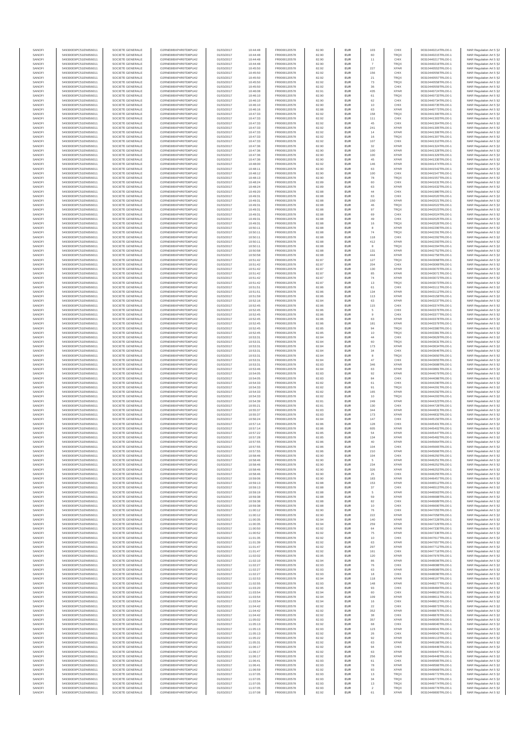| SANOFI | 549300E9PC51EN656011 | SOCIETE GENERALE | O2RNE8IBXP4R0TD8PU42 | 01/03/2017 | 10:44:48 | FR0000120578 | 82.90 | EUR | 103 | CHIX | 00310440214TRLO0-1 | MAR Regulation Art 5 §2 |
|---|---|---|---|---|---|---|---|---|---|---|---|---|
| SANOFI | 549300E9PC51EN656011 | SOCIETE GENERALE | O2RNE8IBXP4R0TD8PU42 | 01/03/2017 | 10:44:48 | FR0000120578 | 82.90 | EUR | 60 | TRQX | 00310440215TRLO0-1 | MAR Regulation Art 5 §2 |
| SANOFI | 549300E9PC51EN656011 | SOCIETE GENERALE | O2RNE8IBXP4R0TD8PU42 | 01/03/2017 | 10:44:48 | FR0000120578 | 82.90 | EUR | 11 | CHIX | 00310440217TRLO0-1 | MAR Regulation Art 5 §2 |
| SANOFI | 549300E9PC51EN656011 | SOCIETE GENERALE | O2RNE8IBXP4R0TD8PU42 | 01/03/2017 | 10:44:48 | FR0000120578 | 82.90 | EUR | 7 | TRQX | 00310440219TRLO0-1 | MAR Regulation Art 5 §2 |
| SANOFI | 549300E9PC51EN656011 | SOCIETE GENERALE | O2RNE8IBXP4R0TD8PU42 | 01/03/2017 | 10:45:50 | FR0000120578 | 82.92 | EUR | 227 | XPAR | 00310440553TRLO0-1 | MAR Regulation Art 5 §2 |
| SANOFI | 549300E9PC51EN656011 | SOCIETE GENERALE | O2RNE8IBXP4R0TD8PU42 | 01/03/2017 | 10:45:50 | FR0000120578 | 82.92 | EUR | 156 | CHIX | 00310440556TRLO0-1 | MAR Regulation Art 5 §2 |
| SANOFI | 549300E9PC51EN656011 | SOCIETE GENERALE | O2RNE8IBXP4R0TD8PU42 | 01/03/2017 | 10:45:50 | FR0000120578 | 82.92 | EUR | 21 | TRQX | 00310440557TRLO0-1 | MAR Regulation Art 5 §2 |
| SANOFI | 549300E9PC51EN656011 | SOCIETE GENERALE | O2RNE8IBXP4R0TD8PU42 | 01/03/2017 | 10:45:50 | FR0000120578 | 82.92 | EUR | 73 | TRQX | 00310440558TRLO0-1 | MAR Regulation Art 5 §2 |
| SANOFI | 549300E9PC51EN656011 | SOCIETE GENERALE | O2RNE8IBXP4R0TD8PU42 | 01/03/2017 | 10:45:50 | FR0000120578 | 82.92 | EUR | 36 | CHIX | 00310440559TRLO0-1 | MAR Regulation Art 5 §2 |
| SANOFI | 549300E9PC51EN656011 | SOCIETE GENERALE | O2RNE8IBXP4R0TD8PU42 | 01/03/2017 | 10:46:08 | FR0000120578 | 82.91 | EUR | 435 | XPAR | 00310440724TRLO0-1 | MAR Regulation Art 5 §2 |
| SANOFI | 549300E9PC51EN656011 | SOCIETE GENERALE | O2RNE8IBXP4R0TD8PU42 | 01/03/2017 | 10:46:10 | FR0000120578 | 82.90 | EUR | 61 | TRQX | 00310440733TRLO0-1 | MAR Regulation Art 5 §2 |
| SANOFI | 549300E9PC51EN656011 | SOCIETE GENERALE | O2RNE8IBXP4R0TD8PU42 | 01/03/2017 | 10:46:10 | FR0000120578 | 82.90 | EUR | 62 | CHIX | 00310440734TRLO0-1 | MAR Regulation Art 5 §2 |
| SANOFI | 549300E9PC51EN656011 | SOCIETE GENERALE | O2RNE8IBXP4R0TD8PU42 | 01/03/2017 | 10:46:10 | FR0000120578 | 82.90 | EUR | 10 | CHIX | 00310440735TRLO0-1 | MAR Regulation Art 5 §2 |
| SANOFI | 549300E9PC51EN656011 | SOCIETE GENERALE | O2RNE8IBXP4R0TD8PU42 | 01/03/2017 | 10:46:16 | FR0000120578 | 82.88 | EUR | 63 | XPAR | 00310440773TRLO0-1 | MAR Regulation Art 5 §2 |
| SANOFI | 549300E9PC51EN656011 | SOCIETE GENERALE | O2RNE8IBXP4R0TD8PU42 | 01/03/2017 | 10:47:33 | FR0000120578 | 82.92 | EUR | 158 | TRQX | 00310441300TRLO0-1 | MAR Regulation Art 5 §2 |
| SANOFI | 549300E9PC51EN656011 | SOCIETE GENERALE | O2RNE8IBXP4R0TD8PU42 | 01/03/2017 | 10:47:33 | FR0000120578 | 82.92 | EUR | 111 | CHIX | 00310441303TRLO0-1 | MAR Regulation Art 5 §2 |
| SANOFI | 549300E9PC51EN656011 | SOCIETE GENERALE | O2RNE8IBXP4R0TD8PU42 | 01/03/2017 | 10:47:33 | FR0000120578 | 82.92 | EUR | 45 | CHIX | 00310441304TRLO0-1 | MAR Regulation Art 5 §2 |
| SANOFI | 549300E9PC51EN656011 | SOCIETE GENERALE | O2RNE8IBXP4R0TD8PU42 | 01/03/2017 | 10:47:33 | FR0000120578 | 82.92 | EUR | 241 | XPAR | 00310441305TRLO0-1 | MAR Regulation Art 5 §2 |
| SANOFI | 549300E9PC51EN656011 | SOCIETE GENERALE | O2RNE8IBXP4R0TD8PU42 | 01/03/2017 | 10:47:33 | FR0000120578 | 82.92 | EUR | 14 | XPAR | 00310441306TRLO0-1 | MAR Regulation Art 5 §2 |
| SANOFI | 549300E9PC51EN656011 | SOCIETE GENERALE | O2RNE8IBXP4R0TD8PU42 | 01/03/2017 | 10:47:33 | FR0000120578 | 82.92 | EUR | 16 | TRQX | 00310441307TRLO0-1 | MAR Regulation Art 5 §2 |
| SANOFI | 549300E9PC51EN656011 | SOCIETE GENERALE | O2RNE8IBXP4R0TD8PU42 | 01/03/2017 | 10:47:33 | FR0000120578 | 82.92 | EUR | 107 | CHIX | 00310441310TRLO0-1 | MAR Regulation Art 5 §2 |
| SANOFI | 549300E9PC51EN656011 | SOCIETE GENERALE | O2RNE8IBXP4R0TD8PU42 | 01/03/2017 | 10:47:36 | FR0000120578 | 82.90 | EUR | 32 | XPAR | 00310441324TRLO0-1 | MAR Regulation Art 5 §2 |
| SANOFI | 549300E9PC51EN656011 | SOCIETE GENERALE | O2RNE8IBXP4R0TD8PU42 | 01/03/2017 | 10:47:36 | FR0000120578 | 82.90 | EUR | 100 | XPAR | 00310441328TRLO0-1 | MAR Regulation Art 5 §2 |
| SANOFI | 549300E9PC51EN656011 | SOCIETE GENERALE | O2RNE8IBXP4R0TD8PU42 | 01/03/2017 | 10:47:36 | FR0000120578 | 82.90 | EUR | 100 | XPAR | 00310441329TRLO0-1 | MAR Regulation Art 5 §2 |
| SANOFI | 549300E9PC51EN656011 | SOCIETE GENERALE | O2RNE8IBXP4R0TD8PU42 | 01/03/2017 | 10:47:36 | FR0000120578 | 82.90 | EUR | 45 | XPAR | 00310441330TRLO0-1 | MAR Regulation Art 5 §2 |
| SANOFI | 549300E9PC51EN656011 | SOCIETE GENERALE | O2RNE8IBXP4R0TD8PU42 | 01/03/2017 | 10:48:00 | FR0000120578 | 82.92 | EUR | 146 | XPAR | 00310441474TRLO0-1 | MAR Regulation Art 5 §2 |
| SANOFI | 549300E9PC51EN656011 | SOCIETE GENERALE | O2RNE8IBXP4R0TD8PU42 | 01/03/2017 | 10:48:11 | FR0000120578 | 82.90 | EUR | 63 | XPAR | 00310441542TRLO0-1 | MAR Regulation Art 5 §2 |
| SANOFI | 549300E9PC51EN656011 | SOCIETE GENERALE | O2RNE8IBXP4R0TD8PU42 | 01/03/2017 | 10:48:12 | FR0000120578 | 82.90 | EUR | 100 | CHIX | 00310441547TRLO0-1 | MAR Regulation Art 5 §2 |
| SANOFI | 549300E9PC51EN656011 | SOCIETE GENERALE | O2RNE8IBXP4R0TD8PU42 | 01/03/2017 | 10:48:13 | FR0000120578 | 82.90 | EUR | 78 | TRQX | 00310441557TRLO0-1 | MAR Regulation Art 5 §2 |
| SANOFI | 549300E9PC51EN656011 | SOCIETE GENERALE | O2RNE8IBXP4R0TD8PU42 | 01/03/2017 | 10:48:24 | FR0000120578 | 82.89 | EUR | 60 | CHIX | 00310441631TRLO0-1 | MAR Regulation Art 5 §2 |
| SANOFI | 549300E9PC51EN656011 | SOCIETE GENERALE | O2RNE8IBXP4R0TD8PU42 | 01/03/2017 | 10:48:24 | FR0000120578 | 82.89 | EUR | 63 | XPAR | 00310441632TRLO0-1 | MAR Regulation Art 5 §2 |
| SANOFI | 549300E9PC51EN656011 | SOCIETE GENERALE | O2RNE8IBXP4R0TD8PU42 | 01/03/2017 | 10:49:20 | FR0000120578 | 82.88 | EUR | 44 | CHIX | 00310441980TRLO0-1 | MAR Regulation Art 5 §2 |
| SANOFI | 549300E9PC51EN656011 | SOCIETE GENERALE | O2RNE8IBXP4R0TD8PU42 | 01/03/2017 | 10:49:31 | FR0000120578 | 82.88 | EUR | 63 | CHIX | 00310442020TRLO0-1 | MAR Regulation Art 5 §2 |
| SANOFI | 549300E9PC51EN656011 | SOCIETE GENERALE | O2RNE8IBXP4R0TD8PU42 | 01/03/2017 | 10:49:31 | FR0000120578 | 82.88 | EUR | 150 | XPAR | 00310442021TRLO0-1 | MAR Regulation Art 5 §2 |
| SANOFI | 549300E9PC51EN656011 | SOCIETE GENERALE | O2RNE8IBXP4R0TD8PU42 | 01/03/2017 | 10:49:31 | FR0000120578 | 82.88 | EUR | 46 | TRQX | 00310442022TRLO0-1 | MAR Regulation Art 5 §2 |
| SANOFI | 549300E9PC51EN656011 | SOCIETE GENERALE | O2RNE8IBXP4R0TD8PU42 | 01/03/2017 | 10:49:31 | FR0000120578 | 82.88 | EUR | 97 | TRQX | 00310442023TRLO0-1 | MAR Regulation Art 5 §2 |
| SANOFI | 549300E9PC51EN656011 | SOCIETE GENERALE | O2RNE8IBXP4R0TD8PU42 | 01/03/2017 | 10:49:31 | FR0000120578 | 82.88 | EUR | 69 | CHIX | 00310442024TRLO0-1 | MAR Regulation Art 5 §2 |
| SANOFI | 549300E9PC51EN656011 | SOCIETE GENERALE | O2RNE8IBXP4R0TD8PU42 | 01/03/2017 | 10:49:31 | FR0000120578 | 82.88 | EUR | 49 | CHIX | 00310442025TRLO0-1 | MAR Regulation Art 5 §2 |
| SANOFI | 549300E9PC51EN656011 | SOCIETE GENERALE | O2RNE8IBXP4R0TD8PU42 | 01/03/2017 | 10:49:31 | FR0000120578 | 82.88 | EUR | 16 | TRQX | 00310442026TRLO0-1 | MAR Regulation Art 5 §2 |
| SANOFI | 549300E9PC51EN656011 | SOCIETE GENERALE | O2RNE8IBXP4R0TD8PU42 | 01/03/2017 | 10:50:11 | FR0000120578 | 82.88 | EUR | 8 | XPAR | 00310442290TRLO0-1 | MAR Regulation Art 5 §2 |
| SANOFI | 549300E9PC51EN656011 | SOCIETE GENERALE | O2RNE8IBXP4R0TD8PU42 | 01/03/2017 | 10:50:11 | FR0000120578 | 82.88 | EUR | 74 | TRQX | 00310442291TRLO0-1 | MAR Regulation Art 5 §2 |
| SANOFI | 549300E9PC51EN656011 | SOCIETE GENERALE | O2RNE8IBXP4R0TD8PU42 | 01/03/2017 | 10:50:11 | FR0000120578 | 82.88 | EUR | 118 | CHIX | 00310442292TRLO0-1 | MAR Regulation Art 5 §2 |
| SANOFI | 549300E9PC51EN656011 | SOCIETE GENERALE | O2RNE8IBXP4R0TD8PU42 | 01/03/2017 | 10:50:11 | FR0000120578 | 82.88 | EUR | 412 | XPAR | 00310442293TRLO0-1 | MAR Regulation Art 5 §2 |
| SANOFI | 549300E9PC51EN656011 | SOCIETE GENERALE | O2RNE8IBXP4R0TD8PU42 | 01/03/2017 | 10:50:11 | FR0000120578 | 82.88 | EUR | 8 | TRQX | 00310442294TRLO0-1 | MAR Regulation Art 5 §2 |
| SANOFI | 549300E9PC51EN656011 | SOCIETE GENERALE | O2RNE8IBXP4R0TD8PU42 | 01/03/2017 | 10:50:58 | FR0000120578 | 82.88 | EUR | 131 | XPAR | 00310442752TRLO0-1 | MAR Regulation Art 5 §2 |
| SANOFI | 549300E9PC51EN656011 | SOCIETE GENERALE | O2RNE8IBXP4R0TD8PU42 | 01/03/2017 | 10:50:58 | FR0000120578 | 82.88 | EUR | 444 | XPAR | 00310442756TRLO0-1 | MAR Regulation Art 5 §2 |
| SANOFI | 549300E9PC51EN656011 | SOCIETE GENERALE | O2RNE8IBXP4R0TD8PU42 | 01/03/2017 | 10:51:42 | FR0000120578 | 82.87 | EUR | 127 | TRQX | 00310443068TRLO0-1 | MAR Regulation Art 5 §2 |
| SANOFI | 549300E9PC51EN656011 | SOCIETE GENERALE | O2RNE8IBXP4R0TD8PU42 | 01/03/2017 | 10:51:42 | FR0000120578 | 82.87 | EUR | 204 | CHIX | 00310443069TRLO0-1 | MAR Regulation Art 5 §2 |
| SANOFI | 549300E9PC51EN656011 | SOCIETE GENERALE | O2RNE8IBXP4R0TD8PU42 | 01/03/2017 | 10:51:42 | FR0000120578 | 82.87 | EUR | 130 | XPAR | 00310443070TRLO0-1 | MAR Regulation Art 5 §2 |
| SANOFI | 549300E9PC51EN656011 | SOCIETE GENERALE | O2RNE8IBXP4R0TD8PU42 | 01/03/2017 | 10:51:42 | FR0000120578 | 82.87 | EUR | 85 | XPAR | 00310443071TRLO0-1 | MAR Regulation Art 5 §2 |
| SANOFI | 549300E9PC51EN656011 | SOCIETE GENERALE | O2RNE8IBXP4R0TD8PU42 | 01/03/2017 | 10:51:42 | FR0000120578 | 82.87 | EUR | 74 | XPAR | 00310443072TRLO0-1 | MAR Regulation Art 5 §2 |
| SANOFI | 549300E9PC51EN656011 | SOCIETE GENERALE | O2RNE8IBXP4R0TD8PU42 | 01/03/2017 | 10:51:42 | FR0000120578 | 82.87 | EUR | 13 | TRQX | 00310443073TRLO0-1 | MAR Regulation Art 5 §2 |
| SANOFI | 549300E9PC51EN656011 | SOCIETE GENERALE | O2RNE8IBXP4R0TD8PU42 | 01/03/2017 | 10:51:51 | FR0000120578 | 82.86 | EUR | 61 | CHIX | 00310443111TRLO0-1 | MAR Regulation Art 5 §2 |
| SANOFI | 549300E9PC51EN656011 | SOCIETE GENERALE | O2RNE8IBXP4R0TD8PU42 | 01/03/2017 | 10:51:51 | FR0000120578 | 82.86 | EUR | 134 | XPAR | 00310443112TRLO0-1 | MAR Regulation Art 5 §2 |
| SANOFI | 549300E9PC51EN656011 | SOCIETE GENERALE | O2RNE8IBXP4R0TD8PU42 | 01/03/2017 | 10:51:59 | FR0000120578 | 82.86 | EUR | 113 | XPAR | 00310443158TRLO0-1 | MAR Regulation Art 5 §2 |
| SANOFI | 549300E9PC51EN656011 | SOCIETE GENERALE | O2RNE8IBXP4R0TD8PU42 | 01/03/2017 | 10:52:16 | FR0000120578 | 82.84 | EUR | 63 | XPAR | 00310443237TRLO0-1 | MAR Regulation Art 5 §2 |
| SANOFI | 549300E9PC51EN656011 | SOCIETE GENERALE | O2RNE8IBXP4R0TD8PU42 | 01/03/2017 | 10:52:45 | FR0000120578 | 82.86 | EUR | 115 | CHIX | 00310443374TRLO0-1 | MAR Regulation Art 5 §2 |
| SANOFI | 549300E9PC51EN656011 | SOCIETE GENERALE | O2RNE8IBXP4R0TD8PU42 | 01/03/2017 | 10:52:45 | FR0000120578 | 82.86 | EUR | 5 | CHIX | 00310443376TRLO0-1 | MAR Regulation Art 5 §2 |
| SANOFI | 549300E9PC51EN656011 | SOCIETE GENERALE | O2RNE8IBXP4R0TD8PU42 | 01/03/2017 | 10:52:45 | FR0000120578 | 82.86 | EUR | 9 | CHIX | 00310443377TRLO0-1 | MAR Regulation Art 5 §2 |
| SANOFI | 549300E9PC51EN656011 | SOCIETE GENERALE | O2RNE8IBXP4R0TD8PU42 | 01/03/2017 | 10:52:45 | FR0000120578 | 82.86 | EUR | 63 | XPAR | 00310443378TRLO0-1 | MAR Regulation Art 5 §2 |
| SANOFI | 549300E9PC51EN656011 | SOCIETE GENERALE | O2RNE8IBXP4R0TD8PU42 | 01/03/2017 | 10:52:45 | FR0000120578 | 82.86 | EUR | 181 | XPAR | 00310443379TRLO0-1 | MAR Regulation Art 5 §2 |
| SANOFI | 549300E9PC51EN656011 | SOCIETE GENERALE | O2RNE8IBXP4R0TD8PU42 | 01/03/2017 | 10:52:45 | FR0000120578 | 82.85 | EUR | 94 | TRQX | 00310443380TRLO0-1 | MAR Regulation Art 5 §2 |
| SANOFI | 549300E9PC51EN656011 | SOCIETE GENERALE | O2RNE8IBXP4R0TD8PU42 | 01/03/2017 | 10:52:45 | FR0000120578 | 82.85 | EUR | 10 | TRQX | 00310443381TRLO0-1 | MAR Regulation Art 5 §2 |
| SANOFI | 549300E9PC51EN656011 | SOCIETE GENERALE | O2RNE8IBXP4R0TD8PU42 | 01/03/2017 | 10:53:31 | FR0000120578 | 82.84 | EUR | 44 | CHIX | 00310443629TRLO0-1 | MAR Regulation Art 5 §2 |
| SANOFI | 549300E9PC51EN656011 | SOCIETE GENERALE | O2RNE8IBXP4R0TD8PU42 | 01/03/2017 | 10:53:31 | FR0000120578 | 82.84 | EUR | 60 | TRQX | 00310443631TRLO0-1 | MAR Regulation Art 5 §2 |
| SANOFI | 549300E9PC51EN656011 | SOCIETE GENERALE | O2RNE8IBXP4R0TD8PU42 | 01/03/2017 | 10:53:31 | FR0000120578 | 82.84 | EUR | 173 | XPAR | 00310443634TRLO0-1 | MAR Regulation Art 5 §2 |
| SANOFI | 549300E9PC51EN656011 | SOCIETE GENERALE | O2RNE8IBXP4R0TD8PU42 | 01/03/2017 | 10:53:31 | FR0000120578 | 82.84 | EUR | 34 | CHIX | 00310443646TRLO0-1 | MAR Regulation Art 5 §2 |
| SANOFI | 549300E9PC51EN656011 | SOCIETE GENERALE | O2RNE8IBXP4R0TD8PU42 | 01/03/2017 | 10:53:31 | FR0000120578 | 82.84 | EUR | 8 | TRQX | 00310443650TRLO0-1 | MAR Regulation Art 5 §2 |
| SANOFI | 549300E9PC51EN656011 | SOCIETE GENERALE | O2RNE8IBXP4R0TD8PU42 | 01/03/2017 | 10:53:31 | FR0000120578 | 82.84 | EUR | 47 | CHIX | 00310443655TRLO0-1 | MAR Regulation Art 5 §2 |
| SANOFI | 549300E9PC51EN656011 | SOCIETE GENERALE | O2RNE8IBXP4R0TD8PU42 | 01/03/2017 | 10:53:31 | FR0000120578 | 82.83 | EUR | 346 | XPAR | 00310443688TRLO0-1 | MAR Regulation Art 5 §2 |
| SANOFI | 549300E9PC51EN656011 | SOCIETE GENERALE | O2RNE8IBXP4R0TD8PU42 | 01/03/2017 | 10:53:46 | FR0000120578 | 82.84 | EUR | 63 | XPAR | 00310443881TRLO0-1 | MAR Regulation Art 5 §2 |
| SANOFI | 549300E9PC51EN656011 | SOCIETE GENERALE | O2RNE8IBXP4R0TD8PU42 | 01/03/2017 | 10:54:05 | FR0000120578 | 82.83 | EUR | 92 | XPAR | 00310444079TRLO0-1 | MAR Regulation Art 5 §2 |
| SANOFI | 549300E9PC51EN656011 | SOCIETE GENERALE | O2RNE8IBXP4R0TD8PU42 | 01/03/2017 | 10:54:05 | FR0000120578 | 82.83 | EUR | 84 | CHIX | 00310444086TRLO0-1 | MAR Regulation Art 5 §2 |
| SANOFI | 549300E9PC51EN656011 | SOCIETE GENERALE | O2RNE8IBXP4R0TD8PU42 | 01/03/2017 | 10:54:33 | FR0000120578 | 82.82 | EUR | 61 | CHIX | 00310444290TRLO0-1 | MAR Regulation Art 5 §2 |
| SANOFI | 549300E9PC51EN656011 | SOCIETE GENERALE | O2RNE8IBXP4R0TD8PU42 | 01/03/2017 | 10:54:33 | FR0000120578 | 82.82 | EUR | 91 | TRQX | 00310444291TRLO0-1 | MAR Regulation Art 5 §2 |
| SANOFI | 549300E9PC51EN656011 | SOCIETE GENERALE | O2RNE8IBXP4R0TD8PU42 | 01/03/2017 | 10:54:33 | FR0000120578 | 82.82 | EUR | 165 | XPAR | 00310444292TRLO0-1 | MAR Regulation Art 5 §2 |
| SANOFI | 549300E9PC51EN656011 | SOCIETE GENERALE | O2RNE8IBXP4R0TD8PU42 | 01/03/2017 | 10:54:33 | FR0000120578 | 82.82 | EUR | 10 | TRQX | 00310444293TRLO0-1 | MAR Regulation Art 5 §2 |
| SANOFI | 549300E9PC51EN656011 | SOCIETE GENERALE | O2RNE8IBXP4R0TD8PU42 | 01/03/2017 | 10:54:39 | FR0000120578 | 82.81 | EUR | 249 | XPAR | 00310444322TRLO0-1 | MAR Regulation Art 5 §2 |
| SANOFI | 549300E9PC51EN656011 | SOCIETE GENERALE | O2RNE8IBXP4R0TD8PU42 | 01/03/2017 | 10:55:21 | FR0000120578 | 82.81 | EUR | 130 | CHIX | 00310444728TRLO0-1 | MAR Regulation Art 5 §2 |
| SANOFI | 549300E9PC51EN656011 | SOCIETE GENERALE | O2RNE8IBXP4R0TD8PU42 | 01/03/2017 | 10:55:37 | FR0000120578 | 82.83 | EUR | 344 | XPAR | 00310444831TRLO0-1 | MAR Regulation Art 5 §2 |
| SANOFI | 549300E9PC51EN656011 | SOCIETE GENERALE | O2RNE8IBXP4R0TD8PU42 | 01/03/2017 | 10:55:37 | FR0000120578 | 82.83 | EUR | 173 | XPAR | 00310444832TRLO0-1 | MAR Regulation Art 5 §2 |
| SANOFI | 549300E9PC51EN656011 | SOCIETE GENERALE | O2RNE8IBXP4R0TD8PU42 | 01/03/2017 | 10:56:24 | FR0000120578 | 82.84 | EUR | 147 | CHIX | 00310445150TRLO0-1 | MAR Regulation Art 5 §2 |
| SANOFI | 549300E9PC51EN656011 | SOCIETE GENERALE | O2RNE8IBXP4R0TD8PU42 | 01/03/2017 | 10:57:14 | FR0000120578 | 82.86 | EUR | 128 | CHIX | 00310445401TRLO0-1 | MAR Regulation Art 5 §2 |
| SANOFI | 549300E9PC51EN656011 | SOCIETE GENERALE | O2RNE8IBXP4R0TD8PU42 | 01/03/2017 | 10:57:14 | FR0000120578 | 82.86 | EUR | 605 | XPAR | 00310445402TRLO0-1 | MAR Regulation Art 5 §2 |
| SANOFI | 549300E9PC51EN656011 | SOCIETE GENERALE | O2RNE8IBXP4R0TD8PU42 | 01/03/2017 | 10:57:22 | FR0000120578 | 82.85 | EUR | 54 | XPAR | 00310445447TRLO0-1 | MAR Regulation Art 5 §2 |
| SANOFI | 549300E9PC51EN656011 | SOCIETE GENERALE | O2RNE8IBXP4R0TD8PU42 | 01/03/2017 | 10:57:28 | FR0000120578 | 82.85 | EUR | 134 | XPAR | 00310445482TRLO0-1 | MAR Regulation Art 5 §2 |
| SANOFI | 549300E9PC51EN656011 | SOCIETE GENERALE | O2RNE8IBXP4R0TD8PU42 | 01/03/2017 | 10:57:55 | FR0000120578 | 82.86 | EUR | 40 | XPAR | 00310445664TRLO0-1 | MAR Regulation Art 5 §2 |
| SANOFI | 549300E9PC51EN656011 | SOCIETE GENERALE | O2RNE8IBXP4R0TD8PU42 | 01/03/2017 | 10:57:55 | FR0000120578 | 82.86 | EUR | 104 | CHIX | 00310445665TRLO0-1 | MAR Regulation Art 5 §2 |
| SANOFI | 549300E9PC51EN656011 | SOCIETE GENERALE | O2RNE8IBXP4R0TD8PU42 | 01/03/2017 | 10:57:55 | FR0000120578 | 82.86 | EUR | 210 | XPAR | 00310445666TRLO0-1 | MAR Regulation Art 5 §2 |
| SANOFI | 549300E9PC51EN656011 | SOCIETE GENERALE | O2RNE8IBXP4R0TD8PU42 | 01/03/2017 | 10:58:46 | FR0000120578 | 82.90 | EUR | 104 | CHIX | 00310446250TRLO0-1 | MAR Regulation Art 5 §2 |
| SANOFI | 549300E9PC51EN656011 | SOCIETE GENERALE | O2RNE8IBXP4R0TD8PU42 | 01/03/2017 | 10:58:46 | FR0000120578 | 82.90 | EUR | 5 | XPAR | 00310446251TRLO0-1 | MAR Regulation Art 5 §2 |
| SANOFI | 549300E9PC51EN656011 | SOCIETE GENERALE | O2RNE8IBXP4R0TD8PU42 | 01/03/2017 | 10:58:46 | FR0000120578 | 82.90 | EUR | 234 | XPAR | 00310446252TRLO0-1 | MAR Regulation Art 5 §2 |
| SANOFI | 549300E9PC51EN656011 | SOCIETE GENERALE | O2RNE8IBXP4R0TD8PU42 | 01/03/2017 | 10:58:46 | FR0000120578 | 82.90 | EUR | 326 | XPAR | 00310446253TRLO0-1 | MAR Regulation Art 5 §2 |
| SANOFI | 549300E9PC51EN656011 | SOCIETE GENERALE | O2RNE8IBXP4R0TD8PU42 | 01/03/2017 | 10:58:46 | FR0000120578 | 82.90 | EUR | 25 | CHIX | 00310446255TRLO0-1 | MAR Regulation Art 5 §2 |
| SANOFI | 549300E9PC51EN656011 | SOCIETE GENERALE | O2RNE8IBXP4R0TD8PU42 | 01/03/2017 | 10:59:06 | FR0000120578 | 82.90 | EUR | 183 | XPAR | 00310446457TRLO0-1 | MAR Regulation Art 5 §2 |
| SANOFI | 549300E9PC51EN656011 | SOCIETE GENERALE | O2RNE8IBXP4R0TD8PU42 | 01/03/2017 | 10:59:13 | FR0000120578 | 82.88 | EUR | 153 | XPAR | 00310446512TRLO0-1 | MAR Regulation Art 5 §2 |
| SANOFI | 549300E9PC51EN656011 | SOCIETE GENERALE | O2RNE8IBXP4R0TD8PU42 | 01/03/2017 | 10:59:13 | FR0000120578 | 82.88 | EUR | 37 | CHIX | 00310446513TRLO0-1 | MAR Regulation Art 5 §2 |
| SANOFI | 549300E9PC51EN656011 | SOCIETE GENERALE | O2RNE8IBXP4R0TD8PU42 | 01/03/2017 | 10:59:19 | FR0000120578 | 82.88 | EUR | 5 | XPAR | 00310446563TRLO0-1 | MAR Regulation Art 5 §2 |
| SANOFI | 549300E9PC51EN656011 | SOCIETE GENERALE | O2RNE8IBXP4R0TD8PU42 | 01/03/2017 | 10:59:38 | FR0000120578 | 82.88 | EUR | 59 | XPAR | 00310446688TRLO0-1 | MAR Regulation Art 5 §2 |
| SANOFI | 549300E9PC51EN656011 | SOCIETE GENERALE | O2RNE8IBXP4R0TD8PU42 | 01/03/2017 | 10:59:38 | FR0000120578 | 82.88 | EUR | 82 | CHIX | 00310446689TRLO0-1 | MAR Regulation Art 5 §2 |
| SANOFI | 549300E9PC51EN656011 | SOCIETE GENERALE | O2RNE8IBXP4R0TD8PU42 | 01/03/2017 | 10:59:38 | FR0000120578 | 82.88 | EUR | 10 | CHIX | 00310446690TRLO0-1 | MAR Regulation Art 5 §2 |
| SANOFI | 549300E9PC51EN656011 | SOCIETE GENERALE | O2RNE8IBXP4R0TD8PU42 | 01/03/2017 | 11:00:12 | FR0000120578 | 82.90 | EUR | 76 | CHIX | 00310447055TRLO0-1 | MAR Regulation Art 5 §2 |
| SANOFI | 549300E9PC51EN656011 | SOCIETE GENERALE | O2RNE8IBXP4R0TD8PU42 | 01/03/2017 | 11:00:12 | FR0000120578 | 82.90 | EUR | 222 | XPAR | 00310447058TRLO0-1 | MAR Regulation Art 5 §2 |
| SANOFI | 549300E9PC51EN656011 | SOCIETE GENERALE | O2RNE8IBXP4R0TD8PU42 | 01/03/2017 | 11:00:35 | FR0000120578 | 82.94 | EUR | 140 | XPAR | 00310447228TRLO0-1 | MAR Regulation Art 5 §2 |
| SANOFI | 549300E9PC51EN656011 | SOCIETE GENERALE | O2RNE8IBXP4R0TD8PU42 | 01/03/2017 | 11:00:35 | FR0000120578 | 82.94 | EUR | 259 | XPAR | 00310447229TRLO0-1 | MAR Regulation Art 5 §2 |
| SANOFI | 549300E9PC51EN656011 | SOCIETE GENERALE | O2RNE8IBXP4R0TD8PU42 | 01/03/2017 | 11:00:50 | FR0000120578 | 82.92 | EUR | 64 | XPAR | 00310447330TRLO0-1 | MAR Regulation Art 5 §2 |
| SANOFI | 549300E9PC51EN656011 | SOCIETE GENERALE | O2RNE8IBXP4R0TD8PU42 | 01/03/2017 | 11:00:52 | FR0000120578 | 82.92 | EUR | 75 | XPAR | 00310447336TRLO0-1 | MAR Regulation Art 5 §2 |
| SANOFI | 549300E9PC51EN656011 | SOCIETE GENERALE | O2RNE8IBXP4R0TD8PU42 | 01/03/2017 | 11:01:35 | FR0000120578 | 82.92 | EUR | 10 | CHIX | 00310447617TRLO0-1 | MAR Regulation Art 5 §2 |
| SANOFI | 549300E9PC51EN656011 | SOCIETE GENERALE | O2RNE8IBXP4R0TD8PU42 | 01/03/2017 | 11:01:39 | FR0000120578 | 82.92 | EUR | 63 | XPAR | 00310447657TRLO0-1 | MAR Regulation Art 5 §2 |
| SANOFI | 549300E9PC51EN656011 | SOCIETE GENERALE | O2RNE8IBXP4R0TD8PU42 | 01/03/2017 | 11:01:47 | FR0000120578 | 82.92 | EUR | 297 | XPAR | 00310447712TRLO0-1 | MAR Regulation Art 5 §2 |
| SANOFI | 549300E9PC51EN656011 | SOCIETE GENERALE | O2RNE8IBXP4R0TD8PU42 | 01/03/2017 | 11:01:47 | FR0000120578 | 82.92 | EUR | 161 | CHIX | 00310447716TRLO0-1 | MAR Regulation Art 5 §2 |
| SANOFI | 549300E9PC51EN656011 | SOCIETE GENERALE | O2RNE8IBXP4R0TD8PU42 | 01/03/2017 | 11:02:02 | FR0000120578 | 82.95 | EUR | 120 | XPAR | 00310447978TRLO0-1 | MAR Regulation Art 5 §2 |
| SANOFI | 549300E9PC51EN656011 | SOCIETE GENERALE | O2RNE8IBXP4R0TD8PU42 | 01/03/2017 | 11:02:10 | FR0000120578 | 82.94 | EUR | 86 | XPAR | 00310448006TRLO0-1 | MAR Regulation Art 5 §2 |
| SANOFI | 549300E9PC51EN656011 | SOCIETE GENERALE | O2RNE8IBXP4R0TD8PU42 | 01/03/2017 | 11:02:27 | FR0000120578 | 82.93 | EUR | 76 | CHIX | 00310448088TRLO0-1 | MAR Regulation Art 5 §2 |
| SANOFI | 549300E9PC51EN656011 | SOCIETE GENERALE | O2RNE8IBXP4R0TD8PU42 | 01/03/2017 | 11:02:27 | FR0000120578 | 82.93 | EUR | 63 | XPAR | 00310448089TRLO0-1 | MAR Regulation Art 5 §2 |
| SANOFI | 549300E9PC51EN656011 | SOCIETE GENERALE | O2RNE8IBXP4R0TD8PU42 | 01/03/2017 | 11:02:27 | FR0000120578 | 82.93 | EUR | 18 | CHIX | 00310448090TRLO0-1 | MAR Regulation Art 5 §2 |
| SANOFI | 549300E9PC51EN656011 | SOCIETE GENERALE | O2RNE8IBXP4R0TD8PU42 | 01/03/2017 | 11:02:53 | FR0000120578 | 82.94 | EUR | 118 | XPAR | 00310448197TRLO0-1 | MAR Regulation Art 5 §2 |
| SANOFI | 549300E9PC51EN656011 | SOCIETE GENERALE | O2RNE8IBXP4R0TD8PU42 | 01/03/2017 | 11:02:55 | FR0000120578 | 82.93 | EUR | 148 | XPAR | 00310448277TRLO0-1 | MAR Regulation Art 5 §2 |
| SANOFI | 549300E9PC51EN656011 | SOCIETE GENERALE | O2RNE8IBXP4R0TD8PU42 | 01/03/2017 | 11:03:20 | FR0000120578 | 82.95 | EUR | 93 | CHIX | 00310448484TRLO0-1 | MAR Regulation Art 5 §2 |
| SANOFI | 549300E9PC51EN656011 | SOCIETE GENERALE | O2RNE8IBXP4R0TD8PU42 | 01/03/2017 | 11:03:54 | FR0000120578 | 82.94 | EUR | 60 | CHIX | 00310448610TRLO0-1 | MAR Regulation Art 5 §2 |
| SANOFI | 549300E9PC51EN656011 | SOCIETE GENERALE | O2RNE8IBXP4R0TD8PU42 | 01/03/2017 | 11:03:54 | FR0000120578 | 82.94 | EUR | 109 | XPAR | 00310448611TRLO0-1 | MAR Regulation Art 5 §2 |
| SANOFI | 549300E9PC51EN656011 | SOCIETE GENERALE | O2RNE8IBXP4R0TD8PU42 | 01/03/2017 | 11:03:54 | FR0000120578 | 82.94 | EUR | 16 | CHIX | 00310448612TRLO0-1 | MAR Regulation Art 5 §2 |
| SANOFI | 549300E9PC51EN656011 | SOCIETE GENERALE | O2RNE8IBXP4R0TD8PU42 | 01/03/2017 | 11:04:42 | FR0000120578 | 82.92 | EUR | 22 | CHIX | 00310448873TRLO0-1 | MAR Regulation Art 5 §2 |
| SANOFI | 549300E9PC51EN656011 | SOCIETE GENERALE | O2RNE8IBXP4R0TD8PU42 | 01/03/2017 | 11:04:42 | FR0000120578 | 82.92 | EUR | 352 | XPAR | 00310448875TRLO0-1 | MAR Regulation Art 5 §2 |
| SANOFI | 549300E9PC51EN656011 | SOCIETE GENERALE | O2RNE8IBXP4R0TD8PU42 | 01/03/2017 | 11:04:42 | FR0000120578 | 82.92 | EUR | 38 | CHIX | 00310448876TRLO0-1 | MAR Regulation Art 5 §2 |
| SANOFI | 549300E9PC51EN656011 | SOCIETE GENERALE | O2RNE8IBXP4R0TD8PU42 | 01/03/2017 | 11:05:02 | FR0000120578 | 82.93 | EUR | 357 | XPAR | 00310449005TRLO0-1 | MAR Regulation Art 5 §2 |
| SANOFI | 549300E9PC51EN656011 | SOCIETE GENERALE | O2RNE8IBXP4R0TD8PU42 | 01/03/2017 | 11:05:13 | FR0000120578 | 82.92 | EUR | 68 | CHIX | 00310449040TRLO0-1 | MAR Regulation Art 5 §2 |
| SANOFI | 549300E9PC51EN656011 | SOCIETE GENERALE | O2RNE8IBXP4R0TD8PU42 | 01/03/2017 | 11:05:13 | FR0000120578 | 82.93 | EUR | 123 | XPAR | 00310449041TRLO0-1 | MAR Regulation Art 5 §2 |
| SANOFI | 549300E9PC51EN656011 | SOCIETE GENERALE | O2RNE8IBXP4R0TD8PU42 | 01/03/2017 | 11:05:13 | FR0000120578 | 82.92 | EUR | 26 | CHIX | 00310449042TRLO0-1 | MAR Regulation Art 5 §2 |
| SANOFI | 549300E9PC51EN656011 | SOCIETE GENERALE | O2RNE8IBXP4R0TD8PU42 | 01/03/2017 | 11:05:22 | FR0000120578 | 82.92 | EUR | 92 | XPAR | 00310449113TRLO0-1 | MAR Regulation Art 5 §2 |
| SANOFI | 549300E9PC51EN656011 | SOCIETE GENERALE | O2RNE8IBXP4R0TD8PU42 | 01/03/2017 | 11:05:31 | FR0000120578 | 82.92 | EUR | 63 | XPAR | 00310449166TRLO0-1 | MAR Regulation Art 5 §2 |
| SANOFI | 549300E9PC51EN656011 | SOCIETE GENERALE | O2RNE8IBXP4R0TD8PU42 | 01/03/2017 | 11:06:17 | FR0000120578 | 82.92 | EUR | 94 | CHIX | 00310449446TRLO0-1 | MAR Regulation Art 5 §2 |
| SANOFI | 549300E9PC51EN656011 | SOCIETE GENERALE | O2RNE8IBXP4R0TD8PU42 | 01/03/2017 | 11:06:17 | FR0000120578 | 82.92 | EUR | 63 | XPAR | 00310449447TRLO0-1 | MAR Regulation Art 5 §2 |
| SANOFI | 549300E9PC51EN656011 | SOCIETE GENERALE | O2RNE8IBXP4R0TD8PU42 | 01/03/2017 | 11:06:17 | FR0000120578 | 82.92 | EUR | 256 | XPAR | 00310449448TRLO0-1 | MAR Regulation Art 5 §2 |
| SANOFI | 549300E9PC51EN656011 | SOCIETE GENERALE | O2RNE8IBXP4R0TD8PU42 | 01/03/2017 | 11:06:41 | FR0000120578 | 82.93 | EUR | 61 | CHIX | 00310449565TRLO0-1 | MAR Regulation Art 5 §2 |
| SANOFI | 549300E9PC51EN656011 | SOCIETE GENERALE | O2RNE8IBXP4R0TD8PU42 | 01/03/2017 | 11:06:41 | FR0000120578 | 82.93 | EUR | 78 | XPAR | 00310449566TRLO0-1 | MAR Regulation Art 5 §2 |
| SANOFI | 549300E9PC51EN656011 | SOCIETE GENERALE | O2RNE8IBXP4R0TD8PU42 | 01/03/2017 | 11:06:59 | FR0000120578 | 82.92 | EUR | 93 | XPAR | 00310449669TRLO0-1 | MAR Regulation Art 5 §2 |
| SANOFI | 549300E9PC51EN656011 | SOCIETE GENERALE | O2RNE8IBXP4R0TD8PU42 | 01/03/2017 | 11:07:05 | FR0000120578 | 82.93 | EUR | 13 | TRQX | 00310449772TRLO0-1 | MAR Regulation Art 5 §2 |
| SANOFI | 549300E9PC51EN656011 | SOCIETE GENERALE | O2RNE8IBXP4R0TD8PU42 | 01/03/2017 | 11:07:05 | FR0000120578 | 82.93 | EUR | 34 | TRQX | 00310449773TRLO0-1 | MAR Regulation Art 5 §2 |
| SANOFI | 549300E9PC51EN656011 | SOCIETE GENERALE | O2RNE8IBXP4R0TD8PU42 | 01/03/2017 | 11:07:05 | FR0000120578 | 82.93 | EUR | 13 | TRQX | 00310449774TRLO0-1 | MAR Regulation Art 5 §2 |
| SANOFI | 549300E9PC51EN656011 | SOCIETE GENERALE | O2RNE8IBXP4R0TD8PU42 | 01/03/2017 | 11:07:05 | FR0000120578 | 82.93 | EUR | 2 | TRQX | 00310449776TRLO0-1 | MAR Regulation Art 5 §2 |
| SANOFI | 549300E9PC51EN656011 | SOCIETE GENERALE | O2RNE8IBXP4R0TD8PU42 | 01/03/2017 | 11:07:08 | FR0000120578 | 82.92 | EUR | 61 | XPAR | 00310449800TRLO0-1 | MAR Regulation Art 5 §2 |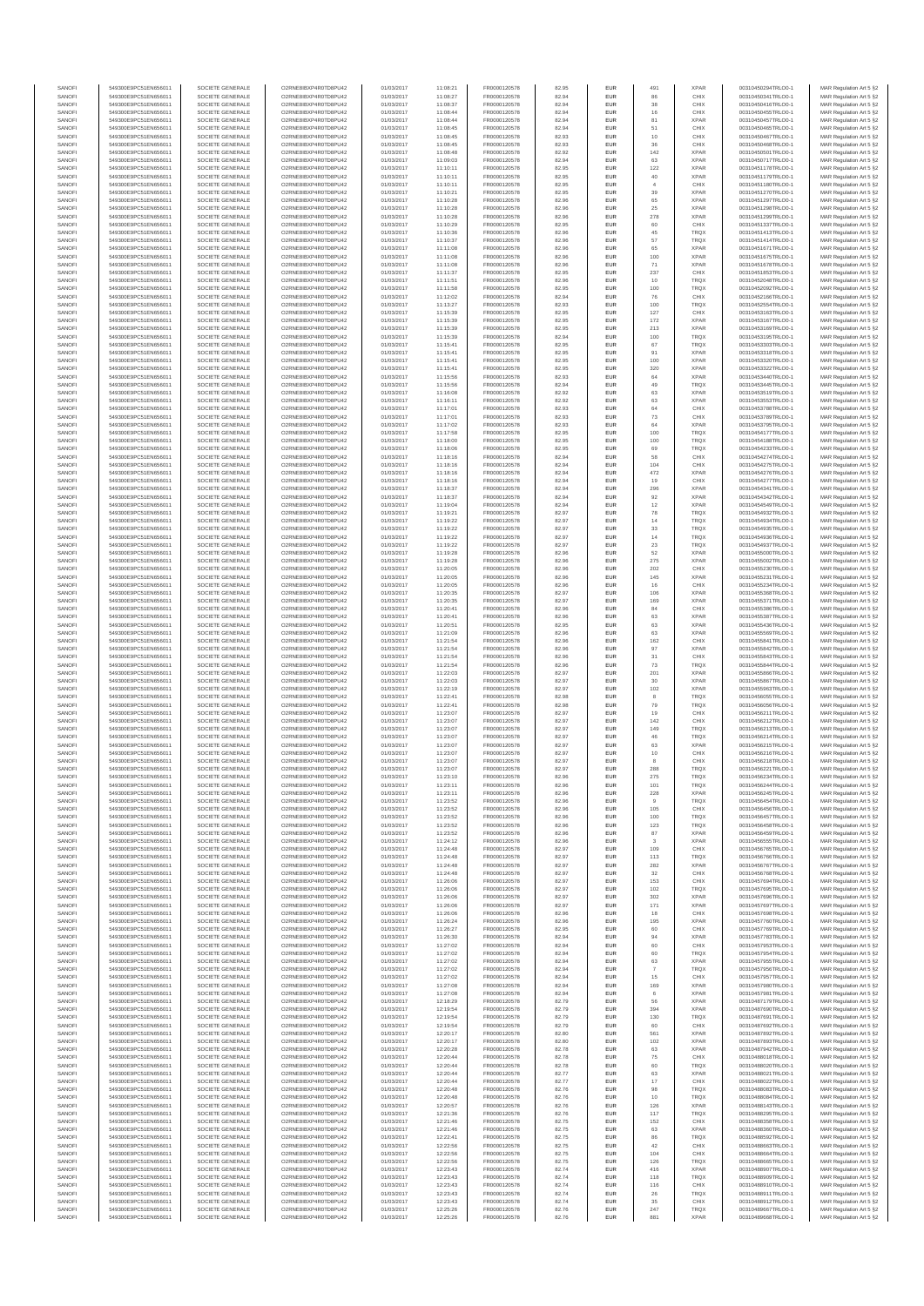| | | | | | | | | | | | | |
|---|---|---|---|---|---|---|---|---|---|---|---|---|
| SANOFI | 549300E9PC51EN656011 | SOCIETE GENERALE | O2RNE8IBXP4R0TD8PU42 | 01/03/2017 | 11:08:21 | FR0000120578 | 82.95 | EUR | 491 | XPAR | 00310450294TRLO0-1 | MAR Regulation Art 5 §2 |
| SANOFI | 549300E9PC51EN656011 | SOCIETE GENERALE | O2RNE8IBXP4R0TD8PU42 | 01/03/2017 | 11:08:27 | FR0000120578 | 82.94 | EUR | 86 | CHIX | 00310450341TRLO0-1 | MAR Regulation Art 5 §2 |
| SANOFI | 549300E9PC51EN656011 | SOCIETE GENERALE | O2RNE8IBXP4R0TD8PU42 | 01/03/2017 | 11:08:37 | FR0000120578 | 82.94 | EUR | 38 | CHIX | 00310450416TRLO0-1 | MAR Regulation Art 5 §2 |
| SANOFI | 549300E9PC51EN656011 | SOCIETE GENERALE | O2RNE8IBXP4R0TD8PU42 | 01/03/2017 | 11:08:44 | FR0000120578 | 82.94 | EUR | 16 | CHIX | 00310450455TRLO0-1 | MAR Regulation Art 5 §2 |
| SANOFI | 549300E9PC51EN656011 | SOCIETE GENERALE | O2RNE8IBXP4R0TD8PU42 | 01/03/2017 | 11:08:44 | FR0000120578 | 82.94 | EUR | 81 | XPAR | 00310450457TRLO0-1 | MAR Regulation Art 5 §2 |
| SANOFI | 549300E9PC51EN656011 | SOCIETE GENERALE | O2RNE8IBXP4R0TD8PU42 | 01/03/2017 | 11:08:45 | FR0000120578 | 82.94 | EUR | 51 | CHIX | 00310450465TRLO0-1 | MAR Regulation Art 5 §2 |
| SANOFI | 549300E9PC51EN656011 | SOCIETE GENERALE | O2RNE8IBXP4R0TD8PU42 | 01/03/2017 | 11:08:45 | FR0000120578 | 82.93 | EUR | 10 | CHIX | 00310450467TRLO0-1 | MAR Regulation Art 5 §2 |
| SANOFI | 549300E9PC51EN656011 | SOCIETE GENERALE | O2RNE8IBXP4R0TD8PU42 | 01/03/2017 | 11:08:45 | FR0000120578 | 82.93 | EUR | 36 | CHIX | 00310450468TRLO0-1 | MAR Regulation Art 5 §2 |
| SANOFI | 549300E9PC51EN656011 | SOCIETE GENERALE | O2RNE8IBXP4R0TD8PU42 | 01/03/2017 | 11:08:48 | FR0000120578 | 82.92 | EUR | 142 | XPAR | 00310450501TRLO0-1 | MAR Regulation Art 5 §2 |
| SANOFI | 549300E9PC51EN656011 | SOCIETE GENERALE | O2RNE8IBXP4R0TD8PU42 | 01/03/2017 | 11:09:03 | FR0000120578 | 82.94 | EUR | 63 | XPAR | 00310450717TRLO0-1 | MAR Regulation Art 5 §2 |
| SANOFI | 549300E9PC51EN656011 | SOCIETE GENERALE | O2RNE8IBXP4R0TD8PU42 | 01/03/2017 | 11:10:11 | FR0000120578 | 82.95 | EUR | 122 | XPAR | 00310451178TRLO0-1 | MAR Regulation Art 5 §2 |
| SANOFI | 549300E9PC51EN656011 | SOCIETE GENERALE | O2RNE8IBXP4R0TD8PU42 | 01/03/2017 | 11:10:11 | FR0000120578 | 82.95 | EUR | 40 | XPAR | 00310451179TRLO0-1 | MAR Regulation Art 5 §2 |
| SANOFI | 549300E9PC51EN656011 | SOCIETE GENERALE | O2RNE8IBXP4R0TD8PU42 | 01/03/2017 | 11:10:11 | FR0000120578 | 82.95 | EUR | 4 | CHIX | 00310451180TRLO0-1 | MAR Regulation Art 5 §2 |
| SANOFI | 549300E9PC51EN656011 | SOCIETE GENERALE | O2RNE8IBXP4R0TD8PU42 | 01/03/2017 | 11:10:21 | FR0000120578 | 82.95 | EUR | 39 | XPAR | 00310451270TRLO0-1 | MAR Regulation Art 5 §2 |
| SANOFI | 549300E9PC51EN656011 | SOCIETE GENERALE | O2RNE8IBXP4R0TD8PU42 | 01/03/2017 | 11:10:28 | FR0000120578 | 82.96 | EUR | 65 | XPAR | 00310451297TRLO0-1 | MAR Regulation Art 5 §2 |
| SANOFI | 549300E9PC51EN656011 | SOCIETE GENERALE | O2RNE8IBXP4R0TD8PU42 | 01/03/2017 | 11:10:28 | FR0000120578 | 82.96 | EUR | 25 | XPAR | 00310451298TRLO0-1 | MAR Regulation Art 5 §2 |
| SANOFI | 549300E9PC51EN656011 | SOCIETE GENERALE | O2RNE8IBXP4R0TD8PU42 | 01/03/2017 | 11:10:28 | FR0000120578 | 82.96 | EUR | 278 | XPAR | 00310451299TRLO0-1 | MAR Regulation Art 5 §2 |
| SANOFI | 549300E9PC51EN656011 | SOCIETE GENERALE | O2RNE8IBXP4R0TD8PU42 | 01/03/2017 | 11:10:29 | FR0000120578 | 82.95 | EUR | 60 | CHIX | 00310451337TRLO0-1 | MAR Regulation Art 5 §2 |
| SANOFI | 549300E9PC51EN656011 | SOCIETE GENERALE | O2RNE8IBXP4R0TD8PU42 | 01/03/2017 | 11:10:36 | FR0000120578 | 82.96 | EUR | 45 | TRQX | 00310451413TRLO0-1 | MAR Regulation Art 5 §2 |
| SANOFI | 549300E9PC51EN656011 | SOCIETE GENERALE | O2RNE8IBXP4R0TD8PU42 | 01/03/2017 | 11:10:37 | FR0000120578 | 82.96 | EUR | 57 | TRQX | 00310451414TRLO0-1 | MAR Regulation Art 5 §2 |
| SANOFI | 549300E9PC51EN656011 | SOCIETE GENERALE | O2RNE8IBXP4R0TD8PU42 | 01/03/2017 | 11:11:08 | FR0000120578 | 82.96 | EUR | 65 | XPAR | 00310451671TRLO0-1 | MAR Regulation Art 5 §2 |
| SANOFI | 549300E9PC51EN656011 | SOCIETE GENERALE | O2RNE8IBXP4R0TD8PU42 | 01/03/2017 | 11:11:08 | FR0000120578 | 82.96 | EUR | 100 | XPAR | 00310451675TRLO0-1 | MAR Regulation Art 5 §2 |
| SANOFI | 549300E9PC51EN656011 | SOCIETE GENERALE | O2RNE8IBXP4R0TD8PU42 | 01/03/2017 | 11:11:08 | FR0000120578 | 82.96 | EUR | 71 | XPAR | 00310451678TRLO0-1 | MAR Regulation Art 5 §2 |
| SANOFI | 549300E9PC51EN656011 | SOCIETE GENERALE | O2RNE8IBXP4R0TD8PU42 | 01/03/2017 | 11:11:37 | FR0000120578 | 82.95 | EUR | 237 | CHIX | 00310451853TRLO0-1 | MAR Regulation Art 5 §2 |
| SANOFI | 549300E9PC51EN656011 | SOCIETE GENERALE | O2RNE8IBXP4R0TD8PU42 | 01/03/2017 | 11:11:51 | FR0000120578 | 82.96 | EUR | 10 | TRQX | 00310452048TRLO0-1 | MAR Regulation Art 5 §2 |
| SANOFI | 549300E9PC51EN656011 | SOCIETE GENERALE | O2RNE8IBXP4R0TD8PU42 | 01/03/2017 | 11:11:58 | FR0000120578 | 82.95 | EUR | 100 | TRQX | 00310452092TRLO0-1 | MAR Regulation Art 5 §2 |
| SANOFI | 549300E9PC51EN656011 | SOCIETE GENERALE | O2RNE8IBXP4R0TD8PU42 | 01/03/2017 | 11:12:02 | FR0000120578 | 82.94 | EUR | 76 | CHIX | 00310452166TRLO0-1 | MAR Regulation Art 5 §2 |
| SANOFI | 549300E9PC51EN656011 | SOCIETE GENERALE | O2RNE8IBXP4R0TD8PU42 | 01/03/2017 | 11:13:27 | FR0000120578 | 82.93 | EUR | 100 | TRQX | 00310452954TRLO0-1 | MAR Regulation Art 5 §2 |
| SANOFI | 549300E9PC51EN656011 | SOCIETE GENERALE | O2RNE8IBXP4R0TD8PU42 | 01/03/2017 | 11:15:39 | FR0000120578 | 82.95 | EUR | 127 | CHIX | 00310453163TRLO0-1 | MAR Regulation Art 5 §2 |
| SANOFI | 549300E9PC51EN656011 | SOCIETE GENERALE | O2RNE8IBXP4R0TD8PU42 | 01/03/2017 | 11:15:39 | FR0000120578 | 82.95 | EUR | 172 | XPAR | 00310453167TRLO0-1 | MAR Regulation Art 5 §2 |
| SANOFI | 549300E9PC51EN656011 | SOCIETE GENERALE | O2RNE8IBXP4R0TD8PU42 | 01/03/2017 | 11:15:39 | FR0000120578 | 82.95 | EUR | 213 | XPAR | 00310453169TRLO0-1 | MAR Regulation Art 5 §2 |
| SANOFI | 549300E9PC51EN656011 | SOCIETE GENERALE | O2RNE8IBXP4R0TD8PU42 | 01/03/2017 | 11:15:39 | FR0000120578 | 82.94 | EUR | 100 | TRQX | 00310453195TRLO0-1 | MAR Regulation Art 5 §2 |
| SANOFI | 549300E9PC51EN656011 | SOCIETE GENERALE | O2RNE8IBXP4R0TD8PU42 | 01/03/2017 | 11:15:41 | FR0000120578 | 82.95 | EUR | 67 | TRQX | 00310453303TRLO0-1 | MAR Regulation Art 5 §2 |
| SANOFI | 549300E9PC51EN656011 | SOCIETE GENERALE | O2RNE8IBXP4R0TD8PU42 | 01/03/2017 | 11:15:41 | FR0000120578 | 82.95 | EUR | 91 | XPAR | 00310453318TRLO0-1 | MAR Regulation Art 5 §2 |
| SANOFI | 549300E9PC51EN656011 | SOCIETE GENERALE | O2RNE8IBXP4R0TD8PU42 | 01/03/2017 | 11:15:41 | FR0000120578 | 82.95 | EUR | 100 | XPAR | 00310453320TRLO0-1 | MAR Regulation Art 5 §2 |
| SANOFI | 549300E9PC51EN656011 | SOCIETE GENERALE | O2RNE8IBXP4R0TD8PU42 | 01/03/2017 | 11:15:41 | FR0000120578 | 82.95 | EUR | 320 | XPAR | 00310453322TRLO0-1 | MAR Regulation Art 5 §2 |
| SANOFI | 549300E9PC51EN656011 | SOCIETE GENERALE | O2RNE8IBXP4R0TD8PU42 | 01/03/2017 | 11:15:56 | FR0000120578 | 82.93 | EUR | 64 | XPAR | 00310453440TRLO0-1 | MAR Regulation Art 5 §2 |
| SANOFI | 549300E9PC51EN656011 | SOCIETE GENERALE | O2RNE8IBXP4R0TD8PU42 | 01/03/2017 | 11:15:56 | FR0000120578 | 82.94 | EUR | 49 | TRQX | 00310453445TRLO0-1 | MAR Regulation Art 5 §2 |
| SANOFI | 549300E9PC51EN656011 | SOCIETE GENERALE | O2RNE8IBXP4R0TD8PU42 | 01/03/2017 | 11:16:08 | FR0000120578 | 82.92 | EUR | 63 | XPAR | 00310453519TRLO0-1 | MAR Regulation Art 5 §2 |
| SANOFI | 549300E9PC51EN656011 | SOCIETE GENERALE | O2RNE8IBXP4R0TD8PU42 | 01/03/2017 | 11:16:11 | FR0000120578 | 82.92 | EUR | 63 | XPAR | 00310453553TRLO0-1 | MAR Regulation Art 5 §2 |
| SANOFI | 549300E9PC51EN656011 | SOCIETE GENERALE | O2RNE8IBXP4R0TD8PU42 | 01/03/2017 | 11:17:01 | FR0000120578 | 82.93 | EUR | 64 | CHIX | 00310453788TRLO0-1 | MAR Regulation Art 5 §2 |
| SANOFI | 549300E9PC51EN656011 | SOCIETE GENERALE | O2RNE8IBXP4R0TD8PU42 | 01/03/2017 | 11:17:01 | FR0000120578 | 82.93 | EUR | 73 | CHIX | 00310453789TRLO0-1 | MAR Regulation Art 5 §2 |
| SANOFI | 549300E9PC51EN656011 | SOCIETE GENERALE | O2RNE8IBXP4R0TD8PU42 | 01/03/2017 | 11:17:02 | FR0000120578 | 82.93 | EUR | 64 | XPAR | 00310453795TRLO0-1 | MAR Regulation Art 5 §2 |
| SANOFI | 549300E9PC51EN656011 | SOCIETE GENERALE | O2RNE8IBXP4R0TD8PU42 | 01/03/2017 | 11:17:58 | FR0000120578 | 82.95 | EUR | 100 | TRQX | 00310454177TRLO0-1 | MAR Regulation Art 5 §2 |
| SANOFI | 549300E9PC51EN656011 | SOCIETE GENERALE | O2RNE8IBXP4R0TD8PU42 | 01/03/2017 | 11:18:00 | FR0000120578 | 82.95 | EUR | 100 | TRQX | 00310454188TRLO0-1 | MAR Regulation Art 5 §2 |
| SANOFI | 549300E9PC51EN656011 | SOCIETE GENERALE | O2RNE8IBXP4R0TD8PU42 | 01/03/2017 | 11:18:06 | FR0000120578 | 82.95 | EUR | 69 | TRQX | 00310454223TRLO0-1 | MAR Regulation Art 5 §2 |
| SANOFI | 549300E9PC51EN656011 | SOCIETE GENERALE | O2RNE8IBXP4R0TD8PU42 | 01/03/2017 | 11:18:16 | FR0000120578 | 82.94 | EUR | 58 | CHIX | 00310454274TRLO0-1 | MAR Regulation Art 5 §2 |
| SANOFI | 549300E9PC51EN656011 | SOCIETE GENERALE | O2RNE8IBXP4R0TD8PU42 | 01/03/2017 | 11:18:16 | FR0000120578 | 82.94 | EUR | 104 | CHIX | 00310454275TRLO0-1 | MAR Regulation Art 5 §2 |
| SANOFI | 549300E9PC51EN656011 | SOCIETE GENERALE | O2RNE8IBXP4R0TD8PU42 | 01/03/2017 | 11:18:16 | FR0000120578 | 82.94 | EUR | 472 | XPAR | 00310454276TRLO0-1 | MAR Regulation Art 5 §2 |
| SANOFI | 549300E9PC51EN656011 | SOCIETE GENERALE | O2RNE8IBXP4R0TD8PU42 | 01/03/2017 | 11:18:16 | FR0000120578 | 82.94 | EUR | 19 | CHIX | 00310454277TRLO0-1 | MAR Regulation Art 5 §2 |
| SANOFI | 549300E9PC51EN656011 | SOCIETE GENERALE | O2RNE8IBXP4R0TD8PU42 | 01/03/2017 | 11:18:37 | FR0000120578 | 82.94 | EUR | 296 | XPAR | 00310454341TRLO0-1 | MAR Regulation Art 5 §2 |
| SANOFI | 549300E9PC51EN656011 | SOCIETE GENERALE | O2RNE8IBXP4R0TD8PU42 | 01/03/2017 | 11:18:37 | FR0000120578 | 82.94 | EUR | 92 | XPAR | 00310454342TRLO0-1 | MAR Regulation Art 5 §2 |
| SANOFI | 549300E9PC51EN656011 | SOCIETE GENERALE | O2RNE8IBXP4R0TD8PU42 | 01/03/2017 | 11:19:04 | FR0000120578 | 82.94 | EUR | 12 | XPAR | 00310454549TRLO0-1 | MAR Regulation Art 5 §2 |
| SANOFI | 549300E9PC51EN656011 | SOCIETE GENERALE | O2RNE8IBXP4R0TD8PU42 | 01/03/2017 | 11:19:21 | FR0000120578 | 82.97 | EUR | 78 | TRQX | 00310454932TRLO0-1 | MAR Regulation Art 5 §2 |
| SANOFI | 549300E9PC51EN656011 | SOCIETE GENERALE | O2RNE8IBXP4R0TD8PU42 | 01/03/2017 | 11:19:22 | FR0000120578 | 82.97 | EUR | 14 | TRQX | 00310454934TRLO0-1 | MAR Regulation Art 5 §2 |
| SANOFI | 549300E9PC51EN656011 | SOCIETE GENERALE | O2RNE8IBXP4R0TD8PU42 | 01/03/2017 | 11:19:22 | FR0000120578 | 82.97 | EUR | 33 | TRQX | 00310454935TRLO0-1 | MAR Regulation Art 5 §2 |
| SANOFI | 549300E9PC51EN656011 | SOCIETE GENERALE | O2RNE8IBXP4R0TD8PU42 | 01/03/2017 | 11:19:22 | FR0000120578 | 82.97 | EUR | 14 | TRQX | 00310454936TRLO0-1 | MAR Regulation Art 5 §2 |
| SANOFI | 549300E9PC51EN656011 | SOCIETE GENERALE | O2RNE8IBXP4R0TD8PU42 | 01/03/2017 | 11:19:22 | FR0000120578 | 82.97 | EUR | 23 | TRQX | 00310454937TRLO0-1 | MAR Regulation Art 5 §2 |
| SANOFI | 549300E9PC51EN656011 | SOCIETE GENERALE | O2RNE8IBXP4R0TD8PU42 | 01/03/2017 | 11:19:28 | FR0000120578 | 82.96 | EUR | 52 | XPAR | 00310455000TRLO0-1 | MAR Regulation Art 5 §2 |
| SANOFI | 549300E9PC51EN656011 | SOCIETE GENERALE | O2RNE8IBXP4R0TD8PU42 | 01/03/2017 | 11:19:28 | FR0000120578 | 82.96 | EUR | 275 | XPAR | 00310455002TRLO0-1 | MAR Regulation Art 5 §2 |
| SANOFI | 549300E9PC51EN656011 | SOCIETE GENERALE | O2RNE8IBXP4R0TD8PU42 | 01/03/2017 | 11:20:05 | FR0000120578 | 82.96 | EUR | 202 | CHIX | 00310455230TRLO0-1 | MAR Regulation Art 5 §2 |
| SANOFI | 549300E9PC51EN656011 | SOCIETE GENERALE | O2RNE8IBXP4R0TD8PU42 | 01/03/2017 | 11:20:05 | FR0000120578 | 82.96 | EUR | 145 | XPAR | 00310455231TRLO0-1 | MAR Regulation Art 5 §2 |
| SANOFI | 549300E9PC51EN656011 | SOCIETE GENERALE | O2RNE8IBXP4R0TD8PU42 | 01/03/2017 | 11:20:05 | FR0000120578 | 82.96 | EUR | 16 | CHIX | 00310455234TRLO0-1 | MAR Regulation Art 5 §2 |
| SANOFI | 549300E9PC51EN656011 | SOCIETE GENERALE | O2RNE8IBXP4R0TD8PU42 | 01/03/2017 | 11:20:35 | FR0000120578 | 82.97 | EUR | 106 | XPAR | 00310455368TRLO0-1 | MAR Regulation Art 5 §2 |
| SANOFI | 549300E9PC51EN656011 | SOCIETE GENERALE | O2RNE8IBXP4R0TD8PU42 | 01/03/2017 | 11:20:35 | FR0000120578 | 82.97 | EUR | 169 | XPAR | 00310455371TRLO0-1 | MAR Regulation Art 5 §2 |
| SANOFI | 549300E9PC51EN656011 | SOCIETE GENERALE | O2RNE8IBXP4R0TD8PU42 | 01/03/2017 | 11:20:41 | FR0000120578 | 82.96 | EUR | 84 | CHIX | 00310455386TRLO0-1 | MAR Regulation Art 5 §2 |
| SANOFI | 549300E9PC51EN656011 | SOCIETE GENERALE | O2RNE8IBXP4R0TD8PU42 | 01/03/2017 | 11:20:41 | FR0000120578 | 82.96 | EUR | 63 | XPAR | 00310455387TRLO0-1 | MAR Regulation Art 5 §2 |
| SANOFI | 549300E9PC51EN656011 | SOCIETE GENERALE | O2RNE8IBXP4R0TD8PU42 | 01/03/2017 | 11:20:51 | FR0000120578 | 82.95 | EUR | 63 | XPAR | 00310455436TRLO0-1 | MAR Regulation Art 5 §2 |
| SANOFI | 549300E9PC51EN656011 | SOCIETE GENERALE | O2RNE8IBXP4R0TD8PU42 | 01/03/2017 | 11:21:09 | FR0000120578 | 82.96 | EUR | 63 | XPAR | 00310455569TRLO0-1 | MAR Regulation Art 5 §2 |
| SANOFI | 549300E9PC51EN656011 | SOCIETE GENERALE | O2RNE8IBXP4R0TD8PU42 | 01/03/2017 | 11:21:54 | FR0000120578 | 82.96 | EUR | 162 | CHIX | 00310455841TRLO0-1 | MAR Regulation Art 5 §2 |
| SANOFI | 549300E9PC51EN656011 | SOCIETE GENERALE | O2RNE8IBXP4R0TD8PU42 | 01/03/2017 | 11:21:54 | FR0000120578 | 82.96 | EUR | 97 | XPAR | 00310455842TRLO0-1 | MAR Regulation Art 5 §2 |
| SANOFI | 549300E9PC51EN656011 | SOCIETE GENERALE | O2RNE8IBXP4R0TD8PU42 | 01/03/2017 | 11:21:54 | FR0000120578 | 82.96 | EUR | 31 | CHIX | 00310455843TRLO0-1 | MAR Regulation Art 5 §2 |
| SANOFI | 549300E9PC51EN656011 | SOCIETE GENERALE | O2RNE8IBXP4R0TD8PU42 | 01/03/2017 | 11:21:54 | FR0000120578 | 82.96 | EUR | 73 | TRQX | 00310455844TRLO0-1 | MAR Regulation Art 5 §2 |
| SANOFI | 549300E9PC51EN656011 | SOCIETE GENERALE | O2RNE8IBXP4R0TD8PU42 | 01/03/2017 | 11:22:03 | FR0000120578 | 82.97 | EUR | 201 | XPAR | 00310455886TRLO0-1 | MAR Regulation Art 5 §2 |
| SANOFI | 549300E9PC51EN656011 | SOCIETE GENERALE | O2RNE8IBXP4R0TD8PU42 | 01/03/2017 | 11:22:03 | FR0000120578 | 82.97 | EUR | 30 | XPAR | 00310455887TRLO0-1 | MAR Regulation Art 5 §2 |
| SANOFI | 549300E9PC51EN656011 | SOCIETE GENERALE | O2RNE8IBXP4R0TD8PU42 | 01/03/2017 | 11:22:19 | FR0000120578 | 82.97 | EUR | 102 | XPAR | 00310455963TRLO0-1 | MAR Regulation Art 5 §2 |
| SANOFI | 549300E9PC51EN656011 | SOCIETE GENERALE | O2RNE8IBXP4R0TD8PU42 | 01/03/2017 | 11:22:41 | FR0000120578 | 82.98 | EUR | 8 | TRQX | 00310456055TRLO0-1 | MAR Regulation Art 5 §2 |
| SANOFI | 549300E9PC51EN656011 | SOCIETE GENERALE | O2RNE8IBXP4R0TD8PU42 | 01/03/2017 | 11:22:41 | FR0000120578 | 82.98 | EUR | 79 | TRQX | 00310456056TRLO0-1 | MAR Regulation Art 5 §2 |
| SANOFI | 549300E9PC51EN656011 | SOCIETE GENERALE | O2RNE8IBXP4R0TD8PU42 | 01/03/2017 | 11:23:07 | FR0000120578 | 82.97 | EUR | 19 | CHIX | 00310456211TRLO0-1 | MAR Regulation Art 5 §2 |
| SANOFI | 549300E9PC51EN656011 | SOCIETE GENERALE | O2RNE8IBXP4R0TD8PU42 | 01/03/2017 | 11:23:07 | FR0000120578 | 82.97 | EUR | 142 | CHIX | 00310456212TRLO0-1 | MAR Regulation Art 5 §2 |
| SANOFI | 549300E9PC51EN656011 | SOCIETE GENERALE | O2RNE8IBXP4R0TD8PU42 | 01/03/2017 | 11:23:07 | FR0000120578 | 82.97 | EUR | 149 | TRQX | 00310456213TRLO0-1 | MAR Regulation Art 5 §2 |
| SANOFI | 549300E9PC51EN656011 | SOCIETE GENERALE | O2RNE8IBXP4R0TD8PU42 | 01/03/2017 | 11:23:07 | FR0000120578 | 82.97 | EUR | 46 | TRQX | 00310456214TRLO0-1 | MAR Regulation Art 5 §2 |
| SANOFI | 549300E9PC51EN656011 | SOCIETE GENERALE | O2RNE8IBXP4R0TD8PU42 | 01/03/2017 | 11:23:07 | FR0000120578 | 82.97 | EUR | 63 | XPAR | 00310456215TRLO0-1 | MAR Regulation Art 5 §2 |
| SANOFI | 549300E9PC51EN656011 | SOCIETE GENERALE | O2RNE8IBXP4R0TD8PU42 | 01/03/2017 | 11:23:07 | FR0000120578 | 82.97 | EUR | 10 | CHIX | 00310456216TRLO0-1 | MAR Regulation Art 5 §2 |
| SANOFI | 549300E9PC51EN656011 | SOCIETE GENERALE | O2RNE8IBXP4R0TD8PU42 | 01/03/2017 | 11:23:07 | FR0000120578 | 82.97 | EUR | 8 | CHIX | 00310456218TRLO0-1 | MAR Regulation Art 5 §2 |
| SANOFI | 549300E9PC51EN656011 | SOCIETE GENERALE | O2RNE8IBXP4R0TD8PU42 | 01/03/2017 | 11:23:07 | FR0000120578 | 82.97 | EUR | 288 | TRQX | 00310456221TRLO0-1 | MAR Regulation Art 5 §2 |
| SANOFI | 549300E9PC51EN656011 | SOCIETE GENERALE | O2RNE8IBXP4R0TD8PU42 | 01/03/2017 | 11:23:10 | FR0000120578 | 82.96 | EUR | 275 | TRQX | 00310456234TRLO0-1 | MAR Regulation Art 5 §2 |
| SANOFI | 549300E9PC51EN656011 | SOCIETE GENERALE | O2RNE8IBXP4R0TD8PU42 | 01/03/2017 | 11:23:11 | FR0000120578 | 82.96 | EUR | 101 | TRQX | 00310456244TRLO0-1 | MAR Regulation Art 5 §2 |
| SANOFI | 549300E9PC51EN656011 | SOCIETE GENERALE | O2RNE8IBXP4R0TD8PU42 | 01/03/2017 | 11:23:11 | FR0000120578 | 82.96 | EUR | 228 | XPAR | 00310456245TRLO0-1 | MAR Regulation Art 5 §2 |
| SANOFI | 549300E9PC51EN656011 | SOCIETE GENERALE | O2RNE8IBXP4R0TD8PU42 | 01/03/2017 | 11:23:52 | FR0000120578 | 82.96 | EUR | 9 | TRQX | 00310456454TRLO0-1 | MAR Regulation Art 5 §2 |
| SANOFI | 549300E9PC51EN656011 | SOCIETE GENERALE | O2RNE8IBXP4R0TD8PU42 | 01/03/2017 | 11:23:52 | FR0000120578 | 82.96 | EUR | 105 | CHIX | 00310456456TRLO0-1 | MAR Regulation Art 5 §2 |
| SANOFI | 549300E9PC51EN656011 | SOCIETE GENERALE | O2RNE8IBXP4R0TD8PU42 | 01/03/2017 | 11:23:52 | FR0000120578 | 82.96 | EUR | 190 | TRQX | 00310456457TRLO0-1 | MAR Regulation Art 5 §2 |
| SANOFI | 549300E9PC51EN656011 | SOCIETE GENERALE | O2RNE8IBXP4R0TD8PU42 | 01/03/2017 | 11:23:52 | FR0000120578 | 82.96 | EUR | 123 | TRQX | 00310456458TRLO0-1 | MAR Regulation Art 5 §2 |
| SANOFI | 549300E9PC51EN656011 | SOCIETE GENERALE | O2RNE8IBXP4R0TD8PU42 | 01/03/2017 | 11:23:52 | FR0000120578 | 82.96 | EUR | 87 | XPAR | 00310456459TRLO0-1 | MAR Regulation Art 5 §2 |
| SANOFI | 549300E9PC51EN656011 | SOCIETE GENERALE | O2RNE8IBXP4R0TD8PU42 | 01/03/2017 | 11:24:12 | FR0000120578 | 82.96 | EUR | 3 | XPAR | 00310456555TRLO0-1 | MAR Regulation Art 5 §2 |
| SANOFI | 549300E9PC51EN656011 | SOCIETE GENERALE | O2RNE8IBXP4R0TD8PU42 | 01/03/2017 | 11:24:48 | FR0000120578 | 82.97 | EUR | 109 | CHIX | 00310456765TRLO0-1 | MAR Regulation Art 5 §2 |
| SANOFI | 549300E9PC51EN656011 | SOCIETE GENERALE | O2RNE8IBXP4R0TD8PU42 | 01/03/2017 | 11:24:48 | FR0000120578 | 82.97 | EUR | 113 | TRQX | 00310456766TRLO0-1 | MAR Regulation Art 5 §2 |
| SANOFI | 549300E9PC51EN656011 | SOCIETE GENERALE | O2RNE8IBXP4R0TD8PU42 | 01/03/2017 | 11:24:48 | FR0000120578 | 82.97 | EUR | 282 | XPAR | 00310456767TRLO0-1 | MAR Regulation Art 5 §2 |
| SANOFI | 549300E9PC51EN656011 | SOCIETE GENERALE | O2RNE8IBXP4R0TD8PU42 | 01/03/2017 | 11:24:48 | FR0000120578 | 82.97 | EUR | 32 | CHIX | 00310456768TRLO0-1 | MAR Regulation Art 5 §2 |
| SANOFI | 549300E9PC51EN656011 | SOCIETE GENERALE | O2RNE8IBXP4R0TD8PU42 | 01/03/2017 | 11:26:06 | FR0000120578 | 82.97 | EUR | 153 | CHIX | 00310457694TRLO0-1 | MAR Regulation Art 5 §2 |
| SANOFI | 549300E9PC51EN656011 | SOCIETE GENERALE | O2RNE8IBXP4R0TD8PU42 | 01/03/2017 | 11:26:06 | FR0000120578 | 82.97 | EUR | 102 | TRQX | 00310457695TRLO0-1 | MAR Regulation Art 5 §2 |
| SANOFI | 549300E9PC51EN656011 | SOCIETE GENERALE | O2RNE8IBXP4R0TD8PU42 | 01/03/2017 | 11:26:06 | FR0000120578 | 82.97 | EUR | 302 | XPAR | 00310457696TRLO0-1 | MAR Regulation Art 5 §2 |
| SANOFI | 549300E9PC51EN656011 | SOCIETE GENERALE | O2RNE8IBXP4R0TD8PU42 | 01/03/2017 | 11:26:06 | FR0000120578 | 82.97 | EUR | 171 | XPAR | 00310457697TRLO0-1 | MAR Regulation Art 5 §2 |
| SANOFI | 549300E9PC51EN656011 | SOCIETE GENERALE | O2RNE8IBXP4R0TD8PU42 | 01/03/2017 | 11:26:06 | FR0000120578 | 82.96 | EUR | 18 | CHIX | 00310457699TRLO0-1 | MAR Regulation Art 5 §2 |
| SANOFI | 549300E9PC51EN656011 | SOCIETE GENERALE | O2RNE8IBXP4R0TD8PU42 | 01/03/2017 | 11:26:24 | FR0000120578 | 82.96 | EUR | 195 | XPAR | 00310457760TRLO0-1 | MAR Regulation Art 5 §2 |
| SANOFI | 549300E9PC51EN656011 | SOCIETE GENERALE | O2RNE8IBXP4R0TD8PU42 | 01/03/2017 | 11:26:27 | FR0000120578 | 82.95 | EUR | 60 | CHIX | 00310457769TRLO0-1 | MAR Regulation Art 5 §2 |
| SANOFI | 549300E9PC51EN656011 | SOCIETE GENERALE | O2RNE8IBXP4R0TD8PU42 | 01/03/2017 | 11:26:30 | FR0000120578 | 82.94 | EUR | 94 | XPAR | 00310457783TRLO0-1 | MAR Regulation Art 5 §2 |
| SANOFI | 549300E9PC51EN656011 | SOCIETE GENERALE | O2RNE8IBXP4R0TD8PU42 | 01/03/2017 | 11:27:02 | FR0000120578 | 82.94 | EUR | 60 | CHIX | 00310457953TRLO0-1 | MAR Regulation Art 5 §2 |
| SANOFI | 549300E9PC51EN656011 | SOCIETE GENERALE | O2RNE8IBXP4R0TD8PU42 | 01/03/2017 | 11:27:02 | FR0000120578 | 82.94 | EUR | 60 | TRQX | 00310457954TRLO0-1 | MAR Regulation Art 5 §2 |
| SANOFI | 549300E9PC51EN656011 | SOCIETE GENERALE | O2RNE8IBXP4R0TD8PU42 | 01/03/2017 | 11:27:02 | FR0000120578 | 82.94 | EUR | 63 | XPAR | 00310457955TRLO0-1 | MAR Regulation Art 5 §2 |
| SANOFI | 549300E9PC51EN656011 | SOCIETE GENERALE | O2RNE8IBXP4R0TD8PU42 | 01/03/2017 | 11:27:02 | FR0000120578 | 82.94 | EUR | 7 | TRQX | 00310457956TRLO0-1 | MAR Regulation Art 5 §2 |
| SANOFI | 549300E9PC51EN656011 | SOCIETE GENERALE | O2RNE8IBXP4R0TD8PU42 | 01/03/2017 | 11:27:02 | FR0000120578 | 82.94 | EUR | 15 | CHIX | 00310457957TRLO0-1 | MAR Regulation Art 5 §2 |
| SANOFI | 549300E9PC51EN656011 | SOCIETE GENERALE | O2RNE8IBXP4R0TD8PU42 | 01/03/2017 | 11:27:08 | FR0000120578 | 82.94 | EUR | 169 | XPAR | 00310457980TRLO0-1 | MAR Regulation Art 5 §2 |
| SANOFI | 549300E9PC51EN656011 | SOCIETE GENERALE | O2RNE8IBXP4R0TD8PU42 | 01/03/2017 | 11:27:08 | FR0000120578 | 82.94 | EUR | 6 | XPAR | 00310457981TRLO0-1 | MAR Regulation Art 5 §2 |
| SANOFI | 549300E9PC51EN656011 | SOCIETE GENERALE | O2RNE8IBXP4R0TD8PU42 | 01/03/2017 | 12:18:29 | FR0000120578 | 82.79 | EUR | 56 | XPAR | 00310487179TRLO0-1 | MAR Regulation Art 5 §2 |
| SANOFI | 549300E9PC51EN656011 | SOCIETE GENERALE | O2RNE8IBXP4R0TD8PU42 | 01/03/2017 | 12:19:54 | FR0000120578 | 82.79 | EUR | 394 | XPAR | 00310487690TRLO0-1 | MAR Regulation Art 5 §2 |
| SANOFI | 549300E9PC51EN656011 | SOCIETE GENERALE | O2RNE8IBXP4R0TD8PU42 | 01/03/2017 | 12:19:54 | FR0000120578 | 82.79 | EUR | 130 | TRQX | 00310487691TRLO0-1 | MAR Regulation Art 5 §2 |
| SANOFI | 549300E9PC51EN656011 | SOCIETE GENERALE | O2RNE8IBXP4R0TD8PU42 | 01/03/2017 | 12:19:54 | FR0000120578 | 82.79 | EUR | 60 | CHIX | 00310487692TRLO0-1 | MAR Regulation Art 5 §2 |
| SANOFI | 549300E9PC51EN656011 | SOCIETE GENERALE | O2RNE8IBXP4R0TD8PU42 | 01/03/2017 | 12:20:17 | FR0000120578 | 82.80 | EUR | 561 | XPAR | 00310487892TRLO0-1 | MAR Regulation Art 5 §2 |
| SANOFI | 549300E9PC51EN656011 | SOCIETE GENERALE | O2RNE8IBXP4R0TD8PU42 | 01/03/2017 | 12:20:17 | FR0000120578 | 82.80 | EUR | 102 | XPAR | 00310487893TRLO0-1 | MAR Regulation Art 5 §2 |
| SANOFI | 549300E9PC51EN656011 | SOCIETE GENERALE | O2RNE8IBXP4R0TD8PU42 | 01/03/2017 | 12:20:28 | FR0000120578 | 82.78 | EUR | 63 | XPAR | 00310487942TRLO0-1 | MAR Regulation Art 5 §2 |
| SANOFI | 549300E9PC51EN656011 | SOCIETE GENERALE | O2RNE8IBXP4R0TD8PU42 | 01/03/2017 | 12:20:44 | FR0000120578 | 82.78 | EUR | 75 | CHIX | 00310488018TRLO0-1 | MAR Regulation Art 5 §2 |
| SANOFI | 549300E9PC51EN656011 | SOCIETE GENERALE | O2RNE8IBXP4R0TD8PU42 | 01/03/2017 | 12:20:44 | FR0000120578 | 82.78 | EUR | 60 | TRQX | 00310488020TRLO0-1 | MAR Regulation Art 5 §2 |
| SANOFI | 549300E9PC51EN656011 | SOCIETE GENERALE | O2RNE8IBXP4R0TD8PU42 | 01/03/2017 | 12:20:44 | FR0000120578 | 82.77 | EUR | 63 | XPAR | 00310488021TRLO0-1 | MAR Regulation Art 5 §2 |
| SANOFI | 549300E9PC51EN656011 | SOCIETE GENERALE | O2RNE8IBXP4R0TD8PU42 | 01/03/2017 | 12:20:44 | FR0000120578 | 82.77 | EUR | 17 | CHIX | 00310488022TRLO0-1 | MAR Regulation Art 5 §2 |
| SANOFI | 549300E9PC51EN656011 | SOCIETE GENERALE | O2RNE8IBXP4R0TD8PU42 | 01/03/2017 | 12:20:48 | FR0000120578 | 82.76 | EUR | 98 | TRQX | 00310488083TRLO0-1 | MAR Regulation Art 5 §2 |
| SANOFI | 549300E9PC51EN656011 | SOCIETE GENERALE | O2RNE8IBXP4R0TD8PU42 | 01/03/2017 | 12:20:48 | FR0000120578 | 82.76 | EUR | 10 | TRQX | 00310488084TRLO0-1 | MAR Regulation Art 5 §2 |
| SANOFI | 549300E9PC51EN656011 | SOCIETE GENERALE | O2RNE8IBXP4R0TD8PU42 | 01/03/2017 | 12:20:57 | FR0000120578 | 82.76 | EUR | 126 | XPAR | 00310488143TRLO0-1 | MAR Regulation Art 5 §2 |
| SANOFI | 549300E9PC51EN656011 | SOCIETE GENERALE | O2RNE8IBXP4R0TD8PU42 | 01/03/2017 | 12:21:36 | FR0000120578 | 82.76 | EUR | 117 | TRQX | 00310488295TRLO0-1 | MAR Regulation Art 5 §2 |
| SANOFI | 549300E9PC51EN656011 | SOCIETE GENERALE | O2RNE8IBXP4R0TD8PU42 | 01/03/2017 | 12:21:46 | FR0000120578 | 82.75 | EUR | 152 | CHIX | 00310488358TRLO0-1 | MAR Regulation Art 5 §2 |
| SANOFI | 549300E9PC51EN656011 | SOCIETE GENERALE | O2RNE8IBXP4R0TD8PU42 | 01/03/2017 | 12:21:46 | FR0000120578 | 82.75 | EUR | 63 | XPAR | 00310488360TRLO0-1 | MAR Regulation Art 5 §2 |
| SANOFI | 549300E9PC51EN656011 | SOCIETE GENERALE | O2RNE8IBXP4R0TD8PU42 | 01/03/2017 | 12:22:41 | FR0000120578 | 82.75 | EUR | 86 | TRQX | 00310488592TRLO0-1 | MAR Regulation Art 5 §2 |
| SANOFI | 549300E9PC51EN656011 | SOCIETE GENERALE | O2RNE8IBXP4R0TD8PU42 | 01/03/2017 | 12:22:56 | FR0000120578 | 82.75 | EUR | 42 | CHIX | 00310488663TRLO0-1 | MAR Regulation Art 5 §2 |
| SANOFI | 549300E9PC51EN656011 | SOCIETE GENERALE | O2RNE8IBXP4R0TD8PU42 | 01/03/2017 | 12:22:56 | FR0000120578 | 82.75 | EUR | 104 | CHIX | 00310488664TRLO0-1 | MAR Regulation Art 5 §2 |
| SANOFI | 549300E9PC51EN656011 | SOCIETE GENERALE | O2RNE8IBXP4R0TD8PU42 | 01/03/2017 | 12:22:56 | FR0000120578 | 82.75 | EUR | 126 | TRQX | 00310488665TRLO0-1 | MAR Regulation Art 5 §2 |
| SANOFI | 549300E9PC51EN656011 | SOCIETE GENERALE | O2RNE8IBXP4R0TD8PU42 | 01/03/2017 | 12:23:43 | FR0000120578 | 82.74 | EUR | 416 | XPAR | 00310488907TRLO0-1 | MAR Regulation Art 5 §2 |
| SANOFI | 549300E9PC51EN656011 | SOCIETE GENERALE | O2RNE8IBXP4R0TD8PU42 | 01/03/2017 | 12:23:43 | FR0000120578 | 82.74 | EUR | 118 | TRQX | 00310488909TRLO0-1 | MAR Regulation Art 5 §2 |
| SANOFI | 549300E9PC51EN656011 | SOCIETE GENERALE | O2RNE8IBXP4R0TD8PU42 | 01/03/2017 | 12:23:43 | FR0000120578 | 82.74 | EUR | 116 | CHIX | 00310488910TRLO0-1 | MAR Regulation Art 5 §2 |
| SANOFI | 549300E9PC51EN656011 | SOCIETE GENERALE | O2RNE8IBXP4R0TD8PU42 | 01/03/2017 | 12:23:43 | FR0000120578 | 82.74 | EUR | 26 | TRQX | 00310488911TRLO0-1 | MAR Regulation Art 5 §2 |
| SANOFI | 549300E9PC51EN656011 | SOCIETE GENERALE | O2RNE8IBXP4R0TD8PU42 | 01/03/2017 | 12:23:43 | FR0000120578 | 82.74 | EUR | 35 | CHIX | 00310488912TRLO0-1 | MAR Regulation Art 5 §2 |
| SANOFI | 549300E9PC51EN656011 | SOCIETE GENERALE | O2RNE8IBXP4R0TD8PU42 | 01/03/2017 | 12:25:26 | FR0000120578 | 82.76 | EUR | 247 | TRQX | 00310489667TRLO0-1 | MAR Regulation Art 5 §2 |
| SANOFI | 549300E9PC51EN656011 | SOCIETE GENERALE | O2RNE8IBXP4R0TD8PU42 | 01/03/2017 | 12:25:26 | FR0000120578 | 82.76 | EUR | 881 | XPAR | 00310489668TRLO0-1 | MAR Regulation Art 5 §2 |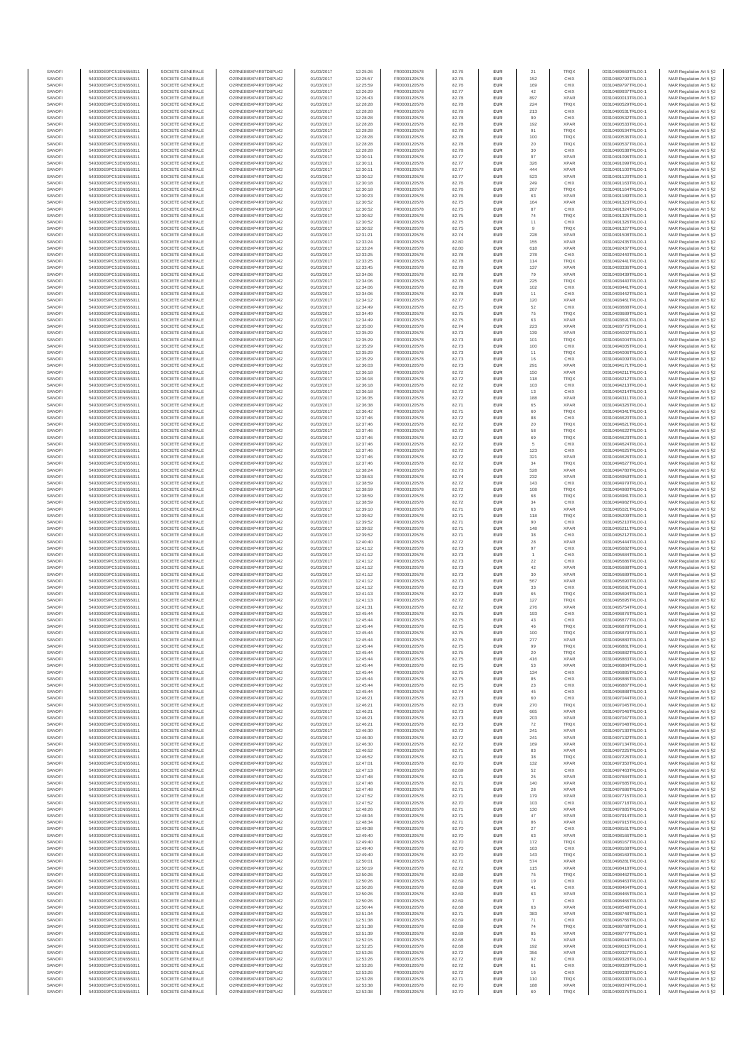| SANOFI | 549300E9PC51EN656011 | SOCIETE GENERALE | O2RNE8IBXP4R0TD8PU42 | 01/03/2017 | 12:25:26 | FR0000120578 | 82.76 | EUR | 21 | TRQX | 00310489669TRLO0-1 | MAR Regulation Art 5 §2 |
|---|---|---|---|---|---|---|---|---|---|---|---|---|
| SANOFI | 549300E9PC51EN656011 | SOCIETE GENERALE | O2RNE8IBXP4R0TD8PU42 | 01/03/2017 | 12:25:57 | FR0000120578 | 82.76 | EUR | 152 | CHIX | 00310489796TRLO0-1 | MAR Regulation Art 5 §2 |
| SANOFI | 549300E9PC51EN656011 | SOCIETE GENERALE | O2RNE8IBXP4R0TD8PU42 | 01/03/2017 | 12:25:59 | FR0000120578 | 82.76 | EUR | 169 | CHIX | 00310489797TRLO0-1 | MAR Regulation Art 5 §2 |
| SANOFI | 549300E9PC51EN656011 | SOCIETE GENERALE | O2RNE8IBXP4R0TD8PU42 | 01/03/2017 | 12:26:29 | FR0000120578 | 82.77 | EUR | 42 | CHIX | 00310489937TRLO0-1 | MAR Regulation Art 5 §2 |
| SANOFI | 549300E9PC51EN656011 | SOCIETE GENERALE | O2RNE8IBXP4R0TD8PU42 | 01/03/2017 | 12:26:43 | FR0000120578 | 82.78 | EUR | 897 | XPAR | 00310490013TRLO0-1 | MAR Regulation Art 5 §2 |
| SANOFI | 549300E9PC51EN656011 | SOCIETE GENERALE | O2RNE8IBXP4R0TD8PU42 | 01/03/2017 | 12:28:28 | FR0000120578 | 82.78 | EUR | 224 | TRQX | 00310490529TRLO0-1 | MAR Regulation Art 5 §2 |
| SANOFI | 549300E9PC51EN656011 | SOCIETE GENERALE | O2RNE8IBXP4R0TD8PU42 | 01/03/2017 | 12:28:28 | FR0000120578 | 82.78 | EUR | 213 | CHIX | 00310490531TRLO0-1 | MAR Regulation Art 5 §2 |
| SANOFI | 549300E9PC51EN656011 | SOCIETE GENERALE | O2RNE8IBXP4R0TD8PU42 | 01/03/2017 | 12:28:28 | FR0000120578 | 82.78 | EUR | 90 | CHIX | 00310490532TRLO0-1 | MAR Regulation Art 5 §2 |
| SANOFI | 549300E9PC51EN656011 | SOCIETE GENERALE | O2RNE8IBXP4R0TD8PU42 | 01/03/2017 | 12:28:28 | FR0000120578 | 82.78 | EUR | 192 | XPAR | 00310490533TRLO0-1 | MAR Regulation Art 5 §2 |
| SANOFI | 549300E9PC51EN656011 | SOCIETE GENERALE | O2RNE8IBXP4R0TD8PU42 | 01/03/2017 | 12:28:28 | FR0000120578 | 82.78 | EUR | 91 | TRQX | 00310490534TRLO0-1 | MAR Regulation Art 5 §2 |
| SANOFI | 549300E9PC51EN656011 | SOCIETE GENERALE | O2RNE8IBXP4R0TD8PU42 | 01/03/2017 | 12:28:28 | FR0000120578 | 82.78 | EUR | 100 | TRQX | 00310490536TRLO0-1 | MAR Regulation Art 5 §2 |
| SANOFI | 549300E9PC51EN656011 | SOCIETE GENERALE | O2RNE8IBXP4R0TD8PU42 | 01/03/2017 | 12:28:28 | FR0000120578 | 82.78 | EUR | 20 | TRQX | 00310490537TRLO0-1 | MAR Regulation Art 5 §2 |
| SANOFI | 549300E9PC51EN656011 | SOCIETE GENERALE | O2RNE8IBXP4R0TD8PU42 | 01/03/2017 | 12:28:28 | FR0000120578 | 82.78 | EUR | 30 | CHIX | 00310490538TRLO0-1 | MAR Regulation Art 5 §2 |
| SANOFI | 549300E9PC51EN656011 | SOCIETE GENERALE | O2RNE8IBXP4R0TD8PU42 | 01/03/2017 | 12:30:11 | FR0000120578 | 82.77 | EUR | 97 | XPAR | 00310491098TRLO0-1 | MAR Regulation Art 5 §2 |
| SANOFI | 549300E9PC51EN656011 | SOCIETE GENERALE | O2RNE8IBXP4R0TD8PU42 | 01/03/2017 | 12:30:11 | FR0000120578 | 82.77 | EUR | 326 | XPAR | 00310491099TRLO0-1 | MAR Regulation Art 5 §2 |
| SANOFI | 549300E9PC51EN656011 | SOCIETE GENERALE | O2RNE8IBXP4R0TD8PU42 | 01/03/2017 | 12:30:11 | FR0000120578 | 82.77 | EUR | 444 | XPAR | 00310491100TRLO0-1 | MAR Regulation Art 5 §2 |
| SANOFI | 549300E9PC51EN656011 | SOCIETE GENERALE | O2RNE8IBXP4R0TD8PU42 | 01/03/2017 | 12:30:12 | FR0000120578 | 82.76 | EUR | 523 | XPAR | 00310491120TRLO0-1 | MAR Regulation Art 5 §2 |
| SANOFI | 549300E9PC51EN656011 | SOCIETE GENERALE | O2RNE8IBXP4R0TD8PU42 | 01/03/2017 | 12:30:18 | FR0000120578 | 82.76 | EUR | 249 | CHIX | 00310491163TRLO0-1 | MAR Regulation Art 5 §2 |
| SANOFI | 549300E9PC51EN656011 | SOCIETE GENERALE | O2RNE8IBXP4R0TD8PU42 | 01/03/2017 | 12:30:18 | FR0000120578 | 82.76 | EUR | 267 | TRQX | 00310491164TRLO0-1 | MAR Regulation Art 5 §2 |
| SANOFI | 549300E9PC51EN656011 | SOCIETE GENERALE | O2RNE8IBXP4R0TD8PU42 | 01/03/2017 | 12:30:23 | FR0000120578 | 82.76 | EUR | 63 | XPAR | 00310491185TRLO0-1 | MAR Regulation Art 5 §2 |
| SANOFI | 549300E9PC51EN656011 | SOCIETE GENERALE | O2RNE8IBXP4R0TD8PU42 | 01/03/2017 | 12:30:52 | FR0000120578 | 82.75 | EUR | 164 | XPAR | 00310491323TRLO0-1 | MAR Regulation Art 5 §2 |
| SANOFI | 549300E9PC51EN656011 | SOCIETE GENERALE | O2RNE8IBXP4R0TD8PU42 | 01/03/2017 | 12:30:52 | FR0000120578 | 82.75 | EUR | 87 | CHIX | 00310491324TRLO0-1 | MAR Regulation Art 5 §2 |
| SANOFI | 549300E9PC51EN656011 | SOCIETE GENERALE | O2RNE8IBXP4R0TD8PU42 | 01/03/2017 | 12:30:52 | FR0000120578 | 82.75 | EUR | 74 | TRQX | 00310491325TRLO0-1 | MAR Regulation Art 5 §2 |
| SANOFI | 549300E9PC51EN656011 | SOCIETE GENERALE | O2RNE8IBXP4R0TD8PU42 | 01/03/2017 | 12:30:52 | FR0000120578 | 82.75 | EUR | 11 | CHIX | 00310491326TRLO0-1 | MAR Regulation Art 5 §2 |
| SANOFI | 549300E9PC51EN656011 | SOCIETE GENERALE | O2RNE8IBXP4R0TD8PU42 | 01/03/2017 | 12:30:52 | FR0000120578 | 82.75 | EUR | 9 | TRQX | 00310491327TRLO0-1 | MAR Regulation Art 5 §2 |
| SANOFI | 549300E9PC51EN656011 | SOCIETE GENERALE | O2RNE8IBXP4R0TD8PU42 | 01/03/2017 | 12:31:21 | FR0000120578 | 82.74 | EUR | 228 | XPAR | 00310491508TRLO0-1 | MAR Regulation Art 5 §2 |
| SANOFI | 549300E9PC51EN656011 | SOCIETE GENERALE | O2RNE8IBXP4R0TD8PU42 | 01/03/2017 | 12:33:24 | FR0000120578 | 82.80 | EUR | 155 | XPAR | 00310492435TRLO0-1 | MAR Regulation Art 5 §2 |
| SANOFI | 549300E9PC51EN656011 | SOCIETE GENERALE | O2RNE8IBXP4R0TD8PU42 | 01/03/2017 | 12:33:24 | FR0000120578 | 82.80 | EUR | 618 | XPAR | 00310492437TRLO0-1 | MAR Regulation Art 5 §2 |
| SANOFI | 549300E9PC51EN656011 | SOCIETE GENERALE | O2RNE8IBXP4R0TD8PU42 | 01/03/2017 | 12:33:25 | FR0000120578 | 82.78 | EUR | 278 | CHIX | 00310492440TRLO0-1 | MAR Regulation Art 5 §2 |
| SANOFI | 549300E9PC51EN656011 | SOCIETE GENERALE | O2RNE8IBXP4R0TD8PU42 | 01/03/2017 | 12:33:25 | FR0000120578 | 82.78 | EUR | 114 | TRQX | 00310492441TRLO0-1 | MAR Regulation Art 5 §2 |
| SANOFI | 549300E9PC51EN656011 | SOCIETE GENERALE | O2RNE8IBXP4R0TD8PU42 | 01/03/2017 | 12:33:45 | FR0000120578 | 82.78 | EUR | 137 | XPAR | 00310493336TRLO0-1 | MAR Regulation Art 5 §2 |
| SANOFI | 549300E9PC51EN656011 | SOCIETE GENERALE | O2RNE8IBXP4R0TD8PU42 | 01/03/2017 | 12:34:06 | FR0000120578 | 82.78 | EUR | 79 | XPAR | 00310493439TRLO0-1 | MAR Regulation Art 5 §2 |
| SANOFI | 549300E9PC51EN656011 | SOCIETE GENERALE | O2RNE8IBXP4R0TD8PU42 | 01/03/2017 | 12:34:06 | FR0000120578 | 82.78 | EUR | 225 | TRQX | 00310493440TRLO0-1 | MAR Regulation Art 5 §2 |
| SANOFI | 549300E9PC51EN656011 | SOCIETE GENERALE | O2RNE8IBXP4R0TD8PU42 | 01/03/2017 | 12:34:06 | FR0000120578 | 82.78 | EUR | 102 | CHIX | 00310493441TRLO0-1 | MAR Regulation Art 5 §2 |
| SANOFI | 549300E9PC51EN656011 | SOCIETE GENERALE | O2RNE8IBXP4R0TD8PU42 | 01/03/2017 | 12:34:06 | FR0000120578 | 82.78 | EUR | 11 | CHIX | 00310493442TRLO0-1 | MAR Regulation Art 5 §2 |
| SANOFI | 549300E9PC51EN656011 | SOCIETE GENERALE | O2RNE8IBXP4R0TD8PU42 | 01/03/2017 | 12:34:12 | FR0000120578 | 82.77 | EUR | 120 | XPAR | 00310493461TRLO0-1 | MAR Regulation Art 5 §2 |
| SANOFI | 549300E9PC51EN656011 | SOCIETE GENERALE | O2RNE8IBXP4R0TD8PU42 | 01/03/2017 | 12:34:49 | FR0000120578 | 82.75 | EUR | 52 | CHIX | 00310493688TRLO0-1 | MAR Regulation Art 5 §2 |
| SANOFI | 549300E9PC51EN656011 | SOCIETE GENERALE | O2RNE8IBXP4R0TD8PU42 | 01/03/2017 | 12:34:49 | FR0000120578 | 82.75 | EUR | 75 | TRQX | 00310493689TRLO0-1 | MAR Regulation Art 5 §2 |
| SANOFI | 549300E9PC51EN656011 | SOCIETE GENERALE | O2RNE8IBXP4R0TD8PU42 | 01/03/2017 | 12:34:49 | FR0000120578 | 82.75 | EUR | 63 | XPAR | 00310493691TRLO0-1 | MAR Regulation Art 5 §2 |
| SANOFI | 549300E9PC51EN656011 | SOCIETE GENERALE | O2RNE8IBXP4R0TD8PU42 | 01/03/2017 | 12:35:00 | FR0000120578 | 82.74 | EUR | 223 | XPAR | 00310493776TRLO0-1 | MAR Regulation Art 5 §2 |
| SANOFI | 549300E9PC51EN656011 | SOCIETE GENERALE | O2RNE8IBXP4R0TD8PU42 | 01/03/2017 | 12:35:29 | FR0000120578 | 82.73 | EUR | 139 | XPAR | 00310494002TRLO0-1 | MAR Regulation Art 5 §2 |
| SANOFI | 549300E9PC51EN656011 | SOCIETE GENERALE | O2RNE8IBXP4R0TD8PU42 | 01/03/2017 | 12:35:29 | FR0000120578 | 82.73 | EUR | 101 | TRQX | 00310494004TRLO0-1 | MAR Regulation Art 5 §2 |
| SANOFI | 549300E9PC51EN656011 | SOCIETE GENERALE | O2RNE8IBXP4R0TD8PU42 | 01/03/2017 | 12:35:29 | FR0000120578 | 82.73 | EUR | 100 | CHIX | 00310494005TRLO0-1 | MAR Regulation Art 5 §2 |
| SANOFI | 549300E9PC51EN656011 | SOCIETE GENERALE | O2RNE8IBXP4R0TD8PU42 | 01/03/2017 | 12:35:29 | FR0000120578 | 82.73 | EUR | 11 | TRQX | 00310494006TRLO0-1 | MAR Regulation Art 5 §2 |
| SANOFI | 549300E9PC51EN656011 | SOCIETE GENERALE | O2RNE8IBXP4R0TD8PU42 | 01/03/2017 | 12:35:29 | FR0000120578 | 82.73 | EUR | 16 | CHIX | 00310494009TRLO0-1 | MAR Regulation Art 5 §2 |
| SANOFI | 549300E9PC51EN656011 | SOCIETE GENERALE | O2RNE8IBXP4R0TD8PU42 | 01/03/2017 | 12:36:03 | FR0000120578 | 82.73 | EUR | 291 | XPAR | 00310494175TRLO0-1 | MAR Regulation Art 5 §2 |
| SANOFI | 549300E9PC51EN656011 | SOCIETE GENERALE | O2RNE8IBXP4R0TD8PU42 | 01/03/2017 | 12:36:18 | FR0000120578 | 82.72 | EUR | 150 | XPAR | 00310494211TRLO0-1 | MAR Regulation Art 5 §2 |
| SANOFI | 549300E9PC51EN656011 | SOCIETE GENERALE | O2RNE8IBXP4R0TD8PU42 | 01/03/2017 | 12:36:18 | FR0000120578 | 82.72 | EUR | 118 | TRQX | 00310494212TRLO0-1 | MAR Regulation Art 5 §2 |
| SANOFI | 549300E9PC51EN656011 | SOCIETE GENERALE | O2RNE8IBXP4R0TD8PU42 | 01/03/2017 | 12:36:18 | FR0000120578 | 82.72 | EUR | 103 | CHIX | 00310494213TRLO0-1 | MAR Regulation Art 5 §2 |
| SANOFI | 549300E9PC51EN656011 | SOCIETE GENERALE | O2RNE8IBXP4R0TD8PU42 | 01/03/2017 | 12:36:18 | FR0000120578 | 82.72 | EUR | 13 | CHIX | 00310494214TRLO0-1 | MAR Regulation Art 5 §2 |
| SANOFI | 549300E9PC51EN656011 | SOCIETE GENERALE | O2RNE8IBXP4R0TD8PU42 | 01/03/2017 | 12:36:35 | FR0000120578 | 82.72 | EUR | 188 | XPAR | 00310494311TRLO0-1 | MAR Regulation Art 5 §2 |
| SANOFI | 549300E9PC51EN656011 | SOCIETE GENERALE | O2RNE8IBXP4R0TD8PU42 | 01/03/2017 | 12:36:38 | FR0000120578 | 82.71 | EUR | 65 | XPAR | 00310494326TRLO0-1 | MAR Regulation Art 5 §2 |
| SANOFI | 549300E9PC51EN656011 | SOCIETE GENERALE | O2RNE8IBXP4R0TD8PU42 | 01/03/2017 | 12:36:42 | FR0000120578 | 82.71 | EUR | 60 | TRQX | 00310494341TRLO0-1 | MAR Regulation Art 5 §2 |
| SANOFI | 549300E9PC51EN656011 | SOCIETE GENERALE | O2RNE8IBXP4R0TD8PU42 | 01/03/2017 | 12:37:46 | FR0000120578 | 82.72 | EUR | 88 | CHIX | 00310494620TRLO0-1 | MAR Regulation Art 5 §2 |
| SANOFI | 549300E9PC51EN656011 | SOCIETE GENERALE | O2RNE8IBXP4R0TD8PU42 | 01/03/2017 | 12:37:46 | FR0000120578 | 82.72 | EUR | 20 | TRQX | 00310494621TRLO0-1 | MAR Regulation Art 5 §2 |
| SANOFI | 549300E9PC51EN656011 | SOCIETE GENERALE | O2RNE8IBXP4R0TD8PU42 | 01/03/2017 | 12:37:46 | FR0000120578 | 82.72 | EUR | 58 | TRQX | 00310494622TRLO0-1 | MAR Regulation Art 5 §2 |
| SANOFI | 549300E9PC51EN656011 | SOCIETE GENERALE | O2RNE8IBXP4R0TD8PU42 | 01/03/2017 | 12:37:46 | FR0000120578 | 82.72 | EUR | 69 | TRQX | 00310494623TRLO0-1 | MAR Regulation Art 5 §2 |
| SANOFI | 549300E9PC51EN656011 | SOCIETE GENERALE | O2RNE8IBXP4R0TD8PU42 | 01/03/2017 | 12:37:46 | FR0000120578 | 82.72 | EUR | 5 | CHIX | 00310494624TRLO0-1 | MAR Regulation Art 5 §2 |
| SANOFI | 549300E9PC51EN656011 | SOCIETE GENERALE | O2RNE8IBXP4R0TD8PU42 | 01/03/2017 | 12:37:46 | FR0000120578 | 82.72 | EUR | 123 | CHIX | 00310494625TRLO0-1 | MAR Regulation Art 5 §2 |
| SANOFI | 549300E9PC51EN656011 | SOCIETE GENERALE | O2RNE8IBXP4R0TD8PU42 | 01/03/2017 | 12:37:46 | FR0000120578 | 82.72 | EUR | 321 | XPAR | 00310494626TRLO0-1 | MAR Regulation Art 5 §2 |
| SANOFI | 549300E9PC51EN656011 | SOCIETE GENERALE | O2RNE8IBXP4R0TD8PU42 | 01/03/2017 | 12:37:46 | FR0000120578 | 82.72 | EUR | 34 | TRQX | 00310494627TRLO0-1 | MAR Regulation Art 5 §2 |
| SANOFI | 549300E9PC51EN656011 | SOCIETE GENERALE | O2RNE8IBXP4R0TD8PU42 | 01/03/2017 | 12:38:24 | FR0000120578 | 82.73 | EUR | 528 | XPAR | 00310494780TRLO0-1 | MAR Regulation Art 5 §2 |
| SANOFI | 549300E9PC51EN656011 | SOCIETE GENERALE | O2RNE8IBXP4R0TD8PU42 | 01/03/2017 | 12:38:53 | FR0000120578 | 82.74 | EUR | 232 | XPAR | 00310494959TRLO0-1 | MAR Regulation Art 5 §2 |
| SANOFI | 549300E9PC51EN656011 | SOCIETE GENERALE | O2RNE8IBXP4R0TD8PU42 | 01/03/2017 | 12:38:59 | FR0000120578 | 82.72 | EUR | 143 | CHIX | 00310494979TRLO0-1 | MAR Regulation Art 5 §2 |
| SANOFI | 549300E9PC51EN656011 | SOCIETE GENERALE | O2RNE8IBXP4R0TD8PU42 | 01/03/2017 | 12:38:59 | FR0000120578 | 82.72 | EUR | 108 | TRQX | 00310494980TRLO0-1 | MAR Regulation Art 5 §2 |
| SANOFI | 549300E9PC51EN656011 | SOCIETE GENERALE | O2RNE8IBXP4R0TD8PU42 | 01/03/2017 | 12:38:59 | FR0000120578 | 82.72 | EUR | 68 | TRQX | 00310494981TRLO0-1 | MAR Regulation Art 5 §2 |
| SANOFI | 549300E9PC51EN656011 | SOCIETE GENERALE | O2RNE8IBXP4R0TD8PU42 | 01/03/2017 | 12:38:59 | FR0000120578 | 82.72 | EUR | 34 | CHIX | 00310494982TRLO0-1 | MAR Regulation Art 5 §2 |
| SANOFI | 549300E9PC51EN656011 | SOCIETE GENERALE | O2RNE8IBXP4R0TD8PU42 | 01/03/2017 | 12:39:10 | FR0000120578 | 82.71 | EUR | 63 | XPAR | 00310495021TRLO0-1 | MAR Regulation Art 5 §2 |
| SANOFI | 549300E9PC51EN656011 | SOCIETE GENERALE | O2RNE8IBXP4R0TD8PU42 | 01/03/2017 | 12:39:52 | FR0000120578 | 82.71 | EUR | 118 | TRQX | 00310495209TRLO0-1 | MAR Regulation Art 5 §2 |
| SANOFI | 549300E9PC51EN656011 | SOCIETE GENERALE | O2RNE8IBXP4R0TD8PU42 | 01/03/2017 | 12:39:52 | FR0000120578 | 82.71 | EUR | 90 | CHIX | 00310495210TRLO0-1 | MAR Regulation Art 5 §2 |
| SANOFI | 549300E9PC51EN656011 | SOCIETE GENERALE | O2RNE8IBXP4R0TD8PU42 | 01/03/2017 | 12:39:52 | FR0000120578 | 82.71 | EUR | 148 | XPAR | 00310495211TRLO0-1 | MAR Regulation Art 5 §2 |
| SANOFI | 549300E9PC51EN656011 | SOCIETE GENERALE | O2RNE8IBXP4R0TD8PU42 | 01/03/2017 | 12:39:52 | FR0000120578 | 82.71 | EUR | 38 | CHIX | 00310495212TRLO0-1 | MAR Regulation Art 5 §2 |
| SANOFI | 549300E9PC51EN656011 | SOCIETE GENERALE | O2RNE8IBXP4R0TD8PU42 | 01/03/2017 | 12:40:40 | FR0000120578 | 82.72 | EUR | 28 | XPAR | 00310495444TRLO0-1 | MAR Regulation Art 5 §2 |
| SANOFI | 549300E9PC51EN656011 | SOCIETE GENERALE | O2RNE8IBXP4R0TD8PU42 | 01/03/2017 | 12:41:12 | FR0000120578 | 82.73 | EUR | 97 | CHIX | 00310495682TRLO0-1 | MAR Regulation Art 5 §2 |
| SANOFI | 549300E9PC51EN656011 | SOCIETE GENERALE | O2RNE8IBXP4R0TD8PU42 | 01/03/2017 | 12:41:12 | FR0000120578 | 82.73 | EUR | 1 | CHIX | 00310495684TRLO0-1 | MAR Regulation Art 5 §2 |
| SANOFI | 549300E9PC51EN656011 | SOCIETE GENERALE | O2RNE8IBXP4R0TD8PU42 | 01/03/2017 | 12:41:12 | FR0000120578 | 82.73 | EUR | 22 | CHIX | 00310495686TRLO0-1 | MAR Regulation Art 5 §2 |
| SANOFI | 549300E9PC51EN656011 | SOCIETE GENERALE | O2RNE8IBXP4R0TD8PU42 | 01/03/2017 | 12:41:12 | FR0000120578 | 82.73 | EUR | 42 | XPAR | 00310495688TRLO0-1 | MAR Regulation Art 5 §2 |
| SANOFI | 549300E9PC51EN656011 | SOCIETE GENERALE | O2RNE8IBXP4R0TD8PU42 | 01/03/2017 | 12:41:12 | FR0000120578 | 82.73 | EUR | 30 | XPAR | 00310495689TRLO0-1 | MAR Regulation Art 5 §2 |
| SANOFI | 549300E9PC51EN656011 | SOCIETE GENERALE | O2RNE8IBXP4R0TD8PU42 | 01/03/2017 | 12:41:12 | FR0000120578 | 82.73 | EUR | 567 | XPAR | 00310495690TRLO0-1 | MAR Regulation Art 5 §2 |
| SANOFI | 549300E9PC51EN656011 | SOCIETE GENERALE | O2RNE8IBXP4R0TD8PU42 | 01/03/2017 | 12:41:12 | FR0000120578 | 82.73 | EUR | 33 | CHIX | 00310495691TRLO0-1 | MAR Regulation Art 5 §2 |
| SANOFI | 549300E9PC51EN656011 | SOCIETE GENERALE | O2RNE8IBXP4R0TD8PU42 | 01/03/2017 | 12:41:13 | FR0000120578 | 82.72 | EUR | 65 | TRQX | 00310495694TRLO0-1 | MAR Regulation Art 5 §2 |
| SANOFI | 549300E9PC51EN656011 | SOCIETE GENERALE | O2RNE8IBXP4R0TD8PU42 | 01/03/2017 | 12:41:13 | FR0000120578 | 82.72 | EUR | 127 | TRQX | 00310495695TRLO0-1 | MAR Regulation Art 5 §2 |
| SANOFI | 549300E9PC51EN656011 | SOCIETE GENERALE | O2RNE8IBXP4R0TD8PU42 | 01/03/2017 | 12:41:31 | FR0000120578 | 82.72 | EUR | 276 | XPAR | 00310495754TRLO0-1 | MAR Regulation Art 5 §2 |
| SANOFI | 549300E9PC51EN656011 | SOCIETE GENERALE | O2RNE8IBXP4R0TD8PU42 | 01/03/2017 | 12:45:44 | FR0000120578 | 82.75 | EUR | 193 | CHIX | 00310496876TRLO0-1 | MAR Regulation Art 5 §2 |
| SANOFI | 549300E9PC51EN656011 | SOCIETE GENERALE | O2RNE8IBXP4R0TD8PU42 | 01/03/2017 | 12:45:44 | FR0000120578 | 82.75 | EUR | 43 | CHIX | 00310496877TRLO0-1 | MAR Regulation Art 5 §2 |
| SANOFI | 549300E9PC51EN656011 | SOCIETE GENERALE | O2RNE8IBXP4R0TD8PU42 | 01/03/2017 | 12:45:44 | FR0000120578 | 82.75 | EUR | 46 | TRQX | 00310496878TRLO0-1 | MAR Regulation Art 5 §2 |
| SANOFI | 549300E9PC51EN656011 | SOCIETE GENERALE | O2RNE8IBXP4R0TD8PU42 | 01/03/2017 | 12:45:44 | FR0000120578 | 82.75 | EUR | 100 | TRQX | 00310496879TRLO0-1 | MAR Regulation Art 5 §2 |
| SANOFI | 549300E9PC51EN656011 | SOCIETE GENERALE | O2RNE8IBXP4R0TD8PU42 | 01/03/2017 | 12:45:44 | FR0000120578 | 82.75 | EUR | 277 | XPAR | 00310496880TRLO0-1 | MAR Regulation Art 5 §2 |
| SANOFI | 549300E9PC51EN656011 | SOCIETE GENERALE | O2RNE8IBXP4R0TD8PU42 | 01/03/2017 | 12:45:44 | FR0000120578 | 82.75 | EUR | 99 | TRQX | 00310496881TRLO0-1 | MAR Regulation Art 5 §2 |
| SANOFI | 549300E9PC51EN656011 | SOCIETE GENERALE | O2RNE8IBXP4R0TD8PU42 | 01/03/2017 | 12:45:44 | FR0000120578 | 82.75 | EUR | 20 | TRQX | 00310496882TRLO0-1 | MAR Regulation Art 5 §2 |
| SANOFI | 549300E9PC51EN656011 | SOCIETE GENERALE | O2RNE8IBXP4R0TD8PU42 | 01/03/2017 | 12:45:44 | FR0000120578 | 82.75 | EUR | 416 | XPAR | 00310496883TRLO0-1 | MAR Regulation Art 5 §2 |
| SANOFI | 549300E9PC51EN656011 | SOCIETE GENERALE | O2RNE8IBXP4R0TD8PU42 | 01/03/2017 | 12:45:44 | FR0000120578 | 82.75 | EUR | 53 | XPAR | 00310496884TRLO0-1 | MAR Regulation Art 5 §2 |
| SANOFI | 549300E9PC51EN656011 | SOCIETE GENERALE | O2RNE8IBXP4R0TD8PU42 | 01/03/2017 | 12:45:44 | FR0000120578 | 82.75 | EUR | 134 | CHIX | 00310496885TRLO0-1 | MAR Regulation Art 5 §2 |
| SANOFI | 549300E9PC51EN656011 | SOCIETE GENERALE | O2RNE8IBXP4R0TD8PU42 | 01/03/2017 | 12:45:44 | FR0000120578 | 82.75 | EUR | 85 | CHIX | 00310496886TRLO0-1 | MAR Regulation Art 5 §2 |
| SANOFI | 549300E9PC51EN656011 | SOCIETE GENERALE | O2RNE8IBXP4R0TD8PU42 | 01/03/2017 | 12:45:44 | FR0000120578 | 82.75 | EUR | 23 | CHIX | 00310496887TRLO0-1 | MAR Regulation Art 5 §2 |
| SANOFI | 549300E9PC51EN656011 | SOCIETE GENERALE | O2RNE8IBXP4R0TD8PU42 | 01/03/2017 | 12:45:44 | FR0000120578 | 82.74 | EUR | 45 | CHIX | 00310496888TRLO0-1 | MAR Regulation Art 5 §2 |
| SANOFI | 549300E9PC51EN656011 | SOCIETE GENERALE | O2RNE8IBXP4R0TD8PU42 | 01/03/2017 | 12:46:21 | FR0000120578 | 82.73 | EUR | 60 | CHIX | 00310497044TRLO0-1 | MAR Regulation Art 5 §2 |
| SANOFI | 549300E9PC51EN656011 | SOCIETE GENERALE | O2RNE8IBXP4R0TD8PU42 | 01/03/2017 | 12:46:21 | FR0000120578 | 82.73 | EUR | 270 | TRQX | 00310497045TRLO0-1 | MAR Regulation Art 5 §2 |
| SANOFI | 549300E9PC51EN656011 | SOCIETE GENERALE | O2RNE8IBXP4R0TD8PU42 | 01/03/2017 | 12:46:21 | FR0000120578 | 82.73 | EUR | 665 | XPAR | 00310497046TRLO0-1 | MAR Regulation Art 5 §2 |
| SANOFI | 549300E9PC51EN656011 | SOCIETE GENERALE | O2RNE8IBXP4R0TD8PU42 | 01/03/2017 | 12:46:21 | FR0000120578 | 82.73 | EUR | 203 | XPAR | 00310497047TRLO0-1 | MAR Regulation Art 5 §2 |
| SANOFI | 549300E9PC51EN656011 | SOCIETE GENERALE | O2RNE8IBXP4R0TD8PU42 | 01/03/2017 | 12:46:21 | FR0000120578 | 82.73 | EUR | 72 | TRQX | 00310497048TRLO0-1 | MAR Regulation Art 5 §2 |
| SANOFI | 549300E9PC51EN656011 | SOCIETE GENERALE | O2RNE8IBXP4R0TD8PU42 | 01/03/2017 | 12:46:30 | FR0000120578 | 82.72 | EUR | 241 | XPAR | 00310497130TRLO0-1 | MAR Regulation Art 5 §2 |
| SANOFI | 549300E9PC51EN656011 | SOCIETE GENERALE | O2RNE8IBXP4R0TD8PU42 | 01/03/2017 | 12:46:30 | FR0000120578 | 82.72 | EUR | 241 | XPAR | 00310497132TRLO0-1 | MAR Regulation Art 5 §2 |
| SANOFI | 549300E9PC51EN656011 | SOCIETE GENERALE | O2RNE8IBXP4R0TD8PU42 | 01/03/2017 | 12:46:30 | FR0000120578 | 82.72 | EUR | 169 | XPAR | 00310497134TRLO0-1 | MAR Regulation Art 5 §2 |
| SANOFI | 549300E9PC51EN656011 | SOCIETE GENERALE | O2RNE8IBXP4R0TD8PU42 | 01/03/2017 | 12:46:52 | FR0000120578 | 82.71 | EUR | 83 | XPAR | 00310497225TRLO0-1 | MAR Regulation Art 5 §2 |
| SANOFI | 549300E9PC51EN656011 | SOCIETE GENERALE | O2RNE8IBXP4R0TD8PU42 | 01/03/2017 | 12:46:52 | FR0000120578 | 82.71 | EUR | 38 | TRQX | 00310497226TRLO0-1 | MAR Regulation Art 5 §2 |
| SANOFI | 549300E9PC51EN656011 | SOCIETE GENERALE | O2RNE8IBXP4R0TD8PU42 | 01/03/2017 | 12:47:01 | FR0000120578 | 82.70 | EUR | 132 | XPAR | 00310497356TRLO0-1 | MAR Regulation Art 5 §2 |
| SANOFI | 549300E9PC51EN656011 | SOCIETE GENERALE | O2RNE8IBXP4R0TD8PU42 | 01/03/2017 | 12:47:13 | FR0000120578 | 82.69 | EUR | 52 | CHIX | 00310497463TRLO0-1 | MAR Regulation Art 5 §2 |
| SANOFI | 549300E9PC51EN656011 | SOCIETE GENERALE | O2RNE8IBXP4R0TD8PU42 | 01/03/2017 | 12:47:48 | FR0000120578 | 82.71 | EUR | 25 | XPAR | 00310497684TRLO0-1 | MAR Regulation Art 5 §2 |
| SANOFI | 549300E9PC51EN656011 | SOCIETE GENERALE | O2RNE8IBXP4R0TD8PU42 | 01/03/2017 | 12:47:48 | FR0000120578 | 82.71 | EUR | 140 | XPAR | 00310497685TRLO0-1 | MAR Regulation Art 5 §2 |
| SANOFI | 549300E9PC51EN656011 | SOCIETE GENERALE | O2RNE8IBXP4R0TD8PU42 | 01/03/2017 | 12:47:48 | FR0000120578 | 82.71 | EUR | 28 | XPAR | 00310497686TRLO0-1 | MAR Regulation Art 5 §2 |
| SANOFI | 549300E9PC51EN656011 | SOCIETE GENERALE | O2RNE8IBXP4R0TD8PU42 | 01/03/2017 | 12:47:52 | FR0000120578 | 82.71 | EUR | 179 | XPAR | 00310497715TRLO0-1 | MAR Regulation Art 5 §2 |
| SANOFI | 549300E9PC51EN656011 | SOCIETE GENERALE | O2RNE8IBXP4R0TD8PU42 | 01/03/2017 | 12:47:52 | FR0000120578 | 82.70 | EUR | 103 | CHIX | 00310497718TRLO0-1 | MAR Regulation Art 5 §2 |
| SANOFI | 549300E9PC51EN656011 | SOCIETE GENERALE | O2RNE8IBXP4R0TD8PU42 | 01/03/2017 | 12:48:26 | FR0000120578 | 82.71 | EUR | 130 | XPAR | 00310497885TRLO0-1 | MAR Regulation Art 5 §2 |
| SANOFI | 549300E9PC51EN656011 | SOCIETE GENERALE | O2RNE8IBXP4R0TD8PU42 | 01/03/2017 | 12:48:34 | FR0000120578 | 82.71 | EUR | 47 | XPAR | 00310497914TRLO0-1 | MAR Regulation Art 5 §2 |
| SANOFI | 549300E9PC51EN656011 | SOCIETE GENERALE | O2RNE8IBXP4R0TD8PU42 | 01/03/2017 | 12:48:34 | FR0000120578 | 82.71 | EUR | 86 | XPAR | 00310497915TRLO0-1 | MAR Regulation Art 5 §2 |
| SANOFI | 549300E9PC51EN656011 | SOCIETE GENERALE | O2RNE8IBXP4R0TD8PU42 | 01/03/2017 | 12:49:38 | FR0000120578 | 82.70 | EUR | 27 | CHIX | 00310498161TRLO0-1 | MAR Regulation Art 5 §2 |
| SANOFI | 549300E9PC51EN656011 | SOCIETE GENERALE | O2RNE8IBXP4R0TD8PU42 | 01/03/2017 | 12:49:40 | FR0000120578 | 82.70 | EUR | 63 | XPAR | 00310498166TRLO0-1 | MAR Regulation Art 5 §2 |
| SANOFI | 549300E9PC51EN656011 | SOCIETE GENERALE | O2RNE8IBXP4R0TD8PU42 | 01/03/2017 | 12:49:40 | FR0000120578 | 82.70 | EUR | 172 | TRQX | 00310498167TRLO0-1 | MAR Regulation Art 5 §2 |
| SANOFI | 549300E9PC51EN656011 | SOCIETE GENERALE | O2RNE8IBXP4R0TD8PU42 | 01/03/2017 | 12:49:40 | FR0000120578 | 82.70 | EUR | 163 | CHIX | 00310498168TRLO0-1 | MAR Regulation Art 5 §2 |
| SANOFI | 549300E9PC51EN656011 | SOCIETE GENERALE | O2RNE8IBXP4R0TD8PU42 | 01/03/2017 | 12:49:40 | FR0000120578 | 82.70 | EUR | 143 | TRQX | 00310498169TRLO0-1 | MAR Regulation Art 5 §2 |
| SANOFI | 549300E9PC51EN656011 | SOCIETE GENERALE | O2RNE8IBXP4R0TD8PU42 | 01/03/2017 | 12:50:01 | FR0000120578 | 82.71 | EUR | 574 | XPAR | 00310498281TRLO0-1 | MAR Regulation Art 5 §2 |
| SANOFI | 549300E9PC51EN656011 | SOCIETE GENERALE | O2RNE8IBXP4R0TD8PU42 | 01/03/2017 | 12:50:19 | FR0000120578 | 82.72 | EUR | 115 | XPAR | 00310498418TRLO0-1 | MAR Regulation Art 5 §2 |
| SANOFI | 549300E9PC51EN656011 | SOCIETE GENERALE | O2RNE8IBXP4R0TD8PU42 | 01/03/2017 | 12:50:26 | FR0000120578 | 82.69 | EUR | 75 | TRQX | 00310498462TRLO0-1 | MAR Regulation Art 5 §2 |
| SANOFI | 549300E9PC51EN656011 | SOCIETE GENERALE | O2RNE8IBXP4R0TD8PU42 | 01/03/2017 | 12:50:26 | FR0000120578 | 82.69 | EUR | 19 | CHIX | 00310498463TRLO0-1 | MAR Regulation Art 5 §2 |
| SANOFI | 549300E9PC51EN656011 | SOCIETE GENERALE | O2RNE8IBXP4R0TD8PU42 | 01/03/2017 | 12:50:26 | FR0000120578 | 82.69 | EUR | 41 | CHIX | 00310498464TRLO0-1 | MAR Regulation Art 5 §2 |
| SANOFI | 549300E9PC51EN656011 | SOCIETE GENERALE | O2RNE8IBXP4R0TD8PU42 | 01/03/2017 | 12:50:26 | FR0000120578 | 82.69 | EUR | 63 | XPAR | 00310498465TRLO0-1 | MAR Regulation Art 5 §2 |
| SANOFI | 549300E9PC51EN656011 | SOCIETE GENERALE | O2RNE8IBXP4R0TD8PU42 | 01/03/2017 | 12:50:26 | FR0000120578 | 82.69 | EUR | 7 | CHIX | 00310498466TRLO0-1 | MAR Regulation Art 5 §2 |
| SANOFI | 549300E9PC51EN656011 | SOCIETE GENERALE | O2RNE8IBXP4R0TD8PU42 | 01/03/2017 | 12:50:44 | FR0000120578 | 82.68 | EUR | 63 | XPAR | 00310498548TRLO0-1 | MAR Regulation Art 5 §2 |
| SANOFI | 549300E9PC51EN656011 | SOCIETE GENERALE | O2RNE8IBXP4R0TD8PU42 | 01/03/2017 | 12:51:34 | FR0000120578 | 82.71 | EUR | 383 | XPAR | 00310498748TRLO0-1 | MAR Regulation Art 5 §2 |
| SANOFI | 549300E9PC51EN656011 | SOCIETE GENERALE | O2RNE8IBXP4R0TD8PU42 | 01/03/2017 | 12:51:38 | FR0000120578 | 82.69 | EUR | 71 | CHIX | 00310498766TRLO0-1 | MAR Regulation Art 5 §2 |
| SANOFI | 549300E9PC51EN656011 | SOCIETE GENERALE | O2RNE8IBXP4R0TD8PU42 | 01/03/2017 | 12:51:38 | FR0000120578 | 82.69 | EUR | 74 | TRQX | 00310498768TRLO0-1 | MAR Regulation Art 5 §2 |
| SANOFI | 549300E9PC51EN656011 | SOCIETE GENERALE | O2RNE8IBXP4R0TD8PU42 | 01/03/2017 | 12:51:39 | FR0000120578 | 82.69 | EUR | 85 | XPAR | 00310498777TRLO0-1 | MAR Regulation Art 5 §2 |
| SANOFI | 549300E9PC51EN656011 | SOCIETE GENERALE | O2RNE8IBXP4R0TD8PU42 | 01/03/2017 | 12:52:15 | FR0000120578 | 82.68 | EUR | 74 | XPAR | 00310498944TRLO0-1 | MAR Regulation Art 5 §2 |
| SANOFI | 549300E9PC51EN656011 | SOCIETE GENERALE | O2RNE8IBXP4R0TD8PU42 | 01/03/2017 | 12:52:25 | FR0000120578 | 82.68 | EUR | 192 | XPAR | 00310499015TRLO0-1 | MAR Regulation Art 5 §2 |
| SANOFI | 549300E9PC51EN656011 | SOCIETE GENERALE | O2RNE8IBXP4R0TD8PU42 | 01/03/2017 | 12:53:26 | FR0000120578 | 82.72 | EUR | 356 | XPAR | 00310499327TRLO0-1 | MAR Regulation Art 5 §2 |
| SANOFI | 549300E9PC51EN656011 | SOCIETE GENERALE | O2RNE8IBXP4R0TD8PU42 | 01/03/2017 | 12:53:26 | FR0000120578 | 82.72 | EUR | 92 | CHIX | 00310499328TRLO0-1 | MAR Regulation Art 5 §2 |
| SANOFI | 549300E9PC51EN656011 | SOCIETE GENERALE | O2RNE8IBXP4R0TD8PU42 | 01/03/2017 | 12:53:26 | FR0000120578 | 82.72 | EUR | 61 | CHIX | 00310499329TRLO0-1 | MAR Regulation Art 5 §2 |
| SANOFI | 549300E9PC51EN656011 | SOCIETE GENERALE | O2RNE8IBXP4R0TD8PU42 | 01/03/2017 | 12:53:26 | FR0000120578 | 82.72 | EUR | 16 | CHIX | 00310499330TRLO0-1 | MAR Regulation Art 5 §2 |
| SANOFI | 549300E9PC51EN656011 | SOCIETE GENERALE | O2RNE8IBXP4R0TD8PU42 | 01/03/2017 | 12:53:28 | FR0000120578 | 82.71 | EUR | 110 | TRQX | 00310499333TRLO0-1 | MAR Regulation Art 5 §2 |
| SANOFI | 549300E9PC51EN656011 | SOCIETE GENERALE | O2RNE8IBXP4R0TD8PU42 | 01/03/2017 | 12:53:38 | FR0000120578 | 82.70 | EUR | 188 | XPAR | 00310499374TRLO0-1 | MAR Regulation Art 5 §2 |
| SANOFI | 549300E9PC51EN656011 | SOCIETE GENERALE | O2RNE8IBXP4R0TD8PU42 | 01/03/2017 | 12:53:38 | FR0000120578 | 82.70 | EUR | 60 | TRQX | 00310499375TRLO0-1 | MAR Regulation Art 5 §2 |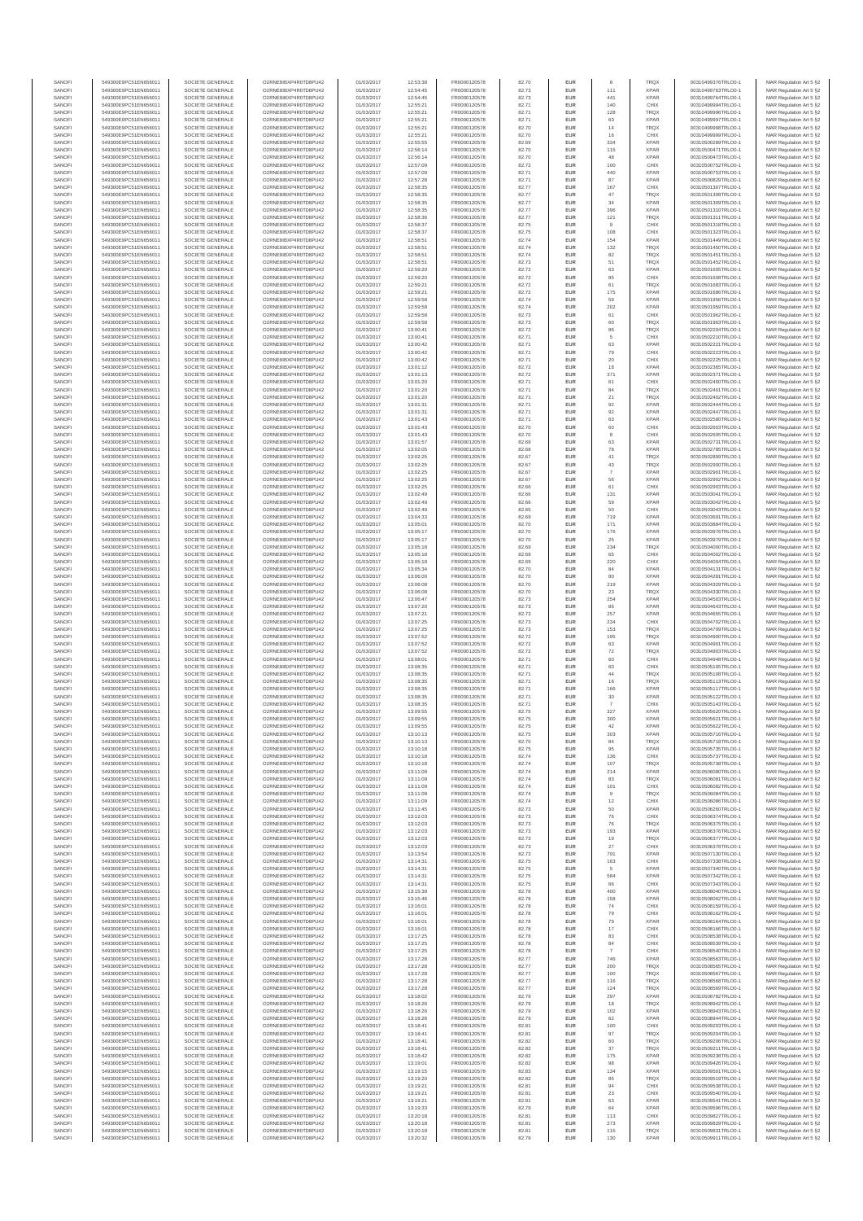| SANOFI | 549300E9PC51EN656011 | SOCIETE GENERALE | O2RNE8IBXP4R0TD8PU42 | 01/03/2017 | 12:53:38 | FR0000120578 | 82.70 | EUR | 8 | TRQX | 00310499376TRLO0-1 | MAR Regulation Art 5 §2 |
|---|---|---|---|---|---|---|---|---|---|---|---|---|
| SANOFI | 549300E9PC51EN656011 | SOCIETE GENERALE | O2RNE8IBXP4R0TD8PU42 | 01/03/2017 | 12:54:45 | FR0000120578 | 82.73 | EUR | 111 | XPAR | 00310499763TRLO0-1 | MAR Regulation Art 5 §2 |
| SANOFI | 549300E9PC51EN656011 | SOCIETE GENERALE | O2RNE8IBXP4R0TD8PU42 | 01/03/2017 | 12:54:45 | FR0000120578 | 82.73 | EUR | 441 | XPAR | 00310499764TRLO0-1 | MAR Regulation Art 5 §2 |
| SANOFI | 549300E9PC51EN656011 | SOCIETE GENERALE | O2RNE8IBXP4R0TD8PU42 | 01/03/2017 | 12:55:21 | FR0000120578 | 82.71 | EUR | 140 | CHIX | 00310499994TRLO0-1 | MAR Regulation Art 5 §2 |
| SANOFI | 549300E9PC51EN656011 | SOCIETE GENERALE | O2RNE8IBXP4R0TD8PU42 | 01/03/2017 | 12:55:21 | FR0000120578 | 82.71 | EUR | 128 | TRQX | 00310499996TRLO0-1 | MAR Regulation Art 5 §2 |
| SANOFI | 549300E9PC51EN656011 | SOCIETE GENERALE | O2RNE8IBXP4R0TD8PU42 | 01/03/2017 | 12:55:21 | FR0000120578 | 82.71 | EUR | 63 | XPAR | 00310499997TRLO0-1 | MAR Regulation Art 5 §2 |
| SANOFI | 549300E9PC51EN656011 | SOCIETE GENERALE | O2RNE8IBXP4R0TD8PU42 | 01/03/2017 | 12:55:21 | FR0000120578 | 82.70 | EUR | 14 | TRQX | 00310499998TRLO0-1 | MAR Regulation Art 5 §2 |
| SANOFI | 549300E9PC51EN656011 | SOCIETE GENERALE | O2RNE8IBXP4R0TD8PU42 | 01/03/2017 | 12:55:21 | FR0000120578 | 82.70 | EUR | 16 | CHIX | 00310499999TRLO0-1 | MAR Regulation Art 5 §2 |
| SANOFI | 549300E9PC51EN656011 | SOCIETE GENERALE | O2RNE8IBXP4R0TD8PU42 | 01/03/2017 | 12:55:55 | FR0000120578 | 82.69 | EUR | 334 | XPAR | 00310500289TRLO0-1 | MAR Regulation Art 5 §2 |
| SANOFI | 549300E9PC51EN656011 | SOCIETE GENERALE | O2RNE8IBXP4R0TD8PU42 | 01/03/2017 | 12:56:14 | FR0000120578 | 82.70 | EUR | 115 | XPAR | 00310500471TRLO0-1 | MAR Regulation Art 5 §2 |
| SANOFI | 549300E9PC51EN656011 | SOCIETE GENERALE | O2RNE8IBXP4R0TD8PU42 | 01/03/2017 | 12:56:14 | FR0000120578 | 82.70 | EUR | 48 | XPAR | 00310500473TRLO0-1 | MAR Regulation Art 5 §2 |
| SANOFI | 549300E9PC51EN656011 | SOCIETE GENERALE | O2RNE8IBXP4R0TD8PU42 | 01/03/2017 | 12:57:09 | FR0000120578 | 82.72 | EUR | 100 | CHIX | 00310500752TRLO0-1 | MAR Regulation Art 5 §2 |
| SANOFI | 549300E9PC51EN656011 | SOCIETE GENERALE | O2RNE8IBXP4R0TD8PU42 | 01/03/2017 | 12:57:09 | FR0000120578 | 82.71 | EUR | 440 | XPAR | 00310500753TRLO0-1 | MAR Regulation Art 5 §2 |
| SANOFI | 549300E9PC51EN656011 | SOCIETE GENERALE | O2RNE8IBXP4R0TD8PU42 | 01/03/2017 | 12:57:28 | FR0000120578 | 82.71 | EUR | 87 | XPAR | 00310500826TRLO0-1 | MAR Regulation Art 5 §2 |
| SANOFI | 549300E9PC51EN656011 | SOCIETE GENERALE | O2RNE8IBXP4R0TD8PU42 | 01/03/2017 | 12:58:35 | FR0000120578 | 82.77 | EUR | 167 | CHIX | 00310501307TRLO0-1 | MAR Regulation Art 5 §2 |
| SANOFI | 549300E9PC51EN656011 | SOCIETE GENERALE | O2RNE8IBXP4R0TD8PU42 | 01/03/2017 | 12:58:35 | FR0000120578 | 82.77 | EUR | 47 | TRQX | 00310501308TRLO0-1 | MAR Regulation Art 5 §2 |
| SANOFI | 549300E9PC51EN656011 | SOCIETE GENERALE | O2RNE8IBXP4R0TD8PU42 | 01/03/2017 | 12:58:35 | FR0000120578 | 82.77 | EUR | 34 | XPAR | 00310501309TRLO0-1 | MAR Regulation Art 5 §2 |
| SANOFI | 549300E9PC51EN656011 | SOCIETE GENERALE | O2RNE8IBXP4R0TD8PU42 | 01/03/2017 | 12:58:35 | FR0000120578 | 82.77 | EUR | 396 | XPAR | 00310501310TRLO0-1 | MAR Regulation Art 5 §2 |
| SANOFI | 549300E9PC51EN656011 | SOCIETE GENERALE | O2RNE8IBXP4R0TD8PU42 | 01/03/2017 | 12:58:36 | FR0000120578 | 82.77 | EUR | 121 | TRQX | 00310501311TRLO0-1 | MAR Regulation Art 5 §2 |
| SANOFI | 549300E9PC51EN656011 | SOCIETE GENERALE | O2RNE8IBXP4R0TD8PU42 | 01/03/2017 | 12:58:37 | FR0000120578 | 82.75 | EUR | 9 | CHIX | 00310501318TRLO0-1 | MAR Regulation Art 5 §2 |
| SANOFI | 549300E9PC51EN656011 | SOCIETE GENERALE | O2RNE8IBXP4R0TD8PU42 | 01/03/2017 | 12:58:37 | FR0000120578 | 82.75 | EUR | 108 | CHIX | 00310501323TRLO0-1 | MAR Regulation Art 5 §2 |
| SANOFI | 549300E9PC51EN656011 | SOCIETE GENERALE | O2RNE8IBXP4R0TD8PU42 | 01/03/2017 | 12:58:51 | FR0000120578 | 82.74 | EUR | 154 | XPAR | 00310501449TRLO0-1 | MAR Regulation Art 5 §2 |
| SANOFI | 549300E9PC51EN656011 | SOCIETE GENERALE | O2RNE8IBXP4R0TD8PU42 | 01/03/2017 | 12:58:51 | FR0000120578 | 82.74 | EUR | 132 | TRQX | 00310501450TRLO0-1 | MAR Regulation Art 5 §2 |
| SANOFI | 549300E9PC51EN656011 | SOCIETE GENERALE | O2RNE8IBXP4R0TD8PU42 | 01/03/2017 | 12:58:51 | FR0000120578 | 82.74 | EUR | 82 | TRQX | 00310501451TRLO0-1 | MAR Regulation Art 5 §2 |
| SANOFI | 549300E9PC51EN656011 | SOCIETE GENERALE | O2RNE8IBXP4R0TD8PU42 | 01/03/2017 | 12:58:51 | FR0000120578 | 82.73 | EUR | 51 | TRQX | 00310501452TRLO0-1 | MAR Regulation Art 5 §2 |
| SANOFI | 549300E9PC51EN656011 | SOCIETE GENERALE | O2RNE8IBXP4R0TD8PU42 | 01/03/2017 | 12:59:20 | FR0000120578 | 82.72 | EUR | 63 | XPAR | 00310501605TRLO0-1 | MAR Regulation Art 5 §2 |
| SANOFI | 549300E9PC51EN656011 | SOCIETE GENERALE | O2RNE8IBXP4R0TD8PU42 | 01/03/2017 | 12:59:20 | FR0000120578 | 82.72 | EUR | 85 | CHIX | 00310501608TRLO0-1 | MAR Regulation Art 5 §2 |
| SANOFI | 549300E9PC51EN656011 | SOCIETE GENERALE | O2RNE8IBXP4R0TD8PU42 | 01/03/2017 | 12:59:21 | FR0000120578 | 82.72 | EUR | 61 | TRQX | 00310501685TRLO0-1 | MAR Regulation Art 5 §2 |
| SANOFI | 549300E9PC51EN656011 | SOCIETE GENERALE | O2RNE8IBXP4R0TD8PU42 | 01/03/2017 | 12:59:21 | FR0000120578 | 82.72 | EUR | 175 | XPAR | 00310501686TRLO0-1 | MAR Regulation Art 5 §2 |
| SANOFI | 549300E9PC51EN656011 | SOCIETE GENERALE | O2RNE8IBXP4R0TD8PU42 | 01/03/2017 | 12:59:58 | FR0000120578 | 82.74 | EUR | 59 | XPAR | 00310501956TRLO0-1 | MAR Regulation Art 5 §2 |
| SANOFI | 549300E9PC51EN656011 | SOCIETE GENERALE | O2RNE8IBXP4R0TD8PU42 | 01/03/2017 | 12:59:58 | FR0000120578 | 82.74 | EUR | 202 | XPAR | 00310501959TRLO0-1 | MAR Regulation Art 5 §2 |
| SANOFI | 549300E9PC51EN656011 | SOCIETE GENERALE | O2RNE8IBXP4R0TD8PU42 | 01/03/2017 | 12:59:58 | FR0000120578 | 82.73 | EUR | 61 | CHIX | 00310501962TRLO0-1 | MAR Regulation Art 5 §2 |
| SANOFI | 549300E9PC51EN656011 | SOCIETE GENERALE | O2RNE8IBXP4R0TD8PU42 | 01/03/2017 | 12:59:58 | FR0000120578 | 82.73 | EUR | 60 | TRQX | 00310501963TRLO0-1 | MAR Regulation Art 5 §2 |
| SANOFI | 549300E9PC51EN656011 | SOCIETE GENERALE | O2RNE8IBXP4R0TD8PU42 | 01/03/2017 | 13:00:41 | FR0000120578 | 82.72 | EUR | 86 | TRQX | 00310502204TRLO0-1 | MAR Regulation Art 5 §2 |
| SANOFI | 549300E9PC51EN656011 | SOCIETE GENERALE | O2RNE8IBXP4R0TD8PU42 | 01/03/2017 | 13:00:41 | FR0000120578 | 82.71 | EUR | 5 | CHIX | 00310502210TRLO0-1 | MAR Regulation Art 5 §2 |
| SANOFI | 549300E9PC51EN656011 | SOCIETE GENERALE | O2RNE8IBXP4R0TD8PU42 | 01/03/2017 | 13:00:42 | FR0000120578 | 82.71 | EUR | 63 | XPAR | 00310502221TRLO0-1 | MAR Regulation Art 5 §2 |
| SANOFI | 549300E9PC51EN656011 | SOCIETE GENERALE | O2RNE8IBXP4R0TD8PU42 | 01/03/2017 | 13:00:42 | FR0000120578 | 82.71 | EUR | 79 | CHIX | 00310502223TRLO0-1 | MAR Regulation Art 5 §2 |
| SANOFI | 549300E9PC51EN656011 | SOCIETE GENERALE | O2RNE8IBXP4R0TD8PU42 | 01/03/2017 | 13:00:42 | FR0000120578 | 82.71 | EUR | 20 | CHIX | 00310502225TRLO0-1 | MAR Regulation Art 5 §2 |
| SANOFI | 549300E9PC51EN656011 | SOCIETE GENERALE | O2RNE8IBXP4R0TD8PU42 | 01/03/2017 | 13:01:12 | FR0000120578 | 82.72 | EUR | 18 | XPAR | 00310502365TRLO0-1 | MAR Regulation Art 5 §2 |
| SANOFI | 549300E9PC51EN656011 | SOCIETE GENERALE | O2RNE8IBXP4R0TD8PU42 | 01/03/2017 | 13:01:13 | FR0000120578 | 82.72 | EUR | 371 | XPAR | 00310502371TRLO0-1 | MAR Regulation Art 5 §2 |
| SANOFI | 549300E9PC51EN656011 | SOCIETE GENERALE | O2RNE8IBXP4R0TD8PU42 | 01/03/2017 | 13:01:20 | FR0000120578 | 82.71 | EUR | 61 | CHIX | 00310502400TRLO0-1 | MAR Regulation Art 5 §2 |
| SANOFI | 549300E9PC51EN656011 | SOCIETE GENERALE | O2RNE8IBXP4R0TD8PU42 | 01/03/2017 | 13:01:20 | FR0000120578 | 82.71 | EUR | 84 | TRQX | 00310502401TRLO0-1 | MAR Regulation Art 5 §2 |
| SANOFI | 549300E9PC51EN656011 | SOCIETE GENERALE | O2RNE8IBXP4R0TD8PU42 | 01/03/2017 | 13:01:20 | FR0000120578 | 82.71 | EUR | 21 | TRQX | 00310502402TRLO0-1 | MAR Regulation Art 5 §2 |
| SANOFI | 549300E9PC51EN656011 | SOCIETE GENERALE | O2RNE8IBXP4R0TD8PU42 | 01/03/2017 | 13:01:31 | FR0000120578 | 82.71 | EUR | 92 | XPAR | 00310502444TRLO0-1 | MAR Regulation Art 5 §2 |
| SANOFI | 549300E9PC51EN656011 | SOCIETE GENERALE | O2RNE8IBXP4R0TD8PU42 | 01/03/2017 | 13:01:31 | FR0000120578 | 82.71 | EUR | 92 | XPAR | 00310502447TRLO0-1 | MAR Regulation Art 5 §2 |
| SANOFI | 549300E9PC51EN656011 | SOCIETE GENERALE | O2RNE8IBXP4R0TD8PU42 | 01/03/2017 | 13:01:43 | FR0000120578 | 82.71 | EUR | 63 | XPAR | 00310502580TRLO0-1 | MAR Regulation Art 5 §2 |
| SANOFI | 549300E9PC51EN656011 | SOCIETE GENERALE | O2RNE8IBXP4R0TD8PU42 | 01/03/2017 | 13:01:43 | FR0000120578 | 82.70 | EUR | 60 | CHIX | 00310502603TRLO0-1 | MAR Regulation Art 5 §2 |
| SANOFI | 549300E9PC51EN656011 | SOCIETE GENERALE | O2RNE8IBXP4R0TD8PU42 | 01/03/2017 | 13:01:43 | FR0000120578 | 82.70 | EUR | 8 | CHIX | 00310502605TRLO0-1 | MAR Regulation Art 5 §2 |
| SANOFI | 549300E9PC51EN656011 | SOCIETE GENERALE | O2RNE8IBXP4R0TD8PU42 | 01/03/2017 | 13:01:57 | FR0000120578 | 82.69 | EUR | 63 | XPAR | 00310502731TRLO0-1 | MAR Regulation Art 5 §2 |
| SANOFI | 549300E9PC51EN656011 | SOCIETE GENERALE | O2RNE8IBXP4R0TD8PU42 | 01/03/2017 | 13:02:05 | FR0000120578 | 82.68 | EUR | 78 | XPAR | 00310502785TRLO0-1 | MAR Regulation Art 5 §2 |
| SANOFI | 549300E9PC51EN656011 | SOCIETE GENERALE | O2RNE8IBXP4R0TD8PU42 | 01/03/2017 | 13:02:25 | FR0000120578 | 82.67 | EUR | 41 | TRQX | 00310502899TRLO0-1 | MAR Regulation Art 5 §2 |
| SANOFI | 549300E9PC51EN656011 | SOCIETE GENERALE | O2RNE8IBXP4R0TD8PU42 | 01/03/2017 | 13:02:25 | FR0000120578 | 82.67 | EUR | 43 | TRQX | 00310502900TRLO0-1 | MAR Regulation Art 5 §2 |
| SANOFI | 549300E9PC51EN656011 | SOCIETE GENERALE | O2RNE8IBXP4R0TD8PU42 | 01/03/2017 | 13:02:25 | FR0000120578 | 82.67 | EUR | 7 | XPAR | 00310502901TRLO0-1 | MAR Regulation Art 5 §2 |
| SANOFI | 549300E9PC51EN656011 | SOCIETE GENERALE | O2RNE8IBXP4R0TD8PU42 | 01/03/2017 | 13:02:25 | FR0000120578 | 82.67 | EUR | 56 | XPAR | 00310502902TRLO0-1 | MAR Regulation Art 5 §2 |
| SANOFI | 549300E9PC51EN656011 | SOCIETE GENERALE | O2RNE8IBXP4R0TD8PU42 | 01/03/2017 | 13:02:25 | FR0000120578 | 82.66 | EUR | 61 | CHIX | 00310502903TRLO0-1 | MAR Regulation Art 5 §2 |
| SANOFI | 549300E9PC51EN656011 | SOCIETE GENERALE | O2RNE8IBXP4R0TD8PU42 | 01/03/2017 | 13:02:49 | FR0000120578 | 82.66 | EUR | 131 | XPAR | 00310503041TRLO0-1 | MAR Regulation Art 5 §2 |
| SANOFI | 549300E9PC51EN656011 | SOCIETE GENERALE | O2RNE8IBXP4R0TD8PU42 | 01/03/2017 | 13:02:49 | FR0000120578 | 82.66 | EUR | 59 | XPAR | 00310503042TRLO0-1 | MAR Regulation Art 5 §2 |
| SANOFI | 549300E9PC51EN656011 | SOCIETE GENERALE | O2RNE8IBXP4R0TD8PU42 | 01/03/2017 | 13:02:49 | FR0000120578 | 82.65 | EUR | 50 | CHIX | 00310503043TRLO0-1 | MAR Regulation Art 5 §2 |
| SANOFI | 549300E9PC51EN656011 | SOCIETE GENERALE | O2RNE8IBXP4R0TD8PU42 | 01/03/2017 | 13:04:33 | FR0000120578 | 82.69 | EUR | 719 | XPAR | 00310503691TRLO0-1 | MAR Regulation Art 5 §2 |
| SANOFI | 549300E9PC51EN656011 | SOCIETE GENERALE | O2RNE8IBXP4R0TD8PU42 | 01/03/2017 | 13:05:01 | FR0000120578 | 82.70 | EUR | 171 | XPAR | 00310503884TRLO0-1 | MAR Regulation Art 5 §2 |
| SANOFI | 549300E9PC51EN656011 | SOCIETE GENERALE | O2RNE8IBXP4R0TD8PU42 | 01/03/2017 | 13:05:17 | FR0000120578 | 82.70 | EUR | 176 | XPAR | 00310503976TRLO0-1 | MAR Regulation Art 5 §2 |
| SANOFI | 549300E9PC51EN656011 | SOCIETE GENERALE | O2RNE8IBXP4R0TD8PU42 | 01/03/2017 | 13:05:17 | FR0000120578 | 82.70 | EUR | 25 | XPAR | 00310503979TRLO0-1 | MAR Regulation Art 5 §2 |
| SANOFI | 549300E9PC51EN656011 | SOCIETE GENERALE | O2RNE8IBXP4R0TD8PU42 | 01/03/2017 | 13:05:18 | FR0000120578 | 82.69 | EUR | 234 | TRQX | 00310504000TRLO0-1 | MAR Regulation Art 5 §2 |
| SANOFI | 549300E9PC51EN656011 | SOCIETE GENERALE | O2RNE8IBXP4R0TD8PU42 | 01/03/2017 | 13:05:18 | FR0000120578 | 82.69 | EUR | 65 | CHIX | 00310504002TRLO0-1 | MAR Regulation Art 5 §2 |
| SANOFI | 549300E9PC51EN656011 | SOCIETE GENERALE | O2RNE8IBXP4R0TD8PU42 | 01/03/2017 | 13:05:18 | FR0000120578 | 82.69 | EUR | 220 | CHIX | 00310504004TRLO0-1 | MAR Regulation Art 5 §2 |
| SANOFI | 549300E9PC51EN656011 | SOCIETE GENERALE | O2RNE8IBXP4R0TD8PU42 | 01/03/2017 | 13:05:34 | FR0000120578 | 82.70 | EUR | 84 | XPAR | 00310504121TRLO0-1 | MAR Regulation Art 5 §2 |
| SANOFI | 549300E9PC51EN656011 | SOCIETE GENERALE | O2RNE8IBXP4R0TD8PU42 | 01/03/2017 | 13:06:00 | FR0000120578 | 82.70 | EUR | 80 | XPAR | 00310504281TRLO0-1 | MAR Regulation Art 5 §2 |
| SANOFI | 549300E9PC51EN656011 | SOCIETE GENERALE | O2RNE8IBXP4R0TD8PU42 | 01/03/2017 | 13:06:08 | FR0000120578 | 82.70 | EUR | 219 | XPAR | 00310504329TRLO0-1 | MAR Regulation Art 5 §2 |
| SANOFI | 549300E9PC51EN656011 | SOCIETE GENERALE | O2RNE8IBXP4R0TD8PU42 | 01/03/2017 | 13:06:08 | FR0000120578 | 82.70 | EUR | 23 | TRQX | 00310504330TRLO0-1 | MAR Regulation Art 5 §2 |
| SANOFI | 549300E9PC51EN656011 | SOCIETE GENERALE | O2RNE8IBXP4R0TD8PU42 | 01/03/2017 | 13:06:47 | FR0000120578 | 82.73 | EUR | 254 | XPAR | 00310504503TRLO0-1 | MAR Regulation Art 5 §2 |
| SANOFI | 549300E9PC51EN656011 | SOCIETE GENERALE | O2RNE8IBXP4R0TD8PU42 | 01/03/2017 | 13:07:20 | FR0000120578 | 82.73 | EUR | 86 | XPAR | 00310504643TRLO0-1 | MAR Regulation Art 5 §2 |
| SANOFI | 549300E9PC51EN656011 | SOCIETE GENERALE | O2RNE8IBXP4R0TD8PU42 | 01/03/2017 | 13:07:21 | FR0000120578 | 82.73 | EUR | 257 | XPAR | 00310504655TRLO0-1 | MAR Regulation Art 5 §2 |
| SANOFI | 549300E9PC51EN656011 | SOCIETE GENERALE | O2RNE8IBXP4R0TD8PU42 | 01/03/2017 | 13:07:25 | FR0000120578 | 82.73 | EUR | 234 | CHIX | 00310504702TRLO0-1 | MAR Regulation Art 5 §2 |
| SANOFI | 549300E9PC51EN656011 | SOCIETE GENERALE | O2RNE8IBXP4R0TD8PU42 | 01/03/2017 | 13:07:25 | FR0000120578 | 82.73 | EUR | 153 | TRQX | 00310504709TRLO0-1 | MAR Regulation Art 5 §2 |
| SANOFI | 549300E9PC51EN656011 | SOCIETE GENERALE | O2RNE8IBXP4R0TD8PU42 | 01/03/2017 | 13:07:52 | FR0000120578 | 82.72 | EUR | 195 | TRQX | 00310504900TRLO0-1 | MAR Regulation Art 5 §2 |
| SANOFI | 549300E9PC51EN656011 | SOCIETE GENERALE | O2RNE8IBXP4R0TD8PU42 | 01/03/2017 | 13:07:52 | FR0000120578 | 82.72 | EUR | 63 | XPAR | 00310504901TRLO0-1 | MAR Regulation Art 5 §2 |
| SANOFI | 549300E9PC51EN656011 | SOCIETE GENERALE | O2RNE8IBXP4R0TD8PU42 | 01/03/2017 | 13:07:52 | FR0000120578 | 82.72 | EUR | 72 | TRQX | 00310504903TRLO0-1 | MAR Regulation Art 5 §2 |
| SANOFI | 549300E9PC51EN656011 | SOCIETE GENERALE | O2RNE8IBXP4R0TD8PU42 | 01/03/2017 | 13:08:01 | FR0000120578 | 82.71 | EUR | 60 | CHIX | 00310504948TRLO0-1 | MAR Regulation Art 5 §2 |
| SANOFI | 549300E9PC51EN656011 | SOCIETE GENERALE | O2RNE8IBXP4R0TD8PU42 | 01/03/2017 | 13:08:35 | FR0000120578 | 82.71 | EUR | 60 | CHIX | 00310505105TRLO0-1 | MAR Regulation Art 5 §2 |
| SANOFI | 549300E9PC51EN656011 | SOCIETE GENERALE | O2RNE8IBXP4R0TD8PU42 | 01/03/2017 | 13:08:35 | FR0000120578 | 82.71 | EUR | 44 | TRQX | 00310505108TRLO0-1 | MAR Regulation Art 5 §2 |
| SANOFI | 549300E9PC51EN656011 | SOCIETE GENERALE | O2RNE8IBXP4R0TD8PU42 | 01/03/2017 | 13:08:35 | FR0000120578 | 82.71 | EUR | 16 | TRQX | 00310505113TRLO0-1 | MAR Regulation Art 5 §2 |
| SANOFI | 549300E9PC51EN656011 | SOCIETE GENERALE | O2RNE8IBXP4R0TD8PU42 | 01/03/2017 | 13:08:35 | FR0000120578 | 82.71 | EUR | 166 | XPAR | 00310505117TRLO0-1 | MAR Regulation Art 5 §2 |
| SANOFI | 549300E9PC51EN656011 | SOCIETE GENERALE | O2RNE8IBXP4R0TD8PU42 | 01/03/2017 | 13:08:35 | FR0000120578 | 82.71 | EUR | 30 | XPAR | 00310505122TRLO0-1 | MAR Regulation Art 5 §2 |
| SANOFI | 549300E9PC51EN656011 | SOCIETE GENERALE | O2RNE8IBXP4R0TD8PU42 | 01/03/2017 | 13:08:35 | FR0000120578 | 82.71 | EUR | 7 | CHIX | 00310505140TRLO0-1 | MAR Regulation Art 5 §2 |
| SANOFI | 549300E9PC51EN656011 | SOCIETE GENERALE | O2RNE8IBXP4R0TD8PU42 | 01/03/2017 | 13:09:55 | FR0000120578 | 82.75 | EUR | 327 | XPAR | 00310505620TRLO0-1 | MAR Regulation Art 5 §2 |
| SANOFI | 549300E9PC51EN656011 | SOCIETE GENERALE | O2RNE8IBXP4R0TD8PU42 | 01/03/2017 | 13:09:55 | FR0000120578 | 82.75 | EUR | 300 | XPAR | 00310505621TRLO0-1 | MAR Regulation Art 5 §2 |
| SANOFI | 549300E9PC51EN656011 | SOCIETE GENERALE | O2RNE8IBXP4R0TD8PU42 | 01/03/2017 | 13:09:55 | FR0000120578 | 82.75 | EUR | 42 | XPAR | 00310505622TRLO0-1 | MAR Regulation Art 5 §2 |
| SANOFI | 549300E9PC51EN656011 | SOCIETE GENERALE | O2RNE8IBXP4R0TD8PU42 | 01/03/2017 | 13:10:13 | FR0000120578 | 82.75 | EUR | 303 | XPAR | 00310505716TRLO0-1 | MAR Regulation Art 5 §2 |
| SANOFI | 549300E9PC51EN656011 | SOCIETE GENERALE | O2RNE8IBXP4R0TD8PU42 | 01/03/2017 | 13:10:13 | FR0000120578 | 82.75 | EUR | 84 | TRQX | 00310505718TRLO0-1 | MAR Regulation Art 5 §2 |
| SANOFI | 549300E9PC51EN656011 | SOCIETE GENERALE | O2RNE8IBXP4R0TD8PU42 | 01/03/2017 | 13:10:18 | FR0000120578 | 82.75 | EUR | 95 | XPAR | 00310505735TRLO0-1 | MAR Regulation Art 5 §2 |
| SANOFI | 549300E9PC51EN656011 | SOCIETE GENERALE | O2RNE8IBXP4R0TD8PU42 | 01/03/2017 | 13:10:18 | FR0000120578 | 82.74 | EUR | 136 | CHIX | 00310505737TRLO0-1 | MAR Regulation Art 5 §2 |
| SANOFI | 549300E9PC51EN656011 | SOCIETE GENERALE | O2RNE8IBXP4R0TD8PU42 | 01/03/2017 | 13:10:18 | FR0000120578 | 82.74 | EUR | 107 | TRQX | 00310505738TRLO0-1 | MAR Regulation Art 5 §2 |
| SANOFI | 549300E9PC51EN656011 | SOCIETE GENERALE | O2RNE8IBXP4R0TD8PU42 | 01/03/2017 | 13:11:09 | FR0000120578 | 82.74 | EUR | 214 | XPAR | 00310506080TRLO0-1 | MAR Regulation Art 5 §2 |
| SANOFI | 549300E9PC51EN656011 | SOCIETE GENERALE | O2RNE8IBXP4R0TD8PU42 | 01/03/2017 | 13:11:09 | FR0000120578 | 82.74 | EUR | 83 | TRQX | 00310506081TRLO0-1 | MAR Regulation Art 5 §2 |
| SANOFI | 549300E9PC51EN656011 | SOCIETE GENERALE | O2RNE8IBXP4R0TD8PU42 | 01/03/2017 | 13:11:09 | FR0000120578 | 82.74 | EUR | 101 | CHIX | 00310506082TRLO0-1 | MAR Regulation Art 5 §2 |
| SANOFI | 549300E9PC51EN656011 | SOCIETE GENERALE | O2RNE8IBXP4R0TD8PU42 | 01/03/2017 | 13:11:09 | FR0000120578 | 82.74 | EUR | 9 | TRQX | 00310506084TRLO0-1 | MAR Regulation Art 5 §2 |
| SANOFI | 549300E9PC51EN656011 | SOCIETE GENERALE | O2RNE8IBXP4R0TD8PU42 | 01/03/2017 | 13:11:09 | FR0000120578 | 82.74 | EUR | 12 | CHIX | 00310506086TRLO0-1 | MAR Regulation Art 5 §2 |
| SANOFI | 549300E9PC51EN656011 | SOCIETE GENERALE | O2RNE8IBXP4R0TD8PU42 | 01/03/2017 | 13:11:45 | FR0000120578 | 82.73 | EUR | 50 | XPAR | 00310506260TRLO0-1 | MAR Regulation Art 5 §2 |
| SANOFI | 549300E9PC51EN656011 | SOCIETE GENERALE | O2RNE8IBXP4R0TD8PU42 | 01/03/2017 | 13:12:03 | FR0000120578 | 82.73 | EUR | 76 | CHIX | 00310506374TRLO0-1 | MAR Regulation Art 5 §2 |
| SANOFI | 549300E9PC51EN656011 | SOCIETE GENERALE | O2RNE8IBXP4R0TD8PU42 | 01/03/2017 | 13:12:03 | FR0000120578 | 82.73 | EUR | 76 | TRQX | 00310506375TRLO0-1 | MAR Regulation Art 5 §2 |
| SANOFI | 549300E9PC51EN656011 | SOCIETE GENERALE | O2RNE8IBXP4R0TD8PU42 | 01/03/2017 | 13:12:03 | FR0000120578 | 82.73 | EUR | 193 | XPAR | 00310506376TRLO0-1 | MAR Regulation Art 5 §2 |
| SANOFI | 549300E9PC51EN656011 | SOCIETE GENERALE | O2RNE8IBXP4R0TD8PU42 | 01/03/2017 | 13:12:03 | FR0000120578 | 82.73 | EUR | 19 | TRQX | 00310506377TRLO0-1 | MAR Regulation Art 5 §2 |
| SANOFI | 549300E9PC51EN656011 | SOCIETE GENERALE | O2RNE8IBXP4R0TD8PU42 | 01/03/2017 | 13:12:03 | FR0000120578 | 82.73 | EUR | 27 | CHIX | 00310506378TRLO0-1 | MAR Regulation Art 5 §2 |
| SANOFI | 549300E9PC51EN656011 | SOCIETE GENERALE | O2RNE8IBXP4R0TD8PU42 | 01/03/2017 | 13:13:54 | FR0000120578 | 82.75 | EUR | 791 | XPAR | 00310507130TRLO0-1 | MAR Regulation Art 5 §2 |
| SANOFI | 549300E9PC51EN656011 | SOCIETE GENERALE | O2RNE8IBXP4R0TD8PU42 | 01/03/2017 | 13:14:31 | FR0000120578 | 82.75 | EUR | 163 | CHIX | 00310507338TRLO0-1 | MAR Regulation Art 5 §2 |
| SANOFI | 549300E9PC51EN656011 | SOCIETE GENERALE | O2RNE8IBXP4R0TD8PU42 | 01/03/2017 | 13:14:31 | FR0000120578 | 82.75 | EUR | 5 | XPAR | 00310507340TRLO0-1 | MAR Regulation Art 5 §2 |
| SANOFI | 549300E9PC51EN656011 | SOCIETE GENERALE | O2RNE8IBXP4R0TD8PU42 | 01/03/2017 | 13:14:31 | FR0000120578 | 82.75 | EUR | 584 | XPAR | 00310507342TRLO0-1 | MAR Regulation Art 5 §2 |
| SANOFI | 549300E9PC51EN656011 | SOCIETE GENERALE | O2RNE8IBXP4R0TD8PU42 | 01/03/2017 | 13:14:31 | FR0000120578 | 82.75 | EUR | 66 | CHIX | 00310507343TRLO0-1 | MAR Regulation Art 5 §2 |
| SANOFI | 549300E9PC51EN656011 | SOCIETE GENERALE | O2RNE8IBXP4R0TD8PU42 | 01/03/2017 | 13:15:39 | FR0000120578 | 82.78 | EUR | 400 | XPAR | 00310508040TRLO0-1 | MAR Regulation Art 5 §2 |
| SANOFI | 549300E9PC51EN656011 | SOCIETE GENERALE | O2RNE8IBXP4R0TD8PU42 | 01/03/2017 | 13:15:46 | FR0000120578 | 82.78 | EUR | 158 | XPAR | 00310508062TRLO0-1 | MAR Regulation Art 5 §2 |
| SANOFI | 549300E9PC51EN656011 | SOCIETE GENERALE | O2RNE8IBXP4R0TD8PU42 | 01/03/2017 | 13:16:01 | FR0000120578 | 82.78 | EUR | 74 | CHIX | 00310508159TRLO0-1 | MAR Regulation Art 5 §2 |
| SANOFI | 549300E9PC51EN656011 | SOCIETE GENERALE | O2RNE8IBXP4R0TD8PU42 | 01/03/2017 | 13:16:01 | FR0000120578 | 82.78 | EUR | 79 | CHIX | 00310508162TRLO0-1 | MAR Regulation Art 5 §2 |
| SANOFI | 549300E9PC51EN656011 | SOCIETE GENERALE | O2RNE8IBXP4R0TD8PU42 | 01/03/2017 | 13:16:01 | FR0000120578 | 82.78 | EUR | 79 | XPAR | 00310508164TRLO0-1 | MAR Regulation Art 5 §2 |
| SANOFI | 549300E9PC51EN656011 | SOCIETE GENERALE | O2RNE8IBXP4R0TD8PU42 | 01/03/2017 | 13:16:01 | FR0000120578 | 82.78 | EUR | 17 | CHIX | 00310508166TRLO0-1 | MAR Regulation Art 5 §2 |
| SANOFI | 549300E9PC51EN656011 | SOCIETE GENERALE | O2RNE8IBXP4R0TD8PU42 | 01/03/2017 | 13:17:25 | FR0000120578 | 82.78 | EUR | 83 | CHIX | 00310508538TRLO0-1 | MAR Regulation Art 5 §2 |
| SANOFI | 549300E9PC51EN656011 | SOCIETE GENERALE | O2RNE8IBXP4R0TD8PU42 | 01/03/2017 | 13:17:25 | FR0000120578 | 82.78 | EUR | 84 | CHIX | 00310508539TRLO0-1 | MAR Regulation Art 5 §2 |
| SANOFI | 549300E9PC51EN656011 | SOCIETE GENERALE | O2RNE8IBXP4R0TD8PU42 | 01/03/2017 | 13:17:25 | FR0000120578 | 82.78 | EUR | 7 | CHIX | 00310508540TRLO0-1 | MAR Regulation Art 5 §2 |
| SANOFI | 549300E9PC51EN656011 | SOCIETE GENERALE | O2RNE8IBXP4R0TD8PU42 | 01/03/2017 | 13:17:28 | FR0000120578 | 82.77 | EUR | 746 | XPAR | 00310508563TRLO0-1 | MAR Regulation Art 5 §2 |
| SANOFI | 549300E9PC51EN656011 | SOCIETE GENERALE | O2RNE8IBXP4R0TD8PU42 | 01/03/2017 | 13:17:28 | FR0000120578 | 82.77 | EUR | 200 | TRQX | 00310508565TRLO0-1 | MAR Regulation Art 5 §2 |
| SANOFI | 549300E9PC51EN656011 | SOCIETE GENERALE | O2RNE8IBXP4R0TD8PU42 | 01/03/2017 | 13:17:28 | FR0000120578 | 82.77 | EUR | 100 | TRQX | 00310508567TRLO0-1 | MAR Regulation Art 5 §2 |
| SANOFI | 549300E9PC51EN656011 | SOCIETE GENERALE | O2RNE8IBXP4R0TD8PU42 | 01/03/2017 | 13:17:28 | FR0000120578 | 82.77 | EUR | 116 | TRQX | 00310508568TRLO0-1 | MAR Regulation Art 5 §2 |
| SANOFI | 549300E9PC51EN656011 | SOCIETE GENERALE | O2RNE8IBXP4R0TD8PU42 | 01/03/2017 | 13:17:28 | FR0000120578 | 82.77 | EUR | 124 | TRQX | 00310508569TRLO0-1 | MAR Regulation Art 5 §2 |
| SANOFI | 549300E9PC51EN656011 | SOCIETE GENERALE | O2RNE8IBXP4R0TD8PU42 | 01/03/2017 | 13:18:02 | FR0000120578 | 82.79 | EUR | 297 | XPAR | 00310508782TRLO0-1 | MAR Regulation Art 5 §2 |
| SANOFI | 549300E9PC51EN656011 | SOCIETE GENERALE | O2RNE8IBXP4R0TD8PU42 | 01/03/2017 | 13:18:26 | FR0000120578 | 82.79 | EUR | 18 | TRQX | 00310508942TRLO0-1 | MAR Regulation Art 5 §2 |
| SANOFI | 549300E9PC51EN656011 | SOCIETE GENERALE | O2RNE8IBXP4R0TD8PU42 | 01/03/2017 | 13:18:26 | FR0000120578 | 82.79 | EUR | 102 | XPAR | 00310508943TRLO0-1 | MAR Regulation Art 5 §2 |
| SANOFI | 549300E9PC51EN656011 | SOCIETE GENERALE | O2RNE8IBXP4R0TD8PU42 | 01/03/2017 | 13:18:26 | FR0000120578 | 82.79 | EUR | 62 | XPAR | 00310508944TRLO0-1 | MAR Regulation Art 5 §2 |
| SANOFI | 549300E9PC51EN656011 | SOCIETE GENERALE | O2RNE8IBXP4R0TD8PU42 | 01/03/2017 | 13:18:41 | FR0000120578 | 82.81 | EUR | 100 | CHIX | 00310509203TRLO0-1 | MAR Regulation Art 5 §2 |
| SANOFI | 549300E9PC51EN656011 | SOCIETE GENERALE | O2RNE8IBXP4R0TD8PU42 | 01/03/2017 | 13:18:41 | FR0000120578 | 82.81 | EUR | 97 | TRQX | 00310509204TRLO0-1 | MAR Regulation Art 5 §2 |
| SANOFI | 549300E9PC51EN656011 | SOCIETE GENERALE | O2RNE8IBXP4R0TD8PU42 | 01/03/2017 | 13:18:41 | FR0000120578 | 82.82 | EUR | 60 | TRQX | 00310509206TRLO0-1 | MAR Regulation Art 5 §2 |
| SANOFI | 549300E9PC51EN656011 | SOCIETE GENERALE | O2RNE8IBXP4R0TD8PU42 | 01/03/2017 | 13:18:41 | FR0000120578 | 82.82 | EUR | 37 | TRQX | 00310509211TRLO0-1 | MAR Regulation Art 5 §2 |
| SANOFI | 549300E9PC51EN656011 | SOCIETE GENERALE | O2RNE8IBXP4R0TD8PU42 | 01/03/2017 | 13:18:42 | FR0000120578 | 82.82 | EUR | 175 | XPAR | 00310509238TRLO0-1 | MAR Regulation Art 5 §2 |
| SANOFI | 549300E9PC51EN656011 | SOCIETE GENERALE | O2RNE8IBXP4R0TD8PU42 | 01/03/2017 | 13:19:01 | FR0000120578 | 82.82 | EUR | 98 | XPAR | 00310509426TRLO0-1 | MAR Regulation Art 5 §2 |
| SANOFI | 549300E9PC51EN656011 | SOCIETE GENERALE | O2RNE8IBXP4R0TD8PU42 | 01/03/2017 | 13:19:15 | FR0000120578 | 82.83 | EUR | 134 | XPAR | 00310509501TRLO0-1 | MAR Regulation Art 5 §2 |
| SANOFI | 549300E9PC51EN656011 | SOCIETE GENERALE | O2RNE8IBXP4R0TD8PU42 | 01/03/2017 | 13:19:20 | FR0000120578 | 82.82 | EUR | 85 | TRQX | 00310509519TRLO0-1 | MAR Regulation Art 5 §2 |
| SANOFI | 549300E9PC51EN656011 | SOCIETE GENERALE | O2RNE8IBXP4R0TD8PU42 | 01/03/2017 | 13:19:21 | FR0000120578 | 82.81 | EUR | 94 | CHIX | 00310509538TRLO0-1 | MAR Regulation Art 5 §2 |
| SANOFI | 549300E9PC51EN656011 | SOCIETE GENERALE | O2RNE8IBXP4R0TD8PU42 | 01/03/2017 | 13:19:21 | FR0000120578 | 82.81 | EUR | 23 | CHIX | 00310509540TRLO0-1 | MAR Regulation Art 5 §2 |
| SANOFI | 549300E9PC51EN656011 | SOCIETE GENERALE | O2RNE8IBXP4R0TD8PU42 | 01/03/2017 | 13:19:21 | FR0000120578 | 82.81 | EUR | 63 | XPAR | 00310509541TRLO0-1 | MAR Regulation Art 5 §2 |
| SANOFI | 549300E9PC51EN656011 | SOCIETE GENERALE | O2RNE8IBXP4R0TD8PU42 | 01/03/2017 | 13:19:33 | FR0000120578 | 82.79 | EUR | 64 | XPAR | 00310509596TRLO0-1 | MAR Regulation Art 5 §2 |
| SANOFI | 549300E9PC51EN656011 | SOCIETE GENERALE | O2RNE8IBXP4R0TD8PU42 | 01/03/2017 | 13:20:18 | FR0000120578 | 82.81 | EUR | 113 | CHIX | 00310509827TRLO0-1 | MAR Regulation Art 5 §2 |
| SANOFI | 549300E9PC51EN656011 | SOCIETE GENERALE | O2RNE8IBXP4R0TD8PU42 | 01/03/2017 | 13:20:18 | FR0000120578 | 82.81 | EUR | 273 | XPAR | 00310509829TRLO0-1 | MAR Regulation Art 5 §2 |
| SANOFI | 549300E9PC51EN656011 | SOCIETE GENERALE | O2RNE8IBXP4R0TD8PU42 | 01/03/2017 | 13:20:18 | FR0000120578 | 82.81 | EUR | 115 | TRQX | 00310509831TRLO0-1 | MAR Regulation Art 5 §2 |
| SANOFI | 549300E9PC51EN656011 | SOCIETE GENERALE | O2RNE8IBXP4R0TD8PU42 | 01/03/2017 | 13:20:32 | FR0000120578 | 82.79 | EUR | 130 | XPAR | 00310509911TRLO0-1 | MAR Regulation Art 5 §2 |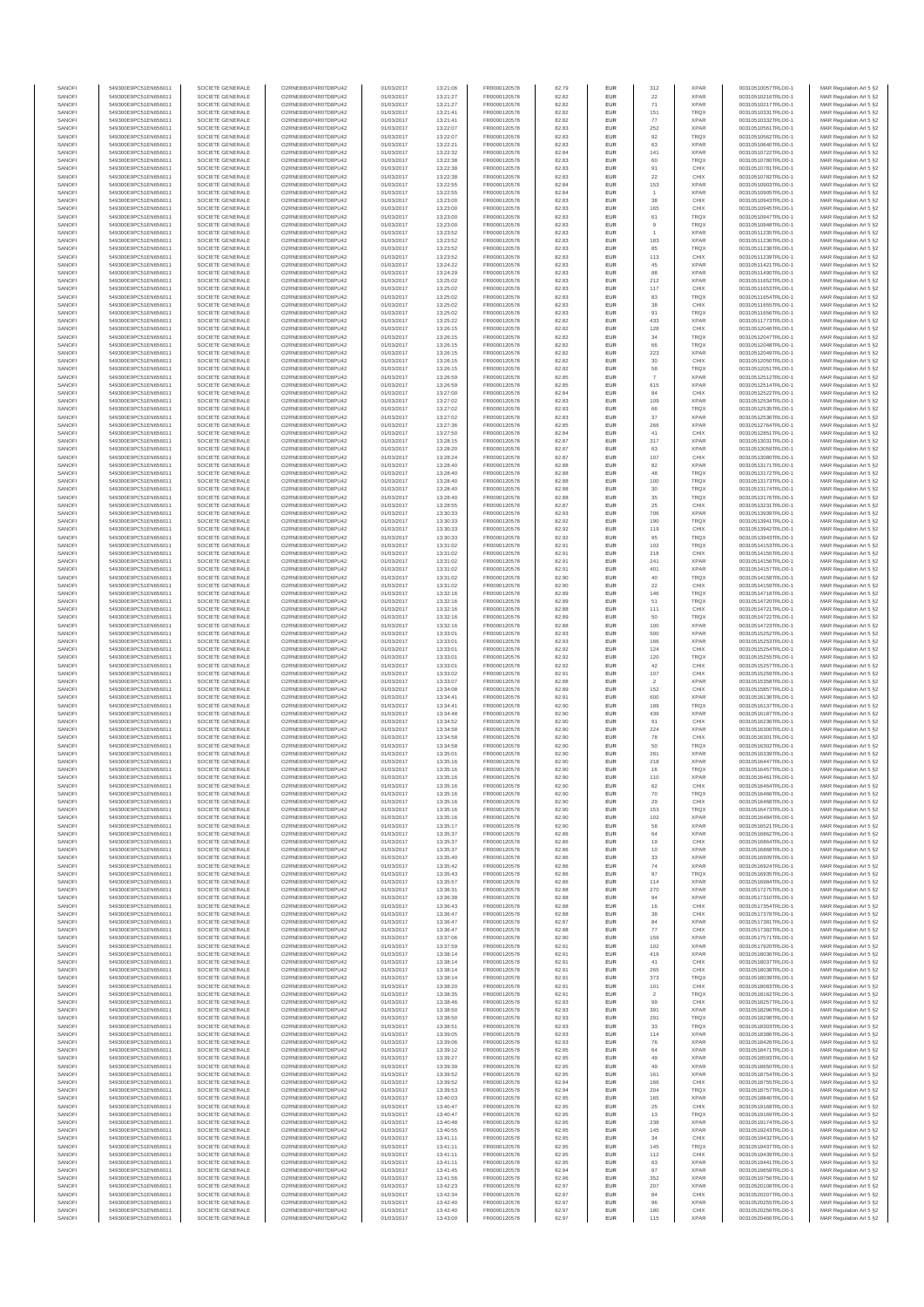| SANOFI | 549300E9PC51EN656011 | SOCIETE GENERALE | O2RNE8IBXP4R0TD8PU42 | 01/03/2017 | 13:21:06 | FR0000120578 | 82.79 | EUR | 312 | XPAR | 00310510005TRLO0-1 | MAR Regulation Art 5 §2 |
|---|---|---|---|---|---|---|---|---|---|---|---|---|
| SANOFI | 549300E9PC51EN656011 | SOCIETE GENERALE | O2RNE8IBXP4R0TD8PU42 | 01/03/2017 | 13:21:27 | FR0000120578 | 82.82 | EUR | 22 | XPAR | 00310510216TRLO0-1 | MAR Regulation Art 5 §2 |
| SANOFI | 549300E9PC51EN656011 | SOCIETE GENERALE | O2RNE8IBXP4R0TD8PU42 | 01/03/2017 | 13:21:27 | FR0000120578 | 82.82 | EUR | 71 | XPAR | 00310510217TRLO0-1 | MAR Regulation Art 5 §2 |
| SANOFI | 549300E9PC51EN656011 | SOCIETE GENERALE | O2RNE8IBXP4R0TD8PU42 | 01/03/2017 | 13:21:41 | FR0000120578 | 82.82 | EUR | 151 | TRQX | 00310510331TRLO0-1 | MAR Regulation Art 5 §2 |
| SANOFI | 549300E9PC51EN656011 | SOCIETE GENERALE | O2RNE8IBXP4R0TD8PU42 | 01/03/2017 | 13:21:41 | FR0000120578 | 82.82 | EUR | 77 | XPAR | 00310510332TRLO0-1 | MAR Regulation Art 5 §2 |
| SANOFI | 549300E9PC51EN656011 | SOCIETE GENERALE | O2RNE8IBXP4R0TD8PU42 | 01/03/2017 | 13:22:07 | FR0000120578 | 82.83 | EUR | 252 | XPAR | 00310510561TRLO0-1 | MAR Regulation Art 5 §2 |
| SANOFI | 549300E9PC51EN656011 | SOCIETE GENERALE | O2RNE8IBXP4R0TD8PU42 | 01/03/2017 | 13:22:07 | FR0000120578 | 82.83 | EUR | 92 | TRQX | 00310510562TRLO0-1 | MAR Regulation Art 5 §2 |
| SANOFI | 549300E9PC51EN656011 | SOCIETE GENERALE | O2RNE8IBXP4R0TD8PU42 | 01/03/2017 | 13:22:21 | FR0000120578 | 82.83 | EUR | 63 | XPAR | 00310510640TRLO0-1 | MAR Regulation Art 5 §2 |
| SANOFI | 549300E9PC51EN656011 | SOCIETE GENERALE | O2RNE8IBXP4R0TD8PU42 | 01/03/2017 | 13:22:32 | FR0000120578 | 82.84 | EUR | 141 | XPAR | 00310510722TRLO0-1 | MAR Regulation Art 5 §2 |
| SANOFI | 549300E9PC51EN656011 | SOCIETE GENERALE | O2RNE8IBXP4R0TD8PU42 | 01/03/2017 | 13:22:38 | FR0000120578 | 82.83 | EUR | 60 | TRQX | 00310510780TRLO0-1 | MAR Regulation Art 5 §2 |
| SANOFI | 549300E9PC51EN656011 | SOCIETE GENERALE | O2RNE8IBXP4R0TD8PU42 | 01/03/2017 | 13:22:38 | FR0000120578 | 82.83 | EUR | 91 | CHIX | 00310510781TRLO0-1 | MAR Regulation Art 5 §2 |
| SANOFI | 549300E9PC51EN656011 | SOCIETE GENERALE | O2RNE8IBXP4R0TD8PU42 | 01/03/2017 | 13:22:38 | FR0000120578 | 82.83 | EUR | 22 | CHIX | 00310510782TRLO0-1 | MAR Regulation Art 5 §2 |
| SANOFI | 549300E9PC51EN656011 | SOCIETE GENERALE | O2RNE8IBXP4R0TD8PU42 | 01/03/2017 | 13:22:55 | FR0000120578 | 82.84 | EUR | 153 | XPAR | 00310510903TRLO0-1 | MAR Regulation Art 5 §2 |
| SANOFI | 549300E9PC51EN656011 | SOCIETE GENERALE | O2RNE8IBXP4R0TD8PU42 | 01/03/2017 | 13:22:55 | FR0000120578 | 82.84 | EUR | 1 | XPAR | 00310510905TRLO0-1 | MAR Regulation Art 5 §2 |
| SANOFI | 549300E9PC51EN656011 | SOCIETE GENERALE | O2RNE8IBXP4R0TD8PU42 | 01/03/2017 | 13:23:00 | FR0000120578 | 82.83 | EUR | 38 | CHIX | 00310510943TRLO0-1 | MAR Regulation Art 5 §2 |
| SANOFI | 549300E9PC51EN656011 | SOCIETE GENERALE | O2RNE8IBXP4R0TD8PU42 | 01/03/2017 | 13:23:00 | FR0000120578 | 82.83 | EUR | 165 | CHIX | 00310510945TRLO0-1 | MAR Regulation Art 5 §2 |
| SANOFI | 549300E9PC51EN656011 | SOCIETE GENERALE | O2RNE8IBXP4R0TD8PU42 | 01/03/2017 | 13:23:00 | FR0000120578 | 82.83 | EUR | 61 | TRQX | 00310510947TRLO0-1 | MAR Regulation Art 5 §2 |
| SANOFI | 549300E9PC51EN656011 | SOCIETE GENERALE | O2RNE8IBXP4R0TD8PU42 | 01/03/2017 | 13:23:00 | FR0000120578 | 82.83 | EUR | 9 | TRQX | 00310510948TRLO0-1 | MAR Regulation Art 5 §2 |
| SANOFI | 549300E9PC51EN656011 | SOCIETE GENERALE | O2RNE8IBXP4R0TD8PU42 | 01/03/2017 | 13:23:52 | FR0000120578 | 82.83 | EUR | 1 | XPAR | 00310511235TRLO0-1 | MAR Regulation Art 5 §2 |
| SANOFI | 549300E9PC51EN656011 | SOCIETE GENERALE | O2RNE8IBXP4R0TD8PU42 | 01/03/2017 | 13:23:52 | FR0000120578 | 82.83 | EUR | 183 | XPAR | 00310511236TRLO0-1 | MAR Regulation Art 5 §2 |
| SANOFI | 549300E9PC51EN656011 | SOCIETE GENERALE | O2RNE8IBXP4R0TD8PU42 | 01/03/2017 | 13:23:52 | FR0000120578 | 82.83 | EUR | 85 | TRQX | 00310511238TRLO0-1 | MAR Regulation Art 5 §2 |
| SANOFI | 549300E9PC51EN656011 | SOCIETE GENERALE | O2RNE8IBXP4R0TD8PU42 | 01/03/2017 | 13:23:52 | FR0000120578 | 82.83 | EUR | 113 | CHIX | 00310511239TRLO0-1 | MAR Regulation Art 5 §2 |
| SANOFI | 549300E9PC51EN656011 | SOCIETE GENERALE | O2RNE8IBXP4R0TD8PU42 | 01/03/2017 | 13:24:22 | FR0000120578 | 82.83 | EUR | 45 | XPAR | 00310511421TRLO0-1 | MAR Regulation Art 5 §2 |
| SANOFI | 549300E9PC51EN656011 | SOCIETE GENERALE | O2RNE8IBXP4R0TD8PU42 | 01/03/2017 | 13:24:29 | FR0000120578 | 82.83 | EUR | 88 | XPAR | 00310511490TRLO0-1 | MAR Regulation Art 5 §2 |
| SANOFI | 549300E9PC51EN656011 | SOCIETE GENERALE | O2RNE8IBXP4R0TD8PU42 | 01/03/2017 | 13:25:02 | FR0000120578 | 82.83 | EUR | 212 | XPAR | 00310511652TRLO0-1 | MAR Regulation Art 5 §2 |
| SANOFI | 549300E9PC51EN656011 | SOCIETE GENERALE | O2RNE8IBXP4R0TD8PU42 | 01/03/2017 | 13:25:02 | FR0000120578 | 82.83 | EUR | 117 | CHIX | 00310511653TRLO0-1 | MAR Regulation Art 5 §2 |
| SANOFI | 549300E9PC51EN656011 | SOCIETE GENERALE | O2RNE8IBXP4R0TD8PU42 | 01/03/2017 | 13:25:02 | FR0000120578 | 82.83 | EUR | 83 | TRQX | 00310511654TRLO0-1 | MAR Regulation Art 5 §2 |
| SANOFI | 549300E9PC51EN656011 | SOCIETE GENERALE | O2RNE8IBXP4R0TD8PU42 | 01/03/2017 | 13:25:02 | FR0000120578 | 82.83 | EUR | 38 | CHIX | 00310511655TRLO0-1 | MAR Regulation Art 5 §2 |
| SANOFI | 549300E9PC51EN656011 | SOCIETE GENERALE | O2RNE8IBXP4R0TD8PU42 | 01/03/2017 | 13:25:02 | FR0000120578 | 82.83 | EUR | 91 | TRQX | 00310511656TRLO0-1 | MAR Regulation Art 5 §2 |
| SANOFI | 549300E9PC51EN656011 | SOCIETE GENERALE | O2RNE8IBXP4R0TD8PU42 | 01/03/2017 | 13:25:22 | FR0000120578 | 82.82 | EUR | 433 | XPAR | 00310511773TRLO0-1 | MAR Regulation Art 5 §2 |
| SANOFI | 549300E9PC51EN656011 | SOCIETE GENERALE | O2RNE8IBXP4R0TD8PU42 | 01/03/2017 | 13:26:15 | FR0000120578 | 82.82 | EUR | 128 | CHIX | 00310512046TRLO0-1 | MAR Regulation Art 5 §2 |
| SANOFI | 549300E9PC51EN656011 | SOCIETE GENERALE | O2RNE8IBXP4R0TD8PU42 | 01/03/2017 | 13:26:15 | FR0000120578 | 82.82 | EUR | 34 | TRQX | 00310512047TRLO0-1 | MAR Regulation Art 5 §2 |
| SANOFI | 549300E9PC51EN656011 | SOCIETE GENERALE | O2RNE8IBXP4R0TD8PU42 | 01/03/2017 | 13:26:15 | FR0000120578 | 82.82 | EUR | 66 | TRQX | 00310512048TRLO0-1 | MAR Regulation Art 5 §2 |
| SANOFI | 549300E9PC51EN656011 | SOCIETE GENERALE | O2RNE8IBXP4R0TD8PU42 | 01/03/2017 | 13:26:15 | FR0000120578 | 82.82 | EUR | 223 | XPAR | 00310512049TRLO0-1 | MAR Regulation Art 5 §2 |
| SANOFI | 549300E9PC51EN656011 | SOCIETE GENERALE | O2RNE8IBXP4R0TD8PU42 | 01/03/2017 | 13:26:15 | FR0000120578 | 82.82 | EUR | 30 | CHIX | 00310512050TRLO0-1 | MAR Regulation Art 5 §2 |
| SANOFI | 549300E9PC51EN656011 | SOCIETE GENERALE | O2RNE8IBXP4R0TD8PU42 | 01/03/2017 | 13:26:15 | FR0000120578 | 82.82 | EUR | 58 | TRQX | 00310512051TRLO0-1 | MAR Regulation Art 5 §2 |
| SANOFI | 549300E9PC51EN656011 | SOCIETE GENERALE | O2RNE8IBXP4R0TD8PU42 | 01/03/2017 | 13:26:59 | FR0000120578 | 82.85 | EUR | 7 | XPAR | 00310512512TRLO0-1 | MAR Regulation Art 5 §2 |
| SANOFI | 549300E9PC51EN656011 | SOCIETE GENERALE | O2RNE8IBXP4R0TD8PU42 | 01/03/2017 | 13:26:59 | FR0000120578 | 82.85 | EUR | 615 | XPAR | 00310512514TRLO0-1 | MAR Regulation Art 5 §2 |
| SANOFI | 549300E9PC51EN656011 | SOCIETE GENERALE | O2RNE8IBXP4R0TD8PU42 | 01/03/2017 | 13:27:00 | FR0000120578 | 82.84 | EUR | 84 | CHIX | 00310512522TRLO0-1 | MAR Regulation Art 5 §2 |
| SANOFI | 549300E9PC51EN656011 | SOCIETE GENERALE | O2RNE8IBXP4R0TD8PU42 | 01/03/2017 | 13:27:02 | FR0000120578 | 82.83 | EUR | 109 | XPAR | 00310512534TRLO0-1 | MAR Regulation Art 5 §2 |
| SANOFI | 549300E9PC51EN656011 | SOCIETE GENERALE | O2RNE8IBXP4R0TD8PU42 | 01/03/2017 | 13:27:02 | FR0000120578 | 82.83 | EUR | 66 | TRQX | 00310512535TRLO0-1 | MAR Regulation Art 5 §2 |
| SANOFI | 549300E9PC51EN656011 | SOCIETE GENERALE | O2RNE8IBXP4R0TD8PU42 | 01/03/2017 | 13:27:02 | FR0000120578 | 82.83 | EUR | 37 | XPAR | 00310512536TRLO0-1 | MAR Regulation Art 5 §2 |
| SANOFI | 549300E9PC51EN656011 | SOCIETE GENERALE | O2RNE8IBXP4R0TD8PU42 | 01/03/2017 | 13:27:36 | FR0000120578 | 82.85 | EUR | 266 | XPAR | 00310512764TRLO0-1 | MAR Regulation Art 5 §2 |
| SANOFI | 549300E9PC51EN656011 | SOCIETE GENERALE | O2RNE8IBXP4R0TD8PU42 | 01/03/2017 | 13:27:50 | FR0000120578 | 82.84 | EUR | 41 | CHIX | 00310512851TRLO0-1 | MAR Regulation Art 5 §2 |
| SANOFI | 549300E9PC51EN656011 | SOCIETE GENERALE | O2RNE8IBXP4R0TD8PU42 | 01/03/2017 | 13:28:15 | FR0000120578 | 82.87 | EUR | 317 | XPAR | 00310513031TRLO0-1 | MAR Regulation Art 5 §2 |
| SANOFI | 549300E9PC51EN656011 | SOCIETE GENERALE | O2RNE8IBXP4R0TD8PU42 | 01/03/2017 | 13:28:20 | FR0000120578 | 82.87 | EUR | 63 | XPAR | 00310513059TRLO0-1 | MAR Regulation Art 5 §2 |
| SANOFI | 549300E9PC51EN656011 | SOCIETE GENERALE | O2RNE8IBXP4R0TD8PU42 | 01/03/2017 | 13:28:24 | FR0000120578 | 82.87 | EUR | 107 | CHIX | 00310513080TRLO0-1 | MAR Regulation Art 5 §2 |
| SANOFI | 549300E9PC51EN656011 | SOCIETE GENERALE | O2RNE8IBXP4R0TD8PU42 | 01/03/2017 | 13:28:40 | FR0000120578 | 82.88 | EUR | 82 | XPAR | 00310513171TRLO0-1 | MAR Regulation Art 5 §2 |
| SANOFI | 549300E9PC51EN656011 | SOCIETE GENERALE | O2RNE8IBXP4R0TD8PU42 | 01/03/2017 | 13:28:40 | FR0000120578 | 82.88 | EUR | 48 | TRQX | 00310513172TRLO0-1 | MAR Regulation Art 5 §2 |
| SANOFI | 549300E9PC51EN656011 | SOCIETE GENERALE | O2RNE8IBXP4R0TD8PU42 | 01/03/2017 | 13:28:40 | FR0000120578 | 82.88 | EUR | 100 | TRQX | 00310513173TRLO0-1 | MAR Regulation Art 5 §2 |
| SANOFI | 549300E9PC51EN656011 | SOCIETE GENERALE | O2RNE8IBXP4R0TD8PU42 | 01/03/2017 | 13:28:40 | FR0000120578 | 82.88 | EUR | 30 | TRQX | 00310513174TRLO0-1 | MAR Regulation Art 5 §2 |
| SANOFI | 549300E9PC51EN656011 | SOCIETE GENERALE | O2RNE8IBXP4R0TD8PU42 | 01/03/2017 | 13:28:40 | FR0000120578 | 82.88 | EUR | 35 | TRQX | 00310513176TRLO0-1 | MAR Regulation Art 5 §2 |
| SANOFI | 549300E9PC51EN656011 | SOCIETE GENERALE | O2RNE8IBXP4R0TD8PU42 | 01/03/2017 | 13:28:55 | FR0000120578 | 82.87 | EUR | 25 | CHIX | 00310513231TRLO0-1 | MAR Regulation Art 5 §2 |
| SANOFI | 549300E9PC51EN656011 | SOCIETE GENERALE | O2RNE8IBXP4R0TD8PU42 | 01/03/2017 | 13:30:33 | FR0000120578 | 82.93 | EUR | 706 | XPAR | 00310513939TRLO0-1 | MAR Regulation Art 5 §2 |
| SANOFI | 549300E9PC51EN656011 | SOCIETE GENERALE | O2RNE8IBXP4R0TD8PU42 | 01/03/2017 | 13:30:33 | FR0000120578 | 82.92 | EUR | 190 | TRQX | 00310513941TRLO0-1 | MAR Regulation Art 5 §2 |
| SANOFI | 549300E9PC51EN656011 | SOCIETE GENERALE | O2RNE8IBXP4R0TD8PU42 | 01/03/2017 | 13:30:33 | FR0000120578 | 82.92 | EUR | 119 | CHIX | 00310513942TRLO0-1 | MAR Regulation Art 5 §2 |
| SANOFI | 549300E9PC51EN656011 | SOCIETE GENERALE | O2RNE8IBXP4R0TD8PU42 | 01/03/2017 | 13:30:33 | FR0000120578 | 82.92 | EUR | 95 | TRQX | 00310513943TRLO0-1 | MAR Regulation Art 5 §2 |
| SANOFI | 549300E9PC51EN656011 | SOCIETE GENERALE | O2RNE8IBXP4R0TD8PU42 | 01/03/2017 | 13:31:02 | FR0000120578 | 82.91 | EUR | 102 | TRQX | 00310514153TRLO0-1 | MAR Regulation Art 5 §2 |
| SANOFI | 549300E9PC51EN656011 | SOCIETE GENERALE | O2RNE8IBXP4R0TD8PU42 | 01/03/2017 | 13:31:02 | FR0000120578 | 82.91 | EUR | 218 | CHIX | 00310514155TRLO0-1 | MAR Regulation Art 5 §2 |
| SANOFI | 549300E9PC51EN656011 | SOCIETE GENERALE | O2RNE8IBXP4R0TD8PU42 | 01/03/2017 | 13:31:02 | FR0000120578 | 82.91 | EUR | 241 | XPAR | 00310514156TRLO0-1 | MAR Regulation Art 5 §2 |
| SANOFI | 549300E9PC51EN656011 | SOCIETE GENERALE | O2RNE8IBXP4R0TD8PU42 | 01/03/2017 | 13:31:02 | FR0000120578 | 82.91 | EUR | 401 | XPAR | 00310514157TRLO0-1 | MAR Regulation Art 5 §2 |
| SANOFI | 549300E9PC51EN656011 | SOCIETE GENERALE | O2RNE8IBXP4R0TD8PU42 | 01/03/2017 | 13:31:02 | FR0000120578 | 82.90 | EUR | 40 | TRQX | 00310514158TRLO0-1 | MAR Regulation Art 5 §2 |
| SANOFI | 549300E9PC51EN656011 | SOCIETE GENERALE | O2RNE8IBXP4R0TD8PU42 | 01/03/2017 | 13:31:02 | FR0000120578 | 82.90 | EUR | 22 | CHIX | 00310514159TRLO0-1 | MAR Regulation Art 5 §2 |
| SANOFI | 549300E9PC51EN656011 | SOCIETE GENERALE | O2RNE8IBXP4R0TD8PU42 | 01/03/2017 | 13:32:16 | FR0000120578 | 82.89 | EUR | 146 | TRQX | 00310514718TRLO0-1 | MAR Regulation Art 5 §2 |
| SANOFI | 549300E9PC51EN656011 | SOCIETE GENERALE | O2RNE8IBXP4R0TD8PU42 | 01/03/2017 | 13:32:16 | FR0000120578 | 82.89 | EUR | 51 | TRQX | 00310514720TRLO0-1 | MAR Regulation Art 5 §2 |
| SANOFI | 549300E9PC51EN656011 | SOCIETE GENERALE | O2RNE8IBXP4R0TD8PU42 | 01/03/2017 | 13:32:16 | FR0000120578 | 82.88 | EUR | 111 | CHIX | 00310514721TRLO0-1 | MAR Regulation Art 5 §2 |
| SANOFI | 549300E9PC51EN656011 | SOCIETE GENERALE | O2RNE8IBXP4R0TD8PU42 | 01/03/2017 | 13:32:16 | FR0000120578 | 82.89 | EUR | 50 | TRQX | 00310514722TRLO0-1 | MAR Regulation Art 5 §2 |
| SANOFI | 549300E9PC51EN656011 | SOCIETE GENERALE | O2RNE8IBXP4R0TD8PU42 | 01/03/2017 | 13:32:16 | FR0000120578 | 82.88 | EUR | 100 | XPAR | 00310514723TRLO0-1 | MAR Regulation Art 5 §2 |
| SANOFI | 549300E9PC51EN656011 | SOCIETE GENERALE | O2RNE8IBXP4R0TD8PU42 | 01/03/2017 | 13:33:01 | FR0000120578 | 82.93 | EUR | 500 | XPAR | 00310515252TRLO0-1 | MAR Regulation Art 5 §2 |
| SANOFI | 549300E9PC51EN656011 | SOCIETE GENERALE | O2RNE8IBXP4R0TD8PU42 | 01/03/2017 | 13:33:01 | FR0000120578 | 82.93 | EUR | 166 | XPAR | 00310515253TRLO0-1 | MAR Regulation Art 5 §2 |
| SANOFI | 549300E9PC51EN656011 | SOCIETE GENERALE | O2RNE8IBXP4R0TD8PU42 | 01/03/2017 | 13:33:01 | FR0000120578 | 82.92 | EUR | 124 | CHIX | 00310515254TRLO0-1 | MAR Regulation Art 5 §2 |
| SANOFI | 549300E9PC51EN656011 | SOCIETE GENERALE | O2RNE8IBXP4R0TD8PU42 | 01/03/2017 | 13:33:01 | FR0000120578 | 82.92 | EUR | 120 | TRQX | 00310515255TRLO0-1 | MAR Regulation Art 5 §2 |
| SANOFI | 549300E9PC51EN656011 | SOCIETE GENERALE | O2RNE8IBXP4R0TD8PU42 | 01/03/2017 | 13:33:01 | FR0000120578 | 82.92 | EUR | 42 | CHIX | 00310515257TRLO0-1 | MAR Regulation Art 5 §2 |
| SANOFI | 549300E9PC51EN656011 | SOCIETE GENERALE | O2RNE8IBXP4R0TD8PU42 | 01/03/2017 | 13:33:02 | FR0000120578 | 82.91 | EUR | 107 | CHIX | 00310515259TRLO0-1 | MAR Regulation Art 5 §2 |
| SANOFI | 549300E9PC51EN656011 | SOCIETE GENERALE | O2RNE8IBXP4R0TD8PU42 | 01/03/2017 | 13:33:07 | FR0000120578 | 82.88 | EUR | 2 | XPAR | 00310515298TRLO0-1 | MAR Regulation Art 5 §2 |
| SANOFI | 549300E9PC51EN656011 | SOCIETE GENERALE | O2RNE8IBXP4R0TD8PU42 | 01/03/2017 | 13:34:08 | FR0000120578 | 82.89 | EUR | 152 | CHIX | 00310515857TRLO0-1 | MAR Regulation Art 5 §2 |
| SANOFI | 549300E9PC51EN656011 | SOCIETE GENERALE | O2RNE8IBXP4R0TD8PU42 | 01/03/2017 | 13:34:41 | FR0000120578 | 82.91 | EUR | 600 | XPAR | 00310516136TRLO0-1 | MAR Regulation Art 5 §2 |
| SANOFI | 549300E9PC51EN656011 | SOCIETE GENERALE | O2RNE8IBXP4R0TD8PU42 | 01/03/2017 | 13:34:41 | FR0000120578 | 82.90 | EUR | 189 | TRQX | 00310516137TRLO0-1 | MAR Regulation Art 5 §2 |
| SANOFI | 549300E9PC51EN656011 | SOCIETE GENERALE | O2RNE8IBXP4R0TD8PU42 | 01/03/2017 | 13:34:48 | FR0000120578 | 82.90 | EUR | 439 | XPAR | 00310516187TRLO0-1 | MAR Regulation Art 5 §2 |
| SANOFI | 549300E9PC51EN656011 | SOCIETE GENERALE | O2RNE8IBXP4R0TD8PU42 | 01/03/2017 | 13:34:52 | FR0000120578 | 82.90 | EUR | 91 | CHIX | 00310516236TRLO0-1 | MAR Regulation Art 5 §2 |
| SANOFI | 549300E9PC51EN656011 | SOCIETE GENERALE | O2RNE8IBXP4R0TD8PU42 | 01/03/2017 | 13:34:58 | FR0000120578 | 82.90 | EUR | 224 | XPAR | 00310516300TRLO0-1 | MAR Regulation Art 5 §2 |
| SANOFI | 549300E9PC51EN656011 | SOCIETE GENERALE | O2RNE8IBXP4R0TD8PU42 | 01/03/2017 | 13:34:58 | FR0000120578 | 82.90 | EUR | 78 | CHIX | 00310516301TRLO0-1 | MAR Regulation Art 5 §2 |
| SANOFI | 549300E9PC51EN656011 | SOCIETE GENERALE | O2RNE8IBXP4R0TD8PU42 | 01/03/2017 | 13:34:58 | FR0000120578 | 82.90 | EUR | 50 | TRQX | 00310516302TRLO0-1 | MAR Regulation Art 5 §2 |
| SANOFI | 549300E9PC51EN656011 | SOCIETE GENERALE | O2RNE8IBXP4R0TD8PU42 | 01/03/2017 | 13:35:01 | FR0000120578 | 82.90 | EUR | 281 | XPAR | 00310516338TRLO0-1 | MAR Regulation Art 5 §2 |
| SANOFI | 549300E9PC51EN656011 | SOCIETE GENERALE | O2RNE8IBXP4R0TD8PU42 | 01/03/2017 | 13:35:16 | FR0000120578 | 82.90 | EUR | 218 | XPAR | 00310516447TRLO0-1 | MAR Regulation Art 5 §2 |
| SANOFI | 549300E9PC51EN656011 | SOCIETE GENERALE | O2RNE8IBXP4R0TD8PU42 | 01/03/2017 | 13:35:16 | FR0000120578 | 82.90 | EUR | 16 | TRQX | 00310516457TRLO0-1 | MAR Regulation Art 5 §2 |
| SANOFI | 549300E9PC51EN656011 | SOCIETE GENERALE | O2RNE8IBXP4R0TD8PU42 | 01/03/2017 | 13:35:16 | FR0000120578 | 82.90 | EUR | 110 | XPAR | 00310516461TRLO0-1 | MAR Regulation Art 5 §2 |
| SANOFI | 549300E9PC51EN656011 | SOCIETE GENERALE | O2RNE8IBXP4R0TD8PU42 | 01/03/2017 | 13:35:16 | FR0000120578 | 82.90 | EUR | 62 | CHIX | 00310516464TRLO0-1 | MAR Regulation Art 5 §2 |
| SANOFI | 549300E9PC51EN656011 | SOCIETE GENERALE | O2RNE8IBXP4R0TD8PU42 | 01/03/2017 | 13:35:16 | FR0000120578 | 82.90 | EUR | 70 | TRQX | 00310516466TRLO0-1 | MAR Regulation Art 5 §2 |
| SANOFI | 549300E9PC51EN656011 | SOCIETE GENERALE | O2RNE8IBXP4R0TD8PU42 | 01/03/2017 | 13:35:16 | FR0000120578 | 82.90 | EUR | 29 | CHIX | 00310516468TRLO0-1 | MAR Regulation Art 5 §2 |
| SANOFI | 549300E9PC51EN656011 | SOCIETE GENERALE | O2RNE8IBXP4R0TD8PU42 | 01/03/2017 | 13:35:16 | FR0000120578 | 82.90 | EUR | 153 | TRQX | 00310516473TRLO0-1 | MAR Regulation Art 5 §2 |
| SANOFI | 549300E9PC51EN656011 | SOCIETE GENERALE | O2RNE8IBXP4R0TD8PU42 | 01/03/2017 | 13:35:16 | FR0000120578 | 82.90 | EUR | 102 | XPAR | 00310516484TRLO0-1 | MAR Regulation Art 5 §2 |
| SANOFI | 549300E9PC51EN656011 | SOCIETE GENERALE | O2RNE8IBXP4R0TD8PU42 | 01/03/2017 | 13:35:17 | FR0000120578 | 82.90 | EUR | 58 | XPAR | 00310516521TRLO0-1 | MAR Regulation Art 5 §2 |
| SANOFI | 549300E9PC51EN656011 | SOCIETE GENERALE | O2RNE8IBXP4R0TD8PU42 | 01/03/2017 | 13:35:37 | FR0000120578 | 82.86 | EUR | 84 | XPAR | 00310516862TRLO0-1 | MAR Regulation Art 5 §2 |
| SANOFI | 549300E9PC51EN656011 | SOCIETE GENERALE | O2RNE8IBXP4R0TD8PU42 | 01/03/2017 | 13:35:37 | FR0000120578 | 82.86 | EUR | 19 | CHIX | 00310516864TRLO0-1 | MAR Regulation Art 5 §2 |
| SANOFI | 549300E9PC51EN656011 | SOCIETE GENERALE | O2RNE8IBXP4R0TD8PU42 | 01/03/2017 | 13:35:37 | FR0000120578 | 82.86 | EUR | 10 | XPAR | 00310516868TRLO0-1 | MAR Regulation Art 5 §2 |
| SANOFI | 549300E9PC51EN656011 | SOCIETE GENERALE | O2RNE8IBXP4R0TD8PU42 | 01/03/2017 | 13:35:40 | FR0000120578 | 82.86 | EUR | 33 | XPAR | 00310516909TRLO0-1 | MAR Regulation Art 5 §2 |
| SANOFI | 549300E9PC51EN656011 | SOCIETE GENERALE | O2RNE8IBXP4R0TD8PU42 | 01/03/2017 | 13:35:42 | FR0000120578 | 82.86 | EUR | 74 | XPAR | 00310516924TRLO0-1 | MAR Regulation Art 5 §2 |
| SANOFI | 549300E9PC51EN656011 | SOCIETE GENERALE | O2RNE8IBXP4R0TD8PU42 | 01/03/2017 | 13:35:43 | FR0000120578 | 82.86 | EUR | 97 | TRQX | 00310516926TRLO0-1 | MAR Regulation Art 5 §2 |
| SANOFI | 549300E9PC51EN656011 | SOCIETE GENERALE | O2RNE8IBXP4R0TD8PU42 | 01/03/2017 | 13:35:57 | FR0000120578 | 82.86 | EUR | 114 | XPAR | 00310516984TRLO0-1 | MAR Regulation Art 5 §2 |
| SANOFI | 549300E9PC51EN656011 | SOCIETE GENERALE | O2RNE8IBXP4R0TD8PU42 | 01/03/2017 | 13:36:31 | FR0000120578 | 82.88 | EUR | 270 | XPAR | 00310517275TRLO0-1 | MAR Regulation Art 5 §2 |
| SANOFI | 549300E9PC51EN656011 | SOCIETE GENERALE | O2RNE8IBXP4R0TD8PU42 | 01/03/2017 | 13:36:38 | FR0000120578 | 82.88 | EUR | 94 | XPAR | 00310517310TRLO0-1 | MAR Regulation Art 5 §2 |
| SANOFI | 549300E9PC51EN656011 | SOCIETE GENERALE | O2RNE8IBXP4R0TD8PU42 | 01/03/2017 | 13:36:43 | FR0000120578 | 82.88 | EUR | 16 | CHIX | 00310517354TRLO0-1 | MAR Regulation Art 5 §2 |
| SANOFI | 549300E9PC51EN656011 | SOCIETE GENERALE | O2RNE8IBXP4R0TD8PU42 | 01/03/2017 | 13:36:47 | FR0000120578 | 82.88 | EUR | 38 | CHIX | 00310517378TRLO0-1 | MAR Regulation Art 5 §2 |
| SANOFI | 549300E9PC51EN656011 | SOCIETE GENERALE | O2RNE8IBXP4R0TD8PU42 | 01/03/2017 | 13:36:47 | FR0000120578 | 82.87 | EUR | 84 | XPAR | 00310517381TRLO0-1 | MAR Regulation Art 5 §2 |
| SANOFI | 549300E9PC51EN656011 | SOCIETE GENERALE | O2RNE8IBXP4R0TD8PU42 | 01/03/2017 | 13:36:47 | FR0000120578 | 82.88 | EUR | 77 | CHIX | 00310517382TRLO0-1 | MAR Regulation Art 5 §2 |
| SANOFI | 549300E9PC51EN656011 | SOCIETE GENERALE | O2RNE8IBXP4R0TD8PU42 | 01/03/2017 | 13:37:06 | FR0000120578 | 82.90 | EUR | 159 | XPAR | 00310517571TRLO0-1 | MAR Regulation Art 5 §2 |
| SANOFI | 549300E9PC51EN656011 | SOCIETE GENERALE | O2RNE8IBXP4R0TD8PU42 | 01/03/2017 | 13:37:59 | FR0000120578 | 82.91 | EUR | 102 | XPAR | 00310517920TRLO0-1 | MAR Regulation Art 5 §2 |
| SANOFI | 549300E9PC51EN656011 | SOCIETE GENERALE | O2RNE8IBXP4R0TD8PU42 | 01/03/2017 | 13:38:14 | FR0000120578 | 82.91 | EUR | 419 | XPAR | 00310518036TRLO0-1 | MAR Regulation Art 5 §2 |
| SANOFI | 549300E9PC51EN656011 | SOCIETE GENERALE | O2RNE8IBXP4R0TD8PU42 | 01/03/2017 | 13:38:14 | FR0000120578 | 82.91 | EUR | 41 | CHIX | 00310518037TRLO0-1 | MAR Regulation Art 5 §2 |
| SANOFI | 549300E9PC51EN656011 | SOCIETE GENERALE | O2RNE8IBXP4R0TD8PU42 | 01/03/2017 | 13:38:14 | FR0000120578 | 82.91 | EUR | 265 | CHIX | 00310518038TRLO0-1 | MAR Regulation Art 5 §2 |
| SANOFI | 549300E9PC51EN656011 | SOCIETE GENERALE | O2RNE8IBXP4R0TD8PU42 | 01/03/2017 | 13:38:14 | FR0000120578 | 82.91 | EUR | 373 | TRQX | 00310518039TRLO0-1 | MAR Regulation Art 5 §2 |
| SANOFI | 549300E9PC51EN656011 | SOCIETE GENERALE | O2RNE8IBXP4R0TD8PU42 | 01/03/2017 | 13:38:20 | FR0000120578 | 82.91 | EUR | 101 | CHIX | 00310518083TRLO0-1 | MAR Regulation Art 5 §2 |
| SANOFI | 549300E9PC51EN656011 | SOCIETE GENERALE | O2RNE8IBXP4R0TD8PU42 | 01/03/2017 | 13:38:35 | FR0000120578 | 82.91 | EUR | 2 | TRQX | 00310518182TRLO0-1 | MAR Regulation Art 5 §2 |
| SANOFI | 549300E9PC51EN656011 | SOCIETE GENERALE | O2RNE8IBXP4R0TD8PU42 | 01/03/2017 | 13:38:46 | FR0000120578 | 82.93 | EUR | 99 | CHIX | 00310518257TRLO0-1 | MAR Regulation Art 5 §2 |
| SANOFI | 549300E9PC51EN656011 | SOCIETE GENERALE | O2RNE8IBXP4R0TD8PU42 | 01/03/2017 | 13:38:50 | FR0000120578 | 82.93 | EUR | 391 | XPAR | 00310518296TRLO0-1 | MAR Regulation Art 5 §2 |
| SANOFI | 549300E9PC51EN656011 | SOCIETE GENERALE | O2RNE8IBXP4R0TD8PU42 | 01/03/2017 | 13:38:50 | FR0000120578 | 82.93 | EUR | 291 | TRQX | 00310518298TRLO0-1 | MAR Regulation Art 5 §2 |
| SANOFI | 549300E9PC51EN656011 | SOCIETE GENERALE | O2RNE8IBXP4R0TD8PU42 | 01/03/2017 | 13:38:51 | FR0000120578 | 82.93 | EUR | 33 | TRQX | 00310518303TRLO0-1 | MAR Regulation Art 5 §2 |
| SANOFI | 549300E9PC51EN656011 | SOCIETE GENERALE | O2RNE8IBXP4R0TD8PU42 | 01/03/2017 | 13:39:05 | FR0000120578 | 82.93 | EUR | 114 | XPAR | 00310518388TRLO0-1 | MAR Regulation Art 5 §2 |
| SANOFI | 549300E9PC51EN656011 | SOCIETE GENERALE | O2RNE8IBXP4R0TD8PU42 | 01/03/2017 | 13:39:06 | FR0000120578 | 82.93 | EUR | 76 | XPAR | 00310518426TRLO0-1 | MAR Regulation Art 5 §2 |
| SANOFI | 549300E9PC51EN656011 | SOCIETE GENERALE | O2RNE8IBXP4R0TD8PU42 | 01/03/2017 | 13:39:12 | FR0000120578 | 82.95 | EUR | 64 | XPAR | 00310518471TRLO0-1 | MAR Regulation Art 5 §2 |
| SANOFI | 549300E9PC51EN656011 | SOCIETE GENERALE | O2RNE8IBXP4R0TD8PU42 | 01/03/2017 | 13:39:27 | FR0000120578 | 82.95 | EUR | 49 | XPAR | 00310518583TRLO0-1 | MAR Regulation Art 5 §2 |
| SANOFI | 549300E9PC51EN656011 | SOCIETE GENERALE | O2RNE8IBXP4R0TD8PU42 | 01/03/2017 | 13:39:39 | FR0000120578 | 82.95 | EUR | 49 | XPAR | 00310518650TRLO0-1 | MAR Regulation Art 5 §2 |
| SANOFI | 549300E9PC51EN656011 | SOCIETE GENERALE | O2RNE8IBXP4R0TD8PU42 | 01/03/2017 | 13:39:52 | FR0000120578 | 82.95 | EUR | 161 | XPAR | 00310518754TRLO0-1 | MAR Regulation Art 5 §2 |
| SANOFI | 549300E9PC51EN656011 | SOCIETE GENERALE | O2RNE8IBXP4R0TD8PU42 | 01/03/2017 | 13:39:52 | FR0000120578 | 82.94 | EUR | 166 | CHIX | 00310518755TRLO0-1 | MAR Regulation Art 5 §2 |
| SANOFI | 549300E9PC51EN656011 | SOCIETE GENERALE | O2RNE8IBXP4R0TD8PU42 | 01/03/2017 | 13:39:53 | FR0000120578 | 82.94 | EUR | 204 | TRQX | 00310518757TRLO0-1 | MAR Regulation Art 5 §2 |
| SANOFI | 549300E9PC51EN656011 | SOCIETE GENERALE | O2RNE8IBXP4R0TD8PU42 | 01/03/2017 | 13:40:03 | FR0000120578 | 82.95 | EUR | 165 | XPAR | 00310518840TRLO0-1 | MAR Regulation Art 5 §2 |
| SANOFI | 549300E9PC51EN656011 | SOCIETE GENERALE | O2RNE8IBXP4R0TD8PU42 | 01/03/2017 | 13:40:47 | FR0000120578 | 82.95 | EUR | 25 | CHIX | 00310519168TRLO0-1 | MAR Regulation Art 5 §2 |
| SANOFI | 549300E9PC51EN656011 | SOCIETE GENERALE | O2RNE8IBXP4R0TD8PU42 | 01/03/2017 | 13:40:47 | FR0000120578 | 82.95 | EUR | 13 | TRQX | 00310519169TRLO0-1 | MAR Regulation Art 5 §2 |
| SANOFI | 549300E9PC51EN656011 | SOCIETE GENERALE | O2RNE8IBXP4R0TD8PU42 | 01/03/2017 | 13:40:48 | FR0000120578 | 82.95 | EUR | 238 | XPAR | 00310519174TRLO0-1 | MAR Regulation Art 5 §2 |
| SANOFI | 549300E9PC51EN656011 | SOCIETE GENERALE | O2RNE8IBXP4R0TD8PU42 | 01/03/2017 | 13:40:55 | FR0000120578 | 82.95 | EUR | 145 | XPAR | 00310519243TRLO0-1 | MAR Regulation Art 5 §2 |
| SANOFI | 549300E9PC51EN656011 | SOCIETE GENERALE | O2RNE8IBXP4R0TD8PU42 | 01/03/2017 | 13:41:11 | FR0000120578 | 82.95 | EUR | 34 | CHIX | 00310519432TRLO0-1 | MAR Regulation Art 5 §2 |
| SANOFI | 549300E9PC51EN656011 | SOCIETE GENERALE | O2RNE8IBXP4R0TD8PU42 | 01/03/2017 | 13:41:11 | FR0000120578 | 82.95 | EUR | 145 | TRQX | 00310519437TRLO0-1 | MAR Regulation Art 5 §2 |
| SANOFI | 549300E9PC51EN656011 | SOCIETE GENERALE | O2RNE8IBXP4R0TD8PU42 | 01/03/2017 | 13:41:11 | FR0000120578 | 82.95 | EUR | 112 | CHIX | 00310519439TRLO0-1 | MAR Regulation Art 5 §2 |
| SANOFI | 549300E9PC51EN656011 | SOCIETE GENERALE | O2RNE8IBXP4R0TD8PU42 | 01/03/2017 | 13:41:11 | FR0000120578 | 82.95 | EUR | 63 | XPAR | 00310519441TRLO0-1 | MAR Regulation Art 5 §2 |
| SANOFI | 549300E9PC51EN656011 | SOCIETE GENERALE | O2RNE8IBXP4R0TD8PU42 | 01/03/2017 | 13:41:45 | FR0000120578 | 82.94 | EUR | 97 | XPAR | 00310519655TRLO0-1 | MAR Regulation Art 5 §2 |
| SANOFI | 549300E9PC51EN656011 | SOCIETE GENERALE | O2RNE8IBXP4R0TD8PU42 | 01/03/2017 | 13:41:56 | FR0000120578 | 82.96 | EUR | 352 | XPAR | 00310519756TRLO0-1 | MAR Regulation Art 5 §2 |
| SANOFI | 549300E9PC51EN656011 | SOCIETE GENERALE | O2RNE8IBXP4R0TD8PU42 | 01/03/2017 | 13:42:23 | FR0000120578 | 82.97 | EUR | 207 | XPAR | 00310520108TRLO0-1 | MAR Regulation Art 5 §2 |
| SANOFI | 549300E9PC51EN656011 | SOCIETE GENERALE | O2RNE8IBXP4R0TD8PU42 | 01/03/2017 | 13:42:34 | FR0000120578 | 82.97 | EUR | 84 | CHIX | 00310520207TRLO0-1 | MAR Regulation Art 5 §2 |
| SANOFI | 549300E9PC51EN656011 | SOCIETE GENERALE | O2RNE8IBXP4R0TD8PU42 | 01/03/2017 | 13:42:40 | FR0000120578 | 82.97 | EUR | 96 | XPAR | 00310520255TRLO0-1 | MAR Regulation Art 5 §2 |
| SANOFI | 549300E9PC51EN656011 | SOCIETE GENERALE | O2RNE8IBXP4R0TD8PU42 | 01/03/2017 | 13:42:40 | FR0000120578 | 82.97 | EUR | 180 | CHIX | 00310520256TRLO0-1 | MAR Regulation Art 5 §2 |
| SANOFI | 549300E9PC51EN656011 | SOCIETE GENERALE | O2RNE8IBXP4R0TD8PU42 | 01/03/2017 | 13:43:00 | FR0000120578 | 82.97 | EUR | 115 | XPAR | 00310520466TRLO0-1 | MAR Regulation Art 5 §2 |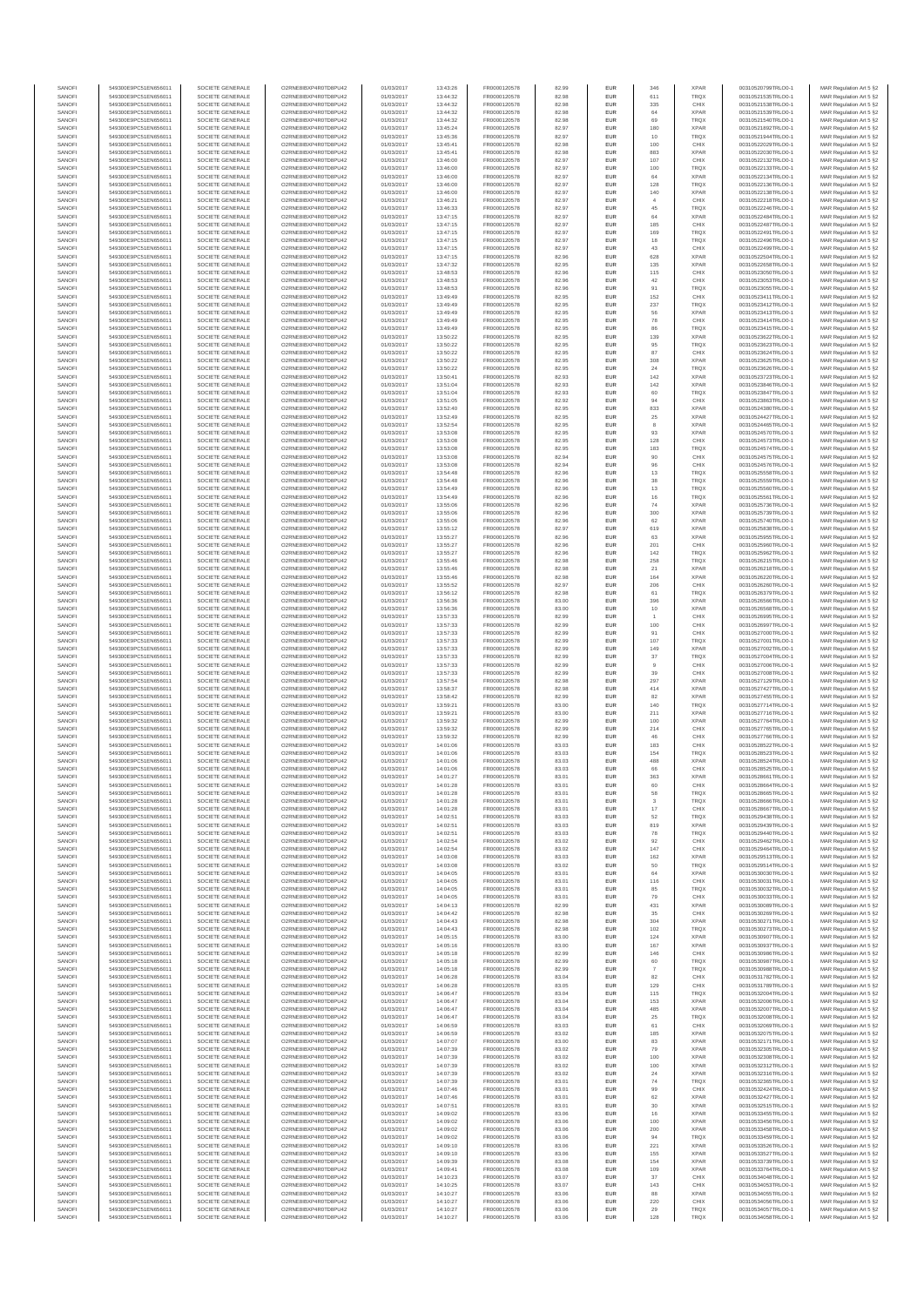| SANOFI | 549300E9PC51EN656011 | SOCIETE GENERALE | O2RNE8IBXP4R0TD8PU42 | 01/03/2017 | 13:43:26 | FR0000120578 | 82.99 | EUR | 346 | XPAR | 00310520799TRLO0-1 | MAR Regulation Art 5 §2 |
|---|---|---|---|---|---|---|---|---|---|---|---|---|
| SANOFI | 549300E9PC51EN656011 | SOCIETE GENERALE | O2RNE8IBXP4R0TD8PU42 | 01/03/2017 | 13:44:32 | FR0000120578 | 82.98 | EUR | 611 | TRQX | 00310521535TRLO0-1 | MAR Regulation Art 5 §2 |
| SANOFI | 549300E9PC51EN656011 | SOCIETE GENERALE | O2RNE8IBXP4R0TD8PU42 | 01/03/2017 | 13:44:32 | FR0000120578 | 82.98 | EUR | 335 | CHIX | 00310521538TRLO0-1 | MAR Regulation Art 5 §2 |
| SANOFI | 549300E9PC51EN656011 | SOCIETE GENERALE | O2RNE8IBXP4R0TD8PU42 | 01/03/2017 | 13:44:32 | FR0000120578 | 82.98 | EUR | 84 | XPAR | 00310521539TRLO0-1 | MAR Regulation Art 5 §2 |
| SANOFI | 549300E9PC51EN656011 | SOCIETE GENERALE | O2RNE8IBXP4R0TD8PU42 | 01/03/2017 | 13:44:32 | FR0000120578 | 82.98 | EUR | 69 | TRQX | 00310521540TRLO0-1 | MAR Regulation Art 5 §2 |
| SANOFI | 549300E9PC51EN656011 | SOCIETE GENERALE | O2RNE8IBXP4R0TD8PU42 | 01/03/2017 | 13:45:24 | FR0000120578 | 82.97 | EUR | 180 | XPAR | 00310521892TRLO0-1 | MAR Regulation Art 5 §2 |
| SANOFI | 549300E9PC51EN656011 | SOCIETE GENERALE | O2RNE8IBXP4R0TD8PU42 | 01/03/2017 | 13:45:36 | FR0000120578 | 82.97 | EUR | 10 | TRQX | 00310521944TRLO0-1 | MAR Regulation Art 5 §2 |
| SANOFI | 549300E9PC51EN656011 | SOCIETE GENERALE | O2RNE8IBXP4R0TD8PU42 | 01/03/2017 | 13:45:41 | FR0000120578 | 82.98 | EUR | 100 | CHIX | 00310522029TRLO0-1 | MAR Regulation Art 5 §2 |
| SANOFI | 549300E9PC51EN656011 | SOCIETE GENERALE | O2RNE8IBXP4R0TD8PU42 | 01/03/2017 | 13:45:41 | FR0000120578 | 82.98 | EUR | 883 | XPAR | 00310522030TRLO0-1 | MAR Regulation Art 5 §2 |
| SANOFI | 549300E9PC51EN656011 | SOCIETE GENERALE | O2RNE8IBXP4R0TD8PU42 | 01/03/2017 | 13:46:00 | FR0000120578 | 82.97 | EUR | 107 | CHIX | 00310522132TRLO0-1 | MAR Regulation Art 5 §2 |
| SANOFI | 549300E9PC51EN656011 | SOCIETE GENERALE | O2RNE8IBXP4R0TD8PU42 | 01/03/2017 | 13:46:00 | FR0000120578 | 82.97 | EUR | 100 | TRQX | 00310522133TRLO0-1 | MAR Regulation Art 5 §2 |
| SANOFI | 549300E9PC51EN656011 | SOCIETE GENERALE | O2RNE8IBXP4R0TD8PU42 | 01/03/2017 | 13:46:00 | FR0000120578 | 82.97 | EUR | 64 | XPAR | 00310522134TRLO0-1 | MAR Regulation Art 5 §2 |
| SANOFI | 549300E9PC51EN656011 | SOCIETE GENERALE | O2RNE8IBXP4R0TD8PU42 | 01/03/2017 | 13:46:00 | FR0000120578 | 82.97 | EUR | 128 | TRQX | 00310522136TRLO0-1 | MAR Regulation Art 5 §2 |
| SANOFI | 549300E9PC51EN656011 | SOCIETE GENERALE | O2RNE8IBXP4R0TD8PU42 | 01/03/2017 | 13:46:00 | FR0000120578 | 82.97 | EUR | 140 | XPAR | 00310522138TRLO0-1 | MAR Regulation Art 5 §2 |
| SANOFI | 549300E9PC51EN656011 | SOCIETE GENERALE | O2RNE8IBXP4R0TD8PU42 | 01/03/2017 | 13:46:21 | FR0000120578 | 82.97 | EUR | 4 | CHIX | 00310522218TRLO0-1 | MAR Regulation Art 5 §2 |
| SANOFI | 549300E9PC51EN656011 | SOCIETE GENERALE | O2RNE8IBXP4R0TD8PU42 | 01/03/2017 | 13:46:33 | FR0000120578 | 82.97 | EUR | 45 | TRQX | 00310522246TRLO0-1 | MAR Regulation Art 5 §2 |
| SANOFI | 549300E9PC51EN656011 | SOCIETE GENERALE | O2RNE8IBXP4R0TD8PU42 | 01/03/2017 | 13:47:15 | FR0000120578 | 82.97 | EUR | 64 | XPAR | 00310522484TRLO0-1 | MAR Regulation Art 5 §2 |
| SANOFI | 549300E9PC51EN656011 | SOCIETE GENERALE | O2RNE8IBXP4R0TD8PU42 | 01/03/2017 | 13:47:15 | FR0000120578 | 82.97 | EUR | 185 | CHIX | 00310522487TRLO0-1 | MAR Regulation Art 5 §2 |
| SANOFI | 549300E9PC51EN656011 | SOCIETE GENERALE | O2RNE8IBXP4R0TD8PU42 | 01/03/2017 | 13:47:15 | FR0000120578 | 82.97 | EUR | 169 | TRQX | 00310522491TRLO0-1 | MAR Regulation Art 5 §2 |
| SANOFI | 549300E9PC51EN656011 | SOCIETE GENERALE | O2RNE8IBXP4R0TD8PU42 | 01/03/2017 | 13:47:15 | FR0000120578 | 82.97 | EUR | 18 | TRQX | 00310522498TRLO0-1 | MAR Regulation Art 5 §2 |
| SANOFI | 549300E9PC51EN656011 | SOCIETE GENERALE | O2RNE8IBXP4R0TD8PU42 | 01/03/2017 | 13:47:15 | FR0000120578 | 82.97 | EUR | 43 | CHIX | 00310522499TRLO0-1 | MAR Regulation Art 5 §2 |
| SANOFI | 549300E9PC51EN656011 | SOCIETE GENERALE | O2RNE8IBXP4R0TD8PU42 | 01/03/2017 | 13:47:15 | FR0000120578 | 82.96 | EUR | 628 | XPAR | 00310522504TRLO0-1 | MAR Regulation Art 5 §2 |
| SANOFI | 549300E9PC51EN656011 | SOCIETE GENERALE | O2RNE8IBXP4R0TD8PU42 | 01/03/2017 | 13:47:32 | FR0000120578 | 82.95 | EUR | 135 | XPAR | 00310522658TRLO0-1 | MAR Regulation Art 5 §2 |
| SANOFI | 549300E9PC51EN656011 | SOCIETE GENERALE | O2RNE8IBXP4R0TD8PU42 | 01/03/2017 | 13:48:53 | FR0000120578 | 82.96 | EUR | 115 | CHIX | 00310523050TRLO0-1 | MAR Regulation Art 5 §2 |
| SANOFI | 549300E9PC51EN656011 | SOCIETE GENERALE | O2RNE8IBXP4R0TD8PU42 | 01/03/2017 | 13:48:53 | FR0000120578 | 82.96 | EUR | 42 | CHIX | 00310523053TRLO0-1 | MAR Regulation Art 5 §2 |
| SANOFI | 549300E9PC51EN656011 | SOCIETE GENERALE | O2RNE8IBXP4R0TD8PU42 | 01/03/2017 | 13:48:53 | FR0000120578 | 82.96 | EUR | 91 | TRQX | 00310523056TRLO0-1 | MAR Regulation Art 5 §2 |
| SANOFI | 549300E9PC51EN656011 | SOCIETE GENERALE | O2RNE8IBXP4R0TD8PU42 | 01/03/2017 | 13:49:49 | FR0000120578 | 82.95 | EUR | 152 | CHIX | 00310523411TRLO0-1 | MAR Regulation Art 5 §2 |
| SANOFI | 549300E9PC51EN656011 | SOCIETE GENERALE | O2RNE8IBXP4R0TD8PU42 | 01/03/2017 | 13:49:49 | FR0000120578 | 82.95 | EUR | 237 | TRQX | 00310523412TRLO0-1 | MAR Regulation Art 5 §2 |
| SANOFI | 549300E9PC51EN656011 | SOCIETE GENERALE | O2RNE8IBXP4R0TD8PU42 | 01/03/2017 | 13:49:49 | FR0000120578 | 82.95 | EUR | 56 | XPAR | 00310523413TRLO0-1 | MAR Regulation Art 5 §2 |
| SANOFI | 549300E9PC51EN656011 | SOCIETE GENERALE | O2RNE8IBXP4R0TD8PU42 | 01/03/2017 | 13:49:49 | FR0000120578 | 82.95 | EUR | 78 | CHIX | 00310523414TRLO0-1 | MAR Regulation Art 5 §2 |
| SANOFI | 549300E9PC51EN656011 | SOCIETE GENERALE | O2RNE8IBXP4R0TD8PU42 | 01/03/2017 | 13:49:49 | FR0000120578 | 82.95 | EUR | 86 | TRQX | 00310523415TRLO0-1 | MAR Regulation Art 5 §2 |
| SANOFI | 549300E9PC51EN656011 | SOCIETE GENERALE | O2RNE8IBXP4R0TD8PU42 | 01/03/2017 | 13:50:22 | FR0000120578 | 82.95 | EUR | 139 | XPAR | 00310523622TRLO0-1 | MAR Regulation Art 5 §2 |
| SANOFI | 549300E9PC51EN656011 | SOCIETE GENERALE | O2RNE8IBXP4R0TD8PU42 | 01/03/2017 | 13:50:22 | FR0000120578 | 82.95 | EUR | 95 | TRQX | 00310523623TRLO0-1 | MAR Regulation Art 5 §2 |
| SANOFI | 549300E9PC51EN656011 | SOCIETE GENERALE | O2RNE8IBXP4R0TD8PU42 | 01/03/2017 | 13:50:22 | FR0000120578 | 82.95 | EUR | 87 | CHIX | 00310523624TRLO0-1 | MAR Regulation Art 5 §2 |
| SANOFI | 549300E9PC51EN656011 | SOCIETE GENERALE | O2RNE8IBXP4R0TD8PU42 | 01/03/2017 | 13:50:22 | FR0000120578 | 82.95 | EUR | 308 | XPAR | 00310523625TRLO0-1 | MAR Regulation Art 5 §2 |
| SANOFI | 549300E9PC51EN656011 | SOCIETE GENERALE | O2RNE8IBXP4R0TD8PU42 | 01/03/2017 | 13:50:22 | FR0000120578 | 82.95 | EUR | 24 | TRQX | 00310523626TRLO0-1 | MAR Regulation Art 5 §2 |
| SANOFI | 549300E9PC51EN656011 | SOCIETE GENERALE | O2RNE8IBXP4R0TD8PU42 | 01/03/2017 | 13:50:41 | FR0000120578 | 82.93 | EUR | 142 | XPAR | 00310523723TRLO0-1 | MAR Regulation Art 5 §2 |
| SANOFI | 549300E9PC51EN656011 | SOCIETE GENERALE | O2RNE8IBXP4R0TD8PU42 | 01/03/2017 | 13:51:04 | FR0000120578 | 82.93 | EUR | 142 | XPAR | 00310523846TRLO0-1 | MAR Regulation Art 5 §2 |
| SANOFI | 549300E9PC51EN656011 | SOCIETE GENERALE | O2RNE8IBXP4R0TD8PU42 | 01/03/2017 | 13:51:04 | FR0000120578 | 82.93 | EUR | 60 | TRQX | 00310523847TRLO0-1 | MAR Regulation Art 5 §2 |
| SANOFI | 549300E9PC51EN656011 | SOCIETE GENERALE | O2RNE8IBXP4R0TD8PU42 | 01/03/2017 | 13:51:05 | FR0000120578 | 82.92 | EUR | 94 | CHIX | 00310523863TRLO0-1 | MAR Regulation Art 5 §2 |
| SANOFI | 549300E9PC51EN656011 | SOCIETE GENERALE | O2RNE8IBXP4R0TD8PU42 | 01/03/2017 | 13:52:40 | FR0000120578 | 82.95 | EUR | 833 | XPAR | 00310524380TRLO0-1 | MAR Regulation Art 5 §2 |
| SANOFI | 549300E9PC51EN656011 | SOCIETE GENERALE | O2RNE8IBXP4R0TD8PU42 | 01/03/2017 | 13:52:49 | FR0000120578 | 82.95 | EUR | 25 | XPAR | 00310524427TRLO0-1 | MAR Regulation Art 5 §2 |
| SANOFI | 549300E9PC51EN656011 | SOCIETE GENERALE | O2RNE8IBXP4R0TD8PU42 | 01/03/2017 | 13:52:54 | FR0000120578 | 82.95 | EUR | 8 | XPAR | 00310524465TRLO0-1 | MAR Regulation Art 5 §2 |
| SANOFI | 549300E9PC51EN656011 | SOCIETE GENERALE | O2RNE8IBXP4R0TD8PU42 | 01/03/2017 | 13:53:08 | FR0000120578 | 82.95 | EUR | 93 | XPAR | 00310524570TRLO0-1 | MAR Regulation Art 5 §2 |
| SANOFI | 549300E9PC51EN656011 | SOCIETE GENERALE | O2RNE8IBXP4R0TD8PU42 | 01/03/2017 | 13:53:08 | FR0000120578 | 82.95 | EUR | 128 | CHIX | 00310524573TRLO0-1 | MAR Regulation Art 5 §2 |
| SANOFI | 549300E9PC51EN656011 | SOCIETE GENERALE | O2RNE8IBXP4R0TD8PU42 | 01/03/2017 | 13:53:08 | FR0000120578 | 82.95 | EUR | 183 | TRQX | 00310524574TRLO0-1 | MAR Regulation Art 5 §2 |
| SANOFI | 549300E9PC51EN656011 | SOCIETE GENERALE | O2RNE8IBXP4R0TD8PU42 | 01/03/2017 | 13:53:08 | FR0000120578 | 82.94 | EUR | 90 | CHIX | 00310524575TRLO0-1 | MAR Regulation Art 5 §2 |
| SANOFI | 549300E9PC51EN656011 | SOCIETE GENERALE | O2RNE8IBXP4R0TD8PU42 | 01/03/2017 | 13:53:08 | FR0000120578 | 82.94 | EUR | 96 | CHIX | 00310524576TRLO0-1 | MAR Regulation Art 5 §2 |
| SANOFI | 549300E9PC51EN656011 | SOCIETE GENERALE | O2RNE8IBXP4R0TD8PU42 | 01/03/2017 | 13:54:48 | FR0000120578 | 82.96 | EUR | 13 | TRQX | 00310525558TRLO0-1 | MAR Regulation Art 5 §2 |
| SANOFI | 549300E9PC51EN656011 | SOCIETE GENERALE | O2RNE8IBXP4R0TD8PU42 | 01/03/2017 | 13:54:48 | FR0000120578 | 82.96 | EUR | 38 | TRQX | 00310525559TRLO0-1 | MAR Regulation Art 5 §2 |
| SANOFI | 549300E9PC51EN656011 | SOCIETE GENERALE | O2RNE8IBXP4R0TD8PU42 | 01/03/2017 | 13:54:49 | FR0000120578 | 82.96 | EUR | 13 | TRQX | 00310525560TRLO0-1 | MAR Regulation Art 5 §2 |
| SANOFI | 549300E9PC51EN656011 | SOCIETE GENERALE | O2RNE8IBXP4R0TD8PU42 | 01/03/2017 | 13:54:49 | FR0000120578 | 82.96 | EUR | 16 | TRQX | 00310525561TRLO0-1 | MAR Regulation Art 5 §2 |
| SANOFI | 549300E9PC51EN656011 | SOCIETE GENERALE | O2RNE8IBXP4R0TD8PU42 | 01/03/2017 | 13:55:06 | FR0000120578 | 82.96 | EUR | 74 | XPAR | 00310525736TRLO0-1 | MAR Regulation Art 5 §2 |
| SANOFI | 549300E9PC51EN656011 | SOCIETE GENERALE | O2RNE8IBXP4R0TD8PU42 | 01/03/2017 | 13:55:06 | FR0000120578 | 82.96 | EUR | 300 | XPAR | 00310525739TRLO0-1 | MAR Regulation Art 5 §2 |
| SANOFI | 549300E9PC51EN656011 | SOCIETE GENERALE | O2RNE8IBXP4R0TD8PU42 | 01/03/2017 | 13:55:06 | FR0000120578 | 82.96 | EUR | 62 | XPAR | 00310525740TRLO0-1 | MAR Regulation Art 5 §2 |
| SANOFI | 549300E9PC51EN656011 | SOCIETE GENERALE | O2RNE8IBXP4R0TD8PU42 | 01/03/2017 | 13:55:12 | FR0000120578 | 82.97 | EUR | 619 | XPAR | 00310525838TRLO0-1 | MAR Regulation Art 5 §2 |
| SANOFI | 549300E9PC51EN656011 | SOCIETE GENERALE | O2RNE8IBXP4R0TD8PU42 | 01/03/2017 | 13:55:27 | FR0000120578 | 82.96 | EUR | 63 | XPAR | 00310525955TRLO0-1 | MAR Regulation Art 5 §2 |
| SANOFI | 549300E9PC51EN656011 | SOCIETE GENERALE | O2RNE8IBXP4R0TD8PU42 | 01/03/2017 | 13:55:27 | FR0000120578 | 82.96 | EUR | 201 | CHIX | 00310525960TRLO0-1 | MAR Regulation Art 5 §2 |
| SANOFI | 549300E9PC51EN656011 | SOCIETE GENERALE | O2RNE8IBXP4R0TD8PU42 | 01/03/2017 | 13:55:27 | FR0000120578 | 82.96 | EUR | 142 | TRQX | 00310525962TRLO0-1 | MAR Regulation Art 5 §2 |
| SANOFI | 549300E9PC51EN656011 | SOCIETE GENERALE | O2RNE8IBXP4R0TD8PU42 | 01/03/2017 | 13:55:46 | FR0000120578 | 82.98 | EUR | 258 | TRQX | 00310526215TRLO0-1 | MAR Regulation Art 5 §2 |
| SANOFI | 549300E9PC51EN656011 | SOCIETE GENERALE | O2RNE8IBXP4R0TD8PU42 | 01/03/2017 | 13:55:46 | FR0000120578 | 82.98 | EUR | 21 | XPAR | 00310526218TRLO0-1 | MAR Regulation Art 5 §2 |
| SANOFI | 549300E9PC51EN656011 | SOCIETE GENERALE | O2RNE8IBXP4R0TD8PU42 | 01/03/2017 | 13:55:46 | FR0000120578 | 82.98 | EUR | 164 | XPAR | 00310526220TRLO0-1 | MAR Regulation Art 5 §2 |
| SANOFI | 549300E9PC51EN656011 | SOCIETE GENERALE | O2RNE8IBXP4R0TD8PU42 | 01/03/2017 | 13:55:52 | FR0000120578 | 82.97 | EUR | 206 | CHIX | 00310526290TRLO0-1 | MAR Regulation Art 5 §2 |
| SANOFI | 549300E9PC51EN656011 | SOCIETE GENERALE | O2RNE8IBXP4R0TD8PU42 | 01/03/2017 | 13:56:12 | FR0000120578 | 82.98 | EUR | 61 | TRQX | 00310526379TRLO0-1 | MAR Regulation Art 5 §2 |
| SANOFI | 549300E9PC51EN656011 | SOCIETE GENERALE | O2RNE8IBXP4R0TD8PU42 | 01/03/2017 | 13:56:36 | FR0000120578 | 83.00 | EUR | 396 | XPAR | 00310526566TRLO0-1 | MAR Regulation Art 5 §2 |
| SANOFI | 549300E9PC51EN656011 | SOCIETE GENERALE | O2RNE8IBXP4R0TD8PU42 | 01/03/2017 | 13:56:36 | FR0000120578 | 83.00 | EUR | 10 | XPAR | 00310526568TRLO0-1 | MAR Regulation Art 5 §2 |
| SANOFI | 549300E9PC51EN656011 | SOCIETE GENERALE | O2RNE8IBXP4R0TD8PU42 | 01/03/2017 | 13:57:33 | FR0000120578 | 82.99 | EUR | 1 | CHIX | 00310526995TRLO0-1 | MAR Regulation Art 5 §2 |
| SANOFI | 549300E9PC51EN656011 | SOCIETE GENERALE | O2RNE8IBXP4R0TD8PU42 | 01/03/2017 | 13:57:33 | FR0000120578 | 82.99 | EUR | 100 | CHIX | 00310526997TRLO0-1 | MAR Regulation Art 5 §2 |
| SANOFI | 549300E9PC51EN656011 | SOCIETE GENERALE | O2RNE8IBXP4R0TD8PU42 | 01/03/2017 | 13:57:33 | FR0000120578 | 82.99 | EUR | 91 | CHIX | 00310527000TRLO0-1 | MAR Regulation Art 5 §2 |
| SANOFI | 549300E9PC51EN656011 | SOCIETE GENERALE | O2RNE8IBXP4R0TD8PU42 | 01/03/2017 | 13:57:33 | FR0000120578 | 82.99 | EUR | 107 | TRQX | 00310527001TRLO0-1 | MAR Regulation Art 5 §2 |
| SANOFI | 549300E9PC51EN656011 | SOCIETE GENERALE | O2RNE8IBXP4R0TD8PU42 | 01/03/2017 | 13:57:33 | FR0000120578 | 82.99 | EUR | 149 | XPAR | 00310527002TRLO0-1 | MAR Regulation Art 5 §2 |
| SANOFI | 549300E9PC51EN656011 | SOCIETE GENERALE | O2RNE8IBXP4R0TD8PU42 | 01/03/2017 | 13:57:33 | FR0000120578 | 82.99 | EUR | 37 | TRQX | 00310527004TRLO0-1 | MAR Regulation Art 5 §2 |
| SANOFI | 549300E9PC51EN656011 | SOCIETE GENERALE | O2RNE8IBXP4R0TD8PU42 | 01/03/2017 | 13:57:33 | FR0000120578 | 82.99 | EUR | 9 | CHIX | 00310527006TRLO0-1 | MAR Regulation Art 5 §2 |
| SANOFI | 549300E9PC51EN656011 | SOCIETE GENERALE | O2RNE8IBXP4R0TD8PU42 | 01/03/2017 | 13:57:33 | FR0000120578 | 82.99 | EUR | 39 | CHIX | 00310527008TRLO0-1 | MAR Regulation Art 5 §2 |
| SANOFI | 549300E9PC51EN656011 | SOCIETE GENERALE | O2RNE8IBXP4R0TD8PU42 | 01/03/2017 | 13:57:54 | FR0000120578 | 82.98 | EUR | 297 | XPAR | 00310527129TRLO0-1 | MAR Regulation Art 5 §2 |
| SANOFI | 549300E9PC51EN656011 | SOCIETE GENERALE | O2RNE8IBXP4R0TD8PU42 | 01/03/2017 | 13:58:37 | FR0000120578 | 82.98 | EUR | 414 | XPAR | 00310527427TRLO0-1 | MAR Regulation Art 5 §2 |
| SANOFI | 549300E9PC51EN656011 | SOCIETE GENERALE | O2RNE8IBXP4R0TD8PU42 | 01/03/2017 | 13:58:42 | FR0000120578 | 82.99 | EUR | 82 | XPAR | 00310527455TRLO0-1 | MAR Regulation Art 5 §2 |
| SANOFI | 549300E9PC51EN656011 | SOCIETE GENERALE | O2RNE8IBXP4R0TD8PU42 | 01/03/2017 | 13:59:21 | FR0000120578 | 83.00 | EUR | 140 | TRQX | 00310527714TRLO0-1 | MAR Regulation Art 5 §2 |
| SANOFI | 549300E9PC51EN656011 | SOCIETE GENERALE | O2RNE8IBXP4R0TD8PU42 | 01/03/2017 | 13:59:21 | FR0000120578 | 83.00 | EUR | 211 | XPAR | 00310527716TRLO0-1 | MAR Regulation Art 5 §2 |
| SANOFI | 549300E9PC51EN656011 | SOCIETE GENERALE | O2RNE8IBXP4R0TD8PU42 | 01/03/2017 | 13:59:32 | FR0000120578 | 82.99 | EUR | 100 | XPAR | 00310527764TRLO0-1 | MAR Regulation Art 5 §2 |
| SANOFI | 549300E9PC51EN656011 | SOCIETE GENERALE | O2RNE8IBXP4R0TD8PU42 | 01/03/2017 | 13:59:32 | FR0000120578 | 82.99 | EUR | 214 | CHIX | 00310527765TRLO0-1 | MAR Regulation Art 5 §2 |
| SANOFI | 549300E9PC51EN656011 | SOCIETE GENERALE | O2RNE8IBXP4R0TD8PU42 | 01/03/2017 | 13:59:32 | FR0000120578 | 82.99 | EUR | 46 | CHIX | 00310527766TRLO0-1 | MAR Regulation Art 5 §2 |
| SANOFI | 549300E9PC51EN656011 | SOCIETE GENERALE | O2RNE8IBXP4R0TD8PU42 | 01/03/2017 | 14:01:06 | FR0000120578 | 83.03 | EUR | 183 | CHIX | 00310528522TRLO0-1 | MAR Regulation Art 5 §2 |
| SANOFI | 549300E9PC51EN656011 | SOCIETE GENERALE | O2RNE8IBXP4R0TD8PU42 | 01/03/2017 | 14:01:06 | FR0000120578 | 83.03 | EUR | 154 | TRQX | 00310528523TRLO0-1 | MAR Regulation Art 5 §2 |
| SANOFI | 549300E9PC51EN656011 | SOCIETE GENERALE | O2RNE8IBXP4R0TD8PU42 | 01/03/2017 | 14:01:06 | FR0000120578 | 83.03 | EUR | 488 | XPAR | 00310528524TRLO0-1 | MAR Regulation Art 5 §2 |
| SANOFI | 549300E9PC51EN656011 | SOCIETE GENERALE | O2RNE8IBXP4R0TD8PU42 | 01/03/2017 | 14:01:06 | FR0000120578 | 83.03 | EUR | 65 | CHIX | 00310528525TRLO0-1 | MAR Regulation Art 5 §2 |
| SANOFI | 549300E9PC51EN656011 | SOCIETE GENERALE | O2RNE8IBXP4R0TD8PU42 | 01/03/2017 | 14:01:27 | FR0000120578 | 83.01 | EUR | 363 | XPAR | 00310528661TRLO0-1 | MAR Regulation Art 5 §2 |
| SANOFI | 549300E9PC51EN656011 | SOCIETE GENERALE | O2RNE8IBXP4R0TD8PU42 | 01/03/2017 | 14:01:28 | FR0000120578 | 83.01 | EUR | 60 | CHIX | 00310528664TRLO0-1 | MAR Regulation Art 5 §2 |
| SANOFI | 549300E9PC51EN656011 | SOCIETE GENERALE | O2RNE8IBXP4R0TD8PU42 | 01/03/2017 | 14:01:28 | FR0000120578 | 83.01 | EUR | 58 | TRQX | 00310528665TRLO0-1 | MAR Regulation Art 5 §2 |
| SANOFI | 549300E9PC51EN656011 | SOCIETE GENERALE | O2RNE8IBXP4R0TD8PU42 | 01/03/2017 | 14:01:28 | FR0000120578 | 83.01 | EUR | 3 | TRQX | 00310528666TRLO0-1 | MAR Regulation Art 5 §2 |
| SANOFI | 549300E9PC51EN656011 | SOCIETE GENERALE | O2RNE8IBXP4R0TD8PU42 | 01/03/2017 | 14:01:28 | FR0000120578 | 83.01 | EUR | 17 | CHIX | 00310528667TRLO0-1 | MAR Regulation Art 5 §2 |
| SANOFI | 549300E9PC51EN656011 | SOCIETE GENERALE | O2RNE8IBXP4R0TD8PU42 | 01/03/2017 | 14:02:51 | FR0000120578 | 83.03 | EUR | 52 | TRQX | 00310529438TRLO0-1 | MAR Regulation Art 5 §2 |
| SANOFI | 549300E9PC51EN656011 | SOCIETE GENERALE | O2RNE8IBXP4R0TD8PU42 | 01/03/2017 | 14:02:51 | FR0000120578 | 83.03 | EUR | 819 | XPAR | 00310529439TRLO0-1 | MAR Regulation Art 5 §2 |
| SANOFI | 549300E9PC51EN656011 | SOCIETE GENERALE | O2RNE8IBXP4R0TD8PU42 | 01/03/2017 | 14:02:51 | FR0000120578 | 83.03 | EUR | 78 | TRQX | 00310529440TRLO0-1 | MAR Regulation Art 5 §2 |
| SANOFI | 549300E9PC51EN656011 | SOCIETE GENERALE | O2RNE8IBXP4R0TD8PU42 | 01/03/2017 | 14:02:54 | FR0000120578 | 83.02 | EUR | 92 | CHIX | 00310529462TRLO0-1 | MAR Regulation Art 5 §2 |
| SANOFI | 549300E9PC51EN656011 | SOCIETE GENERALE | O2RNE8IBXP4R0TD8PU42 | 01/03/2017 | 14:02:54 | FR0000120578 | 83.02 | EUR | 147 | CHIX | 00310529464TRLO0-1 | MAR Regulation Art 5 §2 |
| SANOFI | 549300E9PC51EN656011 | SOCIETE GENERALE | O2RNE8IBXP4R0TD8PU42 | 01/03/2017 | 14:03:08 | FR0000120578 | 83.03 | EUR | 162 | XPAR | 00310529513TRLO0-1 | MAR Regulation Art 5 §2 |
| SANOFI | 549300E9PC51EN656011 | SOCIETE GENERALE | O2RNE8IBXP4R0TD8PU42 | 01/03/2017 | 14:03:08 | FR0000120578 | 83.02 | EUR | 50 | TRQX | 00310529514TRLO0-1 | MAR Regulation Art 5 §2 |
| SANOFI | 549300E9PC51EN656011 | SOCIETE GENERALE | O2RNE8IBXP4R0TD8PU42 | 01/03/2017 | 14:04:05 | FR0000120578 | 83.01 | EUR | 64 | XPAR | 00310530030TRLO0-1 | MAR Regulation Art 5 §2 |
| SANOFI | 549300E9PC51EN656011 | SOCIETE GENERALE | O2RNE8IBXP4R0TD8PU42 | 01/03/2017 | 14:04:05 | FR0000120578 | 83.01 | EUR | 116 | CHIX | 00310530031TRLO0-1 | MAR Regulation Art 5 §2 |
| SANOFI | 549300E9PC51EN656011 | SOCIETE GENERALE | O2RNE8IBXP4R0TD8PU42 | 01/03/2017 | 14:04:05 | FR0000120578 | 83.01 | EUR | 85 | TRQX | 00310530032TRLO0-1 | MAR Regulation Art 5 §2 |
| SANOFI | 549300E9PC51EN656011 | SOCIETE GENERALE | O2RNE8IBXP4R0TD8PU42 | 01/03/2017 | 14:04:05 | FR0000120578 | 83.01 | EUR | 79 | CHIX | 00310530033TRLO0-1 | MAR Regulation Art 5 §2 |
| SANOFI | 549300E9PC51EN656011 | SOCIETE GENERALE | O2RNE8IBXP4R0TD8PU42 | 01/03/2017 | 14:04:13 | FR0000120578 | 82.99 | EUR | 431 | XPAR | 00310530089TRLO0-1 | MAR Regulation Art 5 §2 |
| SANOFI | 549300E9PC51EN656011 | SOCIETE GENERALE | O2RNE8IBXP4R0TD8PU42 | 01/03/2017 | 14:04:42 | FR0000120578 | 82.98 | EUR | 35 | CHIX | 00310530269TRLO0-1 | MAR Regulation Art 5 §2 |
| SANOFI | 549300E9PC51EN656011 | SOCIETE GENERALE | O2RNE8IBXP4R0TD8PU42 | 01/03/2017 | 14:04:43 | FR0000120578 | 82.98 | EUR | 304 | XPAR | 00310530271TRLO0-1 | MAR Regulation Art 5 §2 |
| SANOFI | 549300E9PC51EN656011 | SOCIETE GENERALE | O2RNE8IBXP4R0TD8PU42 | 01/03/2017 | 14:04:43 | FR0000120578 | 82.98 | EUR | 102 | TRQX | 00310530273TRLO0-1 | MAR Regulation Art 5 §2 |
| SANOFI | 549300E9PC51EN656011 | SOCIETE GENERALE | O2RNE8IBXP4R0TD8PU42 | 01/03/2017 | 14:05:15 | FR0000120578 | 83.00 | EUR | 124 | XPAR | 00310530607TRLO0-1 | MAR Regulation Art 5 §2 |
| SANOFI | 549300E9PC51EN656011 | SOCIETE GENERALE | O2RNE8IBXP4R0TD8PU42 | 01/03/2017 | 14:05:16 | FR0000120578 | 83.00 | EUR | 167 | XPAR | 00310530937TRLO0-1 | MAR Regulation Art 5 §2 |
| SANOFI | 549300E9PC51EN656011 | SOCIETE GENERALE | O2RNE8IBXP4R0TD8PU42 | 01/03/2017 | 14:05:18 | FR0000120578 | 82.99 | EUR | 146 | CHIX | 00310530986TRLO0-1 | MAR Regulation Art 5 §2 |
| SANOFI | 549300E9PC51EN656011 | SOCIETE GENERALE | O2RNE8IBXP4R0TD8PU42 | 01/03/2017 | 14:05:18 | FR0000120578 | 82.99 | EUR | 60 | TRQX | 00310530987TRLO0-1 | MAR Regulation Art 5 §2 |
| SANOFI | 549300E9PC51EN656011 | SOCIETE GENERALE | O2RNE8IBXP4R0TD8PU42 | 01/03/2017 | 14:05:18 | FR0000120578 | 82.99 | EUR | 7 | TRQX | 00310530988TRLO0-1 | MAR Regulation Art 5 §2 |
| SANOFI | 549300E9PC51EN656011 | SOCIETE GENERALE | O2RNE8IBXP4R0TD8PU42 | 01/03/2017 | 14:06:28 | FR0000120578 | 83.04 | EUR | 82 | CHIX | 00310531782TRLO0-1 | MAR Regulation Art 5 §2 |
| SANOFI | 549300E9PC51EN656011 | SOCIETE GENERALE | O2RNE8IBXP4R0TD8PU42 | 01/03/2017 | 14:06:28 | FR0000120578 | 83.05 | EUR | 129 | CHIX | 00310531789TRLO0-1 | MAR Regulation Art 5 §2 |
| SANOFI | 549300E9PC51EN656011 | SOCIETE GENERALE | O2RNE8IBXP4R0TD8PU42 | 01/03/2017 | 14:06:47 | FR0000120578 | 83.04 | EUR | 115 | TRQX | 00310532004TRLO0-1 | MAR Regulation Art 5 §2 |
| SANOFI | 549300E9PC51EN656011 | SOCIETE GENERALE | O2RNE8IBXP4R0TD8PU42 | 01/03/2017 | 14:06:47 | FR0000120578 | 83.04 | EUR | 153 | XPAR | 00310532006TRLO0-1 | MAR Regulation Art 5 §2 |
| SANOFI | 549300E9PC51EN656011 | SOCIETE GENERALE | O2RNE8IBXP4R0TD8PU42 | 01/03/2017 | 14:06:47 | FR0000120578 | 83.04 | EUR | 485 | XPAR | 00310532007TRLO0-1 | MAR Regulation Art 5 §2 |
| SANOFI | 549300E9PC51EN656011 | SOCIETE GENERALE | O2RNE8IBXP4R0TD8PU42 | 01/03/2017 | 14:06:47 | FR0000120578 | 83.04 | EUR | 25 | TRQX | 00310532008TRLO0-1 | MAR Regulation Art 5 §2 |
| SANOFI | 549300E9PC51EN656011 | SOCIETE GENERALE | O2RNE8IBXP4R0TD8PU42 | 01/03/2017 | 14:06:59 | FR0000120578 | 83.03 | EUR | 61 | CHIX | 00310532069TRLO0-1 | MAR Regulation Art 5 §2 |
| SANOFI | 549300E9PC51EN656011 | SOCIETE GENERALE | O2RNE8IBXP4R0TD8PU42 | 01/03/2017 | 14:06:59 | FR0000120578 | 83.02 | EUR | 185 | XPAR | 00310532075TRLO0-1 | MAR Regulation Art 5 §2 |
| SANOFI | 549300E9PC51EN656011 | SOCIETE GENERALE | O2RNE8IBXP4R0TD8PU42 | 01/03/2017 | 14:07:07 | FR0000120578 | 83.00 | EUR | 83 | XPAR | 00310532171TRLO0-1 | MAR Regulation Art 5 §2 |
| SANOFI | 549300E9PC51EN656011 | SOCIETE GENERALE | O2RNE8IBXP4R0TD8PU42 | 01/03/2017 | 14:07:39 | FR0000120578 | 83.02 | EUR | 79 | XPAR | 00310532305TRLO0-1 | MAR Regulation Art 5 §2 |
| SANOFI | 549300E9PC51EN656011 | SOCIETE GENERALE | O2RNE8IBXP4R0TD8PU42 | 01/03/2017 | 14:07:39 | FR0000120578 | 83.02 | EUR | 100 | XPAR | 00310532308TRLO0-1 | MAR Regulation Art 5 §2 |
| SANOFI | 549300E9PC51EN656011 | SOCIETE GENERALE | O2RNE8IBXP4R0TD8PU42 | 01/03/2017 | 14:07:39 | FR0000120578 | 83.02 | EUR | 100 | XPAR | 00310532312TRLO0-1 | MAR Regulation Art 5 §2 |
| SANOFI | 549300E9PC51EN656011 | SOCIETE GENERALE | O2RNE8IBXP4R0TD8PU42 | 01/03/2017 | 14:07:39 | FR0000120578 | 83.02 | EUR | 24 | XPAR | 00310532316TRLO0-1 | MAR Regulation Art 5 §2 |
| SANOFI | 549300E9PC51EN656011 | SOCIETE GENERALE | O2RNE8IBXP4R0TD8PU42 | 01/03/2017 | 14:07:39 | FR0000120578 | 83.01 | EUR | 74 | TRQX | 00310532365TRLO0-1 | MAR Regulation Art 5 §2 |
| SANOFI | 549300E9PC51EN656011 | SOCIETE GENERALE | O2RNE8IBXP4R0TD8PU42 | 01/03/2017 | 14:07:46 | FR0000120578 | 83.01 | EUR | 99 | CHIX | 00310532424TRLO0-1 | MAR Regulation Art 5 §2 |
| SANOFI | 549300E9PC51EN656011 | SOCIETE GENERALE | O2RNE8IBXP4R0TD8PU42 | 01/03/2017 | 14:07:46 | FR0000120578 | 83.01 | EUR | 62 | XPAR | 00310532427TRLO0-1 | MAR Regulation Art 5 §2 |
| SANOFI | 549300E9PC51EN656011 | SOCIETE GENERALE | O2RNE8IBXP4R0TD8PU42 | 01/03/2017 | 14:07:51 | FR0000120578 | 83.01 | EUR | 30 | XPAR | 00310532515TRLO0-1 | MAR Regulation Art 5 §2 |
| SANOFI | 549300E9PC51EN656011 | SOCIETE GENERALE | O2RNE8IBXP4R0TD8PU42 | 01/03/2017 | 14:09:02 | FR0000120578 | 83.06 | EUR | 16 | XPAR | 00310533455TRLO0-1 | MAR Regulation Art 5 §2 |
| SANOFI | 549300E9PC51EN656011 | SOCIETE GENERALE | O2RNE8IBXP4R0TD8PU42 | 01/03/2017 | 14:09:02 | FR0000120578 | 83.06 | EUR | 100 | XPAR | 00310533456TRLO0-1 | MAR Regulation Art 5 §2 |
| SANOFI | 549300E9PC51EN656011 | SOCIETE GENERALE | O2RNE8IBXP4R0TD8PU42 | 01/03/2017 | 14:09:02 | FR0000120578 | 83.06 | EUR | 200 | XPAR | 00310533458TRLO0-1 | MAR Regulation Art 5 §2 |
| SANOFI | 549300E9PC51EN656011 | SOCIETE GENERALE | O2RNE8IBXP4R0TD8PU42 | 01/03/2017 | 14:09:02 | FR0000120578 | 83.06 | EUR | 94 | TRQX | 00310533459TRLO0-1 | MAR Regulation Art 5 §2 |
| SANOFI | 549300E9PC51EN656011 | SOCIETE GENERALE | O2RNE8IBXP4R0TD8PU42 | 01/03/2017 | 14:09:10 | FR0000120578 | 83.06 | EUR | 221 | XPAR | 00310533526TRLO0-1 | MAR Regulation Art 5 §2 |
| SANOFI | 549300E9PC51EN656011 | SOCIETE GENERALE | O2RNE8IBXP4R0TD8PU42 | 01/03/2017 | 14:09:10 | FR0000120578 | 83.06 | EUR | 155 | XPAR | 00310533527TRLO0-1 | MAR Regulation Art 5 §2 |
| SANOFI | 549300E9PC51EN656011 | SOCIETE GENERALE | O2RNE8IBXP4R0TD8PU42 | 01/03/2017 | 14:09:39 | FR0000120578 | 83.08 | EUR | 154 | XPAR | 00310533739TRLO0-1 | MAR Regulation Art 5 §2 |
| SANOFI | 549300E9PC51EN656011 | SOCIETE GENERALE | O2RNE8IBXP4R0TD8PU42 | 01/03/2017 | 14:09:41 | FR0000120578 | 83.08 | EUR | 109 | XPAR | 00310533764TRLO0-1 | MAR Regulation Art 5 §2 |
| SANOFI | 549300E9PC51EN656011 | SOCIETE GENERALE | O2RNE8IBXP4R0TD8PU42 | 01/03/2017 | 14:10:23 | FR0000120578 | 83.07 | EUR | 37 | CHIX | 00310534048TRLO0-1 | MAR Regulation Art 5 §2 |
| SANOFI | 549300E9PC51EN656011 | SOCIETE GENERALE | O2RNE8IBXP4R0TD8PU42 | 01/03/2017 | 14:10:25 | FR0000120578 | 83.07 | EUR | 143 | CHIX | 00310534053TRLO0-1 | MAR Regulation Art 5 §2 |
| SANOFI | 549300E9PC51EN656011 | SOCIETE GENERALE | O2RNE8IBXP4R0TD8PU42 | 01/03/2017 | 14:10:27 | FR0000120578 | 83.06 | EUR | 88 | XPAR | 00310534055TRLO0-1 | MAR Regulation Art 5 §2 |
| SANOFI | 549300E9PC51EN656011 | SOCIETE GENERALE | O2RNE8IBXP4R0TD8PU42 | 01/03/2017 | 14:10:27 | FR0000120578 | 83.06 | EUR | 220 | CHIX | 00310534056TRLO0-1 | MAR Regulation Art 5 §2 |
| SANOFI | 549300E9PC51EN656011 | SOCIETE GENERALE | O2RNE8IBXP4R0TD8PU42 | 01/03/2017 | 14:10:27 | FR0000120578 | 83.06 | EUR | 29 | TRQX | 00310534057TRLO0-1 | MAR Regulation Art 5 §2 |
| SANOFI | 549300E9PC51EN656011 | SOCIETE GENERALE | O2RNE8IBXP4R0TD8PU42 | 01/03/2017 | 14:10:27 | FR0000120578 | 83.06 | EUR | 128 | TRQX | 00310534058TRLO0-1 | MAR Regulation Art 5 §2 |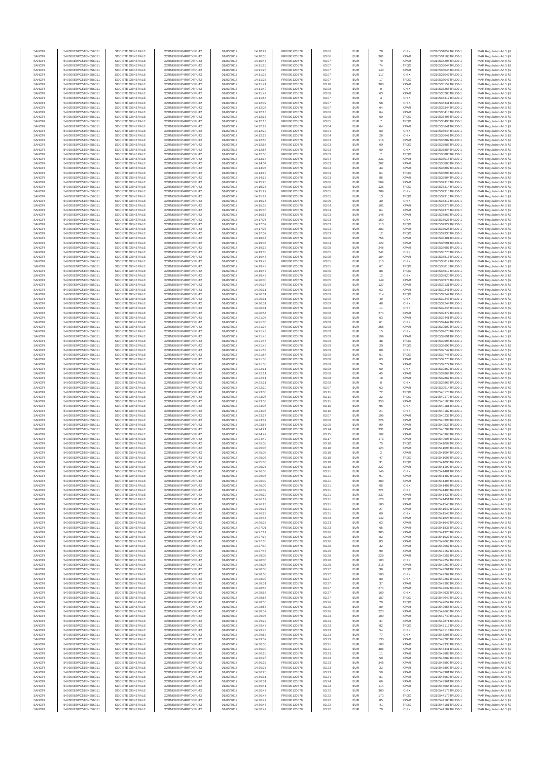| | | | | | | | | | | | | |
|---|---|---|---|---|---|---|---|---|---|---|---|---|
| SANOFI | 549300E9PC51EN656011 | SOCIETE GENERALE | O2RNE8IBXP4R0TD8PU42 | 01/03/2017 | 14:10:27 | FR0000120578 | 83.06 | EUR | 28 | CHIX | 00310534059TRLO0-1 | MAR Regulation Art 5 §2 |
| SANOFI | 549300E9PC51EN656011 | SOCIETE GENERALE | O2RNE8IBXP4R0TD8PU42 | 01/03/2017 | 14:10:35 | FR0000120578 | 83.06 | EUR | 361 | XPAR | 00310534103TRLO0-1 | MAR Regulation Art 5 §2 |
| SANOFI | 549300E9PC51EN656011 | SOCIETE GENERALE | O2RNE8IBXP4R0TD8PU42 | 01/03/2017 | 14:10:47 | FR0000120578 | 83.07 | EUR | 79 | XPAR | 00310534295TRLO0-1 | MAR Regulation Art 5 §2 |
| SANOFI | 549300E9PC51EN656011 | SOCIETE GENERALE | O2RNE8IBXP4R0TD8PU42 | 01/03/2017 | 14:11:25 | FR0000120578 | 83.07 | EUR | 74 | TRQX | 00310535044TRLO0-1 | MAR Regulation Art 5 §2 |
| SANOFI | 549300E9PC51EN656011 | SOCIETE GENERALE | O2RNE8IBXP4R0TD8PU42 | 01/03/2017 | 14:11:25 | FR0000120578 | 83.07 | EUR | 140 | XPAR | 00310535045TRLO0-1 | MAR Regulation Art 5 §2 |
| SANOFI | 549300E9PC51EN656011 | SOCIETE GENERALE | O2RNE8IBXP4R0TD8PU42 | 01/03/2017 | 14:11:25 | FR0000120578 | 83.07 | EUR | 117 | CHIX | 00310535046TRLO0-1 | MAR Regulation Art 5 §2 |
| SANOFI | 549300E9PC51EN656011 | SOCIETE GENERALE | O2RNE8IBXP4R0TD8PU42 | 01/03/2017 | 14:11:25 | FR0000120578 | 83.07 | EUR | 17 | TRQX | 00310535047TRLO0-1 | MAR Regulation Art 5 §2 |
| SANOFI | 549300E9PC51EN656011 | SOCIETE GENERALE | O2RNE8IBXP4R0TD8PU42 | 01/03/2017 | 14:11:41 | FR0000120578 | 83.10 | EUR | 300 | XPAR | 00310535159TRLO0-1 | MAR Regulation Art 5 §2 |
| SANOFI | 549300E9PC51EN656011 | SOCIETE GENERALE | O2RNE8IBXP4R0TD8PU42 | 01/03/2017 | 14:11:49 | FR0000120578 | 83.08 | EUR | 9 | CHIX | 00310535268TRLO0-1 | MAR Regulation Art 5 §2 |
| SANOFI | 549300E9PC51EN656011 | SOCIETE GENERALE | O2RNE8IBXP4R0TD8PU42 | 01/03/2017 | 14:11:49 | FR0000120578 | 83.08 | EUR | 63 | XPAR | 00310535280TRLO0-1 | MAR Regulation Art 5 §2 |
| SANOFI | 549300E9PC51EN656011 | SOCIETE GENERALE | O2RNE8IBXP4R0TD8PU42 | 01/03/2017 | 14:11:54 | FR0000120578 | 83.07 | EUR | 3 | CHIX | 00310535317TRLO0-1 | MAR Regulation Art 5 §2 |
| SANOFI | 549300E9PC51EN656011 | SOCIETE GENERALE | O2RNE8IBXP4R0TD8PU42 | 01/03/2017 | 14:12:02 | FR0000120578 | 83.07 | EUR | 58 | CHIX | 00310535341TRLO0-1 | MAR Regulation Art 5 §2 |
| SANOFI | 549300E9PC51EN656011 | SOCIETE GENERALE | O2RNE8IBXP4R0TD8PU42 | 01/03/2017 | 14:12:03 | FR0000120578 | 83.07 | EUR | 64 | XPAR | 00310535344TRLO0-1 | MAR Regulation Art 5 §2 |
| SANOFI | 549300E9PC51EN656011 | SOCIETE GENERALE | O2RNE8IBXP4R0TD8PU42 | 01/03/2017 | 14:12:13 | FR0000120578 | 83.06 | EUR | 64 | XPAR | 00310535419TRLO0-1 | MAR Regulation Art 5 §2 |
| SANOFI | 549300E9PC51EN656011 | SOCIETE GENERALE | O2RNE8IBXP4R0TD8PU42 | 01/03/2017 | 14:12:13 | FR0000120578 | 83.05 | EUR | 60 | TRQX | 00310535495TRLO0-1 | MAR Regulation Art 5 §2 |
| SANOFI | 549300E9PC51EN656011 | SOCIETE GENERALE | O2RNE8IBXP4R0TD8PU42 | 01/03/2017 | 14:12:13 | FR0000120578 | 83.05 | EUR | 7 | TRQX | 00310535496TRLO0-1 | MAR Regulation Art 5 §2 |
| SANOFI | 549300E9PC51EN656011 | SOCIETE GENERALE | O2RNE8IBXP4R0TD8PU42 | 01/03/2017 | 14:12:29 | FR0000120578 | 83.04 | EUR | 64 | XPAR | 00310535643TRLO0-1 | MAR Regulation Art 5 §2 |
| SANOFI | 549300E9PC51EN656011 | SOCIETE GENERALE | O2RNE8IBXP4R0TD8PU42 | 01/03/2017 | 14:12:29 | FR0000120578 | 83.04 | EUR | 60 | CHIX | 00310535644TRLO0-1 | MAR Regulation Art 5 §2 |
| SANOFI | 549300E9PC51EN656011 | SOCIETE GENERALE | O2RNE8IBXP4R0TD8PU42 | 01/03/2017 | 14:12:29 | FR0000120578 | 83.04 | EUR | 26 | CHIX | 00310535647TRLO0-1 | MAR Regulation Art 5 §2 |
| SANOFI | 549300E9PC51EN656011 | SOCIETE GENERALE | O2RNE8IBXP4R0TD8PU42 | 01/03/2017 | 14:12:58 | FR0000120578 | 83.03 | EUR | 116 | XPAR | 00310535882TRLO0-1 | MAR Regulation Art 5 §2 |
| SANOFI | 549300E9PC51EN656011 | SOCIETE GENERALE | O2RNE8IBXP4R0TD8PU42 | 01/03/2017 | 14:12:58 | FR0000120578 | 83.03 | EUR | 60 | TRQX | 00310535883TRLO0-1 | MAR Regulation Art 5 §2 |
| SANOFI | 549300E9PC51EN656011 | SOCIETE GENERALE | O2RNE8IBXP4R0TD8PU42 | 01/03/2017 | 14:12:58 | FR0000120578 | 83.03 | EUR | 60 | CHIX | 00310535884TRLO0-1 | MAR Regulation Art 5 §2 |
| SANOFI | 549300E9PC51EN656011 | SOCIETE GENERALE | O2RNE8IBXP4R0TD8PU42 | 01/03/2017 | 14:12:58 | FR0000120578 | 83.03 | EUR | 7 | TRQX | 00310535885TRLO0-1 | MAR Regulation Art 5 §2 |
| SANOFI | 549300E9PC51EN656011 | SOCIETE GENERALE | O2RNE8IBXP4R0TD8PU42 | 01/03/2017 | 14:13:14 | FR0000120578 | 83.04 | EUR | 231 | XPAR | 00310536018TRLO0-1 | MAR Regulation Art 5 §2 |
| SANOFI | 549300E9PC51EN656011 | SOCIETE GENERALE | O2RNE8IBXP4R0TD8PU42 | 01/03/2017 | 14:14:04 | FR0000120578 | 83.03 | EUR | 202 | XPAR | 00310536806TRLO0-1 | MAR Regulation Art 5 §2 |
| SANOFI | 549300E9PC51EN656011 | SOCIETE GENERALE | O2RNE8IBXP4R0TD8PU42 | 01/03/2017 | 14:14:04 | FR0000120578 | 83.03 | EUR | 33 | XPAR | 00310536807TRLO0-1 | MAR Regulation Art 5 §2 |
| SANOFI | 549300E9PC51EN656011 | SOCIETE GENERALE | O2RNE8IBXP4R0TD8PU42 | 01/03/2017 | 14:14:18 | FR0000120578 | 83.03 | EUR | 64 | TRQX | 00310536893TRLO0-1 | MAR Regulation Art 5 §2 |
| SANOFI | 549300E9PC51EN656011 | SOCIETE GENERALE | O2RNE8IBXP4R0TD8PU42 | 01/03/2017 | 14:14:18 | FR0000120578 | 83.03 | EUR | 95 | XPAR | 00310536894TRLO0-1 | MAR Regulation Art 5 §2 |
| SANOFI | 549300E9PC51EN656011 | SOCIETE GENERALE | O2RNE8IBXP4R0TD8PU42 | 01/03/2017 | 14:15:26 | FR0000120578 | 83.06 | EUR | 569 | XPAR | 00310537313TRLO0-1 | MAR Regulation Art 5 §2 |
| SANOFI | 549300E9PC51EN656011 | SOCIETE GENERALE | O2RNE8IBXP4R0TD8PU42 | 01/03/2017 | 14:15:27 | FR0000120578 | 83.05 | EUR | 126 | TRQX | 00310537314TRLO0-1 | MAR Regulation Art 5 §2 |
| SANOFI | 549300E9PC51EN656011 | SOCIETE GENERALE | O2RNE8IBXP4R0TD8PU42 | 01/03/2017 | 14:15:27 | FR0000120578 | 83.05 | EUR | 289 | CHIX | 00310537315TRLO0-1 | MAR Regulation Art 5 §2 |
| SANOFI | 549300E9PC51EN656011 | SOCIETE GENERALE | O2RNE8IBXP4R0TD8PU42 | 01/03/2017 | 14:15:27 | FR0000120578 | 83.05 | EUR | 13 | TRQX | 00310537316TRLO0-1 | MAR Regulation Art 5 §2 |
| SANOFI | 549300E9PC51EN656011 | SOCIETE GENERALE | O2RNE8IBXP4R0TD8PU42 | 01/03/2017 | 14:15:27 | FR0000120578 | 83.05 | EUR | 30 | CHIX | 00310537317TRLO0-1 | MAR Regulation Art 5 §2 |
| SANOFI | 549300E9PC51EN656011 | SOCIETE GENERALE | O2RNE8IBXP4R0TD8PU42 | 01/03/2017 | 14:15:35 | FR0000120578 | 83.04 | EUR | 101 | XPAR | 00310537375TRLO0-1 | MAR Regulation Art 5 §2 |
| SANOFI | 549300E9PC51EN656011 | SOCIETE GENERALE | O2RNE8IBXP4R0TD8PU42 | 01/03/2017 | 14:15:35 | FR0000120578 | 83.04 | EUR | 64 | XPAR | 00310537376TRLO0-1 | MAR Regulation Art 5 §2 |
| SANOFI | 549300E9PC51EN656011 | SOCIETE GENERALE | O2RNE8IBXP4R0TD8PU42 | 01/03/2017 | 14:16:53 | FR0000120578 | 83.03 | EUR | 148 | XPAR | 00310537862TRLO0-1 | MAR Regulation Art 5 §2 |
| SANOFI | 549300E9PC51EN656011 | SOCIETE GENERALE | O2RNE8IBXP4R0TD8PU42 | 01/03/2017 | 14:17:07 | FR0000120578 | 83.03 | EUR | 150 | CHIX | 00310537926TRLO0-1 | MAR Regulation Art 5 §2 |
| SANOFI | 549300E9PC51EN656011 | SOCIETE GENERALE | O2RNE8IBXP4R0TD8PU42 | 01/03/2017 | 14:17:07 | FR0000120578 | 83.03 | EUR | 113 | TRQX | 00310537927TRLO0-1 | MAR Regulation Art 5 §2 |
| SANOFI | 549300E9PC51EN656011 | SOCIETE GENERALE | O2RNE8IBXP4R0TD8PU42 | 01/03/2017 | 14:17:07 | FR0000120578 | 83.03 | EUR | 281 | XPAR | 00310537928TRLO0-1 | MAR Regulation Art 5 §2 |
| SANOFI | 549300E9PC51EN656011 | SOCIETE GENERALE | O2RNE8IBXP4R0TD8PU42 | 01/03/2017 | 14:17:07 | FR0000120578 | 83.03 | EUR | 12 | TRQX | 00310537930TRLO0-1 | MAR Regulation Art 5 §2 |
| SANOFI | 549300E9PC51EN656011 | SOCIETE GENERALE | O2RNE8IBXP4R0TD8PU42 | 01/03/2017 | 14:18:33 | FR0000120578 | 83.05 | EUR | 756 | XPAR | 00310538401TRLO0-1 | MAR Regulation Art 5 §2 |
| SANOFI | 549300E9PC51EN656011 | SOCIETE GENERALE | O2RNE8IBXP4R0TD8PU42 | 01/03/2017 | 14:19:03 | FR0000120578 | 83.04 | EUR | 122 | XPAR | 00310538591TRLO0-1 | MAR Regulation Art 5 §2 |
| SANOFI | 549300E9PC51EN656011 | SOCIETE GENERALE | O2RNE8IBXP4R0TD8PU42 | 01/03/2017 | 14:19:16 | FR0000120578 | 83.05 | EUR | 248 | XPAR | 00310538687TRLO0-1 | MAR Regulation Art 5 §2 |
| SANOFI | 549300E9PC51EN656011 | SOCIETE GENERALE | O2RNE8IBXP4R0TD8PU42 | 01/03/2017 | 14:19:35 | FR0000120578 | 83.05 | EUR | 241 | CHIX | 00310538778TRLO0-1 | MAR Regulation Art 5 §2 |
| SANOFI | 549300E9PC51EN656011 | SOCIETE GENERALE | O2RNE8IBXP4R0TD8PU42 | 01/03/2017 | 14:19:43 | FR0000120578 | 83.05 | EUR | 184 | XPAR | 00310538815TRLO0-1 | MAR Regulation Art 5 §2 |
| SANOFI | 549300E9PC51EN656011 | SOCIETE GENERALE | O2RNE8IBXP4R0TD8PU42 | 01/03/2017 | 14:19:43 | FR0000120578 | 83.05 | EUR | 110 | CHIX | 00310538817TRLO0-1 | MAR Regulation Art 5 §2 |
| SANOFI | 549300E9PC51EN656011 | SOCIETE GENERALE | O2RNE8IBXP4R0TD8PU42 | 01/03/2017 | 14:19:43 | FR0000120578 | 83.05 | EUR | 67 | TRQX | 00310538818TRLO0-1 | MAR Regulation Art 5 §2 |
| SANOFI | 549300E9PC51EN656011 | SOCIETE GENERALE | O2RNE8IBXP4R0TD8PU42 | 01/03/2017 | 14:19:43 | FR0000120578 | 83.05 | EUR | 88 | TRQX | 00310538819TRLO0-1 | MAR Regulation Art 5 §2 |
| SANOFI | 549300E9PC51EN656011 | SOCIETE GENERALE | O2RNE8IBXP4R0TD8PU42 | 01/03/2017 | 14:19:43 | FR0000120578 | 83.05 | EUR | 12 | CHIX | 00310538820TRLO0-1 | MAR Regulation Art 5 §2 |
| SANOFI | 549300E9PC51EN656011 | SOCIETE GENERALE | O2RNE8IBXP4R0TD8PU42 | 01/03/2017 | 14:20:00 | FR0000120578 | 83.05 | EUR | 149 | XPAR | 00310538974TRLO0-1 | MAR Regulation Art 5 §2 |
| SANOFI | 549300E9PC51EN656011 | SOCIETE GENERALE | O2RNE8IBXP4R0TD8PU42 | 01/03/2017 | 14:20:14 | FR0000120578 | 83.09 | EUR | 127 | XPAR | 00310539131TRLO0-1 | MAR Regulation Art 5 §2 |
| SANOFI | 549300E9PC51EN656011 | SOCIETE GENERALE | O2RNE8IBXP4R0TD8PU42 | 01/03/2017 | 14:20:31 | FR0000120578 | 83.09 | EUR | 63 | XPAR | 00310539241TRLO0-1 | MAR Regulation Art 5 §2 |
| SANOFI | 549300E9PC51EN656011 | SOCIETE GENERALE | O2RNE8IBXP4R0TD8PU42 | 01/03/2017 | 14:20:31 | FR0000120578 | 83.09 | EUR | 114 | TRQX | 00310539242TRLO0-1 | MAR Regulation Art 5 §2 |
| SANOFI | 549300E9PC51EN656011 | SOCIETE GENERALE | O2RNE8IBXP4R0TD8PU42 | 01/03/2017 | 14:20:31 | FR0000120578 | 83.09 | EUR | 49 | CHIX | 00310539243TRLO0-1 | MAR Regulation Art 5 §2 |
| SANOFI | 549300E9PC51EN656011 | SOCIETE GENERALE | O2RNE8IBXP4R0TD8PU42 | 01/03/2017 | 14:20:31 | FR0000120578 | 83.09 | EUR | 48 | CHIX | 00310539244TRLO0-1 | MAR Regulation Art 5 §2 |
| SANOFI | 549300E9PC51EN656011 | SOCIETE GENERALE | O2RNE8IBXP4R0TD8PU42 | 01/03/2017 | 14:20:31 | FR0000120578 | 83.09 | EUR | 11 | CHIX | 00310539245TRLO0-1 | MAR Regulation Art 5 §2 |
| SANOFI | 549300E9PC51EN656011 | SOCIETE GENERALE | O2RNE8IBXP4R0TD8PU42 | 01/03/2017 | 14:20:54 | FR0000120578 | 83.08 | EUR | 274 | XPAR | 00310539372TRLO0-1 | MAR Regulation Art 5 §2 |
| SANOFI | 549300E9PC51EN656011 | SOCIETE GENERALE | O2RNE8IBXP4R0TD8PU42 | 01/03/2017 | 14:21:05 | FR0000120578 | 83.08 | EUR | 63 | XPAR | 00310539441TRLO0-1 | MAR Regulation Art 5 §2 |
| SANOFI | 549300E9PC51EN656011 | SOCIETE GENERALE | O2RNE8IBXP4R0TD8PU42 | 01/03/2017 | 14:21:05 | FR0000120578 | 83.08 | EUR | 61 | CHIX | 00310539442TRLO0-1 | MAR Regulation Art 5 §2 |
| SANOFI | 549300E9PC51EN656011 | SOCIETE GENERALE | O2RNE8IBXP4R0TD8PU42 | 01/03/2017 | 14:21:24 | FR0000120578 | 83.08 | EUR | 255 | XPAR | 00310539592TRLO0-1 | MAR Regulation Art 5 §2 |
| SANOFI | 549300E9PC51EN656011 | SOCIETE GENERALE | O2RNE8IBXP4R0TD8PU42 | 01/03/2017 | 14:21:43 | FR0000120578 | 83.09 | EUR | 15 | CHIX | 00310539678TRLO0-1 | MAR Regulation Art 5 §2 |
| SANOFI | 549300E9PC51EN656011 | SOCIETE GENERALE | O2RNE8IBXP4R0TD8PU42 | 01/03/2017 | 14:21:45 | FR0000120578 | 83.09 | EUR | 199 | XPAR | 00310539691TRLO0-1 | MAR Regulation Art 5 §2 |
| SANOFI | 549300E9PC51EN656011 | SOCIETE GENERALE | O2RNE8IBXP4R0TD8PU42 | 01/03/2017 | 14:21:45 | FR0000120578 | 83.09 | EUR | 38 | TRQX | 00310539693TRLO0-1 | MAR Regulation Art 5 §2 |
| SANOFI | 549300E9PC51EN656011 | SOCIETE GENERALE | O2RNE8IBXP4R0TD8PU42 | 01/03/2017 | 14:21:46 | FR0000120578 | 83.09 | EUR | 20 | TRQX | 00310539696TRLO0-1 | MAR Regulation Art 5 §2 |
| SANOFI | 549300E9PC51EN656011 | SOCIETE GENERALE | O2RNE8IBXP4R0TD8PU42 | 01/03/2017 | 14:21:53 | FR0000120578 | 83.09 | EUR | 68 | CHIX | 00310539747TRLO0-1 | MAR Regulation Art 5 §2 |
| SANOFI | 549300E9PC51EN656011 | SOCIETE GENERALE | O2RNE8IBXP4R0TD8PU42 | 01/03/2017 | 14:21:54 | FR0000120578 | 83.09 | EUR | 61 | TRQX | 00310539748TRLO0-1 | MAR Regulation Art 5 §2 |
| SANOFI | 549300E9PC51EN656011 | SOCIETE GENERALE | O2RNE8IBXP4R0TD8PU42 | 01/03/2017 | 14:21:58 | FR0000120578 | 83.08 | EUR | 63 | XPAR | 00310539770TRLO0-1 | MAR Regulation Art 5 §2 |
| SANOFI | 549300E9PC51EN656011 | SOCIETE GENERALE | O2RNE8IBXP4R0TD8PU42 | 01/03/2017 | 14:21:58 | FR0000120578 | 83.08 | EUR | 70 | XPAR | 00310539772TRLO0-1 | MAR Regulation Art 5 §2 |
| SANOFI | 549300E9PC51EN656011 | SOCIETE GENERALE | O2RNE8IBXP4R0TD8PU42 | 01/03/2017 | 14:22:11 | FR0000120578 | 83.08 | EUR | 60 | CHIX | 00310539862TRLO0-1 | MAR Regulation Art 5 §2 |
| SANOFI | 549300E9PC51EN656011 | SOCIETE GENERALE | O2RNE8IBXP4R0TD8PU42 | 01/03/2017 | 14:22:11 | FR0000120578 | 83.08 | EUR | 45 | XPAR | 00310539864TRLO0-1 | MAR Regulation Art 5 §2 |
| SANOFI | 549300E9PC51EN656011 | SOCIETE GENERALE | O2RNE8IBXP4R0TD8PU42 | 01/03/2017 | 14:22:11 | FR0000120578 | 83.08 | EUR | 18 | XPAR | 00310539867TRLO0-1 | MAR Regulation Art 5 §2 |
| SANOFI | 549300E9PC51EN656011 | SOCIETE GENERALE | O2RNE8IBXP4R0TD8PU42 | 01/03/2017 | 14:22:11 | FR0000120578 | 83.08 | EUR | 8 | CHIX | 00310539869TRLO0-1 | MAR Regulation Art 5 §2 |
| SANOFI | 549300E9PC51EN656011 | SOCIETE GENERALE | O2RNE8IBXP4R0TD8PU42 | 01/03/2017 | 14:22:20 | FR0000120578 | 83.07 | EUR | 63 | XPAR | 00310539914TRLO0-1 | MAR Regulation Art 5 §2 |
| SANOFI | 549300E9PC51EN656011 | SOCIETE GENERALE | O2RNE8IBXP4R0TD8PU42 | 01/03/2017 | 14:23:08 | FR0000120578 | 83.11 | EUR | 72 | TRQX | 00310540178TRLO0-1 | MAR Regulation Art 5 §2 |
| SANOFI | 549300E9PC51EN656011 | SOCIETE GENERALE | O2RNE8IBXP4R0TD8PU42 | 01/03/2017 | 14:23:08 | FR0000120578 | 83.11 | EUR | 22 | TRQX | 00310540179TRLO0-1 | MAR Regulation Art 5 §2 |
| SANOFI | 549300E9PC51EN656011 | SOCIETE GENERALE | O2RNE8IBXP4R0TD8PU42 | 01/03/2017 | 14:23:08 | FR0000120578 | 83.11 | EUR | 350 | XPAR | 00310540180TRLO0-1 | MAR Regulation Art 5 §2 |
| SANOFI | 549300E9PC51EN656011 | SOCIETE GENERALE | O2RNE8IBXP4R0TD8PU42 | 01/03/2017 | 14:23:08 | FR0000120578 | 83.10 | EUR | 96 | CHIX | 00310540181TRLO0-1 | MAR Regulation Art 5 §2 |
| SANOFI | 549300E9PC51EN656011 | SOCIETE GENERALE | O2RNE8IBXP4R0TD8PU42 | 01/03/2017 | 14:23:08 | FR0000120578 | 83.10 | EUR | 21 | CHIX | 00310540182TRLO0-1 | MAR Regulation Art 5 §2 |
| SANOFI | 549300E9PC51EN656011 | SOCIETE GENERALE | O2RNE8IBXP4R0TD8PU42 | 01/03/2017 | 14:23:14 | FR0000120578 | 83.07 | EUR | 196 | XPAR | 00310540239TRLO0-1 | MAR Regulation Art 5 §2 |
| SANOFI | 549300E9PC51EN656011 | SOCIETE GENERALE | O2RNE8IBXP4R0TD8PU42 | 01/03/2017 | 14:23:37 | FR0000120578 | 83.08 | EUR | 226 | XPAR | 00310540394TRLO0-1 | MAR Regulation Art 5 §2 |
| SANOFI | 549300E9PC51EN656011 | SOCIETE GENERALE | O2RNE8IBXP4R0TD8PU42 | 01/03/2017 | 14:23:57 | FR0000120578 | 83.09 | EUR | 90 | XPAR | 00310540539TRLO0-1 | MAR Regulation Art 5 §2 |
| SANOFI | 549300E9PC51EN656011 | SOCIETE GENERALE | O2RNE8IBXP4R0TD8PU42 | 01/03/2017 | 14:24:21 | FR0000120578 | 83.14 | EUR | 331 | XPAR | 00310540784TRLO0-1 | MAR Regulation Art 5 §2 |
| SANOFI | 549300E9PC51EN656011 | SOCIETE GENERALE | O2RNE8IBXP4R0TD8PU42 | 01/03/2017 | 14:24:42 | FR0000120578 | 83.15 | EUR | 102 | XPAR | 00310540963TRLO0-1 | MAR Regulation Art 5 §2 |
| SANOFI | 549300E9PC51EN656011 | SOCIETE GENERALE | O2RNE8IBXP4R0TD8PU42 | 01/03/2017 | 14:24:49 | FR0000120578 | 83.17 | EUR | 173 | XPAR | 00310540995TRLO0-1 | MAR Regulation Art 5 §2 |
| SANOFI | 549300E9PC51EN656011 | SOCIETE GENERALE | O2RNE8IBXP4R0TD8PU42 | 01/03/2017 | 14:25:08 | FR0000120578 | 83.18 | EUR | 75 | TRQX | 00310541092TRLO0-1 | MAR Regulation Art 5 §2 |
| SANOFI | 549300E9PC51EN656011 | SOCIETE GENERALE | O2RNE8IBXP4R0TD8PU42 | 01/03/2017 | 14:25:08 | FR0000120578 | 83.18 | EUR | 124 | XPAR | 00310541093TRLO0-1 | MAR Regulation Art 5 §2 |
| SANOFI | 549300E9PC51EN656011 | SOCIETE GENERALE | O2RNE8IBXP4R0TD8PU42 | 01/03/2017 | 14:25:08 | FR0000120578 | 83.18 | EUR | 2 | XPAR | 00310541094TRLO0-1 | MAR Regulation Art 5 §2 |
| SANOFI | 549300E9PC51EN656011 | SOCIETE GENERALE | O2RNE8IBXP4R0TD8PU42 | 01/03/2017 | 14:25:08 | FR0000120578 | 83.18 | EUR | 47 | TRQX | 00310541095TRLO0-1 | MAR Regulation Art 5 §2 |
| SANOFI | 549300E9PC51EN656011 | SOCIETE GENERALE | O2RNE8IBXP4R0TD8PU42 | 01/03/2017 | 14:25:08 | FR0000120578 | 83.18 | EUR | 31 | TRQX | 00310541096TRLO0-1 | MAR Regulation Art 5 §2 |
| SANOFI | 549300E9PC51EN656011 | SOCIETE GENERALE | O2RNE8IBXP4R0TD8PU42 | 01/03/2017 | 14:25:25 | FR0000120578 | 83.19 | EUR | 227 | XPAR | 00310541190TRLO0-1 | MAR Regulation Art 5 §2 |
| SANOFI | 549300E9PC51EN656011 | SOCIETE GENERALE | O2RNE8IBXP4R0TD8PU42 | 01/03/2017 | 14:26:08 | FR0000120578 | 83.21 | EUR | 146 | CHIX | 00310541401TRLO0-1 | MAR Regulation Art 5 §2 |
| SANOFI | 549300E9PC51EN656011 | SOCIETE GENERALE | O2RNE8IBXP4R0TD8PU42 | 01/03/2017 | 14:26:08 | FR0000120578 | 83.21 | EUR | 91 | XPAR | 00310541402TRLO0-1 | MAR Regulation Art 5 §2 |
| SANOFI | 549300E9PC51EN656011 | SOCIETE GENERALE | O2RNE8IBXP4R0TD8PU42 | 01/03/2017 | 14:26:09 | FR0000120578 | 83.21 | EUR | 280 | XPAR | 00310541405TRLO0-1 | MAR Regulation Art 5 §2 |
| SANOFI | 549300E9PC51EN656011 | SOCIETE GENERALE | O2RNE8IBXP4R0TD8PU42 | 01/03/2017 | 14:26:09 | FR0000120578 | 83.21 | EUR | 65 | CHIX | 00310541407TRLO0-1 | MAR Regulation Art 5 §2 |
| SANOFI | 549300E9PC51EN656011 | SOCIETE GENERALE | O2RNE8IBXP4R0TD8PU42 | 01/03/2017 | 14:26:09 | FR0000120578 | 83.21 | EUR | 221 | CHIX | 00310541408TRLO0-1 | MAR Regulation Art 5 §2 |
| SANOFI | 549300E9PC51EN656011 | SOCIETE GENERALE | O2RNE8IBXP4R0TD8PU42 | 01/03/2017 | 14:26:12 | FR0000120578 | 83.21 | EUR | 237 | XPAR | 00310541432TRLO0-1 | MAR Regulation Art 5 §2 |
| SANOFI | 549300E9PC51EN656011 | SOCIETE GENERALE | O2RNE8IBXP4R0TD8PU42 | 01/03/2017 | 14:26:12 | FR0000120578 | 83.21 | EUR | 128 | TRQX | 00310541451TRLO0-1 | MAR Regulation Art 5 §2 |
| SANOFI | 549300E9PC51EN656011 | SOCIETE GENERALE | O2RNE8IBXP4R0TD8PU42 | 01/03/2017 | 14:26:23 | FR0000120578 | 83.21 | EUR | 100 | XPAR | 00310541540TRLO0-1 | MAR Regulation Art 5 §2 |
| SANOFI | 549300E9PC51EN656011 | SOCIETE GENERALE | O2RNE8IBXP4R0TD8PU42 | 01/03/2017 | 14:26:23 | FR0000120578 | 83.21 | EUR | 27 | XPAR | 00310541542TRLO0-1 | MAR Regulation Art 5 §2 |
| SANOFI | 549300E9PC51EN656011 | SOCIETE GENERALE | O2RNE8IBXP4R0TD8PU42 | 01/03/2017 | 14:26:23 | FR0000120578 | 83.21 | EUR | 60 | CHIX | 00310541543TRLO0-1 | MAR Regulation Art 5 §2 |
| SANOFI | 549300E9PC51EN656011 | SOCIETE GENERALE | O2RNE8IBXP4R0TD8PU42 | 01/03/2017 | 14:26:33 | FR0000120578 | 83.23 | EUR | 142 | XPAR | 00310541626TRLO0-1 | MAR Regulation Art 5 §2 |
| SANOFI | 549300E9PC51EN656011 | SOCIETE GENERALE | O2RNE8IBXP4R0TD8PU42 | 01/03/2017 | 14:26:38 | FR0000120578 | 83.23 | EUR | 63 | XPAR | 00310541646TRLO0-1 | MAR Regulation Art 5 §2 |
| SANOFI | 549300E9PC51EN656011 | SOCIETE GENERALE | O2RNE8IBXP4R0TD8PU42 | 01/03/2017 | 14:27:01 | FR0000120578 | 83.23 | EUR | 65 | XPAR | 00310541835TRLO0-1 | MAR Regulation Art 5 §2 |
| SANOFI | 549300E9PC51EN656011 | SOCIETE GENERALE | O2RNE8IBXP4R0TD8PU42 | 01/03/2017 | 14:27:14 | FR0000120578 | 83.26 | EUR | 305 | XPAR | 00310541925TRLO0-1 | MAR Regulation Art 5 §2 |
| SANOFI | 549300E9PC51EN656011 | SOCIETE GENERALE | O2RNE8IBXP4R0TD8PU42 | 01/03/2017 | 14:27:14 | FR0000120578 | 83.26 | EUR | 83 | XPAR | 00310541927TRLO0-1 | MAR Regulation Art 5 §2 |
| SANOFI | 549300E9PC51EN656011 | SOCIETE GENERALE | O2RNE8IBXP4R0TD8PU42 | 01/03/2017 | 14:27:30 | FR0000120578 | 83.26 | EUR | 83 | XPAR | 00310542066TRLO0-1 | MAR Regulation Art 5 §2 |
| SANOFI | 549300E9PC51EN656011 | SOCIETE GENERALE | O2RNE8IBXP4R0TD8PU42 | 01/03/2017 | 14:27:30 | FR0000120578 | 83.26 | EUR | 32 | XPAR | 00310542067TRLO0-1 | MAR Regulation Art 5 §2 |
| SANOFI | 549300E9PC51EN656011 | SOCIETE GENERALE | O2RNE8IBXP4R0TD8PU42 | 01/03/2017 | 14:27:43 | FR0000120578 | 83.25 | EUR | 90 | XPAR | 00310542152TRLO0-1 | MAR Regulation Art 5 §2 |
| SANOFI | 549300E9PC51EN656011 | SOCIETE GENERALE | O2RNE8IBXP4R0TD8PU42 | 01/03/2017 | 14:28:08 | FR0000120578 | 83.28 | EUR | 229 | XPAR | 00310542257TRLO0-1 | MAR Regulation Art 5 §2 |
| SANOFI | 549300E9PC51EN656011 | SOCIETE GENERALE | O2RNE8IBXP4R0TD8PU42 | 01/03/2017 | 14:28:08 | FR0000120578 | 83.28 | EUR | 100 | CHIX | 00310542259TRLO0-1 | MAR Regulation Art 5 §2 |
| SANOFI | 549300E9PC51EN656011 | SOCIETE GENERALE | O2RNE8IBXP4R0TD8PU42 | 01/03/2017 | 14:28:08 | FR0000120578 | 83.28 | EUR | 215 | XPAR | 00310542260TRLO0-1 | MAR Regulation Art 5 §2 |
| SANOFI | 549300E9PC51EN656011 | SOCIETE GENERALE | O2RNE8IBXP4R0TD8PU42 | 01/03/2017 | 14:28:08 | FR0000120578 | 83.27 | EUR | 98 | TRQX | 00310542261TRLO0-1 | MAR Regulation Art 5 §2 |
| SANOFI | 549300E9PC51EN656011 | SOCIETE GENERALE | O2RNE8IBXP4R0TD8PU42 | 01/03/2017 | 14:28:08 | FR0000120578 | 83.27 | EUR | 100 | CHIX | 00310542262TRLO0-1 | MAR Regulation Art 5 §2 |
| SANOFI | 549300E9PC51EN656011 | SOCIETE GENERALE | O2RNE8IBXP4R0TD8PU42 | 01/03/2017 | 14:28:09 | FR0000120578 | 83.27 | EUR | 80 | CHIX | 00310542267TRLO0-1 | MAR Regulation Art 5 §2 |
| SANOFI | 549300E9PC51EN656011 | SOCIETE GENERALE | O2RNE8IBXP4R0TD8PU42 | 01/03/2017 | 14:28:31 | FR0000120578 | 83.27 | EUR | 37 | XPAR | 00310542398TRLO0-1 | MAR Regulation Art 5 §2 |
| SANOFI | 549300E9PC51EN656011 | SOCIETE GENERALE | O2RNE8IBXP4R0TD8PU42 | 01/03/2017 | 14:28:56 | FR0000120578 | 83.27 | EUR | 274 | XPAR | 00310542632TRLO0-1 | MAR Regulation Art 5 §2 |
| SANOFI | 549300E9PC51EN656011 | SOCIETE GENERALE | O2RNE8IBXP4R0TD8PU42 | 01/03/2017 | 14:28:56 | FR0000120578 | 83.27 | EUR | 169 | CHIX | 00310542637TRLO0-1 | MAR Regulation Art 5 §2 |
| SANOFI | 549300E9PC51EN656011 | SOCIETE GENERALE | O2RNE8IBXP4R0TD8PU42 | 01/03/2017 | 14:28:56 | FR0000120578 | 83.27 | EUR | 187 | TRQX | 00310542640TRLO0-1 | MAR Regulation Art 5 §2 |
| SANOFI | 549300E9PC51EN656011 | SOCIETE GENERALE | O2RNE8IBXP4R0TD8PU42 | 01/03/2017 | 14:28:56 | FR0000120578 | 83.26 | EUR | 20 | TRQX | 00310542652TRLO0-1 | MAR Regulation Art 5 §2 |
| SANOFI | 549300E9PC51EN656011 | SOCIETE GENERALE | O2RNE8IBXP4R0TD8PU42 | 01/03/2017 | 14:28:57 | FR0000120578 | 83.26 | EUR | 89 | XPAR | 00310542658TRLO0-1 | MAR Regulation Art 5 §2 |
| SANOFI | 549300E9PC51EN656011 | SOCIETE GENERALE | O2RNE8IBXP4R0TD8PU42 | 01/03/2017 | 14:28:57 | FR0000120578 | 83.26 | EUR | 223 | XPAR | 00310542660TRLO0-1 | MAR Regulation Art 5 §2 |
| SANOFI | 549300E9PC51EN656011 | SOCIETE GENERALE | O2RNE8IBXP4R0TD8PU42 | 01/03/2017 | 14:29:05 | FR0000120578 | 83.23 | EUR | 100 | XPAR | 00310542746TRLO0-1 | MAR Regulation Art 5 §2 |
| SANOFI | 549300E9PC51EN656011 | SOCIETE GENERALE | O2RNE8IBXP4R0TD8PU42 | 01/03/2017 | 14:29:22 | FR0000120578 | 83.23 | EUR | 37 | XPAR | 00310542871TRLO0-1 | MAR Regulation Art 5 §2 |
| SANOFI | 549300E9PC51EN656011 | SOCIETE GENERALE | O2RNE8IBXP4R0TD8PU42 | 01/03/2017 | 14:29:43 | FR0000120578 | 83.23 | EUR | 82 | TRQX | 00310543113TRLO0-1 | MAR Regulation Art 5 §2 |
| SANOFI | 549300E9PC51EN656011 | SOCIETE GENERALE | O2RNE8IBXP4R0TD8PU42 | 01/03/2017 | 14:29:43 | FR0000120578 | 83.23 | EUR | 54 | CHIX | 00310543114TRLO0-1 | MAR Regulation Art 5 §2 |
| SANOFI | 549300E9PC51EN656011 | SOCIETE GENERALE | O2RNE8IBXP4R0TD8PU42 | 01/03/2017 | 14:29:52 | FR0000120578 | 83.23 | EUR | 77 | CHIX | 00310543205TRLO0-1 | MAR Regulation Art 5 §2 |
| SANOFI | 549300E9PC51EN656011 | SOCIETE GENERALE | O2RNE8IBXP4R0TD8PU42 | 01/03/2017 | 14:29:52 | FR0000120578 | 83.23 | EUR | 130 | XPAR | 00310543206TRLO0-1 | MAR Regulation Art 5 §2 |
| SANOFI | 549300E9PC51EN656011 | SOCIETE GENERALE | O2RNE8IBXP4R0TD8PU42 | 01/03/2017 | 14:30:00 | FR0000120578 | 83.21 | EUR | 100 | XPAR | 00310543338TRLO0-1 | MAR Regulation Art 5 §2 |
| SANOFI | 549300E9PC51EN656011 | SOCIETE GENERALE | O2RNE8IBXP4R0TD8PU42 | 01/03/2017 | 14:30:00 | FR0000120578 | 83.21 | EUR | 386 | XPAR | 00310543341TRLO0-1 | MAR Regulation Art 5 §2 |
| SANOFI | 549300E9PC51EN656011 | SOCIETE GENERALE | O2RNE8IBXP4R0TD8PU42 | 01/03/2017 | 14:30:25 | FR0000120578 | 83.23 | EUR | 11 | XPAR | 00310543888TRLO0-1 | MAR Regulation Art 5 §2 |
| SANOFI | 549300E9PC51EN656011 | SOCIETE GENERALE | O2RNE8IBXP4R0TD8PU42 | 01/03/2017 | 14:30:25 | FR0000120578 | 83.23 | EUR | 50 | XPAR | 00310543889TRLO0-1 | MAR Regulation Art 5 §2 |
| SANOFI | 549300E9PC51EN656011 | SOCIETE GENERALE | O2RNE8IBXP4R0TD8PU42 | 01/03/2017 | 14:30:25 | FR0000120578 | 83.23 | EUR | 345 | XPAR | 00310543890TRLO0-1 | MAR Regulation Art 5 §2 |
| SANOFI | 549300E9PC51EN656011 | SOCIETE GENERALE | O2RNE8IBXP4R0TD8PU42 | 01/03/2017 | 14:30:25 | FR0000120578 | 83.23 | EUR | 22 | XPAR | 00310543899TRLO0-1 | MAR Regulation Art 5 §2 |
| SANOFI | 549300E9PC51EN656011 | SOCIETE GENERALE | O2RNE8IBXP4R0TD8PU42 | 01/03/2017 | 14:30:25 | FR0000120578 | 83.23 | EUR | 50 | XPAR | 00310543901TRLO0-1 | MAR Regulation Art 5 §2 |
| SANOFI | 549300E9PC51EN656011 | SOCIETE GENERALE | O2RNE8IBXP4R0TD8PU42 | 01/03/2017 | 14:30:31 | FR0000120578 | 83.24 | EUR | 81 | XPAR | 00310543960TRLO0-1 | MAR Regulation Art 5 §2 |
| SANOFI | 549300E9PC51EN656011 | SOCIETE GENERALE | O2RNE8IBXP4R0TD8PU42 | 01/03/2017 | 14:30:31 | FR0000120578 | 83.24 | EUR | 66 | XPAR | 00310543961TRLO0-1 | MAR Regulation Art 5 §2 |
| SANOFI | 549300E9PC51EN656011 | SOCIETE GENERALE | O2RNE8IBXP4R0TD8PU42 | 01/03/2017 | 14:30:41 | FR0000120578 | 83.23 | EUR | 114 | XPAR | 00310544065TRLO0-1 | MAR Regulation Art 5 §2 |
| SANOFI | 549300E9PC51EN656011 | SOCIETE GENERALE | O2RNE8IBXP4R0TD8PU42 | 01/03/2017 | 14:30:47 | FR0000120578 | 83.22 | EUR | 300 | CHIX | 00310544178TRLO0-1 | MAR Regulation Art 5 §2 |
| SANOFI | 549300E9PC51EN656011 | SOCIETE GENERALE | O2RNE8IBXP4R0TD8PU42 | 01/03/2017 | 14:30:47 | FR0000120578 | 83.22 | EUR | 173 | TRQX | 00310544179TRLO0-1 | MAR Regulation Art 5 §2 |
| SANOFI | 549300E9PC51EN656011 | SOCIETE GENERALE | O2RNE8IBXP4R0TD8PU42 | 01/03/2017 | 14:30:47 | FR0000120578 | 83.22 | EUR | 85 | XPAR | 00310544180TRLO0-1 | MAR Regulation Art 5 §2 |
| SANOFI | 549300E9PC51EN656011 | SOCIETE GENERALE | O2RNE8IBXP4R0TD8PU42 | 01/03/2017 | 14:30:47 | FR0000120578 | 83.22 | EUR | 41 | TRQX | 00310544181TRLO0-1 | MAR Regulation Art 5 §2 |
| SANOFI | 549300E9PC51EN656011 | SOCIETE GENERALE | O2RNE8IBXP4R0TD8PU42 | 01/03/2017 | 14:30:47 | FR0000120578 | 83.22 | EUR | 70 | CHIX | 00310544182TRLO0-1 | MAR Regulation Art 5 §2 |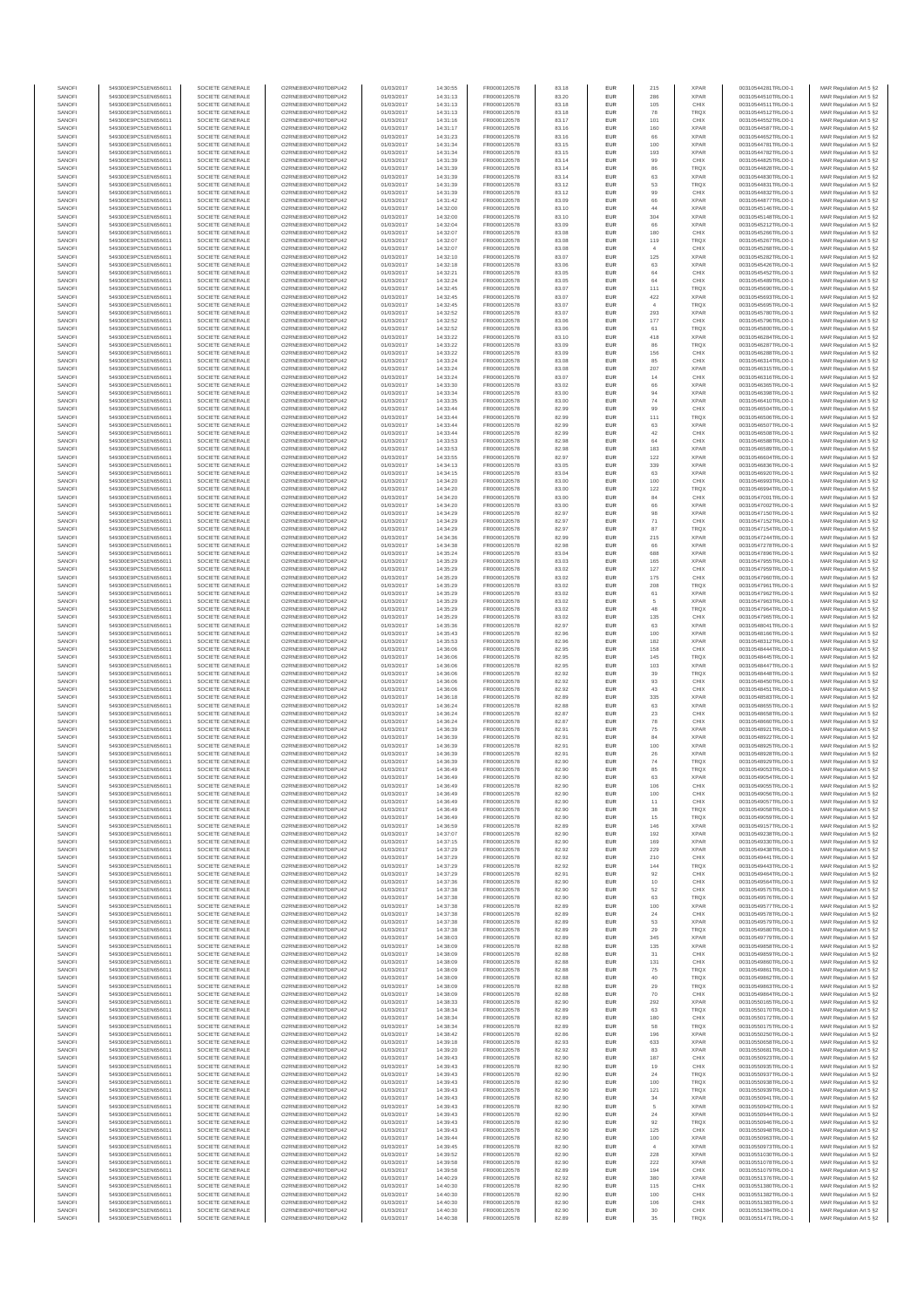| SANOFI | 549300E9PC51EN656011 | SOCIETE GENERALE | O2RNE8IBXP4R0TD8PU42 | 01/03/2017 | 14:30:55 | FR0000120578 | 83.18 | EUR | 215 | XPAR | 00310544281TRLO0-1 | MAR Regulation Art 5 §2 |
|---|---|---|---|---|---|---|---|---|---|---|---|---|
| SANOFI | 549300E9PC51EN656011 | SOCIETE GENERALE | O2RNE8IBXP4R0TD8PU42 | 01/03/2017 | 14:31:13 | FR0000120578 | 83.20 | EUR | 286 | XPAR | 00310544510TRLO0-1 | MAR Regulation Art 5 §2 |
| SANOFI | 549300E9PC51EN656011 | SOCIETE GENERALE | O2RNE8IBXP4R0TD8PU42 | 01/03/2017 | 14:31:13 | FR0000120578 | 83.18 | EUR | 105 | CHIX | 00310544511TRLO0-1 | MAR Regulation Art 5 §2 |
| SANOFI | 549300E9PC51EN656011 | SOCIETE GENERALE | O2RNE8IBXP4R0TD8PU42 | 01/03/2017 | 14:31:13 | FR0000120578 | 83.18 | EUR | 78 | TRQX | 00310544512TRLO0-1 | MAR Regulation Art 5 §2 |
| SANOFI | 549300E9PC51EN656011 | SOCIETE GENERALE | O2RNE8IBXP4R0TD8PU42 | 01/03/2017 | 14:31:16 | FR0000120578 | 83.17 | EUR | 101 | CHIX | 00310544552TRLO0-1 | MAR Regulation Art 5 §2 |
| SANOFI | 549300E9PC51EN656011 | SOCIETE GENERALE | O2RNE8IBXP4R0TD8PU42 | 01/03/2017 | 14:31:17 | FR0000120578 | 83.16 | EUR | 160 | XPAR | 00310544587TRLO0-1 | MAR Regulation Art 5 §2 |
| SANOFI | 549300E9PC51EN656011 | SOCIETE GENERALE | O2RNE8IBXP4R0TD8PU42 | 01/03/2017 | 14:31:23 | FR0000120578 | 83.16 | EUR | 66 | XPAR | 00310544652TRLO0-1 | MAR Regulation Art 5 §2 |
| SANOFI | 549300E9PC51EN656011 | SOCIETE GENERALE | O2RNE8IBXP4R0TD8PU42 | 01/03/2017 | 14:31:34 | FR0000120578 | 83.15 | EUR | 100 | XPAR | 00310544781TRLO0-1 | MAR Regulation Art 5 §2 |
| SANOFI | 549300E9PC51EN656011 | SOCIETE GENERALE | O2RNE8IBXP4R0TD8PU42 | 01/03/2017 | 14:31:34 | FR0000120578 | 83.15 | EUR | 193 | XPAR | 00310544782TRLO0-1 | MAR Regulation Art 5 §2 |
| SANOFI | 549300E9PC51EN656011 | SOCIETE GENERALE | O2RNE8IBXP4R0TD8PU42 | 01/03/2017 | 14:31:39 | FR0000120578 | 83.14 | EUR | 99 | CHIX | 00310544825TRLO0-1 | MAR Regulation Art 5 §2 |
| SANOFI | 549300E9PC51EN656011 | SOCIETE GENERALE | O2RNE8IBXP4R0TD8PU42 | 01/03/2017 | 14:31:39 | FR0000120578 | 83.14 | EUR | 86 | TRQX | 00310544828TRLO0-1 | MAR Regulation Art 5 §2 |
| SANOFI | 549300E9PC51EN656011 | SOCIETE GENERALE | O2RNE8IBXP4R0TD8PU42 | 01/03/2017 | 14:31:39 | FR0000120578 | 83.14 | EUR | 63 | XPAR | 00310544830TRLO0-1 | MAR Regulation Art 5 §2 |
| SANOFI | 549300E9PC51EN656011 | SOCIETE GENERALE | O2RNE8IBXP4R0TD8PU42 | 01/03/2017 | 14:31:39 | FR0000120578 | 83.12 | EUR | 53 | TRQX | 00310544831TRLO0-1 | MAR Regulation Art 5 §2 |
| SANOFI | 549300E9PC51EN656011 | SOCIETE GENERALE | O2RNE8IBXP4R0TD8PU42 | 01/03/2017 | 14:31:39 | FR0000120578 | 83.12 | EUR | 99 | CHIX | 00310544832TRLO0-1 | MAR Regulation Art 5 §2 |
| SANOFI | 549300E9PC51EN656011 | SOCIETE GENERALE | O2RNE8IBXP4R0TD8PU42 | 01/03/2017 | 14:31:42 | FR0000120578 | 83.09 | EUR | 66 | XPAR | 00310544877TRLO0-1 | MAR Regulation Art 5 §2 |
| SANOFI | 549300E9PC51EN656011 | SOCIETE GENERALE | O2RNE8IBXP4R0TD8PU42 | 01/03/2017 | 14:32:00 | FR0000120578 | 83.10 | EUR | 44 | XPAR | 00310545148TRLO0-1 | MAR Regulation Art 5 §2 |
| SANOFI | 549300E9PC51EN656011 | SOCIETE GENERALE | O2RNE8IBXP4R0TD8PU42 | 01/03/2017 | 14:32:00 | FR0000120578 | 83.10 | EUR | 304 | XPAR | 00310545149TRLO0-1 | MAR Regulation Art 5 §2 |
| SANOFI | 549300E9PC51EN656011 | SOCIETE GENERALE | O2RNE8IBXP4R0TD8PU42 | 01/03/2017 | 14:32:04 | FR0000120578 | 83.09 | EUR | 66 | XPAR | 00310545212TRLO0-1 | MAR Regulation Art 5 §2 |
| SANOFI | 549300E9PC51EN656011 | SOCIETE GENERALE | O2RNE8IBXP4R0TD8PU42 | 01/03/2017 | 14:32:07 | FR0000120578 | 83.08 | EUR | 180 | CHIX | 00310545266TRLO0-1 | MAR Regulation Art 5 §2 |
| SANOFI | 549300E9PC51EN656011 | SOCIETE GENERALE | O2RNE8IBXP4R0TD8PU42 | 01/03/2017 | 14:32:07 | FR0000120578 | 83.08 | EUR | 119 | TRQX | 00310545267TRLO0-1 | MAR Regulation Art 5 §2 |
| SANOFI | 549300E9PC51EN656011 | SOCIETE GENERALE | O2RNE8IBXP4R0TD8PU42 | 01/03/2017 | 14:32:07 | FR0000120578 | 83.08 | EUR | 4 | CHIX | 00310545268TRLO0-1 | MAR Regulation Art 5 §2 |
| SANOFI | 549300E9PC51EN656011 | SOCIETE GENERALE | O2RNE8IBXP4R0TD8PU42 | 01/03/2017 | 14:32:10 | FR0000120578 | 83.07 | EUR | 125 | XPAR | 00310545282TRLO0-1 | MAR Regulation Art 5 §2 |
| SANOFI | 549300E9PC51EN656011 | SOCIETE GENERALE | O2RNE8IBXP4R0TD8PU42 | 01/03/2017 | 14:32:18 | FR0000120578 | 83.06 | EUR | 63 | XPAR | 00310545426TRLO0-1 | MAR Regulation Art 5 §2 |
| SANOFI | 549300E9PC51EN656011 | SOCIETE GENERALE | O2RNE8IBXP4R0TD8PU42 | 01/03/2017 | 14:32:21 | FR0000120578 | 83.05 | EUR | 64 | CHIX | 00310545452TRLO0-1 | MAR Regulation Art 5 §2 |
| SANOFI | 549300E9PC51EN656011 | SOCIETE GENERALE | O2RNE8IBXP4R0TD8PU42 | 01/03/2017 | 14:32:24 | FR0000120578 | 83.05 | EUR | 64 | CHIX | 00310545489TRLO0-1 | MAR Regulation Art 5 §2 |
| SANOFI | 549300E9PC51EN656011 | SOCIETE GENERALE | O2RNE8IBXP4R0TD8PU42 | 01/03/2017 | 14:32:45 | FR0000120578 | 83.07 | EUR | 111 | TRQX | 00310545690TRLO0-1 | MAR Regulation Art 5 §2 |
| SANOFI | 549300E9PC51EN656011 | SOCIETE GENERALE | O2RNE8IBXP4R0TD8PU42 | 01/03/2017 | 14:32:45 | FR0000120578 | 83.07 | EUR | 422 | XPAR | 00310545693TRLO0-1 | MAR Regulation Art 5 §2 |
| SANOFI | 549300E9PC51EN656011 | SOCIETE GENERALE | O2RNE8IBXP4R0TD8PU42 | 01/03/2017 | 14:32:45 | FR0000120578 | 83.07 | EUR | 4 | TRQX | 00310545697TRLO0-1 | MAR Regulation Art 5 §2 |
| SANOFI | 549300E9PC51EN656011 | SOCIETE GENERALE | O2RNE8IBXP4R0TD8PU42 | 01/03/2017 | 14:32:52 | FR0000120578 | 83.07 | EUR | 293 | XPAR | 00310545780TRLO0-1 | MAR Regulation Art 5 §2 |
| SANOFI | 549300E9PC51EN656011 | SOCIETE GENERALE | O2RNE8IBXP4R0TD8PU42 | 01/03/2017 | 14:32:52 | FR0000120578 | 83.06 | EUR | 177 | CHIX | 00310545796TRLO0-1 | MAR Regulation Art 5 §2 |
| SANOFI | 549300E9PC51EN656011 | SOCIETE GENERALE | O2RNE8IBXP4R0TD8PU42 | 01/03/2017 | 14:32:52 | FR0000120578 | 83.06 | EUR | 61 | TRQX | 00310545800TRLO0-1 | MAR Regulation Art 5 §2 |
| SANOFI | 549300E9PC51EN656011 | SOCIETE GENERALE | O2RNE8IBXP4R0TD8PU42 | 01/03/2017 | 14:33:22 | FR0000120578 | 83.10 | EUR | 418 | XPAR | 00310546284TRLO0-1 | MAR Regulation Art 5 §2 |
| SANOFI | 549300E9PC51EN656011 | SOCIETE GENERALE | O2RNE8IBXP4R0TD8PU42 | 01/03/2017 | 14:33:22 | FR0000120578 | 83.09 | EUR | 86 | TRQX | 00310546287TRLO0-1 | MAR Regulation Art 5 §2 |
| SANOFI | 549300E9PC51EN656011 | SOCIETE GENERALE | O2RNE8IBXP4R0TD8PU42 | 01/03/2017 | 14:33:22 | FR0000120578 | 83.09 | EUR | 156 | CHIX | 00310546288TRLO0-1 | MAR Regulation Art 5 §2 |
| SANOFI | 549300E9PC51EN656011 | SOCIETE GENERALE | O2RNE8IBXP4R0TD8PU42 | 01/03/2017 | 14:33:24 | FR0000120578 | 83.08 | EUR | 85 | CHIX | 00310546314TRLO0-1 | MAR Regulation Art 5 §2 |
| SANOFI | 549300E9PC51EN656011 | SOCIETE GENERALE | O2RNE8IBXP4R0TD8PU42 | 01/03/2017 | 14:33:24 | FR0000120578 | 83.08 | EUR | 207 | XPAR | 00310546315TRLO0-1 | MAR Regulation Art 5 §2 |
| SANOFI | 549300E9PC51EN656011 | SOCIETE GENERALE | O2RNE8IBXP4R0TD8PU42 | 01/03/2017 | 14:33:24 | FR0000120578 | 83.07 | EUR | 14 | CHIX | 00310546316TRLO0-1 | MAR Regulation Art 5 §2 |
| SANOFI | 549300E9PC51EN656011 | SOCIETE GENERALE | O2RNE8IBXP4R0TD8PU42 | 01/03/2017 | 14:33:30 | FR0000120578 | 83.02 | EUR | 66 | XPAR | 00310546365TRLO0-1 | MAR Regulation Art 5 §2 |
| SANOFI | 549300E9PC51EN656011 | SOCIETE GENERALE | O2RNE8IBXP4R0TD8PU42 | 01/03/2017 | 14:33:34 | FR0000120578 | 83.00 | EUR | 94 | XPAR | 00310546398TRLO0-1 | MAR Regulation Art 5 §2 |
| SANOFI | 549300E9PC51EN656011 | SOCIETE GENERALE | O2RNE8IBXP4R0TD8PU42 | 01/03/2017 | 14:33:35 | FR0000120578 | 83.00 | EUR | 74 | XPAR | 00310546410TRLO0-1 | MAR Regulation Art 5 §2 |
| SANOFI | 549300E9PC51EN656011 | SOCIETE GENERALE | O2RNE8IBXP4R0TD8PU42 | 01/03/2017 | 14:33:44 | FR0000120578 | 82.99 | EUR | 99 | CHIX | 00310546504TRLO0-1 | MAR Regulation Art 5 §2 |
| SANOFI | 549300E9PC51EN656011 | SOCIETE GENERALE | O2RNE8IBXP4R0TD8PU42 | 01/03/2017 | 14:33:44 | FR0000120578 | 82.99 | EUR | 111 | TRQX | 00310546506TRLO0-1 | MAR Regulation Art 5 §2 |
| SANOFI | 549300E9PC51EN656011 | SOCIETE GENERALE | O2RNE8IBXP4R0TD8PU42 | 01/03/2017 | 14:33:44 | FR0000120578 | 82.99 | EUR | 63 | XPAR | 00310546507TRLO0-1 | MAR Regulation Art 5 §2 |
| SANOFI | 549300E9PC51EN656011 | SOCIETE GENERALE | O2RNE8IBXP4R0TD8PU42 | 01/03/2017 | 14:33:44 | FR0000120578 | 82.99 | EUR | 42 | CHIX | 00310546508TRLO0-1 | MAR Regulation Art 5 §2 |
| SANOFI | 549300E9PC51EN656011 | SOCIETE GENERALE | O2RNE8IBXP4R0TD8PU42 | 01/03/2017 | 14:33:53 | FR0000120578 | 82.98 | EUR | 64 | CHIX | 00310546588TRLO0-1 | MAR Regulation Art 5 §2 |
| SANOFI | 549300E9PC51EN656011 | SOCIETE GENERALE | O2RNE8IBXP4R0TD8PU42 | 01/03/2017 | 14:33:53 | FR0000120578 | 82.98 | EUR | 183 | XPAR | 00310546589TRLO0-1 | MAR Regulation Art 5 §2 |
| SANOFI | 549300E9PC51EN656011 | SOCIETE GENERALE | O2RNE8IBXP4R0TD8PU42 | 01/03/2017 | 14:33:55 | FR0000120578 | 82.97 | EUR | 122 | XPAR | 00310546604TRLO0-1 | MAR Regulation Art 5 §2 |
| SANOFI | 549300E9PC51EN656011 | SOCIETE GENERALE | O2RNE8IBXP4R0TD8PU42 | 01/03/2017 | 14:34:13 | FR0000120578 | 83.05 | EUR | 339 | XPAR | 00310546836TRLO0-1 | MAR Regulation Art 5 §2 |
| SANOFI | 549300E9PC51EN656011 | SOCIETE GENERALE | O2RNE8IBXP4R0TD8PU42 | 01/03/2017 | 14:34:15 | FR0000120578 | 83.04 | EUR | 63 | XPAR | 00310546920TRLO0-1 | MAR Regulation Art 5 §2 |
| SANOFI | 549300E9PC51EN656011 | SOCIETE GENERALE | O2RNE8IBXP4R0TD8PU42 | 01/03/2017 | 14:34:20 | FR0000120578 | 83.00 | EUR | 100 | CHIX | 00310546993TRLO0-1 | MAR Regulation Art 5 §2 |
| SANOFI | 549300E9PC51EN656011 | SOCIETE GENERALE | O2RNE8IBXP4R0TD8PU42 | 01/03/2017 | 14:34:20 | FR0000120578 | 83.00 | EUR | 122 | TRQX | 00310546994TRLO0-1 | MAR Regulation Art 5 §2 |
| SANOFI | 549300E9PC51EN656011 | SOCIETE GENERALE | O2RNE8IBXP4R0TD8PU42 | 01/03/2017 | 14:34:20 | FR0000120578 | 83.00 | EUR | 84 | CHIX | 00310547001TRLO0-1 | MAR Regulation Art 5 §2 |
| SANOFI | 549300E9PC51EN656011 | SOCIETE GENERALE | O2RNE8IBXP4R0TD8PU42 | 01/03/2017 | 14:34:20 | FR0000120578 | 83.00 | EUR | 66 | XPAR | 00310547002TRLO0-1 | MAR Regulation Art 5 §2 |
| SANOFI | 549300E9PC51EN656011 | SOCIETE GENERALE | O2RNE8IBXP4R0TD8PU42 | 01/03/2017 | 14:34:29 | FR0000120578 | 82.97 | EUR | 98 | XPAR | 00310547150TRLO0-1 | MAR Regulation Art 5 §2 |
| SANOFI | 549300E9PC51EN656011 | SOCIETE GENERALE | O2RNE8IBXP4R0TD8PU42 | 01/03/2017 | 14:34:29 | FR0000120578 | 82.97 | EUR | 71 | CHIX | 00310547152TRLO0-1 | MAR Regulation Art 5 §2 |
| SANOFI | 549300E9PC51EN656011 | SOCIETE GENERALE | O2RNE8IBXP4R0TD8PU42 | 01/03/2017 | 14:34:29 | FR0000120578 | 82.97 | EUR | 87 | TRQX | 00310547154TRLO0-1 | MAR Regulation Art 5 §2 |
| SANOFI | 549300E9PC51EN656011 | SOCIETE GENERALE | O2RNE8IBXP4R0TD8PU42 | 01/03/2017 | 14:34:36 | FR0000120578 | 82.99 | EUR | 215 | XPAR | 00310547244TRLO0-1 | MAR Regulation Art 5 §2 |
| SANOFI | 549300E9PC51EN656011 | SOCIETE GENERALE | O2RNE8IBXP4R0TD8PU42 | 01/03/2017 | 14:34:38 | FR0000120578 | 82.98 | EUR | 66 | XPAR | 00310547278TRLO0-1 | MAR Regulation Art 5 §2 |
| SANOFI | 549300E9PC51EN656011 | SOCIETE GENERALE | O2RNE8IBXP4R0TD8PU42 | 01/03/2017 | 14:35:24 | FR0000120578 | 83.04 | EUR | 688 | XPAR | 00310547898TRLO0-1 | MAR Regulation Art 5 §2 |
| SANOFI | 549300E9PC51EN656011 | SOCIETE GENERALE | O2RNE8IBXP4R0TD8PU42 | 01/03/2017 | 14:35:29 | FR0000120578 | 83.03 | EUR | 165 | XPAR | 00310547955TRLO0-1 | MAR Regulation Art 5 §2 |
| SANOFI | 549300E9PC51EN656011 | SOCIETE GENERALE | O2RNE8IBXP4R0TD8PU42 | 01/03/2017 | 14:35:29 | FR0000120578 | 83.02 | EUR | 127 | CHIX | 00310547959TRLO0-1 | MAR Regulation Art 5 §2 |
| SANOFI | 549300E9PC51EN656011 | SOCIETE GENERALE | O2RNE8IBXP4R0TD8PU42 | 01/03/2017 | 14:35:29 | FR0000120578 | 83.02 | EUR | 175 | CHIX | 00310547960TRLO0-1 | MAR Regulation Art 5 §2 |
| SANOFI | 549300E9PC51EN656011 | SOCIETE GENERALE | O2RNE8IBXP4R0TD8PU42 | 01/03/2017 | 14:35:29 | FR0000120578 | 83.02 | EUR | 208 | TRQX | 00310547961TRLO0-1 | MAR Regulation Art 5 §2 |
| SANOFI | 549300E9PC51EN656011 | SOCIETE GENERALE | O2RNE8IBXP4R0TD8PU42 | 01/03/2017 | 14:35:29 | FR0000120578 | 83.02 | EUR | 61 | XPAR | 00310547962TRLO0-1 | MAR Regulation Art 5 §2 |
| SANOFI | 549300E9PC51EN656011 | SOCIETE GENERALE | O2RNE8IBXP4R0TD8PU42 | 01/03/2017 | 14:35:29 | FR0000120578 | 83.02 | EUR | 5 | XPAR | 00310547963TRLO0-1 | MAR Regulation Art 5 §2 |
| SANOFI | 549300E9PC51EN656011 | SOCIETE GENERALE | O2RNE8IBXP4R0TD8PU42 | 01/03/2017 | 14:35:29 | FR0000120578 | 83.02 | EUR | 48 | TRQX | 00310547964TRLO0-1 | MAR Regulation Art 5 §2 |
| SANOFI | 549300E9PC51EN656011 | SOCIETE GENERALE | O2RNE8IBXP4R0TD8PU42 | 01/03/2017 | 14:35:29 | FR0000120578 | 83.02 | EUR | 135 | CHIX | 00310547965TRLO0-1 | MAR Regulation Art 5 §2 |
| SANOFI | 549300E9PC51EN656011 | SOCIETE GENERALE | O2RNE8IBXP4R0TD8PU42 | 01/03/2017 | 14:35:36 | FR0000120578 | 82.97 | EUR | 63 | XPAR | 00310548041TRLO0-1 | MAR Regulation Art 5 §2 |
| SANOFI | 549300E9PC51EN656011 | SOCIETE GENERALE | O2RNE8IBXP4R0TD8PU42 | 01/03/2017 | 14:35:43 | FR0000120578 | 82.96 | EUR | 100 | XPAR | 00310548166TRLO0-1 | MAR Regulation Art 5 §2 |
| SANOFI | 549300E9PC51EN656011 | SOCIETE GENERALE | O2RNE8IBXP4R0TD8PU42 | 01/03/2017 | 14:35:53 | FR0000120578 | 82.96 | EUR | 182 | XPAR | 00310548312TRLO0-1 | MAR Regulation Art 5 §2 |
| SANOFI | 549300E9PC51EN656011 | SOCIETE GENERALE | O2RNE8IBXP4R0TD8PU42 | 01/03/2017 | 14:36:06 | FR0000120578 | 82.95 | EUR | 158 | CHIX | 00310548444TRLO0-1 | MAR Regulation Art 5 §2 |
| SANOFI | 549300E9PC51EN656011 | SOCIETE GENERALE | O2RNE8IBXP4R0TD8PU42 | 01/03/2017 | 14:36:06 | FR0000120578 | 82.95 | EUR | 145 | TRQX | 00310548445TRLO0-1 | MAR Regulation Art 5 §2 |
| SANOFI | 549300E9PC51EN656011 | SOCIETE GENERALE | O2RNE8IBXP4R0TD8PU42 | 01/03/2017 | 14:36:06 | FR0000120578 | 82.95 | EUR | 103 | XPAR | 00310548447TRLO0-1 | MAR Regulation Art 5 §2 |
| SANOFI | 549300E9PC51EN656011 | SOCIETE GENERALE | O2RNE8IBXP4R0TD8PU42 | 01/03/2017 | 14:36:06 | FR0000120578 | 82.92 | EUR | 39 | TRQX | 00310548448TRLO0-1 | MAR Regulation Art 5 §2 |
| SANOFI | 549300E9PC51EN656011 | SOCIETE GENERALE | O2RNE8IBXP4R0TD8PU42 | 01/03/2017 | 14:36:06 | FR0000120578 | 82.92 | EUR | 93 | CHIX | 00310548450TRLO0-1 | MAR Regulation Art 5 §2 |
| SANOFI | 549300E9PC51EN656011 | SOCIETE GENERALE | O2RNE8IBXP4R0TD8PU42 | 01/03/2017 | 14:36:06 | FR0000120578 | 82.92 | EUR | 43 | CHIX | 00310548451TRLO0-1 | MAR Regulation Art 5 §2 |
| SANOFI | 549300E9PC51EN656011 | SOCIETE GENERALE | O2RNE8IBXP4R0TD8PU42 | 01/03/2017 | 14:36:18 | FR0000120578 | 82.89 | EUR | 335 | XPAR | 00310548583TRLO0-1 | MAR Regulation Art 5 §2 |
| SANOFI | 549300E9PC51EN656011 | SOCIETE GENERALE | O2RNE8IBXP4R0TD8PU42 | 01/03/2017 | 14:36:24 | FR0000120578 | 82.88 | EUR | 63 | XPAR | 00310548655TRLO0-1 | MAR Regulation Art 5 §2 |
| SANOFI | 549300E9PC51EN656011 | SOCIETE GENERALE | O2RNE8IBXP4R0TD8PU42 | 01/03/2017 | 14:36:24 | FR0000120578 | 82.87 | EUR | 23 | CHIX | 00310548658TRLO0-1 | MAR Regulation Art 5 §2 |
| SANOFI | 549300E9PC51EN656011 | SOCIETE GENERALE | O2RNE8IBXP4R0TD8PU42 | 01/03/2017 | 14:36:24 | FR0000120578 | 82.87 | EUR | 78 | CHIX | 00310548660TRLO0-1 | MAR Regulation Art 5 §2 |
| SANOFI | 549300E9PC51EN656011 | SOCIETE GENERALE | O2RNE8IBXP4R0TD8PU42 | 01/03/2017 | 14:36:39 | FR0000120578 | 82.91 | EUR | 75 | XPAR | 00310548921TRLO0-1 | MAR Regulation Art 5 §2 |
| SANOFI | 549300E9PC51EN656011 | SOCIETE GENERALE | O2RNE8IBXP4R0TD8PU42 | 01/03/2017 | 14:36:39 | FR0000120578 | 82.91 | EUR | 84 | XPAR | 00310548922TRLO0-1 | MAR Regulation Art 5 §2 |
| SANOFI | 549300E9PC51EN656011 | SOCIETE GENERALE | O2RNE8IBXP4R0TD8PU42 | 01/03/2017 | 14:36:39 | FR0000120578 | 82.91 | EUR | 100 | XPAR | 00310548925TRLO0-1 | MAR Regulation Art 5 §2 |
| SANOFI | 549300E9PC51EN656011 | SOCIETE GENERALE | O2RNE8IBXP4R0TD8PU42 | 01/03/2017 | 14:36:39 | FR0000120578 | 82.91 | EUR | 26 | XPAR | 00310548928TRLO0-1 | MAR Regulation Art 5 §2 |
| SANOFI | 549300E9PC51EN656011 | SOCIETE GENERALE | O2RNE8IBXP4R0TD8PU42 | 01/03/2017 | 14:36:39 | FR0000120578 | 82.90 | EUR | 74 | TRQX | 00310548929TRLO0-1 | MAR Regulation Art 5 §2 |
| SANOFI | 549300E9PC51EN656011 | SOCIETE GENERALE | O2RNE8IBXP4R0TD8PU42 | 01/03/2017 | 14:36:49 | FR0000120578 | 82.90 | EUR | 85 | TRQX | 00310549053TRLO0-1 | MAR Regulation Art 5 §2 |
| SANOFI | 549300E9PC51EN656011 | SOCIETE GENERALE | O2RNE8IBXP4R0TD8PU42 | 01/03/2017 | 14:36:49 | FR0000120578 | 82.90 | EUR | 63 | XPAR | 00310549054TRLO0-1 | MAR Regulation Art 5 §2 |
| SANOFI | 549300E9PC51EN656011 | SOCIETE GENERALE | O2RNE8IBXP4R0TD8PU42 | 01/03/2017 | 14:36:49 | FR0000120578 | 82.90 | EUR | 106 | CHIX | 00310549055TRLO0-1 | MAR Regulation Art 5 §2 |
| SANOFI | 549300E9PC51EN656011 | SOCIETE GENERALE | O2RNE8IBXP4R0TD8PU42 | 01/03/2017 | 14:36:49 | FR0000120578 | 82.90 | EUR | 100 | CHIX | 00310549056TRLO0-1 | MAR Regulation Art 5 §2 |
| SANOFI | 549300E9PC51EN656011 | SOCIETE GENERALE | O2RNE8IBXP4R0TD8PU42 | 01/03/2017 | 14:36:49 | FR0000120578 | 82.90 | EUR | 11 | CHIX | 00310549057TRLO0-1 | MAR Regulation Art 5 §2 |
| SANOFI | 549300E9PC51EN656011 | SOCIETE GENERALE | O2RNE8IBXP4R0TD8PU42 | 01/03/2017 | 14:36:49 | FR0000120578 | 82.90 | EUR | 38 | TRQX | 00310549058TRLO0-1 | MAR Regulation Art 5 §2 |
| SANOFI | 549300E9PC51EN656011 | SOCIETE GENERALE | O2RNE8IBXP4R0TD8PU42 | 01/03/2017 | 14:36:49 | FR0000120578 | 82.90 | EUR | 15 | TRQX | 00310549059TRLO0-1 | MAR Regulation Art 5 §2 |
| SANOFI | 549300E9PC51EN656011 | SOCIETE GENERALE | O2RNE8IBXP4R0TD8PU42 | 01/03/2017 | 14:36:59 | FR0000120578 | 82.89 | EUR | 146 | XPAR | 00310549157TRLO0-1 | MAR Regulation Art 5 §2 |
| SANOFI | 549300E9PC51EN656011 | SOCIETE GENERALE | O2RNE8IBXP4R0TD8PU42 | 01/03/2017 | 14:37:07 | FR0000120578 | 82.90 | EUR | 192 | XPAR | 00310549238TRLO0-1 | MAR Regulation Art 5 §2 |
| SANOFI | 549300E9PC51EN656011 | SOCIETE GENERALE | O2RNE8IBXP4R0TD8PU42 | 01/03/2017 | 14:37:15 | FR0000120578 | 82.90 | EUR | 169 | XPAR | 00310549330TRLO0-1 | MAR Regulation Art 5 §2 |
| SANOFI | 549300E9PC51EN656011 | SOCIETE GENERALE | O2RNE8IBXP4R0TD8PU42 | 01/03/2017 | 14:37:29 | FR0000120578 | 82.92 | EUR | 229 | XPAR | 00310549438TRLO0-1 | MAR Regulation Art 5 §2 |
| SANOFI | 549300E9PC51EN656011 | SOCIETE GENERALE | O2RNE8IBXP4R0TD8PU42 | 01/03/2017 | 14:37:29 | FR0000120578 | 82.92 | EUR | 210 | CHIX | 00310549441TRLO0-1 | MAR Regulation Art 5 §2 |
| SANOFI | 549300E9PC51EN656011 | SOCIETE GENERALE | O2RNE8IBXP4R0TD8PU42 | 01/03/2017 | 14:37:29 | FR0000120578 | 82.92 | EUR | 144 | TRQX | 00310549443TRLO0-1 | MAR Regulation Art 5 §2 |
| SANOFI | 549300E9PC51EN656011 | SOCIETE GENERALE | O2RNE8IBXP4R0TD8PU42 | 01/03/2017 | 14:37:29 | FR0000120578 | 82.91 | EUR | 92 | CHIX | 00310549464TRLO0-1 | MAR Regulation Art 5 §2 |
| SANOFI | 549300E9PC51EN656011 | SOCIETE GENERALE | O2RNE8IBXP4R0TD8PU42 | 01/03/2017 | 14:37:36 | FR0000120578 | 82.90 | EUR | 10 | CHIX | 00310549564TRLO0-1 | MAR Regulation Art 5 §2 |
| SANOFI | 549300E9PC51EN656011 | SOCIETE GENERALE | O2RNE8IBXP4R0TD8PU42 | 01/03/2017 | 14:37:38 | FR0000120578 | 82.90 | EUR | 52 | CHIX | 00310549575TRLO0-1 | MAR Regulation Art 5 §2 |
| SANOFI | 549300E9PC51EN656011 | SOCIETE GENERALE | O2RNE8IBXP4R0TD8PU42 | 01/03/2017 | 14:37:38 | FR0000120578 | 82.90 | EUR | 63 | TRQX | 00310549576TRLO0-1 | MAR Regulation Art 5 §2 |
| SANOFI | 549300E9PC51EN656011 | SOCIETE GENERALE | O2RNE8IBXP4R0TD8PU42 | 01/03/2017 | 14:37:38 | FR0000120578 | 82.89 | EUR | 100 | XPAR | 00310549577TRLO0-1 | MAR Regulation Art 5 §2 |
| SANOFI | 549300E9PC51EN656011 | SOCIETE GENERALE | O2RNE8IBXP4R0TD8PU42 | 01/03/2017 | 14:37:38 | FR0000120578 | 82.89 | EUR | 24 | CHIX | 00310549578TRLO0-1 | MAR Regulation Art 5 §2 |
| SANOFI | 549300E9PC51EN656011 | SOCIETE GENERALE | O2RNE8IBXP4R0TD8PU42 | 01/03/2017 | 14:37:38 | FR0000120578 | 82.89 | EUR | 53 | XPAR | 00310549579TRLO0-1 | MAR Regulation Art 5 §2 |
| SANOFI | 549300E9PC51EN656011 | SOCIETE GENERALE | O2RNE8IBXP4R0TD8PU42 | 01/03/2017 | 14:37:38 | FR0000120578 | 82.89 | EUR | 29 | TRQX | 00310549580TRLO0-1 | MAR Regulation Art 5 §2 |
| SANOFI | 549300E9PC51EN656011 | SOCIETE GENERALE | O2RNE8IBXP4R0TD8PU42 | 01/03/2017 | 14:38:03 | FR0000120578 | 82.89 | EUR | 345 | XPAR | 00310549779TRLO0-1 | MAR Regulation Art 5 §2 |
| SANOFI | 549300E9PC51EN656011 | SOCIETE GENERALE | O2RNE8IBXP4R0TD8PU42 | 01/03/2017 | 14:38:09 | FR0000120578 | 82.88 | EUR | 135 | XPAR | 00310549858TRLO0-1 | MAR Regulation Art 5 §2 |
| SANOFI | 549300E9PC51EN656011 | SOCIETE GENERALE | O2RNE8IBXP4R0TD8PU42 | 01/03/2017 | 14:38:09 | FR0000120578 | 82.88 | EUR | 31 | CHIX | 00310549859TRLO0-1 | MAR Regulation Art 5 §2 |
| SANOFI | 549300E9PC51EN656011 | SOCIETE GENERALE | O2RNE8IBXP4R0TD8PU42 | 01/03/2017 | 14:38:09 | FR0000120578 | 82.88 | EUR | 131 | CHIX | 00310549860TRLO0-1 | MAR Regulation Art 5 §2 |
| SANOFI | 549300E9PC51EN656011 | SOCIETE GENERALE | O2RNE8IBXP4R0TD8PU42 | 01/03/2017 | 14:38:09 | FR0000120578 | 82.88 | EUR | 75 | TRQX | 00310549861TRLO0-1 | MAR Regulation Art 5 §2 |
| SANOFI | 549300E9PC51EN656011 | SOCIETE GENERALE | O2RNE8IBXP4R0TD8PU42 | 01/03/2017 | 14:38:09 | FR0000120578 | 82.88 | EUR | 40 | TRQX | 00310549862TRLO0-1 | MAR Regulation Art 5 §2 |
| SANOFI | 549300E9PC51EN656011 | SOCIETE GENERALE | O2RNE8IBXP4R0TD8PU42 | 01/03/2017 | 14:38:09 | FR0000120578 | 82.88 | EUR | 29 | TRQX | 00310549863TRLO0-1 | MAR Regulation Art 5 §2 |
| SANOFI | 549300E9PC51EN656011 | SOCIETE GENERALE | O2RNE8IBXP4R0TD8PU42 | 01/03/2017 | 14:38:09 | FR0000120578 | 82.88 | EUR | 70 | CHIX | 00310549864TRLO0-1 | MAR Regulation Art 5 §2 |
| SANOFI | 549300E9PC51EN656011 | SOCIETE GENERALE | O2RNE8IBXP4R0TD8PU42 | 01/03/2017 | 14:38:33 | FR0000120578 | 82.90 | EUR | 292 | XPAR | 00310550165TRLO0-1 | MAR Regulation Art 5 §2 |
| SANOFI | 549300E9PC51EN656011 | SOCIETE GENERALE | O2RNE8IBXP4R0TD8PU42 | 01/03/2017 | 14:38:34 | FR0000120578 | 82.89 | EUR | 63 | TRQX | 00310550170TRLO0-1 | MAR Regulation Art 5 §2 |
| SANOFI | 549300E9PC51EN656011 | SOCIETE GENERALE | O2RNE8IBXP4R0TD8PU42 | 01/03/2017 | 14:38:34 | FR0000120578 | 82.89 | EUR | 180 | CHIX | 00310550172TRLO0-1 | MAR Regulation Art 5 §2 |
| SANOFI | 549300E9PC51EN656011 | SOCIETE GENERALE | O2RNE8IBXP4R0TD8PU42 | 01/03/2017 | 14:38:34 | FR0000120578 | 82.89 | EUR | 58 | TRQX | 00310550175TRLO0-1 | MAR Regulation Art 5 §2 |
| SANOFI | 549300E9PC51EN656011 | SOCIETE GENERALE | O2RNE8IBXP4R0TD8PU42 | 01/03/2017 | 14:38:42 | FR0000120578 | 82.86 | EUR | 196 | XPAR | 00310550250TRLO0-1 | MAR Regulation Art 5 §2 |
| SANOFI | 549300E9PC51EN656011 | SOCIETE GENERALE | O2RNE8IBXP4R0TD8PU42 | 01/03/2017 | 14:39:18 | FR0000120578 | 82.93 | EUR | 633 | XPAR | 00310550658TRLO0-1 | MAR Regulation Art 5 §2 |
| SANOFI | 549300E9PC51EN656011 | SOCIETE GENERALE | O2RNE8IBXP4R0TD8PU42 | 01/03/2017 | 14:39:20 | FR0000120578 | 82.92 | EUR | 83 | XPAR | 00310550681TRLO0-1 | MAR Regulation Art 5 §2 |
| SANOFI | 549300E9PC51EN656011 | SOCIETE GENERALE | O2RNE8IBXP4R0TD8PU42 | 01/03/2017 | 14:39:43 | FR0000120578 | 82.90 | EUR | 187 | CHIX | 00310550923TRLO0-1 | MAR Regulation Art 5 §2 |
| SANOFI | 549300E9PC51EN656011 | SOCIETE GENERALE | O2RNE8IBXP4R0TD8PU42 | 01/03/2017 | 14:39:43 | FR0000120578 | 82.90 | EUR | 19 | CHIX | 00310550935TRLO0-1 | MAR Regulation Art 5 §2 |
| SANOFI | 549300E9PC51EN656011 | SOCIETE GENERALE | O2RNE8IBXP4R0TD8PU42 | 01/03/2017 | 14:39:43 | FR0000120578 | 82.90 | EUR | 24 | TRQX | 00310550937TRLO0-1 | MAR Regulation Art 5 §2 |
| SANOFI | 549300E9PC51EN656011 | SOCIETE GENERALE | O2RNE8IBXP4R0TD8PU42 | 01/03/2017 | 14:39:43 | FR0000120578 | 82.90 | EUR | 100 | TRQX | 00310550938TRLO0-1 | MAR Regulation Art 5 §2 |
| SANOFI | 549300E9PC51EN656011 | SOCIETE GENERALE | O2RNE8IBXP4R0TD8PU42 | 01/03/2017 | 14:39:43 | FR0000120578 | 82.90 | EUR | 121 | TRQX | 00310550939TRLO0-1 | MAR Regulation Art 5 §2 |
| SANOFI | 549300E9PC51EN656011 | SOCIETE GENERALE | O2RNE8IBXP4R0TD8PU42 | 01/03/2017 | 14:39:43 | FR0000120578 | 82.90 | EUR | 34 | XPAR | 00310550941TRLO0-1 | MAR Regulation Art 5 §2 |
| SANOFI | 549300E9PC51EN656011 | SOCIETE GENERALE | O2RNE8IBXP4R0TD8PU42 | 01/03/2017 | 14:39:43 | FR0000120578 | 82.90 | EUR | 5 | XPAR | 00310550942TRLO0-1 | MAR Regulation Art 5 §2 |
| SANOFI | 549300E9PC51EN656011 | SOCIETE GENERALE | O2RNE8IBXP4R0TD8PU42 | 01/03/2017 | 14:39:43 | FR0000120578 | 82.90 | EUR | 24 | XPAR | 00310550944TRLO0-1 | MAR Regulation Art 5 §2 |
| SANOFI | 549300E9PC51EN656011 | SOCIETE GENERALE | O2RNE8IBXP4R0TD8PU42 | 01/03/2017 | 14:39:43 | FR0000120578 | 82.90 | EUR | 92 | TRQX | 00310550946TRLO0-1 | MAR Regulation Art 5 §2 |
| SANOFI | 549300E9PC51EN656011 | SOCIETE GENERALE | O2RNE8IBXP4R0TD8PU42 | 01/03/2017 | 14:39:43 | FR0000120578 | 82.90 | EUR | 125 | XPAR | 00310550948TRLO0-1 | MAR Regulation Art 5 §2 |
| SANOFI | 549300E9PC51EN656011 | SOCIETE GENERALE | O2RNE8IBXP4R0TD8PU42 | 01/03/2017 | 14:39:44 | FR0000120578 | 82.90 | EUR | 100 | XPAR | 00310550963TRLO0-1 | MAR Regulation Art 5 §2 |
| SANOFI | 549300E9PC51EN656011 | SOCIETE GENERALE | O2RNE8IBXP4R0TD8PU42 | 01/03/2017 | 14:39:45 | FR0000120578 | 82.90 | EUR | 4 | XPAR | 00310550973TRLO0-1 | MAR Regulation Art 5 §2 |
| SANOFI | 549300E9PC51EN656011 | SOCIETE GENERALE | O2RNE8IBXP4R0TD8PU42 | 01/03/2017 | 14:39:52 | FR0000120578 | 82.90 | EUR | 228 | XPAR | 00310551030TRLO0-1 | MAR Regulation Art 5 §2 |
| SANOFI | 549300E9PC51EN656011 | SOCIETE GENERALE | O2RNE8IBXP4R0TD8PU42 | 01/03/2017 | 14:39:58 | FR0000120578 | 82.90 | EUR | 222 | XPAR | 00310551078TRLO0-1 | MAR Regulation Art 5 §2 |
| SANOFI | 549300E9PC51EN656011 | SOCIETE GENERALE | O2RNE8IBXP4R0TD8PU42 | 01/03/2017 | 14:39:58 | FR0000120578 | 82.89 | EUR | 194 | CHIX | 00310551079TRLO0-1 | MAR Regulation Art 5 §2 |
| SANOFI | 549300E9PC51EN656011 | SOCIETE GENERALE | O2RNE8IBXP4R0TD8PU42 | 01/03/2017 | 14:40:29 | FR0000120578 | 82.92 | EUR | 380 | XPAR | 00310551376TRLO0-1 | MAR Regulation Art 5 §2 |
| SANOFI | 549300E9PC51EN656011 | SOCIETE GENERALE | O2RNE8IBXP4R0TD8PU42 | 01/03/2017 | 14:40:30 | FR0000120578 | 82.90 | EUR | 115 | CHIX | 00310551380TRLO0-1 | MAR Regulation Art 5 §2 |
| SANOFI | 549300E9PC51EN656011 | SOCIETE GENERALE | O2RNE8IBXP4R0TD8PU42 | 01/03/2017 | 14:40:30 | FR0000120578 | 82.90 | EUR | 100 | CHIX | 00310551382TRLO0-1 | MAR Regulation Art 5 §2 |
| SANOFI | 549300E9PC51EN656011 | SOCIETE GENERALE | O2RNE8IBXP4R0TD8PU42 | 01/03/2017 | 14:40:30 | FR0000120578 | 82.90 | EUR | 106 | CHIX | 00310551383TRLO0-1 | MAR Regulation Art 5 §2 |
| SANOFI | 549300E9PC51EN656011 | SOCIETE GENERALE | O2RNE8IBXP4R0TD8PU42 | 01/03/2017 | 14:40:30 | FR0000120578 | 82.90 | EUR | 30 | CHIX | 00310551384TRLO0-1 | MAR Regulation Art 5 §2 |
| SANOFI | 549300E9PC51EN656011 | SOCIETE GENERALE | O2RNE8IBXP4R0TD8PU42 | 01/03/2017 | 14:40:38 | FR0000120578 | 82.89 | EUR | 35 | TRQX | 00310551471TRLO0-1 | MAR Regulation Art 5 §2 |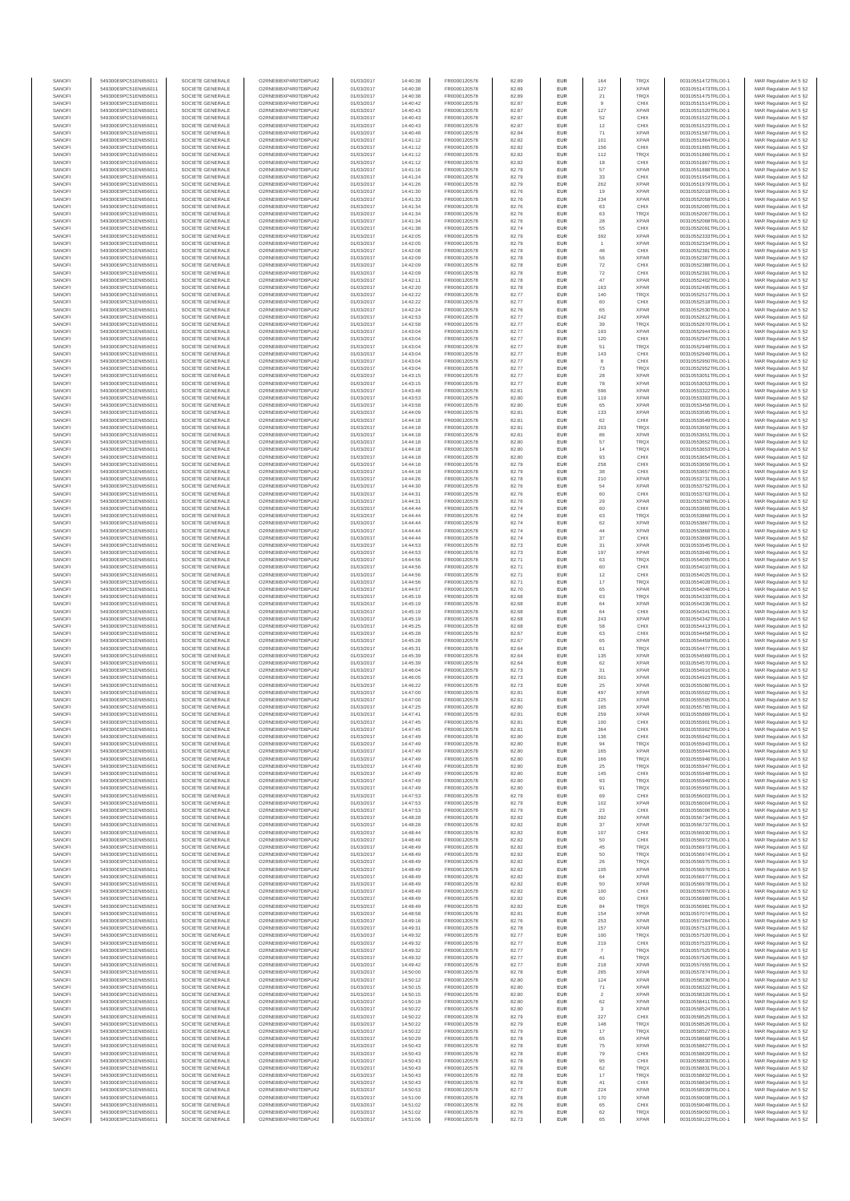| SANOFI | 549300E9PC51EN656011 | SOCIETE GENERALE | O2RNE8IBXP4R0TD8PU42 | 01/03/2017 | 14:40:38 | FR0000120578 | 82.89 | EUR | 164 | TRQX | 00310551472TRLO0-1 | MAR Regulation Art 5 §2 |
|---|---|---|---|---|---|---|---|---|---|---|---|---|
| SANOFI | 549300E9PC51EN656011 | SOCIETE GENERALE | O2RNE8IBXP4R0TD8PU42 | 01/03/2017 | 14:40:38 | FR0000120578 | 82.89 | EUR | 127 | XPAR | 00310551473TRLO0-1 | MAR Regulation Art 5 §2 |
| SANOFI | 549300E9PC51EN656011 | SOCIETE GENERALE | O2RNE8IBXP4R0TD8PU42 | 01/03/2017 | 14:40:38 | FR0000120578 | 82.89 | EUR | 21 | TRQX | 00310551475TRLO0-1 | MAR Regulation Art 5 §2 |
| SANOFI | 549300E9PC51EN656011 | SOCIETE GENERALE | O2RNE8IBXP4R0TD8PU42 | 01/03/2017 | 14:40:42 | FR0000120578 | 82.87 | EUR | 9 | CHIX | 00310551514TRLO0-1 | MAR Regulation Art 5 §2 |
| SANOFI | 549300E9PC51EN656011 | SOCIETE GENERALE | O2RNE8IBXP4R0TD8PU42 | 01/03/2017 | 14:40:43 | FR0000120578 | 82.87 | EUR | 127 | XPAR | 00310551520TRLO0-1 | MAR Regulation Art 5 §2 |
| SANOFI | 549300E9PC51EN656011 | SOCIETE GENERALE | O2RNE8IBXP4R0TD8PU42 | 01/03/2017 | 14:40:43 | FR0000120578 | 82.87 | EUR | 52 | CHIX | 00310551522TRLO0-1 | MAR Regulation Art 5 §2 |
| SANOFI | 549300E9PC51EN656011 | SOCIETE GENERALE | O2RNE8IBXP4R0TD8PU42 | 01/03/2017 | 14:40:43 | FR0000120578 | 82.87 | EUR | 12 | CHIX | 00310551523TRLO0-1 | MAR Regulation Art 5 §2 |
| SANOFI | 549300E9PC51EN656011 | SOCIETE GENERALE | O2RNE8IBXP4R0TD8PU42 | 01/03/2017 | 14:40:48 | FR0000120578 | 82.84 | EUR | 71 | XPAR | 00310551587TRLO0-1 | MAR Regulation Art 5 §2 |
| SANOFI | 549300E9PC51EN656011 | SOCIETE GENERALE | O2RNE8IBXP4R0TD8PU42 | 01/03/2017 | 14:41:12 | FR0000120578 | 82.82 | EUR | 101 | XPAR | 00310551864TRLO0-1 | MAR Regulation Art 5 §2 |
| SANOFI | 549300E9PC51EN656011 | SOCIETE GENERALE | O2RNE8IBXP4R0TD8PU42 | 01/03/2017 | 14:41:12 | FR0000120578 | 82.82 | EUR | 156 | CHIX | 00310551865TRLO0-1 | MAR Regulation Art 5 §2 |
| SANOFI | 549300E9PC51EN656011 | SOCIETE GENERALE | O2RNE8IBXP4R0TD8PU42 | 01/03/2017 | 14:41:12 | FR0000120578 | 82.82 | EUR | 112 | TRQX | 00310551866TRLO0-1 | MAR Regulation Art 5 §2 |
| SANOFI | 549300E9PC51EN656011 | SOCIETE GENERALE | O2RNE8IBXP4R0TD8PU42 | 01/03/2017 | 14:41:12 | FR0000120578 | 82.82 | EUR | 18 | CHIX | 00310551867TRLO0-1 | MAR Regulation Art 5 §2 |
| SANOFI | 549300E9PC51EN656011 | SOCIETE GENERALE | O2RNE8IBXP4R0TD8PU42 | 01/03/2017 | 14:41:16 | FR0000120578 | 82.79 | EUR | 57 | XPAR | 00310551888TRLO0-1 | MAR Regulation Art 5 §2 |
| SANOFI | 549300E9PC51EN656011 | SOCIETE GENERALE | O2RNE8IBXP4R0TD8PU42 | 01/03/2017 | 14:41:24 | FR0000120578 | 82.79 | EUR | 33 | CHIX | 00310551954TRLO0-1 | MAR Regulation Art 5 §2 |
| SANOFI | 549300E9PC51EN656011 | SOCIETE GENERALE | O2RNE8IBXP4R0TD8PU42 | 01/03/2017 | 14:41:26 | FR0000120578 | 82.79 | EUR | 262 | XPAR | 00310551979TRLO0-1 | MAR Regulation Art 5 §2 |
| SANOFI | 549300E9PC51EN656011 | SOCIETE GENERALE | O2RNE8IBXP4R0TD8PU42 | 01/03/2017 | 14:41:30 | FR0000120578 | 82.76 | EUR | 19 | XPAR | 00310552018TRLO0-1 | MAR Regulation Art 5 §2 |
| SANOFI | 549300E9PC51EN656011 | SOCIETE GENERALE | O2RNE8IBXP4R0TD8PU42 | 01/03/2017 | 14:41:33 | FR0000120578 | 82.76 | EUR | 234 | XPAR | 00310552058TRLO0-1 | MAR Regulation Art 5 §2 |
| SANOFI | 549300E9PC51EN656011 | SOCIETE GENERALE | O2RNE8IBXP4R0TD8PU42 | 01/03/2017 | 14:41:34 | FR0000120578 | 82.76 | EUR | 63 | CHIX | 00310552065TRLO0-1 | MAR Regulation Art 5 §2 |
| SANOFI | 549300E9PC51EN656011 | SOCIETE GENERALE | O2RNE8IBXP4R0TD8PU42 | 01/03/2017 | 14:41:34 | FR0000120578 | 82.76 | EUR | 63 | TRQX | 00310552067TRLO0-1 | MAR Regulation Art 5 §2 |
| SANOFI | 549300E9PC51EN656011 | SOCIETE GENERALE | O2RNE8IBXP4R0TD8PU42 | 01/03/2017 | 14:41:34 | FR0000120578 | 82.76 | EUR | 28 | XPAR | 00310552068TRLO0-1 | MAR Regulation Art 5 §2 |
| SANOFI | 549300E9PC51EN656011 | SOCIETE GENERALE | O2RNE8IBXP4R0TD8PU42 | 01/03/2017 | 14:41:38 | FR0000120578 | 82.74 | EUR | 55 | CHIX | 00310552091TRLO0-1 | MAR Regulation Art 5 §2 |
| SANOFI | 549300E9PC51EN656011 | SOCIETE GENERALE | O2RNE8IBXP4R0TD8PU42 | 01/03/2017 | 14:42:05 | FR0000120578 | 82.79 | EUR | 392 | XPAR | 00310552333TRLO0-1 | MAR Regulation Art 5 §2 |
| SANOFI | 549300E9PC51EN656011 | SOCIETE GENERALE | O2RNE8IBXP4R0TD8PU42 | 01/03/2017 | 14:42:05 | FR0000120578 | 82.79 | EUR | 1 | XPAR | 00310552334TRLO0-1 | MAR Regulation Art 5 §2 |
| SANOFI | 549300E9PC51EN656011 | SOCIETE GENERALE | O2RNE8IBXP4R0TD8PU42 | 01/03/2017 | 14:42:08 | FR0000120578 | 82.78 | EUR | 48 | CHIX | 00310552381TRLO0-1 | MAR Regulation Art 5 §2 |
| SANOFI | 549300E9PC51EN656011 | SOCIETE GENERALE | O2RNE8IBXP4R0TD8PU42 | 01/03/2017 | 14:42:09 | FR0000120578 | 82.78 | EUR | 56 | XPAR | 00310552387TRLO0-1 | MAR Regulation Art 5 §2 |
| SANOFI | 549300E9PC51EN656011 | SOCIETE GENERALE | O2RNE8IBXP4R0TD8PU42 | 01/03/2017 | 14:42:09 | FR0000120578 | 82.78 | EUR | 72 | CHIX | 00310552388TRLO0-1 | MAR Regulation Art 5 §2 |
| SANOFI | 549300E9PC51EN656011 | SOCIETE GENERALE | O2RNE8IBXP4R0TD8PU42 | 01/03/2017 | 14:42:09 | FR0000120578 | 82.78 | EUR | 72 | CHIX | 00310552391TRLO0-1 | MAR Regulation Art 5 §2 |
| SANOFI | 549300E9PC51EN656011 | SOCIETE GENERALE | O2RNE8IBXP4R0TD8PU42 | 01/03/2017 | 14:42:11 | FR0000120578 | 82.78 | EUR | 47 | XPAR | 00310552402TRLO0-1 | MAR Regulation Art 5 §2 |
| SANOFI | 549300E9PC51EN656011 | SOCIETE GENERALE | O2RNE8IBXP4R0TD8PU42 | 01/03/2017 | 14:42:20 | FR0000120578 | 82.78 | EUR | 163 | XPAR | 00310552495TRLO0-1 | MAR Regulation Art 5 §2 |
| SANOFI | 549300E9PC51EN656011 | SOCIETE GENERALE | O2RNE8IBXP4R0TD8PU42 | 01/03/2017 | 14:42:22 | FR0000120578 | 82.77 | EUR | 140 | TRQX | 00310552517TRLO0-1 | MAR Regulation Art 5 §2 |
| SANOFI | 549300E9PC51EN656011 | SOCIETE GENERALE | O2RNE8IBXP4R0TD8PU42 | 01/03/2017 | 14:42:22 | FR0000120578 | 82.77 | EUR | 60 | CHIX | 00310552518TRLO0-1 | MAR Regulation Art 5 §2 |
| SANOFI | 549300E9PC51EN656011 | SOCIETE GENERALE | O2RNE8IBXP4R0TD8PU42 | 01/03/2017 | 14:42:24 | FR0000120578 | 82.76 | EUR | 65 | XPAR | 00310552530TRLO0-1 | MAR Regulation Art 5 §2 |
| SANOFI | 549300E9PC51EN656011 | SOCIETE GENERALE | O2RNE8IBXP4R0TD8PU42 | 01/03/2017 | 14:42:53 | FR0000120578 | 82.77 | EUR | 242 | XPAR | 00310552812TRLO0-1 | MAR Regulation Art 5 §2 |
| SANOFI | 549300E9PC51EN656011 | SOCIETE GENERALE | O2RNE8IBXP4R0TD8PU42 | 01/03/2017 | 14:42:58 | FR0000120578 | 82.77 | EUR | 39 | TRQX | 00310552870TRLO0-1 | MAR Regulation Art 5 §2 |
| SANOFI | 549300E9PC51EN656011 | SOCIETE GENERALE | O2RNE8IBXP4R0TD8PU42 | 01/03/2017 | 14:43:04 | FR0000120578 | 82.77 | EUR | 193 | XPAR | 00310552944TRLO0-1 | MAR Regulation Art 5 §2 |
| SANOFI | 549300E9PC51EN656011 | SOCIETE GENERALE | O2RNE8IBXP4R0TD8PU42 | 01/03/2017 | 14:43:04 | FR0000120578 | 82.77 | EUR | 120 | CHIX | 00310552947TRLO0-1 | MAR Regulation Art 5 §2 |
| SANOFI | 549300E9PC51EN656011 | SOCIETE GENERALE | O2RNE8IBXP4R0TD8PU42 | 01/03/2017 | 14:43:04 | FR0000120578 | 82.77 | EUR | 51 | TRQX | 00310552948TRLO0-1 | MAR Regulation Art 5 §2 |
| SANOFI | 549300E9PC51EN656011 | SOCIETE GENERALE | O2RNE8IBXP4R0TD8PU42 | 01/03/2017 | 14:43:04 | FR0000120578 | 82.77 | EUR | 143 | CHIX | 00310552949TRLO0-1 | MAR Regulation Art 5 §2 |
| SANOFI | 549300E9PC51EN656011 | SOCIETE GENERALE | O2RNE8IBXP4R0TD8PU42 | 01/03/2017 | 14:43:04 | FR0000120578 | 82.77 | EUR | 8 | CHIX | 00310552950TRLO0-1 | MAR Regulation Art 5 §2 |
| SANOFI | 549300E9PC51EN656011 | SOCIETE GENERALE | O2RNE8IBXP4R0TD8PU42 | 01/03/2017 | 14:43:04 | FR0000120578 | 82.77 | EUR | 73 | TRQX | 00310552952TRLO0-1 | MAR Regulation Art 5 §2 |
| SANOFI | 549300E9PC51EN656011 | SOCIETE GENERALE | O2RNE8IBXP4R0TD8PU42 | 01/03/2017 | 14:43:15 | FR0000120578 | 82.77 | EUR | 28 | XPAR | 00310553051TRLO0-1 | MAR Regulation Art 5 §2 |
| SANOFI | 549300E9PC51EN656011 | SOCIETE GENERALE | O2RNE8IBXP4R0TD8PU42 | 01/03/2017 | 14:43:15 | FR0000120578 | 82.77 | EUR | 78 | XPAR | 00310553053TRLO0-1 | MAR Regulation Art 5 §2 |
| SANOFI | 549300E9PC51EN656011 | SOCIETE GENERALE | O2RNE8IBXP4R0TD8PU42 | 01/03/2017 | 14:43:48 | FR0000120578 | 82.81 | EUR | 596 | XPAR | 00310553323TRLO0-1 | MAR Regulation Art 5 §2 |
| SANOFI | 549300E9PC51EN656011 | SOCIETE GENERALE | O2RNE8IBXP4R0TD8PU42 | 01/03/2017 | 14:43:53 | FR0000120578 | 82.80 | EUR | 119 | XPAR | 00310553393TRLO0-1 | MAR Regulation Art 5 §2 |
| SANOFI | 549300E9PC51EN656011 | SOCIETE GENERALE | O2RNE8IBXP4R0TD8PU42 | 01/03/2017 | 14:43:58 | FR0000120578 | 82.80 | EUR | 65 | XPAR | 00310553456TRLO0-1 | MAR Regulation Art 5 §2 |
| SANOFI | 549300E9PC51EN656011 | SOCIETE GENERALE | O2RNE8IBXP4R0TD8PU42 | 01/03/2017 | 14:44:09 | FR0000120578 | 82.81 | EUR | 133 | XPAR | 00310553585TRLO0-1 | MAR Regulation Art 5 §2 |
| SANOFI | 549300E9PC51EN656011 | SOCIETE GENERALE | O2RNE8IBXP4R0TD8PU42 | 01/03/2017 | 14:44:18 | FR0000120578 | 82.81 | EUR | 62 | CHIX | 00310553649TRLO0-1 | MAR Regulation Art 5 §2 |
| SANOFI | 549300E9PC51EN656011 | SOCIETE GENERALE | O2RNE8IBXP4R0TD8PU42 | 01/03/2017 | 14:44:18 | FR0000120578 | 82.81 | EUR | 203 | TRQX | 00310553650TRLO0-1 | MAR Regulation Art 5 §2 |
| SANOFI | 549300E9PC51EN656011 | SOCIETE GENERALE | O2RNE8IBXP4R0TD8PU42 | 01/03/2017 | 14:44:18 | FR0000120578 | 82.81 | EUR | 86 | XPAR | 00310553651TRLO0-1 | MAR Regulation Art 5 §2 |
| SANOFI | 549300E9PC51EN656011 | SOCIETE GENERALE | O2RNE8IBXP4R0TD8PU42 | 01/03/2017 | 14:44:18 | FR0000120578 | 82.80 | EUR | 57 | TRQX | 00310553652TRLO0-1 | MAR Regulation Art 5 §2 |
| SANOFI | 549300E9PC51EN656011 | SOCIETE GENERALE | O2RNE8IBXP4R0TD8PU42 | 01/03/2017 | 14:44:18 | FR0000120578 | 82.80 | EUR | 14 | TRQX | 00310553653TRLO0-1 | MAR Regulation Art 5 §2 |
| SANOFI | 549300E9PC51EN656011 | SOCIETE GENERALE | O2RNE8IBXP4R0TD8PU42 | 01/03/2017 | 14:44:18 | FR0000120578 | 82.80 | EUR | 93 | CHIX | 00310553654TRLO0-1 | MAR Regulation Art 5 §2 |
| SANOFI | 549300E9PC51EN656011 | SOCIETE GENERALE | O2RNE8IBXP4R0TD8PU42 | 01/03/2017 | 14:44:18 | FR0000120578 | 82.79 | EUR | 258 | CHIX | 00310553656TRLO0-1 | MAR Regulation Art 5 §2 |
| SANOFI | 549300E9PC51EN656011 | SOCIETE GENERALE | O2RNE8IBXP4R0TD8PU42 | 01/03/2017 | 14:44:18 | FR0000120578 | 82.79 | EUR | 38 | CHIX | 00310553657TRLO0-1 | MAR Regulation Art 5 §2 |
| SANOFI | 549300E9PC51EN656011 | SOCIETE GENERALE | O2RNE8IBXP4R0TD8PU42 | 01/03/2017 | 14:44:26 | FR0000120578 | 82.78 | EUR | 210 | XPAR | 00310553731TRLO0-1 | MAR Regulation Art 5 §2 |
| SANOFI | 549300E9PC51EN656011 | SOCIETE GENERALE | O2RNE8IBXP4R0TD8PU42 | 01/03/2017 | 14:44:30 | FR0000120578 | 82.76 | EUR | 54 | XPAR | 00310553752TRLO0-1 | MAR Regulation Art 5 §2 |
| SANOFI | 549300E9PC51EN656011 | SOCIETE GENERALE | O2RNE8IBXP4R0TD8PU42 | 01/03/2017 | 14:44:31 | FR0000120578 | 82.76 | EUR | 60 | CHIX | 00310553763TRLO0-1 | MAR Regulation Art 5 §2 |
| SANOFI | 549300E9PC51EN656011 | SOCIETE GENERALE | O2RNE8IBXP4R0TD8PU42 | 01/03/2017 | 14:44:31 | FR0000120578 | 82.76 | EUR | 29 | XPAR | 00310553768TRLO0-1 | MAR Regulation Art 5 §2 |
| SANOFI | 549300E9PC51EN656011 | SOCIETE GENERALE | O2RNE8IBXP4R0TD8PU42 | 01/03/2017 | 14:44:44 | FR0000120578 | 82.74 | EUR | 60 | CHIX | 00310553865TRLO0-1 | MAR Regulation Art 5 §2 |
| SANOFI | 549300E9PC51EN656011 | SOCIETE GENERALE | O2RNE8IBXP4R0TD8PU42 | 01/03/2017 | 14:44:44 | FR0000120578 | 82.74 | EUR | 63 | TRQX | 00310553866TRLO0-1 | MAR Regulation Art 5 §2 |
| SANOFI | 549300E9PC51EN656011 | SOCIETE GENERALE | O2RNE8IBXP4R0TD8PU42 | 01/03/2017 | 14:44:44 | FR0000120578 | 82.74 | EUR | 62 | XPAR | 00310553867TRLO0-1 | MAR Regulation Art 5 §2 |
| SANOFI | 549300E9PC51EN656011 | SOCIETE GENERALE | O2RNE8IBXP4R0TD8PU42 | 01/03/2017 | 14:44:44 | FR0000120578 | 82.74 | EUR | 44 | XPAR | 00310553868TRLO0-1 | MAR Regulation Art 5 §2 |
| SANOFI | 549300E9PC51EN656011 | SOCIETE GENERALE | O2RNE8IBXP4R0TD8PU42 | 01/03/2017 | 14:44:44 | FR0000120578 | 82.74 | EUR | 37 | CHIX | 00310553869TRLO0-1 | MAR Regulation Art 5 §2 |
| SANOFI | 549300E9PC51EN656011 | SOCIETE GENERALE | O2RNE8IBXP4R0TD8PU42 | 01/03/2017 | 14:44:53 | FR0000120578 | 82.73 | EUR | 31 | XPAR | 00310553945TRLO0-1 | MAR Regulation Art 5 §2 |
| SANOFI | 549300E9PC51EN656011 | SOCIETE GENERALE | O2RNE8IBXP4R0TD8PU42 | 01/03/2017 | 14:44:53 | FR0000120578 | 82.73 | EUR | 197 | XPAR | 00310553946TRLO0-1 | MAR Regulation Art 5 §2 |
| SANOFI | 549300E9PC51EN656011 | SOCIETE GENERALE | O2RNE8IBXP4R0TD8PU42 | 01/03/2017 | 14:44:56 | FR0000120578 | 82.71 | EUR | 63 | TRQX | 00310554005TRLO0-1 | MAR Regulation Art 5 §2 |
| SANOFI | 549300E9PC51EN656011 | SOCIETE GENERALE | O2RNE8IBXP4R0TD8PU42 | 01/03/2017 | 14:44:56 | FR0000120578 | 82.71 | EUR | 60 | CHIX | 00310554010TRLO0-1 | MAR Regulation Art 5 §2 |
| SANOFI | 549300E9PC51EN656011 | SOCIETE GENERALE | O2RNE8IBXP4R0TD8PU42 | 01/03/2017 | 14:44:56 | FR0000120578 | 82.71 | EUR | 12 | CHIX | 00310554025TRLO0-1 | MAR Regulation Art 5 §2 |
| SANOFI | 549300E9PC51EN656011 | SOCIETE GENERALE | O2RNE8IBXP4R0TD8PU42 | 01/03/2017 | 14:44:56 | FR0000120578 | 82.71 | EUR | 17 | TRQX | 00310554028TRLO0-1 | MAR Regulation Art 5 §2 |
| SANOFI | 549300E9PC51EN656011 | SOCIETE GENERALE | O2RNE8IBXP4R0TD8PU42 | 01/03/2017 | 14:44:57 | FR0000120578 | 82.70 | EUR | 65 | XPAR | 00310554046TRLO0-1 | MAR Regulation Art 5 §2 |
| SANOFI | 549300E9PC51EN656011 | SOCIETE GENERALE | O2RNE8IBXP4R0TD8PU42 | 01/03/2017 | 14:45:19 | FR0000120578 | 82.68 | EUR | 63 | TRQX | 00310554333TRLO0-1 | MAR Regulation Art 5 §2 |
| SANOFI | 549300E9PC51EN656011 | SOCIETE GENERALE | O2RNE8IBXP4R0TD8PU42 | 01/03/2017 | 14:45:19 | FR0000120578 | 82.68 | EUR | 64 | XPAR | 00310554339TRLO0-1 | MAR Regulation Art 5 §2 |
| SANOFI | 549300E9PC51EN656011 | SOCIETE GENERALE | O2RNE8IBXP4R0TD8PU42 | 01/03/2017 | 14:45:19 | FR0000120578 | 82.68 | EUR | 64 | CHIX | 00310554341TRLO0-1 | MAR Regulation Art 5 §2 |
| SANOFI | 549300E9PC51EN656011 | SOCIETE GENERALE | O2RNE8IBXP4R0TD8PU42 | 01/03/2017 | 14:45:19 | FR0000120578 | 82.68 | EUR | 243 | XPAR | 00310554342TRLO0-1 | MAR Regulation Art 5 §2 |
| SANOFI | 549300E9PC51EN656011 | SOCIETE GENERALE | O2RNE8IBXP4R0TD8PU42 | 01/03/2017 | 14:45:25 | FR0000120578 | 82.68 | EUR | 58 | CHIX | 00310554413TRLO0-1 | MAR Regulation Art 5 §2 |
| SANOFI | 549300E9PC51EN656011 | SOCIETE GENERALE | O2RNE8IBXP4R0TD8PU42 | 01/03/2017 | 14:45:28 | FR0000120578 | 82.67 | EUR | 63 | CHIX | 00310554458TRLO0-1 | MAR Regulation Art 5 §2 |
| SANOFI | 549300E9PC51EN656011 | SOCIETE GENERALE | O2RNE8IBXP4R0TD8PU42 | 01/03/2017 | 14:45:28 | FR0000120578 | 82.67 | EUR | 65 | XPAR | 00310554459TRLO0-1 | MAR Regulation Art 5 §2 |
| SANOFI | 549300E9PC51EN656011 | SOCIETE GENERALE | O2RNE8IBXP4R0TD8PU42 | 01/03/2017 | 14:45:31 | FR0000120578 | 82.64 | EUR | 61 | TRQX | 00310554477TRLO0-1 | MAR Regulation Art 5 §2 |
| SANOFI | 549300E9PC51EN656011 | SOCIETE GENERALE | O2RNE8IBXP4R0TD8PU42 | 01/03/2017 | 14:45:39 | FR0000120578 | 82.64 | EUR | 135 | XPAR | 00310554569TRLO0-1 | MAR Regulation Art 5 §2 |
| SANOFI | 549300E9PC51EN656011 | SOCIETE GENERALE | O2RNE8IBXP4R0TD8PU42 | 01/03/2017 | 14:45:39 | FR0000120578 | 82.64 | EUR | 62 | XPAR | 00310554570TRLO0-1 | MAR Regulation Art 5 §2 |
| SANOFI | 549300E9PC51EN656011 | SOCIETE GENERALE | O2RNE8IBXP4R0TD8PU42 | 01/03/2017 | 14:46:04 | FR0000120578 | 82.73 | EUR | 31 | XPAR | 00310554916TRLO0-1 | MAR Regulation Art 5 §2 |
| SANOFI | 549300E9PC51EN656011 | SOCIETE GENERALE | O2RNE8IBXP4R0TD8PU42 | 01/03/2017 | 14:46:05 | FR0000120578 | 82.73 | EUR | 301 | XPAR | 00310554923TRLO0-1 | MAR Regulation Art 5 §2 |
| SANOFI | 549300E9PC51EN656011 | SOCIETE GENERALE | O2RNE8IBXP4R0TD8PU42 | 01/03/2017 | 14:46:22 | FR0000120578 | 82.73 | EUR | 25 | XPAR | 00310555080TRLO0-1 | MAR Regulation Art 5 §2 |
| SANOFI | 549300E9PC51EN656011 | SOCIETE GENERALE | O2RNE8IBXP4R0TD8PU42 | 01/03/2017 | 14:47:00 | FR0000120578 | 82.81 | EUR | 497 | XPAR | 00310555502TRLO0-1 | MAR Regulation Art 5 §2 |
| SANOFI | 549300E9PC51EN656011 | SOCIETE GENERALE | O2RNE8IBXP4R0TD8PU42 | 01/03/2017 | 14:47:00 | FR0000120578 | 82.81 | EUR | 225 | XPAR | 00310555505TRLO0-1 | MAR Regulation Art 5 §2 |
| SANOFI | 549300E9PC51EN656011 | SOCIETE GENERALE | O2RNE8IBXP4R0TD8PU42 | 01/03/2017 | 14:47:25 | FR0000120578 | 82.80 | EUR | 165 | XPAR | 00310555765TRLO0-1 | MAR Regulation Art 5 §2 |
| SANOFI | 549300E9PC51EN656011 | SOCIETE GENERALE | O2RNE8IBXP4R0TD8PU42 | 01/03/2017 | 14:47:41 | FR0000120578 | 82.81 | EUR | 259 | XPAR | 00310555869TRLO0-1 | MAR Regulation Art 5 §2 |
| SANOFI | 549300E9PC51EN656011 | SOCIETE GENERALE | O2RNE8IBXP4R0TD8PU42 | 01/03/2017 | 14:47:45 | FR0000120578 | 82.81 | EUR | 100 | CHIX | 00310555901TRLO0-1 | MAR Regulation Art 5 §2 |
| SANOFI | 549300E9PC51EN656011 | SOCIETE GENERALE | O2RNE8IBXP4R0TD8PU42 | 01/03/2017 | 14:47:45 | FR0000120578 | 82.81 | EUR | 364 | CHIX | 00310555902TRLO0-1 | MAR Regulation Art 5 §2 |
| SANOFI | 549300E9PC51EN656011 | SOCIETE GENERALE | O2RNE8IBXP4R0TD8PU42 | 01/03/2017 | 14:47:49 | FR0000120578 | 82.80 | EUR | 136 | CHIX | 00310555942TRLO0-1 | MAR Regulation Art 5 §2 |
| SANOFI | 549300E9PC51EN656011 | SOCIETE GENERALE | O2RNE8IBXP4R0TD8PU42 | 01/03/2017 | 14:47:49 | FR0000120578 | 82.80 | EUR | 94 | TRQX | 00310555943TRLO0-1 | MAR Regulation Art 5 §2 |
| SANOFI | 549300E9PC51EN656011 | SOCIETE GENERALE | O2RNE8IBXP4R0TD8PU42 | 01/03/2017 | 14:47:49 | FR0000120578 | 82.80 | EUR | 165 | XPAR | 00310555944TRLO0-1 | MAR Regulation Art 5 §2 |
| SANOFI | 549300E9PC51EN656011 | SOCIETE GENERALE | O2RNE8IBXP4R0TD8PU42 | 01/03/2017 | 14:47:49 | FR0000120578 | 82.80 | EUR | 166 | TRQX | 00310555946TRLO0-1 | MAR Regulation Art 5 §2 |
| SANOFI | 549300E9PC51EN656011 | SOCIETE GENERALE | O2RNE8IBXP4R0TD8PU42 | 01/03/2017 | 14:47:49 | FR0000120578 | 82.80 | EUR | 25 | TRQX | 00310555947TRLO0-1 | MAR Regulation Art 5 §2 |
| SANOFI | 549300E9PC51EN656011 | SOCIETE GENERALE | O2RNE8IBXP4R0TD8PU42 | 01/03/2017 | 14:47:49 | FR0000120578 | 82.80 | EUR | 145 | CHIX | 00310555948TRLO0-1 | MAR Regulation Art 5 §2 |
| SANOFI | 549300E9PC51EN656011 | SOCIETE GENERALE | O2RNE8IBXP4R0TD8PU42 | 01/03/2017 | 14:47:49 | FR0000120578 | 82.80 | EUR | 93 | TRQX | 00310555949TRLO0-1 | MAR Regulation Art 5 §2 |
| SANOFI | 549300E9PC51EN656011 | SOCIETE GENERALE | O2RNE8IBXP4R0TD8PU42 | 01/03/2017 | 14:47:49 | FR0000120578 | 82.80 | EUR | 91 | TRQX | 00310555950TRLO0-1 | MAR Regulation Art 5 §2 |
| SANOFI | 549300E9PC51EN656011 | SOCIETE GENERALE | O2RNE8IBXP4R0TD8PU42 | 01/03/2017 | 14:47:53 | FR0000120578 | 82.79 | EUR | 69 | CHIX | 00310556003TRLO0-1 | MAR Regulation Art 5 §2 |
| SANOFI | 549300E9PC51EN656011 | SOCIETE GENERALE | O2RNE8IBXP4R0TD8PU42 | 01/03/2017 | 14:47:53 | FR0000120578 | 82.79 | EUR | 102 | XPAR | 00310556004TRLO0-1 | MAR Regulation Art 5 §2 |
| SANOFI | 549300E9PC51EN656011 | SOCIETE GENERALE | O2RNE8IBXP4R0TD8PU42 | 01/03/2017 | 14:47:53 | FR0000120578 | 82.79 | EUR | 23 | CHIX | 00310556006TRLO0-1 | MAR Regulation Art 5 §2 |
| SANOFI | 549300E9PC51EN656011 | SOCIETE GENERALE | O2RNE8IBXP4R0TD8PU42 | 01/03/2017 | 14:48:28 | FR0000120578 | 82.82 | EUR | 392 | XPAR | 00310556734TRLO0-1 | MAR Regulation Art 5 §2 |
| SANOFI | 549300E9PC51EN656011 | SOCIETE GENERALE | O2RNE8IBXP4R0TD8PU42 | 01/03/2017 | 14:48:28 | FR0000120578 | 82.82 | EUR | 37 | XPAR | 00310556737TRLO0-1 | MAR Regulation Art 5 §2 |
| SANOFI | 549300E9PC51EN656011 | SOCIETE GENERALE | O2RNE8IBXP4R0TD8PU42 | 01/03/2017 | 14:48:44 | FR0000120578 | 82.82 | EUR | 107 | CHIX | 00310556930TRLO0-1 | MAR Regulation Art 5 §2 |
| SANOFI | 549300E9PC51EN656011 | SOCIETE GENERALE | O2RNE8IBXP4R0TD8PU42 | 01/03/2017 | 14:48:49 | FR0000120578 | 82.82 | EUR | 50 | CHIX | 00310556972TRLO0-1 | MAR Regulation Art 5 §2 |
| SANOFI | 549300E9PC51EN656011 | SOCIETE GENERALE | O2RNE8IBXP4R0TD8PU42 | 01/03/2017 | 14:48:49 | FR0000120578 | 82.82 | EUR | 45 | TRQX | 00310556973TRLO0-1 | MAR Regulation Art 5 §2 |
| SANOFI | 549300E9PC51EN656011 | SOCIETE GENERALE | O2RNE8IBXP4R0TD8PU42 | 01/03/2017 | 14:48:49 | FR0000120578 | 82.82 | EUR | 50 | TRQX | 00310556974TRLO0-1 | MAR Regulation Art 5 §2 |
| SANOFI | 549300E9PC51EN656011 | SOCIETE GENERALE | O2RNE8IBXP4R0TD8PU42 | 01/03/2017 | 14:48:49 | FR0000120578 | 82.82 | EUR | 26 | TRQX | 00310556975TRLO0-1 | MAR Regulation Art 5 §2 |
| SANOFI | 549300E9PC51EN656011 | SOCIETE GENERALE | O2RNE8IBXP4R0TD8PU42 | 01/03/2017 | 14:48:49 | FR0000120578 | 82.82 | EUR | 105 | XPAR | 00310556976TRLO0-1 | MAR Regulation Art 5 §2 |
| SANOFI | 549300E9PC51EN656011 | SOCIETE GENERALE | O2RNE8IBXP4R0TD8PU42 | 01/03/2017 | 14:48:49 | FR0000120578 | 82.82 | EUR | 64 | XPAR | 00310556977TRLO0-1 | MAR Regulation Art 5 §2 |
| SANOFI | 549300E9PC51EN656011 | SOCIETE GENERALE | O2RNE8IBXP4R0TD8PU42 | 01/03/2017 | 14:48:49 | FR0000120578 | 82.82 | EUR | 50 | XPAR | 00310556978TRLO0-1 | MAR Regulation Art 5 §2 |
| SANOFI | 549300E9PC51EN656011 | SOCIETE GENERALE | O2RNE8IBXP4R0TD8PU42 | 01/03/2017 | 14:48:49 | FR0000120578 | 82.82 | EUR | 100 | CHIX | 00310556979TRLO0-1 | MAR Regulation Art 5 §2 |
| SANOFI | 549300E9PC51EN656011 | SOCIETE GENERALE | O2RNE8IBXP4R0TD8PU42 | 01/03/2017 | 14:48:49 | FR0000120578 | 82.82 | EUR | 60 | CHIX | 00310556980TRLO0-1 | MAR Regulation Art 5 §2 |
| SANOFI | 549300E9PC51EN656011 | SOCIETE GENERALE | O2RNE8IBXP4R0TD8PU42 | 01/03/2017 | 14:48:49 | FR0000120578 | 82.82 | EUR | 84 | TRQX | 00310556981TRLO0-1 | MAR Regulation Art 5 §2 |
| SANOFI | 549300E9PC51EN656011 | SOCIETE GENERALE | O2RNE8IBXP4R0TD8PU42 | 01/03/2017 | 14:48:58 | FR0000120578 | 82.81 | EUR | 154 | XPAR | 00310557074TRLO0-1 | MAR Regulation Art 5 §2 |
| SANOFI | 549300E9PC51EN656011 | SOCIETE GENERALE | O2RNE8IBXP4R0TD8PU42 | 01/03/2017 | 14:49:16 | FR0000120578 | 82.76 | EUR | 253 | XPAR | 00310557284TRLO0-1 | MAR Regulation Art 5 §2 |
| SANOFI | 549300E9PC51EN656011 | SOCIETE GENERALE | O2RNE8IBXP4R0TD8PU42 | 01/03/2017 | 14:49:31 | FR0000120578 | 82.78 | EUR | 157 | XPAR | 00310557513TRLO0-1 | MAR Regulation Art 5 §2 |
| SANOFI | 549300E9PC51EN656011 | SOCIETE GENERALE | O2RNE8IBXP4R0TD8PU42 | 01/03/2017 | 14:49:32 | FR0000120578 | 82.77 | EUR | 100 | TRQX | 00310557520TRLO0-1 | MAR Regulation Art 5 §2 |
| SANOFI | 549300E9PC51EN656011 | SOCIETE GENERALE | O2RNE8IBXP4R0TD8PU42 | 01/03/2017 | 14:49:32 | FR0000120578 | 82.77 | EUR | 219 | CHIX | 00310557523TRLO0-1 | MAR Regulation Art 5 §2 |
| SANOFI | 549300E9PC51EN656011 | SOCIETE GENERALE | O2RNE8IBXP4R0TD8PU42 | 01/03/2017 | 14:49:32 | FR0000120578 | 82.77 | EUR | 7 | TRQX | 00310557525TRLO0-1 | MAR Regulation Art 5 §2 |
| SANOFI | 549300E9PC51EN656011 | SOCIETE GENERALE | O2RNE8IBXP4R0TD8PU42 | 01/03/2017 | 14:49:32 | FR0000120578 | 82.77 | EUR | 41 | TRQX | 00310557526TRLO0-1 | MAR Regulation Art 5 §2 |
| SANOFI | 549300E9PC51EN656011 | SOCIETE GENERALE | O2RNE8IBXP4R0TD8PU42 | 01/03/2017 | 14:49:42 | FR0000120578 | 82.77 | EUR | 218 | XPAR | 00310557655TRLO0-1 | MAR Regulation Art 5 §2 |
| SANOFI | 549300E9PC51EN656011 | SOCIETE GENERALE | O2RNE8IBXP4R0TD8PU42 | 01/03/2017 | 14:50:00 | FR0000120578 | 82.78 | EUR | 265 | XPAR | 00310557874TRLO0-1 | MAR Regulation Art 5 §2 |
| SANOFI | 549300E9PC51EN656011 | SOCIETE GENERALE | O2RNE8IBXP4R0TD8PU42 | 01/03/2017 | 14:50:12 | FR0000120578 | 82.80 | EUR | 124 | XPAR | 00310558236TRLO0-1 | MAR Regulation Art 5 §2 |
| SANOFI | 549300E9PC51EN656011 | SOCIETE GENERALE | O2RNE8IBXP4R0TD8PU42 | 01/03/2017 | 14:50:15 | FR0000120578 | 82.80 | EUR | 71 | XPAR | 00310558322TRLO0-1 | MAR Regulation Art 5 §2 |
| SANOFI | 549300E9PC51EN656011 | SOCIETE GENERALE | O2RNE8IBXP4R0TD8PU42 | 01/03/2017 | 14:50:15 | FR0000120578 | 82.80 | EUR | 2 | XPAR | 00310558326TRLO0-1 | MAR Regulation Art 5 §2 |
| SANOFI | 549300E9PC51EN656011 | SOCIETE GENERALE | O2RNE8IBXP4R0TD8PU42 | 01/03/2017 | 14:50:19 | FR0000120578 | 82.80 | EUR | 62 | XPAR | 00310558411TRLO0-1 | MAR Regulation Art 5 §2 |
| SANOFI | 549300E9PC51EN656011 | SOCIETE GENERALE | O2RNE8IBXP4R0TD8PU42 | 01/03/2017 | 14:50:22 | FR0000120578 | 82.80 | EUR | 3 | XPAR | 00310558524TRLO0-1 | MAR Regulation Art 5 §2 |
| SANOFI | 549300E9PC51EN656011 | SOCIETE GENERALE | O2RNE8IBXP4R0TD8PU42 | 01/03/2017 | 14:50:22 | FR0000120578 | 82.79 | EUR | 227 | CHIX | 00310558525TRLO0-1 | MAR Regulation Art 5 §2 |
| SANOFI | 549300E9PC51EN656011 | SOCIETE GENERALE | O2RNE8IBXP4R0TD8PU42 | 01/03/2017 | 14:50:22 | FR0000120578 | 82.79 | EUR | 148 | TRQX | 00310558526TRLO0-1 | MAR Regulation Art 5 §2 |
| SANOFI | 549300E9PC51EN656011 | SOCIETE GENERALE | O2RNE8IBXP4R0TD8PU42 | 01/03/2017 | 14:50:22 | FR0000120578 | 82.79 | EUR | 17 | TRQX | 00310558527TRLO0-1 | MAR Regulation Art 5 §2 |
| SANOFI | 549300E9PC51EN656011 | SOCIETE GENERALE | O2RNE8IBXP4R0TD8PU42 | 01/03/2017 | 14:50:29 | FR0000120578 | 82.78 | EUR | 65 | XPAR | 00310558668TRLO0-1 | MAR Regulation Art 5 §2 |
| SANOFI | 549300E9PC51EN656011 | SOCIETE GENERALE | O2RNE8IBXP4R0TD8PU42 | 01/03/2017 | 14:50:43 | FR0000120578 | 82.78 | EUR | 75 | XPAR | 00310558827TRLO0-1 | MAR Regulation Art 5 §2 |
| SANOFI | 549300E9PC51EN656011 | SOCIETE GENERALE | O2RNE8IBXP4R0TD8PU42 | 01/03/2017 | 14:50:43 | FR0000120578 | 82.78 | EUR | 78 | CHIX | 00310558829TRLO0-1 | MAR Regulation Art 5 §2 |
| SANOFI | 549300E9PC51EN656011 | SOCIETE GENERALE | O2RNE8IBXP4R0TD8PU42 | 01/03/2017 | 14:50:43 | FR0000120578 | 82.78 | EUR | 95 | CHIX | 00310558830TRLO0-1 | MAR Regulation Art 5 §2 |
| SANOFI | 549300E9PC51EN656011 | SOCIETE GENERALE | O2RNE8IBXP4R0TD8PU42 | 01/03/2017 | 14:50:43 | FR0000120578 | 82.78 | EUR | 62 | TRQX | 00310558831TRLO0-1 | MAR Regulation Art 5 §2 |
| SANOFI | 549300E9PC51EN656011 | SOCIETE GENERALE | O2RNE8IBXP4R0TD8PU42 | 01/03/2017 | 14:50:43 | FR0000120578 | 82.78 | EUR | 17 | TRQX | 00310558833TRLO0-1 | MAR Regulation Art 5 §2 |
| SANOFI | 549300E9PC51EN656011 | SOCIETE GENERALE | O2RNE8IBXP4R0TD8PU42 | 01/03/2017 | 14:50:43 | FR0000120578 | 82.78 | EUR | 41 | CHIX | 00310558834TRLO0-1 | MAR Regulation Art 5 §2 |
| SANOFI | 549300E9PC51EN656011 | SOCIETE GENERALE | O2RNE8IBXP4R0TD8PU42 | 01/03/2017 | 14:50:53 | FR0000120578 | 82.77 | EUR | 224 | XPAR | 00310558939TRLO0-1 | MAR Regulation Art 5 §2 |
| SANOFI | 549300E9PC51EN656011 | SOCIETE GENERALE | O2RNE8IBXP4R0TD8PU42 | 01/03/2017 | 14:51:00 | FR0000120578 | 82.78 | EUR | 170 | XPAR | 00310559008TRLO0-1 | MAR Regulation Art 5 §2 |
| SANOFI | 549300E9PC51EN656011 | SOCIETE GENERALE | O2RNE8IBXP4R0TD8PU42 | 01/03/2017 | 14:51:02 | FR0000120578 | 82.76 | EUR | 65 | CHIX | 00310559048TRLO0-1 | MAR Regulation Art 5 §2 |
| SANOFI | 549300E9PC51EN656011 | SOCIETE GENERALE | O2RNE8IBXP4R0TD8PU42 | 01/03/2017 | 14:51:02 | FR0000120578 | 82.76 | EUR | 62 | TRQX | 00310559050TRLO0-1 | MAR Regulation Art 5 §2 |
| SANOFI | 549300E9PC51EN656011 | SOCIETE GENERALE | O2RNE8IBXP4R0TD8PU42 | 01/03/2017 | 14:51:06 | FR0000120578 | 82.73 | EUR | 65 | XPAR | 00310559123TRLO0-1 | MAR Regulation Art 5 §2 |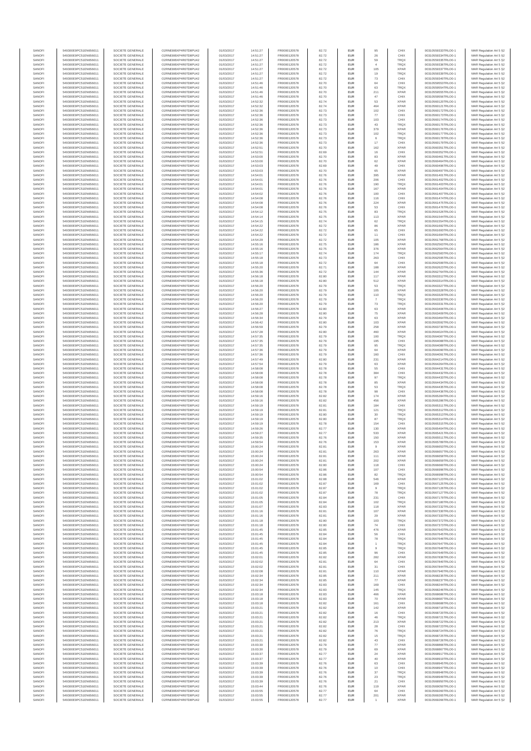| SANOFI | 549300E9PC51EN656011 | SOCIETE GENERALE | O2RNE8IBXP4R0TD8PU42 | 01/03/2017 | 14:51:27 | FR0000120578 | 82.72 | EUR | 95 | CHIX | 00310559333TRLO0-1 | MAR Regulation Art 5 §2 |
|---|---|---|---|---|---|---|---|---|---|---|---|---|
| SANOFI | 549300E9PC51EN656011 | SOCIETE GENERALE | O2RNE8IBXP4R0TD8PU42 | 01/03/2017 | 14:51:27 | FR0000120578 | 82.72 | EUR | 26 | CHIX | 00310559334TRLO0-1 | MAR Regulation Art 5 §2 |
| SANOFI | 549300E9PC51EN656011 | SOCIETE GENERALE | O2RNE8IBXP4R0TD8PU42 | 01/03/2017 | 14:51:27 | FR0000120578 | 82.72 | EUR | 59 | TRQX | 00310559335TRLO0-1 | MAR Regulation Art 5 §2 |
| SANOFI | 549300E9PC51EN656011 | SOCIETE GENERALE | O2RNE8IBXP4R0TD8PU42 | 01/03/2017 | 14:51:27 | FR0000120578 | 82.72 | EUR | 4 | TRQX | 00310559336TRLO0-1 | MAR Regulation Art 5 §2 |
| SANOFI | 549300E9PC51EN656011 | SOCIETE GENERALE | O2RNE8IBXP4R0TD8PU42 | 01/03/2017 | 14:51:27 | FR0000120578 | 82.72 | EUR | 105 | XPAR | 00310559337TRLO0-1 | MAR Regulation Art 5 §2 |
| SANOFI | 549300E9PC51EN656011 | SOCIETE GENERALE | O2RNE8IBXP4R0TD8PU42 | 01/03/2017 | 14:51:27 | FR0000120578 | 82.72 | EUR | 19 | TRQX | 00310559339TRLO0-1 | MAR Regulation Art 5 §2 |
| SANOFI | 549300E9PC51EN656011 | SOCIETE GENERALE | O2RNE8IBXP4R0TD8PU42 | 01/03/2017 | 14:51:27 | FR0000120578 | 82.72 | EUR | 73 | CHIX | 00310559340TRLO0-1 | MAR Regulation Art 5 §2 |
| SANOFI | 549300E9PC51EN656011 | SOCIETE GENERALE | O2RNE8IBXP4R0TD8PU42 | 01/03/2017 | 14:51:46 | FR0000120578 | 82.70 | EUR | 84 | CHIX | 00310559553TRLO0-1 | MAR Regulation Art 5 §2 |
| SANOFI | 549300E9PC51EN656011 | SOCIETE GENERALE | O2RNE8IBXP4R0TD8PU42 | 01/03/2017 | 14:51:46 | FR0000120578 | 82.70 | EUR | 63 | TRQX | 00310559554TRLO0-1 | MAR Regulation Art 5 §2 |
| SANOFI | 549300E9PC51EN656011 | SOCIETE GENERALE | O2RNE8IBXP4R0TD8PU42 | 01/03/2017 | 14:51:46 | FR0000120578 | 82.70 | EUR | 211 | XPAR | 00310559555TRLO0-1 | MAR Regulation Art 5 §2 |
| SANOFI | 549300E9PC51EN656011 | SOCIETE GENERALE | O2RNE8IBXP4R0TD8PU42 | 01/03/2017 | 14:51:46 | FR0000120578 | 82.70 | EUR | 47 | CHIX | 00310559556TRLO0-1 | MAR Regulation Art 5 §2 |
| SANOFI | 549300E9PC51EN656011 | SOCIETE GENERALE | O2RNE8IBXP4R0TD8PU42 | 01/03/2017 | 14:52:32 | FR0000120578 | 82.74 | EUR | 53 | XPAR | 00310560120TRLO0-1 | MAR Regulation Art 5 §2 |
| SANOFI | 549300E9PC51EN656011 | SOCIETE GENERALE | O2RNE8IBXP4R0TD8PU42 | 01/03/2017 | 14:52:32 | FR0000120578 | 82.74 | EUR | 464 | XPAR | 00310560121TRLO0-1 | MAR Regulation Art 5 §2 |
| SANOFI | 549300E9PC51EN656011 | SOCIETE GENERALE | O2RNE8IBXP4R0TD8PU42 | 01/03/2017 | 14:52:36 | FR0000120578 | 82.73 | EUR | 102 | CHIX | 00310560172TRLO0-1 | MAR Regulation Art 5 §2 |
| SANOFI | 549300E9PC51EN656011 | SOCIETE GENERALE | O2RNE8IBXP4R0TD8PU42 | 01/03/2017 | 14:52:36 | FR0000120578 | 82.73 | EUR | 77 | CHIX | 00310560173TRLO0-1 | MAR Regulation Art 5 §2 |
| SANOFI | 549300E9PC51EN656011 | SOCIETE GENERALE | O2RNE8IBXP4R0TD8PU42 | 01/03/2017 | 14:52:36 | FR0000120578 | 82.73 | EUR | 103 | CHIX | 00310560174TRLO0-1 | MAR Regulation Art 5 §2 |
| SANOFI | 549300E9PC51EN656011 | SOCIETE GENERALE | O2RNE8IBXP4R0TD8PU42 | 01/03/2017 | 14:52:36 | FR0000120578 | 82.73 | EUR | 43 | TRQX | 00310560175TRLO0-1 | MAR Regulation Art 5 §2 |
| SANOFI | 549300E9PC51EN656011 | SOCIETE GENERALE | O2RNE8IBXP4R0TD8PU42 | 01/03/2017 | 14:52:36 | FR0000120578 | 82.73 | EUR | 379 | XPAR | 00310560176TRLO0-1 | MAR Regulation Art 5 §2 |
| SANOFI | 549300E9PC51EN656011 | SOCIETE GENERALE | O2RNE8IBXP4R0TD8PU42 | 01/03/2017 | 14:52:36 | FR0000120578 | 82.73 | EUR | 102 | TRQX | 00310560177TRLO0-1 | MAR Regulation Art 5 §2 |
| SANOFI | 549300E9PC51EN656011 | SOCIETE GENERALE | O2RNE8IBXP4R0TD8PU42 | 01/03/2017 | 14:52:36 | FR0000120578 | 82.73 | EUR | 6 | TRQX | 00310560178TRLO0-1 | MAR Regulation Art 5 §2 |
| SANOFI | 549300E9PC51EN656011 | SOCIETE GENERALE | O2RNE8IBXP4R0TD8PU42 | 01/03/2017 | 14:52:36 | FR0000120578 | 82.73 | EUR | 17 | CHIX | 00310560179TRLO0-1 | MAR Regulation Art 5 §2 |
| SANOFI | 549300E9PC51EN656011 | SOCIETE GENERALE | O2RNE8IBXP4R0TD8PU42 | 01/03/2017 | 14:52:51 | FR0000120578 | 82.70 | EUR | 162 | XPAR | 00310560351TRLO0-1 | MAR Regulation Art 5 §2 |
| SANOFI | 549300E9PC51EN656011 | SOCIETE GENERALE | O2RNE8IBXP4R0TD8PU42 | 01/03/2017 | 14:52:51 | FR0000120578 | 82.69 | EUR | 16 | CHIX | 00310560352TRLO0-1 | MAR Regulation Art 5 §2 |
| SANOFI | 549300E9PC51EN656011 | SOCIETE GENERALE | O2RNE8IBXP4R0TD8PU42 | 01/03/2017 | 14:53:00 | FR0000120578 | 82.70 | EUR | 83 | XPAR | 00310560461TRLO0-1 | MAR Regulation Art 5 §2 |
| SANOFI | 549300E9PC51EN656011 | SOCIETE GENERALE | O2RNE8IBXP4R0TD8PU42 | 01/03/2017 | 14:53:00 | FR0000120578 | 82.70 | EUR | 62 | XPAR | 00310560464TRLO0-1 | MAR Regulation Art 5 §2 |
| SANOFI | 549300E9PC51EN656011 | SOCIETE GENERALE | O2RNE8IBXP4R0TD8PU42 | 01/03/2017 | 14:53:03 | FR0000120578 | 82.69 | EUR | 49 | CHIX | 00310560496TRLO0-1 | MAR Regulation Art 5 §2 |
| SANOFI | 549300E9PC51EN656011 | SOCIETE GENERALE | O2RNE8IBXP4R0TD8PU42 | 01/03/2017 | 14:53:03 | FR0000120578 | 82.70 | EUR | 65 | XPAR | 00310560497TRLO0-1 | MAR Regulation Art 5 §2 |
| SANOFI | 549300E9PC51EN656011 | SOCIETE GENERALE | O2RNE8IBXP4R0TD8PU42 | 01/03/2017 | 14:54:01 | FR0000120578 | 82.76 | EUR | 395 | XPAR | 00310561401TRLO0-1 | MAR Regulation Art 5 §2 |
| SANOFI | 549300E9PC51EN656011 | SOCIETE GENERALE | O2RNE8IBXP4R0TD8PU42 | 01/03/2017 | 14:54:01 | FR0000120578 | 82.76 | EUR | 206 | CHIX | 00310561402TRLO0-1 | MAR Regulation Art 5 §2 |
| SANOFI | 549300E9PC51EN656011 | SOCIETE GENERALE | O2RNE8IBXP4R0TD8PU42 | 01/03/2017 | 14:54:01 | FR0000120578 | 82.76 | EUR | 190 | TRQX | 00310561403TRLO0-1 | MAR Regulation Art 5 §2 |
| SANOFI | 549300E9PC51EN656011 | SOCIETE GENERALE | O2RNE8IBXP4R0TD8PU42 | 01/03/2017 | 14:54:01 | FR0000120578 | 82.76 | EUR | 167 | XPAR | 00310561404TRLO0-1 | MAR Regulation Art 5 §2 |
| SANOFI | 549300E9PC51EN656011 | SOCIETE GENERALE | O2RNE8IBXP4R0TD8PU42 | 01/03/2017 | 14:54:02 | FR0000120578 | 82.76 | EUR | 100 | CHIX | 00310561407TRLO0-1 | MAR Regulation Art 5 §2 |
| SANOFI | 549300E9PC51EN656011 | SOCIETE GENERALE | O2RNE8IBXP4R0TD8PU42 | 01/03/2017 | 14:54:08 | FR0000120578 | 82.76 | EUR | 116 | CHIX | 00310561474TRLO0-1 | MAR Regulation Art 5 §2 |
| SANOFI | 549300E9PC51EN656011 | SOCIETE GENERALE | O2RNE8IBXP4R0TD8PU42 | 01/03/2017 | 14:54:08 | FR0000120578 | 82.76 | EUR | 224 | XPAR | 00310561475TRLO0-1 | MAR Regulation Art 5 §2 |
| SANOFI | 549300E9PC51EN656011 | SOCIETE GENERALE | O2RNE8IBXP4R0TD8PU42 | 01/03/2017 | 14:54:08 | FR0000120578 | 82.76 | EUR | 53 | CHIX | 00310561476TRLO0-1 | MAR Regulation Art 5 §2 |
| SANOFI | 549300E9PC51EN656011 | SOCIETE GENERALE | O2RNE8IBXP4R0TD8PU42 | 01/03/2017 | 14:54:12 | FR0000120578 | 82.75 | EUR | 83 | TRQX | 00310561526TRLO0-1 | MAR Regulation Art 5 §2 |
| SANOFI | 549300E9PC51EN656011 | SOCIETE GENERALE | O2RNE8IBXP4R0TD8PU42 | 01/03/2017 | 14:54:14 | FR0000120578 | 82.75 | EUR | 113 | XPAR | 00310561544TRLO0-1 | MAR Regulation Art 5 §2 |
| SANOFI | 549300E9PC51EN656011 | SOCIETE GENERALE | O2RNE8IBXP4R0TD8PU42 | 01/03/2017 | 14:54:15 | FR0000120578 | 82.74 | EUR | 62 | TRQX | 00310561554TRLO0-1 | MAR Regulation Art 5 §2 |
| SANOFI | 549300E9PC51EN656011 | SOCIETE GENERALE | O2RNE8IBXP4R0TD8PU42 | 01/03/2017 | 14:54:22 | FR0000120578 | 82.72 | EUR | 86 | XPAR | 00310561692TRLO0-1 | MAR Regulation Art 5 §2 |
| SANOFI | 549300E9PC51EN656011 | SOCIETE GENERALE | O2RNE8IBXP4R0TD8PU42 | 01/03/2017 | 14:54:22 | FR0000120578 | 82.72 | EUR | 65 | CHIX | 00310561693TRLO0-1 | MAR Regulation Art 5 §2 |
| SANOFI | 549300E9PC51EN656011 | SOCIETE GENERALE | O2RNE8IBXP4R0TD8PU42 | 01/03/2017 | 14:54:22 | FR0000120578 | 82.72 | EUR | 11 | CHIX | 00310561694TRLO0-1 | MAR Regulation Art 5 §2 |
| SANOFI | 549300E9PC51EN656011 | SOCIETE GENERALE | O2RNE8IBXP4R0TD8PU42 | 01/03/2017 | 14:54:29 | FR0000120578 | 82.72 | EUR | 105 | XPAR | 00310561768TRLO0-1 | MAR Regulation Art 5 §2 |
| SANOFI | 549300E9PC51EN656011 | SOCIETE GENERALE | O2RNE8IBXP4R0TD8PU42 | 01/03/2017 | 14:55:16 | FR0000120578 | 82.75 | EUR | 186 | XPAR | 00310562563TRLO0-1 | MAR Regulation Art 5 §2 |
| SANOFI | 549300E9PC51EN656011 | SOCIETE GENERALE | O2RNE8IBXP4R0TD8PU42 | 01/03/2017 | 14:55:16 | FR0000120578 | 82.75 | EUR | 376 | XPAR | 00310562564TRLO0-1 | MAR Regulation Art 5 §2 |
| SANOFI | 549300E9PC51EN656011 | SOCIETE GENERALE | O2RNE8IBXP4R0TD8PU42 | 01/03/2017 | 14:55:17 | FR0000120578 | 82.74 | EUR | 174 | TRQX | 00310562583TRLO0-1 | MAR Regulation Art 5 §2 |
| SANOFI | 549300E9PC51EN656011 | SOCIETE GENERALE | O2RNE8IBXP4R0TD8PU42 | 01/03/2017 | 14:55:18 | FR0000120578 | 82.73 | EUR | 263 | CHIX | 00310562595TRLO0-1 | MAR Regulation Art 5 §2 |
| SANOFI | 549300E9PC51EN656011 | SOCIETE GENERALE | O2RNE8IBXP4R0TD8PU42 | 01/03/2017 | 14:55:18 | FR0000120578 | 82.72 | EUR | 64 | CHIX | 00310562599TRLO0-1 | MAR Regulation Art 5 §2 |
| SANOFI | 549300E9PC51EN656011 | SOCIETE GENERALE | O2RNE8IBXP4R0TD8PU42 | 01/03/2017 | 14:55:20 | FR0000120578 | 82.71 | EUR | 188 | XPAR | 00310562623TRLO0-1 | MAR Regulation Art 5 §2 |
| SANOFI | 549300E9PC51EN656011 | SOCIETE GENERALE | O2RNE8IBXP4R0TD8PU42 | 01/03/2017 | 14:55:56 | FR0000120578 | 82.72 | EUR | 144 | XPAR | 00310562764TRLO0-1 | MAR Regulation Art 5 §2 |
| SANOFI | 549300E9PC51EN656011 | SOCIETE GENERALE | O2RNE8IBXP4R0TD8PU42 | 01/03/2017 | 14:56:18 | FR0000120578 | 82.80 | EUR | 117 | XPAR | 00310563312TRLO0-1 | MAR Regulation Art 5 §2 |
| SANOFI | 549300E9PC51EN656011 | SOCIETE GENERALE | O2RNE8IBXP4R0TD8PU42 | 01/03/2017 | 14:56:18 | FR0000120578 | 82.80 | EUR | 512 | XPAR | 00310563314TRLO0-1 | MAR Regulation Art 5 §2 |
| SANOFI | 549300E9PC51EN656011 | SOCIETE GENERALE | O2RNE8IBXP4R0TD8PU42 | 01/03/2017 | 14:56:20 | FR0000120578 | 82.79 | EUR | 53 | TRQX | 00310563327TRLO0-1 | MAR Regulation Art 5 §2 |
| SANOFI | 549300E9PC51EN656011 | SOCIETE GENERALE | O2RNE8IBXP4R0TD8PU42 | 01/03/2017 | 14:56:20 | FR0000120578 | 82.79 | EUR | 105 | XPAR | 00310563328TRLO0-1 | MAR Regulation Art 5 §2 |
| SANOFI | 549300E9PC51EN656011 | SOCIETE GENERALE | O2RNE8IBXP4R0TD8PU42 | 01/03/2017 | 14:56:20 | FR0000120578 | 82.79 | EUR | 110 | TRQX | 00310563329TRLO0-1 | MAR Regulation Art 5 §2 |
| SANOFI | 549300E9PC51EN656011 | SOCIETE GENERALE | O2RNE8IBXP4R0TD8PU42 | 01/03/2017 | 14:56:20 | FR0000120578 | 82.79 | EUR | 7 | TRQX | 00310563330TRLO0-1 | MAR Regulation Art 5 §2 |
| SANOFI | 549300E9PC51EN656011 | SOCIETE GENERALE | O2RNE8IBXP4R0TD8PU42 | 01/03/2017 | 14:56:20 | FR0000120578 | 82.79 | EUR | 73 | TRQX | 00310563331TRLO0-1 | MAR Regulation Art 5 §2 |
| SANOFI | 549300E9PC51EN656011 | SOCIETE GENERALE | O2RNE8IBXP4R0TD8PU42 | 01/03/2017 | 14:56:27 | FR0000120578 | 82.80 | EUR | 63 | XPAR | 00310563406TRLO0-1 | MAR Regulation Art 5 §2 |
| SANOFI | 549300E9PC51EN656011 | SOCIETE GENERALE | O2RNE8IBXP4R0TD8PU42 | 01/03/2017 | 14:56:28 | FR0000120578 | 82.80 | EUR | 75 | XPAR | 00310563409TRLO0-1 | MAR Regulation Art 5 §2 |
| SANOFI | 549300E9PC51EN656011 | SOCIETE GENERALE | O2RNE8IBXP4R0TD8PU42 | 01/03/2017 | 14:56:34 | FR0000120578 | 82.79 | EUR | 63 | XPAR | 00310563464TRLO0-1 | MAR Regulation Art 5 §2 |
| SANOFI | 549300E9PC51EN656011 | SOCIETE GENERALE | O2RNE8IBXP4R0TD8PU42 | 01/03/2017 | 14:56:42 | FR0000120578 | 82.80 | EUR | 103 | XPAR | 00310563592TRLO0-1 | MAR Regulation Art 5 §2 |
| SANOFI | 549300E9PC51EN656011 | SOCIETE GENERALE | O2RNE8IBXP4R0TD8PU42 | 01/03/2017 | 14:56:59 | FR0000120578 | 82.79 | EUR | 258 | XPAR | 00310563730TRLO0-1 | MAR Regulation Art 5 §2 |
| SANOFI | 549300E9PC51EN656011 | SOCIETE GENERALE | O2RNE8IBXP4R0TD8PU42 | 01/03/2017 | 14:57:28 | FR0000120578 | 82.80 | EUR | 460 | XPAR | 00310564024TRLO0-1 | MAR Regulation Art 5 §2 |
| SANOFI | 549300E9PC51EN656011 | SOCIETE GENERALE | O2RNE8IBXP4R0TD8PU42 | 01/03/2017 | 14:57:35 | FR0000120578 | 82.79 | EUR | 100 | TRQX | 00310564087TRLO0-1 | MAR Regulation Art 5 §2 |
| SANOFI | 549300E9PC51EN656011 | SOCIETE GENERALE | O2RNE8IBXP4R0TD8PU42 | 01/03/2017 | 14:57:35 | FR0000120578 | 82.79 | EUR | 195 | CHIX | 00310564088TRLO0-1 | MAR Regulation Art 5 §2 |
| SANOFI | 549300E9PC51EN656011 | SOCIETE GENERALE | O2RNE8IBXP4R0TD8PU42 | 01/03/2017 | 14:57:35 | FR0000120578 | 82.79 | EUR | 95 | TRQX | 00310564089TRLO0-1 | MAR Regulation Art 5 §2 |
| SANOFI | 549300E9PC51EN656011 | SOCIETE GENERALE | O2RNE8IBXP4R0TD8PU42 | 01/03/2017 | 14:57:36 | FR0000120578 | 82.79 | EUR | 64 | XPAR | 00310564090TRLO0-1 | MAR Regulation Art 5 §2 |
| SANOFI | 549300E9PC51EN656011 | SOCIETE GENERALE | O2RNE8IBXP4R0TD8PU42 | 01/03/2017 | 14:57:36 | FR0000120578 | 82.79 | EUR | 160 | CHIX | 00310564091TRLO0-1 | MAR Regulation Art 5 §2 |
| SANOFI | 549300E9PC51EN656011 | SOCIETE GENERALE | O2RNE8IBXP4R0TD8PU42 | 01/03/2017 | 14:57:49 | FR0000120578 | 82.80 | EUR | 231 | XPAR | 00310564214TRLO0-1 | MAR Regulation Art 5 §2 |
| SANOFI | 549300E9PC51EN656011 | SOCIETE GENERALE | O2RNE8IBXP4R0TD8PU42 | 01/03/2017 | 14:57:54 | FR0000120578 | 82.79 | EUR | 63 | XPAR | 00310564264TRLO0-1 | MAR Regulation Art 5 §2 |
| SANOFI | 549300E9PC51EN656011 | SOCIETE GENERALE | O2RNE8IBXP4R0TD8PU42 | 01/03/2017 | 14:58:08 | FR0000120578 | 82.78 | EUR | 55 | CHIX | 00310564431TRLO0-1 | MAR Regulation Art 5 §2 |
| SANOFI | 549300E9PC51EN656011 | SOCIETE GENERALE | O2RNE8IBXP4R0TD8PU42 | 01/03/2017 | 14:58:08 | FR0000120578 | 82.78 | EUR | 384 | CHIX | 00310564432TRLO0-1 | MAR Regulation Art 5 §2 |
| SANOFI | 549300E9PC51EN656011 | SOCIETE GENERALE | O2RNE8IBXP4R0TD8PU42 | 01/03/2017 | 14:58:08 | FR0000120578 | 82.78 | EUR | 97 | TRQX | 00310564433TRLO0-1 | MAR Regulation Art 5 §2 |
| SANOFI | 549300E9PC51EN656011 | SOCIETE GENERALE | O2RNE8IBXP4R0TD8PU42 | 01/03/2017 | 14:58:08 | FR0000120578 | 82.78 | EUR | 85 | XPAR | 00310564434TRLO0-1 | MAR Regulation Art 5 §2 |
| SANOFI | 549300E9PC51EN656011 | SOCIETE GENERALE | O2RNE8IBXP4R0TD8PU42 | 01/03/2017 | 14:58:08 | FR0000120578 | 82.78 | EUR | 53 | TRQX | 00310564435TRLO0-1 | MAR Regulation Art 5 §2 |
| SANOFI | 549300E9PC51EN656011 | SOCIETE GENERALE | O2RNE8IBXP4R0TD8PU42 | 01/03/2017 | 14:58:08 | FR0000120578 | 82.78 | EUR | 98 | CHIX | 00310564436TRLO0-1 | MAR Regulation Art 5 §2 |
| SANOFI | 549300E9PC51EN656011 | SOCIETE GENERALE | O2RNE8IBXP4R0TD8PU42 | 01/03/2017 | 14:59:16 | FR0000120578 | 82.82 | EUR | 174 | XPAR | 00310565284TRLO0-1 | MAR Regulation Art 5 §2 |
| SANOFI | 549300E9PC51EN656011 | SOCIETE GENERALE | O2RNE8IBXP4R0TD8PU42 | 01/03/2017 | 14:59:16 | FR0000120578 | 82.82 | EUR | 456 | XPAR | 00310565286TRLO0-1 | MAR Regulation Art 5 §2 |
| SANOFI | 549300E9PC51EN656011 | SOCIETE GENERALE | O2RNE8IBXP4R0TD8PU42 | 01/03/2017 | 14:59:19 | FR0000120578 | 82.81 | EUR | 184 | CHIX | 00310565311TRLO0-1 | MAR Regulation Art 5 §2 |
| SANOFI | 549300E9PC51EN656011 | SOCIETE GENERALE | O2RNE8IBXP4R0TD8PU42 | 01/03/2017 | 14:59:19 | FR0000120578 | 82.81 | EUR | 121 | TRQX | 00310565312TRLO0-1 | MAR Regulation Art 5 §2 |
| SANOFI | 549300E9PC51EN656011 | SOCIETE GENERALE | O2RNE8IBXP4R0TD8PU42 | 01/03/2017 | 14:59:19 | FR0000120578 | 82.80 | EUR | 30 | TRQX | 00310565313TRLO0-1 | MAR Regulation Art 5 §2 |
| SANOFI | 549300E9PC51EN656011 | SOCIETE GENERALE | O2RNE8IBXP4R0TD8PU42 | 01/03/2017 | 14:59:19 | FR0000120578 | 82.80 | EUR | 87 | TRQX | 00310565314TRLO0-1 | MAR Regulation Art 5 §2 |
| SANOFI | 549300E9PC51EN656011 | SOCIETE GENERALE | O2RNE8IBXP4R0TD8PU42 | 01/03/2017 | 14:59:19 | FR0000120578 | 82.78 | EUR | 154 | CHIX | 00310565315TRLO0-1 | MAR Regulation Art 5 §2 |
| SANOFI | 549300E9PC51EN656011 | SOCIETE GENERALE | O2RNE8IBXP4R0TD8PU42 | 01/03/2017 | 14:59:26 | FR0000120578 | 82.77 | EUR | 130 | XPAR | 00310565404TRLO0-1 | MAR Regulation Art 5 §2 |
| SANOFI | 549300E9PC51EN656011 | SOCIETE GENERALE | O2RNE8IBXP4R0TD8PU42 | 01/03/2017 | 14:59:27 | FR0000120578 | 82.77 | EUR | 533 | XPAR | 00310565421TRLO0-1 | MAR Regulation Art 5 §2 |
| SANOFI | 549300E9PC51EN656011 | SOCIETE GENERALE | O2RNE8IBXP4R0TD8PU42 | 01/03/2017 | 14:59:35 | FR0000120578 | 82.76 | EUR | 150 | XPAR | 00310565511TRLO0-1 | MAR Regulation Art 5 §2 |
| SANOFI | 549300E9PC51EN656011 | SOCIETE GENERALE | O2RNE8IBXP4R0TD8PU42 | 01/03/2017 | 14:59:54 | FR0000120578 | 82.76 | EUR | 153 | XPAR | 00310565789TRLO0-1 | MAR Regulation Art 5 §2 |
| SANOFI | 549300E9PC51EN656011 | SOCIETE GENERALE | O2RNE8IBXP4R0TD8PU42 | 01/03/2017 | 15:00:24 | FR0000120578 | 82.81 | EUR | 9 | XPAR | 00310566655TRLO0-1 | MAR Regulation Art 5 §2 |
| SANOFI | 549300E9PC51EN656011 | SOCIETE GENERALE | O2RNE8IBXP4R0TD8PU42 | 01/03/2017 | 15:00:24 | FR0000120578 | 82.81 | EUR | 263 | XPAR | 00310566657TRLO0-1 | MAR Regulation Art 5 §2 |
| SANOFI | 549300E9PC51EN656011 | SOCIETE GENERALE | O2RNE8IBXP4R0TD8PU42 | 01/03/2017 | 15:00:24 | FR0000120578 | 82.81 | EUR | 111 | XPAR | 00310566658TRLO0-1 | MAR Regulation Art 5 §2 |
| SANOFI | 549300E9PC51EN656011 | SOCIETE GENERALE | O2RNE8IBXP4R0TD8PU42 | 01/03/2017 | 15:00:24 | FR0000120578 | 82.81 | EUR | 202 | XPAR | 00310566659TRLO0-1 | MAR Regulation Art 5 §2 |
| SANOFI | 549300E9PC51EN656011 | SOCIETE GENERALE | O2RNE8IBXP4R0TD8PU42 | 01/03/2017 | 15:00:24 | FR0000120578 | 82.80 | EUR | 118 | CHIX | 00310566660TRLO0-1 | MAR Regulation Art 5 §2 |
| SANOFI | 549300E9PC51EN656011 | SOCIETE GENERALE | O2RNE8IBXP4R0TD8PU42 | 01/03/2017 | 15:00:54 | FR0000120578 | 82.86 | EUR | 107 | CHIX | 00310566996TRLO0-1 | MAR Regulation Art 5 §2 |
| SANOFI | 549300E9PC51EN656011 | SOCIETE GENERALE | O2RNE8IBXP4R0TD8PU42 | 01/03/2017 | 15:00:54 | FR0000120578 | 82.86 | EUR | 82 | TRQX | 00310566998TRLO0-1 | MAR Regulation Art 5 §2 |
| SANOFI | 549300E9PC51EN656011 | SOCIETE GENERALE | O2RNE8IBXP4R0TD8PU42 | 01/03/2017 | 15:01:02 | FR0000120578 | 82.88 | EUR | 546 | XPAR | 00310567123TRLO0-1 | MAR Regulation Art 5 §2 |
| SANOFI | 549300E9PC51EN656011 | SOCIETE GENERALE | O2RNE8IBXP4R0TD8PU42 | 01/03/2017 | 15:01:02 | FR0000120578 | 82.87 | EUR | 169 | CHIX | 00310567125TRLO0-1 | MAR Regulation Art 5 §2 |
| SANOFI | 549300E9PC51EN656011 | SOCIETE GENERALE | O2RNE8IBXP4R0TD8PU42 | 01/03/2017 | 15:01:02 | FR0000120578 | 82.87 | EUR | 9 | TRQX | 00310567126TRLO0-1 | MAR Regulation Art 5 §2 |
| SANOFI | 549300E9PC51EN656011 | SOCIETE GENERALE | O2RNE8IBXP4R0TD8PU42 | 01/03/2017 | 15:01:02 | FR0000120578 | 82.87 | EUR | 78 | TRQX | 00310567127TRLO0-1 | MAR Regulation Art 5 §2 |
| SANOFI | 549300E9PC51EN656011 | SOCIETE GENERALE | O2RNE8IBXP4R0TD8PU42 | 01/03/2017 | 15:01:05 | FR0000120578 | 82.84 | EUR | 231 | CHIX | 00310567179TRLO0-1 | MAR Regulation Art 5 §2 |
| SANOFI | 549300E9PC51EN656011 | SOCIETE GENERALE | O2RNE8IBXP4R0TD8PU42 | 01/03/2017 | 15:01:05 | FR0000120578 | 82.84 | EUR | 102 | TRQX | 00310567180TRLO0-1 | MAR Regulation Art 5 §2 |
| SANOFI | 549300E9PC51EN656011 | SOCIETE GENERALE | O2RNE8IBXP4R0TD8PU42 | 01/03/2017 | 15:01:07 | FR0000120578 | 82.83 | EUR | 118 | XPAR | 00310567232TRLO0-1 | MAR Regulation Art 5 §2 |
| SANOFI | 549300E9PC51EN656011 | SOCIETE GENERALE | O2RNE8IBXP4R0TD8PU42 | 01/03/2017 | 15:01:16 | FR0000120578 | 82.81 | EUR | 107 | XPAR | 00310567330TRLO0-1 | MAR Regulation Art 5 §2 |
| SANOFI | 549300E9PC51EN656011 | SOCIETE GENERALE | O2RNE8IBXP4R0TD8PU42 | 01/03/2017 | 15:01:16 | FR0000120578 | 82.81 | EUR | 29 | XPAR | 00310567333TRLO0-1 | MAR Regulation Art 5 §2 |
| SANOFI | 549300E9PC51EN656011 | SOCIETE GENERALE | O2RNE8IBXP4R0TD8PU42 | 01/03/2017 | 15:01:18 | FR0000120578 | 82.80 | EUR | 103 | TRQX | 00310567372TRLO0-1 | MAR Regulation Art 5 §2 |
| SANOFI | 549300E9PC51EN656011 | SOCIETE GENERALE | O2RNE8IBXP4R0TD8PU42 | 01/03/2017 | 15:01:18 | FR0000120578 | 82.80 | EUR | 74 | CHIX | 00310567376TRLO0-1 | MAR Regulation Art 5 §2 |
| SANOFI | 549300E9PC51EN656011 | SOCIETE GENERALE | O2RNE8IBXP4R0TD8PU42 | 01/03/2017 | 15:01:45 | FR0000120578 | 82.85 | EUR | 476 | XPAR | 00310567643TRLO0-1 | MAR Regulation Art 5 §2 |
| SANOFI | 549300E9PC51EN656011 | SOCIETE GENERALE | O2RNE8IBXP4R0TD8PU42 | 01/03/2017 | 15:01:45 | FR0000120578 | 82.84 | EUR | 56 | CHIX | 00310567645TRLO0-1 | MAR Regulation Art 5 §2 |
| SANOFI | 549300E9PC51EN656011 | SOCIETE GENERALE | O2RNE8IBXP4R0TD8PU42 | 01/03/2017 | 15:01:45 | FR0000120578 | 82.84 | EUR | 78 | TRQX | 00310567646TRLO0-1 | MAR Regulation Art 5 §2 |
| SANOFI | 549300E9PC51EN656011 | SOCIETE GENERALE | O2RNE8IBXP4R0TD8PU42 | 01/03/2017 | 15:01:45 | FR0000120578 | 82.84 | EUR | 1 | TRQX | 00310567647TRLO0-1 | MAR Regulation Art 5 §2 |
| SANOFI | 549300E9PC51EN656011 | SOCIETE GENERALE | O2RNE8IBXP4R0TD8PU42 | 01/03/2017 | 15:01:45 | FR0000120578 | 82.85 | EUR | 9 | TRQX | 00310567648TRLO0-1 | MAR Regulation Art 5 §2 |
| SANOFI | 549300E9PC51EN656011 | SOCIETE GENERALE | O2RNE8IBXP4R0TD8PU42 | 01/03/2017 | 15:01:45 | FR0000120578 | 82.85 | EUR | 96 | CHIX | 00310567649TRLO0-1 | MAR Regulation Art 5 §2 |
| SANOFI | 549300E9PC51EN656011 | SOCIETE GENERALE | O2RNE8IBXP4R0TD8PU42 | 01/03/2017 | 15:02:01 | FR0000120578 | 82.82 | EUR | 282 | XPAR | 00310567836TRLO0-1 | MAR Regulation Art 5 §2 |
| SANOFI | 549300E9PC51EN656011 | SOCIETE GENERALE | O2RNE8IBXP4R0TD8PU42 | 01/03/2017 | 15:02:02 | FR0000120578 | 82.81 | EUR | 64 | CHIX | 00310567840TRLO0-1 | MAR Regulation Art 5 §2 |
| SANOFI | 549300E9PC51EN656011 | SOCIETE GENERALE | O2RNE8IBXP4R0TD8PU42 | 01/03/2017 | 15:02:02 | FR0000120578 | 82.81 | EUR | 31 | CHIX | 00310567844TRLO0-1 | MAR Regulation Art 5 §2 |
| SANOFI | 549300E9PC51EN656011 | SOCIETE GENERALE | O2RNE8IBXP4R0TD8PU42 | 01/03/2017 | 15:02:08 | FR0000120578 | 82.81 | EUR | 110 | XPAR | 00310567940TRLO0-1 | MAR Regulation Art 5 §2 |
| SANOFI | 549300E9PC51EN656011 | SOCIETE GENERALE | O2RNE8IBXP4R0TD8PU42 | 01/03/2017 | 15:02:34 | FR0000120578 | 82.85 | EUR | 211 | XPAR | 00310568235TRLO0-1 | MAR Regulation Art 5 §2 |
| SANOFI | 549300E9PC51EN656011 | SOCIETE GENERALE | O2RNE8IBXP4R0TD8PU42 | 01/03/2017 | 15:02:34 | FR0000120578 | 82.85 | EUR | 77 | XPAR | 00310568237TRLO0-1 | MAR Regulation Art 5 §2 |
| SANOFI | 549300E9PC51EN656011 | SOCIETE GENERALE | O2RNE8IBXP4R0TD8PU42 | 01/03/2017 | 15:02:34 | FR0000120578 | 82.83 | EUR | 169 | CHIX | 00310568244TRLO0-1 | MAR Regulation Art 5 §2 |
| SANOFI | 549300E9PC51EN656011 | SOCIETE GENERALE | O2RNE8IBXP4R0TD8PU42 | 01/03/2017 | 15:02:34 | FR0000120578 | 82.83 | EUR | 145 | TRQX | 00310568246TRLO0-1 | MAR Regulation Art 5 §2 |
| SANOFI | 549300E9PC51EN656011 | SOCIETE GENERALE | O2RNE8IBXP4R0TD8PU42 | 01/03/2017 | 15:03:18 | FR0000120578 | 82.83 | EUR | 466 | XPAR | 00310568686TRLO0-1 | MAR Regulation Art 5 §2 |
| SANOFI | 549300E9PC51EN656011 | SOCIETE GENERALE | O2RNE8IBXP4R0TD8PU42 | 01/03/2017 | 15:03:18 | FR0000120578 | 82.83 | EUR | 70 | XPAR | 00310568687TRLO0-1 | MAR Regulation Art 5 §2 |
| SANOFI | 549300E9PC51EN656011 | SOCIETE GENERALE | O2RNE8IBXP4R0TD8PU42 | 01/03/2017 | 15:03:18 | FR0000120578 | 82.82 | EUR | 161 | CHIX | 00310568688TRLO0-1 | MAR Regulation Art 5 §2 |
| SANOFI | 549300E9PC51EN656011 | SOCIETE GENERALE | O2RNE8IBXP4R0TD8PU42 | 01/03/2017 | 15:03:21 | FR0000120578 | 82.82 | EUR | 142 | XPAR | 00310568718TRLO0-1 | MAR Regulation Art 5 §2 |
| SANOFI | 549300E9PC51EN656011 | SOCIETE GENERALE | O2RNE8IBXP4R0TD8PU42 | 01/03/2017 | 15:03:21 | FR0000120578 | 82.82 | EUR | 16 | CHIX | 00310568720TRLO0-1 | MAR Regulation Art 5 §2 |
| SANOFI | 549300E9PC51EN656011 | SOCIETE GENERALE | O2RNE8IBXP4R0TD8PU42 | 01/03/2017 | 15:03:21 | FR0000120578 | 82.82 | EUR | 46 | TRQX | 00310568721TRLO0-1 | MAR Regulation Art 5 §2 |
| SANOFI | 549300E9PC51EN656011 | SOCIETE GENERALE | O2RNE8IBXP4R0TD8PU42 | 01/03/2017 | 15:03:21 | FR0000120578 | 82.82 | EUR | 213 | XPAR | 00310568722TRLO0-1 | MAR Regulation Art 5 §2 |
| SANOFI | 549300E9PC51EN656011 | SOCIETE GENERALE | O2RNE8IBXP4R0TD8PU42 | 01/03/2017 | 15:03:21 | FR0000120578 | 82.82 | EUR | 28 | CHIX | 00310568723TRLO0-1 | MAR Regulation Art 5 §2 |
| SANOFI | 549300E9PC51EN656011 | SOCIETE GENERALE | O2RNE8IBXP4R0TD8PU42 | 01/03/2017 | 15:03:21 | FR0000120578 | 82.82 | EUR | 76 | TRQX | 00310568724TRLO0-1 | MAR Regulation Art 5 §2 |
| SANOFI | 549300E9PC51EN656011 | SOCIETE GENERALE | O2RNE8IBXP4R0TD8PU42 | 01/03/2017 | 15:03:21 | FR0000120578 | 82.82 | EUR | 15 | TRQX | 00310568725TRLO0-1 | MAR Regulation Art 5 §2 |
| SANOFI | 549300E9PC51EN656011 | SOCIETE GENERALE | O2RNE8IBXP4R0TD8PU42 | 01/03/2017 | 15:03:21 | FR0000120578 | 82.82 | EUR | 43 | CHIX | 00310568726TRLO0-1 | MAR Regulation Art 5 §2 |
| SANOFI | 549300E9PC51EN656011 | SOCIETE GENERALE | O2RNE8IBXP4R0TD8PU42 | 01/03/2017 | 15:03:30 | FR0000120578 | 82.79 | EUR | 77 | XPAR | 00310568866TRLO0-1 | MAR Regulation Art 5 §2 |
| SANOFI | 549300E9PC51EN656011 | SOCIETE GENERALE | O2RNE8IBXP4R0TD8PU42 | 01/03/2017 | 15:03:30 | FR0000120578 | 82.79 | EUR | 69 | XPAR | 00310568867TRLO0-1 | MAR Regulation Art 5 §2 |
| SANOFI | 549300E9PC51EN656011 | SOCIETE GENERALE | O2RNE8IBXP4R0TD8PU42 | 01/03/2017 | 15:03:37 | FR0000120578 | 82.77 | EUR | 24 | XPAR | 00310568917TRLO0-1 | MAR Regulation Art 5 §2 |
| SANOFI | 549300E9PC51EN656011 | SOCIETE GENERALE | O2RNE8IBXP4R0TD8PU42 | 01/03/2017 | 15:03:37 | FR0000120578 | 82.77 | EUR | 40 | XPAR | 00310568919TRLO0-1 | MAR Regulation Art 5 §2 |
| SANOFI | 549300E9PC51EN656011 | SOCIETE GENERALE | O2RNE8IBXP4R0TD8PU42 | 01/03/2017 | 15:03:39 | FR0000120578 | 82.76 | EUR | 63 | XPAR | 00310568945TRLO0-1 | MAR Regulation Art 5 §2 |
| SANOFI | 549300E9PC51EN656011 | SOCIETE GENERALE | O2RNE8IBXP4R0TD8PU42 | 01/03/2017 | 15:03:39 | FR0000120578 | 82.76 | EUR | 10 | CHIX | 00310568947TRLO0-1 | MAR Regulation Art 5 §2 |
| SANOFI | 549300E9PC51EN656011 | SOCIETE GENERALE | O2RNE8IBXP4R0TD8PU42 | 01/03/2017 | 15:03:39 | FR0000120578 | 82.76 | EUR | 37 | TRQX | 00310568948TRLO0-1 | MAR Regulation Art 5 §2 |
| SANOFI | 549300E9PC51EN656011 | SOCIETE GENERALE | O2RNE8IBXP4R0TD8PU42 | 01/03/2017 | 15:03:39 | FR0000120578 | 82.76 | EUR | 23 | TRQX | 00310568949TRLO0-1 | MAR Regulation Art 5 §2 |
| SANOFI | 549300E9PC51EN656011 | SOCIETE GENERALE | O2RNE8IBXP4R0TD8PU42 | 01/03/2017 | 15:03:39 | FR0000120578 | 82.76 | EUR | 21 | CHIX | 00310568950TRLO0-1 | MAR Regulation Art 5 §2 |
| SANOFI | 549300E9PC51EN656011 | SOCIETE GENERALE | O2RNE8IBXP4R0TD8PU42 | 01/03/2017 | 15:03:44 | FR0000120578 | 82.76 | EUR | 119 | XPAR | 00310569050TRLO0-1 | MAR Regulation Art 5 §2 |
| SANOFI | 549300E9PC51EN656011 | SOCIETE GENERALE | O2RNE8IBXP4R0TD8PU42 | 01/03/2017 | 15:03:55 | FR0000120578 | 82.77 | EUR | 64 | CHIX | 00310569260TRLO0-1 | MAR Regulation Art 5 §2 |
| SANOFI | 549300E9PC51EN656011 | SOCIETE GENERALE | O2RNE8IBXP4R0TD8PU42 | 01/03/2017 | 15:03:55 | FR0000120578 | 82.77 | EUR | 201 | XPAR | 00310569265TRLO0-1 | MAR Regulation Art 5 §2 |
| SANOFI | 549300E9PC51EN656011 | SOCIETE GENERALE | O2RNE8IBXP4R0TD8PU42 | 01/03/2017 | 15:03:55 | FR0000120578 | 82.77 | EUR | 1 | XPAR | 00310569266TRLO0-1 | MAR Regulation Art 5 §2 |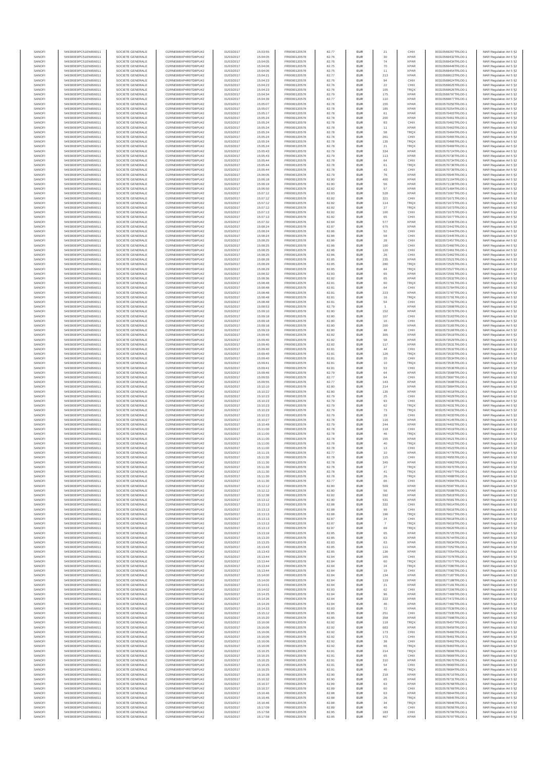| SANOFI | 549300E9PC51EN656011 | SOCIETE GENERALE | O2RNE8IBXP4R0TD8PU42 | 01/03/2017 | 15:03:55 | FR0000120578 | 82.77 | EUR | 21 | CHIX | 00310569267TRLO0-1 | MAR Regulation Art 5 §2 |
|---|---|---|---|---|---|---|---|---|---|---|---|---|
| SANOFI | 549300E9PC51EN656011 | SOCIETE GENERALE | O2RNE8IBXP4R0TD8PU42 | 01/03/2017 | 15:04:05 | FR0000120578 | 82.76 | EUR | 30 | XPAR | 00310569432TRLO0-1 | MAR Regulation Art 5 §2 |
| SANOFI | 549300E9PC51EN656011 | SOCIETE GENERALE | O2RNE8IBXP4R0TD8PU42 | 01/03/2017 | 15:04:05 | FR0000120578 | 82.76 | EUR | 74 | XPAR | 00310569434TRLO0-1 | MAR Regulation Art 5 §2 |
| SANOFI | 549300E9PC51EN656011 | SOCIETE GENERALE | O2RNE8IBXP4R0TD8PU42 | 01/03/2017 | 15:04:06 | FR0000120578 | 82.75 | EUR | 70 | XPAR | 00310569449TRLO0-1 | MAR Regulation Art 5 §2 |
| SANOFI | 549300E9PC51EN656011 | SOCIETE GENERALE | O2RNE8IBXP4R0TD8PU42 | 01/03/2017 | 15:04:06 | FR0000120578 | 82.75 | EUR | 11 | XPAR | 00310569454TRLO0-1 | MAR Regulation Art 5 §2 |
| SANOFI | 549300E9PC51EN656011 | SOCIETE GENERALE | O2RNE8IBXP4R0TD8PU42 | 01/03/2017 | 15:04:21 | FR0000120578 | 82.77 | EUR | 213 | XPAR | 00310569613TRLO0-1 | MAR Regulation Art 5 §2 |
| SANOFI | 549300E9PC51EN656011 | SOCIETE GENERALE | O2RNE8IBXP4R0TD8PU42 | 01/03/2017 | 15:04:23 | FR0000120578 | 82.76 | EUR | 94 | CHIX | 00310569624TRLO0-1 | MAR Regulation Art 5 §2 |
| SANOFI | 549300E9PC51EN656011 | SOCIETE GENERALE | O2RNE8IBXP4R0TD8PU42 | 01/03/2017 | 15:04:23 | FR0000120578 | 82.76 | EUR | 22 | CHIX | 00310569625TRLO0-1 | MAR Regulation Art 5 §2 |
| SANOFI | 549300E9PC51EN656011 | SOCIETE GENERALE | O2RNE8IBXP4R0TD8PU42 | 01/03/2017 | 15:04:23 | FR0000120578 | 82.76 | EUR | 105 | TRQX | 00310569626TRLO0-1 | MAR Regulation Art 5 §2 |
| SANOFI | 549300E9PC51EN656011 | SOCIETE GENERALE | O2RNE8IBXP4R0TD8PU42 | 01/03/2017 | 15:04:34 | FR0000120578 | 82.79 | EUR | 175 | XPAR | 00310569797TRLO0-1 | MAR Regulation Art 5 §2 |
| SANOFI | 549300E9PC51EN656011 | SOCIETE GENERALE | O2RNE8IBXP4R0TD8PU42 | 01/03/2017 | 15:04:39 | FR0000120578 | 82.77 | EUR | 110 | XPAR | 00310569877TRLO0-1 | MAR Regulation Art 5 §2 |
| SANOFI | 549300E9PC51EN656011 | SOCIETE GENERALE | O2RNE8IBXP4R0TD8PU42 | 01/03/2017 | 15:05:07 | FR0000120578 | 82.78 | EUR | 155 | XPAR | 00310570250TRLO0-1 | MAR Regulation Art 5 §2 |
| SANOFI | 549300E9PC51EN656011 | SOCIETE GENERALE | O2RNE8IBXP4R0TD8PU42 | 01/03/2017 | 15:05:07 | FR0000120578 | 82.78 | EUR | 185 | XPAR | 00310570254TRLO0-1 | MAR Regulation Art 5 §2 |
| SANOFI | 549300E9PC51EN656011 | SOCIETE GENERALE | O2RNE8IBXP4R0TD8PU42 | 01/03/2017 | 15:05:17 | FR0000120578 | 82.78 | EUR | 81 | XPAR | 00310570403TRLO0-1 | MAR Regulation Art 5 §2 |
| SANOFI | 549300E9PC51EN656011 | SOCIETE GENERALE | O2RNE8IBXP4R0TD8PU42 | 01/03/2017 | 15:05:24 | FR0000120578 | 82.78 | EUR | 200 | XPAR | 00310570461TRLO0-1 | MAR Regulation Art 5 §2 |
| SANOFI | 549300E9PC51EN656011 | SOCIETE GENERALE | O2RNE8IBXP4R0TD8PU42 | 01/03/2017 | 15:05:24 | FR0000120578 | 82.78 | EUR | 83 | CHIX | 00310570462TRLO0-1 | MAR Regulation Art 5 §2 |
| SANOFI | 549300E9PC51EN656011 | SOCIETE GENERALE | O2RNE8IBXP4R0TD8PU42 | 01/03/2017 | 15:05:24 | FR0000120578 | 82.78 | EUR | 11 | XPAR | 00310570463TRLO0-1 | MAR Regulation Art 5 §2 |
| SANOFI | 549300E9PC51EN656011 | SOCIETE GENERALE | O2RNE8IBXP4R0TD8PU42 | 01/03/2017 | 15:05:24 | FR0000120578 | 82.78 | EUR | 58 | TRQX | 00310570464TRLO0-1 | MAR Regulation Art 5 §2 |
| SANOFI | 549300E9PC51EN656011 | SOCIETE GENERALE | O2RNE8IBXP4R0TD8PU42 | 01/03/2017 | 15:05:24 | FR0000120578 | 82.78 | EUR | 261 | CHIX | 00310570465TRLO0-1 | MAR Regulation Art 5 §2 |
| SANOFI | 549300E9PC51EN656011 | SOCIETE GENERALE | O2RNE8IBXP4R0TD8PU42 | 01/03/2017 | 15:05:24 | FR0000120578 | 82.78 | EUR | 135 | TRQX | 00310570466TRLO0-1 | MAR Regulation Art 5 §2 |
| SANOFI | 549300E9PC51EN656011 | SOCIETE GENERALE | O2RNE8IBXP4R0TD8PU42 | 01/03/2017 | 15:05:24 | FR0000120578 | 82.78 | EUR | 21 | TRQX | 00310570469TRLO0-1 | MAR Regulation Art 5 §2 |
| SANOFI | 549300E9PC51EN656011 | SOCIETE GENERALE | O2RNE8IBXP4R0TD8PU42 | 01/03/2017 | 15:05:43 | FR0000120578 | 82.79 | EUR | 334 | XPAR | 00310570724TRLO0-1 | MAR Regulation Art 5 §2 |
| SANOFI | 549300E9PC51EN656011 | SOCIETE GENERALE | O2RNE8IBXP4R0TD8PU42 | 01/03/2017 | 15:05:43 | FR0000120578 | 82.79 | EUR | 113 | XPAR | 00310570730TRLO0-1 | MAR Regulation Art 5 §2 |
| SANOFI | 549300E9PC51EN656011 | SOCIETE GENERALE | O2RNE8IBXP4R0TD8PU42 | 01/03/2017 | 15:05:44 | FR0000120578 | 82.78 | EUR | 64 | CHIX | 00310570734TRLO0-1 | MAR Regulation Art 5 §2 |
| SANOFI | 549300E9PC51EN656011 | SOCIETE GENERALE | O2RNE8IBXP4R0TD8PU42 | 01/03/2017 | 15:05:44 | FR0000120578 | 82.78 | EUR | 61 | TRQX | 00310570736TRLO0-1 | MAR Regulation Art 5 §2 |
| SANOFI | 549300E9PC51EN656011 | SOCIETE GENERALE | O2RNE8IBXP4R0TD8PU42 | 01/03/2017 | 15:05:44 | FR0000120578 | 82.78 | EUR | 43 | CHIX | 00310570739TRLO0-1 | MAR Regulation Art 5 §2 |
| SANOFI | 549300E9PC51EN656011 | SOCIETE GENERALE | O2RNE8IBXP4R0TD8PU42 | 01/03/2017 | 15:06:05 | FR0000120578 | 82.79 | EUR | 76 | XPAR | 00310570945TRLO0-1 | MAR Regulation Art 5 §2 |
| SANOFI | 549300E9PC51EN656011 | SOCIETE GENERALE | O2RNE8IBXP4R0TD8PU42 | 01/03/2017 | 15:06:18 | FR0000120578 | 82.80 | EUR | 400 | XPAR | 00310571104TRLO0-1 | MAR Regulation Art 5 §2 |
| SANOFI | 549300E9PC51EN656011 | SOCIETE GENERALE | O2RNE8IBXP4R0TD8PU42 | 01/03/2017 | 15:06:19 | FR0000120578 | 82.80 | EUR | 56 | XPAR | 00310571138TRLO0-1 | MAR Regulation Art 5 §2 |
| SANOFI | 549300E9PC51EN656011 | SOCIETE GENERALE | O2RNE8IBXP4R0TD8PU42 | 01/03/2017 | 15:06:50 | FR0000120578 | 82.82 | EUR | 57 | XPAR | 00310571484TRLO0-1 | MAR Regulation Art 5 §2 |
| SANOFI | 549300E9PC51EN656011 | SOCIETE GENERALE | O2RNE8IBXP4R0TD8PU42 | 01/03/2017 | 15:07:12 | FR0000120578 | 82.83 | EUR | 528 | XPAR | 00310571667TRLO0-1 | MAR Regulation Art 5 §2 |
| SANOFI | 549300E9PC51EN656011 | SOCIETE GENERALE | O2RNE8IBXP4R0TD8PU42 | 01/03/2017 | 15:07:12 | FR0000120578 | 82.82 | EUR | 321 | CHIX | 00310571671TRLO0-1 | MAR Regulation Art 5 §2 |
| SANOFI | 549300E9PC51EN656011 | SOCIETE GENERALE | O2RNE8IBXP4R0TD8PU42 | 01/03/2017 | 15:07:12 | FR0000120578 | 82.82 | EUR | 114 | TRQX | 00310571672TRLO0-1 | MAR Regulation Art 5 §2 |
| SANOFI | 549300E9PC51EN656011 | SOCIETE GENERALE | O2RNE8IBXP4R0TD8PU42 | 01/03/2017 | 15:07:12 | FR0000120578 | 82.82 | EUR | 27 | TRQX | 00310571673TRLO0-1 | MAR Regulation Art 5 §2 |
| SANOFI | 549300E9PC51EN656011 | SOCIETE GENERALE | O2RNE8IBXP4R0TD8PU42 | 01/03/2017 | 15:07:13 | FR0000120578 | 82.82 | EUR | 100 | CHIX | 00310571675TRLO0-1 | MAR Regulation Art 5 §2 |
| SANOFI | 549300E9PC51EN656011 | SOCIETE GENERALE | O2RNE8IBXP4R0TD8PU42 | 01/03/2017 | 15:07:13 | FR0000120578 | 82.82 | EUR | 65 | CHIX | 00310571677TRLO0-1 | MAR Regulation Art 5 §2 |
| SANOFI | 549300E9PC51EN656011 | SOCIETE GENERALE | O2RNE8IBXP4R0TD8PU42 | 01/03/2017 | 15:07:32 | FR0000120578 | 82.84 | EUR | 577 | XPAR | 00310571836TRLO0-1 | MAR Regulation Art 5 §2 |
| SANOFI | 549300E9PC51EN656011 | SOCIETE GENERALE | O2RNE8IBXP4R0TD8PU42 | 01/03/2017 | 15:08:24 | FR0000120578 | 82.87 | EUR | 675 | XPAR | 00310572442TRLO0-1 | MAR Regulation Art 5 §2 |
| SANOFI | 549300E9PC51EN656011 | SOCIETE GENERALE | O2RNE8IBXP4R0TD8PU42 | 01/03/2017 | 15:08:24 | FR0000120578 | 82.86 | EUR | 52 | CHIX | 00310572444TRLO0-1 | MAR Regulation Art 5 §2 |
| SANOFI | 549300E9PC51EN656011 | SOCIETE GENERALE | O2RNE8IBXP4R0TD8PU42 | 01/03/2017 | 15:08:24 | FR0000120578 | 82.86 | EUR | 58 | CHIX | 00310572445TRLO0-1 | MAR Regulation Art 5 §2 |
| SANOFI | 549300E9PC51EN656011 | SOCIETE GENERALE | O2RNE8IBXP4R0TD8PU42 | 01/03/2017 | 15:08:25 | FR0000120578 | 82.86 | EUR | 28 | CHIX | 00310572457TRLO0-1 | MAR Regulation Art 5 §2 |
| SANOFI | 549300E9PC51EN656011 | SOCIETE GENERALE | O2RNE8IBXP4R0TD8PU42 | 01/03/2017 | 15:08:25 | FR0000120578 | 82.86 | EUR | 100 | CHIX | 00310572460TRLO0-1 | MAR Regulation Art 5 §2 |
| SANOFI | 549300E9PC51EN656011 | SOCIETE GENERALE | O2RNE8IBXP4R0TD8PU42 | 01/03/2017 | 15:08:25 | FR0000120578 | 82.86 | EUR | 120 | CHIX | 00310572461TRLO0-1 | MAR Regulation Art 5 §2 |
| SANOFI | 549300E9PC51EN656011 | SOCIETE GENERALE | O2RNE8IBXP4R0TD8PU42 | 01/03/2017 | 15:08:25 | FR0000120578 | 82.86 | EUR | 26 | CHIX | 00310572462TRLO0-1 | MAR Regulation Art 5 §2 |
| SANOFI | 549300E9PC51EN656011 | SOCIETE GENERALE | O2RNE8IBXP4R0TD8PU42 | 01/03/2017 | 15:08:28 | FR0000120578 | 82.85 | EUR | 235 | XPAR | 00310572521TRLO0-1 | MAR Regulation Art 5 §2 |
| SANOFI | 549300E9PC51EN656011 | SOCIETE GENERALE | O2RNE8IBXP4R0TD8PU42 | 01/03/2017 | 15:08:29 | FR0000120578 | 82.85 | EUR | 280 | TRQX | 00310572525TRLO0-1 | MAR Regulation Art 5 §2 |
| SANOFI | 549300E9PC51EN656011 | SOCIETE GENERALE | O2RNE8IBXP4R0TD8PU42 | 01/03/2017 | 15:08:29 | FR0000120578 | 82.85 | EUR | 64 | TRQX | 00310572527TRLO0-1 | MAR Regulation Art 5 §2 |
| SANOFI | 549300E9PC51EN656011 | SOCIETE GENERALE | O2RNE8IBXP4R0TD8PU42 | 01/03/2017 | 15:08:32 | FR0000120578 | 82.83 | EUR | 65 | XPAR | 00310572591TRLO0-1 | MAR Regulation Art 5 §2 |
| SANOFI | 549300E9PC51EN656011 | SOCIETE GENERALE | O2RNE8IBXP4R0TD8PU42 | 01/03/2017 | 15:08:36 | FR0000120578 | 82.82 | EUR | 65 | XPAR | 00310572632TRLO0-1 | MAR Regulation Art 5 §2 |
| SANOFI | 549300E9PC51EN656011 | SOCIETE GENERALE | O2RNE8IBXP4R0TD8PU42 | 01/03/2017 | 15:08:48 | FR0000120578 | 82.81 | EUR | 60 | TRQX | 00310572781TRLO0-1 | MAR Regulation Art 5 §2 |
| SANOFI | 549300E9PC51EN656011 | SOCIETE GENERALE | O2RNE8IBXP4R0TD8PU42 | 01/03/2017 | 15:08:48 | FR0000120578 | 82.81 | EUR | 64 | CHIX | 00310572784TRLO0-1 | MAR Regulation Art 5 §2 |
| SANOFI | 549300E9PC51EN656011 | SOCIETE GENERALE | O2RNE8IBXP4R0TD8PU42 | 01/03/2017 | 15:08:48 | FR0000120578 | 82.81 | EUR | 223 | XPAR | 00310572787TRLO0-1 | MAR Regulation Art 5 §2 |
| SANOFI | 549300E9PC51EN656011 | SOCIETE GENERALE | O2RNE8IBXP4R0TD8PU42 | 01/03/2017 | 15:08:48 | FR0000120578 | 82.81 | EUR | 16 | TRQX | 00310572791TRLO0-1 | MAR Regulation Art 5 §2 |
| SANOFI | 549300E9PC51EN656011 | SOCIETE GENERALE | O2RNE8IBXP4R0TD8PU42 | 01/03/2017 | 15:08:48 | FR0000120578 | 82.81 | EUR | 54 | CHIX | 00310572792TRLO0-1 | MAR Regulation Art 5 §2 |
| SANOFI | 549300E9PC51EN656011 | SOCIETE GENERALE | O2RNE8IBXP4R0TD8PU42 | 01/03/2017 | 15:08:53 | FR0000120578 | 82.79 | EUR | 1 | XPAR | 00310572898TRLO0-1 | MAR Regulation Art 5 §2 |
| SANOFI | 549300E9PC51EN656011 | SOCIETE GENERALE | O2RNE8IBXP4R0TD8PU42 | 01/03/2017 | 15:09:10 | FR0000120578 | 82.80 | EUR | 152 | XPAR | 00310573076TRLO0-1 | MAR Regulation Art 5 §2 |
| SANOFI | 549300E9PC51EN656011 | SOCIETE GENERALE | O2RNE8IBXP4R0TD8PU42 | 01/03/2017 | 15:09:18 | FR0000120578 | 82.80 | EUR | 107 | CHIX | 00310573163TRLO0-1 | MAR Regulation Art 5 §2 |
| SANOFI | 549300E9PC51EN656011 | SOCIETE GENERALE | O2RNE8IBXP4R0TD8PU42 | 01/03/2017 | 15:09:18 | FR0000120578 | 82.80 | EUR | 16 | CHIX | 00310573164TRLO0-1 | MAR Regulation Art 5 §2 |
| SANOFI | 549300E9PC51EN656011 | SOCIETE GENERALE | O2RNE8IBXP4R0TD8PU42 | 01/03/2017 | 15:09:18 | FR0000120578 | 82.80 | EUR | 200 | XPAR | 00310573165TRLO0-1 | MAR Regulation Art 5 §2 |
| SANOFI | 549300E9PC51EN656011 | SOCIETE GENERALE | O2RNE8IBXP4R0TD8PU42 | 01/03/2017 | 15:09:19 | FR0000120578 | 82.80 | EUR | 48 | CHIX | 00310573169TRLO0-1 | MAR Regulation Art 5 §2 |
| SANOFI | 549300E9PC51EN656011 | SOCIETE GENERALE | O2RNE8IBXP4R0TD8PU42 | 01/03/2017 | 15:09:40 | FR0000120578 | 82.82 | EUR | 305 | XPAR | 00310573519TRLO0-1 | MAR Regulation Art 5 §2 |
| SANOFI | 549300E9PC51EN656011 | SOCIETE GENERALE | O2RNE8IBXP4R0TD8PU42 | 01/03/2017 | 15:09:40 | FR0000120578 | 82.82 | EUR | 58 | XPAR | 00310573529TRLO0-1 | MAR Regulation Art 5 §2 |
| SANOFI | 549300E9PC51EN656011 | SOCIETE GENERALE | O2RNE8IBXP4R0TD8PU42 | 01/03/2017 | 15:09:40 | FR0000120578 | 82.82 | EUR | 117 | XPAR | 00310573531TRLO0-1 | MAR Regulation Art 5 §2 |
| SANOFI | 549300E9PC51EN656011 | SOCIETE GENERALE | O2RNE8IBXP4R0TD8PU42 | 01/03/2017 | 15:09:40 | FR0000120578 | 82.81 | EUR | 44 | CHIX | 00310573532TRLO0-1 | MAR Regulation Art 5 §2 |
| SANOFI | 549300E9PC51EN656011 | SOCIETE GENERALE | O2RNE8IBXP4R0TD8PU42 | 01/03/2017 | 15:09:40 | FR0000120578 | 82.81 | EUR | 126 | TRQX | 00310573533TRLO0-1 | MAR Regulation Art 5 §2 |
| SANOFI | 549300E9PC51EN656011 | SOCIETE GENERALE | O2RNE8IBXP4R0TD8PU42 | 01/03/2017 | 15:09:40 | FR0000120578 | 82.81 | EUR | 20 | CHIX | 00310573534TRLO0-1 | MAR Regulation Art 5 §2 |
| SANOFI | 549300E9PC51EN656011 | SOCIETE GENERALE | O2RNE8IBXP4R0TD8PU42 | 01/03/2017 | 15:09:41 | FR0000120578 | 82.81 | EUR | 10 | TRQX | 00310573535TRLO0-1 | MAR Regulation Art 5 §2 |
| SANOFI | 549300E9PC51EN656011 | SOCIETE GENERALE | O2RNE8IBXP4R0TD8PU42 | 01/03/2017 | 15:09:41 | FR0000120578 | 82.81 | EUR | 53 | CHIX | 00310573536TRLO0-1 | MAR Regulation Art 5 §2 |
| SANOFI | 549300E9PC51EN656011 | SOCIETE GENERALE | O2RNE8IBXP4R0TD8PU42 | 01/03/2017 | 15:09:46 | FR0000120578 | 82.79 | EUR | 64 | XPAR | 00310573598TRLO0-1 | MAR Regulation Art 5 §2 |
| SANOFI | 549300E9PC51EN656011 | SOCIETE GENERALE | O2RNE8IBXP4R0TD8PU42 | 01/03/2017 | 15:09:55 | FR0000120578 | 82.77 | EUR | 64 | CHIX | 00310573687TRLO0-1 | MAR Regulation Art 5 §2 |
| SANOFI | 549300E9PC51EN656011 | SOCIETE GENERALE | O2RNE8IBXP4R0TD8PU42 | 01/03/2017 | 15:09:55 | FR0000120578 | 82.77 | EUR | 143 | XPAR | 00310573688TRLO0-1 | MAR Regulation Art 5 §2 |
| SANOFI | 549300E9PC51EN656011 | SOCIETE GENERALE | O2RNE8IBXP4R0TD8PU42 | 01/03/2017 | 15:10:10 | FR0000120578 | 82.80 | EUR | 214 | XPAR | 00310573884TRLO0-1 | MAR Regulation Art 5 §2 |
| SANOFI | 549300E9PC51EN656011 | SOCIETE GENERALE | O2RNE8IBXP4R0TD8PU42 | 01/03/2017 | 15:10:22 | FR0000120578 | 82.80 | EUR | 135 | XPAR | 00310574018TRLO0-1 | MAR Regulation Art 5 §2 |
| SANOFI | 549300E9PC51EN656011 | SOCIETE GENERALE | O2RNE8IBXP4R0TD8PU42 | 01/03/2017 | 15:10:23 | FR0000120578 | 82.79 | EUR | 25 | CHIX | 00310574029TRLO0-1 | MAR Regulation Art 5 §2 |
| SANOFI | 549300E9PC51EN656011 | SOCIETE GENERALE | O2RNE8IBXP4R0TD8PU42 | 01/03/2017 | 15:10:23 | FR0000120578 | 82.79 | EUR | 93 | CHIX | 00310574030TRLO0-1 | MAR Regulation Art 5 §2 |
| SANOFI | 549300E9PC51EN656011 | SOCIETE GENERALE | O2RNE8IBXP4R0TD8PU42 | 01/03/2017 | 15:10:23 | FR0000120578 | 82.79 | EUR | 62 | TRQX | 00310574031TRLO0-1 | MAR Regulation Art 5 §2 |
| SANOFI | 549300E9PC51EN656011 | SOCIETE GENERALE | O2RNE8IBXP4R0TD8PU42 | 01/03/2017 | 15:10:23 | FR0000120578 | 82.79 | EUR | 73 | TRQX | 00310574032TRLO0-1 | MAR Regulation Art 5 §2 |
| SANOFI | 549300E9PC51EN656011 | SOCIETE GENERALE | O2RNE8IBXP4R0TD8PU42 | 01/03/2017 | 15:10:23 | FR0000120578 | 82.79 | EUR | 29 | CHIX | 00310574033TRLO0-1 | MAR Regulation Art 5 §2 |
| SANOFI | 549300E9PC51EN656011 | SOCIETE GENERALE | O2RNE8IBXP4R0TD8PU42 | 01/03/2017 | 15:10:27 | FR0000120578 | 82.78 | EUR | 116 | XPAR | 00310574145TRLO0-1 | MAR Regulation Art 5 §2 |
| SANOFI | 549300E9PC51EN656011 | SOCIETE GENERALE | O2RNE8IBXP4R0TD8PU42 | 01/03/2017 | 15:10:49 | FR0000120578 | 82.79 | EUR | 244 | XPAR | 00310574402TRLO0-1 | MAR Regulation Art 5 §2 |
| SANOFI | 549300E9PC51EN656011 | SOCIETE GENERALE | O2RNE8IBXP4R0TD8PU42 | 01/03/2017 | 15:11:00 | FR0000120578 | 82.78 | EUR | 118 | CHIX | 00310574519TRLO0-1 | MAR Regulation Art 5 §2 |
| SANOFI | 549300E9PC51EN656011 | SOCIETE GENERALE | O2RNE8IBXP4R0TD8PU42 | 01/03/2017 | 15:11:00 | FR0000120578 | 82.78 | EUR | 46 | TRQX | 00310574520TRLO0-1 | MAR Regulation Art 5 §2 |
| SANOFI | 549300E9PC51EN656011 | SOCIETE GENERALE | O2RNE8IBXP4R0TD8PU42 | 01/03/2017 | 15:11:00 | FR0000120578 | 82.78 | EUR | 155 | XPAR | 00310574521TRLO0-1 | MAR Regulation Art 5 §2 |
| SANOFI | 549300E9PC51EN656011 | SOCIETE GENERALE | O2RNE8IBXP4R0TD8PU42 | 01/03/2017 | 15:11:00 | FR0000120578 | 82.78 | EUR | 40 | TRQX | 00310574522TRLO0-1 | MAR Regulation Art 5 §2 |
| SANOFI | 549300E9PC51EN656011 | SOCIETE GENERALE | O2RNE8IBXP4R0TD8PU42 | 01/03/2017 | 15:11:00 | FR0000120578 | 82.78 | EUR | 13 | CHIX | 00310574523TRLO0-1 | MAR Regulation Art 5 §2 |
| SANOFI | 549300E9PC51EN656011 | SOCIETE GENERALE | O2RNE8IBXP4R0TD8PU42 | 01/03/2017 | 15:11:15 | FR0000120578 | 82.77 | EUR | 10 | XPAR | 00310574776TRLO0-1 | MAR Regulation Art 5 §2 |
| SANOFI | 549300E9PC51EN656011 | SOCIETE GENERALE | O2RNE8IBXP4R0TD8PU42 | 01/03/2017 | 15:11:30 | FR0000120578 | 82.78 | EUR | 115 | CHIX | 00310574955TRLO0-1 | MAR Regulation Art 5 §2 |
| SANOFI | 549300E9PC51EN656011 | SOCIETE GENERALE | O2RNE8IBXP4R0TD8PU42 | 01/03/2017 | 15:11:30 | FR0000120578 | 82.78 | EUR | 345 | XPAR | 00310574963TRLO0-1 | MAR Regulation Art 5 §2 |
| SANOFI | 549300E9PC51EN656011 | SOCIETE GENERALE | O2RNE8IBXP4R0TD8PU42 | 01/03/2017 | 15:11:30 | FR0000120578 | 82.78 | EUR | 27 | TRQX | 00310574970TRLO0-1 | MAR Regulation Art 5 §2 |
| SANOFI | 549300E9PC51EN656011 | SOCIETE GENERALE | O2RNE8IBXP4R0TD8PU42 | 01/03/2017 | 15:11:30 | FR0000120578 | 82.78 | EUR | 41 | TRQX | 00310574977TRLO0-1 | MAR Regulation Art 5 §2 |
| SANOFI | 549300E9PC51EN656011 | SOCIETE GENERALE | O2RNE8IBXP4R0TD8PU42 | 01/03/2017 | 15:11:30 | FR0000120578 | 82.78 | EUR | 26 | TRQX | 00310574988TRLO0-1 | MAR Regulation Art 5 §2 |
| SANOFI | 549300E9PC51EN656011 | SOCIETE GENERALE | O2RNE8IBXP4R0TD8PU42 | 01/03/2017 | 15:11:30 | FR0000120578 | 82.77 | EUR | 66 | CHIX | 00310574994TRLO0-1 | MAR Regulation Art 5 §2 |
| SANOFI | 549300E9PC51EN656011 | SOCIETE GENERALE | O2RNE8IBXP4R0TD8PU42 | 01/03/2017 | 15:12:12 | FR0000120578 | 82.80 | EUR | 509 | XPAR | 00310575587TRLO0-1 | MAR Regulation Art 5 §2 |
| SANOFI | 549300E9PC51EN656011 | SOCIETE GENERALE | O2RNE8IBXP4R0TD8PU42 | 01/03/2017 | 15:12:12 | FR0000120578 | 82.80 | EUR | 56 | XPAR | 00310575588TRLO0-1 | MAR Regulation Art 5 §2 |
| SANOFI | 549300E9PC51EN656011 | SOCIETE GENERALE | O2RNE8IBXP4R0TD8PU42 | 01/03/2017 | 15:12:38 | FR0000120578 | 82.82 | EUR | 592 | XPAR | 00310575819TRLO0-1 | MAR Regulation Art 5 §2 |
| SANOFI | 549300E9PC51EN656011 | SOCIETE GENERALE | O2RNE8IBXP4R0TD8PU42 | 01/03/2017 | 15:13:12 | FR0000120578 | 82.90 | EUR | 531 | XPAR | 00310576581TRLO0-1 | MAR Regulation Art 5 §2 |
| SANOFI | 549300E9PC51EN656011 | SOCIETE GENERALE | O2RNE8IBXP4R0TD8PU42 | 01/03/2017 | 15:13:13 | FR0000120578 | 82.88 | EUR | 332 | CHIX | 00310576614TRLO0-1 | MAR Regulation Art 5 §2 |
| SANOFI | 549300E9PC51EN656011 | SOCIETE GENERALE | O2RNE8IBXP4R0TD8PU42 | 01/03/2017 | 15:13:13 | FR0000120578 | 82.88 | EUR | 99 | CHIX | 00310576616TRLO0-1 | MAR Regulation Art 5 §2 |
| SANOFI | 549300E9PC51EN656011 | SOCIETE GENERALE | O2RNE8IBXP4R0TD8PU42 | 01/03/2017 | 15:13:13 | FR0000120578 | 82.88 | EUR | 196 | TRQX | 00310576617TRLO0-1 | MAR Regulation Art 5 §2 |
| SANOFI | 549300E9PC51EN656011 | SOCIETE GENERALE | O2RNE8IBXP4R0TD8PU42 | 01/03/2017 | 15:13:13 | FR0000120578 | 82.87 | EUR | 24 | CHIX | 00310576618TRLO0-1 | MAR Regulation Art 5 §2 |
| SANOFI | 549300E9PC51EN656011 | SOCIETE GENERALE | O2RNE8IBXP4R0TD8PU42 | 01/03/2017 | 15:13:13 | FR0000120578 | 82.87 | EUR | 7 | TRQX | 00310576619TRLO0-1 | MAR Regulation Art 5 §2 |
| SANOFI | 549300E9PC51EN656011 | SOCIETE GENERALE | O2RNE8IBXP4R0TD8PU42 | 01/03/2017 | 15:13:13 | FR0000120578 | 82.87 | EUR | 69 | TRQX | 00310576620TRLO0-1 | MAR Regulation Art 5 §2 |
| SANOFI | 549300E9PC51EN656011 | SOCIETE GENERALE | O2RNE8IBXP4R0TD8PU42 | 01/03/2017 | 15:13:19 | FR0000120578 | 82.85 | EUR | 65 | XPAR | 00310576725TRLO0-1 | MAR Regulation Art 5 §2 |
| SANOFI | 549300E9PC51EN656011 | SOCIETE GENERALE | O2RNE8IBXP4R0TD8PU42 | 01/03/2017 | 15:13:20 | FR0000120578 | 82.85 | EUR | 63 | XPAR | 00310576744TRLO0-1 | MAR Regulation Art 5 §2 |
| SANOFI | 549300E9PC51EN656011 | SOCIETE GENERALE | O2RNE8IBXP4R0TD8PU42 | 01/03/2017 | 15:13:25 | FR0000120578 | 82.83 | EUR | 63 | XPAR | 00310576834TRLO0-1 | MAR Regulation Art 5 §2 |
| SANOFI | 549300E9PC51EN656011 | SOCIETE GENERALE | O2RNE8IBXP4R0TD8PU42 | 01/03/2017 | 15:13:43 | FR0000120578 | 82.85 | EUR | 111 | XPAR | 00310577052TRLO0-1 | MAR Regulation Art 5 §2 |
| SANOFI | 549300E9PC51EN656011 | SOCIETE GENERALE | O2RNE8IBXP4R0TD8PU42 | 01/03/2017 | 15:13:43 | FR0000120578 | 82.85 | EUR | 136 | XPAR | 00310577054TRLO0-1 | MAR Regulation Art 5 §2 |
| SANOFI | 549300E9PC51EN656011 | SOCIETE GENERALE | O2RNE8IBXP4R0TD8PU42 | 01/03/2017 | 15:13:44 | FR0000120578 | 82.84 | EUR | 165 | CHIX | 00310577076TRLO0-1 | MAR Regulation Art 5 §2 |
| SANOFI | 549300E9PC51EN656011 | SOCIETE GENERALE | O2RNE8IBXP4R0TD8PU42 | 01/03/2017 | 15:13:44 | FR0000120578 | 82.84 | EUR | 60 | TRQX | 00310577077TRLO0-1 | MAR Regulation Art 5 §2 |
| SANOFI | 549300E9PC51EN656011 | SOCIETE GENERALE | O2RNE8IBXP4R0TD8PU42 | 01/03/2017 | 15:13:44 | FR0000120578 | 82.84 | EUR | 24 | TRQX | 00310577080TRLO0-1 | MAR Regulation Art 5 §2 |
| SANOFI | 549300E9PC51EN656011 | SOCIETE GENERALE | O2RNE8IBXP4R0TD8PU42 | 01/03/2017 | 15:13:44 | FR0000120578 | 82.84 | EUR | 19 | CHIX | 00310577082TRLO0-1 | MAR Regulation Art 5 §2 |
| SANOFI | 549300E9PC51EN656011 | SOCIETE GENERALE | O2RNE8IBXP4R0TD8PU42 | 01/03/2017 | 15:14:00 | FR0000120578 | 82.84 | EUR | 134 | XPAR | 00310577187TRLO0-1 | MAR Regulation Art 5 §2 |
| SANOFI | 549300E9PC51EN656011 | SOCIETE GENERALE | O2RNE8IBXP4R0TD8PU42 | 01/03/2017 | 15:14:00 | FR0000120578 | 82.84 | EUR | 119 | XPAR | 00310577188TRLO0-1 | MAR Regulation Art 5 §2 |
| SANOFI | 549300E9PC51EN656011 | SOCIETE GENERALE | O2RNE8IBXP4R0TD8PU42 | 01/03/2017 | 15:14:01 | FR0000120578 | 82.84 | EUR | 21 | XPAR | 00310577191TRLO0-1 | MAR Regulation Art 5 §2 |
| SANOFI | 549300E9PC51EN656011 | SOCIETE GENERALE | O2RNE8IBXP4R0TD8PU42 | 01/03/2017 | 15:14:02 | FR0000120578 | 82.83 | EUR | 62 | CHIX | 00310577206TRLO0-1 | MAR Regulation Art 5 §2 |
| SANOFI | 549300E9PC51EN656011 | SOCIETE GENERALE | O2RNE8IBXP4R0TD8PU42 | 01/03/2017 | 15:14:25 | FR0000120578 | 82.84 | EUR | 96 | XPAR | 00310577469TRLO0-1 | MAR Regulation Art 5 §2 |
| SANOFI | 549300E9PC51EN656011 | SOCIETE GENERALE | O2RNE8IBXP4R0TD8PU42 | 01/03/2017 | 15:14:26 | FR0000120578 | 82.84 | EUR | 222 | XPAR | 00310577472TRLO0-1 | MAR Regulation Art 5 §2 |
| SANOFI | 549300E9PC51EN656011 | SOCIETE GENERALE | O2RNE8IBXP4R0TD8PU42 | 01/03/2017 | 15:14:26 | FR0000120578 | 82.84 | EUR | 46 | XPAR | 00310577482TRLO0-1 | MAR Regulation Art 5 §2 |
| SANOFI | 549300E9PC51EN656011 | SOCIETE GENERALE | O2RNE8IBXP4R0TD8PU42 | 01/03/2017 | 15:14:33 | FR0000120578 | 82.83 | EUR | 72 | XPAR | 00310577539TRLO0-1 | MAR Regulation Art 5 §2 |
| SANOFI | 549300E9PC51EN656011 | SOCIETE GENERALE | O2RNE8IBXP4R0TD8PU42 | 01/03/2017 | 15:15:12 | FR0000120578 | 82.85 | EUR | 251 | CHIX | 00310577935TRLO0-1 | MAR Regulation Art 5 §2 |
| SANOFI | 549300E9PC51EN656011 | SOCIETE GENERALE | O2RNE8IBXP4R0TD8PU42 | 01/03/2017 | 15:15:20 | FR0000120578 | 82.85 | EUR | 358 | XPAR | 00310577998TRLO0-1 | MAR Regulation Art 5 §2 |
| SANOFI | 549300E9PC51EN656011 | SOCIETE GENERALE | O2RNE8IBXP4R0TD8PU42 | 01/03/2017 | 15:16:06 | FR0000120578 | 82.92 | EUR | 118 | TRQX | 00310578457TRLO0-1 | MAR Regulation Art 5 §2 |
| SANOFI | 549300E9PC51EN656011 | SOCIETE GENERALE | O2RNE8IBXP4R0TD8PU42 | 01/03/2017 | 15:16:06 | FR0000120578 | 82.92 | EUR | 683 | XPAR | 00310578459TRLO0-1 | MAR Regulation Art 5 §2 |
| SANOFI | 549300E9PC51EN656011 | SOCIETE GENERALE | O2RNE8IBXP4R0TD8PU42 | 01/03/2017 | 15:16:06 | FR0000120578 | 82.92 | EUR | 173 | CHIX | 00310578460TRLO0-1 | MAR Regulation Art 5 §2 |
| SANOFI | 549300E9PC51EN656011 | SOCIETE GENERALE | O2RNE8IBXP4R0TD8PU42 | 01/03/2017 | 15:16:06 | FR0000120578 | 82.92 | EUR | 172 | CHIX | 00310578461TRLO0-1 | MAR Regulation Art 5 §2 |
| SANOFI | 549300E9PC51EN656011 | SOCIETE GENERALE | O2RNE8IBXP4R0TD8PU42 | 01/03/2017 | 15:16:06 | FR0000120578 | 82.92 | EUR | 38 | CHIX | 00310578462TRLO0-1 | MAR Regulation Art 5 §2 |
| SANOFI | 549300E9PC51EN656011 | SOCIETE GENERALE | O2RNE8IBXP4R0TD8PU42 | 01/03/2017 | 15:16:06 | FR0000120578 | 82.92 | EUR | 66 | TRQX | 00310578463TRLO0-1 | MAR Regulation Art 5 §2 |
| SANOFI | 549300E9PC51EN656011 | SOCIETE GENERALE | O2RNE8IBXP4R0TD8PU42 | 01/03/2017 | 15:16:25 | FR0000120578 | 82.91 | EUR | 214 | TRQX | 00310578666TRLO0-1 | MAR Regulation Art 5 §2 |
| SANOFI | 549300E9PC51EN656011 | SOCIETE GENERALE | O2RNE8IBXP4R0TD8PU42 | 01/03/2017 | 15:16:25 | FR0000120578 | 82.91 | EUR | 65 | CHIX | 00310578669TRLO0-1 | MAR Regulation Art 5 §2 |
| SANOFI | 549300E9PC51EN656011 | SOCIETE GENERALE | O2RNE8IBXP4R0TD8PU42 | 01/03/2017 | 15:16:25 | FR0000120578 | 82.91 | EUR | 310 | XPAR | 00310578670TRLO0-1 | MAR Regulation Art 5 §2 |
| SANOFI | 549300E9PC51EN656011 | SOCIETE GENERALE | O2RNE8IBXP4R0TD8PU42 | 01/03/2017 | 15:16:25 | FR0000120578 | 82.91 | EUR | 54 | CHIX | 00310578683TRLO0-1 | MAR Regulation Art 5 §2 |
| SANOFI | 549300E9PC51EN656011 | SOCIETE GENERALE | O2RNE8IBXP4R0TD8PU42 | 01/03/2017 | 15:16:25 | FR0000120578 | 82.91 | EUR | 46 | TRQX | 00310578684TRLO0-1 | MAR Regulation Art 5 §2 |
| SANOFI | 549300E9PC51EN656011 | SOCIETE GENERALE | O2RNE8IBXP4R0TD8PU42 | 01/03/2017 | 15:16:28 | FR0000120578 | 82.90 | EUR | 218 | XPAR | 00310578710TRLO0-1 | MAR Regulation Art 5 §2 |
| SANOFI | 549300E9PC51EN656011 | SOCIETE GENERALE | O2RNE8IBXP4R0TD8PU42 | 01/03/2017 | 15:16:32 | FR0000120578 | 82.90 | EUR | 65 | XPAR | 00310578731TRLO0-1 | MAR Regulation Art 5 §2 |
| SANOFI | 549300E9PC51EN656011 | SOCIETE GENERALE | O2RNE8IBXP4R0TD8PU42 | 01/03/2017 | 15:16:37 | FR0000120578 | 82.89 | EUR | 63 | XPAR | 00310578768TRLO0-1 | MAR Regulation Art 5 §2 |
| SANOFI | 549300E9PC51EN656011 | SOCIETE GENERALE | O2RNE8IBXP4R0TD8PU42 | 01/03/2017 | 15:16:37 | FR0000120578 | 82.89 | EUR | 60 | CHIX | 00310578769TRLO0-1 | MAR Regulation Art 5 §2 |
| SANOFI | 549300E9PC51EN656011 | SOCIETE GENERALE | O2RNE8IBXP4R0TD8PU42 | 01/03/2017 | 15:16:46 | FR0000120578 | 82.88 | EUR | 63 | XPAR | 00310578844TRLO0-1 | MAR Regulation Art 5 §2 |
| SANOFI | 549300E9PC51EN656011 | SOCIETE GENERALE | O2RNE8IBXP4R0TD8PU42 | 01/03/2017 | 15:16:46 | FR0000120578 | 82.88 | EUR | 26 | TRQX | 00310578845TRLO0-1 | MAR Regulation Art 5 §2 |
| SANOFI | 549300E9PC51EN656011 | SOCIETE GENERALE | O2RNE8IBXP4R0TD8PU42 | 01/03/2017 | 15:16:46 | FR0000120578 | 82.88 | EUR | 34 | TRQX | 00310578846TRLO0-1 | MAR Regulation Art 5 §2 |
| SANOFI | 549300E9PC51EN656011 | SOCIETE GENERALE | O2RNE8IBXP4R0TD8PU42 | 01/03/2017 | 15:17:09 | FR0000120578 | 82.89 | EUR | 40 | CHIX | 00310579056TRLO0-1 | MAR Regulation Art 5 §2 |
| SANOFI | 549300E9PC51EN656011 | SOCIETE GENERALE | O2RNE8IBXP4R0TD8PU42 | 01/03/2017 | 15:17:58 | FR0000120578 | 82.95 | EUR | 183 | CHIX | 00310579706TRLO0-1 | MAR Regulation Art 5 §2 |
| SANOFI | 549300E9PC51EN656011 | SOCIETE GENERALE | O2RNE8IBXP4R0TD8PU42 | 01/03/2017 | 15:17:58 | FR0000120578 | 82.95 | EUR | 467 | XPAR | 00310579707TRLO0-1 | MAR Regulation Art 5 §2 |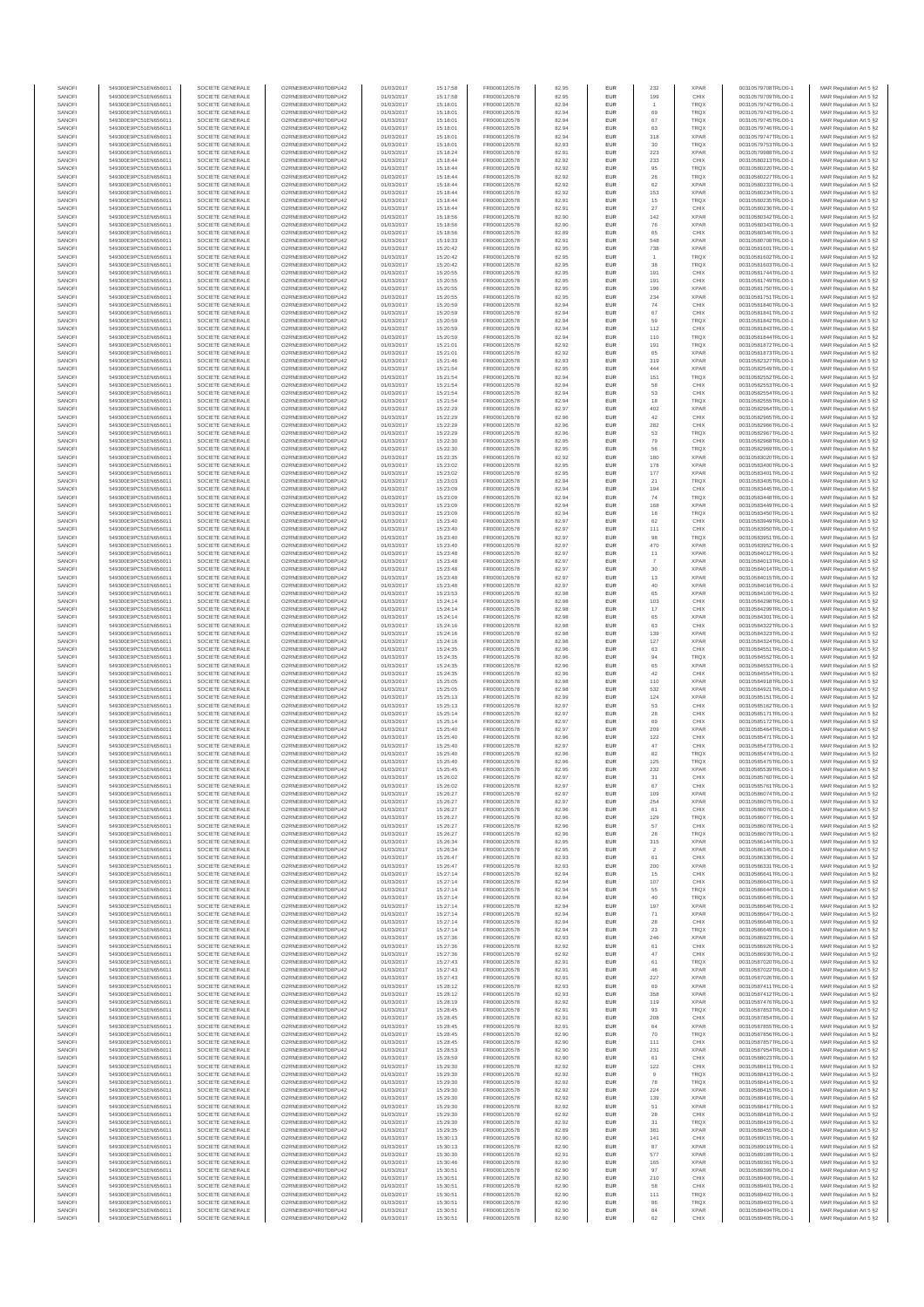| SANOFI | 549300E9PC51EN656011 | SOCIETE GENERALE | O2RNE8IBXP4R0TD8PU42 | 01/03/2017 | 15:17:58 | FR0000120578 | 82.95 | EUR | 232 | XPAR | 00310579708TRLO0-1 | MAR Regulation Art 5 §2 |
|---|---|---|---|---|---|---|---|---|---|---|---|---|
| SANOFI | 549300E9PC51EN656011 | SOCIETE GENERALE | O2RNE8IBXP4R0TD8PU42 | 01/03/2017 | 15:17:58 | FR0000120578 | 82.95 | EUR | 199 | CHIX | 00310579709TRLO0-1 | MAR Regulation Art 5 §2 |
| SANOFI | 549300E9PC51EN656011 | SOCIETE GENERALE | O2RNE8IBXP4R0TD8PU42 | 01/03/2017 | 15:18:01 | FR0000120578 | 82.94 | EUR | 1 | TRQX | 00310579742TRLO0-1 | MAR Regulation Art 5 §2 |
| SANOFI | 549300E9PC51EN656011 | SOCIETE GENERALE | O2RNE8IBXP4R0TD8PU42 | 01/03/2017 | 15:18:01 | FR0000120578 | 82.94 | EUR | 69 | TRQX | 00310579743TRLO0-1 | MAR Regulation Art 5 §2 |
| SANOFI | 549300E9PC51EN656011 | SOCIETE GENERALE | O2RNE8IBXP4R0TD8PU42 | 01/03/2017 | 15:18:01 | FR0000120578 | 82.94 | EUR | 67 | TRQX | 00310579745TRLO0-1 | MAR Regulation Art 5 §2 |
| SANOFI | 549300E9PC51EN656011 | SOCIETE GENERALE | O2RNE8IBXP4R0TD8PU42 | 01/03/2017 | 15:18:01 | FR0000120578 | 82.94 | EUR | 63 | TRQX | 00310579746TRLO0-1 | MAR Regulation Art 5 §2 |
| SANOFI | 549300E9PC51EN656011 | SOCIETE GENERALE | O2RNE8IBXP4R0TD8PU42 | 01/03/2017 | 15:18:01 | FR0000120578 | 82.94 | EUR | 318 | XPAR | 00310579747TRLO0-1 | MAR Regulation Art 5 §2 |
| SANOFI | 549300E9PC51EN656011 | SOCIETE GENERALE | O2RNE8IBXP4R0TD8PU42 | 01/03/2017 | 15:18:01 | FR0000120578 | 82.93 | EUR | 30 | TRQX | 00310579753TRLO0-1 | MAR Regulation Art 5 §2 |
| SANOFI | 549300E9PC51EN656011 | SOCIETE GENERALE | O2RNE8IBXP4R0TD8PU42 | 01/03/2017 | 15:18:24 | FR0000120578 | 82.91 | EUR | 223 | XPAR | 00310579988TRLO0-1 | MAR Regulation Art 5 §2 |
| SANOFI | 549300E9PC51EN656011 | SOCIETE GENERALE | O2RNE8IBXP4R0TD8PU42 | 01/03/2017 | 15:18:44 | FR0000120578 | 82.92 | EUR | 233 | CHIX | 00310580213TRLO0-1 | MAR Regulation Art 5 §2 |
| SANOFI | 549300E9PC51EN656011 | SOCIETE GENERALE | O2RNE8IBXP4R0TD8PU42 | 01/03/2017 | 15:18:44 | FR0000120578 | 82.92 | EUR | 95 | TRQX | 00310580226TRLO0-1 | MAR Regulation Art 5 §2 |
| SANOFI | 549300E9PC51EN656011 | SOCIETE GENERALE | O2RNE8IBXP4R0TD8PU42 | 01/03/2017 | 15:18:44 | FR0000120578 | 82.92 | EUR | 26 | TRQX | 00310580227TRLO0-1 | MAR Regulation Art 5 §2 |
| SANOFI | 549300E9PC51EN656011 | SOCIETE GENERALE | O2RNE8IBXP4R0TD8PU42 | 01/03/2017 | 15:18:44 | FR0000120578 | 82.92 | EUR | 62 | XPAR | 00310580233TRLO0-1 | MAR Regulation Art 5 §2 |
| SANOFI | 549300E9PC51EN656011 | SOCIETE GENERALE | O2RNE8IBXP4R0TD8PU42 | 01/03/2017 | 15:18:44 | FR0000120578 | 82.92 | EUR | 153 | XPAR | 00310580234TRLO0-1 | MAR Regulation Art 5 §2 |
| SANOFI | 549300E9PC51EN656011 | SOCIETE GENERALE | O2RNE8IBXP4R0TD8PU42 | 01/03/2017 | 15:18:44 | FR0000120578 | 82.91 | EUR | 15 | TRQX | 00310580235TRLO0-1 | MAR Regulation Art 5 §2 |
| SANOFI | 549300E9PC51EN656011 | SOCIETE GENERALE | O2RNE8IBXP4R0TD8PU42 | 01/03/2017 | 15:18:44 | FR0000120578 | 82.91 | EUR | 27 | CHIX | 00310580236TRLO0-1 | MAR Regulation Art 5 §2 |
| SANOFI | 549300E9PC51EN656011 | SOCIETE GENERALE | O2RNE8IBXP4R0TD8PU42 | 01/03/2017 | 15:18:56 | FR0000120578 | 82.90 | EUR | 142 | XPAR | 00310580342TRLO0-1 | MAR Regulation Art 5 §2 |
| SANOFI | 549300E9PC51EN656011 | SOCIETE GENERALE | O2RNE8IBXP4R0TD8PU42 | 01/03/2017 | 15:18:56 | FR0000120578 | 82.90 | EUR | 76 | XPAR | 00310580343TRLO0-1 | MAR Regulation Art 5 §2 |
| SANOFI | 549300E9PC51EN656011 | SOCIETE GENERALE | O2RNE8IBXP4R0TD8PU42 | 01/03/2017 | 15:18:56 | FR0000120578 | 82.89 | EUR | 65 | CHIX | 00310580346TRLO0-1 | MAR Regulation Art 5 §2 |
| SANOFI | 549300E9PC51EN656011 | SOCIETE GENERALE | O2RNE8IBXP4R0TD8PU42 | 01/03/2017 | 15:19:33 | FR0000120578 | 82.91 | EUR | 548 | XPAR | 00310580768TRLO0-1 | MAR Regulation Art 5 §2 |
| SANOFI | 549300E9PC51EN656011 | SOCIETE GENERALE | O2RNE8IBXP4R0TD8PU42 | 01/03/2017 | 15:20:42 | FR0000120578 | 82.95 | EUR | 738 | XPAR | 00310581601TRLO0-1 | MAR Regulation Art 5 §2 |
| SANOFI | 549300E9PC51EN656011 | SOCIETE GENERALE | O2RNE8IBXP4R0TD8PU42 | 01/03/2017 | 15:20:42 | FR0000120578 | 82.95 | EUR | 1 | TRQX | 00310581602TRLO0-1 | MAR Regulation Art 5 §2 |
| SANOFI | 549300E9PC51EN656011 | SOCIETE GENERALE | O2RNE8IBXP4R0TD8PU42 | 01/03/2017 | 15:20:42 | FR0000120578 | 82.95 | EUR | 38 | TRQX | 00310581603TRLO0-1 | MAR Regulation Art 5 §2 |
| SANOFI | 549300E9PC51EN656011 | SOCIETE GENERALE | O2RNE8IBXP4R0TD8PU42 | 01/03/2017 | 15:20:55 | FR0000120578 | 82.95 | EUR | 191 | CHIX | 00310581744TRLO0-1 | MAR Regulation Art 5 §2 |
| SANOFI | 549300E9PC51EN656011 | SOCIETE GENERALE | O2RNE8IBXP4R0TD8PU42 | 01/03/2017 | 15:20:55 | FR0000120578 | 82.95 | EUR | 191 | CHIX | 00310581749TRLO0-1 | MAR Regulation Art 5 §2 |
| SANOFI | 549300E9PC51EN656011 | SOCIETE GENERALE | O2RNE8IBXP4R0TD8PU42 | 01/03/2017 | 15:20:55 | FR0000120578 | 82.95 | EUR | 196 | XPAR | 00310581750TRLO0-1 | MAR Regulation Art 5 §2 |
| SANOFI | 549300E9PC51EN656011 | SOCIETE GENERALE | O2RNE8IBXP4R0TD8PU42 | 01/03/2017 | 15:20:55 | FR0000120578 | 82.95 | EUR | 234 | XPAR | 00310581751TRLO0-1 | MAR Regulation Art 5 §2 |
| SANOFI | 549300E9PC51EN656011 | SOCIETE GENERALE | O2RNE8IBXP4R0TD8PU42 | 01/03/2017 | 15:20:59 | FR0000120578 | 82.94 | EUR | 74 | CHIX | 00310581840TRLO0-1 | MAR Regulation Art 5 §2 |
| SANOFI | 549300E9PC51EN656011 | SOCIETE GENERALE | O2RNE8IBXP4R0TD8PU42 | 01/03/2017 | 15:20:59 | FR0000120578 | 82.94 | EUR | 67 | CHIX | 00310581841TRLO0-1 | MAR Regulation Art 5 §2 |
| SANOFI | 549300E9PC51EN656011 | SOCIETE GENERALE | O2RNE8IBXP4R0TD8PU42 | 01/03/2017 | 15:20:59 | FR0000120578 | 82.94 | EUR | 59 | TRQX | 00310581842TRLO0-1 | MAR Regulation Art 5 §2 |
| SANOFI | 549300E9PC51EN656011 | SOCIETE GENERALE | O2RNE8IBXP4R0TD8PU42 | 01/03/2017 | 15:20:59 | FR0000120578 | 82.94 | EUR | 112 | CHIX | 00310581843TRLO0-1 | MAR Regulation Art 5 §2 |
| SANOFI | 549300E9PC51EN656011 | SOCIETE GENERALE | O2RNE8IBXP4R0TD8PU42 | 01/03/2017 | 15:20:59 | FR0000120578 | 82.94 | EUR | 110 | TRQX | 00310581844TRLO0-1 | MAR Regulation Art 5 §2 |
| SANOFI | 549300E9PC51EN656011 | SOCIETE GENERALE | O2RNE8IBXP4R0TD8PU42 | 01/03/2017 | 15:21:01 | FR0000120578 | 82.92 | EUR | 191 | TRQX | 00310581872TRLO0-1 | MAR Regulation Art 5 §2 |
| SANOFI | 549300E9PC51EN656011 | SOCIETE GENERALE | O2RNE8IBXP4R0TD8PU42 | 01/03/2017 | 15:21:01 | FR0000120578 | 82.92 | EUR | 65 | XPAR | 00310581873TRLO0-1 | MAR Regulation Art 5 §2 |
| SANOFI | 549300E9PC51EN656011 | SOCIETE GENERALE | O2RNE8IBXP4R0TD8PU42 | 01/03/2017 | 15:21:46 | FR0000120578 | 82.93 | EUR | 319 | XPAR | 00310582327TRLO0-1 | MAR Regulation Art 5 §2 |
| SANOFI | 549300E9PC51EN656011 | SOCIETE GENERALE | O2RNE8IBXP4R0TD8PU42 | 01/03/2017 | 15:21:54 | FR0000120578 | 82.95 | EUR | 444 | XPAR | 00310582549TRLO0-1 | MAR Regulation Art 5 §2 |
| SANOFI | 549300E9PC51EN656011 | SOCIETE GENERALE | O2RNE8IBXP4R0TD8PU42 | 01/03/2017 | 15:21:54 | FR0000120578 | 82.94 | EUR | 151 | TRQX | 00310582552TRLO0-1 | MAR Regulation Art 5 §2 |
| SANOFI | 549300E9PC51EN656011 | SOCIETE GENERALE | O2RNE8IBXP4R0TD8PU42 | 01/03/2017 | 15:21:54 | FR0000120578 | 82.94 | EUR | 58 | CHIX | 00310582553TRLO0-1 | MAR Regulation Art 5 §2 |
| SANOFI | 549300E9PC51EN656011 | SOCIETE GENERALE | O2RNE8IBXP4R0TD8PU42 | 01/03/2017 | 15:21:54 | FR0000120578 | 82.94 | EUR | 53 | CHIX | 00310582554TRLO0-1 | MAR Regulation Art 5 §2 |
| SANOFI | 549300E9PC51EN656011 | SOCIETE GENERALE | O2RNE8IBXP4R0TD8PU42 | 01/03/2017 | 15:21:54 | FR0000120578 | 82.94 | EUR | 18 | TRQX | 00310582555TRLO0-1 | MAR Regulation Art 5 §2 |
| SANOFI | 549300E9PC51EN656011 | SOCIETE GENERALE | O2RNE8IBXP4R0TD8PU42 | 01/03/2017 | 15:22:29 | FR0000120578 | 82.97 | EUR | 402 | XPAR | 00310582964TRLO0-1 | MAR Regulation Art 5 §2 |
| SANOFI | 549300E9PC51EN656011 | SOCIETE GENERALE | O2RNE8IBXP4R0TD8PU42 | 01/03/2017 | 15:22:29 | FR0000120578 | 82.96 | EUR | 42 | CHIX | 00310582965TRLO0-1 | MAR Regulation Art 5 §2 |
| SANOFI | 549300E9PC51EN656011 | SOCIETE GENERALE | O2RNE8IBXP4R0TD8PU42 | 01/03/2017 | 15:22:29 | FR0000120578 | 82.96 | EUR | 282 | CHIX | 00310582966TRLO0-1 | MAR Regulation Art 5 §2 |
| SANOFI | 549300E9PC51EN656011 | SOCIETE GENERALE | O2RNE8IBXP4R0TD8PU42 | 01/03/2017 | 15:22:29 | FR0000120578 | 82.96 | EUR | 53 | TRQX | 00310582967TRLO0-1 | MAR Regulation Art 5 §2 |
| SANOFI | 549300E9PC51EN656011 | SOCIETE GENERALE | O2RNE8IBXP4R0TD8PU42 | 01/03/2017 | 15:22:30 | FR0000120578 | 82.95 | EUR | 79 | CHIX | 00310582968TRLO0-1 | MAR Regulation Art 5 §2 |
| SANOFI | 549300E9PC51EN656011 | SOCIETE GENERALE | O2RNE8IBXP4R0TD8PU42 | 01/03/2017 | 15:22:30 | FR0000120578 | 82.95 | EUR | 56 | TRQX | 00310582969TRLO0-1 | MAR Regulation Art 5 §2 |
| SANOFI | 549300E9PC51EN656011 | SOCIETE GENERALE | O2RNE8IBXP4R0TD8PU42 | 01/03/2017 | 15:22:35 | FR0000120578 | 82.92 | EUR | 180 | XPAR | 00310583020TRLO0-1 | MAR Regulation Art 5 §2 |
| SANOFI | 549300E9PC51EN656011 | SOCIETE GENERALE | O2RNE8IBXP4R0TD8PU42 | 01/03/2017 | 15:23:02 | FR0000120578 | 82.95 | EUR | 178 | XPAR | 00310583400TRLO0-1 | MAR Regulation Art 5 §2 |
| SANOFI | 549300E9PC51EN656011 | SOCIETE GENERALE | O2RNE8IBXP4R0TD8PU42 | 01/03/2017 | 15:23:02 | FR0000120578 | 82.95 | EUR | 177 | XPAR | 00310583401TRLO0-1 | MAR Regulation Art 5 §2 |
| SANOFI | 549300E9PC51EN656011 | SOCIETE GENERALE | O2RNE8IBXP4R0TD8PU42 | 01/03/2017 | 15:23:03 | FR0000120578 | 82.94 | EUR | 21 | TRQX | 00310583405TRLO0-1 | MAR Regulation Art 5 §2 |
| SANOFI | 549300E9PC51EN656011 | SOCIETE GENERALE | O2RNE8IBXP4R0TD8PU42 | 01/03/2017 | 15:23:09 | FR0000120578 | 82.94 | EUR | 194 | CHIX | 00310583445TRLO0-1 | MAR Regulation Art 5 §2 |
| SANOFI | 549300E9PC51EN656011 | SOCIETE GENERALE | O2RNE8IBXP4R0TD8PU42 | 01/03/2017 | 15:23:09 | FR0000120578 | 82.94 | EUR | 74 | TRQX | 00310583448TRLO0-1 | MAR Regulation Art 5 §2 |
| SANOFI | 549300E9PC51EN656011 | SOCIETE GENERALE | O2RNE8IBXP4R0TD8PU42 | 01/03/2017 | 15:23:09 | FR0000120578 | 82.94 | EUR | 168 | XPAR | 00310583449TRLO0-1 | MAR Regulation Art 5 §2 |
| SANOFI | 549300E9PC51EN656011 | SOCIETE GENERALE | O2RNE8IBXP4R0TD8PU42 | 01/03/2017 | 15:23:09 | FR0000120578 | 82.94 | EUR | 18 | TRQX | 00310583450TRLO0-1 | MAR Regulation Art 5 §2 |
| SANOFI | 549300E9PC51EN656011 | SOCIETE GENERALE | O2RNE8IBXP4R0TD8PU42 | 01/03/2017 | 15:23:40 | FR0000120578 | 82.97 | EUR | 62 | CHIX | 00310583949TRLO0-1 | MAR Regulation Art 5 §2 |
| SANOFI | 549300E9PC51EN656011 | SOCIETE GENERALE | O2RNE8IBXP4R0TD8PU42 | 01/03/2017 | 15:23:40 | FR0000120578 | 82.97 | EUR | 111 | CHIX | 00310583950TRLO0-1 | MAR Regulation Art 5 §2 |
| SANOFI | 549300E9PC51EN656011 | SOCIETE GENERALE | O2RNE8IBXP4R0TD8PU42 | 01/03/2017 | 15:23:40 | FR0000120578 | 82.97 | EUR | 98 | TRQX | 00310583951TRLO0-1 | MAR Regulation Art 5 §2 |
| SANOFI | 549300E9PC51EN656011 | SOCIETE GENERALE | O2RNE8IBXP4R0TD8PU42 | 01/03/2017 | 15:23:40 | FR0000120578 | 82.97 | EUR | 470 | XPAR | 00310583952TRLO0-1 | MAR Regulation Art 5 §2 |
| SANOFI | 549300E9PC51EN656011 | SOCIETE GENERALE | O2RNE8IBXP4R0TD8PU42 | 01/03/2017 | 15:23:48 | FR0000120578 | 82.97 | EUR | 11 | XPAR | 00310584012TRLO0-1 | MAR Regulation Art 5 §2 |
| SANOFI | 549300E9PC51EN656011 | SOCIETE GENERALE | O2RNE8IBXP4R0TD8PU42 | 01/03/2017 | 15:23:48 | FR0000120578 | 82.97 | EUR | 7 | XPAR | 00310584013TRLO0-1 | MAR Regulation Art 5 §2 |
| SANOFI | 549300E9PC51EN656011 | SOCIETE GENERALE | O2RNE8IBXP4R0TD8PU42 | 01/03/2017 | 15:23:48 | FR0000120578 | 82.97 | EUR | 30 | XPAR | 00310584014TRLO0-1 | MAR Regulation Art 5 §2 |
| SANOFI | 549300E9PC51EN656011 | SOCIETE GENERALE | O2RNE8IBXP4R0TD8PU42 | 01/03/2017 | 15:23:48 | FR0000120578 | 82.97 | EUR | 13 | XPAR | 00310584015TRLO0-1 | MAR Regulation Art 5 §2 |
| SANOFI | 549300E9PC51EN656011 | SOCIETE GENERALE | O2RNE8IBXP4R0TD8PU42 | 01/03/2017 | 15:23:48 | FR0000120578 | 82.97 | EUR | 40 | XPAR | 00310584016TRLO0-1 | MAR Regulation Art 5 §2 |
| SANOFI | 549300E9PC51EN656011 | SOCIETE GENERALE | O2RNE8IBXP4R0TD8PU42 | 01/03/2017 | 15:23:53 | FR0000120578 | 82.98 | EUR | 65 | XPAR | 00310584100TRLO0-1 | MAR Regulation Art 5 §2 |
| SANOFI | 549300E9PC51EN656011 | SOCIETE GENERALE | O2RNE8IBXP4R0TD8PU42 | 01/03/2017 | 15:24:14 | FR0000120578 | 82.98 | EUR | 103 | CHIX | 00310584298TRLO0-1 | MAR Regulation Art 5 §2 |
| SANOFI | 549300E9PC51EN656011 | SOCIETE GENERALE | O2RNE8IBXP4R0TD8PU42 | 01/03/2017 | 15:24:14 | FR0000120578 | 82.98 | EUR | 17 | CHIX | 00310584299TRLO0-1 | MAR Regulation Art 5 §2 |
| SANOFI | 549300E9PC51EN656011 | SOCIETE GENERALE | O2RNE8IBXP4R0TD8PU42 | 01/03/2017 | 15:24:14 | FR0000120578 | 82.98 | EUR | 65 | XPAR | 00310584301TRLO0-1 | MAR Regulation Art 5 §2 |
| SANOFI | 549300E9PC51EN656011 | SOCIETE GENERALE | O2RNE8IBXP4R0TD8PU42 | 01/03/2017 | 15:24:16 | FR0000120578 | 82.98 | EUR | 63 | CHIX | 00310584322TRLO0-1 | MAR Regulation Art 5 §2 |
| SANOFI | 549300E9PC51EN656011 | SOCIETE GENERALE | O2RNE8IBXP4R0TD8PU42 | 01/03/2017 | 15:24:16 | FR0000120578 | 82.98 | EUR | 139 | XPAR | 00310584323TRLO0-1 | MAR Regulation Art 5 §2 |
| SANOFI | 549300E9PC51EN656011 | SOCIETE GENERALE | O2RNE8IBXP4R0TD8PU42 | 01/03/2017 | 15:24:16 | FR0000120578 | 82.98 | EUR | 127 | XPAR | 00310584324TRLO0-1 | MAR Regulation Art 5 §2 |
| SANOFI | 549300E9PC51EN656011 | SOCIETE GENERALE | O2RNE8IBXP4R0TD8PU42 | 01/03/2017 | 15:24:35 | FR0000120578 | 82.96 | EUR | 63 | CHIX | 00310584551TRLO0-1 | MAR Regulation Art 5 §2 |
| SANOFI | 549300E9PC51EN656011 | SOCIETE GENERALE | O2RNE8IBXP4R0TD8PU42 | 01/03/2017 | 15:24:35 | FR0000120578 | 82.96 | EUR | 94 | TRQX | 00310584552TRLO0-1 | MAR Regulation Art 5 §2 |
| SANOFI | 549300E9PC51EN656011 | SOCIETE GENERALE | O2RNE8IBXP4R0TD8PU42 | 01/03/2017 | 15:24:35 | FR0000120578 | 82.96 | EUR | 65 | XPAR | 00310584553TRLO0-1 | MAR Regulation Art 5 §2 |
| SANOFI | 549300E9PC51EN656011 | SOCIETE GENERALE | O2RNE8IBXP4R0TD8PU42 | 01/03/2017 | 15:24:35 | FR0000120578 | 82.96 | EUR | 42 | CHIX | 00310584554TRLO0-1 | MAR Regulation Art 5 §2 |
| SANOFI | 549300E9PC51EN656011 | SOCIETE GENERALE | O2RNE8IBXP4R0TD8PU42 | 01/03/2017 | 15:25:05 | FR0000120578 | 82.98 | EUR | 110 | XPAR | 00310584918TRLO0-1 | MAR Regulation Art 5 §2 |
| SANOFI | 549300E9PC51EN656011 | SOCIETE GENERALE | O2RNE8IBXP4R0TD8PU42 | 01/03/2017 | 15:25:05 | FR0000120578 | 82.98 | EUR | 532 | XPAR | 00310584921TRLO0-1 | MAR Regulation Art 5 §2 |
| SANOFI | 549300E9PC51EN656011 | SOCIETE GENERALE | O2RNE8IBXP4R0TD8PU42 | 01/03/2017 | 15:25:13 | FR0000120578 | 82.99 | EUR | 124 | XPAR | 00310585151TRLO0-1 | MAR Regulation Art 5 §2 |
| SANOFI | 549300E9PC51EN656011 | SOCIETE GENERALE | O2RNE8IBXP4R0TD8PU42 | 01/03/2017 | 15:25:13 | FR0000120578 | 82.97 | EUR | 53 | CHIX | 00310585162TRLO0-1 | MAR Regulation Art 5 §2 |
| SANOFI | 549300E9PC51EN656011 | SOCIETE GENERALE | O2RNE8IBXP4R0TD8PU42 | 01/03/2017 | 15:25:14 | FR0000120578 | 82.97 | EUR | 28 | CHIX | 00310585171TRLO0-1 | MAR Regulation Art 5 §2 |
| SANOFI | 549300E9PC51EN656011 | SOCIETE GENERALE | O2RNE8IBXP4R0TD8PU42 | 01/03/2017 | 15:25:14 | FR0000120578 | 82.97 | EUR | 69 | CHIX | 00310585172TRLO0-1 | MAR Regulation Art 5 §2 |
| SANOFI | 549300E9PC51EN656011 | SOCIETE GENERALE | O2RNE8IBXP4R0TD8PU42 | 01/03/2017 | 15:25:40 | FR0000120578 | 82.97 | EUR | 209 | XPAR | 00310585464TRLO0-1 | MAR Regulation Art 5 §2 |
| SANOFI | 549300E9PC51EN656011 | SOCIETE GENERALE | O2RNE8IBXP4R0TD8PU42 | 01/03/2017 | 15:25:40 | FR0000120578 | 82.96 | EUR | 122 | CHIX | 00310585471TRLO0-1 | MAR Regulation Art 5 §2 |
| SANOFI | 549300E9PC51EN656011 | SOCIETE GENERALE | O2RNE8IBXP4R0TD8PU42 | 01/03/2017 | 15:25:40 | FR0000120578 | 82.97 | EUR | 47 | CHIX | 00310585473TRLO0-1 | MAR Regulation Art 5 §2 |
| SANOFI | 549300E9PC51EN656011 | SOCIETE GENERALE | O2RNE8IBXP4R0TD8PU42 | 01/03/2017 | 15:25:40 | FR0000120578 | 82.96 | EUR | 82 | TRQX | 00310585474TRLO0-1 | MAR Regulation Art 5 §2 |
| SANOFI | 549300E9PC51EN656011 | SOCIETE GENERALE | O2RNE8IBXP4R0TD8PU42 | 01/03/2017 | 15:25:40 | FR0000120578 | 82.96 | EUR | 125 | TRQX | 00310585475TRLO0-1 | MAR Regulation Art 5 §2 |
| SANOFI | 549300E9PC51EN656011 | SOCIETE GENERALE | O2RNE8IBXP4R0TD8PU42 | 01/03/2017 | 15:25:45 | FR0000120578 | 82.95 | EUR | 232 | XPAR | 00310585539TRLO0-1 | MAR Regulation Art 5 §2 |
| SANOFI | 549300E9PC51EN656011 | SOCIETE GENERALE | O2RNE8IBXP4R0TD8PU42 | 01/03/2017 | 15:26:02 | FR0000120578 | 82.97 | EUR | 31 | CHIX | 00310585760TRLO0-1 | MAR Regulation Art 5 §2 |
| SANOFI | 549300E9PC51EN656011 | SOCIETE GENERALE | O2RNE8IBXP4R0TD8PU42 | 01/03/2017 | 15:26:02 | FR0000120578 | 82.97 | EUR | 67 | CHIX | 00310585761TRLO0-1 | MAR Regulation Art 5 §2 |
| SANOFI | 549300E9PC51EN656011 | SOCIETE GENERALE | O2RNE8IBXP4R0TD8PU42 | 01/03/2017 | 15:26:27 | FR0000120578 | 82.97 | EUR | 109 | XPAR | 00310586074TRLO0-1 | MAR Regulation Art 5 §2 |
| SANOFI | 549300E9PC51EN656011 | SOCIETE GENERALE | O2RNE8IBXP4R0TD8PU42 | 01/03/2017 | 15:26:27 | FR0000120578 | 82.97 | EUR | 254 | XPAR | 00310586075TRLO0-1 | MAR Regulation Art 5 §2 |
| SANOFI | 549300E9PC51EN656011 | SOCIETE GENERALE | O2RNE8IBXP4R0TD8PU42 | 01/03/2017 | 15:26:27 | FR0000120578 | 82.96 | EUR | 61 | CHIX | 00310586076TRLO0-1 | MAR Regulation Art 5 §2 |
| SANOFI | 549300E9PC51EN656011 | SOCIETE GENERALE | O2RNE8IBXP4R0TD8PU42 | 01/03/2017 | 15:26:27 | FR0000120578 | 82.96 | EUR | 129 | TRQX | 00310586077TRLO0-1 | MAR Regulation Art 5 §2 |
| SANOFI | 549300E9PC51EN656011 | SOCIETE GENERALE | O2RNE8IBXP4R0TD8PU42 | 01/03/2017 | 15:26:27 | FR0000120578 | 82.96 | EUR | 57 | CHIX | 00310586078TRLO0-1 | MAR Regulation Art 5 §2 |
| SANOFI | 549300E9PC51EN656011 | SOCIETE GENERALE | O2RNE8IBXP4R0TD8PU42 | 01/03/2017 | 15:26:27 | FR0000120578 | 82.96 | EUR | 28 | TRQX | 00310586079TRLO0-1 | MAR Regulation Art 5 §2 |
| SANOFI | 549300E9PC51EN656011 | SOCIETE GENERALE | O2RNE8IBXP4R0TD8PU42 | 01/03/2017 | 15:26:34 | FR0000120578 | 82.95 | EUR | 315 | XPAR | 00310586144TRLO0-1 | MAR Regulation Art 5 §2 |
| SANOFI | 549300E9PC51EN656011 | SOCIETE GENERALE | O2RNE8IBXP4R0TD8PU42 | 01/03/2017 | 15:26:34 | FR0000120578 | 82.95 | EUR | 2 | XPAR | 00310586145TRLO0-1 | MAR Regulation Art 5 §2 |
| SANOFI | 549300E9PC51EN656011 | SOCIETE GENERALE | O2RNE8IBXP4R0TD8PU42 | 01/03/2017 | 15:26:47 | FR0000120578 | 82.93 | EUR | 61 | CHIX | 00310586330TRLO0-1 | MAR Regulation Art 5 §2 |
| SANOFI | 549300E9PC51EN656011 | SOCIETE GENERALE | O2RNE8IBXP4R0TD8PU42 | 01/03/2017 | 15:26:47 | FR0000120578 | 82.93 | EUR | 200 | XPAR | 00310586331TRLO0-1 | MAR Regulation Art 5 §2 |
| SANOFI | 549300E9PC51EN656011 | SOCIETE GENERALE | O2RNE8IBXP4R0TD8PU42 | 01/03/2017 | 15:27:14 | FR0000120578 | 82.94 | EUR | 15 | CHIX | 00310586641TRLO0-1 | MAR Regulation Art 5 §2 |
| SANOFI | 549300E9PC51EN656011 | SOCIETE GENERALE | O2RNE8IBXP4R0TD8PU42 | 01/03/2017 | 15:27:14 | FR0000120578 | 82.94 | EUR | 107 | CHIX | 00310586643TRLO0-1 | MAR Regulation Art 5 §2 |
| SANOFI | 549300E9PC51EN656011 | SOCIETE GENERALE | O2RNE8IBXP4R0TD8PU42 | 01/03/2017 | 15:27:14 | FR0000120578 | 82.94 | EUR | 55 | TRQX | 00310586644TRLO0-1 | MAR Regulation Art 5 §2 |
| SANOFI | 549300E9PC51EN656011 | SOCIETE GENERALE | O2RNE8IBXP4R0TD8PU42 | 01/03/2017 | 15:27:14 | FR0000120578 | 82.94 | EUR | 40 | TRQX | 00310586645TRLO0-1 | MAR Regulation Art 5 §2 |
| SANOFI | 549300E9PC51EN656011 | SOCIETE GENERALE | O2RNE8IBXP4R0TD8PU42 | 01/03/2017 | 15:27:14 | FR0000120578 | 82.94 | EUR | 197 | XPAR | 00310586646TRLO0-1 | MAR Regulation Art 5 §2 |
| SANOFI | 549300E9PC51EN656011 | SOCIETE GENERALE | O2RNE8IBXP4R0TD8PU42 | 01/03/2017 | 15:27:14 | FR0000120578 | 82.94 | EUR | 71 | XPAR | 00310586647TRLO0-1 | MAR Regulation Art 5 §2 |
| SANOFI | 549300E9PC51EN656011 | SOCIETE GENERALE | O2RNE8IBXP4R0TD8PU42 | 01/03/2017 | 15:27:14 | FR0000120578 | 82.94 | EUR | 28 | CHIX | 00310586648TRLO0-1 | MAR Regulation Art 5 §2 |
| SANOFI | 549300E9PC51EN656011 | SOCIETE GENERALE | O2RNE8IBXP4R0TD8PU42 | 01/03/2017 | 15:27:14 | FR0000120578 | 82.94 | EUR | 23 | TRQX | 00310586649TRLO0-1 | MAR Regulation Art 5 §2 |
| SANOFI | 549300E9PC51EN656011 | SOCIETE GENERALE | O2RNE8IBXP4R0TD8PU42 | 01/03/2017 | 15:27:36 | FR0000120578 | 82.93 | EUR | 246 | XPAR | 00310586923TRLO0-1 | MAR Regulation Art 5 §2 |
| SANOFI | 549300E9PC51EN656011 | SOCIETE GENERALE | O2RNE8IBXP4R0TD8PU42 | 01/03/2017 | 15:27:36 | FR0000120578 | 82.92 | EUR | 61 | CHIX | 00310586926TRLO0-1 | MAR Regulation Art 5 §2 |
| SANOFI | 549300E9PC51EN656011 | SOCIETE GENERALE | O2RNE8IBXP4R0TD8PU42 | 01/03/2017 | 15:27:36 | FR0000120578 | 82.92 | EUR | 47 | CHIX | 00310586930TRLO0-1 | MAR Regulation Art 5 §2 |
| SANOFI | 549300E9PC51EN656011 | SOCIETE GENERALE | O2RNE8IBXP4R0TD8PU42 | 01/03/2017 | 15:27:43 | FR0000120578 | 82.91 | EUR | 61 | TRQX | 00310587020TRLO0-1 | MAR Regulation Art 5 §2 |
| SANOFI | 549300E9PC51EN656011 | SOCIETE GENERALE | O2RNE8IBXP4R0TD8PU42 | 01/03/2017 | 15:27:43 | FR0000120578 | 82.91 | EUR | 46 | XPAR | 00310587022TRLO0-1 | MAR Regulation Art 5 §2 |
| SANOFI | 549300E9PC51EN656011 | SOCIETE GENERALE | O2RNE8IBXP4R0TD8PU42 | 01/03/2017 | 15:27:43 | FR0000120578 | 82.91 | EUR | 227 | XPAR | 00310587026TRLO0-1 | MAR Regulation Art 5 §2 |
| SANOFI | 549300E9PC51EN656011 | SOCIETE GENERALE | O2RNE8IBXP4R0TD8PU42 | 01/03/2017 | 15:28:12 | FR0000120578 | 82.93 | EUR | 69 | XPAR | 00310587411TRLO0-1 | MAR Regulation Art 5 §2 |
| SANOFI | 549300E9PC51EN656011 | SOCIETE GENERALE | O2RNE8IBXP4R0TD8PU42 | 01/03/2017 | 15:28:12 | FR0000120578 | 82.93 | EUR | 358 | XPAR | 00310587412TRLO0-1 | MAR Regulation Art 5 §2 |
| SANOFI | 549300E9PC51EN656011 | SOCIETE GENERALE | O2RNE8IBXP4R0TD8PU42 | 01/03/2017 | 15:28:19 | FR0000120578 | 82.92 | EUR | 119 | XPAR | 00310587476TRLO0-1 | MAR Regulation Art 5 §2 |
| SANOFI | 549300E9PC51EN656011 | SOCIETE GENERALE | O2RNE8IBXP4R0TD8PU42 | 01/03/2017 | 15:28:45 | FR0000120578 | 82.91 | EUR | 93 | TRQX | 00310587853TRLO0-1 | MAR Regulation Art 5 §2 |
| SANOFI | 549300E9PC51EN656011 | SOCIETE GENERALE | O2RNE8IBXP4R0TD8PU42 | 01/03/2017 | 15:28:45 | FR0000120578 | 82.91 | EUR | 208 | CHIX | 00310587854TRLO0-1 | MAR Regulation Art 5 §2 |
| SANOFI | 549300E9PC51EN656011 | SOCIETE GENERALE | O2RNE8IBXP4R0TD8PU42 | 01/03/2017 | 15:28:45 | FR0000120578 | 82.91 | EUR | 64 | XPAR | 00310587855TRLO0-1 | MAR Regulation Art 5 §2 |
| SANOFI | 549300E9PC51EN656011 | SOCIETE GENERALE | O2RNE8IBXP4R0TD8PU42 | 01/03/2017 | 15:28:45 | FR0000120578 | 82.90 | EUR | 70 | TRQX | 00310587856TRLO0-1 | MAR Regulation Art 5 §2 |
| SANOFI | 549300E9PC51EN656011 | SOCIETE GENERALE | O2RNE8IBXP4R0TD8PU42 | 01/03/2017 | 15:28:45 | FR0000120578 | 82.90 | EUR | 111 | CHIX | 00310587857TRLO0-1 | MAR Regulation Art 5 §2 |
| SANOFI | 549300E9PC51EN656011 | SOCIETE GENERALE | O2RNE8IBXP4R0TD8PU42 | 01/03/2017 | 15:28:53 | FR0000120578 | 82.90 | EUR | 231 | XPAR | 00310587954TRLO0-1 | MAR Regulation Art 5 §2 |
| SANOFI | 549300E9PC51EN656011 | SOCIETE GENERALE | O2RNE8IBXP4R0TD8PU42 | 01/03/2017 | 15:28:59 | FR0000120578 | 82.90 | EUR | 61 | CHIX | 00310588023TRLO0-1 | MAR Regulation Art 5 §2 |
| SANOFI | 549300E9PC51EN656011 | SOCIETE GENERALE | O2RNE8IBXP4R0TD8PU42 | 01/03/2017 | 15:29:30 | FR0000120578 | 82.92 | EUR | 122 | CHIX | 00310588411TRLO0-1 | MAR Regulation Art 5 §2 |
| SANOFI | 549300E9PC51EN656011 | SOCIETE GENERALE | O2RNE8IBXP4R0TD8PU42 | 01/03/2017 | 15:29:30 | FR0000120578 | 82.92 | EUR | 9 | TRQX | 00310588413TRLO0-1 | MAR Regulation Art 5 §2 |
| SANOFI | 549300E9PC51EN656011 | SOCIETE GENERALE | O2RNE8IBXP4R0TD8PU42 | 01/03/2017 | 15:29:30 | FR0000120578 | 82.92 | EUR | 78 | TRQX | 00310588414TRLO0-1 | MAR Regulation Art 5 §2 |
| SANOFI | 549300E9PC51EN656011 | SOCIETE GENERALE | O2RNE8IBXP4R0TD8PU42 | 01/03/2017 | 15:29:30 | FR0000120578 | 82.92 | EUR | 224 | XPAR | 00310588415TRLO0-1 | MAR Regulation Art 5 §2 |
| SANOFI | 549300E9PC51EN656011 | SOCIETE GENERALE | O2RNE8IBXP4R0TD8PU42 | 01/03/2017 | 15:29:30 | FR0000120578 | 82.92 | EUR | 139 | XPAR | 00310588416TRLO0-1 | MAR Regulation Art 5 §2 |
| SANOFI | 549300E9PC51EN656011 | SOCIETE GENERALE | O2RNE8IBXP4R0TD8PU42 | 01/03/2017 | 15:29:30 | FR0000120578 | 82.92 | EUR | 51 | XPAR | 00310588417TRLO0-1 | MAR Regulation Art 5 §2 |
| SANOFI | 549300E9PC51EN656011 | SOCIETE GENERALE | O2RNE8IBXP4R0TD8PU42 | 01/03/2017 | 15:29:30 | FR0000120578 | 82.92 | EUR | 28 | CHIX | 00310588418TRLO0-1 | MAR Regulation Art 5 §2 |
| SANOFI | 549300E9PC51EN656011 | SOCIETE GENERALE | O2RNE8IBXP4R0TD8PU42 | 01/03/2017 | 15:29:30 | FR0000120578 | 82.92 | EUR | 31 | TRQX | 00310588419TRLO0-1 | MAR Regulation Art 5 §2 |
| SANOFI | 549300E9PC51EN656011 | SOCIETE GENERALE | O2RNE8IBXP4R0TD8PU42 | 01/03/2017 | 15:29:35 | FR0000120578 | 82.89 | EUR | 381 | XPAR | 00310588456TRLO0-1 | MAR Regulation Art 5 §2 |
| SANOFI | 549300E9PC51EN656011 | SOCIETE GENERALE | O2RNE8IBXP4R0TD8PU42 | 01/03/2017 | 15:30:13 | FR0000120578 | 82.90 | EUR | 141 | CHIX | 00310589015TRLO0-1 | MAR Regulation Art 5 §2 |
| SANOFI | 549300E9PC51EN656011 | SOCIETE GENERALE | O2RNE8IBXP4R0TD8PU42 | 01/03/2017 | 15:30:13 | FR0000120578 | 82.90 | EUR | 87 | XPAR | 00310589019TRLO0-1 | MAR Regulation Art 5 §2 |
| SANOFI | 549300E9PC51EN656011 | SOCIETE GENERALE | O2RNE8IBXP4R0TD8PU42 | 01/03/2017 | 15:30:30 | FR0000120578 | 82.91 | EUR | 577 | XPAR | 00310589189TRLO0-1 | MAR Regulation Art 5 §2 |
| SANOFI | 549300E9PC51EN656011 | SOCIETE GENERALE | O2RNE8IBXP4R0TD8PU42 | 01/03/2017 | 15:30:46 | FR0000120578 | 82.90 | EUR | 165 | XPAR | 00310589361TRLO0-1 | MAR Regulation Art 5 §2 |
| SANOFI | 549300E9PC51EN656011 | SOCIETE GENERALE | O2RNE8IBXP4R0TD8PU42 | 01/03/2017 | 15:30:51 | FR0000120578 | 82.90 | EUR | 97 | XPAR | 00310589399TRLO0-1 | MAR Regulation Art 5 §2 |
| SANOFI | 549300E9PC51EN656011 | SOCIETE GENERALE | O2RNE8IBXP4R0TD8PU42 | 01/03/2017 | 15:30:51 | FR0000120578 | 82.90 | EUR | 210 | CHIX | 00310589400TRLO0-1 | MAR Regulation Art 5 §2 |
| SANOFI | 549300E9PC51EN656011 | SOCIETE GENERALE | O2RNE8IBXP4R0TD8PU42 | 01/03/2017 | 15:30:51 | FR0000120578 | 82.90 | EUR | 58 | CHIX | 00310589401TRLO0-1 | MAR Regulation Art 5 §2 |
| SANOFI | 549300E9PC51EN656011 | SOCIETE GENERALE | O2RNE8IBXP4R0TD8PU42 | 01/03/2017 | 15:30:51 | FR0000120578 | 82.90 | EUR | 111 | TRQX | 00310589402TRLO0-1 | MAR Regulation Art 5 §2 |
| SANOFI | 549300E9PC51EN656011 | SOCIETE GENERALE | O2RNE8IBXP4R0TD8PU42 | 01/03/2017 | 15:30:51 | FR0000120578 | 82.90 | EUR | 86 | TRQX | 00310589403TRLO0-1 | MAR Regulation Art 5 §2 |
| SANOFI | 549300E9PC51EN656011 | SOCIETE GENERALE | O2RNE8IBXP4R0TD8PU42 | 01/03/2017 | 15:30:51 | FR0000120578 | 82.90 | EUR | 84 | XPAR | 00310589404TRLO0-1 | MAR Regulation Art 5 §2 |
| SANOFI | 549300E9PC51EN656011 | SOCIETE GENERALE | O2RNE8IBXP4R0TD8PU42 | 01/03/2017 | 15:30:51 | FR0000120578 | 82.90 | EUR | 62 | CHIX | 00310589405TRLO0-1 | MAR Regulation Art 5 §2 |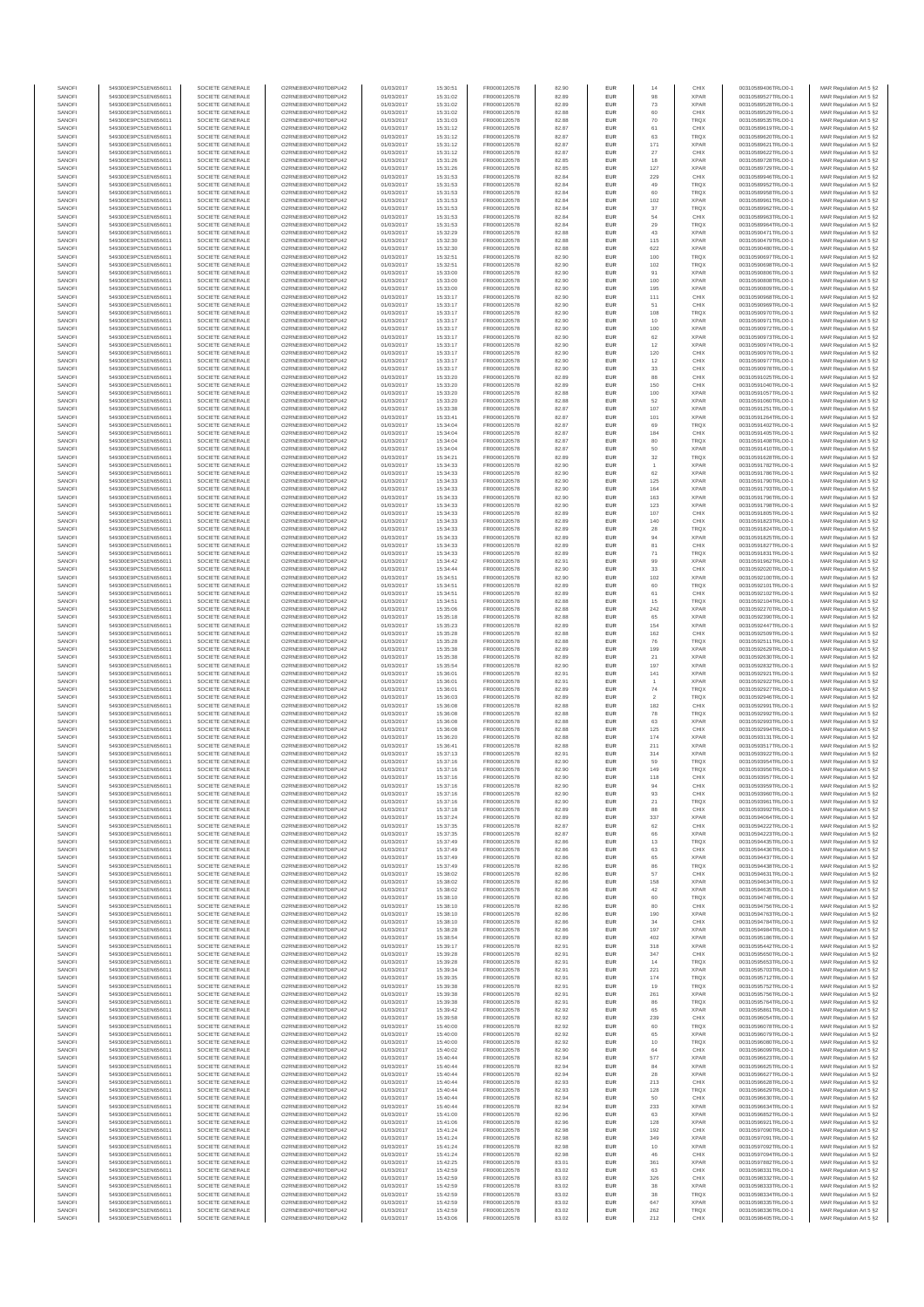| SANOFI | 549300E9PC51EN656011 | SOCIETE GENERALE | O2RNE8IBXP4R0TD8PU42 | 01/03/2017 | 15:30:51 | FR0000120578 | 82.90 | EUR | 14 | CHIX | 00310589408TRLO0-1 | MAR Regulation Art 5 §2 |
|---|---|---|---|---|---|---|---|---|---|---|---|---|
| SANOFI | 549300E9PC51EN656011 | SOCIETE GENERALE | O2RNE8IBXP4R0TD8PU42 | 01/03/2017 | 15:31:02 | FR0000120578 | 82.89 | EUR | 98 | XPAR | 00310589527TRLO0-1 | MAR Regulation Art 5 §2 |
| SANOFI | 549300E9PC51EN656011 | SOCIETE GENERALE | O2RNE8IBXP4R0TD8PU42 | 01/03/2017 | 15:31:02 | FR0000120578 | 82.89 | EUR | 73 | XPAR | 00310589528TRLO0-1 | MAR Regulation Art 5 §2 |
| SANOFI | 549300E9PC51EN656011 | SOCIETE GENERALE | O2RNE8IBXP4R0TD8PU42 | 01/03/2017 | 15:31:02 | FR0000120578 | 82.88 | EUR | 60 | CHIX | 00310589529TRLO0-1 | MAR Regulation Art 5 §2 |
| SANOFI | 549300E9PC51EN656011 | SOCIETE GENERALE | O2RNE8IBXP4R0TD8PU42 | 01/03/2017 | 15:31:03 | FR0000120578 | 82.88 | EUR | 70 | TRQX | 00310589535TRLO0-1 | MAR Regulation Art 5 §2 |
| SANOFI | 549300E9PC51EN656011 | SOCIETE GENERALE | O2RNE8IBXP4R0TD8PU42 | 01/03/2017 | 15:31:12 | FR0000120578 | 82.87 | EUR | 61 | CHIX | 00310589619TRLO0-1 | MAR Regulation Art 5 §2 |
| SANOFI | 549300E9PC51EN656011 | SOCIETE GENERALE | O2RNE8IBXP4R0TD8PU42 | 01/03/2017 | 15:31:12 | FR0000120578 | 82.87 | EUR | 63 | TRQX | 00310589620TRLO0-1 | MAR Regulation Art 5 §2 |
| SANOFI | 549300E9PC51EN656011 | SOCIETE GENERALE | O2RNE8IBXP4R0TD8PU42 | 01/03/2017 | 15:31:12 | FR0000120578 | 82.87 | EUR | 171 | XPAR | 00310589621TRLO0-1 | MAR Regulation Art 5 §2 |
| SANOFI | 549300E9PC51EN656011 | SOCIETE GENERALE | O2RNE8IBXP4R0TD8PU42 | 01/03/2017 | 15:31:12 | FR0000120578 | 82.87 | EUR | 27 | CHIX | 00310589622TRLO0-1 | MAR Regulation Art 5 §2 |
| SANOFI | 549300E9PC51EN656011 | SOCIETE GENERALE | O2RNE8IBXP4R0TD8PU42 | 01/03/2017 | 15:31:26 | FR0000120578 | 82.85 | EUR | 18 | XPAR | 00310589728TRLO0-1 | MAR Regulation Art 5 §2 |
| SANOFI | 549300E9PC51EN656011 | SOCIETE GENERALE | O2RNE8IBXP4R0TD8PU42 | 01/03/2017 | 15:31:26 | FR0000120578 | 82.85 | EUR | 127 | XPAR | 00310589729TRLO0-1 | MAR Regulation Art 5 §2 |
| SANOFI | 549300E9PC51EN656011 | SOCIETE GENERALE | O2RNE8IBXP4R0TD8PU42 | 01/03/2017 | 15:31:53 | FR0000120578 | 82.84 | EUR | 229 | CHIX | 00310589946TRLO0-1 | MAR Regulation Art 5 §2 |
| SANOFI | 549300E9PC51EN656011 | SOCIETE GENERALE | O2RNE8IBXP4R0TD8PU42 | 01/03/2017 | 15:31:53 | FR0000120578 | 82.84 | EUR | 49 | TRQX | 00310589952TRLO0-1 | MAR Regulation Art 5 §2 |
| SANOFI | 549300E9PC51EN656011 | SOCIETE GENERALE | O2RNE8IBXP4R0TD8PU42 | 01/03/2017 | 15:31:53 | FR0000120578 | 82.84 | EUR | 60 | TRQX | 00310589958TRLO0-1 | MAR Regulation Art 5 §2 |
| SANOFI | 549300E9PC51EN656011 | SOCIETE GENERALE | O2RNE8IBXP4R0TD8PU42 | 01/03/2017 | 15:31:53 | FR0000120578 | 82.84 | EUR | 102 | XPAR | 00310589961TRLO0-1 | MAR Regulation Art 5 §2 |
| SANOFI | 549300E9PC51EN656011 | SOCIETE GENERALE | O2RNE8IBXP4R0TD8PU42 | 01/03/2017 | 15:31:53 | FR0000120578 | 82.84 | EUR | 37 | TRQX | 00310589962TRLO0-1 | MAR Regulation Art 5 §2 |
| SANOFI | 549300E9PC51EN656011 | SOCIETE GENERALE | O2RNE8IBXP4R0TD8PU42 | 01/03/2017 | 15:31:53 | FR0000120578 | 82.84 | EUR | 54 | CHIX | 00310589963TRLO0-1 | MAR Regulation Art 5 §2 |
| SANOFI | 549300E9PC51EN656011 | SOCIETE GENERALE | O2RNE8IBXP4R0TD8PU42 | 01/03/2017 | 15:31:53 | FR0000120578 | 82.84 | EUR | 29 | TRQX | 00310589964TRLO0-1 | MAR Regulation Art 5 §2 |
| SANOFI | 549300E9PC51EN656011 | SOCIETE GENERALE | O2RNE8IBXP4R0TD8PU42 | 01/03/2017 | 15:32:29 | FR0000120578 | 82.88 | EUR | 43 | XPAR | 00310590471TRLO0-1 | MAR Regulation Art 5 §2 |
| SANOFI | 549300E9PC51EN656011 | SOCIETE GENERALE | O2RNE8IBXP4R0TD8PU42 | 01/03/2017 | 15:32:30 | FR0000120578 | 82.88 | EUR | 115 | XPAR | 00310590479TRLO0-1 | MAR Regulation Art 5 §2 |
| SANOFI | 549300E9PC51EN656011 | SOCIETE GENERALE | O2RNE8IBXP4R0TD8PU42 | 01/03/2017 | 15:32:30 | FR0000120578 | 82.88 | EUR | 622 | XPAR | 00310590480TRLO0-1 | MAR Regulation Art 5 §2 |
| SANOFI | 549300E9PC51EN656011 | SOCIETE GENERALE | O2RNE8IBXP4R0TD8PU42 | 01/03/2017 | 15:32:51 | FR0000120578 | 82.90 | EUR | 100 | TRQX | 00310590697TRLO0-1 | MAR Regulation Art 5 §2 |
| SANOFI | 549300E9PC51EN656011 | SOCIETE GENERALE | O2RNE8IBXP4R0TD8PU42 | 01/03/2017 | 15:32:51 | FR0000120578 | 82.90 | EUR | 102 | TRQX | 00310590698TRLO0-1 | MAR Regulation Art 5 §2 |
| SANOFI | 549300E9PC51EN656011 | SOCIETE GENERALE | O2RNE8IBXP4R0TD8PU42 | 01/03/2017 | 15:33:00 | FR0000120578 | 82.90 | EUR | 91 | XPAR | 00310590806TRLO0-1 | MAR Regulation Art 5 §2 |
| SANOFI | 549300E9PC51EN656011 | SOCIETE GENERALE | O2RNE8IBXP4R0TD8PU42 | 01/03/2017 | 15:33:00 | FR0000120578 | 82.90 | EUR | 100 | XPAR | 00310590808TRLO0-1 | MAR Regulation Art 5 §2 |
| SANOFI | 549300E9PC51EN656011 | SOCIETE GENERALE | O2RNE8IBXP4R0TD8PU42 | 01/03/2017 | 15:33:00 | FR0000120578 | 82.90 | EUR | 195 | XPAR | 00310590809TRLO0-1 | MAR Regulation Art 5 §2 |
| SANOFI | 549300E9PC51EN656011 | SOCIETE GENERALE | O2RNE8IBXP4R0TD8PU42 | 01/03/2017 | 15:33:17 | FR0000120578 | 82.90 | EUR | 111 | CHIX | 00310590968TRLO0-1 | MAR Regulation Art 5 §2 |
| SANOFI | 549300E9PC51EN656011 | SOCIETE GENERALE | O2RNE8IBXP4R0TD8PU42 | 01/03/2017 | 15:33:17 | FR0000120578 | 82.90 | EUR | 51 | CHIX | 00310590969TRLO0-1 | MAR Regulation Art 5 §2 |
| SANOFI | 549300E9PC51EN656011 | SOCIETE GENERALE | O2RNE8IBXP4R0TD8PU42 | 01/03/2017 | 15:33:17 | FR0000120578 | 82.90 | EUR | 108 | TRQX | 00310590970TRLO0-1 | MAR Regulation Art 5 §2 |
| SANOFI | 549300E9PC51EN656011 | SOCIETE GENERALE | O2RNE8IBXP4R0TD8PU42 | 01/03/2017 | 15:33:17 | FR0000120578 | 82.90 | EUR | 10 | XPAR | 00310590971TRLO0-1 | MAR Regulation Art 5 §2 |
| SANOFI | 549300E9PC51EN656011 | SOCIETE GENERALE | O2RNE8IBXP4R0TD8PU42 | 01/03/2017 | 15:33:17 | FR0000120578 | 82.90 | EUR | 100 | XPAR | 00310590972TRLO0-1 | MAR Regulation Art 5 §2 |
| SANOFI | 549300E9PC51EN656011 | SOCIETE GENERALE | O2RNE8IBXP4R0TD8PU42 | 01/03/2017 | 15:33:17 | FR0000120578 | 82.90 | EUR | 62 | XPAR | 00310590973TRLO0-1 | MAR Regulation Art 5 §2 |
| SANOFI | 549300E9PC51EN656011 | SOCIETE GENERALE | O2RNE8IBXP4R0TD8PU42 | 01/03/2017 | 15:33:17 | FR0000120578 | 82.90 | EUR | 12 | XPAR | 00310590974TRLO0-1 | MAR Regulation Art 5 §2 |
| SANOFI | 549300E9PC51EN656011 | SOCIETE GENERALE | O2RNE8IBXP4R0TD8PU42 | 01/03/2017 | 15:33:17 | FR0000120578 | 82.90 | EUR | 120 | CHIX | 00310590976TRLO0-1 | MAR Regulation Art 5 §2 |
| SANOFI | 549300E9PC51EN656011 | SOCIETE GENERALE | O2RNE8IBXP4R0TD8PU42 | 01/03/2017 | 15:33:17 | FR0000120578 | 82.90 | EUR | 12 | CHIX | 00310590977TRLO0-1 | MAR Regulation Art 5 §2 |
| SANOFI | 549300E9PC51EN656011 | SOCIETE GENERALE | O2RNE8IBXP4R0TD8PU42 | 01/03/2017 | 15:33:17 | FR0000120578 | 82.90 | EUR | 33 | CHIX | 00310590978TRLO0-1 | MAR Regulation Art 5 §2 |
| SANOFI | 549300E9PC51EN656011 | SOCIETE GENERALE | O2RNE8IBXP4R0TD8PU42 | 01/03/2017 | 15:33:20 | FR0000120578 | 82.89 | EUR | 88 | CHIX | 00310591025TRLO0-1 | MAR Regulation Art 5 §2 |
| SANOFI | 549300E9PC51EN656011 | SOCIETE GENERALE | O2RNE8IBXP4R0TD8PU42 | 01/03/2017 | 15:33:20 | FR0000120578 | 82.89 | EUR | 150 | CHIX | 00310591040TRLO0-1 | MAR Regulation Art 5 §2 |
| SANOFI | 549300E9PC51EN656011 | SOCIETE GENERALE | O2RNE8IBXP4R0TD8PU42 | 01/03/2017 | 15:33:20 | FR0000120578 | 82.88 | EUR | 100 | XPAR | 00310591057TRLO0-1 | MAR Regulation Art 5 §2 |
| SANOFI | 549300E9PC51EN656011 | SOCIETE GENERALE | O2RNE8IBXP4R0TD8PU42 | 01/03/2017 | 15:33:20 | FR0000120578 | 82.88 | EUR | 52 | XPAR | 00310591060TRLO0-1 | MAR Regulation Art 5 §2 |
| SANOFI | 549300E9PC51EN656011 | SOCIETE GENERALE | O2RNE8IBXP4R0TD8PU42 | 01/03/2017 | 15:33:38 | FR0000120578 | 82.87 | EUR | 107 | XPAR | 00310591251TRLO0-1 | MAR Regulation Art 5 §2 |
| SANOFI | 549300E9PC51EN656011 | SOCIETE GENERALE | O2RNE8IBXP4R0TD8PU42 | 01/03/2017 | 15:33:41 | FR0000120578 | 82.87 | EUR | 101 | XPAR | 00310591264TRLO0-1 | MAR Regulation Art 5 §2 |
| SANOFI | 549300E9PC51EN656011 | SOCIETE GENERALE | O2RNE8IBXP4R0TD8PU42 | 01/03/2017 | 15:34:04 | FR0000120578 | 82.87 | EUR | 69 | TRQX | 00310591402TRLO0-1 | MAR Regulation Art 5 §2 |
| SANOFI | 549300E9PC51EN656011 | SOCIETE GENERALE | O2RNE8IBXP4R0TD8PU42 | 01/03/2017 | 15:34:04 | FR0000120578 | 82.87 | EUR | 184 | CHIX | 00310591405TRLO0-1 | MAR Regulation Art 5 §2 |
| SANOFI | 549300E9PC51EN656011 | SOCIETE GENERALE | O2RNE8IBXP4R0TD8PU42 | 01/03/2017 | 15:34:04 | FR0000120578 | 82.87 | EUR | 80 | TRQX | 00310591408TRLO0-1 | MAR Regulation Art 5 §2 |
| SANOFI | 549300E9PC51EN656011 | SOCIETE GENERALE | O2RNE8IBXP4R0TD8PU42 | 01/03/2017 | 15:34:04 | FR0000120578 | 82.87 | EUR | 50 | XPAR | 00310591410TRLO0-1 | MAR Regulation Art 5 §2 |
| SANOFI | 549300E9PC51EN656011 | SOCIETE GENERALE | O2RNE8IBXP4R0TD8PU42 | 01/03/2017 | 15:34:21 | FR0000120578 | 82.89 | EUR | 32 | TRQX | 00310591628TRLO0-1 | MAR Regulation Art 5 §2 |
| SANOFI | 549300E9PC51EN656011 | SOCIETE GENERALE | O2RNE8IBXP4R0TD8PU42 | 01/03/2017 | 15:34:33 | FR0000120578 | 82.90 | EUR | 1 | XPAR | 00310591782TRLO0-1 | MAR Regulation Art 5 §2 |
| SANOFI | 549300E9PC51EN656011 | SOCIETE GENERALE | O2RNE8IBXP4R0TD8PU42 | 01/03/2017 | 15:34:33 | FR0000120578 | 82.90 | EUR | 62 | XPAR | 00310591786TRLO0-1 | MAR Regulation Art 5 §2 |
| SANOFI | 549300E9PC51EN656011 | SOCIETE GENERALE | O2RNE8IBXP4R0TD8PU42 | 01/03/2017 | 15:34:33 | FR0000120578 | 82.90 | EUR | 125 | XPAR | 00310591790TRLO0-1 | MAR Regulation Art 5 §2 |
| SANOFI | 549300E9PC51EN656011 | SOCIETE GENERALE | O2RNE8IBXP4R0TD8PU42 | 01/03/2017 | 15:34:33 | FR0000120578 | 82.90 | EUR | 164 | XPAR | 00310591793TRLO0-1 | MAR Regulation Art 5 §2 |
| SANOFI | 549300E9PC51EN656011 | SOCIETE GENERALE | O2RNE8IBXP4R0TD8PU42 | 01/03/2017 | 15:34:33 | FR0000120578 | 82.90 | EUR | 163 | XPAR | 00310591796TRLO0-1 | MAR Regulation Art 5 §2 |
| SANOFI | 549300E9PC51EN656011 | SOCIETE GENERALE | O2RNE8IBXP4R0TD8PU42 | 01/03/2017 | 15:34:33 | FR0000120578 | 82.90 | EUR | 123 | XPAR | 00310591798TRLO0-1 | MAR Regulation Art 5 §2 |
| SANOFI | 549300E9PC51EN656011 | SOCIETE GENERALE | O2RNE8IBXP4R0TD8PU42 | 01/03/2017 | 15:34:33 | FR0000120578 | 82.89 | EUR | 107 | CHIX | 00310591805TRLO0-1 | MAR Regulation Art 5 §2 |
| SANOFI | 549300E9PC51EN656011 | SOCIETE GENERALE | O2RNE8IBXP4R0TD8PU42 | 01/03/2017 | 15:34:33 | FR0000120578 | 82.89 | EUR | 140 | CHIX | 00310591823TRLO0-1 | MAR Regulation Art 5 §2 |
| SANOFI | 549300E9PC51EN656011 | SOCIETE GENERALE | O2RNE8IBXP4R0TD8PU42 | 01/03/2017 | 15:34:33 | FR0000120578 | 82.89 | EUR | 28 | TRQX | 00310591824TRLO0-1 | MAR Regulation Art 5 §2 |
| SANOFI | 549300E9PC51EN656011 | SOCIETE GENERALE | O2RNE8IBXP4R0TD8PU42 | 01/03/2017 | 15:34:33 | FR0000120578 | 82.89 | EUR | 94 | XPAR | 00310591825TRLO0-1 | MAR Regulation Art 5 §2 |
| SANOFI | 549300E9PC51EN656011 | SOCIETE GENERALE | O2RNE8IBXP4R0TD8PU42 | 01/03/2017 | 15:34:33 | FR0000120578 | 82.89 | EUR | 81 | CHIX | 00310591827TRLO0-1 | MAR Regulation Art 5 §2 |
| SANOFI | 549300E9PC51EN656011 | SOCIETE GENERALE | O2RNE8IBXP4R0TD8PU42 | 01/03/2017 | 15:34:33 | FR0000120578 | 82.89 | EUR | 71 | TRQX | 00310591831TRLO0-1 | MAR Regulation Art 5 §2 |
| SANOFI | 549300E9PC51EN656011 | SOCIETE GENERALE | O2RNE8IBXP4R0TD8PU42 | 01/03/2017 | 15:34:42 | FR0000120578 | 82.91 | EUR | 99 | XPAR | 00310591962TRLO0-1 | MAR Regulation Art 5 §2 |
| SANOFI | 549300E9PC51EN656011 | SOCIETE GENERALE | O2RNE8IBXP4R0TD8PU42 | 01/03/2017 | 15:34:44 | FR0000120578 | 82.90 | EUR | 33 | CHIX | 00310592020TRLO0-1 | MAR Regulation Art 5 §2 |
| SANOFI | 549300E9PC51EN656011 | SOCIETE GENERALE | O2RNE8IBXP4R0TD8PU42 | 01/03/2017 | 15:34:51 | FR0000120578 | 82.90 | EUR | 102 | XPAR | 00310592100TRLO0-1 | MAR Regulation Art 5 §2 |
| SANOFI | 549300E9PC51EN656011 | SOCIETE GENERALE | O2RNE8IBXP4R0TD8PU42 | 01/03/2017 | 15:34:51 | FR0000120578 | 82.89 | EUR | 60 | TRQX | 00310592101TRLO0-1 | MAR Regulation Art 5 §2 |
| SANOFI | 549300E9PC51EN656011 | SOCIETE GENERALE | O2RNE8IBXP4R0TD8PU42 | 01/03/2017 | 15:34:51 | FR0000120578 | 82.89 | EUR | 61 | CHIX | 00310592102TRLO0-1 | MAR Regulation Art 5 §2 |
| SANOFI | 549300E9PC51EN656011 | SOCIETE GENERALE | O2RNE8IBXP4R0TD8PU42 | 01/03/2017 | 15:34:51 | FR0000120578 | 82.88 | EUR | 15 | TRQX | 00310592104TRLO0-1 | MAR Regulation Art 5 §2 |
| SANOFI | 549300E9PC51EN656011 | SOCIETE GENERALE | O2RNE8IBXP4R0TD8PU42 | 01/03/2017 | 15:35:06 | FR0000120578 | 82.88 | EUR | 242 | XPAR | 00310592270TRLO0-1 | MAR Regulation Art 5 §2 |
| SANOFI | 549300E9PC51EN656011 | SOCIETE GENERALE | O2RNE8IBXP4R0TD8PU42 | 01/03/2017 | 15:35:18 | FR0000120578 | 82.88 | EUR | 65 | XPAR | 00310592390TRLO0-1 | MAR Regulation Art 5 §2 |
| SANOFI | 549300E9PC51EN656011 | SOCIETE GENERALE | O2RNE8IBXP4R0TD8PU42 | 01/03/2017 | 15:35:23 | FR0000120578 | 82.89 | EUR | 154 | XPAR | 00310592447TRLO0-1 | MAR Regulation Art 5 §2 |
| SANOFI | 549300E9PC51EN656011 | SOCIETE GENERALE | O2RNE8IBXP4R0TD8PU42 | 01/03/2017 | 15:35:28 | FR0000120578 | 82.88 | EUR | 162 | CHIX | 00310592509TRLO0-1 | MAR Regulation Art 5 §2 |
| SANOFI | 549300E9PC51EN656011 | SOCIETE GENERALE | O2RNE8IBXP4R0TD8PU42 | 01/03/2017 | 15:35:28 | FR0000120578 | 82.88 | EUR | 76 | TRQX | 00310592511TRLO0-1 | MAR Regulation Art 5 §2 |
| SANOFI | 549300E9PC51EN656011 | SOCIETE GENERALE | O2RNE8IBXP4R0TD8PU42 | 01/03/2017 | 15:35:38 | FR0000120578 | 82.89 | EUR | 199 | XPAR | 00310592629TRLO0-1 | MAR Regulation Art 5 §2 |
| SANOFI | 549300E9PC51EN656011 | SOCIETE GENERALE | O2RNE8IBXP4R0TD8PU42 | 01/03/2017 | 15:35:38 | FR0000120578 | 82.89 | EUR | 21 | XPAR | 00310592630TRLO0-1 | MAR Regulation Art 5 §2 |
| SANOFI | 549300E9PC51EN656011 | SOCIETE GENERALE | O2RNE8IBXP4R0TD8PU42 | 01/03/2017 | 15:35:54 | FR0000120578 | 82.90 | EUR | 197 | XPAR | 00310592832TRLO0-1 | MAR Regulation Art 5 §2 |
| SANOFI | 549300E9PC51EN656011 | SOCIETE GENERALE | O2RNE8IBXP4R0TD8PU42 | 01/03/2017 | 15:36:01 | FR0000120578 | 82.91 | EUR | 141 | XPAR | 00310592921TRLO0-1 | MAR Regulation Art 5 §2 |
| SANOFI | 549300E9PC51EN656011 | SOCIETE GENERALE | O2RNE8IBXP4R0TD8PU42 | 01/03/2017 | 15:36:01 | FR0000120578 | 82.91 | EUR | 1 | XPAR | 00310592922TRLO0-1 | MAR Regulation Art 5 §2 |
| SANOFI | 549300E9PC51EN656011 | SOCIETE GENERALE | O2RNE8IBXP4R0TD8PU42 | 01/03/2017 | 15:36:01 | FR0000120578 | 82.89 | EUR | 74 | TRQX | 00310592927TRLO0-1 | MAR Regulation Art 5 §2 |
| SANOFI | 549300E9PC51EN656011 | SOCIETE GENERALE | O2RNE8IBXP4R0TD8PU42 | 01/03/2017 | 15:36:03 | FR0000120578 | 82.89 | EUR | 2 | TRQX | 00310592946TRLO0-1 | MAR Regulation Art 5 §2 |
| SANOFI | 549300E9PC51EN656011 | SOCIETE GENERALE | O2RNE8IBXP4R0TD8PU42 | 01/03/2017 | 15:36:08 | FR0000120578 | 82.88 | EUR | 182 | CHIX | 00310592991TRLO0-1 | MAR Regulation Art 5 §2 |
| SANOFI | 549300E9PC51EN656011 | SOCIETE GENERALE | O2RNE8IBXP4R0TD8PU42 | 01/03/2017 | 15:36:08 | FR0000120578 | 82.88 | EUR | 78 | TRQX | 00310592992TRLO0-1 | MAR Regulation Art 5 §2 |
| SANOFI | 549300E9PC51EN656011 | SOCIETE GENERALE | O2RNE8IBXP4R0TD8PU42 | 01/03/2017 | 15:36:08 | FR0000120578 | 82.88 | EUR | 63 | XPAR | 00310592993TRLO0-1 | MAR Regulation Art 5 §2 |
| SANOFI | 549300E9PC51EN656011 | SOCIETE GENERALE | O2RNE8IBXP4R0TD8PU42 | 01/03/2017 | 15:36:08 | FR0000120578 | 82.88 | EUR | 125 | CHIX | 00310592994TRLO0-1 | MAR Regulation Art 5 §2 |
| SANOFI | 549300E9PC51EN656011 | SOCIETE GENERALE | O2RNE8IBXP4R0TD8PU42 | 01/03/2017 | 15:36:20 | FR0000120578 | 82.88 | EUR | 174 | XPAR | 00310593131TRLO0-1 | MAR Regulation Art 5 §2 |
| SANOFI | 549300E9PC51EN656011 | SOCIETE GENERALE | O2RNE8IBXP4R0TD8PU42 | 01/03/2017 | 15:36:41 | FR0000120578 | 82.88 | EUR | 211 | XPAR | 00310593517TRLO0-1 | MAR Regulation Art 5 §2 |
| SANOFI | 549300E9PC51EN656011 | SOCIETE GENERALE | O2RNE8IBXP4R0TD8PU42 | 01/03/2017 | 15:37:13 | FR0000120578 | 82.91 | EUR | 314 | XPAR | 00310593922TRLO0-1 | MAR Regulation Art 5 §2 |
| SANOFI | 549300E9PC51EN656011 | SOCIETE GENERALE | O2RNE8IBXP4R0TD8PU42 | 01/03/2017 | 15:37:16 | FR0000120578 | 82.90 | EUR | 59 | TRQX | 00310593954TRLO0-1 | MAR Regulation Art 5 §2 |
| SANOFI | 549300E9PC51EN656011 | SOCIETE GENERALE | O2RNE8IBXP4R0TD8PU42 | 01/03/2017 | 15:37:16 | FR0000120578 | 82.90 | EUR | 149 | TRQX | 00310593956TRLO0-1 | MAR Regulation Art 5 §2 |
| SANOFI | 549300E9PC51EN656011 | SOCIETE GENERALE | O2RNE8IBXP4R0TD8PU42 | 01/03/2017 | 15:37:16 | FR0000120578 | 82.90 | EUR | 118 | CHIX | 00310593957TRLO0-1 | MAR Regulation Art 5 §2 |
| SANOFI | 549300E9PC51EN656011 | SOCIETE GENERALE | O2RNE8IBXP4R0TD8PU42 | 01/03/2017 | 15:37:16 | FR0000120578 | 82.90 | EUR | 94 | CHIX | 00310593959TRLO0-1 | MAR Regulation Art 5 §2 |
| SANOFI | 549300E9PC51EN656011 | SOCIETE GENERALE | O2RNE8IBXP4R0TD8PU42 | 01/03/2017 | 15:37:16 | FR0000120578 | 82.90 | EUR | 93 | CHIX | 00310593960TRLO0-1 | MAR Regulation Art 5 §2 |
| SANOFI | 549300E9PC51EN656011 | SOCIETE GENERALE | O2RNE8IBXP4R0TD8PU42 | 01/03/2017 | 15:37:16 | FR0000120578 | 82.90 | EUR | 21 | TRQX | 00310593961TRLO0-1 | MAR Regulation Art 5 §2 |
| SANOFI | 549300E9PC51EN656011 | SOCIETE GENERALE | O2RNE8IBXP4R0TD8PU42 | 01/03/2017 | 15:37:18 | FR0000120578 | 82.89 | EUR | 88 | CHIX | 00310593992TRLO0-1 | MAR Regulation Art 5 §2 |
| SANOFI | 549300E9PC51EN656011 | SOCIETE GENERALE | O2RNE8IBXP4R0TD8PU42 | 01/03/2017 | 15:37:24 | FR0000120578 | 82.89 | EUR | 337 | XPAR | 00310594064TRLO0-1 | MAR Regulation Art 5 §2 |
| SANOFI | 549300E9PC51EN656011 | SOCIETE GENERALE | O2RNE8IBXP4R0TD8PU42 | 01/03/2017 | 15:37:35 | FR0000120578 | 82.87 | EUR | 62 | CHIX | 00310594222TRLO0-1 | MAR Regulation Art 5 §2 |
| SANOFI | 549300E9PC51EN656011 | SOCIETE GENERALE | O2RNE8IBXP4R0TD8PU42 | 01/03/2017 | 15:37:35 | FR0000120578 | 82.87 | EUR | 66 | XPAR | 00310594223TRLO0-1 | MAR Regulation Art 5 §2 |
| SANOFI | 549300E9PC51EN656011 | SOCIETE GENERALE | O2RNE8IBXP4R0TD8PU42 | 01/03/2017 | 15:37:49 | FR0000120578 | 82.86 | EUR | 13 | TRQX | 00310594435TRLO0-1 | MAR Regulation Art 5 §2 |
| SANOFI | 549300E9PC51EN656011 | SOCIETE GENERALE | O2RNE8IBXP4R0TD8PU42 | 01/03/2017 | 15:37:49 | FR0000120578 | 82.86 | EUR | 63 | CHIX | 00310594436TRLO0-1 | MAR Regulation Art 5 §2 |
| SANOFI | 549300E9PC51EN656011 | SOCIETE GENERALE | O2RNE8IBXP4R0TD8PU42 | 01/03/2017 | 15:37:49 | FR0000120578 | 82.86 | EUR | 65 | XPAR | 00310594437TRLO0-1 | MAR Regulation Art 5 §2 |
| SANOFI | 549300E9PC51EN656011 | SOCIETE GENERALE | O2RNE8IBXP4R0TD8PU42 | 01/03/2017 | 15:37:49 | FR0000120578 | 82.86 | EUR | 86 | TRQX | 00310594438TRLO0-1 | MAR Regulation Art 5 §2 |
| SANOFI | 549300E9PC51EN656011 | SOCIETE GENERALE | O2RNE8IBXP4R0TD8PU42 | 01/03/2017 | 15:38:02 | FR0000120578 | 82.86 | EUR | 57 | CHIX | 00310594631TRLO0-1 | MAR Regulation Art 5 §2 |
| SANOFI | 549300E9PC51EN656011 | SOCIETE GENERALE | O2RNE8IBXP4R0TD8PU42 | 01/03/2017 | 15:38:02 | FR0000120578 | 82.86 | EUR | 158 | XPAR | 00310594634TRLO0-1 | MAR Regulation Art 5 §2 |
| SANOFI | 549300E9PC51EN656011 | SOCIETE GENERALE | O2RNE8IBXP4R0TD8PU42 | 01/03/2017 | 15:38:02 | FR0000120578 | 82.86 | EUR | 42 | XPAR | 00310594635TRLO0-1 | MAR Regulation Art 5 §2 |
| SANOFI | 549300E9PC51EN656011 | SOCIETE GENERALE | O2RNE8IBXP4R0TD8PU42 | 01/03/2017 | 15:38:10 | FR0000120578 | 82.86 | EUR | 60 | TRQX | 00310594748TRLO0-1 | MAR Regulation Art 5 §2 |
| SANOFI | 549300E9PC51EN656011 | SOCIETE GENERALE | O2RNE8IBXP4R0TD8PU42 | 01/03/2017 | 15:38:10 | FR0000120578 | 82.86 | EUR | 80 | CHIX | 00310594756TRLO0-1 | MAR Regulation Art 5 §2 |
| SANOFI | 549300E9PC51EN656011 | SOCIETE GENERALE | O2RNE8IBXP4R0TD8PU42 | 01/03/2017 | 15:38:10 | FR0000120578 | 82.86 | EUR | 190 | XPAR | 00310594763TRLO0-1 | MAR Regulation Art 5 §2 |
| SANOFI | 549300E9PC51EN656011 | SOCIETE GENERALE | O2RNE8IBXP4R0TD8PU42 | 01/03/2017 | 15:38:10 | FR0000120578 | 82.86 | EUR | 34 | CHIX | 00310594784TRLO0-1 | MAR Regulation Art 5 §2 |
| SANOFI | 549300E9PC51EN656011 | SOCIETE GENERALE | O2RNE8IBXP4R0TD8PU42 | 01/03/2017 | 15:38:28 | FR0000120578 | 82.86 | EUR | 197 | XPAR | 00310594984TRLO0-1 | MAR Regulation Art 5 §2 |
| SANOFI | 549300E9PC51EN656011 | SOCIETE GENERALE | O2RNE8IBXP4R0TD8PU42 | 01/03/2017 | 15:38:54 | FR0000120578 | 82.89 | EUR | 402 | XPAR | 00310595188TRLO0-1 | MAR Regulation Art 5 §2 |
| SANOFI | 549300E9PC51EN656011 | SOCIETE GENERALE | O2RNE8IBXP4R0TD8PU42 | 01/03/2017 | 15:39:17 | FR0000120578 | 82.91 | EUR | 318 | XPAR | 00310595442TRLO0-1 | MAR Regulation Art 5 §2 |
| SANOFI | 549300E9PC51EN656011 | SOCIETE GENERALE | O2RNE8IBXP4R0TD8PU42 | 01/03/2017 | 15:39:28 | FR0000120578 | 82.91 | EUR | 347 | CHIX | 00310595650TRLO0-1 | MAR Regulation Art 5 §2 |
| SANOFI | 549300E9PC51EN656011 | SOCIETE GENERALE | O2RNE8IBXP4R0TD8PU42 | 01/03/2017 | 15:39:28 | FR0000120578 | 82.91 | EUR | 14 | TRQX | 00310595653TRLO0-1 | MAR Regulation Art 5 §2 |
| SANOFI | 549300E9PC51EN656011 | SOCIETE GENERALE | O2RNE8IBXP4R0TD8PU42 | 01/03/2017 | 15:39:34 | FR0000120578 | 82.91 | EUR | 221 | XPAR | 00310595703TRLO0-1 | MAR Regulation Art 5 §2 |
| SANOFI | 549300E9PC51EN656011 | SOCIETE GENERALE | O2RNE8IBXP4R0TD8PU42 | 01/03/2017 | 15:39:35 | FR0000120578 | 82.91 | EUR | 174 | TRQX | 00310595712TRLO0-1 | MAR Regulation Art 5 §2 |
| SANOFI | 549300E9PC51EN656011 | SOCIETE GENERALE | O2RNE8IBXP4R0TD8PU42 | 01/03/2017 | 15:39:38 | FR0000120578 | 82.91 | EUR | 19 | TRQX | 00310595752TRLO0-1 | MAR Regulation Art 5 §2 |
| SANOFI | 549300E9PC51EN656011 | SOCIETE GENERALE | O2RNE8IBXP4R0TD8PU42 | 01/03/2017 | 15:39:38 | FR0000120578 | 82.91 | EUR | 261 | XPAR | 00310595756TRLO0-1 | MAR Regulation Art 5 §2 |
| SANOFI | 549300E9PC51EN656011 | SOCIETE GENERALE | O2RNE8IBXP4R0TD8PU42 | 01/03/2017 | 15:39:38 | FR0000120578 | 82.91 | EUR | 86 | TRQX | 00310595764TRLO0-1 | MAR Regulation Art 5 §2 |
| SANOFI | 549300E9PC51EN656011 | SOCIETE GENERALE | O2RNE8IBXP4R0TD8PU42 | 01/03/2017 | 15:39:42 | FR0000120578 | 82.92 | EUR | 65 | XPAR | 00310595801TRLO0-1 | MAR Regulation Art 5 §2 |
| SANOFI | 549300E9PC51EN656011 | SOCIETE GENERALE | O2RNE8IBXP4R0TD8PU42 | 01/03/2017 | 15:39:58 | FR0000120578 | 82.92 | EUR | 239 | CHIX | 00310596054TRLO0-1 | MAR Regulation Art 5 §2 |
| SANOFI | 549300E9PC51EN656011 | SOCIETE GENERALE | O2RNE8IBXP4R0TD8PU42 | 01/03/2017 | 15:40:00 | FR0000120578 | 82.92 | EUR | 60 | TRQX | 00310596078TRLO0-1 | MAR Regulation Art 5 §2 |
| SANOFI | 549300E9PC51EN656011 | SOCIETE GENERALE | O2RNE8IBXP4R0TD8PU42 | 01/03/2017 | 15:40:00 | FR0000120578 | 82.92 | EUR | 65 | XPAR | 00310596079TRLO0-1 | MAR Regulation Art 5 §2 |
| SANOFI | 549300E9PC51EN656011 | SOCIETE GENERALE | O2RNE8IBXP4R0TD8PU42 | 01/03/2017 | 15:40:00 | FR0000120578 | 82.92 | EUR | 10 | TRQX | 00310596080TRLO0-1 | MAR Regulation Art 5 §2 |
| SANOFI | 549300E9PC51EN656011 | SOCIETE GENERALE | O2RNE8IBXP4R0TD8PU42 | 01/03/2017 | 15:40:02 | FR0000120578 | 82.90 | EUR | 64 | CHIX | 00310596099TRLO0-1 | MAR Regulation Art 5 §2 |
| SANOFI | 549300E9PC51EN656011 | SOCIETE GENERALE | O2RNE8IBXP4R0TD8PU42 | 01/03/2017 | 15:40:44 | FR0000120578 | 82.94 | EUR | 577 | XPAR | 00310596623TRLO0-1 | MAR Regulation Art 5 §2 |
| SANOFI | 549300E9PC51EN656011 | SOCIETE GENERALE | O2RNE8IBXP4R0TD8PU42 | 01/03/2017 | 15:40:44 | FR0000120578 | 82.94 | EUR | 84 | XPAR | 00310596625TRLO0-1 | MAR Regulation Art 5 §2 |
| SANOFI | 549300E9PC51EN656011 | SOCIETE GENERALE | O2RNE8IBXP4R0TD8PU42 | 01/03/2017 | 15:40:44 | FR0000120578 | 82.94 | EUR | 28 | XPAR | 00310596627TRLO0-1 | MAR Regulation Art 5 §2 |
| SANOFI | 549300E9PC51EN656011 | SOCIETE GENERALE | O2RNE8IBXP4R0TD8PU42 | 01/03/2017 | 15:40:44 | FR0000120578 | 82.93 | EUR | 213 | CHIX | 00310596628TRLO0-1 | MAR Regulation Art 5 §2 |
| SANOFI | 549300E9PC51EN656011 | SOCIETE GENERALE | O2RNE8IBXP4R0TD8PU42 | 01/03/2017 | 15:40:44 | FR0000120578 | 82.93 | EUR | 128 | TRQX | 00310596629TRLO0-1 | MAR Regulation Art 5 §2 |
| SANOFI | 549300E9PC51EN656011 | SOCIETE GENERALE | O2RNE8IBXP4R0TD8PU42 | 01/03/2017 | 15:40:44 | FR0000120578 | 82.94 | EUR | 50 | CHIX | 00310596630TRLO0-1 | MAR Regulation Art 5 §2 |
| SANOFI | 549300E9PC51EN656011 | SOCIETE GENERALE | O2RNE8IBXP4R0TD8PU42 | 01/03/2017 | 15:40:44 | FR0000120578 | 82.94 | EUR | 233 | XPAR | 00310596634TRLO0-1 | MAR Regulation Art 5 §2 |
| SANOFI | 549300E9PC51EN656011 | SOCIETE GENERALE | O2RNE8IBXP4R0TD8PU42 | 01/03/2017 | 15:41:00 | FR0000120578 | 82.96 | EUR | 63 | XPAR | 00310596852TRLO0-1 | MAR Regulation Art 5 §2 |
| SANOFI | 549300E9PC51EN656011 | SOCIETE GENERALE | O2RNE8IBXP4R0TD8PU42 | 01/03/2017 | 15:41:06 | FR0000120578 | 82.96 | EUR | 128 | XPAR | 00310596921TRLO0-1 | MAR Regulation Art 5 §2 |
| SANOFI | 549300E9PC51EN656011 | SOCIETE GENERALE | O2RNE8IBXP4R0TD8PU42 | 01/03/2017 | 15:41:24 | FR0000120578 | 82.98 | EUR | 192 | CHIX | 00310597090TRLO0-1 | MAR Regulation Art 5 §2 |
| SANOFI | 549300E9PC51EN656011 | SOCIETE GENERALE | O2RNE8IBXP4R0TD8PU42 | 01/03/2017 | 15:41:24 | FR0000120578 | 82.98 | EUR | 349 | XPAR | 00310597091TRLO0-1 | MAR Regulation Art 5 §2 |
| SANOFI | 549300E9PC51EN656011 | SOCIETE GENERALE | O2RNE8IBXP4R0TD8PU42 | 01/03/2017 | 15:41:24 | FR0000120578 | 82.98 | EUR | 10 | XPAR | 00310597092TRLO0-1 | MAR Regulation Art 5 §2 |
| SANOFI | 549300E9PC51EN656011 | SOCIETE GENERALE | O2RNE8IBXP4R0TD8PU42 | 01/03/2017 | 15:41:24 | FR0000120578 | 82.98 | EUR | 46 | CHIX | 00310597094TRLO0-1 | MAR Regulation Art 5 §2 |
| SANOFI | 549300E9PC51EN656011 | SOCIETE GENERALE | O2RNE8IBXP4R0TD8PU42 | 01/03/2017 | 15:42:25 | FR0000120578 | 83.01 | EUR | 361 | XPAR | 00310597882TRLO0-1 | MAR Regulation Art 5 §2 |
| SANOFI | 549300E9PC51EN656011 | SOCIETE GENERALE | O2RNE8IBXP4R0TD8PU42 | 01/03/2017 | 15:42:59 | FR0000120578 | 83.02 | EUR | 63 | CHIX | 00310598331TRLO0-1 | MAR Regulation Art 5 §2 |
| SANOFI | 549300E9PC51EN656011 | SOCIETE GENERALE | O2RNE8IBXP4R0TD8PU42 | 01/03/2017 | 15:42:59 | FR0000120578 | 83.02 | EUR | 326 | CHIX | 00310598332TRLO0-1 | MAR Regulation Art 5 §2 |
| SANOFI | 549300E9PC51EN656011 | SOCIETE GENERALE | O2RNE8IBXP4R0TD8PU42 | 01/03/2017 | 15:42:59 | FR0000120578 | 83.02 | EUR | 38 | XPAR | 00310598333TRLO0-1 | MAR Regulation Art 5 §2 |
| SANOFI | 549300E9PC51EN656011 | SOCIETE GENERALE | O2RNE8IBXP4R0TD8PU42 | 01/03/2017 | 15:42:59 | FR0000120578 | 83.02 | EUR | 36 | TRQX | 00310598334TRLO0-1 | MAR Regulation Art 5 §2 |
| SANOFI | 549300E9PC51EN656011 | SOCIETE GENERALE | O2RNE8IBXP4R0TD8PU42 | 01/03/2017 | 15:42:59 | FR0000120578 | 83.02 | EUR | 647 | XPAR | 00310598335TRLO0-1 | MAR Regulation Art 5 §2 |
| SANOFI | 549300E9PC51EN656011 | SOCIETE GENERALE | O2RNE8IBXP4R0TD8PU42 | 01/03/2017 | 15:42:59 | FR0000120578 | 83.02 | EUR | 262 | TRQX | 00310598336TRLO0-1 | MAR Regulation Art 5 §2 |
| SANOFI | 549300E9PC51EN656011 | SOCIETE GENERALE | O2RNE8IBXP4R0TD8PU42 | 01/03/2017 | 15:43:06 | FR0000120578 | 83.02 | EUR | 212 | CHIX | 00310598405TRLO0-1 | MAR Regulation Art 5 §2 |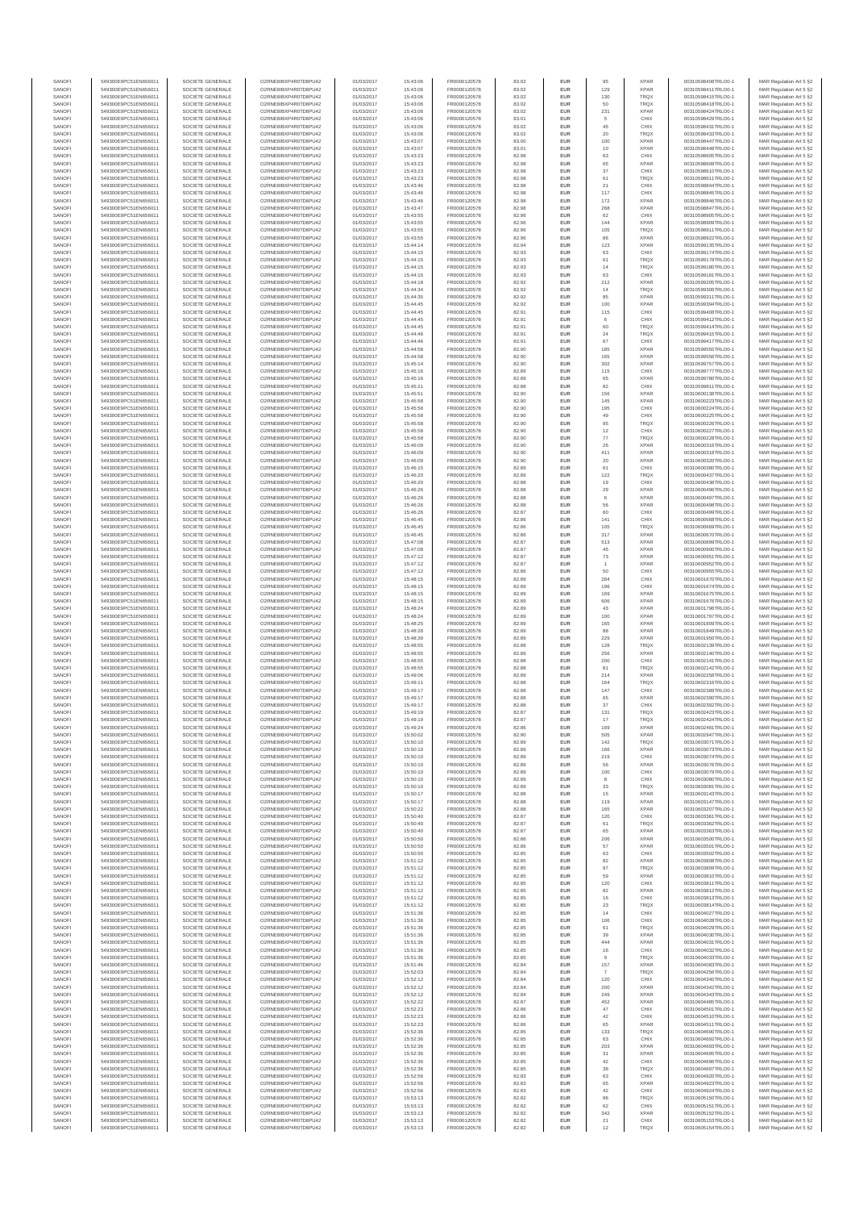| SANOFI | 549300E9PC51EN656011 | SOCIETE GENERALE | O2RNE8IBXP4R0TD8PU42 | 01/03/2017 | 15:43:06 | FR0000120578 | 83.02 | EUR | 95 | XPAR | 00310598408TRLO0-1 | MAR Regulation Art 5 §2 |
|---|---|---|---|---|---|---|---|---|---|---|---|---|
| SANOFI | 549300E9PC51EN656011 | SOCIETE GENERALE | O2RNE8IBXP4R0TD8PU42 | 01/03/2017 | 15:43:06 | FR0000120578 | 83.02 | EUR | 129 | XPAR | 00310598411TRLO0-1 | MAR Regulation Art 5 §2 |
| SANOFI | 549300E9PC51EN656011 | SOCIETE GENERALE | O2RNE8IBXP4R0TD8PU42 | 01/03/2017 | 15:43:06 | FR0000120578 | 83.02 | EUR | 130 | TRQX | 00310598415TRLO0-1 | MAR Regulation Art 5 §2 |
| SANOFI | 549300E9PC51EN656011 | SOCIETE GENERALE | O2RNE8IBXP4R0TD8PU42 | 01/03/2017 | 15:43:06 | FR0000120578 | 83.02 | EUR | 50 | TRQX | 00310598418TRLO0-1 | MAR Regulation Art 5 §2 |
| SANOFI | 549300E9PC51EN656011 | SOCIETE GENERALE | O2RNE8IBXP4R0TD8PU42 | 01/03/2017 | 15:43:06 | FR0000120578 | 83.02 | EUR | 231 | XPAR | 00310598424TRLO0-1 | MAR Regulation Art 5 §2 |
| SANOFI | 549300E9PC51EN656011 | SOCIETE GENERALE | O2RNE8IBXP4R0TD8PU42 | 01/03/2017 | 15:43:06 | FR0000120578 | 83.01 | EUR | 5 | CHIX | 00310598429TRLO0-1 | MAR Regulation Art 5 §2 |
| SANOFI | 549300E9PC51EN656011 | SOCIETE GENERALE | O2RNE8IBXP4R0TD8PU42 | 01/03/2017 | 15:43:06 | FR0000120578 | 83.02 | EUR | 45 | CHIX | 00310598431TRLO0-1 | MAR Regulation Art 5 §2 |
| SANOFI | 549300E9PC51EN656011 | SOCIETE GENERALE | O2RNE8IBXP4R0TD8PU42 | 01/03/2017 | 15:43:06 | FR0000120578 | 83.02 | EUR | 20 | TRQX | 00310598433TRLO0-1 | MAR Regulation Art 5 §2 |
| SANOFI | 549300E9PC51EN656011 | SOCIETE GENERALE | O2RNE8IBXP4R0TD8PU42 | 01/03/2017 | 15:43:07 | FR0000120578 | 83.00 | EUR | 100 | XPAR | 00310598447TRLO0-1 | MAR Regulation Art 5 §2 |
| SANOFI | 549300E9PC51EN656011 | SOCIETE GENERALE | O2RNE8IBXP4R0TD8PU42 | 01/03/2017 | 15:43:07 | FR0000120578 | 83.01 | EUR | 10 | XPAR | 00310598448TRLO0-1 | MAR Regulation Art 5 §2 |
| SANOFI | 549300E9PC51EN656011 | SOCIETE GENERALE | O2RNE8IBXP4R0TD8PU42 | 01/03/2017 | 15:43:23 | FR0000120578 | 82.98 | EUR | 63 | CHIX | 00310598605TRLO0-1 | MAR Regulation Art 5 §2 |
| SANOFI | 549300E9PC51EN656011 | SOCIETE GENERALE | O2RNE8IBXP4R0TD8PU42 | 01/03/2017 | 15:43:23 | FR0000120578 | 82.98 | EUR | 65 | XPAR | 00310598608TRLO0-1 | MAR Regulation Art 5 §2 |
| SANOFI | 549300E9PC51EN656011 | SOCIETE GENERALE | O2RNE8IBXP4R0TD8PU42 | 01/03/2017 | 15:43:23 | FR0000120578 | 82.98 | EUR | 37 | CHIX | 00310598610TRLO0-1 | MAR Regulation Art 5 §2 |
| SANOFI | 549300E9PC51EN656011 | SOCIETE GENERALE | O2RNE8IBXP4R0TD8PU42 | 01/03/2017 | 15:43:23 | FR0000120578 | 82.98 | EUR | 61 | TRQX | 00310598611TRLO0-1 | MAR Regulation Art 5 §2 |
| SANOFI | 549300E9PC51EN656011 | SOCIETE GENERALE | O2RNE8IBXP4R0TD8PU42 | 01/03/2017 | 15:43:46 | FR0000120578 | 82.98 | EUR | 21 | CHIX | 00310598844TRLO0-1 | MAR Regulation Art 5 §2 |
| SANOFI | 549300E9PC51EN656011 | SOCIETE GENERALE | O2RNE8IBXP4R0TD8PU42 | 01/03/2017 | 15:43:46 | FR0000120578 | 82.98 | EUR | 117 | CHIX | 00310598845TRLO0-1 | MAR Regulation Art 5 §2 |
| SANOFI | 549300E9PC51EN656011 | SOCIETE GENERALE | O2RNE8IBXP4R0TD8PU42 | 01/03/2017 | 15:43:46 | FR0000120578 | 82.98 | EUR | 172 | XPAR | 00310598846TRLO0-1 | MAR Regulation Art 5 §2 |
| SANOFI | 549300E9PC51EN656011 | SOCIETE GENERALE | O2RNE8IBXP4R0TD8PU42 | 01/03/2017 | 15:43:47 | FR0000120578 | 82.98 | EUR | 268 | XPAR | 00310598847TRLO0-1 | MAR Regulation Art 5 §2 |
| SANOFI | 549300E9PC51EN656011 | SOCIETE GENERALE | O2RNE8IBXP4R0TD8PU42 | 01/03/2017 | 15:43:55 | FR0000120578 | 82.96 | EUR | 62 | CHIX | 00310598905TRLO0-1 | MAR Regulation Art 5 §2 |
| SANOFI | 549300E9PC51EN656011 | SOCIETE GENERALE | O2RNE8IBXP4R0TD8PU42 | 01/03/2017 | 15:43:55 | FR0000120578 | 82.96 | EUR | 144 | XPAR | 00310598909TRLO0-1 | MAR Regulation Art 5 §2 |
| SANOFI | 549300E9PC51EN656011 | SOCIETE GENERALE | O2RNE8IBXP4R0TD8PU42 | 01/03/2017 | 15:43:55 | FR0000120578 | 82.96 | EUR | 105 | TRQX | 00310598911TRLO0-1 | MAR Regulation Art 5 §2 |
| SANOFI | 549300E9PC51EN656011 | SOCIETE GENERALE | O2RNE8IBXP4R0TD8PU42 | 01/03/2017 | 15:43:55 | FR0000120578 | 82.96 | EUR | 86 | XPAR | 00310598922TRLO0-1 | MAR Regulation Art 5 §2 |
| SANOFI | 549300E9PC51EN656011 | SOCIETE GENERALE | O2RNE8IBXP4R0TD8PU42 | 01/03/2017 | 15:44:14 | FR0000120578 | 82.94 | EUR | 123 | XPAR | 00310599135TRLO0-1 | MAR Regulation Art 5 §2 |
| SANOFI | 549300E9PC51EN656011 | SOCIETE GENERALE | O2RNE8IBXP4R0TD8PU42 | 01/03/2017 | 15:44:15 | FR0000120578 | 82.93 | EUR | 63 | CHIX | 00310599174TRLO0-1 | MAR Regulation Art 5 §2 |
| SANOFI | 549300E9PC51EN656011 | SOCIETE GENERALE | O2RNE8IBXP4R0TD8PU42 | 01/03/2017 | 15:44:15 | FR0000120578 | 82.93 | EUR | 61 | TRQX | 00310599178TRLO0-1 | MAR Regulation Art 5 §2 |
| SANOFI | 549300E9PC51EN656011 | SOCIETE GENERALE | O2RNE8IBXP4R0TD8PU42 | 01/03/2017 | 15:44:15 | FR0000120578 | 82.93 | EUR | 14 | TRQX | 00310599180TRLO0-1 | MAR Regulation Art 5 §2 |
| SANOFI | 549300E9PC51EN656011 | SOCIETE GENERALE | O2RNE8IBXP4R0TD8PU42 | 01/03/2017 | 15:44:15 | FR0000120578 | 82.93 | EUR | 63 | CHIX | 00310599181TRLO0-1 | MAR Regulation Art 5 §2 |
| SANOFI | 549300E9PC51EN656011 | SOCIETE GENERALE | O2RNE8IBXP4R0TD8PU42 | 01/03/2017 | 15:44:18 | FR0000120578 | 82.92 | EUR | 212 | XPAR | 00310599205TRLO0-1 | MAR Regulation Art 5 §2 |
| SANOFI | 549300E9PC51EN656011 | SOCIETE GENERALE | O2RNE8IBXP4R0TD8PU42 | 01/03/2017 | 15:44:34 | FR0000120578 | 82.92 | EUR | 14 | TRQX | 00310599306TRLO0-1 | MAR Regulation Art 5 §2 |
| SANOFI | 549300E9PC51EN656011 | SOCIETE GENERALE | O2RNE8IBXP4R0TD8PU42 | 01/03/2017 | 15:44:35 | FR0000120578 | 82.92 | EUR | 85 | XPAR | 00310599311TRLO0-1 | MAR Regulation Art 5 §2 |
| SANOFI | 549300E9PC51EN656011 | SOCIETE GENERALE | O2RNE8IBXP4R0TD8PU42 | 01/03/2017 | 15:44:45 | FR0000120578 | 82.92 | EUR | 100 | XPAR | 00310599394TRLO0-1 | MAR Regulation Art 5 §2 |
| SANOFI | 549300E9PC51EN656011 | SOCIETE GENERALE | O2RNE8IBXP4R0TD8PU42 | 01/03/2017 | 15:44:45 | FR0000120578 | 82.91 | EUR | 115 | CHIX | 00310599408TRLO0-1 | MAR Regulation Art 5 §2 |
| SANOFI | 549300E9PC51EN656011 | SOCIETE GENERALE | O2RNE8IBXP4R0TD8PU42 | 01/03/2017 | 15:44:45 | FR0000120578 | 82.91 | EUR | 6 | CHIX | 00310599412TRLO0-1 | MAR Regulation Art 5 §2 |
| SANOFI | 549300E9PC51EN656011 | SOCIETE GENERALE | O2RNE8IBXP4R0TD8PU42 | 01/03/2017 | 15:44:45 | FR0000120578 | 82.91 | EUR | 60 | TRQX | 00310599414TRLO0-1 | MAR Regulation Art 5 §2 |
| SANOFI | 549300E9PC51EN656011 | SOCIETE GENERALE | O2RNE8IBXP4R0TD8PU42 | 01/03/2017 | 15:44:46 | FR0000120578 | 82.91 | EUR | 24 | TRQX | 00310599415TRLO0-1 | MAR Regulation Art 5 §2 |
| SANOFI | 549300E9PC51EN656011 | SOCIETE GENERALE | O2RNE8IBXP4R0TD8PU42 | 01/03/2017 | 15:44:46 | FR0000120578 | 82.91 | EUR | 67 | CHIX | 00310599417TRLO0-1 | MAR Regulation Art 5 §2 |
| SANOFI | 549300E9PC51EN656011 | SOCIETE GENERALE | O2RNE8IBXP4R0TD8PU42 | 01/03/2017 | 15:44:58 | FR0000120578 | 82.90 | EUR | 185 | XPAR | 00310599555TRLO0-1 | MAR Regulation Art 5 §2 |
| SANOFI | 549300E9PC51EN656011 | SOCIETE GENERALE | O2RNE8IBXP4R0TD8PU42 | 01/03/2017 | 15:44:58 | FR0000120578 | 82.90 | EUR | 165 | XPAR | 00310599556TRLO0-1 | MAR Regulation Art 5 §2 |
| SANOFI | 549300E9PC51EN656011 | SOCIETE GENERALE | O2RNE8IBXP4R0TD8PU42 | 01/03/2017 | 15:45:14 | FR0000120578 | 82.90 | EUR | 302 | XPAR | 00310599757TRLO0-1 | MAR Regulation Art 5 §2 |
| SANOFI | 549300E9PC51EN656011 | SOCIETE GENERALE | O2RNE8IBXP4R0TD8PU42 | 01/03/2017 | 15:45:16 | FR0000120578 | 82.89 | EUR | 115 | CHIX | 00310599777TRLO0-1 | MAR Regulation Art 5 §2 |
| SANOFI | 549300E9PC51EN656011 | SOCIETE GENERALE | O2RNE8IBXP4R0TD8PU42 | 01/03/2017 | 15:45:16 | FR0000120578 | 82.89 | EUR | 65 | XPAR | 00310599780TRLO0-1 | MAR Regulation Art 5 §2 |
| SANOFI | 549300E9PC51EN656011 | SOCIETE GENERALE | O2RNE8IBXP4R0TD8PU42 | 01/03/2017 | 15:45:21 | FR0000120578 | 82.88 | EUR | 82 | CHIX | 00310599811TRLO0-1 | MAR Regulation Art 5 §2 |
| SANOFI | 549300E9PC51EN656011 | SOCIETE GENERALE | O2RNE8IBXP4R0TD8PU42 | 01/03/2017 | 15:45:51 | FR0000120578 | 82.90 | EUR | 156 | XPAR | 00310600128TRLO0-1 | MAR Regulation Art 5 §2 |
| SANOFI | 549300E9PC51EN656011 | SOCIETE GENERALE | O2RNE8IBXP4R0TD8PU42 | 01/03/2017 | 15:45:58 | FR0000120578 | 82.90 | EUR | 145 | XPAR | 00310600223TRLO0-1 | MAR Regulation Art 5 §2 |
| SANOFI | 549300E9PC51EN656011 | SOCIETE GENERALE | O2RNE8IBXP4R0TD8PU42 | 01/03/2017 | 15:45:58 | FR0000120578 | 82.90 | EUR | 195 | CHIX | 00310600224TRLO0-1 | MAR Regulation Art 5 §2 |
| SANOFI | 549300E9PC51EN656011 | SOCIETE GENERALE | O2RNE8IBXP4R0TD8PU42 | 01/03/2017 | 15:45:58 | FR0000120578 | 82.90 | EUR | 49 | CHIX | 00310600225TRLO0-1 | MAR Regulation Art 5 §2 |
| SANOFI | 549300E9PC51EN656011 | SOCIETE GENERALE | O2RNE8IBXP4R0TD8PU42 | 01/03/2017 | 15:45:58 | FR0000120578 | 82.90 | EUR | 95 | TRQX | 00310600226TRLO0-1 | MAR Regulation Art 5 §2 |
| SANOFI | 549300E9PC51EN656011 | SOCIETE GENERALE | O2RNE8IBXP4R0TD8PU42 | 01/03/2017 | 15:45:58 | FR0000120578 | 82.90 | EUR | 12 | CHIX | 00310600227TRLO0-1 | MAR Regulation Art 5 §2 |
| SANOFI | 549300E9PC51EN656011 | SOCIETE GENERALE | O2RNE8IBXP4R0TD8PU42 | 01/03/2017 | 15:45:58 | FR0000120578 | 82.90 | EUR | 77 | TRQX | 00310600228TRLO0-1 | MAR Regulation Art 5 §2 |
| SANOFI | 549300E9PC51EN656011 | SOCIETE GENERALE | O2RNE8IBXP4R0TD8PU42 | 01/03/2017 | 15:46:09 | FR0000120578 | 82.90 | EUR | 26 | XPAR | 00310600316TRLO0-1 | MAR Regulation Art 5 §2 |
| SANOFI | 549300E9PC51EN656011 | SOCIETE GENERALE | O2RNE8IBXP4R0TD8PU42 | 01/03/2017 | 15:46:09 | FR0000120578 | 82.90 | EUR | 411 | XPAR | 00310600318TRLO0-1 | MAR Regulation Art 5 §2 |
| SANOFI | 549300E9PC51EN656011 | SOCIETE GENERALE | O2RNE8IBXP4R0TD8PU42 | 01/03/2017 | 15:46:09 | FR0000120578 | 82.90 | EUR | 20 | XPAR | 00310600320TRLO0-1 | MAR Regulation Art 5 §2 |
| SANOFI | 549300E9PC51EN656011 | SOCIETE GENERALE | O2RNE8IBXP4R0TD8PU42 | 01/03/2017 | 15:46:15 | FR0000120578 | 82.89 | EUR | 61 | CHIX | 00310600380TRLO0-1 | MAR Regulation Art 5 §2 |
| SANOFI | 549300E9PC51EN656011 | SOCIETE GENERALE | O2RNE8IBXP4R0TD8PU42 | 01/03/2017 | 15:46:20 | FR0000120578 | 82.89 | EUR | 122 | TRQX | 00310600437TRLO0-1 | MAR Regulation Art 5 §2 |
| SANOFI | 549300E9PC51EN656011 | SOCIETE GENERALE | O2RNE8IBXP4R0TD8PU42 | 01/03/2017 | 15:46:20 | FR0000120578 | 82.88 | EUR | 19 | CHIX | 00310600438TRLO0-1 | MAR Regulation Art 5 §2 |
| SANOFI | 549300E9PC51EN656011 | SOCIETE GENERALE | O2RNE8IBXP4R0TD8PU42 | 01/03/2017 | 15:46:26 | FR0000120578 | 82.88 | EUR | 29 | XPAR | 00310600496TRLO0-1 | MAR Regulation Art 5 §2 |
| SANOFI | 549300E9PC51EN656011 | SOCIETE GENERALE | O2RNE8IBXP4R0TD8PU42 | 01/03/2017 | 15:46:26 | FR0000120578 | 82.88 | EUR | 6 | XPAR | 00310600497TRLO0-1 | MAR Regulation Art 5 §2 |
| SANOFI | 549300E9PC51EN656011 | SOCIETE GENERALE | O2RNE8IBXP4R0TD8PU42 | 01/03/2017 | 15:46:26 | FR0000120578 | 82.88 | EUR | 56 | XPAR | 00310600498TRLO0-1 | MAR Regulation Art 5 §2 |
| SANOFI | 549300E9PC51EN656011 | SOCIETE GENERALE | O2RNE8IBXP4R0TD8PU42 | 01/03/2017 | 15:46:26 | FR0000120578 | 82.87 | EUR | 60 | CHIX | 00310600499TRLO0-1 | MAR Regulation Art 5 §2 |
| SANOFI | 549300E9PC51EN656011 | SOCIETE GENERALE | O2RNE8IBXP4R0TD8PU42 | 01/03/2017 | 15:46:45 | FR0000120578 | 82.86 | EUR | 141 | CHIX | 00310600668TRLO0-1 | MAR Regulation Art 5 §2 |
| SANOFI | 549300E9PC51EN656011 | SOCIETE GENERALE | O2RNE8IBXP4R0TD8PU42 | 01/03/2017 | 15:46:45 | FR0000120578 | 82.86 | EUR | 105 | TRQX | 00310600669TRLO0-1 | MAR Regulation Art 5 §2 |
| SANOFI | 549300E9PC51EN656011 | SOCIETE GENERALE | O2RNE8IBXP4R0TD8PU42 | 01/03/2017 | 15:46:45 | FR0000120578 | 82.86 | EUR | 317 | XPAR | 00310600670TRLO0-1 | MAR Regulation Art 5 §2 |
| SANOFI | 549300E9PC51EN656011 | SOCIETE GENERALE | O2RNE8IBXP4R0TD8PU42 | 01/03/2017 | 15:47:08 | FR0000120578 | 82.87 | EUR | 513 | XPAR | 00310600899TRLO0-1 | MAR Regulation Art 5 §2 |
| SANOFI | 549300E9PC51EN656011 | SOCIETE GENERALE | O2RNE8IBXP4R0TD8PU42 | 01/03/2017 | 15:47:08 | FR0000120578 | 82.87 | EUR | 45 | XPAR | 00310600900TRLO0-1 | MAR Regulation Art 5 §2 |
| SANOFI | 549300E9PC51EN656011 | SOCIETE GENERALE | O2RNE8IBXP4R0TD8PU42 | 01/03/2017 | 15:47:12 | FR0000120578 | 82.87 | EUR | 73 | XPAR | 00310600951TRLO0-1 | MAR Regulation Art 5 §2 |
| SANOFI | 549300E9PC51EN656011 | SOCIETE GENERALE | O2RNE8IBXP4R0TD8PU42 | 01/03/2017 | 15:47:12 | FR0000120578 | 82.87 | EUR | 1 | XPAR | 00310600952TRLO0-1 | MAR Regulation Art 5 §2 |
| SANOFI | 549300E9PC51EN656011 | SOCIETE GENERALE | O2RNE8IBXP4R0TD8PU42 | 01/03/2017 | 15:47:12 | FR0000120578 | 82.86 | EUR | 50 | CHIX | 00310600955TRLO0-1 | MAR Regulation Art 5 §2 |
| SANOFI | 549300E9PC51EN656011 | SOCIETE GENERALE | O2RNE8IBXP4R0TD8PU42 | 01/03/2017 | 15:48:15 | FR0000120578 | 82.89 | EUR | 284 | CHIX | 00310601670TRLO0-1 | MAR Regulation Art 5 §2 |
| SANOFI | 549300E9PC51EN656011 | SOCIETE GENERALE | O2RNE8IBXP4R0TD8PU42 | 01/03/2017 | 15:48:15 | FR0000120578 | 82.89 | EUR | 196 | CHIX | 00310601674TRLO0-1 | MAR Regulation Art 5 §2 |
| SANOFI | 549300E9PC51EN656011 | SOCIETE GENERALE | O2RNE8IBXP4R0TD8PU42 | 01/03/2017 | 15:48:15 | FR0000120578 | 82.89 | EUR | 169 | XPAR | 00310601675TRLO0-1 | MAR Regulation Art 5 §2 |
| SANOFI | 549300E9PC51EN656011 | SOCIETE GENERALE | O2RNE8IBXP4R0TD8PU42 | 01/03/2017 | 15:48:15 | FR0000120578 | 82.89 | EUR | 606 | XPAR | 00310601676TRLO0-1 | MAR Regulation Art 5 §2 |
| SANOFI | 549300E9PC51EN656011 | SOCIETE GENERALE | O2RNE8IBXP4R0TD8PU42 | 01/03/2017 | 15:48:24 | FR0000120578 | 82.89 | EUR | 43 | XPAR | 00310601796TRLO0-1 | MAR Regulation Art 5 §2 |
| SANOFI | 549300E9PC51EN656011 | SOCIETE GENERALE | O2RNE8IBXP4R0TD8PU42 | 01/03/2017 | 15:48:24 | FR0000120578 | 82.89 | EUR | 100 | XPAR | 00310601797TRLO0-1 | MAR Regulation Art 5 §2 |
| SANOFI | 549300E9PC51EN656011 | SOCIETE GENERALE | O2RNE8IBXP4R0TD8PU42 | 01/03/2017 | 15:48:25 | FR0000120578 | 82.89 | EUR | 165 | XPAR | 00310601809TRLO0-1 | MAR Regulation Art 5 §2 |
| SANOFI | 549300E9PC51EN656011 | SOCIETE GENERALE | O2RNE8IBXP4R0TD8PU42 | 01/03/2017 | 15:48:28 | FR0000120578 | 82.89 | EUR | 88 | XPAR | 00310601849TRLO0-1 | MAR Regulation Art 5 §2 |
| SANOFI | 549300E9PC51EN656011 | SOCIETE GENERALE | O2RNE8IBXP4R0TD8PU42 | 01/03/2017 | 15:48:39 | FR0000120578 | 82.89 | EUR | 229 | XPAR | 00310601950TRLO0-1 | MAR Regulation Art 5 §2 |
| SANOFI | 549300E9PC51EN656011 | SOCIETE GENERALE | O2RNE8IBXP4R0TD8PU42 | 01/03/2017 | 15:48:55 | FR0000120578 | 82.88 | EUR | 128 | TRQX | 00310602139TRLO0-1 | MAR Regulation Art 5 §2 |
| SANOFI | 549300E9PC51EN656011 | SOCIETE GENERALE | O2RNE8IBXP4R0TD8PU42 | 01/03/2017 | 15:48:55 | FR0000120578 | 82.89 | EUR | 256 | XPAR | 00310602140TRLO0-1 | MAR Regulation Art 5 §2 |
| SANOFI | 549300E9PC51EN656011 | SOCIETE GENERALE | O2RNE8IBXP4R0TD8PU42 | 01/03/2017 | 15:48:55 | FR0000120578 | 82.88 | EUR | 200 | CHIX | 00310602141TRLO0-1 | MAR Regulation Art 5 §2 |
| SANOFI | 549300E9PC51EN656011 | SOCIETE GENERALE | O2RNE8IBXP4R0TD8PU42 | 01/03/2017 | 15:48:55 | FR0000120578 | 82.88 | EUR | 81 | TRQX | 00310602142TRLO0-1 | MAR Regulation Art 5 §2 |
| SANOFI | 549300E9PC51EN656011 | SOCIETE GENERALE | O2RNE8IBXP4R0TD8PU42 | 01/03/2017 | 15:49:06 | FR0000120578 | 82.89 | EUR | 214 | XPAR | 00310602258TRLO0-1 | MAR Regulation Art 5 §2 |
| SANOFI | 549300E9PC51EN656011 | SOCIETE GENERALE | O2RNE8IBXP4R0TD8PU42 | 01/03/2017 | 15:49:11 | FR0000120578 | 82.88 | EUR | 164 | TRQX | 00310602316TRLO0-1 | MAR Regulation Art 5 §2 |
| SANOFI | 549300E9PC51EN656011 | SOCIETE GENERALE | O2RNE8IBXP4R0TD8PU42 | 01/03/2017 | 15:49:17 | FR0000120578 | 82.88 | EUR | 147 | CHIX | 00310602389TRLO0-1 | MAR Regulation Art 5 §2 |
| SANOFI | 549300E9PC51EN656011 | SOCIETE GENERALE | O2RNE8IBXP4R0TD8PU42 | 01/03/2017 | 15:49:17 | FR0000120578 | 82.88 | EUR | 65 | XPAR | 00310602390TRLO0-1 | MAR Regulation Art 5 §2 |
| SANOFI | 549300E9PC51EN656011 | SOCIETE GENERALE | O2RNE8IBXP4R0TD8PU42 | 01/03/2017 | 15:49:17 | FR0000120578 | 82.88 | EUR | 37 | CHIX | 00310602392TRLO0-1 | MAR Regulation Art 5 §2 |
| SANOFI | 549300E9PC51EN656011 | SOCIETE GENERALE | O2RNE8IBXP4R0TD8PU42 | 01/03/2017 | 15:49:19 | FR0000120578 | 82.87 | EUR | 131 | TRQX | 00310602423TRLO0-1 | MAR Regulation Art 5 §2 |
| SANOFI | 549300E9PC51EN656011 | SOCIETE GENERALE | O2RNE8IBXP4R0TD8PU42 | 01/03/2017 | 15:49:19 | FR0000120578 | 82.87 | EUR | 17 | TRQX | 00310602424TRLO0-1 | MAR Regulation Art 5 §2 |
| SANOFI | 549300E9PC51EN656011 | SOCIETE GENERALE | O2RNE8IBXP4R0TD8PU42 | 01/03/2017 | 15:49:24 | FR0000120578 | 82.86 | EUR | 169 | XPAR | 00310602481TRLO0-1 | MAR Regulation Art 5 §2 |
| SANOFI | 549300E9PC51EN656011 | SOCIETE GENERALE | O2RNE8IBXP4R0TD8PU42 | 01/03/2017 | 15:50:02 | FR0000120578 | 82.90 | EUR | 505 | XPAR | 00310602947TRLO0-1 | MAR Regulation Art 5 §2 |
| SANOFI | 549300E9PC51EN656011 | SOCIETE GENERALE | O2RNE8IBXP4R0TD8PU42 | 01/03/2017 | 15:50:10 | FR0000120578 | 82.89 | EUR | 142 | TRQX | 00310603071TRLO0-1 | MAR Regulation Art 5 §2 |
| SANOFI | 549300E9PC51EN656011 | SOCIETE GENERALE | O2RNE8IBXP4R0TD8PU42 | 01/03/2017 | 15:50:10 | FR0000120578 | 82.89 | EUR | 166 | XPAR | 00310603073TRLO0-1 | MAR Regulation Art 5 §2 |
| SANOFI | 549300E9PC51EN656011 | SOCIETE GENERALE | O2RNE8IBXP4R0TD8PU42 | 01/03/2017 | 15:50:10 | FR0000120578 | 82.89 | EUR | 219 | CHIX | 00310603074TRLO0-1 | MAR Regulation Art 5 §2 |
| SANOFI | 549300E9PC51EN656011 | SOCIETE GENERALE | O2RNE8IBXP4R0TD8PU42 | 01/03/2017 | 15:50:10 | FR0000120578 | 82.89 | EUR | 56 | XPAR | 00310603076TRLO0-1 | MAR Regulation Art 5 §2 |
| SANOFI | 549300E9PC51EN656011 | SOCIETE GENERALE | O2RNE8IBXP4R0TD8PU42 | 01/03/2017 | 15:50:10 | FR0000120578 | 82.89 | EUR | 100 | XPAR | 00310603079TRLO0-1 | MAR Regulation Art 5 §2 |
| SANOFI | 549300E9PC51EN656011 | SOCIETE GENERALE | O2RNE8IBXP4R0TD8PU42 | 01/03/2017 | 15:50:10 | FR0000120578 | 82.89 | EUR | 8 | CHIX | 00310603080TRLO0-1 | MAR Regulation Art 5 §2 |
| SANOFI | 549300E9PC51EN656011 | SOCIETE GENERALE | O2RNE8IBXP4R0TD8PU42 | 01/03/2017 | 15:50:10 | FR0000120578 | 82.89 | EUR | 33 | TRQX | 00310603081TRLO0-1 | MAR Regulation Art 5 §2 |
| SANOFI | 549300E9PC51EN656011 | SOCIETE GENERALE | O2RNE8IBXP4R0TD8PU42 | 01/03/2017 | 15:50:17 | FR0000120578 | 82.88 | EUR | 15 | XPAR | 00310603143TRLO0-1 | MAR Regulation Art 5 §2 |
| SANOFI | 549300E9PC51EN656011 | SOCIETE GENERALE | O2RNE8IBXP4R0TD8PU42 | 01/03/2017 | 15:50:17 | FR0000120578 | 82.88 | EUR | 119 | XPAR | 00310603147TRLO0-1 | MAR Regulation Art 5 §2 |
| SANOFI | 549300E9PC51EN656011 | SOCIETE GENERALE | O2RNE8IBXP4R0TD8PU42 | 01/03/2017 | 15:50:22 | FR0000120578 | 82.88 | EUR | 165 | XPAR | 00310603207TRLO0-1 | MAR Regulation Art 5 §2 |
| SANOFI | 549300E9PC51EN656011 | SOCIETE GENERALE | O2RNE8IBXP4R0TD8PU42 | 01/03/2017 | 15:50:40 | FR0000120578 | 82.87 | EUR | 120 | CHIX | 00310603361TRLO0-1 | MAR Regulation Art 5 §2 |
| SANOFI | 549300E9PC51EN656011 | SOCIETE GENERALE | O2RNE8IBXP4R0TD8PU42 | 01/03/2017 | 15:50:40 | FR0000120578 | 82.87 | EUR | 61 | TRQX | 00310603362TRLO0-1 | MAR Regulation Art 5 §2 |
| SANOFI | 549300E9PC51EN656011 | SOCIETE GENERALE | O2RNE8IBXP4R0TD8PU42 | 01/03/2017 | 15:50:40 | FR0000120578 | 82.87 | EUR | 65 | XPAR | 00310603363TRLO0-1 | MAR Regulation Art 5 §2 |
| SANOFI | 549300E9PC51EN656011 | SOCIETE GENERALE | O2RNE8IBXP4R0TD8PU42 | 01/03/2017 | 15:50:50 | FR0000120578 | 82.86 | EUR | 206 | XPAR | 00310603500TRLO0-1 | MAR Regulation Art 5 §2 |
| SANOFI | 549300E9PC51EN656011 | SOCIETE GENERALE | O2RNE8IBXP4R0TD8PU42 | 01/03/2017 | 15:50:50 | FR0000120578 | 82.86 | EUR | 57 | XPAR | 00310603501TRLO0-1 | MAR Regulation Art 5 §2 |
| SANOFI | 549300E9PC51EN656011 | SOCIETE GENERALE | O2RNE8IBXP4R0TD8PU42 | 01/03/2017 | 15:50:50 | FR0000120578 | 82.85 | EUR | 63 | CHIX | 00310603502TRLO0-1 | MAR Regulation Art 5 §2 |
| SANOFI | 549300E9PC51EN656011 | SOCIETE GENERALE | O2RNE8IBXP4R0TD8PU42 | 01/03/2017 | 15:51:12 | FR0000120578 | 82.85 | EUR | 82 | XPAR | 00310603808TRLO0-1 | MAR Regulation Art 5 §2 |
| SANOFI | 549300E9PC51EN656011 | SOCIETE GENERALE | O2RNE8IBXP4R0TD8PU42 | 01/03/2017 | 15:51:12 | FR0000120578 | 82.85 | EUR | 97 | TRQX | 00310603809TRLO0-1 | MAR Regulation Art 5 §2 |
| SANOFI | 549300E9PC51EN656011 | SOCIETE GENERALE | O2RNE8IBXP4R0TD8PU42 | 01/03/2017 | 15:51:12 | FR0000120578 | 82.85 | EUR | 59 | XPAR | 00310603810TRLO0-1 | MAR Regulation Art 5 §2 |
| SANOFI | 549300E9PC51EN656011 | SOCIETE GENERALE | O2RNE8IBXP4R0TD8PU42 | 01/03/2017 | 15:51:12 | FR0000120578 | 82.85 | EUR | 120 | CHIX | 00310603811TRLO0-1 | MAR Regulation Art 5 §2 |
| SANOFI | 549300E9PC51EN656011 | SOCIETE GENERALE | O2RNE8IBXP4R0TD8PU42 | 01/03/2017 | 15:51:12 | FR0000120578 | 82.85 | EUR | 82 | XPAR | 00310603812TRLO0-1 | MAR Regulation Art 5 §2 |
| SANOFI | 549300E9PC51EN656011 | SOCIETE GENERALE | O2RNE8IBXP4R0TD8PU42 | 01/03/2017 | 15:51:12 | FR0000120578 | 82.85 | EUR | 16 | CHIX | 00310603813TRLO0-1 | MAR Regulation Art 5 §2 |
| SANOFI | 549300E9PC51EN656011 | SOCIETE GENERALE | O2RNE8IBXP4R0TD8PU42 | 01/03/2017 | 15:51:12 | FR0000120578 | 82.85 | EUR | 23 | TRQX | 00310603814TRLO0-1 | MAR Regulation Art 5 §2 |
| SANOFI | 549300E9PC51EN656011 | SOCIETE GENERALE | O2RNE8IBXP4R0TD8PU42 | 01/03/2017 | 15:51:36 | FR0000120578 | 82.85 | EUR | 14 | CHIX | 00310604027TRLO0-1 | MAR Regulation Art 5 §2 |
| SANOFI | 549300E9PC51EN656011 | SOCIETE GENERALE | O2RNE8IBXP4R0TD8PU42 | 01/03/2017 | 15:51:36 | FR0000120578 | 82.85 | EUR | 106 | CHIX | 00310604028TRLO0-1 | MAR Regulation Art 5 §2 |
| SANOFI | 549300E9PC51EN656011 | SOCIETE GENERALE | O2RNE8IBXP4R0TD8PU42 | 01/03/2017 | 15:51:36 | FR0000120578 | 82.85 | EUR | 61 | TRQX | 00310604029TRLO0-1 | MAR Regulation Art 5 §2 |
| SANOFI | 549300E9PC51EN656011 | SOCIETE GENERALE | O2RNE8IBXP4R0TD8PU42 | 01/03/2017 | 15:51:36 | FR0000120578 | 82.85 | EUR | 39 | XPAR | 00310604030TRLO0-1 | MAR Regulation Art 5 §2 |
| SANOFI | 549300E9PC51EN656011 | SOCIETE GENERALE | O2RNE8IBXP4R0TD8PU42 | 01/03/2017 | 15:51:36 | FR0000120578 | 82.85 | EUR | 444 | XPAR | 00310604031TRLO0-1 | MAR Regulation Art 5 §2 |
| SANOFI | 549300E9PC51EN656011 | SOCIETE GENERALE | O2RNE8IBXP4R0TD8PU42 | 01/03/2017 | 15:51:36 | FR0000120578 | 82.85 | EUR | 16 | CHIX | 00310604032TRLO0-1 | MAR Regulation Art 5 §2 |
| SANOFI | 549300E9PC51EN656011 | SOCIETE GENERALE | O2RNE8IBXP4R0TD8PU42 | 01/03/2017 | 15:51:36 | FR0000120578 | 82.85 | EUR | 9 | TRQX | 00310604033TRLO0-1 | MAR Regulation Art 5 §2 |
| SANOFI | 549300E9PC51EN656011 | SOCIETE GENERALE | O2RNE8IBXP4R0TD8PU42 | 01/03/2017 | 15:51:46 | FR0000120578 | 82.84 | EUR | 157 | XPAR | 00310604083TRLO0-1 | MAR Regulation Art 5 §2 |
| SANOFI | 549300E9PC51EN656011 | SOCIETE GENERALE | O2RNE8IBXP4R0TD8PU42 | 01/03/2017 | 15:52:03 | FR0000120578 | 82.84 | EUR | 7 | TRQX | 00310604256TRLO0-1 | MAR Regulation Art 5 §2 |
| SANOFI | 549300E9PC51EN656011 | SOCIETE GENERALE | O2RNE8IBXP4R0TD8PU42 | 01/03/2017 | 15:52:12 | FR0000120578 | 82.84 | EUR | 120 | CHIX | 00310604341TRLO0-1 | MAR Regulation Art 5 §2 |
| SANOFI | 549300E9PC51EN656011 | SOCIETE GENERALE | O2RNE8IBXP4R0TD8PU42 | 01/03/2017 | 15:52:12 | FR0000120578 | 82.84 | EUR | 200 | XPAR | 00310604342TRLO0-1 | MAR Regulation Art 5 §2 |
| SANOFI | 549300E9PC51EN656011 | SOCIETE GENERALE | O2RNE8IBXP4R0TD8PU42 | 01/03/2017 | 15:52:12 | FR0000120578 | 82.84 | EUR | 249 | XPAR | 00310604343TRLO0-1 | MAR Regulation Art 5 §2 |
| SANOFI | 549300E9PC51EN656011 | SOCIETE GENERALE | O2RNE8IBXP4R0TD8PU42 | 01/03/2017 | 15:52:22 | FR0000120578 | 82.87 | EUR | 452 | XPAR | 00310604485TRLO0-1 | MAR Regulation Art 5 §2 |
| SANOFI | 549300E9PC51EN656011 | SOCIETE GENERALE | O2RNE8IBXP4R0TD8PU42 | 01/03/2017 | 15:52:23 | FR0000120578 | 82.86 | EUR | 47 | CHIX | 00310604501TRLO0-1 | MAR Regulation Art 5 §2 |
| SANOFI | 549300E9PC51EN656011 | SOCIETE GENERALE | O2RNE8IBXP4R0TD8PU42 | 01/03/2017 | 15:52:23 | FR0000120578 | 82.86 | EUR | 42 | CHIX | 00310604510TRLO0-1 | MAR Regulation Art 5 §2 |
| SANOFI | 549300E9PC51EN656011 | SOCIETE GENERALE | O2RNE8IBXP4R0TD8PU42 | 01/03/2017 | 15:52:23 | FR0000120578 | 82.86 | EUR | 65 | XPAR | 00310604511TRLO0-1 | MAR Regulation Art 5 §2 |
| SANOFI | 549300E9PC51EN656011 | SOCIETE GENERALE | O2RNE8IBXP4R0TD8PU42 | 01/03/2017 | 15:52:36 | FR0000120578 | 82.85 | EUR | 133 | TRQX | 00310604690TRLO0-1 | MAR Regulation Art 5 §2 |
| SANOFI | 549300E9PC51EN656011 | SOCIETE GENERALE | O2RNE8IBXP4R0TD8PU42 | 01/03/2017 | 15:52:36 | FR0000120578 | 82.85 | EUR | 63 | CHIX | 00310604692TRLO0-1 | MAR Regulation Art 5 §2 |
| SANOFI | 549300E9PC51EN656011 | SOCIETE GENERALE | O2RNE8IBXP4R0TD8PU42 | 01/03/2017 | 15:52:36 | FR0000120578 | 82.85 | EUR | 203 | XPAR | 00310604693TRLO0-1 | MAR Regulation Art 5 §2 |
| SANOFI | 549300E9PC51EN656011 | SOCIETE GENERALE | O2RNE8IBXP4R0TD8PU42 | 01/03/2017 | 15:52:36 | FR0000120578 | 82.85 | EUR | 31 | XPAR | 00310604695TRLO0-1 | MAR Regulation Art 5 §2 |
| SANOFI | 549300E9PC51EN656011 | SOCIETE GENERALE | O2RNE8IBXP4R0TD8PU42 | 01/03/2017 | 15:52:36 | FR0000120578 | 82.85 | EUR | 42 | CHIX | 00310604696TRLO0-1 | MAR Regulation Art 5 §2 |
| SANOFI | 549300E9PC51EN656011 | SOCIETE GENERALE | O2RNE8IBXP4R0TD8PU42 | 01/03/2017 | 15:52:36 | FR0000120578 | 82.85 | EUR | 36 | TRQX | 00310604697TRLO0-1 | MAR Regulation Art 5 §2 |
| SANOFI | 549300E9PC51EN656011 | SOCIETE GENERALE | O2RNE8IBXP4R0TD8PU42 | 01/03/2017 | 15:52:56 | FR0000120578 | 82.83 | EUR | 63 | CHIX | 00310604920TRLO0-1 | MAR Regulation Art 5 §2 |
| SANOFI | 549300E9PC51EN656011 | SOCIETE GENERALE | O2RNE8IBXP4R0TD8PU42 | 01/03/2017 | 15:52:56 | FR0000120578 | 82.83 | EUR | 65 | XPAR | 00310604923TRLO0-1 | MAR Regulation Art 5 §2 |
| SANOFI | 549300E9PC51EN656011 | SOCIETE GENERALE | O2RNE8IBXP4R0TD8PU42 | 01/03/2017 | 15:52:56 | FR0000120578 | 82.83 | EUR | 42 | CHIX | 00310604924TRLO0-1 | MAR Regulation Art 5 §2 |
| SANOFI | 549300E9PC51EN656011 | SOCIETE GENERALE | O2RNE8IBXP4R0TD8PU42 | 01/03/2017 | 15:53:13 | FR0000120578 | 82.82 | EUR | 96 | TRQX | 00310605150TRLO0-1 | MAR Regulation Art 5 §2 |
| SANOFI | 549300E9PC51EN656011 | SOCIETE GENERALE | O2RNE8IBXP4R0TD8PU42 | 01/03/2017 | 15:53:13 | FR0000120578 | 82.82 | EUR | 62 | CHIX | 00310605151TRLO0-1 | MAR Regulation Art 5 §2 |
| SANOFI | 549300E9PC51EN656011 | SOCIETE GENERALE | O2RNE8IBXP4R0TD8PU42 | 01/03/2017 | 15:53:13 | FR0000120578 | 82.82 | EUR | 342 | XPAR | 00310605152TRLO0-1 | MAR Regulation Art 5 §2 |
| SANOFI | 549300E9PC51EN656011 | SOCIETE GENERALE | O2RNE8IBXP4R0TD8PU42 | 01/03/2017 | 15:53:13 | FR0000120578 | 82.82 | EUR | 21 | CHIX | 00310605153TRLO0-1 | MAR Regulation Art 5 §2 |
| SANOFI | 549300E9PC51EN656011 | SOCIETE GENERALE | O2RNE8IBXP4R0TD8PU42 | 01/03/2017 | 15:53:13 | FR0000120578 | 82.82 | EUR | 12 | TRQX | 00310605154TRLO0-1 | MAR Regulation Art 5 §2 |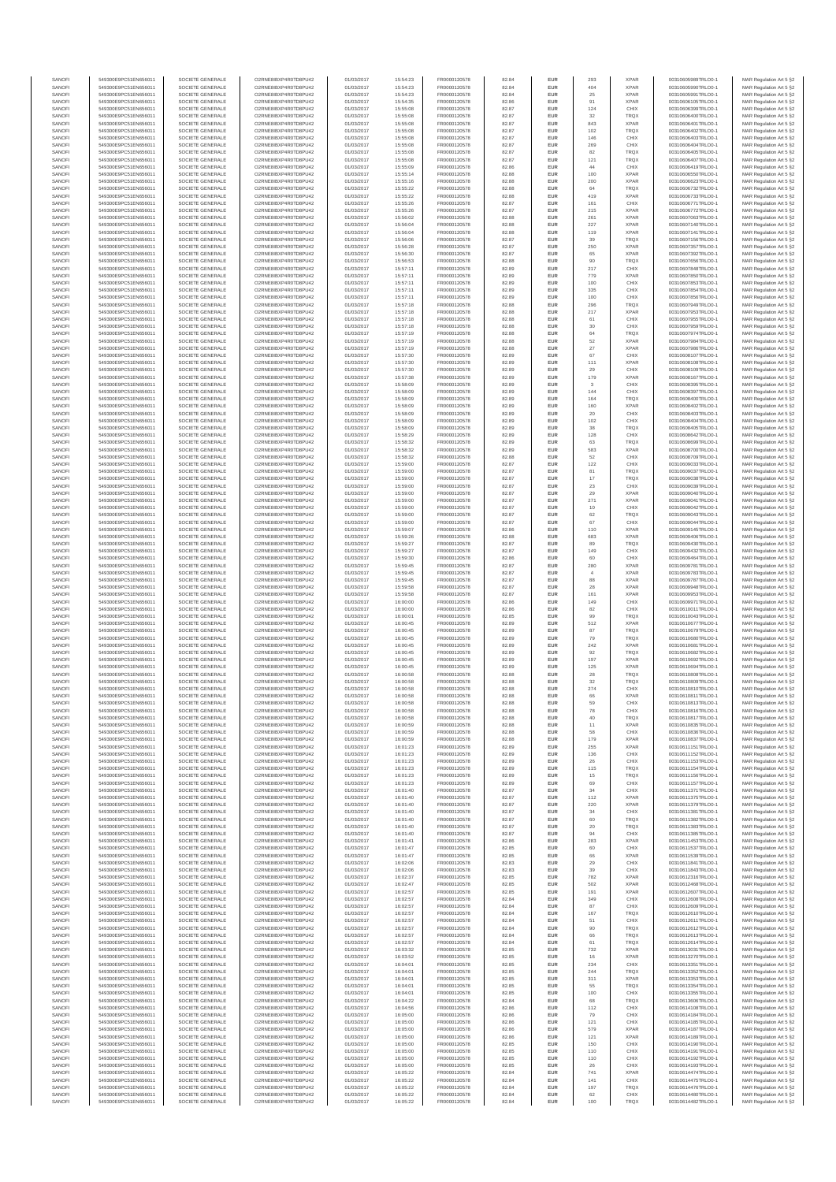| SANOFI | 549300E9PC51EN656011 | SOCIETE GENERALE | O2RNE8IBXP4R0TD8PU42 | 01/03/2017 | 15:54:23 | FR0000120578 | 82.84 | EUR | 293 | XPAR | 00310605989TRLO0-1 | MAR Regulation Art 5 §2 |
|---|---|---|---|---|---|---|---|---|---|---|---|---|
| SANOFI | 549300E9PC51EN656011 | SOCIETE GENERALE | O2RNE8IBXP4R0TD8PU42 | 01/03/2017 | 15:54:23 | FR0000120578 | 82.84 | EUR | 404 | XPAR | 00310605990TRLO0-1 | MAR Regulation Art 5 §2 |
| SANOFI | 549300E9PC51EN656011 | SOCIETE GENERALE | O2RNE8IBXP4R0TD8PU42 | 01/03/2017 | 15:54:23 | FR0000120578 | 82.84 | EUR | 25 | XPAR | 00310605991TRLO0-1 | MAR Regulation Art 5 §2 |
| SANOFI | 549300E9PC51EN656011 | SOCIETE GENERALE | O2RNE8IBXP4R0TD8PU42 | 01/03/2017 | 15:54:35 | FR0000120578 | 82.86 | EUR | 91 | XPAR | 00310606105TRLO0-1 | MAR Regulation Art 5 §2 |
| SANOFI | 549300E9PC51EN656011 | SOCIETE GENERALE | O2RNE8IBXP4R0TD8PU42 | 01/03/2017 | 15:55:08 | FR0000120578 | 82.87 | EUR | 124 | CHIX | 00310606399TRLO0-1 | MAR Regulation Art 5 §2 |
| SANOFI | 549300E9PC51EN656011 | SOCIETE GENERALE | O2RNE8IBXP4R0TD8PU42 | 01/03/2017 | 15:55:08 | FR0000120578 | 82.87 | EUR | 32 | TRQX | 00310606400TRLO0-1 | MAR Regulation Art 5 §2 |
| SANOFI | 549300E9PC51EN656011 | SOCIETE GENERALE | O2RNE8IBXP4R0TD8PU42 | 01/03/2017 | 15:55:08 | FR0000120578 | 82.87 | EUR | 843 | XPAR | 00310606401TRLO0-1 | MAR Regulation Art 5 §2 |
| SANOFI | 549300E9PC51EN656011 | SOCIETE GENERALE | O2RNE8IBXP4R0TD8PU42 | 01/03/2017 | 15:55:08 | FR0000120578 | 82.87 | EUR | 102 | TRQX | 00310606402TRLO0-1 | MAR Regulation Art 5 §2 |
| SANOFI | 549300E9PC51EN656011 | SOCIETE GENERALE | O2RNE8IBXP4R0TD8PU42 | 01/03/2017 | 15:55:08 | FR0000120578 | 82.87 | EUR | 146 | CHIX | 00310606403TRLO0-1 | MAR Regulation Art 5 §2 |
| SANOFI | 549300E9PC51EN656011 | SOCIETE GENERALE | O2RNE8IBXP4R0TD8PU42 | 01/03/2017 | 15:55:08 | FR0000120578 | 82.87 | EUR | 269 | CHIX | 00310606404TRLO0-1 | MAR Regulation Art 5 §2 |
| SANOFI | 549300E9PC51EN656011 | SOCIETE GENERALE | O2RNE8IBXP4R0TD8PU42 | 01/03/2017 | 15:55:08 | FR0000120578 | 82.87 | EUR | 82 | TRQX | 00310606405TRLO0-1 | MAR Regulation Art 5 §2 |
| SANOFI | 549300E9PC51EN656011 | SOCIETE GENERALE | O2RNE8IBXP4R0TD8PU42 | 01/03/2017 | 15:55:08 | FR0000120578 | 82.87 | EUR | 121 | TRQX | 00310606407TRLO0-1 | MAR Regulation Art 5 §2 |
| SANOFI | 549300E9PC51EN656011 | SOCIETE GENERALE | O2RNE8IBXP4R0TD8PU42 | 01/03/2017 | 15:55:09 | FR0000120578 | 82.86 | EUR | 44 | CHIX | 00310606419TRLO0-1 | MAR Regulation Art 5 §2 |
| SANOFI | 549300E9PC51EN656011 | SOCIETE GENERALE | O2RNE8IBXP4R0TD8PU42 | 01/03/2017 | 15:55:14 | FR0000120578 | 82.88 | EUR | 100 | XPAR | 00310606550TRLO0-1 | MAR Regulation Art 5 §2 |
| SANOFI | 549300E9PC51EN656011 | SOCIETE GENERALE | O2RNE8IBXP4R0TD8PU42 | 01/03/2017 | 15:55:16 | FR0000120578 | 82.88 | EUR | 200 | XPAR | 00310606623TRLO0-1 | MAR Regulation Art 5 §2 |
| SANOFI | 549300E9PC51EN656011 | SOCIETE GENERALE | O2RNE8IBXP4R0TD8PU42 | 01/03/2017 | 15:55:22 | FR0000120578 | 82.88 | EUR | 64 | TRQX | 00310606732TRLO0-1 | MAR Regulation Art 5 §2 |
| SANOFI | 549300E9PC51EN656011 | SOCIETE GENERALE | O2RNE8IBXP4R0TD8PU42 | 01/03/2017 | 15:55:22 | FR0000120578 | 82.88 | EUR | 419 | XPAR | 00310606733TRLO0-1 | MAR Regulation Art 5 §2 |
| SANOFI | 549300E9PC51EN656011 | SOCIETE GENERALE | O2RNE8IBXP4R0TD8PU42 | 01/03/2017 | 15:55:26 | FR0000120578 | 82.87 | EUR | 161 | CHIX | 00310606771TRLO0-1 | MAR Regulation Art 5 §2 |
| SANOFI | 549300E9PC51EN656011 | SOCIETE GENERALE | O2RNE8IBXP4R0TD8PU42 | 01/03/2017 | 15:55:26 | FR0000120578 | 82.87 | EUR | 215 | XPAR | 00310606772TRLO0-1 | MAR Regulation Art 5 §2 |
| SANOFI | 549300E9PC51EN656011 | SOCIETE GENERALE | O2RNE8IBXP4R0TD8PU42 | 01/03/2017 | 15:56:02 | FR0000120578 | 82.88 | EUR | 261 | XPAR | 00310607093TRLO0-1 | MAR Regulation Art 5 §2 |
| SANOFI | 549300E9PC51EN656011 | SOCIETE GENERALE | O2RNE8IBXP4R0TD8PU42 | 01/03/2017 | 15:56:04 | FR0000120578 | 82.88 | EUR | 227 | XPAR | 00310607140TRLO0-1 | MAR Regulation Art 5 §2 |
| SANOFI | 549300E9PC51EN656011 | SOCIETE GENERALE | O2RNE8IBXP4R0TD8PU42 | 01/03/2017 | 15:56:04 | FR0000120578 | 82.88 | EUR | 119 | XPAR | 00310607141TRLO0-1 | MAR Regulation Art 5 §2 |
| SANOFI | 549300E9PC51EN656011 | SOCIETE GENERALE | O2RNE8IBXP4R0TD8PU42 | 01/03/2017 | 15:56:06 | FR0000120578 | 82.87 | EUR | 39 | TRQX | 00310607156TRLO0-1 | MAR Regulation Art 5 §2 |
| SANOFI | 549300E9PC51EN656011 | SOCIETE GENERALE | O2RNE8IBXP4R0TD8PU42 | 01/03/2017 | 15:56:28 | FR0000120578 | 82.87 | EUR | 250 | XPAR | 00310607357TRLO0-1 | MAR Regulation Art 5 §2 |
| SANOFI | 549300E9PC51EN656011 | SOCIETE GENERALE | O2RNE8IBXP4R0TD8PU42 | 01/03/2017 | 15:56:30 | FR0000120578 | 82.87 | EUR | 65 | XPAR | 00310607390TRLO0-1 | MAR Regulation Art 5 §2 |
| SANOFI | 549300E9PC51EN656011 | SOCIETE GENERALE | O2RNE8IBXP4R0TD8PU42 | 01/03/2017 | 15:56:53 | FR0000120578 | 82.88 | EUR | 90 | TRQX | 00310607656TRLO0-1 | MAR Regulation Art 5 §2 |
| SANOFI | 549300E9PC51EN656011 | SOCIETE GENERALE | O2RNE8IBXP4R0TD8PU42 | 01/03/2017 | 15:57:11 | FR0000120578 | 82.89 | EUR | 217 | CHIX | 00310607848TRLO0-1 | MAR Regulation Art 5 §2 |
| SANOFI | 549300E9PC51EN656011 | SOCIETE GENERALE | O2RNE8IBXP4R0TD8PU42 | 01/03/2017 | 15:57:11 | FR0000120578 | 82.89 | EUR | 779 | XPAR | 00310607850TRLO0-1 | MAR Regulation Art 5 §2 |
| SANOFI | 549300E9PC51EN656011 | SOCIETE GENERALE | O2RNE8IBXP4R0TD8PU42 | 01/03/2017 | 15:57:11 | FR0000120578 | 82.89 | EUR | 180 | CHIX | 00310607853TRLO0-1 | MAR Regulation Art 5 §2 |
| SANOFI | 549300E9PC51EN656011 | SOCIETE GENERALE | O2RNE8IBXP4R0TD8PU42 | 01/03/2017 | 15:57:11 | FR0000120578 | 82.89 | EUR | 335 | CHIX | 00310607854TRLO0-1 | MAR Regulation Art 5 §2 |
| SANOFI | 549300E9PC51EN656011 | SOCIETE GENERALE | O2RNE8IBXP4R0TD8PU42 | 01/03/2017 | 15:57:11 | FR0000120578 | 82.89 | EUR | 100 | CHIX | 00310607856TRLO0-1 | MAR Regulation Art 5 §2 |
| SANOFI | 549300E9PC51EN656011 | SOCIETE GENERALE | O2RNE8IBXP4R0TD8PU42 | 01/03/2017 | 15:57:18 | FR0000120578 | 82.88 | EUR | 296 | TRQX | 00310607949TRLO0-1 | MAR Regulation Art 5 §2 |
| SANOFI | 549300E9PC51EN656011 | SOCIETE GENERALE | O2RNE8IBXP4R0TD8PU42 | 01/03/2017 | 15:57:18 | FR0000120578 | 82.88 | EUR | 217 | XPAR | 00310607953TRLO0-1 | MAR Regulation Art 5 §2 |
| SANOFI | 549300E9PC51EN656011 | SOCIETE GENERALE | O2RNE8IBXP4R0TD8PU42 | 01/03/2017 | 15:57:18 | FR0000120578 | 82.88 | EUR | 61 | CHIX | 00310607955TRLO0-1 | MAR Regulation Art 5 §2 |
| SANOFI | 549300E9PC51EN656011 | SOCIETE GENERALE | O2RNE8IBXP4R0TD8PU42 | 01/03/2017 | 15:57:18 | FR0000120578 | 82.88 | EUR | 30 | CHIX | 00310607959TRLO0-1 | MAR Regulation Art 5 §2 |
| SANOFI | 549300E9PC51EN656011 | SOCIETE GENERALE | O2RNE8IBXP4R0TD8PU42 | 01/03/2017 | 15:57:19 | FR0000120578 | 82.88 | EUR | 64 | TRQX | 00310607974TRLO0-1 | MAR Regulation Art 5 §2 |
| SANOFI | 549300E9PC51EN656011 | SOCIETE GENERALE | O2RNE8IBXP4R0TD8PU42 | 01/03/2017 | 15:57:19 | FR0000120578 | 82.88 | EUR | 52 | XPAR | 00310607984TRLO0-1 | MAR Regulation Art 5 §2 |
| SANOFI | 549300E9PC51EN656011 | SOCIETE GENERALE | O2RNE8IBXP4R0TD8PU42 | 01/03/2017 | 15:57:19 | FR0000120578 | 82.88 | EUR | 27 | XPAR | 00310607986TRLO0-1 | MAR Regulation Art 5 §2 |
| SANOFI | 549300E9PC51EN656011 | SOCIETE GENERALE | O2RNE8IBXP4R0TD8PU42 | 01/03/2017 | 15:57:30 | FR0000120578 | 82.89 | EUR | 67 | CHIX | 00310608107TRLO0-1 | MAR Regulation Art 5 §2 |
| SANOFI | 549300E9PC51EN656011 | SOCIETE GENERALE | O2RNE8IBXP4R0TD8PU42 | 01/03/2017 | 15:57:30 | FR0000120578 | 82.89 | EUR | 111 | XPAR | 00310608108TRLO0-1 | MAR Regulation Art 5 §2 |
| SANOFI | 549300E9PC51EN656011 | SOCIETE GENERALE | O2RNE8IBXP4R0TD8PU42 | 01/03/2017 | 15:57:30 | FR0000120578 | 82.89 | EUR | 29 | CHIX | 00310608109TRLO0-1 | MAR Regulation Art 5 §2 |
| SANOFI | 549300E9PC51EN656011 | SOCIETE GENERALE | O2RNE8IBXP4R0TD8PU42 | 01/03/2017 | 15:57:38 | FR0000120578 | 82.89 | EUR | 179 | XPAR | 00310608167TRLO0-1 | MAR Regulation Art 5 §2 |
| SANOFI | 549300E9PC51EN656011 | SOCIETE GENERALE | O2RNE8IBXP4R0TD8PU42 | 01/03/2017 | 15:58:09 | FR0000120578 | 82.89 | EUR | 3 | CHIX | 00310608396TRLO0-1 | MAR Regulation Art 5 §2 |
| SANOFI | 549300E9PC51EN656011 | SOCIETE GENERALE | O2RNE8IBXP4R0TD8PU42 | 01/03/2017 | 15:58:09 | FR0000120578 | 82.89 | EUR | 144 | CHIX | 00310608397TRLO0-1 | MAR Regulation Art 5 §2 |
| SANOFI | 549300E9PC51EN656011 | SOCIETE GENERALE | O2RNE8IBXP4R0TD8PU42 | 01/03/2017 | 15:58:09 | FR0000120578 | 82.89 | EUR | 164 | TRQX | 00310608400TRLO0-1 | MAR Regulation Art 5 §2 |
| SANOFI | 549300E9PC51EN656011 | SOCIETE GENERALE | O2RNE8IBXP4R0TD8PU42 | 01/03/2017 | 15:58:09 | FR0000120578 | 82.89 | EUR | 180 | XPAR | 00310608402TRLO0-1 | MAR Regulation Art 5 §2 |
| SANOFI | 549300E9PC51EN656011 | SOCIETE GENERALE | O2RNE8IBXP4R0TD8PU42 | 01/03/2017 | 15:58:09 | FR0000120578 | 82.89 | EUR | 20 | CHIX | 00310608403TRLO0-1 | MAR Regulation Art 5 §2 |
| SANOFI | 549300E9PC51EN656011 | SOCIETE GENERALE | O2RNE8IBXP4R0TD8PU42 | 01/03/2017 | 15:58:09 | FR0000120578 | 82.89 | EUR | 102 | CHIX | 00310608404TRLO0-1 | MAR Regulation Art 5 §2 |
| SANOFI | 549300E9PC51EN656011 | SOCIETE GENERALE | O2RNE8IBXP4R0TD8PU42 | 01/03/2017 | 15:58:09 | FR0000120578 | 82.89 | EUR | 38 | TRQX | 00310608405TRLO0-1 | MAR Regulation Art 5 §2 |
| SANOFI | 549300E9PC51EN656011 | SOCIETE GENERALE | O2RNE8IBXP4R0TD8PU42 | 01/03/2017 | 15:58:29 | FR0000120578 | 82.89 | EUR | 128 | CHIX | 00310608642TRLO0-1 | MAR Regulation Art 5 §2 |
| SANOFI | 549300E9PC51EN656011 | SOCIETE GENERALE | O2RNE8IBXP4R0TD8PU42 | 01/03/2017 | 15:58:32 | FR0000120578 | 82.89 | EUR | 63 | TRQX | 00310608699TRLO0-1 | MAR Regulation Art 5 §2 |
| SANOFI | 549300E9PC51EN656011 | SOCIETE GENERALE | O2RNE8IBXP4R0TD8PU42 | 01/03/2017 | 15:58:32 | FR0000120578 | 82.89 | EUR | 583 | XPAR | 00310608700TRLO0-1 | MAR Regulation Art 5 §2 |
| SANOFI | 549300E9PC51EN656011 | SOCIETE GENERALE | O2RNE8IBXP4R0TD8PU42 | 01/03/2017 | 15:58:32 | FR0000120578 | 82.88 | EUR | 52 | CHIX | 00310608709TRLO0-1 | MAR Regulation Art 5 §2 |
| SANOFI | 549300E9PC51EN656011 | SOCIETE GENERALE | O2RNE8IBXP4R0TD8PU42 | 01/03/2017 | 15:59:00 | FR0000120578 | 82.87 | EUR | 122 | CHIX | 00310609033TRLO0-1 | MAR Regulation Art 5 §2 |
| SANOFI | 549300E9PC51EN656011 | SOCIETE GENERALE | O2RNE8IBXP4R0TD8PU42 | 01/03/2017 | 15:59:00 | FR0000120578 | 82.87 | EUR | 81 | TRQX | 00310609037TRLO0-1 | MAR Regulation Art 5 §2 |
| SANOFI | 549300E9PC51EN656011 | SOCIETE GENERALE | O2RNE8IBXP4R0TD8PU42 | 01/03/2017 | 15:59:00 | FR0000120578 | 82.87 | EUR | 17 | TRQX | 00310609038TRLO0-1 | MAR Regulation Art 5 §2 |
| SANOFI | 549300E9PC51EN656011 | SOCIETE GENERALE | O2RNE8IBXP4R0TD8PU42 | 01/03/2017 | 15:59:00 | FR0000120578 | 82.87 | EUR | 23 | CHIX | 00310609039TRLO0-1 | MAR Regulation Art 5 §2 |
| SANOFI | 549300E9PC51EN656011 | SOCIETE GENERALE | O2RNE8IBXP4R0TD8PU42 | 01/03/2017 | 15:59:00 | FR0000120578 | 82.87 | EUR | 29 | XPAR | 00310609040TRLO0-1 | MAR Regulation Art 5 §2 |
| SANOFI | 549300E9PC51EN656011 | SOCIETE GENERALE | O2RNE8IBXP4R0TD8PU42 | 01/03/2017 | 15:59:00 | FR0000120578 | 82.87 | EUR | 271 | XPAR | 00310609041TRLO0-1 | MAR Regulation Art 5 §2 |
| SANOFI | 549300E9PC51EN656011 | SOCIETE GENERALE | O2RNE8IBXP4R0TD8PU42 | 01/03/2017 | 15:59:00 | FR0000120578 | 82.87 | EUR | 10 | CHIX | 00310609042TRLO0-1 | MAR Regulation Art 5 §2 |
| SANOFI | 549300E9PC51EN656011 | SOCIETE GENERALE | O2RNE8IBXP4R0TD8PU42 | 01/03/2017 | 15:59:00 | FR0000120578 | 82.87 | EUR | 62 | TRQX | 00310609043TRLO0-1 | MAR Regulation Art 5 §2 |
| SANOFI | 549300E9PC51EN656011 | SOCIETE GENERALE | O2RNE8IBXP4R0TD8PU42 | 01/03/2017 | 15:59:00 | FR0000120578 | 82.87 | EUR | 67 | CHIX | 00310609044TRLO0-1 | MAR Regulation Art 5 §2 |
| SANOFI | 549300E9PC51EN656011 | SOCIETE GENERALE | O2RNE8IBXP4R0TD8PU42 | 01/03/2017 | 15:59:07 | FR0000120578 | 82.86 | EUR | 110 | XPAR | 00310609145TRLO0-1 | MAR Regulation Art 5 §2 |
| SANOFI | 549300E9PC51EN656011 | SOCIETE GENERALE | O2RNE8IBXP4R0TD8PU42 | 01/03/2017 | 15:59:26 | FR0000120578 | 82.88 | EUR | 683 | XPAR | 00310609406TRLO0-1 | MAR Regulation Art 5 §2 |
| SANOFI | 549300E9PC51EN656011 | SOCIETE GENERALE | O2RNE8IBXP4R0TD8PU42 | 01/03/2017 | 15:59:27 | FR0000120578 | 82.87 | EUR | 89 | TRQX | 00310609430TRLO0-1 | MAR Regulation Art 5 §2 |
| SANOFI | 549300E9PC51EN656011 | SOCIETE GENERALE | O2RNE8IBXP4R0TD8PU42 | 01/03/2017 | 15:59:27 | FR0000120578 | 82.87 | EUR | 149 | CHIX | 00310609432TRLO0-1 | MAR Regulation Art 5 §2 |
| SANOFI | 549300E9PC51EN656011 | SOCIETE GENERALE | O2RNE8IBXP4R0TD8PU42 | 01/03/2017 | 15:59:30 | FR0000120578 | 82.86 | EUR | 60 | CHIX | 00310609464TRLO0-1 | MAR Regulation Art 5 §2 |
| SANOFI | 549300E9PC51EN656011 | SOCIETE GENERALE | O2RNE8IBXP4R0TD8PU42 | 01/03/2017 | 15:59:45 | FR0000120578 | 82.87 | EUR | 280 | XPAR | 00310609781TRLO0-1 | MAR Regulation Art 5 §2 |
| SANOFI | 549300E9PC51EN656011 | SOCIETE GENERALE | O2RNE8IBXP4R0TD8PU42 | 01/03/2017 | 15:59:45 | FR0000120578 | 82.87 | EUR | 4 | XPAR | 00310609783TRLO0-1 | MAR Regulation Art 5 §2 |
| SANOFI | 549300E9PC51EN656011 | SOCIETE GENERALE | O2RNE8IBXP4R0TD8PU42 | 01/03/2017 | 15:59:45 | FR0000120578 | 82.87 | EUR | 88 | XPAR | 00310609787TRLO0-1 | MAR Regulation Art 5 §2 |
| SANOFI | 549300E9PC51EN656011 | SOCIETE GENERALE | O2RNE8IBXP4R0TD8PU42 | 01/03/2017 | 15:59:58 | FR0000120578 | 82.87 | EUR | 28 | XPAR | 00310609948TRLO0-1 | MAR Regulation Art 5 §2 |
| SANOFI | 549300E9PC51EN656011 | SOCIETE GENERALE | O2RNE8IBXP4R0TD8PU42 | 01/03/2017 | 15:59:58 | FR0000120578 | 82.87 | EUR | 161 | XPAR | 00310609953TRLO0-1 | MAR Regulation Art 5 §2 |
| SANOFI | 549300E9PC51EN656011 | SOCIETE GENERALE | O2RNE8IBXP4R0TD8PU42 | 01/03/2017 | 16:00:00 | FR0000120578 | 82.86 | EUR | 149 | CHIX | 00310609971TRLO0-1 | MAR Regulation Art 5 §2 |
| SANOFI | 549300E9PC51EN656011 | SOCIETE GENERALE | O2RNE8IBXP4R0TD8PU42 | 01/03/2017 | 16:00:00 | FR0000120578 | 82.86 | EUR | 82 | CHIX | 00310610011TRLO0-1 | MAR Regulation Art 5 §2 |
| SANOFI | 549300E9PC51EN656011 | SOCIETE GENERALE | O2RNE8IBXP4R0TD8PU42 | 01/03/2017 | 16:00:01 | FR0000120578 | 82.85 | EUR | 99 | TRQX | 00310610040TRLO0-1 | MAR Regulation Art 5 §2 |
| SANOFI | 549300E9PC51EN656011 | SOCIETE GENERALE | O2RNE8IBXP4R0TD8PU42 | 01/03/2017 | 16:00:45 | FR0000120578 | 82.89 | EUR | 512 | XPAR | 00310610677TRLO0-1 | MAR Regulation Art 5 §2 |
| SANOFI | 549300E9PC51EN656011 | SOCIETE GENERALE | O2RNE8IBXP4R0TD8PU42 | 01/03/2017 | 16:00:45 | FR0000120578 | 82.89 | EUR | 87 | TRQX | 00310610679TRLO0-1 | MAR Regulation Art 5 §2 |
| SANOFI | 549300E9PC51EN656011 | SOCIETE GENERALE | O2RNE8IBXP4R0TD8PU42 | 01/03/2017 | 16:00:45 | FR0000120578 | 82.89 | EUR | 79 | TRQX | 00310610680TRLO0-1 | MAR Regulation Art 5 §2 |
| SANOFI | 549300E9PC51EN656011 | SOCIETE GENERALE | O2RNE8IBXP4R0TD8PU42 | 01/03/2017 | 16:00:45 | FR0000120578 | 82.89 | EUR | 242 | XPAR | 00310610681TRLO0-1 | MAR Regulation Art 5 §2 |
| SANOFI | 549300E9PC51EN656011 | SOCIETE GENERALE | O2RNE8IBXP4R0TD8PU42 | 01/03/2017 | 16:00:45 | FR0000120578 | 82.89 | EUR | 92 | TRQX | 00310610682TRLO0-1 | MAR Regulation Art 5 §2 |
| SANOFI | 549300E9PC51EN656011 | SOCIETE GENERALE | O2RNE8IBXP4R0TD8PU42 | 01/03/2017 | 16:00:45 | FR0000120578 | 82.89 | EUR | 197 | XPAR | 00310610692TRLO0-1 | MAR Regulation Art 5 §2 |
| SANOFI | 549300E9PC51EN656011 | SOCIETE GENERALE | O2RNE8IBXP4R0TD8PU42 | 01/03/2017 | 16:00:45 | FR0000120578 | 82.89 | EUR | 125 | XPAR | 00310610694TRLO0-1 | MAR Regulation Art 5 §2 |
| SANOFI | 549300E9PC51EN656011 | SOCIETE GENERALE | O2RNE8IBXP4R0TD8PU42 | 01/03/2017 | 16:00:58 | FR0000120578 | 82.88 | EUR | 28 | TRQX | 00310610808TRLO0-1 | MAR Regulation Art 5 §2 |
| SANOFI | 549300E9PC51EN656011 | SOCIETE GENERALE | O2RNE8IBXP4R0TD8PU42 | 01/03/2017 | 16:00:58 | FR0000120578 | 82.88 | EUR | 32 | TRQX | 00310610809TRLO0-1 | MAR Regulation Art 5 §2 |
| SANOFI | 549300E9PC51EN656011 | SOCIETE GENERALE | O2RNE8IBXP4R0TD8PU42 | 01/03/2017 | 16:00:58 | FR0000120578 | 82.88 | EUR | 274 | CHIX | 00310610810TRLO0-1 | MAR Regulation Art 5 §2 |
| SANOFI | 549300E9PC51EN656011 | SOCIETE GENERALE | O2RNE8IBXP4R0TD8PU42 | 01/03/2017 | 16:00:58 | FR0000120578 | 82.88 | EUR | 66 | XPAR | 00310610811TRLO0-1 | MAR Regulation Art 5 §2 |
| SANOFI | 549300E9PC51EN656011 | SOCIETE GENERALE | O2RNE8IBXP4R0TD8PU42 | 01/03/2017 | 16:00:58 | FR0000120578 | 82.88 | EUR | 59 | CHIX | 00310610815TRLO0-1 | MAR Regulation Art 5 §2 |
| SANOFI | 549300E9PC51EN656011 | SOCIETE GENERALE | O2RNE8IBXP4R0TD8PU42 | 01/03/2017 | 16:00:58 | FR0000120578 | 82.88 | EUR | 78 | CHIX | 00310610816TRLO0-1 | MAR Regulation Art 5 §2 |
| SANOFI | 549300E9PC51EN656011 | SOCIETE GENERALE | O2RNE8IBXP4R0TD8PU42 | 01/03/2017 | 16:00:58 | FR0000120578 | 82.88 | EUR | 40 | TRQX | 00310610817TRLO0-1 | MAR Regulation Art 5 §2 |
| SANOFI | 549300E9PC51EN656011 | SOCIETE GENERALE | O2RNE8IBXP4R0TD8PU42 | 01/03/2017 | 16:00:59 | FR0000120578 | 82.88 | EUR | 11 | XPAR | 00310610835TRLO0-1 | MAR Regulation Art 5 §2 |
| SANOFI | 549300E9PC51EN656011 | SOCIETE GENERALE | O2RNE8IBXP4R0TD8PU42 | 01/03/2017 | 16:00:59 | FR0000120578 | 82.88 | EUR | 58 | CHIX | 00310610836TRLO0-1 | MAR Regulation Art 5 §2 |
| SANOFI | 549300E9PC51EN656011 | SOCIETE GENERALE | O2RNE8IBXP4R0TD8PU42 | 01/03/2017 | 16:00:59 | FR0000120578 | 82.88 | EUR | 179 | XPAR | 00310610837TRLO0-1 | MAR Regulation Art 5 §2 |
| SANOFI | 549300E9PC51EN656011 | SOCIETE GENERALE | O2RNE8IBXP4R0TD8PU42 | 01/03/2017 | 16:01:23 | FR0000120578 | 82.89 | EUR | 255 | XPAR | 00310611151TRLO0-1 | MAR Regulation Art 5 §2 |
| SANOFI | 549300E9PC51EN656011 | SOCIETE GENERALE | O2RNE8IBXP4R0TD8PU42 | 01/03/2017 | 16:01:23 | FR0000120578 | 82.89 | EUR | 136 | CHIX | 00310611152TRLO0-1 | MAR Regulation Art 5 §2 |
| SANOFI | 549300E9PC51EN656011 | SOCIETE GENERALE | O2RNE8IBXP4R0TD8PU42 | 01/03/2017 | 16:01:23 | FR0000120578 | 82.89 | EUR | 26 | CHIX | 00310611153TRLO0-1 | MAR Regulation Art 5 §2 |
| SANOFI | 549300E9PC51EN656011 | SOCIETE GENERALE | O2RNE8IBXP4R0TD8PU42 | 01/03/2017 | 16:01:23 | FR0000120578 | 82.89 | EUR | 115 | TRQX | 00310611154TRLO0-1 | MAR Regulation Art 5 §2 |
| SANOFI | 549300E9PC51EN656011 | SOCIETE GENERALE | O2RNE8IBXP4R0TD8PU42 | 01/03/2017 | 16:01:23 | FR0000120578 | 82.89 | EUR | 15 | TRQX | 00310611156TRLO0-1 | MAR Regulation Art 5 §2 |
| SANOFI | 549300E9PC51EN656011 | SOCIETE GENERALE | O2RNE8IBXP4R0TD8PU42 | 01/03/2017 | 16:01:23 | FR0000120578 | 82.89 | EUR | 69 | CHIX | 00310611157TRLO0-1 | MAR Regulation Art 5 §2 |
| SANOFI | 549300E9PC51EN656011 | SOCIETE GENERALE | O2RNE8IBXP4R0TD8PU42 | 01/03/2017 | 16:01:40 | FR0000120578 | 82.87 | EUR | 34 | CHIX | 00310611371TRLO0-1 | MAR Regulation Art 5 §2 |
| SANOFI | 549300E9PC51EN656011 | SOCIETE GENERALE | O2RNE8IBXP4R0TD8PU42 | 01/03/2017 | 16:01:40 | FR0000120578 | 82.87 | EUR | 112 | XPAR | 00310611375TRLO0-1 | MAR Regulation Art 5 §2 |
| SANOFI | 549300E9PC51EN656011 | SOCIETE GENERALE | O2RNE8IBXP4R0TD8PU42 | 01/03/2017 | 16:01:40 | FR0000120578 | 82.87 | EUR | 220 | XPAR | 00310611379TRLO0-1 | MAR Regulation Art 5 §2 |
| SANOFI | 549300E9PC51EN656011 | SOCIETE GENERALE | O2RNE8IBXP4R0TD8PU42 | 01/03/2017 | 16:01:40 | FR0000120578 | 82.87 | EUR | 34 | CHIX | 00310611381TRLO0-1 | MAR Regulation Art 5 §2 |
| SANOFI | 549300E9PC51EN656011 | SOCIETE GENERALE | O2RNE8IBXP4R0TD8PU42 | 01/03/2017 | 16:01:40 | FR0000120578 | 82.87 | EUR | 60 | TRQX | 00310611382TRLO0-1 | MAR Regulation Art 5 §2 |
| SANOFI | 549300E9PC51EN656011 | SOCIETE GENERALE | O2RNE8IBXP4R0TD8PU42 | 01/03/2017 | 16:01:40 | FR0000120578 | 82.87 | EUR | 20 | TRQX | 00310611383TRLO0-1 | MAR Regulation Art 5 §2 |
| SANOFI | 549300E9PC51EN656011 | SOCIETE GENERALE | O2RNE8IBXP4R0TD8PU42 | 01/03/2017 | 16:01:40 | FR0000120578 | 82.87 | EUR | 94 | CHIX | 00310611385TRLO0-1 | MAR Regulation Art 5 §2 |
| SANOFI | 549300E9PC51EN656011 | SOCIETE GENERALE | O2RNE8IBXP4R0TD8PU42 | 01/03/2017 | 16:01:41 | FR0000120578 | 82.86 | EUR | 283 | XPAR | 00310611453TRLO0-1 | MAR Regulation Art 5 §2 |
| SANOFI | 549300E9PC51EN656011 | SOCIETE GENERALE | O2RNE8IBXP4R0TD8PU42 | 01/03/2017 | 16:01:47 | FR0000120578 | 82.85 | EUR | 60 | CHIX | 00310611537TRLO0-1 | MAR Regulation Art 5 §2 |
| SANOFI | 549300E9PC51EN656011 | SOCIETE GENERALE | O2RNE8IBXP4R0TD8PU42 | 01/03/2017 | 16:01:47 | FR0000120578 | 82.85 | EUR | 66 | XPAR | 00310611539TRLO0-1 | MAR Regulation Art 5 §2 |
| SANOFI | 549300E9PC51EN656011 | SOCIETE GENERALE | O2RNE8IBXP4R0TD8PU42 | 01/03/2017 | 16:02:06 | FR0000120578 | 82.83 | EUR | 29 | CHIX | 00310611841TRLO0-1 | MAR Regulation Art 5 §2 |
| SANOFI | 549300E9PC51EN656011 | SOCIETE GENERALE | O2RNE8IBXP4R0TD8PU42 | 01/03/2017 | 16:02:06 | FR0000120578 | 82.83 | EUR | 39 | CHIX | 00310611843TRLO0-1 | MAR Regulation Art 5 §2 |
| SANOFI | 549300E9PC51EN656011 | SOCIETE GENERALE | O2RNE8IBXP4R0TD8PU42 | 01/03/2017 | 16:02:37 | FR0000120578 | 82.85 | EUR | 782 | XPAR | 00310612316TRLO0-1 | MAR Regulation Art 5 §2 |
| SANOFI | 549300E9PC51EN656011 | SOCIETE GENERALE | O2RNE8IBXP4R0TD8PU42 | 01/03/2017 | 16:02:47 | FR0000120578 | 82.85 | EUR | 502 | XPAR | 00310612468TRLO0-1 | MAR Regulation Art 5 §2 |
| SANOFI | 549300E9PC51EN656011 | SOCIETE GENERALE | O2RNE8IBXP4R0TD8PU42 | 01/03/2017 | 16:02:57 | FR0000120578 | 82.85 | EUR | 191 | XPAR | 00310612607TRLO0-1 | MAR Regulation Art 5 §2 |
| SANOFI | 549300E9PC51EN656011 | SOCIETE GENERALE | O2RNE8IBXP4R0TD8PU42 | 01/03/2017 | 16:02:57 | FR0000120578 | 82.84 | EUR | 349 | CHIX | 00310612608TRLO0-1 | MAR Regulation Art 5 §2 |
| SANOFI | 549300E9PC51EN656011 | SOCIETE GENERALE | O2RNE8IBXP4R0TD8PU42 | 01/03/2017 | 16:02:57 | FR0000120578 | 82.84 | EUR | 87 | CHIX | 00310612609TRLO0-1 | MAR Regulation Art 5 §2 |
| SANOFI | 549300E9PC51EN656011 | SOCIETE GENERALE | O2RNE8IBXP4R0TD8PU42 | 01/03/2017 | 16:02:57 | FR0000120578 | 82.84 | EUR | 167 | TRQX | 00310612610TRLO0-1 | MAR Regulation Art 5 §2 |
| SANOFI | 549300E9PC51EN656011 | SOCIETE GENERALE | O2RNE8IBXP4R0TD8PU42 | 01/03/2017 | 16:02:57 | FR0000120578 | 82.84 | EUR | 51 | CHIX | 00310612611TRLO0-1 | MAR Regulation Art 5 §2 |
| SANOFI | 549300E9PC51EN656011 | SOCIETE GENERALE | O2RNE8IBXP4R0TD8PU42 | 01/03/2017 | 16:02:57 | FR0000120578 | 82.84 | EUR | 90 | TRQX | 00310612612TRLO0-1 | MAR Regulation Art 5 §2 |
| SANOFI | 549300E9PC51EN656011 | SOCIETE GENERALE | O2RNE8IBXP4R0TD8PU42 | 01/03/2017 | 16:02:57 | FR0000120578 | 82.84 | EUR | 66 | TRQX | 00310612613TRLO0-1 | MAR Regulation Art 5 §2 |
| SANOFI | 549300E9PC51EN656011 | SOCIETE GENERALE | O2RNE8IBXP4R0TD8PU42 | 01/03/2017 | 16:02:57 | FR0000120578 | 82.84 | EUR | 61 | TRQX | 00310612614TRLO0-1 | MAR Regulation Art 5 §2 |
| SANOFI | 549300E9PC51EN656011 | SOCIETE GENERALE | O2RNE8IBXP4R0TD8PU42 | 01/03/2017 | 16:03:32 | FR0000120578 | 82.85 | EUR | 732 | XPAR | 00310613031TRLO0-1 | MAR Regulation Art 5 §2 |
| SANOFI | 549300E9PC51EN656011 | SOCIETE GENERALE | O2RNE8IBXP4R0TD8PU42 | 01/03/2017 | 16:03:52 | FR0000120578 | 82.85 | EUR | 16 | XPAR | 00310613270TRLO0-1 | MAR Regulation Art 5 §2 |
| SANOFI | 549300E9PC51EN656011 | SOCIETE GENERALE | O2RNE8IBXP4R0TD8PU42 | 01/03/2017 | 16:04:01 | FR0000120578 | 82.85 | EUR | 234 | CHIX | 00310613351TRLO0-1 | MAR Regulation Art 5 §2 |
| SANOFI | 549300E9PC51EN656011 | SOCIETE GENERALE | O2RNE8IBXP4R0TD8PU42 | 01/03/2017 | 16:04:01 | FR0000120578 | 82.85 | EUR | 244 | TRQX | 00310613352TRLO0-1 | MAR Regulation Art 5 §2 |
| SANOFI | 549300E9PC51EN656011 | SOCIETE GENERALE | O2RNE8IBXP4R0TD8PU42 | 01/03/2017 | 16:04:01 | FR0000120578 | 82.85 | EUR | 311 | XPAR | 00310613353TRLO0-1 | MAR Regulation Art 5 §2 |
| SANOFI | 549300E9PC51EN656011 | SOCIETE GENERALE | O2RNE8IBXP4R0TD8PU42 | 01/03/2017 | 16:04:01 | FR0000120578 | 82.85 | EUR | 55 | TRQX | 00310613354TRLO0-1 | MAR Regulation Art 5 §2 |
| SANOFI | 549300E9PC51EN656011 | SOCIETE GENERALE | O2RNE8IBXP4R0TD8PU42 | 01/03/2017 | 16:04:01 | FR0000120578 | 82.85 | EUR | 100 | CHIX | 00310613355TRLO0-1 | MAR Regulation Art 5 §2 |
| SANOFI | 549300E9PC51EN656011 | SOCIETE GENERALE | O2RNE8IBXP4R0TD8PU42 | 01/03/2017 | 16:04:22 | FR0000120578 | 82.84 | EUR | 68 | TRQX | 00310613606TRLO0-1 | MAR Regulation Art 5 §2 |
| SANOFI | 549300E9PC51EN656011 | SOCIETE GENERALE | O2RNE8IBXP4R0TD8PU42 | 01/03/2017 | 16:04:56 | FR0000120578 | 82.86 | EUR | 112 | CHIX | 00310614108TRLO0-1 | MAR Regulation Art 5 §2 |
| SANOFI | 549300E9PC51EN656011 | SOCIETE GENERALE | O2RNE8IBXP4R0TD8PU42 | 01/03/2017 | 16:05:00 | FR0000120578 | 82.86 | EUR | 79 | CHIX | 00310614184TRLO0-1 | MAR Regulation Art 5 §2 |
| SANOFI | 549300E9PC51EN656011 | SOCIETE GENERALE | O2RNE8IBXP4R0TD8PU42 | 01/03/2017 | 16:05:00 | FR0000120578 | 82.86 | EUR | 121 | CHIX | 00310614185TRLO0-1 | MAR Regulation Art 5 §2 |
| SANOFI | 549300E9PC51EN656011 | SOCIETE GENERALE | O2RNE8IBXP4R0TD8PU42 | 01/03/2017 | 16:05:00 | FR0000120578 | 82.86 | EUR | 579 | XPAR | 00310614187TRLO0-1 | MAR Regulation Art 5 §2 |
| SANOFI | 549300E9PC51EN656011 | SOCIETE GENERALE | O2RNE8IBXP4R0TD8PU42 | 01/03/2017 | 16:05:00 | FR0000120578 | 82.86 | EUR | 121 | XPAR | 00310614189TRLO0-1 | MAR Regulation Art 5 §2 |
| SANOFI | 549300E9PC51EN656011 | SOCIETE GENERALE | O2RNE8IBXP4R0TD8PU42 | 01/03/2017 | 16:05:00 | FR0000120578 | 82.85 | EUR | 150 | CHIX | 00310614190TRLO0-1 | MAR Regulation Art 5 §2 |
| SANOFI | 549300E9PC51EN656011 | SOCIETE GENERALE | O2RNE8IBXP4R0TD8PU42 | 01/03/2017 | 16:05:00 | FR0000120578 | 82.85 | EUR | 110 | CHIX | 00310614191TRLO0-1 | MAR Regulation Art 5 §2 |
| SANOFI | 549300E9PC51EN656011 | SOCIETE GENERALE | O2RNE8IBXP4R0TD8PU42 | 01/03/2017 | 16:05:00 | FR0000120578 | 82.85 | EUR | 110 | CHIX | 00310614192TRLO0-1 | MAR Regulation Art 5 §2 |
| SANOFI | 549300E9PC51EN656011 | SOCIETE GENERALE | O2RNE8IBXP4R0TD8PU42 | 01/03/2017 | 16:05:00 | FR0000120578 | 82.85 | EUR | 26 | CHIX | 00310614193TRLO0-1 | MAR Regulation Art 5 §2 |
| SANOFI | 549300E9PC51EN656011 | SOCIETE GENERALE | O2RNE8IBXP4R0TD8PU42 | 01/03/2017 | 16:05:22 | FR0000120578 | 82.84 | EUR | 741 | XPAR | 00310614474TRLO0-1 | MAR Regulation Art 5 §2 |
| SANOFI | 549300E9PC51EN656011 | SOCIETE GENERALE | O2RNE8IBXP4R0TD8PU42 | 01/03/2017 | 16:05:22 | FR0000120578 | 82.84 | EUR | 141 | CHIX | 00310614475TRLO0-1 | MAR Regulation Art 5 §2 |
| SANOFI | 549300E9PC51EN656011 | SOCIETE GENERALE | O2RNE8IBXP4R0TD8PU42 | 01/03/2017 | 16:05:22 | FR0000120578 | 82.84 | EUR | 197 | TRQX | 00310614476TRLO0-1 | MAR Regulation Art 5 §2 |
| SANOFI | 549300E9PC51EN656011 | SOCIETE GENERALE | O2RNE8IBXP4R0TD8PU42 | 01/03/2017 | 16:05:22 | FR0000120578 | 82.84 | EUR | 62 | CHIX | 00310614480TRLO0-1 | MAR Regulation Art 5 §2 |
| SANOFI | 549300E9PC51EN656011 | SOCIETE GENERALE | O2RNE8IBXP4R0TD8PU42 | 01/03/2017 | 16:05:22 | FR0000120578 | 82.84 | EUR | 100 | TRQX | 00310614482TRLO0-1 | MAR Regulation Art 5 §2 |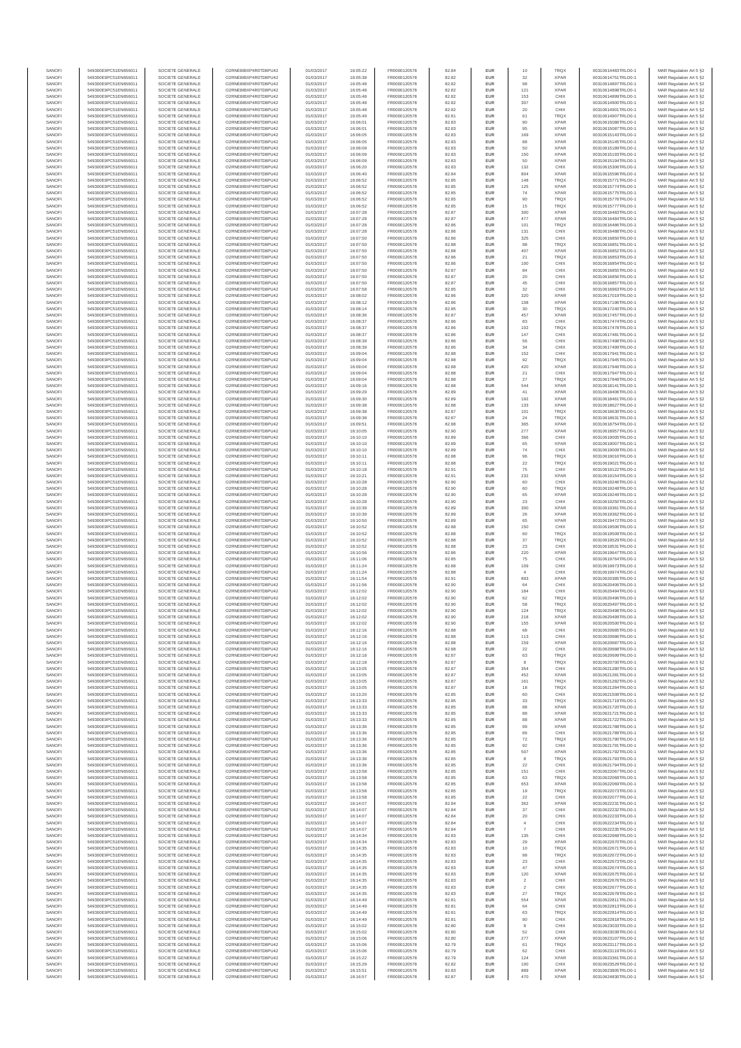| SANOFI | 549300E9PC51EN656011 | SOCIETE GENERALE | O2RNE8IBXP4R0TD8PU42 | 01/03/2017 | 16:05:22 | FR0000120578 | 82.84 | EUR | 10 | TRQX | 00310614483TRLO0-1 | MAR Regulation Art 5 §2 |
|---|---|---|---|---|---|---|---|---|---|---|---|---|
| SANOFI | 549300E9PC51EN656011 | SOCIETE GENERALE | O2RNE8IBXP4R0TD8PU42 | 01/03/2017 | 16:05:38 | FR0000120578 | 82.82 | EUR | 32 | XPAR | 00310614751TRLO0-1 | MAR Regulation Art 5 §2 |
| SANOFI | 549300E9PC51EN656011 | SOCIETE GENERALE | O2RNE8IBXP4R0TD8PU42 | 01/03/2017 | 16:05:48 | FR0000120578 | 82.82 | EUR | 98 | XPAR | 00310614897TRLO0-1 | MAR Regulation Art 5 §2 |
| SANOFI | 549300E9PC51EN656011 | SOCIETE GENERALE | O2RNE8IBXP4R0TD8PU42 | 01/03/2017 | 16:05:48 | FR0000120578 | 82.82 | EUR | 121 | XPAR | 00310614898TRLO0-1 | MAR Regulation Art 5 §2 |
| SANOFI | 549300E9PC51EN656011 | SOCIETE GENERALE | O2RNE8IBXP4R0TD8PU42 | 01/03/2017 | 16:05:48 | FR0000120578 | 82.82 | EUR | 153 | CHIX | 00310614899TRLO0-1 | MAR Regulation Art 5 §2 |
| SANOFI | 549300E9PC51EN656011 | SOCIETE GENERALE | O2RNE8IBXP4R0TD8PU42 | 01/03/2017 | 16:05:48 | FR0000120578 | 82.82 | EUR | 307 | XPAR | 00310614900TRLO0-1 | MAR Regulation Art 5 §2 |
| SANOFI | 549300E9PC51EN656011 | SOCIETE GENERALE | O2RNE8IBXP4R0TD8PU42 | 01/03/2017 | 16:05:48 | FR0000120578 | 82.82 | EUR | 20 | CHIX | 00310614901TRLO0-1 | MAR Regulation Art 5 §2 |
| SANOFI | 549300E9PC51EN656011 | SOCIETE GENERALE | O2RNE8IBXP4R0TD8PU42 | 01/03/2017 | 16:05:49 | FR0000120578 | 82.81 | EUR | 61 | TRQX | 00310614907TRLO0-1 | MAR Regulation Art 5 §2 |
| SANOFI | 549300E9PC51EN656011 | SOCIETE GENERALE | O2RNE8IBXP4R0TD8PU42 | 01/03/2017 | 16:06:01 | FR0000120578 | 82.83 | EUR | 90 | XPAR | 00310615086TRLO0-1 | MAR Regulation Art 5 §2 |
| SANOFI | 549300E9PC51EN656011 | SOCIETE GENERALE | O2RNE8IBXP4R0TD8PU42 | 01/03/2017 | 16:06:01 | FR0000120578 | 82.83 | EUR | 95 | XPAR | 00310615087TRLO0-1 | MAR Regulation Art 5 §2 |
| SANOFI | 549300E9PC51EN656011 | SOCIETE GENERALE | O2RNE8IBXP4R0TD8PU42 | 01/03/2017 | 16:06:05 | FR0000120578 | 82.83 | EUR | 169 | XPAR | 00310615143TRLO0-1 | MAR Regulation Art 5 §2 |
| SANOFI | 549300E9PC51EN656011 | SOCIETE GENERALE | O2RNE8IBXP4R0TD8PU42 | 01/03/2017 | 16:06:05 | FR0000120578 | 82.83 | EUR | 88 | XPAR | 00310615145TRLO0-1 | MAR Regulation Art 5 §2 |
| SANOFI | 549300E9PC51EN656011 | SOCIETE GENERALE | O2RNE8IBXP4R0TD8PU42 | 01/03/2017 | 16:06:09 | FR0000120578 | 82.83 | EUR | 50 | XPAR | 00310615189TRLO0-1 | MAR Regulation Art 5 §2 |
| SANOFI | 549300E9PC51EN656011 | SOCIETE GENERALE | O2RNE8IBXP4R0TD8PU42 | 01/03/2017 | 16:06:09 | FR0000120578 | 82.83 | EUR | 150 | XPAR | 00310615193TRLO0-1 | MAR Regulation Art 5 §2 |
| SANOFI | 549300E9PC51EN656011 | SOCIETE GENERALE | O2RNE8IBXP4R0TD8PU42 | 01/03/2017 | 16:06:09 | FR0000120578 | 82.83 | EUR | 50 | XPAR | 00310615194TRLO0-1 | MAR Regulation Art 5 §2 |
| SANOFI | 549300E9PC51EN656011 | SOCIETE GENERALE | O2RNE8IBXP4R0TD8PU42 | 01/03/2017 | 16:06:20 | FR0000120578 | 82.83 | EUR | 132 | CHIX | 00310615308TRLO0-1 | MAR Regulation Art 5 §2 |
| SANOFI | 549300E9PC51EN656011 | SOCIETE GENERALE | O2RNE8IBXP4R0TD8PU42 | 01/03/2017 | 16:06:40 | FR0000120578 | 82.84 | EUR | 804 | XPAR | 00310615598TRLO0-1 | MAR Regulation Art 5 §2 |
| SANOFI | 549300E9PC51EN656011 | SOCIETE GENERALE | O2RNE8IBXP4R0TD8PU42 | 01/03/2017 | 16:06:52 | FR0000120578 | 82.85 | EUR | 148 | TRQX | 00310615771TRLO0-1 | MAR Regulation Art 5 §2 |
| SANOFI | 549300E9PC51EN656011 | SOCIETE GENERALE | O2RNE8IBXP4R0TD8PU42 | 01/03/2017 | 16:06:52 | FR0000120578 | 82.85 | EUR | 125 | XPAR | 00310615774TRLO0-1 | MAR Regulation Art 5 §2 |
| SANOFI | 549300E9PC51EN656011 | SOCIETE GENERALE | O2RNE8IBXP4R0TD8PU42 | 01/03/2017 | 16:06:52 | FR0000120578 | 82.85 | EUR | 74 | XPAR | 00310615775TRLO0-1 | MAR Regulation Art 5 §2 |
| SANOFI | 549300E9PC51EN656011 | SOCIETE GENERALE | O2RNE8IBXP4R0TD8PU42 | 01/03/2017 | 16:06:52 | FR0000120578 | 82.85 | EUR | 90 | TRQX | 00310615776TRLO0-1 | MAR Regulation Art 5 §2 |
| SANOFI | 549300E9PC51EN656011 | SOCIETE GENERALE | O2RNE8IBXP4R0TD8PU42 | 01/03/2017 | 16:06:52 | FR0000120578 | 82.85 | EUR | 15 | TRQX | 00310615777TRLO0-1 | MAR Regulation Art 5 §2 |
| SANOFI | 549300E9PC51EN656011 | SOCIETE GENERALE | O2RNE8IBXP4R0TD8PU42 | 01/03/2017 | 16:07:28 | FR0000120578 | 82.87 | EUR | 300 | XPAR | 00310616483TRLO0-1 | MAR Regulation Art 5 §2 |
| SANOFI | 549300E9PC51EN656011 | SOCIETE GENERALE | O2RNE8IBXP4R0TD8PU42 | 01/03/2017 | 16:07:28 | FR0000120578 | 82.87 | EUR | 477 | XPAR | 00310616484TRLO0-1 | MAR Regulation Art 5 §2 |
| SANOFI | 549300E9PC51EN656011 | SOCIETE GENERALE | O2RNE8IBXP4R0TD8PU42 | 01/03/2017 | 16:07:28 | FR0000120578 | 82.86 | EUR | 101 | TRQX | 00310616486TRLO0-1 | MAR Regulation Art 5 §2 |
| SANOFI | 549300E9PC51EN656011 | SOCIETE GENERALE | O2RNE8IBXP4R0TD8PU42 | 01/03/2017 | 16:07:28 | FR0000120578 | 82.86 | EUR | 131 | CHIX | 00310616488TRLO0-1 | MAR Regulation Art 5 §2 |
| SANOFI | 549300E9PC51EN656011 | SOCIETE GENERALE | O2RNE8IBXP4R0TD8PU42 | 01/03/2017 | 16:07:50 | FR0000120578 | 82.86 | EUR | 325 | CHIX | 00310616850TRLO0-1 | MAR Regulation Art 5 §2 |
| SANOFI | 549300E9PC51EN656011 | SOCIETE GENERALE | O2RNE8IBXP4R0TD8PU42 | 01/03/2017 | 16:07:50 | FR0000120578 | 82.88 | EUR | 98 | TRQX | 00310616851TRLO0-1 | MAR Regulation Art 5 §2 |
| SANOFI | 549300E9PC51EN656011 | SOCIETE GENERALE | O2RNE8IBXP4R0TD8PU42 | 01/03/2017 | 16:07:50 | FR0000120578 | 82.88 | EUR | 407 | XPAR | 00310616852TRLO0-1 | MAR Regulation Art 5 §2 |
| SANOFI | 549300E9PC51EN656011 | SOCIETE GENERALE | O2RNE8IBXP4R0TD8PU42 | 01/03/2017 | 16:07:50 | FR0000120578 | 82.86 | EUR | 21 | TRQX | 00310616853TRLO0-1 | MAR Regulation Art 5 §2 |
| SANOFI | 549300E9PC51EN656011 | SOCIETE GENERALE | O2RNE8IBXP4R0TD8PU42 | 01/03/2017 | 16:07:50 | FR0000120578 | 82.86 | EUR | 100 | CHIX | 00310616854TRLO0-1 | MAR Regulation Art 5 §2 |
| SANOFI | 549300E9PC51EN656011 | SOCIETE GENERALE | O2RNE8IBXP4R0TD8PU42 | 01/03/2017 | 16:07:50 | FR0000120578 | 82.87 | EUR | 84 | CHIX | 00310616855TRLO0-1 | MAR Regulation Art 5 §2 |
| SANOFI | 549300E9PC51EN656011 | SOCIETE GENERALE | O2RNE8IBXP4R0TD8PU42 | 01/03/2017 | 16:07:50 | FR0000120578 | 82.87 | EUR | 20 | CHIX | 00310616856TRLO0-1 | MAR Regulation Art 5 §2 |
| SANOFI | 549300E9PC51EN656011 | SOCIETE GENERALE | O2RNE8IBXP4R0TD8PU42 | 01/03/2017 | 16:07:50 | FR0000120578 | 82.87 | EUR | 45 | CHIX | 00310616857TRLO0-1 | MAR Regulation Art 5 §2 |
| SANOFI | 549300E9PC51EN656011 | SOCIETE GENERALE | O2RNE8IBXP4R0TD8PU42 | 01/03/2017 | 16:07:58 | FR0000120578 | 82.85 | EUR | 32 | CHIX | 00310616963TRLO0-1 | MAR Regulation Art 5 §2 |
| SANOFI | 549300E9PC51EN656011 | SOCIETE GENERALE | O2RNE8IBXP4R0TD8PU42 | 01/03/2017 | 16:08:02 | FR0000120578 | 82.86 | EUR | 320 | XPAR | 00310617019TRLO0-1 | MAR Regulation Art 5 §2 |
| SANOFI | 549300E9PC51EN656011 | SOCIETE GENERALE | O2RNE8IBXP4R0TD8PU42 | 01/03/2017 | 16:08:12 | FR0000120578 | 82.86 | EUR | 108 | XPAR | 00310617196TRLO0-1 | MAR Regulation Art 5 §2 |
| SANOFI | 549300E9PC51EN656011 | SOCIETE GENERALE | O2RNE8IBXP4R0TD8PU42 | 01/03/2017 | 16:08:14 | FR0000120578 | 82.85 | EUR | 30 | TRQX | 00310617240TRLO0-1 | MAR Regulation Art 5 §2 |
| SANOFI | 549300E9PC51EN656011 | SOCIETE GENERALE | O2RNE8IBXP4R0TD8PU42 | 01/03/2017 | 16:08:36 | FR0000120578 | 82.87 | EUR | 457 | XPAR | 00310617457TRLO0-1 | MAR Regulation Art 5 §2 |
| SANOFI | 549300E9PC51EN656011 | SOCIETE GENERALE | O2RNE8IBXP4R0TD8PU42 | 01/03/2017 | 16:08:37 | FR0000120578 | 82.86 | EUR | 83 | CHIX | 00310617476TRLO0-1 | MAR Regulation Art 5 §2 |
| SANOFI | 549300E9PC51EN656011 | SOCIETE GENERALE | O2RNE8IBXP4R0TD8PU42 | 01/03/2017 | 16:08:37 | FR0000120578 | 82.86 | EUR | 102 | TRQX | 00310617478TRLO0-1 | MAR Regulation Art 5 §2 |
| SANOFI | 549300E9PC51EN656011 | SOCIETE GENERALE | O2RNE8IBXP4R0TD8PU42 | 01/03/2017 | 16:08:37 | FR0000120578 | 82.86 | EUR | 147 | CHIX | 00310617481TRLO0-1 | MAR Regulation Art 5 §2 |
| SANOFI | 549300E9PC51EN656011 | SOCIETE GENERALE | O2RNE8IBXP4R0TD8PU42 | 01/03/2017 | 16:08:39 | FR0000120578 | 82.86 | EUR | 56 | CHIX | 00310617498TRLO0-1 | MAR Regulation Art 5 §2 |
| SANOFI | 549300E9PC51EN656011 | SOCIETE GENERALE | O2RNE8IBXP4R0TD8PU42 | 01/03/2017 | 16:08:39 | FR0000120578 | 82.86 | EUR | 34 | CHIX | 00310617499TRLO0-1 | MAR Regulation Art 5 §2 |
| SANOFI | 549300E9PC51EN656011 | SOCIETE GENERALE | O2RNE8IBXP4R0TD8PU42 | 01/03/2017 | 16:09:04 | FR0000120578 | 82.88 | EUR | 152 | CHIX | 00310617941TRLO0-1 | MAR Regulation Art 5 §2 |
| SANOFI | 549300E9PC51EN656011 | SOCIETE GENERALE | O2RNE8IBXP4R0TD8PU42 | 01/03/2017 | 16:09:04 | FR0000120578 | 82.88 | EUR | 92 | TRQX | 00310617945TRLO0-1 | MAR Regulation Art 5 §2 |
| SANOFI | 549300E9PC51EN656011 | SOCIETE GENERALE | O2RNE8IBXP4R0TD8PU42 | 01/03/2017 | 16:09:04 | FR0000120578 | 82.88 | EUR | 420 | XPAR | 00310617946TRLO0-1 | MAR Regulation Art 5 §2 |
| SANOFI | 549300E9PC51EN656011 | SOCIETE GENERALE | O2RNE8IBXP4R0TD8PU42 | 01/03/2017 | 16:09:04 | FR0000120578 | 82.88 | EUR | 21 | CHIX | 00310617947TRLO0-1 | MAR Regulation Art 5 §2 |
| SANOFI | 549300E9PC51EN656011 | SOCIETE GENERALE | O2RNE8IBXP4R0TD8PU42 | 01/03/2017 | 16:09:04 | FR0000120578 | 82.88 | EUR | 27 | TRQX | 00310617948TRLO0-1 | MAR Regulation Art 5 §2 |
| SANOFI | 549300E9PC51EN656011 | SOCIETE GENERALE | O2RNE8IBXP4R0TD8PU42 | 01/03/2017 | 16:09:16 | FR0000120578 | 82.88 | EUR | 544 | XPAR | 00310618141TRLO0-1 | MAR Regulation Art 5 §2 |
| SANOFI | 549300E9PC51EN656011 | SOCIETE GENERALE | O2RNE8IBXP4R0TD8PU42 | 01/03/2017 | 16:09:29 | FR0000120578 | 82.89 | EUR | 41 | XPAR | 00310618406TRLO0-1 | MAR Regulation Art 5 §2 |
| SANOFI | 549300E9PC51EN656011 | SOCIETE GENERALE | O2RNE8IBXP4R0TD8PU42 | 01/03/2017 | 16:09:30 | FR0000120578 | 82.89 | EUR | 192 | XPAR | 00310618461TRLO0-1 | MAR Regulation Art 5 §2 |
| SANOFI | 549300E9PC51EN656011 | SOCIETE GENERALE | O2RNE8IBXP4R0TD8PU42 | 01/03/2017 | 16:09:38 | FR0000120578 | 82.88 | EUR | 133 | XPAR | 00310618627TRLO0-1 | MAR Regulation Art 5 §2 |
| SANOFI | 549300E9PC51EN656011 | SOCIETE GENERALE | O2RNE8IBXP4R0TD8PU42 | 01/03/2017 | 16:09:38 | FR0000120578 | 82.87 | EUR | 101 | TRQX | 00310618630TRLO0-1 | MAR Regulation Art 5 §2 |
| SANOFI | 549300E9PC51EN656011 | SOCIETE GENERALE | O2RNE8IBXP4R0TD8PU42 | 01/03/2017 | 16:09:38 | FR0000120578 | 82.87 | EUR | 24 | TRQX | 00310618631TRLO0-1 | MAR Regulation Art 5 §2 |
| SANOFI | 549300E9PC51EN656011 | SOCIETE GENERALE | O2RNE8IBXP4R0TD8PU42 | 01/03/2017 | 16:09:51 | FR0000120578 | 82.88 | EUR | 365 | XPAR | 00310618754TRLO0-1 | MAR Regulation Art 5 §2 |
| SANOFI | 549300E9PC51EN656011 | SOCIETE GENERALE | O2RNE8IBXP4R0TD8PU42 | 01/03/2017 | 16:10:05 | FR0000120578 | 82.90 | EUR | 277 | XPAR | 00310618957TRLO0-1 | MAR Regulation Art 5 §2 |
| SANOFI | 549300E9PC51EN656011 | SOCIETE GENERALE | O2RNE8IBXP4R0TD8PU42 | 01/03/2017 | 16:10:10 | FR0000120578 | 82.89 | EUR | 366 | CHIX | 00310619005TRLO0-1 | MAR Regulation Art 5 §2 |
| SANOFI | 549300E9PC51EN656011 | SOCIETE GENERALE | O2RNE8IBXP4R0TD8PU42 | 01/03/2017 | 16:10:10 | FR0000120578 | 82.89 | EUR | 65 | XPAR | 00310619007TRLO0-1 | MAR Regulation Art 5 §2 |
| SANOFI | 549300E9PC51EN656011 | SOCIETE GENERALE | O2RNE8IBXP4R0TD8PU42 | 01/03/2017 | 16:10:10 | FR0000120578 | 82.89 | EUR | 74 | CHIX | 00310619009TRLO0-1 | MAR Regulation Art 5 §2 |
| SANOFI | 549300E9PC51EN656011 | SOCIETE GENERALE | O2RNE8IBXP4R0TD8PU42 | 01/03/2017 | 16:10:11 | FR0000120578 | 82.88 | EUR | 96 | TRQX | 00310619016TRLO0-1 | MAR Regulation Art 5 §2 |
| SANOFI | 549300E9PC51EN656011 | SOCIETE GENERALE | O2RNE8IBXP4R0TD8PU42 | 01/03/2017 | 16:10:11 | FR0000120578 | 82.88 | EUR | 22 | TRQX | 00310619021TRLO0-1 | MAR Regulation Art 5 §2 |
| SANOFI | 549300E9PC51EN656011 | SOCIETE GENERALE | O2RNE8IBXP4R0TD8PU42 | 01/03/2017 | 16:10:18 | FR0000120578 | 82.91 | EUR | 75 | CHIX | 00310619122TRLO0-1 | MAR Regulation Art 5 §2 |
| SANOFI | 549300E9PC51EN656011 | SOCIETE GENERALE | O2RNE8IBXP4R0TD8PU42 | 01/03/2017 | 16:10:21 | FR0000120578 | 82.91 | EUR | 232 | XPAR | 00310619154TRLO0-1 | MAR Regulation Art 5 §2 |
| SANOFI | 549300E9PC51EN656011 | SOCIETE GENERALE | O2RNE8IBXP4R0TD8PU42 | 01/03/2017 | 16:10:28 | FR0000120578 | 82.90 | EUR | 60 | CHIX | 00310619246TRLO0-1 | MAR Regulation Art 5 §2 |
| SANOFI | 549300E9PC51EN656011 | SOCIETE GENERALE | O2RNE8IBXP4R0TD8PU42 | 01/03/2017 | 16:10:28 | FR0000120578 | 82.90 | EUR | 60 | TRQX | 00310619248TRLO0-1 | MAR Regulation Art 5 §2 |
| SANOFI | 549300E9PC51EN656011 | SOCIETE GENERALE | O2RNE8IBXP4R0TD8PU42 | 01/03/2017 | 16:10:28 | FR0000120578 | 82.90 | EUR | 65 | XPAR | 00310619249TRLO0-1 | MAR Regulation Art 5 §2 |
| SANOFI | 549300E9PC51EN656011 | SOCIETE GENERALE | O2RNE8IBXP4R0TD8PU42 | 01/03/2017 | 16:10:28 | FR0000120578 | 82.90 | EUR | 23 | CHIX | 00310619250TRLO0-1 | MAR Regulation Art 5 §2 |
| SANOFI | 549300E9PC51EN656011 | SOCIETE GENERALE | O2RNE8IBXP4R0TD8PU42 | 01/03/2017 | 16:10:39 | FR0000120578 | 82.89 | EUR | 300 | XPAR | 00310619361TRLO0-1 | MAR Regulation Art 5 §2 |
| SANOFI | 549300E9PC51EN656011 | SOCIETE GENERALE | O2RNE8IBXP4R0TD8PU42 | 01/03/2017 | 16:10:39 | FR0000120578 | 82.89 | EUR | 26 | XPAR | 00310619362TRLO0-1 | MAR Regulation Art 5 §2 |
| SANOFI | 549300E9PC51EN656011 | SOCIETE GENERALE | O2RNE8IBXP4R0TD8PU42 | 01/03/2017 | 16:10:50 | FR0000120578 | 82.89 | EUR | 65 | XPAR | 00310619472TRLO0-1 | MAR Regulation Art 5 §2 |
| SANOFI | 549300E9PC51EN656011 | SOCIETE GENERALE | O2RNE8IBXP4R0TD8PU42 | 01/03/2017 | 16:10:52 | FR0000120578 | 82.88 | EUR | 150 | CHIX | 00310619508TRLO0-1 | MAR Regulation Art 5 §2 |
| SANOFI | 549300E9PC51EN656011 | SOCIETE GENERALE | O2RNE8IBXP4R0TD8PU42 | 01/03/2017 | 16:10:52 | FR0000120578 | 82.88 | EUR | 60 | TRQX | 00310619509TRLO0-1 | MAR Regulation Art 5 §2 |
| SANOFI | 549300E9PC51EN656011 | SOCIETE GENERALE | O2RNE8IBXP4R0TD8PU42 | 01/03/2017 | 16:10:52 | FR0000120578 | 82.88 | EUR | 37 | TRQX | 00310619529TRLO0-1 | MAR Regulation Art 5 §2 |
| SANOFI | 549300E9PC51EN656011 | SOCIETE GENERALE | O2RNE8IBXP4R0TD8PU42 | 01/03/2017 | 16:10:52 | FR0000120578 | 82.88 | EUR | 23 | CHIX | 00310619531TRLO0-1 | MAR Regulation Art 5 §2 |
| SANOFI | 549300E9PC51EN656011 | SOCIETE GENERALE | O2RNE8IBXP4R0TD8PU42 | 01/03/2017 | 16:10:56 | FR0000120578 | 82.86 | EUR | 220 | XPAR | 00310619647TRLO0-1 | MAR Regulation Art 5 §2 |
| SANOFI | 549300E9PC51EN656011 | SOCIETE GENERALE | O2RNE8IBXP4R0TD8PU42 | 01/03/2017 | 16:11:06 | FR0000120578 | 82.85 | EUR | 75 | CHIX | 00310619764TRLO0-1 | MAR Regulation Art 5 §2 |
| SANOFI | 549300E9PC51EN656011 | SOCIETE GENERALE | O2RNE8IBXP4R0TD8PU42 | 01/03/2017 | 16:11:24 | FR0000120578 | 82.88 | EUR | 109 | CHIX | 00310619973TRLO0-1 | MAR Regulation Art 5 §2 |
| SANOFI | 549300E9PC51EN656011 | SOCIETE GENERALE | O2RNE8IBXP4R0TD8PU42 | 01/03/2017 | 16:11:24 | FR0000120578 | 82.88 | EUR | 4 | CHIX | 00310619974TRLO0-1 | MAR Regulation Art 5 §2 |
| SANOFI | 549300E9PC51EN656011 | SOCIETE GENERALE | O2RNE8IBXP4R0TD8PU42 | 01/03/2017 | 16:11:54 | FR0000120578 | 82.91 | EUR | 893 | XPAR | 00310620385TRLO0-1 | MAR Regulation Art 5 §2 |
| SANOFI | 549300E9PC51EN656011 | SOCIETE GENERALE | O2RNE8IBXP4R0TD8PU42 | 01/03/2017 | 16:11:56 | FR0000120578 | 82.90 | EUR | 64 | CHIX | 00310620406TRLO0-1 | MAR Regulation Art 5 §2 |
| SANOFI | 549300E9PC51EN656011 | SOCIETE GENERALE | O2RNE8IBXP4R0TD8PU42 | 01/03/2017 | 16:12:02 | FR0000120578 | 82.90 | EUR | 184 | CHIX | 00310620494TRLO0-1 | MAR Regulation Art 5 §2 |
| SANOFI | 549300E9PC51EN656011 | SOCIETE GENERALE | O2RNE8IBXP4R0TD8PU42 | 01/03/2017 | 16:12:02 | FR0000120578 | 82.90 | EUR | 62 | TRQX | 00310620496TRLO0-1 | MAR Regulation Art 5 §2 |
| SANOFI | 549300E9PC51EN656011 | SOCIETE GENERALE | O2RNE8IBXP4R0TD8PU42 | 01/03/2017 | 16:12:02 | FR0000120578 | 82.90 | EUR | 58 | TRQX | 00310620497TRLO0-1 | MAR Regulation Art 5 §2 |
| SANOFI | 549300E9PC51EN656011 | SOCIETE GENERALE | O2RNE8IBXP4R0TD8PU42 | 01/03/2017 | 16:12:02 | FR0000120578 | 82.90 | EUR | 124 | TRQX | 00310620498TRLO0-1 | MAR Regulation Art 5 §2 |
| SANOFI | 549300E9PC51EN656011 | SOCIETE GENERALE | O2RNE8IBXP4R0TD8PU42 | 01/03/2017 | 16:12:02 | FR0000120578 | 82.90 | EUR | 218 | XPAR | 00310620499TRLO0-1 | MAR Regulation Art 5 §2 |
| SANOFI | 549300E9PC51EN656011 | SOCIETE GENERALE | O2RNE8IBXP4R0TD8PU42 | 01/03/2017 | 16:12:02 | FR0000120578 | 82.90 | EUR | 155 | XPAR | 00310620500TRLO0-1 | MAR Regulation Art 5 §2 |
| SANOFI | 549300E9PC51EN656011 | SOCIETE GENERALE | O2RNE8IBXP4R0TD8PU42 | 01/03/2017 | 16:12:16 | FR0000120578 | 82.88 | EUR | 68 | CHIX | 00310620685TRLO0-1 | MAR Regulation Art 5 §2 |
| SANOFI | 549300E9PC51EN656011 | SOCIETE GENERALE | O2RNE8IBXP4R0TD8PU42 | 01/03/2017 | 16:12:16 | FR0000120578 | 82.88 | EUR | 113 | CHIX | 00310620686TRLO0-1 | MAR Regulation Art 5 §2 |
| SANOFI | 549300E9PC51EN656011 | SOCIETE GENERALE | O2RNE8IBXP4R0TD8PU42 | 01/03/2017 | 16:12:16 | FR0000120578 | 82.88 | EUR | 159 | XPAR | 00310620687TRLO0-1 | MAR Regulation Art 5 §2 |
| SANOFI | 549300E9PC51EN656011 | SOCIETE GENERALE | O2RNE8IBXP4R0TD8PU42 | 01/03/2017 | 16:12:16 | FR0000120578 | 82.88 | EUR | 22 | CHIX | 00310620688TRLO0-1 | MAR Regulation Art 5 §2 |
| SANOFI | 549300E9PC51EN656011 | SOCIETE GENERALE | O2RNE8IBXP4R0TD8PU42 | 01/03/2017 | 16:12:18 | FR0000120578 | 82.87 | EUR | 63 | TRQX | 00310620699TRLO0-1 | MAR Regulation Art 5 §2 |
| SANOFI | 549300E9PC51EN656011 | SOCIETE GENERALE | O2RNE8IBXP4R0TD8PU42 | 01/03/2017 | 16:12:18 | FR0000120578 | 82.87 | EUR | 8 | TRQX | 00310620700TRLO0-1 | MAR Regulation Art 5 §2 |
| SANOFI | 549300E9PC51EN656011 | SOCIETE GENERALE | O2RNE8IBXP4R0TD8PU42 | 01/03/2017 | 16:13:05 | FR0000120578 | 82.87 | EUR | 354 | CHIX | 00310621280TRLO0-1 | MAR Regulation Art 5 §2 |
| SANOFI | 549300E9PC51EN656011 | SOCIETE GENERALE | O2RNE8IBXP4R0TD8PU42 | 01/03/2017 | 16:13:05 | FR0000120578 | 82.87 | EUR | 452 | XPAR | 00310621281TRLO0-1 | MAR Regulation Art 5 §2 |
| SANOFI | 549300E9PC51EN656011 | SOCIETE GENERALE | O2RNE8IBXP4R0TD8PU42 | 01/03/2017 | 16:13:05 | FR0000120578 | 82.87 | EUR | 161 | TRQX | 00310621282TRLO0-1 | MAR Regulation Art 5 §2 |
| SANOFI | 549300E9PC51EN656011 | SOCIETE GENERALE | O2RNE8IBXP4R0TD8PU42 | 01/03/2017 | 16:13:05 | FR0000120578 | 82.87 | EUR | 18 | TRQX | 00310621284TRLO0-1 | MAR Regulation Art 5 §2 |
| SANOFI | 549300E9PC51EN656011 | SOCIETE GENERALE | O2RNE8IBXP4R0TD8PU42 | 01/03/2017 | 16:13:20 | FR0000120578 | 82.85 | EUR | 60 | CHIX | 00310621559TRLO0-1 | MAR Regulation Art 5 §2 |
| SANOFI | 549300E9PC51EN656011 | SOCIETE GENERALE | O2RNE8IBXP4R0TD8PU42 | 01/03/2017 | 16:13:33 | FR0000120578 | 82.85 | EUR | 33 | TRQX | 00310621719TRLO0-1 | MAR Regulation Art 5 §2 |
| SANOFI | 549300E9PC51EN656011 | SOCIETE GENERALE | O2RNE8IBXP4R0TD8PU42 | 01/03/2017 | 16:13:33 | FR0000120578 | 82.85 | EUR | 88 | XPAR | 00310621720TRLO0-1 | MAR Regulation Art 5 §2 |
| SANOFI | 549300E9PC51EN656011 | SOCIETE GENERALE | O2RNE8IBXP4R0TD8PU42 | 01/03/2017 | 16:13:33 | FR0000120578 | 82.85 | EUR | 88 | XPAR | 00310621721TRLO0-1 | MAR Regulation Art 5 §2 |
| SANOFI | 549300E9PC51EN656011 | SOCIETE GENERALE | O2RNE8IBXP4R0TD8PU42 | 01/03/2017 | 16:13:33 | FR0000120578 | 82.85 | EUR | 88 | XPAR | 00310621722TRLO0-1 | MAR Regulation Art 5 §2 |
| SANOFI | 549300E9PC51EN656011 | SOCIETE GENERALE | O2RNE8IBXP4R0TD8PU42 | 01/03/2017 | 16:13:36 | FR0000120578 | 82.85 | EUR | 99 | XPAR | 00310621788TRLO0-1 | MAR Regulation Art 5 §2 |
| SANOFI | 549300E9PC51EN656011 | SOCIETE GENERALE | O2RNE8IBXP4R0TD8PU42 | 01/03/2017 | 16:13:36 | FR0000120578 | 82.85 | EUR | 66 | CHIX | 00310621789TRLO0-1 | MAR Regulation Art 5 §2 |
| SANOFI | 549300E9PC51EN656011 | SOCIETE GENERALE | O2RNE8IBXP4R0TD8PU42 | 01/03/2017 | 16:13:36 | FR0000120578 | 82.85 | EUR | 72 | TRQX | 00310621790TRLO0-1 | MAR Regulation Art 5 §2 |
| SANOFI | 549300E9PC51EN656011 | SOCIETE GENERALE | O2RNE8IBXP4R0TD8PU42 | 01/03/2017 | 16:13:36 | FR0000120578 | 82.85 | EUR | 92 | CHIX | 00310621791TRLO0-1 | MAR Regulation Art 5 §2 |
| SANOFI | 549300E9PC51EN656011 | SOCIETE GENERALE | O2RNE8IBXP4R0TD8PU42 | 01/03/2017 | 16:13:36 | FR0000120578 | 82.85 | EUR | 507 | XPAR | 00310621792TRLO0-1 | MAR Regulation Art 5 §2 |
| SANOFI | 549300E9PC51EN656011 | SOCIETE GENERALE | O2RNE8IBXP4R0TD8PU42 | 01/03/2017 | 16:13:36 | FR0000120578 | 82.85 | EUR | 8 | TRQX | 00310621793TRLO0-1 | MAR Regulation Art 5 §2 |
| SANOFI | 549300E9PC51EN656011 | SOCIETE GENERALE | O2RNE8IBXP4R0TD8PU42 | 01/03/2017 | 16:13:36 | FR0000120578 | 82.85 | EUR | 22 | CHIX | 00310621794TRLO0-1 | MAR Regulation Art 5 §2 |
| SANOFI | 549300E9PC51EN656011 | SOCIETE GENERALE | O2RNE8IBXP4R0TD8PU42 | 01/03/2017 | 16:13:58 | FR0000120578 | 82.85 | EUR | 151 | CHIX | 00310622067TRLO0-1 | MAR Regulation Art 5 §2 |
| SANOFI | 549300E9PC51EN656011 | SOCIETE GENERALE | O2RNE8IBXP4R0TD8PU42 | 01/03/2017 | 16:13:58 | FR0000120578 | 82.85 | EUR | 63 | TRQX | 00310622068TRLO0-1 | MAR Regulation Art 5 §2 |
| SANOFI | 549300E9PC51EN656011 | SOCIETE GENERALE | O2RNE8IBXP4R0TD8PU42 | 01/03/2017 | 16:13:58 | FR0000120578 | 82.85 | EUR | 653 | XPAR | 00310622069TRLO0-1 | MAR Regulation Art 5 §2 |
| SANOFI | 549300E9PC51EN656011 | SOCIETE GENERALE | O2RNE8IBXP4R0TD8PU42 | 01/03/2017 | 16:13:58 | FR0000120578 | 82.85 | EUR | 19 | TRQX | 00310622070TRLO0-1 | MAR Regulation Art 5 §2 |
| SANOFI | 549300E9PC51EN656011 | SOCIETE GENERALE | O2RNE8IBXP4R0TD8PU42 | 01/03/2017 | 16:13:58 | FR0000120578 | 82.85 | EUR | 22 | CHIX | 00310622077TRLO0-1 | MAR Regulation Art 5 §2 |
| SANOFI | 549300E9PC51EN656011 | SOCIETE GENERALE | O2RNE8IBXP4R0TD8PU42 | 01/03/2017 | 16:14:07 | FR0000120578 | 82.84 | EUR | 362 | XPAR | 00310622231TRLO0-1 | MAR Regulation Art 5 §2 |
| SANOFI | 549300E9PC51EN656011 | SOCIETE GENERALE | O2RNE8IBXP4R0TD8PU42 | 01/03/2017 | 16:14:07 | FR0000120578 | 82.84 | EUR | 37 | CHIX | 00310622232TRLO0-1 | MAR Regulation Art 5 §2 |
| SANOFI | 549300E9PC51EN656011 | SOCIETE GENERALE | O2RNE8IBXP4R0TD8PU42 | 01/03/2017 | 16:14:07 | FR0000120578 | 82.84 | EUR | 20 | CHIX | 00310622233TRLO0-1 | MAR Regulation Art 5 §2 |
| SANOFI | 549300E9PC51EN656011 | SOCIETE GENERALE | O2RNE8IBXP4R0TD8PU42 | 01/03/2017 | 16:14:07 | FR0000120578 | 82.84 | EUR | 4 | CHIX | 00310622234TRLO0-1 | MAR Regulation Art 5 §2 |
| SANOFI | 549300E9PC51EN656011 | SOCIETE GENERALE | O2RNE8IBXP4R0TD8PU42 | 01/03/2017 | 16:14:07 | FR0000120578 | 82.84 | EUR | 7 | CHIX | 00310622235TRLO0-1 | MAR Regulation Art 5 §2 |
| SANOFI | 549300E9PC51EN656011 | SOCIETE GENERALE | O2RNE8IBXP4R0TD8PU42 | 01/03/2017 | 16:14:34 | FR0000120578 | 82.83 | EUR | 135 | CHIX | 00310622668TRLO0-1 | MAR Regulation Art 5 §2 |
| SANOFI | 549300E9PC51EN656011 | SOCIETE GENERALE | O2RNE8IBXP4R0TD8PU42 | 01/03/2017 | 16:14:34 | FR0000120578 | 82.83 | EUR | 29 | XPAR | 00310622670TRLO0-1 | MAR Regulation Art 5 §2 |
| SANOFI | 549300E9PC51EN656011 | SOCIETE GENERALE | O2RNE8IBXP4R0TD8PU42 | 01/03/2017 | 16:14:35 | FR0000120578 | 82.83 | EUR | 10 | TRQX | 00310622671TRLO0-1 | MAR Regulation Art 5 §2 |
| SANOFI | 549300E9PC51EN656011 | SOCIETE GENERALE | O2RNE8IBXP4R0TD8PU42 | 01/03/2017 | 16:14:35 | FR0000120578 | 82.83 | EUR | 98 | TRQX | 00310622672TRLO0-1 | MAR Regulation Art 5 §2 |
| SANOFI | 549300E9PC51EN656011 | SOCIETE GENERALE | O2RNE8IBXP4R0TD8PU42 | 01/03/2017 | 16:14:35 | FR0000120578 | 82.83 | EUR | 23 | CHIX | 00310622673TRLO0-1 | MAR Regulation Art 5 §2 |
| SANOFI | 549300E9PC51EN656011 | SOCIETE GENERALE | O2RNE8IBXP4R0TD8PU42 | 01/03/2017 | 16:14:35 | FR0000120578 | 82.83 | EUR | 47 | XPAR | 00310622674TRLO0-1 | MAR Regulation Art 5 §2 |
| SANOFI | 549300E9PC51EN656011 | SOCIETE GENERALE | O2RNE8IBXP4R0TD8PU42 | 01/03/2017 | 16:14:35 | FR0000120578 | 82.83 | EUR | 120 | XPAR | 00310622675TRLO0-1 | MAR Regulation Art 5 §2 |
| SANOFI | 549300E9PC51EN656011 | SOCIETE GENERALE | O2RNE8IBXP4R0TD8PU42 | 01/03/2017 | 16:14:35 | FR0000120578 | 82.83 | EUR | 2 | CHIX | 00310622676TRLO0-1 | MAR Regulation Art 5 §2 |
| SANOFI | 549300E9PC51EN656011 | SOCIETE GENERALE | O2RNE8IBXP4R0TD8PU42 | 01/03/2017 | 16:14:35 | FR0000120578 | 82.83 | EUR | 2 | CHIX | 00310622677TRLO0-1 | MAR Regulation Art 5 §2 |
| SANOFI | 549300E9PC51EN656011 | SOCIETE GENERALE | O2RNE8IBXP4R0TD8PU42 | 01/03/2017 | 16:14:35 | FR0000120578 | 82.83 | EUR | 27 | TRQX | 00310622678TRLO0-1 | MAR Regulation Art 5 §2 |
| SANOFI | 549300E9PC51EN656011 | SOCIETE GENERALE | O2RNE8IBXP4R0TD8PU42 | 01/03/2017 | 16:14:49 | FR0000120578 | 82.81 | EUR | 554 | XPAR | 00310622811TRLO0-1 | MAR Regulation Art 5 §2 |
| SANOFI | 549300E9PC51EN656011 | SOCIETE GENERALE | O2RNE8IBXP4R0TD8PU42 | 01/03/2017 | 16:14:49 | FR0000120578 | 82.81 | EUR | 64 | CHIX | 00310622813TRLO0-1 | MAR Regulation Art 5 §2 |
| SANOFI | 549300E9PC51EN656011 | SOCIETE GENERALE | O2RNE8IBXP4R0TD8PU42 | 01/03/2017 | 16:14:49 | FR0000120578 | 82.81 | EUR | 63 | TRQX | 00310622814TRLO0-1 | MAR Regulation Art 5 §2 |
| SANOFI | 549300E9PC51EN656011 | SOCIETE GENERALE | O2RNE8IBXP4R0TD8PU42 | 01/03/2017 | 16:14:49 | FR0000120578 | 82.81 | EUR | 90 | CHIX | 00310622818TRLO0-1 | MAR Regulation Art 5 §2 |
| SANOFI | 549300E9PC51EN656011 | SOCIETE GENERALE | O2RNE8IBXP4R0TD8PU42 | 01/03/2017 | 16:15:02 | FR0000120578 | 82.80 | EUR | 8 | CHIX | 00310623033TRLO0-1 | MAR Regulation Art 5 §2 |
| SANOFI | 549300E9PC51EN656011 | SOCIETE GENERALE | O2RNE8IBXP4R0TD8PU42 | 01/03/2017 | 16:15:02 | FR0000120578 | 82.80 | EUR | 52 | CHIX | 00310623039TRLO0-1 | MAR Regulation Art 5 §2 |
| SANOFI | 549300E9PC51EN656011 | SOCIETE GENERALE | O2RNE8IBXP4R0TD8PU42 | 01/03/2017 | 16:15:06 | FR0000120578 | 82.80 | EUR | 277 | XPAR | 00310623101TRLO0-1 | MAR Regulation Art 5 §2 |
| SANOFI | 549300E9PC51EN656011 | SOCIETE GENERALE | O2RNE8IBXP4R0TD8PU42 | 01/03/2017 | 16:15:06 | FR0000120578 | 82.79 | EUR | 61 | TRQX | 00310623117TRLO0-1 | MAR Regulation Art 5 §2 |
| SANOFI | 549300E9PC51EN656011 | SOCIETE GENERALE | O2RNE8IBXP4R0TD8PU42 | 01/03/2017 | 16:15:06 | FR0000120578 | 82.79 | EUR | 62 | CHIX | 00310623119TRLO0-1 | MAR Regulation Art 5 §2 |
| SANOFI | 549300E9PC51EN656011 | SOCIETE GENERALE | O2RNE8IBXP4R0TD8PU42 | 01/03/2017 | 16:15:22 | FR0000120578 | 82.79 | EUR | 124 | XPAR | 00310623361TRLO0-1 | MAR Regulation Art 5 §2 |
| SANOFI | 549300E9PC51EN656011 | SOCIETE GENERALE | O2RNE8IBXP4R0TD8PU42 | 01/03/2017 | 16:15:29 | FR0000120578 | 82.82 | EUR | 100 | CHIX | 00310623529TRLO0-1 | MAR Regulation Art 5 §2 |
| SANOFI | 549300E9PC51EN656011 | SOCIETE GENERALE | O2RNE8IBXP4R0TD8PU42 | 01/03/2017 | 16:15:51 | FR0000120578 | 82.83 | EUR | 889 | XPAR | 00310623805TRLO0-1 | MAR Regulation Art 5 §2 |
| SANOFI | 549300E9PC51EN656011 | SOCIETE GENERALE | O2RNE8IBXP4R0TD8PU42 | 01/03/2017 | 16:16:57 | FR0000120578 | 82.87 | EUR | 470 | XPAR | 00310624830TRLO0-1 | MAR Regulation Art 5 §2 |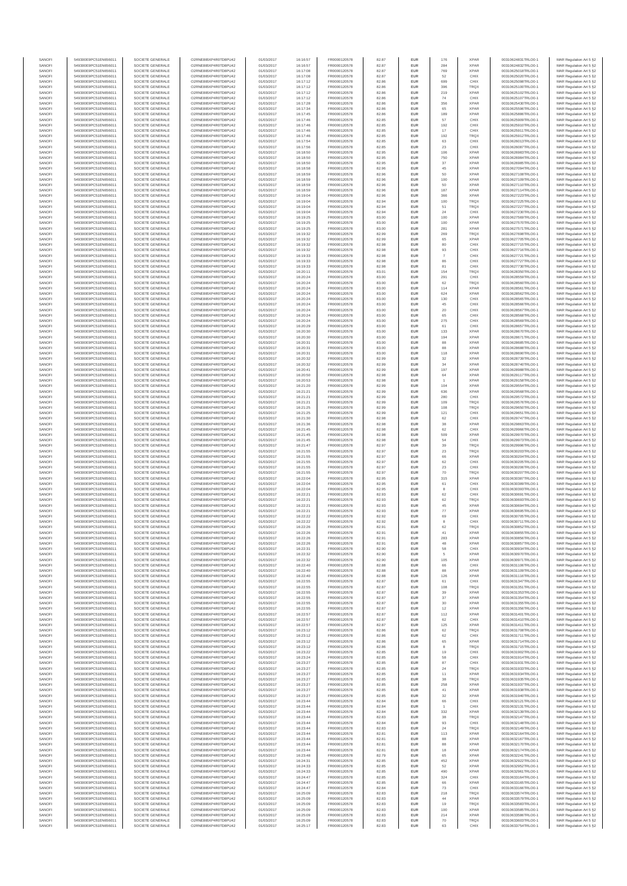| | | | | | | | | | | | | |
|---|---|---|---|---|---|---|---|---|---|---|---|---|
| SANOFI | 549300E9PC51EN656011 | SOCIETE GENERALE | O2RNE8IBXP4R0TD8PU42 | 01/03/2017 | 16:16:57 | FR0000120578 | 82.87 | EUR | 176 | XPAR | 00310624831TRLO0-1 | MAR Regulation Art 5 §2 |
| SANOFI | 549300E9PC51EN656011 | SOCIETE GENERALE | O2RNE8IBXP4R0TD8PU42 | 01/03/2017 | 16:16:57 | FR0000120578 | 82.87 | EUR | 284 | XPAR | 00310624832TRLO0-1 | MAR Regulation Art 5 §2 |
| SANOFI | 549300E9PC51EN656011 | SOCIETE GENERALE | O2RNE8IBXP4R0TD8PU42 | 01/03/2017 | 16:17:08 | FR0000120578 | 82.87 | EUR | 769 | XPAR | 00310625018TRLO0-1 | MAR Regulation Art 5 §2 |
| SANOFI | 549300E9PC51EN656011 | SOCIETE GENERALE | O2RNE8IBXP4R0TD8PU42 | 01/03/2017 | 16:17:08 | FR0000120578 | 82.87 | EUR | 52 | CHIX | 00310625020TRLO0-1 | MAR Regulation Art 5 §2 |
| SANOFI | 549300E9PC51EN656011 | SOCIETE GENERALE | O2RNE8IBXP4R0TD8PU42 | 01/03/2017 | 16:17:12 | FR0000120578 | 82.86 | EUR | 699 | CHIX | 00310625098TRLO0-1 | MAR Regulation Art 5 §2 |
| SANOFI | 549300E9PC51EN656011 | SOCIETE GENERALE | O2RNE8IBXP4R0TD8PU42 | 01/03/2017 | 16:17:12 | FR0000120578 | 82.86 | EUR | 396 | TRQX | 00310625100TRLO0-1 | MAR Regulation Art 5 §2 |
| SANOFI | 549300E9PC51EN656011 | SOCIETE GENERALE | O2RNE8IBXP4R0TD8PU42 | 01/03/2017 | 16:17:12 | FR0000120578 | 82.86 | EUR | 219 | XPAR | 00310625102TRLO0-1 | MAR Regulation Art 5 §2 |
| SANOFI | 549300E9PC51EN656011 | SOCIETE GENERALE | O2RNE8IBXP4R0TD8PU42 | 01/03/2017 | 16:17:12 | FR0000120578 | 82.86 | EUR | 74 | CHIX | 00310625107TRLO0-1 | MAR Regulation Art 5 §2 |
| SANOFI | 549300E9PC51EN656011 | SOCIETE GENERALE | O2RNE8IBXP4R0TD8PU42 | 01/03/2017 | 16:17:28 | FR0000120578 | 82.86 | EUR | 356 | XPAR | 00310625430TRLO0-1 | MAR Regulation Art 5 §2 |
| SANOFI | 549300E9PC51EN656011 | SOCIETE GENERALE | O2RNE8IBXP4R0TD8PU42 | 01/03/2017 | 16:17:34 | FR0000120578 | 82.86 | EUR | 65 | XPAR | 00310625596TRLO0-1 | MAR Regulation Art 5 §2 |
| SANOFI | 549300E9PC51EN656011 | SOCIETE GENERALE | O2RNE8IBXP4R0TD8PU42 | 01/03/2017 | 16:17:45 | FR0000120578 | 82.86 | EUR | 189 | XPAR | 00310625886TRLO0-1 | MAR Regulation Art 5 §2 |
| SANOFI | 549300E9PC51EN656011 | SOCIETE GENERALE | O2RNE8IBXP4R0TD8PU42 | 01/03/2017 | 16:17:46 | FR0000120578 | 82.85 | EUR | 57 | CHIX | 00310625909TRLO0-1 | MAR Regulation Art 5 §2 |
| SANOFI | 549300E9PC51EN656011 | SOCIETE GENERALE | O2RNE8IBXP4R0TD8PU42 | 01/03/2017 | 16:17:46 | FR0000120578 | 82.85 | EUR | 192 | CHIX | 00310625910TRLO0-1 | MAR Regulation Art 5 §2 |
| SANOFI | 549300E9PC51EN656011 | SOCIETE GENERALE | O2RNE8IBXP4R0TD8PU42 | 01/03/2017 | 16:17:46 | FR0000120578 | 82.85 | EUR | 17 | CHIX | 00310625911TRLO0-1 | MAR Regulation Art 5 §2 |
| SANOFI | 549300E9PC51EN656011 | SOCIETE GENERALE | O2RNE8IBXP4R0TD8PU42 | 01/03/2017 | 16:17:46 | FR0000120578 | 82.85 | EUR | 192 | TRQX | 00310625912TRLO0-1 | MAR Regulation Art 5 §2 |
| SANOFI | 549300E9PC51EN656011 | SOCIETE GENERALE | O2RNE8IBXP4R0TD8PU42 | 01/03/2017 | 16:17:54 | FR0000120578 | 82.85 | EUR | 63 | CHIX | 00310626013TRLO0-1 | MAR Regulation Art 5 §2 |
| SANOFI | 549300E9PC51EN656011 | SOCIETE GENERALE | O2RNE8IBXP4R0TD8PU42 | 01/03/2017 | 16:17:56 | FR0000120578 | 82.85 | EUR | 23 | CHIX | 00310626067TRLO0-1 | MAR Regulation Art 5 §2 |
| SANOFI | 549300E9PC51EN656011 | SOCIETE GENERALE | O2RNE8IBXP4R0TD8PU42 | 01/03/2017 | 16:18:50 | FR0000120578 | 82.95 | EUR | 106 | XPAR | 00310626983TRLO0-1 | MAR Regulation Art 5 §2 |
| SANOFI | 549300E9PC51EN656011 | SOCIETE GENERALE | O2RNE8IBXP4R0TD8PU42 | 01/03/2017 | 16:18:50 | FR0000120578 | 82.95 | EUR | 750 | XPAR | 00310626984TRLO0-1 | MAR Regulation Art 5 §2 |
| SANOFI | 549300E9PC51EN656011 | SOCIETE GENERALE | O2RNE8IBXP4R0TD8PU42 | 01/03/2017 | 16:18:50 | FR0000120578 | 82.95 | EUR | 37 | XPAR | 00310626985TRLO0-1 | MAR Regulation Art 5 §2 |
| SANOFI | 549300E9PC51EN656011 | SOCIETE GENERALE | O2RNE8IBXP4R0TD8PU42 | 01/03/2017 | 16:18:58 | FR0000120578 | 82.96 | EUR | 45 | XPAR | 00310627094TRLO0-1 | MAR Regulation Art 5 §2 |
| SANOFI | 549300E9PC51EN656011 | SOCIETE GENERALE | O2RNE8IBXP4R0TD8PU42 | 01/03/2017 | 16:18:59 | FR0000120578 | 82.96 | EUR | 50 | XPAR | 00310627108TRLO0-1 | MAR Regulation Art 5 §2 |
| SANOFI | 549300E9PC51EN656011 | SOCIETE GENERALE | O2RNE8IBXP4R0TD8PU42 | 01/03/2017 | 16:18:59 | FR0000120578 | 82.96 | EUR | 100 | XPAR | 00310627109TRLO0-1 | MAR Regulation Art 5 §2 |
| SANOFI | 549300E9PC51EN656011 | SOCIETE GENERALE | O2RNE8IBXP4R0TD8PU42 | 01/03/2017 | 16:18:59 | FR0000120578 | 82.96 | EUR | 50 | XPAR | 00310627110TRLO0-1 | MAR Regulation Art 5 §2 |
| SANOFI | 549300E9PC51EN656011 | SOCIETE GENERALE | O2RNE8IBXP4R0TD8PU42 | 01/03/2017 | 16:18:59 | FR0000120578 | 82.96 | EUR | 187 | XPAR | 00310627114TRLO0-1 | MAR Regulation Art 5 §2 |
| SANOFI | 549300E9PC51EN656011 | SOCIETE GENERALE | O2RNE8IBXP4R0TD8PU42 | 01/03/2017 | 16:19:04 | FR0000120578 | 82.96 | EUR | 366 | XPAR | 00310627223TRLO0-1 | MAR Regulation Art 5 §2 |
| SANOFI | 549300E9PC51EN656011 | SOCIETE GENERALE | O2RNE8IBXP4R0TD8PU42 | 01/03/2017 | 16:19:04 | FR0000120578 | 82.94 | EUR | 100 | TRQX | 00310627225TRLO0-1 | MAR Regulation Art 5 §2 |
| SANOFI | 549300E9PC51EN656011 | SOCIETE GENERALE | O2RNE8IBXP4R0TD8PU42 | 01/03/2017 | 16:19:04 | FR0000120578 | 82.94 | EUR | 51 | TRQX | 00310627227TRLO0-1 | MAR Regulation Art 5 §2 |
| SANOFI | 549300E9PC51EN656011 | SOCIETE GENERALE | O2RNE8IBXP4R0TD8PU42 | 01/03/2017 | 16:19:04 | FR0000120578 | 82.94 | EUR | 24 | CHIX | 00310627230TRLO0-1 | MAR Regulation Art 5 §2 |
| SANOFI | 549300E9PC51EN656011 | SOCIETE GENERALE | O2RNE8IBXP4R0TD8PU42 | 01/03/2017 | 16:19:25 | FR0000120578 | 83.00 | EUR | 100 | XPAR | 00310627569TRLO0-1 | MAR Regulation Art 5 §2 |
| SANOFI | 549300E9PC51EN656011 | SOCIETE GENERALE | O2RNE8IBXP4R0TD8PU42 | 01/03/2017 | 16:19:25 | FR0000120578 | 83.00 | EUR | 100 | XPAR | 00310627570TRLO0-1 | MAR Regulation Art 5 §2 |
| SANOFI | 549300E9PC51EN656011 | SOCIETE GENERALE | O2RNE8IBXP4R0TD8PU42 | 01/03/2017 | 16:19:25 | FR0000120578 | 83.00 | EUR | 281 | XPAR | 00310627571TRLO0-1 | MAR Regulation Art 5 §2 |
| SANOFI | 549300E9PC51EN656011 | SOCIETE GENERALE | O2RNE8IBXP4R0TD8PU42 | 01/03/2017 | 16:19:32 | FR0000120578 | 82.99 | EUR | 269 | TRQX | 00310627698TRLO0-1 | MAR Regulation Art 5 §2 |
| SANOFI | 549300E9PC51EN656011 | SOCIETE GENERALE | O2RNE8IBXP4R0TD8PU42 | 01/03/2017 | 16:19:32 | FR0000120578 | 82.99 | EUR | 65 | XPAR | 00310627705TRLO0-1 | MAR Regulation Art 5 §2 |
| SANOFI | 549300E9PC51EN656011 | SOCIETE GENERALE | O2RNE8IBXP4R0TD8PU42 | 01/03/2017 | 16:19:32 | FR0000120578 | 82.98 | EUR | 80 | CHIX | 00310627715TRLO0-1 | MAR Regulation Art 5 §2 |
| SANOFI | 549300E9PC51EN656011 | SOCIETE GENERALE | O2RNE8IBXP4R0TD8PU42 | 01/03/2017 | 16:19:32 | FR0000120578 | 82.98 | EUR | 93 | CHIX | 00310627716TRLO0-1 | MAR Regulation Art 5 §2 |
| SANOFI | 549300E9PC51EN656011 | SOCIETE GENERALE | O2RNE8IBXP4R0TD8PU42 | 01/03/2017 | 16:19:33 | FR0000120578 | 82.98 | EUR | 7 | CHIX | 00310627721TRLO0-1 | MAR Regulation Art 5 §2 |
| SANOFI | 549300E9PC51EN656011 | SOCIETE GENERALE | O2RNE8IBXP4R0TD8PU42 | 01/03/2017 | 16:19:33 | FR0000120578 | 82.98 | EUR | 86 | CHIX | 00310627727TRLO0-1 | MAR Regulation Art 5 §2 |
| SANOFI | 549300E9PC51EN656011 | SOCIETE GENERALE | O2RNE8IBXP4R0TD8PU42 | 01/03/2017 | 16:19:33 | FR0000120578 | 82.98 | EUR | 81 | CHIX | 00310627730TRLO0-1 | MAR Regulation Art 5 §2 |
| SANOFI | 549300E9PC51EN656011 | SOCIETE GENERALE | O2RNE8IBXP4R0TD8PU42 | 01/03/2017 | 16:20:11 | FR0000120578 | 83.01 | EUR | 154 | TRQX | 00310628350TRLO0-1 | MAR Regulation Art 5 §2 |
| SANOFI | 549300E9PC51EN656011 | SOCIETE GENERALE | O2RNE8IBXP4R0TD8PU42 | 01/03/2017 | 16:20:24 | FR0000120578 | 83.00 | EUR | 291 | CHIX | 00310628559TRLO0-1 | MAR Regulation Art 5 §2 |
| SANOFI | 549300E9PC51EN656011 | SOCIETE GENERALE | O2RNE8IBXP4R0TD8PU42 | 01/03/2017 | 16:20:24 | FR0000120578 | 83.00 | EUR | 62 | TRQX | 00310628560TRLO0-1 | MAR Regulation Art 5 §2 |
| SANOFI | 549300E9PC51EN656011 | SOCIETE GENERALE | O2RNE8IBXP4R0TD8PU42 | 01/03/2017 | 16:20:24 | FR0000120578 | 83.00 | EUR | 114 | XPAR | 00310628561TRLO0-1 | MAR Regulation Art 5 §2 |
| SANOFI | 549300E9PC51EN656011 | SOCIETE GENERALE | O2RNE8IBXP4R0TD8PU42 | 01/03/2017 | 16:20:24 | FR0000120578 | 83.00 | EUR | 624 | XPAR | 00310628562TRLO0-1 | MAR Regulation Art 5 §2 |
| SANOFI | 549300E9PC51EN656011 | SOCIETE GENERALE | O2RNE8IBXP4R0TD8PU42 | 01/03/2017 | 16:20:24 | FR0000120578 | 83.00 | EUR | 130 | CHIX | 00310628565TRLO0-1 | MAR Regulation Art 5 §2 |
| SANOFI | 549300E9PC51EN656011 | SOCIETE GENERALE | O2RNE8IBXP4R0TD8PU42 | 01/03/2017 | 16:20:24 | FR0000120578 | 83.00 | EUR | 45 | CHIX | 00310628566TRLO0-1 | MAR Regulation Art 5 §2 |
| SANOFI | 549300E9PC51EN656011 | SOCIETE GENERALE | O2RNE8IBXP4R0TD8PU42 | 01/03/2017 | 16:20:24 | FR0000120578 | 83.00 | EUR | 20 | CHIX | 00310628567TRLO0-1 | MAR Regulation Art 5 §2 |
| SANOFI | 549300E9PC51EN656011 | SOCIETE GENERALE | O2RNE8IBXP4R0TD8PU42 | 01/03/2017 | 16:20:24 | FR0000120578 | 83.00 | EUR | 65 | CHIX | 00310628568TRLO0-1 | MAR Regulation Art 5 §2 |
| SANOFI | 549300E9PC51EN656011 | SOCIETE GENERALE | O2RNE8IBXP4R0TD8PU42 | 01/03/2017 | 16:20:24 | FR0000120578 | 83.00 | EUR | 275 | CHIX | 00310628569TRLO0-1 | MAR Regulation Art 5 §2 |
| SANOFI | 549300E9PC51EN656011 | SOCIETE GENERALE | O2RNE8IBXP4R0TD8PU42 | 01/03/2017 | 16:20:29 | FR0000120578 | 83.00 | EUR | 61 | CHIX | 00310628657TRLO0-1 | MAR Regulation Art 5 §2 |
| SANOFI | 549300E9PC51EN656011 | SOCIETE GENERALE | O2RNE8IBXP4R0TD8PU42 | 01/03/2017 | 16:20:30 | FR0000120578 | 83.00 | EUR | 133 | XPAR | 00310628670TRLO0-1 | MAR Regulation Art 5 §2 |
| SANOFI | 549300E9PC51EN656011 | SOCIETE GENERALE | O2RNE8IBXP4R0TD8PU42 | 01/03/2017 | 16:20:30 | FR0000120578 | 83.00 | EUR | 194 | XPAR | 00310628671TRLO0-1 | MAR Regulation Art 5 §2 |
| SANOFI | 549300E9PC51EN656011 | SOCIETE GENERALE | O2RNE8IBXP4R0TD8PU42 | 01/03/2017 | 16:20:31 | FR0000120578 | 83.00 | EUR | 88 | XPAR | 00310628685TRLO0-1 | MAR Regulation Art 5 §2 |
| SANOFI | 549300E9PC51EN656011 | SOCIETE GENERALE | O2RNE8IBXP4R0TD8PU42 | 01/03/2017 | 16:20:31 | FR0000120578 | 83.00 | EUR | 88 | XPAR | 00310628688TRLO0-1 | MAR Regulation Art 5 §2 |
| SANOFI | 549300E9PC51EN656011 | SOCIETE GENERALE | O2RNE8IBXP4R0TD8PU42 | 01/03/2017 | 16:20:31 | FR0000120578 | 83.00 | EUR | 118 | XPAR | 00310628690TRLO0-1 | MAR Regulation Art 5 §2 |
| SANOFI | 549300E9PC51EN656011 | SOCIETE GENERALE | O2RNE8IBXP4R0TD8PU42 | 01/03/2017 | 16:20:32 | FR0000120578 | 82.99 | EUR | 32 | XPAR | 00310628739TRLO0-1 | MAR Regulation Art 5 §2 |
| SANOFI | 549300E9PC51EN656011 | SOCIETE GENERALE | O2RNE8IBXP4R0TD8PU42 | 01/03/2017 | 16:20:32 | FR0000120578 | 82.99 | EUR | 34 | XPAR | 00310628740TRLO0-1 | MAR Regulation Art 5 §2 |
| SANOFI | 549300E9PC51EN656011 | SOCIETE GENERALE | O2RNE8IBXP4R0TD8PU42 | 01/03/2017 | 16:20:41 | FR0000120578 | 82.99 | EUR | 197 | XPAR | 00310628889TRLO0-1 | MAR Regulation Art 5 §2 |
| SANOFI | 549300E9PC51EN656011 | SOCIETE GENERALE | O2RNE8IBXP4R0TD8PU42 | 01/03/2017 | 16:20:50 | FR0000120578 | 82.98 | EUR | 64 | XPAR | 00310629117TRLO0-1 | MAR Regulation Art 5 §2 |
| SANOFI | 549300E9PC51EN656011 | SOCIETE GENERALE | O2RNE8IBXP4R0TD8PU42 | 01/03/2017 | 16:20:53 | FR0000120578 | 82.98 | EUR | 1 | XPAR | 00310629158TRLO0-1 | MAR Regulation Art 5 §2 |
| SANOFI | 549300E9PC51EN656011 | SOCIETE GENERALE | O2RNE8IBXP4R0TD8PU42 | 01/03/2017 | 16:21:20 | FR0000120578 | 82.99 | EUR | 104 | XPAR | 00310629554TRLO0-1 | MAR Regulation Art 5 §2 |
| SANOFI | 549300E9PC51EN656011 | SOCIETE GENERALE | O2RNE8IBXP4R0TD8PU42 | 01/03/2017 | 16:21:21 | FR0000120578 | 82.99 | EUR | 636 | XPAR | 00310629568TRLO0-1 | MAR Regulation Art 5 §2 |
| SANOFI | 549300E9PC51EN656011 | SOCIETE GENERALE | O2RNE8IBXP4R0TD8PU42 | 01/03/2017 | 16:21:21 | FR0000120578 | 82.99 | EUR | 280 | CHIX | 00310629572TRLO0-1 | MAR Regulation Art 5 §2 |
| SANOFI | 549300E9PC51EN656011 | SOCIETE GENERALE | O2RNE8IBXP4R0TD8PU42 | 01/03/2017 | 16:21:21 | FR0000120578 | 82.99 | EUR | 109 | TRQX | 00310629576TRLO0-1 | MAR Regulation Art 5 §2 |
| SANOFI | 549300E9PC51EN656011 | SOCIETE GENERALE | O2RNE8IBXP4R0TD8PU42 | 01/03/2017 | 16:21:25 | FR0000120578 | 82.99 | EUR | 108 | TRQX | 00310629650TRLO0-1 | MAR Regulation Art 5 §2 |
| SANOFI | 549300E9PC51EN656011 | SOCIETE GENERALE | O2RNE8IBXP4R0TD8PU42 | 01/03/2017 | 16:21:25 | FR0000120578 | 82.99 | EUR | 121 | CHIX | 00310629651TRLO0-1 | MAR Regulation Art 5 §2 |
| SANOFI | 549300E9PC51EN656011 | SOCIETE GENERALE | O2RNE8IBXP4R0TD8PU42 | 01/03/2017 | 16:21:30 | FR0000120578 | 82.98 | EUR | 62 | CHIX | 00310629747TRLO0-1 | MAR Regulation Art 5 §2 |
| SANOFI | 549300E9PC51EN656011 | SOCIETE GENERALE | O2RNE8IBXP4R0TD8PU42 | 01/03/2017 | 16:21:36 | FR0000120578 | 82.98 | EUR | 38 | XPAR | 00310629863TRLO0-1 | MAR Regulation Art 5 §2 |
| SANOFI | 549300E9PC51EN656011 | SOCIETE GENERALE | O2RNE8IBXP4R0TD8PU42 | 01/03/2017 | 16:21:45 | FR0000120578 | 82.98 | EUR | 62 | CHIX | 00310629966TRLO0-1 | MAR Regulation Art 5 §2 |
| SANOFI | 549300E9PC51EN656011 | SOCIETE GENERALE | O2RNE8IBXP4R0TD8PU42 | 01/03/2017 | 16:21:45 | FR0000120578 | 82.98 | EUR | 509 | XPAR | 00310629970TRLO0-1 | MAR Regulation Art 5 §2 |
| SANOFI | 549300E9PC51EN656011 | SOCIETE GENERALE | O2RNE8IBXP4R0TD8PU42 | 01/03/2017 | 16:21:45 | FR0000120578 | 82.98 | EUR | 54 | CHIX | 00310629973TRLO0-1 | MAR Regulation Art 5 §2 |
| SANOFI | 549300E9PC51EN656011 | SOCIETE GENERALE | O2RNE8IBXP4R0TD8PU42 | 01/03/2017 | 16:21:47 | FR0000120578 | 82.97 | EUR | 39 | TRQX | 00310629996TRLO0-1 | MAR Regulation Art 5 §2 |
| SANOFI | 549300E9PC51EN656011 | SOCIETE GENERALE | O2RNE8IBXP4R0TD8PU42 | 01/03/2017 | 16:21:55 | FR0000120578 | 82.97 | EUR | 23 | TRQX | 00310630203TRLO0-1 | MAR Regulation Art 5 §2 |
| SANOFI | 549300E9PC51EN656011 | SOCIETE GENERALE | O2RNE8IBXP4R0TD8PU42 | 01/03/2017 | 16:21:55 | FR0000120578 | 82.97 | EUR | 66 | XPAR | 00310630204TRLO0-1 | MAR Regulation Art 5 §2 |
| SANOFI | 549300E9PC51EN656011 | SOCIETE GENERALE | O2RNE8IBXP4R0TD8PU42 | 01/03/2017 | 16:21:55 | FR0000120578 | 82.97 | EUR | 62 | CHIX | 00310630205TRLO0-1 | MAR Regulation Art 5 §2 |
| SANOFI | 549300E9PC51EN656011 | SOCIETE GENERALE | O2RNE8IBXP4R0TD8PU42 | 01/03/2017 | 16:21:55 | FR0000120578 | 82.97 | EUR | 23 | CHIX | 00310630206TRLO0-1 | MAR Regulation Art 5 §2 |
| SANOFI | 549300E9PC51EN656011 | SOCIETE GENERALE | O2RNE8IBXP4R0TD8PU42 | 01/03/2017 | 16:21:55 | FR0000120578 | 82.97 | EUR | 70 | TRQX | 00310630207TRLO0-1 | MAR Regulation Art 5 §2 |
| SANOFI | 549300E9PC51EN656011 | SOCIETE GENERALE | O2RNE8IBXP4R0TD8PU42 | 01/03/2017 | 16:22:04 | FR0000120578 | 82.95 | EUR | 315 | XPAR | 00310630387TRLO0-1 | MAR Regulation Art 5 §2 |
| SANOFI | 549300E9PC51EN656011 | SOCIETE GENERALE | O2RNE8IBXP4R0TD8PU42 | 01/03/2017 | 16:22:04 | FR0000120578 | 82.95 | EUR | 61 | CHIX | 00310630389TRLO0-1 | MAR Regulation Art 5 §2 |
| SANOFI | 549300E9PC51EN656011 | SOCIETE GENERALE | O2RNE8IBXP4R0TD8PU42 | 01/03/2017 | 16:22:04 | FR0000120578 | 82.95 | EUR | 8 | CHIX | 00310630393TRLO0-1 | MAR Regulation Art 5 §2 |
| SANOFI | 549300E9PC51EN656011 | SOCIETE GENERALE | O2RNE8IBXP4R0TD8PU42 | 01/03/2017 | 16:22:21 | FR0000120578 | 82.93 | EUR | 62 | CHIX | 00310630691TRLO0-1 | MAR Regulation Art 5 §2 |
| SANOFI | 549300E9PC51EN656011 | SOCIETE GENERALE | O2RNE8IBXP4R0TD8PU42 | 01/03/2017 | 16:22:21 | FR0000120578 | 82.93 | EUR | 62 | TRQX | 00310630693TRLO0-1 | MAR Regulation Art 5 §2 |
| SANOFI | 549300E9PC51EN656011 | SOCIETE GENERALE | O2RNE8IBXP4R0TD8PU42 | 01/03/2017 | 16:22:21 | FR0000120578 | 82.93 | EUR | 45 | XPAR | 00310630694TRLO0-1 | MAR Regulation Art 5 §2 |
| SANOFI | 549300E9PC51EN656011 | SOCIETE GENERALE | O2RNE8IBXP4R0TD8PU42 | 01/03/2017 | 16:22:21 | FR0000120578 | 82.93 | EUR | 77 | XPAR | 00310630695TRLO0-1 | MAR Regulation Art 5 §2 |
| SANOFI | 549300E9PC51EN656011 | SOCIETE GENERALE | O2RNE8IBXP4R0TD8PU42 | 01/03/2017 | 16:22:22 | FR0000120578 | 82.92 | EUR | 69 | CHIX | 00310630705TRLO0-1 | MAR Regulation Art 5 §2 |
| SANOFI | 549300E9PC51EN656011 | SOCIETE GENERALE | O2RNE8IBXP4R0TD8PU42 | 01/03/2017 | 16:22:22 | FR0000120578 | 82.92 | EUR | 8 | CHIX | 00310630711TRLO0-1 | MAR Regulation Art 5 §2 |
| SANOFI | 549300E9PC51EN656011 | SOCIETE GENERALE | O2RNE8IBXP4R0TD8PU42 | 01/03/2017 | 16:22:26 | FR0000120578 | 82.91 | EUR | 62 | TRQX | 00310630852TRLO0-1 | MAR Regulation Art 5 §2 |
| SANOFI | 549300E9PC51EN656011 | SOCIETE GENERALE | O2RNE8IBXP4R0TD8PU42 | 01/03/2017 | 16:22:26 | FR0000120578 | 82.91 | EUR | 41 | XPAR | 00310630855TRLO0-1 | MAR Regulation Art 5 §2 |
| SANOFI | 549300E9PC51EN656011 | SOCIETE GENERALE | O2RNE8IBXP4R0TD8PU42 | 01/03/2017 | 16:22:26 | FR0000120578 | 82.91 | EUR | 283 | XPAR | 00310630856TRLO0-1 | MAR Regulation Art 5 §2 |
| SANOFI | 549300E9PC51EN656011 | SOCIETE GENERALE | O2RNE8IBXP4R0TD8PU42 | 01/03/2017 | 16:22:26 | FR0000120578 | 82.91 | EUR | 48 | XPAR | 00310630857TRLO0-1 | MAR Regulation Art 5 §2 |
| SANOFI | 549300E9PC51EN656011 | SOCIETE GENERALE | O2RNE8IBXP4R0TD8PU42 | 01/03/2017 | 16:22:31 | FR0000120578 | 82.90 | EUR | 58 | CHIX | 00310630934TRLO0-1 | MAR Regulation Art 5 §2 |
| SANOFI | 549300E9PC51EN656011 | SOCIETE GENERALE | O2RNE8IBXP4R0TD8PU42 | 01/03/2017 | 16:22:32 | FR0000120578 | 82.90 | EUR | 5 | XPAR | 00310630970TRLO0-1 | MAR Regulation Art 5 §2 |
| SANOFI | 549300E9PC51EN656011 | SOCIETE GENERALE | O2RNE8IBXP4R0TD8PU42 | 01/03/2017 | 16:22:32 | FR0000120578 | 82.90 | EUR | 105 | XPAR | 00310630971TRLO0-1 | MAR Regulation Art 5 §2 |
| SANOFI | 549300E9PC51EN656011 | SOCIETE GENERALE | O2RNE8IBXP4R0TD8PU42 | 01/03/2017 | 16:22:40 | FR0000120578 | 82.88 | EUR | 66 | CHIX | 00310631108TRLO0-1 | MAR Regulation Art 5 §2 |
| SANOFI | 549300E9PC51EN656011 | SOCIETE GENERALE | O2RNE8IBXP4R0TD8PU42 | 01/03/2017 | 16:22:40 | FR0000120578 | 82.88 | EUR | 88 | XPAR | 00310631109TRLO0-1 | MAR Regulation Art 5 §2 |
| SANOFI | 549300E9PC51EN656011 | SOCIETE GENERALE | O2RNE8IBXP4R0TD8PU42 | 01/03/2017 | 16:22:40 | FR0000120578 | 82.88 | EUR | 126 | XPAR | 00310631110TRLO0-1 | MAR Regulation Art 5 §2 |
| SANOFI | 549300E9PC51EN656011 | SOCIETE GENERALE | O2RNE8IBXP4R0TD8PU42 | 01/03/2017 | 16:22:55 | FR0000120578 | 82.87 | EUR | 61 | CHIX | 00310631347TRLO0-1 | MAR Regulation Art 5 §2 |
| SANOFI | 549300E9PC51EN656011 | SOCIETE GENERALE | O2RNE8IBXP4R0TD8PU42 | 01/03/2017 | 16:22:55 | FR0000120578 | 82.87 | EUR | 108 | TRQX | 00310631351TRLO0-1 | MAR Regulation Art 5 §2 |
| SANOFI | 549300E9PC51EN656011 | SOCIETE GENERALE | O2RNE8IBXP4R0TD8PU42 | 01/03/2017 | 16:22:55 | FR0000120578 | 82.87 | EUR | 39 | XPAR | 00310631353TRLO0-1 | MAR Regulation Art 5 §2 |
| SANOFI | 549300E9PC51EN656011 | SOCIETE GENERALE | O2RNE8IBXP4R0TD8PU42 | 01/03/2017 | 16:22:55 | FR0000120578 | 82.87 | EUR | 37 | XPAR | 00310631354TRLO0-1 | MAR Regulation Art 5 §2 |
| SANOFI | 549300E9PC51EN656011 | SOCIETE GENERALE | O2RNE8IBXP4R0TD8PU42 | 01/03/2017 | 16:22:55 | FR0000120578 | 82.87 | EUR | 30 | XPAR | 00310631355TRLO0-1 | MAR Regulation Art 5 §2 |
| SANOFI | 549300E9PC51EN656011 | SOCIETE GENERALE | O2RNE8IBXP4R0TD8PU42 | 01/03/2017 | 16:22:55 | FR0000120578 | 82.87 | EUR | 12 | XPAR | 00310631356TRLO0-1 | MAR Regulation Art 5 §2 |
| SANOFI | 549300E9PC51EN656011 | SOCIETE GENERALE | O2RNE8IBXP4R0TD8PU42 | 01/03/2017 | 16:22:57 | FR0000120578 | 82.87 | EUR | 112 | XPAR | 00310631401TRLO0-1 | MAR Regulation Art 5 §2 |
| SANOFI | 549300E9PC51EN656011 | SOCIETE GENERALE | O2RNE8IBXP4R0TD8PU42 | 01/03/2017 | 16:22:57 | FR0000120578 | 82.87 | EUR | 62 | CHIX | 00310631410TRLO0-1 | MAR Regulation Art 5 §2 |
| SANOFI | 549300E9PC51EN656011 | SOCIETE GENERALE | O2RNE8IBXP4R0TD8PU42 | 01/03/2017 | 16:22:57 | FR0000120578 | 82.87 | EUR | 125 | XPAR | 00310631411TRLO0-1 | MAR Regulation Art 5 §2 |
| SANOFI | 549300E9PC51EN656011 | SOCIETE GENERALE | O2RNE8IBXP4R0TD8PU42 | 01/03/2017 | 16:23:12 | FR0000120578 | 82.86 | EUR | 62 | TRQX | 00310631708TRLO0-1 | MAR Regulation Art 5 §2 |
| SANOFI | 549300E9PC51EN656011 | SOCIETE GENERALE | O2RNE8IBXP4R0TD8PU42 | 01/03/2017 | 16:23:12 | FR0000120578 | 82.86 | EUR | 62 | CHIX | 00310631711TRLO0-1 | MAR Regulation Art 5 §2 |
| SANOFI | 549300E9PC51EN656011 | SOCIETE GENERALE | O2RNE8IBXP4R0TD8PU42 | 01/03/2017 | 16:23:12 | FR0000120578 | 82.86 | EUR | 65 | XPAR | 00310631714TRLO0-1 | MAR Regulation Art 5 §2 |
| SANOFI | 549300E9PC51EN656011 | SOCIETE GENERALE | O2RNE8IBXP4R0TD8PU42 | 01/03/2017 | 16:23:12 | FR0000120578 | 82.86 | EUR | 8 | TRQX | 00310631715TRLO0-1 | MAR Regulation Art 5 §2 |
| SANOFI | 549300E9PC51EN656011 | SOCIETE GENERALE | O2RNE8IBXP4R0TD8PU42 | 01/03/2017 | 16:23:22 | FR0000120578 | 82.85 | EUR | 19 | CHIX | 00310631902TRLO0-1 | MAR Regulation Art 5 §2 |
| SANOFI | 549300E9PC51EN656011 | SOCIETE GENERALE | O2RNE8IBXP4R0TD8PU42 | 01/03/2017 | 16:23:24 | FR0000120578 | 82.85 | EUR | 58 | CHIX | 00310631914TRLO0-1 | MAR Regulation Art 5 §2 |
| SANOFI | 549300E9PC51EN656011 | SOCIETE GENERALE | O2RNE8IBXP4R0TD8PU42 | 01/03/2017 | 16:23:27 | FR0000120578 | 82.85 | EUR | 87 | CHIX | 00310631931TRLO0-1 | MAR Regulation Art 5 §2 |
| SANOFI | 549300E9PC51EN656011 | SOCIETE GENERALE | O2RNE8IBXP4R0TD8PU42 | 01/03/2017 | 16:23:27 | FR0000120578 | 82.85 | EUR | 24 | TRQX | 00310631933TRLO0-1 | MAR Regulation Art 5 §2 |
| SANOFI | 549300E9PC51EN656011 | SOCIETE GENERALE | O2RNE8IBXP4R0TD8PU42 | 01/03/2017 | 16:23:27 | FR0000120578 | 82.85 | EUR | 11 | XPAR | 00310631934TRLO0-1 | MAR Regulation Art 5 §2 |
| SANOFI | 549300E9PC51EN656011 | SOCIETE GENERALE | O2RNE8IBXP4R0TD8PU42 | 01/03/2017 | 16:23:27 | FR0000120578 | 82.85 | EUR | 38 | TRQX | 00310631935TRLO0-1 | MAR Regulation Art 5 §2 |
| SANOFI | 549300E9PC51EN656011 | SOCIETE GENERALE | O2RNE8IBXP4R0TD8PU42 | 01/03/2017 | 16:23:27 | FR0000120578 | 82.85 | EUR | 258 | XPAR | 00310631937TRLO0-1 | MAR Regulation Art 5 §2 |
| SANOFI | 549300E9PC51EN656011 | SOCIETE GENERALE | O2RNE8IBXP4R0TD8PU42 | 01/03/2017 | 16:23:27 | FR0000120578 | 82.85 | EUR | 41 | XPAR | 00310631938TRLO0-1 | MAR Regulation Art 5 §2 |
| SANOFI | 549300E9PC51EN656011 | SOCIETE GENERALE | O2RNE8IBXP4R0TD8PU42 | 01/03/2017 | 16:23:27 | FR0000120578 | 82.85 | EUR | 32 | XPAR | 00310631940TRLO0-1 | MAR Regulation Art 5 §2 |
| SANOFI | 549300E9PC51EN656011 | SOCIETE GENERALE | O2RNE8IBXP4R0TD8PU42 | 01/03/2017 | 16:23:44 | FR0000120578 | 82.84 | EUR | 66 | CHIX | 00310632121TRLO0-1 | MAR Regulation Art 5 §2 |
| SANOFI | 549300E9PC51EN656011 | SOCIETE GENERALE | O2RNE8IBXP4R0TD8PU42 | 01/03/2017 | 16:23:44 | FR0000120578 | 82.84 | EUR | 1 | CHIX | 00310632131TRLO0-1 | MAR Regulation Art 5 §2 |
| SANOFI | 549300E9PC51EN656011 | SOCIETE GENERALE | O2RNE8IBXP4R0TD8PU42 | 01/03/2017 | 16:23:44 | FR0000120578 | 82.84 | EUR | 332 | XPAR | 00310632139TRLO0-1 | MAR Regulation Art 5 §2 |
| SANOFI | 549300E9PC51EN656011 | SOCIETE GENERALE | O2RNE8IBXP4R0TD8PU42 | 01/03/2017 | 16:23:44 | FR0000120578 | 82.83 | EUR | 38 | TRQX | 00310632147TRLO0-1 | MAR Regulation Art 5 §2 |
| SANOFI | 549300E9PC51EN656011 | SOCIETE GENERALE | O2RNE8IBXP4R0TD8PU42 | 01/03/2017 | 16:23:44 | FR0000120578 | 82.84 | EUR | 93 | CHIX | 00310632148TRLO0-1 | MAR Regulation Art 5 §2 |
| SANOFI | 549300E9PC51EN656011 | SOCIETE GENERALE | O2RNE8IBXP4R0TD8PU42 | 01/03/2017 | 16:23:44 | FR0000120578 | 82.83 | EUR | 24 | TRQX | 00310632149TRLO0-1 | MAR Regulation Art 5 §2 |
| SANOFI | 549300E9PC51EN656011 | SOCIETE GENERALE | O2RNE8IBXP4R0TD8PU42 | 01/03/2017 | 16:23:44 | FR0000120578 | 82.81 | EUR | 113 | XPAR | 00310632164TRLO0-1 | MAR Regulation Art 5 §2 |
| SANOFI | 549300E9PC51EN656011 | SOCIETE GENERALE | O2RNE8IBXP4R0TD8PU42 | 01/03/2017 | 16:23:44 | FR0000120578 | 82.81 | EUR | 88 | XPAR | 00310632167TRLO0-1 | MAR Regulation Art 5 §2 |
| SANOFI | 549300E9PC51EN656011 | SOCIETE GENERALE | O2RNE8IBXP4R0TD8PU42 | 01/03/2017 | 16:23:44 | FR0000120578 | 82.81 | EUR | 88 | XPAR | 00310632170TRLO0-1 | MAR Regulation Art 5 §2 |
| SANOFI | 549300E9PC51EN656011 | SOCIETE GENERALE | O2RNE8IBXP4R0TD8PU42 | 01/03/2017 | 16:23:44 | FR0000120578 | 82.81 | EUR | 18 | XPAR | 00310632174TRLO0-1 | MAR Regulation Art 5 §2 |
| SANOFI | 549300E9PC51EN656011 | SOCIETE GENERALE | O2RNE8IBXP4R0TD8PU42 | 01/03/2017 | 16:23:48 | FR0000120578 | 82.79 | EUR | 65 | XPAR | 00310632241TRLO0-1 | MAR Regulation Art 5 §2 |
| SANOFI | 549300E9PC51EN656011 | SOCIETE GENERALE | O2RNE8IBXP4R0TD8PU42 | 01/03/2017 | 16:24:31 | FR0000120578 | 82.85 | EUR | 452 | XPAR | 00310632922TRLO0-1 | MAR Regulation Art 5 §2 |
| SANOFI | 549300E9PC51EN656011 | SOCIETE GENERALE | O2RNE8IBXP4R0TD8PU42 | 01/03/2017 | 16:24:33 | FR0000120578 | 82.85 | EUR | 52 | XPAR | 00310632952TRLO0-1 | MAR Regulation Art 5 §2 |
| SANOFI | 549300E9PC51EN656011 | SOCIETE GENERALE | O2RNE8IBXP4R0TD8PU42 | 01/03/2017 | 16:24:33 | FR0000120578 | 82.85 | EUR | 490 | XPAR | 00310632961TRLO0-1 | MAR Regulation Art 5 §2 |
| SANOFI | 549300E9PC51EN656011 | SOCIETE GENERALE | O2RNE8IBXP4R0TD8PU42 | 01/03/2017 | 16:24:47 | FR0000120578 | 82.85 | EUR | 324 | CHIX | 00310633164TRLO0-1 | MAR Regulation Art 5 §2 |
| SANOFI | 549300E9PC51EN656011 | SOCIETE GENERALE | O2RNE8IBXP4R0TD8PU42 | 01/03/2017 | 16:24:47 | FR0000120578 | 82.85 | EUR | 66 | XPAR | 00310633165TRLO0-1 | MAR Regulation Art 5 §2 |
| SANOFI | 549300E9PC51EN656011 | SOCIETE GENERALE | O2RNE8IBXP4R0TD8PU42 | 01/03/2017 | 16:24:47 | FR0000120578 | 82.84 | EUR | 73 | CHIX | 00310633166TRLO0-1 | MAR Regulation Art 5 §2 |
| SANOFI | 549300E9PC51EN656011 | SOCIETE GENERALE | O2RNE8IBXP4R0TD8PU42 | 01/03/2017 | 16:25:09 | FR0000120578 | 82.83 | EUR | 218 | TRQX | 00310633574TRLO0-1 | MAR Regulation Art 5 §2 |
| SANOFI | 549300E9PC51EN656011 | SOCIETE GENERALE | O2RNE8IBXP4R0TD8PU42 | 01/03/2017 | 16:25:09 | FR0000120578 | 82.83 | EUR | 44 | XPAR | 00310633579TRLO0-1 | MAR Regulation Art 5 §2 |
| SANOFI | 549300E9PC51EN656011 | SOCIETE GENERALE | O2RNE8IBXP4R0TD8PU42 | 01/03/2017 | 16:25:09 | FR0000120578 | 82.83 | EUR | 19 | TRQX | 00310633583TRLO0-1 | MAR Regulation Art 5 §2 |
| SANOFI | 549300E9PC51EN656011 | SOCIETE GENERALE | O2RNE8IBXP4R0TD8PU42 | 01/03/2017 | 16:25:09 | FR0000120578 | 82.83 | EUR | 100 | XPAR | 00310633585TRLO0-1 | MAR Regulation Art 5 §2 |
| SANOFI | 549300E9PC51EN656011 | SOCIETE GENERALE | O2RNE8IBXP4R0TD8PU42 | 01/03/2017 | 16:25:09 | FR0000120578 | 82.83 | EUR | 214 | XPAR | 00310633586TRLO0-1 | MAR Regulation Art 5 §2 |
| SANOFI | 549300E9PC51EN656011 | SOCIETE GENERALE | O2RNE8IBXP4R0TD8PU42 | 01/03/2017 | 16:25:09 | FR0000120578 | 82.83 | EUR | 70 | TRQX | 00310633603TRLO0-1 | MAR Regulation Art 5 §2 |
| SANOFI | 549300E9PC51EN656011 | SOCIETE GENERALE | O2RNE8IBXP4R0TD8PU42 | 01/03/2017 | 16:25:17 | FR0000120578 | 82.83 | EUR | 63 | CHIX | 00310633754TRLO0-1 | MAR Regulation Art 5 §2 |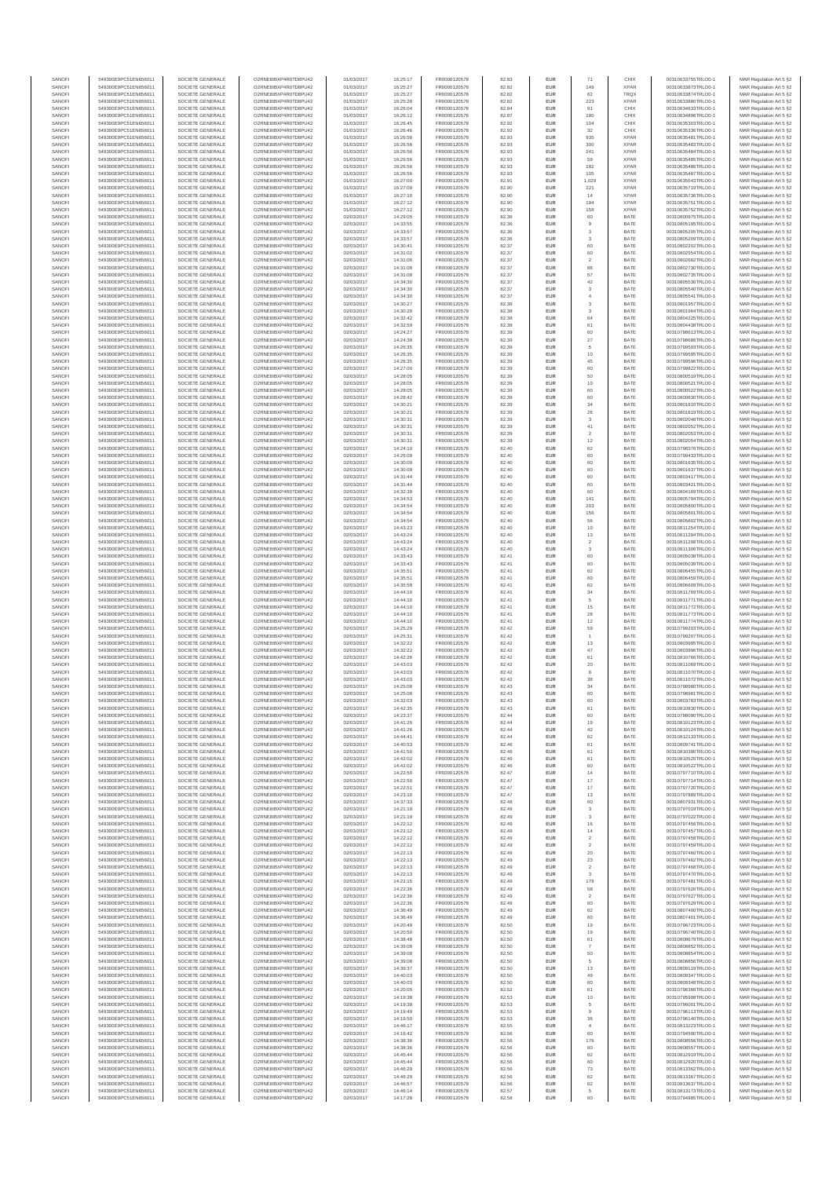| SANOFI | 549300E9PC51EN656011 | SOCIETE GENERALE | O2RNE8IBXP4R0TD8PU42 | 01/03/2017 | 16:25:17 | FR0000120578 | 82.83 | EUR | 71 | CHIX | 00310633755TRLO0-1 | MAR Regulation Art 5 §2 |
|---|---|---|---|---|---|---|---|---|---|---|---|---|
| SANOFI | 549300E9PC51EN656011 | SOCIETE GENERALE | O2RNE8IBXP4R0TD8PU42 | 01/03/2017 | 16:25:27 | FR0000120578 | 82.82 | EUR | 149 | XPAR | 00310633873TRLO0-1 | MAR Regulation Art 5 §2 |
| SANOFI | 549300E9PC51EN656011 | SOCIETE GENERALE | O2RNE8IBXP4R0TD8PU42 | 01/03/2017 | 16:25:27 | FR0000120578 | 82.82 | EUR | 62 | TRQX | 00310633874TRLO0-1 | MAR Regulation Art 5 §2 |
| SANOFI | 549300E9PC51EN656011 | SOCIETE GENERALE | O2RNE8IBXP4R0TD8PU42 | 01/03/2017 | 16:25:28 | FR0000120578 | 82.82 | EUR | 223 | XPAR | 00310633880TRLO0-1 | MAR Regulation Art 5 §2 |
| SANOFI | 549300E9PC51EN656011 | SOCIETE GENERALE | O2RNE8IBXP4R0TD8PU42 | 01/03/2017 | 16:26:04 | FR0000120578 | 82.84 | EUR | 91 | CHIX | 00310634633TRLO0-1 | MAR Regulation Art 5 §2 |
| SANOFI | 549300E9PC51EN656011 | SOCIETE GENERALE | O2RNE8IBXP4R0TD8PU42 | 01/03/2017 | 16:26:12 | FR0000120578 | 82.87 | EUR | 180 | CHIX | 00310634898TRLO0-1 | MAR Regulation Art 5 §2 |
| SANOFI | 549300E9PC51EN656011 | SOCIETE GENERALE | O2RNE8IBXP4R0TD8PU42 | 01/03/2017 | 16:26:45 | FR0000120578 | 82.92 | EUR | 104 | CHIX | 00310635303TRLO0-1 | MAR Regulation Art 5 §2 |
| SANOFI | 549300E9PC51EN656011 | SOCIETE GENERALE | O2RNE8IBXP4R0TD8PU42 | 01/03/2017 | 16:26:46 | FR0000120578 | 82.92 | EUR | 32 | CHIX | 00310635336TRLO0-1 | MAR Regulation Art 5 §2 |
| SANOFI | 549300E9PC51EN656011 | SOCIETE GENERALE | O2RNE8IBXP4R0TD8PU42 | 01/03/2017 | 16:26:56 | FR0000120578 | 82.93 | EUR | 935 | XPAR | 00310635481TRLO0-1 | MAR Regulation Art 5 §2 |
| SANOFI | 549300E9PC51EN656011 | SOCIETE GENERALE | O2RNE8IBXP4R0TD8PU42 | 01/03/2017 | 16:26:56 | FR0000120578 | 82.93 | EUR | 300 | XPAR | 00310635483TRLO0-1 | MAR Regulation Art 5 §2 |
| SANOFI | 549300E9PC51EN656011 | SOCIETE GENERALE | O2RNE8IBXP4R0TD8PU42 | 01/03/2017 | 16:26:56 | FR0000120578 | 82.93 | EUR | 241 | XPAR | 00310635484TRLO0-1 | MAR Regulation Art 5 §2 |
| SANOFI | 549300E9PC51EN656011 | SOCIETE GENERALE | O2RNE8IBXP4R0TD8PU42 | 01/03/2017 | 16:26:56 | FR0000120578 | 82.93 | EUR | 59 | XPAR | 00310635485TRLO0-1 | MAR Regulation Art 5 §2 |
| SANOFI | 549300E9PC51EN656011 | SOCIETE GENERALE | O2RNE8IBXP4R0TD8PU42 | 01/03/2017 | 16:26:56 | FR0000120578 | 82.93 | EUR | 182 | XPAR | 00310635486TRLO0-1 | MAR Regulation Art 5 §2 |
| SANOFI | 549300E9PC51EN656011 | SOCIETE GENERALE | O2RNE8IBXP4R0TD8PU42 | 01/03/2017 | 16:26:56 | FR0000120578 | 82.93 | EUR | 105 | XPAR | 00310635487TRLO0-1 | MAR Regulation Art 5 §2 |
| SANOFI | 549300E9PC51EN656011 | SOCIETE GENERALE | O2RNE8IBXP4R0TD8PU42 | 01/03/2017 | 16:27:00 | FR0000120578 | 82.91 | EUR | 1,029 | XPAR | 00310635543TRLO0-1 | MAR Regulation Art 5 §2 |
| SANOFI | 549300E9PC51EN656011 | SOCIETE GENERALE | O2RNE8IBXP4R0TD8PU42 | 01/03/2017 | 16:27:09 | FR0000120578 | 82.90 | EUR | 221 | XPAR | 00310635719TRLO0-1 | MAR Regulation Art 5 §2 |
| SANOFI | 549300E9PC51EN656011 | SOCIETE GENERALE | O2RNE8IBXP4R0TD8PU42 | 01/03/2017 | 16:27:10 | FR0000120578 | 82.90 | EUR | 14 | XPAR | 00310635728TRLO0-1 | MAR Regulation Art 5 §2 |
| SANOFI | 549300E9PC51EN656011 | SOCIETE GENERALE | O2RNE8IBXP4R0TD8PU42 | 01/03/2017 | 16:27:12 | FR0000120578 | 82.90 | EUR | 194 | XPAR | 00310635751TRLO0-1 | MAR Regulation Art 5 §2 |
| SANOFI | 549300E9PC51EN656011 | SOCIETE GENERALE | O2RNE8IBXP4R0TD8PU42 | 01/03/2017 | 16:27:12 | FR0000120578 | 82.90 | EUR | 158 | XPAR | 00310635752TRLO0-1 | MAR Regulation Art 5 §2 |
| SANOFI | 549300E9PC51EN656011 | SOCIETE GENERALE | O2RNE8IBXP4R0TD8PU42 | 02/03/2017 | 14:29:05 | FR0000120578 | 82.36 | EUR | 60 | BATE | 00310800975TRLO0-1 | MAR Regulation Art 5 §2 |
| SANOFI | 549300E9PC51EN656011 | SOCIETE GENERALE | O2RNE8IBXP4R0TD8PU42 | 02/03/2017 | 14:33:55 | FR0000120578 | 82.36 | EUR | 9 | BATE | 00310805195TRLO0-1 | MAR Regulation Art 5 §2 |
| SANOFI | 549300E9PC51EN656011 | SOCIETE GENERALE | O2RNE8IBXP4R0TD8PU42 | 02/03/2017 | 14:33:57 | FR0000120578 | 82.36 | EUR | 3 | BATE | 00310805205TRLO0-1 | MAR Regulation Art 5 §2 |
| SANOFI | 549300E9PC51EN656011 | SOCIETE GENERALE | O2RNE8IBXP4R0TD8PU42 | 02/03/2017 | 14:33:57 | FR0000120578 | 82.36 | EUR | 3 | BATE | 00310805206TRLO0-1 | MAR Regulation Art 5 §2 |
| SANOFI | 549300E9PC51EN656011 | SOCIETE GENERALE | O2RNE8IBXP4R0TD8PU42 | 02/03/2017 | 14:30:41 | FR0000120578 | 82.37 | EUR | 60 | BATE | 00310802202TRLO0-1 | MAR Regulation Art 5 §2 |
| SANOFI | 549300E9PC51EN656011 | SOCIETE GENERALE | O2RNE8IBXP4R0TD8PU42 | 02/03/2017 | 14:31:02 | FR0000120578 | 82.37 | EUR | 60 | BATE | 00310802554TRLO0-1 | MAR Regulation Art 5 §2 |
| SANOFI | 549300E9PC51EN656011 | SOCIETE GENERALE | O2RNE8IBXP4R0TD8PU42 | 02/03/2017 | 14:31:06 | FR0000120578 | 82.37 | EUR | 2 | BATE | 00310802682TRLO0-1 | MAR Regulation Art 5 §2 |
| SANOFI | 549300E9PC51EN656011 | SOCIETE GENERALE | O2RNE8IBXP4R0TD8PU42 | 02/03/2017 | 14:31:08 | FR0000120578 | 82.37 | EUR | 86 | BATE | 00310802730TRLO0-1 | MAR Regulation Art 5 §2 |
| SANOFI | 549300E9PC51EN656011 | SOCIETE GENERALE | O2RNE8IBXP4R0TD8PU42 | 02/03/2017 | 14:31:08 | FR0000120578 | 82.37 | EUR | 57 | BATE | 00310802731TRLO0-1 | MAR Regulation Art 5 §2 |
| SANOFI | 549300E9PC51EN656011 | SOCIETE GENERALE | O2RNE8IBXP4R0TD8PU42 | 02/03/2017 | 14:34:30 | FR0000120578 | 82.37 | EUR | 42 | BATE | 00310805536TRLO0-1 | MAR Regulation Art 5 §2 |
| SANOFI | 549300E9PC51EN656011 | SOCIETE GENERALE | O2RNE8IBXP4R0TD8PU42 | 02/03/2017 | 14:34:30 | FR0000120578 | 82.37 | EUR | 3 | BATE | 00310805540TRLO0-1 | MAR Regulation Art 5 §2 |
| SANOFI | 549300E9PC51EN656011 | SOCIETE GENERALE | O2RNE8IBXP4R0TD8PU42 | 02/03/2017 | 14:34:30 | FR0000120578 | 82.37 | EUR | 4 | BATE | 00310805541TRLO0-1 | MAR Regulation Art 5 §2 |
| SANOFI | 549300E9PC51EN656011 | SOCIETE GENERALE | O2RNE8IBXP4R0TD8PU42 | 02/03/2017 | 14:30:27 | FR0000120578 | 82.38 | EUR | 3 | BATE | 00310801957TRLO0-1 | MAR Regulation Art 5 §2 |
| SANOFI | 549300E9PC51EN656011 | SOCIETE GENERALE | O2RNE8IBXP4R0TD8PU42 | 02/03/2017 | 14:30:28 | FR0000120578 | 82.38 | EUR | 3 | BATE | 00310801964TRLO0-1 | MAR Regulation Art 5 §2 |
| SANOFI | 549300E9PC51EN656011 | SOCIETE GENERALE | O2RNE8IBXP4R0TD8PU42 | 02/03/2017 | 14:32:42 | FR0000120578 | 82.38 | EUR | 64 | BATE | 00310804225TRLO0-1 | MAR Regulation Art 5 §2 |
| SANOFI | 549300E9PC51EN656011 | SOCIETE GENERALE | O2RNE8IBXP4R0TD8PU42 | 02/03/2017 | 14:32:59 | FR0000120578 | 82.38 | EUR | 61 | BATE | 00310804438TRLO0-1 | MAR Regulation Art 5 §2 |
| SANOFI | 549300E9PC51EN656011 | SOCIETE GENERALE | O2RNE8IBXP4R0TD8PU42 | 02/03/2017 | 14:24:27 | FR0000120578 | 82.39 | EUR | 60 | BATE | 00310798613TRLO0-1 | MAR Regulation Art 5 §2 |
| SANOFI | 549300E9PC51EN656011 | SOCIETE GENERALE | O2RNE8IBXP4R0TD8PU42 | 02/03/2017 | 14:24:38 | FR0000120578 | 82.39 | EUR | 27 | BATE | 00310798686TRLO0-1 | MAR Regulation Art 5 §2 |
| SANOFI | 549300E9PC51EN656011 | SOCIETE GENERALE | O2RNE8IBXP4R0TD8PU42 | 02/03/2017 | 14:26:35 | FR0000120578 | 82.39 | EUR | 5 | BATE | 00310799593TRLO0-1 | MAR Regulation Art 5 §2 |
| SANOFI | 549300E9PC51EN656011 | SOCIETE GENERALE | O2RNE8IBXP4R0TD8PU42 | 02/03/2017 | 14:26:35 | FR0000120578 | 82.39 | EUR | 10 | BATE | 00310799595TRLO0-1 | MAR Regulation Art 5 §2 |
| SANOFI | 549300E9PC51EN656011 | SOCIETE GENERALE | O2RNE8IBXP4R0TD8PU42 | 02/03/2017 | 14:26:35 | FR0000120578 | 82.39 | EUR | 45 | BATE | 00310799596TRLO0-1 | MAR Regulation Art 5 §2 |
| SANOFI | 549300E9PC51EN656011 | SOCIETE GENERALE | O2RNE8IBXP4R0TD8PU42 | 02/03/2017 | 14:27:00 | FR0000120578 | 82.39 | EUR | 60 | BATE | 00310799822TRLO0-1 | MAR Regulation Art 5 §2 |
| SANOFI | 549300E9PC51EN656011 | SOCIETE GENERALE | O2RNE8IBXP4R0TD8PU42 | 02/03/2017 | 14:28:05 | FR0000120578 | 82.39 | EUR | 50 | BATE | 00310800519TRLO0-1 | MAR Regulation Art 5 §2 |
| SANOFI | 549300E9PC51EN656011 | SOCIETE GENERALE | O2RNE8IBXP4R0TD8PU42 | 02/03/2017 | 14:28:05 | FR0000120578 | 82.39 | EUR | 10 | BATE | 00310800521TRLO0-1 | MAR Regulation Art 5 §2 |
| SANOFI | 549300E9PC51EN656011 | SOCIETE GENERALE | O2RNE8IBXP4R0TD8PU42 | 02/03/2017 | 14:28:05 | FR0000120578 | 82.39 | EUR | 60 | BATE | 00310800522TRLO0-1 | MAR Regulation Art 5 §2 |
| SANOFI | 549300E9PC51EN656011 | SOCIETE GENERALE | O2RNE8IBXP4R0TD8PU42 | 02/03/2017 | 14:28:42 | FR0000120578 | 82.39 | EUR | 60 | BATE | 00310800830TRLO0-1 | MAR Regulation Art 5 §2 |
| SANOFI | 549300E9PC51EN656011 | SOCIETE GENERALE | O2RNE8IBXP4R0TD8PU42 | 02/03/2017 | 14:30:21 | FR0000120578 | 82.39 | EUR | 34 | BATE | 00310801815TRLO0-1 | MAR Regulation Art 5 §2 |
| SANOFI | 549300E9PC51EN656011 | SOCIETE GENERALE | O2RNE8IBXP4R0TD8PU42 | 02/03/2017 | 14:30:21 | FR0000120578 | 82.39 | EUR | 26 | BATE | 00310801819TRLO0-1 | MAR Regulation Art 5 §2 |
| SANOFI | 549300E9PC51EN656011 | SOCIETE GENERALE | O2RNE8IBXP4R0TD8PU42 | 02/03/2017 | 14:30:31 | FR0000120578 | 82.39 | EUR | 3 | BATE | 00310802048TRLO0-1 | MAR Regulation Art 5 §2 |
| SANOFI | 549300E9PC51EN656011 | SOCIETE GENERALE | O2RNE8IBXP4R0TD8PU42 | 02/03/2017 | 14:30:31 | FR0000120578 | 82.39 | EUR | 41 | BATE | 00310802052TRLO0-1 | MAR Regulation Art 5 §2 |
| SANOFI | 549300E9PC51EN656011 | SOCIETE GENERALE | O2RNE8IBXP4R0TD8PU42 | 02/03/2017 | 14:30:31 | FR0000120578 | 82.39 | EUR | 2 | BATE | 00310802053TRLO0-1 | MAR Regulation Art 5 §2 |
| SANOFI | 549300E9PC51EN656011 | SOCIETE GENERALE | O2RNE8IBXP4R0TD8PU42 | 02/03/2017 | 14:30:31 | FR0000120578 | 82.39 | EUR | 12 | BATE | 00310802054TRLO0-1 | MAR Regulation Art 5 §2 |
| SANOFI | 549300E9PC51EN656011 | SOCIETE GENERALE | O2RNE8IBXP4R0TD8PU42 | 02/03/2017 | 14:24:10 | FR0000120578 | 82.40 | EUR | 62 | BATE | 00310798376TRLO0-1 | MAR Regulation Art 5 §2 |
| SANOFI | 549300E9PC51EN656011 | SOCIETE GENERALE | O2RNE8IBXP4R0TD8PU42 | 02/03/2017 | 14:26:09 | FR0000120578 | 82.40 | EUR | 60 | BATE | 00310799433TRLO0-1 | MAR Regulation Art 5 §2 |
| SANOFI | 549300E9PC51EN656011 | SOCIETE GENERALE | O2RNE8IBXP4R0TD8PU42 | 02/03/2017 | 14:30:09 | FR0000120578 | 82.40 | EUR | 60 | BATE | 00310801635TRLO0-1 | MAR Regulation Art 5 §2 |
| SANOFI | 549300E9PC51EN656011 | SOCIETE GENERALE | O2RNE8IBXP4R0TD8PU42 | 02/03/2017 | 14:30:09 | FR0000120578 | 82.40 | EUR | 60 | BATE | 00310801637TRLO0-1 | MAR Regulation Art 5 §2 |
| SANOFI | 549300E9PC51EN656011 | SOCIETE GENERALE | O2RNE8IBXP4R0TD8PU42 | 02/03/2017 | 14:31:44 | FR0000120578 | 82.40 | EUR | 60 | BATE | 00310803417TRLO0-1 | MAR Regulation Art 5 §2 |
| SANOFI | 549300E9PC51EN656011 | SOCIETE GENERALE | O2RNE8IBXP4R0TD8PU42 | 02/03/2017 | 14:31:44 | FR0000120578 | 82.40 | EUR | 60 | BATE | 00310803421TRLO0-1 | MAR Regulation Art 5 §2 |
| SANOFI | 549300E9PC51EN656011 | SOCIETE GENERALE | O2RNE8IBXP4R0TD8PU42 | 02/03/2017 | 14:32:39 | FR0000120578 | 82.40 | EUR | 60 | BATE | 00310804169TRLO0-1 | MAR Regulation Art 5 §2 |
| SANOFI | 549300E9PC51EN656011 | SOCIETE GENERALE | O2RNE8IBXP4R0TD8PU42 | 02/03/2017 | 14:34:53 | FR0000120578 | 82.40 | EUR | 141 | BATE | 00310805794TRLO0-1 | MAR Regulation Art 5 §2 |
| SANOFI | 549300E9PC51EN656011 | SOCIETE GENERALE | O2RNE8IBXP4R0TD8PU42 | 02/03/2017 | 14:34:54 | FR0000120578 | 82.40 | EUR | 203 | BATE | 00310805800TRLO0-1 | MAR Regulation Art 5 §2 |
| SANOFI | 549300E9PC51EN656011 | SOCIETE GENERALE | O2RNE8IBXP4R0TD8PU42 | 02/03/2017 | 14:34:54 | FR0000120578 | 82.40 | EUR | 156 | BATE | 00310805801TRLO0-1 | MAR Regulation Art 5 §2 |
| SANOFI | 549300E9PC51EN656011 | SOCIETE GENERALE | O2RNE8IBXP4R0TD8PU42 | 02/03/2017 | 14:34:54 | FR0000120578 | 82.40 | EUR | 56 | BATE | 00310805802TRLO0-1 | MAR Regulation Art 5 §2 |
| SANOFI | 549300E9PC51EN656011 | SOCIETE GENERALE | O2RNE8IBXP4R0TD8PU42 | 02/03/2017 | 14:43:23 | FR0000120578 | 82.40 | EUR | 10 | BATE | 00310811254TRLO0-1 | MAR Regulation Art 5 §2 |
| SANOFI | 549300E9PC51EN656011 | SOCIETE GENERALE | O2RNE8IBXP4R0TD8PU42 | 02/03/2017 | 14:43:24 | FR0000120578 | 82.40 | EUR | 13 | BATE | 00310811294TRLO0-1 | MAR Regulation Art 5 §2 |
| SANOFI | 549300E9PC51EN656011 | SOCIETE GENERALE | O2RNE8IBXP4R0TD8PU42 | 02/03/2017 | 14:43:24 | FR0000120578 | 82.40 | EUR | 2 | BATE | 00310811298TRLO0-1 | MAR Regulation Art 5 §2 |
| SANOFI | 549300E9PC51EN656011 | SOCIETE GENERALE | O2RNE8IBXP4R0TD8PU42 | 02/03/2017 | 14:43:24 | FR0000120578 | 82.40 | EUR | 3 | BATE | 00310811306TRLO0-1 | MAR Regulation Art 5 §2 |
| SANOFI | 549300E9PC51EN656011 | SOCIETE GENERALE | O2RNE8IBXP4R0TD8PU42 | 02/03/2017 | 14:33:43 | FR0000120578 | 82.41 | EUR | 60 | BATE | 00310805038TRLO0-1 | MAR Regulation Art 5 §2 |
| SANOFI | 549300E9PC51EN656011 | SOCIETE GENERALE | O2RNE8IBXP4R0TD8PU42 | 02/03/2017 | 14:33:43 | FR0000120578 | 82.41 | EUR | 60 | BATE | 00310805039TRLO0-1 | MAR Regulation Art 5 §2 |
| SANOFI | 549300E9PC51EN656011 | SOCIETE GENERALE | O2RNE8IBXP4R0TD8PU42 | 02/03/2017 | 14:35:51 | FR0000120578 | 82.41 | EUR | 62 | BATE | 00310806455TRLO0-1 | MAR Regulation Art 5 §2 |
| SANOFI | 549300E9PC51EN656011 | SOCIETE GENERALE | O2RNE8IBXP4R0TD8PU42 | 02/03/2017 | 14:35:51 | FR0000120578 | 82.41 | EUR | 60 | BATE | 00310806459TRLO0-1 | MAR Regulation Art 5 §2 |
| SANOFI | 549300E9PC51EN656011 | SOCIETE GENERALE | O2RNE8IBXP4R0TD8PU42 | 02/03/2017 | 14:35:58 | FR0000120578 | 82.41 | EUR | 62 | BATE | 00310806609TRLO0-1 | MAR Regulation Art 5 §2 |
| SANOFI | 549300E9PC51EN656011 | SOCIETE GENERALE | O2RNE8IBXP4R0TD8PU42 | 02/03/2017 | 14:44:10 | FR0000120578 | 82.41 | EUR | 34 | BATE | 00310811769TRLO0-1 | MAR Regulation Art 5 §2 |
| SANOFI | 549300E9PC51EN656011 | SOCIETE GENERALE | O2RNE8IBXP4R0TD8PU42 | 02/03/2017 | 14:44:10 | FR0000120578 | 82.41 | EUR | 5 | BATE | 00310811771TRLO0-1 | MAR Regulation Art 5 §2 |
| SANOFI | 549300E9PC51EN656011 | SOCIETE GENERALE | O2RNE8IBXP4R0TD8PU42 | 02/03/2017 | 14:44:10 | FR0000120578 | 82.41 | EUR | 15 | BATE | 00310811772TRLO0-1 | MAR Regulation Art 5 §2 |
| SANOFI | 549300E9PC51EN656011 | SOCIETE GENERALE | O2RNE8IBXP4R0TD8PU42 | 02/03/2017 | 14:44:10 | FR0000120578 | 82.41 | EUR | 28 | BATE | 00310811773TRLO0-1 | MAR Regulation Art 5 §2 |
| SANOFI | 549300E9PC51EN656011 | SOCIETE GENERALE | O2RNE8IBXP4R0TD8PU42 | 02/03/2017 | 14:44:10 | FR0000120578 | 82.41 | EUR | 12 | BATE | 00310811774TRLO0-1 | MAR Regulation Art 5 §2 |
| SANOFI | 549300E9PC51EN656011 | SOCIETE GENERALE | O2RNE8IBXP4R0TD8PU42 | 02/03/2017 | 14:25:29 | FR0000120578 | 82.42 | EUR | 59 | BATE | 00310799203TRLO0-1 | MAR Regulation Art 5 §2 |
| SANOFI | 549300E9PC51EN656011 | SOCIETE GENERALE | O2RNE8IBXP4R0TD8PU42 | 02/03/2017 | 14:25:31 | FR0000120578 | 82.42 | EUR | 1 | BATE | 00310799207TRLO0-1 | MAR Regulation Art 5 §2 |
| SANOFI | 549300E9PC51EN656011 | SOCIETE GENERALE | O2RNE8IBXP4R0TD8PU42 | 02/03/2017 | 14:32:22 | FR0000120578 | 82.42 | EUR | 13 | BATE | 00310803995TRLO0-1 | MAR Regulation Art 5 §2 |
| SANOFI | 549300E9PC51EN656011 | SOCIETE GENERALE | O2RNE8IBXP4R0TD8PU42 | 02/03/2017 | 14:32:22 | FR0000120578 | 82.42 | EUR | 47 | BATE | 00310803996TRLO0-1 | MAR Regulation Art 5 §2 |
| SANOFI | 549300E9PC51EN656011 | SOCIETE GENERALE | O2RNE8IBXP4R0TD8PU42 | 02/03/2017 | 14:42:26 | FR0000120578 | 82.42 | EUR | 61 | BATE | 00310810766TRLO0-1 | MAR Regulation Art 5 §2 |
| SANOFI | 549300E9PC51EN656011 | SOCIETE GENERALE | O2RNE8IBXP4R0TD8PU42 | 02/03/2017 | 14:43:03 | FR0000120578 | 82.42 | EUR | 20 | BATE | 00310811069TRLO0-1 | MAR Regulation Art 5 §2 |
| SANOFI | 549300E9PC51EN656011 | SOCIETE GENERALE | O2RNE8IBXP4R0TD8PU42 | 02/03/2017 | 14:43:03 | FR0000120578 | 82.42 | EUR | 6 | BATE | 00310811070TRLO0-1 | MAR Regulation Art 5 §2 |
| SANOFI | 549300E9PC51EN656011 | SOCIETE GENERALE | O2RNE8IBXP4R0TD8PU42 | 02/03/2017 | 14:43:03 | FR0000120578 | 82.42 | EUR | 38 | BATE | 00310811072TRLO0-1 | MAR Regulation Art 5 §2 |
| SANOFI | 549300E9PC51EN656011 | SOCIETE GENERALE | O2RNE8IBXP4R0TD8PU42 | 02/03/2017 | 14:25:08 | FR0000120578 | 82.43 | EUR | 34 | BATE | 00310798980TRLO0-1 | MAR Regulation Art 5 §2 |
| SANOFI | 549300E9PC51EN656011 | SOCIETE GENERALE | O2RNE8IBXP4R0TD8PU42 | 02/03/2017 | 14:25:08 | FR0000120578 | 82.43 | EUR | 60 | BATE | 00310798981TRLO0-1 | MAR Regulation Art 5 §2 |
| SANOFI | 549300E9PC51EN656011 | SOCIETE GENERALE | O2RNE8IBXP4R0TD8PU42 | 02/03/2017 | 14:32:03 | FR0000120578 | 82.43 | EUR | 60 | BATE | 00310803760TRLO0-1 | MAR Regulation Art 5 §2 |
| SANOFI | 549300E9PC51EN656011 | SOCIETE GENERALE | O2RNE8IBXP4R0TD8PU42 | 02/03/2017 | 14:42:35 | FR0000120578 | 82.43 | EUR | 61 | BATE | 00310810830TRLO0-1 | MAR Regulation Art 5 §2 |
| SANOFI | 549300E9PC51EN656011 | SOCIETE GENERALE | O2RNE8IBXP4R0TD8PU42 | 02/03/2017 | 14:23:37 | FR0000120578 | 82.44 | EUR | 60 | BATE | 00310798090TRLO0-1 | MAR Regulation Art 5 §2 |
| SANOFI | 549300E9PC51EN656011 | SOCIETE GENERALE | O2RNE8IBXP4R0TD8PU42 | 02/03/2017 | 14:41:26 | FR0000120578 | 82.44 | EUR | 19 | BATE | 00310810123TRLO0-1 | MAR Regulation Art 5 §2 |
| SANOFI | 549300E9PC51EN656011 | SOCIETE GENERALE | O2RNE8IBXP4R0TD8PU42 | 02/03/2017 | 14:41:26 | FR0000120578 | 82.44 | EUR | 42 | BATE | 00310810124TRLO0-1 | MAR Regulation Art 5 §2 |
| SANOFI | 549300E9PC51EN656011 | SOCIETE GENERALE | O2RNE8IBXP4R0TD8PU42 | 02/03/2017 | 14:44:41 | FR0000120578 | 82.44 | EUR | 62 | BATE | 00310812133TRLO0-1 | MAR Regulation Art 5 §2 |
| SANOFI | 549300E9PC51EN656011 | SOCIETE GENERALE | O2RNE8IBXP4R0TD8PU42 | 02/03/2017 | 14:40:53 | FR0000120578 | 82.46 | EUR | 61 | BATE | 00310809741TRLO0-1 | MAR Regulation Art 5 §2 |
| SANOFI | 549300E9PC51EN656011 | SOCIETE GENERALE | O2RNE8IBXP4R0TD8PU42 | 02/03/2017 | 14:41:50 | FR0000120578 | 82.46 | EUR | 61 | BATE | 00310810390TRLO0-1 | MAR Regulation Art 5 §2 |
| SANOFI | 549300E9PC51EN656011 | SOCIETE GENERALE | O2RNE8IBXP4R0TD8PU42 | 02/03/2017 | 14:42:02 | FR0000120578 | 82.46 | EUR | 61 | BATE | 00310810520TRLO0-1 | MAR Regulation Art 5 §2 |
| SANOFI | 549300E9PC51EN656011 | SOCIETE GENERALE | O2RNE8IBXP4R0TD8PU42 | 02/03/2017 | 14:42:02 | FR0000120578 | 82.46 | EUR | 60 | BATE | 00310810522TRLO0-1 | MAR Regulation Art 5 §2 |
| SANOFI | 549300E9PC51EN656011 | SOCIETE GENERALE | O2RNE8IBXP4R0TD8PU42 | 02/03/2017 | 14:22:50 | FR0000120578 | 82.47 | EUR | 14 | BATE | 00310797710TRLO0-1 | MAR Regulation Art 5 §2 |
| SANOFI | 549300E9PC51EN656011 | SOCIETE GENERALE | O2RNE8IBXP4R0TD8PU42 | 02/03/2017 | 14:22:50 | FR0000120578 | 82.47 | EUR | 17 | BATE | 00310797714TRLO0-1 | MAR Regulation Art 5 §2 |
| SANOFI | 549300E9PC51EN656011 | SOCIETE GENERALE | O2RNE8IBXP4R0TD8PU42 | 02/03/2017 | 14:22:51 | FR0000120578 | 82.47 | EUR | 17 | BATE | 00310797720TRLO0-1 | MAR Regulation Art 5 §2 |
| SANOFI | 549300E9PC51EN656011 | SOCIETE GENERALE | O2RNE8IBXP4R0TD8PU42 | 02/03/2017 | 14:23:10 | FR0000120578 | 82.47 | EUR | 13 | BATE | 00310797889TRLO0-1 | MAR Regulation Art 5 §2 |
| SANOFI | 549300E9PC51EN656011 | SOCIETE GENERALE | O2RNE8IBXP4R0TD8PU42 | 02/03/2017 | 14:37:33 | FR0000120578 | 82.48 | EUR | 60 | BATE | 00310807931TRLO0-1 | MAR Regulation Art 5 §2 |
| SANOFI | 549300E9PC51EN656011 | SOCIETE GENERALE | O2RNE8IBXP4R0TD8PU42 | 02/03/2017 | 14:21:19 | FR0000120578 | 82.49 | EUR | 3 | BATE | 00310797019TRLO0-1 | MAR Regulation Art 5 §2 |
| SANOFI | 549300E9PC51EN656011 | SOCIETE GENERALE | O2RNE8IBXP4R0TD8PU42 | 02/03/2017 | 14:21:19 | FR0000120578 | 82.49 | EUR | 3 | BATE | 00310797022TRLO0-1 | MAR Regulation Art 5 §2 |
| SANOFI | 549300E9PC51EN656011 | SOCIETE GENERALE | O2RNE8IBXP4R0TD8PU42 | 02/03/2017 | 14:22:12 | FR0000120578 | 82.49 | EUR | 16 | BATE | 00310797456TRLO0-1 | MAR Regulation Art 5 §2 |
| SANOFI | 549300E9PC51EN656011 | SOCIETE GENERALE | O2RNE8IBXP4R0TD8PU42 | 02/03/2017 | 14:22:12 | FR0000120578 | 82.49 | EUR | 14 | BATE | 00310797457TRLO0-1 | MAR Regulation Art 5 §2 |
| SANOFI | 549300E9PC51EN656011 | SOCIETE GENERALE | O2RNE8IBXP4R0TD8PU42 | 02/03/2017 | 14:22:12 | FR0000120578 | 82.49 | EUR | 2 | BATE | 00310797458TRLO0-1 | MAR Regulation Art 5 §2 |
| SANOFI | 549300E9PC51EN656011 | SOCIETE GENERALE | O2RNE8IBXP4R0TD8PU42 | 02/03/2017 | 14:22:12 | FR0000120578 | 82.49 | EUR | 2 | BATE | 00310797459TRLO0-1 | MAR Regulation Art 5 §2 |
| SANOFI | 549300E9PC51EN656011 | SOCIETE GENERALE | O2RNE8IBXP4R0TD8PU42 | 02/03/2017 | 14:22:13 | FR0000120578 | 82.49 | EUR | 20 | BATE | 00310797460TRLO0-1 | MAR Regulation Art 5 §2 |
| SANOFI | 549300E9PC51EN656011 | SOCIETE GENERALE | O2RNE8IBXP4R0TD8PU42 | 02/03/2017 | 14:22:13 | FR0000120578 | 82.49 | EUR | 23 | BATE | 00310797462TRLO0-1 | MAR Regulation Art 5 §2 |
| SANOFI | 549300E9PC51EN656011 | SOCIETE GENERALE | O2RNE8IBXP4R0TD8PU42 | 02/03/2017 | 14:22:13 | FR0000120578 | 82.49 | EUR | 2 | BATE | 00310797468TRLO0-1 | MAR Regulation Art 5 §2 |
| SANOFI | 549300E9PC51EN656011 | SOCIETE GENERALE | O2RNE8IBXP4R0TD8PU42 | 02/03/2017 | 14:22:13 | FR0000120578 | 82.49 | EUR | 3 | BATE | 00310797470TRLO0-1 | MAR Regulation Art 5 §2 |
| SANOFI | 549300E9PC51EN656011 | SOCIETE GENERALE | O2RNE8IBXP4R0TD8PU42 | 02/03/2017 | 14:22:15 | FR0000120578 | 82.49 | EUR | 178 | BATE | 00310797481TRLO0-1 | MAR Regulation Art 5 §2 |
| SANOFI | 549300E9PC51EN656011 | SOCIETE GENERALE | O2RNE8IBXP4R0TD8PU42 | 02/03/2017 | 14:22:36 | FR0000120578 | 82.49 | EUR | 58 | BATE | 00310797626TRLO0-1 | MAR Regulation Art 5 §2 |
| SANOFI | 549300E9PC51EN656011 | SOCIETE GENERALE | O2RNE8IBXP4R0TD8PU42 | 02/03/2017 | 14:22:36 | FR0000120578 | 82.49 | EUR | 2 | BATE | 00310797627TRLO0-1 | MAR Regulation Art 5 §2 |
| SANOFI | 549300E9PC51EN656011 | SOCIETE GENERALE | O2RNE8IBXP4R0TD8PU42 | 02/03/2017 | 14:22:36 | FR0000120578 | 82.49 | EUR | 60 | BATE | 00310797629TRLO0-1 | MAR Regulation Art 5 §2 |
| SANOFI | 549300E9PC51EN656011 | SOCIETE GENERALE | O2RNE8IBXP4R0TD8PU42 | 02/03/2017 | 14:36:49 | FR0000120578 | 82.49 | EUR | 62 | BATE | 00310807400TRLO0-1 | MAR Regulation Art 5 §2 |
| SANOFI | 549300E9PC51EN656011 | SOCIETE GENERALE | O2RNE8IBXP4R0TD8PU42 | 02/03/2017 | 14:36:49 | FR0000120578 | 82.49 | EUR | 60 | BATE | 00310807401TRLO0-1 | MAR Regulation Art 5 §2 |
| SANOFI | 549300E9PC51EN656011 | SOCIETE GENERALE | O2RNE8IBXP4R0TD8PU42 | 02/03/2017 | 14:20:49 | FR0000120578 | 82.50 | EUR | 19 | BATE | 00310796723TRLO0-1 | MAR Regulation Art 5 §2 |
| SANOFI | 549300E9PC51EN656011 | SOCIETE GENERALE | O2RNE8IBXP4R0TD8PU42 | 02/03/2017 | 14:20:50 | FR0000120578 | 82.50 | EUR | 19 | BATE | 00310796740TRLO0-1 | MAR Regulation Art 5 §2 |
| SANOFI | 549300E9PC51EN656011 | SOCIETE GENERALE | O2RNE8IBXP4R0TD8PU42 | 02/03/2017 | 14:38:48 | FR0000120578 | 82.50 | EUR | 61 | BATE | 00310808679TRLO0-1 | MAR Regulation Art 5 §2 |
| SANOFI | 549300E9PC51EN656011 | SOCIETE GENERALE | O2RNE8IBXP4R0TD8PU42 | 02/03/2017 | 14:39:08 | FR0000120578 | 82.50 | EUR | 7 | BATE | 00310808852TRLO0-1 | MAR Regulation Art 5 §2 |
| SANOFI | 549300E9PC51EN656011 | SOCIETE GENERALE | O2RNE8IBXP4R0TD8PU42 | 02/03/2017 | 14:39:08 | FR0000120578 | 82.50 | EUR | 50 | BATE | 00310808854TRLO0-1 | MAR Regulation Art 5 §2 |
| SANOFI | 549300E9PC51EN656011 | SOCIETE GENERALE | O2RNE8IBXP4R0TD8PU42 | 02/03/2017 | 14:39:08 | FR0000120578 | 82.50 | EUR | 5 | BATE | 00310808856TRLO0-1 | MAR Regulation Art 5 §2 |
| SANOFI | 549300E9PC51EN656011 | SOCIETE GENERALE | O2RNE8IBXP4R0TD8PU42 | 02/03/2017 | 14:39:37 | FR0000120578 | 82.50 | EUR | 13 | BATE | 00310809119TRLO0-1 | MAR Regulation Art 5 §2 |
| SANOFI | 549300E9PC51EN656011 | SOCIETE GENERALE | O2RNE8IBXP4R0TD8PU42 | 02/03/2017 | 14:40:03 | FR0000120578 | 82.50 | EUR | 49 | BATE | 00310809347TRLO0-1 | MAR Regulation Art 5 §2 |
| SANOFI | 549300E9PC51EN656011 | SOCIETE GENERALE | O2RNE8IBXP4R0TD8PU42 | 02/03/2017 | 14:40:03 | FR0000120578 | 82.50 | EUR | 60 | BATE | 00310809348TRLO0-1 | MAR Regulation Art 5 §2 |
| SANOFI | 549300E9PC51EN656011 | SOCIETE GENERALE | O2RNE8IBXP4R0TD8PU42 | 02/03/2017 | 14:20:05 | FR0000120578 | 82.52 | EUR | 61 | BATE | 00310796366TRLO0-1 | MAR Regulation Art 5 §2 |
| SANOFI | 549300E9PC51EN656011 | SOCIETE GENERALE | O2RNE8IBXP4R0TD8PU42 | 02/03/2017 | 14:19:38 | FR0000120578 | 82.53 | EUR | 10 | BATE | 00310795996TRLO0-1 | MAR Regulation Art 5 §2 |
| SANOFI | 549300E9PC51EN656011 | SOCIETE GENERALE | O2RNE8IBXP4R0TD8PU42 | 02/03/2017 | 14:19:38 | FR0000120578 | 82.53 | EUR | 5 | BATE | 00310796001TRLO0-1 | MAR Regulation Art 5 §2 |
| SANOFI | 549300E9PC51EN656011 | SOCIETE GENERALE | O2RNE8IBXP4R0TD8PU42 | 02/03/2017 | 14:19:49 | FR0000120578 | 82.53 | EUR | 9 | BATE | 00310796113TRLO0-1 | MAR Regulation Art 5 §2 |
| SANOFI | 549300E9PC51EN656011 | SOCIETE GENERALE | O2RNE8IBXP4R0TD8PU42 | 02/03/2017 | 14:19:50 | FR0000120578 | 82.53 | EUR | 36 | BATE | 00310796140TRLO0-1 | MAR Regulation Art 5 §2 |
| SANOFI | 549300E9PC51EN656011 | SOCIETE GENERALE | O2RNE8IBXP4R0TD8PU42 | 02/03/2017 | 14:46:17 | FR0000120578 | 82.55 | EUR | 4 | BATE | 00310813223TRLO0-1 | MAR Regulation Art 5 §2 |
| SANOFI | 549300E9PC51EN656011 | SOCIETE GENERALE | O2RNE8IBXP4R0TD8PU42 | 02/03/2017 | 14:16:42 | FR0000120578 | 82.56 | EUR | 60 | BATE | 00310794590TRLO0-1 | MAR Regulation Art 5 §2 |
| SANOFI | 549300E9PC51EN656011 | SOCIETE GENERALE | O2RNE8IBXP4R0TD8PU42 | 02/03/2017 | 14:38:36 | FR0000120578 | 82.56 | EUR | 176 | BATE | 00310808556TRLO0-1 | MAR Regulation Art 5 §2 |
| SANOFI | 549300E9PC51EN656011 | SOCIETE GENERALE | O2RNE8IBXP4R0TD8PU42 | 02/03/2017 | 14:38:36 | FR0000120578 | 82.56 | EUR | 60 | BATE | 00310808557TRLO0-1 | MAR Regulation Art 5 §2 |
| SANOFI | 549300E9PC51EN656011 | SOCIETE GENERALE | O2RNE8IBXP4R0TD8PU42 | 02/03/2017 | 14:45:44 | FR0000120578 | 82.56 | EUR | 62 | BATE | 00310812919TRLO0-1 | MAR Regulation Art 5 §2 |
| SANOFI | 549300E9PC51EN656011 | SOCIETE GENERALE | O2RNE8IBXP4R0TD8PU42 | 02/03/2017 | 14:45:44 | FR0000120578 | 82.56 | EUR | 60 | BATE | 00310812920TRLO0-1 | MAR Regulation Art 5 §2 |
| SANOFI | 549300E9PC51EN656011 | SOCIETE GENERALE | O2RNE8IBXP4R0TD8PU42 | 02/03/2017 | 14:46:29 | FR0000120578 | 82.56 | EUR | 73 | BATE | 00310813362TRLO0-1 | MAR Regulation Art 5 §2 |
| SANOFI | 549300E9PC51EN656011 | SOCIETE GENERALE | O2RNE8IBXP4R0TD8PU42 | 02/03/2017 | 14:46:29 | FR0000120578 | 82.56 | EUR | 62 | BATE | 00310813366TRLO0-1 | MAR Regulation Art 5 §2 |
| SANOFI | 549300E9PC51EN656011 | SOCIETE GENERALE | O2RNE8IBXP4R0TD8PU42 | 02/03/2017 | 14:46:57 | FR0000120578 | 82.56 | EUR | 62 | BATE | 00310813637TRLO0-1 | MAR Regulation Art 5 §2 |
| SANOFI | 549300E9PC51EN656011 | SOCIETE GENERALE | O2RNE8IBXP4R0TD8PU42 | 02/03/2017 | 14:46:14 | FR0000120578 | 82.57 | EUR | 5 | BATE | 00310813173TRLO0-1 | MAR Regulation Art 5 §2 |
| SANOFI | 549300E9PC51EN656011 | SOCIETE GENERALE | O2RNE8IBXP4R0TD8PU42 | 02/03/2017 | 14:17:28 | FR0000120578 | 82.58 | EUR | 60 | BATE | 00310794985TRLO0-1 | MAR Regulation Art 5 §2 |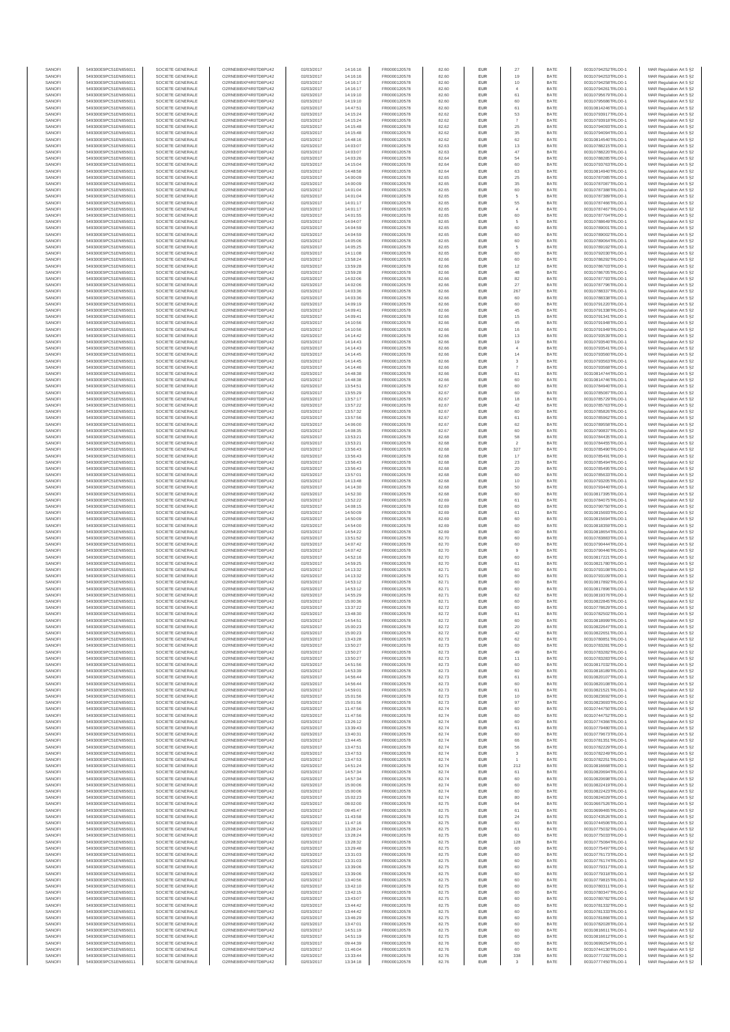| SANOFI | 549300E9PC51EN656011 | SOCIETE GENERALE | O2RNE8IBXP4R0TD8PU42 | 02/03/2017 | 14:16:16 | FR0000120578 | 82.60 | EUR | 27 | BATE | 00310794252TRLO0-1 | MAR Regulation Art 5 §2 |
|---|---|---|---|---|---|---|---|---|---|---|---|---|
| SANOFI | 549300E9PC51EN656011 | SOCIETE GENERALE | O2RNE8IBXP4R0TD8PU42 | 02/03/2017 | 14:16:16 | FR0000120578 | 82.60 | EUR | 19 | BATE | 00310794253TRLO0-1 | MAR Regulation Art 5 §2 |
| SANOFI | 549300E9PC51EN656011 | SOCIETE GENERALE | O2RNE8IBXP4R0TD8PU42 | 02/03/2017 | 14:16:17 | FR0000120578 | 82.60 | EUR | 10 | BATE | 00310794258TRLO0-1 | MAR Regulation Art 5 §2 |
| SANOFI | 549300E9PC51EN656011 | SOCIETE GENERALE | O2RNE8IBXP4R0TD8PU42 | 02/03/2017 | 14:16:17 | FR0000120578 | 82.60 | EUR | 4 | BATE | 00310794261TRLO0-1 | MAR Regulation Art 5 §2 |
| SANOFI | 549300E9PC51EN656011 | SOCIETE GENERALE | O2RNE8IBXP4R0TD8PU42 | 02/03/2017 | 14:19:10 | FR0000120578 | 82.60 | EUR | 61 | BATE | 00310795679TRLO0-1 | MAR Regulation Art 5 §2 |
| SANOFI | 549300E9PC51EN656011 | SOCIETE GENERALE | O2RNE8IBXP4R0TD8PU42 | 02/03/2017 | 14:19:10 | FR0000120578 | 82.60 | EUR | 60 | BATE | 00310795686TRLO0-1 | MAR Regulation Art 5 §2 |
| SANOFI | 549300E9PC51EN656011 | SOCIETE GENERALE | O2RNE8IBXP4R0TD8PU42 | 02/03/2017 | 14:47:51 | FR0000120578 | 82.60 | EUR | 61 | BATE | 00310814246TRLO0-1 | MAR Regulation Art 5 §2 |
| SANOFI | 549300E9PC51EN656011 | SOCIETE GENERALE | O2RNE8IBXP4R0TD8PU42 | 02/03/2017 | 14:15:24 | FR0000120578 | 82.62 | EUR | 53 | BATE | 00310793917TRLO0-1 | MAR Regulation Art 5 §2 |
| SANOFI | 549300E9PC51EN656011 | SOCIETE GENERALE | O2RNE8IBXP4R0TD8PU42 | 02/03/2017 | 14:15:24 | FR0000120578 | 82.62 | EUR | 7 | BATE | 00310793918TRLO0-1 | MAR Regulation Art 5 §2 |
| SANOFI | 549300E9PC51EN656011 | SOCIETE GENERALE | O2RNE8IBXP4R0TD8PU42 | 02/03/2017 | 14:15:48 | FR0000120578 | 82.62 | EUR | 25 | BATE | 00310794093TRLO0-1 | MAR Regulation Art 5 §2 |
| SANOFI | 549300E9PC51EN656011 | SOCIETE GENERALE | O2RNE8IBXP4R0TD8PU42 | 02/03/2017 | 14:15:48 | FR0000120578 | 82.62 | EUR | 35 | BATE | 00310794094TRLO0-1 | MAR Regulation Art 5 §2 |
| SANOFI | 549300E9PC51EN656011 | SOCIETE GENERALE | O2RNE8IBXP4R0TD8PU42 | 02/03/2017 | 14:48:16 | FR0000120578 | 82.62 | EUR | 62 | BATE | 00310814540TRLO0-1 | MAR Regulation Art 5 §2 |
| SANOFI | 549300E9PC51EN656011 | SOCIETE GENERALE | O2RNE8IBXP4R0TD8PU42 | 02/03/2017 | 14:03:07 | FR0000120578 | 82.63 | EUR | 13 | BATE | 00310788215TRLO0-1 | MAR Regulation Art 5 §2 |
| SANOFI | 549300E9PC51EN656011 | SOCIETE GENERALE | O2RNE8IBXP4R0TD8PU42 | 02/03/2017 | 14:03:07 | FR0000120578 | 82.63 | EUR | 47 | BATE | 00310788220TRLO0-1 | MAR Regulation Art 5 §2 |
| SANOFI | 549300E9PC51EN656011 | SOCIETE GENERALE | O2RNE8IBXP4R0TD8PU42 | 02/03/2017 | 14:03:26 | FR0000120578 | 82.64 | EUR | 54 | BATE | 00310788285TRLO0-1 | MAR Regulation Art 5 §2 |
| SANOFI | 549300E9PC51EN656011 | SOCIETE GENERALE | O2RNE8IBXP4R0TD8PU42 | 02/03/2017 | 14:15:04 | FR0000120578 | 82.64 | EUR | 60 | BATE | 00310793763TRLO0-1 | MAR Regulation Art 5 §2 |
| SANOFI | 549300E9PC51EN656011 | SOCIETE GENERALE | O2RNE8IBXP4R0TD8PU42 | 02/03/2017 | 14:48:58 | FR0000120578 | 82.64 | EUR | 63 | BATE | 00310814946TRLO0-1 | MAR Regulation Art 5 §2 |
| SANOFI | 549300E9PC51EN656011 | SOCIETE GENERALE | O2RNE8IBXP4R0TD8PU42 | 02/03/2017 | 14:00:09 | FR0000120578 | 82.65 | EUR | 25 | BATE | 00310787085TRLO0-1 | MAR Regulation Art 5 §2 |
| SANOFI | 549300E9PC51EN656011 | SOCIETE GENERALE | O2RNE8IBXP4R0TD8PU42 | 02/03/2017 | 14:00:09 | FR0000120578 | 82.65 | EUR | 35 | BATE | 00310787087TRLO0-1 | MAR Regulation Art 5 §2 |
| SANOFI | 549300E9PC51EN656011 | SOCIETE GENERALE | O2RNE8IBXP4R0TD8PU42 | 02/03/2017 | 14:01:04 | FR0000120578 | 82.65 | EUR | 60 | BATE | 00310787388TRLO0-1 | MAR Regulation Art 5 §2 |
| SANOFI | 549300E9PC51EN656011 | SOCIETE GENERALE | O2RNE8IBXP4R0TD8PU42 | 02/03/2017 | 14:01:04 | FR0000120578 | 82.65 | EUR | 5 | BATE | 00310787389TRLO0-1 | MAR Regulation Art 5 §2 |
| SANOFI | 549300E9PC51EN656011 | SOCIETE GENERALE | O2RNE8IBXP4R0TD8PU42 | 02/03/2017 | 14:01:17 | FR0000120578 | 82.65 | EUR | 55 | BATE | 00310787466TRLO0-1 | MAR Regulation Art 5 §2 |
| SANOFI | 549300E9PC51EN656011 | SOCIETE GENERALE | O2RNE8IBXP4R0TD8PU42 | 02/03/2017 | 14:01:17 | FR0000120578 | 82.65 | EUR | 4 | BATE | 00310787467TRLO0-1 | MAR Regulation Art 5 §2 |
| SANOFI | 549300E9PC51EN656011 | SOCIETE GENERALE | O2RNE8IBXP4R0TD8PU42 | 02/03/2017 | 14:01:55 | FR0000120578 | 82.65 | EUR | 60 | BATE | 00310787704TRLO0-1 | MAR Regulation Art 5 §2 |
| SANOFI | 549300E9PC51EN656011 | SOCIETE GENERALE | O2RNE8IBXP4R0TD8PU42 | 02/03/2017 | 14:04:07 | FR0000120578 | 82.65 | EUR | 5 | BATE | 00310788649TRLO0-1 | MAR Regulation Art 5 §2 |
| SANOFI | 549300E9PC51EN656011 | SOCIETE GENERALE | O2RNE8IBXP4R0TD8PU42 | 02/03/2017 | 14:04:59 | FR0000120578 | 82.65 | EUR | 60 | BATE | 00310789001TRLO0-1 | MAR Regulation Art 5 §2 |
| SANOFI | 549300E9PC51EN656011 | SOCIETE GENERALE | O2RNE8IBXP4R0TD8PU42 | 02/03/2017 | 14:04:59 | FR0000120578 | 82.65 | EUR | 60 | BATE | 00310789002TRLO0-1 | MAR Regulation Art 5 §2 |
| SANOFI | 549300E9PC51EN656011 | SOCIETE GENERALE | O2RNE8IBXP4R0TD8PU42 | 02/03/2017 | 14:05:06 | FR0000120578 | 82.65 | EUR | 60 | BATE | 00310789054TRLO0-1 | MAR Regulation Art 5 §2 |
| SANOFI | 549300E9PC51EN656011 | SOCIETE GENERALE | O2RNE8IBXP4R0TD8PU42 | 02/03/2017 | 14:05:25 | FR0000120578 | 82.65 | EUR | 5 | BATE | 00310789192TRLO0-1 | MAR Regulation Art 5 §2 |
| SANOFI | 549300E9PC51EN656011 | SOCIETE GENERALE | O2RNE8IBXP4R0TD8PU42 | 02/03/2017 | 14:11:08 | FR0000120578 | 82.65 | EUR | 60 | BATE | 00310792030TRLO0-1 | MAR Regulation Art 5 §2 |
| SANOFI | 549300E9PC51EN656011 | SOCIETE GENERALE | O2RNE8IBXP4R0TD8PU42 | 02/03/2017 | 13:58:24 | FR0000120578 | 82.66 | EUR | 60 | BATE | 00310786292TRLO0-1 | MAR Regulation Art 5 §2 |
| SANOFI | 549300E9PC51EN656011 | SOCIETE GENERALE | O2RNE8IBXP4R0TD8PU42 | 02/03/2017 | 13:59:28 | FR0000120578 | 82.66 | EUR | 12 | BATE | 00310786703TRLO0-1 | MAR Regulation Art 5 §2 |
| SANOFI | 549300E9PC51EN656011 | SOCIETE GENERALE | O2RNE8IBXP4R0TD8PU42 | 02/03/2017 | 13:59:28 | FR0000120578 | 82.66 | EUR | 48 | BATE | 00310786705TRLO0-1 | MAR Regulation Art 5 §2 |
| SANOFI | 549300E9PC51EN656011 | SOCIETE GENERALE | O2RNE8IBXP4R0TD8PU42 | 02/03/2017 | 14:02:06 | FR0000120578 | 82.66 | EUR | 82 | BATE | 00310787793TRLO0-1 | MAR Regulation Art 5 §2 |
| SANOFI | 549300E9PC51EN656011 | SOCIETE GENERALE | O2RNE8IBXP4R0TD8PU42 | 02/03/2017 | 14:02:06 | FR0000120578 | 82.66 | EUR | 27 | BATE | 00310787796TRLO0-1 | MAR Regulation Art 5 §2 |
| SANOFI | 549300E9PC51EN656011 | SOCIETE GENERALE | O2RNE8IBXP4R0TD8PU42 | 02/03/2017 | 14:03:36 | FR0000120578 | 82.66 | EUR | 267 | BATE | 00310788337TRLO0-1 | MAR Regulation Art 5 §2 |
| SANOFI | 549300E9PC51EN656011 | SOCIETE GENERALE | O2RNE8IBXP4R0TD8PU42 | 02/03/2017 | 14:03:36 | FR0000120578 | 82.66 | EUR | 60 | BATE | 00310788338TRLO0-1 | MAR Regulation Art 5 §2 |
| SANOFI | 549300E9PC51EN656011 | SOCIETE GENERALE | O2RNE8IBXP4R0TD8PU42 | 02/03/2017 | 14:09:19 | FR0000120578 | 82.66 | EUR | 60 | BATE | 00310791120TRLO0-1 | MAR Regulation Art 5 §2 |
| SANOFI | 549300E9PC51EN656011 | SOCIETE GENERALE | O2RNE8IBXP4R0TD8PU42 | 02/03/2017 | 14:09:41 | FR0000120578 | 82.66 | EUR | 45 | BATE | 00310791338TRLO0-1 | MAR Regulation Art 5 §2 |
| SANOFI | 549300E9PC51EN656011 | SOCIETE GENERALE | O2RNE8IBXP4R0TD8PU42 | 02/03/2017 | 14:09:41 | FR0000120578 | 82.66 | EUR | 15 | BATE | 00310791341TRLO0-1 | MAR Regulation Art 5 §2 |
| SANOFI | 549300E9PC51EN656011 | SOCIETE GENERALE | O2RNE8IBXP4R0TD8PU42 | 02/03/2017 | 14:10:56 | FR0000120578 | 82.66 | EUR | 45 | BATE | 00310791948TRLO0-1 | MAR Regulation Art 5 §2 |
| SANOFI | 549300E9PC51EN656011 | SOCIETE GENERALE | O2RNE8IBXP4R0TD8PU42 | 02/03/2017 | 14:10:56 | FR0000120578 | 82.66 | EUR | 16 | BATE | 00310791949TRLO0-1 | MAR Regulation Art 5 §2 |
| SANOFI | 549300E9PC51EN656011 | SOCIETE GENERALE | O2RNE8IBXP4R0TD8PU42 | 02/03/2017 | 14:14:42 | FR0000120578 | 82.66 | EUR | 13 | BATE | 00310793539TRLO0-1 | MAR Regulation Art 5 §2 |
| SANOFI | 549300E9PC51EN656011 | SOCIETE GENERALE | O2RNE8IBXP4R0TD8PU42 | 02/03/2017 | 14:14:43 | FR0000120578 | 82.66 | EUR | 19 | BATE | 00310793540TRLO0-1 | MAR Regulation Art 5 §2 |
| SANOFI | 549300E9PC51EN656011 | SOCIETE GENERALE | O2RNE8IBXP4R0TD8PU42 | 02/03/2017 | 14:14:43 | FR0000120578 | 82.66 | EUR | 4 | BATE | 00310793541TRLO0-1 | MAR Regulation Art 5 §2 |
| SANOFI | 549300E9PC51EN656011 | SOCIETE GENERALE | O2RNE8IBXP4R0TD8PU42 | 02/03/2017 | 14:14:45 | FR0000120578 | 82.66 | EUR | 14 | BATE | 00310793560TRLO0-1 | MAR Regulation Art 5 §2 |
| SANOFI | 549300E9PC51EN656011 | SOCIETE GENERALE | O2RNE8IBXP4R0TD8PU42 | 02/03/2017 | 14:14:45 | FR0000120578 | 82.66 | EUR | 3 | BATE | 00310793563TRLO0-1 | MAR Regulation Art 5 §2 |
| SANOFI | 549300E9PC51EN656011 | SOCIETE GENERALE | O2RNE8IBXP4R0TD8PU42 | 02/03/2017 | 14:14:46 | FR0000120578 | 82.66 | EUR | 7 | BATE | 00310793568TRLO0-1 | MAR Regulation Art 5 §2 |
| SANOFI | 549300E9PC51EN656011 | SOCIETE GENERALE | O2RNE8IBXP4R0TD8PU42 | 02/03/2017 | 14:48:38 | FR0000120578 | 82.66 | EUR | 61 | BATE | 00310814744TRLO0-1 | MAR Regulation Art 5 §2 |
| SANOFI | 549300E9PC51EN656011 | SOCIETE GENERALE | O2RNE8IBXP4R0TD8PU42 | 02/03/2017 | 14:48:38 | FR0000120578 | 82.66 | EUR | 60 | BATE | 00310814746TRLO0-1 | MAR Regulation Art 5 §2 |
| SANOFI | 549300E9PC51EN656011 | SOCIETE GENERALE | O2RNE8IBXP4R0TD8PU42 | 02/03/2017 | 13:54:51 | FR0000120578 | 82.67 | EUR | 60 | BATE | 00310784940TRLO0-1 | MAR Regulation Art 5 §2 |
| SANOFI | 549300E9PC51EN656011 | SOCIETE GENERALE | O2RNE8IBXP4R0TD8PU42 | 02/03/2017 | 13:55:29 | FR0000120578 | 82.67 | EUR | 60 | BATE | 00310785067TRLO0-1 | MAR Regulation Art 5 §2 |
| SANOFI | 549300E9PC51EN656011 | SOCIETE GENERALE | O2RNE8IBXP4R0TD8PU42 | 02/03/2017 | 13:57:17 | FR0000120578 | 82.67 | EUR | 18 | BATE | 00310785729TRLO0-1 | MAR Regulation Art 5 §2 |
| SANOFI | 549300E9PC51EN656011 | SOCIETE GENERALE | O2RNE8IBXP4R0TD8PU42 | 02/03/2017 | 13:57:22 | FR0000120578 | 82.67 | EUR | 42 | BATE | 00310785763TRLO0-1 | MAR Regulation Art 5 §2 |
| SANOFI | 549300E9PC51EN656011 | SOCIETE GENERALE | O2RNE8IBXP4R0TD8PU42 | 02/03/2017 | 13:57:32 | FR0000120578 | 82.67 | EUR | 60 | BATE | 00310785829TRLO0-1 | MAR Regulation Art 5 §2 |
| SANOFI | 549300E9PC51EN656011 | SOCIETE GENERALE | O2RNE8IBXP4R0TD8PU42 | 02/03/2017 | 13:57:56 | FR0000120578 | 82.67 | EUR | 61 | BATE | 00310785962TRLO0-1 | MAR Regulation Art 5 §2 |
| SANOFI | 549300E9PC51EN656011 | SOCIETE GENERALE | O2RNE8IBXP4R0TD8PU42 | 02/03/2017 | 14:06:00 | FR0000120578 | 82.67 | EUR | 62 | BATE | 00310789558TRLO0-1 | MAR Regulation Art 5 §2 |
| SANOFI | 549300E9PC51EN656011 | SOCIETE GENERALE | O2RNE8IBXP4R0TD8PU42 | 02/03/2017 | 14:08:35 | FR0000120578 | 82.67 | EUR | 60 | BATE | 00310790837TRLO0-1 | MAR Regulation Art 5 §2 |
| SANOFI | 549300E9PC51EN656011 | SOCIETE GENERALE | O2RNE8IBXP4R0TD8PU42 | 02/03/2017 | 13:53:21 | FR0000120578 | 82.68 | EUR | 58 | BATE | 00310784435TRLO0-1 | MAR Regulation Art 5 §2 |
| SANOFI | 549300E9PC51EN656011 | SOCIETE GENERALE | O2RNE8IBXP4R0TD8PU42 | 02/03/2017 | 13:53:21 | FR0000120578 | 82.68 | EUR | 2 | BATE | 00310784459TRLO0-1 | MAR Regulation Art 5 §2 |
| SANOFI | 549300E9PC51EN656011 | SOCIETE GENERALE | O2RNE8IBXP4R0TD8PU42 | 02/03/2017 | 13:56:43 | FR0000120578 | 82.68 | EUR | 327 | BATE | 00310785490TRLO0-1 | MAR Regulation Art 5 §2 |
| SANOFI | 549300E9PC51EN656011 | SOCIETE GENERALE | O2RNE8IBXP4R0TD8PU42 | 02/03/2017 | 13:56:43 | FR0000120578 | 82.68 | EUR | 17 | BATE | 00310785491TRLO0-1 | MAR Regulation Art 5 §2 |
| SANOFI | 549300E9PC51EN656011 | SOCIETE GENERALE | O2RNE8IBXP4R0TD8PU42 | 02/03/2017 | 13:56:43 | FR0000120578 | 82.68 | EUR | 23 | BATE | 00310785494TRLO0-1 | MAR Regulation Art 5 §2 |
| SANOFI | 549300E9PC51EN656011 | SOCIETE GENERALE | O2RNE8IBXP4R0TD8PU42 | 02/03/2017 | 13:56:43 | FR0000120578 | 82.68 | EUR | 20 | BATE | 00310785495TRLO0-1 | MAR Regulation Art 5 §2 |
| SANOFI | 549300E9PC51EN656011 | SOCIETE GENERALE | O2RNE8IBXP4R0TD8PU42 | 02/03/2017 | 13:57:01 | FR0000120578 | 82.68 | EUR | 60 | BATE | 00310785633TRLO0-1 | MAR Regulation Art 5 §2 |
| SANOFI | 549300E9PC51EN656011 | SOCIETE GENERALE | O2RNE8IBXP4R0TD8PU42 | 02/03/2017 | 14:13:48 | FR0000120578 | 82.68 | EUR | 10 | BATE | 00310793205TRLO0-1 | MAR Regulation Art 5 §2 |
| SANOFI | 549300E9PC51EN656011 | SOCIETE GENERALE | O2RNE8IBXP4R0TD8PU42 | 02/03/2017 | 14:14:30 | FR0000120578 | 82.68 | EUR | 50 | BATE | 00310793440TRLO0-1 | MAR Regulation Art 5 §2 |
| SANOFI | 549300E9PC51EN656011 | SOCIETE GENERALE | O2RNE8IBXP4R0TD8PU42 | 02/03/2017 | 14:52:30 | FR0000120578 | 82.68 | EUR | 60 | BATE | 00310817395TRLO0-1 | MAR Regulation Art 5 §2 |
| SANOFI | 549300E9PC51EN656011 | SOCIETE GENERALE | O2RNE8IBXP4R0TD8PU42 | 02/03/2017 | 13:52:22 | FR0000120578 | 82.69 | EUR | 61 | BATE | 00310784075TRLO0-1 | MAR Regulation Art 5 §2 |
| SANOFI | 549300E9PC51EN656011 | SOCIETE GENERALE | O2RNE8IBXP4R0TD8PU42 | 02/03/2017 | 14:08:15 | FR0000120578 | 82.69 | EUR | 60 | BATE | 00310790750TRLO0-1 | MAR Regulation Art 5 §2 |
| SANOFI | 549300E9PC51EN656011 | SOCIETE GENERALE | O2RNE8IBXP4R0TD8PU42 | 02/03/2017 | 14:50:09 | FR0000120578 | 82.69 | EUR | 61 | BATE | 00310815693TRLO0-1 | MAR Regulation Art 5 §2 |
| SANOFI | 549300E9PC51EN656011 | SOCIETE GENERALE | O2RNE8IBXP4R0TD8PU42 | 02/03/2017 | 14:50:09 | FR0000120578 | 82.69 | EUR | 60 | BATE | 00310815694TRLO0-1 | MAR Regulation Art 5 §2 |
| SANOFI | 549300E9PC51EN656011 | SOCIETE GENERALE | O2RNE8IBXP4R0TD8PU42 | 02/03/2017 | 14:54:00 | FR0000120578 | 82.69 | EUR | 60 | BATE | 00310818359TRLO0-1 | MAR Regulation Art 5 §2 |
| SANOFI | 549300E9PC51EN656011 | SOCIETE GENERALE | O2RNE8IBXP4R0TD8PU42 | 02/03/2017 | 14:54:22 | FR0000120578 | 82.69 | EUR | 60 | BATE | 00310818654TRLO0-1 | MAR Regulation Art 5 §2 |
| SANOFI | 549300E9PC51EN656011 | SOCIETE GENERALE | O2RNE8IBXP4R0TD8PU42 | 02/03/2017 | 13:51:52 | FR0000120578 | 82.70 | EUR | 60 | BATE | 00310783883TRLO0-1 | MAR Regulation Art 5 §2 |
| SANOFI | 549300E9PC51EN656011 | SOCIETE GENERALE | O2RNE8IBXP4R0TD8PU42 | 02/03/2017 | 14:07:42 | FR0000120578 | 82.70 | EUR | 60 | BATE | 00310790444TRLO0-1 | MAR Regulation Art 5 §2 |
| SANOFI | 549300E9PC51EN656011 | SOCIETE GENERALE | O2RNE8IBXP4R0TD8PU42 | 02/03/2017 | 14:07:42 | FR0000120578 | 82.70 | EUR | 9 | BATE | 00310790446TRLO0-1 | MAR Regulation Art 5 §2 |
| SANOFI | 549300E9PC51EN656011 | SOCIETE GENERALE | O2RNE8IBXP4R0TD8PU42 | 02/03/2017 | 14:52:16 | FR0000120578 | 82.70 | EUR | 60 | BATE | 00310817221TRLO0-1 | MAR Regulation Art 5 §2 |
| SANOFI | 549300E9PC51EN656011 | SOCIETE GENERALE | O2RNE8IBXP4R0TD8PU42 | 02/03/2017 | 14:59:25 | FR0000120578 | 82.70 | EUR | 61 | BATE | 00310821780TRLO0-1 | MAR Regulation Art 5 §2 |
| SANOFI | 549300E9PC51EN656011 | SOCIETE GENERALE | O2RNE8IBXP4R0TD8PU42 | 02/03/2017 | 14:13:32 | FR0000120578 | 82.71 | EUR | 60 | BATE | 00310793108TRLO0-1 | MAR Regulation Art 5 §2 |
| SANOFI | 549300E9PC51EN656011 | SOCIETE GENERALE | O2RNE8IBXP4R0TD8PU42 | 02/03/2017 | 14:13:32 | FR0000120578 | 82.71 | EUR | 60 | BATE | 00310793109TRLO0-1 | MAR Regulation Art 5 §2 |
| SANOFI | 549300E9PC51EN656011 | SOCIETE GENERALE | O2RNE8IBXP4R0TD8PU42 | 02/03/2017 | 14:53:12 | FR0000120578 | 82.71 | EUR | 60 | BATE | 00310817892TRLO0-1 | MAR Regulation Art 5 §2 |
| SANOFI | 549300E9PC51EN656011 | SOCIETE GENERALE | O2RNE8IBXP4R0TD8PU42 | 02/03/2017 | 14:53:12 | FR0000120578 | 82.71 | EUR | 60 | BATE | 00310817896TRLO0-1 | MAR Regulation Art 5 §2 |
| SANOFI | 549300E9PC51EN656011 | SOCIETE GENERALE | O2RNE8IBXP4R0TD8PU42 | 02/03/2017 | 14:55:29 | FR0000120578 | 82.71 | EUR | 62 | BATE | 00310819376TRLO0-1 | MAR Regulation Art 5 §2 |
| SANOFI | 549300E9PC51EN656011 | SOCIETE GENERALE | O2RNE8IBXP4R0TD8PU42 | 02/03/2017 | 15:00:36 | FR0000120578 | 82.71 | EUR | 60 | BATE | 00310822845TRLO0-1 | MAR Regulation Art 5 §2 |
| SANOFI | 549300E9PC51EN656011 | SOCIETE GENERALE | O2RNE8IBXP4R0TD8PU42 | 02/03/2017 | 13:37:22 | FR0000120578 | 82.72 | EUR | 60 | BATE | 00310778629TRLO0-1 | MAR Regulation Art 5 §2 |
| SANOFI | 549300E9PC51EN656011 | SOCIETE GENERALE | O2RNE8IBXP4R0TD8PU42 | 02/03/2017 | 13:48:30 | FR0000120578 | 82.72 | EUR | 61 | BATE | 00310782502TRLO0-1 | MAR Regulation Art 5 §2 |
| SANOFI | 549300E9PC51EN656011 | SOCIETE GENERALE | O2RNE8IBXP4R0TD8PU42 | 02/03/2017 | 14:54:51 | FR0000120578 | 82.72 | EUR | 60 | BATE | 00310818999TRLO0-1 | MAR Regulation Art 5 §2 |
| SANOFI | 549300E9PC51EN656011 | SOCIETE GENERALE | O2RNE8IBXP4R0TD8PU42 | 02/03/2017 | 15:00:23 | FR0000120578 | 82.72 | EUR | 20 | BATE | 00310822647TRLO0-1 | MAR Regulation Art 5 §2 |
| SANOFI | 549300E9PC51EN656011 | SOCIETE GENERALE | O2RNE8IBXP4R0TD8PU42 | 02/03/2017 | 15:00:23 | FR0000120578 | 82.72 | EUR | 42 | BATE | 00310822653TRLO0-1 | MAR Regulation Art 5 §2 |
| SANOFI | 549300E9PC51EN656011 | SOCIETE GENERALE | O2RNE8IBXP4R0TD8PU42 | 02/03/2017 | 13:43:28 | FR0000120578 | 82.73 | EUR | 62 | BATE | 00310780851TRLO0-1 | MAR Regulation Art 5 §2 |
| SANOFI | 549300E9PC51EN656011 | SOCIETE GENERALE | O2RNE8IBXP4R0TD8PU42 | 02/03/2017 | 13:50:27 | FR0000120578 | 82.73 | EUR | 60 | BATE | 00310783281TRLO0-1 | MAR Regulation Art 5 §2 |
| SANOFI | 549300E9PC51EN656011 | SOCIETE GENERALE | O2RNE8IBXP4R0TD8PU42 | 02/03/2017 | 13:50:27 | FR0000120578 | 82.73 | EUR | 49 | BATE | 00310783282TRLO0-1 | MAR Regulation Art 5 §2 |
| SANOFI | 549300E9PC51EN656011 | SOCIETE GENERALE | O2RNE8IBXP4R0TD8PU42 | 02/03/2017 | 13:50:27 | FR0000120578 | 82.73 | EUR | 11 | BATE | 00310783283TRLO0-1 | MAR Regulation Art 5 §2 |
| SANOFI | 549300E9PC51EN656011 | SOCIETE GENERALE | O2RNE8IBXP4R0TD8PU42 | 02/03/2017 | 14:51:56 | FR0000120578 | 82.73 | EUR | 60 | BATE | 00310817032TRLO0-1 | MAR Regulation Art 5 §2 |
| SANOFI | 549300E9PC51EN656011 | SOCIETE GENERALE | O2RNE8IBXP4R0TD8PU42 | 02/03/2017 | 14:53:39 | FR0000120578 | 82.73 | EUR | 60 | BATE | 00310818189TRLO0-1 | MAR Regulation Art 5 §2 |
| SANOFI | 549300E9PC51EN656011 | SOCIETE GENERALE | O2RNE8IBXP4R0TD8PU42 | 02/03/2017 | 14:56:44 | FR0000120578 | 82.73 | EUR | 61 | BATE | 00310820107TRLO0-1 | MAR Regulation Art 5 §2 |
| SANOFI | 549300E9PC51EN656011 | SOCIETE GENERALE | O2RNE8IBXP4R0TD8PU42 | 02/03/2017 | 14:56:44 | FR0000120578 | 82.73 | EUR | 60 | BATE | 00310820108TRLO0-1 | MAR Regulation Art 5 §2 |
| SANOFI | 549300E9PC51EN656011 | SOCIETE GENERALE | O2RNE8IBXP4R0TD8PU42 | 02/03/2017 | 14:59:01 | FR0000120578 | 82.73 | EUR | 61 | BATE | 00310821521TRLO0-1 | MAR Regulation Art 5 §2 |
| SANOFI | 549300E9PC51EN656011 | SOCIETE GENERALE | O2RNE8IBXP4R0TD8PU42 | 02/03/2017 | 15:01:56 | FR0000120578 | 82.73 | EUR | 10 | BATE | 00310823692TRLO0-1 | MAR Regulation Art 5 §2 |
| SANOFI | 549300E9PC51EN656011 | SOCIETE GENERALE | O2RNE8IBXP4R0TD8PU42 | 02/03/2017 | 15:01:56 | FR0000120578 | 82.73 | EUR | 97 | BATE | 00310823693TRLO0-1 | MAR Regulation Art 5 §2 |
| SANOFI | 549300E9PC51EN656011 | SOCIETE GENERALE | O2RNE8IBXP4R0TD8PU42 | 02/03/2017 | 11:47:56 | FR0000120578 | 82.74 | EUR | 60 | BATE | 00310744750TRLO0-1 | MAR Regulation Art 5 §2 |
| SANOFI | 549300E9PC51EN656011 | SOCIETE GENERALE | O2RNE8IBXP4R0TD8PU42 | 02/03/2017 | 11:47:56 | FR0000120578 | 82.74 | EUR | 60 | BATE | 00310744752TRLO0-1 | MAR Regulation Art 5 §2 |
| SANOFI | 549300E9PC51EN656011 | SOCIETE GENERALE | O2RNE8IBXP4R0TD8PU42 | 02/03/2017 | 13:26:12 | FR0000120578 | 82.74 | EUR | 60 | BATE | 00310774396TRLO0-1 | MAR Regulation Art 5 §2 |
| SANOFI | 549300E9PC51EN656011 | SOCIETE GENERALE | O2RNE8IBXP4R0TD8PU42 | 02/03/2017 | 13:39:43 | FR0000120578 | 82.74 | EUR | 61 | BATE | 00310779486TRLO0-1 | MAR Regulation Art 5 §2 |
| SANOFI | 549300E9PC51EN656011 | SOCIETE GENERALE | O2RNE8IBXP4R0TD8PU42 | 02/03/2017 | 13:40:31 | FR0000120578 | 82.74 | EUR | 60 | BATE | 00310779673TRLO0-1 | MAR Regulation Art 5 §2 |
| SANOFI | 549300E9PC51EN656011 | SOCIETE GENERALE | O2RNE8IBXP4R0TD8PU42 | 02/03/2017 | 13:44:45 | FR0000120578 | 82.74 | EUR | 66 | BATE | 00310781351TRLO0-1 | MAR Regulation Art 5 §2 |
| SANOFI | 549300E9PC51EN656011 | SOCIETE GENERALE | O2RNE8IBXP4R0TD8PU42 | 02/03/2017 | 13:47:51 | FR0000120578 | 82.74 | EUR | 56 | BATE | 00310782229TRLO0-1 | MAR Regulation Art 5 §2 |
| SANOFI | 549300E9PC51EN656011 | SOCIETE GENERALE | O2RNE8IBXP4R0TD8PU42 | 02/03/2017 | 13:47:53 | FR0000120578 | 82.74 | EUR | 3 | BATE | 00310782249TRLO0-1 | MAR Regulation Art 5 §2 |
| SANOFI | 549300E9PC51EN656011 | SOCIETE GENERALE | O2RNE8IBXP4R0TD8PU42 | 02/03/2017 | 13:47:53 | FR0000120578 | 82.74 | EUR | 1 | BATE | 00310782251TRLO0-1 | MAR Regulation Art 5 §2 |
| SANOFI | 549300E9PC51EN656011 | SOCIETE GENERALE | O2RNE8IBXP4R0TD8PU42 | 02/03/2017 | 14:51:24 | FR0000120578 | 82.74 | EUR | 212 | BATE | 00310816668TRLO0-1 | MAR Regulation Art 5 §2 |
| SANOFI | 549300E9PC51EN656011 | SOCIETE GENERALE | O2RNE8IBXP4R0TD8PU42 | 02/03/2017 | 14:57:34 | FR0000120578 | 82.74 | EUR | 61 | BATE | 00310820694TRLO0-1 | MAR Regulation Art 5 §2 |
| SANOFI | 549300E9PC51EN656011 | SOCIETE GENERALE | O2RNE8IBXP4R0TD8PU42 | 02/03/2017 | 14:57:34 | FR0000120578 | 82.74 | EUR | 60 | BATE | 00310820698TRLO0-1 | MAR Regulation Art 5 §2 |
| SANOFI | 549300E9PC51EN656011 | SOCIETE GENERALE | O2RNE8IBXP4R0TD8PU42 | 02/03/2017 | 15:00:06 | FR0000120578 | 82.74 | EUR | 60 | BATE | 00310822419TRLO0-1 | MAR Regulation Art 5 §2 |
| SANOFI | 549300E9PC51EN656011 | SOCIETE GENERALE | O2RNE8IBXP4R0TD8PU42 | 02/03/2017 | 15:00:06 | FR0000120578 | 82.74 | EUR | 60 | BATE | 00310822423TRLO0-1 | MAR Regulation Art 5 §2 |
| SANOFI | 549300E9PC51EN656011 | SOCIETE GENERALE | O2RNE8IBXP4R0TD8PU42 | 02/03/2017 | 15:02:23 | FR0000120578 | 82.74 | EUR | 60 | BATE | 00310824023TRLO0-1 | MAR Regulation Art 5 §2 |
| SANOFI | 549300E9PC51EN656011 | SOCIETE GENERALE | O2RNE8IBXP4R0TD8PU42 | 02/03/2017 | 08:02:00 | FR0000120578 | 82.75 | EUR | 64 | BATE | 00310687526TRLO0-1 | MAR Regulation Art 5 §2 |
| SANOFI | 549300E9PC51EN656011 | SOCIETE GENERALE | O2RNE8IBXP4R0TD8PU42 | 02/03/2017 | 09:45:47 | FR0000120578 | 82.75 | EUR | 61 | BATE | 00310699465TRLO0-1 | MAR Regulation Art 5 §2 |
| SANOFI | 549300E9PC51EN656011 | SOCIETE GENERALE | O2RNE8IBXP4R0TD8PU42 | 02/03/2017 | 11:43:58 | FR0000120578 | 82.75 | EUR | 24 | BATE | 00310743526TRLO0-1 | MAR Regulation Art 5 §2 |
| SANOFI | 549300E9PC51EN656011 | SOCIETE GENERALE | O2RNE8IBXP4R0TD8PU42 | 02/03/2017 | 11:47:16 | FR0000120578 | 82.75 | EUR | 60 | BATE | 00310744506TRLO0-1 | MAR Regulation Art 5 §2 |
| SANOFI | 549300E9PC51EN656011 | SOCIETE GENERALE | O2RNE8IBXP4R0TD8PU42 | 02/03/2017 | 13:28:24 | FR0000120578 | 82.75 | EUR | 61 | BATE | 00310775032TRLO0-1 | MAR Regulation Art 5 §2 |
| SANOFI | 549300E9PC51EN656011 | SOCIETE GENERALE | O2RNE8IBXP4R0TD8PU42 | 02/03/2017 | 13:28:24 | FR0000120578 | 82.75 | EUR | 60 | BATE | 00310775033TRLO0-1 | MAR Regulation Art 5 §2 |
| SANOFI | 549300E9PC51EN656011 | SOCIETE GENERALE | O2RNE8IBXP4R0TD8PU42 | 02/03/2017 | 13:28:32 | FR0000120578 | 82.75 | EUR | 128 | BATE | 00310775084TRLO0-1 | MAR Regulation Art 5 §2 |
| SANOFI | 549300E9PC51EN656011 | SOCIETE GENERALE | O2RNE8IBXP4R0TD8PU42 | 02/03/2017 | 13:29:48 | FR0000120578 | 82.75 | EUR | 60 | BATE | 00310775497TRLO0-1 | MAR Regulation Art 5 §2 |
| SANOFI | 549300E9PC51EN656011 | SOCIETE GENERALE | O2RNE8IBXP4R0TD8PU42 | 02/03/2017 | 13:31:03 | FR0000120578 | 82.75 | EUR | 60 | BATE | 00310776173TRLO0-1 | MAR Regulation Art 5 §2 |
| SANOFI | 549300E9PC51EN656011 | SOCIETE GENERALE | O2RNE8IBXP4R0TD8PU42 | 02/03/2017 | 13:31:03 | FR0000120578 | 82.75 | EUR | 60 | BATE | 00310776174TRLO0-1 | MAR Regulation Art 5 §2 |
| SANOFI | 549300E9PC51EN656011 | SOCIETE GENERALE | O2RNE8IBXP4R0TD8PU42 | 02/03/2017 | 13:39:06 | FR0000120578 | 82.75 | EUR | 60 | BATE | 00310779317TRLO0-1 | MAR Regulation Art 5 §2 |
| SANOFI | 549300E9PC51EN656011 | SOCIETE GENERALE | O2RNE8IBXP4R0TD8PU42 | 02/03/2017 | 13:39:06 | FR0000120578 | 82.75 | EUR | 60 | BATE | 00310779318TRLO0-1 | MAR Regulation Art 5 §2 |
| SANOFI | 549300E9PC51EN656011 | SOCIETE GENERALE | O2RNE8IBXP4R0TD8PU42 | 02/03/2017 | 13:40:56 | FR0000120578 | 82.75 | EUR | 60 | BATE | 00310779815TRLO0-1 | MAR Regulation Art 5 §2 |
| SANOFI | 549300E9PC51EN656011 | SOCIETE GENERALE | O2RNE8IBXP4R0TD8PU42 | 02/03/2017 | 13:42:10 | FR0000120578 | 82.75 | EUR | 60 | BATE | 00310780311TRLO0-1 | MAR Regulation Art 5 §2 |
| SANOFI | 549300E9PC51EN656011 | SOCIETE GENERALE | O2RNE8IBXP4R0TD8PU42 | 02/03/2017 | 13:42:15 | FR0000120578 | 82.75 | EUR | 60 | BATE | 00310780347TRLO0-1 | MAR Regulation Art 5 §2 |
| SANOFI | 549300E9PC51EN656011 | SOCIETE GENERALE | O2RNE8IBXP4R0TD8PU42 | 02/03/2017 | 13:43:07 | FR0000120578 | 82.75 | EUR | 60 | BATE | 00310780782TRLO0-1 | MAR Regulation Art 5 §2 |
| SANOFI | 549300E9PC51EN656011 | SOCIETE GENERALE | O2RNE8IBXP4R0TD8PU42 | 02/03/2017 | 13:44:42 | FR0000120578 | 82.75 | EUR | 60 | BATE | 00310781332TRLO0-1 | MAR Regulation Art 5 §2 |
| SANOFI | 549300E9PC51EN656011 | SOCIETE GENERALE | O2RNE8IBXP4R0TD8PU42 | 02/03/2017 | 13:44:42 | FR0000120578 | 82.75 | EUR | 60 | BATE | 00310781333TRLO0-1 | MAR Regulation Art 5 §2 |
| SANOFI | 549300E9PC51EN656011 | SOCIETE GENERALE | O2RNE8IBXP4R0TD8PU42 | 02/03/2017 | 13:46:29 | FR0000120578 | 82.75 | EUR | 60 | BATE | 00310781866TRLO0-1 | MAR Regulation Art 5 §2 |
| SANOFI | 549300E9PC51EN656011 | SOCIETE GENERALE | O2RNE8IBXP4R0TD8PU42 | 02/03/2017 | 13:47:01 | FR0000120578 | 82.75 | EUR | 60 | BATE | 00310782028TRLO0-1 | MAR Regulation Art 5 §2 |
| SANOFI | 549300E9PC51EN656011 | SOCIETE GENERALE | O2RNE8IBXP4R0TD8PU42 | 02/03/2017 | 14:51:19 | FR0000120578 | 82.75 | EUR | 60 | BATE | 00310816611TRLO0-1 | MAR Regulation Art 5 §2 |
| SANOFI | 549300E9PC51EN656011 | SOCIETE GENERALE | O2RNE8IBXP4R0TD8PU42 | 02/03/2017 | 14:51:19 | FR0000120578 | 82.75 | EUR | 60 | BATE | 00310816612TRLO0-1 | MAR Regulation Art 5 §2 |
| SANOFI | 549300E9PC51EN656011 | SOCIETE GENERALE | O2RNE8IBXP4R0TD8PU42 | 02/03/2017 | 09:44:39 | FR0000120578 | 82.76 | EUR | 60 | BATE | 00310699254TRLO0-1 | MAR Regulation Art 5 §2 |
| SANOFI | 549300E9PC51EN656011 | SOCIETE GENERALE | O2RNE8IBXP4R0TD8PU42 | 02/03/2017 | 11:46:04 | FR0000120578 | 82.76 | EUR | 60 | BATE | 00310744130TRLO0-1 | MAR Regulation Art 5 §2 |
| SANOFI | 549300E9PC51EN656011 | SOCIETE GENERALE | O2RNE8IBXP4R0TD8PU42 | 02/03/2017 | 13:33:44 | FR0000120578 | 82.76 | EUR | 338 | BATE | 00310777292TRLO0-1 | MAR Regulation Art 5 §2 |
| SANOFI | 549300E9PC51EN656011 | SOCIETE GENERALE | O2RNE8IBXP4R0TD8PU42 | 02/03/2017 | 13:34:18 | FR0000120578 | 82.76 | EUR | 3 | BATE | 00310777450TRLO0-1 | MAR Regulation Art 5 §2 |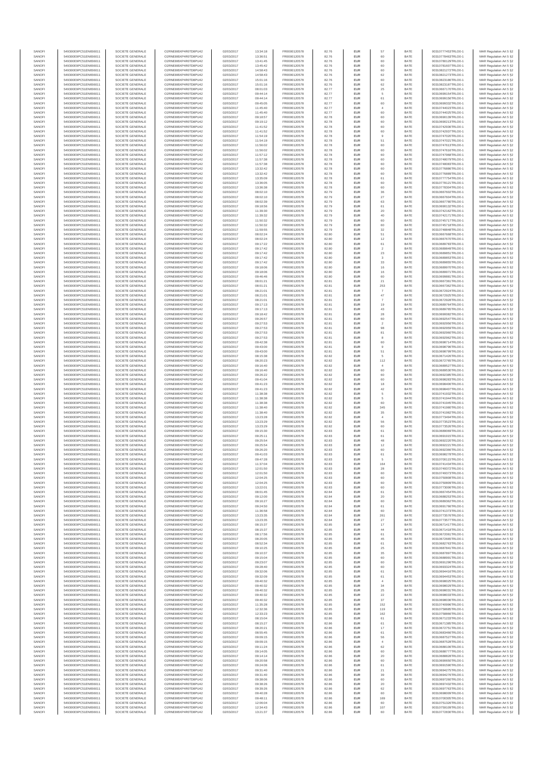| SANOFI | 549300E9PC51EN656011 | SOCIETE GENERALE | O2RNE8IBXP4R0TD8PU42 | 02/03/2017 | 13:34:18 | FR0000120578 | 82.76 | EUR | 57 | BATE | 00310777453TRLO0-1 | MAR Regulation Art 5 §2 |
|---|---|---|---|---|---|---|---|---|---|---|---|---|
| SANOFI | 549300E9PC51EN656011 | SOCIETE GENERALE | O2RNE8IBXP4R0TD8PU42 | 02/03/2017 | 13:38:51 | FR0000120578 | 82.76 | EUR | 60 | BATE | 00310778463TRLO0-1 | MAR Regulation Art 5 §2 |
| SANOFI | 549300E9PC51EN656011 | SOCIETE GENERALE | O2RNE8IBXP4R0TD8PU42 | 02/03/2017 | 13:41:45 | FR0000120578 | 82.76 | EUR | 60 | BATE | 00310780129TRLO0-1 | MAR Regulation Art 5 §2 |
| SANOFI | 549300E9PC51EN656011 | SOCIETE GENERALE | O2RNE8IBXP4R0TD8PU42 | 02/03/2017 | 13:45:42 | FR0000120578 | 82.76 | EUR | 60 | BATE | 00310781607TRLO0-1 | MAR Regulation Art 5 §2 |
| SANOFI | 549300E9PC51EN656011 | SOCIETE GENERALE | O2RNE8IBXP4R0TD8PU42 | 02/03/2017 | 14:58:43 | FR0000120578 | 82.76 | EUR | 60 | BATE | 00310821272TRLO0-1 | MAR Regulation Art 5 §2 |
| SANOFI | 549300E9PC51EN656011 | SOCIETE GENERALE | O2RNE8IBXP4R0TD8PU42 | 02/03/2017 | 14:58:43 | FR0000120578 | 82.76 | EUR | 62 | BATE | 00310821273TRLO0-1 | MAR Regulation Art 5 §2 |
| SANOFI | 549300E9PC51EN656011 | SOCIETE GENERALE | O2RNE8IBXP4R0TD8PU42 | 02/03/2017 | 15:01:16 | FR0000120578 | 82.76 | EUR | 60 | BATE | 00310823186TRLO0-1 | MAR Regulation Art 5 §2 |
| SANOFI | 549300E9PC51EN656011 | SOCIETE GENERALE | O2RNE8IBXP4R0TD8PU42 | 02/03/2017 | 15:01:16 | FR0000120578 | 82.76 | EUR | 62 | BATE | 00310823187TRLO0-1 | MAR Regulation Art 5 §2 |
| SANOFI | 549300E9PC51EN656011 | SOCIETE GENERALE | O2RNE8IBXP4R0TD8PU42 | 02/03/2017 | 08:01:03 | FR0000120578 | 82.77 | EUR | 25 | BATE | 00310667170TRLO0-1 | MAR Regulation Art 5 §2 |
| SANOFI | 549300E9PC51EN656011 | SOCIETE GENERALE | O2RNE8IBXP4R0TD8PU42 | 02/03/2017 | 09:44:14 | FR0000120578 | 82.77 | EUR | 5 | BATE | 00310699154TRLO0-1 | MAR Regulation Art 5 §2 |
| SANOFI | 549300E9PC51EN656011 | SOCIETE GENERALE | O2RNE8IBXP4R0TD8PU42 | 02/03/2017 | 09:44:14 | FR0000120578 | 82.77 | EUR | 61 | BATE | 00310699156TRLO0-1 | MAR Regulation Art 5 §2 |
| SANOFI | 549300E9PC51EN656011 | SOCIETE GENERALE | O2RNE8IBXP4R0TD8PU42 | 02/03/2017 | 09:45:05 | FR0000120578 | 82.77 | EUR | 60 | BATE | 00310699332TRLO0-1 | MAR Regulation Art 5 §2 |
| SANOFI | 549300E9PC51EN656011 | SOCIETE GENERALE | O2RNE8IBXP4R0TD8PU42 | 02/03/2017 | 11:45:40 | FR0000120578 | 82.77 | EUR | 4 | BATE | 00310744023TRLO0-1 | MAR Regulation Art 5 §2 |
| SANOFI | 549300E9PC51EN656011 | SOCIETE GENERALE | O2RNE8IBXP4R0TD8PU42 | 02/03/2017 | 11:45:40 | FR0000120578 | 82.77 | EUR | 60 | BATE | 00310744025TRLO0-1 | MAR Regulation Art 5 §2 |
| SANOFI | 549300E9PC51EN656011 | SOCIETE GENERALE | O2RNE8IBXP4R0TD8PU42 | 02/03/2017 | 09:18:57 | FR0000120578 | 82.78 | EUR | 60 | BATE | 00310690139TRLO0-1 | MAR Regulation Art 5 §2 |
| SANOFI | 549300E9PC51EN656011 | SOCIETE GENERALE | O2RNE8IBXP4R0TD8PU42 | 02/03/2017 | 09:19:12 | FR0000120578 | 82.78 | EUR | 60 | BATE | 00310690213TRLO0-1 | MAR Regulation Art 5 §2 |
| SANOFI | 549300E9PC51EN656011 | SOCIETE GENERALE | O2RNE8IBXP4R0TD8PU42 | 02/03/2017 | 11:41:52 | FR0000120578 | 82.78 | EUR | 60 | BATE | 00310742936TRLO0-1 | MAR Regulation Art 5 §2 |
| SANOFI | 549300E9PC51EN656011 | SOCIETE GENERALE | O2RNE8IBXP4R0TD8PU42 | 02/03/2017 | 11:41:52 | FR0000120578 | 82.78 | EUR | 60 | BATE | 00310742937TRLO0-1 | MAR Regulation Art 5 §2 |
| SANOFI | 549300E9PC51EN656011 | SOCIETE GENERALE | O2RNE8IBXP4R0TD8PU42 | 02/03/2017 | 11:54:19 | FR0000120578 | 82.78 | EUR | 9 | BATE | 00310747020TRLO0-1 | MAR Regulation Art 5 §2 |
| SANOFI | 549300E9PC51EN656011 | SOCIETE GENERALE | O2RNE8IBXP4R0TD8PU42 | 02/03/2017 | 11:54:19 | FR0000120578 | 82.78 | EUR | 51 | BATE | 00310747021TRLO0-1 | MAR Regulation Art 5 §2 |
| SANOFI | 549300E9PC51EN656011 | SOCIETE GENERALE | O2RNE8IBXP4R0TD8PU42 | 02/03/2017 | 11:56:02 | FR0000120578 | 82.78 | EUR | 60 | BATE | 00310747613TRLO0-1 | MAR Regulation Art 5 §2 |
| SANOFI | 549300E9PC51EN656011 | SOCIETE GENERALE | O2RNE8IBXP4R0TD8PU42 | 02/03/2017 | 11:56:02 | FR0000120578 | 82.78 | EUR | 60 | BATE | 00310747616TRLO0-1 | MAR Regulation Art 5 §2 |
| SANOFI | 549300E9PC51EN656011 | SOCIETE GENERALE | O2RNE8IBXP4R0TD8PU42 | 02/03/2017 | 11:57:12 | FR0000120578 | 82.78 | EUR | 60 | BATE | 00310747998TRLO0-1 | MAR Regulation Art 5 §2 |
| SANOFI | 549300E9PC51EN656011 | SOCIETE GENERALE | O2RNE8IBXP4R0TD8PU42 | 02/03/2017 | 11:57:38 | FR0000120578 | 82.78 | EUR | 60 | BATE | 00310748079TRLO0-1 | MAR Regulation Art 5 §2 |
| SANOFI | 549300E9PC51EN656011 | SOCIETE GENERALE | O2RNE8IBXP4R0TD8PU42 | 02/03/2017 | 11:57:38 | FR0000120578 | 82.78 | EUR | 60 | BATE | 00310748083TRLO0-1 | MAR Regulation Art 5 §2 |
| SANOFI | 549300E9PC51EN656011 | SOCIETE GENERALE | O2RNE8IBXP4R0TD8PU42 | 02/03/2017 | 13:32:42 | FR0000120578 | 82.78 | EUR | 60 | BATE | 00310776886TRLO0-1 | MAR Regulation Art 5 §2 |
| SANOFI | 549300E9PC51EN656011 | SOCIETE GENERALE | O2RNE8IBXP4R0TD8PU42 | 02/03/2017 | 13:32:42 | FR0000120578 | 82.78 | EUR | 60 | BATE | 00310776889TRLO0-1 | MAR Regulation Art 5 §2 |
| SANOFI | 549300E9PC51EN656011 | SOCIETE GENERALE | O2RNE8IBXP4R0TD8PU42 | 02/03/2017 | 13:35:09 | FR0000120578 | 82.78 | EUR | 61 | BATE | 00310777754TRLO0-1 | MAR Regulation Art 5 §2 |
| SANOFI | 549300E9PC51EN656011 | SOCIETE GENERALE | O2RNE8IBXP4R0TD8PU42 | 02/03/2017 | 13:36:05 | FR0000120578 | 82.78 | EUR | 60 | BATE | 00310778121TRLO0-1 | MAR Regulation Art 5 §2 |
| SANOFI | 549300E9PC51EN656011 | SOCIETE GENERALE | O2RNE8IBXP4R0TD8PU42 | 02/03/2017 | 13:36:38 | FR0000120578 | 82.78 | EUR | 60 | BATE | 00310778304TRLO0-1 | MAR Regulation Art 5 §2 |
| SANOFI | 549300E9PC51EN656011 | SOCIETE GENERALE | O2RNE8IBXP4R0TD8PU42 | 02/03/2017 | 08:02:10 | FR0000120578 | 82.79 | EUR | 36 | BATE | 00310667602TRLO0-1 | MAR Regulation Art 5 §2 |
| SANOFI | 549300E9PC51EN656011 | SOCIETE GENERALE | O2RNE8IBXP4R0TD8PU42 | 02/03/2017 | 08:02:10 | FR0000120578 | 82.79 | EUR | 27 | BATE | 00310667604TRLO0-1 | MAR Regulation Art 5 §2 |
| SANOFI | 549300E9PC51EN656011 | SOCIETE GENERALE | O2RNE8IBXP4R0TD8PU42 | 02/03/2017 | 08:02:39 | FR0000120578 | 82.79 | EUR | 63 | BATE | 00310667780TRLO0-1 | MAR Regulation Art 5 §2 |
| SANOFI | 549300E9PC51EN656011 | SOCIETE GENERALE | O2RNE8IBXP4R0TD8PU42 | 02/03/2017 | 09:18:56 | FR0000120578 | 82.79 | EUR | 61 | BATE | 00310690132TRLO0-1 | MAR Regulation Art 5 §2 |
| SANOFI | 549300E9PC51EN656011 | SOCIETE GENERALE | O2RNE8IBXP4R0TD8PU42 | 02/03/2017 | 11:39:30 | FR0000120578 | 82.79 | EUR | 20 | BATE | 00310742162TRLO0-1 | MAR Regulation Art 5 §2 |
| SANOFI | 549300E9PC51EN656011 | SOCIETE GENERALE | O2RNE8IBXP4R0TD8PU42 | 02/03/2017 | 11:39:32 | FR0000120578 | 82.79 | EUR | 40 | BATE | 00310742171TRLO0-1 | MAR Regulation Art 5 §2 |
| SANOFI | 549300E9PC51EN656011 | SOCIETE GENERALE | O2RNE8IBXP4R0TD8PU42 | 02/03/2017 | 11:50:32 | FR0000120578 | 82.79 | EUR | 60 | BATE | 00310745717TRLO0-1 | MAR Regulation Art 5 §2 |
| SANOFI | 549300E9PC51EN656011 | SOCIETE GENERALE | O2RNE8IBXP4R0TD8PU42 | 02/03/2017 | 11:50:32 | FR0000120578 | 82.79 | EUR | 60 | BATE | 00310745718TRLO0-1 | MAR Regulation Art 5 §2 |
| SANOFI | 549300E9PC51EN656011 | SOCIETE GENERALE | O2RNE8IBXP4R0TD8PU42 | 02/03/2017 | 11:59:55 | FR0000120578 | 82.79 | EUR | 32 | BATE | 00310748848TRLO0-1 | MAR Regulation Art 5 §2 |
| SANOFI | 549300E9PC51EN656011 | SOCIETE GENERALE | O2RNE8IBXP4R0TD8PU42 | 02/03/2017 | 08:02:24 | FR0000120578 | 82.80 | EUR | 51 | BATE | 00310667668TRLO0-1 | MAR Regulation Art 5 §2 |
| SANOFI | 549300E9PC51EN656011 | SOCIETE GENERALE | O2RNE8IBXP4R0TD8PU42 | 02/03/2017 | 08:02:24 | FR0000120578 | 82.80 | EUR | 12 | BATE | 00310667670TRLO0-1 | MAR Regulation Art 5 §2 |
| SANOFI | 549300E9PC51EN656011 | SOCIETE GENERALE | O2RNE8IBXP4R0TD8PU42 | 02/03/2017 | 09:17:22 | FR0000120578 | 82.80 | EUR | 61 | BATE | 00310689783TRLO0-1 | MAR Regulation Art 5 §2 |
| SANOFI | 549300E9PC51EN656011 | SOCIETE GENERALE | O2RNE8IBXP4R0TD8PU42 | 02/03/2017 | 09:17:42 | FR0000120578 | 82.80 | EUR | 2 | BATE | 00310689849TRLO0-1 | MAR Regulation Art 5 §2 |
| SANOFI | 549300E9PC51EN656011 | SOCIETE GENERALE | O2RNE8IBXP4R0TD8PU42 | 02/03/2017 | 09:17:42 | FR0000120578 | 82.80 | EUR | 23 | BATE | 00310689851TRLO0-1 | MAR Regulation Art 5 §2 |
| SANOFI | 549300E9PC51EN656011 | SOCIETE GENERALE | O2RNE8IBXP4R0TD8PU42 | 02/03/2017 | 09:17:42 | FR0000120578 | 82.80 | EUR | 3 | BATE | 00310689853TRLO0-1 | MAR Regulation Art 5 §2 |
| SANOFI | 549300E9PC51EN656011 | SOCIETE GENERALE | O2RNE8IBXP4R0TD8PU42 | 02/03/2017 | 09:17:42 | FR0000120578 | 82.80 | EUR | 33 | BATE | 00310689855TRLO0-1 | MAR Regulation Art 5 §2 |
| SANOFI | 549300E9PC51EN656011 | SOCIETE GENERALE | O2RNE8IBXP4R0TD8PU42 | 02/03/2017 | 09:18:06 | FR0000120578 | 82.80 | EUR | 16 | BATE | 00310689970TRLO0-1 | MAR Regulation Art 5 §2 |
| SANOFI | 549300E9PC51EN656011 | SOCIETE GENERALE | O2RNE8IBXP4R0TD8PU42 | 02/03/2017 | 09:18:06 | FR0000120578 | 82.80 | EUR | 16 | BATE | 00310689971TRLO0-1 | MAR Regulation Art 5 §2 |
| SANOFI | 549300E9PC51EN656011 | SOCIETE GENERALE | O2RNE8IBXP4R0TD8PU42 | 02/03/2017 | 09:46:46 | FR0000120578 | 82.80 | EUR | 60 | BATE | 00310699883TRLO0-1 | MAR Regulation Art 5 §2 |
| SANOFI | 549300E9PC51EN656011 | SOCIETE GENERALE | O2RNE8IBXP4R0TD8PU42 | 02/03/2017 | 08:01:21 | FR0000120578 | 82.81 | EUR | 21 | BATE | 00310667361TRLO0-1 | MAR Regulation Art 5 §2 |
| SANOFI | 549300E9PC51EN656011 | SOCIETE GENERALE | O2RNE8IBXP4R0TD8PU42 | 02/03/2017 | 08:01:21 | FR0000120578 | 82.81 | EUR | 253 | BATE | 00310667362TRLO0-1 | MAR Regulation Art 5 §2 |
| SANOFI | 549300E9PC51EN656011 | SOCIETE GENERALE | O2RNE8IBXP4R0TD8PU42 | 02/03/2017 | 08:21:01 | FR0000120578 | 82.81 | EUR | 7 | BATE | 00310672924TRLO0-1 | MAR Regulation Art 5 §2 |
| SANOFI | 549300E9PC51EN656011 | SOCIETE GENERALE | O2RNE8IBXP4R0TD8PU42 | 02/03/2017 | 08:21:01 | FR0000120578 | 82.81 | EUR | 47 | BATE | 00310672925TRLO0-1 | MAR Regulation Art 5 §2 |
| SANOFI | 549300E9PC51EN656011 | SOCIETE GENERALE | O2RNE8IBXP4R0TD8PU42 | 02/03/2017 | 08:21:01 | FR0000120578 | 82.81 | EUR | 7 | BATE | 00310672928TRLO0-1 | MAR Regulation Art 5 §2 |
| SANOFI | 549300E9PC51EN656011 | SOCIETE GENERALE | O2RNE8IBXP4R0TD8PU42 | 02/03/2017 | 09:17:13 | FR0000120578 | 82.81 | EUR | 19 | BATE | 00310689764TRLO0-1 | MAR Regulation Art 5 §2 |
| SANOFI | 549300E9PC51EN656011 | SOCIETE GENERALE | O2RNE8IBXP4R0TD8PU42 | 02/03/2017 | 09:17:13 | FR0000120578 | 82.81 | EUR | 43 | BATE | 00310689765TRLO0-1 | MAR Regulation Art 5 §2 |
| SANOFI | 549300E9PC51EN656011 | SOCIETE GENERALE | O2RNE8IBXP4R0TD8PU42 | 02/03/2017 | 09:18:42 | FR0000120578 | 82.81 | EUR | 28 | BATE | 00310690082TRLO0-1 | MAR Regulation Art 5 §2 |
| SANOFI | 549300E9PC51EN656011 | SOCIETE GENERALE | O2RNE8IBXP4R0TD8PU42 | 02/03/2017 | 09:26:57 | FR0000120578 | 82.81 | EUR | 60 | BATE | 00310692547TRLO0-1 | MAR Regulation Art 5 §2 |
| SANOFI | 549300E9PC51EN656011 | SOCIETE GENERALE | O2RNE8IBXP4R0TD8PU42 | 02/03/2017 | 09:27:53 | FR0000120578 | 82.81 | EUR | 2 | BATE | 00310692956TRLO0-1 | MAR Regulation Art 5 §2 |
| SANOFI | 549300E9PC51EN656011 | SOCIETE GENERALE | O2RNE8IBXP4R0TD8PU42 | 02/03/2017 | 09:27:53 | FR0000120578 | 82.81 | EUR | 98 | BATE | 00310692959TRLO0-1 | MAR Regulation Art 5 §2 |
| SANOFI | 549300E9PC51EN656011 | SOCIETE GENERALE | O2RNE8IBXP4R0TD8PU42 | 02/03/2017 | 09:27:53 | FR0000120578 | 82.81 | EUR | 81 | BATE | 00310692960TRLO0-1 | MAR Regulation Art 5 §2 |
| SANOFI | 549300E9PC51EN656011 | SOCIETE GENERALE | O2RNE8IBXP4R0TD8PU42 | 02/03/2017 | 09:27:53 | FR0000120578 | 82.81 | EUR | 8 | BATE | 00310692962TRLO0-1 | MAR Regulation Art 5 §2 |
| SANOFI | 549300E9PC51EN656011 | SOCIETE GENERALE | O2RNE8IBXP4R0TD8PU42 | 02/03/2017 | 09:42:38 | FR0000120578 | 82.81 | EUR | 60 | BATE | 00310698714TRLO0-1 | MAR Regulation Art 5 §2 |
| SANOFI | 549300E9PC51EN656011 | SOCIETE GENERALE | O2RNE8IBXP4R0TD8PU42 | 02/03/2017 | 09:43:00 | FR0000120578 | 82.81 | EUR | 9 | BATE | 00310698796TRLO0-1 | MAR Regulation Art 5 §2 |
| SANOFI | 549300E9PC51EN656011 | SOCIETE GENERALE | O2RNE8IBXP4R0TD8PU42 | 02/03/2017 | 09:43:00 | FR0000120578 | 82.81 | EUR | 51 | BATE | 00310698799TRLO0-1 | MAR Regulation Art 5 §2 |
| SANOFI | 549300E9PC51EN656011 | SOCIETE GENERALE | O2RNE8IBXP4R0TD8PU42 | 02/03/2017 | 08:15:38 | FR0000120578 | 82.82 | EUR | 5 | BATE | 00310671426TRLO0-1 | MAR Regulation Art 5 §2 |
| SANOFI | 549300E9PC51EN656011 | SOCIETE GENERALE | O2RNE8IBXP4R0TD8PU42 | 02/03/2017 | 08:20:23 | FR0000120578 | 82.82 | EUR | 112 | BATE | 00310672765TRLO0-1 | MAR Regulation Art 5 §2 |
| SANOFI | 549300E9PC51EN656011 | SOCIETE GENERALE | O2RNE8IBXP4R0TD8PU42 | 02/03/2017 | 09:16:40 | FR0000120578 | 82.82 | EUR | 4 | BATE | 00310689527TRLO0-1 | MAR Regulation Art 5 §2 |
| SANOFI | 549300E9PC51EN656011 | SOCIETE GENERALE | O2RNE8IBXP4R0TD8PU42 | 02/03/2017 | 09:16:40 | FR0000120578 | 82.82 | EUR | 60 | BATE | 00310689530TRLO0-1 | MAR Regulation Art 5 §2 |
| SANOFI | 549300E9PC51EN656011 | SOCIETE GENERALE | O2RNE8IBXP4R0TD8PU42 | 02/03/2017 | 09:26:22 | FR0000120578 | 82.82 | EUR | 60 | BATE | 00310692385TRLO0-1 | MAR Regulation Art 5 §2 |
| SANOFI | 549300E9PC51EN656011 | SOCIETE GENERALE | O2RNE8IBXP4R0TD8PU42 | 02/03/2017 | 09:41:04 | FR0000120578 | 82.82 | EUR | 60 | BATE | 00310698283TRLO0-1 | MAR Regulation Art 5 §2 |
| SANOFI | 549300E9PC51EN656011 | SOCIETE GENERALE | O2RNE8IBXP4R0TD8PU42 | 02/03/2017 | 09:41:23 | FR0000120578 | 82.82 | EUR | 18 | BATE | 00310698406TRLO0-1 | MAR Regulation Art 5 §2 |
| SANOFI | 549300E9PC51EN656011 | SOCIETE GENERALE | O2RNE8IBXP4R0TD8PU42 | 02/03/2017 | 09:41:23 | FR0000120578 | 82.82 | EUR | 42 | BATE | 00310698407TRLO0-1 | MAR Regulation Art 5 §2 |
| SANOFI | 549300E9PC51EN656011 | SOCIETE GENERALE | O2RNE8IBXP4R0TD8PU42 | 02/03/2017 | 11:38:38 | FR0000120578 | 82.82 | EUR | 5 | BATE | 00310741932TRLO0-1 | MAR Regulation Art 5 §2 |
| SANOFI | 549300E9PC51EN656011 | SOCIETE GENERALE | O2RNE8IBXP4R0TD8PU42 | 02/03/2017 | 11:38:38 | FR0000120578 | 82.82 | EUR | 5 | BATE | 00310741944TRLO0-1 | MAR Regulation Art 5 §2 |
| SANOFI | 549300E9PC51EN656011 | SOCIETE GENERALE | O2RNE8IBXP4R0TD8PU42 | 02/03/2017 | 11:38:38 | FR0000120578 | 82.82 | EUR | 60 | BATE | 00310741945TRLO0-1 | MAR Regulation Art 5 §2 |
| SANOFI | 549300E9PC51EN656011 | SOCIETE GENERALE | O2RNE8IBXP4R0TD8PU42 | 02/03/2017 | 11:38:40 | FR0000120578 | 82.82 | EUR | 345 | BATE | 00310741980TRLO0-1 | MAR Regulation Art 5 §2 |
| SANOFI | 549300E9PC51EN656011 | SOCIETE GENERALE | O2RNE8IBXP4R0TD8PU42 | 02/03/2017 | 11:38:40 | FR0000120578 | 82.82 | EUR | 35 | BATE | 00310741982TRLO0-1 | MAR Regulation Art 5 §2 |
| SANOFI | 549300E9PC51EN656011 | SOCIETE GENERALE | O2RNE8IBXP4R0TD8PU42 | 02/03/2017 | 13:23:28 | FR0000120578 | 82.82 | EUR | 4 | BATE | 00310773494TRLO0-1 | MAR Regulation Art 5 §2 |
| SANOFI | 549300E9PC51EN656011 | SOCIETE GENERALE | O2RNE8IBXP4R0TD8PU42 | 02/03/2017 | 13:23:29 | FR0000120578 | 82.82 | EUR | 56 | BATE | 00310773523TRLO0-1 | MAR Regulation Art 5 §2 |
| SANOFI | 549300E9PC51EN656011 | SOCIETE GENERALE | O2RNE8IBXP4R0TD8PU42 | 02/03/2017 | 13:23:29 | FR0000120578 | 82.82 | EUR | 60 | BATE | 00310773526TRLO0-1 | MAR Regulation Art 5 §2 |
| SANOFI | 549300E9PC51EN656011 | SOCIETE GENERALE | O2RNE8IBXP4R0TD8PU42 | 02/03/2017 | 09:15:30 | FR0000120578 | 82.83 | EUR | 61 | BATE | 00310689069TRLO0-1 | MAR Regulation Art 5 §2 |
| SANOFI | 549300E9PC51EN656011 | SOCIETE GENERALE | O2RNE8IBXP4R0TD8PU42 | 02/03/2017 | 09:25:11 | FR0000120578 | 82.83 | EUR | 61 | BATE | 00310691915TRLO0-1 | MAR Regulation Art 5 §2 |
| SANOFI | 549300E9PC51EN656011 | SOCIETE GENERALE | O2RNE8IBXP4R0TD8PU42 | 02/03/2017 | 09:25:54 | FR0000120578 | 82.83 | EUR | 48 | BATE | 00310692220TRLO0-1 | MAR Regulation Art 5 §2 |
| SANOFI | 549300E9PC51EN656011 | SOCIETE GENERALE | O2RNE8IBXP4R0TD8PU42 | 02/03/2017 | 09:25:54 | FR0000120578 | 82.83 | EUR | 12 | BATE | 00310692221TRLO0-1 | MAR Regulation Art 5 §2 |
| SANOFI | 549300E9PC51EN656011 | SOCIETE GENERALE | O2RNE8IBXP4R0TD8PU42 | 02/03/2017 | 09:26:20 | FR0000120578 | 82.83 | EUR | 60 | BATE | 00310692366TRLO0-1 | MAR Regulation Art 5 §2 |
| SANOFI | 549300E9PC51EN656011 | SOCIETE GENERALE | O2RNE8IBXP4R0TD8PU42 | 02/03/2017 | 09:41:03 | FR0000120578 | 82.83 | EUR | 61 | BATE | 00310698276TRLO0-1 | MAR Regulation Art 5 §2 |
| SANOFI | 549300E9PC51EN656011 | SOCIETE GENERALE | O2RNE8IBXP4R0TD8PU42 | 02/03/2017 | 09:47:28 | FR0000120578 | 82.83 | EUR | 5 | BATE | 00310700115TRLO0-1 | MAR Regulation Art 5 §2 |
| SANOFI | 549300E9PC51EN656011 | SOCIETE GENERALE | O2RNE8IBXP4R0TD8PU42 | 02/03/2017 | 11:37:04 | FR0000120578 | 82.83 | EUR | 164 | BATE | 00310741434TRLO0-1 | MAR Regulation Art 5 §2 |
| SANOFI | 549300E9PC51EN656011 | SOCIETE GENERALE | O2RNE8IBXP4R0TD8PU42 | 02/03/2017 | 12:01:50 | FR0000120578 | 82.83 | EUR | 28 | BATE | 00310749372TRLO0-1 | MAR Regulation Art 5 §2 |
| SANOFI | 549300E9PC51EN656011 | SOCIETE GENERALE | O2RNE8IBXP4R0TD8PU42 | 02/03/2017 | 12:01:50 | FR0000120578 | 82.83 | EUR | 60 | BATE | 00310749373TRLO0-1 | MAR Regulation Art 5 §2 |
| SANOFI | 549300E9PC51EN656011 | SOCIETE GENERALE | O2RNE8IBXP4R0TD8PU42 | 02/03/2017 | 12:04:25 | FR0000120578 | 82.83 | EUR | 60 | BATE | 00310750808TRLO0-1 | MAR Regulation Art 5 §2 |
| SANOFI | 549300E9PC51EN656011 | SOCIETE GENERALE | O2RNE8IBXP4R0TD8PU42 | 02/03/2017 | 12:04:25 | FR0000120578 | 82.83 | EUR | 60 | BATE | 00310750809TRLO0-1 | MAR Regulation Art 5 §2 |
| SANOFI | 549300E9PC51EN656011 | SOCIETE GENERALE | O2RNE8IBXP4R0TD8PU42 | 02/03/2017 | 13:22:01 | FR0000120578 | 82.83 | EUR | 60 | BATE | 00310773008TRLO0-1 | MAR Regulation Art 5 §2 |
| SANOFI | 549300E9PC51EN656011 | SOCIETE GENERALE | O2RNE8IBXP4R0TD8PU42 | 02/03/2017 | 08:01:45 | FR0000120578 | 82.84 | EUR | 61 | BATE | 00310667454TRLO0-1 | MAR Regulation Art 5 §2 |
| SANOFI | 549300E9PC51EN656011 | SOCIETE GENERALE | O2RNE8IBXP4R0TD8PU42 | 02/03/2017 | 09:12:00 | FR0000120578 | 82.84 | EUR | 20 | BATE | 00310688253TRLO0-1 | MAR Regulation Art 5 §2 |
| SANOFI | 549300E9PC51EN656011 | SOCIETE GENERALE | O2RNE8IBXP4R0TD8PU42 | 02/03/2017 | 09:16:27 | FR0000120578 | 82.84 | EUR | 60 | BATE | 00310689392TRLO0-1 | MAR Regulation Art 5 §2 |
| SANOFI | 549300E9PC51EN656011 | SOCIETE GENERALE | O2RNE8IBXP4R0TD8PU42 | 02/03/2017 | 09:24:50 | FR0000120578 | 82.84 | EUR | 61 | BATE | 00310691796TRLO0-1 | MAR Regulation Art 5 §2 |
| SANOFI | 549300E9PC51EN656011 | SOCIETE GENERALE | O2RNE8IBXP4R0TD8PU42 | 02/03/2017 | 11:36:58 | FR0000120578 | 82.84 | EUR | 60 | BATE | 00310741373TRLO0-1 | MAR Regulation Art 5 §2 |
| SANOFI | 549300E9PC51EN656011 | SOCIETE GENERALE | O2RNE8IBXP4R0TD8PU42 | 02/03/2017 | 13:23:35 | FR0000120578 | 82.84 | EUR | 261 | BATE | 00310773576TRLO0-1 | MAR Regulation Art 5 §2 |
| SANOFI | 549300E9PC51EN656011 | SOCIETE GENERALE | O2RNE8IBXP4R0TD8PU42 | 02/03/2017 | 13:23:35 | FR0000120578 | 82.84 | EUR | 27 | BATE | 00310773577TRLO0-1 | MAR Regulation Art 5 §2 |
| SANOFI | 549300E9PC51EN656011 | SOCIETE GENERALE | O2RNE8IBXP4R0TD8PU42 | 02/03/2017 | 08:15:37 | FR0000120578 | 82.85 | EUR | 17 | BATE | 00310671417TRLO0-1 | MAR Regulation Art 5 §2 |
| SANOFI | 549300E9PC51EN656011 | SOCIETE GENERALE | O2RNE8IBXP4R0TD8PU42 | 02/03/2017 | 08:15:37 | FR0000120578 | 82.85 | EUR | 44 | BATE | 00310671418TRLO0-1 | MAR Regulation Art 5 §2 |
| SANOFI | 549300E9PC51EN656011 | SOCIETE GENERALE | O2RNE8IBXP4R0TD8PU42 | 02/03/2017 | 08:17:56 | FR0000120578 | 82.85 | EUR | 61 | BATE | 00310672061TRLO0-1 | MAR Regulation Art 5 §2 |
| SANOFI | 549300E9PC51EN656011 | SOCIETE GENERALE | O2RNE8IBXP4R0TD8PU42 | 02/03/2017 | 08:20:05 | FR0000120578 | 82.85 | EUR | 45 | BATE | 00310672665TRLO0-1 | MAR Regulation Art 5 §2 |
| SANOFI | 549300E9PC51EN656011 | SOCIETE GENERALE | O2RNE8IBXP4R0TD8PU42 | 02/03/2017 | 08:52:34 | FR0000120578 | 82.85 | EUR | 61 | BATE | 00310682763TRLO0-1 | MAR Regulation Art 5 §2 |
| SANOFI | 549300E9PC51EN656011 | SOCIETE GENERALE | O2RNE8IBXP4R0TD8PU42 | 02/03/2017 | 09:10:25 | FR0000120578 | 82.85 | EUR | 25 | BATE | 00310687841TRLO0-1 | MAR Regulation Art 5 §2 |
| SANOFI | 549300E9PC51EN656011 | SOCIETE GENERALE | O2RNE8IBXP4R0TD8PU42 | 02/03/2017 | 09:10:37 | FR0000120578 | 82.85 | EUR | 35 | BATE | 00310687897TRLO0-1 | MAR Regulation Art 5 §2 |
| SANOFI | 549300E9PC51EN656011 | SOCIETE GENERALE | O2RNE8IBXP4R0TD8PU42 | 02/03/2017 | 09:15:04 | FR0000120578 | 82.85 | EUR | 60 | BATE | 00310688991TRLO0-1 | MAR Regulation Art 5 §2 |
| SANOFI | 549300E9PC51EN656011 | SOCIETE GENERALE | O2RNE8IBXP4R0TD8PU42 | 02/03/2017 | 09:23:07 | FR0000120578 | 82.85 | EUR | 60 | BATE | 00310691296TRLO0-1 | MAR Regulation Art 5 §2 |
| SANOFI | 549300E9PC51EN656011 | SOCIETE GENERALE | O2RNE8IBXP4R0TD8PU42 | 02/03/2017 | 09:28:40 | FR0000120578 | 82.85 | EUR | 60 | BATE | 00310693324TRLO0-1 | MAR Regulation Art 5 §2 |
| SANOFI | 549300E9PC51EN656011 | SOCIETE GENERALE | O2RNE8IBXP4R0TD8PU42 | 02/03/2017 | 09:32:06 | FR0000120578 | 82.85 | EUR | 61 | BATE | 00310694416TRLO0-1 | MAR Regulation Art 5 §2 |
| SANOFI | 549300E9PC51EN656011 | SOCIETE GENERALE | O2RNE8IBXP4R0TD8PU42 | 02/03/2017 | 09:32:09 | FR0000120578 | 82.85 | EUR | 61 | BATE | 00310694453TRLO0-1 | MAR Regulation Art 5 §2 |
| SANOFI | 549300E9PC51EN656011 | SOCIETE GENERALE | O2RNE8IBXP4R0TD8PU42 | 02/03/2017 | 09:40:32 | FR0000120578 | 82.85 | EUR | 4 | BATE | 00310698025TRLO0-1 | MAR Regulation Art 5 §2 |
| SANOFI | 549300E9PC51EN656011 | SOCIETE GENERALE | O2RNE8IBXP4R0TD8PU42 | 02/03/2017 | 09:40:32 | FR0000120578 | 82.85 | EUR | 34 | BATE | 00310698029TRLO0-1 | MAR Regulation Art 5 §2 |
| SANOFI | 549300E9PC51EN656011 | SOCIETE GENERALE | O2RNE8IBXP4R0TD8PU42 | 02/03/2017 | 09:40:32 | FR0000120578 | 82.85 | EUR | 25 | BATE | 00310698031TRLO0-1 | MAR Regulation Art 5 §2 |
| SANOFI | 549300E9PC51EN656011 | SOCIETE GENERALE | O2RNE8IBXP4R0TD8PU42 | 02/03/2017 | 09:40:32 | FR0000120578 | 82.85 | EUR | 22 | BATE | 00310698033TRLO0-1 | MAR Regulation Art 5 §2 |
| SANOFI | 549300E9PC51EN656011 | SOCIETE GENERALE | O2RNE8IBXP4R0TD8PU42 | 02/03/2017 | 09:40:32 | FR0000120578 | 82.85 | EUR | 37 | BATE | 00310698036TRLO0-1 | MAR Regulation Art 5 §2 |
| SANOFI | 549300E9PC51EN656011 | SOCIETE GENERALE | O2RNE8IBXP4R0TD8PU42 | 02/03/2017 | 11:35:28 | FR0000120578 | 82.85 | EUR | 152 | BATE | 00310740996TRLO0-1 | MAR Regulation Art 5 §2 |
| SANOFI | 549300E9PC51EN656011 | SOCIETE GENERALE | O2RNE8IBXP4R0TD8PU42 | 02/03/2017 | 12:32:36 | FR0000120578 | 82.85 | EUR | 119 | BATE | 00310758685TRLO0-1 | MAR Regulation Art 5 §2 |
| SANOFI | 549300E9PC51EN656011 | SOCIETE GENERALE | O2RNE8IBXP4R0TD8PU42 | 02/03/2017 | 12:33:23 | FR0000120578 | 82.85 | EUR | 162 | BATE | 00310758866TRLO0-1 | MAR Regulation Art 5 §2 |
| SANOFI | 549300E9PC51EN656011 | SOCIETE GENERALE | O2RNE8IBXP4R0TD8PU42 | 02/03/2017 | 08:15:04 | FR0000120578 | 82.86 | EUR | 61 | BATE | 00310671233TRLO0-1 | MAR Regulation Art 5 §2 |
| SANOFI | 549300E9PC51EN656011 | SOCIETE GENERALE | O2RNE8IBXP4R0TD8PU42 | 02/03/2017 | 08:15:27 | FR0000120578 | 82.86 | EUR | 61 | BATE | 00310671385TRLO0-1 | MAR Regulation Art 5 §2 |
| SANOFI | 549300E9PC51EN656011 | SOCIETE GENERALE | O2RNE8IBXP4R0TD8PU42 | 02/03/2017 | 08:20:21 | FR0000120578 | 82.86 | EUR | 17 | BATE | 00310672751TRLO0-1 | MAR Regulation Art 5 §2 |
| SANOFI | 549300E9PC51EN656011 | SOCIETE GENERALE | O2RNE8IBXP4R0TD8PU42 | 02/03/2017 | 08:55:45 | FR0000120578 | 82.86 | EUR | 61 | BATE | 00310683486TRLO0-1 | MAR Regulation Art 5 §2 |
| SANOFI | 549300E9PC51EN656011 | SOCIETE GENERALE | O2RNE8IBXP4R0TD8PU42 | 02/03/2017 | 09:09:15 | FR0000120578 | 82.86 | EUR | 56 | BATE | 00310687527TRLO0-1 | MAR Regulation Art 5 §2 |
| SANOFI | 549300E9PC51EN656011 | SOCIETE GENERALE | O2RNE8IBXP4R0TD8PU42 | 02/03/2017 | 09:09:15 | FR0000120578 | 82.86 | EUR | 4 | BATE | 00310687528TRLO0-1 | MAR Regulation Art 5 §2 |
| SANOFI | 549300E9PC51EN656011 | SOCIETE GENERALE | O2RNE8IBXP4R0TD8PU42 | 02/03/2017 | 09:11:24 | FR0000120578 | 82.86 | EUR | 62 | BATE | 00310688106TRLO0-1 | MAR Regulation Art 5 §2 |
| SANOFI | 549300E9PC51EN656011 | SOCIETE GENERALE | O2RNE8IBXP4R0TD8PU42 | 02/03/2017 | 09:14:05 | FR0000120578 | 82.86 | EUR | 60 | BATE | 00310688777TRLO0-1 | MAR Regulation Art 5 §2 |
| SANOFI | 549300E9PC51EN656011 | SOCIETE GENERALE | O2RNE8IBXP4R0TD8PU42 | 02/03/2017 | 09:14:14 | FR0000120578 | 82.86 | EUR | 20 | BATE | 00310688828TRLO0-1 | MAR Regulation Art 5 §2 |
| SANOFI | 549300E9PC51EN656011 | SOCIETE GENERALE | O2RNE8IBXP4R0TD8PU42 | 02/03/2017 | 09:20:58 | FR0000120578 | 82.86 | EUR | 60 | BATE | 00310690656TRLO0-1 | MAR Regulation Art 5 §2 |
| SANOFI | 549300E9PC51EN656011 | SOCIETE GENERALE | O2RNE8IBXP4R0TD8PU42 | 02/03/2017 | 09:24:06 | FR0000120578 | 82.86 | EUR | 61 | BATE | 00310691590TRLO0-1 | MAR Regulation Art 5 §2 |
| SANOFI | 549300E9PC51EN656011 | SOCIETE GENERALE | O2RNE8IBXP4R0TD8PU42 | 02/03/2017 | 09:31:40 | FR0000120578 | 82.86 | EUR | 21 | BATE | 00310694275TRLO0-1 | MAR Regulation Art 5 §2 |
| SANOFI | 549300E9PC51EN656011 | SOCIETE GENERALE | O2RNE8IBXP4R0TD8PU42 | 02/03/2017 | 09:31:40 | FR0000120578 | 82.86 | EUR | 39 | BATE | 00310694276TRLO0-1 | MAR Regulation Art 5 §2 |
| SANOFI | 549300E9PC51EN656011 | SOCIETE GENERALE | O2RNE8IBXP4R0TD8PU42 | 02/03/2017 | 09:38:06 | FR0000120578 | 82.86 | EUR | 60 | BATE | 00310697260TRLO0-1 | MAR Regulation Art 5 §2 |
| SANOFI | 549300E9PC51EN656011 | SOCIETE GENERALE | O2RNE8IBXP4R0TD8PU42 | 02/03/2017 | 09:38:26 | FR0000120578 | 82.86 | EUR | 20 | BATE | 00310697432TRLO0-1 | MAR Regulation Art 5 §2 |
| SANOFI | 549300E9PC51EN656011 | SOCIETE GENERALE | O2RNE8IBXP4R0TD8PU42 | 02/03/2017 | 09:39:26 | FR0000120578 | 82.86 | EUR | 62 | BATE | 00310697763TRLO0-1 | MAR Regulation Art 5 §2 |
| SANOFI | 549300E9PC51EN656011 | SOCIETE GENERALE | O2RNE8IBXP4R0TD8PU42 | 02/03/2017 | 09:40:28 | FR0000120578 | 82.86 | EUR | 60 | BATE | 00310698009TRLO0-1 | MAR Regulation Art 5 §2 |
| SANOFI | 549300E9PC51EN656011 | SOCIETE GENERALE | O2RNE8IBXP4R0TD8PU42 | 02/03/2017 | 09:48:11 | FR0000120578 | 82.86 | EUR | 169 | BATE | 00310700326TRLO0-1 | MAR Regulation Art 5 §2 |
| SANOFI | 549300E9PC51EN656011 | SOCIETE GENERALE | O2RNE8IBXP4R0TD8PU42 | 02/03/2017 | 12:06:04 | FR0000120578 | 82.86 | EUR | 60 | BATE | 00310751326TRLO0-1 | MAR Regulation Art 5 §2 |
| SANOFI | 549300E9PC51EN656011 | SOCIETE GENERALE | O2RNE8IBXP4R0TD8PU42 | 02/03/2017 | 12:34:43 | FR0000120578 | 82.86 | EUR | 107 | BATE | 00310759109TRLO0-1 | MAR Regulation Art 5 §2 |
| SANOFI | 549300E9PC51EN656011 | SOCIETE GENERALE | O2RNE8IBXP4R0TD8PU42 | 02/03/2017 | 13:21:37 | FR0000120578 | 82.86 | EUR | 60 | BATE | 00310772830TRLO0-1 | MAR Regulation Art 5 §2 |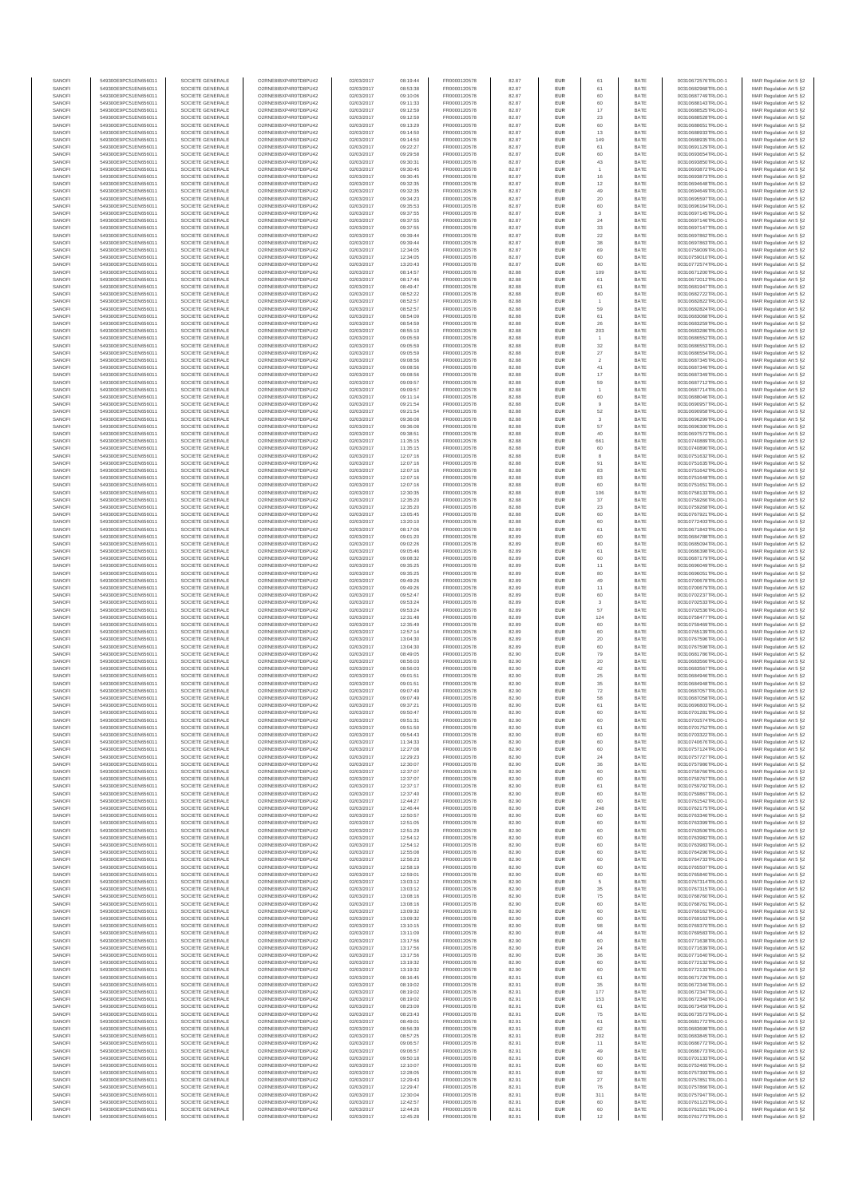| SANOFI | 549300E9PC51EN656011 | SOCIETE GENERALE | O2RNE8IBXP4R0TD8PU42 | 02/03/2017 | 08:19:44 | FR0000120578 | 82.87 | EUR | 61 | BATE | 00310672576TRLO0-1 | MAR Regulation Art 5 §2 |
|---|---|---|---|---|---|---|---|---|---|---|---|---|
| SANOFI | 549300E9PC51EN656011 | SOCIETE GENERALE | O2RNE8IBXP4R0TD8PU42 | 02/03/2017 | 08:53:38 | FR0000120578 | 82.87 | EUR | 61 | BATE | 00310682968TRLO0-1 | MAR Regulation Art 5 §2 |
| SANOFI | 549300E9PC51EN656011 | SOCIETE GENERALE | O2RNE8IBXP4R0TD8PU42 | 02/03/2017 | 09:10:06 | FR0000120578 | 82.87 | EUR | 60 | BATE | 00310687749TRLO0-1 | MAR Regulation Art 5 §2 |
| SANOFI | 549300E9PC51EN656011 | SOCIETE GENERALE | O2RNE8IBXP4R0TD8PU42 | 02/03/2017 | 09:11:33 | FR0000120578 | 82.87 | EUR | 60 | BATE | 00310688143TRLO0-1 | MAR Regulation Art 5 §2 |
| SANOFI | 549300E9PC51EN656011 | SOCIETE GENERALE | O2RNE8IBXP4R0TD8PU42 | 02/03/2017 | 09:12:59 | FR0000120578 | 82.87 | EUR | 17 | BATE | 00310688525TRLO0-1 | MAR Regulation Art 5 §2 |
| SANOFI | 549300E9PC51EN656011 | SOCIETE GENERALE | O2RNE8IBXP4R0TD8PU42 | 02/03/2017 | 09:12:59 | FR0000120578 | 82.87 | EUR | 23 | BATE | 00310688528TRLO0-1 | MAR Regulation Art 5 §2 |
| SANOFI | 549300E9PC51EN656011 | SOCIETE GENERALE | O2RNE8IBXP4R0TD8PU42 | 02/03/2017 | 09:13:29 | FR0000120578 | 82.87 | EUR | 60 | BATE | 00310688651TRLO0-1 | MAR Regulation Art 5 §2 |
| SANOFI | 549300E9PC51EN656011 | SOCIETE GENERALE | O2RNE8IBXP4R0TD8PU42 | 02/03/2017 | 09:14:50 | FR0000120578 | 82.87 | EUR | 13 | BATE | 00310688933TRLO0-1 | MAR Regulation Art 5 §2 |
| SANOFI | 549300E9PC51EN656011 | SOCIETE GENERALE | O2RNE8IBXP4R0TD8PU42 | 02/03/2017 | 09:14:50 | FR0000120578 | 82.87 | EUR | 149 | BATE | 00310688935TRLO0-1 | MAR Regulation Art 5 §2 |
| SANOFI | 549300E9PC51EN656011 | SOCIETE GENERALE | O2RNE8IBXP4R0TD8PU42 | 02/03/2017 | 09:22:27 | FR0000120578 | 82.87 | EUR | 61 | BATE | 00310691129TRLO0-1 | MAR Regulation Art 5 §2 |
| SANOFI | 549300E9PC51EN656011 | SOCIETE GENERALE | O2RNE8IBXP4R0TD8PU42 | 02/03/2017 | 09:29:58 | FR0000120578 | 82.87 | EUR | 60 | BATE | 00310693054TRLO0-1 | MAR Regulation Art 5 §2 |
| SANOFI | 549300E9PC51EN656011 | SOCIETE GENERALE | O2RNE8IBXP4R0TD8PU42 | 02/03/2017 | 09:30:31 | FR0000120578 | 82.87 | EUR | 43 | BATE | 00310693850TRLO0-1 | MAR Regulation Art 5 §2 |
| SANOFI | 549300E9PC51EN656011 | SOCIETE GENERALE | O2RNE8IBXP4R0TD8PU42 | 02/03/2017 | 09:30:45 | FR0000120578 | 82.87 | EUR | 1 | BATE | 00310693872TRLO0-1 | MAR Regulation Art 5 §2 |
| SANOFI | 549300E9PC51EN656011 | SOCIETE GENERALE | O2RNE8IBXP4R0TD8PU42 | 02/03/2017 | 09:30:45 | FR0000120578 | 82.87 | EUR | 16 | BATE | 00310693873TRLO0-1 | MAR Regulation Art 5 §2 |
| SANOFI | 549300E9PC51EN656011 | SOCIETE GENERALE | O2RNE8IBXP4R0TD8PU42 | 02/03/2017 | 09:32:35 | FR0000120578 | 82.87 | EUR | 12 | BATE | 00310694648TRLO0-1 | MAR Regulation Art 5 §2 |
| SANOFI | 549300E9PC51EN656011 | SOCIETE GENERALE | O2RNE8IBXP4R0TD8PU42 | 02/03/2017 | 09:32:35 | FR0000120578 | 82.87 | EUR | 49 | BATE | 00310694649TRLO0-1 | MAR Regulation Art 5 §2 |
| SANOFI | 549300E9PC51EN656011 | SOCIETE GENERALE | O2RNE8IBXP4R0TD8PU42 | 02/03/2017 | 09:34:23 | FR0000120578 | 82.87 | EUR | 20 | BATE | 00310695507TRLO0-1 | MAR Regulation Art 5 §2 |
| SANOFI | 549300E9PC51EN656011 | SOCIETE GENERALE | O2RNE8IBXP4R0TD8PU42 | 02/03/2017 | 09:35:53 | FR0000120578 | 82.87 | EUR | 60 | BATE | 00310696164TRLO0-1 | MAR Regulation Art 5 §2 |
| SANOFI | 549300E9PC51EN656011 | SOCIETE GENERALE | O2RNE8IBXP4R0TD8PU42 | 02/03/2017 | 09:37:55 | FR0000120578 | 82.87 | EUR | 3 | BATE | 00310697145TRLO0-1 | MAR Regulation Art 5 §2 |
| SANOFI | 549300E9PC51EN656011 | SOCIETE GENERALE | O2RNE8IBXP4R0TD8PU42 | 02/03/2017 | 09:37:55 | FR0000120578 | 82.87 | EUR | 24 | BATE | 00310697146TRLO0-1 | MAR Regulation Art 5 §2 |
| SANOFI | 549300E9PC51EN656011 | SOCIETE GENERALE | O2RNE8IBXP4R0TD8PU42 | 02/03/2017 | 09:37:55 | FR0000120578 | 82.87 | EUR | 33 | BATE | 00310697147TRLO0-1 | MAR Regulation Art 5 §2 |
| SANOFI | 549300E9PC51EN656011 | SOCIETE GENERALE | O2RNE8IBXP4R0TD8PU42 | 02/03/2017 | 09:39:44 | FR0000120578 | 82.87 | EUR | 22 | BATE | 00310697862TRLO0-1 | MAR Regulation Art 5 §2 |
| SANOFI | 549300E9PC51EN656011 | SOCIETE GENERALE | O2RNE8IBXP4R0TD8PU42 | 02/03/2017 | 09:39:44 | FR0000120578 | 82.87 | EUR | 38 | BATE | 00310697863TRLO0-1 | MAR Regulation Art 5 §2 |
| SANOFI | 549300E9PC51EN656011 | SOCIETE GENERALE | O2RNE8IBXP4R0TD8PU42 | 02/03/2017 | 12:34:05 | FR0000120578 | 82.87 | EUR | 69 | BATE | 00310759009TRLO0-1 | MAR Regulation Art 5 §2 |
| SANOFI | 549300E9PC51EN656011 | SOCIETE GENERALE | O2RNE8IBXP4R0TD8PU42 | 02/03/2017 | 12:34:05 | FR0000120578 | 82.87 | EUR | 60 | BATE | 00310759010TRLO0-1 | MAR Regulation Art 5 §2 |
| SANOFI | 549300E9PC51EN656011 | SOCIETE GENERALE | O2RNE8IBXP4R0TD8PU42 | 02/03/2017 | 13:20:43 | FR0000120578 | 82.87 | EUR | 60 | BATE | 00310772574TRLO0-1 | MAR Regulation Art 5 §2 |
| SANOFI | 549300E9PC51EN656011 | SOCIETE GENERALE | O2RNE8IBXP4R0TD8PU42 | 02/03/2017 | 08:14:57 | FR0000120578 | 82.88 | EUR | 109 | BATE | 00310671200TRLO0-1 | MAR Regulation Art 5 §2 |
| SANOFI | 549300E9PC51EN656011 | SOCIETE GENERALE | O2RNE8IBXP4R0TD8PU42 | 02/03/2017 | 08:17:46 | FR0000120578 | 82.88 | EUR | 61 | BATE | 00310672012TRLO0-1 | MAR Regulation Art 5 §2 |
| SANOFI | 549300E9PC51EN656011 | SOCIETE GENERALE | O2RNE8IBXP4R0TD8PU42 | 02/03/2017 | 08:49:47 | FR0000120578 | 82.88 | EUR | 61 | BATE | 00310681947TRLO0-1 | MAR Regulation Art 5 §2 |
| SANOFI | 549300E9PC51EN656011 | SOCIETE GENERALE | O2RNE8IBXP4R0TD8PU42 | 02/03/2017 | 08:52:22 | FR0000120578 | 82.88 | EUR | 60 | BATE | 00310682722TRLO0-1 | MAR Regulation Art 5 §2 |
| SANOFI | 549300E9PC51EN656011 | SOCIETE GENERALE | O2RNE8IBXP4R0TD8PU42 | 02/03/2017 | 08:52:57 | FR0000120578 | 82.88 | EUR | 1 | BATE | 00310682822TRLO0-1 | MAR Regulation Art 5 §2 |
| SANOFI | 549300E9PC51EN656011 | SOCIETE GENERALE | O2RNE8IBXP4R0TD8PU42 | 02/03/2017 | 08:52:57 | FR0000120578 | 82.88 | EUR | 59 | BATE | 00310682824TRLO0-1 | MAR Regulation Art 5 §2 |
| SANOFI | 549300E9PC51EN656011 | SOCIETE GENERALE | O2RNE8IBXP4R0TD8PU42 | 02/03/2017 | 08:54:09 | FR0000120578 | 82.88 | EUR | 61 | BATE | 00310683048TRLO0-1 | MAR Regulation Art 5 §2 |
| SANOFI | 549300E9PC51EN656011 | SOCIETE GENERALE | O2RNE8IBXP4R0TD8PU42 | 02/03/2017 | 08:54:59 | FR0000120578 | 82.88 | EUR | 26 | BATE | 00310683259TRLO0-1 | MAR Regulation Art 5 §2 |
| SANOFI | 549300E9PC51EN656011 | SOCIETE GENERALE | O2RNE8IBXP4R0TD8PU42 | 02/03/2017 | 08:55:10 | FR0000120578 | 82.88 | EUR | 203 | BATE | 00310683286TRLO0-1 | MAR Regulation Art 5 §2 |
| SANOFI | 549300E9PC51EN656011 | SOCIETE GENERALE | O2RNE8IBXP4R0TD8PU42 | 02/03/2017 | 09:05:59 | FR0000120578 | 82.88 | EUR | 1 | BATE | 00310686552TRLO0-1 | MAR Regulation Art 5 §2 |
| SANOFI | 549300E9PC51EN656011 | SOCIETE GENERALE | O2RNE8IBXP4R0TD8PU42 | 02/03/2017 | 09:05:59 | FR0000120578 | 82.88 | EUR | 32 | BATE | 00310686553TRLO0-1 | MAR Regulation Art 5 §2 |
| SANOFI | 549300E9PC51EN656011 | SOCIETE GENERALE | O2RNE8IBXP4R0TD8PU42 | 02/03/2017 | 09:05:59 | FR0000120578 | 82.88 | EUR | 27 | BATE | 00310686554TRLO0-1 | MAR Regulation Art 5 §2 |
| SANOFI | 549300E9PC51EN656011 | SOCIETE GENERALE | O2RNE8IBXP4R0TD8PU42 | 02/03/2017 | 09:08:56 | FR0000120578 | 82.88 | EUR | 2 | BATE | 00310687345TRLO0-1 | MAR Regulation Art 5 §2 |
| SANOFI | 549300E9PC51EN656011 | SOCIETE GENERALE | O2RNE8IBXP4R0TD8PU42 | 02/03/2017 | 09:08:56 | FR0000120578 | 82.88 | EUR | 41 | BATE | 00310687346TRLO0-1 | MAR Regulation Art 5 §2 |
| SANOFI | 549300E9PC51EN656011 | SOCIETE GENERALE | O2RNE8IBXP4R0TD8PU42 | 02/03/2017 | 09:08:56 | FR0000120578 | 82.88 | EUR | 17 | BATE | 00310687349TRLO0-1 | MAR Regulation Art 5 §2 |
| SANOFI | 549300E9PC51EN656011 | SOCIETE GENERALE | O2RNE8IBXP4R0TD8PU42 | 02/03/2017 | 09:09:57 | FR0000120578 | 82.88 | EUR | 59 | BATE | 00310687712TRLO0-1 | MAR Regulation Art 5 §2 |
| SANOFI | 549300E9PC51EN656011 | SOCIETE GENERALE | O2RNE8IBXP4R0TD8PU42 | 02/03/2017 | 09:09:57 | FR0000120578 | 82.88 | EUR | 1 | BATE | 00310687714TRLO0-1 | MAR Regulation Art 5 §2 |
| SANOFI | 549300E9PC51EN656011 | SOCIETE GENERALE | O2RNE8IBXP4R0TD8PU42 | 02/03/2017 | 09:11:14 | FR0000120578 | 82.88 | EUR | 60 | BATE | 00310688046TRLO0-1 | MAR Regulation Art 5 §2 |
| SANOFI | 549300E9PC51EN656011 | SOCIETE GENERALE | O2RNE8IBXP4R0TD8PU42 | 02/03/2017 | 09:21:54 | FR0000120578 | 82.88 | EUR | 9 | BATE | 00310690957TRLO0-1 | MAR Regulation Art 5 §2 |
| SANOFI | 549300E9PC51EN656011 | SOCIETE GENERALE | O2RNE8IBXP4R0TD8PU42 | 02/03/2017 | 09:21:54 | FR0000120578 | 82.88 | EUR | 52 | BATE | 00310690959TRLO0-1 | MAR Regulation Art 5 §2 |
| SANOFI | 549300E9PC51EN656011 | SOCIETE GENERALE | O2RNE8IBXP4R0TD8PU42 | 02/03/2017 | 09:36:08 | FR0000120578 | 82.88 | EUR | 3 | BATE | 00310696299TRLO0-1 | MAR Regulation Art 5 §2 |
| SANOFI | 549300E9PC51EN656011 | SOCIETE GENERALE | O2RNE8IBXP4R0TD8PU42 | 02/03/2017 | 09:36:08 | FR0000120578 | 82.88 | EUR | 57 | BATE | 00310696300TRLO0-1 | MAR Regulation Art 5 §2 |
| SANOFI | 549300E9PC51EN656011 | SOCIETE GENERALE | O2RNE8IBXP4R0TD8PU42 | 02/03/2017 | 09:38:51 | FR0000120578 | 82.88 | EUR | 40 | BATE | 00310697572TRLO0-1 | MAR Regulation Art 5 §2 |
| SANOFI | 549300E9PC51EN656011 | SOCIETE GENERALE | O2RNE8IBXP4R0TD8PU42 | 02/03/2017 | 11:35:15 | FR0000120578 | 82.88 | EUR | 661 | BATE | 00310740889TRLO0-1 | MAR Regulation Art 5 §2 |
| SANOFI | 549300E9PC51EN656011 | SOCIETE GENERALE | O2RNE8IBXP4R0TD8PU42 | 02/03/2017 | 11:35:15 | FR0000120578 | 82.88 | EUR | 60 | BATE | 00310740890TRLO0-1 | MAR Regulation Art 5 §2 |
| SANOFI | 549300E9PC51EN656011 | SOCIETE GENERALE | O2RNE8IBXP4R0TD8PU42 | 02/03/2017 | 12:07:16 | FR0000120578 | 82.88 | EUR | 8 | BATE | 00310751632TRLO0-1 | MAR Regulation Art 5 §2 |
| SANOFI | 549300E9PC51EN656011 | SOCIETE GENERALE | O2RNE8IBXP4R0TD8PU42 | 02/03/2017 | 12:07:16 | FR0000120578 | 82.88 | EUR | 91 | BATE | 00310751635TRLO0-1 | MAR Regulation Art 5 §2 |
| SANOFI | 549300E9PC51EN656011 | SOCIETE GENERALE | O2RNE8IBXP4R0TD8PU42 | 02/03/2017 | 12:07:16 | FR0000120578 | 82.88 | EUR | 83 | BATE | 00310751642TRLO0-1 | MAR Regulation Art 5 §2 |
| SANOFI | 549300E9PC51EN656011 | SOCIETE GENERALE | O2RNE8IBXP4R0TD8PU42 | 02/03/2017 | 12:07:16 | FR0000120578 | 82.88 | EUR | 83 | BATE | 00310751648TRLO0-1 | MAR Regulation Art 5 §2 |
| SANOFI | 549300E9PC51EN656011 | SOCIETE GENERALE | O2RNE8IBXP4R0TD8PU42 | 02/03/2017 | 12:07:16 | FR0000120578 | 82.88 | EUR | 60 | BATE | 00310751651TRLO0-1 | MAR Regulation Art 5 §2 |
| SANOFI | 549300E9PC51EN656011 | SOCIETE GENERALE | O2RNE8IBXP4R0TD8PU42 | 02/03/2017 | 12:30:35 | FR0000120578 | 82.88 | EUR | 106 | BATE | 00310758123TRLO0-1 | MAR Regulation Art 5 §2 |
| SANOFI | 549300E9PC51EN656011 | SOCIETE GENERALE | O2RNE8IBXP4R0TD8PU42 | 02/03/2017 | 12:35:20 | FR0000120578 | 82.88 | EUR | 37 | BATE | 00310759266TRLO0-1 | MAR Regulation Art 5 §2 |
| SANOFI | 549300E9PC51EN656011 | SOCIETE GENERALE | O2RNE8IBXP4R0TD8PU42 | 02/03/2017 | 12:35:20 | FR0000120578 | 82.88 | EUR | 23 | BATE | 00310759268TRLO0-1 | MAR Regulation Art 5 §2 |
| SANOFI | 549300E9PC51EN656011 | SOCIETE GENERALE | O2RNE8IBXP4R0TD8PU42 | 02/03/2017 | 13:05:45 | FR0000120578 | 82.88 | EUR | 60 | BATE | 00310767921TRLO0-1 | MAR Regulation Art 5 §2 |
| SANOFI | 549300E9PC51EN656011 | SOCIETE GENERALE | O2RNE8IBXP4R0TD8PU42 | 02/03/2017 | 13:20:10 | FR0000120578 | 82.88 | EUR | 60 | BATE | 00310772403TRLO0-1 | MAR Regulation Art 5 §2 |
| SANOFI | 549300E9PC51EN656011 | SOCIETE GENERALE | O2RNE8IBXP4R0TD8PU42 | 02/03/2017 | 08:17:06 | FR0000120578 | 82.89 | EUR | 61 | BATE | 00310671843TRLO0-1 | MAR Regulation Art 5 §2 |
| SANOFI | 549300E9PC51EN656011 | SOCIETE GENERALE | O2RNE8IBXP4R0TD8PU42 | 02/03/2017 | 09:01:20 | FR0000120578 | 82.89 | EUR | 60 | BATE | 00310684798TRLO0-1 | MAR Regulation Art 5 §2 |
| SANOFI | 549300E9PC51EN656011 | SOCIETE GENERALE | O2RNE8IBXP4R0TD8PU42 | 02/03/2017 | 09:02:26 | FR0000120578 | 82.89 | EUR | 60 | BATE | 00310685094TRLO0-1 | MAR Regulation Art 5 §2 |
| SANOFI | 549300E9PC51EN656011 | SOCIETE GENERALE | O2RNE8IBXP4R0TD8PU42 | 02/03/2017 | 09:05:46 | FR0000120578 | 82.89 | EUR | 61 | BATE | 00310686398TRLO0-1 | MAR Regulation Art 5 §2 |
| SANOFI | 549300E9PC51EN656011 | SOCIETE GENERALE | O2RNE8IBXP4R0TD8PU42 | 02/03/2017 | 09:08:32 | FR0000120578 | 82.89 | EUR | 60 | BATE | 00310687179TRLO0-1 | MAR Regulation Art 5 §2 |
| SANOFI | 549300E9PC51EN656011 | SOCIETE GENERALE | O2RNE8IBXP4R0TD8PU42 | 02/03/2017 | 09:35:25 | FR0000120578 | 82.89 | EUR | 11 | BATE | 00310696049TRLO0-1 | MAR Regulation Art 5 §2 |
| SANOFI | 549300E9PC51EN656011 | SOCIETE GENERALE | O2RNE8IBXP4R0TD8PU42 | 02/03/2017 | 09:35:25 | FR0000120578 | 82.89 | EUR | 80 | BATE | 00310696051TRLO0-1 | MAR Regulation Art 5 §2 |
| SANOFI | 549300E9PC51EN656011 | SOCIETE GENERALE | O2RNE8IBXP4R0TD8PU42 | 02/03/2017 | 09:49:26 | FR0000120578 | 82.89 | EUR | 49 | BATE | 00310700678TRLO0-1 | MAR Regulation Art 5 §2 |
| SANOFI | 549300E9PC51EN656011 | SOCIETE GENERALE | O2RNE8IBXP4R0TD8PU42 | 02/03/2017 | 09:49:26 | FR0000120578 | 82.89 | EUR | 11 | BATE | 00310700679TRLO0-1 | MAR Regulation Art 5 §2 |
| SANOFI | 549300E9PC51EN656011 | SOCIETE GENERALE | O2RNE8IBXP4R0TD8PU42 | 02/03/2017 | 09:52:47 | FR0000120578 | 82.89 | EUR | 60 | BATE | 00310702237TRLO0-1 | MAR Regulation Art 5 §2 |
| SANOFI | 549300E9PC51EN656011 | SOCIETE GENERALE | O2RNE8IBXP4R0TD8PU42 | 02/03/2017 | 09:53:24 | FR0000120578 | 82.89 | EUR | 3 | BATE | 00310702533TRLO0-1 | MAR Regulation Art 5 §2 |
| SANOFI | 549300E9PC51EN656011 | SOCIETE GENERALE | O2RNE8IBXP4R0TD8PU42 | 02/03/2017 | 09:53:24 | FR0000120578 | 82.89 | EUR | 57 | BATE | 00310702536TRLO0-1 | MAR Regulation Art 5 §2 |
| SANOFI | 549300E9PC51EN656011 | SOCIETE GENERALE | O2RNE8IBXP4R0TD8PU42 | 02/03/2017 | 12:31:48 | FR0000120578 | 82.89 | EUR | 124 | BATE | 00310758477TRLO0-1 | MAR Regulation Art 5 §2 |
| SANOFI | 549300E9PC51EN656011 | SOCIETE GENERALE | O2RNE8IBXP4R0TD8PU42 | 02/03/2017 | 12:35:49 | FR0000120578 | 82.89 | EUR | 60 | BATE | 00310759469TRLO0-1 | MAR Regulation Art 5 §2 |
| SANOFI | 549300E9PC51EN656011 | SOCIETE GENERALE | O2RNE8IBXP4R0TD8PU42 | 02/03/2017 | 12:57:14 | FR0000120578 | 82.89 | EUR | 60 | BATE | 00310765139TRLO0-1 | MAR Regulation Art 5 §2 |
| SANOFI | 549300E9PC51EN656011 | SOCIETE GENERALE | O2RNE8IBXP4R0TD8PU42 | 02/03/2017 | 13:04:30 | FR0000120578 | 82.89 | EUR | 20 | BATE | 00310767596TRLO0-1 | MAR Regulation Art 5 §2 |
| SANOFI | 549300E9PC51EN656011 | SOCIETE GENERALE | O2RNE8IBXP4R0TD8PU42 | 02/03/2017 | 13:04:30 | FR0000120578 | 82.89 | EUR | 60 | BATE | 00310767598TRLO0-1 | MAR Regulation Art 5 §2 |
| SANOFI | 549300E9PC51EN656011 | SOCIETE GENERALE | O2RNE8IBXP4R0TD8PU42 | 02/03/2017 | 08:49:05 | FR0000120578 | 82.90 | EUR | 79 | BATE | 00310681798TRLO0-1 | MAR Regulation Art 5 §2 |
| SANOFI | 549300E9PC51EN656011 | SOCIETE GENERALE | O2RNE8IBXP4R0TD8PU42 | 02/03/2017 | 08:56:03 | FR0000120578 | 82.90 | EUR | 20 | BATE | 00310683566TRLO0-1 | MAR Regulation Art 5 §2 |
| SANOFI | 549300E9PC51EN656011 | SOCIETE GENERALE | O2RNE8IBXP4R0TD8PU42 | 02/03/2017 | 08:56:03 | FR0000120578 | 82.90 | EUR | 42 | BATE | 00310683567TRLO0-1 | MAR Regulation Art 5 §2 |
| SANOFI | 549300E9PC51EN656011 | SOCIETE GENERALE | O2RNE8IBXP4R0TD8PU42 | 02/03/2017 | 09:01:51 | FR0000120578 | 82.90 | EUR | 25 | BATE | 00310684946TRLO0-1 | MAR Regulation Art 5 §2 |
| SANOFI | 549300E9PC51EN656011 | SOCIETE GENERALE | O2RNE8IBXP4R0TD8PU42 | 02/03/2017 | 09:01:51 | FR0000120578 | 82.90 | EUR | 35 | BATE | 00310684948TRLO0-1 | MAR Regulation Art 5 §2 |
| SANOFI | 549300E9PC51EN656011 | SOCIETE GENERALE | O2RNE8IBXP4R0TD8PU42 | 02/03/2017 | 09:07:49 | FR0000120578 | 82.90 | EUR | 72 | BATE | 00310687057TRLO0-1 | MAR Regulation Art 5 §2 |
| SANOFI | 549300E9PC51EN656011 | SOCIETE GENERALE | O2RNE8IBXP4R0TD8PU42 | 02/03/2017 | 09:07:49 | FR0000120578 | 82.90 | EUR | 58 | BATE | 00310687058TRLO0-1 | MAR Regulation Art 5 §2 |
| SANOFI | 549300E9PC51EN656011 | SOCIETE GENERALE | O2RNE8IBXP4R0TD8PU42 | 02/03/2017 | 09:37:21 | FR0000120578 | 82.90 | EUR | 61 | BATE | 00310696803TRLO0-1 | MAR Regulation Art 5 §2 |
| SANOFI | 549300E9PC51EN656011 | SOCIETE GENERALE | O2RNE8IBXP4R0TD8PU42 | 02/03/2017 | 09:50:47 | FR0000120578 | 82.90 | EUR | 60 | BATE | 00310701281TRLO0-1 | MAR Regulation Art 5 §2 |
| SANOFI | 549300E9PC51EN656011 | SOCIETE GENERALE | O2RNE8IBXP4R0TD8PU42 | 02/03/2017 | 09:51:31 | FR0000120578 | 82.90 | EUR | 60 | BATE | 00310701574TRLO0-1 | MAR Regulation Art 5 §2 |
| SANOFI | 549300E9PC51EN656011 | SOCIETE GENERALE | O2RNE8IBXP4R0TD8PU42 | 02/03/2017 | 09:51:50 | FR0000120578 | 82.90 | EUR | 61 | BATE | 00310701752TRLO0-1 | MAR Regulation Art 5 §2 |
| SANOFI | 549300E9PC51EN656011 | SOCIETE GENERALE | O2RNE8IBXP4R0TD8PU42 | 02/03/2017 | 09:54:43 | FR0000120578 | 82.90 | EUR | 60 | BATE | 00310703323TRLO0-1 | MAR Regulation Art 5 §2 |
| SANOFI | 549300E9PC51EN656011 | SOCIETE GENERALE | O2RNE8IBXP4R0TD8PU42 | 02/03/2017 | 11:34:33 | FR0000120578 | 82.90 | EUR | 60 | BATE | 00310740676TRLO0-1 | MAR Regulation Art 5 §2 |
| SANOFI | 549300E9PC51EN656011 | SOCIETE GENERALE | O2RNE8IBXP4R0TD8PU42 | 02/03/2017 | 12:27:08 | FR0000120578 | 82.90 | EUR | 60 | BATE | 00310757124TRLO0-1 | MAR Regulation Art 5 §2 |
| SANOFI | 549300E9PC51EN656011 | SOCIETE GENERALE | O2RNE8IBXP4R0TD8PU42 | 02/03/2017 | 12:29:23 | FR0000120578 | 82.90 | EUR | 24 | BATE | 00310757727TRLO0-1 | MAR Regulation Art 5 §2 |
| SANOFI | 549300E9PC51EN656011 | SOCIETE GENERALE | O2RNE8IBXP4R0TD8PU42 | 02/03/2017 | 12:30:07 | FR0000120578 | 82.90 | EUR | 36 | BATE | 00310757986TRLO0-1 | MAR Regulation Art 5 §2 |
| SANOFI | 549300E9PC51EN656011 | SOCIETE GENERALE | O2RNE8IBXP4R0TD8PU42 | 02/03/2017 | 12:37:07 | FR0000120578 | 82.90 | EUR | 60 | BATE | 00310759766TRLO0-1 | MAR Regulation Art 5 §2 |
| SANOFI | 549300E9PC51EN656011 | SOCIETE GENERALE | O2RNE8IBXP4R0TD8PU42 | 02/03/2017 | 12:37:07 | FR0000120578 | 82.90 | EUR | 60 | BATE | 00310759767TRLO0-1 | MAR Regulation Art 5 §2 |
| SANOFI | 549300E9PC51EN656011 | SOCIETE GENERALE | O2RNE8IBXP4R0TD8PU42 | 02/03/2017 | 12:37:17 | FR0000120578 | 82.90 | EUR | 61 | BATE | 00310759792TRLO0-1 | MAR Regulation Art 5 §2 |
| SANOFI | 549300E9PC51EN656011 | SOCIETE GENERALE | O2RNE8IBXP4R0TD8PU42 | 02/03/2017 | 12:37:40 | FR0000120578 | 82.90 | EUR | 60 | BATE | 00310759885TRLO0-1 | MAR Regulation Art 5 §2 |
| SANOFI | 549300E9PC51EN656011 | SOCIETE GENERALE | O2RNE8IBXP4R0TD8PU42 | 02/03/2017 | 12:44:27 | FR0000120578 | 82.90 | EUR | 60 | BATE | 00310761542TRLO0-1 | MAR Regulation Art 5 §2 |
| SANOFI | 549300E9PC51EN656011 | SOCIETE GENERALE | O2RNE8IBXP4R0TD8PU42 | 02/03/2017 | 12:46:44 | FR0000120578 | 82.90 | EUR | 248 | BATE | 00310762175TRLO0-1 | MAR Regulation Art 5 §2 |
| SANOFI | 549300E9PC51EN656011 | SOCIETE GENERALE | O2RNE8IBXP4R0TD8PU42 | 02/03/2017 | 12:50:57 | FR0000120578 | 82.90 | EUR | 60 | BATE | 00310763346TRLO0-1 | MAR Regulation Art 5 §2 |
| SANOFI | 549300E9PC51EN656011 | SOCIETE GENERALE | O2RNE8IBXP4R0TD8PU42 | 02/03/2017 | 12:51:05 | FR0000120578 | 82.90 | EUR | 60 | BATE | 00310763399TRLO0-1 | MAR Regulation Art 5 §2 |
| SANOFI | 549300E9PC51EN656011 | SOCIETE GENERALE | O2RNE8IBXP4R0TD8PU42 | 02/03/2017 | 12:51:29 | FR0000120578 | 82.90 | EUR | 60 | BATE | 00310763506TRLO0-1 | MAR Regulation Art 5 §2 |
| SANOFI | 549300E9PC51EN656011 | SOCIETE GENERALE | O2RNE8IBXP4R0TD8PU42 | 02/03/2017 | 12:54:12 | FR0000120578 | 82.90 | EUR | 60 | BATE | 00310763982TRLO0-1 | MAR Regulation Art 5 §2 |
| SANOFI | 549300E9PC51EN656011 | SOCIETE GENERALE | O2RNE8IBXP4R0TD8PU42 | 02/03/2017 | 12:54:12 | FR0000120578 | 82.90 | EUR | 60 | BATE | 00310763983TRLO0-1 | MAR Regulation Art 5 §2 |
| SANOFI | 549300E9PC51EN656011 | SOCIETE GENERALE | O2RNE8IBXP4R0TD8PU42 | 02/03/2017 | 12:55:08 | FR0000120578 | 82.90 | EUR | 60 | BATE | 00310764296TRLO0-1 | MAR Regulation Art 5 §2 |
| SANOFI | 549300E9PC51EN656011 | SOCIETE GENERALE | O2RNE8IBXP4R0TD8PU42 | 02/03/2017 | 12:56:23 | FR0000120578 | 82.90 | EUR | 60 | BATE | 00310764733TRLO0-1 | MAR Regulation Art 5 §2 |
| SANOFI | 549300E9PC51EN656011 | SOCIETE GENERALE | O2RNE8IBXP4R0TD8PU42 | 02/03/2017 | 12:58:19 | FR0000120578 | 82.90 | EUR | 60 | BATE | 00310765507TRLO0-1 | MAR Regulation Art 5 §2 |
| SANOFI | 549300E9PC51EN656011 | SOCIETE GENERALE | O2RNE8IBXP4R0TD8PU42 | 02/03/2017 | 12:59:01 | FR0000120578 | 82.90 | EUR | 60 | BATE | 00310765840TRLO0-1 | MAR Regulation Art 5 §2 |
| SANOFI | 549300E9PC51EN656011 | SOCIETE GENERALE | O2RNE8IBXP4R0TD8PU42 | 02/03/2017 | 13:03:12 | FR0000120578 | 82.90 | EUR | 5 | BATE | 00310767314TRLO0-1 | MAR Regulation Art 5 §2 |
| SANOFI | 549300E9PC51EN656011 | SOCIETE GENERALE | O2RNE8IBXP4R0TD8PU42 | 02/03/2017 | 13:03:12 | FR0000120578 | 82.90 | EUR | 35 | BATE | 00310767315TRLO0-1 | MAR Regulation Art 5 §2 |
| SANOFI | 549300E9PC51EN656011 | SOCIETE GENERALE | O2RNE8IBXP4R0TD8PU42 | 02/03/2017 | 13:08:16 | FR0000120578 | 82.90 | EUR | 75 | BATE | 00310768760TRLO0-1 | MAR Regulation Art 5 §2 |
| SANOFI | 549300E9PC51EN656011 | SOCIETE GENERALE | O2RNE8IBXP4R0TD8PU42 | 02/03/2017 | 13:08:16 | FR0000120578 | 82.90 | EUR | 60 | BATE | 00310768761TRLO0-1 | MAR Regulation Art 5 §2 |
| SANOFI | 549300E9PC51EN656011 | SOCIETE GENERALE | O2RNE8IBXP4R0TD8PU42 | 02/03/2017 | 13:09:32 | FR0000120578 | 82.90 | EUR | 60 | BATE | 00310769162TRLO0-1 | MAR Regulation Art 5 §2 |
| SANOFI | 549300E9PC51EN656011 | SOCIETE GENERALE | O2RNE8IBXP4R0TD8PU42 | 02/03/2017 | 13:09:32 | FR0000120578 | 82.90 | EUR | 60 | BATE | 00310769163TRLO0-1 | MAR Regulation Art 5 §2 |
| SANOFI | 549300E9PC51EN656011 | SOCIETE GENERALE | O2RNE8IBXP4R0TD8PU42 | 02/03/2017 | 13:10:15 | FR0000120578 | 82.90 | EUR | 98 | BATE | 00310769370TRLO0-1 | MAR Regulation Art 5 §2 |
| SANOFI | 549300E9PC51EN656011 | SOCIETE GENERALE | O2RNE8IBXP4R0TD8PU42 | 02/03/2017 | 13:11:09 | FR0000120578 | 82.90 | EUR | 44 | BATE | 00310769583TRLO0-1 | MAR Regulation Art 5 §2 |
| SANOFI | 549300E9PC51EN656011 | SOCIETE GENERALE | O2RNE8IBXP4R0TD8PU42 | 02/03/2017 | 13:17:56 | FR0000120578 | 82.90 | EUR | 60 | BATE | 00310771638TRLO0-1 | MAR Regulation Art 5 §2 |
| SANOFI | 549300E9PC51EN656011 | SOCIETE GENERALE | O2RNE8IBXP4R0TD8PU42 | 02/03/2017 | 13:17:56 | FR0000120578 | 82.90 | EUR | 24 | BATE | 00310771639TRLO0-1 | MAR Regulation Art 5 §2 |
| SANOFI | 549300E9PC51EN656011 | SOCIETE GENERALE | O2RNE8IBXP4R0TD8PU42 | 02/03/2017 | 13:17:56 | FR0000120578 | 82.90 | EUR | 36 | BATE | 00310771640TRLO0-1 | MAR Regulation Art 5 §2 |
| SANOFI | 549300E9PC51EN656011 | SOCIETE GENERALE | O2RNE8IBXP4R0TD8PU42 | 02/03/2017 | 13:19:32 | FR0000120578 | 82.90 | EUR | 60 | BATE | 00310772132TRLO0-1 | MAR Regulation Art 5 §2 |
| SANOFI | 549300E9PC51EN656011 | SOCIETE GENERALE | O2RNE8IBXP4R0TD8PU42 | 02/03/2017 | 13:19:32 | FR0000120578 | 82.90 | EUR | 60 | BATE | 00310772133TRLO0-1 | MAR Regulation Art 5 §2 |
| SANOFI | 549300E9PC51EN656011 | SOCIETE GENERALE | O2RNE8IBXP4R0TD8PU42 | 02/03/2017 | 08:16:45 | FR0000120578 | 82.91 | EUR | 61 | BATE | 00310671726TRLO0-1 | MAR Regulation Art 5 §2 |
| SANOFI | 549300E9PC51EN656011 | SOCIETE GENERALE | O2RNE8IBXP4R0TD8PU42 | 02/03/2017 | 08:19:02 | FR0000120578 | 82.91 | EUR | 35 | BATE | 00310672346TRLO0-1 | MAR Regulation Art 5 §2 |
| SANOFI | 549300E9PC51EN656011 | SOCIETE GENERALE | O2RNE8IBXP4R0TD8PU42 | 02/03/2017 | 08:19:02 | FR0000120578 | 82.91 | EUR | 177 | BATE | 00310672347TRLO0-1 | MAR Regulation Art 5 §2 |
| SANOFI | 549300E9PC51EN656011 | SOCIETE GENERALE | O2RNE8IBXP4R0TD8PU42 | 02/03/2017 | 08:19:02 | FR0000120578 | 82.91 | EUR | 153 | BATE | 00310672348TRLO0-1 | MAR Regulation Art 5 §2 |
| SANOFI | 549300E9PC51EN656011 | SOCIETE GENERALE | O2RNE8IBXP4R0TD8PU42 | 02/03/2017 | 08:23:09 | FR0000120578 | 82.91 | EUR | 61 | BATE | 00310673459TRLO0-1 | MAR Regulation Art 5 §2 |
| SANOFI | 549300E9PC51EN656011 | SOCIETE GENERALE | O2RNE8IBXP4R0TD8PU42 | 02/03/2017 | 08:23:43 | FR0000120578 | 82.91 | EUR | 75 | BATE | 00310673573TRLO0-1 | MAR Regulation Art 5 §2 |
| SANOFI | 549300E9PC51EN656011 | SOCIETE GENERALE | O2RNE8IBXP4R0TD8PU42 | 02/03/2017 | 08:49:01 | FR0000120578 | 82.91 | EUR | 61 | BATE | 00310681772TRLO0-1 | MAR Regulation Art 5 §2 |
| SANOFI | 549300E9PC51EN656011 | SOCIETE GENERALE | O2RNE8IBXP4R0TD8PU42 | 02/03/2017 | 08:56:39 | FR0000120578 | 82.91 | EUR | 62 | BATE | 00310683698TRLO0-1 | MAR Regulation Art 5 §2 |
| SANOFI | 549300E9PC51EN656011 | SOCIETE GENERALE | O2RNE8IBXP4R0TD8PU42 | 02/03/2017 | 08:57:25 | FR0000120578 | 82.91 | EUR | 202 | BATE | 00310683849TRLO0-1 | MAR Regulation Art 5 §2 |
| SANOFI | 549300E9PC51EN656011 | SOCIETE GENERALE | O2RNE8IBXP4R0TD8PU42 | 02/03/2017 | 09:06:57 | FR0000120578 | 82.91 | EUR | 11 | BATE | 00310686772TRLO0-1 | MAR Regulation Art 5 §2 |
| SANOFI | 549300E9PC51EN656011 | SOCIETE GENERALE | O2RNE8IBXP4R0TD8PU42 | 02/03/2017 | 09:06:57 | FR0000120578 | 82.91 | EUR | 49 | BATE | 00310686773TRLO0-1 | MAR Regulation Art 5 §2 |
| SANOFI | 549300E9PC51EN656011 | SOCIETE GENERALE | O2RNE8IBXP4R0TD8PU42 | 02/03/2017 | 09:50:18 | FR0000120578 | 82.91 | EUR | 60 | BATE | 00310701133TRLO0-1 | MAR Regulation Art 5 §2 |
| SANOFI | 549300E9PC51EN656011 | SOCIETE GENERALE | O2RNE8IBXP4R0TD8PU42 | 02/03/2017 | 12:10:07 | FR0000120578 | 82.91 | EUR | 60 | BATE | 00310752485TRLO0-1 | MAR Regulation Art 5 §2 |
| SANOFI | 549300E9PC51EN656011 | SOCIETE GENERALE | O2RNE8IBXP4R0TD8PU42 | 02/03/2017 | 12:28:05 | FR0000120578 | 82.91 | EUR | 92 | BATE | 00310757350TRLO0-1 | MAR Regulation Art 5 §2 |
| SANOFI | 549300E9PC51EN656011 | SOCIETE GENERALE | O2RNE8IBXP4R0TD8PU42 | 02/03/2017 | 12:29:43 | FR0000120578 | 82.91 | EUR | 27 | BATE | 00310757851TRLO0-1 | MAR Regulation Art 5 §2 |
| SANOFI | 549300E9PC51EN656011 | SOCIETE GENERALE | O2RNE8IBXP4R0TD8PU42 | 02/03/2017 | 12:29:47 | FR0000120578 | 82.91 | EUR | 76 | BATE | 00310757866TRLO0-1 | MAR Regulation Art 5 §2 |
| SANOFI | 549300E9PC51EN656011 | SOCIETE GENERALE | O2RNE8IBXP4R0TD8PU42 | 02/03/2017 | 12:30:04 | FR0000120578 | 82.91 | EUR | 311 | BATE | 00310757947TRLO0-1 | MAR Regulation Art 5 §2 |
| SANOFI | 549300E9PC51EN656011 | SOCIETE GENERALE | O2RNE8IBXP4R0TD8PU42 | 02/03/2017 | 12:42:57 | FR0000120578 | 82.91 | EUR | 60 | BATE | 00310761123TRLO0-1 | MAR Regulation Art 5 §2 |
| SANOFI | 549300E9PC51EN656011 | SOCIETE GENERALE | O2RNE8IBXP4R0TD8PU42 | 02/03/2017 | 12:44:26 | FR0000120578 | 82.91 | EUR | 60 | BATE | 00310761521TRLO0-1 | MAR Regulation Art 5 §2 |
| SANOFI | 549300E9PC51EN656011 | SOCIETE GENERALE | O2RNE8IBXP4R0TD8PU42 | 02/03/2017 | 12:45:28 | FR0000120578 | 82.91 | EUR | 12 | BATE | 00310761773TRLO0-1 | MAR Regulation Art 5 §2 |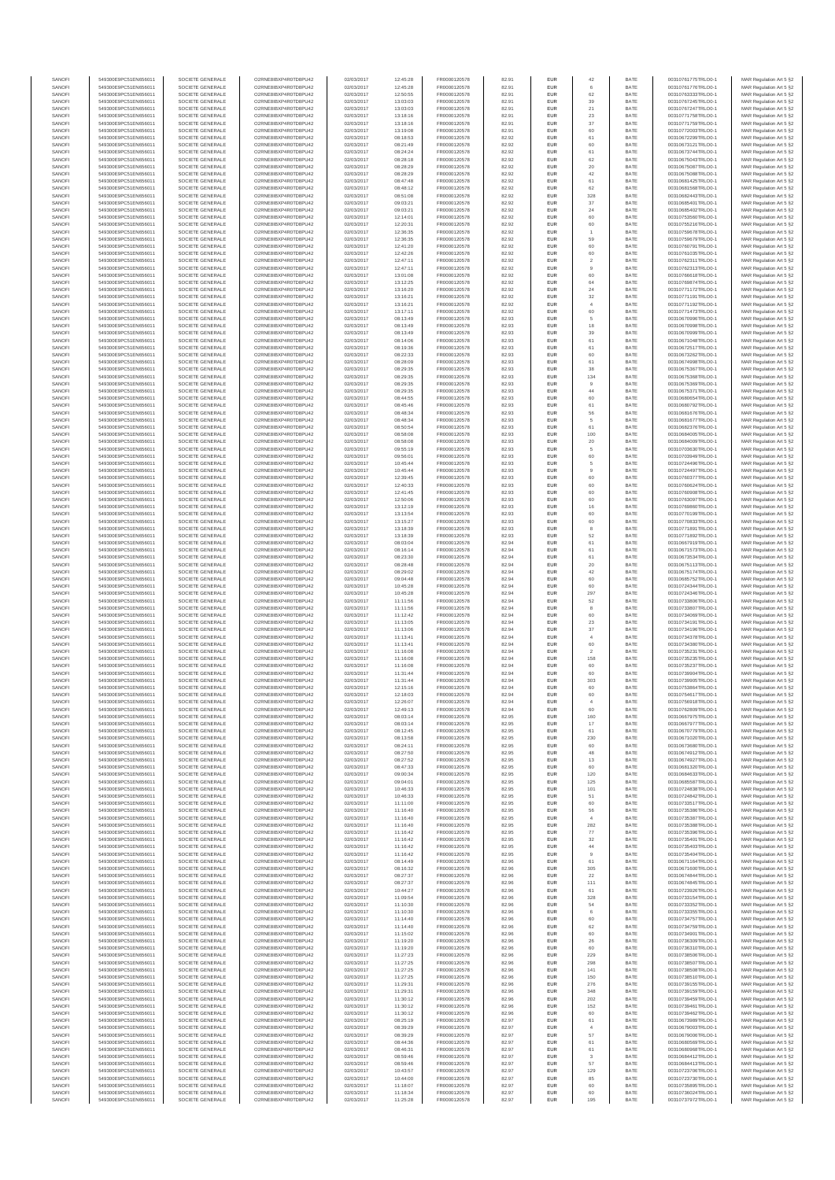| | | | | | | | | | | | | |
|---|---|---|---|---|---|---|---|---|---|---|---|---|
| SANOFI | 549300E9PC51EN656011 | SOCIETE GENERALE | O2RNE8IBXP4R0TD8PU42 | 02/03/2017 | 12:45:28 | FR0000120578 | 82.91 | EUR | 42 | BATE | 00310761775TRLO0-1 | MAR Regulation Art 5 §2 |
| SANOFI | 549300E9PC51EN656011 | SOCIETE GENERALE | O2RNE8IBXP4R0TD8PU42 | 02/03/2017 | 12:45:28 | FR0000120578 | 82.91 | EUR | 6 | BATE | 00310761776TRLO0-1 | MAR Regulation Art 5 §2 |
| SANOFI | 549300E9PC51EN656011 | SOCIETE GENERALE | O2RNE8IBXP4R0TD8PU42 | 02/03/2017 | 12:50:55 | FR0000120578 | 82.91 | EUR | 62 | BATE | 00310763333TRLO0-1 | MAR Regulation Art 5 §2 |
| SANOFI | 549300E9PC51EN656011 | SOCIETE GENERALE | O2RNE8IBXP4R0TD8PU42 | 02/03/2017 | 13:03:03 | FR0000120578 | 82.91 | EUR | 39 | BATE | 00310767245TRLO0-1 | MAR Regulation Art 5 §2 |
| SANOFI | 549300E9PC51EN656011 | SOCIETE GENERALE | O2RNE8IBXP4R0TD8PU42 | 02/03/2017 | 13:03:03 | FR0000120578 | 82.91 | EUR | 21 | BATE | 00310767247TRLO0-1 | MAR Regulation Art 5 §2 |
| SANOFI | 549300E9PC51EN656011 | SOCIETE GENERALE | O2RNE8IBXP4R0TD8PU42 | 02/03/2017 | 13:18:16 | FR0000120578 | 82.91 | EUR | 23 | BATE | 00310771758TRLO0-1 | MAR Regulation Art 5 §2 |
| SANOFI | 549300E9PC51EN656011 | SOCIETE GENERALE | O2RNE8IBXP4R0TD8PU42 | 02/03/2017 | 13:18:16 | FR0000120578 | 82.91 | EUR | 37 | BATE | 00310771759TRLO0-1 | MAR Regulation Art 5 §2 |
| SANOFI | 549300E9PC51EN656011 | SOCIETE GENERALE | O2RNE8IBXP4R0TD8PU42 | 02/03/2017 | 13:19:08 | FR0000120578 | 82.91 | EUR | 60 | BATE | 00310772003TRLO0-1 | MAR Regulation Art 5 §2 |
| SANOFI | 549300E9PC51EN656011 | SOCIETE GENERALE | O2RNE8IBXP4R0TD8PU42 | 02/03/2017 | 08:18:53 | FR0000120578 | 82.92 | EUR | 61 | BATE | 00310672299TRLO0-1 | MAR Regulation Art 5 §2 |
| SANOFI | 549300E9PC51EN656011 | SOCIETE GENERALE | O2RNE8IBXP4R0TD8PU42 | 02/03/2017 | 08:21:49 | FR0000120578 | 82.92 | EUR | 60 | BATE | 00310673121TRLO0-1 | MAR Regulation Art 5 §2 |
| SANOFI | 549300E9PC51EN656011 | SOCIETE GENERALE | O2RNE8IBXP4R0TD8PU42 | 02/03/2017 | 08:24:24 | FR0000120578 | 82.92 | EUR | 61 | BATE | 00310673744TRLO0-1 | MAR Regulation Art 5 §2 |
| SANOFI | 549300E9PC51EN656011 | SOCIETE GENERALE | O2RNE8IBXP4R0TD8PU42 | 02/03/2017 | 08:28:18 | FR0000120578 | 82.92 | EUR | 62 | BATE | 00310675043TRLO0-1 | MAR Regulation Art 5 §2 |
| SANOFI | 549300E9PC51EN656011 | SOCIETE GENERALE | O2RNE8IBXP4R0TD8PU42 | 02/03/2017 | 08:28:29 | FR0000120578 | 82.92 | EUR | 20 | BATE | 00310675087TRLO0-1 | MAR Regulation Art 5 §2 |
| SANOFI | 549300E9PC51EN656011 | SOCIETE GENERALE | O2RNE8IBXP4R0TD8PU42 | 02/03/2017 | 08:28:29 | FR0000120578 | 82.92 | EUR | 42 | BATE | 00310675088TRLO0-1 | MAR Regulation Art 5 §2 |
| SANOFI | 549300E9PC51EN656011 | SOCIETE GENERALE | O2RNE8IBXP4R0TD8PU42 | 02/03/2017 | 08:47:48 | FR0000120578 | 82.92 | EUR | 61 | BATE | 00310681425TRLO0-1 | MAR Regulation Art 5 §2 |
| SANOFI | 549300E9PC51EN656011 | SOCIETE GENERALE | O2RNE8IBXP4R0TD8PU42 | 02/03/2017 | 08:48:12 | FR0000120578 | 82.92 | EUR | 62 | BATE | 00310681568TRLO0-1 | MAR Regulation Art 5 §2 |
| SANOFI | 549300E9PC51EN656011 | SOCIETE GENERALE | O2RNE8IBXP4R0TD8PU42 | 02/03/2017 | 08:51:08 | FR0000120578 | 82.92 | EUR | 328 | BATE | 00310682443TRLO0-1 | MAR Regulation Art 5 §2 |
| SANOFI | 549300E9PC51EN656011 | SOCIETE GENERALE | O2RNE8IBXP4R0TD8PU42 | 02/03/2017 | 09:03:21 | FR0000120578 | 82.92 | EUR | 37 | BATE | 00310685401TRLO0-1 | MAR Regulation Art 5 §2 |
| SANOFI | 549300E9PC51EN656011 | SOCIETE GENERALE | O2RNE8IBXP4R0TD8PU42 | 02/03/2017 | 09:03:21 | FR0000120578 | 82.92 | EUR | 24 | BATE | 00310685402TRLO0-1 | MAR Regulation Art 5 §2 |
| SANOFI | 549300E9PC51EN656011 | SOCIETE GENERALE | O2RNE8IBXP4R0TD8PU42 | 02/03/2017 | 12:14:01 | FR0000120578 | 82.92 | EUR | 60 | BATE | 00310753568TRLO0-1 | MAR Regulation Art 5 §2 |
| SANOFI | 549300E9PC51EN656011 | SOCIETE GENERALE | O2RNE8IBXP4R0TD8PU42 | 02/03/2017 | 12:20:31 | FR0000120578 | 82.92 | EUR | 60 | BATE | 00310755216TRLO0-1 | MAR Regulation Art 5 §2 |
| SANOFI | 549300E9PC51EN656011 | SOCIETE GENERALE | O2RNE8IBXP4R0TD8PU42 | 02/03/2017 | 12:36:35 | FR0000120578 | 82.92 | EUR | 1 | BATE | 00310759678TRLO0-1 | MAR Regulation Art 5 §2 |
| SANOFI | 549300E9PC51EN656011 | SOCIETE GENERALE | O2RNE8IBXP4R0TD8PU42 | 02/03/2017 | 12:36:35 | FR0000120578 | 82.92 | EUR | 59 | BATE | 00310759679TRLO0-1 | MAR Regulation Art 5 §2 |
| SANOFI | 549300E9PC51EN656011 | SOCIETE GENERALE | O2RNE8IBXP4R0TD8PU42 | 02/03/2017 | 12:41:20 | FR0000120578 | 82.92 | EUR | 60 | BATE | 00310760791TRLO0-1 | MAR Regulation Art 5 §2 |
| SANOFI | 549300E9PC51EN656011 | SOCIETE GENERALE | O2RNE8IBXP4R0TD8PU42 | 02/03/2017 | 12:42:26 | FR0000120578 | 82.92 | EUR | 60 | BATE | 00310761035TRLO0-1 | MAR Regulation Art 5 §2 |
| SANOFI | 549300E9PC51EN656011 | SOCIETE GENERALE | O2RNE8IBXP4R0TD8PU42 | 02/03/2017 | 12:47:11 | FR0000120578 | 82.92 | EUR | 2 | BATE | 00310762311TRLO0-1 | MAR Regulation Art 5 §2 |
| SANOFI | 549300E9PC51EN656011 | SOCIETE GENERALE | O2RNE8IBXP4R0TD8PU42 | 02/03/2017 | 12:47:11 | FR0000120578 | 82.92 | EUR | 9 | BATE | 00310762313TRLO0-1 | MAR Regulation Art 5 §2 |
| SANOFI | 549300E9PC51EN656011 | SOCIETE GENERALE | O2RNE8IBXP4R0TD8PU42 | 02/03/2017 | 13:01:08 | FR0000120578 | 82.92 | EUR | 60 | BATE | 00310766518TRLO0-1 | MAR Regulation Art 5 §2 |
| SANOFI | 549300E9PC51EN656011 | SOCIETE GENERALE | O2RNE8IBXP4R0TD8PU42 | 02/03/2017 | 13:12:25 | FR0000120578 | 82.92 | EUR | 64 | BATE | 00310769874TRLO0-1 | MAR Regulation Art 5 §2 |
| SANOFI | 549300E9PC51EN656011 | SOCIETE GENERALE | O2RNE8IBXP4R0TD8PU42 | 02/03/2017 | 13:16:20 | FR0000120578 | 82.92 | EUR | 24 | BATE | 00310771172TRLO0-1 | MAR Regulation Art 5 §2 |
| SANOFI | 549300E9PC51EN656011 | SOCIETE GENERALE | O2RNE8IBXP4R0TD8PU42 | 02/03/2017 | 13:16:21 | FR0000120578 | 82.92 | EUR | 32 | BATE | 00310771191TRLO0-1 | MAR Regulation Art 5 §2 |
| SANOFI | 549300E9PC51EN656011 | SOCIETE GENERALE | O2RNE8IBXP4R0TD8PU42 | 02/03/2017 | 13:16:21 | FR0000120578 | 82.92 | EUR | 4 | BATE | 00310771192TRLO0-1 | MAR Regulation Art 5 §2 |
| SANOFI | 549300E9PC51EN656011 | SOCIETE GENERALE | O2RNE8IBXP4R0TD8PU42 | 02/03/2017 | 13:17:11 | FR0000120578 | 82.92 | EUR | 60 | BATE | 00310771473TRLO0-1 | MAR Regulation Art 5 §2 |
| SANOFI | 549300E9PC51EN656011 | SOCIETE GENERALE | O2RNE8IBXP4R0TD8PU42 | 02/03/2017 | 08:13:49 | FR0000120578 | 82.93 | EUR | 5 | BATE | 00310670996TRLO0-1 | MAR Regulation Art 5 §2 |
| SANOFI | 549300E9PC51EN656011 | SOCIETE GENERALE | O2RNE8IBXP4R0TD8PU42 | 02/03/2017 | 08:13:49 | FR0000120578 | 82.93 | EUR | 18 | BATE | 00310670998TRLO0-1 | MAR Regulation Art 5 §2 |
| SANOFI | 549300E9PC51EN656011 | SOCIETE GENERALE | O2RNE8IBXP4R0TD8PU42 | 02/03/2017 | 08:13:49 | FR0000120578 | 82.93 | EUR | 39 | BATE | 00310670999TRLO0-1 | MAR Regulation Art 5 §2 |
| SANOFI | 549300E9PC51EN656011 | SOCIETE GENERALE | O2RNE8IBXP4R0TD8PU42 | 02/03/2017 | 08:14:06 | FR0000120578 | 82.93 | EUR | 61 | BATE | 00310671248TRLO0-1 | MAR Regulation Art 5 §2 |
| SANOFI | 549300E9PC51EN656011 | SOCIETE GENERALE | O2RNE8IBXP4R0TD8PU42 | 02/03/2017 | 08:19:36 | FR0000120578 | 82.93 | EUR | 61 | BATE | 00310672517TRLO0-1 | MAR Regulation Art 5 §2 |
| SANOFI | 549300E9PC51EN656011 | SOCIETE GENERALE | O2RNE8IBXP4R0TD8PU42 | 02/03/2017 | 08:22:33 | FR0000120578 | 82.93 | EUR | 60 | BATE | 00310673262TRLO0-1 | MAR Regulation Art 5 §2 |
| SANOFI | 549300E9PC51EN656011 | SOCIETE GENERALE | O2RNE8IBXP4R0TD8PU42 | 02/03/2017 | 08:28:09 | FR0000120578 | 82.93 | EUR | 61 | BATE | 00310674998TRLO0-1 | MAR Regulation Art 5 §2 |
| SANOFI | 549300E9PC51EN656011 | SOCIETE GENERALE | O2RNE8IBXP4R0TD8PU42 | 02/03/2017 | 08:29:35 | FR0000120578 | 82.93 | EUR | 38 | BATE | 00310675367TRLO0-1 | MAR Regulation Art 5 §2 |
| SANOFI | 549300E9PC51EN656011 | SOCIETE GENERALE | O2RNE8IBXP4R0TD8PU42 | 02/03/2017 | 08:29:35 | FR0000120578 | 82.93 | EUR | 134 | BATE | 00310675368TRLO0-1 | MAR Regulation Art 5 §2 |
| SANOFI | 549300E9PC51EN656011 | SOCIETE GENERALE | O2RNE8IBXP4R0TD8PU42 | 02/03/2017 | 08:29:35 | FR0000120578 | 82.93 | EUR | 9 | BATE | 00310675369TRLO0-1 | MAR Regulation Art 5 §2 |
| SANOFI | 549300E9PC51EN656011 | SOCIETE GENERALE | O2RNE8IBXP4R0TD8PU42 | 02/03/2017 | 08:29:35 | FR0000120578 | 82.93 | EUR | 44 | BATE | 00310675371TRLO0-1 | MAR Regulation Art 5 §2 |
| SANOFI | 549300E9PC51EN656011 | SOCIETE GENERALE | O2RNE8IBXP4R0TD8PU42 | 02/03/2017 | 08:44:55 | FR0000120578 | 82.93 | EUR | 60 | BATE | 00310680654TRLO0-1 | MAR Regulation Art 5 §2 |
| SANOFI | 549300E9PC51EN656011 | SOCIETE GENERALE | O2RNE8IBXP4R0TD8PU42 | 02/03/2017 | 08:45:46 | FR0000120578 | 82.93 | EUR | 61 | BATE | 00310680702TRLO0-1 | MAR Regulation Art 5 §2 |
| SANOFI | 549300E9PC51EN656011 | SOCIETE GENERALE | O2RNE8IBXP4R0TD8PU42 | 02/03/2017 | 08:48:34 | FR0000120578 | 82.93 | EUR | 56 | BATE | 00310681676TRLO0-1 | MAR Regulation Art 5 §2 |
| SANOFI | 549300E9PC51EN656011 | SOCIETE GENERALE | O2RNE8IBXP4R0TD8PU42 | 02/03/2017 | 08:48:34 | FR0000120578 | 82.93 | EUR | 5 | BATE | 00310681677TRLO0-1 | MAR Regulation Art 5 §2 |
| SANOFI | 549300E9PC51EN656011 | SOCIETE GENERALE | O2RNE8IBXP4R0TD8PU42 | 02/03/2017 | 08:50:54 | FR0000120578 | 82.93 | EUR | 61 | BATE | 00310682376TRLO0-1 | MAR Regulation Art 5 §2 |
| SANOFI | 549300E9PC51EN656011 | SOCIETE GENERALE | O2RNE8IBXP4R0TD8PU42 | 02/03/2017 | 08:58:08 | FR0000120578 | 82.93 | EUR | 100 | BATE | 00310684008TRLO0-1 | MAR Regulation Art 5 §2 |
| SANOFI | 549300E9PC51EN656011 | SOCIETE GENERALE | O2RNE8IBXP4R0TD8PU42 | 02/03/2017 | 08:58:08 | FR0000120578 | 82.93 | EUR | 20 | BATE | 00310684009TRLO0-1 | MAR Regulation Art 5 §2 |
| SANOFI | 549300E9PC51EN656011 | SOCIETE GENERALE | O2RNE8IBXP4R0TD8PU42 | 02/03/2017 | 09:55:19 | FR0000120578 | 82.93 | EUR | 5 | BATE | 00310708139TRLO0-1 | MAR Regulation Art 5 §2 |
| SANOFI | 549300E9PC51EN656011 | SOCIETE GENERALE | O2RNE8IBXP4R0TD8PU42 | 02/03/2017 | 09:56:01 | FR0000120578 | 82.93 | EUR | 60 | BATE | 00310708949TRLO0-1 | MAR Regulation Art 5 §2 |
| SANOFI | 549300E9PC51EN656011 | SOCIETE GENERALE | O2RNE8IBXP4R0TD8PU42 | 02/03/2017 | 10:45:44 | FR0000120578 | 82.93 | EUR | 5 | BATE | 00310724496TRLO0-1 | MAR Regulation Art 5 §2 |
| SANOFI | 549300E9PC51EN656011 | SOCIETE GENERALE | O2RNE8IBXP4R0TD8PU42 | 02/03/2017 | 10:45:44 | FR0000120578 | 82.93 | EUR | 9 | BATE | 00310724497TRLO0-1 | MAR Regulation Art 5 §2 |
| SANOFI | 549300E9PC51EN656011 | SOCIETE GENERALE | O2RNE8IBXP4R0TD8PU42 | 02/03/2017 | 12:39:45 | FR0000120578 | 82.93 | EUR | 60 | BATE | 00310760377TRLO0-1 | MAR Regulation Art 5 §2 |
| SANOFI | 549300E9PC51EN656011 | SOCIETE GENERALE | O2RNE8IBXP4R0TD8PU42 | 02/03/2017 | 12:40:33 | FR0000120578 | 82.93 | EUR | 60 | BATE | 00310760624TRLO0-1 | MAR Regulation Art 5 §2 |
| SANOFI | 549300E9PC51EN656011 | SOCIETE GENERALE | O2RNE8IBXP4R0TD8PU42 | 02/03/2017 | 12:41:45 | FR0000120578 | 82.93 | EUR | 60 | BATE | 00310760908TRLO0-1 | MAR Regulation Art 5 §2 |
| SANOFI | 549300E9PC51EN656011 | SOCIETE GENERALE | O2RNE8IBXP4R0TD8PU42 | 02/03/2017 | 12:50:06 | FR0000120578 | 82.93 | EUR | 60 | BATE | 00310763097TRLO0-1 | MAR Regulation Art 5 §2 |
| SANOFI | 549300E9PC51EN656011 | SOCIETE GENERALE | O2RNE8IBXP4R0TD8PU42 | 02/03/2017 | 13:12:19 | FR0000120578 | 82.93 | EUR | 16 | BATE | 00310769865TRLO0-1 | MAR Regulation Art 5 §2 |
| SANOFI | 549300E9PC51EN656011 | SOCIETE GENERALE | O2RNE8IBXP4R0TD8PU42 | 02/03/2017 | 13:13:54 | FR0000120578 | 82.93 | EUR | 60 | BATE | 00310770199TRLO0-1 | MAR Regulation Art 5 §2 |
| SANOFI | 549300E9PC51EN656011 | SOCIETE GENERALE | O2RNE8IBXP4R0TD8PU42 | 02/03/2017 | 13:15:27 | FR0000120578 | 82.93 | EUR | 60 | BATE | 00310770833TRLO0-1 | MAR Regulation Art 5 §2 |
| SANOFI | 549300E9PC51EN656011 | SOCIETE GENERALE | O2RNE8IBXP4R0TD8PU42 | 02/03/2017 | 13:18:39 | FR0000120578 | 82.93 | EUR | 8 | BATE | 00310771891TRLO0-1 | MAR Regulation Art 5 §2 |
| SANOFI | 549300E9PC51EN656011 | SOCIETE GENERALE | O2RNE8IBXP4R0TD8PU42 | 02/03/2017 | 13:18:39 | FR0000120578 | 82.93 | EUR | 52 | BATE | 00310771892TRLO0-1 | MAR Regulation Art 5 §2 |
| SANOFI | 549300E9PC51EN656011 | SOCIETE GENERALE | O2RNE8IBXP4R0TD8PU42 | 02/03/2017 | 08:03:04 | FR0000120578 | 82.94 | EUR | 61 | BATE | 00310667919TRLO0-1 | MAR Regulation Art 5 §2 |
| SANOFI | 549300E9PC51EN656011 | SOCIETE GENERALE | O2RNE8IBXP4R0TD8PU42 | 02/03/2017 | 08:16:14 | FR0000120578 | 82.94 | EUR | 61 | BATE | 00310671573TRLO0-1 | MAR Regulation Art 5 §2 |
| SANOFI | 549300E9PC51EN656011 | SOCIETE GENERALE | O2RNE8IBXP4R0TD8PU42 | 02/03/2017 | 08:23:30 | FR0000120578 | 82.94 | EUR | 61 | BATE | 00310673534TRLO0-1 | MAR Regulation Art 5 §2 |
| SANOFI | 549300E9PC51EN656011 | SOCIETE GENERALE | O2RNE8IBXP4R0TD8PU42 | 02/03/2017 | 08:28:48 | FR0000120578 | 82.94 | EUR | 20 | BATE | 00310675113TRLO0-1 | MAR Regulation Art 5 §2 |
| SANOFI | 549300E9PC51EN656011 | SOCIETE GENERALE | O2RNE8IBXP4R0TD8PU42 | 02/03/2017 | 08:29:02 | FR0000120578 | 82.94 | EUR | 42 | BATE | 00310675174TRLO0-1 | MAR Regulation Art 5 §2 |
| SANOFI | 549300E9PC51EN656011 | SOCIETE GENERALE | O2RNE8IBXP4R0TD8PU42 | 02/03/2017 | 09:04:48 | FR0000120578 | 82.94 | EUR | 60 | BATE | 00310685752TRLO0-1 | MAR Regulation Art 5 §2 |
| SANOFI | 549300E9PC51EN656011 | SOCIETE GENERALE | O2RNE8IBXP4R0TD8PU42 | 02/03/2017 | 10:45:28 | FR0000120578 | 82.94 | EUR | 60 | BATE | 00310724344TRLO0-1 | MAR Regulation Art 5 §2 |
| SANOFI | 549300E9PC51EN656011 | SOCIETE GENERALE | O2RNE8IBXP4R0TD8PU42 | 02/03/2017 | 10:45:28 | FR0000120578 | 82.94 | EUR | 297 | BATE | 00310724346TRLO0-1 | MAR Regulation Art 5 §2 |
| SANOFI | 549300E9PC51EN656011 | SOCIETE GENERALE | O2RNE8IBXP4R0TD8PU42 | 02/03/2017 | 11:11:56 | FR0000120578 | 82.94 | EUR | 52 | BATE | 00310733806TRLO0-1 | MAR Regulation Art 5 §2 |
| SANOFI | 549300E9PC51EN656011 | SOCIETE GENERALE | O2RNE8IBXP4R0TD8PU42 | 02/03/2017 | 11:11:56 | FR0000120578 | 82.94 | EUR | 8 | BATE | 00310733807TRLO0-1 | MAR Regulation Art 5 §2 |
| SANOFI | 549300E9PC51EN656011 | SOCIETE GENERALE | O2RNE8IBXP4R0TD8PU42 | 02/03/2017 | 11:12:42 | FR0000120578 | 82.94 | EUR | 60 | BATE | 00310734069TRLO0-1 | MAR Regulation Art 5 §2 |
| SANOFI | 549300E9PC51EN656011 | SOCIETE GENERALE | O2RNE8IBXP4R0TD8PU42 | 02/03/2017 | 11:13:05 | FR0000120578 | 82.94 | EUR | 23 | BATE | 00310734191TRLO0-1 | MAR Regulation Art 5 §2 |
| SANOFI | 549300E9PC51EN656011 | SOCIETE GENERALE | O2RNE8IBXP4R0TD8PU42 | 02/03/2017 | 11:13:06 | FR0000120578 | 82.94 | EUR | 37 | BATE | 00310734196TRLO0-1 | MAR Regulation Art 5 §2 |
| SANOFI | 549300E9PC51EN656011 | SOCIETE GENERALE | O2RNE8IBXP4R0TD8PU42 | 02/03/2017 | 11:13:41 | FR0000120578 | 82.94 | EUR | 4 | BATE | 00310734378TRLO0-1 | MAR Regulation Art 5 §2 |
| SANOFI | 549300E9PC51EN656011 | SOCIETE GENERALE | O2RNE8IBXP4R0TD8PU42 | 02/03/2017 | 11:13:41 | FR0000120578 | 82.94 | EUR | 60 | BATE | 00310734380TRLO0-1 | MAR Regulation Art 5 §2 |
| SANOFI | 549300E9PC51EN656011 | SOCIETE GENERALE | O2RNE8IBXP4R0TD8PU42 | 02/03/2017 | 11:16:08 | FR0000120578 | 82.94 | EUR | 2 | BATE | 00310735231TRLO0-1 | MAR Regulation Art 5 §2 |
| SANOFI | 549300E9PC51EN656011 | SOCIETE GENERALE | O2RNE8IBXP4R0TD8PU42 | 02/03/2017 | 11:16:08 | FR0000120578 | 82.94 | EUR | 158 | BATE | 00310735235TRLO0-1 | MAR Regulation Art 5 §2 |
| SANOFI | 549300E9PC51EN656011 | SOCIETE GENERALE | O2RNE8IBXP4R0TD8PU42 | 02/03/2017 | 11:16:08 | FR0000120578 | 82.94 | EUR | 60 | BATE | 00310735237TRLO0-1 | MAR Regulation Art 5 §2 |
| SANOFI | 549300E9PC51EN656011 | SOCIETE GENERALE | O2RNE8IBXP4R0TD8PU42 | 02/03/2017 | 11:31:44 | FR0000120578 | 82.94 | EUR | 60 | BATE | 00310739904TRLO0-1 | MAR Regulation Art 5 §2 |
| SANOFI | 549300E9PC51EN656011 | SOCIETE GENERALE | O2RNE8IBXP4R0TD8PU42 | 02/03/2017 | 11:31:44 | FR0000120578 | 82.94 | EUR | 303 | BATE | 00310739905TRLO0-1 | MAR Regulation Art 5 §2 |
| SANOFI | 549300E9PC51EN656011 | SOCIETE GENERALE | O2RNE8IBXP4R0TD8PU42 | 02/03/2017 | 12:15:16 | FR0000120578 | 82.94 | EUR | 60 | BATE | 00310753864TRLO0-1 | MAR Regulation Art 5 §2 |
| SANOFI | 549300E9PC51EN656011 | SOCIETE GENERALE | O2RNE8IBXP4R0TD8PU42 | 02/03/2017 | 12:18:03 | FR0000120578 | 82.94 | EUR | 60 | BATE | 00310754617TRLO0-1 | MAR Regulation Art 5 §2 |
| SANOFI | 549300E9PC51EN656011 | SOCIETE GENERALE | O2RNE8IBXP4R0TD8PU42 | 02/03/2017 | 12:28:07 | FR0000120578 | 82.94 | EUR | 4 | BATE | 00310756918TRLO0-1 | MAR Regulation Art 5 §2 |
| SANOFI | 549300E9PC51EN656011 | SOCIETE GENERALE | O2RNE8IBXP4R0TD8PU42 | 02/03/2017 | 12:49:13 | FR0000120578 | 82.94 | EUR | 60 | BATE | 00310762809TRLO0-1 | MAR Regulation Art 5 §2 |
| SANOFI | 549300E9PC51EN656011 | SOCIETE GENERALE | O2RNE8IBXP4R0TD8PU42 | 02/03/2017 | 08:03:14 | FR0000120578 | 82.95 | EUR | 160 | BATE | 00310667975TRLO0-1 | MAR Regulation Art 5 §2 |
| SANOFI | 549300E9PC51EN656011 | SOCIETE GENERALE | O2RNE8IBXP4R0TD8PU42 | 02/03/2017 | 08:03:14 | FR0000120578 | 82.95 | EUR | 17 | BATE | 00310667977TRLO0-1 | MAR Regulation Art 5 §2 |
| SANOFI | 549300E9PC51EN656011 | SOCIETE GENERALE | O2RNE8IBXP4R0TD8PU42 | 02/03/2017 | 08:12:45 | FR0000120578 | 82.95 | EUR | 61 | BATE | 00310670779TRLO0-1 | MAR Regulation Art 5 §2 |
| SANOFI | 549300E9PC51EN656011 | SOCIETE GENERALE | O2RNE8IBXP4R0TD8PU42 | 02/03/2017 | 08:13:58 | FR0000120578 | 82.95 | EUR | 230 | BATE | 00310671020TRLO0-1 | MAR Regulation Art 5 §2 |
| SANOFI | 549300E9PC51EN656011 | SOCIETE GENERALE | O2RNE8IBXP4R0TD8PU42 | 02/03/2017 | 08:24:11 | FR0000120578 | 82.95 | EUR | 60 | BATE | 00310673680TRLO0-1 | MAR Regulation Art 5 §2 |
| SANOFI | 549300E9PC51EN656011 | SOCIETE GENERALE | O2RNE8IBXP4R0TD8PU42 | 02/03/2017 | 08:27:50 | FR0000120578 | 82.95 | EUR | 48 | BATE | 00310674912TRLO0-1 | MAR Regulation Art 5 §2 |
| SANOFI | 549300E9PC51EN656011 | SOCIETE GENERALE | O2RNE8IBXP4R0TD8PU42 | 02/03/2017 | 08:27:52 | FR0000120578 | 82.95 | EUR | 13 | BATE | 00310674927TRLO0-1 | MAR Regulation Art 5 §2 |
| SANOFI | 549300E9PC51EN656011 | SOCIETE GENERALE | O2RNE8IBXP4R0TD8PU42 | 02/03/2017 | 08:47:33 | FR0000120578 | 82.95 | EUR | 60 | BATE | 00310681320TRLO0-1 | MAR Regulation Art 5 §2 |
| SANOFI | 549300E9PC51EN656011 | SOCIETE GENERALE | O2RNE8IBXP4R0TD8PU42 | 02/03/2017 | 09:00:34 | FR0000120578 | 82.95 | EUR | 120 | BATE | 00310684633TRLO0-1 | MAR Regulation Art 5 §2 |
| SANOFI | 549300E9PC51EN656011 | SOCIETE GENERALE | O2RNE8IBXP4R0TD8PU42 | 02/03/2017 | 09:04:01 | FR0000120578 | 82.95 | EUR | 125 | BATE | 00310685567TRLO0-1 | MAR Regulation Art 5 §2 |
| SANOFI | 549300E9PC51EN656011 | SOCIETE GENERALE | O2RNE8IBXP4R0TD8PU42 | 02/03/2017 | 10:46:33 | FR0000120578 | 82.95 | EUR | 101 | BATE | 00310724838TRLO0-1 | MAR Regulation Art 5 §2 |
| SANOFI | 549300E9PC51EN656011 | SOCIETE GENERALE | O2RNE8IBXP4R0TD8PU42 | 02/03/2017 | 10:46:33 | FR0000120578 | 82.95 | EUR | 51 | BATE | 00310724842TRLO0-1 | MAR Regulation Art 5 §2 |
| SANOFI | 549300E9PC51EN656011 | SOCIETE GENERALE | O2RNE8IBXP4R0TD8PU42 | 02/03/2017 | 11:11:00 | FR0000120578 | 82.95 | EUR | 60 | BATE | 00310733517TRLO0-1 | MAR Regulation Art 5 §2 |
| SANOFI | 549300E9PC51EN656011 | SOCIETE GENERALE | O2RNE8IBXP4R0TD8PU42 | 02/03/2017 | 11:16:40 | FR0000120578 | 82.95 | EUR | 56 | BATE | 00310735386TRLO0-1 | MAR Regulation Art 5 §2 |
| SANOFI | 549300E9PC51EN656011 | SOCIETE GENERALE | O2RNE8IBXP4R0TD8PU42 | 02/03/2017 | 11:16:40 | FR0000120578 | 82.95 | EUR | 4 | BATE | 00310735387TRLO0-1 | MAR Regulation Art 5 §2 |
| SANOFI | 549300E9PC51EN656011 | SOCIETE GENERALE | O2RNE8IBXP4R0TD8PU42 | 02/03/2017 | 11:16:40 | FR0000120578 | 82.95 | EUR | 282 | BATE | 00310735388TRLO0-1 | MAR Regulation Art 5 §2 |
| SANOFI | 549300E9PC51EN656011 | SOCIETE GENERALE | O2RNE8IBXP4R0TD8PU42 | 02/03/2017 | 11:16:42 | FR0000120578 | 82.95 | EUR | 77 | BATE | 00310735396TRLO0-1 | MAR Regulation Art 5 §2 |
| SANOFI | 549300E9PC51EN656011 | SOCIETE GENERALE | O2RNE8IBXP4R0TD8PU42 | 02/03/2017 | 11:16:42 | FR0000120578 | 82.95 | EUR | 32 | BATE | 00310735401TRLO0-1 | MAR Regulation Art 5 §2 |
| SANOFI | 549300E9PC51EN656011 | SOCIETE GENERALE | O2RNE8IBXP4R0TD8PU42 | 02/03/2017 | 11:16:42 | FR0000120578 | 82.95 | EUR | 44 | BATE | 00310735403TRLO0-1 | MAR Regulation Art 5 §2 |
| SANOFI | 549300E9PC51EN656011 | SOCIETE GENERALE | O2RNE8IBXP4R0TD8PU42 | 02/03/2017 | 11:16:42 | FR0000120578 | 82.95 | EUR | 9 | BATE | 00310735404TRLO0-1 | MAR Regulation Art 5 §2 |
| SANOFI | 549300E9PC51EN656011 | SOCIETE GENERALE | O2RNE8IBXP4R0TD8PU42 | 02/03/2017 | 08:14:49 | FR0000120578 | 82.96 | EUR | 61 | BATE | 00310671164TRLO0-1 | MAR Regulation Art 5 §2 |
| SANOFI | 549300E9PC51EN656011 | SOCIETE GENERALE | O2RNE8IBXP4R0TD8PU42 | 02/03/2017 | 08:16:32 | FR0000120578 | 82.96 | EUR | 305 | BATE | 00310671609TRLO0-1 | MAR Regulation Art 5 §2 |
| SANOFI | 549300E9PC51EN656011 | SOCIETE GENERALE | O2RNE8IBXP4R0TD8PU42 | 02/03/2017 | 08:27:37 | FR0000120578 | 82.96 | EUR | 22 | BATE | 00310674844TRLO0-1 | MAR Regulation Art 5 §2 |
| SANOFI | 549300E9PC51EN656011 | SOCIETE GENERALE | O2RNE8IBXP4R0TD8PU42 | 02/03/2017 | 08:27:37 | FR0000120578 | 82.96 | EUR | 111 | BATE | 00310674845TRLO0-1 | MAR Regulation Art 5 §2 |
| SANOFI | 549300E9PC51EN656011 | SOCIETE GENERALE | O2RNE8IBXP4R0TD8PU42 | 02/03/2017 | 10:44:27 | FR0000120578 | 82.96 | EUR | 61 | BATE | 00310723926TRLO0-1 | MAR Regulation Art 5 §2 |
| SANOFI | 549300E9PC51EN656011 | SOCIETE GENERALE | O2RNE8IBXP4R0TD8PU42 | 02/03/2017 | 11:09:54 | FR0000120578 | 82.96 | EUR | 328 | BATE | 00310733154TRLO0-1 | MAR Regulation Art 5 §2 |
| SANOFI | 549300E9PC51EN656011 | SOCIETE GENERALE | O2RNE8IBXP4R0TD8PU42 | 02/03/2017 | 11:10:30 | FR0000120578 | 82.96 | EUR | 54 | BATE | 00310733352TRLO0-1 | MAR Regulation Art 5 §2 |
| SANOFI | 549300E9PC51EN656011 | SOCIETE GENERALE | O2RNE8IBXP4R0TD8PU42 | 02/03/2017 | 11:10:30 | FR0000120578 | 82.96 | EUR | 6 | BATE | 00310733355TRLO0-1 | MAR Regulation Art 5 §2 |
| SANOFI | 549300E9PC51EN656011 | SOCIETE GENERALE | O2RNE8IBXP4R0TD8PU42 | 02/03/2017 | 11:14:40 | FR0000120578 | 82.96 | EUR | 60 | BATE | 00310734757TRLO0-1 | MAR Regulation Art 5 §2 |
| SANOFI | 549300E9PC51EN656011 | SOCIETE GENERALE | O2RNE8IBXP4R0TD8PU42 | 02/03/2017 | 11:14:49 | FR0000120578 | 82.96 | EUR | 62 | BATE | 00310734759TRLO0-1 | MAR Regulation Art 5 §2 |
| SANOFI | 549300E9PC51EN656011 | SOCIETE GENERALE | O2RNE8IBXP4R0TD8PU42 | 02/03/2017 | 11:15:02 | FR0000120578 | 82.96 | EUR | 60 | BATE | 00310734901TRLO0-1 | MAR Regulation Art 5 §2 |
| SANOFI | 549300E9PC51EN656011 | SOCIETE GENERALE | O2RNE8IBXP4R0TD8PU42 | 02/03/2017 | 11:19:20 | FR0000120578 | 82.96 | EUR | 26 | BATE | 00310736309TRLO0-1 | MAR Regulation Art 5 §2 |
| SANOFI | 549300E9PC51EN656011 | SOCIETE GENERALE | O2RNE8IBXP4R0TD8PU42 | 02/03/2017 | 11:19:20 | FR0000120578 | 82.96 | EUR | 60 | BATE | 00310736310TRLO0-1 | MAR Regulation Art 5 §2 |
| SANOFI | 549300E9PC51EN656011 | SOCIETE GENERALE | O2RNE8IBXP4R0TD8PU42 | 02/03/2017 | 11:27:23 | FR0000120578 | 82.96 | EUR | 229 | BATE | 00310738506TRLO0-1 | MAR Regulation Art 5 §2 |
| SANOFI | 549300E9PC51EN656011 | SOCIETE GENERALE | O2RNE8IBXP4R0TD8PU42 | 02/03/2017 | 11:27:25 | FR0000120578 | 82.96 | EUR | 298 | BATE | 00310738507TRLO0-1 | MAR Regulation Art 5 §2 |
| SANOFI | 549300E9PC51EN656011 | SOCIETE GENERALE | O2RNE8IBXP4R0TD8PU42 | 02/03/2017 | 11:27:25 | FR0000120578 | 82.96 | EUR | 141 | BATE | 00310738508TRLO0-1 | MAR Regulation Art 5 §2 |
| SANOFI | 549300E9PC51EN656011 | SOCIETE GENERALE | O2RNE8IBXP4R0TD8PU42 | 02/03/2017 | 11:27:25 | FR0000120578 | 82.96 | EUR | 150 | BATE | 00310738510TRLO0-1 | MAR Regulation Art 5 §2 |
| SANOFI | 549300E9PC51EN656011 | SOCIETE GENERALE | O2RNE8IBXP4R0TD8PU42 | 02/03/2017 | 11:29:31 | FR0000120578 | 82.96 | EUR | 276 | BATE | 00310739155TRLO0-1 | MAR Regulation Art 5 §2 |
| SANOFI | 549300E9PC51EN656011 | SOCIETE GENERALE | O2RNE8IBXP4R0TD8PU42 | 02/03/2017 | 11:29:31 | FR0000120578 | 82.96 | EUR | 348 | BATE | 00310739159TRLO0-1 | MAR Regulation Art 5 §2 |
| SANOFI | 549300E9PC51EN656011 | SOCIETE GENERALE | O2RNE8IBXP4R0TD8PU42 | 02/03/2017 | 11:30:12 | FR0000120578 | 82.96 | EUR | 202 | BATE | 00310739459TRLO0-1 | MAR Regulation Art 5 §2 |
| SANOFI | 549300E9PC51EN656011 | SOCIETE GENERALE | O2RNE8IBXP4R0TD8PU42 | 02/03/2017 | 11:30:12 | FR0000120578 | 82.96 | EUR | 152 | BATE | 00310739461TRLO0-1 | MAR Regulation Art 5 §2 |
| SANOFI | 549300E9PC51EN656011 | SOCIETE GENERALE | O2RNE8IBXP4R0TD8PU42 | 02/03/2017 | 11:30:12 | FR0000120578 | 82.96 | EUR | 60 | BATE | 00310739462TRLO0-1 | MAR Regulation Art 5 §2 |
| SANOFI | 549300E9PC51EN656011 | SOCIETE GENERALE | O2RNE8IBXP4R0TD8PU42 | 02/03/2017 | 08:25:19 | FR0000120578 | 82.97 | EUR | 61 | BATE | 00310673989TRLO0-1 | MAR Regulation Art 5 §2 |
| SANOFI | 549300E9PC51EN656011 | SOCIETE GENERALE | O2RNE8IBXP4R0TD8PU42 | 02/03/2017 | 08:39:29 | FR0000120578 | 82.97 | EUR | 4 | BATE | 00310679003TRLO0-1 | MAR Regulation Art 5 §2 |
| SANOFI | 549300E9PC51EN656011 | SOCIETE GENERALE | O2RNE8IBXP4R0TD8PU42 | 02/03/2017 | 08:39:29 | FR0000120578 | 82.97 | EUR | 57 | BATE | 00310679006TRLO0-1 | MAR Regulation Art 5 §2 |
| SANOFI | 549300E9PC51EN656011 | SOCIETE GENERALE | O2RNE8IBXP4R0TD8PU42 | 02/03/2017 | 08:44:36 | FR0000120578 | 82.97 | EUR | 61 | BATE | 00310680569TRLO0-1 | MAR Regulation Art 5 §2 |
| SANOFI | 549300E9PC51EN656011 | SOCIETE GENERALE | O2RNE8IBXP4R0TD8PU42 | 02/03/2017 | 08:46:31 | FR0000120578 | 82.97 | EUR | 61 | BATE | 00310680998TRLO0-1 | MAR Regulation Art 5 §2 |
| SANOFI | 549300E9PC51EN656011 | SOCIETE GENERALE | O2RNE8IBXP4R0TD8PU42 | 02/03/2017 | 08:59:46 | FR0000120578 | 82.97 | EUR | 3 | BATE | 00310684412TRLO0-1 | MAR Regulation Art 5 §2 |
| SANOFI | 549300E9PC51EN656011 | SOCIETE GENERALE | O2RNE8IBXP4R0TD8PU42 | 02/03/2017 | 08:59:46 | FR0000120578 | 82.97 | EUR | 57 | BATE | 00310684413TRLO0-1 | MAR Regulation Art 5 §2 |
| SANOFI | 549300E9PC51EN656011 | SOCIETE GENERALE | O2RNE8IBXP4R0TD8PU42 | 02/03/2017 | 10:43:57 | FR0000120578 | 82.97 | EUR | 129 | BATE | 00310723706TRLO0-1 | MAR Regulation Art 5 §2 |
| SANOFI | 549300E9PC51EN656011 | SOCIETE GENERALE | O2RNE8IBXP4R0TD8PU42 | 02/03/2017 | 10:44:00 | FR0000120578 | 82.97 | EUR | 85 | BATE | 00310723730TRLO0-1 | MAR Regulation Art 5 §2 |
| SANOFI | 549300E9PC51EN656011 | SOCIETE GENERALE | O2RNE8IBXP4R0TD8PU42 | 02/03/2017 | 11:18:07 | FR0000120578 | 82.97 | EUR | 60 | BATE | 00310735895TRLO0-1 | MAR Regulation Art 5 §2 |
| SANOFI | 549300E9PC51EN656011 | SOCIETE GENERALE | O2RNE8IBXP4R0TD8PU42 | 02/03/2017 | 11:18:34 | FR0000120578 | 82.97 | EUR | 60 | BATE | 00310736024TRLO0-1 | MAR Regulation Art 5 §2 |
| SANOFI | 549300E9PC51EN656011 | SOCIETE GENERALE | O2RNE8IBXP4R0TD8PU42 | 02/03/2017 | 11:25:28 | FR0000120578 | 82.97 | EUR | 195 | BATE | 00310737972TRLO0-1 | MAR Regulation Art 5 §2 |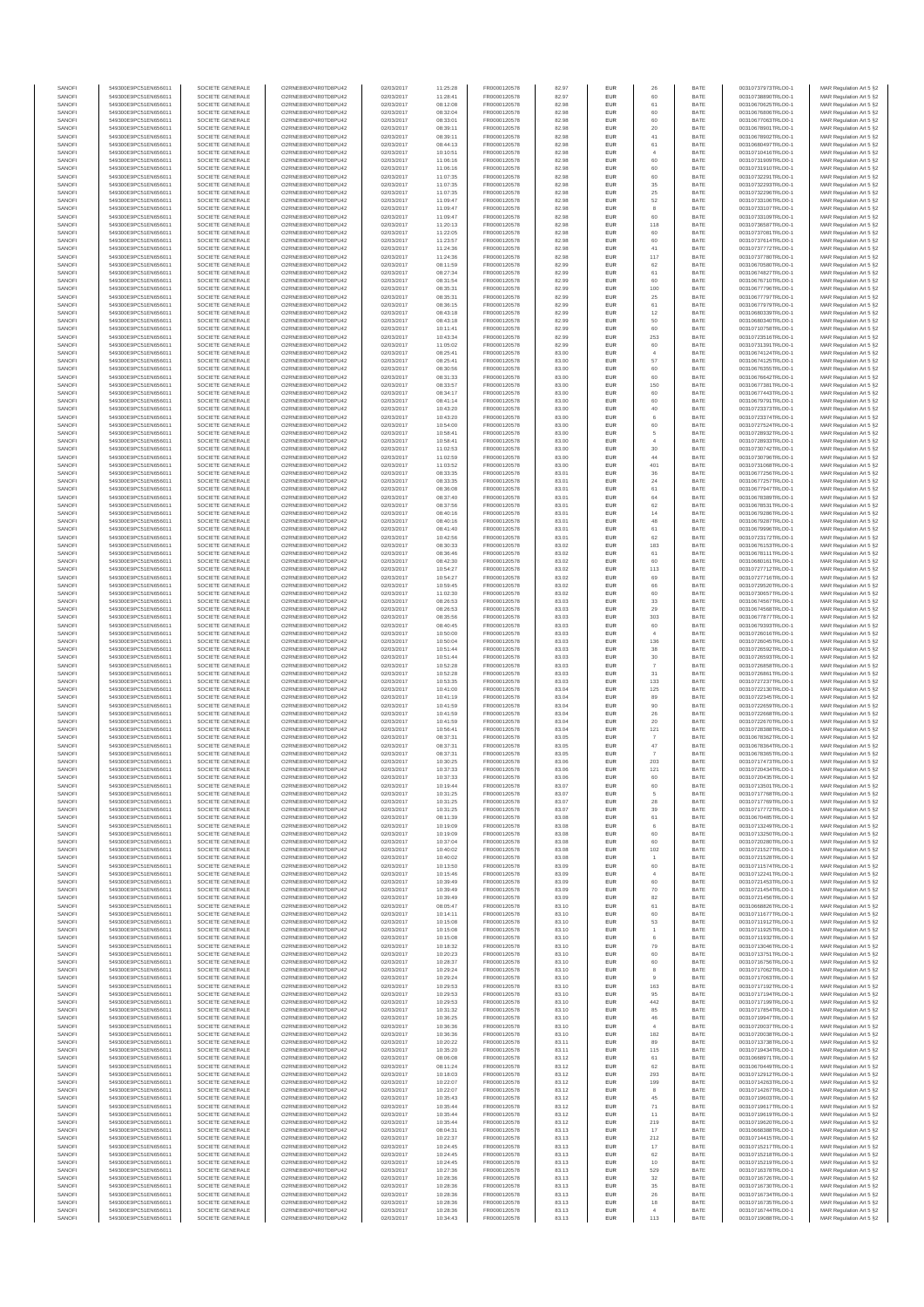| SANOFI | 549300E9PC51EN656011 | SOCIETE GENERALE | O2RNE8IBXP4R0TD8PU42 | 02/03/2017 | 11:25:28 | FR0000120578 | 82.97 | EUR | 26 | BATE | 00310737973TRLO0-1 | MAR Regulation Art 5 §2 |
|---|---|---|---|---|---|---|---|---|---|---|---|---|
| SANOFI | 549300E9PC51EN656011 | SOCIETE GENERALE | O2RNE8IBXP4R0TD8PU42 | 02/03/2017 | 11:28:41 | FR0000120578 | 82.97 | EUR | 60 | BATE | 00310738890TRLO0-1 | MAR Regulation Art 5 §2 |
| SANOFI | 549300E9PC51EN656011 | SOCIETE GENERALE | O2RNE8IBXP4R0TD8PU42 | 02/03/2017 | 08:12:08 | FR0000120578 | 82.98 | EUR | 61 | BATE | 00310670625TRLO0-1 | MAR Regulation Art 5 §2 |
| SANOFI | 549300E9PC51EN656011 | SOCIETE GENERALE | O2RNE8IBXP4R0TD8PU42 | 02/03/2017 | 08:32:04 | FR0000120578 | 82.98 | EUR | 60 | BATE | 00310676806TRLO0-1 | MAR Regulation Art 5 §2 |
| SANOFI | 549300E9PC51EN656011 | SOCIETE GENERALE | O2RNE8IBXP4R0TD8PU42 | 02/03/2017 | 08:33:01 | FR0000120578 | 82.98 | EUR | 60 | BATE | 00310677063TRLO0-1 | MAR Regulation Art 5 §2 |
| SANOFI | 549300E9PC51EN656011 | SOCIETE GENERALE | O2RNE8IBXP4R0TD8PU42 | 02/03/2017 | 08:39:11 | FR0000120578 | 82.98 | EUR | 20 | BATE | 00310678901TRLO0-1 | MAR Regulation Art 5 §2 |
| SANOFI | 549300E9PC51EN656011 | SOCIETE GENERALE | O2RNE8IBXP4R0TD8PU42 | 02/03/2017 | 08:39:11 | FR0000120578 | 82.98 | EUR | 41 | BATE | 00310678902TRLO0-1 | MAR Regulation Art 5 §2 |
| SANOFI | 549300E9PC51EN656011 | SOCIETE GENERALE | O2RNE8IBXP4R0TD8PU42 | 02/03/2017 | 08:44:13 | FR0000120578 | 82.98 | EUR | 61 | BATE | 00310680497TRLO0-1 | MAR Regulation Art 5 §2 |
| SANOFI | 549300E9PC51EN656011 | SOCIETE GENERALE | O2RNE8IBXP4R0TD8PU42 | 02/03/2017 | 10:10:51 | FR0000120578 | 82.98 | EUR | 4 | BATE | 00310710416TRLO0-1 | MAR Regulation Art 5 §2 |
| SANOFI | 549300E9PC51EN656011 | SOCIETE GENERALE | O2RNE8IBXP4R0TD8PU42 | 02/03/2017 | 11:06:16 | FR0000120578 | 82.98 | EUR | 60 | BATE | 00310731909TRLO0-1 | MAR Regulation Art 5 §2 |
| SANOFI | 549300E9PC51EN656011 | SOCIETE GENERALE | O2RNE8IBXP4R0TD8PU42 | 02/03/2017 | 11:06:16 | FR0000120578 | 82.98 | EUR | 60 | BATE | 00310731910TRLO0-1 | MAR Regulation Art 5 §2 |
| SANOFI | 549300E9PC51EN656011 | SOCIETE GENERALE | O2RNE8IBXP4R0TD8PU42 | 02/03/2017 | 11:07:35 | FR0000120578 | 82.98 | EUR | 60 | BATE | 00310732291TRLO0-1 | MAR Regulation Art 5 §2 |
| SANOFI | 549300E9PC51EN656011 | SOCIETE GENERALE | O2RNE8IBXP4R0TD8PU42 | 02/03/2017 | 11:07:35 | FR0000120578 | 82.98 | EUR | 35 | BATE | 00310732293TRLO0-1 | MAR Regulation Art 5 §2 |
| SANOFI | 549300E9PC51EN656011 | SOCIETE GENERALE | O2RNE8IBXP4R0TD8PU42 | 02/03/2017 | 11:07:35 | FR0000120578 | 82.98 | EUR | 25 | BATE | 00310732296TRLO0-1 | MAR Regulation Art 5 §2 |
| SANOFI | 549300E9PC51EN656011 | SOCIETE GENERALE | O2RNE8IBXP4R0TD8PU42 | 02/03/2017 | 11:09:47 | FR0000120578 | 82.98 | EUR | 52 | BATE | 00310733106TRLO0-1 | MAR Regulation Art 5 §2 |
| SANOFI | 549300E9PC51EN656011 | SOCIETE GENERALE | O2RNE8IBXP4R0TD8PU42 | 02/03/2017 | 11:09:47 | FR0000120578 | 82.98 | EUR | 8 | BATE | 00310733107TRLO0-1 | MAR Regulation Art 5 §2 |
| SANOFI | 549300E9PC51EN656011 | SOCIETE GENERALE | O2RNE8IBXP4R0TD8PU42 | 02/03/2017 | 11:09:47 | FR0000120578 | 82.98 | EUR | 60 | BATE | 00310733109TRLO0-1 | MAR Regulation Art 5 §2 |
| SANOFI | 549300E9PC51EN656011 | SOCIETE GENERALE | O2RNE8IBXP4R0TD8PU42 | 02/03/2017 | 11:20:13 | FR0000120578 | 82.98 | EUR | 118 | BATE | 00310736587TRLO0-1 | MAR Regulation Art 5 §2 |
| SANOFI | 549300E9PC51EN656011 | SOCIETE GENERALE | O2RNE8IBXP4R0TD8PU42 | 02/03/2017 | 11:22:05 | FR0000120578 | 82.98 | EUR | 60 | BATE | 00310737081TRLO0-1 | MAR Regulation Art 5 §2 |
| SANOFI | 549300E9PC51EN656011 | SOCIETE GENERALE | O2RNE8IBXP4R0TD8PU42 | 02/03/2017 | 11:23:57 | FR0000120578 | 82.98 | EUR | 60 | BATE | 00310737614TRLO0-1 | MAR Regulation Art 5 §2 |
| SANOFI | 549300E9PC51EN656011 | SOCIETE GENERALE | O2RNE8IBXP4R0TD8PU42 | 02/03/2017 | 11:24:36 | FR0000120578 | 82.98 | EUR | 41 | BATE | 00310737772TRLO0-1 | MAR Regulation Art 5 §2 |
| SANOFI | 549300E9PC51EN656011 | SOCIETE GENERALE | O2RNE8IBXP4R0TD8PU42 | 02/03/2017 | 11:24:36 | FR0000120578 | 82.98 | EUR | 117 | BATE | 00310737780TRLO0-1 | MAR Regulation Art 5 §2 |
| SANOFI | 549300E9PC51EN656011 | SOCIETE GENERALE | O2RNE8IBXP4R0TD8PU42 | 02/03/2017 | 08:11:59 | FR0000120578 | 82.99 | EUR | 62 | BATE | 00310670598TRLO0-1 | MAR Regulation Art 5 §2 |
| SANOFI | 549300E9PC51EN656011 | SOCIETE GENERALE | O2RNE8IBXP4R0TD8PU42 | 02/03/2017 | 08:27:34 | FR0000120578 | 82.99 | EUR | 61 | BATE | 00310674827TRLO0-1 | MAR Regulation Art 5 §2 |
| SANOFI | 549300E9PC51EN656011 | SOCIETE GENERALE | O2RNE8IBXP4R0TD8PU42 | 02/03/2017 | 08:31:54 | FR0000120578 | 82.99 | EUR | 60 | BATE | 00310676710TRLO0-1 | MAR Regulation Art 5 §2 |
| SANOFI | 549300E9PC51EN656011 | SOCIETE GENERALE | O2RNE8IBXP4R0TD8PU42 | 02/03/2017 | 08:35:31 | FR0000120578 | 82.99 | EUR | 100 | BATE | 00310677796TRLO0-1 | MAR Regulation Art 5 §2 |
| SANOFI | 549300E9PC51EN656011 | SOCIETE GENERALE | O2RNE8IBXP4R0TD8PU42 | 02/03/2017 | 08:35:31 | FR0000120578 | 82.99 | EUR | 25 | BATE | 00310677797TRLO0-1 | MAR Regulation Art 5 §2 |
| SANOFI | 549300E9PC51EN656011 | SOCIETE GENERALE | O2RNE8IBXP4R0TD8PU42 | 02/03/2017 | 08:36:15 | FR0000120578 | 82.99 | EUR | 61 | BATE | 00310677979TRLO0-1 | MAR Regulation Art 5 §2 |
| SANOFI | 549300E9PC51EN656011 | SOCIETE GENERALE | O2RNE8IBXP4R0TD8PU42 | 02/03/2017 | 08:43:18 | FR0000120578 | 82.99 | EUR | 12 | BATE | 00310680339TRLO0-1 | MAR Regulation Art 5 §2 |
| SANOFI | 549300E9PC51EN656011 | SOCIETE GENERALE | O2RNE8IBXP4R0TD8PU42 | 02/03/2017 | 08:43:18 | FR0000120578 | 82.99 | EUR | 50 | BATE | 00310680340TRLO0-1 | MAR Regulation Art 5 §2 |
| SANOFI | 549300E9PC51EN656011 | SOCIETE GENERALE | O2RNE8IBXP4R0TD8PU42 | 02/03/2017 | 10:11:41 | FR0000120578 | 82.99 | EUR | 60 | BATE | 00310710758TRLO0-1 | MAR Regulation Art 5 §2 |
| SANOFI | 549300E9PC51EN656011 | SOCIETE GENERALE | O2RNE8IBXP4R0TD8PU42 | 02/03/2017 | 10:43:34 | FR0000120578 | 82.99 | EUR | 253 | BATE | 00310723516TRLO0-1 | MAR Regulation Art 5 §2 |
| SANOFI | 549300E9PC51EN656011 | SOCIETE GENERALE | O2RNE8IBXP4R0TD8PU42 | 02/03/2017 | 11:05:02 | FR0000120578 | 82.99 | EUR | 60 | BATE | 00310731391TRLO0-1 | MAR Regulation Art 5 §2 |
| SANOFI | 549300E9PC51EN656011 | SOCIETE GENERALE | O2RNE8IBXP4R0TD8PU42 | 02/03/2017 | 08:25:41 | FR0000120578 | 83.00 | EUR | 4 | BATE | 00310674124TRLO0-1 | MAR Regulation Art 5 §2 |
| SANOFI | 549300E9PC51EN656011 | SOCIETE GENERALE | O2RNE8IBXP4R0TD8PU42 | 02/03/2017 | 08:25:41 | FR0000120578 | 83.00 | EUR | 57 | BATE | 00310674125TRLO0-1 | MAR Regulation Art 5 §2 |
| SANOFI | 549300E9PC51EN656011 | SOCIETE GENERALE | O2RNE8IBXP4R0TD8PU42 | 02/03/2017 | 08:30:56 | FR0000120578 | 83.00 | EUR | 60 | BATE | 00310676355TRLO0-1 | MAR Regulation Art 5 §2 |
| SANOFI | 549300E9PC51EN656011 | SOCIETE GENERALE | O2RNE8IBXP4R0TD8PU42 | 02/03/2017 | 08:31:33 | FR0000120578 | 83.00 | EUR | 60 | BATE | 00310676642TRLO0-1 | MAR Regulation Art 5 §2 |
| SANOFI | 549300E9PC51EN656011 | SOCIETE GENERALE | O2RNE8IBXP4R0TD8PU42 | 02/03/2017 | 08:33:57 | FR0000120578 | 83.00 | EUR | 150 | BATE | 00310677381TRLO0-1 | MAR Regulation Art 5 §2 |
| SANOFI | 549300E9PC51EN656011 | SOCIETE GENERALE | O2RNE8IBXP4R0TD8PU42 | 02/03/2017 | 08:34:17 | FR0000120578 | 83.00 | EUR | 60 | BATE | 00310677443TRLO0-1 | MAR Regulation Art 5 §2 |
| SANOFI | 549300E9PC51EN656011 | SOCIETE GENERALE | O2RNE8IBXP4R0TD8PU42 | 02/03/2017 | 08:41:14 | FR0000120578 | 83.00 | EUR | 60 | BATE | 00310679791TRLO0-1 | MAR Regulation Art 5 §2 |
| SANOFI | 549300E9PC51EN656011 | SOCIETE GENERALE | O2RNE8IBXP4R0TD8PU42 | 02/03/2017 | 10:43:20 | FR0000120578 | 83.00 | EUR | 40 | BATE | 00310723373TRLO0-1 | MAR Regulation Art 5 §2 |
| SANOFI | 549300E9PC51EN656011 | SOCIETE GENERALE | O2RNE8IBXP4R0TD8PU42 | 02/03/2017 | 10:43:20 | FR0000120578 | 83.00 | EUR | 6 | BATE | 00310723374TRLO0-1 | MAR Regulation Art 5 §2 |
| SANOFI | 549300E9PC51EN656011 | SOCIETE GENERALE | O2RNE8IBXP4R0TD8PU42 | 02/03/2017 | 10:54:00 | FR0000120578 | 83.00 | EUR | 60 | BATE | 00310727524TRLO0-1 | MAR Regulation Art 5 §2 |
| SANOFI | 549300E9PC51EN656011 | SOCIETE GENERALE | O2RNE8IBXP4R0TD8PU42 | 02/03/2017 | 10:58:41 | FR0000120578 | 83.00 | EUR | 5 | BATE | 00310728932TRLO0-1 | MAR Regulation Art 5 §2 |
| SANOFI | 549300E9PC51EN656011 | SOCIETE GENERALE | O2RNE8IBXP4R0TD8PU42 | 02/03/2017 | 10:58:41 | FR0000120578 | 83.00 | EUR | 4 | BATE | 00310728933TRLO0-1 | MAR Regulation Art 5 §2 |
| SANOFI | 549300E9PC51EN656011 | SOCIETE GENERALE | O2RNE8IBXP4R0TD8PU42 | 02/03/2017 | 11:02:53 | FR0000120578 | 83.00 | EUR | 30 | BATE | 00310730742TRLO0-1 | MAR Regulation Art 5 §2 |
| SANOFI | 549300E9PC51EN656011 | SOCIETE GENERALE | O2RNE8IBXP4R0TD8PU42 | 02/03/2017 | 11:02:59 | FR0000120578 | 83.00 | EUR | 44 | BATE | 00310730798TRLO0-1 | MAR Regulation Art 5 §2 |
| SANOFI | 549300E9PC51EN656011 | SOCIETE GENERALE | O2RNE8IBXP4R0TD8PU42 | 02/03/2017 | 11:03:52 | FR0000120578 | 83.00 | EUR | 401 | BATE | 00310731068TRLO0-1 | MAR Regulation Art 5 §2 |
| SANOFI | 549300E9PC51EN656011 | SOCIETE GENERALE | O2RNE8IBXP4R0TD8PU42 | 02/03/2017 | 08:33:35 | FR0000120578 | 83.01 | EUR | 36 | BATE | 00310677256TRLO0-1 | MAR Regulation Art 5 §2 |
| SANOFI | 549300E9PC51EN656011 | SOCIETE GENERALE | O2RNE8IBXP4R0TD8PU42 | 02/03/2017 | 08:33:35 | FR0000120578 | 83.01 | EUR | 24 | BATE | 00310677257TRLO0-1 | MAR Regulation Art 5 §2 |
| SANOFI | 549300E9PC51EN656011 | SOCIETE GENERALE | O2RNE8IBXP4R0TD8PU42 | 02/03/2017 | 08:36:08 | FR0000120578 | 83.01 | EUR | 61 | BATE | 00310677947TRLO0-1 | MAR Regulation Art 5 §2 |
| SANOFI | 549300E9PC51EN656011 | SOCIETE GENERALE | O2RNE8IBXP4R0TD8PU42 | 02/03/2017 | 08:37:40 | FR0000120578 | 83.01 | EUR | 64 | BATE | 00310678389TRLO0-1 | MAR Regulation Art 5 §2 |
| SANOFI | 549300E9PC51EN656011 | SOCIETE GENERALE | O2RNE8IBXP4R0TD8PU42 | 02/03/2017 | 08:37:56 | FR0000120578 | 83.01 | EUR | 62 | BATE | 00310678531TRLO0-1 | MAR Regulation Art 5 §2 |
| SANOFI | 549300E9PC51EN656011 | SOCIETE GENERALE | O2RNE8IBXP4R0TD8PU42 | 02/03/2017 | 08:40:16 | FR0000120578 | 83.01 | EUR | 14 | BATE | 00310679286TRLO0-1 | MAR Regulation Art 5 §2 |
| SANOFI | 549300E9PC51EN656011 | SOCIETE GENERALE | O2RNE8IBXP4R0TD8PU42 | 02/03/2017 | 08:40:16 | FR0000120578 | 83.01 | EUR | 48 | BATE | 00310679287TRLO0-1 | MAR Regulation Art 5 §2 |
| SANOFI | 549300E9PC51EN656011 | SOCIETE GENERALE | O2RNE8IBXP4R0TD8PU42 | 02/03/2017 | 08:41:40 | FR0000120578 | 83.01 | EUR | 61 | BATE | 00310679996TRLO0-1 | MAR Regulation Art 5 §2 |
| SANOFI | 549300E9PC51EN656011 | SOCIETE GENERALE | O2RNE8IBXP4R0TD8PU42 | 02/03/2017 | 10:42:56 | FR0000120578 | 83.01 | EUR | 62 | BATE | 00310723172TRLO0-1 | MAR Regulation Art 5 §2 |
| SANOFI | 549300E9PC51EN656011 | SOCIETE GENERALE | O2RNE8IBXP4R0TD8PU42 | 02/03/2017 | 08:30:33 | FR0000120578 | 83.02 | EUR | 183 | BATE | 00310676153TRLO0-1 | MAR Regulation Art 5 §2 |
| SANOFI | 549300E9PC51EN656011 | SOCIETE GENERALE | O2RNE8IBXP4R0TD8PU42 | 02/03/2017 | 08:36:46 | FR0000120578 | 83.02 | EUR | 61 | BATE | 00310678111TRLO0-1 | MAR Regulation Art 5 §2 |
| SANOFI | 549300E9PC51EN656011 | SOCIETE GENERALE | O2RNE8IBXP4R0TD8PU42 | 02/03/2017 | 08:42:30 | FR0000120578 | 83.02 | EUR | 60 | BATE | 00310680161TRLO0-1 | MAR Regulation Art 5 §2 |
| SANOFI | 549300E9PC51EN656011 | SOCIETE GENERALE | O2RNE8IBXP4R0TD8PU42 | 02/03/2017 | 10:54:27 | FR0000120578 | 83.02 | EUR | 113 | BATE | 00310727712TRLO0-1 | MAR Regulation Art 5 §2 |
| SANOFI | 549300E9PC51EN656011 | SOCIETE GENERALE | O2RNE8IBXP4R0TD8PU42 | 02/03/2017 | 10:54:27 | FR0000120578 | 83.02 | EUR | 69 | BATE | 00310727718TRLO0-1 | MAR Regulation Art 5 §2 |
| SANOFI | 549300E9PC51EN656011 | SOCIETE GENERALE | O2RNE8IBXP4R0TD8PU42 | 02/03/2017 | 10:59:45 | FR0000120578 | 83.02 | EUR | 66 | BATE | 00310729520TRLO0-1 | MAR Regulation Art 5 §2 |
| SANOFI | 549300E9PC51EN656011 | SOCIETE GENERALE | O2RNE8IBXP4R0TD8PU42 | 02/03/2017 | 11:02:30 | FR0000120578 | 83.02 | EUR | 60 | BATE | 00310730657TRLO0-1 | MAR Regulation Art 5 §2 |
| SANOFI | 549300E9PC51EN656011 | SOCIETE GENERALE | O2RNE8IBXP4R0TD8PU42 | 02/03/2017 | 08:26:53 | FR0000120578 | 83.03 | EUR | 33 | BATE | 00310674567TRLO0-1 | MAR Regulation Art 5 §2 |
| SANOFI | 549300E9PC51EN656011 | SOCIETE GENERALE | O2RNE8IBXP4R0TD8PU42 | 02/03/2017 | 08:26:53 | FR0000120578 | 83.03 | EUR | 29 | BATE | 00310674568TRLO0-1 | MAR Regulation Art 5 §2 |
| SANOFI | 549300E9PC51EN656011 | SOCIETE GENERALE | O2RNE8IBXP4R0TD8PU42 | 02/03/2017 | 08:35:56 | FR0000120578 | 83.03 | EUR | 303 | BATE | 00310677877TRLO0-1 | MAR Regulation Art 5 §2 |
| SANOFI | 549300E9PC51EN656011 | SOCIETE GENERALE | O2RNE8IBXP4R0TD8PU42 | 02/03/2017 | 08:40:45 | FR0000120578 | 83.03 | EUR | 60 | BATE | 00310679393TRLO0-1 | MAR Regulation Art 5 §2 |
| SANOFI | 549300E9PC51EN656011 | SOCIETE GENERALE | O2RNE8IBXP4R0TD8PU42 | 02/03/2017 | 10:50:00 | FR0000120578 | 83.03 | EUR | 4 | BATE | 00310726016TRLO0-1 | MAR Regulation Art 5 §2 |
| SANOFI | 549300E9PC51EN656011 | SOCIETE GENERALE | O2RNE8IBXP4R0TD8PU42 | 02/03/2017 | 10:50:04 | FR0000120578 | 83.03 | EUR | 136 | BATE | 00310726045TRLO0-1 | MAR Regulation Art 5 §2 |
| SANOFI | 549300E9PC51EN656011 | SOCIETE GENERALE | O2RNE8IBXP4R0TD8PU42 | 02/03/2017 | 10:51:44 | FR0000120578 | 83.03 | EUR | 38 | BATE | 00310726592TRLO0-1 | MAR Regulation Art 5 §2 |
| SANOFI | 549300E9PC51EN656011 | SOCIETE GENERALE | O2RNE8IBXP4R0TD8PU42 | 02/03/2017 | 10:51:44 | FR0000120578 | 83.03 | EUR | 30 | BATE | 00310726593TRLO0-1 | MAR Regulation Art 5 §2 |
| SANOFI | 549300E9PC51EN656011 | SOCIETE GENERALE | O2RNE8IBXP4R0TD8PU42 | 02/03/2017 | 10:52:28 | FR0000120578 | 83.03 | EUR | 7 | BATE | 00310726858TRLO0-1 | MAR Regulation Art 5 §2 |
| SANOFI | 549300E9PC51EN656011 | SOCIETE GENERALE | O2RNE8IBXP4R0TD8PU42 | 02/03/2017 | 10:52:28 | FR0000120578 | 83.03 | EUR | 31 | BATE | 00310726861TRLO0-1 | MAR Regulation Art 5 §2 |
| SANOFI | 549300E9PC51EN656011 | SOCIETE GENERALE | O2RNE8IBXP4R0TD8PU42 | 02/03/2017 | 10:53:35 | FR0000120578 | 83.03 | EUR | 133 | BATE | 00310727237TRLO0-1 | MAR Regulation Art 5 §2 |
| SANOFI | 549300E9PC51EN656011 | SOCIETE GENERALE | O2RNE8IBXP4R0TD8PU42 | 02/03/2017 | 10:41:00 | FR0000120578 | 83.04 | EUR | 125 | BATE | 00310722130TRLO0-1 | MAR Regulation Art 5 §2 |
| SANOFI | 549300E9PC51EN656011 | SOCIETE GENERALE | O2RNE8IBXP4R0TD8PU42 | 02/03/2017 | 10:41:19 | FR0000120578 | 83.04 | EUR | 89 | BATE | 00310722245TRLO0-1 | MAR Regulation Art 5 §2 |
| SANOFI | 549300E9PC51EN656011 | SOCIETE GENERALE | O2RNE8IBXP4R0TD8PU42 | 02/03/2017 | 10:41:59 | FR0000120578 | 83.04 | EUR | 90 | BATE | 00310722659TRLO0-1 | MAR Regulation Art 5 §2 |
| SANOFI | 549300E9PC51EN656011 | SOCIETE GENERALE | O2RNE8IBXP4R0TD8PU42 | 02/03/2017 | 10:41:59 | FR0000120578 | 83.04 | EUR | 26 | BATE | 00310722668TRLO0-1 | MAR Regulation Art 5 §2 |
| SANOFI | 549300E9PC51EN656011 | SOCIETE GENERALE | O2RNE8IBXP4R0TD8PU42 | 02/03/2017 | 10:41:59 | FR0000120578 | 83.04 | EUR | 20 | BATE | 00310722670TRLO0-1 | MAR Regulation Art 5 §2 |
| SANOFI | 549300E9PC51EN656011 | SOCIETE GENERALE | O2RNE8IBXP4R0TD8PU42 | 02/03/2017 | 10:56:41 | FR0000120578 | 83.04 | EUR | 121 | BATE | 00310728388TRLO0-1 | MAR Regulation Art 5 §2 |
| SANOFI | 549300E9PC51EN656011 | SOCIETE GENERALE | O2RNE8IBXP4R0TD8PU42 | 02/03/2017 | 08:37:31 | FR0000120578 | 83.05 | EUR | 7 | BATE | 00310678362TRLO0-1 | MAR Regulation Art 5 §2 |
| SANOFI | 549300E9PC51EN656011 | SOCIETE GENERALE | O2RNE8IBXP4R0TD8PU42 | 02/03/2017 | 08:37:31 | FR0000120578 | 83.05 | EUR | 47 | BATE | 00310678364TRLO0-1 | MAR Regulation Art 5 §2 |
| SANOFI | 549300E9PC51EN656011 | SOCIETE GENERALE | O2RNE8IBXP4R0TD8PU42 | 02/03/2017 | 08:37:31 | FR0000120578 | 83.05 | EUR | 7 | BATE | 00310678365TRLO0-1 | MAR Regulation Art 5 §2 |
| SANOFI | 549300E9PC51EN656011 | SOCIETE GENERALE | O2RNE8IBXP4R0TD8PU42 | 02/03/2017 | 10:30:25 | FR0000120578 | 83.06 | EUR | 203 | BATE | 00310717473TRLO0-1 | MAR Regulation Art 5 §2 |
| SANOFI | 549300E9PC51EN656011 | SOCIETE GENERALE | O2RNE8IBXP4R0TD8PU42 | 02/03/2017 | 10:37:33 | FR0000120578 | 83.06 | EUR | 121 | BATE | 00310720434TRLO0-1 | MAR Regulation Art 5 §2 |
| SANOFI | 549300E9PC51EN656011 | SOCIETE GENERALE | O2RNE8IBXP4R0TD8PU42 | 02/03/2017 | 10:37:33 | FR0000120578 | 83.06 | EUR | 60 | BATE | 00310720435TRLO0-1 | MAR Regulation Art 5 §2 |
| SANOFI | 549300E9PC51EN656011 | SOCIETE GENERALE | O2RNE8IBXP4R0TD8PU42 | 02/03/2017 | 10:19:44 | FR0000120578 | 83.07 | EUR | 60 | BATE | 00310713501TRLO0-1 | MAR Regulation Art 5 §2 |
| SANOFI | 549300E9PC51EN656011 | SOCIETE GENERALE | O2RNE8IBXP4R0TD8PU42 | 02/03/2017 | 10:31:25 | FR0000120578 | 83.07 | EUR | 5 | BATE | 00310717768TRLO0-1 | MAR Regulation Art 5 §2 |
| SANOFI | 549300E9PC51EN656011 | SOCIETE GENERALE | O2RNE8IBXP4R0TD8PU42 | 02/03/2017 | 10:31:25 | FR0000120578 | 83.07 | EUR | 28 | BATE | 00310717769TRLO0-1 | MAR Regulation Art 5 §2 |
| SANOFI | 549300E9PC51EN656011 | SOCIETE GENERALE | O2RNE8IBXP4R0TD8PU42 | 02/03/2017 | 10:31:25 | FR0000120578 | 83.07 | EUR | 39 | BATE | 00310717772TRLO0-1 | MAR Regulation Art 5 §2 |
| SANOFI | 549300E9PC51EN656011 | SOCIETE GENERALE | O2RNE8IBXP4R0TD8PU42 | 02/03/2017 | 08:11:39 | FR0000120578 | 83.08 | EUR | 61 | BATE | 00310670485TRLO0-1 | MAR Regulation Art 5 §2 |
| SANOFI | 549300E9PC51EN656011 | SOCIETE GENERALE | O2RNE8IBXP4R0TD8PU42 | 02/03/2017 | 10:19:09 | FR0000120578 | 83.08 | EUR | 6 | BATE | 00310713249TRLO0-1 | MAR Regulation Art 5 §2 |
| SANOFI | 549300E9PC51EN656011 | SOCIETE GENERALE | O2RNE8IBXP4R0TD8PU42 | 02/03/2017 | 10:19:09 | FR0000120578 | 83.08 | EUR | 60 | BATE | 00310713250TRLO0-1 | MAR Regulation Art 5 §2 |
| SANOFI | 549300E9PC51EN656011 | SOCIETE GENERALE | O2RNE8IBXP4R0TD8PU42 | 02/03/2017 | 10:37:04 | FR0000120578 | 83.08 | EUR | 60 | BATE | 00310720280TRLO0-1 | MAR Regulation Art 5 §2 |
| SANOFI | 549300E9PC51EN656011 | SOCIETE GENERALE | O2RNE8IBXP4R0TD8PU42 | 02/03/2017 | 10:40:02 | FR0000120578 | 83.08 | EUR | 102 | BATE | 00310721527TRLO0-1 | MAR Regulation Art 5 §2 |
| SANOFI | 549300E9PC51EN656011 | SOCIETE GENERALE | O2RNE8IBXP4R0TD8PU42 | 02/03/2017 | 10:40:02 | FR0000120578 | 83.08 | EUR | 1 | BATE | 00310721528TRLO0-1 | MAR Regulation Art 5 §2 |
| SANOFI | 549300E9PC51EN656011 | SOCIETE GENERALE | O2RNE8IBXP4R0TD8PU42 | 02/03/2017 | 10:13:50 | FR0000120578 | 83.09 | EUR | 60 | BATE | 00310711574TRLO0-1 | MAR Regulation Art 5 §2 |
| SANOFI | 549300E9PC51EN656011 | SOCIETE GENERALE | O2RNE8IBXP4R0TD8PU42 | 02/03/2017 | 10:15:46 | FR0000120578 | 83.09 | EUR | 4 | BATE | 00310712241TRLO0-1 | MAR Regulation Art 5 §2 |
| SANOFI | 549300E9PC51EN656011 | SOCIETE GENERALE | O2RNE8IBXP4R0TD8PU42 | 02/03/2017 | 10:39:49 | FR0000120578 | 83.09 | EUR | 60 | BATE | 00310721453TRLO0-1 | MAR Regulation Art 5 §2 |
| SANOFI | 549300E9PC51EN656011 | SOCIETE GENERALE | O2RNE8IBXP4R0TD8PU42 | 02/03/2017 | 10:39:49 | FR0000120578 | 83.09 | EUR | 70 | BATE | 00310721454TRLO0-1 | MAR Regulation Art 5 §2 |
| SANOFI | 549300E9PC51EN656011 | SOCIETE GENERALE | O2RNE8IBXP4R0TD8PU42 | 02/03/2017 | 10:39:49 | FR0000120578 | 83.09 | EUR | 82 | BATE | 00310721456TRLO0-1 | MAR Regulation Art 5 §2 |
| SANOFI | 549300E9PC51EN656011 | SOCIETE GENERALE | O2RNE8IBXP4R0TD8PU42 | 02/03/2017 | 08:05:47 | FR0000120578 | 83.10 | EUR | 61 | BATE | 00310668828TRLO0-1 | MAR Regulation Art 5 §2 |
| SANOFI | 549300E9PC51EN656011 | SOCIETE GENERALE | O2RNE8IBXP4R0TD8PU42 | 02/03/2017 | 10:14:11 | FR0000120578 | 83.10 | EUR | 60 | BATE | 00310711677TRLO0-1 | MAR Regulation Art 5 §2 |
| SANOFI | 549300E9PC51EN656011 | SOCIETE GENERALE | O2RNE8IBXP4R0TD8PU42 | 02/03/2017 | 10:15:08 | FR0000120578 | 83.10 | EUR | 53 | BATE | 00310711912TRLO0-1 | MAR Regulation Art 5 §2 |
| SANOFI | 549300E9PC51EN656011 | SOCIETE GENERALE | O2RNE8IBXP4R0TD8PU42 | 02/03/2017 | 10:15:08 | FR0000120578 | 83.10 | EUR | 1 | BATE | 00310711925TRLO0-1 | MAR Regulation Art 5 §2 |
| SANOFI | 549300E9PC51EN656011 | SOCIETE GENERALE | O2RNE8IBXP4R0TD8PU42 | 02/03/2017 | 10:15:08 | FR0000120578 | 83.10 | EUR | 6 | BATE | 00310711932TRLO0-1 | MAR Regulation Art 5 §2 |
| SANOFI | 549300E9PC51EN656011 | SOCIETE GENERALE | O2RNE8IBXP4R0TD8PU42 | 02/03/2017 | 10:18:32 | FR0000120578 | 83.10 | EUR | 79 | BATE | 00310713046TRLO0-1 | MAR Regulation Art 5 §2 |
| SANOFI | 549300E9PC51EN656011 | SOCIETE GENERALE | O2RNE8IBXP4R0TD8PU42 | 02/03/2017 | 10:20:23 | FR0000120578 | 83.10 | EUR | 60 | BATE | 00310713751TRLO0-1 | MAR Regulation Art 5 §2 |
| SANOFI | 549300E9PC51EN656011 | SOCIETE GENERALE | O2RNE8IBXP4R0TD8PU42 | 02/03/2017 | 10:28:37 | FR0000120578 | 83.10 | EUR | 60 | BATE | 00310716790TRLO0-1 | MAR Regulation Art 5 §2 |
| SANOFI | 549300E9PC51EN656011 | SOCIETE GENERALE | O2RNE8IBXP4R0TD8PU42 | 02/03/2017 | 10:29:24 | FR0000120578 | 83.10 | EUR | 8 | BATE | 00310717062TRLO0-1 | MAR Regulation Art 5 §2 |
| SANOFI | 549300E9PC51EN656011 | SOCIETE GENERALE | O2RNE8IBXP4R0TD8PU42 | 02/03/2017 | 10:29:24 | FR0000120578 | 83.10 | EUR | 9 | BATE | 00310717063TRLO0-1 | MAR Regulation Art 5 §2 |
| SANOFI | 549300E9PC51EN656011 | SOCIETE GENERALE | O2RNE8IBXP4R0TD8PU42 | 02/03/2017 | 10:29:53 | FR0000120578 | 83.10 | EUR | 163 | BATE | 00310717182TRLO0-1 | MAR Regulation Art 5 §2 |
| SANOFI | 549300E9PC51EN656011 | SOCIETE GENERALE | O2RNE8IBXP4R0TD8PU42 | 02/03/2017 | 10:29:53 | FR0000120578 | 83.10 | EUR | 95 | BATE | 00310717194TRLO0-1 | MAR Regulation Art 5 §2 |
| SANOFI | 549300E9PC51EN656011 | SOCIETE GENERALE | O2RNE8IBXP4R0TD8PU42 | 02/03/2017 | 10:29:53 | FR0000120578 | 83.10 | EUR | 442 | BATE | 00310717199TRLO0-1 | MAR Regulation Art 5 §2 |
| SANOFI | 549300E9PC51EN656011 | SOCIETE GENERALE | O2RNE8IBXP4R0TD8PU42 | 02/03/2017 | 10:31:32 | FR0000120578 | 83.10 | EUR | 85 | BATE | 00310717854TRLO0-1 | MAR Regulation Art 5 §2 |
| SANOFI | 549300E9PC51EN656011 | SOCIETE GENERALE | O2RNE8IBXP4R0TD8PU42 | 02/03/2017 | 10:36:25 | FR0000120578 | 83.10 | EUR | 46 | BATE | 00310719947TRLO0-1 | MAR Regulation Art 5 §2 |
| SANOFI | 549300E9PC51EN656011 | SOCIETE GENERALE | O2RNE8IBXP4R0TD8PU42 | 02/03/2017 | 10:36:36 | FR0000120578 | 83.10 | EUR | 4 | BATE | 00310720037TRLO0-1 | MAR Regulation Art 5 §2 |
| SANOFI | 549300E9PC51EN656011 | SOCIETE GENERALE | O2RNE8IBXP4R0TD8PU42 | 02/03/2017 | 10:36:36 | FR0000120578 | 83.10 | EUR | 182 | BATE | 00310720039TRLO0-1 | MAR Regulation Art 5 §2 |
| SANOFI | 549300E9PC51EN656011 | SOCIETE GENERALE | O2RNE8IBXP4R0TD8PU42 | 02/03/2017 | 10:20:22 | FR0000120578 | 83.11 | EUR | 89 | BATE | 00310713738TRLO0-1 | MAR Regulation Art 5 §2 |
| SANOFI | 549300E9PC51EN656011 | SOCIETE GENERALE | O2RNE8IBXP4R0TD8PU42 | 02/03/2017 | 10:35:20 | FR0000120578 | 83.11 | EUR | 115 | BATE | 00310719434TRLO0-1 | MAR Regulation Art 5 §2 |
| SANOFI | 549300E9PC51EN656011 | SOCIETE GENERALE | O2RNE8IBXP4R0TD8PU42 | 02/03/2017 | 08:06:08 | FR0000120578 | 83.12 | EUR | 61 | BATE | 00310668971TRLO0-1 | MAR Regulation Art 5 §2 |
| SANOFI | 549300E9PC51EN656011 | SOCIETE GENERALE | O2RNE8IBXP4R0TD8PU42 | 02/03/2017 | 08:11:24 | FR0000120578 | 83.12 | EUR | 62 | BATE | 00310670449TRLO0-1 | MAR Regulation Art 5 §2 |
| SANOFI | 549300E9PC51EN656011 | SOCIETE GENERALE | O2RNE8IBXP4R0TD8PU42 | 02/03/2017 | 10:18:03 | FR0000120578 | 83.12 | EUR | 293 | BATE | 00310712912TRLO0-1 | MAR Regulation Art 5 §2 |
| SANOFI | 549300E9PC51EN656011 | SOCIETE GENERALE | O2RNE8IBXP4R0TD8PU42 | 02/03/2017 | 10:22:07 | FR0000120578 | 83.12 | EUR | 199 | BATE | 00310714263TRLO0-1 | MAR Regulation Art 5 §2 |
| SANOFI | 549300E9PC51EN656011 | SOCIETE GENERALE | O2RNE8IBXP4R0TD8PU42 | 02/03/2017 | 10:22:07 | FR0000120578 | 83.12 | EUR | 8 | BATE | 00310714267TRLO0-1 | MAR Regulation Art 5 §2 |
| SANOFI | 549300E9PC51EN656011 | SOCIETE GENERALE | O2RNE8IBXP4R0TD8PU42 | 02/03/2017 | 10:35:43 | FR0000120578 | 83.12 | EUR | 45 | BATE | 00310719603TRLO0-1 | MAR Regulation Art 5 §2 |
| SANOFI | 549300E9PC51EN656011 | SOCIETE GENERALE | O2RNE8IBXP4R0TD8PU42 | 02/03/2017 | 10:35:44 | FR0000120578 | 83.12 | EUR | 71 | BATE | 00310719617TRLO0-1 | MAR Regulation Art 5 §2 |
| SANOFI | 549300E9PC51EN656011 | SOCIETE GENERALE | O2RNE8IBXP4R0TD8PU42 | 02/03/2017 | 10:35:44 | FR0000120578 | 83.12 | EUR | 11 | BATE | 00310719619TRLO0-1 | MAR Regulation Art 5 §2 |
| SANOFI | 549300E9PC51EN656011 | SOCIETE GENERALE | O2RNE8IBXP4R0TD8PU42 | 02/03/2017 | 10:35:44 | FR0000120578 | 83.12 | EUR | 219 | BATE | 00310719620TRLO0-1 | MAR Regulation Art 5 §2 |
| SANOFI | 549300E9PC51EN656011 | SOCIETE GENERALE | O2RNE8IBXP4R0TD8PU42 | 02/03/2017 | 08:04:31 | FR0000120578 | 83.13 | EUR | 17 | BATE | 00310668398TRLO0-1 | MAR Regulation Art 5 §2 |
| SANOFI | 549300E9PC51EN656011 | SOCIETE GENERALE | O2RNE8IBXP4R0TD8PU42 | 02/03/2017 | 10:22:37 | FR0000120578 | 83.13 | EUR | 212 | BATE | 00310714415TRLO0-1 | MAR Regulation Art 5 §2 |
| SANOFI | 549300E9PC51EN656011 | SOCIETE GENERALE | O2RNE8IBXP4R0TD8PU42 | 02/03/2017 | 10:24:45 | FR0000120578 | 83.13 | EUR | 17 | BATE | 00310715217TRLO0-1 | MAR Regulation Art 5 §2 |
| SANOFI | 549300E9PC51EN656011 | SOCIETE GENERALE | O2RNE8IBXP4R0TD8PU42 | 02/03/2017 | 10:24:45 | FR0000120578 | 83.13 | EUR | 62 | BATE | 00310715218TRLO0-1 | MAR Regulation Art 5 §2 |
| SANOFI | 549300E9PC51EN656011 | SOCIETE GENERALE | O2RNE8IBXP4R0TD8PU42 | 02/03/2017 | 10:24:45 | FR0000120578 | 83.13 | EUR | 10 | BATE | 00310715219TRLO0-1 | MAR Regulation Art 5 §2 |
| SANOFI | 549300E9PC51EN656011 | SOCIETE GENERALE | O2RNE8IBXP4R0TD8PU42 | 02/03/2017 | 10:27:36 | FR0000120578 | 83.13 | EUR | 529 | BATE | 00310716335TRLO0-1 | MAR Regulation Art 5 §2 |
| SANOFI | 549300E9PC51EN656011 | SOCIETE GENERALE | O2RNE8IBXP4R0TD8PU42 | 02/03/2017 | 10:28:36 | FR0000120578 | 83.13 | EUR | 32 | BATE | 00310716726TRLO0-1 | MAR Regulation Art 5 §2 |
| SANOFI | 549300E9PC51EN656011 | SOCIETE GENERALE | O2RNE8IBXP4R0TD8PU42 | 02/03/2017 | 10:28:36 | FR0000120578 | 83.13 | EUR | 35 | BATE | 00310716730TRLO0-1 | MAR Regulation Art 5 §2 |
| SANOFI | 549300E9PC51EN656011 | SOCIETE GENERALE | O2RNE8IBXP4R0TD8PU42 | 02/03/2017 | 10:28:36 | FR0000120578 | 83.13 | EUR | 26 | BATE | 00310716734TRLO0-1 | MAR Regulation Art 5 §2 |
| SANOFI | 549300E9PC51EN656011 | SOCIETE GENERALE | O2RNE8IBXP4R0TD8PU42 | 02/03/2017 | 10:28:36 | FR0000120578 | 83.13 | EUR | 18 | BATE | 00310716735TRLO0-1 | MAR Regulation Art 5 §2 |
| SANOFI | 549300E9PC51EN656011 | SOCIETE GENERALE | O2RNE8IBXP4R0TD8PU42 | 02/03/2017 | 10:28:36 | FR0000120578 | 83.13 | EUR | 4 | BATE | 00310716744TRLO0-1 | MAR Regulation Art 5 §2 |
| SANOFI | 549300E9PC51EN656011 | SOCIETE GENERALE | O2RNE8IBXP4R0TD8PU42 | 02/03/2017 | 10:34:43 | FR0000120578 | 83.13 | EUR | 113 | BATE | 00310719088TRLO0-1 | MAR Regulation Art 5 §2 |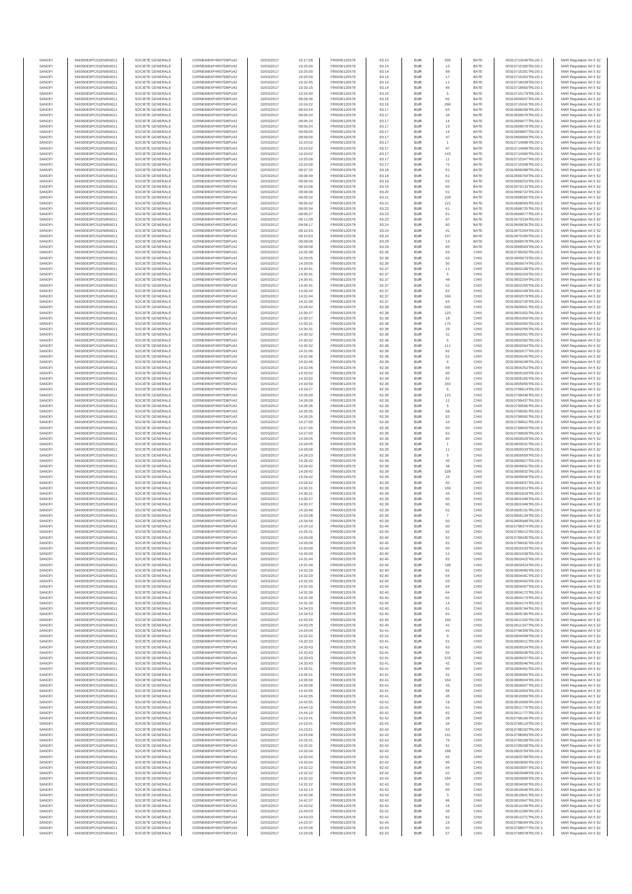| SANOFI | 549300E9PC51EN656011 | SOCIETE GENERALE | O2RNE8IBXP4R0TD8PU42 | 02/03/2017 | 10:17:08 | FR0000120578 | 83.14 | EUR | 305 | BATE | 00310712649TRLO0-1 | MAR Regulation Art 5 §2 |
|---|---|---|---|---|---|---|---|---|---|---|---|---|
| SANOFI | 549300E9PC51EN656011 | SOCIETE GENERALE | O2RNE8IBXP4R0TD8PU42 | 02/03/2017 | 10:25:00 | FR0000120578 | 83.14 | EUR | 13 | BATE | 00310715300TRLO0-1 | MAR Regulation Art 5 §2 |
| SANOFI | 549300E9PC51EN656011 | SOCIETE GENERALE | O2RNE8IBXP4R0TD8PU42 | 02/03/2017 | 10:25:00 | FR0000120578 | 83.14 | EUR | 88 | BATE | 00310715301TRLO0-1 | MAR Regulation Art 5 §2 |
| SANOFI | 549300E9PC51EN656011 | SOCIETE GENERALE | O2RNE8IBXP4R0TD8PU42 | 02/03/2017 | 10:25:00 | FR0000120578 | 83.14 | EUR | 17 | BATE | 00310715302TRLO0-1 | MAR Regulation Art 5 §2 |
| SANOFI | 549300E9PC51EN656011 | SOCIETE GENERALE | O2RNE8IBXP4R0TD8PU42 | 02/03/2017 | 10:32:45 | FR0000120578 | 83.14 | EUR | 11 | BATE | 00310718428TRLO0-1 | MAR Regulation Art 5 §2 |
| SANOFI | 549300E9PC51EN656011 | SOCIETE GENERALE | O2RNE8IBXP4R0TD8PU42 | 02/03/2017 | 10:33:15 | FR0000120578 | 83.14 | EUR | 96 | BATE | 00310718660TRLO0-1 | MAR Regulation Art 5 §2 |
| SANOFI | 549300E9PC51EN656011 | SOCIETE GENERALE | O2RNE8IBXP4R0TD8PU42 | 02/03/2017 | 10:24:40 | FR0000120578 | 83.15 | EUR | 5 | BATE | 00310715179TRLO0-1 | MAR Regulation Art 5 §2 |
| SANOFI | 549300E9PC51EN656011 | SOCIETE GENERALE | O2RNE8IBXP4R0TD8PU42 | 02/03/2017 | 08:09:36 | FR0000120578 | 83.16 | EUR | 60 | BATE | 00310669937TRLO0-1 | MAR Regulation Art 5 §2 |
| SANOFI | 549300E9PC51EN656011 | SOCIETE GENERALE | O2RNE8IBXP4R0TD8PU42 | 02/03/2017 | 10:24:22 | FR0000120578 | 83.16 | EUR | 288 | BATE | 00310715041TRLO0-1 | MAR Regulation Art 5 §2 |
| SANOFI | 549300E9PC51EN656011 | SOCIETE GENERALE | O2RNE8IBXP4R0TD8PU42 | 02/03/2017 | 08:03:54 | FR0000120578 | 83.17 | EUR | 63 | BATE | 00310668208TRLO0-1 | MAR Regulation Art 5 §2 |
| SANOFI | 549300E9PC51EN656011 | SOCIETE GENERALE | O2RNE8IBXP4R0TD8PU42 | 02/03/2017 | 08:06:24 | FR0000120578 | 83.17 | EUR | 34 | BATE | 00310669076TRLO0-1 | MAR Regulation Art 5 §2 |
| SANOFI | 549300E9PC51EN656011 | SOCIETE GENERALE | O2RNE8IBXP4R0TD8PU42 | 02/03/2017 | 08:06:24 | FR0000120578 | 83.17 | EUR | 14 | BATE | 00310669077TRLO0-1 | MAR Regulation Art 5 §2 |
| SANOFI | 549300E9PC51EN656011 | SOCIETE GENERALE | O2RNE8IBXP4R0TD8PU42 | 02/03/2017 | 08:06:24 | FR0000120578 | 83.17 | EUR | 13 | BATE | 00310669078TRLO0-1 | MAR Regulation Art 5 §2 |
| SANOFI | 549300E9PC51EN656011 | SOCIETE GENERALE | O2RNE8IBXP4R0TD8PU42 | 02/03/2017 | 08:09:00 | FR0000120578 | 83.17 | EUR | 14 | BATE | 00310669807TRLO0-1 | MAR Regulation Art 5 §2 |
| SANOFI | 549300E9PC51EN656011 | SOCIETE GENERALE | O2RNE8IBXP4R0TD8PU42 | 02/03/2017 | 08:09:00 | FR0000120578 | 83.17 | EUR | 47 | BATE | 00310669808TRLO0-1 | MAR Regulation Art 5 §2 |
| SANOFI | 549300E9PC51EN656011 | SOCIETE GENERALE | O2RNE8IBXP4R0TD8PU42 | 02/03/2017 | 10:24:02 | FR0000120578 | 83.17 | EUR | 1 | BATE | 00310714898TRLO0-1 | MAR Regulation Art 5 §2 |
| SANOFI | 549300E9PC51EN656011 | SOCIETE GENERALE | O2RNE8IBXP4R0TD8PU42 | 02/03/2017 | 10:24:02 | FR0000120578 | 83.17 | EUR | 47 | BATE | 00310714899TRLO0-1 | MAR Regulation Art 5 §2 |
| SANOFI | 549300E9PC51EN656011 | SOCIETE GENERALE | O2RNE8IBXP4R0TD8PU42 | 02/03/2017 | 10:24:02 | FR0000120578 | 83.17 | EUR | 143 | BATE | 00310714900TRLO0-1 | MAR Regulation Art 5 §2 |
| SANOFI | 549300E9PC51EN656011 | SOCIETE GENERALE | O2RNE8IBXP4R0TD8PU42 | 02/03/2017 | 10:25:09 | FR0000120578 | 83.17 | EUR | 11 | BATE | 00310715347TRLO0-1 | MAR Regulation Art 5 §2 |
| SANOFI | 549300E9PC51EN656011 | SOCIETE GENERALE | O2RNE8IBXP4R0TD8PU42 | 02/03/2017 | 10:25:09 | FR0000120578 | 83.17 | EUR | 72 | BATE | 00310715348TRLO0-1 | MAR Regulation Art 5 §2 |
| SANOFI | 549300E9PC51EN656011 | SOCIETE GENERALE | O2RNE8IBXP4R0TD8PU42 | 02/03/2017 | 08:07:20 | FR0000120578 | 83.18 | EUR | 61 | BATE | 00310669388TRLO0-1 | MAR Regulation Art 5 §2 |
| SANOFI | 549300E9PC51EN656011 | SOCIETE GENERALE | O2RNE8IBXP4R0TD8PU42 | 02/03/2017 | 08:08:49 | FR0000120578 | 83.18 | EUR | 61 | BATE | 00310669764TRLO0-1 | MAR Regulation Art 5 §2 |
| SANOFI | 549300E9PC51EN656011 | SOCIETE GENERALE | O2RNE8IBXP4R0TD8PU42 | 02/03/2017 | 08:06:50 | FR0000120578 | 83.19 | EUR | 62 | BATE | 00310669252TRLO0-1 | MAR Regulation Art 5 §2 |
| SANOFI | 549300E9PC51EN656011 | SOCIETE GENERALE | O2RNE8IBXP4R0TD8PU42 | 02/03/2017 | 08:10:08 | FR0000120578 | 83.19 | EUR | 60 | BATE | 00310670133TRLO0-1 | MAR Regulation Art 5 §2 |
| SANOFI | 549300E9PC51EN656011 | SOCIETE GENERALE | O2RNE8IBXP4R0TD8PU42 | 02/03/2017 | 08:08:38 | FR0000120578 | 83.20 | EUR | 61 | BATE | 00310669722TRLO0-1 | MAR Regulation Art 5 §2 |
| SANOFI | 549300E9PC51EN656011 | SOCIETE GENERALE | O2RNE8IBXP4R0TD8PU42 | 02/03/2017 | 08:05:02 | FR0000120578 | 83.21 | EUR | 109 | BATE | 00310668562TRLO0-1 | MAR Regulation Art 5 §2 |
| SANOFI | 549300E9PC51EN656011 | SOCIETE GENERALE | O2RNE8IBXP4R0TD8PU42 | 02/03/2017 | 08:05:02 | FR0000120578 | 83.21 | EUR | 121 | BATE | 00310668563TRLO0-1 | MAR Regulation Art 5 §2 |
| SANOFI | 549300E9PC51EN656011 | SOCIETE GENERALE | O2RNE8IBXP4R0TD8PU42 | 02/03/2017 | 08:05:34 | FR0000120578 | 83.23 | EUR | 61 | BATE | 00310668725TRLO0-1 | MAR Regulation Art 5 §2 |
| SANOFI | 549300E9PC51EN656011 | SOCIETE GENERALE | O2RNE8IBXP4R0TD8PU42 | 02/03/2017 | 08:08:27 | FR0000120578 | 83.23 | EUR | 61 | BATE | 00310669677TRLO0-1 | MAR Regulation Art 5 §2 |
| SANOFI | 549300E9PC51EN656011 | SOCIETE GENERALE | O2RNE8IBXP4R0TD8PU42 | 02/03/2017 | 08:11:09 | FR0000120578 | 83.23 | EUR | 87 | BATE | 00310670334TRLO0-1 | MAR Regulation Art 5 §2 |
| SANOFI | 549300E9PC51EN656011 | SOCIETE GENERALE | O2RNE8IBXP4R0TD8PU42 | 02/03/2017 | 08:08:17 | FR0000120578 | 83.24 | EUR | 60 | BATE | 00310669635TRLO0-1 | MAR Regulation Art 5 §2 |
| SANOFI | 549300E9PC51EN656011 | SOCIETE GENERALE | O2RNE8IBXP4R0TD8PU42 | 02/03/2017 | 08:10:53 | FR0000120578 | 83.24 | EUR | 41 | BATE | 00310670294TRLO0-1 | MAR Regulation Art 5 §2 |
| SANOFI | 549300E9PC51EN656011 | SOCIETE GENERALE | O2RNE8IBXP4R0TD8PU42 | 02/03/2017 | 08:10:53 | FR0000120578 | 83.24 | EUR | 107 | BATE | 00310670295TRLO0-1 | MAR Regulation Art 5 §2 |
| SANOFI | 549300E9PC51EN656011 | SOCIETE GENERALE | O2RNE8IBXP4R0TD8PU42 | 02/03/2017 | 08:08:06 | FR0000120578 | 83.29 | EUR | 13 | BATE | 00310669578TRLO0-1 | MAR Regulation Art 5 §2 |
| SANOFI | 549300E9PC51EN656011 | SOCIETE GENERALE | O2RNE8IBXP4R0TD8PU42 | 02/03/2017 | 08:08:06 | FR0000120578 | 83.29 | EUR | 60 | BATE | 00310669583TRLO0-1 | MAR Regulation Art 5 §2 |
| SANOFI | 549300E9PC51EN656011 | SOCIETE GENERALE | O2RNE8IBXP4R0TD8PU42 | 02/03/2017 | 14:25:38 | FR0000120578 | 82.36 | EUR | 63 | CHIX | 00310799262TRLO0-1 | MAR Regulation Art 5 §2 |
| SANOFI | 549300E9PC51EN656011 | SOCIETE GENERALE | O2RNE8IBXP4R0TD8PU42 | 02/03/2017 | 14:29:05 | FR0000120578 | 82.36 | EUR | 63 | CHIX | 00310800973TRLO0-1 | MAR Regulation Art 5 §2 |
| SANOFI | 549300E9PC51EN656011 | SOCIETE GENERALE | O2RNE8IBXP4R0TD8PU42 | 02/03/2017 | 14:29:05 | FR0000120578 | 82.36 | EUR | 50 | CHIX | 00310800974TRLO0-1 | MAR Regulation Art 5 §2 |
| SANOFI | 549300E9PC51EN656011 | SOCIETE GENERALE | O2RNE8IBXP4R0TD8PU42 | 02/03/2017 | 14:30:41 | FR0000120578 | 82.37 | EUR | 11 | CHIX | 00310802198TRLO0-1 | MAR Regulation Art 5 §2 |
| SANOFI | 549300E9PC51EN656011 | SOCIETE GENERALE | O2RNE8IBXP4R0TD8PU42 | 02/03/2017 | 14:30:41 | FR0000120578 | 82.37 | EUR | 5 | CHIX | 00310802203TRLO0-1 | MAR Regulation Art 5 §2 |
| SANOFI | 549300E9PC51EN656011 | SOCIETE GENERALE | O2RNE8IBXP4R0TD8PU42 | 02/03/2017 | 14:30:41 | FR0000120578 | 82.37 | EUR | 48 | CHIX | 00310802204TRLO0-1 | MAR Regulation Art 5 §2 |
| SANOFI | 549300E9PC51EN656011 | SOCIETE GENERALE | O2RNE8IBXP4R0TD8PU42 | 02/03/2017 | 14:30:41 | FR0000120578 | 82.37 | EUR | 52 | CHIX | 00310802205TRLO0-1 | MAR Regulation Art 5 §2 |
| SANOFI | 549300E9PC51EN656011 | SOCIETE GENERALE | O2RNE8IBXP4R0TD8PU42 | 02/03/2017 | 14:30:42 | FR0000120578 | 82.37 | EUR | 62 | CHIX | 00310802208TRLO0-1 | MAR Regulation Art 5 §2 |
| SANOFI | 549300E9PC51EN656011 | SOCIETE GENERALE | O2RNE8IBXP4R0TD8PU42 | 02/03/2017 | 14:31:04 | FR0000120578 | 82.37 | EUR | 166 | CHIX | 00310802579TRLO0-1 | MAR Regulation Art 5 §2 |
| SANOFI | 549300E9PC51EN656011 | SOCIETE GENERALE | O2RNE8IBXP4R0TD8PU42 | 02/03/2017 | 14:31:08 | FR0000120578 | 82.37 | EUR | 64 | CHIX | 00310802720TRLO0-1 | MAR Regulation Art 5 §2 |
| SANOFI | 549300E9PC51EN656011 | SOCIETE GENERALE | O2RNE8IBXP4R0TD8PU42 | 02/03/2017 | 14:28:42 | FR0000120578 | 82.38 | EUR | 542 | CHIX | 00310800841TRLO0-1 | MAR Regulation Art 5 §2 |
| SANOFI | 549300E9PC51EN656011 | SOCIETE GENERALE | O2RNE8IBXP4R0TD8PU42 | 02/03/2017 | 14:30:27 | FR0000120578 | 82.38 | EUR | 123 | CHIX | 00310801952TRLO0-1 | MAR Regulation Art 5 §2 |
| SANOFI | 549300E9PC51EN656011 | SOCIETE GENERALE | O2RNE8IBXP4R0TD8PU42 | 02/03/2017 | 14:30:27 | FR0000120578 | 82.38 | EUR | 18 | CHIX | 00310801956TRLO0-1 | MAR Regulation Art 5 §2 |
| SANOFI | 549300E9PC51EN656011 | SOCIETE GENERALE | O2RNE8IBXP4R0TD8PU42 | 02/03/2017 | 14:30:31 | FR0000120578 | 82.38 | EUR | 175 | CHIX | 00310802050TRLO0-1 | MAR Regulation Art 5 §2 |
| SANOFI | 549300E9PC51EN656011 | SOCIETE GENERALE | O2RNE8IBXP4R0TD8PU42 | 02/03/2017 | 14:30:31 | FR0000120578 | 82.38 | EUR | 29 | CHIX | 00310802058TRLO0-1 | MAR Regulation Art 5 §2 |
| SANOFI | 549300E9PC51EN656011 | SOCIETE GENERALE | O2RNE8IBXP4R0TD8PU42 | 02/03/2017 | 14:30:32 | FR0000120578 | 82.38 | EUR | 31 | CHIX | 00310802061TRLO0-1 | MAR Regulation Art 5 §2 |
| SANOFI | 549300E9PC51EN656011 | SOCIETE GENERALE | O2RNE8IBXP4R0TD8PU42 | 02/03/2017 | 14:30:32 | FR0000120578 | 82.38 | EUR | 5 | CHIX | 00310802062TRLO0-1 | MAR Regulation Art 5 §2 |
| SANOFI | 549300E9PC51EN656011 | SOCIETE GENERALE | O2RNE8IBXP4R0TD8PU42 | 02/03/2017 | 14:30:32 | FR0000120578 | 82.38 | EUR | 111 | CHIX | 00310802064TRLO0-1 | MAR Regulation Art 5 §2 |
| SANOFI | 549300E9PC51EN656011 | SOCIETE GENERALE | O2RNE8IBXP4R0TD8PU42 | 02/03/2017 | 14:31:06 | FR0000120578 | 82.38 | EUR | 62 | CHIX | 00310802677TRLO0-1 | MAR Regulation Art 5 §2 |
| SANOFI | 549300E9PC51EN656011 | SOCIETE GENERALE | O2RNE8IBXP4R0TD8PU42 | 02/03/2017 | 14:32:46 | FR0000120578 | 82.38 | EUR | 62 | CHIX | 00310804245TRLO0-1 | MAR Regulation Art 5 §2 |
| SANOFI | 549300E9PC51EN656011 | SOCIETE GENERALE | O2RNE8IBXP4R0TD8PU42 | 02/03/2017 | 14:32:46 | FR0000120578 | 82.38 | EUR | 6 | CHIX | 00310804248TRLO0-1 | MAR Regulation Art 5 §2 |
| SANOFI | 549300E9PC51EN656011 | SOCIETE GENERALE | O2RNE8IBXP4R0TD8PU42 | 02/03/2017 | 14:32:46 | FR0000120578 | 82.38 | EUR | 58 | CHIX | 00310804252TRLO0-1 | MAR Regulation Art 5 §2 |
| SANOFI | 549300E9PC51EN656011 | SOCIETE GENERALE | O2RNE8IBXP4R0TD8PU42 | 02/03/2017 | 14:33:52 | FR0000120578 | 82.38 | EUR | 60 | CHIX | 00310805183TRLO0-1 | MAR Regulation Art 5 §2 |
| SANOFI | 549300E9PC51EN656011 | SOCIETE GENERALE | O2RNE8IBXP4R0TD8PU42 | 02/03/2017 | 14:33:52 | FR0000120578 | 82.38 | EUR | 62 | CHIX | 00310805185TRLO0-1 | MAR Regulation Art 5 §2 |
| SANOFI | 549300E9PC51EN656011 | SOCIETE GENERALE | O2RNE8IBXP4R0TD8PU42 | 02/03/2017 | 14:34:59 | FR0000120578 | 82.38 | EUR | 343 | CHIX | 00310805850TRLO0-1 | MAR Regulation Art 5 §2 |
| SANOFI | 549300E9PC51EN656011 | SOCIETE GENERALE | O2RNE8IBXP4R0TD8PU42 | 02/03/2017 | 14:24:27 | FR0000120578 | 82.39 | EUR | 6 | CHIX | 00310798614TRLO0-1 | MAR Regulation Art 5 §2 |
| SANOFI | 549300E9PC51EN656011 | SOCIETE GENERALE | O2RNE8IBXP4R0TD8PU42 | 02/03/2017 | 14:26:09 | FR0000120578 | 82.39 | EUR | 115 | CHIX | 00310799436TRLO0-1 | MAR Regulation Art 5 §2 |
| SANOFI | 549300E9PC51EN656011 | SOCIETE GENERALE | O2RNE8IBXP4R0TD8PU42 | 02/03/2017 | 14:26:09 | FR0000120578 | 82.39 | EUR | 12 | CHIX | 00310799437TRLO0-1 | MAR Regulation Art 5 §2 |
| SANOFI | 549300E9PC51EN656011 | SOCIETE GENERALE | O2RNE8IBXP4R0TD8PU42 | 02/03/2017 | 14:26:35 | FR0000120578 | 82.39 | EUR | 5 | CHIX | 00310799590TRLO0-1 | MAR Regulation Art 5 §2 |
| SANOFI | 549300E9PC51EN656011 | SOCIETE GENERALE | O2RNE8IBXP4R0TD8PU42 | 02/03/2017 | 14:26:35 | FR0000120578 | 82.39 | EUR | 58 | CHIX | 00310799591TRLO0-1 | MAR Regulation Art 5 §2 |
| SANOFI | 549300E9PC51EN656011 | SOCIETE GENERALE | O2RNE8IBXP4R0TD8PU42 | 02/03/2017 | 14:26:35 | FR0000120578 | 82.39 | EUR | 62 | CHIX | 00310799592TRLO0-1 | MAR Regulation Art 5 §2 |
| SANOFI | 549300E9PC51EN656011 | SOCIETE GENERALE | O2RNE8IBXP4R0TD8PU42 | 02/03/2017 | 14:27:00 | FR0000120578 | 82.39 | EUR | 10 | CHIX | 00310799821TRLO0-1 | MAR Regulation Art 5 §2 |
| SANOFI | 549300E9PC51EN656011 | SOCIETE GENERALE | O2RNE8IBXP4R0TD8PU42 | 02/03/2017 | 14:27:00 | FR0000120578 | 82.39 | EUR | 50 | CHIX | 00310799825TRLO0-1 | MAR Regulation Art 5 §2 |
| SANOFI | 549300E9PC51EN656011 | SOCIETE GENERALE | O2RNE8IBXP4R0TD8PU42 | 02/03/2017 | 14:27:00 | FR0000120578 | 82.39 | EUR | 62 | CHIX | 00310799826TRLO0-1 | MAR Regulation Art 5 §2 |
| SANOFI | 549300E9PC51EN656011 | SOCIETE GENERALE | O2RNE8IBXP4R0TD8PU42 | 02/03/2017 | 14:28:05 | FR0000120578 | 82.39 | EUR | 60 | CHIX | 00310800529TRLO0-1 | MAR Regulation Art 5 §2 |
| SANOFI | 549300E9PC51EN656011 | SOCIETE GENERALE | O2RNE8IBXP4R0TD8PU42 | 02/03/2017 | 14:28:05 | FR0000120578 | 82.39 | EUR | 1 | CHIX | 00310800531TRLO0-1 | MAR Regulation Art 5 §2 |
| SANOFI | 549300E9PC51EN656011 | SOCIETE GENERALE | O2RNE8IBXP4R0TD8PU42 | 02/03/2017 | 14:28:06 | FR0000120578 | 82.39 | EUR | 11 | CHIX | 00310800533TRLO0-1 | MAR Regulation Art 5 §2 |
| SANOFI | 549300E9PC51EN656011 | SOCIETE GENERALE | O2RNE8IBXP4R0TD8PU42 | 02/03/2017 | 14:28:23 | FR0000120578 | 82.39 | EUR | 5 | CHIX | 00310800659TRLO0-1 | MAR Regulation Art 5 §2 |
| SANOFI | 549300E9PC51EN656011 | SOCIETE GENERALE | O2RNE8IBXP4R0TD8PU42 | 02/03/2017 | 14:28:42 | FR0000120578 | 82.39 | EUR | 45 | CHIX | 00310800827TRLO0-1 | MAR Regulation Art 5 §2 |
| SANOFI | 549300E9PC51EN656011 | SOCIETE GENERALE | O2RNE8IBXP4R0TD8PU42 | 02/03/2017 | 14:28:42 | FR0000120578 | 82.39 | EUR | 48 | CHIX | 00310800831TRLO0-1 | MAR Regulation Art 5 §2 |
| SANOFI | 549300E9PC51EN656011 | SOCIETE GENERALE | O2RNE8IBXP4R0TD8PU42 | 02/03/2017 | 14:28:42 | FR0000120578 | 82.39 | EUR | 328 | CHIX | 00310800832TRLO0-1 | MAR Regulation Art 5 §2 |
| SANOFI | 549300E9PC51EN656011 | SOCIETE GENERALE | O2RNE8IBXP4R0TD8PU42 | 02/03/2017 | 14:28:42 | FR0000120578 | 82.39 | EUR | 23 | CHIX | 00310800836TRLO0-1 | MAR Regulation Art 5 §2 |
| SANOFI | 549300E9PC51EN656011 | SOCIETE GENERALE | O2RNE8IBXP4R0TD8PU42 | 02/03/2017 | 14:28:42 | FR0000120578 | 82.39 | EUR | 60 | CHIX | 00310800837TRLO0-1 | MAR Regulation Art 5 §2 |
| SANOFI | 549300E9PC51EN656011 | SOCIETE GENERALE | O2RNE8IBXP4R0TD8PU42 | 02/03/2017 | 14:30:21 | FR0000120578 | 82.39 | EUR | 169 | CHIX | 00310801813TRLO0-1 | MAR Regulation Art 5 §2 |
| SANOFI | 549300E9PC51EN656011 | SOCIETE GENERALE | O2RNE8IBXP4R0TD8PU42 | 02/03/2017 | 14:30:21 | FR0000120578 | 82.39 | EUR | 43 | CHIX | 00310801818TRLO0-1 | MAR Regulation Art 5 §2 |
| SANOFI | 549300E9PC51EN656011 | SOCIETE GENERALE | O2RNE8IBXP4R0TD8PU42 | 02/03/2017 | 14:30:27 | FR0000120578 | 82.39 | EUR | 60 | CHIX | 00310801948TRLO0-1 | MAR Regulation Art 5 §2 |
| SANOFI | 549300E9PC51EN656011 | SOCIETE GENERALE | O2RNE8IBXP4R0TD8PU42 | 02/03/2017 | 14:30:27 | FR0000120578 | 82.39 | EUR | 60 | CHIX | 00310801949TRLO0-1 | MAR Regulation Art 5 §2 |
| SANOFI | 549300E9PC51EN656011 | SOCIETE GENERALE | O2RNE8IBXP4R0TD8PU42 | 02/03/2017 | 14:33:48 | FR0000120578 | 82.39 | EUR | 62 | CHIX | 00310805131TRLO0-1 | MAR Regulation Art 5 §2 |
| SANOFI | 549300E9PC51EN656011 | SOCIETE GENERALE | O2RNE8IBXP4R0TD8PU42 | 02/03/2017 | 14:33:48 | FR0000120578 | 82.39 | EUR | 7 | CHIX | 00310805134TRLO0-1 | MAR Regulation Art 5 §2 |
| SANOFI | 549300E9PC51EN656011 | SOCIETE GENERALE | O2RNE8IBXP4R0TD8PU42 | 02/03/2017 | 14:34:58 | FR0000120578 | 82.39 | EUR | 60 | CHIX | 00310805848TRLO0-1 | MAR Regulation Art 5 §2 |
| SANOFI | 549300E9PC51EN656011 | SOCIETE GENERALE | O2RNE8IBXP4R0TD8PU42 | 02/03/2017 | 14:24:10 | FR0000120578 | 82.40 | EUR | 60 | CHIX | 00310798374TRLO0-1 | MAR Regulation Art 5 §2 |
| SANOFI | 549300E9PC51EN656011 | SOCIETE GENERALE | O2RNE8IBXP4R0TD8PU42 | 02/03/2017 | 14:25:31 | FR0000120578 | 82.40 | EUR | 62 | CHIX | 00310799212TRLO0-1 | MAR Regulation Art 5 §2 |
| SANOFI | 549300E9PC51EN656011 | SOCIETE GENERALE | O2RNE8IBXP4R0TD8PU42 | 02/03/2017 | 14:26:09 | FR0000120578 | 82.40 | EUR | 62 | CHIX | 00310799430TRLO0-1 | MAR Regulation Art 5 §2 |
| SANOFI | 549300E9PC51EN656011 | SOCIETE GENERALE | O2RNE8IBXP4R0TD8PU42 | 02/03/2017 | 14:26:09 | FR0000120578 | 82.40 | EUR | 62 | CHIX | 00310799431TRLO0-1 | MAR Regulation Art 5 §2 |
| SANOFI | 549300E9PC51EN656011 | SOCIETE GENERALE | O2RNE8IBXP4R0TD8PU42 | 02/03/2017 | 14:30:09 | FR0000120578 | 82.40 | EUR | 60 | CHIX | 00310801633TRLO0-1 | MAR Regulation Art 5 §2 |
| SANOFI | 549300E9PC51EN656011 | SOCIETE GENERALE | O2RNE8IBXP4R0TD8PU42 | 02/03/2017 | 14:30:09 | FR0000120578 | 82.40 | EUR | 12 | CHIX | 00310801638TRLO0-1 | MAR Regulation Art 5 §2 |
| SANOFI | 549300E9PC51EN656011 | SOCIETE GENERALE | O2RNE8IBXP4R0TD8PU42 | 02/03/2017 | 14:31:44 | FR0000120578 | 82.40 | EUR | 62 | CHIX | 00310803415TRLO0-1 | MAR Regulation Art 5 §2 |
| SANOFI | 549300E9PC51EN656011 | SOCIETE GENERALE | O2RNE8IBXP4R0TD8PU42 | 02/03/2017 | 14:31:44 | FR0000120578 | 82.40 | EUR | 198 | CHIX | 00310803424TRLO0-1 | MAR Regulation Art 5 §2 |
| SANOFI | 549300E9PC51EN656011 | SOCIETE GENERALE | O2RNE8IBXP4R0TD8PU42 | 02/03/2017 | 14:32:29 | FR0000120578 | 82.40 | EUR | 62 | CHIX | 00310804060TRLO0-1 | MAR Regulation Art 5 §2 |
| SANOFI | 549300E9PC51EN656011 | SOCIETE GENERALE | O2RNE8IBXP4R0TD8PU42 | 02/03/2017 | 14:32:29 | FR0000120578 | 82.40 | EUR | 64 | CHIX | 00310804061TRLO0-1 | MAR Regulation Art 5 §2 |
| SANOFI | 549300E9PC51EN656011 | SOCIETE GENERALE | O2RNE8IBXP4R0TD8PU42 | 02/03/2017 | 14:32:29 | FR0000120578 | 82.40 | EUR | 63 | CHIX | 00310804062TRLO0-1 | MAR Regulation Art 5 §2 |
| SANOFI | 549300E9PC51EN656011 | SOCIETE GENERALE | O2RNE8IBXP4R0TD8PU42 | 02/03/2017 | 14:32:30 | FR0000120578 | 82.40 | EUR | 64 | CHIX | 00310804067TRLO0-1 | MAR Regulation Art 5 §2 |
| SANOFI | 549300E9PC51EN656011 | SOCIETE GENERALE | O2RNE8IBXP4R0TD8PU42 | 02/03/2017 | 14:32:39 | FR0000120578 | 82.40 | EUR | 64 | CHIX | 00310804172TRLO0-1 | MAR Regulation Art 5 §2 |
| SANOFI | 549300E9PC51EN656011 | SOCIETE GENERALE | O2RNE8IBXP4R0TD8PU42 | 02/03/2017 | 14:32:39 | FR0000120578 | 82.40 | EUR | 62 | CHIX | 00310804173TRLO0-1 | MAR Regulation Art 5 §2 |
| SANOFI | 549300E9PC51EN656011 | SOCIETE GENERALE | O2RNE8IBXP4R0TD8PU42 | 02/03/2017 | 14:32:39 | FR0000120578 | 82.40 | EUR | 14 | CHIX | 00310804174TRLO0-1 | MAR Regulation Art 5 §2 |
| SANOFI | 549300E9PC51EN656011 | SOCIETE GENERALE | O2RNE8IBXP4R0TD8PU42 | 02/03/2017 | 14:34:53 | FR0000120578 | 82.40 | EUR | 61 | CHIX | 00310805784TRLO0-1 | MAR Regulation Art 5 §2 |
| SANOFI | 549300E9PC51EN656011 | SOCIETE GENERALE | O2RNE8IBXP4R0TD8PU42 | 02/03/2017 | 14:34:53 | FR0000120578 | 82.40 | EUR | 62 | CHIX | 00310805785TRLO0-1 | MAR Regulation Art 5 §2 |
| SANOFI | 549300E9PC51EN656011 | SOCIETE GENERALE | O2RNE8IBXP4R0TD8PU42 | 02/03/2017 | 14:43:29 | FR0000120578 | 82.40 | EUR | 160 | CHIX | 00310811342TRLO0-1 | MAR Regulation Art 5 §2 |
| SANOFI | 549300E9PC51EN656011 | SOCIETE GENERALE | O2RNE8IBXP4R0TD8PU42 | 02/03/2017 | 14:43:29 | FR0000120578 | 82.40 | EUR | 41 | CHIX | 00310811347TRLO0-1 | MAR Regulation Art 5 §2 |
| SANOFI | 549300E9PC51EN656011 | SOCIETE GENERALE | O2RNE8IBXP4R0TD8PU42 | 02/03/2017 | 14:24:04 | FR0000120578 | 82.41 | EUR | 41 | CHIX | 00310798308TRLO0-1 | MAR Regulation Art 5 §2 |
| SANOFI | 549300E9PC51EN656011 | SOCIETE GENERALE | O2RNE8IBXP4R0TD8PU42 | 02/03/2017 | 14:32:22 | FR0000120578 | 82.41 | EUR | 9 | CHIX | 00310804008TRLO0-1 | MAR Regulation Art 5 §2 |
| SANOFI | 549300E9PC51EN656011 | SOCIETE GENERALE | O2RNE8IBXP4R0TD8PU42 | 02/03/2017 | 14:32:23 | FR0000120578 | 82.41 | EUR | 51 | CHIX | 00310804013TRLO0-1 | MAR Regulation Art 5 §2 |
| SANOFI | 549300E9PC51EN656011 | SOCIETE GENERALE | O2RNE8IBXP4R0TD8PU42 | 02/03/2017 | 14:33:43 | FR0000120578 | 82.41 | EUR | 63 | CHIX | 00310805034TRLO0-1 | MAR Regulation Art 5 §2 |
| SANOFI | 549300E9PC51EN656011 | SOCIETE GENERALE | O2RNE8IBXP4R0TD8PU42 | 02/03/2017 | 14:33:43 | FR0000120578 | 82.41 | EUR | 62 | CHIX | 00310805036TRLO0-1 | MAR Regulation Art 5 §2 |
| SANOFI | 549300E9PC51EN656011 | SOCIETE GENERALE | O2RNE8IBXP4R0TD8PU42 | 02/03/2017 | 14:33:43 | FR0000120578 | 82.41 | EUR | 376 | CHIX | 00310805037TRLO0-1 | MAR Regulation Art 5 §2 |
| SANOFI | 549300E9PC51EN656011 | SOCIETE GENERALE | O2RNE8IBXP4R0TD8PU42 | 02/03/2017 | 14:33:43 | FR0000120578 | 82.41 | EUR | 42 | CHIX | 00310805046TRLO0-1 | MAR Regulation Art 5 §2 |
| SANOFI | 549300E9PC51EN656011 | SOCIETE GENERALE | O2RNE8IBXP4R0TD8PU42 | 02/03/2017 | 14:35:51 | FR0000120578 | 82.41 | EUR | 60 | CHIX | 00310806461TRLO0-1 | MAR Regulation Art 5 §2 |
| SANOFI | 549300E9PC51EN656011 | SOCIETE GENERALE | O2RNE8IBXP4R0TD8PU42 | 02/03/2017 | 14:35:51 | FR0000120578 | 82.41 | EUR | 62 | CHIX | 00310806465TRLO0-1 | MAR Regulation Art 5 §2 |
| SANOFI | 549300E9PC51EN656011 | SOCIETE GENERALE | O2RNE8IBXP4R0TD8PU42 | 02/03/2017 | 14:35:58 | FR0000120578 | 82.41 | EUR | 164 | CHIX | 00310806604TRLO0-1 | MAR Regulation Art 5 §2 |
| SANOFI | 549300E9PC51EN656011 | SOCIETE GENERALE | O2RNE8IBXP4R0TD8PU42 | 02/03/2017 | 14:35:58 | FR0000120578 | 82.41 | EUR | 43 | CHIX | 00310806607TRLO0-1 | MAR Regulation Art 5 §2 |
| SANOFI | 549300E9PC51EN656011 | SOCIETE GENERALE | O2RNE8IBXP4R0TD8PU42 | 02/03/2017 | 14:42:55 | FR0000120578 | 82.41 | EUR | 95 | CHIX | 00310810953TRLO0-1 | MAR Regulation Art 5 §2 |
| SANOFI | 549300E9PC51EN656011 | SOCIETE GENERALE | O2RNE8IBXP4R0TD8PU42 | 02/03/2017 | 14:42:55 | FR0000120578 | 82.41 | EUR | 45 | CHIX | 00310810956TRLO0-1 | MAR Regulation Art 5 §2 |
| SANOFI | 549300E9PC51EN656011 | SOCIETE GENERALE | O2RNE8IBXP4R0TD8PU42 | 02/03/2017 | 14:42:55 | FR0000120578 | 82.41 | EUR | 19 | CHIX | 00310810959TRLO0-1 | MAR Regulation Art 5 §2 |
| SANOFI | 549300E9PC51EN656011 | SOCIETE GENERALE | O2RNE8IBXP4R0TD8PU42 | 02/03/2017 | 14:44:10 | FR0000120578 | 82.41 | EUR | 61 | CHIX | 00310811776TRLO0-1 | MAR Regulation Art 5 §2 |
| SANOFI | 549300E9PC51EN656011 | SOCIETE GENERALE | O2RNE8IBXP4R0TD8PU42 | 02/03/2017 | 14:44:10 | FR0000120578 | 82.41 | EUR | 62 | CHIX | 00310811777TRLO0-1 | MAR Regulation Art 5 §2 |
| SANOFI | 549300E9PC51EN656011 | SOCIETE GENERALE | O2RNE8IBXP4R0TD8PU42 | 02/03/2017 | 14:23:41 | FR0000120578 | 82.42 | EUR | 28 | CHIX | 00310798108TRLO0-1 | MAR Regulation Art 5 §2 |
| SANOFI | 549300E9PC51EN656011 | SOCIETE GENERALE | O2RNE8IBXP4R0TD8PU42 | 02/03/2017 | 14:23:41 | FR0000120578 | 82.42 | EUR | 34 | CHIX | 00310798110TRLO0-1 | MAR Regulation Art 5 §2 |
| SANOFI | 549300E9PC51EN656011 | SOCIETE GENERALE | O2RNE8IBXP4R0TD8PU42 | 02/03/2017 | 14:23:51 | FR0000120578 | 82.42 | EUR | 63 | CHIX | 00310798192TRLO0-1 | MAR Regulation Art 5 §2 |
| SANOFI | 549300E9PC51EN656011 | SOCIETE GENERALE | O2RNE8IBXP4R0TD8PU42 | 02/03/2017 | 14:25:08 | FR0000120578 | 82.42 | EUR | 141 | CHIX | 00310798983TRLO0-1 | MAR Regulation Art 5 §2 |
| SANOFI | 549300E9PC51EN656011 | SOCIETE GENERALE | O2RNE8IBXP4R0TD8PU42 | 02/03/2017 | 14:25:31 | FR0000120578 | 82.42 | EUR | 79 | CHIX | 00310799208TRLO0-1 | MAR Regulation Art 5 §2 |
| SANOFI | 549300E9PC51EN656011 | SOCIETE GENERALE | O2RNE8IBXP4R0TD8PU42 | 02/03/2017 | 14:25:31 | FR0000120578 | 82.42 | EUR | 62 | CHIX | 00310799209TRLO0-1 | MAR Regulation Art 5 §2 |
| SANOFI | 549300E9PC51EN656011 | SOCIETE GENERALE | O2RNE8IBXP4R0TD8PU42 | 02/03/2017 | 14:32:04 | FR0000120578 | 82.42 | EUR | 168 | CHIX | 00310803794TRLO0-1 | MAR Regulation Art 5 §2 |
| SANOFI | 549300E9PC51EN656011 | SOCIETE GENERALE | O2RNE8IBXP4R0TD8PU42 | 02/03/2017 | 14:32:04 | FR0000120578 | 82.42 | EUR | 65 | CHIX | 00310803795TRLO0-1 | MAR Regulation Art 5 §2 |
| SANOFI | 549300E9PC51EN656011 | SOCIETE GENERALE | O2RNE8IBXP4R0TD8PU42 | 02/03/2017 | 14:32:04 | FR0000120578 | 82.42 | EUR | 95 | CHIX | 00310803800TRLO0-1 | MAR Regulation Art 5 §2 |
| SANOFI | 549300E9PC51EN656011 | SOCIETE GENERALE | O2RNE8IBXP4R0TD8PU42 | 02/03/2017 | 14:32:22 | FR0000120578 | 82.42 | EUR | 64 | CHIX | 00310803997TRLO0-1 | MAR Regulation Art 5 §2 |
| SANOFI | 549300E9PC51EN656011 | SOCIETE GENERALE | O2RNE8IBXP4R0TD8PU42 | 02/03/2017 | 14:32:22 | FR0000120578 | 82.42 | EUR | 62 | CHIX | 00310803998TRLO0-1 | MAR Regulation Art 5 §2 |
| SANOFI | 549300E9PC51EN656011 | SOCIETE GENERALE | O2RNE8IBXP4R0TD8PU42 | 02/03/2017 | 14:32:22 | FR0000120578 | 82.42 | EUR | 164 | CHIX | 00310803999TRLO0-1 | MAR Regulation Art 5 §2 |
| SANOFI | 549300E9PC51EN656011 | SOCIETE GENERALE | O2RNE8IBXP4R0TD8PU42 | 02/03/2017 | 14:32:22 | FR0000120578 | 82.42 | EUR | 50 | CHIX | 00310804000TRLO0-1 | MAR Regulation Art 5 §2 |
| SANOFI | 549300E9PC51EN656011 | SOCIETE GENERALE | O2RNE8IBXP4R0TD8PU42 | 02/03/2017 | 14:42:13 | FR0000120578 | 82.42 | EUR | 65 | CHIX | 00310810646TRLO0-1 | MAR Regulation Art 5 §2 |
| SANOFI | 549300E9PC51EN656011 | SOCIETE GENERALE | O2RNE8IBXP4R0TD8PU42 | 02/03/2017 | 14:42:36 | FR0000120578 | 82.42 | EUR | 3 | CHIX | 00310810841TRLO0-1 | MAR Regulation Art 5 §2 |
| SANOFI | 549300E9PC51EN656011 | SOCIETE GENERALE | O2RNE8IBXP4R0TD8PU42 | 02/03/2017 | 14:42:37 | FR0000120578 | 82.42 | EUR | 86 | CHIX | 00310810847TRLO0-1 | MAR Regulation Art 5 §2 |
| SANOFI | 549300E9PC51EN656011 | SOCIETE GENERALE | O2RNE8IBXP4R0TD8PU42 | 02/03/2017 | 14:43:02 | FR0000120578 | 82.42 | EUR | 16 | CHIX | 00310811049TRLO0-1 | MAR Regulation Art 5 §2 |
| SANOFI | 549300E9PC51EN656011 | SOCIETE GENERALE | O2RNE8IBXP4R0TD8PU42 | 02/03/2017 | 14:43:03 | FR0000120578 | 82.42 | EUR | 45 | CHIX | 00310811066TRLO0-1 | MAR Regulation Art 5 §2 |
| SANOFI | 549300E9PC51EN656011 | SOCIETE GENERALE | O2RNE8IBXP4R0TD8PU42 | 02/03/2017 | 14:43:03 | FR0000120578 | 82.42 | EUR | 62 | CHIX | 00310811073TRLO0-1 | MAR Regulation Art 5 §2 |
| SANOFI | 549300E9PC51EN656011 | SOCIETE GENERALE | O2RNE8IBXP4R0TD8PU42 | 02/03/2017 | 14:23:37 | FR0000120578 | 82.43 | EUR | 15 | CHIX | 00310798094TRLO0-1 | MAR Regulation Art 5 §2 |
| SANOFI | 549300E9PC51EN656011 | SOCIETE GENERALE | O2RNE8IBXP4R0TD8PU42 | 02/03/2017 | 14:25:08 | FR0000120578 | 82.43 | EUR | 62 | CHIX | 00310798977TRLO0-1 | MAR Regulation Art 5 §2 |
| SANOFI | 549300E9PC51EN656011 | SOCIETE GENERALE | O2RNE8IBXP4R0TD8PU42 | 02/03/2017 | 14:25:08 | FR0000120578 | 82.43 | EUR | 57 | CHIX | 00310798978TRLO0-1 | MAR Regulation Art 5 §2 |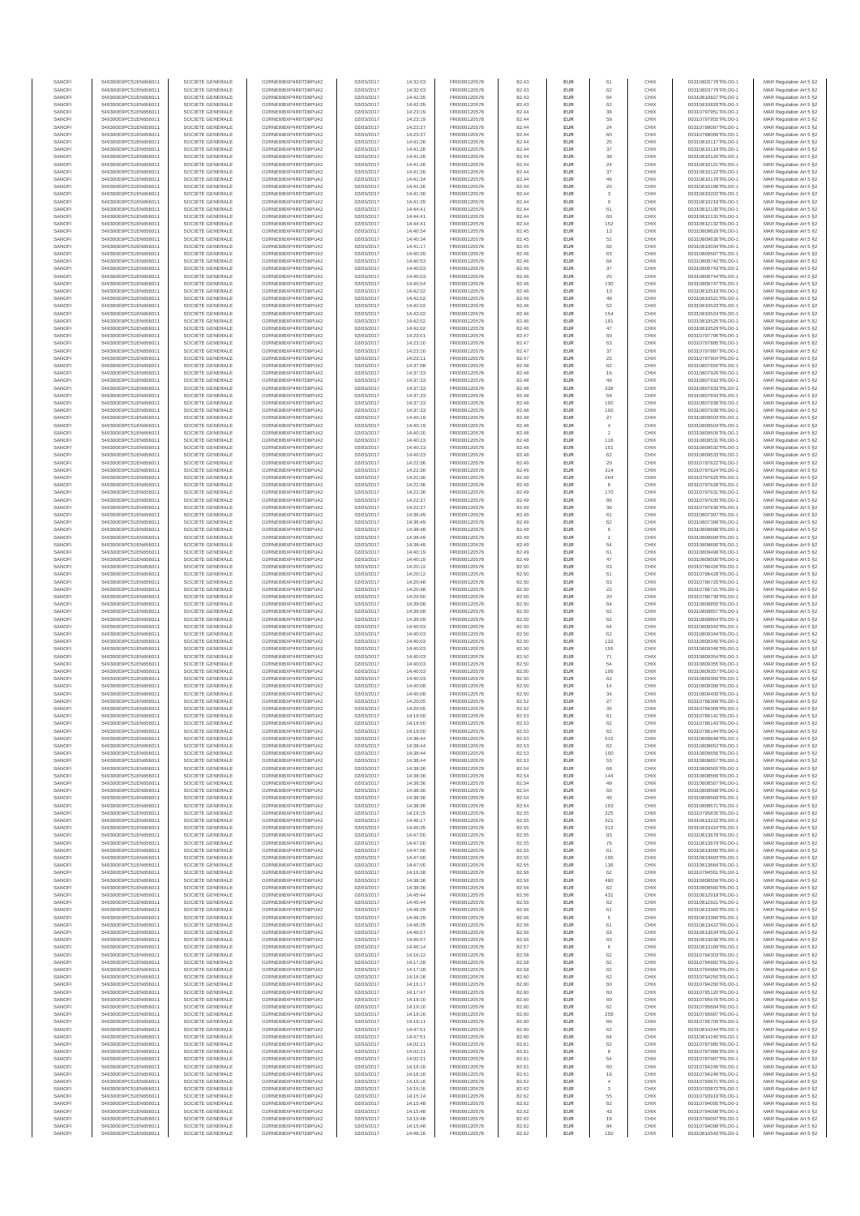| SANOFI | 549300E9PC51EN656011 | SOCIETE GENERALE | O2RNE8IBXP4R0TD8PU42 | 02/03/2017 | 14:32:03 | FR0000120578 | 82.43 | EUR | 61 | CHIX | 00310803778TRLO0-1 | MAR Regulation Art 5 §2 |
|---|---|---|---|---|---|---|---|---|---|---|---|---|
| SANOFI | 549300E9PC51EN656011 | SOCIETE GENERALE | O2RNE8IBXP4R0TD8PU42 | 02/03/2017 | 14:32:03 | FR0000120578 | 82.43 | EUR | 62 | CHIX | 00310803779TRLO0-1 | MAR Regulation Art 5 §2 |
| SANOFI | 549300E9PC51EN656011 | SOCIETE GENERALE | O2RNE8IBXP4R0TD8PU42 | 02/03/2017 | 14:42:35 | FR0000120578 | 82.43 | EUR | 64 | CHIX | 00310810827TRLO0-1 | MAR Regulation Art 5 §2 |
| SANOFI | 549300E9PC51EN656011 | SOCIETE GENERALE | O2RNE8IBXP4R0TD8PU42 | 02/03/2017 | 14:42:35 | FR0000120578 | 82.43 | EUR | 62 | CHIX | 00310810829TRLO0-1 | MAR Regulation Art 5 §2 |
| SANOFI | 549300E9PC51EN656011 | SOCIETE GENERALE | O2RNE8IBXP4R0TD8PU42 | 02/03/2017 | 14:23:19 | FR0000120578 | 82.44 | EUR | 38 | CHIX | 00310797951TRLO0-1 | MAR Regulation Art 5 §2 |
| SANOFI | 549300E9PC51EN656011 | SOCIETE GENERALE | O2RNE8IBXP4R0TD8PU42 | 02/03/2017 | 14:23:19 | FR0000120578 | 82.44 | EUR | 58 | CHIX | 00310797955TRLO0-1 | MAR Regulation Art 5 §2 |
| SANOFI | 549300E9PC51EN656011 | SOCIETE GENERALE | O2RNE8IBXP4R0TD8PU42 | 02/03/2017 | 14:23:37 | FR0000120578 | 82.44 | EUR | 24 | CHIX | 00310798087TRLO0-1 | MAR Regulation Art 5 §2 |
| SANOFI | 549300E9PC51EN656011 | SOCIETE GENERALE | O2RNE8IBXP4R0TD8PU42 | 02/03/2017 | 14:23:37 | FR0000120578 | 82.44 | EUR | 60 | CHIX | 00310798089TRLO0-1 | MAR Regulation Art 5 §2 |
| SANOFI | 549300E9PC51EN656011 | SOCIETE GENERALE | O2RNE8IBXP4R0TD8PU42 | 02/03/2017 | 14:41:26 | FR0000120578 | 82.44 | EUR | 25 | CHIX | 00310810117TRLO0-1 | MAR Regulation Art 5 §2 |
| SANOFI | 549300E9PC51EN656011 | SOCIETE GENERALE | O2RNE8IBXP4R0TD8PU42 | 02/03/2017 | 14:41:26 | FR0000120578 | 82.44 | EUR | 37 | CHIX | 00310810119TRLO0-1 | MAR Regulation Art 5 §2 |
| SANOFI | 549300E9PC51EN656011 | SOCIETE GENERALE | O2RNE8IBXP4R0TD8PU42 | 02/03/2017 | 14:41:26 | FR0000120578 | 82.44 | EUR | 38 | CHIX | 00310810120TRLO0-1 | MAR Regulation Art 5 §2 |
| SANOFI | 549300E9PC51EN656011 | SOCIETE GENERALE | O2RNE8IBXP4R0TD8PU42 | 02/03/2017 | 14:41:26 | FR0000120578 | 82.44 | EUR | 24 | CHIX | 00310810121TRLO0-1 | MAR Regulation Art 5 §2 |
| SANOFI | 549300E9PC51EN656011 | SOCIETE GENERALE | O2RNE8IBXP4R0TD8PU42 | 02/03/2017 | 14:41:26 | FR0000120578 | 82.44 | EUR | 37 | CHIX | 00310810122TRLO0-1 | MAR Regulation Art 5 §2 |
| SANOFI | 549300E9PC51EN656011 | SOCIETE GENERALE | O2RNE8IBXP4R0TD8PU42 | 02/03/2017 | 14:41:34 | FR0000120578 | 82.44 | EUR | 46 | CHIX | 00310810178TRLO0-1 | MAR Regulation Art 5 §2 |
| SANOFI | 549300E9PC51EN656011 | SOCIETE GENERALE | O2RNE8IBXP4R0TD8PU42 | 02/03/2017 | 14:41:36 | FR0000120578 | 82.44 | EUR | 20 | CHIX | 00310810196TRLO0-1 | MAR Regulation Art 5 §2 |
| SANOFI | 549300E9PC51EN656011 | SOCIETE GENERALE | O2RNE8IBXP4R0TD8PU42 | 02/03/2017 | 14:41:36 | FR0000120578 | 82.44 | EUR | 3 | CHIX | 00310810202TRLO0-1 | MAR Regulation Art 5 §2 |
| SANOFI | 549300E9PC51EN656011 | SOCIETE GENERALE | O2RNE8IBXP4R0TD8PU42 | 02/03/2017 | 14:41:39 | FR0000120578 | 82.44 | EUR | 9 | CHIX | 00310810219TRLO0-1 | MAR Regulation Art 5 §2 |
| SANOFI | 549300E9PC51EN656011 | SOCIETE GENERALE | O2RNE8IBXP4R0TD8PU42 | 02/03/2017 | 14:44:41 | FR0000120578 | 82.44 | EUR | 61 | CHIX | 00310812130TRLO0-1 | MAR Regulation Art 5 §2 |
| SANOFI | 549300E9PC51EN656011 | SOCIETE GENERALE | O2RNE8IBXP4R0TD8PU42 | 02/03/2017 | 14:44:41 | FR0000120578 | 82.44 | EUR | 60 | CHIX | 00310812131TRLO0-1 | MAR Regulation Art 5 §2 |
| SANOFI | 549300E9PC51EN656011 | SOCIETE GENERALE | O2RNE8IBXP4R0TD8PU42 | 02/03/2017 | 14:44:41 | FR0000120578 | 82.44 | EUR | 152 | CHIX | 00310812132TRLO0-1 | MAR Regulation Art 5 §2 |
| SANOFI | 549300E9PC51EN656011 | SOCIETE GENERALE | O2RNE8IBXP4R0TD8PU42 | 02/03/2017 | 14:40:34 | FR0000120578 | 82.45 | EUR | 13 | CHIX | 00310809629TRLO0-1 | MAR Regulation Art 5 §2 |
| SANOFI | 549300E9PC51EN656011 | SOCIETE GENERALE | O2RNE8IBXP4R0TD8PU42 | 02/03/2017 | 14:40:34 | FR0000120578 | 82.45 | EUR | 52 | CHIX | 00310809630TRLO0-1 | MAR Regulation Art 5 §2 |
| SANOFI | 549300E9PC51EN656011 | SOCIETE GENERALE | O2RNE8IBXP4R0TD8PU42 | 02/03/2017 | 14:41:17 | FR0000120578 | 82.45 | EUR | 65 | CHIX | 00310810034TRLO0-1 | MAR Regulation Art 5 §2 |
| SANOFI | 549300E9PC51EN656011 | SOCIETE GENERALE | O2RNE8IBXP4R0TD8PU42 | 02/03/2017 | 14:40:29 | FR0000120578 | 82.46 | EUR | 63 | CHIX | 00310809587TRLO0-1 | MAR Regulation Art 5 §2 |
| SANOFI | 549300E9PC51EN656011 | SOCIETE GENERALE | O2RNE8IBXP4R0TD8PU42 | 02/03/2017 | 14:40:53 | FR0000120578 | 82.46 | EUR | 64 | CHIX | 00310809742TRLO0-1 | MAR Regulation Art 5 §2 |
| SANOFI | 549300E9PC51EN656011 | SOCIETE GENERALE | O2RNE8IBXP4R0TD8PU42 | 02/03/2017 | 14:40:53 | FR0000120578 | 82.46 | EUR | 37 | CHIX | 00310809743TRLO0-1 | MAR Regulation Art 5 §2 |
| SANOFI | 549300E9PC51EN656011 | SOCIETE GENERALE | O2RNE8IBXP4R0TD8PU42 | 02/03/2017 | 14:40:53 | FR0000120578 | 82.46 | EUR | 25 | CHIX | 00310809744TRLO0-1 | MAR Regulation Art 5 §2 |
| SANOFI | 549300E9PC51EN656011 | SOCIETE GENERALE | O2RNE8IBXP4R0TD8PU42 | 02/03/2017 | 14:40:54 | FR0000120578 | 82.46 | EUR | 130 | CHIX | 00310809747TRLO0-1 | MAR Regulation Art 5 §2 |
| SANOFI | 549300E9PC51EN656011 | SOCIETE GENERALE | O2RNE8IBXP4R0TD8PU42 | 02/03/2017 | 14:42:02 | FR0000120578 | 82.46 | EUR | 13 | CHIX | 00310810519TRLO0-1 | MAR Regulation Art 5 §2 |
| SANOFI | 549300E9PC51EN656011 | SOCIETE GENERALE | O2RNE8IBXP4R0TD8PU42 | 02/03/2017 | 14:42:02 | FR0000120578 | 82.46 | EUR | 49 | CHIX | 00310810521TRLO0-1 | MAR Regulation Art 5 §2 |
| SANOFI | 549300E9PC51EN656011 | SOCIETE GENERALE | O2RNE8IBXP4R0TD8PU42 | 02/03/2017 | 14:42:02 | FR0000120578 | 82.46 | EUR | 52 | CHIX | 00310810523TRLO0-1 | MAR Regulation Art 5 §2 |
| SANOFI | 549300E9PC51EN656011 | SOCIETE GENERALE | O2RNE8IBXP4R0TD8PU42 | 02/03/2017 | 14:42:02 | FR0000120578 | 82.46 | EUR | 154 | CHIX | 00310810524TRLO0-1 | MAR Regulation Art 5 §2 |
| SANOFI | 549300E9PC51EN656011 | SOCIETE GENERALE | O2RNE8IBXP4R0TD8PU42 | 02/03/2017 | 14:42:02 | FR0000120578 | 82.46 | EUR | 181 | CHIX | 00310810525TRLO0-1 | MAR Regulation Art 5 §2 |
| SANOFI | 549300E9PC51EN656011 | SOCIETE GENERALE | O2RNE8IBXP4R0TD8PU42 | 02/03/2017 | 14:42:02 | FR0000120578 | 82.46 | EUR | 47 | CHIX | 00310810526TRLO0-1 | MAR Regulation Art 5 §2 |
| SANOFI | 549300E9PC51EN656011 | SOCIETE GENERALE | O2RNE8IBXP4R0TD8PU42 | 02/03/2017 | 14:23:01 | FR0000120578 | 82.47 | EUR | 60 | CHIX | 00310797796TRLO0-1 | MAR Regulation Art 5 §2 |
| SANOFI | 549300E9PC51EN656011 | SOCIETE GENERALE | O2RNE8IBXP4R0TD8PU42 | 02/03/2017 | 14:23:10 | FR0000120578 | 82.47 | EUR | 63 | CHIX | 00310797885TRLO0-1 | MAR Regulation Art 5 §2 |
| SANOFI | 549300E9PC51EN656011 | SOCIETE GENERALE | O2RNE8IBXP4R0TD8PU42 | 02/03/2017 | 14:23:10 | FR0000120578 | 82.47 | EUR | 37 | CHIX | 00310797887TRLO0-1 | MAR Regulation Art 5 §2 |
| SANOFI | 549300E9PC51EN656011 | SOCIETE GENERALE | O2RNE8IBXP4R0TD8PU42 | 02/03/2017 | 14:23:11 | FR0000120578 | 82.47 | EUR | 25 | CHIX | 00310797904TRLO0-1 | MAR Regulation Art 5 §2 |
| SANOFI | 549300E9PC51EN656011 | SOCIETE GENERALE | O2RNE8IBXP4R0TD8PU42 | 02/03/2017 | 14:37:08 | FR0000120578 | 82.48 | EUR | 62 | CHIX | 00310807650TRLO0-1 | MAR Regulation Art 5 §2 |
| SANOFI | 549300E9PC51EN656011 | SOCIETE GENERALE | O2RNE8IBXP4R0TD8PU42 | 02/03/2017 | 14:37:33 | FR0000120578 | 82.48 | EUR | 16 | CHIX | 00310807929TRLO0-1 | MAR Regulation Art 5 §2 |
| SANOFI | 549300E9PC51EN656011 | SOCIETE GENERALE | O2RNE8IBXP4R0TD8PU42 | 02/03/2017 | 14:37:33 | FR0000120578 | 82.48 | EUR | 46 | CHIX | 00310807932TRLO0-1 | MAR Regulation Art 5 §2 |
| SANOFI | 549300E9PC51EN656011 | SOCIETE GENERALE | O2RNE8IBXP4R0TD8PU42 | 02/03/2017 | 14:37:33 | FR0000120578 | 82.48 | EUR | 338 | CHIX | 00310807933TRLO0-1 | MAR Regulation Art 5 §2 |
| SANOFI | 549300E9PC51EN656011 | SOCIETE GENERALE | O2RNE8IBXP4R0TD8PU42 | 02/03/2017 | 14:37:33 | FR0000120578 | 82.48 | EUR | 59 | CHIX | 00310807934TRLO0-1 | MAR Regulation Art 5 §2 |
| SANOFI | 549300E9PC51EN656011 | SOCIETE GENERALE | O2RNE8IBXP4R0TD8PU42 | 02/03/2017 | 14:37:33 | FR0000120578 | 82.48 | EUR | 100 | CHIX | 00310807938TRLO0-1 | MAR Regulation Art 5 §2 |
| SANOFI | 549300E9PC51EN656011 | SOCIETE GENERALE | O2RNE8IBXP4R0TD8PU42 | 02/03/2017 | 14:37:33 | FR0000120578 | 82.48 | EUR | 100 | CHIX | 00310807939TRLO0-1 | MAR Regulation Art 5 §2 |
| SANOFI | 549300E9PC51EN656011 | SOCIETE GENERALE | O2RNE8IBXP4R0TD8PU42 | 02/03/2017 | 14:40:19 | FR0000120578 | 82.48 | EUR | 27 | CHIX | 00310809503TRLO0-1 | MAR Regulation Art 5 §2 |
| SANOFI | 549300E9PC51EN656011 | SOCIETE GENERALE | O2RNE8IBXP4R0TD8PU42 | 02/03/2017 | 14:40:19 | FR0000120578 | 82.48 | EUR | 4 | CHIX | 00310809504TRLO0-1 | MAR Regulation Art 5 §2 |
| SANOFI | 549300E9PC51EN656011 | SOCIETE GENERALE | O2RNE8IBXP4R0TD8PU42 | 02/03/2017 | 14:40:20 | FR0000120578 | 82.48 | EUR | 2 | CHIX | 00310809505TRLO0-1 | MAR Regulation Art 5 §2 |
| SANOFI | 549300E9PC51EN656011 | SOCIETE GENERALE | O2RNE8IBXP4R0TD8PU42 | 02/03/2017 | 14:40:23 | FR0000120578 | 82.48 | EUR | 116 | CHIX | 00310809531TRLO0-1 | MAR Regulation Art 5 §2 |
| SANOFI | 549300E9PC51EN656011 | SOCIETE GENERALE | O2RNE8IBXP4R0TD8PU42 | 02/03/2017 | 14:40:23 | FR0000120578 | 82.48 | EUR | 101 | CHIX | 00310809532TRLO0-1 | MAR Regulation Art 5 §2 |
| SANOFI | 549300E9PC51EN656011 | SOCIETE GENERALE | O2RNE8IBXP4R0TD8PU42 | 02/03/2017 | 14:40:23 | FR0000120578 | 82.48 | EUR | 62 | CHIX | 00310809533TRLO0-1 | MAR Regulation Art 5 §2 |
| SANOFI | 549300E9PC51EN656011 | SOCIETE GENERALE | O2RNE8IBXP4R0TD8PU42 | 02/03/2017 | 14:22:36 | FR0000120578 | 82.49 | EUR | 20 | CHIX | 00310797622TRLO0-1 | MAR Regulation Art 5 §2 |
| SANOFI | 549300E9PC51EN656011 | SOCIETE GENERALE | O2RNE8IBXP4R0TD8PU42 | 02/03/2017 | 14:22:36 | FR0000120578 | 82.49 | EUR | 314 | CHIX | 00310797624TRLO0-1 | MAR Regulation Art 5 §2 |
| SANOFI | 549300E9PC51EN656011 | SOCIETE GENERALE | O2RNE8IBXP4R0TD8PU42 | 02/03/2017 | 14:22:36 | FR0000120578 | 82.49 | EUR | 264 | CHIX | 00310797625TRLO0-1 | MAR Regulation Art 5 §2 |
| SANOFI | 549300E9PC51EN656011 | SOCIETE GENERALE | O2RNE8IBXP4R0TD8PU42 | 02/03/2017 | 14:22:36 | FR0000120578 | 82.49 | EUR | 8 | CHIX | 00310797628TRLO0-1 | MAR Regulation Art 5 §2 |
| SANOFI | 549300E9PC51EN656011 | SOCIETE GENERALE | O2RNE8IBXP4R0TD8PU42 | 02/03/2017 | 14:22:36 | FR0000120578 | 82.49 | EUR | 170 | CHIX | 00310797631TRLO0-1 | MAR Regulation Art 5 §2 |
| SANOFI | 549300E9PC51EN656011 | SOCIETE GENERALE | O2RNE8IBXP4R0TD8PU42 | 02/03/2017 | 14:22:37 | FR0000120578 | 82.49 | EUR | 86 | CHIX | 00310797635TRLO0-1 | MAR Regulation Art 5 §2 |
| SANOFI | 549300E9PC51EN656011 | SOCIETE GENERALE | O2RNE8IBXP4R0TD8PU42 | 02/03/2017 | 14:22:37 | FR0000120578 | 82.49 | EUR | 36 | CHIX | 00310797639TRLO0-1 | MAR Regulation Art 5 §2 |
| SANOFI | 549300E9PC51EN656011 | SOCIETE GENERALE | O2RNE8IBXP4R0TD8PU42 | 02/03/2017 | 14:36:49 | FR0000120578 | 82.49 | EUR | 61 | CHIX | 00310807397TRLO0-1 | MAR Regulation Art 5 §2 |
| SANOFI | 549300E9PC51EN656011 | SOCIETE GENERALE | O2RNE8IBXP4R0TD8PU42 | 02/03/2017 | 14:36:49 | FR0000120578 | 82.49 | EUR | 62 | CHIX | 00310807398TRLO0-1 | MAR Regulation Art 5 §2 |
| SANOFI | 549300E9PC51EN656011 | SOCIETE GENERALE | O2RNE8IBXP4R0TD8PU42 | 02/03/2017 | 14:38:48 | FR0000120578 | 82.49 | EUR | 6 | CHIX | 00310808688TRLO0-1 | MAR Regulation Art 5 §2 |
| SANOFI | 549300E9PC51EN656011 | SOCIETE GENERALE | O2RNE8IBXP4R0TD8PU42 | 02/03/2017 | 14:38:49 | FR0000120578 | 82.49 | EUR | 2 | CHIX | 00310808689TRLO0-1 | MAR Regulation Art 5 §2 |
| SANOFI | 549300E9PC51EN656011 | SOCIETE GENERALE | O2RNE8IBXP4R0TD8PU42 | 02/03/2017 | 14:38:49 | FR0000120578 | 82.49 | EUR | 54 | CHIX | 00310808690TRLO0-1 | MAR Regulation Art 5 §2 |
| SANOFI | 549300E9PC51EN656011 | SOCIETE GENERALE | O2RNE8IBXP4R0TD8PU42 | 02/03/2017 | 14:40:19 | FR0000120578 | 82.49 | EUR | 61 | CHIX | 00310809498TRLO0-1 | MAR Regulation Art 5 §2 |
| SANOFI | 549300E9PC51EN656011 | SOCIETE GENERALE | O2RNE8IBXP4R0TD8PU42 | 02/03/2017 | 14:40:19 | FR0000120578 | 82.49 | EUR | 47 | CHIX | 00310809500TRLO0-1 | MAR Regulation Art 5 §2 |
| SANOFI | 549300E9PC51EN656011 | SOCIETE GENERALE | O2RNE8IBXP4R0TD8PU42 | 02/03/2017 | 14:20:12 | FR0000120578 | 82.50 | EUR | 63 | CHIX | 00310796426TRLO0-1 | MAR Regulation Art 5 §2 |
| SANOFI | 549300E9PC51EN656011 | SOCIETE GENERALE | O2RNE8IBXP4R0TD8PU42 | 02/03/2017 | 14:20:12 | FR0000120578 | 82.50 | EUR | 61 | CHIX | 00310796428TRLO0-1 | MAR Regulation Art 5 §2 |
| SANOFI | 549300E9PC51EN656011 | SOCIETE GENERALE | O2RNE8IBXP4R0TD8PU42 | 02/03/2017 | 14:20:48 | FR0000120578 | 82.50 | EUR | 63 | CHIX | 00310796720TRLO0-1 | MAR Regulation Art 5 §2 |
| SANOFI | 549300E9PC51EN656011 | SOCIETE GENERALE | O2RNE8IBXP4R0TD8PU42 | 02/03/2017 | 14:20:48 | FR0000120578 | 82.50 | EUR | 22 | CHIX | 00310796721TRLO0-1 | MAR Regulation Art 5 §2 |
| SANOFI | 549300E9PC51EN656011 | SOCIETE GENERALE | O2RNE8IBXP4R0TD8PU42 | 02/03/2017 | 14:20:50 | FR0000120578 | 82.50 | EUR | 20 | CHIX | 00310796739TRLO0-1 | MAR Regulation Art 5 §2 |
| SANOFI | 549300E9PC51EN656011 | SOCIETE GENERALE | O2RNE8IBXP4R0TD8PU42 | 02/03/2017 | 14:39:08 | FR0000120578 | 82.50 | EUR | 64 | CHIX | 00310808855TRLO0-1 | MAR Regulation Art 5 §2 |
| SANOFI | 549300E9PC51EN656011 | SOCIETE GENERALE | O2RNE8IBXP4R0TD8PU42 | 02/03/2017 | 14:39:08 | FR0000120578 | 82.50 | EUR | 62 | CHIX | 00310808857TRLO0-1 | MAR Regulation Art 5 §2 |
| SANOFI | 549300E9PC51EN656011 | SOCIETE GENERALE | O2RNE8IBXP4R0TD8PU42 | 02/03/2017 | 14:39:09 | FR0000120578 | 82.50 | EUR | 62 | CHIX | 00310808864TRLO0-1 | MAR Regulation Art 5 §2 |
| SANOFI | 549300E9PC51EN656011 | SOCIETE GENERALE | O2RNE8IBXP4R0TD8PU42 | 02/03/2017 | 14:40:03 | FR0000120578 | 82.50 | EUR | 64 | CHIX | 00310809343TRLO0-1 | MAR Regulation Art 5 §2 |
| SANOFI | 549300E9PC51EN656011 | SOCIETE GENERALE | O2RNE8IBXP4R0TD8PU42 | 02/03/2017 | 14:40:03 | FR0000120578 | 82.50 | EUR | 62 | CHIX | 00310809344TRLO0-1 | MAR Regulation Art 5 §2 |
| SANOFI | 549300E9PC51EN656011 | SOCIETE GENERALE | O2RNE8IBXP4R0TD8PU42 | 02/03/2017 | 14:40:03 | FR0000120578 | 82.50 | EUR | 132 | CHIX | 00310809345TRLO0-1 | MAR Regulation Art 5 §2 |
| SANOFI | 549300E9PC51EN656011 | SOCIETE GENERALE | O2RNE8IBXP4R0TD8PU42 | 02/03/2017 | 14:40:03 | FR0000120578 | 82.50 | EUR | 155 | CHIX | 00310809346TRLO0-1 | MAR Regulation Art 5 §2 |
| SANOFI | 549300E9PC51EN656011 | SOCIETE GENERALE | O2RNE8IBXP4R0TD8PU42 | 02/03/2017 | 14:40:03 | FR0000120578 | 82.50 | EUR | 71 | CHIX | 00310809354TRLO0-1 | MAR Regulation Art 5 §2 |
| SANOFI | 549300E9PC51EN656011 | SOCIETE GENERALE | O2RNE8IBXP4R0TD8PU42 | 02/03/2017 | 14:40:03 | FR0000120578 | 82.50 | EUR | 54 | CHIX | 00310809355TRLO0-1 | MAR Regulation Art 5 §2 |
| SANOFI | 549300E9PC51EN656011 | SOCIETE GENERALE | O2RNE8IBXP4R0TD8PU42 | 02/03/2017 | 14:40:03 | FR0000120578 | 82.50 | EUR | 106 | CHIX | 00310809357TRLO0-1 | MAR Regulation Art 5 §2 |
| SANOFI | 549300E9PC51EN656011 | SOCIETE GENERALE | O2RNE8IBXP4R0TD8PU42 | 02/03/2017 | 14:40:08 | FR0000120578 | 82.50 | EUR | 62 | CHIX | 00310809386TRLO0-1 | MAR Regulation Art 5 §2 |
| SANOFI | 549300E9PC51EN656011 | SOCIETE GENERALE | O2RNE8IBXP4R0TD8PU42 | 02/03/2017 | 14:40:08 | FR0000120578 | 82.50 | EUR | 14 | CHIX | 00310809396TRLO0-1 | MAR Regulation Art 5 §2 |
| SANOFI | 549300E9PC51EN656011 | SOCIETE GENERALE | O2RNE8IBXP4R0TD8PU42 | 02/03/2017 | 14:40:08 | FR0000120578 | 82.50 | EUR | 34 | CHIX | 00310809400TRLO0-1 | MAR Regulation Art 5 §2 |
| SANOFI | 549300E9PC51EN656011 | SOCIETE GENERALE | O2RNE8IBXP4R0TD8PU42 | 02/03/2017 | 14:20:05 | FR0000120578 | 82.52 | EUR | 27 | CHIX | 00310796368TRLO0-1 | MAR Regulation Art 5 §2 |
| SANOFI | 549300E9PC51EN656011 | SOCIETE GENERALE | O2RNE8IBXP4R0TD8PU42 | 02/03/2017 | 14:20:05 | FR0000120578 | 82.52 | EUR | 35 | CHIX | 00310796369TRLO0-1 | MAR Regulation Art 5 §2 |
| SANOFI | 549300E9PC51EN656011 | SOCIETE GENERALE | O2RNE8IBXP4R0TD8PU42 | 02/03/2017 | 14:19:50 | FR0000120578 | 82.53 | EUR | 61 | CHIX | 00310796141TRLO0-1 | MAR Regulation Art 5 §2 |
| SANOFI | 549300E9PC51EN656011 | SOCIETE GENERALE | O2RNE8IBXP4R0TD8PU42 | 02/03/2017 | 14:19:50 | FR0000120578 | 82.53 | EUR | 62 | CHIX | 00310796143TRLO0-1 | MAR Regulation Art 5 §2 |
| SANOFI | 549300E9PC51EN656011 | SOCIETE GENERALE | O2RNE8IBXP4R0TD8PU42 | 02/03/2017 | 14:19:50 | FR0000120578 | 82.53 | EUR | 62 | CHIX | 00310796144TRLO0-1 | MAR Regulation Art 5 §2 |
| SANOFI | 549300E9PC51EN656011 | SOCIETE GENERALE | O2RNE8IBXP4R0TD8PU42 | 02/03/2017 | 14:38:44 | FR0000120578 | 82.53 | EUR | 515 | CHIX | 00310808648TRLO0-1 | MAR Regulation Art 5 §2 |
| SANOFI | 549300E9PC51EN656011 | SOCIETE GENERALE | O2RNE8IBXP4R0TD8PU42 | 02/03/2017 | 14:38:44 | FR0000120578 | 82.53 | EUR | 62 | CHIX | 00310808652TRLO0-1 | MAR Regulation Art 5 §2 |
| SANOFI | 549300E9PC51EN656011 | SOCIETE GENERALE | O2RNE8IBXP4R0TD8PU42 | 02/03/2017 | 14:38:44 | FR0000120578 | 82.53 | EUR | 100 | CHIX | 00310808656TRLO0-1 | MAR Regulation Art 5 §2 |
| SANOFI | 549300E9PC51EN656011 | SOCIETE GENERALE | O2RNE8IBXP4R0TD8PU42 | 02/03/2017 | 14:38:44 | FR0000120578 | 82.53 | EUR | 53 | CHIX | 00310808657TRLO0-1 | MAR Regulation Art 5 §2 |
| SANOFI | 549300E9PC51EN656011 | SOCIETE GENERALE | O2RNE8IBXP4R0TD8PU42 | 02/03/2017 | 14:38:36 | FR0000120578 | 82.54 | EUR | 68 | CHIX | 00310808565TRLO0-1 | MAR Regulation Art 5 §2 |
| SANOFI | 549300E9PC51EN656011 | SOCIETE GENERALE | O2RNE8IBXP4R0TD8PU42 | 02/03/2017 | 14:38:36 | FR0000120578 | 82.54 | EUR | 144 | CHIX | 00310808566TRLO0-1 | MAR Regulation Art 5 §2 |
| SANOFI | 549300E9PC51EN656011 | SOCIETE GENERALE | O2RNE8IBXP4R0TD8PU42 | 02/03/2017 | 14:38:36 | FR0000120578 | 82.54 | EUR | 49 | CHIX | 00310808567TRLO0-1 | MAR Regulation Art 5 §2 |
| SANOFI | 549300E9PC51EN656011 | SOCIETE GENERALE | O2RNE8IBXP4R0TD8PU42 | 02/03/2017 | 14:38:36 | FR0000120578 | 82.54 | EUR | 50 | CHIX | 00310808568TRLO0-1 | MAR Regulation Art 5 §2 |
| SANOFI | 549300E9PC51EN656011 | SOCIETE GENERALE | O2RNE8IBXP4R0TD8PU42 | 02/03/2017 | 14:38:36 | FR0000120578 | 82.54 | EUR | 49 | CHIX | 00310808569TRLO0-1 | MAR Regulation Art 5 §2 |
| SANOFI | 549300E9PC51EN656011 | SOCIETE GENERALE | O2RNE8IBXP4R0TD8PU42 | 02/03/2017 | 14:38:36 | FR0000120578 | 82.54 | EUR | 193 | CHIX | 00310808571TRLO0-1 | MAR Regulation Art 5 §2 |
| SANOFI | 549300E9PC51EN656011 | SOCIETE GENERALE | O2RNE8IBXP4R0TD8PU42 | 02/03/2017 | 14:19:15 | FR0000120578 | 82.55 | EUR | 325 | CHIX | 00310795835TRLO0-1 | MAR Regulation Art 5 §2 |
| SANOFI | 549300E9PC51EN656011 | SOCIETE GENERALE | O2RNE8IBXP4R0TD8PU42 | 02/03/2017 | 14:46:17 | FR0000120578 | 82.55 | EUR | 321 | CHIX | 00310813222TRLO0-1 | MAR Regulation Art 5 §2 |
| SANOFI | 549300E9PC51EN656011 | SOCIETE GENERALE | O2RNE8IBXP4R0TD8PU42 | 02/03/2017 | 14:46:35 | FR0000120578 | 82.55 | EUR | 312 | CHIX | 00310813424TRLO0-1 | MAR Regulation Art 5 §2 |
| SANOFI | 549300E9PC51EN656011 | SOCIETE GENERALE | O2RNE8IBXP4R0TD8PU42 | 02/03/2017 | 14:47:00 | FR0000120578 | 82.55 | EUR | 93 | CHIX | 00310813678TRLO0-1 | MAR Regulation Art 5 §2 |
| SANOFI | 549300E9PC51EN656011 | SOCIETE GENERALE | O2RNE8IBXP4R0TD8PU42 | 02/03/2017 | 14:47:00 | FR0000120578 | 82.55 | EUR | 76 | CHIX | 00310813679TRLO0-1 | MAR Regulation Art 5 §2 |
| SANOFI | 549300E9PC51EN656011 | SOCIETE GENERALE | O2RNE8IBXP4R0TD8PU42 | 02/03/2017 | 14:47:00 | FR0000120578 | 82.55 | EUR | 61 | CHIX | 00310813680TRLO0-1 | MAR Regulation Art 5 §2 |
| SANOFI | 549300E9PC51EN656011 | SOCIETE GENERALE | O2RNE8IBXP4R0TD8PU42 | 02/03/2017 | 14:47:00 | FR0000120578 | 82.55 | EUR | 100 | CHIX | 00310813683TRLO0-1 | MAR Regulation Art 5 §2 |
| SANOFI | 549300E9PC51EN656011 | SOCIETE GENERALE | O2RNE8IBXP4R0TD8PU42 | 02/03/2017 | 14:47:00 | FR0000120578 | 82.55 | EUR | 136 | CHIX | 00310813684TRLO0-1 | MAR Regulation Art 5 §2 |
| SANOFI | 549300E9PC51EN656011 | SOCIETE GENERALE | O2RNE8IBXP4R0TD8PU42 | 02/03/2017 | 14:16:38 | FR0000120578 | 82.56 | EUR | 62 | CHIX | 00310794561TRLO0-1 | MAR Regulation Art 5 §2 |
| SANOFI | 549300E9PC51EN656011 | SOCIETE GENERALE | O2RNE8IBXP4R0TD8PU42 | 02/03/2017 | 14:38:36 | FR0000120578 | 82.56 | EUR | 460 | CHIX | 00310808559TRLO0-1 | MAR Regulation Art 5 §2 |
| SANOFI | 549300E9PC51EN656011 | SOCIETE GENERALE | O2RNE8IBXP4R0TD8PU42 | 02/03/2017 | 14:38:36 | FR0000120578 | 82.56 | EUR | 62 | CHIX | 00310808560TRLO0-1 | MAR Regulation Art 5 §2 |
| SANOFI | 549300E9PC51EN656011 | SOCIETE GENERALE | O2RNE8IBXP4R0TD8PU42 | 02/03/2017 | 14:45:44 | FR0000120578 | 82.56 | EUR | 431 | CHIX | 00310812918TRLO0-1 | MAR Regulation Art 5 §2 |
| SANOFI | 549300E9PC51EN656011 | SOCIETE GENERALE | O2RNE8IBXP4R0TD8PU42 | 02/03/2017 | 14:45:44 | FR0000120578 | 82.56 | EUR | 62 | CHIX | 00310812921TRLO0-1 | MAR Regulation Art 5 §2 |
| SANOFI | 549300E9PC51EN656011 | SOCIETE GENERALE | O2RNE8IBXP4R0TD8PU42 | 02/03/2017 | 14:46:29 | FR0000120578 | 82.56 | EUR | 61 | CHIX | 00310813385TRLO0-1 | MAR Regulation Art 5 §2 |
| SANOFI | 549300E9PC51EN656011 | SOCIETE GENERALE | O2RNE8IBXP4R0TD8PU42 | 02/03/2017 | 14:46:29 | FR0000120578 | 82.56 | EUR | 5 | CHIX | 00310813386TRLO0-1 | MAR Regulation Art 5 §2 |
| SANOFI | 549300E9PC51EN656011 | SOCIETE GENERALE | O2RNE8IBXP4R0TD8PU42 | 02/03/2017 | 14:46:35 | FR0000120578 | 82.56 | EUR | 61 | CHIX | 00310813422TRLO0-1 | MAR Regulation Art 5 §2 |
| SANOFI | 549300E9PC51EN656011 | SOCIETE GENERALE | O2RNE8IBXP4R0TD8PU42 | 02/03/2017 | 14:46:57 | FR0000120578 | 82.56 | EUR | 63 | CHIX | 00310813634TRLO0-1 | MAR Regulation Art 5 §2 |
| SANOFI | 549300E9PC51EN656011 | SOCIETE GENERALE | O2RNE8IBXP4R0TD8PU42 | 02/03/2017 | 14:46:57 | FR0000120578 | 82.56 | EUR | 63 | CHIX | 00310813636TRLO0-1 | MAR Regulation Art 5 §2 |
| SANOFI | 549300E9PC51EN656011 | SOCIETE GENERALE | O2RNE8IBXP4R0TD8PU42 | 02/03/2017 | 14:46:14 | FR0000120578 | 82.57 | EUR | 6 | CHIX | 00310813189TRLO0-1 | MAR Regulation Art 5 §2 |
| SANOFI | 549300E9PC51EN656011 | SOCIETE GENERALE | O2RNE8IBXP4R0TD8PU42 | 02/03/2017 | 14:16:22 | FR0000120578 | 82.58 | EUR | 62 | CHIX | 00310794303TRLO0-1 | MAR Regulation Art 5 §2 |
| SANOFI | 549300E9PC51EN656011 | SOCIETE GENERALE | O2RNE8IBXP4R0TD8PU42 | 02/03/2017 | 14:17:28 | FR0000120578 | 82.58 | EUR | 62 | CHIX | 00310794983TRLO0-1 | MAR Regulation Art 5 §2 |
| SANOFI | 549300E9PC51EN656011 | SOCIETE GENERALE | O2RNE8IBXP4R0TD8PU42 | 02/03/2017 | 14:17:28 | FR0000120578 | 82.58 | EUR | 62 | CHIX | 00310794984TRLO0-1 | MAR Regulation Art 5 §2 |
| SANOFI | 549300E9PC51EN656011 | SOCIETE GENERALE | O2RNE8IBXP4R0TD8PU42 | 02/03/2017 | 14:16:16 | FR0000120578 | 82.60 | EUR | 62 | CHIX | 00310794250TRLO0-1 | MAR Regulation Art 5 §2 |
| SANOFI | 549300E9PC51EN656011 | SOCIETE GENERALE | O2RNE8IBXP4R0TD8PU42 | 02/03/2017 | 14:16:17 | FR0000120578 | 82.60 | EUR | 60 | CHIX | 00310794266TRLO0-1 | MAR Regulation Art 5 §2 |
| SANOFI | 549300E9PC51EN656011 | SOCIETE GENERALE | O2RNE8IBXP4R0TD8PU42 | 02/03/2017 | 14:17:47 | FR0000120578 | 82.60 | EUR | 60 | CHIX | 00310795120TRLO0-1 | MAR Regulation Art 5 §2 |
| SANOFI | 549300E9PC51EN656011 | SOCIETE GENERALE | O2RNE8IBXP4R0TD8PU42 | 02/03/2017 | 14:19:10 | FR0000120578 | 82.60 | EUR | 60 | CHIX | 00310795676TRLO0-1 | MAR Regulation Art 5 §2 |
| SANOFI | 549300E9PC51EN656011 | SOCIETE GENERALE | O2RNE8IBXP4R0TD8PU42 | 02/03/2017 | 14:19:10 | FR0000120578 | 82.60 | EUR | 62 | CHIX | 00310795684TRLO0-1 | MAR Regulation Art 5 §2 |
| SANOFI | 549300E9PC51EN656011 | SOCIETE GENERALE | O2RNE8IBXP4R0TD8PU42 | 02/03/2017 | 14:19:10 | FR0000120578 | 82.60 | EUR | 258 | CHIX | 00310795687TRLO0-1 | MAR Regulation Art 5 §2 |
| SANOFI | 549300E9PC51EN656011 | SOCIETE GENERALE | O2RNE8IBXP4R0TD8PU42 | 02/03/2017 | 14:19:11 | FR0000120578 | 82.60 | EUR | 89 | CHIX | 00310795746TRLO0-1 | MAR Regulation Art 5 §2 |
| SANOFI | 549300E9PC51EN656011 | SOCIETE GENERALE | O2RNE8IBXP4R0TD8PU42 | 02/03/2017 | 14:47:51 | FR0000120578 | 82.60 | EUR | 62 | CHIX | 00310814244TRLO0-1 | MAR Regulation Art 5 §2 |
| SANOFI | 549300E9PC51EN656011 | SOCIETE GENERALE | O2RNE8IBXP4R0TD8PU42 | 02/03/2017 | 14:47:51 | FR0000120578 | 82.60 | EUR | 64 | CHIX | 00310814245TRLO0-1 | MAR Regulation Art 5 §2 |
| SANOFI | 549300E9PC51EN656011 | SOCIETE GENERALE | O2RNE8IBXP4R0TD8PU42 | 02/03/2017 | 14:02:21 | FR0000120578 | 82.61 | EUR | 62 | CHIX | 00310787985TRLO0-1 | MAR Regulation Art 5 §2 |
| SANOFI | 549300E9PC51EN656011 | SOCIETE GENERALE | O2RNE8IBXP4R0TD8PU42 | 02/03/2017 | 14:02:21 | FR0000120578 | 82.61 | EUR | 8 | CHIX | 00310787986TRLO0-1 | MAR Regulation Art 5 §2 |
| SANOFI | 549300E9PC51EN656011 | SOCIETE GENERALE | O2RNE8IBXP4R0TD8PU42 | 02/03/2017 | 14:02:21 | FR0000120578 | 82.61 | EUR | 54 | CHIX | 00310787987TRLO0-1 | MAR Regulation Art 5 §2 |
| SANOFI | 549300E9PC51EN656011 | SOCIETE GENERALE | O2RNE8IBXP4R0TD8PU42 | 02/03/2017 | 14:16:16 | FR0000120578 | 82.61 | EUR | 60 | CHIX | 00310794245TRLO0-1 | MAR Regulation Art 5 §2 |
| SANOFI | 549300E9PC51EN656011 | SOCIETE GENERALE | O2RNE8IBXP4R0TD8PU42 | 02/03/2017 | 14:16:16 | FR0000120578 | 82.61 | EUR | 16 | CHIX | 00310794246TRLO0-1 | MAR Regulation Art 5 §2 |
| SANOFI | 549300E9PC51EN656011 | SOCIETE GENERALE | O2RNE8IBXP4R0TD8PU42 | 02/03/2017 | 14:15:16 | FR0000120578 | 82.62 | EUR | 4 | CHIX | 00310793871TRLO0-1 | MAR Regulation Art 5 §2 |
| SANOFI | 549300E9PC51EN656011 | SOCIETE GENERALE | O2RNE8IBXP4R0TD8PU42 | 02/03/2017 | 14:15:16 | FR0000120578 | 82.62 | EUR | 3 | CHIX | 00310793873TRLO0-1 | MAR Regulation Art 5 §2 |
| SANOFI | 549300E9PC51EN656011 | SOCIETE GENERALE | O2RNE8IBXP4R0TD8PU42 | 02/03/2017 | 14:15:24 | FR0000120578 | 82.62 | EUR | 55 | CHIX | 00310793919TRLO0-1 | MAR Regulation Art 5 §2 |
| SANOFI | 549300E9PC51EN656011 | SOCIETE GENERALE | O2RNE8IBXP4R0TD8PU42 | 02/03/2017 | 14:15:48 | FR0000120578 | 82.62 | EUR | 62 | CHIX | 00310794095TRLO0-1 | MAR Regulation Art 5 §2 |
| SANOFI | 549300E9PC51EN656011 | SOCIETE GENERALE | O2RNE8IBXP4R0TD8PU42 | 02/03/2017 | 14:15:48 | FR0000120578 | 82.62 | EUR | 43 | CHIX | 00310794096TRLO0-1 | MAR Regulation Art 5 §2 |
| SANOFI | 549300E9PC51EN656011 | SOCIETE GENERALE | O2RNE8IBXP4R0TD8PU42 | 02/03/2017 | 14:15:48 | FR0000120578 | 82.62 | EUR | 19 | CHIX | 00310794097TRLO0-1 | MAR Regulation Art 5 §2 |
| SANOFI | 549300E9PC51EN656011 | SOCIETE GENERALE | O2RNE8IBXP4R0TD8PU42 | 02/03/2017 | 14:15:48 | FR0000120578 | 82.62 | EUR | 84 | CHIX | 00310794098TRLO0-1 | MAR Regulation Art 5 §2 |
| SANOFI | 549300E9PC51EN656011 | SOCIETE GENERALE | O2RNE8IBXP4R0TD8PU42 | 02/03/2017 | 14:48:16 | FR0000120578 | 82.62 | EUR | 150 | CHIX | 00310814543TRLO0-1 | MAR Regulation Art 5 §2 |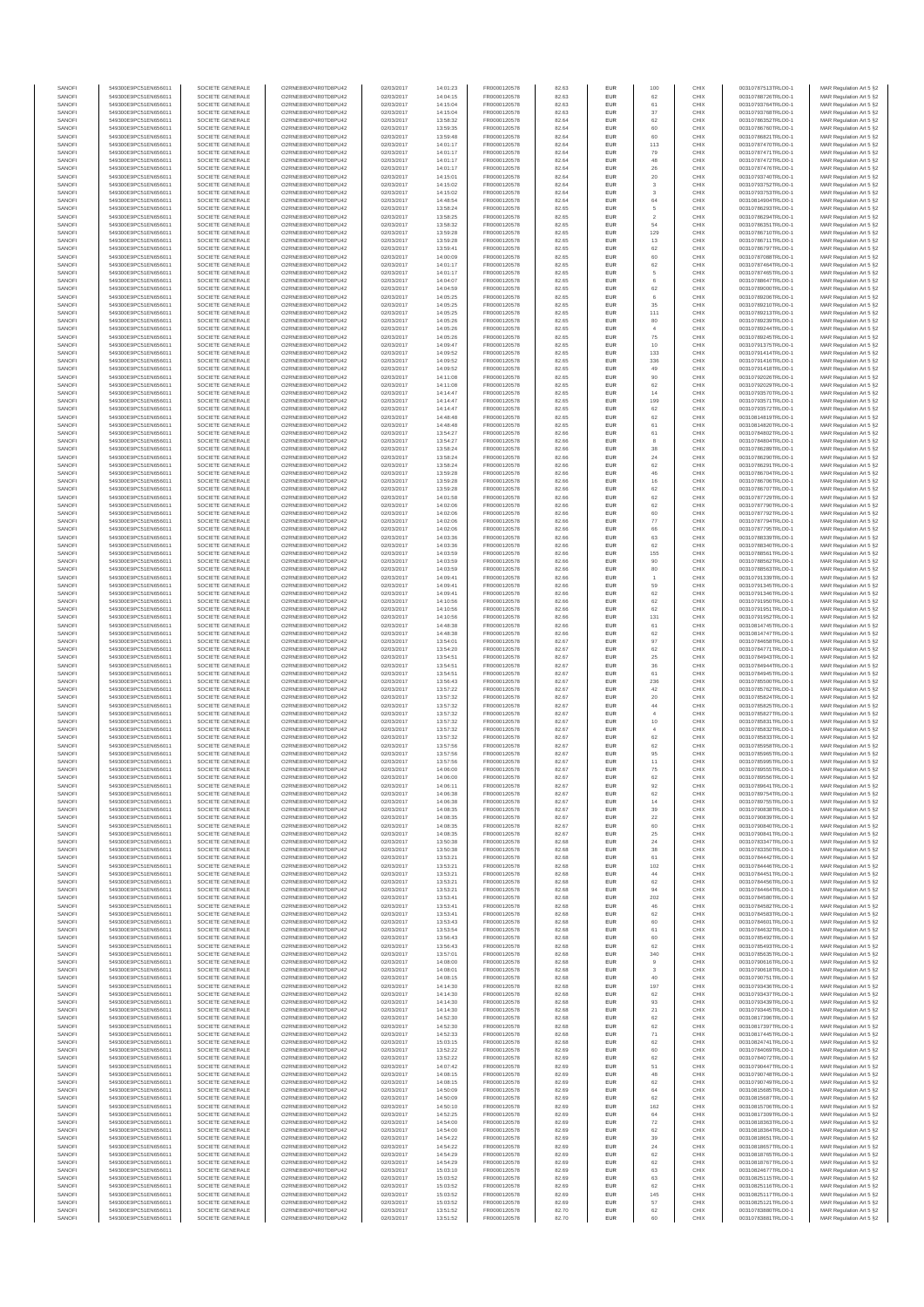| SANOFI | 549300E9PC51EN656011 | SOCIETE GENERALE | O2RNE8IBXP4R0TD8PU42 | 02/03/2017 | 14:01:23 | FR0000120578 | 82.63 | EUR | 100 | CHIX | 00310787513TRLO0-1 | MAR Regulation Art 5 §2 |
|---|---|---|---|---|---|---|---|---|---|---|---|---|
| SANOFI | 549300E9PC51EN656011 | SOCIETE GENERALE | O2RNE8IBXP4R0TD8PU42 | 02/03/2017 | 14:04:15 | FR0000120578 | 82.63 | EUR | 62 | CHIX | 00310788726TRLO0-1 | MAR Regulation Art 5 §2 |
| SANOFI | 549300E9PC51EN656011 | SOCIETE GENERALE | O2RNE8IBXP4R0TD8PU42 | 02/03/2017 | 14:15:04 | FR0000120578 | 82.63 | EUR | 61 | CHIX | 00310793764TRLO0-1 | MAR Regulation Art 5 §2 |
| SANOFI | 549300E9PC51EN656011 | SOCIETE GENERALE | O2RNE8IBXP4R0TD8PU42 | 02/03/2017 | 14:15:04 | FR0000120578 | 82.63 | EUR | 37 | CHIX | 00310793768TRLO0-1 | MAR Regulation Art 5 §2 |
| SANOFI | 549300E9PC51EN656011 | SOCIETE GENERALE | O2RNE8IBXP4R0TD8PU42 | 02/03/2017 | 13:58:32 | FR0000120578 | 82.64 | EUR | 62 | CHIX | 00310786352TRLO0-1 | MAR Regulation Art 5 §2 |
| SANOFI | 549300E9PC51EN656011 | SOCIETE GENERALE | O2RNE8IBXP4R0TD8PU42 | 02/03/2017 | 13:59:35 | FR0000120578 | 82.64 | EUR | 60 | CHIX | 00310786760TRLO0-1 | MAR Regulation Art 5 §2 |
| SANOFI | 549300E9PC51EN656011 | SOCIETE GENERALE | O2RNE8IBXP4R0TD8PU42 | 02/03/2017 | 13:59:48 | FR0000120578 | 82.64 | EUR | 60 | CHIX | 00310786821TRLO0-1 | MAR Regulation Art 5 §2 |
| SANOFI | 549300E9PC51EN656011 | SOCIETE GENERALE | O2RNE8IBXP4R0TD8PU42 | 02/03/2017 | 14:01:17 | FR0000120578 | 82.64 | EUR | 113 | CHIX | 00310787470TRLO0-1 | MAR Regulation Art 5 §2 |
| SANOFI | 549300E9PC51EN656011 | SOCIETE GENERALE | O2RNE8IBXP4R0TD8PU42 | 02/03/2017 | 14:01:17 | FR0000120578 | 82.64 | EUR | 79 | CHIX | 00310787471TRLO0-1 | MAR Regulation Art 5 §2 |
| SANOFI | 549300E9PC51EN656011 | SOCIETE GENERALE | O2RNE8IBXP4R0TD8PU42 | 02/03/2017 | 14:01:17 | FR0000120578 | 82.64 | EUR | 48 | CHIX | 00310787472TRLO0-1 | MAR Regulation Art 5 §2 |
| SANOFI | 549300E9PC51EN656011 | SOCIETE GENERALE | O2RNE8IBXP4R0TD8PU42 | 02/03/2017 | 14:01:17 | FR0000120578 | 82.64 | EUR | 26 | CHIX | 00310787476TRLO0-1 | MAR Regulation Art 5 §2 |
| SANOFI | 549300E9PC51EN656011 | SOCIETE GENERALE | O2RNE8IBXP4R0TD8PU42 | 02/03/2017 | 14:15:01 | FR0000120578 | 82.64 | EUR | 20 | CHIX | 00310793740TRLO0-1 | MAR Regulation Art 5 §2 |
| SANOFI | 549300E9PC51EN656011 | SOCIETE GENERALE | O2RNE8IBXP4R0TD8PU42 | 02/03/2017 | 14:15:02 | FR0000120578 | 82.64 | EUR | 3 | CHIX | 00310793752TRLO0-1 | MAR Regulation Art 5 §2 |
| SANOFI | 549300E9PC51EN656011 | SOCIETE GENERALE | O2RNE8IBXP4R0TD8PU42 | 02/03/2017 | 14:15:02 | FR0000120578 | 82.64 | EUR | 3 | CHIX | 00310793753TRLO0-1 | MAR Regulation Art 5 §2 |
| SANOFI | 549300E9PC51EN656011 | SOCIETE GENERALE | O2RNE8IBXP4R0TD8PU42 | 02/03/2017 | 14:48:54 | FR0000120578 | 82.64 | EUR | 64 | CHIX | 00310814904TRLO0-1 | MAR Regulation Art 5 §2 |
| SANOFI | 549300E9PC51EN656011 | SOCIETE GENERALE | O2RNE8IBXP4R0TD8PU42 | 02/03/2017 | 13:58:24 | FR0000120578 | 82.65 | EUR | 5 | CHIX | 00310786293TRLO0-1 | MAR Regulation Art 5 §2 |
| SANOFI | 549300E9PC51EN656011 | SOCIETE GENERALE | O2RNE8IBXP4R0TD8PU42 | 02/03/2017 | 13:58:25 | FR0000120578 | 82.65 | EUR | 2 | CHIX | 00310786294TRLO0-1 | MAR Regulation Art 5 §2 |
| SANOFI | 549300E9PC51EN656011 | SOCIETE GENERALE | O2RNE8IBXP4R0TD8PU42 | 02/03/2017 | 13:58:32 | FR0000120578 | 82.65 | EUR | 54 | CHIX | 00310786351TRLO0-1 | MAR Regulation Art 5 §2 |
| SANOFI | 549300E9PC51EN656011 | SOCIETE GENERALE | O2RNE8IBXP4R0TD8PU42 | 02/03/2017 | 13:59:28 | FR0000120578 | 82.65 | EUR | 129 | CHIX | 00310786710TRLO0-1 | MAR Regulation Art 5 §2 |
| SANOFI | 549300E9PC51EN656011 | SOCIETE GENERALE | O2RNE8IBXP4R0TD8PU42 | 02/03/2017 | 13:59:28 | FR0000120578 | 82.65 | EUR | 13 | CHIX | 00310786711TRLO0-1 | MAR Regulation Art 5 §2 |
| SANOFI | 549300E9PC51EN656011 | SOCIETE GENERALE | O2RNE8IBXP4R0TD8PU42 | 02/03/2017 | 13:59:41 | FR0000120578 | 82.65 | EUR | 62 | CHIX | 00310786797TRLO0-1 | MAR Regulation Art 5 §2 |
| SANOFI | 549300E9PC51EN656011 | SOCIETE GENERALE | O2RNE8IBXP4R0TD8PU42 | 02/03/2017 | 14:00:09 | FR0000120578 | 82.65 | EUR | 60 | CHIX | 00310787089TRLO0-1 | MAR Regulation Art 5 §2 |
| SANOFI | 549300E9PC51EN656011 | SOCIETE GENERALE | O2RNE8IBXP4R0TD8PU42 | 02/03/2017 | 14:01:17 | FR0000120578 | 82.65 | EUR | 62 | CHIX | 00310787464TRLO0-1 | MAR Regulation Art 5 §2 |
| SANOFI | 549300E9PC51EN656011 | SOCIETE GENERALE | O2RNE8IBXP4R0TD8PU42 | 02/03/2017 | 14:01:17 | FR0000120578 | 82.65 | EUR | 5 | CHIX | 00310787465TRLO0-1 | MAR Regulation Art 5 §2 |
| SANOFI | 549300E9PC51EN656011 | SOCIETE GENERALE | O2RNE8IBXP4R0TD8PU42 | 02/03/2017 | 14:04:07 | FR0000120578 | 82.65 | EUR | 6 | CHIX | 00310788647TRLO0-1 | MAR Regulation Art 5 §2 |
| SANOFI | 549300E9PC51EN656011 | SOCIETE GENERALE | O2RNE8IBXP4R0TD8PU42 | 02/03/2017 | 14:04:59 | FR0000120578 | 82.65 | EUR | 62 | CHIX | 00310789060TRLO0-1 | MAR Regulation Art 5 §2 |
| SANOFI | 549300E9PC51EN656011 | SOCIETE GENERALE | O2RNE8IBXP4R0TD8PU42 | 02/03/2017 | 14:05:25 | FR0000120578 | 82.65 | EUR | 6 | CHIX | 00310789206TRLO0-1 | MAR Regulation Art 5 §2 |
| SANOFI | 549300E9PC51EN656011 | SOCIETE GENERALE | O2RNE8IBXP4R0TD8PU42 | 02/03/2017 | 14:05:25 | FR0000120578 | 82.65 | EUR | 35 | CHIX | 00310789210TRLO0-1 | MAR Regulation Art 5 §2 |
| SANOFI | 549300E9PC51EN656011 | SOCIETE GENERALE | O2RNE8IBXP4R0TD8PU42 | 02/03/2017 | 14:05:25 | FR0000120578 | 82.65 | EUR | 111 | CHIX | 00310789213TRLO0-1 | MAR Regulation Art 5 §2 |
| SANOFI | 549300E9PC51EN656011 | SOCIETE GENERALE | O2RNE8IBXP4R0TD8PU42 | 02/03/2017 | 14:05:26 | FR0000120578 | 82.65 | EUR | 80 | CHIX | 00310789239TRLO0-1 | MAR Regulation Art 5 §2 |
| SANOFI | 549300E9PC51EN656011 | SOCIETE GENERALE | O2RNE8IBXP4R0TD8PU42 | 02/03/2017 | 14:05:26 | FR0000120578 | 82.65 | EUR | 4 | CHIX | 00310789244TRLO0-1 | MAR Regulation Art 5 §2 |
| SANOFI | 549300E9PC51EN656011 | SOCIETE GENERALE | O2RNE8IBXP4R0TD8PU42 | 02/03/2017 | 14:05:26 | FR0000120578 | 82.65 | EUR | 75 | CHIX | 00310789245TRLO0-1 | MAR Regulation Art 5 §2 |
| SANOFI | 549300E9PC51EN656011 | SOCIETE GENERALE | O2RNE8IBXP4R0TD8PU42 | 02/03/2017 | 14:09:47 | FR0000120578 | 82.65 | EUR | 10 | CHIX | 00310791375TRLO0-1 | MAR Regulation Art 5 §2 |
| SANOFI | 549300E9PC51EN656011 | SOCIETE GENERALE | O2RNE8IBXP4R0TD8PU42 | 02/03/2017 | 14:09:52 | FR0000120578 | 82.65 | EUR | 133 | CHIX | 00310791414TRLO0-1 | MAR Regulation Art 5 §2 |
| SANOFI | 549300E9PC51EN656011 | SOCIETE GENERALE | O2RNE8IBXP4R0TD8PU42 | 02/03/2017 | 14:09:52 | FR0000120578 | 82.65 | EUR | 336 | CHIX | 00310791416TRLO0-1 | MAR Regulation Art 5 §2 |
| SANOFI | 549300E9PC51EN656011 | SOCIETE GENERALE | O2RNE8IBXP4R0TD8PU42 | 02/03/2017 | 14:09:52 | FR0000120578 | 82.65 | EUR | 49 | CHIX | 00310791418TRLO0-1 | MAR Regulation Art 5 §2 |
| SANOFI | 549300E9PC51EN656011 | SOCIETE GENERALE | O2RNE8IBXP4R0TD8PU42 | 02/03/2017 | 14:11:08 | FR0000120578 | 82.65 | EUR | 90 | CHIX | 00310792026TRLO0-1 | MAR Regulation Art 5 §2 |
| SANOFI | 549300E9PC51EN656011 | SOCIETE GENERALE | O2RNE8IBXP4R0TD8PU42 | 02/03/2017 | 14:11:08 | FR0000120578 | 82.65 | EUR | 62 | CHIX | 00310792029TRLO0-1 | MAR Regulation Art 5 §2 |
| SANOFI | 549300E9PC51EN656011 | SOCIETE GENERALE | O2RNE8IBXP4R0TD8PU42 | 02/03/2017 | 14:14:47 | FR0000120578 | 82.65 | EUR | 14 | CHIX | 00310793570TRLO0-1 | MAR Regulation Art 5 §2 |
| SANOFI | 549300E9PC51EN656011 | SOCIETE GENERALE | O2RNE8IBXP4R0TD8PU42 | 02/03/2017 | 14:14:47 | FR0000120578 | 82.65 | EUR | 199 | CHIX | 00310793571TRLO0-1 | MAR Regulation Art 5 §2 |
| SANOFI | 549300E9PC51EN656011 | SOCIETE GENERALE | O2RNE8IBXP4R0TD8PU42 | 02/03/2017 | 14:14:47 | FR0000120578 | 82.65 | EUR | 62 | CHIX | 00310793572TRLO0-1 | MAR Regulation Art 5 §2 |
| SANOFI | 549300E9PC51EN656011 | SOCIETE GENERALE | O2RNE8IBXP4R0TD8PU42 | 02/03/2017 | 14:48:48 | FR0000120578 | 82.65 | EUR | 62 | CHIX | 00310814819TRLO0-1 | MAR Regulation Art 5 §2 |
| SANOFI | 549300E9PC51EN656011 | SOCIETE GENERALE | O2RNE8IBXP4R0TD8PU42 | 02/03/2017 | 14:48:48 | FR0000120578 | 82.65 | EUR | 61 | CHIX | 00310814828TRLO0-1 | MAR Regulation Art 5 §2 |
| SANOFI | 549300E9PC51EN656011 | SOCIETE GENERALE | O2RNE8IBXP4R0TD8PU42 | 02/03/2017 | 13:54:27 | FR0000120578 | 82.66 | EUR | 61 | CHIX | 00310784802TRLO0-1 | MAR Regulation Art 5 §2 |
| SANOFI | 549300E9PC51EN656011 | SOCIETE GENERALE | O2RNE8IBXP4R0TD8PU42 | 02/03/2017 | 13:54:27 | FR0000120578 | 82.66 | EUR | 8 | CHIX | 00310784804TRLO0-1 | MAR Regulation Art 5 §2 |
| SANOFI | 549300E9PC51EN656011 | SOCIETE GENERALE | O2RNE8IBXP4R0TD8PU42 | 02/03/2017 | 13:58:24 | FR0000120578 | 82.66 | EUR | 38 | CHIX | 00310786289TRLO0-1 | MAR Regulation Art 5 §2 |
| SANOFI | 549300E9PC51EN656011 | SOCIETE GENERALE | O2RNE8IBXP4R0TD8PU42 | 02/03/2017 | 13:58:24 | FR0000120578 | 82.66 | EUR | 24 | CHIX | 00310786290TRLO0-1 | MAR Regulation Art 5 §2 |
| SANOFI | 549300E9PC51EN656011 | SOCIETE GENERALE | O2RNE8IBXP4R0TD8PU42 | 02/03/2017 | 13:58:24 | FR0000120578 | 82.66 | EUR | 62 | CHIX | 00310786291TRLO0-1 | MAR Regulation Art 5 §2 |
| SANOFI | 549300E9PC51EN656011 | SOCIETE GENERALE | O2RNE8IBXP4R0TD8PU42 | 02/03/2017 | 13:59:28 | FR0000120578 | 82.66 | EUR | 46 | CHIX | 00310786704TRLO0-1 | MAR Regulation Art 5 §2 |
| SANOFI | 549300E9PC51EN656011 | SOCIETE GENERALE | O2RNE8IBXP4R0TD8PU42 | 02/03/2017 | 13:59:28 | FR0000120578 | 82.66 | EUR | 16 | CHIX | 00310786706TRLO0-1 | MAR Regulation Art 5 §2 |
| SANOFI | 549300E9PC51EN656011 | SOCIETE GENERALE | O2RNE8IBXP4R0TD8PU42 | 02/03/2017 | 13:59:28 | FR0000120578 | 82.66 | EUR | 62 | CHIX | 00310786707TRLO0-1 | MAR Regulation Art 5 §2 |
| SANOFI | 549300E9PC51EN656011 | SOCIETE GENERALE | O2RNE8IBXP4R0TD8PU42 | 02/03/2017 | 14:01:58 | FR0000120578 | 82.66 | EUR | 62 | CHIX | 00310787729TRLO0-1 | MAR Regulation Art 5 §2 |
| SANOFI | 549300E9PC51EN656011 | SOCIETE GENERALE | O2RNE8IBXP4R0TD8PU42 | 02/03/2017 | 14:02:06 | FR0000120578 | 82.66 | EUR | 62 | CHIX | 00310787790TRLO0-1 | MAR Regulation Art 5 §2 |
| SANOFI | 549300E9PC51EN656011 | SOCIETE GENERALE | O2RNE8IBXP4R0TD8PU42 | 02/03/2017 | 14:02:06 | FR0000120578 | 82.66 | EUR | 60 | CHIX | 00310787792TRLO0-1 | MAR Regulation Art 5 §2 |
| SANOFI | 549300E9PC51EN656011 | SOCIETE GENERALE | O2RNE8IBXP4R0TD8PU42 | 02/03/2017 | 14:02:06 | FR0000120578 | 82.66 | EUR | 77 | CHIX | 00310787794TRLO0-1 | MAR Regulation Art 5 §2 |
| SANOFI | 549300E9PC51EN656011 | SOCIETE GENERALE | O2RNE8IBXP4R0TD8PU42 | 02/03/2017 | 14:02:06 | FR0000120578 | 82.66 | EUR | 66 | CHIX | 00310787795TRLO0-1 | MAR Regulation Art 5 §2 |
| SANOFI | 549300E9PC51EN656011 | SOCIETE GENERALE | O2RNE8IBXP4R0TD8PU42 | 02/03/2017 | 14:03:36 | FR0000120578 | 82.66 | EUR | 63 | CHIX | 00310788339TRLO0-1 | MAR Regulation Art 5 §2 |
| SANOFI | 549300E9PC51EN656011 | SOCIETE GENERALE | O2RNE8IBXP4R0TD8PU42 | 02/03/2017 | 14:03:36 | FR0000120578 | 82.66 | EUR | 62 | CHIX | 00310788340TRLO0-1 | MAR Regulation Art 5 §2 |
| SANOFI | 549300E9PC51EN656011 | SOCIETE GENERALE | O2RNE8IBXP4R0TD8PU42 | 02/03/2017 | 14:03:59 | FR0000120578 | 82.66 | EUR | 155 | CHIX | 00310788561TRLO0-1 | MAR Regulation Art 5 §2 |
| SANOFI | 549300E9PC51EN656011 | SOCIETE GENERALE | O2RNE8IBXP4R0TD8PU42 | 02/03/2017 | 14:03:59 | FR0000120578 | 82.66 | EUR | 90 | CHIX | 00310788562TRLO0-1 | MAR Regulation Art 5 §2 |
| SANOFI | 549300E9PC51EN656011 | SOCIETE GENERALE | O2RNE8IBXP4R0TD8PU42 | 02/03/2017 | 14:03:59 | FR0000120578 | 82.66 | EUR | 80 | CHIX | 00310788563TRLO0-1 | MAR Regulation Art 5 §2 |
| SANOFI | 549300E9PC51EN656011 | SOCIETE GENERALE | O2RNE8IBXP4R0TD8PU42 | 02/03/2017 | 14:09:41 | FR0000120578 | 82.66 | EUR | 1 | CHIX | 00310791339TRLO0-1 | MAR Regulation Art 5 §2 |
| SANOFI | 549300E9PC51EN656011 | SOCIETE GENERALE | O2RNE8IBXP4R0TD8PU42 | 02/03/2017 | 14:09:41 | FR0000120578 | 82.66 | EUR | 59 | CHIX | 00310791345TRLO0-1 | MAR Regulation Art 5 §2 |
| SANOFI | 549300E9PC51EN656011 | SOCIETE GENERALE | O2RNE8IBXP4R0TD8PU42 | 02/03/2017 | 14:09:41 | FR0000120578 | 82.66 | EUR | 62 | CHIX | 00310791346TRLO0-1 | MAR Regulation Art 5 §2 |
| SANOFI | 549300E9PC51EN656011 | SOCIETE GENERALE | O2RNE8IBXP4R0TD8PU42 | 02/03/2017 | 14:10:56 | FR0000120578 | 82.66 | EUR | 62 | CHIX | 00310791950TRLO0-1 | MAR Regulation Art 5 §2 |
| SANOFI | 549300E9PC51EN656011 | SOCIETE GENERALE | O2RNE8IBXP4R0TD8PU42 | 02/03/2017 | 14:10:56 | FR0000120578 | 82.66 | EUR | 62 | CHIX | 00310791951TRLO0-1 | MAR Regulation Art 5 §2 |
| SANOFI | 549300E9PC51EN656011 | SOCIETE GENERALE | O2RNE8IBXP4R0TD8PU42 | 02/03/2017 | 14:10:56 | FR0000120578 | 82.66 | EUR | 131 | CHIX | 00310791952TRLO0-1 | MAR Regulation Art 5 §2 |
| SANOFI | 549300E9PC51EN656011 | SOCIETE GENERALE | O2RNE8IBXP4R0TD8PU42 | 02/03/2017 | 14:48:38 | FR0000120578 | 82.66 | EUR | 61 | CHIX | 00310814745TRLO0-1 | MAR Regulation Art 5 §2 |
| SANOFI | 549300E9PC51EN656011 | SOCIETE GENERALE | O2RNE8IBXP4R0TD8PU42 | 02/03/2017 | 14:48:38 | FR0000120578 | 82.66 | EUR | 62 | CHIX | 00310814747TRLO0-1 | MAR Regulation Art 5 §2 |
| SANOFI | 549300E9PC51EN656011 | SOCIETE GENERALE | O2RNE8IBXP4R0TD8PU42 | 02/03/2017 | 13:54:01 | FR0000120578 | 82.67 | EUR | 97 | CHIX | 00310784658TRLO0-1 | MAR Regulation Art 5 §2 |
| SANOFI | 549300E9PC51EN656011 | SOCIETE GENERALE | O2RNE8IBXP4R0TD8PU42 | 02/03/2017 | 13:54:20 | FR0000120578 | 82.67 | EUR | 62 | CHIX | 00310784771TRLO0-1 | MAR Regulation Art 5 §2 |
| SANOFI | 549300E9PC51EN656011 | SOCIETE GENERALE | O2RNE8IBXP4R0TD8PU42 | 02/03/2017 | 13:54:51 | FR0000120578 | 82.67 | EUR | 25 | CHIX | 00310784943TRLO0-1 | MAR Regulation Art 5 §2 |
| SANOFI | 549300E9PC51EN656011 | SOCIETE GENERALE | O2RNE8IBXP4R0TD8PU42 | 02/03/2017 | 13:54:51 | FR0000120578 | 82.67 | EUR | 36 | CHIX | 00310784944TRLO0-1 | MAR Regulation Art 5 §2 |
| SANOFI | 549300E9PC51EN656011 | SOCIETE GENERALE | O2RNE8IBXP4R0TD8PU42 | 02/03/2017 | 13:54:51 | FR0000120578 | 82.67 | EUR | 61 | CHIX | 00310784945TRLO0-1 | MAR Regulation Art 5 §2 |
| SANOFI | 549300E9PC51EN656011 | SOCIETE GENERALE | O2RNE8IBXP4R0TD8PU42 | 02/03/2017 | 13:56:43 | FR0000120578 | 82.67 | EUR | 236 | CHIX | 00310785500TRLO0-1 | MAR Regulation Art 5 §2 |
| SANOFI | 549300E9PC51EN656011 | SOCIETE GENERALE | O2RNE8IBXP4R0TD8PU42 | 02/03/2017 | 13:57:22 | FR0000120578 | 82.67 | EUR | 42 | CHIX | 00310785762TRLO0-1 | MAR Regulation Art 5 §2 |
| SANOFI | 549300E9PC51EN656011 | SOCIETE GENERALE | O2RNE8IBXP4R0TD8PU42 | 02/03/2017 | 13:57:32 | FR0000120578 | 82.67 | EUR | 20 | CHIX | 00310785824TRLO0-1 | MAR Regulation Art 5 §2 |
| SANOFI | 549300E9PC51EN656011 | SOCIETE GENERALE | O2RNE8IBXP4R0TD8PU42 | 02/03/2017 | 13:57:32 | FR0000120578 | 82.67 | EUR | 44 | CHIX | 00310785825TRLO0-1 | MAR Regulation Art 5 §2 |
| SANOFI | 549300E9PC51EN656011 | SOCIETE GENERALE | O2RNE8IBXP4R0TD8PU42 | 02/03/2017 | 13:57:32 | FR0000120578 | 82.67 | EUR | 4 | CHIX | 00310785827TRLO0-1 | MAR Regulation Art 5 §2 |
| SANOFI | 549300E9PC51EN656011 | SOCIETE GENERALE | O2RNE8IBXP4R0TD8PU42 | 02/03/2017 | 13:57:32 | FR0000120578 | 82.67 | EUR | 10 | CHIX | 00310785831TRLO0-1 | MAR Regulation Art 5 §2 |
| SANOFI | 549300E9PC51EN656011 | SOCIETE GENERALE | O2RNE8IBXP4R0TD8PU42 | 02/03/2017 | 13:57:32 | FR0000120578 | 82.67 | EUR | 4 | CHIX | 00310785832TRLO0-1 | MAR Regulation Art 5 §2 |
| SANOFI | 549300E9PC51EN656011 | SOCIETE GENERALE | O2RNE8IBXP4R0TD8PU42 | 02/03/2017 | 13:57:32 | FR0000120578 | 82.67 | EUR | 62 | CHIX | 00310785833TRLO0-1 | MAR Regulation Art 5 §2 |
| SANOFI | 549300E9PC51EN656011 | SOCIETE GENERALE | O2RNE8IBXP4R0TD8PU42 | 02/03/2017 | 13:57:56 | FR0000120578 | 82.67 | EUR | 62 | CHIX | 00310785958TRLO0-1 | MAR Regulation Art 5 §2 |
| SANOFI | 549300E9PC51EN656011 | SOCIETE GENERALE | O2RNE8IBXP4R0TD8PU42 | 02/03/2017 | 13:57:56 | FR0000120578 | 82.67 | EUR | 95 | CHIX | 00310785966TRLO0-1 | MAR Regulation Art 5 §2 |
| SANOFI | 549300E9PC51EN656011 | SOCIETE GENERALE | O2RNE8IBXP4R0TD8PU42 | 02/03/2017 | 13:57:56 | FR0000120578 | 82.67 | EUR | 11 | CHIX | 00310785995TRLO0-1 | MAR Regulation Art 5 §2 |
| SANOFI | 549300E9PC51EN656011 | SOCIETE GENERALE | O2RNE8IBXP4R0TD8PU42 | 02/03/2017 | 14:06:00 | FR0000120578 | 82.67 | EUR | 75 | CHIX | 00310789555TRLO0-1 | MAR Regulation Art 5 §2 |
| SANOFI | 549300E9PC51EN656011 | SOCIETE GENERALE | O2RNE8IBXP4R0TD8PU42 | 02/03/2017 | 14:06:00 | FR0000120578 | 82.67 | EUR | 62 | CHIX | 00310789556TRLO0-1 | MAR Regulation Art 5 §2 |
| SANOFI | 549300E9PC51EN656011 | SOCIETE GENERALE | O2RNE8IBXP4R0TD8PU42 | 02/03/2017 | 14:06:11 | FR0000120578 | 82.67 | EUR | 92 | CHIX | 00310789641TRLO0-1 | MAR Regulation Art 5 §2 |
| SANOFI | 549300E9PC51EN656011 | SOCIETE GENERALE | O2RNE8IBXP4R0TD8PU42 | 02/03/2017 | 14:06:38 | FR0000120578 | 82.67 | EUR | 62 | CHIX | 00310789754TRLO0-1 | MAR Regulation Art 5 §2 |
| SANOFI | 549300E9PC51EN656011 | SOCIETE GENERALE | O2RNE8IBXP4R0TD8PU42 | 02/03/2017 | 14:06:38 | FR0000120578 | 82.67 | EUR | 14 | CHIX | 00310789755TRLO0-1 | MAR Regulation Art 5 §2 |
| SANOFI | 549300E9PC51EN656011 | SOCIETE GENERALE | O2RNE8IBXP4R0TD8PU42 | 02/03/2017 | 14:08:35 | FR0000120578 | 82.67 | EUR | 39 | CHIX | 00310790838TRLO0-1 | MAR Regulation Art 5 §2 |
| SANOFI | 549300E9PC51EN656011 | SOCIETE GENERALE | O2RNE8IBXP4R0TD8PU42 | 02/03/2017 | 14:08:35 | FR0000120578 | 82.67 | EUR | 22 | CHIX | 00310790839TRLO0-1 | MAR Regulation Art 5 §2 |
| SANOFI | 549300E9PC51EN656011 | SOCIETE GENERALE | O2RNE8IBXP4R0TD8PU42 | 02/03/2017 | 14:08:35 | FR0000120578 | 82.67 | EUR | 60 | CHIX | 00310790840TRLO0-1 | MAR Regulation Art 5 §2 |
| SANOFI | 549300E9PC51EN656011 | SOCIETE GENERALE | O2RNE8IBXP4R0TD8PU42 | 02/03/2017 | 14:08:35 | FR0000120578 | 82.67 | EUR | 25 | CHIX | 00310790841TRLO0-1 | MAR Regulation Art 5 §2 |
| SANOFI | 549300E9PC51EN656011 | SOCIETE GENERALE | O2RNE8IBXP4R0TD8PU42 | 02/03/2017 | 13:50:38 | FR0000120578 | 82.68 | EUR | 24 | CHIX | 00310783347TRLO0-1 | MAR Regulation Art 5 §2 |
| SANOFI | 549300E9PC51EN656011 | SOCIETE GENERALE | O2RNE8IBXP4R0TD8PU42 | 02/03/2017 | 13:50:38 | FR0000120578 | 82.68 | EUR | 38 | CHIX | 00310783350TRLO0-1 | MAR Regulation Art 5 §2 |
| SANOFI | 549300E9PC51EN656011 | SOCIETE GENERALE | O2RNE8IBXP4R0TD8PU42 | 02/03/2017 | 13:53:21 | FR0000120578 | 82.68 | EUR | 61 | CHIX | 00310784442TRLO0-1 | MAR Regulation Art 5 §2 |
| SANOFI | 549300E9PC51EN656011 | SOCIETE GENERALE | O2RNE8IBXP4R0TD8PU42 | 02/03/2017 | 13:53:21 | FR0000120578 | 82.68 | EUR | 102 | CHIX | 00310784446TRLO0-1 | MAR Regulation Art 5 §2 |
| SANOFI | 549300E9PC51EN656011 | SOCIETE GENERALE | O2RNE8IBXP4R0TD8PU42 | 02/03/2017 | 13:53:21 | FR0000120578 | 82.68 | EUR | 44 | CHIX | 00310784451TRLO0-1 | MAR Regulation Art 5 §2 |
| SANOFI | 549300E9PC51EN656011 | SOCIETE GENERALE | O2RNE8IBXP4R0TD8PU42 | 02/03/2017 | 13:53:21 | FR0000120578 | 82.68 | EUR | 62 | CHIX | 00310784456TRLO0-1 | MAR Regulation Art 5 §2 |
| SANOFI | 549300E9PC51EN656011 | SOCIETE GENERALE | O2RNE8IBXP4R0TD8PU42 | 02/03/2017 | 13:53:21 | FR0000120578 | 82.68 | EUR | 94 | CHIX | 00310784464TRLO0-1 | MAR Regulation Art 5 §2 |
| SANOFI | 549300E9PC51EN656011 | SOCIETE GENERALE | O2RNE8IBXP4R0TD8PU42 | 02/03/2017 | 13:53:41 | FR0000120578 | 82.68 | EUR | 202 | CHIX | 00310784580TRLO0-1 | MAR Regulation Art 5 §2 |
| SANOFI | 549300E9PC51EN656011 | SOCIETE GENERALE | O2RNE8IBXP4R0TD8PU42 | 02/03/2017 | 13:53:41 | FR0000120578 | 82.68 | EUR | 46 | CHIX | 00310784582TRLO0-1 | MAR Regulation Art 5 §2 |
| SANOFI | 549300E9PC51EN656011 | SOCIETE GENERALE | O2RNE8IBXP4R0TD8PU42 | 02/03/2017 | 13:53:41 | FR0000120578 | 82.68 | EUR | 62 | CHIX | 00310784583TRLO0-1 | MAR Regulation Art 5 §2 |
| SANOFI | 549300E9PC51EN656011 | SOCIETE GENERALE | O2RNE8IBXP4R0TD8PU42 | 02/03/2017 | 13:53:43 | FR0000120578 | 82.68 | EUR | 60 | CHIX | 00310784601TRLO0-1 | MAR Regulation Art 5 §2 |
| SANOFI | 549300E9PC51EN656011 | SOCIETE GENERALE | O2RNE8IBXP4R0TD8PU42 | 02/03/2017 | 13:53:54 | FR0000120578 | 82.68 | EUR | 61 | CHIX | 00310784632TRLO0-1 | MAR Regulation Art 5 §2 |
| SANOFI | 549300E9PC51EN656011 | SOCIETE GENERALE | O2RNE8IBXP4R0TD8PU42 | 02/03/2017 | 13:56:43 | FR0000120578 | 82.68 | EUR | 60 | CHIX | 00310785492TRLO0-1 | MAR Regulation Art 5 §2 |
| SANOFI | 549300E9PC51EN656011 | SOCIETE GENERALE | O2RNE8IBXP4R0TD8PU42 | 02/03/2017 | 13:56:43 | FR0000120578 | 82.68 | EUR | 62 | CHIX | 00310785493TRLO0-1 | MAR Regulation Art 5 §2 |
| SANOFI | 549300E9PC51EN656011 | SOCIETE GENERALE | O2RNE8IBXP4R0TD8PU42 | 02/03/2017 | 13:57:01 | FR0000120578 | 82.68 | EUR | 340 | CHIX | 00310785635TRLO0-1 | MAR Regulation Art 5 §2 |
| SANOFI | 549300E9PC51EN656011 | SOCIETE GENERALE | O2RNE8IBXP4R0TD8PU42 | 02/03/2017 | 14:08:00 | FR0000120578 | 82.68 | EUR | 9 | CHIX | 00310790616TRLO0-1 | MAR Regulation Art 5 §2 |
| SANOFI | 549300E9PC51EN656011 | SOCIETE GENERALE | O2RNE8IBXP4R0TD8PU42 | 02/03/2017 | 14:08:01 | FR0000120578 | 82.68 | EUR | 3 | CHIX | 00310790618TRLO0-1 | MAR Regulation Art 5 §2 |
| SANOFI | 549300E9PC51EN656011 | SOCIETE GENERALE | O2RNE8IBXP4R0TD8PU42 | 02/03/2017 | 14:08:15 | FR0000120578 | 82.68 | EUR | 40 | CHIX | 00310790751TRLO0-1 | MAR Regulation Art 5 §2 |
| SANOFI | 549300E9PC51EN656011 | SOCIETE GENERALE | O2RNE8IBXP4R0TD8PU42 | 02/03/2017 | 14:14:30 | FR0000120578 | 82.68 | EUR | 197 | CHIX | 00310793436TRLO0-1 | MAR Regulation Art 5 §2 |
| SANOFI | 549300E9PC51EN656011 | SOCIETE GENERALE | O2RNE8IBXP4R0TD8PU42 | 02/03/2017 | 14:14:30 | FR0000120578 | 82.68 | EUR | 62 | CHIX | 00310793437TRLO0-1 | MAR Regulation Art 5 §2 |
| SANOFI | 549300E9PC51EN656011 | SOCIETE GENERALE | O2RNE8IBXP4R0TD8PU42 | 02/03/2017 | 14:14:30 | FR0000120578 | 82.68 | EUR | 93 | CHIX | 00310793439TRLO0-1 | MAR Regulation Art 5 §2 |
| SANOFI | 549300E9PC51EN656011 | SOCIETE GENERALE | O2RNE8IBXP4R0TD8PU42 | 02/03/2017 | 14:14:30 | FR0000120578 | 82.68 | EUR | 21 | CHIX | 00310793445TRLO0-1 | MAR Regulation Art 5 §2 |
| SANOFI | 549300E9PC51EN656011 | SOCIETE GENERALE | O2RNE8IBXP4R0TD8PU42 | 02/03/2017 | 14:52:30 | FR0000120578 | 82.68 | EUR | 62 | CHIX | 00310817396TRLO0-1 | MAR Regulation Art 5 §2 |
| SANOFI | 549300E9PC51EN656011 | SOCIETE GENERALE | O2RNE8IBXP4R0TD8PU42 | 02/03/2017 | 14:52:30 | FR0000120578 | 82.68 | EUR | 62 | CHIX | 00310817397TRLO0-1 | MAR Regulation Art 5 §2 |
| SANOFI | 549300E9PC51EN656011 | SOCIETE GENERALE | O2RNE8IBXP4R0TD8PU42 | 02/03/2017 | 14:52:33 | FR0000120578 | 82.68 | EUR | 71 | CHIX | 00310817445TRLO0-1 | MAR Regulation Art 5 §2 |
| SANOFI | 549300E9PC51EN656011 | SOCIETE GENERALE | O2RNE8IBXP4R0TD8PU42 | 02/03/2017 | 15:03:15 | FR0000120578 | 82.68 | EUR | 62 | CHIX | 00310824741TRLO0-1 | MAR Regulation Art 5 §2 |
| SANOFI | 549300E9PC51EN656011 | SOCIETE GENERALE | O2RNE8IBXP4R0TD8PU42 | 02/03/2017 | 13:52:22 | FR0000120578 | 82.69 | EUR | 60 | CHIX | 00310784069TRLO0-1 | MAR Regulation Art 5 §2 |
| SANOFI | 549300E9PC51EN656011 | SOCIETE GENERALE | O2RNE8IBXP4R0TD8PU42 | 02/03/2017 | 13:52:22 | FR0000120578 | 82.69 | EUR | 62 | CHIX | 00310784072TRLO0-1 | MAR Regulation Art 5 §2 |
| SANOFI | 549300E9PC51EN656011 | SOCIETE GENERALE | O2RNE8IBXP4R0TD8PU42 | 02/03/2017 | 14:07:42 | FR0000120578 | 82.69 | EUR | 51 | CHIX | 00310790447TRLO0-1 | MAR Regulation Art 5 §2 |
| SANOFI | 549300E9PC51EN656011 | SOCIETE GENERALE | O2RNE8IBXP4R0TD8PU42 | 02/03/2017 | 14:08:15 | FR0000120578 | 82.69 | EUR | 48 | CHIX | 00310790748TRLO0-1 | MAR Regulation Art 5 §2 |
| SANOFI | 549300E9PC51EN656011 | SOCIETE GENERALE | O2RNE8IBXP4R0TD8PU42 | 02/03/2017 | 14:08:15 | FR0000120578 | 82.69 | EUR | 62 | CHIX | 00310790749TRLO0-1 | MAR Regulation Art 5 §2 |
| SANOFI | 549300E9PC51EN656011 | SOCIETE GENERALE | O2RNE8IBXP4R0TD8PU42 | 02/03/2017 | 14:50:09 | FR0000120578 | 82.69 | EUR | 64 | CHIX | 00310815685TRLO0-1 | MAR Regulation Art 5 §2 |
| SANOFI | 549300E9PC51EN656011 | SOCIETE GENERALE | O2RNE8IBXP4R0TD8PU42 | 02/03/2017 | 14:50:09 | FR0000120578 | 82.69 | EUR | 62 | CHIX | 00310815687TRLO0-1 | MAR Regulation Art 5 §2 |
| SANOFI | 549300E9PC51EN656011 | SOCIETE GENERALE | O2RNE8IBXP4R0TD8PU42 | 02/03/2017 | 14:50:10 | FR0000120578 | 82.69 | EUR | 162 | CHIX | 00310815706TRLO0-1 | MAR Regulation Art 5 §2 |
| SANOFI | 549300E9PC51EN656011 | SOCIETE GENERALE | O2RNE8IBXP4R0TD8PU42 | 02/03/2017 | 14:52:25 | FR0000120578 | 82.69 | EUR | 64 | CHIX | 00310817309TRLO0-1 | MAR Regulation Art 5 §2 |
| SANOFI | 549300E9PC51EN656011 | SOCIETE GENERALE | O2RNE8IBXP4R0TD8PU42 | 02/03/2017 | 14:54:00 | FR0000120578 | 82.69 | EUR | 72 | CHIX | 00310818363TRLO0-1 | MAR Regulation Art 5 §2 |
| SANOFI | 549300E9PC51EN656011 | SOCIETE GENERALE | O2RNE8IBXP4R0TD8PU42 | 02/03/2017 | 14:54:00 | FR0000120578 | 82.69 | EUR | 62 | CHIX | 00310818364TRLO0-1 | MAR Regulation Art 5 §2 |
| SANOFI | 549300E9PC51EN656011 | SOCIETE GENERALE | O2RNE8IBXP4R0TD8PU42 | 02/03/2017 | 14:54:22 | FR0000120578 | 82.69 | EUR | 39 | CHIX | 00310818651TRLO0-1 | MAR Regulation Art 5 §2 |
| SANOFI | 549300E9PC51EN656011 | SOCIETE GENERALE | O2RNE8IBXP4R0TD8PU42 | 02/03/2017 | 14:54:22 | FR0000120578 | 82.69 | EUR | 24 | CHIX | 00310818657TRLO0-1 | MAR Regulation Art 5 §2 |
| SANOFI | 549300E9PC51EN656011 | SOCIETE GENERALE | O2RNE8IBXP4R0TD8PU42 | 02/03/2017 | 14:54:29 | FR0000120578 | 82.69 | EUR | 62 | CHIX | 00310818765TRLO0-1 | MAR Regulation Art 5 §2 |
| SANOFI | 549300E9PC51EN656011 | SOCIETE GENERALE | O2RNE8IBXP4R0TD8PU42 | 02/03/2017 | 14:54:29 | FR0000120578 | 82.69 | EUR | 62 | CHIX | 00310818767TRLO0-1 | MAR Regulation Art 5 §2 |
| SANOFI | 549300E9PC51EN656011 | SOCIETE GENERALE | O2RNE8IBXP4R0TD8PU42 | 02/03/2017 | 15:03:10 | FR0000120578 | 82.69 | EUR | 63 | CHIX | 00310824677TRLO0-1 | MAR Regulation Art 5 §2 |
| SANOFI | 549300E9PC51EN656011 | SOCIETE GENERALE | O2RNE8IBXP4R0TD8PU42 | 02/03/2017 | 15:03:52 | FR0000120578 | 82.69 | EUR | 63 | CHIX | 00310825115TRLO0-1 | MAR Regulation Art 5 §2 |
| SANOFI | 549300E9PC51EN656011 | SOCIETE GENERALE | O2RNE8IBXP4R0TD8PU42 | 02/03/2017 | 15:03:52 | FR0000120578 | 82.69 | EUR | 62 | CHIX | 00310825116TRLO0-1 | MAR Regulation Art 5 §2 |
| SANOFI | 549300E9PC51EN656011 | SOCIETE GENERALE | O2RNE8IBXP4R0TD8PU42 | 02/03/2017 | 15:03:52 | FR0000120578 | 82.69 | EUR | 145 | CHIX | 00310825117TRLO0-1 | MAR Regulation Art 5 §2 |
| SANOFI | 549300E9PC51EN656011 | SOCIETE GENERALE | O2RNE8IBXP4R0TD8PU42 | 02/03/2017 | 15:03:52 | FR0000120578 | 82.69 | EUR | 57 | CHIX | 00310825121TRLO0-1 | MAR Regulation Art 5 §2 |
| SANOFI | 549300E9PC51EN656011 | SOCIETE GENERALE | O2RNE8IBXP4R0TD8PU42 | 02/03/2017 | 13:51:52 | FR0000120578 | 82.70 | EUR | 62 | CHIX | 00310783880TRLO0-1 | MAR Regulation Art 5 §2 |
| SANOFI | 549300E9PC51EN656011 | SOCIETE GENERALE | O2RNE8IBXP4R0TD8PU42 | 02/03/2017 | 13:51:52 | FR0000120578 | 82.70 | EUR | 60 | CHIX | 00310783881TRLO0-1 | MAR Regulation Art 5 §2 |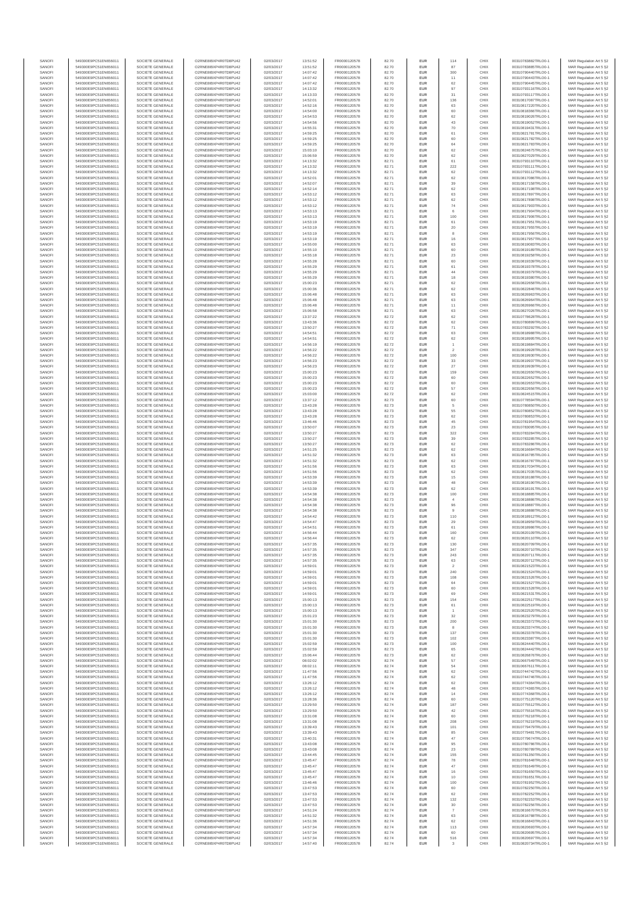| SANOFI | 549300E9PC51EN656011 | SOCIETE GENERALE | O2RNE8IBXP4R0TD8PU42 | 02/03/2017 | 13:51:52 | FR0000120578 | 82.70 | EUR | 114 | CHIX | 00310783882TRLO0-1 | MAR Regulation Art 5 §2 |
|---|---|---|---|---|---|---|---|---|---|---|---|---|
| SANOFI | 549300E9PC51EN656011 | SOCIETE GENERALE | O2RNE8IBXP4R0TD8PU42 | 02/03/2017 | 13:51:52 | FR0000120578 | 82.70 | EUR | 87 | CHIX | 00310783885TRLO0-1 | MAR Regulation Art 5 §2 |
| SANOFI | 549300E9PC51EN656011 | SOCIETE GENERALE | O2RNE8IBXP4R0TD8PU42 | 02/03/2017 | 14:07:42 | FR0000120578 | 82.70 | EUR | 300 | CHIX | 00310790440TRLO0-1 | MAR Regulation Art 5 §2 |
| SANOFI | 549300E9PC51EN656011 | SOCIETE GENERALE | O2RNE8IBXP4R0TD8PU42 | 02/03/2017 | 14:07:42 | FR0000120578 | 82.70 | EUR | 11 | CHIX | 00310790443TRLO0-1 | MAR Regulation Art 5 §2 |
| SANOFI | 549300E9PC51EN656011 | SOCIETE GENERALE | O2RNE8IBXP4R0TD8PU42 | 02/03/2017 | 14:07:42 | FR0000120578 | 82.70 | EUR | 62 | CHIX | 00310790445TRLO0-1 | MAR Regulation Art 5 §2 |
| SANOFI | 549300E9PC51EN656011 | SOCIETE GENERALE | O2RNE8IBXP4R0TD8PU42 | 02/03/2017 | 14:13:32 | FR0000120578 | 82.70 | EUR | 97 | CHIX | 00310793116TRLO0-1 | MAR Regulation Art 5 §2 |
| SANOFI | 549300E9PC51EN656011 | SOCIETE GENERALE | O2RNE8IBXP4R0TD8PU42 | 02/03/2017 | 14:13:33 | FR0000120578 | 82.70 | EUR | 31 | CHIX | 00310793117TRLO0-1 | MAR Regulation Art 5 §2 |
| SANOFI | 549300E9PC51EN656011 | SOCIETE GENERALE | O2RNE8IBXP4R0TD8PU42 | 02/03/2017 | 14:52:01 | FR0000120578 | 82.70 | EUR | 136 | CHIX | 00310817087TRLO0-1 | MAR Regulation Art 5 §2 |
| SANOFI | 549300E9PC51EN656011 | SOCIETE GENERALE | O2RNE8IBXP4R0TD8PU42 | 02/03/2017 | 14:52:16 | FR0000120578 | 82.70 | EUR | 63 | CHIX | 00310817220TRLO0-1 | MAR Regulation Art 5 §2 |
| SANOFI | 549300E9PC51EN656011 | SOCIETE GENERALE | O2RNE8IBXP4R0TD8PU42 | 02/03/2017 | 14:54:00 | FR0000120578 | 82.70 | EUR | 60 | CHIX | 00310818366TRLO0-1 | MAR Regulation Art 5 §2 |
| SANOFI | 549300E9PC51EN656011 | SOCIETE GENERALE | O2RNE8IBXP4R0TD8PU42 | 02/03/2017 | 14:54:53 | FR0000120578 | 82.70 | EUR | 62 | CHIX | 00310819026TRLO0-1 | MAR Regulation Art 5 §2 |
| SANOFI | 549300E9PC51EN656011 | SOCIETE GENERALE | O2RNE8IBXP4R0TD8PU42 | 02/03/2017 | 14:54:56 | FR0000120578 | 82.70 | EUR | 43 | CHIX | 00310819052TRLO0-1 | MAR Regulation Art 5 §2 |
| SANOFI | 549300E9PC51EN656011 | SOCIETE GENERALE | O2RNE8IBXP4R0TD8PU42 | 02/03/2017 | 14:55:31 | FR0000120578 | 82.70 | EUR | 70 | CHIX | 00310819431TRLO0-1 | MAR Regulation Art 5 §2 |
| SANOFI | 549300E9PC51EN656011 | SOCIETE GENERALE | O2RNE8IBXP4R0TD8PU42 | 02/03/2017 | 14:59:25 | FR0000120578 | 82.70 | EUR | 61 | CHIX | 00310821781TRLO0-1 | MAR Regulation Art 5 §2 |
| SANOFI | 549300E9PC51EN656011 | SOCIETE GENERALE | O2RNE8IBXP4R0TD8PU42 | 02/03/2017 | 14:59:25 | FR0000120578 | 82.70 | EUR | 60 | CHIX | 00310821782TRLO0-1 | MAR Regulation Art 5 §2 |
| SANOFI | 549300E9PC51EN656011 | SOCIETE GENERALE | O2RNE8IBXP4R0TD8PU42 | 02/03/2017 | 14:59:25 | FR0000120578 | 82.70 | EUR | 64 | CHIX | 00310821783TRLO0-1 | MAR Regulation Art 5 §2 |
| SANOFI | 549300E9PC51EN656011 | SOCIETE GENERALE | O2RNE8IBXP4R0TD8PU42 | 02/03/2017 | 15:03:10 | FR0000120578 | 82.70 | EUR | 62 | CHIX | 00310824075TRLO0-1 | MAR Regulation Art 5 §2 |
| SANOFI | 549300E9PC51EN656011 | SOCIETE GENERALE | O2RNE8IBXP4R0TD8PU42 | 02/03/2017 | 15:06:59 | FR0000120578 | 82.70 | EUR | 62 | CHIX | 00310827029TRLO0-1 | MAR Regulation Art 5 §2 |
| SANOFI | 549300E9PC51EN656011 | SOCIETE GENERALE | O2RNE8IBXP4R0TD8PU42 | 02/03/2017 | 14:13:32 | FR0000120578 | 82.71 | EUR | 61 | CHIX | 00310793110TRLO0-1 | MAR Regulation Art 5 §2 |
| SANOFI | 549300E9PC51EN656011 | SOCIETE GENERALE | O2RNE8IBXP4R0TD8PU42 | 02/03/2017 | 14:13:32 | FR0000120578 | 82.71 | EUR | 222 | CHIX | 00310793111TRLO0-1 | MAR Regulation Art 5 §2 |
| SANOFI | 549300E9PC51EN656011 | SOCIETE GENERALE | O2RNE8IBXP4R0TD8PU42 | 02/03/2017 | 14:13:32 | FR0000120578 | 82.71 | EUR | 62 | CHIX | 00310793112TRLO0-1 | MAR Regulation Art 5 §2 |
| SANOFI | 549300E9PC51EN656011 | SOCIETE GENERALE | O2RNE8IBXP4R0TD8PU42 | 02/03/2017 | 14:52:01 | FR0000120578 | 82.71 | EUR | 62 | CHIX | 00310817086TRLO0-1 | MAR Regulation Art 5 §2 |
| SANOFI | 549300E9PC51EN656011 | SOCIETE GENERALE | O2RNE8IBXP4R0TD8PU42 | 02/03/2017 | 14:52:07 | FR0000120578 | 82.71 | EUR | 39 | CHIX | 00310817158TRLO0-1 | MAR Regulation Art 5 §2 |
| SANOFI | 549300E9PC51EN656011 | SOCIETE GENERALE | O2RNE8IBXP4R0TD8PU42 | 02/03/2017 | 14:52:14 | FR0000120578 | 82.71 | EUR | 62 | CHIX | 00310817198TRLO0-1 | MAR Regulation Art 5 §2 |
| SANOFI | 549300E9PC51EN656011 | SOCIETE GENERALE | O2RNE8IBXP4R0TD8PU42 | 02/03/2017 | 14:53:12 | FR0000120578 | 82.71 | EUR | 63 | CHIX | 00310817897TRLO0-1 | MAR Regulation Art 5 §2 |
| SANOFI | 549300E9PC51EN656011 | SOCIETE GENERALE | O2RNE8IBXP4R0TD8PU42 | 02/03/2017 | 14:53:12 | FR0000120578 | 82.71 | EUR | 62 | CHIX | 00310817898TRLO0-1 | MAR Regulation Art 5 §2 |
| SANOFI | 549300E9PC51EN656011 | SOCIETE GENERALE | O2RNE8IBXP4R0TD8PU42 | 02/03/2017 | 14:53:12 | FR0000120578 | 82.71 | EUR | 74 | CHIX | 00310817903TRLO0-1 | MAR Regulation Art 5 §2 |
| SANOFI | 549300E9PC51EN656011 | SOCIETE GENERALE | O2RNE8IBXP4R0TD8PU42 | 02/03/2017 | 14:53:13 | FR0000120578 | 82.71 | EUR | 6 | CHIX | 00310817904TRLO0-1 | MAR Regulation Art 5 §2 |
| SANOFI | 549300E9PC51EN656011 | SOCIETE GENERALE | O2RNE8IBXP4R0TD8PU42 | 02/03/2017 | 14:53:13 | FR0000120578 | 82.71 | EUR | 100 | CHIX | 00310817906TRLO0-1 | MAR Regulation Art 5 §2 |
| SANOFI | 549300E9PC51EN656011 | SOCIETE GENERALE | O2RNE8IBXP4R0TD8PU42 | 02/03/2017 | 14:53:19 | FR0000120578 | 82.71 | EUR | 61 | CHIX | 00310817951TRLO0-1 | MAR Regulation Art 5 §2 |
| SANOFI | 549300E9PC51EN656011 | SOCIETE GENERALE | O2RNE8IBXP4R0TD8PU42 | 02/03/2017 | 14:53:19 | FR0000120578 | 82.71 | EUR | 20 | CHIX | 00310817955TRLO0-1 | MAR Regulation Art 5 §2 |
| SANOFI | 549300E9PC51EN656011 | SOCIETE GENERALE | O2RNE8IBXP4R0TD8PU42 | 02/03/2017 | 14:53:19 | FR0000120578 | 82.71 | EUR | 8 | CHIX | 00310817956TRLO0-1 | MAR Regulation Art 5 §2 |
| SANOFI | 549300E9PC51EN656011 | SOCIETE GENERALE | O2RNE8IBXP4R0TD8PU42 | 02/03/2017 | 14:53:19 | FR0000120578 | 82.71 | EUR | 16 | CHIX | 00310817957TRLO0-1 | MAR Regulation Art 5 §2 |
| SANOFI | 549300E9PC51EN656011 | SOCIETE GENERALE | O2RNE8IBXP4R0TD8PU42 | 02/03/2017 | 14:55:00 | FR0000120578 | 82.71 | EUR | 63 | CHIX | 00310819083TRLO0-1 | MAR Regulation Art 5 §2 |
| SANOFI | 549300E9PC51EN656011 | SOCIETE GENERALE | O2RNE8IBXP4R0TD8PU42 | 02/03/2017 | 14:55:10 | FR0000120578 | 82.71 | EUR | 60 | CHIX | 00310819189TRLO0-1 | MAR Regulation Art 5 §2 |
| SANOFI | 549300E9PC51EN656011 | SOCIETE GENERALE | O2RNE8IBXP4R0TD8PU42 | 02/03/2017 | 14:55:18 | FR0000120578 | 82.71 | EUR | 23 | CHIX | 00310819258TRLO0-1 | MAR Regulation Art 5 §2 |
| SANOFI | 549300E9PC51EN656011 | SOCIETE GENERALE | O2RNE8IBXP4R0TD8PU42 | 02/03/2017 | 14:55:28 | FR0000120578 | 82.71 | EUR | 60 | CHIX | 00310819339TRLO0-1 | MAR Regulation Art 5 §2 |
| SANOFI | 549300E9PC51EN656011 | SOCIETE GENERALE | O2RNE8IBXP4R0TD8PU42 | 02/03/2017 | 14:55:29 | FR0000120578 | 82.71 | EUR | 61 | CHIX | 00310819378TRLO0-1 | MAR Regulation Art 5 §2 |
| SANOFI | 549300E9PC51EN656011 | SOCIETE GENERALE | O2RNE8IBXP4R0TD8PU42 | 02/03/2017 | 14:55:29 | FR0000120578 | 82.71 | EUR | 44 | CHIX | 00310819379TRLO0-1 | MAR Regulation Art 5 §2 |
| SANOFI | 549300E9PC51EN656011 | SOCIETE GENERALE | O2RNE8IBXP4R0TD8PU42 | 02/03/2017 | 14:55:29 | FR0000120578 | 82.71 | EUR | 18 | CHIX | 00310819380TRLO0-1 | MAR Regulation Art 5 §2 |
| SANOFI | 549300E9PC51EN656011 | SOCIETE GENERALE | O2RNE8IBXP4R0TD8PU42 | 02/03/2017 | 15:00:23 | FR0000120578 | 82.71 | EUR | 62 | CHIX | 00310822658TRLO0-1 | MAR Regulation Art 5 §2 |
| SANOFI | 549300E9PC51EN656011 | SOCIETE GENERALE | O2RNE8IBXP4R0TD8PU42 | 02/03/2017 | 15:00:36 | FR0000120578 | 82.71 | EUR | 62 | CHIX | 00310822846TRLO0-1 | MAR Regulation Art 5 §2 |
| SANOFI | 549300E9PC51EN656011 | SOCIETE GENERALE | O2RNE8IBXP4R0TD8PU42 | 02/03/2017 | 15:06:48 | FR0000120578 | 82.71 | EUR | 63 | CHIX | 00310826963TRLO0-1 | MAR Regulation Art 5 §2 |
| SANOFI | 549300E9PC51EN656011 | SOCIETE GENERALE | O2RNE8IBXP4R0TD8PU42 | 02/03/2017 | 15:06:48 | FR0000120578 | 82.71 | EUR | 63 | CHIX | 00310826964TRLO0-1 | MAR Regulation Art 5 §2 |
| SANOFI | 549300E9PC51EN656011 | SOCIETE GENERALE | O2RNE8IBXP4R0TD8PU42 | 02/03/2017 | 15:06:48 | FR0000120578 | 82.71 | EUR | 11 | CHIX | 00310826966TRLO0-1 | MAR Regulation Art 5 §2 |
| SANOFI | 549300E9PC51EN656011 | SOCIETE GENERALE | O2RNE8IBXP4R0TD8PU42 | 02/03/2017 | 15:06:58 | FR0000120578 | 82.71 | EUR | 63 | CHIX | 00310827026TRLO0-1 | MAR Regulation Art 5 §2 |
| SANOFI | 549300E9PC51EN656011 | SOCIETE GENERALE | O2RNE8IBXP4R0TD8PU42 | 02/03/2017 | 13:37:22 | FR0000120578 | 82.72 | EUR | 62 | CHIX | 00310778628TRLO0-1 | MAR Regulation Art 5 §2 |
| SANOFI | 549300E9PC51EN656011 | SOCIETE GENERALE | O2RNE8IBXP4R0TD8PU42 | 02/03/2017 | 13:43:36 | FR0000120578 | 82.72 | EUR | 62 | CHIX | 00310780899TRLO0-1 | MAR Regulation Art 5 §2 |
| SANOFI | 549300E9PC51EN656011 | SOCIETE GENERALE | O2RNE8IBXP4R0TD8PU42 | 02/03/2017 | 13:50:27 | FR0000120578 | 82.72 | EUR | 71 | CHIX | 00310783283TRLO0-1 | MAR Regulation Art 5 §2 |
| SANOFI | 549300E9PC51EN656011 | SOCIETE GENERALE | O2RNE8IBXP4R0TD8PU42 | 02/03/2017 | 14:54:51 | FR0000120578 | 82.72 | EUR | 63 | CHIX | 00310818988TRLO0-1 | MAR Regulation Art 5 §2 |
| SANOFI | 549300E9PC51EN656011 | SOCIETE GENERALE | O2RNE8IBXP4R0TD8PU42 | 02/03/2017 | 14:54:51 | FR0000120578 | 82.72 | EUR | 62 | CHIX | 00310818995TRLO0-1 | MAR Regulation Art 5 §2 |
| SANOFI | 549300E9PC51EN656011 | SOCIETE GENERALE | O2RNE8IBXP4R0TD8PU42 | 02/03/2017 | 14:56:19 | FR0000120578 | 82.72 | EUR | 1 | CHIX | 00310819884TRLO0-1 | MAR Regulation Art 5 §2 |
| SANOFI | 549300E9PC51EN656011 | SOCIETE GENERALE | O2RNE8IBXP4R0TD8PU42 | 02/03/2017 | 14:56:22 | FR0000120578 | 82.72 | EUR | 2 | CHIX | 00310819928TRLO0-1 | MAR Regulation Art 5 §2 |
| SANOFI | 549300E9PC51EN656011 | SOCIETE GENERALE | O2RNE8IBXP4R0TD8PU42 | 02/03/2017 | 14:56:22 | FR0000120578 | 82.72 | EUR | 100 | CHIX | 00310819930TRLO0-1 | MAR Regulation Art 5 §2 |
| SANOFI | 549300E9PC51EN656011 | SOCIETE GENERALE | O2RNE8IBXP4R0TD8PU42 | 02/03/2017 | 14:56:23 | FR0000120578 | 82.72 | EUR | 33 | CHIX | 00310819937TRLO0-1 | MAR Regulation Art 5 §2 |
| SANOFI | 549300E9PC51EN656011 | SOCIETE GENERALE | O2RNE8IBXP4R0TD8PU42 | 02/03/2017 | 14:56:23 | FR0000120578 | 82.72 | EUR | 27 | CHIX | 00310819939TRLO0-1 | MAR Regulation Art 5 §2 |
| SANOFI | 549300E9PC51EN656011 | SOCIETE GENERALE | O2RNE8IBXP4R0TD8PU42 | 02/03/2017 | 15:00:23 | FR0000120578 | 82.72 | EUR | 159 | CHIX | 00310822650TRLO0-1 | MAR Regulation Art 5 §2 |
| SANOFI | 549300E9PC51EN656011 | SOCIETE GENERALE | O2RNE8IBXP4R0TD8PU42 | 02/03/2017 | 15:00:23 | FR0000120578 | 82.72 | EUR | 60 | CHIX | 00310822652TRLO0-1 | MAR Regulation Art 5 §2 |
| SANOFI | 549300E9PC51EN656011 | SOCIETE GENERALE | O2RNE8IBXP4R0TD8PU42 | 02/03/2017 | 15:00:23 | FR0000120578 | 82.72 | EUR | 60 | CHIX | 00310822653TRLO0-1 | MAR Regulation Art 5 §2 |
| SANOFI | 549300E9PC51EN656011 | SOCIETE GENERALE | O2RNE8IBXP4R0TD8PU42 | 02/03/2017 | 15:00:23 | FR0000120578 | 82.72 | EUR | 57 | CHIX | 00310822656TRLO0-1 | MAR Regulation Art 5 §2 |
| SANOFI | 549300E9PC51EN656011 | SOCIETE GENERALE | O2RNE8IBXP4R0TD8PU42 | 02/03/2017 | 15:03:00 | FR0000120578 | 82.72 | EUR | 62 | CHIX | 00310824515TRLO0-1 | MAR Regulation Art 5 §2 |
| SANOFI | 549300E9PC51EN656011 | SOCIETE GENERALE | O2RNE8IBXP4R0TD8PU42 | 02/03/2017 | 13:37:12 | FR0000120578 | 82.73 | EUR | 60 | CHIX | 00310778594TRLO0-1 | MAR Regulation Art 5 §2 |
| SANOFI | 549300E9PC51EN656011 | SOCIETE GENERALE | O2RNE8IBXP4R0TD8PU42 | 02/03/2017 | 13:43:28 | FR0000120578 | 82.73 | EUR | 5 | CHIX | 00310780850TRLO0-1 | MAR Regulation Art 5 §2 |
| SANOFI | 549300E9PC51EN656011 | SOCIETE GENERALE | O2RNE8IBXP4R0TD8PU42 | 02/03/2017 | 13:43:28 | FR0000120578 | 82.73 | EUR | 55 | CHIX | 00310780852TRLO0-1 | MAR Regulation Art 5 §2 |
| SANOFI | 549300E9PC51EN656011 | SOCIETE GENERALE | O2RNE8IBXP4R0TD8PU42 | 02/03/2017 | 13:43:28 | FR0000120578 | 82.73 | EUR | 62 | CHIX | 00310780853TRLO0-1 | MAR Regulation Art 5 §2 |
| SANOFI | 549300E9PC51EN656011 | SOCIETE GENERALE | O2RNE8IBXP4R0TD8PU42 | 02/03/2017 | 13:46:46 | FR0000120578 | 82.73 | EUR | 45 | CHIX | 00310781954TRLO0-1 | MAR Regulation Art 5 §2 |
| SANOFI | 549300E9PC51EN656011 | SOCIETE GENERALE | O2RNE8IBXP4R0TD8PU42 | 02/03/2017 | 13:50:07 | FR0000120578 | 82.73 | EUR | 23 | CHIX | 00310783095TRLO0-1 | MAR Regulation Art 5 §2 |
| SANOFI | 549300E9PC51EN656011 | SOCIETE GENERALE | O2RNE8IBXP4R0TD8PU42 | 02/03/2017 | 13:50:27 | FR0000120578 | 82.73 | EUR | 322 | CHIX | 00310783284TRLO0-1 | MAR Regulation Art 5 §2 |
| SANOFI | 549300E9PC51EN656011 | SOCIETE GENERALE | O2RNE8IBXP4R0TD8PU42 | 02/03/2017 | 13:50:27 | FR0000120578 | 82.73 | EUR | 39 | CHIX | 00310783285TRLO0-1 | MAR Regulation Art 5 §2 |
| SANOFI | 549300E9PC51EN656011 | SOCIETE GENERALE | O2RNE8IBXP4R0TD8PU42 | 02/03/2017 | 13:50:27 | FR0000120578 | 82.73 | EUR | 62 | CHIX | 00310783286TRLO0-1 | MAR Regulation Art 5 §2 |
| SANOFI | 549300E9PC51EN656011 | SOCIETE GENERALE | O2RNE8IBXP4R0TD8PU42 | 02/03/2017 | 14:51:25 | FR0000120578 | 82.73 | EUR | 62 | CHIX | 00310816684TRLO0-1 | MAR Regulation Art 5 §2 |
| SANOFI | 549300E9PC51EN656011 | SOCIETE GENERALE | O2RNE8IBXP4R0TD8PU42 | 02/03/2017 | 14:51:32 | FR0000120578 | 82.73 | EUR | 63 | CHIX | 00310816785TRLO0-1 | MAR Regulation Art 5 §2 |
| SANOFI | 549300E9PC51EN656011 | SOCIETE GENERALE | O2RNE8IBXP4R0TD8PU42 | 02/03/2017 | 14:51:32 | FR0000120578 | 82.73 | EUR | 62 | CHIX | 00310816787TRLO0-1 | MAR Regulation Art 5 §2 |
| SANOFI | 549300E9PC51EN656011 | SOCIETE GENERALE | O2RNE8IBXP4R0TD8PU42 | 02/03/2017 | 14:51:56 | FR0000120578 | 82.73 | EUR | 63 | CHIX | 00310817034TRLO0-1 | MAR Regulation Art 5 §2 |
| SANOFI | 549300E9PC51EN656011 | SOCIETE GENERALE | O2RNE8IBXP4R0TD8PU42 | 02/03/2017 | 14:51:56 | FR0000120578 | 82.73 | EUR | 62 | CHIX | 00310817035TRLO0-1 | MAR Regulation Art 5 §2 |
| SANOFI | 549300E9PC51EN656011 | SOCIETE GENERALE | O2RNE8IBXP4R0TD8PU42 | 02/03/2017 | 14:53:39 | FR0000120578 | 82.73 | EUR | 15 | CHIX | 00310818188TRLO0-1 | MAR Regulation Art 5 §2 |
| SANOFI | 549300E9PC51EN656011 | SOCIETE GENERALE | O2RNE8IBXP4R0TD8PU42 | 02/03/2017 | 14:53:39 | FR0000120578 | 82.73 | EUR | 48 | CHIX | 00310818190TRLO0-1 | MAR Regulation Art 5 §2 |
| SANOFI | 549300E9PC51EN656011 | SOCIETE GENERALE | O2RNE8IBXP4R0TD8PU42 | 02/03/2017 | 14:53:39 | FR0000120578 | 82.73 | EUR | 62 | CHIX | 00310818191TRLO0-1 | MAR Regulation Art 5 §2 |
| SANOFI | 549300E9PC51EN656011 | SOCIETE GENERALE | O2RNE8IBXP4R0TD8PU42 | 02/03/2017 | 14:54:38 | FR0000120578 | 82.73 | EUR | 100 | CHIX | 00310818885TRLO0-1 | MAR Regulation Art 5 §2 |
| SANOFI | 549300E9PC51EN656011 | SOCIETE GENERALE | O2RNE8IBXP4R0TD8PU42 | 02/03/2017 | 14:54:38 | FR0000120578 | 82.73 | EUR | 4 | CHIX | 00310818886TRLO0-1 | MAR Regulation Art 5 §2 |
| SANOFI | 549300E9PC51EN656011 | SOCIETE GENERALE | O2RNE8IBXP4R0TD8PU42 | 02/03/2017 | 14:54:38 | FR0000120578 | 82.73 | EUR | 96 | CHIX | 00310818887TRLO0-1 | MAR Regulation Art 5 §2 |
| SANOFI | 549300E9PC51EN656011 | SOCIETE GENERALE | O2RNE8IBXP4R0TD8PU42 | 02/03/2017 | 14:54:38 | FR0000120578 | 82.73 | EUR | 9 | CHIX | 00310818888TRLO0-1 | MAR Regulation Art 5 §2 |
| SANOFI | 549300E9PC51EN656011 | SOCIETE GENERALE | O2RNE8IBXP4R0TD8PU42 | 02/03/2017 | 14:54:42 | FR0000120578 | 82.73 | EUR | 110 | CHIX | 00310818912TRLO0-1 | MAR Regulation Art 5 §2 |
| SANOFI | 549300E9PC51EN656011 | SOCIETE GENERALE | O2RNE8IBXP4R0TD8PU42 | 02/03/2017 | 14:54:47 | FR0000120578 | 82.73 | EUR | 29 | CHIX | 00310818959TRLO0-1 | MAR Regulation Art 5 §2 |
| SANOFI | 549300E9PC51EN656011 | SOCIETE GENERALE | O2RNE8IBXP4R0TD8PU42 | 02/03/2017 | 14:54:51 | FR0000120578 | 82.73 | EUR | 61 | CHIX | 00310818986TRLO0-1 | MAR Regulation Art 5 §2 |
| SANOFI | 549300E9PC51EN656011 | SOCIETE GENERALE | O2RNE8IBXP4R0TD8PU42 | 02/03/2017 | 14:56:44 | FR0000120578 | 82.73 | EUR | 160 | CHIX | 00310820109TRLO0-1 | MAR Regulation Art 5 §2 |
| SANOFI | 549300E9PC51EN656011 | SOCIETE GENERALE | O2RNE8IBXP4R0TD8PU42 | 02/03/2017 | 14:56:44 | FR0000120578 | 82.73 | EUR | 62 | CHIX | 00310820110TRLO0-1 | MAR Regulation Art 5 §2 |
| SANOFI | 549300E9PC51EN656011 | SOCIETE GENERALE | O2RNE8IBXP4R0TD8PU42 | 02/03/2017 | 14:57:35 | FR0000120578 | 82.73 | EUR | 130 | CHIX | 00310820709TRLO0-1 | MAR Regulation Art 5 §2 |
| SANOFI | 549300E9PC51EN656011 | SOCIETE GENERALE | O2RNE8IBXP4R0TD8PU42 | 02/03/2017 | 14:57:35 | FR0000120578 | 82.73 | EUR | 347 | CHIX | 00310820710TRLO0-1 | MAR Regulation Art 5 §2 |
| SANOFI | 549300E9PC51EN656011 | SOCIETE GENERALE | O2RNE8IBXP4R0TD8PU42 | 02/03/2017 | 14:57:35 | FR0000120578 | 82.73 | EUR | 243 | CHIX | 00310820711TRLO0-1 | MAR Regulation Art 5 §2 |
| SANOFI | 549300E9PC51EN656011 | SOCIETE GENERALE | O2RNE8IBXP4R0TD8PU42 | 02/03/2017 | 14:57:35 | FR0000120578 | 82.73 | EUR | 63 | CHIX | 00310820712TRLO0-1 | MAR Regulation Art 5 §2 |
| SANOFI | 549300E9PC51EN656011 | SOCIETE GENERALE | O2RNE8IBXP4R0TD8PU42 | 02/03/2017 | 14:59:01 | FR0000120578 | 82.73 | EUR | 2 | CHIX | 00310821523TRLO0-1 | MAR Regulation Art 5 §2 |
| SANOFI | 549300E9PC51EN656011 | SOCIETE GENERALE | O2RNE8IBXP4R0TD8PU42 | 02/03/2017 | 14:59:01 | FR0000120578 | 82.73 | EUR | 240 | CHIX | 00310821524TRLO0-1 | MAR Regulation Art 5 §2 |
| SANOFI | 549300E9PC51EN656011 | SOCIETE GENERALE | O2RNE8IBXP4R0TD8PU42 | 02/03/2017 | 14:59:01 | FR0000120578 | 82.73 | EUR | 108 | CHIX | 00310821526TRLO0-1 | MAR Regulation Art 5 §2 |
| SANOFI | 549300E9PC51EN656011 | SOCIETE GENERALE | O2RNE8IBXP4R0TD8PU42 | 02/03/2017 | 14:59:01 | FR0000120578 | 82.73 | EUR | 64 | CHIX | 00310821527TRLO0-1 | MAR Regulation Art 5 §2 |
| SANOFI | 549300E9PC51EN656011 | SOCIETE GENERALE | O2RNE8IBXP4R0TD8PU42 | 02/03/2017 | 14:59:01 | FR0000120578 | 82.73 | EUR | 60 | CHIX | 00310821528TRLO0-1 | MAR Regulation Art 5 §2 |
| SANOFI | 549300E9PC51EN656011 | SOCIETE GENERALE | O2RNE8IBXP4R0TD8PU42 | 02/03/2017 | 14:59:01 | FR0000120578 | 82.73 | EUR | 69 | CHIX | 00310821531TRLO0-1 | MAR Regulation Art 5 §2 |
| SANOFI | 549300E9PC51EN656011 | SOCIETE GENERALE | O2RNE8IBXP4R0TD8PU42 | 02/03/2017 | 15:00:13 | FR0000120578 | 82.73 | EUR | 154 | CHIX | 00310822517TRLO0-1 | MAR Regulation Art 5 §2 |
| SANOFI | 549300E9PC51EN656011 | SOCIETE GENERALE | O2RNE8IBXP4R0TD8PU42 | 02/03/2017 | 15:00:13 | FR0000120578 | 82.73 | EUR | 61 | CHIX | 00310822519TRLO0-1 | MAR Regulation Art 5 §2 |
| SANOFI | 549300E9PC51EN656011 | SOCIETE GENERALE | O2RNE8IBXP4R0TD8PU42 | 02/03/2017 | 15:00:13 | FR0000120578 | 82.73 | EUR | 1 | CHIX | 00310822520TRLO0-1 | MAR Regulation Art 5 §2 |
| SANOFI | 549300E9PC51EN656011 | SOCIETE GENERALE | O2RNE8IBXP4R0TD8PU42 | 02/03/2017 | 15:01:23 | FR0000120578 | 82.73 | EUR | 32 | CHIX | 00310823379TRLO0-1 | MAR Regulation Art 5 §2 |
| SANOFI | 549300E9PC51EN656011 | SOCIETE GENERALE | O2RNE8IBXP4R0TD8PU42 | 02/03/2017 | 15:01:30 | FR0000120578 | 82.73 | EUR | 200 | CHIX | 00310823372TRLO0-1 | MAR Regulation Art 5 §2 |
| SANOFI | 549300E9PC51EN656011 | SOCIETE GENERALE | O2RNE8IBXP4R0TD8PU42 | 02/03/2017 | 15:01:30 | FR0000120578 | 82.73 | EUR | 8 | CHIX | 00310823374TRLO0-1 | MAR Regulation Art 5 §2 |
| SANOFI | 549300E9PC51EN656011 | SOCIETE GENERALE | O2RNE8IBXP4R0TD8PU42 | 02/03/2017 | 15:01:30 | FR0000120578 | 82.73 | EUR | 137 | CHIX | 00310823378TRLO0-1 | MAR Regulation Art 5 §2 |
| SANOFI | 549300E9PC51EN656011 | SOCIETE GENERALE | O2RNE8IBXP4R0TD8PU42 | 02/03/2017 | 15:01:30 | FR0000120578 | 82.73 | EUR | 102 | CHIX | 00310823387TRLO0-1 | MAR Regulation Art 5 §2 |
| SANOFI | 549300E9PC51EN656011 | SOCIETE GENERALE | O2RNE8IBXP4R0TD8PU42 | 02/03/2017 | 15:02:59 | FR0000120578 | 82.73 | EUR | 100 | CHIX | 00310824440TRLO0-1 | MAR Regulation Art 5 §2 |
| SANOFI | 549300E9PC51EN656011 | SOCIETE GENERALE | O2RNE8IBXP4R0TD8PU42 | 02/03/2017 | 15:02:59 | FR0000120578 | 82.73 | EUR | 65 | CHIX | 00310824442TRLO0-1 | MAR Regulation Art 5 §2 |
| SANOFI | 549300E9PC51EN656011 | SOCIETE GENERALE | O2RNE8IBXP4R0TD8PU42 | 02/03/2017 | 15:06:44 | FR0000120578 | 82.73 | EUR | 62 | CHIX | 00310826876TRLO0-1 | MAR Regulation Art 5 §2 |
| SANOFI | 549300E9PC51EN656011 | SOCIETE GENERALE | O2RNE8IBXP4R0TD8PU42 | 02/03/2017 | 08:02:02 | FR0000120578 | 82.74 | EUR | 57 | CHIX | 00310667549TRLO0-1 | MAR Regulation Art 5 §2 |
| SANOFI | 549300E9PC51EN656011 | SOCIETE GENERALE | O2RNE8IBXP4R0TD8PU42 | 02/03/2017 | 08:02:11 | FR0000120578 | 82.74 | EUR | 54 | CHIX | 00310667613TRLO0-1 | MAR Regulation Art 5 §2 |
| SANOFI | 549300E9PC51EN656011 | SOCIETE GENERALE | O2RNE8IBXP4R0TD8PU42 | 02/03/2017 | 11:47:56 | FR0000120578 | 82.74 | EUR | 62 | CHIX | 00310744742TRLO0-1 | MAR Regulation Art 5 §2 |
| SANOFI | 549300E9PC51EN656011 | SOCIETE GENERALE | O2RNE8IBXP4R0TD8PU42 | 02/03/2017 | 11:47:56 | FR0000120578 | 82.74 | EUR | 62 | CHIX | 00310744746TRLO0-1 | MAR Regulation Art 5 §2 |
| SANOFI | 549300E9PC51EN656011 | SOCIETE GENERALE | O2RNE8IBXP4R0TD8PU42 | 02/03/2017 | 13:26:12 | FR0000120578 | 82.74 | EUR | 62 | CHIX | 00310774364TRLO0-1 | MAR Regulation Art 5 §2 |
| SANOFI | 549300E9PC51EN656011 | SOCIETE GENERALE | O2RNE8IBXP4R0TD8PU42 | 02/03/2017 | 13:26:12 | FR0000120578 | 82.74 | EUR | 48 | CHIX | 00310774365TRLO0-1 | MAR Regulation Art 5 §2 |
| SANOFI | 549300E9PC51EN656011 | SOCIETE GENERALE | O2RNE8IBXP4R0TD8PU42 | 02/03/2017 | 13:26:12 | FR0000120578 | 82.74 | EUR | 14 | CHIX | 00310774368TRLO0-1 | MAR Regulation Art 5 §2 |
| SANOFI | 549300E9PC51EN656011 | SOCIETE GENERALE | O2RNE8IBXP4R0TD8PU42 | 02/03/2017 | 13:28:36 | FR0000120578 | 82.74 | EUR | 60 | CHIX | 00310775120TRLO0-1 | MAR Regulation Art 5 §2 |
| SANOFI | 549300E9PC51EN656011 | SOCIETE GENERALE | O2RNE8IBXP4R0TD8PU42 | 02/03/2017 | 13:29:50 | FR0000120578 | 82.74 | EUR | 187 | CHIX | 00310775512TRLO0-1 | MAR Regulation Art 5 §2 |
| SANOFI | 549300E9PC51EN656011 | SOCIETE GENERALE | O2RNE8IBXP4R0TD8PU42 | 02/03/2017 | 13:29:50 | FR0000120578 | 82.74 | EUR | 42 | CHIX | 00310775516TRLO0-1 | MAR Regulation Art 5 §2 |
| SANOFI | 549300E9PC51EN656011 | SOCIETE GENERALE | O2RNE8IBXP4R0TD8PU42 | 02/03/2017 | 13:31:08 | FR0000120578 | 82.74 | EUR | 60 | CHIX | 00310776218TRLO0-1 | MAR Regulation Art 5 §2 |
| SANOFI | 549300E9PC51EN656011 | SOCIETE GENERALE | O2RNE8IBXP4R0TD8PU42 | 02/03/2017 | 13:31:08 | FR0000120578 | 82.74 | EUR | 208 | CHIX | 00310776219TRLO0-1 | MAR Regulation Art 5 §2 |
| SANOFI | 549300E9PC51EN656011 | SOCIETE GENERALE | O2RNE8IBXP4R0TD8PU42 | 02/03/2017 | 13:39:43 | FR0000120578 | 82.74 | EUR | 101 | CHIX | 00310779479TRLO0-1 | MAR Regulation Art 5 §2 |
| SANOFI | 549300E9PC51EN656011 | SOCIETE GENERALE | O2RNE8IBXP4R0TD8PU42 | 02/03/2017 | 13:39:43 | FR0000120578 | 82.74 | EUR | 85 | CHIX | 00310779481TRLO0-1 | MAR Regulation Art 5 §2 |
| SANOFI | 549300E9PC51EN656011 | SOCIETE GENERALE | O2RNE8IBXP4R0TD8PU42 | 02/03/2017 | 13:40:31 | FR0000120578 | 82.74 | EUR | 47 | CHIX | 00310779674TRLO0-1 | MAR Regulation Art 5 §2 |
| SANOFI | 549300E9PC51EN656011 | SOCIETE GENERALE | O2RNE8IBXP4R0TD8PU42 | 02/03/2017 | 13:43:08 | FR0000120578 | 82.74 | EUR | 95 | CHIX | 00310780786TRLO0-1 | MAR Regulation Art 5 §2 |
| SANOFI | 549300E9PC51EN656011 | SOCIETE GENERALE | O2RNE8IBXP4R0TD8PU42 | 02/03/2017 | 13:43:08 | FR0000120578 | 82.74 | EUR | 23 | CHIX | 00310780789TRLO0-1 | MAR Regulation Art 5 §2 |
| SANOFI | 549300E9PC51EN656011 | SOCIETE GENERALE | O2RNE8IBXP4R0TD8PU42 | 02/03/2017 | 13:44:45 | FR0000120578 | 82.74 | EUR | 155 | CHIX | 00310781350TRLO0-1 | MAR Regulation Art 5 §2 |
| SANOFI | 549300E9PC51EN656011 | SOCIETE GENERALE | O2RNE8IBXP4R0TD8PU42 | 02/03/2017 | 13:45:47 | FR0000120578 | 82.74 | EUR | 78 | CHIX | 00310781648TRLO0-1 | MAR Regulation Art 5 §2 |
| SANOFI | 549300E9PC51EN656011 | SOCIETE GENERALE | O2RNE8IBXP4R0TD8PU42 | 02/03/2017 | 13:45:47 | FR0000120578 | 82.74 | EUR | 47 | CHIX | 00310781649TRLO0-1 | MAR Regulation Art 5 §2 |
| SANOFI | 549300E9PC51EN656011 | SOCIETE GENERALE | O2RNE8IBXP4R0TD8PU42 | 02/03/2017 | 13:45:47 | FR0000120578 | 82.74 | EUR | 16 | CHIX | 00310781650TRLO0-1 | MAR Regulation Art 5 §2 |
| SANOFI | 549300E9PC51EN656011 | SOCIETE GENERALE | O2RNE8IBXP4R0TD8PU42 | 02/03/2017 | 13:45:47 | FR0000120578 | 82.74 | EUR | 10 | CHIX | 00310781651TRLO0-1 | MAR Regulation Art 5 §2 |
| SANOFI | 549300E9PC51EN656011 | SOCIETE GENERALE | O2RNE8IBXP4R0TD8PU42 | 02/03/2017 | 13:46:46 | FR0000120578 | 82.74 | EUR | 100 | CHIX | 00310781952TRLO0-1 | MAR Regulation Art 5 §2 |
| SANOFI | 549300E9PC51EN656011 | SOCIETE GENERALE | O2RNE8IBXP4R0TD8PU42 | 02/03/2017 | 13:47:53 | FR0000120578 | 82.74 | EUR | 60 | CHIX | 00310782250TRLO0-1 | MAR Regulation Art 5 §2 |
| SANOFI | 549300E9PC51EN656011 | SOCIETE GENERALE | O2RNE8IBXP4R0TD8PU42 | 02/03/2017 | 13:47:53 | FR0000120578 | 82.74 | EUR | 62 | CHIX | 00310782252TRLO0-1 | MAR Regulation Art 5 §2 |
| SANOFI | 549300E9PC51EN656011 | SOCIETE GENERALE | O2RNE8IBXP4R0TD8PU42 | 02/03/2017 | 13:47:53 | FR0000120578 | 82.74 | EUR | 132 | CHIX | 00310782253TRLO0-1 | MAR Regulation Art 5 §2 |
| SANOFI | 549300E9PC51EN656011 | SOCIETE GENERALE | O2RNE8IBXP4R0TD8PU42 | 02/03/2017 | 13:47:53 | FR0000120578 | 82.74 | EUR | 30 | CHIX | 00310782256TRLO0-1 | MAR Regulation Art 5 §2 |
| SANOFI | 549300E9PC51EN656011 | SOCIETE GENERALE | O2RNE8IBXP4R0TD8PU42 | 02/03/2017 | 14:51:24 | FR0000120578 | 82.74 | EUR | 7 | CHIX | 00310816678TRLO0-1 | MAR Regulation Art 5 §2 |
| SANOFI | 549300E9PC51EN656011 | SOCIETE GENERALE | O2RNE8IBXP4R0TD8PU42 | 02/03/2017 | 14:51:32 | FR0000120578 | 82.74 | EUR | 63 | CHIX | 00310816788TRLO0-1 | MAR Regulation Art 5 §2 |
| SANOFI | 549300E9PC51EN656011 | SOCIETE GENERALE | O2RNE8IBXP4R0TD8PU42 | 02/03/2017 | 14:51:36 | FR0000120578 | 82.74 | EUR | 62 | CHIX | 00310816843TRLO0-1 | MAR Regulation Art 5 §2 |
| SANOFI | 549300E9PC51EN656011 | SOCIETE GENERALE | O2RNE8IBXP4R0TD8PU42 | 02/03/2017 | 14:57:34 | FR0000120578 | 82.74 | EUR | 113 | CHIX | 00310820693TRLO0-1 | MAR Regulation Art 5 §2 |
| SANOFI | 549300E9PC51EN656011 | SOCIETE GENERALE | O2RNE8IBXP4R0TD8PU42 | 02/03/2017 | 14:57:34 | FR0000120578 | 82.74 | EUR | 60 | CHIX | 00310820695TRLO0-1 | MAR Regulation Art 5 §2 |
| SANOFI | 549300E9PC51EN656011 | SOCIETE GENERALE | O2RNE8IBXP4R0TD8PU42 | 02/03/2017 | 14:57:34 | FR0000120578 | 82.74 | EUR | 516 | CHIX | 00310820697TRLO0-1 | MAR Regulation Art 5 §2 |
| SANOFI | 549300E9PC51EN656011 | SOCIETE GENERALE | O2RNE8IBXP4R0TD8PU42 | 02/03/2017 | 14:57:40 | FR0000120578 | 82.74 | EUR | 3 | CHIX | 00310820734TRLO0-1 | MAR Regulation Art 5 §2 |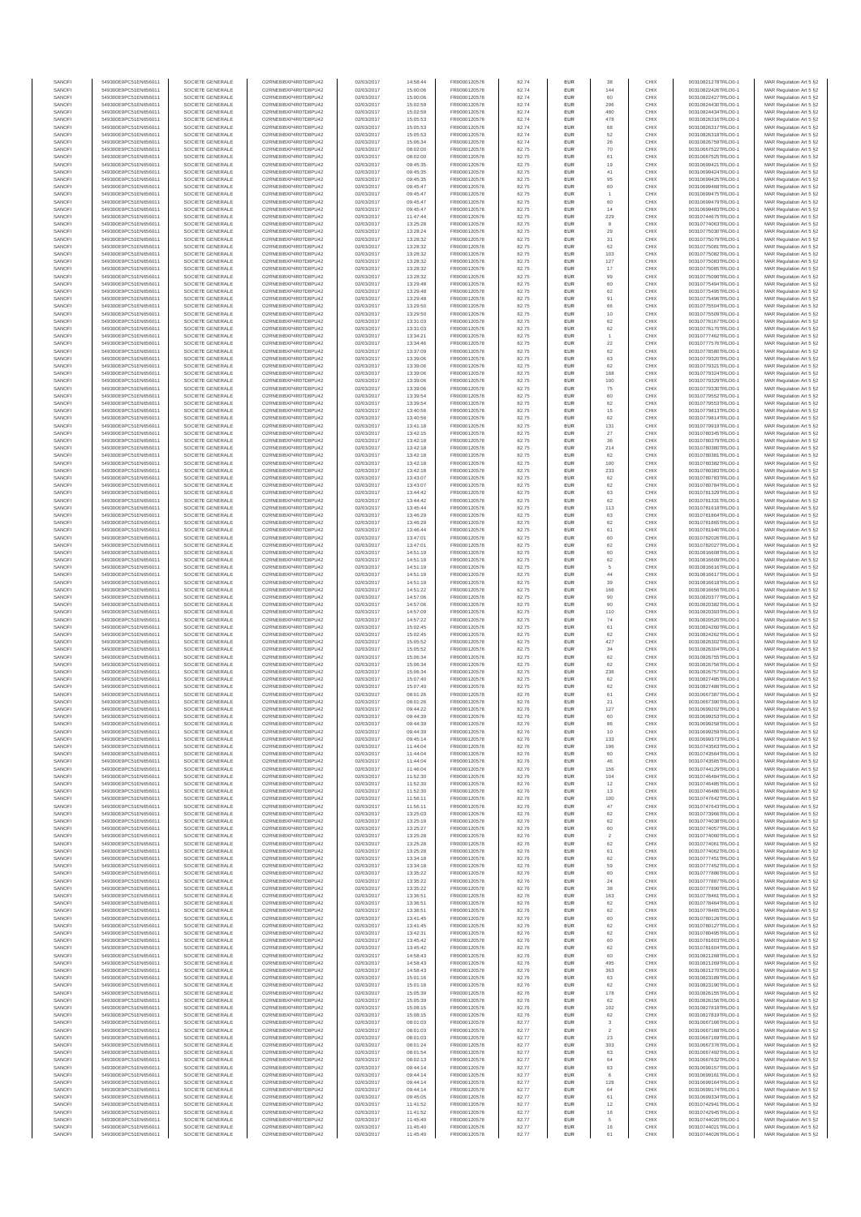| SANOFI | 549300E9PC51EN656011 | SOCIETE GENERALE | O2RNE8IBXP4R0TD8PU42 | 02/03/2017 | 14:58:44 | FR0000120578 | 82.74 | EUR | 38 | CHIX | 00310821278TRLO0-1 | MAR Regulation Art 5 §2 |
|---|---|---|---|---|---|---|---|---|---|---|---|---|
| SANOFI | 549300E9PC51EN656011 | SOCIETE GENERALE | O2RNE8IBXP4R0TD8PU42 | 02/03/2017 | 15:00:06 | FR0000120578 | 82.74 | EUR | 144 | CHIX | 00310822426TRLO0-1 | MAR Regulation Art 5 §2 |
| SANOFI | 549300E9PC51EN656011 | SOCIETE GENERALE | O2RNE8IBXP4R0TD8PU42 | 02/03/2017 | 15:00:06 | FR0000120578 | 82.74 | EUR | 60 | CHIX | 00310822427TRLO0-1 | MAR Regulation Art 5 §2 |
| SANOFI | 549300E9PC51EN656011 | SOCIETE GENERALE | O2RNE8IBXP4R0TD8PU42 | 02/03/2017 | 15:02:59 | FR0000120578 | 82.74 | EUR | 296 | CHIX | 00310824430TRLO0-1 | MAR Regulation Art 5 §2 |
| SANOFI | 549300E9PC51EN656011 | SOCIETE GENERALE | O2RNE8IBXP4R0TD8PU42 | 02/03/2017 | 15:02:59 | FR0000120578 | 82.74 | EUR | 480 | CHIX | 00310824434TRLO0-1 | MAR Regulation Art 5 §2 |
| SANOFI | 549300E9PC51EN656011 | SOCIETE GENERALE | O2RNE8IBXP4R0TD8PU42 | 02/03/2017 | 15:05:53 | FR0000120578 | 82.74 | EUR | 478 | CHIX | 00310826316TRLO0-1 | MAR Regulation Art 5 §2 |
| SANOFI | 549300E9PC51EN656011 | SOCIETE GENERALE | O2RNE8IBXP4R0TD8PU42 | 02/03/2017 | 15:05:53 | FR0000120578 | 82.74 | EUR | 68 | CHIX | 00310826317TRLO0-1 | MAR Regulation Art 5 §2 |
| SANOFI | 549300E9PC51EN656011 | SOCIETE GENERALE | O2RNE8IBXP4R0TD8PU42 | 02/03/2017 | 15:05:53 | FR0000120578 | 82.74 | EUR | 52 | CHIX | 00310826318TRLO0-1 | MAR Regulation Art 5 §2 |
| SANOFI | 549300E9PC51EN656011 | SOCIETE GENERALE | O2RNE8IBXP4R0TD8PU42 | 02/03/2017 | 15:06:34 | FR0000120578 | 82.74 | EUR | 26 | CHIX | 00310826759TRLO0-1 | MAR Regulation Art 5 §2 |
| SANOFI | 549300E9PC51EN656011 | SOCIETE GENERALE | O2RNE8IBXP4R0TD8PU42 | 02/03/2017 | 08:02:00 | FR0000120578 | 82.75 | EUR | 70 | CHIX | 00310687522TRLO0-1 | MAR Regulation Art 5 §2 |
| SANOFI | 549300E9PC51EN656011 | SOCIETE GENERALE | O2RNE8IBXP4R0TD8PU42 | 02/03/2017 | 08:02:00 | FR0000120578 | 82.75 | EUR | 61 | CHIX | 00310687525TRLO0-1 | MAR Regulation Art 5 §2 |
| SANOFI | 549300E9PC51EN656011 | SOCIETE GENERALE | O2RNE8IBXP4R0TD8PU42 | 02/03/2017 | 09:45:35 | FR0000120578 | 82.75 | EUR | 19 | CHIX | 00310699421TRLO0-1 | MAR Regulation Art 5 §2 |
| SANOFI | 549300E9PC51EN656011 | SOCIETE GENERALE | O2RNE8IBXP4R0TD8PU42 | 02/03/2017 | 09:45:35 | FR0000120578 | 82.75 | EUR | 41 | CHIX | 00310699424TRLO0-1 | MAR Regulation Art 5 §2 |
| SANOFI | 549300E9PC51EN656011 | SOCIETE GENERALE | O2RNE8IBXP4R0TD8PU42 | 02/03/2017 | 09:45:35 | FR0000120578 | 82.75 | EUR | 95 | CHIX | 00310699425TRLO0-1 | MAR Regulation Art 5 §2 |
| SANOFI | 549300E9PC51EN656011 | SOCIETE GENERALE | O2RNE8IBXP4R0TD8PU42 | 02/03/2017 | 09:45:47 | FR0000120578 | 82.75 | EUR | 60 | CHIX | 00310699468TRLO0-1 | MAR Regulation Art 5 §2 |
| SANOFI | 549300E9PC51EN656011 | SOCIETE GENERALE | O2RNE8IBXP4R0TD8PU42 | 02/03/2017 | 09:45:47 | FR0000120578 | 82.75 | EUR | 1 | CHIX | 00310699475TRLO0-1 | MAR Regulation Art 5 §2 |
| SANOFI | 549300E9PC51EN656011 | SOCIETE GENERALE | O2RNE8IBXP4R0TD8PU42 | 02/03/2017 | 09:45:47 | FR0000120578 | 82.75 | EUR | 60 | CHIX | 00310699478TRLO0-1 | MAR Regulation Art 5 §2 |
| SANOFI | 549300E9PC51EN656011 | SOCIETE GENERALE | O2RNE8IBXP4R0TD8PU42 | 02/03/2017 | 09:45:47 | FR0000120578 | 82.75 | EUR | 14 | CHIX | 00310699483TRLO0-1 | MAR Regulation Art 5 §2 |
| SANOFI | 549300E9PC51EN656011 | SOCIETE GENERALE | O2RNE8IBXP4R0TD8PU42 | 02/03/2017 | 11:47:44 | FR0000120578 | 82.75 | EUR | 229 | CHIX | 00310744675TRLO0-1 | MAR Regulation Art 5 §2 |
| SANOFI | 549300E9PC51EN656011 | SOCIETE GENERALE | O2RNE8IBXP4R0TD8PU42 | 02/03/2017 | 13:25:28 | FR0000120578 | 82.75 | EUR | 8 | CHIX | 00310774093TRLO0-1 | MAR Regulation Art 5 §2 |
| SANOFI | 549300E9PC51EN656011 | SOCIETE GENERALE | O2RNE8IBXP4R0TD8PU42 | 02/03/2017 | 13:28:24 | FR0000120578 | 82.75 | EUR | 29 | CHIX | 00310775030TRLO0-1 | MAR Regulation Art 5 §2 |
| SANOFI | 549300E9PC51EN656011 | SOCIETE GENERALE | O2RNE8IBXP4R0TD8PU42 | 02/03/2017 | 13:28:32 | FR0000120578 | 82.75 | EUR | 31 | CHIX | 00310775079TRLO0-1 | MAR Regulation Art 5 §2 |
| SANOFI | 549300E9PC51EN656011 | SOCIETE GENERALE | O2RNE8IBXP4R0TD8PU42 | 02/03/2017 | 13:28:32 | FR0000120578 | 82.75 | EUR | 62 | CHIX | 00310775081TRLO0-1 | MAR Regulation Art 5 §2 |
| SANOFI | 549300E9PC51EN656011 | SOCIETE GENERALE | O2RNE8IBXP4R0TD8PU42 | 02/03/2017 | 13:28:32 | FR0000120578 | 82.75 | EUR | 103 | CHIX | 00310775082TRLO0-1 | MAR Regulation Art 5 §2 |
| SANOFI | 549300E9PC51EN656011 | SOCIETE GENERALE | O2RNE8IBXP4R0TD8PU42 | 02/03/2017 | 13:28:32 | FR0000120578 | 82.75 | EUR | 127 | CHIX | 00310775083TRLO0-1 | MAR Regulation Art 5 §2 |
| SANOFI | 549300E9PC51EN656011 | SOCIETE GENERALE | O2RNE8IBXP4R0TD8PU42 | 02/03/2017 | 13:28:32 | FR0000120578 | 82.75 | EUR | 17 | CHIX | 00310775086TRLO0-1 | MAR Regulation Art 5 §2 |
| SANOFI | 549300E9PC51EN656011 | SOCIETE GENERALE | O2RNE8IBXP4R0TD8PU42 | 02/03/2017 | 13:28:32 | FR0000120578 | 82.75 | EUR | 99 | CHIX | 00310775090TRLO0-1 | MAR Regulation Art 5 §2 |
| SANOFI | 549300E9PC51EN656011 | SOCIETE GENERALE | O2RNE8IBXP4R0TD8PU42 | 02/03/2017 | 13:29:48 | FR0000120578 | 82.75 | EUR | 60 | CHIX | 00310775494TRLO0-1 | MAR Regulation Art 5 §2 |
| SANOFI | 549300E9PC51EN656011 | SOCIETE GENERALE | O2RNE8IBXP4R0TD8PU42 | 02/03/2017 | 13:29:48 | FR0000120578 | 82.75 | EUR | 62 | CHIX | 00310775495TRLO0-1 | MAR Regulation Art 5 §2 |
| SANOFI | 549300E9PC51EN656011 | SOCIETE GENERALE | O2RNE8IBXP4R0TD8PU42 | 02/03/2017 | 13:29:48 | FR0000120578 | 82.75 | EUR | 91 | CHIX | 00310775496TRLO0-1 | MAR Regulation Art 5 §2 |
| SANOFI | 549300E9PC51EN656011 | SOCIETE GENERALE | O2RNE8IBXP4R0TD8PU42 | 02/03/2017 | 13:29:50 | FR0000120578 | 82.75 | EUR | 66 | CHIX | 00310775504TRLO0-1 | MAR Regulation Art 5 §2 |
| SANOFI | 549300E9PC51EN656011 | SOCIETE GENERALE | O2RNE8IBXP4R0TD8PU42 | 02/03/2017 | 13:29:50 | FR0000120578 | 82.75 | EUR | 10 | CHIX | 00310775509TRLO0-1 | MAR Regulation Art 5 §2 |
| SANOFI | 549300E9PC51EN656011 | SOCIETE GENERALE | O2RNE8IBXP4R0TD8PU42 | 02/03/2017 | 13:31:03 | FR0000120578 | 82.75 | EUR | 62 | CHIX | 00310776167TRLO0-1 | MAR Regulation Art 5 §2 |
| SANOFI | 549300E9PC51EN656011 | SOCIETE GENERALE | O2RNE8IBXP4R0TD8PU42 | 02/03/2017 | 13:31:03 | FR0000120578 | 82.75 | EUR | 62 | CHIX | 00310776170TRLO0-1 | MAR Regulation Art 5 §2 |
| SANOFI | 549300E9PC51EN656011 | SOCIETE GENERALE | O2RNE8IBXP4R0TD8PU42 | 02/03/2017 | 13:34:21 | FR0000120578 | 82.75 | EUR | 1 | CHIX | 00310777462TRLO0-1 | MAR Regulation Art 5 §2 |
| SANOFI | 549300E9PC51EN656011 | SOCIETE GENERALE | O2RNE8IBXP4R0TD8PU42 | 02/03/2017 | 13:34:46 | FR0000120578 | 82.75 | EUR | 22 | CHIX | 00310777576TRLO0-1 | MAR Regulation Art 5 §2 |
| SANOFI | 549300E9PC51EN656011 | SOCIETE GENERALE | O2RNE8IBXP4R0TD8PU42 | 02/03/2017 | 13:37:09 | FR0000120578 | 82.75 | EUR | 62 | CHIX | 00310778580TRLO0-1 | MAR Regulation Art 5 §2 |
| SANOFI | 549300E9PC51EN656011 | SOCIETE GENERALE | O2RNE8IBXP4R0TD8PU42 | 02/03/2017 | 13:39:06 | FR0000120578 | 82.75 | EUR | 63 | CHIX | 00310779320TRLO0-1 | MAR Regulation Art 5 §2 |
| SANOFI | 549300E9PC51EN656011 | SOCIETE GENERALE | O2RNE8IBXP4R0TD8PU42 | 02/03/2017 | 13:39:06 | FR0000120578 | 82.75 | EUR | 62 | CHIX | 00310779321TRLO0-1 | MAR Regulation Art 5 §2 |
| SANOFI | 549300E9PC51EN656011 | SOCIETE GENERALE | O2RNE8IBXP4R0TD8PU42 | 02/03/2017 | 13:39:06 | FR0000120578 | 82.75 | EUR | 168 | CHIX | 00310779324TRLO0-1 | MAR Regulation Art 5 §2 |
| SANOFI | 549300E9PC51EN656011 | SOCIETE GENERALE | O2RNE8IBXP4R0TD8PU42 | 02/03/2017 | 13:39:06 | FR0000120578 | 82.75 | EUR | 100 | CHIX | 00310779329TRLO0-1 | MAR Regulation Art 5 §2 |
| SANOFI | 549300E9PC51EN656011 | SOCIETE GENERALE | O2RNE8IBXP4R0TD8PU42 | 02/03/2017 | 13:39:06 | FR0000120578 | 82.75 | EUR | 75 | CHIX | 00310779330TRLO0-1 | MAR Regulation Art 5 §2 |
| SANOFI | 549300E9PC51EN656011 | SOCIETE GENERALE | O2RNE8IBXP4R0TD8PU42 | 02/03/2017 | 13:39:54 | FR0000120578 | 82.75 | EUR | 60 | CHIX | 00310779552TRLO0-1 | MAR Regulation Art 5 §2 |
| SANOFI | 549300E9PC51EN656011 | SOCIETE GENERALE | O2RNE8IBXP4R0TD8PU42 | 02/03/2017 | 13:39:54 | FR0000120578 | 82.75 | EUR | 62 | CHIX | 00310779553TRLO0-1 | MAR Regulation Art 5 §2 |
| SANOFI | 549300E9PC51EN656011 | SOCIETE GENERALE | O2RNE8IBXP4R0TD8PU42 | 02/03/2017 | 13:40:56 | FR0000120578 | 82.75 | EUR | 15 | CHIX | 00310779813TRLO0-1 | MAR Regulation Art 5 §2 |
| SANOFI | 549300E9PC51EN656011 | SOCIETE GENERALE | O2RNE8IBXP4R0TD8PU42 | 02/03/2017 | 13:40:56 | FR0000120578 | 82.75 | EUR | 62 | CHIX | 00310779814TRLO0-1 | MAR Regulation Art 5 §2 |
| SANOFI | 549300E9PC51EN656011 | SOCIETE GENERALE | O2RNE8IBXP4R0TD8PU42 | 02/03/2017 | 13:41:18 | FR0000120578 | 82.75 | EUR | 131 | CHIX | 00310779919TRLO0-1 | MAR Regulation Art 5 §2 |
| SANOFI | 549300E9PC51EN656011 | SOCIETE GENERALE | O2RNE8IBXP4R0TD8PU42 | 02/03/2017 | 13:42:15 | FR0000120578 | 82.75 | EUR | 27 | CHIX | 00310780345TRLO0-1 | MAR Regulation Art 5 §2 |
| SANOFI | 549300E9PC51EN656011 | SOCIETE GENERALE | O2RNE8IBXP4R0TD8PU42 | 02/03/2017 | 13:42:18 | FR0000120578 | 82.75 | EUR | 36 | CHIX | 00310780379TRLO0-1 | MAR Regulation Art 5 §2 |
| SANOFI | 549300E9PC51EN656011 | SOCIETE GENERALE | O2RNE8IBXP4R0TD8PU42 | 02/03/2017 | 13:42:18 | FR0000120578 | 82.75 | EUR | 214 | CHIX | 00310780380TRLO0-1 | MAR Regulation Art 5 §2 |
| SANOFI | 549300E9PC51EN656011 | SOCIETE GENERALE | O2RNE8IBXP4R0TD8PU42 | 02/03/2017 | 13:42:18 | FR0000120578 | 82.75 | EUR | 62 | CHIX | 00310780381TRLO0-1 | MAR Regulation Art 5 §2 |
| SANOFI | 549300E9PC51EN656011 | SOCIETE GENERALE | O2RNE8IBXP4R0TD8PU42 | 02/03/2017 | 13:42:18 | FR0000120578 | 82.75 | EUR | 100 | CHIX | 00310780382TRLO0-1 | MAR Regulation Art 5 §2 |
| SANOFI | 549300E9PC51EN656011 | SOCIETE GENERALE | O2RNE8IBXP4R0TD8PU42 | 02/03/2017 | 13:42:18 | FR0000120578 | 82.75 | EUR | 233 | CHIX | 00310780383TRLO0-1 | MAR Regulation Art 5 §2 |
| SANOFI | 549300E9PC51EN656011 | SOCIETE GENERALE | O2RNE8IBXP4R0TD8PU42 | 02/03/2017 | 13:43:07 | FR0000120578 | 82.75 | EUR | 62 | CHIX | 00310780783TRLO0-1 | MAR Regulation Art 5 §2 |
| SANOFI | 549300E9PC51EN656011 | SOCIETE GENERALE | O2RNE8IBXP4R0TD8PU42 | 02/03/2017 | 13:43:07 | FR0000120578 | 82.75 | EUR | 62 | CHIX | 00310780784TRLO0-1 | MAR Regulation Art 5 §2 |
| SANOFI | 549300E9PC51EN656011 | SOCIETE GENERALE | O2RNE8IBXP4R0TD8PU42 | 02/03/2017 | 13:44:42 | FR0000120578 | 82.75 | EUR | 63 | CHIX | 00310781329TRLO0-1 | MAR Regulation Art 5 §2 |
| SANOFI | 549300E9PC51EN656011 | SOCIETE GENERALE | O2RNE8IBXP4R0TD8PU42 | 02/03/2017 | 13:44:42 | FR0000120578 | 82.75 | EUR | 62 | CHIX | 00310781331TRLO0-1 | MAR Regulation Art 5 §2 |
| SANOFI | 549300E9PC51EN656011 | SOCIETE GENERALE | O2RNE8IBXP4R0TD8PU42 | 02/03/2017 | 13:45:44 | FR0000120578 | 82.75 | EUR | 113 | CHIX | 00310781618TRLO0-1 | MAR Regulation Art 5 §2 |
| SANOFI | 549300E9PC51EN656011 | SOCIETE GENERALE | O2RNE8IBXP4R0TD8PU42 | 02/03/2017 | 13:46:29 | FR0000120578 | 82.75 | EUR | 63 | CHIX | 00310781864TRLO0-1 | MAR Regulation Art 5 §2 |
| SANOFI | 549300E9PC51EN656011 | SOCIETE GENERALE | O2RNE8IBXP4R0TD8PU42 | 02/03/2017 | 13:46:29 | FR0000120578 | 82.75 | EUR | 62 | CHIX | 00310781865TRLO0-1 | MAR Regulation Art 5 §2 |
| SANOFI | 549300E9PC51EN656011 | SOCIETE GENERALE | O2RNE8IBXP4R0TD8PU42 | 02/03/2017 | 13:46:44 | FR0000120578 | 82.75 | EUR | 61 | CHIX | 00310781940TRLO0-1 | MAR Regulation Art 5 §2 |
| SANOFI | 549300E9PC51EN656011 | SOCIETE GENERALE | O2RNE8IBXP4R0TD8PU42 | 02/03/2017 | 13:47:01 | FR0000120578 | 82.75 | EUR | 60 | CHIX | 00310782026TRLO0-1 | MAR Regulation Art 5 §2 |
| SANOFI | 549300E9PC51EN656011 | SOCIETE GENERALE | O2RNE8IBXP4R0TD8PU42 | 02/03/2017 | 13:47:01 | FR0000120578 | 82.75 | EUR | 62 | CHIX | 00310782027TRLO0-1 | MAR Regulation Art 5 §2 |
| SANOFI | 549300E9PC51EN656011 | SOCIETE GENERALE | O2RNE8IBXP4R0TD8PU42 | 02/03/2017 | 14:51:19 | FR0000120578 | 82.75 | EUR | 60 | CHIX | 00310816608TRLO0-1 | MAR Regulation Art 5 §2 |
| SANOFI | 549300E9PC51EN656011 | SOCIETE GENERALE | O2RNE8IBXP4R0TD8PU42 | 02/03/2017 | 14:51:19 | FR0000120578 | 82.75 | EUR | 62 | CHIX | 00310816609TRLO0-1 | MAR Regulation Art 5 §2 |
| SANOFI | 549300E9PC51EN656011 | SOCIETE GENERALE | O2RNE8IBXP4R0TD8PU42 | 02/03/2017 | 14:51:19 | FR0000120578 | 82.75 | EUR | 5 | CHIX | 00310816616TRLO0-1 | MAR Regulation Art 5 §2 |
| SANOFI | 549300E9PC51EN656011 | SOCIETE GENERALE | O2RNE8IBXP4R0TD8PU42 | 02/03/2017 | 14:51:19 | FR0000120578 | 82.75 | EUR | 44 | CHIX | 00310816617TRLO0-1 | MAR Regulation Art 5 §2 |
| SANOFI | 549300E9PC51EN656011 | SOCIETE GENERALE | O2RNE8IBXP4R0TD8PU42 | 02/03/2017 | 14:51:19 | FR0000120578 | 82.75 | EUR | 39 | CHIX | 00310816618TRLO0-1 | MAR Regulation Art 5 §2 |
| SANOFI | 549300E9PC51EN656011 | SOCIETE GENERALE | O2RNE8IBXP4R0TD8PU42 | 02/03/2017 | 14:51:22 | FR0000120578 | 82.75 | EUR | 166 | CHIX | 00310816656TRLO0-1 | MAR Regulation Art 5 §2 |
| SANOFI | 549300E9PC51EN656011 | SOCIETE GENERALE | O2RNE8IBXP4R0TD8PU42 | 02/03/2017 | 14:57:06 | FR0000120578 | 82.75 | EUR | 90 | CHIX | 00310820377TRLO0-1 | MAR Regulation Art 5 §2 |
| SANOFI | 549300E9PC51EN656011 | SOCIETE GENERALE | O2RNE8IBXP4R0TD8PU42 | 02/03/2017 | 14:57:06 | FR0000120578 | 82.75 | EUR | 90 | CHIX | 00310820382TRLO0-1 | MAR Regulation Art 5 §2 |
| SANOFI | 549300E9PC51EN656011 | SOCIETE GENERALE | O2RNE8IBXP4R0TD8PU42 | 02/03/2017 | 14:57:09 | FR0000120578 | 82.75 | EUR | 110 | CHIX | 00310820393TRLO0-1 | MAR Regulation Art 5 §2 |
| SANOFI | 549300E9PC51EN656011 | SOCIETE GENERALE | O2RNE8IBXP4R0TD8PU42 | 02/03/2017 | 14:57:22 | FR0000120578 | 82.75 | EUR | 74 | CHIX | 00310820520TRLO0-1 | MAR Regulation Art 5 §2 |
| SANOFI | 549300E9PC51EN656011 | SOCIETE GENERALE | O2RNE8IBXP4R0TD8PU42 | 02/03/2017 | 15:02:45 | FR0000120578 | 82.75 | EUR | 61 | CHIX | 00310824260TRLO0-1 | MAR Regulation Art 5 §2 |
| SANOFI | 549300E9PC51EN656011 | SOCIETE GENERALE | O2RNE8IBXP4R0TD8PU42 | 02/03/2017 | 15:02:45 | FR0000120578 | 82.75 | EUR | 62 | CHIX | 00310824262TRLO0-1 | MAR Regulation Art 5 §2 |
| SANOFI | 549300E9PC51EN656011 | SOCIETE GENERALE | O2RNE8IBXP4R0TD8PU42 | 02/03/2017 | 15:05:52 | FR0000120578 | 82.75 | EUR | 427 | CHIX | 00310826302TRLO0-1 | MAR Regulation Art 5 §2 |
| SANOFI | 549300E9PC51EN656011 | SOCIETE GENERALE | O2RNE8IBXP4R0TD8PU42 | 02/03/2017 | 15:05:52 | FR0000120578 | 82.75 | EUR | 34 | CHIX | 00310826304TRLO0-1 | MAR Regulation Art 5 §2 |
| SANOFI | 549300E9PC51EN656011 | SOCIETE GENERALE | O2RNE8IBXP4R0TD8PU42 | 02/03/2017 | 15:06:34 | FR0000120578 | 82.75 | EUR | 62 | CHIX | 00310826755TRLO0-1 | MAR Regulation Art 5 §2 |
| SANOFI | 549300E9PC51EN656011 | SOCIETE GENERALE | O2RNE8IBXP4R0TD8PU42 | 02/03/2017 | 15:06:34 | FR0000120578 | 82.75 | EUR | 62 | CHIX | 00310826756TRLO0-1 | MAR Regulation Art 5 §2 |
| SANOFI | 549300E9PC51EN656011 | SOCIETE GENERALE | O2RNE8IBXP4R0TD8PU42 | 02/03/2017 | 15:06:34 | FR0000120578 | 82.75 | EUR | 236 | CHIX | 00310826757TRLO0-1 | MAR Regulation Art 5 §2 |
| SANOFI | 549300E9PC51EN656011 | SOCIETE GENERALE | O2RNE8IBXP4R0TD8PU42 | 02/03/2017 | 15:07:40 | FR0000120578 | 82.75 | EUR | 62 | CHIX | 00310827485TRLO0-1 | MAR Regulation Art 5 §2 |
| SANOFI | 549300E9PC51EN656011 | SOCIETE GENERALE | O2RNE8IBXP4R0TD8PU42 | 02/03/2017 | 15:07:40 | FR0000120578 | 82.75 | EUR | 62 | CHIX | 00310827486TRLO0-1 | MAR Regulation Art 5 §2 |
| SANOFI | 549300E9PC51EN656011 | SOCIETE GENERALE | O2RNE8IBXP4R0TD8PU42 | 02/03/2017 | 08:01:26 | FR0000120578 | 82.76 | EUR | 61 | CHIX | 00310687387TRLO0-1 | MAR Regulation Art 5 §2 |
| SANOFI | 549300E9PC51EN656011 | SOCIETE GENERALE | O2RNE8IBXP4R0TD8PU42 | 02/03/2017 | 08:01:26 | FR0000120578 | 82.76 | EUR | 21 | CHIX | 00310687390TRLO0-1 | MAR Regulation Art 5 §2 |
| SANOFI | 549300E9PC51EN656011 | SOCIETE GENERALE | O2RNE8IBXP4R0TD8PU42 | 02/03/2017 | 09:44:22 | FR0000120578 | 82.76 | EUR | 127 | CHIX | 00310699202TRLO0-1 | MAR Regulation Art 5 §2 |
| SANOFI | 549300E9PC51EN656011 | SOCIETE GENERALE | O2RNE8IBXP4R0TD8PU42 | 02/03/2017 | 09:44:39 | FR0000120578 | 82.76 | EUR | 60 | CHIX | 00310699253TRLO0-1 | MAR Regulation Art 5 §2 |
| SANOFI | 549300E9PC51EN656011 | SOCIETE GENERALE | O2RNE8IBXP4R0TD8PU42 | 02/03/2017 | 09:44:39 | FR0000120578 | 82.76 | EUR | 86 | CHIX | 00310699256TRLO0-1 | MAR Regulation Art 5 §2 |
| SANOFI | 549300E9PC51EN656011 | SOCIETE GENERALE | O2RNE8IBXP4R0TD8PU42 | 02/03/2017 | 09:44:39 | FR0000120578 | 82.76 | EUR | 10 | CHIX | 00310699259TRLO0-1 | MAR Regulation Art 5 §2 |
| SANOFI | 549300E9PC51EN656011 | SOCIETE GENERALE | O2RNE8IBXP4R0TD8PU42 | 02/03/2017 | 09:45:14 | FR0000120578 | 82.76 | EUR | 133 | CHIX | 00310699373TRLO0-1 | MAR Regulation Art 5 §2 |
| SANOFI | 549300E9PC51EN656011 | SOCIETE GENERALE | O2RNE8IBXP4R0TD8PU42 | 02/03/2017 | 11:44:04 | FR0000120578 | 82.76 | EUR | 196 | CHIX | 00310743563TRLO0-1 | MAR Regulation Art 5 §2 |
| SANOFI | 549300E9PC51EN656011 | SOCIETE GENERALE | O2RNE8IBXP4R0TD8PU42 | 02/03/2017 | 11:44:04 | FR0000120578 | 82.76 | EUR | 60 | CHIX | 00310743564TRLO0-1 | MAR Regulation Art 5 §2 |
| SANOFI | 549300E9PC51EN656011 | SOCIETE GENERALE | O2RNE8IBXP4R0TD8PU42 | 02/03/2017 | 11:44:04 | FR0000120578 | 82.76 | EUR | 48 | CHIX | 00310743565TRLO0-1 | MAR Regulation Art 5 §2 |
| SANOFI | 549300E9PC51EN656011 | SOCIETE GENERALE | O2RNE8IBXP4R0TD8PU42 | 02/03/2017 | 11:46:04 | FR0000120578 | 82.76 | EUR | 156 | CHIX | 00310744129TRLO0-1 | MAR Regulation Art 5 §2 |
| SANOFI | 549300E9PC51EN656011 | SOCIETE GENERALE | O2RNE8IBXP4R0TD8PU42 | 02/03/2017 | 11:52:30 | FR0000120578 | 82.76 | EUR | 104 | CHIX | 00310746484TRLO0-1 | MAR Regulation Art 5 §2 |
| SANOFI | 549300E9PC51EN656011 | SOCIETE GENERALE | O2RNE8IBXP4R0TD8PU42 | 02/03/2017 | 11:52:30 | FR0000120578 | 82.76 | EUR | 12 | CHIX | 00310746485TRLO0-1 | MAR Regulation Art 5 §2 |
| SANOFI | 549300E9PC51EN656011 | SOCIETE GENERALE | O2RNE8IBXP4R0TD8PU42 | 02/03/2017 | 11:52:30 | FR0000120578 | 82.76 | EUR | 13 | CHIX | 00310746486TRLO0-1 | MAR Regulation Art 5 §2 |
| SANOFI | 549300E9PC51EN656011 | SOCIETE GENERALE | O2RNE8IBXP4R0TD8PU42 | 02/03/2017 | 11:56:11 | FR0000120578 | 82.76 | EUR | 100 | CHIX | 00310747642TRLO0-1 | MAR Regulation Art 5 §2 |
| SANOFI | 549300E9PC51EN656011 | SOCIETE GENERALE | O2RNE8IBXP4R0TD8PU42 | 02/03/2017 | 11:56:11 | FR0000120578 | 82.76 | EUR | 47 | CHIX | 00310747643TRLO0-1 | MAR Regulation Art 5 §2 |
| SANOFI | 549300E9PC51EN656011 | SOCIETE GENERALE | O2RNE8IBXP4R0TD8PU42 | 02/03/2017 | 13:25:03 | FR0000120578 | 82.76 | EUR | 62 | CHIX | 00310773966TRLO0-1 | MAR Regulation Art 5 §2 |
| SANOFI | 549300E9PC51EN656011 | SOCIETE GENERALE | O2RNE8IBXP4R0TD8PU42 | 02/03/2017 | 13:25:19 | FR0000120578 | 82.76 | EUR | 62 | CHIX | 00310774038TRLO0-1 | MAR Regulation Art 5 §2 |
| SANOFI | 549300E9PC51EN656011 | SOCIETE GENERALE | O2RNE8IBXP4R0TD8PU42 | 02/03/2017 | 13:25:27 | FR0000120578 | 82.76 | EUR | 60 | CHIX | 00310774057TRLO0-1 | MAR Regulation Art 5 §2 |
| SANOFI | 549300E9PC51EN656011 | SOCIETE GENERALE | O2RNE8IBXP4R0TD8PU42 | 02/03/2017 | 13:25:28 | FR0000120578 | 82.76 | EUR | 2 | CHIX | 00310774060TRLO0-1 | MAR Regulation Art 5 §2 |
| SANOFI | 549300E9PC51EN656011 | SOCIETE GENERALE | O2RNE8IBXP4R0TD8PU42 | 02/03/2017 | 13:25:28 | FR0000120578 | 82.76 | EUR | 62 | CHIX | 00310774061TRLO0-1 | MAR Regulation Art 5 §2 |
| SANOFI | 549300E9PC51EN656011 | SOCIETE GENERALE | O2RNE8IBXP4R0TD8PU42 | 02/03/2017 | 13:25:28 | FR0000120578 | 82.76 | EUR | 61 | CHIX | 00310774062TRLO0-1 | MAR Regulation Art 5 §2 |
| SANOFI | 549300E9PC51EN656011 | SOCIETE GENERALE | O2RNE8IBXP4R0TD8PU42 | 02/03/2017 | 13:34:18 | FR0000120578 | 82.76 | EUR | 62 | CHIX | 00310777451TRLO0-1 | MAR Regulation Art 5 §2 |
| SANOFI | 549300E9PC51EN656011 | SOCIETE GENERALE | O2RNE8IBXP4R0TD8PU42 | 02/03/2017 | 13:34:18 | FR0000120578 | 82.76 | EUR | 59 | CHIX | 00310777452TRLO0-1 | MAR Regulation Art 5 §2 |
| SANOFI | 549300E9PC51EN656011 | SOCIETE GENERALE | O2RNE8IBXP4R0TD8PU42 | 02/03/2017 | 13:35:22 | FR0000120578 | 82.76 | EUR | 60 | CHIX | 00310777886TRLO0-1 | MAR Regulation Art 5 §2 |
| SANOFI | 549300E9PC51EN656011 | SOCIETE GENERALE | O2RNE8IBXP4R0TD8PU42 | 02/03/2017 | 13:35:22 | FR0000120578 | 82.76 | EUR | 24 | CHIX | 00310777887TRLO0-1 | MAR Regulation Art 5 §2 |
| SANOFI | 549300E9PC51EN656011 | SOCIETE GENERALE | O2RNE8IBXP4R0TD8PU42 | 02/03/2017 | 13:35:22 | FR0000120578 | 82.76 | EUR | 38 | CHIX | 00310777890TRLO0-1 | MAR Regulation Art 5 §2 |
| SANOFI | 549300E9PC51EN656011 | SOCIETE GENERALE | O2RNE8IBXP4R0TD8PU42 | 02/03/2017 | 13:36:51 | FR0000120578 | 82.76 | EUR | 163 | CHIX | 00310778461TRLO0-1 | MAR Regulation Art 5 §2 |
| SANOFI | 549300E9PC51EN656011 | SOCIETE GENERALE | O2RNE8IBXP4R0TD8PU42 | 02/03/2017 | 13:36:51 | FR0000120578 | 82.76 | EUR | 62 | CHIX | 00310778464TRLO0-1 | MAR Regulation Art 5 §2 |
| SANOFI | 549300E9PC51EN656011 | SOCIETE GENERALE | O2RNE8IBXP4R0TD8PU42 | 02/03/2017 | 13:36:51 | FR0000120578 | 82.76 | EUR | 62 | CHIX | 00310778465TRLO0-1 | MAR Regulation Art 5 §2 |
| SANOFI | 549300E9PC51EN656011 | SOCIETE GENERALE | O2RNE8IBXP4R0TD8PU42 | 02/03/2017 | 13:41:45 | FR0000120578 | 82.76 | EUR | 60 | CHIX | 00310780126TRLO0-1 | MAR Regulation Art 5 §2 |
| SANOFI | 549300E9PC51EN656011 | SOCIETE GENERALE | O2RNE8IBXP4R0TD8PU42 | 02/03/2017 | 13:41:45 | FR0000120578 | 82.76 | EUR | 62 | CHIX | 00310780127TRLO0-1 | MAR Regulation Art 5 §2 |
| SANOFI | 549300E9PC51EN656011 | SOCIETE GENERALE | O2RNE8IBXP4R0TD8PU42 | 02/03/2017 | 13:42:31 | FR0000120578 | 82.76 | EUR | 62 | CHIX | 00310780495TRLO0-1 | MAR Regulation Art 5 §2 |
| SANOFI | 549300E9PC51EN656011 | SOCIETE GENERALE | O2RNE8IBXP4R0TD8PU42 | 02/03/2017 | 13:45:42 | FR0000120578 | 82.76 | EUR | 60 | CHIX | 00310781603TRLO0-1 | MAR Regulation Art 5 §2 |
| SANOFI | 549300E9PC51EN656011 | SOCIETE GENERALE | O2RNE8IBXP4R0TD8PU42 | 02/03/2017 | 13:45:42 | FR0000120578 | 82.76 | EUR | 62 | CHIX | 00310781604TRLO0-1 | MAR Regulation Art 5 §2 |
| SANOFI | 549300E9PC51EN656011 | SOCIETE GENERALE | O2RNE8IBXP4R0TD8PU42 | 02/03/2017 | 14:58:43 | FR0000120578 | 82.76 | EUR | 60 | CHIX | 00310821268TRLO0-1 | MAR Regulation Art 5 §2 |
| SANOFI | 549300E9PC51EN656011 | SOCIETE GENERALE | O2RNE8IBXP4R0TD8PU42 | 02/03/2017 | 14:58:43 | FR0000120578 | 82.76 | EUR | 495 | CHIX | 00310821269TRLO0-1 | MAR Regulation Art 5 §2 |
| SANOFI | 549300E9PC51EN656011 | SOCIETE GENERALE | O2RNE8IBXP4R0TD8PU42 | 02/03/2017 | 14:58:43 | FR0000120578 | 82.76 | EUR | 363 | CHIX | 00310821270TRLO0-1 | MAR Regulation Art 5 §2 |
| SANOFI | 549300E9PC51EN656011 | SOCIETE GENERALE | O2RNE8IBXP4R0TD8PU42 | 02/03/2017 | 15:01:16 | FR0000120578 | 82.76 | EUR | 63 | CHIX | 00310823189TRLO0-1 | MAR Regulation Art 5 §2 |
| SANOFI | 549300E9PC51EN656011 | SOCIETE GENERALE | O2RNE8IBXP4R0TD8PU42 | 02/03/2017 | 15:01:16 | FR0000120578 | 82.76 | EUR | 62 | CHIX | 00310823190TRLO0-1 | MAR Regulation Art 5 §2 |
| SANOFI | 549300E9PC51EN656011 | SOCIETE GENERALE | O2RNE8IBXP4R0TD8PU42 | 02/03/2017 | 15:05:39 | FR0000120578 | 82.76 | EUR | 178 | CHIX | 00310826155TRLO0-1 | MAR Regulation Art 5 §2 |
| SANOFI | 549300E9PC51EN656011 | SOCIETE GENERALE | O2RNE8IBXP4R0TD8PU42 | 02/03/2017 | 15:05:39 | FR0000120578 | 82.76 | EUR | 62 | CHIX | 00310826156TRLO0-1 | MAR Regulation Art 5 §2 |
| SANOFI | 549300E9PC51EN656011 | SOCIETE GENERALE | O2RNE8IBXP4R0TD8PU42 | 02/03/2017 | 15:08:15 | FR0000120578 | 82.76 | EUR | 102 | CHIX | 00310827818TRLO0-1 | MAR Regulation Art 5 §2 |
| SANOFI | 549300E9PC51EN656011 | SOCIETE GENERALE | O2RNE8IBXP4R0TD8PU42 | 02/03/2017 | 15:08:15 | FR0000120578 | 82.76 | EUR | 62 | CHIX | 00310827819TRLO0-1 | MAR Regulation Art 5 §2 |
| SANOFI | 549300E9PC51EN656011 | SOCIETE GENERALE | O2RNE8IBXP4R0TD8PU42 | 02/03/2017 | 08:01:03 | FR0000120578 | 82.77 | EUR | 3 | CHIX | 00310687166TRLO0-1 | MAR Regulation Art 5 §2 |
| SANOFI | 549300E9PC51EN656011 | SOCIETE GENERALE | O2RNE8IBXP4R0TD8PU42 | 02/03/2017 | 08:01:03 | FR0000120578 | 82.77 | EUR | 2 | CHIX | 00310687168TRLO0-1 | MAR Regulation Art 5 §2 |
| SANOFI | 549300E9PC51EN656011 | SOCIETE GENERALE | O2RNE8IBXP4R0TD8PU42 | 02/03/2017 | 08:01:03 | FR0000120578 | 82.77 | EUR | 23 | CHIX | 00310687169TRLO0-1 | MAR Regulation Art 5 §2 |
| SANOFI | 549300E9PC51EN656011 | SOCIETE GENERALE | O2RNE8IBXP4R0TD8PU42 | 02/03/2017 | 08:01:24 | FR0000120578 | 82.77 | EUR | 303 | CHIX | 00310687376TRLO0-1 | MAR Regulation Art 5 §2 |
| SANOFI | 549300E9PC51EN656011 | SOCIETE GENERALE | O2RNE8IBXP4R0TD8PU42 | 02/03/2017 | 08:01:54 | FR0000120578 | 82.77 | EUR | 63 | CHIX | 00310687492TRLO0-1 | MAR Regulation Art 5 §2 |
| SANOFI | 549300E9PC51EN656011 | SOCIETE GENERALE | O2RNE8IBXP4R0TD8PU42 | 02/03/2017 | 08:02:13 | FR0000120578 | 82.77 | EUR | 64 | CHIX | 00310687632TRLO0-1 | MAR Regulation Art 5 §2 |
| SANOFI | 549300E9PC51EN656011 | SOCIETE GENERALE | O2RNE8IBXP4R0TD8PU42 | 02/03/2017 | 09:44:14 | FR0000120578 | 82.77 | EUR | 63 | CHIX | 00310699157TRLO0-1 | MAR Regulation Art 5 §2 |
| SANOFI | 549300E9PC51EN656011 | SOCIETE GENERALE | O2RNE8IBXP4R0TD8PU42 | 02/03/2017 | 09:44:14 | FR0000120578 | 82.77 | EUR | 6 | CHIX | 00310699161TRLO0-1 | MAR Regulation Art 5 §2 |
| SANOFI | 549300E9PC51EN656011 | SOCIETE GENERALE | O2RNE8IBXP4R0TD8PU42 | 02/03/2017 | 09:44:14 | FR0000120578 | 82.77 | EUR | 128 | CHIX | 00310699164TRLO0-1 | MAR Regulation Art 5 §2 |
| SANOFI | 549300E9PC51EN656011 | SOCIETE GENERALE | O2RNE8IBXP4R0TD8PU42 | 02/03/2017 | 09:44:14 | FR0000120578 | 82.77 | EUR | 64 | CHIX | 00310699167TRLO0-1 | MAR Regulation Art 5 §2 |
| SANOFI | 549300E9PC51EN656011 | SOCIETE GENERALE | O2RNE8IBXP4R0TD8PU42 | 02/03/2017 | 09:45:05 | FR0000120578 | 82.77 | EUR | 61 | CHIX | 00310699334TRLO0-1 | MAR Regulation Art 5 §2 |
| SANOFI | 549300E9PC51EN656011 | SOCIETE GENERALE | O2RNE8IBXP4R0TD8PU42 | 02/03/2017 | 11:41:52 | FR0000120578 | 82.77 | EUR | 12 | CHIX | 00310742941TRLO0-1 | MAR Regulation Art 5 §2 |
| SANOFI | 549300E9PC51EN656011 | SOCIETE GENERALE | O2RNE8IBXP4R0TD8PU42 | 02/03/2017 | 11:41:52 | FR0000120578 | 82.77 | EUR | 16 | CHIX | 00310742945TRLO0-1 | MAR Regulation Art 5 §2 |
| SANOFI | 549300E9PC51EN656011 | SOCIETE GENERALE | O2RNE8IBXP4R0TD8PU42 | 02/03/2017 | 11:45:40 | FR0000120578 | 82.77 | EUR | 5 | CHIX | 00310744020TRLO0-1 | MAR Regulation Art 5 §2 |
| SANOFI | 549300E9PC51EN656011 | SOCIETE GENERALE | O2RNE8IBXP4R0TD8PU42 | 02/03/2017 | 11:45:40 | FR0000120578 | 82.77 | EUR | 16 | CHIX | 00310744021TRLO0-1 | MAR Regulation Art 5 §2 |
| SANOFI | 549300E9PC51EN656011 | SOCIETE GENERALE | O2RNE8IBXP4R0TD8PU42 | 02/03/2017 | 11:45:40 | FR0000120578 | 82.77 | EUR | 61 | CHIX | 00310744026TRLO0-1 | MAR Regulation Art 5 §2 |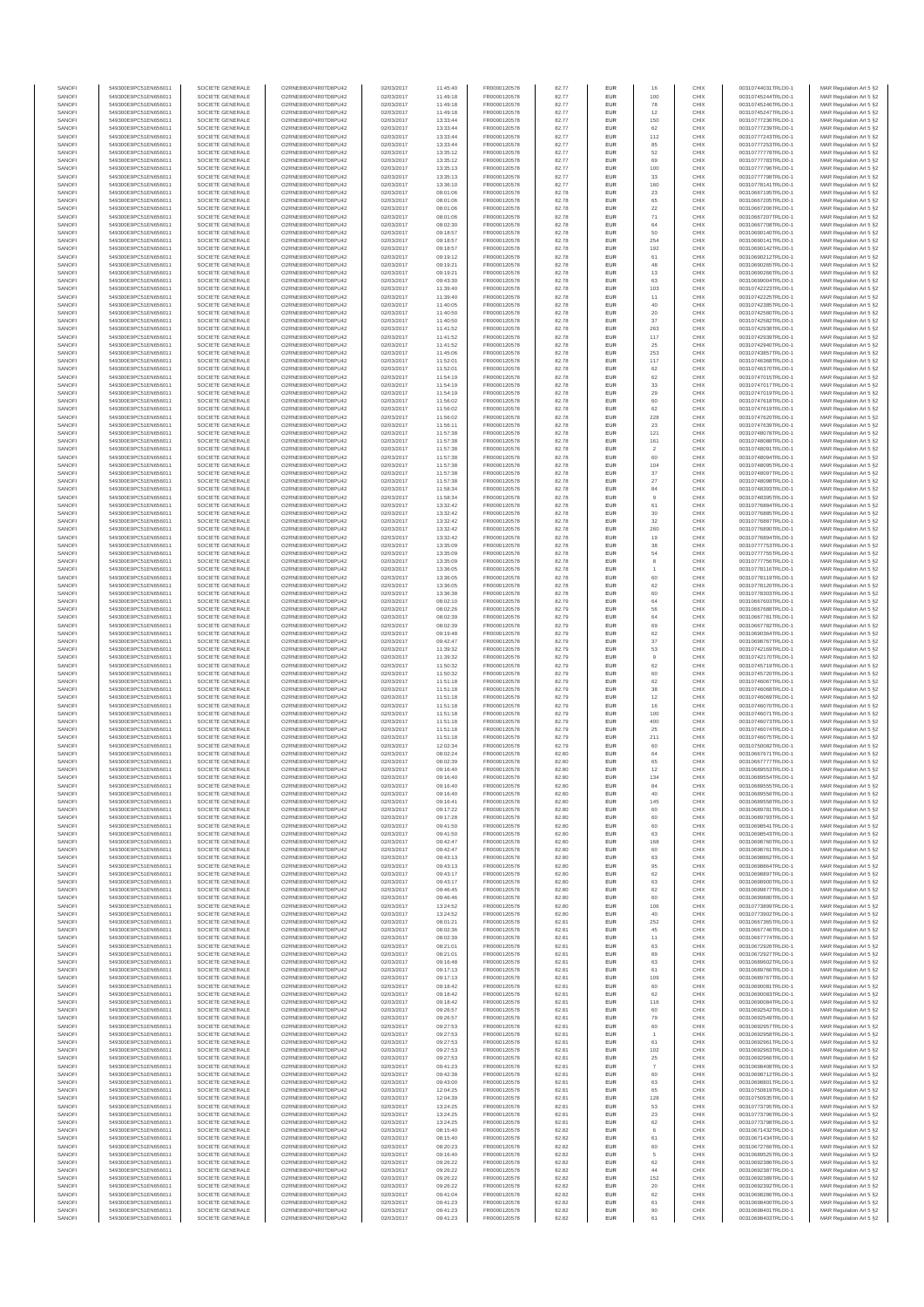| SANOFI | 549300E9PC51EN656011 | SOCIETE GENERALE | O2RNE8IBXP4R0TD8PU42 | 02/03/2017 | 11:45:40 | FR0000120578 | 82.77 | EUR | 16 | CHIX | 00310744031TRLO0-1 | MAR Regulation Art 5 §2 |
|---|---|---|---|---|---|---|---|---|---|---|---|---|
| SANOFI | 549300E9PC51EN656011 | SOCIETE GENERALE | O2RNE8IBXP4R0TD8PU42 | 02/03/2017 | 11:49:18 | FR0000120578 | 82.77 | EUR | 100 | CHIX | 00310745244TRLO0-1 | MAR Regulation Art 5 §2 |
| SANOFI | 549300E9PC51EN656011 | SOCIETE GENERALE | O2RNE8IBXP4R0TD8PU42 | 02/03/2017 | 11:49:18 | FR0000120578 | 82.77 | EUR | 78 | CHIX | 00310745246TRLO0-1 | MAR Regulation Art 5 §2 |
| SANOFI | 549300E9PC51EN656011 | SOCIETE GENERALE | O2RNE8IBXP4R0TD8PU42 | 02/03/2017 | 11:49:18 | FR0000120578 | 82.77 | EUR | 12 | CHIX | 00310745247TRLO0-1 | MAR Regulation Art 5 §2 |
| SANOFI | 549300E9PC51EN656011 | SOCIETE GENERALE | O2RNE8IBXP4R0TD8PU42 | 02/03/2017 | 13:33:44 | FR0000120578 | 82.77 | EUR | 150 | CHIX | 00310777238TRLO0-1 | MAR Regulation Art 5 §2 |
| SANOFI | 549300E9PC51EN656011 | SOCIETE GENERALE | O2RNE8IBXP4R0TD8PU42 | 02/03/2017 | 13:33:44 | FR0000120578 | 82.77 | EUR | 62 | CHIX | 00310777239TRLO0-1 | MAR Regulation Art 5 §2 |
| SANOFI | 549300E9PC51EN656011 | SOCIETE GENERALE | O2RNE8IBXP4R0TD8PU42 | 02/03/2017 | 13:33:44 | FR0000120578 | 82.77 | EUR | 112 | CHIX | 00310777243TRLO0-1 | MAR Regulation Art 5 §2 |
| SANOFI | 549300E9PC51EN656011 | SOCIETE GENERALE | O2RNE8IBXP4R0TD8PU42 | 02/03/2017 | 13:33:44 | FR0000120578 | 82.77 | EUR | 85 | CHIX | 00310777253TRLO0-1 | MAR Regulation Art 5 §2 |
| SANOFI | 549300E9PC51EN656011 | SOCIETE GENERALE | O2RNE8IBXP4R0TD8PU42 | 02/03/2017 | 13:35:12 | FR0000120578 | 82.77 | EUR | 52 | CHIX | 00310777778TRLO0-1 | MAR Regulation Art 5 §2 |
| SANOFI | 549300E9PC51EN656011 | SOCIETE GENERALE | O2RNE8IBXP4R0TD8PU42 | 02/03/2017 | 13:35:12 | FR0000120578 | 82.77 | EUR | 69 | CHIX | 00310777783TRLO0-1 | MAR Regulation Art 5 §2 |
| SANOFI | 549300E9PC51EN656011 | SOCIETE GENERALE | O2RNE8IBXP4R0TD8PU42 | 02/03/2017 | 13:35:13 | FR0000120578 | 82.77 | EUR | 100 | CHIX | 00310777796TRLO0-1 | MAR Regulation Art 5 §2 |
| SANOFI | 549300E9PC51EN656011 | SOCIETE GENERALE | O2RNE8IBXP4R0TD8PU42 | 02/03/2017 | 13:35:13 | FR0000120578 | 82.77 | EUR | 33 | CHIX | 00310777798TRLO0-1 | MAR Regulation Art 5 §2 |
| SANOFI | 549300E9PC51EN656011 | SOCIETE GENERALE | O2RNE8IBXP4R0TD8PU42 | 02/03/2017 | 13:36:10 | FR0000120578 | 82.77 | EUR | 160 | CHIX | 00310778141TRLO0-1 | MAR Regulation Art 5 §2 |
| SANOFI | 549300E9PC51EN656011 | SOCIETE GENERALE | O2RNE8IBXP4R0TD8PU42 | 02/03/2017 | 08:01:06 | FR0000120578 | 82.78 | EUR | 23 | CHIX | 00310667195TRLO0-1 | MAR Regulation Art 5 §2 |
| SANOFI | 549300E9PC51EN656011 | SOCIETE GENERALE | O2RNE8IBXP4R0TD8PU42 | 02/03/2017 | 08:01:06 | FR0000120578 | 82.78 | EUR | 65 | CHIX | 00310667205TRLO0-1 | MAR Regulation Art 5 §2 |
| SANOFI | 549300E9PC51EN656011 | SOCIETE GENERALE | O2RNE8IBXP4R0TD8PU42 | 02/03/2017 | 08:01:06 | FR0000120578 | 82.78 | EUR | 22 | CHIX | 00310667206TRLO0-1 | MAR Regulation Art 5 §2 |
| SANOFI | 549300E9PC51EN656011 | SOCIETE GENERALE | O2RNE8IBXP4R0TD8PU42 | 02/03/2017 | 08:01:06 | FR0000120578 | 82.78 | EUR | 71 | CHIX | 00310667207TRLO0-1 | MAR Regulation Art 5 §2 |
| SANOFI | 549300E9PC51EN656011 | SOCIETE GENERALE | O2RNE8IBXP4R0TD8PU42 | 02/03/2017 | 08:02:30 | FR0000120578 | 82.78 | EUR | 64 | CHIX | 00310667708TRLO0-1 | MAR Regulation Art 5 §2 |
| SANOFI | 549300E9PC51EN656011 | SOCIETE GENERALE | O2RNE8IBXP4R0TD8PU42 | 02/03/2017 | 09:18:57 | FR0000120578 | 82.78 | EUR | 50 | CHIX | 00310690140TRLO0-1 | MAR Regulation Art 5 §2 |
| SANOFI | 549300E9PC51EN656011 | SOCIETE GENERALE | O2RNE8IBXP4R0TD8PU42 | 02/03/2017 | 09:18:57 | FR0000120578 | 82.78 | EUR | 254 | CHIX | 00310690141TRLO0-1 | MAR Regulation Art 5 §2 |
| SANOFI | 549300E9PC51EN656011 | SOCIETE GENERALE | O2RNE8IBXP4R0TD8PU42 | 02/03/2017 | 09:18:57 | FR0000120578 | 82.78 | EUR | 192 | CHIX | 00310690142TRLO0-1 | MAR Regulation Art 5 §2 |
| SANOFI | 549300E9PC51EN656011 | SOCIETE GENERALE | O2RNE8IBXP4R0TD8PU42 | 02/03/2017 | 09:19:12 | FR0000120578 | 82.78 | EUR | 61 | CHIX | 00310690212TRLO0-1 | MAR Regulation Art 5 §2 |
| SANOFI | 549300E9PC51EN656011 | SOCIETE GENERALE | O2RNE8IBXP4R0TD8PU42 | 02/03/2017 | 09:19:21 | FR0000120578 | 82.78 | EUR | 48 | CHIX | 00310690265TRLO0-1 | MAR Regulation Art 5 §2 |
| SANOFI | 549300E9PC51EN656011 | SOCIETE GENERALE | O2RNE8IBXP4R0TD8PU42 | 02/03/2017 | 09:19:21 | FR0000120578 | 82.78 | EUR | 13 | CHIX | 00310690266TRLO0-1 | MAR Regulation Art 5 §2 |
| SANOFI | 549300E9PC51EN656011 | SOCIETE GENERALE | O2RNE8IBXP4R0TD8PU42 | 02/03/2017 | 09:43:30 | FR0000120578 | 82.78 | EUR | 63 | CHIX | 00310699004TRLO0-1 | MAR Regulation Art 5 §2 |
| SANOFI | 549300E9PC51EN656011 | SOCIETE GENERALE | O2RNE8IBXP4R0TD8PU42 | 02/03/2017 | 11:39:40 | FR0000120578 | 82.78 | EUR | 103 | CHIX | 00310742223TRLO0-1 | MAR Regulation Art 5 §2 |
| SANOFI | 549300E9PC51EN656011 | SOCIETE GENERALE | O2RNE8IBXP4R0TD8PU42 | 02/03/2017 | 11:39:40 | FR0000120578 | 82.78 | EUR | 11 | CHIX | 00310742225TRLO0-1 | MAR Regulation Art 5 §2 |
| SANOFI | 549300E9PC51EN656011 | SOCIETE GENERALE | O2RNE8IBXP4R0TD8PU42 | 02/03/2017 | 11:40:05 | FR0000120578 | 82.78 | EUR | 40 | CHIX | 00310742385TRLO0-1 | MAR Regulation Art 5 §2 |
| SANOFI | 549300E9PC51EN656011 | SOCIETE GENERALE | O2RNE8IBXP4R0TD8PU42 | 02/03/2017 | 11:40:50 | FR0000120578 | 82.78 | EUR | 20 | CHIX | 00310742580TRLO0-1 | MAR Regulation Art 5 §2 |
| SANOFI | 549300E9PC51EN656011 | SOCIETE GENERALE | O2RNE8IBXP4R0TD8PU42 | 02/03/2017 | 11:40:50 | FR0000120578 | 82.78 | EUR | 37 | CHIX | 00310742582TRLO0-1 | MAR Regulation Art 5 §2 |
| SANOFI | 549300E9PC51EN656011 | SOCIETE GENERALE | O2RNE8IBXP4R0TD8PU42 | 02/03/2017 | 11:41:52 | FR0000120578 | 82.78 | EUR | 283 | CHIX | 00310742938TRLO0-1 | MAR Regulation Art 5 §2 |
| SANOFI | 549300E9PC51EN656011 | SOCIETE GENERALE | O2RNE8IBXP4R0TD8PU42 | 02/03/2017 | 11:41:52 | FR0000120578 | 82.78 | EUR | 117 | CHIX | 00310742939TRLO0-1 | MAR Regulation Art 5 §2 |
| SANOFI | 549300E9PC51EN656011 | SOCIETE GENERALE | O2RNE8IBXP4R0TD8PU42 | 02/03/2017 | 11:41:52 | FR0000120578 | 82.78 | EUR | 25 | CHIX | 00310742940TRLO0-1 | MAR Regulation Art 5 §2 |
| SANOFI | 549300E9PC51EN656011 | SOCIETE GENERALE | O2RNE8IBXP4R0TD8PU42 | 02/03/2017 | 11:45:06 | FR0000120578 | 82.78 | EUR | 253 | CHIX | 00310743857TRLO0-1 | MAR Regulation Art 5 §2 |
| SANOFI | 549300E9PC51EN656011 | SOCIETE GENERALE | O2RNE8IBXP4R0TD8PU42 | 02/03/2017 | 11:52:01 | FR0000120578 | 82.78 | EUR | 117 | CHIX | 00310746368TRLO0-1 | MAR Regulation Art 5 §2 |
| SANOFI | 549300E9PC51EN656011 | SOCIETE GENERALE | O2RNE8IBXP4R0TD8PU42 | 02/03/2017 | 11:52:01 | FR0000120578 | 82.78 | EUR | 62 | CHIX | 00310746370TRLO0-1 | MAR Regulation Art 5 §2 |
| SANOFI | 549300E9PC51EN656011 | SOCIETE GENERALE | O2RNE8IBXP4R0TD8PU42 | 02/03/2017 | 11:54:19 | FR0000120578 | 82.78 | EUR | 62 | CHIX | 00310747015TRLO0-1 | MAR Regulation Art 5 §2 |
| SANOFI | 549300E9PC51EN656011 | SOCIETE GENERALE | O2RNE8IBXP4R0TD8PU42 | 02/03/2017 | 11:54:19 | FR0000120578 | 82.78 | EUR | 33 | CHIX | 00310747017TRLO0-1 | MAR Regulation Art 5 §2 |
| SANOFI | 549300E9PC51EN656011 | SOCIETE GENERALE | O2RNE8IBXP4R0TD8PU42 | 02/03/2017 | 11:54:19 | FR0000120578 | 82.78 | EUR | 29 | CHIX | 00310747019TRLO0-1 | MAR Regulation Art 5 §2 |
| SANOFI | 549300E9PC51EN656011 | SOCIETE GENERALE | O2RNE8IBXP4R0TD8PU42 | 02/03/2017 | 11:56:02 | FR0000120578 | 82.78 | EUR | 60 | CHIX | 00310747618TRLO0-1 | MAR Regulation Art 5 §2 |
| SANOFI | 549300E9PC51EN656011 | SOCIETE GENERALE | O2RNE8IBXP4R0TD8PU42 | 02/03/2017 | 11:56:02 | FR0000120578 | 82.78 | EUR | 62 | CHIX | 00310747619TRLO0-1 | MAR Regulation Art 5 §2 |
| SANOFI | 549300E9PC51EN656011 | SOCIETE GENERALE | O2RNE8IBXP4R0TD8PU42 | 02/03/2017 | 11:56:02 | FR0000120578 | 82.78 | EUR | 228 | CHIX | 00310747620TRLO0-1 | MAR Regulation Art 5 §2 |
| SANOFI | 549300E9PC51EN656011 | SOCIETE GENERALE | O2RNE8IBXP4R0TD8PU42 | 02/03/2017 | 11:56:11 | FR0000120578 | 82.78 | EUR | 23 | CHIX | 00310747639TRLO0-1 | MAR Regulation Art 5 §2 |
| SANOFI | 549300E9PC51EN656011 | SOCIETE GENERALE | O2RNE8IBXP4R0TD8PU42 | 02/03/2017 | 11:57:38 | FR0000120578 | 82.78 | EUR | 121 | CHIX | 00310748078TRLO0-1 | MAR Regulation Art 5 §2 |
| SANOFI | 549300E9PC51EN656011 | SOCIETE GENERALE | O2RNE8IBXP4R0TD8PU42 | 02/03/2017 | 11:57:38 | FR0000120578 | 82.78 | EUR | 161 | CHIX | 00310748088TRLO0-1 | MAR Regulation Art 5 §2 |
| SANOFI | 549300E9PC51EN656011 | SOCIETE GENERALE | O2RNE8IBXP4R0TD8PU42 | 02/03/2017 | 11:57:38 | FR0000120578 | 82.78 | EUR | 2 | CHIX | 00310748091TRLO0-1 | MAR Regulation Art 5 §2 |
| SANOFI | 549300E9PC51EN656011 | SOCIETE GENERALE | O2RNE8IBXP4R0TD8PU42 | 02/03/2017 | 11:57:38 | FR0000120578 | 82.78 | EUR | 60 | CHIX | 00310748094TRLO0-1 | MAR Regulation Art 5 §2 |
| SANOFI | 549300E9PC51EN656011 | SOCIETE GENERALE | O2RNE8IBXP4R0TD8PU42 | 02/03/2017 | 11:57:38 | FR0000120578 | 82.78 | EUR | 104 | CHIX | 00310748095TRLO0-1 | MAR Regulation Art 5 §2 |
| SANOFI | 549300E9PC51EN656011 | SOCIETE GENERALE | O2RNE8IBXP4R0TD8PU42 | 02/03/2017 | 11:57:38 | FR0000120578 | 82.78 | EUR | 37 | CHIX | 00310748097TRLO0-1 | MAR Regulation Art 5 §2 |
| SANOFI | 549300E9PC51EN656011 | SOCIETE GENERALE | O2RNE8IBXP4R0TD8PU42 | 02/03/2017 | 11:57:38 | FR0000120578 | 82.78 | EUR | 27 | CHIX | 00310748098TRLO0-1 | MAR Regulation Art 5 §2 |
| SANOFI | 549300E9PC51EN656011 | SOCIETE GENERALE | O2RNE8IBXP4R0TD8PU42 | 02/03/2017 | 11:58:34 | FR0000120578 | 82.78 | EUR | 84 | CHIX | 00310748393TRLO0-1 | MAR Regulation Art 5 §2 |
| SANOFI | 549300E9PC51EN656011 | SOCIETE GENERALE | O2RNE8IBXP4R0TD8PU42 | 02/03/2017 | 11:58:34 | FR0000120578 | 82.78 | EUR | 9 | CHIX | 00310748395TRLO0-1 | MAR Regulation Art 5 §2 |
| SANOFI | 549300E9PC51EN656011 | SOCIETE GENERALE | O2RNE8IBXP4R0TD8PU42 | 02/03/2017 | 13:32:42 | FR0000120578 | 82.78 | EUR | 61 | CHIX | 00310776884TRLO0-1 | MAR Regulation Art 5 §2 |
| SANOFI | 549300E9PC51EN656011 | SOCIETE GENERALE | O2RNE8IBXP4R0TD8PU42 | 02/03/2017 | 13:32:42 | FR0000120578 | 82.78 | EUR | 30 | CHIX | 00310776885TRLO0-1 | MAR Regulation Art 5 §2 |
| SANOFI | 549300E9PC51EN656011 | SOCIETE GENERALE | O2RNE8IBXP4R0TD8PU42 | 02/03/2017 | 13:32:42 | FR0000120578 | 82.78 | EUR | 32 | CHIX | 00310776887TRLO0-1 | MAR Regulation Art 5 §2 |
| SANOFI | 549300E9PC51EN656011 | SOCIETE GENERALE | O2RNE8IBXP4R0TD8PU42 | 02/03/2017 | 13:32:42 | FR0000120578 | 82.78 | EUR | 260 | CHIX | 00310776890TRLO0-1 | MAR Regulation Art 5 §2 |
| SANOFI | 549300E9PC51EN656011 | SOCIETE GENERALE | O2RNE8IBXP4R0TD8PU42 | 02/03/2017 | 13:32:42 | FR0000120578 | 82.78 | EUR | 19 | CHIX | 00310776894TRLO0-1 | MAR Regulation Art 5 §2 |
| SANOFI | 549300E9PC51EN656011 | SOCIETE GENERALE | O2RNE8IBXP4R0TD8PU42 | 02/03/2017 | 13:35:09 | FR0000120578 | 82.78 | EUR | 38 | CHIX | 00310777753TRLO0-1 | MAR Regulation Art 5 §2 |
| SANOFI | 549300E9PC51EN656011 | SOCIETE GENERALE | O2RNE8IBXP4R0TD8PU42 | 02/03/2017 | 13:35:09 | FR0000120578 | 82.78 | EUR | 54 | CHIX | 00310777755TRLO0-1 | MAR Regulation Art 5 §2 |
| SANOFI | 549300E9PC51EN656011 | SOCIETE GENERALE | O2RNE8IBXP4R0TD8PU42 | 02/03/2017 | 13:35:09 | FR0000120578 | 82.78 | EUR | 8 | CHIX | 00310777756TRLO0-1 | MAR Regulation Art 5 §2 |
| SANOFI | 549300E9PC51EN656011 | SOCIETE GENERALE | O2RNE8IBXP4R0TD8PU42 | 02/03/2017 | 13:36:05 | FR0000120578 | 82.78 | EUR | 1 | CHIX | 00310778116TRLO0-1 | MAR Regulation Art 5 §2 |
| SANOFI | 549300E9PC51EN656011 | SOCIETE GENERALE | O2RNE8IBXP4R0TD8PU42 | 02/03/2017 | 13:36:05 | FR0000120578 | 82.78 | EUR | 60 | CHIX | 00310778119TRLO0-1 | MAR Regulation Art 5 §2 |
| SANOFI | 549300E9PC51EN656011 | SOCIETE GENERALE | O2RNE8IBXP4R0TD8PU42 | 02/03/2017 | 13:36:05 | FR0000120578 | 82.78 | EUR | 62 | CHIX | 00310778120TRLO0-1 | MAR Regulation Art 5 §2 |
| SANOFI | 549300E9PC51EN656011 | SOCIETE GENERALE | O2RNE8IBXP4R0TD8PU42 | 02/03/2017 | 13:36:38 | FR0000120578 | 82.78 | EUR | 60 | CHIX | 00310778303TRLO0-1 | MAR Regulation Art 5 §2 |
| SANOFI | 549300E9PC51EN656011 | SOCIETE GENERALE | O2RNE8IBXP4R0TD8PU42 | 02/03/2017 | 08:02:10 | FR0000120578 | 82.79 | EUR | 64 | CHIX | 00310667603TRLO0-1 | MAR Regulation Art 5 §2 |
| SANOFI | 549300E9PC51EN656011 | SOCIETE GENERALE | O2RNE8IBXP4R0TD8PU42 | 02/03/2017 | 08:02:26 | FR0000120578 | 82.79 | EUR | 56 | CHIX | 00310667688TRLO0-1 | MAR Regulation Art 5 §2 |
| SANOFI | 549300E9PC51EN656011 | SOCIETE GENERALE | O2RNE8IBXP4R0TD8PU42 | 02/03/2017 | 08:02:39 | FR0000120578 | 82.79 | EUR | 64 | CHIX | 00310667781TRLO0-1 | MAR Regulation Art 5 §2 |
| SANOFI | 549300E9PC51EN656011 | SOCIETE GENERALE | O2RNE8IBXP4R0TD8PU42 | 02/03/2017 | 08:02:39 | FR0000120578 | 82.79 | EUR | 69 | CHIX | 00310667782TRLO0-1 | MAR Regulation Art 5 §2 |
| SANOFI | 549300E9PC51EN656011 | SOCIETE GENERALE | O2RNE8IBXP4R0TD8PU42 | 02/03/2017 | 09:19:48 | FR0000120578 | 82.79 | EUR | 62 | CHIX | 00310690364TRLO0-1 | MAR Regulation Art 5 §2 |
| SANOFI | 549300E9PC51EN656011 | SOCIETE GENERALE | O2RNE8IBXP4R0TD8PU42 | 02/03/2017 | 09:42:47 | FR0000120578 | 82.79 | EUR | 37 | CHIX | 00310698767TRLO0-1 | MAR Regulation Art 5 §2 |
| SANOFI | 549300E9PC51EN656011 | SOCIETE GENERALE | O2RNE8IBXP4R0TD8PU42 | 02/03/2017 | 11:39:32 | FR0000120578 | 82.79 | EUR | 53 | CHIX | 00310742169TRLO0-1 | MAR Regulation Art 5 §2 |
| SANOFI | 549300E9PC51EN656011 | SOCIETE GENERALE | O2RNE8IBXP4R0TD8PU42 | 02/03/2017 | 11:39:32 | FR0000120578 | 82.79 | EUR | 9 | CHIX | 00310742170TRLO0-1 | MAR Regulation Art 5 §2 |
| SANOFI | 549300E9PC51EN656011 | SOCIETE GENERALE | O2RNE8IBXP4R0TD8PU42 | 02/03/2017 | 11:50:32 | FR0000120578 | 82.79 | EUR | 62 | CHIX | 00310745719TRLO0-1 | MAR Regulation Art 5 §2 |
| SANOFI | 549300E9PC51EN656011 | SOCIETE GENERALE | O2RNE8IBXP4R0TD8PU42 | 02/03/2017 | 11:50:32 | FR0000120578 | 82.79 | EUR | 60 | CHIX | 00310745720TRLO0-1 | MAR Regulation Art 5 §2 |
| SANOFI | 549300E9PC51EN656011 | SOCIETE GENERALE | O2RNE8IBXP4R0TD8PU42 | 02/03/2017 | 11:51:18 | FR0000120578 | 82.79 | EUR | 62 | CHIX | 00310746067TRLO0-1 | MAR Regulation Art 5 §2 |
| SANOFI | 549300E9PC51EN656011 | SOCIETE GENERALE | O2RNE8IBXP4R0TD8PU42 | 02/03/2017 | 11:51:18 | FR0000120578 | 82.79 | EUR | 38 | CHIX | 00310746068TRLO0-1 | MAR Regulation Art 5 §2 |
| SANOFI | 549300E9PC51EN656011 | SOCIETE GENERALE | O2RNE8IBXP4R0TD8PU42 | 02/03/2017 | 11:51:18 | FR0000120578 | 82.79 | EUR | 12 | CHIX | 00310746069TRLO0-1 | MAR Regulation Art 5 §2 |
| SANOFI | 549300E9PC51EN656011 | SOCIETE GENERALE | O2RNE8IBXP4R0TD8PU42 | 02/03/2017 | 11:51:18 | FR0000120578 | 82.79 | EUR | 16 | CHIX | 00310746070TRLO0-1 | MAR Regulation Art 5 §2 |
| SANOFI | 549300E9PC51EN656011 | SOCIETE GENERALE | O2RNE8IBXP4R0TD8PU42 | 02/03/2017 | 11:51:18 | FR0000120578 | 82.79 | EUR | 100 | CHIX | 00310746071TRLO0-1 | MAR Regulation Art 5 §2 |
| SANOFI | 549300E9PC51EN656011 | SOCIETE GENERALE | O2RNE8IBXP4R0TD8PU42 | 02/03/2017 | 11:51:18 | FR0000120578 | 82.79 | EUR | 400 | CHIX | 00310746073TRLO0-1 | MAR Regulation Art 5 §2 |
| SANOFI | 549300E9PC51EN656011 | SOCIETE GENERALE | O2RNE8IBXP4R0TD8PU42 | 02/03/2017 | 11:51:18 | FR0000120578 | 82.79 | EUR | 25 | CHIX | 00310746074TRLO0-1 | MAR Regulation Art 5 §2 |
| SANOFI | 549300E9PC51EN656011 | SOCIETE GENERALE | O2RNE8IBXP4R0TD8PU42 | 02/03/2017 | 11:51:18 | FR0000120578 | 82.79 | EUR | 211 | CHIX | 00310746075TRLO0-1 | MAR Regulation Art 5 §2 |
| SANOFI | 549300E9PC51EN656011 | SOCIETE GENERALE | O2RNE8IBXP4R0TD8PU42 | 02/03/2017 | 12:02:34 | FR0000120578 | 82.79 | EUR | 60 | CHIX | 00310750082TRLO0-1 | MAR Regulation Art 5 §2 |
| SANOFI | 549300E9PC51EN656011 | SOCIETE GENERALE | O2RNE8IBXP4R0TD8PU42 | 02/03/2017 | 08:02:24 | FR0000120578 | 82.80 | EUR | 64 | CHIX | 00310667671TRLO0-1 | MAR Regulation Art 5 §2 |
| SANOFI | 549300E9PC51EN656011 | SOCIETE GENERALE | O2RNE8IBXP4R0TD8PU42 | 02/03/2017 | 08:02:39 | FR0000120578 | 82.80 | EUR | 65 | CHIX | 00310667777TRLO0-1 | MAR Regulation Art 5 §2 |
| SANOFI | 549300E9PC51EN656011 | SOCIETE GENERALE | O2RNE8IBXP4R0TD8PU42 | 02/03/2017 | 09:16:40 | FR0000120578 | 82.80 | EUR | 12 | CHIX | 00310689553TRLO0-1 | MAR Regulation Art 5 §2 |
| SANOFI | 549300E9PC51EN656011 | SOCIETE GENERALE | O2RNE8IBXP4R0TD8PU42 | 02/03/2017 | 09:16:40 | FR0000120578 | 82.80 | EUR | 134 | CHIX | 00310689554TRLO0-1 | MAR Regulation Art 5 §2 |
| SANOFI | 549300E9PC51EN656011 | SOCIETE GENERALE | O2RNE8IBXP4R0TD8PU42 | 02/03/2017 | 09:16:40 | FR0000120578 | 82.80 | EUR | 84 | CHIX | 00310689555TRLO0-1 | MAR Regulation Art 5 §2 |
| SANOFI | 549300E9PC51EN656011 | SOCIETE GENERALE | O2RNE8IBXP4R0TD8PU42 | 02/03/2017 | 09:16:40 | FR0000120578 | 82.80 | EUR | 40 | CHIX | 00310689556TRLO0-1 | MAR Regulation Art 5 §2 |
| SANOFI | 549300E9PC51EN656011 | SOCIETE GENERALE | O2RNE8IBXP4R0TD8PU42 | 02/03/2017 | 09:16:41 | FR0000120578 | 82.80 | EUR | 145 | CHIX | 00310689559TRLO0-1 | MAR Regulation Art 5 §2 |
| SANOFI | 549300E9PC51EN656011 | SOCIETE GENERALE | O2RNE8IBXP4R0TD8PU42 | 02/03/2017 | 09:17:22 | FR0000120578 | 82.80 | EUR | 60 | CHIX | 00310689781TRLO0-1 | MAR Regulation Art 5 §2 |
| SANOFI | 549300E9PC51EN656011 | SOCIETE GENERALE | O2RNE8IBXP4R0TD8PU42 | 02/03/2017 | 09:17:28 | FR0000120578 | 82.80 | EUR | 60 | CHIX | 00310689793TRLO0-1 | MAR Regulation Art 5 §2 |
| SANOFI | 549300E9PC51EN656011 | SOCIETE GENERALE | O2RNE8IBXP4R0TD8PU42 | 02/03/2017 | 09:41:50 | FR0000120578 | 82.80 | EUR | 60 | CHIX | 00310698541TRLO0-1 | MAR Regulation Art 5 §2 |
| SANOFI | 549300E9PC51EN656011 | SOCIETE GENERALE | O2RNE8IBXP4R0TD8PU42 | 02/03/2017 | 09:41:50 | FR0000120578 | 82.80 | EUR | 63 | CHIX | 00310698543TRLO0-1 | MAR Regulation Art 5 §2 |
| SANOFI | 549300E9PC51EN656011 | SOCIETE GENERALE | O2RNE8IBXP4R0TD8PU42 | 02/03/2017 | 09:42:47 | FR0000120578 | 82.80 | EUR | 168 | CHIX | 00310698760TRLO0-1 | MAR Regulation Art 5 §2 |
| SANOFI | 549300E9PC51EN656011 | SOCIETE GENERALE | O2RNE8IBXP4R0TD8PU42 | 02/03/2017 | 09:42:47 | FR0000120578 | 82.80 | EUR | 60 | CHIX | 00310698761TRLO0-1 | MAR Regulation Art 5 §2 |
| SANOFI | 549300E9PC51EN656011 | SOCIETE GENERALE | O2RNE8IBXP4R0TD8PU42 | 02/03/2017 | 09:43:13 | FR0000120578 | 82.80 | EUR | 63 | CHIX | 00310698862TRLO0-1 | MAR Regulation Art 5 §2 |
| SANOFI | 549300E9PC51EN656011 | SOCIETE GENERALE | O2RNE8IBXP4R0TD8PU42 | 02/03/2017 | 09:43:13 | FR0000120578 | 82.80 | EUR | 95 | CHIX | 00310698864TRLO0-1 | MAR Regulation Art 5 §2 |
| SANOFI | 549300E9PC51EN656011 | SOCIETE GENERALE | O2RNE8IBXP4R0TD8PU42 | 02/03/2017 | 09:43:17 | FR0000120578 | 82.80 | EUR | 62 | CHIX | 00310698897TRLO0-1 | MAR Regulation Art 5 §2 |
| SANOFI | 549300E9PC51EN656011 | SOCIETE GENERALE | O2RNE8IBXP4R0TD8PU42 | 02/03/2017 | 09:43:17 | FR0000120578 | 82.80 | EUR | 63 | CHIX | 00310698900TRLO0-1 | MAR Regulation Art 5 §2 |
| SANOFI | 549300E9PC51EN656011 | SOCIETE GENERALE | O2RNE8IBXP4R0TD8PU42 | 02/03/2017 | 09:46:45 | FR0000120578 | 82.80 | EUR | 62 | CHIX | 00310699877TRLO0-1 | MAR Regulation Art 5 §2 |
| SANOFI | 549300E9PC51EN656011 | SOCIETE GENERALE | O2RNE8IBXP4R0TD8PU42 | 02/03/2017 | 09:46:46 | FR0000120578 | 82.80 | EUR | 60 | CHIX | 00310699880TRLO0-1 | MAR Regulation Art 5 §2 |
| SANOFI | 549300E9PC51EN656011 | SOCIETE GENERALE | O2RNE8IBXP4R0TD8PU42 | 02/03/2017 | 13:24:52 | FR0000120578 | 82.80 | EUR | 106 | CHIX | 00310773899TRLO0-1 | MAR Regulation Art 5 §2 |
| SANOFI | 549300E9PC51EN656011 | SOCIETE GENERALE | O2RNE8IBXP4R0TD8PU42 | 02/03/2017 | 13:24:52 | FR0000120578 | 82.80 | EUR | 40 | CHIX | 00310773902TRLO0-1 | MAR Regulation Art 5 §2 |
| SANOFI | 549300E9PC51EN656011 | SOCIETE GENERALE | O2RNE8IBXP4R0TD8PU42 | 02/03/2017 | 08:01:21 | FR0000120578 | 82.81 | EUR | 252 | CHIX | 00310667395TRLO0-1 | MAR Regulation Art 5 §2 |
| SANOFI | 549300E9PC51EN656011 | SOCIETE GENERALE | O2RNE8IBXP4R0TD8PU42 | 02/03/2017 | 08:02:36 | FR0000120578 | 82.81 | EUR | 45 | CHIX | 00310667746TRLO0-1 | MAR Regulation Art 5 §2 |
| SANOFI | 549300E9PC51EN656011 | SOCIETE GENERALE | O2RNE8IBXP4R0TD8PU42 | 02/03/2017 | 08:02:39 | FR0000120578 | 82.81 | EUR | 11 | CHIX | 00310667774TRLO0-1 | MAR Regulation Art 5 §2 |
| SANOFI | 549300E9PC51EN656011 | SOCIETE GENERALE | O2RNE8IBXP4R0TD8PU42 | 02/03/2017 | 08:21:01 | FR0000120578 | 82.81 | EUR | 63 | CHIX | 00310672926TRLO0-1 | MAR Regulation Art 5 §2 |
| SANOFI | 549300E9PC51EN656011 | SOCIETE GENERALE | O2RNE8IBXP4R0TD8PU42 | 02/03/2017 | 08:21:01 | FR0000120578 | 82.81 | EUR | 89 | CHIX | 00310672927TRLO0-1 | MAR Regulation Art 5 §2 |
| SANOFI | 549300E9PC51EN656011 | SOCIETE GENERALE | O2RNE8IBXP4R0TD8PU42 | 02/03/2017 | 09:16:48 | FR0000120578 | 82.81 | EUR | 63 | CHIX | 00310689602TRLO0-1 | MAR Regulation Art 5 §2 |
| SANOFI | 549300E9PC51EN656011 | SOCIETE GENERALE | O2RNE8IBXP4R0TD8PU42 | 02/03/2017 | 09:17:13 | FR0000120578 | 82.81 | EUR | 61 | CHIX | 00310689766TRLO0-1 | MAR Regulation Art 5 §2 |
| SANOFI | 549300E9PC51EN656011 | SOCIETE GENERALE | O2RNE8IBXP4R0TD8PU42 | 02/03/2017 | 09:17:13 | FR0000120578 | 82.81 | EUR | 109 | CHIX | 00310689767TRLO0-1 | MAR Regulation Art 5 §2 |
| SANOFI | 549300E9PC51EN656011 | SOCIETE GENERALE | O2RNE8IBXP4R0TD8PU42 | 02/03/2017 | 09:18:42 | FR0000120578 | 82.81 | EUR | 60 | CHIX | 00310690081TRLO0-1 | MAR Regulation Art 5 §2 |
| SANOFI | 549300E9PC51EN656011 | SOCIETE GENERALE | O2RNE8IBXP4R0TD8PU42 | 02/03/2017 | 09:18:42 | FR0000120578 | 82.81 | EUR | 62 | CHIX | 00310690083TRLO0-1 | MAR Regulation Art 5 §2 |
| SANOFI | 549300E9PC51EN656011 | SOCIETE GENERALE | O2RNE8IBXP4R0TD8PU42 | 02/03/2017 | 09:18:42 | FR0000120578 | 82.81 | EUR | 116 | CHIX | 00310690084TRLO0-1 | MAR Regulation Art 5 §2 |
| SANOFI | 549300E9PC51EN656011 | SOCIETE GENERALE | O2RNE8IBXP4R0TD8PU42 | 02/03/2017 | 09:26:57 | FR0000120578 | 82.81 | EUR | 60 | CHIX | 00310692543TRLO0-1 | MAR Regulation Art 5 §2 |
| SANOFI | 549300E9PC51EN656011 | SOCIETE GENERALE | O2RNE8IBXP4R0TD8PU42 | 02/03/2017 | 09:26:57 | FR0000120578 | 82.81 | EUR | 79 | CHIX | 00310692549TRLO0-1 | MAR Regulation Art 5 §2 |
| SANOFI | 549300E9PC51EN656011 | SOCIETE GENERALE | O2RNE8IBXP4R0TD8PU42 | 02/03/2017 | 09:27:53 | FR0000120578 | 82.81 | EUR | 60 | CHIX | 00310692957TRLO0-1 | MAR Regulation Art 5 §2 |
| SANOFI | 549300E9PC51EN656011 | SOCIETE GENERALE | O2RNE8IBXP4R0TD8PU42 | 02/03/2017 | 09:27:53 | FR0000120578 | 82.81 | EUR | 1 | CHIX | 00310692959TRLO0-1 | MAR Regulation Art 5 §2 |
| SANOFI | 549300E9PC51EN656011 | SOCIETE GENERALE | O2RNE8IBXP4R0TD8PU42 | 02/03/2017 | 09:27:53 | FR0000120578 | 82.81 | EUR | 61 | CHIX | 00310692961TRLO0-1 | MAR Regulation Art 5 §2 |
| SANOFI | 549300E9PC51EN656011 | SOCIETE GENERALE | O2RNE8IBXP4R0TD8PU42 | 02/03/2017 | 09:27:53 | FR0000120578 | 82.81 | EUR | 102 | CHIX | 00310692963TRLO0-1 | MAR Regulation Art 5 §2 |
| SANOFI | 549300E9PC51EN656011 | SOCIETE GENERALE | O2RNE8IBXP4R0TD8PU42 | 02/03/2017 | 09:27:53 | FR0000120578 | 82.81 | EUR | 25 | CHIX | 00310692966TRLO0-1 | MAR Regulation Art 5 §2 |
| SANOFI | 549300E9PC51EN656011 | SOCIETE GENERALE | O2RNE8IBXP4R0TD8PU42 | 02/03/2017 | 09:41:23 | FR0000120578 | 82.81 | EUR | 7 | CHIX | 00310698408TRLO0-1 | MAR Regulation Art 5 §2 |
| SANOFI | 549300E9PC51EN656011 | SOCIETE GENERALE | O2RNE8IBXP4R0TD8PU42 | 02/03/2017 | 09:42:38 | FR0000120578 | 82.81 | EUR | 60 | CHIX | 00310698712TRLO0-1 | MAR Regulation Art 5 §2 |
| SANOFI | 549300E9PC51EN656011 | SOCIETE GENERALE | O2RNE8IBXP4R0TD8PU42 | 02/03/2017 | 09:43:00 | FR0000120578 | 82.81 | EUR | 63 | CHIX | 00310698801TRLO0-1 | MAR Regulation Art 5 §2 |
| SANOFI | 549300E9PC51EN656011 | SOCIETE GENERALE | O2RNE8IBXP4R0TD8PU42 | 02/03/2017 | 12:04:25 | FR0000120578 | 82.81 | EUR | 65 | CHIX | 00310750819TRLO0-1 | MAR Regulation Art 5 §2 |
| SANOFI | 549300E9PC51EN656011 | SOCIETE GENERALE | O2RNE8IBXP4R0TD8PU42 | 02/03/2017 | 12:04:39 | FR0000120578 | 82.81 | EUR | 128 | CHIX | 00310750935TRLO0-1 | MAR Regulation Art 5 §2 |
| SANOFI | 549300E9PC51EN656011 | SOCIETE GENERALE | O2RNE8IBXP4R0TD8PU42 | 02/03/2017 | 13:24:25 | FR0000120578 | 82.81 | EUR | 53 | CHIX | 00310773795TRLO0-1 | MAR Regulation Art 5 §2 |
| SANOFI | 549300E9PC51EN656011 | SOCIETE GENERALE | O2RNE8IBXP4R0TD8PU42 | 02/03/2017 | 13:24:25 | FR0000120578 | 82.81 | EUR | 23 | CHIX | 00310773796TRLO0-1 | MAR Regulation Art 5 §2 |
| SANOFI | 549300E9PC51EN656011 | SOCIETE GENERALE | O2RNE8IBXP4R0TD8PU42 | 02/03/2017 | 13:24:25 | FR0000120578 | 82.81 | EUR | 62 | CHIX | 00310773798TRLO0-1 | MAR Regulation Art 5 §2 |
| SANOFI | 549300E9PC51EN656011 | SOCIETE GENERALE | O2RNE8IBXP4R0TD8PU42 | 02/03/2017 | 08:15:40 | FR0000120578 | 82.82 | EUR | 6 | CHIX | 00310671432TRLO0-1 | MAR Regulation Art 5 §2 |
| SANOFI | 549300E9PC51EN656011 | SOCIETE GENERALE | O2RNE8IBXP4R0TD8PU42 | 02/03/2017 | 08:15:40 | FR0000120578 | 82.82 | EUR | 61 | CHIX | 00310671434TRLO0-1 | MAR Regulation Art 5 §2 |
| SANOFI | 549300E9PC51EN656011 | SOCIETE GENERALE | O2RNE8IBXP4R0TD8PU42 | 02/03/2017 | 08:20:23 | FR0000120578 | 82.82 | EUR | 60 | CHIX | 00310672765TRLO0-1 | MAR Regulation Art 5 §2 |
| SANOFI | 549300E9PC51EN656011 | SOCIETE GENERALE | O2RNE8IBXP4R0TD8PU42 | 02/03/2017 | 09:16:40 | FR0000120578 | 82.82 | EUR | 5 | CHIX | 00310689525TRLO0-1 | MAR Regulation Art 5 §2 |
| SANOFI | 549300E9PC51EN656011 | SOCIETE GENERALE | O2RNE8IBXP4R0TD8PU42 | 02/03/2017 | 09:26:22 | FR0000120578 | 82.82 | EUR | 62 | CHIX | 00310692386TRLO0-1 | MAR Regulation Art 5 §2 |
| SANOFI | 549300E9PC51EN656011 | SOCIETE GENERALE | O2RNE8IBXP4R0TD8PU42 | 02/03/2017 | 09:26:22 | FR0000120578 | 82.82 | EUR | 44 | CHIX | 00310692387TRLO0-1 | MAR Regulation Art 5 §2 |
| SANOFI | 549300E9PC51EN656011 | SOCIETE GENERALE | O2RNE8IBXP4R0TD8PU42 | 02/03/2017 | 09:26:22 | FR0000120578 | 82.82 | EUR | 152 | CHIX | 00310692389TRLO0-1 | MAR Regulation Art 5 §2 |
| SANOFI | 549300E9PC51EN656011 | SOCIETE GENERALE | O2RNE8IBXP4R0TD8PU42 | 02/03/2017 | 09:26:22 | FR0000120578 | 82.82 | EUR | 20 | CHIX | 00310692392TRLO0-1 | MAR Regulation Art 5 §2 |
| SANOFI | 549300E9PC51EN656011 | SOCIETE GENERALE | O2RNE8IBXP4R0TD8PU42 | 02/03/2017 | 09:41:04 | FR0000120578 | 82.82 | EUR | 62 | CHIX | 00310698289TRLO0-1 | MAR Regulation Art 5 §2 |
| SANOFI | 549300E9PC51EN656011 | SOCIETE GENERALE | O2RNE8IBXP4R0TD8PU42 | 02/03/2017 | 09:41:23 | FR0000120578 | 82.82 | EUR | 61 | CHIX | 00310698400TRLO0-1 | MAR Regulation Art 5 §2 |
| SANOFI | 549300E9PC51EN656011 | SOCIETE GENERALE | O2RNE8IBXP4R0TD8PU42 | 02/03/2017 | 09:41:23 | FR0000120578 | 82.82 | EUR | 90 | CHIX | 00310698401TRLO0-1 | MAR Regulation Art 5 §2 |
| SANOFI | 549300E9PC51EN656011 | SOCIETE GENERALE | O2RNE8IBXP4R0TD8PU42 | 02/03/2017 | 09:41:23 | FR0000120578 | 82.82 | EUR | 61 | CHIX | 00310698403TRLO0-1 | MAR Regulation Art 5 §2 |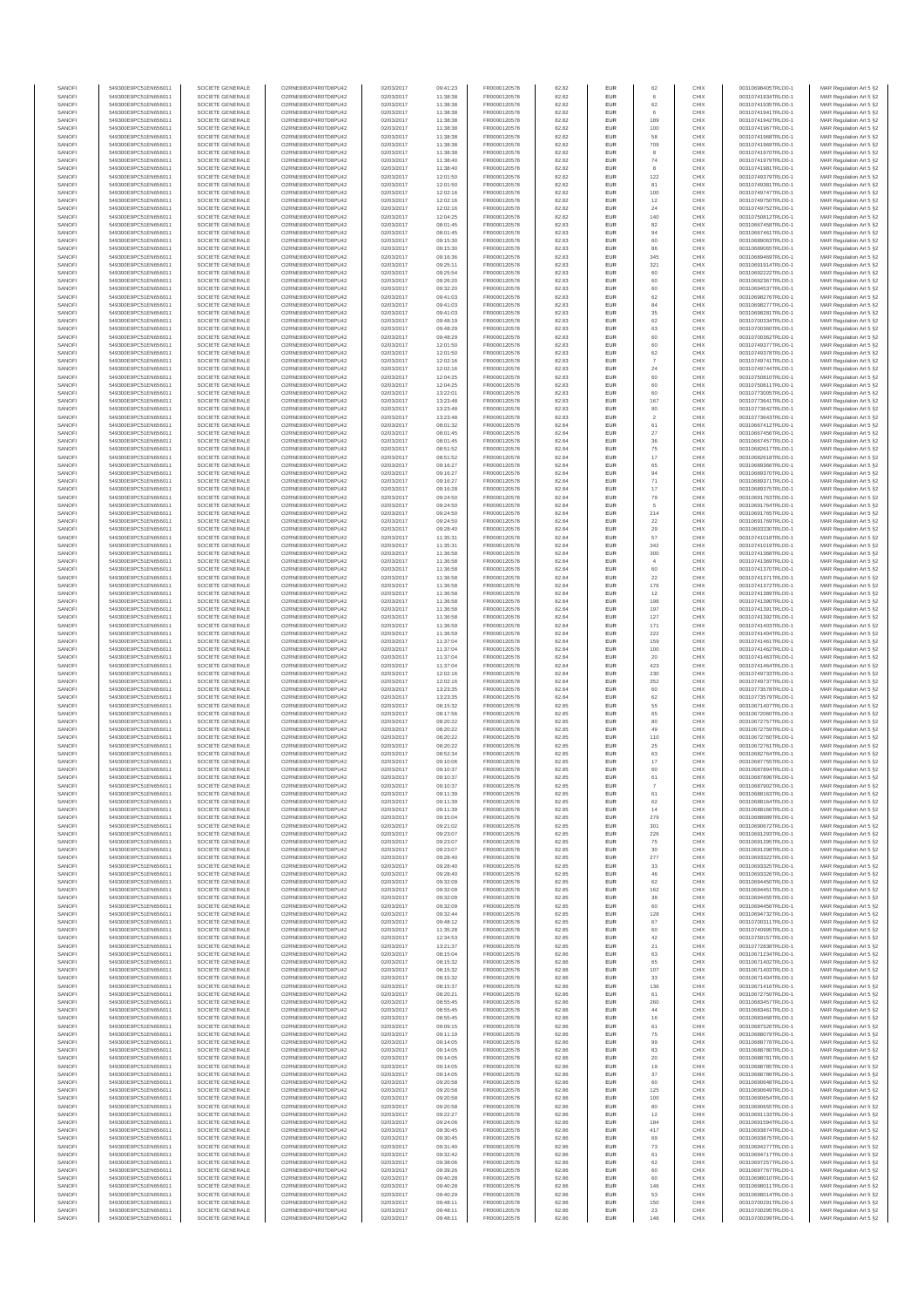| SANOFI | 549300E9PC51EN656011 | SOCIETE GENERALE | O2RNE8IBXP4R0TD8PU42 | 02/03/2017 | 09:41:23 | FR0000120578 | 82.82 | EUR | 62 | CHIX | 00310698405TRLO0-1 | MAR Regulation Art 5 §2 |
|---|---|---|---|---|---|---|---|---|---|---|---|---|
| SANOFI | 549300E9PC51EN656011 | SOCIETE GENERALE | O2RNE8IBXP4R0TD8PU42 | 02/03/2017 | 11:38:38 | FR0000120578 | 82.82 | EUR | 6 | CHIX | 00310741934TRLO0-1 | MAR Regulation Art 5 §2 |
| SANOFI | 549300E9PC51EN656011 | SOCIETE GENERALE | O2RNE8IBXP4R0TD8PU42 | 02/03/2017 | 11:38:38 | FR0000120578 | 82.82 | EUR | 62 | CHIX | 00310741935TRLO0-1 | MAR Regulation Art 5 §2 |
| SANOFI | 549300E9PC51EN656011 | SOCIETE GENERALE | O2RNE8IBXP4R0TD8PU42 | 02/03/2017 | 11:38:38 | FR0000120578 | 82.82 | EUR | 6 | CHIX | 00310741941TRLO0-1 | MAR Regulation Art 5 §2 |
| SANOFI | 549300E9PC51EN656011 | SOCIETE GENERALE | O2RNE8IBXP4R0TD8PU42 | 02/03/2017 | 11:38:38 | FR0000120578 | 82.82 | EUR | 189 | CHIX | 00310741942TRLO0-1 | MAR Regulation Art 5 §2 |
| SANOFI | 549300E9PC51EN656011 | SOCIETE GENERALE | O2RNE8IBXP4R0TD8PU42 | 02/03/2017 | 11:38:38 | FR0000120578 | 82.82 | EUR | 100 | CHIX | 00310741967TRLO0-1 | MAR Regulation Art 5 §2 |
| SANOFI | 549300E9PC51EN656011 | SOCIETE GENERALE | O2RNE8IBXP4R0TD8PU42 | 02/03/2017 | 11:38:38 | FR0000120578 | 82.82 | EUR | 58 | CHIX | 00310741968TRLO0-1 | MAR Regulation Art 5 §2 |
| SANOFI | 549300E9PC51EN656011 | SOCIETE GENERALE | O2RNE8IBXP4R0TD8PU42 | 02/03/2017 | 11:38:38 | FR0000120578 | 82.82 | EUR | 709 | CHIX | 00310741969TRLO0-1 | MAR Regulation Art 5 §2 |
| SANOFI | 549300E9PC51EN656011 | SOCIETE GENERALE | O2RNE8IBXP4R0TD8PU42 | 02/03/2017 | 11:38:38 | FR0000120578 | 82.82 | EUR | 8 | CHIX | 00310741970TRLO0-1 | MAR Regulation Art 5 §2 |
| SANOFI | 549300E9PC51EN656011 | SOCIETE GENERALE | O2RNE8IBXP4R0TD8PU42 | 02/03/2017 | 11:38:40 | FR0000120578 | 82.82 | EUR | 74 | CHIX | 00310741979TRLO0-1 | MAR Regulation Art 5 §2 |
| SANOFI | 549300E9PC51EN656011 | SOCIETE GENERALE | O2RNE8IBXP4R0TD8PU42 | 02/03/2017 | 11:38:40 | FR0000120578 | 82.82 | EUR | 8 | CHIX | 00310741981TRLO0-1 | MAR Regulation Art 5 §2 |
| SANOFI | 549300E9PC51EN656011 | SOCIETE GENERALE | O2RNE8IBXP4R0TD8PU42 | 02/03/2017 | 12:01:50 | FR0000120578 | 82.82 | EUR | 122 | CHIX | 00310749379TRLO0-1 | MAR Regulation Art 5 §2 |
| SANOFI | 549300E9PC51EN656011 | SOCIETE GENERALE | O2RNE8IBXP4R0TD8PU42 | 02/03/2017 | 12:01:50 | FR0000120578 | 82.82 | EUR | 81 | CHIX | 00310749381TRLO0-1 | MAR Regulation Art 5 §2 |
| SANOFI | 549300E9PC51EN656011 | SOCIETE GENERALE | O2RNE8IBXP4R0TD8PU42 | 02/03/2017 | 12:02:16 | FR0000120578 | 82.82 | EUR | 100 | CHIX | 00310749747TRLO0-1 | MAR Regulation Art 5 §2 |
| SANOFI | 549300E9PC51EN656011 | SOCIETE GENERALE | O2RNE8IBXP4R0TD8PU42 | 02/03/2017 | 12:02:16 | FR0000120578 | 82.82 | EUR | 12 | CHIX | 00310749750TRLO0-1 | MAR Regulation Art 5 §2 |
| SANOFI | 549300E9PC51EN656011 | SOCIETE GENERALE | O2RNE8IBXP4R0TD8PU42 | 02/03/2017 | 12:02:16 | FR0000120578 | 82.82 | EUR | 24 | CHIX | 00310749752TRLO0-1 | MAR Regulation Art 5 §2 |
| SANOFI | 549300E9PC51EN656011 | SOCIETE GENERALE | O2RNE8IBXP4R0TD8PU42 | 02/03/2017 | 12:04:25 | FR0000120578 | 82.82 | EUR | 140 | CHIX | 00310750812TRLO0-1 | MAR Regulation Art 5 §2 |
| SANOFI | 549300E9PC51EN656011 | SOCIETE GENERALE | O2RNE8IBXP4R0TD8PU42 | 02/03/2017 | 08:01:45 | FR0000120578 | 82.83 | EUR | 82 | CHIX | 00310667458TRLO0-1 | MAR Regulation Art 5 §2 |
| SANOFI | 549300E9PC51EN656011 | SOCIETE GENERALE | O2RNE8IBXP4R0TD8PU42 | 02/03/2017 | 08:01:45 | FR0000120578 | 82.83 | EUR | 94 | CHIX | 00310667461TRLO0-1 | MAR Regulation Art 5 §2 |
| SANOFI | 549300E9PC51EN656011 | SOCIETE GENERALE | O2RNE8IBXP4R0TD8PU42 | 02/03/2017 | 09:15:30 | FR0000120578 | 82.83 | EUR | 60 | CHIX | 00310688060TRLO0-1 | MAR Regulation Art 5 §2 |
| SANOFI | 549300E9PC51EN656011 | SOCIETE GENERALE | O2RNE8IBXP4R0TD8PU42 | 02/03/2017 | 09:15:30 | FR0000120578 | 82.83 | EUR | 86 | CHIX | 00310688065TRLO0-1 | MAR Regulation Art 5 §2 |
| SANOFI | 549300E9PC51EN656011 | SOCIETE GENERALE | O2RNE8IBXP4R0TD8PU42 | 02/03/2017 | 09:16:36 | FR0000120578 | 82.83 | EUR | 345 | CHIX | 00310688469TRLO0-1 | MAR Regulation Art 5 §2 |
| SANOFI | 549300E9PC51EN656011 | SOCIETE GENERALE | O2RNE8IBXP4R0TD8PU42 | 02/03/2017 | 09:25:11 | FR0000120578 | 82.83 | EUR | 321 | CHIX | 00310691914TRLO0-1 | MAR Regulation Art 5 §2 |
| SANOFI | 549300E9PC51EN656011 | SOCIETE GENERALE | O2RNE8IBXP4R0TD8PU42 | 02/03/2017 | 09:25:54 | FR0000120578 | 82.83 | EUR | 60 | CHIX | 00310692222TRLO0-1 | MAR Regulation Art 5 §2 |
| SANOFI | 549300E9PC51EN656011 | SOCIETE GENERALE | O2RNE8IBXP4R0TD8PU42 | 02/03/2017 | 09:26:20 | FR0000120578 | 82.83 | EUR | 60 | CHIX | 00310692367TRLO0-1 | MAR Regulation Art 5 §2 |
| SANOFI | 549300E9PC51EN656011 | SOCIETE GENERALE | O2RNE8IBXP4R0TD8PU42 | 02/03/2017 | 09:32:20 | FR0000120578 | 82.83 | EUR | 60 | CHIX | 00310694637TRLO0-1 | MAR Regulation Art 5 §2 |
| SANOFI | 549300E9PC51EN656011 | SOCIETE GENERALE | O2RNE8IBXP4R0TD8PU42 | 02/03/2017 | 09:41:03 | FR0000120578 | 82.83 | EUR | 62 | CHIX | 00310698276TRLO0-1 | MAR Regulation Art 5 §2 |
| SANOFI | 549300E9PC51EN656011 | SOCIETE GENERALE | O2RNE8IBXP4R0TD8PU42 | 02/03/2017 | 09:41:03 | FR0000120578 | 82.83 | EUR | 84 | CHIX | 00310698277TRLO0-1 | MAR Regulation Art 5 §2 |
| SANOFI | 549300E9PC51EN656011 | SOCIETE GENERALE | O2RNE8IBXP4R0TD8PU42 | 02/03/2017 | 09:41:03 | FR0000120578 | 82.83 | EUR | 35 | CHIX | 00310698281TRLO0-1 | MAR Regulation Art 5 §2 |
| SANOFI | 549300E9PC51EN656011 | SOCIETE GENERALE | O2RNE8IBXP4R0TD8PU42 | 02/03/2017 | 09:48:19 | FR0000120578 | 82.83 | EUR | 62 | CHIX | 00310700334TRLO0-1 | MAR Regulation Art 5 §2 |
| SANOFI | 549300E9PC51EN656011 | SOCIETE GENERALE | O2RNE8IBXP4R0TD8PU42 | 02/03/2017 | 09:48:29 | FR0000120578 | 82.83 | EUR | 63 | CHIX | 00310700360TRLO0-1 | MAR Regulation Art 5 §2 |
| SANOFI | 549300E9PC51EN656011 | SOCIETE GENERALE | O2RNE8IBXP4R0TD8PU42 | 02/03/2017 | 09:48:29 | FR0000120578 | 82.83 | EUR | 60 | CHIX | 00310700362TRLO0-1 | MAR Regulation Art 5 §2 |
| SANOFI | 549300E9PC51EN656011 | SOCIETE GENERALE | O2RNE8IBXP4R0TD8PU42 | 02/03/2017 | 12:01:50 | FR0000120578 | 82.83 | EUR | 60 | CHIX | 00310749377TRLO0-1 | MAR Regulation Art 5 §2 |
| SANOFI | 549300E9PC51EN656011 | SOCIETE GENERALE | O2RNE8IBXP4R0TD8PU42 | 02/03/2017 | 12:01:50 | FR0000120578 | 82.83 | EUR | 62 | CHIX | 00310749378TRLO0-1 | MAR Regulation Art 5 §2 |
| SANOFI | 549300E9PC51EN656011 | SOCIETE GENERALE | O2RNE8IBXP4R0TD8PU42 | 02/03/2017 | 12:02:16 | FR0000120578 | 82.83 | EUR | 7 | CHIX | 00310749741TRLO0-1 | MAR Regulation Art 5 §2 |
| SANOFI | 549300E9PC51EN656011 | SOCIETE GENERALE | O2RNE8IBXP4R0TD8PU42 | 02/03/2017 | 12:02:16 | FR0000120578 | 82.83 | EUR | 24 | CHIX | 00310749744TRLO0-1 | MAR Regulation Art 5 §2 |
| SANOFI | 549300E9PC51EN656011 | SOCIETE GENERALE | O2RNE8IBXP4R0TD8PU42 | 02/03/2017 | 12:04:25 | FR0000120578 | 82.83 | EUR | 60 | CHIX | 00310750810TRLO0-1 | MAR Regulation Art 5 §2 |
| SANOFI | 549300E9PC51EN656011 | SOCIETE GENERALE | O2RNE8IBXP4R0TD8PU42 | 02/03/2017 | 12:04:25 | FR0000120578 | 82.83 | EUR | 60 | CHIX | 00310750811TRLO0-1 | MAR Regulation Art 5 §2 |
| SANOFI | 549300E9PC51EN656011 | SOCIETE GENERALE | O2RNE8IBXP4R0TD8PU42 | 02/03/2017 | 13:22:01 | FR0000120578 | 82.83 | EUR | 60 | CHIX | 00310773005TRLO0-1 | MAR Regulation Art 5 §2 |
| SANOFI | 549300E9PC51EN656011 | SOCIETE GENERALE | O2RNE8IBXP4R0TD8PU42 | 02/03/2017 | 13:23:48 | FR0000120578 | 82.83 | EUR | 167 | CHIX | 00310773641TRLO0-1 | MAR Regulation Art 5 §2 |
| SANOFI | 549300E9PC51EN656011 | SOCIETE GENERALE | O2RNE8IBXP4R0TD8PU42 | 02/03/2017 | 13:23:48 | FR0000120578 | 82.83 | EUR | 90 | CHIX | 00310773642TRLO0-1 | MAR Regulation Art 5 §2 |
| SANOFI | 549300E9PC51EN656011 | SOCIETE GENERALE | O2RNE8IBXP4R0TD8PU42 | 02/03/2017 | 13:23:48 | FR0000120578 | 82.83 | EUR | 2 | CHIX | 00310773643TRLO0-1 | MAR Regulation Art 5 §2 |
| SANOFI | 549300E9PC51EN656011 | SOCIETE GENERALE | O2RNE8IBXP4R0TD8PU42 | 02/03/2017 | 08:01:32 | FR0000120578 | 82.84 | EUR | 61 | CHIX | 00310667412TRLO0-1 | MAR Regulation Art 5 §2 |
| SANOFI | 549300E9PC51EN656011 | SOCIETE GENERALE | O2RNE8IBXP4R0TD8PU42 | 02/03/2017 | 08:01:45 | FR0000120578 | 82.84 | EUR | 27 | CHIX | 00310667456TRLO0-1 | MAR Regulation Art 5 §2 |
| SANOFI | 549300E9PC51EN656011 | SOCIETE GENERALE | O2RNE8IBXP4R0TD8PU42 | 02/03/2017 | 08:01:45 | FR0000120578 | 82.84 | EUR | 36 | CHIX | 00310667457TRLO0-1 | MAR Regulation Art 5 §2 |
| SANOFI | 549300E9PC51EN656011 | SOCIETE GENERALE | O2RNE8IBXP4R0TD8PU42 | 02/03/2017 | 08:51:52 | FR0000120578 | 82.84 | EUR | 75 | CHIX | 00310682617TRLO0-1 | MAR Regulation Art 5 §2 |
| SANOFI | 549300E9PC51EN656011 | SOCIETE GENERALE | O2RNE8IBXP4R0TD8PU42 | 02/03/2017 | 08:51:52 | FR0000120578 | 82.84 | EUR | 17 | CHIX | 00310682618TRLO0-1 | MAR Regulation Art 5 §2 |
| SANOFI | 549300E9PC51EN656011 | SOCIETE GENERALE | O2RNE8IBXP4R0TD8PU42 | 02/03/2017 | 09:16:27 | FR0000120578 | 82.84 | EUR | 65 | CHIX | 00310689366TRLO0-1 | MAR Regulation Art 5 §2 |
| SANOFI | 549300E9PC51EN656011 | SOCIETE GENERALE | O2RNE8IBXP4R0TD8PU42 | 02/03/2017 | 09:16:27 | FR0000120578 | 82.84 | EUR | 94 | CHIX | 00310689370TRLO0-1 | MAR Regulation Art 5 §2 |
| SANOFI | 549300E9PC51EN656011 | SOCIETE GENERALE | O2RNE8IBXP4R0TD8PU42 | 02/03/2017 | 09:16:27 | FR0000120578 | 82.84 | EUR | 71 | CHIX | 00310689371TRLO0-1 | MAR Regulation Art 5 §2 |
| SANOFI | 549300E9PC51EN656011 | SOCIETE GENERALE | O2RNE8IBXP4R0TD8PU42 | 02/03/2017 | 09:16:28 | FR0000120578 | 82.84 | EUR | 17 | CHIX | 00310689375TRLO0-1 | MAR Regulation Art 5 §2 |
| SANOFI | 549300E9PC51EN656011 | SOCIETE GENERALE | O2RNE8IBXP4R0TD8PU42 | 02/03/2017 | 09:24:50 | FR0000120578 | 82.84 | EUR | 79 | CHIX | 00310691763TRLO0-1 | MAR Regulation Art 5 §2 |
| SANOFI | 549300E9PC51EN656011 | SOCIETE GENERALE | O2RNE8IBXP4R0TD8PU42 | 02/03/2017 | 09:24:50 | FR0000120578 | 82.84 | EUR | 5 | CHIX | 00310691764TRLO0-1 | MAR Regulation Art 5 §2 |
| SANOFI | 549300E9PC51EN656011 | SOCIETE GENERALE | O2RNE8IBXP4R0TD8PU42 | 02/03/2017 | 09:24:50 | FR0000120578 | 82.84 | EUR | 214 | CHIX | 00310691765TRLO0-1 | MAR Regulation Art 5 §2 |
| SANOFI | 549300E9PC51EN656011 | SOCIETE GENERALE | O2RNE8IBXP4R0TD8PU42 | 02/03/2017 | 09:24:50 | FR0000120578 | 82.84 | EUR | 22 | CHIX | 00310691769TRLO0-1 | MAR Regulation Art 5 §2 |
| SANOFI | 549300E9PC51EN656011 | SOCIETE GENERALE | O2RNE8IBXP4R0TD8PU42 | 02/03/2017 | 09:28:40 | FR0000120578 | 82.84 | EUR | 29 | CHIX | 00310693330TRLO0-1 | MAR Regulation Art 5 §2 |
| SANOFI | 549300E9PC51EN656011 | SOCIETE GENERALE | O2RNE8IBXP4R0TD8PU42 | 02/03/2017 | 11:35:31 | FR0000120578 | 82.84 | EUR | 57 | CHIX | 00310741018TRLO0-1 | MAR Regulation Art 5 §2 |
| SANOFI | 549300E9PC51EN656011 | SOCIETE GENERALE | O2RNE8IBXP4R0TD8PU42 | 02/03/2017 | 11:35:31 | FR0000120578 | 82.84 | EUR | 342 | CHIX | 00310741019TRLO0-1 | MAR Regulation Art 5 §2 |
| SANOFI | 549300E9PC51EN656011 | SOCIETE GENERALE | O2RNE8IBXP4R0TD8PU42 | 02/03/2017 | 11:36:58 | FR0000120578 | 82.84 | EUR | 300 | CHIX | 00310741368TRLO0-1 | MAR Regulation Art 5 §2 |
| SANOFI | 549300E9PC51EN656011 | SOCIETE GENERALE | O2RNE8IBXP4R0TD8PU42 | 02/03/2017 | 11:36:58 | FR0000120578 | 82.84 | EUR | 4 | CHIX | 00310741369TRLO0-1 | MAR Regulation Art 5 §2 |
| SANOFI | 549300E9PC51EN656011 | SOCIETE GENERALE | O2RNE8IBXP4R0TD8PU42 | 02/03/2017 | 11:36:58 | FR0000120578 | 82.84 | EUR | 60 | CHIX | 00310741370TRLO0-1 | MAR Regulation Art 5 §2 |
| SANOFI | 549300E9PC51EN656011 | SOCIETE GENERALE | O2RNE8IBXP4R0TD8PU42 | 02/03/2017 | 11:36:58 | FR0000120578 | 82.84 | EUR | 22 | CHIX | 00310741371TRLO0-1 | MAR Regulation Art 5 §2 |
| SANOFI | 549300E9PC51EN656011 | SOCIETE GENERALE | O2RNE8IBXP4R0TD8PU42 | 02/03/2017 | 11:36:58 | FR0000120578 | 82.84 | EUR | 176 | CHIX | 00310741372TRLO0-1 | MAR Regulation Art 5 §2 |
| SANOFI | 549300E9PC51EN656011 | SOCIETE GENERALE | O2RNE8IBXP4R0TD8PU42 | 02/03/2017 | 11:36:58 | FR0000120578 | 82.84 | EUR | 12 | CHIX | 00310741389TRLO0-1 | MAR Regulation Art 5 §2 |
| SANOFI | 549300E9PC51EN656011 | SOCIETE GENERALE | O2RNE8IBXP4R0TD8PU42 | 02/03/2017 | 11:36:58 | FR0000120578 | 82.84 | EUR | 198 | CHIX | 00310741390TRLO0-1 | MAR Regulation Art 5 §2 |
| SANOFI | 549300E9PC51EN656011 | SOCIETE GENERALE | O2RNE8IBXP4R0TD8PU42 | 02/03/2017 | 11:36:58 | FR0000120578 | 82.84 | EUR | 197 | CHIX | 00310741391TRLO0-1 | MAR Regulation Art 5 §2 |
| SANOFI | 549300E9PC51EN656011 | SOCIETE GENERALE | O2RNE8IBXP4R0TD8PU42 | 02/03/2017 | 11:36:58 | FR0000120578 | 82.84 | EUR | 127 | CHIX | 00310741392TRLO0-1 | MAR Regulation Art 5 §2 |
| SANOFI | 549300E9PC51EN656011 | SOCIETE GENERALE | O2RNE8IBXP4R0TD8PU42 | 02/03/2017 | 11:36:59 | FR0000120578 | 82.84 | EUR | 171 | CHIX | 00310741403TRLO0-1 | MAR Regulation Art 5 §2 |
| SANOFI | 549300E9PC51EN656011 | SOCIETE GENERALE | O2RNE8IBXP4R0TD8PU42 | 02/03/2017 | 11:36:59 | FR0000120578 | 82.84 | EUR | 222 | CHIX | 00310741404TRLO0-1 | MAR Regulation Art 5 §2 |
| SANOFI | 549300E9PC51EN656011 | SOCIETE GENERALE | O2RNE8IBXP4R0TD8PU42 | 02/03/2017 | 11:37:04 | FR0000120578 | 82.84 | EUR | 159 | CHIX | 00310741461TRLO0-1 | MAR Regulation Art 5 §2 |
| SANOFI | 549300E9PC51EN656011 | SOCIETE GENERALE | O2RNE8IBXP4R0TD8PU42 | 02/03/2017 | 11:37:04 | FR0000120578 | 82.84 | EUR | 100 | CHIX | 00310741462TRLO0-1 | MAR Regulation Art 5 §2 |
| SANOFI | 549300E9PC51EN656011 | SOCIETE GENERALE | O2RNE8IBXP4R0TD8PU42 | 02/03/2017 | 11:37:04 | FR0000120578 | 82.84 | EUR | 20 | CHIX | 00310741463TRLO0-1 | MAR Regulation Art 5 §2 |
| SANOFI | 549300E9PC51EN656011 | SOCIETE GENERALE | O2RNE8IBXP4R0TD8PU42 | 02/03/2017 | 11:37:04 | FR0000120578 | 82.84 | EUR | 423 | CHIX | 00310741464TRLO0-1 | MAR Regulation Art 5 §2 |
| SANOFI | 549300E9PC51EN656011 | SOCIETE GENERALE | O2RNE8IBXP4R0TD8PU42 | 02/03/2017 | 12:02:16 | FR0000120578 | 82.84 | EUR | 230 | CHIX | 00310749733TRLO0-1 | MAR Regulation Art 5 §2 |
| SANOFI | 549300E9PC51EN656011 | SOCIETE GENERALE | O2RNE8IBXP4R0TD8PU42 | 02/03/2017 | 12:02:16 | FR0000120578 | 82.84 | EUR | 352 | CHIX | 00310749737TRLO0-1 | MAR Regulation Art 5 §2 |
| SANOFI | 549300E9PC51EN656011 | SOCIETE GENERALE | O2RNE8IBXP4R0TD8PU42 | 02/03/2017 | 13:23:35 | FR0000120578 | 82.84 | EUR | 60 | CHIX | 00310773578TRLO0-1 | MAR Regulation Art 5 §2 |
| SANOFI | 549300E9PC51EN656011 | SOCIETE GENERALE | O2RNE8IBXP4R0TD8PU42 | 02/03/2017 | 13:23:35 | FR0000120578 | 82.84 | EUR | 62 | CHIX | 00310773579TRLO0-1 | MAR Regulation Art 5 §2 |
| SANOFI | 549300E9PC51EN656011 | SOCIETE GENERALE | O2RNE8IBXP4R0TD8PU42 | 02/03/2017 | 08:15:32 | FR0000120578 | 82.85 | EUR | 55 | CHIX | 00310671407TRLO0-1 | MAR Regulation Art 5 §2 |
| SANOFI | 549300E9PC51EN656011 | SOCIETE GENERALE | O2RNE8IBXP4R0TD8PU42 | 02/03/2017 | 08:17:56 | FR0000120578 | 82.85 | EUR | 65 | CHIX | 00310672060TRLO0-1 | MAR Regulation Art 5 §2 |
| SANOFI | 549300E9PC51EN656011 | SOCIETE GENERALE | O2RNE8IBXP4R0TD8PU42 | 02/03/2017 | 08:20:22 | FR0000120578 | 82.85 | EUR | 80 | CHIX | 00310672757TRLO0-1 | MAR Regulation Art 5 §2 |
| SANOFI | 549300E9PC51EN656011 | SOCIETE GENERALE | O2RNE8IBXP4R0TD8PU42 | 02/03/2017 | 08:20:22 | FR0000120578 | 82.85 | EUR | 49 | CHIX | 00310672759TRLO0-1 | MAR Regulation Art 5 §2 |
| SANOFI | 549300E9PC51EN656011 | SOCIETE GENERALE | O2RNE8IBXP4R0TD8PU42 | 02/03/2017 | 08:20:22 | FR0000120578 | 82.85 | EUR | 110 | CHIX | 00310672760TRLO0-1 | MAR Regulation Art 5 §2 |
| SANOFI | 549300E9PC51EN656011 | SOCIETE GENERALE | O2RNE8IBXP4R0TD8PU42 | 02/03/2017 | 08:20:22 | FR0000120578 | 82.85 | EUR | 25 | CHIX | 00310672761TRLO0-1 | MAR Regulation Art 5 §2 |
| SANOFI | 549300E9PC51EN656011 | SOCIETE GENERALE | O2RNE8IBXP4R0TD8PU42 | 02/03/2017 | 08:52:34 | FR0000120578 | 82.85 | EUR | 63 | CHIX | 00310682764TRLO0-1 | MAR Regulation Art 5 §2 |
| SANOFI | 549300E9PC51EN656011 | SOCIETE GENERALE | O2RNE8IBXP4R0TD8PU42 | 02/03/2017 | 09:10:06 | FR0000120578 | 82.85 | EUR | 17 | CHIX | 00310687755TRLO0-1 | MAR Regulation Art 5 §2 |
| SANOFI | 549300E9PC51EN656011 | SOCIETE GENERALE | O2RNE8IBXP4R0TD8PU42 | 02/03/2017 | 09:10:37 | FR0000120578 | 82.85 | EUR | 60 | CHIX | 00310687894TRLO0-1 | MAR Regulation Art 5 §2 |
| SANOFI | 549300E9PC51EN656011 | SOCIETE GENERALE | O2RNE8IBXP4R0TD8PU42 | 02/03/2017 | 09:10:37 | FR0000120578 | 82.85 | EUR | 61 | CHIX | 00310687896TRLO0-1 | MAR Regulation Art 5 §2 |
| SANOFI | 549300E9PC51EN656011 | SOCIETE GENERALE | O2RNE8IBXP4R0TD8PU42 | 02/03/2017 | 09:10:37 | FR0000120578 | 82.85 | EUR | 7 | CHIX | 00310687902TRLO0-1 | MAR Regulation Art 5 §2 |
| SANOFI | 549300E9PC51EN656011 | SOCIETE GENERALE | O2RNE8IBXP4R0TD8PU42 | 02/03/2017 | 09:11:39 | FR0000120578 | 82.85 | EUR | 61 | CHIX | 00310688163TRLO0-1 | MAR Regulation Art 5 §2 |
| SANOFI | 549300E9PC51EN656011 | SOCIETE GENERALE | O2RNE8IBXP4R0TD8PU42 | 02/03/2017 | 09:11:39 | FR0000120578 | 82.85 | EUR | 62 | CHIX | 00310688164TRLO0-1 | MAR Regulation Art 5 §2 |
| SANOFI | 549300E9PC51EN656011 | SOCIETE GENERALE | O2RNE8IBXP4R0TD8PU42 | 02/03/2017 | 09:11:39 | FR0000120578 | 82.85 | EUR | 14 | CHIX | 00310688166TRLO0-1 | MAR Regulation Art 5 §2 |
| SANOFI | 549300E9PC51EN656011 | SOCIETE GENERALE | O2RNE8IBXP4R0TD8PU42 | 02/03/2017 | 09:15:04 | FR0000120578 | 82.85 | EUR | 279 | CHIX | 00310688989TRLO0-1 | MAR Regulation Art 5 §2 |
| SANOFI | 549300E9PC51EN656011 | SOCIETE GENERALE | O2RNE8IBXP4R0TD8PU42 | 02/03/2017 | 09:21:02 | FR0000120578 | 82.85 | EUR | 301 | CHIX | 00310690672TRLO0-1 | MAR Regulation Art 5 §2 |
| SANOFI | 549300E9PC51EN656011 | SOCIETE GENERALE | O2RNE8IBXP4R0TD8PU42 | 02/03/2017 | 09:23:07 | FR0000120578 | 82.85 | EUR | 226 | CHIX | 00310691293TRLO0-1 | MAR Regulation Art 5 §2 |
| SANOFI | 549300E9PC51EN656011 | SOCIETE GENERALE | O2RNE8IBXP4R0TD8PU42 | 02/03/2017 | 09:23:07 | FR0000120578 | 82.85 | EUR | 75 | CHIX | 00310691295TRLO0-1 | MAR Regulation Art 5 §2 |
| SANOFI | 549300E9PC51EN656011 | SOCIETE GENERALE | O2RNE8IBXP4R0TD8PU42 | 02/03/2017 | 09:23:07 | FR0000120578 | 82.85 | EUR | 30 | CHIX | 00310691298TRLO0-1 | MAR Regulation Art 5 §2 |
| SANOFI | 549300E9PC51EN656011 | SOCIETE GENERALE | O2RNE8IBXP4R0TD8PU42 | 02/03/2017 | 09:28:40 | FR0000120578 | 82.85 | EUR | 277 | CHIX | 00310693322TRLO0-1 | MAR Regulation Art 5 §2 |
| SANOFI | 549300E9PC51EN656011 | SOCIETE GENERALE | O2RNE8IBXP4R0TD8PU42 | 02/03/2017 | 09:28:40 | FR0000120578 | 82.85 | EUR | 33 | CHIX | 00310693325TRLO0-1 | MAR Regulation Art 5 §2 |
| SANOFI | 549300E9PC51EN656011 | SOCIETE GENERALE | O2RNE8IBXP4R0TD8PU42 | 02/03/2017 | 09:28:40 | FR0000120578 | 82.85 | EUR | 46 | CHIX | 00310693326TRLO0-1 | MAR Regulation Art 5 §2 |
| SANOFI | 549300E9PC51EN656011 | SOCIETE GENERALE | O2RNE8IBXP4R0TD8PU42 | 02/03/2017 | 09:32:09 | FR0000120578 | 82.85 | EUR | 62 | CHIX | 00310694450TRLO0-1 | MAR Regulation Art 5 §2 |
| SANOFI | 549300E9PC51EN656011 | SOCIETE GENERALE | O2RNE8IBXP4R0TD8PU42 | 02/03/2017 | 09:32:09 | FR0000120578 | 82.85 | EUR | 162 | CHIX | 00310694451TRLO0-1 | MAR Regulation Art 5 §2 |
| SANOFI | 549300E9PC51EN656011 | SOCIETE GENERALE | O2RNE8IBXP4R0TD8PU42 | 02/03/2017 | 09:32:09 | FR0000120578 | 82.85 | EUR | 38 | CHIX | 00310694455TRLO0-1 | MAR Regulation Art 5 §2 |
| SANOFI | 549300E9PC51EN656011 | SOCIETE GENERALE | O2RNE8IBXP4R0TD8PU42 | 02/03/2017 | 09:32:09 | FR0000120578 | 82.85 | EUR | 60 | CHIX | 00310694456TRLO0-1 | MAR Regulation Art 5 §2 |
| SANOFI | 549300E9PC51EN656011 | SOCIETE GENERALE | O2RNE8IBXP4R0TD8PU42 | 02/03/2017 | 09:32:44 | FR0000120578 | 82.85 | EUR | 128 | CHIX | 00310694732TRLO0-1 | MAR Regulation Art 5 §2 |
| SANOFI | 549300E9PC51EN656011 | SOCIETE GENERALE | O2RNE8IBXP4R0TD8PU42 | 02/03/2017 | 09:48:12 | FR0000120578 | 82.85 | EUR | 67 | CHIX | 00310700311TRLO0-1 | MAR Regulation Art 5 §2 |
| SANOFI | 549300E9PC51EN656011 | SOCIETE GENERALE | O2RNE8IBXP4R0TD8PU42 | 02/03/2017 | 11:35:28 | FR0000120578 | 82.85 | EUR | 60 | CHIX | 00310740995TRLO0-1 | MAR Regulation Art 5 §2 |
| SANOFI | 549300E9PC51EN656011 | SOCIETE GENERALE | O2RNE8IBXP4R0TD8PU42 | 02/03/2017 | 12:34:53 | FR0000120578 | 82.85 | EUR | 42 | CHIX | 00310759157TRLO0-1 | MAR Regulation Art 5 §2 |
| SANOFI | 549300E9PC51EN656011 | SOCIETE GENERALE | O2RNE8IBXP4R0TD8PU42 | 02/03/2017 | 13:21:37 | FR0000120578 | 82.85 | EUR | 21 | CHIX | 00310772838TRLO0-1 | MAR Regulation Art 5 §2 |
| SANOFI | 549300E9PC51EN656011 | SOCIETE GENERALE | O2RNE8IBXP4R0TD8PU42 | 02/03/2017 | 08:15:04 | FR0000120578 | 82.86 | EUR | 63 | CHIX | 00310671234TRLO0-1 | MAR Regulation Art 5 §2 |
| SANOFI | 549300E9PC51EN656011 | SOCIETE GENERALE | O2RNE8IBXP4R0TD8PU42 | 02/03/2017 | 08:15:32 | FR0000120578 | 82.86 | EUR | 65 | CHIX | 00310671402TRLO0-1 | MAR Regulation Art 5 §2 |
| SANOFI | 549300E9PC51EN656011 | SOCIETE GENERALE | O2RNE8IBXP4R0TD8PU42 | 02/03/2017 | 08:15:32 | FR0000120578 | 82.86 | EUR | 107 | CHIX | 00310671403TRLO0-1 | MAR Regulation Art 5 §2 |
| SANOFI | 549300E9PC51EN656011 | SOCIETE GENERALE | O2RNE8IBXP4R0TD8PU42 | 02/03/2017 | 08:15:32 | FR0000120578 | 82.86 | EUR | 33 | CHIX | 00310671404TRLO0-1 | MAR Regulation Art 5 §2 |
| SANOFI | 549300E9PC51EN656011 | SOCIETE GENERALE | O2RNE8IBXP4R0TD8PU42 | 02/03/2017 | 08:15:37 | FR0000120578 | 82.86 | EUR | 136 | CHIX | 00310671416TRLO0-1 | MAR Regulation Art 5 §2 |
| SANOFI | 549300E9PC51EN656011 | SOCIETE GENERALE | O2RNE8IBXP4R0TD8PU42 | 02/03/2017 | 08:20:21 | FR0000120578 | 82.86 | EUR | 61 | CHIX | 00310672750TRLO0-1 | MAR Regulation Art 5 §2 |
| SANOFI | 549300E9PC51EN656011 | SOCIETE GENERALE | O2RNE8IBXP4R0TD8PU42 | 02/03/2017 | 08:55:45 | FR0000120578 | 82.86 | EUR | 260 | CHIX | 00310683457TRLO0-1 | MAR Regulation Art 5 §2 |
| SANOFI | 549300E9PC51EN656011 | SOCIETE GENERALE | O2RNE8IBXP4R0TD8PU42 | 02/03/2017 | 08:55:45 | FR0000120578 | 82.86 | EUR | 44 | CHIX | 00310683465TRLO0-1 | MAR Regulation Art 5 §2 |
| SANOFI | 549300E9PC51EN656011 | SOCIETE GENERALE | O2RNE8IBXP4R0TD8PU42 | 02/03/2017 | 08:55:45 | FR0000120578 | 82.86 | EUR | 16 | CHIX | 00310683468TRLO0-1 | MAR Regulation Art 5 §2 |
| SANOFI | 549300E9PC51EN656011 | SOCIETE GENERALE | O2RNE8IBXP4R0TD8PU42 | 02/03/2017 | 09:09:15 | FR0000120578 | 82.86 | EUR | 61 | CHIX | 00310687526TRLO0-1 | MAR Regulation Art 5 §2 |
| SANOFI | 549300E9PC51EN656011 | SOCIETE GENERALE | O2RNE8IBXP4R0TD8PU42 | 02/03/2017 | 09:11:19 | FR0000120578 | 82.86 | EUR | 75 | CHIX | 00310688079TRLO0-1 | MAR Regulation Art 5 §2 |
| SANOFI | 549300E9PC51EN656011 | SOCIETE GENERALE | O2RNE8IBXP4R0TD8PU42 | 02/03/2017 | 09:14:05 | FR0000120578 | 82.86 | EUR | 99 | CHIX | 00310688778TRLO0-1 | MAR Regulation Art 5 §2 |
| SANOFI | 549300E9PC51EN656011 | SOCIETE GENERALE | O2RNE8IBXP4R0TD8PU42 | 02/03/2017 | 09:14:05 | FR0000120578 | 82.86 | EUR | 83 | CHIX | 00310688780TRLO0-1 | MAR Regulation Art 5 §2 |
| SANOFI | 549300E9PC51EN656011 | SOCIETE GENERALE | O2RNE8IBXP4R0TD8PU42 | 02/03/2017 | 09:14:05 | FR0000120578 | 82.86 | EUR | 20 | CHIX | 00310688781TRLO0-1 | MAR Regulation Art 5 §2 |
| SANOFI | 549300E9PC51EN656011 | SOCIETE GENERALE | O2RNE8IBXP4R0TD8PU42 | 02/03/2017 | 09:14:05 | FR0000120578 | 82.86 | EUR | 19 | CHIX | 00310688785TRLO0-1 | MAR Regulation Art 5 §2 |
| SANOFI | 549300E9PC51EN656011 | SOCIETE GENERALE | O2RNE8IBXP4R0TD8PU42 | 02/03/2017 | 09:14:05 | FR0000120578 | 82.86 | EUR | 37 | CHIX | 00310688786TRLO0-1 | MAR Regulation Art 5 §2 |
| SANOFI | 549300E9PC51EN656011 | SOCIETE GENERALE | O2RNE8IBXP4R0TD8PU42 | 02/03/2017 | 09:20:58 | FR0000120578 | 82.86 | EUR | 60 | CHIX | 00310690648TRLO0-1 | MAR Regulation Art 5 §2 |
| SANOFI | 549300E9PC51EN656011 | SOCIETE GENERALE | O2RNE8IBXP4R0TD8PU42 | 02/03/2017 | 09:20:58 | FR0000120578 | 82.86 | EUR | 125 | CHIX | 00310690649TRLO0-1 | MAR Regulation Art 5 §2 |
| SANOFI | 549300E9PC51EN656011 | SOCIETE GENERALE | O2RNE8IBXP4R0TD8PU42 | 02/03/2017 | 09:20:58 | FR0000120578 | 82.86 | EUR | 100 | CHIX | 00310690654TRLO0-1 | MAR Regulation Art 5 §2 |
| SANOFI | 549300E9PC51EN656011 | SOCIETE GENERALE | O2RNE8IBXP4R0TD8PU42 | 02/03/2017 | 09:20:58 | FR0000120578 | 82.86 | EUR | 80 | CHIX | 00310690655TRLO0-1 | MAR Regulation Art 5 §2 |
| SANOFI | 549300E9PC51EN656011 | SOCIETE GENERALE | O2RNE8IBXP4R0TD8PU42 | 02/03/2017 | 09:22:27 | FR0000120578 | 82.86 | EUR | 12 | CHIX | 00310691133TRLO0-1 | MAR Regulation Art 5 §2 |
| SANOFI | 549300E9PC51EN656011 | SOCIETE GENERALE | O2RNE8IBXP4R0TD8PU42 | 02/03/2017 | 09:24:06 | FR0000120578 | 82.86 | EUR | 184 | CHIX | 00310691594TRLO0-1 | MAR Regulation Art 5 §2 |
| SANOFI | 549300E9PC51EN656011 | SOCIETE GENERALE | O2RNE8IBXP4R0TD8PU42 | 02/03/2017 | 09:30:45 | FR0000120578 | 82.86 | EUR | 417 | CHIX | 00310693874TRLO0-1 | MAR Regulation Art 5 §2 |
| SANOFI | 549300E9PC51EN656011 | SOCIETE GENERALE | O2RNE8IBXP4R0TD8PU42 | 02/03/2017 | 09:30:45 | FR0000120578 | 82.86 | EUR | 69 | CHIX | 00310693875TRLO0-1 | MAR Regulation Art 5 §2 |
| SANOFI | 549300E9PC51EN656011 | SOCIETE GENERALE | O2RNE8IBXP4R0TD8PU42 | 02/03/2017 | 09:31:40 | FR0000120578 | 82.86 | EUR | 73 | CHIX | 00310694277TRLO0-1 | MAR Regulation Art 5 §2 |
| SANOFI | 549300E9PC51EN656011 | SOCIETE GENERALE | O2RNE8IBXP4R0TD8PU42 | 02/03/2017 | 09:32:42 | FR0000120578 | 82.86 | EUR | 61 | CHIX | 00310694717TRLO0-1 | MAR Regulation Art 5 §2 |
| SANOFI | 549300E9PC51EN656011 | SOCIETE GENERALE | O2RNE8IBXP4R0TD8PU42 | 02/03/2017 | 09:38:06 | FR0000120578 | 82.86 | EUR | 62 | CHIX | 00310697257TRLO0-1 | MAR Regulation Art 5 §2 |
| SANOFI | 549300E9PC51EN656011 | SOCIETE GENERALE | O2RNE8IBXP4R0TD8PU42 | 02/03/2017 | 09:39:26 | FR0000120578 | 82.86 | EUR | 60 | CHIX | 00310697767TRLO0-1 | MAR Regulation Art 5 §2 |
| SANOFI | 549300E9PC51EN656011 | SOCIETE GENERALE | O2RNE8IBXP4R0TD8PU42 | 02/03/2017 | 09:40:28 | FR0000120578 | 82.86 | EUR | 60 | CHIX | 00310698010TRLO0-1 | MAR Regulation Art 5 §2 |
| SANOFI | 549300E9PC51EN656011 | SOCIETE GENERALE | O2RNE8IBXP4R0TD8PU42 | 02/03/2017 | 09:40:28 | FR0000120578 | 82.86 | EUR | 146 | CHIX | 00310698011TRLO0-1 | MAR Regulation Art 5 §2 |
| SANOFI | 549300E9PC51EN656011 | SOCIETE GENERALE | O2RNE8IBXP4R0TD8PU42 | 02/03/2017 | 09:40:28 | FR0000120578 | 82.86 | EUR | 53 | CHIX | 00310698014TRLO0-1 | MAR Regulation Art 5 §2 |
| SANOFI | 549300E9PC51EN656011 | SOCIETE GENERALE | O2RNE8IBXP4R0TD8PU42 | 02/03/2017 | 09:48:11 | FR0000120578 | 82.86 | EUR | 150 | CHIX | 00310700291TRLO0-1 | MAR Regulation Art 5 §2 |
| SANOFI | 549300E9PC51EN656011 | SOCIETE GENERALE | O2RNE8IBXP4R0TD8PU42 | 02/03/2017 | 09:48:11 | FR0000120578 | 82.86 | EUR | 23 | CHIX | 00310700295TRLO0-1 | MAR Regulation Art 5 §2 |
| SANOFI | 549300E9PC51EN656011 | SOCIETE GENERALE | O2RNE8IBXP4R0TD8PU42 | 02/03/2017 | 09:48:11 | FR0000120578 | 82.86 | EUR | 146 | CHIX | 00310700299TRLO0-1 | MAR Regulation Art 5 §2 |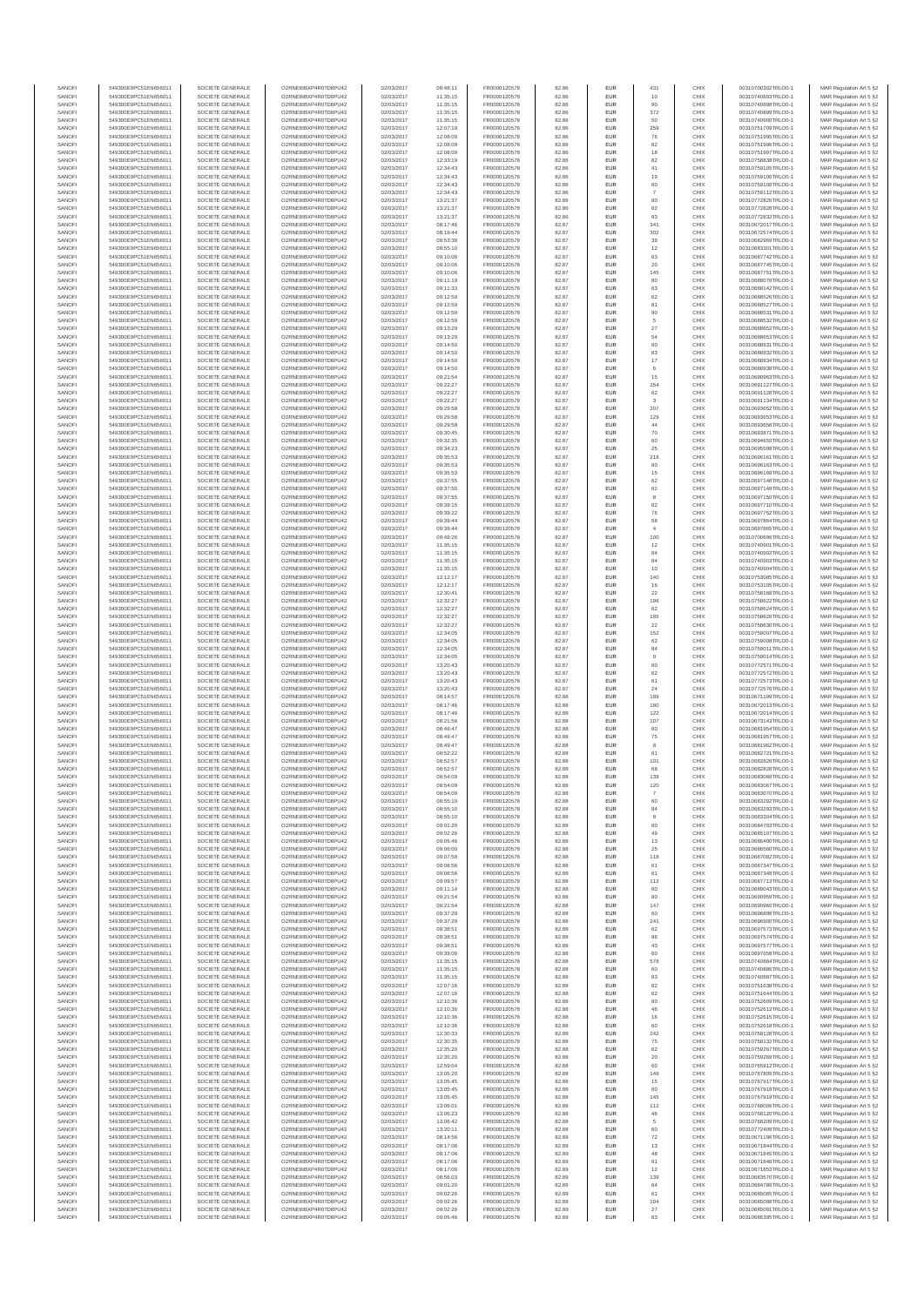| SANOFI | 549300E9PC51EN656011 | SOCIETE GENERALE | O2RNE8IBXP4R0TD8PU42 | 02/03/2017 | 09:48:11 | FR0000120578 | 82.86 | EUR | 431 | CHIX | 00310700302TRLO0-1 | MAR Regulation Art 5 §2 |
|---|---|---|---|---|---|---|---|---|---|---|---|---|
| SANOFI | 549300E9PC51EN656011 | SOCIETE GENERALE | O2RNE8IBXP4R0TD8PU42 | 02/03/2017 | 11:35:15 | FR0000120578 | 82.86 | EUR | 10 | CHIX | 00310740893TRLO0-1 | MAR Regulation Art 5 §2 |
| SANOFI | 549300E9PC51EN656011 | SOCIETE GENERALE | O2RNE8IBXP4R0TD8PU42 | 02/03/2017 | 11:35:15 | FR0000120578 | 82.86 | EUR | 90 | CHIX | 00310740898TRLO0-1 | MAR Regulation Art 5 §2 |
| SANOFI | 549300E9PC51EN656011 | SOCIETE GENERALE | O2RNE8IBXP4R0TD8PU42 | 02/03/2017 | 11:35:15 | FR0000120578 | 82.86 | EUR | 372 | CHIX | 00310740899TRLO0-1 | MAR Regulation Art 5 §2 |
| SANOFI | 549300E9PC51EN656011 | SOCIETE GENERALE | O2RNE8IBXP4R0TD8PU42 | 02/03/2017 | 11:35:15 | FR0000120578 | 82.86 | EUR | 50 | CHIX | 00310740900TRLO0-1 | MAR Regulation Art 5 §2 |
| SANOFI | 549300E9PC51EN656011 | SOCIETE GENERALE | O2RNE8IBXP4R0TD8PU42 | 02/03/2017 | 12:07:19 | FR0000120578 | 82.86 | EUR | 259 | CHIX | 00310751709TRLO0-1 | MAR Regulation Art 5 §2 |
| SANOFI | 549300E9PC51EN656011 | SOCIETE GENERALE | O2RNE8IBXP4R0TD8PU42 | 02/03/2017 | 12:08:09 | FR0000120578 | 82.86 | EUR | 76 | CHIX | 00310751995TRLO0-1 | MAR Regulation Art 5 §2 |
| SANOFI | 549300E9PC51EN656011 | SOCIETE GENERALE | O2RNE8IBXP4R0TD8PU42 | 02/03/2017 | 12:08:09 | FR0000120578 | 82.86 | EUR | 62 | CHIX | 00310751996TRLO0-1 | MAR Regulation Art 5 §2 |
| SANOFI | 549300E9PC51EN656011 | SOCIETE GENERALE | O2RNE8IBXP4R0TD8PU42 | 02/03/2017 | 12:08:09 | FR0000120578 | 82.86 | EUR | 18 | CHIX | 00310751997TRLO0-1 | MAR Regulation Art 5 §2 |
| SANOFI | 549300E9PC51EN656011 | SOCIETE GENERALE | O2RNE8IBXP4R0TD8PU42 | 02/03/2017 | 12:33:19 | FR0000120578 | 82.86 | EUR | 82 | CHIX | 00310758838TRLO0-1 | MAR Regulation Art 5 §2 |
| SANOFI | 549300E9PC51EN656011 | SOCIETE GENERALE | O2RNE8IBXP4R0TD8PU42 | 02/03/2017 | 12:34:43 | FR0000120578 | 82.86 | EUR | 41 | CHIX | 00310759105TRLO0-1 | MAR Regulation Art 5 §2 |
| SANOFI | 549300E9PC51EN656011 | SOCIETE GENERALE | O2RNE8IBXP4R0TD8PU42 | 02/03/2017 | 12:34:43 | FR0000120578 | 82.86 | EUR | 19 | CHIX | 00310759106TRLO0-1 | MAR Regulation Art 5 §2 |
| SANOFI | 549300E9PC51EN656011 | SOCIETE GENERALE | O2RNE8IBXP4R0TD8PU42 | 02/03/2017 | 12:34:43 | FR0000120578 | 82.86 | EUR | 60 | CHIX | 00310759108TRLO0-1 | MAR Regulation Art 5 §2 |
| SANOFI | 549300E9PC51EN656011 | SOCIETE GENERALE | O2RNE8IBXP4R0TD8PU42 | 02/03/2017 | 12:34:43 | FR0000120578 | 82.86 | EUR | 7 | CHIX | 00310759112TRLO0-1 | MAR Regulation Art 5 §2 |
| SANOFI | 549300E9PC51EN656011 | SOCIETE GENERALE | O2RNE8IBXP4R0TD8PU42 | 02/03/2017 | 13:21:37 | FR0000120578 | 82.86 | EUR | 60 | CHIX | 00310772826TRLO0-1 | MAR Regulation Art 5 §2 |
| SANOFI | 549300E9PC51EN656011 | SOCIETE GENERALE | O2RNE8IBXP4R0TD8PU42 | 02/03/2017 | 13:21:37 | FR0000120578 | 82.86 | EUR | 62 | CHIX | 00310772828TRLO0-1 | MAR Regulation Art 5 §2 |
| SANOFI | 549300E9PC51EN656011 | SOCIETE GENERALE | O2RNE8IBXP4R0TD8PU42 | 02/03/2017 | 13:21:37 | FR0000120578 | 82.86 | EUR | 93 | CHIX | 00310772832TRLO0-1 | MAR Regulation Art 5 §2 |
| SANOFI | 549300E9PC51EN656011 | SOCIETE GENERALE | O2RNE8IBXP4R0TD8PU42 | 02/03/2017 | 08:17:46 | FR0000120578 | 82.87 | EUR | 341 | CHIX | 00310672017TRLO0-1 | MAR Regulation Art 5 §2 |
| SANOFI | 549300E9PC51EN656011 | SOCIETE GENERALE | O2RNE8IBXP4R0TD8PU42 | 02/03/2017 | 08:19:44 | FR0000120578 | 82.87 | EUR | 302 | CHIX | 00310672574TRLO0-1 | MAR Regulation Art 5 §2 |
| SANOFI | 549300E9PC51EN656011 | SOCIETE GENERALE | O2RNE8IBXP4R0TD8PU42 | 02/03/2017 | 08:53:38 | FR0000120578 | 82.87 | EUR | 39 | CHIX | 00310682669TRLO0-1 | MAR Regulation Art 5 §2 |
| SANOFI | 549300E9PC51EN656011 | SOCIETE GENERALE | O2RNE8IBXP4R0TD8PU42 | 02/03/2017 | 08:55:10 | FR0000120578 | 82.87 | EUR | 12 | CHIX | 00310683301TRLO0-1 | MAR Regulation Art 5 §2 |
| SANOFI | 549300E9PC51EN656011 | SOCIETE GENERALE | O2RNE8IBXP4R0TD8PU42 | 02/03/2017 | 09:10:06 | FR0000120578 | 82.87 | EUR | 63 | CHIX | 00310687742TRLO0-1 | MAR Regulation Art 5 §2 |
| SANOFI | 549300E9PC51EN656011 | SOCIETE GENERALE | O2RNE8IBXP4R0TD8PU42 | 02/03/2017 | 09:10:06 | FR0000120578 | 82.87 | EUR | 20 | CHIX | 00310687745TRLO0-1 | MAR Regulation Art 5 §2 |
| SANOFI | 549300E9PC51EN656011 | SOCIETE GENERALE | O2RNE8IBXP4R0TD8PU42 | 02/03/2017 | 09:10:06 | FR0000120578 | 82.87 | EUR | 145 | CHIX | 00310687751TRLO0-1 | MAR Regulation Art 5 §2 |
| SANOFI | 549300E9PC51EN656011 | SOCIETE GENERALE | O2RNE8IBXP4R0TD8PU42 | 02/03/2017 | 09:11:19 | FR0000120578 | 82.87 | EUR | 80 | CHIX | 00310688078TRLO0-1 | MAR Regulation Art 5 §2 |
| SANOFI | 549300E9PC51EN656011 | SOCIETE GENERALE | O2RNE8IBXP4R0TD8PU42 | 02/03/2017 | 09:11:33 | FR0000120578 | 82.87 | EUR | 63 | CHIX | 00310688142TRLO0-1 | MAR Regulation Art 5 §2 |
| SANOFI | 549300E9PC51EN656011 | SOCIETE GENERALE | O2RNE8IBXP4R0TD8PU42 | 02/03/2017 | 09:12:59 | FR0000120578 | 82.87 | EUR | 62 | CHIX | 00310688526TRLO0-1 | MAR Regulation Art 5 §2 |
| SANOFI | 549300E9PC51EN656011 | SOCIETE GENERALE | O2RNE8IBXP4R0TD8PU42 | 02/03/2017 | 09:12:59 | FR0000120578 | 82.87 | EUR | 81 | CHIX | 00310688527TRLO0-1 | MAR Regulation Art 5 §2 |
| SANOFI | 549300E9PC51EN656011 | SOCIETE GENERALE | O2RNE8IBXP4R0TD8PU42 | 02/03/2017 | 09:12:59 | FR0000120578 | 82.87 | EUR | 90 | CHIX | 00310688531TRLO0-1 | MAR Regulation Art 5 §2 |
| SANOFI | 549300E9PC51EN656011 | SOCIETE GENERALE | O2RNE8IBXP4R0TD8PU42 | 02/03/2017 | 09:12:59 | FR0000120578 | 82.87 | EUR | 5 | CHIX | 00310688532TRLO0-1 | MAR Regulation Art 5 §2 |
| SANOFI | 549300E9PC51EN656011 | SOCIETE GENERALE | O2RNE8IBXP4R0TD8PU42 | 02/03/2017 | 09:13:29 | FR0000120578 | 82.87 | EUR | 27 | CHIX | 00310688652TRLO0-1 | MAR Regulation Art 5 §2 |
| SANOFI | 549300E9PC51EN656011 | SOCIETE GENERALE | O2RNE8IBXP4R0TD8PU42 | 02/03/2017 | 09:13:29 | FR0000120578 | 82.87 | EUR | 54 | CHIX | 00310688653TRLO0-1 | MAR Regulation Art 5 §2 |
| SANOFI | 549300E9PC51EN656011 | SOCIETE GENERALE | O2RNE8IBXP4R0TD8PU42 | 02/03/2017 | 09:14:50 | FR0000120578 | 82.87 | EUR | 60 | CHIX | 00310688931TRLO0-1 | MAR Regulation Art 5 §2 |
| SANOFI | 549300E9PC51EN656011 | SOCIETE GENERALE | O2RNE8IBXP4R0TD8PU42 | 02/03/2017 | 09:14:50 | FR0000120578 | 82.87 | EUR | 83 | CHIX | 00310688932TRLO0-1 | MAR Regulation Art 5 §2 |
| SANOFI | 549300E9PC51EN656011 | SOCIETE GENERALE | O2RNE8IBXP4R0TD8PU42 | 02/03/2017 | 09:14:50 | FR0000120578 | 82.87 | EUR | 17 | CHIX | 00310688934TRLO0-1 | MAR Regulation Art 5 §2 |
| SANOFI | 549300E9PC51EN656011 | SOCIETE GENERALE | O2RNE8IBXP4R0TD8PU42 | 02/03/2017 | 09:14:50 | FR0000120578 | 82.87 | EUR | 6 | CHIX | 00310688938TRLO0-1 | MAR Regulation Art 5 §2 |
| SANOFI | 549300E9PC51EN656011 | SOCIETE GENERALE | O2RNE8IBXP4R0TD8PU42 | 02/03/2017 | 09:21:54 | FR0000120578 | 82.87 | EUR | 15 | CHIX | 00310690963TRLO0-1 | MAR Regulation Art 5 §2 |
| SANOFI | 549300E9PC51EN656011 | SOCIETE GENERALE | O2RNE8IBXP4R0TD8PU42 | 02/03/2017 | 09:22:27 | FR0000120578 | 82.87 | EUR | 254 | CHIX | 00310691127TRLO0-1 | MAR Regulation Art 5 §2 |
| SANOFI | 549300E9PC51EN656011 | SOCIETE GENERALE | O2RNE8IBXP4R0TD8PU42 | 02/03/2017 | 09:22:27 | FR0000120578 | 82.87 | EUR | 62 | CHIX | 00310691128TRLO0-1 | MAR Regulation Art 5 §2 |
| SANOFI | 549300E9PC51EN656011 | SOCIETE GENERALE | O2RNE8IBXP4R0TD8PU42 | 02/03/2017 | 09:22:27 | FR0000120578 | 82.87 | EUR | 3 | CHIX | 00310691134TRLO0-1 | MAR Regulation Art 5 §2 |
| SANOFI | 549300E9PC51EN656011 | SOCIETE GENERALE | O2RNE8IBXP4R0TD8PU42 | 02/03/2017 | 09:29:58 | FR0000120578 | 82.87 | EUR | 207 | CHIX | 00310693652TRLO0-1 | MAR Regulation Art 5 §2 |
| SANOFI | 549300E9PC51EN656011 | SOCIETE GENERALE | O2RNE8IBXP4R0TD8PU42 | 02/03/2017 | 09:29:58 | FR0000120578 | 82.87 | EUR | 129 | CHIX | 00310693653TRLO0-1 | MAR Regulation Art 5 §2 |
| SANOFI | 549300E9PC51EN656011 | SOCIETE GENERALE | O2RNE8IBXP4R0TD8PU42 | 02/03/2017 | 09:29:58 | FR0000120578 | 82.87 | EUR | 44 | CHIX | 00310693656TRLO0-1 | MAR Regulation Art 5 §2 |
| SANOFI | 549300E9PC51EN656011 | SOCIETE GENERALE | O2RNE8IBXP4R0TD8PU42 | 02/03/2017 | 09:30:45 | FR0000120578 | 82.87 | EUR | 70 | CHIX | 00310693871TRLO0-1 | MAR Regulation Art 5 §2 |
| SANOFI | 549300E9PC51EN656011 | SOCIETE GENERALE | O2RNE8IBXP4R0TD8PU42 | 02/03/2017 | 09:32:35 | FR0000120578 | 82.87 | EUR | 60 | CHIX | 00310694450TRLO0-1 | MAR Regulation Art 5 §2 |
| SANOFI | 549300E9PC51EN656011 | SOCIETE GENERALE | O2RNE8IBXP4R0TD8PU42 | 02/03/2017 | 09:34:23 | FR0000120578 | 82.87 | EUR | 25 | CHIX | 00310695085TRLO0-1 | MAR Regulation Art 5 §2 |
| SANOFI | 549300E9PC51EN656011 | SOCIETE GENERALE | O2RNE8IBXP4R0TD8PU42 | 02/03/2017 | 09:35:53 | FR0000120578 | 82.87 | EUR | 218 | CHIX | 00310696161TRLO0-1 | MAR Regulation Art 5 §2 |
| SANOFI | 549300E9PC51EN656011 | SOCIETE GENERALE | O2RNE8IBXP4R0TD8PU42 | 02/03/2017 | 09:35:53 | FR0000120578 | 82.87 | EUR | 60 | CHIX | 00310696163TRLO0-1 | MAR Regulation Art 5 §2 |
| SANOFI | 549300E9PC51EN656011 | SOCIETE GENERALE | O2RNE8IBXP4R0TD8PU42 | 02/03/2017 | 09:35:53 | FR0000120578 | 82.87 | EUR | 15 | CHIX | 00310696168TRLO0-1 | MAR Regulation Art 5 §2 |
| SANOFI | 549300E9PC51EN656011 | SOCIETE GENERALE | O2RNE8IBXP4R0TD8PU42 | 02/03/2017 | 09:37:55 | FR0000120578 | 82.87 | EUR | 62 | CHIX | 00310697148TRLO0-1 | MAR Regulation Art 5 §2 |
| SANOFI | 549300E9PC51EN656011 | SOCIETE GENERALE | O2RNE8IBXP4R0TD8PU42 | 02/03/2017 | 09:37:55 | FR0000120578 | 82.87 | EUR | 62 | CHIX | 00310697149TRLO0-1 | MAR Regulation Art 5 §2 |
| SANOFI | 549300E9PC51EN656011 | SOCIETE GENERALE | O2RNE8IBXP4R0TD8PU42 | 02/03/2017 | 09:37:55 | FR0000120578 | 82.87 | EUR | 8 | CHIX | 00310697150TRLO0-1 | MAR Regulation Art 5 §2 |
| SANOFI | 549300E9PC51EN656011 | SOCIETE GENERALE | O2RNE8IBXP4R0TD8PU42 | 02/03/2017 | 09:39:15 | FR0000120578 | 82.87 | EUR | 62 | CHIX | 00310697710TRLO0-1 | MAR Regulation Art 5 §2 |
| SANOFI | 549300E9PC51EN656011 | SOCIETE GENERALE | O2RNE8IBXP4R0TD8PU42 | 02/03/2017 | 09:39:22 | FR0000120578 | 82.87 | EUR | 76 | CHIX | 00310697752TRLO0-1 | MAR Regulation Art 5 §2 |
| SANOFI | 549300E9PC51EN656011 | SOCIETE GENERALE | O2RNE8IBXP4R0TD8PU42 | 02/03/2017 | 09:39:44 | FR0000120578 | 82.87 | EUR | 58 | CHIX | 00310697864TRLO0-1 | MAR Regulation Art 5 §2 |
| SANOFI | 549300E9PC51EN656011 | SOCIETE GENERALE | O2RNE8IBXP4R0TD8PU42 | 02/03/2017 | 09:39:44 | FR0000120578 | 82.87 | EUR | 4 | CHIX | 00310697865TRLO0-1 | MAR Regulation Art 5 §2 |
| SANOFI | 549300E9PC51EN656011 | SOCIETE GENERALE | O2RNE8IBXP4R0TD8PU42 | 02/03/2017 | 09:49:26 | FR0000120578 | 82.87 | EUR | 100 | CHIX | 00310700696TRLO0-1 | MAR Regulation Art 5 §2 |
| SANOFI | 549300E9PC51EN656011 | SOCIETE GENERALE | O2RNE8IBXP4R0TD8PU42 | 02/03/2017 | 11:35:15 | FR0000120578 | 82.87 | EUR | 12 | CHIX | 00310740901TRLO0-1 | MAR Regulation Art 5 §2 |
| SANOFI | 549300E9PC51EN656011 | SOCIETE GENERALE | O2RNE8IBXP4R0TD8PU42 | 02/03/2017 | 11:35:15 | FR0000120578 | 82.87 | EUR | 84 | CHIX | 00310740902TRLO0-1 | MAR Regulation Art 5 §2 |
| SANOFI | 549300E9PC51EN656011 | SOCIETE GENERALE | O2RNE8IBXP4R0TD8PU42 | 02/03/2017 | 11:35:15 | FR0000120578 | 82.87 | EUR | 84 | CHIX | 00310740903TRLO0-1 | MAR Regulation Art 5 §2 |
| SANOFI | 549300E9PC51EN656011 | SOCIETE GENERALE | O2RNE8IBXP4R0TD8PU42 | 02/03/2017 | 11:35:15 | FR0000120578 | 82.87 | EUR | 10 | CHIX | 00310740904TRLO0-1 | MAR Regulation Art 5 §2 |
| SANOFI | 549300E9PC51EN656011 | SOCIETE GENERALE | O2RNE8IBXP4R0TD8PU42 | 02/03/2017 | 12:12:17 | FR0000120578 | 82.87 | EUR | 140 | CHIX | 00310753085TRLO0-1 | MAR Regulation Art 5 §2 |
| SANOFI | 549300E9PC51EN656011 | SOCIETE GENERALE | O2RNE8IBXP4R0TD8PU42 | 02/03/2017 | 12:12:17 | FR0000120578 | 82.87 | EUR | 16 | CHIX | 00310753105TRLO0-1 | MAR Regulation Art 5 §2 |
| SANOFI | 549300E9PC51EN656011 | SOCIETE GENERALE | O2RNE8IBXP4R0TD8PU42 | 02/03/2017 | 12:30:41 | FR0000120578 | 82.87 | EUR | 22 | CHIX | 00310758168TRLO0-1 | MAR Regulation Art 5 §2 |
| SANOFI | 549300E9PC51EN656011 | SOCIETE GENERALE | O2RNE8IBXP4R0TD8PU42 | 02/03/2017 | 12:32:27 | FR0000120578 | 82.87 | EUR | 196 | CHIX | 00310758622TRLO0-1 | MAR Regulation Art 5 §2 |
| SANOFI | 549300E9PC51EN656011 | SOCIETE GENERALE | O2RNE8IBXP4R0TD8PU42 | 02/03/2017 | 12:32:27 | FR0000120578 | 82.87 | EUR | 62 | CHIX | 00310758624TRLO0-1 | MAR Regulation Art 5 §2 |
| SANOFI | 549300E9PC51EN656011 | SOCIETE GENERALE | O2RNE8IBXP4R0TD8PU42 | 02/03/2017 | 12:32:27 | FR0000120578 | 82.87 | EUR | 185 | CHIX | 00310758626TRLO0-1 | MAR Regulation Art 5 §2 |
| SANOFI | 549300E9PC51EN656011 | SOCIETE GENERALE | O2RNE8IBXP4R0TD8PU42 | 02/03/2017 | 12:32:27 | FR0000120578 | 82.87 | EUR | 22 | CHIX | 00310758630TRLO0-1 | MAR Regulation Art 5 §2 |
| SANOFI | 549300E9PC51EN656011 | SOCIETE GENERALE | O2RNE8IBXP4R0TD8PU42 | 02/03/2017 | 12:34:05 | FR0000120578 | 82.87 | EUR | 152 | CHIX | 00310759007TRLO0-1 | MAR Regulation Art 5 §2 |
| SANOFI | 549300E9PC51EN656011 | SOCIETE GENERALE | O2RNE8IBXP4R0TD8PU42 | 02/03/2017 | 12:34:05 | FR0000120578 | 82.87 | EUR | 62 | CHIX | 00310759008TRLO0-1 | MAR Regulation Art 5 §2 |
| SANOFI | 549300E9PC51EN656011 | SOCIETE GENERALE | O2RNE8IBXP4R0TD8PU42 | 02/03/2017 | 12:34:05 | FR0000120578 | 82.87 | EUR | 84 | CHIX | 00310759011TRLO0-1 | MAR Regulation Art 5 §2 |
| SANOFI | 549300E9PC51EN656011 | SOCIETE GENERALE | O2RNE8IBXP4R0TD8PU42 | 02/03/2017 | 12:34:05 | FR0000120578 | 82.87 | EUR | 9 | CHIX | 00310759014TRLO0-1 | MAR Regulation Art 5 §2 |
| SANOFI | 549300E9PC51EN656011 | SOCIETE GENERALE | O2RNE8IBXP4R0TD8PU42 | 02/03/2017 | 13:20:43 | FR0000120578 | 82.87 | EUR | 60 | CHIX | 00310772571TRLO0-1 | MAR Regulation Art 5 §2 |
| SANOFI | 549300E9PC51EN656011 | SOCIETE GENERALE | O2RNE8IBXP4R0TD8PU42 | 02/03/2017 | 13:20:43 | FR0000120578 | 82.87 | EUR | 62 | CHIX | 00310772572TRLO0-1 | MAR Regulation Art 5 §2 |
| SANOFI | 549300E9PC51EN656011 | SOCIETE GENERALE | O2RNE8IBXP4R0TD8PU42 | 02/03/2017 | 13:20:43 | FR0000120578 | 82.87 | EUR | 61 | CHIX | 00310772573TRLO0-1 | MAR Regulation Art 5 §2 |
| SANOFI | 549300E9PC51EN656011 | SOCIETE GENERALE | O2RNE8IBXP4R0TD8PU42 | 02/03/2017 | 13:20:43 | FR0000120578 | 82.87 | EUR | 24 | CHIX | 00310772576TRLO0-1 | MAR Regulation Art 5 §2 |
| SANOFI | 549300E9PC51EN656011 | SOCIETE GENERALE | O2RNE8IBXP4R0TD8PU42 | 02/03/2017 | 08:14:57 | FR0000120578 | 82.88 | EUR | 189 | CHIX | 00310671199TRLO0-1 | MAR Regulation Art 5 §2 |
| SANOFI | 549300E9PC51EN656011 | SOCIETE GENERALE | O2RNE8IBXP4R0TD8PU42 | 02/03/2017 | 08:17:46 | FR0000120578 | 82.88 | EUR | 180 | CHIX | 00310672013TRLO0-1 | MAR Regulation Art 5 §2 |
| SANOFI | 549300E9PC51EN656011 | SOCIETE GENERALE | O2RNE8IBXP4R0TD8PU42 | 02/03/2017 | 08:17:46 | FR0000120578 | 82.88 | EUR | 122 | CHIX | 00310672014TRLO0-1 | MAR Regulation Art 5 §2 |
| SANOFI | 549300E9PC51EN656011 | SOCIETE GENERALE | O2RNE8IBXP4R0TD8PU42 | 02/03/2017 | 08:21:56 | FR0000120578 | 82.88 | EUR | 107 | CHIX | 00310673143TRLO0-1 | MAR Regulation Art 5 §2 |
| SANOFI | 549300E9PC51EN656011 | SOCIETE GENERALE | O2RNE8IBXP4R0TD8PU42 | 02/03/2017 | 08:49:47 | FR0000120578 | 82.88 | EUR | 60 | CHIX | 00310681954TRLO0-1 | MAR Regulation Art 5 §2 |
| SANOFI | 549300E9PC51EN656011 | SOCIETE GENERALE | O2RNE8IBXP4R0TD8PU42 | 02/03/2017 | 08:49:47 | FR0000120578 | 82.88 | EUR | 75 | CHIX | 00310681957TRLO0-1 | MAR Regulation Art 5 §2 |
| SANOFI | 549300E9PC51EN656011 | SOCIETE GENERALE | O2RNE8IBXP4R0TD8PU42 | 02/03/2017 | 08:49:47 | FR0000120578 | 82.88 | EUR | 8 | CHIX | 00310681962TRLO0-1 | MAR Regulation Art 5 §2 |
| SANOFI | 549300E9PC51EN656011 | SOCIETE GENERALE | O2RNE8IBXP4R0TD8PU42 | 02/03/2017 | 08:52:22 | FR0000120578 | 82.88 | EUR | 61 | CHIX | 00310682721TRLO0-1 | MAR Regulation Art 5 §2 |
| SANOFI | 549300E9PC51EN656011 | SOCIETE GENERALE | O2RNE8IBXP4R0TD8PU42 | 02/03/2017 | 08:52:57 | FR0000120578 | 82.88 | EUR | 101 | CHIX | 00310682826TRLO0-1 | MAR Regulation Art 5 §2 |
| SANOFI | 549300E9PC51EN656011 | SOCIETE GENERALE | O2RNE8IBXP4R0TD8PU42 | 02/03/2017 | 08:52:57 | FR0000120578 | 82.88 | EUR | 68 | CHIX | 00310682828TRLO0-1 | MAR Regulation Art 5 §2 |
| SANOFI | 549300E9PC51EN656011 | SOCIETE GENERALE | O2RNE8IBXP4R0TD8PU42 | 02/03/2017 | 08:54:09 | FR0000120578 | 82.88 | EUR | 139 | CHIX | 00310683066TRLO0-1 | MAR Regulation Art 5 §2 |
| SANOFI | 549300E9PC51EN656011 | SOCIETE GENERALE | O2RNE8IBXP4R0TD8PU42 | 02/03/2017 | 08:54:09 | FR0000120578 | 82.88 | EUR | 120 | CHIX | 00310683067TRLO0-1 | MAR Regulation Art 5 §2 |
| SANOFI | 549300E9PC51EN656011 | SOCIETE GENERALE | O2RNE8IBXP4R0TD8PU42 | 02/03/2017 | 08:54:09 | FR0000120578 | 82.88 | EUR | 7 | CHIX | 00310683070TRLO0-1 | MAR Regulation Art 5 §2 |
| SANOFI | 549300E9PC51EN656011 | SOCIETE GENERALE | O2RNE8IBXP4R0TD8PU42 | 02/03/2017 | 08:55:10 | FR0000120578 | 82.88 | EUR | 60 | CHIX | 00310683292TRLO0-1 | MAR Regulation Art 5 §2 |
| SANOFI | 549300E9PC51EN656011 | SOCIETE GENERALE | O2RNE8IBXP4R0TD8PU42 | 02/03/2017 | 08:55:10 | FR0000120578 | 82.88 | EUR | 84 | CHIX | 00310683293TRLO0-1 | MAR Regulation Art 5 §2 |
| SANOFI | 549300E9PC51EN656011 | SOCIETE GENERALE | O2RNE8IBXP4R0TD8PU42 | 02/03/2017 | 08:55:10 | FR0000120578 | 82.88 | EUR | 8 | CHIX | 00310683304TRLO0-1 | MAR Regulation Art 5 §2 |
| SANOFI | 549300E9PC51EN656011 | SOCIETE GENERALE | O2RNE8IBXP4R0TD8PU42 | 02/03/2017 | 09:01:20 | FR0000120578 | 82.88 | EUR | 60 | CHIX | 00310684793TRLO0-1 | MAR Regulation Art 5 §2 |
| SANOFI | 549300E9PC51EN656011 | SOCIETE GENERALE | O2RNE8IBXP4R0TD8PU42 | 02/03/2017 | 09:02:26 | FR0000120578 | 82.88 | EUR | 49 | CHIX | 00310685107TRLO0-1 | MAR Regulation Art 5 §2 |
| SANOFI | 549300E9PC51EN656011 | SOCIETE GENERALE | O2RNE8IBXP4R0TD8PU42 | 02/03/2017 | 09:05:46 | FR0000120578 | 82.88 | EUR | 13 | CHIX | 00310686400TRLO0-1 | MAR Regulation Art 5 §2 |
| SANOFI | 549300E9PC51EN656011 | SOCIETE GENERALE | O2RNE8IBXP4R0TD8PU42 | 02/03/2017 | 09:06:00 | FR0000120578 | 82.88 | EUR | 25 | CHIX | 00310686560TRLO0-1 | MAR Regulation Art 5 §2 |
| SANOFI | 549300E9PC51EN656011 | SOCIETE GENERALE | O2RNE8IBXP4R0TD8PU42 | 02/03/2017 | 09:07:58 | FR0000120578 | 82.88 | EUR | 118 | CHIX | 00310687082TRLO0-1 | MAR Regulation Art 5 §2 |
| SANOFI | 549300E9PC51EN656011 | SOCIETE GENERALE | O2RNE8IBXP4R0TD8PU42 | 02/03/2017 | 09:08:56 | FR0000120578 | 82.88 | EUR | 61 | CHIX | 00310687347TRLO0-1 | MAR Regulation Art 5 §2 |
| SANOFI | 549300E9PC51EN656011 | SOCIETE GENERALE | O2RNE8IBXP4R0TD8PU42 | 02/03/2017 | 09:08:56 | FR0000120578 | 82.88 | EUR | 81 | CHIX | 00310687348TRLO0-1 | MAR Regulation Art 5 §2 |
| SANOFI | 549300E9PC51EN656011 | SOCIETE GENERALE | O2RNE8IBXP4R0TD8PU42 | 02/03/2017 | 09:09:57 | FR0000120578 | 82.88 | EUR | 112 | CHIX | 00310687713TRLO0-1 | MAR Regulation Art 5 §2 |
| SANOFI | 549300E9PC51EN656011 | SOCIETE GENERALE | O2RNE8IBXP4R0TD8PU42 | 02/03/2017 | 09:11:14 | FR0000120578 | 82.88 | EUR | 60 | CHIX | 00310688043TRLO0-1 | MAR Regulation Art 5 §2 |
| SANOFI | 549300E9PC51EN656011 | SOCIETE GENERALE | O2RNE8IBXP4R0TD8PU42 | 02/03/2017 | 09:21:54 | FR0000120578 | 82.88 | EUR | 60 | CHIX | 00310690959TRLO0-1 | MAR Regulation Art 5 §2 |
| SANOFI | 549300E9PC51EN656011 | SOCIETE GENERALE | O2RNE8IBXP4R0TD8PU42 | 02/03/2017 | 09:21:54 | FR0000120578 | 82.88 | EUR | 147 | CHIX | 00310690960TRLO0-1 | MAR Regulation Art 5 §2 |
| SANOFI | 549300E9PC51EN656011 | SOCIETE GENERALE | O2RNE8IBXP4R0TD8PU42 | 02/03/2017 | 09:37:29 | FR0000120578 | 82.88 | EUR | 60 | CHIX | 00310696899TRLO0-1 | MAR Regulation Art 5 §2 |
| SANOFI | 549300E9PC51EN656011 | SOCIETE GENERALE | O2RNE8IBXP4R0TD8PU42 | 02/03/2017 | 09:37:29 | FR0000120578 | 82.88 | EUR | 241 | CHIX | 00310696900TRLO0-1 | MAR Regulation Art 5 §2 |
| SANOFI | 549300E9PC51EN656011 | SOCIETE GENERALE | O2RNE8IBXP4R0TD8PU42 | 02/03/2017 | 09:38:51 | FR0000120578 | 82.88 | EUR | 62 | CHIX | 00310697573TRLO0-1 | MAR Regulation Art 5 §2 |
| SANOFI | 549300E9PC51EN656011 | SOCIETE GENERALE | O2RNE8IBXP4R0TD8PU42 | 02/03/2017 | 09:38:51 | FR0000120578 | 82.88 | EUR | 96 | CHIX | 00310697576TRLO0-1 | MAR Regulation Art 5 §2 |
| SANOFI | 549300E9PC51EN656011 | SOCIETE GENERALE | O2RNE8IBXP4R0TD8PU42 | 02/03/2017 | 09:38:51 | FR0000120578 | 82.88 | EUR | 43 | CHIX | 00310697577TRLO0-1 | MAR Regulation Art 5 §2 |
| SANOFI | 549300E9PC51EN656011 | SOCIETE GENERALE | O2RNE8IBXP4R0TD8PU42 | 02/03/2017 | 09:39:06 | FR0000120578 | 82.88 | EUR | 60 | CHIX | 00310697658TRLO0-1 | MAR Regulation Art 5 §2 |
| SANOFI | 549300E9PC51EN656011 | SOCIETE GENERALE | O2RNE8IBXP4R0TD8PU42 | 02/03/2017 | 11:35:15 | FR0000120578 | 82.88 | EUR | 578 | CHIX | 00310740884TRLO0-1 | MAR Regulation Art 5 §2 |
| SANOFI | 549300E9PC51EN656011 | SOCIETE GENERALE | O2RNE8IBXP4R0TD8PU42 | 02/03/2017 | 11:35:15 | FR0000120578 | 82.88 | EUR | 60 | CHIX | 00310740886TRLO0-1 | MAR Regulation Art 5 §2 |
| SANOFI | 549300E9PC51EN656011 | SOCIETE GENERALE | O2RNE8IBXP4R0TD8PU42 | 02/03/2017 | 11:35:15 | FR0000120578 | 82.88 | EUR | 83 | CHIX | 00310740887TRLO0-1 | MAR Regulation Art 5 §2 |
| SANOFI | 549300E9PC51EN656011 | SOCIETE GENERALE | O2RNE8IBXP4R0TD8PU42 | 02/03/2017 | 12:07:16 | FR0000120578 | 82.88 | EUR | 62 | CHIX | 00310751638TRLO0-1 | MAR Regulation Art 5 §2 |
| SANOFI | 549300E9PC51EN656011 | SOCIETE GENERALE | O2RNE8IBXP4R0TD8PU42 | 02/03/2017 | 12:07:16 | FR0000120578 | 82.88 | EUR | 62 | CHIX | 00310751644TRLO0-1 | MAR Regulation Art 5 §2 |
| SANOFI | 549300E9PC51EN656011 | SOCIETE GENERALE | O2RNE8IBXP4R0TD8PU42 | 02/03/2017 | 12:10:36 | FR0000120578 | 82.88 | EUR | 60 | CHIX | 00310752609TRLO0-1 | MAR Regulation Art 5 §2 |
| SANOFI | 549300E9PC51EN656011 | SOCIETE GENERALE | O2RNE8IBXP4R0TD8PU42 | 02/03/2017 | 12:10:36 | FR0000120578 | 82.88 | EUR | 46 | CHIX | 00310752612TRLO0-1 | MAR Regulation Art 5 §2 |
| SANOFI | 549300E9PC51EN656011 | SOCIETE GENERALE | O2RNE8IBXP4R0TD8PU42 | 02/03/2017 | 12:10:36 | FR0000120578 | 82.88 | EUR | 16 | CHIX | 00310752615TRLO0-1 | MAR Regulation Art 5 §2 |
| SANOFI | 549300E9PC51EN656011 | SOCIETE GENERALE | O2RNE8IBXP4R0TD8PU42 | 02/03/2017 | 12:10:36 | FR0000120578 | 82.88 | EUR | 60 | CHIX | 00310752618TRLO0-1 | MAR Regulation Art 5 §2 |
| SANOFI | 549300E9PC51EN656011 | SOCIETE GENERALE | O2RNE8IBXP4R0TD8PU42 | 02/03/2017 | 12:30:33 | FR0000120578 | 82.88 | EUR | 242 | CHIX | 00310758128TRLO0-1 | MAR Regulation Art 5 §2 |
| SANOFI | 549300E9PC51EN656011 | SOCIETE GENERALE | O2RNE8IBXP4R0TD8PU42 | 02/03/2017 | 12:30:35 | FR0000120578 | 82.88 | EUR | 75 | CHIX | 00310758132TRLO0-1 | MAR Regulation Art 5 §2 |
| SANOFI | 549300E9PC51EN656011 | SOCIETE GENERALE | O2RNE8IBXP4R0TD8PU42 | 02/03/2017 | 12:35:20 | FR0000120578 | 82.88 | EUR | 62 | CHIX | 00310759267TRLO0-1 | MAR Regulation Art 5 §2 |
| SANOFI | 549300E9PC51EN656011 | SOCIETE GENERALE | O2RNE8IBXP4R0TD8PU42 | 02/03/2017 | 12:35:20 | FR0000120578 | 82.88 | EUR | 20 | CHIX | 00310759269TRLO0-1 | MAR Regulation Art 5 §2 |
| SANOFI | 549300E9PC51EN656011 | SOCIETE GENERALE | O2RNE8IBXP4R0TD8PU42 | 02/03/2017 | 12:59:04 | FR0000120578 | 82.88 | EUR | 60 | CHIX | 00310765912TRLO0-1 | MAR Regulation Art 5 §2 |
| SANOFI | 549300E9PC51EN656011 | SOCIETE GENERALE | O2RNE8IBXP4R0TD8PU42 | 02/03/2017 | 13:05:20 | FR0000120578 | 82.88 | EUR | 149 | CHIX | 00310767805TRLO0-1 | MAR Regulation Art 5 §2 |
| SANOFI | 549300E9PC51EN656011 | SOCIETE GENERALE | O2RNE8IBXP4R0TD8PU42 | 02/03/2017 | 13:05:45 | FR0000120578 | 82.88 | EUR | 15 | CHIX | 00310767917TRLO0-1 | MAR Regulation Art 5 §2 |
| SANOFI | 549300E9PC51EN656011 | SOCIETE GENERALE | O2RNE8IBXP4R0TD8PU42 | 02/03/2017 | 13:05:45 | FR0000120578 | 82.88 | EUR | 60 | CHIX | 00310767918TRLO0-1 | MAR Regulation Art 5 §2 |
| SANOFI | 549300E9PC51EN656011 | SOCIETE GENERALE | O2RNE8IBXP4R0TD8PU42 | 02/03/2017 | 13:05:45 | FR0000120578 | 82.88 | EUR | 145 | CHIX | 00310767919TRLO0-1 | MAR Regulation Art 5 §2 |
| SANOFI | 549300E9PC51EN656011 | SOCIETE GENERALE | O2RNE8IBXP4R0TD8PU42 | 02/03/2017 | 13:06:01 | FR0000120578 | 82.88 | EUR | 112 | CHIX | 00310768006TRLO0-1 | MAR Regulation Art 5 §2 |
| SANOFI | 549300E9PC51EN656011 | SOCIETE GENERALE | O2RNE8IBXP4R0TD8PU42 | 02/03/2017 | 13:06:23 | FR0000120578 | 82.88 | EUR | 46 | CHIX | 00310768120TRLO0-1 | MAR Regulation Art 5 §2 |
| SANOFI | 549300E9PC51EN656011 | SOCIETE GENERALE | O2RNE8IBXP4R0TD8PU42 | 02/03/2017 | 13:06:42 | FR0000120578 | 82.88 | EUR | 5 | CHIX | 00310768209TRLO0-1 | MAR Regulation Art 5 §2 |
| SANOFI | 549300E9PC51EN656011 | SOCIETE GENERALE | O2RNE8IBXP4R0TD8PU42 | 02/03/2017 | 13:20:11 | FR0000120578 | 82.88 | EUR | 60 | CHIX | 00310772409TRLO0-1 | MAR Regulation Art 5 §2 |
| SANOFI | 549300E9PC51EN656011 | SOCIETE GENERALE | O2RNE8IBXP4R0TD8PU42 | 02/03/2017 | 08:14:56 | FR0000120578 | 82.89 | EUR | 72 | CHIX | 00310671196TRLO0-1 | MAR Regulation Art 5 §2 |
| SANOFI | 549300E9PC51EN656011 | SOCIETE GENERALE | O2RNE8IBXP4R0TD8PU42 | 02/03/2017 | 08:17:06 | FR0000120578 | 82.89 | EUR | 13 | CHIX | 00310671844TRLO0-1 | MAR Regulation Art 5 §2 |
| SANOFI | 549300E9PC51EN656011 | SOCIETE GENERALE | O2RNE8IBXP4R0TD8PU42 | 02/03/2017 | 08:17:06 | FR0000120578 | 82.89 | EUR | 48 | CHIX | 00310671845TRLO0-1 | MAR Regulation Art 5 §2 |
| SANOFI | 549300E9PC51EN656011 | SOCIETE GENERALE | O2RNE8IBXP4R0TD8PU42 | 02/03/2017 | 08:17:06 | FR0000120578 | 82.89 | EUR | 91 | CHIX | 00310671846TRLO0-1 | MAR Regulation Art 5 §2 |
| SANOFI | 549300E9PC51EN656011 | SOCIETE GENERALE | O2RNE8IBXP4R0TD8PU42 | 02/03/2017 | 08:17:06 | FR0000120578 | 82.89 | EUR | 12 | CHIX | 00310671853TRLO0-1 | MAR Regulation Art 5 §2 |
| SANOFI | 549300E9PC51EN656011 | SOCIETE GENERALE | O2RNE8IBXP4R0TD8PU42 | 02/03/2017 | 08:56:03 | FR0000120578 | 82.89 | EUR | 139 | CHIX | 00310683570TRLO0-1 | MAR Regulation Art 5 §2 |
| SANOFI | 549300E9PC51EN656011 | SOCIETE GENERALE | O2RNE8IBXP4R0TD8PU42 | 02/03/2017 | 09:01:20 | FR0000120578 | 82.89 | EUR | 84 | CHIX | 00310684789TRLO0-1 | MAR Regulation Art 5 §2 |
| SANOFI | 549300E9PC51EN656011 | SOCIETE GENERALE | O2RNE8IBXP4R0TD8PU42 | 02/03/2017 | 09:02:26 | FR0000120578 | 82.89 | EUR | 61 | CHIX | 00310685085TRLO0-1 | MAR Regulation Art 5 §2 |
| SANOFI | 549300E9PC51EN656011 | SOCIETE GENERALE | O2RNE8IBXP4R0TD8PU42 | 02/03/2017 | 09:02:26 | FR0000120578 | 82.89 | EUR | 104 | CHIX | 00310685088TRLO0-1 | MAR Regulation Art 5 §2 |
| SANOFI | 549300E9PC51EN656011 | SOCIETE GENERALE | O2RNE8IBXP4R0TD8PU42 | 02/03/2017 | 09:02:26 | FR0000120578 | 82.89 | EUR | 27 | CHIX | 00310685091TRLO0-1 | MAR Regulation Art 5 §2 |
| SANOFI | 549300E9PC51EN656011 | SOCIETE GENERALE | O2RNE8IBXP4R0TD8PU42 | 02/03/2017 | 09:05:46 | FR0000120578 | 82.89 | EUR | 63 | CHIX | 00310686395TRLO0-1 | MAR Regulation Art 5 §2 |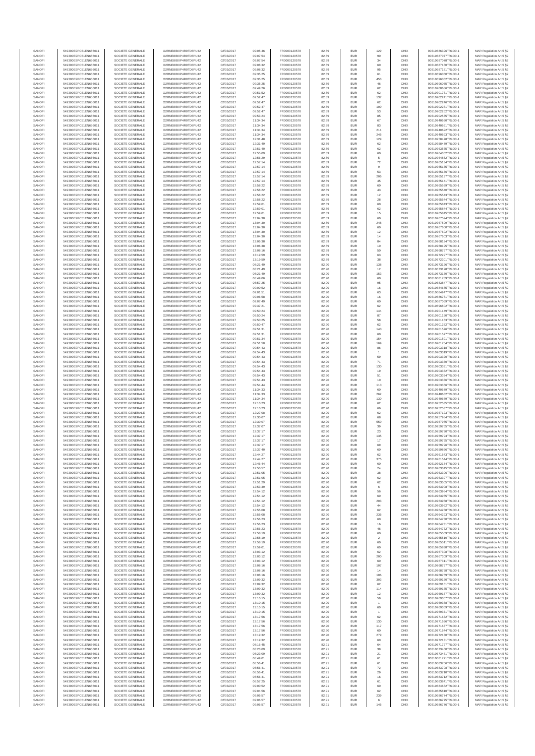| | | | | | | | | | | | | |
|---|---|---|---|---|---|---|---|---|---|---|---|---|
| SANOFI | 549300E9PC51EN656011 | SOCIETE GENERALE | O2RNE8IBXP4R0TD8PU42 | 02/03/2017 | 09:05:46 | FR0000120578 | 82.89 | EUR | 129 | CHIX | 00310686396TRLO0-1 | MAR Regulation Art 5 §2 |
| SANOFI | 549300E9PC51EN656011 | SOCIETE GENERALE | O2RNE8IBXP4R0TD8PU42 | 02/03/2017 | 09:07:54 | FR0000120578 | 82.89 | EUR | 90 | CHIX | 00310687077TRLO0-1 | MAR Regulation Art 5 §2 |
| SANOFI | 549300E9PC51EN656011 | SOCIETE GENERALE | O2RNE8IBXP4R0TD8PU42 | 02/03/2017 | 09:07:54 | FR0000120578 | 82.89 | EUR | 34 | CHIX | 00310687078TRLO0-1 | MAR Regulation Art 5 §2 |
| SANOFI | 549300E9PC51EN656011 | SOCIETE GENERALE | O2RNE8IBXP4R0TD8PU42 | 02/03/2017 | 09:08:32 | FR0000120578 | 82.89 | EUR | 60 | CHIX | 00310687180TRLO0-1 | MAR Regulation Art 5 §2 |
| SANOFI | 549300E9PC51EN656011 | SOCIETE GENERALE | O2RNE8IBXP4R0TD8PU42 | 02/03/2017 | 09:08:32 | FR0000120578 | 82.89 | EUR | 95 | CHIX | 00310687181TRLO0-1 | MAR Regulation Art 5 §2 |
| SANOFI | 549300E9PC51EN656011 | SOCIETE GENERALE | O2RNE8IBXP4R0TD8PU42 | 02/03/2017 | 09:35:25 | FR0000120578 | 82.89 | EUR | 61 | CHIX | 00310696050TRLO0-1 | MAR Regulation Art 5 §2 |
| SANOFI | 549300E9PC51EN656011 | SOCIETE GENERALE | O2RNE8IBXP4R0TD8PU42 | 02/03/2017 | 09:35:25 | FR0000120578 | 82.89 | EUR | 453 | CHIX | 00310696052TRLO0-1 | MAR Regulation Art 5 §2 |
| SANOFI | 549300E9PC51EN656011 | SOCIETE GENERALE | O2RNE8IBXP4R0TD8PU42 | 02/03/2017 | 09:35:25 | FR0000120578 | 82.89 | EUR | 46 | CHIX | 00310696055TRLO0-1 | MAR Regulation Art 5 §2 |
| SANOFI | 549300E9PC51EN656011 | SOCIETE GENERALE | O2RNE8IBXP4R0TD8PU42 | 02/03/2017 | 09:49:26 | FR0000120578 | 82.89 | EUR | 62 | CHIX | 00310700686TRLO0-1 | MAR Regulation Art 5 §2 |
| SANOFI | 549300E9PC51EN656011 | SOCIETE GENERALE | O2RNE8IBXP4R0TD8PU42 | 02/03/2017 | 09:51:52 | FR0000120578 | 82.89 | EUR | 62 | CHIX | 00310701761TRLO0-1 | MAR Regulation Art 5 §2 |
| SANOFI | 549300E9PC51EN656011 | SOCIETE GENERALE | O2RNE8IBXP4R0TD8PU42 | 02/03/2017 | 09:52:47 | FR0000120578 | 82.89 | EUR | 137 | CHIX | 00310702245TRLO0-1 | MAR Regulation Art 5 §2 |
| SANOFI | 549300E9PC51EN656011 | SOCIETE GENERALE | O2RNE8IBXP4R0TD8PU42 | 02/03/2017 | 09:52:47 | FR0000120578 | 82.89 | EUR | 62 | CHIX | 00310702246TRLO0-1 | MAR Regulation Art 5 §2 |
| SANOFI | 549300E9PC51EN656011 | SOCIETE GENERALE | O2RNE8IBXP4R0TD8PU42 | 02/03/2017 | 09:52:47 | FR0000120578 | 82.89 | EUR | 100 | CHIX | 00310702261TRLO0-1 | MAR Regulation Art 5 §2 |
| SANOFI | 549300E9PC51EN656011 | SOCIETE GENERALE | O2RNE8IBXP4R0TD8PU42 | 02/03/2017 | 09:52:47 | FR0000120578 | 82.89 | EUR | 53 | CHIX | 00310702262TRLO0-1 | MAR Regulation Art 5 §2 |
| SANOFI | 549300E9PC51EN656011 | SOCIETE GENERALE | O2RNE8IBXP4R0TD8PU42 | 02/03/2017 | 09:53:24 | FR0000120578 | 82.89 | EUR | 85 | CHIX | 00310702535TRLO0-1 | MAR Regulation Art 5 §2 |
| SANOFI | 549300E9PC51EN656011 | SOCIETE GENERALE | O2RNE8IBXP4R0TD8PU42 | 02/03/2017 | 11:34:34 | FR0000120578 | 82.89 | EUR | 67 | CHIX | 00310740690TRLO0-1 | MAR Regulation Art 5 §2 |
| SANOFI | 549300E9PC51EN656011 | SOCIETE GENERALE | O2RNE8IBXP4R0TD8PU42 | 02/03/2017 | 11:34:34 | FR0000120578 | 82.89 | EUR | 83 | CHIX | 00310740691TRLO0-1 | MAR Regulation Art 5 §2 |
| SANOFI | 549300E9PC51EN656011 | SOCIETE GENERALE | O2RNE8IBXP4R0TD8PU42 | 02/03/2017 | 11:34:34 | FR0000120578 | 82.89 | EUR | 211 | CHIX | 00310740692TRLO0-1 | MAR Regulation Art 5 §2 |
| SANOFI | 549300E9PC51EN656011 | SOCIETE GENERALE | O2RNE8IBXP4R0TD8PU42 | 02/03/2017 | 11:34:34 | FR0000120578 | 82.89 | EUR | 245 | CHIX | 00310740693TRLO0-1 | MAR Regulation Art 5 §2 |
| SANOFI | 549300E9PC51EN656011 | SOCIETE GENERALE | O2RNE8IBXP4R0TD8PU42 | 02/03/2017 | 12:31:48 | FR0000120578 | 82.89 | EUR | 129 | CHIX | 00310758478TRLO0-1 | MAR Regulation Art 5 §2 |
| SANOFI | 549300E9PC51EN656011 | SOCIETE GENERALE | O2RNE8IBXP4R0TD8PU42 | 02/03/2017 | 12:31:49 | FR0000120578 | 82.89 | EUR | 62 | CHIX | 00310758479TRLO0-1 | MAR Regulation Art 5 §2 |
| SANOFI | 549300E9PC51EN656011 | SOCIETE GENERALE | O2RNE8IBXP4R0TD8PU42 | 02/03/2017 | 12:51:40 | FR0000120578 | 82.89 | EUR | 62 | CHIX | 00310763535TRLO0-1 | MAR Regulation Art 5 §2 |
| SANOFI | 549300E9PC51EN656011 | SOCIETE GENERALE | O2RNE8IBXP4R0TD8PU42 | 02/03/2017 | 12:55:09 | FR0000120578 | 82.89 | EUR | 60 | CHIX | 00310764352TRLO0-1 | MAR Regulation Art 5 §2 |
| SANOFI | 549300E9PC51EN656011 | SOCIETE GENERALE | O2RNE8IBXP4R0TD8PU42 | 02/03/2017 | 12:56:29 | FR0000120578 | 82.89 | EUR | 5 | CHIX | 00310764852TRLO0-1 | MAR Regulation Art 5 §2 |
| SANOFI | 549300E9PC51EN656011 | SOCIETE GENERALE | O2RNE8IBXP4R0TD8PU42 | 02/03/2017 | 12:57:14 | FR0000120578 | 82.89 | EUR | 72 | CHIX | 00310765134TRLO0-1 | MAR Regulation Art 5 §2 |
| SANOFI | 549300E9PC51EN656011 | SOCIETE GENERALE | O2RNE8IBXP4R0TD8PU42 | 02/03/2017 | 12:57:14 | FR0000120578 | 82.89 | EUR | 9 | CHIX | 00310765135TRLO0-1 | MAR Regulation Art 5 §2 |
| SANOFI | 549300E9PC51EN656011 | SOCIETE GENERALE | O2RNE8IBXP4R0TD8PU42 | 02/03/2017 | 12:57:14 | FR0000120578 | 82.89 | EUR | 53 | CHIX | 00310765136TRLO0-1 | MAR Regulation Art 5 §2 |
| SANOFI | 549300E9PC51EN656011 | SOCIETE GENERALE | O2RNE8IBXP4R0TD8PU42 | 02/03/2017 | 12:57:14 | FR0000120578 | 82.89 | EUR | 206 | CHIX | 00310765137TRLO0-1 | MAR Regulation Art 5 §2 |
| SANOFI | 549300E9PC51EN656011 | SOCIETE GENERALE | O2RNE8IBXP4R0TD8PU42 | 02/03/2017 | 12:57:14 | FR0000120578 | 82.89 | EUR | 45 | CHIX | 00310765141TRLO0-1 | MAR Regulation Art 5 §2 |
| SANOFI | 549300E9PC51EN656011 | SOCIETE GENERALE | O2RNE8IBXP4R0TD8PU42 | 02/03/2017 | 12:58:22 | FR0000120578 | 82.89 | EUR | 60 | CHIX | 00310765539TRLO0-1 | MAR Regulation Art 5 §2 |
| SANOFI | 549300E9PC51EN656011 | SOCIETE GENERALE | O2RNE8IBXP4R0TD8PU42 | 02/03/2017 | 12:58:22 | FR0000120578 | 82.89 | EUR | 43 | CHIX | 00310765540TRLO0-1 | MAR Regulation Art 5 §2 |
| SANOFI | 549300E9PC51EN656011 | SOCIETE GENERALE | O2RNE8IBXP4R0TD8PU42 | 02/03/2017 | 12:58:22 | FR0000120578 | 82.89 | EUR | 12 | CHIX | 00310765543TRLO0-1 | MAR Regulation Art 5 §2 |
| SANOFI | 549300E9PC51EN656011 | SOCIETE GENERALE | O2RNE8IBXP4R0TD8PU42 | 02/03/2017 | 12:58:22 | FR0000120578 | 82.89 | EUR | 28 | CHIX | 00310765544TRLO0-1 | MAR Regulation Art 5 §2 |
| SANOFI | 549300E9PC51EN656011 | SOCIETE GENERALE | O2RNE8IBXP4R0TD8PU42 | 02/03/2017 | 12:59:01 | FR0000120578 | 82.89 | EUR | 60 | CHIX | 00310765843TRLO0-1 | MAR Regulation Art 5 §2 |
| SANOFI | 549300E9PC51EN656011 | SOCIETE GENERALE | O2RNE8IBXP4R0TD8PU42 | 02/03/2017 | 12:59:01 | FR0000120578 | 82.89 | EUR | 62 | CHIX | 00310765844TRLO0-1 | MAR Regulation Art 5 §2 |
| SANOFI | 549300E9PC51EN656011 | SOCIETE GENERALE | O2RNE8IBXP4R0TD8PU42 | 02/03/2017 | 12:59:01 | FR0000120578 | 82.89 | EUR | 15 | CHIX | 00310765845TRLO0-1 | MAR Regulation Art 5 §2 |
| SANOFI | 549300E9PC51EN656011 | SOCIETE GENERALE | O2RNE8IBXP4R0TD8PU42 | 02/03/2017 | 13:04:30 | FR0000120578 | 82.89 | EUR | 60 | CHIX | 00310767594TRLO0-1 | MAR Regulation Art 5 §2 |
| SANOFI | 549300E9PC51EN656011 | SOCIETE GENERALE | O2RNE8IBXP4R0TD8PU42 | 02/03/2017 | 13:04:30 | FR0000120578 | 82.89 | EUR | 248 | CHIX | 00310767599TRLO0-1 | MAR Regulation Art 5 §2 |
| SANOFI | 549300E9PC51EN656011 | SOCIETE GENERALE | O2RNE8IBXP4R0TD8PU42 | 02/03/2017 | 13:04:30 | FR0000120578 | 82.89 | EUR | 60 | CHIX | 00310767600TRLO0-1 | MAR Regulation Art 5 §2 |
| SANOFI | 549300E9PC51EN656011 | SOCIETE GENERALE | O2RNE8IBXP4R0TD8PU42 | 02/03/2017 | 13:04:30 | FR0000120578 | 82.89 | EUR | 12 | CHIX | 00310767602TRLO0-1 | MAR Regulation Art 5 §2 |
| SANOFI | 549300E9PC51EN656011 | SOCIETE GENERALE | O2RNE8IBXP4R0TD8PU42 | 02/03/2017 | 13:04:30 | FR0000120578 | 82.89 | EUR | 14 | CHIX | 00310767603TRLO0-1 | MAR Regulation Art 5 §2 |
| SANOFI | 549300E9PC51EN656011 | SOCIETE GENERALE | O2RNE8IBXP4R0TD8PU42 | 02/03/2017 | 13:06:38 | FR0000120578 | 82.89 | EUR | 84 | CHIX | 00310768194TRLO0-1 | MAR Regulation Art 5 §2 |
| SANOFI | 549300E9PC51EN656011 | SOCIETE GENERALE | O2RNE8IBXP4R0TD8PU42 | 02/03/2017 | 13:06:38 | FR0000120578 | 82.89 | EUR | 10 | CHIX | 00310768195TRLO0-1 | MAR Regulation Art 5 §2 |
| SANOFI | 549300E9PC51EN656011 | SOCIETE GENERALE | O2RNE8IBXP4R0TD8PU42 | 02/03/2017 | 13:08:16 | FR0000120578 | 82.89 | EUR | 50 | CHIX | 00310768767TRLO0-1 | MAR Regulation Art 5 §2 |
| SANOFI | 549300E9PC51EN656011 | SOCIETE GENERALE | O2RNE8IBXP4R0TD8PU42 | 02/03/2017 | 13:19:59 | FR0000120578 | 82.89 | EUR | 63 | CHIX | 00310772297TRLO0-1 | MAR Regulation Art 5 §2 |
| SANOFI | 549300E9PC51EN656011 | SOCIETE GENERALE | O2RNE8IBXP4R0TD8PU42 | 02/03/2017 | 13:19:59 | FR0000120578 | 82.89 | EUR | 38 | CHIX | 00310772301TRLO0-1 | MAR Regulation Art 5 §2 |
| SANOFI | 549300E9PC51EN656011 | SOCIETE GENERALE | O2RNE8IBXP4R0TD8PU42 | 02/03/2017 | 08:21:49 | FR0000120578 | 82.90 | EUR | 138 | CHIX | 00310673126TRLO0-1 | MAR Regulation Art 5 §2 |
| SANOFI | 549300E9PC51EN656011 | SOCIETE GENERALE | O2RNE8IBXP4R0TD8PU42 | 02/03/2017 | 08:21:49 | FR0000120578 | 82.90 | EUR | 12 | CHIX | 00310673128TRLO0-1 | MAR Regulation Art 5 §2 |
| SANOFI | 549300E9PC51EN656011 | SOCIETE GENERALE | O2RNE8IBXP4R0TD8PU42 | 02/03/2017 | 08:21:49 | FR0000120578 | 82.90 | EUR | 153 | CHIX | 00310673130TRLO0-1 | MAR Regulation Art 5 §2 |
| SANOFI | 549300E9PC51EN656011 | SOCIETE GENERALE | O2RNE8IBXP4R0TD8PU42 | 02/03/2017 | 08:49:06 | FR0000120578 | 82.90 | EUR | 60 | CHIX | 00310681789TRLO0-1 | MAR Regulation Art 5 §2 |
| SANOFI | 549300E9PC51EN656011 | SOCIETE GENERALE | O2RNE8IBXP4R0TD8PU42 | 02/03/2017 | 08:57:25 | FR0000120578 | 82.90 | EUR | 95 | CHIX | 00310683847TRLO0-1 | MAR Regulation Art 5 §2 |
| SANOFI | 549300E9PC51EN656011 | SOCIETE GENERALE | O2RNE8IBXP4R0TD8PU42 | 02/03/2017 | 09:00:52 | FR0000120578 | 82.90 | EUR | 16 | CHIX | 00310684685TRLO0-1 | MAR Regulation Art 5 §2 |
| SANOFI | 549300E9PC51EN656011 | SOCIETE GENERALE | O2RNE8IBXP4R0TD8PU42 | 02/03/2017 | 09:01:51 | FR0000120578 | 82.90 | EUR | 63 | CHIX | 00310684947TRLO0-1 | MAR Regulation Art 5 §2 |
| SANOFI | 549300E9PC51EN656011 | SOCIETE GENERALE | O2RNE8IBXP4R0TD8PU42 | 02/03/2017 | 09:06:58 | FR0000120578 | 82.90 | EUR | 16 | CHIX | 00310686781TRLO0-1 | MAR Regulation Art 5 §2 |
| SANOFI | 549300E9PC51EN656011 | SOCIETE GENERALE | O2RNE8IBXP4R0TD8PU42 | 02/03/2017 | 09:07:49 | FR0000120578 | 82.90 | EUR | 60 | CHIX | 00310687059TRLO0-1 | MAR Regulation Art 5 §2 |
| SANOFI | 549300E9PC51EN656011 | SOCIETE GENERALE | O2RNE8IBXP4R0TD8PU42 | 02/03/2017 | 09:37:21 | FR0000120578 | 82.90 | EUR | 62 | CHIX | 00310696802TRLO0-1 | MAR Regulation Art 5 §2 |
| SANOFI | 549300E9PC51EN656011 | SOCIETE GENERALE | O2RNE8IBXP4R0TD8PU42 | 02/03/2017 | 09:50:24 | FR0000120578 | 82.90 | EUR | 144 | CHIX | 00310701149TRLO0-1 | MAR Regulation Art 5 §2 |
| SANOFI | 549300E9PC51EN656011 | SOCIETE GENERALE | O2RNE8IBXP4R0TD8PU42 | 02/03/2017 | 09:50:24 | FR0000120578 | 82.90 | EUR | 87 | CHIX | 00310701150TRLO0-1 | MAR Regulation Art 5 §2 |
| SANOFI | 549300E9PC51EN656011 | SOCIETE GENERALE | O2RNE8IBXP4R0TD8PU42 | 02/03/2017 | 09:50:25 | FR0000120578 | 82.90 | EUR | 58 | CHIX | 00310701153TRLO0-1 | MAR Regulation Art 5 §2 |
| SANOFI | 549300E9PC51EN656011 | SOCIETE GENERALE | O2RNE8IBXP4R0TD8PU42 | 02/03/2017 | 09:50:47 | FR0000120578 | 82.90 | EUR | 62 | CHIX | 00310701282TRLO0-1 | MAR Regulation Art 5 §2 |
| SANOFI | 549300E9PC51EN656011 | SOCIETE GENERALE | O2RNE8IBXP4R0TD8PU42 | 02/03/2017 | 09:51:31 | FR0000120578 | 82.90 | EUR | 140 | CHIX | 00310701576TRLO0-1 | MAR Regulation Art 5 §2 |
| SANOFI | 549300E9PC51EN656011 | SOCIETE GENERALE | O2RNE8IBXP4R0TD8PU42 | 02/03/2017 | 09:51:31 | FR0000120578 | 82.90 | EUR | 60 | CHIX | 00310701577TRLO0-1 | MAR Regulation Art 5 §2 |
| SANOFI | 549300E9PC51EN656011 | SOCIETE GENERALE | O2RNE8IBXP4R0TD8PU42 | 02/03/2017 | 09:51:34 | FR0000120578 | 82.90 | EUR | 154 | CHIX | 00310701591TRLO0-1 | MAR Regulation Art 5 §2 |
| SANOFI | 549300E9PC51EN656011 | SOCIETE GENERALE | O2RNE8IBXP4R0TD8PU42 | 02/03/2017 | 09:51:50 | FR0000120578 | 82.90 | EUR | 169 | CHIX | 00310701754TRLO0-1 | MAR Regulation Art 5 §2 |
| SANOFI | 549300E9PC51EN656011 | SOCIETE GENERALE | O2RNE8IBXP4R0TD8PU42 | 02/03/2017 | 09:54:43 | FR0000120578 | 82.90 | EUR | 86 | CHIX | 00310703318TRLO0-1 | MAR Regulation Art 5 §2 |
| SANOFI | 549300E9PC51EN656011 | SOCIETE GENERALE | O2RNE8IBXP4R0TD8PU42 | 02/03/2017 | 09:54:43 | FR0000120578 | 82.90 | EUR | 1 | CHIX | 00310703319TRLO0-1 | MAR Regulation Art 5 §2 |
| SANOFI | 549300E9PC51EN656011 | SOCIETE GENERALE | O2RNE8IBXP4R0TD8PU42 | 02/03/2017 | 09:54:43 | FR0000120578 | 82.90 | EUR | 59 | CHIX | 00310703320TRLO0-1 | MAR Regulation Art 5 §2 |
| SANOFI | 549300E9PC51EN656011 | SOCIETE GENERALE | O2RNE8IBXP4R0TD8PU42 | 02/03/2017 | 09:54:43 | FR0000120578 | 82.90 | EUR | 71 | CHIX | 00310703330TRLO0-1 | MAR Regulation Art 5 §2 |
| SANOFI | 549300E9PC51EN656011 | SOCIETE GENERALE | O2RNE8IBXP4R0TD8PU42 | 02/03/2017 | 09:54:43 | FR0000120578 | 82.90 | EUR | 130 | CHIX | 00310703331TRLO0-1 | MAR Regulation Art 5 §2 |
| SANOFI | 549300E9PC51EN656011 | SOCIETE GENERALE | O2RNE8IBXP4R0TD8PU42 | 02/03/2017 | 09:54:43 | FR0000120578 | 82.90 | EUR | 19 | CHIX | 00310703332TRLO0-1 | MAR Regulation Art 5 §2 |
| SANOFI | 549300E9PC51EN656011 | SOCIETE GENERALE | O2RNE8IBXP4R0TD8PU42 | 02/03/2017 | 09:54:43 | FR0000120578 | 82.90 | EUR | 51 | CHIX | 00310703334TRLO0-1 | MAR Regulation Art 5 §2 |
| SANOFI | 549300E9PC51EN656011 | SOCIETE GENERALE | O2RNE8IBXP4R0TD8PU42 | 02/03/2017 | 09:54:43 | FR0000120578 | 82.90 | EUR | 10 | CHIX | 00310703338TRLO0-1 | MAR Regulation Art 5 §2 |
| SANOFI | 549300E9PC51EN656011 | SOCIETE GENERALE | O2RNE8IBXP4R0TD8PU42 | 02/03/2017 | 09:54:44 | FR0000120578 | 82.90 | EUR | 110 | CHIX | 00310703356TRLO0-1 | MAR Regulation Art 5 §2 |
| SANOFI | 549300E9PC51EN656011 | SOCIETE GENERALE | O2RNE8IBXP4R0TD8PU42 | 02/03/2017 | 11:34:33 | FR0000120578 | 82.90 | EUR | 60 | CHIX | 00310740679TRLO0-1 | MAR Regulation Art 5 §2 |
| SANOFI | 549300E9PC51EN656011 | SOCIETE GENERALE | O2RNE8IBXP4R0TD8PU42 | 02/03/2017 | 11:34:33 | FR0000120578 | 82.90 | EUR | 262 | CHIX | 00310740682TRLO0-1 | MAR Regulation Art 5 §2 |
| SANOFI | 549300E9PC51EN656011 | SOCIETE GENERALE | O2RNE8IBXP4R0TD8PU42 | 02/03/2017 | 11:34:34 | FR0000120578 | 82.90 | EUR | 130 | CHIX | 00310740689TRLO0-1 | MAR Regulation Art 5 §2 |
| SANOFI | 549300E9PC51EN656011 | SOCIETE GENERALE | O2RNE8IBXP4R0TD8PU42 | 02/03/2017 | 12:10:23 | FR0000120578 | 82.90 | EUR | 62 | CHIX | 00310752535TRLO0-1 | MAR Regulation Art 5 §2 |
| SANOFI | 549300E9PC51EN656011 | SOCIETE GENERALE | O2RNE8IBXP4R0TD8PU42 | 02/03/2017 | 12:10:23 | FR0000120578 | 82.90 | EUR | 66 | CHIX | 00310752537TRLO0-1 | MAR Regulation Art 5 §2 |
| SANOFI | 549300E9PC51EN656011 | SOCIETE GENERALE | O2RNE8IBXP4R0TD8PU42 | 02/03/2017 | 12:27:08 | FR0000120578 | 82.90 | EUR | 62 | CHIX | 00310757123TRLO0-1 | MAR Regulation Art 5 §2 |
| SANOFI | 549300E9PC51EN656011 | SOCIETE GENERALE | O2RNE8IBXP4R0TD8PU42 | 02/03/2017 | 12:30:07 | FR0000120578 | 82.90 | EUR | 68 | CHIX | 00310757984TRLO0-1 | MAR Regulation Art 5 §2 |
| SANOFI | 549300E9PC51EN656011 | SOCIETE GENERALE | O2RNE8IBXP4R0TD8PU42 | 02/03/2017 | 12:30:07 | FR0000120578 | 82.90 | EUR | 550 | CHIX | 00310757985TRLO0-1 | MAR Regulation Art 5 §2 |
| SANOFI | 549300E9PC51EN656011 | SOCIETE GENERALE | O2RNE8IBXP4R0TD8PU42 | 02/03/2017 | 12:37:07 | FR0000120578 | 82.90 | EUR | 39 | CHIX | 00310759785TRLO0-1 | MAR Regulation Art 5 §2 |
| SANOFI | 549300E9PC51EN656011 | SOCIETE GENERALE | O2RNE8IBXP4R0TD8PU42 | 02/03/2017 | 12:37:17 | FR0000120578 | 82.90 | EUR | 23 | CHIX | 00310759790TRLO0-1 | MAR Regulation Art 5 §2 |
| SANOFI | 549300E9PC51EN656011 | SOCIETE GENERALE | O2RNE8IBXP4R0TD8PU42 | 02/03/2017 | 12:37:17 | FR0000120578 | 82.90 | EUR | 135 | CHIX | 00310759793TRLO0-1 | MAR Regulation Art 5 §2 |
| SANOFI | 549300E9PC51EN656011 | SOCIETE GENERALE | O2RNE8IBXP4R0TD8PU42 | 02/03/2017 | 12:37:17 | FR0000120578 | 82.90 | EUR | 17 | CHIX | 00310759795TRLO0-1 | MAR Regulation Art 5 §2 |
| SANOFI | 549300E9PC51EN656011 | SOCIETE GENERALE | O2RNE8IBXP4R0TD8PU42 | 02/03/2017 | 12:37:17 | FR0000120578 | 82.90 | EUR | 69 | CHIX | 00310759798TRLO0-1 | MAR Regulation Art 5 §2 |
| SANOFI | 549300E9PC51EN656011 | SOCIETE GENERALE | O2RNE8IBXP4R0TD8PU42 | 02/03/2017 | 12:37:40 | FR0000120578 | 82.90 | EUR | 60 | CHIX | 00310759889TRLO0-1 | MAR Regulation Art 5 §2 |
| SANOFI | 549300E9PC51EN656011 | SOCIETE GENERALE | O2RNE8IBXP4R0TD8PU42 | 02/03/2017 | 12:44:27 | FR0000120578 | 82.90 | EUR | 62 | CHIX | 00310761543TRLO0-1 | MAR Regulation Art 5 §2 |
| SANOFI | 549300E9PC51EN656011 | SOCIETE GENERALE | O2RNE8IBXP4R0TD8PU42 | 02/03/2017 | 12:44:27 | FR0000120578 | 82.90 | EUR | 375 | CHIX | 00310761544TRLO0-1 | MAR Regulation Art 5 §2 |
| SANOFI | 549300E9PC51EN656011 | SOCIETE GENERALE | O2RNE8IBXP4R0TD8PU42 | 02/03/2017 | 12:46:44 | FR0000120578 | 82.90 | EUR | 60 | CHIX | 00310762174TRLO0-1 | MAR Regulation Art 5 §2 |
| SANOFI | 549300E9PC51EN656011 | SOCIETE GENERALE | O2RNE8IBXP4R0TD8PU42 | 02/03/2017 | 12:50:57 | FR0000120578 | 82.90 | EUR | 24 | CHIX | 00310763345TRLO0-1 | MAR Regulation Art 5 §2 |
| SANOFI | 549300E9PC51EN656011 | SOCIETE GENERALE | O2RNE8IBXP4R0TD8PU42 | 02/03/2017 | 12:51:05 | FR0000120578 | 82.90 | EUR | 38 | CHIX | 00310763396TRLO0-1 | MAR Regulation Art 5 §2 |
| SANOFI | 549300E9PC51EN656011 | SOCIETE GENERALE | O2RNE8IBXP4R0TD8PU42 | 02/03/2017 | 12:51:05 | FR0000120578 | 82.90 | EUR | 62 | CHIX | 00310763397TRLO0-1 | MAR Regulation Art 5 §2 |
| SANOFI | 549300E9PC51EN656011 | SOCIETE GENERALE | O2RNE8IBXP4R0TD8PU42 | 02/03/2017 | 12:51:29 | FR0000120578 | 82.90 | EUR | 62 | CHIX | 00310763505TRLO0-1 | MAR Regulation Art 5 §2 |
| SANOFI | 549300E9PC51EN656011 | SOCIETE GENERALE | O2RNE8IBXP4R0TD8PU42 | 02/03/2017 | 12:53:39 | FR0000120578 | 82.90 | EUR | 6 | CHIX | 00310763998TRLO0-1 | MAR Regulation Art 5 §2 |
| SANOFI | 549300E9PC51EN656011 | SOCIETE GENERALE | O2RNE8IBXP4R0TD8PU42 | 02/03/2017 | 12:54:12 | FR0000120578 | 82.90 | EUR | 56 | CHIX | 00310763984TRLO0-1 | MAR Regulation Art 5 §2 |
| SANOFI | 549300E9PC51EN656011 | SOCIETE GENERALE | O2RNE8IBXP4R0TD8PU42 | 02/03/2017 | 12:54:12 | FR0000120578 | 82.90 | EUR | 60 | CHIX | 00310763985TRLO0-1 | MAR Regulation Art 5 §2 |
| SANOFI | 549300E9PC51EN656011 | SOCIETE GENERALE | O2RNE8IBXP4R0TD8PU42 | 02/03/2017 | 12:54:12 | FR0000120578 | 82.90 | EUR | 203 | CHIX | 00310763988TRLO0-1 | MAR Regulation Art 5 §2 |
| SANOFI | 549300E9PC51EN656011 | SOCIETE GENERALE | O2RNE8IBXP4R0TD8PU42 | 02/03/2017 | 12:54:12 | FR0000120578 | 82.90 | EUR | 44 | CHIX | 00310763992TRLO0-1 | MAR Regulation Art 5 §2 |
| SANOFI | 549300E9PC51EN656011 | SOCIETE GENERALE | O2RNE8IBXP4R0TD8PU42 | 02/03/2017 | 12:55:08 | FR0000120578 | 82.90 | EUR | 62 | CHIX | 00310764288TRLO0-1 | MAR Regulation Art 5 §2 |
| SANOFI | 549300E9PC51EN656011 | SOCIETE GENERALE | O2RNE8IBXP4R0TD8PU42 | 02/03/2017 | 12:55:08 | FR0000120578 | 82.90 | EUR | 236 | CHIX | 00310764293TRLO0-1 | MAR Regulation Art 5 §2 |
| SANOFI | 549300E9PC51EN656011 | SOCIETE GENERALE | O2RNE8IBXP4R0TD8PU42 | 02/03/2017 | 12:56:23 | FR0000120578 | 82.90 | EUR | 60 | CHIX | 00310764730TRLO0-1 | MAR Regulation Art 5 §2 |
| SANOFI | 549300E9PC51EN656011 | SOCIETE GENERALE | O2RNE8IBXP4R0TD8PU42 | 02/03/2017 | 12:56:23 | FR0000120578 | 82.90 | EUR | 16 | CHIX | 00310764731TRLO0-1 | MAR Regulation Art 5 §2 |
| SANOFI | 549300E9PC51EN656011 | SOCIETE GENERALE | O2RNE8IBXP4R0TD8PU42 | 02/03/2017 | 12:56:23 | FR0000120578 | 82.90 | EUR | 46 | CHIX | 00310764732TRLO0-1 | MAR Regulation Art 5 §2 |
| SANOFI | 549300E9PC51EN656011 | SOCIETE GENERALE | O2RNE8IBXP4R0TD8PU42 | 02/03/2017 | 12:58:19 | FR0000120578 | 82.90 | EUR | 60 | CHIX | 00310765509TRLO0-1 | MAR Regulation Art 5 §2 |
| SANOFI | 549300E9PC51EN656011 | SOCIETE GENERALE | O2RNE8IBXP4R0TD8PU42 | 02/03/2017 | 12:58:19 | FR0000120578 | 82.90 | EUR | 2 | CHIX | 00310765510TRLO0-1 | MAR Regulation Art 5 §2 |
| SANOFI | 549300E9PC51EN656011 | SOCIETE GENERALE | O2RNE8IBXP4R0TD8PU42 | 02/03/2017 | 12:58:19 | FR0000120578 | 82.90 | EUR | 60 | CHIX | 00310765511TRLO0-1 | MAR Regulation Art 5 §2 |
| SANOFI | 549300E9PC51EN656011 | SOCIETE GENERALE | O2RNE8IBXP4R0TD8PU42 | 02/03/2017 | 12:59:01 | FR0000120578 | 82.90 | EUR | 60 | CHIX | 00310765838TRLO0-1 | MAR Regulation Art 5 §2 |
| SANOFI | 549300E9PC51EN656011 | SOCIETE GENERALE | O2RNE8IBXP4R0TD8PU42 | 02/03/2017 | 13:03:12 | FR0000120578 | 82.90 | EUR | 62 | CHIX | 00310767308TRLO0-1 | MAR Regulation Art 5 §2 |
| SANOFI | 549300E9PC51EN656011 | SOCIETE GENERALE | O2RNE8IBXP4R0TD8PU42 | 02/03/2017 | 13:03:12 | FR0000120578 | 82.90 | EUR | 200 | CHIX | 00310767309TRLO0-1 | MAR Regulation Art 5 §2 |
| SANOFI | 549300E9PC51EN656011 | SOCIETE GENERALE | O2RNE8IBXP4R0TD8PU42 | 02/03/2017 | 13:03:12 | FR0000120578 | 82.90 | EUR | 60 | CHIX | 00310767311TRLO0-1 | MAR Regulation Art 5 §2 |
| SANOFI | 549300E9PC51EN656011 | SOCIETE GENERALE | O2RNE8IBXP4R0TD8PU42 | 02/03/2017 | 13:08:16 | FR0000120578 | 82.90 | EUR | 107 | CHIX | 00310768757TRLO0-1 | MAR Regulation Art 5 §2 |
| SANOFI | 549300E9PC51EN656011 | SOCIETE GENERALE | O2RNE8IBXP4R0TD8PU42 | 02/03/2017 | 13:08:16 | FR0000120578 | 82.90 | EUR | 14 | CHIX | 00310768758TRLO0-1 | MAR Regulation Art 5 §2 |
| SANOFI | 549300E9PC51EN656011 | SOCIETE GENERALE | O2RNE8IBXP4R0TD8PU42 | 02/03/2017 | 13:08:16 | FR0000120578 | 82.90 | EUR | 106 | CHIX | 00310768759TRLO0-1 | MAR Regulation Art 5 §2 |
| SANOFI | 549300E9PC51EN656011 | SOCIETE GENERALE | O2RNE8IBXP4R0TD8PU42 | 02/03/2017 | 13:09:32 | FR0000120578 | 82.90 | EUR | 303 | CHIX | 00310769160TRLO0-1 | MAR Regulation Art 5 §2 |
| SANOFI | 549300E9PC51EN656011 | SOCIETE GENERALE | O2RNE8IBXP4R0TD8PU42 | 02/03/2017 | 13:09:32 | FR0000120578 | 82.90 | EUR | 62 | CHIX | 00310769163TRLO0-1 | MAR Regulation Art 5 §2 |
| SANOFI | 549300E9PC51EN656011 | SOCIETE GENERALE | O2RNE8IBXP4R0TD8PU42 | 02/03/2017 | 13:09:32 | FR0000120578 | 82.90 | EUR | 114 | CHIX | 00310769165TRLO0-1 | MAR Regulation Art 5 §2 |
| SANOFI | 549300E9PC51EN656011 | SOCIETE GENERALE | O2RNE8IBXP4R0TD8PU42 | 02/03/2017 | 13:09:32 | FR0000120578 | 82.90 | EUR | 12 | CHIX | 00310769167TRLO0-1 | MAR Regulation Art 5 §2 |
| SANOFI | 549300E9PC51EN656011 | SOCIETE GENERALE | O2RNE8IBXP4R0TD8PU42 | 02/03/2017 | 13:10:15 | FR0000120578 | 82.90 | EUR | 59 | CHIX | 00310769367TRLO0-1 | MAR Regulation Art 5 §2 |
| SANOFI | 549300E9PC51EN656011 | SOCIETE GENERALE | O2RNE8IBXP4R0TD8PU42 | 02/03/2017 | 13:10:15 | FR0000120578 | 82.90 | EUR | 1 | CHIX | 00310769368TRLO0-1 | MAR Regulation Art 5 §2 |
| SANOFI | 549300E9PC51EN656011 | SOCIETE GENERALE | O2RNE8IBXP4R0TD8PU42 | 02/03/2017 | 13:10:15 | FR0000120578 | 82.90 | EUR | 60 | CHIX | 00310769369TRLO0-1 | MAR Regulation Art 5 §2 |
| SANOFI | 549300E9PC51EN656011 | SOCIETE GENERALE | O2RNE8IBXP4R0TD8PU42 | 02/03/2017 | 13:10:15 | FR0000120578 | 82.90 | EUR | 1 | CHIX | 00310769371TRLO0-1 | MAR Regulation Art 5 §2 |
| SANOFI | 549300E9PC51EN656011 | SOCIETE GENERALE | O2RNE8IBXP4R0TD8PU42 | 02/03/2017 | 13:17:56 | FR0000120578 | 82.90 | EUR | 62 | CHIX | 00310771632TRLO0-1 | MAR Regulation Art 5 §2 |
| SANOFI | 549300E9PC51EN656011 | SOCIETE GENERALE | O2RNE8IBXP4R0TD8PU42 | 02/03/2017 | 13:17:56 | FR0000120578 | 82.90 | EUR | 130 | CHIX | 00310771636TRLO0-1 | MAR Regulation Art 5 §2 |
| SANOFI | 549300E9PC51EN656011 | SOCIETE GENERALE | O2RNE8IBXP4R0TD8PU42 | 02/03/2017 | 13:17:56 | FR0000120578 | 82.90 | EUR | 117 | CHIX | 00310771637TRLO0-1 | MAR Regulation Art 5 §2 |
| SANOFI | 549300E9PC51EN656011 | SOCIETE GENERALE | O2RNE8IBXP4R0TD8PU42 | 02/03/2017 | 13:17:56 | FR0000120578 | 82.90 | EUR | 60 | CHIX | 00310771644TRLO0-1 | MAR Regulation Art 5 §2 |
| SANOFI | 549300E9PC51EN656011 | SOCIETE GENERALE | O2RNE8IBXP4R0TD8PU42 | 02/03/2017 | 13:19:32 | FR0000120578 | 82.90 | EUR | 279 | CHIX | 00310772130TRLO0-1 | MAR Regulation Art 5 §2 |
| SANOFI | 549300E9PC51EN656011 | SOCIETE GENERALE | O2RNE8IBXP4R0TD8PU42 | 02/03/2017 | 13:19:32 | FR0000120578 | 82.90 | EUR | 60 | CHIX | 00310772131TRLO0-1 | MAR Regulation Art 5 §2 |
| SANOFI | 549300E9PC51EN656011 | SOCIETE GENERALE | O2RNE8IBXP4R0TD8PU42 | 02/03/2017 | 08:16:45 | FR0000120578 | 82.91 | EUR | 64 | CHIX | 00310671727TRLO0-1 | MAR Regulation Art 5 §2 |
| SANOFI | 549300E9PC51EN656011 | SOCIETE GENERALE | O2RNE8IBXP4R0TD8PU42 | 02/03/2017 | 08:23:09 | FR0000120578 | 82.91 | EUR | 39 | CHIX | 00310673460TRLO0-1 | MAR Regulation Art 5 §2 |
| SANOFI | 549300E9PC51EN656011 | SOCIETE GENERALE | O2RNE8IBXP4R0TD8PU42 | 02/03/2017 | 08:23:09 | FR0000120578 | 82.91 | EUR | 21 | CHIX | 00310673461TRLO0-1 | MAR Regulation Art 5 §2 |
| SANOFI | 549300E9PC51EN656011 | SOCIETE GENERALE | O2RNE8IBXP4R0TD8PU42 | 02/03/2017 | 08:49:01 | FR0000120578 | 82.91 | EUR | 61 | CHIX | 00310681771TRLO0-1 | MAR Regulation Art 5 §2 |
| SANOFI | 549300E9PC51EN656011 | SOCIETE GENERALE | O2RNE8IBXP4R0TD8PU42 | 02/03/2017 | 08:56:41 | FR0000120578 | 82.91 | EUR | 61 | CHIX | 00310683706TRLO0-1 | MAR Regulation Art 5 §2 |
| SANOFI | 549300E9PC51EN656011 | SOCIETE GENERALE | O2RNE8IBXP4R0TD8PU42 | 02/03/2017 | 08:56:41 | FR0000120578 | 82.91 | EUR | 72 | CHIX | 00310683708TRLO0-1 | MAR Regulation Art 5 §2 |
| SANOFI | 549300E9PC51EN656011 | SOCIETE GENERALE | O2RNE8IBXP4R0TD8PU42 | 02/03/2017 | 08:56:41 | FR0000120578 | 82.91 | EUR | 29 | CHIX | 00310683710TRLO0-1 | MAR Regulation Art 5 §2 |
| SANOFI | 549300E9PC51EN656011 | SOCIETE GENERALE | O2RNE8IBXP4R0TD8PU42 | 02/03/2017 | 08:56:41 | FR0000120578 | 82.91 | EUR | 16 | CHIX | 00310683712TRLO0-1 | MAR Regulation Art 5 §2 |
| SANOFI | 549300E9PC51EN656011 | SOCIETE GENERALE | O2RNE8IBXP4R0TD8PU42 | 02/03/2017 | 08:57:25 | FR0000120578 | 82.91 | EUR | 61 | CHIX | 00310683841TRLO0-1 | MAR Regulation Art 5 §2 |
| SANOFI | 549300E9PC51EN656011 | SOCIETE GENERALE | O2RNE8IBXP4R0TD8PU42 | 02/03/2017 | 09:00:52 | FR0000120578 | 82.91 | EUR | 60 | CHIX | 00310684682TRLO0-1 | MAR Regulation Art 5 §2 |
| SANOFI | 549300E9PC51EN656011 | SOCIETE GENERALE | O2RNE8IBXP4R0TD8PU42 | 02/03/2017 | 09:04:56 | FR0000120578 | 82.91 | EUR | 62 | CHIX | 00310685810TRLO0-1 | MAR Regulation Art 5 §2 |
| SANOFI | 549300E9PC51EN656011 | SOCIETE GENERALE | O2RNE8IBXP4R0TD8PU42 | 02/03/2017 | 09:06:57 | FR0000120578 | 82.91 | EUR | 239 | CHIX | 00310686774TRLO0-1 | MAR Regulation Art 5 §2 |
| SANOFI | 549300E9PC51EN656011 | SOCIETE GENERALE | O2RNE8IBXP4R0TD8PU42 | 02/03/2017 | 09:06:57 | FR0000120578 | 82.91 | EUR | 6 | CHIX | 00310686775TRLO0-1 | MAR Regulation Art 5 §2 |
| SANOFI | 549300E9PC51EN656011 | SOCIETE GENERALE | O2RNE8IBXP4R0TD8PU42 | 02/03/2017 | 09:06:57 | FR0000120578 | 82.91 | EUR | 146 | CHIX | 00310686776TRLO0-1 | MAR Regulation Art 5 §2 |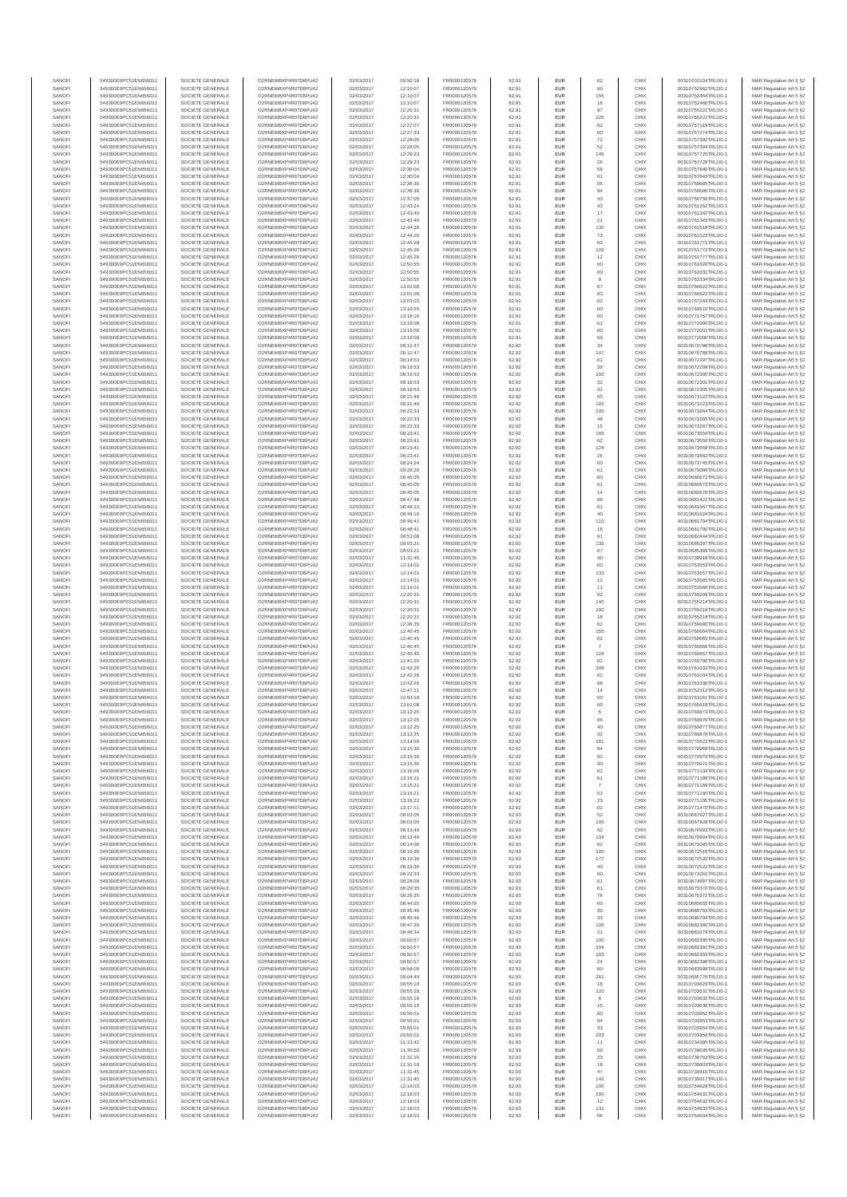| SANOFI | 549300E9PC51EN656011 | SOCIETE GENERALE | O2RNE8IBXP4R0TD8PU42 | 02/03/2017 | 09:50:18 | FR0000120578 | 82.91 | EUR | 62 | CHIX | 00310701134TRLO0-1 | MAR Regulation Art 5 §2 |
|---|---|---|---|---|---|---|---|---|---|---|---|---|
| SANOFI | 549300E9PC51EN656011 | SOCIETE GENERALE | O2RNE8IBXP4R0TD8PU42 | 02/03/2017 | 12:10:07 | FR0000120578 | 82.91 | EUR | 60 | CHIX | 00310752462TRLO0-1 | MAR Regulation Art 5 §2 |
| SANOFI | 549300E9PC51EN656011 | SOCIETE GENERALE | O2RNE8IBXP4R0TD8PU42 | 02/03/2017 | 12:10:07 | FR0000120578 | 82.91 | EUR | 155 | CHIX | 00310752464TRLO0-1 | MAR Regulation Art 5 §2 |
| SANOFI | 549300E9PC51EN656011 | SOCIETE GENERALE | O2RNE8IBXP4R0TD8PU42 | 02/03/2017 | 12:10:07 | FR0000120578 | 82.91 | EUR | 16 | CHIX | 00310752466TRLO0-1 | MAR Regulation Art 5 §2 |
| SANOFI | 549300E9PC51EN656011 | SOCIETE GENERALE | O2RNE8IBXP4R0TD8PU42 | 02/03/2017 | 12:20:31 | FR0000120578 | 82.91 | EUR | 97 | CHIX | 00310755221TRLO0-1 | MAR Regulation Art 5 §2 |
| SANOFI | 549300E9PC51EN656011 | SOCIETE GENERALE | O2RNE8IBXP4R0TD8PU42 | 02/03/2017 | 12:20:31 | FR0000120578 | 82.91 | EUR | 225 | CHIX | 00310755222TRLO0-1 | MAR Regulation Art 5 §2 |
| SANOFI | 549300E9PC51EN656011 | SOCIETE GENERALE | O2RNE8IBXP4R0TD8PU42 | 02/03/2017 | 12:27:07 | FR0000120578 | 82.91 | EUR | 82 | CHIX | 00310757119TRLO0-1 | MAR Regulation Art 5 §2 |
| SANOFI | 549300E9PC51EN656011 | SOCIETE GENERALE | O2RNE8IBXP4R0TD8PU42 | 02/03/2017 | 12:27:33 | FR0000120578 | 82.91 | EUR | 60 | CHIX | 00310757274TRLO0-1 | MAR Regulation Art 5 §2 |
| SANOFI | 549300E9PC51EN656011 | SOCIETE GENERALE | O2RNE8IBXP4R0TD8PU42 | 02/03/2017 | 12:28:05 | FR0000120578 | 82.91 | EUR | 72 | CHIX | 00310757392TRLO0-1 | MAR Regulation Art 5 §2 |
| SANOFI | 549300E9PC51EN656011 | SOCIETE GENERALE | O2RNE8IBXP4R0TD8PU42 | 02/03/2017 | 12:28:05 | FR0000120578 | 82.91 | EUR | 52 | CHIX | 00310757394TRLO0-1 | MAR Regulation Art 5 §2 |
| SANOFI | 549300E9PC51EN656011 | SOCIETE GENERALE | O2RNE8IBXP4R0TD8PU42 | 02/03/2017 | 12:29:23 | FR0000120578 | 82.91 | EUR | 146 | CHIX | 00310757725TRLO0-1 | MAR Regulation Art 5 §2 |
| SANOFI | 549300E9PC51EN656011 | SOCIETE GENERALE | O2RNE8IBXP4R0TD8PU42 | 02/03/2017 | 12:29:23 | FR0000120578 | 82.91 | EUR | 26 | CHIX | 00310757728TRLO0-1 | MAR Regulation Art 5 §2 |
| SANOFI | 549300E9PC51EN656011 | SOCIETE GENERALE | O2RNE8IBXP4R0TD8PU42 | 02/03/2017 | 12:30:04 | FR0000120578 | 82.91 | EUR | 58 | CHIX | 00310757940TRLO0-1 | MAR Regulation Art 5 §2 |
| SANOFI | 549300E9PC51EN656011 | SOCIETE GENERALE | O2RNE8IBXP4R0TD8PU42 | 02/03/2017 | 12:30:04 | FR0000120578 | 82.91 | EUR | 61 | CHIX | 00310757943TRLO0-1 | MAR Regulation Art 5 §2 |
| SANOFI | 549300E9PC51EN656011 | SOCIETE GENERALE | O2RNE8IBXP4R0TD8PU42 | 02/03/2017 | 12:36:36 | FR0000120578 | 82.91 | EUR | 56 | CHIX | 00310759685TRLO0-1 | MAR Regulation Art 5 §2 |
| SANOFI | 549300E9PC51EN656011 | SOCIETE GENERALE | O2RNE8IBXP4R0TD8PU42 | 02/03/2017 | 12:36:36 | FR0000120578 | 82.91 | EUR | 94 | CHIX | 00310759686TRLO0-1 | MAR Regulation Art 5 §2 |
| SANOFI | 549300E9PC51EN656011 | SOCIETE GENERALE | O2RNE8IBXP4R0TD8PU42 | 02/03/2017 | 12:37:05 | FR0000120578 | 82.91 | EUR | 43 | CHIX | 00310759756TRLO0-1 | MAR Regulation Art 5 §2 |
| SANOFI | 549300E9PC51EN656011 | SOCIETE GENERALE | O2RNE8IBXP4R0TD8PU42 | 02/03/2017 | 12:43:24 | FR0000120578 | 82.91 | EUR | 43 | CHIX | 00310761252TRLO0-1 | MAR Regulation Art 5 §2 |
| SANOFI | 549300E9PC51EN656011 | SOCIETE GENERALE | O2RNE8IBXP4R0TD8PU42 | 02/03/2017 | 12:43:49 | FR0000120578 | 82.91 | EUR | 17 | CHIX | 00310761342TRLO0-1 | MAR Regulation Art 5 §2 |
| SANOFI | 549300E9PC51EN656011 | SOCIETE GENERALE | O2RNE8IBXP4R0TD8PU42 | 02/03/2017 | 12:43:49 | FR0000120578 | 82.91 | EUR | 21 | CHIX | 00310761343TRLO0-1 | MAR Regulation Art 5 §2 |
| SANOFI | 549300E9PC51EN656011 | SOCIETE GENERALE | O2RNE8IBXP4R0TD8PU42 | 02/03/2017 | 12:44:26 | FR0000120578 | 82.91 | EUR | 130 | CHIX | 00310761519TRLO0-1 | MAR Regulation Art 5 §2 |
| SANOFI | 549300E9PC51EN656011 | SOCIETE GENERALE | O2RNE8IBXP4R0TD8PU42 | 02/03/2017 | 12:44:26 | FR0000120578 | 82.91 | EUR | 73 | CHIX | 00310761523TRLO0-1 | MAR Regulation Art 5 §2 |
| SANOFI | 549300E9PC51EN656011 | SOCIETE GENERALE | O2RNE8IBXP4R0TD8PU42 | 02/03/2017 | 12:45:28 | FR0000120578 | 82.91 | EUR | 60 | CHIX | 00310761771TRLO0-1 | MAR Regulation Art 5 §2 |
| SANOFI | 549300E9PC51EN656011 | SOCIETE GENERALE | O2RNE8IBXP4R0TD8PU42 | 02/03/2017 | 12:45:28 | FR0000120578 | 82.91 | EUR | 102 | CHIX | 00310761772TRLO0-1 | MAR Regulation Art 5 §2 |
| SANOFI | 549300E9PC51EN656011 | SOCIETE GENERALE | O2RNE8IBXP4R0TD8PU42 | 02/03/2017 | 12:45:28 | FR0000120578 | 82.91 | EUR | 12 | CHIX | 00310761777TRLO0-1 | MAR Regulation Art 5 §2 |
| SANOFI | 549300E9PC51EN656011 | SOCIETE GENERALE | O2RNE8IBXP4R0TD8PU42 | 02/03/2017 | 12:50:55 | FR0000120578 | 82.91 | EUR | 60 | CHIX | 00310763329TRLO0-1 | MAR Regulation Art 5 §2 |
| SANOFI | 549300E9PC51EN656011 | SOCIETE GENERALE | O2RNE8IBXP4R0TD8PU42 | 02/03/2017 | 12:50:55 | FR0000120578 | 82.91 | EUR | 60 | CHIX | 00310763331TRLO0-1 | MAR Regulation Art 5 §2 |
| SANOFI | 549300E9PC51EN656011 | SOCIETE GENERALE | O2RNE8IBXP4R0TD8PU42 | 02/03/2017 | 12:50:55 | FR0000120578 | 82.91 | EUR | 8 | CHIX | 00310763334TRLO0-1 | MAR Regulation Art 5 §2 |
| SANOFI | 549300E9PC51EN656011 | SOCIETE GENERALE | O2RNE8IBXP4R0TD8PU42 | 02/03/2017 | 13:01:08 | FR0000120578 | 82.91 | EUR | 67 | CHIX | 00310766622TRLO0-1 | MAR Regulation Art 5 §2 |
| SANOFI | 549300E9PC51EN656011 | SOCIETE GENERALE | O2RNE8IBXP4R0TD8PU42 | 02/03/2017 | 13:01:08 | FR0000120578 | 82.91 | EUR | 83 | CHIX | 00310766623TRLO0-1 | MAR Regulation Art 5 §2 |
| SANOFI | 549300E9PC51EN656011 | SOCIETE GENERALE | O2RNE8IBXP4R0TD8PU42 | 02/03/2017 | 13:03:03 | FR0000120578 | 82.91 | EUR | 62 | CHIX | 00310767243TRLO0-1 | MAR Regulation Art 5 §2 |
| SANOFI | 549300E9PC51EN656011 | SOCIETE GENERALE | O2RNE8IBXP4R0TD8PU42 | 02/03/2017 | 13:10:55 | FR0000120578 | 82.91 | EUR | 60 | CHIX | 00310769510TRLO0-1 | MAR Regulation Art 5 §2 |
| SANOFI | 549300E9PC51EN656011 | SOCIETE GENERALE | O2RNE8IBXP4R0TD8PU42 | 02/03/2017 | 13:18:16 | FR0000120578 | 82.91 | EUR | 60 | CHIX | 00310771757TRLO0-1 | MAR Regulation Art 5 §2 |
| SANOFI | 549300E9PC51EN656011 | SOCIETE GENERALE | O2RNE8IBXP4R0TD8PU42 | 02/03/2017 | 13:19:08 | FR0000120578 | 82.91 | EUR | 61 | CHIX | 00310772000TRLO0-1 | MAR Regulation Art 5 §2 |
| SANOFI | 549300E9PC51EN656011 | SOCIETE GENERALE | O2RNE8IBXP4R0TD8PU42 | 02/03/2017 | 13:19:08 | FR0000120578 | 82.91 | EUR | 60 | CHIX | 00310772001TRLO0-1 | MAR Regulation Art 5 §2 |
| SANOFI | 549300E9PC51EN656011 | SOCIETE GENERALE | O2RNE8IBXP4R0TD8PU42 | 02/03/2017 | 13:19:08 | FR0000120578 | 82.91 | EUR | 69 | CHIX | 00310772006TRLO0-1 | MAR Regulation Art 5 §2 |
| SANOFI | 549300E9PC51EN656011 | SOCIETE GENERALE | O2RNE8IBXP4R0TD8PU42 | 02/03/2017 | 08:12:47 | FR0000120578 | 82.92 | EUR | 34 | CHIX | 00310670788TRLO0-1 | MAR Regulation Art 5 §2 |
| SANOFI | 549300E9PC51EN656011 | SOCIETE GENERALE | O2RNE8IBXP4R0TD8PU42 | 02/03/2017 | 08:12:47 | FR0000120578 | 82.92 | EUR | 147 | CHIX | 00310670789TRLO0-1 | MAR Regulation Art 5 §2 |
| SANOFI | 549300E9PC51EN656011 | SOCIETE GENERALE | O2RNE8IBXP4R0TD8PU42 | 02/03/2017 | 08:18:53 | FR0000120578 | 82.92 | EUR | 61 | CHIX | 00310672297TRLO0-1 | MAR Regulation Art 5 §2 |
| SANOFI | 549300E9PC51EN656011 | SOCIETE GENERALE | O2RNE8IBXP4R0TD8PU42 | 02/03/2017 | 08:18:53 | FR0000120578 | 82.92 | EUR | 39 | CHIX | 00310672298TRLO0-1 | MAR Regulation Art 5 §2 |
| SANOFI | 549300E9PC51EN656011 | SOCIETE GENERALE | O2RNE8IBXP4R0TD8PU42 | 02/03/2017 | 08:18:53 | FR0000120578 | 82.92 | EUR | 100 | CHIX | 00310672300TRLO0-1 | MAR Regulation Art 5 §2 |
| SANOFI | 549300E9PC51EN656011 | SOCIETE GENERALE | O2RNE8IBXP4R0TD8PU42 | 02/03/2017 | 08:18:53 | FR0000120578 | 82.92 | EUR | 32 | CHIX | 00310672301TRLO0-1 | MAR Regulation Art 5 §2 |
| SANOFI | 549300E9PC51EN656011 | SOCIETE GENERALE | O2RNE8IBXP4R0TD8PU42 | 02/03/2017 | 08:18:53 | FR0000120578 | 82.92 | EUR | 41 | CHIX | 00310672305TRLO0-1 | MAR Regulation Art 5 §2 |
| SANOFI | 549300E9PC51EN656011 | SOCIETE GENERALE | O2RNE8IBXP4R0TD8PU42 | 02/03/2017 | 08:21:49 | FR0000120578 | 82.92 | EUR | 65 | CHIX | 00310673122TRLO0-1 | MAR Regulation Art 5 §2 |
| SANOFI | 549300E9PC51EN656011 | SOCIETE GENERALE | O2RNE8IBXP4R0TD8PU42 | 02/03/2017 | 08:21:49 | FR0000120578 | 82.92 | EUR | 192 | CHIX | 00310673123TRLO0-1 | MAR Regulation Art 5 §2 |
| SANOFI | 549300E9PC51EN656011 | SOCIETE GENERALE | O2RNE8IBXP4R0TD8PU42 | 02/03/2017 | 08:22:33 | FR0000120578 | 82.92 | EUR | 100 | CHIX | 00310673264TRLO0-1 | MAR Regulation Art 5 §2 |
| SANOFI | 549300E9PC51EN656011 | SOCIETE GENERALE | O2RNE8IBXP4R0TD8PU42 | 02/03/2017 | 08:22:33 | FR0000120578 | 82.92 | EUR | 48 | CHIX | 00310673265TRLO0-1 | MAR Regulation Art 5 §2 |
| SANOFI | 549300E9PC51EN656011 | SOCIETE GENERALE | O2RNE8IBXP4R0TD8PU42 | 02/03/2017 | 08:22:33 | FR0000120578 | 82.92 | EUR | 15 | CHIX | 00310673267TRLO0-1 | MAR Regulation Art 5 §2 |
| SANOFI | 549300E9PC51EN656011 | SOCIETE GENERALE | O2RNE8IBXP4R0TD8PU42 | 02/03/2017 | 08:23:41 | FR0000120578 | 82.92 | EUR | 165 | CHIX | 00310673554TRLO0-1 | MAR Regulation Art 5 §2 |
| SANOFI | 549300E9PC51EN656011 | SOCIETE GENERALE | O2RNE8IBXP4R0TD8PU42 | 02/03/2017 | 08:23:41 | FR0000120578 | 82.92 | EUR | 62 | CHIX | 00310673556TRLO0-1 | MAR Regulation Art 5 §2 |
| SANOFI | 549300E9PC51EN656011 | SOCIETE GENERALE | O2RNE8IBXP4R0TD8PU42 | 02/03/2017 | 08:23:41 | FR0000120578 | 82.92 | EUR | 124 | CHIX | 00310673558TRLO0-1 | MAR Regulation Art 5 §2 |
| SANOFI | 549300E9PC51EN656011 | SOCIETE GENERALE | O2RNE8IBXP4R0TD8PU42 | 02/03/2017 | 08:23:41 | FR0000120578 | 82.92 | EUR | 26 | CHIX | 00310673562TRLO0-1 | MAR Regulation Art 5 §2 |
| SANOFI | 549300E9PC51EN656011 | SOCIETE GENERALE | O2RNE8IBXP4R0TD8PU42 | 02/03/2017 | 08:24:24 | FR0000120578 | 82.92 | EUR | 60 | CHIX | 00310673745TRLO0-1 | MAR Regulation Art 5 §2 |
| SANOFI | 549300E9PC51EN656011 | SOCIETE GENERALE | O2RNE8IBXP4R0TD8PU42 | 02/03/2017 | 08:28:29 | FR0000120578 | 82.92 | EUR | 61 | CHIX | 00310675089TRLO0-1 | MAR Regulation Art 5 §2 |
| SANOFI | 549300E9PC51EN656011 | SOCIETE GENERALE | O2RNE8IBXP4R0TD8PU42 | 02/03/2017 | 08:45:05 | FR0000120578 | 82.92 | EUR | 60 | CHIX | 00310680672TRLO0-1 | MAR Regulation Art 5 §2 |
| SANOFI | 549300E9PC51EN656011 | SOCIETE GENERALE | O2RNE8IBXP4R0TD8PU42 | 02/03/2017 | 08:45:05 | FR0000120578 | 82.92 | EUR | 61 | CHIX | 00310680673TRLO0-1 | MAR Regulation Art 5 §2 |
| SANOFI | 549300E9PC51EN656011 | SOCIETE GENERALE | O2RNE8IBXP4R0TD8PU42 | 02/03/2017 | 08:45:05 | FR0000120578 | 82.92 | EUR | 14 | CHIX | 00310680676TRLO0-1 | MAR Regulation Art 5 §2 |
| SANOFI | 549300E9PC51EN656011 | SOCIETE GENERALE | O2RNE8IBXP4R0TD8PU42 | 02/03/2017 | 08:47:48 | FR0000120578 | 82.92 | EUR | 68 | CHIX | 00310681421TRLO0-1 | MAR Regulation Art 5 §2 |
| SANOFI | 549300E9PC51EN656011 | SOCIETE GENERALE | O2RNE8IBXP4R0TD8PU42 | 02/03/2017 | 08:48:12 | FR0000120578 | 82.92 | EUR | 61 | CHIX | 00310681567TRLO0-1 | MAR Regulation Art 5 §2 |
| SANOFI | 549300E9PC51EN656011 | SOCIETE GENERALE | O2RNE8IBXP4R0TD8PU42 | 02/03/2017 | 08:48:19 | FR0000120578 | 82.92 | EUR | 40 | CHIX | 00310681624TRLO0-1 | MAR Regulation Art 5 §2 |
| SANOFI | 549300E9PC51EN656011 | SOCIETE GENERALE | O2RNE8IBXP4R0TD8PU42 | 02/03/2017 | 08:48:41 | FR0000120578 | 82.92 | EUR | 110 | CHIX | 00310681704TRLO0-1 | MAR Regulation Art 5 §2 |
| SANOFI | 549300E9PC51EN656011 | SOCIETE GENERALE | O2RNE8IBXP4R0TD8PU42 | 02/03/2017 | 08:48:41 | FR0000120578 | 82.92 | EUR | 18 | CHIX | 00310681706TRLO0-1 | MAR Regulation Art 5 §2 |
| SANOFI | 549300E9PC51EN656011 | SOCIETE GENERALE | O2RNE8IBXP4R0TD8PU42 | 02/03/2017 | 08:51:08 | FR0000120578 | 82.92 | EUR | 61 | CHIX | 00310682444TRLO0-1 | MAR Regulation Art 5 §2 |
| SANOFI | 549300E9PC51EN656011 | SOCIETE GENERALE | O2RNE8IBXP4R0TD8PU42 | 02/03/2017 | 09:03:21 | FR0000120578 | 82.92 | EUR | 132 | CHIX | 00310685397TRLO0-1 | MAR Regulation Art 5 §2 |
| SANOFI | 549300E9PC51EN656011 | SOCIETE GENERALE | O2RNE8IBXP4R0TD8PU42 | 02/03/2017 | 09:03:21 | FR0000120578 | 82.92 | EUR | 67 | CHIX | 00310685399TRLO0-1 | MAR Regulation Art 5 §2 |
| SANOFI | 549300E9PC51EN656011 | SOCIETE GENERALE | O2RNE8IBXP4R0TD8PU42 | 02/03/2017 | 11:31:45 | FR0000120578 | 82.92 | EUR | 40 | CHIX | 00310739918TRLO0-1 | MAR Regulation Art 5 §2 |
| SANOFI | 549300E9PC51EN656011 | SOCIETE GENERALE | O2RNE8IBXP4R0TD8PU42 | 02/03/2017 | 12:14:01 | FR0000120578 | 82.92 | EUR | 60 | CHIX | 00310753553TRLO0-1 | MAR Regulation Art 5 §2 |
| SANOFI | 549300E9PC51EN656011 | SOCIETE GENERALE | O2RNE8IBXP4R0TD8PU42 | 02/03/2017 | 12:14:01 | FR0000120578 | 82.92 | EUR | 133 | CHIX | 00310753557TRLO0-1 | MAR Regulation Art 5 §2 |
| SANOFI | 549300E9PC51EN656011 | SOCIETE GENERALE | O2RNE8IBXP4R0TD8PU42 | 02/03/2017 | 12:14:01 | FR0000120578 | 82.92 | EUR | 12 | CHIX | 00310753565TRLO0-1 | MAR Regulation Art 5 §2 |
| SANOFI | 549300E9PC51EN656011 | SOCIETE GENERALE | O2RNE8IBXP4R0TD8PU42 | 02/03/2017 | 12:14:01 | FR0000120578 | 82.92 | EUR | 11 | CHIX | 00310753566TRLO0-1 | MAR Regulation Art 5 §2 |
| SANOFI | 549300E9PC51EN656011 | SOCIETE GENERALE | O2RNE8IBXP4R0TD8PU42 | 02/03/2017 | 12:20:31 | FR0000120578 | 82.92 | EUR | 62 | CHIX | 00310755209TRLO0-1 | MAR Regulation Art 5 §2 |
| SANOFI | 549300E9PC51EN656011 | SOCIETE GENERALE | O2RNE8IBXP4R0TD8PU42 | 02/03/2017 | 12:20:31 | FR0000120578 | 82.92 | EUR | 140 | CHIX | 00310755214TRLO0-1 | MAR Regulation Art 5 §2 |
| SANOFI | 549300E9PC51EN656011 | SOCIETE GENERALE | O2RNE8IBXP4R0TD8PU42 | 02/03/2017 | 12:20:31 | FR0000120578 | 82.92 | EUR | 100 | CHIX | 00310755218TRLO0-1 | MAR Regulation Art 5 §2 |
| SANOFI | 549300E9PC51EN656011 | SOCIETE GENERALE | O2RNE8IBXP4R0TD8PU42 | 02/03/2017 | 12:20:31 | FR0000120578 | 82.92 | EUR | 18 | CHIX | 00310755219TRLO0-1 | MAR Regulation Art 5 §2 |
| SANOFI | 549300E9PC51EN656011 | SOCIETE GENERALE | O2RNE8IBXP4R0TD8PU42 | 02/03/2017 | 12:36:35 | FR0000120578 | 82.92 | EUR | 62 | CHIX | 00310759680TRLO0-1 | MAR Regulation Art 5 §2 |
| SANOFI | 549300E9PC51EN656011 | SOCIETE GENERALE | O2RNE8IBXP4R0TD8PU42 | 02/03/2017 | 12:40:45 | FR0000120578 | 82.92 | EUR | 155 | CHIX | 00310760664TRLO0-1 | MAR Regulation Art 5 §2 |
| SANOFI | 549300E9PC51EN656011 | SOCIETE GENERALE | O2RNE8IBXP4R0TD8PU42 | 02/03/2017 | 12:40:45 | FR0000120578 | 82.92 | EUR | 62 | CHIX | 00310760665TRLO0-1 | MAR Regulation Art 5 §2 |
| SANOFI | 549300E9PC51EN656011 | SOCIETE GENERALE | O2RNE8IBXP4R0TD8PU42 | 02/03/2017 | 12:40:45 | FR0000120578 | 82.92 | EUR | 7 | CHIX | 00310760666TRLO0-1 | MAR Regulation Art 5 §2 |
| SANOFI | 549300E9PC51EN656011 | SOCIETE GENERALE | O2RNE8IBXP4R0TD8PU42 | 02/03/2017 | 12:40:45 | FR0000120578 | 82.92 | EUR | 124 | CHIX | 00310760667TRLO0-1 | MAR Regulation Art 5 §2 |
| SANOFI | 549300E9PC51EN656011 | SOCIETE GENERALE | O2RNE8IBXP4R0TD8PU42 | 02/03/2017 | 12:41:20 | FR0000120578 | 82.92 | EUR | 62 | CHIX | 00310760790TRLO0-1 | MAR Regulation Art 5 §2 |
| SANOFI | 549300E9PC51EN656011 | SOCIETE GENERALE | O2RNE8IBXP4R0TD8PU42 | 02/03/2017 | 12:42:26 | FR0000120578 | 82.92 | EUR | 308 | CHIX | 00310761033TRLO0-1 | MAR Regulation Art 5 §2 |
| SANOFI | 549300E9PC51EN656011 | SOCIETE GENERALE | O2RNE8IBXP4R0TD8PU42 | 02/03/2017 | 12:42:26 | FR0000120578 | 82.92 | EUR | 62 | CHIX | 00310761034TRLO0-1 | MAR Regulation Art 5 §2 |
| SANOFI | 549300E9PC51EN656011 | SOCIETE GENERALE | O2RNE8IBXP4R0TD8PU42 | 02/03/2017 | 12:42:26 | FR0000120578 | 82.92 | EUR | 68 | CHIX | 00310761036TRLO0-1 | MAR Regulation Art 5 §2 |
| SANOFI | 549300E9PC51EN656011 | SOCIETE GENERALE | O2RNE8IBXP4R0TD8PU42 | 02/03/2017 | 12:47:11 | FR0000120578 | 82.92 | EUR | 14 | CHIX | 00310762312TRLO0-1 | MAR Regulation Art 5 §2 |
| SANOFI | 549300E9PC51EN656011 | SOCIETE GENERALE | O2RNE8IBXP4R0TD8PU42 | 02/03/2017 | 12:50:19 | FR0000120578 | 82.92 | EUR | 60 | CHIX | 00310763161TRLO0-1 | MAR Regulation Art 5 §2 |
| SANOFI | 549300E9PC51EN656011 | SOCIETE GENERALE | O2RNE8IBXP4R0TD8PU42 | 02/03/2017 | 13:01:08 | FR0000120578 | 82.92 | EUR | 60 | CHIX | 00310766619TRLO0-1 | MAR Regulation Art 5 §2 |
| SANOFI | 549300E9PC51EN656011 | SOCIETE GENERALE | O2RNE8IBXP4R0TD8PU42 | 02/03/2017 | 13:12:25 | FR0000120578 | 82.92 | EUR | 5 | CHIX | 00310769875TRLO0-1 | MAR Regulation Art 5 §2 |
| SANOFI | 549300E9PC51EN656011 | SOCIETE GENERALE | O2RNE8IBXP4R0TD8PU42 | 02/03/2017 | 13:12:25 | FR0000120578 | 82.92 | EUR | 96 | CHIX | 00310769876TRLO0-1 | MAR Regulation Art 5 §2 |
| SANOFI | 549300E9PC51EN656011 | SOCIETE GENERALE | O2RNE8IBXP4R0TD8PU42 | 02/03/2017 | 13:12:25 | FR0000120578 | 82.92 | EUR | 40 | CHIX | 00310769877TRLO0-1 | MAR Regulation Art 5 §2 |
| SANOFI | 549300E9PC51EN656011 | SOCIETE GENERALE | O2RNE8IBXP4R0TD8PU42 | 02/03/2017 | 13:12:25 | FR0000120578 | 82.92 | EUR | 32 | CHIX | 00310769878TRLO0-1 | MAR Regulation Art 5 §2 |
| SANOFI | 549300E9PC51EN656011 | SOCIETE GENERALE | O2RNE8IBXP4R0TD8PU42 | 02/03/2017 | 13:14:56 | FR0000120578 | 82.92 | EUR | 181 | CHIX | 00310770623TRLO0-1 | MAR Regulation Art 5 §2 |
| SANOFI | 549300E9PC51EN656011 | SOCIETE GENERALE | O2RNE8IBXP4R0TD8PU42 | 02/03/2017 | 13:15:36 | FR0000120578 | 82.92 | EUR | 84 | CHIX | 00310770969TRLO0-1 | MAR Regulation Art 5 §2 |
| SANOFI | 549300E9PC51EN656011 | SOCIETE GENERALE | O2RNE8IBXP4R0TD8PU42 | 02/03/2017 | 13:15:36 | FR0000120578 | 82.92 | EUR | 62 | CHIX | 00310770970TRLO0-1 | MAR Regulation Art 5 §2 |
| SANOFI | 549300E9PC51EN656011 | SOCIETE GENERALE | O2RNE8IBXP4R0TD8PU42 | 02/03/2017 | 13:15:36 | FR0000120578 | 82.92 | EUR | 30 | CHIX | 00310770971TRLO0-1 | MAR Regulation Art 5 §2 |
| SANOFI | 549300E9PC51EN656011 | SOCIETE GENERALE | O2RNE8IBXP4R0TD8PU42 | 02/03/2017 | 13:16:09 | FR0000120578 | 82.92 | EUR | 62 | CHIX | 00310771134TRLO0-1 | MAR Regulation Art 5 §2 |
| SANOFI | 549300E9PC51EN656011 | SOCIETE GENERALE | O2RNE8IBXP4R0TD8PU42 | 02/03/2017 | 13:16:21 | FR0000120578 | 82.92 | EUR | 61 | CHIX | 00310771188TRLO0-1 | MAR Regulation Art 5 §2 |
| SANOFI | 549300E9PC51EN656011 | SOCIETE GENERALE | O2RNE8IBXP4R0TD8PU42 | 02/03/2017 | 13:16:21 | FR0000120578 | 82.92 | EUR | 7 | CHIX | 00310771189TRLO0-1 | MAR Regulation Art 5 §2 |
| SANOFI | 549300E9PC51EN656011 | SOCIETE GENERALE | O2RNE8IBXP4R0TD8PU42 | 02/03/2017 | 13:16:21 | FR0000120578 | 82.92 | EUR | 53 | CHIX | 00310771190TRLO0-1 | MAR Regulation Art 5 §2 |
| SANOFI | 549300E9PC51EN656011 | SOCIETE GENERALE | O2RNE8IBXP4R0TD8PU42 | 02/03/2017 | 13:16:22 | FR0000120578 | 82.92 | EUR | 23 | CHIX | 00310771195TRLO0-1 | MAR Regulation Art 5 §2 |
| SANOFI | 549300E9PC51EN656011 | SOCIETE GENERALE | O2RNE8IBXP4R0TD8PU42 | 02/03/2017 | 13:17:11 | FR0000120578 | 82.92 | EUR | 62 | CHIX | 00310771470TRLO0-1 | MAR Regulation Art 5 §2 |
| SANOFI | 549300E9PC51EN656011 | SOCIETE GENERALE | O2RNE8IBXP4R0TD8PU42 | 02/03/2017 | 08:03:05 | FR0000120578 | 82.93 | EUR | 52 | CHIX | 00310667927TRLO0-1 | MAR Regulation Art 5 §2 |
| SANOFI | 549300E9PC51EN656011 | SOCIETE GENERALE | O2RNE8IBXP4R0TD8PU42 | 02/03/2017 | 08:03:05 | FR0000120578 | 82.93 | EUR | 100 | CHIX | 00310667928TRLO0-1 | MAR Regulation Art 5 §2 |
| SANOFI | 549300E9PC51EN656011 | SOCIETE GENERALE | O2RNE8IBXP4R0TD8PU42 | 02/03/2017 | 08:13:49 | FR0000120578 | 82.93 | EUR | 62 | CHIX | 00310670993TRLO0-1 | MAR Regulation Art 5 §2 |
| SANOFI | 549300E9PC51EN656011 | SOCIETE GENERALE | O2RNE8IBXP4R0TD8PU42 | 02/03/2017 | 08:13:49 | FR0000120578 | 82.93 | EUR | 134 | CHIX | 00310670994TRLO0-1 | MAR Regulation Art 5 §2 |
| SANOFI | 549300E9PC51EN656011 | SOCIETE GENERALE | O2RNE8IBXP4R0TD8PU42 | 02/03/2017 | 08:14:06 | FR0000120578 | 82.93 | EUR | 62 | CHIX | 00310671045TRLO0-1 | MAR Regulation Art 5 §2 |
| SANOFI | 549300E9PC51EN656011 | SOCIETE GENERALE | O2RNE8IBXP4R0TD8PU42 | 02/03/2017 | 08:19:36 | FR0000120578 | 82.93 | EUR | 100 | CHIX | 00310672519TRLO0-1 | MAR Regulation Art 5 §2 |
| SANOFI | 549300E9PC51EN656011 | SOCIETE GENERALE | O2RNE8IBXP4R0TD8PU42 | 02/03/2017 | 08:19:36 | FR0000120578 | 82.93 | EUR | 177 | CHIX | 00310672520TRLO0-1 | MAR Regulation Art 5 §2 |
| SANOFI | 549300E9PC51EN656011 | SOCIETE GENERALE | O2RNE8IBXP4R0TD8PU42 | 02/03/2017 | 08:19:36 | FR0000120578 | 82.93 | EUR | 40 | CHIX | 00310672522TRLO0-1 | MAR Regulation Art 5 §2 |
| SANOFI | 549300E9PC51EN656011 | SOCIETE GENERALE | O2RNE8IBXP4R0TD8PU42 | 02/03/2017 | 08:22:33 | FR0000120578 | 82.93 | EUR | 60 | CHIX | 00310673261TRLO0-1 | MAR Regulation Art 5 §2 |
| SANOFI | 549300E9PC51EN656011 | SOCIETE GENERALE | O2RNE8IBXP4R0TD8PU42 | 02/03/2017 | 08:28:09 | FR0000120578 | 82.93 | EUR | 61 | CHIX | 00310674997TRLO0-1 | MAR Regulation Art 5 §2 |
| SANOFI | 549300E9PC51EN656011 | SOCIETE GENERALE | O2RNE8IBXP4R0TD8PU42 | 02/03/2017 | 08:29:35 | FR0000120578 | 82.93 | EUR | 61 | CHIX | 00310675370TRLO0-1 | MAR Regulation Art 5 §2 |
| SANOFI | 549300E9PC51EN656011 | SOCIETE GENERALE | O2RNE8IBXP4R0TD8PU42 | 02/03/2017 | 08:29:35 | FR0000120578 | 82.93 | EUR | 78 | CHIX | 00310675372TRLO0-1 | MAR Regulation Art 5 §2 |
| SANOFI | 549300E9PC51EN656011 | SOCIETE GENERALE | O2RNE8IBXP4R0TD8PU42 | 02/03/2017 | 08:44:55 | FR0000120578 | 82.93 | EUR | 60 | CHIX | 00310680559TRLO0-1 | MAR Regulation Art 5 §2 |
| SANOFI | 549300E9PC51EN656011 | SOCIETE GENERALE | O2RNE8IBXP4R0TD8PU42 | 02/03/2017 | 08:45:46 | FR0000120578 | 82.93 | EUR | 30 | CHIX | 00310680793TRLO0-1 | MAR Regulation Art 5 §2 |
| SANOFI | 549300E9PC51EN656011 | SOCIETE GENERALE | O2RNE8IBXP4R0TD8PU42 | 02/03/2017 | 08:45:46 | FR0000120578 | 82.93 | EUR | 33 | CHIX | 00310680794TRLO0-1 | MAR Regulation Art 5 §2 |
| SANOFI | 549300E9PC51EN656011 | SOCIETE GENERALE | O2RNE8IBXP4R0TD8PU42 | 02/03/2017 | 08:47:36 | FR0000120578 | 82.93 | EUR | 100 | CHIX | 00310681360TRLO0-1 | MAR Regulation Art 5 §2 |
| SANOFI | 549300E9PC51EN656011 | SOCIETE GENERALE | O2RNE8IBXP4R0TD8PU42 | 02/03/2017 | 08:48:34 | FR0000120578 | 82.93 | EUR | 21 | CHIX | 00310681679TRLO0-1 | MAR Regulation Art 5 §2 |
| SANOFI | 549300E9PC51EN656011 | SOCIETE GENERALE | O2RNE8IBXP4R0TD8PU42 | 02/03/2017 | 08:50:57 | FR0000120578 | 82.93 | EUR | 100 | CHIX | 00310682390TRLO0-1 | MAR Regulation Art 5 §2 |
| SANOFI | 549300E9PC51EN656011 | SOCIETE GENERALE | O2RNE8IBXP4R0TD8PU42 | 02/03/2017 | 08:50:57 | FR0000120578 | 82.93 | EUR | 104 | CHIX | 00310682391TRLO0-1 | MAR Regulation Art 5 §2 |
| SANOFI | 549300E9PC51EN656011 | SOCIETE GENERALE | O2RNE8IBXP4R0TD8PU42 | 02/03/2017 | 08:50:57 | FR0000120578 | 82.93 | EUR | 103 | CHIX | 00310682393TRLO0-1 | MAR Regulation Art 5 §2 |
| SANOFI | 549300E9PC51EN656011 | SOCIETE GENERALE | O2RNE8IBXP4R0TD8PU42 | 02/03/2017 | 08:50:57 | FR0000120578 | 82.93 | EUR | 24 | CHIX | 00310682398TRLO0-1 | MAR Regulation Art 5 §2 |
| SANOFI | 549300E9PC51EN656011 | SOCIETE GENERALE | O2RNE8IBXP4R0TD8PU42 | 02/03/2017 | 08:58:08 | FR0000120578 | 82.93 | EUR | 60 | CHIX | 00310683998TRLO0-1 | MAR Regulation Art 5 §2 |
| SANOFI | 549300E9PC51EN656011 | SOCIETE GENERALE | O2RNE8IBXP4R0TD8PU42 | 02/03/2017 | 09:04:49 | FR0000120578 | 82.93 | EUR | 261 | CHIX | 00310685776TRLO0-1 | MAR Regulation Art 5 §2 |
| SANOFI | 549300E9PC51EN656011 | SOCIETE GENERALE | O2RNE8IBXP4R0TD8PU42 | 02/03/2017 | 09:55:19 | FR0000120578 | 82.93 | EUR | 18 | CHIX | 00310703629TRLO0-1 | MAR Regulation Art 5 §2 |
| SANOFI | 549300E9PC51EN656011 | SOCIETE GENERALE | O2RNE8IBXP4R0TD8PU42 | 02/03/2017 | 09:55:19 | FR0000120578 | 82.93 | EUR | 120 | CHIX | 00310703631TRLO0-1 | MAR Regulation Art 5 §2 |
| SANOFI | 549300E9PC51EN656011 | SOCIETE GENERALE | O2RNE8IBXP4R0TD8PU42 | 02/03/2017 | 09:55:19 | FR0000120578 | 82.93 | EUR | 6 | CHIX | 00310703632TRLO0-1 | MAR Regulation Art 5 §2 |
| SANOFI | 549300E9PC51EN656011 | SOCIETE GENERALE | O2RNE8IBXP4R0TD8PU42 | 02/03/2017 | 09:55:19 | FR0000120578 | 82.93 | EUR | 15 | CHIX | 00310703636TRLO0-1 | MAR Regulation Art 5 §2 |
| SANOFI | 549300E9PC51EN656011 | SOCIETE GENERALE | O2RNE8IBXP4R0TD8PU42 | 02/03/2017 | 09:56:01 | FR0000120578 | 82.93 | EUR | 60 | CHIX | 00310703952TRLO0-1 | MAR Regulation Art 5 §2 |
| SANOFI | 549300E9PC51EN656011 | SOCIETE GENERALE | O2RNE8IBXP4R0TD8PU42 | 02/03/2017 | 09:56:01 | FR0000120578 | 82.93 | EUR | 84 | CHIX | 00310703953TRLO0-1 | MAR Regulation Art 5 §2 |
| SANOFI | 549300E9PC51EN656011 | SOCIETE GENERALE | O2RNE8IBXP4R0TD8PU42 | 02/03/2017 | 09:56:01 | FR0000120578 | 82.93 | EUR | 33 | CHIX | 00310703954TRLO0-1 | MAR Regulation Art 5 §2 |
| SANOFI | 549300E9PC51EN656011 | SOCIETE GENERALE | O2RNE8IBXP4R0TD8PU42 | 02/03/2017 | 09:56:01 | FR0000120578 | 82.93 | EUR | 203 | CHIX | 00310703956TRLO0-1 | MAR Regulation Art 5 §2 |
| SANOFI | 549300E9PC51EN656011 | SOCIETE GENERALE | O2RNE8IBXP4R0TD8PU42 | 02/03/2017 | 11:13:42 | FR0000120578 | 82.93 | EUR | 11 | CHIX | 00310734385TRLO0-1 | MAR Regulation Art 5 §2 |
| SANOFI | 549300E9PC51EN656011 | SOCIETE GENERALE | O2RNE8IBXP4R0TD8PU42 | 02/03/2017 | 11:30:59 | FR0000120578 | 82.93 | EUR | 50 | CHIX | 00310739695TRLO0-1 | MAR Regulation Art 5 §2 |
| SANOFI | 549300E9PC51EN656011 | SOCIETE GENERALE | O2RNE8IBXP4R0TD8PU42 | 02/03/2017 | 11:31:15 | FR0000120578 | 82.93 | EUR | 23 | CHIX | 00310739763TRLO0-1 | MAR Regulation Art 5 §2 |
| SANOFI | 549300E9PC51EN656011 | SOCIETE GENERALE | O2RNE8IBXP4R0TD8PU42 | 02/03/2017 | 11:31:19 | FR0000120578 | 82.93 | EUR | 18 | CHIX | 00310739803TRLO0-1 | MAR Regulation Art 5 §2 |
| SANOFI | 549300E9PC51EN656011 | SOCIETE GENERALE | O2RNE8IBXP4R0TD8PU42 | 02/03/2017 | 11:31:45 | FR0000120578 | 82.93 | EUR | 47 | CHIX | 00310739915TRLO0-1 | MAR Regulation Art 5 §2 |
| SANOFI | 549300E9PC51EN656011 | SOCIETE GENERALE | O2RNE8IBXP4R0TD8PU42 | 02/03/2017 | 11:31:45 | FR0000120578 | 82.93 | EUR | 142 | CHIX | 00310739917TRLO0-1 | MAR Regulation Art 5 §2 |
| SANOFI | 549300E9PC51EN656011 | SOCIETE GENERALE | O2RNE8IBXP4R0TD8PU42 | 02/03/2017 | 12:18:03 | FR0000120578 | 82.93 | EUR | 100 | CHIX | 00310754629TRLO0-1 | MAR Regulation Art 5 §2 |
| SANOFI | 549300E9PC51EN656011 | SOCIETE GENERALE | O2RNE8IBXP4R0TD8PU42 | 02/03/2017 | 12:18:03 | FR0000120578 | 82.93 | EUR | 100 | CHIX | 00310754631TRLO0-1 | MAR Regulation Art 5 §2 |
| SANOFI | 549300E9PC51EN656011 | SOCIETE GENERALE | O2RNE8IBXP4R0TD8PU42 | 02/03/2017 | 12:18:03 | FR0000120578 | 82.93 | EUR | 12 | CHIX | 00310754632TRLO0-1 | MAR Regulation Art 5 §2 |
| SANOFI | 549300E9PC51EN656011 | SOCIETE GENERALE | O2RNE8IBXP4R0TD8PU42 | 02/03/2017 | 12:18:03 | FR0000120578 | 82.93 | EUR | 131 | CHIX | 00310754633TRLO0-1 | MAR Regulation Art 5 §2 |
| SANOFI | 549300E9PC51EN656011 | SOCIETE GENERALE | O2RNE8IBXP4R0TD8PU42 | 02/03/2017 | 12:18:03 | FR0000120578 | 82.93 | EUR | 56 | CHIX | 00310754634TRLO0-1 | MAR Regulation Art 5 §2 |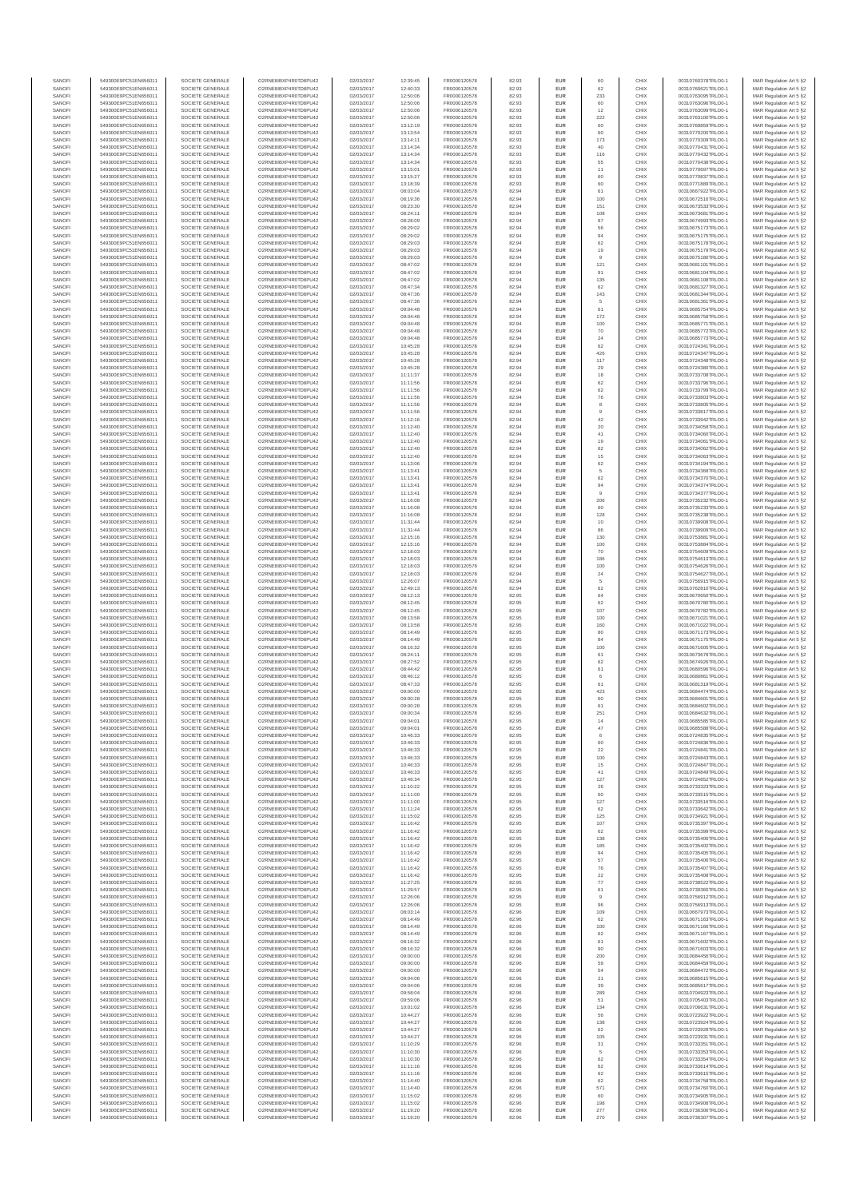| SANOFI | 549300E9PC51EN656011 | SOCIETE GENERALE | O2RNE8IBXP4R0TD8PU42 | 02/03/2017 | 12:39:45 | FR0000120578 | 82.93 | EUR | 60 | CHIX | 00310760378TRLO0-1 | MAR Regulation Art 5 §2 |
|---|---|---|---|---|---|---|---|---|---|---|---|---|
| SANOFI | 549300E9PC51EN656011 | SOCIETE GENERALE | O2RNE8IBXP4R0TD8PU42 | 02/03/2017 | 12:40:33 | FR0000120578 | 82.93 | EUR | 62 | CHIX | 00310760621TRLO0-1 | MAR Regulation Art 5 §2 |
| SANOFI | 549300E9PC51EN656011 | SOCIETE GENERALE | O2RNE8IBXP4R0TD8PU42 | 02/03/2017 | 12:50:06 | FR0000120578 | 82.93 | EUR | 233 | CHIX | 00310763095TRLO0-1 | MAR Regulation Art 5 §2 |
| SANOFI | 549300E9PC51EN656011 | SOCIETE GENERALE | O2RNE8IBXP4R0TD8PU42 | 02/03/2017 | 12:50:06 | FR0000120578 | 82.93 | EUR | 60 | CHIX | 00310763096TRLO0-1 | MAR Regulation Art 5 §2 |
| SANOFI | 549300E9PC51EN656011 | SOCIETE GENERALE | O2RNE8IBXP4R0TD8PU42 | 02/03/2017 | 12:50:06 | FR0000120578 | 82.93 | EUR | 12 | CHIX | 00310763099TRLO0-1 | MAR Regulation Art 5 §2 |
| SANOFI | 549300E9PC51EN656011 | SOCIETE GENERALE | O2RNE8IBXP4R0TD8PU42 | 02/03/2017 | 12:50:06 | FR0000120578 | 82.93 | EUR | 222 | CHIX | 00310763100TRLO0-1 | MAR Regulation Art 5 §2 |
| SANOFI | 549300E9PC51EN656011 | SOCIETE GENERALE | O2RNE8IBXP4R0TD8PU42 | 02/03/2017 | 13:12:19 | FR0000120578 | 82.93 | EUR | 60 | CHIX | 00310769859TRLO0-1 | MAR Regulation Art 5 §2 |
| SANOFI | 549300E9PC51EN656011 | SOCIETE GENERALE | O2RNE8IBXP4R0TD8PU42 | 02/03/2017 | 13:13:54 | FR0000120578 | 82.93 | EUR | 60 | CHIX | 00310770200TRLO0-1 | MAR Regulation Art 5 §2 |
| SANOFI | 549300E9PC51EN656011 | SOCIETE GENERALE | O2RNE8IBXP4R0TD8PU42 | 02/03/2017 | 13:14:11 | FR0000120578 | 82.93 | EUR | 173 | CHIX | 00310770309TRLO0-1 | MAR Regulation Art 5 §2 |
| SANOFI | 549300E9PC51EN656011 | SOCIETE GENERALE | O2RNE8IBXP4R0TD8PU42 | 02/03/2017 | 13:14:34 | FR0000120578 | 82.93 | EUR | 40 | CHIX | 00310770431TRLO0-1 | MAR Regulation Art 5 §2 |
| SANOFI | 549300E9PC51EN656011 | SOCIETE GENERALE | O2RNE8IBXP4R0TD8PU42 | 02/03/2017 | 13:14:34 | FR0000120578 | 82.93 | EUR | 116 | CHIX | 00310770432TRLO0-1 | MAR Regulation Art 5 §2 |
| SANOFI | 549300E9PC51EN656011 | SOCIETE GENERALE | O2RNE8IBXP4R0TD8PU42 | 02/03/2017 | 13:14:34 | FR0000120578 | 82.93 | EUR | 55 | CHIX | 00310770438TRLO0-1 | MAR Regulation Art 5 §2 |
| SANOFI | 549300E9PC51EN656011 | SOCIETE GENERALE | O2RNE8IBXP4R0TD8PU42 | 02/03/2017 | 13:15:01 | FR0000120578 | 82.93 | EUR | 11 | CHIX | 00310770697TRLO0-1 | MAR Regulation Art 5 §2 |
| SANOFI | 549300E9PC51EN656011 | SOCIETE GENERALE | O2RNE8IBXP4R0TD8PU42 | 02/03/2017 | 13:15:27 | FR0000120578 | 82.93 | EUR | 60 | CHIX | 00310770837TRLO0-1 | MAR Regulation Art 5 §2 |
| SANOFI | 549300E9PC51EN656011 | SOCIETE GENERALE | O2RNE8IBXP4R0TD8PU42 | 02/03/2017 | 13:18:39 | FR0000120578 | 82.93 | EUR | 60 | CHIX | 00310771889TRLO0-1 | MAR Regulation Art 5 §2 |
| SANOFI | 549300E9PC51EN656011 | SOCIETE GENERALE | O2RNE8IBXP4R0TD8PU42 | 02/03/2017 | 08:03:04 | FR0000120578 | 82.94 | EUR | 61 | CHIX | 00310667922TRLO0-1 | MAR Regulation Art 5 §2 |
| SANOFI | 549300E9PC51EN656011 | SOCIETE GENERALE | O2RNE8IBXP4R0TD8PU42 | 02/03/2017 | 08:19:36 | FR0000120578 | 82.94 | EUR | 100 | CHIX | 00310672516TRLO0-1 | MAR Regulation Art 5 §2 |
| SANOFI | 549300E9PC51EN656011 | SOCIETE GENERALE | O2RNE8IBXP4R0TD8PU42 | 02/03/2017 | 08:23:30 | FR0000120578 | 82.94 | EUR | 151 | CHIX | 00310673533TRLO0-1 | MAR Regulation Art 5 §2 |
| SANOFI | 549300E9PC51EN656011 | SOCIETE GENERALE | O2RNE8IBXP4R0TD8PU42 | 02/03/2017 | 08:24:11 | FR0000120578 | 82.94 | EUR | 108 | CHIX | 00310673681TRLO0-1 | MAR Regulation Art 5 §2 |
| SANOFI | 549300E9PC51EN656011 | SOCIETE GENERALE | O2RNE8IBXP4R0TD8PU42 | 02/03/2017 | 08:28:09 | FR0000120578 | 82.94 | EUR | 97 | CHIX | 00310674990TRLO0-1 | MAR Regulation Art 5 §2 |
| SANOFI | 549300E9PC51EN656011 | SOCIETE GENERALE | O2RNE8IBXP4R0TD8PU42 | 02/03/2017 | 08:29:02 | FR0000120578 | 82.94 | EUR | 56 | CHIX | 00310675173TRLO0-1 | MAR Regulation Art 5 §2 |
| SANOFI | 549300E9PC51EN656011 | SOCIETE GENERALE | O2RNE8IBXP4R0TD8PU42 | 02/03/2017 | 08:29:02 | FR0000120578 | 82.94 | EUR | 94 | CHIX | 00310675175TRLO0-1 | MAR Regulation Art 5 §2 |
| SANOFI | 549300E9PC51EN656011 | SOCIETE GENERALE | O2RNE8IBXP4R0TD8PU42 | 02/03/2017 | 08:29:03 | FR0000120578 | 82.94 | EUR | 62 | CHIX | 00310675178TRLO0-1 | MAR Regulation Art 5 §2 |
| SANOFI | 549300E9PC51EN656011 | SOCIETE GENERALE | O2RNE8IBXP4R0TD8PU42 | 02/03/2017 | 08:29:03 | FR0000120578 | 82.94 | EUR | 19 | CHIX | 00310675179TRLO0-1 | MAR Regulation Art 5 §2 |
| SANOFI | 549300E9PC51EN656011 | SOCIETE GENERALE | O2RNE8IBXP4R0TD8PU42 | 02/03/2017 | 08:29:03 | FR0000120578 | 82.94 | EUR | 9 | CHIX | 00310675180TRLO0-1 | MAR Regulation Art 5 §2 |
| SANOFI | 549300E9PC51EN656011 | SOCIETE GENERALE | O2RNE8IBXP4R0TD8PU42 | 02/03/2017 | 08:47:02 | FR0000120578 | 82.94 | EUR | 121 | CHIX | 00310681101TRLO0-1 | MAR Regulation Art 5 §2 |
| SANOFI | 549300E9PC51EN656011 | SOCIETE GENERALE | O2RNE8IBXP4R0TD8PU42 | 02/03/2017 | 08:47:02 | FR0000120578 | 82.94 | EUR | 91 | CHIX | 00310681104TRLO0-1 | MAR Regulation Art 5 §2 |
| SANOFI | 549300E9PC51EN656011 | SOCIETE GENERALE | O2RNE8IBXP4R0TD8PU42 | 02/03/2017 | 08:47:02 | FR0000120578 | 82.94 | EUR | 135 | CHIX | 00310681108TRLO0-1 | MAR Regulation Art 5 §2 |
| SANOFI | 549300E9PC51EN656011 | SOCIETE GENERALE | O2RNE8IBXP4R0TD8PU42 | 02/03/2017 | 08:47:34 | FR0000120578 | 82.94 | EUR | 62 | CHIX | 00310681327TRLO0-1 | MAR Regulation Art 5 §2 |
| SANOFI | 549300E9PC51EN656011 | SOCIETE GENERALE | O2RNE8IBXP4R0TD8PU42 | 02/03/2017 | 08:47:36 | FR0000120578 | 82.94 | EUR | 143 | CHIX | 00310681344TRLO0-1 | MAR Regulation Art 5 §2 |
| SANOFI | 549300E9PC51EN656011 | SOCIETE GENERALE | O2RNE8IBXP4R0TD8PU42 | 02/03/2017 | 08:47:36 | FR0000120578 | 82.94 | EUR | 5 | CHIX | 00310681361TRLO0-1 | MAR Regulation Art 5 §2 |
| SANOFI | 549300E9PC51EN656011 | SOCIETE GENERALE | O2RNE8IBXP4R0TD8PU42 | 02/03/2017 | 09:04:48 | FR0000120578 | 82.94 | EUR | 61 | CHIX | 00310685754TRLO0-1 | MAR Regulation Art 5 §2 |
| SANOFI | 549300E9PC51EN656011 | SOCIETE GENERALE | O2RNE8IBXP4R0TD8PU42 | 02/03/2017 | 09:04:48 | FR0000120578 | 82.94 | EUR | 172 | CHIX | 00310685758TRLO0-1 | MAR Regulation Art 5 §2 |
| SANOFI | 549300E9PC51EN656011 | SOCIETE GENERALE | O2RNE8IBXP4R0TD8PU42 | 02/03/2017 | 09:04:48 | FR0000120578 | 82.94 | EUR | 100 | CHIX | 00310685771TRLO0-1 | MAR Regulation Art 5 §2 |
| SANOFI | 549300E9PC51EN656011 | SOCIETE GENERALE | O2RNE8IBXP4R0TD8PU42 | 02/03/2017 | 09:04:48 | FR0000120578 | 82.94 | EUR | 70 | CHIX | 00310685772TRLO0-1 | MAR Regulation Art 5 §2 |
| SANOFI | 549300E9PC51EN656011 | SOCIETE GENERALE | O2RNE8IBXP4R0TD8PU42 | 02/03/2017 | 09:04:48 | FR0000120578 | 82.94 | EUR | 24 | CHIX | 00310685773TRLO0-1 | MAR Regulation Art 5 §2 |
| SANOFI | 549300E9PC51EN656011 | SOCIETE GENERALE | O2RNE8IBXP4R0TD8PU42 | 02/03/2017 | 10:45:28 | FR0000120578 | 82.94 | EUR | 62 | CHIX | 00310724341TRLO0-1 | MAR Regulation Art 5 §2 |
| SANOFI | 549300E9PC51EN656011 | SOCIETE GENERALE | O2RNE8IBXP4R0TD8PU42 | 02/03/2017 | 10:45:28 | FR0000120578 | 82.94 | EUR | 426 | CHIX | 00310724347TRLO0-1 | MAR Regulation Art 5 §2 |
| SANOFI | 549300E9PC51EN656011 | SOCIETE GENERALE | O2RNE8IBXP4R0TD8PU42 | 02/03/2017 | 10:45:28 | FR0000120578 | 82.94 | EUR | 117 | CHIX | 00310724348TRLO0-1 | MAR Regulation Art 5 §2 |
| SANOFI | 549300E9PC51EN656011 | SOCIETE GENERALE | O2RNE8IBXP4R0TD8PU42 | 02/03/2017 | 10:45:28 | FR0000120578 | 82.94 | EUR | 29 | CHIX | 00310724380TRLO0-1 | MAR Regulation Art 5 §2 |
| SANOFI | 549300E9PC51EN656011 | SOCIETE GENERALE | O2RNE8IBXP4R0TD8PU42 | 02/03/2017 | 11:11:37 | FR0000120578 | 82.94 | EUR | 18 | CHIX | 00310733708TRLO0-1 | MAR Regulation Art 5 §2 |
| SANOFI | 549300E9PC51EN656011 | SOCIETE GENERALE | O2RNE8IBXP4R0TD8PU42 | 02/03/2017 | 11:11:56 | FR0000120578 | 82.94 | EUR | 62 | CHIX | 00310733796TRLO0-1 | MAR Regulation Art 5 §2 |
| SANOFI | 549300E9PC51EN656011 | SOCIETE GENERALE | O2RNE8IBXP4R0TD8PU42 | 02/03/2017 | 11:11:56 | FR0000120578 | 82.94 | EUR | 62 | CHIX | 00310733799TRLO0-1 | MAR Regulation Art 5 §2 |
| SANOFI | 549300E9PC51EN656011 | SOCIETE GENERALE | O2RNE8IBXP4R0TD8PU42 | 02/03/2017 | 11:11:56 | FR0000120578 | 82.94 | EUR | 76 | CHIX | 00310733803TRLO0-1 | MAR Regulation Art 5 §2 |
| SANOFI | 549300E9PC51EN656011 | SOCIETE GENERALE | O2RNE8IBXP4R0TD8PU42 | 02/03/2017 | 11:11:56 | FR0000120578 | 82.94 | EUR | 8 | CHIX | 00310733805TRLO0-1 | MAR Regulation Art 5 §2 |
| SANOFI | 549300E9PC51EN656011 | SOCIETE GENERALE | O2RNE8IBXP4R0TD8PU42 | 02/03/2017 | 11:11:56 | FR0000120578 | 82.94 | EUR | 9 | CHIX | 00310733817TRLO0-1 | MAR Regulation Art 5 §2 |
| SANOFI | 549300E9PC51EN656011 | SOCIETE GENERALE | O2RNE8IBXP4R0TD8PU42 | 02/03/2017 | 11:12:16 | FR0000120578 | 82.94 | EUR | 42 | CHIX | 00310733942TRLO0-1 | MAR Regulation Art 5 §2 |
| SANOFI | 549300E9PC51EN656011 | SOCIETE GENERALE | O2RNE8IBXP4R0TD8PU42 | 02/03/2017 | 11:12:40 | FR0000120578 | 82.94 | EUR | 20 | CHIX | 00310734058TRLO0-1 | MAR Regulation Art 5 §2 |
| SANOFI | 549300E9PC51EN656011 | SOCIETE GENERALE | O2RNE8IBXP4R0TD8PU42 | 02/03/2017 | 11:12:40 | FR0000120578 | 82.94 | EUR | 41 | CHIX | 00310734060TRLO0-1 | MAR Regulation Art 5 §2 |
| SANOFI | 549300E9PC51EN656011 | SOCIETE GENERALE | O2RNE8IBXP4R0TD8PU42 | 02/03/2017 | 11:12:40 | FR0000120578 | 82.94 | EUR | 19 | CHIX | 00310734061TRLO0-1 | MAR Regulation Art 5 §2 |
| SANOFI | 549300E9PC51EN656011 | SOCIETE GENERALE | O2RNE8IBXP4R0TD8PU42 | 02/03/2017 | 11:12:40 | FR0000120578 | 82.94 | EUR | 62 | CHIX | 00310734062TRLO0-1 | MAR Regulation Art 5 §2 |
| SANOFI | 549300E9PC51EN656011 | SOCIETE GENERALE | O2RNE8IBXP4R0TD8PU42 | 02/03/2017 | 11:12:40 | FR0000120578 | 82.94 | EUR | 15 | CHIX | 00310734063TRLO0-1 | MAR Regulation Art 5 §2 |
| SANOFI | 549300E9PC51EN656011 | SOCIETE GENERALE | O2RNE8IBXP4R0TD8PU42 | 02/03/2017 | 11:13:06 | FR0000120578 | 82.94 | EUR | 62 | CHIX | 00310734194TRLO0-1 | MAR Regulation Art 5 §2 |
| SANOFI | 549300E9PC51EN656011 | SOCIETE GENERALE | O2RNE8IBXP4R0TD8PU42 | 02/03/2017 | 11:13:41 | FR0000120578 | 82.94 | EUR | 5 | CHIX | 00310734368TRLO0-1 | MAR Regulation Art 5 §2 |
| SANOFI | 549300E9PC51EN656011 | SOCIETE GENERALE | O2RNE8IBXP4R0TD8PU42 | 02/03/2017 | 11:13:41 | FR0000120578 | 82.94 | EUR | 62 | CHIX | 00310734370TRLO0-1 | MAR Regulation Art 5 §2 |
| SANOFI | 549300E9PC51EN656011 | SOCIETE GENERALE | O2RNE8IBXP4R0TD8PU42 | 02/03/2017 | 11:13:41 | FR0000120578 | 82.94 | EUR | 94 | CHIX | 00310734374TRLO0-1 | MAR Regulation Art 5 §2 |
| SANOFI | 549300E9PC51EN656011 | SOCIETE GENERALE | O2RNE8IBXP4R0TD8PU42 | 02/03/2017 | 11:13:41 | FR0000120578 | 82.94 | EUR | 9 | CHIX | 00310734377TRLO0-1 | MAR Regulation Art 5 §2 |
| SANOFI | 549300E9PC51EN656011 | SOCIETE GENERALE | O2RNE8IBXP4R0TD8PU42 | 02/03/2017 | 11:16:08 | FR0000120578 | 82.94 | EUR | 206 | CHIX | 00310735232TRLO0-1 | MAR Regulation Art 5 §2 |
| SANOFI | 549300E9PC51EN656011 | SOCIETE GENERALE | O2RNE8IBXP4R0TD8PU42 | 02/03/2017 | 11:16:08 | FR0000120578 | 82.94 | EUR | 60 | CHIX | 00310735233TRLO0-1 | MAR Regulation Art 5 §2 |
| SANOFI | 549300E9PC51EN656011 | SOCIETE GENERALE | O2RNE8IBXP4R0TD8PU42 | 02/03/2017 | 11:16:08 | FR0000120578 | 82.94 | EUR | 128 | CHIX | 00310735238TRLO0-1 | MAR Regulation Art 5 §2 |
| SANOFI | 549300E9PC51EN656011 | SOCIETE GENERALE | O2RNE8IBXP4R0TD8PU42 | 02/03/2017 | 11:31:44 | FR0000120578 | 82.94 | EUR | 10 | CHIX | 00310739998TRLO0-1 | MAR Regulation Art 5 §2 |
| SANOFI | 549300E9PC51EN656011 | SOCIETE GENERALE | O2RNE8IBXP4R0TD8PU42 | 02/03/2017 | 11:31:44 | FR0000120578 | 82.94 | EUR | 86 | CHIX | 00310739999TRLO0-1 | MAR Regulation Art 5 §2 |
| SANOFI | 549300E9PC51EN656011 | SOCIETE GENERALE | O2RNE8IBXP4R0TD8PU42 | 02/03/2017 | 12:15:16 | FR0000120578 | 82.94 | EUR | 130 | CHIX | 00310753881TRLO0-1 | MAR Regulation Art 5 §2 |
| SANOFI | 549300E9PC51EN656011 | SOCIETE GENERALE | O2RNE8IBXP4R0TD8PU42 | 02/03/2017 | 12:15:16 | FR0000120578 | 82.94 | EUR | 100 | CHIX | 00310753884TRLO0-1 | MAR Regulation Art 5 §2 |
| SANOFI | 549300E9PC51EN656011 | SOCIETE GENERALE | O2RNE8IBXP4R0TD8PU42 | 02/03/2017 | 12:18:03 | FR0000120578 | 82.94 | EUR | 70 | CHIX | 00310754609TRLO0-1 | MAR Regulation Art 5 §2 |
| SANOFI | 549300E9PC51EN656011 | SOCIETE GENERALE | O2RNE8IBXP4R0TD8PU42 | 02/03/2017 | 12:18:03 | FR0000120578 | 82.94 | EUR | 186 | CHIX | 00310754613TRLO0-1 | MAR Regulation Art 5 §2 |
| SANOFI | 549300E9PC51EN656011 | SOCIETE GENERALE | O2RNE8IBXP4R0TD8PU42 | 02/03/2017 | 12:18:03 | FR0000120578 | 82.94 | EUR | 100 | CHIX | 00310754626TRLO0-1 | MAR Regulation Art 5 §2 |
| SANOFI | 549300E9PC51EN656011 | SOCIETE GENERALE | O2RNE8IBXP4R0TD8PU42 | 02/03/2017 | 12:18:03 | FR0000120578 | 82.94 | EUR | 24 | CHIX | 00310754627TRLO0-1 | MAR Regulation Art 5 §2 |
| SANOFI | 549300E9PC51EN656011 | SOCIETE GENERALE | O2RNE8IBXP4R0TD8PU42 | 02/03/2017 | 12:26:07 | FR0000120578 | 82.94 | EUR | 5 | CHIX | 00310756915TRLO0-1 | MAR Regulation Art 5 §2 |
| SANOFI | 549300E9PC51EN656011 | SOCIETE GENERALE | O2RNE8IBXP4R0TD8PU42 | 02/03/2017 | 12:49:13 | FR0000120578 | 82.94 | EUR | 62 | CHIX | 00310762810TRLO0-1 | MAR Regulation Art 5 §2 |
| SANOFI | 549300E9PC51EN656011 | SOCIETE GENERALE | O2RNE8IBXP4R0TD8PU42 | 02/03/2017 | 08:12:13 | FR0000120578 | 82.95 | EUR | 64 | CHIX | 00310670650TRLO0-1 | MAR Regulation Art 5 §2 |
| SANOFI | 549300E9PC51EN656011 | SOCIETE GENERALE | O2RNE8IBXP4R0TD8PU42 | 02/03/2017 | 08:12:45 | FR0000120578 | 82.95 | EUR | 62 | CHIX | 00310670780TRLO0-1 | MAR Regulation Art 5 §2 |
| SANOFI | 549300E9PC51EN656011 | SOCIETE GENERALE | O2RNE8IBXP4R0TD8PU42 | 02/03/2017 | 08:12:45 | FR0000120578 | 82.95 | EUR | 107 | CHIX | 00310670782TRLO0-1 | MAR Regulation Art 5 §2 |
| SANOFI | 549300E9PC51EN656011 | SOCIETE GENERALE | O2RNE8IBXP4R0TD8PU42 | 02/03/2017 | 08:13:58 | FR0000120578 | 82.95 | EUR | 100 | CHIX | 00310671021TRLO0-1 | MAR Regulation Art 5 §2 |
| SANOFI | 549300E9PC51EN656011 | SOCIETE GENERALE | O2RNE8IBXP4R0TD8PU42 | 02/03/2017 | 08:13:58 | FR0000120578 | 82.95 | EUR | 160 | CHIX | 00310671022TRLO0-1 | MAR Regulation Art 5 §2 |
| SANOFI | 549300E9PC51EN656011 | SOCIETE GENERALE | O2RNE8IBXP4R0TD8PU42 | 02/03/2017 | 08:14:49 | FR0000120578 | 82.95 | EUR | 80 | CHIX | 00310671173TRLO0-1 | MAR Regulation Art 5 §2 |
| SANOFI | 549300E9PC51EN656011 | SOCIETE GENERALE | O2RNE8IBXP4R0TD8PU42 | 02/03/2017 | 08:14:49 | FR0000120578 | 82.95 | EUR | 84 | CHIX | 00310671175TRLO0-1 | MAR Regulation Art 5 §2 |
| SANOFI | 549300E9PC51EN656011 | SOCIETE GENERALE | O2RNE8IBXP4R0TD8PU42 | 02/03/2017 | 08:16:32 | FR0000120578 | 82.95 | EUR | 100 | CHIX | 00310671605TRLO0-1 | MAR Regulation Art 5 §2 |
| SANOFI | 549300E9PC51EN656011 | SOCIETE GENERALE | O2RNE8IBXP4R0TD8PU42 | 02/03/2017 | 08:24:11 | FR0000120578 | 82.95 | EUR | 61 | CHIX | 00310673678TRLO0-1 | MAR Regulation Art 5 §2 |
| SANOFI | 549300E9PC51EN656011 | SOCIETE GENERALE | O2RNE8IBXP4R0TD8PU42 | 02/03/2017 | 08:27:52 | FR0000120578 | 82.95 | EUR | 62 | CHIX | 00310674926TRLO0-1 | MAR Regulation Art 5 §2 |
| SANOFI | 549300E9PC51EN656011 | SOCIETE GENERALE | O2RNE8IBXP4R0TD8PU42 | 02/03/2017 | 08:44:42 | FR0000120578 | 82.95 | EUR | 61 | CHIX | 00310680598TRLO0-1 | MAR Regulation Art 5 §2 |
| SANOFI | 549300E9PC51EN656011 | SOCIETE GENERALE | O2RNE8IBXP4R0TD8PU42 | 02/03/2017 | 08:46:12 | FR0000120578 | 82.95 | EUR | 6 | CHIX | 00310680861TRLO0-1 | MAR Regulation Art 5 §2 |
| SANOFI | 549300E9PC51EN656011 | SOCIETE GENERALE | O2RNE8IBXP4R0TD8PU42 | 02/03/2017 | 08:47:33 | FR0000120578 | 82.95 | EUR | 61 | CHIX | 00310681319TRLO0-1 | MAR Regulation Art 5 §2 |
| SANOFI | 549300E9PC51EN656011 | SOCIETE GENERALE | O2RNE8IBXP4R0TD8PU42 | 02/03/2017 | 09:00:00 | FR0000120578 | 82.95 | EUR | 423 | CHIX | 00310684474TRLO0-1 | MAR Regulation Art 5 §2 |
| SANOFI | 549300E9PC51EN656011 | SOCIETE GENERALE | O2RNE8IBXP4R0TD8PU42 | 02/03/2017 | 09:00:28 | FR0000120578 | 82.95 | EUR | 60 | CHIX | 00310684601TRLO0-1 | MAR Regulation Art 5 §2 |
| SANOFI | 549300E9PC51EN656011 | SOCIETE GENERALE | O2RNE8IBXP4R0TD8PU42 | 02/03/2017 | 09:00:28 | FR0000120578 | 82.95 | EUR | 61 | CHIX | 00310684602TRLO0-1 | MAR Regulation Art 5 §2 |
| SANOFI | 549300E9PC51EN656011 | SOCIETE GENERALE | O2RNE8IBXP4R0TD8PU42 | 02/03/2017 | 09:00:34 | FR0000120578 | 82.95 | EUR | 251 | CHIX | 00310684632TRLO0-1 | MAR Regulation Art 5 §2 |
| SANOFI | 549300E9PC51EN656011 | SOCIETE GENERALE | O2RNE8IBXP4R0TD8PU42 | 02/03/2017 | 09:04:01 | FR0000120578 | 82.95 | EUR | 14 | CHIX | 00310685585TRLO0-1 | MAR Regulation Art 5 §2 |
| SANOFI | 549300E9PC51EN656011 | SOCIETE GENERALE | O2RNE8IBXP4R0TD8PU42 | 02/03/2017 | 09:04:01 | FR0000120578 | 82.95 | EUR | 47 | CHIX | 00310685588TRLO0-1 | MAR Regulation Art 5 §2 |
| SANOFI | 549300E9PC51EN656011 | SOCIETE GENERALE | O2RNE8IBXP4R0TD8PU42 | 02/03/2017 | 10:46:33 | FR0000120578 | 82.95 | EUR | 6 | CHIX | 00310724835TRLO0-1 | MAR Regulation Art 5 §2 |
| SANOFI | 549300E9PC51EN656011 | SOCIETE GENERALE | O2RNE8IBXP4R0TD8PU42 | 02/03/2017 | 10:46:33 | FR0000120578 | 82.95 | EUR | 60 | CHIX | 00310724836TRLO0-1 | MAR Regulation Art 5 §2 |
| SANOFI | 549300E9PC51EN656011 | SOCIETE GENERALE | O2RNE8IBXP4R0TD8PU42 | 02/03/2017 | 10:46:33 | FR0000120578 | 82.95 | EUR | 22 | CHIX | 00310724841TRLO0-1 | MAR Regulation Art 5 §2 |
| SANOFI | 549300E9PC51EN656011 | SOCIETE GENERALE | O2RNE8IBXP4R0TD8PU42 | 02/03/2017 | 10:46:33 | FR0000120578 | 82.95 | EUR | 100 | CHIX | 00310724843TRLO0-1 | MAR Regulation Art 5 §2 |
| SANOFI | 549300E9PC51EN656011 | SOCIETE GENERALE | O2RNE8IBXP4R0TD8PU42 | 02/03/2017 | 10:46:33 | FR0000120578 | 82.95 | EUR | 15 | CHIX | 00310724847TRLO0-1 | MAR Regulation Art 5 §2 |
| SANOFI | 549300E9PC51EN656011 | SOCIETE GENERALE | O2RNE8IBXP4R0TD8PU42 | 02/03/2017 | 10:46:33 | FR0000120578 | 82.95 | EUR | 41 | CHIX | 00310724849TRLO0-1 | MAR Regulation Art 5 §2 |
| SANOFI | 549300E9PC51EN656011 | SOCIETE GENERALE | O2RNE8IBXP4R0TD8PU42 | 02/03/2017 | 10:46:34 | FR0000120578 | 82.95 | EUR | 127 | CHIX | 00310724852TRLO0-1 | MAR Regulation Art 5 §2 |
| SANOFI | 549300E9PC51EN656011 | SOCIETE GENERALE | O2RNE8IBXP4R0TD8PU42 | 02/03/2017 | 11:10:22 | FR0000120578 | 82.95 | EUR | 26 | CHIX | 00310733323TRLO0-1 | MAR Regulation Art 5 §2 |
| SANOFI | 549300E9PC51EN656011 | SOCIETE GENERALE | O2RNE8IBXP4R0TD8PU42 | 02/03/2017 | 11:11:00 | FR0000120578 | 82.95 | EUR | 60 | CHIX | 00310733515TRLO0-1 | MAR Regulation Art 5 §2 |
| SANOFI | 549300E9PC51EN656011 | SOCIETE GENERALE | O2RNE8IBXP4R0TD8PU42 | 02/03/2017 | 11:11:00 | FR0000120578 | 82.95 | EUR | 127 | CHIX | 00310733516TRLO0-1 | MAR Regulation Art 5 §2 |
| SANOFI | 549300E9PC51EN656011 | SOCIETE GENERALE | O2RNE8IBXP4R0TD8PU42 | 02/03/2017 | 11:11:24 | FR0000120578 | 82.95 | EUR | 62 | CHIX | 00310733642TRLO0-1 | MAR Regulation Art 5 §2 |
| SANOFI | 549300E9PC51EN656011 | SOCIETE GENERALE | O2RNE8IBXP4R0TD8PU42 | 02/03/2017 | 11:15:02 | FR0000120578 | 82.95 | EUR | 125 | CHIX | 00310734921TRLO0-1 | MAR Regulation Art 5 §2 |
| SANOFI | 549300E9PC51EN656011 | SOCIETE GENERALE | O2RNE8IBXP4R0TD8PU42 | 02/03/2017 | 11:16:42 | FR0000120578 | 82.95 | EUR | 107 | CHIX | 00310735397TRLO0-1 | MAR Regulation Art 5 §2 |
| SANOFI | 549300E9PC51EN656011 | SOCIETE GENERALE | O2RNE8IBXP4R0TD8PU42 | 02/03/2017 | 11:16:42 | FR0000120578 | 82.95 | EUR | 62 | CHIX | 00310735399TRLO0-1 | MAR Regulation Art 5 §2 |
| SANOFI | 549300E9PC51EN656011 | SOCIETE GENERALE | O2RNE8IBXP4R0TD8PU42 | 02/03/2017 | 11:16:42 | FR0000120578 | 82.95 | EUR | 138 | CHIX | 00310735400TRLO0-1 | MAR Regulation Art 5 §2 |
| SANOFI | 549300E9PC51EN656011 | SOCIETE GENERALE | O2RNE8IBXP4R0TD8PU42 | 02/03/2017 | 11:16:42 | FR0000120578 | 82.95 | EUR | 185 | CHIX | 00310735402TRLO0-1 | MAR Regulation Art 5 §2 |
| SANOFI | 549300E9PC51EN656011 | SOCIETE GENERALE | O2RNE8IBXP4R0TD8PU42 | 02/03/2017 | 11:16:42 | FR0000120578 | 82.95 | EUR | 94 | CHIX | 00310735405TRLO0-1 | MAR Regulation Art 5 §2 |
| SANOFI | 549300E9PC51EN656011 | SOCIETE GENERALE | O2RNE8IBXP4R0TD8PU42 | 02/03/2017 | 11:16:42 | FR0000120578 | 82.95 | EUR | 57 | CHIX | 00310735406TRLO0-1 | MAR Regulation Art 5 §2 |
| SANOFI | 549300E9PC51EN656011 | SOCIETE GENERALE | O2RNE8IBXP4R0TD8PU42 | 02/03/2017 | 11:16:42 | FR0000120578 | 82.95 | EUR | 76 | CHIX | 00310735407TRLO0-1 | MAR Regulation Art 5 §2 |
| SANOFI | 549300E9PC51EN656011 | SOCIETE GENERALE | O2RNE8IBXP4R0TD8PU42 | 02/03/2017 | 11:16:42 | FR0000120578 | 82.95 | EUR | 22 | CHIX | 00310735408TRLO0-1 | MAR Regulation Art 5 §2 |
| SANOFI | 549300E9PC51EN656011 | SOCIETE GENERALE | O2RNE8IBXP4R0TD8PU42 | 02/03/2017 | 11:27:25 | FR0000120578 | 82.95 | EUR | 77 | CHIX | 00310738522TRLO0-1 | MAR Regulation Art 5 §2 |
| SANOFI | 549300E9PC51EN656011 | SOCIETE GENERALE | O2RNE8IBXP4R0TD8PU42 | 02/03/2017 | 11:29:57 | FR0000120578 | 82.95 | EUR | 61 | CHIX | 00310739360TRLO0-1 | MAR Regulation Art 5 §2 |
| SANOFI | 549300E9PC51EN656011 | SOCIETE GENERALE | O2RNE8IBXP4R0TD8PU42 | 02/03/2017 | 12:26:06 | FR0000120578 | 82.95 | EUR | 9 | CHIX | 00310756912TRLO0-1 | MAR Regulation Art 5 §2 |
| SANOFI | 549300E9PC51EN656011 | SOCIETE GENERALE | O2RNE8IBXP4R0TD8PU42 | 02/03/2017 | 12:26:06 | FR0000120578 | 82.95 | EUR | 96 | CHIX | 00310756913TRLO0-1 | MAR Regulation Art 5 §2 |
| SANOFI | 549300E9PC51EN656011 | SOCIETE GENERALE | O2RNE8IBXP4R0TD8PU42 | 02/03/2017 | 08:03:14 | FR0000120578 | 82.96 | EUR | 109 | CHIX | 00310667973TRLO0-1 | MAR Regulation Art 5 §2 |
| SANOFI | 549300E9PC51EN656011 | SOCIETE GENERALE | O2RNE8IBXP4R0TD8PU42 | 02/03/2017 | 08:14:49 | FR0000120578 | 82.96 | EUR | 62 | CHIX | 00310671163TRLO0-1 | MAR Regulation Art 5 §2 |
| SANOFI | 549300E9PC51EN656011 | SOCIETE GENERALE | O2RNE8IBXP4R0TD8PU42 | 02/03/2017 | 08:14:49 | FR0000120578 | 82.96 | EUR | 100 | CHIX | 00310671165TRLO0-1 | MAR Regulation Art 5 §2 |
| SANOFI | 549300E9PC51EN656011 | SOCIETE GENERALE | O2RNE8IBXP4R0TD8PU42 | 02/03/2017 | 08:14:49 | FR0000120578 | 82.96 | EUR | 62 | CHIX | 00310671167TRLO0-1 | MAR Regulation Art 5 §2 |
| SANOFI | 549300E9PC51EN656011 | SOCIETE GENERALE | O2RNE8IBXP4R0TD8PU42 | 02/03/2017 | 08:16:32 | FR0000120578 | 82.96 | EUR | 61 | CHIX | 00310671602TRLO0-1 | MAR Regulation Art 5 §2 |
| SANOFI | 549300E9PC51EN656011 | SOCIETE GENERALE | O2RNE8IBXP4R0TD8PU42 | 02/03/2017 | 08:16:32 | FR0000120578 | 82.96 | EUR | 90 | CHIX | 00310671603TRLO0-1 | MAR Regulation Art 5 §2 |
| SANOFI | 549300E9PC51EN656011 | SOCIETE GENERALE | O2RNE8IBXP4R0TD8PU42 | 02/03/2017 | 09:00:00 | FR0000120578 | 82.96 | EUR | 200 | CHIX | 00310684456TRLO0-1 | MAR Regulation Art 5 §2 |
| SANOFI | 549300E9PC51EN656011 | SOCIETE GENERALE | O2RNE8IBXP4R0TD8PU42 | 02/03/2017 | 09:00:00 | FR0000120578 | 82.96 | EUR | 59 | CHIX | 00310684459TRLO0-1 | MAR Regulation Art 5 §2 |
| SANOFI | 549300E9PC51EN656011 | SOCIETE GENERALE | O2RNE8IBXP4R0TD8PU42 | 02/03/2017 | 09:00:00 | FR0000120578 | 82.96 | EUR | 54 | CHIX | 00310684472TRLO0-1 | MAR Regulation Art 5 §2 |
| SANOFI | 549300E9PC51EN656011 | SOCIETE GENERALE | O2RNE8IBXP4R0TD8PU42 | 02/03/2017 | 09:04:06 | FR0000120578 | 82.96 | EUR | 21 | CHIX | 00310685615TRLO0-1 | MAR Regulation Art 5 §2 |
| SANOFI | 549300E9PC51EN656011 | SOCIETE GENERALE | O2RNE8IBXP4R0TD8PU42 | 02/03/2017 | 09:04:06 | FR0000120578 | 82.96 | EUR | 39 | CHIX | 00310685617TRLO0-1 | MAR Regulation Art 5 §2 |
| SANOFI | 549300E9PC51EN656011 | SOCIETE GENERALE | O2RNE8IBXP4R0TD8PU42 | 02/03/2017 | 09:58:04 | FR0000120578 | 82.96 | EUR | 289 | CHIX | 00310704923TRLO0-1 | MAR Regulation Art 5 §2 |
| SANOFI | 549300E9PC51EN656011 | SOCIETE GENERALE | O2RNE8IBXP4R0TD8PU42 | 02/03/2017 | 09:59:06 | FR0000120578 | 82.96 | EUR | 51 | CHIX | 00310705403TRLO0-1 | MAR Regulation Art 5 §2 |
| SANOFI | 549300E9PC51EN656011 | SOCIETE GENERALE | O2RNE8IBXP4R0TD8PU42 | 02/03/2017 | 10:01:02 | FR0000120578 | 82.96 | EUR | 134 | CHIX | 00310706631TRLO0-1 | MAR Regulation Art 5 §2 |
| SANOFI | 549300E9PC51EN656011 | SOCIETE GENERALE | O2RNE8IBXP4R0TD8PU42 | 02/03/2017 | 10:44:27 | FR0000120578 | 82.96 | EUR | 56 | CHIX | 00310723922TRLO0-1 | MAR Regulation Art 5 §2 |
| SANOFI | 549300E9PC51EN656011 | SOCIETE GENERALE | O2RNE8IBXP4R0TD8PU42 | 02/03/2017 | 10:44:27 | FR0000120578 | 82.96 | EUR | 138 | CHIX | 00310723924TRLO0-1 | MAR Regulation Art 5 §2 |
| SANOFI | 549300E9PC51EN656011 | SOCIETE GENERALE | O2RNE8IBXP4R0TD8PU42 | 02/03/2017 | 10:44:27 | FR0000120578 | 82.96 | EUR | 62 | CHIX | 00310723928TRLO0-1 | MAR Regulation Art 5 §2 |
| SANOFI | 549300E9PC51EN656011 | SOCIETE GENERALE | O2RNE8IBXP4R0TD8PU42 | 02/03/2017 | 10:44:27 | FR0000120578 | 82.96 | EUR | 105 | CHIX | 00310723931TRLO0-1 | MAR Regulation Art 5 §2 |
| SANOFI | 549300E9PC51EN656011 | SOCIETE GENERALE | O2RNE8IBXP4R0TD8PU42 | 02/03/2017 | 11:10:29 | FR0000120578 | 82.96 | EUR | 31 | CHIX | 00310733351TRLO0-1 | MAR Regulation Art 5 §2 |
| SANOFI | 549300E9PC51EN656011 | SOCIETE GENERALE | O2RNE8IBXP4R0TD8PU42 | 02/03/2017 | 11:10:30 | FR0000120578 | 82.96 | EUR | 5 | CHIX | 00310733353TRLO0-1 | MAR Regulation Art 5 §2 |
| SANOFI | 549300E9PC51EN656011 | SOCIETE GENERALE | O2RNE8IBXP4R0TD8PU42 | 02/03/2017 | 11:10:30 | FR0000120578 | 82.96 | EUR | 62 | CHIX | 00310733354TRLO0-1 | MAR Regulation Art 5 §2 |
| SANOFI | 549300E9PC51EN656011 | SOCIETE GENERALE | O2RNE8IBXP4R0TD8PU42 | 02/03/2017 | 11:11:16 | FR0000120578 | 82.96 | EUR | 62 | CHIX | 00310733614TRLO0-1 | MAR Regulation Art 5 §2 |
| SANOFI | 549300E9PC51EN656011 | SOCIETE GENERALE | O2RNE8IBXP4R0TD8PU42 | 02/03/2017 | 11:11:16 | FR0000120578 | 82.96 | EUR | 62 | CHIX | 00310733615TRLO0-1 | MAR Regulation Art 5 §2 |
| SANOFI | 549300E9PC51EN656011 | SOCIETE GENERALE | O2RNE8IBXP4R0TD8PU42 | 02/03/2017 | 11:14:40 | FR0000120578 | 82.96 | EUR | 62 | CHIX | 00310734758TRLO0-1 | MAR Regulation Art 5 §2 |
| SANOFI | 549300E9PC51EN656011 | SOCIETE GENERALE | O2RNE8IBXP4R0TD8PU42 | 02/03/2017 | 11:14:40 | FR0000120578 | 82.96 | EUR | 571 | CHIX | 00310734760TRLO0-1 | MAR Regulation Art 5 §2 |
| SANOFI | 549300E9PC51EN656011 | SOCIETE GENERALE | O2RNE8IBXP4R0TD8PU42 | 02/03/2017 | 11:15:02 | FR0000120578 | 82.96 | EUR | 60 | CHIX | 00310734905TRLO0-1 | MAR Regulation Art 5 §2 |
| SANOFI | 549300E9PC51EN656011 | SOCIETE GENERALE | O2RNE8IBXP4R0TD8PU42 | 02/03/2017 | 11:15:02 | FR0000120578 | 82.96 | EUR | 198 | CHIX | 00310734908TRLO0-1 | MAR Regulation Art 5 §2 |
| SANOFI | 549300E9PC51EN656011 | SOCIETE GENERALE | O2RNE8IBXP4R0TD8PU42 | 02/03/2017 | 11:19:20 | FR0000120578 | 82.96 | EUR | 277 | CHIX | 00310736306TRLO0-1 | MAR Regulation Art 5 §2 |
| SANOFI | 549300E9PC51EN656011 | SOCIETE GENERALE | O2RNE8IBXP4R0TD8PU42 | 02/03/2017 | 11:19:20 | FR0000120578 | 82.96 | EUR | 270 | CHIX | 00310736307TRLO0-1 | MAR Regulation Art 5 §2 |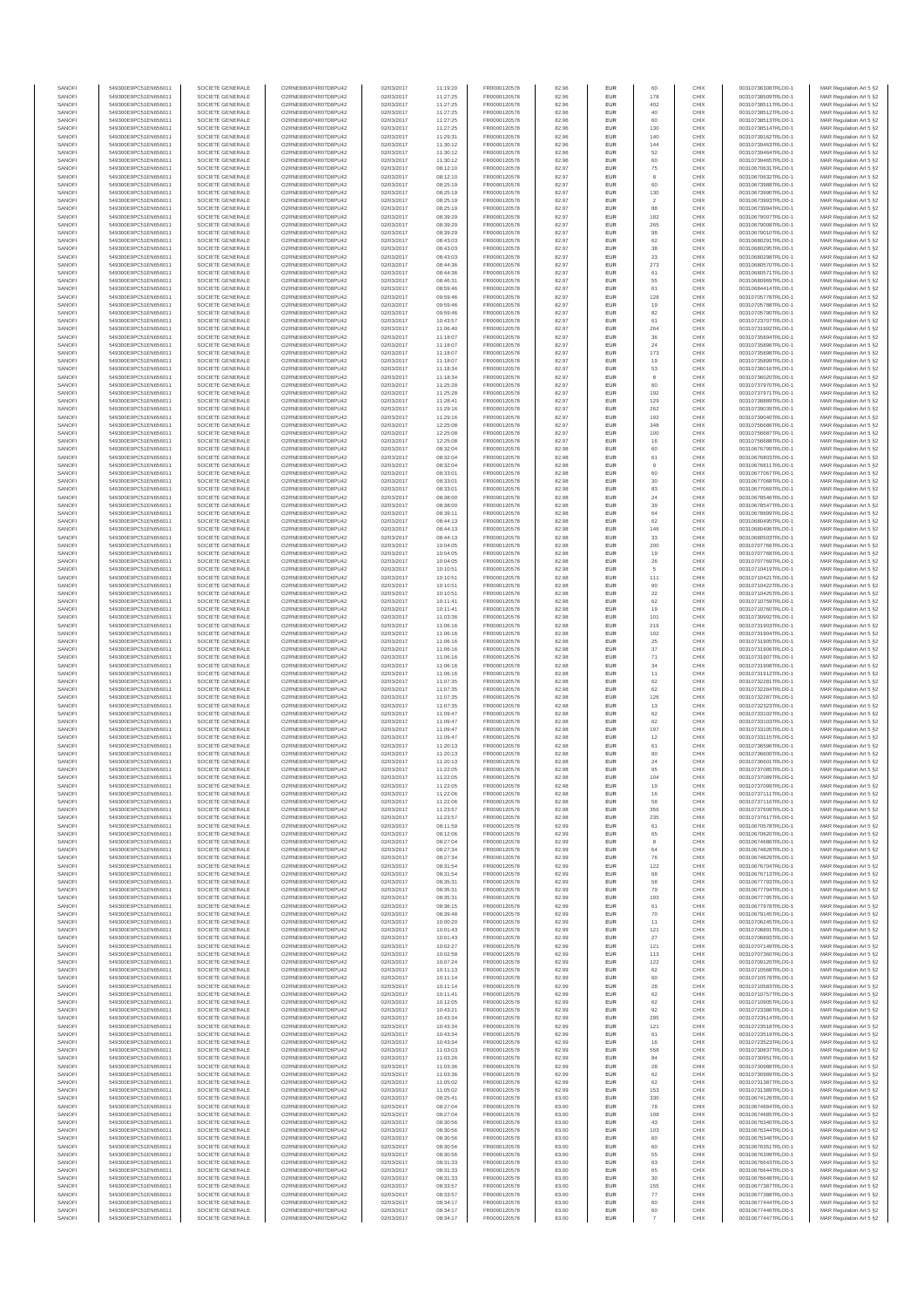| SANOFI | 549300E9PC51EN656011 | SOCIETE GENERALE | O2RNE8IBXP4R0TD8PU42 | 02/03/2017 | 11:19:20 | FR0000120578 | 82.96 | EUR | 60 | CHIX | 00310736308TRLO0-1 | MAR Regulation Art 5 §2 |
|---|---|---|---|---|---|---|---|---|---|---|---|---|
| SANOFI | 549300E9PC51EN656011 | SOCIETE GENERALE | O2RNE8IBXP4R0TD8PU42 | 02/03/2017 | 11:27:25 | FR0000120578 | 82.96 | EUR | 178 | CHIX | 00310738509TRLO0-1 | MAR Regulation Art 5 §2 |
| SANOFI | 549300E9PC51EN656011 | SOCIETE GENERALE | O2RNE8IBXP4R0TD8PU42 | 02/03/2017 | 11:27:25 | FR0000120578 | 82.96 | EUR | 402 | CHIX | 00310738511TRLO0-1 | MAR Regulation Art 5 §2 |
| SANOFI | 549300E9PC51EN656011 | SOCIETE GENERALE | O2RNE8IBXP4R0TD8PU42 | 02/03/2017 | 11:27:25 | FR0000120578 | 82.96 | EUR | 40 | CHIX | 00310738512TRLO0-1 | MAR Regulation Art 5 §2 |
| SANOFI | 549300E9PC51EN656011 | SOCIETE GENERALE | O2RNE8IBXP4R0TD8PU42 | 02/03/2017 | 11:27:25 | FR0000120578 | 82.96 | EUR | 60 | CHIX | 00310738513TRLO0-1 | MAR Regulation Art 5 §2 |
| SANOFI | 549300E9PC51EN656011 | SOCIETE GENERALE | O2RNE8IBXP4R0TD8PU42 | 02/03/2017 | 11:27:25 | FR0000120578 | 82.96 | EUR | 130 | CHIX | 00310738514TRLO0-1 | MAR Regulation Art 5 §2 |
| SANOFI | 549300E9PC51EN656011 | SOCIETE GENERALE | O2RNE8IBXP4R0TD8PU42 | 02/03/2017 | 11:29:31 | FR0000120578 | 82.96 | EUR | 140 | CHIX | 00310739162TRLO0-1 | MAR Regulation Art 5 §2 |
| SANOFI | 549300E9PC51EN656011 | SOCIETE GENERALE | O2RNE8IBXP4R0TD8PU42 | 02/03/2017 | 11:30:12 | FR0000120578 | 82.96 | EUR | 144 | CHIX | 00310739463TRLO0-1 | MAR Regulation Art 5 §2 |
| SANOFI | 549300E9PC51EN656011 | SOCIETE GENERALE | O2RNE8IBXP4R0TD8PU42 | 02/03/2017 | 11:30:12 | FR0000120578 | 82.96 | EUR | 52 | CHIX | 00310739464TRLO0-1 | MAR Regulation Art 5 §2 |
| SANOFI | 549300E9PC51EN656011 | SOCIETE GENERALE | O2RNE8IBXP4R0TD8PU42 | 02/03/2017 | 11:30:12 | FR0000120578 | 82.96 | EUR | 60 | CHIX | 00310739465TRLO0-1 | MAR Regulation Art 5 §2 |
| SANOFI | 549300E9PC51EN656011 | SOCIETE GENERALE | O2RNE8IBXP4R0TD8PU42 | 02/03/2017 | 08:12:10 | FR0000120578 | 82.97 | EUR | 75 | CHIX | 00310670631TRLO0-1 | MAR Regulation Art 5 §2 |
| SANOFI | 549300E9PC51EN656011 | SOCIETE GENERALE | O2RNE8IBXP4R0TD8PU42 | 02/03/2017 | 08:12:10 | FR0000120578 | 82.97 | EUR | 8 | CHIX | 00310670632TRLO0-1 | MAR Regulation Art 5 §2 |
| SANOFI | 549300E9PC51EN656011 | SOCIETE GENERALE | O2RNE8IBXP4R0TD8PU42 | 02/03/2017 | 08:25:19 | FR0000120578 | 82.97 | EUR | 60 | CHIX | 00310673988TRLO0-1 | MAR Regulation Art 5 §2 |
| SANOFI | 549300E9PC51EN656011 | SOCIETE GENERALE | O2RNE8IBXP4R0TD8PU42 | 02/03/2017 | 08:25:19 | FR0000120578 | 82.97 | EUR | 130 | CHIX | 00310673990TRLO0-1 | MAR Regulation Art 5 §2 |
| SANOFI | 549300E9PC51EN656011 | SOCIETE GENERALE | O2RNE8IBXP4R0TD8PU42 | 02/03/2017 | 08:25:19 | FR0000120578 | 82.97 | EUR | 2 | CHIX | 00310673993TRLO0-1 | MAR Regulation Art 5 §2 |
| SANOFI | 549300E9PC51EN656011 | SOCIETE GENERALE | O2RNE8IBXP4R0TD8PU42 | 02/03/2017 | 08:25:19 | FR0000120578 | 82.97 | EUR | 88 | CHIX | 00310673994TRLO0-1 | MAR Regulation Art 5 §2 |
| SANOFI | 549300E9PC51EN656011 | SOCIETE GENERALE | O2RNE8IBXP4R0TD8PU42 | 02/03/2017 | 08:39:29 | FR0000120578 | 82.97 | EUR | 182 | CHIX | 00310679007TRLO0-1 | MAR Regulation Art 5 §2 |
| SANOFI | 549300E9PC51EN656011 | SOCIETE GENERALE | O2RNE8IBXP4R0TD8PU42 | 02/03/2017 | 08:39:29 | FR0000120578 | 82.97 | EUR | 265 | CHIX | 00310679008TRLO0-1 | MAR Regulation Art 5 §2 |
| SANOFI | 549300E9PC51EN656011 | SOCIETE GENERALE | O2RNE8IBXP4R0TD8PU42 | 02/03/2017 | 08:39:29 | FR0000120578 | 82.97 | EUR | 98 | CHIX | 00310679010TRLO0-1 | MAR Regulation Art 5 §2 |
| SANOFI | 549300E9PC51EN656011 | SOCIETE GENERALE | O2RNE8IBXP4R0TD8PU42 | 02/03/2017 | 08:43:03 | FR0000120578 | 82.97 | EUR | 62 | CHIX | 00310680291TRLO0-1 | MAR Regulation Art 5 §2 |
| SANOFI | 549300E9PC51EN656011 | SOCIETE GENERALE | O2RNE8IBXP4R0TD8PU42 | 02/03/2017 | 08:43:03 | FR0000120578 | 82.97 | EUR | 38 | CHIX | 00310680295TRLO0-1 | MAR Regulation Art 5 §2 |
| SANOFI | 549300E9PC51EN656011 | SOCIETE GENERALE | O2RNE8IBXP4R0TD8PU42 | 02/03/2017 | 08:43:03 | FR0000120578 | 82.97 | EUR | 23 | CHIX | 00310680298TRLO0-1 | MAR Regulation Art 5 §2 |
| SANOFI | 549300E9PC51EN656011 | SOCIETE GENERALE | O2RNE8IBXP4R0TD8PU42 | 02/03/2017 | 08:44:36 | FR0000120578 | 82.97 | EUR | 273 | CHIX | 00310680570TRLO0-1 | MAR Regulation Art 5 §2 |
| SANOFI | 549300E9PC51EN656011 | SOCIETE GENERALE | O2RNE8IBXP4R0TD8PU42 | 02/03/2017 | 08:44:36 | FR0000120578 | 82.97 | EUR | 61 | CHIX | 00310680571TRLO0-1 | MAR Regulation Art 5 §2 |
| SANOFI | 549300E9PC51EN656011 | SOCIETE GENERALE | O2RNE8IBXP4R0TD8PU42 | 02/03/2017 | 08:46:31 | FR0000120578 | 82.97 | EUR | 55 | CHIX | 00310680999TRLO0-1 | MAR Regulation Art 5 §2 |
| SANOFI | 549300E9PC51EN656011 | SOCIETE GENERALE | O2RNE8IBXP4R0TD8PU42 | 02/03/2017 | 08:59:46 | FR0000120578 | 82.97 | EUR | 61 | CHIX | 00310684414TRLO0-1 | MAR Regulation Art 5 §2 |
| SANOFI | 549300E9PC51EN656011 | SOCIETE GENERALE | O2RNE8IBXP4R0TD8PU42 | 02/03/2017 | 09:59:46 | FR0000120578 | 82.97 | EUR | 128 | CHIX | 00310705778TRLO0-1 | MAR Regulation Art 5 §2 |
| SANOFI | 549300E9PC51EN656011 | SOCIETE GENERALE | O2RNE8IBXP4R0TD8PU42 | 02/03/2017 | 09:59:46 | FR0000120578 | 82.97 | EUR | 19 | CHIX | 00310705788TRLO0-1 | MAR Regulation Art 5 §2 |
| SANOFI | 549300E9PC51EN656011 | SOCIETE GENERALE | O2RNE8IBXP4R0TD8PU42 | 02/03/2017 | 09:59:46 | FR0000120578 | 82.97 | EUR | 82 | CHIX | 00310705790TRLO0-1 | MAR Regulation Art 5 §2 |
| SANOFI | 549300E9PC51EN656011 | SOCIETE GENERALE | O2RNE8IBXP4R0TD8PU42 | 02/03/2017 | 10:43:57 | FR0000120578 | 82.97 | EUR | 61 | CHIX | 00310723707TRLO0-1 | MAR Regulation Art 5 §2 |
| SANOFI | 549300E9PC51EN656011 | SOCIETE GENERALE | O2RNE8IBXP4R0TD8PU42 | 02/03/2017 | 11:06:40 | FR0000120578 | 82.97 | EUR | 264 | CHIX | 00310731992TRLO0-1 | MAR Regulation Art 5 §2 |
| SANOFI | 549300E9PC51EN656011 | SOCIETE GENERALE | O2RNE8IBXP4R0TD8PU42 | 02/03/2017 | 11:18:07 | FR0000120578 | 82.97 | EUR | 36 | CHIX | 00310735894TRLO0-1 | MAR Regulation Art 5 §2 |
| SANOFI | 549300E9PC51EN656011 | SOCIETE GENERALE | O2RNE8IBXP4R0TD8PU42 | 02/03/2017 | 11:18:07 | FR0000120578 | 82.97 | EUR | 24 | CHIX | 00310735896TRLO0-1 | MAR Regulation Art 5 §2 |
| SANOFI | 549300E9PC51EN656011 | SOCIETE GENERALE | O2RNE8IBXP4R0TD8PU42 | 02/03/2017 | 11:18:07 | FR0000120578 | 82.97 | EUR | 173 | CHIX | 00310735898TRLO0-1 | MAR Regulation Art 5 §2 |
| SANOFI | 549300E9PC51EN656011 | SOCIETE GENERALE | O2RNE8IBXP4R0TD8PU42 | 02/03/2017 | 11:18:07 | FR0000120578 | 82.97 | EUR | 19 | CHIX | 00310735899TRLO0-1 | MAR Regulation Art 5 §2 |
| SANOFI | 549300E9PC51EN656011 | SOCIETE GENERALE | O2RNE8IBXP4R0TD8PU42 | 02/03/2017 | 11:18:34 | FR0000120578 | 82.97 | EUR | 53 | CHIX | 00310736016TRLO0-1 | MAR Regulation Art 5 §2 |
| SANOFI | 549300E9PC51EN656011 | SOCIETE GENERALE | O2RNE8IBXP4R0TD8PU42 | 02/03/2017 | 11:18:34 | FR0000120578 | 82.97 | EUR | 8 | CHIX | 00310736020TRLO0-1 | MAR Regulation Art 5 §2 |
| SANOFI | 549300E9PC51EN656011 | SOCIETE GENERALE | O2RNE8IBXP4R0TD8PU42 | 02/03/2017 | 11:25:28 | FR0000120578 | 82.97 | EUR | 60 | CHIX | 00310737970TRLO0-1 | MAR Regulation Art 5 §2 |
| SANOFI | 549300E9PC51EN656011 | SOCIETE GENERALE | O2RNE8IBXP4R0TD8PU42 | 02/03/2017 | 11:25:28 | FR0000120578 | 82.97 | EUR | 192 | CHIX | 00310737971TRLO0-1 | MAR Regulation Art 5 §2 |
| SANOFI | 549300E9PC51EN656011 | SOCIETE GENERALE | O2RNE8IBXP4R0TD8PU42 | 02/03/2017 | 11:28:41 | FR0000120578 | 82.97 | EUR | 129 | CHIX | 00310738889TRLO0-1 | MAR Regulation Art 5 §2 |
| SANOFI | 549300E9PC51EN656011 | SOCIETE GENERALE | O2RNE8IBXP4R0TD8PU42 | 02/03/2017 | 11:29:16 | FR0000120578 | 82.97 | EUR | 262 | CHIX | 00310739039TRLO0-1 | MAR Regulation Art 5 §2 |
| SANOFI | 549300E9PC51EN656011 | SOCIETE GENERALE | O2RNE8IBXP4R0TD8PU42 | 02/03/2017 | 11:29:16 | FR0000120578 | 82.97 | EUR | 192 | CHIX | 00310739040TRLO0-1 | MAR Regulation Art 5 §2 |
| SANOFI | 549300E9PC51EN656011 | SOCIETE GENERALE | O2RNE8IBXP4R0TD8PU42 | 02/03/2017 | 12:25:08 | FR0000120578 | 82.97 | EUR | 348 | CHIX | 00310756686TRLO0-1 | MAR Regulation Art 5 §2 |
| SANOFI | 549300E9PC51EN656011 | SOCIETE GENERALE | O2RNE8IBXP4R0TD8PU42 | 02/03/2017 | 12:25:08 | FR0000120578 | 82.97 | EUR | 100 | CHIX | 00310756687TRLO0-1 | MAR Regulation Art 5 §2 |
| SANOFI | 549300E9PC51EN656011 | SOCIETE GENERALE | O2RNE8IBXP4R0TD8PU42 | 02/03/2017 | 12:25:08 | FR0000120578 | 82.97 | EUR | 16 | CHIX | 00310756688TRLO0-1 | MAR Regulation Art 5 §2 |
| SANOFI | 549300E9PC51EN656011 | SOCIETE GENERALE | O2RNE8IBXP4R0TD8PU42 | 02/03/2017 | 08:32:04 | FR0000120578 | 82.98 | EUR | 60 | CHIX | 00310676799TRLO0-1 | MAR Regulation Art 5 §2 |
| SANOFI | 549300E9PC51EN656011 | SOCIETE GENERALE | O2RNE8IBXP4R0TD8PU42 | 02/03/2017 | 08:32:04 | FR0000120578 | 82.98 | EUR | 61 | CHIX | 00310676803TRLO0-1 | MAR Regulation Art 5 §2 |
| SANOFI | 549300E9PC51EN656011 | SOCIETE GENERALE | O2RNE8IBXP4R0TD8PU42 | 02/03/2017 | 08:32:04 | FR0000120578 | 82.98 | EUR | 9 | CHIX | 00310676811TRLO0-1 | MAR Regulation Art 5 §2 |
| SANOFI | 549300E9PC51EN656011 | SOCIETE GENERALE | O2RNE8IBXP4R0TD8PU42 | 02/03/2017 | 08:33:01 | FR0000120578 | 82.98 | EUR | 60 | CHIX | 00310677067TRLO0-1 | MAR Regulation Art 5 §2 |
| SANOFI | 549300E9PC51EN656011 | SOCIETE GENERALE | O2RNE8IBXP4R0TD8PU42 | 02/03/2017 | 08:33:01 | FR0000120578 | 82.98 | EUR | 30 | CHIX | 00310677068TRLO0-1 | MAR Regulation Art 5 §2 |
| SANOFI | 549300E9PC51EN656011 | SOCIETE GENERALE | O2RNE8IBXP4R0TD8PU42 | 02/03/2017 | 08:33:01 | FR0000120578 | 82.98 | EUR | 83 | CHIX | 00310677069TRLO0-1 | MAR Regulation Art 5 §2 |
| SANOFI | 549300E9PC51EN656011 | SOCIETE GENERALE | O2RNE8IBXP4R0TD8PU42 | 02/03/2017 | 08:38:00 | FR0000120578 | 82.98 | EUR | 24 | CHIX | 00310678546TRLO0-1 | MAR Regulation Art 5 §2 |
| SANOFI | 549300E9PC51EN656011 | SOCIETE GENERALE | O2RNE8IBXP4R0TD8PU42 | 02/03/2017 | 08:38:00 | FR0000120578 | 82.98 | EUR | 39 | CHIX | 00310678547TRLO0-1 | MAR Regulation Art 5 §2 |
| SANOFI | 549300E9PC51EN656011 | SOCIETE GENERALE | O2RNE8IBXP4R0TD8PU42 | 02/03/2017 | 08:39:11 | FR0000120578 | 82.98 | EUR | 64 | CHIX | 00310678899TRLO0-1 | MAR Regulation Art 5 §2 |
| SANOFI | 549300E9PC51EN656011 | SOCIETE GENERALE | O2RNE8IBXP4R0TD8PU42 | 02/03/2017 | 08:44:13 | FR0000120578 | 82.98 | EUR | 62 | CHIX | 00310680495TRLO0-1 | MAR Regulation Art 5 §2 |
| SANOFI | 549300E9PC51EN656011 | SOCIETE GENERALE | O2RNE8IBXP4R0TD8PU42 | 02/03/2017 | 08:44:13 | FR0000120578 | 82.98 | EUR | 146 | CHIX | 00310680496TRLO0-1 | MAR Regulation Art 5 §2 |
| SANOFI | 549300E9PC51EN656011 | SOCIETE GENERALE | O2RNE8IBXP4R0TD8PU42 | 02/03/2017 | 08:44:13 | FR0000120578 | 82.98 | EUR | 33 | CHIX | 00310680503TRLO0-1 | MAR Regulation Art 5 §2 |
| SANOFI | 549300E9PC51EN656011 | SOCIETE GENERALE | O2RNE8IBXP4R0TD8PU42 | 02/03/2017 | 10:04:05 | FR0000120578 | 82.98 | EUR | 200 | CHIX | 00310707766TRLO0-1 | MAR Regulation Art 5 §2 |
| SANOFI | 549300E9PC51EN656011 | SOCIETE GENERALE | O2RNE8IBXP4R0TD8PU42 | 02/03/2017 | 10:04:05 | FR0000120578 | 82.98 | EUR | 19 | CHIX | 00310707768TRLO0-1 | MAR Regulation Art 5 §2 |
| SANOFI | 549300E9PC51EN656011 | SOCIETE GENERALE | O2RNE8IBXP4R0TD8PU42 | 02/03/2017 | 10:04:05 | FR0000120578 | 82.98 | EUR | 26 | CHIX | 00310707769TRLO0-1 | MAR Regulation Art 5 §2 |
| SANOFI | 549300E9PC51EN656011 | SOCIETE GENERALE | O2RNE8IBXP4R0TD8PU42 | 02/03/2017 | 10:10:51 | FR0000120578 | 82.98 | EUR | 5 | CHIX | 00310710419TRLO0-1 | MAR Regulation Art 5 §2 |
| SANOFI | 549300E9PC51EN656011 | SOCIETE GENERALE | O2RNE8IBXP4R0TD8PU42 | 02/03/2017 | 10:10:51 | FR0000120578 | 82.98 | EUR | 111 | CHIX | 00310710421TRLO0-1 | MAR Regulation Art 5 §2 |
| SANOFI | 549300E9PC51EN656011 | SOCIETE GENERALE | O2RNE8IBXP4R0TD8PU42 | 02/03/2017 | 10:10:51 | FR0000120578 | 82.98 | EUR | 90 | CHIX | 00310710423TRLO0-1 | MAR Regulation Art 5 §2 |
| SANOFI | 549300E9PC51EN656011 | SOCIETE GENERALE | O2RNE8IBXP4R0TD8PU42 | 02/03/2017 | 10:10:51 | FR0000120578 | 82.98 | EUR | 22 | CHIX | 00310710425TRLO0-1 | MAR Regulation Art 5 §2 |
| SANOFI | 549300E9PC51EN656011 | SOCIETE GENERALE | O2RNE8IBXP4R0TD8PU42 | 02/03/2017 | 10:11:41 | FR0000120578 | 82.98 | EUR | 62 | CHIX | 00310710759TRLO0-1 | MAR Regulation Art 5 §2 |
| SANOFI | 549300E9PC51EN656011 | SOCIETE GENERALE | O2RNE8IBXP4R0TD8PU42 | 02/03/2017 | 10:11:41 | FR0000120578 | 82.98 | EUR | 19 | CHIX | 00310710760TRLO0-1 | MAR Regulation Art 5 §2 |
| SANOFI | 549300E9PC51EN656011 | SOCIETE GENERALE | O2RNE8IBXP4R0TD8PU42 | 02/03/2017 | 11:03:36 | FR0000120578 | 82.98 | EUR | 101 | CHIX | 00310730992TRLO0-1 | MAR Regulation Art 5 §2 |
| SANOFI | 549300E9PC51EN656011 | SOCIETE GENERALE | O2RNE8IBXP4R0TD8PU42 | 02/03/2017 | 11:06:16 | FR0000120578 | 82.98 | EUR | 219 | CHIX | 00310731903TRLO0-1 | MAR Regulation Art 5 §2 |
| SANOFI | 549300E9PC51EN656011 | SOCIETE GENERALE | O2RNE8IBXP4R0TD8PU42 | 02/03/2017 | 11:06:16 | FR0000120578 | 82.98 | EUR | 102 | CHIX | 00310731904TRLO0-1 | MAR Regulation Art 5 §2 |
| SANOFI | 549300E9PC51EN656011 | SOCIETE GENERALE | O2RNE8IBXP4R0TD8PU42 | 02/03/2017 | 11:06:16 | FR0000120578 | 82.98 | EUR | 25 | CHIX | 00310731905TRLO0-1 | MAR Regulation Art 5 §2 |
| SANOFI | 549300E9PC51EN656011 | SOCIETE GENERALE | O2RNE8IBXP4R0TD8PU42 | 02/03/2017 | 11:06:16 | FR0000120578 | 82.98 | EUR | 37 | CHIX | 00310731906TRLO0-1 | MAR Regulation Art 5 §2 |
| SANOFI | 549300E9PC51EN656011 | SOCIETE GENERALE | O2RNE8IBXP4R0TD8PU42 | 02/03/2017 | 11:06:16 | FR0000120578 | 82.98 | EUR | 71 | CHIX | 00310731907TRLO0-1 | MAR Regulation Art 5 §2 |
| SANOFI | 549300E9PC51EN656011 | SOCIETE GENERALE | O2RNE8IBXP4R0TD8PU42 | 02/03/2017 | 11:06:16 | FR0000120578 | 82.98 | EUR | 34 | CHIX | 00310731908TRLO0-1 | MAR Regulation Art 5 §2 |
| SANOFI | 549300E9PC51EN656011 | SOCIETE GENERALE | O2RNE8IBXP4R0TD8PU42 | 02/03/2017 | 11:06:16 | FR0000120578 | 82.98 | EUR | 11 | CHIX | 00310731912TRLO0-1 | MAR Regulation Art 5 §2 |
| SANOFI | 549300E9PC51EN656011 | SOCIETE GENERALE | O2RNE8IBXP4R0TD8PU42 | 02/03/2017 | 11:07:35 | FR0000120578 | 82.98 | EUR | 62 | CHIX | 00310732281TRLO0-1 | MAR Regulation Art 5 §2 |
| SANOFI | 549300E9PC51EN656011 | SOCIETE GENERALE | O2RNE8IBXP4R0TD8PU42 | 02/03/2017 | 11:07:35 | FR0000120578 | 82.98 | EUR | 62 | CHIX | 00310732284TRLO0-1 | MAR Regulation Art 5 §2 |
| SANOFI | 549300E9PC51EN656011 | SOCIETE GENERALE | O2RNE8IBXP4R0TD8PU42 | 02/03/2017 | 11:07:35 | FR0000120578 | 82.98 | EUR | 126 | CHIX | 00310732287TRLO0-1 | MAR Regulation Art 5 §2 |
| SANOFI | 549300E9PC51EN656011 | SOCIETE GENERALE | O2RNE8IBXP4R0TD8PU42 | 02/03/2017 | 11:07:35 | FR0000120578 | 82.98 | EUR | 13 | CHIX | 00310732322TRLO0-1 | MAR Regulation Art 5 §2 |
| SANOFI | 549300E9PC51EN656011 | SOCIETE GENERALE | O2RNE8IBXP4R0TD8PU42 | 02/03/2017 | 11:09:47 | FR0000120578 | 82.98 | EUR | 62 | CHIX | 00310733102TRLO0-1 | MAR Regulation Art 5 §2 |
| SANOFI | 549300E9PC51EN656011 | SOCIETE GENERALE | O2RNE8IBXP4R0TD8PU42 | 02/03/2017 | 11:09:47 | FR0000120578 | 82.98 | EUR | 62 | CHIX | 00310733103TRLO0-1 | MAR Regulation Art 5 §2 |
| SANOFI | 549300E9PC51EN656011 | SOCIETE GENERALE | O2RNE8IBXP4R0TD8PU42 | 02/03/2017 | 11:09:47 | FR0000120578 | 82.98 | EUR | 197 | CHIX | 00310733105TRLO0-1 | MAR Regulation Art 5 §2 |
| SANOFI | 549300E9PC51EN656011 | SOCIETE GENERALE | O2RNE8IBXP4R0TD8PU42 | 02/03/2017 | 11:09:47 | FR0000120578 | 82.98 | EUR | 12 | CHIX | 00310733115TRLO0-1 | MAR Regulation Art 5 §2 |
| SANOFI | 549300E9PC51EN656011 | SOCIETE GENERALE | O2RNE8IBXP4R0TD8PU42 | 02/03/2017 | 11:20:13 | FR0000120578 | 82.98 | EUR | 61 | CHIX | 00310736596TRLO0-1 | MAR Regulation Art 5 §2 |
| SANOFI | 549300E9PC51EN656011 | SOCIETE GENERALE | O2RNE8IBXP4R0TD8PU42 | 02/03/2017 | 11:20:13 | FR0000120578 | 82.98 | EUR | 80 | CHIX | 00310736600TRLO0-1 | MAR Regulation Art 5 §2 |
| SANOFI | 549300E9PC51EN656011 | SOCIETE GENERALE | O2RNE8IBXP4R0TD8PU42 | 02/03/2017 | 11:20:13 | FR0000120578 | 82.98 | EUR | 24 | CHIX | 00310736601TRLO0-1 | MAR Regulation Art 5 §2 |
| SANOFI | 549300E9PC51EN656011 | SOCIETE GENERALE | O2RNE8IBXP4R0TD8PU42 | 02/03/2017 | 11:22:05 | FR0000120578 | 82.98 | EUR | 95 | CHIX | 00310737085TRLO0-1 | MAR Regulation Art 5 §2 |
| SANOFI | 549300E9PC51EN656011 | SOCIETE GENERALE | O2RNE8IBXP4R0TD8PU42 | 02/03/2017 | 11:22:05 | FR0000120578 | 82.98 | EUR | 104 | CHIX | 00310737089TRLO0-1 | MAR Regulation Art 5 §2 |
| SANOFI | 549300E9PC51EN656011 | SOCIETE GENERALE | O2RNE8IBXP4R0TD8PU42 | 02/03/2017 | 11:22:05 | FR0000120578 | 82.98 | EUR | 19 | CHIX | 00310737099TRLO0-1 | MAR Regulation Art 5 §2 |
| SANOFI | 549300E9PC51EN656011 | SOCIETE GENERALE | O2RNE8IBXP4R0TD8PU42 | 02/03/2017 | 11:22:06 | FR0000120578 | 82.98 | EUR | 16 | CHIX | 00310737111TRLO0-1 | MAR Regulation Art 5 §2 |
| SANOFI | 549300E9PC51EN656011 | SOCIETE GENERALE | O2RNE8IBXP4R0TD8PU42 | 02/03/2017 | 11:22:06 | FR0000120578 | 82.98 | EUR | 58 | CHIX | 00310737116TRLO0-1 | MAR Regulation Art 5 §2 |
| SANOFI | 549300E9PC51EN656011 | SOCIETE GENERALE | O2RNE8IBXP4R0TD8PU42 | 02/03/2017 | 11:23:57 | FR0000120578 | 82.98 | EUR | 356 | CHIX | 00310737609TRLO0-1 | MAR Regulation Art 5 §2 |
| SANOFI | 549300E9PC51EN656011 | SOCIETE GENERALE | O2RNE8IBXP4R0TD8PU42 | 02/03/2017 | 11:23:57 | FR0000120578 | 82.98 | EUR | 235 | CHIX | 00310737617TRLO0-1 | MAR Regulation Art 5 §2 |
| SANOFI | 549300E9PC51EN656011 | SOCIETE GENERALE | O2RNE8IBXP4R0TD8PU42 | 02/03/2017 | 08:11:59 | FR0000120578 | 82.99 | EUR | 61 | CHIX | 00310670578TRLO0-1 | MAR Regulation Art 5 §2 |
| SANOFI | 549300E9PC51EN656011 | SOCIETE GENERALE | O2RNE8IBXP4R0TD8PU42 | 02/03/2017 | 08:12:06 | FR0000120578 | 82.99 | EUR | 65 | CHIX | 00310670620TRLO0-1 | MAR Regulation Art 5 §2 |
| SANOFI | 549300E9PC51EN656011 | SOCIETE GENERALE | O2RNE8IBXP4R0TD8PU42 | 02/03/2017 | 08:27:04 | FR0000120578 | 82.99 | EUR | 8 | CHIX | 00310674686TRLO0-1 | MAR Regulation Art 5 §2 |
| SANOFI | 549300E9PC51EN656011 | SOCIETE GENERALE | O2RNE8IBXP4R0TD8PU42 | 02/03/2017 | 08:27:34 | FR0000120578 | 82.99 | EUR | 64 | CHIX | 00310674828TRLO0-1 | MAR Regulation Art 5 §2 |
| SANOFI | 549300E9PC51EN656011 | SOCIETE GENERALE | O2RNE8IBXP4R0TD8PU42 | 02/03/2017 | 08:27:34 | FR0000120578 | 82.99 | EUR | 76 | CHIX | 00310674829TRLO0-1 | MAR Regulation Art 5 §2 |
| SANOFI | 549300E9PC51EN656011 | SOCIETE GENERALE | O2RNE8IBXP4R0TD8PU42 | 02/03/2017 | 08:31:54 | FR0000120578 | 82.99 | EUR | 122 | CHIX | 00310676704TRLO0-1 | MAR Regulation Art 5 §2 |
| SANOFI | 549300E9PC51EN656011 | SOCIETE GENERALE | O2RNE8IBXP4R0TD8PU42 | 02/03/2017 | 08:31:54 | FR0000120578 | 82.99 | EUR | 68 | CHIX | 00310676713TRLO0-1 | MAR Regulation Art 5 §2 |
| SANOFI | 549300E9PC51EN656011 | SOCIETE GENERALE | O2RNE8IBXP4R0TD8PU42 | 02/03/2017 | 08:35:31 | FR0000120578 | 82.99 | EUR | 58 | CHIX | 00310677793TRLO0-1 | MAR Regulation Art 5 §2 |
| SANOFI | 549300E9PC51EN656011 | SOCIETE GENERALE | O2RNE8IBXP4R0TD8PU42 | 02/03/2017 | 08:35:31 | FR0000120578 | 82.99 | EUR | 79 | CHIX | 00310677794TRLO0-1 | MAR Regulation Art 5 §2 |
| SANOFI | 549300E9PC51EN656011 | SOCIETE GENERALE | O2RNE8IBXP4R0TD8PU42 | 02/03/2017 | 08:35:31 | FR0000120578 | 82.99 | EUR | 193 | CHIX | 00310677795TRLO0-1 | MAR Regulation Art 5 §2 |
| SANOFI | 549300E9PC51EN656011 | SOCIETE GENERALE | O2RNE8IBXP4R0TD8PU42 | 02/03/2017 | 08:36:15 | FR0000120578 | 82.99 | EUR | 61 | CHIX | 00310677978TRLO0-1 | MAR Regulation Art 5 §2 |
| SANOFI | 549300E9PC51EN656011 | SOCIETE GENERALE | O2RNE8IBXP4R0TD8PU42 | 02/03/2017 | 08:39:48 | FR0000120578 | 82.99 | EUR | 70 | CHIX | 00310679145TRLO0-1 | MAR Regulation Art 5 §2 |
| SANOFI | 549300E9PC51EN656011 | SOCIETE GENERALE | O2RNE8IBXP4R0TD8PU42 | 02/03/2017 | 10:00:20 | FR0000120578 | 82.99 | EUR | 11 | CHIX | 00310706245TRLO0-1 | MAR Regulation Art 5 §2 |
| SANOFI | 549300E9PC51EN656011 | SOCIETE GENERALE | O2RNE8IBXP4R0TD8PU42 | 02/03/2017 | 10:01:43 | FR0000120578 | 82.99 | EUR | 121 | CHIX | 00310706891TRLO0-1 | MAR Regulation Art 5 §2 |
| SANOFI | 549300E9PC51EN656011 | SOCIETE GENERALE | O2RNE8IBXP4R0TD8PU42 | 02/03/2017 | 10:01:43 | FR0000120578 | 82.99 | EUR | 27 | CHIX | 00310706893TRLO0-1 | MAR Regulation Art 5 §2 |
| SANOFI | 549300E9PC51EN656011 | SOCIETE GENERALE | O2RNE8IBXP4R0TD8PU42 | 02/03/2017 | 10:02:27 | FR0000120578 | 82.99 | EUR | 121 | CHIX | 00310707149TRLO0-1 | MAR Regulation Art 5 §2 |
| SANOFI | 549300E9PC51EN656011 | SOCIETE GENERALE | O2RNE8IBXP4R0TD8PU42 | 02/03/2017 | 10:02:58 | FR0000120578 | 82.99 | EUR | 113 | CHIX | 00310707360TRLO0-1 | MAR Regulation Art 5 §2 |
| SANOFI | 549300E9PC51EN656011 | SOCIETE GENERALE | O2RNE8IBXP4R0TD8PU42 | 02/03/2017 | 10:07:24 | FR0000120578 | 82.99 | EUR | 122 | CHIX | 00310709123TRLO0-1 | MAR Regulation Art 5 §2 |
| SANOFI | 549300E9PC51EN656011 | SOCIETE GENERALE | O2RNE8IBXP4R0TD8PU42 | 02/03/2017 | 10:11:13 | FR0000120578 | 82.99 | EUR | 62 | CHIX | 00310710568TRLO0-1 | MAR Regulation Art 5 §2 |
| SANOFI | 549300E9PC51EN656011 | SOCIETE GENERALE | O2RNE8IBXP4R0TD8PU42 | 02/03/2017 | 10:11:14 | FR0000120578 | 82.99 | EUR | 60 | CHIX | 00310710578TRLO0-1 | MAR Regulation Art 5 §2 |
| SANOFI | 549300E9PC51EN656011 | SOCIETE GENERALE | O2RNE8IBXP4R0TD8PU42 | 02/03/2017 | 10:11:14 | FR0000120578 | 82.99 | EUR | 28 | CHIX | 00310710583TRLO0-1 | MAR Regulation Art 5 §2 |
| SANOFI | 549300E9PC51EN656011 | SOCIETE GENERALE | O2RNE8IBXP4R0TD8PU42 | 02/03/2017 | 10:11:41 | FR0000120578 | 82.99 | EUR | 62 | CHIX | 00310710757TRLO0-1 | MAR Regulation Art 5 §2 |
| SANOFI | 549300E9PC51EN656011 | SOCIETE GENERALE | O2RNE8IBXP4R0TD8PU42 | 02/03/2017 | 10:12:05 | FR0000120578 | 82.99 | EUR | 62 | CHIX | 00310710905TRLO0-1 | MAR Regulation Art 5 §2 |
| SANOFI | 549300E9PC51EN656011 | SOCIETE GENERALE | O2RNE8IBXP4R0TD8PU42 | 02/03/2017 | 10:43:21 | FR0000120578 | 82.99 | EUR | 92 | CHIX | 00310723389TRLO0-1 | MAR Regulation Art 5 §2 |
| SANOFI | 549300E9PC51EN656011 | SOCIETE GENERALE | O2RNE8IBXP4R0TD8PU42 | 02/03/2017 | 10:43:34 | FR0000120578 | 82.99 | EUR | 295 | CHIX | 00310723514TRLO0-1 | MAR Regulation Art 5 §2 |
| SANOFI | 549300E9PC51EN656011 | SOCIETE GENERALE | O2RNE8IBXP4R0TD8PU42 | 02/03/2017 | 10:43:34 | FR0000120578 | 82.99 | EUR | 121 | CHIX | 00310723518TRLO0-1 | MAR Regulation Art 5 §2 |
| SANOFI | 549300E9PC51EN656011 | SOCIETE GENERALE | O2RNE8IBXP4R0TD8PU42 | 02/03/2017 | 10:43:34 | FR0000120578 | 82.99 | EUR | 61 | CHIX | 00310723519TRLO0-1 | MAR Regulation Art 5 §2 |
| SANOFI | 549300E9PC51EN656011 | SOCIETE GENERALE | O2RNE8IBXP4R0TD8PU42 | 02/03/2017 | 10:43:34 | FR0000120578 | 82.99 | EUR | 16 | CHIX | 00310723523TRLO0-1 | MAR Regulation Art 5 §2 |
| SANOFI | 549300E9PC51EN656011 | SOCIETE GENERALE | O2RNE8IBXP4R0TD8PU42 | 02/03/2017 | 11:03:03 | FR0000120578 | 82.99 | EUR | 558 | CHIX | 00310730837TRLO0-1 | MAR Regulation Art 5 §2 |
| SANOFI | 549300E9PC51EN656011 | SOCIETE GENERALE | O2RNE8IBXP4R0TD8PU42 | 02/03/2017 | 11:03:26 | FR0000120578 | 82.99 | EUR | 84 | CHIX | 00310730951TRLO0-1 | MAR Regulation Art 5 §2 |
| SANOFI | 549300E9PC51EN656011 | SOCIETE GENERALE | O2RNE8IBXP4R0TD8PU42 | 02/03/2017 | 11:03:36 | FR0000120578 | 82.99 | EUR | 28 | CHIX | 00310730988TRLO0-1 | MAR Regulation Art 5 §2 |
| SANOFI | 549300E9PC51EN656011 | SOCIETE GENERALE | O2RNE8IBXP4R0TD8PU42 | 02/03/2017 | 11:03:36 | FR0000120578 | 82.99 | EUR | 62 | CHIX | 00310730989TRLO0-1 | MAR Regulation Art 5 §2 |
| SANOFI | 549300E9PC51EN656011 | SOCIETE GENERALE | O2RNE8IBXP4R0TD8PU42 | 02/03/2017 | 11:05:02 | FR0000120578 | 82.99 | EUR | 62 | CHIX | 00310731387TRLO0-1 | MAR Regulation Art 5 §2 |
| SANOFI | 549300E9PC51EN656011 | SOCIETE GENERALE | O2RNE8IBXP4R0TD8PU42 | 02/03/2017 | 11:05:02 | FR0000120578 | 82.99 | EUR | 153 | CHIX | 00310731389TRLO0-1 | MAR Regulation Art 5 §2 |
| SANOFI | 549300E9PC51EN656011 | SOCIETE GENERALE | O2RNE8IBXP4R0TD8PU42 | 02/03/2017 | 08:25:41 | FR0000120578 | 83.00 | EUR | 330 | CHIX | 00310674126TRLO0-1 | MAR Regulation Art 5 §2 |
| SANOFI | 549300E9PC51EN656011 | SOCIETE GENERALE | O2RNE8IBXP4R0TD8PU42 | 02/03/2017 | 08:27:04 | FR0000120578 | 83.00 | EUR | 78 | CHIX | 00310674684TRLO0-1 | MAR Regulation Art 5 §2 |
| SANOFI | 549300E9PC51EN656011 | SOCIETE GENERALE | O2RNE8IBXP4R0TD8PU42 | 02/03/2017 | 08:27:04 | FR0000120578 | 83.00 | EUR | 108 | CHIX | 00310674685TRLO0-1 | MAR Regulation Art 5 §2 |
| SANOFI | 549300E9PC51EN656011 | SOCIETE GENERALE | O2RNE8IBXP4R0TD8PU42 | 02/03/2017 | 08:30:56 | FR0000120578 | 83.00 | EUR | 43 | CHIX | 00310676340TRLO0-1 | MAR Regulation Art 5 §2 |
| SANOFI | 549300E9PC51EN656011 | SOCIETE GENERALE | O2RNE8IBXP4R0TD8PU42 | 02/03/2017 | 08:30:56 | FR0000120578 | 83.00 | EUR | 103 | CHIX | 00310676344TRLO0-1 | MAR Regulation Art 5 §2 |
| SANOFI | 549300E9PC51EN656011 | SOCIETE GENERALE | O2RNE8IBXP4R0TD8PU42 | 02/03/2017 | 08:30:56 | FR0000120578 | 83.00 | EUR | 60 | CHIX | 00310676348TRLO0-1 | MAR Regulation Art 5 §2 |
| SANOFI | 549300E9PC51EN656011 | SOCIETE GENERALE | O2RNE8IBXP4R0TD8PU42 | 02/03/2017 | 08:30:56 | FR0000120578 | 83.00 | EUR | 60 | CHIX | 00310676351TRLO0-1 | MAR Regulation Art 5 §2 |
| SANOFI | 549300E9PC51EN656011 | SOCIETE GENERALE | O2RNE8IBXP4R0TD8PU42 | 02/03/2017 | 08:30:56 | FR0000120578 | 83.00 | EUR | 55 | CHIX | 00310676399TRLO0-1 | MAR Regulation Art 5 §2 |
| SANOFI | 549300E9PC51EN656011 | SOCIETE GENERALE | O2RNE8IBXP4R0TD8PU42 | 02/03/2017 | 08:31:33 | FR0000120578 | 83.00 | EUR | 63 | CHIX | 00310676643TRLO0-1 | MAR Regulation Art 5 §2 |
| SANOFI | 549300E9PC51EN656011 | SOCIETE GENERALE | O2RNE8IBXP4R0TD8PU42 | 02/03/2017 | 08:31:33 | FR0000120578 | 83.00 | EUR | 65 | CHIX | 00310676646TRLO0-1 | MAR Regulation Art 5 §2 |
| SANOFI | 549300E9PC51EN656011 | SOCIETE GENERALE | O2RNE8IBXP4R0TD8PU42 | 02/03/2017 | 08:31:33 | FR0000120578 | 83.00 | EUR | 30 | CHIX | 00310676648TRLO0-1 | MAR Regulation Art 5 §2 |
| SANOFI | 549300E9PC51EN656011 | SOCIETE GENERALE | O2RNE8IBXP4R0TD8PU42 | 02/03/2017 | 08:33:57 | FR0000120578 | 83.00 | EUR | 155 | CHIX | 00310677387TRLO0-1 | MAR Regulation Art 5 §2 |
| SANOFI | 549300E9PC51EN656011 | SOCIETE GENERALE | O2RNE8IBXP4R0TD8PU42 | 02/03/2017 | 08:33:57 | FR0000120578 | 83.00 | EUR | 77 | CHIX | 00310677388TRLO0-1 | MAR Regulation Art 5 §2 |
| SANOFI | 549300E9PC51EN656011 | SOCIETE GENERALE | O2RNE8IBXP4R0TD8PU42 | 02/03/2017 | 08:34:17 | FR0000120578 | 83.00 | EUR | 60 | CHIX | 00310677444TRLO0-1 | MAR Regulation Art 5 §2 |
| SANOFI | 549300E9PC51EN656011 | SOCIETE GENERALE | O2RNE8IBXP4R0TD8PU42 | 02/03/2017 | 08:34:17 | FR0000120578 | 83.00 | EUR | 60 | CHIX | 00310677446TRLO0-1 | MAR Regulation Art 5 §2 |
| SANOFI | 549300E9PC51EN656011 | SOCIETE GENERALE | O2RNE8IBXP4R0TD8PU42 | 02/03/2017 | 08:34:17 | FR0000120578 | 83.00 | EUR | 7 | CHIX | 00310677447TRLO0-1 | MAR Regulation Art 5 §2 |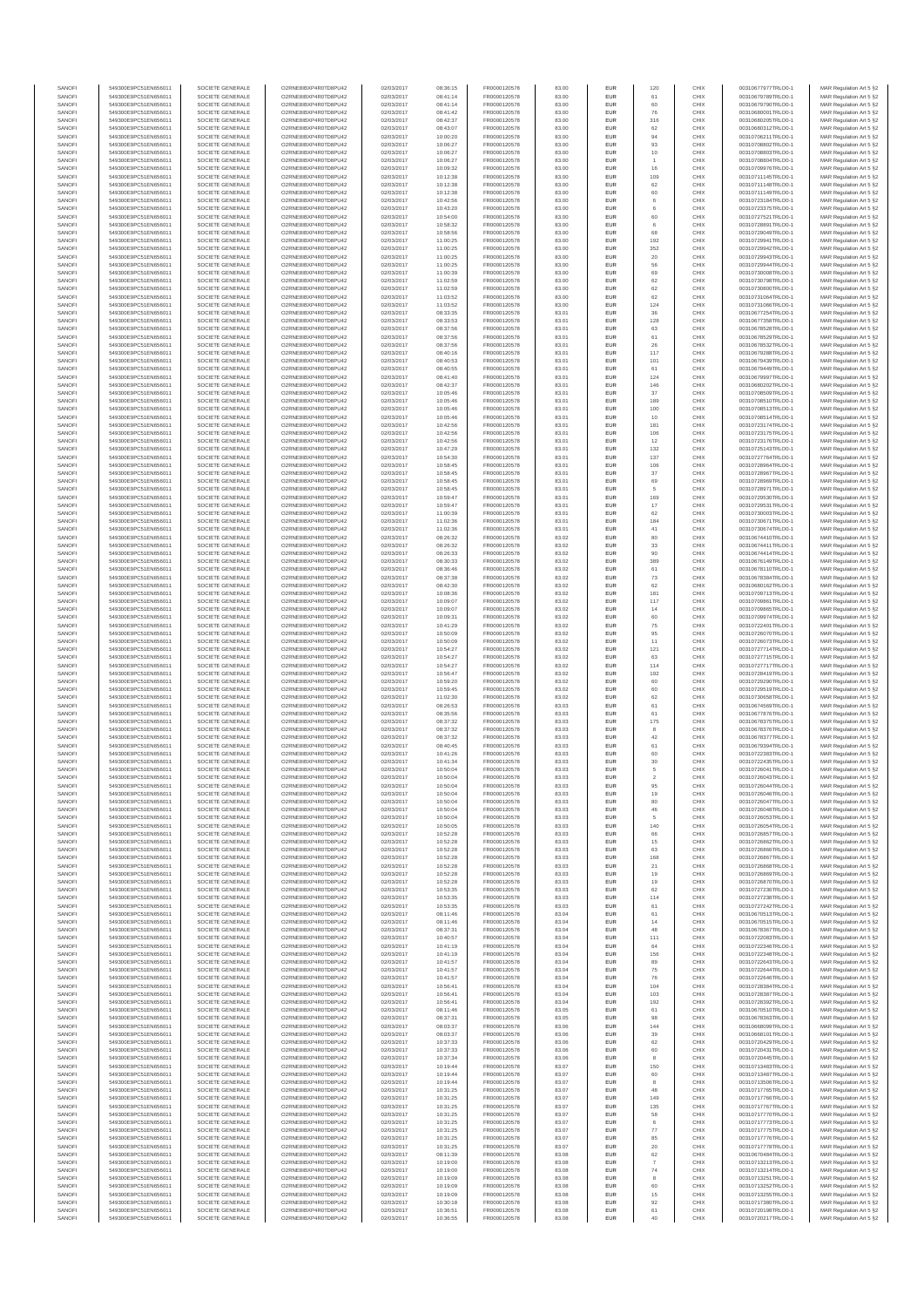| SANOFI | 549300E9PC51EN656011 | SOCIETE GENERALE | O2RNE8IBXP4R0TD8PU42 | 02/03/2017 | 08:36:15 | FR0000120578 | 83.00 | EUR | 120 | CHIX | 00310677977TRLO0-1 | MAR Regulation Art 5 §2 |
|---|---|---|---|---|---|---|---|---|---|---|---|---|
| SANOFI | 549300E9PC51EN656011 | SOCIETE GENERALE | O2RNE8IBXP4R0TD8PU42 | 02/03/2017 | 08:41:14 | FR0000120578 | 83.00 | EUR | 61 | CHIX | 00310679789TRLO0-1 | MAR Regulation Art 5 §2 |
| SANOFI | 549300E9PC51EN656011 | SOCIETE GENERALE | O2RNE8IBXP4R0TD8PU42 | 02/03/2017 | 08:41:14 | FR0000120578 | 83.00 | EUR | 60 | CHIX | 00310679790TRLO0-1 | MAR Regulation Art 5 §2 |
| SANOFI | 549300E9PC51EN656011 | SOCIETE GENERALE | O2RNE8IBXP4R0TD8PU42 | 02/03/2017 | 08:41:42 | FR0000120578 | 83.00 | EUR | 76 | CHIX | 00310680001TRLO0-1 | MAR Regulation Art 5 §2 |
| SANOFI | 549300E9PC51EN656011 | SOCIETE GENERALE | O2RNE8IBXP4R0TD8PU42 | 02/03/2017 | 08:42:37 | FR0000120578 | 83.00 | EUR | 316 | CHIX | 00310680205TRLO0-1 | MAR Regulation Art 5 §2 |
| SANOFI | 549300E9PC51EN656011 | SOCIETE GENERALE | O2RNE8IBXP4R0TD8PU42 | 02/03/2017 | 08:43:07 | FR0000120578 | 83.00 | EUR | 62 | CHIX | 00310680312TRLO0-1 | MAR Regulation Art 5 §2 |
| SANOFI | 549300E9PC51EN656011 | SOCIETE GENERALE | O2RNE8IBXP4R0TD8PU42 | 02/03/2017 | 10:00:20 | FR0000120578 | 83.00 | EUR | 94 | CHIX | 00310706211TRLO0-1 | MAR Regulation Art 5 §2 |
| SANOFI | 549300E9PC51EN656011 | SOCIETE GENERALE | O2RNE8IBXP4R0TD8PU42 | 02/03/2017 | 10:06:27 | FR0000120578 | 83.00 | EUR | 93 | CHIX | 00310708802TRLO0-1 | MAR Regulation Art 5 §2 |
| SANOFI | 549300E9PC51EN656011 | SOCIETE GENERALE | O2RNE8IBXP4R0TD8PU42 | 02/03/2017 | 10:06:27 | FR0000120578 | 83.00 | EUR | 10 | CHIX | 00310708803TRLO0-1 | MAR Regulation Art 5 §2 |
| SANOFI | 549300E9PC51EN656011 | SOCIETE GENERALE | O2RNE8IBXP4R0TD8PU42 | 02/03/2017 | 10:06:27 | FR0000120578 | 83.00 | EUR | 1 | CHIX | 00310708804TRLO0-1 | MAR Regulation Art 5 §2 |
| SANOFI | 549300E9PC51EN656011 | SOCIETE GENERALE | O2RNE8IBXP4R0TD8PU42 | 02/03/2017 | 10:09:32 | FR0000120578 | 83.00 | EUR | 16 | CHIX | 00310709976TRLO0-1 | MAR Regulation Art 5 §2 |
| SANOFI | 549300E9PC51EN656011 | SOCIETE GENERALE | O2RNE8IBXP4R0TD8PU42 | 02/03/2017 | 10:12:38 | FR0000120578 | 83.00 | EUR | 109 | CHIX | 00310711145TRLO0-1 | MAR Regulation Art 5 §2 |
| SANOFI | 549300E9PC51EN656011 | SOCIETE GENERALE | O2RNE8IBXP4R0TD8PU42 | 02/03/2017 | 10:12:38 | FR0000120578 | 83.00 | EUR | 62 | CHIX | 00310711148TRLO0-1 | MAR Regulation Art 5 §2 |
| SANOFI | 549300E9PC51EN656011 | SOCIETE GENERALE | O2RNE8IBXP4R0TD8PU42 | 02/03/2017 | 10:12:38 | FR0000120578 | 83.00 | EUR | 60 | CHIX | 00310711149TRLO0-1 | MAR Regulation Art 5 §2 |
| SANOFI | 549300E9PC51EN656011 | SOCIETE GENERALE | O2RNE8IBXP4R0TD8PU42 | 02/03/2017 | 10:42:56 | FR0000120578 | 83.00 | EUR | 6 | CHIX | 00310723184TRLO0-1 | MAR Regulation Art 5 §2 |
| SANOFI | 549300E9PC51EN656011 | SOCIETE GENERALE | O2RNE8IBXP4R0TD8PU42 | 02/03/2017 | 10:43:20 | FR0000120578 | 83.00 | EUR | 6 | CHIX | 00310723375TRLO0-1 | MAR Regulation Art 5 §2 |
| SANOFI | 549300E9PC51EN656011 | SOCIETE GENERALE | O2RNE8IBXP4R0TD8PU42 | 02/03/2017 | 10:54:00 | FR0000120578 | 83.00 | EUR | 60 | CHIX | 00310727521TRLO0-1 | MAR Regulation Art 5 §2 |
| SANOFI | 549300E9PC51EN656011 | SOCIETE GENERALE | O2RNE8IBXP4R0TD8PU42 | 02/03/2017 | 10:58:32 | FR0000120578 | 83.00 | EUR | 6 | CHIX | 00310728891TRLO0-1 | MAR Regulation Art 5 §2 |
| SANOFI | 549300E9PC51EN656011 | SOCIETE GENERALE | O2RNE8IBXP4R0TD8PU42 | 02/03/2017 | 10:58:56 | FR0000120578 | 83.00 | EUR | 68 | CHIX | 00310729049TRLO0-1 | MAR Regulation Art 5 §2 |
| SANOFI | 549300E9PC51EN656011 | SOCIETE GENERALE | O2RNE8IBXP4R0TD8PU42 | 02/03/2017 | 11:00:25 | FR0000120578 | 83.00 | EUR | 192 | CHIX | 00310729941TRLO0-1 | MAR Regulation Art 5 §2 |
| SANOFI | 549300E9PC51EN656011 | SOCIETE GENERALE | O2RNE8IBXP4R0TD8PU42 | 02/03/2017 | 11:00:25 | FR0000120578 | 83.00 | EUR | 352 | CHIX | 00310729942TRLO0-1 | MAR Regulation Art 5 §2 |
| SANOFI | 549300E9PC51EN656011 | SOCIETE GENERALE | O2RNE8IBXP4R0TD8PU42 | 02/03/2017 | 11:00:25 | FR0000120578 | 83.00 | EUR | 20 | CHIX | 00310729943TRLO0-1 | MAR Regulation Art 5 §2 |
| SANOFI | 549300E9PC51EN656011 | SOCIETE GENERALE | O2RNE8IBXP4R0TD8PU42 | 02/03/2017 | 11:00:25 | FR0000120578 | 83.00 | EUR | 56 | CHIX | 00310729944TRLO0-1 | MAR Regulation Art 5 §2 |
| SANOFI | 549300E9PC51EN656011 | SOCIETE GENERALE | O2RNE8IBXP4R0TD8PU42 | 02/03/2017 | 11:00:39 | FR0000120578 | 83.00 | EUR | 69 | CHIX | 00310730008TRLO0-1 | MAR Regulation Art 5 §2 |
| SANOFI | 549300E9PC51EN656011 | SOCIETE GENERALE | O2RNE8IBXP4R0TD8PU42 | 02/03/2017 | 11:02:59 | FR0000120578 | 83.00 | EUR | 62 | CHIX | 00310730798TRLO0-1 | MAR Regulation Art 5 §2 |
| SANOFI | 549300E9PC51EN656011 | SOCIETE GENERALE | O2RNE8IBXP4R0TD8PU42 | 02/03/2017 | 11:02:59 | FR0000120578 | 83.00 | EUR | 62 | CHIX | 00310730800TRLO0-1 | MAR Regulation Art 5 §2 |
| SANOFI | 549300E9PC51EN656011 | SOCIETE GENERALE | O2RNE8IBXP4R0TD8PU42 | 02/03/2017 | 11:03:52 | FR0000120578 | 83.00 | EUR | 62 | CHIX | 00310731064TRLO0-1 | MAR Regulation Art 5 §2 |
| SANOFI | 549300E9PC51EN656011 | SOCIETE GENERALE | O2RNE8IBXP4R0TD8PU42 | 02/03/2017 | 11:03:52 | FR0000120578 | 83.00 | EUR | 124 | CHIX | 00310731066TRLO0-1 | MAR Regulation Art 5 §2 |
| SANOFI | 549300E9PC51EN656011 | SOCIETE GENERALE | O2RNE8IBXP4R0TD8PU42 | 02/03/2017 | 08:33:35 | FR0000120578 | 83.01 | EUR | 36 | CHIX | 00310677254TRLO0-1 | MAR Regulation Art 5 §2 |
| SANOFI | 549300E9PC51EN656011 | SOCIETE GENERALE | O2RNE8IBXP4R0TD8PU42 | 02/03/2017 | 08:33:53 | FR0000120578 | 83.01 | EUR | 128 | CHIX | 00310677358TRLO0-1 | MAR Regulation Art 5 §2 |
| SANOFI | 549300E9PC51EN656011 | SOCIETE GENERALE | O2RNE8IBXP4R0TD8PU42 | 02/03/2017 | 08:37:56 | FR0000120578 | 83.01 | EUR | 63 | CHIX | 00310678528TRLO0-1 | MAR Regulation Art 5 §2 |
| SANOFI | 549300E9PC51EN656011 | SOCIETE GENERALE | O2RNE8IBXP4R0TD8PU42 | 02/03/2017 | 08:37:56 | FR0000120578 | 83.01 | EUR | 61 | CHIX | 00310678529TRLO0-1 | MAR Regulation Art 5 §2 |
| SANOFI | 549300E9PC51EN656011 | SOCIETE GENERALE | O2RNE8IBXP4R0TD8PU42 | 02/03/2017 | 08:37:56 | FR0000120578 | 83.01 | EUR | 26 | CHIX | 00310678532TRLO0-1 | MAR Regulation Art 5 §2 |
| SANOFI | 549300E9PC51EN656011 | SOCIETE GENERALE | O2RNE8IBXP4R0TD8PU42 | 02/03/2017 | 08:40:16 | FR0000120578 | 83.01 | EUR | 117 | CHIX | 00310679288TRLO0-1 | MAR Regulation Art 5 §2 |
| SANOFI | 549300E9PC51EN656011 | SOCIETE GENERALE | O2RNE8IBXP4R0TD8PU42 | 02/03/2017 | 08:40:53 | FR0000120578 | 83.01 | EUR | 101 | CHIX | 00310679439TRLO0-1 | MAR Regulation Art 5 §2 |
| SANOFI | 549300E9PC51EN656011 | SOCIETE GENERALE | O2RNE8IBXP4R0TD8PU42 | 02/03/2017 | 08:40:55 | FR0000120578 | 83.01 | EUR | 61 | CHIX | 00310679449TRLO0-1 | MAR Regulation Art 5 §2 |
| SANOFI | 549300E9PC51EN656011 | SOCIETE GENERALE | O2RNE8IBXP4R0TD8PU42 | 02/03/2017 | 08:41:40 | FR0000120578 | 83.01 | EUR | 124 | CHIX | 00310679997TRLO0-1 | MAR Regulation Art 5 §2 |
| SANOFI | 549300E9PC51EN656011 | SOCIETE GENERALE | O2RNE8IBXP4R0TD8PU42 | 02/03/2017 | 08:42:37 | FR0000120578 | 83.01 | EUR | 146 | CHIX | 00310680202TRLO0-1 | MAR Regulation Art 5 §2 |
| SANOFI | 549300E9PC51EN656011 | SOCIETE GENERALE | O2RNE8IBXP4R0TD8PU42 | 02/03/2017 | 10:05:46 | FR0000120578 | 83.01 | EUR | 37 | CHIX | 00310708509TRLO0-1 | MAR Regulation Art 5 §2 |
| SANOFI | 549300E9PC51EN656011 | SOCIETE GENERALE | O2RNE8IBXP4R0TD8PU42 | 02/03/2017 | 10:05:46 | FR0000120578 | 83.01 | EUR | 189 | CHIX | 00310708510TRLO0-1 | MAR Regulation Art 5 §2 |
| SANOFI | 549300E9PC51EN656011 | SOCIETE GENERALE | O2RNE8IBXP4R0TD8PU42 | 02/03/2017 | 10:05:46 | FR0000120578 | 83.01 | EUR | 100 | CHIX | 00310708513TRLO0-1 | MAR Regulation Art 5 §2 |
| SANOFI | 549300E9PC51EN656011 | SOCIETE GENERALE | O2RNE8IBXP4R0TD8PU42 | 02/03/2017 | 10:05:46 | FR0000120578 | 83.01 | EUR | 10 | CHIX | 00310708514TRLO0-1 | MAR Regulation Art 5 §2 |
| SANOFI | 549300E9PC51EN656011 | SOCIETE GENERALE | O2RNE8IBXP4R0TD8PU42 | 02/03/2017 | 10:42:56 | FR0000120578 | 83.01 | EUR | 181 | CHIX | 00310723174TRLO0-1 | MAR Regulation Art 5 §2 |
| SANOFI | 549300E9PC51EN656011 | SOCIETE GENERALE | O2RNE8IBXP4R0TD8PU42 | 02/03/2017 | 10:42:56 | FR0000120578 | 83.01 | EUR | 106 | CHIX | 00310723175TRLO0-1 | MAR Regulation Art 5 §2 |
| SANOFI | 549300E9PC51EN656011 | SOCIETE GENERALE | O2RNE8IBXP4R0TD8PU42 | 02/03/2017 | 10:42:56 | FR0000120578 | 83.01 | EUR | 12 | CHIX | 00310723176TRLO0-1 | MAR Regulation Art 5 §2 |
| SANOFI | 549300E9PC51EN656011 | SOCIETE GENERALE | O2RNE8IBXP4R0TD8PU42 | 02/03/2017 | 10:47:29 | FR0000120578 | 83.01 | EUR | 132 | CHIX | 00310725143TRLO0-1 | MAR Regulation Art 5 §2 |
| SANOFI | 549300E9PC51EN656011 | SOCIETE GENERALE | O2RNE8IBXP4R0TD8PU42 | 02/03/2017 | 10:54:30 | FR0000120578 | 83.01 | EUR | 137 | CHIX | 00310727764TRLO0-1 | MAR Regulation Art 5 §2 |
| SANOFI | 549300E9PC51EN656011 | SOCIETE GENERALE | O2RNE8IBXP4R0TD8PU42 | 02/03/2017 | 10:58:45 | FR0000120578 | 83.01 | EUR | 106 | CHIX | 00310728964TRLO0-1 | MAR Regulation Art 5 §2 |
| SANOFI | 549300E9PC51EN656011 | SOCIETE GENERALE | O2RNE8IBXP4R0TD8PU42 | 02/03/2017 | 10:58:45 | FR0000120578 | 83.01 | EUR | 37 | CHIX | 00310728967TRLO0-1 | MAR Regulation Art 5 §2 |
| SANOFI | 549300E9PC51EN656011 | SOCIETE GENERALE | O2RNE8IBXP4R0TD8PU42 | 02/03/2017 | 10:58:45 | FR0000120578 | 83.01 | EUR | 69 | CHIX | 00310728969TRLO0-1 | MAR Regulation Art 5 §2 |
| SANOFI | 549300E9PC51EN656011 | SOCIETE GENERALE | O2RNE8IBXP4R0TD8PU42 | 02/03/2017 | 10:58:45 | FR0000120578 | 83.01 | EUR | 5 | CHIX | 00310728971TRLO0-1 | MAR Regulation Art 5 §2 |
| SANOFI | 549300E9PC51EN656011 | SOCIETE GENERALE | O2RNE8IBXP4R0TD8PU42 | 02/03/2017 | 10:59:47 | FR0000120578 | 83.01 | EUR | 169 | CHIX | 00310729530TRLO0-1 | MAR Regulation Art 5 §2 |
| SANOFI | 549300E9PC51EN656011 | SOCIETE GENERALE | O2RNE8IBXP4R0TD8PU42 | 02/03/2017 | 10:59:47 | FR0000120578 | 83.01 | EUR | 17 | CHIX | 00310729531TRLO0-1 | MAR Regulation Art 5 §2 |
| SANOFI | 549300E9PC51EN656011 | SOCIETE GENERALE | O2RNE8IBXP4R0TD8PU42 | 02/03/2017 | 11:00:39 | FR0000120578 | 83.01 | EUR | 62 | CHIX | 00310730003TRLO0-1 | MAR Regulation Art 5 §2 |
| SANOFI | 549300E9PC51EN656011 | SOCIETE GENERALE | O2RNE8IBXP4R0TD8PU42 | 02/03/2017 | 11:02:36 | FR0000120578 | 83.01 | EUR | 184 | CHIX | 00310730671TRLO0-1 | MAR Regulation Art 5 §2 |
| SANOFI | 549300E9PC51EN656011 | SOCIETE GENERALE | O2RNE8IBXP4R0TD8PU42 | 02/03/2017 | 11:02:36 | FR0000120578 | 83.01 | EUR | 41 | CHIX | 00310730674TRLO0-1 | MAR Regulation Art 5 §2 |
| SANOFI | 549300E9PC51EN656011 | SOCIETE GENERALE | O2RNE8IBXP4R0TD8PU42 | 02/03/2017 | 08:26:32 | FR0000120578 | 83.02 | EUR | 80 | CHIX | 00310674410TRLO0-1 | MAR Regulation Art 5 §2 |
| SANOFI | 549300E9PC51EN656011 | SOCIETE GENERALE | O2RNE8IBXP4R0TD8PU42 | 02/03/2017 | 08:26:32 | FR0000120578 | 83.02 | EUR | 33 | CHIX | 00310674411TRLO0-1 | MAR Regulation Art 5 §2 |
| SANOFI | 549300E9PC51EN656011 | SOCIETE GENERALE | O2RNE8IBXP4R0TD8PU42 | 02/03/2017 | 08:26:33 | FR0000120578 | 83.02 | EUR | 90 | CHIX | 00310674414TRLO0-1 | MAR Regulation Art 5 §2 |
| SANOFI | 549300E9PC51EN656011 | SOCIETE GENERALE | O2RNE8IBXP4R0TD8PU42 | 02/03/2017 | 08:30:33 | FR0000120578 | 83.02 | EUR | 389 | CHIX | 00310676149TRLO0-1 | MAR Regulation Art 5 §2 |
| SANOFI | 549300E9PC51EN656011 | SOCIETE GENERALE | O2RNE8IBXP4R0TD8PU42 | 02/03/2017 | 08:36:46 | FR0000120578 | 83.02 | EUR | 61 | CHIX | 00310678110TRLO0-1 | MAR Regulation Art 5 §2 |
| SANOFI | 549300E9PC51EN656011 | SOCIETE GENERALE | O2RNE8IBXP4R0TD8PU42 | 02/03/2017 | 08:37:38 | FR0000120578 | 83.02 | EUR | 73 | CHIX | 00310678384TRLO0-1 | MAR Regulation Art 5 §2 |
| SANOFI | 549300E9PC51EN656011 | SOCIETE GENERALE | O2RNE8IBXP4R0TD8PU42 | 02/03/2017 | 08:42:30 | FR0000120578 | 83.02 | EUR | 62 | CHIX | 00310680162TRLO0-1 | MAR Regulation Art 5 §2 |
| SANOFI | 549300E9PC51EN656011 | SOCIETE GENERALE | O2RNE8IBXP4R0TD8PU42 | 02/03/2017 | 10:08:36 | FR0000120578 | 83.02 | EUR | 181 | CHIX | 00310709713TRLO0-1 | MAR Regulation Art 5 §2 |
| SANOFI | 549300E9PC51EN656011 | SOCIETE GENERALE | O2RNE8IBXP4R0TD8PU42 | 02/03/2017 | 10:09:07 | FR0000120578 | 83.02 | EUR | 117 | CHIX | 00310709861TRLO0-1 | MAR Regulation Art 5 §2 |
| SANOFI | 549300E9PC51EN656011 | SOCIETE GENERALE | O2RNE8IBXP4R0TD8PU42 | 02/03/2017 | 10:09:07 | FR0000120578 | 83.02 | EUR | 14 | CHIX | 00310709865TRLO0-1 | MAR Regulation Art 5 §2 |
| SANOFI | 549300E9PC51EN656011 | SOCIETE GENERALE | O2RNE8IBXP4R0TD8PU42 | 02/03/2017 | 10:09:31 | FR0000120578 | 83.02 | EUR | 60 | CHIX | 00310709974TRLO0-1 | MAR Regulation Art 5 §2 |
| SANOFI | 549300E9PC51EN656011 | SOCIETE GENERALE | O2RNE8IBXP4R0TD8PU42 | 02/03/2017 | 10:41:29 | FR0000120578 | 83.02 | EUR | 75 | CHIX | 00310722401TRLO0-1 | MAR Regulation Art 5 §2 |
| SANOFI | 549300E9PC51EN656011 | SOCIETE GENERALE | O2RNE8IBXP4R0TD8PU42 | 02/03/2017 | 10:50:09 | FR0000120578 | 83.02 | EUR | 95 | CHIX | 00310726070TRLO0-1 | MAR Regulation Art 5 §2 |
| SANOFI | 549300E9PC51EN656011 | SOCIETE GENERALE | O2RNE8IBXP4R0TD8PU42 | 02/03/2017 | 10:50:09 | FR0000120578 | 83.02 | EUR | 11 | CHIX | 00310726073TRLO0-1 | MAR Regulation Art 5 §2 |
| SANOFI | 549300E9PC51EN656011 | SOCIETE GENERALE | O2RNE8IBXP4R0TD8PU42 | 02/03/2017 | 10:54:27 | FR0000120578 | 83.02 | EUR | 121 | CHIX | 00310727714TRLO0-1 | MAR Regulation Art 5 §2 |
| SANOFI | 549300E9PC51EN656011 | SOCIETE GENERALE | O2RNE8IBXP4R0TD8PU42 | 02/03/2017 | 10:54:27 | FR0000120578 | 83.02 | EUR | 63 | CHIX | 00310727715TRLO0-1 | MAR Regulation Art 5 §2 |
| SANOFI | 549300E9PC51EN656011 | SOCIETE GENERALE | O2RNE8IBXP4R0TD8PU42 | 02/03/2017 | 10:54:27 | FR0000120578 | 83.02 | EUR | 114 | CHIX | 00310727717TRLO0-1 | MAR Regulation Art 5 §2 |
| SANOFI | 549300E9PC51EN656011 | SOCIETE GENERALE | O2RNE8IBXP4R0TD8PU42 | 02/03/2017 | 10:56:47 | FR0000120578 | 83.02 | EUR | 192 | CHIX | 00310728419TRLO0-1 | MAR Regulation Art 5 §2 |
| SANOFI | 549300E9PC51EN656011 | SOCIETE GENERALE | O2RNE8IBXP4R0TD8PU42 | 02/03/2017 | 10:59:20 | FR0000120578 | 83.02 | EUR | 60 | CHIX | 00310729298TRLO0-1 | MAR Regulation Art 5 §2 |
| SANOFI | 549300E9PC51EN656011 | SOCIETE GENERALE | O2RNE8IBXP4R0TD8PU42 | 02/03/2017 | 10:59:45 | FR0000120578 | 83.02 | EUR | 60 | CHIX | 00310729519TRLO0-1 | MAR Regulation Art 5 §2 |
| SANOFI | 549300E9PC51EN656011 | SOCIETE GENERALE | O2RNE8IBXP4R0TD8PU42 | 02/03/2017 | 11:02:30 | FR0000120578 | 83.02 | EUR | 62 | CHIX | 00310730658TRLO0-1 | MAR Regulation Art 5 §2 |
| SANOFI | 549300E9PC51EN656011 | SOCIETE GENERALE | O2RNE8IBXP4R0TD8PU42 | 02/03/2017 | 08:26:53 | FR0000120578 | 83.03 | EUR | 61 | CHIX | 00310674569TRLO0-1 | MAR Regulation Art 5 §2 |
| SANOFI | 549300E9PC51EN656011 | SOCIETE GENERALE | O2RNE8IBXP4R0TD8PU42 | 02/03/2017 | 08:35:56 | FR0000120578 | 83.03 | EUR | 61 | CHIX | 00310677876TRLO0-1 | MAR Regulation Art 5 §2 |
| SANOFI | 549300E9PC51EN656011 | SOCIETE GENERALE | O2RNE8IBXP4R0TD8PU42 | 02/03/2017 | 08:37:32 | FR0000120578 | 83.03 | EUR | 175 | CHIX | 00310678375TRLO0-1 | MAR Regulation Art 5 §2 |
| SANOFI | 549300E9PC51EN656011 | SOCIETE GENERALE | O2RNE8IBXP4R0TD8PU42 | 02/03/2017 | 08:37:32 | FR0000120578 | 83.03 | EUR | 8 | CHIX | 00310678376TRLO0-1 | MAR Regulation Art 5 §2 |
| SANOFI | 549300E9PC51EN656011 | SOCIETE GENERALE | O2RNE8IBXP4R0TD8PU42 | 02/03/2017 | 08:37:32 | FR0000120578 | 83.03 | EUR | 42 | CHIX | 00310678377TRLO0-1 | MAR Regulation Art 5 §2 |
| SANOFI | 549300E9PC51EN656011 | SOCIETE GENERALE | O2RNE8IBXP4R0TD8PU42 | 02/03/2017 | 08:40:45 | FR0000120578 | 83.03 | EUR | 61 | CHIX | 00310679394TRLO0-1 | MAR Regulation Art 5 §2 |
| SANOFI | 549300E9PC51EN656011 | SOCIETE GENERALE | O2RNE8IBXP4R0TD8PU42 | 02/03/2017 | 10:41:26 | FR0000120578 | 83.03 | EUR | 60 | CHIX | 00310722383TRLO0-1 | MAR Regulation Art 5 §2 |
| SANOFI | 549300E9PC51EN656011 | SOCIETE GENERALE | O2RNE8IBXP4R0TD8PU42 | 02/03/2017 | 10:41:34 | FR0000120578 | 83.03 | EUR | 30 | CHIX | 00310722435TRLO0-1 | MAR Regulation Art 5 §2 |
| SANOFI | 549300E9PC51EN656011 | SOCIETE GENERALE | O2RNE8IBXP4R0TD8PU42 | 02/03/2017 | 10:50:04 | FR0000120578 | 83.03 | EUR | 5 | CHIX | 00310726041TRLO0-1 | MAR Regulation Art 5 §2 |
| SANOFI | 549300E9PC51EN656011 | SOCIETE GENERALE | O2RNE8IBXP4R0TD8PU42 | 02/03/2017 | 10:50:04 | FR0000120578 | 83.03 | EUR | 2 | CHIX | 00310726043TRLO0-1 | MAR Regulation Art 5 §2 |
| SANOFI | 549300E9PC51EN656011 | SOCIETE GENERALE | O2RNE8IBXP4R0TD8PU42 | 02/03/2017 | 10:50:04 | FR0000120578 | 83.03 | EUR | 95 | CHIX | 00310726044TRLO0-1 | MAR Regulation Art 5 §2 |
| SANOFI | 549300E9PC51EN656011 | SOCIETE GENERALE | O2RNE8IBXP4R0TD8PU42 | 02/03/2017 | 10:50:04 | FR0000120578 | 83.03 | EUR | 19 | CHIX | 00310726046TRLO0-1 | MAR Regulation Art 5 §2 |
| SANOFI | 549300E9PC51EN656011 | SOCIETE GENERALE | O2RNE8IBXP4R0TD8PU42 | 02/03/2017 | 10:50:04 | FR0000120578 | 83.03 | EUR | 80 | CHIX | 00310726047TRLO0-1 | MAR Regulation Art 5 §2 |
| SANOFI | 549300E9PC51EN656011 | SOCIETE GENERALE | O2RNE8IBXP4R0TD8PU42 | 02/03/2017 | 10:50:04 | FR0000120578 | 83.03 | EUR | 46 | CHIX | 00310726048TRLO0-1 | MAR Regulation Art 5 §2 |
| SANOFI | 549300E9PC51EN656011 | SOCIETE GENERALE | O2RNE8IBXP4R0TD8PU42 | 02/03/2017 | 10:50:04 | FR0000120578 | 83.03 | EUR | 5 | CHIX | 00310726053TRLO0-1 | MAR Regulation Art 5 §2 |
| SANOFI | 549300E9PC51EN656011 | SOCIETE GENERALE | O2RNE8IBXP4R0TD8PU42 | 02/03/2017 | 10:50:05 | FR0000120578 | 83.03 | EUR | 140 | CHIX | 00310726054TRLO0-1 | MAR Regulation Art 5 §2 |
| SANOFI | 549300E9PC51EN656011 | SOCIETE GENERALE | O2RNE8IBXP4R0TD8PU42 | 02/03/2017 | 10:52:28 | FR0000120578 | 83.03 | EUR | 66 | CHIX | 00310726857TRLO0-1 | MAR Regulation Art 5 §2 |
| SANOFI | 549300E9PC51EN656011 | SOCIETE GENERALE | O2RNE8IBXP4R0TD8PU42 | 02/03/2017 | 10:52:28 | FR0000120578 | 83.03 | EUR | 15 | CHIX | 00310726862TRLO0-1 | MAR Regulation Art 5 §2 |
| SANOFI | 549300E9PC51EN656011 | SOCIETE GENERALE | O2RNE8IBXP4R0TD8PU42 | 02/03/2017 | 10:52:28 | FR0000120578 | 83.03 | EUR | 63 | CHIX | 00310726866TRLO0-1 | MAR Regulation Art 5 §2 |
| SANOFI | 549300E9PC51EN656011 | SOCIETE GENERALE | O2RNE8IBXP4R0TD8PU42 | 02/03/2017 | 10:52:28 | FR0000120578 | 83.03 | EUR | 168 | CHIX | 00310726867TRLO0-1 | MAR Regulation Art 5 §2 |
| SANOFI | 549300E9PC51EN656011 | SOCIETE GENERALE | O2RNE8IBXP4R0TD8PU42 | 02/03/2017 | 10:52:28 | FR0000120578 | 83.03 | EUR | 21 | CHIX | 00310726868TRLO0-1 | MAR Regulation Art 5 §2 |
| SANOFI | 549300E9PC51EN656011 | SOCIETE GENERALE | O2RNE8IBXP4R0TD8PU42 | 02/03/2017 | 10:52:28 | FR0000120578 | 83.03 | EUR | 19 | CHIX | 00310726869TRLO0-1 | MAR Regulation Art 5 §2 |
| SANOFI | 549300E9PC51EN656011 | SOCIETE GENERALE | O2RNE8IBXP4R0TD8PU42 | 02/03/2017 | 10:52:28 | FR0000120578 | 83.03 | EUR | 19 | CHIX | 00310726870TRLO0-1 | MAR Regulation Art 5 §2 |
| SANOFI | 549300E9PC51EN656011 | SOCIETE GENERALE | O2RNE8IBXP4R0TD8PU42 | 02/03/2017 | 10:53:35 | FR0000120578 | 83.03 | EUR | 62 | CHIX | 00310727236TRLO0-1 | MAR Regulation Art 5 §2 |
| SANOFI | 549300E9PC51EN656011 | SOCIETE GENERALE | O2RNE8IBXP4R0TD8PU42 | 02/03/2017 | 10:53:35 | FR0000120578 | 83.03 | EUR | 114 | CHIX | 00310727238TRLO0-1 | MAR Regulation Art 5 §2 |
| SANOFI | 549300E9PC51EN656011 | SOCIETE GENERALE | O2RNE8IBXP4R0TD8PU42 | 02/03/2017 | 10:53:35 | FR0000120578 | 83.03 | EUR | 61 | CHIX | 00310727242TRLO0-1 | MAR Regulation Art 5 §2 |
| SANOFI | 549300E9PC51EN656011 | SOCIETE GENERALE | O2RNE8IBXP4R0TD8PU42 | 02/03/2017 | 08:11:46 | FR0000120578 | 83.04 | EUR | 61 | CHIX | 00310670513TRLO0-1 | MAR Regulation Art 5 §2 |
| SANOFI | 549300E9PC51EN656011 | SOCIETE GENERALE | O2RNE8IBXP4R0TD8PU42 | 02/03/2017 | 08:11:46 | FR0000120578 | 83.04 | EUR | 14 | CHIX | 00310670515TRLO0-1 | MAR Regulation Art 5 §2 |
| SANOFI | 549300E9PC51EN656011 | SOCIETE GENERALE | O2RNE8IBXP4R0TD8PU42 | 02/03/2017 | 08:37:31 | FR0000120578 | 83.04 | EUR | 48 | CHIX | 00310678367TRLO0-1 | MAR Regulation Art 5 §2 |
| SANOFI | 549300E9PC51EN656011 | SOCIETE GENERALE | O2RNE8IBXP4R0TD8PU42 | 02/03/2017 | 10:40:57 | FR0000120578 | 83.04 | EUR | 111 | CHIX | 00310722083TRLO0-1 | MAR Regulation Art 5 §2 |
| SANOFI | 549300E9PC51EN656011 | SOCIETE GENERALE | O2RNE8IBXP4R0TD8PU42 | 02/03/2017 | 10:41:19 | FR0000120578 | 83.04 | EUR | 64 | CHIX | 00310722346TRLO0-1 | MAR Regulation Art 5 §2 |
| SANOFI | 549300E9PC51EN656011 | SOCIETE GENERALE | O2RNE8IBXP4R0TD8PU42 | 02/03/2017 | 10:41:19 | FR0000120578 | 83.04 | EUR | 156 | CHIX | 00310722348TRLO0-1 | MAR Regulation Art 5 §2 |
| SANOFI | 549300E9PC51EN656011 | SOCIETE GENERALE | O2RNE8IBXP4R0TD8PU42 | 02/03/2017 | 10:41:57 | FR0000120578 | 83.04 | EUR | 89 | CHIX | 00310722643TRLO0-1 | MAR Regulation Art 5 §2 |
| SANOFI | 549300E9PC51EN656011 | SOCIETE GENERALE | O2RNE8IBXP4R0TD8PU42 | 02/03/2017 | 10:41:57 | FR0000120578 | 83.04 | EUR | 75 | CHIX | 00310722644TRLO0-1 | MAR Regulation Art 5 §2 |
| SANOFI | 549300E9PC51EN656011 | SOCIETE GENERALE | O2RNE8IBXP4R0TD8PU42 | 02/03/2017 | 10:41:57 | FR0000120578 | 83.04 | EUR | 76 | CHIX | 00310722646TRLO0-1 | MAR Regulation Art 5 §2 |
| SANOFI | 549300E9PC51EN656011 | SOCIETE GENERALE | O2RNE8IBXP4R0TD8PU42 | 02/03/2017 | 10:56:41 | FR0000120578 | 83.04 | EUR | 104 | CHIX | 00310728384TRLO0-1 | MAR Regulation Art 5 §2 |
| SANOFI | 549300E9PC51EN656011 | SOCIETE GENERALE | O2RNE8IBXP4R0TD8PU42 | 02/03/2017 | 10:56:41 | FR0000120578 | 83.04 | EUR | 103 | CHIX | 00310728387TRLO0-1 | MAR Regulation Art 5 §2 |
| SANOFI | 549300E9PC51EN656011 | SOCIETE GENERALE | O2RNE8IBXP4R0TD8PU42 | 02/03/2017 | 10:56:41 | FR0000120578 | 83.04 | EUR | 192 | CHIX | 00310728392TRLO0-1 | MAR Regulation Art 5 §2 |
| SANOFI | 549300E9PC51EN656011 | SOCIETE GENERALE | O2RNE8IBXP4R0TD8PU42 | 02/03/2017 | 08:11:46 | FR0000120578 | 83.05 | EUR | 61 | CHIX | 00310670510TRLO0-1 | MAR Regulation Art 5 §2 |
| SANOFI | 549300E9PC51EN656011 | SOCIETE GENERALE | O2RNE8IBXP4R0TD8PU42 | 02/03/2017 | 08:37:31 | FR0000120578 | 83.05 | EUR | 98 | CHIX | 00310678363TRLO0-1 | MAR Regulation Art 5 §2 |
| SANOFI | 549300E9PC51EN656011 | SOCIETE GENERALE | O2RNE8IBXP4R0TD8PU42 | 02/03/2017 | 08:03:37 | FR0000120578 | 83.06 | EUR | 144 | CHIX | 00310668099TRLO0-1 | MAR Regulation Art 5 §2 |
| SANOFI | 549300E9PC51EN656011 | SOCIETE GENERALE | O2RNE8IBXP4R0TD8PU42 | 02/03/2017 | 08:03:37 | FR0000120578 | 83.06 | EUR | 39 | CHIX | 00310668101TRLO0-1 | MAR Regulation Art 5 §2 |
| SANOFI | 549300E9PC51EN656011 | SOCIETE GENERALE | O2RNE8IBXP4R0TD8PU42 | 02/03/2017 | 10:37:33 | FR0000120578 | 83.06 | EUR | 62 | CHIX | 00310720429TRLO0-1 | MAR Regulation Art 5 §2 |
| SANOFI | 549300E9PC51EN656011 | SOCIETE GENERALE | O2RNE8IBXP4R0TD8PU42 | 02/03/2017 | 10:37:33 | FR0000120578 | 83.06 | EUR | 60 | CHIX | 00310720431TRLO0-1 | MAR Regulation Art 5 §2 |
| SANOFI | 549300E9PC51EN656011 | SOCIETE GENERALE | O2RNE8IBXP4R0TD8PU42 | 02/03/2017 | 10:37:34 | FR0000120578 | 83.06 | EUR | 8 | CHIX | 00310720445TRLO0-1 | MAR Regulation Art 5 §2 |
| SANOFI | 549300E9PC51EN656011 | SOCIETE GENERALE | O2RNE8IBXP4R0TD8PU42 | 02/03/2017 | 10:19:44 | FR0000120578 | 83.07 | EUR | 150 | CHIX | 00310713483TRLO0-1 | MAR Regulation Art 5 §2 |
| SANOFI | 549300E9PC51EN656011 | SOCIETE GENERALE | O2RNE8IBXP4R0TD8PU42 | 02/03/2017 | 10:19:44 | FR0000120578 | 83.07 | EUR | 60 | CHIX | 00310713487TRLO0-1 | MAR Regulation Art 5 §2 |
| SANOFI | 549300E9PC51EN656011 | SOCIETE GENERALE | O2RNE8IBXP4R0TD8PU42 | 02/03/2017 | 10:19:44 | FR0000120578 | 83.07 | EUR | 8 | CHIX | 00310713506TRLO0-1 | MAR Regulation Art 5 §2 |
| SANOFI | 549300E9PC51EN656011 | SOCIETE GENERALE | O2RNE8IBXP4R0TD8PU42 | 02/03/2017 | 10:31:25 | FR0000120578 | 83.07 | EUR | 48 | CHIX | 00310717765TRLO0-1 | MAR Regulation Art 5 §2 |
| SANOFI | 549300E9PC51EN656011 | SOCIETE GENERALE | O2RNE8IBXP4R0TD8PU42 | 02/03/2017 | 10:31:25 | FR0000120578 | 83.07 | EUR | 149 | CHIX | 00310717766TRLO0-1 | MAR Regulation Art 5 §2 |
| SANOFI | 549300E9PC51EN656011 | SOCIETE GENERALE | O2RNE8IBXP4R0TD8PU42 | 02/03/2017 | 10:31:25 | FR0000120578 | 83.07 | EUR | 135 | CHIX | 00310717767TRLO0-1 | MAR Regulation Art 5 §2 |
| SANOFI | 549300E9PC51EN656011 | SOCIETE GENERALE | O2RNE8IBXP4R0TD8PU42 | 02/03/2017 | 10:31:25 | FR0000120578 | 83.07 | EUR | 58 | CHIX | 00310717770TRLO0-1 | MAR Regulation Art 5 §2 |
| SANOFI | 549300E9PC51EN656011 | SOCIETE GENERALE | O2RNE8IBXP4R0TD8PU42 | 02/03/2017 | 10:31:25 | FR0000120578 | 83.07 | EUR | 6 | CHIX | 00310717773TRLO0-1 | MAR Regulation Art 5 §2 |
| SANOFI | 549300E9PC51EN656011 | SOCIETE GENERALE | O2RNE8IBXP4R0TD8PU42 | 02/03/2017 | 10:31:25 | FR0000120578 | 83.07 | EUR | 77 | CHIX | 00310717775TRLO0-1 | MAR Regulation Art 5 §2 |
| SANOFI | 549300E9PC51EN656011 | SOCIETE GENERALE | O2RNE8IBXP4R0TD8PU42 | 02/03/2017 | 10:31:25 | FR0000120578 | 83.07 | EUR | 85 | CHIX | 00310717776TRLO0-1 | MAR Regulation Art 5 §2 |
| SANOFI | 549300E9PC51EN656011 | SOCIETE GENERALE | O2RNE8IBXP4R0TD8PU42 | 02/03/2017 | 10:31:25 | FR0000120578 | 83.07 | EUR | 20 | CHIX | 00310717778TRLO0-1 | MAR Regulation Art 5 §2 |
| SANOFI | 549300E9PC51EN656011 | SOCIETE GENERALE | O2RNE8IBXP4R0TD8PU42 | 02/03/2017 | 08:11:39 | FR0000120578 | 83.08 | EUR | 62 | CHIX | 00310670484TRLO0-1 | MAR Regulation Art 5 §2 |
| SANOFI | 549300E9PC51EN656011 | SOCIETE GENERALE | O2RNE8IBXP4R0TD8PU42 | 02/03/2017 | 10:19:00 | FR0000120578 | 83.08 | EUR | 7 | CHIX | 00310713213TRLO0-1 | MAR Regulation Art 5 §2 |
| SANOFI | 549300E9PC51EN656011 | SOCIETE GENERALE | O2RNE8IBXP4R0TD8PU42 | 02/03/2017 | 10:19:00 | FR0000120578 | 83.08 | EUR | 74 | CHIX | 00310713214TRLO0-1 | MAR Regulation Art 5 §2 |
| SANOFI | 549300E9PC51EN656011 | SOCIETE GENERALE | O2RNE8IBXP4R0TD8PU42 | 02/03/2017 | 10:19:09 | FR0000120578 | 83.08 | EUR | 8 | CHIX | 00310713251TRLO0-1 | MAR Regulation Art 5 §2 |
| SANOFI | 549300E9PC51EN656011 | SOCIETE GENERALE | O2RNE8IBXP4R0TD8PU42 | 02/03/2017 | 10:19:09 | FR0000120578 | 83.08 | EUR | 60 | CHIX | 00310713252TRLO0-1 | MAR Regulation Art 5 §2 |
| SANOFI | 549300E9PC51EN656011 | SOCIETE GENERALE | O2RNE8IBXP4R0TD8PU42 | 02/03/2017 | 10:19:09 | FR0000120578 | 83.08 | EUR | 15 | CHIX | 00310713255TRLO0-1 | MAR Regulation Art 5 §2 |
| SANOFI | 549300E9PC51EN656011 | SOCIETE GENERALE | O2RNE8IBXP4R0TD8PU42 | 02/03/2017 | 10:30:18 | FR0000120578 | 83.08 | EUR | 92 | CHIX | 00310717380TRLO0-1 | MAR Regulation Art 5 §2 |
| SANOFI | 549300E9PC51EN656011 | SOCIETE GENERALE | O2RNE8IBXP4R0TD8PU42 | 02/03/2017 | 10:36:51 | FR0000120578 | 83.08 | EUR | 61 | CHIX | 00310720198TRLO0-1 | MAR Regulation Art 5 §2 |
| SANOFI | 549300E9PC51EN656011 | SOCIETE GENERALE | O2RNE8IBXP4R0TD8PU42 | 02/03/2017 | 10:36:55 | FR0000120578 | 83.08 | EUR | 40 | CHIX | 00310720217TRLO0-1 | MAR Regulation Art 5 §2 |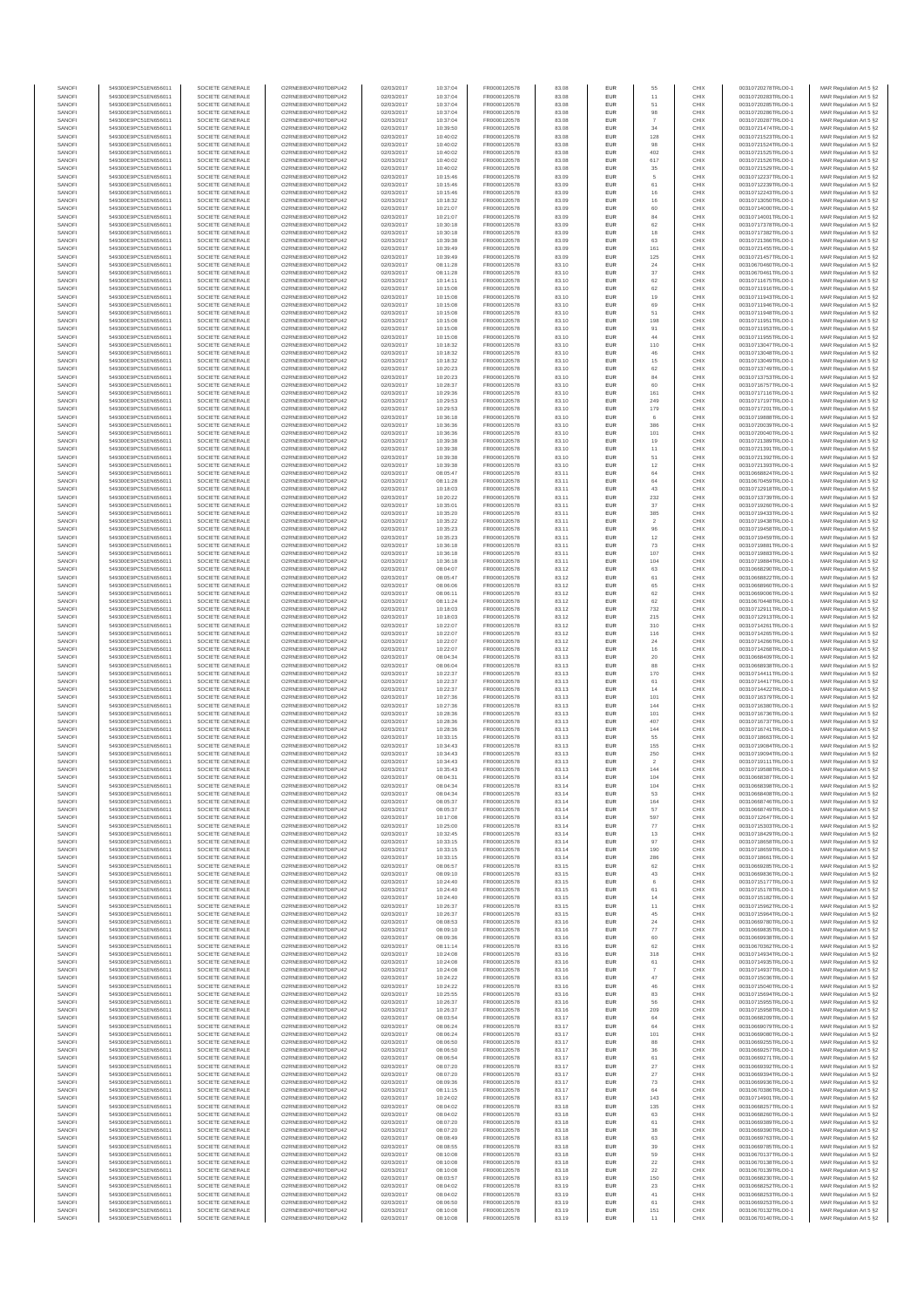| | | | | | | | | | | | | |
|---|---|---|---|---|---|---|---|---|---|---|---|---|
| SANOFI | 549300E9PC51EN656011 | SOCIETE GENERALE | O2RNE8IBXP4R0TD8PU42 | 02/03/2017 | 10:37:04 | FR0000120578 | 83.08 | EUR | 55 | CHIX | 00310720278TRLO0-1 | MAR Regulation Art 5 §2 |
| SANOFI | 549300E9PC51EN656011 | SOCIETE GENERALE | O2RNE8IBXP4R0TD8PU42 | 02/03/2017 | 10:37:04 | FR0000120578 | 83.08 | EUR | 11 | CHIX | 00310720283TRLO0-1 | MAR Regulation Art 5 §2 |
| SANOFI | 549300E9PC51EN656011 | SOCIETE GENERALE | O2RNE8IBXP4R0TD8PU42 | 02/03/2017 | 10:37:04 | FR0000120578 | 83.08 | EUR | 51 | CHIX | 00310720285TRLO0-1 | MAR Regulation Art 5 §2 |
| SANOFI | 549300E9PC51EN656011 | SOCIETE GENERALE | O2RNE8IBXP4R0TD8PU42 | 02/03/2017 | 10:37:04 | FR0000120578 | 83.08 | EUR | 98 | CHIX | 00310720286TRLO0-1 | MAR Regulation Art 5 §2 |
| SANOFI | 549300E9PC51EN656011 | SOCIETE GENERALE | O2RNE8IBXP4R0TD8PU42 | 02/03/2017 | 10:37:04 | FR0000120578 | 83.08 | EUR | 7 | CHIX | 00310720287TRLO0-1 | MAR Regulation Art 5 §2 |
| SANOFI | 549300E9PC51EN656011 | SOCIETE GENERALE | O2RNE8IBXP4R0TD8PU42 | 02/03/2017 | 10:39:50 | FR0000120578 | 83.08 | EUR | 34 | CHIX | 00310721474TRLO0-1 | MAR Regulation Art 5 §2 |
| SANOFI | 549300E9PC51EN656011 | SOCIETE GENERALE | O2RNE8IBXP4R0TD8PU42 | 02/03/2017 | 10:40:02 | FR0000120578 | 83.08 | EUR | 128 | CHIX | 00310721523TRLO0-1 | MAR Regulation Art 5 §2 |
| SANOFI | 549300E9PC51EN656011 | SOCIETE GENERALE | O2RNE8IBXP4R0TD8PU42 | 02/03/2017 | 10:40:02 | FR0000120578 | 83.08 | EUR | 98 | CHIX | 00310721524TRLO0-1 | MAR Regulation Art 5 §2 |
| SANOFI | 549300E9PC51EN656011 | SOCIETE GENERALE | O2RNE8IBXP4R0TD8PU42 | 02/03/2017 | 10:40:02 | FR0000120578 | 83.08 | EUR | 402 | CHIX | 00310721525TRLO0-1 | MAR Regulation Art 5 §2 |
| SANOFI | 549300E9PC51EN656011 | SOCIETE GENERALE | O2RNE8IBXP4R0TD8PU42 | 02/03/2017 | 10:40:02 | FR0000120578 | 83.08 | EUR | 617 | CHIX | 00310721526TRLO0-1 | MAR Regulation Art 5 §2 |
| SANOFI | 549300E9PC51EN656011 | SOCIETE GENERALE | O2RNE8IBXP4R0TD8PU42 | 02/03/2017 | 10:40:02 | FR0000120578 | 83.08 | EUR | 35 | CHIX | 00310721529TRLO0-1 | MAR Regulation Art 5 §2 |
| SANOFI | 549300E9PC51EN656011 | SOCIETE GENERALE | O2RNE8IBXP4R0TD8PU42 | 02/03/2017 | 10:15:46 | FR0000120578 | 83.09 | EUR | 5 | CHIX | 00310712237TRLO0-1 | MAR Regulation Art 5 §2 |
| SANOFI | 549300E9PC51EN656011 | SOCIETE GENERALE | O2RNE8IBXP4R0TD8PU42 | 02/03/2017 | 10:15:46 | FR0000120578 | 83.09 | EUR | 61 | CHIX | 00310712239TRLO0-1 | MAR Regulation Art 5 §2 |
| SANOFI | 549300E9PC51EN656011 | SOCIETE GENERALE | O2RNE8IBXP4R0TD8PU42 | 02/03/2017 | 10:15:46 | FR0000120578 | 83.09 | EUR | 16 | CHIX | 00310712240TRLO0-1 | MAR Regulation Art 5 §2 |
| SANOFI | 549300E9PC51EN656011 | SOCIETE GENERALE | O2RNE8IBXP4R0TD8PU42 | 02/03/2017 | 10:18:32 | FR0000120578 | 83.09 | EUR | 16 | CHIX | 00310713050TRLO0-1 | MAR Regulation Art 5 §2 |
| SANOFI | 549300E9PC51EN656011 | SOCIETE GENERALE | O2RNE8IBXP4R0TD8PU42 | 02/03/2017 | 10:21:07 | FR0000120578 | 83.09 | EUR | 60 | CHIX | 00310714000TRLO0-1 | MAR Regulation Art 5 §2 |
| SANOFI | 549300E9PC51EN656011 | SOCIETE GENERALE | O2RNE8IBXP4R0TD8PU42 | 02/03/2017 | 10:21:07 | FR0000120578 | 83.09 | EUR | 84 | CHIX | 00310714001TRLO0-1 | MAR Regulation Art 5 §2 |
| SANOFI | 549300E9PC51EN656011 | SOCIETE GENERALE | O2RNE8IBXP4R0TD8PU42 | 02/03/2017 | 10:30:18 | FR0000120578 | 83.09 | EUR | 62 | CHIX | 00310717378TRLO0-1 | MAR Regulation Art 5 §2 |
| SANOFI | 549300E9PC51EN656011 | SOCIETE GENERALE | O2RNE8IBXP4R0TD8PU42 | 02/03/2017 | 10:30:18 | FR0000120578 | 83.09 | EUR | 18 | CHIX | 00310717382TRLO0-1 | MAR Regulation Art 5 §2 |
| SANOFI | 549300E9PC51EN656011 | SOCIETE GENERALE | O2RNE8IBXP4R0TD8PU42 | 02/03/2017 | 10:39:39 | FR0000120578 | 83.09 | EUR | 63 | CHIX | 00310721398TRLO0-1 | MAR Regulation Art 5 §2 |
| SANOFI | 549300E9PC51EN656011 | SOCIETE GENERALE | O2RNE8IBXP4R0TD8PU42 | 02/03/2017 | 10:39:49 | FR0000120578 | 83.09 | EUR | 161 | CHIX | 00310721455TRLO0-1 | MAR Regulation Art 5 §2 |
| SANOFI | 549300E9PC51EN656011 | SOCIETE GENERALE | O2RNE8IBXP4R0TD8PU42 | 02/03/2017 | 10:39:49 | FR0000120578 | 83.09 | EUR | 125 | CHIX | 00310721457TRLO0-1 | MAR Regulation Art 5 §2 |
| SANOFI | 549300E9PC51EN656011 | SOCIETE GENERALE | O2RNE8IBXP4R0TD8PU42 | 02/03/2017 | 08:11:28 | FR0000120578 | 83.10 | EUR | 24 | CHIX | 00310670460TRLO0-1 | MAR Regulation Art 5 §2 |
| SANOFI | 549300E9PC51EN656011 | SOCIETE GENERALE | O2RNE8IBXP4R0TD8PU42 | 02/03/2017 | 08:11:28 | FR0000120578 | 83.10 | EUR | 37 | CHIX | 00310670461TRLO0-1 | MAR Regulation Art 5 §2 |
| SANOFI | 549300E9PC51EN656011 | SOCIETE GENERALE | O2RNE8IBXP4R0TD8PU42 | 02/03/2017 | 10:14:11 | FR0000120578 | 83.10 | EUR | 62 | CHIX | 00310711675TRLO0-1 | MAR Regulation Art 5 §2 |
| SANOFI | 549300E9PC51EN656011 | SOCIETE GENERALE | O2RNE8IBXP4R0TD8PU42 | 02/03/2017 | 10:15:08 | FR0000120578 | 83.10 | EUR | 62 | CHIX | 00310711916TRLO0-1 | MAR Regulation Art 5 §2 |
| SANOFI | 549300E9PC51EN656011 | SOCIETE GENERALE | O2RNE8IBXP4R0TD8PU42 | 02/03/2017 | 10:15:08 | FR0000120578 | 83.10 | EUR | 19 | CHIX | 00310711943TRLO0-1 | MAR Regulation Art 5 §2 |
| SANOFI | 549300E9PC51EN656011 | SOCIETE GENERALE | O2RNE8IBXP4R0TD8PU42 | 02/03/2017 | 10:15:08 | FR0000120578 | 83.10 | EUR | 69 | CHIX | 00310711946TRLO0-1 | MAR Regulation Art 5 §2 |
| SANOFI | 549300E9PC51EN656011 | SOCIETE GENERALE | O2RNE8IBXP4R0TD8PU42 | 02/03/2017 | 10:15:08 | FR0000120578 | 83.10 | EUR | 51 | CHIX | 00310711948TRLO0-1 | MAR Regulation Art 5 §2 |
| SANOFI | 549300E9PC51EN656011 | SOCIETE GENERALE | O2RNE8IBXP4R0TD8PU42 | 02/03/2017 | 10:15:08 | FR0000120578 | 83.10 | EUR | 198 | CHIX | 00310711951TRLO0-1 | MAR Regulation Art 5 §2 |
| SANOFI | 549300E9PC51EN656011 | SOCIETE GENERALE | O2RNE8IBXP4R0TD8PU42 | 02/03/2017 | 10:15:08 | FR0000120578 | 83.10 | EUR | 91 | CHIX | 00310711953TRLO0-1 | MAR Regulation Art 5 §2 |
| SANOFI | 549300E9PC51EN656011 | SOCIETE GENERALE | O2RNE8IBXP4R0TD8PU42 | 02/03/2017 | 10:15:08 | FR0000120578 | 83.10 | EUR | 44 | CHIX | 00310711955TRLO0-1 | MAR Regulation Art 5 §2 |
| SANOFI | 549300E9PC51EN656011 | SOCIETE GENERALE | O2RNE8IBXP4R0TD8PU42 | 02/03/2017 | 10:18:32 | FR0000120578 | 83.10 | EUR | 110 | CHIX | 00310713047TRLO0-1 | MAR Regulation Art 5 §2 |
| SANOFI | 549300E9PC51EN656011 | SOCIETE GENERALE | O2RNE8IBXP4R0TD8PU42 | 02/03/2017 | 10:18:32 | FR0000120578 | 83.10 | EUR | 46 | CHIX | 00310713048TRLO0-1 | MAR Regulation Art 5 §2 |
| SANOFI | 549300E9PC51EN656011 | SOCIETE GENERALE | O2RNE8IBXP4R0TD8PU42 | 02/03/2017 | 10:18:32 | FR0000120578 | 83.10 | EUR | 15 | CHIX | 00310713049TRLO0-1 | MAR Regulation Art 5 §2 |
| SANOFI | 549300E9PC51EN656011 | SOCIETE GENERALE | O2RNE8IBXP4R0TD8PU42 | 02/03/2017 | 10:20:23 | FR0000120578 | 83.10 | EUR | 62 | CHIX | 00310713749TRLO0-1 | MAR Regulation Art 5 §2 |
| SANOFI | 549300E9PC51EN656011 | SOCIETE GENERALE | O2RNE8IBXP4R0TD8PU42 | 02/03/2017 | 10:20:23 | FR0000120578 | 83.10 | EUR | 84 | CHIX | 00310713753TRLO0-1 | MAR Regulation Art 5 §2 |
| SANOFI | 549300E9PC51EN656011 | SOCIETE GENERALE | O2RNE8IBXP4R0TD8PU42 | 02/03/2017 | 10:28:37 | FR0000120578 | 83.10 | EUR | 60 | CHIX | 00310716757TRLO0-1 | MAR Regulation Art 5 §2 |
| SANOFI | 549300E9PC51EN656011 | SOCIETE GENERALE | O2RNE8IBXP4R0TD8PU42 | 02/03/2017 | 10:29:36 | FR0000120578 | 83.10 | EUR | 161 | CHIX | 00310717116TRLO0-1 | MAR Regulation Art 5 §2 |
| SANOFI | 549300E9PC51EN656011 | SOCIETE GENERALE | O2RNE8IBXP4R0TD8PU42 | 02/03/2017 | 10:29:53 | FR0000120578 | 83.10 | EUR | 249 | CHIX | 00310717197TRLO0-1 | MAR Regulation Art 5 §2 |
| SANOFI | 549300E9PC51EN656011 | SOCIETE GENERALE | O2RNE8IBXP4R0TD8PU42 | 02/03/2017 | 10:29:53 | FR0000120578 | 83.10 | EUR | 179 | CHIX | 00310717201TRLO0-1 | MAR Regulation Art 5 §2 |
| SANOFI | 549300E9PC51EN656011 | SOCIETE GENERALE | O2RNE8IBXP4R0TD8PU42 | 02/03/2017 | 10:36:18 | FR0000120578 | 83.10 | EUR | 6 | CHIX | 00310719888TRLO0-1 | MAR Regulation Art 5 §2 |
| SANOFI | 549300E9PC51EN656011 | SOCIETE GENERALE | O2RNE8IBXP4R0TD8PU42 | 02/03/2017 | 10:36:36 | FR0000120578 | 83.10 | EUR | 386 | CHIX | 00310720039TRLO0-1 | MAR Regulation Art 5 §2 |
| SANOFI | 549300E9PC51EN656011 | SOCIETE GENERALE | O2RNE8IBXP4R0TD8PU42 | 02/03/2017 | 10:36:36 | FR0000120578 | 83.10 | EUR | 101 | CHIX | 00310720040TRLO0-1 | MAR Regulation Art 5 §2 |
| SANOFI | 549300E9PC51EN656011 | SOCIETE GENERALE | O2RNE8IBXP4R0TD8PU42 | 02/03/2017 | 10:39:38 | FR0000120578 | 83.10 | EUR | 19 | CHIX | 00310721389TRLO0-1 | MAR Regulation Art 5 §2 |
| SANOFI | 549300E9PC51EN656011 | SOCIETE GENERALE | O2RNE8IBXP4R0TD8PU42 | 02/03/2017 | 10:39:38 | FR0000120578 | 83.10 | EUR | 11 | CHIX | 00310721391TRLO0-1 | MAR Regulation Art 5 §2 |
| SANOFI | 549300E9PC51EN656011 | SOCIETE GENERALE | O2RNE8IBXP4R0TD8PU42 | 02/03/2017 | 10:39:38 | FR0000120578 | 83.10 | EUR | 51 | CHIX | 00310721392TRLO0-1 | MAR Regulation Art 5 §2 |
| SANOFI | 549300E9PC51EN656011 | SOCIETE GENERALE | O2RNE8IBXP4R0TD8PU42 | 02/03/2017 | 10:39:38 | FR0000120578 | 83.10 | EUR | 12 | CHIX | 00310721393TRLO0-1 | MAR Regulation Art 5 §2 |
| SANOFI | 549300E9PC51EN656011 | SOCIETE GENERALE | O2RNE8IBXP4R0TD8PU42 | 02/03/2017 | 08:05:47 | FR0000120578 | 83.11 | EUR | 64 | CHIX | 00310668824TRLO0-1 | MAR Regulation Art 5 §2 |
| SANOFI | 549300E9PC51EN656011 | SOCIETE GENERALE | O2RNE8IBXP4R0TD8PU42 | 02/03/2017 | 08:11:28 | FR0000120578 | 83.11 | EUR | 64 | CHIX | 00310670459TRLO0-1 | MAR Regulation Art 5 §2 |
| SANOFI | 549300E9PC51EN656011 | SOCIETE GENERALE | O2RNE8IBXP4R0TD8PU42 | 02/03/2017 | 10:18:03 | FR0000120578 | 83.11 | EUR | 43 | CHIX | 00310712918TRLO0-1 | MAR Regulation Art 5 §2 |
| SANOFI | 549300E9PC51EN656011 | SOCIETE GENERALE | O2RNE8IBXP4R0TD8PU42 | 02/03/2017 | 10:20:22 | FR0000120578 | 83.11 | EUR | 232 | CHIX | 00310713739TRLO0-1 | MAR Regulation Art 5 §2 |
| SANOFI | 549300E9PC51EN656011 | SOCIETE GENERALE | O2RNE8IBXP4R0TD8PU42 | 02/03/2017 | 10:35:01 | FR0000120578 | 83.11 | EUR | 37 | CHIX | 00310719260TRLO0-1 | MAR Regulation Art 5 §2 |
| SANOFI | 549300E9PC51EN656011 | SOCIETE GENERALE | O2RNE8IBXP4R0TD8PU42 | 02/03/2017 | 10:35:20 | FR0000120578 | 83.11 | EUR | 385 | CHIX | 00310719433TRLO0-1 | MAR Regulation Art 5 §2 |
| SANOFI | 549300E9PC51EN656011 | SOCIETE GENERALE | O2RNE8IBXP4R0TD8PU42 | 02/03/2017 | 10:35:22 | FR0000120578 | 83.11 | EUR | 2 | CHIX | 00310719438TRLO0-1 | MAR Regulation Art 5 §2 |
| SANOFI | 549300E9PC51EN656011 | SOCIETE GENERALE | O2RNE8IBXP4R0TD8PU42 | 02/03/2017 | 10:35:23 | FR0000120578 | 83.11 | EUR | 96 | CHIX | 00310719458TRLO0-1 | MAR Regulation Art 5 §2 |
| SANOFI | 549300E9PC51EN656011 | SOCIETE GENERALE | O2RNE8IBXP4R0TD8PU42 | 02/03/2017 | 10:35:23 | FR0000120578 | 83.11 | EUR | 12 | CHIX | 00310719459TRLO0-1 | MAR Regulation Art 5 §2 |
| SANOFI | 549300E9PC51EN656011 | SOCIETE GENERALE | O2RNE8IBXP4R0TD8PU42 | 02/03/2017 | 10:36:18 | FR0000120578 | 83.11 | EUR | 73 | CHIX | 00310719881TRLO0-1 | MAR Regulation Art 5 §2 |
| SANOFI | 549300E9PC51EN656011 | SOCIETE GENERALE | O2RNE8IBXP4R0TD8PU42 | 02/03/2017 | 10:36:18 | FR0000120578 | 83.11 | EUR | 107 | CHIX | 00310719883TRLO0-1 | MAR Regulation Art 5 §2 |
| SANOFI | 549300E9PC51EN656011 | SOCIETE GENERALE | O2RNE8IBXP4R0TD8PU42 | 02/03/2017 | 10:36:18 | FR0000120578 | 83.11 | EUR | 104 | CHIX | 00310719884TRLO0-1 | MAR Regulation Art 5 §2 |
| SANOFI | 549300E9PC51EN656011 | SOCIETE GENERALE | O2RNE8IBXP4R0TD8PU42 | 02/03/2017 | 08:04:07 | FR0000120578 | 83.12 | EUR | 63 | CHIX | 00310668290TRLO0-1 | MAR Regulation Art 5 §2 |
| SANOFI | 549300E9PC51EN656011 | SOCIETE GENERALE | O2RNE8IBXP4R0TD8PU42 | 02/03/2017 | 08:05:47 | FR0000120578 | 83.12 | EUR | 61 | CHIX | 00310668822TRLO0-1 | MAR Regulation Art 5 §2 |
| SANOFI | 549300E9PC51EN656011 | SOCIETE GENERALE | O2RNE8IBXP4R0TD8PU42 | 02/03/2017 | 08:06:06 | FR0000120578 | 83.12 | EUR | 65 | CHIX | 00310668890TRLO0-1 | MAR Regulation Art 5 §2 |
| SANOFI | 549300E9PC51EN656011 | SOCIETE GENERALE | O2RNE8IBXP4R0TD8PU42 | 02/03/2017 | 08:06:11 | FR0000120578 | 83.12 | EUR | 62 | CHIX | 00310668906TRLO0-1 | MAR Regulation Art 5 §2 |
| SANOFI | 549300E9PC51EN656011 | SOCIETE GENERALE | O2RNE8IBXP4R0TD8PU42 | 02/03/2017 | 08:11:24 | FR0000120578 | 83.12 | EUR | 62 | CHIX | 00310670448TRLO0-1 | MAR Regulation Art 5 §2 |
| SANOFI | 549300E9PC51EN656011 | SOCIETE GENERALE | O2RNE8IBXP4R0TD8PU42 | 02/03/2017 | 10:18:03 | FR0000120578 | 83.12 | EUR | 732 | CHIX | 00310712911TRLO0-1 | MAR Regulation Art 5 §2 |
| SANOFI | 549300E9PC51EN656011 | SOCIETE GENERALE | O2RNE8IBXP4R0TD8PU42 | 02/03/2017 | 10:18:03 | FR0000120578 | 83.12 | EUR | 215 | CHIX | 00310712913TRLO0-1 | MAR Regulation Art 5 §2 |
| SANOFI | 549300E9PC51EN656011 | SOCIETE GENERALE | O2RNE8IBXP4R0TD8PU42 | 02/03/2017 | 10:22:07 | FR0000120578 | 83.12 | EUR | 310 | CHIX | 00310714261TRLO0-1 | MAR Regulation Art 5 §2 |
| SANOFI | 549300E9PC51EN656011 | SOCIETE GENERALE | O2RNE8IBXP4R0TD8PU42 | 02/03/2017 | 10:22:07 | FR0000120578 | 83.12 | EUR | 116 | CHIX | 00310714265TRLO0-1 | MAR Regulation Art 5 §2 |
| SANOFI | 549300E9PC51EN656011 | SOCIETE GENERALE | O2RNE8IBXP4R0TD8PU42 | 02/03/2017 | 10:22:07 | FR0000120578 | 83.12 | EUR | 24 | CHIX | 00310714266TRLO0-1 | MAR Regulation Art 5 §2 |
| SANOFI | 549300E9PC51EN656011 | SOCIETE GENERALE | O2RNE8IBXP4R0TD8PU42 | 02/03/2017 | 10:22:07 | FR0000120578 | 83.12 | EUR | 16 | CHIX | 00310714268TRLO0-1 | MAR Regulation Art 5 §2 |
| SANOFI | 549300E9PC51EN656011 | SOCIETE GENERALE | O2RNE8IBXP4R0TD8PU42 | 02/03/2017 | 08:04:34 | FR0000120578 | 83.13 | EUR | 20 | CHIX | 00310668409TRLO0-1 | MAR Regulation Art 5 §2 |
| SANOFI | 549300E9PC51EN656011 | SOCIETE GENERALE | O2RNE8IBXP4R0TD8PU42 | 02/03/2017 | 08:06:04 | FR0000120578 | 83.13 | EUR | 88 | CHIX | 00310668893TRLO0-1 | MAR Regulation Art 5 §2 |
| SANOFI | 549300E9PC51EN656011 | SOCIETE GENERALE | O2RNE8IBXP4R0TD8PU42 | 02/03/2017 | 10:22:37 | FR0000120578 | 83.13 | EUR | 170 | CHIX | 00310714411TRLO0-1 | MAR Regulation Art 5 §2 |
| SANOFI | 549300E9PC51EN656011 | SOCIETE GENERALE | O2RNE8IBXP4R0TD8PU42 | 02/03/2017 | 10:22:37 | FR0000120578 | 83.13 | EUR | 61 | CHIX | 00310714417TRLO0-1 | MAR Regulation Art 5 §2 |
| SANOFI | 549300E9PC51EN656011 | SOCIETE GENERALE | O2RNE8IBXP4R0TD8PU42 | 02/03/2017 | 10:22:37 | FR0000120578 | 83.13 | EUR | 14 | CHIX | 00310714422TRLO0-1 | MAR Regulation Art 5 §2 |
| SANOFI | 549300E9PC51EN656011 | SOCIETE GENERALE | O2RNE8IBXP4R0TD8PU42 | 02/03/2017 | 10:27:36 | FR0000120578 | 83.13 | EUR | 101 | CHIX | 00310716379TRLO0-1 | MAR Regulation Art 5 §2 |
| SANOFI | 549300E9PC51EN656011 | SOCIETE GENERALE | O2RNE8IBXP4R0TD8PU42 | 02/03/2017 | 10:27:36 | FR0000120578 | 83.13 | EUR | 144 | CHIX | 00310716380TRLO0-1 | MAR Regulation Art 5 §2 |
| SANOFI | 549300E9PC51EN656011 | SOCIETE GENERALE | O2RNE8IBXP4R0TD8PU42 | 02/03/2017 | 10:28:36 | FR0000120578 | 83.13 | EUR | 101 | CHIX | 00310716736TRLO0-1 | MAR Regulation Art 5 §2 |
| SANOFI | 549300E9PC51EN656011 | SOCIETE GENERALE | O2RNE8IBXP4R0TD8PU42 | 02/03/2017 | 10:28:36 | FR0000120578 | 83.13 | EUR | 407 | CHIX | 00310716737TRLO0-1 | MAR Regulation Art 5 §2 |
| SANOFI | 549300E9PC51EN656011 | SOCIETE GENERALE | O2RNE8IBXP4R0TD8PU42 | 02/03/2017 | 10:28:36 | FR0000120578 | 83.13 | EUR | 144 | CHIX | 00310716741TRLO0-1 | MAR Regulation Art 5 §2 |
| SANOFI | 549300E9PC51EN656011 | SOCIETE GENERALE | O2RNE8IBXP4R0TD8PU42 | 02/03/2017 | 10:33:15 | FR0000120578 | 83.13 | EUR | 55 | CHIX | 00310718663TRLO0-1 | MAR Regulation Art 5 §2 |
| SANOFI | 549300E9PC51EN656011 | SOCIETE GENERALE | O2RNE8IBXP4R0TD8PU42 | 02/03/2017 | 10:34:43 | FR0000120578 | 83.13 | EUR | 155 | CHIX | 00310719084TRLO0-1 | MAR Regulation Art 5 §2 |
| SANOFI | 549300E9PC51EN656011 | SOCIETE GENERALE | O2RNE8IBXP4R0TD8PU42 | 02/03/2017 | 10:34:43 | FR0000120578 | 83.13 | EUR | 250 | CHIX | 00310719094TRLO0-1 | MAR Regulation Art 5 §2 |
| SANOFI | 549300E9PC51EN656011 | SOCIETE GENERALE | O2RNE8IBXP4R0TD8PU42 | 02/03/2017 | 10:34:43 | FR0000120578 | 83.13 | EUR | 2 | CHIX | 00310719111TRLO0-1 | MAR Regulation Art 5 §2 |
| SANOFI | 549300E9PC51EN656011 | SOCIETE GENERALE | O2RNE8IBXP4R0TD8PU42 | 02/03/2017 | 10:35:43 | FR0000120578 | 83.13 | EUR | 144 | CHIX | 00310719558TRLO0-1 | MAR Regulation Art 5 §2 |
| SANOFI | 549300E9PC51EN656011 | SOCIETE GENERALE | O2RNE8IBXP4R0TD8PU42 | 02/03/2017 | 08:04:31 | FR0000120578 | 83.14 | EUR | 104 | CHIX | 00310668387TRLO0-1 | MAR Regulation Art 5 §2 |
| SANOFI | 549300E9PC51EN656011 | SOCIETE GENERALE | O2RNE8IBXP4R0TD8PU42 | 02/03/2017 | 08:04:34 | FR0000120578 | 83.14 | EUR | 104 | CHIX | 00310668398TRLO0-1 | MAR Regulation Art 5 §2 |
| SANOFI | 549300E9PC51EN656011 | SOCIETE GENERALE | O2RNE8IBXP4R0TD8PU42 | 02/03/2017 | 08:04:34 | FR0000120578 | 83.14 | EUR | 53 | CHIX | 00310668408TRLO0-1 | MAR Regulation Art 5 §2 |
| SANOFI | 549300E9PC51EN656011 | SOCIETE GENERALE | O2RNE8IBXP4R0TD8PU42 | 02/03/2017 | 08:05:37 | FR0000120578 | 83.14 | EUR | 164 | CHIX | 00310668746TRLO0-1 | MAR Regulation Art 5 §2 |
| SANOFI | 549300E9PC51EN656011 | SOCIETE GENERALE | O2RNE8IBXP4R0TD8PU42 | 02/03/2017 | 08:05:37 | FR0000120578 | 83.14 | EUR | 57 | CHIX | 00310668749TRLO0-1 | MAR Regulation Art 5 §2 |
| SANOFI | 549300E9PC51EN656011 | SOCIETE GENERALE | O2RNE8IBXP4R0TD8PU42 | 02/03/2017 | 10:17:08 | FR0000120578 | 83.14 | EUR | 597 | CHIX | 00310712647TRLO0-1 | MAR Regulation Art 5 §2 |
| SANOFI | 549300E9PC51EN656011 | SOCIETE GENERALE | O2RNE8IBXP4R0TD8PU42 | 02/03/2017 | 10:25:00 | FR0000120578 | 83.14 | EUR | 77 | CHIX | 00310715303TRLO0-1 | MAR Regulation Art 5 §2 |
| SANOFI | 549300E9PC51EN656011 | SOCIETE GENERALE | O2RNE8IBXP4R0TD8PU42 | 02/03/2017 | 10:32:45 | FR0000120578 | 83.14 | EUR | 13 | CHIX | 00310718429TRLO0-1 | MAR Regulation Art 5 §2 |
| SANOFI | 549300E9PC51EN656011 | SOCIETE GENERALE | O2RNE8IBXP4R0TD8PU42 | 02/03/2017 | 10:33:15 | FR0000120578 | 83.14 | EUR | 97 | CHIX | 00310718658TRLO0-1 | MAR Regulation Art 5 §2 |
| SANOFI | 549300E9PC51EN656011 | SOCIETE GENERALE | O2RNE8IBXP4R0TD8PU42 | 02/03/2017 | 10:33:15 | FR0000120578 | 83.14 | EUR | 190 | CHIX | 00310718659TRLO0-1 | MAR Regulation Art 5 §2 |
| SANOFI | 549300E9PC51EN656011 | SOCIETE GENERALE | O2RNE8IBXP4R0TD8PU42 | 02/03/2017 | 10:33:15 | FR0000120578 | 83.14 | EUR | 286 | CHIX | 00310718661TRLO0-1 | MAR Regulation Art 5 §2 |
| SANOFI | 549300E9PC51EN656011 | SOCIETE GENERALE | O2RNE8IBXP4R0TD8PU42 | 02/03/2017 | 08:06:57 | FR0000120578 | 83.15 | EUR | 62 | CHIX | 00310669209TRLO0-1 | MAR Regulation Art 5 §2 |
| SANOFI | 549300E9PC51EN656011 | SOCIETE GENERALE | O2RNE8IBXP4R0TD8PU42 | 02/03/2017 | 08:09:10 | FR0000120578 | 83.15 | EUR | 43 | CHIX | 00310669838TRLO0-1 | MAR Regulation Art 5 §2 |
| SANOFI | 549300E9PC51EN656011 | SOCIETE GENERALE | O2RNE8IBXP4R0TD8PU42 | 02/03/2017 | 10:24:40 | FR0000120578 | 83.15 | EUR | 6 | CHIX | 00310715177TRLO0-1 | MAR Regulation Art 5 §2 |
| SANOFI | 549300E9PC51EN656011 | SOCIETE GENERALE | O2RNE8IBXP4R0TD8PU42 | 02/03/2017 | 10:24:40 | FR0000120578 | 83.15 | EUR | 61 | CHIX | 00310715178TRLO0-1 | MAR Regulation Art 5 §2 |
| SANOFI | 549300E9PC51EN656011 | SOCIETE GENERALE | O2RNE8IBXP4R0TD8PU42 | 02/03/2017 | 10:24:40 | FR0000120578 | 83.15 | EUR | 14 | CHIX | 00310715182TRLO0-1 | MAR Regulation Art 5 §2 |
| SANOFI | 549300E9PC51EN656011 | SOCIETE GENERALE | O2RNE8IBXP4R0TD8PU42 | 02/03/2017 | 10:26:37 | FR0000120578 | 83.15 | EUR | 11 | CHIX | 00310715962TRLO0-1 | MAR Regulation Art 5 §2 |
| SANOFI | 549300E9PC51EN656011 | SOCIETE GENERALE | O2RNE8IBXP4R0TD8PU42 | 02/03/2017 | 10:26:37 | FR0000120578 | 83.15 | EUR | 45 | CHIX | 00310715964TRLO0-1 | MAR Regulation Art 5 §2 |
| SANOFI | 549300E9PC51EN656011 | SOCIETE GENERALE | O2RNE8IBXP4R0TD8PU42 | 02/03/2017 | 08:08:53 | FR0000120578 | 83.16 | EUR | 24 | CHIX | 00310669780TRLO0-1 | MAR Regulation Art 5 §2 |
| SANOFI | 549300E9PC51EN656011 | SOCIETE GENERALE | O2RNE8IBXP4R0TD8PU42 | 02/03/2017 | 08:09:10 | FR0000120578 | 83.16 | EUR | 77 | CHIX | 00310669835TRLO0-1 | MAR Regulation Art 5 §2 |
| SANOFI | 549300E9PC51EN656011 | SOCIETE GENERALE | O2RNE8IBXP4R0TD8PU42 | 02/03/2017 | 08:09:36 | FR0000120578 | 83.16 | EUR | 60 | CHIX | 00310669938TRLO0-1 | MAR Regulation Art 5 §2 |
| SANOFI | 549300E9PC51EN656011 | SOCIETE GENERALE | O2RNE8IBXP4R0TD8PU42 | 02/03/2017 | 08:11:14 | FR0000120578 | 83.16 | EUR | 62 | CHIX | 00310670362TRLO0-1 | MAR Regulation Art 5 §2 |
| SANOFI | 549300E9PC51EN656011 | SOCIETE GENERALE | O2RNE8IBXP4R0TD8PU42 | 02/03/2017 | 10:24:08 | FR0000120578 | 83.16 | EUR | 318 | CHIX | 00310714934TRLO0-1 | MAR Regulation Art 5 §2 |
| SANOFI | 549300E9PC51EN656011 | SOCIETE GENERALE | O2RNE8IBXP4R0TD8PU42 | 02/03/2017 | 10:24:08 | FR0000120578 | 83.16 | EUR | 61 | CHIX | 00310714935TRLO0-1 | MAR Regulation Art 5 §2 |
| SANOFI | 549300E9PC51EN656011 | SOCIETE GENERALE | O2RNE8IBXP4R0TD8PU42 | 02/03/2017 | 10:24:08 | FR0000120578 | 83.16 | EUR | 7 | CHIX | 00310714937TRLO0-1 | MAR Regulation Art 5 §2 |
| SANOFI | 549300E9PC51EN656011 | SOCIETE GENERALE | O2RNE8IBXP4R0TD8PU42 | 02/03/2017 | 10:24:22 | FR0000120578 | 83.16 | EUR | 47 | CHIX | 00310715036TRLO0-1 | MAR Regulation Art 5 §2 |
| SANOFI | 549300E9PC51EN656011 | SOCIETE GENERALE | O2RNE8IBXP4R0TD8PU42 | 02/03/2017 | 10:24:22 | FR0000120578 | 83.16 | EUR | 46 | CHIX | 00310715040TRLO0-1 | MAR Regulation Art 5 §2 |
| SANOFI | 549300E9PC51EN656011 | SOCIETE GENERALE | O2RNE8IBXP4R0TD8PU42 | 02/03/2017 | 10:25:55 | FR0000120578 | 83.16 | EUR | 83 | CHIX | 00310715694TRLO0-1 | MAR Regulation Art 5 §2 |
| SANOFI | 549300E9PC51EN656011 | SOCIETE GENERALE | O2RNE8IBXP4R0TD8PU42 | 02/03/2017 | 10:26:37 | FR0000120578 | 83.16 | EUR | 56 | CHIX | 00310715955TRLO0-1 | MAR Regulation Art 5 §2 |
| SANOFI | 549300E9PC51EN656011 | SOCIETE GENERALE | O2RNE8IBXP4R0TD8PU42 | 02/03/2017 | 10:26:37 | FR0000120578 | 83.16 | EUR | 209 | CHIX | 00310715958TRLO0-1 | MAR Regulation Art 5 §2 |
| SANOFI | 549300E9PC51EN656011 | SOCIETE GENERALE | O2RNE8IBXP4R0TD8PU42 | 02/03/2017 | 08:03:54 | FR0000120578 | 83.17 | EUR | 64 | CHIX | 00310668209TRLO0-1 | MAR Regulation Art 5 §2 |
| SANOFI | 549300E9PC51EN656011 | SOCIETE GENERALE | O2RNE8IBXP4R0TD8PU42 | 02/03/2017 | 08:06:24 | FR0000120578 | 83.17 | EUR | 64 | CHIX | 00310668979TRLO0-1 | MAR Regulation Art 5 §2 |
| SANOFI | 549300E9PC51EN656011 | SOCIETE GENERALE | O2RNE8IBXP4R0TD8PU42 | 02/03/2017 | 08:06:24 | FR0000120578 | 83.17 | EUR | 101 | CHIX | 00310668983TRLO0-1 | MAR Regulation Art 5 §2 |
| SANOFI | 549300E9PC51EN656011 | SOCIETE GENERALE | O2RNE8IBXP4R0TD8PU42 | 02/03/2017 | 08:06:50 | FR0000120578 | 83.17 | EUR | 88 | CHIX | 00310669255TRLO0-1 | MAR Regulation Art 5 §2 |
| SANOFI | 549300E9PC51EN656011 | SOCIETE GENERALE | O2RNE8IBXP4R0TD8PU42 | 02/03/2017 | 08:06:50 | FR0000120578 | 83.17 | EUR | 36 | CHIX | 00310669257TRLO0-1 | MAR Regulation Art 5 §2 |
| SANOFI | 549300E9PC51EN656011 | SOCIETE GENERALE | O2RNE8IBXP4R0TD8PU42 | 02/03/2017 | 08:06:54 | FR0000120578 | 83.17 | EUR | 61 | CHIX | 00310669271TRLO0-1 | MAR Regulation Art 5 §2 |
| SANOFI | 549300E9PC51EN656011 | SOCIETE GENERALE | O2RNE8IBXP4R0TD8PU42 | 02/03/2017 | 08:07:20 | FR0000120578 | 83.17 | EUR | 27 | CHIX | 00310669392TRLO0-1 | MAR Regulation Art 5 §2 |
| SANOFI | 549300E9PC51EN656011 | SOCIETE GENERALE | O2RNE8IBXP4R0TD8PU42 | 02/03/2017 | 08:07:20 | FR0000120578 | 83.17 | EUR | 27 | CHIX | 00310669394TRLO0-1 | MAR Regulation Art 5 §2 |
| SANOFI | 549300E9PC51EN656011 | SOCIETE GENERALE | O2RNE8IBXP4R0TD8PU42 | 02/03/2017 | 08:09:36 | FR0000120578 | 83.17 | EUR | 73 | CHIX | 00310669936TRLO0-1 | MAR Regulation Art 5 §2 |
| SANOFI | 549300E9PC51EN656011 | SOCIETE GENERALE | O2RNE8IBXP4R0TD8PU42 | 02/03/2017 | 08:11:15 | FR0000120578 | 83.17 | EUR | 64 | CHIX | 00310670386TRLO0-1 | MAR Regulation Art 5 §2 |
| SANOFI | 549300E9PC51EN656011 | SOCIETE GENERALE | O2RNE8IBXP4R0TD8PU42 | 02/03/2017 | 10:24:02 | FR0000120578 | 83.17 | EUR | 143 | CHIX | 00310714901TRLO0-1 | MAR Regulation Art 5 §2 |
| SANOFI | 549300E9PC51EN656011 | SOCIETE GENERALE | O2RNE8IBXP4R0TD8PU42 | 02/03/2017 | 08:04:02 | FR0000120578 | 83.18 | EUR | 135 | CHIX | 00310668257TRLO0-1 | MAR Regulation Art 5 §2 |
| SANOFI | 549300E9PC51EN656011 | SOCIETE GENERALE | O2RNE8IBXP4R0TD8PU42 | 02/03/2017 | 08:04:02 | FR0000120578 | 83.18 | EUR | 63 | CHIX | 00310668260TRLO0-1 | MAR Regulation Art 5 §2 |
| SANOFI | 549300E9PC51EN656011 | SOCIETE GENERALE | O2RNE8IBXP4R0TD8PU42 | 02/03/2017 | 08:07:20 | FR0000120578 | 83.18 | EUR | 61 | CHIX | 00310669389TRLO0-1 | MAR Regulation Art 5 §2 |
| SANOFI | 549300E9PC51EN656011 | SOCIETE GENERALE | O2RNE8IBXP4R0TD8PU42 | 02/03/2017 | 08:07:20 | FR0000120578 | 83.18 | EUR | 38 | CHIX | 00310669390TRLO0-1 | MAR Regulation Art 5 §2 |
| SANOFI | 549300E9PC51EN656011 | SOCIETE GENERALE | O2RNE8IBXP4R0TD8PU42 | 02/03/2017 | 08:08:49 | FR0000120578 | 83.18 | EUR | 63 | CHIX | 00310669763TRLO0-1 | MAR Regulation Art 5 §2 |
| SANOFI | 549300E9PC51EN656011 | SOCIETE GENERALE | O2RNE8IBXP4R0TD8PU42 | 02/03/2017 | 08:08:55 | FR0000120578 | 83.18 | EUR | 39 | CHIX | 00310669785TRLO0-1 | MAR Regulation Art 5 §2 |
| SANOFI | 549300E9PC51EN656011 | SOCIETE GENERALE | O2RNE8IBXP4R0TD8PU42 | 02/03/2017 | 08:10:08 | FR0000120578 | 83.18 | EUR | 59 | CHIX | 00310670137TRLO0-1 | MAR Regulation Art 5 §2 |
| SANOFI | 549300E9PC51EN656011 | SOCIETE GENERALE | O2RNE8IBXP4R0TD8PU42 | 02/03/2017 | 08:10:08 | FR0000120578 | 83.18 | EUR | 22 | CHIX | 00310670138TRLO0-1 | MAR Regulation Art 5 §2 |
| SANOFI | 549300E9PC51EN656011 | SOCIETE GENERALE | O2RNE8IBXP4R0TD8PU42 | 02/03/2017 | 08:10:08 | FR0000120578 | 83.18 | EUR | 22 | CHIX | 00310670139TRLO0-1 | MAR Regulation Art 5 §2 |
| SANOFI | 549300E9PC51EN656011 | SOCIETE GENERALE | O2RNE8IBXP4R0TD8PU42 | 02/03/2017 | 08:03:57 | FR0000120578 | 83.19 | EUR | 150 | CHIX | 00310668230TRLO0-1 | MAR Regulation Art 5 §2 |
| SANOFI | 549300E9PC51EN656011 | SOCIETE GENERALE | O2RNE8IBXP4R0TD8PU42 | 02/03/2017 | 08:04:02 | FR0000120578 | 83.19 | EUR | 23 | CHIX | 00310668252TRLO0-1 | MAR Regulation Art 5 §2 |
| SANOFI | 549300E9PC51EN656011 | SOCIETE GENERALE | O2RNE8IBXP4R0TD8PU42 | 02/03/2017 | 08:04:02 | FR0000120578 | 83.19 | EUR | 41 | CHIX | 00310668253TRLO0-1 | MAR Regulation Art 5 §2 |
| SANOFI | 549300E9PC51EN656011 | SOCIETE GENERALE | O2RNE8IBXP4R0TD8PU42 | 02/03/2017 | 08:06:50 | FR0000120578 | 83.19 | EUR | 61 | CHIX | 00310669253TRLO0-1 | MAR Regulation Art 5 §2 |
| SANOFI | 549300E9PC51EN656011 | SOCIETE GENERALE | O2RNE8IBXP4R0TD8PU42 | 02/03/2017 | 08:10:08 | FR0000120578 | 83.19 | EUR | 151 | CHIX | 00310670132TRLO0-1 | MAR Regulation Art 5 §2 |
| SANOFI | 549300E9PC51EN656011 | SOCIETE GENERALE | O2RNE8IBXP4R0TD8PU42 | 02/03/2017 | 08:10:08 | FR0000120578 | 83.19 | EUR | 11 | CHIX | 00310670140TRLO0-1 | MAR Regulation Art 5 §2 |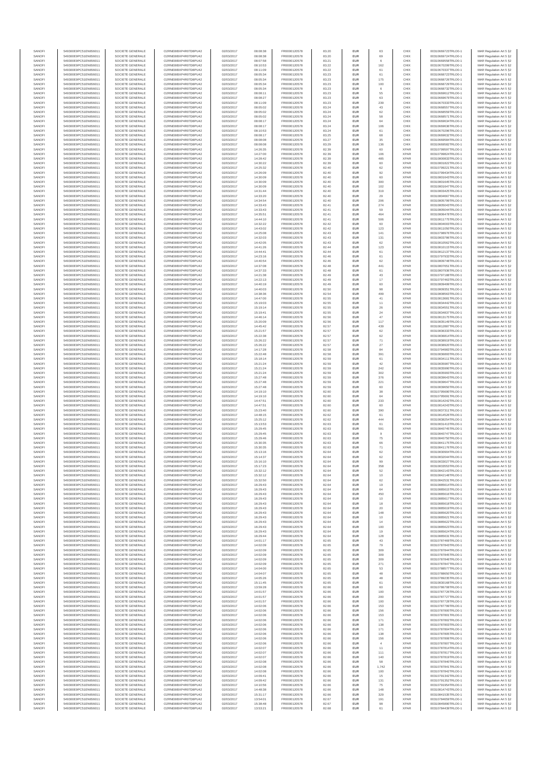| | | | | | | | | | | | | |
|---|---|---|---|---|---|---|---|---|---|---|---|---|
| SANOFI | 549300E9PC51EN656011 | SOCIETE GENERALE | O2RNE8IBXP4R0TD8PU42 | 02/03/2017 | 08:08:38 | FR0000120578 | 83.20 | EUR | 63 | CHIX | 00310669723TRLO0-1 | MAR Regulation Art 5 §2 |
| SANOFI | 549300E9PC51EN656011 | SOCIETE GENERALE | O2RNE8IBXP4R0TD8PU42 | 02/03/2017 | 08:08:38 | FR0000120578 | 83.20 | EUR | 69 | CHIX | 00310669724TRLO0-1 | MAR Regulation Art 5 §2 |
| SANOFI | 549300E9PC51EN656011 | SOCIETE GENERALE | O2RNE8IBXP4R0TD8PU42 | 02/03/2017 | 08:07:58 | FR0000120578 | 83.21 | EUR | 6 | CHIX | 00310669558TRLO0-1 | MAR Regulation Art 5 §2 |
| SANOFI | 549300E9PC51EN656011 | SOCIETE GENERALE | O2RNE8IBXP4R0TD8PU42 | 02/03/2017 | 08:10:53 | FR0000120578 | 83.22 | EUR | 162 | CHIX | 00310670299TRLO0-1 | MAR Regulation Art 5 §2 |
| SANOFI | 549300E9PC51EN656011 | SOCIETE GENERALE | O2RNE8IBXP4R0TD8PU42 | 02/03/2017 | 08:11:09 | FR0000120578 | 83.22 | EUR | 61 | CHIX | 00310670337TRLO0-1 | MAR Regulation Art 5 §2 |
| SANOFI | 549300E9PC51EN656011 | SOCIETE GENERALE | O2RNE8IBXP4R0TD8PU42 | 02/03/2017 | 08:05:34 | FR0000120578 | 83.23 | EUR | 61 | CHIX | 00310668723TRLO0-1 | MAR Regulation Art 5 §2 |
| SANOFI | 549300E9PC51EN656011 | SOCIETE GENERALE | O2RNE8IBXP4R0TD8PU42 | 02/03/2017 | 08:05:34 | FR0000120578 | 83.23 | EUR | 175 | CHIX | 00310668726TRLO0-1 | MAR Regulation Art 5 §2 |
| SANOFI | 549300E9PC51EN656011 | SOCIETE GENERALE | O2RNE8IBXP4R0TD8PU42 | 02/03/2017 | 08:05:34 | FR0000120578 | 83.23 | EUR | 100 | CHIX | 00310668729TRLO0-1 | MAR Regulation Art 5 §2 |
| SANOFI | 549300E9PC51EN656011 | SOCIETE GENERALE | O2RNE8IBXP4R0TD8PU42 | 02/03/2017 | 08:05:34 | FR0000120578 | 83.23 | EUR | 6 | CHIX | 00310668732TRLO0-1 | MAR Regulation Art 5 §2 |
| SANOFI | 549300E9PC51EN656011 | SOCIETE GENERALE | O2RNE8IBXP4R0TD8PU42 | 02/03/2017 | 08:08:11 | FR0000120578 | 83.23 | EUR | 55 | CHIX | 00310669612TRLO0-1 | MAR Regulation Art 5 §2 |
| SANOFI | 549300E9PC51EN656011 | SOCIETE GENERALE | O2RNE8IBXP4R0TD8PU42 | 02/03/2017 | 08:08:27 | FR0000120578 | 83.23 | EUR | 63 | CHIX | 00310669679TRLO0-1 | MAR Regulation Art 5 §2 |
| SANOFI | 549300E9PC51EN656011 | SOCIETE GENERALE | O2RNE8IBXP4R0TD8PU42 | 02/03/2017 | 08:11:09 | FR0000120578 | 83.23 | EUR | 239 | CHIX | 00310670333TRLO0-1 | MAR Regulation Art 5 §2 |
| SANOFI | 549300E9PC51EN656011 | SOCIETE GENERALE | O2RNE8IBXP4R0TD8PU42 | 02/03/2017 | 08:05:02 | FR0000120578 | 83.24 | EUR | 43 | CHIX | 00310668557TRLO0-1 | MAR Regulation Art 5 §2 |
| SANOFI | 549300E9PC51EN656011 | SOCIETE GENERALE | O2RNE8IBXP4R0TD8PU42 | 02/03/2017 | 08:05:02 | FR0000120578 | 83.24 | EUR | 62 | CHIX | 00310668559TRLO0-1 | MAR Regulation Art 5 §2 |
| SANOFI | 549300E9PC51EN656011 | SOCIETE GENERALE | O2RNE8IBXP4R0TD8PU42 | 02/03/2017 | 08:05:02 | FR0000120578 | 83.24 | EUR | 58 | CHIX | 00310668571TRLO0-1 | MAR Regulation Art 5 §2 |
| SANOFI | 549300E9PC51EN656011 | SOCIETE GENERALE | O2RNE8IBXP4R0TD8PU42 | 02/03/2017 | 08:08:17 | FR0000120578 | 83.24 | EUR | 64 | CHIX | 00310669634TRLO0-1 | MAR Regulation Art 5 §2 |
| SANOFI | 549300E9PC51EN656011 | SOCIETE GENERALE | O2RNE8IBXP4R0TD8PU42 | 02/03/2017 | 08:08:17 | FR0000120578 | 83.24 | EUR | 106 | CHIX | 00310669636TRLO0-1 | MAR Regulation Art 5 §2 |
| SANOFI | 549300E9PC51EN656011 | SOCIETE GENERALE | O2RNE8IBXP4R0TD8PU42 | 02/03/2017 | 08:10:53 | FR0000120578 | 83.24 | EUR | 61 | CHIX | 00310670296TRLO0-1 | MAR Regulation Art 5 §2 |
| SANOFI | 549300E9PC51EN656011 | SOCIETE GENERALE | O2RNE8IBXP4R0TD8PU42 | 02/03/2017 | 08:08:17 | FR0000120578 | 83.25 | EUR | 68 | CHIX | 00310669632TRLO0-1 | MAR Regulation Art 5 §2 |
| SANOFI | 549300E9PC51EN656011 | SOCIETE GENERALE | O2RNE8IBXP4R0TD8PU42 | 02/03/2017 | 08:08:08 | FR0000120578 | 83.27 | EUR | 35 | CHIX | 00310669584TRLO0-1 | MAR Regulation Art 5 §2 |
| SANOFI | 549300E9PC51EN656011 | SOCIETE GENERALE | O2RNE8IBXP4R0TD8PU42 | 02/03/2017 | 08:08:08 | FR0000120578 | 83.29 | EUR | 136 | CHIX | 00310669582TRLO0-1 | MAR Regulation Art 5 §2 |
| SANOFI | 549300E9PC51EN656011 | SOCIETE GENERALE | O2RNE8IBXP4R0TD8PU42 | 02/03/2017 | 14:26:35 | FR0000120578 | 82.39 | EUR | 60 | XPAR | 00310799597TRLO0-1 | MAR Regulation Art 5 §2 |
| SANOFI | 549300E9PC51EN656011 | SOCIETE GENERALE | O2RNE8IBXP4R0TD8PU42 | 02/03/2017 | 14:27:00 | FR0000120578 | 82.39 | EUR | 106 | XPAR | 00310799824TRLO0-1 | MAR Regulation Art 5 §2 |
| SANOFI | 549300E9PC51EN656011 | SOCIETE GENERALE | O2RNE8IBXP4R0TD8PU42 | 02/03/2017 | 14:28:42 | FR0000120578 | 82.39 | EUR | 485 | XPAR | 00310800833TRLO0-1 | MAR Regulation Art 5 §2 |
| SANOFI | 549300E9PC51EN656011 | SOCIETE GENERALE | O2RNE8IBXP4R0TD8PU42 | 02/03/2017 | 14:30:22 | FR0000120578 | 82.39 | EUR | 60 | XPAR | 00310801822TRLO0-1 | MAR Regulation Art 5 §2 |
| SANOFI | 549300E9PC51EN656011 | SOCIETE GENERALE | O2RNE8IBXP4R0TD8PU42 | 02/03/2017 | 14:25:32 | FR0000120578 | 82.40 | EUR | 62 | XPAR | 00310799221TRLO0-1 | MAR Regulation Art 5 §2 |
| SANOFI | 549300E9PC51EN656011 | SOCIETE GENERALE | O2RNE8IBXP4R0TD8PU42 | 02/03/2017 | 14:26:09 | FR0000120578 | 82.40 | EUR | 92 | XPAR | 00310799434TRLO0-1 | MAR Regulation Art 5 §2 |
| SANOFI | 549300E9PC51EN656011 | SOCIETE GENERALE | O2RNE8IBXP4R0TD8PU42 | 02/03/2017 | 14:30:09 | FR0000120578 | 82.40 | EUR | 60 | XPAR | 00310801643TRLO0-1 | MAR Regulation Art 5 §2 |
| SANOFI | 549300E9PC51EN656011 | SOCIETE GENERALE | O2RNE8IBXP4R0TD8PU42 | 02/03/2017 | 14:30:09 | FR0000120578 | 82.40 | EUR | 300 | XPAR | 00310801645TRLO0-1 | MAR Regulation Art 5 §2 |
| SANOFI | 549300E9PC51EN656011 | SOCIETE GENERALE | O2RNE8IBXP4R0TD8PU42 | 02/03/2017 | 14:30:09 | FR0000120578 | 82.40 | EUR | 102 | XPAR | 00310801647TRLO0-1 | MAR Regulation Art 5 §2 |
| SANOFI | 549300E9PC51EN656011 | SOCIETE GENERALE | O2RNE8IBXP4R0TD8PU42 | 02/03/2017 | 14:31:44 | FR0000120578 | 82.40 | EUR | 319 | XPAR | 00310803425TRLO0-1 | MAR Regulation Art 5 §2 |
| SANOFI | 549300E9PC51EN656011 | SOCIETE GENERALE | O2RNE8IBXP4R0TD8PU42 | 02/03/2017 | 14:33:20 | FR0000120578 | 82.40 | EUR | 29 | XPAR | 00310804667TRLO0-1 | MAR Regulation Art 5 §2 |
| SANOFI | 549300E9PC51EN656011 | SOCIETE GENERALE | O2RNE8IBXP4R0TD8PU42 | 02/03/2017 | 14:34:54 | FR0000120578 | 82.40 | EUR | 206 | XPAR | 00310805799TRLO0-1 | MAR Regulation Art 5 §2 |
| SANOFI | 549300E9PC51EN656011 | SOCIETE GENERALE | O2RNE8IBXP4R0TD8PU42 | 02/03/2017 | 14:33:43 | FR0000120578 | 82.41 | EUR | 274 | XPAR | 00310805043TRLO0-1 | MAR Regulation Art 5 §2 |
| SANOFI | 549300E9PC51EN656011 | SOCIETE GENERALE | O2RNE8IBXP4R0TD8PU42 | 02/03/2017 | 14:33:43 | FR0000120578 | 82.41 | EUR | 59 | XPAR | 00310805044TRLO0-1 | MAR Regulation Art 5 §2 |
| SANOFI | 549300E9PC51EN656011 | SOCIETE GENERALE | O2RNE8IBXP4R0TD8PU42 | 02/03/2017 | 14:35:51 | FR0000120578 | 82.41 | EUR | 464 | XPAR | 00310806478TRLO0-1 | MAR Regulation Art 5 §2 |
| SANOFI | 549300E9PC51EN656011 | SOCIETE GENERALE | O2RNE8IBXP4R0TD8PU42 | 02/03/2017 | 14:44:10 | FR0000120578 | 82.41 | EUR | 506 | XPAR | 00310811775TRLO0-1 | MAR Regulation Art 5 §2 |
| SANOFI | 549300E9PC51EN656011 | SOCIETE GENERALE | O2RNE8IBXP4R0TD8PU42 | 02/03/2017 | 14:32:22 | FR0000120578 | 82.42 | EUR | 60 | XPAR | 00310804003TRLO0-1 | MAR Regulation Art 5 §2 |
| SANOFI | 549300E9PC51EN656011 | SOCIETE GENERALE | O2RNE8IBXP4R0TD8PU42 | 02/03/2017 | 14:43:02 | FR0000120578 | 82.42 | EUR | 123 | XPAR | 00310811050TRLO0-1 | MAR Regulation Art 5 §2 |
| SANOFI | 549300E9PC51EN656011 | SOCIETE GENERALE | O2RNE8IBXP4R0TD8PU42 | 02/03/2017 | 14:25:08 | FR0000120578 | 82.43 | EUR | 141 | XPAR | 00310798978TRLO0-1 | MAR Regulation Art 5 §2 |
| SANOFI | 549300E9PC51EN656011 | SOCIETE GENERALE | O2RNE8IBXP4R0TD8PU42 | 02/03/2017 | 14:32:03 | FR0000120578 | 82.43 | EUR | 131 | XPAR | 00310803786TRLO0-1 | MAR Regulation Art 5 §2 |
| SANOFI | 549300E9PC51EN656011 | SOCIETE GENERALE | O2RNE8IBXP4R0TD8PU42 | 02/03/2017 | 14:42:05 | FR0000120578 | 82.43 | EUR | 62 | XPAR | 00310810562TRLO0-1 | MAR Regulation Art 5 §2 |
| SANOFI | 549300E9PC51EN656011 | SOCIETE GENERALE | O2RNE8IBXP4R0TD8PU42 | 02/03/2017 | 14:41:26 | FR0000120578 | 82.44 | EUR | 123 | XPAR | 00310810135TRLO0-1 | MAR Regulation Art 5 §2 |
| SANOFI | 549300E9PC51EN656011 | SOCIETE GENERALE | O2RNE8IBXP4R0TD8PU42 | 02/03/2017 | 14:44:41 | FR0000120578 | 82.44 | EUR | 61 | XPAR | 00310812137TRLO0-1 | MAR Regulation Art 5 §2 |
| SANOFI | 549300E9PC51EN656011 | SOCIETE GENERALE | O2RNE8IBXP4R0TD8PU42 | 02/03/2017 | 14:23:16 | FR0000120578 | 82.46 | EUR | 61 | XPAR | 00310797933TRLO0-1 | MAR Regulation Art 5 §2 |
| SANOFI | 549300E9PC51EN656011 | SOCIETE GENERALE | O2RNE8IBXP4R0TD8PU42 | 02/03/2017 | 14:40:54 | FR0000120578 | 82.46 | EUR | 62 | XPAR | 00310809748TRLO0-1 | MAR Regulation Art 5 §2 |
| SANOFI | 549300E9PC51EN656011 | SOCIETE GENERALE | O2RNE8IBXP4R0TD8PU42 | 02/03/2017 | 14:37:08 | FR0000120578 | 82.48 | EUR | 441 | XPAR | 00310807651TRLO0-1 | MAR Regulation Art 5 §2 |
| SANOFI | 549300E9PC51EN656011 | SOCIETE GENERALE | O2RNE8IBXP4R0TD8PU42 | 02/03/2017 | 14:37:33 | FR0000120578 | 82.48 | EUR | 61 | XPAR | 00310807938TRLO0-1 | MAR Regulation Art 5 §2 |
| SANOFI | 549300E9PC51EN656011 | SOCIETE GENERALE | O2RNE8IBXP4R0TD8PU42 | 02/03/2017 | 14:21:38 | FR0000120578 | 82.49 | EUR | 43 | XPAR | 00310797188TRLO0-1 | MAR Regulation Art 5 §2 |
| SANOFI | 549300E9PC51EN656011 | SOCIETE GENERALE | O2RNE8IBXP4R0TD8PU42 | 02/03/2017 | 14:22:13 | FR0000120578 | 82.49 | EUR | 17 | XPAR | 00310797463TRLO0-1 | MAR Regulation Art 5 §2 |
| SANOFI | 549300E9PC51EN656011 | SOCIETE GENERALE | O2RNE8IBXP4R0TD8PU42 | 02/03/2017 | 14:40:19 | FR0000120578 | 82.49 | EUR | 60 | XPAR | 00310809499TRLO0-1 | MAR Regulation Art 5 §2 |
| SANOFI | 549300E9PC51EN656011 | SOCIETE GENERALE | O2RNE8IBXP4R0TD8PU42 | 02/03/2017 | 14:40:03 | FR0000120578 | 82.50 | EUR | 98 | XPAR | 00310809351TRLO0-1 | MAR Regulation Art 5 §2 |
| SANOFI | 549300E9PC51EN656011 | SOCIETE GENERALE | O2RNE8IBXP4R0TD8PU42 | 02/03/2017 | 14:38:36 | FR0000120578 | 82.54 | EUR | 499 | XPAR | 00310808563TRLO0-1 | MAR Regulation Art 5 §2 |
| SANOFI | 549300E9PC51EN656011 | SOCIETE GENERALE | O2RNE8IBXP4R0TD8PU42 | 02/03/2017 | 14:47:00 | FR0000120578 | 82.55 | EUR | 41 | XPAR | 00310813681TRLO0-1 | MAR Regulation Art 5 §2 |
| SANOFI | 549300E9PC51EN656011 | SOCIETE GENERALE | O2RNE8IBXP4R0TD8PU42 | 02/03/2017 | 15:19:03 | FR0000120578 | 82.55 | EUR | 11 | XPAR | 00310834442TRLO0-1 | MAR Regulation Art 5 §2 |
| SANOFI | 549300E9PC51EN656011 | SOCIETE GENERALE | O2RNE8IBXP4R0TD8PU42 | 02/03/2017 | 15:19:14 | FR0000120578 | 82.55 | EUR | 26 | XPAR | 00310834551TRLO0-1 | MAR Regulation Art 5 §2 |
| SANOFI | 549300E9PC51EN656011 | SOCIETE GENERALE | O2RNE8IBXP4R0TD8PU42 | 02/03/2017 | 15:19:41 | FR0000120578 | 82.55 | EUR | 24 | XPAR | 00310834837TRLO0-1 | MAR Regulation Art 5 §2 |
| SANOFI | 549300E9PC51EN656011 | SOCIETE GENERALE | O2RNE8IBXP4R0TD8PU42 | 02/03/2017 | 14:46:14 | FR0000120578 | 82.56 | EUR | 47 | XPAR | 00310813175TRLO0-1 | MAR Regulation Art 5 §2 |
| SANOFI | 549300E9PC51EN656011 | SOCIETE GENERALE | O2RNE8IBXP4R0TD8PU42 | 02/03/2017 | 15:20:09 | FR0000120578 | 82.56 | EUR | 117 | XPAR | 00310835149TRLO0-1 | MAR Regulation Art 5 §2 |
| SANOFI | 549300E9PC51EN656011 | SOCIETE GENERALE | O2RNE8IBXP4R0TD8PU42 | 02/03/2017 | 14:45:42 | FR0000120578 | 82.57 | EUR | 439 | XPAR | 00310812867TRLO0-1 | MAR Regulation Art 5 §2 |
| SANOFI | 549300E9PC51EN656011 | SOCIETE GENERALE | O2RNE8IBXP4R0TD8PU42 | 02/03/2017 | 15:21:57 | FR0000120578 | 82.57 | EUR | 62 | XPAR | 00310836333TRLO0-1 | MAR Regulation Art 5 §2 |
| SANOFI | 549300E9PC51EN656011 | SOCIETE GENERALE | O2RNE8IBXP4R0TD8PU42 | 02/03/2017 | 15:22:38 | FR0000120578 | 82.57 | EUR | 62 | XPAR | 00310836814TRLO0-1 | MAR Regulation Art 5 §2 |
| SANOFI | 549300E9PC51EN656011 | SOCIETE GENERALE | O2RNE8IBXP4R0TD8PU42 | 02/03/2017 | 15:26:22 | FR0000120578 | 82.57 | EUR | 71 | XPAR | 00310838919TRLO0-1 | MAR Regulation Art 5 §2 |
| SANOFI | 549300E9PC51EN656011 | SOCIETE GENERALE | O2RNE8IBXP4R0TD8PU42 | 02/03/2017 | 15:26:22 | FR0000120578 | 82.57 | EUR | 27 | XPAR | 00310838920TRLO0-1 | MAR Regulation Art 5 §2 |
| SANOFI | 549300E9PC51EN656011 | SOCIETE GENERALE | O2RNE8IBXP4R0TD8PU42 | 02/03/2017 | 14:17:28 | FR0000120578 | 82.58 | EUR | 84 | XPAR | 00310794983TRLO0-1 | MAR Regulation Art 5 §2 |
| SANOFI | 549300E9PC51EN656011 | SOCIETE GENERALE | O2RNE8IBXP4R0TD8PU42 | 02/03/2017 | 15:22:48 | FR0000120578 | 82.58 | EUR | 391 | XPAR | 00310836893TRLO0-1 | MAR Regulation Art 5 §2 |
| SANOFI | 549300E9PC51EN656011 | SOCIETE GENERALE | O2RNE8IBXP4R0TD8PU42 | 02/03/2017 | 15:18:14 | FR0000120578 | 82.59 | EUR | 61 | XPAR | 00310834111TRLO0-1 | MAR Regulation Art 5 §2 |
| SANOFI | 549300E9PC51EN656011 | SOCIETE GENERALE | O2RNE8IBXP4R0TD8PU42 | 02/03/2017 | 15:21:24 | FR0000120578 | 82.59 | EUR | 42 | XPAR | 00310835987TRLO0-1 | MAR Regulation Art 5 §2 |
| SANOFI | 549300E9PC51EN656011 | SOCIETE GENERALE | O2RNE8IBXP4R0TD8PU42 | 02/03/2017 | 15:21:24 | FR0000120578 | 82.59 | EUR | 242 | XPAR | 00310835990TRLO0-1 | MAR Regulation Art 5 §2 |
| SANOFI | 549300E9PC51EN656011 | SOCIETE GENERALE | O2RNE8IBXP4R0TD8PU42 | 02/03/2017 | 15:21:24 | FR0000120578 | 82.59 | EUR | 302 | XPAR | 00310835993TRLO0-1 | MAR Regulation Art 5 §2 |
| SANOFI | 549300E9PC51EN656011 | SOCIETE GENERALE | O2RNE8IBXP4R0TD8PU42 | 02/03/2017 | 15:27:48 | FR0000120578 | 82.59 | EUR | 376 | XPAR | 00310839643TRLO0-1 | MAR Regulation Art 5 §2 |
| SANOFI | 549300E9PC51EN656011 | SOCIETE GENERALE | O2RNE8IBXP4R0TD8PU42 | 02/03/2017 | 15:27:48 | FR0000120578 | 82.59 | EUR | 221 | XPAR | 00310839647TRLO0-1 | MAR Regulation Art 5 §2 |
| SANOFI | 549300E9PC51EN656011 | SOCIETE GENERALE | O2RNE8IBXP4R0TD8PU42 | 02/03/2017 | 15:27:48 | FR0000120578 | 82.59 | EUR | 60 | XPAR | 00310839650TRLO0-1 | MAR Regulation Art 5 §2 |
| SANOFI | 549300E9PC51EN656011 | SOCIETE GENERALE | O2RNE8IBXP4R0TD8PU42 | 02/03/2017 | 14:19:10 | FR0000120578 | 82.60 | EUR | 38 | XPAR | 00310795690TRLO0-1 | MAR Regulation Art 5 §2 |
| SANOFI | 549300E9PC51EN656011 | SOCIETE GENERALE | O2RNE8IBXP4R0TD8PU42 | 02/03/2017 | 14:19:10 | FR0000120578 | 82.60 | EUR | 84 | XPAR | 00310795691TRLO0-1 | MAR Regulation Art 5 §2 |
| SANOFI | 549300E9PC51EN656011 | SOCIETE GENERALE | O2RNE8IBXP4R0TD8PU42 | 02/03/2017 | 14:47:51 | FR0000120578 | 82.60 | EUR | 233 | XPAR | 00310814242TRLO0-1 | MAR Regulation Art 5 §2 |
| SANOFI | 549300E9PC51EN656011 | SOCIETE GENERALE | O2RNE8IBXP4R0TD8PU42 | 02/03/2017 | 14:47:51 | FR0000120578 | 82.60 | EUR | 60 | XPAR | 00310814243TRLO0-1 | MAR Regulation Art 5 §2 |
| SANOFI | 549300E9PC51EN656011 | SOCIETE GENERALE | O2RNE8IBXP4R0TD8PU42 | 02/03/2017 | 15:23:40 | FR0000120578 | 82.60 | EUR | 390 | XPAR | 00310837311TRLO0-1 | MAR Regulation Art 5 §2 |
| SANOFI | 549300E9PC51EN656011 | SOCIETE GENERALE | O2RNE8IBXP4R0TD8PU42 | 02/03/2017 | 14:48:15 | FR0000120578 | 82.62 | EUR | 61 | XPAR | 00310814526TRLO0-1 | MAR Regulation Art 5 §2 |
| SANOFI | 549300E9PC51EN656011 | SOCIETE GENERALE | O2RNE8IBXP4R0TD8PU42 | 02/03/2017 | 15:25:12 | FR0000120578 | 82.62 | EUR | 444 | XPAR | 00310838254TRLO0-1 | MAR Regulation Art 5 §2 |
| SANOFI | 549300E9PC51EN656011 | SOCIETE GENERALE | O2RNE8IBXP4R0TD8PU42 | 02/03/2017 | 15:13:53 | FR0000120578 | 82.63 | EUR | 61 | XPAR | 00310831413TRLO0-1 | MAR Regulation Art 5 §2 |
| SANOFI | 549300E9PC51EN656011 | SOCIETE GENERALE | O2RNE8IBXP4R0TD8PU42 | 02/03/2017 | 15:29:45 | FR0000120578 | 82.63 | EUR | 591 | XPAR | 00310840745TRLO0-1 | MAR Regulation Art 5 §2 |
| SANOFI | 549300E9PC51EN656011 | SOCIETE GENERALE | O2RNE8IBXP4R0TD8PU42 | 02/03/2017 | 15:29:45 | FR0000120578 | 82.63 | EUR | 9 | XPAR | 00310840747TRLO0-1 | MAR Regulation Art 5 §2 |
| SANOFI | 549300E9PC51EN656011 | SOCIETE GENERALE | O2RNE8IBXP4R0TD8PU42 | 02/03/2017 | 15:29:46 | FR0000120578 | 82.63 | EUR | 75 | XPAR | 00310840750TRLO0-1 | MAR Regulation Art 5 §2 |
| SANOFI | 549300E9PC51EN656011 | SOCIETE GENERALE | O2RNE8IBXP4R0TD8PU42 | 02/03/2017 | 15:30:35 | FR0000120578 | 82.63 | EUR | 66 | XPAR | 00310841175TRLO0-1 | MAR Regulation Art 5 §2 |
| SANOFI | 549300E9PC51EN656011 | SOCIETE GENERALE | O2RNE8IBXP4R0TD8PU42 | 02/03/2017 | 15:30:35 | FR0000120578 | 82.63 | EUR | 71 | XPAR | 00310841176TRLO0-1 | MAR Regulation Art 5 §2 |
| SANOFI | 549300E9PC51EN656011 | SOCIETE GENERALE | O2RNE8IBXP4R0TD8PU42 | 02/03/2017 | 15:13:16 | FR0000120578 | 82.64 | EUR | 62 | XPAR | 00310830984TRLO0-1 | MAR Regulation Art 5 §2 |
| SANOFI | 549300E9PC51EN656011 | SOCIETE GENERALE | O2RNE8IBXP4R0TD8PU42 | 02/03/2017 | 15:14:37 | FR0000120578 | 82.64 | EUR | 62 | XPAR | 00310832044TRLO0-1 | MAR Regulation Art 5 §2 |
| SANOFI | 549300E9PC51EN656011 | SOCIETE GENERALE | O2RNE8IBXP4R0TD8PU42 | 02/03/2017 | 15:16:10 | FR0000120578 | 82.64 | EUR | 99 | XPAR | 00310833027TRLO0-1 | MAR Regulation Art 5 §2 |
| SANOFI | 549300E9PC51EN656011 | SOCIETE GENERALE | O2RNE8IBXP4R0TD8PU42 | 02/03/2017 | 15:17:23 | FR0000120578 | 82.64 | EUR | 358 | XPAR | 00310833553TRLO0-1 | MAR Regulation Art 5 §2 |
| SANOFI | 549300E9PC51EN656011 | SOCIETE GENERALE | O2RNE8IBXP4R0TD8PU42 | 02/03/2017 | 15:32:12 | FR0000120578 | 82.64 | EUR | 52 | XPAR | 00310842143TRLO0-1 | MAR Regulation Art 5 §2 |
| SANOFI | 549300E9PC51EN656011 | SOCIETE GENERALE | O2RNE8IBXP4R0TD8PU42 | 02/03/2017 | 15:32:12 | FR0000120578 | 82.64 | EUR | 10 | XPAR | 00310842148TRLO0-1 | MAR Regulation Art 5 §2 |
| SANOFI | 549300E9PC51EN656011 | SOCIETE GENERALE | O2RNE8IBXP4R0TD8PU42 | 02/03/2017 | 15:32:50 | FR0000120578 | 82.64 | EUR | 62 | XPAR | 00310842531TRLO0-1 | MAR Regulation Art 5 §2 |
| SANOFI | 549300E9PC51EN656011 | SOCIETE GENERALE | O2RNE8IBXP4R0TD8PU42 | 02/03/2017 | 16:29:43 | FR0000120578 | 82.64 | EUR | 19 | XPAR | 00310885614TRLO0-1 | MAR Regulation Art 5 §2 |
| SANOFI | 549300E9PC51EN656011 | SOCIETE GENERALE | O2RNE8IBXP4R0TD8PU42 | 02/03/2017 | 16:29:43 | FR0000120578 | 82.64 | EUR | 64 | XPAR | 00310885615TRLO0-1 | MAR Regulation Art 5 §2 |
| SANOFI | 549300E9PC51EN656011 | SOCIETE GENERALE | O2RNE8IBXP4R0TD8PU42 | 02/03/2017 | 16:29:43 | FR0000120578 | 82.64 | EUR | 450 | XPAR | 00310885616TRLO0-1 | MAR Regulation Art 5 §2 |
| SANOFI | 549300E9PC51EN656011 | SOCIETE GENERALE | O2RNE8IBXP4R0TD8PU42 | 02/03/2017 | 16:29:43 | FR0000120578 | 82.64 | EUR | 10 | XPAR | 00310885617TRLO0-1 | MAR Regulation Art 5 §2 |
| SANOFI | 549300E9PC51EN656011 | SOCIETE GENERALE | O2RNE8IBXP4R0TD8PU42 | 02/03/2017 | 16:29:43 | FR0000120578 | 82.64 | EUR | 18 | XPAR | 00310885618TRLO0-1 | MAR Regulation Art 5 §2 |
| SANOFI | 549300E9PC51EN656011 | SOCIETE GENERALE | O2RNE8IBXP4R0TD8PU42 | 02/03/2017 | 16:29:43 | FR0000120578 | 82.64 | EUR | 20 | XPAR | 00310885619TRLO0-1 | MAR Regulation Art 5 §2 |
| SANOFI | 549300E9PC51EN656011 | SOCIETE GENERALE | O2RNE8IBXP4R0TD8PU42 | 02/03/2017 | 16:29:43 | FR0000120578 | 82.64 | EUR | 148 | XPAR | 00310885620TRLO0-1 | MAR Regulation Art 5 §2 |
| SANOFI | 549300E9PC51EN656011 | SOCIETE GENERALE | O2RNE8IBXP4R0TD8PU42 | 02/03/2017 | 16:29:43 | FR0000120578 | 82.64 | EUR | 10 | XPAR | 00310885621TRLO0-1 | MAR Regulation Art 5 §2 |
| SANOFI | 549300E9PC51EN656011 | SOCIETE GENERALE | O2RNE8IBXP4R0TD8PU42 | 02/03/2017 | 16:29:43 | FR0000120578 | 82.64 | EUR | 14 | XPAR | 00310885622TRLO0-1 | MAR Regulation Art 5 §2 |
| SANOFI | 549300E9PC51EN656011 | SOCIETE GENERALE | O2RNE8IBXP4R0TD8PU42 | 02/03/2017 | 16:29:43 | FR0000120578 | 82.64 | EUR | 100 | XPAR | 00310885623TRLO0-1 | MAR Regulation Art 5 §2 |
| SANOFI | 549300E9PC51EN656011 | SOCIETE GENERALE | O2RNE8IBXP4R0TD8PU42 | 02/03/2017 | 16:29:43 | FR0000120578 | 82.64 | EUR | 19 | XPAR | 00310885624TRLO0-1 | MAR Regulation Art 5 §2 |
| SANOFI | 549300E9PC51EN656011 | SOCIETE GENERALE | O2RNE8IBXP4R0TD8PU42 | 02/03/2017 | 16:29:44 | FR0000120578 | 82.64 | EUR | 128 | XPAR | 00310885631TRLO0-1 | MAR Regulation Art 5 §2 |
| SANOFI | 549300E9PC51EN656011 | SOCIETE GENERALE | O2RNE8IBXP4R0TD8PU42 | 02/03/2017 | 14:01:17 | FR0000120578 | 82.65 | EUR | 43 | XPAR | 00310787489TRLO0-1 | MAR Regulation Art 5 §2 |
| SANOFI | 549300E9PC51EN656011 | SOCIETE GENERALE | O2RNE8IBXP4R0TD8PU42 | 02/03/2017 | 14:02:09 | FR0000120578 | 82.65 | EUR | 79 | XPAR | 00310787843TRLO0-1 | MAR Regulation Art 5 §2 |
| SANOFI | 549300E9PC51EN656011 | SOCIETE GENERALE | O2RNE8IBXP4R0TD8PU42 | 02/03/2017 | 14:02:09 | FR0000120578 | 82.65 | EUR | 309 | XPAR | 00310787844TRLO0-1 | MAR Regulation Art 5 §2 |
| SANOFI | 549300E9PC51EN656011 | SOCIETE GENERALE | O2RNE8IBXP4R0TD8PU42 | 02/03/2017 | 14:02:09 | FR0000120578 | 82.65 | EUR | 309 | XPAR | 00310787845TRLO0-1 | MAR Regulation Art 5 §2 |
| SANOFI | 549300E9PC51EN656011 | SOCIETE GENERALE | O2RNE8IBXP4R0TD8PU42 | 02/03/2017 | 14:02:09 | FR0000120578 | 82.65 | EUR | 309 | XPAR | 00310787846TRLO0-1 | MAR Regulation Art 5 §2 |
| SANOFI | 549300E9PC51EN656011 | SOCIETE GENERALE | O2RNE8IBXP4R0TD8PU42 | 02/03/2017 | 14:02:09 | FR0000120578 | 82.65 | EUR | 271 | XPAR | 00310787847TRLO0-1 | MAR Regulation Art 5 §2 |
| SANOFI | 549300E9PC51EN656011 | SOCIETE GENERALE | O2RNE8IBXP4R0TD8PU42 | 02/03/2017 | 14:04:00 | FR0000120578 | 82.65 | EUR | 53 | XPAR | 00310788577TRLO0-1 | MAR Regulation Art 5 §2 |
| SANOFI | 549300E9PC51EN656011 | SOCIETE GENERALE | O2RNE8IBXP4R0TD8PU42 | 02/03/2017 | 14:04:07 | FR0000120578 | 82.65 | EUR | 48 | XPAR | 00310788650TRLO0-1 | MAR Regulation Art 5 §2 |
| SANOFI | 549300E9PC51EN656011 | SOCIETE GENERALE | O2RNE8IBXP4R0TD8PU42 | 02/03/2017 | 14:05:26 | FR0000120578 | 82.65 | EUR | 48 | XPAR | 00310789235TRLO0-1 | MAR Regulation Art 5 §2 |
| SANOFI | 549300E9PC51EN656011 | SOCIETE GENERALE | O2RNE8IBXP4R0TD8PU42 | 02/03/2017 | 15:11:45 | FR0000120578 | 82.65 | EUR | 61 | XPAR | 00310830168TRLO0-1 | MAR Regulation Art 5 §2 |
| SANOFI | 549300E9PC51EN656011 | SOCIETE GENERALE | O2RNE8IBXP4R0TD8PU42 | 02/03/2017 | 13:59:28 | FR0000120578 | 82.66 | EUR | 60 | XPAR | 00310786703TRLO0-1 | MAR Regulation Art 5 §2 |
| SANOFI | 549300E9PC51EN656011 | SOCIETE GENERALE | O2RNE8IBXP4R0TD8PU42 | 02/03/2017 | 14:01:57 | FR0000120578 | 82.66 | EUR | 100 | XPAR | 00310787726TRLO0-1 | MAR Regulation Art 5 §2 |
| SANOFI | 549300E9PC51EN656011 | SOCIETE GENERALE | O2RNE8IBXP4R0TD8PU42 | 02/03/2017 | 14:01:57 | FR0000120578 | 82.66 | EUR | 200 | XPAR | 00310787727TRLO0-1 | MAR Regulation Art 5 §2 |
| SANOFI | 549300E9PC51EN656011 | SOCIETE GENERALE | O2RNE8IBXP4R0TD8PU42 | 02/03/2017 | 14:01:57 | FR0000120578 | 82.66 | EUR | 100 | XPAR | 00310787728TRLO0-1 | MAR Regulation Art 5 §2 |
| SANOFI | 549300E9PC51EN656011 | SOCIETE GENERALE | O2RNE8IBXP4R0TD8PU42 | 02/03/2017 | 14:02:06 | FR0000120578 | 82.66 | EUR | 153 | XPAR | 00310787799TRLO0-1 | MAR Regulation Art 5 §2 |
| SANOFI | 549300E9PC51EN656011 | SOCIETE GENERALE | O2RNE8IBXP4R0TD8PU42 | 02/03/2017 | 14:02:06 | FR0000120578 | 82.66 | EUR | 156 | XPAR | 00310787800TRLO0-1 | MAR Regulation Art 5 §2 |
| SANOFI | 549300E9PC51EN656011 | SOCIETE GENERALE | O2RNE8IBXP4R0TD8PU42 | 02/03/2017 | 14:02:06 | FR0000120578 | 82.66 | EUR | 153 | XPAR | 00310787801TRLO0-1 | MAR Regulation Art 5 §2 |
| SANOFI | 549300E9PC51EN656011 | SOCIETE GENERALE | O2RNE8IBXP4R0TD8PU42 | 02/03/2017 | 14:02:06 | FR0000120578 | 82.66 | EUR | 171 | XPAR | 00310787802TRLO0-1 | MAR Regulation Art 5 §2 |
| SANOFI | 549300E9PC51EN656011 | SOCIETE GENERALE | O2RNE8IBXP4R0TD8PU42 | 02/03/2017 | 14:02:06 | FR0000120578 | 82.66 | EUR | 138 | XPAR | 00310787803TRLO0-1 | MAR Regulation Art 5 §2 |
| SANOFI | 549300E9PC51EN656011 | SOCIETE GENERALE | O2RNE8IBXP4R0TD8PU42 | 02/03/2017 | 14:02:06 | FR0000120578 | 82.66 | EUR | 171 | XPAR | 00310787804TRLO0-1 | MAR Regulation Art 5 §2 |
| SANOFI | 549300E9PC51EN656011 | SOCIETE GENERALE | O2RNE8IBXP4R0TD8PU42 | 02/03/2017 | 14:02:06 | FR0000120578 | 82.66 | EUR | 138 | XPAR | 00310787805TRLO0-1 | MAR Regulation Art 5 §2 |
| SANOFI | 549300E9PC51EN656011 | SOCIETE GENERALE | O2RNE8IBXP4R0TD8PU42 | 02/03/2017 | 14:02:06 | FR0000120578 | 82.66 | EUR | 156 | XPAR | 00310787806TRLO0-1 | MAR Regulation Art 5 §2 |
| SANOFI | 549300E9PC51EN656011 | SOCIETE GENERALE | O2RNE8IBXP4R0TD8PU42 | 02/03/2017 | 14:02:06 | FR0000120578 | 82.66 | EUR | 4 | XPAR | 00310787807TRLO0-1 | MAR Regulation Art 5 §2 |
| SANOFI | 549300E9PC51EN656011 | SOCIETE GENERALE | O2RNE8IBXP4R0TD8PU42 | 02/03/2017 | 14:02:07 | FR0000120578 | 82.66 | EUR | 11 | XPAR | 00310787814TRLO0-1 | MAR Regulation Art 5 §2 |
| SANOFI | 549300E9PC51EN656011 | SOCIETE GENERALE | O2RNE8IBXP4R0TD8PU42 | 02/03/2017 | 14:02:07 | FR0000120578 | 82.66 | EUR | 111 | XPAR | 00310787817TRLO0-1 | MAR Regulation Art 5 §2 |
| SANOFI | 549300E9PC51EN656011 | SOCIETE GENERALE | O2RNE8IBXP4R0TD8PU42 | 02/03/2017 | 14:02:07 | FR0000120578 | 82.66 | EUR | 140 | XPAR | 00310787819TRLO0-1 | MAR Regulation Art 5 §2 |
| SANOFI | 549300E9PC51EN656011 | SOCIETE GENERALE | O2RNE8IBXP4R0TD8PU42 | 02/03/2017 | 14:02:08 | FR0000120578 | 82.66 | EUR | 58 | XPAR | 00310787840TRLO0-1 | MAR Regulation Art 5 §2 |
| SANOFI | 549300E9PC51EN656011 | SOCIETE GENERALE | O2RNE8IBXP4R0TD8PU42 | 02/03/2017 | 14:02:08 | FR0000120578 | 82.66 | EUR | 1,742 | XPAR | 00310787841TRLO0-1 | MAR Regulation Art 5 §2 |
| SANOFI | 549300E9PC51EN656011 | SOCIETE GENERALE | O2RNE8IBXP4R0TD8PU42 | 02/03/2017 | 14:02:08 | FR0000120578 | 82.66 | EUR | 100 | XPAR | 00310787842TRLO0-1 | MAR Regulation Art 5 §2 |
| SANOFI | 549300E9PC51EN656011 | SOCIETE GENERALE | O2RNE8IBXP4R0TD8PU42 | 02/03/2017 | 14:09:41 | FR0000120578 | 82.66 | EUR | 15 | XPAR | 00310791342TRLO0-1 | MAR Regulation Art 5 §2 |
| SANOFI | 549300E9PC51EN656011 | SOCIETE GENERALE | O2RNE8IBXP4R0TD8PU42 | 02/03/2017 | 14:09:42 | FR0000120578 | 82.66 | EUR | 131 | XPAR | 00310791350TRLO0-1 | MAR Regulation Art 5 §2 |
| SANOFI | 549300E9PC51EN656011 | SOCIETE GENERALE | O2RNE8IBXP4R0TD8PU42 | 02/03/2017 | 14:10:56 | FR0000120578 | 82.66 | EUR | 75 | XPAR | 00310791954TRLO0-1 | MAR Regulation Art 5 §2 |
| SANOFI | 549300E9PC51EN656011 | SOCIETE GENERALE | O2RNE8IBXP4R0TD8PU42 | 02/03/2017 | 14:48:38 | FR0000120578 | 82.66 | EUR | 148 | XPAR | 00310814743TRLO0-1 | MAR Regulation Art 5 §2 |
| SANOFI | 549300E9PC51EN656011 | SOCIETE GENERALE | O2RNE8IBXP4R0TD8PU42 | 02/03/2017 | 15:31:17 | FR0000120578 | 82.66 | EUR | 329 | XPAR | 00310841529TRLO0-1 | MAR Regulation Art 5 §2 |
| SANOFI | 549300E9PC51EN656011 | SOCIETE GENERALE | O2RNE8IBXP4R0TD8PU42 | 02/03/2017 | 13:54:01 | FR0000120578 | 82.67 | EUR | 191 | XPAR | 00310784659TRLO0-1 | MAR Regulation Art 5 §2 |
| SANOFI | 549300E9PC51EN656011 | SOCIETE GENERALE | O2RNE8IBXP4R0TD8PU42 | 02/03/2017 | 15:38:48 | FR0000120578 | 82.67 | EUR | 98 | XPAR | 00310845896TRLO0-1 | MAR Regulation Art 5 §2 |
| SANOFI | 549300E9PC51EN656011 | SOCIETE GENERALE | O2RNE8IBXP4R0TD8PU42 | 02/03/2017 | 13:53:21 | FR0000120578 | 82.68 | EUR | 61 | XPAR | 00310784439TRLO0-1 | MAR Regulation Art 5 §2 |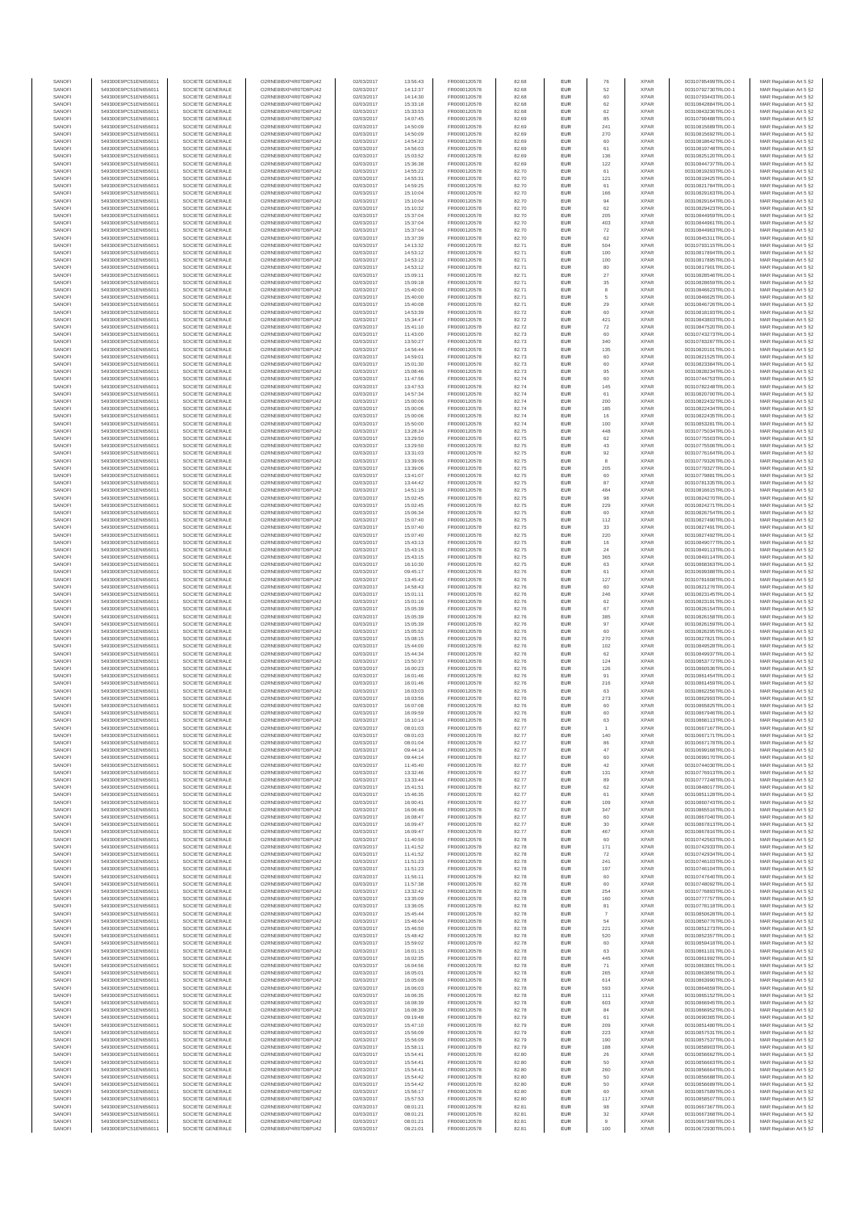| SANOFI | 549300E9PC51EN656011 | SOCIETE GENERALE | O2RNE8IBXP4R0TD8PU42 | 02/03/2017 | 13:56:43 | FR0000120578 | 82.68 | EUR | 76 | XPAR | 00310785498TRLO0-1 | MAR Regulation Art 5 §2 |
|---|---|---|---|---|---|---|---|---|---|---|---|---|
| SANOFI | 549300E9PC51EN656011 | SOCIETE GENERALE | O2RNE8IBXP4R0TD8PU42 | 02/03/2017 | 14:12:37 | FR0000120578 | 82.68 | EUR | 52 | XPAR | 00310792730TRLO0-1 | MAR Regulation Art 5 §2 |
| SANOFI | 549300E9PC51EN656011 | SOCIETE GENERALE | O2RNE8IBXP4R0TD8PU42 | 02/03/2017 | 14:14:30 | FR0000120578 | 82.68 | EUR | 60 | XPAR | 00310793443TRLO0-1 | MAR Regulation Art 5 §2 |
| SANOFI | 549300E9PC51EN656011 | SOCIETE GENERALE | O2RNE8IBXP4R0TD8PU42 | 02/03/2017 | 15:33:18 | FR0000120578 | 82.68 | EUR | 62 | XPAR | 00310842884TRLO0-1 | MAR Regulation Art 5 §2 |
| SANOFI | 549300E9PC51EN656011 | SOCIETE GENERALE | O2RNE8IBXP4R0TD8PU42 | 02/03/2017 | 15:33:53 | FR0000120578 | 82.68 | EUR | 62 | XPAR | 00310843236TRLO0-1 | MAR Regulation Art 5 §2 |
| SANOFI | 549300E9PC51EN656011 | SOCIETE GENERALE | O2RNE8IBXP4R0TD8PU42 | 02/03/2017 | 14:07:45 | FR0000120578 | 82.69 | EUR | 85 | XPAR | 00310790488TRLO0-1 | MAR Regulation Art 5 §2 |
| SANOFI | 549300E9PC51EN656011 | SOCIETE GENERALE | O2RNE8IBXP4R0TD8PU42 | 02/03/2017 | 14:50:09 | FR0000120578 | 82.69 | EUR | 241 | XPAR | 00310815689TRLO0-1 | MAR Regulation Art 5 §2 |
| SANOFI | 549300E9PC51EN656011 | SOCIETE GENERALE | O2RNE8IBXP4R0TD8PU42 | 02/03/2017 | 14:50:09 | FR0000120578 | 82.69 | EUR | 270 | XPAR | 00310815692TRLO0-1 | MAR Regulation Art 5 §2 |
| SANOFI | 549300E9PC51EN656011 | SOCIETE GENERALE | O2RNE8IBXP4R0TD8PU42 | 02/03/2017 | 14:54:22 | FR0000120578 | 82.69 | EUR | 60 | XPAR | 00310818642TRLO0-1 | MAR Regulation Art 5 §2 |
| SANOFI | 549300E9PC51EN656011 | SOCIETE GENERALE | O2RNE8IBXP4R0TD8PU42 | 02/03/2017 | 14:56:03 | FR0000120578 | 82.69 | EUR | 61 | XPAR | 00310819748TRLO0-1 | MAR Regulation Art 5 §2 |
| SANOFI | 549300E9PC51EN656011 | SOCIETE GENERALE | O2RNE8IBXP4R0TD8PU42 | 02/03/2017 | 15:03:52 | FR0000120578 | 82.69 | EUR | 136 | XPAR | 00310825126TRLO0-1 | MAR Regulation Art 5 §2 |
| SANOFI | 549300E9PC51EN656011 | SOCIETE GENERALE | O2RNE8IBXP4R0TD8PU42 | 02/03/2017 | 15:36:38 | FR0000120578 | 82.69 | EUR | 122 | XPAR | 00310844737TRLO0-1 | MAR Regulation Art 5 §2 |
| SANOFI | 549300E9PC51EN656011 | SOCIETE GENERALE | O2RNE8IBXP4R0TD8PU42 | 02/03/2017 | 14:55:22 | FR0000120578 | 82.70 | EUR | 61 | XPAR | 00310819293TRLO0-1 | MAR Regulation Art 5 §2 |
| SANOFI | 549300E9PC51EN656011 | SOCIETE GENERALE | O2RNE8IBXP4R0TD8PU42 | 02/03/2017 | 14:55:31 | FR0000120578 | 82.70 | EUR | 121 | XPAR | 00310819425TRLO0-1 | MAR Regulation Art 5 §2 |
| SANOFI | 549300E9PC51EN656011 | SOCIETE GENERALE | O2RNE8IBXP4R0TD8PU42 | 02/03/2017 | 14:59:25 | FR0000120578 | 82.70 | EUR | 61 | XPAR | 00310821784TRLO0-1 | MAR Regulation Art 5 §2 |
| SANOFI | 549300E9PC51EN656011 | SOCIETE GENERALE | O2RNE8IBXP4R0TD8PU42 | 02/03/2017 | 15:10:04 | FR0000120578 | 82.70 | EUR | 166 | XPAR | 00310829163TRLO0-1 | MAR Regulation Art 5 §2 |
| SANOFI | 549300E9PC51EN656011 | SOCIETE GENERALE | O2RNE8IBXP4R0TD8PU42 | 02/03/2017 | 15:10:04 | FR0000120578 | 82.70 | EUR | 94 | XPAR | 00310829164TRLO0-1 | MAR Regulation Art 5 §2 |
| SANOFI | 549300E9PC51EN656011 | SOCIETE GENERALE | O2RNE8IBXP4R0TD8PU42 | 02/03/2017 | 15:10:32 | FR0000120578 | 82.70 | EUR | 62 | XPAR | 00310829423TRLO0-1 | MAR Regulation Art 5 §2 |
| SANOFI | 549300E9PC51EN656011 | SOCIETE GENERALE | O2RNE8IBXP4R0TD8PU42 | 02/03/2017 | 15:37:04 | FR0000120578 | 82.70 | EUR | 205 | XPAR | 00310844959TRLO0-1 | MAR Regulation Art 5 §2 |
| SANOFI | 549300E9PC51EN656011 | SOCIETE GENERALE | O2RNE8IBXP4R0TD8PU42 | 02/03/2017 | 15:37:04 | FR0000120578 | 82.70 | EUR | 403 | XPAR | 00310844961TRLO0-1 | MAR Regulation Art 5 §2 |
| SANOFI | 549300E9PC51EN656011 | SOCIETE GENERALE | O2RNE8IBXP4R0TD8PU42 | 02/03/2017 | 15:37:04 | FR0000120578 | 82.70 | EUR | 72 | XPAR | 00310844963TRLO0-1 | MAR Regulation Art 5 §2 |
| SANOFI | 549300E9PC51EN656011 | SOCIETE GENERALE | O2RNE8IBXP4R0TD8PU42 | 02/03/2017 | 15:37:39 | FR0000120578 | 82.70 | EUR | 62 | XPAR | 00310845311TRLO0-1 | MAR Regulation Art 5 §2 |
| SANOFI | 549300E9PC51EN656011 | SOCIETE GENERALE | O2RNE8IBXP4R0TD8PU42 | 02/03/2017 | 14:13:32 | FR0000120578 | 82.71 | EUR | 504 | XPAR | 00310793115TRLO0-1 | MAR Regulation Art 5 §2 |
| SANOFI | 549300E9PC51EN656011 | SOCIETE GENERALE | O2RNE8IBXP4R0TD8PU42 | 02/03/2017 | 14:53:12 | FR0000120578 | 82.71 | EUR | 100 | XPAR | 00310817894TRLO0-1 | MAR Regulation Art 5 §2 |
| SANOFI | 549300E9PC51EN656011 | SOCIETE GENERALE | O2RNE8IBXP4R0TD8PU42 | 02/03/2017 | 14:53:12 | FR0000120578 | 82.71 | EUR | 100 | XPAR | 00310817895TRLO0-1 | MAR Regulation Art 5 §2 |
| SANOFI | 549300E9PC51EN656011 | SOCIETE GENERALE | O2RNE8IBXP4R0TD8PU42 | 02/03/2017 | 14:53:12 | FR0000120578 | 82.71 | EUR | 80 | XPAR | 00310817901TRLO0-1 | MAR Regulation Art 5 §2 |
| SANOFI | 549300E9PC51EN656011 | SOCIETE GENERALE | O2RNE8IBXP4R0TD8PU42 | 02/03/2017 | 15:09:11 | FR0000120578 | 82.71 | EUR | 27 | XPAR | 00310828546TRLO0-1 | MAR Regulation Art 5 §2 |
| SANOFI | 549300E9PC51EN656011 | SOCIETE GENERALE | O2RNE8IBXP4R0TD8PU42 | 02/03/2017 | 15:09:18 | FR0000120578 | 82.71 | EUR | 35 | XPAR | 00310828609TRLO0-1 | MAR Regulation Art 5 §2 |
| SANOFI | 549300E9PC51EN656011 | SOCIETE GENERALE | O2RNE8IBXP4R0TD8PU42 | 02/03/2017 | 15:40:00 | FR0000120578 | 82.71 | EUR | 8 | XPAR | 00310846623TRLO0-1 | MAR Regulation Art 5 §2 |
| SANOFI | 549300E9PC51EN656011 | SOCIETE GENERALE | O2RNE8IBXP4R0TD8PU42 | 02/03/2017 | 15:40:00 | FR0000120578 | 82.71 | EUR | 5 | XPAR | 00310846625TRLO0-1 | MAR Regulation Art 5 §2 |
| SANOFI | 549300E9PC51EN656011 | SOCIETE GENERALE | O2RNE8IBXP4R0TD8PU42 | 02/03/2017 | 15:40:08 | FR0000120578 | 82.71 | EUR | 29 | XPAR | 00310846726TRLO0-1 | MAR Regulation Art 5 §2 |
| SANOFI | 549300E9PC51EN656011 | SOCIETE GENERALE | O2RNE8IBXP4R0TD8PU42 | 02/03/2017 | 14:53:39 | FR0000120578 | 82.72 | EUR | 60 | XPAR | 00310818193TRLO0-1 | MAR Regulation Art 5 §2 |
| SANOFI | 549300E9PC51EN656011 | SOCIETE GENERALE | O2RNE8IBXP4R0TD8PU42 | 02/03/2017 | 15:34:47 | FR0000120578 | 82.72 | EUR | 421 | XPAR | 00310843803TRLO0-1 | MAR Regulation Art 5 §2 |
| SANOFI | 549300E9PC51EN656011 | SOCIETE GENERALE | O2RNE8IBXP4R0TD8PU42 | 02/03/2017 | 15:41:10 | FR0000120578 | 82.72 | EUR | 72 | XPAR | 00310847520TRLO0-1 | MAR Regulation Art 5 §2 |
| SANOFI | 549300E9PC51EN656011 | SOCIETE GENERALE | O2RNE8IBXP4R0TD8PU42 | 02/03/2017 | 11:43:00 | FR0000120578 | 82.73 | EUR | 60 | XPAR | 00310743273TRLO0-1 | MAR Regulation Art 5 §2 |
| SANOFI | 549300E9PC51EN656011 | SOCIETE GENERALE | O2RNE8IBXP4R0TD8PU42 | 02/03/2017 | 13:50:27 | FR0000120578 | 82.73 | EUR | 340 | XPAR | 00310783287TRLO0-1 | MAR Regulation Art 5 §2 |
| SANOFI | 549300E9PC51EN656011 | SOCIETE GENERALE | O2RNE8IBXP4R0TD8PU42 | 02/03/2017 | 14:56:44 | FR0000120578 | 82.73 | EUR | 135 | XPAR | 00310820101TRLO0-1 | MAR Regulation Art 5 §2 |
| SANOFI | 549300E9PC51EN656011 | SOCIETE GENERALE | O2RNE8IBXP4R0TD8PU42 | 02/03/2017 | 14:59:01 | FR0000120578 | 82.73 | EUR | 60 | XPAR | 00310821525TRLO0-1 | MAR Regulation Art 5 §2 |
| SANOFI | 549300E9PC51EN656011 | SOCIETE GENERALE | O2RNE8IBXP4R0TD8PU42 | 02/03/2017 | 15:01:30 | FR0000120578 | 82.73 | EUR | 60 | XPAR | 00310823384TRLO0-1 | MAR Regulation Art 5 §2 |
| SANOFI | 549300E9PC51EN656011 | SOCIETE GENERALE | O2RNE8IBXP4R0TD8PU42 | 02/03/2017 | 15:08:46 | FR0000120578 | 82.73 | EUR | 95 | XPAR | 00310828234TRLO0-1 | MAR Regulation Art 5 §2 |
| SANOFI | 549300E9PC51EN656011 | SOCIETE GENERALE | O2RNE8IBXP4R0TD8PU42 | 02/03/2017 | 11:47:56 | FR0000120578 | 82.74 | EUR | 60 | XPAR | 00310744753TRLO0-1 | MAR Regulation Art 5 §2 |
| SANOFI | 549300E9PC51EN656011 | SOCIETE GENERALE | O2RNE8IBXP4R0TD8PU42 | 02/03/2017 | 13:47:53 | FR0000120578 | 82.74 | EUR | 145 | XPAR | 00310782248TRLO0-1 | MAR Regulation Art 5 §2 |
| SANOFI | 549300E9PC51EN656011 | SOCIETE GENERALE | O2RNE8IBXP4R0TD8PU42 | 02/03/2017 | 14:57:34 | FR0000120578 | 82.74 | EUR | 61 | XPAR | 00310820700TRLO0-1 | MAR Regulation Art 5 §2 |
| SANOFI | 549300E9PC51EN656011 | SOCIETE GENERALE | O2RNE8IBXP4R0TD8PU42 | 02/03/2017 | 15:00:06 | FR0000120578 | 82.74 | EUR | 200 | XPAR | 00310822432TRLO0-1 | MAR Regulation Art 5 §2 |
| SANOFI | 549300E9PC51EN656011 | SOCIETE GENERALE | O2RNE8IBXP4R0TD8PU42 | 02/03/2017 | 15:00:06 | FR0000120578 | 82.74 | EUR | 185 | XPAR | 00310822434TRLO0-1 | MAR Regulation Art 5 §2 |
| SANOFI | 549300E9PC51EN656011 | SOCIETE GENERALE | O2RNE8IBXP4R0TD8PU42 | 02/03/2017 | 15:00:06 | FR0000120578 | 82.74 | EUR | 16 | XPAR | 00310822435TRLO0-1 | MAR Regulation Art 5 §2 |
| SANOFI | 549300E9PC51EN656011 | SOCIETE GENERALE | O2RNE8IBXP4R0TD8PU42 | 02/03/2017 | 15:50:00 | FR0000120578 | 82.74 | EUR | 100 | XPAR | 00310853281TRLO0-1 | MAR Regulation Art 5 §2 |
| SANOFI | 549300E9PC51EN656011 | SOCIETE GENERALE | O2RNE8IBXP4R0TD8PU42 | 02/03/2017 | 13:28:24 | FR0000120578 | 82.75 | EUR | 448 | XPAR | 00310775034TRLO0-1 | MAR Regulation Art 5 §2 |
| SANOFI | 549300E9PC51EN656011 | SOCIETE GENERALE | O2RNE8IBXP4R0TD8PU42 | 02/03/2017 | 13:29:50 | FR0000120578 | 82.75 | EUR | 62 | XPAR | 00310775503TRLO0-1 | MAR Regulation Art 5 §2 |
| SANOFI | 549300E9PC51EN656011 | SOCIETE GENERALE | O2RNE8IBXP4R0TD8PU42 | 02/03/2017 | 13:29:50 | FR0000120578 | 82.75 | EUR | 43 | XPAR | 00310775506TRLO0-1 | MAR Regulation Art 5 §2 |
| SANOFI | 549300E9PC51EN656011 | SOCIETE GENERALE | O2RNE8IBXP4R0TD8PU42 | 02/03/2017 | 13:31:03 | FR0000120578 | 82.75 | EUR | 92 | XPAR | 00310776164TRLO0-1 | MAR Regulation Art 5 §2 |
| SANOFI | 549300E9PC51EN656011 | SOCIETE GENERALE | O2RNE8IBXP4R0TD8PU42 | 02/03/2017 | 13:39:06 | FR0000120578 | 82.75 | EUR | 8 | XPAR | 00310779326TRLO0-1 | MAR Regulation Art 5 §2 |
| SANOFI | 549300E9PC51EN656011 | SOCIETE GENERALE | O2RNE8IBXP4R0TD8PU42 | 02/03/2017 | 13:39:06 | FR0000120578 | 82.75 | EUR | 205 | XPAR | 00310779327TRLO0-1 | MAR Regulation Art 5 §2 |
| SANOFI | 549300E9PC51EN656011 | SOCIETE GENERALE | O2RNE8IBXP4R0TD8PU42 | 02/03/2017 | 13:41:07 | FR0000120578 | 82.75 | EUR | 60 | XPAR | 00310779881TRLO0-1 | MAR Regulation Art 5 §2 |
| SANOFI | 549300E9PC51EN656011 | SOCIETE GENERALE | O2RNE8IBXP4R0TD8PU42 | 02/03/2017 | 13:44:42 | FR0000120578 | 82.75 | EUR | 87 | XPAR | 00310781335TRLO0-1 | MAR Regulation Art 5 §2 |
| SANOFI | 549300E9PC51EN656011 | SOCIETE GENERALE | O2RNE8IBXP4R0TD8PU42 | 02/03/2017 | 14:51:19 | FR0000120578 | 82.75 | EUR | 484 | XPAR | 00310816615TRLO0-1 | MAR Regulation Art 5 §2 |
| SANOFI | 549300E9PC51EN656011 | SOCIETE GENERALE | O2RNE8IBXP4R0TD8PU42 | 02/03/2017 | 15:02:45 | FR0000120578 | 82.75 | EUR | 98 | XPAR | 00310824270TRLO0-1 | MAR Regulation Art 5 §2 |
| SANOFI | 549300E9PC51EN656011 | SOCIETE GENERALE | O2RNE8IBXP4R0TD8PU42 | 02/03/2017 | 15:02:45 | FR0000120578 | 82.75 | EUR | 229 | XPAR | 00310824271TRLO0-1 | MAR Regulation Art 5 §2 |
| SANOFI | 549300E9PC51EN656011 | SOCIETE GENERALE | O2RNE8IBXP4R0TD8PU42 | 02/03/2017 | 15:06:34 | FR0000120578 | 82.75 | EUR | 60 | XPAR | 00310826754TRLO0-1 | MAR Regulation Art 5 §2 |
| SANOFI | 549300E9PC51EN656011 | SOCIETE GENERALE | O2RNE8IBXP4R0TD8PU42 | 02/03/2017 | 15:07:40 | FR0000120578 | 82.75 | EUR | 112 | XPAR | 00310827490TRLO0-1 | MAR Regulation Art 5 §2 |
| SANOFI | 549300E9PC51EN656011 | SOCIETE GENERALE | O2RNE8IBXP4R0TD8PU42 | 02/03/2017 | 15:07:40 | FR0000120578 | 82.75 | EUR | 33 | XPAR | 00310827491TRLO0-1 | MAR Regulation Art 5 §2 |
| SANOFI | 549300E9PC51EN656011 | SOCIETE GENERALE | O2RNE8IBXP4R0TD8PU42 | 02/03/2017 | 15:07:40 | FR0000120578 | 82.75 | EUR | 220 | XPAR | 00310827492TRLO0-1 | MAR Regulation Art 5 §2 |
| SANOFI | 549300E9PC51EN656011 | SOCIETE GENERALE | O2RNE8IBXP4R0TD8PU42 | 02/03/2017 | 15:43:13 | FR0000120578 | 82.75 | EUR | 16 | XPAR | 00310849077TRLO0-1 | MAR Regulation Art 5 §2 |
| SANOFI | 549300E9PC51EN656011 | SOCIETE GENERALE | O2RNE8IBXP4R0TD8PU42 | 02/03/2017 | 15:43:15 | FR0000120578 | 82.75 | EUR | 24 | XPAR | 00310849113TRLO0-1 | MAR Regulation Art 5 §2 |
| SANOFI | 549300E9PC51EN656011 | SOCIETE GENERALE | O2RNE8IBXP4R0TD8PU42 | 02/03/2017 | 15:43:15 | FR0000120578 | 82.75 | EUR | 365 | XPAR | 00310849114TRLO0-1 | MAR Regulation Art 5 §2 |
| SANOFI | 549300E9PC51EN656011 | SOCIETE GENERALE | O2RNE8IBXP4R0TD8PU42 | 02/03/2017 | 16:10:30 | FR0000120578 | 82.75 | EUR | 63 | XPAR | 00310868363TRLO0-1 | MAR Regulation Art 5 §2 |
| SANOFI | 549300E9PC51EN656011 | SOCIETE GENERALE | O2RNE8IBXP4R0TD8PU42 | 02/03/2017 | 09:45:17 | FR0000120578 | 82.76 | EUR | 61 | XPAR | 00310699388TRLO0-1 | MAR Regulation Art 5 §2 |
| SANOFI | 549300E9PC51EN656011 | SOCIETE GENERALE | O2RNE8IBXP4R0TD8PU42 | 02/03/2017 | 13:45:42 | FR0000120578 | 82.76 | EUR | 127 | XPAR | 00310781608TRLO0-1 | MAR Regulation Art 5 §2 |
| SANOFI | 549300E9PC51EN656011 | SOCIETE GENERALE | O2RNE8IBXP4R0TD8PU42 | 02/03/2017 | 14:58:43 | FR0000120578 | 82.76 | EUR | 60 | XPAR | 00310821376TRLO0-1 | MAR Regulation Art 5 §2 |
| SANOFI | 549300E9PC51EN656011 | SOCIETE GENERALE | O2RNE8IBXP4R0TD8PU42 | 02/03/2017 | 15:01:11 | FR0000120578 | 82.76 | EUR | 246 | XPAR | 00310823145TRLO0-1 | MAR Regulation Art 5 §2 |
| SANOFI | 549300E9PC51EN656011 | SOCIETE GENERALE | O2RNE8IBXP4R0TD8PU42 | 02/03/2017 | 15:01:16 | FR0000120578 | 82.76 | EUR | 62 | XPAR | 00310823191TRLO0-1 | MAR Regulation Art 5 §2 |
| SANOFI | 549300E9PC51EN656011 | SOCIETE GENERALE | O2RNE8IBXP4R0TD8PU42 | 02/03/2017 | 15:05:39 | FR0000120578 | 82.76 | EUR | 67 | XPAR | 00310826154TRLO0-1 | MAR Regulation Art 5 §2 |
| SANOFI | 549300E9PC51EN656011 | SOCIETE GENERALE | O2RNE8IBXP4R0TD8PU42 | 02/03/2017 | 15:05:39 | FR0000120578 | 82.76 | EUR | 385 | XPAR | 00310826158TRLO0-1 | MAR Regulation Art 5 §2 |
| SANOFI | 549300E9PC51EN656011 | SOCIETE GENERALE | O2RNE8IBXP4R0TD8PU42 | 02/03/2017 | 15:05:39 | FR0000120578 | 82.76 | EUR | 97 | XPAR | 00310826159TRLO0-1 | MAR Regulation Art 5 §2 |
| SANOFI | 549300E9PC51EN656011 | SOCIETE GENERALE | O2RNE8IBXP4R0TD8PU42 | 02/03/2017 | 15:05:52 | FR0000120578 | 82.76 | EUR | 60 | XPAR | 00310826295TRLO0-1 | MAR Regulation Art 5 §2 |
| SANOFI | 549300E9PC51EN656011 | SOCIETE GENERALE | O2RNE8IBXP4R0TD8PU42 | 02/03/2017 | 15:08:15 | FR0000120578 | 82.76 | EUR | 270 | XPAR | 00310827821TRLO0-1 | MAR Regulation Art 5 §2 |
| SANOFI | 549300E9PC51EN656011 | SOCIETE GENERALE | O2RNE8IBXP4R0TD8PU42 | 02/03/2017 | 15:44:00 | FR0000120578 | 82.76 | EUR | 102 | XPAR | 00310849528TRLO0-1 | MAR Regulation Art 5 §2 |
| SANOFI | 549300E9PC51EN656011 | SOCIETE GENERALE | O2RNE8IBXP4R0TD8PU42 | 02/03/2017 | 15:44:34 | FR0000120578 | 82.76 | EUR | 62 | XPAR | 00310849937TRLO0-1 | MAR Regulation Art 5 §2 |
| SANOFI | 549300E9PC51EN656011 | SOCIETE GENERALE | O2RNE8IBXP4R0TD8PU42 | 02/03/2017 | 15:50:37 | FR0000120578 | 82.76 | EUR | 124 | XPAR | 00310853772TRLO0-1 | MAR Regulation Art 5 §2 |
| SANOFI | 549300E9PC51EN656011 | SOCIETE GENERALE | O2RNE8IBXP4R0TD8PU42 | 02/03/2017 | 16:00:23 | FR0000120578 | 82.76 | EUR | 126 | XPAR | 00310860538TRLO0-1 | MAR Regulation Art 5 §2 |
| SANOFI | 549300E9PC51EN656011 | SOCIETE GENERALE | O2RNE8IBXP4R0TD8PU42 | 02/03/2017 | 16:01:46 | FR0000120578 | 82.76 | EUR | 91 | XPAR | 00310861454TRLO0-1 | MAR Regulation Art 5 §2 |
| SANOFI | 549300E9PC51EN656011 | SOCIETE GENERALE | O2RNE8IBXP4R0TD8PU42 | 02/03/2017 | 16:01:46 | FR0000120578 | 82.76 | EUR | 216 | XPAR | 00310861459TRLO0-1 | MAR Regulation Art 5 §2 |
| SANOFI | 549300E9PC51EN656011 | SOCIETE GENERALE | O2RNE8IBXP4R0TD8PU42 | 02/03/2017 | 16:03:03 | FR0000120578 | 82.76 | EUR | 63 | XPAR | 00310862256TRLO0-1 | MAR Regulation Art 5 §2 |
| SANOFI | 549300E9PC51EN656011 | SOCIETE GENERALE | O2RNE8IBXP4R0TD8PU42 | 02/03/2017 | 16:03:56 | FR0000120578 | 82.76 | EUR | 273 | XPAR | 00310862993TRLO0-1 | MAR Regulation Art 5 §2 |
| SANOFI | 549300E9PC51EN656011 | SOCIETE GENERALE | O2RNE8IBXP4R0TD8PU42 | 02/03/2017 | 16:07:08 | FR0000120578 | 82.76 | EUR | 60 | XPAR | 00310865825TRLO0-1 | MAR Regulation Art 5 §2 |
| SANOFI | 549300E9PC51EN656011 | SOCIETE GENERALE | O2RNE8IBXP4R0TD8PU42 | 02/03/2017 | 16:09:59 | FR0000120578 | 82.76 | EUR | 60 | XPAR | 00310867946TRLO0-1 | MAR Regulation Art 5 §2 |
| SANOFI | 549300E9PC51EN656011 | SOCIETE GENERALE | O2RNE8IBXP4R0TD8PU42 | 02/03/2017 | 16:10:14 | FR0000120578 | 82.76 | EUR | 63 | XPAR | 00310868113TRLO0-1 | MAR Regulation Art 5 §2 |
| SANOFI | 549300E9PC51EN656011 | SOCIETE GENERALE | O2RNE8IBXP4R0TD8PU42 | 02/03/2017 | 08:01:03 | FR0000120578 | 82.77 | EUR | 1 | XPAR | 00310667167TRLO0-1 | MAR Regulation Art 5 §2 |
| SANOFI | 549300E9PC51EN656011 | SOCIETE GENERALE | O2RNE8IBXP4R0TD8PU42 | 02/03/2017 | 08:01:03 | FR0000120578 | 82.77 | EUR | 140 | XPAR | 00310667171TRLO0-1 | MAR Regulation Art 5 §2 |
| SANOFI | 549300E9PC51EN656011 | SOCIETE GENERALE | O2RNE8IBXP4R0TD8PU42 | 02/03/2017 | 08:01:04 | FR0000120578 | 82.77 | EUR | 86 | XPAR | 00310667179TRLO0-1 | MAR Regulation Art 5 §2 |
| SANOFI | 549300E9PC51EN656011 | SOCIETE GENERALE | O2RNE8IBXP4R0TD8PU42 | 02/03/2017 | 09:44:14 | FR0000120578 | 82.77 | EUR | 47 | XPAR | 00310699168TRLO0-1 | MAR Regulation Art 5 §2 |
| SANOFI | 549300E9PC51EN656011 | SOCIETE GENERALE | O2RNE8IBXP4R0TD8PU42 | 02/03/2017 | 09:44:14 | FR0000120578 | 82.77 | EUR | 60 | XPAR | 00310699170TRLO0-1 | MAR Regulation Art 5 §2 |
| SANOFI | 549300E9PC51EN656011 | SOCIETE GENERALE | O2RNE8IBXP4R0TD8PU42 | 02/03/2017 | 11:45:40 | FR0000120578 | 82.77 | EUR | 42 | XPAR | 00310744030TRLO0-1 | MAR Regulation Art 5 §2 |
| SANOFI | 549300E9PC51EN656011 | SOCIETE GENERALE | O2RNE8IBXP4R0TD8PU42 | 02/03/2017 | 13:32:46 | FR0000120578 | 82.77 | EUR | 131 | XPAR | 00310776913TRLO0-1 | MAR Regulation Art 5 §2 |
| SANOFI | 549300E9PC51EN656011 | SOCIETE GENERALE | O2RNE8IBXP4R0TD8PU42 | 02/03/2017 | 13:33:44 | FR0000120578 | 82.77 | EUR | 89 | XPAR | 00310777248TRLO0-1 | MAR Regulation Art 5 §2 |
| SANOFI | 549300E9PC51EN656011 | SOCIETE GENERALE | O2RNE8IBXP4R0TD8PU42 | 02/03/2017 | 15:41:51 | FR0000120578 | 82.77 | EUR | 62 | XPAR | 00310848017TRLO0-1 | MAR Regulation Art 5 §2 |
| SANOFI | 549300E9PC51EN656011 | SOCIETE GENERALE | O2RNE8IBXP4R0TD8PU42 | 02/03/2017 | 15:46:35 | FR0000120578 | 82.77 | EUR | 61 | XPAR | 00310851128TRLO0-1 | MAR Regulation Art 5 §2 |
| SANOFI | 549300E9PC51EN656011 | SOCIETE GENERALE | O2RNE8IBXP4R0TD8PU42 | 02/03/2017 | 16:00:41 | FR0000120578 | 82.77 | EUR | 109 | XPAR | 00310860745TRLO0-1 | MAR Regulation Art 5 §2 |
| SANOFI | 549300E9PC51EN656011 | SOCIETE GENERALE | O2RNE8IBXP4R0TD8PU42 | 02/03/2017 | 16:06:46 | FR0000120578 | 82.77 | EUR | 347 | XPAR | 00310865516TRLO0-1 | MAR Regulation Art 5 §2 |
| SANOFI | 549300E9PC51EN656011 | SOCIETE GENERALE | O2RNE8IBXP4R0TD8PU42 | 02/03/2017 | 16:08:47 | FR0000120578 | 82.77 | EUR | 60 | XPAR | 00310867040TRLO0-1 | MAR Regulation Art 5 §2 |
| SANOFI | 549300E9PC51EN656011 | SOCIETE GENERALE | O2RNE8IBXP4R0TD8PU42 | 02/03/2017 | 16:09:47 | FR0000120578 | 82.77 | EUR | 30 | XPAR | 00310867813TRLO0-1 | MAR Regulation Art 5 §2 |
| SANOFI | 549300E9PC51EN656011 | SOCIETE GENERALE | O2RNE8IBXP4R0TD8PU42 | 02/03/2017 | 16:09:47 | FR0000120578 | 82.77 | EUR | 467 | XPAR | 00310867816TRLO0-1 | MAR Regulation Art 5 §2 |
| SANOFI | 549300E9PC51EN656011 | SOCIETE GENERALE | O2RNE8IBXP4R0TD8PU42 | 02/03/2017 | 11:40:50 | FR0000120578 | 82.78 | EUR | 60 | XPAR | 00310742563TRLO0-1 | MAR Regulation Art 5 §2 |
| SANOFI | 549300E9PC51EN656011 | SOCIETE GENERALE | O2RNE8IBXP4R0TD8PU42 | 02/03/2017 | 11:41:52 | FR0000120578 | 82.78 | EUR | 171 | XPAR | 00310742932TRLO0-1 | MAR Regulation Art 5 §2 |
| SANOFI | 549300E9PC51EN656011 | SOCIETE GENERALE | O2RNE8IBXP4R0TD8PU42 | 02/03/2017 | 11:41:52 | FR0000120578 | 82.78 | EUR | 72 | XPAR | 00310742934TRLO0-1 | MAR Regulation Art 5 §2 |
| SANOFI | 549300E9PC51EN656011 | SOCIETE GENERALE | O2RNE8IBXP4R0TD8PU42 | 02/03/2017 | 11:51:23 | FR0000120578 | 82.78 | EUR | 241 | XPAR | 00310746103TRLO0-1 | MAR Regulation Art 5 §2 |
| SANOFI | 549300E9PC51EN656011 | SOCIETE GENERALE | O2RNE8IBXP4R0TD8PU42 | 02/03/2017 | 11:51:23 | FR0000120578 | 82.78 | EUR | 197 | XPAR | 00310746104TRLO0-1 | MAR Regulation Art 5 §2 |
| SANOFI | 549300E9PC51EN656011 | SOCIETE GENERALE | O2RNE8IBXP4R0TD8PU42 | 02/03/2017 | 11:56:11 | FR0000120578 | 82.78 | EUR | 60 | XPAR | 00310747640TRLO0-1 | MAR Regulation Art 5 §2 |
| SANOFI | 549300E9PC51EN656011 | SOCIETE GENERALE | O2RNE8IBXP4R0TD8PU42 | 02/03/2017 | 11:57:38 | FR0000120578 | 82.78 | EUR | 60 | XPAR | 00310748092TRLO0-1 | MAR Regulation Art 5 §2 |
| SANOFI | 549300E9PC51EN656011 | SOCIETE GENERALE | O2RNE8IBXP4R0TD8PU42 | 02/03/2017 | 13:32:42 | FR0000120578 | 82.78 | EUR | 254 | XPAR | 00310776893TRLO0-1 | MAR Regulation Art 5 §2 |
| SANOFI | 549300E9PC51EN656011 | SOCIETE GENERALE | O2RNE8IBXP4R0TD8PU42 | 02/03/2017 | 13:35:09 | FR0000120578 | 82.78 | EUR | 160 | XPAR | 00310777757TRLO0-1 | MAR Regulation Art 5 §2 |
| SANOFI | 549300E9PC51EN656011 | SOCIETE GENERALE | O2RNE8IBXP4R0TD8PU42 | 02/03/2017 | 13:36:05 | FR0000120578 | 82.78 | EUR | 81 | XPAR | 00310778118TRLO0-1 | MAR Regulation Art 5 §2 |
| SANOFI | 549300E9PC51EN656011 | SOCIETE GENERALE | O2RNE8IBXP4R0TD8PU42 | 02/03/2017 | 15:45:44 | FR0000120578 | 82.78 | EUR | 7 | XPAR | 00310850626TRLO0-1 | MAR Regulation Art 5 §2 |
| SANOFI | 549300E9PC51EN656011 | SOCIETE GENERALE | O2RNE8IBXP4R0TD8PU42 | 02/03/2017 | 15:46:04 | FR0000120578 | 82.78 | EUR | 54 | XPAR | 00310850776TRLO0-1 | MAR Regulation Art 5 §2 |
| SANOFI | 549300E9PC51EN656011 | SOCIETE GENERALE | O2RNE8IBXP4R0TD8PU42 | 02/03/2017 | 15:46:50 | FR0000120578 | 82.78 | EUR | 221 | XPAR | 00310851273TRLO0-1 | MAR Regulation Art 5 §2 |
| SANOFI | 549300E9PC51EN656011 | SOCIETE GENERALE | O2RNE8IBXP4R0TD8PU42 | 02/03/2017 | 15:48:42 | FR0000120578 | 82.78 | EUR | 520 | XPAR | 00310852357TRLO0-1 | MAR Regulation Art 5 §2 |
| SANOFI | 549300E9PC51EN656011 | SOCIETE GENERALE | O2RNE8IBXP4R0TD8PU42 | 02/03/2017 | 15:59:02 | FR0000120578 | 82.78 | EUR | 60 | XPAR | 00310859418TRLO0-1 | MAR Regulation Art 5 §2 |
| SANOFI | 549300E9PC51EN656011 | SOCIETE GENERALE | O2RNE8IBXP4R0TD8PU42 | 02/03/2017 | 16:01:15 | FR0000120578 | 82.78 | EUR | 63 | XPAR | 00310861101TRLO0-1 | MAR Regulation Art 5 §2 |
| SANOFI | 549300E9PC51EN656011 | SOCIETE GENERALE | O2RNE8IBXP4R0TD8PU42 | 02/03/2017 | 16:02:35 | FR0000120578 | 82.78 | EUR | 445 | XPAR | 00310861992TRLO0-1 | MAR Regulation Art 5 §2 |
| SANOFI | 549300E9PC51EN656011 | SOCIETE GENERALE | O2RNE8IBXP4R0TD8PU42 | 02/03/2017 | 16:04:56 | FR0000120578 | 82.78 | EUR | 71 | XPAR | 00310863801TRLO0-1 | MAR Regulation Art 5 §2 |
| SANOFI | 549300E9PC51EN656011 | SOCIETE GENERALE | O2RNE8IBXP4R0TD8PU42 | 02/03/2017 | 16:05:01 | FR0000120578 | 82.78 | EUR | 265 | XPAR | 00310863956TRLO0-1 | MAR Regulation Art 5 §2 |
| SANOFI | 549300E9PC51EN656011 | SOCIETE GENERALE | O2RNE8IBXP4R0TD8PU42 | 02/03/2017 | 16:05:08 | FR0000120578 | 82.78 | EUR | 614 | XPAR | 00310863999TRLO0-1 | MAR Regulation Art 5 §2 |
| SANOFI | 549300E9PC51EN656011 | SOCIETE GENERALE | O2RNE8IBXP4R0TD8PU42 | 02/03/2017 | 16:06:03 | FR0000120578 | 82.78 | EUR | 593 | XPAR | 00310864659TRLO0-1 | MAR Regulation Art 5 §2 |
| SANOFI | 549300E9PC51EN656011 | SOCIETE GENERALE | O2RNE8IBXP4R0TD8PU42 | 02/03/2017 | 16:06:35 | FR0000120578 | 82.78 | EUR | 111 | XPAR | 00310865152TRLO0-1 | MAR Regulation Art 5 §2 |
| SANOFI | 549300E9PC51EN656011 | SOCIETE GENERALE | O2RNE8IBXP4R0TD8PU42 | 02/03/2017 | 16:08:39 | FR0000120578 | 82.78 | EUR | 603 | XPAR | 00310866945TRLO0-1 | MAR Regulation Art 5 §2 |
| SANOFI | 549300E9PC51EN656011 | SOCIETE GENERALE | O2RNE8IBXP4R0TD8PU42 | 02/03/2017 | 16:08:39 | FR0000120578 | 82.78 | EUR | 84 | XPAR | 00310866952TRLO0-1 | MAR Regulation Art 5 §2 |
| SANOFI | 549300E9PC51EN656011 | SOCIETE GENERALE | O2RNE8IBXP4R0TD8PU42 | 02/03/2017 | 09:19:48 | FR0000120578 | 82.79 | EUR | 61 | XPAR | 00310690365TRLO0-1 | MAR Regulation Art 5 §2 |
| SANOFI | 549300E9PC51EN656011 | SOCIETE GENERALE | O2RNE8IBXP4R0TD8PU42 | 02/03/2017 | 15:47:10 | FR0000120578 | 82.79 | EUR | 209 | XPAR | 00310851490TRLO0-1 | MAR Regulation Art 5 §2 |
| SANOFI | 549300E9PC51EN656011 | SOCIETE GENERALE | O2RNE8IBXP4R0TD8PU42 | 02/03/2017 | 15:56:09 | FR0000120578 | 82.79 | EUR | 223 | XPAR | 00310857531TRLO0-1 | MAR Regulation Art 5 §2 |
| SANOFI | 549300E9PC51EN656011 | SOCIETE GENERALE | O2RNE8IBXP4R0TD8PU42 | 02/03/2017 | 15:56:09 | FR0000120578 | 82.79 | EUR | 190 | XPAR | 00310857537TRLO0-1 | MAR Regulation Art 5 §2 |
| SANOFI | 549300E9PC51EN656011 | SOCIETE GENERALE | O2RNE8IBXP4R0TD8PU42 | 02/03/2017 | 15:58:11 | FR0000120578 | 82.79 | EUR | 188 | XPAR | 00310858903TRLO0-1 | MAR Regulation Art 5 §2 |
| SANOFI | 549300E9PC51EN656011 | SOCIETE GENERALE | O2RNE8IBXP4R0TD8PU42 | 02/03/2017 | 15:54:41 | FR0000120578 | 82.80 | EUR | 26 | XPAR | 00310856662TRLO0-1 | MAR Regulation Art 5 §2 |
| SANOFI | 549300E9PC51EN656011 | SOCIETE GENERALE | O2RNE8IBXP4R0TD8PU42 | 02/03/2017 | 15:54:41 | FR0000120578 | 82.80 | EUR | 50 | XPAR | 00310856663TRLO0-1 | MAR Regulation Art 5 §2 |
| SANOFI | 549300E9PC51EN656011 | SOCIETE GENERALE | O2RNE8IBXP4R0TD8PU42 | 02/03/2017 | 15:54:41 | FR0000120578 | 82.80 | EUR | 260 | XPAR | 00310856664TRLO0-1 | MAR Regulation Art 5 §2 |
| SANOFI | 549300E9PC51EN656011 | SOCIETE GENERALE | O2RNE8IBXP4R0TD8PU42 | 02/03/2017 | 15:54:42 | FR0000120578 | 82.80 | EUR | 50 | XPAR | 00310856688TRLO0-1 | MAR Regulation Art 5 §2 |
| SANOFI | 549300E9PC51EN656011 | SOCIETE GENERALE | O2RNE8IBXP4R0TD8PU42 | 02/03/2017 | 15:54:42 | FR0000120578 | 82.80 | EUR | 50 | XPAR | 00310856689TRLO0-1 | MAR Regulation Art 5 §2 |
| SANOFI | 549300E9PC51EN656011 | SOCIETE GENERALE | O2RNE8IBXP4R0TD8PU42 | 02/03/2017 | 15:56:17 | FR0000120578 | 82.80 | EUR | 60 | XPAR | 00310857589TRLO0-1 | MAR Regulation Art 5 §2 |
| SANOFI | 549300E9PC51EN656011 | SOCIETE GENERALE | O2RNE8IBXP4R0TD8PU42 | 02/03/2017 | 15:57:53 | FR0000120578 | 82.80 | EUR | 117 | XPAR | 00310858507TRLO0-1 | MAR Regulation Art 5 §2 |
| SANOFI | 549300E9PC51EN656011 | SOCIETE GENERALE | O2RNE8IBXP4R0TD8PU42 | 02/03/2017 | 08:01:21 | FR0000120578 | 82.81 | EUR | 98 | XPAR | 00310667367TRLO0-1 | MAR Regulation Art 5 §2 |
| SANOFI | 549300E9PC51EN656011 | SOCIETE GENERALE | O2RNE8IBXP4R0TD8PU42 | 02/03/2017 | 08:01:21 | FR0000120578 | 82.81 | EUR | 32 | XPAR | 00310667368TRLO0-1 | MAR Regulation Art 5 §2 |
| SANOFI | 549300E9PC51EN656011 | SOCIETE GENERALE | O2RNE8IBXP4R0TD8PU42 | 02/03/2017 | 08:01:21 | FR0000120578 | 82.81 | EUR | 9 | XPAR | 00310667369TRLO0-1 | MAR Regulation Art 5 §2 |
| SANOFI | 549300E9PC51EN656011 | SOCIETE GENERALE | O2RNE8IBXP4R0TD8PU42 | 02/03/2017 | 08:21:01 | FR0000120578 | 82.81 | EUR | 100 | XPAR | 00310672930TRLO0-1 | MAR Regulation Art 5 §2 |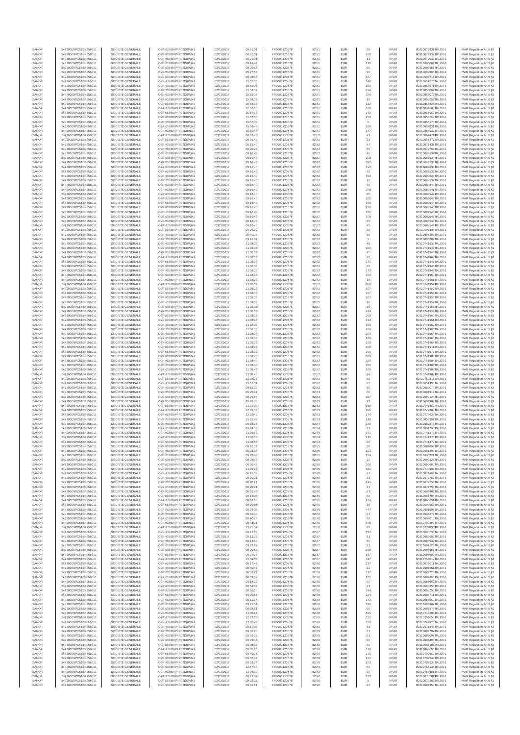| SANOFI | 549300E9PC51EN656011 | SOCIETE GENERALE | O2RNE8IBXP4R0TD8PU42 | 02/03/2017 | 08:21:01 | FR0000120578 | 82.81 | EUR | 58 | XPAR | 00310672931TRLO0-1 | MAR Regulation Art 5 §2 |
|---|---|---|---|---|---|---|---|---|---|---|---|---|
| SANOFI | 549300E9PC51EN656011 | SOCIETE GENERALE | O2RNE8IBXP4R0TD8PU42 | 02/03/2017 | 08:21:01 | FR0000120578 | 82.81 | EUR | 100 | XPAR | 00310672932TRLO0-1 | MAR Regulation Art 5 §2 |
| SANOFI | 549300E9PC51EN656011 | SOCIETE GENERALE | O2RNE8IBXP4R0TD8PU42 | 02/03/2017 | 08:21:01 | FR0000120578 | 82.81 | EUR | 11 | XPAR | 00310672933TRLO0-1 | MAR Regulation Art 5 §2 |
| SANOFI | 549300E9PC51EN656011 | SOCIETE GENERALE | O2RNE8IBXP4R0TD8PU42 | 02/03/2017 | 09:18:42 | FR0000120578 | 82.81 | EUR | 218 | XPAR | 00310690087TRLO0-1 | MAR Regulation Art 5 §2 |
| SANOFI | 549300E9PC51EN656011 | SOCIETE GENERALE | O2RNE8IBXP4R0TD8PU42 | 02/03/2017 | 09:26:57 | FR0000120578 | 82.81 | EUR | 60 | XPAR | 00310692552TRLO0-1 | MAR Regulation Art 5 §2 |
| SANOFI | 549300E9PC51EN656011 | SOCIETE GENERALE | O2RNE8IBXP4R0TD8PU42 | 02/03/2017 | 09:27:53 | FR0000120578 | 82.81 | EUR | 89 | XPAR | 00310692985TRLO0-1 | MAR Regulation Art 5 §2 |
| SANOFI | 549300E9PC51EN656011 | SOCIETE GENERALE | O2RNE8IBXP4R0TD8PU42 | 02/03/2017 | 09:42:38 | FR0000120578 | 82.81 | EUR | 337 | XPAR | 00310698715TRLO0-1 | MAR Regulation Art 5 §2 |
| SANOFI | 549300E9PC51EN656011 | SOCIETE GENERALE | O2RNE8IBXP4R0TD8PU42 | 02/03/2017 | 15:52:03 | FR0000120578 | 82.81 | EUR | 346 | XPAR | 00310854570TRLO0-1 | MAR Regulation Art 5 §2 |
| SANOFI | 549300E9PC51EN656011 | SOCIETE GENERALE | O2RNE8IBXP4R0TD8PU42 | 02/03/2017 | 15:52:03 | FR0000120578 | 82.81 | EUR | 108 | XPAR | 00310854571TRLO0-1 | MAR Regulation Art 5 §2 |
| SANOFI | 549300E9PC51EN656011 | SOCIETE GENERALE | O2RNE8IBXP4R0TD8PU42 | 02/03/2017 | 15:53:37 | FR0000120578 | 82.81 | EUR | 124 | XPAR | 00310856067TRLO0-1 | MAR Regulation Art 5 §2 |
| SANOFI | 549300E9PC51EN656011 | SOCIETE GENERALE | O2RNE8IBXP4R0TD8PU42 | 02/03/2017 | 15:53:37 | FR0000120578 | 82.81 | EUR | 106 | XPAR | 00310856072TRLO0-1 | MAR Regulation Art 5 §2 |
| SANOFI | 549300E9PC51EN656011 | SOCIETE GENERALE | O2RNE8IBXP4R0TD8PU42 | 02/03/2017 | 15:54:33 | FR0000120578 | 82.81 | EUR | 19 | XPAR | 00310856552TRLO0-1 | MAR Regulation Art 5 §2 |
| SANOFI | 549300E9PC51EN656011 | SOCIETE GENERALE | O2RNE8IBXP4R0TD8PU42 | 02/03/2017 | 15:54:38 | FR0000120578 | 82.81 | EUR | 132 | XPAR | 00310856628TRLO0-1 | MAR Regulation Art 5 §2 |
| SANOFI | 549300E9PC51EN656011 | SOCIETE GENERALE | O2RNE8IBXP4R0TD8PU42 | 02/03/2017 | 15:56:58 | FR0000120578 | 82.81 | EUR | 108 | XPAR | 00310857888TRLO0-1 | MAR Regulation Art 5 §2 |
| SANOFI | 549300E9PC51EN656011 | SOCIETE GENERALE | O2RNE8IBXP4R0TD8PU42 | 02/03/2017 | 15:57:18 | FR0000120578 | 82.81 | EUR | 342 | XPAR | 00310858062TRLO0-1 | MAR Regulation Art 5 §2 |
| SANOFI | 549300E9PC51EN656011 | SOCIETE GENERALE | O2RNE8IBXP4R0TD8PU42 | 02/03/2017 | 15:57:30 | FR0000120578 | 82.81 | EUR | 458 | XPAR | 00310858169TRLO0-1 | MAR Regulation Art 5 §2 |
| SANOFI | 549300E9PC51EN656011 | SOCIETE GENERALE | O2RNE8IBXP4R0TD8PU42 | 02/03/2017 | 15:57:30 | FR0000120578 | 82.81 | EUR | 6 | XPAR | 00310858170TRLO0-1 | MAR Regulation Art 5 §2 |
| SANOFI | 549300E9PC51EN656011 | SOCIETE GENERALE | O2RNE8IBXP4R0TD8PU42 | 02/03/2017 | 15:59:43 | FR0000120578 | 82.81 | EUR | 180 | XPAR | 00310859931TRLO0-1 | MAR Regulation Art 5 §2 |
| SANOFI | 549300E9PC51EN656011 | SOCIETE GENERALE | O2RNE8IBXP4R0TD8PU42 | 02/03/2017 | 15:59:43 | FR0000120578 | 82.81 | EUR | 347 | XPAR | 00310859932TRLO0-1 | MAR Regulation Art 5 §2 |
| SANOFI | 549300E9PC51EN656011 | SOCIETE GENERALE | O2RNE8IBXP4R0TD8PU42 | 02/03/2017 | 08:01:48 | FR0000120578 | 82.82 | EUR | 41 | XPAR | 00310667471TRLO0-1 | MAR Regulation Art 5 §2 |
| SANOFI | 549300E9PC51EN656011 | SOCIETE GENERALE | O2RNE8IBXP4R0TD8PU42 | 02/03/2017 | 08:01:48 | FR0000120578 | 82.82 | EUR | 23 | XPAR | 00310667472TRLO0-1 | MAR Regulation Art 5 §2 |
| SANOFI | 549300E9PC51EN656011 | SOCIETE GENERALE | O2RNE8IBXP4R0TD8PU42 | 02/03/2017 | 08:15:40 | FR0000120578 | 82.82 | EUR | 47 | XPAR | 00310671437TRLO0-1 | MAR Regulation Art 5 §2 |
| SANOFI | 549300E9PC51EN656011 | SOCIETE GENERALE | O2RNE8IBXP4R0TD8PU42 | 02/03/2017 | 08:20:23 | FR0000120578 | 82.82 | EUR | 60 | XPAR | 00310672767TRLO0-1 | MAR Regulation Art 5 §2 |
| SANOFI | 549300E9PC51EN656011 | SOCIETE GENERALE | O2RNE8IBXP4R0TD8PU42 | 02/03/2017 | 09:16:40 | FR0000120578 | 82.82 | EUR | 45 | XPAR | 00310689532TRLO0-1 | MAR Regulation Art 5 §2 |
| SANOFI | 549300E9PC51EN656011 | SOCIETE GENERALE | O2RNE8IBXP4R0TD8PU42 | 02/03/2017 | 09:16:40 | FR0000120578 | 82.82 | EUR | 308 | XPAR | 00310689534TRLO0-1 | MAR Regulation Art 5 §2 |
| SANOFI | 549300E9PC51EN656011 | SOCIETE GENERALE | O2RNE8IBXP4R0TD8PU42 | 02/03/2017 | 09:16:40 | FR0000120578 | 82.82 | EUR | 308 | XPAR | 00310689535TRLO0-1 | MAR Regulation Art 5 §2 |
| SANOFI | 549300E9PC51EN656011 | SOCIETE GENERALE | O2RNE8IBXP4R0TD8PU42 | 02/03/2017 | 09:16:40 | FR0000120578 | 82.82 | EUR | 192 | XPAR | 00310689536TRLO0-1 | MAR Regulation Art 5 §2 |
| SANOFI | 549300E9PC51EN656011 | SOCIETE GENERALE | O2RNE8IBXP4R0TD8PU42 | 02/03/2017 | 09:16:40 | FR0000120578 | 82.82 | EUR | 70 | XPAR | 00310689537TRLO0-1 | MAR Regulation Art 5 §2 |
| SANOFI | 549300E9PC51EN656011 | SOCIETE GENERALE | O2RNE8IBXP4R0TD8PU42 | 02/03/2017 | 09:16:40 | FR0000120578 | 82.82 | EUR | 163 | XPAR | 00310689538TRLO0-1 | MAR Regulation Art 5 §2 |
| SANOFI | 549300E9PC51EN656011 | SOCIETE GENERALE | O2RNE8IBXP4R0TD8PU42 | 02/03/2017 | 09:16:40 | FR0000120578 | 82.82 | EUR | 75 | XPAR | 00310689539TRLO0-1 | MAR Regulation Art 5 §2 |
| SANOFI | 549300E9PC51EN656011 | SOCIETE GENERALE | O2RNE8IBXP4R0TD8PU42 | 02/03/2017 | 09:16:40 | FR0000120578 | 82.82 | EUR | 65 | XPAR | 00310689540TRLO0-1 | MAR Regulation Art 5 §2 |
| SANOFI | 549300E9PC51EN656011 | SOCIETE GENERALE | O2RNE8IBXP4R0TD8PU42 | 02/03/2017 | 09:16:40 | FR0000120578 | 82.82 | EUR | 308 | XPAR | 00310689541TRLO0-1 | MAR Regulation Art 5 §2 |
| SANOFI | 549300E9PC51EN656011 | SOCIETE GENERALE | O2RNE8IBXP4R0TD8PU42 | 02/03/2017 | 09:16:40 | FR0000120578 | 82.82 | EUR | 65 | XPAR | 00310689542TRLO0-1 | MAR Regulation Art 5 §2 |
| SANOFI | 549300E9PC51EN656011 | SOCIETE GENERALE | O2RNE8IBXP4R0TD8PU42 | 02/03/2017 | 09:16:40 | FR0000120578 | 82.82 | EUR | 200 | XPAR | 00310689543TRLO0-1 | MAR Regulation Art 5 §2 |
| SANOFI | 549300E9PC51EN656011 | SOCIETE GENERALE | O2RNE8IBXP4R0TD8PU42 | 02/03/2017 | 09:16:40 | FR0000120578 | 82.82 | EUR | 108 | XPAR | 00310689544TRLO0-1 | MAR Regulation Art 5 §2 |
| SANOFI | 549300E9PC51EN656011 | SOCIETE GENERALE | O2RNE8IBXP4R0TD8PU42 | 02/03/2017 | 09:16:40 | FR0000120578 | 82.82 | EUR | 220 | XPAR | 00310689545TRLO0-1 | MAR Regulation Art 5 §2 |
| SANOFI | 549300E9PC51EN656011 | SOCIETE GENERALE | O2RNE8IBXP4R0TD8PU42 | 02/03/2017 | 09:16:40 | FR0000120578 | 82.82 | EUR | 100 | XPAR | 00310689546TRLO0-1 | MAR Regulation Art 5 §2 |
| SANOFI | 549300E9PC51EN656011 | SOCIETE GENERALE | O2RNE8IBXP4R0TD8PU42 | 02/03/2017 | 09:16:40 | FR0000120578 | 82.82 | EUR | 208 | XPAR | 00310689547TRLO0-1 | MAR Regulation Art 5 §2 |
| SANOFI | 549300E9PC51EN656011 | SOCIETE GENERALE | O2RNE8IBXP4R0TD8PU42 | 02/03/2017 | 09:16:40 | FR0000120578 | 82.82 | EUR | 65 | XPAR | 00310689548TRLO0-1 | MAR Regulation Art 5 §2 |
| SANOFI | 549300E9PC51EN656011 | SOCIETE GENERALE | O2RNE8IBXP4R0TD8PU42 | 02/03/2017 | 09:16:40 | FR0000120578 | 82.82 | EUR | 45 | XPAR | 00310689549TRLO0-1 | MAR Regulation Art 5 §2 |
| SANOFI | 549300E9PC51EN656011 | SOCIETE GENERALE | O2RNE8IBXP4R0TD8PU42 | 02/03/2017 | 09:26:22 | FR0000120578 | 82.82 | EUR | 60 | XPAR | 00310692384TRLO0-1 | MAR Regulation Art 5 §2 |
| SANOFI | 549300E9PC51EN656011 | SOCIETE GENERALE | O2RNE8IBXP4R0TD8PU42 | 02/03/2017 | 09:41:04 | FR0000120578 | 82.82 | EUR | 55 | XPAR | 00310698288TRLO0-1 | MAR Regulation Art 5 §2 |
| SANOFI | 549300E9PC51EN656011 | SOCIETE GENERALE | O2RNE8IBXP4R0TD8PU42 | 02/03/2017 | 09:41:04 | FR0000120578 | 82.82 | EUR | 5 | XPAR | 00310698289TRLO0-1 | MAR Regulation Art 5 §2 |
| SANOFI | 549300E9PC51EN656011 | SOCIETE GENERALE | O2RNE8IBXP4R0TD8PU42 | 02/03/2017 | 11:38:38 | FR0000120578 | 82.82 | EUR | 49 | XPAR | 00310741939TRLO0-1 | MAR Regulation Art 5 §2 |
| SANOFI | 549300E9PC51EN656011 | SOCIETE GENERALE | O2RNE8IBXP4R0TD8PU42 | 02/03/2017 | 11:38:38 | FR0000120578 | 82.82 | EUR | 309 | XPAR | 00310741940TRLO0-1 | MAR Regulation Art 5 §2 |
| SANOFI | 549300E9PC51EN656011 | SOCIETE GENERALE | O2RNE8IBXP4R0TD8PU42 | 02/03/2017 | 11:38:38 | FR0000120578 | 82.82 | EUR | 45 | XPAR | 00310741943TRLO0-1 | MAR Regulation Art 5 §2 |
| SANOFI | 549300E9PC51EN656011 | SOCIETE GENERALE | O2RNE8IBXP4R0TD8PU42 | 02/03/2017 | 11:38:38 | FR0000120578 | 82.82 | EUR | 60 | XPAR | 00310741946TRLO0-1 | MAR Regulation Art 5 §2 |
| SANOFI | 549300E9PC51EN656011 | SOCIETE GENERALE | O2RNE8IBXP4R0TD8PU42 | 02/03/2017 | 11:38:38 | FR0000120578 | 82.82 | EUR | 241 | XPAR | 00310741947TRLO0-1 | MAR Regulation Art 5 §2 |
| SANOFI | 549300E9PC51EN656011 | SOCIETE GENERALE | O2RNE8IBXP4R0TD8PU42 | 02/03/2017 | 11:38:38 | FR0000120578 | 82.82 | EUR | 68 | XPAR | 00310741948TRLO0-1 | MAR Regulation Art 5 §2 |
| SANOFI | 549300E9PC51EN656011 | SOCIETE GENERALE | O2RNE8IBXP4R0TD8PU42 | 02/03/2017 | 11:38:38 | FR0000120578 | 82.82 | EUR | 173 | XPAR | 00310741949TRLO0-1 | MAR Regulation Art 5 §2 |
| SANOFI | 549300E9PC51EN656011 | SOCIETE GENERALE | O2RNE8IBXP4R0TD8PU42 | 02/03/2017 | 11:38:38 | FR0000120578 | 82.82 | EUR | 309 | XPAR | 00310741950TRLO0-1 | MAR Regulation Art 5 §2 |
| SANOFI | 549300E9PC51EN656011 | SOCIETE GENERALE | O2RNE8IBXP4R0TD8PU42 | 02/03/2017 | 11:38:38 | FR0000120578 | 82.82 | EUR | 16 | XPAR | 00310741951TRLO0-1 | MAR Regulation Art 5 §2 |
| SANOFI | 549300E9PC51EN656011 | SOCIETE GENERALE | O2RNE8IBXP4R0TD8PU42 | 02/03/2017 | 11:38:38 | FR0000120578 | 82.82 | EUR | 186 | XPAR | 00310741952TRLO0-1 | MAR Regulation Art 5 §2 |
| SANOFI | 549300E9PC51EN656011 | SOCIETE GENERALE | O2RNE8IBXP4R0TD8PU42 | 02/03/2017 | 11:38:38 | FR0000120578 | 82.82 | EUR | 107 | XPAR | 00310741953TRLO0-1 | MAR Regulation Art 5 §2 |
| SANOFI | 549300E9PC51EN656011 | SOCIETE GENERALE | O2RNE8IBXP4R0TD8PU42 | 02/03/2017 | 11:38:38 | FR0000120578 | 82.82 | EUR | 107 | XPAR | 00310741954TRLO0-1 | MAR Regulation Art 5 §2 |
| SANOFI | 549300E9PC51EN656011 | SOCIETE GENERALE | O2RNE8IBXP4R0TD8PU42 | 02/03/2017 | 11:38:38 | FR0000120578 | 82.82 | EUR | 107 | XPAR | 00310741955TRLO0-1 | MAR Regulation Art 5 §2 |
| SANOFI | 549300E9PC51EN656011 | SOCIETE GENERALE | O2RNE8IBXP4R0TD8PU42 | 02/03/2017 | 11:38:38 | FR0000120578 | 82.82 | EUR | 70 | XPAR | 00310741957TRLO0-1 | MAR Regulation Art 5 §2 |
| SANOFI | 549300E9PC51EN656011 | SOCIETE GENERALE | O2RNE8IBXP4R0TD8PU42 | 02/03/2017 | 11:38:38 | FR0000120578 | 82.82 | EUR | 25 | XPAR | 00310741958TRLO0-1 | MAR Regulation Art 5 §2 |
| SANOFI | 549300E9PC51EN656011 | SOCIETE GENERALE | O2RNE8IBXP4R0TD8PU42 | 02/03/2017 | 11:38:38 | FR0000120578 | 82.82 | EUR | 464 | XPAR | 00310741959TRLO0-1 | MAR Regulation Art 5 §2 |
| SANOFI | 549300E9PC51EN656011 | SOCIETE GENERALE | O2RNE8IBXP4R0TD8PU42 | 02/03/2017 | 11:38:38 | FR0000120578 | 82.82 | EUR | 309 | XPAR | 00310741960TRLO0-1 | MAR Regulation Art 5 §2 |
| SANOFI | 549300E9PC51EN656011 | SOCIETE GENERALE | O2RNE8IBXP4R0TD8PU42 | 02/03/2017 | 11:38:38 | FR0000120578 | 82.82 | EUR | 213 | XPAR | 00310741961TRLO0-1 | MAR Regulation Art 5 §2 |
| SANOFI | 549300E9PC51EN656011 | SOCIETE GENERALE | O2RNE8IBXP4R0TD8PU42 | 02/03/2017 | 11:38:38 | FR0000120578 | 82.82 | EUR | 100 | XPAR | 00310741962TRLO0-1 | MAR Regulation Art 5 §2 |
| SANOFI | 549300E9PC51EN656011 | SOCIETE GENERALE | O2RNE8IBXP4R0TD8PU42 | 02/03/2017 | 11:38:38 | FR0000120578 | 82.82 | EUR | 209 | XPAR | 00310741963TRLO0-1 | MAR Regulation Art 5 §2 |
| SANOFI | 549300E9PC51EN656011 | SOCIETE GENERALE | O2RNE8IBXP4R0TD8PU42 | 02/03/2017 | 11:38:38 | FR0000120578 | 82.82 | EUR | 209 | XPAR | 00310741964TRLO0-1 | MAR Regulation Art 5 §2 |
| SANOFI | 549300E9PC51EN656011 | SOCIETE GENERALE | O2RNE8IBXP4R0TD8PU42 | 02/03/2017 | 11:38:38 | FR0000120578 | 82.82 | EUR | 100 | XPAR | 00310741965TRLO0-1 | MAR Regulation Art 5 §2 |
| SANOFI | 549300E9PC51EN656011 | SOCIETE GENERALE | O2RNE8IBXP4R0TD8PU42 | 02/03/2017 | 11:38:38 | FR0000120578 | 82.82 | EUR | 109 | XPAR | 00310741966TRLO0-1 | MAR Regulation Art 5 §2 |
| SANOFI | 549300E9PC51EN656011 | SOCIETE GENERALE | O2RNE8IBXP4R0TD8PU42 | 02/03/2017 | 11:38:38 | FR0000120578 | 82.82 | EUR | 309 | XPAR | 00310741971TRLO0-1 | MAR Regulation Art 5 §2 |
| SANOFI | 549300E9PC51EN656011 | SOCIETE GENERALE | O2RNE8IBXP4R0TD8PU42 | 02/03/2017 | 11:38:39 | FR0000120578 | 82.82 | EUR | 309 | XPAR | 00310741972TRLO0-1 | MAR Regulation Art 5 §2 |
| SANOFI | 549300E9PC51EN656011 | SOCIETE GENERALE | O2RNE8IBXP4R0TD8PU42 | 02/03/2017 | 11:38:40 | FR0000120578 | 82.82 | EUR | 309 | XPAR | 00310741983TRLO0-1 | MAR Regulation Art 5 §2 |
| SANOFI | 549300E9PC51EN656011 | SOCIETE GENERALE | O2RNE8IBXP4R0TD8PU42 | 02/03/2017 | 11:38:40 | FR0000120578 | 82.82 | EUR | 309 | XPAR | 00310741984TRLO0-1 | MAR Regulation Art 5 §2 |
| SANOFI | 549300E9PC51EN656011 | SOCIETE GENERALE | O2RNE8IBXP4R0TD8PU42 | 02/03/2017 | 11:38:40 | FR0000120578 | 82.82 | EUR | 100 | XPAR | 00310741985TRLO0-1 | MAR Regulation Art 5 §2 |
| SANOFI | 549300E9PC51EN656011 | SOCIETE GENERALE | O2RNE8IBXP4R0TD8PU42 | 02/03/2017 | 11:38:40 | FR0000120578 | 82.82 | EUR | 209 | XPAR | 00310741986TRLO0-1 | MAR Regulation Art 5 §2 |
| SANOFI | 549300E9PC51EN656011 | SOCIETE GENERALE | O2RNE8IBXP4R0TD8PU42 | 02/03/2017 | 11:38:40 | FR0000120578 | 82.82 | EUR | 24 | XPAR | 00310741987TRLO0-1 | MAR Regulation Art 5 §2 |
| SANOFI | 549300E9PC51EN656011 | SOCIETE GENERALE | O2RNE8IBXP4R0TD8PU42 | 02/03/2017 | 12:04:25 | FR0000120578 | 82.82 | EUR | 60 | XPAR | 00310750815TRLO0-1 | MAR Regulation Art 5 §2 |
| SANOFI | 549300E9PC51EN656011 | SOCIETE GENERALE | O2RNE8IBXP4R0TD8PU42 | 02/03/2017 | 15:52:31 | FR0000120578 | 82.82 | EUR | 62 | XPAR | 00310854998TRLO0-1 | MAR Regulation Art 5 §2 |
| SANOFI | 549300E9PC51EN656011 | SOCIETE GENERALE | O2RNE8IBXP4R0TD8PU42 | 02/03/2017 | 09:15:30 | FR0000120578 | 82.83 | EUR | 60 | XPAR | 00310689076TRLO0-1 | MAR Regulation Art 5 §2 |
| SANOFI | 549300E9PC51EN656011 | SOCIETE GENERALE | O2RNE8IBXP4R0TD8PU42 | 02/03/2017 | 09:25:11 | FR0000120578 | 82.83 | EUR | 60 | XPAR | 00310691917TRLO0-1 | MAR Regulation Art 5 §2 |
| SANOFI | 549300E9PC51EN656011 | SOCIETE GENERALE | O2RNE8IBXP4R0TD8PU42 | 02/03/2017 | 09:25:54 | FR0000120578 | 82.83 | EUR | 257 | XPAR | 00310692224TRLO0-1 | MAR Regulation Art 5 §2 |
| SANOFI | 549300E9PC51EN656011 | SOCIETE GENERALE | O2RNE8IBXP4R0TD8PU42 | 02/03/2017 | 09:26:20 | FR0000120578 | 82.83 | EUR | 83 | XPAR | 00310692369TRLO0-1 | MAR Regulation Art 5 §2 |
| SANOFI | 549300E9PC51EN656011 | SOCIETE GENERALE | O2RNE8IBXP4R0TD8PU42 | 02/03/2017 | 11:37:04 | FR0000120578 | 82.83 | EUR | 689 | XPAR | 00310741452TRLO0-1 | MAR Regulation Art 5 §2 |
| SANOFI | 549300E9PC51EN656011 | SOCIETE GENERALE | O2RNE8IBXP4R0TD8PU42 | 02/03/2017 | 12:01:50 | FR0000120578 | 82.83 | EUR | 526 | XPAR | 00310749380TRLO0-1 | MAR Regulation Art 5 §2 |
| SANOFI | 549300E9PC51EN656011 | SOCIETE GENERALE | O2RNE8IBXP4R0TD8PU42 | 02/03/2017 | 13:23:48 | FR0000120578 | 82.83 | EUR | 274 | XPAR | 00310773639TRLO0-1 | MAR Regulation Art 5 §2 |
| SANOFI | 549300E9PC51EN656011 | SOCIETE GENERALE | O2RNE8IBXP4R0TD8PU42 | 02/03/2017 | 15:52:49 | FR0000120578 | 82.83 | EUR | 148 | XPAR | 00310855301TRLO0-1 | MAR Regulation Art 5 §2 |
| SANOFI | 549300E9PC51EN656011 | SOCIETE GENERALE | O2RNE8IBXP4R0TD8PU42 | 02/03/2017 | 09:16:27 | FR0000120578 | 82.84 | EUR | 129 | XPAR | 00310689373TRLO0-1 | MAR Regulation Art 5 §2 |
| SANOFI | 549300E9PC51EN656011 | SOCIETE GENERALE | O2RNE8IBXP4R0TD8PU42 | 02/03/2017 | 09:24:50 | FR0000120578 | 82.84 | EUR | 61 | XPAR | 00310691768TRLO0-1 | MAR Regulation Art 5 §2 |
| SANOFI | 549300E9PC51EN656011 | SOCIETE GENERALE | O2RNE8IBXP4R0TD8PU42 | 02/03/2017 | 11:36:58 | FR0000120578 | 82.84 | EUR | 241 | XPAR | 00310741377TRLO0-1 | MAR Regulation Art 5 §2 |
| SANOFI | 549300E9PC51EN656011 | SOCIETE GENERALE | O2RNE8IBXP4R0TD8PU42 | 02/03/2017 | 11:36:58 | FR0000120578 | 82.84 | EUR | 211 | XPAR | 00310741378TRLO0-1 | MAR Regulation Art 5 §2 |
| SANOFI | 549300E9PC51EN656011 | SOCIETE GENERALE | O2RNE8IBXP4R0TD8PU42 | 02/03/2017 | 11:36:58 | FR0000120578 | 82.84 | EUR | 60 | XPAR | 00310741379TRLO0-1 | MAR Regulation Art 5 §2 |
| SANOFI | 549300E9PC51EN656011 | SOCIETE GENERALE | O2RNE8IBXP4R0TD8PU42 | 02/03/2017 | 09:10:37 | FR0000120578 | 82.85 | EUR | 60 | XPAR | 00310687899TRLO0-1 | MAR Regulation Art 5 §2 |
| SANOFI | 549300E9PC51EN656011 | SOCIETE GENERALE | O2RNE8IBXP4R0TD8PU42 | 02/03/2017 | 09:23:07 | FR0000120578 | 82.85 | EUR | 123 | XPAR | 00310691257TRLO0-1 | MAR Regulation Art 5 §2 |
| SANOFI | 549300E9PC51EN656011 | SOCIETE GENERALE | O2RNE8IBXP4R0TD8PU42 | 02/03/2017 | 09:28:40 | FR0000120578 | 82.85 | EUR | 154 | XPAR | 00310693321TRLO0-1 | MAR Regulation Art 5 §2 |
| SANOFI | 549300E9PC51EN656011 | SOCIETE GENERALE | O2RNE8IBXP4R0TD8PU42 | 02/03/2017 | 09:28:40 | FR0000120578 | 82.85 | EUR | 22 | XPAR | 00310693328TRLO0-1 | MAR Regulation Art 5 §2 |
| SANOFI | 549300E9PC51EN656011 | SOCIETE GENERALE | O2RNE8IBXP4R0TD8PU42 | 02/03/2017 | 09:30:49 | FR0000120578 | 82.85 | EUR | 300 | XPAR | 00310693880TRLO0-1 | MAR Regulation Art 5 §2 |
| SANOFI | 549300E9PC51EN656011 | SOCIETE GENERALE | O2RNE8IBXP4R0TD8PU42 | 02/03/2017 | 11:35:28 | FR0000120578 | 82.85 | EUR | 681 | XPAR | 00310740997TRLO0-1 | MAR Regulation Art 5 §2 |
| SANOFI | 549300E9PC51EN656011 | SOCIETE GENERALE | O2RNE8IBXP4R0TD8PU42 | 02/03/2017 | 08:15:32 | FR0000120578 | 82.86 | EUR | 61 | XPAR | 00310671405TRLO0-1 | MAR Regulation Art 5 §2 |
| SANOFI | 549300E9PC51EN656011 | SOCIETE GENERALE | O2RNE8IBXP4R0TD8PU42 | 02/03/2017 | 08:20:21 | FR0000120578 | 82.86 | EUR | 71 | XPAR | 00310672753TRLO0-1 | MAR Regulation Art 5 §2 |
| SANOFI | 549300E9PC51EN656011 | SOCIETE GENERALE | O2RNE8IBXP4R0TD8PU42 | 02/03/2017 | 08:20:21 | FR0000120578 | 82.86 | EUR | 241 | XPAR | 00310672754TRLO0-1 | MAR Regulation Art 5 §2 |
| SANOFI | 549300E9PC51EN656011 | SOCIETE GENERALE | O2RNE8IBXP4R0TD8PU42 | 02/03/2017 | 08:20:21 | FR0000120578 | 82.86 | EUR | 33 | XPAR | 00310672755TRLO0-1 | MAR Regulation Art 5 §2 |
| SANOFI | 549300E9PC51EN656011 | SOCIETE GENERALE | O2RNE8IBXP4R0TD8PU42 | 02/03/2017 | 08:55:45 | FR0000120578 | 82.86 | EUR | 61 | XPAR | 00310683469TRLO0-1 | MAR Regulation Art 5 §2 |
| SANOFI | 549300E9PC51EN656011 | SOCIETE GENERALE | O2RNE8IBXP4R0TD8PU42 | 02/03/2017 | 09:14:05 | FR0000120578 | 82.86 | EUR | 60 | XPAR | 00310688784TRLO0-1 | MAR Regulation Art 5 §2 |
| SANOFI | 549300E9PC51EN656011 | SOCIETE GENERALE | O2RNE8IBXP4R0TD8PU42 | 02/03/2017 | 09:20:58 | FR0000120578 | 82.86 | EUR | 434 | XPAR | 00310690651TRLO0-1 | MAR Regulation Art 5 §2 |
| SANOFI | 549300E9PC51EN656011 | SOCIETE GENERALE | O2RNE8IBXP4R0TD8PU42 | 02/03/2017 | 09:20:58 | FR0000120578 | 82.86 | EUR | 26 | XPAR | 00310690652TRLO0-1 | MAR Regulation Art 5 §2 |
| SANOFI | 549300E9PC51EN656011 | SOCIETE GENERALE | O2RNE8IBXP4R0TD8PU42 | 02/03/2017 | 09:24:06 | FR0000120578 | 82.86 | EUR | 447 | XPAR | 00310691596TRLO0-1 | MAR Regulation Art 5 §2 |
| SANOFI | 549300E9PC51EN656011 | SOCIETE GENERALE | O2RNE8IBXP4R0TD8PU42 | 02/03/2017 | 09:31:40 | FR0000120578 | 82.86 | EUR | 61 | XPAR | 00310694279TRLO0-1 | MAR Regulation Art 5 §2 |
| SANOFI | 549300E9PC51EN656011 | SOCIETE GENERALE | O2RNE8IBXP4R0TD8PU42 | 02/03/2017 | 09:40:28 | FR0000120578 | 82.86 | EUR | 60 | XPAR | 00310698013TRLO0-1 | MAR Regulation Art 5 §2 |
| SANOFI | 549300E9PC51EN656011 | SOCIETE GENERALE | O2RNE8IBXP4R0TD8PU42 | 02/03/2017 | 09:48:11 | FR0000120578 | 82.86 | EUR | 405 | XPAR | 00310700308TRLO0-1 | MAR Regulation Art 5 §2 |
| SANOFI | 549300E9PC51EN656011 | SOCIETE GENERALE | O2RNE8IBXP4R0TD8PU42 | 02/03/2017 | 13:21:37 | FR0000120578 | 82.86 | EUR | 60 | XPAR | 00310772836TRLO0-1 | MAR Regulation Art 5 §2 |
| SANOFI | 549300E9PC51EN656011 | SOCIETE GENERALE | O2RNE8IBXP4R0TD8PU42 | 02/03/2017 | 09:12:59 | FR0000120578 | 82.87 | EUR | 132 | XPAR | 00310688530TRLO0-1 | MAR Regulation Art 5 §2 |
| SANOFI | 549300E9PC51EN656011 | SOCIETE GENERALE | O2RNE8IBXP4R0TD8PU42 | 02/03/2017 | 09:13:29 | FR0000120578 | 82.87 | EUR | 91 | XPAR | 00310688655TRLO0-1 | MAR Regulation Art 5 §2 |
| SANOFI | 549300E9PC51EN656011 | SOCIETE GENERALE | O2RNE8IBXP4R0TD8PU42 | 02/03/2017 | 09:14:50 | FR0000120578 | 82.87 | EUR | 60 | XPAR | 00310688937TRLO0-1 | MAR Regulation Art 5 §2 |
| SANOFI | 549300E9PC51EN656011 | SOCIETE GENERALE | O2RNE8IBXP4R0TD8PU42 | 02/03/2017 | 09:22:27 | FR0000120578 | 82.87 | EUR | 61 | XPAR | 00310691125TRLO0-1 | MAR Regulation Art 5 §2 |
| SANOFI | 549300E9PC51EN656011 | SOCIETE GENERALE | O2RNE8IBXP4R0TD8PU42 | 02/03/2017 | 09:29:58 | FR0000120578 | 82.87 | EUR | 366 | XPAR | 00310693655TRLO0-1 | MAR Regulation Art 5 §2 |
| SANOFI | 549300E9PC51EN656011 | SOCIETE GENERALE | O2RNE8IBXP4R0TD8PU42 | 02/03/2017 | 09:34:23 | FR0000120578 | 82.87 | EUR | 187 | XPAR | 00310695097TRLO0-1 | MAR Regulation Art 5 §2 |
| SANOFI | 549300E9PC51EN656011 | SOCIETE GENERALE | O2RNE8IBXP4R0TD8PU42 | 02/03/2017 | 12:34:05 | FR0000120578 | 82.87 | EUR | 147 | XPAR | 00310759012TRLO0-1 | MAR Regulation Art 5 §2 |
| SANOFI | 549300E9PC51EN656011 | SOCIETE GENERALE | O2RNE8IBXP4R0TD8PU42 | 02/03/2017 | 08:17:46 | FR0000120578 | 82.88 | EUR | 137 | XPAR | 00310672011TRLO0-1 | MAR Regulation Art 5 §2 |
| SANOFI | 549300E9PC51EN656011 | SOCIETE GENERALE | O2RNE8IBXP4R0TD8PU42 | 02/03/2017 | 08:49:47 | FR0000120578 | 82.88 | EUR | 92 | XPAR | 00310681953TRLO0-1 | MAR Regulation Art 5 §2 |
| SANOFI | 549300E9PC51EN656011 | SOCIETE GENERALE | O2RNE8IBXP4R0TD8PU42 | 02/03/2017 | 08:52:22 | FR0000120578 | 82.88 | EUR | 377 | XPAR | 00310682723TRLO0-1 | MAR Regulation Art 5 §2 |
| SANOFI | 549300E9PC51EN656011 | SOCIETE GENERALE | O2RNE8IBXP4R0TD8PU42 | 02/03/2017 | 08:53:02 | FR0000120578 | 82.88 | EUR | 105 | XPAR | 00310682863TRLO0-1 | MAR Regulation Art 5 §2 |
| SANOFI | 549300E9PC51EN656011 | SOCIETE GENERALE | O2RNE8IBXP4R0TD8PU42 | 02/03/2017 | 08:54:09 | FR0000120578 | 82.88 | EUR | 90 | XPAR | 00310683089TRLO0-1 | MAR Regulation Art 5 §2 |
| SANOFI | 549300E9PC51EN656011 | SOCIETE GENERALE | O2RNE8IBXP4R0TD8PU42 | 02/03/2017 | 08:54:59 | FR0000120578 | 82.88 | EUR | 21 | XPAR | 00310683258TRLO0-1 | MAR Regulation Art 5 §2 |
| SANOFI | 549300E9PC51EN656011 | SOCIETE GENERALE | O2RNE8IBXP4R0TD8PU42 | 02/03/2017 | 08:55:10 | FR0000120578 | 82.88 | EUR | 194 | XPAR | 00310683290TRLO0-1 | MAR Regulation Art 5 §2 |
| SANOFI | 549300E9PC51EN656011 | SOCIETE GENERALE | O2RNE8IBXP4R0TD8PU42 | 02/03/2017 | 09:09:57 | FR0000120578 | 82.88 | EUR | 224 | XPAR | 00310687711TRLO0-1 | MAR Regulation Art 5 §2 |
| SANOFI | 549300E9PC51EN656011 | SOCIETE GENERALE | O2RNE8IBXP4R0TD8PU42 | 02/03/2017 | 09:11:14 | FR0000120578 | 82.88 | EUR | 143 | XPAR | 00310688050TRLO0-1 | MAR Regulation Art 5 §2 |
| SANOFI | 549300E9PC51EN656011 | SOCIETE GENERALE | O2RNE8IBXP4R0TD8PU42 | 02/03/2017 | 09:21:54 | FR0000120578 | 82.88 | EUR | 186 | XPAR | 00310690962TRLO0-1 | MAR Regulation Art 5 §2 |
| SANOFI | 549300E9PC51EN656011 | SOCIETE GENERALE | O2RNE8IBXP4R0TD8PU42 | 02/03/2017 | 09:38:51 | FR0000120578 | 82.88 | EUR | 60 | XPAR | 00310697575TRLO0-1 | MAR Regulation Art 5 §2 |
| SANOFI | 549300E9PC51EN656011 | SOCIETE GENERALE | O2RNE8IBXP4R0TD8PU42 | 02/03/2017 | 11:35:15 | FR0000120578 | 82.88 | EUR | 655 | XPAR | 00310740883TRLO0-1 | MAR Regulation Art 5 §2 |
| SANOFI | 549300E9PC51EN656011 | SOCIETE GENERALE | O2RNE8IBXP4R0TD8PU42 | 02/03/2017 | 12:07:16 | FR0000120578 | 82.88 | EUR | 121 | XPAR | 00310751653TRLO0-1 | MAR Regulation Art 5 §2 |
| SANOFI | 549300E9PC51EN656011 | SOCIETE GENERALE | O2RNE8IBXP4R0TD8PU42 | 02/03/2017 | 13:05:45 | FR0000120578 | 82.88 | EUR | 128 | XPAR | 00310767923TRLO0-1 | MAR Regulation Art 5 §2 |
| SANOFI | 549300E9PC51EN656011 | SOCIETE GENERALE | O2RNE8IBXP4R0TD8PU42 | 02/03/2017 | 08:17:06 | FR0000120578 | 82.89 | EUR | 61 | XPAR | 00310671848TRLO0-1 | MAR Regulation Art 5 §2 |
| SANOFI | 549300E9PC51EN656011 | SOCIETE GENERALE | O2RNE8IBXP4R0TD8PU42 | 02/03/2017 | 09:01:20 | FR0000120578 | 82.89 | EUR | 61 | XPAR | 00310684792TRLO0-1 | MAR Regulation Art 5 §2 |
| SANOFI | 549300E9PC51EN656011 | SOCIETE GENERALE | O2RNE8IBXP4R0TD8PU42 | 02/03/2017 | 09:02:26 | FR0000120578 | 82.89 | EUR | 61 | XPAR | 00310685097TRLO0-1 | MAR Regulation Art 5 §2 |
| SANOFI | 549300E9PC51EN656011 | SOCIETE GENERALE | O2RNE8IBXP4R0TD8PU42 | 02/03/2017 | 09:05:46 | FR0000120578 | 82.89 | EUR | 60 | XPAR | 00310686394TRLO0-1 | MAR Regulation Art 5 §2 |
| SANOFI | 549300E9PC51EN656011 | SOCIETE GENERALE | O2RNE8IBXP4R0TD8PU42 | 02/03/2017 | 09:08:32 | FR0000120578 | 82.89 | EUR | 60 | XPAR | 00310687185TRLO0-1 | MAR Regulation Art 5 §2 |
| SANOFI | 549300E9PC51EN656011 | SOCIETE GENERALE | O2RNE8IBXP4R0TD8PU42 | 02/03/2017 | 09:35:25 | FR0000120578 | 82.89 | EUR | 178 | XPAR | 00310696053TRLO0-1 | MAR Regulation Art 5 §2 |
| SANOFI | 549300E9PC51EN656011 | SOCIETE GENERALE | O2RNE8IBXP4R0TD8PU42 | 02/03/2017 | 09:49:26 | FR0000120578 | 82.89 | EUR | 270 | XPAR | 00310700689TRLO0-1 | MAR Regulation Art 5 §2 |
| SANOFI | 549300E9PC51EN656011 | SOCIETE GENERALE | O2RNE8IBXP4R0TD8PU42 | 02/03/2017 | 09:52:47 | FR0000120578 | 82.89 | EUR | 231 | XPAR | 00310702249TRLO0-1 | MAR Regulation Art 5 §2 |
| SANOFI | 549300E9PC51EN656011 | SOCIETE GENERALE | O2RNE8IBXP4R0TD8PU42 | 02/03/2017 | 09:53:24 | FR0000120578 | 82.89 | EUR | 103 | XPAR | 00310702538TRLO0-1 | MAR Regulation Art 5 §2 |
| SANOFI | 549300E9PC51EN656011 | SOCIETE GENERALE | O2RNE8IBXP4R0TD8PU42 | 02/03/2017 | 12:57:14 | FR0000120578 | 82.89 | EUR | 60 | XPAR | 00310765138TRLO0-1 | MAR Regulation Art 5 §2 |
| SANOFI | 549300E9PC51EN656011 | SOCIETE GENERALE | O2RNE8IBXP4R0TD8PU42 | 02/03/2017 | 13:04:30 | FR0000120578 | 82.89 | EUR | 60 | XPAR | 00310767601TRLO0-1 | MAR Regulation Art 5 §2 |
| SANOFI | 549300E9PC51EN656011 | SOCIETE GENERALE | O2RNE8IBXP4R0TD8PU42 | 02/03/2017 | 08:22:37 | FR0000120578 | 82.90 | EUR | 173 | XPAR | 00310673282TRLO0-1 | MAR Regulation Art 5 §2 |
| SANOFI | 549300E9PC51EN656011 | SOCIETE GENERALE | O2RNE8IBXP4R0TD8PU42 | 02/03/2017 | 08:22:37 | FR0000120578 | 82.90 | EUR | 5 | XPAR | 00310673283TRLO0-1 | MAR Regulation Art 5 §2 |
| SANOFI | 549300E9PC51EN656011 | SOCIETE GENERALE | O2RNE8IBXP4R0TD8PU42 | 02/03/2017 | 09:01:51 | FR0000120578 | 82.90 | EUR | 92 | XPAR | 00310684950TRLO0-1 | MAR Regulation Art 5 §2 |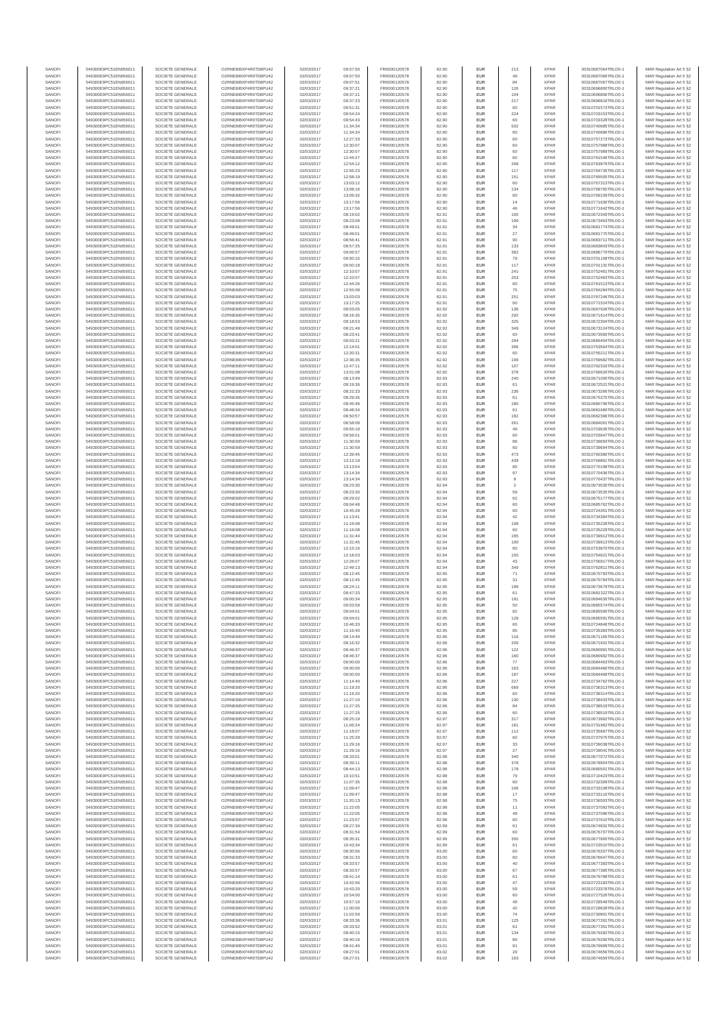| SANOFI | 549300E9PC51EN656011 | SOCIETE GENERALE | O2RNE8IBXP4R0TD8PU42 | 02/03/2017 | 09:07:50 | FR0000120578 | 82.90 | EUR | 213 | XPAR | 00310687064TRLO0-1 | MAR Regulation Art 5 §2 |
|---|---|---|---|---|---|---|---|---|---|---|---|---|
| SANOFI | 549300E9PC51EN656011 | SOCIETE GENERALE | O2RNE8IBXP4R0TD8PU42 | 02/03/2017 | 09:07:50 | FR0000120578 | 82.90 | EUR | 49 | XPAR | 00310687066TRLO0-1 | MAR Regulation Art 5 §2 |
| SANOFI | 549300E9PC51EN656011 | SOCIETE GENERALE | O2RNE8IBXP4R0TD8PU42 | 02/03/2017 | 09:07:51 | FR0000120578 | 82.90 | EUR | 84 | XPAR | 00310687067TRLO0-1 | MAR Regulation Art 5 §2 |
| SANOFI | 549300E9PC51EN656011 | SOCIETE GENERALE | O2RNE8IBXP4R0TD8PU42 | 02/03/2017 | 09:37:21 | FR0000120578 | 82.90 | EUR | 126 | XPAR | 00310696800TRLO0-1 | MAR Regulation Art 5 §2 |
| SANOFI | 549300E9PC51EN656011 | SOCIETE GENERALE | O2RNE8IBXP4R0TD8PU42 | 02/03/2017 | 09:37:21 | FR0000120578 | 82.90 | EUR | 104 | XPAR | 00310696806TRLO0-1 | MAR Regulation Art 5 §2 |
| SANOFI | 549300E9PC51EN656011 | SOCIETE GENERALE | O2RNE8IBXP4R0TD8PU42 | 02/03/2017 | 09:37:23 | FR0000120578 | 82.90 | EUR | 217 | XPAR | 00310696818TRLO0-1 | MAR Regulation Art 5 §2 |
| SANOFI | 549300E9PC51EN656011 | SOCIETE GENERALE | O2RNE8IBXP4R0TD8PU42 | 02/03/2017 | 09:51:31 | FR0000120578 | 82.90 | EUR | 60 | XPAR | 00310701573TRLO0-1 | MAR Regulation Art 5 §2 |
| SANOFI | 549300E9PC51EN656011 | SOCIETE GENERALE | O2RNE8IBXP4R0TD8PU42 | 02/03/2017 | 09:54:24 | FR0000120578 | 82.90 | EUR | 224 | XPAR | 00310703153TRLO0-1 | MAR Regulation Art 5 §2 |
| SANOFI | 549300E9PC51EN656011 | SOCIETE GENERALE | O2RNE8IBXP4R0TD8PU42 | 02/03/2017 | 09:54:43 | FR0000120578 | 82.90 | EUR | 60 | XPAR | 00310703328TRLO0-1 | MAR Regulation Art 5 §2 |
| SANOFI | 549300E9PC51EN656011 | SOCIETE GENERALE | O2RNE8IBXP4R0TD8PU42 | 02/03/2017 | 11:34:34 | FR0000120578 | 82.90 | EUR | 502 | XPAR | 00310740685TRLO0-1 | MAR Regulation Art 5 §2 |
| SANOFI | 549300E9PC51EN656011 | SOCIETE GENERALE | O2RNE8IBXP4R0TD8PU42 | 02/03/2017 | 11:34:34 | FR0000120578 | 82.90 | EUR | 60 | XPAR | 00310740686TRLO0-1 | MAR Regulation Art 5 §2 |
| SANOFI | 549300E9PC51EN656011 | SOCIETE GENERALE | O2RNE8IBXP4R0TD8PU42 | 02/03/2017 | 12:27:33 | FR0000120578 | 82.90 | EUR | 60 | XPAR | 00310757273TRLO0-1 | MAR Regulation Art 5 §2 |
| SANOFI | 549300E9PC51EN656011 | SOCIETE GENERALE | O2RNE8IBXP4R0TD8PU42 | 02/03/2017 | 12:30:07 | FR0000120578 | 82.90 | EUR | 60 | XPAR | 00310757988TRLO0-1 | MAR Regulation Art 5 §2 |
| SANOFI | 549300E9PC51EN656011 | SOCIETE GENERALE | O2RNE8IBXP4R0TD8PU42 | 02/03/2017 | 12:30:07 | FR0000120578 | 82.90 | EUR | 60 | XPAR | 00310757989TRLO0-1 | MAR Regulation Art 5 §2 |
| SANOFI | 549300E9PC51EN656011 | SOCIETE GENERALE | O2RNE8IBXP4R0TD8PU42 | 02/03/2017 | 12:44:27 | FR0000120578 | 82.90 | EUR | 60 | XPAR | 00310761546TRLO0-1 | MAR Regulation Art 5 §2 |
| SANOFI | 549300E9PC51EN656011 | SOCIETE GENERALE | O2RNE8IBXP4R0TD8PU42 | 02/03/2017 | 12:54:12 | FR0000120578 | 82.90 | EUR | 268 | XPAR | 00310763979TRLO0-1 | MAR Regulation Art 5 §2 |
| SANOFI | 549300E9PC51EN656011 | SOCIETE GENERALE | O2RNE8IBXP4R0TD8PU42 | 02/03/2017 | 12:56:23 | FR0000120578 | 82.90 | EUR | 117 | XPAR | 00310764735TRLO0-1 | MAR Regulation Art 5 §2 |
| SANOFI | 549300E9PC51EN656011 | SOCIETE GENERALE | O2RNE8IBXP4R0TD8PU42 | 02/03/2017 | 12:58:19 | FR0000120578 | 82.90 | EUR | 151 | XPAR | 00310765505TRLO0-1 | MAR Regulation Art 5 §2 |
| SANOFI | 549300E9PC51EN656011 | SOCIETE GENERALE | O2RNE8IBXP4R0TD8PU42 | 02/03/2017 | 13:03:12 | FR0000120578 | 82.90 | EUR | 60 | XPAR | 00310767313TRLO0-1 | MAR Regulation Art 5 §2 |
| SANOFI | 549300E9PC51EN656011 | SOCIETE GENERALE | O2RNE8IBXP4R0TD8PU42 | 02/03/2017 | 13:08:16 | FR0000120578 | 82.90 | EUR | 134 | XPAR | 00310768766TRLO0-1 | MAR Regulation Art 5 §2 |
| SANOFI | 549300E9PC51EN656011 | SOCIETE GENERALE | O2RNE8IBXP4R0TD8PU42 | 02/03/2017 | 13:09:32 | FR0000120578 | 82.90 | EUR | 60 | XPAR | 00310769159TRLO0-1 | MAR Regulation Art 5 §2 |
| SANOFI | 549300E9PC51EN656011 | SOCIETE GENERALE | O2RNE8IBXP4R0TD8PU42 | 02/03/2017 | 13:17:56 | FR0000120578 | 82.90 | EUR | 14 | XPAR | 00310771630TRLO0-1 | MAR Regulation Art 5 §2 |
| SANOFI | 549300E9PC51EN656011 | SOCIETE GENERALE | O2RNE8IBXP4R0TD8PU42 | 02/03/2017 | 13:17:56 | FR0000120578 | 82.90 | EUR | 46 | XPAR | 00310771642TRLO0-1 | MAR Regulation Art 5 §2 |
| SANOFI | 549300E9PC51EN656011 | SOCIETE GENERALE | O2RNE8IBXP4R0TD8PU42 | 02/03/2017 | 08:19:02 | FR0000120578 | 82.91 | EUR | 165 | XPAR | 00310672349TRLO0-1 | MAR Regulation Art 5 §2 |
| SANOFI | 549300E9PC51EN656011 | SOCIETE GENERALE | O2RNE8IBXP4R0TD8PU42 | 02/03/2017 | 08:23:09 | FR0000120578 | 82.91 | EUR | 199 | XPAR | 00310673463TRLO0-1 | MAR Regulation Art 5 §2 |
| SANOFI | 549300E9PC51EN656011 | SOCIETE GENERALE | O2RNE8IBXP4R0TD8PU42 | 02/03/2017 | 08:49:01 | FR0000120578 | 82.91 | EUR | 34 | XPAR | 00310681774TRLO0-1 | MAR Regulation Art 5 §2 |
| SANOFI | 549300E9PC51EN656011 | SOCIETE GENERALE | O2RNE8IBXP4R0TD8PU42 | 02/03/2017 | 08:49:01 | FR0000120578 | 82.91 | EUR | 27 | XPAR | 00310681775TRLO0-1 | MAR Regulation Art 5 §2 |
| SANOFI | 549300E9PC51EN656011 | SOCIETE GENERALE | O2RNE8IBXP4R0TD8PU42 | 02/03/2017 | 08:56:41 | FR0000120578 | 82.91 | EUR | 90 | XPAR | 00310683711TRLO0-1 | MAR Regulation Art 5 §2 |
| SANOFI | 549300E9PC51EN656011 | SOCIETE GENERALE | O2RNE8IBXP4R0TD8PU42 | 02/03/2017 | 08:57:25 | FR0000120578 | 82.91 | EUR | 133 | XPAR | 00310683843TRLO0-1 | MAR Regulation Art 5 §2 |
| SANOFI | 549300E9PC51EN656011 | SOCIETE GENERALE | O2RNE8IBXP4R0TD8PU42 | 02/03/2017 | 09:06:57 | FR0000120578 | 82.91 | EUR | 382 | XPAR | 00310686779TRLO0-1 | MAR Regulation Art 5 §2 |
| SANOFI | 549300E9PC51EN656011 | SOCIETE GENERALE | O2RNE8IBXP4R0TD8PU42 | 02/03/2017 | 09:50:15 | FR0000120578 | 82.91 | EUR | 79 | XPAR | 00310701108TRLO0-1 | MAR Regulation Art 5 §2 |
| SANOFI | 549300E9PC51EN656011 | SOCIETE GENERALE | O2RNE8IBXP4R0TD8PU42 | 02/03/2017 | 09:50:18 | FR0000120578 | 82.91 | EUR | 117 | XPAR | 00310701131TRLO0-1 | MAR Regulation Art 5 §2 |
| SANOFI | 549300E9PC51EN656011 | SOCIETE GENERALE | O2RNE8IBXP4R0TD8PU42 | 02/03/2017 | 12:10:07 | FR0000120578 | 82.91 | EUR | 241 | XPAR | 00310752461TRLO0-1 | MAR Regulation Art 5 §2 |
| SANOFI | 549300E9PC51EN656011 | SOCIETE GENERALE | O2RNE8IBXP4R0TD8PU42 | 02/03/2017 | 12:10:07 | FR0000120578 | 82.91 | EUR | 253 | XPAR | 00310752463TRLO0-1 | MAR Regulation Art 5 §2 |
| SANOFI | 549300E9PC51EN656011 | SOCIETE GENERALE | O2RNE8IBXP4R0TD8PU42 | 02/03/2017 | 12:44:26 | FR0000120578 | 82.91 | EUR | 60 | XPAR | 00310761513TRLO0-1 | MAR Regulation Art 5 §2 |
| SANOFI | 549300E9PC51EN656011 | SOCIETE GENERALE | O2RNE8IBXP4R0TD8PU42 | 02/03/2017 | 12:55:08 | FR0000120578 | 82.91 | EUR | 75 | XPAR | 00310764284TRLO0-1 | MAR Regulation Art 5 §2 |
| SANOFI | 549300E9PC51EN656011 | SOCIETE GENERALE | O2RNE8IBXP4R0TD8PU42 | 02/03/2017 | 13:03:03 | FR0000120578 | 82.91 | EUR | 251 | XPAR | 00310767246TRLO0-1 | MAR Regulation Art 5 §2 |
| SANOFI | 549300E9PC51EN656011 | SOCIETE GENERALE | O2RNE8IBXP4R0TD8PU42 | 02/03/2017 | 13:17:25 | FR0000120578 | 82.91 | EUR | 60 | XPAR | 00310771524TRLO0-1 | MAR Regulation Art 5 §2 |
| SANOFI | 549300E9PC51EN656011 | SOCIETE GENERALE | O2RNE8IBXP4R0TD8PU42 | 02/03/2017 | 08:03:05 | FR0000120578 | 82.92 | EUR | 136 | XPAR | 00310667926TRLO0-1 | MAR Regulation Art 5 §2 |
| SANOFI | 549300E9PC51EN656011 | SOCIETE GENERALE | O2RNE8IBXP4R0TD8PU42 | 02/03/2017 | 08:16:35 | FR0000120578 | 82.92 | EUR | 292 | XPAR | 00310671614TRLO0-1 | MAR Regulation Art 5 §2 |
| SANOFI | 549300E9PC51EN656011 | SOCIETE GENERALE | O2RNE8IBXP4R0TD8PU42 | 02/03/2017 | 08:18:53 | FR0000120578 | 82.92 | EUR | 325 | XPAR | 00310672304TRLO0-1 | MAR Regulation Art 5 §2 |
| SANOFI | 549300E9PC51EN656011 | SOCIETE GENERALE | O2RNE8IBXP4R0TD8PU42 | 02/03/2017 | 08:21:49 | FR0000120578 | 82.92 | EUR | 349 | XPAR | 00310673124TRLO0-1 | MAR Regulation Art 5 §2 |
| SANOFI | 549300E9PC51EN656011 | SOCIETE GENERALE | O2RNE8IBXP4R0TD8PU42 | 02/03/2017 | 08:23:41 | FR0000120578 | 82.92 | EUR | 60 | XPAR | 00310673560TRLO0-1 | MAR Regulation Art 5 §2 |
| SANOFI | 549300E9PC51EN656011 | SOCIETE GENERALE | O2RNE8IBXP4R0TD8PU42 | 02/03/2017 | 09:03:21 | FR0000120578 | 82.92 | EUR | 294 | XPAR | 00310685404TRLO0-1 | MAR Regulation Art 5 §2 |
| SANOFI | 549300E9PC51EN656011 | SOCIETE GENERALE | O2RNE8IBXP4R0TD8PU42 | 02/03/2017 | 12:14:01 | FR0000120578 | 82.92 | EUR | 396 | XPAR | 00310753564TRLO0-1 | MAR Regulation Art 5 §2 |
| SANOFI | 549300E9PC51EN656011 | SOCIETE GENERALE | O2RNE8IBXP4R0TD8PU42 | 02/03/2017 | 12:20:31 | FR0000120578 | 82.92 | EUR | 60 | XPAR | 00310755211TRLO0-1 | MAR Regulation Art 5 §2 |
| SANOFI | 549300E9PC51EN656011 | SOCIETE GENERALE | O2RNE8IBXP4R0TD8PU42 | 02/03/2017 | 12:36:35 | FR0000120578 | 82.92 | EUR | 106 | XPAR | 00310759682TRLO0-1 | MAR Regulation Art 5 §2 |
| SANOFI | 549300E9PC51EN656011 | SOCIETE GENERALE | O2RNE8IBXP4R0TD8PU42 | 02/03/2017 | 12:47:11 | FR0000120578 | 82.92 | EUR | 107 | XPAR | 00310762316TRLO0-1 | MAR Regulation Art 5 §2 |
| SANOFI | 549300E9PC51EN656011 | SOCIETE GENERALE | O2RNE8IBXP4R0TD8PU42 | 02/03/2017 | 13:01:08 | FR0000120578 | 82.92 | EUR | 378 | XPAR | 00310766620TRLO0-1 | MAR Regulation Art 5 §2 |
| SANOFI | 549300E9PC51EN656011 | SOCIETE GENERALE | O2RNE8IBXP4R0TD8PU42 | 02/03/2017 | 08:13:49 | FR0000120578 | 82.93 | EUR | 240 | XPAR | 00310671000TRLO0-1 | MAR Regulation Art 5 §2 |
| SANOFI | 549300E9PC51EN656011 | SOCIETE GENERALE | O2RNE8IBXP4R0TD8PU42 | 02/03/2017 | 08:19:36 | FR0000120578 | 82.93 | EUR | 61 | XPAR | 00310672521TRLO0-1 | MAR Regulation Art 5 §2 |
| SANOFI | 549300E9PC51EN656011 | SOCIETE GENERALE | O2RNE8IBXP4R0TD8PU42 | 02/03/2017 | 08:22:33 | FR0000120578 | 82.93 | EUR | 236 | XPAR | 00310673296TRLO0-1 | MAR Regulation Art 5 §2 |
| SANOFI | 549300E9PC51EN656011 | SOCIETE GENERALE | O2RNE8IBXP4R0TD8PU42 | 02/03/2017 | 08:29:35 | FR0000120578 | 82.93 | EUR | 61 | XPAR | 00310675375TRLO0-1 | MAR Regulation Art 5 §2 |
| SANOFI | 549300E9PC51EN656011 | SOCIETE GENERALE | O2RNE8IBXP4R0TD8PU42 | 02/03/2017 | 08:45:46 | FR0000120578 | 82.93 | EUR | 180 | XPAR | 00310680796TRLO0-1 | MAR Regulation Art 5 §2 |
| SANOFI | 549300E9PC51EN656011 | SOCIETE GENERALE | O2RNE8IBXP4R0TD8PU42 | 02/03/2017 | 08:48:34 | FR0000120578 | 82.93 | EUR | 61 | XPAR | 00310681686TRLO0-1 | MAR Regulation Art 5 §2 |
| SANOFI | 549300E9PC51EN656011 | SOCIETE GENERALE | O2RNE8IBXP4R0TD8PU42 | 02/03/2017 | 08:50:57 | FR0000120578 | 82.93 | EUR | 182 | XPAR | 00310682396TRLO0-1 | MAR Regulation Art 5 §2 |
| SANOFI | 549300E9PC51EN656011 | SOCIETE GENERALE | O2RNE8IBXP4R0TD8PU42 | 02/03/2017 | 08:58:08 | FR0000120578 | 82.93 | EUR | 261 | XPAR | 00310684001TRLO0-1 | MAR Regulation Art 5 §2 |
| SANOFI | 549300E9PC51EN656011 | SOCIETE GENERALE | O2RNE8IBXP4R0TD8PU42 | 02/03/2017 | 09:55:19 | FR0000120578 | 82.93 | EUR | 49 | XPAR | 00310703635TRLO0-1 | MAR Regulation Art 5 §2 |
| SANOFI | 549300E9PC51EN656011 | SOCIETE GENERALE | O2RNE8IBXP4R0TD8PU42 | 02/03/2017 | 09:56:01 | FR0000120578 | 82.93 | EUR | 60 | XPAR | 00310703947TRLO0-1 | MAR Regulation Art 5 §2 |
| SANOFI | 549300E9PC51EN656011 | SOCIETE GENERALE | O2RNE8IBXP4R0TD8PU42 | 02/03/2017 | 11:30:59 | FR0000120578 | 82.93 | EUR | 86 | XPAR | 00310739693TRLO0-1 | MAR Regulation Art 5 §2 |
| SANOFI | 549300E9PC51EN656011 | SOCIETE GENERALE | O2RNE8IBXP4R0TD8PU42 | 02/03/2017 | 11:30:59 | FR0000120578 | 82.93 | EUR | 60 | XPAR | 00310739694TRLO0-1 | MAR Regulation Art 5 §2 |
| SANOFI | 549300E9PC51EN656011 | SOCIETE GENERALE | O2RNE8IBXP4R0TD8PU42 | 02/03/2017 | 12:39:45 | FR0000120578 | 82.93 | EUR | 473 | XPAR | 00310760380TRLO0-1 | MAR Regulation Art 5 §2 |
| SANOFI | 549300E9PC51EN656011 | SOCIETE GENERALE | O2RNE8IBXP4R0TD8PU42 | 02/03/2017 | 13:12:19 | FR0000120578 | 82.93 | EUR | 439 | XPAR | 00310769861TRLO0-1 | MAR Regulation Art 5 §2 |
| SANOFI | 549300E9PC51EN656011 | SOCIETE GENERALE | O2RNE8IBXP4R0TD8PU42 | 02/03/2017 | 13:13:54 | FR0000120578 | 82.93 | EUR | 85 | XPAR | 00310770198TRLO0-1 | MAR Regulation Art 5 §2 |
| SANOFI | 549300E9PC51EN656011 | SOCIETE GENERALE | O2RNE8IBXP4R0TD8PU42 | 02/03/2017 | 13:14:34 | FR0000120578 | 82.93 | EUR | 97 | XPAR | 00310770436TRLO0-1 | MAR Regulation Art 5 §2 |
| SANOFI | 549300E9PC51EN656011 | SOCIETE GENERALE | O2RNE8IBXP4R0TD8PU42 | 02/03/2017 | 13:14:34 | FR0000120578 | 82.93 | EUR | 8 | XPAR | 00310770437TRLO0-1 | MAR Regulation Art 5 §2 |
| SANOFI | 549300E9PC51EN656011 | SOCIETE GENERALE | O2RNE8IBXP4R0TD8PU42 | 02/03/2017 | 08:23:30 | FR0000120578 | 82.94 | EUR | 2 | XPAR | 00310673530TRLO0-1 | MAR Regulation Art 5 §2 |
| SANOFI | 549300E9PC51EN656011 | SOCIETE GENERALE | O2RNE8IBXP4R0TD8PU42 | 02/03/2017 | 08:23:30 | FR0000120578 | 82.94 | EUR | 59 | XPAR | 00310673535TRLO0-1 | MAR Regulation Art 5 §2 |
| SANOFI | 549300E9PC51EN656011 | SOCIETE GENERALE | O2RNE8IBXP4R0TD8PU42 | 02/03/2017 | 08:29:02 | FR0000120578 | 82.94 | EUR | 62 | XPAR | 00310675177TRLO0-1 | MAR Regulation Art 5 §2 |
| SANOFI | 549300E9PC51EN656011 | SOCIETE GENERALE | O2RNE8IBXP4R0TD8PU42 | 02/03/2017 | 09:04:48 | FR0000120578 | 82.94 | EUR | 60 | XPAR | 00310685762TRLO0-1 | MAR Regulation Art 5 §2 |
| SANOFI | 549300E9PC51EN656011 | SOCIETE GENERALE | O2RNE8IBXP4R0TD8PU42 | 02/03/2017 | 10:45:28 | FR0000120578 | 82.94 | EUR | 60 | XPAR | 00310724351TRLO0-1 | MAR Regulation Art 5 §2 |
| SANOFI | 549300E9PC51EN656011 | SOCIETE GENERALE | O2RNE8IBXP4R0TD8PU42 | 02/03/2017 | 11:13:41 | FR0000120578 | 82.94 | EUR | 42 | XPAR | 00310734384TRLO0-1 | MAR Regulation Art 5 §2 |
| SANOFI | 549300E9PC51EN656011 | SOCIETE GENERALE | O2RNE8IBXP4R0TD8PU42 | 02/03/2017 | 11:16:08 | FR0000120578 | 82.94 | EUR | 108 | XPAR | 00310735228TRLO0-1 | MAR Regulation Art 5 §2 |
| SANOFI | 549300E9PC51EN656011 | SOCIETE GENERALE | O2RNE8IBXP4R0TD8PU42 | 02/03/2017 | 11:16:08 | FR0000120578 | 82.94 | EUR | 60 | XPAR | 00310735229TRLO0-1 | MAR Regulation Art 5 §2 |
| SANOFI | 549300E9PC51EN656011 | SOCIETE GENERALE | O2RNE8IBXP4R0TD8PU42 | 02/03/2017 | 11:31:44 | FR0000120578 | 82.94 | EUR | 165 | XPAR | 00310739912TRLO0-1 | MAR Regulation Art 5 §2 |
| SANOFI | 549300E9PC51EN656011 | SOCIETE GENERALE | O2RNE8IBXP4R0TD8PU42 | 02/03/2017 | 11:31:45 | FR0000120578 | 82.94 | EUR | 100 | XPAR | 00310739913TRLO0-1 | MAR Regulation Art 5 §2 |
| SANOFI | 549300E9PC51EN656011 | SOCIETE GENERALE | O2RNE8IBXP4R0TD8PU42 | 02/03/2017 | 12:15:16 | FR0000120578 | 82.94 | EUR | 60 | XPAR | 00310753870TRLO0-1 | MAR Regulation Art 5 §2 |
| SANOFI | 549300E9PC51EN656011 | SOCIETE GENERALE | O2RNE8IBXP4R0TD8PU42 | 02/03/2017 | 12:18:03 | FR0000120578 | 82.94 | EUR | 150 | XPAR | 00310754621TRLO0-1 | MAR Regulation Art 5 §2 |
| SANOFI | 549300E9PC51EN656011 | SOCIETE GENERALE | O2RNE8IBXP4R0TD8PU42 | 02/03/2017 | 12:26:07 | FR0000120578 | 82.94 | EUR | 43 | XPAR | 00310756917TRLO0-1 | MAR Regulation Art 5 §2 |
| SANOFI | 549300E9PC51EN656011 | SOCIETE GENERALE | O2RNE8IBXP4R0TD8PU42 | 02/03/2017 | 12:49:13 | FR0000120578 | 82.94 | EUR | 349 | XPAR | 00310762811TRLO0-1 | MAR Regulation Art 5 §2 |
| SANOFI | 549300E9PC51EN656011 | SOCIETE GENERALE | O2RNE8IBXP4R0TD8PU42 | 02/03/2017 | 08:12:45 | FR0000120578 | 82.95 | EUR | 71 | XPAR | 00310670783TRLO0-1 | MAR Regulation Art 5 §2 |
| SANOFI | 549300E9PC51EN656011 | SOCIETE GENERALE | O2RNE8IBXP4R0TD8PU42 | 02/03/2017 | 08:12:45 | FR0000120578 | 82.95 | EUR | 31 | XPAR | 00310670784TRLO0-1 | MAR Regulation Art 5 §2 |
| SANOFI | 549300E9PC51EN656011 | SOCIETE GENERALE | O2RNE8IBXP4R0TD8PU42 | 02/03/2017 | 08:24:11 | FR0000120578 | 82.95 | EUR | 198 | XPAR | 00310673679TRLO0-1 | MAR Regulation Art 5 §2 |
| SANOFI | 549300E9PC51EN656011 | SOCIETE GENERALE | O2RNE8IBXP4R0TD8PU42 | 02/03/2017 | 08:47:33 | FR0000120578 | 82.95 | EUR | 61 | XPAR | 00310681322TRLO0-1 | MAR Regulation Art 5 §2 |
| SANOFI | 549300E9PC51EN656011 | SOCIETE GENERALE | O2RNE8IBXP4R0TD8PU42 | 02/03/2017 | 09:00:34 | FR0000120578 | 82.95 | EUR | 191 | XPAR | 00310684630TRLO0-1 | MAR Regulation Art 5 §2 |
| SANOFI | 549300E9PC51EN656011 | SOCIETE GENERALE | O2RNE8IBXP4R0TD8PU42 | 02/03/2017 | 09:03:59 | FR0000120578 | 82.95 | EUR | 50 | XPAR | 00310685574TRLO0-1 | MAR Regulation Art 5 §2 |
| SANOFI | 549300E9PC51EN656011 | SOCIETE GENERALE | O2RNE8IBXP4R0TD8PU42 | 02/03/2017 | 09:04:01 | FR0000120578 | 82.95 | EUR | 82 | XPAR | 00310685590TRLO0-1 | MAR Regulation Art 5 §2 |
| SANOFI | 549300E9PC51EN656011 | SOCIETE GENERALE | O2RNE8IBXP4R0TD8PU42 | 02/03/2017 | 09:04:01 | FR0000120578 | 82.95 | EUR | 129 | XPAR | 00310685591TRLO0-1 | MAR Regulation Art 5 §2 |
| SANOFI | 549300E9PC51EN656011 | SOCIETE GENERALE | O2RNE8IBXP4R0TD8PU42 | 02/03/2017 | 10:46:33 | FR0000120578 | 82.95 | EUR | 60 | XPAR | 00310724840TRLO0-1 | MAR Regulation Art 5 §2 |
| SANOFI | 549300E9PC51EN656011 | SOCIETE GENERALE | O2RNE8IBXP4R0TD8PU42 | 02/03/2017 | 11:16:40 | FR0000120578 | 82.95 | EUR | 85 | XPAR | 00310735393TRLO0-1 | MAR Regulation Art 5 §2 |
| SANOFI | 549300E9PC51EN656011 | SOCIETE GENERALE | O2RNE8IBXP4R0TD8PU42 | 02/03/2017 | 08:14:49 | FR0000120578 | 82.96 | EUR | 116 | XPAR | 00310671145TRLO0-1 | MAR Regulation Art 5 §2 |
| SANOFI | 549300E9PC51EN656011 | SOCIETE GENERALE | O2RNE8IBXP4R0TD8PU42 | 02/03/2017 | 08:16:32 | FR0000120578 | 82.96 | EUR | 209 | XPAR | 00310671601TRLO0-1 | MAR Regulation Art 5 §2 |
| SANOFI | 549300E9PC51EN656011 | SOCIETE GENERALE | O2RNE8IBXP4R0TD8PU42 | 02/03/2017 | 08:46:37 | FR0000120578 | 82.96 | EUR | 122 | XPAR | 00310680991TRLO0-1 | MAR Regulation Art 5 §2 |
| SANOFI | 549300E9PC51EN656011 | SOCIETE GENERALE | O2RNE8IBXP4R0TD8PU42 | 02/03/2017 | 08:46:37 | FR0000120578 | 82.96 | EUR | 160 | XPAR | 00310680992TRLO0-1 | MAR Regulation Art 5 §2 |
| SANOFI | 549300E9PC51EN656011 | SOCIETE GENERALE | O2RNE8IBXP4R0TD8PU42 | 02/03/2017 | 09:00:00 | FR0000120578 | 82.96 | EUR | 77 | XPAR | 00310684463TRLO0-1 | MAR Regulation Art 5 §2 |
| SANOFI | 549300E9PC51EN656011 | SOCIETE GENERALE | O2RNE8IBXP4R0TD8PU42 | 02/03/2017 | 09:00:00 | FR0000120578 | 82.96 | EUR | 163 | XPAR | 00310684466TRLO0-1 | MAR Regulation Art 5 §2 |
| SANOFI | 549300E9PC51EN656011 | SOCIETE GENERALE | O2RNE8IBXP4R0TD8PU42 | 02/03/2017 | 09:00:00 | FR0000120578 | 82.96 | EUR | 187 | XPAR | 00310684468TRLO0-1 | MAR Regulation Art 5 §2 |
| SANOFI | 549300E9PC51EN656011 | SOCIETE GENERALE | O2RNE8IBXP4R0TD8PU42 | 02/03/2017 | 11:14:40 | FR0000120578 | 82.96 | EUR | 227 | XPAR | 00310734792TRLO0-1 | MAR Regulation Art 5 §2 |
| SANOFI | 549300E9PC51EN656011 | SOCIETE GENERALE | O2RNE8IBXP4R0TD8PU42 | 02/03/2017 | 11:19:20 | FR0000120578 | 82.96 | EUR | 669 | XPAR | 00310736313TRLO0-1 | MAR Regulation Art 5 §2 |
| SANOFI | 549300E9PC51EN656011 | SOCIETE GENERALE | O2RNE8IBXP4R0TD8PU42 | 02/03/2017 | 11:19:20 | FR0000120578 | 82.96 | EUR | 60 | XPAR | 00310736314TRLO0-1 | MAR Regulation Art 5 §2 |
| SANOFI | 549300E9PC51EN656011 | SOCIETE GENERALE | O2RNE8IBXP4R0TD8PU42 | 02/03/2017 | 11:27:10 | FR0000120578 | 82.96 | EUR | 130 | XPAR | 00310738433TRLO0-1 | MAR Regulation Art 5 §2 |
| SANOFI | 549300E9PC51EN656011 | SOCIETE GENERALE | O2RNE8IBXP4R0TD8PU42 | 02/03/2017 | 11:27:25 | FR0000120578 | 82.96 | EUR | 84 | XPAR | 00310738518TRLO0-1 | MAR Regulation Art 5 §2 |
| SANOFI | 549300E9PC51EN656011 | SOCIETE GENERALE | O2RNE8IBXP4R0TD8PU42 | 02/03/2017 | 11:27:25 | FR0000120578 | 82.96 | EUR | 60 | XPAR | 00310738519TRLO0-1 | MAR Regulation Art 5 §2 |
| SANOFI | 549300E9PC51EN656011 | SOCIETE GENERALE | O2RNE8IBXP4R0TD8PU42 | 02/03/2017 | 08:25:19 | FR0000120578 | 82.97 | EUR | 317 | XPAR | 00310673992TRLO0-1 | MAR Regulation Art 5 §2 |
| SANOFI | 549300E9PC51EN656011 | SOCIETE GENERALE | O2RNE8IBXP4R0TD8PU42 | 02/03/2017 | 11:06:24 | FR0000120578 | 82.97 | EUR | 181 | XPAR | 00310731962TRLO0-1 | MAR Regulation Art 5 §2 |
| SANOFI | 549300E9PC51EN656011 | SOCIETE GENERALE | O2RNE8IBXP4R0TD8PU42 | 02/03/2017 | 11:18:07 | FR0000120578 | 82.97 | EUR | 112 | XPAR | 00310735897TRLO0-1 | MAR Regulation Art 5 §2 |
| SANOFI | 549300E9PC51EN656011 | SOCIETE GENERALE | O2RNE8IBXP4R0TD8PU42 | 02/03/2017 | 11:25:29 | FR0000120578 | 82.97 | EUR | 60 | XPAR | 00310737975TRLO0-1 | MAR Regulation Art 5 §2 |
| SANOFI | 549300E9PC51EN656011 | SOCIETE GENERALE | O2RNE8IBXP4R0TD8PU42 | 02/03/2017 | 11:29:16 | FR0000120578 | 82.97 | EUR | 33 | XPAR | 00310739038TRLO0-1 | MAR Regulation Art 5 §2 |
| SANOFI | 549300E9PC51EN656011 | SOCIETE GENERALE | O2RNE8IBXP4R0TD8PU42 | 02/03/2017 | 11:29:16 | FR0000120578 | 82.97 | EUR | 27 | XPAR | 00310739041TRLO0-1 | MAR Regulation Art 5 §2 |
| SANOFI | 549300E9PC51EN656011 | SOCIETE GENERALE | O2RNE8IBXP4R0TD8PU42 | 02/03/2017 | 08:33:01 | FR0000120578 | 82.98 | EUR | 340 | XPAR | 00310677072TRLO0-1 | MAR Regulation Art 5 §2 |
| SANOFI | 549300E9PC51EN656011 | SOCIETE GENERALE | O2RNE8IBXP4R0TD8PU42 | 02/03/2017 | 08:39:11 | FR0000120578 | 82.98 | EUR | 378 | XPAR | 00310678904TRLO0-1 | MAR Regulation Art 5 §2 |
| SANOFI | 549300E9PC51EN656011 | SOCIETE GENERALE | O2RNE8IBXP4R0TD8PU42 | 02/03/2017 | 08:44:13 | FR0000120578 | 82.98 | EUR | 178 | XPAR | 00310680501TRLO0-1 | MAR Regulation Art 5 §2 |
| SANOFI | 549300E9PC51EN656011 | SOCIETE GENERALE | O2RNE8IBXP4R0TD8PU42 | 02/03/2017 | 10:10:51 | FR0000120578 | 82.98 | EUR | 79 | XPAR | 00310710423TRLO0-1 | MAR Regulation Art 5 §2 |
| SANOFI | 549300E9PC51EN656011 | SOCIETE GENERALE | O2RNE8IBXP4R0TD8PU42 | 02/03/2017 | 11:07:35 | FR0000120578 | 82.98 | EUR | 60 | XPAR | 00310732309TRLO0-1 | MAR Regulation Art 5 §2 |
| SANOFI | 549300E9PC51EN656011 | SOCIETE GENERALE | O2RNE8IBXP4R0TD8PU42 | 02/03/2017 | 11:09:47 | FR0000120578 | 82.98 | EUR | 106 | XPAR | 00310733108TRLO0-1 | MAR Regulation Art 5 §2 |
| SANOFI | 549300E9PC51EN656011 | SOCIETE GENERALE | O2RNE8IBXP4R0TD8PU42 | 02/03/2017 | 11:09:47 | FR0000120578 | 82.98 | EUR | 17 | XPAR | 00310733110TRLO0-1 | MAR Regulation Art 5 §2 |
| SANOFI | 549300E9PC51EN656011 | SOCIETE GENERALE | O2RNE8IBXP4R0TD8PU42 | 02/03/2017 | 11:20:13 | FR0000120578 | 82.98 | EUR | 75 | XPAR | 00310736593TRLO0-1 | MAR Regulation Art 5 §2 |
| SANOFI | 549300E9PC51EN656011 | SOCIETE GENERALE | O2RNE8IBXP4R0TD8PU42 | 02/03/2017 | 11:22:05 | FR0000120578 | 82.98 | EUR | 11 | XPAR | 00310737092TRLO0-1 | MAR Regulation Art 5 §2 |
| SANOFI | 549300E9PC51EN656011 | SOCIETE GENERALE | O2RNE8IBXP4R0TD8PU42 | 02/03/2017 | 11:22:05 | FR0000120578 | 82.98 | EUR | 49 | XPAR | 00310737096TRLO0-1 | MAR Regulation Art 5 §2 |
| SANOFI | 549300E9PC51EN656011 | SOCIETE GENERALE | O2RNE8IBXP4R0TD8PU42 | 02/03/2017 | 11:23:57 | FR0000120578 | 82.98 | EUR | 60 | XPAR | 00310737610TRLO0-1 | MAR Regulation Art 5 §2 |
| SANOFI | 549300E9PC51EN656011 | SOCIETE GENERALE | O2RNE8IBXP4R0TD8PU42 | 02/03/2017 | 08:27:34 | FR0000120578 | 82.99 | EUR | 61 | XPAR | 00310674631TRLO0-1 | MAR Regulation Art 5 §2 |
| SANOFI | 549300E9PC51EN656011 | SOCIETE GENERALE | O2RNE8IBXP4R0TD8PU42 | 02/03/2017 | 08:31:54 | FR0000120578 | 82.99 | EUR | 60 | XPAR | 00310676707TRLO0-1 | MAR Regulation Art 5 §2 |
| SANOFI | 549300E9PC51EN656011 | SOCIETE GENERALE | O2RNE8IBXP4R0TD8PU42 | 02/03/2017 | 08:35:31 | FR0000120578 | 82.99 | EUR | 350 | XPAR | 00310677800TRLO0-1 | MAR Regulation Art 5 §2 |
| SANOFI | 549300E9PC51EN656011 | SOCIETE GENERALE | O2RNE8IBXP4R0TD8PU42 | 02/03/2017 | 10:43:34 | FR0000120578 | 82.99 | EUR | 61 | XPAR | 00310723510TRLO0-1 | MAR Regulation Art 5 §2 |
| SANOFI | 549300E9PC51EN656011 | SOCIETE GENERALE | O2RNE8IBXP4R0TD8PU42 | 02/03/2017 | 08:30:58 | FR0000120578 | 83.00 | EUR | 60 | XPAR | 00310676337TRLO0-1 | MAR Regulation Art 5 §2 |
| SANOFI | 549300E9PC51EN656011 | SOCIETE GENERALE | O2RNE8IBXP4R0TD8PU42 | 02/03/2017 | 08:31:33 | FR0000120578 | 83.00 | EUR | 60 | XPAR | 00310676647TRLO0-1 | MAR Regulation Art 5 §2 |
| SANOFI | 549300E9PC51EN656011 | SOCIETE GENERALE | O2RNE8IBXP4R0TD8PU42 | 02/03/2017 | 08:33:57 | FR0000120578 | 83.00 | EUR | 40 | XPAR | 00310677383TRLO0-1 | MAR Regulation Art 5 §2 |
| SANOFI | 549300E9PC51EN656011 | SOCIETE GENERALE | O2RNE8IBXP4R0TD8PU42 | 02/03/2017 | 08:33:57 | FR0000120578 | 83.00 | EUR | 67 | XPAR | 00310677386TRLO0-1 | MAR Regulation Art 5 §2 |
| SANOFI | 549300E9PC51EN656011 | SOCIETE GENERALE | O2RNE8IBXP4R0TD8PU42 | 02/03/2017 | 08:41:14 | FR0000120578 | 83.00 | EUR | 61 | XPAR | 00310679788TRLO0-1 | MAR Regulation Art 5 §2 |
| SANOFI | 549300E9PC51EN656011 | SOCIETE GENERALE | O2RNE8IBXP4R0TD8PU42 | 02/03/2017 | 10:42:56 | FR0000120578 | 83.00 | EUR | 47 | XPAR | 00310723183TRLO0-1 | MAR Regulation Art 5 §2 |
| SANOFI | 549300E9PC51EN656011 | SOCIETE GENERALE | O2RNE8IBXP4R0TD8PU42 | 02/03/2017 | 10:43:20 | FR0000120578 | 83.00 | EUR | 59 | XPAR | 00310723378TRLO0-1 | MAR Regulation Art 5 §2 |
| SANOFI | 549300E9PC51EN656011 | SOCIETE GENERALE | O2RNE8IBXP4R0TD8PU42 | 02/03/2017 | 10:54:00 | FR0000120578 | 83.00 | EUR | 60 | XPAR | 00310727526TRLO0-1 | MAR Regulation Art 5 §2 |
| SANOFI | 549300E9PC51EN656011 | SOCIETE GENERALE | O2RNE8IBXP4R0TD8PU42 | 02/03/2017 | 10:57:10 | FR0000120578 | 83.00 | EUR | 49 | XPAR | 00310728549TRLO0-1 | MAR Regulation Art 5 §2 |
| SANOFI | 549300E9PC51EN656011 | SOCIETE GENERALE | O2RNE8IBXP4R0TD8PU42 | 02/03/2017 | 11:00:00 | FR0000120578 | 83.00 | EUR | 42 | XPAR | 00310729628TRLO0-1 | MAR Regulation Art 5 §2 |
| SANOFI | 549300E9PC51EN656011 | SOCIETE GENERALE | O2RNE8IBXP4R0TD8PU42 | 02/03/2017 | 11:02:59 | FR0000120578 | 83.00 | EUR | 74 | XPAR | 00310730801TRLO0-1 | MAR Regulation Art 5 §2 |
| SANOFI | 549300E9PC51EN656011 | SOCIETE GENERALE | O2RNE8IBXP4R0TD8PU42 | 02/03/2017 | 08:33:36 | FR0000120578 | 83.01 | EUR | 125 | XPAR | 00310677261TRLO0-1 | MAR Regulation Art 5 §2 |
| SANOFI | 549300E9PC51EN656011 | SOCIETE GENERALE | O2RNE8IBXP4R0TD8PU42 | 02/03/2017 | 08:33:52 | FR0000120578 | 83.01 | EUR | 61 | XPAR | 00310677351TRLO0-1 | MAR Regulation Art 5 §2 |
| SANOFI | 549300E9PC51EN656011 | SOCIETE GENERALE | O2RNE8IBXP4R0TD8PU42 | 02/03/2017 | 08:40:15 | FR0000120578 | 83.01 | EUR | 134 | XPAR | 00310679282TRLO0-1 | MAR Regulation Art 5 §2 |
| SANOFI | 549300E9PC51EN656011 | SOCIETE GENERALE | O2RNE8IBXP4R0TD8PU42 | 02/03/2017 | 08:40:16 | FR0000120578 | 83.01 | EUR | 89 | XPAR | 00310679290TRLO0-1 | MAR Regulation Art 5 §2 |
| SANOFI | 549300E9PC51EN656011 | SOCIETE GENERALE | O2RNE8IBXP4R0TD8PU42 | 02/03/2017 | 08:41:40 | FR0000120578 | 83.01 | EUR | 91 | XPAR | 00310679999TRLO0-1 | MAR Regulation Art 5 §2 |
| SANOFI | 549300E9PC51EN656011 | SOCIETE GENERALE | O2RNE8IBXP4R0TD8PU42 | 02/03/2017 | 08:27:01 | FR0000120578 | 83.02 | EUR | 29 | XPAR | 00310674656TRLO0-1 | MAR Regulation Art 5 §2 |
| SANOFI | 549300E9PC51EN656011 | SOCIETE GENERALE | O2RNE8IBXP4R0TD8PU42 | 02/03/2017 | 08:27:01 | FR0000120578 | 83.02 | EUR | 163 | XPAR | 00310674659TRLO0-1 | MAR Regulation Art 5 §2 |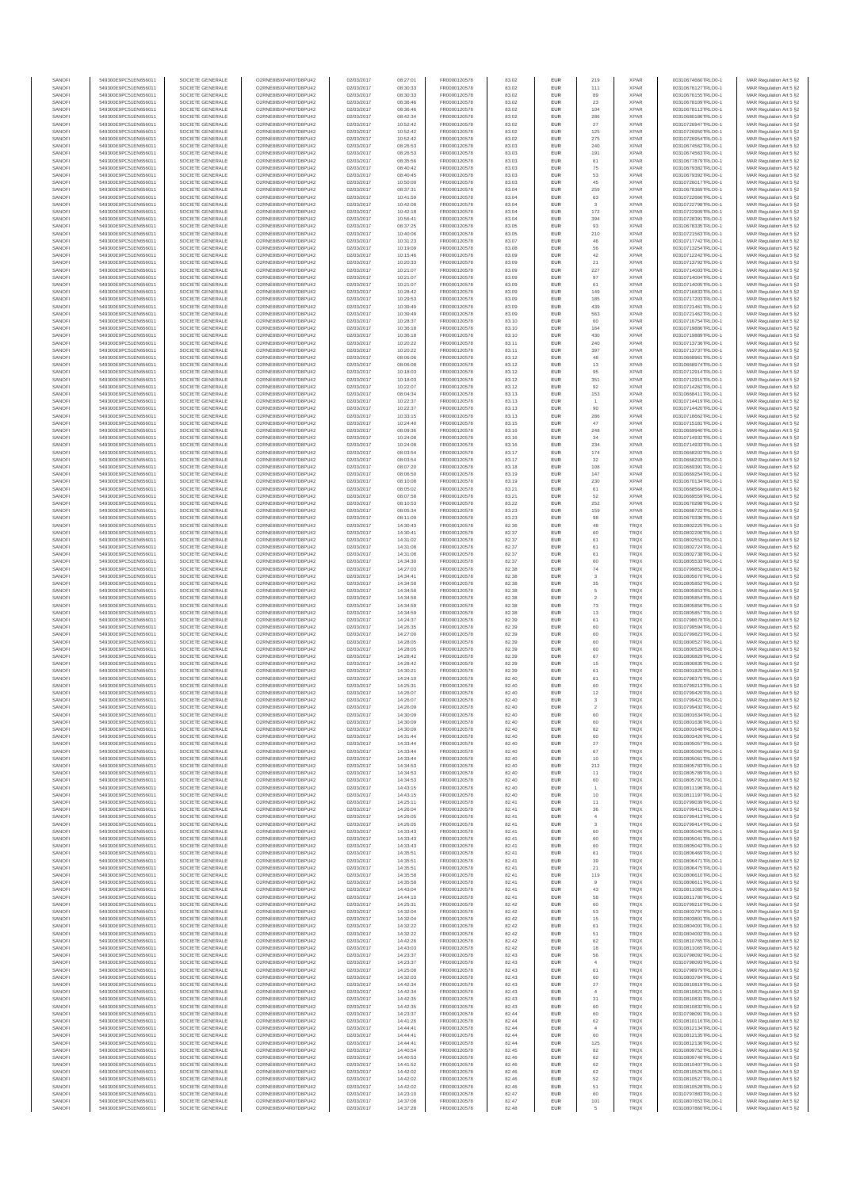| SANOFI | 549300E9PC51EN656011 | SOCIETE GENERALE | O2RNE8IBXP4R0TD8PU42 | 02/03/2017 | 08:27:01 | FR0000120578 | 83.02 | EUR | 219 | XPAR | 00310674468TRLO0-1 | MAR Regulation Art 5 §2 |
|---|---|---|---|---|---|---|---|---|---|---|---|---|
| SANOFI | 549300E9PC51EN656011 | SOCIETE GENERALE | O2RNE8IBXP4R0TD8PU42 | 02/03/2017 | 08:30:33 | FR0000120578 | 83.02 | EUR | 111 | XPAR | 00310676127TRLO0-1 | MAR Regulation Art 5 §2 |
| SANOFI | 549300E9PC51EN656011 | SOCIETE GENERALE | O2RNE8IBXP4R0TD8PU42 | 02/03/2017 | 08:30:33 | FR0000120578 | 83.02 | EUR | 89 | XPAR | 00310676155TRLO0-1 | MAR Regulation Art 5 §2 |
| SANOFI | 549300E9PC51EN656011 | SOCIETE GENERALE | O2RNE8IBXP4R0TD8PU42 | 02/03/2017 | 08:36:46 | FR0000120578 | 83.02 | EUR | 23 | XPAR | 00310678109TRLO0-1 | MAR Regulation Art 5 §2 |
| SANOFI | 549300E9PC51EN656011 | SOCIETE GENERALE | O2RNE8IBXP4R0TD8PU42 | 02/03/2017 | 08:36:46 | FR0000120578 | 83.02 | EUR | 104 | XPAR | 00310678113TRLO0-1 | MAR Regulation Art 5 §2 |
| SANOFI | 549300E9PC51EN656011 | SOCIETE GENERALE | O2RNE8IBXP4R0TD8PU42 | 02/03/2017 | 08:42:34 | FR0000120578 | 83.02 | EUR | 286 | XPAR | 00310680186TRLO0-1 | MAR Regulation Art 5 §2 |
| SANOFI | 549300E9PC51EN656011 | SOCIETE GENERALE | O2RNE8IBXP4R0TD8PU42 | 02/03/2017 | 10:52:42 | FR0000120578 | 83.02 | EUR | 27 | XPAR | 00310726947TRLO0-1 | MAR Regulation Art 5 §2 |
| SANOFI | 549300E9PC51EN656011 | SOCIETE GENERALE | O2RNE8IBXP4R0TD8PU42 | 02/03/2017 | 10:52:42 | FR0000120578 | 83.02 | EUR | 125 | XPAR | 00310726950TRLO0-1 | MAR Regulation Art 5 §2 |
| SANOFI | 549300E9PC51EN656011 | SOCIETE GENERALE | O2RNE8IBXP4R0TD8PU42 | 02/03/2017 | 10:52:42 | FR0000120578 | 83.02 | EUR | 275 | XPAR | 00310726954TRLO0-1 | MAR Regulation Art 5 §2 |
| SANOFI | 549300E9PC51EN656011 | SOCIETE GENERALE | O2RNE8IBXP4R0TD8PU42 | 02/03/2017 | 08:26:53 | FR0000120578 | 83.03 | EUR | 240 | XPAR | 00310674562TRLO0-1 | MAR Regulation Art 5 §2 |
| SANOFI | 549300E9PC51EN656011 | SOCIETE GENERALE | O2RNE8IBXP4R0TD8PU42 | 02/03/2017 | 08:26:53 | FR0000120578 | 83.03 | EUR | 191 | XPAR | 00310674563TRLO0-1 | MAR Regulation Art 5 §2 |
| SANOFI | 549300E9PC51EN656011 | SOCIETE GENERALE | O2RNE8IBXP4R0TD8PU42 | 02/03/2017 | 08:35:56 | FR0000120578 | 83.03 | EUR | 61 | XPAR | 00310677879TRLO0-1 | MAR Regulation Art 5 §2 |
| SANOFI | 549300E9PC51EN656011 | SOCIETE GENERALE | O2RNE8IBXP4R0TD8PU42 | 02/03/2017 | 08:40:42 | FR0000120578 | 83.03 | EUR | 75 | XPAR | 00310679382TRLO0-1 | MAR Regulation Art 5 §2 |
| SANOFI | 549300E9PC51EN656011 | SOCIETE GENERALE | O2RNE8IBXP4R0TD8PU42 | 02/03/2017 | 08:40:45 | FR0000120578 | 83.03 | EUR | 53 | XPAR | 00310679392TRLO0-1 | MAR Regulation Art 5 §2 |
| SANOFI | 549300E9PC51EN656011 | SOCIETE GENERALE | O2RNE8IBXP4R0TD8PU42 | 02/03/2017 | 10:50:00 | FR0000120578 | 83.03 | EUR | 45 | XPAR | 00310726017TRLO0-1 | MAR Regulation Art 5 §2 |
| SANOFI | 549300E9PC51EN656011 | SOCIETE GENERALE | O2RNE8IBXP4R0TD8PU42 | 02/03/2017 | 08:37:31 | FR0000120578 | 83.04 | EUR | 259 | XPAR | 00310678369TRLO0-1 | MAR Regulation Art 5 §2 |
| SANOFI | 549300E9PC51EN656011 | SOCIETE GENERALE | O2RNE8IBXP4R0TD8PU42 | 02/03/2017 | 10:41:59 | FR0000120578 | 83.04 | EUR | 63 | XPAR | 00310722666TRLO0-1 | MAR Regulation Art 5 §2 |
| SANOFI | 549300E9PC51EN656011 | SOCIETE GENERALE | O2RNE8IBXP4R0TD8PU42 | 02/03/2017 | 10:42:08 | FR0000120578 | 83.04 | EUR | 3 | XPAR | 00310722798TRLO0-1 | MAR Regulation Art 5 §2 |
| SANOFI | 549300E9PC51EN656011 | SOCIETE GENERALE | O2RNE8IBXP4R0TD8PU42 | 02/03/2017 | 10:42:18 | FR0000120578 | 83.04 | EUR | 172 | XPAR | 00310722909TRLO0-1 | MAR Regulation Art 5 §2 |
| SANOFI | 549300E9PC51EN656011 | SOCIETE GENERALE | O2RNE8IBXP4R0TD8PU42 | 02/03/2017 | 10:56:41 | FR0000120578 | 83.04 | EUR | 394 | XPAR | 00310728391TRLO0-1 | MAR Regulation Art 5 §2 |
| SANOFI | 549300E9PC51EN656011 | SOCIETE GENERALE | O2RNE8IBXP4R0TD8PU42 | 02/03/2017 | 08:37:25 | FR0000120578 | 83.05 | EUR | 93 | XPAR | 00310678335TRLO0-1 | MAR Regulation Art 5 §2 |
| SANOFI | 549300E9PC51EN656011 | SOCIETE GENERALE | O2RNE8IBXP4R0TD8PU42 | 02/03/2017 | 10:40:06 | FR0000120578 | 83.05 | EUR | 210 | XPAR | 00310721563TRLO0-1 | MAR Regulation Art 5 §2 |
| SANOFI | 549300E9PC51EN656011 | SOCIETE GENERALE | O2RNE8IBXP4R0TD8PU42 | 02/03/2017 | 10:31:23 | FR0000120578 | 83.07 | EUR | 46 | XPAR | 00310717742TRLO0-1 | MAR Regulation Art 5 §2 |
| SANOFI | 549300E9PC51EN656011 | SOCIETE GENERALE | O2RNE8IBXP4R0TD8PU42 | 02/03/2017 | 10:19:09 | FR0000120578 | 83.08 | EUR | 56 | XPAR | 00310713254TRLO0-1 | MAR Regulation Art 5 §2 |
| SANOFI | 549300E9PC51EN656011 | SOCIETE GENERALE | O2RNE8IBXP4R0TD8PU42 | 02/03/2017 | 10:15:46 | FR0000120578 | 83.09 | EUR | 42 | XPAR | 00310712242TRLO0-1 | MAR Regulation Art 5 §2 |
| SANOFI | 549300E9PC51EN656011 | SOCIETE GENERALE | O2RNE8IBXP4R0TD8PU42 | 02/03/2017 | 10:20:33 | FR0000120578 | 83.09 | EUR | 21 | XPAR | 00310713792TRLO0-1 | MAR Regulation Art 5 §2 |
| SANOFI | 549300E9PC51EN656011 | SOCIETE GENERALE | O2RNE8IBXP4R0TD8PU42 | 02/03/2017 | 10:21:07 | FR0000120578 | 83.09 | EUR | 227 | XPAR | 00310714003TRLO0-1 | MAR Regulation Art 5 §2 |
| SANOFI | 549300E9PC51EN656011 | SOCIETE GENERALE | O2RNE8IBXP4R0TD8PU42 | 02/03/2017 | 10:21:07 | FR0000120578 | 83.09 | EUR | 97 | XPAR | 00310714004TRLO0-1 | MAR Regulation Art 5 §2 |
| SANOFI | 549300E9PC51EN656011 | SOCIETE GENERALE | O2RNE8IBXP4R0TD8PU42 | 02/03/2017 | 10:21:07 | FR0000120578 | 83.09 | EUR | 61 | XPAR | 00310714005TRLO0-1 | MAR Regulation Art 5 §2 |
| SANOFI | 549300E9PC51EN656011 | SOCIETE GENERALE | O2RNE8IBXP4R0TD8PU42 | 02/03/2017 | 10:28:42 | FR0000120578 | 83.09 | EUR | 149 | XPAR | 00310716833TRLO0-1 | MAR Regulation Art 5 §2 |
| SANOFI | 549300E9PC51EN656011 | SOCIETE GENERALE | O2RNE8IBXP4R0TD8PU42 | 02/03/2017 | 10:29:53 | FR0000120578 | 83.09 | EUR | 185 | XPAR | 00310717203TRLO0-1 | MAR Regulation Art 5 §2 |
| SANOFI | 549300E9PC51EN656011 | SOCIETE GENERALE | O2RNE8IBXP4R0TD8PU42 | 02/03/2017 | 10:39:49 | FR0000120578 | 83.09 | EUR | 439 | XPAR | 00310721461TRLO0-1 | MAR Regulation Art 5 §2 |
| SANOFI | 549300E9PC51EN656011 | SOCIETE GENERALE | O2RNE8IBXP4R0TD8PU42 | 02/03/2017 | 10:39:49 | FR0000120578 | 83.09 | EUR | 563 | XPAR | 00310721462TRLO0-1 | MAR Regulation Art 5 §2 |
| SANOFI | 549300E9PC51EN656011 | SOCIETE GENERALE | O2RNE8IBXP4R0TD8PU42 | 02/03/2017 | 10:28:37 | FR0000120578 | 83.10 | EUR | 60 | XPAR | 00310716754TRLO0-1 | MAR Regulation Art 5 §2 |
| SANOFI | 549300E9PC51EN656011 | SOCIETE GENERALE | O2RNE8IBXP4R0TD8PU42 | 02/03/2017 | 10:36:18 | FR0000120578 | 83.10 | EUR | 164 | XPAR | 00310719886TRLO0-1 | MAR Regulation Art 5 §2 |
| SANOFI | 549300E9PC51EN656011 | SOCIETE GENERALE | O2RNE8IBXP4R0TD8PU42 | 02/03/2017 | 10:36:18 | FR0000120578 | 83.10 | EUR | 430 | XPAR | 00310719889TRLO0-1 | MAR Regulation Art 5 §2 |
| SANOFI | 549300E9PC51EN656011 | SOCIETE GENERALE | O2RNE8IBXP4R0TD8PU42 | 02/03/2017 | 10:20:22 | FR0000120578 | 83.11 | EUR | 240 | XPAR | 00310713736TRLO0-1 | MAR Regulation Art 5 §2 |
| SANOFI | 549300E9PC51EN656011 | SOCIETE GENERALE | O2RNE8IBXP4R0TD8PU42 | 02/03/2017 | 10:20:22 | FR0000120578 | 83.11 | EUR | 397 | XPAR | 00310713737TRLO0-1 | MAR Regulation Art 5 §2 |
| SANOFI | 549300E9PC51EN656011 | SOCIETE GENERALE | O2RNE8IBXP4R0TD8PU42 | 02/03/2017 | 08:06:06 | FR0000120578 | 83.12 | EUR | 48 | XPAR | 00310668961TRLO0-1 | MAR Regulation Art 5 §2 |
| SANOFI | 549300E9PC51EN656011 | SOCIETE GENERALE | O2RNE8IBXP4R0TD8PU42 | 02/03/2017 | 08:06:06 | FR0000120578 | 83.12 | EUR | 13 | XPAR | 00310668974TRLO0-1 | MAR Regulation Art 5 §2 |
| SANOFI | 549300E9PC51EN656011 | SOCIETE GENERALE | O2RNE8IBXP4R0TD8PU42 | 02/03/2017 | 10:18:03 | FR0000120578 | 83.12 | EUR | 95 | XPAR | 00310712914TRLO0-1 | MAR Regulation Art 5 §2 |
| SANOFI | 549300E9PC51EN656011 | SOCIETE GENERALE | O2RNE8IBXP4R0TD8PU42 | 02/03/2017 | 10:18:03 | FR0000120578 | 83.12 | EUR | 351 | XPAR | 00310712915TRLO0-1 | MAR Regulation Art 5 §2 |
| SANOFI | 549300E9PC51EN656011 | SOCIETE GENERALE | O2RNE8IBXP4R0TD8PU42 | 02/03/2017 | 10:22:07 | FR0000120578 | 83.12 | EUR | 92 | XPAR | 00310714262TRLO0-1 | MAR Regulation Art 5 §2 |
| SANOFI | 549300E9PC51EN656011 | SOCIETE GENERALE | O2RNE8IBXP4R0TD8PU42 | 02/03/2017 | 08:04:34 | FR0000120578 | 83.13 | EUR | 153 | XPAR | 00310668411TRLO0-1 | MAR Regulation Art 5 §2 |
| SANOFI | 549300E9PC51EN656011 | SOCIETE GENERALE | O2RNE8IBXP4R0TD8PU42 | 02/03/2017 | 10:22:37 | FR0000120578 | 83.13 | EUR | 1 | XPAR | 00310714419TRLO0-1 | MAR Regulation Art 5 §2 |
| SANOFI | 549300E9PC51EN656011 | SOCIETE GENERALE | O2RNE8IBXP4R0TD8PU42 | 02/03/2017 | 10:22:37 | FR0000120578 | 83.13 | EUR | 90 | XPAR | 00310714420TRLO0-1 | MAR Regulation Art 5 §2 |
| SANOFI | 549300E9PC51EN656011 | SOCIETE GENERALE | O2RNE8IBXP4R0TD8PU42 | 02/03/2017 | 10:33:15 | FR0000120578 | 83.13 | EUR | 286 | XPAR | 00310718662TRLO0-1 | MAR Regulation Art 5 §2 |
| SANOFI | 549300E9PC51EN656011 | SOCIETE GENERALE | O2RNE8IBXP4R0TD8PU42 | 02/03/2017 | 10:24:40 | FR0000120578 | 83.15 | EUR | 47 | XPAR | 00310715181TRLO0-1 | MAR Regulation Art 5 §2 |
| SANOFI | 549300E9PC51EN656011 | SOCIETE GENERALE | O2RNE8IBXP4R0TD8PU42 | 02/03/2017 | 08:09:36 | FR0000120578 | 83.16 | EUR | 248 | XPAR | 00310669940TRLO0-1 | MAR Regulation Art 5 §2 |
| SANOFI | 549300E9PC51EN656011 | SOCIETE GENERALE | O2RNE8IBXP4R0TD8PU42 | 02/03/2017 | 10:24:08 | FR0000120578 | 83.16 | EUR | 34 | XPAR | 00310714932TRLO0-1 | MAR Regulation Art 5 §2 |
| SANOFI | 549300E9PC51EN656011 | SOCIETE GENERALE | O2RNE8IBXP4R0TD8PU42 | 02/03/2017 | 10:24:08 | FR0000120578 | 83.16 | EUR | 234 | XPAR | 00310714933TRLO0-1 | MAR Regulation Art 5 §2 |
| SANOFI | 549300E9PC51EN656011 | SOCIETE GENERALE | O2RNE8IBXP4R0TD8PU42 | 02/03/2017 | 08:03:54 | FR0000120578 | 83.17 | EUR | 174 | XPAR | 00310668202TRLO0-1 | MAR Regulation Art 5 §2 |
| SANOFI | 549300E9PC51EN656011 | SOCIETE GENERALE | O2RNE8IBXP4R0TD8PU42 | 02/03/2017 | 08:03:54 | FR0000120578 | 83.17 | EUR | 32 | XPAR | 00310668203TRLO0-1 | MAR Regulation Art 5 §2 |
| SANOFI | 549300E9PC51EN656011 | SOCIETE GENERALE | O2RNE8IBXP4R0TD8PU42 | 02/03/2017 | 08:07:20 | FR0000120578 | 83.18 | EUR | 108 | XPAR | 00310669391TRLO0-1 | MAR Regulation Art 5 §2 |
| SANOFI | 549300E9PC51EN656011 | SOCIETE GENERALE | O2RNE8IBXP4R0TD8PU42 | 02/03/2017 | 08:06:50 | FR0000120578 | 83.19 | EUR | 147 | XPAR | 00310669254TRLO0-1 | MAR Regulation Art 5 §2 |
| SANOFI | 549300E9PC51EN656011 | SOCIETE GENERALE | O2RNE8IBXP4R0TD8PU42 | 02/03/2017 | 08:10:08 | FR0000120578 | 83.19 | EUR | 230 | XPAR | 00310670134TRLO0-1 | MAR Regulation Art 5 §2 |
| SANOFI | 549300E9PC51EN656011 | SOCIETE GENERALE | O2RNE8IBXP4R0TD8PU42 | 02/03/2017 | 08:05:02 | FR0000120578 | 83.21 | EUR | 61 | XPAR | 00310668564TRLO0-1 | MAR Regulation Art 5 §2 |
| SANOFI | 549300E9PC51EN656011 | SOCIETE GENERALE | O2RNE8IBXP4R0TD8PU42 | 02/03/2017 | 08:07:58 | FR0000120578 | 83.21 | EUR | 52 | XPAR | 00310669559TRLO0-1 | MAR Regulation Art 5 §2 |
| SANOFI | 549300E9PC51EN656011 | SOCIETE GENERALE | O2RNE8IBXP4R0TD8PU42 | 02/03/2017 | 08:10:53 | FR0000120578 | 83.22 | EUR | 252 | XPAR | 00310670298TRLO0-1 | MAR Regulation Art 5 §2 |
| SANOFI | 549300E9PC51EN656011 | SOCIETE GENERALE | O2RNE8IBXP4R0TD8PU42 | 02/03/2017 | 08:05:34 | FR0000120578 | 83.23 | EUR | 159 | XPAR | 00310668722TRLO0-1 | MAR Regulation Art 5 §2 |
| SANOFI | 549300E9PC51EN656011 | SOCIETE GENERALE | O2RNE8IBXP4R0TD8PU42 | 02/03/2017 | 08:11:09 | FR0000120578 | 83.23 | EUR | 98 | XPAR | 00310670338TRLO0-1 | MAR Regulation Art 5 §2 |
| SANOFI | 549300E9PC51EN656011 | SOCIETE GENERALE | O2RNE8IBXP4R0TD8PU42 | 02/03/2017 | 14:30:43 | FR0000120578 | 82.36 | EUR | 48 | TRQX | 00310802225TRLO0-1 | MAR Regulation Art 5 §2 |
| SANOFI | 549300E9PC51EN656011 | SOCIETE GENERALE | O2RNE8IBXP4R0TD8PU42 | 02/03/2017 | 14:30:41 | FR0000120578 | 82.37 | EUR | 60 | TRQX | 00310802200TRLO0-1 | MAR Regulation Art 5 §2 |
| SANOFI | 549300E9PC51EN656011 | SOCIETE GENERALE | O2RNE8IBXP4R0TD8PU42 | 02/03/2017 | 14:31:02 | FR0000120578 | 82.37 | EUR | 61 | TRQX | 00310802553TRLO0-1 | MAR Regulation Art 5 §2 |
| SANOFI | 549300E9PC51EN656011 | SOCIETE GENERALE | O2RNE8IBXP4R0TD8PU42 | 02/03/2017 | 14:31:08 | FR0000120578 | 82.37 | EUR | 61 | TRQX | 00310802724TRLO0-1 | MAR Regulation Art 5 §2 |
| SANOFI | 549300E9PC51EN656011 | SOCIETE GENERALE | O2RNE8IBXP4R0TD8PU42 | 02/03/2017 | 14:31:08 | FR0000120578 | 82.37 | EUR | 61 | TRQX | 00310802728TRLO0-1 | MAR Regulation Art 5 §2 |
| SANOFI | 549300E9PC51EN656011 | SOCIETE GENERALE | O2RNE8IBXP4R0TD8PU42 | 02/03/2017 | 14:34:30 | FR0000120578 | 82.37 | EUR | 60 | TRQX | 00310805533TRLO0-1 | MAR Regulation Art 5 §2 |
| SANOFI | 549300E9PC51EN656011 | SOCIETE GENERALE | O2RNE8IBXP4R0TD8PU42 | 02/03/2017 | 14:27:03 | FR0000120578 | 82.38 | EUR | 74 | TRQX | 00310799852TRLO0-1 | MAR Regulation Art 5 §2 |
| SANOFI | 549300E9PC51EN656011 | SOCIETE GENERALE | O2RNE8IBXP4R0TD8PU42 | 02/03/2017 | 14:34:41 | FR0000120578 | 82.38 | EUR | 3 | TRQX | 00310805670TRLO0-1 | MAR Regulation Art 5 §2 |
| SANOFI | 549300E9PC51EN656011 | SOCIETE GENERALE | O2RNE8IBXP4R0TD8PU42 | 02/03/2017 | 14:34:58 | FR0000120578 | 82.38 | EUR | 35 | TRQX | 00310805852TRLO0-1 | MAR Regulation Art 5 §2 |
| SANOFI | 549300E9PC51EN656011 | SOCIETE GENERALE | O2RNE8IBXP4R0TD8PU42 | 02/03/2017 | 14:34:58 | FR0000120578 | 82.38 | EUR | 5 | TRQX | 00310805853TRLO0-1 | MAR Regulation Art 5 §2 |
| SANOFI | 549300E9PC51EN656011 | SOCIETE GENERALE | O2RNE8IBXP4R0TD8PU42 | 02/03/2017 | 14:34:58 | FR0000120578 | 82.38 | EUR | 2 | TRQX | 00310805854TRLO0-1 | MAR Regulation Art 5 §2 |
| SANOFI | 549300E9PC51EN656011 | SOCIETE GENERALE | O2RNE8IBXP4R0TD8PU42 | 02/03/2017 | 14:34:59 | FR0000120578 | 82.38 | EUR | 73 | TRQX | 00310805856TRLO0-1 | MAR Regulation Art 5 §2 |
| SANOFI | 549300E9PC51EN656011 | SOCIETE GENERALE | O2RNE8IBXP4R0TD8PU42 | 02/03/2017 | 14:34:59 | FR0000120578 | 82.38 | EUR | 13 | TRQX | 00310805857TRLO0-1 | MAR Regulation Art 5 §2 |
| SANOFI | 549300E9PC51EN656011 | SOCIETE GENERALE | O2RNE8IBXP4R0TD8PU42 | 02/03/2017 | 14:24:37 | FR0000120578 | 82.39 | EUR | 61 | TRQX | 00310798678TRLO0-1 | MAR Regulation Art 5 §2 |
| SANOFI | 549300E9PC51EN656011 | SOCIETE GENERALE | O2RNE8IBXP4R0TD8PU42 | 02/03/2017 | 14:26:35 | FR0000120578 | 82.39 | EUR | 60 | TRQX | 00310799594TRLO0-1 | MAR Regulation Art 5 §2 |
| SANOFI | 549300E9PC51EN656011 | SOCIETE GENERALE | O2RNE8IBXP4R0TD8PU42 | 02/03/2017 | 14:27:00 | FR0000120578 | 82.39 | EUR | 60 | TRQX | 00310799823TRLO0-1 | MAR Regulation Art 5 §2 |
| SANOFI | 549300E9PC51EN656011 | SOCIETE GENERALE | O2RNE8IBXP4R0TD8PU42 | 02/03/2017 | 14:28:05 | FR0000120578 | 82.39 | EUR | 60 | TRQX | 00310800527TRLO0-1 | MAR Regulation Art 5 §2 |
| SANOFI | 549300E9PC51EN656011 | SOCIETE GENERALE | O2RNE8IBXP4R0TD8PU42 | 02/03/2017 | 14:28:05 | FR0000120578 | 82.39 | EUR | 60 | TRQX | 00310800528TRLO0-1 | MAR Regulation Art 5 §2 |
| SANOFI | 549300E9PC51EN656011 | SOCIETE GENERALE | O2RNE8IBXP4R0TD8PU42 | 02/03/2017 | 14:28:42 | FR0000120578 | 82.39 | EUR | 67 | TRQX | 00310800829TRLO0-1 | MAR Regulation Art 5 §2 |
| SANOFI | 549300E9PC51EN656011 | SOCIETE GENERALE | O2RNE8IBXP4R0TD8PU42 | 02/03/2017 | 14:28:42 | FR0000120578 | 82.39 | EUR | 15 | TRQX | 00310800835TRLO0-1 | MAR Regulation Art 5 §2 |
| SANOFI | 549300E9PC51EN656011 | SOCIETE GENERALE | O2RNE8IBXP4R0TD8PU42 | 02/03/2017 | 14:30:21 | FR0000120578 | 82.39 | EUR | 61 | TRQX | 00310801820TRLO0-1 | MAR Regulation Art 5 §2 |
| SANOFI | 549300E9PC51EN656011 | SOCIETE GENERALE | O2RNE8IBXP4R0TD8PU42 | 02/03/2017 | 14:24:10 | FR0000120578 | 82.40 | EUR | 61 | TRQX | 00310798375TRLO0-1 | MAR Regulation Art 5 §2 |
| SANOFI | 549300E9PC51EN656011 | SOCIETE GENERALE | O2RNE8IBXP4R0TD8PU42 | 02/03/2017 | 14:25:31 | FR0000120578 | 82.40 | EUR | 60 | TRQX | 00310799213TRLO0-1 | MAR Regulation Art 5 §2 |
| SANOFI | 549300E9PC51EN656011 | SOCIETE GENERALE | O2RNE8IBXP4R0TD8PU42 | 02/03/2017 | 14:26:07 | FR0000120578 | 82.40 | EUR | 12 | TRQX | 00310799420TRLO0-1 | MAR Regulation Art 5 §2 |
| SANOFI | 549300E9PC51EN656011 | SOCIETE GENERALE | O2RNE8IBXP4R0TD8PU42 | 02/03/2017 | 14:26:07 | FR0000120578 | 82.40 | EUR | 3 | TRQX | 00310799421TRLO0-1 | MAR Regulation Art 5 §2 |
| SANOFI | 549300E9PC51EN656011 | SOCIETE GENERALE | O2RNE8IBXP4R0TD8PU42 | 02/03/2017 | 14:26:09 | FR0000120578 | 82.40 | EUR | 2 | TRQX | 00310799432TRLO0-1 | MAR Regulation Art 5 §2 |
| SANOFI | 549300E9PC51EN656011 | SOCIETE GENERALE | O2RNE8IBXP4R0TD8PU42 | 02/03/2017 | 14:30:09 | FR0000120578 | 82.40 | EUR | 60 | TRQX | 00310801634TRLO0-1 | MAR Regulation Art 5 §2 |
| SANOFI | 549300E9PC51EN656011 | SOCIETE GENERALE | O2RNE8IBXP4R0TD8PU42 | 02/03/2017 | 14:30:09 | FR0000120578 | 82.40 | EUR | 60 | TRQX | 00310801636TRLO0-1 | MAR Regulation Art 5 §2 |
| SANOFI | 549300E9PC51EN656011 | SOCIETE GENERALE | O2RNE8IBXP4R0TD8PU42 | 02/03/2017 | 14:30:09 | FR0000120578 | 82.40 | EUR | 82 | TRQX | 00310801648TRLO0-1 | MAR Regulation Art 5 §2 |
| SANOFI | 549300E9PC51EN656011 | SOCIETE GENERALE | O2RNE8IBXP4R0TD8PU42 | 02/03/2017 | 14:31:44 | FR0000120578 | 82.40 | EUR | 60 | TRQX | 00310803426TRLO0-1 | MAR Regulation Art 5 §2 |
| SANOFI | 549300E9PC51EN656011 | SOCIETE GENERALE | O2RNE8IBXP4R0TD8PU42 | 02/03/2017 | 14:33:44 | FR0000120578 | 82.40 | EUR | 27 | TRQX | 00310805057TRLO0-1 | MAR Regulation Art 5 §2 |
| SANOFI | 549300E9PC51EN656011 | SOCIETE GENERALE | O2RNE8IBXP4R0TD8PU42 | 02/03/2017 | 14:33:44 | FR0000120578 | 82.40 | EUR | 67 | TRQX | 00310805060TRLO0-1 | MAR Regulation Art 5 §2 |
| SANOFI | 549300E9PC51EN656011 | SOCIETE GENERALE | O2RNE8IBXP4R0TD8PU42 | 02/03/2017 | 14:33:44 | FR0000120578 | 82.40 | EUR | 10 | TRQX | 00310805061TRLO0-1 | MAR Regulation Art 5 §2 |
| SANOFI | 549300E9PC51EN656011 | SOCIETE GENERALE | O2RNE8IBXP4R0TD8PU42 | 02/03/2017 | 14:34:53 | FR0000120578 | 82.40 | EUR | 212 | TRQX | 00310805783TRLO0-1 | MAR Regulation Art 5 §2 |
| SANOFI | 549300E9PC51EN656011 | SOCIETE GENERALE | O2RNE8IBXP4R0TD8PU42 | 02/03/2017 | 14:34:53 | FR0000120578 | 82.40 | EUR | 11 | TRQX | 00310805789TRLO0-1 | MAR Regulation Art 5 §2 |
| SANOFI | 549300E9PC51EN656011 | SOCIETE GENERALE | O2RNE8IBXP4R0TD8PU42 | 02/03/2017 | 14:34:53 | FR0000120578 | 82.40 | EUR | 60 | TRQX | 00310805791TRLO0-1 | MAR Regulation Art 5 §2 |
| SANOFI | 549300E9PC51EN656011 | SOCIETE GENERALE | O2RNE8IBXP4R0TD8PU42 | 02/03/2017 | 14:43:15 | FR0000120578 | 82.40 | EUR | 1 | TRQX | 00310811196TRLO0-1 | MAR Regulation Art 5 §2 |
| SANOFI | 549300E9PC51EN656011 | SOCIETE GENERALE | O2RNE8IBXP4R0TD8PU42 | 02/03/2017 | 14:43:15 | FR0000120578 | 82.40 | EUR | 10 | TRQX | 00310811197TRLO0-1 | MAR Regulation Art 5 §2 |
| SANOFI | 549300E9PC51EN656011 | SOCIETE GENERALE | O2RNE8IBXP4R0TD8PU42 | 02/03/2017 | 14:25:11 | FR0000120578 | 82.41 | EUR | 60 | TRQX | 00310799039TRLO0-1 | MAR Regulation Art 5 §2 |
| SANOFI | 549300E9PC51EN656011 | SOCIETE GENERALE | O2RNE8IBXP4R0TD8PU42 | 02/03/2017 | 14:26:04 | FR0000120578 | 82.41 | EUR | 36 | TRQX | 00310799411TRLO0-1 | MAR Regulation Art 5 §2 |
| SANOFI | 549300E9PC51EN656011 | SOCIETE GENERALE | O2RNE8IBXP4R0TD8PU42 | 02/03/2017 | 14:26:05 | FR0000120578 | 82.41 | EUR | 4 | TRQX | 00310799413TRLO0-1 | MAR Regulation Art 5 §2 |
| SANOFI | 549300E9PC51EN656011 | SOCIETE GENERALE | O2RNE8IBXP4R0TD8PU42 | 02/03/2017 | 14:26:05 | FR0000120578 | 82.41 | EUR | 3 | TRQX | 00310799414TRLO0-1 | MAR Regulation Art 5 §2 |
| SANOFI | 549300E9PC51EN656011 | SOCIETE GENERALE | O2RNE8IBXP4R0TD8PU42 | 02/03/2017 | 14:33:43 | FR0000120578 | 82.41 | EUR | 60 | TRQX | 00310805040TRLO0-1 | MAR Regulation Art 5 §2 |
| SANOFI | 549300E9PC51EN656011 | SOCIETE GENERALE | O2RNE8IBXP4R0TD8PU42 | 02/03/2017 | 14:33:43 | FR0000120578 | 82.41 | EUR | 60 | TRQX | 00310805041TRLO0-1 | MAR Regulation Art 5 §2 |
| SANOFI | 549300E9PC51EN656011 | SOCIETE GENERALE | O2RNE8IBXP4R0TD8PU42 | 02/03/2017 | 14:33:43 | FR0000120578 | 82.41 | EUR | 60 | TRQX | 00310805042TRLO0-1 | MAR Regulation Art 5 §2 |
| SANOFI | 549300E9PC51EN656011 | SOCIETE GENERALE | O2RNE8IBXP4R0TD8PU42 | 02/03/2017 | 14:35:51 | FR0000120578 | 82.41 | EUR | 61 | TRQX | 00310806469TRLO0-1 | MAR Regulation Art 5 §2 |
| SANOFI | 549300E9PC51EN656011 | SOCIETE GENERALE | O2RNE8IBXP4R0TD8PU42 | 02/03/2017 | 14:35:51 | FR0000120578 | 82.41 | EUR | 39 | TRQX | 00310806471TRLO0-1 | MAR Regulation Art 5 §2 |
| SANOFI | 549300E9PC51EN656011 | SOCIETE GENERALE | O2RNE8IBXP4R0TD8PU42 | 02/03/2017 | 14:35:51 | FR0000120578 | 82.41 | EUR | 21 | TRQX | 00310806475TRLO0-1 | MAR Regulation Art 5 §2 |
| SANOFI | 549300E9PC51EN656011 | SOCIETE GENERALE | O2RNE8IBXP4R0TD8PU42 | 02/03/2017 | 14:35:58 | FR0000120578 | 82.41 | EUR | 119 | TRQX | 00310806610TRLO0-1 | MAR Regulation Art 5 §2 |
| SANOFI | 549300E9PC51EN656011 | SOCIETE GENERALE | O2RNE8IBXP4R0TD8PU42 | 02/03/2017 | 14:35:58 | FR0000120578 | 82.41 | EUR | 9 | TRQX | 00310806611TRLO0-1 | MAR Regulation Art 5 §2 |
| SANOFI | 549300E9PC51EN656011 | SOCIETE GENERALE | O2RNE8IBXP4R0TD8PU42 | 02/03/2017 | 14:43:04 | FR0000120578 | 82.41 | EUR | 43 | TRQX | 00310811085TRLO0-1 | MAR Regulation Art 5 §2 |
| SANOFI | 549300E9PC51EN656011 | SOCIETE GENERALE | O2RNE8IBXP4R0TD8PU42 | 02/03/2017 | 14:44:10 | FR0000120578 | 82.41 | EUR | 58 | TRQX | 00310811780TRLO0-1 | MAR Regulation Art 5 §2 |
| SANOFI | 549300E9PC51EN656011 | SOCIETE GENERALE | O2RNE8IBXP4R0TD8PU42 | 02/03/2017 | 14:25:31 | FR0000120578 | 82.42 | EUR | 60 | TRQX | 00310799210TRLO0-1 | MAR Regulation Art 5 §2 |
| SANOFI | 549300E9PC51EN656011 | SOCIETE GENERALE | O2RNE8IBXP4R0TD8PU42 | 02/03/2017 | 14:32:04 | FR0000120578 | 82.42 | EUR | 53 | TRQX | 00310803797TRLO0-1 | MAR Regulation Art 5 §2 |
| SANOFI | 549300E9PC51EN656011 | SOCIETE GENERALE | O2RNE8IBXP4R0TD8PU42 | 02/03/2017 | 14:32:04 | FR0000120578 | 82.42 | EUR | 15 | TRQX | 00310803800TRLO0-1 | MAR Regulation Art 5 §2 |
| SANOFI | 549300E9PC51EN656011 | SOCIETE GENERALE | O2RNE8IBXP4R0TD8PU42 | 02/03/2017 | 14:32:22 | FR0000120578 | 82.42 | EUR | 61 | TRQX | 00310804001TRLO0-1 | MAR Regulation Art 5 §2 |
| SANOFI | 549300E9PC51EN656011 | SOCIETE GENERALE | O2RNE8IBXP4R0TD8PU42 | 02/03/2017 | 14:32:22 | FR0000120578 | 82.42 | EUR | 51 | TRQX | 00310804002TRLO0-1 | MAR Regulation Art 5 §2 |
| SANOFI | 549300E9PC51EN656011 | SOCIETE GENERALE | O2RNE8IBXP4R0TD8PU42 | 02/03/2017 | 14:42:28 | FR0000120578 | 82.42 | EUR | 62 | TRQX | 00310810765TRLO0-1 | MAR Regulation Art 5 §2 |
| SANOFI | 549300E9PC51EN656011 | SOCIETE GENERALE | O2RNE8IBXP4R0TD8PU42 | 02/03/2017 | 14:43:03 | FR0000120578 | 82.42 | EUR | 18 | TRQX | 00310811065TRLO0-1 | MAR Regulation Art 5 §2 |
| SANOFI | 549300E9PC51EN656011 | SOCIETE GENERALE | O2RNE8IBXP4R0TD8PU42 | 02/03/2017 | 14:23:37 | FR0000120578 | 82.43 | EUR | 56 | TRQX | 00310798092TRLO0-1 | MAR Regulation Art 5 §2 |
| SANOFI | 549300E9PC51EN656011 | SOCIETE GENERALE | O2RNE8IBXP4R0TD8PU42 | 02/03/2017 | 14:23:37 | FR0000120578 | 82.43 | EUR | 4 | TRQX | 00310798093TRLO0-1 | MAR Regulation Art 5 §2 |
| SANOFI | 549300E9PC51EN656011 | SOCIETE GENERALE | O2RNE8IBXP4R0TD8PU42 | 02/03/2017 | 14:25:08 | FR0000120578 | 82.43 | EUR | 61 | TRQX | 00310798979TRLO0-1 | MAR Regulation Art 5 §2 |
| SANOFI | 549300E9PC51EN656011 | SOCIETE GENERALE | O2RNE8IBXP4R0TD8PU42 | 02/03/2017 | 14:32:03 | FR0000120578 | 82.43 | EUR | 60 | TRQX | 00310803784TRLO0-1 | MAR Regulation Art 5 §2 |
| SANOFI | 549300E9PC51EN656011 | SOCIETE GENERALE | O2RNE8IBXP4R0TD8PU42 | 02/03/2017 | 14:42:34 | FR0000120578 | 82.43 | EUR | 27 | TRQX | 00310810819TRLO0-1 | MAR Regulation Art 5 §2 |
| SANOFI | 549300E9PC51EN656011 | SOCIETE GENERALE | O2RNE8IBXP4R0TD8PU42 | 02/03/2017 | 14:42:34 | FR0000120578 | 82.43 | EUR | 4 | TRQX | 00310810821TRLO0-1 | MAR Regulation Art 5 §2 |
| SANOFI | 549300E9PC51EN656011 | SOCIETE GENERALE | O2RNE8IBXP4R0TD8PU42 | 02/03/2017 | 14:42:35 | FR0000120578 | 82.43 | EUR | 31 | TRQX | 00310810831TRLO0-1 | MAR Regulation Art 5 §2 |
| SANOFI | 549300E9PC51EN656011 | SOCIETE GENERALE | O2RNE8IBXP4R0TD8PU42 | 02/03/2017 | 14:42:35 | FR0000120578 | 82.43 | EUR | 60 | TRQX | 00310810832TRLO0-1 | MAR Regulation Art 5 §2 |
| SANOFI | 549300E9PC51EN656011 | SOCIETE GENERALE | O2RNE8IBXP4R0TD8PU42 | 02/03/2017 | 14:23:37 | FR0000120578 | 82.44 | EUR | 60 | TRQX | 00310798091TRLO0-1 | MAR Regulation Art 5 §2 |
| SANOFI | 549300E9PC51EN656011 | SOCIETE GENERALE | O2RNE8IBXP4R0TD8PU42 | 02/03/2017 | 14:41:26 | FR0000120578 | 82.44 | EUR | 62 | TRQX | 00310810116TRLO0-1 | MAR Regulation Art 5 §2 |
| SANOFI | 549300E9PC51EN656011 | SOCIETE GENERALE | O2RNE8IBXP4R0TD8PU42 | 02/03/2017 | 14:44:41 | FR0000120578 | 82.44 | EUR | 4 | TRQX | 00310812134TRLO0-1 | MAR Regulation Art 5 §2 |
| SANOFI | 549300E9PC51EN656011 | SOCIETE GENERALE | O2RNE8IBXP4R0TD8PU42 | 02/03/2017 | 14:44:41 | FR0000120578 | 82.44 | EUR | 60 | TRQX | 00310812135TRLO0-1 | MAR Regulation Art 5 §2 |
| SANOFI | 549300E9PC51EN656011 | SOCIETE GENERALE | O2RNE8IBXP4R0TD8PU42 | 02/03/2017 | 14:44:41 | FR0000120578 | 82.44 | EUR | 125 | TRQX | 00310812136TRLO0-1 | MAR Regulation Art 5 §2 |
| SANOFI | 549300E9PC51EN656011 | SOCIETE GENERALE | O2RNE8IBXP4R0TD8PU42 | 02/03/2017 | 14:40:54 | FR0000120578 | 82.45 | EUR | 82 | TRQX | 00310809752TRLO0-1 | MAR Regulation Art 5 §2 |
| SANOFI | 549300E9PC51EN656011 | SOCIETE GENERALE | O2RNE8IBXP4R0TD8PU42 | 02/03/2017 | 14:40:53 | FR0000120578 | 82.46 | EUR | 62 | TRQX | 00310809746TRLO0-1 | MAR Regulation Art 5 §2 |
| SANOFI | 549300E9PC51EN656011 | SOCIETE GENERALE | O2RNE8IBXP4R0TD8PU42 | 02/03/2017 | 14:41:52 | FR0000120578 | 82.46 | EUR | 62 | TRQX | 00310810407TRLO0-1 | MAR Regulation Art 5 §2 |
| SANOFI | 549300E9PC51EN656011 | SOCIETE GENERALE | O2RNE8IBXP4R0TD8PU42 | 02/03/2017 | 14:42:02 | FR0000120578 | 82.46 | EUR | 62 | TRQX | 00310810526TRLO0-1 | MAR Regulation Art 5 §2 |
| SANOFI | 549300E9PC51EN656011 | SOCIETE GENERALE | O2RNE8IBXP4R0TD8PU42 | 02/03/2017 | 14:42:02 | FR0000120578 | 82.46 | EUR | 52 | TRQX | 00310810527TRLO0-1 | MAR Regulation Art 5 §2 |
| SANOFI | 549300E9PC51EN656011 | SOCIETE GENERALE | O2RNE8IBXP4R0TD8PU42 | 02/03/2017 | 14:42:02 | FR0000120578 | 82.46 | EUR | 51 | TRQX | 00310810528TRLO0-1 | MAR Regulation Art 5 §2 |
| SANOFI | 549300E9PC51EN656011 | SOCIETE GENERALE | O2RNE8IBXP4R0TD8PU42 | 02/03/2017 | 14:23:10 | FR0000120578 | 82.47 | EUR | 60 | TRQX | 00310797883TRLO0-1 | MAR Regulation Art 5 §2 |
| SANOFI | 549300E9PC51EN656011 | SOCIETE GENERALE | O2RNE8IBXP4R0TD8PU42 | 02/03/2017 | 14:37:08 | FR0000120578 | 82.47 | EUR | 101 | TRQX | 00310807653TRLO0-1 | MAR Regulation Art 5 §2 |
| SANOFI | 549300E9PC51EN656011 | SOCIETE GENERALE | O2RNE8IBXP4R0TD8PU42 | 02/03/2017 | 14:37:28 | FR0000120578 | 82.48 | EUR | 5 | TRQX | 00310807860TRLO0-1 | MAR Regulation Art 5 §2 |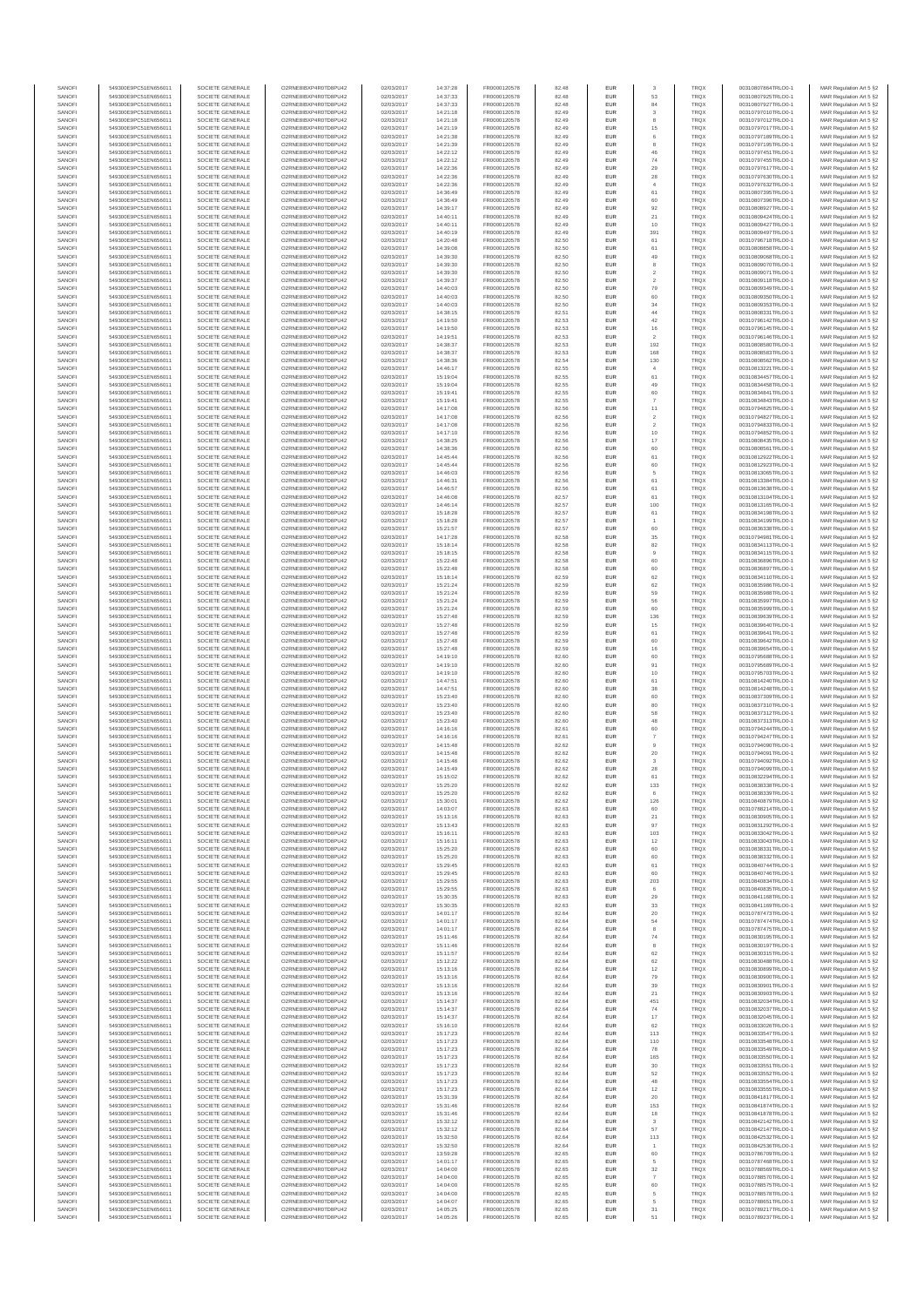| SANOFI | 549300E9PC51EN656011 | SOCIETE GENERALE | O2RNE8IBXP4R0TD8PU42 | 02/03/2017 | 14:37:28 | FR0000120578 | 82.48 | EUR | 3 | TRQX | 00310807864TRLO0-1 | MAR Regulation Art 5 §2 |
|---|---|---|---|---|---|---|---|---|---|---|---|---|
| SANOFI | 549300E9PC51EN656011 | SOCIETE GENERALE | O2RNE8IBXP4R0TD8PU42 | 02/03/2017 | 14:37:33 | FR0000120578 | 82.48 | EUR | 53 | TRQX | 00310807925TRLO0-1 | MAR Regulation Art 5 §2 |
| SANOFI | 549300E9PC51EN656011 | SOCIETE GENERALE | O2RNE8IBXP4R0TD8PU42 | 02/03/2017 | 14:37:33 | FR0000120578 | 82.48 | EUR | 84 | TRQX | 00310807927TRLO0-1 | MAR Regulation Art 5 §2 |
| SANOFI | 549300E9PC51EN656011 | SOCIETE GENERALE | O2RNE8IBXP4R0TD8PU42 | 02/03/2017 | 14:21:18 | FR0000120578 | 82.49 | EUR | 3 | TRQX | 00310797010TRLO0-1 | MAR Regulation Art 5 §2 |
| SANOFI | 549300E9PC51EN656011 | SOCIETE GENERALE | O2RNE8IBXP4R0TD8PU42 | 02/03/2017 | 14:21:18 | FR0000120578 | 82.49 | EUR | 8 | TRQX | 00310797012TRLO0-1 | MAR Regulation Art 5 §2 |
| SANOFI | 549300E9PC51EN656011 | SOCIETE GENERALE | O2RNE8IBXP4R0TD8PU42 | 02/03/2017 | 14:21:19 | FR0000120578 | 82.49 | EUR | 15 | TRQX | 00310797017TRLO0-1 | MAR Regulation Art 5 §2 |
| SANOFI | 549300E9PC51EN656011 | SOCIETE GENERALE | O2RNE8IBXP4R0TD8PU42 | 02/03/2017 | 14:21:38 | FR0000120578 | 82.49 | EUR | 6 | TRQX | 00310797189TRLO0-1 | MAR Regulation Art 5 §2 |
| SANOFI | 549300E9PC51EN656011 | SOCIETE GENERALE | O2RNE8IBXP4R0TD8PU42 | 02/03/2017 | 14:21:39 | FR0000120578 | 82.49 | EUR | 8 | TRQX | 00310797195TRLO0-1 | MAR Regulation Art 5 §2 |
| SANOFI | 549300E9PC51EN656011 | SOCIETE GENERALE | O2RNE8IBXP4R0TD8PU42 | 02/03/2017 | 14:22:12 | FR0000120578 | 82.49 | EUR | 46 | TRQX | 00310797451TRLO0-1 | MAR Regulation Art 5 §2 |
| SANOFI | 549300E9PC51EN656011 | SOCIETE GENERALE | O2RNE8IBXP4R0TD8PU42 | 02/03/2017 | 14:22:12 | FR0000120578 | 82.49 | EUR | 74 | TRQX | 00310797455TRLO0-1 | MAR Regulation Art 5 §2 |
| SANOFI | 549300E9PC51EN656011 | SOCIETE GENERALE | O2RNE8IBXP4R0TD8PU42 | 02/03/2017 | 14:22:36 | FR0000120578 | 82.49 | EUR | 29 | TRQX | 00310797617TRLO0-1 | MAR Regulation Art 5 §2 |
| SANOFI | 549300E9PC51EN656011 | SOCIETE GENERALE | O2RNE8IBXP4R0TD8PU42 | 02/03/2017 | 14:22:36 | FR0000120578 | 82.49 | EUR | 28 | TRQX | 00310797630TRLO0-1 | MAR Regulation Art 5 §2 |
| SANOFI | 549300E9PC51EN656011 | SOCIETE GENERALE | O2RNE8IBXP4R0TD8PU42 | 02/03/2017 | 14:22:36 | FR0000120578 | 82.49 | EUR | 4 | TRQX | 00310797632TRLO0-1 | MAR Regulation Art 5 §2 |
| SANOFI | 549300E9PC51EN656011 | SOCIETE GENERALE | O2RNE8IBXP4R0TD8PU42 | 02/03/2017 | 14:36:49 | FR0000120578 | 82.49 | EUR | 61 | TRQX | 00310807395TRLO0-1 | MAR Regulation Art 5 §2 |
| SANOFI | 549300E9PC51EN656011 | SOCIETE GENERALE | O2RNE8IBXP4R0TD8PU42 | 02/03/2017 | 14:36:49 | FR0000120578 | 82.49 | EUR | 60 | TRQX | 00310807396TRLO0-1 | MAR Regulation Art 5 §2 |
| SANOFI | 549300E9PC51EN656011 | SOCIETE GENERALE | O2RNE8IBXP4R0TD8PU42 | 02/03/2017 | 14:39:17 | FR0000120578 | 82.49 | EUR | 92 | TRQX | 00310808927TRLO0-1 | MAR Regulation Art 5 §2 |
| SANOFI | 549300E9PC51EN656011 | SOCIETE GENERALE | O2RNE8IBXP4R0TD8PU42 | 02/03/2017 | 14:40:11 | FR0000120578 | 82.49 | EUR | 21 | TRQX | 00310809424TRLO0-1 | MAR Regulation Art 5 §2 |
| SANOFI | 549300E9PC51EN656011 | SOCIETE GENERALE | O2RNE8IBXP4R0TD8PU42 | 02/03/2017 | 14:40:11 | FR0000120578 | 82.49 | EUR | 10 | TRQX | 00310809427TRLO0-1 | MAR Regulation Art 5 §2 |
| SANOFI | 549300E9PC51EN656011 | SOCIETE GENERALE | O2RNE8IBXP4R0TD8PU42 | 02/03/2017 | 14:40:19 | FR0000120578 | 82.49 | EUR | 391 | TRQX | 00310809497TRLO0-1 | MAR Regulation Art 5 §2 |
| SANOFI | 549300E9PC51EN656011 | SOCIETE GENERALE | O2RNE8IBXP4R0TD8PU42 | 02/03/2017 | 14:20:48 | FR0000120578 | 82.50 | EUR | 61 | TRQX | 00310796719TRLO0-1 | MAR Regulation Art 5 §2 |
| SANOFI | 549300E9PC51EN656011 | SOCIETE GENERALE | O2RNE8IBXP4R0TD8PU42 | 02/03/2017 | 14:39:08 | FR0000120578 | 82.50 | EUR | 61 | TRQX | 00310808858TRLO0-1 | MAR Regulation Art 5 §2 |
| SANOFI | 549300E9PC51EN656011 | SOCIETE GENERALE | O2RNE8IBXP4R0TD8PU42 | 02/03/2017 | 14:39:30 | FR0000120578 | 82.50 | EUR | 49 | TRQX | 00310809068TRLO0-1 | MAR Regulation Art 5 §2 |
| SANOFI | 549300E9PC51EN656011 | SOCIETE GENERALE | O2RNE8IBXP4R0TD8PU42 | 02/03/2017 | 14:39:30 | FR0000120578 | 82.50 | EUR | 8 | TRQX | 00310809070TRLO0-1 | MAR Regulation Art 5 §2 |
| SANOFI | 549300E9PC51EN656011 | SOCIETE GENERALE | O2RNE8IBXP4R0TD8PU42 | 02/03/2017 | 14:39:30 | FR0000120578 | 82.50 | EUR | 2 | TRQX | 00310809071TRLO0-1 | MAR Regulation Art 5 §2 |
| SANOFI | 549300E9PC51EN656011 | SOCIETE GENERALE | O2RNE8IBXP4R0TD8PU42 | 02/03/2017 | 14:39:37 | FR0000120578 | 82.50 | EUR | 2 | TRQX | 00310809118TRLO0-1 | MAR Regulation Art 5 §2 |
| SANOFI | 549300E9PC51EN656011 | SOCIETE GENERALE | O2RNE8IBXP4R0TD8PU42 | 02/03/2017 | 14:40:03 | FR0000120578 | 82.50 | EUR | 79 | TRQX | 00310809349TRLO0-1 | MAR Regulation Art 5 §2 |
| SANOFI | 549300E9PC51EN656011 | SOCIETE GENERALE | O2RNE8IBXP4R0TD8PU42 | 02/03/2017 | 14:40:03 | FR0000120578 | 82.50 | EUR | 60 | TRQX | 00310809350TRLO0-1 | MAR Regulation Art 5 §2 |
| SANOFI | 549300E9PC51EN656011 | SOCIETE GENERALE | O2RNE8IBXP4R0TD8PU42 | 02/03/2017 | 14:40:03 | FR0000120578 | 82.50 | EUR | 34 | TRQX | 00310809353TRLO0-1 | MAR Regulation Art 5 §2 |
| SANOFI | 549300E9PC51EN656011 | SOCIETE GENERALE | O2RNE8IBXP4R0TD8PU42 | 02/03/2017 | 14:38:15 | FR0000120578 | 82.51 | EUR | 44 | TRQX | 00310808331TRLO0-1 | MAR Regulation Art 5 §2 |
| SANOFI | 549300E9PC51EN656011 | SOCIETE GENERALE | O2RNE8IBXP4R0TD8PU42 | 02/03/2017 | 14:19:50 | FR0000120578 | 82.53 | EUR | 42 | TRQX | 00310796142TRLO0-1 | MAR Regulation Art 5 §2 |
| SANOFI | 549300E9PC51EN656011 | SOCIETE GENERALE | O2RNE8IBXP4R0TD8PU42 | 02/03/2017 | 14:19:50 | FR0000120578 | 82.53 | EUR | 16 | TRQX | 00310796145TRLO0-1 | MAR Regulation Art 5 §2 |
| SANOFI | 549300E9PC51EN656011 | SOCIETE GENERALE | O2RNE8IBXP4R0TD8PU42 | 02/03/2017 | 14:19:51 | FR0000120578 | 82.53 | EUR | 2 | TRQX | 00310796146TRLO0-1 | MAR Regulation Art 5 §2 |
| SANOFI | 549300E9PC51EN656011 | SOCIETE GENERALE | O2RNE8IBXP4R0TD8PU42 | 02/03/2017 | 14:38:37 | FR0000120578 | 82.53 | EUR | 192 | TRQX | 00310808580TRLO0-1 | MAR Regulation Art 5 §2 |
| SANOFI | 549300E9PC51EN656011 | SOCIETE GENERALE | O2RNE8IBXP4R0TD8PU42 | 02/03/2017 | 14:38:37 | FR0000120578 | 82.53 | EUR | 168 | TRQX | 00310808583TRLO0-1 | MAR Regulation Art 5 §2 |
| SANOFI | 549300E9PC51EN656011 | SOCIETE GENERALE | O2RNE8IBXP4R0TD8PU42 | 02/03/2017 | 14:38:36 | FR0000120578 | 82.54 | EUR | 130 | TRQX | 00310808562TRLO0-1 | MAR Regulation Art 5 §2 |
| SANOFI | 549300E9PC51EN656011 | SOCIETE GENERALE | O2RNE8IBXP4R0TD8PU42 | 02/03/2017 | 14:46:17 | FR0000120578 | 82.55 | EUR | 4 | TRQX | 00310813221TRLO0-1 | MAR Regulation Art 5 §2 |
| SANOFI | 549300E9PC51EN656011 | SOCIETE GENERALE | O2RNE8IBXP4R0TD8PU42 | 02/03/2017 | 15:19:04 | FR0000120578 | 82.55 | EUR | 61 | TRQX | 00310834457TRLO0-1 | MAR Regulation Art 5 §2 |
| SANOFI | 549300E9PC51EN656011 | SOCIETE GENERALE | O2RNE8IBXP4R0TD8PU42 | 02/03/2017 | 15:19:04 | FR0000120578 | 82.55 | EUR | 49 | TRQX | 00310834458TRLO0-1 | MAR Regulation Art 5 §2 |
| SANOFI | 549300E9PC51EN656011 | SOCIETE GENERALE | O2RNE8IBXP4R0TD8PU42 | 02/03/2017 | 15:19:41 | FR0000120578 | 82.55 | EUR | 60 | TRQX | 00310834841TRLO0-1 | MAR Regulation Art 5 §2 |
| SANOFI | 549300E9PC51EN656011 | SOCIETE GENERALE | O2RNE8IBXP4R0TD8PU42 | 02/03/2017 | 15:19:41 | FR0000120578 | 82.55 | EUR | 7 | TRQX | 00310834843TRLO0-1 | MAR Regulation Art 5 §2 |
| SANOFI | 549300E9PC51EN656011 | SOCIETE GENERALE | O2RNE8IBXP4R0TD8PU42 | 02/03/2017 | 14:17:08 | FR0000120578 | 82.56 | EUR | 11 | TRQX | 00310794825TRLO0-1 | MAR Regulation Art 5 §2 |
| SANOFI | 549300E9PC51EN656011 | SOCIETE GENERALE | O2RNE8IBXP4R0TD8PU42 | 02/03/2017 | 14:17:08 | FR0000120578 | 82.56 | EUR | 2 | TRQX | 00310794827TRLO0-1 | MAR Regulation Art 5 §2 |
| SANOFI | 549300E9PC51EN656011 | SOCIETE GENERALE | O2RNE8IBXP4R0TD8PU42 | 02/03/2017 | 14:17:08 | FR0000120578 | 82.56 | EUR | 2 | TRQX | 00310794833TRLO0-1 | MAR Regulation Art 5 §2 |
| SANOFI | 549300E9PC51EN656011 | SOCIETE GENERALE | O2RNE8IBXP4R0TD8PU42 | 02/03/2017 | 14:17:10 | FR0000120578 | 82.56 | EUR | 10 | TRQX | 00310794852TRLO0-1 | MAR Regulation Art 5 §2 |
| SANOFI | 549300E9PC51EN656011 | SOCIETE GENERALE | O2RNE8IBXP4R0TD8PU42 | 02/03/2017 | 14:38:25 | FR0000120578 | 82.56 | EUR | 17 | TRQX | 00310808435TRLO0-1 | MAR Regulation Art 5 §2 |
| SANOFI | 549300E9PC51EN656011 | SOCIETE GENERALE | O2RNE8IBXP4R0TD8PU42 | 02/03/2017 | 14:38:36 | FR0000120578 | 82.56 | EUR | 60 | TRQX | 00310808561TRLO0-1 | MAR Regulation Art 5 §2 |
| SANOFI | 549300E9PC51EN656011 | SOCIETE GENERALE | O2RNE8IBXP4R0TD8PU42 | 02/03/2017 | 14:45:44 | FR0000120578 | 82.56 | EUR | 61 | TRQX | 00310812922TRLO0-1 | MAR Regulation Art 5 §2 |
| SANOFI | 549300E9PC51EN656011 | SOCIETE GENERALE | O2RNE8IBXP4R0TD8PU42 | 02/03/2017 | 14:45:44 | FR0000120578 | 82.56 | EUR | 60 | TRQX | 00310812923TRLO0-1 | MAR Regulation Art 5 §2 |
| SANOFI | 549300E9PC51EN656011 | SOCIETE GENERALE | O2RNE8IBXP4R0TD8PU42 | 02/03/2017 | 14:46:03 | FR0000120578 | 82.56 | EUR | 5 | TRQX | 00310813065TRLO0-1 | MAR Regulation Art 5 §2 |
| SANOFI | 549300E9PC51EN656011 | SOCIETE GENERALE | O2RNE8IBXP4R0TD8PU42 | 02/03/2017 | 14:46:31 | FR0000120578 | 82.56 | EUR | 61 | TRQX | 00310813384TRLO0-1 | MAR Regulation Art 5 §2 |
| SANOFI | 549300E9PC51EN656011 | SOCIETE GENERALE | O2RNE8IBXP4R0TD8PU42 | 02/03/2017 | 14:46:57 | FR0000120578 | 82.56 | EUR | 61 | TRQX | 00310813638TRLO0-1 | MAR Regulation Art 5 §2 |
| SANOFI | 549300E9PC51EN656011 | SOCIETE GENERALE | O2RNE8IBXP4R0TD8PU42 | 02/03/2017 | 14:46:08 | FR0000120578 | 82.57 | EUR | 61 | TRQX | 00310813104TRLO0-1 | MAR Regulation Art 5 §2 |
| SANOFI | 549300E9PC51EN656011 | SOCIETE GENERALE | O2RNE8IBXP4R0TD8PU42 | 02/03/2017 | 14:46:14 | FR0000120578 | 82.57 | EUR | 100 | TRQX | 00310813165TRLO0-1 | MAR Regulation Art 5 §2 |
| SANOFI | 549300E9PC51EN656011 | SOCIETE GENERALE | O2RNE8IBXP4R0TD8PU42 | 02/03/2017 | 15:18:28 | FR0000120578 | 82.57 | EUR | 61 | TRQX | 00310834198TRLO0-1 | MAR Regulation Art 5 §2 |
| SANOFI | 549300E9PC51EN656011 | SOCIETE GENERALE | O2RNE8IBXP4R0TD8PU42 | 02/03/2017 | 15:18:28 | FR0000120578 | 82.57 | EUR | 1 | TRQX | 00310834199TRLO0-1 | MAR Regulation Art 5 §2 |
| SANOFI | 549300E9PC51EN656011 | SOCIETE GENERALE | O2RNE8IBXP4R0TD8PU42 | 02/03/2017 | 15:21:57 | FR0000120578 | 82.57 | EUR | 60 | TRQX | 00310836338TRLO0-1 | MAR Regulation Art 5 §2 |
| SANOFI | 549300E9PC51EN656011 | SOCIETE GENERALE | O2RNE8IBXP4R0TD8PU42 | 02/03/2017 | 14:17:28 | FR0000120578 | 82.58 | EUR | 35 | TRQX | 00310794981TRLO0-1 | MAR Regulation Art 5 §2 |
| SANOFI | 549300E9PC51EN656011 | SOCIETE GENERALE | O2RNE8IBXP4R0TD8PU42 | 02/03/2017 | 15:18:14 | FR0000120578 | 82.58 | EUR | 82 | TRQX | 00310834113TRLO0-1 | MAR Regulation Art 5 §2 |
| SANOFI | 549300E9PC51EN656011 | SOCIETE GENERALE | O2RNE8IBXP4R0TD8PU42 | 02/03/2017 | 15:18:15 | FR0000120578 | 82.58 | EUR | 9 | TRQX | 00310834115TRLO0-1 | MAR Regulation Art 5 §2 |
| SANOFI | 549300E9PC51EN656011 | SOCIETE GENERALE | O2RNE8IBXP4R0TD8PU42 | 02/03/2017 | 15:22:48 | FR0000120578 | 82.58 | EUR | 60 | TRQX | 00310836858TRLO0-1 | MAR Regulation Art 5 §2 |
| SANOFI | 549300E9PC51EN656011 | SOCIETE GENERALE | O2RNE8IBXP4R0TD8PU42 | 02/03/2017 | 15:22:48 | FR0000120578 | 82.58 | EUR | 60 | TRQX | 00310836897TRLO0-1 | MAR Regulation Art 5 §2 |
| SANOFI | 549300E9PC51EN656011 | SOCIETE GENERALE | O2RNE8IBXP4R0TD8PU42 | 02/03/2017 | 15:18:14 | FR0000120578 | 82.59 | EUR | 62 | TRQX | 00310834110TRLO0-1 | MAR Regulation Art 5 §2 |
| SANOFI | 549300E9PC51EN656011 | SOCIETE GENERALE | O2RNE8IBXP4R0TD8PU42 | 02/03/2017 | 15:21:24 | FR0000120578 | 82.59 | EUR | 62 | TRQX | 00310835986TRLO0-1 | MAR Regulation Art 5 §2 |
| SANOFI | 549300E9PC51EN656011 | SOCIETE GENERALE | O2RNE8IBXP4R0TD8PU42 | 02/03/2017 | 15:21:24 | FR0000120578 | 82.59 | EUR | 59 | TRQX | 00310835988TRLO0-1 | MAR Regulation Art 5 §2 |
| SANOFI | 549300E9PC51EN656011 | SOCIETE GENERALE | O2RNE8IBXP4R0TD8PU42 | 02/03/2017 | 15:21:24 | FR0000120578 | 82.59 | EUR | 56 | TRQX | 00310835997TRLO0-1 | MAR Regulation Art 5 §2 |
| SANOFI | 549300E9PC51EN656011 | SOCIETE GENERALE | O2RNE8IBXP4R0TD8PU42 | 02/03/2017 | 15:21:24 | FR0000120578 | 82.59 | EUR | 60 | TRQX | 00310835999TRLO0-1 | MAR Regulation Art 5 §2 |
| SANOFI | 549300E9PC51EN656011 | SOCIETE GENERALE | O2RNE8IBXP4R0TD8PU42 | 02/03/2017 | 15:27:48 | FR0000120578 | 82.59 | EUR | 136 | TRQX | 00310839639TRLO0-1 | MAR Regulation Art 5 §2 |
| SANOFI | 549300E9PC51EN656011 | SOCIETE GENERALE | O2RNE8IBXP4R0TD8PU42 | 02/03/2017 | 15:27:48 | FR0000120578 | 82.59 | EUR | 15 | TRQX | 00310839640TRLO0-1 | MAR Regulation Art 5 §2 |
| SANOFI | 549300E9PC51EN656011 | SOCIETE GENERALE | O2RNE8IBXP4R0TD8PU42 | 02/03/2017 | 15:27:48 | FR0000120578 | 82.59 | EUR | 61 | TRQX | 00310839641TRLO0-1 | MAR Regulation Art 5 §2 |
| SANOFI | 549300E9PC51EN656011 | SOCIETE GENERALE | O2RNE8IBXP4R0TD8PU42 | 02/03/2017 | 15:27:48 | FR0000120578 | 82.59 | EUR | 60 | TRQX | 00310839642TRLO0-1 | MAR Regulation Art 5 §2 |
| SANOFI | 549300E9PC51EN656011 | SOCIETE GENERALE | O2RNE8IBXP4R0TD8PU42 | 02/03/2017 | 15:27:48 | FR0000120578 | 82.59 | EUR | 16 | TRQX | 00310839654TRLO0-1 | MAR Regulation Art 5 §2 |
| SANOFI | 549300E9PC51EN656011 | SOCIETE GENERALE | O2RNE8IBXP4R0TD8PU42 | 02/03/2017 | 14:19:10 | FR0000120578 | 82.60 | EUR | 60 | TRQX | 00310795688TRLO0-1 | MAR Regulation Art 5 §2 |
| SANOFI | 549300E9PC51EN656011 | SOCIETE GENERALE | O2RNE8IBXP4R0TD8PU42 | 02/03/2017 | 14:19:10 | FR0000120578 | 82.60 | EUR | 91 | TRQX | 00310795689TRLO0-1 | MAR Regulation Art 5 §2 |
| SANOFI | 549300E9PC51EN656011 | SOCIETE GENERALE | O2RNE8IBXP4R0TD8PU42 | 02/03/2017 | 14:19:10 | FR0000120578 | 82.60 | EUR | 10 | TRQX | 00310795703TRLO0-1 | MAR Regulation Art 5 §2 |
| SANOFI | 549300E9PC51EN656011 | SOCIETE GENERALE | O2RNE8IBXP4R0TD8PU42 | 02/03/2017 | 14:47:51 | FR0000120578 | 82.60 | EUR | 61 | TRQX | 00310814240TRLO0-1 | MAR Regulation Art 5 §2 |
| SANOFI | 549300E9PC51EN656011 | SOCIETE GENERALE | O2RNE8IBXP4R0TD8PU42 | 02/03/2017 | 14:47:51 | FR0000120578 | 82.60 | EUR | 38 | TRQX | 00310814248TRLO0-1 | MAR Regulation Art 5 §2 |
| SANOFI | 549300E9PC51EN656011 | SOCIETE GENERALE | O2RNE8IBXP4R0TD8PU42 | 02/03/2017 | 15:23:40 | FR0000120578 | 82.60 | EUR | 60 | TRQX | 00310837309TRLO0-1 | MAR Regulation Art 5 §2 |
| SANOFI | 549300E9PC51EN656011 | SOCIETE GENERALE | O2RNE8IBXP4R0TD8PU42 | 02/03/2017 | 15:23:40 | FR0000120578 | 82.60 | EUR | 80 | TRQX | 00310837310TRLO0-1 | MAR Regulation Art 5 §2 |
| SANOFI | 549300E9PC51EN656011 | SOCIETE GENERALE | O2RNE8IBXP4R0TD8PU42 | 02/03/2017 | 15:23:40 | FR0000120578 | 82.60 | EUR | 58 | TRQX | 00310837312TRLO0-1 | MAR Regulation Art 5 §2 |
| SANOFI | 549300E9PC51EN656011 | SOCIETE GENERALE | O2RNE8IBXP4R0TD8PU42 | 02/03/2017 | 15:23:40 | FR0000120578 | 82.60 | EUR | 48 | TRQX | 00310837313TRLO0-1 | MAR Regulation Art 5 §2 |
| SANOFI | 549300E9PC51EN656011 | SOCIETE GENERALE | O2RNE8IBXP4R0TD8PU42 | 02/03/2017 | 14:16:16 | FR0000120578 | 82.61 | EUR | 60 | TRQX | 00310794244TRLO0-1 | MAR Regulation Art 5 §2 |
| SANOFI | 549300E9PC51EN656011 | SOCIETE GENERALE | O2RNE8IBXP4R0TD8PU42 | 02/03/2017 | 14:16:16 | FR0000120578 | 82.61 | EUR | 7 | TRQX | 00310794247TRLO0-1 | MAR Regulation Art 5 §2 |
| SANOFI | 549300E9PC51EN656011 | SOCIETE GENERALE | O2RNE8IBXP4R0TD8PU42 | 02/03/2017 | 14:15:48 | FR0000120578 | 82.62 | EUR | 9 | TRQX | 00310794090TRLO0-1 | MAR Regulation Art 5 §2 |
| SANOFI | 549300E9PC51EN656011 | SOCIETE GENERALE | O2RNE8IBXP4R0TD8PU42 | 02/03/2017 | 14:15:48 | FR0000120578 | 82.62 | EUR | 20 | TRQX | 00310794091TRLO0-1 | MAR Regulation Art 5 §2 |
| SANOFI | 549300E9PC51EN656011 | SOCIETE GENERALE | O2RNE8IBXP4R0TD8PU42 | 02/03/2017 | 14:15:48 | FR0000120578 | 82.62 | EUR | 3 | TRQX | 00310794092TRLO0-1 | MAR Regulation Art 5 §2 |
| SANOFI | 549300E9PC51EN656011 | SOCIETE GENERALE | O2RNE8IBXP4R0TD8PU42 | 02/03/2017 | 14:15:49 | FR0000120578 | 82.62 | EUR | 28 | TRQX | 00310794099TRLO0-1 | MAR Regulation Art 5 §2 |
| SANOFI | 549300E9PC51EN656011 | SOCIETE GENERALE | O2RNE8IBXP4R0TD8PU42 | 02/03/2017 | 15:15:02 | FR0000120578 | 82.62 | EUR | 61 | TRQX | 00310832294TRLO0-1 | MAR Regulation Art 5 §2 |
| SANOFI | 549300E9PC51EN656011 | SOCIETE GENERALE | O2RNE8IBXP4R0TD8PU42 | 02/03/2017 | 15:25:20 | FR0000120578 | 82.62 | EUR | 133 | TRQX | 00310838338TRLO0-1 | MAR Regulation Art 5 §2 |
| SANOFI | 549300E9PC51EN656011 | SOCIETE GENERALE | O2RNE8IBXP4R0TD8PU42 | 02/03/2017 | 15:25:20 | FR0000120578 | 82.62 | EUR | 6 | TRQX | 00310838339TRLO0-1 | MAR Regulation Art 5 §2 |
| SANOFI | 549300E9PC51EN656011 | SOCIETE GENERALE | O2RNE8IBXP4R0TD8PU42 | 02/03/2017 | 15:30:01 | FR0000120578 | 82.62 | EUR | 126 | TRQX | 00310840879TRLO0-1 | MAR Regulation Art 5 §2 |
| SANOFI | 549300E9PC51EN656011 | SOCIETE GENERALE | O2RNE8IBXP4R0TD8PU42 | 02/03/2017 | 14:03:07 | FR0000120578 | 82.63 | EUR | 60 | TRQX | 00310788214TRLO0-1 | MAR Regulation Art 5 §2 |
| SANOFI | 549300E9PC51EN656011 | SOCIETE GENERALE | O2RNE8IBXP4R0TD8PU42 | 02/03/2017 | 15:13:16 | FR0000120578 | 82.63 | EUR | 21 | TRQX | 00310830905TRLO0-1 | MAR Regulation Art 5 §2 |
| SANOFI | 549300E9PC51EN656011 | SOCIETE GENERALE | O2RNE8IBXP4R0TD8PU42 | 02/03/2017 | 15:13:43 | FR0000120578 | 82.63 | EUR | 97 | TRQX | 00310831292TRLO0-1 | MAR Regulation Art 5 §2 |
| SANOFI | 549300E9PC51EN656011 | SOCIETE GENERALE | O2RNE8IBXP4R0TD8PU42 | 02/03/2017 | 15:16:11 | FR0000120578 | 82.63 | EUR | 103 | TRQX | 00310833042TRLO0-1 | MAR Regulation Art 5 §2 |
| SANOFI | 549300E9PC51EN656011 | SOCIETE GENERALE | O2RNE8IBXP4R0TD8PU42 | 02/03/2017 | 15:16:11 | FR0000120578 | 82.63 | EUR | 12 | TRQX | 00310833043TRLO0-1 | MAR Regulation Art 5 §2 |
| SANOFI | 549300E9PC51EN656011 | SOCIETE GENERALE | O2RNE8IBXP4R0TD8PU42 | 02/03/2017 | 15:25:20 | FR0000120578 | 82.63 | EUR | 60 | TRQX | 00310838331TRLO0-1 | MAR Regulation Art 5 §2 |
| SANOFI | 549300E9PC51EN656011 | SOCIETE GENERALE | O2RNE8IBXP4R0TD8PU42 | 02/03/2017 | 15:25:20 | FR0000120578 | 82.63 | EUR | 60 | TRQX | 00310838332TRLO0-1 | MAR Regulation Art 5 §2 |
| SANOFI | 549300E9PC51EN656011 | SOCIETE GENERALE | O2RNE8IBXP4R0TD8PU42 | 02/03/2017 | 15:29:45 | FR0000120578 | 82.63 | EUR | 61 | TRQX | 00310840744TRLO0-1 | MAR Regulation Art 5 §2 |
| SANOFI | 549300E9PC51EN656011 | SOCIETE GENERALE | O2RNE8IBXP4R0TD8PU42 | 02/03/2017 | 15:29:45 | FR0000120578 | 82.63 | EUR | 60 | TRQX | 00310840746TRLO0-1 | MAR Regulation Art 5 §2 |
| SANOFI | 549300E9PC51EN656011 | SOCIETE GENERALE | O2RNE8IBXP4R0TD8PU42 | 02/03/2017 | 15:29:55 | FR0000120578 | 82.63 | EUR | 203 | TRQX | 00310840834TRLO0-1 | MAR Regulation Art 5 §2 |
| SANOFI | 549300E9PC51EN656011 | SOCIETE GENERALE | O2RNE8IBXP4R0TD8PU42 | 02/03/2017 | 15:29:55 | FR0000120578 | 82.63 | EUR | 6 | TRQX | 00310840835TRLO0-1 | MAR Regulation Art 5 §2 |
| SANOFI | 549300E9PC51EN656011 | SOCIETE GENERALE | O2RNE8IBXP4R0TD8PU42 | 02/03/2017 | 15:30:35 | FR0000120578 | 82.63 | EUR | 29 | TRQX | 00310841168TRLO0-1 | MAR Regulation Art 5 §2 |
| SANOFI | 549300E9PC51EN656011 | SOCIETE GENERALE | O2RNE8IBXP4R0TD8PU42 | 02/03/2017 | 15:30:35 | FR0000120578 | 82.63 | EUR | 33 | TRQX | 00310841169TRLO0-1 | MAR Regulation Art 5 §2 |
| SANOFI | 549300E9PC51EN656011 | SOCIETE GENERALE | O2RNE8IBXP4R0TD8PU42 | 02/03/2017 | 14:01:17 | FR0000120578 | 82.64 | EUR | 20 | TRQX | 00310787473TRLO0-1 | MAR Regulation Art 5 §2 |
| SANOFI | 549300E9PC51EN656011 | SOCIETE GENERALE | O2RNE8IBXP4R0TD8PU42 | 02/03/2017 | 14:01:17 | FR0000120578 | 82.64 | EUR | 54 | TRQX | 00310787474TRLO0-1 | MAR Regulation Art 5 §2 |
| SANOFI | 549300E9PC51EN656011 | SOCIETE GENERALE | O2RNE8IBXP4R0TD8PU42 | 02/03/2017 | 14:01:17 | FR0000120578 | 82.64 | EUR | 8 | TRQX | 00310787475TRLO0-1 | MAR Regulation Art 5 §2 |
| SANOFI | 549300E9PC51EN656011 | SOCIETE GENERALE | O2RNE8IBXP4R0TD8PU42 | 02/03/2017 | 15:11:46 | FR0000120578 | 82.64 | EUR | 74 | TRQX | 00310830195TRLO0-1 | MAR Regulation Art 5 §2 |
| SANOFI | 549300E9PC51EN656011 | SOCIETE GENERALE | O2RNE8IBXP4R0TD8PU42 | 02/03/2017 | 15:11:46 | FR0000120578 | 82.64 | EUR | 8 | TRQX | 00310830197TRLO0-1 | MAR Regulation Art 5 §2 |
| SANOFI | 549300E9PC51EN656011 | SOCIETE GENERALE | O2RNE8IBXP4R0TD8PU42 | 02/03/2017 | 15:11:57 | FR0000120578 | 82.64 | EUR | 62 | TRQX | 00310830315TRLO0-1 | MAR Regulation Art 5 §2 |
| SANOFI | 549300E9PC51EN656011 | SOCIETE GENERALE | O2RNE8IBXP4R0TD8PU42 | 02/03/2017 | 15:12:22 | FR0000120578 | 82.64 | EUR | 62 | TRQX | 00310830489TRLO0-1 | MAR Regulation Art 5 §2 |
| SANOFI | 549300E9PC51EN656011 | SOCIETE GENERALE | O2RNE8IBXP4R0TD8PU42 | 02/03/2017 | 15:13:16 | FR0000120578 | 82.64 | EUR | 12 | TRQX | 00310830899TRLO0-1 | MAR Regulation Art 5 §2 |
| SANOFI | 549300E9PC51EN656011 | SOCIETE GENERALE | O2RNE8IBXP4R0TD8PU42 | 02/03/2017 | 15:13:16 | FR0000120578 | 82.64 | EUR | 79 | TRQX | 00310830900TRLO0-1 | MAR Regulation Art 5 §2 |
| SANOFI | 549300E9PC51EN656011 | SOCIETE GENERALE | O2RNE8IBXP4R0TD8PU42 | 02/03/2017 | 15:13:16 | FR0000120578 | 82.64 | EUR | 39 | TRQX | 00310830901TRLO0-1 | MAR Regulation Art 5 §2 |
| SANOFI | 549300E9PC51EN656011 | SOCIETE GENERALE | O2RNE8IBXP4R0TD8PU42 | 02/03/2017 | 15:13:16 | FR0000120578 | 82.64 | EUR | 21 | TRQX | 00310830903TRLO0-1 | MAR Regulation Art 5 §2 |
| SANOFI | 549300E9PC51EN656011 | SOCIETE GENERALE | O2RNE8IBXP4R0TD8PU42 | 02/03/2017 | 15:14:37 | FR0000120578 | 82.64 | EUR | 451 | TRQX | 00310832034TRLO0-1 | MAR Regulation Art 5 §2 |
| SANOFI | 549300E9PC51EN656011 | SOCIETE GENERALE | O2RNE8IBXP4R0TD8PU42 | 02/03/2017 | 15:14:37 | FR0000120578 | 82.64 | EUR | 74 | TRQX | 00310832035TRLO0-1 | MAR Regulation Art 5 §2 |
| SANOFI | 549300E9PC51EN656011 | SOCIETE GENERALE | O2RNE8IBXP4R0TD8PU42 | 02/03/2017 | 15:14:37 | FR0000120578 | 82.64 | EUR | 17 | TRQX | 00310832045TRLO0-1 | MAR Regulation Art 5 §2 |
| SANOFI | 549300E9PC51EN656011 | SOCIETE GENERALE | O2RNE8IBXP4R0TD8PU42 | 02/03/2017 | 15:16:10 | FR0000120578 | 82.64 | EUR | 62 | TRQX | 00310833026TRLO0-1 | MAR Regulation Art 5 §2 |
| SANOFI | 549300E9PC51EN656011 | SOCIETE GENERALE | O2RNE8IBXP4R0TD8PU42 | 02/03/2017 | 15:17:23 | FR0000120578 | 82.64 | EUR | 113 | TRQX | 00310833547TRLO0-1 | MAR Regulation Art 5 §2 |
| SANOFI | 549300E9PC51EN656011 | SOCIETE GENERALE | O2RNE8IBXP4R0TD8PU42 | 02/03/2017 | 15:17:23 | FR0000120578 | 82.64 | EUR | 110 | TRQX | 00310833548TRLO0-1 | MAR Regulation Art 5 §2 |
| SANOFI | 549300E9PC51EN656011 | SOCIETE GENERALE | O2RNE8IBXP4R0TD8PU42 | 02/03/2017 | 15:17:23 | FR0000120578 | 82.64 | EUR | 78 | TRQX | 00310833549TRLO0-1 | MAR Regulation Art 5 §2 |
| SANOFI | 549300E9PC51EN656011 | SOCIETE GENERALE | O2RNE8IBXP4R0TD8PU42 | 02/03/2017 | 15:17:23 | FR0000120578 | 82.64 | EUR | 165 | TRQX | 00310833550TRLO0-1 | MAR Regulation Art 5 §2 |
| SANOFI | 549300E9PC51EN656011 | SOCIETE GENERALE | O2RNE8IBXP4R0TD8PU42 | 02/03/2017 | 15:17:23 | FR0000120578 | 82.64 | EUR | 30 | TRQX | 00310833551TRLO0-1 | MAR Regulation Art 5 §2 |
| SANOFI | 549300E9PC51EN656011 | SOCIETE GENERALE | O2RNE8IBXP4R0TD8PU42 | 02/03/2017 | 15:17:23 | FR0000120578 | 82.64 | EUR | 52 | TRQX | 00310833552TRLO0-1 | MAR Regulation Art 5 §2 |
| SANOFI | 549300E9PC51EN656011 | SOCIETE GENERALE | O2RNE8IBXP4R0TD8PU42 | 02/03/2017 | 15:17:23 | FR0000120578 | 82.64 | EUR | 48 | TRQX | 00310833554TRLO0-1 | MAR Regulation Art 5 §2 |
| SANOFI | 549300E9PC51EN656011 | SOCIETE GENERALE | O2RNE8IBXP4R0TD8PU42 | 02/03/2017 | 15:17:23 | FR0000120578 | 82.64 | EUR | 12 | TRQX | 00310833555TRLO0-1 | MAR Regulation Art 5 §2 |
| SANOFI | 549300E9PC51EN656011 | SOCIETE GENERALE | O2RNE8IBXP4R0TD8PU42 | 02/03/2017 | 15:31:39 | FR0000120578 | 82.64 | EUR | 20 | TRQX | 00310841817TRLO0-1 | MAR Regulation Art 5 §2 |
| SANOFI | 549300E9PC51EN656011 | SOCIETE GENERALE | O2RNE8IBXP4R0TD8PU42 | 02/03/2017 | 15:31:46 | FR0000120578 | 82.64 | EUR | 153 | TRQX | 00310841874TRLO0-1 | MAR Regulation Art 5 §2 |
| SANOFI | 549300E9PC51EN656011 | SOCIETE GENERALE | O2RNE8IBXP4R0TD8PU42 | 02/03/2017 | 15:31:46 | FR0000120578 | 82.64 | EUR | 18 | TRQX | 00310841878TRLO0-1 | MAR Regulation Art 5 §2 |
| SANOFI | 549300E9PC51EN656011 | SOCIETE GENERALE | O2RNE8IBXP4R0TD8PU42 | 02/03/2017 | 15:32:12 | FR0000120578 | 82.64 | EUR | 3 | TRQX | 00310842142TRLO0-1 | MAR Regulation Art 5 §2 |
| SANOFI | 549300E9PC51EN656011 | SOCIETE GENERALE | O2RNE8IBXP4R0TD8PU42 | 02/03/2017 | 15:32:12 | FR0000120578 | 82.64 | EUR | 57 | TRQX | 00310842147TRLO0-1 | MAR Regulation Art 5 §2 |
| SANOFI | 549300E9PC51EN656011 | SOCIETE GENERALE | O2RNE8IBXP4R0TD8PU42 | 02/03/2017 | 15:32:50 | FR0000120578 | 82.64 | EUR | 113 | TRQX | 00310842532TRLO0-1 | MAR Regulation Art 5 §2 |
| SANOFI | 549300E9PC51EN656011 | SOCIETE GENERALE | O2RNE8IBXP4R0TD8PU42 | 02/03/2017 | 15:32:50 | FR0000120578 | 82.64 | EUR | 1 | TRQX | 00310842536TRLO0-1 | MAR Regulation Art 5 §2 |
| SANOFI | 549300E9PC51EN656011 | SOCIETE GENERALE | O2RNE8IBXP4R0TD8PU42 | 02/03/2017 | 13:59:28 | FR0000120578 | 82.65 | EUR | 60 | TRQX | 00310786709TRLO0-1 | MAR Regulation Art 5 §2 |
| SANOFI | 549300E9PC51EN656011 | SOCIETE GENERALE | O2RNE8IBXP4R0TD8PU42 | 02/03/2017 | 14:01:17 | FR0000120578 | 82.65 | EUR | 5 | TRQX | 00310787468TRLO0-1 | MAR Regulation Art 5 §2 |
| SANOFI | 549300E9PC51EN656011 | SOCIETE GENERALE | O2RNE8IBXP4R0TD8PU42 | 02/03/2017 | 14:04:00 | FR0000120578 | 82.65 | EUR | 32 | TRQX | 00310788569TRLO0-1 | MAR Regulation Art 5 §2 |
| SANOFI | 549300E9PC51EN656011 | SOCIETE GENERALE | O2RNE8IBXP4R0TD8PU42 | 02/03/2017 | 14:04:00 | FR0000120578 | 82.65 | EUR | 7 | TRQX | 00310788570TRLO0-1 | MAR Regulation Art 5 §2 |
| SANOFI | 549300E9PC51EN656011 | SOCIETE GENERALE | O2RNE8IBXP4R0TD8PU42 | 02/03/2017 | 14:04:00 | FR0000120578 | 82.65 | EUR | 60 | TRQX | 00310788575TRLO0-1 | MAR Regulation Art 5 §2 |
| SANOFI | 549300E9PC51EN656011 | SOCIETE GENERALE | O2RNE8IBXP4R0TD8PU42 | 02/03/2017 | 14:04:00 | FR0000120578 | 82.65 | EUR | 5 | TRQX | 00310788576TRLO0-1 | MAR Regulation Art 5 §2 |
| SANOFI | 549300E9PC51EN656011 | SOCIETE GENERALE | O2RNE8IBXP4R0TD8PU42 | 02/03/2017 | 14:04:07 | FR0000120578 | 82.65 | EUR | 5 | TRQX | 00310788651TRLO0-1 | MAR Regulation Art 5 §2 |
| SANOFI | 549300E9PC51EN656011 | SOCIETE GENERALE | O2RNE8IBXP4R0TD8PU42 | 02/03/2017 | 14:05:25 | FR0000120578 | 82.65 | EUR | 31 | TRQX | 00310789217TRLO0-1 | MAR Regulation Art 5 §2 |
| SANOFI | 549300E9PC51EN656011 | SOCIETE GENERALE | O2RNE8IBXP4R0TD8PU42 | 02/03/2017 | 14:05:26 | FR0000120578 | 82.65 | EUR | 51 | TRQX | 00310789237TRLO0-1 | MAR Regulation Art 5 §2 |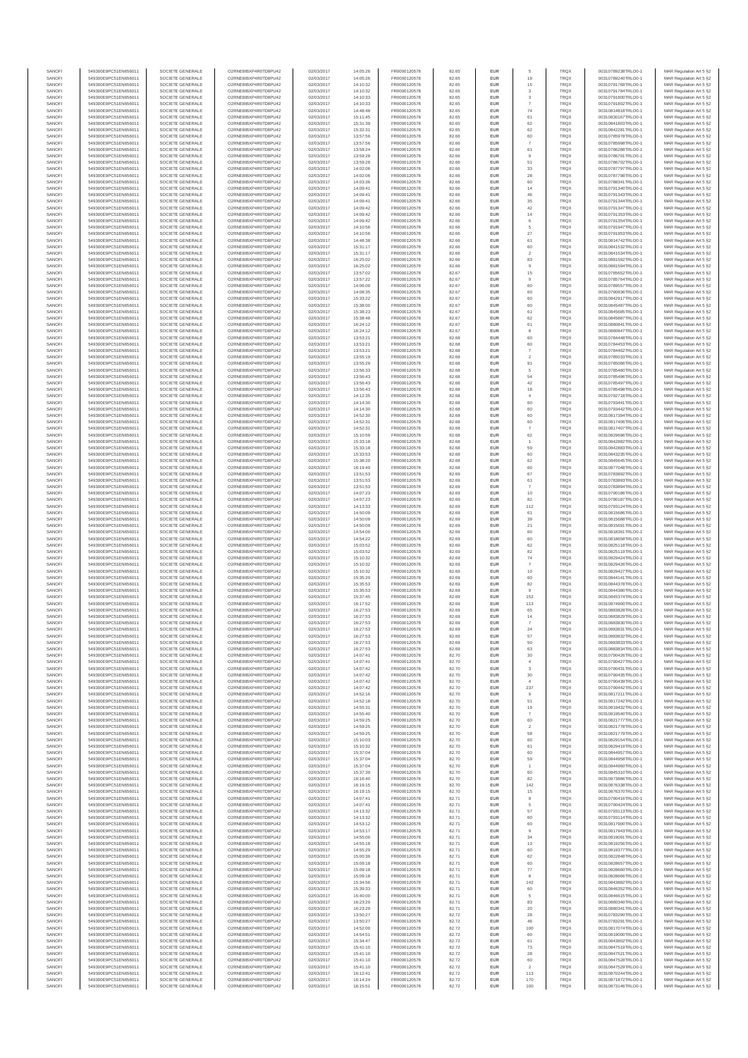| SANOFI | 549300E9PC51EN656011 | SOCIETE GENERALE | O2RNE8IBXP4R0TD8PU42 | 02/03/2017 | 14:05:26 | FR0000120578 | 82.65 | EUR | 5 | TRQX | 00310789238TRLO0-1 | MAR Regulation Art 5 §2 |
|---|---|---|---|---|---|---|---|---|---|---|---|---|
| SANOFI | 549300E9PC51EN656011 | SOCIETE GENERALE | O2RNE8IBXP4R0TD8PU42 | 02/03/2017 | 14:05:26 | FR0000120578 | 82.65 | EUR | 19 | TRQX | 00310789240TRLO0-1 | MAR Regulation Art 5 §2 |
| SANOFI | 549300E9PC51EN656011 | SOCIETE GENERALE | O2RNE8IBXP4R0TD8PU42 | 02/03/2017 | 14:10:32 | FR0000120578 | 82.65 | EUR | 15 | TRQX | 00310791768TRLO0-1 | MAR Regulation Art 5 §2 |
| SANOFI | 549300E9PC51EN656011 | SOCIETE GENERALE | O2RNE8IBXP4R0TD8PU42 | 02/03/2017 | 14:10:32 | FR0000120578 | 82.65 | EUR | 3 | TRQX | 00310791784TRLO0-1 | MAR Regulation Art 5 §2 |
| SANOFI | 549300E9PC51EN656011 | SOCIETE GENERALE | O2RNE8IBXP4R0TD8PU42 | 02/03/2017 | 14:10:33 | FR0000120578 | 82.65 | EUR | 3 | TRQX | 00310791800TRLO0-1 | MAR Regulation Art 5 §2 |
| SANOFI | 549300E9PC51EN656011 | SOCIETE GENERALE | O2RNE8IBXP4R0TD8PU42 | 02/03/2017 | 14:10:33 | FR0000120578 | 82.65 | EUR | 7 | TRQX | 00310791802TRLO0-1 | MAR Regulation Art 5 §2 |
| SANOFI | 549300E9PC51EN656011 | SOCIETE GENERALE | O2RNE8IBXP4R0TD8PU42 | 02/03/2017 | 14:48:48 | FR0000120578 | 82.65 | EUR | 74 | TRQX | 00310814818TRLO0-1 | MAR Regulation Art 5 §2 |
| SANOFI | 549300E9PC51EN656011 | SOCIETE GENERALE | O2RNE8IBXP4R0TD8PU42 | 02/03/2017 | 15:11:45 | FR0000120578 | 82.65 | EUR | 61 | TRQX | 00310830167TRLO0-1 | MAR Regulation Art 5 §2 |
| SANOFI | 549300E9PC51EN656011 | SOCIETE GENERALE | O2RNE8IBXP4R0TD8PU42 | 02/03/2017 | 15:31:39 | FR0000120578 | 82.65 | EUR | 62 | TRQX | 00310841803TRLO0-1 | MAR Regulation Art 5 §2 |
| SANOFI | 549300E9PC51EN656011 | SOCIETE GENERALE | O2RNE8IBXP4R0TD8PU42 | 02/03/2017 | 15:32:31 | FR0000120578 | 82.65 | EUR | 62 | TRQX | 00310842281TRLO0-1 | MAR Regulation Art 5 §2 |
| SANOFI | 549300E9PC51EN656011 | SOCIETE GENERALE | O2RNE8IBXP4R0TD8PU42 | 02/03/2017 | 13:57:56 | FR0000120578 | 82.66 | EUR | 60 | TRQX | 00310785978TRLO0-1 | MAR Regulation Art 5 §2 |
| SANOFI | 549300E9PC51EN656011 | SOCIETE GENERALE | O2RNE8IBXP4R0TD8PU42 | 02/03/2017 | 13:57:56 | FR0000120578 | 82.66 | EUR | 7 | TRQX | 00310785998TRLO0-1 | MAR Regulation Art 5 §2 |
| SANOFI | 549300E9PC51EN656011 | SOCIETE GENERALE | O2RNE8IBXP4R0TD8PU42 | 02/03/2017 | 13:58:24 | FR0000120578 | 82.66 | EUR | 61 | TRQX | 00310786288TRLO0-1 | MAR Regulation Art 5 §2 |
| SANOFI | 549300E9PC51EN656011 | SOCIETE GENERALE | O2RNE8IBXP4R0TD8PU42 | 02/03/2017 | 13:59:28 | FR0000120578 | 82.66 | EUR | 9 | TRQX | 00310786701TRLO0-1 | MAR Regulation Art 5 §2 |
| SANOFI | 549300E9PC51EN656011 | SOCIETE GENERALE | O2RNE8IBXP4R0TD8PU42 | 02/03/2017 | 13:59:28 | FR0000120578 | 82.66 | EUR | 51 | TRQX | 00310786702TRLO0-1 | MAR Regulation Art 5 §2 |
| SANOFI | 549300E9PC51EN656011 | SOCIETE GENERALE | O2RNE8IBXP4R0TD8PU42 | 02/03/2017 | 14:02:06 | FR0000120578 | 82.66 | EUR | 33 | TRQX | 00310787797TRLO0-1 | MAR Regulation Art 5 §2 |
| SANOFI | 549300E9PC51EN656011 | SOCIETE GENERALE | O2RNE8IBXP4R0TD8PU42 | 02/03/2017 | 14:02:06 | FR0000120578 | 82.66 | EUR | 28 | TRQX | 00310787798TRLO0-1 | MAR Regulation Art 5 §2 |
| SANOFI | 549300E9PC51EN656011 | SOCIETE GENERALE | O2RNE8IBXP4R0TD8PU42 | 02/03/2017 | 14:03:36 | FR0000120578 | 82.66 | EUR | 60 | TRQX | 00310788341TRLO0-1 | MAR Regulation Art 5 §2 |
| SANOFI | 549300E9PC51EN656011 | SOCIETE GENERALE | O2RNE8IBXP4R0TD8PU42 | 02/03/2017 | 14:09:41 | FR0000120578 | 82.66 | EUR | 14 | TRQX | 00310791340TRLO0-1 | MAR Regulation Art 5 §2 |
| SANOFI | 549300E9PC51EN656011 | SOCIETE GENERALE | O2RNE8IBXP4R0TD8PU42 | 02/03/2017 | 14:09:41 | FR0000120578 | 82.66 | EUR | 46 | TRQX | 00310791343TRLO0-1 | MAR Regulation Art 5 §2 |
| SANOFI | 549300E9PC51EN656011 | SOCIETE GENERALE | O2RNE8IBXP4R0TD8PU42 | 02/03/2017 | 14:09:41 | FR0000120578 | 82.66 | EUR | 35 | TRQX | 00310791344TRLO0-1 | MAR Regulation Art 5 §2 |
| SANOFI | 549300E9PC51EN656011 | SOCIETE GENERALE | O2RNE8IBXP4R0TD8PU42 | 02/03/2017 | 14:09:42 | FR0000120578 | 82.66 | EUR | 42 | TRQX | 00310791347TRLO0-1 | MAR Regulation Art 5 §2 |
| SANOFI | 549300E9PC51EN656011 | SOCIETE GENERALE | O2RNE8IBXP4R0TD8PU42 | 02/03/2017 | 14:09:42 | FR0000120578 | 82.66 | EUR | 14 | TRQX | 00310791353TRLO0-1 | MAR Regulation Art 5 §2 |
| SANOFI | 549300E9PC51EN656011 | SOCIETE GENERALE | O2RNE8IBXP4R0TD8PU42 | 02/03/2017 | 14:09:42 | FR0000120578 | 82.66 | EUR | 6 | TRQX | 00310791354TRLO0-1 | MAR Regulation Art 5 §2 |
| SANOFI | 549300E9PC51EN656011 | SOCIETE GENERALE | O2RNE8IBXP4R0TD8PU42 | 02/03/2017 | 14:10:56 | FR0000120578 | 82.66 | EUR | 5 | TRQX | 00310791947TRLO0-1 | MAR Regulation Art 5 §2 |
| SANOFI | 549300E9PC51EN656011 | SOCIETE GENERALE | O2RNE8IBXP4R0TD8PU42 | 02/03/2017 | 14:10:56 | FR0000120578 | 82.66 | EUR | 27 | TRQX | 00310791953TRLO0-1 | MAR Regulation Art 5 §2 |
| SANOFI | 549300E9PC51EN656011 | SOCIETE GENERALE | O2RNE8IBXP4R0TD8PU42 | 02/03/2017 | 14:48:38 | FR0000120578 | 82.66 | EUR | 61 | TRQX | 00310814742TRLO0-1 | MAR Regulation Art 5 §2 |
| SANOFI | 549300E9PC51EN656011 | SOCIETE GENERALE | O2RNE8IBXP4R0TD8PU42 | 02/03/2017 | 15:31:17 | FR0000120578 | 82.66 | EUR | 60 | TRQX | 00310841532TRLO0-1 | MAR Regulation Art 5 §2 |
| SANOFI | 549300E9PC51EN656011 | SOCIETE GENERALE | O2RNE8IBXP4R0TD8PU42 | 02/03/2017 | 15:31:17 | FR0000120578 | 82.66 | EUR | 2 | TRQX | 00310841534TRLO0-1 | MAR Regulation Art 5 §2 |
| SANOFI | 549300E9PC51EN656011 | SOCIETE GENERALE | O2RNE8IBXP4R0TD8PU42 | 02/03/2017 | 16:25:02 | FR0000120578 | 82.66 | EUR | 83 | TRQX | 00310881592TRLO0-1 | MAR Regulation Art 5 §2 |
| SANOFI | 549300E9PC51EN656011 | SOCIETE GENERALE | O2RNE8IBXP4R0TD8PU42 | 02/03/2017 | 16:25:02 | FR0000120578 | 82.66 | EUR | 9 | TRQX | 00310881594TRLO0-1 | MAR Regulation Art 5 §2 |
| SANOFI | 549300E9PC51EN656011 | SOCIETE GENERALE | O2RNE8IBXP4R0TD8PU42 | 02/03/2017 | 13:57:02 | FR0000120578 | 82.67 | EUR | 15 | TRQX | 00310785652TRLO0-1 | MAR Regulation Art 5 §2 |
| SANOFI | 549300E9PC51EN656011 | SOCIETE GENERALE | O2RNE8IBXP4R0TD8PU42 | 02/03/2017 | 13:57:22 | FR0000120578 | 82.67 | EUR | 9 | TRQX | 00310785764TRLO0-1 | MAR Regulation Art 5 §2 |
| SANOFI | 549300E9PC51EN656011 | SOCIETE GENERALE | O2RNE8IBXP4R0TD8PU42 | 02/03/2017 | 14:06:00 | FR0000120578 | 82.67 | EUR | 60 | TRQX | 00310789557TRLO0-1 | MAR Regulation Art 5 §2 |
| SANOFI | 549300E9PC51EN656011 | SOCIETE GENERALE | O2RNE8IBXP4R0TD8PU42 | 02/03/2017 | 14:08:35 | FR0000120578 | 82.67 | EUR | 60 | TRQX | 00310790836TRLO0-1 | MAR Regulation Art 5 §2 |
| SANOFI | 549300E9PC51EN656011 | SOCIETE GENERALE | O2RNE8IBXP4R0TD8PU42 | 02/03/2017 | 15:33:22 | FR0000120578 | 82.67 | EUR | 60 | TRQX | 00310842917TRLO0-1 | MAR Regulation Art 5 §2 |
| SANOFI | 549300E9PC51EN656011 | SOCIETE GENERALE | O2RNE8IBXP4R0TD8PU42 | 02/03/2017 | 15:38:00 | FR0000120578 | 82.67 | EUR | 60 | TRQX | 00310845487TRLO0-1 | MAR Regulation Art 5 §2 |
| SANOFI | 549300E9PC51EN656011 | SOCIETE GENERALE | O2RNE8IBXP4R0TD8PU42 | 02/03/2017 | 15:38:23 | FR0000120578 | 82.67 | EUR | 61 | TRQX | 00310845685TRLO0-1 | MAR Regulation Art 5 §2 |
| SANOFI | 549300E9PC51EN656011 | SOCIETE GENERALE | O2RNE8IBXP4R0TD8PU42 | 02/03/2017 | 15:38:48 | FR0000120578 | 82.67 | EUR | 62 | TRQX | 00310845887TRLO0-1 | MAR Regulation Art 5 §2 |
| SANOFI | 549300E9PC51EN656011 | SOCIETE GENERALE | O2RNE8IBXP4R0TD8PU42 | 02/03/2017 | 16:24:12 | FR0000120578 | 82.67 | EUR | 61 | TRQX | 00310880843TRLO0-1 | MAR Regulation Art 5 §2 |
| SANOFI | 549300E9PC51EN656011 | SOCIETE GENERALE | O2RNE8IBXP4R0TD8PU42 | 02/03/2017 | 16:24:12 | FR0000120578 | 82.67 | EUR | 8 | TRQX | 00310880847TRLO0-1 | MAR Regulation Art 5 §2 |
| SANOFI | 549300E9PC51EN656011 | SOCIETE GENERALE | O2RNE8IBXP4R0TD8PU42 | 02/03/2017 | 13:53:21 | FR0000120578 | 82.68 | EUR | 60 | TRQX | 00310784448TRLO0-1 | MAR Regulation Art 5 §2 |
| SANOFI | 549300E9PC51EN656011 | SOCIETE GENERALE | O2RNE8IBXP4R0TD8PU42 | 02/03/2017 | 13:53:21 | FR0000120578 | 82.68 | EUR | 60 | TRQX | 00310784453TRLO0-1 | MAR Regulation Art 5 §2 |
| SANOFI | 549300E9PC51EN656011 | SOCIETE GENERALE | O2RNE8IBXP4R0TD8PU42 | 02/03/2017 | 13:53:21 | FR0000120578 | 82.68 | EUR | 7 | TRQX | 00310784462TRLO0-1 | MAR Regulation Art 5 §2 |
| SANOFI | 549300E9PC51EN656011 | SOCIETE GENERALE | O2RNE8IBXP4R0TD8PU42 | 02/03/2017 | 13:55:19 | FR0000120578 | 82.68 | EUR | 2 | TRQX | 00310785033TRLO0-1 | MAR Regulation Art 5 §2 |
| SANOFI | 549300E9PC51EN656011 | SOCIETE GENERALE | O2RNE8IBXP4R0TD8PU42 | 02/03/2017 | 13:55:29 | FR0000120578 | 82.68 | EUR | 91 | TRQX | 00310785088TRLO0-1 | MAR Regulation Art 5 §2 |
| SANOFI | 549300E9PC51EN656011 | SOCIETE GENERALE | O2RNE8IBXP4R0TD8PU42 | 02/03/2017 | 13:56:33 | FR0000120578 | 82.68 | EUR | 5 | TRQX | 00310785460TRLO0-1 | MAR Regulation Art 5 §2 |
| SANOFI | 549300E9PC51EN656011 | SOCIETE GENERALE | O2RNE8IBXP4R0TD8PU42 | 02/03/2017 | 13:56:43 | FR0000120578 | 82.68 | EUR | 54 | TRQX | 00310785496TRLO0-1 | MAR Regulation Art 5 §2 |
| SANOFI | 549300E9PC51EN656011 | SOCIETE GENERALE | O2RNE8IBXP4R0TD8PU42 | 02/03/2017 | 13:56:43 | FR0000120578 | 82.68 | EUR | 42 | TRQX | 00310785497TRLO0-1 | MAR Regulation Art 5 §2 |
| SANOFI | 549300E9PC51EN656011 | SOCIETE GENERALE | O2RNE8IBXP4R0TD8PU42 | 02/03/2017 | 13:56:43 | FR0000120578 | 82.68 | EUR | 18 | TRQX | 00310785498TRLO0-1 | MAR Regulation Art 5 §2 |
| SANOFI | 549300E9PC51EN656011 | SOCIETE GENERALE | O2RNE8IBXP4R0TD8PU42 | 02/03/2017 | 14:12:35 | FR0000120578 | 82.68 | EUR | 4 | TRQX | 00310792718TRLO0-1 | MAR Regulation Art 5 §2 |
| SANOFI | 549300E9PC51EN656011 | SOCIETE GENERALE | O2RNE8IBXP4R0TD8PU42 | 02/03/2017 | 14:14:30 | FR0000120578 | 82.68 | EUR | 60 | TRQX | 00310793441TRLO0-1 | MAR Regulation Art 5 §2 |
| SANOFI | 549300E9PC51EN656011 | SOCIETE GENERALE | O2RNE8IBXP4R0TD8PU42 | 02/03/2017 | 14:14:30 | FR0000120578 | 82.68 | EUR | 60 | TRQX | 00310793442TRLO0-1 | MAR Regulation Art 5 §2 |
| SANOFI | 549300E9PC51EN656011 | SOCIETE GENERALE | O2RNE8IBXP4R0TD8PU42 | 02/03/2017 | 14:52:30 | FR0000120578 | 82.68 | EUR | 60 | TRQX | 00310817394TRLO0-1 | MAR Regulation Art 5 §2 |
| SANOFI | 549300E9PC51EN656011 | SOCIETE GENERALE | O2RNE8IBXP4R0TD8PU42 | 02/03/2017 | 14:52:31 | FR0000120578 | 82.68 | EUR | 60 | TRQX | 00310817406TRLO0-1 | MAR Regulation Art 5 §2 |
| SANOFI | 549300E9PC51EN656011 | SOCIETE GENERALE | O2RNE8IBXP4R0TD8PU42 | 02/03/2017 | 14:52:31 | FR0000120578 | 82.68 | EUR | 7 | TRQX | 00310817407TRLO0-1 | MAR Regulation Art 5 §2 |
| SANOFI | 549300E9PC51EN656011 | SOCIETE GENERALE | O2RNE8IBXP4R0TD8PU42 | 02/03/2017 | 15:10:59 | FR0000120578 | 82.68 | EUR | 62 | TRQX | 00310829696TRLO0-1 | MAR Regulation Art 5 §2 |
| SANOFI | 549300E9PC51EN656011 | SOCIETE GENERALE | O2RNE8IBXP4R0TD8PU42 | 02/03/2017 | 15:33:18 | FR0000120578 | 82.68 | EUR | 1 | TRQX | 00310842882TRLO0-1 | MAR Regulation Art 5 §2 |
| SANOFI | 549300E9PC51EN656011 | SOCIETE GENERALE | O2RNE8IBXP4R0TD8PU42 | 02/03/2017 | 15:33:18 | FR0000120578 | 82.68 | EUR | 59 | TRQX | 00310842883TRLO0-1 | MAR Regulation Art 5 §2 |
| SANOFI | 549300E9PC51EN656011 | SOCIETE GENERALE | O2RNE8IBXP4R0TD8PU42 | 02/03/2017 | 15:33:53 | FR0000120578 | 82.68 | EUR | 60 | TRQX | 00310843225TRLO0-1 | MAR Regulation Art 5 §2 |
| SANOFI | 549300E9PC51EN656011 | SOCIETE GENERALE | O2RNE8IBXP4R0TD8PU42 | 02/03/2017 | 15:38:20 | FR0000120578 | 82.68 | EUR | 62 | TRQX | 00310845645TRLO0-1 | MAR Regulation Art 5 §2 |
| SANOFI | 549300E9PC51EN656011 | SOCIETE GENERALE | O2RNE8IBXP4R0TD8PU42 | 02/03/2017 | 16:19:49 | FR0000120578 | 82.68 | EUR | 60 | TRQX | 00310877048TRLO0-1 | MAR Regulation Art 5 §2 |
| SANOFI | 549300E9PC51EN656011 | SOCIETE GENERALE | O2RNE8IBXP4R0TD8PU42 | 02/03/2017 | 13:51:53 | FR0000120578 | 82.69 | EUR | 67 | TRQX | 00310783892TRLO0-1 | MAR Regulation Art 5 §2 |
| SANOFI | 549300E9PC51EN656011 | SOCIETE GENERALE | O2RNE8IBXP4R0TD8PU42 | 02/03/2017 | 13:51:53 | FR0000120578 | 82.69 | EUR | 61 | TRQX | 00310783893TRLO0-1 | MAR Regulation Art 5 §2 |
| SANOFI | 549300E9PC51EN656011 | SOCIETE GENERALE | O2RNE8IBXP4R0TD8PU42 | 02/03/2017 | 13:51:53 | FR0000120578 | 82.69 | EUR | 7 | TRQX | 00310783894TRLO0-1 | MAR Regulation Art 5 §2 |
| SANOFI | 549300E9PC51EN656011 | SOCIETE GENERALE | O2RNE8IBXP4R0TD8PU42 | 02/03/2017 | 14:07:23 | FR0000120578 | 82.69 | EUR | 10 | TRQX | 00310790186TRLO0-1 | MAR Regulation Art 5 §2 |
| SANOFI | 549300E9PC51EN656011 | SOCIETE GENERALE | O2RNE8IBXP4R0TD8PU42 | 02/03/2017 | 14:07:23 | FR0000120578 | 82.69 | EUR | 82 | TRQX | 00310790187TRLO0-1 | MAR Regulation Art 5 §2 |
| SANOFI | 549300E9PC51EN656011 | SOCIETE GENERALE | O2RNE8IBXP4R0TD8PU42 | 02/03/2017 | 14:13:33 | FR0000120578 | 82.69 | EUR | 112 | TRQX | 00310793124TRLO0-1 | MAR Regulation Art 5 §2 |
| SANOFI | 549300E9PC51EN656011 | SOCIETE GENERALE | O2RNE8IBXP4R0TD8PU42 | 02/03/2017 | 14:50:09 | FR0000120578 | 82.69 | EUR | 61 | TRQX | 00310815686TRLO0-1 | MAR Regulation Art 5 §2 |
| SANOFI | 549300E9PC51EN656011 | SOCIETE GENERALE | O2RNE8IBXP4R0TD8PU42 | 02/03/2017 | 14:50:09 | FR0000120578 | 82.69 | EUR | 39 | TRQX | 00310815688TRLO0-1 | MAR Regulation Art 5 §2 |
| SANOFI | 549300E9PC51EN656011 | SOCIETE GENERALE | O2RNE8IBXP4R0TD8PU42 | 02/03/2017 | 14:50:09 | FR0000120578 | 82.69 | EUR | 21 | TRQX | 00310815691TRLO0-1 | MAR Regulation Art 5 §2 |
| SANOFI | 549300E9PC51EN656011 | SOCIETE GENERALE | O2RNE8IBXP4R0TD8PU42 | 02/03/2017 | 14:54:00 | FR0000120578 | 82.69 | EUR | 60 | TRQX | 00310818381TRLO0-1 | MAR Regulation Art 5 §2 |
| SANOFI | 549300E9PC51EN656011 | SOCIETE GENERALE | O2RNE8IBXP4R0TD8PU42 | 02/03/2017 | 14:54:22 | FR0000120578 | 82.69 | EUR | 60 | TRQX | 00310818658TRLO0-1 | MAR Regulation Art 5 §2 |
| SANOFI | 549300E9PC51EN656011 | SOCIETE GENERALE | O2RNE8IBXP4R0TD8PU42 | 02/03/2017 | 15:03:52 | FR0000120578 | 82.69 | EUR | 62 | TRQX | 00310825118TRLO0-1 | MAR Regulation Art 5 §2 |
| SANOFI | 549300E9PC51EN656011 | SOCIETE GENERALE | O2RNE8IBXP4R0TD8PU42 | 02/03/2017 | 15:03:52 | FR0000120578 | 82.69 | EUR | 82 | TRQX | 00310825119TRLO0-1 | MAR Regulation Art 5 §2 |
| SANOFI | 549300E9PC51EN656011 | SOCIETE GENERALE | O2RNE8IBXP4R0TD8PU42 | 02/03/2017 | 15:10:32 | FR0000120578 | 82.69 | EUR | 74 | TRQX | 00310829424TRLO0-1 | MAR Regulation Art 5 §2 |
| SANOFI | 549300E9PC51EN656011 | SOCIETE GENERALE | O2RNE8IBXP4R0TD8PU42 | 02/03/2017 | 15:10:32 | FR0000120578 | 82.69 | EUR | 7 | TRQX | 00310829426TRLO0-1 | MAR Regulation Art 5 §2 |
| SANOFI | 549300E9PC51EN656011 | SOCIETE GENERALE | O2RNE8IBXP4R0TD8PU42 | 02/03/2017 | 15:10:32 | FR0000120578 | 82.69 | EUR | 10 | TRQX | 00310829427TRLO0-1 | MAR Regulation Art 5 §2 |
| SANOFI | 549300E9PC51EN656011 | SOCIETE GENERALE | O2RNE8IBXP4R0TD8PU42 | 02/03/2017 | 15:35:20 | FR0000120578 | 82.69 | EUR | 60 | TRQX | 00310844141TRLO0-1 | MAR Regulation Art 5 §2 |
| SANOFI | 549300E9PC51EN656011 | SOCIETE GENERALE | O2RNE8IBXP4R0TD8PU42 | 02/03/2017 | 15:35:53 | FR0000120578 | 82.69 | EUR | 82 | TRQX | 00310844378TRLO0-1 | MAR Regulation Art 5 §2 |
| SANOFI | 549300E9PC51EN656011 | SOCIETE GENERALE | O2RNE8IBXP4R0TD8PU42 | 02/03/2017 | 15:35:53 | FR0000120578 | 82.69 | EUR | 9 | TRQX | 00310844380TRLO0-1 | MAR Regulation Art 5 §2 |
| SANOFI | 549300E9PC51EN656011 | SOCIETE GENERALE | O2RNE8IBXP4R0TD8PU42 | 02/03/2017 | 15:37:45 | FR0000120578 | 82.69 | EUR | 152 | TRQX | 00310845374TRLO0-1 | MAR Regulation Art 5 §2 |
| SANOFI | 549300E9PC51EN656011 | SOCIETE GENERALE | O2RNE8IBXP4R0TD8PU42 | 02/03/2017 | 16:17:52 | FR0000120578 | 82.69 | EUR | 113 | TRQX | 00310874900TRLO0-1 | MAR Regulation Art 5 §2 |
| SANOFI | 549300E9PC51EN656011 | SOCIETE GENERALE | O2RNE8IBXP4R0TD8PU42 | 02/03/2017 | 16:27:53 | FR0000120578 | 82.69 | EUR | 65 | TRQX | 00310883828TRLO0-1 | MAR Regulation Art 5 §2 |
| SANOFI | 549300E9PC51EN656011 | SOCIETE GENERALE | O2RNE8IBXP4R0TD8PU42 | 02/03/2017 | 16:27:53 | FR0000120578 | 82.69 | EUR | 14 | TRQX | 00310883829TRLO0-1 | MAR Regulation Art 5 §2 |
| SANOFI | 549300E9PC51EN656011 | SOCIETE GENERALE | O2RNE8IBXP4R0TD8PU42 | 02/03/2017 | 16:27:53 | FR0000120578 | 82.69 | EUR | 7 | TRQX | 00310883830TRLO0-1 | MAR Regulation Art 5 §2 |
| SANOFI | 549300E9PC51EN656011 | SOCIETE GENERALE | O2RNE8IBXP4R0TD8PU42 | 02/03/2017 | 16:27:53 | FR0000120578 | 82.69 | EUR | 24 | TRQX | 00310883831TRLO0-1 | MAR Regulation Art 5 §2 |
| SANOFI | 549300E9PC51EN656011 | SOCIETE GENERALE | O2RNE8IBXP4R0TD8PU42 | 02/03/2017 | 16:27:53 | FR0000120578 | 82.69 | EUR | 57 | TRQX | 00310883832TRLO0-1 | MAR Regulation Art 5 §2 |
| SANOFI | 549300E9PC51EN656011 | SOCIETE GENERALE | O2RNE8IBXP4R0TD8PU42 | 02/03/2017 | 16:27:53 | FR0000120578 | 82.69 | EUR | 50 | TRQX | 00310883833TRLO0-1 | MAR Regulation Art 5 §2 |
| SANOFI | 549300E9PC51EN656011 | SOCIETE GENERALE | O2RNE8IBXP4R0TD8PU42 | 02/03/2017 | 16:27:53 | FR0000120578 | 82.69 | EUR | 63 | TRQX | 00310883834TRLO0-1 | MAR Regulation Art 5 §2 |
| SANOFI | 549300E9PC51EN656011 | SOCIETE GENERALE | O2RNE8IBXP4R0TD8PU42 | 02/03/2017 | 14:07:41 | FR0000120578 | 82.70 | EUR | 30 | TRQX | 00310790426TRLO0-1 | MAR Regulation Art 5 §2 |
| SANOFI | 549300E9PC51EN656011 | SOCIETE GENERALE | O2RNE8IBXP4R0TD8PU42 | 02/03/2017 | 14:07:41 | FR0000120578 | 82.70 | EUR | 4 | TRQX | 00310790427TRLO0-1 | MAR Regulation Art 5 §2 |
| SANOFI | 549300E9PC51EN656011 | SOCIETE GENERALE | O2RNE8IBXP4R0TD8PU42 | 02/03/2017 | 14:07:42 | FR0000120578 | 82.70 | EUR | 3 | TRQX | 00310790431TRLO0-1 | MAR Regulation Art 5 §2 |
| SANOFI | 549300E9PC51EN656011 | SOCIETE GENERALE | O2RNE8IBXP4R0TD8PU42 | 02/03/2017 | 14:07:42 | FR0000120578 | 82.70 | EUR | 30 | TRQX | 00310790435TRLO0-1 | MAR Regulation Art 5 §2 |
| SANOFI | 549300E9PC51EN656011 | SOCIETE GENERALE | O2RNE8IBXP4R0TD8PU42 | 02/03/2017 | 14:07:42 | FR0000120578 | 82.70 | EUR | 4 | TRQX | 00310790439TRLO0-1 | MAR Regulation Art 5 §2 |
| SANOFI | 549300E9PC51EN656011 | SOCIETE GENERALE | O2RNE8IBXP4R0TD8PU42 | 02/03/2017 | 14:07:42 | FR0000120578 | 82.70 | EUR | 237 | TRQX | 00310790442TRLO0-1 | MAR Regulation Art 5 §2 |
| SANOFI | 549300E9PC51EN656011 | SOCIETE GENERALE | O2RNE8IBXP4R0TD8PU42 | 02/03/2017 | 14:52:16 | FR0000120578 | 82.70 | EUR | 9 | TRQX | 00310817211TRLO0-1 | MAR Regulation Art 5 §2 |
| SANOFI | 549300E9PC51EN656011 | SOCIETE GENERALE | O2RNE8IBXP4R0TD8PU42 | 02/03/2017 | 14:52:18 | FR0000120578 | 82.70 | EUR | 51 | TRQX | 00310817242TRLO0-1 | MAR Regulation Art 5 §2 |
| SANOFI | 549300E9PC51EN656011 | SOCIETE GENERALE | O2RNE8IBXP4R0TD8PU42 | 02/03/2017 | 14:55:31 | FR0000120578 | 82.70 | EUR | 19 | TRQX | 00310819432TRLO0-1 | MAR Regulation Art 5 §2 |
| SANOFI | 549300E9PC51EN656011 | SOCIETE GENERALE | O2RNE8IBXP4R0TD8PU42 | 02/03/2017 | 14:55:40 | FR0000120578 | 82.70 | EUR | 7 | TRQX | 00310819540TRLO0-1 | MAR Regulation Art 5 §2 |
| SANOFI | 549300E9PC51EN656011 | SOCIETE GENERALE | O2RNE8IBXP4R0TD8PU42 | 02/03/2017 | 14:59:25 | FR0000120578 | 82.70 | EUR | 60 | TRQX | 00310821777TRLO0-1 | MAR Regulation Art 5 §2 |
| SANOFI | 549300E9PC51EN656011 | SOCIETE GENERALE | O2RNE8IBXP4R0TD8PU42 | 02/03/2017 | 14:59:25 | FR0000120578 | 82.70 | EUR | 2 | TRQX | 00310821778TRLO0-1 | MAR Regulation Art 5 §2 |
| SANOFI | 549300E9PC51EN656011 | SOCIETE GENERALE | O2RNE8IBXP4R0TD8PU42 | 02/03/2017 | 14:59:25 | FR0000120578 | 82.70 | EUR | 58 | TRQX | 00310821779TRLO0-1 | MAR Regulation Art 5 §2 |
| SANOFI | 549300E9PC51EN656011 | SOCIETE GENERALE | O2RNE8IBXP4R0TD8PU42 | 02/03/2017 | 15:10:03 | FR0000120578 | 82.70 | EUR | 60 | TRQX | 00310829154TRLO0-1 | MAR Regulation Art 5 §2 |
| SANOFI | 549300E9PC51EN656011 | SOCIETE GENERALE | O2RNE8IBXP4R0TD8PU42 | 02/03/2017 | 15:10:32 | FR0000120578 | 82.70 | EUR | 61 | TRQX | 00310829419TRLO0-1 | MAR Regulation Art 5 §2 |
| SANOFI | 549300E9PC51EN656011 | SOCIETE GENERALE | O2RNE8IBXP4R0TD8PU42 | 02/03/2017 | 15:37:04 | FR0000120578 | 82.70 | EUR | 60 | TRQX | 00310844957TRLO0-1 | MAR Regulation Art 5 §2 |
| SANOFI | 549300E9PC51EN656011 | SOCIETE GENERALE | O2RNE8IBXP4R0TD8PU42 | 02/03/2017 | 15:37:04 | FR0000120578 | 82.70 | EUR | 59 | TRQX | 00310844959TRLO0-1 | MAR Regulation Art 5 §2 |
| SANOFI | 549300E9PC51EN656011 | SOCIETE GENERALE | O2RNE8IBXP4R0TD8PU42 | 02/03/2017 | 15:37:04 | FR0000120578 | 82.70 | EUR | 1 | TRQX | 00310844960TRLO0-1 | MAR Regulation Art 5 §2 |
| SANOFI | 549300E9PC51EN656011 | SOCIETE GENERALE | O2RNE8IBXP4R0TD8PU42 | 02/03/2017 | 15:37:39 | FR0000120578 | 82.70 | EUR | 60 | TRQX | 00310845310TRLO0-1 | MAR Regulation Art 5 §2 |
| SANOFI | 549300E9PC51EN656011 | SOCIETE GENERALE | O2RNE8IBXP4R0TD8PU42 | 02/03/2017 | 16:16:40 | FR0000120578 | 82.70 | EUR | 82 | TRQX | 00310873889TRLO0-1 | MAR Regulation Art 5 §2 |
| SANOFI | 549300E9PC51EN656011 | SOCIETE GENERALE | O2RNE8IBXP4R0TD8PU42 | 02/03/2017 | 16:19:15 | FR0000120578 | 82.70 | EUR | 142 | TRQX | 00310876338TRLO0-1 | MAR Regulation Art 5 §2 |
| SANOFI | 549300E9PC51EN656011 | SOCIETE GENERALE | O2RNE8IBXP4R0TD8PU42 | 02/03/2017 | 16:19:15 | FR0000120578 | 82.70 | EUR | 15 | TRQX | 00310876370TRLO0-1 | MAR Regulation Art 5 §2 |
| SANOFI | 549300E9PC51EN656011 | SOCIETE GENERALE | O2RNE8IBXP4R0TD8PU42 | 02/03/2017 | 14:07:41 | FR0000120578 | 82.71 | EUR | 9 | TRQX | 00310790418TRLO0-1 | MAR Regulation Art 5 §2 |
| SANOFI | 549300E9PC51EN656011 | SOCIETE GENERALE | O2RNE8IBXP4R0TD8PU42 | 02/03/2017 | 14:07:41 | FR0000120578 | 82.71 | EUR | 5 | TRQX | 00310790424TRLO0-1 | MAR Regulation Art 5 §2 |
| SANOFI | 549300E9PC51EN656011 | SOCIETE GENERALE | O2RNE8IBXP4R0TD8PU42 | 02/03/2017 | 14:13:32 | FR0000120578 | 82.71 | EUR | 57 | TRQX | 00310793113TRLO0-1 | MAR Regulation Art 5 §2 |
| SANOFI | 549300E9PC51EN656011 | SOCIETE GENERALE | O2RNE8IBXP4R0TD8PU42 | 02/03/2017 | 14:13:32 | FR0000120578 | 82.71 | EUR | 60 | TRQX | 00310793114TRLO0-1 | MAR Regulation Art 5 §2 |
| SANOFI | 549300E9PC51EN656011 | SOCIETE GENERALE | O2RNE8IBXP4R0TD8PU42 | 02/03/2017 | 14:53:12 | FR0000120578 | 82.71 | EUR | 60 | TRQX | 00310817900TRLO0-1 | MAR Regulation Art 5 §2 |
| SANOFI | 549300E9PC51EN656011 | SOCIETE GENERALE | O2RNE8IBXP4R0TD8PU42 | 02/03/2017 | 14:53:17 | FR0000120578 | 82.71 | EUR | 9 | TRQX | 00310817943TRLO0-1 | MAR Regulation Art 5 §2 |
| SANOFI | 549300E9PC51EN656011 | SOCIETE GENERALE | O2RNE8IBXP4R0TD8PU42 | 02/03/2017 | 14:55:00 | FR0000120578 | 82.71 | EUR | 34 | TRQX | 00310819055TRLO0-1 | MAR Regulation Art 5 §2 |
| SANOFI | 549300E9PC51EN656011 | SOCIETE GENERALE | O2RNE8IBXP4R0TD8PU42 | 02/03/2017 | 14:55:18 | FR0000120578 | 82.71 | EUR | 13 | TRQX | 00310819256TRLO0-1 | MAR Regulation Art 5 §2 |
| SANOFI | 549300E9PC51EN656011 | SOCIETE GENERALE | O2RNE8IBXP4R0TD8PU42 | 02/03/2017 | 14:55:29 | FR0000120578 | 82.71 | EUR | 60 | TRQX | 00310819377TRLO0-1 | MAR Regulation Art 5 §2 |
| SANOFI | 549300E9PC51EN656011 | SOCIETE GENERALE | O2RNE8IBXP4R0TD8PU42 | 02/03/2017 | 15:00:36 | FR0000120578 | 82.71 | EUR | 62 | TRQX | 00310822848TRLO0-1 | MAR Regulation Art 5 §2 |
| SANOFI | 549300E9PC51EN656011 | SOCIETE GENERALE | O2RNE8IBXP4R0TD8PU42 | 02/03/2017 | 15:09:18 | FR0000120578 | 82.71 | EUR | 60 | TRQX | 00310828657TRLO0-1 | MAR Regulation Art 5 §2 |
| SANOFI | 549300E9PC51EN656011 | SOCIETE GENERALE | O2RNE8IBXP4R0TD8PU42 | 02/03/2017 | 15:09:18 | FR0000120578 | 82.71 | EUR | 77 | TRQX | 00310828660TRLO0-1 | MAR Regulation Art 5 §2 |
| SANOFI | 549300E9PC51EN656011 | SOCIETE GENERALE | O2RNE8IBXP4R0TD8PU42 | 02/03/2017 | 15:09:18 | FR0000120578 | 82.71 | EUR | 8 | TRQX | 00310828666TRLO0-1 | MAR Regulation Art 5 §2 |
| SANOFI | 549300E9PC51EN656011 | SOCIETE GENERALE | O2RNE8IBXP4R0TD8PU42 | 02/03/2017 | 15:34:56 | FR0000120578 | 82.71 | EUR | 142 | TRQX | 00310843882TRLO0-1 | MAR Regulation Art 5 §2 |
| SANOFI | 549300E9PC51EN656011 | SOCIETE GENERALE | O2RNE8IBXP4R0TD8PU42 | 02/03/2017 | 15:39:33 | FR0000120578 | 82.71 | EUR | 60 | TRQX | 00310846352TRLO0-1 | MAR Regulation Art 5 §2 |
| SANOFI | 549300E9PC51EN656011 | SOCIETE GENERALE | O2RNE8IBXP4R0TD8PU42 | 02/03/2017 | 15:40:00 | FR0000120578 | 82.71 | EUR | 5 | TRQX | 00310846613TRLO0-1 | MAR Regulation Art 5 §2 |
| SANOFI | 549300E9PC51EN656011 | SOCIETE GENERALE | O2RNE8IBXP4R0TD8PU42 | 02/03/2017 | 16:23:29 | FR0000120578 | 82.71 | EUR | 83 | TRQX | 00310880340TRLO0-1 | MAR Regulation Art 5 §2 |
| SANOFI | 549300E9PC51EN656011 | SOCIETE GENERALE | O2RNE8IBXP4R0TD8PU42 | 02/03/2017 | 16:23:29 | FR0000120578 | 82.71 | EUR | 20 | TRQX | 00310880341TRLO0-1 | MAR Regulation Art 5 §2 |
| SANOFI | 549300E9PC51EN656011 | SOCIETE GENERALE | O2RNE8IBXP4R0TD8PU42 | 02/03/2017 | 13:50:27 | FR0000120578 | 82.72 | EUR | 28 | TRQX | 00310783290TRLO0-1 | MAR Regulation Art 5 §2 |
| SANOFI | 549300E9PC51EN656011 | SOCIETE GENERALE | O2RNE8IBXP4R0TD8PU42 | 02/03/2017 | 13:50:27 | FR0000120578 | 82.72 | EUR | 46 | TRQX | 00310783291TRLO0-1 | MAR Regulation Art 5 §2 |
| SANOFI | 549300E9PC51EN656011 | SOCIETE GENERALE | O2RNE8IBXP4R0TD8PU42 | 02/03/2017 | 14:52:00 | FR0000120578 | 82.72 | EUR | 100 | TRQX | 00310817074TRLO0-1 | MAR Regulation Art 5 §2 |
| SANOFI | 549300E9PC51EN656011 | SOCIETE GENERALE | O2RNE8IBXP4R0TD8PU42 | 02/03/2017 | 14:54:51 | FR0000120578 | 82.72 | EUR | 60 | TRQX | 00310819000TRLO0-1 | MAR Regulation Art 5 §2 |
| SANOFI | 549300E9PC51EN656011 | SOCIETE GENERALE | O2RNE8IBXP4R0TD8PU42 | 02/03/2017 | 15:34:47 | FR0000120578 | 82.72 | EUR | 61 | TRQX | 00310843802TRLO0-1 | MAR Regulation Art 5 §2 |
| SANOFI | 549300E9PC51EN656011 | SOCIETE GENERALE | O2RNE8IBXP4R0TD8PU42 | 02/03/2017 | 15:41:10 | FR0000120578 | 82.72 | EUR | 73 | TRQX | 00310847519TRLO0-1 | MAR Regulation Art 5 §2 |
| SANOFI | 549300E9PC51EN656011 | SOCIETE GENERALE | O2RNE8IBXP4R0TD8PU42 | 02/03/2017 | 15:41:10 | FR0000120578 | 82.72 | EUR | 28 | TRQX | 00310847521TRLO0-1 | MAR Regulation Art 5 §2 |
| SANOFI | 549300E9PC51EN656011 | SOCIETE GENERALE | O2RNE8IBXP4R0TD8PU42 | 02/03/2017 | 15:41:10 | FR0000120578 | 82.72 | EUR | 60 | TRQX | 00310847528TRLO0-1 | MAR Regulation Art 5 §2 |
| SANOFI | 549300E9PC51EN656011 | SOCIETE GENERALE | O2RNE8IBXP4R0TD8PU42 | 02/03/2017 | 15:41:10 | FR0000120578 | 82.72 | EUR | 2 | TRQX | 00310847529TRLO0-1 | MAR Regulation Art 5 §2 |
| SANOFI | 549300E9PC51EN656011 | SOCIETE GENERALE | O2RNE8IBXP4R0TD8PU42 | 02/03/2017 | 16:12:41 | FR0000120578 | 82.72 | EUR | 113 | TRQX | 00310870244TRLO0-1 | MAR Regulation Art 5 §2 |
| SANOFI | 549300E9PC51EN656011 | SOCIETE GENERALE | O2RNE8IBXP4R0TD8PU42 | 02/03/2017 | 16:14:24 | FR0000120578 | 82.72 | EUR | 170 | TRQX | 00310871872TRLO0-1 | MAR Regulation Art 5 §2 |
| SANOFI | 549300E9PC51EN656011 | SOCIETE GENERALE | O2RNE8IBXP4R0TD8PU42 | 02/03/2017 | 16:15:51 | FR0000120578 | 82.72 | EUR | 100 | TRQX | 00310873146TRLO0-1 | MAR Regulation Art 5 §2 |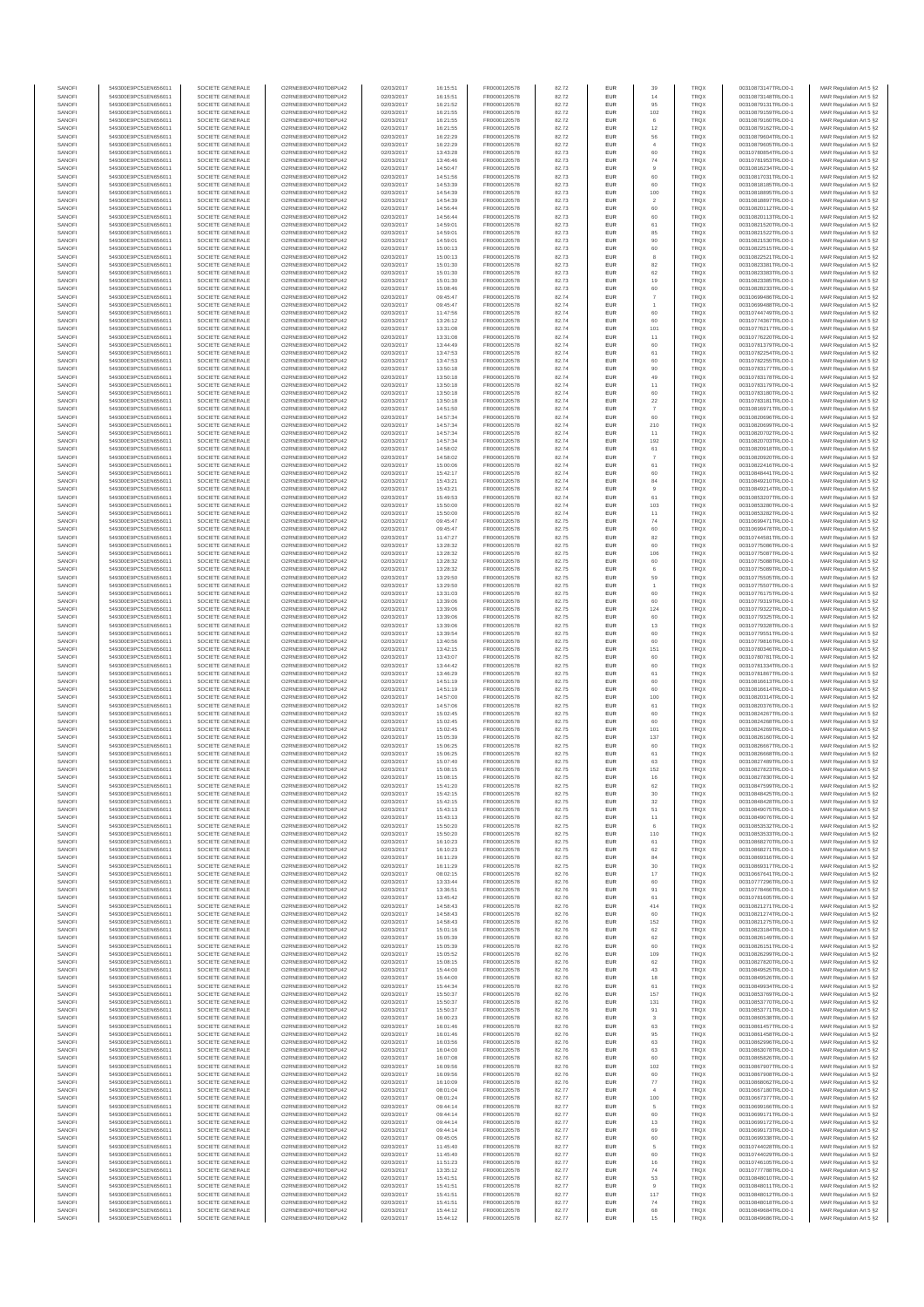| SANOFI | 549300E9PC51EN656011 | SOCIETE GENERALE | O2RNE8IBXP4R0TD8PU42 | 02/03/2017 | 16:15:51 | FR0000120578 | 82.72 | EUR | 39 | TRQX | 00310873147TRLO0-1 | MAR Regulation Art 5 §2 |
|---|---|---|---|---|---|---|---|---|---|---|---|---|
| SANOFI | 549300E9PC51EN656011 | SOCIETE GENERALE | O2RNE8IBXP4R0TD8PU42 | 02/03/2017 | 16:15:51 | FR0000120578 | 82.72 | EUR | 14 | TRQX | 00310873148TRLO0-1 | MAR Regulation Art 5 §2 |
| SANOFI | 549300E9PC51EN656011 | SOCIETE GENERALE | O2RNE8IBXP4R0TD8PU42 | 02/03/2017 | 16:21:52 | FR0000120578 | 82.72 | EUR | 95 | TRQX | 00310879131TRLO0-1 | MAR Regulation Art 5 §2 |
| SANOFI | 549300E9PC51EN656011 | SOCIETE GENERALE | O2RNE8IBXP4R0TD8PU42 | 02/03/2017 | 16:21:55 | FR0000120578 | 82.72 | EUR | 102 | TRQX | 00310879159TRLO0-1 | MAR Regulation Art 5 §2 |
| SANOFI | 549300E9PC51EN656011 | SOCIETE GENERALE | O2RNE8IBXP4R0TD8PU42 | 02/03/2017 | 16:21:55 | FR0000120578 | 82.72 | EUR | 6 | TRQX | 00310879160TRLO0-1 | MAR Regulation Art 5 §2 |
| SANOFI | 549300E9PC51EN656011 | SOCIETE GENERALE | O2RNE8IBXP4R0TD8PU42 | 02/03/2017 | 16:21:55 | FR0000120578 | 82.72 | EUR | 12 | TRQX | 00310879162TRLO0-1 | MAR Regulation Art 5 §2 |
| SANOFI | 549300E9PC51EN656011 | SOCIETE GENERALE | O2RNE8IBXP4R0TD8PU42 | 02/03/2017 | 16:22:29 | FR0000120578 | 82.72 | EUR | 56 | TRQX | 00310879604TRLO0-1 | MAR Regulation Art 5 §2 |
| SANOFI | 549300E9PC51EN656011 | SOCIETE GENERALE | O2RNE8IBXP4R0TD8PU42 | 02/03/2017 | 16:22:29 | FR0000120578 | 82.72 | EUR | 4 | TRQX | 00310879605TRLO0-1 | MAR Regulation Art 5 §2 |
| SANOFI | 549300E9PC51EN656011 | SOCIETE GENERALE | O2RNE8IBXP4R0TD8PU42 | 02/03/2017 | 13:43:28 | FR0000120578 | 82.73 | EUR | 60 | TRQX | 00310780854TRLO0-1 | MAR Regulation Art 5 §2 |
| SANOFI | 549300E9PC51EN656011 | SOCIETE GENERALE | O2RNE8IBXP4R0TD8PU42 | 02/03/2017 | 13:46:46 | FR0000120578 | 82.73 | EUR | 74 | TRQX | 00310781953TRLO0-1 | MAR Regulation Art 5 §2 |
| SANOFI | 549300E9PC51EN656011 | SOCIETE GENERALE | O2RNE8IBXP4R0TD8PU42 | 02/03/2017 | 14:50:47 | FR0000120578 | 82.73 | EUR | 9 | TRQX | 00310816234TRLO0-1 | MAR Regulation Art 5 §2 |
| SANOFI | 549300E9PC51EN656011 | SOCIETE GENERALE | O2RNE8IBXP4R0TD8PU42 | 02/03/2017 | 14:51:56 | FR0000120578 | 82.73 | EUR | 60 | TRQX | 00310817031TRLO0-1 | MAR Regulation Art 5 §2 |
| SANOFI | 549300E9PC51EN656011 | SOCIETE GENERALE | O2RNE8IBXP4R0TD8PU42 | 02/03/2017 | 14:53:39 | FR0000120578 | 82.73 | EUR | 60 | TRQX | 00310818185TRLO0-1 | MAR Regulation Art 5 §2 |
| SANOFI | 549300E9PC51EN656011 | SOCIETE GENERALE | O2RNE8IBXP4R0TD8PU42 | 02/03/2017 | 14:54:39 | FR0000120578 | 82.73 | EUR | 100 | TRQX | 00310818895TRLO0-1 | MAR Regulation Art 5 §2 |
| SANOFI | 549300E9PC51EN656011 | SOCIETE GENERALE | O2RNE8IBXP4R0TD8PU42 | 02/03/2017 | 14:54:39 | FR0000120578 | 82.73 | EUR | 2 | TRQX | 00310818897TRLO0-1 | MAR Regulation Art 5 §2 |
| SANOFI | 549300E9PC51EN656011 | SOCIETE GENERALE | O2RNE8IBXP4R0TD8PU42 | 02/03/2017 | 14:56:44 | FR0000120578 | 82.73 | EUR | 60 | TRQX | 00310820112TRLO0-1 | MAR Regulation Art 5 §2 |
| SANOFI | 549300E9PC51EN656011 | SOCIETE GENERALE | O2RNE8IBXP4R0TD8PU42 | 02/03/2017 | 14:56:44 | FR0000120578 | 82.73 | EUR | 60 | TRQX | 00310820113TRLO0-1 | MAR Regulation Art 5 §2 |
| SANOFI | 549300E9PC51EN656011 | SOCIETE GENERALE | O2RNE8IBXP4R0TD8PU42 | 02/03/2017 | 14:59:01 | FR0000120578 | 82.73 | EUR | 61 | TRQX | 00310821520TRLO0-1 | MAR Regulation Art 5 §2 |
| SANOFI | 549300E9PC51EN656011 | SOCIETE GENERALE | O2RNE8IBXP4R0TD8PU42 | 02/03/2017 | 14:59:01 | FR0000120578 | 82.73 | EUR | 85 | TRQX | 00310821522TRLO0-1 | MAR Regulation Art 5 §2 |
| SANOFI | 549300E9PC51EN656011 | SOCIETE GENERALE | O2RNE8IBXP4R0TD8PU42 | 02/03/2017 | 14:59:01 | FR0000120578 | 82.73 | EUR | 90 | TRQX | 00310821530TRLO0-1 | MAR Regulation Art 5 §2 |
| SANOFI | 549300E9PC51EN656011 | SOCIETE GENERALE | O2RNE8IBXP4R0TD8PU42 | 02/03/2017 | 15:00:13 | FR0000120578 | 82.73 | EUR | 60 | TRQX | 00310822515TRLO0-1 | MAR Regulation Art 5 §2 |
| SANOFI | 549300E9PC51EN656011 | SOCIETE GENERALE | O2RNE8IBXP4R0TD8PU42 | 02/03/2017 | 15:00:13 | FR0000120578 | 82.73 | EUR | 8 | TRQX | 00310822521TRLO0-1 | MAR Regulation Art 5 §2 |
| SANOFI | 549300E9PC51EN656011 | SOCIETE GENERALE | O2RNE8IBXP4R0TD8PU42 | 02/03/2017 | 15:01:30 | FR0000120578 | 82.73 | EUR | 82 | TRQX | 00310823381TRLO0-1 | MAR Regulation Art 5 §2 |
| SANOFI | 549300E9PC51EN656011 | SOCIETE GENERALE | O2RNE8IBXP4R0TD8PU42 | 02/03/2017 | 15:01:30 | FR0000120578 | 82.73 | EUR | 62 | TRQX | 00310823383TRLO0-1 | MAR Regulation Art 5 §2 |
| SANOFI | 549300E9PC51EN656011 | SOCIETE GENERALE | O2RNE8IBXP4R0TD8PU42 | 02/03/2017 | 15:01:30 | FR0000120578 | 82.73 | EUR | 19 | TRQX | 00310823385TRLO0-1 | MAR Regulation Art 5 §2 |
| SANOFI | 549300E9PC51EN656011 | SOCIETE GENERALE | O2RNE8IBXP4R0TD8PU42 | 02/03/2017 | 15:08:46 | FR0000120578 | 82.73 | EUR | 60 | TRQX | 00310828233TRLO0-1 | MAR Regulation Art 5 §2 |
| SANOFI | 549300E9PC51EN656011 | SOCIETE GENERALE | O2RNE8IBXP4R0TD8PU42 | 02/03/2017 | 09:45:47 | FR0000120578 | 82.74 | EUR | 7 | TRQX | 00310699486TRLO0-1 | MAR Regulation Art 5 §2 |
| SANOFI | 549300E9PC51EN656011 | SOCIETE GENERALE | O2RNE8IBXP4R0TD8PU42 | 02/03/2017 | 09:45:47 | FR0000120578 | 82.74 | EUR | 1 | TRQX | 00310699488TRLO0-1 | MAR Regulation Art 5 §2 |
| SANOFI | 549300E9PC51EN656011 | SOCIETE GENERALE | O2RNE8IBXP4R0TD8PU42 | 02/03/2017 | 11:47:56 | FR0000120578 | 82.74 | EUR | 60 | TRQX | 00310744749TRLO0-1 | MAR Regulation Art 5 §2 |
| SANOFI | 549300E9PC51EN656011 | SOCIETE GENERALE | O2RNE8IBXP4R0TD8PU42 | 02/03/2017 | 13:26:12 | FR0000120578 | 82.74 | EUR | 60 | TRQX | 00310774367TRLO0-1 | MAR Regulation Art 5 §2 |
| SANOFI | 549300E9PC51EN656011 | SOCIETE GENERALE | O2RNE8IBXP4R0TD8PU42 | 02/03/2017 | 13:31:08 | FR0000120578 | 82.74 | EUR | 101 | TRQX | 00310776217TRLO0-1 | MAR Regulation Art 5 §2 |
| SANOFI | 549300E9PC51EN656011 | SOCIETE GENERALE | O2RNE8IBXP4R0TD8PU42 | 02/03/2017 | 13:31:08 | FR0000120578 | 82.74 | EUR | 11 | TRQX | 00310776220TRLO0-1 | MAR Regulation Art 5 §2 |
| SANOFI | 549300E9PC51EN656011 | SOCIETE GENERALE | O2RNE8IBXP4R0TD8PU42 | 02/03/2017 | 13:44:49 | FR0000120578 | 82.74 | EUR | 60 | TRQX | 00310781379TRLO0-1 | MAR Regulation Art 5 §2 |
| SANOFI | 549300E9PC51EN656011 | SOCIETE GENERALE | O2RNE8IBXP4R0TD8PU42 | 02/03/2017 | 13:47:53 | FR0000120578 | 82.74 | EUR | 61 | TRQX | 00310782254TRLO0-1 | MAR Regulation Art 5 §2 |
| SANOFI | 549300E9PC51EN656011 | SOCIETE GENERALE | O2RNE8IBXP4R0TD8PU42 | 02/03/2017 | 13:47:53 | FR0000120578 | 82.74 | EUR | 60 | TRQX | 00310782255TRLO0-1 | MAR Regulation Art 5 §2 |
| SANOFI | 549300E9PC51EN656011 | SOCIETE GENERALE | O2RNE8IBXP4R0TD8PU42 | 02/03/2017 | 13:50:18 | FR0000120578 | 82.74 | EUR | 90 | TRQX | 00310783177TRLO0-1 | MAR Regulation Art 5 §2 |
| SANOFI | 549300E9PC51EN656011 | SOCIETE GENERALE | O2RNE8IBXP4R0TD8PU42 | 02/03/2017 | 13:50:18 | FR0000120578 | 82.74 | EUR | 49 | TRQX | 00310783178TRLO0-1 | MAR Regulation Art 5 §2 |
| SANOFI | 549300E9PC51EN656011 | SOCIETE GENERALE | O2RNE8IBXP4R0TD8PU42 | 02/03/2017 | 13:50:18 | FR0000120578 | 82.74 | EUR | 11 | TRQX | 00310783179TRLO0-1 | MAR Regulation Art 5 §2 |
| SANOFI | 549300E9PC51EN656011 | SOCIETE GENERALE | O2RNE8IBXP4R0TD8PU42 | 02/03/2017 | 13:50:18 | FR0000120578 | 82.74 | EUR | 60 | TRQX | 00310783180TRLO0-1 | MAR Regulation Art 5 §2 |
| SANOFI | 549300E9PC51EN656011 | SOCIETE GENERALE | O2RNE8IBXP4R0TD8PU42 | 02/03/2017 | 13:50:18 | FR0000120578 | 82.74 | EUR | 22 | TRQX | 00310783181TRLO0-1 | MAR Regulation Art 5 §2 |
| SANOFI | 549300E9PC51EN656011 | SOCIETE GENERALE | O2RNE8IBXP4R0TD8PU42 | 02/03/2017 | 14:51:50 | FR0000120578 | 82.74 | EUR | 7 | TRQX | 00310816971TRLO0-1 | MAR Regulation Art 5 §2 |
| SANOFI | 549300E9PC51EN656011 | SOCIETE GENERALE | O2RNE8IBXP4R0TD8PU42 | 02/03/2017 | 14:57:34 | FR0000120578 | 82.74 | EUR | 60 | TRQX | 00310820696TRLO0-1 | MAR Regulation Art 5 §2 |
| SANOFI | 549300E9PC51EN656011 | SOCIETE GENERALE | O2RNE8IBXP4R0TD8PU42 | 02/03/2017 | 14:57:34 | FR0000120578 | 82.74 | EUR | 210 | TRQX | 00310820699TRLO0-1 | MAR Regulation Art 5 §2 |
| SANOFI | 549300E9PC51EN656011 | SOCIETE GENERALE | O2RNE8IBXP4R0TD8PU42 | 02/03/2017 | 14:57:34 | FR0000120578 | 82.74 | EUR | 11 | TRQX | 00310820702TRLO0-1 | MAR Regulation Art 5 §2 |
| SANOFI | 549300E9PC51EN656011 | SOCIETE GENERALE | O2RNE8IBXP4R0TD8PU42 | 02/03/2017 | 14:57:34 | FR0000120578 | 82.74 | EUR | 192 | TRQX | 00310820703TRLO0-1 | MAR Regulation Art 5 §2 |
| SANOFI | 549300E9PC51EN656011 | SOCIETE GENERALE | O2RNE8IBXP4R0TD8PU42 | 02/03/2017 | 14:58:02 | FR0000120578 | 82.74 | EUR | 61 | TRQX | 00310820918TRLO0-1 | MAR Regulation Art 5 §2 |
| SANOFI | 549300E9PC51EN656011 | SOCIETE GENERALE | O2RNE8IBXP4R0TD8PU42 | 02/03/2017 | 14:58:02 | FR0000120578 | 82.74 | EUR | 7 | TRQX | 00310820920TRLO0-1 | MAR Regulation Art 5 §2 |
| SANOFI | 549300E9PC51EN656011 | SOCIETE GENERALE | O2RNE8IBXP4R0TD8PU42 | 02/03/2017 | 15:00:06 | FR0000120578 | 82.74 | EUR | 61 | TRQX | 00310822416TRLO0-1 | MAR Regulation Art 5 §2 |
| SANOFI | 549300E9PC51EN656011 | SOCIETE GENERALE | O2RNE8IBXP4R0TD8PU42 | 02/03/2017 | 15:42:17 | FR0000120578 | 82.74 | EUR | 60 | TRQX | 00310848445TRLO0-1 | MAR Regulation Art 5 §2 |
| SANOFI | 549300E9PC51EN656011 | SOCIETE GENERALE | O2RNE8IBXP4R0TD8PU42 | 02/03/2017 | 15:43:21 | FR0000120578 | 82.74 | EUR | 84 | TRQX | 00310849210TRLO0-1 | MAR Regulation Art 5 §2 |
| SANOFI | 549300E9PC51EN656011 | SOCIETE GENERALE | O2RNE8IBXP4R0TD8PU42 | 02/03/2017 | 15:43:21 | FR0000120578 | 82.74 | EUR | 9 | TRQX | 00310849214TRLO0-1 | MAR Regulation Art 5 §2 |
| SANOFI | 549300E9PC51EN656011 | SOCIETE GENERALE | O2RNE8IBXP4R0TD8PU42 | 02/03/2017 | 15:49:53 | FR0000120578 | 82.74 | EUR | 61 | TRQX | 00310853207TRLO0-1 | MAR Regulation Art 5 §2 |
| SANOFI | 549300E9PC51EN656011 | SOCIETE GENERALE | O2RNE8IBXP4R0TD8PU42 | 02/03/2017 | 15:50:00 | FR0000120578 | 82.74 | EUR | 103 | TRQX | 00310853280TRLO0-1 | MAR Regulation Art 5 §2 |
| SANOFI | 549300E9PC51EN656011 | SOCIETE GENERALE | O2RNE8IBXP4R0TD8PU42 | 02/03/2017 | 15:50:00 | FR0000120578 | 82.74 | EUR | 11 | TRQX | 00310853282TRLO0-1 | MAR Regulation Art 5 §2 |
| SANOFI | 549300E9PC51EN656011 | SOCIETE GENERALE | O2RNE8IBXP4R0TD8PU42 | 02/03/2017 | 09:45:47 | FR0000120578 | 82.75 | EUR | 74 | TRQX | 00310699471TRLO0-1 | MAR Regulation Art 5 §2 |
| SANOFI | 549300E9PC51EN656011 | SOCIETE GENERALE | O2RNE8IBXP4R0TD8PU42 | 02/03/2017 | 09:45:47 | FR0000120578 | 82.75 | EUR | 60 | TRQX | 00310699478TRLO0-1 | MAR Regulation Art 5 §2 |
| SANOFI | 549300E9PC51EN656011 | SOCIETE GENERALE | O2RNE8IBXP4R0TD8PU42 | 02/03/2017 | 11:47:27 | FR0000120578 | 82.75 | EUR | 82 | TRQX | 00310744581TRLO0-1 | MAR Regulation Art 5 §2 |
| SANOFI | 549300E9PC51EN656011 | SOCIETE GENERALE | O2RNE8IBXP4R0TD8PU42 | 02/03/2017 | 13:28:32 | FR0000120578 | 82.75 | EUR | 60 | TRQX | 00310775085TRLO0-1 | MAR Regulation Art 5 §2 |
| SANOFI | 549300E9PC51EN656011 | SOCIETE GENERALE | O2RNE8IBXP4R0TD8PU42 | 02/03/2017 | 13:28:32 | FR0000120578 | 82.75 | EUR | 106 | TRQX | 00310775087TRLO0-1 | MAR Regulation Art 5 §2 |
| SANOFI | 549300E9PC51EN656011 | SOCIETE GENERALE | O2RNE8IBXP4R0TD8PU42 | 02/03/2017 | 13:28:32 | FR0000120578 | 82.75 | EUR | 60 | TRQX | 00310775088TRLO0-1 | MAR Regulation Art 5 §2 |
| SANOFI | 549300E9PC51EN656011 | SOCIETE GENERALE | O2RNE8IBXP4R0TD8PU42 | 02/03/2017 | 13:28:32 | FR0000120578 | 82.75 | EUR | 6 | TRQX | 00310775089TRLO0-1 | MAR Regulation Art 5 §2 |
| SANOFI | 549300E9PC51EN656011 | SOCIETE GENERALE | O2RNE8IBXP4R0TD8PU42 | 02/03/2017 | 13:29:50 | FR0000120578 | 82.75 | EUR | 59 | TRQX | 00310775505TRLO0-1 | MAR Regulation Art 5 §2 |
| SANOFI | 549300E9PC51EN656011 | SOCIETE GENERALE | O2RNE8IBXP4R0TD8PU42 | 02/03/2017 | 13:29:50 | FR0000120578 | 82.75 | EUR | 1 | TRQX | 00310775507TRLO0-1 | MAR Regulation Art 5 §2 |
| SANOFI | 549300E9PC51EN656011 | SOCIETE GENERALE | O2RNE8IBXP4R0TD8PU42 | 02/03/2017 | 13:31:03 | FR0000120578 | 82.75 | EUR | 60 | TRQX | 00310776175TRLO0-1 | MAR Regulation Art 5 §2 |
| SANOFI | 549300E9PC51EN656011 | SOCIETE GENERALE | O2RNE8IBXP4R0TD8PU42 | 02/03/2017 | 13:39:06 | FR0000120578 | 82.75 | EUR | 60 | TRQX | 00310779319TRLO0-1 | MAR Regulation Art 5 §2 |
| SANOFI | 549300E9PC51EN656011 | SOCIETE GENERALE | O2RNE8IBXP4R0TD8PU42 | 02/03/2017 | 13:39:06 | FR0000120578 | 82.75 | EUR | 124 | TRQX | 00310779322TRLO0-1 | MAR Regulation Art 5 §2 |
| SANOFI | 549300E9PC51EN656011 | SOCIETE GENERALE | O2RNE8IBXP4R0TD8PU42 | 02/03/2017 | 13:39:06 | FR0000120578 | 82.75 | EUR | 60 | TRQX | 00310779325TRLO0-1 | MAR Regulation Art 5 §2 |
| SANOFI | 549300E9PC51EN656011 | SOCIETE GENERALE | O2RNE8IBXP4R0TD8PU42 | 02/03/2017 | 13:39:06 | FR0000120578 | 82.75 | EUR | 13 | TRQX | 00310779328TRLO0-1 | MAR Regulation Art 5 §2 |
| SANOFI | 549300E9PC51EN656011 | SOCIETE GENERALE | O2RNE8IBXP4R0TD8PU42 | 02/03/2017 | 13:39:54 | FR0000120578 | 82.75 | EUR | 60 | TRQX | 00310779551TRLO0-1 | MAR Regulation Art 5 §2 |
| SANOFI | 549300E9PC51EN656011 | SOCIETE GENERALE | O2RNE8IBXP4R0TD8PU42 | 02/03/2017 | 13:40:56 | FR0000120578 | 82.75 | EUR | 60 | TRQX | 00310779816TRLO0-1 | MAR Regulation Art 5 §2 |
| SANOFI | 549300E9PC51EN656011 | SOCIETE GENERALE | O2RNE8IBXP4R0TD8PU42 | 02/03/2017 | 13:42:15 | FR0000120578 | 82.75 | EUR | 151 | TRQX | 00310780346TRLO0-1 | MAR Regulation Art 5 §2 |
| SANOFI | 549300E9PC51EN656011 | SOCIETE GENERALE | O2RNE8IBXP4R0TD8PU42 | 02/03/2017 | 13:43:07 | FR0000120578 | 82.75 | EUR | 60 | TRQX | 00310780781TRLO0-1 | MAR Regulation Art 5 §2 |
| SANOFI | 549300E9PC51EN656011 | SOCIETE GENERALE | O2RNE8IBXP4R0TD8PU42 | 02/03/2017 | 13:44:42 | FR0000120578 | 82.75 | EUR | 60 | TRQX | 00310781334TRLO0-1 | MAR Regulation Art 5 §2 |
| SANOFI | 549300E9PC51EN656011 | SOCIETE GENERALE | O2RNE8IBXP4R0TD8PU42 | 02/03/2017 | 13:46:29 | FR0000120578 | 82.75 | EUR | 61 | TRQX | 00310781867TRLO0-1 | MAR Regulation Art 5 §2 |
| SANOFI | 549300E9PC51EN656011 | SOCIETE GENERALE | O2RNE8IBXP4R0TD8PU42 | 02/03/2017 | 14:51:19 | FR0000120578 | 82.75 | EUR | 60 | TRQX | 00310816613TRLO0-1 | MAR Regulation Art 5 §2 |
| SANOFI | 549300E9PC51EN656011 | SOCIETE GENERALE | O2RNE8IBXP4R0TD8PU42 | 02/03/2017 | 14:51:19 | FR0000120578 | 82.75 | EUR | 60 | TRQX | 00310816614TRLO0-1 | MAR Regulation Art 5 §2 |
| SANOFI | 549300E9PC51EN656011 | SOCIETE GENERALE | O2RNE8IBXP4R0TD8PU42 | 02/03/2017 | 14:57:00 | FR0000120578 | 82.75 | EUR | 100 | TRQX | 00310820314TRLO0-1 | MAR Regulation Art 5 §2 |
| SANOFI | 549300E9PC51EN656011 | SOCIETE GENERALE | O2RNE8IBXP4R0TD8PU42 | 02/03/2017 | 14:57:06 | FR0000120578 | 82.75 | EUR | 61 | TRQX | 00310820378TRLO0-1 | MAR Regulation Art 5 §2 |
| SANOFI | 549300E9PC51EN656011 | SOCIETE GENERALE | O2RNE8IBXP4R0TD8PU42 | 02/03/2017 | 15:02:45 | FR0000120578 | 82.75 | EUR | 60 | TRQX | 00310824267TRLO0-1 | MAR Regulation Art 5 §2 |
| SANOFI | 549300E9PC51EN656011 | SOCIETE GENERALE | O2RNE8IBXP4R0TD8PU42 | 02/03/2017 | 15:02:45 | FR0000120578 | 82.75 | EUR | 60 | TRQX | 00310824268TRLO0-1 | MAR Regulation Art 5 §2 |
| SANOFI | 549300E9PC51EN656011 | SOCIETE GENERALE | O2RNE8IBXP4R0TD8PU42 | 02/03/2017 | 15:02:45 | FR0000120578 | 82.75 | EUR | 101 | TRQX | 00310824269TRLO0-1 | MAR Regulation Art 5 §2 |
| SANOFI | 549300E9PC51EN656011 | SOCIETE GENERALE | O2RNE8IBXP4R0TD8PU42 | 02/03/2017 | 15:05:39 | FR0000120578 | 82.75 | EUR | 137 | TRQX | 00310826160TRLO0-1 | MAR Regulation Art 5 §2 |
| SANOFI | 549300E9PC51EN656011 | SOCIETE GENERALE | O2RNE8IBXP4R0TD8PU42 | 02/03/2017 | 15:06:25 | FR0000120578 | 82.75 | EUR | 60 | TRQX | 00310826667TRLO0-1 | MAR Regulation Art 5 §2 |
| SANOFI | 549300E9PC51EN656011 | SOCIETE GENERALE | O2RNE8IBXP4R0TD8PU42 | 02/03/2017 | 15:06:25 | FR0000120578 | 82.75 | EUR | 61 | TRQX | 00310826668TRLO0-1 | MAR Regulation Art 5 §2 |
| SANOFI | 549300E9PC51EN656011 | SOCIETE GENERALE | O2RNE8IBXP4R0TD8PU42 | 02/03/2017 | 15:07:40 | FR0000120578 | 82.75 | EUR | 63 | TRQX | 00310827489TRLO0-1 | MAR Regulation Art 5 §2 |
| SANOFI | 549300E9PC51EN656011 | SOCIETE GENERALE | O2RNE8IBXP4R0TD8PU42 | 02/03/2017 | 15:08:15 | FR0000120578 | 82.75 | EUR | 152 | TRQX | 00310827823TRLO0-1 | MAR Regulation Art 5 §2 |
| SANOFI | 549300E9PC51EN656011 | SOCIETE GENERALE | O2RNE8IBXP4R0TD8PU42 | 02/03/2017 | 15:08:15 | FR0000120578 | 82.75 | EUR | 16 | TRQX | 00310827830TRLO0-1 | MAR Regulation Art 5 §2 |
| SANOFI | 549300E9PC51EN656011 | SOCIETE GENERALE | O2RNE8IBXP4R0TD8PU42 | 02/03/2017 | 15:41:20 | FR0000120578 | 82.75 | EUR | 62 | TRQX | 00310847599TRLO0-1 | MAR Regulation Art 5 §2 |
| SANOFI | 549300E9PC51EN656011 | SOCIETE GENERALE | O2RNE8IBXP4R0TD8PU42 | 02/03/2017 | 15:42:15 | FR0000120578 | 82.75 | EUR | 30 | TRQX | 00310848425TRLO0-1 | MAR Regulation Art 5 §2 |
| SANOFI | 549300E9PC51EN656011 | SOCIETE GENERALE | O2RNE8IBXP4R0TD8PU42 | 02/03/2017 | 15:42:15 | FR0000120578 | 82.75 | EUR | 32 | TRQX | 00310848428TRLO0-1 | MAR Regulation Art 5 §2 |
| SANOFI | 549300E9PC51EN656011 | SOCIETE GENERALE | O2RNE8IBXP4R0TD8PU42 | 02/03/2017 | 15:43:13 | FR0000120578 | 82.75 | EUR | 51 | TRQX | 00310849075TRLO0-1 | MAR Regulation Art 5 §2 |
| SANOFI | 549300E9PC51EN656011 | SOCIETE GENERALE | O2RNE8IBXP4R0TD8PU42 | 02/03/2017 | 15:43:13 | FR0000120578 | 82.75 | EUR | 11 | TRQX | 00310849076TRLO0-1 | MAR Regulation Art 5 §2 |
| SANOFI | 549300E9PC51EN656011 | SOCIETE GENERALE | O2RNE8IBXP4R0TD8PU42 | 02/03/2017 | 15:50:20 | FR0000120578 | 82.75 | EUR | 6 | TRQX | 00310853532TRLO0-1 | MAR Regulation Art 5 §2 |
| SANOFI | 549300E9PC51EN656011 | SOCIETE GENERALE | O2RNE8IBXP4R0TD8PU42 | 02/03/2017 | 15:50:20 | FR0000120578 | 82.75 | EUR | 110 | TRQX | 00310853533TRLO0-1 | MAR Regulation Art 5 §2 |
| SANOFI | 549300E9PC51EN656011 | SOCIETE GENERALE | O2RNE8IBXP4R0TD8PU42 | 02/03/2017 | 16:10:23 | FR0000120578 | 82.75 | EUR | 61 | TRQX | 00310868270TRLO0-1 | MAR Regulation Art 5 §2 |
| SANOFI | 549300E9PC51EN656011 | SOCIETE GENERALE | O2RNE8IBXP4R0TD8PU42 | 02/03/2017 | 16:10:23 | FR0000120578 | 82.75 | EUR | 62 | TRQX | 00310868271TRLO0-1 | MAR Regulation Art 5 §2 |
| SANOFI | 549300E9PC51EN656011 | SOCIETE GENERALE | O2RNE8IBXP4R0TD8PU42 | 02/03/2017 | 16:11:29 | FR0000120578 | 82.75 | EUR | 84 | TRQX | 00310869316TRLO0-1 | MAR Regulation Art 5 §2 |
| SANOFI | 549300E9PC51EN656011 | SOCIETE GENERALE | O2RNE8IBXP4R0TD8PU42 | 02/03/2017 | 16:11:29 | FR0000120578 | 82.75 | EUR | 30 | TRQX | 00310869317TRLO0-1 | MAR Regulation Art 5 §2 |
| SANOFI | 549300E9PC51EN656011 | SOCIETE GENERALE | O2RNE8IBXP4R0TD8PU42 | 02/03/2017 | 08:02:15 | FR0000120578 | 82.76 | EUR | 17 | TRQX | 00310667841TRLO0-1 | MAR Regulation Art 5 §2 |
| SANOFI | 549300E9PC51EN656011 | SOCIETE GENERALE | O2RNE8IBXP4R0TD8PU42 | 02/03/2017 | 13:33:44 | FR0000120578 | 82.76 | EUR | 60 | TRQX | 00310777296TRLO0-1 | MAR Regulation Art 5 §2 |
| SANOFI | 549300E9PC51EN656011 | SOCIETE GENERALE | O2RNE8IBXP4R0TD8PU42 | 02/03/2017 | 13:36:51 | FR0000120578 | 82.76 | EUR | 91 | TRQX | 00310778466TRLO0-1 | MAR Regulation Art 5 §2 |
| SANOFI | 549300E9PC51EN656011 | SOCIETE GENERALE | O2RNE8IBXP4R0TD8PU42 | 02/03/2017 | 13:45:42 | FR0000120578 | 82.76 | EUR | 61 | TRQX | 00310781605TRLO0-1 | MAR Regulation Art 5 §2 |
| SANOFI | 549300E9PC51EN656011 | SOCIETE GENERALE | O2RNE8IBXP4R0TD8PU42 | 02/03/2017 | 14:58:43 | FR0000120578 | 82.76 | EUR | 414 | TRQX | 00310821271TRLO0-1 | MAR Regulation Art 5 §2 |
| SANOFI | 549300E9PC51EN656011 | SOCIETE GENERALE | O2RNE8IBXP4R0TD8PU42 | 02/03/2017 | 14:58:43 | FR0000120578 | 82.76 | EUR | 60 | TRQX | 00310821274TRLO0-1 | MAR Regulation Art 5 §2 |
| SANOFI | 549300E9PC51EN656011 | SOCIETE GENERALE | O2RNE8IBXP4R0TD8PU42 | 02/03/2017 | 14:58:43 | FR0000120578 | 82.76 | EUR | 152 | TRQX | 00310821275TRLO0-1 | MAR Regulation Art 5 §2 |
| SANOFI | 549300E9PC51EN656011 | SOCIETE GENERALE | O2RNE8IBXP4R0TD8PU42 | 02/03/2017 | 15:01:16 | FR0000120578 | 82.76 | EUR | 62 | TRQX | 00310823184TRLO0-1 | MAR Regulation Art 5 §2 |
| SANOFI | 549300E9PC51EN656011 | SOCIETE GENERALE | O2RNE8IBXP4R0TD8PU42 | 02/03/2017 | 15:05:39 | FR0000120578 | 82.76 | EUR | 62 | TRQX | 00310826149TRLO0-1 | MAR Regulation Art 5 §2 |
| SANOFI | 549300E9PC51EN656011 | SOCIETE GENERALE | O2RNE8IBXP4R0TD8PU42 | 02/03/2017 | 15:05:39 | FR0000120578 | 82.76 | EUR | 60 | TRQX | 00310826151TRLO0-1 | MAR Regulation Art 5 §2 |
| SANOFI | 549300E9PC51EN656011 | SOCIETE GENERALE | O2RNE8IBXP4R0TD8PU42 | 02/03/2017 | 15:05:52 | FR0000120578 | 82.76 | EUR | 109 | TRQX | 00310826299TRLO0-1 | MAR Regulation Art 5 §2 |
| SANOFI | 549300E9PC51EN656011 | SOCIETE GENERALE | O2RNE8IBXP4R0TD8PU42 | 02/03/2017 | 15:08:15 | FR0000120578 | 82.76 | EUR | 62 | TRQX | 00310827820TRLO0-1 | MAR Regulation Art 5 §2 |
| SANOFI | 549300E9PC51EN656011 | SOCIETE GENERALE | O2RNE8IBXP4R0TD8PU42 | 02/03/2017 | 15:44:00 | FR0000120578 | 82.76 | EUR | 43 | TRQX | 00310849525TRLO0-1 | MAR Regulation Art 5 §2 |
| SANOFI | 549300E9PC51EN656011 | SOCIETE GENERALE | O2RNE8IBXP4R0TD8PU42 | 02/03/2017 | 15:44:00 | FR0000120578 | 82.76 | EUR | 18 | TRQX | 00310849526TRLO0-1 | MAR Regulation Art 5 §2 |
| SANOFI | 549300E9PC51EN656011 | SOCIETE GENERALE | O2RNE8IBXP4R0TD8PU42 | 02/03/2017 | 15:44:34 | FR0000120578 | 82.76 | EUR | 61 | TRQX | 00310849934TRLO0-1 | MAR Regulation Art 5 §2 |
| SANOFI | 549300E9PC51EN656011 | SOCIETE GENERALE | O2RNE8IBXP4R0TD8PU42 | 02/03/2017 | 15:50:37 | FR0000120578 | 82.76 | EUR | 157 | TRQX | 00310853769TRLO0-1 | MAR Regulation Art 5 §2 |
| SANOFI | 549300E9PC51EN656011 | SOCIETE GENERALE | O2RNE8IBXP4R0TD8PU42 | 02/03/2017 | 15:50:37 | FR0000120578 | 82.76 | EUR | 131 | TRQX | 00310853770TRLO0-1 | MAR Regulation Art 5 §2 |
| SANOFI | 549300E9PC51EN656011 | SOCIETE GENERALE | O2RNE8IBXP4R0TD8PU42 | 02/03/2017 | 15:50:37 | FR0000120578 | 82.76 | EUR | 91 | TRQX | 00310853771TRLO0-1 | MAR Regulation Art 5 §2 |
| SANOFI | 549300E9PC51EN656011 | SOCIETE GENERALE | O2RNE8IBXP4R0TD8PU42 | 02/03/2017 | 16:00:23 | FR0000120578 | 82.76 | EUR | 3 | TRQX | 00310860538TRLO0-1 | MAR Regulation Art 5 §2 |
| SANOFI | 549300E9PC51EN656011 | SOCIETE GENERALE | O2RNE8IBXP4R0TD8PU42 | 02/03/2017 | 16:01:46 | FR0000120578 | 82.76 | EUR | 63 | TRQX | 00310861457TRLO0-1 | MAR Regulation Art 5 §2 |
| SANOFI | 549300E9PC51EN656011 | SOCIETE GENERALE | O2RNE8IBXP4R0TD8PU42 | 02/03/2017 | 16:01:46 | FR0000120578 | 82.76 | EUR | 95 | TRQX | 00310861458TRLO0-1 | MAR Regulation Art 5 §2 |
| SANOFI | 549300E9PC51EN656011 | SOCIETE GENERALE | O2RNE8IBXP4R0TD8PU42 | 02/03/2017 | 16:03:56 | FR0000120578 | 82.76 | EUR | 63 | TRQX | 00310862996TRLO0-1 | MAR Regulation Art 5 §2 |
| SANOFI | 549300E9PC51EN656011 | SOCIETE GENERALE | O2RNE8IBXP4R0TD8PU42 | 02/03/2017 | 16:04:00 | FR0000120578 | 82.76 | EUR | 63 | TRQX | 00310863078TRLO0-1 | MAR Regulation Art 5 §2 |
| SANOFI | 549300E9PC51EN656011 | SOCIETE GENERALE | O2RNE8IBXP4R0TD8PU42 | 02/03/2017 | 16:07:08 | FR0000120578 | 82.76 | EUR | 60 | TRQX | 00310865826TRLO0-1 | MAR Regulation Art 5 §2 |
| SANOFI | 549300E9PC51EN656011 | SOCIETE GENERALE | O2RNE8IBXP4R0TD8PU42 | 02/03/2017 | 16:09:56 | FR0000120578 | 82.76 | EUR | 102 | TRQX | 00310867907TRLO0-1 | MAR Regulation Art 5 §2 |
| SANOFI | 549300E9PC51EN656011 | SOCIETE GENERALE | O2RNE8IBXP4R0TD8PU42 | 02/03/2017 | 16:09:56 | FR0000120578 | 82.76 | EUR | 60 | TRQX | 00310867908TRLO0-1 | MAR Regulation Art 5 §2 |
| SANOFI | 549300E9PC51EN656011 | SOCIETE GENERALE | O2RNE8IBXP4R0TD8PU42 | 02/03/2017 | 16:10:09 | FR0000120578 | 82.76 | EUR | 77 | TRQX | 00310868062TRLO0-1 | MAR Regulation Art 5 §2 |
| SANOFI | 549300E9PC51EN656011 | SOCIETE GENERALE | O2RNE8IBXP4R0TD8PU42 | 02/03/2017 | 08:01:04 | FR0000120578 | 82.77 | EUR | 4 | TRQX | 00310667180TRLO0-1 | MAR Regulation Art 5 §2 |
| SANOFI | 549300E9PC51EN656011 | SOCIETE GENERALE | O2RNE8IBXP4R0TD8PU42 | 02/03/2017 | 08:01:24 | FR0000120578 | 82.77 | EUR | 100 | TRQX | 00310667377TRLO0-1 | MAR Regulation Art 5 §2 |
| SANOFI | 549300E9PC51EN656011 | SOCIETE GENERALE | O2RNE8IBXP4R0TD8PU42 | 02/03/2017 | 09:44:14 | FR0000120578 | 82.77 | EUR | 5 | TRQX | 00310699166TRLO0-1 | MAR Regulation Art 5 §2 |
| SANOFI | 549300E9PC51EN656011 | SOCIETE GENERALE | O2RNE8IBXP4R0TD8PU42 | 02/03/2017 | 09:44:14 | FR0000120578 | 82.77 | EUR | 60 | TRQX | 00310699171TRLO0-1 | MAR Regulation Art 5 §2 |
| SANOFI | 549300E9PC51EN656011 | SOCIETE GENERALE | O2RNE8IBXP4R0TD8PU42 | 02/03/2017 | 09:44:14 | FR0000120578 | 82.77 | EUR | 13 | TRQX | 00310699172TRLO0-1 | MAR Regulation Art 5 §2 |
| SANOFI | 549300E9PC51EN656011 | SOCIETE GENERALE | O2RNE8IBXP4R0TD8PU42 | 02/03/2017 | 09:44:14 | FR0000120578 | 82.77 | EUR | 69 | TRQX | 00310699173TRLO0-1 | MAR Regulation Art 5 §2 |
| SANOFI | 549300E9PC51EN656011 | SOCIETE GENERALE | O2RNE8IBXP4R0TD8PU42 | 02/03/2017 | 09:45:05 | FR0000120578 | 82.77 | EUR | 60 | TRQX | 00310699338TRLO0-1 | MAR Regulation Art 5 §2 |
| SANOFI | 549300E9PC51EN656011 | SOCIETE GENERALE | O2RNE8IBXP4R0TD8PU42 | 02/03/2017 | 11:45:40 | FR0000120578 | 82.77 | EUR | 5 | TRQX | 00310744028TRLO0-1 | MAR Regulation Art 5 §2 |
| SANOFI | 549300E9PC51EN656011 | SOCIETE GENERALE | O2RNE8IBXP4R0TD8PU42 | 02/03/2017 | 11:45:40 | FR0000120578 | 82.77 | EUR | 60 | TRQX | 00310744029TRLO0-1 | MAR Regulation Art 5 §2 |
| SANOFI | 549300E9PC51EN656011 | SOCIETE GENERALE | O2RNE8IBXP4R0TD8PU42 | 02/03/2017 | 11:51:23 | FR0000120578 | 82.77 | EUR | 16 | TRQX | 00310746195TRLO0-1 | MAR Regulation Art 5 §2 |
| SANOFI | 549300E9PC51EN656011 | SOCIETE GENERALE | O2RNE8IBXP4R0TD8PU42 | 02/03/2017 | 13:35:12 | FR0000120578 | 82.77 | EUR | 74 | TRQX | 00310777788TRLO0-1 | MAR Regulation Art 5 §2 |
| SANOFI | 549300E9PC51EN656011 | SOCIETE GENERALE | O2RNE8IBXP4R0TD8PU42 | 02/03/2017 | 15:41:51 | FR0000120578 | 82.77 | EUR | 53 | TRQX | 00310848010TRLO0-1 | MAR Regulation Art 5 §2 |
| SANOFI | 549300E9PC51EN656011 | SOCIETE GENERALE | O2RNE8IBXP4R0TD8PU42 | 02/03/2017 | 15:41:51 | FR0000120578 | 82.77 | EUR | 9 | TRQX | 00310848011TRLO0-1 | MAR Regulation Art 5 §2 |
| SANOFI | 549300E9PC51EN656011 | SOCIETE GENERALE | O2RNE8IBXP4R0TD8PU42 | 02/03/2017 | 15:41:51 | FR0000120578 | 82.77 | EUR | 117 | TRQX | 00310848012TRLO0-1 | MAR Regulation Art 5 §2 |
| SANOFI | 549300E9PC51EN656011 | SOCIETE GENERALE | O2RNE8IBXP4R0TD8PU42 | 02/03/2017 | 15:41:51 | FR0000120578 | 82.77 | EUR | 74 | TRQX | 00310848018TRLO0-1 | MAR Regulation Art 5 §2 |
| SANOFI | 549300E9PC51EN656011 | SOCIETE GENERALE | O2RNE8IBXP4R0TD8PU42 | 02/03/2017 | 15:44:12 | FR0000120578 | 82.77 | EUR | 68 | TRQX | 00310849684TRLO0-1 | MAR Regulation Art 5 §2 |
| SANOFI | 549300E9PC51EN656011 | SOCIETE GENERALE | O2RNE8IBXP4R0TD8PU42 | 02/03/2017 | 15:44:12 | FR0000120578 | 82.77 | EUR | 15 | TRQX | 00310849686TRLO0-1 | MAR Regulation Art 5 §2 |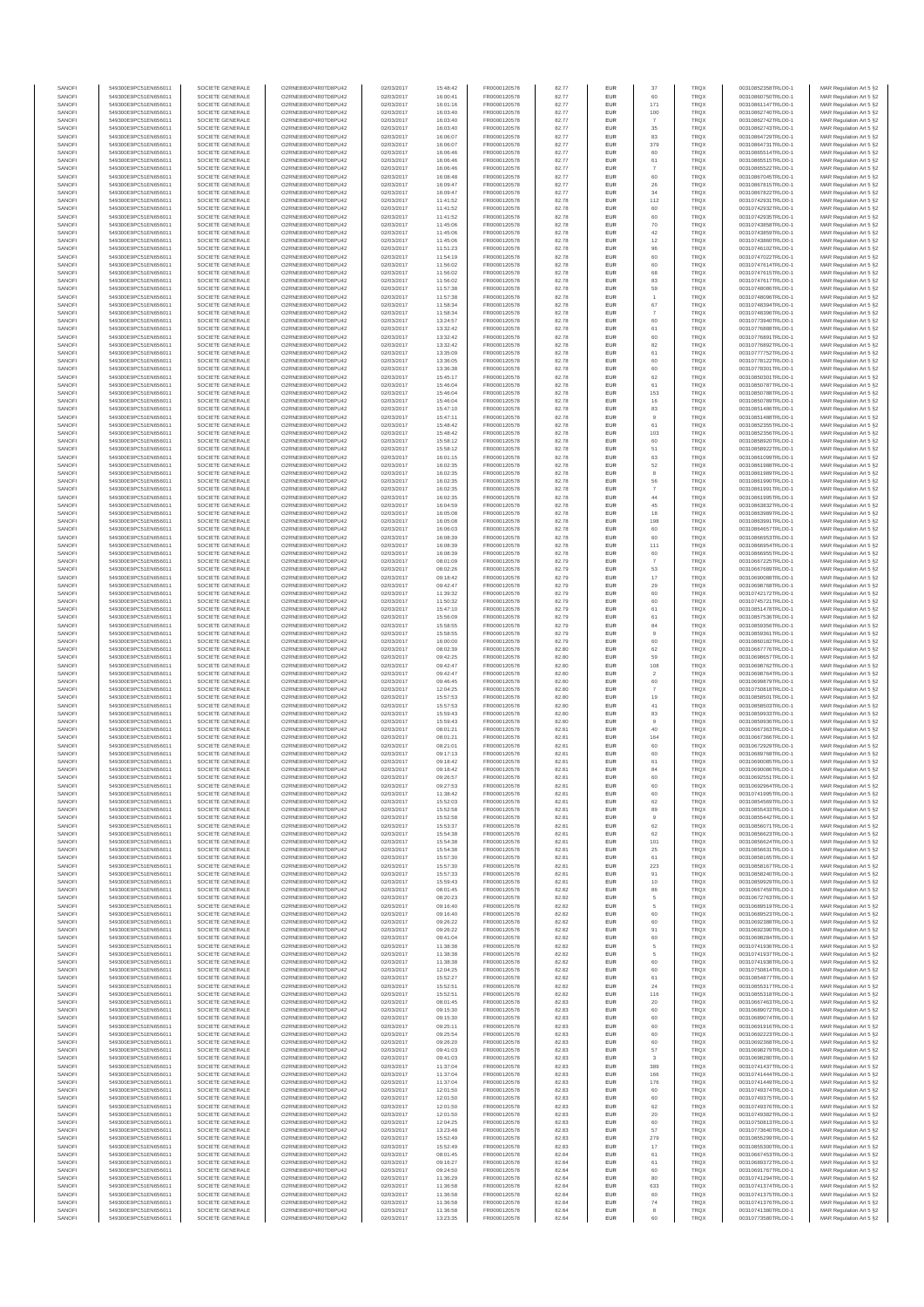| SANOFI | 549300E9PC51EN656011 | SOCIETE GENERALE | O2RNE8IBXP4R0TD8PU42 | 02/03/2017 | 15:48:42 | FR0000120578 | 82.77 | EUR | 37 | TRQX | 00310852358TRLO0-1 | MAR Regulation Art 5 §2 |
|---|---|---|---|---|---|---|---|---|---|---|---|---|
| SANOFI | 549300E9PC51EN656011 | SOCIETE GENERALE | O2RNE8IBXP4R0TD8PU42 | 02/03/2017 | 16:00:41 | FR0000120578 | 82.77 | EUR | 60 | TRQX | 00310860750TRLO0-1 | MAR Regulation Art 5 §2 |
| SANOFI | 549300E9PC51EN656011 | SOCIETE GENERALE | O2RNE8IBXP4R0TD8PU42 | 02/03/2017 | 16:01:16 | FR0000120578 | 82.77 | EUR | 171 | TRQX | 00310861147TRLO0-1 | MAR Regulation Art 5 §2 |
| SANOFI | 549300E9PC51EN656011 | SOCIETE GENERALE | O2RNE8IBXP4R0TD8PU42 | 02/03/2017 | 16:03:40 | FR0000120578 | 82.77 | EUR | 100 | TRQX | 00310862740TRLO0-1 | MAR Regulation Art 5 §2 |
| SANOFI | 549300E9PC51EN656011 | SOCIETE GENERALE | O2RNE8IBXP4R0TD8PU42 | 02/03/2017 | 16:03:40 | FR0000120578 | 82.77 | EUR | 7 | TRQX | 00310862742TRLO0-1 | MAR Regulation Art 5 §2 |
| SANOFI | 549300E9PC51EN656011 | SOCIETE GENERALE | O2RNE8IBXP4R0TD8PU42 | 02/03/2017 | 16:03:40 | FR0000120578 | 82.77 | EUR | 35 | TRQX | 00310862743TRLO0-1 | MAR Regulation Art 5 §2 |
| SANOFI | 549300E9PC51EN656011 | SOCIETE GENERALE | O2RNE8IBXP4R0TD8PU42 | 02/03/2017 | 16:06:07 | FR0000120578 | 82.77 | EUR | 83 | TRQX | 00310864729TRLO0-1 | MAR Regulation Art 5 §2 |
| SANOFI | 549300E9PC51EN656011 | SOCIETE GENERALE | O2RNE8IBXP4R0TD8PU42 | 02/03/2017 | 16:06:07 | FR0000120578 | 82.77 | EUR | 379 | TRQX | 00310864731TRLO0-1 | MAR Regulation Art 5 §2 |
| SANOFI | 549300E9PC51EN656011 | SOCIETE GENERALE | O2RNE8IBXP4R0TD8PU42 | 02/03/2017 | 16:06:46 | FR0000120578 | 82.77 | EUR | 60 | TRQX | 00310865514TRLO0-1 | MAR Regulation Art 5 §2 |
| SANOFI | 549300E9PC51EN656011 | SOCIETE GENERALE | O2RNE8IBXP4R0TD8PU42 | 02/03/2017 | 16:06:46 | FR0000120578 | 82.77 | EUR | 61 | TRQX | 00310865515TRLO0-1 | MAR Regulation Art 5 §2 |
| SANOFI | 549300E9PC51EN656011 | SOCIETE GENERALE | O2RNE8IBXP4R0TD8PU42 | 02/03/2017 | 16:06:46 | FR0000120578 | 82.77 | EUR | 7 | TRQX | 00310865522TRLO0-1 | MAR Regulation Art 5 §2 |
| SANOFI | 549300E9PC51EN656011 | SOCIETE GENERALE | O2RNE8IBXP4R0TD8PU42 | 02/03/2017 | 16:08:48 | FR0000120578 | 82.77 | EUR | 60 | TRQX | 00310867045TRLO0-1 | MAR Regulation Art 5 §2 |
| SANOFI | 549300E9PC51EN656011 | SOCIETE GENERALE | O2RNE8IBXP4R0TD8PU42 | 02/03/2017 | 16:09:47 | FR0000120578 | 82.77 | EUR | 26 | TRQX | 00310867815TRLO0-1 | MAR Regulation Art 5 §2 |
| SANOFI | 549300E9PC51EN656011 | SOCIETE GENERALE | O2RNE8IBXP4R0TD8PU42 | 02/03/2017 | 16:09:47 | FR0000120578 | 82.77 | EUR | 34 | TRQX | 00310867822TRLO0-1 | MAR Regulation Art 5 §2 |
| SANOFI | 549300E9PC51EN656011 | SOCIETE GENERALE | O2RNE8IBXP4R0TD8PU42 | 02/03/2017 | 11:41:52 | FR0000120578 | 82.78 | EUR | 112 | TRQX | 00310742931TRLO0-1 | MAR Regulation Art 5 §2 |
| SANOFI | 549300E9PC51EN656011 | SOCIETE GENERALE | O2RNE8IBXP4R0TD8PU42 | 02/03/2017 | 11:41:52 | FR0000120578 | 82.78 | EUR | 60 | TRQX | 00310742932TRLO0-1 | MAR Regulation Art 5 §2 |
| SANOFI | 549300E9PC51EN656011 | SOCIETE GENERALE | O2RNE8IBXP4R0TD8PU42 | 02/03/2017 | 11:41:52 | FR0000120578 | 82.78 | EUR | 60 | TRQX | 00310742935TRLO0-1 | MAR Regulation Art 5 §2 |
| SANOFI | 549300E9PC51EN656011 | SOCIETE GENERALE | O2RNE8IBXP4R0TD8PU42 | 02/03/2017 | 11:45:06 | FR0000120578 | 82.78 | EUR | 70 | TRQX | 00310743858TRLO0-1 | MAR Regulation Art 5 §2 |
| SANOFI | 549300E9PC51EN656011 | SOCIETE GENERALE | O2RNE8IBXP4R0TD8PU42 | 02/03/2017 | 11:45:06 | FR0000120578 | 82.78 | EUR | 42 | TRQX | 00310743859TRLO0-1 | MAR Regulation Art 5 §2 |
| SANOFI | 549300E9PC51EN656011 | SOCIETE GENERALE | O2RNE8IBXP4R0TD8PU42 | 02/03/2017 | 11:45:06 | FR0000120578 | 82.78 | EUR | 12 | TRQX | 00310743860TRLO0-1 | MAR Regulation Art 5 §2 |
| SANOFI | 549300E9PC51EN656011 | SOCIETE GENERALE | O2RNE8IBXP4R0TD8PU42 | 02/03/2017 | 11:51:23 | FR0000120578 | 82.78 | EUR | 96 | TRQX | 00310746102TRLO0-1 | MAR Regulation Art 5 §2 |
| SANOFI | 549300E9PC51EN656011 | SOCIETE GENERALE | O2RNE8IBXP4R0TD8PU42 | 02/03/2017 | 11:54:19 | FR0000120578 | 82.78 | EUR | 60 | TRQX | 00310747022TRLO0-1 | MAR Regulation Art 5 §2 |
| SANOFI | 549300E9PC51EN656011 | SOCIETE GENERALE | O2RNE8IBXP4R0TD8PU42 | 02/03/2017 | 11:56:02 | FR0000120578 | 82.78 | EUR | 60 | TRQX | 00310747614TRLO0-1 | MAR Regulation Art 5 §2 |
| SANOFI | 549300E9PC51EN656011 | SOCIETE GENERALE | O2RNE8IBXP4R0TD8PU42 | 02/03/2017 | 11:56:02 | FR0000120578 | 82.78 | EUR | 68 | TRQX | 00310747615TRLO0-1 | MAR Regulation Art 5 §2 |
| SANOFI | 549300E9PC51EN656011 | SOCIETE GENERALE | O2RNE8IBXP4R0TD8PU42 | 02/03/2017 | 11:56:02 | FR0000120578 | 82.78 | EUR | 83 | TRQX | 00310747617TRLO0-1 | MAR Regulation Art 5 §2 |
| SANOFI | 549300E9PC51EN656011 | SOCIETE GENERALE | O2RNE8IBXP4R0TD8PU42 | 02/03/2017 | 11:57:38 | FR0000120578 | 82.78 | EUR | 59 | TRQX | 00310748098TRLO0-1 | MAR Regulation Art 5 §2 |
| SANOFI | 549300E9PC51EN656011 | SOCIETE GENERALE | O2RNE8IBXP4R0TD8PU42 | 02/03/2017 | 11:57:38 | FR0000120578 | 82.78 | EUR | 1 | TRQX | 00310748099TRLO0-1 | MAR Regulation Art 5 §2 |
| SANOFI | 549300E9PC51EN656011 | SOCIETE GENERALE | O2RNE8IBXP4R0TD8PU42 | 02/03/2017 | 11:58:34 | FR0000120578 | 82.78 | EUR | 67 | TRQX | 00310748394TRLO0-1 | MAR Regulation Art 5 §2 |
| SANOFI | 549300E9PC51EN656011 | SOCIETE GENERALE | O2RNE8IBXP4R0TD8PU42 | 02/03/2017 | 11:58:34 | FR0000120578 | 82.78 | EUR | 7 | TRQX | 00310748396TRLO0-1 | MAR Regulation Art 5 §2 |
| SANOFI | 549300E9PC51EN656011 | SOCIETE GENERALE | O2RNE8IBXP4R0TD8PU42 | 02/03/2017 | 13:24:57 | FR0000120578 | 82.78 | EUR | 60 | TRQX | 00310773940TRLO0-1 | MAR Regulation Art 5 §2 |
| SANOFI | 549300E9PC51EN656011 | SOCIETE GENERALE | O2RNE8IBXP4R0TD8PU42 | 02/03/2017 | 13:32:42 | FR0000120578 | 82.78 | EUR | 61 | TRQX | 00310776888TRLO0-1 | MAR Regulation Art 5 §2 |
| SANOFI | 549300E9PC51EN656011 | SOCIETE GENERALE | O2RNE8IBXP4R0TD8PU42 | 02/03/2017 | 13:32:42 | FR0000120578 | 82.78 | EUR | 60 | TRQX | 00310776891TRLO0-1 | MAR Regulation Art 5 §2 |
| SANOFI | 549300E9PC51EN656011 | SOCIETE GENERALE | O2RNE8IBXP4R0TD8PU42 | 02/03/2017 | 13:32:42 | FR0000120578 | 82.78 | EUR | 82 | TRQX | 00310776892TRLO0-1 | MAR Regulation Art 5 §2 |
| SANOFI | 549300E9PC51EN656011 | SOCIETE GENERALE | O2RNE8IBXP4R0TD8PU42 | 02/03/2017 | 13:35:09 | FR0000120578 | 82.78 | EUR | 61 | TRQX | 00310777752TRLO0-1 | MAR Regulation Art 5 §2 |
| SANOFI | 549300E9PC51EN656011 | SOCIETE GENERALE | O2RNE8IBXP4R0TD8PU42 | 02/03/2017 | 13:36:05 | FR0000120578 | 82.78 | EUR | 60 | TRQX | 00310778122TRLO0-1 | MAR Regulation Art 5 §2 |
| SANOFI | 549300E9PC51EN656011 | SOCIETE GENERALE | O2RNE8IBXP4R0TD8PU42 | 02/03/2017 | 13:36:38 | FR0000120578 | 82.78 | EUR | 60 | TRQX | 00310778301TRLO0-1 | MAR Regulation Art 5 §2 |
| SANOFI | 549300E9PC51EN656011 | SOCIETE GENERALE | O2RNE8IBXP4R0TD8PU42 | 02/03/2017 | 15:45:17 | FR0000120578 | 82.78 | EUR | 62 | TRQX | 00310850301TRLO0-1 | MAR Regulation Art 5 §2 |
| SANOFI | 549300E9PC51EN656011 | SOCIETE GENERALE | O2RNE8IBXP4R0TD8PU42 | 02/03/2017 | 15:46:04 | FR0000120578 | 82.78 | EUR | 61 | TRQX | 00310850787TRLO0-1 | MAR Regulation Art 5 §2 |
| SANOFI | 549300E9PC51EN656011 | SOCIETE GENERALE | O2RNE8IBXP4R0TD8PU42 | 02/03/2017 | 15:46:04 | FR0000120578 | 82.78 | EUR | 153 | TRQX | 00310850788TRLO0-1 | MAR Regulation Art 5 §2 |
| SANOFI | 549300E9PC51EN656011 | SOCIETE GENERALE | O2RNE8IBXP4R0TD8PU42 | 02/03/2017 | 15:46:04 | FR0000120578 | 82.78 | EUR | 16 | TRQX | 00310850789TRLO0-1 | MAR Regulation Art 5 §2 |
| SANOFI | 549300E9PC51EN656011 | SOCIETE GENERALE | O2RNE8IBXP4R0TD8PU42 | 02/03/2017 | 15:47:10 | FR0000120578 | 82.78 | EUR | 83 | TRQX | 00310851486TRLO0-1 | MAR Regulation Art 5 §2 |
| SANOFI | 549300E9PC51EN656011 | SOCIETE GENERALE | O2RNE8IBXP4R0TD8PU42 | 02/03/2017 | 15:47:11 | FR0000120578 | 82.78 | EUR | 9 | TRQX | 00310851488TRLO0-1 | MAR Regulation Art 5 §2 |
| SANOFI | 549300E9PC51EN656011 | SOCIETE GENERALE | O2RNE8IBXP4R0TD8PU42 | 02/03/2017 | 15:48:42 | FR0000120578 | 82.78 | EUR | 61 | TRQX | 00310852355TRLO0-1 | MAR Regulation Art 5 §2 |
| SANOFI | 549300E9PC51EN656011 | SOCIETE GENERALE | O2RNE8IBXP4R0TD8PU42 | 02/03/2017 | 15:48:42 | FR0000120578 | 82.78 | EUR | 103 | TRQX | 00310852356TRLO0-1 | MAR Regulation Art 5 §2 |
| SANOFI | 549300E9PC51EN656011 | SOCIETE GENERALE | O2RNE8IBXP4R0TD8PU42 | 02/03/2017 | 15:58:12 | FR0000120578 | 82.78 | EUR | 60 | TRQX | 00310858920TRLO0-1 | MAR Regulation Art 5 §2 |
| SANOFI | 549300E9PC51EN656011 | SOCIETE GENERALE | O2RNE8IBXP4R0TD8PU42 | 02/03/2017 | 15:58:12 | FR0000120578 | 82.78 | EUR | 51 | TRQX | 00310858923TRLO0-1 | MAR Regulation Art 5 §2 |
| SANOFI | 549300E9PC51EN656011 | SOCIETE GENERALE | O2RNE8IBXP4R0TD8PU42 | 02/03/2017 | 16:01:15 | FR0000120578 | 82.78 | EUR | 63 | TRQX | 00310861099TRLO0-1 | MAR Regulation Art 5 §2 |
| SANOFI | 549300E9PC51EN656011 | SOCIETE GENERALE | O2RNE8IBXP4R0TD8PU42 | 02/03/2017 | 16:02:35 | FR0000120578 | 82.78 | EUR | 52 | TRQX | 00310861988TRLO0-1 | MAR Regulation Art 5 §2 |
| SANOFI | 549300E9PC51EN656011 | SOCIETE GENERALE | O2RNE8IBXP4R0TD8PU42 | 02/03/2017 | 16:02:35 | FR0000120578 | 82.78 | EUR | 8 | TRQX | 00310861989TRLO0-1 | MAR Regulation Art 5 §2 |
| SANOFI | 549300E9PC51EN656011 | SOCIETE GENERALE | O2RNE8IBXP4R0TD8PU42 | 02/03/2017 | 16:02:35 | FR0000120578 | 82.78 | EUR | 56 | TRQX | 00310861990TRLO0-1 | MAR Regulation Art 5 §2 |
| SANOFI | 549300E9PC51EN656011 | SOCIETE GENERALE | O2RNE8IBXP4R0TD8PU42 | 02/03/2017 | 16:02:35 | FR0000120578 | 82.78 | EUR | 7 | TRQX | 00310861991TRLO0-1 | MAR Regulation Art 5 §2 |
| SANOFI | 549300E9PC51EN656011 | SOCIETE GENERALE | O2RNE8IBXP4R0TD8PU42 | 02/03/2017 | 16:02:35 | FR0000120578 | 82.78 | EUR | 44 | TRQX | 00310861995TRLO0-1 | MAR Regulation Art 5 §2 |
| SANOFI | 549300E9PC51EN656011 | SOCIETE GENERALE | O2RNE8IBXP4R0TD8PU42 | 02/03/2017 | 16:04:59 | FR0000120578 | 82.78 | EUR | 45 | TRQX | 00310863832TRLO0-1 | MAR Regulation Art 5 §2 |
| SANOFI | 549300E9PC51EN656011 | SOCIETE GENERALE | O2RNE8IBXP4R0TD8PU42 | 02/03/2017 | 16:05:08 | FR0000120578 | 82.78 | EUR | 18 | TRQX | 00310863989TRLO0-1 | MAR Regulation Art 5 §2 |
| SANOFI | 549300E9PC51EN656011 | SOCIETE GENERALE | O2RNE8IBXP4R0TD8PU42 | 02/03/2017 | 16:05:08 | FR0000120578 | 82.78 | EUR | 198 | TRQX | 00310863990TRLO0-1 | MAR Regulation Art 5 §2 |
| SANOFI | 549300E9PC51EN656011 | SOCIETE GENERALE | O2RNE8IBXP4R0TD8PU42 | 02/03/2017 | 16:06:03 | FR0000120578 | 82.78 | EUR | 60 | TRQX | 00310864657TRLO0-1 | MAR Regulation Art 5 §2 |
| SANOFI | 549300E9PC51EN656011 | SOCIETE GENERALE | O2RNE8IBXP4R0TD8PU42 | 02/03/2017 | 16:08:39 | FR0000120578 | 82.78 | EUR | 60 | TRQX | 00310866953TRLO0-1 | MAR Regulation Art 5 §2 |
| SANOFI | 549300E9PC51EN656011 | SOCIETE GENERALE | O2RNE8IBXP4R0TD8PU42 | 02/03/2017 | 16:08:39 | FR0000120578 | 82.78 | EUR | 111 | TRQX | 00310866954TRLO0-1 | MAR Regulation Art 5 §2 |
| SANOFI | 549300E9PC51EN656011 | SOCIETE GENERALE | O2RNE8IBXP4R0TD8PU42 | 02/03/2017 | 16:08:39 | FR0000120578 | 82.78 | EUR | 60 | TRQX | 00310866955TRLO0-1 | MAR Regulation Art 5 §2 |
| SANOFI | 549300E9PC51EN656011 | SOCIETE GENERALE | O2RNE8IBXP4R0TD8PU42 | 02/03/2017 | 08:01:09 | FR0000120578 | 82.79 | EUR | 7 | TRQX | 00310667225TRLO0-1 | MAR Regulation Art 5 §2 |
| SANOFI | 549300E9PC51EN656011 | SOCIETE GENERALE | O2RNE8IBXP4R0TD8PU42 | 02/03/2017 | 08:02:26 | FR0000120578 | 82.79 | EUR | 53 | TRQX | 00310667689TRLO0-1 | MAR Regulation Art 5 §2 |
| SANOFI | 549300E9PC51EN656011 | SOCIETE GENERALE | O2RNE8IBXP4R0TD8PU42 | 02/03/2017 | 09:18:42 | FR0000120578 | 82.79 | EUR | 17 | TRQX | 00310690088TRLO0-1 | MAR Regulation Art 5 §2 |
| SANOFI | 549300E9PC51EN656011 | SOCIETE GENERALE | O2RNE8IBXP4R0TD8PU42 | 02/03/2017 | 09:42:47 | FR0000120578 | 82.79 | EUR | 29 | TRQX | 00310698768TRLO0-1 | MAR Regulation Art 5 §2 |
| SANOFI | 549300E9PC51EN656011 | SOCIETE GENERALE | O2RNE8IBXP4R0TD8PU42 | 02/03/2017 | 11:39:32 | FR0000120578 | 82.79 | EUR | 60 | TRQX | 00310742172TRLO0-1 | MAR Regulation Art 5 §2 |
| SANOFI | 549300E9PC51EN656011 | SOCIETE GENERALE | O2RNE8IBXP4R0TD8PU42 | 02/03/2017 | 11:50:32 | FR0000120578 | 82.79 | EUR | 60 | TRQX | 00310745721TRLO0-1 | MAR Regulation Art 5 §2 |
| SANOFI | 549300E9PC51EN656011 | SOCIETE GENERALE | O2RNE8IBXP4R0TD8PU42 | 02/03/2017 | 15:47:10 | FR0000120578 | 82.79 | EUR | 61 | TRQX | 00310851478TRLO0-1 | MAR Regulation Art 5 §2 |
| SANOFI | 549300E9PC51EN656011 | SOCIETE GENERALE | O2RNE8IBXP4R0TD8PU42 | 02/03/2017 | 15:56:09 | FR0000120578 | 82.79 | EUR | 61 | TRQX | 00310857536TRLO0-1 | MAR Regulation Art 5 §2 |
| SANOFI | 549300E9PC51EN656011 | SOCIETE GENERALE | O2RNE8IBXP4R0TD8PU42 | 02/03/2017 | 15:58:55 | FR0000120578 | 82.79 | EUR | 84 | TRQX | 00310859350TRLO0-1 | MAR Regulation Art 5 §2 |
| SANOFI | 549300E9PC51EN656011 | SOCIETE GENERALE | O2RNE8IBXP4R0TD8PU42 | 02/03/2017 | 15:58:55 | FR0000120578 | 82.79 | EUR | 9 | TRQX | 00310859361TRLO0-1 | MAR Regulation Art 5 §2 |
| SANOFI | 549300E9PC51EN656011 | SOCIETE GENERALE | O2RNE8IBXP4R0TD8PU42 | 02/03/2017 | 16:00:00 | FR0000120578 | 82.79 | EUR | 60 | TRQX | 00310860182TRLO0-1 | MAR Regulation Art 5 §2 |
| SANOFI | 549300E9PC51EN656011 | SOCIETE GENERALE | O2RNE8IBXP4R0TD8PU42 | 02/03/2017 | 08:02:39 | FR0000120578 | 82.80 | EUR | 62 | TRQX | 00310667776TRLO0-1 | MAR Regulation Art 5 §2 |
| SANOFI | 549300E9PC51EN656011 | SOCIETE GENERALE | O2RNE8IBXP4R0TD8PU42 | 02/03/2017 | 09:42:25 | FR0000120578 | 82.80 | EUR | 59 | TRQX | 00310698657TRLO0-1 | MAR Regulation Art 5 §2 |
| SANOFI | 549300E9PC51EN656011 | SOCIETE GENERALE | O2RNE8IBXP4R0TD8PU42 | 02/03/2017 | 09:42:47 | FR0000120578 | 82.80 | EUR | 108 | TRQX | 00310698762TRLO0-1 | MAR Regulation Art 5 §2 |
| SANOFI | 549300E9PC51EN656011 | SOCIETE GENERALE | O2RNE8IBXP4R0TD8PU42 | 02/03/2017 | 09:42:47 | FR0000120578 | 82.80 | EUR | 2 | TRQX | 00310698764TRLO0-1 | MAR Regulation Art 5 §2 |
| SANOFI | 549300E9PC51EN656011 | SOCIETE GENERALE | O2RNE8IBXP4R0TD8PU42 | 02/03/2017 | 09:46:45 | FR0000120578 | 82.80 | EUR | 60 | TRQX | 00310699979TRLO0-1 | MAR Regulation Art 5 §2 |
| SANOFI | 549300E9PC51EN656011 | SOCIETE GENERALE | O2RNE8IBXP4R0TD8PU42 | 02/03/2017 | 12:04:25 | FR0000120578 | 82.80 | EUR | 7 | TRQX | 00310750818TRLO0-1 | MAR Regulation Art 5 §2 |
| SANOFI | 549300E9PC51EN656011 | SOCIETE GENERALE | O2RNE8IBXP4R0TD8PU42 | 02/03/2017 | 15:57:53 | FR0000120578 | 82.80 | EUR | 19 | TRQX | 00310858501TRLO0-1 | MAR Regulation Art 5 §2 |
| SANOFI | 549300E9PC51EN656011 | SOCIETE GENERALE | O2RNE8IBXP4R0TD8PU42 | 02/03/2017 | 15:57:53 | FR0000120578 | 82.80 | EUR | 41 | TRQX | 00310858503TRLO0-1 | MAR Regulation Art 5 §2 |
| SANOFI | 549300E9PC51EN656011 | SOCIETE GENERALE | O2RNE8IBXP4R0TD8PU42 | 02/03/2017 | 15:59:43 | FR0000120578 | 82.80 | EUR | 83 | TRQX | 00310859933TRLO0-1 | MAR Regulation Art 5 §2 |
| SANOFI | 549300E9PC51EN656011 | SOCIETE GENERALE | O2RNE8IBXP4R0TD8PU42 | 02/03/2017 | 15:59:43 | FR0000120578 | 82.80 | EUR | 9 | TRQX | 00310859938TRLO0-1 | MAR Regulation Art 5 §2 |
| SANOFI | 549300E9PC51EN656011 | SOCIETE GENERALE | O2RNE8IBXP4R0TD8PU42 | 02/03/2017 | 08:01:21 | FR0000120578 | 82.81 | EUR | 40 | TRQX | 00310667363TRLO0-1 | MAR Regulation Art 5 §2 |
| SANOFI | 549300E9PC51EN656011 | SOCIETE GENERALE | O2RNE8IBXP4R0TD8PU42 | 02/03/2017 | 08:01:21 | FR0000120578 | 82.81 | EUR | 164 | TRQX | 00310667366TRLO0-1 | MAR Regulation Art 5 §2 |
| SANOFI | 549300E9PC51EN656011 | SOCIETE GENERALE | O2RNE8IBXP4R0TD8PU42 | 02/03/2017 | 08:21:01 | FR0000120578 | 82.81 | EUR | 60 | TRQX | 00310672929TRLO0-1 | MAR Regulation Art 5 §2 |
| SANOFI | 549300E9PC51EN656011 | SOCIETE GENERALE | O2RNE8IBXP4R0TD8PU42 | 02/03/2017 | 09:17:13 | FR0000120578 | 82.81 | EUR | 60 | TRQX | 00310689768TRLO0-1 | MAR Regulation Art 5 §2 |
| SANOFI | 549300E9PC51EN656011 | SOCIETE GENERALE | O2RNE8IBXP4R0TD8PU42 | 02/03/2017 | 09:18:42 | FR0000120578 | 82.81 | EUR | 61 | TRQX | 00310690085TRLO0-1 | MAR Regulation Art 5 §2 |
| SANOFI | 549300E9PC51EN656011 | SOCIETE GENERALE | O2RNE8IBXP4R0TD8PU42 | 02/03/2017 | 09:18:42 | FR0000120578 | 82.81 | EUR | 84 | TRQX | 00310690086TRLO0-1 | MAR Regulation Art 5 §2 |
| SANOFI | 549300E9PC51EN656011 | SOCIETE GENERALE | O2RNE8IBXP4R0TD8PU42 | 02/03/2017 | 09:26:57 | FR0000120578 | 82.81 | EUR | 60 | TRQX | 00310692551TRLO0-1 | MAR Regulation Art 5 §2 |
| SANOFI | 549300E9PC51EN656011 | SOCIETE GENERALE | O2RNE8IBXP4R0TD8PU42 | 02/03/2017 | 09:27:53 | FR0000120578 | 82.81 | EUR | 60 | TRQX | 00310692964TRLO0-1 | MAR Regulation Art 5 §2 |
| SANOFI | 549300E9PC51EN656011 | SOCIETE GENERALE | O2RNE8IBXP4R0TD8PU42 | 02/03/2017 | 11:38:42 | FR0000120578 | 82.81 | EUR | 60 | TRQX | 00310741995TRLO0-1 | MAR Regulation Art 5 §2 |
| SANOFI | 549300E9PC51EN656011 | SOCIETE GENERALE | O2RNE8IBXP4R0TD8PU42 | 02/03/2017 | 15:52:03 | FR0000120578 | 82.81 | EUR | 62 | TRQX | 00310854569TRLO0-1 | MAR Regulation Art 5 §2 |
| SANOFI | 549300E9PC51EN656011 | SOCIETE GENERALE | O2RNE8IBXP4R0TD8PU42 | 02/03/2017 | 15:52:58 | FR0000120578 | 82.81 | EUR | 89 | TRQX | 00310855433TRLO0-1 | MAR Regulation Art 5 §2 |
| SANOFI | 549300E9PC51EN656011 | SOCIETE GENERALE | O2RNE8IBXP4R0TD8PU42 | 02/03/2017 | 15:52:58 | FR0000120578 | 82.81 | EUR | 9 | TRQX | 00310855442TRLO0-1 | MAR Regulation Art 5 §2 |
| SANOFI | 549300E9PC51EN656011 | SOCIETE GENERALE | O2RNE8IBXP4R0TD8PU42 | 02/03/2017 | 15:53:37 | FR0000120578 | 82.81 | EUR | 62 | TRQX | 00310856071TRLO0-1 | MAR Regulation Art 5 §2 |
| SANOFI | 549300E9PC51EN656011 | SOCIETE GENERALE | O2RNE8IBXP4R0TD8PU42 | 02/03/2017 | 15:54:38 | FR0000120578 | 82.81 | EUR | 62 | TRQX | 00310856623TRLO0-1 | MAR Regulation Art 5 §2 |
| SANOFI | 549300E9PC51EN656011 | SOCIETE GENERALE | O2RNE8IBXP4R0TD8PU42 | 02/03/2017 | 15:54:38 | FR0000120578 | 82.81 | EUR | 101 | TRQX | 00310856624TRLO0-1 | MAR Regulation Art 5 §2 |
| SANOFI | 549300E9PC51EN656011 | SOCIETE GENERALE | O2RNE8IBXP4R0TD8PU42 | 02/03/2017 | 15:54:38 | FR0000120578 | 82.81 | EUR | 25 | TRQX | 00310856631TRLO0-1 | MAR Regulation Art 5 §2 |
| SANOFI | 549300E9PC51EN656011 | SOCIETE GENERALE | O2RNE8IBXP4R0TD8PU42 | 02/03/2017 | 15:57:30 | FR0000120578 | 82.81 | EUR | 61 | TRQX | 00310858165TRLO0-1 | MAR Regulation Art 5 §2 |
| SANOFI | 549300E9PC51EN656011 | SOCIETE GENERALE | O2RNE8IBXP4R0TD8PU42 | 02/03/2017 | 15:57:30 | FR0000120578 | 82.81 | EUR | 223 | TRQX | 00310858167TRLO0-1 | MAR Regulation Art 5 §2 |
| SANOFI | 549300E9PC51EN656011 | SOCIETE GENERALE | O2RNE8IBXP4R0TD8PU42 | 02/03/2017 | 15:57:33 | FR0000120578 | 82.81 | EUR | 91 | TRQX | 00310858240TRLO0-1 | MAR Regulation Art 5 §2 |
| SANOFI | 549300E9PC51EN656011 | SOCIETE GENERALE | O2RNE8IBXP4R0TD8PU42 | 02/03/2017 | 15:59:43 | FR0000120578 | 82.81 | EUR | 10 | TRQX | 00310859929TRLO0-1 | MAR Regulation Art 5 §2 |
| SANOFI | 549300E9PC51EN656011 | SOCIETE GENERALE | O2RNE8IBXP4R0TD8PU42 | 02/03/2017 | 08:01:45 | FR0000120578 | 82.82 | EUR | 86 | TRQX | 00310667459TRLO0-1 | MAR Regulation Art 5 §2 |
| SANOFI | 549300E9PC51EN656011 | SOCIETE GENERALE | O2RNE8IBXP4R0TD8PU42 | 02/03/2017 | 08:20:23 | FR0000120578 | 82.82 | EUR | 5 | TRQX | 00310672763TRLO0-1 | MAR Regulation Art 5 §2 |
| SANOFI | 549300E9PC51EN656011 | SOCIETE GENERALE | O2RNE8IBXP4R0TD8PU42 | 02/03/2017 | 09:16:40 | FR0000120578 | 82.82 | EUR | 5 | TRQX | 00310689519TRLO0-1 | MAR Regulation Art 5 §2 |
| SANOFI | 549300E9PC51EN656011 | SOCIETE GENERALE | O2RNE8IBXP4R0TD8PU42 | 02/03/2017 | 09:16:40 | FR0000120578 | 82.82 | EUR | 60 | TRQX | 00310689520TRLO0-1 | MAR Regulation Art 5 §2 |
| SANOFI | 549300E9PC51EN656011 | SOCIETE GENERALE | O2RNE8IBXP4R0TD8PU42 | 02/03/2017 | 09:26:22 | FR0000120578 | 82.82 | EUR | 60 | TRQX | 00310692388TRLO0-1 | MAR Regulation Art 5 §2 |
| SANOFI | 549300E9PC51EN656011 | SOCIETE GENERALE | O2RNE8IBXP4R0TD8PU42 | 02/03/2017 | 09:26:22 | FR0000120578 | 82.82 | EUR | 91 | TRQX | 00310692390TRLO0-1 | MAR Regulation Art 5 §2 |
| SANOFI | 549300E9PC51EN656011 | SOCIETE GENERALE | O2RNE8IBXP4R0TD8PU42 | 02/03/2017 | 09:41:04 | FR0000120578 | 82.82 | EUR | 60 | TRQX | 00310698284TRLO0-1 | MAR Regulation Art 5 §2 |
| SANOFI | 549300E9PC51EN656011 | SOCIETE GENERALE | O2RNE8IBXP4R0TD8PU42 | 02/03/2017 | 11:38:38 | FR0000120578 | 82.82 | EUR | 5 | TRQX | 00310741936TRLO0-1 | MAR Regulation Art 5 §2 |
| SANOFI | 549300E9PC51EN656011 | SOCIETE GENERALE | O2RNE8IBXP4R0TD8PU42 | 02/03/2017 | 11:38:38 | FR0000120578 | 82.82 | EUR | 5 | TRQX | 00310741937TRLO0-1 | MAR Regulation Art 5 §2 |
| SANOFI | 549300E9PC51EN656011 | SOCIETE GENERALE | O2RNE8IBXP4R0TD8PU42 | 02/03/2017 | 11:38:38 | FR0000120578 | 82.82 | EUR | 60 | TRQX | 00310741938TRLO0-1 | MAR Regulation Art 5 §2 |
| SANOFI | 549300E9PC51EN656011 | SOCIETE GENERALE | O2RNE8IBXP4R0TD8PU42 | 02/03/2017 | 12:04:25 | FR0000120578 | 82.82 | EUR | 60 | TRQX | 00310750814TRLO0-1 | MAR Regulation Art 5 §2 |
| SANOFI | 549300E9PC51EN656011 | SOCIETE GENERALE | O2RNE8IBXP4R0TD8PU42 | 02/03/2017 | 15:52:27 | FR0000120578 | 82.82 | EUR | 61 | TRQX | 00310854877TRLO0-1 | MAR Regulation Art 5 §2 |
| SANOFI | 549300E9PC51EN656011 | SOCIETE GENERALE | O2RNE8IBXP4R0TD8PU42 | 02/03/2017 | 15:52:51 | FR0000120578 | 82.82 | EUR | 24 | TRQX | 00310855317TRLO0-1 | MAR Regulation Art 5 §2 |
| SANOFI | 549300E9PC51EN656011 | SOCIETE GENERALE | O2RNE8IBXP4R0TD8PU42 | 02/03/2017 | 15:52:51 | FR0000120578 | 82.82 | EUR | 116 | TRQX | 00310855318TRLO0-1 | MAR Regulation Art 5 §2 |
| SANOFI | 549300E9PC51EN656011 | SOCIETE GENERALE | O2RNE8IBXP4R0TD8PU42 | 02/03/2017 | 08:01:45 | FR0000120578 | 82.83 | EUR | 20 | TRQX | 00310667463TRLO0-1 | MAR Regulation Art 5 §2 |
| SANOFI | 549300E9PC51EN656011 | SOCIETE GENERALE | O2RNE8IBXP4R0TD8PU42 | 02/03/2017 | 09:15:30 | FR0000120578 | 82.83 | EUR | 60 | TRQX | 00310689072TRLO0-1 | MAR Regulation Art 5 §2 |
| SANOFI | 549300E9PC51EN656011 | SOCIETE GENERALE | O2RNE8IBXP4R0TD8PU42 | 02/03/2017 | 09:15:30 | FR0000120578 | 82.83 | EUR | 60 | TRQX | 00310689074TRLO0-1 | MAR Regulation Art 5 §2 |
| SANOFI | 549300E9PC51EN656011 | SOCIETE GENERALE | O2RNE8IBXP4R0TD8PU42 | 02/03/2017 | 09:25:11 | FR0000120578 | 82.83 | EUR | 60 | TRQX | 00310691916TRLO0-1 | MAR Regulation Art 5 §2 |
| SANOFI | 549300E9PC51EN656011 | SOCIETE GENERALE | O2RNE8IBXP4R0TD8PU42 | 02/03/2017 | 09:25:54 | FR0000120578 | 82.83 | EUR | 60 | TRQX | 00310692223TRLO0-1 | MAR Regulation Art 5 §2 |
| SANOFI | 549300E9PC51EN656011 | SOCIETE GENERALE | O2RNE8IBXP4R0TD8PU42 | 02/03/2017 | 09:26:20 | FR0000120578 | 82.83 | EUR | 60 | TRQX | 00310692368TRLO0-1 | MAR Regulation Art 5 §2 |
| SANOFI | 549300E9PC51EN656011 | SOCIETE GENERALE | O2RNE8IBXP4R0TD8PU42 | 02/03/2017 | 09:41:03 | FR0000120578 | 82.83 | EUR | 57 | TRQX | 00310698279TRLO0-1 | MAR Regulation Art 5 §2 |
| SANOFI | 549300E9PC51EN656011 | SOCIETE GENERALE | O2RNE8IBXP4R0TD8PU42 | 02/03/2017 | 09:41:03 | FR0000120578 | 82.83 | EUR | 3 | TRQX | 00310698280TRLO0-1 | MAR Regulation Art 5 §2 |
| SANOFI | 549300E9PC51EN656011 | SOCIETE GENERALE | O2RNE8IBXP4R0TD8PU42 | 02/03/2017 | 11:37:04 | FR0000120578 | 82.83 | EUR | 389 | TRQX | 00310741437TRLO0-1 | MAR Regulation Art 5 §2 |
| SANOFI | 549300E9PC51EN656011 | SOCIETE GENERALE | O2RNE8IBXP4R0TD8PU42 | 02/03/2017 | 11:37:04 | FR0000120578 | 82.83 | EUR | 166 | TRQX | 00310741444TRLO0-1 | MAR Regulation Art 5 §2 |
| SANOFI | 549300E9PC51EN656011 | SOCIETE GENERALE | O2RNE8IBXP4R0TD8PU42 | 02/03/2017 | 11:37:04 | FR0000120578 | 82.83 | EUR | 176 | TRQX | 00310741449TRLO0-1 | MAR Regulation Art 5 §2 |
| SANOFI | 549300E9PC51EN656011 | SOCIETE GENERALE | O2RNE8IBXP4R0TD8PU42 | 02/03/2017 | 12:01:50 | FR0000120578 | 82.83 | EUR | 60 | TRQX | 00310749374TRLO0-1 | MAR Regulation Art 5 §2 |
| SANOFI | 549300E9PC51EN656011 | SOCIETE GENERALE | O2RNE8IBXP4R0TD8PU42 | 02/03/2017 | 12:01:50 | FR0000120578 | 82.83 | EUR | 60 | TRQX | 00310749375TRLO0-1 | MAR Regulation Art 5 §2 |
| SANOFI | 549300E9PC51EN656011 | SOCIETE GENERALE | O2RNE8IBXP4R0TD8PU42 | 02/03/2017 | 12:01:50 | FR0000120578 | 82.83 | EUR | 62 | TRQX | 00310749376TRLO0-1 | MAR Regulation Art 5 §2 |
| SANOFI | 549300E9PC51EN656011 | SOCIETE GENERALE | O2RNE8IBXP4R0TD8PU42 | 02/03/2017 | 12:01:50 | FR0000120578 | 82.83 | EUR | 20 | TRQX | 00310749382TRLO0-1 | MAR Regulation Art 5 §2 |
| SANOFI | 549300E9PC51EN656011 | SOCIETE GENERALE | O2RNE8IBXP4R0TD8PU42 | 02/03/2017 | 12:04:25 | FR0000120578 | 82.83 | EUR | 60 | TRQX | 00310750813TRLO0-1 | MAR Regulation Art 5 §2 |
| SANOFI | 549300E9PC51EN656011 | SOCIETE GENERALE | O2RNE8IBXP4R0TD8PU42 | 02/03/2017 | 13:23:48 | FR0000120578 | 82.83 | EUR | 57 | TRQX | 00310773640TRLO0-1 | MAR Regulation Art 5 §2 |
| SANOFI | 549300E9PC51EN656011 | SOCIETE GENERALE | O2RNE8IBXP4R0TD8PU42 | 02/03/2017 | 15:52:49 | FR0000120578 | 82.83 | EUR | 279 | TRQX | 00310855299TRLO0-1 | MAR Regulation Art 5 §2 |
| SANOFI | 549300E9PC51EN656011 | SOCIETE GENERALE | O2RNE8IBXP4R0TD8PU42 | 02/03/2017 | 15:52:49 | FR0000120578 | 82.83 | EUR | 17 | TRQX | 00310855300TRLO0-1 | MAR Regulation Art 5 §2 |
| SANOFI | 549300E9PC51EN656011 | SOCIETE GENERALE | O2RNE8IBXP4R0TD8PU42 | 02/03/2017 | 08:01:45 | FR0000120578 | 82.84 | EUR | 61 | TRQX | 00310667453TRLO0-1 | MAR Regulation Art 5 §2 |
| SANOFI | 549300E9PC51EN656011 | SOCIETE GENERALE | O2RNE8IBXP4R0TD8PU42 | 02/03/2017 | 09:16:27 | FR0000120578 | 82.84 | EUR | 61 | TRQX | 00310689372TRLO0-1 | MAR Regulation Art 5 §2 |
| SANOFI | 549300E9PC51EN656011 | SOCIETE GENERALE | O2RNE8IBXP4R0TD8PU42 | 02/03/2017 | 09:24:50 | FR0000120578 | 82.84 | EUR | 60 | TRQX | 00310691767TRLO0-1 | MAR Regulation Art 5 §2 |
| SANOFI | 549300E9PC51EN656011 | SOCIETE GENERALE | O2RNE8IBXP4R0TD8PU42 | 02/03/2017 | 11:36:29 | FR0000120578 | 82.84 | EUR | 80 | TRQX | 00310741294TRLO0-1 | MAR Regulation Art 5 §2 |
| SANOFI | 549300E9PC51EN656011 | SOCIETE GENERALE | O2RNE8IBXP4R0TD8PU42 | 02/03/2017 | 11:36:58 | FR0000120578 | 82.84 | EUR | 633 | TRQX | 00310741374TRLO0-1 | MAR Regulation Art 5 §2 |
| SANOFI | 549300E9PC51EN656011 | SOCIETE GENERALE | O2RNE8IBXP4R0TD8PU42 | 02/03/2017 | 11:36:58 | FR0000120578 | 82.84 | EUR | 60 | TRQX | 00310741375TRLO0-1 | MAR Regulation Art 5 §2 |
| SANOFI | 549300E9PC51EN656011 | SOCIETE GENERALE | O2RNE8IBXP4R0TD8PU42 | 02/03/2017 | 11:36:58 | FR0000120578 | 82.84 | EUR | 74 | TRQX | 00310741376TRLO0-1 | MAR Regulation Art 5 §2 |
| SANOFI | 549300E9PC51EN656011 | SOCIETE GENERALE | O2RNE8IBXP4R0TD8PU42 | 02/03/2017 | 11:36:58 | FR0000120578 | 82.84 | EUR | 8 | TRQX | 00310741380TRLO0-1 | MAR Regulation Art 5 §2 |
| SANOFI | 549300E9PC51EN656011 | SOCIETE GENERALE | O2RNE8IBXP4R0TD8PU42 | 02/03/2017 | 13:23:35 | FR0000120578 | 82.84 | EUR | 60 | TRQX | 00310773580TRLO0-1 | MAR Regulation Art 5 §2 |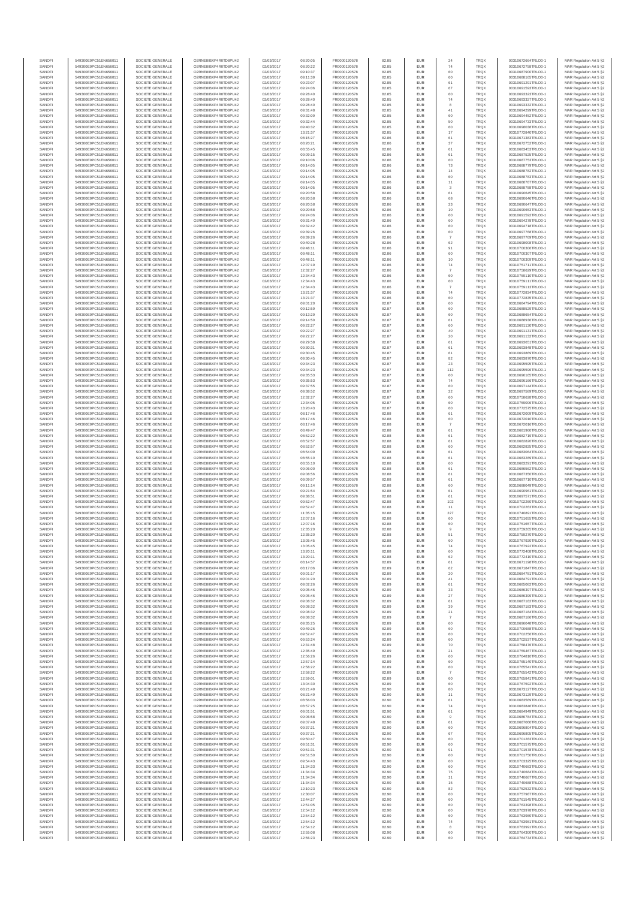| | | | | | | | | | | | | |
|---|---|---|---|---|---|---|---|---|---|---|---|---|
| SANOFI | 549300E9PC51EN656011 | SOCIETE GENERALE | O2RNE8IBXP4R0TD8PU42 | 02/03/2017 | 08:20:05 | FR0000120578 | 82.85 | EUR | 24 | TRQX | 00310672664TRLO0-1 | MAR Regulation Art 5 §2 |
| SANOFI | 549300E9PC51EN656011 | SOCIETE GENERALE | O2RNE8IBXP4R0TD8PU42 | 02/03/2017 | 08:20:22 | FR0000120578 | 82.85 | EUR | 74 | TRQX | 00310672758TRLO0-1 | MAR Regulation Art 5 §2 |
| SANOFI | 549300E9PC51EN656011 | SOCIETE GENERALE | O2RNE8IBXP4R0TD8PU42 | 02/03/2017 | 09:10:37 | FR0000120578 | 82.85 | EUR | 60 | TRQX | 00310687990TRLO0-1 | MAR Regulation Art 5 §2 |
| SANOFI | 549300E9PC51EN656011 | SOCIETE GENERALE | O2RNE8IBXP4R0TD8PU42 | 02/03/2017 | 09:11:39 | FR0000120578 | 82.85 | EUR | 60 | TRQX | 00310688165TRLO0-1 | MAR Regulation Art 5 §2 |
| SANOFI | 549300E9PC51EN656011 | SOCIETE GENERALE | O2RNE8IBXP4R0TD8PU42 | 02/03/2017 | 09:23:07 | FR0000120578 | 82.85 | EUR | 61 | TRQX | 00310691291TRLO0-1 | MAR Regulation Art 5 §2 |
| SANOFI | 549300E9PC51EN656011 | SOCIETE GENERALE | O2RNE8IBXP4R0TD8PU42 | 02/03/2017 | 09:24:06 | FR0000120578 | 82.85 | EUR | 67 | TRQX | 00310691593TRLO0-1 | MAR Regulation Art 5 §2 |
| SANOFI | 549300E9PC51EN656011 | SOCIETE GENERALE | O2RNE8IBXP4R0TD8PU42 | 02/03/2017 | 09:28:40 | FR0000120578 | 82.85 | EUR | 60 | TRQX | 00310693323TRLO0-1 | MAR Regulation Art 5 §2 |
| SANOFI | 549300E9PC51EN656011 | SOCIETE GENERALE | O2RNE8IBXP4R0TD8PU42 | 02/03/2017 | 09:28:40 | FR0000120578 | 82.85 | EUR | 74 | TRQX | 00310693327TRLO0-1 | MAR Regulation Art 5 §2 |
| SANOFI | 549300E9PC51EN656011 | SOCIETE GENERALE | O2RNE8IBXP4R0TD8PU42 | 02/03/2017 | 09:28:40 | FR0000120578 | 82.85 | EUR | 8 | TRQX | 00310693332TRLO0-1 | MAR Regulation Art 5 §2 |
| SANOFI | 549300E9PC51EN656011 | SOCIETE GENERALE | O2RNE8IBXP4R0TD8PU42 | 02/03/2017 | 09:31:48 | FR0000120578 | 82.85 | EUR | 41 | TRQX | 00310694299TRLO0-1 | MAR Regulation Art 5 §2 |
| SANOFI | 549300E9PC51EN656011 | SOCIETE GENERALE | O2RNE8IBXP4R0TD8PU42 | 02/03/2017 | 09:32:09 | FR0000120578 | 82.85 | EUR | 60 | TRQX | 00310694452TRLO0-1 | MAR Regulation Art 5 §2 |
| SANOFI | 549300E9PC51EN656011 | SOCIETE GENERALE | O2RNE8IBXP4R0TD8PU42 | 02/03/2017 | 09:32:44 | FR0000120578 | 82.85 | EUR | 50 | TRQX | 00310694733TRLO0-1 | MAR Regulation Art 5 §2 |
| SANOFI | 549300E9PC51EN656011 | SOCIETE GENERALE | O2RNE8IBXP4R0TD8PU42 | 02/03/2017 | 09:40:32 | FR0000120578 | 82.85 | EUR | 60 | TRQX | 00310698038TRLO0-1 | MAR Regulation Art 5 §2 |
| SANOFI | 549300E9PC51EN656011 | SOCIETE GENERALE | O2RNE8IBXP4R0TD8PU42 | 02/03/2017 | 13:21:37 | FR0000120578 | 82.85 | EUR | 17 | TRQX | 00310772840TRLO0-1 | MAR Regulation Art 5 §2 |
| SANOFI | 549300E9PC51EN656011 | SOCIETE GENERALE | O2RNE8IBXP4R0TD8PU42 | 02/03/2017 | 08:15:27 | FR0000120578 | 82.86 | EUR | 61 | TRQX | 00310671383TRLO0-1 | MAR Regulation Art 5 §2 |
| SANOFI | 549300E9PC51EN656011 | SOCIETE GENERALE | O2RNE8IBXP4R0TD8PU42 | 02/03/2017 | 08:20:21 | FR0000120578 | 82.86 | EUR | 37 | TRQX | 00310672752TRLO0-1 | MAR Regulation Art 5 §2 |
| SANOFI | 549300E9PC51EN656011 | SOCIETE GENERALE | O2RNE8IBXP4R0TD8PU42 | 02/03/2017 | 08:55:45 | FR0000120578 | 82.86 | EUR | 61 | TRQX | 00310683453TRLO0-1 | MAR Regulation Art 5 §2 |
| SANOFI | 549300E9PC51EN656011 | SOCIETE GENERALE | O2RNE8IBXP4R0TD8PU42 | 02/03/2017 | 09:09:15 | FR0000120578 | 82.86 | EUR | 61 | TRQX | 00310687525TRLO0-1 | MAR Regulation Art 5 §2 |
| SANOFI | 549300E9PC51EN656011 | SOCIETE GENERALE | O2RNE8IBXP4R0TD8PU42 | 02/03/2017 | 09:10:06 | FR0000120578 | 82.86 | EUR | 60 | TRQX | 00310687753TRLO0-1 | MAR Regulation Art 5 §2 |
| SANOFI | 549300E9PC51EN656011 | SOCIETE GENERALE | O2RNE8IBXP4R0TD8PU42 | 02/03/2017 | 09:14:05 | FR0000120578 | 82.86 | EUR | 73 | TRQX | 00310688779TRLO0-1 | MAR Regulation Art 5 §2 |
| SANOFI | 549300E9PC51EN656011 | SOCIETE GENERALE | O2RNE8IBXP4R0TD8PU42 | 02/03/2017 | 09:14:05 | FR0000120578 | 82.86 | EUR | 14 | TRQX | 00310688782TRLO0-1 | MAR Regulation Art 5 §2 |
| SANOFI | 549300E9PC51EN656011 | SOCIETE GENERALE | O2RNE8IBXP4R0TD8PU42 | 02/03/2017 | 09:14:05 | FR0000120578 | 82.86 | EUR | 60 | TRQX | 00310688783TRLO0-1 | MAR Regulation Art 5 §2 |
| SANOFI | 549300E9PC51EN656011 | SOCIETE GENERALE | O2RNE8IBXP4R0TD8PU42 | 02/03/2017 | 09:14:05 | FR0000120578 | 82.86 | EUR | 11 | TRQX | 00310688787TRLO0-1 | MAR Regulation Art 5 §2 |
| SANOFI | 549300E9PC51EN656011 | SOCIETE GENERALE | O2RNE8IBXP4R0TD8PU42 | 02/03/2017 | 09:14:05 | FR0000120578 | 82.86 | EUR | 3 | TRQX | 00310688788TRLO0-1 | MAR Regulation Art 5 §2 |
| SANOFI | 549300E9PC51EN656011 | SOCIETE GENERALE | O2RNE8IBXP4R0TD8PU42 | 02/03/2017 | 09:20:58 | FR0000120578 | 82.86 | EUR | 61 | TRQX | 00310690645TRLO0-1 | MAR Regulation Art 5 §2 |
| SANOFI | 549300E9PC51EN656011 | SOCIETE GENERALE | O2RNE8IBXP4R0TD8PU42 | 02/03/2017 | 09:20:58 | FR0000120578 | 82.86 | EUR | 68 | TRQX | 00310690646TRLO0-1 | MAR Regulation Art 5 §2 |
| SANOFI | 549300E9PC51EN656011 | SOCIETE GENERALE | O2RNE8IBXP4R0TD8PU42 | 02/03/2017 | 09:20:58 | FR0000120578 | 82.86 | EUR | 23 | TRQX | 00310690647TRLO0-1 | MAR Regulation Art 5 §2 |
| SANOFI | 549300E9PC51EN656011 | SOCIETE GENERALE | O2RNE8IBXP4R0TD8PU42 | 02/03/2017 | 09:20:58 | FR0000120578 | 82.86 | EUR | 10 | TRQX | 00310690650TRLO0-1 | MAR Regulation Art 5 §2 |
| SANOFI | 549300E9PC51EN656011 | SOCIETE GENERALE | O2RNE8IBXP4R0TD8PU42 | 02/03/2017 | 09:24:06 | FR0000120578 | 82.86 | EUR | 60 | TRQX | 00310691592TRLO0-1 | MAR Regulation Art 5 §2 |
| SANOFI | 549300E9PC51EN656011 | SOCIETE GENERALE | O2RNE8IBXP4R0TD8PU42 | 02/03/2017 | 09:31:40 | FR0000120578 | 82.86 | EUR | 60 | TRQX | 00310694278TRLO0-1 | MAR Regulation Art 5 §2 |
| SANOFI | 549300E9PC51EN656011 | SOCIETE GENERALE | O2RNE8IBXP4R0TD8PU42 | 02/03/2017 | 09:32:42 | FR0000120578 | 82.86 | EUR | 60 | TRQX | 00310694718TRLO0-1 | MAR Regulation Art 5 §2 |
| SANOFI | 549300E9PC51EN656011 | SOCIETE GENERALE | O2RNE8IBXP4R0TD8PU42 | 02/03/2017 | 09:39:26 | FR0000120578 | 82.86 | EUR | 60 | TRQX | 00310697768TRLO0-1 | MAR Regulation Art 5 §2 |
| SANOFI | 549300E9PC51EN656011 | SOCIETE GENERALE | O2RNE8IBXP4R0TD8PU42 | 02/03/2017 | 09:39:26 | FR0000120578 | 82.86 | EUR | 7 | TRQX | 00310697769TRLO0-1 | MAR Regulation Art 5 §2 |
| SANOFI | 549300E9PC51EN656011 | SOCIETE GENERALE | O2RNE8IBXP4R0TD8PU42 | 02/03/2017 | 09:40:28 | FR0000120578 | 82.86 | EUR | 62 | TRQX | 00310698008TRLO0-1 | MAR Regulation Art 5 §2 |
| SANOFI | 549300E9PC51EN656011 | SOCIETE GENERALE | O2RNE8IBXP4R0TD8PU42 | 02/03/2017 | 09:48:11 | FR0000120578 | 82.86 | EUR | 91 | TRQX | 00310700306TRLO0-1 | MAR Regulation Art 5 §2 |
| SANOFI | 549300E9PC51EN656011 | SOCIETE GENERALE | O2RNE8IBXP4R0TD8PU42 | 02/03/2017 | 09:48:11 | FR0000120578 | 82.86 | EUR | 60 | TRQX | 00310700307TRLO0-1 | MAR Regulation Art 5 §2 |
| SANOFI | 549300E9PC51EN656011 | SOCIETE GENERALE | O2RNE8IBXP4R0TD8PU42 | 02/03/2017 | 09:48:11 | FR0000120578 | 82.86 | EUR | 10 | TRQX | 00310700309TRLO0-1 | MAR Regulation Art 5 §2 |
| SANOFI | 549300E9PC51EN656011 | SOCIETE GENERALE | O2RNE8IBXP4R0TD8PU42 | 02/03/2017 | 12:07:19 | FR0000120578 | 82.86 | EUR | 74 | TRQX | 00310751711TRLO0-1 | MAR Regulation Art 5 §2 |
| SANOFI | 549300E9PC51EN656011 | SOCIETE GENERALE | O2RNE8IBXP4R0TD8PU42 | 02/03/2017 | 12:32:27 | FR0000120578 | 82.86 | EUR | 7 | TRQX | 00310758629TRLO0-1 | MAR Regulation Art 5 §2 |
| SANOFI | 549300E9PC51EN656011 | SOCIETE GENERALE | O2RNE8IBXP4R0TD8PU42 | 02/03/2017 | 12:34:43 | FR0000120578 | 82.86 | EUR | 60 | TRQX | 00310759110TRLO0-1 | MAR Regulation Art 5 §2 |
| SANOFI | 549300E9PC51EN656011 | SOCIETE GENERALE | O2RNE8IBXP4R0TD8PU42 | 02/03/2017 | 12:34:43 | FR0000120578 | 82.86 | EUR | 60 | TRQX | 00310759111TRLO0-1 | MAR Regulation Art 5 §2 |
| SANOFI | 549300E9PC51EN656011 | SOCIETE GENERALE | O2RNE8IBXP4R0TD8PU42 | 02/03/2017 | 12:34:43 | FR0000120578 | 82.86 | EUR | 7 | TRQX | 00310759113TRLO0-1 | MAR Regulation Art 5 §2 |
| SANOFI | 549300E9PC51EN656011 | SOCIETE GENERALE | O2RNE8IBXP4R0TD8PU42 | 02/03/2017 | 13:21:37 | FR0000120578 | 82.86 | EUR | 74 | TRQX | 00310772834TRLO0-1 | MAR Regulation Art 5 §2 |
| SANOFI | 549300E9PC51EN656011 | SOCIETE GENERALE | O2RNE8IBXP4R0TD8PU42 | 02/03/2017 | 13:21:37 | FR0000120578 | 82.86 | EUR | 60 | TRQX | 00310772835TRLO0-1 | MAR Regulation Art 5 §2 |
| SANOFI | 549300E9PC51EN656011 | SOCIETE GENERALE | O2RNE8IBXP4R0TD8PU42 | 02/03/2017 | 09:01:20 | FR0000120578 | 82.87 | EUR | 60 | TRQX | 00310684794TRLO0-1 | MAR Regulation Art 5 §2 |
| SANOFI | 549300E9PC51EN656011 | SOCIETE GENERALE | O2RNE8IBXP4R0TD8PU42 | 02/03/2017 | 09:12:59 | FR0000120578 | 82.87 | EUR | 60 | TRQX | 00310688529TRLO0-1 | MAR Regulation Art 5 §2 |
| SANOFI | 549300E9PC51EN656011 | SOCIETE GENERALE | O2RNE8IBXP4R0TD8PU42 | 02/03/2017 | 09:13:29 | FR0000120578 | 82.87 | EUR | 60 | TRQX | 00310688654TRLO0-1 | MAR Regulation Art 5 §2 |
| SANOFI | 549300E9PC51EN656011 | SOCIETE GENERALE | O2RNE8IBXP4R0TD8PU42 | 02/03/2017 | 09:14:50 | FR0000120578 | 82.87 | EUR | 61 | TRQX | 00310688938TRLO0-1 | MAR Regulation Art 5 §2 |
| SANOFI | 549300E9PC51EN656011 | SOCIETE GENERALE | O2RNE8IBXP4R0TD8PU42 | 02/03/2017 | 09:22:27 | FR0000120578 | 82.87 | EUR | 60 | TRQX | 00310691130TRLO0-1 | MAR Regulation Art 5 §2 |
| SANOFI | 549300E9PC51EN656011 | SOCIETE GENERALE | O2RNE8IBXP4R0TD8PU42 | 02/03/2017 | 09:22:27 | FR0000120578 | 82.87 | EUR | 40 | TRQX | 00310691131TRLO0-1 | MAR Regulation Art 5 §2 |
| SANOFI | 549300E9PC51EN656011 | SOCIETE GENERALE | O2RNE8IBXP4R0TD8PU42 | 02/03/2017 | 09:22:27 | FR0000120578 | 82.87 | EUR | 20 | TRQX | 00310691132TRLO0-1 | MAR Regulation Art 5 §2 |
| SANOFI | 549300E9PC51EN656011 | SOCIETE GENERALE | O2RNE8IBXP4R0TD8PU42 | 02/03/2017 | 09:29:58 | FR0000120578 | 82.87 | EUR | 61 | TRQX | 00310693651TRLO0-1 | MAR Regulation Art 5 §2 |
| SANOFI | 549300E9PC51EN656011 | SOCIETE GENERALE | O2RNE8IBXP4R0TD8PU42 | 02/03/2017 | 09:30:31 | FR0000120578 | 82.87 | EUR | 61 | TRQX | 00310693848TRLO0-1 | MAR Regulation Art 5 §2 |
| SANOFI | 549300E9PC51EN656011 | SOCIETE GENERALE | O2RNE8IBXP4R0TD8PU42 | 02/03/2017 | 09:30:45 | FR0000120578 | 82.87 | EUR | 61 | TRQX | 00310693869TRLO0-1 | MAR Regulation Art 5 §2 |
| SANOFI | 549300E9PC51EN656011 | SOCIETE GENERALE | O2RNE8IBXP4R0TD8PU42 | 02/03/2017 | 09:30:45 | FR0000120578 | 82.87 | EUR | 82 | TRQX | 00310693870TRLO0-1 | MAR Regulation Art 5 §2 |
| SANOFI | 549300E9PC51EN656011 | SOCIETE GENERALE | O2RNE8IBXP4R0TD8PU42 | 02/03/2017 | 09:34:23 | FR0000120578 | 82.87 | EUR | 23 | TRQX | 00310695595TRLO0-1 | MAR Regulation Art 5 §2 |
| SANOFI | 549300E9PC51EN656011 | SOCIETE GENERALE | O2RNE8IBXP4R0TD8PU42 | 02/03/2017 | 09:34:23 | FR0000120578 | 82.87 | EUR | 112 | TRQX | 00310695596TRLO0-1 | MAR Regulation Art 5 §2 |
| SANOFI | 549300E9PC51EN656011 | SOCIETE GENERALE | O2RNE8IBXP4R0TD8PU42 | 02/03/2017 | 09:35:53 | FR0000120578 | 82.87 | EUR | 60 | TRQX | 00310696165TRLO0-1 | MAR Regulation Art 5 §2 |
| SANOFI | 549300E9PC51EN656011 | SOCIETE GENERALE | O2RNE8IBXP4R0TD8PU42 | 02/03/2017 | 09:35:53 | FR0000120578 | 82.87 | EUR | 74 | TRQX | 00310696166TRLO0-1 | MAR Regulation Art 5 §2 |
| SANOFI | 549300E9PC51EN656011 | SOCIETE GENERALE | O2RNE8IBXP4R0TD8PU42 | 02/03/2017 | 09:37:55 | FR0000120578 | 82.87 | EUR | 60 | TRQX | 00310697144TRLO0-1 | MAR Regulation Art 5 §2 |
| SANOFI | 549300E9PC51EN656011 | SOCIETE GENERALE | O2RNE8IBXP4R0TD8PU42 | 02/03/2017 | 09:38:52 | FR0000120578 | 82.87 | EUR | 60 | TRQX | 00310697589TRLO0-1 | MAR Regulation Art 5 §2 |
| SANOFI | 549300E9PC51EN656011 | SOCIETE GENERALE | O2RNE8IBXP4R0TD8PU42 | 02/03/2017 | 12:32:27 | FR0000120578 | 82.87 | EUR | 60 | TRQX | 00310758628TRLO0-1 | MAR Regulation Art 5 §2 |
| SANOFI | 549300E9PC51EN656011 | SOCIETE GENERALE | O2RNE8IBXP4R0TD8PU42 | 02/03/2017 | 12:34:05 | FR0000120578 | 82.87 | EUR | 60 | TRQX | 00310759009TRLO0-1 | MAR Regulation Art 5 §2 |
| SANOFI | 549300E9PC51EN656011 | SOCIETE GENERALE | O2RNE8IBXP4R0TD8PU42 | 02/03/2017 | 13:20:43 | FR0000120578 | 82.87 | EUR | 60 | TRQX | 00310772575TRLO0-1 | MAR Regulation Art 5 §2 |
| SANOFI | 549300E9PC51EN656011 | SOCIETE GENERALE | O2RNE8IBXP4R0TD8PU42 | 02/03/2017 | 08:17:46 | FR0000120578 | 82.88 | EUR | 61 | TRQX | 00310672009TRLO0-1 | MAR Regulation Art 5 §2 |
| SANOFI | 549300E9PC51EN656011 | SOCIETE GENERALE | O2RNE8IBXP4R0TD8PU42 | 02/03/2017 | 08:17:46 | FR0000120578 | 82.88 | EUR | 60 | TRQX | 00310672010TRLO0-1 | MAR Regulation Art 5 §2 |
| SANOFI | 549300E9PC51EN656011 | SOCIETE GENERALE | O2RNE8IBXP4R0TD8PU42 | 02/03/2017 | 08:17:46 | FR0000120578 | 82.88 | EUR | 7 | TRQX | 00310672016TRLO0-1 | MAR Regulation Art 5 §2 |
| SANOFI | 549300E9PC51EN656011 | SOCIETE GENERALE | O2RNE8IBXP4R0TD8PU42 | 02/03/2017 | 08:49:47 | FR0000120578 | 82.88 | EUR | 61 | TRQX | 00310681940TRLO0-1 | MAR Regulation Art 5 §2 |
| SANOFI | 549300E9PC51EN656011 | SOCIETE GENERALE | O2RNE8IBXP4R0TD8PU42 | 02/03/2017 | 08:52:22 | FR0000120578 | 82.88 | EUR | 61 | TRQX | 00310682719TRLO0-1 | MAR Regulation Art 5 §2 |
| SANOFI | 549300E9PC51EN656011 | SOCIETE GENERALE | O2RNE8IBXP4R0TD8PU42 | 02/03/2017 | 08:52:57 | FR0000120578 | 82.88 | EUR | 61 | TRQX | 00310682820TRLO0-1 | MAR Regulation Art 5 §2 |
| SANOFI | 549300E9PC51EN656011 | SOCIETE GENERALE | O2RNE8IBXP4R0TD8PU42 | 02/03/2017 | 08:52:57 | FR0000120578 | 82.88 | EUR | 60 | TRQX | 00310682825TRLO0-1 | MAR Regulation Art 5 §2 |
| SANOFI | 549300E9PC51EN656011 | SOCIETE GENERALE | O2RNE8IBXP4R0TD8PU42 | 02/03/2017 | 08:54:09 | FR0000120578 | 82.88 | EUR | 61 | TRQX | 00310683064TRLO0-1 | MAR Regulation Art 5 §2 |
| SANOFI | 549300E9PC51EN656011 | SOCIETE GENERALE | O2RNE8IBXP4R0TD8PU42 | 02/03/2017 | 08:55:10 | FR0000120578 | 82.88 | EUR | 61 | TRQX | 00310683289TRLO0-1 | MAR Regulation Art 5 §2 |
| SANOFI | 549300E9PC51EN656011 | SOCIETE GENERALE | O2RNE8IBXP4R0TD8PU42 | 02/03/2017 | 08:55:10 | FR0000120578 | 82.88 | EUR | 60 | TRQX | 00310683291TRLO0-1 | MAR Regulation Art 5 §2 |
| SANOFI | 549300E9PC51EN656011 | SOCIETE GENERALE | O2RNE8IBXP4R0TD8PU42 | 02/03/2017 | 09:06:00 | FR0000120578 | 82.88 | EUR | 61 | TRQX | 00310686562TRLO0-1 | MAR Regulation Art 5 §2 |
| SANOFI | 549300E9PC51EN656011 | SOCIETE GENERALE | O2RNE8IBXP4R0TD8PU42 | 02/03/2017 | 09:08:56 | FR0000120578 | 82.88 | EUR | 61 | TRQX | 00310687350TRLO0-1 | MAR Regulation Art 5 §2 |
| SANOFI | 549300E9PC51EN656011 | SOCIETE GENERALE | O2RNE8IBXP4R0TD8PU42 | 02/03/2017 | 09:09:57 | FR0000120578 | 82.88 | EUR | 61 | TRQX | 00310687710TRLO0-1 | MAR Regulation Art 5 §2 |
| SANOFI | 549300E9PC51EN656011 | SOCIETE GENERALE | O2RNE8IBXP4R0TD8PU42 | 02/03/2017 | 09:11:14 | FR0000120578 | 82.88 | EUR | 60 | TRQX | 00310688049TRLO0-1 | MAR Regulation Art 5 §2 |
| SANOFI | 549300E9PC51EN656011 | SOCIETE GENERALE | O2RNE8IBXP4R0TD8PU42 | 02/03/2017 | 09:21:54 | FR0000120578 | 82.88 | EUR | 61 | TRQX | 00310690961TRLO0-1 | MAR Regulation Art 5 §2 |
| SANOFI | 549300E9PC51EN656011 | SOCIETE GENERALE | O2RNE8IBXP4R0TD8PU42 | 02/03/2017 | 09:38:51 | FR0000120578 | 82.88 | EUR | 61 | TRQX | 00310697571TRLO0-1 | MAR Regulation Art 5 §2 |
| SANOFI | 549300E9PC51EN656011 | SOCIETE GENERALE | O2RNE8IBXP4R0TD8PU42 | 02/03/2017 | 09:52:47 | FR0000120578 | 82.88 | EUR | 102 | TRQX | 00310702260TRLO0-1 | MAR Regulation Art 5 §2 |
| SANOFI | 549300E9PC51EN656011 | SOCIETE GENERALE | O2RNE8IBXP4R0TD8PU42 | 02/03/2017 | 09:52:47 | FR0000120578 | 82.88 | EUR | 11 | TRQX | 00310702263TRLO0-1 | MAR Regulation Art 5 §2 |
| SANOFI | 549300E9PC51EN656011 | SOCIETE GENERALE | O2RNE8IBXP4R0TD8PU42 | 02/03/2017 | 11:35:15 | FR0000120578 | 82.88 | EUR | 227 | TRQX | 00310740891TRLO0-1 | MAR Regulation Art 5 §2 |
| SANOFI | 549300E9PC51EN656011 | SOCIETE GENERALE | O2RNE8IBXP4R0TD8PU42 | 02/03/2017 | 12:07:16 | FR0000120578 | 82.88 | EUR | 60 | TRQX | 00310751655TRLO0-1 | MAR Regulation Art 5 §2 |
| SANOFI | 549300E9PC51EN656011 | SOCIETE GENERALE | O2RNE8IBXP4R0TD8PU42 | 02/03/2017 | 12:07:16 | FR0000120578 | 82.88 | EUR | 60 | TRQX | 00310751657TRLO0-1 | MAR Regulation Art 5 §2 |
| SANOFI | 549300E9PC51EN656011 | SOCIETE GENERALE | O2RNE8IBXP4R0TD8PU42 | 02/03/2017 | 12:35:20 | FR0000120578 | 82.88 | EUR | 9 | TRQX | 00310759285TRLO0-1 | MAR Regulation Art 5 §2 |
| SANOFI | 549300E9PC51EN656011 | SOCIETE GENERALE | O2RNE8IBXP4R0TD8PU42 | 02/03/2017 | 12:35:20 | FR0000120578 | 82.88 | EUR | 51 | TRQX | 00310759276TRLO0-1 | MAR Regulation Art 5 §2 |
| SANOFI | 549300E9PC51EN656011 | SOCIETE GENERALE | O2RNE8IBXP4R0TD8PU42 | 02/03/2017 | 13:05:45 | FR0000120578 | 82.88 | EUR | 60 | TRQX | 00310767920TRLO0-1 | MAR Regulation Art 5 §2 |
| SANOFI | 549300E9PC51EN656011 | SOCIETE GENERALE | O2RNE8IBXP4R0TD8PU42 | 02/03/2017 | 13:05:45 | FR0000120578 | 82.88 | EUR | 74 | TRQX | 00310767922TRLO0-1 | MAR Regulation Art 5 §2 |
| SANOFI | 549300E9PC51EN656011 | SOCIETE GENERALE | O2RNE8IBXP4R0TD8PU42 | 02/03/2017 | 13:20:11 | FR0000120578 | 82.88 | EUR | 60 | TRQX | 00310772408TRLO0-1 | MAR Regulation Art 5 §2 |
| SANOFI | 549300E9PC51EN656011 | SOCIETE GENERALE | O2RNE8IBXP4R0TD8PU42 | 02/03/2017 | 13:20:11 | FR0000120578 | 82.88 | EUR | 62 | TRQX | 00310772410TRLO0-1 | MAR Regulation Art 5 §2 |
| SANOFI | 549300E9PC51EN656011 | SOCIETE GENERALE | O2RNE8IBXP4R0TD8PU42 | 02/03/2017 | 08:14:57 | FR0000120578 | 82.89 | EUR | 61 | TRQX | 00310671198TRLO0-1 | MAR Regulation Art 5 §2 |
| SANOFI | 549300E9PC51EN656011 | SOCIETE GENERALE | O2RNE8IBXP4R0TD8PU42 | 02/03/2017 | 08:17:06 | FR0000120578 | 82.89 | EUR | 62 | TRQX | 00310671847TRLO0-1 | MAR Regulation Art 5 §2 |
| SANOFI | 549300E9PC51EN656011 | SOCIETE GENERALE | O2RNE8IBXP4R0TD8PU42 | 02/03/2017 | 09:01:17 | FR0000120578 | 82.89 | EUR | 20 | TRQX | 00310684781TRLO0-1 | MAR Regulation Art 5 §2 |
| SANOFI | 549300E9PC51EN656011 | SOCIETE GENERALE | O2RNE8IBXP4R0TD8PU42 | 02/03/2017 | 09:01:20 | FR0000120578 | 82.89 | EUR | 41 | TRQX | 00310684791TRLO0-1 | MAR Regulation Art 5 §2 |
| SANOFI | 549300E9PC51EN656011 | SOCIETE GENERALE | O2RNE8IBXP4R0TD8PU42 | 02/03/2017 | 09:02:26 | FR0000120578 | 82.89 | EUR | 61 | TRQX | 00310685062TRLO0-1 | MAR Regulation Art 5 §2 |
| SANOFI | 549300E9PC51EN656011 | SOCIETE GENERALE | O2RNE8IBXP4R0TD8PU42 | 02/03/2017 | 09:05:46 | FR0000120578 | 82.89 | EUR | 33 | TRQX | 00310686397TRLO0-1 | MAR Regulation Art 5 §2 |
| SANOFI | 549300E9PC51EN656011 | SOCIETE GENERALE | O2RNE8IBXP4R0TD8PU42 | 02/03/2017 | 09:05:46 | FR0000120578 | 82.89 | EUR | 27 | TRQX | 00310686399TRLO0-1 | MAR Regulation Art 5 §2 |
| SANOFI | 549300E9PC51EN656011 | SOCIETE GENERALE | O2RNE8IBXP4R0TD8PU42 | 02/03/2017 | 09:08:32 | FR0000120578 | 82.89 | EUR | 61 | TRQX | 00310687182TRLO0-1 | MAR Regulation Art 5 §2 |
| SANOFI | 549300E9PC51EN656011 | SOCIETE GENERALE | O2RNE8IBXP4R0TD8PU42 | 02/03/2017 | 09:08:32 | FR0000120578 | 82.89 | EUR | 39 | TRQX | 00310687183TRLO0-1 | MAR Regulation Art 5 §2 |
| SANOFI | 549300E9PC51EN656011 | SOCIETE GENERALE | O2RNE8IBXP4R0TD8PU42 | 02/03/2017 | 09:08:32 | FR0000120578 | 82.89 | EUR | 21 | TRQX | 00310687184TRLO0-1 | MAR Regulation Art 5 §2 |
| SANOFI | 549300E9PC51EN656011 | SOCIETE GENERALE | O2RNE8IBXP4R0TD8PU42 | 02/03/2017 | 09:08:32 | FR0000120578 | 82.89 | EUR | 7 | TRQX | 00310687186TRLO0-1 | MAR Regulation Art 5 §2 |
| SANOFI | 549300E9PC51EN656011 | SOCIETE GENERALE | O2RNE8IBXP4R0TD8PU42 | 02/03/2017 | 09:35:25 | FR0000120578 | 82.89 | EUR | 60 | TRQX | 00310696048TRLO0-1 | MAR Regulation Art 5 §2 |
| SANOFI | 549300E9PC51EN656011 | SOCIETE GENERALE | O2RNE8IBXP4R0TD8PU42 | 02/03/2017 | 09:49:26 | FR0000120578 | 82.89 | EUR | 60 | TRQX | 00310700688TRLO0-1 | MAR Regulation Art 5 §2 |
| SANOFI | 549300E9PC51EN656011 | SOCIETE GENERALE | O2RNE8IBXP4R0TD8PU42 | 02/03/2017 | 09:52:47 | FR0000120578 | 82.89 | EUR | 60 | TRQX | 00310702256TRLO0-1 | MAR Regulation Art 5 §2 |
| SANOFI | 549300E9PC51EN656011 | SOCIETE GENERALE | O2RNE8IBXP4R0TD8PU42 | 02/03/2017 | 09:53:24 | FR0000120578 | 82.89 | EUR | 60 | TRQX | 00310702537TRLO0-1 | MAR Regulation Art 5 §2 |
| SANOFI | 549300E9PC51EN656011 | SOCIETE GENERALE | O2RNE8IBXP4R0TD8PU42 | 02/03/2017 | 12:31:48 | FR0000120578 | 82.89 | EUR | 70 | TRQX | 00310758478TRLO0-1 | MAR Regulation Art 5 §2 |
| SANOFI | 549300E9PC51EN656011 | SOCIETE GENERALE | O2RNE8IBXP4R0TD8PU42 | 02/03/2017 | 12:35:49 | FR0000120578 | 82.89 | EUR | 21 | TRQX | 00310759467TRLO0-1 | MAR Regulation Art 5 §2 |
| SANOFI | 549300E9PC51EN656011 | SOCIETE GENERALE | O2RNE8IBXP4R0TD8PU42 | 02/03/2017 | 12:56:26 | FR0000120578 | 82.89 | EUR | 60 | TRQX | 00310764810TRLO0-1 | MAR Regulation Art 5 §2 |
| SANOFI | 549300E9PC51EN656011 | SOCIETE GENERALE | O2RNE8IBXP4R0TD8PU42 | 02/03/2017 | 12:57:14 | FR0000120578 | 82.89 | EUR | 60 | TRQX | 00310765140TRLO0-1 | MAR Regulation Art 5 §2 |
| SANOFI | 549300E9PC51EN656011 | SOCIETE GENERALE | O2RNE8IBXP4R0TD8PU42 | 02/03/2017 | 12:58:22 | FR0000120578 | 82.89 | EUR | 60 | TRQX | 00310765541TRLO0-1 | MAR Regulation Art 5 §2 |
| SANOFI | 549300E9PC51EN656011 | SOCIETE GENERALE | O2RNE8IBXP4R0TD8PU42 | 02/03/2017 | 12:58:22 | FR0000120578 | 82.89 | EUR | 7 | TRQX | 00310765542TRLO0-1 | MAR Regulation Art 5 §2 |
| SANOFI | 549300E9PC51EN656011 | SOCIETE GENERALE | O2RNE8IBXP4R0TD8PU42 | 02/03/2017 | 12:59:01 | FR0000120578 | 82.89 | EUR | 60 | TRQX | 00310765843TRLO0-1 | MAR Regulation Art 5 §2 |
| SANOFI | 549300E9PC51EN656011 | SOCIETE GENERALE | O2RNE8IBXP4R0TD8PU42 | 02/03/2017 | 13:04:30 | FR0000120578 | 82.89 | EUR | 60 | TRQX | 00310767592TRLO0-1 | MAR Regulation Art 5 §2 |
| SANOFI | 549300E9PC51EN656011 | SOCIETE GENERALE | O2RNE8IBXP4R0TD8PU42 | 02/03/2017 | 08:21:49 | FR0000120578 | 82.90 | EUR | 80 | TRQX | 00310673127TRLO0-1 | MAR Regulation Art 5 §2 |
| SANOFI | 549300E9PC51EN656011 | SOCIETE GENERALE | O2RNE8IBXP4R0TD8PU42 | 02/03/2017 | 08:21:49 | FR0000120578 | 82.90 | EUR | 11 | TRQX | 00310673129TRLO0-1 | MAR Regulation Art 5 §2 |
| SANOFI | 549300E9PC51EN656011 | SOCIETE GENERALE | O2RNE8IBXP4R0TD8PU42 | 02/03/2017 | 08:56:03 | FR0000120578 | 82.90 | EUR | 61 | TRQX | 00310683569TRLO0-1 | MAR Regulation Art 5 §2 |
| SANOFI | 549300E9PC51EN656011 | SOCIETE GENERALE | O2RNE8IBXP4R0TD8PU42 | 02/03/2017 | 08:57:25 | FR0000120578 | 82.90 | EUR | 74 | TRQX | 00310683846TRLO0-1 | MAR Regulation Art 5 §2 |
| SANOFI | 549300E9PC51EN656011 | SOCIETE GENERALE | O2RNE8IBXP4R0TD8PU42 | 02/03/2017 | 09:01:51 | FR0000120578 | 82.90 | EUR | 61 | TRQX | 00310684943TRLO0-1 | MAR Regulation Art 5 §2 |
| SANOFI | 549300E9PC51EN656011 | SOCIETE GENERALE | O2RNE8IBXP4R0TD8PU42 | 02/03/2017 | 09:06:58 | FR0000120578 | 82.90 | EUR | 9 | TRQX | 00310686784TRLO0-1 | MAR Regulation Art 5 §2 |
| SANOFI | 549300E9PC51EN656011 | SOCIETE GENERALE | O2RNE8IBXP4R0TD8PU42 | 02/03/2017 | 09:07:49 | FR0000120578 | 82.90 | EUR | 61 | TRQX | 00310687060TRLO0-1 | MAR Regulation Art 5 §2 |
| SANOFI | 549300E9PC51EN656011 | SOCIETE GENERALE | O2RNE8IBXP4R0TD8PU42 | 02/03/2017 | 09:37:21 | FR0000120578 | 82.90 | EUR | 60 | TRQX | 00310696804TRLO0-1 | MAR Regulation Art 5 §2 |
| SANOFI | 549300E9PC51EN656011 | SOCIETE GENERALE | O2RNE8IBXP4R0TD8PU42 | 02/03/2017 | 09:37:21 | FR0000120578 | 82.90 | EUR | 67 | TRQX | 00310696805TRLO0-1 | MAR Regulation Art 5 §2 |
| SANOFI | 549300E9PC51EN656011 | SOCIETE GENERALE | O2RNE8IBXP4R0TD8PU42 | 02/03/2017 | 09:50:47 | FR0000120578 | 82.90 | EUR | 60 | TRQX | 00310701283TRLO0-1 | MAR Regulation Art 5 §2 |
| SANOFI | 549300E9PC51EN656011 | SOCIETE GENERALE | O2RNE8IBXP4R0TD8PU42 | 02/03/2017 | 09:51:31 | FR0000120578 | 82.90 | EUR | 60 | TRQX | 00310701575TRLO0-1 | MAR Regulation Art 5 §2 |
| SANOFI | 549300E9PC51EN656011 | SOCIETE GENERALE | O2RNE8IBXP4R0TD8PU42 | 02/03/2017 | 09:51:31 | FR0000120578 | 82.90 | EUR | 91 | TRQX | 00310701578TRLO0-1 | MAR Regulation Art 5 §2 |
| SANOFI | 549300E9PC51EN656011 | SOCIETE GENERALE | O2RNE8IBXP4R0TD8PU42 | 02/03/2017 | 09:51:50 | FR0000120578 | 82.90 | EUR | 60 | TRQX | 00310701750TRLO0-1 | MAR Regulation Art 5 §2 |
| SANOFI | 549300E9PC51EN656011 | SOCIETE GENERALE | O2RNE8IBXP4R0TD8PU42 | 02/03/2017 | 09:54:43 | FR0000120578 | 82.90 | EUR | 60 | TRQX | 00310703025TRLO0-1 | MAR Regulation Art 5 §2 |
| SANOFI | 549300E9PC51EN656011 | SOCIETE GENERALE | O2RNE8IBXP4R0TD8PU42 | 02/03/2017 | 11:34:33 | FR0000120578 | 82.90 | EUR | 60 | TRQX | 00310740683TRLO0-1 | MAR Regulation Art 5 §2 |
| SANOFI | 549300E9PC51EN656011 | SOCIETE GENERALE | O2RNE8IBXP4R0TD8PU42 | 02/03/2017 | 11:34:34 | FR0000120578 | 82.90 | EUR | 75 | TRQX | 00310740684TRLO0-1 | MAR Regulation Art 5 §2 |
| SANOFI | 549300E9PC51EN656011 | SOCIETE GENERALE | O2RNE8IBXP4R0TD8PU42 | 02/03/2017 | 11:34:34 | FR0000120578 | 82.90 | EUR | 11 | TRQX | 00310740687TRLO0-1 | MAR Regulation Art 5 §2 |
| SANOFI | 549300E9PC51EN656011 | SOCIETE GENERALE | O2RNE8IBXP4R0TD8PU42 | 02/03/2017 | 11:34:34 | FR0000120578 | 82.90 | EUR | 15 | TRQX | 00310740688TRLO0-1 | MAR Regulation Art 5 §2 |
| SANOFI | 549300E9PC51EN656011 | SOCIETE GENERALE | O2RNE8IBXP4R0TD8PU42 | 02/03/2017 | 12:10:23 | FR0000120578 | 82.90 | EUR | 82 | TRQX | 00310752532TRLO0-1 | MAR Regulation Art 5 §2 |
| SANOFI | 549300E9PC51EN656011 | SOCIETE GENERALE | O2RNE8IBXP4R0TD8PU42 | 02/03/2017 | 12:30:07 | FR0000120578 | 82.90 | EUR | 60 | TRQX | 00310757987TRLO0-1 | MAR Regulation Art 5 §2 |
| SANOFI | 549300E9PC51EN656011 | SOCIETE GENERALE | O2RNE8IBXP4R0TD8PU42 | 02/03/2017 | 12:44:27 | FR0000120578 | 82.90 | EUR | 60 | TRQX | 00310761545TRLO0-1 | MAR Regulation Art 5 §2 |
| SANOFI | 549300E9PC51EN656011 | SOCIETE GENERALE | O2RNE8IBXP4R0TD8PU42 | 02/03/2017 | 12:51:05 | FR0000120578 | 82.90 | EUR | 60 | TRQX | 00310763398TRLO0-1 | MAR Regulation Art 5 §2 |
| SANOFI | 549300E9PC51EN656011 | SOCIETE GENERALE | O2RNE8IBXP4R0TD8PU42 | 02/03/2017 | 12:54:12 | FR0000120578 | 82.90 | EUR | 60 | TRQX | 00310763978TRLO0-1 | MAR Regulation Art 5 §2 |
| SANOFI | 549300E9PC51EN656011 | SOCIETE GENERALE | O2RNE8IBXP4R0TD8PU42 | 02/03/2017 | 12:54:12 | FR0000120578 | 82.90 | EUR | 60 | TRQX | 00310763980TRLO0-1 | MAR Regulation Art 5 §2 |
| SANOFI | 549300E9PC51EN656011 | SOCIETE GENERALE | O2RNE8IBXP4R0TD8PU42 | 02/03/2017 | 12:54:12 | FR0000120578 | 82.90 | EUR | 74 | TRQX | 00310763986TRLO0-1 | MAR Regulation Art 5 §2 |
| SANOFI | 549300E9PC51EN656011 | SOCIETE GENERALE | O2RNE8IBXP4R0TD8PU42 | 02/03/2017 | 12:54:12 | FR0000120578 | 82.90 | EUR | 8 | TRQX | 00310763991TRLO0-1 | MAR Regulation Art 5 §2 |
| SANOFI | 549300E9PC51EN656011 | SOCIETE GENERALE | O2RNE8IBXP4R0TD8PU42 | 02/03/2017 | 12:55:08 | FR0000120578 | 82.90 | EUR | 60 | TRQX | 00310764300TRLO0-1 | MAR Regulation Art 5 §2 |
| SANOFI | 549300E9PC51EN656011 | SOCIETE GENERALE | O2RNE8IBXP4R0TD8PU42 | 02/03/2017 | 12:56:23 | FR0000120578 | 82.90 | EUR | 60 | TRQX | 00310764734TRLO0-1 | MAR Regulation Art 5 §2 |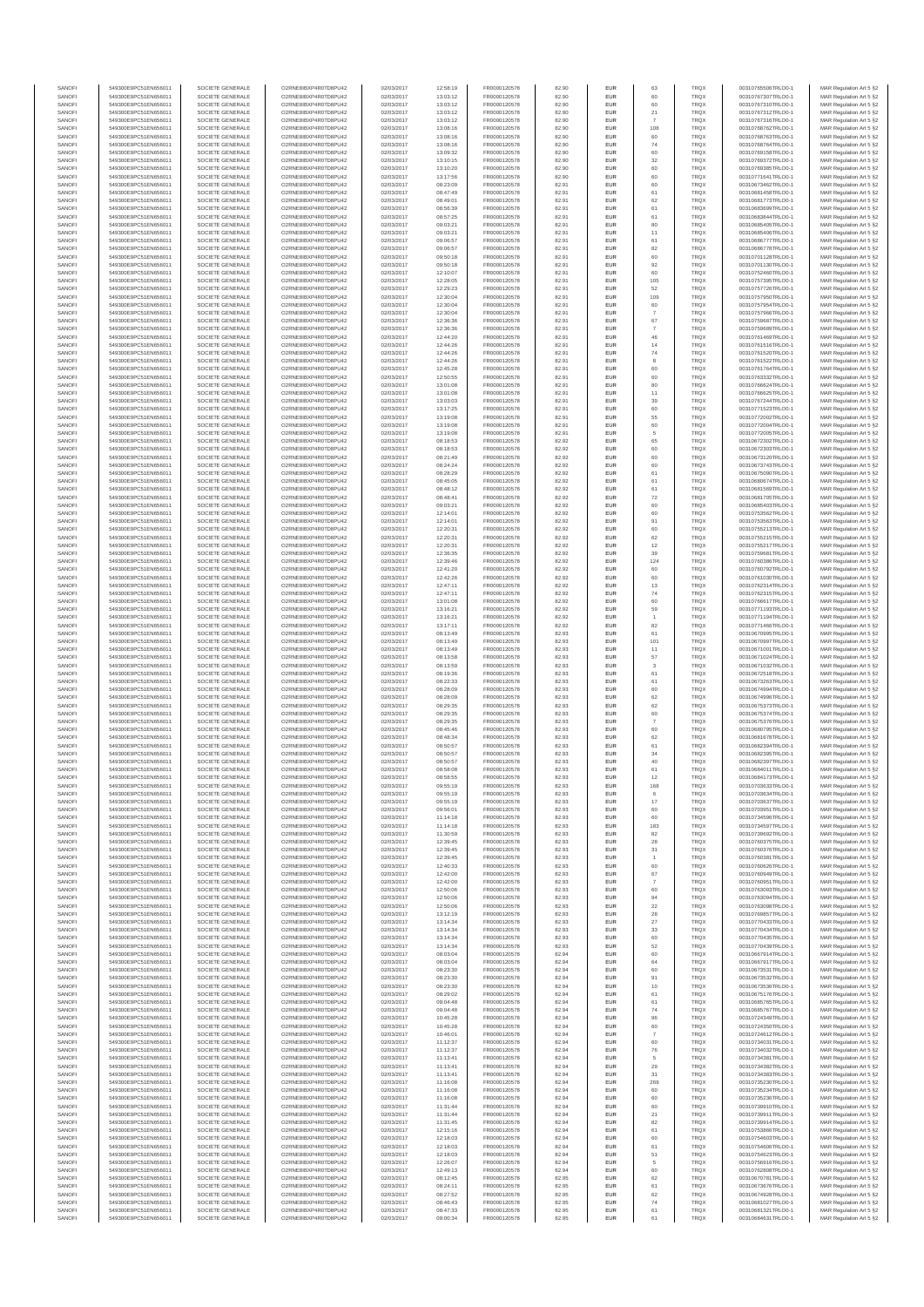| SANOFI | 549300E9PC51EN656011 | SOCIETE GENERALE | O2RNE8IBXP4R0TD8PU42 | 02/03/2017 | 12:58:19 | FR0000120578 | 82.90 | EUR | 63 | TRQX | 00310765508TRLO0-1 | MAR Regulation Art 5 §2 |
|---|---|---|---|---|---|---|---|---|---|---|---|---|
| SANOFI | 549300E9PC51EN656011 | SOCIETE GENERALE | O2RNE8IBXP4R0TD8PU42 | 02/03/2017 | 13:03:12 | FR0000120578 | 82.90 | EUR | 60 | TRQX | 00310767307TRLO0-1 | MAR Regulation Art 5 §2 |
| SANOFI | 549300E9PC51EN656011 | SOCIETE GENERALE | O2RNE8IBXP4R0TD8PU42 | 02/03/2017 | 13:03:12 | FR0000120578 | 82.90 | EUR | 60 | TRQX | 00310767310TRLO0-1 | MAR Regulation Art 5 §2 |
| SANOFI | 549300E9PC51EN656011 | SOCIETE GENERALE | O2RNE8IBXP4R0TD8PU42 | 02/03/2017 | 13:03:12 | FR0000120578 | 82.90 | EUR | 21 | TRQX | 00310767312TRLO0-1 | MAR Regulation Art 5 §2 |
| SANOFI | 549300E9PC51EN656011 | SOCIETE GENERALE | O2RNE8IBXP4R0TD8PU42 | 02/03/2017 | 13:03:12 | FR0000120578 | 82.90 | EUR | 7 | TRQX | 00310767316TRLO0-1 | MAR Regulation Art 5 §2 |
| SANOFI | 549300E9PC51EN656011 | SOCIETE GENERALE | O2RNE8IBXP4R0TD8PU42 | 02/03/2017 | 13:08:16 | FR0000120578 | 82.90 | EUR | 108 | TRQX | 00310768762TRLO0-1 | MAR Regulation Art 5 §2 |
| SANOFI | 549300E9PC51EN656011 | SOCIETE GENERALE | O2RNE8IBXP4R0TD8PU42 | 02/03/2017 | 13:08:16 | FR0000120578 | 82.90 | EUR | 60 | TRQX | 00310768763TRLO0-1 | MAR Regulation Art 5 §2 |
| SANOFI | 549300E9PC51EN656011 | SOCIETE GENERALE | O2RNE8IBXP4R0TD8PU42 | 02/03/2017 | 13:08:16 | FR0000120578 | 82.90 | EUR | 74 | TRQX | 00310768764TRLO0-1 | MAR Regulation Art 5 §2 |
| SANOFI | 549300E9PC51EN656011 | SOCIETE GENERALE | O2RNE8IBXP4R0TD8PU42 | 02/03/2017 | 13:09:32 | FR0000120578 | 82.90 | EUR | 60 | TRQX | 00310769158TRLO0-1 | MAR Regulation Art 5 §2 |
| SANOFI | 549300E9PC51EN656011 | SOCIETE GENERALE | O2RNE8IBXP4R0TD8PU42 | 02/03/2017 | 13:10:15 | FR0000120578 | 82.90 | EUR | 32 | TRQX | 00310769372TRLO0-1 | MAR Regulation Art 5 §2 |
| SANOFI | 549300E9PC51EN656011 | SOCIETE GENERALE | O2RNE8IBXP4R0TD8PU42 | 02/03/2017 | 13:10:20 | FR0000120578 | 82.90 | EUR | 60 | TRQX | 00310769385TRLO0-1 | MAR Regulation Art 5 §2 |
| SANOFI | 549300E9PC51EN656011 | SOCIETE GENERALE | O2RNE8IBXP4R0TD8PU42 | 02/03/2017 | 13:17:56 | FR0000120578 | 82.90 | EUR | 60 | TRQX | 00310771641TRLO0-1 | MAR Regulation Art 5 §2 |
| SANOFI | 549300E9PC51EN656011 | SOCIETE GENERALE | O2RNE8IBXP4R0TD8PU42 | 02/03/2017 | 08:23:09 | FR0000120578 | 82.91 | EUR | 60 | TRQX | 00310673462TRLO0-1 | MAR Regulation Art 5 §2 |
| SANOFI | 549300E9PC51EN656011 | SOCIETE GENERALE | O2RNE8IBXP4R0TD8PU42 | 02/03/2017 | 08:47:49 | FR0000120578 | 82.91 | EUR | 61 | TRQX | 00310681458TRLO0-1 | MAR Regulation Art 5 §2 |
| SANOFI | 549300E9PC51EN656011 | SOCIETE GENERALE | O2RNE8IBXP4R0TD8PU42 | 02/03/2017 | 08:49:01 | FR0000120578 | 82.91 | EUR | 62 | TRQX | 00310681773TRLO0-1 | MAR Regulation Art 5 §2 |
| SANOFI | 549300E9PC51EN656011 | SOCIETE GENERALE | O2RNE8IBXP4R0TD8PU42 | 02/03/2017 | 08:56:39 | FR0000120578 | 82.91 | EUR | 61 | TRQX | 00310683699TRLO0-1 | MAR Regulation Art 5 §2 |
| SANOFI | 549300E9PC51EN656011 | SOCIETE GENERALE | O2RNE8IBXP4R0TD8PU42 | 02/03/2017 | 08:57:25 | FR0000120578 | 82.91 | EUR | 61 | TRQX | 00310683846TRLO0-1 | MAR Regulation Art 5 §2 |
| SANOFI | 549300E9PC51EN656011 | SOCIETE GENERALE | O2RNE8IBXP4R0TD8PU42 | 02/03/2017 | 09:03:21 | FR0000120578 | 82.91 | EUR | 80 | TRQX | 00310685405TRLO0-1 | MAR Regulation Art 5 §2 |
| SANOFI | 549300E9PC51EN656011 | SOCIETE GENERALE | O2RNE8IBXP4R0TD8PU42 | 02/03/2017 | 09:03:21 | FR0000120578 | 82.91 | EUR | 11 | TRQX | 00310685406TRLO0-1 | MAR Regulation Art 5 §2 |
| SANOFI | 549300E9PC51EN656011 | SOCIETE GENERALE | O2RNE8IBXP4R0TD8PU42 | 02/03/2017 | 09:06:57 | FR0000120578 | 82.91 | EUR | 61 | TRQX | 00310686777TRLO0-1 | MAR Regulation Art 5 §2 |
| SANOFI | 549300E9PC51EN656011 | SOCIETE GENERALE | O2RNE8IBXP4R0TD8PU42 | 02/03/2017 | 09:06:57 | FR0000120578 | 82.91 | EUR | 82 | TRQX | 00310686778TRLO0-1 | MAR Regulation Art 5 §2 |
| SANOFI | 549300E9PC51EN656011 | SOCIETE GENERALE | O2RNE8IBXP4R0TD8PU42 | 02/03/2017 | 09:50:18 | FR0000120578 | 82.91 | EUR | 60 | TRQX | 00310701128TRLO0-1 | MAR Regulation Art 5 §2 |
| SANOFI | 549300E9PC51EN656011 | SOCIETE GENERALE | O2RNE8IBXP4R0TD8PU42 | 02/03/2017 | 09:50:18 | FR0000120578 | 82.91 | EUR | 92 | TRQX | 00310701130TRLO0-1 | MAR Regulation Art 5 §2 |
| SANOFI | 549300E9PC51EN656011 | SOCIETE GENERALE | O2RNE8IBXP4R0TD8PU42 | 02/03/2017 | 12:10:07 | FR0000120578 | 82.91 | EUR | 60 | TRQX | 00310752490TRLO0-1 | MAR Regulation Art 5 §2 |
| SANOFI | 549300E9PC51EN656011 | SOCIETE GENERALE | O2RNE8IBXP4R0TD8PU42 | 02/03/2017 | 12:28:05 | FR0000120578 | 82.91 | EUR | 105 | TRQX | 00310757395TRLO0-1 | MAR Regulation Art 5 §2 |
| SANOFI | 549300E9PC51EN656011 | SOCIETE GENERALE | O2RNE8IBXP4R0TD8PU42 | 02/03/2017 | 12:29:23 | FR0000120578 | 82.91 | EUR | 52 | TRQX | 00310757726TRLO0-1 | MAR Regulation Art 5 §2 |
| SANOFI | 549300E9PC51EN656011 | SOCIETE GENERALE | O2RNE8IBXP4R0TD8PU42 | 02/03/2017 | 12:30:04 | FR0000120578 | 82.91 | EUR | 109 | TRQX | 00310757950TRLO0-1 | MAR Regulation Art 5 §2 |
| SANOFI | 549300E9PC51EN656011 | SOCIETE GENERALE | O2RNE8IBXP4R0TD8PU42 | 02/03/2017 | 12:30:04 | FR0000120578 | 82.91 | EUR | 60 | TRQX | 00310757954TRLO0-1 | MAR Regulation Art 5 §2 |
| SANOFI | 549300E9PC51EN656011 | SOCIETE GENERALE | O2RNE8IBXP4R0TD8PU42 | 02/03/2017 | 12:30:04 | FR0000120578 | 82.91 | EUR | 7 | TRQX | 00310757966TRLO0-1 | MAR Regulation Art 5 §2 |
| SANOFI | 549300E9PC51EN656011 | SOCIETE GENERALE | O2RNE8IBXP4R0TD8PU42 | 02/03/2017 | 12:36:36 | FR0000120578 | 82.91 | EUR | 67 | TRQX | 00310759687TRLO0-1 | MAR Regulation Art 5 §2 |
| SANOFI | 549300E9PC51EN656011 | SOCIETE GENERALE | O2RNE8IBXP4R0TD8PU42 | 02/03/2017 | 12:36:36 | FR0000120578 | 82.91 | EUR | 7 | TRQX | 00310759689TRLO0-1 | MAR Regulation Art 5 §2 |
| SANOFI | 549300E9PC51EN656011 | SOCIETE GENERALE | O2RNE8IBXP4R0TD8PU42 | 02/03/2017 | 12:44:20 | FR0000120578 | 82.91 | EUR | 48 | TRQX | 00310761469TRLO0-1 | MAR Regulation Art 5 §2 |
| SANOFI | 549300E9PC51EN656011 | SOCIETE GENERALE | O2RNE8IBXP4R0TD8PU42 | 02/03/2017 | 12:44:26 | FR0000120578 | 82.91 | EUR | 14 | TRQX | 00310761516TRLO0-1 | MAR Regulation Art 5 §2 |
| SANOFI | 549300E9PC51EN656011 | SOCIETE GENERALE | O2RNE8IBXP4R0TD8PU42 | 02/03/2017 | 12:44:26 | FR0000120578 | 82.91 | EUR | 74 | TRQX | 00310761520TRLO0-1 | MAR Regulation Art 5 §2 |
| SANOFI | 549300E9PC51EN656011 | SOCIETE GENERALE | O2RNE8IBXP4R0TD8PU42 | 02/03/2017 | 12:44:26 | FR0000120578 | 82.91 | EUR | 8 | TRQX | 00310761522TRLO0-1 | MAR Regulation Art 5 §2 |
| SANOFI | 549300E9PC51EN656011 | SOCIETE GENERALE | O2RNE8IBXP4R0TD8PU42 | 02/03/2017 | 12:45:28 | FR0000120578 | 82.91 | EUR | 60 | TRQX | 00310761764TRLO0-1 | MAR Regulation Art 5 §2 |
| SANOFI | 549300E9PC51EN656011 | SOCIETE GENERALE | O2RNE8IBXP4R0TD8PU42 | 02/03/2017 | 12:50:55 | FR0000120578 | 82.91 | EUR | 60 | TRQX | 00310763332TRLO0-1 | MAR Regulation Art 5 §2 |
| SANOFI | 549300E9PC51EN656011 | SOCIETE GENERALE | O2RNE8IBXP4R0TD8PU42 | 02/03/2017 | 13:01:08 | FR0000120578 | 82.91 | EUR | 80 | TRQX | 00310766624TRLO0-1 | MAR Regulation Art 5 §2 |
| SANOFI | 549300E9PC51EN656011 | SOCIETE GENERALE | O2RNE8IBXP4R0TD8PU42 | 02/03/2017 | 13:01:08 | FR0000120578 | 82.91 | EUR | 11 | TRQX | 00310766625TRLO0-1 | MAR Regulation Art 5 §2 |
| SANOFI | 549300E9PC51EN656011 | SOCIETE GENERALE | O2RNE8IBXP4R0TD8PU42 | 02/03/2017 | 13:03:03 | FR0000120578 | 82.91 | EUR | 39 | TRQX | 00310767244TRLO0-1 | MAR Regulation Art 5 §2 |
| SANOFI | 549300E9PC51EN656011 | SOCIETE GENERALE | O2RNE8IBXP4R0TD8PU42 | 02/03/2017 | 13:17:25 | FR0000120578 | 82.91 | EUR | 60 | TRQX | 00310771523TRLO0-1 | MAR Regulation Art 5 §2 |
| SANOFI | 549300E9PC51EN656011 | SOCIETE GENERALE | O2RNE8IBXP4R0TD8PU42 | 02/03/2017 | 13:19:08 | FR0000120578 | 82.91 | EUR | 55 | TRQX | 00310772002TRLO0-1 | MAR Regulation Art 5 §2 |
| SANOFI | 549300E9PC51EN656011 | SOCIETE GENERALE | O2RNE8IBXP4R0TD8PU42 | 02/03/2017 | 13:19:08 | FR0000120578 | 82.91 | EUR | 60 | TRQX | 00310772004TRLO0-1 | MAR Regulation Art 5 §2 |
| SANOFI | 549300E9PC51EN656011 | SOCIETE GENERALE | O2RNE8IBXP4R0TD8PU42 | 02/03/2017 | 13:19:08 | FR0000120578 | 82.91 | EUR | 5 | TRQX | 00310772005TRLO0-1 | MAR Regulation Art 5 §2 |
| SANOFI | 549300E9PC51EN656011 | SOCIETE GENERALE | O2RNE8IBXP4R0TD8PU42 | 02/03/2017 | 08:18:53 | FR0000120578 | 82.92 | EUR | 65 | TRQX | 00310672302TRLO0-1 | MAR Regulation Art 5 §2 |
| SANOFI | 549300E9PC51EN656011 | SOCIETE GENERALE | O2RNE8IBXP4R0TD8PU42 | 02/03/2017 | 08:18:53 | FR0000120578 | 82.92 | EUR | 60 | TRQX | 00310672303TRLO0-1 | MAR Regulation Art 5 §2 |
| SANOFI | 549300E9PC51EN656011 | SOCIETE GENERALE | O2RNE8IBXP4R0TD8PU42 | 02/03/2017 | 08:21:49 | FR0000120578 | 82.92 | EUR | 60 | TRQX | 00310673120TRLO0-1 | MAR Regulation Art 5 §2 |
| SANOFI | 549300E9PC51EN656011 | SOCIETE GENERALE | O2RNE8IBXP4R0TD8PU42 | 02/03/2017 | 08:24:24 | FR0000120578 | 82.92 | EUR | 60 | TRQX | 00310673743TRLO0-1 | MAR Regulation Art 5 §2 |
| SANOFI | 549300E9PC51EN656011 | SOCIETE GENERALE | O2RNE8IBXP4R0TD8PU42 | 02/03/2017 | 08:28:29 | FR0000120578 | 82.92 | EUR | 61 | TRQX | 00310675090TRLO0-1 | MAR Regulation Art 5 §2 |
| SANOFI | 549300E9PC51EN656011 | SOCIETE GENERALE | O2RNE8IBXP4R0TD8PU42 | 02/03/2017 | 08:45:05 | FR0000120578 | 82.92 | EUR | 61 | TRQX | 00310680674TRLO0-1 | MAR Regulation Art 5 §2 |
| SANOFI | 549300E9PC51EN656011 | SOCIETE GENERALE | O2RNE8IBXP4R0TD8PU42 | 02/03/2017 | 08:48:12 | FR0000120578 | 82.92 | EUR | 61 | TRQX | 00310681569TRLO0-1 | MAR Regulation Art 5 §2 |
| SANOFI | 549300E9PC51EN656011 | SOCIETE GENERALE | O2RNE8IBXP4R0TD8PU42 | 02/03/2017 | 08:48:41 | FR0000120578 | 82.92 | EUR | 72 | TRQX | 00310681705TRLO0-1 | MAR Regulation Art 5 §2 |
| SANOFI | 549300E9PC51EN656011 | SOCIETE GENERALE | O2RNE8IBXP4R0TD8PU42 | 02/03/2017 | 09:03:21 | FR0000120578 | 82.92 | EUR | 60 | TRQX | 00310685403TRLO0-1 | MAR Regulation Art 5 §2 |
| SANOFI | 549300E9PC51EN656011 | SOCIETE GENERALE | O2RNE8IBXP4R0TD8PU42 | 02/03/2017 | 12:14:01 | FR0000120578 | 82.92 | EUR | 60 | TRQX | 00310753562TRLO0-1 | MAR Regulation Art 5 §2 |
| SANOFI | 549300E9PC51EN656011 | SOCIETE GENERALE | O2RNE8IBXP4R0TD8PU42 | 02/03/2017 | 12:14:01 | FR0000120578 | 82.92 | EUR | 91 | TRQX | 00310753563TRLO0-1 | MAR Regulation Art 5 §2 |
| SANOFI | 549300E9PC51EN656011 | SOCIETE GENERALE | O2RNE8IBXP4R0TD8PU42 | 02/03/2017 | 12:20:31 | FR0000120578 | 82.92 | EUR | 60 | TRQX | 00310755213TRLO0-1 | MAR Regulation Art 5 §2 |
| SANOFI | 549300E9PC51EN656011 | SOCIETE GENERALE | O2RNE8IBXP4R0TD8PU42 | 02/03/2017 | 12:20:31 | FR0000120578 | 82.92 | EUR | 62 | TRQX | 00310755215TRLO0-1 | MAR Regulation Art 5 §2 |
| SANOFI | 549300E9PC51EN656011 | SOCIETE GENERALE | O2RNE8IBXP4R0TD8PU42 | 02/03/2017 | 12:20:31 | FR0000120578 | 82.92 | EUR | 12 | TRQX | 00310755217TRLO0-1 | MAR Regulation Art 5 §2 |
| SANOFI | 549300E9PC51EN656011 | SOCIETE GENERALE | O2RNE8IBXP4R0TD8PU42 | 02/03/2017 | 12:36:35 | FR0000120578 | 82.92 | EUR | 39 | TRQX | 00310759681TRLO0-1 | MAR Regulation Art 5 §2 |
| SANOFI | 549300E9PC51EN656011 | SOCIETE GENERALE | O2RNE8IBXP4R0TD8PU42 | 02/03/2017 | 12:39:46 | FR0000120578 | 82.92 | EUR | 124 | TRQX | 00310760389TRLO0-1 | MAR Regulation Art 5 §2 |
| SANOFI | 549300E9PC51EN656011 | SOCIETE GENERALE | O2RNE8IBXP4R0TD8PU42 | 02/03/2017 | 12:41:20 | FR0000120578 | 82.92 | EUR | 60 | TRQX | 00310760792TRLO0-1 | MAR Regulation Art 5 §2 |
| SANOFI | 549300E9PC51EN656011 | SOCIETE GENERALE | O2RNE8IBXP4R0TD8PU42 | 02/03/2017 | 12:42:26 | FR0000120578 | 82.92 | EUR | 60 | TRQX | 00310761030TRLO0-1 | MAR Regulation Art 5 §2 |
| SANOFI | 549300E9PC51EN656011 | SOCIETE GENERALE | O2RNE8IBXP4R0TD8PU42 | 02/03/2017 | 12:47:11 | FR0000120578 | 82.92 | EUR | 13 | TRQX | 00310762314TRLO0-1 | MAR Regulation Art 5 §2 |
| SANOFI | 549300E9PC51EN656011 | SOCIETE GENERALE | O2RNE8IBXP4R0TD8PU42 | 02/03/2017 | 12:47:11 | FR0000120578 | 82.92 | EUR | 74 | TRQX | 00310762315TRLO0-1 | MAR Regulation Art 5 §2 |
| SANOFI | 549300E9PC51EN656011 | SOCIETE GENERALE | O2RNE8IBXP4R0TD8PU42 | 02/03/2017 | 13:01:08 | FR0000120578 | 82.92 | EUR | 60 | TRQX | 00310766617TRLO0-1 | MAR Regulation Art 5 §2 |
| SANOFI | 549300E9PC51EN656011 | SOCIETE GENERALE | O2RNE8IBXP4R0TD8PU42 | 02/03/2017 | 13:16:21 | FR0000120578 | 82.92 | EUR | 59 | TRQX | 00310771193TRLO0-1 | MAR Regulation Art 5 §2 |
| SANOFI | 549300E9PC51EN656011 | SOCIETE GENERALE | O2RNE8IBXP4R0TD8PU42 | 02/03/2017 | 13:16:21 | FR0000120578 | 82.92 | EUR | 1 | TRQX | 00310771194TRLO0-1 | MAR Regulation Art 5 §2 |
| SANOFI | 549300E9PC51EN656011 | SOCIETE GENERALE | O2RNE8IBXP4R0TD8PU42 | 02/03/2017 | 13:17:11 | FR0000120578 | 82.92 | EUR | 82 | TRQX | 00310771466TRLO0-1 | MAR Regulation Art 5 §2 |
| SANOFI | 549300E9PC51EN656011 | SOCIETE GENERALE | O2RNE8IBXP4R0TD8PU42 | 02/03/2017 | 08:13:49 | FR0000120578 | 82.93 | EUR | 61 | TRQX | 00310670995TRLO0-1 | MAR Regulation Art 5 §2 |
| SANOFI | 549300E9PC51EN656011 | SOCIETE GENERALE | O2RNE8IBXP4R0TD8PU42 | 02/03/2017 | 08:13:49 | FR0000120578 | 82.93 | EUR | 101 | TRQX | 00310670997TRLO0-1 | MAR Regulation Art 5 §2 |
| SANOFI | 549300E9PC51EN656011 | SOCIETE GENERALE | O2RNE8IBXP4R0TD8PU42 | 02/03/2017 | 08:13:49 | FR0000120578 | 82.93 | EUR | 11 | TRQX | 00310671001TRLO0-1 | MAR Regulation Art 5 §2 |
| SANOFI | 549300E9PC51EN656011 | SOCIETE GENERALE | O2RNE8IBXP4R0TD8PU42 | 02/03/2017 | 08:13:58 | FR0000120578 | 82.93 | EUR | 57 | TRQX | 00310671024TRLO0-1 | MAR Regulation Art 5 §2 |
| SANOFI | 549300E9PC51EN656011 | SOCIETE GENERALE | O2RNE8IBXP4R0TD8PU42 | 02/03/2017 | 08:13:59 | FR0000120578 | 82.93 | EUR | 3 | TRQX | 00310671032TRLO0-1 | MAR Regulation Art 5 §2 |
| SANOFI | 549300E9PC51EN656011 | SOCIETE GENERALE | O2RNE8IBXP4R0TD8PU42 | 02/03/2017 | 08:19:36 | FR0000120578 | 82.93 | EUR | 61 | TRQX | 00310672518TRLO0-1 | MAR Regulation Art 5 §2 |
| SANOFI | 549300E9PC51EN656011 | SOCIETE GENERALE | O2RNE8IBXP4R0TD8PU42 | 02/03/2017 | 08:22:33 | FR0000120578 | 82.93 | EUR | 61 | TRQX | 00310673263TRLO0-1 | MAR Regulation Art 5 §2 |
| SANOFI | 549300E9PC51EN656011 | SOCIETE GENERALE | O2RNE8IBXP4R0TD8PU42 | 02/03/2017 | 08:28:09 | FR0000120578 | 82.93 | EUR | 60 | TRQX | 00310674994TRLO0-1 | MAR Regulation Art 5 §2 |
| SANOFI | 549300E9PC51EN656011 | SOCIETE GENERALE | O2RNE8IBXP4R0TD8PU42 | 02/03/2017 | 08:28:09 | FR0000120578 | 82.93 | EUR | 62 | TRQX | 00310674996TRLO0-1 | MAR Regulation Art 5 §2 |
| SANOFI | 549300E9PC51EN656011 | SOCIETE GENERALE | O2RNE8IBXP4R0TD8PU42 | 02/03/2017 | 08:29:35 | FR0000120578 | 82.93 | EUR | 62 | TRQX | 00310675373TRLO0-1 | MAR Regulation Art 5 §2 |
| SANOFI | 549300E9PC51EN656011 | SOCIETE GENERALE | O2RNE8IBXP4R0TD8PU42 | 02/03/2017 | 08:29:35 | FR0000120578 | 82.93 | EUR | 60 | TRQX | 00310675374TRLO0-1 | MAR Regulation Art 5 §2 |
| SANOFI | 549300E9PC51EN656011 | SOCIETE GENERALE | O2RNE8IBXP4R0TD8PU42 | 02/03/2017 | 08:29:35 | FR0000120578 | 82.93 | EUR | 7 | TRQX | 00310675376TRLO0-1 | MAR Regulation Art 5 §2 |
| SANOFI | 549300E9PC51EN656011 | SOCIETE GENERALE | O2RNE8IBXP4R0TD8PU42 | 02/03/2017 | 08:45:46 | FR0000120578 | 82.93 | EUR | 60 | TRQX | 00310680795TRLO0-1 | MAR Regulation Art 5 §2 |
| SANOFI | 549300E9PC51EN656011 | SOCIETE GENERALE | O2RNE8IBXP4R0TD8PU42 | 02/03/2017 | 08:48:34 | FR0000120578 | 82.93 | EUR | 62 | TRQX | 00310681678TRLO0-1 | MAR Regulation Art 5 §2 |
| SANOFI | 549300E9PC51EN656011 | SOCIETE GENERALE | O2RNE8IBXP4R0TD8PU42 | 02/03/2017 | 08:50:57 | FR0000120578 | 82.93 | EUR | 61 | TRQX | 00310682394TRLO0-1 | MAR Regulation Art 5 §2 |
| SANOFI | 549300E9PC51EN656011 | SOCIETE GENERALE | O2RNE8IBXP4R0TD8PU42 | 02/03/2017 | 08:50:57 | FR0000120578 | 82.93 | EUR | 34 | TRQX | 00310682395TRLO0-1 | MAR Regulation Art 5 §2 |
| SANOFI | 549300E9PC51EN656011 | SOCIETE GENERALE | O2RNE8IBXP4R0TD8PU42 | 02/03/2017 | 08:50:57 | FR0000120578 | 82.93 | EUR | 40 | TRQX | 00310682397TRLO0-1 | MAR Regulation Art 5 §2 |
| SANOFI | 549300E9PC51EN656011 | SOCIETE GENERALE | O2RNE8IBXP4R0TD8PU42 | 02/03/2017 | 08:58:08 | FR0000120578 | 82.93 | EUR | 61 | TRQX | 00310684011TRLO0-1 | MAR Regulation Art 5 §2 |
| SANOFI | 549300E9PC51EN656011 | SOCIETE GENERALE | O2RNE8IBXP4R0TD8PU42 | 02/03/2017 | 08:58:55 | FR0000120578 | 82.93 | EUR | 12 | TRQX | 00310684173TRLO0-1 | MAR Regulation Art 5 §2 |
| SANOFI | 549300E9PC51EN656011 | SOCIETE GENERALE | O2RNE8IBXP4R0TD8PU42 | 02/03/2017 | 09:55:19 | FR0000120578 | 82.93 | EUR | 168 | TRQX | 00310703633TRLO0-1 | MAR Regulation Art 5 §2 |
| SANOFI | 549300E9PC51EN656011 | SOCIETE GENERALE | O2RNE8IBXP4R0TD8PU42 | 02/03/2017 | 09:55:19 | FR0000120578 | 82.93 | EUR | 6 | TRQX | 00310703634TRLO0-1 | MAR Regulation Art 5 §2 |
| SANOFI | 549300E9PC51EN656011 | SOCIETE GENERALE | O2RNE8IBXP4R0TD8PU42 | 02/03/2017 | 09:55:19 | FR0000120578 | 82.93 | EUR | 17 | TRQX | 00310703637TRLO0-1 | MAR Regulation Art 5 §2 |
| SANOFI | 549300E9PC51EN656011 | SOCIETE GENERALE | O2RNE8IBXP4R0TD8PU42 | 02/03/2017 | 09:56:01 | FR0000120578 | 82.93 | EUR | 60 | TRQX | 00310703951TRLO0-1 | MAR Regulation Art 5 §2 |
| SANOFI | 549300E9PC51EN656011 | SOCIETE GENERALE | O2RNE8IBXP4R0TD8PU42 | 02/03/2017 | 11:14:18 | FR0000120578 | 82.93 | EUR | 60 | TRQX | 00310734596TRLO0-1 | MAR Regulation Art 5 §2 |
| SANOFI | 549300E9PC51EN656011 | SOCIETE GENERALE | O2RNE8IBXP4R0TD8PU42 | 02/03/2017 | 11:14:18 | FR0000120578 | 82.93 | EUR | 183 | TRQX | 00310734597TRLO0-1 | MAR Regulation Art 5 §2 |
| SANOFI | 549300E9PC51EN656011 | SOCIETE GENERALE | O2RNE8IBXP4R0TD8PU42 | 02/03/2017 | 11:30:59 | FR0000120578 | 82.93 | EUR | 82 | TRQX | 00310739692TRLO0-1 | MAR Regulation Art 5 §2 |
| SANOFI | 549300E9PC51EN656011 | SOCIETE GENERALE | O2RNE8IBXP4R0TD8PU42 | 02/03/2017 | 12:39:45 | FR0000120578 | 82.93 | EUR | 28 | TRQX | 00310760375TRLO0-1 | MAR Regulation Art 5 §2 |
| SANOFI | 549300E9PC51EN656011 | SOCIETE GENERALE | O2RNE8IBXP4R0TD8PU42 | 02/03/2017 | 12:39:45 | FR0000120578 | 82.93 | EUR | 31 | TRQX | 00310760376TRLO0-1 | MAR Regulation Art 5 §2 |
| SANOFI | 549300E9PC51EN656011 | SOCIETE GENERALE | O2RNE8IBXP4R0TD8PU42 | 02/03/2017 | 12:39:45 | FR0000120578 | 82.93 | EUR | 1 | TRQX | 00310760381TRLO0-1 | MAR Regulation Art 5 §2 |
| SANOFI | 549300E9PC51EN656011 | SOCIETE GENERALE | O2RNE8IBXP4R0TD8PU42 | 02/03/2017 | 12:40:33 | FR0000120578 | 82.93 | EUR | 60 | TRQX | 00310760626TRLO0-1 | MAR Regulation Art 5 §2 |
| SANOFI | 549300E9PC51EN656011 | SOCIETE GENERALE | O2RNE8IBXP4R0TD8PU42 | 02/03/2017 | 12:42:00 | FR0000120578 | 82.93 | EUR | 67 | TRQX | 00310760948TRLO0-1 | MAR Regulation Art 5 §2 |
| SANOFI | 549300E9PC51EN656011 | SOCIETE GENERALE | O2RNE8IBXP4R0TD8PU42 | 02/03/2017 | 12:42:00 | FR0000120578 | 82.93 | EUR | 7 | TRQX | 00310760951TRLO0-1 | MAR Regulation Art 5 §2 |
| SANOFI | 549300E9PC51EN656011 | SOCIETE GENERALE | O2RNE8IBXP4R0TD8PU42 | 02/03/2017 | 12:50:06 | FR0000120578 | 82.93 | EUR | 60 | TRQX | 00310763093TRLO0-1 | MAR Regulation Art 5 §2 |
| SANOFI | 549300E9PC51EN656011 | SOCIETE GENERALE | O2RNE8IBXP4R0TD8PU42 | 02/03/2017 | 12:50:06 | FR0000120578 | 82.93 | EUR | 94 | TRQX | 00310763094TRLO0-1 | MAR Regulation Art 5 §2 |
| SANOFI | 549300E9PC51EN656011 | SOCIETE GENERALE | O2RNE8IBXP4R0TD8PU42 | 02/03/2017 | 12:50:06 | FR0000120578 | 82.93 | EUR | 22 | TRQX | 00310763098TRLO0-1 | MAR Regulation Art 5 §2 |
| SANOFI | 549300E9PC51EN656011 | SOCIETE GENERALE | O2RNE8IBXP4R0TD8PU42 | 02/03/2017 | 13:12:19 | FR0000120578 | 82.93 | EUR | 28 | TRQX | 00310769857TRLO0-1 | MAR Regulation Art 5 §2 |
| SANOFI | 549300E9PC51EN656011 | SOCIETE GENERALE | O2RNE8IBXP4R0TD8PU42 | 02/03/2017 | 13:14:34 | FR0000120578 | 82.93 | EUR | 27 | TRQX | 00310770433TRLO0-1 | MAR Regulation Art 5 §2 |
| SANOFI | 549300E9PC51EN656011 | SOCIETE GENERALE | O2RNE8IBXP4R0TD8PU42 | 02/03/2017 | 13:14:34 | FR0000120578 | 82.93 | EUR | 33 | TRQX | 00310770434TRLO0-1 | MAR Regulation Art 5 §2 |
| SANOFI | 549300E9PC51EN656011 | SOCIETE GENERALE | O2RNE8IBXP4R0TD8PU42 | 02/03/2017 | 13:14:34 | FR0000120578 | 82.93 | EUR | 60 | TRQX | 00310770435TRLO0-1 | MAR Regulation Art 5 §2 |
| SANOFI | 549300E9PC51EN656011 | SOCIETE GENERALE | O2RNE8IBXP4R0TD8PU42 | 02/03/2017 | 13:14:34 | FR0000120578 | 82.93 | EUR | 52 | TRQX | 00310770439TRLO0-1 | MAR Regulation Art 5 §2 |
| SANOFI | 549300E9PC51EN656011 | SOCIETE GENERALE | O2RNE8IBXP4R0TD8PU42 | 02/03/2017 | 08:03:04 | FR0000120578 | 82.94 | EUR | 60 | TRQX | 00310667914TRLO0-1 | MAR Regulation Art 5 §2 |
| SANOFI | 549300E9PC51EN656011 | SOCIETE GENERALE | O2RNE8IBXP4R0TD8PU42 | 02/03/2017 | 08:03:04 | FR0000120578 | 82.94 | EUR | 64 | TRQX | 00310667917TRLO0-1 | MAR Regulation Art 5 §2 |
| SANOFI | 549300E9PC51EN656011 | SOCIETE GENERALE | O2RNE8IBXP4R0TD8PU42 | 02/03/2017 | 08:23:30 | FR0000120578 | 82.94 | EUR | 60 | TRQX | 00310673531TRLO0-1 | MAR Regulation Art 5 §2 |
| SANOFI | 549300E9PC51EN656011 | SOCIETE GENERALE | O2RNE8IBXP4R0TD8PU42 | 02/03/2017 | 08:23:30 | FR0000120578 | 82.94 | EUR | 91 | TRQX | 00310673532TRLO0-1 | MAR Regulation Art 5 §2 |
| SANOFI | 549300E9PC51EN656011 | SOCIETE GENERALE | O2RNE8IBXP4R0TD8PU42 | 02/03/2017 | 08:23:30 | FR0000120578 | 82.94 | EUR | 10 | TRQX | 00310673536TRLO0-1 | MAR Regulation Art 5 §2 |
| SANOFI | 549300E9PC51EN656011 | SOCIETE GENERALE | O2RNE8IBXP4R0TD8PU42 | 02/03/2017 | 08:29:02 | FR0000120578 | 82.94 | EUR | 61 | TRQX | 00310675176TRLO0-1 | MAR Regulation Art 5 §2 |
| SANOFI | 549300E9PC51EN656011 | SOCIETE GENERALE | O2RNE8IBXP4R0TD8PU42 | 02/03/2017 | 09:04:48 | FR0000120578 | 82.94 | EUR | 61 | TRQX | 00310685765TRLO0-1 | MAR Regulation Art 5 §2 |
| SANOFI | 549300E9PC51EN656011 | SOCIETE GENERALE | O2RNE8IBXP4R0TD8PU42 | 02/03/2017 | 09:04:48 | FR0000120578 | 82.94 | EUR | 74 | TRQX | 00310685767TRLO0-1 | MAR Regulation Art 5 §2 |
| SANOFI | 549300E9PC51EN656011 | SOCIETE GENERALE | O2RNE8IBXP4R0TD8PU42 | 02/03/2017 | 10:45:28 | FR0000120578 | 82.94 | EUR | 96 | TRQX | 00310724349TRLO0-1 | MAR Regulation Art 5 §2 |
| SANOFI | 549300E9PC51EN656011 | SOCIETE GENERALE | O2RNE8IBXP4R0TD8PU42 | 02/03/2017 | 10:45:28 | FR0000120578 | 82.94 | EUR | 60 | TRQX | 00310724350TRLO0-1 | MAR Regulation Art 5 §2 |
| SANOFI | 549300E9PC51EN656011 | SOCIETE GENERALE | O2RNE8IBXP4R0TD8PU42 | 02/03/2017 | 10:46:01 | FR0000120578 | 82.94 | EUR | 7 | TRQX | 00310724612TRLO0-1 | MAR Regulation Art 5 §2 |
| SANOFI | 549300E9PC51EN656011 | SOCIETE GENERALE | O2RNE8IBXP4R0TD8PU42 | 02/03/2017 | 11:12:37 | FR0000120578 | 82.94 | EUR | 60 | TRQX | 00310734031TRLO0-1 | MAR Regulation Art 5 §2 |
| SANOFI | 549300E9PC51EN656011 | SOCIETE GENERALE | O2RNE8IBXP4R0TD8PU42 | 02/03/2017 | 11:12:37 | FR0000120578 | 82.94 | EUR | 76 | TRQX | 00310734032TRLO0-1 | MAR Regulation Art 5 §2 |
| SANOFI | 549300E9PC51EN656011 | SOCIETE GENERALE | O2RNE8IBXP4R0TD8PU42 | 02/03/2017 | 11:13:41 | FR0000120578 | 82.94 | EUR | 5 | TRQX | 00310734381TRLO0-1 | MAR Regulation Art 5 §2 |
| SANOFI | 549300E9PC51EN656011 | SOCIETE GENERALE | O2RNE8IBXP4R0TD8PU42 | 02/03/2017 | 11:13:41 | FR0000120578 | 82.94 | EUR | 29 | TRQX | 00310734382TRLO0-1 | MAR Regulation Art 5 §2 |
| SANOFI | 549300E9PC51EN656011 | SOCIETE GENERALE | O2RNE8IBXP4R0TD8PU42 | 02/03/2017 | 11:13:41 | FR0000120578 | 82.94 | EUR | 31 | TRQX | 00310734383TRLO0-1 | MAR Regulation Art 5 §2 |
| SANOFI | 549300E9PC51EN656011 | SOCIETE GENERALE | O2RNE8IBXP4R0TD8PU42 | 02/03/2017 | 11:16:08 | FR0000120578 | 82.94 | EUR | 269 | TRQX | 00310735230TRLO0-1 | MAR Regulation Art 5 §2 |
| SANOFI | 549300E9PC51EN656011 | SOCIETE GENERALE | O2RNE8IBXP4R0TD8PU42 | 02/03/2017 | 11:16:08 | FR0000120578 | 82.94 | EUR | 60 | TRQX | 00310735234TRLO0-1 | MAR Regulation Art 5 §2 |
| SANOFI | 549300E9PC51EN656011 | SOCIETE GENERALE | O2RNE8IBXP4R0TD8PU42 | 02/03/2017 | 11:16:08 | FR0000120578 | 82.94 | EUR | 60 | TRQX | 00310735236TRLO0-1 | MAR Regulation Art 5 §2 |
| SANOFI | 549300E9PC51EN656011 | SOCIETE GENERALE | O2RNE8IBXP4R0TD8PU42 | 02/03/2017 | 11:31:44 | FR0000120578 | 82.94 | EUR | 60 | TRQX | 00310739910TRLO0-1 | MAR Regulation Art 5 §2 |
| SANOFI | 549300E9PC51EN656011 | SOCIETE GENERALE | O2RNE8IBXP4R0TD8PU42 | 02/03/2017 | 11:31:44 | FR0000120578 | 82.94 | EUR | 21 | TRQX | 00310739911TRLO0-1 | MAR Regulation Art 5 §2 |
| SANOFI | 549300E9PC51EN656011 | SOCIETE GENERALE | O2RNE8IBXP4R0TD8PU42 | 02/03/2017 | 11:31:45 | FR0000120578 | 82.94 | EUR | 82 | TRQX | 00310739914TRLO0-1 | MAR Regulation Art 5 §2 |
| SANOFI | 549300E9PC51EN656011 | SOCIETE GENERALE | O2RNE8IBXP4R0TD8PU42 | 02/03/2017 | 12:15:16 | FR0000120578 | 82.94 | EUR | 61 | TRQX | 00310753866TRLO0-1 | MAR Regulation Art 5 §2 |
| SANOFI | 549300E9PC51EN656011 | SOCIETE GENERALE | O2RNE8IBXP4R0TD8PU42 | 02/03/2017 | 12:18:03 | FR0000120578 | 82.94 | EUR | 60 | TRQX | 00310754603TRLO0-1 | MAR Regulation Art 5 §2 |
| SANOFI | 549300E9PC51EN656011 | SOCIETE GENERALE | O2RNE8IBXP4R0TD8PU42 | 02/03/2017 | 12:18:03 | FR0000120578 | 82.94 | EUR | 61 | TRQX | 00310754606TRLO0-1 | MAR Regulation Art 5 §2 |
| SANOFI | 549300E9PC51EN656011 | SOCIETE GENERALE | O2RNE8IBXP4R0TD8PU42 | 02/03/2017 | 12:18:03 | FR0000120578 | 82.94 | EUR | 51 | TRQX | 00310754623TRLO0-1 | MAR Regulation Art 5 §2 |
| SANOFI | 549300E9PC51EN656011 | SOCIETE GENERALE | O2RNE8IBXP4R0TD8PU42 | 02/03/2017 | 12:26:07 | FR0000120578 | 82.94 | EUR | 5 | TRQX | 00310756916TRLO0-1 | MAR Regulation Art 5 §2 |
| SANOFI | 549300E9PC51EN656011 | SOCIETE GENERALE | O2RNE8IBXP4R0TD8PU42 | 02/03/2017 | 12:49:13 | FR0000120578 | 82.94 | EUR | 60 | TRQX | 00310762808TRLO0-1 | MAR Regulation Art 5 §2 |
| SANOFI | 549300E9PC51EN656011 | SOCIETE GENERALE | O2RNE8IBXP4R0TD8PU42 | 02/03/2017 | 08:12:45 | FR0000120578 | 82.95 | EUR | 62 | TRQX | 00310670781TRLO0-1 | MAR Regulation Art 5 §2 |
| SANOFI | 549300E9PC51EN656011 | SOCIETE GENERALE | O2RNE8IBXP4R0TD8PU42 | 02/03/2017 | 08:24:11 | FR0000120578 | 82.95 | EUR | 61 | TRQX | 00310673676TRLO0-1 | MAR Regulation Art 5 §2 |
| SANOFI | 549300E9PC51EN656011 | SOCIETE GENERALE | O2RNE8IBXP4R0TD8PU42 | 02/03/2017 | 08:27:52 | FR0000120578 | 82.95 | EUR | 62 | TRQX | 00310674928TRLO0-1 | MAR Regulation Art 5 §2 |
| SANOFI | 549300E9PC51EN656011 | SOCIETE GENERALE | O2RNE8IBXP4R0TD8PU42 | 02/03/2017 | 08:46:43 | FR0000120578 | 82.95 | EUR | 74 | TRQX | 00310681027TRLO0-1 | MAR Regulation Art 5 §2 |
| SANOFI | 549300E9PC51EN656011 | SOCIETE GENERALE | O2RNE8IBXP4R0TD8PU42 | 02/03/2017 | 08:47:33 | FR0000120578 | 82.95 | EUR | 61 | TRQX | 00310681321TRLO0-1 | MAR Regulation Art 5 §2 |
| SANOFI | 549300E9PC51EN656011 | SOCIETE GENERALE | O2RNE8IBXP4R0TD8PU42 | 02/03/2017 | 09:00:34 | FR0000120578 | 82.95 | EUR | 61 | TRQX | 00310684631TRLO0-1 | MAR Regulation Art 5 §2 |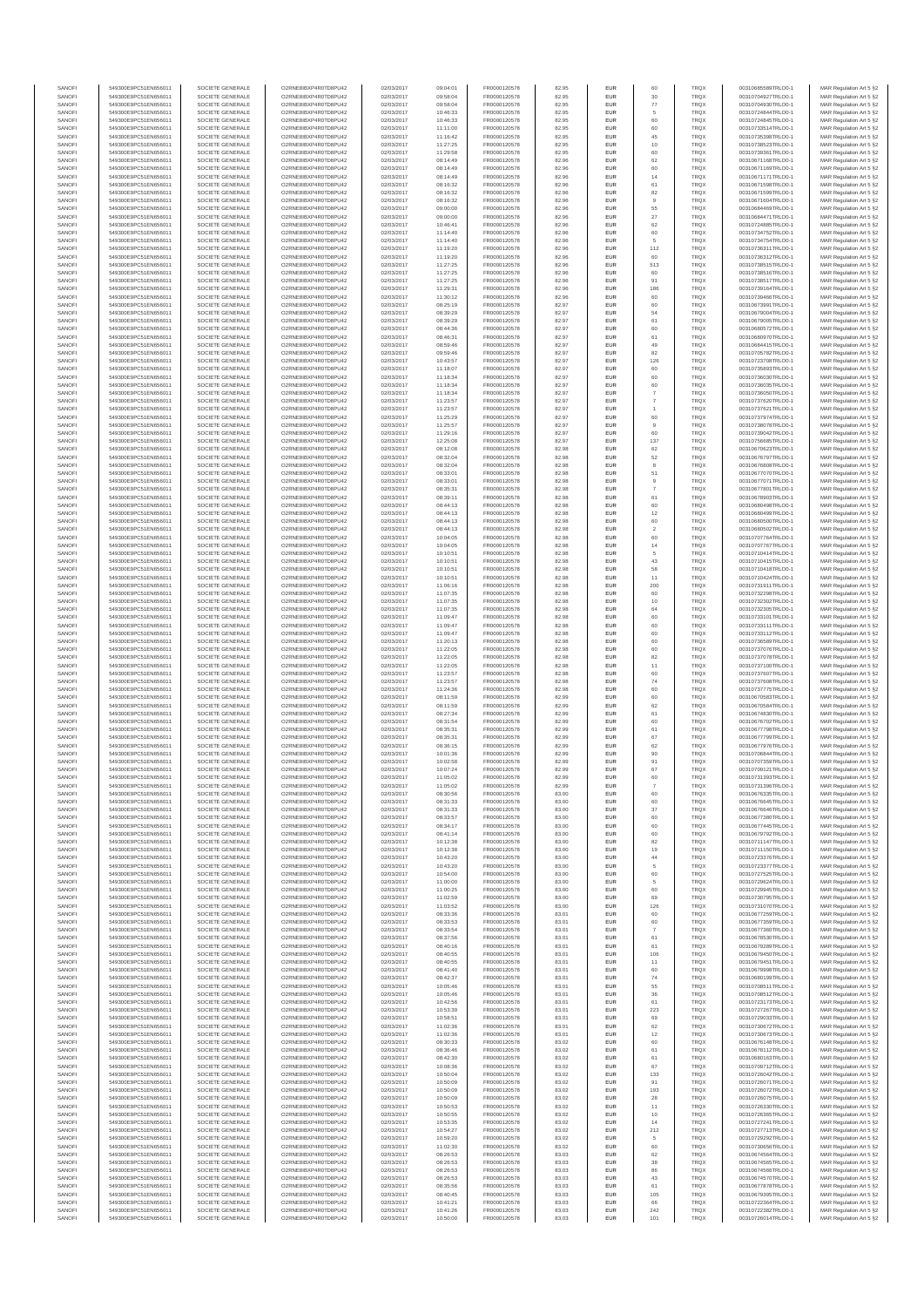| SANOFI | 549300E9PC51EN656011 | SOCIETE GENERALE | O2RNE8IBXP4R0TD8PU42 | 02/03/2017 | 09:04:01 | FR0000120578 | 82.95 | EUR | 60 | TRQX | 00310685589TRLO0-1 | MAR Regulation Art 5 §2 |
|---|---|---|---|---|---|---|---|---|---|---|---|---|
| SANOFI | 549300E9PC51EN656011 | SOCIETE GENERALE | O2RNE8IBXP4R0TD8PU42 | 02/03/2017 | 09:58:04 | FR0000120578 | 82.95 | EUR | 30 | TRQX | 00310704927TRLO0-1 | MAR Regulation Art 5 §2 |
| SANOFI | 549300E9PC51EN656011 | SOCIETE GENERALE | O2RNE8IBXP4R0TD8PU42 | 02/03/2017 | 09:58:04 | FR0000120578 | 82.95 | EUR | 77 | TRQX | 00310704930TRLO0-1 | MAR Regulation Art 5 §2 |
| SANOFI | 549300E9PC51EN656011 | SOCIETE GENERALE | O2RNE8IBXP4R0TD8PU42 | 02/03/2017 | 10:46:33 | FR0000120578 | 82.95 | EUR | 5 | TRQX | 00310724844TRLO0-1 | MAR Regulation Art 5 §2 |
| SANOFI | 549300E9PC51EN656011 | SOCIETE GENERALE | O2RNE8IBXP4R0TD8PU42 | 02/03/2017 | 10:46:33 | FR0000120578 | 82.95 | EUR | 60 | TRQX | 00310724845TRLO0-1 | MAR Regulation Art 5 §2 |
| SANOFI | 549300E9PC51EN656011 | SOCIETE GENERALE | O2RNE8IBXP4R0TD8PU42 | 02/03/2017 | 11:11:00 | FR0000120578 | 82.95 | EUR | 60 | TRQX | 00310733514TRLO0-1 | MAR Regulation Art 5 §2 |
| SANOFI | 549300E9PC51EN656011 | SOCIETE GENERALE | O2RNE8IBXP4R0TD8PU42 | 02/03/2017 | 11:16:42 | FR0000120578 | 82.95 | EUR | 45 | TRQX | 00310735398TRLO0-1 | MAR Regulation Art 5 §2 |
| SANOFI | 549300E9PC51EN656011 | SOCIETE GENERALE | O2RNE8IBXP4R0TD8PU42 | 02/03/2017 | 11:27:25 | FR0000120578 | 82.95 | EUR | 10 | TRQX | 00310738523TRLO0-1 | MAR Regulation Art 5 §2 |
| SANOFI | 549300E9PC51EN656011 | SOCIETE GENERALE | O2RNE8IBXP4R0TD8PU42 | 02/03/2017 | 11:29:58 | FR0000120578 | 82.95 | EUR | 60 | TRQX | 00310739361TRLO0-1 | MAR Regulation Art 5 §2 |
| SANOFI | 549300E9PC51EN656011 | SOCIETE GENERALE | O2RNE8IBXP4R0TD8PU42 | 02/03/2017 | 08:14:49 | FR0000120578 | 82.96 | EUR | 62 | TRQX | 00310671168TRLO0-1 | MAR Regulation Art 5 §2 |
| SANOFI | 549300E9PC51EN656011 | SOCIETE GENERALE | O2RNE8IBXP4R0TD8PU42 | 02/03/2017 | 08:14:49 | FR0000120578 | 82.96 | EUR | 60 | TRQX | 00310671169TRLO0-1 | MAR Regulation Art 5 §2 |
| SANOFI | 549300E9PC51EN656011 | SOCIETE GENERALE | O2RNE8IBXP4R0TD8PU42 | 02/03/2017 | 08:14:49 | FR0000120578 | 82.96 | EUR | 14 | TRQX | 00310671171TRLO0-1 | MAR Regulation Art 5 §2 |
| SANOFI | 549300E9PC51EN656011 | SOCIETE GENERALE | O2RNE8IBXP4R0TD8PU42 | 02/03/2017 | 08:16:32 | FR0000120578 | 82.96 | EUR | 61 | TRQX | 00310671598TRLO0-1 | MAR Regulation Art 5 §2 |
| SANOFI | 549300E9PC51EN656011 | SOCIETE GENERALE | O2RNE8IBXP4R0TD8PU42 | 02/03/2017 | 08:16:32 | FR0000120578 | 82.96 | EUR | 82 | TRQX | 00310671599TRLO0-1 | MAR Regulation Art 5 §2 |
| SANOFI | 549300E9PC51EN656011 | SOCIETE GENERALE | O2RNE8IBXP4R0TD8PU42 | 02/03/2017 | 08:16:32 | FR0000120578 | 82.96 | EUR | 9 | TRQX | 00310671604TRLO0-1 | MAR Regulation Art 5 §2 |
| SANOFI | 549300E9PC51EN656011 | SOCIETE GENERALE | O2RNE8IBXP4R0TD8PU42 | 02/03/2017 | 09:00:00 | FR0000120578 | 82.96 | EUR | 55 | TRQX | 00310684469TRLO0-1 | MAR Regulation Art 5 §2 |
| SANOFI | 549300E9PC51EN656011 | SOCIETE GENERALE | O2RNE8IBXP4R0TD8PU42 | 02/03/2017 | 09:00:00 | FR0000120578 | 82.96 | EUR | 27 | TRQX | 00310684471TRLO0-1 | MAR Regulation Art 5 §2 |
| SANOFI | 549300E9PC51EN656011 | SOCIETE GENERALE | O2RNE8IBXP4R0TD8PU42 | 02/03/2017 | 10:46:41 | FR0000120578 | 82.96 | EUR | 62 | TRQX | 00310724885TRLO0-1 | MAR Regulation Art 5 §2 |
| SANOFI | 549300E9PC51EN656011 | SOCIETE GENERALE | O2RNE8IBXP4R0TD8PU42 | 02/03/2017 | 11:14:40 | FR0000120578 | 82.96 | EUR | 60 | TRQX | 00310734752TRLO0-1 | MAR Regulation Art 5 §2 |
| SANOFI | 549300E9PC51EN656011 | SOCIETE GENERALE | O2RNE8IBXP4R0TD8PU42 | 02/03/2017 | 11:14:40 | FR0000120578 | 82.96 | EUR | 5 | TRQX | 00310734754TRLO0-1 | MAR Regulation Art 5 §2 |
| SANOFI | 549300E9PC51EN656011 | SOCIETE GENERALE | O2RNE8IBXP4R0TD8PU42 | 02/03/2017 | 11:19:20 | FR0000120578 | 82.96 | EUR | 112 | TRQX | 00310736311TRLO0-1 | MAR Regulation Art 5 §2 |
| SANOFI | 549300E9PC51EN656011 | SOCIETE GENERALE | O2RNE8IBXP4R0TD8PU42 | 02/03/2017 | 11:19:20 | FR0000120578 | 82.96 | EUR | 60 | TRQX | 00310736312TRLO0-1 | MAR Regulation Art 5 §2 |
| SANOFI | 549300E9PC51EN656011 | SOCIETE GENERALE | O2RNE8IBXP4R0TD8PU42 | 02/03/2017 | 11:27:25 | FR0000120578 | 82.96 | EUR | 513 | TRQX | 00310738515TRLO0-1 | MAR Regulation Art 5 §2 |
| SANOFI | 549300E9PC51EN656011 | SOCIETE GENERALE | O2RNE8IBXP4R0TD8PU42 | 02/03/2017 | 11:27:25 | FR0000120578 | 82.96 | EUR | 60 | TRQX | 00310738516TRLO0-1 | MAR Regulation Art 5 §2 |
| SANOFI | 549300E9PC51EN656011 | SOCIETE GENERALE | O2RNE8IBXP4R0TD8PU42 | 02/03/2017 | 11:27:25 | FR0000120578 | 82.96 | EUR | 91 | TRQX | 00310738517TRLO0-1 | MAR Regulation Art 5 §2 |
| SANOFI | 549300E9PC51EN656011 | SOCIETE GENERALE | O2RNE8IBXP4R0TD8PU42 | 02/03/2017 | 11:29:31 | FR0000120578 | 82.96 | EUR | 186 | TRQX | 00310739164TRLO0-1 | MAR Regulation Art 5 §2 |
| SANOFI | 549300E9PC51EN656011 | SOCIETE GENERALE | O2RNE8IBXP4R0TD8PU42 | 02/03/2017 | 11:30:12 | FR0000120578 | 82.96 | EUR | 60 | TRQX | 00310739466TRLO0-1 | MAR Regulation Art 5 §2 |
| SANOFI | 549300E9PC51EN656011 | SOCIETE GENERALE | O2RNE8IBXP4R0TD8PU42 | 02/03/2017 | 08:25:19 | FR0000120578 | 82.97 | EUR | 60 | TRQX | 00310673991TRLO0-1 | MAR Regulation Art 5 §2 |
| SANOFI | 549300E9PC51EN656011 | SOCIETE GENERALE | O2RNE8IBXP4R0TD8PU42 | 02/03/2017 | 08:39:29 | FR0000120578 | 82.97 | EUR | 54 | TRQX | 00310679004TRLO0-1 | MAR Regulation Art 5 §2 |
| SANOFI | 549300E9PC51EN656011 | SOCIETE GENERALE | O2RNE8IBXP4R0TD8PU42 | 02/03/2017 | 08:39:29 | FR0000120578 | 82.97 | EUR | 61 | TRQX | 00310679005TRLO0-1 | MAR Regulation Art 5 §2 |
| SANOFI | 549300E9PC51EN656011 | SOCIETE GENERALE | O2RNE8IBXP4R0TD8PU42 | 02/03/2017 | 08:44:36 | FR0000120578 | 82.97 | EUR | 60 | TRQX | 00310680572TRLO0-1 | MAR Regulation Art 5 §2 |
| SANOFI | 549300E9PC51EN656011 | SOCIETE GENERALE | O2RNE8IBXP4R0TD8PU42 | 02/03/2017 | 08:46:31 | FR0000120578 | 82.97 | EUR | 61 | TRQX | 00310680970TRLO0-1 | MAR Regulation Art 5 §2 |
| SANOFI | 549300E9PC51EN656011 | SOCIETE GENERALE | O2RNE8IBXP4R0TD8PU42 | 02/03/2017 | 08:59:46 | FR0000120578 | 82.97 | EUR | 49 | TRQX | 00310684415TRLO0-1 | MAR Regulation Art 5 §2 |
| SANOFI | 549300E9PC51EN656011 | SOCIETE GENERALE | O2RNE8IBXP4R0TD8PU42 | 02/03/2017 | 09:59:46 | FR0000120578 | 82.97 | EUR | 82 | TRQX | 00310705782TRLO0-1 | MAR Regulation Art 5 §2 |
| SANOFI | 549300E9PC51EN656011 | SOCIETE GENERALE | O2RNE8IBXP4R0TD8PU42 | 02/03/2017 | 10:43:57 | FR0000120578 | 82.97 | EUR | 126 | TRQX | 00310723708TRLO0-1 | MAR Regulation Art 5 §2 |
| SANOFI | 549300E9PC51EN656011 | SOCIETE GENERALE | O2RNE8IBXP4R0TD8PU42 | 02/03/2017 | 11:18:07 | FR0000120578 | 82.97 | EUR | 60 | TRQX | 00310735893TRLO0-1 | MAR Regulation Art 5 §2 |
| SANOFI | 549300E9PC51EN656011 | SOCIETE GENERALE | O2RNE8IBXP4R0TD8PU42 | 02/03/2017 | 11:18:34 | FR0000120578 | 82.97 | EUR | 60 | TRQX | 00310736030TRLO0-1 | MAR Regulation Art 5 §2 |
| SANOFI | 549300E9PC51EN656011 | SOCIETE GENERALE | O2RNE8IBXP4R0TD8PU42 | 02/03/2017 | 11:18:34 | FR0000120578 | 82.97 | EUR | 60 | TRQX | 00310736035TRLO0-1 | MAR Regulation Art 5 §2 |
| SANOFI | 549300E9PC51EN656011 | SOCIETE GENERALE | O2RNE8IBXP4R0TD8PU42 | 02/03/2017 | 11:18:34 | FR0000120578 | 82.97 | EUR | 7 | TRQX | 00310736050TRLO0-1 | MAR Regulation Art 5 §2 |
| SANOFI | 549300E9PC51EN656011 | SOCIETE GENERALE | O2RNE8IBXP4R0TD8PU42 | 02/03/2017 | 11:23:57 | FR0000120578 | 82.97 | EUR | 7 | TRQX | 00310737620TRLO0-1 | MAR Regulation Art 5 §2 |
| SANOFI | 549300E9PC51EN656011 | SOCIETE GENERALE | O2RNE8IBXP4R0TD8PU42 | 02/03/2017 | 11:23:57 | FR0000120578 | 82.97 | EUR | 1 | TRQX | 00310737621TRLO0-1 | MAR Regulation Art 5 §2 |
| SANOFI | 549300E9PC51EN656011 | SOCIETE GENERALE | O2RNE8IBXP4R0TD8PU42 | 02/03/2017 | 11:25:29 | FR0000120578 | 82.97 | EUR | 60 | TRQX | 00310737974TRLO0-1 | MAR Regulation Art 5 §2 |
| SANOFI | 549300E9PC51EN656011 | SOCIETE GENERALE | O2RNE8IBXP4R0TD8PU42 | 02/03/2017 | 11:25:57 | FR0000120578 | 82.97 | EUR | 9 | TRQX | 00310738078TRLO0-1 | MAR Regulation Art 5 §2 |
| SANOFI | 549300E9PC51EN656011 | SOCIETE GENERALE | O2RNE8IBXP4R0TD8PU42 | 02/03/2017 | 11:29:16 | FR0000120578 | 82.97 | EUR | 60 | TRQX | 00310739042TRLO0-1 | MAR Regulation Art 5 §2 |
| SANOFI | 549300E9PC51EN656011 | SOCIETE GENERALE | O2RNE8IBXP4R0TD8PU42 | 02/03/2017 | 12:25:08 | FR0000120578 | 82.97 | EUR | 137 | TRQX | 00310756685TRLO0-1 | MAR Regulation Art 5 §2 |
| SANOFI | 549300E9PC51EN656011 | SOCIETE GENERALE | O2RNE8IBXP4R0TD8PU42 | 02/03/2017 | 08:12:08 | FR0000120578 | 82.98 | EUR | 62 | TRQX | 00310670623TRLO0-1 | MAR Regulation Art 5 §2 |
| SANOFI | 549300E9PC51EN656011 | SOCIETE GENERALE | O2RNE8IBXP4R0TD8PU42 | 02/03/2017 | 08:32:04 | FR0000120578 | 82.98 | EUR | 52 | TRQX | 00310676797TRLO0-1 | MAR Regulation Art 5 §2 |
| SANOFI | 549300E9PC51EN656011 | SOCIETE GENERALE | O2RNE8IBXP4R0TD8PU42 | 02/03/2017 | 08:32:04 | FR0000120578 | 82.98 | EUR | 8 | TRQX | 00310676808TRLO0-1 | MAR Regulation Art 5 §2 |
| SANOFI | 549300E9PC51EN656011 | SOCIETE GENERALE | O2RNE8IBXP4R0TD8PU42 | 02/03/2017 | 08:33:01 | FR0000120578 | 82.98 | EUR | 51 | TRQX | 00310677070TRLO0-1 | MAR Regulation Art 5 §2 |
| SANOFI | 549300E9PC51EN656011 | SOCIETE GENERALE | O2RNE8IBXP4R0TD8PU42 | 02/03/2017 | 08:33:01 | FR0000120578 | 82.98 | EUR | 9 | TRQX | 00310677071TRLO0-1 | MAR Regulation Art 5 §2 |
| SANOFI | 549300E9PC51EN656011 | SOCIETE GENERALE | O2RNE8IBXP4R0TD8PU42 | 02/03/2017 | 08:35:31 | FR0000120578 | 82.98 | EUR | 7 | TRQX | 00310677801TRLO0-1 | MAR Regulation Art 5 §2 |
| SANOFI | 549300E9PC51EN656011 | SOCIETE GENERALE | O2RNE8IBXP4R0TD8PU42 | 02/03/2017 | 08:39:11 | FR0000120578 | 82.98 | EUR | 61 | TRQX | 00310678903TRLO0-1 | MAR Regulation Art 5 §2 |
| SANOFI | 549300E9PC51EN656011 | SOCIETE GENERALE | O2RNE8IBXP4R0TD8PU42 | 02/03/2017 | 08:44:13 | FR0000120578 | 82.98 | EUR | 60 | TRQX | 00310680498TRLO0-1 | MAR Regulation Art 5 §2 |
| SANOFI | 549300E9PC51EN656011 | SOCIETE GENERALE | O2RNE8IBXP4R0TD8PU42 | 02/03/2017 | 08:44:13 | FR0000120578 | 82.98 | EUR | 12 | TRQX | 00310680499TRLO0-1 | MAR Regulation Art 5 §2 |
| SANOFI | 549300E9PC51EN656011 | SOCIETE GENERALE | O2RNE8IBXP4R0TD8PU42 | 02/03/2017 | 08:44:13 | FR0000120578 | 82.98 | EUR | 60 | TRQX | 00310680500TRLO0-1 | MAR Regulation Art 5 §2 |
| SANOFI | 549300E9PC51EN656011 | SOCIETE GENERALE | O2RNE8IBXP4R0TD8PU42 | 02/03/2017 | 08:44:13 | FR0000120578 | 82.98 | EUR | 2 | TRQX | 00310680502TRLO0-1 | MAR Regulation Art 5 §2 |
| SANOFI | 549300E9PC51EN656011 | SOCIETE GENERALE | O2RNE8IBXP4R0TD8PU42 | 02/03/2017 | 10:04:05 | FR0000120578 | 82.98 | EUR | 60 | TRQX | 00310707764TRLO0-1 | MAR Regulation Art 5 §2 |
| SANOFI | 549300E9PC51EN656011 | SOCIETE GENERALE | O2RNE8IBXP4R0TD8PU42 | 02/03/2017 | 10:04:05 | FR0000120578 | 82.98 | EUR | 14 | TRQX | 00310707767TRLO0-1 | MAR Regulation Art 5 §2 |
| SANOFI | 549300E9PC51EN656011 | SOCIETE GENERALE | O2RNE8IBXP4R0TD8PU42 | 02/03/2017 | 10:10:51 | FR0000120578 | 82.98 | EUR | 5 | TRQX | 00310710414TRLO0-1 | MAR Regulation Art 5 §2 |
| SANOFI | 549300E9PC51EN656011 | SOCIETE GENERALE | O2RNE8IBXP4R0TD8PU42 | 02/03/2017 | 10:10:51 | FR0000120578 | 82.98 | EUR | 43 | TRQX | 00310710415TRLO0-1 | MAR Regulation Art 5 §2 |
| SANOFI | 549300E9PC51EN656011 | SOCIETE GENERALE | O2RNE8IBXP4R0TD8PU42 | 02/03/2017 | 10:10:51 | FR0000120578 | 82.98 | EUR | 58 | TRQX | 00310710418TRLO0-1 | MAR Regulation Art 5 §2 |
| SANOFI | 549300E9PC51EN656011 | SOCIETE GENERALE | O2RNE8IBXP4R0TD8PU42 | 02/03/2017 | 10:10:51 | FR0000120578 | 82.98 | EUR | 11 | TRQX | 00310710424TRLO0-1 | MAR Regulation Art 5 §2 |
| SANOFI | 549300E9PC51EN656011 | SOCIETE GENERALE | O2RNE8IBXP4R0TD8PU42 | 02/03/2017 | 11:06:16 | FR0000120578 | 82.98 | EUR | 200 | TRQX | 00310731911TRLO0-1 | MAR Regulation Art 5 §2 |
| SANOFI | 549300E9PC51EN656011 | SOCIETE GENERALE | O2RNE8IBXP4R0TD8PU42 | 02/03/2017 | 11:07:35 | FR0000120578 | 82.98 | EUR | 60 | TRQX | 00310732298TRLO0-1 | MAR Regulation Art 5 §2 |
| SANOFI | 549300E9PC51EN656011 | SOCIETE GENERALE | O2RNE8IBXP4R0TD8PU42 | 02/03/2017 | 11:07:35 | FR0000120578 | 82.98 | EUR | 10 | TRQX | 00310732302TRLO0-1 | MAR Regulation Art 5 §2 |
| SANOFI | 549300E9PC51EN656011 | SOCIETE GENERALE | O2RNE8IBXP4R0TD8PU42 | 02/03/2017 | 11:07:35 | FR0000120578 | 82.98 | EUR | 64 | TRQX | 00310732305TRLO0-1 | MAR Regulation Art 5 §2 |
| SANOFI | 549300E9PC51EN656011 | SOCIETE GENERALE | O2RNE8IBXP4R0TD8PU42 | 02/03/2017 | 11:09:47 | FR0000120578 | 82.98 | EUR | 60 | TRQX | 00310733101TRLO0-1 | MAR Regulation Art 5 §2 |
| SANOFI | 549300E9PC51EN656011 | SOCIETE GENERALE | O2RNE8IBXP4R0TD8PU42 | 02/03/2017 | 11:09:47 | FR0000120578 | 82.98 | EUR | 60 | TRQX | 00310733111TRLO0-1 | MAR Regulation Art 5 §2 |
| SANOFI | 549300E9PC51EN656011 | SOCIETE GENERALE | O2RNE8IBXP4R0TD8PU42 | 02/03/2017 | 11:09:47 | FR0000120578 | 82.98 | EUR | 60 | TRQX | 00310733112TRLO0-1 | MAR Regulation Art 5 §2 |
| SANOFI | 549300E9PC51EN656011 | SOCIETE GENERALE | O2RNE8IBXP4R0TD8PU42 | 02/03/2017 | 11:20:13 | FR0000120578 | 82.98 | EUR | 60 | TRQX | 00310736589TRLO0-1 | MAR Regulation Art 5 §2 |
| SANOFI | 549300E9PC51EN656011 | SOCIETE GENERALE | O2RNE8IBXP4R0TD8PU42 | 02/03/2017 | 11:22:05 | FR0000120578 | 82.98 | EUR | 60 | TRQX | 00310737076TRLO0-1 | MAR Regulation Art 5 §2 |
| SANOFI | 549300E9PC51EN656011 | SOCIETE GENERALE | O2RNE8IBXP4R0TD8PU42 | 02/03/2017 | 11:22:05 | FR0000120578 | 82.98 | EUR | 82 | TRQX | 00310737078TRLO0-1 | MAR Regulation Art 5 §2 |
| SANOFI | 549300E9PC51EN656011 | SOCIETE GENERALE | O2RNE8IBXP4R0TD8PU42 | 02/03/2017 | 11:22:05 | FR0000120578 | 82.98 | EUR | 11 | TRQX | 00310737100TRLO0-1 | MAR Regulation Art 5 §2 |
| SANOFI | 549300E9PC51EN656011 | SOCIETE GENERALE | O2RNE8IBXP4R0TD8PU42 | 02/03/2017 | 11:23:57 | FR0000120578 | 82.98 | EUR | 60 | TRQX | 00310737607TRLO0-1 | MAR Regulation Art 5 §2 |
| SANOFI | 549300E9PC51EN656011 | SOCIETE GENERALE | O2RNE8IBXP4R0TD8PU42 | 02/03/2017 | 11:23:57 | FR0000120578 | 82.98 | EUR | 74 | TRQX | 00310737608TRLO0-1 | MAR Regulation Art 5 §2 |
| SANOFI | 549300E9PC51EN656011 | SOCIETE GENERALE | O2RNE8IBXP4R0TD8PU42 | 02/03/2017 | 11:24:36 | FR0000120578 | 82.98 | EUR | 60 | TRQX | 00310737775TRLO0-1 | MAR Regulation Art 5 §2 |
| SANOFI | 549300E9PC51EN656011 | SOCIETE GENERALE | O2RNE8IBXP4R0TD8PU42 | 02/03/2017 | 08:11:59 | FR0000120578 | 82.99 | EUR | 60 | TRQX | 00310670583TRLO0-1 | MAR Regulation Art 5 §2 |
| SANOFI | 549300E9PC51EN656011 | SOCIETE GENERALE | O2RNE8IBXP4R0TD8PU42 | 02/03/2017 | 08:11:59 | FR0000120578 | 82.99 | EUR | 62 | TRQX | 00310670584TRLO0-1 | MAR Regulation Art 5 §2 |
| SANOFI | 549300E9PC51EN656011 | SOCIETE GENERALE | O2RNE8IBXP4R0TD8PU42 | 02/03/2017 | 08:27:34 | FR0000120578 | 82.99 | EUR | 61 | TRQX | 00310674830TRLO0-1 | MAR Regulation Art 5 §2 |
| SANOFI | 549300E9PC51EN656011 | SOCIETE GENERALE | O2RNE8IBXP4R0TD8PU42 | 02/03/2017 | 08:31:54 | FR0000120578 | 82.99 | EUR | 60 | TRQX | 00310676702TRLO0-1 | MAR Regulation Art 5 §2 |
| SANOFI | 549300E9PC51EN656011 | SOCIETE GENERALE | O2RNE8IBXP4R0TD8PU42 | 02/03/2017 | 08:35:31 | FR0000120578 | 82.99 | EUR | 61 | TRQX | 00310677798TRLO0-1 | MAR Regulation Art 5 §2 |
| SANOFI | 549300E9PC51EN656011 | SOCIETE GENERALE | O2RNE8IBXP4R0TD8PU42 | 02/03/2017 | 08:35:31 | FR0000120578 | 82.99 | EUR | 67 | TRQX | 00310677799TRLO0-1 | MAR Regulation Art 5 §2 |
| SANOFI | 549300E9PC51EN656011 | SOCIETE GENERALE | O2RNE8IBXP4R0TD8PU42 | 02/03/2017 | 08:36:15 | FR0000120578 | 82.99 | EUR | 62 | TRQX | 00310677976TRLO0-1 | MAR Regulation Art 5 §2 |
| SANOFI | 549300E9PC51EN656011 | SOCIETE GENERALE | O2RNE8IBXP4R0TD8PU42 | 02/03/2017 | 10:01:36 | FR0000120578 | 82.99 | EUR | 90 | TRQX | 00310706644TRLO0-1 | MAR Regulation Art 5 §2 |
| SANOFI | 549300E9PC51EN656011 | SOCIETE GENERALE | O2RNE8IBXP4R0TD8PU42 | 02/03/2017 | 10:02:58 | FR0000120578 | 82.99 | EUR | 91 | TRQX | 00310707359TRLO0-1 | MAR Regulation Art 5 §2 |
| SANOFI | 549300E9PC51EN656011 | SOCIETE GENERALE | O2RNE8IBXP4R0TD8PU42 | 02/03/2017 | 10:07:24 | FR0000120578 | 82.99 | EUR | 67 | TRQX | 00310709121TRLO0-1 | MAR Regulation Art 5 §2 |
| SANOFI | 549300E9PC51EN656011 | SOCIETE GENERALE | O2RNE8IBXP4R0TD8PU42 | 02/03/2017 | 11:05:02 | FR0000120578 | 82.99 | EUR | 60 | TRQX | 00310731393TRLO0-1 | MAR Regulation Art 5 §2 |
| SANOFI | 549300E9PC51EN656011 | SOCIETE GENERALE | O2RNE8IBXP4R0TD8PU42 | 02/03/2017 | 11:05:02 | FR0000120578 | 82.99 | EUR | 7 | TRQX | 00310731396TRLO0-1 | MAR Regulation Art 5 §2 |
| SANOFI | 549300E9PC51EN656011 | SOCIETE GENERALE | O2RNE8IBXP4R0TD8PU42 | 02/03/2017 | 08:30:56 | FR0000120578 | 83.00 | EUR | 60 | TRQX | 00310676335TRLO0-1 | MAR Regulation Art 5 §2 |
| SANOFI | 549300E9PC51EN656011 | SOCIETE GENERALE | O2RNE8IBXP4R0TD8PU42 | 02/03/2017 | 08:31:33 | FR0000120578 | 83.00 | EUR | 60 | TRQX | 00310676645TRLO0-1 | MAR Regulation Art 5 §2 |
| SANOFI | 549300E9PC51EN656011 | SOCIETE GENERALE | O2RNE8IBXP4R0TD8PU42 | 02/03/2017 | 08:31:33 | FR0000120578 | 83.00 | EUR | 37 | TRQX | 00310676646TRLO0-1 | MAR Regulation Art 5 §2 |
| SANOFI | 549300E9PC51EN656011 | SOCIETE GENERALE | O2RNE8IBXP4R0TD8PU42 | 02/03/2017 | 08:33:57 | FR0000120578 | 83.00 | EUR | 60 | TRQX | 00310677380TRLO0-1 | MAR Regulation Art 5 §2 |
| SANOFI | 549300E9PC51EN656011 | SOCIETE GENERALE | O2RNE8IBXP4R0TD8PU42 | 02/03/2017 | 08:34:17 | FR0000120578 | 83.00 | EUR | 60 | TRQX | 00310677445TRLO0-1 | MAR Regulation Art 5 §2 |
| SANOFI | 549300E9PC51EN656011 | SOCIETE GENERALE | O2RNE8IBXP4R0TD8PU42 | 02/03/2017 | 08:41:14 | FR0000120578 | 83.00 | EUR | 60 | TRQX | 00310679792TRLO0-1 | MAR Regulation Art 5 §2 |
| SANOFI | 549300E9PC51EN656011 | SOCIETE GENERALE | O2RNE8IBXP4R0TD8PU42 | 02/03/2017 | 10:12:38 | FR0000120578 | 83.00 | EUR | 82 | TRQX | 00310711147TRLO0-1 | MAR Regulation Art 5 §2 |
| SANOFI | 549300E9PC51EN656011 | SOCIETE GENERALE | O2RNE8IBXP4R0TD8PU42 | 02/03/2017 | 10:12:38 | FR0000120578 | 83.00 | EUR | 19 | TRQX | 00310711150TRLO0-1 | MAR Regulation Art 5 §2 |
| SANOFI | 549300E9PC51EN656011 | SOCIETE GENERALE | O2RNE8IBXP4R0TD8PU42 | 02/03/2017 | 10:43:20 | FR0000120578 | 83.00 | EUR | 44 | TRQX | 00310723376TRLO0-1 | MAR Regulation Art 5 §2 |
| SANOFI | 549300E9PC51EN656011 | SOCIETE GENERALE | O2RNE8IBXP4R0TD8PU42 | 02/03/2017 | 10:43:20 | FR0000120578 | 83.00 | EUR | 5 | TRQX | 00310723377TRLO0-1 | MAR Regulation Art 5 §2 |
| SANOFI | 549300E9PC51EN656011 | SOCIETE GENERALE | O2RNE8IBXP4R0TD8PU42 | 02/03/2017 | 10:54:00 | FR0000120578 | 83.00 | EUR | 60 | TRQX | 00310727525TRLO0-1 | MAR Regulation Art 5 §2 |
| SANOFI | 549300E9PC51EN656011 | SOCIETE GENERALE | O2RNE8IBXP4R0TD8PU42 | 02/03/2017 | 11:00:00 | FR0000120578 | 83.00 | EUR | 5 | TRQX | 00310729624TRLO0-1 | MAR Regulation Art 5 §2 |
| SANOFI | 549300E9PC51EN656011 | SOCIETE GENERALE | O2RNE8IBXP4R0TD8PU42 | 02/03/2017 | 11:00:25 | FR0000120578 | 83.00 | EUR | 60 | TRQX | 00310729945TRLO0-1 | MAR Regulation Art 5 §2 |
| SANOFI | 549300E9PC51EN656011 | SOCIETE GENERALE | O2RNE8IBXP4R0TD8PU42 | 02/03/2017 | 11:02:59 | FR0000120578 | 83.00 | EUR | 69 | TRQX | 00310730795TRLO0-1 | MAR Regulation Art 5 §2 |
| SANOFI | 549300E9PC51EN656011 | SOCIETE GENERALE | O2RNE8IBXP4R0TD8PU42 | 02/03/2017 | 11:03:52 | FR0000120578 | 83.00 | EUR | 126 | TRQX | 00310731070TRLO0-1 | MAR Regulation Art 5 §2 |
| SANOFI | 549300E9PC51EN656011 | SOCIETE GENERALE | O2RNE8IBXP4R0TD8PU42 | 02/03/2017 | 08:33:36 | FR0000120578 | 83.01 | EUR | 60 | TRQX | 00310677258TRLO0-1 | MAR Regulation Art 5 §2 |
| SANOFI | 549300E9PC51EN656011 | SOCIETE GENERALE | O2RNE8IBXP4R0TD8PU42 | 02/03/2017 | 08:33:53 | FR0000120578 | 83.01 | EUR | 60 | TRQX | 00310677359TRLO0-1 | MAR Regulation Art 5 §2 |
| SANOFI | 549300E9PC51EN656011 | SOCIETE GENERALE | O2RNE8IBXP4R0TD8PU42 | 02/03/2017 | 08:33:54 | FR0000120578 | 83.01 | EUR | 7 | TRQX | 00310677360TRLO0-1 | MAR Regulation Art 5 §2 |
| SANOFI | 549300E9PC51EN656011 | SOCIETE GENERALE | O2RNE8IBXP4R0TD8PU42 | 02/03/2017 | 08:37:56 | FR0000120578 | 83.01 | EUR | 61 | TRQX | 00310678535TRLO0-1 | MAR Regulation Art 5 §2 |
| SANOFI | 549300E9PC51EN656011 | SOCIETE GENERALE | O2RNE8IBXP4R0TD8PU42 | 02/03/2017 | 08:40:16 | FR0000120578 | 83.01 | EUR | 61 | TRQX | 00310679289TRLO0-1 | MAR Regulation Art 5 §2 |
| SANOFI | 549300E9PC51EN656011 | SOCIETE GENERALE | O2RNE8IBXP4R0TD8PU42 | 02/03/2017 | 08:40:55 | FR0000120578 | 83.01 | EUR | 106 | TRQX | 00310679450TRLO0-1 | MAR Regulation Art 5 §2 |
| SANOFI | 549300E9PC51EN656011 | SOCIETE GENERALE | O2RNE8IBXP4R0TD8PU42 | 02/03/2017 | 08:40:55 | FR0000120578 | 83.01 | EUR | 11 | TRQX | 00310679451TRLO0-1 | MAR Regulation Art 5 §2 |
| SANOFI | 549300E9PC51EN656011 | SOCIETE GENERALE | O2RNE8IBXP4R0TD8PU42 | 02/03/2017 | 08:41:40 | FR0000120578 | 83.01 | EUR | 60 | TRQX | 00310679998TRLO0-1 | MAR Regulation Art 5 §2 |
| SANOFI | 549300E9PC51EN656011 | SOCIETE GENERALE | O2RNE8IBXP4R0TD8PU42 | 02/03/2017 | 08:42:37 | FR0000120578 | 83.01 | EUR | 74 | TRQX | 00310680199TRLO0-1 | MAR Regulation Art 5 §2 |
| SANOFI | 549300E9PC51EN656011 | SOCIETE GENERALE | O2RNE8IBXP4R0TD8PU42 | 02/03/2017 | 10:05:46 | FR0000120578 | 83.01 | EUR | 55 | TRQX | 00310708511TRLO0-1 | MAR Regulation Art 5 §2 |
| SANOFI | 549300E9PC51EN656011 | SOCIETE GENERALE | O2RNE8IBXP4R0TD8PU42 | 02/03/2017 | 10:05:46 | FR0000120578 | 83.01 | EUR | 36 | TRQX | 00310708512TRLO0-1 | MAR Regulation Art 5 §2 |
| SANOFI | 549300E9PC51EN656011 | SOCIETE GENERALE | O2RNE8IBXP4R0TD8PU42 | 02/03/2017 | 10:42:56 | FR0000120578 | 83.01 | EUR | 61 | TRQX | 00310723173TRLO0-1 | MAR Regulation Art 5 §2 |
| SANOFI | 549300E9PC51EN656011 | SOCIETE GENERALE | O2RNE8IBXP4R0TD8PU42 | 02/03/2017 | 10:53:39 | FR0000120578 | 83.01 | EUR | 223 | TRQX | 00310727267TRLO0-1 | MAR Regulation Art 5 §2 |
| SANOFI | 549300E9PC51EN656011 | SOCIETE GENERALE | O2RNE8IBXP4R0TD8PU42 | 02/03/2017 | 10:58:51 | FR0000120578 | 83.01 | EUR | 69 | TRQX | 00310729033TRLO0-1 | MAR Regulation Art 5 §2 |
| SANOFI | 549300E9PC51EN656011 | SOCIETE GENERALE | O2RNE8IBXP4R0TD8PU42 | 02/03/2017 | 11:02:36 | FR0000120578 | 83.01 | EUR | 62 | TRQX | 00310730672TRLO0-1 | MAR Regulation Art 5 §2 |
| SANOFI | 549300E9PC51EN656011 | SOCIETE GENERALE | O2RNE8IBXP4R0TD8PU42 | 02/03/2017 | 11:02:36 | FR0000120578 | 83.01 | EUR | 12 | TRQX | 00310730673TRLO0-1 | MAR Regulation Art 5 §2 |
| SANOFI | 549300E9PC51EN656011 | SOCIETE GENERALE | O2RNE8IBXP4R0TD8PU42 | 02/03/2017 | 08:30:33 | FR0000120578 | 83.02 | EUR | 60 | TRQX | 00310676148TRLO0-1 | MAR Regulation Art 5 §2 |
| SANOFI | 549300E9PC51EN656011 | SOCIETE GENERALE | O2RNE8IBXP4R0TD8PU42 | 02/03/2017 | 08:36:46 | FR0000120578 | 83.02 | EUR | 61 | TRQX | 00310678112TRLO0-1 | MAR Regulation Art 5 §2 |
| SANOFI | 549300E9PC51EN656011 | SOCIETE GENERALE | O2RNE8IBXP4R0TD8PU42 | 02/03/2017 | 08:42:30 | FR0000120578 | 83.02 | EUR | 61 | TRQX | 00310680163TRLO0-1 | MAR Regulation Art 5 §2 |
| SANOFI | 549300E9PC51EN656011 | SOCIETE GENERALE | O2RNE8IBXP4R0TD8PU42 | 02/03/2017 | 10:08:36 | FR0000120578 | 83.02 | EUR | 67 | TRQX | 00310709712TRLO0-1 | MAR Regulation Art 5 §2 |
| SANOFI | 549300E9PC51EN656011 | SOCIETE GENERALE | O2RNE8IBXP4R0TD8PU42 | 02/03/2017 | 10:50:04 | FR0000120578 | 83.02 | EUR | 133 | TRQX | 00310726042TRLO0-1 | MAR Regulation Art 5 §2 |
| SANOFI | 549300E9PC51EN656011 | SOCIETE GENERALE | O2RNE8IBXP4R0TD8PU42 | 02/03/2017 | 10:50:09 | FR0000120578 | 83.02 | EUR | 91 | TRQX | 00310726071TRLO0-1 | MAR Regulation Art 5 §2 |
| SANOFI | 549300E9PC51EN656011 | SOCIETE GENERALE | O2RNE8IBXP4R0TD8PU42 | 02/03/2017 | 10:50:09 | FR0000120578 | 83.02 | EUR | 193 | TRQX | 00310726072TRLO0-1 | MAR Regulation Art 5 §2 |
| SANOFI | 549300E9PC51EN656011 | SOCIETE GENERALE | O2RNE8IBXP4R0TD8PU42 | 02/03/2017 | 10:50:09 | FR0000120578 | 83.02 | EUR | 28 | TRQX | 00310726075TRLO0-1 | MAR Regulation Art 5 §2 |
| SANOFI | 549300E9PC51EN656011 | SOCIETE GENERALE | O2RNE8IBXP4R0TD8PU42 | 02/03/2017 | 10:50:53 | FR0000120578 | 83.02 | EUR | 11 | TRQX | 00310726330TRLO0-1 | MAR Regulation Art 5 §2 |
| SANOFI | 549300E9PC51EN656011 | SOCIETE GENERALE | O2RNE8IBXP4R0TD8PU42 | 02/03/2017 | 10:50:55 | FR0000120578 | 83.02 | EUR | 10 | TRQX | 00310726365TRLO0-1 | MAR Regulation Art 5 §2 |
| SANOFI | 549300E9PC51EN656011 | SOCIETE GENERALE | O2RNE8IBXP4R0TD8PU42 | 02/03/2017 | 10:53:35 | FR0000120578 | 83.02 | EUR | 14 | TRQX | 00310727241TRLO0-1 | MAR Regulation Art 5 §2 |
| SANOFI | 549300E9PC51EN656011 | SOCIETE GENERALE | O2RNE8IBXP4R0TD8PU42 | 02/03/2017 | 10:54:27 | FR0000120578 | 83.02 | EUR | 212 | TRQX | 00310727713TRLO0-1 | MAR Regulation Art 5 §2 |
| SANOFI | 549300E9PC51EN656011 | SOCIETE GENERALE | O2RNE8IBXP4R0TD8PU42 | 02/03/2017 | 10:59:20 | FR0000120578 | 83.02 | EUR | 5 | TRQX | 00310729292TRLO0-1 | MAR Regulation Art 5 §2 |
| SANOFI | 549300E9PC51EN656011 | SOCIETE GENERALE | O2RNE8IBXP4R0TD8PU42 | 02/03/2017 | 11:02:30 | FR0000120578 | 83.02 | EUR | 60 | TRQX | 00310730656TRLO0-1 | MAR Regulation Art 5 §2 |
| SANOFI | 549300E9PC51EN656011 | SOCIETE GENERALE | O2RNE8IBXP4R0TD8PU42 | 02/03/2017 | 08:26:53 | FR0000120578 | 83.03 | EUR | 62 | TRQX | 00310674564TRLO0-1 | MAR Regulation Art 5 §2 |
| SANOFI | 549300E9PC51EN656011 | SOCIETE GENERALE | O2RNE8IBXP4R0TD8PU42 | 02/03/2017 | 08:26:53 | FR0000120578 | 83.03 | EUR | 38 | TRQX | 00310674565TRLO0-1 | MAR Regulation Art 5 §2 |
| SANOFI | 549300E9PC51EN656011 | SOCIETE GENERALE | O2RNE8IBXP4R0TD8PU42 | 02/03/2017 | 08:26:53 | FR0000120578 | 83.03 | EUR | 86 | TRQX | 00310674569TRLO0-1 | MAR Regulation Art 5 §2 |
| SANOFI | 549300E9PC51EN656011 | SOCIETE GENERALE | O2RNE8IBXP4R0TD8PU42 | 02/03/2017 | 08:26:53 | FR0000120578 | 83.03 | EUR | 43 | TRQX | 00310674570TRLO0-1 | MAR Regulation Art 5 §2 |
| SANOFI | 549300E9PC51EN656011 | SOCIETE GENERALE | O2RNE8IBXP4R0TD8PU42 | 02/03/2017 | 08:35:56 | FR0000120578 | 83.03 | EUR | 61 | TRQX | 00310677878TRLO0-1 | MAR Regulation Art 5 §2 |
| SANOFI | 549300E9PC51EN656011 | SOCIETE GENERALE | O2RNE8IBXP4R0TD8PU42 | 02/03/2017 | 08:40:45 | FR0000120578 | 83.03 | EUR | 105 | TRQX | 00310679395TRLO0-1 | MAR Regulation Art 5 §2 |
| SANOFI | 549300E9PC51EN656011 | SOCIETE GENERALE | O2RNE8IBXP4R0TD8PU42 | 02/03/2017 | 10:41:21 | FR0000120578 | 83.03 | EUR | 66 | TRQX | 00310722364TRLO0-1 | MAR Regulation Art 5 §2 |
| SANOFI | 549300E9PC51EN656011 | SOCIETE GENERALE | O2RNE8IBXP4R0TD8PU42 | 02/03/2017 | 10:41:26 | FR0000120578 | 83.03 | EUR | 242 | TRQX | 00310722382TRLO0-1 | MAR Regulation Art 5 §2 |
| SANOFI | 549300E9PC51EN656011 | SOCIETE GENERALE | O2RNE8IBXP4R0TD8PU42 | 02/03/2017 | 10:50:00 | FR0000120578 | 83.03 | EUR | 101 | TRQX | 00310726014TRLO0-1 | MAR Regulation Art 5 §2 |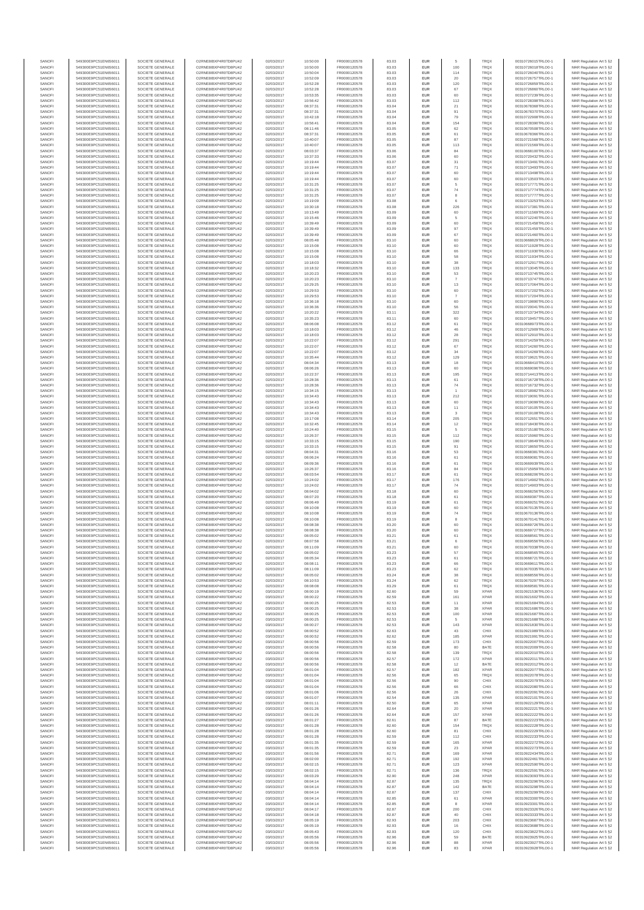| SANOFI | 549300E9PC51EN656011 | SOCIETE GENERALE | O2RNE8IBXP4R0TD8PU42 | 02/03/2017 | 10:50:00 | FR0000120578 | 83.03 | EUR | 5 | TRQX | 00310728015TRLO0-1 | MAR Regulation Art 5 §2 |
|---|---|---|---|---|---|---|---|---|---|---|---|---|
| SANOFI | 549300E9PC51EN656011 | SOCIETE GENERALE | O2RNE8IBXP4R0TD8PU42 | 02/03/2017 | 10:50:00 | FR0000120578 | 83.03 | EUR | 100 | TRQX | 00310728018TRLO0-1 | MAR Regulation Art 5 §2 |
| SANOFI | 549300E9PC51EN656011 | SOCIETE GENERALE | O2RNE8IBXP4R0TD8PU42 | 02/03/2017 | 10:50:04 | FR0000120578 | 83.03 | EUR | 114 | TRQX | 00310728040TRLO0-1 | MAR Regulation Art 5 §2 |
| SANOFI | 549300E9PC51EN656011 | SOCIETE GENERALE | O2RNE8IBXP4R0TD8PU42 | 02/03/2017 | 10:52:09 | FR0000120578 | 83.03 | EUR | 20 | TRQX | 00310728757TRLO0-1 | MAR Regulation Art 5 §2 |
| SANOFI | 549300E9PC51EN656011 | SOCIETE GENERALE | O2RNE8IBXP4R0TD8PU42 | 02/03/2017 | 10:52:28 | FR0000120578 | 83.03 | EUR | 120 | TRQX | 00310728859TRLO0-1 | MAR Regulation Art 5 §2 |
| SANOFI | 549300E9PC51EN656011 | SOCIETE GENERALE | O2RNE8IBXP4R0TD8PU42 | 02/03/2017 | 10:52:28 | FR0000120578 | 83.03 | EUR | 67 | TRQX | 00310728860TRLO0-1 | MAR Regulation Art 5 §2 |
| SANOFI | 549300E9PC51EN656011 | SOCIETE GENERALE | O2RNE8IBXP4R0TD8PU42 | 02/03/2017 | 10:53:35 | FR0000120578 | 83.03 | EUR | 60 | TRQX | 00310727239TRLO0-1 | MAR Regulation Art 5 §2 |
| SANOFI | 549300E9PC51EN656011 | SOCIETE GENERALE | O2RNE8IBXP4R0TD8PU42 | 02/03/2017 | 10:56:42 | FR0000120578 | 83.03 | EUR | 112 | TRQX | 00310728398TRLO0-1 | MAR Regulation Art 5 §2 |
| SANOFI | 549300E9PC51EN656011 | SOCIETE GENERALE | O2RNE8IBXP4R0TD8PU42 | 02/03/2017 | 08:37:31 | FR0000120578 | 83.04 | EUR | 21 | TRQX | 00310678368TRLO0-1 | MAR Regulation Art 5 §2 |
| SANOFI | 549300E9PC51EN656011 | SOCIETE GENERALE | O2RNE8IBXP4R0TD8PU42 | 02/03/2017 | 08:37:31 | FR0000120578 | 83.04 | EUR | 91 | TRQX | 00310678370TRLO0-1 | MAR Regulation Art 5 §2 |
| SANOFI | 549300E9PC51EN656011 | SOCIETE GENERALE | O2RNE8IBXP4R0TD8PU42 | 02/03/2017 | 10:42:18 | FR0000120578 | 83.04 | EUR | 79 | TRQX | 00310722608TRLO0-1 | MAR Regulation Art 5 §2 |
| SANOFI | 549300E9PC51EN656011 | SOCIETE GENERALE | O2RNE8IBXP4R0TD8PU42 | 02/03/2017 | 10:56:41 | FR0000120578 | 83.04 | EUR | 154 | TRQX | 00310728390TRLO0-1 | MAR Regulation Art 5 §2 |
| SANOFI | 549300E9PC51EN656011 | SOCIETE GENERALE | O2RNE8IBXP4R0TD8PU42 | 02/03/2017 | 08:11:46 | FR0000120578 | 83.05 | EUR | 62 | TRQX | 00310670508TRLO0-1 | MAR Regulation Art 5 §2 |
| SANOFI | 549300E9PC51EN656011 | SOCIETE GENERALE | O2RNE8IBXP4R0TD8PU42 | 02/03/2017 | 08:37:31 | FR0000120578 | 83.05 | EUR | 61 | TRQX | 00310678366TRLO0-1 | MAR Regulation Art 5 §2 |
| SANOFI | 549300E9PC51EN656011 | SOCIETE GENERALE | O2RNE8IBXP4R0TD8PU42 | 02/03/2017 | 10:40:07 | FR0000120578 | 83.05 | EUR | 87 | TRQX | 00310721568TRLO0-1 | MAR Regulation Art 5 §2 |
| SANOFI | 549300E9PC51EN656011 | SOCIETE GENERALE | O2RNE8IBXP4R0TD8PU42 | 02/03/2017 | 10:40:07 | FR0000120578 | 83.05 | EUR | 113 | TRQX | 00310721569TRLO0-1 | MAR Regulation Art 5 §2 |
| SANOFI | 549300E9PC51EN656011 | SOCIETE GENERALE | O2RNE8IBXP4R0TD8PU42 | 02/03/2017 | 08:03:37 | FR0000120578 | 83.06 | EUR | 84 | TRQX | 00310668109TRLO0-1 | MAR Regulation Art 5 §2 |
| SANOFI | 549300E9PC51EN656011 | SOCIETE GENERALE | O2RNE8IBXP4R0TD8PU42 | 02/03/2017 | 10:37:33 | FR0000120578 | 83.06 | EUR | 60 | TRQX | 00310720432TRLO0-1 | MAR Regulation Art 5 §2 |
| SANOFI | 549300E9PC51EN656011 | SOCIETE GENERALE | O2RNE8IBXP4R0TD8PU42 | 02/03/2017 | 10:19:44 | FR0000120578 | 83.07 | EUR | 31 | TRQX | 00310713491TRLO0-1 | MAR Regulation Art 5 §2 |
| SANOFI | 549300E9PC51EN656011 | SOCIETE GENERALE | O2RNE8IBXP4R0TD8PU42 | 02/03/2017 | 10:19:44 | FR0000120578 | 83.07 | EUR | 71 | TRQX | 00310713493TRLO0-1 | MAR Regulation Art 5 §2 |
| SANOFI | 549300E9PC51EN656011 | SOCIETE GENERALE | O2RNE8IBXP4R0TD8PU42 | 02/03/2017 | 10:19:44 | FR0000120578 | 83.07 | EUR | 60 | TRQX | 00310713498TRLO0-1 | MAR Regulation Art 5 §2 |
| SANOFI | 549300E9PC51EN656011 | SOCIETE GENERALE | O2RNE8IBXP4R0TD8PU42 | 02/03/2017 | 10:19:44 | FR0000120578 | 83.07 | EUR | 60 | TRQX | 00310713503TRLO0-1 | MAR Regulation Art 5 §2 |
| SANOFI | 549300E9PC51EN656011 | SOCIETE GENERALE | O2RNE8IBXP4R0TD8PU42 | 02/03/2017 | 10:31:25 | FR0000120578 | 83.07 | EUR | 5 | TRQX | 00310717771TRLO0-1 | MAR Regulation Art 5 §2 |
| SANOFI | 549300E9PC51EN656011 | SOCIETE GENERALE | O2RNE8IBXP4R0TD8PU42 | 02/03/2017 | 10:31:25 | FR0000120578 | 83.07 | EUR | 74 | TRQX | 00310717774TRLO0-1 | MAR Regulation Art 5 §2 |
| SANOFI | 549300E9PC51EN656011 | SOCIETE GENERALE | O2RNE8IBXP4R0TD8PU42 | 02/03/2017 | 10:31:25 | FR0000120578 | 83.07 | EUR | 8 | TRQX | 00310717777TRLO0-1 | MAR Regulation Art 5 §2 |
| SANOFI | 549300E9PC51EN656011 | SOCIETE GENERALE | O2RNE8IBXP4R0TD8PU42 | 02/03/2017 | 10:19:09 | FR0000120578 | 83.08 | EUR | 6 | TRQX | 00310713253TRLO0-1 | MAR Regulation Art 5 §2 |
| SANOFI | 549300E9PC51EN656011 | SOCIETE GENERALE | O2RNE8IBXP4R0TD8PU42 | 02/03/2017 | 10:30:18 | FR0000120578 | 83.08 | EUR | 226 | TRQX | 00310717381TRLO0-1 | MAR Regulation Art 5 §2 |
| SANOFI | 549300E9PC51EN656011 | SOCIETE GENERALE | O2RNE8IBXP4R0TD8PU42 | 02/03/2017 | 10:13:49 | FR0000120578 | 83.09 | EUR | 60 | TRQX | 00310711569TRLO0-1 | MAR Regulation Art 5 §2 |
| SANOFI | 549300E9PC51EN656011 | SOCIETE GENERALE | O2RNE8IBXP4R0TD8PU42 | 02/03/2017 | 10:15:46 | FR0000120578 | 83.09 | EUR | 5 | TRQX | 00310712240TRLO0-1 | MAR Regulation Art 5 §2 |
| SANOFI | 549300E9PC51EN656011 | SOCIETE GENERALE | O2RNE8IBXP4R0TD8PU42 | 02/03/2017 | 10:39:49 | FR0000120578 | 83.09 | EUR | 60 | TRQX | 00310721458TRLO0-1 | MAR Regulation Art 5 §2 |
| SANOFI | 549300E9PC51EN656011 | SOCIETE GENERALE | O2RNE8IBXP4R0TD8PU42 | 02/03/2017 | 10:39:49 | FR0000120578 | 83.09 | EUR | 97 | TRQX | 00310721459TRLO0-1 | MAR Regulation Art 5 §2 |
| SANOFI | 549300E9PC51EN656011 | SOCIETE GENERALE | O2RNE8IBXP4R0TD8PU42 | 02/03/2017 | 10:39:49 | FR0000120578 | 83.09 | EUR | 67 | TRQX | 00310721460TRLO0-1 | MAR Regulation Art 5 §2 |
| SANOFI | 549300E9PC51EN656011 | SOCIETE GENERALE | O2RNE8IBXP4R0TD8PU42 | 02/03/2017 | 08:05:48 | FR0000120578 | 83.10 | EUR | 60 | TRQX | 00310668829TRLO0-1 | MAR Regulation Art 5 §2 |
| SANOFI | 549300E9PC51EN656011 | SOCIETE GENERALE | O2RNE8IBXP4R0TD8PU42 | 02/03/2017 | 10:15:08 | FR0000120578 | 83.10 | EUR | 60 | TRQX | 00310711928TRLO0-1 | MAR Regulation Art 5 §2 |
| SANOFI | 549300E9PC51EN656011 | SOCIETE GENERALE | O2RNE8IBXP4R0TD8PU42 | 02/03/2017 | 10:15:08 | FR0000120578 | 83.10 | EUR | 66 | TRQX | 00310711930TRLO0-1 | MAR Regulation Art 5 §2 |
| SANOFI | 549300E9PC51EN656011 | SOCIETE GENERALE | O2RNE8IBXP4R0TD8PU42 | 02/03/2017 | 10:15:08 | FR0000120578 | 83.10 | EUR | 58 | TRQX | 00310711934TRLO0-1 | MAR Regulation Art 5 §2 |
| SANOFI | 549300E9PC51EN656011 | SOCIETE GENERALE | O2RNE8IBXP4R0TD8PU42 | 02/03/2017 | 10:18:03 | FR0000120578 | 83.10 | EUR | 38 | TRQX | 00310712917TRLO0-1 | MAR Regulation Art 5 §2 |
| SANOFI | 549300E9PC51EN656011 | SOCIETE GENERALE | O2RNE8IBXP4R0TD8PU42 | 02/03/2017 | 10:18:32 | FR0000120578 | 83.10 | EUR | 133 | TRQX | 00310713045TRLO0-1 | MAR Regulation Art 5 §2 |
| SANOFI | 549300E9PC51EN656011 | SOCIETE GENERALE | O2RNE8IBXP4R0TD8PU42 | 02/03/2017 | 10:20:23 | FR0000120578 | 83.10 | EUR | 53 | TRQX | 00310713745TRLO0-1 | MAR Regulation Art 5 §2 |
| SANOFI | 549300E9PC51EN656011 | SOCIETE GENERALE | O2RNE8IBXP4R0TD8PU42 | 02/03/2017 | 10:20:23 | FR0000120578 | 83.10 | EUR | 7 | TRQX | 00310713747TRLO0-1 | MAR Regulation Art 5 §2 |
| SANOFI | 549300E9PC51EN656011 | SOCIETE GENERALE | O2RNE8IBXP4R0TD8PU42 | 02/03/2017 | 10:29:25 | FR0000120578 | 83.10 | EUR | 13 | TRQX | 00310717064TRLO0-1 | MAR Regulation Art 5 §2 |
| SANOFI | 549300E9PC51EN656011 | SOCIETE GENERALE | O2RNE8IBXP4R0TD8PU42 | 02/03/2017 | 10:29:53 | FR0000120578 | 83.10 | EUR | 60 | TRQX | 00310717202TRLO0-1 | MAR Regulation Art 5 §2 |
| SANOFI | 549300E9PC51EN656011 | SOCIETE GENERALE | O2RNE8IBXP4R0TD8PU42 | 02/03/2017 | 10:29:53 | FR0000120578 | 83.10 | EUR | 7 | TRQX | 00310717204TRLO0-1 | MAR Regulation Art 5 §2 |
| SANOFI | 549300E9PC51EN656011 | SOCIETE GENERALE | O2RNE8IBXP4R0TD8PU42 | 02/03/2017 | 10:36:18 | FR0000120578 | 83.10 | EUR | 60 | TRQX | 00310719890TRLO0-1 | MAR Regulation Art 5 §2 |
| SANOFI | 549300E9PC51EN656011 | SOCIETE GENERALE | O2RNE8IBXP4R0TD8PU42 | 02/03/2017 | 10:36:36 | FR0000120578 | 83.10 | EUR | 56 | TRQX | 00310720041TRLO0-1 | MAR Regulation Art 5 §2 |
| SANOFI | 549300E9PC51EN656011 | SOCIETE GENERALE | O2RNE8IBXP4R0TD8PU42 | 02/03/2017 | 10:20:22 | FR0000120578 | 83.11 | EUR | 322 | TRQX | 00310713734TRLO0-1 | MAR Regulation Art 5 §2 |
| SANOFI | 549300E9PC51EN656011 | SOCIETE GENERALE | O2RNE8IBXP4R0TD8PU42 | 02/03/2017 | 10:35:23 | FR0000120578 | 83.11 | EUR | 60 | TRQX | 00310719457TRLO0-1 | MAR Regulation Art 5 §2 |
| SANOFI | 549300E9PC51EN656011 | SOCIETE GENERALE | O2RNE8IBXP4R0TD8PU42 | 02/03/2017 | 08:06:08 | FR0000120578 | 83.12 | EUR | 61 | TRQX | 00310668973TRLO0-1 | MAR Regulation Art 5 §2 |
| SANOFI | 549300E9PC51EN656011 | SOCIETE GENERALE | O2RNE8IBXP4R0TD8PU42 | 02/03/2017 | 10:18:03 | FR0000120578 | 83.12 | EUR | 46 | TRQX | 00310712909TRLO0-1 | MAR Regulation Art 5 §2 |
| SANOFI | 549300E9PC51EN656011 | SOCIETE GENERALE | O2RNE8IBXP4R0TD8PU42 | 02/03/2017 | 10:18:03 | FR0000120578 | 83.12 | EUR | 28 | TRQX | 00310712910TRLO0-1 | MAR Regulation Art 5 §2 |
| SANOFI | 549300E9PC51EN656011 | SOCIETE GENERALE | O2RNE8IBXP4R0TD8PU42 | 02/03/2017 | 10:22:07 | FR0000120578 | 83.12 | EUR | 291 | TRQX | 00310714259TRLO0-1 | MAR Regulation Art 5 §2 |
| SANOFI | 549300E9PC51EN656011 | SOCIETE GENERALE | O2RNE8IBXP4R0TD8PU42 | 02/03/2017 | 10:22:07 | FR0000120578 | 83.12 | EUR | 67 | TRQX | 00310714260TRLO0-1 | MAR Regulation Art 5 §2 |
| SANOFI | 549300E9PC51EN656011 | SOCIETE GENERALE | O2RNE8IBXP4R0TD8PU42 | 02/03/2017 | 10:22:07 | FR0000120578 | 83.12 | EUR | 34 | TRQX | 00310714269TRLO0-1 | MAR Regulation Art 5 §2 |
| SANOFI | 549300E9PC51EN656011 | SOCIETE GENERALE | O2RNE8IBXP4R0TD8PU42 | 02/03/2017 | 10:35:44 | FR0000120578 | 83.12 | EUR | 129 | TRQX | 00310719621TRLO0-1 | MAR Regulation Art 5 §2 |
| SANOFI | 549300E9PC51EN656011 | SOCIETE GENERALE | O2RNE8IBXP4R0TD8PU42 | 02/03/2017 | 08:04:34 | FR0000120578 | 83.13 | EUR | 18 | TRQX | 00310668410TRLO0-1 | MAR Regulation Art 5 §2 |
| SANOFI | 549300E9PC51EN656011 | SOCIETE GENERALE | O2RNE8IBXP4R0TD8PU42 | 02/03/2017 | 08:06:26 | FR0000120578 | 83.13 | EUR | 60 | TRQX | 00310669096TRLO0-1 | MAR Regulation Art 5 §2 |
| SANOFI | 549300E9PC51EN656011 | SOCIETE GENERALE | O2RNE8IBXP4R0TD8PU42 | 02/03/2017 | 10:22:37 | FR0000120578 | 83.13 | EUR | 195 | TRQX | 00310714413TRLO0-1 | MAR Regulation Art 5 §2 |
| SANOFI | 549300E9PC51EN656011 | SOCIETE GENERALE | O2RNE8IBXP4R0TD8PU42 | 02/03/2017 | 10:28:36 | FR0000120578 | 83.13 | EUR | 61 | TRQX | 00310716728TRLO0-1 | MAR Regulation Art 5 §2 |
| SANOFI | 549300E9PC51EN656011 | SOCIETE GENERALE | O2RNE8IBXP4R0TD8PU42 | 02/03/2017 | 10:28:36 | FR0000120578 | 83.13 | EUR | 74 | TRQX | 00310716732TRLO0-1 | MAR Regulation Art 5 §2 |
| SANOFI | 549300E9PC51EN656011 | SOCIETE GENERALE | O2RNE8IBXP4R0TD8PU42 | 02/03/2017 | 10:34:15 | FR0000120578 | 83.13 | EUR | 1 | TRQX | 00310718982TRLO0-1 | MAR Regulation Art 5 §2 |
| SANOFI | 549300E9PC51EN656011 | SOCIETE GENERALE | O2RNE8IBXP4R0TD8PU42 | 02/03/2017 | 10:34:43 | FR0000120578 | 83.13 | EUR | 212 | TRQX | 00310719091TRLO0-1 | MAR Regulation Art 5 §2 |
| SANOFI | 549300E9PC51EN656011 | SOCIETE GENERALE | O2RNE8IBXP4R0TD8PU42 | 02/03/2017 | 10:34:43 | FR0000120578 | 83.13 | EUR | 60 | TRQX | 00310719099TRLO0-1 | MAR Regulation Art 5 §2 |
| SANOFI | 549300E9PC51EN656011 | SOCIETE GENERALE | O2RNE8IBXP4R0TD8PU42 | 02/03/2017 | 10:34:43 | FR0000120578 | 83.13 | EUR | 11 | TRQX | 00310719105TRLO0-1 | MAR Regulation Art 5 §2 |
| SANOFI | 549300E9PC51EN656011 | SOCIETE GENERALE | O2RNE8IBXP4R0TD8PU42 | 02/03/2017 | 10:34:43 | FR0000120578 | 83.13 | EUR | 3 | TRQX | 00310719108TRLO0-1 | MAR Regulation Art 5 §2 |
| SANOFI | 549300E9PC51EN656011 | SOCIETE GENERALE | O2RNE8IBXP4R0TD8PU42 | 02/03/2017 | 10:17:08 | FR0000120578 | 83.14 | EUR | 205 | TRQX | 00310712651TRLO0-1 | MAR Regulation Art 5 §2 |
| SANOFI | 549300E9PC51EN656011 | SOCIETE GENERALE | O2RNE8IBXP4R0TD8PU42 | 02/03/2017 | 10:32:45 | FR0000120578 | 83.14 | EUR | 12 | TRQX | 00310718436TRLO0-1 | MAR Regulation Art 5 §2 |
| SANOFI | 549300E9PC51EN656011 | SOCIETE GENERALE | O2RNE8IBXP4R0TD8PU42 | 02/03/2017 | 10:24:40 | FR0000120578 | 83.15 | EUR | 5 | TRQX | 00310715180TRLO0-1 | MAR Regulation Art 5 §2 |
| SANOFI | 549300E9PC51EN656011 | SOCIETE GENERALE | O2RNE8IBXP4R0TD8PU42 | 02/03/2017 | 10:26:37 | FR0000120578 | 83.15 | EUR | 112 | TRQX | 00310715960TRLO0-1 | MAR Regulation Art 5 §2 |
| SANOFI | 549300E9PC51EN656011 | SOCIETE GENERALE | O2RNE8IBXP4R0TD8PU42 | 02/03/2017 | 10:33:15 | FR0000120578 | 83.15 | EUR | 190 | TRQX | 00310718649TRLO0-1 | MAR Regulation Art 5 §2 |
| SANOFI | 549300E9PC51EN656011 | SOCIETE GENERALE | O2RNE8IBXP4R0TD8PU42 | 02/03/2017 | 10:33:15 | FR0000120578 | 83.15 | EUR | 91 | TRQX | 00310718650TRLO0-1 | MAR Regulation Art 5 §2 |
| SANOFI | 549300E9PC51EN656011 | SOCIETE GENERALE | O2RNE8IBXP4R0TD8PU42 | 02/03/2017 | 08:04:31 | FR0000120578 | 83.16 | EUR | 53 | TRQX | 00310668381TRLO0-1 | MAR Regulation Art 5 §2 |
| SANOFI | 549300E9PC51EN656011 | SOCIETE GENERALE | O2RNE8IBXP4R0TD8PU42 | 02/03/2017 | 08:06:24 | FR0000120578 | 83.16 | EUR | 61 | TRQX | 00310669085TRLO0-1 | MAR Regulation Art 5 §2 |
| SANOFI | 549300E9PC51EN656011 | SOCIETE GENERALE | O2RNE8IBXP4R0TD8PU42 | 02/03/2017 | 08:09:36 | FR0000120578 | 83.16 | EUR | 61 | TRQX | 00310669939TRLO0-1 | MAR Regulation Art 5 §2 |
| SANOFI | 549300E9PC51EN656011 | SOCIETE GENERALE | O2RNE8IBXP4R0TD8PU42 | 02/03/2017 | 10:26:37 | FR0000120578 | 83.16 | EUR | 84 | TRQX | 00310715959TRLO0-1 | MAR Regulation Art 5 §2 |
| SANOFI | 549300E9PC51EN656011 | SOCIETE GENERALE | O2RNE8IBXP4R0TD8PU42 | 02/03/2017 | 08:03:54 | FR0000120578 | 83.17 | EUR | 61 | TRQX | 00310668206TRLO0-1 | MAR Regulation Art 5 §2 |
| SANOFI | 549300E9PC51EN656011 | SOCIETE GENERALE | O2RNE8IBXP4R0TD8PU42 | 02/03/2017 | 10:24:02 | FR0000120578 | 83.17 | EUR | 176 | TRQX | 00310714902TRLO0-1 | MAR Regulation Art 5 §2 |
| SANOFI | 549300E9PC51EN656011 | SOCIETE GENERALE | O2RNE8IBXP4R0TD8PU42 | 02/03/2017 | 10:24:02 | FR0000120578 | 83.17 | EUR | 74 | TRQX | 00310714903TRLO0-1 | MAR Regulation Art 5 §2 |
| SANOFI | 549300E9PC51EN656011 | SOCIETE GENERALE | O2RNE8IBXP4R0TD8PU42 | 02/03/2017 | 08:04:02 | FR0000120578 | 83.18 | EUR | 60 | TRQX | 00310668256TRLO0-1 | MAR Regulation Art 5 §2 |
| SANOFI | 549300E9PC51EN656011 | SOCIETE GENERALE | O2RNE8IBXP4R0TD8PU42 | 02/03/2017 | 08:07:20 | FR0000120578 | 83.18 | EUR | 61 | TRQX | 00310669387TRLO0-1 | MAR Regulation Art 5 §2 |
| SANOFI | 549300E9PC51EN656011 | SOCIETE GENERALE | O2RNE8IBXP4R0TD8PU42 | 02/03/2017 | 08:06:49 | FR0000120578 | 83.19 | EUR | 61 | TRQX | 00310669251TRLO0-1 | MAR Regulation Art 5 §2 |
| SANOFI | 549300E9PC51EN656011 | SOCIETE GENERALE | O2RNE8IBXP4R0TD8PU42 | 02/03/2017 | 08:10:08 | FR0000120578 | 83.19 | EUR | 60 | TRQX | 00310670135TRLO0-1 | MAR Regulation Art 5 §2 |
| SANOFI | 549300E9PC51EN656011 | SOCIETE GENERALE | O2RNE8IBXP4R0TD8PU42 | 02/03/2017 | 08:10:08 | FR0000120578 | 83.19 | EUR | 74 | TRQX | 00310670136TRLO0-1 | MAR Regulation Art 5 §2 |
| SANOFI | 549300E9PC51EN656011 | SOCIETE GENERALE | O2RNE8IBXP4R0TD8PU42 | 02/03/2017 | 08:10:08 | FR0000120578 | 83.19 | EUR | 8 | TRQX | 00310670141TRLO0-1 | MAR Regulation Art 5 §2 |
| SANOFI | 549300E9PC51EN656011 | SOCIETE GENERALE | O2RNE8IBXP4R0TD8PU42 | 02/03/2017 | 08:08:38 | FR0000120578 | 83.20 | EUR | 60 | TRQX | 00310669726TRLO0-1 | MAR Regulation Art 5 §2 |
| SANOFI | 549300E9PC51EN656011 | SOCIETE GENERALE | O2RNE8IBXP4R0TD8PU42 | 02/03/2017 | 08:08:38 | FR0000120578 | 83.20 | EUR | 60 | TRQX | 00310669727TRLO0-1 | MAR Regulation Art 5 §2 |
| SANOFI | 549300E9PC51EN656011 | SOCIETE GENERALE | O2RNE8IBXP4R0TD8PU42 | 02/03/2017 | 08:05:02 | FR0000120578 | 83.21 | EUR | 61 | TRQX | 00310668561TRLO0-1 | MAR Regulation Art 5 §2 |
| SANOFI | 549300E9PC51EN656011 | SOCIETE GENERALE | O2RNE8IBXP4R0TD8PU42 | 02/03/2017 | 08:07:58 | FR0000120578 | 83.21 | EUR | 6 | TRQX | 00310669559TRLO0-1 | MAR Regulation Art 5 §2 |
| SANOFI | 549300E9PC51EN656011 | SOCIETE GENERALE | O2RNE8IBXP4R0TD8PU42 | 02/03/2017 | 08:11:09 | FR0000120578 | 83.21 | EUR | 60 | TRQX | 00310670338TRLO0-1 | MAR Regulation Art 5 §2 |
| SANOFI | 549300E9PC51EN656011 | SOCIETE GENERALE | O2RNE8IBXP4R0TD8PU42 | 02/03/2017 | 08:05:02 | FR0000120578 | 83.23 | EUR | 57 | TRQX | 00310668565TRLO0-1 | MAR Regulation Art 5 §2 |
| SANOFI | 549300E9PC51EN656011 | SOCIETE GENERALE | O2RNE8IBXP4R0TD8PU42 | 02/03/2017 | 08:05:34 | FR0000120578 | 83.23 | EUR | 61 | TRQX | 00310668723TRLO0-1 | MAR Regulation Art 5 §2 |
| SANOFI | 549300E9PC51EN656011 | SOCIETE GENERALE | O2RNE8IBXP4R0TD8PU42 | 02/03/2017 | 08:08:11 | FR0000120578 | 83.23 | EUR | 66 | TRQX | 00310669611TRLO0-1 | MAR Regulation Art 5 §2 |
| SANOFI | 549300E9PC51EN656011 | SOCIETE GENERALE | O2RNE8IBXP4R0TD8PU42 | 02/03/2017 | 08:11:09 | FR0000120578 | 83.23 | EUR | 62 | TRQX | 00310670335TRLO0-1 | MAR Regulation Art 5 §2 |
| SANOFI | 549300E9PC51EN656011 | SOCIETE GENERALE | O2RNE8IBXP4R0TD8PU42 | 02/03/2017 | 08:05:02 | FR0000120578 | 83.24 | EUR | 38 | TRQX | 00310668559TRLO0-1 | MAR Regulation Art 5 §2 |
| SANOFI | 549300E9PC51EN656011 | SOCIETE GENERALE | O2RNE8IBXP4R0TD8PU42 | 02/03/2017 | 08:10:53 | FR0000120578 | 83.24 | EUR | 62 | TRQX | 00310670297TRLO0-1 | MAR Regulation Art 5 §2 |
| SANOFI | 549300E9PC51EN656011 | SOCIETE GENERALE | O2RNE8IBXP4R0TD8PU42 | 02/03/2017 | 08:08:08 | FR0000120578 | 83.29 | EUR | 61 | TRQX | 00310669581TRLO0-1 | MAR Regulation Art 5 §2 |
| SANOFI | 549300E9PC51EN656011 | SOCIETE GENERALE | O2RNE8IBXP4R0TD8PU42 | 03/03/2017 | 08:00:19 | FR0000120578 | 82.60 | EUR | 59 | XPAR | 00310921536TRLO0-1 | MAR Regulation Art 5 §2 |
| SANOFI | 549300E9PC51EN656011 | SOCIETE GENERALE | O2RNE8IBXP4R0TD8PU42 | 03/03/2017 | 08:00:22 | FR0000120578 | 82.59 | EUR | 161 | XPAR | 00310921602TRLO0-1 | MAR Regulation Art 5 §2 |
| SANOFI | 549300E9PC51EN656011 | SOCIETE GENERALE | O2RNE8IBXP4R0TD8PU42 | 03/03/2017 | 08:00:25 | FR0000120578 | 82.53 | EUR | 11 | XPAR | 00310921684TRLO0-1 | MAR Regulation Art 5 §2 |
| SANOFI | 549300E9PC51EN656011 | SOCIETE GENERALE | O2RNE8IBXP4R0TD8PU42 | 03/03/2017 | 08:00:25 | FR0000120578 | 82.53 | EUR | 36 | XPAR | 00310921686TRLO0-1 | MAR Regulation Art 5 §2 |
| SANOFI | 549300E9PC51EN656011 | SOCIETE GENERALE | O2RNE8IBXP4R0TD8PU42 | 03/03/2017 | 08:00:25 | FR0000120578 | 82.53 | EUR | 100 | XPAR | 00310921687TRLO0-1 | MAR Regulation Art 5 §2 |
| SANOFI | 549300E9PC51EN656011 | SOCIETE GENERALE | O2RNE8IBXP4R0TD8PU42 | 03/03/2017 | 08:00:25 | FR0000120578 | 82.53 | EUR | 5 | XPAR | 00310921688TRLO0-1 | MAR Regulation Art 5 §2 |
| SANOFI | 549300E9PC51EN656011 | SOCIETE GENERALE | O2RNE8IBXP4R0TD8PU42 | 03/03/2017 | 08:00:27 | FR0000120578 | 82.53 | EUR | 143 | XPAR | 00310921830TRLO0-1 | MAR Regulation Art 5 §2 |
| SANOFI | 549300E9PC51EN656011 | SOCIETE GENERALE | O2RNE8IBXP4R0TD8PU42 | 03/03/2017 | 08:00:52 | FR0000120578 | 82.63 | EUR | 43 | CHIX | 00310921989TRLO0-1 | MAR Regulation Art 5 §2 |
| SANOFI | 549300E9PC51EN656011 | SOCIETE GENERALE | O2RNE8IBXP4R0TD8PU42 | 03/03/2017 | 08:00:52 | FR0000120578 | 82.62 | EUR | 185 | XPAR | 00310921991TRLO0-1 | MAR Regulation Art 5 §2 |
| SANOFI | 549300E9PC51EN656011 | SOCIETE GENERALE | O2RNE8IBXP4R0TD8PU42 | 03/03/2017 | 08:00:56 | FR0000120578 | 82.59 | EUR | 173 | CHIX | 00310922007TRLO0-1 | MAR Regulation Art 5 §2 |
| SANOFI | 549300E9PC51EN656011 | SOCIETE GENERALE | O2RNE8IBXP4R0TD8PU42 | 03/03/2017 | 08:00:56 | FR0000120578 | 82.58 | EUR | 80 | BATE | 00310922009TRLO0-1 | MAR Regulation Art 5 §2 |
| SANOFI | 549300E9PC51EN656011 | SOCIETE GENERALE | O2RNE8IBXP4R0TD8PU42 | 03/03/2017 | 08:00:56 | FR0000120578 | 82.58 | EUR | 139 | TRQX | 00310922010TRLO0-1 | MAR Regulation Art 5 §2 |
| SANOFI | 549300E9PC51EN656011 | SOCIETE GENERALE | O2RNE8IBXP4R0TD8PU42 | 03/03/2017 | 08:00:56 | FR0000120578 | 82.57 | EUR | 172 | XPAR | 00310922011TRLO0-1 | MAR Regulation Art 5 §2 |
| SANOFI | 549300E9PC51EN656011 | SOCIETE GENERALE | O2RNE8IBXP4R0TD8PU42 | 03/03/2017 | 08:00:56 | FR0000120578 | 82.58 | EUR | 12 | BATE | 00310922012TRLO0-1 | MAR Regulation Art 5 §2 |
| SANOFI | 549300E9PC51EN656011 | SOCIETE GENERALE | O2RNE8IBXP4R0TD8PU42 | 03/03/2017 | 08:01:04 | FR0000120578 | 82.57 | EUR | 182 | XPAR | 00310922077TRLO0-1 | MAR Regulation Art 5 §2 |
| SANOFI | 549300E9PC51EN656011 | SOCIETE GENERALE | O2RNE8IBXP4R0TD8PU42 | 03/03/2017 | 08:01:04 | FR0000120578 | 82.56 | EUR | 65 | TRQX | 00310922078TRLO0-1 | MAR Regulation Art 5 §2 |
| SANOFI | 549300E9PC51EN656011 | SOCIETE GENERALE | O2RNE8IBXP4R0TD8PU42 | 03/03/2017 | 08:01:04 | FR0000120578 | 82.56 | EUR | 90 | CHIX | 00310922079TRLO0-1 | MAR Regulation Art 5 §2 |
| SANOFI | 549300E9PC51EN656011 | SOCIETE GENERALE | O2RNE8IBXP4R0TD8PU42 | 03/03/2017 | 08:01:04 | FR0000120578 | 82.56 | EUR | 66 | CHIX | 00310922080TRLO0-1 | MAR Regulation Art 5 §2 |
| SANOFI | 549300E9PC51EN656011 | SOCIETE GENERALE | O2RNE8IBXP4R0TD8PU42 | 03/03/2017 | 08:01:06 | FR0000120578 | 82.56 | EUR | 26 | CHIX | 00310922091TRLO0-1 | MAR Regulation Art 5 §2 |
| SANOFI | 549300E9PC51EN656011 | SOCIETE GENERALE | O2RNE8IBXP4R0TD8PU42 | 03/03/2017 | 08:01:07 | FR0000120578 | 82.54 | EUR | 135 | XPAR | 00310922101TRLO0-1 | MAR Regulation Art 5 §2 |
| SANOFI | 549300E9PC51EN656011 | SOCIETE GENERALE | O2RNE8IBXP4R0TD8PU42 | 03/03/2017 | 08:01:11 | FR0000120578 | 82.50 | EUR | 65 | XPAR | 00310922129TRLO0-1 | MAR Regulation Art 5 §2 |
| SANOFI | 549300E9PC51EN656011 | SOCIETE GENERALE | O2RNE8IBXP4R0TD8PU42 | 03/03/2017 | 08:01:26 | FR0000120578 | 82.64 | EUR | 20 | XPAR | 00310922221TRLO0-1 | MAR Regulation Art 5 §2 |
| SANOFI | 549300E9PC51EN656011 | SOCIETE GENERALE | O2RNE8IBXP4R0TD8PU42 | 03/03/2017 | 08:01:26 | FR0000120578 | 82.64 | EUR | 157 | XPAR | 00310922222TRLO0-1 | MAR Regulation Art 5 §2 |
| SANOFI | 549300E9PC51EN656011 | SOCIETE GENERALE | O2RNE8IBXP4R0TD8PU42 | 03/03/2017 | 08:01:27 | FR0000120578 | 82.61 | EUR | 87 | BATE | 00310922223TRLO0-1 | MAR Regulation Art 5 §2 |
| SANOFI | 549300E9PC51EN656011 | SOCIETE GENERALE | O2RNE8IBXP4R0TD8PU42 | 03/03/2017 | 08:01:28 | FR0000120578 | 82.60 | EUR | 154 | TRQX | 00310922228TRLO0-1 | MAR Regulation Art 5 §2 |
| SANOFI | 549300E9PC51EN656011 | SOCIETE GENERALE | O2RNE8IBXP4R0TD8PU42 | 03/03/2017 | 08:01:28 | FR0000120578 | 82.60 | EUR | 81 | CHIX | 00310922229TRLO0-1 | MAR Regulation Art 5 §2 |
| SANOFI | 549300E9PC51EN656011 | SOCIETE GENERALE | O2RNE8IBXP4R0TD8PU42 | 03/03/2017 | 08:01:28 | FR0000120578 | 82.59 | EUR | 112 | CHIX | 00310922233TRLO0-1 | MAR Regulation Art 5 §2 |
| SANOFI | 549300E9PC51EN656011 | SOCIETE GENERALE | O2RNE8IBXP4R0TD8PU42 | 03/03/2017 | 08:01:35 | FR0000120578 | 82.59 | EUR | 165 | XPAR | 00310922272TRLO0-1 | MAR Regulation Art 5 §2 |
| SANOFI | 549300E9PC51EN656011 | SOCIETE GENERALE | O2RNE8IBXP4R0TD8PU42 | 03/03/2017 | 08:01:35 | FR0000120578 | 82.59 | EUR | 23 | XPAR | 00310922273TRLO0-1 | MAR Regulation Art 5 §2 |
| SANOFI | 549300E9PC51EN656011 | SOCIETE GENERALE | O2RNE8IBXP4R0TD8PU42 | 03/03/2017 | 08:01:56 | FR0000120578 | 82.71 | EUR | 169 | XPAR | 00310922434TRLO0-1 | MAR Regulation Art 5 §2 |
| SANOFI | 549300E9PC51EN656011 | SOCIETE GENERALE | O2RNE8IBXP4R0TD8PU42 | 03/03/2017 | 08:02:00 | FR0000120578 | 82.71 | EUR | 192 | XPAR | 00310922461TRLO0-1 | MAR Regulation Art 5 §2 |
| SANOFI | 549300E9PC51EN656011 | SOCIETE GENERALE | O2RNE8IBXP4R0TD8PU42 | 03/03/2017 | 08:02:15 | FR0000120578 | 82.71 | EUR | 123 | XPAR | 00310922590TRLO0-1 | MAR Regulation Art 5 §2 |
| SANOFI | 549300E9PC51EN656011 | SOCIETE GENERALE | O2RNE8IBXP4R0TD8PU42 | 03/03/2017 | 08:02:15 | FR0000120578 | 82.71 | EUR | 136 | TRQX | 00310922591TRLO0-1 | MAR Regulation Art 5 §2 |
| SANOFI | 549300E9PC51EN656011 | SOCIETE GENERALE | O2RNE8IBXP4R0TD8PU42 | 03/03/2017 | 08:03:29 | FR0000120578 | 82.90 | EUR | 248 | XPAR | 00310923093TRLO0-1 | MAR Regulation Art 5 §2 |
| SANOFI | 549300E9PC51EN656011 | SOCIETE GENERALE | O2RNE8IBXP4R0TD8PU42 | 03/03/2017 | 08:04:14 | FR0000120578 | 82.87 | EUR | 135 | TRQX | 00310923296TRLO0-1 | MAR Regulation Art 5 §2 |
| SANOFI | 549300E9PC51EN656011 | SOCIETE GENERALE | O2RNE8IBXP4R0TD8PU42 | 03/03/2017 | 08:04:14 | FR0000120578 | 82.87 | EUR | 142 | BATE | 00310923298TRLO0-1 | MAR Regulation Art 5 §2 |
| SANOFI | 549300E9PC51EN656011 | SOCIETE GENERALE | O2RNE8IBXP4R0TD8PU42 | 03/03/2017 | 08:04:14 | FR0000120578 | 82.87 | EUR | 137 | CHIX | 00310923299TRLO0-1 | MAR Regulation Art 5 §2 |
| SANOFI | 549300E9PC51EN656011 | SOCIETE GENERALE | O2RNE8IBXP4R0TD8PU42 | 03/03/2017 | 08:04:14 | FR0000120578 | 82.85 | EUR | 61 | XPAR | 00310923300TRLO0-1 | MAR Regulation Art 5 §2 |
| SANOFI | 549300E9PC51EN656011 | SOCIETE GENERALE | O2RNE8IBXP4R0TD8PU42 | 03/03/2017 | 08:04:14 | FR0000120578 | 82.85 | EUR | 8 | XPAR | 00310923301TRLO0-1 | MAR Regulation Art 5 §2 |
| SANOFI | 549300E9PC51EN656011 | SOCIETE GENERALE | O2RNE8IBXP4R0TD8PU42 | 03/03/2017 | 08:04:17 | FR0000120578 | 82.87 | EUR | 200 | CHIX | 00310923326TRLO0-1 | MAR Regulation Art 5 §2 |
| SANOFI | 549300E9PC51EN656011 | SOCIETE GENERALE | O2RNE8IBXP4R0TD8PU42 | 03/03/2017 | 08:04:18 | FR0000120578 | 82.87 | EUR | 40 | CHIX | 00310923333TRLO0-1 | MAR Regulation Art 5 §2 |
| SANOFI | 549300E9PC51EN656011 | SOCIETE GENERALE | O2RNE8IBXP4R0TD8PU42 | 03/03/2017 | 08:05:19 | FR0000120578 | 82.93 | EUR | 203 | CHIX | 00310923687TRLO0-1 | MAR Regulation Art 5 §2 |
| SANOFI | 549300E9PC51EN656011 | SOCIETE GENERALE | O2RNE8IBXP4R0TD8PU42 | 03/03/2017 | 08:05:19 | FR0000120578 | 82.93 | EUR | 16 | CHIX | 00310923688TRLO0-1 | MAR Regulation Art 5 §2 |
| SANOFI | 549300E9PC51EN656011 | SOCIETE GENERALE | O2RNE8IBXP4R0TD8PU42 | 03/03/2017 | 08:05:43 | FR0000120578 | 82.93 | EUR | 120 | CHIX | 00310923822TRLO0-1 | MAR Regulation Art 5 §2 |
| SANOFI | 549300E9PC51EN656011 | SOCIETE GENERALE | O2RNE8IBXP4R0TD8PU42 | 03/03/2017 | 08:05:56 | FR0000120578 | 82.96 | EUR | 59 | BATE | 00310923925TRLO0-1 | MAR Regulation Art 5 §2 |
| SANOFI | 549300E9PC51EN656011 | SOCIETE GENERALE | O2RNE8IBXP4R0TD8PU42 | 03/03/2017 | 08:05:56 | FR0000120578 | 82.96 | EUR | 88 | XPAR | 00310923927TRLO0-1 | MAR Regulation Art 5 §2 |
| SANOFI | 549300E9PC51EN656011 | SOCIETE GENERALE | O2RNE8IBXP4R0TD8PU42 | 03/03/2017 | 08:05:56 | FR0000120578 | 82.96 | EUR | 83 | XPAR | 00310923928TRLO0-1 | MAR Regulation Art 5 §2 |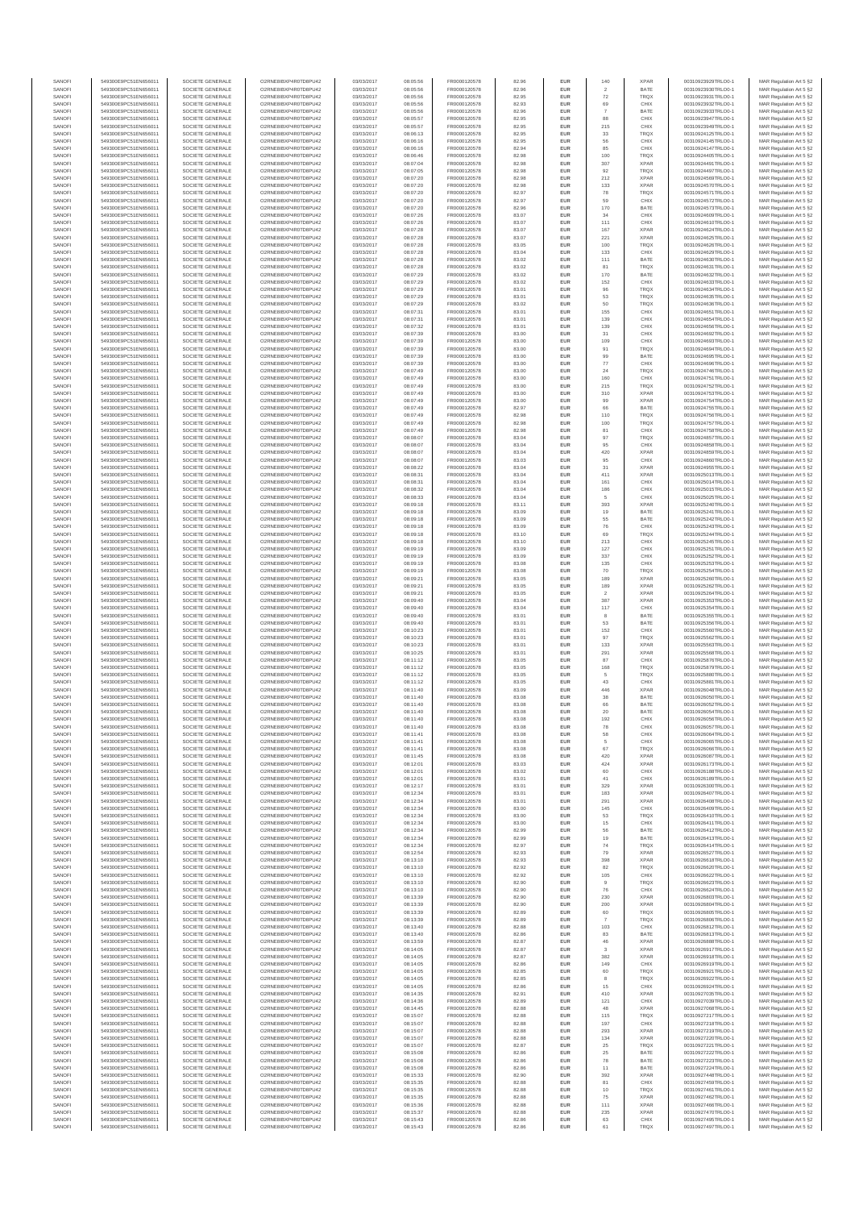| SANOFI | 549300E9PC51EN656011 | SOCIETE GENERALE | O2RNE8IBXP4R0TD8PU42 | 03/03/2017 | 08:05:56 | FR0000120578 | 82.96 | EUR | 140 | XPAR | 00310923929TRLO0-1 | MAR Regulation Art 5 §2 |
|---|---|---|---|---|---|---|---|---|---|---|---|---|
| SANOFI | 549300E9PC51EN656011 | SOCIETE GENERALE | O2RNE8IBXP4R0TD8PU42 | 03/03/2017 | 08:05:56 | FR0000120578 | 82.96 | EUR | 2 | BATE | 00310923930TRLO0-1 | MAR Regulation Art 5 §2 |
| SANOFI | 549300E9PC51EN656011 | SOCIETE GENERALE | O2RNE8IBXP4R0TD8PU42 | 03/03/2017 | 08:05:56 | FR0000120578 | 82.95 | EUR | 72 | TRQX | 00310923931TRLO0-1 | MAR Regulation Art 5 §2 |
| SANOFI | 549300E9PC51EN656011 | SOCIETE GENERALE | O2RNE8IBXP4R0TD8PU42 | 03/03/2017 | 08:05:56 | FR0000120578 | 82.93 | EUR | 69 | CHIX | 00310923932TRLO0-1 | MAR Regulation Art 5 §2 |
| SANOFI | 549300E9PC51EN656011 | SOCIETE GENERALE | O2RNE8IBXP4R0TD8PU42 | 03/03/2017 | 08:05:56 | FR0000120578 | 82.96 | EUR | 7 | BATE | 00310923933TRLO0-1 | MAR Regulation Art 5 §2 |
| SANOFI | 549300E9PC51EN656011 | SOCIETE GENERALE | O2RNE8IBXP4R0TD8PU42 | 03/03/2017 | 08:05:57 | FR0000120578 | 82.95 | EUR | 88 | CHIX | 00310923947TRLO0-1 | MAR Regulation Art 5 §2 |
| SANOFI | 549300E9PC51EN656011 | SOCIETE GENERALE | O2RNE8IBXP4R0TD8PU42 | 03/03/2017 | 08:05:57 | FR0000120578 | 82.95 | EUR | 215 | CHIX | 00310923949TRLO0-1 | MAR Regulation Art 5 §2 |
| SANOFI | 549300E9PC51EN656011 | SOCIETE GENERALE | O2RNE8IBXP4R0TD8PU42 | 03/03/2017 | 08:06:13 | FR0000120578 | 82.95 | EUR | 33 | TRQX | 00310924125TRLO0-1 | MAR Regulation Art 5 §2 |
| SANOFI | 549300E9PC51EN656011 | SOCIETE GENERALE | O2RNE8IBXP4R0TD8PU42 | 03/03/2017 | 08:06:16 | FR0000120578 | 82.95 | EUR | 56 | CHIX | 00310924145TRLO0-1 | MAR Regulation Art 5 §2 |
| SANOFI | 549300E9PC51EN656011 | SOCIETE GENERALE | O2RNE8IBXP4R0TD8PU42 | 03/03/2017 | 08:06:16 | FR0000120578 | 82.94 | EUR | 85 | CHIX | 00310924147TRLO0-1 | MAR Regulation Art 5 §2 |
| SANOFI | 549300E9PC51EN656011 | SOCIETE GENERALE | O2RNE8IBXP4R0TD8PU42 | 03/03/2017 | 08:06:46 | FR0000120578 | 82.98 | EUR | 100 | TRQX | 00310924405TRLO0-1 | MAR Regulation Art 5 §2 |
| SANOFI | 549300E9PC51EN656011 | SOCIETE GENERALE | O2RNE8IBXP4R0TD8PU42 | 03/03/2017 | 08:07:04 | FR0000120578 | 82.98 | EUR | 307 | XPAR | 00310924491TRLO0-1 | MAR Regulation Art 5 §2 |
| SANOFI | 549300E9PC51EN656011 | SOCIETE GENERALE | O2RNE8IBXP4R0TD8PU42 | 03/03/2017 | 08:07:05 | FR0000120578 | 82.98 | EUR | 92 | TRQX | 00310924497TRLO0-1 | MAR Regulation Art 5 §2 |
| SANOFI | 549300E9PC51EN656011 | SOCIETE GENERALE | O2RNE8IBXP4R0TD8PU42 | 03/03/2017 | 08:07:20 | FR0000120578 | 82.98 | EUR | 212 | XPAR | 00310924569TRLO0-1 | MAR Regulation Art 5 §2 |
| SANOFI | 549300E9PC51EN656011 | SOCIETE GENERALE | O2RNE8IBXP4R0TD8PU42 | 03/03/2017 | 08:07:20 | FR0000120578 | 82.98 | EUR | 133 | XPAR | 00310924570TRLO0-1 | MAR Regulation Art 5 §2 |
| SANOFI | 549300E9PC51EN656011 | SOCIETE GENERALE | O2RNE8IBXP4R0TD8PU42 | 03/03/2017 | 08:07:20 | FR0000120578 | 82.97 | EUR | 78 | TRQX | 00310924571TRLO0-1 | MAR Regulation Art 5 §2 |
| SANOFI | 549300E9PC51EN656011 | SOCIETE GENERALE | O2RNE8IBXP4R0TD8PU42 | 03/03/2017 | 08:07:20 | FR0000120578 | 82.97 | EUR | 59 | CHIX | 00310924572TRLO0-1 | MAR Regulation Art 5 §2 |
| SANOFI | 549300E9PC51EN656011 | SOCIETE GENERALE | O2RNE8IBXP4R0TD8PU42 | 03/03/2017 | 08:07:20 | FR0000120578 | 82.96 | EUR | 170 | BATE | 00310924573TRLO0-1 | MAR Regulation Art 5 §2 |
| SANOFI | 549300E9PC51EN656011 | SOCIETE GENERALE | O2RNE8IBXP4R0TD8PU42 | 03/03/2017 | 08:07:26 | FR0000120578 | 83.07 | EUR | 34 | CHIX | 00310924609TRLO0-1 | MAR Regulation Art 5 §2 |
| SANOFI | 549300E9PC51EN656011 | SOCIETE GENERALE | O2RNE8IBXP4R0TD8PU42 | 03/03/2017 | 08:07:26 | FR0000120578 | 83.07 | EUR | 111 | CHIX | 00310924610TRLO0-1 | MAR Regulation Art 5 §2 |
| SANOFI | 549300E9PC51EN656011 | SOCIETE GENERALE | O2RNE8IBXP4R0TD8PU42 | 03/03/2017 | 08:07:28 | FR0000120578 | 83.07 | EUR | 167 | XPAR | 00310924624TRLO0-1 | MAR Regulation Art 5 §2 |
| SANOFI | 549300E9PC51EN656011 | SOCIETE GENERALE | O2RNE8IBXP4R0TD8PU42 | 03/03/2017 | 08:07:28 | FR0000120578 | 83.07 | EUR | 221 | XPAR | 00310924625TRLO0-1 | MAR Regulation Art 5 §2 |
| SANOFI | 549300E9PC51EN656011 | SOCIETE GENERALE | O2RNE8IBXP4R0TD8PU42 | 03/03/2017 | 08:07:28 | FR0000120578 | 83.05 | EUR | 100 | TRQX | 00310924626TRLO0-1 | MAR Regulation Art 5 §2 |
| SANOFI | 549300E9PC51EN656011 | SOCIETE GENERALE | O2RNE8IBXP4R0TD8PU42 | 03/03/2017 | 08:07:28 | FR0000120578 | 83.04 | EUR | 133 | CHIX | 00310924629TRLO0-1 | MAR Regulation Art 5 §2 |
| SANOFI | 549300E9PC51EN656011 | SOCIETE GENERALE | O2RNE8IBXP4R0TD8PU42 | 03/03/2017 | 08:07:28 | FR0000120578 | 83.02 | EUR | 111 | BATE | 00310924630TRLO0-1 | MAR Regulation Art 5 §2 |
| SANOFI | 549300E9PC51EN656011 | SOCIETE GENERALE | O2RNE8IBXP4R0TD8PU42 | 03/03/2017 | 08:07:28 | FR0000120578 | 83.02 | EUR | 81 | TRQX | 00310924631TRLO0-1 | MAR Regulation Art 5 §2 |
| SANOFI | 549300E9PC51EN656011 | SOCIETE GENERALE | O2RNE8IBXP4R0TD8PU42 | 03/03/2017 | 08:07:29 | FR0000120578 | 83.02 | EUR | 170 | BATE | 00310924632TRLO0-1 | MAR Regulation Art 5 §2 |
| SANOFI | 549300E9PC51EN656011 | SOCIETE GENERALE | O2RNE8IBXP4R0TD8PU42 | 03/03/2017 | 08:07:29 | FR0000120578 | 83.02 | EUR | 152 | CHIX | 00310924633TRLO0-1 | MAR Regulation Art 5 §2 |
| SANOFI | 549300E9PC51EN656011 | SOCIETE GENERALE | O2RNE8IBXP4R0TD8PU42 | 03/03/2017 | 08:07:29 | FR0000120578 | 83.01 | EUR | 96 | TRQX | 00310924634TRLO0-1 | MAR Regulation Art 5 §2 |
| SANOFI | 549300E9PC51EN656011 | SOCIETE GENERALE | O2RNE8IBXP4R0TD8PU42 | 03/03/2017 | 08:07:29 | FR0000120578 | 83.01 | EUR | 53 | TRQX | 00310924635TRLO0-1 | MAR Regulation Art 5 §2 |
| SANOFI | 549300E9PC51EN656011 | SOCIETE GENERALE | O2RNE8IBXP4R0TD8PU42 | 03/03/2017 | 08:07:29 | FR0000120578 | 83.02 | EUR | 50 | TRQX | 00310924636TRLO0-1 | MAR Regulation Art 5 §2 |
| SANOFI | 549300E9PC51EN656011 | SOCIETE GENERALE | O2RNE8IBXP4R0TD8PU42 | 03/03/2017 | 08:07:31 | FR0000120578 | 83.01 | EUR | 155 | CHIX | 00310924651TRLO0-1 | MAR Regulation Art 5 §2 |
| SANOFI | 549300E9PC51EN656011 | SOCIETE GENERALE | O2RNE8IBXP4R0TD8PU42 | 03/03/2017 | 08:07:31 | FR0000120578 | 83.01 | EUR | 139 | CHIX | 00310924654TRLO0-1 | MAR Regulation Art 5 §2 |
| SANOFI | 549300E9PC51EN656011 | SOCIETE GENERALE | O2RNE8IBXP4R0TD8PU42 | 03/03/2017 | 08:07:32 | FR0000120578 | 83.01 | EUR | 139 | CHIX | 00310924656TRLO0-1 | MAR Regulation Art 5 §2 |
| SANOFI | 549300E9PC51EN656011 | SOCIETE GENERALE | O2RNE8IBXP4R0TD8PU42 | 03/03/2017 | 08:07:39 | FR0000120578 | 83.00 | EUR | 31 | CHIX | 00310924692TRLO0-1 | MAR Regulation Art 5 §2 |
| SANOFI | 549300E9PC51EN656011 | SOCIETE GENERALE | O2RNE8IBXP4R0TD8PU42 | 03/03/2017 | 08:07:39 | FR0000120578 | 83.00 | EUR | 109 | CHIX | 00310924693TRLO0-1 | MAR Regulation Art 5 §2 |
| SANOFI | 549300E9PC51EN656011 | SOCIETE GENERALE | O2RNE8IBXP4R0TD8PU42 | 03/03/2017 | 08:07:39 | FR0000120578 | 83.00 | EUR | 91 | TRQX | 00310924694TRLO0-1 | MAR Regulation Art 5 §2 |
| SANOFI | 549300E9PC51EN656011 | SOCIETE GENERALE | O2RNE8IBXP4R0TD8PU42 | 03/03/2017 | 08:07:39 | FR0000120578 | 83.00 | EUR | 99 | BATE | 00310924695TRLO0-1 | MAR Regulation Art 5 §2 |
| SANOFI | 549300E9PC51EN656011 | SOCIETE GENERALE | O2RNE8IBXP4R0TD8PU42 | 03/03/2017 | 08:07:39 | FR0000120578 | 83.00 | EUR | 77 | CHIX | 00310924696TRLO0-1 | MAR Regulation Art 5 §2 |
| SANOFI | 549300E9PC51EN656011 | SOCIETE GENERALE | O2RNE8IBXP4R0TD8PU42 | 03/03/2017 | 08:07:49 | FR0000120578 | 83.00 | EUR | 24 | TRQX | 00310924748TRLO0-1 | MAR Regulation Art 5 §2 |
| SANOFI | 549300E9PC51EN656011 | SOCIETE GENERALE | O2RNE8IBXP4R0TD8PU42 | 03/03/2017 | 08:07:49 | FR0000120578 | 83.00 | EUR | 160 | CHIX | 00310924751TRLO0-1 | MAR Regulation Art 5 §2 |
| SANOFI | 549300E9PC51EN656011 | SOCIETE GENERALE | O2RNE8IBXP4R0TD8PU42 | 03/03/2017 | 08:07:49 | FR0000120578 | 83.00 | EUR | 215 | TRQX | 00310924752TRLO0-1 | MAR Regulation Art 5 §2 |
| SANOFI | 549300E9PC51EN656011 | SOCIETE GENERALE | O2RNE8IBXP4R0TD8PU42 | 03/03/2017 | 08:07:49 | FR0000120578 | 83.00 | EUR | 310 | XPAR | 00310924753TRLO0-1 | MAR Regulation Art 5 §2 |
| SANOFI | 549300E9PC51EN656011 | SOCIETE GENERALE | O2RNE8IBXP4R0TD8PU42 | 03/03/2017 | 08:07:49 | FR0000120578 | 83.00 | EUR | 99 | XPAR | 00310924754TRLO0-1 | MAR Regulation Art 5 §2 |
| SANOFI | 549300E9PC51EN656011 | SOCIETE GENERALE | O2RNE8IBXP4R0TD8PU42 | 03/03/2017 | 08:07:49 | FR0000120578 | 82.97 | EUR | 66 | BATE | 00310924755TRLO0-1 | MAR Regulation Art 5 §2 |
| SANOFI | 549300E9PC51EN656011 | SOCIETE GENERALE | O2RNE8IBXP4R0TD8PU42 | 03/03/2017 | 08:07:49 | FR0000120578 | 82.98 | EUR | 110 | TRQX | 00310924756TRLO0-1 | MAR Regulation Art 5 §2 |
| SANOFI | 549300E9PC51EN656011 | SOCIETE GENERALE | O2RNE8IBXP4R0TD8PU42 | 03/03/2017 | 08:07:49 | FR0000120578 | 82.98 | EUR | 100 | TRQX | 00310924757TRLO0-1 | MAR Regulation Art 5 §2 |
| SANOFI | 549300E9PC51EN656011 | SOCIETE GENERALE | O2RNE8IBXP4R0TD8PU42 | 03/03/2017 | 08:07:49 | FR0000120578 | 82.98 | EUR | 81 | CHIX | 00310924758TRLO0-1 | MAR Regulation Art 5 §2 |
| SANOFI | 549300E9PC51EN656011 | SOCIETE GENERALE | O2RNE8IBXP4R0TD8PU42 | 03/03/2017 | 08:08:07 | FR0000120578 | 83.04 | EUR | 97 | TRQX | 00310924857TRLO0-1 | MAR Regulation Art 5 §2 |
| SANOFI | 549300E9PC51EN656011 | SOCIETE GENERALE | O2RNE8IBXP4R0TD8PU42 | 03/03/2017 | 08:08:07 | FR0000120578 | 83.04 | EUR | 95 | CHIX | 00310924858TRLO0-1 | MAR Regulation Art 5 §2 |
| SANOFI | 549300E9PC51EN656011 | SOCIETE GENERALE | O2RNE8IBXP4R0TD8PU42 | 03/03/2017 | 08:08:07 | FR0000120578 | 83.04 | EUR | 420 | XPAR | 00310924859TRLO0-1 | MAR Regulation Art 5 §2 |
| SANOFI | 549300E9PC51EN656011 | SOCIETE GENERALE | O2RNE8IBXP4R0TD8PU42 | 03/03/2017 | 08:08:07 | FR0000120578 | 83.03 | EUR | 95 | CHIX | 00310924860TRLO0-1 | MAR Regulation Art 5 §2 |
| SANOFI | 549300E9PC51EN656011 | SOCIETE GENERALE | O2RNE8IBXP4R0TD8PU42 | 03/03/2017 | 08:08:22 | FR0000120578 | 83.04 | EUR | 31 | XPAR | 00310924955TRLO0-1 | MAR Regulation Art 5 §2 |
| SANOFI | 549300E9PC51EN656011 | SOCIETE GENERALE | O2RNE8IBXP4R0TD8PU42 | 03/03/2017 | 08:08:31 | FR0000120578 | 83.04 | EUR | 411 | XPAR | 00310925013TRLO0-1 | MAR Regulation Art 5 §2 |
| SANOFI | 549300E9PC51EN656011 | SOCIETE GENERALE | O2RNE8IBXP4R0TD8PU42 | 03/03/2017 | 08:08:31 | FR0000120578 | 83.04 | EUR | 161 | CHIX | 00310925014TRLO0-1 | MAR Regulation Art 5 §2 |
| SANOFI | 549300E9PC51EN656011 | SOCIETE GENERALE | O2RNE8IBXP4R0TD8PU42 | 03/03/2017 | 08:08:32 | FR0000120578 | 83.04 | EUR | 186 | CHIX | 00310925015TRLO0-1 | MAR Regulation Art 5 §2 |
| SANOFI | 549300E9PC51EN656011 | SOCIETE GENERALE | O2RNE8IBXP4R0TD8PU42 | 03/03/2017 | 08:08:33 | FR0000120578 | 83.04 | EUR | 5 | CHIX | 00310925025TRLO0-1 | MAR Regulation Art 5 §2 |
| SANOFI | 549300E9PC51EN656011 | SOCIETE GENERALE | O2RNE8IBXP4R0TD8PU42 | 03/03/2017 | 08:09:18 | FR0000120578 | 83.11 | EUR | 393 | XPAR | 00310925240TRLO0-1 | MAR Regulation Art 5 §2 |
| SANOFI | 549300E9PC51EN656011 | SOCIETE GENERALE | O2RNE8IBXP4R0TD8PU42 | 03/03/2017 | 08:09:18 | FR0000120578 | 83.09 | EUR | 19 | BATE | 00310925241TRLO0-1 | MAR Regulation Art 5 §2 |
| SANOFI | 549300E9PC51EN656011 | SOCIETE GENERALE | O2RNE8IBXP4R0TD8PU42 | 03/03/2017 | 08:09:18 | FR0000120578 | 83.09 | EUR | 55 | BATE | 00310925242TRLO0-1 | MAR Regulation Art 5 §2 |
| SANOFI | 549300E9PC51EN656011 | SOCIETE GENERALE | O2RNE8IBXP4R0TD8PU42 | 03/03/2017 | 08:09:18 | FR0000120578 | 83.09 | EUR | 76 | CHIX | 00310925243TRLO0-1 | MAR Regulation Art 5 §2 |
| SANOFI | 549300E9PC51EN656011 | SOCIETE GENERALE | O2RNE8IBXP4R0TD8PU42 | 03/03/2017 | 08:09:18 | FR0000120578 | 83.10 | EUR | 69 | TRQX | 00310925244TRLO0-1 | MAR Regulation Art 5 §2 |
| SANOFI | 549300E9PC51EN656011 | SOCIETE GENERALE | O2RNE8IBXP4R0TD8PU42 | 03/03/2017 | 08:09:18 | FR0000120578 | 83.10 | EUR | 213 | CHIX | 00310925245TRLO0-1 | MAR Regulation Art 5 §2 |
| SANOFI | 549300E9PC51EN656011 | SOCIETE GENERALE | O2RNE8IBXP4R0TD8PU42 | 03/03/2017 | 08:09:19 | FR0000120578 | 83.09 | EUR | 127 | CHIX | 00310925251TRLO0-1 | MAR Regulation Art 5 §2 |
| SANOFI | 549300E9PC51EN656011 | SOCIETE GENERALE | O2RNE8IBXP4R0TD8PU42 | 03/03/2017 | 08:09:19 | FR0000120578 | 83.09 | EUR | 337 | CHIX | 00310925252TRLO0-1 | MAR Regulation Art 5 §2 |
| SANOFI | 549300E9PC51EN656011 | SOCIETE GENERALE | O2RNE8IBXP4R0TD8PU42 | 03/03/2017 | 08:09:19 | FR0000120578 | 83.08 | EUR | 135 | CHIX | 00310925253TRLO0-1 | MAR Regulation Art 5 §2 |
| SANOFI | 549300E9PC51EN656011 | SOCIETE GENERALE | O2RNE8IBXP4R0TD8PU42 | 03/03/2017 | 08:09:19 | FR0000120578 | 83.08 | EUR | 70 | TRQX | 00310925254TRLO0-1 | MAR Regulation Art 5 §2 |
| SANOFI | 549300E9PC51EN656011 | SOCIETE GENERALE | O2RNE8IBXP4R0TD8PU42 | 03/03/2017 | 08:09:21 | FR0000120578 | 83.05 | EUR | 189 | XPAR | 00310925260TRLO0-1 | MAR Regulation Art 5 §2 |
| SANOFI | 549300E9PC51EN656011 | SOCIETE GENERALE | O2RNE8IBXP4R0TD8PU42 | 03/03/2017 | 08:09:21 | FR0000120578 | 83.05 | EUR | 189 | XPAR | 00310925262TRLO0-1 | MAR Regulation Art 5 §2 |
| SANOFI | 549300E9PC51EN656011 | SOCIETE GENERALE | O2RNE8IBXP4R0TD8PU42 | 03/03/2017 | 08:09:21 | FR0000120578 | 83.05 | EUR | 2 | XPAR | 00310925264TRLO0-1 | MAR Regulation Art 5 §2 |
| SANOFI | 549300E9PC51EN656011 | SOCIETE GENERALE | O2RNE8IBXP4R0TD8PU42 | 03/03/2017 | 08:09:40 | FR0000120578 | 83.04 | EUR | 387 | XPAR | 00310925353TRLO0-1 | MAR Regulation Art 5 §2 |
| SANOFI | 549300E9PC51EN656011 | SOCIETE GENERALE | O2RNE8IBXP4R0TD8PU42 | 03/03/2017 | 08:09:40 | FR0000120578 | 83.04 | EUR | 117 | CHIX | 00310925354TRLO0-1 | MAR Regulation Art 5 §2 |
| SANOFI | 549300E9PC51EN656011 | SOCIETE GENERALE | O2RNE8IBXP4R0TD8PU42 | 03/03/2017 | 08:09:40 | FR0000120578 | 83.01 | EUR | 8 | BATE | 00310925355TRLO0-1 | MAR Regulation Art 5 §2 |
| SANOFI | 549300E9PC51EN656011 | SOCIETE GENERALE | O2RNE8IBXP4R0TD8PU42 | 03/03/2017 | 08:09:40 | FR0000120578 | 83.01 | EUR | 53 | BATE | 00310925356TRLO0-1 | MAR Regulation Art 5 §2 |
| SANOFI | 549300E9PC51EN656011 | SOCIETE GENERALE | O2RNE8IBXP4R0TD8PU42 | 03/03/2017 | 08:10:23 | FR0000120578 | 83.01 | EUR | 152 | CHIX | 00310925560TRLO0-1 | MAR Regulation Art 5 §2 |
| SANOFI | 549300E9PC51EN656011 | SOCIETE GENERALE | O2RNE8IBXP4R0TD8PU42 | 03/03/2017 | 08:10:23 | FR0000120578 | 83.01 | EUR | 97 | TRQX | 00310925562TRLO0-1 | MAR Regulation Art 5 §2 |
| SANOFI | 549300E9PC51EN656011 | SOCIETE GENERALE | O2RNE8IBXP4R0TD8PU42 | 03/03/2017 | 08:10:23 | FR0000120578 | 83.01 | EUR | 133 | XPAR | 00310925563TRLO0-1 | MAR Regulation Art 5 §2 |
| SANOFI | 549300E9PC51EN656011 | SOCIETE GENERALE | O2RNE8IBXP4R0TD8PU42 | 03/03/2017 | 08:10:25 | FR0000120578 | 83.01 | EUR | 291 | XPAR | 00310925588TRLO0-1 | MAR Regulation Art 5 §2 |
| SANOFI | 549300E9PC51EN656011 | SOCIETE GENERALE | O2RNE8IBXP4R0TD8PU42 | 03/03/2017 | 08:11:12 | FR0000120578 | 83.05 | EUR | 87 | CHIX | 00310925876TRLO0-1 | MAR Regulation Art 5 §2 |
| SANOFI | 549300E9PC51EN656011 | SOCIETE GENERALE | O2RNE8IBXP4R0TD8PU42 | 03/03/2017 | 08:11:12 | FR0000120578 | 83.05 | EUR | 168 | TRQX | 00310925879TRLO0-1 | MAR Regulation Art 5 §2 |
| SANOFI | 549300E9PC51EN656011 | SOCIETE GENERALE | O2RNE8IBXP4R0TD8PU42 | 03/03/2017 | 08:11:12 | FR0000120578 | 83.05 | EUR | 5 | TRQX | 00310925880TRLO0-1 | MAR Regulation Art 5 §2 |
| SANOFI | 549300E9PC51EN656011 | SOCIETE GENERALE | O2RNE8IBXP4R0TD8PU42 | 03/03/2017 | 08:11:12 | FR0000120578 | 83.05 | EUR | 43 | CHIX | 00310925881TRLO0-1 | MAR Regulation Art 5 §2 |
| SANOFI | 549300E9PC51EN656011 | SOCIETE GENERALE | O2RNE8IBXP4R0TD8PU42 | 03/03/2017 | 08:11:40 | FR0000120578 | 83.09 | EUR | 446 | XPAR | 00310926048TRLO0-1 | MAR Regulation Art 5 §2 |
| SANOFI | 549300E9PC51EN656011 | SOCIETE GENERALE | O2RNE8IBXP4R0TD8PU42 | 03/03/2017 | 08:11:40 | FR0000120578 | 83.08 | EUR | 36 | BATE | 00310926050TRLO0-1 | MAR Regulation Art 5 §2 |
| SANOFI | 549300E9PC51EN656011 | SOCIETE GENERALE | O2RNE8IBXP4R0TD8PU42 | 03/03/2017 | 08:11:40 | FR0000120578 | 83.08 | EUR | 66 | BATE | 00310926052TRLO0-1 | MAR Regulation Art 5 §2 |
| SANOFI | 549300E9PC51EN656011 | SOCIETE GENERALE | O2RNE8IBXP4R0TD8PU42 | 03/03/2017 | 08:11:40 | FR0000120578 | 83.08 | EUR | 20 | BATE | 00310926054TRLO0-1 | MAR Regulation Art 5 §2 |
| SANOFI | 549300E9PC51EN656011 | SOCIETE GENERALE | O2RNE8IBXP4R0TD8PU42 | 03/03/2017 | 08:11:40 | FR0000120578 | 83.08 | EUR | 192 | CHIX | 00310926056TRLO0-1 | MAR Regulation Art 5 §2 |
| SANOFI | 549300E9PC51EN656011 | SOCIETE GENERALE | O2RNE8IBXP4R0TD8PU42 | 03/03/2017 | 08:11:40 | FR0000120578 | 83.08 | EUR | 78 | CHIX | 00310926057TRLO0-1 | MAR Regulation Art 5 §2 |
| SANOFI | 549300E9PC51EN656011 | SOCIETE GENERALE | O2RNE8IBXP4R0TD8PU42 | 03/03/2017 | 08:11:41 | FR0000120578 | 83.08 | EUR | 58 | CHIX | 00310926064TRLO0-1 | MAR Regulation Art 5 §2 |
| SANOFI | 549300E9PC51EN656011 | SOCIETE GENERALE | O2RNE8IBXP4R0TD8PU42 | 03/03/2017 | 08:11:41 | FR0000120578 | 83.08 | EUR | 5 | CHIX | 00310926065TRLO0-1 | MAR Regulation Art 5 §2 |
| SANOFI | 549300E9PC51EN656011 | SOCIETE GENERALE | O2RNE8IBXP4R0TD8PU42 | 03/03/2017 | 08:11:41 | FR0000120578 | 83.08 | EUR | 67 | TRQX | 00310926066TRLO0-1 | MAR Regulation Art 5 §2 |
| SANOFI | 549300E9PC51EN656011 | SOCIETE GENERALE | O2RNE8IBXP4R0TD8PU42 | 03/03/2017 | 08:11:45 | FR0000120578 | 83.08 | EUR | 420 | XPAR | 00310926087TRLO0-1 | MAR Regulation Art 5 §2 |
| SANOFI | 549300E9PC51EN656011 | SOCIETE GENERALE | O2RNE8IBXP4R0TD8PU42 | 03/03/2017 | 08:12:01 | FR0000120578 | 83.03 | EUR | 424 | XPAR | 00310926173TRLO0-1 | MAR Regulation Art 5 §2 |
| SANOFI | 549300E9PC51EN656011 | SOCIETE GENERALE | O2RNE8IBXP4R0TD8PU42 | 03/03/2017 | 08:12:01 | FR0000120578 | 83.02 | EUR | 60 | CHIX | 00310926188TRLO0-1 | MAR Regulation Art 5 §2 |
| SANOFI | 549300E9PC51EN656011 | SOCIETE GENERALE | O2RNE8IBXP4R0TD8PU42 | 03/03/2017 | 08:12:01 | FR0000120578 | 83.01 | EUR | 41 | CHIX | 00310926189TRLO0-1 | MAR Regulation Art 5 §2 |
| SANOFI | 549300E9PC51EN656011 | SOCIETE GENERALE | O2RNE8IBXP4R0TD8PU42 | 03/03/2017 | 08:12:17 | FR0000120578 | 83.01 | EUR | 329 | XPAR | 00310926300TRLO0-1 | MAR Regulation Art 5 §2 |
| SANOFI | 549300E9PC51EN656011 | SOCIETE GENERALE | O2RNE8IBXP4R0TD8PU42 | 03/03/2017 | 08:12:34 | FR0000120578 | 83.01 | EUR | 183 | XPAR | 00310926407TRLO0-1 | MAR Regulation Art 5 §2 |
| SANOFI | 549300E9PC51EN656011 | SOCIETE GENERALE | O2RNE8IBXP4R0TD8PU42 | 03/03/2017 | 08:12:34 | FR0000120578 | 83.01 | EUR | 291 | XPAR | 00310926408TRLO0-1 | MAR Regulation Art 5 §2 |
| SANOFI | 549300E9PC51EN656011 | SOCIETE GENERALE | O2RNE8IBXP4R0TD8PU42 | 03/03/2017 | 08:12:34 | FR0000120578 | 83.00 | EUR | 145 | CHIX | 00310926409TRLO0-1 | MAR Regulation Art 5 §2 |
| SANOFI | 549300E9PC51EN656011 | SOCIETE GENERALE | O2RNE8IBXP4R0TD8PU42 | 03/03/2017 | 08:12:34 | FR0000120578 | 83.00 | EUR | 53 | TRQX | 00310926410TRLO0-1 | MAR Regulation Art 5 §2 |
| SANOFI | 549300E9PC51EN656011 | SOCIETE GENERALE | O2RNE8IBXP4R0TD8PU42 | 03/03/2017 | 08:12:34 | FR0000120578 | 83.00 | EUR | 15 | CHIX | 00310926411TRLO0-1 | MAR Regulation Art 5 §2 |
| SANOFI | 549300E9PC51EN656011 | SOCIETE GENERALE | O2RNE8IBXP4R0TD8PU42 | 03/03/2017 | 08:12:34 | FR0000120578 | 82.99 | EUR | 56 | BATE | 00310926412TRLO0-1 | MAR Regulation Art 5 §2 |
| SANOFI | 549300E9PC51EN656011 | SOCIETE GENERALE | O2RNE8IBXP4R0TD8PU42 | 03/03/2017 | 08:12:34 | FR0000120578 | 82.99 | EUR | 19 | BATE | 00310926413TRLO0-1 | MAR Regulation Art 5 §2 |
| SANOFI | 549300E9PC51EN656011 | SOCIETE GENERALE | O2RNE8IBXP4R0TD8PU42 | 03/03/2017 | 08:12:34 | FR0000120578 | 82.97 | EUR | 74 | TRQX | 00310926414TRLO0-1 | MAR Regulation Art 5 §2 |
| SANOFI | 549300E9PC51EN656011 | SOCIETE GENERALE | O2RNE8IBXP4R0TD8PU42 | 03/03/2017 | 08:12:54 | FR0000120578 | 82.93 | EUR | 79 | XPAR | 00310926527TRLO0-1 | MAR Regulation Art 5 §2 |
| SANOFI | 549300E9PC51EN656011 | SOCIETE GENERALE | O2RNE8IBXP4R0TD8PU42 | 03/03/2017 | 08:13:10 | FR0000120578 | 82.93 | EUR | 398 | XPAR | 00310926618TRLO0-1 | MAR Regulation Art 5 §2 |
| SANOFI | 549300E9PC51EN656011 | SOCIETE GENERALE | O2RNE8IBXP4R0TD8PU42 | 03/03/2017 | 08:13:10 | FR0000120578 | 82.92 | EUR | 82 | TRQX | 00310926620TRLO0-1 | MAR Regulation Art 5 §2 |
| SANOFI | 549300E9PC51EN656011 | SOCIETE GENERALE | O2RNE8IBXP4R0TD8PU42 | 03/03/2017 | 08:13:10 | FR0000120578 | 82.92 | EUR | 105 | CHIX | 00310926622TRLO0-1 | MAR Regulation Art 5 §2 |
| SANOFI | 549300E9PC51EN656011 | SOCIETE GENERALE | O2RNE8IBXP4R0TD8PU42 | 03/03/2017 | 08:13:10 | FR0000120578 | 82.90 | EUR | 9 | TRQX | 00310926623TRLO0-1 | MAR Regulation Art 5 §2 |
| SANOFI | 549300E9PC51EN656011 | SOCIETE GENERALE | O2RNE8IBXP4R0TD8PU42 | 03/03/2017 | 08:13:10 | FR0000120578 | 82.90 | EUR | 76 | CHIX | 00310926624TRLO0-1 | MAR Regulation Art 5 §2 |
| SANOFI | 549300E9PC51EN656011 | SOCIETE GENERALE | O2RNE8IBXP4R0TD8PU42 | 03/03/2017 | 08:13:39 | FR0000120578 | 82.90 | EUR | 230 | XPAR | 00310926803TRLO0-1 | MAR Regulation Art 5 §2 |
| SANOFI | 549300E9PC51EN656011 | SOCIETE GENERALE | O2RNE8IBXP4R0TD8PU42 | 03/03/2017 | 08:13:39 | FR0000120578 | 82.90 | EUR | 200 | XPAR | 00310926804TRLO0-1 | MAR Regulation Art 5 §2 |
| SANOFI | 549300E9PC51EN656011 | SOCIETE GENERALE | O2RNE8IBXP4R0TD8PU42 | 03/03/2017 | 08:13:39 | FR0000120578 | 82.89 | EUR | 60 | TRQX | 00310926805TRLO0-1 | MAR Regulation Art 5 §2 |
| SANOFI | 549300E9PC51EN656011 | SOCIETE GENERALE | O2RNE8IBXP4R0TD8PU42 | 03/03/2017 | 08:13:39 | FR0000120578 | 82.89 | EUR | 7 | TRQX | 00310926806TRLO0-1 | MAR Regulation Art 5 §2 |
| SANOFI | 549300E9PC51EN656011 | SOCIETE GENERALE | O2RNE8IBXP4R0TD8PU42 | 03/03/2017 | 08:13:40 | FR0000120578 | 82.88 | EUR | 103 | CHIX | 00310926812TRLO0-1 | MAR Regulation Art 5 §2 |
| SANOFI | 549300E9PC51EN656011 | SOCIETE GENERALE | O2RNE8IBXP4R0TD8PU42 | 03/03/2017 | 08:13:40 | FR0000120578 | 82.86 | EUR | 83 | BATE | 00310926813TRLO0-1 | MAR Regulation Art 5 §2 |
| SANOFI | 549300E9PC51EN656011 | SOCIETE GENERALE | O2RNE8IBXP4R0TD8PU42 | 03/03/2017 | 08:13:59 | FR0000120578 | 82.87 | EUR | 46 | XPAR | 00310926888TRLO0-1 | MAR Regulation Art 5 §2 |
| SANOFI | 549300E9PC51EN656011 | SOCIETE GENERALE | O2RNE8IBXP4R0TD8PU42 | 03/03/2017 | 08:14:05 | FR0000120578 | 82.87 | EUR | 3 | XPAR | 00310926917TRLO0-1 | MAR Regulation Art 5 §2 |
| SANOFI | 549300E9PC51EN656011 | SOCIETE GENERALE | O2RNE8IBXP4R0TD8PU42 | 03/03/2017 | 08:14:05 | FR0000120578 | 82.87 | EUR | 382 | XPAR | 00310926918TRLO0-1 | MAR Regulation Art 5 §2 |
| SANOFI | 549300E9PC51EN656011 | SOCIETE GENERALE | O2RNE8IBXP4R0TD8PU42 | 03/03/2017 | 08:14:05 | FR0000120578 | 82.86 | EUR | 149 | CHIX | 00310926919TRLO0-1 | MAR Regulation Art 5 §2 |
| SANOFI | 549300E9PC51EN656011 | SOCIETE GENERALE | O2RNE8IBXP4R0TD8PU42 | 03/03/2017 | 08:14:05 | FR0000120578 | 82.85 | EUR | 60 | TRQX | 00310926921TRLO0-1 | MAR Regulation Art 5 §2 |
| SANOFI | 549300E9PC51EN656011 | SOCIETE GENERALE | O2RNE8IBXP4R0TD8PU42 | 03/03/2017 | 08:14:05 | FR0000120578 | 82.85 | EUR | 8 | TRQX | 00310926922TRLO0-1 | MAR Regulation Art 5 §2 |
| SANOFI | 549300E9PC51EN656011 | SOCIETE GENERALE | O2RNE8IBXP4R0TD8PU42 | 03/03/2017 | 08:14:05 | FR0000120578 | 82.86 | EUR | 15 | CHIX | 00310926924TRLO0-1 | MAR Regulation Art 5 §2 |
| SANOFI | 549300E9PC51EN656011 | SOCIETE GENERALE | O2RNE8IBXP4R0TD8PU42 | 03/03/2017 | 08:14:35 | FR0000120578 | 82.91 | EUR | 410 | XPAR | 00310927035TRLO0-1 | MAR Regulation Art 5 §2 |
| SANOFI | 549300E9PC51EN656011 | SOCIETE GENERALE | O2RNE8IBXP4R0TD8PU42 | 03/03/2017 | 08:14:36 | FR0000120578 | 82.89 | EUR | 121 | CHIX | 00310927039TRLO0-1 | MAR Regulation Art 5 §2 |
| SANOFI | 549300E9PC51EN656011 | SOCIETE GENERALE | O2RNE8IBXP4R0TD8PU42 | 03/03/2017 | 08:14:45 | FR0000120578 | 82.88 | EUR | 48 | XPAR | 00310927068TRLO0-1 | MAR Regulation Art 5 §2 |
| SANOFI | 549300E9PC51EN656011 | SOCIETE GENERALE | O2RNE8IBXP4R0TD8PU42 | 03/03/2017 | 08:15:07 | FR0000120578 | 82.88 | EUR | 115 | TRQX | 00310927217TRLO0-1 | MAR Regulation Art 5 §2 |
| SANOFI | 549300E9PC51EN656011 | SOCIETE GENERALE | O2RNE8IBXP4R0TD8PU42 | 03/03/2017 | 08:15:07 | FR0000120578 | 82.88 | EUR | 197 | CHIX | 00310927218TRLO0-1 | MAR Regulation Art 5 §2 |
| SANOFI | 549300E9PC51EN656011 | SOCIETE GENERALE | O2RNE8IBXP4R0TD8PU42 | 03/03/2017 | 08:15:07 | FR0000120578 | 82.88 | EUR | 293 | XPAR | 00310927219TRLO0-1 | MAR Regulation Art 5 §2 |
| SANOFI | 549300E9PC51EN656011 | SOCIETE GENERALE | O2RNE8IBXP4R0TD8PU42 | 03/03/2017 | 08:15:07 | FR0000120578 | 82.88 | EUR | 134 | XPAR | 00310927220TRLO0-1 | MAR Regulation Art 5 §2 |
| SANOFI | 549300E9PC51EN656011 | SOCIETE GENERALE | O2RNE8IBXP4R0TD8PU42 | 03/03/2017 | 08:15:07 | FR0000120578 | 82.87 | EUR | 25 | TRQX | 00310927221TRLO0-1 | MAR Regulation Art 5 §2 |
| SANOFI | 549300E9PC51EN656011 | SOCIETE GENERALE | O2RNE8IBXP4R0TD8PU42 | 03/03/2017 | 08:15:08 | FR0000120578 | 82.86 | EUR | 25 | BATE | 00310927222TRLO0-1 | MAR Regulation Art 5 §2 |
| SANOFI | 549300E9PC51EN656011 | SOCIETE GENERALE | O2RNE8IBXP4R0TD8PU42 | 03/03/2017 | 08:15:08 | FR0000120578 | 82.86 | EUR | 78 | BATE | 00310927223TRLO0-1 | MAR Regulation Art 5 §2 |
| SANOFI | 549300E9PC51EN656011 | SOCIETE GENERALE | O2RNE8IBXP4R0TD8PU42 | 03/03/2017 | 08:15:08 | FR0000120578 | 82.86 | EUR | 11 | BATE | 00310927224TRLO0-1 | MAR Regulation Art 5 §2 |
| SANOFI | 549300E9PC51EN656011 | SOCIETE GENERALE | O2RNE8IBXP4R0TD8PU42 | 03/03/2017 | 08:15:33 | FR0000120578 | 82.90 | EUR | 392 | XPAR | 00310927448TRLO0-1 | MAR Regulation Art 5 §2 |
| SANOFI | 549300E9PC51EN656011 | SOCIETE GENERALE | O2RNE8IBXP4R0TD8PU42 | 03/03/2017 | 08:15:35 | FR0000120578 | 82.88 | EUR | 81 | CHIX | 00310927459TRLO0-1 | MAR Regulation Art 5 §2 |
| SANOFI | 549300E9PC51EN656011 | SOCIETE GENERALE | O2RNE8IBXP4R0TD8PU42 | 03/03/2017 | 08:15:35 | FR0000120578 | 82.88 | EUR | 10 | TRQX | 00310927461TRLO0-1 | MAR Regulation Art 5 §2 |
| SANOFI | 549300E9PC51EN656011 | SOCIETE GENERALE | O2RNE8IBXP4R0TD8PU42 | 03/03/2017 | 08:15:35 | FR0000120578 | 82.88 | EUR | 75 | XPAR | 00310927462TRLO0-1 | MAR Regulation Art 5 §2 |
| SANOFI | 549300E9PC51EN656011 | SOCIETE GENERALE | O2RNE8IBXP4R0TD8PU42 | 03/03/2017 | 08:15:36 | FR0000120578 | 82.88 | EUR | 111 | XPAR | 00310927466TRLO0-1 | MAR Regulation Art 5 §2 |
| SANOFI | 549300E9PC51EN656011 | SOCIETE GENERALE | O2RNE8IBXP4R0TD8PU42 | 03/03/2017 | 08:15:37 | FR0000120578 | 82.88 | EUR | 235 | XPAR | 00310927470TRLO0-1 | MAR Regulation Art 5 §2 |
| SANOFI | 549300E9PC51EN656011 | SOCIETE GENERALE | O2RNE8IBXP4R0TD8PU42 | 03/03/2017 | 08:15:43 | FR0000120578 | 82.86 | EUR | 63 | CHIX | 00310927495TRLO0-1 | MAR Regulation Art 5 §2 |
| SANOFI | 549300E9PC51EN656011 | SOCIETE GENERALE | O2RNE8IBXP4R0TD8PU42 | 03/03/2017 | 08:15:43 | FR0000120578 | 82.86 | EUR | 61 | TRQX | 00310927497TRLO0-1 | MAR Regulation Art 5 §2 |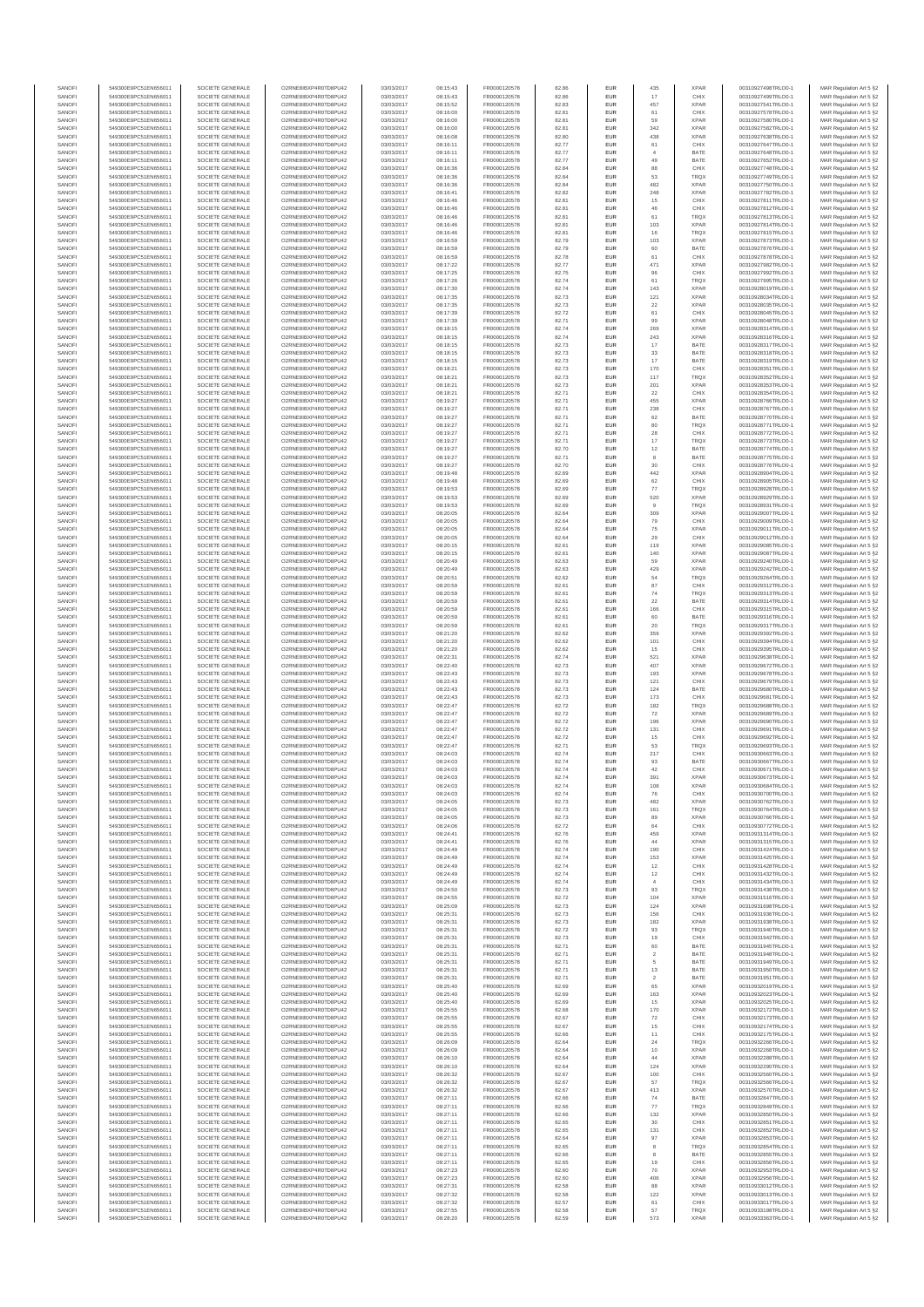| SANOFI | 549300E9PC51EN656011 | SOCIETE GENERALE | O2RNE8IBXP4R0TD8PU42 | 03/03/2017 | 08:15:43 | FR0000120578 | 82.86 | EUR | 435 | XPAR | 00310927498TRLO0-1 | MAR Regulation Art 5 §2 |
|---|---|---|---|---|---|---|---|---|---|---|---|---|
| SANOFI | 549300E9PC51EN656011 | SOCIETE GENERALE | O2RNE8IBXP4R0TD8PU42 | 03/03/2017 | 08:15:43 | FR0000120578 | 82.86 | EUR | 17 | CHIX | 00310927499TRLO0-1 | MAR Regulation Art 5 §2 |
| SANOFI | 549300E9PC51EN656011 | SOCIETE GENERALE | O2RNE8IBXP4R0TD8PU42 | 03/03/2017 | 08:15:52 | FR0000120578 | 82.83 | EUR | 457 | XPAR | 00310927541TRLO0-1 | MAR Regulation Art 5 §2 |
| SANOFI | 549300E9PC51EN656011 | SOCIETE GENERALE | O2RNE8IBXP4R0TD8PU42 | 03/03/2017 | 08:16:00 | FR0000120578 | 82.81 | EUR | 61 | CHIX | 00310927578TRLO0-1 | MAR Regulation Art 5 §2 |
| SANOFI | 549300E9PC51EN656011 | SOCIETE GENERALE | O2RNE8IBXP4R0TD8PU42 | 03/03/2017 | 08:16:00 | FR0000120578 | 82.81 | EUR | 59 | XPAR | 00310927580TRLO0-1 | MAR Regulation Art 5 §2 |
| SANOFI | 549300E9PC51EN656011 | SOCIETE GENERALE | O2RNE8IBXP4R0TD8PU42 | 03/03/2017 | 08:16:00 | FR0000120578 | 82.81 | EUR | 342 | XPAR | 00310927582TRLO0-1 | MAR Regulation Art 5 §2 |
| SANOFI | 549300E9PC51EN656011 | SOCIETE GENERALE | O2RNE8IBXP4R0TD8PU42 | 03/03/2017 | 08:16:08 | FR0000120578 | 82.80 | EUR | 438 | XPAR | 00310927638TRLO0-1 | MAR Regulation Art 5 §2 |
| SANOFI | 549300E9PC51EN656011 | SOCIETE GENERALE | O2RNE8IBXP4R0TD8PU42 | 03/03/2017 | 08:16:11 | FR0000120578 | 82.77 | EUR | 61 | CHIX | 00310927647TRLO0-1 | MAR Regulation Art 5 §2 |
| SANOFI | 549300E9PC51EN656011 | SOCIETE GENERALE | O2RNE8IBXP4R0TD8PU42 | 03/03/2017 | 08:16:11 | FR0000120578 | 82.77 | EUR | 4 | BATE | 00310927648TRLO0-1 | MAR Regulation Art 5 §2 |
| SANOFI | 549300E9PC51EN656011 | SOCIETE GENERALE | O2RNE8IBXP4R0TD8PU42 | 03/03/2017 | 08:16:11 | FR0000120578 | 82.77 | EUR | 49 | BATE | 00310927652TRLO0-1 | MAR Regulation Art 5 §2 |
| SANOFI | 549300E9PC51EN656011 | SOCIETE GENERALE | O2RNE8IBXP4R0TD8PU42 | 03/03/2017 | 08:16:36 | FR0000120578 | 82.84 | EUR | 88 | CHIX | 00310927748TRLO0-1 | MAR Regulation Art 5 §2 |
| SANOFI | 549300E9PC51EN656011 | SOCIETE GENERALE | O2RNE8IBXP4R0TD8PU42 | 03/03/2017 | 08:16:36 | FR0000120578 | 82.84 | EUR | 53 | TRQX | 00310927749TRLO0-1 | MAR Regulation Art 5 §2 |
| SANOFI | 549300E9PC51EN656011 | SOCIETE GENERALE | O2RNE8IBXP4R0TD8PU42 | 03/03/2017 | 08:16:36 | FR0000120578 | 82.84 | EUR | 482 | XPAR | 00310927750TRLO0-1 | MAR Regulation Art 5 §2 |
| SANOFI | 549300E9PC51EN656011 | SOCIETE GENERALE | O2RNE8IBXP4R0TD8PU42 | 03/03/2017 | 08:16:41 | FR0000120578 | 82.82 | EUR | 248 | XPAR | 00310927782TRLO0-1 | MAR Regulation Art 5 §2 |
| SANOFI | 549300E9PC51EN656011 | SOCIETE GENERALE | O2RNE8IBXP4R0TD8PU42 | 03/03/2017 | 08:16:46 | FR0000120578 | 82.81 | EUR | 15 | CHIX | 00310927811TRLO0-1 | MAR Regulation Art 5 §2 |
| SANOFI | 549300E9PC51EN656011 | SOCIETE GENERALE | O2RNE8IBXP4R0TD8PU42 | 03/03/2017 | 08:16:46 | FR0000120578 | 82.81 | EUR | 46 | CHIX | 00310927812TRLO0-1 | MAR Regulation Art 5 §2 |
| SANOFI | 549300E9PC51EN656011 | SOCIETE GENERALE | O2RNE8IBXP4R0TD8PU42 | 03/03/2017 | 08:16:46 | FR0000120578 | 82.81 | EUR | 61 | TRQX | 00310927813TRLO0-1 | MAR Regulation Art 5 §2 |
| SANOFI | 549300E9PC51EN656011 | SOCIETE GENERALE | O2RNE8IBXP4R0TD8PU42 | 03/03/2017 | 08:16:46 | FR0000120578 | 82.81 | EUR | 103 | XPAR | 00310927814TRLO0-1 | MAR Regulation Art 5 §2 |
| SANOFI | 549300E9PC51EN656011 | SOCIETE GENERALE | O2RNE8IBXP4R0TD8PU42 | 03/03/2017 | 08:16:46 | FR0000120578 | 82.81 | EUR | 16 | TRQX | 00310927815TRLO0-1 | MAR Regulation Art 5 §2 |
| SANOFI | 549300E9PC51EN656011 | SOCIETE GENERALE | O2RNE8IBXP4R0TD8PU42 | 03/03/2017 | 08:16:59 | FR0000120578 | 82.79 | EUR | 103 | XPAR | 00310927873TRLO0-1 | MAR Regulation Art 5 §2 |
| SANOFI | 549300E9PC51EN656011 | SOCIETE GENERALE | O2RNE8IBXP4R0TD8PU42 | 03/03/2017 | 08:16:59 | FR0000120578 | 82.79 | EUR | 60 | BATE | 00310927876TRLO0-1 | MAR Regulation Art 5 §2 |
| SANOFI | 549300E9PC51EN656011 | SOCIETE GENERALE | O2RNE8IBXP4R0TD8PU42 | 03/03/2017 | 08:16:59 | FR0000120578 | 82.78 | EUR | 61 | CHIX | 00310927878TRLO0-1 | MAR Regulation Art 5 §2 |
| SANOFI | 549300E9PC51EN656011 | SOCIETE GENERALE | O2RNE8IBXP4R0TD8PU42 | 03/03/2017 | 08:17:22 | FR0000120578 | 82.77 | EUR | 471 | XPAR | 00310927982TRLO0-1 | MAR Regulation Art 5 §2 |
| SANOFI | 549300E9PC51EN656011 | SOCIETE GENERALE | O2RNE8IBXP4R0TD8PU42 | 03/03/2017 | 08:17:25 | FR0000120578 | 82.75 | EUR | 96 | CHIX | 00310927992TRLO0-1 | MAR Regulation Art 5 §2 |
| SANOFI | 549300E9PC51EN656011 | SOCIETE GENERALE | O2RNE8IBXP4R0TD8PU42 | 03/03/2017 | 08:17:26 | FR0000120578 | 82.74 | EUR | 61 | TRQX | 00310927995TRLO0-1 | MAR Regulation Art 5 §2 |
| SANOFI | 549300E9PC51EN656011 | SOCIETE GENERALE | O2RNE8IBXP4R0TD8PU42 | 03/03/2017 | 08:17:30 | FR0000120578 | 82.74 | EUR | 143 | XPAR | 00310928019TRLO0-1 | MAR Regulation Art 5 §2 |
| SANOFI | 549300E9PC51EN656011 | SOCIETE GENERALE | O2RNE8IBXP4R0TD8PU42 | 03/03/2017 | 08:17:35 | FR0000120578 | 82.73 | EUR | 121 | XPAR | 00310928034TRLO0-1 | MAR Regulation Art 5 §2 |
| SANOFI | 549300E9PC51EN656011 | SOCIETE GENERALE | O2RNE8IBXP4R0TD8PU42 | 03/03/2017 | 08:17:35 | FR0000120578 | 82.73 | EUR | 22 | XPAR | 00310928035TRLO0-1 | MAR Regulation Art 5 §2 |
| SANOFI | 549300E9PC51EN656011 | SOCIETE GENERALE | O2RNE8IBXP4R0TD8PU42 | 03/03/2017 | 08:17:39 | FR0000120578 | 82.72 | EUR | 61 | CHIX | 00310928045TRLO0-1 | MAR Regulation Art 5 §2 |
| SANOFI | 549300E9PC51EN656011 | SOCIETE GENERALE | O2RNE8IBXP4R0TD8PU42 | 03/03/2017 | 08:17:39 | FR0000120578 | 82.71 | EUR | 99 | XPAR | 00310928048TRLO0-1 | MAR Regulation Art 5 §2 |
| SANOFI | 549300E9PC51EN656011 | SOCIETE GENERALE | O2RNE8IBXP4R0TD8PU42 | 03/03/2017 | 08:18:15 | FR0000120578 | 82.74 | EUR | 289 | XPAR | 00310928314TRLO0-1 | MAR Regulation Art 5 §2 |
| SANOFI | 549300E9PC51EN656011 | SOCIETE GENERALE | O2RNE8IBXP4R0TD8PU42 | 03/03/2017 | 08:18:15 | FR0000120578 | 82.74 | EUR | 243 | XPAR | 00310928316TRLO0-1 | MAR Regulation Art 5 §2 |
| SANOFI | 549300E9PC51EN656011 | SOCIETE GENERALE | O2RNE8IBXP4R0TD8PU42 | 03/03/2017 | 08:18:15 | FR0000120578 | 82.73 | EUR | 17 | BATE | 00310928317TRLO0-1 | MAR Regulation Art 5 §2 |
| SANOFI | 549300E9PC51EN656011 | SOCIETE GENERALE | O2RNE8IBXP4R0TD8PU42 | 03/03/2017 | 08:18:15 | FR0000120578 | 82.73 | EUR | 33 | BATE | 00310928318TRLO0-1 | MAR Regulation Art 5 §2 |
| SANOFI | 549300E9PC51EN656011 | SOCIETE GENERALE | O2RNE8IBXP4R0TD8PU42 | 03/03/2017 | 08:18:15 | FR0000120578 | 82.73 | EUR | 17 | BATE | 00310928319TRLO0-1 | MAR Regulation Art 5 §2 |
| SANOFI | 549300E9PC51EN656011 | SOCIETE GENERALE | O2RNE8IBXP4R0TD8PU42 | 03/03/2017 | 08:18:21 | FR0000120578 | 82.73 | EUR | 170 | CHIX | 00310928351TRLO0-1 | MAR Regulation Art 5 §2 |
| SANOFI | 549300E9PC51EN656011 | SOCIETE GENERALE | O2RNE8IBXP4R0TD8PU42 | 03/03/2017 | 08:18:21 | FR0000120578 | 82.73 | EUR | 117 | TRQX | 00310928352TRLO0-1 | MAR Regulation Art 5 §2 |
| SANOFI | 549300E9PC51EN656011 | SOCIETE GENERALE | O2RNE8IBXP4R0TD8PU42 | 03/03/2017 | 08:18:21 | FR0000120578 | 82.73 | EUR | 201 | XPAR | 00310928353TRLO0-1 | MAR Regulation Art 5 §2 |
| SANOFI | 549300E9PC51EN656011 | SOCIETE GENERALE | O2RNE8IBXP4R0TD8PU42 | 03/03/2017 | 08:18:21 | FR0000120578 | 82.71 | EUR | 22 | CHIX | 00310928354TRLO0-1 | MAR Regulation Art 5 §2 |
| SANOFI | 549300E9PC51EN656011 | SOCIETE GENERALE | O2RNE8IBXP4R0TD8PU42 | 03/03/2017 | 08:19:27 | FR0000120578 | 82.71 | EUR | 455 | XPAR | 00310928766TRLO0-1 | MAR Regulation Art 5 §2 |
| SANOFI | 549300E9PC51EN656011 | SOCIETE GENERALE | O2RNE8IBXP4R0TD8PU42 | 03/03/2017 | 08:19:27 | FR0000120578 | 82.71 | EUR | 238 | CHIX | 00310928767TRLO0-1 | MAR Regulation Art 5 §2 |
| SANOFI | 549300E9PC51EN656011 | SOCIETE GENERALE | O2RNE8IBXP4R0TD8PU42 | 03/03/2017 | 08:19:27 | FR0000120578 | 82.71 | EUR | 62 | BATE | 00310928770TRLO0-1 | MAR Regulation Art 5 §2 |
| SANOFI | 549300E9PC51EN656011 | SOCIETE GENERALE | O2RNE8IBXP4R0TD8PU42 | 03/03/2017 | 08:19:27 | FR0000120578 | 82.71 | EUR | 80 | TRQX | 00310928771TRLO0-1 | MAR Regulation Art 5 §2 |
| SANOFI | 549300E9PC51EN656011 | SOCIETE GENERALE | O2RNE8IBXP4R0TD8PU42 | 03/03/2017 | 08:19:27 | FR0000120578 | 82.71 | EUR | 28 | CHIX | 00310928772TRLO0-1 | MAR Regulation Art 5 §2 |
| SANOFI | 549300E9PC51EN656011 | SOCIETE GENERALE | O2RNE8IBXP4R0TD8PU42 | 03/03/2017 | 08:19:27 | FR0000120578 | 82.71 | EUR | 17 | TRQX | 00310928773TRLO0-1 | MAR Regulation Art 5 §2 |
| SANOFI | 549300E9PC51EN656011 | SOCIETE GENERALE | O2RNE8IBXP4R0TD8PU42 | 03/03/2017 | 08:19:27 | FR0000120578 | 82.70 | EUR | 12 | BATE | 00310928774TRLO0-1 | MAR Regulation Art 5 §2 |
| SANOFI | 549300E9PC51EN656011 | SOCIETE GENERALE | O2RNE8IBXP4R0TD8PU42 | 03/03/2017 | 08:19:27 | FR0000120578 | 82.71 | EUR | 8 | BATE | 00310928775TRLO0-1 | MAR Regulation Art 5 §2 |
| SANOFI | 549300E9PC51EN656011 | SOCIETE GENERALE | O2RNE8IBXP4R0TD8PU42 | 03/03/2017 | 08:19:27 | FR0000120578 | 82.70 | EUR | 30 | CHIX | 00310928776TRLO0-1 | MAR Regulation Art 5 §2 |
| SANOFI | 549300E9PC51EN656011 | SOCIETE GENERALE | O2RNE8IBXP4R0TD8PU42 | 03/03/2017 | 08:19:48 | FR0000120578 | 82.69 | EUR | 442 | XPAR | 00310928904TRLO0-1 | MAR Regulation Art 5 §2 |
| SANOFI | 549300E9PC51EN656011 | SOCIETE GENERALE | O2RNE8IBXP4R0TD8PU42 | 03/03/2017 | 08:19:48 | FR0000120578 | 82.69 | EUR | 62 | CHIX | 00310928905TRLO0-1 | MAR Regulation Art 5 §2 |
| SANOFI | 549300E9PC51EN656011 | SOCIETE GENERALE | O2RNE8IBXP4R0TD8PU42 | 03/03/2017 | 08:19:53 | FR0000120578 | 82.69 | EUR | 77 | TRQX | 00310928928TRLO0-1 | MAR Regulation Art 5 §2 |
| SANOFI | 549300E9PC51EN656011 | SOCIETE GENERALE | O2RNE8IBXP4R0TD8PU42 | 03/03/2017 | 08:19:53 | FR0000120578 | 82.69 | EUR | 520 | XPAR | 00310928929TRLO0-1 | MAR Regulation Art 5 §2 |
| SANOFI | 549300E9PC51EN656011 | SOCIETE GENERALE | O2RNE8IBXP4R0TD8PU42 | 03/03/2017 | 08:19:53 | FR0000120578 | 82.69 | EUR | 9 | TRQX | 00310928931TRLO0-1 | MAR Regulation Art 5 §2 |
| SANOFI | 549300E9PC51EN656011 | SOCIETE GENERALE | O2RNE8IBXP4R0TD8PU42 | 03/03/2017 | 08:20:05 | FR0000120578 | 82.64 | EUR | 309 | XPAR | 00310929007TRLO0-1 | MAR Regulation Art 5 §2 |
| SANOFI | 549300E9PC51EN656011 | SOCIETE GENERALE | O2RNE8IBXP4R0TD8PU42 | 03/03/2017 | 08:20:05 | FR0000120578 | 82.64 | EUR | 79 | CHIX | 00310929009TRLO0-1 | MAR Regulation Art 5 §2 |
| SANOFI | 549300E9PC51EN656011 | SOCIETE GENERALE | O2RNE8IBXP4R0TD8PU42 | 03/03/2017 | 08:20:05 | FR0000120578 | 82.64 | EUR | 75 | XPAR | 00310929011TRLO0-1 | MAR Regulation Art 5 §2 |
| SANOFI | 549300E9PC51EN656011 | SOCIETE GENERALE | O2RNE8IBXP4R0TD8PU42 | 03/03/2017 | 08:20:05 | FR0000120578 | 82.64 | EUR | 29 | CHIX | 00310929012TRLO0-1 | MAR Regulation Art 5 §2 |
| SANOFI | 549300E9PC51EN656011 | SOCIETE GENERALE | O2RNE8IBXP4R0TD8PU42 | 03/03/2017 | 08:20:15 | FR0000120578 | 82.61 | EUR | 119 | XPAR | 00310929085TRLO0-1 | MAR Regulation Art 5 §2 |
| SANOFI | 549300E9PC51EN656011 | SOCIETE GENERALE | O2RNE8IBXP4R0TD8PU42 | 03/03/2017 | 08:20:15 | FR0000120578 | 82.61 | EUR | 140 | XPAR | 00310929087TRLO0-1 | MAR Regulation Art 5 §2 |
| SANOFI | 549300E9PC51EN656011 | SOCIETE GENERALE | O2RNE8IBXP4R0TD8PU42 | 03/03/2017 | 08:20:49 | FR0000120578 | 82.63 | EUR | 59 | XPAR | 00310929240TRLO0-1 | MAR Regulation Art 5 §2 |
| SANOFI | 549300E9PC51EN656011 | SOCIETE GENERALE | O2RNE8IBXP4R0TD8PU42 | 03/03/2017 | 08:20:49 | FR0000120578 | 82.63 | EUR | 429 | XPAR | 00310929242TRLO0-1 | MAR Regulation Art 5 §2 |
| SANOFI | 549300E9PC51EN656011 | SOCIETE GENERALE | O2RNE8IBXP4R0TD8PU42 | 03/03/2017 | 08:20:51 | FR0000120578 | 82.62 | EUR | 54 | TRQX | 00310929264TRLO0-1 | MAR Regulation Art 5 §2 |
| SANOFI | 549300E9PC51EN656011 | SOCIETE GENERALE | O2RNE8IBXP4R0TD8PU42 | 03/03/2017 | 08:20:59 | FR0000120578 | 82.61 | EUR | 87 | CHIX | 00310929312TRLO0-1 | MAR Regulation Art 5 §2 |
| SANOFI | 549300E9PC51EN656011 | SOCIETE GENERALE | O2RNE8IBXP4R0TD8PU42 | 03/03/2017 | 08:20:59 | FR0000120578 | 82.61 | EUR | 74 | TRQX | 00310929313TRLO0-1 | MAR Regulation Art 5 §2 |
| SANOFI | 549300E9PC51EN656011 | SOCIETE GENERALE | O2RNE8IBXP4R0TD8PU42 | 03/03/2017 | 08:20:59 | FR0000120578 | 82.61 | EUR | 22 | BATE | 00310929314TRLO0-1 | MAR Regulation Art 5 §2 |
| SANOFI | 549300E9PC51EN656011 | SOCIETE GENERALE | O2RNE8IBXP4R0TD8PU42 | 03/03/2017 | 08:20:59 | FR0000120578 | 82.61 | EUR | 166 | CHIX | 00310929315TRLO0-1 | MAR Regulation Art 5 §2 |
| SANOFI | 549300E9PC51EN656011 | SOCIETE GENERALE | O2RNE8IBXP4R0TD8PU42 | 03/03/2017 | 08:20:59 | FR0000120578 | 82.61 | EUR | 60 | BATE | 00310929316TRLO0-1 | MAR Regulation Art 5 §2 |
| SANOFI | 549300E9PC51EN656011 | SOCIETE GENERALE | O2RNE8IBXP4R0TD8PU42 | 03/03/2017 | 08:20:59 | FR0000120578 | 82.61 | EUR | 20 | TRQX | 00310929317TRLO0-1 | MAR Regulation Art 5 §2 |
| SANOFI | 549300E9PC51EN656011 | SOCIETE GENERALE | O2RNE8IBXP4R0TD8PU42 | 03/03/2017 | 08:21:20 | FR0000120578 | 82.62 | EUR | 359 | XPAR | 00310929392TRLO0-1 | MAR Regulation Art 5 §2 |
| SANOFI | 549300E9PC51EN656011 | SOCIETE GENERALE | O2RNE8IBXP4R0TD8PU42 | 03/03/2017 | 08:21:20 | FR0000120578 | 82.62 | EUR | 101 | CHIX | 00310929394TRLO0-1 | MAR Regulation Art 5 §2 |
| SANOFI | 549300E9PC51EN656011 | SOCIETE GENERALE | O2RNE8IBXP4R0TD8PU42 | 03/03/2017 | 08:21:20 | FR0000120578 | 82.62 | EUR | 15 | CHIX | 00310929395TRLO0-1 | MAR Regulation Art 5 §2 |
| SANOFI | 549300E9PC51EN656011 | SOCIETE GENERALE | O2RNE8IBXP4R0TD8PU42 | 03/03/2017 | 08:22:31 | FR0000120578 | 82.74 | EUR | 521 | XPAR | 00310929638TRLO0-1 | MAR Regulation Art 5 §2 |
| SANOFI | 549300E9PC51EN656011 | SOCIETE GENERALE | O2RNE8IBXP4R0TD8PU42 | 03/03/2017 | 08:22:40 | FR0000120578 | 82.73 | EUR | 407 | XPAR | 00310929672TRLO0-1 | MAR Regulation Art 5 §2 |
| SANOFI | 549300E9PC51EN656011 | SOCIETE GENERALE | O2RNE8IBXP4R0TD8PU42 | 03/03/2017 | 08:22:43 | FR0000120578 | 82.73 | EUR | 193 | XPAR | 00310929678TRLO0-1 | MAR Regulation Art 5 §2 |
| SANOFI | 549300E9PC51EN656011 | SOCIETE GENERALE | O2RNE8IBXP4R0TD8PU42 | 03/03/2017 | 08:22:43 | FR0000120578 | 82.73 | EUR | 121 | CHIX | 00310929679TRLO0-1 | MAR Regulation Art 5 §2 |
| SANOFI | 549300E9PC51EN656011 | SOCIETE GENERALE | O2RNE8IBXP4R0TD8PU42 | 03/03/2017 | 08:22:43 | FR0000120578 | 82.73 | EUR | 124 | BATE | 00310929680TRLO0-1 | MAR Regulation Art 5 §2 |
| SANOFI | 549300E9PC51EN656011 | SOCIETE GENERALE | O2RNE8IBXP4R0TD8PU42 | 03/03/2017 | 08:22:43 | FR0000120578 | 82.73 | EUR | 173 | CHIX | 00310929681TRLO0-1 | MAR Regulation Art 5 §2 |
| SANOFI | 549300E9PC51EN656011 | SOCIETE GENERALE | O2RNE8IBXP4R0TD8PU42 | 03/03/2017 | 08:22:47 | FR0000120578 | 82.72 | EUR | 182 | TRQX | 00310929688TRLO0-1 | MAR Regulation Art 5 §2 |
| SANOFI | 549300E9PC51EN656011 | SOCIETE GENERALE | O2RNE8IBXP4R0TD8PU42 | 03/03/2017 | 08:22:47 | FR0000120578 | 82.72 | EUR | 72 | XPAR | 00310929689TRLO0-1 | MAR Regulation Art 5 §2 |
| SANOFI | 549300E9PC51EN656011 | SOCIETE GENERALE | O2RNE8IBXP4R0TD8PU42 | 03/03/2017 | 08:22:47 | FR0000120578 | 82.72 | EUR | 196 | XPAR | 00310929690TRLO0-1 | MAR Regulation Art 5 §2 |
| SANOFI | 549300E9PC51EN656011 | SOCIETE GENERALE | O2RNE8IBXP4R0TD8PU42 | 03/03/2017 | 08:22:47 | FR0000120578 | 82.72 | EUR | 131 | CHIX | 00310929691TRLO0-1 | MAR Regulation Art 5 §2 |
| SANOFI | 549300E9PC51EN656011 | SOCIETE GENERALE | O2RNE8IBXP4R0TD8PU42 | 03/03/2017 | 08:22:47 | FR0000120578 | 82.72 | EUR | 15 | CHIX | 00310929692TRLO0-1 | MAR Regulation Art 5 §2 |
| SANOFI | 549300E9PC51EN656011 | SOCIETE GENERALE | O2RNE8IBXP4R0TD8PU42 | 03/03/2017 | 08:22:47 | FR0000120578 | 82.71 | EUR | 53 | TRQX | 00310929693TRLO0-1 | MAR Regulation Art 5 §2 |
| SANOFI | 549300E9PC51EN656011 | SOCIETE GENERALE | O2RNE8IBXP4R0TD8PU42 | 03/03/2017 | 08:24:03 | FR0000120578 | 82.74 | EUR | 217 | CHIX | 00310930666TRLO0-1 | MAR Regulation Art 5 §2 |
| SANOFI | 549300E9PC51EN656011 | SOCIETE GENERALE | O2RNE8IBXP4R0TD8PU42 | 03/03/2017 | 08:24:03 | FR0000120578 | 82.74 | EUR | 93 | BATE | 00310930667TRLO0-1 | MAR Regulation Art 5 §2 |
| SANOFI | 549300E9PC51EN656011 | SOCIETE GENERALE | O2RNE8IBXP4R0TD8PU42 | 03/03/2017 | 08:24:03 | FR0000120578 | 82.74 | EUR | 42 | CHIX | 00310930671TRLO0-1 | MAR Regulation Art 5 §2 |
| SANOFI | 549300E9PC51EN656011 | SOCIETE GENERALE | O2RNE8IBXP4R0TD8PU42 | 03/03/2017 | 08:24:03 | FR0000120578 | 82.74 | EUR | 391 | XPAR | 00310930673TRLO0-1 | MAR Regulation Art 5 §2 |
| SANOFI | 549300E9PC51EN656011 | SOCIETE GENERALE | O2RNE8IBXP4R0TD8PU42 | 03/03/2017 | 08:24:03 | FR0000120578 | 82.74 | EUR | 108 | XPAR | 00310930684TRLO0-1 | MAR Regulation Art 5 §2 |
| SANOFI | 549300E9PC51EN656011 | SOCIETE GENERALE | O2RNE8IBXP4R0TD8PU42 | 03/03/2017 | 08:24:03 | FR0000120578 | 82.74 | EUR | 76 | CHIX | 00310930700TRLO0-1 | MAR Regulation Art 5 §2 |
| SANOFI | 549300E9PC51EN656011 | SOCIETE GENERALE | O2RNE8IBXP4R0TD8PU42 | 03/03/2017 | 08:24:05 | FR0000120578 | 82.73 | EUR | 482 | XPAR | 00310930762TRLO0-1 | MAR Regulation Art 5 §2 |
| SANOFI | 549300E9PC51EN656011 | SOCIETE GENERALE | O2RNE8IBXP4R0TD8PU42 | 03/03/2017 | 08:24:05 | FR0000120578 | 82.73 | EUR | 161 | TRQX | 00310930764TRLO0-1 | MAR Regulation Art 5 §2 |
| SANOFI | 549300E9PC51EN656011 | SOCIETE GENERALE | O2RNE8IBXP4R0TD8PU42 | 03/03/2017 | 08:24:05 | FR0000120578 | 82.73 | EUR | 89 | XPAR | 00310930766TRLO0-1 | MAR Regulation Art 5 §2 |
| SANOFI | 549300E9PC51EN656011 | SOCIETE GENERALE | O2RNE8IBXP4R0TD8PU42 | 03/03/2017 | 08:24:06 | FR0000120578 | 82.72 | EUR | 64 | CHIX | 00310930772TRLO0-1 | MAR Regulation Art 5 §2 |
| SANOFI | 549300E9PC51EN656011 | SOCIETE GENERALE | O2RNE8IBXP4R0TD8PU42 | 03/03/2017 | 08:24:41 | FR0000120578 | 82.76 | EUR | 459 | XPAR | 00310931314TRLO0-1 | MAR Regulation Art 5 §2 |
| SANOFI | 549300E9PC51EN656011 | SOCIETE GENERALE | O2RNE8IBXP4R0TD8PU42 | 03/03/2017 | 08:24:41 | FR0000120578 | 82.76 | EUR | 44 | XPAR | 00310931315TRLO0-1 | MAR Regulation Art 5 §2 |
| SANOFI | 549300E9PC51EN656011 | SOCIETE GENERALE | O2RNE8IBXP4R0TD8PU42 | 03/03/2017 | 08:24:49 | FR0000120578 | 82.74 | EUR | 190 | CHIX | 00310931424TRLO0-1 | MAR Regulation Art 5 §2 |
| SANOFI | 549300E9PC51EN656011 | SOCIETE GENERALE | O2RNE8IBXP4R0TD8PU42 | 03/03/2017 | 08:24:49 | FR0000120578 | 82.74 | EUR | 153 | XPAR | 00310931425TRLO0-1 | MAR Regulation Art 5 §2 |
| SANOFI | 549300E9PC51EN656011 | SOCIETE GENERALE | O2RNE8IBXP4R0TD8PU42 | 03/03/2017 | 08:24:49 | FR0000120578 | 82.74 | EUR | 12 | CHIX | 00310931428TRLO0-1 | MAR Regulation Art 5 §2 |
| SANOFI | 549300E9PC51EN656011 | SOCIETE GENERALE | O2RNE8IBXP4R0TD8PU42 | 03/03/2017 | 08:24:49 | FR0000120578 | 82.74 | EUR | 12 | CHIX | 00310931432TRLO0-1 | MAR Regulation Art 5 §2 |
| SANOFI | 549300E9PC51EN656011 | SOCIETE GENERALE | O2RNE8IBXP4R0TD8PU42 | 03/03/2017 | 08:24:49 | FR0000120578 | 82.74 | EUR | 4 | CHIX | 00310931434TRLO0-1 | MAR Regulation Art 5 §2 |
| SANOFI | 549300E9PC51EN656011 | SOCIETE GENERALE | O2RNE8IBXP4R0TD8PU42 | 03/03/2017 | 08:24:50 | FR0000120578 | 82.73 | EUR | 93 | TRQX | 00310931438TRLO0-1 | MAR Regulation Art 5 §2 |
| SANOFI | 549300E9PC51EN656011 | SOCIETE GENERALE | O2RNE8IBXP4R0TD8PU42 | 03/03/2017 | 08:24:55 | FR0000120578 | 82.72 | EUR | 104 | XPAR | 00310931516TRLO0-1 | MAR Regulation Art 5 §2 |
| SANOFI | 549300E9PC51EN656011 | SOCIETE GENERALE | O2RNE8IBXP4R0TD8PU42 | 03/03/2017 | 08:25:09 | FR0000120578 | 82.73 | EUR | 124 | XPAR | 00310931698TRLO0-1 | MAR Regulation Art 5 §2 |
| SANOFI | 549300E9PC51EN656011 | SOCIETE GENERALE | O2RNE8IBXP4R0TD8PU42 | 03/03/2017 | 08:25:31 | FR0000120578 | 82.73 | EUR | 156 | CHIX | 00310931936TRLO0-1 | MAR Regulation Art 5 §2 |
| SANOFI | 549300E9PC51EN656011 | SOCIETE GENERALE | O2RNE8IBXP4R0TD8PU42 | 03/03/2017 | 08:25:31 | FR0000120578 | 82.73 | EUR | 182 | XPAR | 00310931938TRLO0-1 | MAR Regulation Art 5 §2 |
| SANOFI | 549300E9PC51EN656011 | SOCIETE GENERALE | O2RNE8IBXP4R0TD8PU42 | 03/03/2017 | 08:25:31 | FR0000120578 | 82.72 | EUR | 93 | TRQX | 00310931940TRLO0-1 | MAR Regulation Art 5 §2 |
| SANOFI | 549300E9PC51EN656011 | SOCIETE GENERALE | O2RNE8IBXP4R0TD8PU42 | 03/03/2017 | 08:25:31 | FR0000120578 | 82.73 | EUR | 19 | CHIX | 00310931942TRLO0-1 | MAR Regulation Art 5 §2 |
| SANOFI | 549300E9PC51EN656011 | SOCIETE GENERALE | O2RNE8IBXP4R0TD8PU42 | 03/03/2017 | 08:25:31 | FR0000120578 | 82.71 | EUR | 60 | BATE | 00310931945TRLO0-1 | MAR Regulation Art 5 §2 |
| SANOFI | 549300E9PC51EN656011 | SOCIETE GENERALE | O2RNE8IBXP4R0TD8PU42 | 03/03/2017 | 08:25:31 | FR0000120578 | 82.71 | EUR | 2 | BATE | 00310931948TRLO0-1 | MAR Regulation Art 5 §2 |
| SANOFI | 549300E9PC51EN656011 | SOCIETE GENERALE | O2RNE8IBXP4R0TD8PU42 | 03/03/2017 | 08:25:31 | FR0000120578 | 82.71 | EUR | 5 | BATE | 00310931949TRLO0-1 | MAR Regulation Art 5 §2 |
| SANOFI | 549300E9PC51EN656011 | SOCIETE GENERALE | O2RNE8IBXP4R0TD8PU42 | 03/03/2017 | 08:25:31 | FR0000120578 | 82.71 | EUR | 13 | BATE | 00310931950TRLO0-1 | MAR Regulation Art 5 §2 |
| SANOFI | 549300E9PC51EN656011 | SOCIETE GENERALE | O2RNE8IBXP4R0TD8PU42 | 03/03/2017 | 08:25:31 | FR0000120578 | 82.71 | EUR | 2 | BATE | 00310931951TRLO0-1 | MAR Regulation Art 5 §2 |
| SANOFI | 549300E9PC51EN656011 | SOCIETE GENERALE | O2RNE8IBXP4R0TD8PU42 | 03/03/2017 | 08:25:40 | FR0000120578 | 82.69 | EUR | 65 | XPAR | 00310932019TRLO0-1 | MAR Regulation Art 5 §2 |
| SANOFI | 549300E9PC51EN656011 | SOCIETE GENERALE | O2RNE8IBXP4R0TD8PU42 | 03/03/2017 | 08:25:40 | FR0000120578 | 82.69 | EUR | 163 | XPAR | 00310932023TRLO0-1 | MAR Regulation Art 5 §2 |
| SANOFI | 549300E9PC51EN656011 | SOCIETE GENERALE | O2RNE8IBXP4R0TD8PU42 | 03/03/2017 | 08:25:40 | FR0000120578 | 82.69 | EUR | 15 | XPAR | 00310932025TRLO0-1 | MAR Regulation Art 5 §2 |
| SANOFI | 549300E9PC51EN656011 | SOCIETE GENERALE | O2RNE8IBXP4R0TD8PU42 | 03/03/2017 | 08:25:55 | FR0000120578 | 82.68 | EUR | 170 | XPAR | 00310932172TRLO0-1 | MAR Regulation Art 5 §2 |
| SANOFI | 549300E9PC51EN656011 | SOCIETE GENERALE | O2RNE8IBXP4R0TD8PU42 | 03/03/2017 | 08:25:55 | FR0000120578 | 82.67 | EUR | 72 | CHIX | 00310932173TRLO0-1 | MAR Regulation Art 5 §2 |
| SANOFI | 549300E9PC51EN656011 | SOCIETE GENERALE | O2RNE8IBXP4R0TD8PU42 | 03/03/2017 | 08:25:55 | FR0000120578 | 82.67 | EUR | 15 | CHIX | 00310932174TRLO0-1 | MAR Regulation Art 5 §2 |
| SANOFI | 549300E9PC51EN656011 | SOCIETE GENERALE | O2RNE8IBXP4R0TD8PU42 | 03/03/2017 | 08:25:55 | FR0000120578 | 82.66 | EUR | 11 | CHIX | 00310932175TRLO0-1 | MAR Regulation Art 5 §2 |
| SANOFI | 549300E9PC51EN656011 | SOCIETE GENERALE | O2RNE8IBXP4R0TD8PU42 | 03/03/2017 | 08:26:09 | FR0000120578 | 82.64 | EUR | 24 | TRQX | 00310932286TRLO0-1 | MAR Regulation Art 5 §2 |
| SANOFI | 549300E9PC51EN656011 | SOCIETE GENERALE | O2RNE8IBXP4R0TD8PU42 | 03/03/2017 | 08:26:09 | FR0000120578 | 82.64 | EUR | 10 | XPAR | 00310932288TRLO0-1 | MAR Regulation Art 5 §2 |
| SANOFI | 549300E9PC51EN656011 | SOCIETE GENERALE | O2RNE8IBXP4R0TD8PU42 | 03/03/2017 | 08:26:10 | FR0000120578 | 82.64 | EUR | 44 | XPAR | 00310932289TRLO0-1 | MAR Regulation Art 5 §2 |
| SANOFI | 549300E9PC51EN656011 | SOCIETE GENERALE | O2RNE8IBXP4R0TD8PU42 | 03/03/2017 | 08:26:10 | FR0000120578 | 82.64 | EUR | 124 | XPAR | 00310932290TRLO0-1 | MAR Regulation Art 5 §2 |
| SANOFI | 549300E9PC51EN656011 | SOCIETE GENERALE | O2RNE8IBXP4R0TD8PU42 | 03/03/2017 | 08:26:32 | FR0000120578 | 82.67 | EUR | 100 | CHIX | 00310932560TRLO0-1 | MAR Regulation Art 5 §2 |
| SANOFI | 549300E9PC51EN656011 | SOCIETE GENERALE | O2RNE8IBXP4R0TD8PU42 | 03/03/2017 | 08:26:32 | FR0000120578 | 82.67 | EUR | 57 | TRQX | 00310932566TRLO0-1 | MAR Regulation Art 5 §2 |
| SANOFI | 549300E9PC51EN656011 | SOCIETE GENERALE | O2RNE8IBXP4R0TD8PU42 | 03/03/2017 | 08:26:32 | FR0000120578 | 82.67 | EUR | 413 | XPAR | 00310932570TRLO0-1 | MAR Regulation Art 5 §2 |
| SANOFI | 549300E9PC51EN656011 | SOCIETE GENERALE | O2RNE8IBXP4R0TD8PU42 | 03/03/2017 | 08:27:11 | FR0000120578 | 82.66 | EUR | 74 | BATE | 00310932847TRLO0-1 | MAR Regulation Art 5 §2 |
| SANOFI | 549300E9PC51EN656011 | SOCIETE GENERALE | O2RNE8IBXP4R0TD8PU42 | 03/03/2017 | 08:27:11 | FR0000120578 | 82.66 | EUR | 77 | TRQX | 00310932849TRLO0-1 | MAR Regulation Art 5 §2 |
| SANOFI | 549300E9PC51EN656011 | SOCIETE GENERALE | O2RNE8IBXP4R0TD8PU42 | 03/03/2017 | 08:27:11 | FR0000120578 | 82.66 | EUR | 132 | XPAR | 00310932850TRLO0-1 | MAR Regulation Art 5 §2 |
| SANOFI | 549300E9PC51EN656011 | SOCIETE GENERALE | O2RNE8IBXP4R0TD8PU42 | 03/03/2017 | 08:27:11 | FR0000120578 | 82.65 | EUR | 30 | CHIX | 00310932851TRLO0-1 | MAR Regulation Art 5 §2 |
| SANOFI | 549300E9PC51EN656011 | SOCIETE GENERALE | O2RNE8IBXP4R0TD8PU42 | 03/03/2017 | 08:27:11 | FR0000120578 | 82.65 | EUR | 131 | CHIX | 00310932852TRLO0-1 | MAR Regulation Art 5 §2 |
| SANOFI | 549300E9PC51EN656011 | SOCIETE GENERALE | O2RNE8IBXP4R0TD8PU42 | 03/03/2017 | 08:27:11 | FR0000120578 | 82.64 | EUR | 97 | XPAR | 00310932853TRLO0-1 | MAR Regulation Art 5 §2 |
| SANOFI | 549300E9PC51EN656011 | SOCIETE GENERALE | O2RNE8IBXP4R0TD8PU42 | 03/03/2017 | 08:27:11 | FR0000120578 | 82.65 | EUR | 8 | TRQX | 00310932854TRLO0-1 | MAR Regulation Art 5 §2 |
| SANOFI | 549300E9PC51EN656011 | SOCIETE GENERALE | O2RNE8IBXP4R0TD8PU42 | 03/03/2017 | 08:27:11 | FR0000120578 | 82.66 | EUR | 8 | CHIX | 00310932855TRLO0-1 | MAR Regulation Art 5 §2 |
| SANOFI | 549300E9PC51EN656011 | SOCIETE GENERALE | O2RNE8IBXP4R0TD8PU42 | 03/03/2017 | 08:27:11 | FR0000120578 | 82.65 | EUR | 19 | CHIX | 00310932856TRLO0-1 | MAR Regulation Art 5 §2 |
| SANOFI | 549300E9PC51EN656011 | SOCIETE GENERALE | O2RNE8IBXP4R0TD8PU42 | 03/03/2017 | 08:27:23 | FR0000120578 | 82.60 | EUR | 70 | XPAR | 00310932955TRLO0-1 | MAR Regulation Art 5 §2 |
| SANOFI | 549300E9PC51EN656011 | SOCIETE GENERALE | O2RNE8IBXP4R0TD8PU42 | 03/03/2017 | 08:27:23 | FR0000120578 | 82.60 | EUR | 406 | XPAR | 00310932956TRLO0-1 | MAR Regulation Art 5 §2 |
| SANOFI | 549300E9PC51EN656011 | SOCIETE GENERALE | O2RNE8IBXP4R0TD8PU42 | 03/03/2017 | 08:27:31 | FR0000120578 | 82.58 | EUR | 88 | XPAR | 00310933012TRLO0-1 | MAR Regulation Art 5 §2 |
| SANOFI | 549300E9PC51EN656011 | SOCIETE GENERALE | O2RNE8IBXP4R0TD8PU42 | 03/03/2017 | 08:27:32 | FR0000120578 | 82.58 | EUR | 122 | XPAR | 00310933013TRLO0-1 | MAR Regulation Art 5 §2 |
| SANOFI | 549300E9PC51EN656011 | SOCIETE GENERALE | O2RNE8IBXP4R0TD8PU42 | 03/03/2017 | 08:27:32 | FR0000120578 | 82.57 | EUR | 61 | CHIX | 00310933017TRLO0-1 | MAR Regulation Art 5 §2 |
| SANOFI | 549300E9PC51EN656011 | SOCIETE GENERALE | O2RNE8IBXP4R0TD8PU42 | 03/03/2017 | 08:27:55 | FR0000120578 | 82.58 | EUR | 57 | TRQX | 00310933108TRLO0-1 | MAR Regulation Art 5 §2 |
| SANOFI | 549300E9PC51EN656011 | SOCIETE GENERALE | O2RNE8IBXP4R0TD8PU42 | 03/03/2017 | 08:28:20 | FR0000120578 | 82.59 | EUR | 573 | XPAR | 00310933363TRLO0-1 | MAR Regulation Art 5 §2 |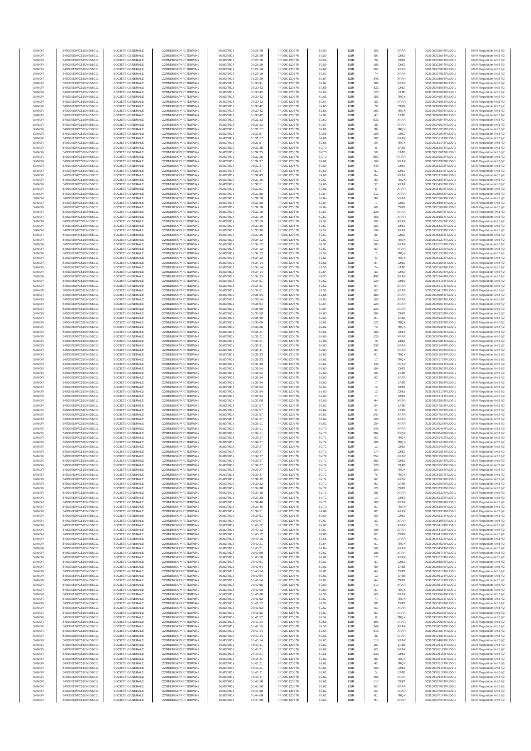| SANOFI | 549300E9PC51EN656011 | SOCIETE GENERALE | O2RNE8IBXP4R0TD8PU42 | 03/03/2017 | 08:28:20 | FR0000120578 | 82.59 | EUR | 103 | XPAR | 00310933364TRLO0-1 | MAR Regulation Art 5 §2 |
|---|---|---|---|---|---|---|---|---|---|---|---|---|
| SANOFI | 549300E9PC51EN656011 | SOCIETE GENERALE | O2RNE8IBXP4R0TD8PU42 | 03/03/2017 | 08:28:20 | FR0000120578 | 82.59 | EUR | 56 | CHIX | 00310933365TRLO0-1 | MAR Regulation Art 5 §2 |
| SANOFI | 549300E9PC51EN656011 | SOCIETE GENERALE | O2RNE8IBXP4R0TD8PU42 | 03/03/2017 | 08:28:20 | FR0000120578 | 82.59 | EUR | 20 | CHIX | 00310933366TRLO0-1 | MAR Regulation Art 5 §2 |
| SANOFI | 549300E9PC51EN656011 | SOCIETE GENERALE | O2RNE8IBXP4R0TD8PU42 | 03/03/2017 | 08:28:20 | FR0000120578 | 82.59 | EUR | 108 | CHIX | 00310933367TRLO0-1 | MAR Regulation Art 5 §2 |
| SANOFI | 549300E9PC51EN656011 | SOCIETE GENERALE | O2RNE8IBXP4R0TD8PU42 | 03/03/2017 | 08:29:10 | FR0000120578 | 82.62 | EUR | 567 | XPAR | 00310933780TRLO0-1 | MAR Regulation Art 5 §2 |
| SANOFI | 549300E9PC51EN656011 | SOCIETE GENERALE | O2RNE8IBXP4R0TD8PU42 | 03/03/2017 | 08:29:10 | FR0000120578 | 82.62 | EUR | 74 | XPAR | 00310933781TRLO0-1 | MAR Regulation Art 5 §2 |
| SANOFI | 549300E9PC51EN656011 | SOCIETE GENERALE | O2RNE8IBXP4R0TD8PU42 | 03/03/2017 | 08:29:29 | FR0000120578 | 82.64 | EUR | 345 | XPAR | 00310933888TRLO0-1 | MAR Regulation Art 5 §2 |
| SANOFI | 549300E9PC51EN656011 | SOCIETE GENERALE | O2RNE8IBXP4R0TD8PU42 | 03/03/2017 | 08:30:41 | FR0000120578 | 82.67 | EUR | 786 | XPAR | 00310934589TRLO0-1 | MAR Regulation Art 5 §2 |
| SANOFI | 549300E9PC51EN656011 | SOCIETE GENERALE | O2RNE8IBXP4R0TD8PU42 | 03/03/2017 | 08:30:42 | FR0000120578 | 82.66 | EUR | 421 | CHIX | 00310934598TRLO0-1 | MAR Regulation Art 5 §2 |
| SANOFI | 549300E9PC51EN656011 | SOCIETE GENERALE | O2RNE8IBXP4R0TD8PU42 | 03/03/2017 | 08:30:42 | FR0000120578 | 82.66 | EUR | 120 | BATE | 00310934599TRLO0-1 | MAR Regulation Art 5 §2 |
| SANOFI | 549300E9PC51EN656011 | SOCIETE GENERALE | O2RNE8IBXP4R0TD8PU42 | 03/03/2017 | 08:30:42 | FR0000120578 | 82.66 | EUR | 156 | TRQX | 00310934600TRLO0-1 | MAR Regulation Art 5 §2 |
| SANOFI | 549300E9PC51EN656011 | SOCIETE GENERALE | O2RNE8IBXP4R0TD8PU42 | 03/03/2017 | 08:30:42 | FR0000120578 | 82.64 | EUR | 30 | XPAR | 00310934601TRLO0-1 | MAR Regulation Art 5 §2 |
| SANOFI | 549300E9PC51EN656011 | SOCIETE GENERALE | O2RNE8IBXP4R0TD8PU42 | 03/03/2017 | 08:30:42 | FR0000120578 | 82.65 | EUR | 78 | CHIX | 00310934602TRLO0-1 | MAR Regulation Art 5 §2 |
| SANOFI | 549300E9PC51EN656011 | SOCIETE GENERALE | O2RNE8IBXP4R0TD8PU42 | 03/03/2017 | 08:30:42 | FR0000120578 | 82.66 | EUR | 100 | TRQX | 00310934603TRLO0-1 | MAR Regulation Art 5 §2 |
| SANOFI | 549300E9PC51EN656011 | SOCIETE GENERALE | O2RNE8IBXP4R0TD8PU42 | 03/03/2017 | 08:30:42 | FR0000120578 | 82.66 | EUR | 47 | BATE | 00310934604TRLO0-1 | MAR Regulation Art 5 §2 |
| SANOFI | 549300E9PC51EN656011 | SOCIETE GENERALE | O2RNE8IBXP4R0TD8PU42 | 03/03/2017 | 08:31:33 | FR0000120578 | 82.67 | EUR | 532 | XPAR | 00310934954TRLO0-1 | MAR Regulation Art 5 §2 |
| SANOFI | 549300E9PC51EN656011 | SOCIETE GENERALE | O2RNE8IBXP4R0TD8PU42 | 03/03/2017 | 08:31:33 | FR0000120578 | 82.67 | EUR | 25 | XPAR | 00310934963TRLO0-1 | MAR Regulation Art 5 §2 |
| SANOFI | 549300E9PC51EN656011 | SOCIETE GENERALE | O2RNE8IBXP4R0TD8PU42 | 03/03/2017 | 08:31:57 | FR0000120578 | 82.66 | EUR | 96 | TRQX | 00310935105TRLO0-1 | MAR Regulation Art 5 §2 |
| SANOFI | 549300E9PC51EN656011 | SOCIETE GENERALE | O2RNE8IBXP4R0TD8PU42 | 03/03/2017 | 08:31:57 | FR0000120578 | 82.66 | EUR | 185 | CHIX | 00310935109TRLO0-1 | MAR Regulation Art 5 §2 |
| SANOFI | 549300E9PC51EN656011 | SOCIETE GENERALE | O2RNE8IBXP4R0TD8PU42 | 03/03/2017 | 08:31:57 | FR0000120578 | 82.66 | EUR | 181 | XPAR | 00310935111TRLO0-1 | MAR Regulation Art 5 §2 |
| SANOFI | 549300E9PC51EN656011 | SOCIETE GENERALE | O2RNE8IBXP4R0TD8PU42 | 03/03/2017 | 08:31:57 | FR0000120578 | 82.66 | EUR | 29 | TRQX | 00310935114TRLO0-1 | MAR Regulation Art 5 §2 |
| SANOFI | 549300E9PC51EN656011 | SOCIETE GENERALE | O2RNE8IBXP4R0TD8PU42 | 03/03/2017 | 08:32:25 | FR0000120578 | 82.70 | EUR | 8 | BATE | 00310935260TRLO0-1 | MAR Regulation Art 5 §2 |
| SANOFI | 549300E9PC51EN656011 | SOCIETE GENERALE | O2RNE8IBXP4R0TD8PU42 | 03/03/2017 | 08:32:25 | FR0000120578 | 82.70 | EUR | 59 | BATE | 00310935261TRLO0-1 | MAR Regulation Art 5 §2 |
| SANOFI | 549300E9PC51EN656011 | SOCIETE GENERALE | O2RNE8IBXP4R0TD8PU42 | 03/03/2017 | 08:32:25 | FR0000120578 | 82.70 | EUR | 592 | XPAR | 00310935262TRLO0-1 | MAR Regulation Art 5 §2 |
| SANOFI | 549300E9PC51EN656011 | SOCIETE GENERALE | O2RNE8IBXP4R0TD8PU42 | 03/03/2017 | 08:32:37 | FR0000120578 | 82.69 | EUR | 169 | XPAR | 00310935332TRLO0-1 | MAR Regulation Art 5 §2 |
| SANOFI | 549300E9PC51EN656011 | SOCIETE GENERALE | O2RNE8IBXP4R0TD8PU42 | 03/03/2017 | 08:32:37 | FR0000120578 | 82.69 | EUR | 146 | CHIX | 00310935333TRLO0-1 | MAR Regulation Art 5 §2 |
| SANOFI | 549300E9PC51EN656011 | SOCIETE GENERALE | O2RNE8IBXP4R0TD8PU42 | 03/03/2017 | 08:32:37 | FR0000120578 | 82.69 | EUR | 81 | CHIX | 00310935334TRLO0-1 | MAR Regulation Art 5 §2 |
| SANOFI | 549300E9PC51EN656011 | SOCIETE GENERALE | O2RNE8IBXP4R0TD8PU42 | 03/03/2017 | 08:32:43 | FR0000120578 | 82.68 | EUR | 64 | XPAR | 00310935379TRLO0-1 | MAR Regulation Art 5 §2 |
| SANOFI | 549300E9PC51EN656011 | SOCIETE GENERALE | O2RNE8IBXP4R0TD8PU42 | 03/03/2017 | 08:32:46 | FR0000120578 | 82.67 | EUR | 60 | TRQX | 00310935396TRLO0-1 | MAR Regulation Art 5 §2 |
| SANOFI | 549300E9PC51EN656011 | SOCIETE GENERALE | O2RNE8IBXP4R0TD8PU42 | 03/03/2017 | 08:32:51 | FR0000120578 | 82.66 | EUR | 57 | XPAR | 00310935452TRLO0-1 | MAR Regulation Art 5 §2 |
| SANOFI | 549300E9PC51EN656011 | SOCIETE GENERALE | O2RNE8IBXP4R0TD8PU42 | 03/03/2017 | 08:32:51 | FR0000120578 | 82.66 | EUR | 5 | XPAR | 00310935453TRLO0-1 | MAR Regulation Art 5 §2 |
| SANOFI | 549300E9PC51EN656011 | SOCIETE GENERALE | O2RNE8IBXP4R0TD8PU42 | 03/03/2017 | 08:32:58 | FR0000120578 | 82.64 | EUR | 111 | XPAR | 00310935506TRLO0-1 | MAR Regulation Art 5 §2 |
| SANOFI | 549300E9PC51EN656011 | SOCIETE GENERALE | O2RNE8IBXP4R0TD8PU42 | 03/03/2017 | 08:32:58 | FR0000120578 | 82.64 | EUR | 96 | XPAR | 00310935507TRLO0-1 | MAR Regulation Art 5 §2 |
| SANOFI | 549300E9PC51EN656011 | SOCIETE GENERALE | O2RNE8IBXP4R0TD8PU42 | 03/03/2017 | 08:32:58 | FR0000120578 | 82.64 | EUR | 1 | CHIX | 00310935508TRLO0-1 | MAR Regulation Art 5 §2 |
| SANOFI | 549300E9PC51EN656011 | SOCIETE GENERALE | O2RNE8IBXP4R0TD8PU42 | 03/03/2017 | 08:32:58 | FR0000120578 | 82.64 | EUR | 60 | CHIX | 00310935509TRLO0-1 | MAR Regulation Art 5 §2 |
| SANOFI | 549300E9PC51EN656011 | SOCIETE GENERALE | O2RNE8IBXP4R0TD8PU42 | 03/03/2017 | 08:33:19 | FR0000120578 | 82.57 | EUR | 228 | XPAR | 00310935650TRLO0-1 | MAR Regulation Art 5 §2 |
| SANOFI | 549300E9PC51EN656011 | SOCIETE GENERALE | O2RNE8IBXP4R0TD8PU42 | 03/03/2017 | 08:33:19 | FR0000120578 | 82.57 | EUR | 156 | XPAR | 00310935651TRLO0-1 | MAR Regulation Art 5 §2 |
| SANOFI | 549300E9PC51EN656011 | SOCIETE GENERALE | O2RNE8IBXP4R0TD8PU42 | 03/03/2017 | 08:33:19 | FR0000120578 | 82.57 | EUR | 107 | XPAR | 00310935652TRLO0-1 | MAR Regulation Art 5 §2 |
| SANOFI | 549300E9PC51EN656011 | SOCIETE GENERALE | O2RNE8IBXP4R0TD8PU42 | 03/03/2017 | 08:33:36 | FR0000120578 | 82.57 | EUR | 101 | CHIX | 00310935830TRLO0-1 | MAR Regulation Art 5 §2 |
| SANOFI | 549300E9PC51EN656011 | SOCIETE GENERALE | O2RNE8IBXP4R0TD8PU42 | 03/03/2017 | 08:33:36 | FR0000120578 | 82.57 | EUR | 198 | XPAR | 00310935833TRLO0-1 | MAR Regulation Art 5 §2 |
| SANOFI | 549300E9PC51EN656011 | SOCIETE GENERALE | O2RNE8IBXP4R0TD8PU42 | 03/03/2017 | 08:33:36 | FR0000120578 | 82.57 | EUR | 26 | CHIX | 00310935835TRLO0-1 | MAR Regulation Art 5 §2 |
| SANOFI | 549300E9PC51EN656011 | SOCIETE GENERALE | O2RNE8IBXP4R0TD8PU42 | 03/03/2017 | 08:34:12 | FR0000120578 | 82.57 | EUR | 112 | TRQX | 00310936127TRLO0-1 | MAR Regulation Art 5 §2 |
| SANOFI | 549300E9PC51EN656011 | SOCIETE GENERALE | O2RNE8IBXP4R0TD8PU42 | 03/03/2017 | 08:34:12 | FR0000120578 | 82.57 | EUR | 184 | XPAR | 00310936128TRLO0-1 | MAR Regulation Art 5 §2 |
| SANOFI | 549300E9PC51EN656011 | SOCIETE GENERALE | O2RNE8IBXP4R0TD8PU42 | 03/03/2017 | 08:34:12 | FR0000120578 | 82.57 | EUR | 62 | XPAR | 00310936129TRLO0-1 | MAR Regulation Art 5 §2 |
| SANOFI | 549300E9PC51EN656011 | SOCIETE GENERALE | O2RNE8IBXP4R0TD8PU42 | 03/03/2017 | 08:34:12 | FR0000120578 | 82.57 | EUR | 7 | TRQX | 00310936130TRLO0-1 | MAR Regulation Art 5 §2 |
| SANOFI | 549300E9PC51EN656011 | SOCIETE GENERALE | O2RNE8IBXP4R0TD8PU42 | 03/03/2017 | 08:34:12 | FR0000120578 | 82.57 | EUR | 6 | TRQX | 00310936132TRLO0-1 | MAR Regulation Art 5 §2 |
| SANOFI | 549300E9PC51EN656011 | SOCIETE GENERALE | O2RNE8IBXP4R0TD8PU42 | 03/03/2017 | 08:34:14 | FR0000120578 | 82.56 | EUR | 87 | CHIX | 00310936166TRLO0-1 | MAR Regulation Art 5 §2 |
| SANOFI | 549300E9PC51EN656011 | SOCIETE GENERALE | O2RNE8IBXP4R0TD8PU42 | 03/03/2017 | 08:34:14 | FR0000120578 | 82.56 | EUR | 74 | BATE | 00310936168TRLO0-1 | MAR Regulation Art 5 §2 |
| SANOFI | 549300E9PC51EN656011 | SOCIETE GENERALE | O2RNE8IBXP4R0TD8PU42 | 03/03/2017 | 08:34:14 | FR0000120578 | 82.54 | EUR | 33 | CHIX | 00310936169TRLO0-1 | MAR Regulation Art 5 §2 |
| SANOFI | 549300E9PC51EN656011 | SOCIETE GENERALE | O2RNE8IBXP4R0TD8PU42 | 03/03/2017 | 08:34:25 | FR0000120578 | 82.53 | EUR | 498 | XPAR | 00310936244TRLO0-1 | MAR Regulation Art 5 §2 |
| SANOFI | 549300E9PC51EN656011 | SOCIETE GENERALE | O2RNE8IBXP4R0TD8PU42 | 03/03/2017 | 08:34:51 | FR0000120578 | 82.52 | EUR | 120 | CHIX | 00310936416TRLO0-1 | MAR Regulation Art 5 §2 |
| SANOFI | 549300E9PC51EN656011 | SOCIETE GENERALE | O2RNE8IBXP4R0TD8PU42 | 03/03/2017 | 08:34:51 | FR0000120578 | 82.52 | EUR | 64 | XPAR | 00310936417TRLO0-1 | MAR Regulation Art 5 §2 |
| SANOFI | 549300E9PC51EN656011 | SOCIETE GENERALE | O2RNE8IBXP4R0TD8PU42 | 03/03/2017 | 08:34:51 | FR0000120578 | 82.52 | EUR | 62 | XPAR | 00310936418TRLO0-1 | MAR Regulation Art 5 §2 |
| SANOFI | 549300E9PC51EN656011 | SOCIETE GENERALE | O2RNE8IBXP4R0TD8PU42 | 03/03/2017 | 08:35:54 | FR0000120578 | 82.65 | EUR | 480 | XPAR | 00310936905TRLO0-1 | MAR Regulation Art 5 §2 |
| SANOFI | 549300E9PC51EN656011 | SOCIETE GENERALE | O2RNE8IBXP4R0TD8PU42 | 03/03/2017 | 08:35:54 | FR0000120578 | 82.65 | EUR | 168 | XPAR | 00310936906TRLO0-1 | MAR Regulation Art 5 §2 |
| SANOFI | 549300E9PC51EN656011 | SOCIETE GENERALE | O2RNE8IBXP4R0TD8PU42 | 03/03/2017 | 08:35:54 | FR0000120578 | 82.64 | EUR | 129 | XPAR | 00310936907TRLO0-1 | MAR Regulation Art 5 §2 |
| SANOFI | 549300E9PC51EN656011 | SOCIETE GENERALE | O2RNE8IBXP4R0TD8PU42 | 03/03/2017 | 08:35:59 | FR0000120578 | 82.64 | EUR | 422 | XPAR | 00310936927TRLO0-1 | MAR Regulation Art 5 §2 |
| SANOFI | 549300E9PC51EN656011 | SOCIETE GENERALE | O2RNE8IBXP4R0TD8PU42 | 03/03/2017 | 08:35:59 | FR0000120578 | 82.63 | EUR | 285 | CHIX | 00310936928TRLO0-1 | MAR Regulation Art 5 §2 |
| SANOFI | 549300E9PC51EN656011 | SOCIETE GENERALE | O2RNE8IBXP4R0TD8PU42 | 03/03/2017 | 08:35:59 | FR0000120578 | 82.63 | EUR | 91 | BATE | 00310936929TRLO0-1 | MAR Regulation Art 5 §2 |
| SANOFI | 549300E9PC51EN656011 | SOCIETE GENERALE | O2RNE8IBXP4R0TD8PU42 | 03/03/2017 | 08:36:00 | FR0000120578 | 82.62 | EUR | 121 | TRQX | 00310936937TRLO0-1 | MAR Regulation Art 5 §2 |
| SANOFI | 549300E9PC51EN656011 | SOCIETE GENERALE | O2RNE8IBXP4R0TD8PU42 | 03/03/2017 | 08:36:00 | FR0000120578 | 82.62 | EUR | 73 | TRQX | 00310936938TRLO0-1 | MAR Regulation Art 5 §2 |
| SANOFI | 549300E9PC51EN656011 | SOCIETE GENERALE | O2RNE8IBXP4R0TD8PU42 | 03/03/2017 | 08:36:21 | FR0000120578 | 82.66 | EUR | 100 | CHIX | 00310937082TRLO0-1 | MAR Regulation Art 5 §2 |
| SANOFI | 549300E9PC51EN656011 | SOCIETE GENERALE | O2RNE8IBXP4R0TD8PU42 | 03/03/2017 | 08:36:21 | FR0000120578 | 82.66 | EUR | 126 | XPAR | 00310937084TRLO0-1 | MAR Regulation Art 5 §2 |
| SANOFI | 549300E9PC51EN656011 | SOCIETE GENERALE | O2RNE8IBXP4R0TD8PU42 | 03/03/2017 | 08:36:21 | FR0000120578 | 82.66 | EUR | 19 | CHIX | 00310937085TRLO0-1 | MAR Regulation Art 5 §2 |
| SANOFI | 549300E9PC51EN656011 | SOCIETE GENERALE | O2RNE8IBXP4R0TD8PU42 | 03/03/2017 | 08:36:31 | FR0000120578 | 82.63 | EUR | 238 | XPAR | 00310937149TRLO0-1 | MAR Regulation Art 5 §2 |
| SANOFI | 549300E9PC51EN656011 | SOCIETE GENERALE | O2RNE8IBXP4R0TD8PU42 | 03/03/2017 | 08:36:31 | FR0000120578 | 82.63 | EUR | 62 | XPAR | 00310937150TRLO0-1 | MAR Regulation Art 5 §2 |
| SANOFI | 549300E9PC51EN656011 | SOCIETE GENERALE | O2RNE8IBXP4R0TD8PU42 | 03/03/2017 | 08:36:33 | FR0000120578 | 82.62 | EUR | 61 | TRQX | 00310937169TRLO0-1 | MAR Regulation Art 5 §2 |
| SANOFI | 549300E9PC51EN656011 | SOCIETE GENERALE | O2RNE8IBXP4R0TD8PU42 | 03/03/2017 | 08:36:33 | FR0000120578 | 82.62 | EUR | 17 | TRQX | 00310937172TRLO0-1 | MAR Regulation Art 5 §2 |
| SANOFI | 549300E9PC51EN656011 | SOCIETE GENERALE | O2RNE8IBXP4R0TD8PU42 | 03/03/2017 | 08:36:39 | FR0000120578 | 82.61 | EUR | 133 | XPAR | 00310937221TRLO0-1 | MAR Regulation Art 5 §2 |
| SANOFI | 549300E9PC51EN656011 | SOCIETE GENERALE | O2RNE8IBXP4R0TD8PU42 | 03/03/2017 | 08:36:54 | FR0000120578 | 82.60 | EUR | 104 | CHIX | 00310937302TRLO0-1 | MAR Regulation Art 5 §2 |
| SANOFI | 549300E9PC51EN656011 | SOCIETE GENERALE | O2RNE8IBXP4R0TD8PU42 | 03/03/2017 | 08:36:54 | FR0000120578 | 82.60 | EUR | 60 | BATE | 00310937304TRLO0-1 | MAR Regulation Art 5 §2 |
| SANOFI | 549300E9PC51EN656011 | SOCIETE GENERALE | O2RNE8IBXP4R0TD8PU42 | 03/03/2017 | 08:36:54 | FR0000120578 | 82.60 | EUR | 62 | XPAR | 00310937306TRLO0-1 | MAR Regulation Art 5 §2 |
| SANOFI | 549300E9PC51EN656011 | SOCIETE GENERALE | O2RNE8IBXP4R0TD8PU42 | 03/03/2017 | 08:36:54 | FR0000120578 | 82.60 | EUR | 7 | BATE | 00310937308TRLO0-1 | MAR Regulation Art 5 §2 |
| SANOFI | 549300E9PC51EN656011 | SOCIETE GENERALE | O2RNE8IBXP4R0TD8PU42 | 03/03/2017 | 08:36:54 | FR0000120578 | 82.60 | EUR | 12 | CHIX | 00310937309TRLO0-1 | MAR Regulation Art 5 §2 |
| SANOFI | 549300E9PC51EN656011 | SOCIETE GENERALE | O2RNE8IBXP4R0TD8PU42 | 03/03/2017 | 08:36:54 | FR0000120578 | 82.60 | EUR | 12 | CHIX | 00310937310TRLO0-1 | MAR Regulation Art 5 §2 |
| SANOFI | 549300E9PC51EN656011 | SOCIETE GENERALE | O2RNE8IBXP4R0TD8PU42 | 03/03/2017 | 08:36:54 | FR0000120578 | 82.60 | EUR | 17 | CHIX | 00310937311TRLO0-1 | MAR Regulation Art 5 §2 |
| SANOFI | 549300E9PC51EN656011 | SOCIETE GENERALE | O2RNE8IBXP4R0TD8PU42 | 03/03/2017 | 08:37:08 | FR0000120578 | 82.59 | EUR | 94 | XPAR | 00310937398TRLO0-1 | MAR Regulation Art 5 §2 |
| SANOFI | 549300E9PC51EN656011 | SOCIETE GENERALE | O2RNE8IBXP4R0TD8PU42 | 03/03/2017 | 08:37:57 | FR0000120578 | 82.62 | EUR | 54 | BATE | 00310937753TRLO0-1 | MAR Regulation Art 5 §2 |
| SANOFI | 549300E9PC51EN656011 | SOCIETE GENERALE | O2RNE8IBXP4R0TD8PU42 | 03/03/2017 | 08:37:57 | FR0000120578 | 82.62 | EUR | 6 | BATE | 00310937756TRLO0-1 | MAR Regulation Art 5 §2 |
| SANOFI | 549300E9PC51EN656011 | SOCIETE GENERALE | O2RNE8IBXP4R0TD8PU42 | 03/03/2017 | 08:37:57 | FR0000120578 | 82.62 | EUR | 547 | XPAR | 00310937757TRLO0-1 | MAR Regulation Art 5 §2 |
| SANOFI | 549300E9PC51EN656011 | SOCIETE GENERALE | O2RNE8IBXP4R0TD8PU42 | 03/03/2017 | 08:37:57 | FR0000120578 | 82.62 | EUR | 106 | XPAR | 00310937758TRLO0-1 | MAR Regulation Art 5 §2 |
| SANOFI | 549300E9PC51EN656011 | SOCIETE GENERALE | O2RNE8IBXP4R0TD8PU42 | 03/03/2017 | 08:38:11 | FR0000120578 | 82.62 | EUR | 154 | XPAR | 00310937826TRLO0-1 | MAR Regulation Art 5 §2 |
| SANOFI | 549300E9PC51EN656011 | SOCIETE GENERALE | O2RNE8IBXP4R0TD8PU42 | 03/03/2017 | 08:39:11 | FR0000120578 | 82.70 | EUR | 248 | XPAR | 00310938048TRLO0-1 | MAR Regulation Art 5 §2 |
| SANOFI | 549300E9PC51EN656011 | SOCIETE GENERALE | O2RNE8IBXP4R0TD8PU42 | 03/03/2017 | 08:39:11 | FR0000120578 | 82.70 | EUR | 382 | XPAR | 00310938049TRLO0-1 | MAR Regulation Art 5 §2 |
| SANOFI | 549300E9PC51EN656011 | SOCIETE GENERALE | O2RNE8IBXP4R0TD8PU42 | 03/03/2017 | 08:39:27 | FR0000120578 | 82.72 | EUR | 63 | TRQX | 00310938142TRLO0-1 | MAR Regulation Art 5 §2 |
| SANOFI | 549300E9PC51EN656011 | SOCIETE GENERALE | O2RNE8IBXP4R0TD8PU42 | 03/03/2017 | 08:39:27 | FR0000120578 | 82.72 | EUR | 100 | TRQX | 00310938144TRLO0-1 | MAR Regulation Art 5 §2 |
| SANOFI | 549300E9PC51EN656011 | SOCIETE GENERALE | O2RNE8IBXP4R0TD8PU42 | 03/03/2017 | 08:39:27 | FR0000120578 | 82.72 | EUR | 12 | CHIX | 00310938148TRLO0-1 | MAR Regulation Art 5 §2 |
| SANOFI | 549300E9PC51EN656011 | SOCIETE GENERALE | O2RNE8IBXP4R0TD8PU42 | 03/03/2017 | 08:39:27 | FR0000120578 | 82.72 | EUR | 174 | CHIX | 00310938151TRLO0-1 | MAR Regulation Art 5 §2 |
| SANOFI | 549300E9PC51EN656011 | SOCIETE GENERALE | O2RNE8IBXP4R0TD8PU42 | 03/03/2017 | 08:39:27 | FR0000120578 | 82.72 | EUR | 557 | XPAR | 00310938152TRLO0-1 | MAR Regulation Art 5 §2 |
| SANOFI | 549300E9PC51EN656011 | SOCIETE GENERALE | O2RNE8IBXP4R0TD8PU42 | 03/03/2017 | 08:39:27 | FR0000120578 | 82.72 | EUR | 300 | CHIX | 00310938154TRLO0-1 | MAR Regulation Art 5 §2 |
| SANOFI | 549300E9PC51EN656011 | SOCIETE GENERALE | O2RNE8IBXP4R0TD8PU42 | 03/03/2017 | 08:39:27 | FR0000120578 | 82.72 | EUR | 129 | CHIX | 00310938155TRLO0-1 | MAR Regulation Art 5 §2 |
| SANOFI | 549300E9PC51EN656011 | SOCIETE GENERALE | O2RNE8IBXP4R0TD8PU42 | 03/03/2017 | 08:39:27 | FR0000120578 | 82.72 | EUR | 100 | TRQX | 00310938156TRLO0-1 | MAR Regulation Art 5 §2 |
| SANOFI | 549300E9PC51EN656011 | SOCIETE GENERALE | O2RNE8IBXP4R0TD8PU42 | 03/03/2017 | 08:39:27 | FR0000120578 | 82.72 | EUR | 76 | TRQX | 00310938157TRLO0-1 | MAR Regulation Art 5 §2 |
| SANOFI | 549300E9PC51EN656011 | SOCIETE GENERALE | O2RNE8IBXP4R0TD8PU42 | 03/03/2017 | 08:39:32 | FR0000120578 | 82.72 | EUR | 62 | XPAR | 00310938208TRLO0-1 | MAR Regulation Art 5 §2 |
| SANOFI | 549300E9PC51EN656011 | SOCIETE GENERALE | O2RNE8IBXP4R0TD8PU42 | 03/03/2017 | 08:39:32 | FR0000120578 | 82.72 | EUR | 92 | BATE | 00310938209TRLO0-1 | MAR Regulation Art 5 §2 |
| SANOFI | 549300E9PC51EN656011 | SOCIETE GENERALE | O2RNE8IBXP4R0TD8PU42 | 03/03/2017 | 08:39:38 | FR0000120578 | 82.72 | EUR | 122 | CHIX | 00310938236TRLO0-1 | MAR Regulation Art 5 §2 |
| SANOFI | 549300E9PC51EN656011 | SOCIETE GENERALE | O2RNE8IBXP4R0TD8PU42 | 03/03/2017 | 08:39:38 | FR0000120578 | 82.72 | EUR | 68 | XPAR | 00310938237TRLO0-1 | MAR Regulation Art 5 §2 |
| SANOFI | 549300E9PC51EN656011 | SOCIETE GENERALE | O2RNE8IBXP4R0TD8PU42 | 03/03/2017 | 08:39:38 | FR0000120578 | 82.72 | EUR | 13 | CHIX | 00310938238TRLO0-1 | MAR Regulation Art 5 §2 |
| SANOFI | 549300E9PC51EN656011 | SOCIETE GENERALE | O2RNE8IBXP4R0TD8PU42 | 03/03/2017 | 08:39:46 | FR0000120578 | 82.71 | EUR | 103 | XPAR | 00310938304TRLO0-1 | MAR Regulation Art 5 §2 |
| SANOFI | 549300E9PC51EN656011 | SOCIETE GENERALE | O2RNE8IBXP4R0TD8PU42 | 03/03/2017 | 08:39:46 | FR0000120578 | 82.70 | EUR | 61 | TRQX | 00310938305TRLO0-1 | MAR Regulation Art 5 §2 |
| SANOFI | 549300E9PC51EN656011 | SOCIETE GENERALE | O2RNE8IBXP4R0TD8PU42 | 03/03/2017 | 08:39:51 | FR0000120578 | 82.69 | EUR | 62 | XPAR | 00310938335TRLO0-1 | MAR Regulation Art 5 §2 |
| SANOFI | 549300E9PC51EN656011 | SOCIETE GENERALE | O2RNE8IBXP4R0TD8PU42 | 03/03/2017 | 08:39:51 | FR0000120578 | 82.69 | EUR | 60 | CHIX | 00310938337TRLO0-1 | MAR Regulation Art 5 §2 |
| SANOFI | 549300E9PC51EN656011 | SOCIETE GENERALE | O2RNE8IBXP4R0TD8PU42 | 03/03/2017 | 08:40:07 | FR0000120578 | 82.67 | EUR | 33 | XPAR | 00310938398TRLO0-1 | MAR Regulation Art 5 §2 |
| SANOFI | 549300E9PC51EN656011 | SOCIETE GENERALE | O2RNE8IBXP4R0TD8PU42 | 03/03/2017 | 08:40:12 | FR0000120578 | 82.67 | EUR | 12 | XPAR | 00310938414TRLO0-1 | MAR Regulation Art 5 §2 |
| SANOFI | 549300E9PC51EN656011 | SOCIETE GENERALE | O2RNE8IBXP4R0TD8PU42 | 03/03/2017 | 08:40:12 | FR0000120578 | 82.67 | EUR | 196 | XPAR | 00310938416TRLO0-1 | MAR Regulation Art 5 §2 |
| SANOFI | 549300E9PC51EN656011 | SOCIETE GENERALE | O2RNE8IBXP4R0TD8PU42 | 03/03/2017 | 08:40:12 | FR0000120578 | 82.66 | EUR | 62 | CHIX | 00310938419TRLO0-1 | MAR Regulation Art 5 §2 |
| SANOFI | 549300E9PC51EN656011 | SOCIETE GENERALE | O2RNE8IBXP4R0TD8PU42 | 03/03/2017 | 08:40:16 | FR0000120578 | 82.65 | EUR | 91 | XPAR | 00310938432TRLO0-1 | MAR Regulation Art 5 §2 |
| SANOFI | 549300E9PC51EN656011 | SOCIETE GENERALE | O2RNE8IBXP4R0TD8PU42 | 03/03/2017 | 08:40:21 | FR0000120578 | 82.64 | EUR | 61 | TRQX | 00310938450TRLO0-1 | MAR Regulation Art 5 §2 |
| SANOFI | 549300E9PC51EN656011 | SOCIETE GENERALE | O2RNE8IBXP4R0TD8PU42 | 03/03/2017 | 08:40:21 | FR0000120578 | 82.64 | EUR | 107 | XPAR | 00310938452TRLO0-1 | MAR Regulation Art 5 §2 |
| SANOFI | 549300E9PC51EN656011 | SOCIETE GENERALE | O2RNE8IBXP4R0TD8PU42 | 03/03/2017 | 08:40:50 | FR0000120578 | 82.62 | EUR | 186 | XPAR | 00310938577TRLO0-1 | MAR Regulation Art 5 §2 |
| SANOFI | 549300E9PC51EN656011 | SOCIETE GENERALE | O2RNE8IBXP4R0TD8PU42 | 03/03/2017 | 08:40:50 | FR0000120578 | 82.62 | EUR | 175 | XPAR | 00310938578TRLO0-1 | MAR Regulation Art 5 §2 |
| SANOFI | 549300E9PC51EN656011 | SOCIETE GENERALE | O2RNE8IBXP4R0TD8PU42 | 03/03/2017 | 08:40:51 | FR0000120578 | 82.61 | EUR | 81 | CHIX | 00310938588TRLO0-1 | MAR Regulation Art 5 §2 |
| SANOFI | 549300E9PC51EN656011 | SOCIETE GENERALE | O2RNE8IBXP4R0TD8PU42 | 03/03/2017 | 08:40:54 | FR0000120578 | 82.61 | EUR | 69 | BATE | 00310938609TRLO0-1 | MAR Regulation Art 5 §2 |
| SANOFI | 549300E9PC51EN656011 | SOCIETE GENERALE | O2RNE8IBXP4R0TD8PU42 | 03/03/2017 | 08:40:54 | FR0000120578 | 82.61 | EUR | 44 | CHIX | 00310938610TRLO0-1 | MAR Regulation Art 5 §2 |
| SANOFI | 549300E9PC51EN656011 | SOCIETE GENERALE | O2RNE8IBXP4R0TD8PU42 | 03/03/2017 | 08:40:54 | FR0000120578 | 82.61 | EUR | 13 | BATE | 00310938611TRLO0-1 | MAR Regulation Art 5 §2 |
| SANOFI | 549300E9PC51EN656011 | SOCIETE GENERALE | O2RNE8IBXP4R0TD8PU42 | 03/03/2017 | 08:40:54 | FR0000120578 | 82.61 | EUR | 44 | CHIX | 00310938612TRLO0-1 | MAR Regulation Art 5 §2 |
| SANOFI | 549300E9PC51EN656011 | SOCIETE GENERALE | O2RNE8IBXP4R0TD8PU42 | 03/03/2017 | 08:40:55 | FR0000120578 | 82.60 | EUR | 210 | XPAR | 00310938616TRLO0-1 | MAR Regulation Art 5 §2 |
| SANOFI | 549300E9PC51EN656011 | SOCIETE GENERALE | O2RNE8IBXP4R0TD8PU42 | 03/03/2017 | 08:41:00 | FR0000120578 | 82.59 | EUR | 61 | TRQX | 00310938658TRLO0-1 | MAR Regulation Art 5 §2 |
| SANOFI | 549300E9PC51EN656011 | SOCIETE GENERALE | O2RNE8IBXP4R0TD8PU42 | 03/03/2017 | 08:41:00 | FR0000120578 | 82.58 | EUR | 63 | XPAR | 00310938664TRLO0-1 | MAR Regulation Art 5 §2 |
| SANOFI | 549300E9PC51EN656011 | SOCIETE GENERALE | O2RNE8IBXP4R0TD8PU42 | 03/03/2017 | 08:41:52 | FR0000120578 | 82.57 | EUR | 77 | TRQX | 00310938923TRLO0-1 | MAR Regulation Art 5 §2 |
| SANOFI | 549300E9PC51EN656011 | SOCIETE GENERALE | O2RNE8IBXP4R0TD8PU42 | 03/03/2017 | 08:41:52 | FR0000120578 | 82.57 | EUR | 181 | CHIX | 00310938924TRLO0-1 | MAR Regulation Art 5 §2 |
| SANOFI | 549300E9PC51EN656011 | SOCIETE GENERALE | O2RNE8IBXP4R0TD8PU42 | 03/03/2017 | 08:41:52 | FR0000120578 | 82.57 | EUR | 63 | XPAR | 00310938925TRLO0-1 | MAR Regulation Art 5 §2 |
| SANOFI | 549300E9PC51EN656011 | SOCIETE GENERALE | O2RNE8IBXP4R0TD8PU42 | 03/03/2017 | 08:41:52 | FR0000120578 | 82.57 | EUR | 62 | XPAR | 00310938926TRLO0-1 | MAR Regulation Art 5 §2 |
| SANOFI | 549300E9PC51EN656011 | SOCIETE GENERALE | O2RNE8IBXP4R0TD8PU42 | 03/03/2017 | 08:41:52 | FR0000120578 | 82.57 | EUR | 8 | TRQX | 00310938927TRLO0-1 | MAR Regulation Art 5 §2 |
| SANOFI | 549300E9PC51EN656011 | SOCIETE GENERALE | O2RNE8IBXP4R0TD8PU42 | 03/03/2017 | 08:42:14 | FR0000120578 | 82.58 | EUR | 391 | XPAR | 00310939063TRLO0-1 | MAR Regulation Art 5 §2 |
| SANOFI | 549300E9PC51EN656011 | SOCIETE GENERALE | O2RNE8IBXP4R0TD8PU42 | 03/03/2017 | 08:42:15 | FR0000120578 | 82.58 | EUR | 349 | XPAR | 00310939074TRLO0-1 | MAR Regulation Art 5 §2 |
| SANOFI | 549300E9PC51EN656011 | SOCIETE GENERALE | O2RNE8IBXP4R0TD8PU42 | 03/03/2017 | 08:43:14 | FR0000120578 | 82.63 | EUR | 618 | XPAR | 00310939487TRLO0-1 | MAR Regulation Art 5 §2 |
| SANOFI | 549300E9PC51EN656011 | SOCIETE GENERALE | O2RNE8IBXP4R0TD8PU42 | 03/03/2017 | 08:43:14 | FR0000120578 | 82.63 | EUR | 48 | XPAR | 00310939488TRLO0-1 | MAR Regulation Art 5 §2 |
| SANOFI | 549300E9PC51EN656011 | SOCIETE GENERALE | O2RNE8IBXP4R0TD8PU42 | 03/03/2017 | 08:43:14 | FR0000120578 | 82.63 | EUR | 112 | XPAR | 00310939489TRLO0-1 | MAR Regulation Art 5 §2 |
| SANOFI | 549300E9PC51EN656011 | SOCIETE GENERALE | O2RNE8IBXP4R0TD8PU42 | 03/03/2017 | 08:43:21 | FR0000120578 | 82.62 | EUR | 107 | BATE | 00310939511TRLO0-1 | MAR Regulation Art 5 §2 |
| SANOFI | 549300E9PC51EN656011 | SOCIETE GENERALE | O2RNE8IBXP4R0TD8PU42 | 03/03/2017 | 08:43:21 | FR0000120578 | 82.62 | EUR | 63 | XPAR | 00310939512TRLO0-1 | MAR Regulation Art 5 §2 |
| SANOFI | 549300E9PC51EN656011 | SOCIETE GENERALE | O2RNE8IBXP4R0TD8PU42 | 03/03/2017 | 08:43:21 | FR0000120578 | 82.61 | EUR | 230 | CHIX | 00310939515TRLO0-1 | MAR Regulation Art 5 §2 |
| SANOFI | 549300E9PC51EN656011 | SOCIETE GENERALE | O2RNE8IBXP4R0TD8PU42 | 03/03/2017 | 08:43:21 | FR0000120578 | 82.61 | EUR | 99 | TRQX | 00310939516TRLO0-1 | MAR Regulation Art 5 §2 |
| SANOFI | 549300E9PC51EN656011 | SOCIETE GENERALE | O2RNE8IBXP4R0TD8PU42 | 03/03/2017 | 08:43:21 | FR0000120578 | 82.61 | EUR | 42 | TRQX | 00310939517TRLO0-1 | MAR Regulation Art 5 §2 |
| SANOFI | 549300E9PC51EN656011 | SOCIETE GENERALE | O2RNE8IBXP4R0TD8PU42 | 03/03/2017 | 08:43:21 | FR0000120578 | 82.61 | EUR | 109 | CHIX | 00310939518TRLO0-1 | MAR Regulation Art 5 §2 |
| SANOFI | 549300E9PC51EN656011 | SOCIETE GENERALE | O2RNE8IBXP4R0TD8PU42 | 03/03/2017 | 08:43:21 | FR0000120578 | 82.61 | EUR | 5 | BATE | 00310939519TRLO0-1 | MAR Regulation Art 5 §2 |
| SANOFI | 549300E9PC51EN656011 | SOCIETE GENERALE | O2RNE8IBXP4R0TD8PU42 | 03/03/2017 | 08:43:47 | FR0000120578 | 82.61 | EUR | 299 | XPAR | 00310939645TRLO0-1 | MAR Regulation Art 5 §2 |
| SANOFI | 549300E9PC51EN656011 | SOCIETE GENERALE | O2RNE8IBXP4R0TD8PU42 | 03/03/2017 | 08:43:58 | FR0000120578 | 82.62 | EUR | 117 | CHIX | 00310939706TRLO0-1 | MAR Regulation Art 5 §2 |
| SANOFI | 549300E9PC51EN656011 | SOCIETE GENERALE | O2RNE8IBXP4R0TD8PU42 | 03/03/2017 | 08:43:58 | FR0000120578 | 82.62 | EUR | 62 | XPAR | 00310939707TRLO0-1 | MAR Regulation Art 5 §2 |
| SANOFI | 549300E9PC51EN656011 | SOCIETE GENERALE | O2RNE8IBXP4R0TD8PU42 | 03/03/2017 | 08:43:58 | FR0000120578 | 82.62 | EUR | 62 | XPAR | 00310939708TRLO0-1 | MAR Regulation Art 5 §2 |
| SANOFI | 549300E9PC51EN656011 | SOCIETE GENERALE | O2RNE8IBXP4R0TD8PU42 | 03/03/2017 | 08:44:00 | FR0000120578 | 82.61 | EUR | 61 | TRQX | 00310939714TRLO0-1 | MAR Regulation Art 5 §2 |
| SANOFI | 549300E9PC51EN656011 | SOCIETE GENERALE | O2RNE8IBXP4R0TD8PU42 | 03/03/2017 | 08:44:00 | FR0000120578 | 82.60 | EUR | 91 | XPAR | 00310939720TRLO0-1 | MAR Regulation Art 5 §2 |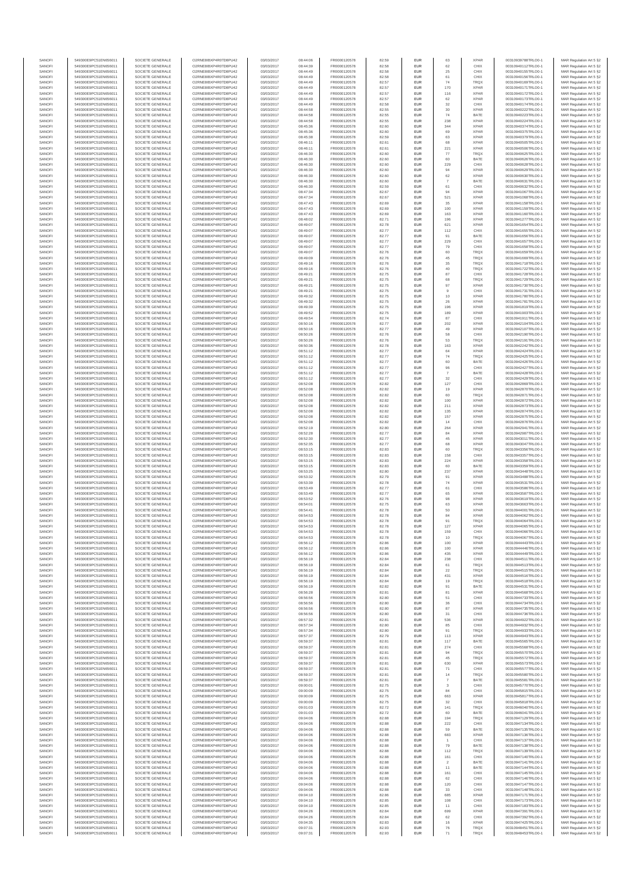| SANOFI | 549300E9PC51EN656011 | SOCIETE GENERALE | O2RNE8IBXP4R0TD8PU42 | 03/03/2017 | 08:44:06 | FR0000120578 | 82.59 | EUR | 63 | XPAR | 00310939788TRLO0-1 | MAR Regulation Art 5 §2 |
|---|---|---|---|---|---|---|---|---|---|---|---|---|
| SANOFI | 549300E9PC51EN656011 | SOCIETE GENERALE | O2RNE8IBXP4R0TD8PU42 | 03/03/2017 | 08:44:39 | FR0000120578 | 82.58 | EUR | 62 | CHIX | 00310940112TRLO0-1 | MAR Regulation Art 5 §2 |
| SANOFI | 549300E9PC51EN656011 | SOCIETE GENERALE | O2RNE8IBXP4R0TD8PU42 | 03/03/2017 | 08:44:49 | FR0000120578 | 82.58 | EUR | 25 | CHIX | 00310940155TRLO0-1 | MAR Regulation Art 5 §2 |
| SANOFI | 549300E9PC51EN656011 | SOCIETE GENERALE | O2RNE8IBXP4R0TD8PU42 | 03/03/2017 | 08:44:49 | FR0000120578 | 82.58 | EUR | 61 | CHIX | 00310940156TRLO0-1 | MAR Regulation Art 5 §2 |
| SANOFI | 549300E9PC51EN656011 | SOCIETE GENERALE | O2RNE8IBXP4R0TD8PU42 | 03/03/2017 | 08:44:49 | FR0000120578 | 82.57 | EUR | 74 | TRQX | 00310940169TRLO0-1 | MAR Regulation Art 5 §2 |
| SANOFI | 549300E9PC51EN656011 | SOCIETE GENERALE | O2RNE8IBXP4R0TD8PU42 | 03/03/2017 | 08:44:49 | FR0000120578 | 82.57 | EUR | 170 | XPAR | 00310940171TRLO0-1 | MAR Regulation Art 5 §2 |
| SANOFI | 549300E9PC51EN656011 | SOCIETE GENERALE | O2RNE8IBXP4R0TD8PU42 | 03/03/2017 | 08:44:49 | FR0000120578 | 82.57 | EUR | 116 | XPAR | 00310940172TRLO0-1 | MAR Regulation Art 5 §2 |
| SANOFI | 549300E9PC51EN656011 | SOCIETE GENERALE | O2RNE8IBXP4R0TD8PU42 | 03/03/2017 | 08:44:49 | FR0000120578 | 82.57 | EUR | 62 | XPAR | 00310940173TRLO0-1 | MAR Regulation Art 5 §2 |
| SANOFI | 549300E9PC51EN656011 | SOCIETE GENERALE | O2RNE8IBXP4R0TD8PU42 | 03/03/2017 | 08:44:49 | FR0000120578 | 82.58 | EUR | 32 | CHIX | 00310940174TRLO0-1 | MAR Regulation Art 5 §2 |
| SANOFI | 549300E9PC51EN656011 | SOCIETE GENERALE | O2RNE8IBXP4R0TD8PU42 | 03/03/2017 | 08:44:58 | FR0000120578 | 82.55 | EUR | 30 | XPAR | 00310940222TRLO0-1 | MAR Regulation Art 5 §2 |
| SANOFI | 549300E9PC51EN656011 | SOCIETE GENERALE | O2RNE8IBXP4R0TD8PU42 | 03/03/2017 | 08:44:58 | FR0000120578 | 82.55 | EUR | 74 | BATE | 00310940223TRLO0-1 | MAR Regulation Art 5 §2 |
| SANOFI | 549300E9PC51EN656011 | SOCIETE GENERALE | O2RNE8IBXP4R0TD8PU42 | 03/03/2017 | 08:44:58 | FR0000120578 | 82.55 | EUR | 238 | XPAR | 00310940224TRLO0-1 | MAR Regulation Art 5 §2 |
| SANOFI | 549300E9PC51EN656011 | SOCIETE GENERALE | O2RNE8IBXP4R0TD8PU42 | 03/03/2017 | 08:45:36 | FR0000120578 | 82.60 | EUR | 344 | XPAR | 00310940374TRLO0-1 | MAR Regulation Art 5 §2 |
| SANOFI | 549300E9PC51EN656011 | SOCIETE GENERALE | O2RNE8IBXP4R0TD8PU42 | 03/03/2017 | 08:45:36 | FR0000120578 | 82.60 | EUR | 69 | XPAR | 00310940375TRLO0-1 | MAR Regulation Art 5 §2 |
| SANOFI | 549300E9PC51EN656011 | SOCIETE GENERALE | O2RNE8IBXP4R0TD8PU42 | 03/03/2017 | 08:45:38 | FR0000120578 | 82.59 | EUR | 63 | XPAR | 00310940379TRLO0-1 | MAR Regulation Art 5 §2 |
| SANOFI | 549300E9PC51EN656011 | SOCIETE GENERALE | O2RNE8IBXP4R0TD8PU42 | 03/03/2017 | 08:46:11 | FR0000120578 | 82.61 | EUR | 68 | XPAR | 00310940505TRLO0-1 | MAR Regulation Art 5 §2 |
| SANOFI | 549300E9PC51EN656011 | SOCIETE GENERALE | O2RNE8IBXP4R0TD8PU42 | 03/03/2017 | 08:46:11 | FR0000120578 | 82.61 | EUR | 221 | XPAR | 00310940506TRLO0-1 | MAR Regulation Art 5 §2 |
| SANOFI | 549300E9PC51EN656011 | SOCIETE GENERALE | O2RNE8IBXP4R0TD8PU42 | 03/03/2017 | 08:46:30 | FR0000120578 | 82.60 | EUR | 77 | TRQX | 00310940625TRLO0-1 | MAR Regulation Art 5 §2 |
| SANOFI | 549300E9PC51EN656011 | SOCIETE GENERALE | O2RNE8IBXP4R0TD8PU42 | 03/03/2017 | 08:46:30 | FR0000120578 | 82.60 | EUR | 60 | BATE | 00310940626TRLO0-1 | MAR Regulation Art 5 §2 |
| SANOFI | 549300E9PC51EN656011 | SOCIETE GENERALE | O2RNE8IBXP4R0TD8PU42 | 03/03/2017 | 08:46:30 | FR0000120578 | 82.60 | EUR | 229 | CHIX | 00310940628TRLO0-1 | MAR Regulation Art 5 §2 |
| SANOFI | 549300E9PC51EN656011 | SOCIETE GENERALE | O2RNE8IBXP4R0TD8PU42 | 03/03/2017 | 08:46:30 | FR0000120578 | 82.60 | EUR | 94 | XPAR | 00310940629TRLO0-1 | MAR Regulation Art 5 §2 |
| SANOFI | 549300E9PC51EN656011 | SOCIETE GENERALE | O2RNE8IBXP4R0TD8PU42 | 03/03/2017 | 08:46:30 | FR0000120578 | 82.60 | EUR | 62 | XPAR | 00310940630TRLO0-1 | MAR Regulation Art 5 §2 |
| SANOFI | 549300E9PC51EN656011 | SOCIETE GENERALE | O2RNE8IBXP4R0TD8PU42 | 03/03/2017 | 08:46:30 | FR0000120578 | 82.60 | EUR | 7 | BATE | 00310940631TRLO0-1 | MAR Regulation Art 5 §2 |
| SANOFI | 549300E9PC51EN656011 | SOCIETE GENERALE | O2RNE8IBXP4R0TD8PU42 | 03/03/2017 | 08:46:30 | FR0000120578 | 82.59 | EUR | 61 | CHIX | 00310940632TRLO0-1 | MAR Regulation Art 5 §2 |
| SANOFI | 549300E9PC51EN656011 | SOCIETE GENERALE | O2RNE8IBXP4R0TD8PU42 | 03/03/2017 | 08:47:34 | FR0000120578 | 82.67 | EUR | 94 | XPAR | 00310941067TRLO0-1 | MAR Regulation Art 5 §2 |
| SANOFI | 549300E9PC51EN656011 | SOCIETE GENERALE | O2RNE8IBXP4R0TD8PU42 | 03/03/2017 | 08:47:34 | FR0000120578 | 82.67 | EUR | 521 | XPAR | 00310941068TRLO0-1 | MAR Regulation Art 5 §2 |
| SANOFI | 549300E9PC51EN656011 | SOCIETE GENERALE | O2RNE8IBXP4R0TD8PU42 | 03/03/2017 | 08:47:43 | FR0000120578 | 82.69 | EUR | 35 | XPAR | 00310941158TRLO0-1 | MAR Regulation Art 5 §2 |
| SANOFI | 549300E9PC51EN656011 | SOCIETE GENERALE | O2RNE8IBXP4R0TD8PU42 | 03/03/2017 | 08:47:43 | FR0000120578 | 82.69 | EUR | 100 | XPAR | 00310941159TRLO0-1 | MAR Regulation Art 5 §2 |
| SANOFI | 549300E9PC51EN656011 | SOCIETE GENERALE | O2RNE8IBXP4R0TD8PU42 | 03/03/2017 | 08:47:43 | FR0000120578 | 82.69 | EUR | 163 | XPAR | 00310941160TRLO0-1 | MAR Regulation Art 5 §2 |
| SANOFI | 549300E9PC51EN656011 | SOCIETE GENERALE | O2RNE8IBXP4R0TD8PU42 | 03/03/2017 | 08:48:02 | FR0000120578 | 82.71 | EUR | 196 | XPAR | 00310941277TRLO0-1 | MAR Regulation Art 5 §2 |
| SANOFI | 549300E9PC51EN656011 | SOCIETE GENERALE | O2RNE8IBXP4R0TD8PU42 | 03/03/2017 | 08:49:07 | FR0000120578 | 82.78 | EUR | 621 | XPAR | 00310941654TRLO0-1 | MAR Regulation Art 5 §2 |
| SANOFI | 549300E9PC51EN656011 | SOCIETE GENERALE | O2RNE8IBXP4R0TD8PU42 | 03/03/2017 | 08:49:07 | FR0000120578 | 82.77 | EUR | 112 | CHIX | 00310941655TRLO0-1 | MAR Regulation Art 5 §2 |
| SANOFI | 549300E9PC51EN656011 | SOCIETE GENERALE | O2RNE8IBXP4R0TD8PU42 | 03/03/2017 | 08:49:07 | FR0000120578 | 82.77 | EUR | 91 | BATE | 00310941656TRLO0-1 | MAR Regulation Art 5 §2 |
| SANOFI | 549300E9PC51EN656011 | SOCIETE GENERALE | O2RNE8IBXP4R0TD8PU42 | 03/03/2017 | 08:49:07 | FR0000120578 | 82.77 | EUR | 229 | CHIX | 00310941657TRLO0-1 | MAR Regulation Art 5 §2 |
| SANOFI | 549300E9PC51EN656011 | SOCIETE GENERALE | O2RNE8IBXP4R0TD8PU42 | 03/03/2017 | 08:49:07 | FR0000120578 | 82.77 | EUR | 79 | CHIX | 00310941658TRLO0-1 | MAR Regulation Art 5 §2 |
| SANOFI | 549300E9PC51EN656011 | SOCIETE GENERALE | O2RNE8IBXP4R0TD8PU42 | 03/03/2017 | 08:49:07 | FR0000120578 | 82.76 | EUR | 60 | TRQX | 00310941659TRLO0-1 | MAR Regulation Art 5 §2 |
| SANOFI | 549300E9PC51EN656011 | SOCIETE GENERALE | O2RNE8IBXP4R0TD8PU42 | 03/03/2017 | 08:49:09 | FR0000120578 | 82.76 | EUR | 45 | TRQX | 00310941669TRLO0-1 | MAR Regulation Art 5 §2 |
| SANOFI | 549300E9PC51EN656011 | SOCIETE GENERALE | O2RNE8IBXP4R0TD8PU42 | 03/03/2017 | 08:49:16 | FR0000120578 | 82.76 | EUR | 35 | TRQX | 00310941718TRLO0-1 | MAR Regulation Art 5 §2 |
| SANOFI | 549300E9PC51EN656011 | SOCIETE GENERALE | O2RNE8IBXP4R0TD8PU42 | 03/03/2017 | 08:49:16 | FR0000120578 | 82.76 | EUR | 40 | TRQX | 00310941722TRLO0-1 | MAR Regulation Art 5 §2 |
| SANOFI | 549300E9PC51EN656011 | SOCIETE GENERALE | O2RNE8IBXP4R0TD8PU42 | 03/03/2017 | 08:49:21 | FR0000120578 | 82.75 | EUR | 87 | CHIX | 00310941728TRLO0-1 | MAR Regulation Art 5 §2 |
| SANOFI | 549300E9PC51EN656011 | SOCIETE GENERALE | O2RNE8IBXP4R0TD8PU42 | 03/03/2017 | 08:49:21 | FR0000120578 | 82.75 | EUR | 68 | TRQX | 00310941729TRLO0-1 | MAR Regulation Art 5 §2 |
| SANOFI | 549300E9PC51EN656011 | SOCIETE GENERALE | O2RNE8IBXP4R0TD8PU42 | 03/03/2017 | 08:49:21 | FR0000120578 | 82.75 | EUR | 97 | XPAR | 00310941730TRLO0-1 | MAR Regulation Art 5 §2 |
| SANOFI | 549300E9PC51EN656011 | SOCIETE GENERALE | O2RNE8IBXP4R0TD8PU42 | 03/03/2017 | 08:49:21 | FR0000120578 | 82.75 | EUR | 9 | CHIX | 00310941731TRLO0-1 | MAR Regulation Art 5 §2 |
| SANOFI | 549300E9PC51EN656011 | SOCIETE GENERALE | O2RNE8IBXP4R0TD8PU42 | 03/03/2017 | 08:49:32 | FR0000120578 | 82.75 | EUR | 10 | XPAR | 00310941780TRLO0-1 | MAR Regulation Art 5 §2 |
| SANOFI | 549300E9PC51EN656011 | SOCIETE GENERALE | O2RNE8IBXP4R0TD8PU42 | 03/03/2017 | 08:49:32 | FR0000120578 | 82.75 | EUR | 26 | XPAR | 00310941781TRLO0-1 | MAR Regulation Art 5 §2 |
| SANOFI | 549300E9PC51EN656011 | SOCIETE GENERALE | O2RNE8IBXP4R0TD8PU42 | 03/03/2017 | 08:49:39 | FR0000120578 | 82.75 | EUR | 196 | XPAR | 00310941819TRLO0-1 | MAR Regulation Art 5 §2 |
| SANOFI | 549300E9PC51EN656011 | SOCIETE GENERALE | O2RNE8IBXP4R0TD8PU42 | 03/03/2017 | 08:49:52 | FR0000120578 | 82.75 | EUR | 189 | XPAR | 00310941903TRLO0-1 | MAR Regulation Art 5 §2 |
| SANOFI | 549300E9PC51EN656011 | SOCIETE GENERALE | O2RNE8IBXP4R0TD8PU42 | 03/03/2017 | 08:49:54 | FR0000120578 | 82.74 | EUR | 87 | CHIX | 00310941911TRLO0-1 | MAR Regulation Art 5 §2 |
| SANOFI | 549300E9PC51EN656011 | SOCIETE GENERALE | O2RNE8IBXP4R0TD8PU42 | 03/03/2017 | 08:50:16 | FR0000120578 | 82.77 | EUR | 202 | XPAR | 00310942104TRLO0-1 | MAR Regulation Art 5 §2 |
| SANOFI | 549300E9PC51EN656011 | SOCIETE GENERALE | O2RNE8IBXP4R0TD8PU42 | 03/03/2017 | 08:50:16 | FR0000120578 | 82.77 | EUR | 49 | XPAR | 00310942107TRLO0-1 | MAR Regulation Art 5 §2 |
| SANOFI | 549300E9PC51EN656011 | SOCIETE GENERALE | O2RNE8IBXP4R0TD8PU42 | 03/03/2017 | 08:50:26 | FR0000120578 | 82.76 | EUR | 58 | CHIX | 00310942190TRLO0-1 | MAR Regulation Art 5 §2 |
| SANOFI | 549300E9PC51EN656011 | SOCIETE GENERALE | O2RNE8IBXP4R0TD8PU42 | 03/03/2017 | 08:50:26 | FR0000120578 | 82.76 | EUR | 53 | TRQX | 00310942191TRLO0-1 | MAR Regulation Art 5 §2 |
| SANOFI | 549300E9PC51EN656011 | SOCIETE GENERALE | O2RNE8IBXP4R0TD8PU42 | 03/03/2017 | 08:50:36 | FR0000120578 | 82.78 | EUR | 163 | XPAR | 00310942242TRLO0-1 | MAR Regulation Art 5 §2 |
| SANOFI | 549300E9PC51EN656011 | SOCIETE GENERALE | O2RNE8IBXP4R0TD8PU42 | 03/03/2017 | 08:51:12 | FR0000120578 | 82.77 | EUR | 64 | XPAR | 00310942424TRLO0-1 | MAR Regulation Art 5 §2 |
| SANOFI | 549300E9PC51EN656011 | SOCIETE GENERALE | O2RNE8IBXP4R0TD8PU42 | 03/03/2017 | 08:51:12 | FR0000120578 | 82.77 | EUR | 74 | TRQX | 00310942425TRLO0-1 | MAR Regulation Art 5 §2 |
| SANOFI | 549300E9PC51EN656011 | SOCIETE GENERALE | O2RNE8IBXP4R0TD8PU42 | 03/03/2017 | 08:51:12 | FR0000120578 | 82.77 | EUR | 60 | BATE | 00310942426TRLO0-1 | MAR Regulation Art 5 §2 |
| SANOFI | 549300E9PC51EN656011 | SOCIETE GENERALE | O2RNE8IBXP4R0TD8PU42 | 03/03/2017 | 08:51:12 | FR0000120578 | 82.77 | EUR | 96 | CHIX | 00310942427TRLO0-1 | MAR Regulation Art 5 §2 |
| SANOFI | 549300E9PC51EN656011 | SOCIETE GENERALE | O2RNE8IBXP4R0TD8PU42 | 03/03/2017 | 08:51:12 | FR0000120578 | 82.77 | EUR | 7 | BATE | 00310942428TRLO0-1 | MAR Regulation Art 5 §2 |
| SANOFI | 549300E9PC51EN656011 | SOCIETE GENERALE | O2RNE8IBXP4R0TD8PU42 | 03/03/2017 | 08:51:12 | FR0000120578 | 82.77 | EUR | 32 | CHIX | 00310942429TRLO0-1 | MAR Regulation Art 5 §2 |
| SANOFI | 549300E9PC51EN656011 | SOCIETE GENERALE | O2RNE8IBXP4R0TD8PU42 | 03/03/2017 | 08:52:08 | FR0000120578 | 82.82 | EUR | 127 | CHIX | 00310942869TRLO0-1 | MAR Regulation Art 5 §2 |
| SANOFI | 549300E9PC51EN656011 | SOCIETE GENERALE | O2RNE8IBXP4R0TD8PU42 | 03/03/2017 | 08:52:08 | FR0000120578 | 82.82 | EUR | 19 | XPAR | 00310942870TRLO0-1 | MAR Regulation Art 5 §2 |
| SANOFI | 549300E9PC51EN656011 | SOCIETE GENERALE | O2RNE8IBXP4R0TD8PU42 | 03/03/2017 | 08:52:08 | FR0000120578 | 82.82 | EUR | 60 | TRQX | 00310942871TRLO0-1 | MAR Regulation Art 5 §2 |
| SANOFI | 549300E9PC51EN656011 | SOCIETE GENERALE | O2RNE8IBXP4R0TD8PU42 | 03/03/2017 | 08:52:08 | FR0000120578 | 82.82 | EUR | 100 | XPAR | 00310942872TRLO0-1 | MAR Regulation Art 5 §2 |
| SANOFI | 549300E9PC51EN656011 | SOCIETE GENERALE | O2RNE8IBXP4R0TD8PU42 | 03/03/2017 | 08:52:08 | FR0000120578 | 82.82 | EUR | 211 | XPAR | 00310942873TRLO0-1 | MAR Regulation Art 5 §2 |
| SANOFI | 549300E9PC51EN656011 | SOCIETE GENERALE | O2RNE8IBXP4R0TD8PU42 | 03/03/2017 | 08:52:08 | FR0000120578 | 82.82 | EUR | 135 | XPAR | 00310942874TRLO0-1 | MAR Regulation Art 5 §2 |
| SANOFI | 549300E9PC51EN656011 | SOCIETE GENERALE | O2RNE8IBXP4R0TD8PU42 | 03/03/2017 | 08:52:08 | FR0000120578 | 82.82 | EUR | 157 | XPAR | 00310942875TRLO0-1 | MAR Regulation Art 5 §2 |
| SANOFI | 549300E9PC51EN656011 | SOCIETE GENERALE | O2RNE8IBXP4R0TD8PU42 | 03/03/2017 | 08:52:08 | FR0000120578 | 82.82 | EUR | 14 | CHIX | 00310942876TRLO0-1 | MAR Regulation Art 5 §2 |
| SANOFI | 549300E9PC51EN656011 | SOCIETE GENERALE | O2RNE8IBXP4R0TD8PU42 | 03/03/2017 | 08:52:19 | FR0000120578 | 82.80 | EUR | 264 | XPAR | 00310942941TRLO0-1 | MAR Regulation Art 5 §2 |
| SANOFI | 549300E9PC51EN656011 | SOCIETE GENERALE | O2RNE8IBXP4R0TD8PU42 | 03/03/2017 | 08:52:28 | FR0000120578 | 82.77 | EUR | 84 | XPAR | 00310942987TRLO0-1 | MAR Regulation Art 5 §2 |
| SANOFI | 549300E9PC51EN656011 | SOCIETE GENERALE | O2RNE8IBXP4R0TD8PU42 | 03/03/2017 | 08:52:30 | FR0000120578 | 82.77 | EUR | 45 | XPAR | 00310943011TRLO0-1 | MAR Regulation Art 5 §2 |
| SANOFI | 549300E9PC51EN656011 | SOCIETE GENERALE | O2RNE8IBXP4R0TD8PU42 | 03/03/2017 | 08:52:35 | FR0000120578 | 82.77 | EUR | 68 | XPAR | 00310943047TRLO0-1 | MAR Regulation Art 5 §2 |
| SANOFI | 549300E9PC51EN656011 | SOCIETE GENERALE | O2RNE8IBXP4R0TD8PU42 | 03/03/2017 | 08:53:15 | FR0000120578 | 82.83 | EUR | 60 | TRQX | 00310943356TRLO0-1 | MAR Regulation Art 5 §2 |
| SANOFI | 549300E9PC51EN656011 | SOCIETE GENERALE | O2RNE8IBXP4R0TD8PU42 | 03/03/2017 | 08:53:15 | FR0000120578 | 82.83 | EUR | 158 | CHIX | 00310943357TRLO0-1 | MAR Regulation Art 5 §2 |
| SANOFI | 549300E9PC51EN656011 | SOCIETE GENERALE | O2RNE8IBXP4R0TD8PU42 | 03/03/2017 | 08:53:15 | FR0000120578 | 82.83 | EUR | 224 | XPAR | 00310943358TRLO0-1 | MAR Regulation Art 5 §2 |
| SANOFI | 549300E9PC51EN656011 | SOCIETE GENERALE | O2RNE8IBXP4R0TD8PU42 | 03/03/2017 | 08:53:15 | FR0000120578 | 82.83 | EUR | 60 | BATE | 00310943359TRLO0-1 | MAR Regulation Art 5 §2 |
| SANOFI | 549300E9PC51EN656011 | SOCIETE GENERALE | O2RNE8IBXP4R0TD8PU42 | 03/03/2017 | 08:53:25 | FR0000120578 | 82.80 | EUR | 237 | XPAR | 00310943448TRLO0-1 | MAR Regulation Art 5 §2 |
| SANOFI | 549300E9PC51EN656011 | SOCIETE GENERALE | O2RNE8IBXP4R0TD8PU42 | 03/03/2017 | 08:53:32 | FR0000120578 | 82.79 | EUR | 91 | XPAR | 00310943488TRLO0-1 | MAR Regulation Art 5 §2 |
| SANOFI | 549300E9PC51EN656011 | SOCIETE GENERALE | O2RNE8IBXP4R0TD8PU42 | 03/03/2017 | 08:53:39 | FR0000120578 | 82.78 | EUR | 74 | XPAR | 00310943531TRLO0-1 | MAR Regulation Art 5 §2 |
| SANOFI | 549300E9PC51EN656011 | SOCIETE GENERALE | O2RNE8IBXP4R0TD8PU42 | 03/03/2017 | 08:53:49 | FR0000120578 | 82.77 | EUR | 61 | CHIX | 00310943586TRLO0-1 | MAR Regulation Art 5 §2 |
| SANOFI | 549300E9PC51EN656011 | SOCIETE GENERALE | O2RNE8IBXP4R0TD8PU42 | 03/03/2017 | 08:53:49 | FR0000120578 | 82.77 | EUR | 65 | XPAR | 00310943587TRLO0-1 | MAR Regulation Art 5 §2 |
| SANOFI | 549300E9PC51EN656011 | SOCIETE GENERALE | O2RNE8IBXP4R0TD8PU42 | 03/03/2017 | 08:53:52 | FR0000120578 | 82.76 | EUR | 98 | XPAR | 00310943619TRLO0-1 | MAR Regulation Art 5 §2 |
| SANOFI | 549300E9PC51EN656011 | SOCIETE GENERALE | O2RNE8IBXP4R0TD8PU42 | 03/03/2017 | 08:54:01 | FR0000120578 | 82.75 | EUR | 63 | XPAR | 00310943663TRLO0-1 | MAR Regulation Art 5 §2 |
| SANOFI | 549300E9PC51EN656011 | SOCIETE GENERALE | O2RNE8IBXP4R0TD8PU42 | 03/03/2017 | 08:54:41 | FR0000120578 | 82.78 | EUR | 50 | XPAR | 00310944001TRLO0-1 | MAR Regulation Art 5 §2 |
| SANOFI | 549300E9PC51EN656011 | SOCIETE GENERALE | O2RNE8IBXP4R0TD8PU42 | 03/03/2017 | 08:54:53 | FR0000120578 | 82.78 | EUR | 84 | XPAR | 00310944062TRLO0-1 | MAR Regulation Art 5 §2 |
| SANOFI | 549300E9PC51EN656011 | SOCIETE GENERALE | O2RNE8IBXP4R0TD8PU42 | 03/03/2017 | 08:54:53 | FR0000120578 | 82.78 | EUR | 91 | TRQX | 00310944064TRLO0-1 | MAR Regulation Art 5 §2 |
| SANOFI | 549300E9PC51EN656011 | SOCIETE GENERALE | O2RNE8IBXP4R0TD8PU42 | 03/03/2017 | 08:54:53 | FR0000120578 | 82.78 | EUR | 127 | XPAR | 00310944065TRLO0-1 | MAR Regulation Art 5 §2 |
| SANOFI | 549300E9PC51EN656011 | SOCIETE GENERALE | O2RNE8IBXP4R0TD8PU42 | 03/03/2017 | 08:54:53 | FR0000120578 | 82.78 | EUR | 159 | CHIX | 00310944066TRLO0-1 | MAR Regulation Art 5 §2 |
| SANOFI | 549300E9PC51EN656011 | SOCIETE GENERALE | O2RNE8IBXP4R0TD8PU42 | 03/03/2017 | 08:54:53 | FR0000120578 | 82.78 | EUR | 10 | TRQX | 00310944067TRLO0-1 | MAR Regulation Art 5 §2 |
| SANOFI | 549300E9PC51EN656011 | SOCIETE GENERALE | O2RNE8IBXP4R0TD8PU42 | 03/03/2017 | 08:56:12 | FR0000120578 | 82.86 | EUR | 100 | XPAR | 00310944443TRLO0-1 | MAR Regulation Art 5 §2 |
| SANOFI | 549300E9PC51EN656011 | SOCIETE GENERALE | O2RNE8IBXP4R0TD8PU42 | 03/03/2017 | 08:56:12 | FR0000120578 | 82.86 | EUR | 100 | XPAR | 00310944448TRLO0-1 | MAR Regulation Art 5 §2 |
| SANOFI | 549300E9PC51EN656011 | SOCIETE GENERALE | O2RNE8IBXP4R0TD8PU42 | 03/03/2017 | 08:56:12 | FR0000120578 | 82.86 | EUR | 435 | XPAR | 00310944449TRLO0-1 | MAR Regulation Art 5 §2 |
| SANOFI | 549300E9PC51EN656011 | SOCIETE GENERALE | O2RNE8IBXP4R0TD8PU42 | 03/03/2017 | 08:56:19 | FR0000120578 | 82.84 | EUR | 238 | CHIX | 00310944511TRLO0-1 | MAR Regulation Art 5 §2 |
| SANOFI | 549300E9PC51EN656011 | SOCIETE GENERALE | O2RNE8IBXP4R0TD8PU42 | 03/03/2017 | 08:56:19 | FR0000120578 | 82.84 | EUR | 61 | TRQX | 00310944513TRLO0-1 | MAR Regulation Art 5 §2 |
| SANOFI | 549300E9PC51EN656011 | SOCIETE GENERALE | O2RNE8IBXP4R0TD8PU42 | 03/03/2017 | 08:56:19 | FR0000120578 | 82.84 | EUR | 22 | TRQX | 00310944515TRLO0-1 | MAR Regulation Art 5 §2 |
| SANOFI | 549300E9PC51EN656011 | SOCIETE GENERALE | O2RNE8IBXP4R0TD8PU42 | 03/03/2017 | 08:56:19 | FR0000120578 | 82.84 | EUR | 431 | XPAR | 00310944516TRLO0-1 | MAR Regulation Art 5 §2 |
| SANOFI | 549300E9PC51EN656011 | SOCIETE GENERALE | O2RNE8IBXP4R0TD8PU42 | 03/03/2017 | 08:56:19 | FR0000120578 | 82.84 | EUR | 19 | TRQX | 00310944518TRLO0-1 | MAR Regulation Art 5 §2 |
| SANOFI | 549300E9PC51EN656011 | SOCIETE GENERALE | O2RNE8IBXP4R0TD8PU42 | 03/03/2017 | 08:56:19 | FR0000120578 | 82.82 | EUR | 91 | BATE | 00310944531TRLO0-1 | MAR Regulation Art 5 §2 |
| SANOFI | 549300E9PC51EN656011 | SOCIETE GENERALE | O2RNE8IBXP4R0TD8PU42 | 03/03/2017 | 08:56:28 | FR0000120578 | 82.81 | EUR | 81 | XPAR | 00310944584TRLO0-1 | MAR Regulation Art 5 §2 |
| SANOFI | 549300E9PC51EN656011 | SOCIETE GENERALE | O2RNE8IBXP4R0TD8PU42 | 03/03/2017 | 08:56:56 | FR0000120578 | 82.80 | EUR | 51 | CHIX | 00310944733TRLO0-1 | MAR Regulation Art 5 §2 |
| SANOFI | 549300E9PC51EN656011 | SOCIETE GENERALE | O2RNE8IBXP4R0TD8PU42 | 03/03/2017 | 08:56:56 | FR0000120578 | 82.80 | EUR | 36 | CHIX | 00310944734TRLO0-1 | MAR Regulation Art 5 §2 |
| SANOFI | 549300E9PC51EN656011 | SOCIETE GENERALE | O2RNE8IBXP4R0TD8PU42 | 03/03/2017 | 08:56:56 | FR0000120578 | 82.80 | EUR | 87 | XPAR | 00310944735TRLO0-1 | MAR Regulation Art 5 §2 |
| SANOFI | 549300E9PC51EN656011 | SOCIETE GENERALE | O2RNE8IBXP4R0TD8PU42 | 03/03/2017 | 08:56:56 | FR0000120578 | 82.80 | EUR | 31 | CHIX | 00310944736TRLO0-1 | MAR Regulation Art 5 §2 |
| SANOFI | 549300E9PC51EN656011 | SOCIETE GENERALE | O2RNE8IBXP4R0TD8PU42 | 03/03/2017 | 08:57:32 | FR0000120578 | 82.81 | EUR | 536 | XPAR | 00310944922TRLO0-1 | MAR Regulation Art 5 §2 |
| SANOFI | 549300E9PC51EN656011 | SOCIETE GENERALE | O2RNE8IBXP4R0TD8PU42 | 03/03/2017 | 08:57:34 | FR0000120578 | 82.80 | EUR | 85 | CHIX | 00310944932TRLO0-1 | MAR Regulation Art 5 §2 |
| SANOFI | 549300E9PC51EN656011 | SOCIETE GENERALE | O2RNE8IBXP4R0TD8PU42 | 03/03/2017 | 08:57:34 | FR0000120578 | 82.80 | EUR | 91 | TRQX | 00310944933TRLO0-1 | MAR Regulation Art 5 §2 |
| SANOFI | 549300E9PC51EN656011 | SOCIETE GENERALE | O2RNE8IBXP4R0TD8PU42 | 03/03/2017 | 08:57:37 | FR0000120578 | 82.79 | EUR | 113 | XPAR | 00310944943TRLO0-1 | MAR Regulation Art 5 §2 |
| SANOFI | 549300E9PC51EN656011 | SOCIETE GENERALE | O2RNE8IBXP4R0TD8PU42 | 03/03/2017 | 08:59:37 | FR0000120578 | 82.81 | EUR | 117 | BATE | 00310945565TRLO0-1 | MAR Regulation Art 5 §2 |
| SANOFI | 549300E9PC51EN656011 | SOCIETE GENERALE | O2RNE8IBXP4R0TD8PU42 | 03/03/2017 | 08:59:37 | FR0000120578 | 82.81 | EUR | 274 | CHIX | 00310945568TRLO0-1 | MAR Regulation Art 5 §2 |
| SANOFI | 549300E9PC51EN656011 | SOCIETE GENERALE | O2RNE8IBXP4R0TD8PU42 | 03/03/2017 | 08:59:37 | FR0000120578 | 82.81 | EUR | 94 | TRQX | 00310945570TRLO0-1 | MAR Regulation Art 5 §2 |
| SANOFI | 549300E9PC51EN656011 | SOCIETE GENERALE | O2RNE8IBXP4R0TD8PU42 | 03/03/2017 | 08:59:37 | FR0000120578 | 82.81 | EUR | 45 | TRQX | 00310945572TRLO0-1 | MAR Regulation Art 5 §2 |
| SANOFI | 549300E9PC51EN656011 | SOCIETE GENERALE | O2RNE8IBXP4R0TD8PU42 | 03/03/2017 | 08:59:37 | FR0000120578 | 82.81 | EUR | 630 | XPAR | 00310945573TRLO0-1 | MAR Regulation Art 5 §2 |
| SANOFI | 549300E9PC51EN656011 | SOCIETE GENERALE | O2RNE8IBXP4R0TD8PU42 | 03/03/2017 | 08:59:37 | FR0000120578 | 82.81 | EUR | 71 | CHIX | 00310945577TRLO0-1 | MAR Regulation Art 5 §2 |
| SANOFI | 549300E9PC51EN656011 | SOCIETE GENERALE | O2RNE8IBXP4R0TD8PU42 | 03/03/2017 | 08:59:37 | FR0000120578 | 82.81 | EUR | 14 | TRQX | 00310945580TRLO0-1 | MAR Regulation Art 5 §2 |
| SANOFI | 549300E9PC51EN656011 | SOCIETE GENERALE | O2RNE8IBXP4R0TD8PU42 | 03/03/2017 | 08:59:37 | FR0000120578 | 82.81 | EUR | 7 | BATE | 00310945581TRLO0-1 | MAR Regulation Art 5 §2 |
| SANOFI | 549300E9PC51EN656011 | SOCIETE GENERALE | O2RNE8IBXP4R0TD8PU42 | 03/03/2017 | 09:00:01 | FR0000120578 | 82.75 | EUR | 3 | CHIX | 00310945770TRLO0-1 | MAR Regulation Art 5 §2 |
| SANOFI | 549300E9PC51EN656011 | SOCIETE GENERALE | O2RNE8IBXP4R0TD8PU42 | 03/03/2017 | 09:00:09 | FR0000120578 | 82.75 | EUR | 84 | CHIX | 00310945815TRLO0-1 | MAR Regulation Art 5 §2 |
| SANOFI | 549300E9PC51EN656011 | SOCIETE GENERALE | O2RNE8IBXP4R0TD8PU42 | 03/03/2017 | 09:00:09 | FR0000120578 | 82.75 | EUR | 663 | XPAR | 00310945817TRLO0-1 | MAR Regulation Art 5 §2 |
| SANOFI | 549300E9PC51EN656011 | SOCIETE GENERALE | O2RNE8IBXP4R0TD8PU42 | 03/03/2017 | 09:00:09 | FR0000120578 | 82.75 | EUR | 32 | CHIX | 00310945818TRLO0-1 | MAR Regulation Art 5 §2 |
| SANOFI | 549300E9PC51EN656011 | SOCIETE GENERALE | O2RNE8IBXP4R0TD8PU42 | 03/03/2017 | 09:01:03 | FR0000120578 | 82.72 | EUR | 141 | TRQX | 00310946040TRLO0-1 | MAR Regulation Art 5 §2 |
| SANOFI | 549300E9PC51EN656011 | SOCIETE GENERALE | O2RNE8IBXP4R0TD8PU42 | 03/03/2017 | 09:01:03 | FR0000120578 | 82.72 | EUR | 60 | BATE | 00310946041TRLO0-1 | MAR Regulation Art 5 §2 |
| SANOFI | 549300E9PC51EN656011 | SOCIETE GENERALE | O2RNE8IBXP4R0TD8PU42 | 03/03/2017 | 09:04:06 | FR0000120578 | 82.88 | EUR | 194 | TRQX | 00310947129TRLO0-1 | MAR Regulation Art 5 §2 |
| SANOFI | 549300E9PC51EN656011 | SOCIETE GENERALE | O2RNE8IBXP4R0TD8PU42 | 03/03/2017 | 09:04:06 | FR0000120578 | 82.88 | EUR | 222 | CHIX | 00310947134TRLO0-1 | MAR Regulation Art 5 §2 |
| SANOFI | 549300E9PC51EN656011 | SOCIETE GENERALE | O2RNE8IBXP4R0TD8PU42 | 03/03/2017 | 09:04:06 | FR0000120578 | 82.88 | EUR | 59 | BATE | 00310947135TRLO0-1 | MAR Regulation Art 5 §2 |
| SANOFI | 549300E9PC51EN656011 | SOCIETE GENERALE | O2RNE8IBXP4R0TD8PU42 | 03/03/2017 | 09:04:06 | FR0000120578 | 82.88 | EUR | 683 | XPAR | 00310947136TRLO0-1 | MAR Regulation Art 5 §2 |
| SANOFI | 549300E9PC51EN656011 | SOCIETE GENERALE | O2RNE8IBXP4R0TD8PU42 | 03/03/2017 | 09:04:06 | FR0000120578 | 82.88 | EUR | 1 | CHIX | 00310947137TRLO0-1 | MAR Regulation Art 5 §2 |
| SANOFI | 549300E9PC51EN656011 | SOCIETE GENERALE | O2RNE8IBXP4R0TD8PU42 | 03/03/2017 | 09:04:06 | FR0000120578 | 82.88 | EUR | 79 | BATE | 00310947138TRLO0-1 | MAR Regulation Art 5 §2 |
| SANOFI | 549300E9PC51EN656011 | SOCIETE GENERALE | O2RNE8IBXP4R0TD8PU42 | 03/03/2017 | 09:04:06 | FR0000120578 | 82.88 | EUR | 112 | TRQX | 00310947139TRLO0-1 | MAR Regulation Art 5 §2 |
| SANOFI | 549300E9PC51EN656011 | SOCIETE GENERALE | O2RNE8IBXP4R0TD8PU42 | 03/03/2017 | 09:04:06 | FR0000120578 | 82.88 | EUR | 161 | CHIX | 00310947140TRLO0-1 | MAR Regulation Art 5 §2 |
| SANOFI | 549300E9PC51EN656011 | SOCIETE GENERALE | O2RNE8IBXP4R0TD8PU42 | 03/03/2017 | 09:04:06 | FR0000120578 | 82.88 | EUR | 2 | BATE | 00310947141TRLO0-1 | MAR Regulation Art 5 §2 |
| SANOFI | 549300E9PC51EN656011 | SOCIETE GENERALE | O2RNE8IBXP4R0TD8PU42 | 03/03/2017 | 09:04:06 | FR0000120578 | 82.88 | EUR | 11 | BATE | 00310947144TRLO0-1 | MAR Regulation Art 5 §2 |
| SANOFI | 549300E9PC51EN656011 | SOCIETE GENERALE | O2RNE8IBXP4R0TD8PU42 | 03/03/2017 | 09:04:06 | FR0000120578 | 82.88 | EUR | 161 | CHIX | 00310947145TRLO0-1 | MAR Regulation Art 5 §2 |
| SANOFI | 549300E9PC51EN656011 | SOCIETE GENERALE | O2RNE8IBXP4R0TD8PU42 | 03/03/2017 | 09:04:06 | FR0000120578 | 82.88 | EUR | 62 | CHIX | 00310947146TRLO0-1 | MAR Regulation Art 5 §2 |
| SANOFI | 549300E9PC51EN656011 | SOCIETE GENERALE | O2RNE8IBXP4R0TD8PU42 | 03/03/2017 | 09:04:06 | FR0000120578 | 82.88 | EUR | 120 | CHIX | 00310947147TRLO0-1 | MAR Regulation Art 5 §2 |
| SANOFI | 549300E9PC51EN656011 | SOCIETE GENERALE | O2RNE8IBXP4R0TD8PU42 | 03/03/2017 | 09:04:06 | FR0000120578 | 82.88 | EUR | 33 | CHIX | 00310947148TRLO0-1 | MAR Regulation Art 5 §2 |
| SANOFI | 549300E9PC51EN656011 | SOCIETE GENERALE | O2RNE8IBXP4R0TD8PU42 | 03/03/2017 | 09:04:10 | FR0000120578 | 82.86 | EUR | 685 | XPAR | 00310947171TRLO0-1 | MAR Regulation Art 5 §2 |
| SANOFI | 549300E9PC51EN656011 | SOCIETE GENERALE | O2RNE8IBXP4R0TD8PU42 | 03/03/2017 | 09:04:10 | FR0000120578 | 82.85 | EUR | 108 | CHIX | 00310947173TRLO0-1 | MAR Regulation Art 5 §2 |
| SANOFI | 549300E9PC51EN656011 | SOCIETE GENERALE | O2RNE8IBXP4R0TD8PU42 | 03/03/2017 | 09:04:10 | FR0000120578 | 82.85 | EUR | 11 | CHIX | 00310947183TRLO0-1 | MAR Regulation Art 5 §2 |
| SANOFI | 549300E9PC51EN656011 | SOCIETE GENERALE | O2RNE8IBXP4R0TD8PU42 | 03/03/2017 | 09:04:26 | FR0000120578 | 82.84 | EUR | 699 | XPAR | 00310947391TRLO0-1 | MAR Regulation Art 5 §2 |
| SANOFI | 549300E9PC51EN656011 | SOCIETE GENERALE | O2RNE8IBXP4R0TD8PU42 | 03/03/2017 | 09:04:26 | FR0000120578 | 82.84 | EUR | 62 | CHIX | 00310947392TRLO0-1 | MAR Regulation Art 5 §2 |
| SANOFI | 549300E9PC51EN656011 | SOCIETE GENERALE | O2RNE8IBXP4R0TD8PU42 | 03/03/2017 | 09:04:35 | FR0000120578 | 82.83 | EUR | 16 | XPAR | 00310947425TRLO0-1 | MAR Regulation Art 5 §2 |
| SANOFI | 549300E9PC51EN656011 | SOCIETE GENERALE | O2RNE8IBXP4R0TD8PU42 | 03/03/2017 | 09:07:31 | FR0000120578 | 82.93 | EUR | 76 | TRQX | 00310948451TRLO0-1 | MAR Regulation Art 5 §2 |
| SANOFI | 549300E9PC51EN656011 | SOCIETE GENERALE | O2RNE8IBXP4R0TD8PU42 | 03/03/2017 | 09:07:31 | FR0000120578 | 82.93 | EUR | 71 | TRQX | 00310948453TRLO0-1 | MAR Regulation Art 5 §2 |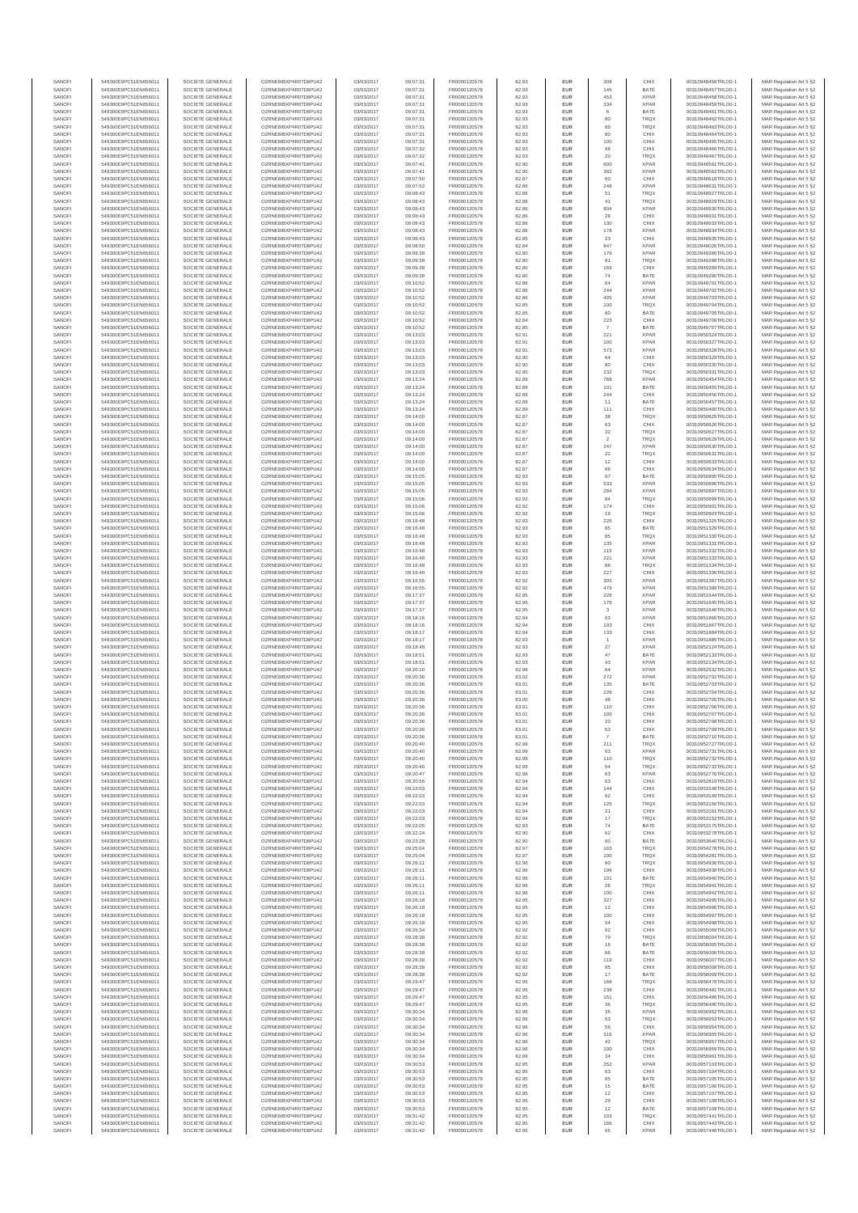| SANOFI | 549300E9PC51EN656011 | SOCIETE GENERALE | O2RNE8IBXP4R0TD8PU42 | 03/03/2017 | 09:07:31 | FR0000120578 | 82.93 | EUR | 308 | CHIX | 00310948456TRLO0-1 | MAR Regulation Art 5 §2 |
|---|---|---|---|---|---|---|---|---|---|---|---|---|
| SANOFI | 549300E9PC51EN656011 | SOCIETE GENERALE | O2RNE8IBXP4R0TD8PU42 | 03/03/2017 | 09:07:31 | FR0000120578 | 82.93 | EUR | 145 | BATE | 00310948457TRLO0-1 | MAR Regulation Art 5 §2 |
| SANOFI | 549300E9PC51EN656011 | SOCIETE GENERALE | O2RNE8IBXP4R0TD8PU42 | 03/03/2017 | 09:07:31 | FR0000120578 | 82.93 | EUR | 453 | XPAR | 00310948458TRLO0-1 | MAR Regulation Art 5 §2 |
| SANOFI | 549300E9PC51EN656011 | SOCIETE GENERALE | O2RNE8IBXP4R0TD8PU42 | 03/03/2017 | 09:07:31 | FR0000120578 | 82.93 | EUR | 334 | XPAR | 00310948459TRLO0-1 | MAR Regulation Art 5 §2 |
| SANOFI | 549300E9PC51EN656011 | SOCIETE GENERALE | O2RNE8IBXP4R0TD8PU42 | 03/03/2017 | 09:07:31 | FR0000120578 | 82.93 | EUR | 6 | BATE | 00310948461TRLO0-1 | MAR Regulation Art 5 §2 |
| SANOFI | 549300E9PC51EN656011 | SOCIETE GENERALE | O2RNE8IBXP4R0TD8PU42 | 03/03/2017 | 09:07:31 | FR0000120578 | 82.93 | EUR | 80 | TRQX | 00310948462TRLO0-1 | MAR Regulation Art 5 §2 |
| SANOFI | 549300E9PC51EN656011 | SOCIETE GENERALE | O2RNE8IBXP4R0TD8PU42 | 03/03/2017 | 09:07:31 | FR0000120578 | 82.93 | EUR | 89 | TRQX | 00310948463TRLO0-1 | MAR Regulation Art 5 §2 |
| SANOFI | 549300E9PC51EN656011 | SOCIETE GENERALE | O2RNE8IBXP4R0TD8PU42 | 03/03/2017 | 09:07:31 | FR0000120578 | 82.93 | EUR | 80 | CHIX | 00310948464TRLO0-1 | MAR Regulation Art 5 §2 |
| SANOFI | 549300E9PC51EN656011 | SOCIETE GENERALE | O2RNE8IBXP4R0TD8PU42 | 03/03/2017 | 09:07:31 | FR0000120578 | 82.93 | EUR | 100 | CHIX | 00310948465TRLO0-1 | MAR Regulation Art 5 §2 |
| SANOFI | 549300E9PC51EN656011 | SOCIETE GENERALE | O2RNE8IBXP4R0TD8PU42 | 03/03/2017 | 09:07:32 | FR0000120578 | 82.93 | EUR | 98 | CHIX | 00310948466TRLO0-1 | MAR Regulation Art 5 §2 |
| SANOFI | 549300E9PC51EN656011 | SOCIETE GENERALE | O2RNE8IBXP4R0TD8PU42 | 03/03/2017 | 09:07:32 | FR0000120578 | 82.93 | EUR | 20 | TRQX | 00310948467TRLO0-1 | MAR Regulation Art 5 §2 |
| SANOFI | 549300E9PC51EN656011 | SOCIETE GENERALE | O2RNE8IBXP4R0TD8PU42 | 03/03/2017 | 09:07:41 | FR0000120578 | 82.90 | EUR | 600 | XPAR | 00310948561TRLO0-1 | MAR Regulation Art 5 §2 |
| SANOFI | 549300E9PC51EN656011 | SOCIETE GENERALE | O2RNE8IBXP4R0TD8PU42 | 03/03/2017 | 09:07:41 | FR0000120578 | 82.90 | EUR | 382 | XPAR | 00310948562TRLO0-1 | MAR Regulation Art 5 §2 |
| SANOFI | 549300E9PC51EN656011 | SOCIETE GENERALE | O2RNE8IBXP4R0TD8PU42 | 03/03/2017 | 09:07:50 | FR0000120578 | 82.87 | EUR | 60 | CHIX | 00310948618TRLO0-1 | MAR Regulation Art 5 §2 |
| SANOFI | 549300E9PC51EN656011 | SOCIETE GENERALE | O2RNE8IBXP4R0TD8PU42 | 03/03/2017 | 09:07:52 | FR0000120578 | 82.86 | EUR | 248 | XPAR | 00310948631TRLO0-1 | MAR Regulation Art 5 §2 |
| SANOFI | 549300E9PC51EN656011 | SOCIETE GENERALE | O2RNE8IBXP4R0TD8PU42 | 03/03/2017 | 09:08:43 | FR0000120578 | 82.86 | EUR | 51 | TRQX | 00310948927TRLO0-1 | MAR Regulation Art 5 §2 |
| SANOFI | 549300E9PC51EN656011 | SOCIETE GENERALE | O2RNE8IBXP4R0TD8PU42 | 03/03/2017 | 09:08:43 | FR0000120578 | 82.86 | EUR | 41 | TRQX | 00310948929TRLO0-1 | MAR Regulation Art 5 §2 |
| SANOFI | 549300E9PC51EN656011 | SOCIETE GENERALE | O2RNE8IBXP4R0TD8PU42 | 03/03/2017 | 09:08:43 | FR0000120578 | 82.86 | EUR | 804 | XPAR | 00310948930TRLO0-1 | MAR Regulation Art 5 §2 |
| SANOFI | 549300E9PC51EN656011 | SOCIETE GENERALE | O2RNE8IBXP4R0TD8PU42 | 03/03/2017 | 09:08:43 | FR0000120578 | 82.86 | EUR | 28 | CHIX | 00310948931TRLO0-1 | MAR Regulation Art 5 §2 |
| SANOFI | 549300E9PC51EN656011 | SOCIETE GENERALE | O2RNE8IBXP4R0TD8PU42 | 03/03/2017 | 09:08:43 | FR0000120578 | 82.86 | EUR | 130 | CHIX | 00310948933TRLO0-1 | MAR Regulation Art 5 §2 |
| SANOFI | 549300E9PC51EN656011 | SOCIETE GENERALE | O2RNE8IBXP4R0TD8PU42 | 03/03/2017 | 09:08:43 | FR0000120578 | 82.86 | EUR | 178 | XPAR | 00310948934TRLO0-1 | MAR Regulation Art 5 §2 |
| SANOFI | 549300E9PC51EN656011 | SOCIETE GENERALE | O2RNE8IBXP4R0TD8PU42 | 03/03/2017 | 09:08:43 | FR0000120578 | 82.85 | EUR | 23 | CHIX | 00310948935TRLO0-1 | MAR Regulation Art 5 §2 |
| SANOFI | 549300E9PC51EN656011 | SOCIETE GENERALE | O2RNE8IBXP4R0TD8PU42 | 03/03/2017 | 09:08:50 | FR0000120578 | 82.84 | EUR | 847 | XPAR | 00310949026TRLO0-1 | MAR Regulation Art 5 §2 |
| SANOFI | 549300E9PC51EN656011 | SOCIETE GENERALE | O2RNE8IBXP4R0TD8PU42 | 03/03/2017 | 09:09:38 | FR0000120578 | 82.80 | EUR | 179 | XPAR | 00310949286TRLO0-1 | MAR Regulation Art 5 §2 |
| SANOFI | 549300E9PC51EN656011 | SOCIETE GENERALE | O2RNE8IBXP4R0TD8PU42 | 03/03/2017 | 09:09:38 | FR0000120578 | 82.80 | EUR | 81 | TRQX | 00310949288TRLO0-1 | MAR Regulation Art 5 §2 |
| SANOFI | 549300E9PC51EN656011 | SOCIETE GENERALE | O2RNE8IBXP4R0TD8PU42 | 03/03/2017 | 09:09:38 | FR0000120578 | 82.80 | EUR | 169 | CHIX | 00310949289TRLO0-1 | MAR Regulation Art 5 §2 |
| SANOFI | 549300E9PC51EN656011 | SOCIETE GENERALE | O2RNE8IBXP4R0TD8PU42 | 03/03/2017 | 09:09:38 | FR0000120578 | 82.80 | EUR | 74 | BATE | 00310949290TRLO0-1 | MAR Regulation Art 5 §2 |
| SANOFI | 549300E9PC51EN656011 | SOCIETE GENERALE | O2RNE8IBXP4R0TD8PU42 | 03/03/2017 | 09:10:52 | FR0000120578 | 82.86 | EUR | 64 | XPAR | 00310949701TRLO0-1 | MAR Regulation Art 5 §2 |
| SANOFI | 549300E9PC51EN656011 | SOCIETE GENERALE | O2RNE8IBXP4R0TD8PU42 | 03/03/2017 | 09:10:52 | FR0000120578 | 82.86 | EUR | 244 | XPAR | 00310949702TRLO0-1 | MAR Regulation Art 5 §2 |
| SANOFI | 549300E9PC51EN656011 | SOCIETE GENERALE | O2RNE8IBXP4R0TD8PU42 | 03/03/2017 | 09:10:52 | FR0000120578 | 82.86 | EUR | 495 | XPAR | 00310949703TRLO0-1 | MAR Regulation Art 5 §2 |
| SANOFI | 549300E9PC51EN656011 | SOCIETE GENERALE | O2RNE8IBXP4R0TD8PU42 | 03/03/2017 | 09:10:52 | FR0000120578 | 82.85 | EUR | 100 | TRQX | 00310949704TRLO0-1 | MAR Regulation Art 5 §2 |
| SANOFI | 549300E9PC51EN656011 | SOCIETE GENERALE | O2RNE8IBXP4R0TD8PU42 | 03/03/2017 | 09:10:52 | FR0000120578 | 82.85 | EUR | 60 | BATE | 00310949705TRLO0-1 | MAR Regulation Art 5 §2 |
| SANOFI | 549300E9PC51EN656011 | SOCIETE GENERALE | O2RNE8IBXP4R0TD8PU42 | 03/03/2017 | 09:10:52 | FR0000120578 | 82.84 | EUR | 223 | CHIX | 00310949706TRLO0-1 | MAR Regulation Art 5 §2 |
| SANOFI | 549300E9PC51EN656011 | SOCIETE GENERALE | O2RNE8IBXP4R0TD8PU42 | 03/03/2017 | 09:10:52 | FR0000120578 | 82.85 | EUR | 7 | BATE | 00310949707TRLO0-1 | MAR Regulation Art 5 §2 |
| SANOFI | 549300E9PC51EN656011 | SOCIETE GENERALE | O2RNE8IBXP4R0TD8PU42 | 03/03/2017 | 09:13:03 | FR0000120578 | 82.91 | EUR | 221 | XPAR | 00310950324TRLO0-1 | MAR Regulation Art 5 §2 |
| SANOFI | 549300E9PC51EN656011 | SOCIETE GENERALE | O2RNE8IBXP4R0TD8PU42 | 03/03/2017 | 09:13:03 | FR0000120578 | 82.91 | EUR | 100 | XPAR | 00310950327TRLO0-1 | MAR Regulation Art 5 §2 |
| SANOFI | 549300E9PC51EN656011 | SOCIETE GENERALE | O2RNE8IBXP4R0TD8PU42 | 03/03/2017 | 09:13:03 | FR0000120578 | 82.91 | EUR | 573 | XPAR | 00310950328TRLO0-1 | MAR Regulation Art 5 §2 |
| SANOFI | 549300E9PC51EN656011 | SOCIETE GENERALE | O2RNE8IBXP4R0TD8PU42 | 03/03/2017 | 09:13:03 | FR0000120578 | 82.90 | EUR | 64 | CHIX | 00310950329TRLO0-1 | MAR Regulation Art 5 §2 |
| SANOFI | 549300E9PC51EN656011 | SOCIETE GENERALE | O2RNE8IBXP4R0TD8PU42 | 03/03/2017 | 09:13:03 | FR0000120578 | 82.90 | EUR | 80 | CHIX | 00310950330TRLO0-1 | MAR Regulation Art 5 §2 |
| SANOFI | 549300E9PC51EN656011 | SOCIETE GENERALE | O2RNE8IBXP4R0TD8PU42 | 03/03/2017 | 09:13:03 | FR0000120578 | 82.90 | EUR | 232 | TRQX | 00310950331TRLO0-1 | MAR Regulation Art 5 §2 |
| SANOFI | 549300E9PC51EN656011 | SOCIETE GENERALE | O2RNE8IBXP4R0TD8PU42 | 03/03/2017 | 09:13:24 | FR0000120578 | 82.89 | EUR | 768 | XPAR | 00310950454TRLO0-1 | MAR Regulation Art 5 §2 |
| SANOFI | 549300E9PC51EN656011 | SOCIETE GENERALE | O2RNE8IBXP4R0TD8PU42 | 03/03/2017 | 09:13:24 | FR0000120578 | 82.89 | EUR | 101 | BATE | 00310950455TRLO0-1 | MAR Regulation Art 5 §2 |
| SANOFI | 549300E9PC51EN656011 | SOCIETE GENERALE | O2RNE8IBXP4R0TD8PU42 | 03/03/2017 | 09:13:24 | FR0000120578 | 82.89 | EUR | 244 | CHIX | 00310950456TRLO0-1 | MAR Regulation Art 5 §2 |
| SANOFI | 549300E9PC51EN656011 | SOCIETE GENERALE | O2RNE8IBXP4R0TD8PU42 | 03/03/2017 | 09:13:24 | FR0000120578 | 82.89 | EUR | 11 | BATE | 00310950457TRLO0-1 | MAR Regulation Art 5 §2 |
| SANOFI | 549300E9PC51EN656011 | SOCIETE GENERALE | O2RNE8IBXP4R0TD8PU42 | 03/03/2017 | 09:13:24 | FR0000120578 | 82.89 | EUR | 111 | CHIX | 00310950460TRLO0-1 | MAR Regulation Art 5 §2 |
| SANOFI | 549300E9PC51EN656011 | SOCIETE GENERALE | O2RNE8IBXP4R0TD8PU42 | 03/03/2017 | 09:14:00 | FR0000120578 | 82.87 | EUR | 36 | TRQX | 00310950625TRLO0-1 | MAR Regulation Art 5 §2 |
| SANOFI | 549300E9PC51EN656011 | SOCIETE GENERALE | O2RNE8IBXP4R0TD8PU42 | 03/03/2017 | 09:14:00 | FR0000120578 | 82.87 | EUR | 63 | CHIX | 00310950626TRLO0-1 | MAR Regulation Art 5 §2 |
| SANOFI | 549300E9PC51EN656011 | SOCIETE GENERALE | O2RNE8IBXP4R0TD8PU42 | 03/03/2017 | 09:14:00 | FR0000120578 | 82.87 | EUR | 32 | TRQX | 00310950627TRLO0-1 | MAR Regulation Art 5 §2 |
| SANOFI | 549300E9PC51EN656011 | SOCIETE GENERALE | O2RNE8IBXP4R0TD8PU42 | 03/03/2017 | 09:14:00 | FR0000120578 | 82.87 | EUR | 2 | TRQX | 00310950629TRLO0-1 | MAR Regulation Art 5 §2 |
| SANOFI | 549300E9PC51EN656011 | SOCIETE GENERALE | O2RNE8IBXP4R0TD8PU42 | 03/03/2017 | 09:14:00 | FR0000120578 | 82.87 | EUR | 247 | XPAR | 00310950630TRLO0-1 | MAR Regulation Art 5 §2 |
| SANOFI | 549300E9PC51EN656011 | SOCIETE GENERALE | O2RNE8IBXP4R0TD8PU42 | 03/03/2017 | 09:14:00 | FR0000120578 | 82.87 | EUR | 22 | TRQX | 00310950631TRLO0-1 | MAR Regulation Art 5 §2 |
| SANOFI | 549300E9PC51EN656011 | SOCIETE GENERALE | O2RNE8IBXP4R0TD8PU42 | 03/03/2017 | 09:14:00 | FR0000120578 | 82.87 | EUR | 12 | CHIX | 00310950633TRLO0-1 | MAR Regulation Art 5 §2 |
| SANOFI | 549300E9PC51EN656011 | SOCIETE GENERALE | O2RNE8IBXP4R0TD8PU42 | 03/03/2017 | 09:14:00 | FR0000120578 | 82.87 | EUR | 66 | CHIX | 00310950634TRLO0-1 | MAR Regulation Art 5 §2 |
| SANOFI | 549300E9PC51EN656011 | SOCIETE GENERALE | O2RNE8IBXP4R0TD8PU42 | 03/03/2017 | 09:15:05 | FR0000120578 | 82.93 | EUR | 67 | BATE | 00310950895TRLO0-1 | MAR Regulation Art 5 §2 |
| SANOFI | 549300E9PC51EN656011 | SOCIETE GENERALE | O2RNE8IBXP4R0TD8PU42 | 03/03/2017 | 09:15:05 | FR0000120578 | 82.93 | EUR | 533 | XPAR | 00310950896TRLO0-1 | MAR Regulation Art 5 §2 |
| SANOFI | 549300E9PC51EN656011 | SOCIETE GENERALE | O2RNE8IBXP4R0TD8PU42 | 03/03/2017 | 09:15:05 | FR0000120578 | 82.93 | EUR | 284 | XPAR | 00310950897TRLO0-1 | MAR Regulation Art 5 §2 |
| SANOFI | 549300E9PC51EN656011 | SOCIETE GENERALE | O2RNE8IBXP4R0TD8PU42 | 03/03/2017 | 09:15:06 | FR0000120578 | 82.92 | EUR | 84 | TRQX | 00310950899TRLO0-1 | MAR Regulation Art 5 §2 |
| SANOFI | 549300E9PC51EN656011 | SOCIETE GENERALE | O2RNE8IBXP4R0TD8PU42 | 03/03/2017 | 09:15:06 | FR0000120578 | 82.92 | EUR | 174 | CHIX | 00310950901TRLO0-1 | MAR Regulation Art 5 §2 |
| SANOFI | 549300E9PC51EN656011 | SOCIETE GENERALE | O2RNE8IBXP4R0TD8PU42 | 03/03/2017 | 09:15:06 | FR0000120578 | 82.92 | EUR | 19 | TRQX | 00310950903TRLO0-1 | MAR Regulation Art 5 §2 |
| SANOFI | 549300E9PC51EN656011 | SOCIETE GENERALE | O2RNE8IBXP4R0TD8PU42 | 03/03/2017 | 09:16:48 | FR0000120578 | 82.93 | EUR | 225 | CHIX | 00310951325TRLO0-1 | MAR Regulation Art 5 §2 |
| SANOFI | 549300E9PC51EN656011 | SOCIETE GENERALE | O2RNE8IBXP4R0TD8PU42 | 03/03/2017 | 09:16:48 | FR0000120578 | 82.93 | EUR | 85 | BATE | 00310951329TRLO0-1 | MAR Regulation Art 5 §2 |
| SANOFI | 549300E9PC51EN656011 | SOCIETE GENERALE | O2RNE8IBXP4R0TD8PU42 | 03/03/2017 | 09:16:48 | FR0000120578 | 82.93 | EUR | 85 | TRQX | 00310951330TRLO0-1 | MAR Regulation Art 5 §2 |
| SANOFI | 549300E9PC51EN656011 | SOCIETE GENERALE | O2RNE8IBXP4R0TD8PU42 | 03/03/2017 | 09:16:48 | FR0000120578 | 82.93 | EUR | 135 | XPAR | 00310951331TRLO0-1 | MAR Regulation Art 5 §2 |
| SANOFI | 549300E9PC51EN656011 | SOCIETE GENERALE | O2RNE8IBXP4R0TD8PU42 | 03/03/2017 | 09:16:48 | FR0000120578 | 82.93 | EUR | 115 | XPAR | 00310951332TRLO0-1 | MAR Regulation Art 5 §2 |
| SANOFI | 549300E9PC51EN656011 | SOCIETE GENERALE | O2RNE8IBXP4R0TD8PU42 | 03/03/2017 | 09:16:48 | FR0000120578 | 82.93 | EUR | 221 | XPAR | 00310951333TRLO0-1 | MAR Regulation Art 5 §2 |
| SANOFI | 549300E9PC51EN656011 | SOCIETE GENERALE | O2RNE8IBXP4R0TD8PU42 | 03/03/2017 | 09:16:48 | FR0000120578 | 82.93 | EUR | 88 | TRQX | 00310951334TRLO0-1 | MAR Regulation Art 5 §2 |
| SANOFI | 549300E9PC51EN656011 | SOCIETE GENERALE | O2RNE8IBXP4R0TD8PU42 | 03/03/2017 | 09:16:49 | FR0000120578 | 82.93 | EUR | 227 | CHIX | 00310951336TRLO0-1 | MAR Regulation Art 5 §2 |
| SANOFI | 549300E9PC51EN656011 | SOCIETE GENERALE | O2RNE8IBXP4R0TD8PU42 | 03/03/2017 | 09:16:55 | FR0000120578 | 82.92 | EUR | 305 | XPAR | 00310951387TRLO0-1 | MAR Regulation Art 5 §2 |
| SANOFI | 549300E9PC51EN656011 | SOCIETE GENERALE | O2RNE8IBXP4R0TD8PU42 | 03/03/2017 | 09:16:55 | FR0000120578 | 82.92 | EUR | 479 | XPAR | 00310951389TRLO0-1 | MAR Regulation Art 5 §2 |
| SANOFI | 549300E9PC51EN656011 | SOCIETE GENERALE | O2RNE8IBXP4R0TD8PU42 | 03/03/2017 | 09:17:37 | FR0000120578 | 82.95 | EUR | 228 | XPAR | 00310951644TRLO0-1 | MAR Regulation Art 5 §2 |
| SANOFI | 549300E9PC51EN656011 | SOCIETE GENERALE | O2RNE8IBXP4R0TD8PU42 | 03/03/2017 | 09:17:37 | FR0000120578 | 82.95 | EUR | 179 | XPAR | 00310951645TRLO0-1 | MAR Regulation Art 5 §2 |
| SANOFI | 549300E9PC51EN656011 | SOCIETE GENERALE | O2RNE8IBXP4R0TD8PU42 | 03/03/2017 | 09:17:37 | FR0000120578 | 82.95 | EUR | 3 | XPAR | 00310951646TRLO0-1 | MAR Regulation Art 5 §2 |
| SANOFI | 549300E9PC51EN656011 | SOCIETE GENERALE | O2RNE8IBXP4R0TD8PU42 | 03/03/2017 | 09:18:16 | FR0000120578 | 82.94 | EUR | 63 | XPAR | 00310951866TRLO0-1 | MAR Regulation Art 5 §2 |
| SANOFI | 549300E9PC51EN656011 | SOCIETE GENERALE | O2RNE8IBXP4R0TD8PU42 | 03/03/2017 | 09:18:16 | FR0000120578 | 82.94 | EUR | 193 | CHIX | 00310951867TRLO0-1 | MAR Regulation Art 5 §2 |
| SANOFI | 549300E9PC51EN656011 | SOCIETE GENERALE | O2RNE8IBXP4R0TD8PU42 | 03/03/2017 | 09:18:17 | FR0000120578 | 82.94 | EUR | 133 | CHIX | 00310951884TRLO0-1 | MAR Regulation Art 5 §2 |
| SANOFI | 549300E9PC51EN656011 | SOCIETE GENERALE | O2RNE8IBXP4R0TD8PU42 | 03/03/2017 | 09:18:17 | FR0000120578 | 82.93 | EUR | 1 | XPAR | 00310951885TRLO0-1 | MAR Regulation Art 5 §2 |
| SANOFI | 549300E9PC51EN656011 | SOCIETE GENERALE | O2RNE8IBXP4R0TD8PU42 | 03/03/2017 | 09:18:48 | FR0000120578 | 82.93 | EUR | 27 | XPAR | 00310952124TRLO0-1 | MAR Regulation Art 5 §2 |
| SANOFI | 549300E9PC51EN656011 | SOCIETE GENERALE | O2RNE8IBXP4R0TD8PU42 | 03/03/2017 | 09:18:51 | FR0000120578 | 82.93 | EUR | 47 | BATE | 00310952133TRLO0-1 | MAR Regulation Art 5 §2 |
| SANOFI | 549300E9PC51EN656011 | SOCIETE GENERALE | O2RNE8IBXP4R0TD8PU42 | 03/03/2017 | 09:18:51 | FR0000120578 | 82.93 | EUR | 43 | XPAR | 00310952134TRLO0-1 | MAR Regulation Art 5 §2 |
| SANOFI | 549300E9PC51EN656011 | SOCIETE GENERALE | O2RNE8IBXP4R0TD8PU42 | 03/03/2017 | 09:20:10 | FR0000120578 | 82.98 | EUR | 64 | XPAR | 00310952532TRLO0-1 | MAR Regulation Art 5 §2 |
| SANOFI | 549300E9PC51EN656011 | SOCIETE GENERALE | O2RNE8IBXP4R0TD8PU42 | 03/03/2017 | 09:20:36 | FR0000120578 | 83.02 | EUR | 272 | XPAR | 00310952702TRLO0-1 | MAR Regulation Art 5 §2 |
| SANOFI | 549300E9PC51EN656011 | SOCIETE GENERALE | O2RNE8IBXP4R0TD8PU42 | 03/03/2017 | 09:20:36 | FR0000120578 | 83.01 | EUR | 135 | BATE | 00310952703TRLO0-1 | MAR Regulation Art 5 §2 |
| SANOFI | 549300E9PC51EN656011 | SOCIETE GENERALE | O2RNE8IBXP4R0TD8PU42 | 03/03/2017 | 09:20:36 | FR0000120578 | 83.01 | EUR | 228 | CHIX | 00310952704TRLO0-1 | MAR Regulation Art 5 §2 |
| SANOFI | 549300E9PC51EN656011 | SOCIETE GENERALE | O2RNE8IBXP4R0TD8PU42 | 03/03/2017 | 09:20:36 | FR0000120578 | 83.00 | EUR | 48 | CHIX | 00310952705TRLO0-1 | MAR Regulation Art 5 §2 |
| SANOFI | 549300E9PC51EN656011 | SOCIETE GENERALE | O2RNE8IBXP4R0TD8PU42 | 03/03/2017 | 09:20:36 | FR0000120578 | 83.01 | EUR | 110 | CHIX | 00310952706TRLO0-1 | MAR Regulation Art 5 §2 |
| SANOFI | 549300E9PC51EN656011 | SOCIETE GENERALE | O2RNE8IBXP4R0TD8PU42 | 03/03/2017 | 09:20:36 | FR0000120578 | 83.01 | EUR | 100 | CHIX | 00310952707TRLO0-1 | MAR Regulation Art 5 §2 |
| SANOFI | 549300E9PC51EN656011 | SOCIETE GENERALE | O2RNE8IBXP4R0TD8PU42 | 03/03/2017 | 09:20:36 | FR0000120578 | 83.01 | EUR | 20 | CHIX | 00310952708TRLO0-1 | MAR Regulation Art 5 §2 |
| SANOFI | 549300E9PC51EN656011 | SOCIETE GENERALE | O2RNE8IBXP4R0TD8PU42 | 03/03/2017 | 09:20:36 | FR0000120578 | 83.01 | EUR | 53 | CHIX | 00310952709TRLO0-1 | MAR Regulation Art 5 §2 |
| SANOFI | 549300E9PC51EN656011 | SOCIETE GENERALE | O2RNE8IBXP4R0TD8PU42 | 03/03/2017 | 09:20:36 | FR0000120578 | 83.01 | EUR | 7 | BATE | 00310952710TRLO0-1 | MAR Regulation Art 5 §2 |
| SANOFI | 549300E9PC51EN656011 | SOCIETE GENERALE | O2RNE8IBXP4R0TD8PU42 | 03/03/2017 | 09:20:40 | FR0000120578 | 82.99 | EUR | 211 | TRQX | 00310952727TRLO0-1 | MAR Regulation Art 5 §2 |
| SANOFI | 549300E9PC51EN656011 | SOCIETE GENERALE | O2RNE8IBXP4R0TD8PU42 | 03/03/2017 | 09:20:40 | FR0000120578 | 82.99 | EUR | 63 | XPAR | 00310952731TRLO0-1 | MAR Regulation Art 5 §2 |
| SANOFI | 549300E9PC51EN656011 | SOCIETE GENERALE | O2RNE8IBXP4R0TD8PU42 | 03/03/2017 | 09:20:40 | FR0000120578 | 82.99 | EUR | 110 | TRQX | 00310952732TRLO0-1 | MAR Regulation Art 5 §2 |
| SANOFI | 549300E9PC51EN656011 | SOCIETE GENERALE | O2RNE8IBXP4R0TD8PU42 | 03/03/2017 | 09:20:40 | FR0000120578 | 82.99 | EUR | 54 | TRQX | 00310952733TRLO0-1 | MAR Regulation Art 5 §2 |
| SANOFI | 549300E9PC51EN656011 | SOCIETE GENERALE | O2RNE8IBXP4R0TD8PU42 | 03/03/2017 | 09:20:47 | FR0000120578 | 82.98 | EUR | 63 | XPAR | 00310952776TRLO0-1 | MAR Regulation Art 5 §2 |
| SANOFI | 549300E9PC51EN656011 | SOCIETE GENERALE | O2RNE8IBXP4R0TD8PU42 | 03/03/2017 | 09:20:56 | FR0000120578 | 82.94 | EUR | 63 | CHIX | 00310952819TRLO0-1 | MAR Regulation Art 5 §2 |
| SANOFI | 549300E9PC51EN656011 | SOCIETE GENERALE | O2RNE8IBXP4R0TD8PU42 | 03/03/2017 | 09:22:03 | FR0000120578 | 82.94 | EUR | 144 | CHIX | 00310953148TRLO0-1 | MAR Regulation Art 5 §2 |
| SANOFI | 549300E9PC51EN656011 | SOCIETE GENERALE | O2RNE8IBXP4R0TD8PU42 | 03/03/2017 | 09:22:03 | FR0000120578 | 82.94 | EUR | 62 | CHIX | 00310953149TRLO0-1 | MAR Regulation Art 5 §2 |
| SANOFI | 549300E9PC51EN656011 | SOCIETE GENERALE | O2RNE8IBXP4R0TD8PU42 | 03/03/2017 | 09:22:03 | FR0000120578 | 82.94 | EUR | 125 | TRQX | 00310953150TRLO0-1 | MAR Regulation Art 5 §2 |
| SANOFI | 549300E9PC51EN656011 | SOCIETE GENERALE | O2RNE8IBXP4R0TD8PU42 | 03/03/2017 | 09:22:03 | FR0000120578 | 82.94 | EUR | 21 | CHIX | 00310953151TRLO0-1 | MAR Regulation Art 5 §2 |
| SANOFI | 549300E9PC51EN656011 | SOCIETE GENERALE | O2RNE8IBXP4R0TD8PU42 | 03/03/2017 | 09:22:03 | FR0000120578 | 82.94 | EUR | 17 | TRQX | 00310953152TRLO0-1 | MAR Regulation Art 5 §2 |
| SANOFI | 549300E9PC51EN656011 | SOCIETE GENERALE | O2RNE8IBXP4R0TD8PU42 | 03/03/2017 | 09:22:05 | FR0000120578 | 82.93 | EUR | 74 | BATE | 00310953175TRLO0-1 | MAR Regulation Art 5 §2 |
| SANOFI | 549300E9PC51EN656011 | SOCIETE GENERALE | O2RNE8IBXP4R0TD8PU42 | 03/03/2017 | 09:22:24 | FR0000120578 | 82.90 | EUR | 62 | CHIX | 00310953278TRLO0-1 | MAR Regulation Art 5 §2 |
| SANOFI | 549300E9PC51EN656011 | SOCIETE GENERALE | O2RNE8IBXP4R0TD8PU42 | 03/03/2017 | 09:23:28 | FR0000120578 | 82.90 | EUR | 60 | BATE | 00310953640TRLO0-1 | MAR Regulation Art 5 §2 |
| SANOFI | 549300E9PC51EN656011 | SOCIETE GENERALE | O2RNE8IBXP4R0TD8PU42 | 03/03/2017 | 09:25:04 | FR0000120578 | 82.97 | EUR | 163 | TRQX | 00310954278TRLO0-1 | MAR Regulation Art 5 §2 |
| SANOFI | 549300E9PC51EN656011 | SOCIETE GENERALE | O2RNE8IBXP4R0TD8PU42 | 03/03/2017 | 09:25:04 | FR0000120578 | 82.97 | EUR | 100 | TRQX | 00310954281TRLO0-1 | MAR Regulation Art 5 §2 |
| SANOFI | 549300E9PC51EN656011 | SOCIETE GENERALE | O2RNE8IBXP4R0TD8PU42 | 03/03/2017 | 09:26:11 | FR0000120578 | 82.96 | EUR | 90 | TRQX | 00310954936TRLO0-1 | MAR Regulation Art 5 §2 |
| SANOFI | 549300E9PC51EN656011 | SOCIETE GENERALE | O2RNE8IBXP4R0TD8PU42 | 03/03/2017 | 09:26:11 | FR0000120578 | 82.96 | EUR | 196 | CHIX | 00310954938TRLO0-1 | MAR Regulation Art 5 §2 |
| SANOFI | 549300E9PC51EN656011 | SOCIETE GENERALE | O2RNE8IBXP4R0TD8PU42 | 03/03/2017 | 09:26:11 | FR0000120578 | 82.96 | EUR | 101 | BATE | 00310954940TRLO0-1 | MAR Regulation Art 5 §2 |
| SANOFI | 549300E9PC51EN656011 | SOCIETE GENERALE | O2RNE8IBXP4R0TD8PU42 | 03/03/2017 | 09:26:11 | FR0000120578 | 82.96 | EUR | 26 | TRQX | 00310954941TRLO0-1 | MAR Regulation Art 5 §2 |
| SANOFI | 549300E9PC51EN656011 | SOCIETE GENERALE | O2RNE8IBXP4R0TD8PU42 | 03/03/2017 | 09:26:11 | FR0000120578 | 82.96 | EUR | 100 | CHIX | 00310954942TRLO0-1 | MAR Regulation Art 5 §2 |
| SANOFI | 549300E9PC51EN656011 | SOCIETE GENERALE | O2RNE8IBXP4R0TD8PU42 | 03/03/2017 | 09:26:18 | FR0000120578 | 82.95 | EUR | 327 | CHIX | 00310954995TRLO0-1 | MAR Regulation Art 5 §2 |
| SANOFI | 549300E9PC51EN656011 | SOCIETE GENERALE | O2RNE8IBXP4R0TD8PU42 | 03/03/2017 | 09:26:18 | FR0000120578 | 82.95 | EUR | 12 | CHIX | 00310954996TRLO0-1 | MAR Regulation Art 5 §2 |
| SANOFI | 549300E9PC51EN656011 | SOCIETE GENERALE | O2RNE8IBXP4R0TD8PU42 | 03/03/2017 | 09:26:18 | FR0000120578 | 82.95 | EUR | 100 | CHIX | 00310954997TRLO0-1 | MAR Regulation Art 5 §2 |
| SANOFI | 549300E9PC51EN656011 | SOCIETE GENERALE | O2RNE8IBXP4R0TD8PU42 | 03/03/2017 | 09:26:18 | FR0000120578 | 82.95 | EUR | 54 | CHIX | 00310954998TRLO0-1 | MAR Regulation Art 5 §2 |
| SANOFI | 549300E9PC51EN656011 | SOCIETE GENERALE | O2RNE8IBXP4R0TD8PU42 | 03/03/2017 | 09:26:34 | FR0000120578 | 82.92 | EUR | 62 | CHIX | 00310955069TRLO0-1 | MAR Regulation Art 5 §2 |
| SANOFI | 549300E9PC51EN656011 | SOCIETE GENERALE | O2RNE8IBXP4R0TD8PU42 | 03/03/2017 | 09:28:38 | FR0000120578 | 82.92 | EUR | 79 | TRQX | 00310956004TRLO0-1 | MAR Regulation Art 5 §2 |
| SANOFI | 549300E9PC51EN656011 | SOCIETE GENERALE | O2RNE8IBXP4R0TD8PU42 | 03/03/2017 | 09:28:38 | FR0000120578 | 82.92 | EUR | 18 | BATE | 00310956005TRLO0-1 | MAR Regulation Art 5 §2 |
| SANOFI | 549300E9PC51EN656011 | SOCIETE GENERALE | O2RNE8IBXP4R0TD8PU42 | 03/03/2017 | 09:28:38 | FR0000120578 | 82.92 | EUR | 66 | BATE | 00310956006TRLO0-1 | MAR Regulation Art 5 §2 |
| SANOFI | 549300E9PC51EN656011 | SOCIETE GENERALE | O2RNE8IBXP4R0TD8PU42 | 03/03/2017 | 09:28:38 | FR0000120578 | 82.92 | EUR | 119 | CHIX | 00310956007TRLO0-1 | MAR Regulation Art 5 §2 |
| SANOFI | 549300E9PC51EN656011 | SOCIETE GENERALE | O2RNE8IBXP4R0TD8PU42 | 03/03/2017 | 09:28:38 | FR0000120578 | 82.92 | EUR | 85 | CHIX | 00310956008TRLO0-1 | MAR Regulation Art 5 §2 |
| SANOFI | 549300E9PC51EN656011 | SOCIETE GENERALE | O2RNE8IBXP4R0TD8PU42 | 03/03/2017 | 09:28:38 | FR0000120578 | 82.92 | EUR | 17 | BATE | 00310956009TRLO0-1 | MAR Regulation Art 5 §2 |
| SANOFI | 549300E9PC51EN656011 | SOCIETE GENERALE | O2RNE8IBXP4R0TD8PU42 | 03/03/2017 | 09:29:47 | FR0000120578 | 82.95 | EUR | 168 | TRQX | 00310956478TRLO0-1 | MAR Regulation Art 5 §2 |
| SANOFI | 549300E9PC51EN656011 | SOCIETE GENERALE | O2RNE8IBXP4R0TD8PU42 | 03/03/2017 | 09:29:47 | FR0000120578 | 82.95 | EUR | 238 | CHIX | 00310956481TRLO0-1 | MAR Regulation Art 5 §2 |
| SANOFI | 549300E9PC51EN656011 | SOCIETE GENERALE | O2RNE8IBXP4R0TD8PU42 | 03/03/2017 | 09:29:47 | FR0000120578 | 82.95 | EUR | 151 | CHIX | 00310956486TRLO0-1 | MAR Regulation Art 5 §2 |
| SANOFI | 549300E9PC51EN656011 | SOCIETE GENERALE | O2RNE8IBXP4R0TD8PU42 | 03/03/2017 | 09:29:47 | FR0000120578 | 82.95 | EUR | 36 | TRQX | 00310956490TRLO0-1 | MAR Regulation Art 5 §2 |
| SANOFI | 549300E9PC51EN656011 | SOCIETE GENERALE | O2RNE8IBXP4R0TD8PU42 | 03/03/2017 | 09:30:34 | FR0000120578 | 82.96 | EUR | 35 | XPAR | 00310956952TRLO0-1 | MAR Regulation Art 5 §2 |
| SANOFI | 549300E9PC51EN656011 | SOCIETE GENERALE | O2RNE8IBXP4R0TD8PU42 | 03/03/2017 | 09:30:34 | FR0000120578 | 82.96 | EUR | 53 | TRQX | 00310956953TRLO0-1 | MAR Regulation Art 5 §2 |
| SANOFI | 549300E9PC51EN656011 | SOCIETE GENERALE | O2RNE8IBXP4R0TD8PU42 | 03/03/2017 | 09:30:34 | FR0000120578 | 82.96 | EUR | 56 | CHIX | 00310956954TRLO0-1 | MAR Regulation Art 5 §2 |
| SANOFI | 549300E9PC51EN656011 | SOCIETE GENERALE | O2RNE8IBXP4R0TD8PU42 | 03/03/2017 | 09:30:34 | FR0000120578 | 82.96 | EUR | 316 | XPAR | 00310956955TRLO0-1 | MAR Regulation Art 5 §2 |
| SANOFI | 549300E9PC51EN656011 | SOCIETE GENERALE | O2RNE8IBXP4R0TD8PU42 | 03/03/2017 | 09:30:34 | FR0000120578 | 82.96 | EUR | 42 | TRQX | 00310956957TRLO0-1 | MAR Regulation Art 5 §2 |
| SANOFI | 549300E9PC51EN656011 | SOCIETE GENERALE | O2RNE8IBXP4R0TD8PU42 | 03/03/2017 | 09:30:34 | FR0000120578 | 82.96 | EUR | 100 | CHIX | 00310956959TRLO0-1 | MAR Regulation Art 5 §2 |
| SANOFI | 549300E9PC51EN656011 | SOCIETE GENERALE | O2RNE8IBXP4R0TD8PU42 | 03/03/2017 | 09:30:34 | FR0000120578 | 82.96 | EUR | 34 | CHIX | 00310956961TRLO0-1 | MAR Regulation Art 5 §2 |
| SANOFI | 549300E9PC51EN656011 | SOCIETE GENERALE | O2RNE8IBXP4R0TD8PU42 | 03/03/2017 | 09:30:53 | FR0000120578 | 82.95 | EUR | 252 | XPAR | 00310957103TRLO0-1 | MAR Regulation Art 5 §2 |
| SANOFI | 549300E9PC51EN656011 | SOCIETE GENERALE | O2RNE8IBXP4R0TD8PU42 | 03/03/2017 | 09:30:53 | FR0000120578 | 82.95 | EUR | 63 | CHIX | 00310957104TRLO0-1 | MAR Regulation Art 5 §2 |
| SANOFI | 549300E9PC51EN656011 | SOCIETE GENERALE | O2RNE8IBXP4R0TD8PU42 | 03/03/2017 | 09:30:53 | FR0000120578 | 82.95 | EUR | 85 | BATE | 00310957105TRLO0-1 | MAR Regulation Art 5 §2 |
| SANOFI | 549300E9PC51EN656011 | SOCIETE GENERALE | O2RNE8IBXP4R0TD8PU42 | 03/03/2017 | 09:30:53 | FR0000120578 | 82.95 | EUR | 15 | BATE | 00310957106TRLO0-1 | MAR Regulation Art 5 §2 |
| SANOFI | 549300E9PC51EN656011 | SOCIETE GENERALE | O2RNE8IBXP4R0TD8PU42 | 03/03/2017 | 09:30:53 | FR0000120578 | 82.95 | EUR | 12 | CHIX | 00310957107TRLO0-1 | MAR Regulation Art 5 §2 |
| SANOFI | 549300E9PC51EN656011 | SOCIETE GENERALE | O2RNE8IBXP4R0TD8PU42 | 03/03/2017 | 09:30:53 | FR0000120578 | 82.95 | EUR | 29 | CHIX | 00310957108TRLO0-1 | MAR Regulation Art 5 §2 |
| SANOFI | 549300E9PC51EN656011 | SOCIETE GENERALE | O2RNE8IBXP4R0TD8PU42 | 03/03/2017 | 09:30:53 | FR0000120578 | 82.95 | EUR | 12 | BATE | 00310957109TRLO0-1 | MAR Regulation Art 5 §2 |
| SANOFI | 549300E9PC51EN656011 | SOCIETE GENERALE | O2RNE8IBXP4R0TD8PU42 | 03/03/2017 | 09:31:42 | FR0000120578 | 82.95 | EUR | 103 | TRQX | 00310957441TRLO0-1 | MAR Regulation Art 5 §2 |
| SANOFI | 549300E9PC51EN656011 | SOCIETE GENERALE | O2RNE8IBXP4R0TD8PU42 | 03/03/2017 | 09:31:42 | FR0000120578 | 82.95 | EUR | 166 | CHIX | 00310957443TRLO0-1 | MAR Regulation Art 5 §2 |
| SANOFI | 549300E9PC51EN656011 | SOCIETE GENERALE | O2RNE8IBXP4R0TD8PU42 | 03/03/2017 | 09:31:42 | FR0000120578 | 82.95 | EUR | 65 | XPAR | 00310957446TRLO0-1 | MAR Regulation Art 5 §2 |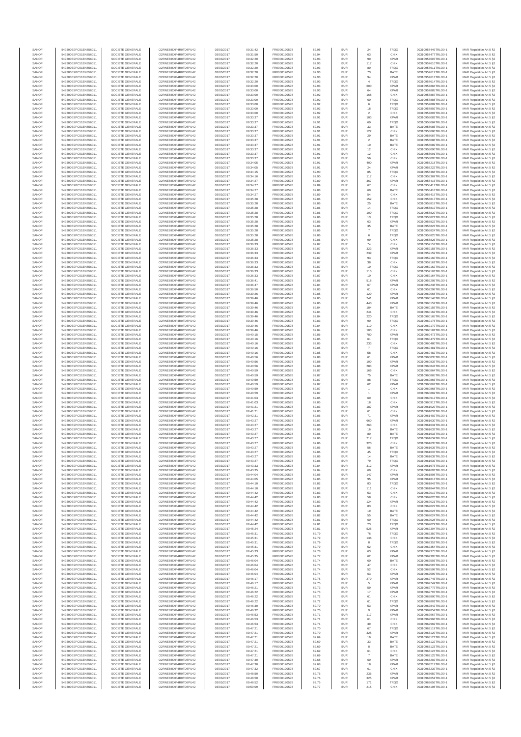| SANOFI | 549300E9PC51EN656011 | SOCIETE GENERALE | O2RNE8IBXP4R0TD8PU42 | 03/03/2017 | 09:31:42 | FR0000120578 | 82.95 | EUR | 24 | TRQX | 00310957449TRLO0-1 | MAR Regulation Art 5 §2 |
|---|---|---|---|---|---|---|---|---|---|---|---|---|
| SANOFI | 549300E9PC51EN656011 | SOCIETE GENERALE | O2RNE8IBXP4R0TD8PU42 | 03/03/2017 | 09:31:50 | FR0000120578 | 82.94 | EUR | 63 | CHIX | 00310957477TRLO0-1 | MAR Regulation Art 5 §2 |
| SANOFI | 549300E9PC51EN656011 | SOCIETE GENERALE | O2RNE8IBXP4R0TD8PU42 | 03/03/2017 | 09:32:20 | FR0000120578 | 82.93 | EUR | 90 | XPAR | 00310957607TRLO0-1 | MAR Regulation Art 5 §2 |
| SANOFI | 549300E9PC51EN656011 | SOCIETE GENERALE | O2RNE8IBXP4R0TD8PU42 | 03/03/2017 | 09:32:20 | FR0000120578 | 82.93 | EUR | 117 | CHIX | 00310957610TRLO0-1 | MAR Regulation Art 5 §2 |
| SANOFI | 549300E9PC51EN656011 | SOCIETE GENERALE | O2RNE8IBXP4R0TD8PU42 | 03/03/2017 | 09:32:20 | FR0000120578 | 82.93 | EUR | 80 | TRQX | 00310957611TRLO0-1 | MAR Regulation Art 5 §2 |
| SANOFI | 549300E9PC51EN656011 | SOCIETE GENERALE | O2RNE8IBXP4R0TD8PU42 | 03/03/2017 | 09:32:20 | FR0000120578 | 82.93 | EUR | 73 | BATE | 00310957612TRLO0-1 | MAR Regulation Art 5 §2 |
| SANOFI | 549300E9PC51EN656011 | SOCIETE GENERALE | O2RNE8IBXP4R0TD8PU42 | 03/03/2017 | 09:32:20 | FR0000120578 | 82.93 | EUR | 94 | XPAR | 00310957613TRLO0-1 | MAR Regulation Art 5 §2 |
| SANOFI | 549300E9PC51EN656011 | SOCIETE GENERALE | O2RNE8IBXP4R0TD8PU42 | 03/03/2017 | 09:32:20 | FR0000120578 | 82.93 | EUR | 4 | TRQX | 00310957614TRLO0-1 | MAR Regulation Art 5 §2 |
| SANOFI | 549300E9PC51EN656011 | SOCIETE GENERALE | O2RNE8IBXP4R0TD8PU42 | 03/03/2017 | 09:33:00 | FR0000120578 | 82.93 | EUR | 600 | XPAR | 00310957884TRLO0-1 | MAR Regulation Art 5 §2 |
| SANOFI | 549300E9PC51EN656011 | SOCIETE GENERALE | O2RNE8IBXP4R0TD8PU42 | 03/03/2017 | 09:33:00 | FR0000120578 | 82.93 | EUR | 64 | XPAR | 00310957885TRLO0-1 | MAR Regulation Art 5 §2 |
| SANOFI | 549300E9PC51EN656011 | SOCIETE GENERALE | O2RNE8IBXP4R0TD8PU42 | 03/03/2017 | 09:33:00 | FR0000120578 | 82.92 | EUR | 168 | CHIX | 00310957887TRLO0-1 | MAR Regulation Art 5 §2 |
| SANOFI | 549300E9PC51EN656011 | SOCIETE GENERALE | O2RNE8IBXP4R0TD8PU42 | 03/03/2017 | 09:33:00 | FR0000120578 | 82.92 | EUR | 60 | TRQX | 00310957888TRLO0-1 | MAR Regulation Art 5 §2 |
| SANOFI | 549300E9PC51EN656011 | SOCIETE GENERALE | O2RNE8IBXP4R0TD8PU42 | 03/03/2017 | 09:33:00 | FR0000120578 | 82.92 | EUR | 6 | TRQX | 00310957889TRLO0-1 | MAR Regulation Art 5 §2 |
| SANOFI | 549300E9PC51EN656011 | SOCIETE GENERALE | O2RNE8IBXP4R0TD8PU42 | 03/03/2017 | 09:33:00 | FR0000120578 | 82.92 | EUR | 18 | TRQX | 00310957892TRLO0-1 | MAR Regulation Art 5 §2 |
| SANOFI | 549300E9PC51EN656011 | SOCIETE GENERALE | O2RNE8IBXP4R0TD8PU42 | 03/03/2017 | 09:33:00 | FR0000120578 | 82.92 | EUR | 2 | CHIX | 00310957893TRLO0-1 | MAR Regulation Art 5 §2 |
| SANOFI | 549300E9PC51EN656011 | SOCIETE GENERALE | O2RNE8IBXP4R0TD8PU42 | 03/03/2017 | 09:33:37 | FR0000120578 | 82.91 | EUR | 103 | XPAR | 00310958083TRLO0-1 | MAR Regulation Art 5 §2 |
| SANOFI | 549300E9PC51EN656011 | SOCIETE GENERALE | O2RNE8IBXP4R0TD8PU42 | 03/03/2017 | 09:33:37 | FR0000120578 | 82.91 | EUR | 60 | TRQX | 00310958084TRLO0-1 | MAR Regulation Art 5 §2 |
| SANOFI | 549300E9PC51EN656011 | SOCIETE GENERALE | O2RNE8IBXP4R0TD8PU42 | 03/03/2017 | 09:33:37 | FR0000120578 | 82.91 | EUR | 33 | BATE | 00310958085TRLO0-1 | MAR Regulation Art 5 §2 |
| SANOFI | 549300E9PC51EN656011 | SOCIETE GENERALE | O2RNE8IBXP4R0TD8PU42 | 03/03/2017 | 09:33:37 | FR0000120578 | 82.91 | EUR | 122 | CHIX | 00310958086TRLO0-1 | MAR Regulation Art 5 §2 |
| SANOFI | 549300E9PC51EN656011 | SOCIETE GENERALE | O2RNE8IBXP4R0TD8PU42 | 03/03/2017 | 09:33:37 | FR0000120578 | 82.91 | EUR | 29 | BATE | 00310958087TRLO0-1 | MAR Regulation Art 5 §2 |
| SANOFI | 549300E9PC51EN656011 | SOCIETE GENERALE | O2RNE8IBXP4R0TD8PU42 | 03/03/2017 | 09:33:37 | FR0000120578 | 82.91 | EUR | 2 | BATE | 00310958088TRLO0-1 | MAR Regulation Art 5 §2 |
| SANOFI | 549300E9PC51EN656011 | SOCIETE GENERALE | O2RNE8IBXP4R0TD8PU42 | 03/03/2017 | 09:33:37 | FR0000120578 | 82.91 | EUR | 10 | BATE | 00310958089TRLO0-1 | MAR Regulation Art 5 §2 |
| SANOFI | 549300E9PC51EN656011 | SOCIETE GENERALE | O2RNE8IBXP4R0TD8PU42 | 03/03/2017 | 09:33:37 | FR0000120578 | 82.91 | EUR | 12 | CHIX | 00310958090TRLO0-1 | MAR Regulation Art 5 §2 |
| SANOFI | 549300E9PC51EN656011 | SOCIETE GENERALE | O2RNE8IBXP4R0TD8PU42 | 03/03/2017 | 09:33:37 | FR0000120578 | 82.91 | EUR | 12 | CHIX | 00310958091TRLO0-1 | MAR Regulation Art 5 §2 |
| SANOFI | 549300E9PC51EN656011 | SOCIETE GENERALE | O2RNE8IBXP4R0TD8PU42 | 03/03/2017 | 09:33:37 | FR0000120578 | 82.91 | EUR | 56 | CHIX | 00310958095TRLO0-1 | MAR Regulation Art 5 §2 |
| SANOFI | 549300E9PC51EN656011 | SOCIETE GENERALE | O2RNE8IBXP4R0TD8PU42 | 03/03/2017 | 09:34:05 | FR0000120578 | 82.91 | EUR | 400 | XPAR | 00310958218TRLO0-1 | MAR Regulation Art 5 §2 |
| SANOFI | 549300E9PC51EN656011 | SOCIETE GENERALE | O2RNE8IBXP4R0TD8PU42 | 03/03/2017 | 09:34:05 | FR0000120578 | 82.91 | EUR | 24 | XPAR | 00310958222TRLO0-1 | MAR Regulation Art 5 §2 |
| SANOFI | 549300E9PC51EN656011 | SOCIETE GENERALE | O2RNE8IBXP4R0TD8PU42 | 03/03/2017 | 09:34:15 | FR0000120578 | 82.90 | EUR | 85 | TRQX | 00310958268TRLO0-1 | MAR Regulation Art 5 §2 |
| SANOFI | 549300E9PC51EN656011 | SOCIETE GENERALE | O2RNE8IBXP4R0TD8PU42 | 03/03/2017 | 09:34:16 | FR0000120578 | 82.90 | EUR | 117 | CHIX | 00310958269TRLO0-1 | MAR Regulation Art 5 §2 |
| SANOFI | 549300E9PC51EN656011 | SOCIETE GENERALE | O2RNE8IBXP4R0TD8PU42 | 03/03/2017 | 09:34:27 | FR0000120578 | 82.89 | EUR | 367 | XPAR | 00310958416TRLO0-1 | MAR Regulation Art 5 §2 |
| SANOFI | 549300E9PC51EN656011 | SOCIETE GENERALE | O2RNE8IBXP4R0TD8PU42 | 03/03/2017 | 09:34:27 | FR0000120578 | 82.89 | EUR | 67 | CHIX | 00310958417TRLO0-1 | MAR Regulation Art 5 §2 |
| SANOFI | 549300E9PC51EN656011 | SOCIETE GENERALE | O2RNE8IBXP4R0TD8PU42 | 03/03/2017 | 09:34:27 | FR0000120578 | 82.88 | EUR | 60 | BATE | 00310958418TRLO0-1 | MAR Regulation Art 5 §2 |
| SANOFI | 549300E9PC51EN656011 | SOCIETE GENERALE | O2RNE8IBXP4R0TD8PU42 | 03/03/2017 | 09:34:27 | FR0000120578 | 82.89 | EUR | 54 | CHIX | 00310958419TRLO0-1 | MAR Regulation Art 5 §2 |
| SANOFI | 549300E9PC51EN656011 | SOCIETE GENERALE | O2RNE8IBXP4R0TD8PU42 | 03/03/2017 | 09:35:28 | FR0000120578 | 82.86 | EUR | 152 | CHIX | 00310958817TRLO0-1 | MAR Regulation Art 5 §2 |
| SANOFI | 549300E9PC51EN656011 | SOCIETE GENERALE | O2RNE8IBXP4R0TD8PU42 | 03/03/2017 | 09:35:28 | FR0000120578 | 82.86 | EUR | 25 | BATE | 00310958818TRLO0-1 | MAR Regulation Art 5 §2 |
| SANOFI | 549300E9PC51EN656011 | SOCIETE GENERALE | O2RNE8IBXP4R0TD8PU42 | 03/03/2017 | 09:35:28 | FR0000120578 | 82.86 | EUR | 14 | TRQX | 00310958819TRLO0-1 | MAR Regulation Art 5 §2 |
| SANOFI | 549300E9PC51EN656011 | SOCIETE GENERALE | O2RNE8IBXP4R0TD8PU42 | 03/03/2017 | 09:35:28 | FR0000120578 | 82.86 | EUR | 100 | TRQX | 00310958820TRLO0-1 | MAR Regulation Art 5 §2 |
| SANOFI | 549300E9PC51EN656011 | SOCIETE GENERALE | O2RNE8IBXP4R0TD8PU42 | 03/03/2017 | 09:35:28 | FR0000120578 | 82.86 | EUR | 13 | TRQX | 00310958821TRLO0-1 | MAR Regulation Art 5 §2 |
| SANOFI | 549300E9PC51EN656011 | SOCIETE GENERALE | O2RNE8IBXP4R0TD8PU42 | 03/03/2017 | 09:35:28 | FR0000120578 | 82.86 | EUR | 63 | XPAR | 00310958822TRLO0-1 | MAR Regulation Art 5 §2 |
| SANOFI | 549300E9PC51EN656011 | SOCIETE GENERALE | O2RNE8IBXP4R0TD8PU42 | 03/03/2017 | 09:35:28 | FR0000120578 | 82.86 | EUR | 35 | BATE | 00310958823TRLO0-1 | MAR Regulation Art 5 §2 |
| SANOFI | 549300E9PC51EN656011 | SOCIETE GENERALE | O2RNE8IBXP4R0TD8PU42 | 03/03/2017 | 09:35:28 | FR0000120578 | 82.86 | EUR | 7 | TRQX | 00310958824TRLO0-1 | MAR Regulation Art 5 §2 |
| SANOFI | 549300E9PC51EN656011 | SOCIETE GENERALE | O2RNE8IBXP4R0TD8PU42 | 03/03/2017 | 09:35:28 | FR0000120578 | 82.86 | EUR | 6 | TRQX | 00310958825TRLO0-1 | MAR Regulation Art 5 §2 |
| SANOFI | 549300E9PC51EN656011 | SOCIETE GENERALE | O2RNE8IBXP4R0TD8PU42 | 03/03/2017 | 09:35:28 | FR0000120578 | 82.86 | EUR | 99 | CHIX | 00310958826TRLO0-1 | MAR Regulation Art 5 §2 |
| SANOFI | 549300E9PC51EN656011 | SOCIETE GENERALE | O2RNE8IBXP4R0TD8PU42 | 03/03/2017 | 09:36:33 | FR0000120578 | 82.87 | EUR | 74 | CHIX | 00310959157TRLO0-1 | MAR Regulation Art 5 §2 |
| SANOFI | 549300E9PC51EN656011 | SOCIETE GENERALE | O2RNE8IBXP4R0TD8PU42 | 03/03/2017 | 09:36:33 | FR0000120578 | 82.87 | EUR | 323 | XPAR | 00310959158TRLO0-1 | MAR Regulation Art 5 §2 |
| SANOFI | 549300E9PC51EN656011 | SOCIETE GENERALE | O2RNE8IBXP4R0TD8PU42 | 03/03/2017 | 09:36:33 | FR0000120578 | 82.87 | EUR | 239 | XPAR | 00310959159TRLO0-1 | MAR Regulation Art 5 §2 |
| SANOFI | 549300E9PC51EN656011 | SOCIETE GENERALE | O2RNE8IBXP4R0TD8PU42 | 03/03/2017 | 09:36:33 | FR0000120578 | 82.87 | EUR | 93 | TRQX | 00310959160TRLO0-1 | MAR Regulation Art 5 §2 |
| SANOFI | 549300E9PC51EN656011 | SOCIETE GENERALE | O2RNE8IBXP4R0TD8PU42 | 03/03/2017 | 09:36:33 | FR0000120578 | 82.87 | EUR | 38 | CHIX | 00310959161TRLO0-1 | MAR Regulation Art 5 §2 |
| SANOFI | 549300E9PC51EN656011 | SOCIETE GENERALE | O2RNE8IBXP4R0TD8PU42 | 03/03/2017 | 09:36:33 | FR0000120578 | 82.87 | EUR | 10 | TRQX | 00310959162TRLO0-1 | MAR Regulation Art 5 §2 |
| SANOFI | 549300E9PC51EN656011 | SOCIETE GENERALE | O2RNE8IBXP4R0TD8PU42 | 03/03/2017 | 09:36:33 | FR0000120578 | 82.87 | EUR | 110 | CHIX | 00310959163TRLO0-1 | MAR Regulation Art 5 §2 |
| SANOFI | 549300E9PC51EN656011 | SOCIETE GENERALE | O2RNE8IBXP4R0TD8PU42 | 03/03/2017 | 09:36:33 | FR0000120578 | 82.87 | EUR | 10 | CHIX | 00310959164TRLO0-1 | MAR Regulation Art 5 §2 |
| SANOFI | 549300E9PC51EN656011 | SOCIETE GENERALE | O2RNE8IBXP4R0TD8PU42 | 03/03/2017 | 09:36:41 | FR0000120578 | 82.86 | EUR | 518 | XPAR | 00310959205TRLO0-1 | MAR Regulation Art 5 §2 |
| SANOFI | 549300E9PC51EN656011 | SOCIETE GENERALE | O2RNE8IBXP4R0TD8PU42 | 03/03/2017 | 09:36:47 | FR0000120578 | 82.84 | EUR | 67 | XPAR | 00310959236TRLO0-1 | MAR Regulation Art 5 §2 |
| SANOFI | 549300E9PC51EN656011 | SOCIETE GENERALE | O2RNE8IBXP4R0TD8PU42 | 03/03/2017 | 09:36:50 | FR0000120578 | 82.83 | EUR | 61 | CHIX | 00310959298TRLO0-1 | MAR Regulation Art 5 §2 |
| SANOFI | 549300E9PC51EN656011 | SOCIETE GENERALE | O2RNE8IBXP4R0TD8PU42 | 03/03/2017 | 09:39:26 | FR0000120578 | 82.85 | EUR | 120 | XPAR | 00310960068TRLO0-1 | MAR Regulation Art 5 §2 |
| SANOFI | 549300E9PC51EN656011 | SOCIETE GENERALE | O2RNE8IBXP4R0TD8PU42 | 03/03/2017 | 09:39:46 | FR0000120578 | 82.85 | EUR | 241 | XPAR | 00310960148TRLO0-1 | MAR Regulation Art 5 §2 |
| SANOFI | 549300E9PC51EN656011 | SOCIETE GENERALE | O2RNE8IBXP4R0TD8PU42 | 03/03/2017 | 09:39:46 | FR0000120578 | 82.85 | EUR | 440 | XPAR | 00310960152TRLO0-1 | MAR Regulation Art 5 §2 |
| SANOFI | 549300E9PC51EN656011 | SOCIETE GENERALE | O2RNE8IBXP4R0TD8PU42 | 03/03/2017 | 09:39:46 | FR0000120578 | 82.84 | EUR | 184 | BATE | 00310960159TRLO0-1 | MAR Regulation Art 5 §2 |
| SANOFI | 549300E9PC51EN656011 | SOCIETE GENERALE | O2RNE8IBXP4R0TD8PU42 | 03/03/2017 | 09:39:46 | FR0000120578 | 82.84 | EUR | 241 | CHIX | 00310960162TRLO0-1 | MAR Regulation Art 5 §2 |
| SANOFI | 549300E9PC51EN656011 | SOCIETE GENERALE | O2RNE8IBXP4R0TD8PU42 | 03/03/2017 | 09:39:46 | FR0000120578 | 82.84 | EUR | 220 | TRQX | 00310960165TRLO0-1 | MAR Regulation Art 5 §2 |
| SANOFI | 549300E9PC51EN656011 | SOCIETE GENERALE | O2RNE8IBXP4R0TD8PU42 | 03/03/2017 | 09:39:46 | FR0000120578 | 82.83 | EUR | 90 | TRQX | 00310960176TRLO0-1 | MAR Regulation Art 5 §2 |
| SANOFI | 549300E9PC51EN656011 | SOCIETE GENERALE | O2RNE8IBXP4R0TD8PU42 | 03/03/2017 | 09:39:46 | FR0000120578 | 82.84 | EUR | 110 | CHIX | 00310960179TRLO0-1 | MAR Regulation Art 5 §2 |
| SANOFI | 549300E9PC51EN656011 | SOCIETE GENERALE | O2RNE8IBXP4R0TD8PU42 | 03/03/2017 | 09:39:46 | FR0000120578 | 82.84 | EUR | 100 | CHIX | 00310960181TRLO0-1 | MAR Regulation Art 5 §2 |
| SANOFI | 549300E9PC51EN656011 | SOCIETE GENERALE | O2RNE8IBXP4R0TD8PU42 | 03/03/2017 | 09:40:15 | FR0000120578 | 82.86 | EUR | 780 | XPAR | 00310960473TRLO0-1 | MAR Regulation Art 5 §2 |
| SANOFI | 549300E9PC51EN656011 | SOCIETE GENERALE | O2RNE8IBXP4R0TD8PU42 | 03/03/2017 | 09:40:16 | FR0000120578 | 82.85 | EUR | 61 | TRQX | 00310960479TRLO0-1 | MAR Regulation Art 5 §2 |
| SANOFI | 549300E9PC51EN656011 | SOCIETE GENERALE | O2RNE8IBXP4R0TD8PU42 | 03/03/2017 | 09:40:16 | FR0000120578 | 82.85 | EUR | 233 | CHIX | 00310960480TRLO0-1 | MAR Regulation Art 5 §2 |
| SANOFI | 549300E9PC51EN656011 | SOCIETE GENERALE | O2RNE8IBXP4R0TD8PU42 | 03/03/2017 | 09:40:16 | FR0000120578 | 82.85 | EUR | 7 | TRQX | 00310960481TRLO0-1 | MAR Regulation Art 5 §2 |
| SANOFI | 549300E9PC51EN656011 | SOCIETE GENERALE | O2RNE8IBXP4R0TD8PU42 | 03/03/2017 | 09:40:16 | FR0000120578 | 82.85 | EUR | 58 | CHIX | 00310960482TRLO0-1 | MAR Regulation Art 5 §2 |
| SANOFI | 549300E9PC51EN656011 | SOCIETE GENERALE | O2RNE8IBXP4R0TD8PU42 | 03/03/2017 | 09:40:56 | FR0000120578 | 82.88 | EUR | 61 | XPAR | 00310960835TRLO0-1 | MAR Regulation Art 5 §2 |
| SANOFI | 549300E9PC51EN656011 | SOCIETE GENERALE | O2RNE8IBXP4R0TD8PU42 | 03/03/2017 | 09:40:56 | FR0000120578 | 82.88 | EUR | 100 | XPAR | 00310960839TRLO0-1 | MAR Regulation Art 5 §2 |
| SANOFI | 549300E9PC51EN656011 | SOCIETE GENERALE | O2RNE8IBXP4R0TD8PU42 | 03/03/2017 | 09:40:56 | FR0000120578 | 82.88 | EUR | 283 | XPAR | 00310960843TRLO0-1 | MAR Regulation Art 5 §2 |
| SANOFI | 549300E9PC51EN656011 | SOCIETE GENERALE | O2RNE8IBXP4R0TD8PU42 | 03/03/2017 | 09:40:59 | FR0000120578 | 82.87 | EUR | 166 | CHIX | 00310960864TRLO0-1 | MAR Regulation Art 5 §2 |
| SANOFI | 549300E9PC51EN656011 | SOCIETE GENERALE | O2RNE8IBXP4R0TD8PU42 | 03/03/2017 | 09:40:59 | FR0000120578 | 82.87 | EUR | 75 | BATE | 00310960865TRLO0-1 | MAR Regulation Art 5 §2 |
| SANOFI | 549300E9PC51EN656011 | SOCIETE GENERALE | O2RNE8IBXP4R0TD8PU42 | 03/03/2017 | 09:40:59 | FR0000120578 | 82.87 | EUR | 88 | TRQX | 00310960866TRLO0-1 | MAR Regulation Art 5 §2 |
| SANOFI | 549300E9PC51EN656011 | SOCIETE GENERALE | O2RNE8IBXP4R0TD8PU42 | 03/03/2017 | 09:40:59 | FR0000120578 | 82.87 | EUR | 62 | XPAR | 00310960867TRLO0-1 | MAR Regulation Art 5 §2 |
| SANOFI | 549300E9PC51EN656011 | SOCIETE GENERALE | O2RNE8IBXP4R0TD8PU42 | 03/03/2017 | 09:40:59 | FR0000120578 | 82.87 | EUR | 1 | CHIX | 00310960868TRLO0-1 | MAR Regulation Art 5 §2 |
| SANOFI | 549300E9PC51EN656011 | SOCIETE GENERALE | O2RNE8IBXP4R0TD8PU42 | 03/03/2017 | 09:40:59 | FR0000120578 | 82.87 | EUR | 1 | XPAR | 00310960869TRLO0-1 | MAR Regulation Art 5 §2 |
| SANOFI | 549300E9PC51EN656011 | SOCIETE GENERALE | O2RNE8IBXP4R0TD8PU42 | 03/03/2017 | 09:41:03 | FR0000120578 | 82.85 | EUR | 60 | CHIX | 00310960912TRLO0-1 | MAR Regulation Art 5 §2 |
| SANOFI | 549300E9PC51EN656011 | SOCIETE GENERALE | O2RNE8IBXP4R0TD8PU42 | 03/03/2017 | 09:41:03 | FR0000120578 | 82.85 | EUR | 18 | CHIX | 00310960913TRLO0-1 | MAR Regulation Art 5 §2 |
| SANOFI | 549300E9PC51EN656011 | SOCIETE GENERALE | O2RNE8IBXP4R0TD8PU42 | 03/03/2017 | 09:41:21 | FR0000120578 | 82.83 | EUR | 187 | XPAR | 00310961029TRLO0-1 | MAR Regulation Art 5 §2 |
| SANOFI | 549300E9PC51EN656011 | SOCIETE GENERALE | O2RNE8IBXP4R0TD8PU42 | 03/03/2017 | 09:41:21 | FR0000120578 | 82.83 | EUR | 61 | CHIX | 00310961031TRLO0-1 | MAR Regulation Art 5 §2 |
| SANOFI | 549300E9PC51EN656011 | SOCIETE GENERALE | O2RNE8IBXP4R0TD8PU42 | 03/03/2017 | 09:42:31 | FR0000120578 | 82.86 | EUR | 71 | XPAR | 00310961402TRLO0-1 | MAR Regulation Art 5 §2 |
| SANOFI | 549300E9PC51EN656011 | SOCIETE GENERALE | O2RNE8IBXP4R0TD8PU42 | 03/03/2017 | 09:43:27 | FR0000120578 | 82.87 | EUR | 660 | XPAR | 00310961630TRLO0-1 | MAR Regulation Art 5 §2 |
| SANOFI | 549300E9PC51EN656011 | SOCIETE GENERALE | O2RNE8IBXP4R0TD8PU42 | 03/03/2017 | 09:43:27 | FR0000120578 | 82.86 | EUR | 263 | CHIX | 00310961631TRLO0-1 | MAR Regulation Art 5 §2 |
| SANOFI | 549300E9PC51EN656011 | SOCIETE GENERALE | O2RNE8IBXP4R0TD8PU42 | 03/03/2017 | 09:43:27 | FR0000120578 | 82.86 | EUR | 16 | BATE | 00310961632TRLO0-1 | MAR Regulation Art 5 §2 |
| SANOFI | 549300E9PC51EN656011 | SOCIETE GENERALE | O2RNE8IBXP4R0TD8PU42 | 03/03/2017 | 09:43:27 | FR0000120578 | 82.86 | EUR | 80 | BATE | 00310961633TRLO0-1 | MAR Regulation Art 5 §2 |
| SANOFI | 549300E9PC51EN656011 | SOCIETE GENERALE | O2RNE8IBXP4R0TD8PU42 | 03/03/2017 | 09:43:27 | FR0000120578 | 82.86 | EUR | 217 | TRQX | 00310961634TRLO0-1 | MAR Regulation Art 5 §2 |
| SANOFI | 549300E9PC51EN656011 | SOCIETE GENERALE | O2RNE8IBXP4R0TD8PU42 | 03/03/2017 | 09:43:27 | FR0000120578 | 82.86 | EUR | 320 | CHIX | 00310961635TRLO0-1 | MAR Regulation Art 5 §2 |
| SANOFI | 549300E9PC51EN656011 | SOCIETE GENERALE | O2RNE8IBXP4R0TD8PU42 | 03/03/2017 | 09:43:27 | FR0000120578 | 82.86 | EUR | 56 | BATE | 00310961636TRLO0-1 | MAR Regulation Art 5 §2 |
| SANOFI | 549300E9PC51EN656011 | SOCIETE GENERALE | O2RNE8IBXP4R0TD8PU42 | 03/03/2017 | 09:43:27 | FR0000120578 | 82.86 | EUR | 45 | TRQX | 00310961637TRLO0-1 | MAR Regulation Art 5 §2 |
| SANOFI | 549300E9PC51EN656011 | SOCIETE GENERALE | O2RNE8IBXP4R0TD8PU42 | 03/03/2017 | 09:43:27 | FR0000120578 | 82.86 | EUR | 14 | BATE | 00310961638TRLO0-1 | MAR Regulation Art 5 §2 |
| SANOFI | 549300E9PC51EN656011 | SOCIETE GENERALE | O2RNE8IBXP4R0TD8PU42 | 03/03/2017 | 09:43:27 | FR0000120578 | 82.86 | EUR | 79 | TRQX | 00310961639TRLO0-1 | MAR Regulation Art 5 §2 |
| SANOFI | 549300E9PC51EN656011 | SOCIETE GENERALE | O2RNE8IBXP4R0TD8PU42 | 03/03/2017 | 09:43:33 | FR0000120578 | 82.84 | EUR | 312 | XPAR | 00310961675TRLO0-1 | MAR Regulation Art 5 §2 |
| SANOFI | 549300E9PC51EN656011 | SOCIETE GENERALE | O2RNE8IBXP4R0TD8PU42 | 03/03/2017 | 09:43:35 | FR0000120578 | 82.84 | EUR | 60 | CHIX | 00310961693TRLO0-1 | MAR Regulation Art 5 §2 |
| SANOFI | 549300E9PC51EN656011 | SOCIETE GENERALE | O2RNE8IBXP4R0TD8PU42 | 03/03/2017 | 09:44:04 | FR0000120578 | 82.85 | EUR | 147 | XPAR | 00310961808TRLO0-1 | MAR Regulation Art 5 §2 |
| SANOFI | 549300E9PC51EN656011 | SOCIETE GENERALE | O2RNE8IBXP4R0TD8PU42 | 03/03/2017 | 09:44:05 | FR0000120578 | 82.85 | EUR | 95 | XPAR | 00310961817TRLO0-1 | MAR Regulation Art 5 §2 |
| SANOFI | 549300E9PC51EN656011 | SOCIETE GENERALE | O2RNE8IBXP4R0TD8PU42 | 03/03/2017 | 09:44:10 | FR0000120578 | 82.82 | EUR | 83 | TRQX | 00310961843TRLO0-1 | MAR Regulation Art 5 §2 |
| SANOFI | 549300E9PC51EN656011 | SOCIETE GENERALE | O2RNE8IBXP4R0TD8PU42 | 03/03/2017 | 09:44:10 | FR0000120578 | 82.82 | EUR | 111 | CHIX | 00310961844TRLO0-1 | MAR Regulation Art 5 §2 |
| SANOFI | 549300E9PC51EN656011 | SOCIETE GENERALE | O2RNE8IBXP4R0TD8PU42 | 03/03/2017 | 09:44:42 | FR0000120578 | 82.83 | EUR | 53 | CHIX | 00310962019TRLO0-1 | MAR Regulation Art 5 §2 |
| SANOFI | 549300E9PC51EN656011 | SOCIETE GENERALE | O2RNE8IBXP4R0TD8PU42 | 03/03/2017 | 09:44:42 | FR0000120578 | 82.83 | EUR | 58 | CHIX | 00310962020TRLO0-1 | MAR Regulation Art 5 §2 |
| SANOFI | 549300E9PC51EN656011 | SOCIETE GENERALE | O2RNE8IBXP4R0TD8PU42 | 03/03/2017 | 09:44:42 | FR0000120578 | 82.83 | EUR | 124 | XPAR | 00310962021TRLO0-1 | MAR Regulation Art 5 §2 |
| SANOFI | 549300E9PC51EN656011 | SOCIETE GENERALE | O2RNE8IBXP4R0TD8PU42 | 03/03/2017 | 09:44:42 | FR0000120578 | 82.83 | EUR | 83 | CHIX | 00310962022TRLO0-1 | MAR Regulation Art 5 §2 |
| SANOFI | 549300E9PC51EN656011 | SOCIETE GENERALE | O2RNE8IBXP4R0TD8PU42 | 03/03/2017 | 09:44:42 | FR0000120578 | 82.82 | EUR | 19 | BATE | 00310962023TRLO0-1 | MAR Regulation Art 5 §2 |
| SANOFI | 549300E9PC51EN656011 | SOCIETE GENERALE | O2RNE8IBXP4R0TD8PU42 | 03/03/2017 | 09:44:42 | FR0000120578 | 82.82 | EUR | 55 | BATE | 00310962024TRLO0-1 | MAR Regulation Art 5 §2 |
| SANOFI | 549300E9PC51EN656011 | SOCIETE GENERALE | O2RNE8IBXP4R0TD8PU42 | 03/03/2017 | 09:44:42 | FR0000120578 | 82.81 | EUR | 60 | TRQX | 00310962028TRLO0-1 | MAR Regulation Art 5 §2 |
| SANOFI | 549300E9PC51EN656011 | SOCIETE GENERALE | O2RNE8IBXP4R0TD8PU42 | 03/03/2017 | 09:44:42 | FR0000120578 | 82.81 | EUR | 23 | TRQX | 00310962029TRLO0-1 | MAR Regulation Art 5 §2 |
| SANOFI | 549300E9PC51EN656011 | SOCIETE GENERALE | O2RNE8IBXP4R0TD8PU42 | 03/03/2017 | 09:45:24 | FR0000120578 | 82.81 | EUR | 525 | XPAR | 00310962284TRLO0-1 | MAR Regulation Art 5 §2 |
| SANOFI | 549300E9PC51EN656011 | SOCIETE GENERALE | O2RNE8IBXP4R0TD8PU42 | 03/03/2017 | 09:45:31 | FR0000120578 | 82.79 | EUR | 76 | TRQX | 00310962350TRLO0-1 | MAR Regulation Art 5 §2 |
| SANOFI | 549300E9PC51EN656011 | SOCIETE GENERALE | O2RNE8IBXP4R0TD8PU42 | 03/03/2017 | 09:45:31 | FR0000120578 | 82.79 | EUR | 138 | CHIX | 00310962351TRLO0-1 | MAR Regulation Art 5 §2 |
| SANOFI | 549300E9PC51EN656011 | SOCIETE GENERALE | O2RNE8IBXP4R0TD8PU42 | 03/03/2017 | 09:45:31 | FR0000120578 | 82.79 | EUR | 8 | TRQX | 00310962352TRLO0-1 | MAR Regulation Art 5 §2 |
| SANOFI | 549300E9PC51EN656011 | SOCIETE GENERALE | O2RNE8IBXP4R0TD8PU42 | 03/03/2017 | 09:45:31 | FR0000120578 | 82.79 | EUR | 52 | CHIX | 00310962354TRLO0-1 | MAR Regulation Art 5 §2 |
| SANOFI | 549300E9PC51EN656011 | SOCIETE GENERALE | O2RNE8IBXP4R0TD8PU42 | 03/03/2017 | 09:45:33 | FR0000120578 | 82.78 | EUR | 63 | XPAR | 00310962375TRLO0-1 | MAR Regulation Art 5 §2 |
| SANOFI | 549300E9PC51EN656011 | SOCIETE GENERALE | O2RNE8IBXP4R0TD8PU42 | 03/03/2017 | 09:45:55 | FR0000120578 | 82.77 | EUR | 62 | XPAR | 00310962395TRLO0-1 | MAR Regulation Art 5 §2 |
| SANOFI | 549300E9PC51EN656011 | SOCIETE GENERALE | O2RNE8IBXP4R0TD8PU42 | 03/03/2017 | 09:46:04 | FR0000120578 | 82.74 | EUR | 60 | BATE | 00310962593TRLO0-1 | MAR Regulation Art 5 §2 |
| SANOFI | 549300E9PC51EN656011 | SOCIETE GENERALE | O2RNE8IBXP4R0TD8PU42 | 03/03/2017 | 09:46:04 | FR0000120578 | 82.74 | EUR | 47 | CHIX | 00310962597TRLO0-1 | MAR Regulation Art 5 §2 |
| SANOFI | 549300E9PC51EN656011 | SOCIETE GENERALE | O2RNE8IBXP4R0TD8PU42 | 03/03/2017 | 09:46:04 | FR0000120578 | 82.74 | EUR | 52 | CHIX | 00310962598TRLO0-1 | MAR Regulation Art 5 §2 |
| SANOFI | 549300E9PC51EN656011 | SOCIETE GENERALE | O2RNE8IBXP4R0TD8PU42 | 03/03/2017 | 09:46:04 | FR0000120578 | 82.74 | EUR | 63 | XPAR | 00310962599TRLO0-1 | MAR Regulation Art 5 §2 |
| SANOFI | 549300E9PC51EN656011 | SOCIETE GENERALE | O2RNE8IBXP4R0TD8PU42 | 03/03/2017 | 09:46:17 | FR0000120578 | 82.75 | EUR | 270 | XPAR | 00310962746TRLO0-1 | MAR Regulation Art 5 §2 |
| SANOFI | 549300E9PC51EN656011 | SOCIETE GENERALE | O2RNE8IBXP4R0TD8PU42 | 03/03/2017 | 09:46:17 | FR0000120578 | 82.75 | EUR | 5 | XPAR | 00310962749TRLO0-1 | MAR Regulation Art 5 §2 |
| SANOFI | 549300E9PC51EN656011 | SOCIETE GENERALE | O2RNE8IBXP4R0TD8PU42 | 03/03/2017 | 09:46:21 | FR0000120578 | 82.73 | EUR | 59 | XPAR | 00310962779TRLO0-1 | MAR Regulation Art 5 §2 |
| SANOFI | 549300E9PC51EN656011 | SOCIETE GENERALE | O2RNE8IBXP4R0TD8PU42 | 03/03/2017 | 09:46:22 | FR0000120578 | 82.73 | EUR | 17 | XPAR | 00310962797TRLO0-1 | MAR Regulation Art 5 §2 |
| SANOFI | 549300E9PC51EN656011 | SOCIETE GENERALE | O2RNE8IBXP4R0TD8PU42 | 03/03/2017 | 09:46:22 | FR0000120578 | 82.72 | EUR | 61 | CHIX | 00310962800TRLO0-1 | MAR Regulation Art 5 §2 |
| SANOFI | 549300E9PC51EN656011 | SOCIETE GENERALE | O2RNE8IBXP4R0TD8PU42 | 03/03/2017 | 09:46:22 | FR0000120578 | 82.72 | EUR | 61 | TRQX | 00310962801TRLO0-1 | MAR Regulation Art 5 §2 |
| SANOFI | 549300E9PC51EN656011 | SOCIETE GENERALE | O2RNE8IBXP4R0TD8PU42 | 03/03/2017 | 09:46:30 | FR0000120578 | 82.70 | EUR | 53 | XPAR | 00310962842TRLO0-1 | MAR Regulation Art 5 §2 |
| SANOFI | 549300E9PC51EN656011 | SOCIETE GENERALE | O2RNE8IBXP4R0TD8PU42 | 03/03/2017 | 09:46:32 | FR0000120578 | 82.70 | EUR | 9 | XPAR | 00310962854TRLO0-1 | MAR Regulation Art 5 §2 |
| SANOFI | 549300E9PC51EN656011 | SOCIETE GENERALE | O2RNE8IBXP4R0TD8PU42 | 03/03/2017 | 09:46:53 | FR0000120578 | 82.71 | EUR | 117 | XPAR | 00310962967TRLO0-1 | MAR Regulation Art 5 §2 |
| SANOFI | 549300E9PC51EN656011 | SOCIETE GENERALE | O2RNE8IBXP4R0TD8PU42 | 03/03/2017 | 09:46:53 | FR0000120578 | 82.71 | EUR | 61 | CHIX | 00310962968TRLO0-1 | MAR Regulation Art 5 §2 |
| SANOFI | 549300E9PC51EN656011 | SOCIETE GENERALE | O2RNE8IBXP4R0TD8PU42 | 03/03/2017 | 09:46:53 | FR0000120578 | 82.71 | EUR | 39 | CHIX | 00310962969TRLO0-1 | MAR Regulation Art 5 §2 |
| SANOFI | 549300E9PC51EN656011 | SOCIETE GENERALE | O2RNE8IBXP4R0TD8PU42 | 03/03/2017 | 09:47:21 | FR0000120578 | 82.70 | EUR | 67 | TRQX | 00310963119TRLO0-1 | MAR Regulation Art 5 §2 |
| SANOFI | 549300E9PC51EN656011 | SOCIETE GENERALE | O2RNE8IBXP4R0TD8PU42 | 03/03/2017 | 09:47:21 | FR0000120578 | 82.70 | EUR | 325 | XPAR | 00310963120TRLO0-1 | MAR Regulation Art 5 §2 |
| SANOFI | 549300E9PC51EN656011 | SOCIETE GENERALE | O2RNE8IBXP4R0TD8PU42 | 03/03/2017 | 09:47:21 | FR0000120578 | 82.69 | EUR | 19 | BATE | 00310963121TRLO0-1 | MAR Regulation Art 5 §2 |
| SANOFI | 549300E9PC51EN656011 | SOCIETE GENERALE | O2RNE8IBXP4R0TD8PU42 | 03/03/2017 | 09:47:21 | FR0000120578 | 82.69 | EUR | 33 | BATE | 00310963122TRLO0-1 | MAR Regulation Art 5 §2 |
| SANOFI | 549300E9PC51EN656011 | SOCIETE GENERALE | O2RNE8IBXP4R0TD8PU42 | 03/03/2017 | 09:47:21 | FR0000120578 | 82.69 | EUR | 8 | BATE | 00310963123TRLO0-1 | MAR Regulation Art 5 §2 |
| SANOFI | 549300E9PC51EN656011 | SOCIETE GENERALE | O2RNE8IBXP4R0TD8PU42 | 03/03/2017 | 09:47:21 | FR0000120578 | 82.69 | EUR | 61 | CHIX | 00310963124TRLO0-1 | MAR Regulation Art 5 §2 |
| SANOFI | 549300E9PC51EN656011 | SOCIETE GENERALE | O2RNE8IBXP4R0TD8PU42 | 03/03/2017 | 09:47:21 | FR0000120578 | 82.69 | EUR | 7 | BATE | 00310963125TRLO0-1 | MAR Regulation Art 5 §2 |
| SANOFI | 549300E9PC51EN656011 | SOCIETE GENERALE | O2RNE8IBXP4R0TD8PU42 | 03/03/2017 | 09:47:30 | FR0000120578 | 82.68 | EUR | 60 | XPAR | 00310963200TRLO0-1 | MAR Regulation Art 5 §2 |
| SANOFI | 549300E9PC51EN656011 | SOCIETE GENERALE | O2RNE8IBXP4R0TD8PU42 | 03/03/2017 | 09:47:30 | FR0000120578 | 82.68 | EUR | 18 | XPAR | 00310963212TRLO0-1 | MAR Regulation Art 5 §2 |
| SANOFI | 549300E9PC51EN656011 | SOCIETE GENERALE | O2RNE8IBXP4R0TD8PU42 | 03/03/2017 | 09:47:32 | FR0000120578 | 82.67 | EUR | 61 | CHIX | 00310963239TRLO0-1 | MAR Regulation Art 5 §2 |
| SANOFI | 549300E9PC51EN656011 | SOCIETE GENERALE | O2RNE8IBXP4R0TD8PU42 | 03/03/2017 | 09:48:50 | FR0000120578 | 82.76 | EUR | 236 | XPAR | 00310963650TRLO0-1 | MAR Regulation Art 5 §2 |
| SANOFI | 549300E9PC51EN656011 | SOCIETE GENERALE | O2RNE8IBXP4R0TD8PU42 | 03/03/2017 | 09:48:50 | FR0000120578 | 82.76 | EUR | 325 | XPAR | 00310963651TRLO0-1 | MAR Regulation Art 5 §2 |
| SANOFI | 549300E9PC51EN656011 | SOCIETE GENERALE | O2RNE8IBXP4R0TD8PU42 | 03/03/2017 | 09:48:52 | FR0000120578 | 82.75 | EUR | 171 | TRQX | 00310963656TRLO0-1 | MAR Regulation Art 5 §2 |
| SANOFI | 549300E9PC51EN656011 | SOCIETE GENERALE | O2RNE8IBXP4R0TD8PU42 | 03/03/2017 | 09:50:09 | FR0000120578 | 82.77 | EUR | 215 | CHIX | 00310964198TRLO0-1 | MAR Regulation Art 5 §2 |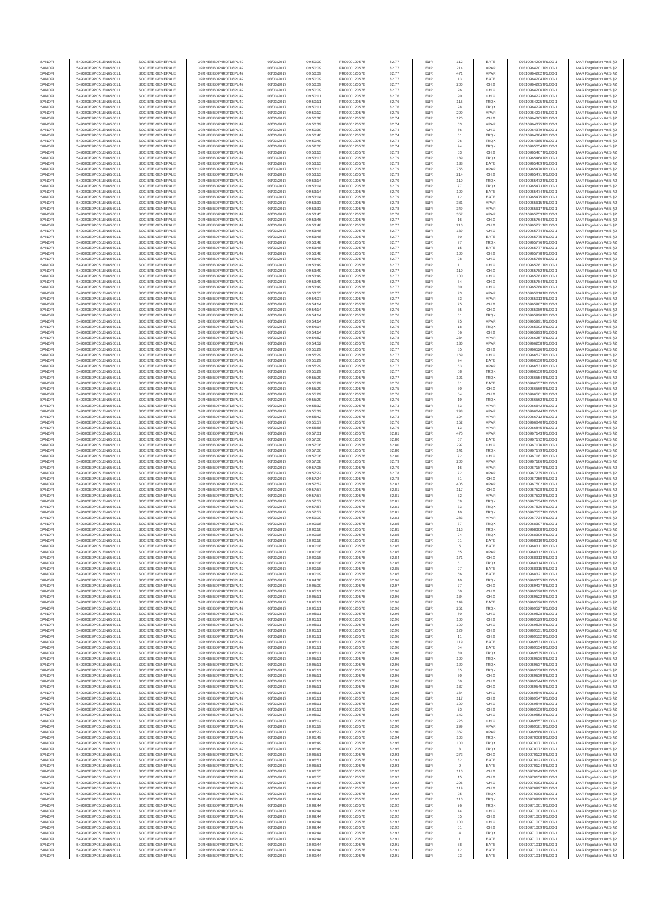| SANOFI | 549300E9PC51EN656011 | SOCIETE GENERALE | O2RNE8IBXP4R0TD8PU42 | 03/03/2017 | 09:50:09 | FR0000120578 | 82.77 | EUR | 112 | BATE | 00310964200TRLO0-1 | MAR Regulation Art 5 §2 |
|---|---|---|---|---|---|---|---|---|---|---|---|---|
| SANOFI | 549300E9PC51EN656011 | SOCIETE GENERALE | O2RNE8IBXP4R0TD8PU42 | 03/03/2017 | 09:50:09 | FR0000120578 | 82.77 | EUR | 214 | XPAR | 00310964201TRLO0-1 | MAR Regulation Art 5 §2 |
| SANOFI | 549300E9PC51EN656011 | SOCIETE GENERALE | O2RNE8IBXP4R0TD8PU42 | 03/03/2017 | 09:50:09 | FR0000120578 | 82.77 | EUR | 471 | XPAR | 00310964202TRLO0-1 | MAR Regulation Art 5 §2 |
| SANOFI | 549300E9PC51EN656011 | SOCIETE GENERALE | O2RNE8IBXP4R0TD8PU42 | 03/03/2017 | 09:50:09 | FR0000120578 | 82.77 | EUR | 13 | BATE | 00310964204TRLO0-1 | MAR Regulation Art 5 §2 |
| SANOFI | 549300E9PC51EN656011 | SOCIETE GENERALE | O2RNE8IBXP4R0TD8PU42 | 03/03/2017 | 09:50:09 | FR0000120578 | 82.77 | EUR | 200 | CHIX | 00310964205TRLO0-1 | MAR Regulation Art 5 §2 |
| SANOFI | 549300E9PC51EN656011 | SOCIETE GENERALE | O2RNE8IBXP4R0TD8PU42 | 03/03/2017 | 09:50:09 | FR0000120578 | 82.77 | EUR | 26 | CHIX | 00310964206TRLO0-1 | MAR Regulation Art 5 §2 |
| SANOFI | 549300E9PC51EN656011 | SOCIETE GENERALE | O2RNE8IBXP4R0TD8PU42 | 03/03/2017 | 09:50:11 | FR0000120578 | 82.76 | EUR | 90 | CHIX | 00310964223TRLO0-1 | MAR Regulation Art 5 §2 |
| SANOFI | 549300E9PC51EN656011 | SOCIETE GENERALE | O2RNE8IBXP4R0TD8PU42 | 03/03/2017 | 09:50:11 | FR0000120578 | 82.76 | EUR | 115 | TRQX | 00310964225TRLO0-1 | MAR Regulation Art 5 §2 |
| SANOFI | 549300E9PC51EN656011 | SOCIETE GENERALE | O2RNE8IBXP4R0TD8PU42 | 03/03/2017 | 09:50:11 | FR0000120578 | 82.76 | EUR | 28 | TRQX | 00310964226TRLO0-1 | MAR Regulation Art 5 §2 |
| SANOFI | 549300E9PC51EN656011 | SOCIETE GENERALE | O2RNE8IBXP4R0TD8PU42 | 03/03/2017 | 09:50:12 | FR0000120578 | 82.75 | EUR | 290 | XPAR | 00310964234TRLO0-1 | MAR Regulation Art 5 §2 |
| SANOFI | 549300E9PC51EN656011 | SOCIETE GENERALE | O2RNE8IBXP4R0TD8PU42 | 03/03/2017 | 09:50:38 | FR0000120578 | 82.74 | EUR | 125 | CHIX | 00310964365TRLO0-1 | MAR Regulation Art 5 §2 |
| SANOFI | 549300E9PC51EN656011 | SOCIETE GENERALE | O2RNE8IBXP4R0TD8PU42 | 03/03/2017 | 09:50:39 | FR0000120578 | 82.74 | EUR | 63 | XPAR | 00310964375TRLO0-1 | MAR Regulation Art 5 §2 |
| SANOFI | 549300E9PC51EN656011 | SOCIETE GENERALE | O2RNE8IBXP4R0TD8PU42 | 03/03/2017 | 09:50:39 | FR0000120578 | 82.74 | EUR | 56 | CHIX | 00310964379TRLO0-1 | MAR Regulation Art 5 §2 |
| SANOFI | 549300E9PC51EN656011 | SOCIETE GENERALE | O2RNE8IBXP4R0TD8PU42 | 03/03/2017 | 09:50:40 | FR0000120578 | 82.74 | EUR | 61 | TRQX | 00310964384TRLO0-1 | MAR Regulation Art 5 §2 |
| SANOFI | 549300E9PC51EN656011 | SOCIETE GENERALE | O2RNE8IBXP4R0TD8PU42 | 03/03/2017 | 09:50:40 | FR0000120578 | 82.74 | EUR | 26 | TRQX | 00310964385TRLO0-1 | MAR Regulation Art 5 §2 |
| SANOFI | 549300E9PC51EN656011 | SOCIETE GENERALE | O2RNE8IBXP4R0TD8PU42 | 03/03/2017 | 09:52:00 | FR0000120578 | 82.74 | EUR | 74 | TRQX | 00310965054TRLO0-1 | MAR Regulation Art 5 §2 |
| SANOFI | 549300E9PC51EN656011 | SOCIETE GENERALE | O2RNE8IBXP4R0TD8PU42 | 03/03/2017 | 09:53:13 | FR0000120578 | 82.79 | EUR | 53 | CHIX | 00310965467TRLO0-1 | MAR Regulation Art 5 §2 |
| SANOFI | 549300E9PC51EN656011 | SOCIETE GENERALE | O2RNE8IBXP4R0TD8PU42 | 03/03/2017 | 09:53:13 | FR0000120578 | 82.79 | EUR | 189 | TRQX | 00310965468TRLO0-1 | MAR Regulation Art 5 §2 |
| SANOFI | 549300E9PC51EN656011 | SOCIETE GENERALE | O2RNE8IBXP4R0TD8PU42 | 03/03/2017 | 09:53:13 | FR0000120578 | 82.79 | EUR | 138 | BATE | 00310965469TRLO0-1 | MAR Regulation Art 5 §2 |
| SANOFI | 549300E9PC51EN656011 | SOCIETE GENERALE | O2RNE8IBXP4R0TD8PU42 | 03/03/2017 | 09:53:13 | FR0000120578 | 82.79 | EUR | 755 | XPAR | 00310965470TRLO0-1 | MAR Regulation Art 5 §2 |
| SANOFI | 549300E9PC51EN656011 | SOCIETE GENERALE | O2RNE8IBXP4R0TD8PU42 | 03/03/2017 | 09:53:13 | FR0000120578 | 82.79 | EUR | 214 | CHIX | 00310965471TRLO0-1 | MAR Regulation Art 5 §2 |
| SANOFI | 549300E9PC51EN656011 | SOCIETE GENERALE | O2RNE8IBXP4R0TD8PU42 | 03/03/2017 | 09:53:14 | FR0000120578 | 82.79 | EUR | 110 | TRQX | 00310965472TRLO0-1 | MAR Regulation Art 5 §2 |
| SANOFI | 549300E9PC51EN656011 | SOCIETE GENERALE | O2RNE8IBXP4R0TD8PU42 | 03/03/2017 | 09:53:14 | FR0000120578 | 82.79 | EUR | 77 | TRQX | 00310965473TRLO0-1 | MAR Regulation Art 5 §2 |
| SANOFI | 549300E9PC51EN656011 | SOCIETE GENERALE | O2RNE8IBXP4R0TD8PU42 | 03/03/2017 | 09:53:14 | FR0000120578 | 82.79 | EUR | 100 | BATE | 00310965474TRLO0-1 | MAR Regulation Art 5 §2 |
| SANOFI | 549300E9PC51EN656011 | SOCIETE GENERALE | O2RNE8IBXP4R0TD8PU42 | 03/03/2017 | 09:53:14 | FR0000120578 | 82.79 | EUR | 12 | BATE | 00310965475TRLO0-1 | MAR Regulation Art 5 §2 |
| SANOFI | 549300E9PC51EN656011 | SOCIETE GENERALE | O2RNE8IBXP4R0TD8PU42 | 03/03/2017 | 09:53:33 | FR0000120578 | 82.78 | EUR | 381 | XPAR | 00310965615TRLO0-1 | MAR Regulation Art 5 §2 |
| SANOFI | 549300E9PC51EN656011 | SOCIETE GENERALE | O2RNE8IBXP4R0TD8PU42 | 03/03/2017 | 09:53:33 | FR0000120578 | 82.78 | EUR | 349 | XPAR | 00310965617TRLO0-1 | MAR Regulation Art 5 §2 |
| SANOFI | 549300E9PC51EN656011 | SOCIETE GENERALE | O2RNE8IBXP4R0TD8PU42 | 03/03/2017 | 09:53:45 | FR0000120578 | 82.78 | EUR | 357 | XPAR | 00310965753TRLO0-1 | MAR Regulation Art 5 §2 |
| SANOFI | 549300E9PC51EN656011 | SOCIETE GENERALE | O2RNE8IBXP4R0TD8PU42 | 03/03/2017 | 09:53:46 | FR0000120578 | 82.77 | EUR | 16 | CHIX | 00310965764TRLO0-1 | MAR Regulation Art 5 §2 |
| SANOFI | 549300E9PC51EN656011 | SOCIETE GENERALE | O2RNE8IBXP4R0TD8PU42 | 03/03/2017 | 09:53:48 | FR0000120578 | 82.77 | EUR | 210 | CHIX | 00310965771TRLO0-1 | MAR Regulation Art 5 §2 |
| SANOFI | 549300E9PC51EN656011 | SOCIETE GENERALE | O2RNE8IBXP4R0TD8PU42 | 03/03/2017 | 09:53:48 | FR0000120578 | 82.77 | EUR | 139 | CHIX | 00310965774TRLO0-1 | MAR Regulation Art 5 §2 |
| SANOFI | 549300E9PC51EN656011 | SOCIETE GENERALE | O2RNE8IBXP4R0TD8PU42 | 03/03/2017 | 09:53:48 | FR0000120578 | 82.77 | EUR | 60 | BATE | 00310965775TRLO0-1 | MAR Regulation Art 5 §2 |
| SANOFI | 549300E9PC51EN656011 | SOCIETE GENERALE | O2RNE8IBXP4R0TD8PU42 | 03/03/2017 | 09:53:48 | FR0000120578 | 82.77 | EUR | 97 | TRQX | 00310965776TRLO0-1 | MAR Regulation Art 5 §2 |
| SANOFI | 549300E9PC51EN656011 | SOCIETE GENERALE | O2RNE8IBXP4R0TD8PU42 | 03/03/2017 | 09:53:48 | FR0000120578 | 82.77 | EUR | 15 | BATE | 00310965777TRLO0-1 | MAR Regulation Art 5 §2 |
| SANOFI | 549300E9PC51EN656011 | SOCIETE GENERALE | O2RNE8IBXP4R0TD8PU42 | 03/03/2017 | 09:53:48 | FR0000120578 | 82.77 | EUR | 100 | CHIX | 00310965778TRLO0-1 | MAR Regulation Art 5 §2 |
| SANOFI | 549300E9PC51EN656011 | SOCIETE GENERALE | O2RNE8IBXP4R0TD8PU42 | 03/03/2017 | 09:53:49 | FR0000120578 | 82.77 | EUR | 98 | CHIX | 00310965780TRLO0-1 | MAR Regulation Art 5 §2 |
| SANOFI | 549300E9PC51EN656011 | SOCIETE GENERALE | O2RNE8IBXP4R0TD8PU42 | 03/03/2017 | 09:53:49 | FR0000120578 | 82.77 | EUR | 11 | CHIX | 00310965781TRLO0-1 | MAR Regulation Art 5 §2 |
| SANOFI | 549300E9PC51EN656011 | SOCIETE GENERALE | O2RNE8IBXP4R0TD8PU42 | 03/03/2017 | 09:53:49 | FR0000120578 | 82.77 | EUR | 110 | CHIX | 00310965782TRLO0-1 | MAR Regulation Art 5 §2 |
| SANOFI | 549300E9PC51EN656011 | SOCIETE GENERALE | O2RNE8IBXP4R0TD8PU42 | 03/03/2017 | 09:53:49 | FR0000120578 | 82.77 | EUR | 100 | CHIX | 00310965783TRLO0-1 | MAR Regulation Art 5 §2 |
| SANOFI | 549300E9PC51EN656011 | SOCIETE GENERALE | O2RNE8IBXP4R0TD8PU42 | 03/03/2017 | 09:53:49 | FR0000120578 | 82.77 | EUR | 64 | CHIX | 00310965784TRLO0-1 | MAR Regulation Art 5 §2 |
| SANOFI | 549300E9PC51EN656011 | SOCIETE GENERALE | O2RNE8IBXP4R0TD8PU42 | 03/03/2017 | 09:53:49 | FR0000120578 | 82.77 | EUR | 30 | CHIX | 00310965786TRLO0-1 | MAR Regulation Art 5 §2 |
| SANOFI | 549300E9PC51EN656011 | SOCIETE GENERALE | O2RNE8IBXP4R0TD8PU42 | 03/03/2017 | 09:53:55 | FR0000120578 | 82.77 | EUR | 93 | XPAR | 00310965818TRLO0-1 | MAR Regulation Art 5 §2 |
| SANOFI | 549300E9PC51EN656011 | SOCIETE GENERALE | O2RNE8IBXP4R0TD8PU42 | 03/03/2017 | 09:54:07 | FR0000120578 | 82.77 | EUR | 63 | XPAR | 00310965913TRLO0-1 | MAR Regulation Art 5 §2 |
| SANOFI | 549300E9PC51EN656011 | SOCIETE GENERALE | O2RNE8IBXP4R0TD8PU42 | 03/03/2017 | 09:54:14 | FR0000120578 | 82.76 | EUR | 75 | CHIX | 00310965987TRLO0-1 | MAR Regulation Art 5 §2 |
| SANOFI | 549300E9PC51EN656011 | SOCIETE GENERALE | O2RNE8IBXP4R0TD8PU42 | 03/03/2017 | 09:54:14 | FR0000120578 | 82.76 | EUR | 65 | CHIX | 00310965989TRLO0-1 | MAR Regulation Art 5 §2 |
| SANOFI | 549300E9PC51EN656011 | SOCIETE GENERALE | O2RNE8IBXP4R0TD8PU42 | 03/03/2017 | 09:54:14 | FR0000120578 | 82.76 | EUR | 81 | TRQX | 00310965990TRLO0-1 | MAR Regulation Art 5 §2 |
| SANOFI | 549300E9PC51EN656011 | SOCIETE GENERALE | O2RNE8IBXP4R0TD8PU42 | 03/03/2017 | 09:54:14 | FR0000120578 | 82.76 | EUR | 95 | XPAR | 00310965991TRLO0-1 | MAR Regulation Art 5 §2 |
| SANOFI | 549300E9PC51EN656011 | SOCIETE GENERALE | O2RNE8IBXP4R0TD8PU42 | 03/03/2017 | 09:54:14 | FR0000120578 | 82.76 | EUR | 18 | TRQX | 00310965992TRLO0-1 | MAR Regulation Art 5 §2 |
| SANOFI | 549300E9PC51EN656011 | SOCIETE GENERALE | O2RNE8IBXP4R0TD8PU42 | 03/03/2017 | 09:54:14 | FR0000120578 | 82.76 | EUR | 56 | CHIX | 00310965993TRLO0-1 | MAR Regulation Art 5 §2 |
| SANOFI | 549300E9PC51EN656011 | SOCIETE GENERALE | O2RNE8IBXP4R0TD8PU42 | 03/03/2017 | 09:54:52 | FR0000120578 | 82.78 | EUR | 234 | XPAR | 00310966257TRLO0-1 | MAR Regulation Art 5 §2 |
| SANOFI | 549300E9PC51EN656011 | SOCIETE GENERALE | O2RNE8IBXP4R0TD8PU42 | 03/03/2017 | 09:54:52 | FR0000120578 | 82.78 | EUR | 130 | XPAR | 00310966258TRLO0-1 | MAR Regulation Art 5 §2 |
| SANOFI | 549300E9PC51EN656011 | SOCIETE GENERALE | O2RNE8IBXP4R0TD8PU42 | 03/03/2017 | 09:55:29 | FR0000120578 | 82.77 | EUR | 85 | CHIX | 00310966526TRLO0-1 | MAR Regulation Art 5 §2 |
| SANOFI | 549300E9PC51EN656011 | SOCIETE GENERALE | O2RNE8IBXP4R0TD8PU42 | 03/03/2017 | 09:55:29 | FR0000120578 | 82.77 | EUR | 169 | CHIX | 00310966527TRLO0-1 | MAR Regulation Art 5 §2 |
| SANOFI | 549300E9PC51EN656011 | SOCIETE GENERALE | O2RNE8IBXP4R0TD8PU42 | 03/03/2017 | 09:55:29 | FR0000120578 | 82.76 | EUR | 94 | BATE | 00310966530TRLO0-1 | MAR Regulation Art 5 §2 |
| SANOFI | 549300E9PC51EN656011 | SOCIETE GENERALE | O2RNE8IBXP4R0TD8PU42 | 03/03/2017 | 09:55:29 | FR0000120578 | 82.77 | EUR | 63 | XPAR | 00310966533TRLO0-1 | MAR Regulation Art 5 §2 |
| SANOFI | 549300E9PC51EN656011 | SOCIETE GENERALE | O2RNE8IBXP4R0TD8PU42 | 03/03/2017 | 09:55:29 | FR0000120578 | 82.77 | EUR | 58 | TRQX | 00310966550TRLO0-1 | MAR Regulation Art 5 §2 |
| SANOFI | 549300E9PC51EN656011 | SOCIETE GENERALE | O2RNE8IBXP4R0TD8PU42 | 03/03/2017 | 09:55:29 | FR0000120578 | 82.77 | EUR | 101 | TRQX | 00310966554TRLO0-1 | MAR Regulation Art 5 §2 |
| SANOFI | 549300E9PC51EN656011 | SOCIETE GENERALE | O2RNE8IBXP4R0TD8PU42 | 03/03/2017 | 09:55:29 | FR0000120578 | 82.76 | EUR | 31 | BATE | 00310966557TRLO0-1 | MAR Regulation Art 5 §2 |
| SANOFI | 549300E9PC51EN656011 | SOCIETE GENERALE | O2RNE8IBXP4R0TD8PU42 | 03/03/2017 | 09:55:29 | FR0000120578 | 82.75 | EUR | 60 | CHIX | 00310966560TRLO0-1 | MAR Regulation Art 5 §2 |
| SANOFI | 549300E9PC51EN656011 | SOCIETE GENERALE | O2RNE8IBXP4R0TD8PU42 | 03/03/2017 | 09:55:29 | FR0000120578 | 82.76 | EUR | 54 | CHIX | 00310966561TRLO0-1 | MAR Regulation Art 5 §2 |
| SANOFI | 549300E9PC51EN656011 | SOCIETE GENERALE | O2RNE8IBXP4R0TD8PU42 | 03/03/2017 | 09:55:29 | FR0000120578 | 82.76 | EUR | 19 | TRQX | 00310966562TRLO0-1 | MAR Regulation Art 5 §2 |
| SANOFI | 549300E9PC51EN656011 | SOCIETE GENERALE | O2RNE8IBXP4R0TD8PU42 | 03/03/2017 | 09:55:32 | FR0000120578 | 82.73 | EUR | 53 | XPAR | 00310966642TRLO0-1 | MAR Regulation Art 5 §2 |
| SANOFI | 549300E9PC51EN656011 | SOCIETE GENERALE | O2RNE8IBXP4R0TD8PU42 | 03/03/2017 | 09:55:32 | FR0000120578 | 82.73 | EUR | 298 | XPAR | 00310966643TRLO0-1 | MAR Regulation Art 5 §2 |
| SANOFI | 549300E9PC51EN656011 | SOCIETE GENERALE | O2RNE8IBXP4R0TD8PU42 | 03/03/2017 | 09:55:42 | FR0000120578 | 82.73 | EUR | 104 | XPAR | 00310966712TRLO0-1 | MAR Regulation Art 5 §2 |
| SANOFI | 549300E9PC51EN656011 | SOCIETE GENERALE | O2RNE8IBXP4R0TD8PU42 | 03/03/2017 | 09:55:57 | FR0000120578 | 82.76 | EUR | 152 | XPAR | 00310966840TRLO0-1 | MAR Regulation Art 5 §2 |
| SANOFI | 549300E9PC51EN656011 | SOCIETE GENERALE | O2RNE8IBXP4R0TD8PU42 | 03/03/2017 | 09:55:58 | FR0000120578 | 82.76 | EUR | 13 | XPAR | 00310966845TRLO0-1 | MAR Regulation Art 5 §2 |
| SANOFI | 549300E9PC51EN656011 | SOCIETE GENERALE | O2RNE8IBXP4R0TD8PU42 | 03/03/2017 | 09:57:01 | FR0000120578 | 82.81 | EUR | 475 | XPAR | 00310967143TRLO0-1 | MAR Regulation Art 5 §2 |
| SANOFI | 549300E9PC51EN656011 | SOCIETE GENERALE | O2RNE8IBXP4R0TD8PU42 | 03/03/2017 | 09:57:06 | FR0000120578 | 82.80 | EUR | 67 | BATE | 00310967172TRLO0-1 | MAR Regulation Art 5 §2 |
| SANOFI | 549300E9PC51EN656011 | SOCIETE GENERALE | O2RNE8IBXP4R0TD8PU42 | 03/03/2017 | 09:57:06 | FR0000120578 | 82.80 | EUR | 297 | CHIX | 00310967176TRLO0-1 | MAR Regulation Art 5 §2 |
| SANOFI | 549300E9PC51EN656011 | SOCIETE GENERALE | O2RNE8IBXP4R0TD8PU42 | 03/03/2017 | 09:57:06 | FR0000120578 | 82.80 | EUR | 141 | TRQX | 00310967179TRLO0-1 | MAR Regulation Art 5 §2 |
| SANOFI | 549300E9PC51EN656011 | SOCIETE GENERALE | O2RNE8IBXP4R0TD8PU42 | 03/03/2017 | 09:57:06 | FR0000120578 | 82.80 | EUR | 72 | CHIX | 00310967181TRLO0-1 | MAR Regulation Art 5 §2 |
| SANOFI | 549300E9PC51EN656011 | SOCIETE GENERALE | O2RNE8IBXP4R0TD8PU42 | 03/03/2017 | 09:57:06 | FR0000120578 | 82.79 | EUR | 200 | XPAR | 00310967186TRLO0-1 | MAR Regulation Art 5 §2 |
| SANOFI | 549300E9PC51EN656011 | SOCIETE GENERALE | O2RNE8IBXP4R0TD8PU42 | 03/03/2017 | 09:57:08 | FR0000120578 | 82.79 | EUR | 16 | XPAR | 00310967187TRLO0-1 | MAR Regulation Art 5 §2 |
| SANOFI | 549300E9PC51EN656011 | SOCIETE GENERALE | O2RNE8IBXP4R0TD8PU42 | 03/03/2017 | 09:57:22 | FR0000120578 | 82.78 | EUR | 72 | XPAR | 00310967235TRLO0-1 | MAR Regulation Art 5 §2 |
| SANOFI | 549300E9PC51EN656011 | SOCIETE GENERALE | O2RNE8IBXP4R0TD8PU42 | 03/03/2017 | 09:57:24 | FR0000120578 | 82.78 | EUR | 61 | CHIX | 00310967250TRLO0-1 | MAR Regulation Art 5 §2 |
| SANOFI | 549300E9PC51EN656011 | SOCIETE GENERALE | O2RNE8IBXP4R0TD8PU42 | 03/03/2017 | 09:57:52 | FR0000120578 | 82.82 | EUR | 405 | XPAR | 00310967502TRLO0-1 | MAR Regulation Art 5 §2 |
| SANOFI | 549300E9PC51EN656011 | SOCIETE GENERALE | O2RNE8IBXP4R0TD8PU42 | 03/03/2017 | 09:57:57 | FR0000120578 | 82.81 | EUR | 117 | CHIX | 00310967528TRLO0-1 | MAR Regulation Art 5 §2 |
| SANOFI | 549300E9PC51EN656011 | SOCIETE GENERALE | O2RNE8IBXP4R0TD8PU42 | 03/03/2017 | 09:57:57 | FR0000120578 | 82.81 | EUR | 62 | XPAR | 00310967532TRLO0-1 | MAR Regulation Art 5 §2 |
| SANOFI | 549300E9PC51EN656011 | SOCIETE GENERALE | O2RNE8IBXP4R0TD8PU42 | 03/03/2017 | 09:57:57 | FR0000120578 | 82.81 | EUR | 59 | TRQX | 00310967534TRLO0-1 | MAR Regulation Art 5 §2 |
| SANOFI | 549300E9PC51EN656011 | SOCIETE GENERALE | O2RNE8IBXP4R0TD8PU42 | 03/03/2017 | 09:57:57 | FR0000120578 | 82.81 | EUR | 33 | TRQX | 00310967536TRLO0-1 | MAR Regulation Art 5 §2 |
| SANOFI | 549300E9PC51EN656011 | SOCIETE GENERALE | O2RNE8IBXP4R0TD8PU42 | 03/03/2017 | 09:57:57 | FR0000120578 | 82.81 | EUR | 10 | TRQX | 00310967537TRLO0-1 | MAR Regulation Art 5 §2 |
| SANOFI | 549300E9PC51EN656011 | SOCIETE GENERALE | O2RNE8IBXP4R0TD8PU42 | 03/03/2017 | 09:59:00 | FR0000120578 | 82.83 | EUR | 283 | XPAR | 00310967734TRLO0-1 | MAR Regulation Art 5 §2 |
| SANOFI | 549300E9PC51EN656011 | SOCIETE GENERALE | O2RNE8IBXP4R0TD8PU42 | 03/03/2017 | 10:00:18 | FR0000120578 | 82.85 | EUR | 37 | TRQX | 00310968307TRLO0-1 | MAR Regulation Art 5 §2 |
| SANOFI | 549300E9PC51EN656011 | SOCIETE GENERALE | O2RNE8IBXP4R0TD8PU42 | 03/03/2017 | 10:00:18 | FR0000120578 | 82.85 | EUR | 113 | TRQX | 00310968308TRLO0-1 | MAR Regulation Art 5 §2 |
| SANOFI | 549300E9PC51EN656011 | SOCIETE GENERALE | O2RNE8IBXP4R0TD8PU42 | 03/03/2017 | 10:00:18 | FR0000120578 | 82.85 | EUR | 24 | TRQX | 00310968309TRLO0-1 | MAR Regulation Art 5 §2 |
| SANOFI | 549300E9PC51EN656011 | SOCIETE GENERALE | O2RNE8IBXP4R0TD8PU42 | 03/03/2017 | 10:00:18 | FR0000120578 | 82.85 | EUR | 61 | BATE | 00310968310TRLO0-1 | MAR Regulation Art 5 §2 |
| SANOFI | 549300E9PC51EN656011 | SOCIETE GENERALE | O2RNE8IBXP4R0TD8PU42 | 03/03/2017 | 10:00:18 | FR0000120578 | 82.85 | EUR | 5 | BATE | 00310968311TRLO0-1 | MAR Regulation Art 5 §2 |
| SANOFI | 549300E9PC51EN656011 | SOCIETE GENERALE | O2RNE8IBXP4R0TD8PU42 | 03/03/2017 | 10:00:18 | FR0000120578 | 82.85 | EUR | 65 | XPAR | 00310968312TRLO0-1 | MAR Regulation Art 5 §2 |
| SANOFI | 549300E9PC51EN656011 | SOCIETE GENERALE | O2RNE8IBXP4R0TD8PU42 | 03/03/2017 | 10:00:18 | FR0000120578 | 82.84 | EUR | 171 | CHIX | 00310968313TRLO0-1 | MAR Regulation Art 5 §2 |
| SANOFI | 549300E9PC51EN656011 | SOCIETE GENERALE | O2RNE8IBXP4R0TD8PU42 | 03/03/2017 | 10:00:18 | FR0000120578 | 82.85 | EUR | 61 | TRQX | 00310968314TRLO0-1 | MAR Regulation Art 5 §2 |
| SANOFI | 549300E9PC51EN656011 | SOCIETE GENERALE | O2RNE8IBXP4R0TD8PU42 | 03/03/2017 | 10:00:18 | FR0000120578 | 82.85 | EUR | 27 | BATE | 00310968315TRLO0-1 | MAR Regulation Art 5 §2 |
| SANOFI | 549300E9PC51EN656011 | SOCIETE GENERALE | O2RNE8IBXP4R0TD8PU42 | 03/03/2017 | 10:00:19 | FR0000120578 | 82.85 | EUR | 56 | BATE | 00310968321TRLO0-1 | MAR Regulation Art 5 §2 |
| SANOFI | 549300E9PC51EN656011 | SOCIETE GENERALE | O2RNE8IBXP4R0TD8PU42 | 03/03/2017 | 10:04:38 | FR0000120578 | 82.96 | EUR | 10 | TRQX | 00310969355TRLO0-1 | MAR Regulation Art 5 §2 |
| SANOFI | 549300E9PC51EN656011 | SOCIETE GENERALE | O2RNE8IBXP4R0TD8PU42 | 03/03/2017 | 10:05:00 | FR0000120578 | 82.97 | EUR | 77 | CHIX | 00310969437TRLO0-1 | MAR Regulation Art 5 §2 |
| SANOFI | 549300E9PC51EN656011 | SOCIETE GENERALE | O2RNE8IBXP4R0TD8PU42 | 03/03/2017 | 10:05:11 | FR0000120578 | 82.96 | EUR | 60 | CHIX | 00310969520TRLO0-1 | MAR Regulation Art 5 §2 |
| SANOFI | 549300E9PC51EN656011 | SOCIETE GENERALE | O2RNE8IBXP4R0TD8PU42 | 03/03/2017 | 10:05:11 | FR0000120578 | 82.96 | EUR | 134 | CHIX | 00310969522TRLO0-1 | MAR Regulation Art 5 §2 |
| SANOFI | 549300E9PC51EN656011 | SOCIETE GENERALE | O2RNE8IBXP4R0TD8PU42 | 03/03/2017 | 10:05:11 | FR0000120578 | 82.96 | EUR | 149 | BATE | 00310969526TRLO0-1 | MAR Regulation Art 5 §2 |
| SANOFI | 549300E9PC51EN656011 | SOCIETE GENERALE | O2RNE8IBXP4R0TD8PU42 | 03/03/2017 | 10:05:11 | FR0000120578 | 82.96 | EUR | 251 | TRQX | 00310969527TRLO0-1 | MAR Regulation Art 5 §2 |
| SANOFI | 549300E9PC51EN656011 | SOCIETE GENERALE | O2RNE8IBXP4R0TD8PU42 | 03/03/2017 | 10:05:11 | FR0000120578 | 82.96 | EUR | 80 | CHIX | 00310969528TRLO0-1 | MAR Regulation Art 5 §2 |
| SANOFI | 549300E9PC51EN656011 | SOCIETE GENERALE | O2RNE8IBXP4R0TD8PU42 | 03/03/2017 | 10:05:11 | FR0000120578 | 82.96 | EUR | 100 | CHIX | 00310969529TRLO0-1 | MAR Regulation Art 5 §2 |
| SANOFI | 549300E9PC51EN656011 | SOCIETE GENERALE | O2RNE8IBXP4R0TD8PU42 | 03/03/2017 | 10:05:11 | FR0000120578 | 82.96 | EUR | 100 | CHIX | 00310969530TRLO0-1 | MAR Regulation Art 5 §2 |
| SANOFI | 549300E9PC51EN656011 | SOCIETE GENERALE | O2RNE8IBXP4R0TD8PU42 | 03/03/2017 | 10:05:11 | FR0000120578 | 82.96 | EUR | 129 | CHIX | 00310969531TRLO0-1 | MAR Regulation Art 5 §2 |
| SANOFI | 549300E9PC51EN656011 | SOCIETE GENERALE | O2RNE8IBXP4R0TD8PU42 | 03/03/2017 | 10:05:11 | FR0000120578 | 82.96 | EUR | 11 | CHIX | 00310969532TRLO0-1 | MAR Regulation Art 5 §2 |
| SANOFI | 549300E9PC51EN656011 | SOCIETE GENERALE | O2RNE8IBXP4R0TD8PU42 | 03/03/2017 | 10:05:11 | FR0000120578 | 82.96 | EUR | 119 | BATE | 00310969533TRLO0-1 | MAR Regulation Art 5 §2 |
| SANOFI | 549300E9PC51EN656011 | SOCIETE GENERALE | O2RNE8IBXP4R0TD8PU42 | 03/03/2017 | 10:05:11 | FR0000120578 | 82.96 | EUR | 64 | BATE | 00310969534TRLO0-1 | MAR Regulation Art 5 §2 |
| SANOFI | 549300E9PC51EN656011 | SOCIETE GENERALE | O2RNE8IBXP4R0TD8PU42 | 03/03/2017 | 10:05:11 | FR0000120578 | 82.96 | EUR | 80 | TRQX | 00310969535TRLO0-1 | MAR Regulation Art 5 §2 |
| SANOFI | 549300E9PC51EN656011 | SOCIETE GENERALE | O2RNE8IBXP4R0TD8PU42 | 03/03/2017 | 10:05:11 | FR0000120578 | 82.96 | EUR | 100 | TRQX | 00310969536TRLO0-1 | MAR Regulation Art 5 §2 |
| SANOFI | 549300E9PC51EN656011 | SOCIETE GENERALE | O2RNE8IBXP4R0TD8PU42 | 03/03/2017 | 10:05:11 | FR0000120578 | 82.96 | EUR | 120 | TRQX | 00310969537TRLO0-1 | MAR Regulation Art 5 §2 |
| SANOFI | 549300E9PC51EN656011 | SOCIETE GENERALE | O2RNE8IBXP4R0TD8PU42 | 03/03/2017 | 10:05:11 | FR0000120578 | 82.96 | EUR | 35 | TRQX | 00310969538TRLO0-1 | MAR Regulation Art 5 §2 |
| SANOFI | 549300E9PC51EN656011 | SOCIETE GENERALE | O2RNE8IBXP4R0TD8PU42 | 03/03/2017 | 10:05:11 | FR0000120578 | 82.96 | EUR | 60 | CHIX | 00310969539TRLO0-1 | MAR Regulation Art 5 §2 |
| SANOFI | 549300E9PC51EN656011 | SOCIETE GENERALE | O2RNE8IBXP4R0TD8PU42 | 03/03/2017 | 10:05:11 | FR0000120578 | 82.96 | EUR | 60 | CHIX | 00310969544TRLO0-1 | MAR Regulation Art 5 §2 |
| SANOFI | 549300E9PC51EN656011 | SOCIETE GENERALE | O2RNE8IBXP4R0TD8PU42 | 03/03/2017 | 10:05:11 | FR0000120578 | 82.96 | EUR | 137 | CHIX | 00310969545TRLO0-1 | MAR Regulation Art 5 §2 |
| SANOFI | 549300E9PC51EN656011 | SOCIETE GENERALE | O2RNE8IBXP4R0TD8PU42 | 03/03/2017 | 10:05:11 | FR0000120578 | 82.96 | EUR | 164 | CHIX | 00310969546TRLO0-1 | MAR Regulation Art 5 §2 |
| SANOFI | 549300E9PC51EN656011 | SOCIETE GENERALE | O2RNE8IBXP4R0TD8PU42 | 03/03/2017 | 10:05:11 | FR0000120578 | 82.96 | EUR | 117 | CHIX | 00310969547TRLO0-1 | MAR Regulation Art 5 §2 |
| SANOFI | 549300E9PC51EN656011 | SOCIETE GENERALE | O2RNE8IBXP4R0TD8PU42 | 03/03/2017 | 10:05:11 | FR0000120578 | 82.96 | EUR | 100 | CHIX | 00310969549TRLO0-1 | MAR Regulation Art 5 §2 |
| SANOFI | 549300E9PC51EN656011 | SOCIETE GENERALE | O2RNE8IBXP4R0TD8PU42 | 03/03/2017 | 10:05:11 | FR0000120578 | 82.96 | EUR | 73 | CHIX | 00310969550TRLO0-1 | MAR Regulation Art 5 §2 |
| SANOFI | 549300E9PC51EN656011 | SOCIETE GENERALE | O2RNE8IBXP4R0TD8PU42 | 03/03/2017 | 10:05:12 | FR0000120578 | 82.95 | EUR | 142 | CHIX | 00310969552TRLO0-1 | MAR Regulation Art 5 §2 |
| SANOFI | 549300E9PC51EN656011 | SOCIETE GENERALE | O2RNE8IBXP4R0TD8PU42 | 03/03/2017 | 10:05:12 | FR0000120578 | 82.95 | EUR | 225 | CHIX | 00310969557TRLO0-1 | MAR Regulation Art 5 §2 |
| SANOFI | 549300E9PC51EN656011 | SOCIETE GENERALE | O2RNE8IBXP4R0TD8PU42 | 03/03/2017 | 10:05:19 | FR0000120578 | 82.90 | EUR | 299 | XPAR | 00310969581TRLO0-1 | MAR Regulation Art 5 §2 |
| SANOFI | 549300E9PC51EN656011 | SOCIETE GENERALE | O2RNE8IBXP4R0TD8PU42 | 03/03/2017 | 10:05:22 | FR0000120578 | 82.90 | EUR | 362 | XPAR | 00310969598TRLO0-1 | MAR Regulation Art 5 §2 |
| SANOFI | 549300E9PC51EN656011 | SOCIETE GENERALE | O2RNE8IBXP4R0TD8PU42 | 03/03/2017 | 10:06:49 | FR0000120578 | 82.94 | EUR | 103 | TRQX | 00310970068TRLO0-1 | MAR Regulation Art 5 §2 |
| SANOFI | 549300E9PC51EN656011 | SOCIETE GENERALE | O2RNE8IBXP4R0TD8PU42 | 03/03/2017 | 10:06:49 | FR0000120578 | 82.95 | EUR | 100 | TRQX | 00310970071TRLO0-1 | MAR Regulation Art 5 §2 |
| SANOFI | 549300E9PC51EN656011 | SOCIETE GENERALE | O2RNE8IBXP4R0TD8PU42 | 03/03/2017 | 10:06:49 | FR0000120578 | 82.95 | EUR | 3 | TRQX | 00310970072TRLO0-1 | MAR Regulation Art 5 §2 |
| SANOFI | 549300E9PC51EN656011 | SOCIETE GENERALE | O2RNE8IBXP4R0TD8PU42 | 03/03/2017 | 10:06:51 | FR0000120578 | 82.93 | EUR | 273 | CHIX | 00310970122TRLO0-1 | MAR Regulation Art 5 §2 |
| SANOFI | 549300E9PC51EN656011 | SOCIETE GENERALE | O2RNE8IBXP4R0TD8PU42 | 03/03/2017 | 10:06:51 | FR0000120578 | 82.93 | EUR | 82 | BATE | 00310970123TRLO0-1 | MAR Regulation Art 5 §2 |
| SANOFI | 549300E9PC51EN656011 | SOCIETE GENERALE | O2RNE8IBXP4R0TD8PU42 | 03/03/2017 | 10:06:51 | FR0000120578 | 82.93 | EUR | 9 | BATE | 00310970124TRLO0-1 | MAR Regulation Art 5 §2 |
| SANOFI | 549300E9PC51EN656011 | SOCIETE GENERALE | O2RNE8IBXP4R0TD8PU42 | 03/03/2017 | 10:06:55 | FR0000120578 | 82.92 | EUR | 110 | CHIX | 00310970149TRLO0-1 | MAR Regulation Art 5 §2 |
| SANOFI | 549300E9PC51EN656011 | SOCIETE GENERALE | O2RNE8IBXP4R0TD8PU42 | 03/03/2017 | 10:06:55 | FR0000120578 | 82.92 | EUR | 15 | CHIX | 00310970150TRLO0-1 | MAR Regulation Art 5 §2 |
| SANOFI | 549300E9PC51EN656011 | SOCIETE GENERALE | O2RNE8IBXP4R0TD8PU42 | 03/03/2017 | 10:09:43 | FR0000120578 | 82.92 | EUR | 296 | CHIX | 00310970993TRLO0-1 | MAR Regulation Art 5 §2 |
| SANOFI | 549300E9PC51EN656011 | SOCIETE GENERALE | O2RNE8IBXP4R0TD8PU42 | 03/03/2017 | 10:09:43 | FR0000120578 | 82.92 | EUR | 119 | CHIX | 00310970997TRLO0-1 | MAR Regulation Art 5 §2 |
| SANOFI | 549300E9PC51EN656011 | SOCIETE GENERALE | O2RNE8IBXP4R0TD8PU42 | 03/03/2017 | 10:09:43 | FR0000120578 | 82.92 | EUR | 95 | TRQX | 00310970998TRLO0-1 | MAR Regulation Art 5 §2 |
| SANOFI | 549300E9PC51EN656011 | SOCIETE GENERALE | O2RNE8IBXP4R0TD8PU42 | 03/03/2017 | 10:09:44 | FR0000120578 | 82.92 | EUR | 110 | TRQX | 00310970999TRLO0-1 | MAR Regulation Art 5 §2 |
| SANOFI | 549300E9PC51EN656011 | SOCIETE GENERALE | O2RNE8IBXP4R0TD8PU42 | 03/03/2017 | 10:09:44 | FR0000120578 | 82.92 | EUR | 76 | TRQX | 00310971001TRLO0-1 | MAR Regulation Art 5 §2 |
| SANOFI | 549300E9PC51EN656011 | SOCIETE GENERALE | O2RNE8IBXP4R0TD8PU42 | 03/03/2017 | 10:09:44 | FR0000120578 | 82.92 | EUR | 14 | CHIX | 00310971003TRLO0-1 | MAR Regulation Art 5 §2 |
| SANOFI | 549300E9PC51EN656011 | SOCIETE GENERALE | O2RNE8IBXP4R0TD8PU42 | 03/03/2017 | 10:09:44 | FR0000120578 | 82.92 | EUR | 55 | CHIX | 00310971005TRLO0-1 | MAR Regulation Art 5 §2 |
| SANOFI | 549300E9PC51EN656011 | SOCIETE GENERALE | O2RNE8IBXP4R0TD8PU42 | 03/03/2017 | 10:09:44 | FR0000120578 | 82.92 | EUR | 100 | CHIX | 00310971007TRLO0-1 | MAR Regulation Art 5 §2 |
| SANOFI | 549300E9PC51EN656011 | SOCIETE GENERALE | O2RNE8IBXP4R0TD8PU42 | 03/03/2017 | 10:09:44 | FR0000120578 | 82.92 | EUR | 51 | CHIX | 00310971009TRLO0-1 | MAR Regulation Art 5 §2 |
| SANOFI | 549300E9PC51EN656011 | SOCIETE GENERALE | O2RNE8IBXP4R0TD8PU42 | 03/03/2017 | 10:09:44 | FR0000120578 | 82.92 | EUR | 4 | TRQX | 00310971010TRLO0-1 | MAR Regulation Art 5 §2 |
| SANOFI | 549300E9PC51EN656011 | SOCIETE GENERALE | O2RNE8IBXP4R0TD8PU42 | 03/03/2017 | 10:09:44 | FR0000120578 | 82.91 | EUR | 1 | BATE | 00310971011TRLO0-1 | MAR Regulation Art 5 §2 |
| SANOFI | 549300E9PC51EN656011 | SOCIETE GENERALE | O2RNE8IBXP4R0TD8PU42 | 03/03/2017 | 10:09:44 | FR0000120578 | 82.91 | EUR | 58 | BATE | 00310971012TRLO0-1 | MAR Regulation Art 5 §2 |
| SANOFI | 549300E9PC51EN656011 | SOCIETE GENERALE | O2RNE8IBXP4R0TD8PU42 | 03/03/2017 | 10:09:44 | FR0000120578 | 82.91 | EUR | 12 | BATE | 00310971013TRLO0-1 | MAR Regulation Art 5 §2 |
| SANOFI | 549300E9PC51EN656011 | SOCIETE GENERALE | O2RNE8IBXP4R0TD8PU42 | 03/03/2017 | 10:09:44 | FR0000120578 | 82.91 | EUR | 23 | BATE | 00310971014TRLO0-1 | MAR Regulation Art 5 §2 |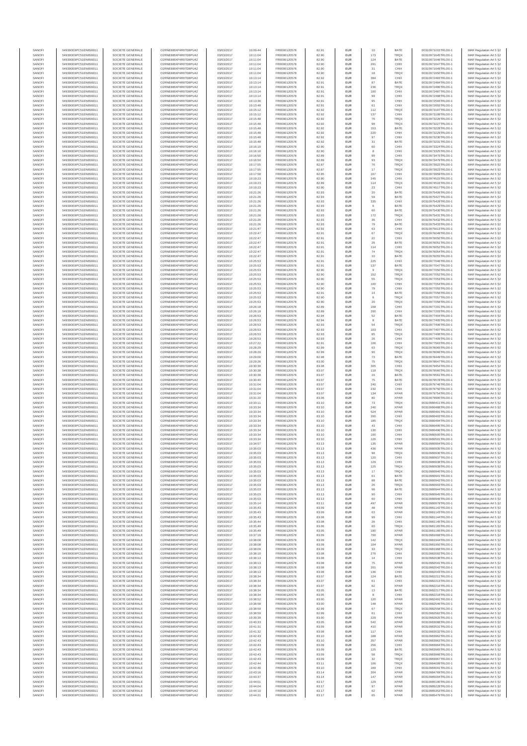| SANOFI | 549300E9PC51EN656011 | SOCIETE GENERALE | O2RNE8IBXP4R0TD8PU42 | 03/03/2017 | 10:09:44 | FR0000120578 | 82.91 | EUR | 10 | BATE | 00310971015TRLO0-1 | MAR Regulation Art 5 §2 |
|---|---|---|---|---|---|---|---|---|---|---|---|---|
| SANOFI | 549300E9PC51EN656011 | SOCIETE GENERALE | O2RNE8IBXP4R0TD8PU42 | 03/03/2017 | 10:11:04 | FR0000120578 | 82.90 | EUR | 173 | TRQX | 00310971645TRLO0-1 | MAR Regulation Art 5 §2 |
| SANOFI | 549300E9PC51EN656011 | SOCIETE GENERALE | O2RNE8IBXP4R0TD8PU42 | 03/03/2017 | 10:11:04 | FR0000120578 | 82.90 | EUR | 124 | BATE | 00310971646TRLO0-1 | MAR Regulation Art 5 §2 |
| SANOFI | 549300E9PC51EN656011 | SOCIETE GENERALE | O2RNE8IBXP4R0TD8PU42 | 03/03/2017 | 10:11:04 | FR0000120578 | 82.90 | EUR | 291 | CHIX | 00310971647TRLO0-1 | MAR Regulation Art 5 §2 |
| SANOFI | 549300E9PC51EN656011 | SOCIETE GENERALE | O2RNE8IBXP4R0TD8PU42 | 03/03/2017 | 10:11:04 | FR0000120578 | 82.90 | EUR | 31 | CHIX | 00310971649TRLO0-1 | MAR Regulation Art 5 §2 |
| SANOFI | 549300E9PC51EN656011 | SOCIETE GENERALE | O2RNE8IBXP4R0TD8PU42 | 03/03/2017 | 10:11:04 | FR0000120578 | 82.90 | EUR | 18 | TRQX | 00310971650TRLO0-1 | MAR Regulation Art 5 §2 |
| SANOFI | 549300E9PC51EN656011 | SOCIETE GENERALE | O2RNE8IBXP4R0TD8PU42 | 03/03/2017 | 10:13:14 | FR0000120578 | 82.92 | EUR | 384 | CHIX | 00310972483TRLO0-1 | MAR Regulation Art 5 §2 |
| SANOFI | 549300E9PC51EN656011 | SOCIETE GENERALE | O2RNE8IBXP4R0TD8PU42 | 03/03/2017 | 10:13:14 | FR0000120578 | 82.91 | EUR | 87 | BATE | 00310972484TRLO0-1 | MAR Regulation Art 5 §2 |
| SANOFI | 549300E9PC51EN656011 | SOCIETE GENERALE | O2RNE8IBXP4R0TD8PU42 | 03/03/2017 | 10:13:14 | FR0000120578 | 82.91 | EUR | 236 | TRQX | 00310972486TRLO0-1 | MAR Regulation Art 5 §2 |
| SANOFI | 549300E9PC51EN656011 | SOCIETE GENERALE | O2RNE8IBXP4R0TD8PU42 | 03/03/2017 | 10:13:14 | FR0000120578 | 82.91 | EUR | 100 | CHIX | 00310972487TRLO0-1 | MAR Regulation Art 5 §2 |
| SANOFI | 549300E9PC51EN656011 | SOCIETE GENERALE | O2RNE8IBXP4R0TD8PU42 | 03/03/2017 | 10:13:14 | FR0000120578 | 82.91 | EUR | 99 | CHIX | 00310972488TRLO0-1 | MAR Regulation Art 5 §2 |
| SANOFI | 549300E9PC51EN656011 | SOCIETE GENERALE | O2RNE8IBXP4R0TD8PU42 | 03/03/2017 | 10:13:36 | FR0000120578 | 82.91 | EUR | 95 | CHIX | 00310972593TRLO0-1 | MAR Regulation Art 5 §2 |
| SANOFI | 549300E9PC51EN656011 | SOCIETE GENERALE | O2RNE8IBXP4R0TD8PU42 | 03/03/2017 | 10:13:48 | FR0000120578 | 82.91 | EUR | 61 | CHIX | 00310972659TRLO0-1 | MAR Regulation Art 5 §2 |
| SANOFI | 549300E9PC51EN656011 | SOCIETE GENERALE | O2RNE8IBXP4R0TD8PU42 | 03/03/2017 | 10:15:12 | FR0000120578 | 82.92 | EUR | 112 | TRQX | 00310973107TRLO0-1 | MAR Regulation Art 5 §2 |
| SANOFI | 549300E9PC51EN656011 | SOCIETE GENERALE | O2RNE8IBXP4R0TD8PU42 | 03/03/2017 | 10:15:12 | FR0000120578 | 82.92 | EUR | 137 | CHIX | 00310973108TRLO0-1 | MAR Regulation Art 5 §2 |
| SANOFI | 549300E9PC51EN656011 | SOCIETE GENERALE | O2RNE8IBXP4R0TD8PU42 | 03/03/2017 | 10:15:48 | FR0000120578 | 82.92 | EUR | 76 | TRQX | 00310973226TRLO0-1 | MAR Regulation Art 5 §2 |
| SANOFI | 549300E9PC51EN656011 | SOCIETE GENERALE | O2RNE8IBXP4R0TD8PU42 | 03/03/2017 | 10:15:48 | FR0000120578 | 82.92 | EUR | 98 | TRQX | 00310973227TRLO0-1 | MAR Regulation Art 5 §2 |
| SANOFI | 549300E9PC51EN656011 | SOCIETE GENERALE | O2RNE8IBXP4R0TD8PU42 | 03/03/2017 | 10:15:48 | FR0000120578 | 82.92 | EUR | 153 | BATE | 00310973228TRLO0-1 | MAR Regulation Art 5 §2 |
| SANOFI | 549300E9PC51EN656011 | SOCIETE GENERALE | O2RNE8IBXP4R0TD8PU42 | 03/03/2017 | 10:15:48 | FR0000120578 | 82.92 | EUR | 220 | CHIX | 00310973229TRLO0-1 | MAR Regulation Art 5 §2 |
| SANOFI | 549300E9PC51EN656011 | SOCIETE GENERALE | O2RNE8IBXP4R0TD8PU42 | 03/03/2017 | 10:15:48 | FR0000120578 | 82.92 | EUR | 97 | CHIX | 00310973230TRLO0-1 | MAR Regulation Art 5 §2 |
| SANOFI | 549300E9PC51EN656011 | SOCIETE GENERALE | O2RNE8IBXP4R0TD8PU42 | 03/03/2017 | 10:15:48 | FR0000120578 | 82.92 | EUR | 31 | BATE | 00310973231TRLO0-1 | MAR Regulation Art 5 §2 |
| SANOFI | 549300E9PC51EN656011 | SOCIETE GENERALE | O2RNE8IBXP4R0TD8PU42 | 03/03/2017 | 10:16:10 | FR0000120578 | 82.90 | EUR | 60 | CHIX | 00310973324TRLO0-1 | MAR Regulation Art 5 §2 |
| SANOFI | 549300E9PC51EN656011 | SOCIETE GENERALE | O2RNE8IBXP4R0TD8PU42 | 03/03/2017 | 10:16:10 | FR0000120578 | 82.90 | EUR | 8 | CHIX | 00310973325TRLO0-1 | MAR Regulation Art 5 §2 |
| SANOFI | 549300E9PC51EN656011 | SOCIETE GENERALE | O2RNE8IBXP4R0TD8PU42 | 03/03/2017 | 10:16:50 | FR0000120578 | 82.89 | EUR | 99 | CHIX | 00310973475TRLO0-1 | MAR Regulation Art 5 §2 |
| SANOFI | 549300E9PC51EN656011 | SOCIETE GENERALE | O2RNE8IBXP4R0TD8PU42 | 03/03/2017 | 10:16:50 | FR0000120578 | 82.89 | EUR | 93 | TRQX | 00310973479TRLO0-1 | MAR Regulation Art 5 §2 |
| SANOFI | 549300E9PC51EN656011 | SOCIETE GENERALE | O2RNE8IBXP4R0TD8PU42 | 03/03/2017 | 10:17:55 | FR0000120578 | 82.87 | EUR | 76 | TRQX | 00310973922TRLO0-1 | MAR Regulation Art 5 §2 |
| SANOFI | 549300E9PC51EN656011 | SOCIETE GENERALE | O2RNE8IBXP4R0TD8PU42 | 03/03/2017 | 10:17:55 | FR0000120578 | 82.87 | EUR | 17 | TRQX | 00310973923TRLO0-1 | MAR Regulation Art 5 §2 |
| SANOFI | 549300E9PC51EN656011 | SOCIETE GENERALE | O2RNE8IBXP4R0TD8PU42 | 03/03/2017 | 10:17:58 | FR0000120578 | 82.85 | EUR | 167 | CHIX | 00310973958TRLO0-1 | MAR Regulation Art 5 §2 |
| SANOFI | 549300E9PC51EN656011 | SOCIETE GENERALE | O2RNE8IBXP4R0TD8PU42 | 03/03/2017 | 10:19:23 | FR0000120578 | 82.90 | EUR | 245 | CHIX | 00310974515TRLO0-1 | MAR Regulation Art 5 §2 |
| SANOFI | 549300E9PC51EN656011 | SOCIETE GENERALE | O2RNE8IBXP4R0TD8PU42 | 03/03/2017 | 10:19:23 | FR0000120578 | 82.89 | EUR | 114 | TRQX | 00310974516TRLO0-1 | MAR Regulation Art 5 §2 |
| SANOFI | 549300E9PC51EN656011 | SOCIETE GENERALE | O2RNE8IBXP4R0TD8PU42 | 03/03/2017 | 10:19:23 | FR0000120578 | 82.90 | EUR | 23 | CHIX | 00310974517TRLO0-1 | MAR Regulation Art 5 §2 |
| SANOFI | 549300E9PC51EN656011 | SOCIETE GENERALE | O2RNE8IBXP4R0TD8PU42 | 03/03/2017 | 10:21:26 | FR0000120578 | 82.93 | EUR | 20 | BATE | 00310975426TRLO0-1 | MAR Regulation Art 5 §2 |
| SANOFI | 549300E9PC51EN656011 | SOCIETE GENERALE | O2RNE8IBXP4R0TD8PU42 | 03/03/2017 | 10:21:26 | FR0000120578 | 82.93 | EUR | 59 | BATE | 00310975427TRLO0-1 | MAR Regulation Art 5 §2 |
| SANOFI | 549300E9PC51EN656011 | SOCIETE GENERALE | O2RNE8IBXP4R0TD8PU42 | 03/03/2017 | 10:21:26 | FR0000120578 | 82.93 | EUR | 335 | CHIX | 00310975428TRLO0-1 | MAR Regulation Art 5 §2 |
| SANOFI | 549300E9PC51EN656011 | SOCIETE GENERALE | O2RNE8IBXP4R0TD8PU42 | 03/03/2017 | 10:21:26 | FR0000120578 | 82.93 | EUR | 6 | BATE | 00310975429TRLO0-1 | MAR Regulation Art 5 §2 |
| SANOFI | 549300E9PC51EN656011 | SOCIETE GENERALE | O2RNE8IBXP4R0TD8PU42 | 03/03/2017 | 10:21:26 | FR0000120578 | 82.93 | EUR | 60 | BATE | 00310975430TRLO0-1 | MAR Regulation Art 5 §2 |
| SANOFI | 549300E9PC51EN656011 | SOCIETE GENERALE | O2RNE8IBXP4R0TD8PU42 | 03/03/2017 | 10:21:26 | FR0000120578 | 82.93 | EUR | 172 | TRQX | 00310975431TRLO0-1 | MAR Regulation Art 5 §2 |
| SANOFI | 549300E9PC51EN656011 | SOCIETE GENERALE | O2RNE8IBXP4R0TD8PU42 | 03/03/2017 | 10:21:26 | FR0000120578 | 82.93 | EUR | 36 | CHIX | 00310975432TRLO0-1 | MAR Regulation Art 5 §2 |
| SANOFI | 549300E9PC51EN656011 | SOCIETE GENERALE | O2RNE8IBXP4R0TD8PU42 | 03/03/2017 | 10:21:26 | FR0000120578 | 82.93 | EUR | 79 | BATE | 00310975433TRLO0-1 | MAR Regulation Art 5 §2 |
| SANOFI | 549300E9PC51EN656011 | SOCIETE GENERALE | O2RNE8IBXP4R0TD8PU42 | 03/03/2017 | 10:21:47 | FR0000120578 | 82.92 | EUR | 63 | CHIX | 00310975613TRLO0-1 | MAR Regulation Art 5 §2 |
| SANOFI | 549300E9PC51EN656011 | SOCIETE GENERALE | O2RNE8IBXP4R0TD8PU42 | 03/03/2017 | 10:22:47 | FR0000120578 | 82.91 | EUR | 67 | TRQX | 00310976049TRLO0-1 | MAR Regulation Art 5 §2 |
| SANOFI | 549300E9PC51EN656011 | SOCIETE GENERALE | O2RNE8IBXP4R0TD8PU42 | 03/03/2017 | 10:22:47 | FR0000120578 | 82.91 | EUR | 22 | CHIX | 00310976050TRLO0-1 | MAR Regulation Art 5 §2 |
| SANOFI | 549300E9PC51EN656011 | SOCIETE GENERALE | O2RNE8IBXP4R0TD8PU42 | 03/03/2017 | 10:22:47 | FR0000120578 | 82.91 | EUR | 26 | BATE | 00310976051TRLO0-1 | MAR Regulation Art 5 §2 |
| SANOFI | 549300E9PC51EN656011 | SOCIETE GENERALE | O2RNE8IBXP4R0TD8PU42 | 03/03/2017 | 10:22:47 | FR0000120578 | 82.91 | EUR | 114 | CHIX | 00310976052TRLO0-1 | MAR Regulation Art 5 §2 |
| SANOFI | 549300E9PC51EN656011 | SOCIETE GENERALE | O2RNE8IBXP4R0TD8PU42 | 03/03/2017 | 10:22:47 | FR0000120578 | 82.91 | EUR | 74 | TRQX | 00310976054TRLO0-1 | MAR Regulation Art 5 §2 |
| SANOFI | 549300E9PC51EN656011 | SOCIETE GENERALE | O2RNE8IBXP4R0TD8PU42 | 03/03/2017 | 10:22:47 | FR0000120578 | 82.91 | EUR | 10 | BATE | 00310976055TRLO0-1 | MAR Regulation Art 5 §2 |
| SANOFI | 549300E9PC51EN656011 | SOCIETE GENERALE | O2RNE8IBXP4R0TD8PU42 | 03/03/2017 | 10:25:53 | FR0000120578 | 82.91 | EUR | 225 | CHIX | 00310977046TRLO0-1 | MAR Regulation Art 5 §2 |
| SANOFI | 549300E9PC51EN656011 | SOCIETE GENERALE | O2RNE8IBXP4R0TD8PU42 | 03/03/2017 | 10:25:53 | FR0000120578 | 82.91 | EUR | 137 | BATE | 00310977047TRLO0-1 | MAR Regulation Art 5 §2 |
| SANOFI | 549300E9PC51EN656011 | SOCIETE GENERALE | O2RNE8IBXP4R0TD8PU42 | 03/03/2017 | 10:25:53 | FR0000120578 | 82.90 | EUR | 9 | TRQX | 00310977050TRLO0-1 | MAR Regulation Art 5 §2 |
| SANOFI | 549300E9PC51EN656011 | SOCIETE GENERALE | O2RNE8IBXP4R0TD8PU42 | 03/03/2017 | 10:25:53 | FR0000120578 | 82.90 | EUR | 152 | TRQX | 00310977052TRLO0-1 | MAR Regulation Art 5 §2 |
| SANOFI | 549300E9PC51EN656011 | SOCIETE GENERALE | O2RNE8IBXP4R0TD8PU42 | 03/03/2017 | 10:25:53 | FR0000120578 | 82.90 | EUR | 55 | TRQX | 00310977053TRLO0-1 | MAR Regulation Art 5 §2 |
| SANOFI | 549300E9PC51EN656011 | SOCIETE GENERALE | O2RNE8IBXP4R0TD8PU42 | 03/03/2017 | 10:25:53 | FR0000120578 | 82.90 | EUR | 100 | CHIX | 00310977054TRLO0-1 | MAR Regulation Art 5 §2 |
| SANOFI | 549300E9PC51EN656011 | SOCIETE GENERALE | O2RNE8IBXP4R0TD8PU42 | 03/03/2017 | 10:25:53 | FR0000120578 | 82.90 | EUR | 79 | CHIX | 00310977055TRLO0-1 | MAR Regulation Art 5 §2 |
| SANOFI | 549300E9PC51EN656011 | SOCIETE GENERALE | O2RNE8IBXP4R0TD8PU42 | 03/03/2017 | 10:25:53 | FR0000120578 | 82.91 | EUR | 14 | BATE | 00310977056TRLO0-1 | MAR Regulation Art 5 §2 |
| SANOFI | 549300E9PC51EN656011 | SOCIETE GENERALE | O2RNE8IBXP4R0TD8PU42 | 03/03/2017 | 10:25:53 | FR0000120578 | 82.90 | EUR | 6 | TRQX | 00310977057TRLO0-1 | MAR Regulation Art 5 §2 |
| SANOFI | 549300E9PC51EN656011 | SOCIETE GENERALE | O2RNE8IBXP4R0TD8PU42 | 03/03/2017 | 10:25:53 | FR0000120578 | 82.90 | EUR | 20 | TRQX | 00310977058TRLO0-1 | MAR Regulation Art 5 §2 |
| SANOFI | 549300E9PC51EN656011 | SOCIETE GENERALE | O2RNE8IBXP4R0TD8PU42 | 03/03/2017 | 10:26:18 | FR0000120578 | 82.89 | EUR | 158 | CHIX | 00310977201TRLO0-1 | MAR Regulation Art 5 §2 |
| SANOFI | 549300E9PC51EN656011 | SOCIETE GENERALE | O2RNE8IBXP4R0TD8PU42 | 03/03/2017 | 10:26:19 | FR0000120578 | 82.89 | EUR | 200 | CHIX | 00310977203TRLO0-1 | MAR Regulation Art 5 §2 |
| SANOFI | 549300E9PC51EN656011 | SOCIETE GENERALE | O2RNE8IBXP4R0TD8PU42 | 03/03/2017 | 10:26:53 | FR0000120578 | 82.94 | EUR | 52 | BATE | 00310977404TRLO0-1 | MAR Regulation Art 5 §2 |
| SANOFI | 549300E9PC51EN656011 | SOCIETE GENERALE | O2RNE8IBXP4R0TD8PU42 | 03/03/2017 | 10:26:53 | FR0000120578 | 82.94 | EUR | 8 | BATE | 00310977405TRLO0-1 | MAR Regulation Art 5 §2 |
| SANOFI | 549300E9PC51EN656011 | SOCIETE GENERALE | O2RNE8IBXP4R0TD8PU42 | 03/03/2017 | 10:26:53 | FR0000120578 | 82.93 | EUR | 54 | TRQX | 00310977406TRLO0-1 | MAR Regulation Art 5 §2 |
| SANOFI | 549300E9PC51EN656011 | SOCIETE GENERALE | O2RNE8IBXP4R0TD8PU42 | 03/03/2017 | 10:26:53 | FR0000120578 | 82.93 | EUR | 103 | CHIX | 00310977407TRLO0-1 | MAR Regulation Art 5 §2 |
| SANOFI | 549300E9PC51EN656011 | SOCIETE GENERALE | O2RNE8IBXP4R0TD8PU42 | 03/03/2017 | 10:26:53 | FR0000120578 | 82.93 | EUR | 85 | TRQX | 00310977408TRLO0-1 | MAR Regulation Art 5 §2 |
| SANOFI | 549300E9PC51EN656011 | SOCIETE GENERALE | O2RNE8IBXP4R0TD8PU42 | 03/03/2017 | 10:26:53 | FR0000120578 | 82.93 | EUR | 26 | CHIX | 00310977409TRLO0-1 | MAR Regulation Art 5 §2 |
| SANOFI | 549300E9PC51EN656011 | SOCIETE GENERALE | O2RNE8IBXP4R0TD8PU42 | 03/03/2017 | 10:27:22 | FR0000120578 | 82.91 | EUR | 106 | CHIX | 00310977563TRLO0-1 | MAR Regulation Art 5 §2 |
| SANOFI | 549300E9PC51EN656011 | SOCIETE GENERALE | O2RNE8IBXP4R0TD8PU42 | 03/03/2017 | 10:28:29 | FR0000120578 | 82.99 | EUR | 63 | TRQX | 00310978065TRLO0-1 | MAR Regulation Art 5 §2 |
| SANOFI | 549300E9PC51EN656011 | SOCIETE GENERALE | O2RNE8IBXP4R0TD8PU42 | 03/03/2017 | 10:28:29 | FR0000120578 | 82.99 | EUR | 90 | TRQX | 00310978066TRLO0-1 | MAR Regulation Art 5 §2 |
| SANOFI | 549300E9PC51EN656011 | SOCIETE GENERALE | O2RNE8IBXP4R0TD8PU42 | 03/03/2017 | 10:29:00 | FR0000120578 | 82.98 | EUR | 73 | BATE | 00310978449TRLO0-1 | MAR Regulation Art 5 §2 |
| SANOFI | 549300E9PC51EN656011 | SOCIETE GENERALE | O2RNE8IBXP4R0TD8PU42 | 03/03/2017 | 10:29:26 | FR0000120578 | 83.00 | EUR | 75 | TRQX | 00310978647TRLO0-1 | MAR Regulation Art 5 §2 |
| SANOFI | 549300E9PC51EN656011 | SOCIETE GENERALE | O2RNE8IBXP4R0TD8PU42 | 03/03/2017 | 10:30:30 | FR0000120578 | 83.08 | EUR | 305 | CHIX | 00310979454TRLO0-1 | MAR Regulation Art 5 §2 |
| SANOFI | 549300E9PC51EN656011 | SOCIETE GENERALE | O2RNE8IBXP4R0TD8PU42 | 03/03/2017 | 10:30:38 | FR0000120578 | 83.07 | EUR | 118 | TRQX | 00310979560TRLO0-1 | MAR Regulation Art 5 §2 |
| SANOFI | 549300E9PC51EN656011 | SOCIETE GENERALE | O2RNE8IBXP4R0TD8PU42 | 03/03/2017 | 10:30:38 | FR0000120578 | 83.07 | EUR | 16 | BATE | 00310979561TRLO0-1 | MAR Regulation Art 5 §2 |
| SANOFI | 549300E9PC51EN656011 | SOCIETE GENERALE | O2RNE8IBXP4R0TD8PU42 | 03/03/2017 | 10:30:40 | FR0000120578 | 83.07 | EUR | 75 | BATE | 00310979578TRLO0-1 | MAR Regulation Art 5 §2 |
| SANOFI | 549300E9PC51EN656011 | SOCIETE GENERALE | O2RNE8IBXP4R0TD8PU42 | 03/03/2017 | 10:31:04 | FR0000120578 | 83.07 | EUR | 240 | CHIX | 00310979746TRLO0-1 | MAR Regulation Art 5 §2 |
| SANOFI | 549300E9PC51EN656011 | SOCIETE GENERALE | O2RNE8IBXP4R0TD8PU42 | 03/03/2017 | 10:31:04 | FR0000120578 | 83.07 | EUR | 232 | CHIX | 00310979750TRLO0-1 | MAR Regulation Art 5 §2 |
| SANOFI | 549300E9PC51EN656011 | SOCIETE GENERALE | O2RNE8IBXP4R0TD8PU42 | 03/03/2017 | 10:31:04 | FR0000120578 | 83.07 | EUR | 134 | XPAR | 00310979754TRLO0-1 | MAR Regulation Art 5 §2 |
| SANOFI | 549300E9PC51EN656011 | SOCIETE GENERALE | O2RNE8IBXP4R0TD8PU42 | 03/03/2017 | 10:31:20 | FR0000120578 | 83.06 | EUR | 80 | XPAR | 00310979900TRLO0-1 | MAR Regulation Art 5 §2 |
| SANOFI | 549300E9PC51EN656011 | SOCIETE GENERALE | O2RNE8IBXP4R0TD8PU42 | 03/03/2017 | 10:33:11 | FR0000120578 | 83.10 | EUR | 73 | TRQX | 00310980411TRLO0-1 | MAR Regulation Art 5 §2 |
| SANOFI | 549300E9PC51EN656011 | SOCIETE GENERALE | O2RNE8IBXP4R0TD8PU42 | 03/03/2017 | 10:33:34 | FR0000120578 | 83.10 | EUR | 240 | XPAR | 00310980488TRLO0-1 | MAR Regulation Art 5 §2 |
| SANOFI | 549300E9PC51EN656011 | SOCIETE GENERALE | O2RNE8IBXP4R0TD8PU42 | 03/03/2017 | 10:33:34 | FR0000120578 | 83.10 | EUR | 524 | XPAR | 00310980491TRLO0-1 | MAR Regulation Art 5 §2 |
| SANOFI | 549300E9PC51EN656011 | SOCIETE GENERALE | O2RNE8IBXP4R0TD8PU42 | 03/03/2017 | 10:33:34 | FR0000120578 | 83.10 | EUR | 200 | CHIX | 00310980493TRLO0-1 | MAR Regulation Art 5 §2 |
| SANOFI | 549300E9PC51EN656011 | SOCIETE GENERALE | O2RNE8IBXP4R0TD8PU42 | 03/03/2017 | 10:33:34 | FR0000120578 | 83.10 | EUR | 185 | TRQX | 00310980494TRLO0-1 | MAR Regulation Art 5 §2 |
| SANOFI | 549300E9PC51EN656011 | SOCIETE GENERALE | O2RNE8IBXP4R0TD8PU42 | 03/03/2017 | 10:33:34 | FR0000120578 | 83.10 | EUR | 43 | CHIX | 00310980495TRLO0-1 | MAR Regulation Art 5 §2 |
| SANOFI | 549300E9PC51EN656011 | SOCIETE GENERALE | O2RNE8IBXP4R0TD8PU42 | 03/03/2017 | 10:33:34 | FR0000120578 | 83.10 | EUR | 130 | CHIX | 00310980496TRLO0-1 | MAR Regulation Art 5 §2 |
| SANOFI | 549300E9PC51EN656011 | SOCIETE GENERALE | O2RNE8IBXP4R0TD8PU42 | 03/03/2017 | 10:33:34 | FR0000120578 | 83.10 | EUR | 100 | CHIX | 00310980500TRLO0-1 | MAR Regulation Art 5 §2 |
| SANOFI | 549300E9PC51EN656011 | SOCIETE GENERALE | O2RNE8IBXP4R0TD8PU42 | 03/03/2017 | 10:33:34 | FR0000120578 | 83.10 | EUR | 126 | CHIX | 00310980501TRLO0-1 | MAR Regulation Art 5 §2 |
| SANOFI | 549300E9PC51EN656011 | SOCIETE GENERALE | O2RNE8IBXP4R0TD8PU42 | 03/03/2017 | 10:34:57 | FR0000120578 | 83.13 | EUR | 135 | XPAR | 00310980909TRLO0-1 | MAR Regulation Art 5 §2 |
| SANOFI | 549300E9PC51EN656011 | SOCIETE GENERALE | O2RNE8IBXP4R0TD8PU42 | 03/03/2017 | 10:35:03 | FR0000120578 | 83.13 | EUR | 436 | XPAR | 00310980935TRLO0-1 | MAR Regulation Art 5 §2 |
| SANOFI | 549300E9PC51EN656011 | SOCIETE GENERALE | O2RNE8IBXP4R0TD8PU42 | 03/03/2017 | 10:35:03 | FR0000120578 | 83.13 | EUR | 98 | TRQX | 00310980936TRLO0-1 | MAR Regulation Art 5 §2 |
| SANOFI | 549300E9PC51EN656011 | SOCIETE GENERALE | O2RNE8IBXP4R0TD8PU42 | 03/03/2017 | 10:35:03 | FR0000120578 | 83.13 | EUR | 120 | CHIX | 00310980937TRLO0-1 | MAR Regulation Art 5 §2 |
| SANOFI | 549300E9PC51EN656011 | SOCIETE GENERALE | O2RNE8IBXP4R0TD8PU42 | 03/03/2017 | 10:35:03 | FR0000120578 | 83.13 | EUR | 129 | CHIX | 00310980938TRLO0-1 | MAR Regulation Art 5 §2 |
| SANOFI | 549300E9PC51EN656011 | SOCIETE GENERALE | O2RNE8IBXP4R0TD8PU42 | 03/03/2017 | 10:35:03 | FR0000120578 | 83.13 | EUR | 125 | TRQX | 00310980939TRLO0-1 | MAR Regulation Art 5 §2 |
| SANOFI | 549300E9PC51EN656011 | SOCIETE GENERALE | O2RNE8IBXP4R0TD8PU42 | 03/03/2017 | 10:35:03 | FR0000120578 | 83.13 | EUR | 17 | TRQX | 00310980940TRLO0-1 | MAR Regulation Art 5 §2 |
| SANOFI | 549300E9PC51EN656011 | SOCIETE GENERALE | O2RNE8IBXP4R0TD8PU42 | 03/03/2017 | 10:35:03 | FR0000120578 | 83.13 | EUR | 61 | BATE | 00310980941TRLO0-1 | MAR Regulation Art 5 §2 |
| SANOFI | 549300E9PC51EN656011 | SOCIETE GENERALE | O2RNE8IBXP4R0TD8PU42 | 03/03/2017 | 10:35:03 | FR0000120578 | 83.13 | EUR | 88 | BATE | 00310980942TRLO0-1 | MAR Regulation Art 5 §2 |
| SANOFI | 549300E9PC51EN656011 | SOCIETE GENERALE | O2RNE8IBXP4R0TD8PU42 | 03/03/2017 | 10:35:03 | FR0000120578 | 83.13 | EUR | 26 | TRQX | 00310980943TRLO0-1 | MAR Regulation Art 5 §2 |
| SANOFI | 549300E9PC51EN656011 | SOCIETE GENERALE | O2RNE8IBXP4R0TD8PU42 | 03/03/2017 | 10:35:03 | FR0000120578 | 83.13 | EUR | 98 | BATE | 00310980944TRLO0-1 | MAR Regulation Art 5 §2 |
| SANOFI | 549300E9PC51EN656011 | SOCIETE GENERALE | O2RNE8IBXP4R0TD8PU42 | 03/03/2017 | 10:35:03 | FR0000120578 | 83.13 | EUR | 90 | CHIX | 00310980945TRLO0-1 | MAR Regulation Art 5 §2 |
| SANOFI | 549300E9PC51EN656011 | SOCIETE GENERALE | O2RNE8IBXP4R0TD8PU42 | 03/03/2017 | 10:35:03 | FR0000120578 | 83.13 | EUR | 60 | CHIX | 00310980946TRLO0-1 | MAR Regulation Art 5 §2 |
| SANOFI | 549300E9PC51EN656011 | SOCIETE GENERALE | O2RNE8IBXP4R0TD8PU42 | 03/03/2017 | 10:35:14 | FR0000120578 | 83.11 | EUR | 497 | XPAR | 00310980979TRLO0-1 | MAR Regulation Art 5 §2 |
| SANOFI | 549300E9PC51EN656011 | SOCIETE GENERALE | O2RNE8IBXP4R0TD8PU42 | 03/03/2017 | 10:35:43 | FR0000120578 | 83.09 | EUR | 46 | XPAR | 00310981142TRLO0-1 | MAR Regulation Art 5 §2 |
| SANOFI | 549300E9PC51EN656011 | SOCIETE GENERALE | O2RNE8IBXP4R0TD8PU42 | 03/03/2017 | 10:35:43 | FR0000120578 | 83.09 | EUR | 63 | XPAR | 00310981143TRLO0-1 | MAR Regulation Art 5 §2 |
| SANOFI | 549300E9PC51EN656011 | SOCIETE GENERALE | O2RNE8IBXP4R0TD8PU42 | 03/03/2017 | 10:35:43 | FR0000120578 | 83.08 | EUR | 99 | CHIX | 00310981144TRLO0-1 | MAR Regulation Art 5 §2 |
| SANOFI | 549300E9PC51EN656011 | SOCIETE GENERALE | O2RNE8IBXP4R0TD8PU42 | 03/03/2017 | 10:35:44 | FR0000120578 | 83.08 | EUR | 26 | CHIX | 00310981145TRLO0-1 | MAR Regulation Art 5 §2 |
| SANOFI | 549300E9PC51EN656011 | SOCIETE GENERALE | O2RNE8IBXP4R0TD8PU42 | 03/03/2017 | 10:35:49 | FR0000120578 | 83.06 | EUR | 60 | TRQX | 00310981165TRLO0-1 | MAR Regulation Art 5 §2 |
| SANOFI | 549300E9PC51EN656011 | SOCIETE GENERALE | O2RNE8IBXP4R0TD8PU42 | 03/03/2017 | 10:35:49 | FR0000120578 | 83.05 | EUR | 190 | XPAR | 00310981166TRLO0-1 | MAR Regulation Art 5 §2 |
| SANOFI | 549300E9PC51EN656011 | SOCIETE GENERALE | O2RNE8IBXP4R0TD8PU42 | 03/03/2017 | 10:37:19 | FR0000120578 | 83.09 | EUR | 700 | XPAR | 00310981568TRLO0-1 | MAR Regulation Art 5 §2 |
| SANOFI | 549300E9PC51EN656011 | SOCIETE GENERALE | O2RNE8IBXP4R0TD8PU42 | 03/03/2017 | 10:38:08 | FR0000120578 | 83.09 | EUR | 142 | TRQX | 00310981944TRLO0-1 | MAR Regulation Art 5 §2 |
| SANOFI | 549300E9PC51EN656011 | SOCIETE GENERALE | O2RNE8IBXP4R0TD8PU42 | 03/03/2017 | 10:38:08 | FR0000120578 | 83.09 | EUR | 104 | XPAR | 00310981950TRLO0-1 | MAR Regulation Art 5 §2 |
| SANOFI | 549300E9PC51EN656011 | SOCIETE GENERALE | O2RNE8IBXP4R0TD8PU42 | 03/03/2017 | 10:38:09 | FR0000120578 | 83.09 | EUR | 33 | TRQX | 00310981998TRLO0-1 | MAR Regulation Art 5 §2 |
| SANOFI | 549300E9PC51EN656011 | SOCIETE GENERALE | O2RNE8IBXP4R0TD8PU42 | 03/03/2017 | 10:38:10 | FR0000120578 | 83.08 | EUR | 276 | CHIX | 00310982012TRLO0-1 | MAR Regulation Art 5 §2 |
| SANOFI | 549300E9PC51EN656011 | SOCIETE GENERALE | O2RNE8IBXP4R0TD8PU42 | 03/03/2017 | 10:38:13 | FR0000120578 | 83.08 | EUR | 14 | CHIX | 00310982038TRLO0-1 | MAR Regulation Art 5 §2 |
| SANOFI | 549300E9PC51EN656011 | SOCIETE GENERALE | O2RNE8IBXP4R0TD8PU42 | 03/03/2017 | 10:38:13 | FR0000120578 | 83.08 | EUR | 75 | XPAR | 00310982041TRLO0-1 | MAR Regulation Art 5 §2 |
| SANOFI | 549300E9PC51EN656011 | SOCIETE GENERALE | O2RNE8IBXP4R0TD8PU42 | 03/03/2017 | 10:38:13 | FR0000120578 | 83.08 | EUR | 201 | XPAR | 00310982042TRLO0-1 | MAR Regulation Art 5 §2 |
| SANOFI | 549300E9PC51EN656011 | SOCIETE GENERALE | O2RNE8IBXP4R0TD8PU42 | 03/03/2017 | 10:38:13 | FR0000120578 | 83.08 | EUR | 136 | CHIX | 00310982043TRLO0-1 | MAR Regulation Art 5 §2 |
| SANOFI | 549300E9PC51EN656011 | SOCIETE GENERALE | O2RNE8IBXP4R0TD8PU42 | 03/03/2017 | 10:38:34 | FR0000120578 | 83.07 | EUR | 124 | BATE | 00310982211TRLO0-1 | MAR Regulation Art 5 §2 |
| SANOFI | 549300E9PC51EN656011 | SOCIETE GENERALE | O2RNE8IBXP4R0TD8PU42 | 03/03/2017 | 10:38:34 | FR0000120578 | 83.07 | EUR | 61 | CHIX | 00310982213TRLO0-1 | MAR Regulation Art 5 §2 |
| SANOFI | 549300E9PC51EN656011 | SOCIETE GENERALE | O2RNE8IBXP4R0TD8PU42 | 03/03/2017 | 10:38:34 | FR0000120578 | 83.07 | EUR | 62 | XPAR | 00310982216TRLO0-1 | MAR Regulation Art 5 §2 |
| SANOFI | 549300E9PC51EN656011 | SOCIETE GENERALE | O2RNE8IBXP4R0TD8PU42 | 03/03/2017 | 10:38:34 | FR0000120578 | 83.05 | EUR | 13 | BATE | 00310982217TRLO0-1 | MAR Regulation Art 5 §2 |
| SANOFI | 549300E9PC51EN656011 | SOCIETE GENERALE | O2RNE8IBXP4R0TD8PU42 | 03/03/2017 | 10:38:34 | FR0000120578 | 83.05 | EUR | 8 | CHIX | 00310982218TRLO0-1 | MAR Regulation Art 5 §2 |
| SANOFI | 549300E9PC51EN656011 | SOCIETE GENERALE | O2RNE8IBXP4R0TD8PU42 | 03/03/2017 | 10:38:52 | FR0000120578 | 83.00 | EUR | 120 | XPAR | 00310982491TRLO0-1 | MAR Regulation Art 5 §2 |
| SANOFI | 549300E9PC51EN656011 | SOCIETE GENERALE | O2RNE8IBXP4R0TD8PU42 | 03/03/2017 | 10:38:58 | FR0000120578 | 83.00 | EUR | 148 | XPAR | 00310982546TRLO0-1 | MAR Regulation Art 5 §2 |
| SANOFI | 549300E9PC51EN656011 | SOCIETE GENERALE | O2RNE8IBXP4R0TD8PU42 | 03/03/2017 | 10:38:59 | FR0000120578 | 82.99 | EUR | 67 | TRQX | 00310982558TRLO0-1 | MAR Regulation Art 5 §2 |
| SANOFI | 549300E9PC51EN656011 | SOCIETE GENERALE | O2RNE8IBXP4R0TD8PU42 | 03/03/2017 | 10:38:59 | FR0000120578 | 82.99 | EUR | 61 | CHIX | 00310982562TRLO0-1 | MAR Regulation Art 5 §2 |
| SANOFI | 549300E9PC51EN656011 | SOCIETE GENERALE | O2RNE8IBXP4R0TD8PU42 | 03/03/2017 | 10:39:39 | FR0000120578 | 83.00 | EUR | 229 | XPAR | 00310982825TRLO0-1 | MAR Regulation Art 5 §2 |
| SANOFI | 549300E9PC51EN656011 | SOCIETE GENERALE | O2RNE8IBXP4R0TD8PU42 | 03/03/2017 | 10:40:33 | FR0000120578 | 83.05 | EUR | 542 | XPAR | 00310983088TRLO0-1 | MAR Regulation Art 5 §2 |
| SANOFI | 549300E9PC51EN656011 | SOCIETE GENERALE | O2RNE8IBXP4R0TD8PU42 | 03/03/2017 | 10:41:31 | FR0000120578 | 83.09 | EUR | 410 | XPAR | 00310983531TRLO0-1 | MAR Regulation Art 5 §2 |
| SANOFI | 549300E9PC51EN656011 | SOCIETE GENERALE | O2RNE8IBXP4R0TD8PU42 | 03/03/2017 | 10:41:32 | FR0000120578 | 83.08 | EUR | 117 | CHIX | 00310983532TRLO0-1 | MAR Regulation Art 5 §2 |
| SANOFI | 549300E9PC51EN656011 | SOCIETE GENERALE | O2RNE8IBXP4R0TD8PU42 | 03/03/2017 | 10:42:43 | FR0000120578 | 83.10 | EUR | 188 | XPAR | 00310983962TRLO0-1 | MAR Regulation Art 5 §2 |
| SANOFI | 549300E9PC51EN656011 | SOCIETE GENERALE | O2RNE8IBXP4R0TD8PU42 | 03/03/2017 | 10:42:43 | FR0000120578 | 83.10 | EUR | 357 | XPAR | 00310983963TRLO0-1 | MAR Regulation Art 5 §2 |
| SANOFI | 549300E9PC51EN656011 | SOCIETE GENERALE | O2RNE8IBXP4R0TD8PU42 | 03/03/2017 | 10:42:43 | FR0000120578 | 83.09 | EUR | 256 | CHIX | 00310983966TRLO0-1 | MAR Regulation Art 5 §2 |
| SANOFI | 549300E9PC51EN656011 | SOCIETE GENERALE | O2RNE8IBXP4R0TD8PU42 | 03/03/2017 | 10:42:43 | FR0000120578 | 83.09 | EUR | 125 | BATE | 00310983965TRLO0-1 | MAR Regulation Art 5 §2 |
| SANOFI | 549300E9PC51EN656011 | SOCIETE GENERALE | O2RNE8IBXP4R0TD8PU42 | 03/03/2017 | 10:42:43 | FR0000120578 | 83.09 | EUR | 58 | TRQX | 00310983966TRLO0-1 | MAR Regulation Art 5 §2 |
| SANOFI | 549300E9PC51EN656011 | SOCIETE GENERALE | O2RNE8IBXP4R0TD8PU42 | 03/03/2017 | 10:42:43 | FR0000120578 | 83.09 | EUR | 32 | TRQX | 00310983967TRLO0-1 | MAR Regulation Art 5 §2 |
| SANOFI | 549300E9PC51EN656011 | SOCIETE GENERALE | O2RNE8IBXP4R0TD8PU42 | 03/03/2017 | 10:42:44 | FR0000120578 | 83.11 | EUR | 106 | TRQX | 00310984009TRLO0-1 | MAR Regulation Art 5 §2 |
| SANOFI | 549300E9PC51EN656011 | SOCIETE GENERALE | O2RNE8IBXP4R0TD8PU42 | 03/03/2017 | 10:42:46 | FR0000120578 | 83.10 | EUR | 169 | CHIX | 00310984041TRLO0-1 | MAR Regulation Art 5 §2 |
| SANOFI | 549300E9PC51EN656011 | SOCIETE GENERALE | O2RNE8IBXP4R0TD8PU42 | 03/03/2017 | 10:43:16 | FR0000120578 | 83.14 | EUR | 304 | XPAR | 00310984769TRLO0-1 | MAR Regulation Art 5 §2 |
| SANOFI | 549300E9PC51EN656011 | SOCIETE GENERALE | O2RNE8IBXP4R0TD8PU42 | 03/03/2017 | 10:43:37 | FR0000120578 | 83.14 | EUR | 147 | XPAR | 00310985004TRLO0-1 | MAR Regulation Art 5 §2 |
| SANOFI | 549300E9PC51EN656011 | SOCIETE GENERALE | O2RNE8IBXP4R0TD8PU42 | 03/03/2017 | 10:44:01 | FR0000120578 | 83.17 | EUR | 129 | XPAR | 00310985190TRLO0-1 | MAR Regulation Art 5 §2 |
| SANOFI | 549300E9PC51EN656011 | SOCIETE GENERALE | O2RNE8IBXP4R0TD8PU42 | 03/03/2017 | 10:44:04 | FR0000120578 | 83.17 | EUR | 97 | XPAR | 00310985228TRLO0-1 | MAR Regulation Art 5 §2 |
| SANOFI | 549300E9PC51EN656011 | SOCIETE GENERALE | O2RNE8IBXP4R0TD8PU42 | 03/03/2017 | 10:44:10 | FR0000120578 | 83.17 | EUR | 62 | XPAR | 00310985353TRLO0-1 | MAR Regulation Art 5 §2 |
| SANOFI | 549300E9PC51EN656011 | SOCIETE GENERALE | O2RNE8IBXP4R0TD8PU42 | 03/03/2017 | 10:44:21 | FR0000120578 | 83.17 | EUR | 65 | XPAR | 00310985479TRLO0-1 | MAR Regulation Art 5 §2 |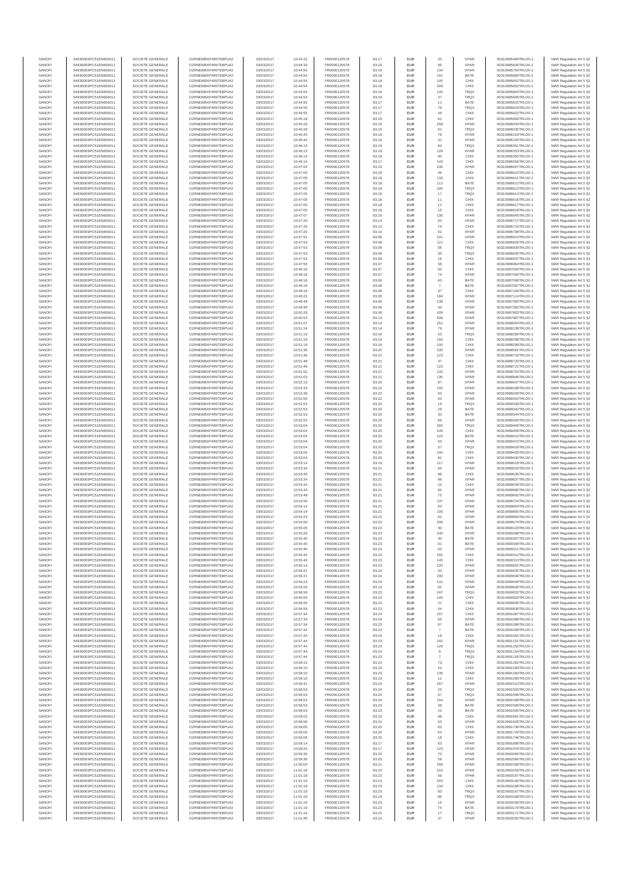| SANOFI | 549300E9PC51EN656011 | SOCIETE GENERALE | O2RNE8IBXP4R0TD8PU42 | 03/03/2017 | 10:44:22 | FR0000120578 | 83.17 | EUR | 33 | XPAR | 00310985484TRLO0-1 | MAR Regulation Art 5 §2 |
|---|---|---|---|---|---|---|---|---|---|---|---|---|
| SANOFI | 549300E9PC51EN656011 | SOCIETE GENERALE | O2RNE8IBXP4R0TD8PU42 | 03/03/2017 | 10:44:34 | FR0000120578 | 83.19 | EUR | 95 | XPAR | 00310985635TRLO0-1 | MAR Regulation Art 5 §2 |
| SANOFI | 549300E9PC51EN656011 | SOCIETE GENERALE | O2RNE8IBXP4R0TD8PU42 | 03/03/2017 | 10:44:50 | FR0000120578 | 83.19 | EUR | 134 | XPAR | 00310985754TRLO0-1 | MAR Regulation Art 5 §2 |
| SANOFI | 549300E9PC51EN656011 | SOCIETE GENERALE | O2RNE8IBXP4R0TD8PU42 | 03/03/2017 | 10:44:54 | FR0000120578 | 83.18 | EUR | 101 | BATE | 00310985800TRLO0-1 | MAR Regulation Art 5 §2 |
| SANOFI | 549300E9PC51EN656011 | SOCIETE GENERALE | O2RNE8IBXP4R0TD8PU42 | 03/03/2017 | 10:44:54 | FR0000120578 | 83.18 | EUR | 105 | CHIX | 00310985802TRLO0-1 | MAR Regulation Art 5 §2 |
| SANOFI | 549300E9PC51EN656011 | SOCIETE GENERALE | O2RNE8IBXP4R0TD8PU42 | 03/03/2017 | 10:44:54 | FR0000120578 | 83.18 | EUR | 309 | CHIX | 00310985803TRLO0-1 | MAR Regulation Art 5 §2 |
| SANOFI | 549300E9PC51EN656011 | SOCIETE GENERALE | O2RNE8IBXP4R0TD8PU42 | 03/03/2017 | 10:44:54 | FR0000120578 | 83.18 | EUR | 145 | TRQX | 00310985804TRLO0-1 | MAR Regulation Art 5 §2 |
| SANOFI | 549300E9PC51EN656011 | SOCIETE GENERALE | O2RNE8IBXP4R0TD8PU42 | 03/03/2017 | 10:44:54 | FR0000120578 | 83.18 | EUR | 37 | TRQX | 00310985806TRLO0-1 | MAR Regulation Art 5 §2 |
| SANOFI | 549300E9PC51EN656011 | SOCIETE GENERALE | O2RNE8IBXP4R0TD8PU42 | 03/03/2017 | 10:44:55 | FR0000120578 | 83.17 | EUR | 11 | BATE | 00310985815TRLO0-1 | MAR Regulation Art 5 §2 |
| SANOFI | 549300E9PC51EN656011 | SOCIETE GENERALE | O2RNE8IBXP4R0TD8PU42 | 03/03/2017 | 10:44:55 | FR0000120578 | 83.17 | EUR | 79 | TRQX | 00310985818TRLO0-1 | MAR Regulation Art 5 §2 |
| SANOFI | 549300E9PC51EN656011 | SOCIETE GENERALE | O2RNE8IBXP4R0TD8PU42 | 03/03/2017 | 10:44:55 | FR0000120578 | 83.17 | EUR | 44 | CHIX | 00310985822TRLO0-1 | MAR Regulation Art 5 §2 |
| SANOFI | 549300E9PC51EN656011 | SOCIETE GENERALE | O2RNE8IBXP4R0TD8PU42 | 03/03/2017 | 10:45:18 | FR0000120578 | 83.16 | EUR | 61 | CHIX | 00310985993TRLO0-1 | MAR Regulation Art 5 §2 |
| SANOFI | 549300E9PC51EN656011 | SOCIETE GENERALE | O2RNE8IBXP4R0TD8PU42 | 03/03/2017 | 10:45:29 | FR0000120578 | 83.16 | EUR | 258 | XPAR | 00310986034TRLO0-1 | MAR Regulation Art 5 §2 |
| SANOFI | 549300E9PC51EN656011 | SOCIETE GENERALE | O2RNE8IBXP4R0TD8PU42 | 03/03/2017 | 10:45:29 | FR0000120578 | 83.15 | EUR | 61 | TRQX | 00310986035TRLO0-1 | MAR Regulation Art 5 §2 |
| SANOFI | 549300E9PC51EN656011 | SOCIETE GENERALE | O2RNE8IBXP4R0TD8PU42 | 03/03/2017 | 10:45:44 | FR0000120578 | 83.16 | EUR | 79 | XPAR | 00310986163TRLO0-1 | MAR Regulation Art 5 §2 |
| SANOFI | 549300E9PC51EN656011 | SOCIETE GENERALE | O2RNE8IBXP4R0TD8PU42 | 03/03/2017 | 10:45:44 | FR0000120578 | 83.16 | EUR | 31 | XPAR | 00310986165TRLO0-1 | MAR Regulation Art 5 §2 |
| SANOFI | 549300E9PC51EN656011 | SOCIETE GENERALE | O2RNE8IBXP4R0TD8PU42 | 03/03/2017 | 10:46:13 | FR0000120578 | 83.19 | EUR | 60 | TRQX | 00310986351TRLO0-1 | MAR Regulation Art 5 §2 |
| SANOFI | 549300E9PC51EN656011 | SOCIETE GENERALE | O2RNE8IBXP4R0TD8PU42 | 03/03/2017 | 10:46:13 | FR0000120578 | 83.19 | EUR | 129 | XPAR | 00310986353TRLO0-1 | MAR Regulation Art 5 §2 |
| SANOFI | 549300E9PC51EN656011 | SOCIETE GENERALE | O2RNE8IBXP4R0TD8PU42 | 03/03/2017 | 10:46:14 | FR0000120578 | 83.18 | EUR | 90 | CHIX | 00310986355TRLO0-1 | MAR Regulation Art 5 §2 |
| SANOFI | 549300E9PC51EN656011 | SOCIETE GENERALE | O2RNE8IBXP4R0TD8PU42 | 03/03/2017 | 10:46:14 | FR0000120578 | 83.17 | EUR | 143 | CHIX | 00310986356TRLO0-1 | MAR Regulation Art 5 §2 |
| SANOFI | 549300E9PC51EN656011 | SOCIETE GENERALE | O2RNE8IBXP4R0TD8PU42 | 03/03/2017 | 10:47:04 | FR0000120578 | 83.19 | EUR | 336 | XPAR | 00310986607TRLO0-1 | MAR Regulation Art 5 §2 |
| SANOFI | 549300E9PC51EN656011 | SOCIETE GENERALE | O2RNE8IBXP4R0TD8PU42 | 03/03/2017 | 10:47:05 | FR0000120578 | 83.18 | EUR | 36 | CHIX | 00310986610TRLO0-1 | MAR Regulation Art 5 §2 |
| SANOFI | 549300E9PC51EN656011 | SOCIETE GENERALE | O2RNE8IBXP4R0TD8PU42 | 03/03/2017 | 10:47:05 | FR0000120578 | 83.18 | EUR | 133 | CHIX | 00310986611TRLO0-1 | MAR Regulation Art 5 §2 |
| SANOFI | 549300E9PC51EN656011 | SOCIETE GENERALE | O2RNE8IBXP4R0TD8PU42 | 03/03/2017 | 10:47:05 | FR0000120578 | 83.18 | EUR | 112 | BATE | 00310986612TRLO0-1 | MAR Regulation Art 5 §2 |
| SANOFI | 549300E9PC51EN656011 | SOCIETE GENERALE | O2RNE8IBXP4R0TD8PU42 | 03/03/2017 | 10:47:05 | FR0000120578 | 83.18 | EUR | 100 | TRQX | 00310986613TRLO0-1 | MAR Regulation Art 5 §2 |
| SANOFI | 549300E9PC51EN656011 | SOCIETE GENERALE | O2RNE8IBXP4R0TD8PU42 | 03/03/2017 | 10:47:05 | FR0000120578 | 83.18 | EUR | 17 | TRQX | 00310986614TRLO0-1 | MAR Regulation Art 5 §2 |
| SANOFI | 549300E9PC51EN656011 | SOCIETE GENERALE | O2RNE8IBXP4R0TD8PU42 | 03/03/2017 | 10:47:05 | FR0000120578 | 83.18 | EUR | 11 | CHIX | 00310986616TRLO0-1 | MAR Regulation Art 5 §2 |
| SANOFI | 549300E9PC51EN656011 | SOCIETE GENERALE | O2RNE8IBXP4R0TD8PU42 | 03/03/2017 | 10:47:05 | FR0000120578 | 83.18 | EUR | 11 | CHIX | 00310986617TRLO0-1 | MAR Regulation Art 5 §2 |
| SANOFI | 549300E9PC51EN656011 | SOCIETE GENERALE | O2RNE8IBXP4R0TD8PU42 | 03/03/2017 | 10:47:05 | FR0000120578 | 83.18 | EUR | 15 | CHIX | 00310986618TRLO0-1 | MAR Regulation Art 5 §2 |
| SANOFI | 549300E9PC51EN656011 | SOCIETE GENERALE | O2RNE8IBXP4R0TD8PU42 | 03/03/2017 | 10:47:07 | FR0000120578 | 83.16 | EUR | 130 | XPAR | 00310986645TRLO0-1 | MAR Regulation Art 5 §2 |
| SANOFI | 549300E9PC51EN656011 | SOCIETE GENERALE | O2RNE8IBXP4R0TD8PU42 | 03/03/2017 | 10:47:20 | FR0000120578 | 83.13 | EUR | 63 | XPAR | 00310986717TRLO0-1 | MAR Regulation Art 5 §2 |
| SANOFI | 549300E9PC51EN656011 | SOCIETE GENERALE | O2RNE8IBXP4R0TD8PU42 | 03/03/2017 | 10:47:20 | FR0000120578 | 83.13 | EUR | 76 | CHIX | 00310986719TRLO0-1 | MAR Regulation Art 5 §2 |
| SANOFI | 549300E9PC51EN656011 | SOCIETE GENERALE | O2RNE8IBXP4R0TD8PU42 | 03/03/2017 | 10:47:26 | FR0000120578 | 83.10 | EUR | 62 | XPAR | 00310986798TRLO0-1 | MAR Regulation Art 5 §2 |
| SANOFI | 549300E9PC51EN656011 | SOCIETE GENERALE | O2RNE8IBXP4R0TD8PU42 | 03/03/2017 | 10:47:52 | FR0000120578 | 83.08 | EUR | 101 | XPAR | 00310986914TRLO0-1 | MAR Regulation Art 5 §2 |
| SANOFI | 549300E9PC51EN656011 | SOCIETE GENERALE | O2RNE8IBXP4R0TD8PU42 | 03/03/2017 | 10:47:53 | FR0000120578 | 83.08 | EUR | 121 | CHIX | 00310986926TRLO0-1 | MAR Regulation Art 5 §2 |
| SANOFI | 549300E9PC51EN656011 | SOCIETE GENERALE | O2RNE8IBXP4R0TD8PU42 | 03/03/2017 | 10:47:53 | FR0000120578 | 83.08 | EUR | 56 | TRQX | 00310986930TRLO0-1 | MAR Regulation Art 5 §2 |
| SANOFI | 549300E9PC51EN656011 | SOCIETE GENERALE | O2RNE8IBXP4R0TD8PU42 | 03/03/2017 | 10:47:53 | FR0000120578 | 83.08 | EUR | 35 | TRQX | 00310986935TRLO0-1 | MAR Regulation Art 5 §2 |
| SANOFI | 549300E9PC51EN656011 | SOCIETE GENERALE | O2RNE8IBXP4R0TD8PU42 | 03/03/2017 | 10:47:53 | FR0000120578 | 83.08 | EUR | 16 | CHIX | 00310986937TRLO0-1 | MAR Regulation Art 5 §2 |
| SANOFI | 549300E9PC51EN656011 | SOCIETE GENERALE | O2RNE8IBXP4R0TD8PU42 | 03/03/2017 | 10:47:56 | FR0000120578 | 83.07 | EUR | 38 | XPAR | 00310986984TRLO0-1 | MAR Regulation Art 5 §2 |
| SANOFI | 549300E9PC51EN656011 | SOCIETE GENERALE | O2RNE8IBXP4R0TD8PU42 | 03/03/2017 | 10:48:18 | FR0000120578 | 83.07 | EUR | 60 | CHIX | 00310987093TRLO0-1 | MAR Regulation Art 5 §2 |
| SANOFI | 549300E9PC51EN656011 | SOCIETE GENERALE | O2RNE8IBXP4R0TD8PU42 | 03/03/2017 | 10:48:18 | FR0000120578 | 83.07 | EUR | 74 | XPAR | 00310987094TRLO0-1 | MAR Regulation Art 5 §2 |
| SANOFI | 549300E9PC51EN656011 | SOCIETE GENERALE | O2RNE8IBXP4R0TD8PU42 | 03/03/2017 | 10:48:18 | FR0000120578 | 83.06 | EUR | 60 | BATE | 00310987096TRLO0-1 | MAR Regulation Art 5 §2 |
| SANOFI | 549300E9PC51EN656011 | SOCIETE GENERALE | O2RNE8IBXP4R0TD8PU42 | 03/03/2017 | 10:48:18 | FR0000120578 | 83.06 | EUR | 7 | BATE | 00310987097TRLO0-1 | MAR Regulation Art 5 §2 |
| SANOFI | 549300E9PC51EN656011 | SOCIETE GENERALE | O2RNE8IBXP4R0TD8PU42 | 03/03/2017 | 10:48:18 | FR0000120578 | 83.06 | EUR | 37 | CHIX | 00310987100TRLO0-1 | MAR Regulation Art 5 §2 |
| SANOFI | 549300E9PC51EN656011 | SOCIETE GENERALE | O2RNE8IBXP4R0TD8PU42 | 03/03/2017 | 10:48:23 | FR0000120578 | 83.05 | EUR | 184 | XPAR | 00310987114TRLO0-1 | MAR Regulation Art 5 §2 |
| SANOFI | 549300E9PC51EN656011 | SOCIETE GENERALE | O2RNE8IBXP4R0TD8PU42 | 03/03/2017 | 10:48:48 | FR0000120578 | 83.06 | EUR | 138 | XPAR | 00310987380TRLO0-1 | MAR Regulation Art 5 §2 |
| SANOFI | 549300E9PC51EN656011 | SOCIETE GENERALE | O2RNE8IBXP4R0TD8PU42 | 03/03/2017 | 10:48:48 | FR0000120578 | 83.06 | EUR | 36 | XPAR | 00310987382TRLO0-1 | MAR Regulation Art 5 §2 |
| SANOFI | 549300E9PC51EN656011 | SOCIETE GENERALE | O2RNE8IBXP4R0TD8PU42 | 03/03/2017 | 10:50:29 | FR0000120578 | 83.09 | EUR | 428 | XPAR | 00310987803TRLO0-1 | MAR Regulation Art 5 §2 |
| SANOFI | 549300E9PC51EN656011 | SOCIETE GENERALE | O2RNE8IBXP4R0TD8PU42 | 03/03/2017 | 10:50:53 | FR0000120578 | 83.13 | EUR | 508 | XPAR | 00310987997TRLO0-1 | MAR Regulation Art 5 §2 |
| SANOFI | 549300E9PC51EN656011 | SOCIETE GENERALE | O2RNE8IBXP4R0TD8PU42 | 03/03/2017 | 10:51:07 | FR0000120578 | 83.14 | EUR | 151 | XPAR | 00310988064TRLO0-1 | MAR Regulation Art 5 §2 |
| SANOFI | 549300E9PC51EN656011 | SOCIETE GENERALE | O2RNE8IBXP4R0TD8PU42 | 03/03/2017 | 10:51:14 | FR0000120578 | 83.14 | EUR | 79 | XPAR | 00310988139TRLO0-1 | MAR Regulation Art 5 §2 |
| SANOFI | 549300E9PC51EN656011 | SOCIETE GENERALE | O2RNE8IBXP4R0TD8PU42 | 03/03/2017 | 10:51:19 | FR0000120578 | 83.16 | EUR | 53 | TRQX | 00310988296TRLO0-1 | MAR Regulation Art 5 §2 |
| SANOFI | 549300E9PC51EN656011 | SOCIETE GENERALE | O2RNE8IBXP4R0TD8PU42 | 03/03/2017 | 10:51:19 | FR0000120578 | 83.16 | EUR | 150 | CHIX | 00310988298TRLO0-1 | MAR Regulation Art 5 §2 |
| SANOFI | 549300E9PC51EN656011 | SOCIETE GENERALE | O2RNE8IBXP4R0TD8PU42 | 03/03/2017 | 10:51:19 | FR0000120578 | 83.16 | EUR | 100 | CHIX | 00310988299TRLO0-1 | MAR Regulation Art 5 §2 |
| SANOFI | 549300E9PC51EN656011 | SOCIETE GENERALE | O2RNE8IBXP4R0TD8PU42 | 03/03/2017 | 10:51:36 | FR0000120578 | 83.20 | EUR | 235 | XPAR | 00310988591TRLO0-1 | MAR Regulation Art 5 §2 |
| SANOFI | 549300E9PC51EN656011 | SOCIETE GENERALE | O2RNE8IBXP4R0TD8PU42 | 03/03/2017 | 10:51:48 | FR0000120578 | 83.21 | EUR | 123 | CHIX | 00310988719TRLO0-1 | MAR Regulation Art 5 §2 |
| SANOFI | 549300E9PC51EN656011 | SOCIETE GENERALE | O2RNE8IBXP4R0TD8PU42 | 03/03/2017 | 10:51:48 | FR0000120578 | 83.21 | EUR | 47 | CHIX | 00310988720TRLO0-1 | MAR Regulation Art 5 §2 |
| SANOFI | 549300E9PC51EN656011 | SOCIETE GENERALE | O2RNE8IBXP4R0TD8PU42 | 03/03/2017 | 10:51:48 | FR0000120578 | 83.21 | EUR | 123 | CHIX | 00310988721TRLO0-1 | MAR Regulation Art 5 §2 |
| SANOFI | 549300E9PC51EN656011 | SOCIETE GENERALE | O2RNE8IBXP4R0TD8PU42 | 03/03/2017 | 10:51:52 | FR0000120578 | 83.21 | EUR | 132 | XPAR | 00310988753TRLO0-1 | MAR Regulation Art 5 §2 |
| SANOFI | 549300E9PC51EN656011 | SOCIETE GENERALE | O2RNE8IBXP4R0TD8PU42 | 03/03/2017 | 10:52:03 | FR0000120578 | 83.21 | EUR | 130 | XPAR | 00310988848TRLO0-1 | MAR Regulation Art 5 §2 |
| SANOFI | 549300E9PC51EN656011 | SOCIETE GENERALE | O2RNE8IBXP4R0TD8PU42 | 03/03/2017 | 10:52:13 | FR0000120578 | 83.20 | EUR | 87 | XPAR | 00310988937TRLO0-1 | MAR Regulation Art 5 §2 |
| SANOFI | 549300E9PC51EN656011 | SOCIETE GENERALE | O2RNE8IBXP4R0TD8PU42 | 03/03/2017 | 10:52:33 | FR0000120578 | 83.22 | EUR | 155 | XPAR | 00310989168TRLO0-1 | MAR Regulation Art 5 §2 |
| SANOFI | 549300E9PC51EN656011 | SOCIETE GENERALE | O2RNE8IBXP4R0TD8PU42 | 03/03/2017 | 10:52:38 | FR0000120578 | 83.22 | EUR | 62 | XPAR | 00310989209TRLO0-1 | MAR Regulation Art 5 §2 |
| SANOFI | 549300E9PC51EN656011 | SOCIETE GENERALE | O2RNE8IBXP4R0TD8PU42 | 03/03/2017 | 10:52:50 | FR0000120578 | 83.22 | EUR | 63 | XPAR | 00310989310TRLO0-1 | MAR Regulation Art 5 §2 |
| SANOFI | 549300E9PC51EN656011 | SOCIETE GENERALE | O2RNE8IBXP4R0TD8PU42 | 03/03/2017 | 10:52:53 | FR0000120578 | 83.20 | EUR | 19 | TRQX | 00310989339TRLO0-1 | MAR Regulation Art 5 §2 |
| SANOFI | 549300E9PC51EN656011 | SOCIETE GENERALE | O2RNE8IBXP4R0TD8PU42 | 03/03/2017 | 10:52:53 | FR0000120578 | 83.20 | EUR | 29 | BATE | 00310989342TRLO0-1 | MAR Regulation Art 5 §2 |
| SANOFI | 549300E9PC51EN656011 | SOCIETE GENERALE | O2RNE8IBXP4R0TD8PU42 | 03/03/2017 | 10:52:53 | FR0000120578 | 83.20 | EUR | 30 | BATE | 00310989344TRLO0-1 | MAR Regulation Art 5 §2 |
| SANOFI | 549300E9PC51EN656011 | SOCIETE GENERALE | O2RNE8IBXP4R0TD8PU42 | 03/03/2017 | 10:52:53 | FR0000120578 | 83.20 | EUR | 69 | XPAR | 00310989345TRLO0-1 | MAR Regulation Art 5 §2 |
| SANOFI | 549300E9PC51EN656011 | SOCIETE GENERALE | O2RNE8IBXP4R0TD8PU42 | 03/03/2017 | 10:53:04 | FR0000120578 | 83.20 | EUR | 365 | TRQX | 00310989406TRLO0-1 | MAR Regulation Art 5 §2 |
| SANOFI | 549300E9PC51EN656011 | SOCIETE GENERALE | O2RNE8IBXP4R0TD8PU42 | 03/03/2017 | 10:53:04 | FR0000120578 | 83.20 | EUR | 245 | CHIX | 00310989409TRLO0-1 | MAR Regulation Art 5 §2 |
| SANOFI | 549300E9PC51EN656011 | SOCIETE GENERALE | O2RNE8IBXP4R0TD8PU42 | 03/03/2017 | 10:53:04 | FR0000120578 | 83.20 | EUR | 123 | BATE | 00310989412TRLO0-1 | MAR Regulation Art 5 §2 |
| SANOFI | 549300E9PC51EN656011 | SOCIETE GENERALE | O2RNE8IBXP4R0TD8PU42 | 03/03/2017 | 10:53:04 | FR0000120578 | 83.20 | EUR | 63 | XPAR | 00310989415TRLO0-1 | MAR Regulation Art 5 §2 |
| SANOFI | 549300E9PC51EN656011 | SOCIETE GENERALE | O2RNE8IBXP4R0TD8PU42 | 03/03/2017 | 10:53:04 | FR0000120578 | 83.20 | EUR | 37 | TRQX | 00310989426TRLO0-1 | MAR Regulation Art 5 §2 |
| SANOFI | 549300E9PC51EN656011 | SOCIETE GENERALE | O2RNE8IBXP4R0TD8PU42 | 03/03/2017 | 10:53:04 | FR0000120578 | 83.20 | EUR | 100 | CHIX | 00310989435TRLO0-1 | MAR Regulation Art 5 §2 |
| SANOFI | 549300E9PC51EN656011 | SOCIETE GENERALE | O2RNE8IBXP4R0TD8PU42 | 03/03/2017 | 10:53:04 | FR0000120578 | 83.20 | EUR | 82 | CHIX | 00310989438TRLO0-1 | MAR Regulation Art 5 §2 |
| SANOFI | 549300E9PC51EN656011 | SOCIETE GENERALE | O2RNE8IBXP4R0TD8PU42 | 03/03/2017 | 10:53:14 | FR0000120578 | 83.19 | EUR | 117 | XPAR | 00310989518TRLO0-1 | MAR Regulation Art 5 §2 |
| SANOFI | 549300E9PC51EN656011 | SOCIETE GENERALE | O2RNE8IBXP4R0TD8PU42 | 03/03/2017 | 10:53:34 | FR0000120578 | 83.21 | EUR | 64 | XPAR | 00310989633TRLO0-1 | MAR Regulation Art 5 §2 |
| SANOFI | 549300E9PC51EN656011 | SOCIETE GENERALE | O2RNE8IBXP4R0TD8PU42 | 03/03/2017 | 10:53:34 | FR0000120578 | 83.21 | EUR | 88 | CHIX | 00310989635TRLO0-1 | MAR Regulation Art 5 §2 |
| SANOFI | 549300E9PC51EN656011 | SOCIETE GENERALE | O2RNE8IBXP4R0TD8PU42 | 03/03/2017 | 10:53:34 | FR0000120578 | 83.21 | EUR | 96 | XPAR | 00310989637TRLO0-1 | MAR Regulation Art 5 §2 |
| SANOFI | 549300E9PC51EN656011 | SOCIETE GENERALE | O2RNE8IBXP4R0TD8PU42 | 03/03/2017 | 10:53:34 | FR0000120578 | 83.21 | EUR | 22 | CHIX | 00310989639TRLO0-1 | MAR Regulation Art 5 §2 |
| SANOFI | 549300E9PC51EN656011 | SOCIETE GENERALE | O2RNE8IBXP4R0TD8PU42 | 03/03/2017 | 10:53:44 | FR0000120578 | 83.21 | EUR | 60 | XPAR | 00310989688TRLO0-1 | MAR Regulation Art 5 §2 |
| SANOFI | 549300E9PC51EN656011 | SOCIETE GENERALE | O2RNE8IBXP4R0TD8PU42 | 03/03/2017 | 10:53:48 | FR0000120578 | 83.21 | EUR | 75 | XPAR | 00310989692TRLO0-1 | MAR Regulation Art 5 §2 |
| SANOFI | 549300E9PC51EN656011 | SOCIETE GENERALE | O2RNE8IBXP4R0TD8PU42 | 03/03/2017 | 10:53:59 | FR0000120578 | 83.21 | EUR | 137 | XPAR | 00310989724TRLO0-1 | MAR Regulation Art 5 §2 |
| SANOFI | 549300E9PC51EN656011 | SOCIETE GENERALE | O2RNE8IBXP4R0TD8PU42 | 03/03/2017 | 10:54:14 | FR0000120578 | 83.21 | EUR | 63 | XPAR | 00310989804TRLO0-1 | MAR Regulation Art 5 §2 |
| SANOFI | 549300E9PC51EN656011 | SOCIETE GENERALE | O2RNE8IBXP4R0TD8PU42 | 03/03/2017 | 10:54:14 | FR0000120578 | 83.21 | EUR | 106 | XPAR | 00310989805TRLO0-1 | MAR Regulation Art 5 §2 |
| SANOFI | 549300E9PC51EN656011 | SOCIETE GENERALE | O2RNE8IBXP4R0TD8PU42 | 03/03/2017 | 10:54:23 | FR0000120578 | 83.22 | EUR | 62 | XPAR | 00310989864TRLO0-1 | MAR Regulation Art 5 §2 |
| SANOFI | 549300E9PC51EN656011 | SOCIETE GENERALE | O2RNE8IBXP4R0TD8PU42 | 03/03/2017 | 10:54:59 | FR0000120578 | 83.22 | EUR | 206 | XPAR | 00310990070TRLO0-1 | MAR Regulation Art 5 §2 |
| SANOFI | 549300E9PC51EN656011 | SOCIETE GENERALE | O2RNE8IBXP4R0TD8PU42 | 03/03/2017 | 10:55:05 | FR0000120578 | 83.22 | EUR | 30 | BATE | 00310990123TRLO0-1 | MAR Regulation Art 5 §2 |
| SANOFI | 549300E9PC51EN656011 | SOCIETE GENERALE | O2RNE8IBXP4R0TD8PU42 | 03/03/2017 | 10:55:29 | FR0000120578 | 83.23 | EUR | 240 | XPAR | 00310990268TRLO0-1 | MAR Regulation Art 5 §2 |
| SANOFI | 549300E9PC51EN656011 | SOCIETE GENERALE | O2RNE8IBXP4R0TD8PU42 | 03/03/2017 | 10:55:40 | FR0000120578 | 83.23 | EUR | 40 | BATE | 00310990307TRLO0-1 | MAR Regulation Art 5 §2 |
| SANOFI | 549300E9PC51EN656011 | SOCIETE GENERALE | O2RNE8IBXP4R0TD8PU42 | 03/03/2017 | 10:55:40 | FR0000120578 | 83.23 | EUR | 61 | BATE | 00310990309TRLO0-1 | MAR Regulation Art 5 §2 |
| SANOFI | 549300E9PC51EN656011 | SOCIETE GENERALE | O2RNE8IBXP4R0TD8PU42 | 03/03/2017 | 10:55:40 | FR0000120578 | 83.23 | EUR | 63 | XPAR | 00310990311TRLO0-1 | MAR Regulation Art 5 §2 |
| SANOFI | 549300E9PC51EN656011 | SOCIETE GENERALE | O2RNE8IBXP4R0TD8PU42 | 03/03/2017 | 10:55:40 | FR0000120578 | 83.23 | EUR | 202 | CHIX | 00310990312TRLO0-1 | MAR Regulation Art 5 §2 |
| SANOFI | 549300E9PC51EN656011 | SOCIETE GENERALE | O2RNE8IBXP4R0TD8PU42 | 03/03/2017 | 10:55:40 | FR0000120578 | 83.23 | EUR | 145 | CHIX | 00310990313TRLO0-1 | MAR Regulation Art 5 §2 |
| SANOFI | 549300E9PC51EN656011 | SOCIETE GENERALE | O2RNE8IBXP4R0TD8PU42 | 03/03/2017 | 10:56:14 | FR0000120578 | 83.23 | EUR | 220 | XPAR | 00310990601TRLO0-1 | MAR Regulation Art 5 §2 |
| SANOFI | 549300E9PC51EN656011 | SOCIETE GENERALE | O2RNE8IBXP4R0TD8PU42 | 03/03/2017 | 10:56:21 | FR0000120578 | 83.24 | EUR | 93 | XPAR | 00310990635TRLO0-1 | MAR Regulation Art 5 §2 |
| SANOFI | 549300E9PC51EN656011 | SOCIETE GENERALE | O2RNE8IBXP4R0TD8PU42 | 03/03/2017 | 10:56:21 | FR0000120578 | 83.24 | EUR | 200 | XPAR | 00310990636TRLO0-1 | MAR Regulation Art 5 §2 |
| SANOFI | 549300E9PC51EN656011 | SOCIETE GENERALE | O2RNE8IBXP4R0TD8PU42 | 03/03/2017 | 10:56:23 | FR0000120578 | 83.24 | EUR | 131 | XPAR | 00310990649TRLO0-1 | MAR Regulation Art 5 §2 |
| SANOFI | 549300E9PC51EN656011 | SOCIETE GENERALE | O2RNE8IBXP4R0TD8PU42 | 03/03/2017 | 10:56:59 | FR0000120578 | 83.23 | EUR | 62 | XPAR | 00310990830TRLO0-1 | MAR Regulation Art 5 §2 |
| SANOFI | 549300E9PC51EN656011 | SOCIETE GENERALE | O2RNE8IBXP4R0TD8PU42 | 03/03/2017 | 10:56:59 | FR0000120578 | 83.23 | EUR | 247 | TRQX | 00310990832TRLO0-1 | MAR Regulation Art 5 §2 |
| SANOFI | 549300E9PC51EN656011 | SOCIETE GENERALE | O2RNE8IBXP4R0TD8PU42 | 03/03/2017 | 10:56:59 | FR0000120578 | 83.23 | EUR | 145 | CHIX | 00310990833TRLO0-1 | MAR Regulation Art 5 §2 |
| SANOFI | 549300E9PC51EN656011 | SOCIETE GENERALE | O2RNE8IBXP4R0TD8PU42 | 03/03/2017 | 10:56:59 | FR0000120578 | 83.23 | EUR | 21 | CHIX | 00310990835TRLO0-1 | MAR Regulation Art 5 §2 |
| SANOFI | 549300E9PC51EN656011 | SOCIETE GENERALE | O2RNE8IBXP4R0TD8PU42 | 03/03/2017 | 10:56:59 | FR0000120578 | 83.23 | EUR | 54 | CHIX | 00310990836TRLO0-1 | MAR Regulation Art 5 §2 |
| SANOFI | 549300E9PC51EN656011 | SOCIETE GENERALE | O2RNE8IBXP4R0TD8PU42 | 03/03/2017 | 10:57:34 | FR0000120578 | 83.24 | EUR | 157 | CHIX | 00310991087TRLO0-1 | MAR Regulation Art 5 §2 |
| SANOFI | 549300E9PC51EN656011 | SOCIETE GENERALE | O2RNE8IBXP4R0TD8PU42 | 03/03/2017 | 10:57:34 | FR0000120578 | 83.24 | EUR | 65 | XPAR | 00310991088TRLO0-1 | MAR Regulation Art 5 §2 |
| SANOFI | 549300E9PC51EN656011 | SOCIETE GENERALE | O2RNE8IBXP4R0TD8PU42 | 03/03/2017 | 10:57:34 | FR0000120578 | 83.23 | EUR | 67 | BATE | 00310991089TRLO0-1 | MAR Regulation Art 5 §2 |
| SANOFI | 549300E9PC51EN656011 | SOCIETE GENERALE | O2RNE8IBXP4R0TD8PU42 | 03/03/2017 | 10:57:34 | FR0000120578 | 83.23 | EUR | 7 | BATE | 00310991090TRLO0-1 | MAR Regulation Art 5 §2 |
| SANOFI | 549300E9PC51EN656011 | SOCIETE GENERALE | O2RNE8IBXP4R0TD8PU42 | 03/03/2017 | 10:57:34 | FR0000120578 | 83.24 | EUR | 18 | CHIX | 00310991091TRLO0-1 | MAR Regulation Art 5 §2 |
| SANOFI | 549300E9PC51EN656011 | SOCIETE GENERALE | O2RNE8IBXP4R0TD8PU42 | 03/03/2017 | 10:57:44 | FR0000120578 | 83.23 | EUR | 242 | XPAR | 00310991151TRLO0-1 | MAR Regulation Art 5 §2 |
| SANOFI | 549300E9PC51EN656011 | SOCIETE GENERALE | O2RNE8IBXP4R0TD8PU42 | 03/03/2017 | 10:57:44 | FR0000120578 | 83.23 | EUR | 129 | TRQX | 00310991152TRLO0-1 | MAR Regulation Art 5 §2 |
| SANOFI | 549300E9PC51EN656011 | SOCIETE GENERALE | O2RNE8IBXP4R0TD8PU42 | 03/03/2017 | 10:57:44 | FR0000120578 | 83.23 | EUR | 6 | TRQX | 00310991154TRLO0-1 | MAR Regulation Art 5 §2 |
| SANOFI | 549300E9PC51EN656011 | SOCIETE GENERALE | O2RNE8IBXP4R0TD8PU42 | 03/03/2017 | 10:57:44 | FR0000120578 | 83.23 | EUR | 7 | TRQX | 00310991155TRLO0-1 | MAR Regulation Art 5 §2 |
| SANOFI | 549300E9PC51EN656011 | SOCIETE GENERALE | O2RNE8IBXP4R0TD8PU42 | 03/03/2017 | 10:58:10 | FR0000120578 | 83.23 | EUR | 73 | CHIX | 00310991282TRLO0-1 | MAR Regulation Art 5 §2 |
| SANOFI | 549300E9PC51EN656011 | SOCIETE GENERALE | O2RNE8IBXP4R0TD8PU42 | 03/03/2017 | 10:58:10 | FR0000120578 | 83.23 | EUR | 22 | CHIX | 00310991283TRLO0-1 | MAR Regulation Art 5 §2 |
| SANOFI | 549300E9PC51EN656011 | SOCIETE GENERALE | O2RNE8IBXP4R0TD8PU42 | 03/03/2017 | 10:58:10 | FR0000120578 | 83.23 | EUR | 136 | XPAR | 00310991284TRLO0-1 | MAR Regulation Art 5 §2 |
| SANOFI | 549300E9PC51EN656011 | SOCIETE GENERALE | O2RNE8IBXP4R0TD8PU42 | 03/03/2017 | 10:58:10 | FR0000120578 | 83.23 | EUR | 12 | CHIX | 00310991285TRLO0-1 | MAR Regulation Art 5 §2 |
| SANOFI | 549300E9PC51EN656011 | SOCIETE GENERALE | O2RNE8IBXP4R0TD8PU42 | 03/03/2017 | 10:58:41 | FR0000120578 | 83.24 | EUR | 267 | XPAR | 00310991513TRLO0-1 | MAR Regulation Art 5 §2 |
| SANOFI | 549300E9PC51EN656011 | SOCIETE GENERALE | O2RNE8IBXP4R0TD8PU42 | 03/03/2017 | 10:58:53 | FR0000120578 | 83.24 | EUR | 25 | TRQX | 00310991593TRLO0-1 | MAR Regulation Art 5 §2 |
| SANOFI | 549300E9PC51EN656011 | SOCIETE GENERALE | O2RNE8IBXP4R0TD8PU42 | 03/03/2017 | 10:58:53 | FR0000120578 | 83.24 | EUR | 87 | TRQX | 00310991596TRLO0-1 | MAR Regulation Art 5 §2 |
| SANOFI | 549300E9PC51EN656011 | SOCIETE GENERALE | O2RNE8IBXP4R0TD8PU42 | 03/03/2017 | 10:58:53 | FR0000120578 | 83.24 | EUR | 154 | XPAR | 00310991598TRLO0-1 | MAR Regulation Art 5 §2 |
| SANOFI | 549300E9PC51EN656011 | SOCIETE GENERALE | O2RNE8IBXP4R0TD8PU42 | 03/03/2017 | 10:58:53 | FR0000120578 | 83.23 | EUR | 38 | BATE | 00310991599TRLO0-1 | MAR Regulation Art 5 §2 |
| SANOFI | 549300E9PC51EN656011 | SOCIETE GENERALE | O2RNE8IBXP4R0TD8PU42 | 03/03/2017 | 10:58:53 | FR0000120578 | 83.23 | EUR | 22 | BATE | 00310991600TRLO0-1 | MAR Regulation Art 5 §2 |
| SANOFI | 549300E9PC51EN656011 | SOCIETE GENERALE | O2RNE8IBXP4R0TD8PU42 | 03/03/2017 | 10:58:53 | FR0000120578 | 83.23 | EUR | 98 | CHIX | 00310991601TRLO0-1 | MAR Regulation Art 5 §2 |
| SANOFI | 549300E9PC51EN656011 | SOCIETE GENERALE | O2RNE8IBXP4R0TD8PU42 | 03/03/2017 | 10:58:56 | FR0000120578 | 83.22 | EUR | 63 | XPAR | 00310991625TRLO0-1 | MAR Regulation Art 5 §2 |
| SANOFI | 549300E9PC51EN656011 | SOCIETE GENERALE | O2RNE8IBXP4R0TD8PU42 | 03/03/2017 | 10:59:05 | FR0000120578 | 83.20 | EUR | 62 | CHIX | 00310991739TRLO0-1 | MAR Regulation Art 5 §2 |
| SANOFI | 549300E9PC51EN656011 | SOCIETE GENERALE | O2RNE8IBXP4R0TD8PU42 | 03/03/2017 | 10:59:05 | FR0000120578 | 83.20 | EUR | 63 | XPAR | 00310991742TRLO0-1 | MAR Regulation Art 5 §2 |
| SANOFI | 549300E9PC51EN656011 | SOCIETE GENERALE | O2RNE8IBXP4R0TD8PU42 | 03/03/2017 | 10:59:06 | FR0000120578 | 83.20 | EUR | 18 | CHIX | 00310991746TRLO0-1 | MAR Regulation Art 5 §2 |
| SANOFI | 549300E9PC51EN656011 | SOCIETE GENERALE | O2RNE8IBXP4R0TD8PU42 | 03/03/2017 | 10:59:14 | FR0000120578 | 83.17 | EUR | 63 | XPAR | 00310991899TRLO0-1 | MAR Regulation Art 5 §2 |
| SANOFI | 549300E9PC51EN656011 | SOCIETE GENERALE | O2RNE8IBXP4R0TD8PU42 | 03/03/2017 | 10:59:24 | FR0000120578 | 83.17 | EUR | 123 | XPAR | 00310991976TRLO0-1 | MAR Regulation Art 5 §2 |
| SANOFI | 549300E9PC51EN656011 | SOCIETE GENERALE | O2RNE8IBXP4R0TD8PU42 | 03/03/2017 | 10:59:36 | FR0000120578 | 83.20 | EUR | 70 | XPAR | 00310992065TRLO0-1 | MAR Regulation Art 5 §2 |
| SANOFI | 549300E9PC51EN656011 | SOCIETE GENERALE | O2RNE8IBXP4R0TD8PU42 | 03/03/2017 | 10:59:36 | FR0000120578 | 83.20 | EUR | 58 | XPAR | 00310992066TRLO0-1 | MAR Regulation Art 5 §2 |
| SANOFI | 549300E9PC51EN656011 | SOCIETE GENERALE | O2RNE8IBXP4R0TD8PU42 | 03/03/2017 | 11:00:00 | FR0000120578 | 83.21 | EUR | 208 | XPAR | 00310992296TRLO0-1 | MAR Regulation Art 5 §2 |
| SANOFI | 549300E9PC51EN656011 | SOCIETE GENERALE | O2RNE8IBXP4R0TD8PU42 | 03/03/2017 | 11:01:18 | FR0000120578 | 83.23 | EUR | 216 | XPAR | 00310993156TRLO0-1 | MAR Regulation Art 5 §2 |
| SANOFI | 549300E9PC51EN656011 | SOCIETE GENERALE | O2RNE8IBXP4R0TD8PU42 | 03/03/2017 | 11:01:18 | FR0000120578 | 83.23 | EUR | 69 | XPAR | 00310993157TRLO0-1 | MAR Regulation Art 5 §2 |
| SANOFI | 549300E9PC51EN656011 | SOCIETE GENERALE | O2RNE8IBXP4R0TD8PU42 | 03/03/2017 | 11:01:19 | FR0000120578 | 83.23 | EUR | 203 | CHIX | 00310993165TRLO0-1 | MAR Regulation Art 5 §2 |
| SANOFI | 549300E9PC51EN656011 | SOCIETE GENERALE | O2RNE8IBXP4R0TD8PU42 | 03/03/2017 | 11:01:19 | FR0000120578 | 83.23 | EUR | 134 | CHIX | 00310993166TRLO0-1 | MAR Regulation Art 5 §2 |
| SANOFI | 549300E9PC51EN656011 | SOCIETE GENERALE | O2RNE8IBXP4R0TD8PU42 | 03/03/2017 | 11:01:19 | FR0000120578 | 83.23 | EUR | 83 | TRQX | 00310993167TRLO0-1 | MAR Regulation Art 5 §2 |
| SANOFI | 549300E9PC51EN656011 | SOCIETE GENERALE | O2RNE8IBXP4R0TD8PU42 | 03/03/2017 | 11:01:19 | FR0000120578 | 83.23 | EUR | 86 | TRQX | 00310993168TRLO0-1 | MAR Regulation Art 5 §2 |
| SANOFI | 549300E9PC51EN656011 | SOCIETE GENERALE | O2RNE8IBXP4R0TD8PU42 | 03/03/2017 | 11:01:19 | FR0000120578 | 83.23 | EUR | 14 | XPAR | 00310993169TRLO0-1 | MAR Regulation Art 5 §2 |
| SANOFI | 549300E9PC51EN656011 | SOCIETE GENERALE | O2RNE8IBXP4R0TD8PU42 | 03/03/2017 | 11:01:19 | FR0000120578 | 83.22 | EUR | 74 | BATE | 00310993170TRLO0-1 | MAR Regulation Art 5 §2 |
| SANOFI | 549300E9PC51EN656011 | SOCIETE GENERALE | O2RNE8IBXP4R0TD8PU42 | 03/03/2017 | 11:01:19 | FR0000120578 | 83.22 | EUR | 17 | TRQX | 00310993171TRLO0-1 | MAR Regulation Art 5 §2 |
| SANOFI | 549300E9PC51EN656011 | SOCIETE GENERALE | O2RNE8IBXP4R0TD8PU42 | 03/03/2017 | 11:01:40 | FR0000120578 | 83.22 | EUR | 37 | XPAR | 00310993292TRLO0-1 | MAR Regulation Art 5 §2 |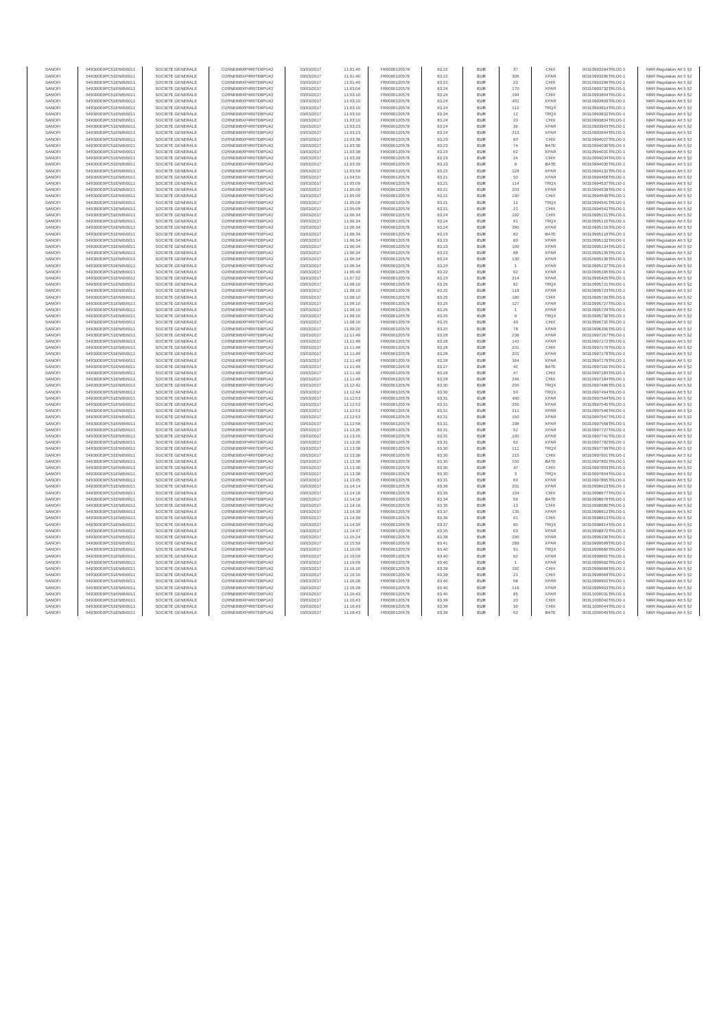| SANOFI | 549300E9PC51EN656011 | SOCIETE GENERALE | O2RNE8IBXP4R0TD8PU42 | 03/03/2017 | 11:01:40 | FR0000120578 | 83.22 | EUR | 37 | CHIX | 00310993294TRLO0-1 | MAR Regulation Art 5 §2 |
|---|---|---|---|---|---|---|---|---|---|---|---|---|
| SANOFI | 549300E9PC51EN656011 | SOCIETE GENERALE | O2RNE8IBXP4R0TD8PU42 | 03/03/2017 | 11:01:40 | FR0000120578 | 83.22 | EUR | 306 | XPAR | 00310993295TRLO0-1 | MAR Regulation Art 5 §2 |
| SANOFI | 549300E9PC51EN656011 | SOCIETE GENERALE | O2RNE8IBXP4R0TD8PU42 | 03/03/2017 | 11:01:40 | FR0000120578 | 83.22 | EUR | 23 | CHIX | 00310993296TRLO0-1 | MAR Regulation Art 5 §2 |
| SANOFI | 549300E9PC51EN656011 | SOCIETE GENERALE | O2RNE8IBXP4R0TD8PU42 | 03/03/2017 | 11:03:04 | FR0000120578 | 83.24 | EUR | 170 | XPAR | 00310993732TRLO0-1 | MAR Regulation Art 5 §2 |
| SANOFI | 549300E9PC51EN656011 | SOCIETE GENERALE | O2RNE8IBXP4R0TD8PU42 | 03/03/2017 | 11:03:10 | FR0000120578 | 83.24 | EUR | 194 | CHIX | 00310993804TRLO0-1 | MAR Regulation Art 5 §2 |
| SANOFI | 549300E9PC51EN656011 | SOCIETE GENERALE | O2RNE8IBXP4R0TD8PU42 | 03/03/2017 | 11:03:10 | FR0000120578 | 83.24 | EUR | 401 | XPAR | 00310993809TRLO0-1 | MAR Regulation Art 5 §2 |
| SANOFI | 549300E9PC51EN656011 | SOCIETE GENERALE | O2RNE8IBXP4R0TD8PU42 | 03/03/2017 | 11:03:10 | FR0000120578 | 83.24 | EUR | 112 | TRQX | 00310993814TRLO0-1 | MAR Regulation Art 5 §2 |
| SANOFI | 549300E9PC51EN656011 | SOCIETE GENERALE | O2RNE8IBXP4R0TD8PU42 | 03/03/2017 | 11:03:10 | FR0000120578 | 83.24 | EUR | 12 | TRQX | 00310993832TRLO0-1 | MAR Regulation Art 5 §2 |
| SANOFI | 549300E9PC51EN656011 | SOCIETE GENERALE | O2RNE8IBXP4R0TD8PU42 | 03/03/2017 | 11:03:10 | FR0000120578 | 83.24 | EUR | 20 | CHIX | 00310993834TRLO0-1 | MAR Regulation Art 5 §2 |
| SANOFI | 549300E9PC51EN656011 | SOCIETE GENERALE | O2RNE8IBXP4R0TD8PU42 | 03/03/2017 | 11:03:23 | FR0000120578 | 83.24 | EUR | 36 | XPAR | 00310993943TRLO0-1 | MAR Regulation Art 5 §2 |
| SANOFI | 549300E9PC51EN656011 | SOCIETE GENERALE | O2RNE8IBXP4R0TD8PU42 | 03/03/2017 | 11:03:23 | FR0000120578 | 83.24 | EUR | 213 | XPAR | 00310993944TRLO0-1 | MAR Regulation Art 5 §2 |
| SANOFI | 549300E9PC51EN656011 | SOCIETE GENERALE | O2RNE8IBXP4R0TD8PU42 | 03/03/2017 | 11:03:38 | FR0000120578 | 83.23 | EUR | 60 | CHIX | 00310994027TRLO0-1 | MAR Regulation Art 5 §2 |
| SANOFI | 549300E9PC51EN656011 | SOCIETE GENERALE | O2RNE8IBXP4R0TD8PU42 | 03/03/2017 | 11:03:38 | FR0000120578 | 83.23 | EUR | 74 | BATE | 00310994030TRLO0-1 | MAR Regulation Art 5 §2 |
| SANOFI | 549300E9PC51EN656011 | SOCIETE GENERALE | O2RNE8IBXP4R0TD8PU42 | 03/03/2017 | 11:03:38 | FR0000120578 | 83.23 | EUR | 62 | XPAR | 00310994031TRLO0-1 | MAR Regulation Art 5 §2 |
| SANOFI | 549300E9PC51EN656011 | SOCIETE GENERALE | O2RNE8IBXP4R0TD8PU42 | 03/03/2017 | 11:03:39 | FR0000120578 | 83.23 | EUR | 24 | CHIX | 00310994034TRLO0-1 | MAR Regulation Art 5 §2 |
| SANOFI | 549300E9PC51EN656011 | SOCIETE GENERALE | O2RNE8IBXP4R0TD8PU42 | 03/03/2017 | 11:03:39 | FR0000120578 | 83.23 | EUR | 8 | BATE | 00310994035TRLO0-1 | MAR Regulation Art 5 §2 |
| SANOFI | 549300E9PC51EN656011 | SOCIETE GENERALE | O2RNE8IBXP4R0TD8PU42 | 03/03/2017 | 11:03:59 | FR0000120578 | 83.22 | EUR | 128 | XPAR | 00310994132TRLO0-1 | MAR Regulation Art 5 §2 |
| SANOFI | 549300E9PC51EN656011 | SOCIETE GENERALE | O2RNE8IBXP4R0TD8PU42 | 03/03/2017 | 11:04:50 | FR0000120578 | 83.21 | EUR | 50 | XPAR | 00310994458TRLO0-1 | MAR Regulation Art 5 §2 |
| SANOFI | 549300E9PC51EN656011 | SOCIETE GENERALE | O2RNE8IBXP4R0TD8PU42 | 03/03/2017 | 11:05:09 | FR0000120578 | 83.21 | EUR | 114 | TRQX | 00310994537TRLO0-1 | MAR Regulation Art 5 §2 |
| SANOFI | 549300E9PC51EN656011 | SOCIETE GENERALE | O2RNE8IBXP4R0TD8PU42 | 03/03/2017 | 11:05:09 | FR0000120578 | 83.21 | EUR | 203 | XPAR | 00310994539TRLO0-1 | MAR Regulation Art 5 §2 |
| SANOFI | 549300E9PC51EN656011 | SOCIETE GENERALE | O2RNE8IBXP4R0TD8PU42 | 03/03/2017 | 11:05:09 | FR0000120578 | 83.21 | EUR | 190 | CHIX | 00310994540TRLO0-1 | MAR Regulation Art 5 §2 |
| SANOFI | 549300E9PC51EN656011 | SOCIETE GENERALE | O2RNE8IBXP4R0TD8PU42 | 03/03/2017 | 11:05:09 | FR0000120578 | 83.21 | EUR | 12 | TRQX | 00310994541TRLO0-1 | MAR Regulation Art 5 §2 |
| SANOFI | 549300E9PC51EN656011 | SOCIETE GENERALE | O2RNE8IBXP4R0TD8PU42 | 03/03/2017 | 11:05:09 | FR0000120578 | 83.21 | EUR | 21 | CHIX | 00310994542TRLO0-1 | MAR Regulation Art 5 §2 |
| SANOFI | 549300E9PC51EN656011 | SOCIETE GENERALE | O2RNE8IBXP4R0TD8PU42 | 03/03/2017 | 11:06:34 | FR0000120578 | 83.24 | EUR | 192 | CHIX | 00310995111TRLO0-1 | MAR Regulation Art 5 §2 |
| SANOFI | 549300E9PC51EN656011 | SOCIETE GENERALE | O2RNE8IBXP4R0TD8PU42 | 03/03/2017 | 11:06:34 | FR0000120578 | 83.24 | EUR | 91 | TRQX | 00310995115TRLO0-1 | MAR Regulation Art 5 §2 |
| SANOFI | 549300E9PC51EN656011 | SOCIETE GENERALE | O2RNE8IBXP4R0TD8PU42 | 03/03/2017 | 11:06:34 | FR0000120578 | 83.24 | EUR | 390 | XPAR | 00310995116TRLO0-1 | MAR Regulation Art 5 §2 |
| SANOFI | 549300E9PC51EN656011 | SOCIETE GENERALE | O2RNE8IBXP4R0TD8PU42 | 03/03/2017 | 11:06:34 | FR0000120578 | 83.23 | EUR | 82 | BATE | 00310995119TRLO0-1 | MAR Regulation Art 5 §2 |
| SANOFI | 549300E9PC51EN656011 | SOCIETE GENERALE | O2RNE8IBXP4R0TD8PU42 | 03/03/2017 | 11:06:34 | FR0000120578 | 83.23 | EUR | 80 | XPAR | 00310995132TRLO0-1 | MAR Regulation Art 5 §2 |
| SANOFI | 549300E9PC51EN656011 | SOCIETE GENERALE | O2RNE8IBXP4R0TD8PU42 | 03/03/2017 | 11:06:34 | FR0000120578 | 83.23 | EUR | 100 | XPAR | 00310995134TRLO0-1 | MAR Regulation Art 5 §2 |
| SANOFI | 549300E9PC51EN656011 | SOCIETE GENERALE | O2RNE8IBXP4R0TD8PU42 | 03/03/2017 | 11:06:34 | FR0000120578 | 83.23 | EUR | 88 | XPAR | 00310995135TRLO0-1 | MAR Regulation Art 5 §2 |
| SANOFI | 549300E9PC51EN656011 | SOCIETE GENERALE | O2RNE8IBXP4R0TD8PU42 | 03/03/2017 | 11:06:34 | FR0000120578 | 83.24 | EUR | 130 | XPAR | 00310995136TRLO0-1 | MAR Regulation Art 5 §2 |
| SANOFI | 549300E9PC51EN656011 | SOCIETE GENERALE | O2RNE8IBXP4R0TD8PU42 | 03/03/2017 | 11:06:34 | FR0000120578 | 83.24 | EUR | 1 | XPAR | 00310995137TRLO0-1 | MAR Regulation Art 5 §2 |
| SANOFI | 549300E9PC51EN656011 | SOCIETE GENERALE | O2RNE8IBXP4R0TD8PU42 | 03/03/2017 | 11:06:49 | FR0000120578 | 83.22 | EUR | 62 | XPAR | 00310995195TRLO0-1 | MAR Regulation Art 5 §2 |
| SANOFI | 549300E9PC51EN656011 | SOCIETE GENERALE | O2RNE8IBXP4R0TD8PU42 | 03/03/2017 | 11:07:22 | FR0000120578 | 83.23 | EUR | 214 | XPAR | 00310995425TRLO0-1 | MAR Regulation Art 5 §2 |
| SANOFI | 549300E9PC51EN656011 | SOCIETE GENERALE | O2RNE8IBXP4R0TD8PU42 | 03/03/2017 | 11:08:10 | FR0000120578 | 83.25 | EUR | 82 | TRQX | 00310995721TRLO0-1 | MAR Regulation Art 5 §2 |
| SANOFI | 549300E9PC51EN656011 | SOCIETE GENERALE | O2RNE8IBXP4R0TD8PU42 | 03/03/2017 | 11:08:10 | FR0000120578 | 83.25 | EUR | 118 | XPAR | 00310995723TRLO0-1 | MAR Regulation Art 5 §2 |
| SANOFI | 549300E9PC51EN656011 | SOCIETE GENERALE | O2RNE8IBXP4R0TD8PU42 | 03/03/2017 | 11:08:10 | FR0000120578 | 83.25 | EUR | 180 | CHIX | 00310995726TRLO0-1 | MAR Regulation Art 5 §2 |
| SANOFI | 549300E9PC51EN656011 | SOCIETE GENERALE | O2RNE8IBXP4R0TD8PU42 | 03/03/2017 | 11:08:10 | FR0000120578 | 83.25 | EUR | 127 | XPAR | 00310995727TRLO0-1 | MAR Regulation Art 5 §2 |
| SANOFI | 549300E9PC51EN656011 | SOCIETE GENERALE | O2RNE8IBXP4R0TD8PU42 | 03/03/2017 | 11:08:10 | FR0000120578 | 83.25 | EUR | 1 | XPAR | 00310995729TRLO0-1 | MAR Regulation Art 5 §2 |
| SANOFI | 549300E9PC51EN656011 | SOCIETE GENERALE | O2RNE8IBXP4R0TD8PU42 | 03/03/2017 | 11:08:10 | FR0000120578 | 83.25 | EUR | 9 | TRQX | 00310995730TRLO0-1 | MAR Regulation Art 5 §2 |
| SANOFI | 549300E9PC51EN656011 | SOCIETE GENERALE | O2RNE8IBXP4R0TD8PU42 | 03/03/2017 | 11:08:10 | FR0000120578 | 83.25 | EUR | 43 | CHIX | 00310995731TRLO0-1 | MAR Regulation Art 5 §2 |
| SANOFI | 549300E9PC51EN656011 | SOCIETE GENERALE | O2RNE8IBXP4R0TD8PU42 | 03/03/2017 | 11:09:20 | FR0000120578 | 83.25 | EUR | 78 | XPAR | 00310996306TRLO0-1 | MAR Regulation Art 5 §2 |
| SANOFI | 549300E9PC51EN656011 | SOCIETE GENERALE | O2RNE8IBXP4R0TD8PU42 | 03/03/2017 | 11:11:49 | FR0000120578 | 83.28 | EUR | 236 | XPAR | 00310997167TRLO0-1 | MAR Regulation Art 5 §2 |
| SANOFI | 549300E9PC51EN656011 | SOCIETE GENERALE | O2RNE8IBXP4R0TD8PU42 | 03/03/2017 | 11:11:49 | FR0000120578 | 83.28 | EUR | 142 | XPAR | 00310997172TRLO0-1 | MAR Regulation Art 5 §2 |
| SANOFI | 549300E9PC51EN656011 | SOCIETE GENERALE | O2RNE8IBXP4R0TD8PU42 | 03/03/2017 | 11:11:49 | FR0000120578 | 83.28 | EUR | 231 | CHIX | 00310997178TRLO0-1 | MAR Regulation Art 5 §2 |
| SANOFI | 549300E9PC51EN656011 | SOCIETE GENERALE | O2RNE8IBXP4R0TD8PU42 | 03/03/2017 | 11:11:49 | FR0000120578 | 83.28 | EUR | 201 | XPAR | 00310997178TRLO0-1 | MAR Regulation Art 5 §2 |
| SANOFI | 549300E9PC51EN656011 | SOCIETE GENERALE | O2RNE8IBXP4R0TD8PU42 | 03/03/2017 | 11:11:49 | FR0000120578 | 83.28 | EUR | 164 | XPAR | 00310997179TRLO0-1 | MAR Regulation Art 5 §2 |
| SANOFI | 549300E9PC51EN656011 | SOCIETE GENERALE | O2RNE8IBXP4R0TD8PU42 | 03/03/2017 | 11:11:49 | FR0000120578 | 83.27 | EUR | 42 | BATE | 00310997181TRLO0-1 | MAR Regulation Art 5 §2 |
| SANOFI | 549300E9PC51EN656011 | SOCIETE GENERALE | O2RNE8IBXP4R0TD8PU42 | 03/03/2017 | 11:11:49 | FR0000120578 | 83.28 | EUR | 47 | CHIX | 00310997183TRLO0-1 | MAR Regulation Art 5 §2 |
| SANOFI | 549300E9PC51EN656011 | SOCIETE GENERALE | O2RNE8IBXP4R0TD8PU42 | 03/03/2017 | 11:11:49 | FR0000120578 | 83.28 | EUR | 246 | CHIX | 00310997184TRLO0-1 | MAR Regulation Art 5 §2 |
| SANOFI | 549300E9PC51EN656011 | SOCIETE GENERALE | O2RNE8IBXP4R0TD8PU42 | 03/03/2017 | 11:12:42 | FR0000120578 | 83.30 | EUR | 200 | TRQX | 00310997486TRLO0-1 | MAR Regulation Art 5 §2 |
| SANOFI | 549300E9PC51EN656011 | SOCIETE GENERALE | O2RNE8IBXP4R0TD8PU42 | 03/03/2017 | 11:12:44 | FR0000120578 | 83.30 | EUR | 50 | TRQX | 00310997494TRLO0-1 | MAR Regulation Art 5 §2 |
| SANOFI | 549300E9PC51EN656011 | SOCIETE GENERALE | O2RNE8IBXP4R0TD8PU42 | 03/03/2017 | 11:12:53 | FR0000120578 | 83.31 | EUR | 400 | XPAR | 00310997544TRLO0-1 | MAR Regulation Art 5 §2 |
| SANOFI | 549300E9PC51EN656011 | SOCIETE GENERALE | O2RNE8IBXP4R0TD8PU42 | 03/03/2017 | 11:12:53 | FR0000120578 | 83.31 | EUR | 250 | XPAR | 00310997545TRLO0-1 | MAR Regulation Art 5 §2 |
| SANOFI | 549300E9PC51EN656011 | SOCIETE GENERALE | O2RNE8IBXP4R0TD8PU42 | 03/03/2017 | 11:12:53 | FR0000120578 | 83.31 | EUR | 211 | XPAR | 00310997546TRLO0-1 | MAR Regulation Art 5 §2 |
| SANOFI | 549300E9PC51EN656011 | SOCIETE GENERALE | O2RNE8IBXP4R0TD8PU42 | 03/03/2017 | 11:12:53 | FR0000120578 | 83.31 | EUR | 150 | XPAR | 00310997547TRLO0-1 | MAR Regulation Art 5 §2 |
| SANOFI | 549300E9PC51EN656011 | SOCIETE GENERALE | O2RNE8IBXP4R0TD8PU42 | 03/03/2017 | 11:12:58 | FR0000120578 | 83.31 | EUR | 198 | XPAR | 00310997558TRLO0-1 | MAR Regulation Art 5 §2 |
| SANOFI | 549300E9PC51EN656011 | SOCIETE GENERALE | O2RNE8IBXP4R0TD8PU42 | 03/03/2017 | 11:13:25 | FR0000120578 | 83.31 | EUR | 52 | XPAR | 00310997720TRLO0-1 | MAR Regulation Art 5 §2 |
| SANOFI | 549300E9PC51EN656011 | SOCIETE GENERALE | O2RNE8IBXP4R0TD8PU42 | 03/03/2017 | 11:13:26 | FR0000120578 | 83.31 | EUR | 100 | XPAR | 00310997741TRLO0-1 | MAR Regulation Art 5 §2 |
| SANOFI | 549300E9PC51EN656011 | SOCIETE GENERALE | O2RNE8IBXP4R0TD8PU42 | 03/03/2017 | 11:13:36 | FR0000120578 | 83.31 | EUR | 62 | XPAR | 00310997792TRLO0-1 | MAR Regulation Art 5 §2 |
| SANOFI | 549300E9PC51EN656011 | SOCIETE GENERALE | O2RNE8IBXP4R0TD8PU42 | 03/03/2017 | 11:13:38 | FR0000120578 | 83.30 | EUR | 111 | TRQX | 00310997799TRLO0-1 | MAR Regulation Art 5 §2 |
| SANOFI | 549300E9PC51EN656011 | SOCIETE GENERALE | O2RNE8IBXP4R0TD8PU42 | 03/03/2017 | 11:13:38 | FR0000120578 | 83.30 | EUR | 215 | CHIX | 00310997801TRLO0-1 | MAR Regulation Art 5 §2 |
| SANOFI | 549300E9PC51EN656011 | SOCIETE GENERALE | O2RNE8IBXP4R0TD8PU42 | 03/03/2017 | 11:13:38 | FR0000120578 | 83.30 | EUR | 150 | BATE | 00310997802TRLO0-1 | MAR Regulation Art 5 §2 |
| SANOFI | 549300E9PC51EN656011 | SOCIETE GENERALE | O2RNE8IBXP4R0TD8PU42 | 03/03/2017 | 11:13:38 | FR0000120578 | 83.30 | EUR | 47 | CHIX | 00310997803TRLO0-1 | MAR Regulation Art 5 §2 |
| SANOFI | 549300E9PC51EN656011 | SOCIETE GENERALE | O2RNE8IBXP4R0TD8PU42 | 03/03/2017 | 11:13:38 | FR0000120578 | 83.30 | EUR | 3 | TRQX | 00310997804TRLO0-1 | MAR Regulation Art 5 §2 |
| SANOFI | 549300E9PC51EN656011 | SOCIETE GENERALE | O2RNE8IBXP4R0TD8PU42 | 03/03/2017 | 11:13:45 | FR0000120578 | 83.31 | EUR | 63 | XPAR | 00310997865TRLO0-1 | MAR Regulation Art 5 §2 |
| SANOFI | 549300E9PC51EN656011 | SOCIETE GENERALE | O2RNE8IBXP4R0TD8PU42 | 03/03/2017 | 11:14:14 | FR0000120578 | 83.36 | EUR | 201 | XPAR | 00310998623TRLO0-1 | MAR Regulation Art 5 §2 |
| SANOFI | 549300E9PC51EN656011 | SOCIETE GENERALE | O2RNE8IBXP4R0TD8PU42 | 03/03/2017 | 11:14:18 | FR0000120578 | 83.35 | EUR | 104 | CHIX | 00310998677TRLO0-1 | MAR Regulation Art 5 §2 |
| SANOFI | 549300E9PC51EN656011 | SOCIETE GENERALE | O2RNE8IBXP4R0TD8PU42 | 03/03/2017 | 11:14:18 | FR0000120578 | 83.34 | EUR | 59 | BATE | 00310998678TRLO0-1 | MAR Regulation Art 5 §2 |
| SANOFI | 549300E9PC51EN656011 | SOCIETE GENERALE | O2RNE8IBXP4R0TD8PU42 | 03/03/2017 | 11:14:18 | FR0000120578 | 83.35 | EUR | 13 | CHIX | 00310998680TRLO0-1 | MAR Regulation Art 5 §2 |
| SANOFI | 549300E9PC51EN656011 | SOCIETE GENERALE | O2RNE8IBXP4R0TD8PU42 | 03/03/2017 | 11:14:39 | FR0000120578 | 83.37 | EUR | 135 | XPAR | 00310998812TRLO0-1 | MAR Regulation Art 5 §2 |
| SANOFI | 549300E9PC51EN656011 | SOCIETE GENERALE | O2RNE8IBXP4R0TD8PU42 | 03/03/2017 | 11:14:39 | FR0000120578 | 83.36 | EUR | 61 | CHIX | 00310998813TRLO0-1 | MAR Regulation Art 5 §2 |
| SANOFI | 549300E9PC51EN656011 | SOCIETE GENERALE | O2RNE8IBXP4R0TD8PU42 | 03/03/2017 | 11:14:39 | FR0000120578 | 83.37 | EUR | 80 | TRQX | 00310998814TRLO0-1 | MAR Regulation Art 5 §2 |
| SANOFI | 549300E9PC51EN656011 | SOCIETE GENERALE | O2RNE8IBXP4R0TD8PU42 | 03/03/2017 | 11:14:47 | FR0000120578 | 83.35 | EUR | 63 | XPAR | 00310998872TRLO0-1 | MAR Regulation Art 5 §2 |
| SANOFI | 549300E9PC51EN656011 | SOCIETE GENERALE | O2RNE8IBXP4R0TD8PU42 | 03/03/2017 | 11:15:24 | FR0000120578 | 83.38 | EUR | 290 | XPAR | 00310999330TRLO0-1 | MAR Regulation Art 5 §2 |
| SANOFI | 549300E9PC51EN656011 | SOCIETE GENERALE | O2RNE8IBXP4R0TD8PU42 | 03/03/2017 | 11:15:59 | FR0000120578 | 83.41 | EUR | 289 | XPAR | 00310999599TRLO0-1 | MAR Regulation Art 5 §2 |
| SANOFI | 549300E9PC51EN656011 | SOCIETE GENERALE | O2RNE8IBXP4R0TD8PU42 | 03/03/2017 | 11:16:09 | FR0000120578 | 83.40 | EUR | 91 | TRQX | 00310999660TRLO0-1 | MAR Regulation Art 5 §2 |
| SANOFI | 549300E9PC51EN656011 | SOCIETE GENERALE | O2RNE8IBXP4R0TD8PU42 | 03/03/2017 | 11:16:09 | FR0000120578 | 83.40 | EUR | 82 | XPAR | 00310999661TRLO0-1 | MAR Regulation Art 5 §2 |
| SANOFI | 549300E9PC51EN656011 | SOCIETE GENERALE | O2RNE8IBXP4R0TD8PU42 | 03/03/2017 | 11:16:09 | FR0000120578 | 83.40 | EUR | 1 | XPAR | 00310999662TRLO0-1 | MAR Regulation Art 5 §2 |
| SANOFI | 549300E9PC51EN656011 | SOCIETE GENERALE | O2RNE8IBXP4R0TD8PU42 | 03/03/2017 | 11:16:10 | FR0000120578 | 83.39 | EUR | 192 | CHIX | 00310999668TRLO0-1 | MAR Regulation Art 5 §2 |
| SANOFI | 549300E9PC51EN656011 | SOCIETE GENERALE | O2RNE8IBXP4R0TD8PU42 | 03/03/2017 | 11:16:10 | FR0000120578 | 83.39 | EUR | 21 | CHIX | 00310999669TRLO0-1 | MAR Regulation Art 5 §2 |
| SANOFI | 549300E9PC51EN656011 | SOCIETE GENERALE | O2RNE8IBXP4R0TD8PU42 | 03/03/2017 | 11:16:28 | FR0000120578 | 83.40 | EUR | 58 | XPAR | 00310999902TRLO0-1 | MAR Regulation Art 5 §2 |
| SANOFI | 549300E9PC51EN656011 | SOCIETE GENERALE | O2RNE8IBXP4R0TD8PU42 | 03/03/2017 | 11:16:28 | FR0000120578 | 83.40 | EUR | 116 | XPAR | 00310999903TRLO0-1 | MAR Regulation Art 5 §2 |
| SANOFI | 549300E9PC51EN656011 | SOCIETE GENERALE | O2RNE8IBXP4R0TD8PU42 | 03/03/2017 | 11:16:43 | FR0000120578 | 83.40 | EUR | 85 | XPAR | 00311000031TRLO0-1 | MAR Regulation Art 5 §2 |
| SANOFI | 549300E9PC51EN656011 | SOCIETE GENERALE | O2RNE8IBXP4R0TD8PU42 | 03/03/2017 | 11:16:43 | FR0000120578 | 83.39 | EUR | 20 | CHIX | 00311000042TRLO0-1 | MAR Regulation Art 5 §2 |
| SANOFI | 549300E9PC51EN656011 | SOCIETE GENERALE | O2RNE8IBXP4R0TD8PU42 | 03/03/2017 | 11:16:43 | FR0000120578 | 83.39 | EUR | 39 | CHIX | 00311000044TRLO0-1 | MAR Regulation Art 5 §2 |
| SANOFI | 549300E9PC51EN656011 | SOCIETE GENERALE | O2RNE8IBXP4R0TD8PU42 | 03/03/2017 | 11:16:43 | FR0000120578 | 83.39 | EUR | 53 | BATE | 00311000045TRLO0-1 | MAR Regulation Art 5 §2 |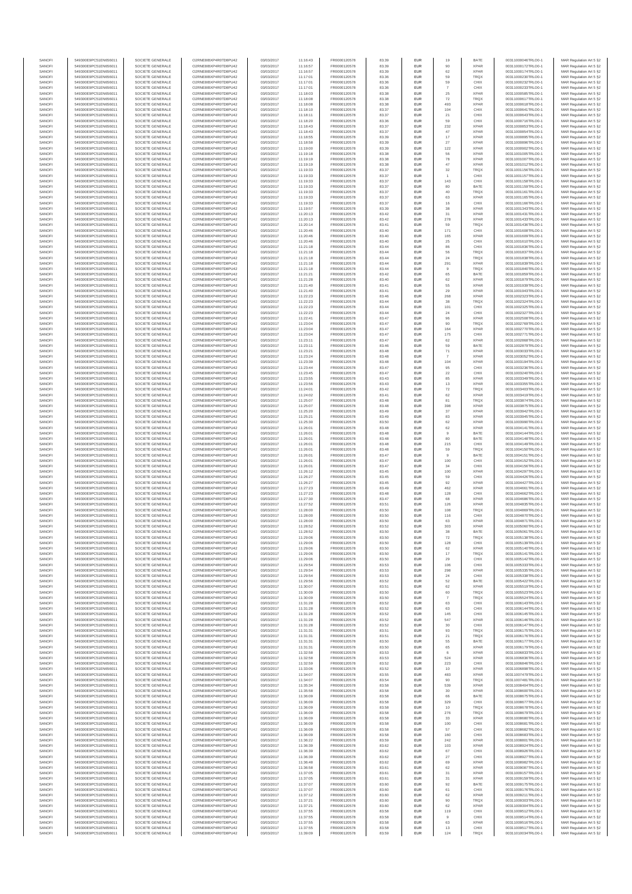| SANOFI | 549300E9PC51EN656011 | SOCIETE GENERALE | O2RNE8IBXP4R0TD8PU42 | 03/03/2017 | 11:16:43 | FR0000120578 | 83.39 | EUR | 19 | BATE | 00311000046TRLO0-1 | MAR Regulation Art 5 §2 |
|---|---|---|---|---|---|---|---|---|---|---|---|---|
| SANOFI | 549300E9PC51EN656011 | SOCIETE GENERALE | O2RNE8IBXP4R0TD8PU42 | 03/03/2017 | 11:16:57 | FR0000120578 | 83.39 | EUR | 90 | XPAR | 00311000172TRLO0-1 | MAR Regulation Art 5 §2 |
| SANOFI | 549300E9PC51EN656011 | SOCIETE GENERALE | O2RNE8IBXP4R0TD8PU42 | 03/03/2017 | 11:16:57 | FR0000120578 | 83.39 | EUR | 62 | XPAR | 00311000174TRLO0-1 | MAR Regulation Art 5 §2 |
| SANOFI | 549300E9PC51EN656011 | SOCIETE GENERALE | O2RNE8IBXP4R0TD8PU42 | 03/03/2017 | 11:17:01 | FR0000120578 | 83.36 | EUR | 59 | TRQX | 00311000230TRLO0-1 | MAR Regulation Art 5 §2 |
| SANOFI | 549300E9PC51EN656011 | SOCIETE GENERALE | O2RNE8IBXP4R0TD8PU42 | 03/03/2017 | 11:17:01 | FR0000120578 | 83.36 | EUR | 59 | CHIX | 00311000232TRLO0-1 | MAR Regulation Art 5 §2 |
| SANOFI | 549300E9PC51EN656011 | SOCIETE GENERALE | O2RNE8IBXP4R0TD8PU42 | 03/03/2017 | 11:17:01 | FR0000120578 | 83.36 | EUR | 7 | CHIX | 00311000233TRLO0-1 | MAR Regulation Art 5 §2 |
| SANOFI | 549300E9PC51EN656011 | SOCIETE GENERALE | O2RNE8IBXP4R0TD8PU42 | 03/03/2017 | 11:18:03 | FR0000120578 | 83.38 | EUR | 25 | XPAR | 00311000585TRLO0-1 | MAR Regulation Art 5 §2 |
| SANOFI | 549300E9PC51EN656011 | SOCIETE GENERALE | O2RNE8IBXP4R0TD8PU42 | 03/03/2017 | 11:18:08 | FR0000120578 | 83.38 | EUR | 72 | TRQX | 00311000617TRLO0-1 | MAR Regulation Art 5 §2 |
| SANOFI | 549300E9PC51EN656011 | SOCIETE GENERALE | O2RNE8IBXP4R0TD8PU42 | 03/03/2017 | 11:18:08 | FR0000120578 | 83.38 | EUR | 493 | XPAR | 00311000618TRLO0-1 | MAR Regulation Art 5 §2 |
| SANOFI | 549300E9PC51EN656011 | SOCIETE GENERALE | O2RNE8IBXP4R0TD8PU42 | 03/03/2017 | 11:18:10 | FR0000120578 | 83.37 | EUR | 104 | CHIX | 00311000641TRLO0-1 | MAR Regulation Art 5 §2 |
| SANOFI | 549300E9PC51EN656011 | SOCIETE GENERALE | O2RNE8IBXP4R0TD8PU42 | 03/03/2017 | 11:18:11 | FR0000120578 | 83.37 | EUR | 21 | CHIX | 00311000643TRLO0-1 | MAR Regulation Art 5 §2 |
| SANOFI | 549300E9PC51EN656011 | SOCIETE GENERALE | O2RNE8IBXP4R0TD8PU42 | 03/03/2017 | 11:18:20 | FR0000120578 | 83.36 | EUR | 59 | CHIX | 00311000716TRLO0-1 | MAR Regulation Art 5 §2 |
| SANOFI | 549300E9PC51EN656011 | SOCIETE GENERALE | O2RNE8IBXP4R0TD8PU42 | 03/03/2017 | 11:18:43 | FR0000120578 | 83.37 | EUR | 232 | XPAR | 00311000853TRLO0-1 | MAR Regulation Art 5 §2 |
| SANOFI | 549300E9PC51EN656011 | SOCIETE GENERALE | O2RNE8IBXP4R0TD8PU42 | 03/03/2017 | 11:18:43 | FR0000120578 | 83.37 | EUR | 47 | XPAR | 00311000854TRLO0-1 | MAR Regulation Art 5 §2 |
| SANOFI | 549300E9PC51EN656011 | SOCIETE GENERALE | O2RNE8IBXP4R0TD8PU42 | 03/03/2017 | 11:18:55 | FR0000120578 | 83.39 | EUR | 17 | XPAR | 00311000895TRLO0-1 | MAR Regulation Art 5 §2 |
| SANOFI | 549300E9PC51EN656011 | SOCIETE GENERALE | O2RNE8IBXP4R0TD8PU42 | 03/03/2017 | 11:18:58 | FR0000120578 | 83.39 | EUR | 27 | XPAR | 00311000898TRLO0-1 | MAR Regulation Art 5 §2 |
| SANOFI | 549300E9PC51EN656011 | SOCIETE GENERALE | O2RNE8IBXP4R0TD8PU42 | 03/03/2017 | 11:19:00 | FR0000120578 | 83.39 | EUR | 122 | XPAR | 00311000902TRLO0-1 | MAR Regulation Art 5 §2 |
| SANOFI | 549300E9PC51EN656011 | SOCIETE GENERALE | O2RNE8IBXP4R0TD8PU42 | 03/03/2017 | 11:19:18 | FR0000120578 | 83.38 | EUR | 56 | XPAR | 00311001005TRLO0-1 | MAR Regulation Art 5 §2 |
| SANOFI | 549300E9PC51EN656011 | SOCIETE GENERALE | O2RNE8IBXP4R0TD8PU42 | 03/03/2017 | 11:19:19 | FR0000120578 | 83.38 | EUR | 78 | XPAR | 00311001007TRLO0-1 | MAR Regulation Art 5 §2 |
| SANOFI | 549300E9PC51EN656011 | SOCIETE GENERALE | O2RNE8IBXP4R0TD8PU42 | 03/03/2017 | 11:19:19 | FR0000120578 | 83.38 | EUR | 47 | XPAR | 00311001012TRLO0-1 | MAR Regulation Art 5 §2 |
| SANOFI | 549300E9PC51EN656011 | SOCIETE GENERALE | O2RNE8IBXP4R0TD8PU42 | 03/03/2017 | 11:19:33 | FR0000120578 | 83.37 | EUR | 32 | TRQX | 00311001156TRLO0-1 | MAR Regulation Art 5 §2 |
| SANOFI | 549300E9PC51EN656011 | SOCIETE GENERALE | O2RNE8IBXP4R0TD8PU42 | 03/03/2017 | 11:19:33 | FR0000120578 | 83.37 | EUR | 1 | CHIX | 00311001157TRLO0-1 | MAR Regulation Art 5 §2 |
| SANOFI | 549300E9PC51EN656011 | SOCIETE GENERALE | O2RNE8IBXP4R0TD8PU42 | 03/03/2017 | 11:19:33 | FR0000120578 | 83.37 | EUR | 143 | CHIX | 00311001158TRLO0-1 | MAR Regulation Art 5 §2 |
| SANOFI | 549300E9PC51EN656011 | SOCIETE GENERALE | O2RNE8IBXP4R0TD8PU42 | 03/03/2017 | 11:19:33 | FR0000120578 | 83.37 | EUR | 80 | BATE | 00311001159TRLO0-1 | MAR Regulation Art 5 §2 |
| SANOFI | 549300E9PC51EN656011 | SOCIETE GENERALE | O2RNE8IBXP4R0TD8PU42 | 03/03/2017 | 11:19:33 | FR0000120578 | 83.37 | EUR | 40 | TRQX | 00311001161TRLO0-1 | MAR Regulation Art 5 §2 |
| SANOFI | 549300E9PC51EN656011 | SOCIETE GENERALE | O2RNE8IBXP4R0TD8PU42 | 03/03/2017 | 11:19:33 | FR0000120578 | 83.37 | EUR | 63 | XPAR | 00311001165TRLO0-1 | MAR Regulation Art 5 §2 |
| SANOFI | 549300E9PC51EN656011 | SOCIETE GENERALE | O2RNE8IBXP4R0TD8PU42 | 03/03/2017 | 11:19:33 | FR0000120578 | 83.37 | EUR | 16 | CHIX | 00311001166TRLO0-1 | MAR Regulation Art 5 §2 |
| SANOFI | 549300E9PC51EN656011 | SOCIETE GENERALE | O2RNE8IBXP4R0TD8PU42 | 03/03/2017 | 11:19:57 | FR0000120578 | 83.39 | EUR | 38 | XPAR | 00311001343TRLO0-1 | MAR Regulation Art 5 §2 |
| SANOFI | 549300E9PC51EN656011 | SOCIETE GENERALE | O2RNE8IBXP4R0TD8PU42 | 03/03/2017 | 11:20:13 | FR0000120578 | 83.42 | EUR | 31 | XPAR | 00311001431TRLO0-1 | MAR Regulation Art 5 §2 |
| SANOFI | 549300E9PC51EN656011 | SOCIETE GENERALE | O2RNE8IBXP4R0TD8PU42 | 03/03/2017 | 11:20:13 | FR0000120578 | 83.42 | EUR | 278 | XPAR | 00311001433TRLO0-1 | MAR Regulation Art 5 §2 |
| SANOFI | 549300E9PC51EN656011 | SOCIETE GENERALE | O2RNE8IBXP4R0TD8PU42 | 03/03/2017 | 11:20:14 | FR0000120578 | 83.41 | EUR | 59 | TRQX | 00311001436TRLO0-1 | MAR Regulation Art 5 §2 |
| SANOFI | 549300E9PC51EN656011 | SOCIETE GENERALE | O2RNE8IBXP4R0TD8PU42 | 03/03/2017 | 11:20:46 | FR0000120578 | 83.40 | EUR | 171 | CHIX | 00311001608TRLO0-1 | MAR Regulation Art 5 §2 |
| SANOFI | 549300E9PC51EN656011 | SOCIETE GENERALE | O2RNE8IBXP4R0TD8PU42 | 03/03/2017 | 11:20:46 | FR0000120578 | 83.40 | EUR | 165 | XPAR | 00311001609TRLO0-1 | MAR Regulation Art 5 §2 |
| SANOFI | 549300E9PC51EN656011 | SOCIETE GENERALE | O2RNE8IBXP4R0TD8PU42 | 03/03/2017 | 11:20:46 | FR0000120578 | 83.40 | EUR | 25 | CHIX | 00311001610TRLO0-1 | MAR Regulation Art 5 §2 |
| SANOFI | 549300E9PC51EN656011 | SOCIETE GENERALE | O2RNE8IBXP4R0TD8PU42 | 03/03/2017 | 11:21:18 | FR0000120578 | 83.44 | EUR | 86 | CHIX | 00311001836TRLO0-1 | MAR Regulation Art 5 §2 |
| SANOFI | 549300E9PC51EN656011 | SOCIETE GENERALE | O2RNE8IBXP4R0TD8PU42 | 03/03/2017 | 11:21:18 | FR0000120578 | 83.44 | EUR | 56 | TRQX | 00311001837TRLO0-1 | MAR Regulation Art 5 §2 |
| SANOFI | 549300E9PC51EN656011 | SOCIETE GENERALE | O2RNE8IBXP4R0TD8PU42 | 03/03/2017 | 11:21:18 | FR0000120578 | 83.44 | EUR | 24 | TRQX | 00311001838TRLO0-1 | MAR Regulation Art 5 §2 |
| SANOFI | 549300E9PC51EN656011 | SOCIETE GENERALE | O2RNE8IBXP4R0TD8PU42 | 03/03/2017 | 11:21:18 | FR0000120578 | 83.44 | EUR | 291 | XPAR | 00311001839TRLO0-1 | MAR Regulation Art 5 §2 |
| SANOFI | 549300E9PC51EN656011 | SOCIETE GENERALE | O2RNE8IBXP4R0TD8PU42 | 03/03/2017 | 11:21:18 | FR0000120578 | 83.44 | EUR | 9 | TRQX | 00311001840TRLO0-1 | MAR Regulation Art 5 §2 |
| SANOFI | 549300E9PC51EN656011 | SOCIETE GENERALE | O2RNE8IBXP4R0TD8PU42 | 03/03/2017 | 11:21:21 | FR0000120578 | 83.42 | EUR | 65 | BATE | 00311001859TRLO0-1 | MAR Regulation Art 5 §2 |
| SANOFI | 549300E9PC51EN656011 | SOCIETE GENERALE | O2RNE8IBXP4R0TD8PU42 | 03/03/2017 | 11:21:28 | FR0000120578 | 83.40 | EUR | 62 | XPAR | 00311001879TRLO0-1 | MAR Regulation Art 5 §2 |
| SANOFI | 549300E9PC51EN656011 | SOCIETE GENERALE | O2RNE8IBXP4R0TD8PU42 | 03/03/2017 | 11:21:40 | FR0000120578 | 83.41 | EUR | 55 | XPAR | 00311001939TRLO0-1 | MAR Regulation Art 5 §2 |
| SANOFI | 549300E9PC51EN656011 | SOCIETE GENERALE | O2RNE8IBXP4R0TD8PU42 | 03/03/2017 | 11:21:40 | FR0000120578 | 83.41 | EUR | 29 | XPAR | 00311001940TRLO0-1 | MAR Regulation Art 5 §2 |
| SANOFI | 549300E9PC51EN656011 | SOCIETE GENERALE | O2RNE8IBXP4R0TD8PU42 | 03/03/2017 | 11:22:23 | FR0000120578 | 83.46 | EUR | 268 | XPAR | 00311002323TRLO0-1 | MAR Regulation Art 5 §2 |
| SANOFI | 549300E9PC51EN656011 | SOCIETE GENERALE | O2RNE8IBXP4R0TD8PU42 | 03/03/2017 | 11:22:23 | FR0000120578 | 83.44 | EUR | 38 | TRQX | 00311002324TRLO0-1 | MAR Regulation Art 5 §2 |
| SANOFI | 549300E9PC51EN656011 | SOCIETE GENERALE | O2RNE8IBXP4R0TD8PU42 | 03/03/2017 | 11:22:23 | FR0000120578 | 83.44 | EUR | 101 | CHIX | 00311002325TRLO0-1 | MAR Regulation Art 5 §2 |
| SANOFI | 549300E9PC51EN656011 | SOCIETE GENERALE | O2RNE8IBXP4R0TD8PU42 | 03/03/2017 | 11:22:23 | FR0000120578 | 83.44 | EUR | 24 | CHIX | 00311002327TRLO0-1 | MAR Regulation Art 5 §2 |
| SANOFI | 549300E9PC51EN656011 | SOCIETE GENERALE | O2RNE8IBXP4R0TD8PU42 | 03/03/2017 | 11:22:41 | FR0000120578 | 83.47 | EUR | 96 | XPAR | 00311002508TRLO0-1 | MAR Regulation Art 5 §2 |
| SANOFI | 549300E9PC51EN656011 | SOCIETE GENERALE | O2RNE8IBXP4R0TD8PU42 | 03/03/2017 | 11:23:04 | FR0000120578 | 83.47 | EUR | 90 | TRQX | 00311002769TRLO0-1 | MAR Regulation Art 5 §2 |
| SANOFI | 549300E9PC51EN656011 | SOCIETE GENERALE | O2RNE8IBXP4R0TD8PU42 | 03/03/2017 | 11:23:04 | FR0000120578 | 83.47 | EUR | 164 | XPAR | 00311002770TRLO0-1 | MAR Regulation Art 5 §2 |
| SANOFI | 549300E9PC51EN656011 | SOCIETE GENERALE | O2RNE8IBXP4R0TD8PU42 | 03/03/2017 | 11:23:04 | FR0000120578 | 83.47 | EUR | 175 | CHIX | 00311002771TRLO0-1 | MAR Regulation Art 5 §2 |
| SANOFI | 549300E9PC51EN656011 | SOCIETE GENERALE | O2RNE8IBXP4R0TD8PU42 | 03/03/2017 | 11:23:11 | FR0000120578 | 83.47 | EUR | 62 | XPAR | 00311002868TRLO0-1 | MAR Regulation Art 5 §2 |
| SANOFI | 549300E9PC51EN656011 | SOCIETE GENERALE | O2RNE8IBXP4R0TD8PU42 | 03/03/2017 | 11:23:11 | FR0000120578 | 83.46 | EUR | 59 | BATE | 00311002879TRLO0-1 | MAR Regulation Art 5 §2 |
| SANOFI | 549300E9PC51EN656011 | SOCIETE GENERALE | O2RNE8IBXP4R0TD8PU42 | 03/03/2017 | 11:23:21 | FR0000120578 | 83.48 | EUR | 71 | XPAR | 00311003033TRLO0-1 | MAR Regulation Art 5 §2 |
| SANOFI | 549300E9PC51EN656011 | SOCIETE GENERALE | O2RNE8IBXP4R0TD8PU42 | 03/03/2017 | 11:23:24 | FR0000120578 | 83.48 | EUR | 7 | XPAR | 00311003052TRLO0-1 | MAR Regulation Art 5 §2 |
| SANOFI | 549300E9PC51EN656011 | SOCIETE GENERALE | O2RNE8IBXP4R0TD8PU42 | 03/03/2017 | 11:23:39 | FR0000120578 | 83.48 | EUR | 104 | XPAR | 00311003194TRLO0-1 | MAR Regulation Art 5 §2 |
| SANOFI | 549300E9PC51EN656011 | SOCIETE GENERALE | O2RNE8IBXP4R0TD8PU42 | 03/03/2017 | 11:23:44 | FR0000120578 | 83.47 | EUR | 95 | CHIX | 00311003236TRLO0-1 | MAR Regulation Art 5 §2 |
| SANOFI | 549300E9PC51EN656011 | SOCIETE GENERALE | O2RNE8IBXP4R0TD8PU42 | 03/03/2017 | 11:23:45 | FR0000120578 | 83.47 | EUR | 22 | CHIX | 00311003240TRLO0-1 | MAR Regulation Art 5 §2 |
| SANOFI | 549300E9PC51EN656011 | SOCIETE GENERALE | O2RNE8IBXP4R0TD8PU42 | 03/03/2017 | 11:23:55 | FR0000120578 | 83.43 | EUR | 85 | XPAR | 00311003349TRLO0-1 | MAR Regulation Art 5 §2 |
| SANOFI | 549300E9PC51EN656011 | SOCIETE GENERALE | O2RNE8IBXP4R0TD8PU42 | 03/03/2017 | 11:23:56 | FR0000120578 | 83.43 | EUR | 13 | XPAR | 00311003355TRLO0-1 | MAR Regulation Art 5 §2 |
| SANOFI | 549300E9PC51EN656011 | SOCIETE GENERALE | O2RNE8IBXP4R0TD8PU42 | 03/03/2017 | 11:24:01 | FR0000120578 | 83.42 | EUR | 72 | TRQX | 00311003403TRLO0-1 | MAR Regulation Art 5 §2 |
| SANOFI | 549300E9PC51EN656011 | SOCIETE GENERALE | O2RNE8IBXP4R0TD8PU42 | 03/03/2017 | 11:24:02 | FR0000120578 | 83.41 | EUR | 62 | XPAR | 00311003419TRLO0-1 | MAR Regulation Art 5 §2 |
| SANOFI | 549300E9PC51EN656011 | SOCIETE GENERALE | O2RNE8IBXP4R0TD8PU42 | 03/03/2017 | 11:25:07 | FR0000120578 | 83.48 | EUR | 81 | TRQX | 00311003874TRLO0-1 | MAR Regulation Art 5 §2 |
| SANOFI | 549300E9PC51EN656011 | SOCIETE GENERALE | O2RNE8IBXP4R0TD8PU42 | 03/03/2017 | 11:25:07 | FR0000120578 | 83.48 | EUR | 398 | XPAR | 00311003875TRLO0-1 | MAR Regulation Art 5 §2 |
| SANOFI | 549300E9PC51EN656011 | SOCIETE GENERALE | O2RNE8IBXP4R0TD8PU42 | 03/03/2017 | 11:25:20 | FR0000120578 | 83.49 | EUR | 37 | XPAR | 00311003942TRLO0-1 | MAR Regulation Art 5 §2 |
| SANOFI | 549300E9PC51EN656011 | SOCIETE GENERALE | O2RNE8IBXP4R0TD8PU42 | 03/03/2017 | 11:25:21 | FR0000120578 | 83.49 | EUR | 83 | XPAR | 00311003945TRLO0-1 | MAR Regulation Art 5 §2 |
| SANOFI | 549300E9PC51EN656011 | SOCIETE GENERALE | O2RNE8IBXP4R0TD8PU42 | 03/03/2017 | 11:25:30 | FR0000120578 | 83.50 | EUR | 62 | XPAR | 00311003990TRLO0-1 | MAR Regulation Art 5 §2 |
| SANOFI | 549300E9PC51EN656011 | SOCIETE GENERALE | O2RNE8IBXP4R0TD8PU42 | 03/03/2017 | 11:26:01 | FR0000120578 | 83.48 | EUR | 62 | XPAR | 00311004141TRLO0-1 | MAR Regulation Art 5 §2 |
| SANOFI | 549300E9PC51EN656011 | SOCIETE GENERALE | O2RNE8IBXP4R0TD8PU42 | 03/03/2017 | 11:26:01 | FR0000120578 | 83.48 | EUR | 9 | BATE | 00311004144TRLO0-1 | MAR Regulation Art 5 §2 |
| SANOFI | 549300E9PC51EN656011 | SOCIETE GENERALE | O2RNE8IBXP4R0TD8PU42 | 03/03/2017 | 11:26:01 | FR0000120578 | 83.48 | EUR | 80 | BATE | 00311004148TRLO0-1 | MAR Regulation Art 5 §2 |
| SANOFI | 549300E9PC51EN656011 | SOCIETE GENERALE | O2RNE8IBXP4R0TD8PU42 | 03/03/2017 | 11:26:01 | FR0000120578 | 83.48 | EUR | 215 | CHIX | 00311004149TRLO0-1 | MAR Regulation Art 5 §2 |
| SANOFI | 549300E9PC51EN656011 | SOCIETE GENERALE | O2RNE8IBXP4R0TD8PU42 | 03/03/2017 | 11:26:01 | FR0000120578 | 83.48 | EUR | 59 | TRQX | 00311004150TRLO0-1 | MAR Regulation Art 5 §2 |
| SANOFI | 549300E9PC51EN656011 | SOCIETE GENERALE | O2RNE8IBXP4R0TD8PU42 | 03/03/2017 | 11:26:01 | FR0000120578 | 83.47 | EUR | 9 | BATE | 00311004151TRLO0-1 | MAR Regulation Art 5 §2 |
| SANOFI | 549300E9PC51EN656011 | SOCIETE GENERALE | O2RNE8IBXP4R0TD8PU42 | 03/03/2017 | 11:26:01 | FR0000120578 | 83.47 | EUR | 100 | CHIX | 00311004152TRLO0-1 | MAR Regulation Art 5 §2 |
| SANOFI | 549300E9PC51EN656011 | SOCIETE GENERALE | O2RNE8IBXP4R0TD8PU42 | 03/03/2017 | 11:26:01 | FR0000120578 | 83.47 | EUR | 34 | CHIX | 00311004156TRLO0-1 | MAR Regulation Art 5 §2 |
| SANOFI | 549300E9PC51EN656011 | SOCIETE GENERALE | O2RNE8IBXP4R0TD8PU42 | 03/03/2017 | 11:26:12 | FR0000120578 | 83.45 | EUR | 100 | XPAR | 00311004297TRLO0-1 | MAR Regulation Art 5 §2 |
| SANOFI | 549300E9PC51EN656011 | SOCIETE GENERALE | O2RNE8IBXP4R0TD8PU42 | 03/03/2017 | 11:26:27 | FR0000120578 | 83.45 | EUR | 59 | CHIX | 00311004426TRLO0-1 | MAR Regulation Art 5 §2 |
| SANOFI | 549300E9PC51EN656011 | SOCIETE GENERALE | O2RNE8IBXP4R0TD8PU42 | 03/03/2017 | 11:26:27 | FR0000120578 | 83.45 | EUR | 92 | XPAR | 00311004427TRLO0-1 | MAR Regulation Art 5 §2 |
| SANOFI | 549300E9PC51EN656011 | SOCIETE GENERALE | O2RNE8IBXP4R0TD8PU42 | 03/03/2017 | 11:27:23 | FR0000120578 | 83.49 | EUR | 462 | XPAR | 00311004661TRLO0-1 | MAR Regulation Art 5 §2 |
| SANOFI | 549300E9PC51EN656011 | SOCIETE GENERALE | O2RNE8IBXP4R0TD8PU42 | 03/03/2017 | 11:27:23 | FR0000120578 | 83.48 | EUR | 128 | CHIX | 00311004662TRLO0-1 | MAR Regulation Art 5 §2 |
| SANOFI | 549300E9PC51EN656011 | SOCIETE GENERALE | O2RNE8IBXP4R0TD8PU42 | 03/03/2017 | 11:27:30 | FR0000120578 | 83.47 | EUR | 68 | XPAR | 00311004686TRLO0-1 | MAR Regulation Art 5 §2 |
| SANOFI | 549300E9PC51EN656011 | SOCIETE GENERALE | O2RNE8IBXP4R0TD8PU42 | 03/03/2017 | 11:27:52 | FR0000120578 | 83.51 | EUR | 126 | XPAR | 00311004835TRLO0-1 | MAR Regulation Art 5 §2 |
| SANOFI | 549300E9PC51EN656011 | SOCIETE GENERALE | O2RNE8IBXP4R0TD8PU42 | 03/03/2017 | 11:28:00 | FR0000120578 | 83.50 | EUR | 108 | TRQX | 00311004869TRLO0-1 | MAR Regulation Art 5 §2 |
| SANOFI | 549300E9PC51EN656011 | SOCIETE GENERALE | O2RNE8IBXP4R0TD8PU42 | 03/03/2017 | 11:28:00 | FR0000120578 | 83.50 | EUR | 116 | CHIX | 00311004870TRLO0-1 | MAR Regulation Art 5 §2 |
| SANOFI | 549300E9PC51EN656011 | SOCIETE GENERALE | O2RNE8IBXP4R0TD8PU42 | 03/03/2017 | 11:28:00 | FR0000120578 | 83.50 | EUR | 63 | XPAR | 00311004871TRLO0-1 | MAR Regulation Art 5 §2 |
| SANOFI | 549300E9PC51EN656011 | SOCIETE GENERALE | O2RNE8IBXP4R0TD8PU42 | 03/03/2017 | 11:28:52 | FR0000120578 | 83.52 | EUR | 303 | XPAR | 00311005060TRLO0-1 | MAR Regulation Art 5 §2 |
| SANOFI | 549300E9PC51EN656011 | SOCIETE GENERALE | O2RNE8IBXP4R0TD8PU42 | 03/03/2017 | 11:28:52 | FR0000120578 | 83.50 | EUR | 38 | BATE | 00311005061TRLO0-1 | MAR Regulation Art 5 §2 |
| SANOFI | 549300E9PC51EN656011 | SOCIETE GENERALE | O2RNE8IBXP4R0TD8PU42 | 03/03/2017 | 11:29:06 | FR0000120578 | 83.50 | EUR | 72 | TRQX | 00311005138TRLO0-1 | MAR Regulation Art 5 §2 |
| SANOFI | 549300E9PC51EN656011 | SOCIETE GENERALE | O2RNE8IBXP4R0TD8PU42 | 03/03/2017 | 11:29:06 | FR0000120578 | 83.50 | EUR | 128 | CHIX | 00311005139TRLO0-1 | MAR Regulation Art 5 §2 |
| SANOFI | 549300E9PC51EN656011 | SOCIETE GENERALE | O2RNE8IBXP4R0TD8PU42 | 03/03/2017 | 11:29:06 | FR0000120578 | 83.50 | EUR | 62 | XPAR | 00311005140TRLO0-1 | MAR Regulation Art 5 §2 |
| SANOFI | 549300E9PC51EN656011 | SOCIETE GENERALE | O2RNE8IBXP4R0TD8PU42 | 03/03/2017 | 11:29:06 | FR0000120578 | 83.50 | EUR | 17 | TRQX | 00311005141TRLO0-1 | MAR Regulation Art 5 §2 |
| SANOFI | 549300E9PC51EN656011 | SOCIETE GENERALE | O2RNE8IBXP4R0TD8PU42 | 03/03/2017 | 11:29:06 | FR0000120578 | 83.50 | EUR | 29 | CHIX | 00311005142TRLO0-1 | MAR Regulation Art 5 §2 |
| SANOFI | 549300E9PC51EN656011 | SOCIETE GENERALE | O2RNE8IBXP4R0TD8PU42 | 03/03/2017 | 11:29:54 | FR0000120578 | 83.53 | EUR | 106 | CHIX | 00311005333TRLO0-1 | MAR Regulation Art 5 §2 |
| SANOFI | 549300E9PC51EN656011 | SOCIETE GENERALE | O2RNE8IBXP4R0TD8PU42 | 03/03/2017 | 11:29:54 | FR0000120578 | 83.53 | EUR | 298 | XPAR | 00311005335TRLO0-1 | MAR Regulation Art 5 §2 |
| SANOFI | 549300E9PC51EN656011 | SOCIETE GENERALE | O2RNE8IBXP4R0TD8PU42 | 03/03/2017 | 11:29:54 | FR0000120578 | 83.53 | EUR | 24 | CHIX | 00311005338TRLO0-1 | MAR Regulation Art 5 §2 |
| SANOFI | 549300E9PC51EN656011 | SOCIETE GENERALE | O2RNE8IBXP4R0TD8PU42 | 03/03/2017 | 11:29:56 | FR0000120578 | 83.52 | EUR | 52 | BATE | 00311005422TRLO0-1 | MAR Regulation Art 5 §2 |
| SANOFI | 549300E9PC51EN656011 | SOCIETE GENERALE | O2RNE8IBXP4R0TD8PU42 | 03/03/2017 | 11:30:07 | FR0000120578 | 83.51 | EUR | 62 | XPAR | 00311005519TRLO0-1 | MAR Regulation Art 5 §2 |
| SANOFI | 549300E9PC51EN656011 | SOCIETE GENERALE | O2RNE8IBXP4R0TD8PU42 | 03/03/2017 | 11:30:09 | FR0000120578 | 83.50 | EUR | 60 | TRQX | 00311005523TRLO0-1 | MAR Regulation Art 5 §2 |
| SANOFI | 549300E9PC51EN656011 | SOCIETE GENERALE | O2RNE8IBXP4R0TD8PU42 | 03/03/2017 | 11:30:09 | FR0000120578 | 83.50 | EUR | 7 | TRQX | 00311005524TRLO0-1 | MAR Regulation Art 5 §2 |
| SANOFI | 549300E9PC51EN656011 | SOCIETE GENERALE | O2RNE8IBXP4R0TD8PU42 | 03/03/2017 | 11:31:28 | FR0000120578 | 83.52 | EUR | 63 | CHIX | 00311006143TRLO0-1 | MAR Regulation Art 5 §2 |
| SANOFI | 549300E9PC51EN656011 | SOCIETE GENERALE | O2RNE8IBXP4R0TD8PU42 | 03/03/2017 | 11:31:28 | FR0000120578 | 83.52 | EUR | 63 | CHIX | 00311006144TRLO0-1 | MAR Regulation Art 5 §2 |
| SANOFI | 549300E9PC51EN656011 | SOCIETE GENERALE | O2RNE8IBXP4R0TD8PU42 | 03/03/2017 | 11:31:28 | FR0000120578 | 83.52 | EUR | 145 | CHIX | 00311006145TRLO0-1 | MAR Regulation Art 5 §2 |
| SANOFI | 549300E9PC51EN656011 | SOCIETE GENERALE | O2RNE8IBXP4R0TD8PU42 | 03/03/2017 | 11:31:28 | FR0000120578 | 83.52 | EUR | 547 | XPAR | 00311006146TRLO0-1 | MAR Regulation Art 5 §2 |
| SANOFI | 549300E9PC51EN656011 | SOCIETE GENERALE | O2RNE8IBXP4R0TD8PU42 | 03/03/2017 | 11:31:28 | FR0000120578 | 83.52 | EUR | 30 | CHIX | 00311006147TRLO0-1 | MAR Regulation Art 5 §2 |
| SANOFI | 549300E9PC51EN656011 | SOCIETE GENERALE | O2RNE8IBXP4R0TD8PU42 | 03/03/2017 | 11:31:31 | FR0000120578 | 83.51 | EUR | 93 | TRQX | 00311006175TRLO0-1 | MAR Regulation Art 5 §2 |
| SANOFI | 549300E9PC51EN656011 | SOCIETE GENERALE | O2RNE8IBXP4R0TD8PU42 | 03/03/2017 | 11:31:31 | FR0000120578 | 83.51 | EUR | 21 | TRQX | 00311006176TRLO0-1 | MAR Regulation Art 5 §2 |
| SANOFI | 549300E9PC51EN656011 | SOCIETE GENERALE | O2RNE8IBXP4R0TD8PU42 | 03/03/2017 | 11:31:31 | FR0000120578 | 83.50 | EUR | 55 | BATE | 00311006177TRLO0-1 | MAR Regulation Art 5 §2 |
| SANOFI | 549300E9PC51EN656011 | SOCIETE GENERALE | O2RNE8IBXP4R0TD8PU42 | 03/03/2017 | 11:31:31 | FR0000120578 | 83.50 | EUR | 65 | XPAR | 00311006179TRLO0-1 | MAR Regulation Art 5 §2 |
| SANOFI | 549300E9PC51EN656011 | SOCIETE GENERALE | O2RNE8IBXP4R0TD8PU42 | 03/03/2017 | 11:32:58 | FR0000120578 | 83.53 | EUR | 6 | XPAR | 00311006833TRLO0-1 | MAR Regulation Art 5 §2 |
| SANOFI | 549300E9PC51EN656011 | SOCIETE GENERALE | O2RNE8IBXP4R0TD8PU42 | 03/03/2017 | 11:32:58 | FR0000120578 | 83.53 | EUR | 524 | XPAR | 00311006836TRLO0-1 | MAR Regulation Art 5 §2 |
| SANOFI | 549300E9PC51EN656011 | SOCIETE GENERALE | O2RNE8IBXP4R0TD8PU42 | 03/03/2017 | 11:32:59 | FR0000120578 | 83.52 | EUR | 223 | CHIX | 00311006846TRLO0-1 | MAR Regulation Art 5 §2 |
| SANOFI | 549300E9PC51EN656011 | SOCIETE GENERALE | O2RNE8IBXP4R0TD8PU42 | 03/03/2017 | 11:33:06 | FR0000120578 | 83.52 | EUR | 10 | XPAR | 00311006898TRLO0-1 | MAR Regulation Art 5 §2 |
| SANOFI | 549300E9PC51EN656011 | SOCIETE GENERALE | O2RNE8IBXP4R0TD8PU42 | 03/03/2017 | 11:34:07 | FR0000120578 | 83.55 | EUR | 483 | XPAR | 00311007479TRLO0-1 | MAR Regulation Art 5 §2 |
| SANOFI | 549300E9PC51EN656011 | SOCIETE GENERALE | O2RNE8IBXP4R0TD8PU42 | 03/03/2017 | 11:34:07 | FR0000120578 | 83.54 | EUR | 90 | TRQX | 00311007481TRLO0-1 | MAR Regulation Art 5 §2 |
| SANOFI | 549300E9PC51EN656011 | SOCIETE GENERALE | O2RNE8IBXP4R0TD8PU42 | 03/03/2017 | 11:35:34 | FR0000120578 | 83.58 | EUR | 539 | XPAR | 00311008404TRLO0-1 | MAR Regulation Art 5 §2 |
| SANOFI | 549300E9PC51EN656011 | SOCIETE GENERALE | O2RNE8IBXP4R0TD8PU42 | 03/03/2017 | 11:35:58 | FR0000120578 | 83.58 | EUR | 30 | XPAR | 00311008605TRLO0-1 | MAR Regulation Art 5 §2 |
| SANOFI | 549300E9PC51EN656011 | SOCIETE GENERALE | O2RNE8IBXP4R0TD8PU42 | 03/03/2017 | 11:36:09 | FR0000120578 | 83.58 | EUR | 66 | BATE | 00311008675TRLO0-1 | MAR Regulation Art 5 §2 |
| SANOFI | 549300E9PC51EN656011 | SOCIETE GENERALE | O2RNE8IBXP4R0TD8PU42 | 03/03/2017 | 11:36:09 | FR0000120578 | 83.58 | EUR | 329 | CHIX | 00311008677TRLO0-1 | MAR Regulation Art 5 §2 |
| SANOFI | 549300E9PC51EN656011 | SOCIETE GENERALE | O2RNE8IBXP4R0TD8PU42 | 03/03/2017 | 11:36:09 | FR0000120578 | 83.58 | EUR | 10 | TRQX | 00311008678TRLO0-1 | MAR Regulation Art 5 §2 |
| SANOFI | 549300E9PC51EN656011 | SOCIETE GENERALE | O2RNE8IBXP4R0TD8PU42 | 03/03/2017 | 11:36:09 | FR0000120578 | 83.58 | EUR | 276 | TRQX | 00311008679TRLO0-1 | MAR Regulation Art 5 §2 |
| SANOFI | 549300E9PC51EN656011 | SOCIETE GENERALE | O2RNE8IBXP4R0TD8PU42 | 03/03/2017 | 11:36:09 | FR0000120578 | 83.58 | EUR | 33 | XPAR | 00311008680TRLO0-1 | MAR Regulation Art 5 §2 |
| SANOFI | 549300E9PC51EN656011 | SOCIETE GENERALE | O2RNE8IBXP4R0TD8PU42 | 03/03/2017 | 11:36:09 | FR0000120578 | 83.58 | EUR | 100 | CHIX | 00311008681TRLO0-1 | MAR Regulation Art 5 §2 |
| SANOFI | 549300E9PC51EN656011 | SOCIETE GENERALE | O2RNE8IBXP4R0TD8PU42 | 03/03/2017 | 11:36:09 | FR0000120578 | 83.58 | EUR | 57 | CHIX | 00311008682TRLO0-1 | MAR Regulation Art 5 §2 |
| SANOFI | 549300E9PC51EN656011 | SOCIETE GENERALE | O2RNE8IBXP4R0TD8PU42 | 03/03/2017 | 11:36:09 | FR0000120578 | 83.58 | EUR | 160 | CHIX | 00311008683TRLO0-1 | MAR Regulation Art 5 §2 |
| SANOFI | 549300E9PC51EN656011 | SOCIETE GENERALE | O2RNE8IBXP4R0TD8PU42 | 03/03/2017 | 11:36:22 | FR0000120578 | 83.59 | EUR | 242 | XPAR | 00311008801TRLO0-1 | MAR Regulation Art 5 §2 |
| SANOFI | 549300E9PC51EN656011 | SOCIETE GENERALE | O2RNE8IBXP4R0TD8PU42 | 03/03/2017 | 11:36:39 | FR0000120578 | 83.62 | EUR | 103 | XPAR | 00311008924TRLO0-1 | MAR Regulation Art 5 §2 |
| SANOFI | 549300E9PC51EN656011 | SOCIETE GENERALE | O2RNE8IBXP4R0TD8PU42 | 03/03/2017 | 11:36:39 | FR0000120578 | 83.62 | EUR | 67 | CHIX | 00311008926TRLO0-1 | MAR Regulation Art 5 §2 |
| SANOFI | 549300E9PC51EN656011 | SOCIETE GENERALE | O2RNE8IBXP4R0TD8PU42 | 03/03/2017 | 11:36:39 | FR0000120578 | 83.62 | EUR | 27 | CHIX | 00311008927TRLO0-1 | MAR Regulation Art 5 §2 |
| SANOFI | 549300E9PC51EN656011 | SOCIETE GENERALE | O2RNE8IBXP4R0TD8PU42 | 03/03/2017 | 11:36:48 | FR0000120578 | 83.62 | EUR | 69 | XPAR | 00311008982TRLO0-1 | MAR Regulation Art 5 §2 |
| SANOFI | 549300E9PC51EN656011 | SOCIETE GENERALE | O2RNE8IBXP4R0TD8PU42 | 03/03/2017 | 11:36:58 | FR0000120578 | 83.61 | EUR | 62 | XPAR | 00311009087TRLO0-1 | MAR Regulation Art 5 §2 |
| SANOFI | 549300E9PC51EN656011 | SOCIETE GENERALE | O2RNE8IBXP4R0TD8PU42 | 03/03/2017 | 11:37:05 | FR0000120578 | 83.61 | EUR | 31 | XPAR | 00311009157TRLO0-1 | MAR Regulation Art 5 §2 |
| SANOFI | 549300E9PC51EN656011 | SOCIETE GENERALE | O2RNE8IBXP4R0TD8PU42 | 03/03/2017 | 11:37:05 | FR0000120578 | 83.61 | EUR | 31 | XPAR | 00311009159TRLO0-1 | MAR Regulation Art 5 §2 |
| SANOFI | 549300E9PC51EN656011 | SOCIETE GENERALE | O2RNE8IBXP4R0TD8PU42 | 03/03/2017 | 11:37:07 | FR0000120578 | 83.60 | EUR | 92 | BATE | 00311009175TRLO0-1 | MAR Regulation Art 5 §2 |
| SANOFI | 549300E9PC51EN656011 | SOCIETE GENERALE | O2RNE8IBXP4R0TD8PU42 | 03/03/2017 | 11:37:07 | FR0000120578 | 83.60 | EUR | 61 | CHIX | 00311009176TRLO0-1 | MAR Regulation Art 5 §2 |
| SANOFI | 549300E9PC51EN656011 | SOCIETE GENERALE | O2RNE8IBXP4R0TD8PU42 | 03/03/2017 | 11:37:12 | FR0000120578 | 83.60 | EUR | 62 | XPAR | 00311009211TRLO0-1 | MAR Regulation Art 5 §2 |
| SANOFI | 549300E9PC51EN656011 | SOCIETE GENERALE | O2RNE8IBXP4R0TD8PU42 | 03/03/2017 | 11:37:21 | FR0000120578 | 83.60 | EUR | 90 | TRQX | 00311009303TRLO0-1 | MAR Regulation Art 5 §2 |
| SANOFI | 549300E9PC51EN656011 | SOCIETE GENERALE | O2RNE8IBXP4R0TD8PU42 | 03/03/2017 | 11:37:21 | FR0000120578 | 83.60 | EUR | 62 | XPAR | 00311009304TRLO0-1 | MAR Regulation Art 5 §2 |
| SANOFI | 549300E9PC51EN656011 | SOCIETE GENERALE | O2RNE8IBXP4R0TD8PU42 | 03/03/2017 | 11:37:55 | FR0000120578 | 83.58 | EUR | 119 | CHIX | 00311009512TRLO0-1 | MAR Regulation Art 5 §2 |
| SANOFI | 549300E9PC51EN656011 | SOCIETE GENERALE | O2RNE8IBXP4R0TD8PU42 | 03/03/2017 | 11:37:55 | FR0000120578 | 83.58 | EUR | 9 | CHIX | 00311009514TRLO0-1 | MAR Regulation Art 5 §2 |
| SANOFI | 549300E9PC51EN656011 | SOCIETE GENERALE | O2RNE8IBXP4R0TD8PU42 | 03/03/2017 | 11:37:55 | FR0000120578 | 83.58 | EUR | 63 | XPAR | 00311009516TRLO0-1 | MAR Regulation Art 5 §2 |
| SANOFI | 549300E9PC51EN656011 | SOCIETE GENERALE | O2RNE8IBXP4R0TD8PU42 | 03/03/2017 | 11:37:55 | FR0000120578 | 83.58 | EUR | 13 | CHIX | 00311009517TRLO0-1 | MAR Regulation Art 5 §2 |
| SANOFI | 549300E9PC51EN656011 | SOCIETE GENERALE | O2RNE8IBXP4R0TD8PU42 | 03/03/2017 | 11:39:09 | FR0000120578 | 83.59 | EUR | 124 | TRQX | 00311010034TRLO0-1 | MAR Regulation Art 5 §2 |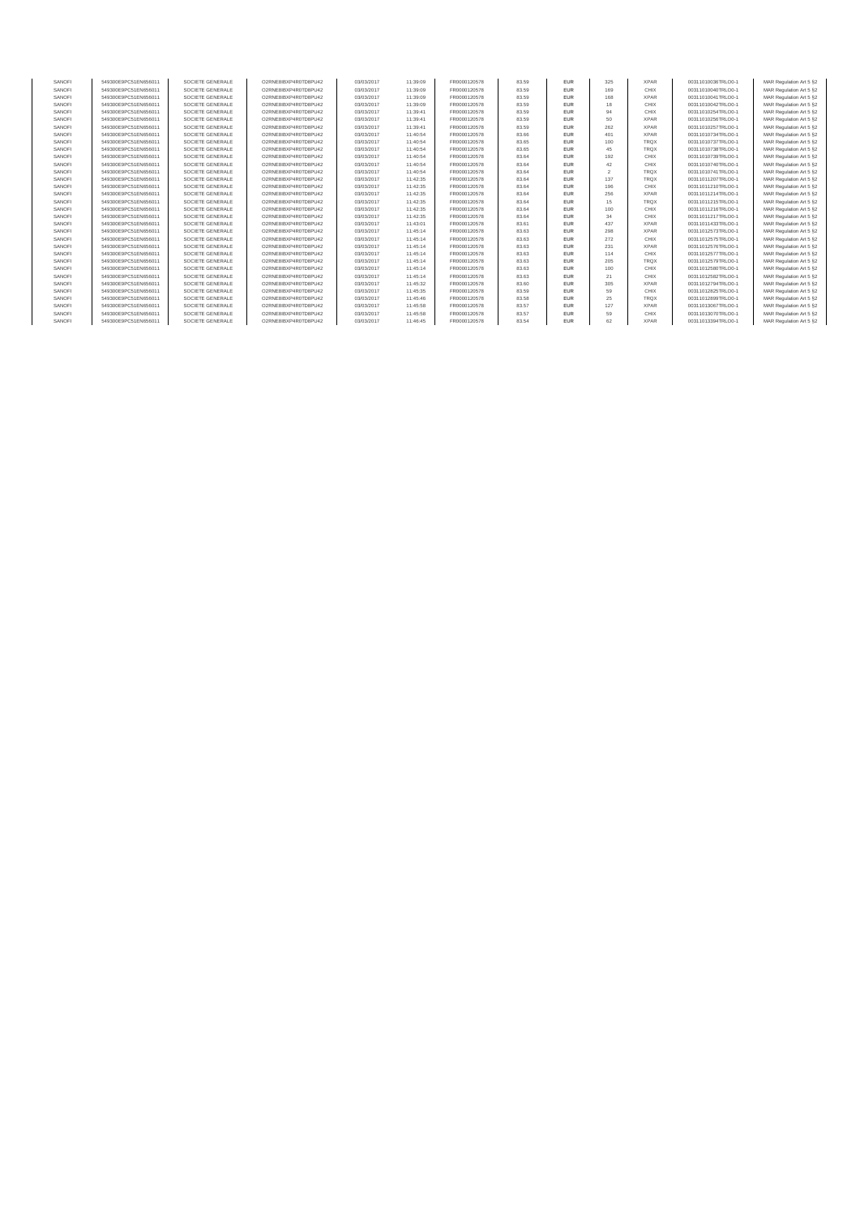| SANOFI | 549300E9PC51EN656011 | SOCIETE GENERALE | O2RNE8IBXP4R0TD8PU42 | 03/03/2017 | 11:39:09 | FR0000120578 | 83.59 | EUR | 325 | XPAR | 00311010036TRLO0-1 | MAR Regulation Art 5 §2 |
|---|---|---|---|---|---|---|---|---|---|---|---|---|
| SANOFI | 549300E9PC51EN656011 | SOCIETE GENERALE | O2RNE8IBXP4R0TD8PU42 | 03/03/2017 | 11:39:09 | FR0000120578 | 83.59 | EUR | 169 | CHIX | 00311010040TRLO0-1 | MAR Regulation Art 5 §2 |
| SANOFI | 549300E9PC51EN656011 | SOCIETE GENERALE | O2RNE8IBXP4R0TD8PU42 | 03/03/2017 | 11:39:09 | FR0000120578 | 83.59 | EUR | 168 | XPAR | 00311010041TRLO0-1 | MAR Regulation Art 5 §2 |
| SANOFI | 549300E9PC51EN656011 | SOCIETE GENERALE | O2RNE8IBXP4R0TD8PU42 | 03/03/2017 | 11:39:09 | FR0000120578 | 83.59 | EUR | 18 | CHIX | 00311010042TRLO0-1 | MAR Regulation Art 5 §2 |
| SANOFI | 549300E9PC51EN656011 | SOCIETE GENERALE | O2RNE8IBXP4R0TD8PU42 | 03/03/2017 | 11:39:41 | FR0000120578 | 83.59 | EUR | 94 | CHIX | 00311010254TRLO0-1 | MAR Regulation Art 5 §2 |
| SANOFI | 549300E9PC51EN656011 | SOCIETE GENERALE | O2RNE8IBXP4R0TD8PU42 | 03/03/2017 | 11:39:41 | FR0000120578 | 83.59 | EUR | 50 | XPAR | 00311010256TRLO0-1 | MAR Regulation Art 5 §2 |
| SANOFI | 549300E9PC51EN656011 | SOCIETE GENERALE | O2RNE8IBXP4R0TD8PU42 | 03/03/2017 | 11:39:41 | FR0000120578 | 83.59 | EUR | 262 | XPAR | 00311010257TRLO0-1 | MAR Regulation Art 5 §2 |
| SANOFI | 549300E9PC51EN656011 | SOCIETE GENERALE | O2RNE8IBXP4R0TD8PU42 | 03/03/2017 | 11:40:54 | FR0000120578 | 83.66 | EUR | 401 | XPAR | 00311010734TRLO0-1 | MAR Regulation Art 5 §2 |
| SANOFI | 549300E9PC51EN656011 | SOCIETE GENERALE | O2RNE8IBXP4R0TD8PU42 | 03/03/2017 | 11:40:54 | FR0000120578 | 83.65 | EUR | 100 | TRQX | 00311010737TRLO0-1 | MAR Regulation Art 5 §2 |
| SANOFI | 549300E9PC51EN656011 | SOCIETE GENERALE | O2RNE8IBXP4R0TD8PU42 | 03/03/2017 | 11:40:54 | FR0000120578 | 83.65 | EUR | 45 | TRQX | 00311010738TRLO0-1 | MAR Regulation Art 5 §2 |
| SANOFI | 549300E9PC51EN656011 | SOCIETE GENERALE | O2RNE8IBXP4R0TD8PU42 | 03/03/2017 | 11:40:54 | FR0000120578 | 83.64 | EUR | 192 | CHIX | 00311010739TRLO0-1 | MAR Regulation Art 5 §2 |
| SANOFI | 549300E9PC51EN656011 | SOCIETE GENERALE | O2RNE8IBXP4R0TD8PU42 | 03/03/2017 | 11:40:54 | FR0000120578 | 83.64 | EUR | 42 | CHIX | 00311010740TRLO0-1 | MAR Regulation Art 5 §2 |
| SANOFI | 549300E9PC51EN656011 | SOCIETE GENERALE | O2RNE8IBXP4R0TD8PU42 | 03/03/2017 | 11:40:54 | FR0000120578 | 83.64 | EUR | 2 | TRQX | 00311010741TRLO0-1 | MAR Regulation Art 5 §2 |
| SANOFI | 549300E9PC51EN656011 | SOCIETE GENERALE | O2RNE8IBXP4R0TD8PU42 | 03/03/2017 | 11:42:35 | FR0000120578 | 83.64 | EUR | 137 | TRQX | 00311011207TRLO0-1 | MAR Regulation Art 5 §2 |
| SANOFI | 549300E9PC51EN656011 | SOCIETE GENERALE | O2RNE8IBXP4R0TD8PU42 | 03/03/2017 | 11:42:35 | FR0000120578 | 83.64 | EUR | 196 | CHIX | 00311011210TRLO0-1 | MAR Regulation Art 5 §2 |
| SANOFI | 549300E9PC51EN656011 | SOCIETE GENERALE | O2RNE8IBXP4R0TD8PU42 | 03/03/2017 | 11:42:35 | FR0000120578 | 83.64 | EUR | 256 | XPAR | 00311011214TRLO0-1 | MAR Regulation Art 5 §2 |
| SANOFI | 549300E9PC51EN656011 | SOCIETE GENERALE | O2RNE8IBXP4R0TD8PU42 | 03/03/2017 | 11:42:35 | FR0000120578 | 83.64 | EUR | 15 | TRQX | 00311011215TRLO0-1 | MAR Regulation Art 5 §2 |
| SANOFI | 549300E9PC51EN656011 | SOCIETE GENERALE | O2RNE8IBXP4R0TD8PU42 | 03/03/2017 | 11:42:35 | FR0000120578 | 83.64 | EUR | 100 | CHIX | 00311011216TRLO0-1 | MAR Regulation Art 5 §2 |
| SANOFI | 549300E9PC51EN656011 | SOCIETE GENERALE | O2RNE8IBXP4R0TD8PU42 | 03/03/2017 | 11:42:35 | FR0000120578 | 83.64 | EUR | 34 | CHIX | 00311011217TRLO0-1 | MAR Regulation Art 5 §2 |
| SANOFI | 549300E9PC51EN656011 | SOCIETE GENERALE | O2RNE8IBXP4R0TD8PU42 | 03/03/2017 | 11:43:01 | FR0000120578 | 83.61 | EUR | 437 | XPAR | 00311011433TRLO0-1 | MAR Regulation Art 5 §2 |
| SANOFI | 549300E9PC51EN656011 | SOCIETE GENERALE | O2RNE8IBXP4R0TD8PU42 | 03/03/2017 | 11:45:14 | FR0000120578 | 83.63 | EUR | 298 | XPAR | 00311012573TRLO0-1 | MAR Regulation Art 5 §2 |
| SANOFI | 549300E9PC51EN656011 | SOCIETE GENERALE | O2RNE8IBXP4R0TD8PU42 | 03/03/2017 | 11:45:14 | FR0000120578 | 83.63 | EUR | 272 | CHIX | 00311012575TRLO0-1 | MAR Regulation Art 5 §2 |
| SANOFI | 549300E9PC51EN656011 | SOCIETE GENERALE | O2RNE8IBXP4R0TD8PU42 | 03/03/2017 | 11:45:14 | FR0000120578 | 83.63 | EUR | 231 | XPAR | 00311012576TRLO0-1 | MAR Regulation Art 5 §2 |
| SANOFI | 549300E9PC51EN656011 | SOCIETE GENERALE | O2RNE8IBXP4R0TD8PU42 | 03/03/2017 | 11:45:14 | FR0000120578 | 83.63 | EUR | 114 | CHIX | 00311012577TRLO0-1 | MAR Regulation Art 5 §2 |
| SANOFI | 549300E9PC51EN656011 | SOCIETE GENERALE | O2RNE8IBXP4R0TD8PU42 | 03/03/2017 | 11:45:14 | FR0000120578 | 83.63 | EUR | 205 | TRQX | 00311012579TRLO0-1 | MAR Regulation Art 5 §2 |
| SANOFI | 549300E9PC51EN656011 | SOCIETE GENERALE | O2RNE8IBXP4R0TD8PU42 | 03/03/2017 | 11:45:14 | FR0000120578 | 83.63 | EUR | 100 | CHIX | 00311012580TRLO0-1 | MAR Regulation Art 5 §2 |
| SANOFI | 549300E9PC51EN656011 | SOCIETE GENERALE | O2RNE8IBXP4R0TD8PU42 | 03/03/2017 | 11:45:14 | FR0000120578 | 83.63 | EUR | 21 | CHIX | 00311012582TRLO0-1 | MAR Regulation Art 5 §2 |
| SANOFI | 549300E9PC51EN656011 | SOCIETE GENERALE | O2RNE8IBXP4R0TD8PU42 | 03/03/2017 | 11:45:32 | FR0000120578 | 83.60 | EUR | 305 | XPAR | 00311012794TRLO0-1 | MAR Regulation Art 5 §2 |
| SANOFI | 549300E9PC51EN656011 | SOCIETE GENERALE | O2RNE8IBXP4R0TD8PU42 | 03/03/2017 | 11:45:35 | FR0000120578 | 83.59 | EUR | 59 | CHIX | 00311012825TRLO0-1 | MAR Regulation Art 5 §2 |
| SANOFI | 549300E9PC51EN656011 | SOCIETE GENERALE | O2RNE8IBXP4R0TD8PU42 | 03/03/2017 | 11:45:46 | FR0000120578 | 83.58 | EUR | 25 | TRQX | 00311012899TRLO0-1 | MAR Regulation Art 5 §2 |
| SANOFI | 549300E9PC51EN656011 | SOCIETE GENERALE | O2RNE8IBXP4R0TD8PU42 | 03/03/2017 | 11:45:58 | FR0000120578 | 83.57 | EUR | 127 | XPAR | 00311013067TRLO0-1 | MAR Regulation Art 5 §2 |
| SANOFI | 549300E9PC51EN656011 | SOCIETE GENERALE | O2RNE8IBXP4R0TD8PU42 | 03/03/2017 | 11:45:58 | FR0000120578 | 83.57 | EUR | 59 | CHIX | 00311013070TRLO0-1 | MAR Regulation Art 5 §2 |
| SANOFI | 549300E9PC51EN656011 | SOCIETE GENERALE | O2RNE8IBXP4R0TD8PU42 | 03/03/2017 | 11:46:45 | FR0000120578 | 83.54 | EUR | 62 | XPAR | 00311013394TRLO0-1 | MAR Regulation Art 5 §2 |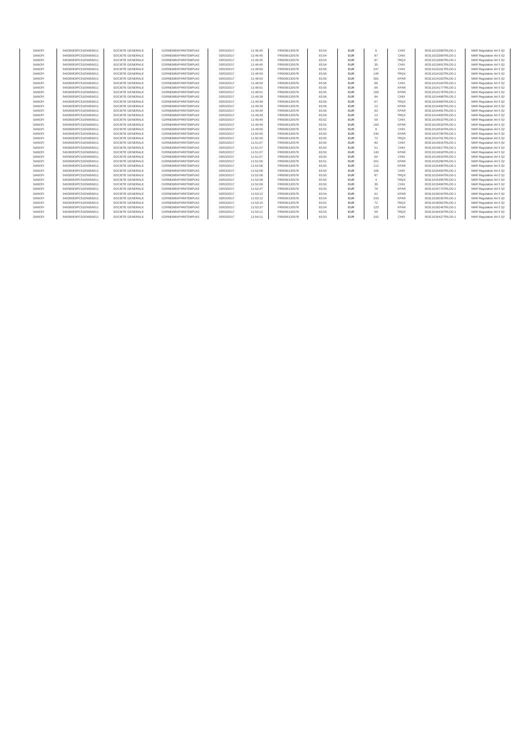| SANOFI | 549300E9PC51EN656011 | SOCIETE GENERALE | O2RNE8IBXP4R0TD8PU42 | 03/03/2017 | 11:46:45 | FR0000120578 | 83.54 | EUR | 6 | CHIX | 00311013398TRLO0-1 | MAR Regulation Art 5 §2 |
|---|---|---|---|---|---|---|---|---|---|---|---|---|
| SANOFI | 549300E9PC51EN656011 | SOCIETE GENERALE | O2RNE8IBXP4R0TD8PU42 | 03/03/2017 | 11:46:45 | FR0000120578 | 83.54 | EUR | 87 | CHIX | 00311013399TRLO0-1 | MAR Regulation Art 5 §2 |
| SANOFI | 549300E9PC51EN656011 | SOCIETE GENERALE | O2RNE8IBXP4R0TD8PU42 | 03/03/2017 | 11:46:45 | FR0000120578 | 83.54 | EUR | 87 | TRQX | 00311013400TRLO0-1 | MAR Regulation Art 5 §2 |
| SANOFI | 549300E9PC51EN656011 | SOCIETE GENERALE | O2RNE8IBXP4R0TD8PU42 | 03/03/2017 | 11:46:45 | FR0000120578 | 83.54 | EUR | 35 | CHIX | 00311013401TRLO0-1 | MAR Regulation Art 5 §2 |
| SANOFI | 549300E9PC51EN656011 | SOCIETE GENERALE | O2RNE8IBXP4R0TD8PU42 | 03/03/2017 | 11:48:50 | FR0000120578 | 83.56 | EUR | 247 | CHIX | 00311014161TRLO0-1 | MAR Regulation Art 5 §2 |
| SANOFI | 549300E9PC51EN656011 | SOCIETE GENERALE | O2RNE8IBXP4R0TD8PU42 | 03/03/2017 | 11:48:50 | FR0000120578 | 83.56 | EUR | 145 | TRQX | 00311014162TRLO0-1 | MAR Regulation Art 5 §2 |
| SANOFI | 549300E9PC51EN656011 | SOCIETE GENERALE | O2RNE8IBXP4R0TD8PU42 | 03/03/2017 | 11:48:50 | FR0000120578 | 83.56 | EUR | 581 | XPAR | 00311014163TRLO0-1 | MAR Regulation Art 5 §2 |
| SANOFI | 549300E9PC51EN656011 | SOCIETE GENERALE | O2RNE8IBXP4R0TD8PU42 | 03/03/2017 | 11:48:50 | FR0000120578 | 83.56 | EUR | 88 | CHIX | 00311014164TRLO0-1 | MAR Regulation Art 5 §2 |
| SANOFI | 549300E9PC51EN656011 | SOCIETE GENERALE | O2RNE8IBXP4R0TD8PU42 | 03/03/2017 | 11:48:51 | FR0000120578 | 83.55 | EUR | 66 | XPAR | 00311014177TRLO0-1 | MAR Regulation Art 5 §2 |
| SANOFI | 549300E9PC51EN656011 | SOCIETE GENERALE | O2RNE8IBXP4R0TD8PU42 | 03/03/2017 | 11:48:51 | FR0000120578 | 83.55 | EUR | 169 | XPAR | 00311014178TRLO0-1 | MAR Regulation Art 5 §2 |
| SANOFI | 549300E9PC51EN656011 | SOCIETE GENERALE | O2RNE8IBXP4R0TD8PU42 | 03/03/2017 | 11:49:39 | FR0000120578 | 83.56 | EUR | 94 | CHIX | 00311014488TRLO0-1 | MAR Regulation Art 5 §2 |
| SANOFI | 549300E9PC51EN656011 | SOCIETE GENERALE | O2RNE8IBXP4R0TD8PU42 | 03/03/2017 | 11:49:39 | FR0000120578 | 83.56 | EUR | 67 | TRQX | 00311014489TRLO0-1 | MAR Regulation Art 5 §2 |
| SANOFI | 549300E9PC51EN656011 | SOCIETE GENERALE | O2RNE8IBXP4R0TD8PU42 | 03/03/2017 | 11:49:39 | FR0000120578 | 83.56 | EUR | 12 | XPAR | 00311014490TRLO0-1 | MAR Regulation Art 5 §2 |
| SANOFI | 549300E9PC51EN656011 | SOCIETE GENERALE | O2RNE8IBXP4R0TD8PU42 | 03/03/2017 | 11:49:39 | FR0000120578 | 83.56 | EUR | 63 | XPAR | 00311014491TRLO0-1 | MAR Regulation Art 5 §2 |
| SANOFI | 549300E9PC51EN656011 | SOCIETE GENERALE | O2RNE8IBXP4R0TD8PU42 | 03/03/2017 | 11:49:39 | FR0000120578 | 83.56 | EUR | 13 | TRQX | 00311014493TRLO0-1 | MAR Regulation Art 5 §2 |
| SANOFI | 549300E9PC51EN656011 | SOCIETE GENERALE | O2RNE8IBXP4R0TD8PU42 | 03/03/2017 | 11:49:49 | FR0000120578 | 83.52 | EUR | 59 | CHIX | 00311014532TRLO0-1 | MAR Regulation Art 5 §2 |
| SANOFI | 549300E9PC51EN656011 | SOCIETE GENERALE | O2RNE8IBXP4R0TD8PU42 | 03/03/2017 | 11:49:49 | FR0000120578 | 83.52 | EUR | 183 | XPAR | 00311014533TRLO0-1 | MAR Regulation Art 5 §2 |
| SANOFI | 549300E9PC51EN656011 | SOCIETE GENERALE | O2RNE8IBXP4R0TD8PU42 | 03/03/2017 | 11:49:50 | FR0000120578 | 83.52 | EUR | 8 | CHIX | 00311014534TRLO0-1 | MAR Regulation Art 5 §2 |
| SANOFI | 549300E9PC51EN656011 | SOCIETE GENERALE | O2RNE8IBXP4R0TD8PU42 | 03/03/2017 | 11:50:45 | FR0000120578 | 83.50 | EUR | 230 | XPAR | 00311014790TRLO0-1 | MAR Regulation Art 5 §2 |
| SANOFI | 549300E9PC51EN656011 | SOCIETE GENERALE | O2RNE8IBXP4R0TD8PU42 | 03/03/2017 | 11:50:45 | FR0000120578 | 83.50 | EUR | 72 | TRQX | 00311014791TRLO0-1 | MAR Regulation Art 5 §2 |
| SANOFI | 549300E9PC51EN656011 | SOCIETE GENERALE | O2RNE8IBXP4R0TD8PU42 | 03/03/2017 | 11:51:07 | FR0000120578 | 83.50 | EUR | 80 | CHIX | 00311014916TRLO0-1 | MAR Regulation Art 5 §2 |
| SANOFI | 549300E9PC51EN656011 | SOCIETE GENERALE | O2RNE8IBXP4R0TD8PU42 | 03/03/2017 | 11:51:07 | FR0000120578 | 83.50 | EUR | 51 | CHIX | 00311014917TRLO0-1 | MAR Regulation Art 5 §2 |
| SANOFI | 549300E9PC51EN656011 | SOCIETE GENERALE | O2RNE8IBXP4R0TD8PU42 | 03/03/2017 | 11:51:07 | FR0000120578 | 83.50 | EUR | 140 | XPAR | 00311014918TRLO0-1 | MAR Regulation Art 5 §2 |
| SANOFI | 549300E9PC51EN656011 | SOCIETE GENERALE | O2RNE8IBXP4R0TD8PU42 | 03/03/2017 | 11:51:07 | FR0000120578 | 83.50 | EUR | 64 | CHIX | 00311014919TRLO0-1 | MAR Regulation Art 5 §2 |
| SANOFI | 549300E9PC51EN656011 | SOCIETE GENERALE | O2RNE8IBXP4R0TD8PU42 | 03/03/2017 | 11:51:56 | FR0000120578 | 83.51 | EUR | 201 | XPAR | 00311015296TRLO0-1 | MAR Regulation Art 5 §2 |
| SANOFI | 549300E9PC51EN656011 | SOCIETE GENERALE | O2RNE8IBXP4R0TD8PU42 | 03/03/2017 | 11:52:08 | FR0000120578 | 83.50 | EUR | 112 | XPAR | 00311015490TRLO0-1 | MAR Regulation Art 5 §2 |
| SANOFI | 549300E9PC51EN656011 | SOCIETE GENERALE | O2RNE8IBXP4R0TD8PU42 | 03/03/2017 | 11:52:08 | FR0000120578 | 83.50 | EUR | 106 | CHIX | 00311015493TRLO0-1 | MAR Regulation Art 5 §2 |
| SANOFI | 549300E9PC51EN656011 | SOCIETE GENERALE | O2RNE8IBXP4R0TD8PU42 | 03/03/2017 | 11:52:08 | FR0000120578 | 83.50 | EUR | 87 | TRQX | 00311015494TRLO0-1 | MAR Regulation Art 5 §2 |
| SANOFI | 549300E9PC51EN656011 | SOCIETE GENERALE | O2RNE8IBXP4R0TD8PU42 | 03/03/2017 | 11:52:08 | FR0000120578 | 83.50 | EUR | 4 | TRQX | 00311015495TRLO0-1 | MAR Regulation Art 5 §2 |
| SANOFI | 549300E9PC51EN656011 | SOCIETE GENERALE | O2RNE8IBXP4R0TD8PU42 | 03/03/2017 | 11:52:08 | FR0000120578 | 83.50 | EUR | 39 | CHIX | 00311015496TRLO0-1 | MAR Regulation Art 5 §2 |
| SANOFI | 549300E9PC51EN656011 | SOCIETE GENERALE | O2RNE8IBXP4R0TD8PU42 | 03/03/2017 | 11:52:47 | FR0000120578 | 83.50 | EUR | 76 | XPAR | 00311015773TRLO0-1 | MAR Regulation Art 5 §2 |
| SANOFI | 549300E9PC51EN656011 | SOCIETE GENERALE | O2RNE8IBXP4R0TD8PU42 | 03/03/2017 | 11:53:12 | FR0000120578 | 83.54 | EUR | 61 | XPAR | 00311016034TRLO0-1 | MAR Regulation Art 5 §2 |
| SANOFI | 549300E9PC51EN656011 | SOCIETE GENERALE | O2RNE8IBXP4R0TD8PU42 | 03/03/2017 | 11:53:12 | FR0000120578 | 83.54 | EUR | 243 | XPAR | 00311016035TRLO0-1 | MAR Regulation Art 5 §2 |
| SANOFI | 549300E9PC51EN656011 | SOCIETE GENERALE | O2RNE8IBXP4R0TD8PU42 | 03/03/2017 | 11:53:15 | FR0000120578 | 83.52 | EUR | 72 | TRQX | 00311016062TRLO0-1 | MAR Regulation Art 5 §2 |
| SANOFI | 549300E9PC51EN656011 | SOCIETE GENERALE | O2RNE8IBXP4R0TD8PU42 | 03/03/2017 | 11:53:37 | FR0000120578 | 83.54 | EUR | 123 | XPAR | 00311016246TRLO0-1 | MAR Regulation Art 5 §2 |
| SANOFI | 549300E9PC51EN656011 | SOCIETE GENERALE | O2RNE8IBXP4R0TD8PU42 | 03/03/2017 | 11:54:11 | FR0000120578 | 83.53 | EUR | 59 | TRQX | 00311016426TRLO0-1 | MAR Regulation Art 5 §2 |
| SANOFI | 549300E9PC51EN656011 | SOCIETE GENERALE | O2RNE8IBXP4R0TD8PU42 | 03/03/2017 | 11:54:11 | FR0000120578 | 83.53 | EUR | 242 | CHIX | 00311016427TRLO0-1 | MAR Regulation Art 5 §2 |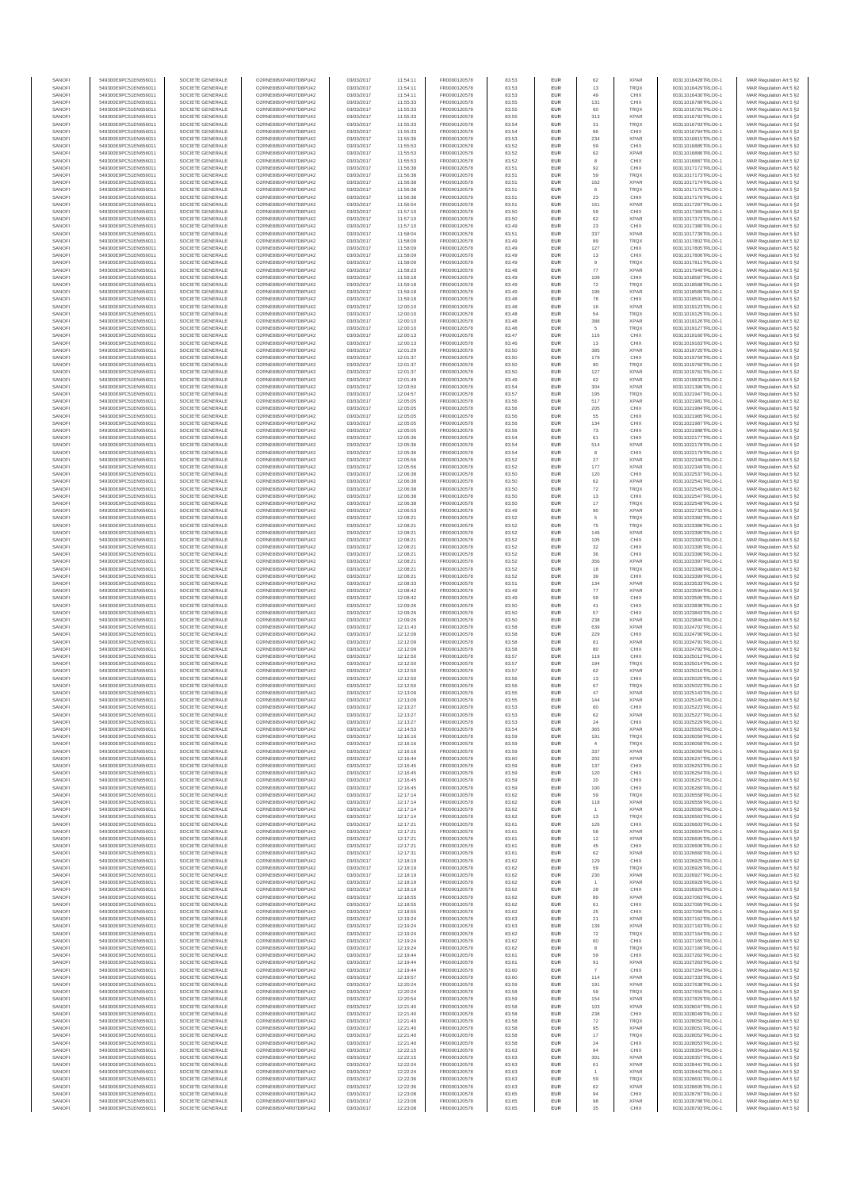| SANOFI | 549300E9PC51EN656011 | SOCIETE GENERALE | O2RNE8IBXP4R0TD8PU42 | 03/03/2017 | 11:54:11 | FR0000120578 | 83.53 | EUR | 62 | XPAR | 00311016428TRLO0-1 | MAR Regulation Art 5 §2 |
|---|---|---|---|---|---|---|---|---|---|---|---|---|
| SANOFI | 549300E9PC51EN656011 | SOCIETE GENERALE | O2RNE8IBXP4R0TD8PU42 | 03/03/2017 | 11:54:11 | FR0000120578 | 83.53 | EUR | 13 | TRQX | 00311016429TRLO0-1 | MAR Regulation Art 5 §2 |
| SANOFI | 549300E9PC51EN656011 | SOCIETE GENERALE | O2RNE8IBXP4R0TD8PU42 | 03/03/2017 | 11:54:11 | FR0000120578 | 83.53 | EUR | 49 | CHIX | 00311016430TRLO0-1 | MAR Regulation Art 5 §2 |
| SANOFI | 549300E9PC51EN656011 | SOCIETE GENERALE | O2RNE8IBXP4R0TD8PU42 | 03/03/2017 | 11:55:33 | FR0000120578 | 83.55 | EUR | 131 | CHIX | 00311016789TRLO0-1 | MAR Regulation Art 5 §2 |
| SANOFI | 549300E9PC51EN656011 | SOCIETE GENERALE | O2RNE8IBXP4R0TD8PU42 | 03/03/2017 | 11:55:33 | FR0000120578 | 83.55 | EUR | 60 | TRQX | 00311016791TRLO0-1 | MAR Regulation Art 5 §2 |
| SANOFI | 549300E9PC51EN656011 | SOCIETE GENERALE | O2RNE8IBXP4R0TD8PU42 | 03/03/2017 | 11:55:33 | FR0000120578 | 83.55 | EUR | 313 | XPAR | 00311016792TRLO0-1 | MAR Regulation Art 5 §2 |
| SANOFI | 549300E9PC51EN656011 | SOCIETE GENERALE | O2RNE8IBXP4R0TD8PU42 | 03/03/2017 | 11:55:33 | FR0000120578 | 83.54 | EUR | 31 | TRQX | 00311016793TRLO0-1 | MAR Regulation Art 5 §2 |
| SANOFI | 549300E9PC51EN656011 | SOCIETE GENERALE | O2RNE8IBXP4R0TD8PU42 | 03/03/2017 | 11:55:33 | FR0000120578 | 83.54 | EUR | 86 | CHIX | 00311016794TRLO0-1 | MAR Regulation Art 5 §2 |
| SANOFI | 549300E9PC51EN656011 | SOCIETE GENERALE | O2RNE8IBXP4R0TD8PU42 | 03/03/2017 | 11:55:36 | FR0000120578 | 83.53 | EUR | 234 | XPAR | 00311016815TRLO0-1 | MAR Regulation Art 5 §2 |
| SANOFI | 549300E9PC51EN656011 | SOCIETE GENERALE | O2RNE8IBXP4R0TD8PU42 | 03/03/2017 | 11:55:53 | FR0000120578 | 83.52 | EUR | 59 | CHIX | 00311016885TRLO0-1 | MAR Regulation Art 5 §2 |
| SANOFI | 549300E9PC51EN656011 | SOCIETE GENERALE | O2RNE8IBXP4R0TD8PU42 | 03/03/2017 | 11:55:53 | FR0000120578 | 83.52 | EUR | 62 | XPAR | 00311016886TRLO0-1 | MAR Regulation Art 5 §2 |
| SANOFI | 549300E9PC51EN656011 | SOCIETE GENERALE | O2RNE8IBXP4R0TD8PU42 | 03/03/2017 | 11:55:53 | FR0000120578 | 83.52 | EUR | 8 | CHIX | 00311016887TRLO0-1 | MAR Regulation Art 5 §2 |
| SANOFI | 549300E9PC51EN656011 | SOCIETE GENERALE | O2RNE8IBXP4R0TD8PU42 | 03/03/2017 | 11:56:38 | FR0000120578 | 83.51 | EUR | 92 | CHIX | 00311017172TRLO0-1 | MAR Regulation Art 5 §2 |
| SANOFI | 549300E9PC51EN656011 | SOCIETE GENERALE | O2RNE8IBXP4R0TD8PU42 | 03/03/2017 | 11:56:38 | FR0000120578 | 83.51 | EUR | 59 | TRQX | 00311017173TRLO0-1 | MAR Regulation Art 5 §2 |
| SANOFI | 549300E9PC51EN656011 | SOCIETE GENERALE | O2RNE8IBXP4R0TD8PU42 | 03/03/2017 | 11:56:38 | FR0000120578 | 83.51 | EUR | 162 | XPAR | 00311017174TRLO0-1 | MAR Regulation Art 5 §2 |
| SANOFI | 549300E9PC51EN656011 | SOCIETE GENERALE | O2RNE8IBXP4R0TD8PU42 | 03/03/2017 | 11:56:38 | FR0000120578 | 83.51 | EUR | 6 | TRQX | 00311017175TRLO0-1 | MAR Regulation Art 5 §2 |
| SANOFI | 549300E9PC51EN656011 | SOCIETE GENERALE | O2RNE8IBXP4R0TD8PU42 | 03/03/2017 | 11:56:38 | FR0000120578 | 83.51 | EUR | 23 | CHIX | 00311017176TRLO0-1 | MAR Regulation Art 5 §2 |
| SANOFI | 549300E9PC51EN656011 | SOCIETE GENERALE | O2RNE8IBXP4R0TD8PU42 | 03/03/2017 | 11:56:54 | FR0000120578 | 83.51 | EUR | 161 | XPAR | 00311017297TRLO0-1 | MAR Regulation Art 5 §2 |
| SANOFI | 549300E9PC51EN656011 | SOCIETE GENERALE | O2RNE8IBXP4R0TD8PU42 | 03/03/2017 | 11:57:10 | FR0000120578 | 83.50 | EUR | 59 | CHIX | 00311017369TRLO0-1 | MAR Regulation Art 5 §2 |
| SANOFI | 549300E9PC51EN656011 | SOCIETE GENERALE | O2RNE8IBXP4R0TD8PU42 | 03/03/2017 | 11:57:10 | FR0000120578 | 83.50 | EUR | 62 | XPAR | 00311017373TRLO0-1 | MAR Regulation Art 5 §2 |
| SANOFI | 549300E9PC51EN656011 | SOCIETE GENERALE | O2RNE8IBXP4R0TD8PU42 | 03/03/2017 | 11:57:10 | FR0000120578 | 83.49 | EUR | 23 | CHIX | 00311017380TRLO0-1 | MAR Regulation Art 5 §2 |
| SANOFI | 549300E9PC51EN656011 | SOCIETE GENERALE | O2RNE8IBXP4R0TD8PU42 | 03/03/2017 | 11:58:04 | FR0000120578 | 83.51 | EUR | 337 | XPAR | 00311017739TRLO0-1 | MAR Regulation Art 5 §2 |
| SANOFI | 549300E9PC51EN656011 | SOCIETE GENERALE | O2RNE8IBXP4R0TD8PU42 | 03/03/2017 | 11:58:09 | FR0000120578 | 83.49 | EUR | 89 | TRQX | 00311017802TRLO0-1 | MAR Regulation Art 5 §2 |
| SANOFI | 549300E9PC51EN656011 | SOCIETE GENERALE | O2RNE8IBXP4R0TD8PU42 | 03/03/2017 | 11:58:09 | FR0000120578 | 83.49 | EUR | 127 | CHIX | 00311017805TRLO0-1 | MAR Regulation Art 5 §2 |
| SANOFI | 549300E9PC51EN656011 | SOCIETE GENERALE | O2RNE8IBXP4R0TD8PU42 | 03/03/2017 | 11:58:09 | FR0000120578 | 83.49 | EUR | 13 | CHIX | 00311017806TRLO0-1 | MAR Regulation Art 5 §2 |
| SANOFI | 549300E9PC51EN656011 | SOCIETE GENERALE | O2RNE8IBXP4R0TD8PU42 | 03/03/2017 | 11:58:09 | FR0000120578 | 83.49 | EUR | 9 | TRQX | 00311017811TRLO0-1 | MAR Regulation Art 5 §2 |
| SANOFI | 549300E9PC51EN656011 | SOCIETE GENERALE | O2RNE8IBXP4R0TD8PU42 | 03/03/2017 | 11:58:23 | FR0000120578 | 83.48 | EUR | 77 | XPAR | 00311017948TRLO0-1 | MAR Regulation Art 5 §2 |
| SANOFI | 549300E9PC51EN656011 | SOCIETE GENERALE | O2RNE8IBXP4R0TD8PU42 | 03/03/2017 | 11:59:18 | FR0000120578 | 83.49 | EUR | 109 | CHIX | 00311018587TRLO0-1 | MAR Regulation Art 5 §2 |
| SANOFI | 549300E9PC51EN656011 | SOCIETE GENERALE | O2RNE8IBXP4R0TD8PU42 | 03/03/2017 | 11:59:18 | FR0000120578 | 83.49 | EUR | 72 | TRQX | 00311018588TRLO0-1 | MAR Regulation Art 5 §2 |
| SANOFI | 549300E9PC51EN656011 | SOCIETE GENERALE | O2RNE8IBXP4R0TD8PU42 | 03/03/2017 | 11:59:18 | FR0000120578 | 83.49 | EUR | 196 | XPAR | 00311018589TRLO0-1 | MAR Regulation Art 5 §2 |
| SANOFI | 549300E9PC51EN656011 | SOCIETE GENERALE | O2RNE8IBXP4R0TD8PU42 | 03/03/2017 | 11:59:18 | FR0000120578 | 83.48 | EUR | 76 | CHIX | 00311018591TRLO0-1 | MAR Regulation Art 5 §2 |
| SANOFI | 549300E9PC51EN656011 | SOCIETE GENERALE | O2RNE8IBXP4R0TD8PU42 | 03/03/2017 | 12:00:10 | FR0000120578 | 83.48 | EUR | 16 | XPAR | 00311019123TRLO0-1 | MAR Regulation Art 5 §2 |
| SANOFI | 549300E9PC51EN656011 | SOCIETE GENERALE | O2RNE8IBXP4R0TD8PU42 | 03/03/2017 | 12:00:10 | FR0000120578 | 83.48 | EUR | 54 | TRQX | 00311019125TRLO0-1 | MAR Regulation Art 5 §2 |
| SANOFI | 549300E9PC51EN656011 | SOCIETE GENERALE | O2RNE8IBXP4R0TD8PU42 | 03/03/2017 | 12:00:10 | FR0000120578 | 83.48 | EUR | 388 | XPAR | 00311019126TRLO0-1 | MAR Regulation Art 5 §2 |
| SANOFI | 549300E9PC51EN656011 | SOCIETE GENERALE | O2RNE8IBXP4R0TD8PU42 | 03/03/2017 | 12:00:10 | FR0000120578 | 83.48 | EUR | 5 | TRQX | 00311019127TRLO0-1 | MAR Regulation Art 5 §2 |
| SANOFI | 549300E9PC51EN656011 | SOCIETE GENERALE | O2RNE8IBXP4R0TD8PU42 | 03/03/2017 | 12:00:13 | FR0000120578 | 83.47 | EUR | 116 | CHIX | 00311019160TRLO0-1 | MAR Regulation Art 5 §2 |
| SANOFI | 549300E9PC51EN656011 | SOCIETE GENERALE | O2RNE8IBXP4R0TD8PU42 | 03/03/2017 | 12:00:13 | FR0000120578 | 83.46 | EUR | 13 | CHIX | 00311019163TRLO0-1 | MAR Regulation Art 5 §2 |
| SANOFI | 549300E9PC51EN656011 | SOCIETE GENERALE | O2RNE8IBXP4R0TD8PU42 | 03/03/2017 | 12:01:29 | FR0000120578 | 83.50 | EUR | 385 | XPAR | 00311019720TRLO0-1 | MAR Regulation Art 5 §2 |
| SANOFI | 549300E9PC51EN656011 | SOCIETE GENERALE | O2RNE8IBXP4R0TD8PU42 | 03/03/2017 | 12:01:37 | FR0000120578 | 83.50 | EUR | 179 | CHIX | 00311019759TRLO0-1 | MAR Regulation Art 5 §2 |
| SANOFI | 549300E9PC51EN656011 | SOCIETE GENERALE | O2RNE8IBXP4R0TD8PU42 | 03/03/2017 | 12:01:37 | FR0000120578 | 83.50 | EUR | 80 | TRQX | 00311019760TRLO0-1 | MAR Regulation Art 5 §2 |
| SANOFI | 549300E9PC51EN656011 | SOCIETE GENERALE | O2RNE8IBXP4R0TD8PU42 | 03/03/2017 | 12:01:37 | FR0000120578 | 83.50 | EUR | 127 | XPAR | 00311019761TRLO0-1 | MAR Regulation Art 5 §2 |
| SANOFI | 549300E9PC51EN656011 | SOCIETE GENERALE | O2RNE8IBXP4R0TD8PU42 | 03/03/2017 | 12:01:49 | FR0000120578 | 83.49 | EUR | 62 | XPAR | 00311019833TRLO0-1 | MAR Regulation Art 5 §2 |
| SANOFI | 549300E9PC51EN656011 | SOCIETE GENERALE | O2RNE8IBXP4R0TD8PU42 | 03/03/2017 | 12:03:50 | FR0000120578 | 83.54 | EUR | 304 | XPAR | 00311021390TRLO0-1 | MAR Regulation Art 5 §2 |
| SANOFI | 549300E9PC51EN656011 | SOCIETE GENERALE | O2RNE8IBXP4R0TD8PU42 | 03/03/2017 | 12:04:57 | FR0000120578 | 83.57 | EUR | 195 | TRQX | 00311021947TRLO0-1 | MAR Regulation Art 5 §2 |
| SANOFI | 549300E9PC51EN656011 | SOCIETE GENERALE | O2RNE8IBXP4R0TD8PU42 | 03/03/2017 | 12:05:05 | FR0000120578 | 83.56 | EUR | 517 | XPAR | 00311021981TRLO0-1 | MAR Regulation Art 5 §2 |
| SANOFI | 549300E9PC51EN656011 | SOCIETE GENERALE | O2RNE8IBXP4R0TD8PU42 | 03/03/2017 | 12:05:05 | FR0000120578 | 83.56 | EUR | 205 | CHIX | 00311021984TRLO0-1 | MAR Regulation Art 5 §2 |
| SANOFI | 549300E9PC51EN656011 | SOCIETE GENERALE | O2RNE8IBXP4R0TD8PU42 | 03/03/2017 | 12:05:05 | FR0000120578 | 83.56 | EUR | 55 | CHIX | 00311021985TRLO0-1 | MAR Regulation Art 5 §2 |
| SANOFI | 549300E9PC51EN656011 | SOCIETE GENERALE | O2RNE8IBXP4R0TD8PU42 | 03/03/2017 | 12:05:05 | FR0000120578 | 83.56 | EUR | 134 | CHIX | 00311021987TRLO0-1 | MAR Regulation Art 5 §2 |
| SANOFI | 549300E9PC51EN656011 | SOCIETE GENERALE | O2RNE8IBXP4R0TD8PU42 | 03/03/2017 | 12:05:05 | FR0000120578 | 83.56 | EUR | 73 | CHIX | 00311021988TRLO0-1 | MAR Regulation Art 5 §2 |
| SANOFI | 549300E9PC51EN656011 | SOCIETE GENERALE | O2RNE8IBXP4R0TD8PU42 | 03/03/2017 | 12:05:36 | FR0000120578 | 83.54 | EUR | 61 | CHIX | 00311022177TRLO0-1 | MAR Regulation Art 5 §2 |
| SANOFI | 549300E9PC51EN656011 | SOCIETE GENERALE | O2RNE8IBXP4R0TD8PU42 | 03/03/2017 | 12:05:36 | FR0000120578 | 83.54 | EUR | 514 | XPAR | 00311022178TRLO0-1 | MAR Regulation Art 5 §2 |
| SANOFI | 549300E9PC51EN656011 | SOCIETE GENERALE | O2RNE8IBXP4R0TD8PU42 | 03/03/2017 | 12:05:36 | FR0000120578 | 83.54 | EUR | 8 | CHIX | 00311022179TRLO0-1 | MAR Regulation Art 5 §2 |
| SANOFI | 549300E9PC51EN656011 | SOCIETE GENERALE | O2RNE8IBXP4R0TD8PU42 | 03/03/2017 | 12:05:56 | FR0000120578 | 83.52 | EUR | 27 | XPAR | 00311022348TRLO0-1 | MAR Regulation Art 5 §2 |
| SANOFI | 549300E9PC51EN656011 | SOCIETE GENERALE | O2RNE8IBXP4R0TD8PU42 | 03/03/2017 | 12:05:56 | FR0000120578 | 83.52 | EUR | 177 | XPAR | 00311022349TRLO0-1 | MAR Regulation Art 5 §2 |
| SANOFI | 549300E9PC51EN656011 | SOCIETE GENERALE | O2RNE8IBXP4R0TD8PU42 | 03/03/2017 | 12:06:38 | FR0000120578 | 83.50 | EUR | 120 | CHIX | 00311022537TRLO0-1 | MAR Regulation Art 5 §2 |
| SANOFI | 549300E9PC51EN656011 | SOCIETE GENERALE | O2RNE8IBXP4R0TD8PU42 | 03/03/2017 | 12:06:38 | FR0000120578 | 83.50 | EUR | 62 | XPAR | 00311022541TRLO0-1 | MAR Regulation Art 5 §2 |
| SANOFI | 549300E9PC51EN656011 | SOCIETE GENERALE | O2RNE8IBXP4R0TD8PU42 | 03/03/2017 | 12:06:38 | FR0000120578 | 83.50 | EUR | 72 | TRQX | 00311022545TRLO0-1 | MAR Regulation Art 5 §2 |
| SANOFI | 549300E9PC51EN656011 | SOCIETE GENERALE | O2RNE8IBXP4R0TD8PU42 | 03/03/2017 | 12:06:38 | FR0000120578 | 83.50 | EUR | 13 | CHIX | 00311022547TRLO0-1 | MAR Regulation Art 5 §2 |
| SANOFI | 549300E9PC51EN656011 | SOCIETE GENERALE | O2RNE8IBXP4R0TD8PU42 | 03/03/2017 | 12:06:38 | FR0000120578 | 83.50 | EUR | 17 | TRQX | 00311022548TRLO0-1 | MAR Regulation Art 5 §2 |
| SANOFI | 549300E9PC51EN656011 | SOCIETE GENERALE | O2RNE8IBXP4R0TD8PU42 | 03/03/2017 | 12:06:53 | FR0000120578 | 83.49 | EUR | 90 | XPAR | 00311022733TRLO0-1 | MAR Regulation Art 5 §2 |
| SANOFI | 549300E9PC51EN656011 | SOCIETE GENERALE | O2RNE8IBXP4R0TD8PU42 | 03/03/2017 | 12:08:21 | FR0000120578 | 83.52 | EUR | 5 | TRQX | 00311023382TRLO0-1 | MAR Regulation Art 5 §2 |
| SANOFI | 549300E9PC51EN656011 | SOCIETE GENERALE | O2RNE8IBXP4R0TD8PU42 | 03/03/2017 | 12:08:21 | FR0000120578 | 83.52 | EUR | 75 | TRQX | 00311023386TRLO0-1 | MAR Regulation Art 5 §2 |
| SANOFI | 549300E9PC51EN656011 | SOCIETE GENERALE | O2RNE8IBXP4R0TD8PU42 | 03/03/2017 | 12:08:21 | FR0000120578 | 83.52 | EUR | 146 | XPAR | 00311023390TRLO0-1 | MAR Regulation Art 5 §2 |
| SANOFI | 549300E9PC51EN656011 | SOCIETE GENERALE | O2RNE8IBXP4R0TD8PU42 | 03/03/2017 | 12:08:21 | FR0000120578 | 83.52 | EUR | 105 | CHIX | 00311023393TRLO0-1 | MAR Regulation Art 5 §2 |
| SANOFI | 549300E9PC51EN656011 | SOCIETE GENERALE | O2RNE8IBXP4R0TD8PU42 | 03/03/2017 | 12:08:21 | FR0000120578 | 83.52 | EUR | 32 | CHIX | 00311023395TRLO0-1 | MAR Regulation Art 5 §2 |
| SANOFI | 549300E9PC51EN656011 | SOCIETE GENERALE | O2RNE8IBXP4R0TD8PU42 | 03/03/2017 | 12:08:21 | FR0000120578 | 83.52 | EUR | 36 | CHIX | 00311023396TRLO0-1 | MAR Regulation Art 5 §2 |
| SANOFI | 549300E9PC51EN656011 | SOCIETE GENERALE | O2RNE8IBXP4R0TD8PU42 | 03/03/2017 | 12:08:21 | FR0000120578 | 83.52 | EUR | 356 | XPAR | 00311023397TRLO0-1 | MAR Regulation Art 5 §2 |
| SANOFI | 549300E9PC51EN656011 | SOCIETE GENERALE | O2RNE8IBXP4R0TD8PU42 | 03/03/2017 | 12:08:21 | FR0000120578 | 83.52 | EUR | 18 | TRQX | 00311023398TRLO0-1 | MAR Regulation Art 5 §2 |
| SANOFI | 549300E9PC51EN656011 | SOCIETE GENERALE | O2RNE8IBXP4R0TD8PU42 | 03/03/2017 | 12:08:21 | FR0000120578 | 83.52 | EUR | 39 | CHIX | 00311023399TRLO0-1 | MAR Regulation Art 5 §2 |
| SANOFI | 549300E9PC51EN656011 | SOCIETE GENERALE | O2RNE8IBXP4R0TD8PU42 | 03/03/2017 | 12:08:33 | FR0000120578 | 83.51 | EUR | 134 | XPAR | 00311023533TRLO0-1 | MAR Regulation Art 5 §2 |
| SANOFI | 549300E9PC51EN656011 | SOCIETE GENERALE | O2RNE8IBXP4R0TD8PU42 | 03/03/2017 | 12:08:42 | FR0000120578 | 83.49 | EUR | 77 | XPAR | 00311023594TRLO0-1 | MAR Regulation Art 5 §2 |
| SANOFI | 549300E9PC51EN656011 | SOCIETE GENERALE | O2RNE8IBXP4R0TD8PU42 | 03/03/2017 | 12:08:42 | FR0000120578 | 83.49 | EUR | 59 | CHIX | 00311023595TRLO0-1 | MAR Regulation Art 5 §2 |
| SANOFI | 549300E9PC51EN656011 | SOCIETE GENERALE | O2RNE8IBXP4R0TD8PU42 | 03/03/2017 | 12:09:26 | FR0000120578 | 83.50 | EUR | 41 | CHIX | 00311023838TRLO0-1 | MAR Regulation Art 5 §2 |
| SANOFI | 549300E9PC51EN656011 | SOCIETE GENERALE | O2RNE8IBXP4R0TD8PU42 | 03/03/2017 | 12:09:26 | FR0000120578 | 83.50 | EUR | 57 | CHIX | 00311023843TRLO0-1 | MAR Regulation Art 5 §2 |
| SANOFI | 549300E9PC51EN656011 | SOCIETE GENERALE | O2RNE8IBXP4R0TD8PU42 | 03/03/2017 | 12:09:26 | FR0000120578 | 83.50 | EUR | 238 | XPAR | 00311023846TRLO0-1 | MAR Regulation Art 5 §2 |
| SANOFI | 549300E9PC51EN656011 | SOCIETE GENERALE | O2RNE8IBXP4R0TD8PU42 | 03/03/2017 | 12:11:43 | FR0000120578 | 83.58 | EUR | 639 | XPAR | 00311024702TRLO0-1 | MAR Regulation Art 5 §2 |
| SANOFI | 549300E9PC51EN656011 | SOCIETE GENERALE | O2RNE8IBXP4R0TD8PU42 | 03/03/2017 | 12:12:09 | FR0000120578 | 83.58 | EUR | 229 | CHIX | 00311024790TRLO0-1 | MAR Regulation Art 5 §2 |
| SANOFI | 549300E9PC51EN656011 | SOCIETE GENERALE | O2RNE8IBXP4R0TD8PU42 | 03/03/2017 | 12:12:09 | FR0000120578 | 83.58 | EUR | 81 | XPAR | 00311024791TRLO0-1 | MAR Regulation Art 5 §2 |
| SANOFI | 549300E9PC51EN656011 | SOCIETE GENERALE | O2RNE8IBXP4R0TD8PU42 | 03/03/2017 | 12:12:09 | FR0000120578 | 83.58 | EUR | 80 | CHIX | 00311024792TRLO0-1 | MAR Regulation Art 5 §2 |
| SANOFI | 549300E9PC51EN656011 | SOCIETE GENERALE | O2RNE8IBXP4R0TD8PU42 | 03/03/2017 | 12:12:50 | FR0000120578 | 83.57 | EUR | 119 | CHIX | 00311025012TRLO0-1 | MAR Regulation Art 5 §2 |
| SANOFI | 549300E9PC51EN656011 | SOCIETE GENERALE | O2RNE8IBXP4R0TD8PU42 | 03/03/2017 | 12:12:50 | FR0000120578 | 83.57 | EUR | 194 | TRQX | 00311025014TRLO0-1 | MAR Regulation Art 5 §2 |
| SANOFI | 549300E9PC51EN656011 | SOCIETE GENERALE | O2RNE8IBXP4R0TD8PU42 | 03/03/2017 | 12:12:50 | FR0000120578 | 83.57 | EUR | 62 | XPAR | 00311025016TRLO0-1 | MAR Regulation Art 5 §2 |
| SANOFI | 549300E9PC51EN656011 | SOCIETE GENERALE | O2RNE8IBXP4R0TD8PU42 | 03/03/2017 | 12:12:50 | FR0000120578 | 83.56 | EUR | 13 | CHIX | 00311025020TRLO0-1 | MAR Regulation Art 5 §2 |
| SANOFI | 549300E9PC51EN656011 | SOCIETE GENERALE | O2RNE8IBXP4R0TD8PU42 | 03/03/2017 | 12:12:50 | FR0000120578 | 83.56 | EUR | 67 | TRQX | 00311025022TRLO0-1 | MAR Regulation Art 5 §2 |
| SANOFI | 549300E9PC51EN656011 | SOCIETE GENERALE | O2RNE8IBXP4R0TD8PU42 | 03/03/2017 | 12:13:09 | FR0000120578 | 83.55 | EUR | 47 | XPAR | 00311025143TRLO0-1 | MAR Regulation Art 5 §2 |
| SANOFI | 549300E9PC51EN656011 | SOCIETE GENERALE | O2RNE8IBXP4R0TD8PU42 | 03/03/2017 | 12:13:09 | FR0000120578 | 83.55 | EUR | 144 | XPAR | 00311025145TRLO0-1 | MAR Regulation Art 5 §2 |
| SANOFI | 549300E9PC51EN656011 | SOCIETE GENERALE | O2RNE8IBXP4R0TD8PU42 | 03/03/2017 | 12:13:27 | FR0000120578 | 83.53 | EUR | 60 | CHIX | 00311025225TRLO0-1 | MAR Regulation Art 5 §2 |
| SANOFI | 549300E9PC51EN656011 | SOCIETE GENERALE | O2RNE8IBXP4R0TD8PU42 | 03/03/2017 | 12:13:27 | FR0000120578 | 83.53 | EUR | 62 | XPAR | 00311025227TRLO0-1 | MAR Regulation Art 5 §2 |
| SANOFI | 549300E9PC51EN656011 | SOCIETE GENERALE | O2RNE8IBXP4R0TD8PU42 | 03/03/2017 | 12:13:27 | FR0000120578 | 83.53 | EUR | 24 | CHIX | 00311025229TRLO0-1 | MAR Regulation Art 5 §2 |
| SANOFI | 549300E9PC51EN656011 | SOCIETE GENERALE | O2RNE8IBXP4R0TD8PU42 | 03/03/2017 | 12:14:53 | FR0000120578 | 83.54 | EUR | 365 | XPAR | 00311025563TRLO0-1 | MAR Regulation Art 5 §2 |
| SANOFI | 549300E9PC51EN656011 | SOCIETE GENERALE | O2RNE8IBXP4R0TD8PU42 | 03/03/2017 | 12:16:16 | FR0000120578 | 83.59 | EUR | 191 | TRQX | 00311026056TRLO0-1 | MAR Regulation Art 5 §2 |
| SANOFI | 549300E9PC51EN656011 | SOCIETE GENERALE | O2RNE8IBXP4R0TD8PU42 | 03/03/2017 | 12:16:16 | FR0000120578 | 83.59 | EUR | 4 | TRQX | 00311026058TRLO0-1 | MAR Regulation Art 5 §2 |
| SANOFI | 549300E9PC51EN656011 | SOCIETE GENERALE | O2RNE8IBXP4R0TD8PU42 | 03/03/2017 | 12:16:16 | FR0000120578 | 83.59 | EUR | 337 | XPAR | 00311026060TRLO0-1 | MAR Regulation Art 5 §2 |
| SANOFI | 549300E9PC51EN656011 | SOCIETE GENERALE | O2RNE8IBXP4R0TD8PU42 | 03/03/2017 | 12:16:44 | FR0000120578 | 83.60 | EUR | 202 | XPAR | 00311026247TRLO0-1 | MAR Regulation Art 5 §2 |
| SANOFI | 549300E9PC51EN656011 | SOCIETE GENERALE | O2RNE8IBXP4R0TD8PU42 | 03/03/2017 | 12:16:45 | FR0000120578 | 83.59 | EUR | 137 | CHIX | 00311026253TRLO0-1 | MAR Regulation Art 5 §2 |
| SANOFI | 549300E9PC51EN656011 | SOCIETE GENERALE | O2RNE8IBXP4R0TD8PU42 | 03/03/2017 | 12:16:45 | FR0000120578 | 83.59 | EUR | 120 | CHIX | 00311026254TRLO0-1 | MAR Regulation Art 5 §2 |
| SANOFI | 549300E9PC51EN656011 | SOCIETE GENERALE | O2RNE8IBXP4R0TD8PU42 | 03/03/2017 | 12:16:45 | FR0000120578 | 83.59 | EUR | 20 | CHIX | 00311026257TRLO0-1 | MAR Regulation Art 5 §2 |
| SANOFI | 549300E9PC51EN656011 | SOCIETE GENERALE | O2RNE8IBXP4R0TD8PU42 | 03/03/2017 | 12:16:45 | FR0000120578 | 83.59 | EUR | 100 | CHIX | 00311026260TRLO0-1 | MAR Regulation Art 5 §2 |
| SANOFI | 549300E9PC51EN656011 | SOCIETE GENERALE | O2RNE8IBXP4R0TD8PU42 | 03/03/2017 | 12:17:14 | FR0000120578 | 83.62 | EUR | 59 | TRQX | 00311026558TRLO0-1 | MAR Regulation Art 5 §2 |
| SANOFI | 549300E9PC51EN656011 | SOCIETE GENERALE | O2RNE8IBXP4R0TD8PU42 | 03/03/2017 | 12:17:14 | FR0000120578 | 83.62 | EUR | 118 | XPAR | 00311026559TRLO0-1 | MAR Regulation Art 5 §2 |
| SANOFI | 549300E9PC51EN656011 | SOCIETE GENERALE | O2RNE8IBXP4R0TD8PU42 | 03/03/2017 | 12:17:14 | FR0000120578 | 83.62 | EUR | 1 | XPAR | 00311026560TRLO0-1 | MAR Regulation Art 5 §2 |
| SANOFI | 549300E9PC51EN656011 | SOCIETE GENERALE | O2RNE8IBXP4R0TD8PU42 | 03/03/2017 | 12:17:14 | FR0000120578 | 83.62 | EUR | 13 | TRQX | 00311026563TRLO0-1 | MAR Regulation Art 5 §2 |
| SANOFI | 549300E9PC51EN656011 | SOCIETE GENERALE | O2RNE8IBXP4R0TD8PU42 | 03/03/2017 | 12:17:21 | FR0000120578 | 83.61 | EUR | 126 | CHIX | 00311026603TRLO0-1 | MAR Regulation Art 5 §2 |
| SANOFI | 549300E9PC51EN656011 | SOCIETE GENERALE | O2RNE8IBXP4R0TD8PU42 | 03/03/2017 | 12:17:21 | FR0000120578 | 83.61 | EUR | 58 | XPAR | 00311026604TRLO0-1 | MAR Regulation Art 5 §2 |
| SANOFI | 549300E9PC51EN656011 | SOCIETE GENERALE | O2RNE8IBXP4R0TD8PU42 | 03/03/2017 | 12:17:21 | FR0000120578 | 83.61 | EUR | 12 | XPAR | 00311026605TRLO0-1 | MAR Regulation Art 5 §2 |
| SANOFI | 549300E9PC51EN656011 | SOCIETE GENERALE | O2RNE8IBXP4R0TD8PU42 | 03/03/2017 | 12:17:21 | FR0000120578 | 83.61 | EUR | 45 | CHIX | 00311026606TRLO0-1 | MAR Regulation Art 5 §2 |
| SANOFI | 549300E9PC51EN656011 | SOCIETE GENERALE | O2RNE8IBXP4R0TD8PU42 | 03/03/2017 | 12:17:31 | FR0000120578 | 83.61 | EUR | 62 | XPAR | 00311026683TRLO0-1 | MAR Regulation Art 5 §2 |
| SANOFI | 549300E9PC51EN656011 | SOCIETE GENERALE | O2RNE8IBXP4R0TD8PU42 | 03/03/2017 | 12:18:19 | FR0000120578 | 83.62 | EUR | 129 | CHIX | 00311026925TRLO0-1 | MAR Regulation Art 5 §2 |
| SANOFI | 549300E9PC51EN656011 | SOCIETE GENERALE | O2RNE8IBXP4R0TD8PU42 | 03/03/2017 | 12:18:19 | FR0000120578 | 83.62 | EUR | 59 | TRQX | 00311026926TRLO0-1 | MAR Regulation Art 5 §2 |
| SANOFI | 549300E9PC51EN656011 | SOCIETE GENERALE | O2RNE8IBXP4R0TD8PU42 | 03/03/2017 | 12:18:19 | FR0000120578 | 83.62 | EUR | 230 | XPAR | 00311026927TRLO0-1 | MAR Regulation Art 5 §2 |
| SANOFI | 549300E9PC51EN656011 | SOCIETE GENERALE | O2RNE8IBXP4R0TD8PU42 | 03/03/2017 | 12:18:19 | FR0000120578 | 83.62 | EUR | 1 | XPAR | 00311026928TRLO0-1 | MAR Regulation Art 5 §2 |
| SANOFI | 549300E9PC51EN656011 | SOCIETE GENERALE | O2RNE8IBXP4R0TD8PU42 | 03/03/2017 | 12:18:19 | FR0000120578 | 83.62 | EUR | 28 | CHIX | 00311026929TRLO0-1 | MAR Regulation Art 5 §2 |
| SANOFI | 549300E9PC51EN656011 | SOCIETE GENERALE | O2RNE8IBXP4R0TD8PU42 | 03/03/2017 | 12:18:55 | FR0000120578 | 83.62 | EUR | 89 | XPAR | 00311027083TRLO0-1 | MAR Regulation Art 5 §2 |
| SANOFI | 549300E9PC51EN656011 | SOCIETE GENERALE | O2RNE8IBXP4R0TD8PU42 | 03/03/2017 | 12:18:55 | FR0000120578 | 83.62 | EUR | 61 | CHIX | 00311027085TRLO0-1 | MAR Regulation Art 5 §2 |
| SANOFI | 549300E9PC51EN656011 | SOCIETE GENERALE | O2RNE8IBXP4R0TD8PU42 | 03/03/2017 | 12:18:55 | FR0000120578 | 83.62 | EUR | 25 | CHIX | 00311027086TRLO0-1 | MAR Regulation Art 5 §2 |
| SANOFI | 549300E9PC51EN656011 | SOCIETE GENERALE | O2RNE8IBXP4R0TD8PU42 | 03/03/2017 | 12:19:24 | FR0000120578 | 83.63 | EUR | 21 | XPAR | 00311027162TRLO0-1 | MAR Regulation Art 5 §2 |
| SANOFI | 549300E9PC51EN656011 | SOCIETE GENERALE | O2RNE8IBXP4R0TD8PU42 | 03/03/2017 | 12:19:24 | FR0000120578 | 83.63 | EUR | 139 | XPAR | 00311027163TRLO0-1 | MAR Regulation Art 5 §2 |
| SANOFI | 549300E9PC51EN656011 | SOCIETE GENERALE | O2RNE8IBXP4R0TD8PU42 | 03/03/2017 | 12:19:24 | FR0000120578 | 83.62 | EUR | 72 | TRQX | 00311027164TRLO0-1 | MAR Regulation Art 5 §2 |
| SANOFI | 549300E9PC51EN656011 | SOCIETE GENERALE | O2RNE8IBXP4R0TD8PU42 | 03/03/2017 | 12:19:24 | FR0000120578 | 83.62 | EUR | 60 | CHIX | 00311027165TRLO0-1 | MAR Regulation Art 5 §2 |
| SANOFI | 549300E9PC51EN656011 | SOCIETE GENERALE | O2RNE8IBXP4R0TD8PU42 | 03/03/2017 | 12:19:24 | FR0000120578 | 83.62 | EUR | 8 | TRQX | 00311027166TRLO0-1 | MAR Regulation Art 5 §2 |
| SANOFI | 549300E9PC51EN656011 | SOCIETE GENERALE | O2RNE8IBXP4R0TD8PU42 | 03/03/2017 | 12:19:44 | FR0000120578 | 83.61 | EUR | 59 | CHIX | 00311027262TRLO0-1 | MAR Regulation Art 5 §2 |
| SANOFI | 549300E9PC51EN656011 | SOCIETE GENERALE | O2RNE8IBXP4R0TD8PU42 | 03/03/2017 | 12:19:44 | FR0000120578 | 83.61 | EUR | 91 | XPAR | 00311027263TRLO0-1 | MAR Regulation Art 5 §2 |
| SANOFI | 549300E9PC51EN656011 | SOCIETE GENERALE | O2RNE8IBXP4R0TD8PU42 | 03/03/2017 | 12:19:44 | FR0000120578 | 83.60 | EUR | 7 | CHIX | 00311027264TRLO0-1 | MAR Regulation Art 5 §2 |
| SANOFI | 549300E9PC51EN656011 | SOCIETE GENERALE | O2RNE8IBXP4R0TD8PU42 | 03/03/2017 | 12:19:57 | FR0000120578 | 83.60 | EUR | 114 | XPAR | 00311027333TRLO0-1 | MAR Regulation Art 5 §2 |
| SANOFI | 549300E9PC51EN656011 | SOCIETE GENERALE | O2RNE8IBXP4R0TD8PU42 | 03/03/2017 | 12:20:24 | FR0000120578 | 83.59 | EUR | 191 | XPAR | 00311027638TRLO0-1 | MAR Regulation Art 5 §2 |
| SANOFI | 549300E9PC51EN656011 | SOCIETE GENERALE | O2RNE8IBXP4R0TD8PU42 | 03/03/2017 | 12:20:24 | FR0000120578 | 83.58 | EUR | 59 | TRQX | 00311027655TRLO0-1 | MAR Regulation Art 5 §2 |
| SANOFI | 549300E9PC51EN656011 | SOCIETE GENERALE | O2RNE8IBXP4R0TD8PU42 | 03/03/2017 | 12:20:54 | FR0000120578 | 83.59 | EUR | 154 | XPAR | 00311027829TRLO0-1 | MAR Regulation Art 5 §2 |
| SANOFI | 549300E9PC51EN656011 | SOCIETE GENERALE | O2RNE8IBXP4R0TD8PU42 | 03/03/2017 | 12:21:40 | FR0000120578 | 83.58 | EUR | 103 | XPAR | 00311028047TRLO0-1 | MAR Regulation Art 5 §2 |
| SANOFI | 549300E9PC51EN656011 | SOCIETE GENERALE | O2RNE8IBXP4R0TD8PU42 | 03/03/2017 | 12:21:40 | FR0000120578 | 83.58 | EUR | 238 | CHIX | 00311028049TRLO0-1 | MAR Regulation Art 5 §2 |
| SANOFI | 549300E9PC51EN656011 | SOCIETE GENERALE | O2RNE8IBXP4R0TD8PU42 | 03/03/2017 | 12:21:40 | FR0000120578 | 83.58 | EUR | 72 | TRQX | 00311028050TRLO0-1 | MAR Regulation Art 5 §2 |
| SANOFI | 549300E9PC51EN656011 | SOCIETE GENERALE | O2RNE8IBXP4R0TD8PU42 | 03/03/2017 | 12:21:40 | FR0000120578 | 83.58 | EUR | 95 | XPAR | 00311028051TRLO0-1 | MAR Regulation Art 5 §2 |
| SANOFI | 549300E9PC51EN656011 | SOCIETE GENERALE | O2RNE8IBXP4R0TD8PU42 | 03/03/2017 | 12:21:40 | FR0000120578 | 83.58 | EUR | 17 | TRQX | 00311028052TRLO0-1 | MAR Regulation Art 5 §2 |
| SANOFI | 549300E9PC51EN656011 | SOCIETE GENERALE | O2RNE8IBXP4R0TD8PU42 | 03/03/2017 | 12:21:40 | FR0000120578 | 83.58 | EUR | 24 | CHIX | 00311028053TRLO0-1 | MAR Regulation Art 5 §2 |
| SANOFI | 549300E9PC51EN656011 | SOCIETE GENERALE | O2RNE8IBXP4R0TD8PU42 | 03/03/2017 | 12:22:15 | FR0000120578 | 83.63 | EUR | 94 | CHIX | 00311028354TRLO0-1 | MAR Regulation Art 5 §2 |
| SANOFI | 549300E9PC51EN656011 | SOCIETE GENERALE | O2RNE8IBXP4R0TD8PU42 | 03/03/2017 | 12:22:15 | FR0000120578 | 83.63 | EUR | 301 | XPAR | 00311028357TRLO0-1 | MAR Regulation Art 5 §2 |
| SANOFI | 549300E9PC51EN656011 | SOCIETE GENERALE | O2RNE8IBXP4R0TD8PU42 | 03/03/2017 | 12:22:24 | FR0000120578 | 83.63 | EUR | 61 | XPAR | 00311028440TRLO0-1 | MAR Regulation Art 5 §2 |
| SANOFI | 549300E9PC51EN656011 | SOCIETE GENERALE | O2RNE8IBXP4R0TD8PU42 | 03/03/2017 | 12:22:24 | FR0000120578 | 83.63 | EUR | 1 | XPAR | 00311028442TRLO0-1 | MAR Regulation Art 5 §2 |
| SANOFI | 549300E9PC51EN656011 | SOCIETE GENERALE | O2RNE8IBXP4R0TD8PU42 | 03/03/2017 | 12:22:36 | FR0000120578 | 83.63 | EUR | 59 | TRQX | 00311028601TRLO0-1 | MAR Regulation Art 5 §2 |
| SANOFI | 549300E9PC51EN656011 | SOCIETE GENERALE | O2RNE8IBXP4R0TD8PU42 | 03/03/2017 | 12:22:36 | FR0000120578 | 83.63 | EUR | 62 | XPAR | 00311028605TRLO0-1 | MAR Regulation Art 5 §2 |
| SANOFI | 549300E9PC51EN656011 | SOCIETE GENERALE | O2RNE8IBXP4R0TD8PU42 | 03/03/2017 | 12:23:08 | FR0000120578 | 83.65 | EUR | 94 | CHIX | 00311028787TRLO0-1 | MAR Regulation Art 5 §2 |
| SANOFI | 549300E9PC51EN656011 | SOCIETE GENERALE | O2RNE8IBXP4R0TD8PU42 | 03/03/2017 | 12:23:08 | FR0000120578 | 83.65 | EUR | 98 | XPAR | 00311028788TRLO0-1 | MAR Regulation Art 5 §2 |
| SANOFI | 549300E9PC51EN656011 | SOCIETE GENERALE | O2RNE8IBXP4R0TD8PU42 | 03/03/2017 | 12:23:08 | FR0000120578 | 83.65 | EUR | 35 | CHIX | 00311028793TRLO0-1 | MAR Regulation Art 5 §2 |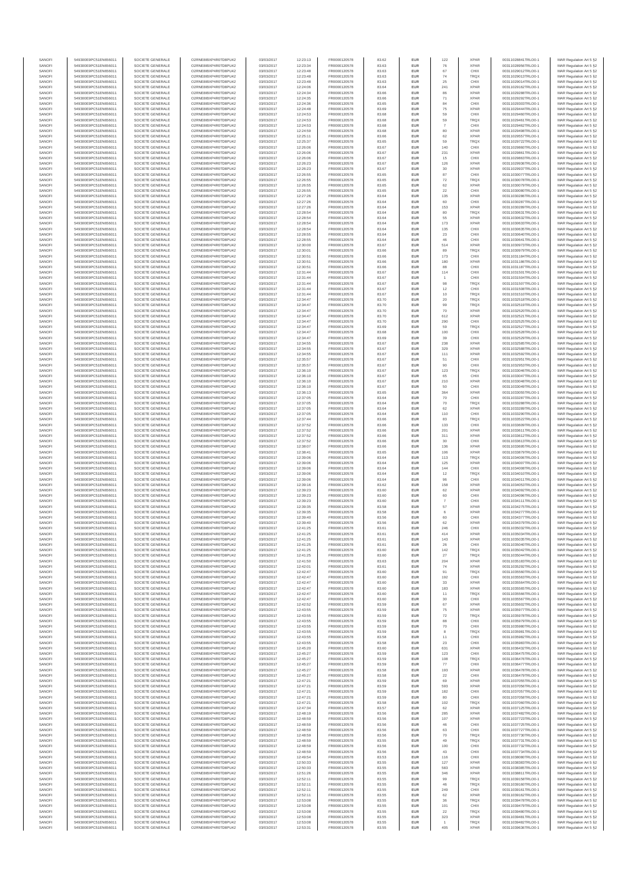| SANOFI | 549300E9PC51EN656011 | SOCIETE GENERALE | O2RNE8IBXP4R0TD8PU42 | 03/03/2017 | 12:23:13 | FR0000120578 | 83.62 | EUR | 122 | XPAR | 00311028841TRLO0-1 | MAR Regulation Art 5 §2 |
|---|---|---|---|---|---|---|---|---|---|---|---|---|
| SANOFI | 549300E9PC51EN656011 | SOCIETE GENERALE | O2RNE8IBXP4R0TD8PU42 | 03/03/2017 | 12:23:34 | FR0000120578 | 83.63 | EUR | 76 | XPAR | 00311028956TRLO0-1 | MAR Regulation Art 5 §2 |
| SANOFI | 549300E9PC51EN656011 | SOCIETE GENERALE | O2RNE8IBXP4R0TD8PU42 | 03/03/2017 | 12:23:48 | FR0000120578 | 83.63 | EUR | 67 | CHIX | 00311029012TRLO0-1 | MAR Regulation Art 5 §2 |
| SANOFI | 549300E9PC51EN656011 | SOCIETE GENERALE | O2RNE8IBXP4R0TD8PU42 | 03/03/2017 | 12:23:48 | FR0000120578 | 83.63 | EUR | 74 | TRQX | 00311029013TRLO0-1 | MAR Regulation Art 5 §2 |
| SANOFI | 549300E9PC51EN656011 | SOCIETE GENERALE | O2RNE8IBXP4R0TD8PU42 | 03/03/2017 | 12:23:48 | FR0000120578 | 83.63 | EUR | 25 | CHIX | 00311029014TRLO0-1 | MAR Regulation Art 5 §2 |
| SANOFI | 549300E9PC51EN656011 | SOCIETE GENERALE | O2RNE8IBXP4R0TD8PU42 | 03/03/2017 | 12:24:06 | FR0000120578 | 83.64 | EUR | 241 | XPAR | 00311029162TRLO0-1 | MAR Regulation Art 5 §2 |
| SANOFI | 549300E9PC51EN656011 | SOCIETE GENERALE | O2RNE8IBXP4R0TD8PU42 | 03/03/2017 | 12:24:34 | FR0000120578 | 83.66 | EUR | 86 | XPAR | 00311029288TRLO0-1 | MAR Regulation Art 5 §2 |
| SANOFI | 549300E9PC51EN656011 | SOCIETE GENERALE | O2RNE8IBXP4R0TD8PU42 | 03/03/2017 | 12:24:35 | FR0000120578 | 83.66 | EUR | 71 | XPAR | 00311029292TRLO0-1 | MAR Regulation Art 5 §2 |
| SANOFI | 549300E9PC51EN656011 | SOCIETE GENERALE | O2RNE8IBXP4R0TD8PU42 | 03/03/2017 | 12:24:36 | FR0000120578 | 83.65 | EUR | 84 | CHIX | 00311029303TRLO0-1 | MAR Regulation Art 5 §2 |
| SANOFI | 549300E9PC51EN656011 | SOCIETE GENERALE | O2RNE8IBXP4R0TD8PU42 | 03/03/2017 | 12:24:48 | FR0000120578 | 83.69 | EUR | 75 | XPAR | 00311029444TRLO0-1 | MAR Regulation Art 5 §2 |
| SANOFI | 549300E9PC51EN656011 | SOCIETE GENERALE | O2RNE8IBXP4R0TD8PU42 | 03/03/2017 | 12:24:53 | FR0000120578 | 83.68 | EUR | 59 | CHIX | 00311029460TRLO0-1 | MAR Regulation Art 5 §2 |
| SANOFI | 549300E9PC51EN656011 | SOCIETE GENERALE | O2RNE8IBXP4R0TD8PU42 | 03/03/2017 | 12:24:53 | FR0000120578 | 83.68 | EUR | 59 | TRQX | 00311029461TRLO0-1 | MAR Regulation Art 5 §2 |
| SANOFI | 549300E9PC51EN656011 | SOCIETE GENERALE | O2RNE8IBXP4R0TD8PU42 | 03/03/2017 | 12:24:53 | FR0000120578 | 83.68 | EUR | 7 | CHIX | 00311029462TRLO0-1 | MAR Regulation Art 5 §2 |
| SANOFI | 549300E9PC51EN656011 | SOCIETE GENERALE | O2RNE8IBXP4R0TD8PU42 | 03/03/2017 | 12:24:59 | FR0000120578 | 83.68 | EUR | 80 | XPAR | 00311029498TRLO0-1 | MAR Regulation Art 5 §2 |
| SANOFI | 549300E9PC51EN656011 | SOCIETE GENERALE | O2RNE8IBXP4R0TD8PU42 | 03/03/2017 | 12:25:11 | FR0000120578 | 83.66 | EUR | 62 | XPAR | 00311029557TRLO0-1 | MAR Regulation Art 5 §2 |
| SANOFI | 549300E9PC51EN656011 | SOCIETE GENERALE | O2RNE8IBXP4R0TD8PU42 | 03/03/2017 | 12:25:37 | FR0000120578 | 83.65 | EUR | 59 | TRQX | 00311029722TRLO0-1 | MAR Regulation Art 5 §2 |
| SANOFI | 549300E9PC51EN656011 | SOCIETE GENERALE | O2RNE8IBXP4R0TD8PU42 | 03/03/2017 | 12:26:06 | FR0000120578 | 83.67 | EUR | 140 | CHIX | 00311029860TRLO0-1 | MAR Regulation Art 5 §2 |
| SANOFI | 549300E9PC51EN656011 | SOCIETE GENERALE | O2RNE8IBXP4R0TD8PU42 | 03/03/2017 | 12:26:06 | FR0000120578 | 83.67 | EUR | 231 | XPAR | 00311029861TRLO0-1 | MAR Regulation Art 5 §2 |
| SANOFI | 549300E9PC51EN656011 | SOCIETE GENERALE | O2RNE8IBXP4R0TD8PU42 | 03/03/2017 | 12:26:06 | FR0000120578 | 83.67 | EUR | 15 | CHIX | 00311029863TRLO0-1 | MAR Regulation Art 5 §2 |
| SANOFI | 549300E9PC51EN656011 | SOCIETE GENERALE | O2RNE8IBXP4R0TD8PU42 | 03/03/2017 | 12:26:23 | FR0000120578 | 83.67 | EUR | 126 | XPAR | 00311029936TRLO0-1 | MAR Regulation Art 5 §2 |
| SANOFI | 549300E9PC51EN656011 | SOCIETE GENERALE | O2RNE8IBXP4R0TD8PU42 | 03/03/2017 | 12:26:23 | FR0000120578 | 83.67 | EUR | 30 | XPAR | 00311029937TRLO0-1 | MAR Regulation Art 5 §2 |
| SANOFI | 549300E9PC51EN656011 | SOCIETE GENERALE | O2RNE8IBXP4R0TD8PU42 | 03/03/2017 | 12:26:55 | FR0000120578 | 83.65 | EUR | 87 | CHIX | 00311030077TRLO0-1 | MAR Regulation Art 5 §2 |
| SANOFI | 549300E9PC51EN656011 | SOCIETE GENERALE | O2RNE8IBXP4R0TD8PU42 | 03/03/2017 | 12:26:55 | FR0000120578 | 83.65 | EUR | 72 | TRQX | 00311030078TRLO0-1 | MAR Regulation Art 5 §2 |
| SANOFI | 549300E9PC51EN656011 | SOCIETE GENERALE | O2RNE8IBXP4R0TD8PU42 | 03/03/2017 | 12:26:55 | FR0000120578 | 83.65 | EUR | 62 | XPAR | 00311030079TRLO0-1 | MAR Regulation Art 5 §2 |
| SANOFI | 549300E9PC51EN656011 | SOCIETE GENERALE | O2RNE8IBXP4R0TD8PU42 | 03/03/2017 | 12:26:55 | FR0000120578 | 83.65 | EUR | 22 | CHIX | 00311030080TRLO0-1 | MAR Regulation Art 5 §2 |
| SANOFI | 549300E9PC51EN656011 | SOCIETE GENERALE | O2RNE8IBXP4R0TD8PU42 | 03/03/2017 | 12:27:26 | FR0000120578 | 83.64 | EUR | 135 | XPAR | 00311030286TRLO0-1 | MAR Regulation Art 5 §2 |
| SANOFI | 549300E9PC51EN656011 | SOCIETE GENERALE | O2RNE8IBXP4R0TD8PU42 | 03/03/2017 | 12:27:26 | FR0000120578 | 83.64 | EUR | 60 | CHIX | 00311030287TRLO0-1 | MAR Regulation Art 5 §2 |
| SANOFI | 549300E9PC51EN656011 | SOCIETE GENERALE | O2RNE8IBXP4R0TD8PU42 | 03/03/2017 | 12:27:26 | FR0000120578 | 83.64 | EUR | 153 | XPAR | 00311030289TRLO0-1 | MAR Regulation Art 5 §2 |
| SANOFI | 549300E9PC51EN656011 | SOCIETE GENERALE | O2RNE8IBXP4R0TD8PU42 | 03/03/2017 | 12:28:54 | FR0000120578 | 83.64 | EUR | 80 | TRQX | 00311030631TRLO0-1 | MAR Regulation Art 5 §2 |
| SANOFI | 549300E9PC51EN656011 | SOCIETE GENERALE | O2RNE8IBXP4R0TD8PU42 | 03/03/2017 | 12:28:54 | FR0000120578 | 83.64 | EUR | 55 | XPAR | 00311030632TRLO0-1 | MAR Regulation Art 5 §2 |
| SANOFI | 549300E9PC51EN656011 | SOCIETE GENERALE | O2RNE8IBXP4R0TD8PU42 | 03/03/2017 | 12:28:54 | FR0000120578 | 83.64 | EUR | 173 | XPAR | 00311030633TRLO0-1 | MAR Regulation Art 5 §2 |
| SANOFI | 549300E9PC51EN656011 | SOCIETE GENERALE | O2RNE8IBXP4R0TD8PU42 | 03/03/2017 | 12:28:54 | FR0000120578 | 83.64 | EUR | 135 | CHIX | 00311030635TRLO0-1 | MAR Regulation Art 5 §2 |
| SANOFI | 549300E9PC51EN656011 | SOCIETE GENERALE | O2RNE8IBXP4R0TD8PU42 | 03/03/2017 | 12:28:55 | FR0000120578 | 83.64 | EUR | 23 | CHIX | 00311030640TRLO0-1 | MAR Regulation Art 5 §2 |
| SANOFI | 549300E9PC51EN656011 | SOCIETE GENERALE | O2RNE8IBXP4R0TD8PU42 | 03/03/2017 | 12:28:55 | FR0000120578 | 83.64 | EUR | 46 | CHIX | 00311030641TRLO0-1 | MAR Regulation Art 5 §2 |
| SANOFI | 549300E9PC51EN656011 | SOCIETE GENERALE | O2RNE8IBXP4R0TD8PU42 | 03/03/2017 | 12:30:00 | FR0000120578 | 83.67 | EUR | 514 | XPAR | 00311030973TRLO0-1 | MAR Regulation Art 5 §2 |
| SANOFI | 549300E9PC51EN656011 | SOCIETE GENERALE | O2RNE8IBXP4R0TD8PU42 | 03/03/2017 | 12:30:01 | FR0000120578 | 83.66 | EUR | 89 | TRQX | 00311030979TRLO0-1 | MAR Regulation Art 5 §2 |
| SANOFI | 549300E9PC51EN656011 | SOCIETE GENERALE | O2RNE8IBXP4R0TD8PU42 | 03/03/2017 | 12:30:51 | FR0000120578 | 83.66 | EUR | 173 | CHIX | 00311031184TRLO0-1 | MAR Regulation Art 5 §2 |
| SANOFI | 549300E9PC51EN656011 | SOCIETE GENERALE | O2RNE8IBXP4R0TD8PU42 | 03/03/2017 | 12:30:51 | FR0000120578 | 83.66 | EUR | 180 | XPAR | 00311031186TRLO0-1 | MAR Regulation Art 5 §2 |
| SANOFI | 549300E9PC51EN656011 | SOCIETE GENERALE | O2RNE8IBXP4R0TD8PU42 | 03/03/2017 | 12:30:51 | FR0000120578 | 83.66 | EUR | 88 | CHIX | 00311031187TRLO0-1 | MAR Regulation Art 5 §2 |
| SANOFI | 549300E9PC51EN656011 | SOCIETE GENERALE | O2RNE8IBXP4R0TD8PU42 | 03/03/2017 | 12:31:44 | FR0000120578 | 83.67 | EUR | 114 | CHIX | 00311031503TRLO0-1 | MAR Regulation Art 5 §2 |
| SANOFI | 549300E9PC51EN656011 | SOCIETE GENERALE | O2RNE8IBXP4R0TD8PU42 | 03/03/2017 | 12:31:44 | FR0000120578 | 83.67 | EUR | 1 | CHIX | 00311031504TRLO0-1 | MAR Regulation Art 5 §2 |
| SANOFI | 549300E9PC51EN656011 | SOCIETE GENERALE | O2RNE8IBXP4R0TD8PU42 | 03/03/2017 | 12:31:44 | FR0000120578 | 83.67 | EUR | 98 | TRQX | 00311031507TRLO0-1 | MAR Regulation Art 5 §2 |
| SANOFI | 549300E9PC51EN656011 | SOCIETE GENERALE | O2RNE8IBXP4R0TD8PU42 | 03/03/2017 | 12:31:44 | FR0000120578 | 83.67 | EUR | 12 | CHIX | 00311031508TRLO0-1 | MAR Regulation Art 5 §2 |
| SANOFI | 549300E9PC51EN656011 | SOCIETE GENERALE | O2RNE8IBXP4R0TD8PU42 | 03/03/2017 | 12:31:44 | FR0000120578 | 83.67 | EUR | 10 | TRQX | 00311031510TRLO0-1 | MAR Regulation Art 5 §2 |
| SANOFI | 549300E9PC51EN656011 | SOCIETE GENERALE | O2RNE8IBXP4R0TD8PU42 | 03/03/2017 | 12:34:47 | FR0000120578 | 83.70 | EUR | 20 | TRQX | 00311032518TRLO0-1 | MAR Regulation Art 5 §2 |
| SANOFI | 549300E9PC51EN656011 | SOCIETE GENERALE | O2RNE8IBXP4R0TD8PU42 | 03/03/2017 | 12:34:47 | FR0000120578 | 83.70 | EUR | 99 | TRQX | 00311032519TRLO0-1 | MAR Regulation Art 5 §2 |
| SANOFI | 549300E9PC51EN656011 | SOCIETE GENERALE | O2RNE8IBXP4R0TD8PU42 | 03/03/2017 | 12:34:47 | FR0000120578 | 83.70 | EUR | 70 | XPAR | 00311032520TRLO0-1 | MAR Regulation Art 5 §2 |
| SANOFI | 549300E9PC51EN656011 | SOCIETE GENERALE | O2RNE8IBXP4R0TD8PU42 | 03/03/2017 | 12:34:47 | FR0000120578 | 83.70 | EUR | 612 | XPAR | 00311032521TRLO0-1 | MAR Regulation Art 5 §2 |
| SANOFI | 549300E9PC51EN656011 | SOCIETE GENERALE | O2RNE8IBXP4R0TD8PU42 | 03/03/2017 | 12:34:47 | FR0000120578 | 83.70 | EUR | 290 | CHIX | 00311032525TRLO0-1 | MAR Regulation Art 5 §2 |
| SANOFI | 549300E9PC51EN656011 | SOCIETE GENERALE | O2RNE8IBXP4R0TD8PU42 | 03/03/2017 | 12:34:47 | FR0000120578 | 83.69 | EUR | 59 | TRQX | 00311032527TRLO0-1 | MAR Regulation Art 5 §2 |
| SANOFI | 549300E9PC51EN656011 | SOCIETE GENERALE | O2RNE8IBXP4R0TD8PU42 | 03/03/2017 | 12:34:47 | FR0000120578 | 83.68 | EUR | 100 | CHIX | 00311032528TRLO0-1 | MAR Regulation Art 5 §2 |
| SANOFI | 549300E9PC51EN656011 | SOCIETE GENERALE | O2RNE8IBXP4R0TD8PU42 | 03/03/2017 | 12:34:47 | FR0000120578 | 83.69 | EUR | 39 | CHIX | 00311032529TRLO0-1 | MAR Regulation Art 5 §2 |
| SANOFI | 549300E9PC51EN656011 | SOCIETE GENERALE | O2RNE8IBXP4R0TD8PU42 | 03/03/2017 | 12:34:55 | FR0000120578 | 83.67 | EUR | 238 | XPAR | 00311032585TRLO0-1 | MAR Regulation Art 5 §2 |
| SANOFI | 549300E9PC51EN656011 | SOCIETE GENERALE | O2RNE8IBXP4R0TD8PU42 | 03/03/2017 | 12:34:55 | FR0000120578 | 83.67 | EUR | 329 | XPAR | 00311032588TRLO0-1 | MAR Regulation Art 5 §2 |
| SANOFI | 549300E9PC51EN656011 | SOCIETE GENERALE | O2RNE8IBXP4R0TD8PU42 | 03/03/2017 | 12:34:55 | FR0000120578 | 83.67 | EUR | 111 | XPAR | 00311032592TRLO0-1 | MAR Regulation Art 5 §2 |
| SANOFI | 549300E9PC51EN656011 | SOCIETE GENERALE | O2RNE8IBXP4R0TD8PU42 | 03/03/2017 | 12:35:57 | FR0000120578 | 83.67 | EUR | 51 | CHIX | 00311032951TRLO0-1 | MAR Regulation Art 5 §2 |
| SANOFI | 549300E9PC51EN656011 | SOCIETE GENERALE | O2RNE8IBXP4R0TD8PU42 | 03/03/2017 | 12:35:57 | FR0000120578 | 83.67 | EUR | 90 | CHIX | 00311032953TRLO0-1 | MAR Regulation Art 5 §2 |
| SANOFI | 549300E9PC51EN656011 | SOCIETE GENERALE | O2RNE8IBXP4R0TD8PU42 | 03/03/2017 | 12:36:10 | FR0000120578 | 83.67 | EUR | 123 | TRQX | 00311033046TRLO0-1 | MAR Regulation Art 5 §2 |
| SANOFI | 549300E9PC51EN656011 | SOCIETE GENERALE | O2RNE8IBXP4R0TD8PU42 | 03/03/2017 | 12:36:10 | FR0000120578 | 83.67 | EUR | 85 | CHIX | 00311033047TRLO0-1 | MAR Regulation Art 5 §2 |
| SANOFI | 549300E9PC51EN656011 | SOCIETE GENERALE | O2RNE8IBXP4R0TD8PU42 | 03/03/2017 | 12:36:10 | FR0000120578 | 83.67 | EUR | 210 | XPAR | 00311033048TRLO0-1 | MAR Regulation Art 5 §2 |
| SANOFI | 549300E9PC51EN656011 | SOCIETE GENERALE | O2RNE8IBXP4R0TD8PU42 | 03/03/2017 | 12:36:10 | FR0000120578 | 83.67 | EUR | 50 | CHIX | 00311033049TRLO0-1 | MAR Regulation Art 5 §2 |
| SANOFI | 549300E9PC51EN656011 | SOCIETE GENERALE | O2RNE8IBXP4R0TD8PU42 | 03/03/2017 | 12:36:13 | FR0000120578 | 83.65 | EUR | 364 | XPAR | 00311033055TRLO0-1 | MAR Regulation Art 5 §2 |
| SANOFI | 549300E9PC51EN656011 | SOCIETE GENERALE | O2RNE8IBXP4R0TD8PU42 | 03/03/2017 | 12:37:05 | FR0000120578 | 83.64 | EUR | 70 | CHIX | 00311033287TRLO0-1 | MAR Regulation Art 5 §2 |
| SANOFI | 549300E9PC51EN656011 | SOCIETE GENERALE | O2RNE8IBXP4R0TD8PU42 | 03/03/2017 | 12:37:05 | FR0000120578 | 83.64 | EUR | 70 | TRQX | 00311033288TRLO0-1 | MAR Regulation Art 5 §2 |
| SANOFI | 549300E9PC51EN656011 | SOCIETE GENERALE | O2RNE8IBXP4R0TD8PU42 | 03/03/2017 | 12:37:05 | FR0000120578 | 83.64 | EUR | 62 | XPAR | 00311033289TRLO0-1 | MAR Regulation Art 5 §2 |
| SANOFI | 549300E9PC51EN656011 | SOCIETE GENERALE | O2RNE8IBXP4R0TD8PU42 | 03/03/2017 | 12:37:05 | FR0000120578 | 83.64 | EUR | 110 | CHIX | 00311033290TRLO0-1 | MAR Regulation Art 5 §2 |
| SANOFI | 549300E9PC51EN656011 | SOCIETE GENERALE | O2RNE8IBXP4R0TD8PU42 | 03/03/2017 | 12:37:44 | FR0000120578 | 83.66 | EUR | 83 | TRQX | 00311033522TRLO0-1 | MAR Regulation Art 5 §2 |
| SANOFI | 549300E9PC51EN656011 | SOCIETE GENERALE | O2RNE8IBXP4R0TD8PU42 | 03/03/2017 | 12:37:52 | FR0000120578 | 83.66 | EUR | 133 | CHIX | 00311033609TRLO0-1 | MAR Regulation Art 5 §2 |
| SANOFI | 549300E9PC51EN656011 | SOCIETE GENERALE | O2RNE8IBXP4R0TD8PU42 | 03/03/2017 | 12:37:52 | FR0000120578 | 83.66 | EUR | 201 | XPAR | 00311033611TRLO0-1 | MAR Regulation Art 5 §2 |
| SANOFI | 549300E9PC51EN656011 | SOCIETE GENERALE | O2RNE8IBXP4R0TD8PU42 | 03/03/2017 | 12:37:52 | FR0000120578 | 83.66 | EUR | 311 | XPAR | 00311033612TRLO0-1 | MAR Regulation Art 5 §2 |
| SANOFI | 549300E9PC51EN656011 | SOCIETE GENERALE | O2RNE8IBXP4R0TD8PU42 | 03/03/2017 | 12:37:52 | FR0000120578 | 83.66 | EUR | 30 | CHIX | 00311033613TRLO0-1 | MAR Regulation Art 5 §2 |
| SANOFI | 549300E9PC51EN656011 | SOCIETE GENERALE | O2RNE8IBXP4R0TD8PU42 | 03/03/2017 | 12:38:07 | FR0000120578 | 83.66 | EUR | 136 | XPAR | 00311033695TRLO0-1 | MAR Regulation Art 5 §2 |
| SANOFI | 549300E9PC51EN656011 | SOCIETE GENERALE | O2RNE8IBXP4R0TD8PU42 | 03/03/2017 | 12:38:41 | FR0000120578 | 83.65 | EUR | 106 | XPAR | 00311033879TRLO0-1 | MAR Regulation Art 5 §2 |
| SANOFI | 549300E9PC51EN656011 | SOCIETE GENERALE | O2RNE8IBXP4R0TD8PU42 | 03/03/2017 | 12:39:06 | FR0000120578 | 83.64 | EUR | 113 | TRQX | 00311034006TRLO0-1 | MAR Regulation Art 5 §2 |
| SANOFI | 549300E9PC51EN656011 | SOCIETE GENERALE | O2RNE8IBXP4R0TD8PU42 | 03/03/2017 | 12:39:06 | FR0000120578 | 83.64 | EUR | 125 | XPAR | 00311034007TRLO0-1 | MAR Regulation Art 5 §2 |
| SANOFI | 549300E9PC51EN656011 | SOCIETE GENERALE | O2RNE8IBXP4R0TD8PU42 | 03/03/2017 | 12:39:06 | FR0000120578 | 83.64 | EUR | 144 | CHIX | 00311034008TRLO0-1 | MAR Regulation Art 5 §2 |
| SANOFI | 549300E9PC51EN656011 | SOCIETE GENERALE | O2RNE8IBXP4R0TD8PU42 | 03/03/2017 | 12:39:06 | FR0000120578 | 83.64 | EUR | 12 | TRQX | 00311034010TRLO0-1 | MAR Regulation Art 5 §2 |
| SANOFI | 549300E9PC51EN656011 | SOCIETE GENERALE | O2RNE8IBXP4R0TD8PU42 | 03/03/2017 | 12:39:06 | FR0000120578 | 83.64 | EUR | 96 | CHIX | 00311034011TRLO0-1 | MAR Regulation Art 5 §2 |
| SANOFI | 549300E9PC51EN656011 | SOCIETE GENERALE | O2RNE8IBXP4R0TD8PU42 | 03/03/2017 | 12:39:16 | FR0000120578 | 83.62 | EUR | 158 | XPAR | 00311034053TRLO0-1 | MAR Regulation Art 5 §2 |
| SANOFI | 549300E9PC51EN656011 | SOCIETE GENERALE | O2RNE8IBXP4R0TD8PU42 | 03/03/2017 | 12:39:23 | FR0000120578 | 83.60 | EUR | 62 | XPAR | 00311034092TRLO0-1 | MAR Regulation Art 5 §2 |
| SANOFI | 549300E9PC51EN656011 | SOCIETE GENERALE | O2RNE8IBXP4R0TD8PU42 | 03/03/2017 | 12:39:23 | FR0000120578 | 83.60 | EUR | 60 | CHIX | 00311034096TRLO0-1 | MAR Regulation Art 5 §2 |
| SANOFI | 549300E9PC51EN656011 | SOCIETE GENERALE | O2RNE8IBXP4R0TD8PU42 | 03/03/2017 | 12:39:23 | FR0000120578 | 83.60 | EUR | 7 | CHIX | 00311034111TRLO0-1 | MAR Regulation Art 5 §2 |
| SANOFI | 549300E9PC51EN656011 | SOCIETE GENERALE | O2RNE8IBXP4R0TD8PU42 | 03/03/2017 | 12:39:35 | FR0000120578 | 83.58 | EUR | 57 | XPAR | 00311034275TRLO0-1 | MAR Regulation Art 5 §2 |
| SANOFI | 549300E9PC51EN656011 | SOCIETE GENERALE | O2RNE8IBXP4R0TD8PU42 | 03/03/2017 | 12:39:35 | FR0000120578 | 83.58 | EUR | 6 | XPAR | 00311034277TRLO0-1 | MAR Regulation Art 5 §2 |
| SANOFI | 549300E9PC51EN656011 | SOCIETE GENERALE | O2RNE8IBXP4R0TD8PU42 | 03/03/2017 | 12:39:40 | FR0000120578 | 83.56 | EUR | 60 | CHIX | 00311034377TRLO0-1 | MAR Regulation Art 5 §2 |
| SANOFI | 549300E9PC51EN656011 | SOCIETE GENERALE | O2RNE8IBXP4R0TD8PU42 | 03/03/2017 | 12:39:40 | FR0000120578 | 83.56 | EUR | 62 | XPAR | 00311034379TRLO0-1 | MAR Regulation Art 5 §2 |
| SANOFI | 549300E9PC51EN656011 | SOCIETE GENERALE | O2RNE8IBXP4R0TD8PU42 | 03/03/2017 | 12:41:25 | FR0000120578 | 83.61 | EUR | 246 | CHIX | 00311035032TRLO0-1 | MAR Regulation Art 5 §2 |
| SANOFI | 549300E9PC51EN656011 | SOCIETE GENERALE | O2RNE8IBXP4R0TD8PU42 | 03/03/2017 | 12:41:25 | FR0000120578 | 83.61 | EUR | 414 | XPAR | 00311035034TRLO0-1 | MAR Regulation Art 5 §2 |
| SANOFI | 549300E9PC51EN656011 | SOCIETE GENERALE | O2RNE8IBXP4R0TD8PU42 | 03/03/2017 | 12:41:25 | FR0000120578 | 83.61 | EUR | 143 | XPAR | 00311035035TRLO0-1 | MAR Regulation Art 5 §2 |
| SANOFI | 549300E9PC51EN656011 | SOCIETE GENERALE | O2RNE8IBXP4R0TD8PU42 | 03/03/2017 | 12:41:25 | FR0000120578 | 83.61 | EUR | 26 | CHIX | 00311035040TRLO0-1 | MAR Regulation Art 5 §2 |
| SANOFI | 549300E9PC51EN656011 | SOCIETE GENERALE | O2RNE8IBXP4R0TD8PU42 | 03/03/2017 | 12:41:25 | FR0000120578 | 83.60 | EUR | 142 | TRQX | 00311035042TRLO0-1 | MAR Regulation Art 5 §2 |
| SANOFI | 549300E9PC51EN656011 | SOCIETE GENERALE | O2RNE8IBXP4R0TD8PU42 | 03/03/2017 | 12:41:25 | FR0000120578 | 83.60 | EUR | 27 | TRQX | 00311035044TRLO0-1 | MAR Regulation Art 5 §2 |
| SANOFI | 549300E9PC51EN656011 | SOCIETE GENERALE | O2RNE8IBXP4R0TD8PU42 | 03/03/2017 | 12:41:50 | FR0000120578 | 83.63 | EUR | 204 | XPAR | 00311035183TRLO0-1 | MAR Regulation Art 5 §2 |
| SANOFI | 549300E9PC51EN656011 | SOCIETE GENERALE | O2RNE8IBXP4R0TD8PU42 | 03/03/2017 | 12:42:01 | FR0000120578 | 83.61 | EUR | 74 | XPAR | 00311035292TRLO0-1 | MAR Regulation Art 5 §2 |
| SANOFI | 549300E9PC51EN656011 | SOCIETE GENERALE | O2RNE8IBXP4R0TD8PU42 | 03/03/2017 | 12:42:47 | FR0000120578 | 83.60 | EUR | 91 | TRQX | 00311035560TRLO0-1 | MAR Regulation Art 5 §2 |
| SANOFI | 549300E9PC51EN656011 | SOCIETE GENERALE | O2RNE8IBXP4R0TD8PU42 | 03/03/2017 | 12:42:47 | FR0000120578 | 83.60 | EUR | 192 | CHIX | 00311035563TRLO0-1 | MAR Regulation Art 5 §2 |
| SANOFI | 549300E9PC51EN656011 | SOCIETE GENERALE | O2RNE8IBXP4R0TD8PU42 | 03/03/2017 | 12:42:47 | FR0000120578 | 83.60 | EUR | 33 | XPAR | 00311035564TRLO0-1 | MAR Regulation Art 5 §2 |
| SANOFI | 549300E9PC51EN656011 | SOCIETE GENERALE | O2RNE8IBXP4R0TD8PU42 | 03/03/2017 | 12:42:47 | FR0000120578 | 83.60 | EUR | 183 | XPAR | 00311035565TRLO0-1 | MAR Regulation Art 5 §2 |
| SANOFI | 549300E9PC51EN656011 | SOCIETE GENERALE | O2RNE8IBXP4R0TD8PU42 | 03/03/2017 | 12:42:47 | FR0000120578 | 83.60 | EUR | 11 | TRQX | 00311035566TRLO0-1 | MAR Regulation Art 5 §2 |
| SANOFI | 549300E9PC51EN656011 | SOCIETE GENERALE | O2RNE8IBXP4R0TD8PU42 | 03/03/2017 | 12:42:47 | FR0000120578 | 83.60 | EUR | 30 | CHIX | 00311035567TRLO0-1 | MAR Regulation Art 5 §2 |
| SANOFI | 549300E9PC51EN656011 | SOCIETE GENERALE | O2RNE8IBXP4R0TD8PU42 | 03/03/2017 | 12:42:52 | FR0000120578 | 83.59 | EUR | 67 | XPAR | 00311035600TRLO0-1 | MAR Regulation Art 5 §2 |
| SANOFI | 549300E9PC51EN656011 | SOCIETE GENERALE | O2RNE8IBXP4R0TD8PU42 | 03/03/2017 | 12:43:55 | FR0000120578 | 83.59 | EUR | 75 | XPAR | 00311035977TRLO0-1 | MAR Regulation Art 5 §2 |
| SANOFI | 549300E9PC51EN656011 | SOCIETE GENERALE | O2RNE8IBXP4R0TD8PU42 | 03/03/2017 | 12:43:55 | FR0000120578 | 83.59 | EUR | 72 | TRQX | 00311035978TRLO0-1 | MAR Regulation Art 5 §2 |
| SANOFI | 549300E9PC51EN656011 | SOCIETE GENERALE | O2RNE8IBXP4R0TD8PU42 | 03/03/2017 | 12:43:55 | FR0000120578 | 83.59 | EUR | 88 | CHIX | 00311035979TRLO0-1 | MAR Regulation Art 5 §2 |
| SANOFI | 549300E9PC51EN656011 | SOCIETE GENERALE | O2RNE8IBXP4R0TD8PU42 | 03/03/2017 | 12:43:55 | FR0000120578 | 83.59 | EUR | 70 | CHIX | 00311035980TRLO0-1 | MAR Regulation Art 5 §2 |
| SANOFI | 549300E9PC51EN656011 | SOCIETE GENERALE | O2RNE8IBXP4R0TD8PU42 | 03/03/2017 | 12:43:55 | FR0000120578 | 83.59 | EUR | 8 | TRQX | 00311035981TRLO0-1 | MAR Regulation Art 5 §2 |
| SANOFI | 549300E9PC51EN656011 | SOCIETE GENERALE | O2RNE8IBXP4R0TD8PU42 | 03/03/2017 | 12:43:55 | FR0000120578 | 83.58 | EUR | 11 | CHIX | 00311035982TRLO0-1 | MAR Regulation Art 5 §2 |
| SANOFI | 549300E9PC51EN656011 | SOCIETE GENERALE | O2RNE8IBXP4R0TD8PU42 | 03/03/2017 | 12:43:55 | FR0000120578 | 83.58 | EUR | 23 | CHIX | 00311035983TRLO0-1 | MAR Regulation Art 5 §2 |
| SANOFI | 549300E9PC51EN656011 | SOCIETE GENERALE | O2RNE8IBXP4R0TD8PU42 | 03/03/2017 | 12:45:20 | FR0000120578 | 83.60 | EUR | 631 | XPAR | 00311036432TRLO0-1 | MAR Regulation Art 5 §2 |
| SANOFI | 549300E9PC51EN656011 | SOCIETE GENERALE | O2RNE8IBXP4R0TD8PU42 | 03/03/2017 | 12:45:27 | FR0000120578 | 83.59 | EUR | 123 | CHIX | 00311036475TRLO0-1 | MAR Regulation Art 5 §2 |
| SANOFI | 549300E9PC51EN656011 | SOCIETE GENERALE | O2RNE8IBXP4R0TD8PU42 | 03/03/2017 | 12:45:27 | FR0000120578 | 83.59 | EUR | 108 | TRQX | 00311036476TRLO0-1 | MAR Regulation Art 5 §2 |
| SANOFI | 549300E9PC51EN656011 | SOCIETE GENERALE | O2RNE8IBXP4R0TD8PU42 | 03/03/2017 | 12:45:27 | FR0000120578 | 83.59 | EUR | 77 | CHIX | 00311036477TRLO0-1 | MAR Regulation Art 5 §2 |
| SANOFI | 549300E9PC51EN656011 | SOCIETE GENERALE | O2RNE8IBXP4R0TD8PU42 | 03/03/2017 | 12:45:27 | FR0000120578 | 83.58 | EUR | 193 | XPAR | 00311036478TRLO0-1 | MAR Regulation Art 5 §2 |
| SANOFI | 549300E9PC51EN656011 | SOCIETE GENERALE | O2RNE8IBXP4R0TD8PU42 | 03/03/2017 | 12:45:27 | FR0000120578 | 83.58 | EUR | 22 | CHIX | 00311036479TRLO0-1 | MAR Regulation Art 5 §2 |
| SANOFI | 549300E9PC51EN656011 | SOCIETE GENERALE | O2RNE8IBXP4R0TD8PU42 | 03/03/2017 | 12:47:21 | FR0000120578 | 83.59 | EUR | 69 | XPAR | 00311037055TRLO0-1 | MAR Regulation Art 5 §2 |
| SANOFI | 549300E9PC51EN656011 | SOCIETE GENERALE | O2RNE8IBXP4R0TD8PU42 | 03/03/2017 | 12:47:21 | FR0000120578 | 83.59 | EUR | 593 | XPAR | 00311037056TRLO0-1 | MAR Regulation Art 5 §2 |
| SANOFI | 549300E9PC51EN656011 | SOCIETE GENERALE | O2RNE8IBXP4R0TD8PU42 | 03/03/2017 | 12:47:21 | FR0000120578 | 83.59 | EUR | 182 | CHIX | 00311037057TRLO0-1 | MAR Regulation Art 5 §2 |
| SANOFI | 549300E9PC51EN656011 | SOCIETE GENERALE | O2RNE8IBXP4R0TD8PU42 | 03/03/2017 | 12:47:21 | FR0000120578 | 83.59 | EUR | 80 | CHIX | 00311037058TRLO0-1 | MAR Regulation Art 5 §2 |
| SANOFI | 549300E9PC51EN656011 | SOCIETE GENERALE | O2RNE8IBXP4R0TD8PU42 | 03/03/2017 | 12:47:21 | FR0000120578 | 83.58 | EUR | 102 | TRQX | 00311037060TRLO0-1 | MAR Regulation Art 5 §2 |
| SANOFI | 549300E9PC51EN656011 | SOCIETE GENERALE | O2RNE8IBXP4R0TD8PU42 | 03/03/2017 | 12:47:34 | FR0000120578 | 83.57 | EUR | 62 | XPAR | 00311037125TRLO0-1 | MAR Regulation Art 5 §2 |
| SANOFI | 549300E9PC51EN656011 | SOCIETE GENERALE | O2RNE8IBXP4R0TD8PU42 | 03/03/2017 | 12:48:19 | FR0000120578 | 83.56 | EUR | 285 | XPAR | 00311037482TRLO0-1 | MAR Regulation Art 5 §2 |
| SANOFI | 549300E9PC51EN656011 | SOCIETE GENERALE | O2RNE8IBXP4R0TD8PU42 | 03/03/2017 | 12:48:59 | FR0000120578 | 83.56 | EUR | 107 | XPAR | 00311037723TRLO0-1 | MAR Regulation Art 5 §2 |
| SANOFI | 549300E9PC51EN656011 | SOCIETE GENERALE | O2RNE8IBXP4R0TD8PU42 | 03/03/2017 | 12:48:59 | FR0000120578 | 83.56 | EUR | 46 | CHIX | 00311037725TRLO0-1 | MAR Regulation Art 5 §2 |
| SANOFI | 549300E9PC51EN656011 | SOCIETE GENERALE | O2RNE8IBXP4R0TD8PU42 | 03/03/2017 | 12:48:59 | FR0000120578 | 83.56 | EUR | 63 | CHIX | 00311037727TRLO0-1 | MAR Regulation Art 5 §2 |
| SANOFI | 549300E9PC51EN656011 | SOCIETE GENERALE | O2RNE8IBXP4R0TD8PU42 | 03/03/2017 | 12:48:59 | FR0000120578 | 83.56 | EUR | 70 | TRQX | 00311037730TRLO0-1 | MAR Regulation Art 5 §2 |
| SANOFI | 549300E9PC51EN656011 | SOCIETE GENERALE | O2RNE8IBXP4R0TD8PU42 | 03/03/2017 | 12:48:59 | FR0000120578 | 83.55 | EUR | 49 | TRQX | 00311037731TRLO0-1 | MAR Regulation Art 5 §2 |
| SANOFI | 549300E9PC51EN656011 | SOCIETE GENERALE | O2RNE8IBXP4R0TD8PU42 | 03/03/2017 | 12:48:59 | FR0000120578 | 83.56 | EUR | 100 | CHIX | 00311037732TRLO0-1 | MAR Regulation Art 5 §2 |
| SANOFI | 549300E9PC51EN656011 | SOCIETE GENERALE | O2RNE8IBXP4R0TD8PU42 | 03/03/2017 | 12:48:59 | FR0000120578 | 83.56 | EUR | 43 | CHIX | 00311037734TRLO0-1 | MAR Regulation Art 5 §2 |
| SANOFI | 549300E9PC51EN656011 | SOCIETE GENERALE | O2RNE8IBXP4R0TD8PU42 | 03/03/2017 | 12:49:54 | FR0000120578 | 83.53 | EUR | 116 | CHIX | 00311038080TRLO0-1 | MAR Regulation Art 5 §2 |
| SANOFI | 549300E9PC51EN656011 | SOCIETE GENERALE | O2RNE8IBXP4R0TD8PU42 | 03/03/2017 | 12:50:33 | FR0000120578 | 83.55 | EUR | 127 | XPAR | 00311038383TRLO0-1 | MAR Regulation Art 5 §2 |
| SANOFI | 549300E9PC51EN656011 | SOCIETE GENERALE | O2RNE8IBXP4R0TD8PU42 | 03/03/2017 | 12:50:33 | FR0000120578 | 83.55 | EUR | 583 | XPAR | 00311038385TRLO0-1 | MAR Regulation Art 5 §2 |
| SANOFI | 549300E9PC51EN656011 | SOCIETE GENERALE | O2RNE8IBXP4R0TD8PU42 | 03/03/2017 | 12:51:26 | FR0000120578 | 83.55 | EUR | 346 | XPAR | 00311038811TRLO0-1 | MAR Regulation Art 5 §2 |
| SANOFI | 549300E9PC51EN656011 | SOCIETE GENERALE | O2RNE8IBXP4R0TD8PU42 | 03/03/2017 | 12:52:11 | FR0000120578 | 83.55 | EUR | 99 | TRQX | 00311039158TRLO0-1 | MAR Regulation Art 5 §2 |
| SANOFI | 549300E9PC51EN656011 | SOCIETE GENERALE | O2RNE8IBXP4R0TD8PU42 | 03/03/2017 | 12:52:11 | FR0000120578 | 83.55 | EUR | 46 | TRQX | 00311039160TRLO0-1 | MAR Regulation Art 5 §2 |
| SANOFI | 549300E9PC51EN656011 | SOCIETE GENERALE | O2RNE8IBXP4R0TD8PU42 | 03/03/2017 | 12:52:11 | FR0000120578 | 83.55 | EUR | 249 | CHIX | 00311039161TRLO0-1 | MAR Regulation Art 5 §2 |
| SANOFI | 549300E9PC51EN656011 | SOCIETE GENERALE | O2RNE8IBXP4R0TD8PU42 | 03/03/2017 | 12:52:11 | FR0000120578 | 83.55 | EUR | 62 | XPAR | 00311039162TRLO0-1 | MAR Regulation Art 5 §2 |
| SANOFI | 549300E9PC51EN656011 | SOCIETE GENERALE | O2RNE8IBXP4R0TD8PU42 | 03/03/2017 | 12:53:08 | FR0000120578 | 83.55 | EUR | 36 | TRQX | 00311039478TRLO0-1 | MAR Regulation Art 5 §2 |
| SANOFI | 549300E9PC51EN656011 | SOCIETE GENERALE | O2RNE8IBXP4R0TD8PU42 | 03/03/2017 | 12:53:08 | FR0000120578 | 83.55 | EUR | 101 | CHIX | 00311039479TRLO0-1 | MAR Regulation Art 5 §2 |
| SANOFI | 549300E9PC51EN656011 | SOCIETE GENERALE | O2RNE8IBXP4R0TD8PU42 | 03/03/2017 | 12:53:08 | FR0000120578 | 83.55 | EUR | 22 | TRQX | 00311039480TRLO0-1 | MAR Regulation Art 5 §2 |
| SANOFI | 549300E9PC51EN656011 | SOCIETE GENERALE | O2RNE8IBXP4R0TD8PU42 | 03/03/2017 | 12:53:08 | FR0000120578 | 83.55 | EUR | 323 | XPAR | 00311039481TRLO0-1 | MAR Regulation Art 5 §2 |
| SANOFI | 549300E9PC51EN656011 | SOCIETE GENERALE | O2RNE8IBXP4R0TD8PU42 | 03/03/2017 | 12:53:08 | FR0000120578 | 83.55 | EUR | 1 | TRQX | 00311039482TRLO0-1 | MAR Regulation Art 5 §2 |
| SANOFI | 549300E9PC51EN656011 | SOCIETE GENERALE | O2RNE8IBXP4R0TD8PU42 | 03/03/2017 | 12:53:31 | FR0000120578 | 83.55 | EUR | 405 | XPAR | 00311039636TRLO0-1 | MAR Regulation Art 5 §2 |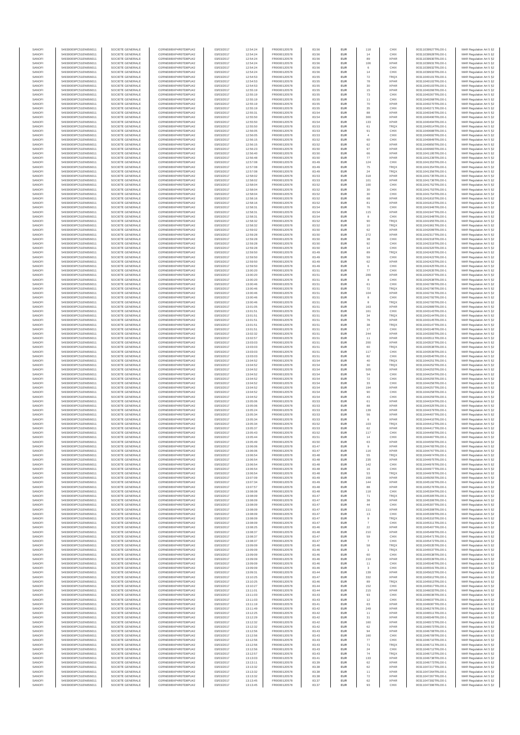| SANOFI | 549300E9PC51EN656011 | SOCIETE GENERALE | O2RNE8IBXP4R0TD8PU42 | 03/03/2017 | 12:54:24 | FR0000120578 | 83.56 | EUR | 118 | CHIX | 00311039927TRLO0-1 | MAR Regulation Art 5 §2 |
|---|---|---|---|---|---|---|---|---|---|---|---|---|
| SANOFI | 549300E9PC51EN656011 | SOCIETE GENERALE | O2RNE8IBXP4R0TD8PU42 | 03/03/2017 | 12:54:24 | FR0000120578 | 83.56 | EUR | 14 | CHIX | 00311039928TRLO0-1 | MAR Regulation Art 5 §2 |
| SANOFI | 549300E9PC51EN656011 | SOCIETE GENERALE | O2RNE8IBXP4R0TD8PU42 | 03/03/2017 | 12:54:24 | FR0000120578 | 83.56 | EUR | 89 | XPAR | 00311039930TRLO0-1 | MAR Regulation Art 5 §2 |
| SANOFI | 549300E9PC51EN656011 | SOCIETE GENERALE | O2RNE8IBXP4R0TD8PU42 | 03/03/2017 | 12:54:24 | FR0000120578 | 83.56 | EUR | 106 | XPAR | 00311039931TRLO0-1 | MAR Regulation Art 5 §2 |
| SANOFI | 549300E9PC51EN656011 | SOCIETE GENERALE | O2RNE8IBXP4R0TD8PU42 | 03/03/2017 | 12:54:24 | FR0000120578 | 83.56 | EUR | 6 | CHIX | 00311039932TRLO0-1 | MAR Regulation Art 5 §2 |
| SANOFI | 549300E9PC51EN656011 | SOCIETE GENERALE | O2RNE8IBXP4R0TD8PU42 | 03/03/2017 | 12:54:24 | FR0000120578 | 83.56 | EUR | 14 | CHIX | 00311039933TRLO0-1 | MAR Regulation Art 5 §2 |
| SANOFI | 549300E9PC51EN656011 | SOCIETE GENERALE | O2RNE8IBXP4R0TD8PU42 | 03/03/2017 | 12:54:53 | FR0000120578 | 83.55 | EUR | 72 | TRQX | 00311040101TRLO0-1 | MAR Regulation Art 5 §2 |
| SANOFI | 549300E9PC51EN656011 | SOCIETE GENERALE | O2RNE8IBXP4R0TD8PU42 | 03/03/2017 | 12:54:53 | FR0000120578 | 83.55 | EUR | 78 | XPAR | 00311040102TRLO0-1 | MAR Regulation Art 5 §2 |
| SANOFI | 549300E9PC51EN656011 | SOCIETE GENERALE | O2RNE8IBXP4R0TD8PU42 | 03/03/2017 | 12:54:53 | FR0000120578 | 83.55 | EUR | 30 | XPAR | 00311040103TRLO0-1 | MAR Regulation Art 5 §2 |
| SANOFI | 549300E9PC51EN656011 | SOCIETE GENERALE | O2RNE8IBXP4R0TD8PU42 | 03/03/2017 | 12:55:19 | FR0000120578 | 83.55 | EUR | 15 | XPAR | 00311040266TRLO0-1 | MAR Regulation Art 5 §2 |
| SANOFI | 549300E9PC51EN656011 | SOCIETE GENERALE | O2RNE8IBXP4R0TD8PU42 | 03/03/2017 | 12:55:19 | FR0000120578 | 83.55 | EUR | 73 | CHIX | 00311040267TRLO0-1 | MAR Regulation Art 5 §2 |
| SANOFI | 549300E9PC51EN656011 | SOCIETE GENERALE | O2RNE8IBXP4R0TD8PU42 | 03/03/2017 | 12:55:19 | FR0000120578 | 83.55 | EUR | 11 | CHIX | 00311040268TRLO0-1 | MAR Regulation Art 5 §2 |
| SANOFI | 549300E9PC51EN656011 | SOCIETE GENERALE | O2RNE8IBXP4R0TD8PU42 | 03/03/2017 | 12:55:19 | FR0000120578 | 83.55 | EUR | 70 | XPAR | 00311040270TRLO0-1 | MAR Regulation Art 5 §2 |
| SANOFI | 549300E9PC51EN656011 | SOCIETE GENERALE | O2RNE8IBXP4R0TD8PU42 | 03/03/2017 | 12:55:19 | FR0000120578 | 83.55 | EUR | 35 | CHIX | 00311040271TRLO0-1 | MAR Regulation Art 5 §2 |
| SANOFI | 549300E9PC51EN656011 | SOCIETE GENERALE | O2RNE8IBXP4R0TD8PU42 | 03/03/2017 | 12:55:31 | FR0000120578 | 83.54 | EUR | 88 | XPAR | 00311040340TRLO0-1 | MAR Regulation Art 5 §2 |
| SANOFI | 549300E9PC51EN656011 | SOCIETE GENERALE | O2RNE8IBXP4R0TD8PU42 | 03/03/2017 | 12:55:50 | FR0000120578 | 83.54 | EUR | 300 | XPAR | 00311040490TRLO0-1 | MAR Regulation Art 5 §2 |
| SANOFI | 549300E9PC51EN656011 | SOCIETE GENERALE | O2RNE8IBXP4R0TD8PU42 | 03/03/2017 | 12:55:50 | FR0000120578 | 83.54 | EUR | 133 | XPAR | 00311040494TRLO0-1 | MAR Regulation Art 5 §2 |
| SANOFI | 549300E9PC51EN656011 | SOCIETE GENERALE | O2RNE8IBXP4R0TD8PU42 | 03/03/2017 | 12:55:50 | FR0000120578 | 83.53 | EUR | 61 | TRQX | 00311040514TRLO0-1 | MAR Regulation Art 5 §2 |
| SANOFI | 549300E9PC51EN656011 | SOCIETE GENERALE | O2RNE8IBXP4R0TD8PU42 | 03/03/2017 | 12:56:05 | FR0000120578 | 83.53 | EUR | 91 | CHIX | 00311040668TRLO0-1 | MAR Regulation Art 5 §2 |
| SANOFI | 549300E9PC51EN656011 | SOCIETE GENERALE | O2RNE8IBXP4R0TD8PU42 | 03/03/2017 | 12:56:05 | FR0000120578 | 83.53 | EUR | 4 | CHIX | 00311040669TRLO0-1 | MAR Regulation Art 5 §2 |
| SANOFI | 549300E9PC51EN656011 | SOCIETE GENERALE | O2RNE8IBXP4R0TD8PU42 | 03/03/2017 | 12:56:15 | FR0000120578 | 83.52 | EUR | 60 | CHIX | 00311040849TRLO0-1 | MAR Regulation Art 5 §2 |
| SANOFI | 549300E9PC51EN656011 | SOCIETE GENERALE | O2RNE8IBXP4R0TD8PU42 | 03/03/2017 | 12:56:15 | FR0000120578 | 83.52 | EUR | 62 | XPAR | 00311040850TRLO0-1 | MAR Regulation Art 5 §2 |
| SANOFI | 549300E9PC51EN656011 | SOCIETE GENERALE | O2RNE8IBXP4R0TD8PU42 | 03/03/2017 | 12:56:23 | FR0000120578 | 83.50 | EUR | 97 | XPAR | 00311040983TRLO0-1 | MAR Regulation Art 5 §2 |
| SANOFI | 549300E9PC51EN656011 | SOCIETE GENERALE | O2RNE8IBXP4R0TD8PU42 | 03/03/2017 | 12:56:40 | FR0000120578 | 83.50 | EUR | 66 | XPAR | 00311041185TRLO0-1 | MAR Regulation Art 5 §2 |
| SANOFI | 549300E9PC51EN656011 | SOCIETE GENERALE | O2RNE8IBXP4R0TD8PU42 | 03/03/2017 | 12:56:48 | FR0000120578 | 83.50 | EUR | 77 | XPAR | 00311041239TRLO0-1 | MAR Regulation Art 5 §2 |
| SANOFI | 549300E9PC51EN656011 | SOCIETE GENERALE | O2RNE8IBXP4R0TD8PU42 | 03/03/2017 | 12:57:08 | FR0000120578 | 83.49 | EUR | 124 | CHIX | 00311041353TRLO0-1 | MAR Regulation Art 5 §2 |
| SANOFI | 549300E9PC51EN656011 | SOCIETE GENERALE | O2RNE8IBXP4R0TD8PU42 | 03/03/2017 | 12:57:08 | FR0000120578 | 83.49 | EUR | 75 | TRQX | 00311041354TRLO0-1 | MAR Regulation Art 5 §2 |
| SANOFI | 549300E9PC51EN656011 | SOCIETE GENERALE | O2RNE8IBXP4R0TD8PU42 | 03/03/2017 | 12:57:08 | FR0000120578 | 83.49 | EUR | 24 | TRQX | 00311041356TRLO0-1 | MAR Regulation Art 5 §2 |
| SANOFI | 549300E9PC51EN656011 | SOCIETE GENERALE | O2RNE8IBXP4R0TD8PU42 | 03/03/2017 | 12:58:02 | FR0000120578 | 83.53 | EUR | 318 | XPAR | 00311041735TRLO0-1 | MAR Regulation Art 5 §2 |
| SANOFI | 549300E9PC51EN656011 | SOCIETE GENERALE | O2RNE8IBXP4R0TD8PU42 | 03/03/2017 | 12:58:02 | FR0000120578 | 83.53 | EUR | 101 | XPAR | 00311041736TRLO0-1 | MAR Regulation Art 5 §2 |
| SANOFI | 549300E9PC51EN656011 | SOCIETE GENERALE | O2RNE8IBXP4R0TD8PU42 | 03/03/2017 | 12:58:04 | FR0000120578 | 83.52 | EUR | 100 | CHIX | 00311041752TRLO0-1 | MAR Regulation Art 5 §2 |
| SANOFI | 549300E9PC51EN656011 | SOCIETE GENERALE | O2RNE8IBXP4R0TD8PU42 | 03/03/2017 | 12:58:04 | FR0000120578 | 83.52 | EUR | 30 | CHIX | 00311041753TRLO0-1 | MAR Regulation Art 5 §2 |
| SANOFI | 549300E9PC51EN656011 | SOCIETE GENERALE | O2RNE8IBXP4R0TD8PU42 | 03/03/2017 | 12:58:04 | FR0000120578 | 83.52 | EUR | 30 | CHIX | 00311041754TRLO0-1 | MAR Regulation Art 5 §2 |
| SANOFI | 549300E9PC51EN656011 | SOCIETE GENERALE | O2RNE8IBXP4R0TD8PU42 | 03/03/2017 | 12:58:16 | FR0000120578 | 83.52 | EUR | 68 | XPAR | 00311041810TRLO0-1 | MAR Regulation Art 5 §2 |
| SANOFI | 549300E9PC51EN656011 | SOCIETE GENERALE | O2RNE8IBXP4R0TD8PU42 | 03/03/2017 | 12:58:16 | FR0000120578 | 83.52 | EUR | 81 | XPAR | 00311041813TRLO0-1 | MAR Regulation Art 5 §2 |
| SANOFI | 549300E9PC51EN656011 | SOCIETE GENERALE | O2RNE8IBXP4R0TD8PU42 | 03/03/2017 | 12:58:31 | FR0000120578 | 83.54 | EUR | 76 | CHIX | 00311041946TRLO0-1 | MAR Regulation Art 5 §2 |
| SANOFI | 549300E9PC51EN656011 | SOCIETE GENERALE | O2RNE8IBXP4R0TD8PU42 | 03/03/2017 | 12:58:31 | FR0000120578 | 83.54 | EUR | 115 | XPAR | 00311041947TRLO0-1 | MAR Regulation Art 5 §2 |
| SANOFI | 549300E9PC51EN656011 | SOCIETE GENERALE | O2RNE8IBXP4R0TD8PU42 | 03/03/2017 | 12:58:31 | FR0000120578 | 83.54 | EUR | 8 | CHIX | 00311041948TRLO0-1 | MAR Regulation Art 5 §2 |
| SANOFI | 549300E9PC51EN656011 | SOCIETE GENERALE | O2RNE8IBXP4R0TD8PU42 | 03/03/2017 | 12:58:32 | FR0000120578 | 83.52 | EUR | 90 | TRQX | 00311041955TRLO0-1 | MAR Regulation Art 5 §2 |
| SANOFI | 549300E9PC51EN656011 | SOCIETE GENERALE | O2RNE8IBXP4R0TD8PU42 | 03/03/2017 | 12:58:32 | FR0000120578 | 83.52 | EUR | 10 | TRQX | 00311041961TRLO0-1 | MAR Regulation Art 5 §2 |
| SANOFI | 549300E9PC51EN656011 | SOCIETE GENERALE | O2RNE8IBXP4R0TD8PU42 | 03/03/2017 | 12:59:02 | FR0000120578 | 83.50 | EUR | 62 | XPAR | 00311042099TRLO0-1 | MAR Regulation Art 5 §2 |
| SANOFI | 549300E9PC51EN656011 | SOCIETE GENERALE | O2RNE8IBXP4R0TD8PU42 | 03/03/2017 | 12:59:28 | FR0000120578 | 83.50 | EUR | 272 | XPAR | 00311042317TRLO0-1 | MAR Regulation Art 5 §2 |
| SANOFI | 549300E9PC51EN656011 | SOCIETE GENERALE | O2RNE8IBXP4R0TD8PU42 | 03/03/2017 | 12:59:28 | FR0000120578 | 83.50 | EUR | 38 | CHIX | 00311042318TRLO0-1 | MAR Regulation Art 5 §2 |
| SANOFI | 549300E9PC51EN656011 | SOCIETE GENERALE | O2RNE8IBXP4R0TD8PU42 | 03/03/2017 | 12:59:28 | FR0000120578 | 83.50 | EUR | 92 | CHIX | 00311042319TRLO0-1 | MAR Regulation Art 5 §2 |
| SANOFI | 549300E9PC51EN656011 | SOCIETE GENERALE | O2RNE8IBXP4R0TD8PU42 | 03/03/2017 | 12:59:28 | FR0000120578 | 83.50 | EUR | 14 | CHIX | 00311042320TRLO0-1 | MAR Regulation Art 5 §2 |
| SANOFI | 549300E9PC51EN656011 | SOCIETE GENERALE | O2RNE8IBXP4R0TD8PU42 | 03/03/2017 | 12:59:50 | FR0000120578 | 83.49 | EUR | 89 | TRQX | 00311042420TRLO0-1 | MAR Regulation Art 5 §2 |
| SANOFI | 549300E9PC51EN656011 | SOCIETE GENERALE | O2RNE8IBXP4R0TD8PU42 | 03/03/2017 | 12:59:50 | FR0000120578 | 83.49 | EUR | 59 | CHIX | 00311042422TRLO0-1 | MAR Regulation Art 5 §2 |
| SANOFI | 549300E9PC51EN656011 | SOCIETE GENERALE | O2RNE8IBXP4R0TD8PU42 | 03/03/2017 | 12:59:50 | FR0000120578 | 83.49 | EUR | 62 | XPAR | 00311042423TRLO0-1 | MAR Regulation Art 5 §2 |
| SANOFI | 549300E9PC51EN656011 | SOCIETE GENERALE | O2RNE8IBXP4R0TD8PU42 | 03/03/2017 | 12:59:50 | FR0000120578 | 83.49 | EUR | 6 | CHIX | 00311042425TRLO0-1 | MAR Regulation Art 5 §2 |
| SANOFI | 549300E9PC51EN656011 | SOCIETE GENERALE | O2RNE8IBXP4R0TD8PU42 | 03/03/2017 | 13:00:20 | FR0000120578 | 83.51 | EUR | 77 | CHIX | 00311042635TRLO0-1 | MAR Regulation Art 5 §2 |
| SANOFI | 549300E9PC51EN656011 | SOCIETE GENERALE | O2RNE8IBXP4R0TD8PU42 | 03/03/2017 | 13:00:20 | FR0000120578 | 83.51 | EUR | 289 | XPAR | 00311042637TRLO0-1 | MAR Regulation Art 5 §2 |
| SANOFI | 549300E9PC51EN656011 | SOCIETE GENERALE | O2RNE8IBXP4R0TD8PU42 | 03/03/2017 | 13:00:20 | FR0000120578 | 83.51 | EUR | 8 | CHIX | 00311042638TRLO0-1 | MAR Regulation Art 5 §2 |
| SANOFI | 549300E9PC51EN656011 | SOCIETE GENERALE | O2RNE8IBXP4R0TD8PU42 | 03/03/2017 | 13:00:46 | FR0000120578 | 83.51 | EUR | 61 | CHIX | 00311042789TRLO0-1 | MAR Regulation Art 5 §2 |
| SANOFI | 549300E9PC51EN656011 | SOCIETE GENERALE | O2RNE8IBXP4R0TD8PU42 | 03/03/2017 | 13:00:46 | FR0000120578 | 83.51 | EUR | 72 | TRQX | 00311042790TRLO0-1 | MAR Regulation Art 5 §2 |
| SANOFI | 549300E9PC51EN656011 | SOCIETE GENERALE | O2RNE8IBXP4R0TD8PU42 | 03/03/2017 | 13:00:46 | FR0000120578 | 83.51 | EUR | 104 | XPAR | 00311042791TRLO0-1 | MAR Regulation Art 5 §2 |
| SANOFI | 549300E9PC51EN656011 | SOCIETE GENERALE | O2RNE8IBXP4R0TD8PU42 | 03/03/2017 | 13:00:46 | FR0000120578 | 83.51 | EUR | 8 | CHIX | 00311042792TRLO0-1 | MAR Regulation Art 5 §2 |
| SANOFI | 549300E9PC51EN656011 | SOCIETE GENERALE | O2RNE8IBXP4R0TD8PU42 | 03/03/2017 | 13:00:46 | FR0000120578 | 83.51 | EUR | 8 | TRQX | 00311042793TRLO0-1 | MAR Regulation Art 5 §2 |
| SANOFI | 549300E9PC51EN656011 | SOCIETE GENERALE | O2RNE8IBXP4R0TD8PU42 | 03/03/2017 | 13:01:05 | FR0000120578 | 83.51 | EUR | 163 | XPAR | 00311042889TRLO0-1 | MAR Regulation Art 5 §2 |
| SANOFI | 549300E9PC51EN656011 | SOCIETE GENERALE | O2RNE8IBXP4R0TD8PU42 | 03/03/2017 | 13:01:51 | FR0000120578 | 83.51 | EUR | 161 | CHIX | 00311043143TRLO0-1 | MAR Regulation Art 5 §2 |
| SANOFI | 549300E9PC51EN656011 | SOCIETE GENERALE | O2RNE8IBXP4R0TD8PU42 | 03/03/2017 | 13:01:51 | FR0000120578 | 83.51 | EUR | 34 | TRQX | 00311043144TRLO0-1 | MAR Regulation Art 5 §2 |
| SANOFI | 549300E9PC51EN656011 | SOCIETE GENERALE | O2RNE8IBXP4R0TD8PU42 | 03/03/2017 | 13:01:51 | FR0000120578 | 83.51 | EUR | 76 | XPAR | 00311043145TRLO0-1 | MAR Regulation Art 5 §2 |
| SANOFI | 549300E9PC51EN656011 | SOCIETE GENERALE | O2RNE8IBXP4R0TD8PU42 | 03/03/2017 | 13:01:51 | FR0000120578 | 83.51 | EUR | 38 | TRQX | 00311043147TRLO0-1 | MAR Regulation Art 5 §2 |
| SANOFI | 549300E9PC51EN656011 | SOCIETE GENERALE | O2RNE8IBXP4R0TD8PU42 | 03/03/2017 | 13:01:51 | FR0000120578 | 83.51 | EUR | 17 | CHIX | 00311043148TRLO0-1 | MAR Regulation Art 5 §2 |
| SANOFI | 549300E9PC51EN656011 | SOCIETE GENERALE | O2RNE8IBXP4R0TD8PU42 | 03/03/2017 | 13:02:32 | FR0000120578 | 83.51 | EUR | 244 | XPAR | 00311043393TRLO0-1 | MAR Regulation Art 5 §2 |
| SANOFI | 549300E9PC51EN656011 | SOCIETE GENERALE | O2RNE8IBXP4R0TD8PU42 | 03/03/2017 | 13:02:57 | FR0000120578 | 83.51 | EUR | 11 | XPAR | 00311043511TRLO0-1 | MAR Regulation Art 5 §2 |
| SANOFI | 549300E9PC51EN656011 | SOCIETE GENERALE | O2RNE8IBXP4R0TD8PU42 | 03/03/2017 | 13:03:03 | FR0000120578 | 83.51 | EUR | 200 | XPAR | 00311043537TRLO0-1 | MAR Regulation Art 5 §2 |
| SANOFI | 549300E9PC51EN656011 | SOCIETE GENERALE | O2RNE8IBXP4R0TD8PU42 | 03/03/2017 | 13:03:03 | FR0000120578 | 83.51 | EUR | 60 | TRQX | 00311043538TRLO0-1 | MAR Regulation Art 5 §2 |
| SANOFI | 549300E9PC51EN656011 | SOCIETE GENERALE | O2RNE8IBXP4R0TD8PU42 | 03/03/2017 | 13:03:03 | FR0000120578 | 83.51 | EUR | 117 | CHIX | 00311043539TRLO0-1 | MAR Regulation Art 5 §2 |
| SANOFI | 549300E9PC51EN656011 | SOCIETE GENERALE | O2RNE8IBXP4R0TD8PU42 | 03/03/2017 | 13:03:03 | FR0000120578 | 83.51 | EUR | 82 | CHIX | 00311043540TRLO0-1 | MAR Regulation Art 5 §2 |
| SANOFI | 549300E9PC51EN656011 | SOCIETE GENERALE | O2RNE8IBXP4R0TD8PU42 | 03/03/2017 | 13:04:52 | FR0000120578 | 83.54 | EUR | 40 | TRQX | 00311044251TRLO0-1 | MAR Regulation Art 5 §2 |
| SANOFI | 549300E9PC51EN656011 | SOCIETE GENERALE | O2RNE8IBXP4R0TD8PU42 | 03/03/2017 | 13:04:52 | FR0000120578 | 83.54 | EUR | 30 | TRQX | 00311044252TRLO0-1 | MAR Regulation Art 5 §2 |
| SANOFI | 549300E9PC51EN656011 | SOCIETE GENERALE | O2RNE8IBXP4R0TD8PU42 | 03/03/2017 | 13:04:52 | FR0000120578 | 83.54 | EUR | 505 | XPAR | 00311044253TRLO0-1 | MAR Regulation Art 5 §2 |
| SANOFI | 549300E9PC51EN656011 | SOCIETE GENERALE | O2RNE8IBXP4R0TD8PU42 | 03/03/2017 | 13:04:52 | FR0000120578 | 83.54 | EUR | 54 | CHIX | 00311044254TRLO0-1 | MAR Regulation Art 5 §2 |
| SANOFI | 549300E9PC51EN656011 | SOCIETE GENERALE | O2RNE8IBXP4R0TD8PU42 | 03/03/2017 | 13:04:52 | FR0000120578 | 83.54 | EUR | 72 | CHIX | 00311044255TRLO0-1 | MAR Regulation Art 5 §2 |
| SANOFI | 549300E9PC51EN656011 | SOCIETE GENERALE | O2RNE8IBXP4R0TD8PU42 | 03/03/2017 | 13:04:52 | FR0000120578 | 83.54 | EUR | 33 | CHIX | 00311044256TRLO0-1 | MAR Regulation Art 5 §2 |
| SANOFI | 549300E9PC51EN656011 | SOCIETE GENERALE | O2RNE8IBXP4R0TD8PU42 | 03/03/2017 | 13:04:52 | FR0000120578 | 83.54 | EUR | 194 | XPAR | 00311044257TRLO0-1 | MAR Regulation Art 5 §2 |
| SANOFI | 549300E9PC51EN656011 | SOCIETE GENERALE | O2RNE8IBXP4R0TD8PU42 | 03/03/2017 | 13:04:52 | FR0000120578 | 83.54 | EUR | 90 | CHIX | 00311044258TRLO0-1 | MAR Regulation Art 5 §2 |
| SANOFI | 549300E9PC51EN656011 | SOCIETE GENERALE | O2RNE8IBXP4R0TD8PU42 | 03/03/2017 | 13:04:52 | FR0000120578 | 83.54 | EUR | 43 | CHIX | 00311044259TRLO0-1 | MAR Regulation Art 5 §2 |
| SANOFI | 549300E9PC51EN656011 | SOCIETE GENERALE | O2RNE8IBXP4R0TD8PU42 | 03/03/2017 | 13:05:06 | FR0000120578 | 83.53 | EUR | 61 | XPAR | 00311044324TRLO0-1 | MAR Regulation Art 5 §2 |
| SANOFI | 549300E9PC51EN656011 | SOCIETE GENERALE | O2RNE8IBXP4R0TD8PU42 | 03/03/2017 | 13:05:06 | FR0000120578 | 83.53 | EUR | 88 | XPAR | 00311044325TRLO0-1 | MAR Regulation Art 5 §2 |
| SANOFI | 549300E9PC51EN656011 | SOCIETE GENERALE | O2RNE8IBXP4R0TD8PU42 | 03/03/2017 | 13:05:24 | FR0000120578 | 83.53 | EUR | 139 | XPAR | 00311044378TRLO0-1 | MAR Regulation Art 5 §2 |
| SANOFI | 549300E9PC51EN656011 | SOCIETE GENERALE | O2RNE8IBXP4R0TD8PU42 | 03/03/2017 | 13:05:34 | FR0000120578 | 83.53 | EUR | 56 | XPAR | 00311044407TRLO0-1 | MAR Regulation Art 5 §2 |
| SANOFI | 549300E9PC51EN656011 | SOCIETE GENERALE | O2RNE8IBXP4R0TD8PU42 | 03/03/2017 | 13:05:34 | FR0000120578 | 83.53 | EUR | 6 | XPAR | 00311044410TRLO0-1 | MAR Regulation Art 5 §2 |
| SANOFI | 549300E9PC51EN656011 | SOCIETE GENERALE | O2RNE8IBXP4R0TD8PU42 | 03/03/2017 | 13:05:34 | FR0000120578 | 83.52 | EUR | 103 | TRQX | 00311044412TRLO0-1 | MAR Regulation Art 5 §2 |
| SANOFI | 549300E9PC51EN656011 | SOCIETE GENERALE | O2RNE8IBXP4R0TD8PU42 | 03/03/2017 | 13:05:37 | FR0000120578 | 83.53 | EUR | 62 | XPAR | 00311044417TRLO0-1 | MAR Regulation Art 5 §2 |
| SANOFI | 549300E9PC51EN656011 | SOCIETE GENERALE | O2RNE8IBXP4R0TD8PU42 | 03/03/2017 | 13:05:43 | FR0000120578 | 83.52 | EUR | 117 | CHIX | 00311044450TRLO0-1 | MAR Regulation Art 5 §2 |
| SANOFI | 549300E9PC51EN656011 | SOCIETE GENERALE | O2RNE8IBXP4R0TD8PU42 | 03/03/2017 | 13:05:44 | FR0000120578 | 83.51 | EUR | 14 | CHIX | 00311044467TRLO0-1 | MAR Regulation Art 5 §2 |
| SANOFI | 549300E9PC51EN656011 | SOCIETE GENERALE | O2RNE8IBXP4R0TD8PU42 | 03/03/2017 | 13:05:49 | FR0000120578 | 83.50 | EUR | 63 | XPAR | 00311044550TRLO0-1 | MAR Regulation Art 5 §2 |
| SANOFI | 549300E9PC51EN656011 | SOCIETE GENERALE | O2RNE8IBXP4R0TD8PU42 | 03/03/2017 | 13:06:06 | FR0000120578 | 83.47 | EUR | 9 | XPAR | 00311044765TRLO0-1 | MAR Regulation Art 5 §2 |
| SANOFI | 549300E9PC51EN656011 | SOCIETE GENERALE | O2RNE8IBXP4R0TD8PU42 | 03/03/2017 | 13:06:06 | FR0000120578 | 83.47 | EUR | 116 | XPAR | 00311044767TRLO0-1 | MAR Regulation Art 5 §2 |
| SANOFI | 549300E9PC51EN656011 | SOCIETE GENERALE | O2RNE8IBXP4R0TD8PU42 | 03/03/2017 | 13:06:54 | FR0000120578 | 83.48 | EUR | 55 | TRQX | 00311044974TRLO0-1 | MAR Regulation Art 5 §2 |
| SANOFI | 549300E9PC51EN656011 | SOCIETE GENERALE | O2RNE8IBXP4R0TD8PU42 | 03/03/2017 | 13:06:54 | FR0000120578 | 83.48 | EUR | 235 | XPAR | 00311044975TRLO0-1 | MAR Regulation Art 5 §2 |
| SANOFI | 549300E9PC51EN656011 | SOCIETE GENERALE | O2RNE8IBXP4R0TD8PU42 | 03/03/2017 | 13:06:54 | FR0000120578 | 83.48 | EUR | 142 | CHIX | 00311044976TRLO0-1 | MAR Regulation Art 5 §2 |
| SANOFI | 549300E9PC51EN656011 | SOCIETE GENERALE | O2RNE8IBXP4R0TD8PU42 | 03/03/2017 | 13:06:54 | FR0000120578 | 83.48 | EUR | 16 | CHIX | 00311044977TRLO0-1 | MAR Regulation Art 5 §2 |
| SANOFI | 549300E9PC51EN656011 | SOCIETE GENERALE | O2RNE8IBXP4R0TD8PU42 | 03/03/2017 | 13:06:54 | FR0000120578 | 83.48 | EUR | 53 | TRQX | 00311044978TRLO0-1 | MAR Regulation Art 5 §2 |
| SANOFI | 549300E9PC51EN656011 | SOCIETE GENERALE | O2RNE8IBXP4R0TD8PU42 | 03/03/2017 | 13:07:09 | FR0000120578 | 83.49 | EUR | 156 | XPAR | 00311045055TRLO0-1 | MAR Regulation Art 5 §2 |
| SANOFI | 549300E9PC51EN656011 | SOCIETE GENERALE | O2RNE8IBXP4R0TD8PU42 | 03/03/2017 | 13:07:34 | FR0000120578 | 83.49 | EUR | 144 | XPAR | 00311045192TRLO0-1 | MAR Regulation Art 5 §2 |
| SANOFI | 549300E9PC51EN656011 | SOCIETE GENERALE | O2RNE8IBXP4R0TD8PU42 | 03/03/2017 | 13:07:57 | FR0000120578 | 83.48 | EUR | 88 | XPAR | 00311045263TRLO0-1 | MAR Regulation Art 5 §2 |
| SANOFI | 549300E9PC51EN656011 | SOCIETE GENERALE | O2RNE8IBXP4R0TD8PU42 | 03/03/2017 | 13:08:08 | FR0000120578 | 83.48 | EUR | 118 | CHIX | 00311045304TRLO0-1 | MAR Regulation Art 5 §2 |
| SANOFI | 549300E9PC51EN656011 | SOCIETE GENERALE | O2RNE8IBXP4R0TD8PU42 | 03/03/2017 | 13:08:09 | FR0000120578 | 83.47 | EUR | 71 | TRQX | 00311045305TRLO0-1 | MAR Regulation Art 5 §2 |
| SANOFI | 549300E9PC51EN656011 | SOCIETE GENERALE | O2RNE8IBXP4R0TD8PU42 | 03/03/2017 | 13:08:09 | FR0000120578 | 83.47 | EUR | 38 | XPAR | 00311045306TRLO0-1 | MAR Regulation Art 5 §2 |
| SANOFI | 549300E9PC51EN656011 | SOCIETE GENERALE | O2RNE8IBXP4R0TD8PU42 | 03/03/2017 | 13:08:09 | FR0000120578 | 83.47 | EUR | 44 | CHIX | 00311045307TRLO0-1 | MAR Regulation Art 5 §2 |
| SANOFI | 549300E9PC51EN656011 | SOCIETE GENERALE | O2RNE8IBXP4R0TD8PU42 | 03/03/2017 | 13:08:09 | FR0000120578 | 83.47 | EUR | 111 | XPAR | 00311045308TRLO0-1 | MAR Regulation Art 5 §2 |
| SANOFI | 549300E9PC51EN656011 | SOCIETE GENERALE | O2RNE8IBXP4R0TD8PU42 | 03/03/2017 | 13:08:09 | FR0000120578 | 83.47 | EUR | 13 | CHIX | 00311045309TRLO0-1 | MAR Regulation Art 5 §2 |
| SANOFI | 549300E9PC51EN656011 | SOCIETE GENERALE | O2RNE8IBXP4R0TD8PU42 | 03/03/2017 | 13:08:09 | FR0000120578 | 83.47 | EUR | 9 | TRQX | 00311045310TRLO0-1 | MAR Regulation Art 5 §2 |
| SANOFI | 549300E9PC51EN656011 | SOCIETE GENERALE | O2RNE8IBXP4R0TD8PU42 | 03/03/2017 | 13:08:09 | FR0000120578 | 83.47 | EUR | 7 | CHIX | 00311045311TRLO0-1 | MAR Regulation Art 5 §2 |
| SANOFI | 549300E9PC51EN656011 | SOCIETE GENERALE | O2RNE8IBXP4R0TD8PU42 | 03/03/2017 | 13:08:25 | FR0000120578 | 83.46 | EUR | 22 | XPAR | 00311045407TRLO0-1 | MAR Regulation Art 5 §2 |
| SANOFI | 549300E9PC51EN656011 | SOCIETE GENERALE | O2RNE8IBXP4R0TD8PU42 | 03/03/2017 | 13:08:37 | FR0000120578 | 83.48 | EUR | 210 | XPAR | 00311045469TRLO0-1 | MAR Regulation Art 5 §2 |
| SANOFI | 549300E9PC51EN656011 | SOCIETE GENERALE | O2RNE8IBXP4R0TD8PU42 | 03/03/2017 | 13:08:37 | FR0000120578 | 83.47 | EUR | 59 | CHIX | 00311045471TRLO0-1 | MAR Regulation Art 5 §2 |
| SANOFI | 549300E9PC51EN656011 | SOCIETE GENERALE | O2RNE8IBXP4R0TD8PU42 | 03/03/2017 | 13:08:37 | FR0000120578 | 83.47 | EUR | 7 | CHIX | 00311045472TRLO0-1 | MAR Regulation Art 5 §2 |
| SANOFI | 549300E9PC51EN656011 | SOCIETE GENERALE | O2RNE8IBXP4R0TD8PU42 | 03/03/2017 | 13:09:09 | FR0000120578 | 83.46 | EUR | 58 | TRQX | 00311045535TRLO0-1 | MAR Regulation Art 5 §2 |
| SANOFI | 549300E9PC51EN656011 | SOCIETE GENERALE | O2RNE8IBXP4R0TD8PU42 | 03/03/2017 | 13:09:09 | FR0000120578 | 83.46 | EUR | 1 | TRQX | 00311045537TRLO0-1 | MAR Regulation Art 5 §2 |
| SANOFI | 549300E9PC51EN656011 | SOCIETE GENERALE | O2RNE8IBXP4R0TD8PU42 | 03/03/2017 | 13:09:09 | FR0000120578 | 83.46 | EUR | 60 | CHIX | 00311045538TRLO0-1 | MAR Regulation Art 5 §2 |
| SANOFI | 549300E9PC51EN656011 | SOCIETE GENERALE | O2RNE8IBXP4R0TD8PU42 | 03/03/2017 | 13:09:09 | FR0000120578 | 83.46 | EUR | 219 | XPAR | 00311045539TRLO0-1 | MAR Regulation Art 5 §2 |
| SANOFI | 549300E9PC51EN656011 | SOCIETE GENERALE | O2RNE8IBXP4R0TD8PU42 | 03/03/2017 | 13:09:09 | FR0000120578 | 83.46 | EUR | 11 | CHIX | 00311045540TRLO0-1 | MAR Regulation Art 5 §2 |
| SANOFI | 549300E9PC51EN656011 | SOCIETE GENERALE | O2RNE8IBXP4R0TD8PU42 | 03/03/2017 | 13:09:09 | FR0000120578 | 83.46 | EUR | 3 | CHIX | 00311045541TRLO0-1 | MAR Regulation Art 5 §2 |
| SANOFI | 549300E9PC51EN656011 | SOCIETE GENERALE | O2RNE8IBXP4R0TD8PU42 | 03/03/2017 | 13:09:31 | FR0000120578 | 83.44 | EUR | 139 | XPAR | 00311045622TRLO0-1 | MAR Regulation Art 5 §2 |
| SANOFI | 549300E9PC51EN656011 | SOCIETE GENERALE | O2RNE8IBXP4R0TD8PU42 | 03/03/2017 | 13:10:25 | FR0000120578 | 83.47 | EUR | 332 | XPAR | 00311045912TRLO0-1 | MAR Regulation Art 5 §2 |
| SANOFI | 549300E9PC51EN656011 | SOCIETE GENERALE | O2RNE8IBXP4R0TD8PU42 | 03/03/2017 | 13:10:25 | FR0000120578 | 83.46 | EUR | 89 | TRQX | 00311045913TRLO0-1 | MAR Regulation Art 5 §2 |
| SANOFI | 549300E9PC51EN656011 | SOCIETE GENERALE | O2RNE8IBXP4R0TD8PU42 | 03/03/2017 | 13:10:27 | FR0000120578 | 83.44 | EUR | 152 | CHIX | 00311045917TRLO0-1 | MAR Regulation Art 5 §2 |
| SANOFI | 549300E9PC51EN656011 | SOCIETE GENERALE | O2RNE8IBXP4R0TD8PU42 | 03/03/2017 | 13:11:01 | FR0000120578 | 83.44 | EUR | 215 | XPAR | 00311046033TRLO0-1 | MAR Regulation Art 5 §2 |
| SANOFI | 549300E9PC51EN656011 | SOCIETE GENERALE | O2RNE8IBXP4R0TD8PU42 | 03/03/2017 | 13:11:03 | FR0000120578 | 83.43 | EUR | 93 | CHIX | 00311046036TRLO0-1 | MAR Regulation Art 5 §2 |
| SANOFI | 549300E9PC51EN656011 | SOCIETE GENERALE | O2RNE8IBXP4R0TD8PU42 | 03/03/2017 | 13:11:03 | FR0000120578 | 83.43 | EUR | 12 | CHIX | 00311046037TRLO0-1 | MAR Regulation Art 5 §2 |
| SANOFI | 549300E9PC51EN656011 | SOCIETE GENERALE | O2RNE8IBXP4R0TD8PU42 | 03/03/2017 | 13:11:19 | FR0000120578 | 83.41 | EUR | 63 | XPAR | 00311046087TRLO0-1 | MAR Regulation Art 5 §2 |
| SANOFI | 549300E9PC51EN656011 | SOCIETE GENERALE | O2RNE8IBXP4R0TD8PU42 | 03/03/2017 | 13:11:49 | FR0000120578 | 83.42 | EUR | 249 | XPAR | 00311046276TRLO0-1 | MAR Regulation Art 5 §2 |
| SANOFI | 549300E9PC51EN656011 | SOCIETE GENERALE | O2RNE8IBXP4R0TD8PU42 | 03/03/2017 | 13:12:25 | FR0000120578 | 83.42 | EUR | 11 | XPAR | 00311046511TRLO0-1 | MAR Regulation Art 5 §2 |
| SANOFI | 549300E9PC51EN656011 | SOCIETE GENERALE | O2RNE8IBXP4R0TD8PU42 | 03/03/2017 | 13:12:29 | FR0000120578 | 83.42 | EUR | 31 | XPAR | 00311046549TRLO0-1 | MAR Regulation Art 5 §2 |
| SANOFI | 549300E9PC51EN656011 | SOCIETE GENERALE | O2RNE8IBXP4R0TD8PU42 | 03/03/2017 | 13:12:32 | FR0000120578 | 83.42 | EUR | 160 | XPAR | 00311046572TRLO0-1 | MAR Regulation Art 5 §2 |
| SANOFI | 549300E9PC51EN656011 | SOCIETE GENERALE | O2RNE8IBXP4R0TD8PU42 | 03/03/2017 | 13:12:32 | FR0000120578 | 83.42 | EUR | 62 | XPAR | 00311046573TRLO0-1 | MAR Regulation Art 5 §2 |
| SANOFI | 549300E9PC51EN656011 | SOCIETE GENERALE | O2RNE8IBXP4R0TD8PU42 | 03/03/2017 | 13:12:56 | FR0000120578 | 83.43 | EUR | 94 | XPAR | 00311046708TRLO0-1 | MAR Regulation Art 5 §2 |
| SANOFI | 549300E9PC51EN656011 | SOCIETE GENERALE | O2RNE8IBXP4R0TD8PU42 | 03/03/2017 | 13:12:56 | FR0000120578 | 83.43 | EUR | 160 | CHIX | 00311046709TRLO0-1 | MAR Regulation Art 5 §2 |
| SANOFI | 549300E9PC51EN656011 | SOCIETE GENERALE | O2RNE8IBXP4R0TD8PU42 | 03/03/2017 | 13:12:56 | FR0000120578 | 83.43 | EUR | 77 | CHIX | 00311046710TRLO0-1 | MAR Regulation Art 5 §2 |
| SANOFI | 549300E9PC51EN656011 | SOCIETE GENERALE | O2RNE8IBXP4R0TD8PU42 | 03/03/2017 | 13:12:56 | FR0000120578 | 83.43 | EUR | 71 | TRQX | 00311046711TRLO0-1 | MAR Regulation Art 5 §2 |
| SANOFI | 549300E9PC51EN656011 | SOCIETE GENERALE | O2RNE8IBXP4R0TD8PU42 | 03/03/2017 | 13:12:56 | FR0000120578 | 83.43 | EUR | 24 | CHIX | 00311046712TRLO0-1 | MAR Regulation Art 5 §2 |
| SANOFI | 549300E9PC51EN656011 | SOCIETE GENERALE | O2RNE8IBXP4R0TD8PU42 | 03/03/2017 | 13:12:57 | FR0000120578 | 83.43 | EUR | 74 | TRQX | 00311046713TRLO0-1 | MAR Regulation Art 5 §2 |
| SANOFI | 549300E9PC51EN656011 | SOCIETE GENERALE | O2RNE8IBXP4R0TD8PU42 | 03/03/2017 | 13:13:03 | FR0000120578 | 83.41 | EUR | 133 | XPAR | 00311046738TRLO0-1 | MAR Regulation Art 5 §2 |
| SANOFI | 549300E9PC51EN656011 | SOCIETE GENERALE | O2RNE8IBXP4R0TD8PU42 | 03/03/2017 | 13:13:11 | FR0000120578 | 83.39 | EUR | 62 | XPAR | 00311046773TRLO0-1 | MAR Regulation Art 5 §2 |
| SANOFI | 549300E9PC51EN656011 | SOCIETE GENERALE | O2RNE8IBXP4R0TD8PU42 | 03/03/2017 | 13:13:32 | FR0000120578 | 83.38 | EUR | 62 | XPAR | 00311047217TRLO0-1 | MAR Regulation Art 5 §2 |
| SANOFI | 549300E9PC51EN656011 | SOCIETE GENERALE | O2RNE8IBXP4R0TD8PU42 | 03/03/2017 | 13:13:32 | FR0000120578 | 83.38 | EUR | 11 | XPAR | 00311047266TRLO0-1 | MAR Regulation Art 5 §2 |
| SANOFI | 549300E9PC51EN656011 | SOCIETE GENERALE | O2RNE8IBXP4R0TD8PU42 | 03/03/2017 | 13:13:32 | FR0000120578 | 83.38 | EUR | 72 | XPAR | 00311047267TRLO0-1 | MAR Regulation Art 5 §2 |
| SANOFI | 549300E9PC51EN656011 | SOCIETE GENERALE | O2RNE8IBXP4R0TD8PU42 | 03/03/2017 | 13:13:45 | FR0000120578 | 83.37 | EUR | 62 | XPAR | 00311047392TRLO0-1 | MAR Regulation Art 5 §2 |
| SANOFI | 549300E9PC51EN656011 | SOCIETE GENERALE | O2RNE8IBXP4R0TD8PU42 | 03/03/2017 | 13:13:45 | FR0000120578 | 83.37 | EUR | 93 | CHIX | 00311047396TRLO0-1 | MAR Regulation Art 5 §2 |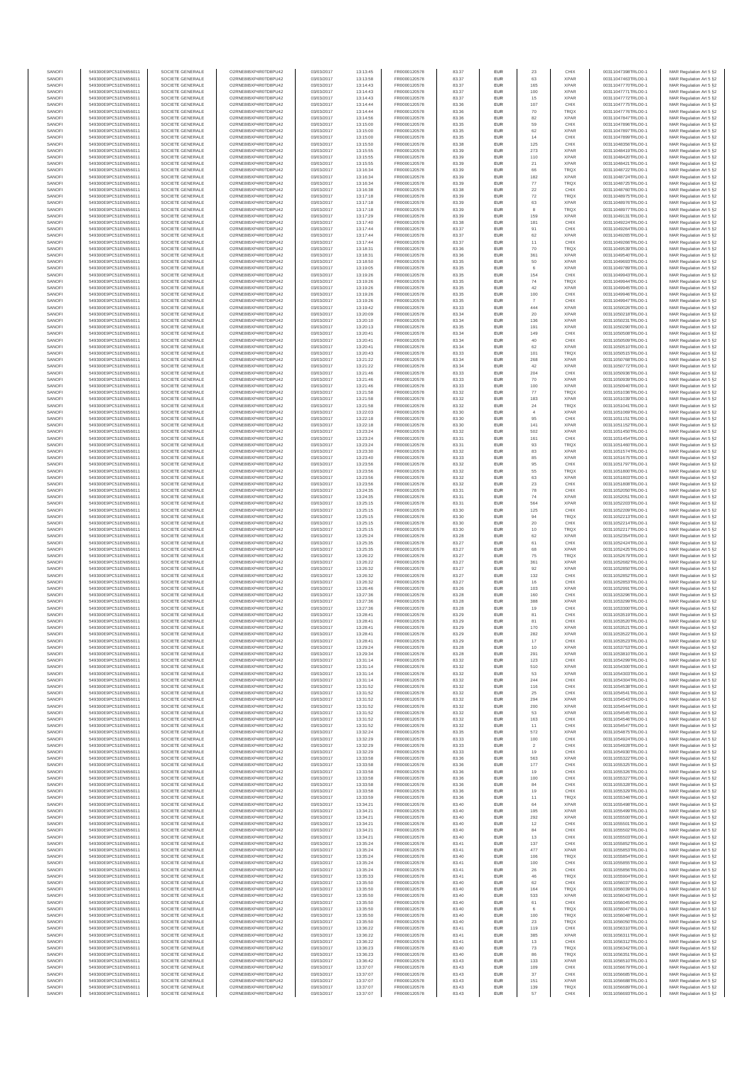| SANOFI | 549300E9PC51EN656011 | SOCIETE GENERALE | O2RNE8IBXP4R0TD8PU42 | 03/03/2017 | 13:13:45 | FR0000120578 | 83.37 | EUR | 23 | CHIX | 00311047398TRLO0-1 | MAR Regulation Art 5 §2 |
|---|---|---|---|---|---|---|---|---|---|---|---|---|
| SANOFI | 549300E9PC51EN656011 | SOCIETE GENERALE | O2RNE8IBXP4R0TD8PU42 | 03/03/2017 | 13:13:58 | FR0000120578 | 83.37 | EUR | 63 | XPAR | 00311047463TRLO0-1 | MAR Regulation Art 5 §2 |
| SANOFI | 549300E9PC51EN656011 | SOCIETE GENERALE | O2RNE8IBXP4R0TD8PU42 | 03/03/2017 | 13:14:43 | FR0000120578 | 83.37 | EUR | 165 | XPAR | 00311047770TRLO0-1 | MAR Regulation Art 5 §2 |
| SANOFI | 549300E9PC51EN656011 | SOCIETE GENERALE | O2RNE8IBXP4R0TD8PU42 | 03/03/2017 | 13:14:43 | FR0000120578 | 83.37 | EUR | 100 | XPAR | 00311047771TRLO0-1 | MAR Regulation Art 5 §2 |
| SANOFI | 549300E9PC51EN656011 | SOCIETE GENERALE | O2RNE8IBXP4R0TD8PU42 | 03/03/2017 | 13:14:43 | FR0000120578 | 83.37 | EUR | 15 | XPAR | 00311047772TRLO0-1 | MAR Regulation Art 5 §2 |
| SANOFI | 549300E9PC51EN656011 | SOCIETE GENERALE | O2RNE8IBXP4R0TD8PU42 | 03/03/2017 | 13:14:44 | FR0000120578 | 83.36 | EUR | 107 | CHIX | 00311047775TRLO0-1 | MAR Regulation Art 5 §2 |
| SANOFI | 549300E9PC51EN656011 | SOCIETE GENERALE | O2RNE8IBXP4R0TD8PU42 | 03/03/2017 | 13:14:44 | FR0000120578 | 83.36 | EUR | 70 | TRQX | 00311047776TRLO0-1 | MAR Regulation Art 5 §2 |
| SANOFI | 549300E9PC51EN656011 | SOCIETE GENERALE | O2RNE8IBXP4R0TD8PU42 | 03/03/2017 | 13:14:56 | FR0000120578 | 83.36 | EUR | 82 | XPAR | 00311047847TRLO0-1 | MAR Regulation Art 5 §2 |
| SANOFI | 549300E9PC51EN656011 | SOCIETE GENERALE | O2RNE8IBXP4R0TD8PU42 | 03/03/2017 | 13:15:00 | FR0000120578 | 83.35 | EUR | 59 | CHIX | 00311047896TRLO0-1 | MAR Regulation Art 5 §2 |
| SANOFI | 549300E9PC51EN656011 | SOCIETE GENERALE | O2RNE8IBXP4R0TD8PU42 | 03/03/2017 | 13:15:00 | FR0000120578 | 83.35 | EUR | 62 | XPAR | 00311047897TRLO0-1 | MAR Regulation Art 5 §2 |
| SANOFI | 549300E9PC51EN656011 | SOCIETE GENERALE | O2RNE8IBXP4R0TD8PU42 | 03/03/2017 | 13:15:00 | FR0000120578 | 83.35 | EUR | 14 | CHIX | 00311047899TRLO0-1 | MAR Regulation Art 5 §2 |
| SANOFI | 549300E9PC51EN656011 | SOCIETE GENERALE | O2RNE8IBXP4R0TD8PU42 | 03/03/2017 | 13:15:50 | FR0000120578 | 83.38 | EUR | 125 | CHIX | 00311048356TRLO0-1 | MAR Regulation Art 5 §2 |
| SANOFI | 549300E9PC51EN656011 | SOCIETE GENERALE | O2RNE8IBXP4R0TD8PU42 | 03/03/2017 | 13:15:55 | FR0000120578 | 83.39 | EUR | 273 | XPAR | 00311048419TRLO0-1 | MAR Regulation Art 5 §2 |
| SANOFI | 549300E9PC51EN656011 | SOCIETE GENERALE | O2RNE8IBXP4R0TD8PU42 | 03/03/2017 | 13:15:55 | FR0000120578 | 83.39 | EUR | 110 | XPAR | 00311048420TRLO0-1 | MAR Regulation Art 5 §2 |
| SANOFI | 549300E9PC51EN656011 | SOCIETE GENERALE | O2RNE8IBXP4R0TD8PU42 | 03/03/2017 | 13:15:55 | FR0000120578 | 83.39 | EUR | 21 | XPAR | 00311048421TRLO0-1 | MAR Regulation Art 5 §2 |
| SANOFI | 549300E9PC51EN656011 | SOCIETE GENERALE | O2RNE8IBXP4R0TD8PU42 | 03/03/2017 | 13:16:34 | FR0000120578 | 83.39 | EUR | 66 | TRQX | 00311048722TRLO0-1 | MAR Regulation Art 5 §2 |
| SANOFI | 549300E9PC51EN656011 | SOCIETE GENERALE | O2RNE8IBXP4R0TD8PU42 | 03/03/2017 | 13:16:34 | FR0000120578 | 83.39 | EUR | 182 | XPAR | 00311048724TRLO0-1 | MAR Regulation Art 5 §2 |
| SANOFI | 549300E9PC51EN656011 | SOCIETE GENERALE | O2RNE8IBXP4R0TD8PU42 | 03/03/2017 | 13:16:34 | FR0000120578 | 83.39 | EUR | 77 | TRQX | 00311048725TRLO0-1 | MAR Regulation Art 5 §2 |
| SANOFI | 549300E9PC51EN656011 | SOCIETE GENERALE | O2RNE8IBXP4R0TD8PU42 | 03/03/2017 | 13:16:38 | FR0000120578 | 83.38 | EUR | 22 | CHIX | 00311048760TRLO0-1 | MAR Regulation Art 5 §2 |
| SANOFI | 549300E9PC51EN656011 | SOCIETE GENERALE | O2RNE8IBXP4R0TD8PU42 | 03/03/2017 | 13:17:18 | FR0000120578 | 83.39 | EUR | 72 | TRQX | 00311048975TRLO0-1 | MAR Regulation Art 5 §2 |
| SANOFI | 549300E9PC51EN656011 | SOCIETE GENERALE | O2RNE8IBXP4R0TD8PU42 | 03/03/2017 | 13:17:18 | FR0000120578 | 83.39 | EUR | 63 | XPAR | 00311048976TRLO0-1 | MAR Regulation Art 5 §2 |
| SANOFI | 549300E9PC51EN656011 | SOCIETE GENERALE | O2RNE8IBXP4R0TD8PU42 | 03/03/2017 | 13:17:18 | FR0000120578 | 83.39 | EUR | 8 | TRQX | 00311048977TRLO0-1 | MAR Regulation Art 5 §2 |
| SANOFI | 549300E9PC51EN656011 | SOCIETE GENERALE | O2RNE8IBXP4R0TD8PU42 | 03/03/2017 | 13:17:29 | FR0000120578 | 83.39 | EUR | 159 | XPAR | 00311049131TRLO0-1 | MAR Regulation Art 5 §2 |
| SANOFI | 549300E9PC51EN656011 | SOCIETE GENERALE | O2RNE8IBXP4R0TD8PU42 | 03/03/2017 | 13:17:40 | FR0000120578 | 83.38 | EUR | 181 | CHIX | 00311049224TRLO0-1 | MAR Regulation Art 5 §2 |
| SANOFI | 549300E9PC51EN656011 | SOCIETE GENERALE | O2RNE8IBXP4R0TD8PU42 | 03/03/2017 | 13:17:44 | FR0000120578 | 83.37 | EUR | 91 | CHIX | 00311049264TRLO0-1 | MAR Regulation Art 5 §2 |
| SANOFI | 549300E9PC51EN656011 | SOCIETE GENERALE | O2RNE8IBXP4R0TD8PU42 | 03/03/2017 | 13:17:44 | FR0000120578 | 83.37 | EUR | 62 | XPAR | 00311049265TRLO0-1 | MAR Regulation Art 5 §2 |
| SANOFI | 549300E9PC51EN656011 | SOCIETE GENERALE | O2RNE8IBXP4R0TD8PU42 | 03/03/2017 | 13:17:44 | FR0000120578 | 83.37 | EUR | 11 | CHIX | 00311049266TRLO0-1 | MAR Regulation Art 5 §2 |
| SANOFI | 549300E9PC51EN656011 | SOCIETE GENERALE | O2RNE8IBXP4R0TD8PU42 | 03/03/2017 | 13:18:31 | FR0000120578 | 83.36 | EUR | 70 | TRQX | 00311049539TRLO0-1 | MAR Regulation Art 5 §2 |
| SANOFI | 549300E9PC51EN656011 | SOCIETE GENERALE | O2RNE8IBXP4R0TD8PU42 | 03/03/2017 | 13:18:31 | FR0000120578 | 83.36 | EUR | 361 | XPAR | 00311049540TRLO0-1 | MAR Regulation Art 5 §2 |
| SANOFI | 549300E9PC51EN656011 | SOCIETE GENERALE | O2RNE8IBXP4R0TD8PU42 | 03/03/2017 | 13:18:50 | FR0000120578 | 83.35 | EUR | 50 | XPAR | 00311049693TRLO0-1 | MAR Regulation Art 5 §2 |
| SANOFI | 549300E9PC51EN656011 | SOCIETE GENERALE | O2RNE8IBXP4R0TD8PU42 | 03/03/2017 | 13:19:05 | FR0000120578 | 83.35 | EUR | 6 | XPAR | 00311049789TRLO0-1 | MAR Regulation Art 5 §2 |
| SANOFI | 549300E9PC51EN656011 | SOCIETE GENERALE | O2RNE8IBXP4R0TD8PU42 | 03/03/2017 | 13:19:26 | FR0000120578 | 83.35 | EUR | 154 | CHIX | 00311049943TRLO0-1 | MAR Regulation Art 5 §2 |
| SANOFI | 549300E9PC51EN656011 | SOCIETE GENERALE | O2RNE8IBXP4R0TD8PU42 | 03/03/2017 | 13:19:26 | FR0000120578 | 83.35 | EUR | 74 | TRQX | 00311049944TRLO0-1 | MAR Regulation Art 5 §2 |
| SANOFI | 549300E9PC51EN656011 | SOCIETE GENERALE | O2RNE8IBXP4R0TD8PU42 | 03/03/2017 | 13:19:26 | FR0000120578 | 83.35 | EUR | 42 | XPAR | 00311049945TRLO0-1 | MAR Regulation Art 5 §2 |
| SANOFI | 549300E9PC51EN656011 | SOCIETE GENERALE | O2RNE8IBXP4R0TD8PU42 | 03/03/2017 | 13:19:26 | FR0000120578 | 83.35 | EUR | 100 | CHIX | 00311049946TRLO0-1 | MAR Regulation Art 5 §2 |
| SANOFI | 549300E9PC51EN656011 | SOCIETE GENERALE | O2RNE8IBXP4R0TD8PU42 | 03/03/2017 | 13:19:26 | FR0000120578 | 83.35 | EUR | 7 | CHIX | 00311049947TRLO0-1 | MAR Regulation Art 5 §2 |
| SANOFI | 549300E9PC51EN656011 | SOCIETE GENERALE | O2RNE8IBXP4R0TD8PU42 | 03/03/2017 | 13:19:42 | FR0000120578 | 83.33 | EUR | 444 | XPAR | 00311050026TRLO0-1 | MAR Regulation Art 5 §2 |
| SANOFI | 549300E9PC51EN656011 | SOCIETE GENERALE | O2RNE8IBXP4R0TD8PU42 | 03/03/2017 | 13:20:09 | FR0000120578 | 83.34 | EUR | 20 | XPAR | 00311050218TRLO0-1 | MAR Regulation Art 5 §2 |
| SANOFI | 549300E9PC51EN656011 | SOCIETE GENERALE | O2RNE8IBXP4R0TD8PU42 | 03/03/2017 | 13:20:10 | FR0000120578 | 83.34 | EUR | 136 | XPAR | 00311050231TRLO0-1 | MAR Regulation Art 5 §2 |
| SANOFI | 549300E9PC51EN656011 | SOCIETE GENERALE | O2RNE8IBXP4R0TD8PU42 | 03/03/2017 | 13:20:13 | FR0000120578 | 83.35 | EUR | 191 | XPAR | 00311050296TRLO0-1 | MAR Regulation Art 5 §2 |
| SANOFI | 549300E9PC51EN656011 | SOCIETE GENERALE | O2RNE8IBXP4R0TD8PU42 | 03/03/2017 | 13:20:41 | FR0000120578 | 83.34 | EUR | 149 | CHIX | 00311050508TRLO0-1 | MAR Regulation Art 5 §2 |
| SANOFI | 549300E9PC51EN656011 | SOCIETE GENERALE | O2RNE8IBXP4R0TD8PU42 | 03/03/2017 | 13:20:41 | FR0000120578 | 83.34 | EUR | 40 | CHIX | 00311050509TRLO0-1 | MAR Regulation Art 5 §2 |
| SANOFI | 549300E9PC51EN656011 | SOCIETE GENERALE | O2RNE8IBXP4R0TD8PU42 | 03/03/2017 | 13:20:41 | FR0000120578 | 83.34 | EUR | 62 | XPAR | 00311050510TRLO0-1 | MAR Regulation Art 5 §2 |
| SANOFI | 549300E9PC51EN656011 | SOCIETE GENERALE | O2RNE8IBXP4R0TD8PU42 | 03/03/2017 | 13:20:43 | FR0000120578 | 83.33 | EUR | 101 | TRQX | 00311050515TRLO0-1 | MAR Regulation Art 5 §2 |
| SANOFI | 549300E9PC51EN656011 | SOCIETE GENERALE | O2RNE8IBXP4R0TD8PU42 | 03/03/2017 | 13:21:22 | FR0000120578 | 83.34 | EUR | 268 | XPAR | 00311050768TRLO0-1 | MAR Regulation Art 5 §2 |
| SANOFI | 549300E9PC51EN656011 | SOCIETE GENERALE | O2RNE8IBXP4R0TD8PU42 | 03/03/2017 | 13:21:22 | FR0000120578 | 83.34 | EUR | 42 | XPAR | 00311050772TRLO0-1 | MAR Regulation Art 5 §2 |
| SANOFI | 549300E9PC51EN656011 | SOCIETE GENERALE | O2RNE8IBXP4R0TD8PU42 | 03/03/2017 | 13:21:46 | FR0000120578 | 83.33 | EUR | 204 | CHIX | 00311050936TRLO0-1 | MAR Regulation Art 5 §2 |
| SANOFI | 549300E9PC51EN656011 | SOCIETE GENERALE | O2RNE8IBXP4R0TD8PU42 | 03/03/2017 | 13:21:46 | FR0000120578 | 83.33 | EUR | 70 | XPAR | 00311050939TRLO0-1 | MAR Regulation Art 5 §2 |
| SANOFI | 549300E9PC51EN656011 | SOCIETE GENERALE | O2RNE8IBXP4R0TD8PU42 | 03/03/2017 | 13:21:46 | FR0000120578 | 83.33 | EUR | 100 | XPAR | 00311050940TRLO0-1 | MAR Regulation Art 5 §2 |
| SANOFI | 549300E9PC51EN656011 | SOCIETE GENERALE | O2RNE8IBXP4R0TD8PU42 | 03/03/2017 | 13:21:58 | FR0000120578 | 83.32 | EUR | 77 | TRQX | 00311051036TRLO0-1 | MAR Regulation Art 5 §2 |
| SANOFI | 549300E9PC51EN656011 | SOCIETE GENERALE | O2RNE8IBXP4R0TD8PU42 | 03/03/2017 | 13:21:58 | FR0000120578 | 83.32 | EUR | 183 | XPAR | 00311051039TRLO0-1 | MAR Regulation Art 5 §2 |
| SANOFI | 549300E9PC51EN656011 | SOCIETE GENERALE | O2RNE8IBXP4R0TD8PU42 | 03/03/2017 | 13:21:58 | FR0000120578 | 83.32 | EUR | 24 | TRQX | 00311051041TRLO0-1 | MAR Regulation Art 5 §2 |
| SANOFI | 549300E9PC51EN656011 | SOCIETE GENERALE | O2RNE8IBXP4R0TD8PU42 | 03/03/2017 | 13:22:03 | FR0000120578 | 83.30 | EUR | 4 | XPAR | 00311051069TRLO0-1 | MAR Regulation Art 5 §2 |
| SANOFI | 549300E9PC51EN656011 | SOCIETE GENERALE | O2RNE8IBXP4R0TD8PU42 | 03/03/2017 | 13:22:18 | FR0000120578 | 83.30 | EUR | 95 | CHIX | 00311051151TRLO0-1 | MAR Regulation Art 5 §2 |
| SANOFI | 549300E9PC51EN656011 | SOCIETE GENERALE | O2RNE8IBXP4R0TD8PU42 | 03/03/2017 | 13:22:18 | FR0000120578 | 83.30 | EUR | 141 | XPAR | 00311051152TRLO0-1 | MAR Regulation Art 5 §2 |
| SANOFI | 549300E9PC51EN656011 | SOCIETE GENERALE | O2RNE8IBXP4R0TD8PU42 | 03/03/2017 | 13:23:24 | FR0000120578 | 83.32 | EUR | 502 | XPAR | 00311051450TRLO0-1 | MAR Regulation Art 5 §2 |
| SANOFI | 549300E9PC51EN656011 | SOCIETE GENERALE | O2RNE8IBXP4R0TD8PU42 | 03/03/2017 | 13:23:24 | FR0000120578 | 83.31 | EUR | 161 | CHIX | 00311051454TRLO0-1 | MAR Regulation Art 5 §2 |
| SANOFI | 549300E9PC51EN656011 | SOCIETE GENERALE | O2RNE8IBXP4R0TD8PU42 | 03/03/2017 | 13:23:24 | FR0000120578 | 83.31 | EUR | 93 | TRQX | 00311051460TRLO0-1 | MAR Regulation Art 5 §2 |
| SANOFI | 549300E9PC51EN656011 | SOCIETE GENERALE | O2RNE8IBXP4R0TD8PU42 | 03/03/2017 | 13:23:30 | FR0000120578 | 83.32 | EUR | 83 | XPAR | 00311051574TRLO0-1 | MAR Regulation Art 5 §2 |
| SANOFI | 549300E9PC51EN656011 | SOCIETE GENERALE | O2RNE8IBXP4R0TD8PU42 | 03/03/2017 | 13:23:40 | FR0000120578 | 83.33 | EUR | 85 | XPAR | 00311051675TRLO0-1 | MAR Regulation Art 5 §2 |
| SANOFI | 549300E9PC51EN656011 | SOCIETE GENERALE | O2RNE8IBXP4R0TD8PU42 | 03/03/2017 | 13:23:56 | FR0000120578 | 83.32 | EUR | 95 | CHIX | 00311051797TRLO0-1 | MAR Regulation Art 5 §2 |
| SANOFI | 549300E9PC51EN656011 | SOCIETE GENERALE | O2RNE8IBXP4R0TD8PU42 | 03/03/2017 | 13:23:56 | FR0000120578 | 83.32 | EUR | 55 | TRQX | 00311051800TRLO0-1 | MAR Regulation Art 5 §2 |
| SANOFI | 549300E9PC51EN656011 | SOCIETE GENERALE | O2RNE8IBXP4R0TD8PU42 | 03/03/2017 | 13:23:56 | FR0000120578 | 83.32 | EUR | 63 | XPAR | 00311051803TRLO0-1 | MAR Regulation Art 5 §2 |
| SANOFI | 549300E9PC51EN656011 | SOCIETE GENERALE | O2RNE8IBXP4R0TD8PU42 | 03/03/2017 | 13:23:56 | FR0000120578 | 83.32 | EUR | 23 | CHIX | 00311051808TRLO0-1 | MAR Regulation Art 5 §2 |
| SANOFI | 549300E9PC51EN656011 | SOCIETE GENERALE | O2RNE8IBXP4R0TD8PU42 | 03/03/2017 | 13:24:35 | FR0000120578 | 83.31 | EUR | 78 | CHIX | 00311052050TRLO0-1 | MAR Regulation Art 5 §2 |
| SANOFI | 549300E9PC51EN656011 | SOCIETE GENERALE | O2RNE8IBXP4R0TD8PU42 | 03/03/2017 | 13:24:35 | FR0000120578 | 83.31 | EUR | 74 | XPAR | 00311052051TRLO0-1 | MAR Regulation Art 5 §2 |
| SANOFI | 549300E9PC51EN656011 | SOCIETE GENERALE | O2RNE8IBXP4R0TD8PU42 | 03/03/2017 | 13:25:15 | FR0000120578 | 83.31 | EUR | 564 | XPAR | 00311052203TRLO0-1 | MAR Regulation Art 5 §2 |
| SANOFI | 549300E9PC51EN656011 | SOCIETE GENERALE | O2RNE8IBXP4R0TD8PU42 | 03/03/2017 | 13:25:15 | FR0000120578 | 83.30 | EUR | 125 | CHIX | 00311052209TRLO0-1 | MAR Regulation Art 5 §2 |
| SANOFI | 549300E9PC51EN656011 | SOCIETE GENERALE | O2RNE8IBXP4R0TD8PU42 | 03/03/2017 | 13:25:15 | FR0000120578 | 83.30 | EUR | 94 | TRQX | 00311052213TRLO0-1 | MAR Regulation Art 5 §2 |
| SANOFI | 549300E9PC51EN656011 | SOCIETE GENERALE | O2RNE8IBXP4R0TD8PU42 | 03/03/2017 | 13:25:15 | FR0000120578 | 83.30 | EUR | 20 | CHIX | 00311052214TRLO0-1 | MAR Regulation Art 5 §2 |
| SANOFI | 549300E9PC51EN656011 | SOCIETE GENERALE | O2RNE8IBXP4R0TD8PU42 | 03/03/2017 | 13:25:15 | FR0000120578 | 83.30 | EUR | 10 | TRQX | 00311052217TRLO0-1 | MAR Regulation Art 5 §2 |
| SANOFI | 549300E9PC51EN656011 | SOCIETE GENERALE | O2RNE8IBXP4R0TD8PU42 | 03/03/2017 | 13:25:24 | FR0000120578 | 83.28 | EUR | 62 | XPAR | 00311052354TRLO0-1 | MAR Regulation Art 5 §2 |
| SANOFI | 549300E9PC51EN656011 | SOCIETE GENERALE | O2RNE8IBXP4R0TD8PU42 | 03/03/2017 | 13:25:35 | FR0000120578 | 83.27 | EUR | 61 | CHIX | 00311052424TRLO0-1 | MAR Regulation Art 5 §2 |
| SANOFI | 549300E9PC51EN656011 | SOCIETE GENERALE | O2RNE8IBXP4R0TD8PU42 | 03/03/2017 | 13:25:35 | FR0000120578 | 83.27 | EUR | 68 | XPAR | 00311052425TRLO0-1 | MAR Regulation Art 5 §2 |
| SANOFI | 549300E9PC51EN656011 | SOCIETE GENERALE | O2RNE8IBXP4R0TD8PU42 | 03/03/2017 | 13:26:22 | FR0000120578 | 83.27 | EUR | 75 | TRQX | 00311052679TRLO0-1 | MAR Regulation Art 5 §2 |
| SANOFI | 549300E9PC51EN656011 | SOCIETE GENERALE | O2RNE8IBXP4R0TD8PU42 | 03/03/2017 | 13:26:22 | FR0000120578 | 83.27 | EUR | 361 | XPAR | 00311052682TRLO0-1 | MAR Regulation Art 5 §2 |
| SANOFI | 549300E9PC51EN656011 | SOCIETE GENERALE | O2RNE8IBXP4R0TD8PU42 | 03/03/2017 | 13:26:32 | FR0000120578 | 83.27 | EUR | 92 | XPAR | 00311052850TRLO0-1 | MAR Regulation Art 5 §2 |
| SANOFI | 549300E9PC51EN656011 | SOCIETE GENERALE | O2RNE8IBXP4R0TD8PU42 | 03/03/2017 | 13:26:32 | FR0000120578 | 83.27 | EUR | 132 | CHIX | 00311052852TRLO0-1 | MAR Regulation Art 5 §2 |
| SANOFI | 549300E9PC51EN656011 | SOCIETE GENERALE | O2RNE8IBXP4R0TD8PU42 | 03/03/2017 | 13:26:32 | FR0000120578 | 83.27 | EUR | 16 | CHIX | 00311052853TRLO0-1 | MAR Regulation Art 5 §2 |
| SANOFI | 549300E9PC51EN656011 | SOCIETE GENERALE | O2RNE8IBXP4R0TD8PU42 | 03/03/2017 | 13:26:46 | FR0000120578 | 83.26 | EUR | 103 | XPAR | 00311052991TRLO0-1 | MAR Regulation Art 5 §2 |
| SANOFI | 549300E9PC51EN656011 | SOCIETE GENERALE | O2RNE8IBXP4R0TD8PU42 | 03/03/2017 | 13:27:36 | FR0000120578 | 83.28 | EUR | 160 | CHIX | 00311053298TRLO0-1 | MAR Regulation Art 5 §2 |
| SANOFI | 549300E9PC51EN656011 | SOCIETE GENERALE | O2RNE8IBXP4R0TD8PU42 | 03/03/2017 | 13:27:36 | FR0000120578 | 83.28 | EUR | 388 | XPAR | 00311053299TRLO0-1 | MAR Regulation Art 5 §2 |
| SANOFI | 549300E9PC51EN656011 | SOCIETE GENERALE | O2RNE8IBXP4R0TD8PU42 | 03/03/2017 | 13:27:36 | FR0000120578 | 83.28 | EUR | 19 | CHIX | 00311053300TRLO0-1 | MAR Regulation Art 5 §2 |
| SANOFI | 549300E9PC51EN656011 | SOCIETE GENERALE | O2RNE8IBXP4R0TD8PU42 | 03/03/2017 | 13:28:41 | FR0000120578 | 83.29 | EUR | 81 | CHIX | 00311053519TRLO0-1 | MAR Regulation Art 5 §2 |
| SANOFI | 549300E9PC51EN656011 | SOCIETE GENERALE | O2RNE8IBXP4R0TD8PU42 | 03/03/2017 | 13:28:41 | FR0000120578 | 83.29 | EUR | 81 | CHIX | 00311053520TRLO0-1 | MAR Regulation Art 5 §2 |
| SANOFI | 549300E9PC51EN656011 | SOCIETE GENERALE | O2RNE8IBXP4R0TD8PU42 | 03/03/2017 | 13:28:41 | FR0000120578 | 83.29 | EUR | 170 | XPAR | 00311053521TRLO0-1 | MAR Regulation Art 5 §2 |
| SANOFI | 549300E9PC51EN656011 | SOCIETE GENERALE | O2RNE8IBXP4R0TD8PU42 | 03/03/2017 | 13:28:41 | FR0000120578 | 83.29 | EUR | 282 | XPAR | 00311053522TRLO0-1 | MAR Regulation Art 5 §2 |
| SANOFI | 549300E9PC51EN656011 | SOCIETE GENERALE | O2RNE8IBXP4R0TD8PU42 | 03/03/2017 | 13:28:41 | FR0000120578 | 83.29 | EUR | 17 | CHIX | 00311053523TRLO0-1 | MAR Regulation Art 5 §2 |
| SANOFI | 549300E9PC51EN656011 | SOCIETE GENERALE | O2RNE8IBXP4R0TD8PU42 | 03/03/2017 | 13:29:24 | FR0000120578 | 83.28 | EUR | 10 | XPAR | 00311053753TRLO0-1 | MAR Regulation Art 5 §2 |
| SANOFI | 549300E9PC51EN656011 | SOCIETE GENERALE | O2RNE8IBXP4R0TD8PU42 | 03/03/2017 | 13:29:34 | FR0000120578 | 83.28 | EUR | 291 | XPAR | 00311053803TRLO0-1 | MAR Regulation Art 5 §2 |
| SANOFI | 549300E9PC51EN656011 | SOCIETE GENERALE | O2RNE8IBXP4R0TD8PU42 | 03/03/2017 | 13:31:14 | FR0000120578 | 83.32 | EUR | 123 | CHIX | 00311054299TRLO0-1 | MAR Regulation Art 5 §2 |
| SANOFI | 549300E9PC51EN656011 | SOCIETE GENERALE | O2RNE8IBXP4R0TD8PU42 | 03/03/2017 | 13:31:14 | FR0000120578 | 83.32 | EUR | 510 | XPAR | 00311054300TRLO0-1 | MAR Regulation Art 5 §2 |
| SANOFI | 549300E9PC51EN656011 | SOCIETE GENERALE | O2RNE8IBXP4R0TD8PU42 | 03/03/2017 | 13:31:14 | FR0000120578 | 83.32 | EUR | 53 | XPAR | 00311054303TRLO0-1 | MAR Regulation Art 5 §2 |
| SANOFI | 549300E9PC51EN656011 | SOCIETE GENERALE | O2RNE8IBXP4R0TD8PU42 | 03/03/2017 | 13:31:14 | FR0000120578 | 83.32 | EUR | 244 | CHIX | 00311054304TRLO0-1 | MAR Regulation Art 5 §2 |
| SANOFI | 549300E9PC51EN656011 | SOCIETE GENERALE | O2RNE8IBXP4R0TD8PU42 | 03/03/2017 | 13:31:52 | FR0000120578 | 83.32 | EUR | 116 | CHIX | 00311054538TRLO0-1 | MAR Regulation Art 5 §2 |
| SANOFI | 549300E9PC51EN656011 | SOCIETE GENERALE | O2RNE8IBXP4R0TD8PU42 | 03/03/2017 | 13:31:52 | FR0000120578 | 83.32 | EUR | 25 | CHIX | 00311054541TRLO0-1 | MAR Regulation Art 5 §2 |
| SANOFI | 549300E9PC51EN656011 | SOCIETE GENERALE | O2RNE8IBXP4R0TD8PU42 | 03/03/2017 | 13:31:52 | FR0000120578 | 83.32 | EUR | 294 | XPAR | 00311054543TRLO0-1 | MAR Regulation Art 5 §2 |
| SANOFI | 549300E9PC51EN656011 | SOCIETE GENERALE | O2RNE8IBXP4R0TD8PU42 | 03/03/2017 | 13:31:52 | FR0000120578 | 83.32 | EUR | 200 | XPAR | 00311054544TRLO0-1 | MAR Regulation Art 5 §2 |
| SANOFI | 549300E9PC51EN656011 | SOCIETE GENERALE | O2RNE8IBXP4R0TD8PU42 | 03/03/2017 | 13:31:52 | FR0000120578 | 83.32 | EUR | 53 | XPAR | 00311054545TRLO0-1 | MAR Regulation Art 5 §2 |
| SANOFI | 549300E9PC51EN656011 | SOCIETE GENERALE | O2RNE8IBXP4R0TD8PU42 | 03/03/2017 | 13:31:52 | FR0000120578 | 83.32 | EUR | 163 | CHIX | 00311054546TRLO0-1 | MAR Regulation Art 5 §2 |
| SANOFI | 549300E9PC51EN656011 | SOCIETE GENERALE | O2RNE8IBXP4R0TD8PU42 | 03/03/2017 | 13:31:52 | FR0000120578 | 83.32 | EUR | 11 | CHIX | 00311054547TRLO0-1 | MAR Regulation Art 5 §2 |
| SANOFI | 549300E9PC51EN656011 | SOCIETE GENERALE | O2RNE8IBXP4R0TD8PU42 | 03/03/2017 | 13:32:24 | FR0000120578 | 83.35 | EUR | 572 | XPAR | 00311054875TRLO0-1 | MAR Regulation Art 5 §2 |
| SANOFI | 549300E9PC51EN656011 | SOCIETE GENERALE | O2RNE8IBXP4R0TD8PU42 | 03/03/2017 | 13:32:29 | FR0000120578 | 83.33 | EUR | 100 | CHIX | 00311054924TRLO0-1 | MAR Regulation Art 5 §2 |
| SANOFI | 549300E9PC51EN656011 | SOCIETE GENERALE | O2RNE8IBXP4R0TD8PU42 | 03/03/2017 | 13:32:29 | FR0000120578 | 83.33 | EUR | 2 | CHIX | 00311054928TRLO0-1 | MAR Regulation Art 5 §2 |
| SANOFI | 549300E9PC51EN656011 | SOCIETE GENERALE | O2RNE8IBXP4R0TD8PU42 | 03/03/2017 | 13:32:29 | FR0000120578 | 83.33 | EUR | 19 | CHIX | 00311054930TRLO0-1 | MAR Regulation Art 5 §2 |
| SANOFI | 549300E9PC51EN656011 | SOCIETE GENERALE | O2RNE8IBXP4R0TD8PU42 | 03/03/2017 | 13:33:58 | FR0000120578 | 83.36 | EUR | 563 | XPAR | 00311055322TRLO0-1 | MAR Regulation Art 5 §2 |
| SANOFI | 549300E9PC51EN656011 | SOCIETE GENERALE | O2RNE8IBXP4R0TD8PU42 | 03/03/2017 | 13:33:58 | FR0000120578 | 83.36 | EUR | 177 | CHIX | 00311055325TRLO0-1 | MAR Regulation Art 5 §2 |
| SANOFI | 549300E9PC51EN656011 | SOCIETE GENERALE | O2RNE8IBXP4R0TD8PU42 | 03/03/2017 | 13:33:58 | FR0000120578 | 83.36 | EUR | 19 | CHIX | 00311055326TRLO0-1 | MAR Regulation Art 5 §2 |
| SANOFI | 549300E9PC51EN656011 | SOCIETE GENERALE | O2RNE8IBXP4R0TD8PU42 | 03/03/2017 | 13:33:58 | FR0000120578 | 83.36 | EUR | 100 | CHIX | 00311055327TRLO0-1 | MAR Regulation Art 5 §2 |
| SANOFI | 549300E9PC51EN656011 | SOCIETE GENERALE | O2RNE8IBXP4R0TD8PU42 | 03/03/2017 | 13:33:58 | FR0000120578 | 83.36 | EUR | 84 | CHIX | 00311055328TRLO0-1 | MAR Regulation Art 5 §2 |
| SANOFI | 549300E9PC51EN656011 | SOCIETE GENERALE | O2RNE8IBXP4R0TD8PU42 | 03/03/2017 | 13:33:58 | FR0000120578 | 83.36 | EUR | 19 | CHIX | 00311055329TRLO0-1 | MAR Regulation Art 5 §2 |
| SANOFI | 549300E9PC51EN656011 | SOCIETE GENERALE | O2RNE8IBXP4R0TD8PU42 | 03/03/2017 | 13:33:59 | FR0000120578 | 83.36 | EUR | 11 | TRQX | 00311055346TRLO0-1 | MAR Regulation Art 5 §2 |
| SANOFI | 549300E9PC51EN656011 | SOCIETE GENERALE | O2RNE8IBXP4R0TD8PU42 | 03/03/2017 | 13:34:21 | FR0000120578 | 83.40 | EUR | 64 | XPAR | 00311055498TRLO0-1 | MAR Regulation Art 5 §2 |
| SANOFI | 549300E9PC51EN656011 | SOCIETE GENERALE | O2RNE8IBXP4R0TD8PU42 | 03/03/2017 | 13:34:21 | FR0000120578 | 83.40 | EUR | 195 | XPAR | 00311055499TRLO0-1 | MAR Regulation Art 5 §2 |
| SANOFI | 549300E9PC51EN656011 | SOCIETE GENERALE | O2RNE8IBXP4R0TD8PU42 | 03/03/2017 | 13:34:21 | FR0000120578 | 83.40 | EUR | 292 | XPAR | 00311055500TRLO0-1 | MAR Regulation Art 5 §2 |
| SANOFI | 549300E9PC51EN656011 | SOCIETE GENERALE | O2RNE8IBXP4R0TD8PU42 | 03/03/2017 | 13:34:21 | FR0000120578 | 83.40 | EUR | 12 | CHIX | 00311055501TRLO0-1 | MAR Regulation Art 5 §2 |
| SANOFI | 549300E9PC51EN656011 | SOCIETE GENERALE | O2RNE8IBXP4R0TD8PU42 | 03/03/2017 | 13:34:21 | FR0000120578 | 83.40 | EUR | 84 | CHIX | 00311055502TRLO0-1 | MAR Regulation Art 5 §2 |
| SANOFI | 549300E9PC51EN656011 | SOCIETE GENERALE | O2RNE8IBXP4R0TD8PU42 | 03/03/2017 | 13:34:21 | FR0000120578 | 83.40 | EUR | 13 | CHIX | 00311055503TRLO0-1 | MAR Regulation Art 5 §2 |
| SANOFI | 549300E9PC51EN656011 | SOCIETE GENERALE | O2RNE8IBXP4R0TD8PU42 | 03/03/2017 | 13:35:24 | FR0000120578 | 83.41 | EUR | 137 | CHIX | 00311055852TRLO0-1 | MAR Regulation Art 5 §2 |
| SANOFI | 549300E9PC51EN656011 | SOCIETE GENERALE | O2RNE8IBXP4R0TD8PU42 | 03/03/2017 | 13:35:24 | FR0000120578 | 83.41 | EUR | 477 | XPAR | 00311055853TRLO0-1 | MAR Regulation Art 5 §2 |
| SANOFI | 549300E9PC51EN656011 | SOCIETE GENERALE | O2RNE8IBXP4R0TD8PU42 | 03/03/2017 | 13:35:24 | FR0000120578 | 83.40 | EUR | 106 | TRQX | 00311055854TRLO0-1 | MAR Regulation Art 5 §2 |
| SANOFI | 549300E9PC51EN656011 | SOCIETE GENERALE | O2RNE8IBXP4R0TD8PU42 | 03/03/2017 | 13:35:24 | FR0000120578 | 83.41 | EUR | 100 | CHIX | 00311055855TRLO0-1 | MAR Regulation Art 5 §2 |
| SANOFI | 549300E9PC51EN656011 | SOCIETE GENERALE | O2RNE8IBXP4R0TD8PU42 | 03/03/2017 | 13:35:24 | FR0000120578 | 83.41 | EUR | 26 | CHIX | 00311055856TRLO0-1 | MAR Regulation Art 5 §2 |
| SANOFI | 549300E9PC51EN656011 | SOCIETE GENERALE | O2RNE8IBXP4R0TD8PU42 | 03/03/2017 | 13:35:33 | FR0000120578 | 83.41 | EUR | 46 | TRQX | 00311055904TRLO0-1 | MAR Regulation Art 5 §2 |
| SANOFI | 549300E9PC51EN656011 | SOCIETE GENERALE | O2RNE8IBXP4R0TD8PU42 | 03/03/2017 | 13:35:50 | FR0000120578 | 83.40 | EUR | 62 | CHIX | 00311056037TRLO0-1 | MAR Regulation Art 5 §2 |
| SANOFI | 549300E9PC51EN656011 | SOCIETE GENERALE | O2RNE8IBXP4R0TD8PU42 | 03/03/2017 | 13:35:50 | FR0000120578 | 83.40 | EUR | 164 | TRQX | 00311056039TRLO0-1 | MAR Regulation Art 5 §2 |
| SANOFI | 549300E9PC51EN656011 | SOCIETE GENERALE | O2RNE8IBXP4R0TD8PU42 | 03/03/2017 | 13:35:50 | FR0000120578 | 83.40 | EUR | 533 | XPAR | 00311056043TRLO0-1 | MAR Regulation Art 5 §2 |
| SANOFI | 549300E9PC51EN656011 | SOCIETE GENERALE | O2RNE8IBXP4R0TD8PU42 | 03/03/2017 | 13:35:50 | FR0000120578 | 83.40 | EUR | 61 | CHIX | 00311056045TRLO0-1 | MAR Regulation Art 5 §2 |
| SANOFI | 549300E9PC51EN656011 | SOCIETE GENERALE | O2RNE8IBXP4R0TD8PU42 | 03/03/2017 | 13:35:50 | FR0000120578 | 83.40 | EUR | 6 | TRQX | 00311056047TRLO0-1 | MAR Regulation Art 5 §2 |
| SANOFI | 549300E9PC51EN656011 | SOCIETE GENERALE | O2RNE8IBXP4R0TD8PU42 | 03/03/2017 | 13:35:50 | FR0000120578 | 83.40 | EUR | 100 | TRQX | 00311056048TRLO0-1 | MAR Regulation Art 5 §2 |
| SANOFI | 549300E9PC51EN656011 | SOCIETE GENERALE | O2RNE8IBXP4R0TD8PU42 | 03/03/2017 | 13:35:50 | FR0000120578 | 83.40 | EUR | 23 | TRQX | 00311056050TRLO0-1 | MAR Regulation Art 5 §2 |
| SANOFI | 549300E9PC51EN656011 | SOCIETE GENERALE | O2RNE8IBXP4R0TD8PU42 | 03/03/2017 | 13:36:22 | FR0000120578 | 83.41 | EUR | 119 | CHIX | 00311056310TRLO0-1 | MAR Regulation Art 5 §2 |
| SANOFI | 549300E9PC51EN656011 | SOCIETE GENERALE | O2RNE8IBXP4R0TD8PU42 | 03/03/2017 | 13:36:22 | FR0000120578 | 83.41 | EUR | 385 | XPAR | 00311056311TRLO0-1 | MAR Regulation Art 5 §2 |
| SANOFI | 549300E9PC51EN656011 | SOCIETE GENERALE | O2RNE8IBXP4R0TD8PU42 | 03/03/2017 | 13:36:22 | FR0000120578 | 83.41 | EUR | 13 | CHIX | 00311056312TRLO0-1 | MAR Regulation Art 5 §2 |
| SANOFI | 549300E9PC51EN656011 | SOCIETE GENERALE | O2RNE8IBXP4R0TD8PU42 | 03/03/2017 | 13:36:23 | FR0000120578 | 83.40 | EUR | 73 | TRQX | 00311056342TRLO0-1 | MAR Regulation Art 5 §2 |
| SANOFI | 549300E9PC51EN656011 | SOCIETE GENERALE | O2RNE8IBXP4R0TD8PU42 | 03/03/2017 | 13:36:23 | FR0000120578 | 83.40 | EUR | 86 | TRQX | 00311056351TRLO0-1 | MAR Regulation Art 5 §2 |
| SANOFI | 549300E9PC51EN656011 | SOCIETE GENERALE | O2RNE8IBXP4R0TD8PU42 | 03/03/2017 | 13:36:42 | FR0000120578 | 83.43 | EUR | 133 | XPAR | 00311056510TRLO0-1 | MAR Regulation Art 5 §2 |
| SANOFI | 549300E9PC51EN656011 | SOCIETE GENERALE | O2RNE8IBXP4R0TD8PU42 | 03/03/2017 | 13:37:07 | FR0000120578 | 83.43 | EUR | 109 | CHIX | 00311056679TRLO0-1 | MAR Regulation Art 5 §2 |
| SANOFI | 549300E9PC51EN656011 | SOCIETE GENERALE | O2RNE8IBXP4R0TD8PU42 | 03/03/2017 | 13:37:07 | FR0000120578 | 83.43 | EUR | 37 | CHIX | 00311056685TRLO0-1 | MAR Regulation Art 5 §2 |
| SANOFI | 549300E9PC51EN656011 | SOCIETE GENERALE | O2RNE8IBXP4R0TD8PU42 | 03/03/2017 | 13:37:07 | FR0000120578 | 83.43 | EUR | 151 | XPAR | 00311056688TRLO0-1 | MAR Regulation Art 5 §2 |
| SANOFI | 549300E9PC51EN656011 | SOCIETE GENERALE | O2RNE8IBXP4R0TD8PU42 | 03/03/2017 | 13:37:07 | FR0000120578 | 83.43 | EUR | 139 | TRQX | 00311056689TRLO0-1 | MAR Regulation Art 5 §2 |
| SANOFI | 549300E9PC51EN656011 | SOCIETE GENERALE | O2RNE8IBXP4R0TD8PU42 | 03/03/2017 | 13:37:07 | FR0000120578 | 83.43 | EUR | 57 | CHIX | 00311056693TRLO0-1 | MAR Regulation Art 5 §2 |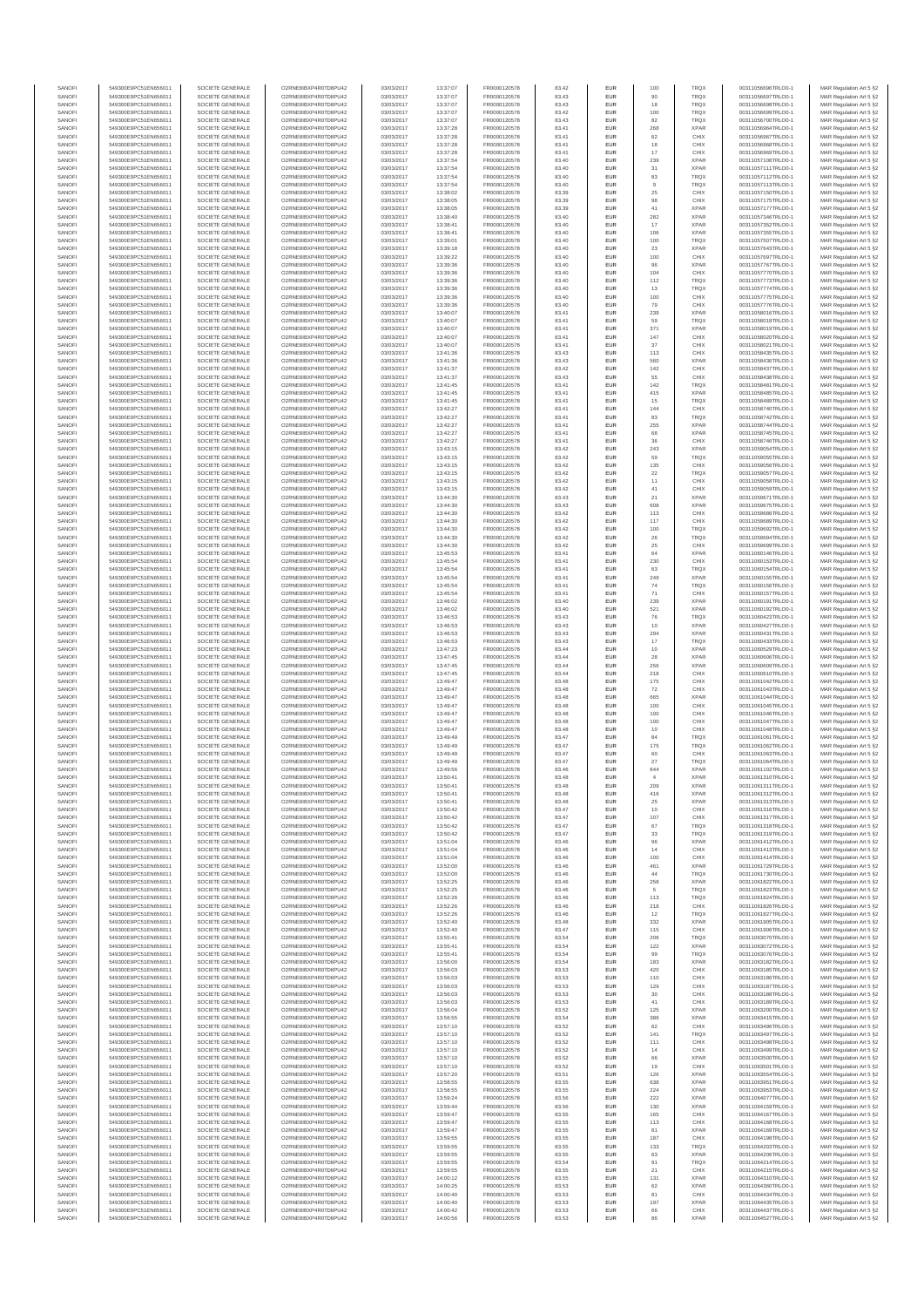| SANOFI | 549300E9PC51EN656011 | SOCIETE GENERALE | O2RNE8IBXP4R0TD8PU42 | 03/03/2017 | 13:37:07 | FR0000120578 | 83.42 | EUR | 100 | TRQX | 00311056696TRLO0-1 | MAR Regulation Art 5 §2 |
|---|---|---|---|---|---|---|---|---|---|---|---|---|
| SANOFI | 549300E9PC51EN656011 | SOCIETE GENERALE | O2RNE8IBXP4R0TD8PU42 | 03/03/2017 | 13:37:07 | FR0000120578 | 83.43 | EUR | 90 | TRQX | 00311056697TRLO0-1 | MAR Regulation Art 5 §2 |
| SANOFI | 549300E9PC51EN656011 | SOCIETE GENERALE | O2RNE8IBXP4R0TD8PU42 | 03/03/2017 | 13:37:07 | FR0000120578 | 83.43 | EUR | 18 | TRQX | 00311056698TRLO0-1 | MAR Regulation Art 5 §2 |
| SANOFI | 549300E9PC51EN656011 | SOCIETE GENERALE | O2RNE8IBXP4R0TD8PU42 | 03/03/2017 | 13:37:07 | FR0000120578 | 83.42 | EUR | 100 | TRQX | 00311056699TRLO0-1 | MAR Regulation Art 5 §2 |
| SANOFI | 549300E9PC51EN656011 | SOCIETE GENERALE | O2RNE8IBXP4R0TD8PU42 | 03/03/2017 | 13:37:07 | FR0000120578 | 83.43 | EUR | 82 | TRQX | 00311056700TRLO0-1 | MAR Regulation Art 5 §2 |
| SANOFI | 549300E9PC51EN656011 | SOCIETE GENERALE | O2RNE8IBXP4R0TD8PU42 | 03/03/2017 | 13:37:28 | FR0000120578 | 83.41 | EUR | 268 | XPAR | 00311056964TRLO0-1 | MAR Regulation Art 5 §2 |
| SANOFI | 549300E9PC51EN656011 | SOCIETE GENERALE | O2RNE8IBXP4R0TD8PU42 | 03/03/2017 | 13:37:28 | FR0000120578 | 83.41 | EUR | 62 | CHIX | 00311056967TRLO0-1 | MAR Regulation Art 5 §2 |
| SANOFI | 549300E9PC51EN656011 | SOCIETE GENERALE | O2RNE8IBXP4R0TD8PU42 | 03/03/2017 | 13:37:28 | FR0000120578 | 83.41 | EUR | 18 | CHIX | 00311056968TRLO0-1 | MAR Regulation Art 5 §2 |
| SANOFI | 549300E9PC51EN656011 | SOCIETE GENERALE | O2RNE8IBXP4R0TD8PU42 | 03/03/2017 | 13:37:28 | FR0000120578 | 83.41 | EUR | 17 | CHIX | 00311056969TRLO0-1 | MAR Regulation Art 5 §2 |
| SANOFI | 549300E9PC51EN656011 | SOCIETE GENERALE | O2RNE8IBXP4R0TD8PU42 | 03/03/2017 | 13:37:54 | FR0000120578 | 83.40 | EUR | 239 | XPAR | 00311057108TRLO0-1 | MAR Regulation Art 5 §2 |
| SANOFI | 549300E9PC51EN656011 | SOCIETE GENERALE | O2RNE8IBXP4R0TD8PU42 | 03/03/2017 | 13:37:54 | FR0000120578 | 83.40 | EUR | 31 | XPAR | 00311057111TRLO0-1 | MAR Regulation Art 5 §2 |
| SANOFI | 549300E9PC51EN656011 | SOCIETE GENERALE | O2RNE8IBXP4R0TD8PU42 | 03/03/2017 | 13:37:54 | FR0000120578 | 83.40 | EUR | 83 | TRQX | 00311057112TRLO0-1 | MAR Regulation Art 5 §2 |
| SANOFI | 549300E9PC51EN656011 | SOCIETE GENERALE | O2RNE8IBXP4R0TD8PU42 | 03/03/2017 | 13:37:54 | FR0000120578 | 83.40 | EUR | 9 | TRQX | 00311057113TRLO0-1 | MAR Regulation Art 5 §2 |
| SANOFI | 549300E9PC51EN656011 | SOCIETE GENERALE | O2RNE8IBXP4R0TD8PU42 | 03/03/2017 | 13:38:02 | FR0000120578 | 83.39 | EUR | 25 | CHIX | 00311057150TRLO0-1 | MAR Regulation Art 5 §2 |
| SANOFI | 549300E9PC51EN656011 | SOCIETE GENERALE | O2RNE8IBXP4R0TD8PU42 | 03/03/2017 | 13:38:05 | FR0000120578 | 83.39 | EUR | 98 | CHIX | 00311057175TRLO0-1 | MAR Regulation Art 5 §2 |
| SANOFI | 549300E9PC51EN656011 | SOCIETE GENERALE | O2RNE8IBXP4R0TD8PU42 | 03/03/2017 | 13:38:05 | FR0000120578 | 83.39 | EUR | 41 | XPAR | 00311057177TRLO0-1 | MAR Regulation Art 5 §2 |
| SANOFI | 549300E9PC51EN656011 | SOCIETE GENERALE | O2RNE8IBXP4R0TD8PU42 | 03/03/2017 | 13:38:40 | FR0000120578 | 83.40 | EUR | 282 | XPAR | 00311057346TRLO0-1 | MAR Regulation Art 5 §2 |
| SANOFI | 549300E9PC51EN656011 | SOCIETE GENERALE | O2RNE8IBXP4R0TD8PU42 | 03/03/2017 | 13:38:41 | FR0000120578 | 83.40 | EUR | 17 | XPAR | 00311057352TRLO0-1 | MAR Regulation Art 5 §2 |
| SANOFI | 549300E9PC51EN656011 | SOCIETE GENERALE | O2RNE8IBXP4R0TD8PU42 | 03/03/2017 | 13:38:41 | FR0000120578 | 83.40 | EUR | 106 | XPAR | 00311057355TRLO0-1 | MAR Regulation Art 5 §2 |
| SANOFI | 549300E9PC51EN656011 | SOCIETE GENERALE | O2RNE8IBXP4R0TD8PU42 | 03/03/2017 | 13:39:01 | FR0000120578 | 83.40 | EUR | 100 | TRQX | 00311057507TRLO0-1 | MAR Regulation Art 5 §2 |
| SANOFI | 549300E9PC51EN656011 | SOCIETE GENERALE | O2RNE8IBXP4R0TD8PU42 | 03/03/2017 | 13:39:18 | FR0000120578 | 83.40 | EUR | 23 | XPAR | 00311057643TRLO0-1 | MAR Regulation Art 5 §2 |
| SANOFI | 549300E9PC51EN656011 | SOCIETE GENERALE | O2RNE8IBXP4R0TD8PU42 | 03/03/2017 | 13:39:22 | FR0000120578 | 83.40 | EUR | 100 | CHIX | 00311057697TRLO0-1 | MAR Regulation Art 5 §2 |
| SANOFI | 549300E9PC51EN656011 | SOCIETE GENERALE | O2RNE8IBXP4R0TD8PU42 | 03/03/2017 | 13:39:36 | FR0000120578 | 83.40 | EUR | 96 | XPAR | 00311057767TRLO0-1 | MAR Regulation Art 5 §2 |
| SANOFI | 549300E9PC51EN656011 | SOCIETE GENERALE | O2RNE8IBXP4R0TD8PU42 | 03/03/2017 | 13:39:36 | FR0000120578 | 83.40 | EUR | 104 | CHIX | 00311057770TRLO0-1 | MAR Regulation Art 5 §2 |
| SANOFI | 549300E9PC51EN656011 | SOCIETE GENERALE | O2RNE8IBXP4R0TD8PU42 | 03/03/2017 | 13:39:36 | FR0000120578 | 83.40 | EUR | 112 | TRQX | 00311057773TRLO0-1 | MAR Regulation Art 5 §2 |
| SANOFI | 549300E9PC51EN656011 | SOCIETE GENERALE | O2RNE8IBXP4R0TD8PU42 | 03/03/2017 | 13:39:36 | FR0000120578 | 83.40 | EUR | 13 | TRQX | 00311057774TRLO0-1 | MAR Regulation Art 5 §2 |
| SANOFI | 549300E9PC51EN656011 | SOCIETE GENERALE | O2RNE8IBXP4R0TD8PU42 | 03/03/2017 | 13:39:36 | FR0000120578 | 83.40 | EUR | 100 | CHIX | 00311057775TRLO0-1 | MAR Regulation Art 5 §2 |
| SANOFI | 549300E9PC51EN656011 | SOCIETE GENERALE | O2RNE8IBXP4R0TD8PU42 | 03/03/2017 | 13:39:36 | FR0000120578 | 83.40 | EUR | 79 | CHIX | 00311057776TRLO0-1 | MAR Regulation Art 5 §2 |
| SANOFI | 549300E9PC51EN656011 | SOCIETE GENERALE | O2RNE8IBXP4R0TD8PU42 | 03/03/2017 | 13:40:07 | FR0000120578 | 83.41 | EUR | 239 | XPAR | 00311058016TRLO0-1 | MAR Regulation Art 5 §2 |
| SANOFI | 549300E9PC51EN656011 | SOCIETE GENERALE | O2RNE8IBXP4R0TD8PU42 | 03/03/2017 | 13:40:07 | FR0000120578 | 83.41 | EUR | 59 | TRQX | 00311058018TRLO0-1 | MAR Regulation Art 5 §2 |
| SANOFI | 549300E9PC51EN656011 | SOCIETE GENERALE | O2RNE8IBXP4R0TD8PU42 | 03/03/2017 | 13:40:07 | FR0000120578 | 83.41 | EUR | 371 | XPAR | 00311058019TRLO0-1 | MAR Regulation Art 5 §2 |
| SANOFI | 549300E9PC51EN656011 | SOCIETE GENERALE | O2RNE8IBXP4R0TD8PU42 | 03/03/2017 | 13:40:07 | FR0000120578 | 83.41 | EUR | 147 | CHIX | 00311058020TRLO0-1 | MAR Regulation Art 5 §2 |
| SANOFI | 549300E9PC51EN656011 | SOCIETE GENERALE | O2RNE8IBXP4R0TD8PU42 | 03/03/2017 | 13:40:07 | FR0000120578 | 83.41 | EUR | 37 | CHIX | 00311058021TRLO0-1 | MAR Regulation Art 5 §2 |
| SANOFI | 549300E9PC51EN656011 | SOCIETE GENERALE | O2RNE8IBXP4R0TD8PU42 | 03/03/2017 | 13:41:36 | FR0000120578 | 83.43 | EUR | 113 | CHIX | 00311058435TRLO0-1 | MAR Regulation Art 5 §2 |
| SANOFI | 549300E9PC51EN656011 | SOCIETE GENERALE | O2RNE8IBXP4R0TD8PU42 | 03/03/2017 | 13:41:36 | FR0000120578 | 83.43 | EUR | 560 | XPAR | 00311058436TRLO0-1 | MAR Regulation Art 5 §2 |
| SANOFI | 549300E9PC51EN656011 | SOCIETE GENERALE | O2RNE8IBXP4R0TD8PU42 | 03/03/2017 | 13:41:37 | FR0000120578 | 83.42 | EUR | 142 | CHIX | 00311058437TRLO0-1 | MAR Regulation Art 5 §2 |
| SANOFI | 549300E9PC51EN656011 | SOCIETE GENERALE | O2RNE8IBXP4R0TD8PU42 | 03/03/2017 | 13:41:37 | FR0000120578 | 83.42 | EUR | 55 | CHIX | 00311058438TRLO0-1 | MAR Regulation Art 5 §2 |
| SANOFI | 549300E9PC51EN656011 | SOCIETE GENERALE | O2RNE8IBXP4R0TD8PU42 | 03/03/2017 | 13:41:45 | FR0000120578 | 83.41 | EUR | 142 | TRQX | 00311058481TRLO0-1 | MAR Regulation Art 5 §2 |
| SANOFI | 549300E9PC51EN656011 | SOCIETE GENERALE | O2RNE8IBXP4R0TD8PU42 | 03/03/2017 | 13:41:45 | FR0000120578 | 83.41 | EUR | 415 | XPAR | 00311058485TRLO0-1 | MAR Regulation Art 5 §2 |
| SANOFI | 549300E9PC51EN656011 | SOCIETE GENERALE | O2RNE8IBXP4R0TD8PU42 | 03/03/2017 | 13:41:45 | FR0000120578 | 83.41 | EUR | 15 | TRQX | 00311058489TRLO0-1 | MAR Regulation Art 5 §2 |
| SANOFI | 549300E9PC51EN656011 | SOCIETE GENERALE | O2RNE8IBXP4R0TD8PU42 | 03/03/2017 | 13:42:27 | FR0000120578 | 83.41 | EUR | 144 | CHIX | 00311058740TRLO0-1 | MAR Regulation Art 5 §2 |
| SANOFI | 549300E9PC51EN656011 | SOCIETE GENERALE | O2RNE8IBXP4R0TD8PU42 | 03/03/2017 | 13:42:27 | FR0000120578 | 83.41 | EUR | 83 | TRQX | 00311058742TRLO0-1 | MAR Regulation Art 5 §2 |
| SANOFI | 549300E9PC51EN656011 | SOCIETE GENERALE | O2RNE8IBXP4R0TD8PU42 | 03/03/2017 | 13:42:27 | FR0000120578 | 83.41 | EUR | 255 | XPAR | 00311058744TRLO0-1 | MAR Regulation Art 5 §2 |
| SANOFI | 549300E9PC51EN656011 | SOCIETE GENERALE | O2RNE8IBXP4R0TD8PU42 | 03/03/2017 | 13:42:27 | FR0000120578 | 83.41 | EUR | 68 | XPAR | 00311058745TRLO0-1 | MAR Regulation Art 5 §2 |
| SANOFI | 549300E9PC51EN656011 | SOCIETE GENERALE | O2RNE8IBXP4R0TD8PU42 | 03/03/2017 | 13:42:27 | FR0000120578 | 83.41 | EUR | 36 | CHIX | 00311058746TRLO0-1 | MAR Regulation Art 5 §2 |
| SANOFI | 549300E9PC51EN656011 | SOCIETE GENERALE | O2RNE8IBXP4R0TD8PU42 | 03/03/2017 | 13:43:15 | FR0000120578 | 83.42 | EUR | 243 | XPAR | 00311059054TRLO0-1 | MAR Regulation Art 5 §2 |
| SANOFI | 549300E9PC51EN656011 | SOCIETE GENERALE | O2RNE8IBXP4R0TD8PU42 | 03/03/2017 | 13:43:15 | FR0000120578 | 83.42 | EUR | 59 | TRQX | 00311059055TRLO0-1 | MAR Regulation Art 5 §2 |
| SANOFI | 549300E9PC51EN656011 | SOCIETE GENERALE | O2RNE8IBXP4R0TD8PU42 | 03/03/2017 | 13:43:15 | FR0000120578 | 83.42 | EUR | 135 | CHIX | 00311059056TRLO0-1 | MAR Regulation Art 5 §2 |
| SANOFI | 549300E9PC51EN656011 | SOCIETE GENERALE | O2RNE8IBXP4R0TD8PU42 | 03/03/2017 | 13:43:15 | FR0000120578 | 83.42 | EUR | 22 | TRQX | 00311059057TRLO0-1 | MAR Regulation Art 5 §2 |
| SANOFI | 549300E9PC51EN656011 | SOCIETE GENERALE | O2RNE8IBXP4R0TD8PU42 | 03/03/2017 | 13:43:15 | FR0000120578 | 83.42 | EUR | 11 | CHIX | 00311059058TRLO0-1 | MAR Regulation Art 5 §2 |
| SANOFI | 549300E9PC51EN656011 | SOCIETE GENERALE | O2RNE8IBXP4R0TD8PU42 | 03/03/2017 | 13:43:15 | FR0000120578 | 83.42 | EUR | 41 | CHIX | 00311059059TRLO0-1 | MAR Regulation Art 5 §2 |
| SANOFI | 549300E9PC51EN656011 | SOCIETE GENERALE | O2RNE8IBXP4R0TD8PU42 | 03/03/2017 | 13:44:30 | FR0000120578 | 83.43 | EUR | 21 | XPAR | 00311059671TRLO0-1 | MAR Regulation Art 5 §2 |
| SANOFI | 549300E9PC51EN656011 | SOCIETE GENERALE | O2RNE8IBXP4R0TD8PU42 | 03/03/2017 | 13:44:30 | FR0000120578 | 83.43 | EUR | 608 | XPAR | 00311059675TRLO0-1 | MAR Regulation Art 5 §2 |
| SANOFI | 549300E9PC51EN656011 | SOCIETE GENERALE | O2RNE8IBXP4R0TD8PU42 | 03/03/2017 | 13:44:30 | FR0000120578 | 83.42 | EUR | 113 | CHIX | 00311059688TRLO0-1 | MAR Regulation Art 5 §2 |
| SANOFI | 549300E9PC51EN656011 | SOCIETE GENERALE | O2RNE8IBXP4R0TD8PU42 | 03/03/2017 | 13:44:30 | FR0000120578 | 83.42 | EUR | 117 | CHIX | 00311059689TRLO0-1 | MAR Regulation Art 5 §2 |
| SANOFI | 549300E9PC51EN656011 | SOCIETE GENERALE | O2RNE8IBXP4R0TD8PU42 | 03/03/2017 | 13:44:30 | FR0000120578 | 83.42 | EUR | 100 | TRQX | 00311059692TRLO0-1 | MAR Regulation Art 5 §2 |
| SANOFI | 549300E9PC51EN656011 | SOCIETE GENERALE | O2RNE8IBXP4R0TD8PU42 | 03/03/2017 | 13:44:30 | FR0000120578 | 83.42 | EUR | 26 | TRQX | 00311059694TRLO0-1 | MAR Regulation Art 5 §2 |
| SANOFI | 549300E9PC51EN656011 | SOCIETE GENERALE | O2RNE8IBXP4R0TD8PU42 | 03/03/2017 | 13:44:30 | FR0000120578 | 83.42 | EUR | 25 | CHIX | 00311059695TRLO0-1 | MAR Regulation Art 5 §2 |
| SANOFI | 549300E9PC51EN656011 | SOCIETE GENERALE | O2RNE8IBXP4R0TD8PU42 | 03/03/2017 | 13:45:53 | FR0000120578 | 83.41 | EUR | 64 | XPAR | 00311060146TRLO0-1 | MAR Regulation Art 5 §2 |
| SANOFI | 549300E9PC51EN656011 | SOCIETE GENERALE | O2RNE8IBXP4R0TD8PU42 | 03/03/2017 | 13:45:54 | FR0000120578 | 83.41 | EUR | 230 | CHIX | 00311060153TRLO0-1 | MAR Regulation Art 5 §2 |
| SANOFI | 549300E9PC51EN656011 | SOCIETE GENERALE | O2RNE8IBXP4R0TD8PU42 | 03/03/2017 | 13:45:54 | FR0000120578 | 83.41 | EUR | 63 | TRQX | 00311060154TRLO0-1 | MAR Regulation Art 5 §2 |
| SANOFI | 549300E9PC51EN656011 | SOCIETE GENERALE | O2RNE8IBXP4R0TD8PU42 | 03/03/2017 | 13:45:54 | FR0000120578 | 83.41 | EUR | 249 | XPAR | 00311060155TRLO0-1 | MAR Regulation Art 5 §2 |
| SANOFI | 549300E9PC51EN656011 | SOCIETE GENERALE | O2RNE8IBXP4R0TD8PU42 | 03/03/2017 | 13:45:54 | FR0000120578 | 83.41 | EUR | 74 | TRQX | 00311060156TRLO0-1 | MAR Regulation Art 5 §2 |
| SANOFI | 549300E9PC51EN656011 | SOCIETE GENERALE | O2RNE8IBXP4R0TD8PU42 | 03/03/2017 | 13:45:54 | FR0000120578 | 83.41 | EUR | 71 | CHIX | 00311060157TRLO0-1 | MAR Regulation Art 5 §2 |
| SANOFI | 549300E9PC51EN656011 | SOCIETE GENERALE | O2RNE8IBXP4R0TD8PU42 | 03/03/2017 | 13:46:02 | FR0000120578 | 83.40 | EUR | 239 | XPAR | 00311060191TRLO0-1 | MAR Regulation Art 5 §2 |
| SANOFI | 549300E9PC51EN656011 | SOCIETE GENERALE | O2RNE8IBXP4R0TD8PU42 | 03/03/2017 | 13:46:02 | FR0000120578 | 83.40 | EUR | 521 | XPAR | 00311060192TRLO0-1 | MAR Regulation Art 5 §2 |
| SANOFI | 549300E9PC51EN656011 | SOCIETE GENERALE | O2RNE8IBXP4R0TD8PU42 | 03/03/2017 | 13:46:53 | FR0000120578 | 83.43 | EUR | 76 | TRQX | 00311060423TRLO0-1 | MAR Regulation Art 5 §2 |
| SANOFI | 549300E9PC51EN656011 | SOCIETE GENERALE | O2RNE8IBXP4R0TD8PU42 | 03/03/2017 | 13:46:53 | FR0000120578 | 83.43 | EUR | 10 | XPAR | 00311060427TRLO0-1 | MAR Regulation Art 5 §2 |
| SANOFI | 549300E9PC51EN656011 | SOCIETE GENERALE | O2RNE8IBXP4R0TD8PU42 | 03/03/2017 | 13:46:53 | FR0000120578 | 83.43 | EUR | 294 | XPAR | 00311060431TRLO0-1 | MAR Regulation Art 5 §2 |
| SANOFI | 549300E9PC51EN656011 | SOCIETE GENERALE | O2RNE8IBXP4R0TD8PU42 | 03/03/2017 | 13:46:53 | FR0000120578 | 83.43 | EUR | 17 | XPAR | 00311060433TRLO0-1 | MAR Regulation Art 5 §2 |
| SANOFI | 549300E9PC51EN656011 | SOCIETE GENERALE | O2RNE8IBXP4R0TD8PU42 | 03/03/2017 | 13:47:23 | FR0000120578 | 83.44 | EUR | 10 | XPAR | 00311060529TRLO0-1 | MAR Regulation Art 5 §2 |
| SANOFI | 549300E9PC51EN656011 | SOCIETE GENERALE | O2RNE8IBXP4R0TD8PU42 | 03/03/2017 | 13:47:45 | FR0000120578 | 83.44 | EUR | 28 | XPAR | 00311060606TRLO0-1 | MAR Regulation Art 5 §2 |
| SANOFI | 549300E9PC51EN656011 | SOCIETE GENERALE | O2RNE8IBXP4R0TD8PU42 | 03/03/2017 | 13:47:45 | FR0000120578 | 83.44 | EUR | 256 | XPAR | 00311060609TRLO0-1 | MAR Regulation Art 5 §2 |
| SANOFI | 549300E9PC51EN656011 | SOCIETE GENERALE | O2RNE8IBXP4R0TD8PU42 | 03/03/2017 | 13:47:45 | FR0000120578 | 83.44 | EUR | 218 | CHIX | 00311060610TRLO0-1 | MAR Regulation Art 5 §2 |
| SANOFI | 549300E9PC51EN656011 | SOCIETE GENERALE | O2RNE8IBXP4R0TD8PU42 | 03/03/2017 | 13:49:47 | FR0000120578 | 83.48 | EUR | 175 | CHIX | 00311061042TRLO0-1 | MAR Regulation Art 5 §2 |
| SANOFI | 549300E9PC51EN656011 | SOCIETE GENERALE | O2RNE8IBXP4R0TD8PU42 | 03/03/2017 | 13:49:47 | FR0000120578 | 83.48 | EUR | 72 | CHIX | 00311061043TRLO0-1 | MAR Regulation Art 5 §2 |
| SANOFI | 549300E9PC51EN656011 | SOCIETE GENERALE | O2RNE8IBXP4R0TD8PU42 | 03/03/2017 | 13:49:47 | FR0000120578 | 83.48 | EUR | 665 | XPAR | 00311061044TRLO0-1 | MAR Regulation Art 5 §2 |
| SANOFI | 549300E9PC51EN656011 | SOCIETE GENERALE | O2RNE8IBXP4R0TD8PU42 | 03/03/2017 | 13:49:47 | FR0000120578 | 83.48 | EUR | 100 | CHIX | 00311061045TRLO0-1 | MAR Regulation Art 5 §2 |
| SANOFI | 549300E9PC51EN656011 | SOCIETE GENERALE | O2RNE8IBXP4R0TD8PU42 | 03/03/2017 | 13:49:47 | FR0000120578 | 83.48 | EUR | 100 | CHIX | 00311061046TRLO0-1 | MAR Regulation Art 5 §2 |
| SANOFI | 549300E9PC51EN656011 | SOCIETE GENERALE | O2RNE8IBXP4R0TD8PU42 | 03/03/2017 | 13:49:47 | FR0000120578 | 83.48 | EUR | 100 | CHIX | 00311061047TRLO0-1 | MAR Regulation Art 5 §2 |
| SANOFI | 549300E9PC51EN656011 | SOCIETE GENERALE | O2RNE8IBXP4R0TD8PU42 | 03/03/2017 | 13:49:47 | FR0000120578 | 83.48 | EUR | 10 | CHIX | 00311061048TRLO0-1 | MAR Regulation Art 5 §2 |
| SANOFI | 549300E9PC51EN656011 | SOCIETE GENERALE | O2RNE8IBXP4R0TD8PU42 | 03/03/2017 | 13:49:49 | FR0000120578 | 83.47 | EUR | 84 | TRQX | 00311061061TRLO0-1 | MAR Regulation Art 5 §2 |
| SANOFI | 549300E9PC51EN656011 | SOCIETE GENERALE | O2RNE8IBXP4R0TD8PU42 | 03/03/2017 | 13:49:49 | FR0000120578 | 83.47 | EUR | 175 | TRQX | 00311061062TRLO0-1 | MAR Regulation Art 5 §2 |
| SANOFI | 549300E9PC51EN656011 | SOCIETE GENERALE | O2RNE8IBXP4R0TD8PU42 | 03/03/2017 | 13:49:49 | FR0000120578 | 83.47 | EUR | 60 | CHIX | 00311061063TRLO0-1 | MAR Regulation Art 5 §2 |
| SANOFI | 549300E9PC51EN656011 | SOCIETE GENERALE | O2RNE8IBXP4R0TD8PU42 | 03/03/2017 | 13:49:49 | FR0000120578 | 83.47 | EUR | 27 | TRQX | 00311061064TRLO0-1 | MAR Regulation Art 5 §2 |
| SANOFI | 549300E9PC51EN656011 | SOCIETE GENERALE | O2RNE8IBXP4R0TD8PU42 | 03/03/2017 | 13:49:56 | FR0000120578 | 83.46 | EUR | 644 | XPAR | 00311061102TRLO0-1 | MAR Regulation Art 5 §2 |
| SANOFI | 549300E9PC51EN656011 | SOCIETE GENERALE | O2RNE8IBXP4R0TD8PU42 | 03/03/2017 | 13:50:41 | FR0000120578 | 83.48 | EUR | 4 | XPAR | 00311061310TRLO0-1 | MAR Regulation Art 5 §2 |
| SANOFI | 549300E9PC51EN656011 | SOCIETE GENERALE | O2RNE8IBXP4R0TD8PU42 | 03/03/2017 | 13:50:41 | FR0000120578 | 83.48 | EUR | 209 | XPAR | 00311061311TRLO0-1 | MAR Regulation Art 5 §2 |
| SANOFI | 549300E9PC51EN656011 | SOCIETE GENERALE | O2RNE8IBXP4R0TD8PU42 | 03/03/2017 | 13:50:41 | FR0000120578 | 83.48 | EUR | 416 | XPAR | 00311061312TRLO0-1 | MAR Regulation Art 5 §2 |
| SANOFI | 549300E9PC51EN656011 | SOCIETE GENERALE | O2RNE8IBXP4R0TD8PU42 | 03/03/2017 | 13:50:41 | FR0000120578 | 83.48 | EUR | 25 | XPAR | 00311061313TRLO0-1 | MAR Regulation Art 5 §2 |
| SANOFI | 549300E9PC51EN656011 | SOCIETE GENERALE | O2RNE8IBXP4R0TD8PU42 | 03/03/2017 | 13:50:42 | FR0000120578 | 83.47 | EUR | 10 | CHIX | 00311061316TRLO0-1 | MAR Regulation Art 5 §2 |
| SANOFI | 549300E9PC51EN656011 | SOCIETE GENERALE | O2RNE8IBXP4R0TD8PU42 | 03/03/2017 | 13:50:42 | FR0000120578 | 83.47 | EUR | 107 | CHIX | 00311061317TRLO0-1 | MAR Regulation Art 5 §2 |
| SANOFI | 549300E9PC51EN656011 | SOCIETE GENERALE | O2RNE8IBXP4R0TD8PU42 | 03/03/2017 | 13:50:42 | FR0000120578 | 83.47 | EUR | 67 | TRQX | 00311061318TRLO0-1 | MAR Regulation Art 5 §2 |
| SANOFI | 549300E9PC51EN656011 | SOCIETE GENERALE | O2RNE8IBXP4R0TD8PU42 | 03/03/2017 | 13:50:42 | FR0000120578 | 83.47 | EUR | 33 | TRQX | 00311061319TRLO0-1 | MAR Regulation Art 5 §2 |
| SANOFI | 549300E9PC51EN656011 | SOCIETE GENERALE | O2RNE8IBXP4R0TD8PU42 | 03/03/2017 | 13:51:04 | FR0000120578 | 83.46 | EUR | 98 | XPAR | 00311061412TRLO0-1 | MAR Regulation Art 5 §2 |
| SANOFI | 549300E9PC51EN656011 | SOCIETE GENERALE | O2RNE8IBXP4R0TD8PU42 | 03/03/2017 | 13:51:04 | FR0000120578 | 83.46 | EUR | 14 | CHIX | 00311061413TRLO0-1 | MAR Regulation Art 5 §2 |
| SANOFI | 549300E9PC51EN656011 | SOCIETE GENERALE | O2RNE8IBXP4R0TD8PU42 | 03/03/2017 | 13:51:04 | FR0000120578 | 83.46 | EUR | 100 | CHIX | 00311061414TRLO0-1 | MAR Regulation Art 5 §2 |
| SANOFI | 549300E9PC51EN656011 | SOCIETE GENERALE | O2RNE8IBXP4R0TD8PU42 | 03/03/2017 | 13:52:00 | FR0000120578 | 83.46 | EUR | 461 | XPAR | 00311061729TRLO0-1 | MAR Regulation Art 5 §2 |
| SANOFI | 549300E9PC51EN656011 | SOCIETE GENERALE | O2RNE8IBXP4R0TD8PU42 | 03/03/2017 | 13:52:00 | FR0000120578 | 83.46 | EUR | 44 | TRQX | 00311061730TRLO0-1 | MAR Regulation Art 5 §2 |
| SANOFI | 549300E9PC51EN656011 | SOCIETE GENERALE | O2RNE8IBXP4R0TD8PU42 | 03/03/2017 | 13:52:25 | FR0000120578 | 83.46 | EUR | 258 | XPAR | 00311061822TRLO0-1 | MAR Regulation Art 5 §2 |
| SANOFI | 549300E9PC51EN656011 | SOCIETE GENERALE | O2RNE8IBXP4R0TD8PU42 | 03/03/2017 | 13:52:25 | FR0000120578 | 83.46 | EUR | 5 | TRQX | 00311061823TRLO0-1 | MAR Regulation Art 5 §2 |
| SANOFI | 549300E9PC51EN656011 | SOCIETE GENERALE | O2RNE8IBXP4R0TD8PU42 | 03/03/2017 | 13:52:26 | FR0000120578 | 83.46 | EUR | 113 | TRQX | 00311061824TRLO0-1 | MAR Regulation Art 5 §2 |
| SANOFI | 549300E9PC51EN656011 | SOCIETE GENERALE | O2RNE8IBXP4R0TD8PU42 | 03/03/2017 | 13:52:26 | FR0000120578 | 83.46 | EUR | 218 | CHIX | 00311061826TRLO0-1 | MAR Regulation Art 5 §2 |
| SANOFI | 549300E9PC51EN656011 | SOCIETE GENERALE | O2RNE8IBXP4R0TD8PU42 | 03/03/2017 | 13:52:26 | FR0000120578 | 83.46 | EUR | 12 | TRQX | 00311061827TRLO0-1 | MAR Regulation Art 5 §2 |
| SANOFI | 549300E9PC51EN656011 | SOCIETE GENERALE | O2RNE8IBXP4R0TD8PU42 | 03/03/2017 | 13:52:40 | FR0000120578 | 83.48 | EUR | 332 | XPAR | 00311061905TRLO0-1 | MAR Regulation Art 5 §2 |
| SANOFI | 549300E9PC51EN656011 | SOCIETE GENERALE | O2RNE8IBXP4R0TD8PU42 | 03/03/2017 | 13:52:40 | FR0000120578 | 83.47 | EUR | 115 | CHIX | 00311061906TRLO0-1 | MAR Regulation Art 5 §2 |
| SANOFI | 549300E9PC51EN656011 | SOCIETE GENERALE | O2RNE8IBXP4R0TD8PU42 | 03/03/2017 | 13:55:41 | FR0000120578 | 83.54 | EUR | 206 | TRQX | 00311063070TRLO0-1 | MAR Regulation Art 5 §2 |
| SANOFI | 549300E9PC51EN656011 | SOCIETE GENERALE | O2RNE8IBXP4R0TD8PU42 | 03/03/2017 | 13:55:41 | FR0000120578 | 83.54 | EUR | 122 | XPAR | 00311063072TRLO0-1 | MAR Regulation Art 5 §2 |
| SANOFI | 549300E9PC51EN656011 | SOCIETE GENERALE | O2RNE8IBXP4R0TD8PU42 | 03/03/2017 | 13:55:41 | FR0000120578 | 83.54 | EUR | 99 | TRQX | 00311063076TRLO0-1 | MAR Regulation Art 5 §2 |
| SANOFI | 549300E9PC51EN656011 | SOCIETE GENERALE | O2RNE8IBXP4R0TD8PU42 | 03/03/2017 | 13:56:00 | FR0000120578 | 83.54 | EUR | 183 | XPAR | 00311063182TRLO0-1 | MAR Regulation Art 5 §2 |
| SANOFI | 549300E9PC51EN656011 | SOCIETE GENERALE | O2RNE8IBXP4R0TD8PU42 | 03/03/2017 | 13:56:03 | FR0000120578 | 83.53 | EUR | 420 | CHIX | 00311063185TRLO0-1 | MAR Regulation Art 5 §2 |
| SANOFI | 549300E9PC51EN656011 | SOCIETE GENERALE | O2RNE8IBXP4R0TD8PU42 | 03/03/2017 | 13:56:03 | FR0000120578 | 83.53 | EUR | 110 | CHIX | 00311063186TRLO0-1 | MAR Regulation Art 5 §2 |
| SANOFI | 549300E9PC51EN656011 | SOCIETE GENERALE | O2RNE8IBXP4R0TD8PU42 | 03/03/2017 | 13:56:03 | FR0000120578 | 83.53 | EUR | 129 | CHIX | 00311063187TRLO0-1 | MAR Regulation Art 5 §2 |
| SANOFI | 549300E9PC51EN656011 | SOCIETE GENERALE | O2RNE8IBXP4R0TD8PU42 | 03/03/2017 | 13:56:03 | FR0000120578 | 83.53 | EUR | 30 | CHIX | 00311063188TRLO0-1 | MAR Regulation Art 5 §2 |
| SANOFI | 549300E9PC51EN656011 | SOCIETE GENERALE | O2RNE8IBXP4R0TD8PU42 | 03/03/2017 | 13:56:03 | FR0000120578 | 83.53 | EUR | 41 | CHIX | 00311063189TRLO0-1 | MAR Regulation Art 5 §2 |
| SANOFI | 549300E9PC51EN656011 | SOCIETE GENERALE | O2RNE8IBXP4R0TD8PU42 | 03/03/2017 | 13:56:04 | FR0000120578 | 83.52 | EUR | 125 | XPAR | 00311063200TRLO0-1 | MAR Regulation Art 5 §2 |
| SANOFI | 549300E9PC51EN656011 | SOCIETE GENERALE | O2RNE8IBXP4R0TD8PU42 | 03/03/2017 | 13:56:55 | FR0000120578 | 83.54 | EUR | 386 | XPAR | 00311063415TRLO0-1 | MAR Regulation Art 5 §2 |
| SANOFI | 549300E9PC51EN656011 | SOCIETE GENERALE | O2RNE8IBXP4R0TD8PU42 | 03/03/2017 | 13:57:10 | FR0000120578 | 83.52 | EUR | 62 | CHIX | 00311063496TRLO0-1 | MAR Regulation Art 5 §2 |
| SANOFI | 549300E9PC51EN656011 | SOCIETE GENERALE | O2RNE8IBXP4R0TD8PU42 | 03/03/2017 | 13:57:10 | FR0000120578 | 83.52 | EUR | 141 | TRQX | 00311063497TRLO0-1 | MAR Regulation Art 5 §2 |
| SANOFI | 549300E9PC51EN656011 | SOCIETE GENERALE | O2RNE8IBXP4R0TD8PU42 | 03/03/2017 | 13:57:10 | FR0000120578 | 83.52 | EUR | 111 | CHIX | 00311063498TRLO0-1 | MAR Regulation Art 5 §2 |
| SANOFI | 549300E9PC51EN656011 | SOCIETE GENERALE | O2RNE8IBXP4R0TD8PU42 | 03/03/2017 | 13:57:10 | FR0000120578 | 83.52 | EUR | 14 | CHIX | 00311063499TRLO0-1 | MAR Regulation Art 5 §2 |
| SANOFI | 549300E9PC51EN656011 | SOCIETE GENERALE | O2RNE8IBXP4R0TD8PU42 | 03/03/2017 | 13:57:10 | FR0000120578 | 83.52 | EUR | 66 | XPAR | 00311063500TRLO0-1 | MAR Regulation Art 5 §2 |
| SANOFI | 549300E9PC51EN656011 | SOCIETE GENERALE | O2RNE8IBXP4R0TD8PU42 | 03/03/2017 | 13:57:10 | FR0000120578 | 83.52 | EUR | 19 | CHIX | 00311063501TRLO0-1 | MAR Regulation Art 5 §2 |
| SANOFI | 549300E9PC51EN656011 | SOCIETE GENERALE | O2RNE8IBXP4R0TD8PU42 | 03/03/2017 | 13:57:20 | FR0000120578 | 83.51 | EUR | 126 | XPAR | 00311063554TRLO0-1 | MAR Regulation Art 5 §2 |
| SANOFI | 549300E9PC51EN656011 | SOCIETE GENERALE | O2RNE8IBXP4R0TD8PU42 | 03/03/2017 | 13:58:55 | FR0000120578 | 83.55 | EUR | 638 | XPAR | 00311063951TRLO0-1 | MAR Regulation Art 5 §2 |
| SANOFI | 549300E9PC51EN656011 | SOCIETE GENERALE | O2RNE8IBXP4R0TD8PU42 | 03/03/2017 | 13:58:55 | FR0000120578 | 83.55 | EUR | 224 | XPAR | 00311063953TRLO0-1 | MAR Regulation Art 5 §2 |
| SANOFI | 549300E9PC51EN656011 | SOCIETE GENERALE | O2RNE8IBXP4R0TD8PU42 | 03/03/2017 | 13:59:24 | FR0000120578 | 83.56 | EUR | 222 | XPAR | 00311064077TRLO0-1 | MAR Regulation Art 5 §2 |
| SANOFI | 549300E9PC51EN656011 | SOCIETE GENERALE | O2RNE8IBXP4R0TD8PU42 | 03/03/2017 | 13:59:44 | FR0000120578 | 83.56 | EUR | 130 | XPAR | 00311064159TRLO0-1 | MAR Regulation Art 5 §2 |
| SANOFI | 549300E9PC51EN656011 | SOCIETE GENERALE | O2RNE8IBXP4R0TD8PU42 | 03/03/2017 | 13:59:47 | FR0000120578 | 83.55 | EUR | 165 | CHIX | 00311064167TRLO0-1 | MAR Regulation Art 5 §2 |
| SANOFI | 549300E9PC51EN656011 | SOCIETE GENERALE | O2RNE8IBXP4R0TD8PU42 | 03/03/2017 | 13:59:47 | FR0000120578 | 83.55 | EUR | 113 | CHIX | 00311064168TRLO0-1 | MAR Regulation Art 5 §2 |
| SANOFI | 549300E9PC51EN656011 | SOCIETE GENERALE | O2RNE8IBXP4R0TD8PU42 | 03/03/2017 | 13:59:47 | FR0000120578 | 83.55 | EUR | 81 | XPAR | 00311064169TRLO0-1 | MAR Regulation Art 5 §2 |
| SANOFI | 549300E9PC51EN656011 | SOCIETE GENERALE | O2RNE8IBXP4R0TD8PU42 | 03/03/2017 | 13:59:55 | FR0000120578 | 83.55 | EUR | 187 | CHIX | 00311064198TRLO0-1 | MAR Regulation Art 5 §2 |
| SANOFI | 549300E9PC51EN656011 | SOCIETE GENERALE | O2RNE8IBXP4R0TD8PU42 | 03/03/2017 | 13:59:55 | FR0000120578 | 83.55 | EUR | 133 | TRQX | 00311064203TRLO0-1 | MAR Regulation Art 5 §2 |
| SANOFI | 549300E9PC51EN656011 | SOCIETE GENERALE | O2RNE8IBXP4R0TD8PU42 | 03/03/2017 | 13:59:55 | FR0000120578 | 83.55 | EUR | 63 | XPAR | 00311064206TRLO0-1 | MAR Regulation Art 5 §2 |
| SANOFI | 549300E9PC51EN656011 | SOCIETE GENERALE | O2RNE8IBXP4R0TD8PU42 | 03/03/2017 | 13:59:55 | FR0000120578 | 83.54 | EUR | 91 | TRQX | 00311064214TRLO0-1 | MAR Regulation Art 5 §2 |
| SANOFI | 549300E9PC51EN656011 | SOCIETE GENERALE | O2RNE8IBXP4R0TD8PU42 | 03/03/2017 | 13:59:55 | FR0000120578 | 83.55 | EUR | 21 | CHIX | 00311064215TRLO0-1 | MAR Regulation Art 5 §2 |
| SANOFI | 549300E9PC51EN656011 | SOCIETE GENERALE | O2RNE8IBXP4R0TD8PU42 | 03/03/2017 | 14:00:12 | FR0000120578 | 83.55 | EUR | 131 | XPAR | 00311064310TRLO0-1 | MAR Regulation Art 5 §2 |
| SANOFI | 549300E9PC51EN656011 | SOCIETE GENERALE | O2RNE8IBXP4R0TD8PU42 | 03/03/2017 | 14:00:25 | FR0000120578 | 83.53 | EUR | 62 | XPAR | 00311064360TRLO0-1 | MAR Regulation Art 5 §2 |
| SANOFI | 549300E9PC51EN656011 | SOCIETE GENERALE | O2RNE8IBXP4R0TD8PU42 | 03/03/2017 | 14:00:40 | FR0000120578 | 83.53 | EUR | 81 | CHIX | 00311064434TRLO0-1 | MAR Regulation Art 5 §2 |
| SANOFI | 549300E9PC51EN656011 | SOCIETE GENERALE | O2RNE8IBXP4R0TD8PU42 | 03/03/2017 | 14:00:40 | FR0000120578 | 83.53 | EUR | 197 | XPAR | 00311064435TRLO0-1 | MAR Regulation Art 5 §2 |
| SANOFI | 549300E9PC51EN656011 | SOCIETE GENERALE | O2RNE8IBXP4R0TD8PU42 | 03/03/2017 | 14:00:42 | FR0000120578 | 83.53 | EUR | 66 | CHIX | 00311064437TRLO0-1 | MAR Regulation Art 5 §2 |
| SANOFI | 549300E9PC51EN656011 | SOCIETE GENERALE | O2RNE8IBXP4R0TD8PU42 | 03/03/2017 | 14:00:56 | FR0000120578 | 83.53 | EUR | 86 | XPAR | 00311064527TRLO0-1 | MAR Regulation Art 5 §2 |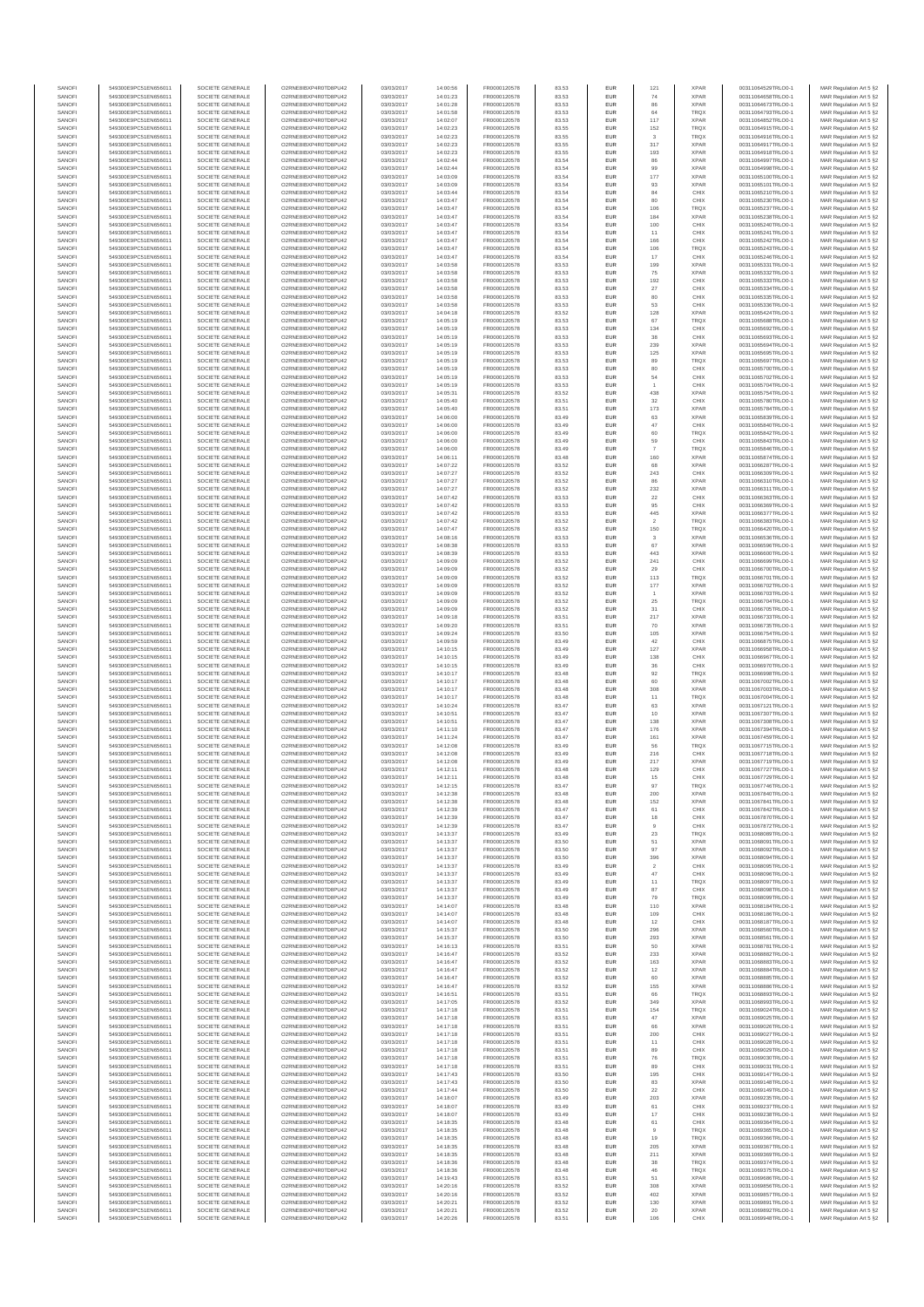| | | | | | | | | | | | | |
|---|---|---|---|---|---|---|---|---|---|---|---|---|
| SANOFI | 549300E9PC51EN656011 | SOCIETE GENERALE | O2RNE8IBXP4R0TD8PU42 | 03/03/2017 | 14:00:56 | FR0000120578 | 83.53 | EUR | 121 | XPAR | 00311064529TRLO0-1 | MAR Regulation Art 5 §2 |
| SANOFI | 549300E9PC51EN656011 | SOCIETE GENERALE | O2RNE8IBXP4R0TD8PU42 | 03/03/2017 | 14:01:23 | FR0000120578 | 83.53 | EUR | 74 | XPAR | 00311064658TRLO0-1 | MAR Regulation Art 5 §2 |
| SANOFI | 549300E9PC51EN656011 | SOCIETE GENERALE | O2RNE8IBXP4R0TD8PU42 | 03/03/2017 | 14:01:28 | FR0000120578 | 83.53 | EUR | 86 | XPAR | 00311064673TRLO0-1 | MAR Regulation Art 5 §2 |
| SANOFI | 549300E9PC51EN656011 | SOCIETE GENERALE | O2RNE8IBXP4R0TD8PU42 | 03/03/2017 | 14:01:58 | FR0000120578 | 83.53 | EUR | 64 | TRQX | 00311064793TRLO0-1 | MAR Regulation Art 5 §2 |
| SANOFI | 549300E9PC51EN656011 | SOCIETE GENERALE | O2RNE8IBXP4R0TD8PU42 | 03/03/2017 | 14:02:07 | FR0000120578 | 83.53 | EUR | 117 | XPAR | 00311064852TRLO0-1 | MAR Regulation Art 5 §2 |
| SANOFI | 549300E9PC51EN656011 | SOCIETE GENERALE | O2RNE8IBXP4R0TD8PU42 | 03/03/2017 | 14:02:23 | FR0000120578 | 83.55 | EUR | 152 | TRQX | 00311064915TRLO0-1 | MAR Regulation Art 5 §2 |
| SANOFI | 549300E9PC51EN656011 | SOCIETE GENERALE | O2RNE8IBXP4R0TD8PU42 | 03/03/2017 | 14:02:23 | FR0000120578 | 83.55 | EUR | 3 | TRQX | 00311064916TRLO0-1 | MAR Regulation Art 5 §2 |
| SANOFI | 549300E9PC51EN656011 | SOCIETE GENERALE | O2RNE8IBXP4R0TD8PU42 | 03/03/2017 | 14:02:23 | FR0000120578 | 83.55 | EUR | 317 | XPAR | 00311064917TRLO0-1 | MAR Regulation Art 5 §2 |
| SANOFI | 549300E9PC51EN656011 | SOCIETE GENERALE | O2RNE8IBXP4R0TD8PU42 | 03/03/2017 | 14:02:23 | FR0000120578 | 83.55 | EUR | 193 | XPAR | 00311064918TRLO0-1 | MAR Regulation Art 5 §2 |
| SANOFI | 549300E9PC51EN656011 | SOCIETE GENERALE | O2RNE8IBXP4R0TD8PU42 | 03/03/2017 | 14:02:44 | FR0000120578 | 83.54 | EUR | 86 | XPAR | 00311064997TRLO0-1 | MAR Regulation Art 5 §2 |
| SANOFI | 549300E9PC51EN656011 | SOCIETE GENERALE | O2RNE8IBXP4R0TD8PU42 | 03/03/2017 | 14:02:44 | FR0000120578 | 83.54 | EUR | 99 | XPAR | 00311064998TRLO0-1 | MAR Regulation Art 5 §2 |
| SANOFI | 549300E9PC51EN656011 | SOCIETE GENERALE | O2RNE8IBXP4R0TD8PU42 | 03/03/2017 | 14:03:09 | FR0000120578 | 83.54 | EUR | 177 | XPAR | 00311065100TRLO0-1 | MAR Regulation Art 5 §2 |
| SANOFI | 549300E9PC51EN656011 | SOCIETE GENERALE | O2RNE8IBXP4R0TD8PU42 | 03/03/2017 | 14:03:09 | FR0000120578 | 83.54 | EUR | 93 | XPAR | 00311065101TRLO0-1 | MAR Regulation Art 5 §2 |
| SANOFI | 549300E9PC51EN656011 | SOCIETE GENERALE | O2RNE8IBXP4R0TD8PU42 | 03/03/2017 | 14:03:44 | FR0000120578 | 83.54 | EUR | 84 | CHIX | 00311065210TRLO0-1 | MAR Regulation Art 5 §2 |
| SANOFI | 549300E9PC51EN656011 | SOCIETE GENERALE | O2RNE8IBXP4R0TD8PU42 | 03/03/2017 | 14:03:47 | FR0000120578 | 83.54 | EUR | 80 | CHIX | 00311065230TRLO0-1 | MAR Regulation Art 5 §2 |
| SANOFI | 549300E9PC51EN656011 | SOCIETE GENERALE | O2RNE8IBXP4R0TD8PU42 | 03/03/2017 | 14:03:47 | FR0000120578 | 83.54 | EUR | 106 | TRQX | 00311065237TRLO0-1 | MAR Regulation Art 5 §2 |
| SANOFI | 549300E9PC51EN656011 | SOCIETE GENERALE | O2RNE8IBXP4R0TD8PU42 | 03/03/2017 | 14:03:47 | FR0000120578 | 83.54 | EUR | 184 | XPAR | 00311065238TRLO0-1 | MAR Regulation Art 5 §2 |
| SANOFI | 549300E9PC51EN656011 | SOCIETE GENERALE | O2RNE8IBXP4R0TD8PU42 | 03/03/2017 | 14:03:47 | FR0000120578 | 83.54 | EUR | 100 | CHIX | 00311065240TRLO0-1 | MAR Regulation Art 5 §2 |
| SANOFI | 549300E9PC51EN656011 | SOCIETE GENERALE | O2RNE8IBXP4R0TD8PU42 | 03/03/2017 | 14:03:47 | FR0000120578 | 83.54 | EUR | 11 | CHIX | 00311065241TRLO0-1 | MAR Regulation Art 5 §2 |
| SANOFI | 549300E9PC51EN656011 | SOCIETE GENERALE | O2RNE8IBXP4R0TD8PU42 | 03/03/2017 | 14:03:47 | FR0000120578 | 83.54 | EUR | 166 | CHIX | 00311065242TRLO0-1 | MAR Regulation Art 5 §2 |
| SANOFI | 549300E9PC51EN656011 | SOCIETE GENERALE | O2RNE8IBXP4R0TD8PU42 | 03/03/2017 | 14:03:47 | FR0000120578 | 83.54 | EUR | 106 | TRQX | 00311065243TRLO0-1 | MAR Regulation Art 5 §2 |
| SANOFI | 549300E9PC51EN656011 | SOCIETE GENERALE | O2RNE8IBXP4R0TD8PU42 | 03/03/2017 | 14:03:47 | FR0000120578 | 83.54 | EUR | 17 | CHIX | 00311065246TRLO0-1 | MAR Regulation Art 5 §2 |
| SANOFI | 549300E9PC51EN656011 | SOCIETE GENERALE | O2RNE8IBXP4R0TD8PU42 | 03/03/2017 | 14:03:58 | FR0000120578 | 83.53 | EUR | 199 | XPAR | 00311065331TRLO0-1 | MAR Regulation Art 5 §2 |
| SANOFI | 549300E9PC51EN656011 | SOCIETE GENERALE | O2RNE8IBXP4R0TD8PU42 | 03/03/2017 | 14:03:58 | FR0000120578 | 83.53 | EUR | 75 | XPAR | 00311065332TRLO0-1 | MAR Regulation Art 5 §2 |
| SANOFI | 549300E9PC51EN656011 | SOCIETE GENERALE | O2RNE8IBXP4R0TD8PU42 | 03/03/2017 | 14:03:58 | FR0000120578 | 83.53 | EUR | 192 | CHIX | 00311065333TRLO0-1 | MAR Regulation Art 5 §2 |
| SANOFI | 549300E9PC51EN656011 | SOCIETE GENERALE | O2RNE8IBXP4R0TD8PU42 | 03/03/2017 | 14:03:58 | FR0000120578 | 83.53 | EUR | 27 | CHIX | 00311065334TRLO0-1 | MAR Regulation Art 5 §2 |
| SANOFI | 549300E9PC51EN656011 | SOCIETE GENERALE | O2RNE8IBXP4R0TD8PU42 | 03/03/2017 | 14:03:58 | FR0000120578 | 83.53 | EUR | 80 | CHIX | 00311065335TRLO0-1 | MAR Regulation Art 5 §2 |
| SANOFI | 549300E9PC51EN656011 | SOCIETE GENERALE | O2RNE8IBXP4R0TD8PU42 | 03/03/2017 | 14:03:58 | FR0000120578 | 83.53 | EUR | 53 | CHIX | 00311065336TRLO0-1 | MAR Regulation Art 5 §2 |
| SANOFI | 549300E9PC51EN656011 | SOCIETE GENERALE | O2RNE8IBXP4R0TD8PU42 | 03/03/2017 | 14:04:18 | FR0000120578 | 83.52 | EUR | 128 | XPAR | 00311065424TRLO0-1 | MAR Regulation Art 5 §2 |
| SANOFI | 549300E9PC51EN656011 | SOCIETE GENERALE | O2RNE8IBXP4R0TD8PU42 | 03/03/2017 | 14:05:19 | FR0000120578 | 83.53 | EUR | 67 | TRQX | 00311065688TRLO0-1 | MAR Regulation Art 5 §2 |
| SANOFI | 549300E9PC51EN656011 | SOCIETE GENERALE | O2RNE8IBXP4R0TD8PU42 | 03/03/2017 | 14:05:19 | FR0000120578 | 83.53 | EUR | 134 | CHIX | 00311065692TRLO0-1 | MAR Regulation Art 5 §2 |
| SANOFI | 549300E9PC51EN656011 | SOCIETE GENERALE | O2RNE8IBXP4R0TD8PU42 | 03/03/2017 | 14:05:19 | FR0000120578 | 83.53 | EUR | 38 | CHIX | 00311065693TRLO0-1 | MAR Regulation Art 5 §2 |
| SANOFI | 549300E9PC51EN656011 | SOCIETE GENERALE | O2RNE8IBXP4R0TD8PU42 | 03/03/2017 | 14:05:19 | FR0000120578 | 83.53 | EUR | 239 | XPAR | 00311065694TRLO0-1 | MAR Regulation Art 5 §2 |
| SANOFI | 549300E9PC51EN656011 | SOCIETE GENERALE | O2RNE8IBXP4R0TD8PU42 | 03/03/2017 | 14:05:19 | FR0000120578 | 83.53 | EUR | 125 | XPAR | 00311065695TRLO0-1 | MAR Regulation Art 5 §2 |
| SANOFI | 549300E9PC51EN656011 | SOCIETE GENERALE | O2RNE8IBXP4R0TD8PU42 | 03/03/2017 | 14:05:19 | FR0000120578 | 83.53 | EUR | 89 | TRQX | 00311065697TRLO0-1 | MAR Regulation Art 5 §2 |
| SANOFI | 549300E9PC51EN656011 | SOCIETE GENERALE | O2RNE8IBXP4R0TD8PU42 | 03/03/2017 | 14:05:19 | FR0000120578 | 83.53 | EUR | 80 | CHIX | 00311065700TRLO0-1 | MAR Regulation Art 5 §2 |
| SANOFI | 549300E9PC51EN656011 | SOCIETE GENERALE | O2RNE8IBXP4R0TD8PU42 | 03/03/2017 | 14:05:19 | FR0000120578 | 83.53 | EUR | 54 | CHIX | 00311065702TRLO0-1 | MAR Regulation Art 5 §2 |
| SANOFI | 549300E9PC51EN656011 | SOCIETE GENERALE | O2RNE8IBXP4R0TD8PU42 | 03/03/2017 | 14:05:19 | FR0000120578 | 83.53 | EUR | 1 | CHIX | 00311065704TRLO0-1 | MAR Regulation Art 5 §2 |
| SANOFI | 549300E9PC51EN656011 | SOCIETE GENERALE | O2RNE8IBXP4R0TD8PU42 | 03/03/2017 | 14:05:31 | FR0000120578 | 83.52 | EUR | 438 | XPAR | 00311065754TRLO0-1 | MAR Regulation Art 5 §2 |
| SANOFI | 549300E9PC51EN656011 | SOCIETE GENERALE | O2RNE8IBXP4R0TD8PU42 | 03/03/2017 | 14:05:40 | FR0000120578 | 83.51 | EUR | 32 | CHIX | 00311065780TRLO0-1 | MAR Regulation Art 5 §2 |
| SANOFI | 549300E9PC51EN656011 | SOCIETE GENERALE | O2RNE8IBXP4R0TD8PU42 | 03/03/2017 | 14:05:40 | FR0000120578 | 83.51 | EUR | 173 | XPAR | 00311065784TRLO0-1 | MAR Regulation Art 5 §2 |
| SANOFI | 549300E9PC51EN656011 | SOCIETE GENERALE | O2RNE8IBXP4R0TD8PU42 | 03/03/2017 | 14:06:00 | FR0000120578 | 83.49 | EUR | 63 | XPAR | 00311065839TRLO0-1 | MAR Regulation Art 5 §2 |
| SANOFI | 549300E9PC51EN656011 | SOCIETE GENERALE | O2RNE8IBXP4R0TD8PU42 | 03/03/2017 | 14:06:00 | FR0000120578 | 83.49 | EUR | 47 | CHIX | 00311065840TRLO0-1 | MAR Regulation Art 5 §2 |
| SANOFI | 549300E9PC51EN656011 | SOCIETE GENERALE | O2RNE8IBXP4R0TD8PU42 | 03/03/2017 | 14:06:00 | FR0000120578 | 83.49 | EUR | 60 | TRQX | 00311065842TRLO0-1 | MAR Regulation Art 5 §2 |
| SANOFI | 549300E9PC51EN656011 | SOCIETE GENERALE | O2RNE8IBXP4R0TD8PU42 | 03/03/2017 | 14:06:00 | FR0000120578 | 83.49 | EUR | 59 | CHIX | 00311065843TRLO0-1 | MAR Regulation Art 5 §2 |
| SANOFI | 549300E9PC51EN656011 | SOCIETE GENERALE | O2RNE8IBXP4R0TD8PU42 | 03/03/2017 | 14:06:00 | FR0000120578 | 83.49 | EUR | 7 | TRQX | 00311065846TRLO0-1 | MAR Regulation Art 5 §2 |
| SANOFI | 549300E9PC51EN656011 | SOCIETE GENERALE | O2RNE8IBXP4R0TD8PU42 | 03/03/2017 | 14:06:11 | FR0000120578 | 83.48 | EUR | 160 | XPAR | 00311065874TRLO0-1 | MAR Regulation Art 5 §2 |
| SANOFI | 549300E9PC51EN656011 | SOCIETE GENERALE | O2RNE8IBXP4R0TD8PU42 | 03/03/2017 | 14:07:22 | FR0000120578 | 83.52 | EUR | 68 | XPAR | 00311066287TRLO0-1 | MAR Regulation Art 5 §2 |
| SANOFI | 549300E9PC51EN656011 | SOCIETE GENERALE | O2RNE8IBXP4R0TD8PU42 | 03/03/2017 | 14:07:27 | FR0000120578 | 83.52 | EUR | 243 | CHIX | 00311066309TRLO0-1 | MAR Regulation Art 5 §2 |
| SANOFI | 549300E9PC51EN656011 | SOCIETE GENERALE | O2RNE8IBXP4R0TD8PU42 | 03/03/2017 | 14:07:27 | FR0000120578 | 83.52 | EUR | 86 | XPAR | 00311066310TRLO0-1 | MAR Regulation Art 5 §2 |
| SANOFI | 549300E9PC51EN656011 | SOCIETE GENERALE | O2RNE8IBXP4R0TD8PU42 | 03/03/2017 | 14:07:27 | FR0000120578 | 83.52 | EUR | 232 | XPAR | 00311066311TRLO0-1 | MAR Regulation Art 5 §2 |
| SANOFI | 549300E9PC51EN656011 | SOCIETE GENERALE | O2RNE8IBXP4R0TD8PU42 | 03/03/2017 | 14:07:42 | FR0000120578 | 83.53 | EUR | 22 | CHIX | 00311066363TRLO0-1 | MAR Regulation Art 5 §2 |
| SANOFI | 549300E9PC51EN656011 | SOCIETE GENERALE | O2RNE8IBXP4R0TD8PU42 | 03/03/2017 | 14:07:42 | FR0000120578 | 83.53 | EUR | 95 | CHIX | 00311066369TRLO0-1 | MAR Regulation Art 5 §2 |
| SANOFI | 549300E9PC51EN656011 | SOCIETE GENERALE | O2RNE8IBXP4R0TD8PU42 | 03/03/2017 | 14:07:42 | FR0000120578 | 83.53 | EUR | 445 | XPAR | 00311066377TRLO0-1 | MAR Regulation Art 5 §2 |
| SANOFI | 549300E9PC51EN656011 | SOCIETE GENERALE | O2RNE8IBXP4R0TD8PU42 | 03/03/2017 | 14:07:42 | FR0000120578 | 83.52 | EUR | 2 | TRQX | 00311066383TRLO0-1 | MAR Regulation Art 5 §2 |
| SANOFI | 549300E9PC51EN656011 | SOCIETE GENERALE | O2RNE8IBXP4R0TD8PU42 | 03/03/2017 | 14:07:47 | FR0000120578 | 83.52 | EUR | 150 | TRQX | 00311066420TRLO0-1 | MAR Regulation Art 5 §2 |
| SANOFI | 549300E9PC51EN656011 | SOCIETE GENERALE | O2RNE8IBXP4R0TD8PU42 | 03/03/2017 | 14:08:16 | FR0000120578 | 83.53 | EUR | 3 | XPAR | 00311066536TRLO0-1 | MAR Regulation Art 5 §2 |
| SANOFI | 549300E9PC51EN656011 | SOCIETE GENERALE | O2RNE8IBXP4R0TD8PU42 | 03/03/2017 | 14:08:38 | FR0000120578 | 83.53 | EUR | 67 | XPAR | 00311066599TRLO0-1 | MAR Regulation Art 5 §2 |
| SANOFI | 549300E9PC51EN656011 | SOCIETE GENERALE | O2RNE8IBXP4R0TD8PU42 | 03/03/2017 | 14:08:39 | FR0000120578 | 83.53 | EUR | 443 | XPAR | 00311066600TRLO0-1 | MAR Regulation Art 5 §2 |
| SANOFI | 549300E9PC51EN656011 | SOCIETE GENERALE | O2RNE8IBXP4R0TD8PU42 | 03/03/2017 | 14:09:09 | FR0000120578 | 83.52 | EUR | 241 | CHIX | 00311066699TRLO0-1 | MAR Regulation Art 5 §2 |
| SANOFI | 549300E9PC51EN656011 | SOCIETE GENERALE | O2RNE8IBXP4R0TD8PU42 | 03/03/2017 | 14:09:09 | FR0000120578 | 83.52 | EUR | 29 | CHIX | 00311066700TRLO0-1 | MAR Regulation Art 5 §2 |
| SANOFI | 549300E9PC51EN656011 | SOCIETE GENERALE | O2RNE8IBXP4R0TD8PU42 | 03/03/2017 | 14:09:09 | FR0000120578 | 83.52 | EUR | 113 | TRQX | 00311066701TRLO0-1 | MAR Regulation Art 5 §2 |
| SANOFI | 549300E9PC51EN656011 | SOCIETE GENERALE | O2RNE8IBXP4R0TD8PU42 | 03/03/2017 | 14:09:09 | FR0000120578 | 83.52 | EUR | 177 | XPAR | 00311066702TRLO0-1 | MAR Regulation Art 5 §2 |
| SANOFI | 549300E9PC51EN656011 | SOCIETE GENERALE | O2RNE8IBXP4R0TD8PU42 | 03/03/2017 | 14:09:09 | FR0000120578 | 83.52 | EUR | 1 | XPAR | 00311066703TRLO0-1 | MAR Regulation Art 5 §2 |
| SANOFI | 549300E9PC51EN656011 | SOCIETE GENERALE | O2RNE8IBXP4R0TD8PU42 | 03/03/2017 | 14:09:09 | FR0000120578 | 83.52 | EUR | 25 | TRQX | 00311066704TRLO0-1 | MAR Regulation Art 5 §2 |
| SANOFI | 549300E9PC51EN656011 | SOCIETE GENERALE | O2RNE8IBXP4R0TD8PU42 | 03/03/2017 | 14:09:09 | FR0000120578 | 83.52 | EUR | 31 | CHIX | 00311066705TRLO0-1 | MAR Regulation Art 5 §2 |
| SANOFI | 549300E9PC51EN656011 | SOCIETE GENERALE | O2RNE8IBXP4R0TD8PU42 | 03/03/2017 | 14:09:18 | FR0000120578 | 83.51 | EUR | 217 | XPAR | 00311066733TRLO0-1 | MAR Regulation Art 5 §2 |
| SANOFI | 549300E9PC51EN656011 | SOCIETE GENERALE | O2RNE8IBXP4R0TD8PU42 | 03/03/2017 | 14:09:20 | FR0000120578 | 83.51 | EUR | 70 | XPAR | 00311066735TRLO0-1 | MAR Regulation Art 5 §2 |
| SANOFI | 549300E9PC51EN656011 | SOCIETE GENERALE | O2RNE8IBXP4R0TD8PU42 | 03/03/2017 | 14:09:24 | FR0000120578 | 83.50 | EUR | 105 | XPAR | 00311066754TRLO0-1 | MAR Regulation Art 5 §2 |
| SANOFI | 549300E9PC51EN656011 | SOCIETE GENERALE | O2RNE8IBXP4R0TD8PU42 | 03/03/2017 | 14:09:59 | FR0000120578 | 83.49 | EUR | 42 | CHIX | 00311066875TRLO0-1 | MAR Regulation Art 5 §2 |
| SANOFI | 549300E9PC51EN656011 | SOCIETE GENERALE | O2RNE8IBXP4R0TD8PU42 | 03/03/2017 | 14:10:15 | FR0000120578 | 83.49 | EUR | 127 | XPAR | 00311066958TRLO0-1 | MAR Regulation Art 5 §2 |
| SANOFI | 549300E9PC51EN656011 | SOCIETE GENERALE | O2RNE8IBXP4R0TD8PU42 | 03/03/2017 | 14:10:15 | FR0000120578 | 83.49 | EUR | 138 | CHIX | 00311066967TRLO0-1 | MAR Regulation Art 5 §2 |
| SANOFI | 549300E9PC51EN656011 | SOCIETE GENERALE | O2RNE8IBXP4R0TD8PU42 | 03/03/2017 | 14:10:15 | FR0000120578 | 83.49 | EUR | 36 | CHIX | 00311066970TRLO0-1 | MAR Regulation Art 5 §2 |
| SANOFI | 549300E9PC51EN656011 | SOCIETE GENERALE | O2RNE8IBXP4R0TD8PU42 | 03/03/2017 | 14:10:17 | FR0000120578 | 83.48 | EUR | 92 | TRQX | 00311066998TRLO0-1 | MAR Regulation Art 5 §2 |
| SANOFI | 549300E9PC51EN656011 | SOCIETE GENERALE | O2RNE8IBXP4R0TD8PU42 | 03/03/2017 | 14:10:17 | FR0000120578 | 83.48 | EUR | 60 | XPAR | 00311067002TRLO0-1 | MAR Regulation Art 5 §2 |
| SANOFI | 549300E9PC51EN656011 | SOCIETE GENERALE | O2RNE8IBXP4R0TD8PU42 | 03/03/2017 | 14:10:17 | FR0000120578 | 83.48 | EUR | 308 | XPAR | 00311067003TRLO0-1 | MAR Regulation Art 5 §2 |
| SANOFI | 549300E9PC51EN656011 | SOCIETE GENERALE | O2RNE8IBXP4R0TD8PU42 | 03/03/2017 | 14:10:17 | FR0000120578 | 83.48 | EUR | 11 | TRQX | 00311067004TRLO0-1 | MAR Regulation Art 5 §2 |
| SANOFI | 549300E9PC51EN656011 | SOCIETE GENERALE | O2RNE8IBXP4R0TD8PU42 | 03/03/2017 | 14:10:24 | FR0000120578 | 83.47 | EUR | 63 | XPAR | 00311067121TRLO0-1 | MAR Regulation Art 5 §2 |
| SANOFI | 549300E9PC51EN656011 | SOCIETE GENERALE | O2RNE8IBXP4R0TD8PU42 | 03/03/2017 | 14:10:51 | FR0000120578 | 83.47 | EUR | 10 | XPAR | 00311067307TRLO0-1 | MAR Regulation Art 5 §2 |
| SANOFI | 549300E9PC51EN656011 | SOCIETE GENERALE | O2RNE8IBXP4R0TD8PU42 | 03/03/2017 | 14:10:51 | FR0000120578 | 83.47 | EUR | 138 | XPAR | 00311067308TRLO0-1 | MAR Regulation Art 5 §2 |
| SANOFI | 549300E9PC51EN656011 | SOCIETE GENERALE | O2RNE8IBXP4R0TD8PU42 | 03/03/2017 | 14:11:10 | FR0000120578 | 83.47 | EUR | 176 | XPAR | 00311067394TRLO0-1 | MAR Regulation Art 5 §2 |
| SANOFI | 549300E9PC51EN656011 | SOCIETE GENERALE | O2RNE8IBXP4R0TD8PU42 | 03/03/2017 | 14:11:24 | FR0000120578 | 83.47 | EUR | 161 | XPAR | 00311067459TRLO0-1 | MAR Regulation Art 5 §2 |
| SANOFI | 549300E9PC51EN656011 | SOCIETE GENERALE | O2RNE8IBXP4R0TD8PU42 | 03/03/2017 | 14:12:08 | FR0000120578 | 83.49 | EUR | 56 | TRQX | 00311067715TRLO0-1 | MAR Regulation Art 5 §2 |
| SANOFI | 549300E9PC51EN656011 | SOCIETE GENERALE | O2RNE8IBXP4R0TD8PU42 | 03/03/2017 | 14:12:08 | FR0000120578 | 83.49 | EUR | 216 | CHIX | 00311067718TRLO0-1 | MAR Regulation Art 5 §2 |
| SANOFI | 549300E9PC51EN656011 | SOCIETE GENERALE | O2RNE8IBXP4R0TD8PU42 | 03/03/2017 | 14:12:08 | FR0000120578 | 83.49 | EUR | 217 | XPAR | 00311067719TRLO0-1 | MAR Regulation Art 5 §2 |
| SANOFI | 549300E9PC51EN656011 | SOCIETE GENERALE | O2RNE8IBXP4R0TD8PU42 | 03/03/2017 | 14:12:11 | FR0000120578 | 83.48 | EUR | 129 | CHIX | 00311067727TRLO0-1 | MAR Regulation Art 5 §2 |
| SANOFI | 549300E9PC51EN656011 | SOCIETE GENERALE | O2RNE8IBXP4R0TD8PU42 | 03/03/2017 | 14:12:11 | FR0000120578 | 83.48 | EUR | 15 | CHIX | 00311067729TRLO0-1 | MAR Regulation Art 5 §2 |
| SANOFI | 549300E9PC51EN656011 | SOCIETE GENERALE | O2RNE8IBXP4R0TD8PU42 | 03/03/2017 | 14:12:15 | FR0000120578 | 83.47 | EUR | 97 | TRQX | 00311067746TRLO0-1 | MAR Regulation Art 5 §2 |
| SANOFI | 549300E9PC51EN656011 | SOCIETE GENERALE | O2RNE8IBXP4R0TD8PU42 | 03/03/2017 | 14:12:38 | FR0000120578 | 83.48 | EUR | 200 | XPAR | 00311067840TRLO0-1 | MAR Regulation Art 5 §2 |
| SANOFI | 549300E9PC51EN656011 | SOCIETE GENERALE | O2RNE8IBXP4R0TD8PU42 | 03/03/2017 | 14:12:38 | FR0000120578 | 83.48 | EUR | 152 | XPAR | 00311067841TRLO0-1 | MAR Regulation Art 5 §2 |
| SANOFI | 549300E9PC51EN656011 | SOCIETE GENERALE | O2RNE8IBXP4R0TD8PU42 | 03/03/2017 | 14:12:39 | FR0000120578 | 83.47 | EUR | 61 | CHIX | 00311067842TRLO0-1 | MAR Regulation Art 5 §2 |
| SANOFI | 549300E9PC51EN656011 | SOCIETE GENERALE | O2RNE8IBXP4R0TD8PU42 | 03/03/2017 | 14:12:39 | FR0000120578 | 83.47 | EUR | 18 | CHIX | 00311067870TRLO0-1 | MAR Regulation Art 5 §2 |
| SANOFI | 549300E9PC51EN656011 | SOCIETE GENERALE | O2RNE8IBXP4R0TD8PU42 | 03/03/2017 | 14:12:39 | FR0000120578 | 83.47 | EUR | 9 | CHIX | 00311067872TRLO0-1 | MAR Regulation Art 5 §2 |
| SANOFI | 549300E9PC51EN656011 | SOCIETE GENERALE | O2RNE8IBXP4R0TD8PU42 | 03/03/2017 | 14:13:37 | FR0000120578 | 83.49 | EUR | 23 | TRQX | 00311068089TRLO0-1 | MAR Regulation Art 5 §2 |
| SANOFI | 549300E9PC51EN656011 | SOCIETE GENERALE | O2RNE8IBXP4R0TD8PU42 | 03/03/2017 | 14:13:37 | FR0000120578 | 83.50 | EUR | 51 | XPAR | 00311068091TRLO0-1 | MAR Regulation Art 5 §2 |
| SANOFI | 549300E9PC51EN656011 | SOCIETE GENERALE | O2RNE8IBXP4R0TD8PU42 | 03/03/2017 | 14:13:37 | FR0000120578 | 83.50 | EUR | 97 | XPAR | 00311068092TRLO0-1 | MAR Regulation Art 5 §2 |
| SANOFI | 549300E9PC51EN656011 | SOCIETE GENERALE | O2RNE8IBXP4R0TD8PU42 | 03/03/2017 | 14:13:37 | FR0000120578 | 83.50 | EUR | 396 | XPAR | 00311068094TRLO0-1 | MAR Regulation Art 5 §2 |
| SANOFI | 549300E9PC51EN656011 | SOCIETE GENERALE | O2RNE8IBXP4R0TD8PU42 | 03/03/2017 | 14:13:37 | FR0000120578 | 83.49 | EUR | 2 | CHIX | 00311068095TRLO0-1 | MAR Regulation Art 5 §2 |
| SANOFI | 549300E9PC51EN656011 | SOCIETE GENERALE | O2RNE8IBXP4R0TD8PU42 | 03/03/2017 | 14:13:37 | FR0000120578 | 83.49 | EUR | 47 | CHIX | 00311068096TRLO0-1 | MAR Regulation Art 5 §2 |
| SANOFI | 549300E9PC51EN656011 | SOCIETE GENERALE | O2RNE8IBXP4R0TD8PU42 | 03/03/2017 | 14:13:37 | FR0000120578 | 83.49 | EUR | 11 | TRQX | 00311068097TRLO0-1 | MAR Regulation Art 5 §2 |
| SANOFI | 549300E9PC51EN656011 | SOCIETE GENERALE | O2RNE8IBXP4R0TD8PU42 | 03/03/2017 | 14:13:37 | FR0000120578 | 83.49 | EUR | 87 | CHIX | 00311068098TRLO0-1 | MAR Regulation Art 5 §2 |
| SANOFI | 549300E9PC51EN656011 | SOCIETE GENERALE | O2RNE8IBXP4R0TD8PU42 | 03/03/2017 | 14:13:37 | FR0000120578 | 83.49 | EUR | 79 | TRQX | 00311068099TRLO0-1 | MAR Regulation Art 5 §2 |
| SANOFI | 549300E9PC51EN656011 | SOCIETE GENERALE | O2RNE8IBXP4R0TD8PU42 | 03/03/2017 | 14:14:07 | FR0000120578 | 83.48 | EUR | 110 | XPAR | 00311068184TRLO0-1 | MAR Regulation Art 5 §2 |
| SANOFI | 549300E9PC51EN656011 | SOCIETE GENERALE | O2RNE8IBXP4R0TD8PU42 | 03/03/2017 | 14:14:07 | FR0000120578 | 83.48 | EUR | 109 | CHIX | 00311068186TRLO0-1 | MAR Regulation Art 5 §2 |
| SANOFI | 549300E9PC51EN656011 | SOCIETE GENERALE | O2RNE8IBXP4R0TD8PU42 | 03/03/2017 | 14:14:07 | FR0000120578 | 83.48 | EUR | 12 | CHIX | 00311068187TRLO0-1 | MAR Regulation Art 5 §2 |
| SANOFI | 549300E9PC51EN656011 | SOCIETE GENERALE | O2RNE8IBXP4R0TD8PU42 | 03/03/2017 | 14:15:37 | FR0000120578 | 83.50 | EUR | 296 | XPAR | 00311068560TRLO0-1 | MAR Regulation Art 5 §2 |
| SANOFI | 549300E9PC51EN656011 | SOCIETE GENERALE | O2RNE8IBXP4R0TD8PU42 | 03/03/2017 | 14:15:37 | FR0000120578 | 83.50 | EUR | 293 | XPAR | 00311068561TRLO0-1 | MAR Regulation Art 5 §2 |
| SANOFI | 549300E9PC51EN656011 | SOCIETE GENERALE | O2RNE8IBXP4R0TD8PU42 | 03/03/2017 | 14:16:13 | FR0000120578 | 83.51 | EUR | 50 | XPAR | 00311068781TRLO0-1 | MAR Regulation Art 5 §2 |
| SANOFI | 549300E9PC51EN656011 | SOCIETE GENERALE | O2RNE8IBXP4R0TD8PU42 | 03/03/2017 | 14:16:47 | FR0000120578 | 83.52 | EUR | 233 | XPAR | 00311068882TRLO0-1 | MAR Regulation Art 5 §2 |
| SANOFI | 549300E9PC51EN656011 | SOCIETE GENERALE | O2RNE8IBXP4R0TD8PU42 | 03/03/2017 | 14:16:47 | FR0000120578 | 83.52 | EUR | 163 | XPAR | 00311068883TRLO0-1 | MAR Regulation Art 5 §2 |
| SANOFI | 549300E9PC51EN656011 | SOCIETE GENERALE | O2RNE8IBXP4R0TD8PU42 | 03/03/2017 | 14:16:47 | FR0000120578 | 83.52 | EUR | 12 | XPAR | 00311068884TRLO0-1 | MAR Regulation Art 5 §2 |
| SANOFI | 549300E9PC51EN656011 | SOCIETE GENERALE | O2RNE8IBXP4R0TD8PU42 | 03/03/2017 | 14:16:47 | FR0000120578 | 83.52 | EUR | 60 | XPAR | 00311068885TRLO0-1 | MAR Regulation Art 5 §2 |
| SANOFI | 549300E9PC51EN656011 | SOCIETE GENERALE | O2RNE8IBXP4R0TD8PU42 | 03/03/2017 | 14:16:47 | FR0000120578 | 83.52 | EUR | 155 | XPAR | 00311068886TRLO0-1 | MAR Regulation Art 5 §2 |
| SANOFI | 549300E9PC51EN656011 | SOCIETE GENERALE | O2RNE8IBXP4R0TD8PU42 | 03/03/2017 | 14:16:51 | FR0000120578 | 83.51 | EUR | 66 | TRQX | 00311068893TRLO0-1 | MAR Regulation Art 5 §2 |
| SANOFI | 549300E9PC51EN656011 | SOCIETE GENERALE | O2RNE8IBXP4R0TD8PU42 | 03/03/2017 | 14:17:05 | FR0000120578 | 83.52 | EUR | 349 | XPAR | 00311068993TRLO0-1 | MAR Regulation Art 5 §2 |
| SANOFI | 549300E9PC51EN656011 | SOCIETE GENERALE | O2RNE8IBXP4R0TD8PU42 | 03/03/2017 | 14:17:18 | FR0000120578 | 83.51 | EUR | 154 | TRQX | 00311069024TRLO0-1 | MAR Regulation Art 5 §2 |
| SANOFI | 549300E9PC51EN656011 | SOCIETE GENERALE | O2RNE8IBXP4R0TD8PU42 | 03/03/2017 | 14:17:18 | FR0000120578 | 83.51 | EUR | 47 | XPAR | 00311069025TRLO0-1 | MAR Regulation Art 5 §2 |
| SANOFI | 549300E9PC51EN656011 | SOCIETE GENERALE | O2RNE8IBXP4R0TD8PU42 | 03/03/2017 | 14:17:18 | FR0000120578 | 83.51 | EUR | 66 | XPAR | 00311069026TRLO0-1 | MAR Regulation Art 5 §2 |
| SANOFI | 549300E9PC51EN656011 | SOCIETE GENERALE | O2RNE8IBXP4R0TD8PU42 | 03/03/2017 | 14:17:18 | FR0000120578 | 83.51 | EUR | 200 | CHIX | 00311069027TRLO0-1 | MAR Regulation Art 5 §2 |
| SANOFI | 549300E9PC51EN656011 | SOCIETE GENERALE | O2RNE8IBXP4R0TD8PU42 | 03/03/2017 | 14:17:18 | FR0000120578 | 83.51 | EUR | 11 | CHIX | 00311069028TRLO0-1 | MAR Regulation Art 5 §2 |
| SANOFI | 549300E9PC51EN656011 | SOCIETE GENERALE | O2RNE8IBXP4R0TD8PU42 | 03/03/2017 | 14:17:18 | FR0000120578 | 83.51 | EUR | 89 | CHIX | 00311069029TRLO0-1 | MAR Regulation Art 5 §2 |
| SANOFI | 549300E9PC51EN656011 | SOCIETE GENERALE | O2RNE8IBXP4R0TD8PU42 | 03/03/2017 | 14:17:18 | FR0000120578 | 83.51 | EUR | 76 | TRQX | 00311069030TRLO0-1 | MAR Regulation Art 5 §2 |
| SANOFI | 549300E9PC51EN656011 | SOCIETE GENERALE | O2RNE8IBXP4R0TD8PU42 | 03/03/2017 | 14:17:18 | FR0000120578 | 83.51 | EUR | 89 | CHIX | 00311069031TRLO0-1 | MAR Regulation Art 5 §2 |
| SANOFI | 549300E9PC51EN656011 | SOCIETE GENERALE | O2RNE8IBXP4R0TD8PU42 | 03/03/2017 | 14:17:43 | FR0000120578 | 83.50 | EUR | 195 | CHIX | 00311069147TRLO0-1 | MAR Regulation Art 5 §2 |
| SANOFI | 549300E9PC51EN656011 | SOCIETE GENERALE | O2RNE8IBXP4R0TD8PU42 | 03/03/2017 | 14:17:43 | FR0000120578 | 83.50 | EUR | 83 | XPAR | 00311069148TRLO0-1 | MAR Regulation Art 5 §2 |
| SANOFI | 549300E9PC51EN656011 | SOCIETE GENERALE | O2RNE8IBXP4R0TD8PU42 | 03/03/2017 | 14:17:44 | FR0000120578 | 83.50 | EUR | 22 | CHIX | 00311069149TRLO0-1 | MAR Regulation Art 5 §2 |
| SANOFI | 549300E9PC51EN656011 | SOCIETE GENERALE | O2RNE8IBXP4R0TD8PU42 | 03/03/2017 | 14:18:07 | FR0000120578 | 83.49 | EUR | 203 | XPAR | 00311069235TRLO0-1 | MAR Regulation Art 5 §2 |
| SANOFI | 549300E9PC51EN656011 | SOCIETE GENERALE | O2RNE8IBXP4R0TD8PU42 | 03/03/2017 | 14:18:07 | FR0000120578 | 83.49 | EUR | 61 | CHIX | 00311069237TRLO0-1 | MAR Regulation Art 5 §2 |
| SANOFI | 549300E9PC51EN656011 | SOCIETE GENERALE | O2RNE8IBXP4R0TD8PU42 | 03/03/2017 | 14:18:07 | FR0000120578 | 83.49 | EUR | 17 | CHIX | 00311069238TRLO0-1 | MAR Regulation Art 5 §2 |
| SANOFI | 549300E9PC51EN656011 | SOCIETE GENERALE | O2RNE8IBXP4R0TD8PU42 | 03/03/2017 | 14:18:35 | FR0000120578 | 83.48 | EUR | 61 | CHIX | 00311069364TRLO0-1 | MAR Regulation Art 5 §2 |
| SANOFI | 549300E9PC51EN656011 | SOCIETE GENERALE | O2RNE8IBXP4R0TD8PU42 | 03/03/2017 | 14:18:35 | FR0000120578 | 83.48 | EUR | 9 | TRQX | 00311069365TRLO0-1 | MAR Regulation Art 5 §2 |
| SANOFI | 549300E9PC51EN656011 | SOCIETE GENERALE | O2RNE8IBXP4R0TD8PU42 | 03/03/2017 | 14:18:35 | FR0000120578 | 83.48 | EUR | 19 | TRQX | 00311069366TRLO0-1 | MAR Regulation Art 5 §2 |
| SANOFI | 549300E9PC51EN656011 | SOCIETE GENERALE | O2RNE8IBXP4R0TD8PU42 | 03/03/2017 | 14:18:35 | FR0000120578 | 83.48 | EUR | 205 | XPAR | 00311069367TRLO0-1 | MAR Regulation Art 5 §2 |
| SANOFI | 549300E9PC51EN656011 | SOCIETE GENERALE | O2RNE8IBXP4R0TD8PU42 | 03/03/2017 | 14:18:35 | FR0000120578 | 83.48 | EUR | 211 | XPAR | 00311069369TRLO0-1 | MAR Regulation Art 5 §2 |
| SANOFI | 549300E9PC51EN656011 | SOCIETE GENERALE | O2RNE8IBXP4R0TD8PU42 | 03/03/2017 | 14:18:36 | FR0000120578 | 83.48 | EUR | 38 | TRQX | 00311069374TRLO0-1 | MAR Regulation Art 5 §2 |
| SANOFI | 549300E9PC51EN656011 | SOCIETE GENERALE | O2RNE8IBXP4R0TD8PU42 | 03/03/2017 | 14:18:36 | FR0000120578 | 83.48 | EUR | 46 | TRQX | 00311069375TRLO0-1 | MAR Regulation Art 5 §2 |
| SANOFI | 549300E9PC51EN656011 | SOCIETE GENERALE | O2RNE8IBXP4R0TD8PU42 | 03/03/2017 | 14:19:43 | FR0000120578 | 83.51 | EUR | 51 | XPAR | 00311069686TRLO0-1 | MAR Regulation Art 5 §2 |
| SANOFI | 549300E9PC51EN656011 | SOCIETE GENERALE | O2RNE8IBXP4R0TD8PU42 | 03/03/2017 | 14:20:16 | FR0000120578 | 83.52 | EUR | 308 | XPAR | 00311069856TRLO0-1 | MAR Regulation Art 5 §2 |
| SANOFI | 549300E9PC51EN656011 | SOCIETE GENERALE | O2RNE8IBXP4R0TD8PU42 | 03/03/2017 | 14:20:16 | FR0000120578 | 83.52 | EUR | 402 | XPAR | 00311069857TRLO0-1 | MAR Regulation Art 5 §2 |
| SANOFI | 549300E9PC51EN656011 | SOCIETE GENERALE | O2RNE8IBXP4R0TD8PU42 | 03/03/2017 | 14:20:21 | FR0000120578 | 83.52 | EUR | 130 | XPAR | 00311069891TRLO0-1 | MAR Regulation Art 5 §2 |
| SANOFI | 549300E9PC51EN656011 | SOCIETE GENERALE | O2RNE8IBXP4R0TD8PU42 | 03/03/2017 | 14:20:21 | FR0000120578 | 83.52 | EUR | 20 | XPAR | 00311069892TRLO0-1 | MAR Regulation Art 5 §2 |
| SANOFI | 549300E9PC51EN656011 | SOCIETE GENERALE | O2RNE8IBXP4R0TD8PU42 | 03/03/2017 | 14:20:26 | FR0000120578 | 83.51 | EUR | 106 | CHIX | 00311069948TRLO0-1 | MAR Regulation Art 5 §2 |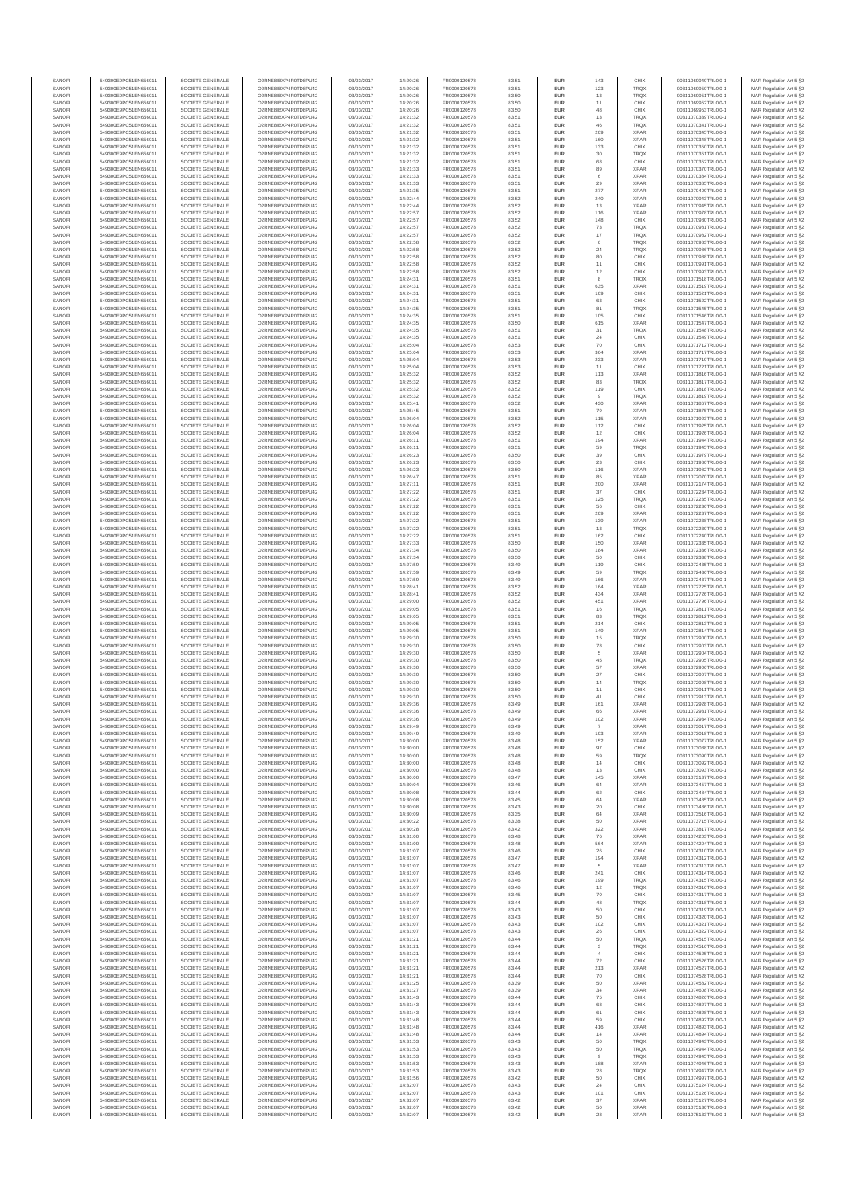| SANOFI | 549300E9PC51EN656011 | SOCIETE GENERALE | O2RNE8IBXP4R0TD8PU42 | 03/03/2017 | 14:20:26 | FR0000120578 | 83.51 | EUR | 143 | CHIX | 00311069949TRLO0-1 | MAR Regulation Art 5 §2 |
|---|---|---|---|---|---|---|---|---|---|---|---|---|
| SANOFI | 549300E9PC51EN656011 | SOCIETE GENERALE | O2RNE8IBXP4R0TD8PU42 | 03/03/2017 | 14:20:26 | FR0000120578 | 83.51 | EUR | 123 | TRQX | 00311069950TRLO0-1 | MAR Regulation Art 5 §2 |
| SANOFI | 549300E9PC51EN656011 | SOCIETE GENERALE | O2RNE8IBXP4R0TD8PU42 | 03/03/2017 | 14:20:26 | FR0000120578 | 83.50 | EUR | 13 | TRQX | 00311069951TRLO0-1 | MAR Regulation Art 5 §2 |
| SANOFI | 549300E9PC51EN656011 | SOCIETE GENERALE | O2RNE8IBXP4R0TD8PU42 | 03/03/2017 | 14:20:26 | FR0000120578 | 83.50 | EUR | 11 | CHIX | 00311069952TRLO0-1 | MAR Regulation Art 5 §2 |
| SANOFI | 549300E9PC51EN656011 | SOCIETE GENERALE | O2RNE8IBXP4R0TD8PU42 | 03/03/2017 | 14:20:26 | FR0000120578 | 83.50 | EUR | 48 | CHIX | 00311069953TRLO0-1 | MAR Regulation Art 5 §2 |
| SANOFI | 549300E9PC51EN656011 | SOCIETE GENERALE | O2RNE8IBXP4R0TD8PU42 | 03/03/2017 | 14:21:32 | FR0000120578 | 83.51 | EUR | 13 | TRQX | 00311070339TRLO0-1 | MAR Regulation Art 5 §2 |
| SANOFI | 549300E9PC51EN656011 | SOCIETE GENERALE | O2RNE8IBXP4R0TD8PU42 | 03/03/2017 | 14:21:32 | FR0000120578 | 83.51 | EUR | 46 | TRQX | 00311070341TRLO0-1 | MAR Regulation Art 5 §2 |
| SANOFI | 549300E9PC51EN656011 | SOCIETE GENERALE | O2RNE8IBXP4R0TD8PU42 | 03/03/2017 | 14:21:32 | FR0000120578 | 83.51 | EUR | 209 | XPAR | 00311070345TRLO0-1 | MAR Regulation Art 5 §2 |
| SANOFI | 549300E9PC51EN656011 | SOCIETE GENERALE | O2RNE8IBXP4R0TD8PU42 | 03/03/2017 | 14:21:32 | FR0000120578 | 83.51 | EUR | 160 | XPAR | 00311070348TRLO0-1 | MAR Regulation Art 5 §2 |
| SANOFI | 549300E9PC51EN656011 | SOCIETE GENERALE | O2RNE8IBXP4R0TD8PU42 | 03/03/2017 | 14:21:32 | FR0000120578 | 83.51 | EUR | 133 | CHIX | 00311070350TRLO0-1 | MAR Regulation Art 5 §2 |
| SANOFI | 549300E9PC51EN656011 | SOCIETE GENERALE | O2RNE8IBXP4R0TD8PU42 | 03/03/2017 | 14:21:32 | FR0000120578 | 83.51 | EUR | 30 | TRQX | 00311070351TRLO0-1 | MAR Regulation Art 5 §2 |
| SANOFI | 549300E9PC51EN656011 | SOCIETE GENERALE | O2RNE8IBXP4R0TD8PU42 | 03/03/2017 | 14:21:32 | FR0000120578 | 83.51 | EUR | 68 | CHIX | 00311070352TRLO0-1 | MAR Regulation Art 5 §2 |
| SANOFI | 549300E9PC51EN656011 | SOCIETE GENERALE | O2RNE8IBXP4R0TD8PU42 | 03/03/2017 | 14:21:33 | FR0000120578 | 83.51 | EUR | 89 | XPAR | 00311070370TRLO0-1 | MAR Regulation Art 5 §2 |
| SANOFI | 549300E9PC51EN656011 | SOCIETE GENERALE | O2RNE8IBXP4R0TD8PU42 | 03/03/2017 | 14:21:33 | FR0000120578 | 83.51 | EUR | 6 | XPAR | 00311070384TRLO0-1 | MAR Regulation Art 5 §2 |
| SANOFI | 549300E9PC51EN656011 | SOCIETE GENERALE | O2RNE8IBXP4R0TD8PU42 | 03/03/2017 | 14:21:33 | FR0000120578 | 83.51 | EUR | 29 | XPAR | 00311070385TRLO0-1 | MAR Regulation Art 5 §2 |
| SANOFI | 549300E9PC51EN656011 | SOCIETE GENERALE | O2RNE8IBXP4R0TD8PU42 | 03/03/2017 | 14:21:35 | FR0000120578 | 83.51 | EUR | 277 | XPAR | 00311070409TRLO0-1 | MAR Regulation Art 5 §2 |
| SANOFI | 549300E9PC51EN656011 | SOCIETE GENERALE | O2RNE8IBXP4R0TD8PU42 | 03/03/2017 | 14:22:44 | FR0000120578 | 83.52 | EUR | 240 | XPAR | 00311070943TRLO0-1 | MAR Regulation Art 5 §2 |
| SANOFI | 549300E9PC51EN656011 | SOCIETE GENERALE | O2RNE8IBXP4R0TD8PU42 | 03/03/2017 | 14:22:44 | FR0000120578 | 83.52 | EUR | 13 | XPAR | 00311070945TRLO0-1 | MAR Regulation Art 5 §2 |
| SANOFI | 549300E9PC51EN656011 | SOCIETE GENERALE | O2RNE8IBXP4R0TD8PU42 | 03/03/2017 | 14:22:57 | FR0000120578 | 83.52 | EUR | 116 | XPAR | 00311070978TRLO0-1 | MAR Regulation Art 5 §2 |
| SANOFI | 549300E9PC51EN656011 | SOCIETE GENERALE | O2RNE8IBXP4R0TD8PU42 | 03/03/2017 | 14:22:57 | FR0000120578 | 83.52 | EUR | 148 | CHIX | 00311070980TRLO0-1 | MAR Regulation Art 5 §2 |
| SANOFI | 549300E9PC51EN656011 | SOCIETE GENERALE | O2RNE8IBXP4R0TD8PU42 | 03/03/2017 | 14:22:57 | FR0000120578 | 83.52 | EUR | 73 | TRQX | 00311070981TRLO0-1 | MAR Regulation Art 5 §2 |
| SANOFI | 549300E9PC51EN656011 | SOCIETE GENERALE | O2RNE8IBXP4R0TD8PU42 | 03/03/2017 | 14:22:57 | FR0000120578 | 83.52 | EUR | 17 | TRQX | 00311070982TRLO0-1 | MAR Regulation Art 5 §2 |
| SANOFI | 549300E9PC51EN656011 | SOCIETE GENERALE | O2RNE8IBXP4R0TD8PU42 | 03/03/2017 | 14:22:58 | FR0000120578 | 83.52 | EUR | 6 | TRQX | 00311070983TRLO0-1 | MAR Regulation Art 5 §2 |
| SANOFI | 549300E9PC51EN656011 | SOCIETE GENERALE | O2RNE8IBXP4R0TD8PU42 | 03/03/2017 | 14:22:58 | FR0000120578 | 83.52 | EUR | 24 | TRQX | 00311070986TRLO0-1 | MAR Regulation Art 5 §2 |
| SANOFI | 549300E9PC51EN656011 | SOCIETE GENERALE | O2RNE8IBXP4R0TD8PU42 | 03/03/2017 | 14:22:58 | FR0000120578 | 83.52 | EUR | 80 | CHIX | 00311070988TRLO0-1 | MAR Regulation Art 5 §2 |
| SANOFI | 549300E9PC51EN656011 | SOCIETE GENERALE | O2RNE8IBXP4R0TD8PU42 | 03/03/2017 | 14:22:58 | FR0000120578 | 83.52 | EUR | 11 | CHIX | 00311070991TRLO0-1 | MAR Regulation Art 5 §2 |
| SANOFI | 549300E9PC51EN656011 | SOCIETE GENERALE | O2RNE8IBXP4R0TD8PU42 | 03/03/2017 | 14:22:58 | FR0000120578 | 83.52 | EUR | 12 | CHIX | 00311070993TRLO0-1 | MAR Regulation Art 5 §2 |
| SANOFI | 549300E9PC51EN656011 | SOCIETE GENERALE | O2RNE8IBXP4R0TD8PU42 | 03/03/2017 | 14:24:31 | FR0000120578 | 83.51 | EUR | 8 | TRQX | 00311071518TRLO0-1 | MAR Regulation Art 5 §2 |
| SANOFI | 549300E9PC51EN656011 | SOCIETE GENERALE | O2RNE8IBXP4R0TD8PU42 | 03/03/2017 | 14:24:31 | FR0000120578 | 83.51 | EUR | 635 | XPAR | 00311071519TRLO0-1 | MAR Regulation Art 5 §2 |
| SANOFI | 549300E9PC51EN656011 | SOCIETE GENERALE | O2RNE8IBXP4R0TD8PU42 | 03/03/2017 | 14:24:31 | FR0000120578 | 83.51 | EUR | 109 | CHIX | 00311071521TRLO0-1 | MAR Regulation Art 5 §2 |
| SANOFI | 549300E9PC51EN656011 | SOCIETE GENERALE | O2RNE8IBXP4R0TD8PU42 | 03/03/2017 | 14:24:31 | FR0000120578 | 83.51 | EUR | 63 | CHIX | 00311071522TRLO0-1 | MAR Regulation Art 5 §2 |
| SANOFI | 549300E9PC51EN656011 | SOCIETE GENERALE | O2RNE8IBXP4R0TD8PU42 | 03/03/2017 | 14:24:35 | FR0000120578 | 83.51 | EUR | 81 | TRQX | 00311071545TRLO0-1 | MAR Regulation Art 5 §2 |
| SANOFI | 549300E9PC51EN656011 | SOCIETE GENERALE | O2RNE8IBXP4R0TD8PU42 | 03/03/2017 | 14:24:35 | FR0000120578 | 83.51 | EUR | 105 | CHIX | 00311071546TRLO0-1 | MAR Regulation Art 5 §2 |
| SANOFI | 549300E9PC51EN656011 | SOCIETE GENERALE | O2RNE8IBXP4R0TD8PU42 | 03/03/2017 | 14:24:35 | FR0000120578 | 83.50 | EUR | 615 | XPAR | 00311071547TRLO0-1 | MAR Regulation Art 5 §2 |
| SANOFI | 549300E9PC51EN656011 | SOCIETE GENERALE | O2RNE8IBXP4R0TD8PU42 | 03/03/2017 | 14:24:35 | FR0000120578 | 83.51 | EUR | 31 | TRQX | 00311071548TRLO0-1 | MAR Regulation Art 5 §2 |
| SANOFI | 549300E9PC51EN656011 | SOCIETE GENERALE | O2RNE8IBXP4R0TD8PU42 | 03/03/2017 | 14:24:35 | FR0000120578 | 83.51 | EUR | 24 | CHIX | 00311071549TRLO0-1 | MAR Regulation Art 5 §2 |
| SANOFI | 549300E9PC51EN656011 | SOCIETE GENERALE | O2RNE8IBXP4R0TD8PU42 | 03/03/2017 | 14:25:04 | FR0000120578 | 83.53 | EUR | 70 | CHIX | 00311071712TRLO0-1 | MAR Regulation Art 5 §2 |
| SANOFI | 549300E9PC51EN656011 | SOCIETE GENERALE | O2RNE8IBXP4R0TD8PU42 | 03/03/2017 | 14:25:04 | FR0000120578 | 83.53 | EUR | 364 | XPAR | 00311071717TRLO0-1 | MAR Regulation Art 5 §2 |
| SANOFI | 549300E9PC51EN656011 | SOCIETE GENERALE | O2RNE8IBXP4R0TD8PU42 | 03/03/2017 | 14:25:04 | FR0000120578 | 83.53 | EUR | 233 | XPAR | 00311071719TRLO0-1 | MAR Regulation Art 5 §2 |
| SANOFI | 549300E9PC51EN656011 | SOCIETE GENERALE | O2RNE8IBXP4R0TD8PU42 | 03/03/2017 | 14:25:04 | FR0000120578 | 83.53 | EUR | 11 | CHIX | 00311071721TRLO0-1 | MAR Regulation Art 5 §2 |
| SANOFI | 549300E9PC51EN656011 | SOCIETE GENERALE | O2RNE8IBXP4R0TD8PU42 | 03/03/2017 | 14:25:32 | FR0000120578 | 83.52 | EUR | 113 | XPAR | 00311071816TRLO0-1 | MAR Regulation Art 5 §2 |
| SANOFI | 549300E9PC51EN656011 | SOCIETE GENERALE | O2RNE8IBXP4R0TD8PU42 | 03/03/2017 | 14:25:32 | FR0000120578 | 83.52 | EUR | 83 | TRQX | 00311071817TRLO0-1 | MAR Regulation Art 5 §2 |
| SANOFI | 549300E9PC51EN656011 | SOCIETE GENERALE | O2RNE8IBXP4R0TD8PU42 | 03/03/2017 | 14:25:32 | FR0000120578 | 83.52 | EUR | 119 | CHIX | 00311071818TRLO0-1 | MAR Regulation Art 5 §2 |
| SANOFI | 549300E9PC51EN656011 | SOCIETE GENERALE | O2RNE8IBXP4R0TD8PU42 | 03/03/2017 | 14:25:32 | FR0000120578 | 83.52 | EUR | 9 | TRQX | 00311071819TRLO0-1 | MAR Regulation Art 5 §2 |
| SANOFI | 549300E9PC51EN656011 | SOCIETE GENERALE | O2RNE8IBXP4R0TD8PU42 | 03/03/2017 | 14:25:41 | FR0000120578 | 83.52 | EUR | 430 | XPAR | 00311071867TRLO0-1 | MAR Regulation Art 5 §2 |
| SANOFI | 549300E9PC51EN656011 | SOCIETE GENERALE | O2RNE8IBXP4R0TD8PU42 | 03/03/2017 | 14:25:45 | FR0000120578 | 83.51 | EUR | 79 | XPAR | 00311071875TRLO0-1 | MAR Regulation Art 5 §2 |
| SANOFI | 549300E9PC51EN656011 | SOCIETE GENERALE | O2RNE8IBXP4R0TD8PU42 | 03/03/2017 | 14:26:04 | FR0000120578 | 83.52 | EUR | 115 | XPAR | 00311071923TRLO0-1 | MAR Regulation Art 5 §2 |
| SANOFI | 549300E9PC51EN656011 | SOCIETE GENERALE | O2RNE8IBXP4R0TD8PU42 | 03/03/2017 | 14:26:04 | FR0000120578 | 83.52 | EUR | 112 | CHIX | 00311071925TRLO0-1 | MAR Regulation Art 5 §2 |
| SANOFI | 549300E9PC51EN656011 | SOCIETE GENERALE | O2RNE8IBXP4R0TD8PU42 | 03/03/2017 | 14:26:04 | FR0000120578 | 83.52 | EUR | 12 | CHIX | 00311071926TRLO0-1 | MAR Regulation Art 5 §2 |
| SANOFI | 549300E9PC51EN656011 | SOCIETE GENERALE | O2RNE8IBXP4R0TD8PU42 | 03/03/2017 | 14:26:11 | FR0000120578 | 83.51 | EUR | 194 | XPAR | 00311071944TRLO0-1 | MAR Regulation Art 5 §2 |
| SANOFI | 549300E9PC51EN656011 | SOCIETE GENERALE | O2RNE8IBXP4R0TD8PU42 | 03/03/2017 | 14:26:11 | FR0000120578 | 83.51 | EUR | 59 | TRQX | 00311071945TRLO0-1 | MAR Regulation Art 5 §2 |
| SANOFI | 549300E9PC51EN656011 | SOCIETE GENERALE | O2RNE8IBXP4R0TD8PU42 | 03/03/2017 | 14:26:23 | FR0000120578 | 83.50 | EUR | 39 | CHIX | 00311071979TRLO0-1 | MAR Regulation Art 5 §2 |
| SANOFI | 549300E9PC51EN656011 | SOCIETE GENERALE | O2RNE8IBXP4R0TD8PU42 | 03/03/2017 | 14:26:23 | FR0000120578 | 83.50 | EUR | 23 | CHIX | 00311071980TRLO0-1 | MAR Regulation Art 5 §2 |
| SANOFI | 549300E9PC51EN656011 | SOCIETE GENERALE | O2RNE8IBXP4R0TD8PU42 | 03/03/2017 | 14:26:23 | FR0000120578 | 83.50 | EUR | 116 | XPAR | 00311071982TRLO0-1 | MAR Regulation Art 5 §2 |
| SANOFI | 549300E9PC51EN656011 | SOCIETE GENERALE | O2RNE8IBXP4R0TD8PU42 | 03/03/2017 | 14:26:47 | FR0000120578 | 83.51 | EUR | 85 | XPAR | 00311072076TRLO0-1 | MAR Regulation Art 5 §2 |
| SANOFI | 549300E9PC51EN656011 | SOCIETE GENERALE | O2RNE8IBXP4R0TD8PU42 | 03/03/2017 | 14:27:11 | FR0000120578 | 83.51 | EUR | 200 | XPAR | 00311072174TRLO0-1 | MAR Regulation Art 5 §2 |
| SANOFI | 549300E9PC51EN656011 | SOCIETE GENERALE | O2RNE8IBXP4R0TD8PU42 | 03/03/2017 | 14:27:22 | FR0000120578 | 83.51 | EUR | 37 | CHIX | 00311072234TRLO0-1 | MAR Regulation Art 5 §2 |
| SANOFI | 549300E9PC51EN656011 | SOCIETE GENERALE | O2RNE8IBXP4R0TD8PU42 | 03/03/2017 | 14:27:22 | FR0000120578 | 83.51 | EUR | 125 | TRQX | 00311072235TRLO0-1 | MAR Regulation Art 5 §2 |
| SANOFI | 549300E9PC51EN656011 | SOCIETE GENERALE | O2RNE8IBXP4R0TD8PU42 | 03/03/2017 | 14:27:22 | FR0000120578 | 83.51 | EUR | 56 | CHIX | 00311072236TRLO0-1 | MAR Regulation Art 5 §2 |
| SANOFI | 549300E9PC51EN656011 | SOCIETE GENERALE | O2RNE8IBXP4R0TD8PU42 | 03/03/2017 | 14:27:22 | FR0000120578 | 83.51 | EUR | 209 | XPAR | 00311072237TRLO0-1 | MAR Regulation Art 5 §2 |
| SANOFI | 549300E9PC51EN656011 | SOCIETE GENERALE | O2RNE8IBXP4R0TD8PU42 | 03/03/2017 | 14:27:22 | FR0000120578 | 83.51 | EUR | 139 | XPAR | 00311072238TRLO0-1 | MAR Regulation Art 5 §2 |
| SANOFI | 549300E9PC51EN656011 | SOCIETE GENERALE | O2RNE8IBXP4R0TD8PU42 | 03/03/2017 | 14:27:22 | FR0000120578 | 83.51 | EUR | 13 | TRQX | 00311072239TRLO0-1 | MAR Regulation Art 5 §2 |
| SANOFI | 549300E9PC51EN656011 | SOCIETE GENERALE | O2RNE8IBXP4R0TD8PU42 | 03/03/2017 | 14:27:22 | FR0000120578 | 83.51 | EUR | 162 | CHIX | 00311072240TRLO0-1 | MAR Regulation Art 5 §2 |
| SANOFI | 549300E9PC51EN656011 | SOCIETE GENERALE | O2RNE8IBXP4R0TD8PU42 | 03/03/2017 | 14:27:33 | FR0000120578 | 83.50 | EUR | 150 | XPAR | 00311072335TRLO0-1 | MAR Regulation Art 5 §2 |
| SANOFI | 549300E9PC51EN656011 | SOCIETE GENERALE | O2RNE8IBXP4R0TD8PU42 | 03/03/2017 | 14:27:34 | FR0000120578 | 83.50 | EUR | 184 | XPAR | 00311072336TRLO0-1 | MAR Regulation Art 5 §2 |
| SANOFI | 549300E9PC51EN656011 | SOCIETE GENERALE | O2RNE8IBXP4R0TD8PU42 | 03/03/2017 | 14:27:34 | FR0000120578 | 83.50 | EUR | 50 | CHIX | 00311072338TRLO0-1 | MAR Regulation Art 5 §2 |
| SANOFI | 549300E9PC51EN656011 | SOCIETE GENERALE | O2RNE8IBXP4R0TD8PU42 | 03/03/2017 | 14:27:59 | FR0000120578 | 83.49 | EUR | 119 | CHIX | 00311072435TRLO0-1 | MAR Regulation Art 5 §2 |
| SANOFI | 549300E9PC51EN656011 | SOCIETE GENERALE | O2RNE8IBXP4R0TD8PU42 | 03/03/2017 | 14:27:59 | FR0000120578 | 83.49 | EUR | 59 | TRQX | 00311072436TRLO0-1 | MAR Regulation Art 5 §2 |
| SANOFI | 549300E9PC51EN656011 | SOCIETE GENERALE | O2RNE8IBXP4R0TD8PU42 | 03/03/2017 | 14:27:59 | FR0000120578 | 83.49 | EUR | 166 | XPAR | 00311072437TRLO0-1 | MAR Regulation Art 5 §2 |
| SANOFI | 549300E9PC51EN656011 | SOCIETE GENERALE | O2RNE8IBXP4R0TD8PU42 | 03/03/2017 | 14:28:41 | FR0000120578 | 83.52 | EUR | 164 | XPAR | 00311072725TRLO0-1 | MAR Regulation Art 5 §2 |
| SANOFI | 549300E9PC51EN656011 | SOCIETE GENERALE | O2RNE8IBXP4R0TD8PU42 | 03/03/2017 | 14:28:41 | FR0000120578 | 83.52 | EUR | 434 | XPAR | 00311072726TRLO0-1 | MAR Regulation Art 5 §2 |
| SANOFI | 549300E9PC51EN656011 | SOCIETE GENERALE | O2RNE8IBXP4R0TD8PU42 | 03/03/2017 | 14:29:00 | FR0000120578 | 83.52 | EUR | 451 | XPAR | 00311072796TRLO0-1 | MAR Regulation Art 5 §2 |
| SANOFI | 549300E9PC51EN656011 | SOCIETE GENERALE | O2RNE8IBXP4R0TD8PU42 | 03/03/2017 | 14:29:05 | FR0000120578 | 83.51 | EUR | 16 | TRQX | 00311072811TRLO0-1 | MAR Regulation Art 5 §2 |
| SANOFI | 549300E9PC51EN656011 | SOCIETE GENERALE | O2RNE8IBXP4R0TD8PU42 | 03/03/2017 | 14:29:05 | FR0000120578 | 83.51 | EUR | 83 | TRQX | 00311072812TRLO0-1 | MAR Regulation Art 5 §2 |
| SANOFI | 549300E9PC51EN656011 | SOCIETE GENERALE | O2RNE8IBXP4R0TD8PU42 | 03/03/2017 | 14:29:05 | FR0000120578 | 83.51 | EUR | 214 | CHIX | 00311072813TRLO0-1 | MAR Regulation Art 5 §2 |
| SANOFI | 549300E9PC51EN656011 | SOCIETE GENERALE | O2RNE8IBXP4R0TD8PU42 | 03/03/2017 | 14:29:05 | FR0000120578 | 83.51 | EUR | 149 | XPAR | 00311072814TRLO0-1 | MAR Regulation Art 5 §2 |
| SANOFI | 549300E9PC51EN656011 | SOCIETE GENERALE | O2RNE8IBXP4R0TD8PU42 | 03/03/2017 | 14:29:30 | FR0000120578 | 83.50 | EUR | 15 | TRQX | 00311072900TRLO0-1 | MAR Regulation Art 5 §2 |
| SANOFI | 549300E9PC51EN656011 | SOCIETE GENERALE | O2RNE8IBXP4R0TD8PU42 | 03/03/2017 | 14:29:30 | FR0000120578 | 83.50 | EUR | 78 | CHIX | 00311072902TRLO0-1 | MAR Regulation Art 5 §2 |
| SANOFI | 549300E9PC51EN656011 | SOCIETE GENERALE | O2RNE8IBXP4R0TD8PU42 | 03/03/2017 | 14:29:30 | FR0000120578 | 83.50 | EUR | 5 | XPAR | 00311072904TRLO0-1 | MAR Regulation Art 5 §2 |
| SANOFI | 549300E9PC51EN656011 | SOCIETE GENERALE | O2RNE8IBXP4R0TD8PU42 | 03/03/2017 | 14:29:30 | FR0000120578 | 83.50 | EUR | 45 | TRQX | 00311072905TRLO0-1 | MAR Regulation Art 5 §2 |
| SANOFI | 549300E9PC51EN656011 | SOCIETE GENERALE | O2RNE8IBXP4R0TD8PU42 | 03/03/2017 | 14:29:30 | FR0000120578 | 83.50 | EUR | 57 | XPAR | 00311072906TRLO0-1 | MAR Regulation Art 5 §2 |
| SANOFI | 549300E9PC51EN656011 | SOCIETE GENERALE | O2RNE8IBXP4R0TD8PU42 | 03/03/2017 | 14:29:30 | FR0000120578 | 83.50 | EUR | 27 | CHIX | 00311072907TRLO0-1 | MAR Regulation Art 5 §2 |
| SANOFI | 549300E9PC51EN656011 | SOCIETE GENERALE | O2RNE8IBXP4R0TD8PU42 | 03/03/2017 | 14:29:30 | FR0000120578 | 83.50 | EUR | 14 | TRQX | 00311072908TRLO0-1 | MAR Regulation Art 5 §2 |
| SANOFI | 549300E9PC51EN656011 | SOCIETE GENERALE | O2RNE8IBXP4R0TD8PU42 | 03/03/2017 | 14:29:30 | FR0000120578 | 83.50 | EUR | 11 | CHIX | 00311072911TRLO0-1 | MAR Regulation Art 5 §2 |
| SANOFI | 549300E9PC51EN656011 | SOCIETE GENERALE | O2RNE8IBXP4R0TD8PU42 | 03/03/2017 | 14:29:30 | FR0000120578 | 83.50 | EUR | 41 | CHIX | 00311072913TRLO0-1 | MAR Regulation Art 5 §2 |
| SANOFI | 549300E9PC51EN656011 | SOCIETE GENERALE | O2RNE8IBXP4R0TD8PU42 | 03/03/2017 | 14:29:36 | FR0000120578 | 83.49 | EUR | 161 | XPAR | 00311072928TRLO0-1 | MAR Regulation Art 5 §2 |
| SANOFI | 549300E9PC51EN656011 | SOCIETE GENERALE | O2RNE8IBXP4R0TD8PU42 | 03/03/2017 | 14:29:36 | FR0000120578 | 83.49 | EUR | 66 | XPAR | 00311072931TRLO0-1 | MAR Regulation Art 5 §2 |
| SANOFI | 549300E9PC51EN656011 | SOCIETE GENERALE | O2RNE8IBXP4R0TD8PU42 | 03/03/2017 | 14:29:36 | FR0000120578 | 83.49 | EUR | 102 | XPAR | 00311072934TRLO0-1 | MAR Regulation Art 5 §2 |
| SANOFI | 549300E9PC51EN656011 | SOCIETE GENERALE | O2RNE8IBXP4R0TD8PU42 | 03/03/2017 | 14:29:49 | FR0000120578 | 83.49 | EUR | 7 | XPAR | 00311073017TRLO0-1 | MAR Regulation Art 5 §2 |
| SANOFI | 549300E9PC51EN656011 | SOCIETE GENERALE | O2RNE8IBXP4R0TD8PU42 | 03/03/2017 | 14:29:49 | FR0000120578 | 83.49 | EUR | 103 | XPAR | 00311073018TRLO0-1 | MAR Regulation Art 5 §2 |
| SANOFI | 549300E9PC51EN656011 | SOCIETE GENERALE | O2RNE8IBXP4R0TD8PU42 | 03/03/2017 | 14:30:00 | FR0000120578 | 83.48 | EUR | 152 | XPAR | 00311073077TRLO0-1 | MAR Regulation Art 5 §2 |
| SANOFI | 549300E9PC51EN656011 | SOCIETE GENERALE | O2RNE8IBXP4R0TD8PU42 | 03/03/2017 | 14:30:00 | FR0000120578 | 83.48 | EUR | 97 | CHIX | 00311073088TRLO0-1 | MAR Regulation Art 5 §2 |
| SANOFI | 549300E9PC51EN656011 | SOCIETE GENERALE | O2RNE8IBXP4R0TD8PU42 | 03/03/2017 | 14:30:00 | FR0000120578 | 83.48 | EUR | 59 | TRQX | 00311073090TRLO0-1 | MAR Regulation Art 5 §2 |
| SANOFI | 549300E9PC51EN656011 | SOCIETE GENERALE | O2RNE8IBXP4R0TD8PU42 | 03/03/2017 | 14:30:00 | FR0000120578 | 83.48 | EUR | 14 | CHIX | 00311073092TRLO0-1 | MAR Regulation Art 5 §2 |
| SANOFI | 549300E9PC51EN656011 | SOCIETE GENERALE | O2RNE8IBXP4R0TD8PU42 | 03/03/2017 | 14:30:00 | FR0000120578 | 83.48 | EUR | 13 | CHIX | 00311073093TRLO0-1 | MAR Regulation Art 5 §2 |
| SANOFI | 549300E9PC51EN656011 | SOCIETE GENERALE | O2RNE8IBXP4R0TD8PU42 | 03/03/2017 | 14:30:00 | FR0000120578 | 83.47 | EUR | 145 | XPAR | 00311073137TRLO0-1 | MAR Regulation Art 5 §2 |
| SANOFI | 549300E9PC51EN656011 | SOCIETE GENERALE | O2RNE8IBXP4R0TD8PU42 | 03/03/2017 | 14:30:04 | FR0000120578 | 83.46 | EUR | 64 | XPAR | 00311073457TRLO0-1 | MAR Regulation Art 5 §2 |
| SANOFI | 549300E9PC51EN656011 | SOCIETE GENERALE | O2RNE8IBXP4R0TD8PU42 | 03/03/2017 | 14:30:08 | FR0000120578 | 83.44 | EUR | 62 | CHIX | 00311073484TRLO0-1 | MAR Regulation Art 5 §2 |
| SANOFI | 549300E9PC51EN656011 | SOCIETE GENERALE | O2RNE8IBXP4R0TD8PU42 | 03/03/2017 | 14:30:08 | FR0000120578 | 83.45 | EUR | 64 | XPAR | 00311073485TRLO0-1 | MAR Regulation Art 5 §2 |
| SANOFI | 549300E9PC51EN656011 | SOCIETE GENERALE | O2RNE8IBXP4R0TD8PU42 | 03/03/2017 | 14:30:08 | FR0000120578 | 83.43 | EUR | 20 | CHIX | 00311073486TRLO0-1 | MAR Regulation Art 5 §2 |
| SANOFI | 549300E9PC51EN656011 | SOCIETE GENERALE | O2RNE8IBXP4R0TD8PU42 | 03/03/2017 | 14:30:09 | FR0000120578 | 83.35 | EUR | 64 | XPAR | 00311073516TRLO0-1 | MAR Regulation Art 5 §2 |
| SANOFI | 549300E9PC51EN656011 | SOCIETE GENERALE | O2RNE8IBXP4R0TD8PU42 | 03/03/2017 | 14:30:22 | FR0000120578 | 83.38 | EUR | 50 | XPAR | 00311073715TRLO0-1 | MAR Regulation Art 5 §2 |
| SANOFI | 549300E9PC51EN656011 | SOCIETE GENERALE | O2RNE8IBXP4R0TD8PU42 | 03/03/2017 | 14:30:28 | FR0000120578 | 83.42 | EUR | 322 | XPAR | 00311073817TRLO0-1 | MAR Regulation Art 5 §2 |
| SANOFI | 549300E9PC51EN656011 | SOCIETE GENERALE | O2RNE8IBXP4R0TD8PU42 | 03/03/2017 | 14:31:00 | FR0000120578 | 83.48 | EUR | 76 | XPAR | 00311074203TRLO0-1 | MAR Regulation Art 5 §2 |
| SANOFI | 549300E9PC51EN656011 | SOCIETE GENERALE | O2RNE8IBXP4R0TD8PU42 | 03/03/2017 | 14:31:00 | FR0000120578 | 83.48 | EUR | 564 | XPAR | 00311074204TRLO0-1 | MAR Regulation Art 5 §2 |
| SANOFI | 549300E9PC51EN656011 | SOCIETE GENERALE | O2RNE8IBXP4R0TD8PU42 | 03/03/2017 | 14:31:07 | FR0000120578 | 83.46 | EUR | 26 | CHIX | 00311074310TRLO0-1 | MAR Regulation Art 5 §2 |
| SANOFI | 549300E9PC51EN656011 | SOCIETE GENERALE | O2RNE8IBXP4R0TD8PU42 | 03/03/2017 | 14:31:07 | FR0000120578 | 83.47 | EUR | 194 | XPAR | 00311074312TRLO0-1 | MAR Regulation Art 5 §2 |
| SANOFI | 549300E9PC51EN656011 | SOCIETE GENERALE | O2RNE8IBXP4R0TD8PU42 | 03/03/2017 | 14:31:07 | FR0000120578 | 83.47 | EUR | 5 | XPAR | 00311074313TRLO0-1 | MAR Regulation Art 5 §2 |
| SANOFI | 549300E9PC51EN656011 | SOCIETE GENERALE | O2RNE8IBXP4R0TD8PU42 | 03/03/2017 | 14:31:07 | FR0000120578 | 83.46 | EUR | 241 | CHIX | 00311074314TRLO0-1 | MAR Regulation Art 5 §2 |
| SANOFI | 549300E9PC51EN656011 | SOCIETE GENERALE | O2RNE8IBXP4R0TD8PU42 | 03/03/2017 | 14:31:07 | FR0000120578 | 83.46 | EUR | 199 | TRQX | 00311074315TRLO0-1 | MAR Regulation Art 5 §2 |
| SANOFI | 549300E9PC51EN656011 | SOCIETE GENERALE | O2RNE8IBXP4R0TD8PU42 | 03/03/2017 | 14:31:07 | FR0000120578 | 83.46 | EUR | 12 | TRQX | 00311074316TRLO0-1 | MAR Regulation Art 5 §2 |
| SANOFI | 549300E9PC51EN656011 | SOCIETE GENERALE | O2RNE8IBXP4R0TD8PU42 | 03/03/2017 | 14:31:07 | FR0000120578 | 83.45 | EUR | 70 | CHIX | 00311074317TRLO0-1 | MAR Regulation Art 5 §2 |
| SANOFI | 549300E9PC51EN656011 | SOCIETE GENERALE | O2RNE8IBXP4R0TD8PU42 | 03/03/2017 | 14:31:07 | FR0000120578 | 83.44 | EUR | 48 | TRQX | 00311074318TRLO0-1 | MAR Regulation Art 5 §2 |
| SANOFI | 549300E9PC51EN656011 | SOCIETE GENERALE | O2RNE8IBXP4R0TD8PU42 | 03/03/2017 | 14:31:07 | FR0000120578 | 83.43 | EUR | 50 | CHIX | 00311074319TRLO0-1 | MAR Regulation Art 5 §2 |
| SANOFI | 549300E9PC51EN656011 | SOCIETE GENERALE | O2RNE8IBXP4R0TD8PU42 | 03/03/2017 | 14:31:07 | FR0000120578 | 83.43 | EUR | 50 | CHIX | 00311074320TRLO0-1 | MAR Regulation Art 5 §2 |
| SANOFI | 549300E9PC51EN656011 | SOCIETE GENERALE | O2RNE8IBXP4R0TD8PU42 | 03/03/2017 | 14:31:07 | FR0000120578 | 83.43 | EUR | 102 | CHIX | 00311074321TRLO0-1 | MAR Regulation Art 5 §2 |
| SANOFI | 549300E9PC51EN656011 | SOCIETE GENERALE | O2RNE8IBXP4R0TD8PU42 | 03/03/2017 | 14:31:07 | FR0000120578 | 83.43 | EUR | 26 | CHIX | 00311074322TRLO0-1 | MAR Regulation Art 5 §2 |
| SANOFI | 549300E9PC51EN656011 | SOCIETE GENERALE | O2RNE8IBXP4R0TD8PU42 | 03/03/2017 | 14:31:21 | FR0000120578 | 83.44 | EUR | 50 | TRQX | 00311074515TRLO0-1 | MAR Regulation Art 5 §2 |
| SANOFI | 549300E9PC51EN656011 | SOCIETE GENERALE | O2RNE8IBXP4R0TD8PU42 | 03/03/2017 | 14:31:21 | FR0000120578 | 83.44 | EUR | 3 | TRQX | 00311074516TRLO0-1 | MAR Regulation Art 5 §2 |
| SANOFI | 549300E9PC51EN656011 | SOCIETE GENERALE | O2RNE8IBXP4R0TD8PU42 | 03/03/2017 | 14:31:21 | FR0000120578 | 83.44 | EUR | 4 | CHIX | 00311074525TRLO0-1 | MAR Regulation Art 5 §2 |
| SANOFI | 549300E9PC51EN656011 | SOCIETE GENERALE | O2RNE8IBXP4R0TD8PU42 | 03/03/2017 | 14:31:21 | FR0000120578 | 83.44 | EUR | 72 | CHIX | 00311074526TRLO0-1 | MAR Regulation Art 5 §2 |
| SANOFI | 549300E9PC51EN656011 | SOCIETE GENERALE | O2RNE8IBXP4R0TD8PU42 | 03/03/2017 | 14:31:21 | FR0000120578 | 83.44 | EUR | 213 | XPAR | 00311074527TRLO0-1 | MAR Regulation Art 5 §2 |
| SANOFI | 549300E9PC51EN656011 | SOCIETE GENERALE | O2RNE8IBXP4R0TD8PU42 | 03/03/2017 | 14:31:21 | FR0000120578 | 83.44 | EUR | 70 | CHIX | 00311074528TRLO0-1 | MAR Regulation Art 5 §2 |
| SANOFI | 549300E9PC51EN656011 | SOCIETE GENERALE | O2RNE8IBXP4R0TD8PU42 | 03/03/2017 | 14:31:25 | FR0000120578 | 83.39 | EUR | 50 | XPAR | 00311074582TRLO0-1 | MAR Regulation Art 5 §2 |
| SANOFI | 549300E9PC51EN656011 | SOCIETE GENERALE | O2RNE8IBXP4R0TD8PU42 | 03/03/2017 | 14:31:27 | FR0000120578 | 83.39 | EUR | 34 | XPAR | 00311074608TRLO0-1 | MAR Regulation Art 5 §2 |
| SANOFI | 549300E9PC51EN656011 | SOCIETE GENERALE | O2RNE8IBXP4R0TD8PU42 | 03/03/2017 | 14:31:43 | FR0000120578 | 83.44 | EUR | 75 | CHIX | 00311074826TRLO0-1 | MAR Regulation Art 5 §2 |
| SANOFI | 549300E9PC51EN656011 | SOCIETE GENERALE | O2RNE8IBXP4R0TD8PU42 | 03/03/2017 | 14:31:43 | FR0000120578 | 83.44 | EUR | 68 | CHIX | 00311074827TRLO0-1 | MAR Regulation Art 5 §2 |
| SANOFI | 549300E9PC51EN656011 | SOCIETE GENERALE | O2RNE8IBXP4R0TD8PU42 | 03/03/2017 | 14:31:43 | FR0000120578 | 83.44 | EUR | 61 | CHIX | 00311074828TRLO0-1 | MAR Regulation Art 5 §2 |
| SANOFI | 549300E9PC51EN656011 | SOCIETE GENERALE | O2RNE8IBXP4R0TD8PU42 | 03/03/2017 | 14:31:48 | FR0000120578 | 83.44 | EUR | 59 | CHIX | 00311074892TRLO0-1 | MAR Regulation Art 5 §2 |
| SANOFI | 549300E9PC51EN656011 | SOCIETE GENERALE | O2RNE8IBXP4R0TD8PU42 | 03/03/2017 | 14:31:48 | FR0000120578 | 83.44 | EUR | 416 | XPAR | 00311074893TRLO0-1 | MAR Regulation Art 5 §2 |
| SANOFI | 549300E9PC51EN656011 | SOCIETE GENERALE | O2RNE8IBXP4R0TD8PU42 | 03/03/2017 | 14:31:48 | FR0000120578 | 83.44 | EUR | 14 | XPAR | 00311074894TRLO0-1 | MAR Regulation Art 5 §2 |
| SANOFI | 549300E9PC51EN656011 | SOCIETE GENERALE | O2RNE8IBXP4R0TD8PU42 | 03/03/2017 | 14:31:53 | FR0000120578 | 83.43 | EUR | 50 | TRQX | 00311074943TRLO0-1 | MAR Regulation Art 5 §2 |
| SANOFI | 549300E9PC51EN656011 | SOCIETE GENERALE | O2RNE8IBXP4R0TD8PU42 | 03/03/2017 | 14:31:53 | FR0000120578 | 83.43 | EUR | 50 | TRQX | 00311074944TRLO0-1 | MAR Regulation Art 5 §2 |
| SANOFI | 549300E9PC51EN656011 | SOCIETE GENERALE | O2RNE8IBXP4R0TD8PU42 | 03/03/2017 | 14:31:53 | FR0000120578 | 83.43 | EUR | 9 | TRQX | 00311074945TRLO0-1 | MAR Regulation Art 5 §2 |
| SANOFI | 549300E9PC51EN656011 | SOCIETE GENERALE | O2RNE8IBXP4R0TD8PU42 | 03/03/2017 | 14:31:53 | FR0000120578 | 83.43 | EUR | 188 | XPAR | 00311074946TRLO0-1 | MAR Regulation Art 5 §2 |
| SANOFI | 549300E9PC51EN656011 | SOCIETE GENERALE | O2RNE8IBXP4R0TD8PU42 | 03/03/2017 | 14:31:53 | FR0000120578 | 83.43 | EUR | 28 | TRQX | 00311074947TRLO0-1 | MAR Regulation Art 5 §2 |
| SANOFI | 549300E9PC51EN656011 | SOCIETE GENERALE | O2RNE8IBXP4R0TD8PU42 | 03/03/2017 | 14:31:56 | FR0000120578 | 83.42 | EUR | 50 | CHIX | 00311074997TRLO0-1 | MAR Regulation Art 5 §2 |
| SANOFI | 549300E9PC51EN656011 | SOCIETE GENERALE | O2RNE8IBXP4R0TD8PU42 | 03/03/2017 | 14:32:07 | FR0000120578 | 83.43 | EUR | 24 | CHIX | 00311075124TRLO0-1 | MAR Regulation Art 5 §2 |
| SANOFI | 549300E9PC51EN656011 | SOCIETE GENERALE | O2RNE8IBXP4R0TD8PU42 | 03/03/2017 | 14:32:07 | FR0000120578 | 83.43 | EUR | 101 | CHIX | 00311075126TRLO0-1 | MAR Regulation Art 5 §2 |
| SANOFI | 549300E9PC51EN656011 | SOCIETE GENERALE | O2RNE8IBXP4R0TD8PU42 | 03/03/2017 | 14:32:07 | FR0000120578 | 83.42 | EUR | 37 | XPAR | 00311075127TRLO0-1 | MAR Regulation Art 5 §2 |
| SANOFI | 549300E9PC51EN656011 | SOCIETE GENERALE | O2RNE8IBXP4R0TD8PU42 | 03/03/2017 | 14:32:07 | FR0000120578 | 83.42 | EUR | 50 | XPAR | 00311075130TRLO0-1 | MAR Regulation Art 5 §2 |
| SANOFI | 549300E9PC51EN656011 | SOCIETE GENERALE | O2RNE8IBXP4R0TD8PU42 | 03/03/2017 | 14:32:07 | FR0000120578 | 83.42 | EUR | 28 | XPAR | 00311075133TRLO0-1 | MAR Regulation Art 5 §2 |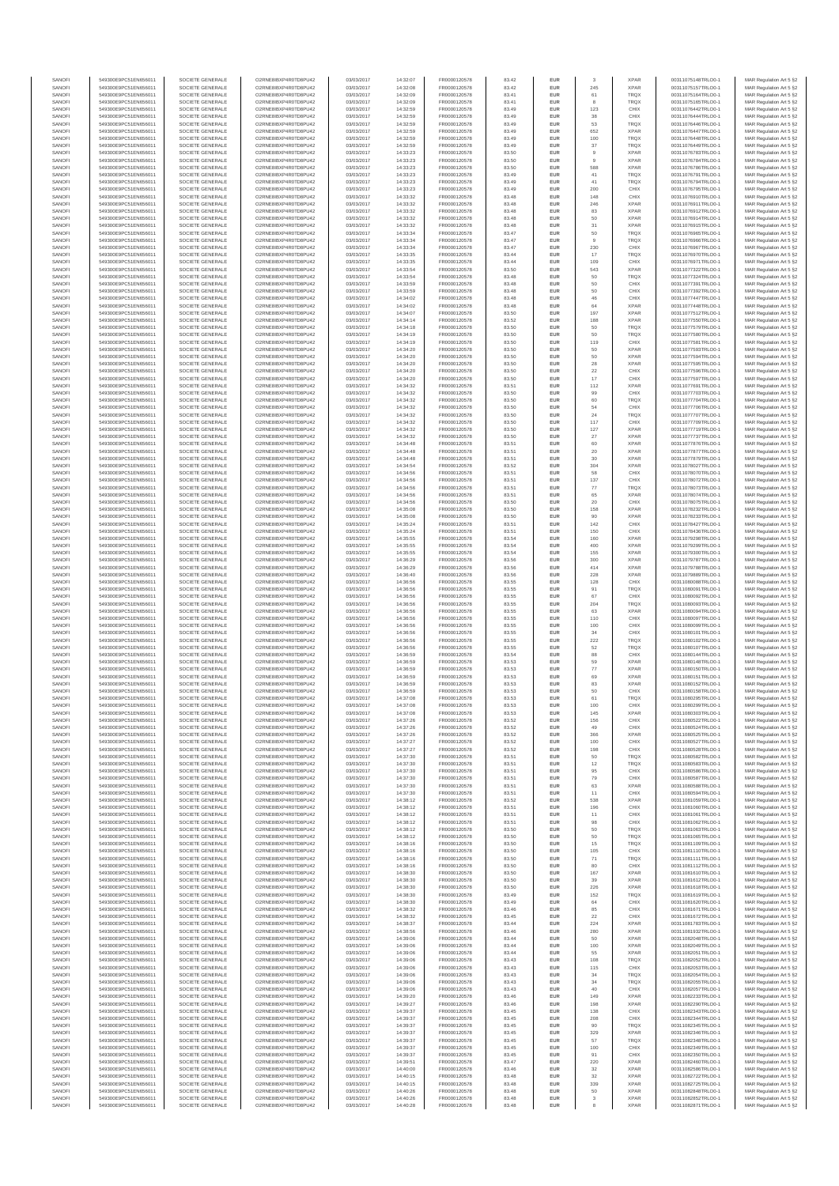| SANOFI | 549300E9PC51EN656011 | SOCIETE GENERALE | O2RNE8IBXP4R0TD8PU42 | 03/03/2017 | 14:32:07 | FR0000120578 | 83.42 | EUR | 3 | XPAR | 00311075148TRLO0-1 | MAR Regulation Art 5 §2 |
|---|---|---|---|---|---|---|---|---|---|---|---|---|
| SANOFI | 549300E9PC51EN656011 | SOCIETE GENERALE | O2RNE8IBXP4R0TD8PU42 | 03/03/2017 | 14:32:08 | FR0000120578 | 83.42 | EUR | 245 | XPAR | 00311075157TRLO0-1 | MAR Regulation Art 5 §2 |
| SANOFI | 549300E9PC51EN656011 | SOCIETE GENERALE | O2RNE8IBXP4R0TD8PU42 | 03/03/2017 | 14:32:09 | FR0000120578 | 83.41 | EUR | 61 | TRQX | 00311075164TRLO0-1 | MAR Regulation Art 5 §2 |
| SANOFI | 549300E9PC51EN656011 | SOCIETE GENERALE | O2RNE8IBXP4R0TD8PU42 | 03/03/2017 | 14:32:09 | FR0000120578 | 83.41 | EUR | 8 | TRQX | 00311075165TRLO0-1 | MAR Regulation Art 5 §2 |
| SANOFI | 549300E9PC51EN656011 | SOCIETE GENERALE | O2RNE8IBXP4R0TD8PU42 | 03/03/2017 | 14:32:59 | FR0000120578 | 83.49 | EUR | 123 | CHIX | 00311076442TRLO0-1 | MAR Regulation Art 5 §2 |
| SANOFI | 549300E9PC51EN656011 | SOCIETE GENERALE | O2RNE8IBXP4R0TD8PU42 | 03/03/2017 | 14:32:59 | FR0000120578 | 83.49 | EUR | 38 | CHIX | 00311076444TRLO0-1 | MAR Regulation Art 5 §2 |
| SANOFI | 549300E9PC51EN656011 | SOCIETE GENERALE | O2RNE8IBXP4R0TD8PU42 | 03/03/2017 | 14:32:59 | FR0000120578 | 83.49 | EUR | 53 | TRQX | 00311076446TRLO0-1 | MAR Regulation Art 5 §2 |
| SANOFI | 549300E9PC51EN656011 | SOCIETE GENERALE | O2RNE8IBXP4R0TD8PU42 | 03/03/2017 | 14:32:59 | FR0000120578 | 83.49 | EUR | 652 | XPAR | 00311076447TRLO0-1 | MAR Regulation Art 5 §2 |
| SANOFI | 549300E9PC51EN656011 | SOCIETE GENERALE | O2RNE8IBXP4R0TD8PU42 | 03/03/2017 | 14:32:59 | FR0000120578 | 83.49 | EUR | 100 | TRQX | 00311076448TRLO0-1 | MAR Regulation Art 5 §2 |
| SANOFI | 549300E9PC51EN656011 | SOCIETE GENERALE | O2RNE8IBXP4R0TD8PU42 | 03/03/2017 | 14:32:59 | FR0000120578 | 83.49 | EUR | 37 | TRQX | 00311076449TRLO0-1 | MAR Regulation Art 5 §2 |
| SANOFI | 549300E9PC51EN656011 | SOCIETE GENERALE | O2RNE8IBXP4R0TD8PU42 | 03/03/2017 | 14:33:23 | FR0000120578 | 83.50 | EUR | 9 | XPAR | 00311076783TRLO0-1 | MAR Regulation Art 5 §2 |
| SANOFI | 549300E9PC51EN656011 | SOCIETE GENERALE | O2RNE8IBXP4R0TD8PU42 | 03/03/2017 | 14:33:23 | FR0000120578 | 83.50 | EUR | 9 | XPAR | 00311076784TRLO0-1 | MAR Regulation Art 5 §2 |
| SANOFI | 549300E9PC51EN656011 | SOCIETE GENERALE | O2RNE8IBXP4R0TD8PU42 | 03/03/2017 | 14:33:23 | FR0000120578 | 83.50 | EUR | 588 | XPAR | 00311076790TRLO0-1 | MAR Regulation Art 5 §2 |
| SANOFI | 549300E9PC51EN656011 | SOCIETE GENERALE | O2RNE8IBXP4R0TD8PU42 | 03/03/2017 | 14:33:23 | FR0000120578 | 83.49 | EUR | 41 | TRQX | 00311076791TRLO0-1 | MAR Regulation Art 5 §2 |
| SANOFI | 549300E9PC51EN656011 | SOCIETE GENERALE | O2RNE8IBXP4R0TD8PU42 | 03/03/2017 | 14:33:23 | FR0000120578 | 83.49 | EUR | 41 | TRQX | 00311076794TRLO0-1 | MAR Regulation Art 5 §2 |
| SANOFI | 549300E9PC51EN656011 | SOCIETE GENERALE | O2RNE8IBXP4R0TD8PU42 | 03/03/2017 | 14:33:23 | FR0000120578 | 83.49 | EUR | 200 | CHIX | 00311076795TRLO0-1 | MAR Regulation Art 5 §2 |
| SANOFI | 549300E9PC51EN656011 | SOCIETE GENERALE | O2RNE8IBXP4R0TD8PU42 | 03/03/2017 | 14:33:32 | FR0000120578 | 83.48 | EUR | 148 | CHIX | 00311076910TRLO0-1 | MAR Regulation Art 5 §2 |
| SANOFI | 549300E9PC51EN656011 | SOCIETE GENERALE | O2RNE8IBXP4R0TD8PU42 | 03/03/2017 | 14:33:32 | FR0000120578 | 83.48 | EUR | 246 | XPAR | 00311076911TRLO0-1 | MAR Regulation Art 5 §2 |
| SANOFI | 549300E9PC51EN656011 | SOCIETE GENERALE | O2RNE8IBXP4R0TD8PU42 | 03/03/2017 | 14:33:32 | FR0000120578 | 83.48 | EUR | 83 | XPAR | 00311076912TRLO0-1 | MAR Regulation Art 5 §2 |
| SANOFI | 549300E9PC51EN656011 | SOCIETE GENERALE | O2RNE8IBXP4R0TD8PU42 | 03/03/2017 | 14:33:32 | FR0000120578 | 83.48 | EUR | 50 | XPAR | 00311076914TRLO0-1 | MAR Regulation Art 5 §2 |
| SANOFI | 549300E9PC51EN656011 | SOCIETE GENERALE | O2RNE8IBXP4R0TD8PU42 | 03/03/2017 | 14:33:32 | FR0000120578 | 83.48 | EUR | 31 | XPAR | 00311076915TRLO0-1 | MAR Regulation Art 5 §2 |
| SANOFI | 549300E9PC51EN656011 | SOCIETE GENERALE | O2RNE8IBXP4R0TD8PU42 | 03/03/2017 | 14:33:34 | FR0000120578 | 83.47 | EUR | 50 | TRQX | 00311076965TRLO0-1 | MAR Regulation Art 5 §2 |
| SANOFI | 549300E9PC51EN656011 | SOCIETE GENERALE | O2RNE8IBXP4R0TD8PU42 | 03/03/2017 | 14:33:34 | FR0000120578 | 83.47 | EUR | 9 | TRQX | 00311076966TRLO0-1 | MAR Regulation Art 5 §2 |
| SANOFI | 549300E9PC51EN656011 | SOCIETE GENERALE | O2RNE8IBXP4R0TD8PU42 | 03/03/2017 | 14:33:34 | FR0000120578 | 83.47 | EUR | 230 | CHIX | 00311076967TRLO0-1 | MAR Regulation Art 5 §2 |
| SANOFI | 549300E9PC51EN656011 | SOCIETE GENERALE | O2RNE8IBXP4R0TD8PU42 | 03/03/2017 | 14:33:35 | FR0000120578 | 83.44 | EUR | 17 | TRQX | 00311076970TRLO0-1 | MAR Regulation Art 5 §2 |
| SANOFI | 549300E9PC51EN656011 | SOCIETE GENERALE | O2RNE8IBXP4R0TD8PU42 | 03/03/2017 | 14:33:35 | FR0000120578 | 83.44 | EUR | 109 | CHIX | 00311076971TRLO0-1 | MAR Regulation Art 5 §2 |
| SANOFI | 549300E9PC51EN656011 | SOCIETE GENERALE | O2RNE8IBXP4R0TD8PU42 | 03/03/2017 | 14:33:54 | FR0000120578 | 83.50 | EUR | 543 | XPAR | 00311077322TRLO0-1 | MAR Regulation Art 5 §2 |
| SANOFI | 549300E9PC51EN656011 | SOCIETE GENERALE | O2RNE8IBXP4R0TD8PU42 | 03/03/2017 | 14:33:54 | FR0000120578 | 83.48 | EUR | 50 | TRQX | 00311077324TRLO0-1 | MAR Regulation Art 5 §2 |
| SANOFI | 549300E9PC51EN656011 | SOCIETE GENERALE | O2RNE8IBXP4R0TD8PU42 | 03/03/2017 | 14:33:59 | FR0000120578 | 83.48 | EUR | 50 | CHIX | 00311077391TRLO0-1 | MAR Regulation Art 5 §2 |
| SANOFI | 549300E9PC51EN656011 | SOCIETE GENERALE | O2RNE8IBXP4R0TD8PU42 | 03/03/2017 | 14:33:59 | FR0000120578 | 83.48 | EUR | 50 | CHIX | 00311077392TRLO0-1 | MAR Regulation Art 5 §2 |
| SANOFI | 549300E9PC51EN656011 | SOCIETE GENERALE | O2RNE8IBXP4R0TD8PU42 | 03/03/2017 | 14:34:02 | FR0000120578 | 83.48 | EUR | 46 | CHIX | 00311077447TRLO0-1 | MAR Regulation Art 5 §2 |
| SANOFI | 549300E9PC51EN656011 | SOCIETE GENERALE | O2RNE8IBXP4R0TD8PU42 | 03/03/2017 | 14:34:02 | FR0000120578 | 83.48 | EUR | 64 | XPAR | 00311077448TRLO0-1 | MAR Regulation Art 5 §2 |
| SANOFI | 549300E9PC51EN656011 | SOCIETE GENERALE | O2RNE8IBXP4R0TD8PU42 | 03/03/2017 | 14:34:07 | FR0000120578 | 83.50 | EUR | 197 | XPAR | 00311077512TRLO0-1 | MAR Regulation Art 5 §2 |
| SANOFI | 549300E9PC51EN656011 | SOCIETE GENERALE | O2RNE8IBXP4R0TD8PU42 | 03/03/2017 | 14:34:14 | FR0000120578 | 83.52 | EUR | 188 | XPAR | 00311077550TRLO0-1 | MAR Regulation Art 5 §2 |
| SANOFI | 549300E9PC51EN656011 | SOCIETE GENERALE | O2RNE8IBXP4R0TD8PU42 | 03/03/2017 | 14:34:18 | FR0000120578 | 83.50 | EUR | 50 | TRQX | 00311077579TRLO0-1 | MAR Regulation Art 5 §2 |
| SANOFI | 549300E9PC51EN656011 | SOCIETE GENERALE | O2RNE8IBXP4R0TD8PU42 | 03/03/2017 | 14:34:19 | FR0000120578 | 83.50 | EUR | 50 | TRQX | 00311077580TRLO0-1 | MAR Regulation Art 5 §2 |
| SANOFI | 549300E9PC51EN656011 | SOCIETE GENERALE | O2RNE8IBXP4R0TD8PU42 | 03/03/2017 | 14:34:19 | FR0000120578 | 83.50 | EUR | 119 | CHIX | 00311077581TRLO0-1 | MAR Regulation Art 5 §2 |
| SANOFI | 549300E9PC51EN656011 | SOCIETE GENERALE | O2RNE8IBXP4R0TD8PU42 | 03/03/2017 | 14:34:20 | FR0000120578 | 83.50 | EUR | 50 | XPAR | 00311077593TRLO0-1 | MAR Regulation Art 5 §2 |
| SANOFI | 549300E9PC51EN656011 | SOCIETE GENERALE | O2RNE8IBXP4R0TD8PU42 | 03/03/2017 | 14:34:20 | FR0000120578 | 83.50 | EUR | 50 | XPAR | 00311077594TRLO0-1 | MAR Regulation Art 5 §2 |
| SANOFI | 549300E9PC51EN656011 | SOCIETE GENERALE | O2RNE8IBXP4R0TD8PU42 | 03/03/2017 | 14:34:20 | FR0000120578 | 83.50 | EUR | 28 | XPAR | 00311077595TRLO0-1 | MAR Regulation Art 5 §2 |
| SANOFI | 549300E9PC51EN656011 | SOCIETE GENERALE | O2RNE8IBXP4R0TD8PU42 | 03/03/2017 | 14:34:20 | FR0000120578 | 83.50 | EUR | 22 | CHIX | 00311077596TRLO0-1 | MAR Regulation Art 5 §2 |
| SANOFI | 549300E9PC51EN656011 | SOCIETE GENERALE | O2RNE8IBXP4R0TD8PU42 | 03/03/2017 | 14:34:20 | FR0000120578 | 83.50 | EUR | 17 | CHIX | 00311077597TRLO0-1 | MAR Regulation Art 5 §2 |
| SANOFI | 549300E9PC51EN656011 | SOCIETE GENERALE | O2RNE8IBXP4R0TD8PU42 | 03/03/2017 | 14:34:32 | FR0000120578 | 83.51 | EUR | 112 | XPAR | 00311077691TRLO0-1 | MAR Regulation Art 5 §2 |
| SANOFI | 549300E9PC51EN656011 | SOCIETE GENERALE | O2RNE8IBXP4R0TD8PU42 | 03/03/2017 | 14:34:32 | FR0000120578 | 83.50 | EUR | 99 | CHIX | 00311077703TRLO0-1 | MAR Regulation Art 5 §2 |
| SANOFI | 549300E9PC51EN656011 | SOCIETE GENERALE | O2RNE8IBXP4R0TD8PU42 | 03/03/2017 | 14:34:32 | FR0000120578 | 83.50 | EUR | 60 | TRQX | 00311077704TRLO0-1 | MAR Regulation Art 5 §2 |
| SANOFI | 549300E9PC51EN656011 | SOCIETE GENERALE | O2RNE8IBXP4R0TD8PU42 | 03/03/2017 | 14:34:32 | FR0000120578 | 83.50 | EUR | 54 | CHIX | 00311077705TRLO0-1 | MAR Regulation Art 5 §2 |
| SANOFI | 549300E9PC51EN656011 | SOCIETE GENERALE | O2RNE8IBXP4R0TD8PU42 | 03/03/2017 | 14:34:32 | FR0000120578 | 83.50 | EUR | 24 | TRQX | 00311077707TRLO0-1 | MAR Regulation Art 5 §2 |
| SANOFI | 549300E9PC51EN656011 | SOCIETE GENERALE | O2RNE8IBXP4R0TD8PU42 | 03/03/2017 | 14:34:32 | FR0000120578 | 83.50 | EUR | 117 | CHIX | 00311077709TRLO0-1 | MAR Regulation Art 5 §2 |
| SANOFI | 549300E9PC51EN656011 | SOCIETE GENERALE | O2RNE8IBXP4R0TD8PU42 | 03/03/2017 | 14:34:32 | FR0000120578 | 83.50 | EUR | 127 | XPAR | 00311077710TRLO0-1 | MAR Regulation Art 5 §2 |
| SANOFI | 549300E9PC51EN656011 | SOCIETE GENERALE | O2RNE8IBXP4R0TD8PU42 | 03/03/2017 | 14:34:32 | FR0000120578 | 83.50 | EUR | 27 | XPAR | 00311077737TRLO0-1 | MAR Regulation Art 5 §2 |
| SANOFI | 549300E9PC51EN656011 | SOCIETE GENERALE | O2RNE8IBXP4R0TD8PU42 | 03/03/2017 | 14:34:48 | FR0000120578 | 83.51 | EUR | 60 | XPAR | 00311077876TRLO0-1 | MAR Regulation Art 5 §2 |
| SANOFI | 549300E9PC51EN656011 | SOCIETE GENERALE | O2RNE8IBXP4R0TD8PU42 | 03/03/2017 | 14:34:48 | FR0000120578 | 83.51 | EUR | 20 | XPAR | 00311077877TRLO0-1 | MAR Regulation Art 5 §2 |
| SANOFI | 549300E9PC51EN656011 | SOCIETE GENERALE | O2RNE8IBXP4R0TD8PU42 | 03/03/2017 | 14:34:48 | FR0000120578 | 83.51 | EUR | 30 | XPAR | 00311077879TRLO0-1 | MAR Regulation Art 5 §2 |
| SANOFI | 549300E9PC51EN656011 | SOCIETE GENERALE | O2RNE8IBXP4R0TD8PU42 | 03/03/2017 | 14:34:54 | FR0000120578 | 83.52 | EUR | 304 | XPAR | 00311078027TRLO0-1 | MAR Regulation Art 5 §2 |
| SANOFI | 549300E9PC51EN656011 | SOCIETE GENERALE | O2RNE8IBXP4R0TD8PU42 | 03/03/2017 | 14:34:56 | FR0000120578 | 83.51 | EUR | 58 | CHIX | 00311078070TRLO0-1 | MAR Regulation Art 5 §2 |
| SANOFI | 549300E9PC51EN656011 | SOCIETE GENERALE | O2RNE8IBXP4R0TD8PU42 | 03/03/2017 | 14:34:56 | FR0000120578 | 83.51 | EUR | 137 | CHIX | 00311078072TRLO0-1 | MAR Regulation Art 5 §2 |
| SANOFI | 549300E9PC51EN656011 | SOCIETE GENERALE | O2RNE8IBXP4R0TD8PU42 | 03/03/2017 | 14:34:56 | FR0000120578 | 83.51 | EUR | 77 | TRQX | 00311078073TRLO0-1 | MAR Regulation Art 5 §2 |
| SANOFI | 549300E9PC51EN656011 | SOCIETE GENERALE | O2RNE8IBXP4R0TD8PU42 | 03/03/2017 | 14:34:56 | FR0000120578 | 83.51 | EUR | 65 | XPAR | 00311078074TRLO0-1 | MAR Regulation Art 5 §2 |
| SANOFI | 549300E9PC51EN656011 | SOCIETE GENERALE | O2RNE8IBXP4R0TD8PU42 | 03/03/2017 | 14:34:56 | FR0000120578 | 83.50 | EUR | 20 | CHIX | 00311078075TRLO0-1 | MAR Regulation Art 5 §2 |
| SANOFI | 549300E9PC51EN656011 | SOCIETE GENERALE | O2RNE8IBXP4R0TD8PU42 | 03/03/2017 | 14:35:08 | FR0000120578 | 83.50 | EUR | 158 | XPAR | 00311078232TRLO0-1 | MAR Regulation Art 5 §2 |
| SANOFI | 549300E9PC51EN656011 | SOCIETE GENERALE | O2RNE8IBXP4R0TD8PU42 | 03/03/2017 | 14:35:08 | FR0000120578 | 83.50 | EUR | 90 | XPAR | 00311078233TRLO0-1 | MAR Regulation Art 5 §2 |
| SANOFI | 549300E9PC51EN656011 | SOCIETE GENERALE | O2RNE8IBXP4R0TD8PU42 | 03/03/2017 | 14:35:24 | FR0000120578 | 83.51 | EUR | 142 | CHIX | 00311078427TRLO0-1 | MAR Regulation Art 5 §2 |
| SANOFI | 549300E9PC51EN656011 | SOCIETE GENERALE | O2RNE8IBXP4R0TD8PU42 | 03/03/2017 | 14:35:24 | FR0000120578 | 83.51 | EUR | 150 | CHIX | 00311078436TRLO0-1 | MAR Regulation Art 5 §2 |
| SANOFI | 549300E9PC51EN656011 | SOCIETE GENERALE | O2RNE8IBXP4R0TD8PU42 | 03/03/2017 | 14:35:55 | FR0000120578 | 83.54 | EUR | 160 | XPAR | 00311079298TRLO0-1 | MAR Regulation Art 5 §2 |
| SANOFI | 549300E9PC51EN656011 | SOCIETE GENERALE | O2RNE8IBXP4R0TD8PU42 | 03/03/2017 | 14:35:55 | FR0000120578 | 83.54 | EUR | 400 | XPAR | 00311079299TRLO0-1 | MAR Regulation Art 5 §2 |
| SANOFI | 549300E9PC51EN656011 | SOCIETE GENERALE | O2RNE8IBXP4R0TD8PU42 | 03/03/2017 | 14:35:55 | FR0000120578 | 83.54 | EUR | 155 | XPAR | 00311079300TRLO0-1 | MAR Regulation Art 5 §2 |
| SANOFI | 549300E9PC51EN656011 | SOCIETE GENERALE | O2RNE8IBXP4R0TD8PU42 | 03/03/2017 | 14:36:29 | FR0000120578 | 83.56 | EUR | 300 | XPAR | 00311079787TRLO0-1 | MAR Regulation Art 5 §2 |
| SANOFI | 549300E9PC51EN656011 | SOCIETE GENERALE | O2RNE8IBXP4R0TD8PU42 | 03/03/2017 | 14:36:29 | FR0000120578 | 83.56 | EUR | 414 | XPAR | 00311079788TRLO0-1 | MAR Regulation Art 5 §2 |
| SANOFI | 549300E9PC51EN656011 | SOCIETE GENERALE | O2RNE8IBXP4R0TD8PU42 | 03/03/2017 | 14:36:40 | FR0000120578 | 83.56 | EUR | 228 | XPAR | 00311079889TRLO0-1 | MAR Regulation Art 5 §2 |
| SANOFI | 549300E9PC51EN656011 | SOCIETE GENERALE | O2RNE8IBXP4R0TD8PU42 | 03/03/2017 | 14:36:56 | FR0000120578 | 83.55 | EUR | 128 | CHIX | 00311080088TRLO0-1 | MAR Regulation Art 5 §2 |
| SANOFI | 549300E9PC51EN656011 | SOCIETE GENERALE | O2RNE8IBXP4R0TD8PU42 | 03/03/2017 | 14:36:56 | FR0000120578 | 83.55 | EUR | 91 | TRQX | 00311080091TRLO0-1 | MAR Regulation Art 5 §2 |
| SANOFI | 549300E9PC51EN656011 | SOCIETE GENERALE | O2RNE8IBXP4R0TD8PU42 | 03/03/2017 | 14:36:56 | FR0000120578 | 83.55 | EUR | 67 | CHIX | 00311080092TRLO0-1 | MAR Regulation Art 5 §2 |
| SANOFI | 549300E9PC51EN656011 | SOCIETE GENERALE | O2RNE8IBXP4R0TD8PU42 | 03/03/2017 | 14:36:56 | FR0000120578 | 83.55 | EUR | 204 | TRQX | 00311080093TRLO0-1 | MAR Regulation Art 5 §2 |
| SANOFI | 549300E9PC51EN656011 | SOCIETE GENERALE | O2RNE8IBXP4R0TD8PU42 | 03/03/2017 | 14:36:56 | FR0000120578 | 83.55 | EUR | 63 | XPAR | 00311080094TRLO0-1 | MAR Regulation Art 5 §2 |
| SANOFI | 549300E9PC51EN656011 | SOCIETE GENERALE | O2RNE8IBXP4R0TD8PU42 | 03/03/2017 | 14:36:56 | FR0000120578 | 83.55 | EUR | 110 | CHIX | 00311080097TRLO0-1 | MAR Regulation Art 5 §2 |
| SANOFI | 549300E9PC51EN656011 | SOCIETE GENERALE | O2RNE8IBXP4R0TD8PU42 | 03/03/2017 | 14:36:56 | FR0000120578 | 83.55 | EUR | 100 | CHIX | 00311080099TRLO0-1 | MAR Regulation Art 5 §2 |
| SANOFI | 549300E9PC51EN656011 | SOCIETE GENERALE | O2RNE8IBXP4R0TD8PU42 | 03/03/2017 | 14:36:56 | FR0000120578 | 83.55 | EUR | 34 | CHIX | 00311080101TRLO0-1 | MAR Regulation Art 5 §2 |
| SANOFI | 549300E9PC51EN656011 | SOCIETE GENERALE | O2RNE8IBXP4R0TD8PU42 | 03/03/2017 | 14:36:56 | FR0000120578 | 83.55 | EUR | 222 | TRQX | 00311080102TRLO0-1 | MAR Regulation Art 5 §2 |
| SANOFI | 549300E9PC51EN656011 | SOCIETE GENERALE | O2RNE8IBXP4R0TD8PU42 | 03/03/2017 | 14:36:56 | FR0000120578 | 83.55 | EUR | 52 | TRQX | 00311080107TRLO0-1 | MAR Regulation Art 5 §2 |
| SANOFI | 549300E9PC51EN656011 | SOCIETE GENERALE | O2RNE8IBXP4R0TD8PU42 | 03/03/2017 | 14:36:59 | FR0000120578 | 83.54 | EUR | 88 | CHIX | 00311080144TRLO0-1 | MAR Regulation Art 5 §2 |
| SANOFI | 549300E9PC51EN656011 | SOCIETE GENERALE | O2RNE8IBXP4R0TD8PU42 | 03/03/2017 | 14:36:59 | FR0000120578 | 83.53 | EUR | 59 | XPAR | 00311080148TRLO0-1 | MAR Regulation Art 5 §2 |
| SANOFI | 549300E9PC51EN656011 | SOCIETE GENERALE | O2RNE8IBXP4R0TD8PU42 | 03/03/2017 | 14:36:59 | FR0000120578 | 83.53 | EUR | 77 | XPAR | 00311080150TRLO0-1 | MAR Regulation Art 5 §2 |
| SANOFI | 549300E9PC51EN656011 | SOCIETE GENERALE | O2RNE8IBXP4R0TD8PU42 | 03/03/2017 | 14:36:59 | FR0000120578 | 83.53 | EUR | 69 | XPAR | 00311080151TRLO0-1 | MAR Regulation Art 5 §2 |
| SANOFI | 549300E9PC51EN656011 | SOCIETE GENERALE | O2RNE8IBXP4R0TD8PU42 | 03/03/2017 | 14:36:59 | FR0000120578 | 83.53 | EUR | 83 | XPAR | 00311080152TRLO0-1 | MAR Regulation Art 5 §2 |
| SANOFI | 549300E9PC51EN656011 | SOCIETE GENERALE | O2RNE8IBXP4R0TD8PU42 | 03/03/2017 | 14:36:59 | FR0000120578 | 83.53 | EUR | 50 | CHIX | 00311080158TRLO0-1 | MAR Regulation Art 5 §2 |
| SANOFI | 549300E9PC51EN656011 | SOCIETE GENERALE | O2RNE8IBXP4R0TD8PU42 | 03/03/2017 | 14:37:08 | FR0000120578 | 83.53 | EUR | 61 | TRQX | 00311080295TRLO0-1 | MAR Regulation Art 5 §2 |
| SANOFI | 549300E9PC51EN656011 | SOCIETE GENERALE | O2RNE8IBXP4R0TD8PU42 | 03/03/2017 | 14:37:08 | FR0000120578 | 83.53 | EUR | 100 | CHIX | 00311080299TRLO0-1 | MAR Regulation Art 5 §2 |
| SANOFI | 549300E9PC51EN656011 | SOCIETE GENERALE | O2RNE8IBXP4R0TD8PU42 | 03/03/2017 | 14:37:08 | FR0000120578 | 83.53 | EUR | 145 | XPAR | 00311080303TRLO0-1 | MAR Regulation Art 5 §2 |
| SANOFI | 549300E9PC51EN656011 | SOCIETE GENERALE | O2RNE8IBXP4R0TD8PU42 | 03/03/2017 | 14:37:26 | FR0000120578 | 83.52 | EUR | 156 | CHIX | 00311080522TRLO0-1 | MAR Regulation Art 5 §2 |
| SANOFI | 549300E9PC51EN656011 | SOCIETE GENERALE | O2RNE8IBXP4R0TD8PU42 | 03/03/2017 | 14:37:26 | FR0000120578 | 83.52 | EUR | 49 | CHIX | 00311080524TRLO0-1 | MAR Regulation Art 5 §2 |
| SANOFI | 549300E9PC51EN656011 | SOCIETE GENERALE | O2RNE8IBXP4R0TD8PU42 | 03/03/2017 | 14:37:26 | FR0000120578 | 83.52 | EUR | 366 | XPAR | 00311080525TRLO0-1 | MAR Regulation Art 5 §2 |
| SANOFI | 549300E9PC51EN656011 | SOCIETE GENERALE | O2RNE8IBXP4R0TD8PU42 | 03/03/2017 | 14:37:27 | FR0000120578 | 83.52 | EUR | 100 | CHIX | 00311080527TRLO0-1 | MAR Regulation Art 5 §2 |
| SANOFI | 549300E9PC51EN656011 | SOCIETE GENERALE | O2RNE8IBXP4R0TD8PU42 | 03/03/2017 | 14:37:27 | FR0000120578 | 83.52 | EUR | 198 | CHIX | 00311080528TRLO0-1 | MAR Regulation Art 5 §2 |
| SANOFI | 549300E9PC51EN656011 | SOCIETE GENERALE | O2RNE8IBXP4R0TD8PU42 | 03/03/2017 | 14:37:30 | FR0000120578 | 83.51 | EUR | 50 | TRQX | 00311080582TRLO0-1 | MAR Regulation Art 5 §2 |
| SANOFI | 549300E9PC51EN656011 | SOCIETE GENERALE | O2RNE8IBXP4R0TD8PU42 | 03/03/2017 | 14:37:30 | FR0000120578 | 83.51 | EUR | 12 | TRQX | 00311080583TRLO0-1 | MAR Regulation Art 5 §2 |
| SANOFI | 549300E9PC51EN656011 | SOCIETE GENERALE | O2RNE8IBXP4R0TD8PU42 | 03/03/2017 | 14:37:30 | FR0000120578 | 83.51 | EUR | 95 | CHIX | 00311080586TRLO0-1 | MAR Regulation Art 5 §2 |
| SANOFI | 549300E9PC51EN656011 | SOCIETE GENERALE | O2RNE8IBXP4R0TD8PU42 | 03/03/2017 | 14:37:30 | FR0000120578 | 83.51 | EUR | 79 | CHIX | 00311080587TRLO0-1 | MAR Regulation Art 5 §2 |
| SANOFI | 549300E9PC51EN656011 | SOCIETE GENERALE | O2RNE8IBXP4R0TD8PU42 | 03/03/2017 | 14:37:30 | FR0000120578 | 83.51 | EUR | 63 | XPAR | 00311080588TRLO0-1 | MAR Regulation Art 5 §2 |
| SANOFI | 549300E9PC51EN656011 | SOCIETE GENERALE | O2RNE8IBXP4R0TD8PU42 | 03/03/2017 | 14:37:30 | FR0000120578 | 83.51 | EUR | 11 | CHIX | 00311080594TRLO0-1 | MAR Regulation Art 5 §2 |
| SANOFI | 549300E9PC51EN656011 | SOCIETE GENERALE | O2RNE8IBXP4R0TD8PU42 | 03/03/2017 | 14:38:12 | FR0000120578 | 83.52 | EUR | 538 | XPAR | 00311081059TRLO0-1 | MAR Regulation Art 5 §2 |
| SANOFI | 549300E9PC51EN656011 | SOCIETE GENERALE | O2RNE8IBXP4R0TD8PU42 | 03/03/2017 | 14:38:12 | FR0000120578 | 83.51 | EUR | 196 | CHIX | 00311081060TRLO0-1 | MAR Regulation Art 5 §2 |
| SANOFI | 549300E9PC51EN656011 | SOCIETE GENERALE | O2RNE8IBXP4R0TD8PU42 | 03/03/2017 | 14:38:12 | FR0000120578 | 83.51 | EUR | 11 | CHIX | 00311081061TRLO0-1 | MAR Regulation Art 5 §2 |
| SANOFI | 549300E9PC51EN656011 | SOCIETE GENERALE | O2RNE8IBXP4R0TD8PU42 | 03/03/2017 | 14:38:12 | FR0000120578 | 83.51 | EUR | 98 | CHIX | 00311081062TRLO0-1 | MAR Regulation Art 5 §2 |
| SANOFI | 549300E9PC51EN656011 | SOCIETE GENERALE | O2RNE8IBXP4R0TD8PU42 | 03/03/2017 | 14:38:12 | FR0000120578 | 83.50 | EUR | 50 | TRQX | 00311081063TRLO0-1 | MAR Regulation Art 5 §2 |
| SANOFI | 549300E9PC51EN656011 | SOCIETE GENERALE | O2RNE8IBXP4R0TD8PU42 | 03/03/2017 | 14:38:12 | FR0000120578 | 83.50 | EUR | 50 | TRQX | 00311081065TRLO0-1 | MAR Regulation Art 5 §2 |
| SANOFI | 549300E9PC51EN656011 | SOCIETE GENERALE | O2RNE8IBXP4R0TD8PU42 | 03/03/2017 | 14:38:16 | FR0000120578 | 83.50 | EUR | 15 | TRQX | 00311081109TRLO0-1 | MAR Regulation Art 5 §2 |
| SANOFI | 549300E9PC51EN656011 | SOCIETE GENERALE | O2RNE8IBXP4R0TD8PU42 | 03/03/2017 | 14:38:16 | FR0000120578 | 83.50 | EUR | 105 | CHIX | 00311081110TRLO0-1 | MAR Regulation Art 5 §2 |
| SANOFI | 549300E9PC51EN656011 | SOCIETE GENERALE | O2RNE8IBXP4R0TD8PU42 | 03/03/2017 | 14:38:16 | FR0000120578 | 83.50 | EUR | 71 | TRQX | 00311081111TRLO0-1 | MAR Regulation Art 5 §2 |
| SANOFI | 549300E9PC51EN656011 | SOCIETE GENERALE | O2RNE8IBXP4R0TD8PU42 | 03/03/2017 | 14:38:16 | FR0000120578 | 83.50 | EUR | 80 | CHIX | 00311081112TRLO0-1 | MAR Regulation Art 5 §2 |
| SANOFI | 549300E9PC51EN656011 | SOCIETE GENERALE | O2RNE8IBXP4R0TD8PU42 | 03/03/2017 | 14:38:30 | FR0000120578 | 83.50 | EUR | 167 | XPAR | 00311081610TRLO0-1 | MAR Regulation Art 5 §2 |
| SANOFI | 549300E9PC51EN656011 | SOCIETE GENERALE | O2RNE8IBXP4R0TD8PU42 | 03/03/2017 | 14:38:30 | FR0000120578 | 83.50 | EUR | 39 | XPAR | 00311081612TRLO0-1 | MAR Regulation Art 5 §2 |
| SANOFI | 549300E9PC51EN656011 | SOCIETE GENERALE | O2RNE8IBXP4R0TD8PU42 | 03/03/2017 | 14:38:30 | FR0000120578 | 83.50 | EUR | 226 | XPAR | 00311081618TRLO0-1 | MAR Regulation Art 5 §2 |
| SANOFI | 549300E9PC51EN656011 | SOCIETE GENERALE | O2RNE8IBXP4R0TD8PU42 | 03/03/2017 | 14:38:30 | FR0000120578 | 83.49 | EUR | 152 | TRQX | 00311081619TRLO0-1 | MAR Regulation Art 5 §2 |
| SANOFI | 549300E9PC51EN656011 | SOCIETE GENERALE | O2RNE8IBXP4R0TD8PU42 | 03/03/2017 | 14:38:30 | FR0000120578 | 83.49 | EUR | 64 | CHIX | 00311081620TRLO0-1 | MAR Regulation Art 5 §2 |
| SANOFI | 549300E9PC51EN656011 | SOCIETE GENERALE | O2RNE8IBXP4R0TD8PU42 | 03/03/2017 | 14:38:32 | FR0000120578 | 83.46 | EUR | 85 | CHIX | 00311081671TRLO0-1 | MAR Regulation Art 5 §2 |
| SANOFI | 549300E9PC51EN656011 | SOCIETE GENERALE | O2RNE8IBXP4R0TD8PU42 | 03/03/2017 | 14:38:32 | FR0000120578 | 83.45 | EUR | 22 | CHIX | 00311081672TRLO0-1 | MAR Regulation Art 5 §2 |
| SANOFI | 549300E9PC51EN656011 | SOCIETE GENERALE | O2RNE8IBXP4R0TD8PU42 | 03/03/2017 | 14:38:37 | FR0000120578 | 83.44 | EUR | 224 | XPAR | 00311081783TRLO0-1 | MAR Regulation Art 5 §2 |
| SANOFI | 549300E9PC51EN656011 | SOCIETE GENERALE | O2RNE8IBXP4R0TD8PU42 | 03/03/2017 | 14:38:58 | FR0000120578 | 83.46 | EUR | 280 | XPAR | 00311081932TRLO0-1 | MAR Regulation Art 5 §2 |
| SANOFI | 549300E9PC51EN656011 | SOCIETE GENERALE | O2RNE8IBXP4R0TD8PU42 | 03/03/2017 | 14:39:06 | FR0000120578 | 83.44 | EUR | 50 | XPAR | 00311082048TRLO0-1 | MAR Regulation Art 5 §2 |
| SANOFI | 549300E9PC51EN656011 | SOCIETE GENERALE | O2RNE8IBXP4R0TD8PU42 | 03/03/2017 | 14:39:06 | FR0000120578 | 83.44 | EUR | 100 | XPAR | 00311082049TRLO0-1 | MAR Regulation Art 5 §2 |
| SANOFI | 549300E9PC51EN656011 | SOCIETE GENERALE | O2RNE8IBXP4R0TD8PU42 | 03/03/2017 | 14:39:06 | FR0000120578 | 83.44 | EUR | 55 | XPAR | 00311082051TRLO0-1 | MAR Regulation Art 5 §2 |
| SANOFI | 549300E9PC51EN656011 | SOCIETE GENERALE | O2RNE8IBXP4R0TD8PU42 | 03/03/2017 | 14:39:06 | FR0000120578 | 83.43 | EUR | 108 | TRQX | 00311082052TRLO0-1 | MAR Regulation Art 5 §2 |
| SANOFI | 549300E9PC51EN656011 | SOCIETE GENERALE | O2RNE8IBXP4R0TD8PU42 | 03/03/2017 | 14:39:06 | FR0000120578 | 83.43 | EUR | 115 | CHIX | 00311082053TRLO0-1 | MAR Regulation Art 5 §2 |
| SANOFI | 549300E9PC51EN656011 | SOCIETE GENERALE | O2RNE8IBXP4R0TD8PU42 | 03/03/2017 | 14:39:06 | FR0000120578 | 83.43 | EUR | 34 | TRQX | 00311082054TRLO0-1 | MAR Regulation Art 5 §2 |
| SANOFI | 549300E9PC51EN656011 | SOCIETE GENERALE | O2RNE8IBXP4R0TD8PU42 | 03/03/2017 | 14:39:06 | FR0000120578 | 83.43 | EUR | 34 | TRQX | 00311082055TRLO0-1 | MAR Regulation Art 5 §2 |
| SANOFI | 549300E9PC51EN656011 | SOCIETE GENERALE | O2RNE8IBXP4R0TD8PU42 | 03/03/2017 | 14:39:06 | FR0000120578 | 83.43 | EUR | 40 | CHIX | 00311082057TRLO0-1 | MAR Regulation Art 5 §2 |
| SANOFI | 549300E9PC51EN656011 | SOCIETE GENERALE | O2RNE8IBXP4R0TD8PU42 | 03/03/2017 | 14:39:20 | FR0000120578 | 83.46 | EUR | 149 | XPAR | 00311082233TRLO0-1 | MAR Regulation Art 5 §2 |
| SANOFI | 549300E9PC51EN656011 | SOCIETE GENERALE | O2RNE8IBXP4R0TD8PU42 | 03/03/2017 | 14:39:27 | FR0000120578 | 83.46 | EUR | 198 | XPAR | 00311082290TRLO0-1 | MAR Regulation Art 5 §2 |
| SANOFI | 549300E9PC51EN656011 | SOCIETE GENERALE | O2RNE8IBXP4R0TD8PU42 | 03/03/2017 | 14:39:37 | FR0000120578 | 83.45 | EUR | 138 | CHIX | 00311082343TRLO0-1 | MAR Regulation Art 5 §2 |
| SANOFI | 549300E9PC51EN656011 | SOCIETE GENERALE | O2RNE8IBXP4R0TD8PU42 | 03/03/2017 | 14:39:37 | FR0000120578 | 83.45 | EUR | 208 | CHIX | 00311082344TRLO0-1 | MAR Regulation Art 5 §2 |
| SANOFI | 549300E9PC51EN656011 | SOCIETE GENERALE | O2RNE8IBXP4R0TD8PU42 | 03/03/2017 | 14:39:37 | FR0000120578 | 83.45 | EUR | 90 | TRQX | 00311082345TRLO0-1 | MAR Regulation Art 5 §2 |
| SANOFI | 549300E9PC51EN656011 | SOCIETE GENERALE | O2RNE8IBXP4R0TD8PU42 | 03/03/2017 | 14:39:37 | FR0000120578 | 83.45 | EUR | 329 | XPAR | 00311082346TRLO0-1 | MAR Regulation Art 5 §2 |
| SANOFI | 549300E9PC51EN656011 | SOCIETE GENERALE | O2RNE8IBXP4R0TD8PU42 | 03/03/2017 | 14:39:37 | FR0000120578 | 83.45 | EUR | 57 | TRQX | 00311082348TRLO0-1 | MAR Regulation Art 5 §2 |
| SANOFI | 549300E9PC51EN656011 | SOCIETE GENERALE | O2RNE8IBXP4R0TD8PU42 | 03/03/2017 | 14:39:37 | FR0000120578 | 83.45 | EUR | 100 | CHIX | 00311082349TRLO0-1 | MAR Regulation Art 5 §2 |
| SANOFI | 549300E9PC51EN656011 | SOCIETE GENERALE | O2RNE8IBXP4R0TD8PU42 | 03/03/2017 | 14:39:37 | FR0000120578 | 83.45 | EUR | 91 | CHIX | 00311082350TRLO0-1 | MAR Regulation Art 5 §2 |
| SANOFI | 549300E9PC51EN656011 | SOCIETE GENERALE | O2RNE8IBXP4R0TD8PU42 | 03/03/2017 | 14:39:51 | FR0000120578 | 83.47 | EUR | 220 | XPAR | 00311082460TRLO0-1 | MAR Regulation Art 5 §2 |
| SANOFI | 549300E9PC51EN656011 | SOCIETE GENERALE | O2RNE8IBXP4R0TD8PU42 | 03/03/2017 | 14:40:00 | FR0000120578 | 83.46 | EUR | 32 | XPAR | 00311082586TRLO0-1 | MAR Regulation Art 5 §2 |
| SANOFI | 549300E9PC51EN656011 | SOCIETE GENERALE | O2RNE8IBXP4R0TD8PU42 | 03/03/2017 | 14:40:15 | FR0000120578 | 83.48 | EUR | 32 | XPAR | 00311082722TRLO0-1 | MAR Regulation Art 5 §2 |
| SANOFI | 549300E9PC51EN656011 | SOCIETE GENERALE | O2RNE8IBXP4R0TD8PU42 | 03/03/2017 | 14:40:15 | FR0000120578 | 83.48 | EUR | 339 | XPAR | 00311082725TRLO0-1 | MAR Regulation Art 5 §2 |
| SANOFI | 549300E9PC51EN656011 | SOCIETE GENERALE | O2RNE8IBXP4R0TD8PU42 | 03/03/2017 | 14:40:26 | FR0000120578 | 83.48 | EUR | 50 | XPAR | 00311082848TRLO0-1 | MAR Regulation Art 5 §2 |
| SANOFI | 549300E9PC51EN656011 | SOCIETE GENERALE | O2RNE8IBXP4R0TD8PU42 | 03/03/2017 | 14:40:26 | FR0000120578 | 83.48 | EUR | 3 | XPAR | 00311082852TRLO0-1 | MAR Regulation Art 5 §2 |
| SANOFI | 549300E9PC51EN656011 | SOCIETE GENERALE | O2RNE8IBXP4R0TD8PU42 | 03/03/2017 | 14:40:28 | FR0000120578 | 83.48 | EUR | 8 | XPAR | 00311082871TRLO0-1 | MAR Regulation Art 5 §2 |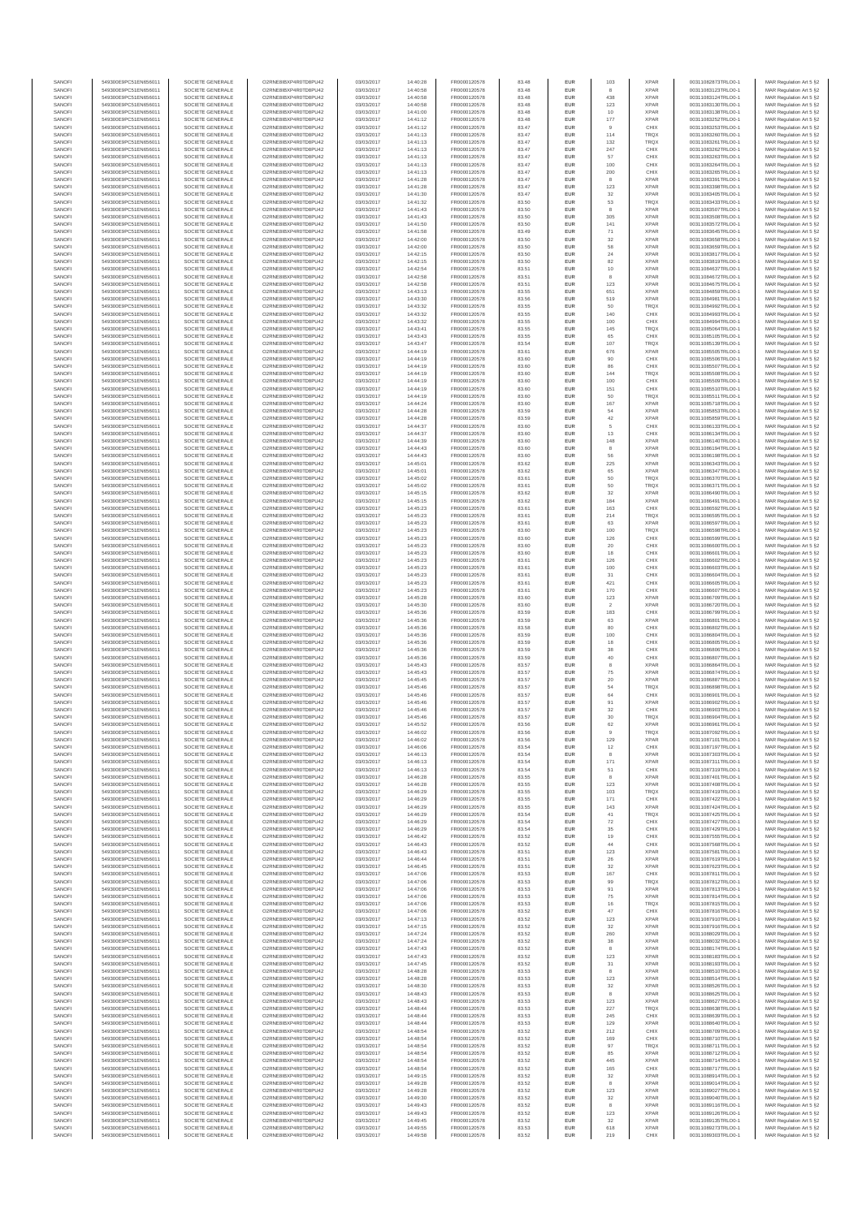| | | | | | | | | | | | | |
|---|---|---|---|---|---|---|---|---|---|---|---|---|
| SANOFI | 549300E9PC51EN656011 | SOCIETE GENERALE | O2RNE8IBXP4R0TD8PU42 | 03/03/2017 | 14:40:28 | FR0000120578 | 83.48 | EUR | 103 | XPAR | 00311082873TRLO0-1 | MAR Regulation Art 5 §2 |
| SANOFI | 549300E9PC51EN656011 | SOCIETE GENERALE | O2RNE8IBXP4R0TD8PU42 | 03/03/2017 | 14:40:58 | FR0000120578 | 83.48 | EUR | 8 | XPAR | 00311083123TRLO0-1 | MAR Regulation Art 5 §2 |
| SANOFI | 549300E9PC51EN656011 | SOCIETE GENERALE | O2RNE8IBXP4R0TD8PU42 | 03/03/2017 | 14:40:58 | FR0000120578 | 83.48 | EUR | 438 | XPAR | 00311083124TRLO0-1 | MAR Regulation Art 5 §2 |
| SANOFI | 549300E9PC51EN656011 | SOCIETE GENERALE | O2RNE8IBXP4R0TD8PU42 | 03/03/2017 | 14:40:58 | FR0000120578 | 83.48 | EUR | 123 | XPAR | 00311083130TRLO0-1 | MAR Regulation Art 5 §2 |
| SANOFI | 549300E9PC51EN656011 | SOCIETE GENERALE | O2RNE8IBXP4R0TD8PU42 | 03/03/2017 | 14:41:00 | FR0000120578 | 83.48 | EUR | 10 | XPAR | 00311083138TRLO0-1 | MAR Regulation Art 5 §2 |
| SANOFI | 549300E9PC51EN656011 | SOCIETE GENERALE | O2RNE8IBXP4R0TD8PU42 | 03/03/2017 | 14:41:12 | FR0000120578 | 83.48 | EUR | 177 | XPAR | 00311083252TRLO0-1 | MAR Regulation Art 5 §2 |
| SANOFI | 549300E9PC51EN656011 | SOCIETE GENERALE | O2RNE8IBXP4R0TD8PU42 | 03/03/2017 | 14:41:12 | FR0000120578 | 83.47 | EUR | 9 | CHIX | 00311083253TRLO0-1 | MAR Regulation Art 5 §2 |
| SANOFI | 549300E9PC51EN656011 | SOCIETE GENERALE | O2RNE8IBXP4R0TD8PU42 | 03/03/2017 | 14:41:13 | FR0000120578 | 83.47 | EUR | 114 | TRQX | 00311083260TRLO0-1 | MAR Regulation Art 5 §2 |
| SANOFI | 549300E9PC51EN656011 | SOCIETE GENERALE | O2RNE8IBXP4R0TD8PU42 | 03/03/2017 | 14:41:13 | FR0000120578 | 83.47 | EUR | 132 | TRQX | 00311083261TRLO0-1 | MAR Regulation Art 5 §2 |
| SANOFI | 549300E9PC51EN656011 | SOCIETE GENERALE | O2RNE8IBXP4R0TD8PU42 | 03/03/2017 | 14:41:13 | FR0000120578 | 83.47 | EUR | 247 | CHIX | 00311083262TRLO0-1 | MAR Regulation Art 5 §2 |
| SANOFI | 549300E9PC51EN656011 | SOCIETE GENERALE | O2RNE8IBXP4R0TD8PU42 | 03/03/2017 | 14:41:13 | FR0000120578 | 83.47 | EUR | 57 | CHIX | 00311083263TRLO0-1 | MAR Regulation Art 5 §2 |
| SANOFI | 549300E9PC51EN656011 | SOCIETE GENERALE | O2RNE8IBXP4R0TD8PU42 | 03/03/2017 | 14:41:13 | FR0000120578 | 83.47 | EUR | 100 | CHIX | 00311083264TRLO0-1 | MAR Regulation Art 5 §2 |
| SANOFI | 549300E9PC51EN656011 | SOCIETE GENERALE | O2RNE8IBXP4R0TD8PU42 | 03/03/2017 | 14:41:13 | FR0000120578 | 83.47 | EUR | 200 | CHIX | 00311083265TRLO0-1 | MAR Regulation Art 5 §2 |
| SANOFI | 549300E9PC51EN656011 | SOCIETE GENERALE | O2RNE8IBXP4R0TD8PU42 | 03/03/2017 | 14:41:28 | FR0000120578 | 83.47 | EUR | 8 | XPAR | 00311083395TRLO0-1 | MAR Regulation Art 5 §2 |
| SANOFI | 549300E9PC51EN656011 | SOCIETE GENERALE | O2RNE8IBXP4R0TD8PU42 | 03/03/2017 | 14:41:28 | FR0000120578 | 83.47 | EUR | 123 | XPAR | 00311083398TRLO0-1 | MAR Regulation Art 5 §2 |
| SANOFI | 549300E9PC51EN656011 | SOCIETE GENERALE | O2RNE8IBXP4R0TD8PU42 | 03/03/2017 | 14:41:30 | FR0000120578 | 83.47 | EUR | 32 | XPAR | 00311083405TRLO0-1 | MAR Regulation Art 5 §2 |
| SANOFI | 549300E9PC51EN656011 | SOCIETE GENERALE | O2RNE8IBXP4R0TD8PU42 | 03/03/2017 | 14:41:32 | FR0000120578 | 83.50 | EUR | 53 | TRQX | 00311083432TRLO0-1 | MAR Regulation Art 5 §2 |
| SANOFI | 549300E9PC51EN656011 | SOCIETE GENERALE | O2RNE8IBXP4R0TD8PU42 | 03/03/2017 | 14:41:43 | FR0000120578 | 83.50 | EUR | 8 | XPAR | 00311083507TRLO0-1 | MAR Regulation Art 5 §2 |
| SANOFI | 549300E9PC51EN656011 | SOCIETE GENERALE | O2RNE8IBXP4R0TD8PU42 | 03/03/2017 | 14:41:43 | FR0000120578 | 83.50 | EUR | 305 | XPAR | 00311083508TRLO0-1 | MAR Regulation Art 5 §2 |
| SANOFI | 549300E9PC51EN656011 | SOCIETE GENERALE | O2RNE8IBXP4R0TD8PU42 | 03/03/2017 | 14:41:50 | FR0000120578 | 83.50 | EUR | 141 | XPAR | 00311083572TRLO0-1 | MAR Regulation Art 5 §2 |
| SANOFI | 549300E9PC51EN656011 | SOCIETE GENERALE | O2RNE8IBXP4R0TD8PU42 | 03/03/2017 | 14:41:58 | FR0000120578 | 83.49 | EUR | 71 | XPAR | 00311083645TRLO0-1 | MAR Regulation Art 5 §2 |
| SANOFI | 549300E9PC51EN656011 | SOCIETE GENERALE | O2RNE8IBXP4R0TD8PU42 | 03/03/2017 | 14:42:00 | FR0000120578 | 83.50 | EUR | 32 | XPAR | 00311083658TRLO0-1 | MAR Regulation Art 5 §2 |
| SANOFI | 549300E9PC51EN656011 | SOCIETE GENERALE | O2RNE8IBXP4R0TD8PU42 | 03/03/2017 | 14:42:00 | FR0000120578 | 83.50 | EUR | 58 | XPAR | 00311083659TRLO0-1 | MAR Regulation Art 5 §2 |
| SANOFI | 549300E9PC51EN656011 | SOCIETE GENERALE | O2RNE8IBXP4R0TD8PU42 | 03/03/2017 | 14:42:15 | FR0000120578 | 83.50 | EUR | 24 | XPAR | 00311083817TRLO0-1 | MAR Regulation Art 5 §2 |
| SANOFI | 549300E9PC51EN656011 | SOCIETE GENERALE | O2RNE8IBXP4R0TD8PU42 | 03/03/2017 | 14:42:15 | FR0000120578 | 83.50 | EUR | 82 | XPAR | 00311083819TRLO0-1 | MAR Regulation Art 5 §2 |
| SANOFI | 549300E9PC51EN656011 | SOCIETE GENERALE | O2RNE8IBXP4R0TD8PU42 | 03/03/2017 | 14:42:54 | FR0000120578 | 83.51 | EUR | 10 | XPAR | 00311084637TRLO0-1 | MAR Regulation Art 5 §2 |
| SANOFI | 549300E9PC51EN656011 | SOCIETE GENERALE | O2RNE8IBXP4R0TD8PU42 | 03/03/2017 | 14:42:58 | FR0000120578 | 83.51 | EUR | 8 | XPAR | 00311084672TRLO0-1 | MAR Regulation Art 5 §2 |
| SANOFI | 549300E9PC51EN656011 | SOCIETE GENERALE | O2RNE8IBXP4R0TD8PU42 | 03/03/2017 | 14:42:58 | FR0000120578 | 83.51 | EUR | 123 | XPAR | 00311084675TRLO0-1 | MAR Regulation Art 5 §2 |
| SANOFI | 549300E9PC51EN656011 | SOCIETE GENERALE | O2RNE8IBXP4R0TD8PU42 | 03/03/2017 | 14:43:13 | FR0000120578 | 83.55 | EUR | 651 | XPAR | 00311084859TRLO0-1 | MAR Regulation Art 5 §2 |
| SANOFI | 549300E9PC51EN656011 | SOCIETE GENERALE | O2RNE8IBXP4R0TD8PU42 | 03/03/2017 | 14:43:30 | FR0000120578 | 83.56 | EUR | 519 | XPAR | 00311084981TRLO0-1 | MAR Regulation Art 5 §2 |
| SANOFI | 549300E9PC51EN656011 | SOCIETE GENERALE | O2RNE8IBXP4R0TD8PU42 | 03/03/2017 | 14:43:32 | FR0000120578 | 83.55 | EUR | 50 | TRQX | 00311084992TRLO0-1 | MAR Regulation Art 5 §2 |
| SANOFI | 549300E9PC51EN656011 | SOCIETE GENERALE | O2RNE8IBXP4R0TD8PU42 | 03/03/2017 | 14:43:32 | FR0000120578 | 83.55 | EUR | 140 | CHIX | 00311084993TRLO0-1 | MAR Regulation Art 5 §2 |
| SANOFI | 549300E9PC51EN656011 | SOCIETE GENERALE | O2RNE8IBXP4R0TD8PU42 | 03/03/2017 | 14:43:32 | FR0000120578 | 83.55 | EUR | 100 | CHIX | 00311084994TRLO0-1 | MAR Regulation Art 5 §2 |
| SANOFI | 549300E9PC51EN656011 | SOCIETE GENERALE | O2RNE8IBXP4R0TD8PU42 | 03/03/2017 | 14:43:41 | FR0000120578 | 83.55 | EUR | 145 | TRQX | 00311085064TRLO0-1 | MAR Regulation Art 5 §2 |
| SANOFI | 549300E9PC51EN656011 | SOCIETE GENERALE | O2RNE8IBXP4R0TD8PU42 | 03/03/2017 | 14:43:43 | FR0000120578 | 83.55 | EUR | 65 | CHIX | 00311085105TRLO0-1 | MAR Regulation Art 5 §2 |
| SANOFI | 549300E9PC51EN656011 | SOCIETE GENERALE | O2RNE8IBXP4R0TD8PU42 | 03/03/2017 | 14:43:47 | FR0000120578 | 83.54 | EUR | 107 | TRQX | 00311085139TRLO0-1 | MAR Regulation Art 5 §2 |
| SANOFI | 549300E9PC51EN656011 | SOCIETE GENERALE | O2RNE8IBXP4R0TD8PU42 | 03/03/2017 | 14:44:19 | FR0000120578 | 83.61 | EUR | 676 | XPAR | 00311085505TRLO0-1 | MAR Regulation Art 5 §2 |
| SANOFI | 549300E9PC51EN656011 | SOCIETE GENERALE | O2RNE8IBXP4R0TD8PU42 | 03/03/2017 | 14:44:19 | FR0000120578 | 83.60 | EUR | 90 | CHIX | 00311085506TRLO0-1 | MAR Regulation Art 5 §2 |
| SANOFI | 549300E9PC51EN656011 | SOCIETE GENERALE | O2RNE8IBXP4R0TD8PU42 | 03/03/2017 | 14:44:19 | FR0000120578 | 83.60 | EUR | 86 | CHIX | 00311085507TRLO0-1 | MAR Regulation Art 5 §2 |
| SANOFI | 549300E9PC51EN656011 | SOCIETE GENERALE | O2RNE8IBXP4R0TD8PU42 | 03/03/2017 | 14:44:19 | FR0000120578 | 83.60 | EUR | 144 | TRQX | 00311085508TRLO0-1 | MAR Regulation Art 5 §2 |
| SANOFI | 549300E9PC51EN656011 | SOCIETE GENERALE | O2RNE8IBXP4R0TD8PU42 | 03/03/2017 | 14:44:19 | FR0000120578 | 83.60 | EUR | 100 | CHIX | 00311085509TRLO0-1 | MAR Regulation Art 5 §2 |
| SANOFI | 549300E9PC51EN656011 | SOCIETE GENERALE | O2RNE8IBXP4R0TD8PU42 | 03/03/2017 | 14:44:19 | FR0000120578 | 83.60 | EUR | 151 | CHIX | 00311085510TRLO0-1 | MAR Regulation Art 5 §2 |
| SANOFI | 549300E9PC51EN656011 | SOCIETE GENERALE | O2RNE8IBXP4R0TD8PU42 | 03/03/2017 | 14:44:19 | FR0000120578 | 83.60 | EUR | 50 | TRQX | 00311085511TRLO0-1 | MAR Regulation Art 5 §2 |
| SANOFI | 549300E9PC51EN656011 | SOCIETE GENERALE | O2RNE8IBXP4R0TD8PU42 | 03/03/2017 | 14:44:24 | FR0000120578 | 83.60 | EUR | 167 | XPAR | 00311085718TRLO0-1 | MAR Regulation Art 5 §2 |
| SANOFI | 549300E9PC51EN656011 | SOCIETE GENERALE | O2RNE8IBXP4R0TD8PU42 | 03/03/2017 | 14:44:28 | FR0000120578 | 83.59 | EUR | 54 | XPAR | 00311085853TRLO0-1 | MAR Regulation Art 5 §2 |
| SANOFI | 549300E9PC51EN656011 | SOCIETE GENERALE | O2RNE8IBXP4R0TD8PU42 | 03/03/2017 | 14:44:28 | FR0000120578 | 83.59 | EUR | 42 | XPAR | 00311085855TRLO0-1 | MAR Regulation Art 5 §2 |
| SANOFI | 549300E9PC51EN656011 | SOCIETE GENERALE | O2RNE8IBXP4R0TD8PU42 | 03/03/2017 | 14:44:37 | FR0000120578 | 83.60 | EUR | 5 | CHIX | 00311086133TRLO0-1 | MAR Regulation Art 5 §2 |
| SANOFI | 549300E9PC51EN656011 | SOCIETE GENERALE | O2RNE8IBXP4R0TD8PU42 | 03/03/2017 | 14:44:37 | FR0000120578 | 83.60 | EUR | 13 | CHIX | 00311086134TRLO0-1 | MAR Regulation Art 5 §2 |
| SANOFI | 549300E9PC51EN656011 | SOCIETE GENERALE | O2RNE8IBXP4R0TD8PU42 | 03/03/2017 | 14:44:39 | FR0000120578 | 83.60 | EUR | 148 | XPAR | 00311086140TRLO0-1 | MAR Regulation Art 5 §2 |
| SANOFI | 549300E9PC51EN656011 | SOCIETE GENERALE | O2RNE8IBXP4R0TD8PU42 | 03/03/2017 | 14:44:43 | FR0000120578 | 83.60 | EUR | 8 | XPAR | 00311086194TRLO0-1 | MAR Regulation Art 5 §2 |
| SANOFI | 549300E9PC51EN656011 | SOCIETE GENERALE | O2RNE8IBXP4R0TD8PU42 | 03/03/2017 | 14:44:43 | FR0000120578 | 83.60 | EUR | 56 | XPAR | 00311086198TRLO0-1 | MAR Regulation Art 5 §2 |
| SANOFI | 549300E9PC51EN656011 | SOCIETE GENERALE | O2RNE8IBXP4R0TD8PU42 | 03/03/2017 | 14:45:01 | FR0000120578 | 83.62 | EUR | 225 | XPAR | 00311086345TRLO0-1 | MAR Regulation Art 5 §2 |
| SANOFI | 549300E9PC51EN656011 | SOCIETE GENERALE | O2RNE8IBXP4R0TD8PU42 | 03/03/2017 | 14:45:01 | FR0000120578 | 83.62 | EUR | 65 | XPAR | 00311086347TRLO0-1 | MAR Regulation Art 5 §2 |
| SANOFI | 549300E9PC51EN656011 | SOCIETE GENERALE | O2RNE8IBXP4R0TD8PU42 | 03/03/2017 | 14:45:02 | FR0000120578 | 83.61 | EUR | 50 | TRQX | 00311086370TRLO0-1 | MAR Regulation Art 5 §2 |
| SANOFI | 549300E9PC51EN656011 | SOCIETE GENERALE | O2RNE8IBXP4R0TD8PU42 | 03/03/2017 | 14:45:02 | FR0000120578 | 83.61 | EUR | 50 | TRQX | 00311086371TRLO0-1 | MAR Regulation Art 5 §2 |
| SANOFI | 549300E9PC51EN656011 | SOCIETE GENERALE | O2RNE8IBXP4R0TD8PU42 | 03/03/2017 | 14:45:15 | FR0000120578 | 83.62 | EUR | 32 | XPAR | 00311086490TRLO0-1 | MAR Regulation Art 5 §2 |
| SANOFI | 549300E9PC51EN656011 | SOCIETE GENERALE | O2RNE8IBXP4R0TD8PU42 | 03/03/2017 | 14:45:15 | FR0000120578 | 83.62 | EUR | 184 | XPAR | 00311086491TRLO0-1 | MAR Regulation Art 5 §2 |
| SANOFI | 549300E9PC51EN656011 | SOCIETE GENERALE | O2RNE8IBXP4R0TD8PU42 | 03/03/2017 | 14:45:23 | FR0000120578 | 83.61 | EUR | 163 | CHIX | 00311086592TRLO0-1 | MAR Regulation Art 5 §2 |
| SANOFI | 549300E9PC51EN656011 | SOCIETE GENERALE | O2RNE8IBXP4R0TD8PU42 | 03/03/2017 | 14:45:23 | FR0000120578 | 83.61 | EUR | 214 | TRQX | 00311086595TRLO0-1 | MAR Regulation Art 5 §2 |
| SANOFI | 549300E9PC51EN656011 | SOCIETE GENERALE | O2RNE8IBXP4R0TD8PU42 | 03/03/2017 | 14:45:23 | FR0000120578 | 83.61 | EUR | 63 | XPAR | 00311086597TRLO0-1 | MAR Regulation Art 5 §2 |
| SANOFI | 549300E9PC51EN656011 | SOCIETE GENERALE | O2RNE8IBXP4R0TD8PU42 | 03/03/2017 | 14:45:23 | FR0000120578 | 83.60 | EUR | 100 | TRQX | 00311086598TRLO0-1 | MAR Regulation Art 5 §2 |
| SANOFI | 549300E9PC51EN656011 | SOCIETE GENERALE | O2RNE8IBXP4R0TD8PU42 | 03/03/2017 | 14:45:23 | FR0000120578 | 83.60 | EUR | 126 | CHIX | 00311086599TRLO0-1 | MAR Regulation Art 5 §2 |
| SANOFI | 549300E9PC51EN656011 | SOCIETE GENERALE | O2RNE8IBXP4R0TD8PU42 | 03/03/2017 | 14:45:23 | FR0000120578 | 83.60 | EUR | 20 | CHIX | 00311086600TRLO0-1 | MAR Regulation Art 5 §2 |
| SANOFI | 549300E9PC51EN656011 | SOCIETE GENERALE | O2RNE8IBXP4R0TD8PU42 | 03/03/2017 | 14:45:23 | FR0000120578 | 83.60 | EUR | 18 | CHIX | 00311086601TRLO0-1 | MAR Regulation Art 5 §2 |
| SANOFI | 549300E9PC51EN656011 | SOCIETE GENERALE | O2RNE8IBXP4R0TD8PU42 | 03/03/2017 | 14:45:23 | FR0000120578 | 83.61 | EUR | 126 | CHIX | 00311086602TRLO0-1 | MAR Regulation Art 5 §2 |
| SANOFI | 549300E9PC51EN656011 | SOCIETE GENERALE | O2RNE8IBXP4R0TD8PU42 | 03/03/2017 | 14:45:23 | FR0000120578 | 83.61 | EUR | 100 | CHIX | 00311086603TRLO0-1 | MAR Regulation Art 5 §2 |
| SANOFI | 549300E9PC51EN656011 | SOCIETE GENERALE | O2RNE8IBXP4R0TD8PU42 | 03/03/2017 | 14:45:23 | FR0000120578 | 83.61 | EUR | 31 | CHIX | 00311086604TRLO0-1 | MAR Regulation Art 5 §2 |
| SANOFI | 549300E9PC51EN656011 | SOCIETE GENERALE | O2RNE8IBXP4R0TD8PU42 | 03/03/2017 | 14:45:23 | FR0000120578 | 83.61 | EUR | 421 | CHIX | 00311086605TRLO0-1 | MAR Regulation Art 5 §2 |
| SANOFI | 549300E9PC51EN656011 | SOCIETE GENERALE | O2RNE8IBXP4R0TD8PU42 | 03/03/2017 | 14:45:23 | FR0000120578 | 83.61 | EUR | 170 | CHIX | 00311086607TRLO0-1 | MAR Regulation Art 5 §2 |
| SANOFI | 549300E9PC51EN656011 | SOCIETE GENERALE | O2RNE8IBXP4R0TD8PU42 | 03/03/2017 | 14:45:28 | FR0000120578 | 83.60 | EUR | 123 | XPAR | 00311086709TRLO0-1 | MAR Regulation Art 5 §2 |
| SANOFI | 549300E9PC51EN656011 | SOCIETE GENERALE | O2RNE8IBXP4R0TD8PU42 | 03/03/2017 | 14:45:30 | FR0000120578 | 83.60 | EUR | 2 | XPAR | 00311086720TRLO0-1 | MAR Regulation Art 5 §2 |
| SANOFI | 549300E9PC51EN656011 | SOCIETE GENERALE | O2RNE8IBXP4R0TD8PU42 | 03/03/2017 | 14:45:36 | FR0000120578 | 83.59 | EUR | 183 | CHIX | 00311086799TRLO0-1 | MAR Regulation Art 5 §2 |
| SANOFI | 549300E9PC51EN656011 | SOCIETE GENERALE | O2RNE8IBXP4R0TD8PU42 | 03/03/2017 | 14:45:36 | FR0000120578 | 83.59 | EUR | 63 | XPAR | 00311086801TRLO0-1 | MAR Regulation Art 5 §2 |
| SANOFI | 549300E9PC51EN656011 | SOCIETE GENERALE | O2RNE8IBXP4R0TD8PU42 | 03/03/2017 | 14:45:36 | FR0000120578 | 83.58 | EUR | 80 | CHIX | 00311086802TRLO0-1 | MAR Regulation Art 5 §2 |
| SANOFI | 549300E9PC51EN656011 | SOCIETE GENERALE | O2RNE8IBXP4R0TD8PU42 | 03/03/2017 | 14:45:36 | FR0000120578 | 83.59 | EUR | 100 | CHIX | 00311086804TRLO0-1 | MAR Regulation Art 5 §2 |
| SANOFI | 549300E9PC51EN656011 | SOCIETE GENERALE | O2RNE8IBXP4R0TD8PU42 | 03/03/2017 | 14:45:36 | FR0000120578 | 83.59 | EUR | 18 | CHIX | 00311086805TRLO0-1 | MAR Regulation Art 5 §2 |
| SANOFI | 549300E9PC51EN656011 | SOCIETE GENERALE | O2RNE8IBXP4R0TD8PU42 | 03/03/2017 | 14:45:36 | FR0000120578 | 83.59 | EUR | 38 | CHIX | 00311086806TRLO0-1 | MAR Regulation Art 5 §2 |
| SANOFI | 549300E9PC51EN656011 | SOCIETE GENERALE | O2RNE8IBXP4R0TD8PU42 | 03/03/2017 | 14:45:36 | FR0000120578 | 83.59 | EUR | 40 | CHIX | 00311086807TRLO0-1 | MAR Regulation Art 5 §2 |
| SANOFI | 549300E9PC51EN656011 | SOCIETE GENERALE | O2RNE8IBXP4R0TD8PU42 | 03/03/2017 | 14:45:43 | FR0000120578 | 83.57 | EUR | 8 | XPAR | 00311086864TRLO0-1 | MAR Regulation Art 5 §2 |
| SANOFI | 549300E9PC51EN656011 | SOCIETE GENERALE | O2RNE8IBXP4R0TD8PU42 | 03/03/2017 | 14:45:43 | FR0000120578 | 83.57 | EUR | 75 | XPAR | 00311086874TRLO0-1 | MAR Regulation Art 5 §2 |
| SANOFI | 549300E9PC51EN656011 | SOCIETE GENERALE | O2RNE8IBXP4R0TD8PU42 | 03/03/2017 | 14:45:45 | FR0000120578 | 83.57 | EUR | 20 | XPAR | 00311086887TRLO0-1 | MAR Regulation Art 5 §2 |
| SANOFI | 549300E9PC51EN656011 | SOCIETE GENERALE | O2RNE8IBXP4R0TD8PU42 | 03/03/2017 | 14:45:46 | FR0000120578 | 83.57 | EUR | 54 | TRQX | 00311086898TRLO0-1 | MAR Regulation Art 5 §2 |
| SANOFI | 549300E9PC51EN656011 | SOCIETE GENERALE | O2RNE8IBXP4R0TD8PU42 | 03/03/2017 | 14:45:46 | FR0000120578 | 83.57 | EUR | 64 | CHIX | 00311086901TRLO0-1 | MAR Regulation Art 5 §2 |
| SANOFI | 549300E9PC51EN656011 | SOCIETE GENERALE | O2RNE8IBXP4R0TD8PU42 | 03/03/2017 | 14:45:46 | FR0000120578 | 83.57 | EUR | 91 | XPAR | 00311086902TRLO0-1 | MAR Regulation Art 5 §2 |
| SANOFI | 549300E9PC51EN656011 | SOCIETE GENERALE | O2RNE8IBXP4R0TD8PU42 | 03/03/2017 | 14:45:46 | FR0000120578 | 83.57 | EUR | 32 | CHIX | 00311086903TRLO0-1 | MAR Regulation Art 5 §2 |
| SANOFI | 549300E9PC51EN656011 | SOCIETE GENERALE | O2RNE8IBXP4R0TD8PU42 | 03/03/2017 | 14:45:46 | FR0000120578 | 83.57 | EUR | 30 | TRQX | 00311086904TRLO0-1 | MAR Regulation Art 5 §2 |
| SANOFI | 549300E9PC51EN656011 | SOCIETE GENERALE | O2RNE8IBXP4R0TD8PU42 | 03/03/2017 | 14:45:52 | FR0000120578 | 83.56 | EUR | 62 | XPAR | 00311086991TRLO0-1 | MAR Regulation Art 5 §2 |
| SANOFI | 549300E9PC51EN656011 | SOCIETE GENERALE | O2RNE8IBXP4R0TD8PU42 | 03/03/2017 | 14:46:02 | FR0000120578 | 83.56 | EUR | 9 | TRQX | 00311087092TRLO0-1 | MAR Regulation Art 5 §2 |
| SANOFI | 549300E9PC51EN656011 | SOCIETE GENERALE | O2RNE8IBXP4R0TD8PU42 | 03/03/2017 | 14:46:02 | FR0000120578 | 83.56 | EUR | 129 | XPAR | 00311087101TRLO0-1 | MAR Regulation Art 5 §2 |
| SANOFI | 549300E9PC51EN656011 | SOCIETE GENERALE | O2RNE8IBXP4R0TD8PU42 | 03/03/2017 | 14:46:06 | FR0000120578 | 83.54 | EUR | 12 | CHIX | 00311087157TRLO0-1 | MAR Regulation Art 5 §2 |
| SANOFI | 549300E9PC51EN656011 | SOCIETE GENERALE | O2RNE8IBXP4R0TD8PU42 | 03/03/2017 | 14:46:13 | FR0000120578 | 83.54 | EUR | 8 | XPAR | 00311087303TRLO0-1 | MAR Regulation Art 5 §2 |
| SANOFI | 549300E9PC51EN656011 | SOCIETE GENERALE | O2RNE8IBXP4R0TD8PU42 | 03/03/2017 | 14:46:13 | FR0000120578 | 83.54 | EUR | 171 | XPAR | 00311087311TRLO0-1 | MAR Regulation Art 5 §2 |
| SANOFI | 549300E9PC51EN656011 | SOCIETE GENERALE | O2RNE8IBXP4R0TD8PU42 | 03/03/2017 | 14:46:13 | FR0000120578 | 83.54 | EUR | 51 | CHIX | 00311087319TRLO0-1 | MAR Regulation Art 5 §2 |
| SANOFI | 549300E9PC51EN656011 | SOCIETE GENERALE | O2RNE8IBXP4R0TD8PU42 | 03/03/2017 | 14:46:28 | FR0000120578 | 83.55 | EUR | 8 | XPAR | 00311087401TRLO0-1 | MAR Regulation Art 5 §2 |
| SANOFI | 549300E9PC51EN656011 | SOCIETE GENERALE | O2RNE8IBXP4R0TD8PU42 | 03/03/2017 | 14:46:28 | FR0000120578 | 83.55 | EUR | 123 | XPAR | 00311087408TRLO0-1 | MAR Regulation Art 5 §2 |
| SANOFI | 549300E9PC51EN656011 | SOCIETE GENERALE | O2RNE8IBXP4R0TD8PU42 | 03/03/2017 | 14:46:29 | FR0000120578 | 83.55 | EUR | 103 | TRQX | 00311087419TRLO0-1 | MAR Regulation Art 5 §2 |
| SANOFI | 549300E9PC51EN656011 | SOCIETE GENERALE | O2RNE8IBXP4R0TD8PU42 | 03/03/2017 | 14:46:29 | FR0000120578 | 83.55 | EUR | 171 | CHIX | 00311087422TRLO0-1 | MAR Regulation Art 5 §2 |
| SANOFI | 549300E9PC51EN656011 | SOCIETE GENERALE | O2RNE8IBXP4R0TD8PU42 | 03/03/2017 | 14:46:29 | FR0000120578 | 83.55 | EUR | 143 | XPAR | 00311087424TRLO0-1 | MAR Regulation Art 5 §2 |
| SANOFI | 549300E9PC51EN656011 | SOCIETE GENERALE | O2RNE8IBXP4R0TD8PU42 | 03/03/2017 | 14:46:29 | FR0000120578 | 83.54 | EUR | 41 | TRQX | 00311087425TRLO0-1 | MAR Regulation Art 5 §2 |
| SANOFI | 549300E9PC51EN656011 | SOCIETE GENERALE | O2RNE8IBXP4R0TD8PU42 | 03/03/2017 | 14:46:29 | FR0000120578 | 83.54 | EUR | 72 | CHIX | 00311087427TRLO0-1 | MAR Regulation Art 5 §2 |
| SANOFI | 549300E9PC51EN656011 | SOCIETE GENERALE | O2RNE8IBXP4R0TD8PU42 | 03/03/2017 | 14:46:29 | FR0000120578 | 83.54 | EUR | 35 | CHIX | 00311087429TRLO0-1 | MAR Regulation Art 5 §2 |
| SANOFI | 549300E9PC51EN656011 | SOCIETE GENERALE | O2RNE8IBXP4R0TD8PU42 | 03/03/2017 | 14:46:42 | FR0000120578 | 83.52 | EUR | 19 | CHIX | 00311087555TRLO0-1 | MAR Regulation Art 5 §2 |
| SANOFI | 549300E9PC51EN656011 | SOCIETE GENERALE | O2RNE8IBXP4R0TD8PU42 | 03/03/2017 | 14:46:43 | FR0000120578 | 83.52 | EUR | 44 | CHIX | 00311087568TRLO0-1 | MAR Regulation Art 5 §2 |
| SANOFI | 549300E9PC51EN656011 | SOCIETE GENERALE | O2RNE8IBXP4R0TD8PU42 | 03/03/2017 | 14:46:43 | FR0000120578 | 83.51 | EUR | 123 | XPAR | 00311087581TRLO0-1 | MAR Regulation Art 5 §2 |
| SANOFI | 549300E9PC51EN656011 | SOCIETE GENERALE | O2RNE8IBXP4R0TD8PU42 | 03/03/2017 | 14:46:44 | FR0000120578 | 83.51 | EUR | 26 | XPAR | 00311087619TRLO0-1 | MAR Regulation Art 5 §2 |
| SANOFI | 549300E9PC51EN656011 | SOCIETE GENERALE | O2RNE8IBXP4R0TD8PU42 | 03/03/2017 | 14:46:45 | FR0000120578 | 83.51 | EUR | 32 | XPAR | 00311087623TRLO0-1 | MAR Regulation Art 5 §2 |
| SANOFI | 549300E9PC51EN656011 | SOCIETE GENERALE | O2RNE8IBXP4R0TD8PU42 | 03/03/2017 | 14:47:06 | FR0000120578 | 83.53 | EUR | 167 | CHIX | 00311087811TRLO0-1 | MAR Regulation Art 5 §2 |
| SANOFI | 549300E9PC51EN656011 | SOCIETE GENERALE | O2RNE8IBXP4R0TD8PU42 | 03/03/2017 | 14:47:06 | FR0000120578 | 83.53 | EUR | 99 | TRQX | 00311087812TRLO0-1 | MAR Regulation Art 5 §2 |
| SANOFI | 549300E9PC51EN656011 | SOCIETE GENERALE | O2RNE8IBXP4R0TD8PU42 | 03/03/2017 | 14:47:06 | FR0000120578 | 83.53 | EUR | 91 | XPAR | 00311087813TRLO0-1 | MAR Regulation Art 5 §2 |
| SANOFI | 549300E9PC51EN656011 | SOCIETE GENERALE | O2RNE8IBXP4R0TD8PU42 | 03/03/2017 | 14:47:06 | FR0000120578 | 83.53 | EUR | 75 | XPAR | 00311087814TRLO0-1 | MAR Regulation Art 5 §2 |
| SANOFI | 549300E9PC51EN656011 | SOCIETE GENERALE | O2RNE8IBXP4R0TD8PU42 | 03/03/2017 | 14:47:06 | FR0000120578 | 83.53 | EUR | 16 | TRQX | 00311087815TRLO0-1 | MAR Regulation Art 5 §2 |
| SANOFI | 549300E9PC51EN656011 | SOCIETE GENERALE | O2RNE8IBXP4R0TD8PU42 | 03/03/2017 | 14:47:06 | FR0000120578 | 83.52 | EUR | 47 | CHIX | 00311087816TRLO0-1 | MAR Regulation Art 5 §2 |
| SANOFI | 549300E9PC51EN656011 | SOCIETE GENERALE | O2RNE8IBXP4R0TD8PU42 | 03/03/2017 | 14:47:13 | FR0000120578 | 83.52 | EUR | 123 | XPAR | 00311087879TRLO0-1 | MAR Regulation Art 5 §2 |
| SANOFI | 549300E9PC51EN656011 | SOCIETE GENERALE | O2RNE8IBXP4R0TD8PU42 | 03/03/2017 | 14:47:15 | FR0000120578 | 83.52 | EUR | 32 | XPAR | 00311087916TRLO0-1 | MAR Regulation Art 5 §2 |
| SANOFI | 549300E9PC51EN656011 | SOCIETE GENERALE | O2RNE8IBXP4R0TD8PU42 | 03/03/2017 | 14:47:24 | FR0000120578 | 83.52 | EUR | 260 | XPAR | 00311088029TRLO0-1 | MAR Regulation Art 5 §2 |
| SANOFI | 549300E9PC51EN656011 | SOCIETE GENERALE | O2RNE8IBXP4R0TD8PU42 | 03/03/2017 | 14:47:24 | FR0000120578 | 83.52 | EUR | 38 | XPAR | 00311088032TRLO0-1 | MAR Regulation Art 5 §2 |
| SANOFI | 549300E9PC51EN656011 | SOCIETE GENERALE | O2RNE8IBXP4R0TD8PU42 | 03/03/2017 | 14:47:43 | FR0000120578 | 83.52 | EUR | 8 | XPAR | 00311088174TRLO0-1 | MAR Regulation Art 5 §2 |
| SANOFI | 549300E9PC51EN656011 | SOCIETE GENERALE | O2RNE8IBXP4R0TD8PU42 | 03/03/2017 | 14:47:43 | FR0000120578 | 83.52 | EUR | 123 | XPAR | 00311088183TRLO0-1 | MAR Regulation Art 5 §2 |
| SANOFI | 549300E9PC51EN656011 | SOCIETE GENERALE | O2RNE8IBXP4R0TD8PU42 | 03/03/2017 | 14:47:45 | FR0000120578 | 83.52 | EUR | 31 | XPAR | 00311088193TRLO0-1 | MAR Regulation Art 5 §2 |
| SANOFI | 549300E9PC51EN656011 | SOCIETE GENERALE | O2RNE8IBXP4R0TD8PU42 | 03/03/2017 | 14:48:28 | FR0000120578 | 83.53 | EUR | 8 | XPAR | 00311088510TRLO0-1 | MAR Regulation Art 5 §2 |
| SANOFI | 549300E9PC51EN656011 | SOCIETE GENERALE | O2RNE8IBXP4R0TD8PU42 | 03/03/2017 | 14:48:28 | FR0000120578 | 83.53 | EUR | 123 | XPAR | 00311088514TRLO0-1 | MAR Regulation Art 5 §2 |
| SANOFI | 549300E9PC51EN656011 | SOCIETE GENERALE | O2RNE8IBXP4R0TD8PU42 | 03/03/2017 | 14:48:30 | FR0000120578 | 83.53 | EUR | 32 | XPAR | 00311088526TRLO0-1 | MAR Regulation Art 5 §2 |
| SANOFI | 549300E9PC51EN656011 | SOCIETE GENERALE | O2RNE8IBXP4R0TD8PU42 | 03/03/2017 | 14:48:43 | FR0000120578 | 83.53 | EUR | 8 | XPAR | 00311088625TRLO0-1 | MAR Regulation Art 5 §2 |
| SANOFI | 549300E9PC51EN656011 | SOCIETE GENERALE | O2RNE8IBXP4R0TD8PU42 | 03/03/2017 | 14:48:43 | FR0000120578 | 83.53 | EUR | 123 | XPAR | 00311088627TRLO0-1 | MAR Regulation Art 5 §2 |
| SANOFI | 549300E9PC51EN656011 | SOCIETE GENERALE | O2RNE8IBXP4R0TD8PU42 | 03/03/2017 | 14:48:44 | FR0000120578 | 83.53 | EUR | 227 | TRQX | 00311088638TRLO0-1 | MAR Regulation Art 5 §2 |
| SANOFI | 549300E9PC51EN656011 | SOCIETE GENERALE | O2RNE8IBXP4R0TD8PU42 | 03/03/2017 | 14:48:44 | FR0000120578 | 83.53 | EUR | 245 | CHIX | 00311088639TRLO0-1 | MAR Regulation Art 5 §2 |
| SANOFI | 549300E9PC51EN656011 | SOCIETE GENERALE | O2RNE8IBXP4R0TD8PU42 | 03/03/2017 | 14:48:44 | FR0000120578 | 83.53 | EUR | 129 | XPAR | 00311088640TRLO0-1 | MAR Regulation Art 5 §2 |
| SANOFI | 549300E9PC51EN656011 | SOCIETE GENERALE | O2RNE8IBXP4R0TD8PU42 | 03/03/2017 | 14:48:54 | FR0000120578 | 83.52 | EUR | 212 | CHIX | 00311088709TRLO0-1 | MAR Regulation Art 5 §2 |
| SANOFI | 549300E9PC51EN656011 | SOCIETE GENERALE | O2RNE8IBXP4R0TD8PU42 | 03/03/2017 | 14:48:54 | FR0000120578 | 83.52 | EUR | 169 | CHIX | 00311088710TRLO0-1 | MAR Regulation Art 5 §2 |
| SANOFI | 549300E9PC51EN656011 | SOCIETE GENERALE | O2RNE8IBXP4R0TD8PU42 | 03/03/2017 | 14:48:54 | FR0000120578 | 83.52 | EUR | 97 | TRQX | 00311088711TRLO0-1 | MAR Regulation Art 5 §2 |
| SANOFI | 549300E9PC51EN656011 | SOCIETE GENERALE | O2RNE8IBXP4R0TD8PU42 | 03/03/2017 | 14:48:54 | FR0000120578 | 83.52 | EUR | 85 | XPAR | 00311088712TRLO0-1 | MAR Regulation Art 5 §2 |
| SANOFI | 549300E9PC51EN656011 | SOCIETE GENERALE | O2RNE8IBXP4R0TD8PU42 | 03/03/2017 | 14:48:54 | FR0000120578 | 83.52 | EUR | 445 | XPAR | 00311088714TRLO0-1 | MAR Regulation Art 5 §2 |
| SANOFI | 549300E9PC51EN656011 | SOCIETE GENERALE | O2RNE8IBXP4R0TD8PU42 | 03/03/2017 | 14:48:54 | FR0000120578 | 83.52 | EUR | 165 | CHIX | 00311088717TRLO0-1 | MAR Regulation Art 5 §2 |
| SANOFI | 549300E9PC51EN656011 | SOCIETE GENERALE | O2RNE8IBXP4R0TD8PU42 | 03/03/2017 | 14:49:15 | FR0000120578 | 83.52 | EUR | 32 | XPAR | 00311088914TRLO0-1 | MAR Regulation Art 5 §2 |
| SANOFI | 549300E9PC51EN656011 | SOCIETE GENERALE | O2RNE8IBXP4R0TD8PU42 | 03/03/2017 | 14:49:28 | FR0000120578 | 83.52 | EUR | 8 | XPAR | 00311089014TRLO0-1 | MAR Regulation Art 5 §2 |
| SANOFI | 549300E9PC51EN656011 | SOCIETE GENERALE | O2RNE8IBXP4R0TD8PU42 | 03/03/2017 | 14:49:28 | FR0000120578 | 83.52 | EUR | 123 | XPAR | 00311089027TRLO0-1 | MAR Regulation Art 5 §2 |
| SANOFI | 549300E9PC51EN656011 | SOCIETE GENERALE | O2RNE8IBXP4R0TD8PU42 | 03/03/2017 | 14:49:30 | FR0000120578 | 83.52 | EUR | 32 | XPAR | 00311089040TRLO0-1 | MAR Regulation Art 5 §2 |
| SANOFI | 549300E9PC51EN656011 | SOCIETE GENERALE | O2RNE8IBXP4R0TD8PU42 | 03/03/2017 | 14:49:43 | FR0000120578 | 83.52 | EUR | 8 | XPAR | 00311089116TRLO0-1 | MAR Regulation Art 5 §2 |
| SANOFI | 549300E9PC51EN656011 | SOCIETE GENERALE | O2RNE8IBXP4R0TD8PU42 | 03/03/2017 | 14:49:43 | FR0000120578 | 83.52 | EUR | 123 | XPAR | 00311089126TRLO0-1 | MAR Regulation Art 5 §2 |
| SANOFI | 549300E9PC51EN656011 | SOCIETE GENERALE | O2RNE8IBXP4R0TD8PU42 | 03/03/2017 | 14:49:45 | FR0000120578 | 83.52 | EUR | 32 | XPAR | 00311089135TRLO0-1 | MAR Regulation Art 5 §2 |
| SANOFI | 549300E9PC51EN656011 | SOCIETE GENERALE | O2RNE8IBXP4R0TD8PU42 | 03/03/2017 | 14:49:55 | FR0000120578 | 83.53 | EUR | 618 | XPAR | 00311089273TRLO0-1 | MAR Regulation Art 5 §2 |
| SANOFI | 549300E9PC51EN656011 | SOCIETE GENERALE | O2RNE8IBXP4R0TD8PU42 | 03/03/2017 | 14:49:58 | FR0000120578 | 83.52 | EUR | 219 | CHIX | 00311089303TRLO0-1 | MAR Regulation Art 5 §2 |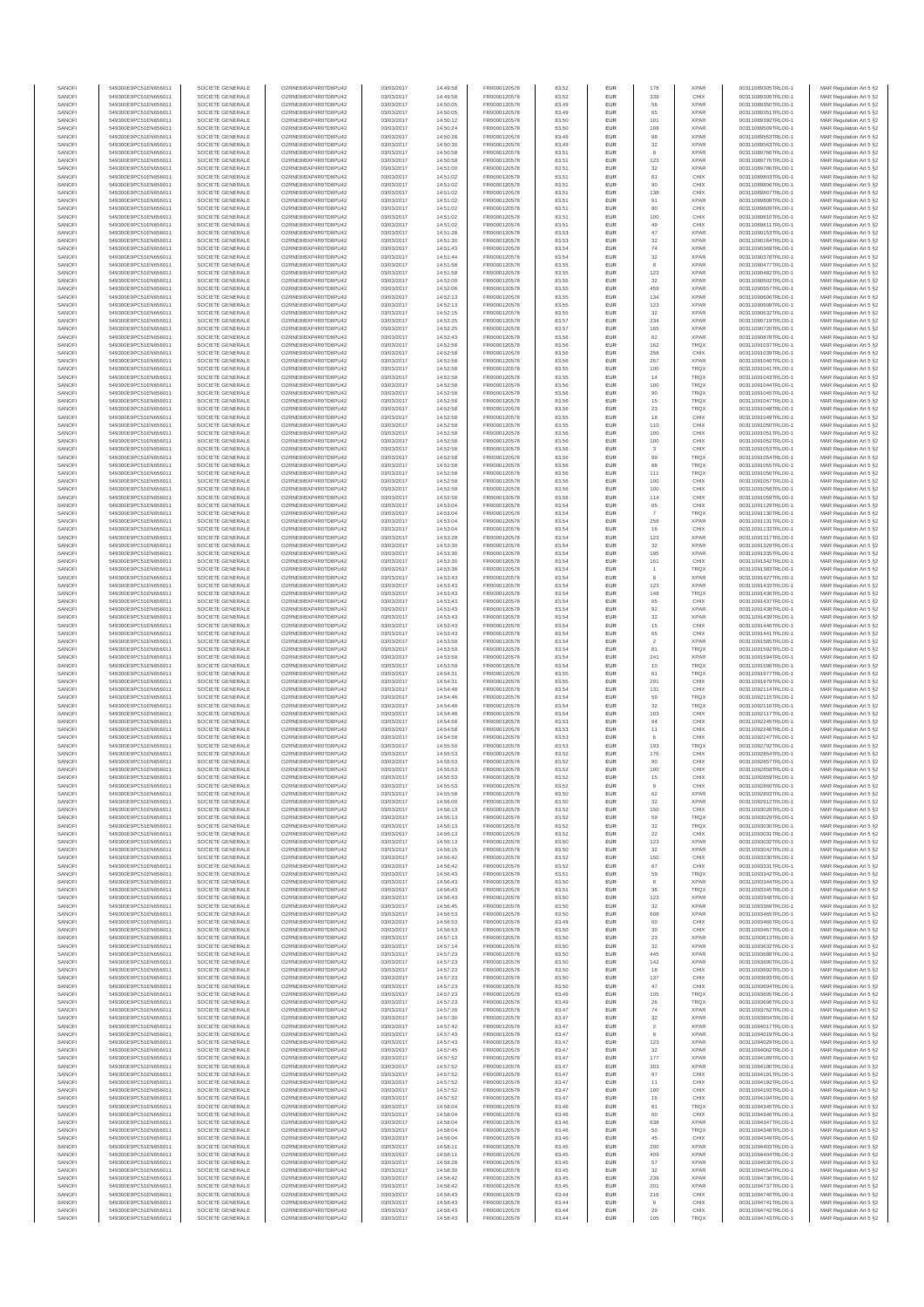| SANOFI | 549300E9PC51EN656011 | SOCIETE GENERALE | O2RNE8IBXP4R0TD8PU42 | 03/03/2017 | 14:49:58 | FR0000120578 | 83.52 | EUR | 178 | XPAR | 00311089305TRLO0-1 | MAR Regulation Art 5 §2 |
|---|---|---|---|---|---|---|---|---|---|---|---|---|
| SANOFI | 549300E9PC51EN656011 | SOCIETE GENERALE | O2RNE8IBXP4R0TD8PU42 | 03/03/2017 | 14:49:58 | FR0000120578 | 83.52 | EUR | 339 | CHIX | 00311089306TRLO0-1 | MAR Regulation Art 5 §2 |
| SANOFI | 549300E9PC51EN656011 | SOCIETE GENERALE | O2RNE8IBXP4R0TD8PU42 | 03/03/2017 | 14:50:05 | FR0000120578 | 83.49 | EUR | 56 | XPAR | 00311089350TRLO0-1 | MAR Regulation Art 5 §2 |
| SANOFI | 549300E9PC51EN656011 | SOCIETE GENERALE | O2RNE8IBXP4R0TD8PU42 | 03/03/2017 | 14:50:05 | FR0000120578 | 83.49 | EUR | 65 | XPAR | 00311089351TRLO0-1 | MAR Regulation Art 5 §2 |
| SANOFI | 549300E9PC51EN656011 | SOCIETE GENERALE | O2RNE8IBXP4R0TD8PU42 | 03/03/2017 | 14:50:12 | FR0000120578 | 83.50 | EUR | 101 | XPAR | 00311089392TRLO0-1 | MAR Regulation Art 5 §2 |
| SANOFI | 549300E9PC51EN656011 | SOCIETE GENERALE | O2RNE8IBXP4R0TD8PU42 | 03/03/2017 | 14:50:24 | FR0000120578 | 83.50 | EUR | 108 | XPAR | 00311089509TRLO0-1 | MAR Regulation Art 5 §2 |
| SANOFI | 549300E9PC51EN656011 | SOCIETE GENERALE | O2RNE8IBXP4R0TD8PU42 | 03/03/2017 | 14:50:28 | FR0000120578 | 83.49 | EUR | 98 | XPAR | 00311089553TRLO0-1 | MAR Regulation Art 5 §2 |
| SANOFI | 549300E9PC51EN656011 | SOCIETE GENERALE | O2RNE8IBXP4R0TD8PU42 | 03/03/2017 | 14:50:30 | FR0000120578 | 83.49 | EUR | 32 | XPAR | 00311089563TRLO0-1 | MAR Regulation Art 5 §2 |
| SANOFI | 549300E9PC51EN656011 | SOCIETE GENERALE | O2RNE8IBXP4R0TD8PU42 | 03/03/2017 | 14:50:58 | FR0000120578 | 83.51 | EUR | 8 | XPAR | 00311089766TRLO0-1 | MAR Regulation Art 5 §2 |
| SANOFI | 549300E9PC51EN656011 | SOCIETE GENERALE | O2RNE8IBXP4R0TD8PU42 | 03/03/2017 | 14:50:58 | FR0000120578 | 83.51 | EUR | 123 | XPAR | 00311089776TRLO0-1 | MAR Regulation Art 5 §2 |
| SANOFI | 549300E9PC51EN656011 | SOCIETE GENERALE | O2RNE8IBXP4R0TD8PU42 | 03/03/2017 | 14:51:00 | FR0000120578 | 83.51 | EUR | 32 | XPAR | 00311089796TRLO0-1 | MAR Regulation Art 5 §2 |
| SANOFI | 549300E9PC51EN656011 | SOCIETE GENERALE | O2RNE8IBXP4R0TD8PU42 | 03/03/2017 | 14:51:02 | FR0000120578 | 83.51 | EUR | 81 | CHIX | 00311089803TRLO0-1 | MAR Regulation Art 5 §2 |
| SANOFI | 549300E9PC51EN656011 | SOCIETE GENERALE | O2RNE8IBXP4R0TD8PU42 | 03/03/2017 | 14:51:02 | FR0000120578 | 83.51 | EUR | 90 | CHIX | 00311089806TRLO0-1 | MAR Regulation Art 5 §2 |
| SANOFI | 549300E9PC51EN656011 | SOCIETE GENERALE | O2RNE8IBXP4R0TD8PU42 | 03/03/2017 | 14:51:02 | FR0000120578 | 83.51 | EUR | 138 | CHIX | 00311089807TRLO0-1 | MAR Regulation Art 5 §2 |
| SANOFI | 549300E9PC51EN656011 | SOCIETE GENERALE | O2RNE8IBXP4R0TD8PU42 | 03/03/2017 | 14:51:02 | FR0000120578 | 83.51 | EUR | 91 | XPAR | 00311089808TRLO0-1 | MAR Regulation Art 5 §2 |
| SANOFI | 549300E9PC51EN656011 | SOCIETE GENERALE | O2RNE8IBXP4R0TD8PU42 | 03/03/2017 | 14:51:02 | FR0000120578 | 83.51 | EUR | 90 | CHIX | 00311089809TRLO0-1 | MAR Regulation Art 5 §2 |
| SANOFI | 549300E9PC51EN656011 | SOCIETE GENERALE | O2RNE8IBXP4R0TD8PU42 | 03/03/2017 | 14:51:02 | FR0000120578 | 83.51 | EUR | 100 | CHIX | 00311089810TRLO0-1 | MAR Regulation Art 5 §2 |
| SANOFI | 549300E9PC51EN656011 | SOCIETE GENERALE | O2RNE8IBXP4R0TD8PU42 | 03/03/2017 | 14:51:02 | FR0000120578 | 83.51 | EUR | 49 | CHIX | 00311089811TRLO0-1 | MAR Regulation Art 5 §2 |
| SANOFI | 549300E9PC51EN656011 | SOCIETE GENERALE | O2RNE8IBXP4R0TD8PU42 | 03/03/2017 | 14:51:28 | FR0000120578 | 83.53 | EUR | 47 | XPAR | 00311090153TRLO0-1 | MAR Regulation Art 5 §2 |
| SANOFI | 549300E9PC51EN656011 | SOCIETE GENERALE | O2RNE8IBXP4R0TD8PU42 | 03/03/2017 | 14:51:30 | FR0000120578 | 83.53 | EUR | 32 | XPAR | 00311090164TRLO0-1 | MAR Regulation Art 5 §2 |
| SANOFI | 549300E9PC51EN656011 | SOCIETE GENERALE | O2RNE8IBXP4R0TD8PU42 | 03/03/2017 | 14:51:43 | FR0000120578 | 83.54 | EUR | 74 | XPAR | 00311090369TRLO0-1 | MAR Regulation Art 5 §2 |
| SANOFI | 549300E9PC51EN656011 | SOCIETE GENERALE | O2RNE8IBXP4R0TD8PU42 | 03/03/2017 | 14:51:44 | FR0000120578 | 83.54 | EUR | 32 | XPAR | 00311090378TRLO0-1 | MAR Regulation Art 5 §2 |
| SANOFI | 549300E9PC51EN656011 | SOCIETE GENERALE | O2RNE8IBXP4R0TD8PU42 | 03/03/2017 | 14:51:58 | FR0000120578 | 83.55 | EUR | 8 | XPAR | 00311090477TRLO0-1 | MAR Regulation Art 5 §2 |
| SANOFI | 549300E9PC51EN656011 | SOCIETE GENERALE | O2RNE8IBXP4R0TD8PU42 | 03/03/2017 | 14:51:58 | FR0000120578 | 83.55 | EUR | 123 | XPAR | 00311090482TRLO0-1 | MAR Regulation Art 5 §2 |
| SANOFI | 549300E9PC51EN656011 | SOCIETE GENERALE | O2RNE8IBXP4R0TD8PU42 | 03/03/2017 | 14:52:00 | FR0000120578 | 83.55 | EUR | 32 | XPAR | 00311090502TRLO0-1 | MAR Regulation Art 5 §2 |
| SANOFI | 549300E9PC51EN656011 | SOCIETE GENERALE | O2RNE8IBXP4R0TD8PU42 | 03/03/2017 | 14:52:06 | FR0000120578 | 83.55 | EUR | 459 | XPAR | 00311090557TRLO0-1 | MAR Regulation Art 5 §2 |
| SANOFI | 549300E9PC51EN656011 | SOCIETE GENERALE | O2RNE8IBXP4R0TD8PU42 | 03/03/2017 | 14:52:13 | FR0000120578 | 83.55 | EUR | 134 | XPAR | 00311090606TRLO0-1 | MAR Regulation Art 5 §2 |
| SANOFI | 549300E9PC51EN656011 | SOCIETE GENERALE | O2RNE8IBXP4R0TD8PU42 | 03/03/2017 | 14:52:13 | FR0000120578 | 83.55 | EUR | 123 | XPAR | 00311090608TRLO0-1 | MAR Regulation Art 5 §2 |
| SANOFI | 549300E9PC51EN656011 | SOCIETE GENERALE | O2RNE8IBXP4R0TD8PU42 | 03/03/2017 | 14:52:15 | FR0000120578 | 83.55 | EUR | 32 | XPAR | 00311090632TRLO0-1 | MAR Regulation Art 5 §2 |
| SANOFI | 549300E9PC51EN656011 | SOCIETE GENERALE | O2RNE8IBXP4R0TD8PU42 | 03/03/2017 | 14:52:25 | FR0000120578 | 83.57 | EUR | 234 | XPAR | 00311090719TRLO0-1 | MAR Regulation Art 5 §2 |
| SANOFI | 549300E9PC51EN656011 | SOCIETE GENERALE | O2RNE8IBXP4R0TD8PU42 | 03/03/2017 | 14:52:25 | FR0000120578 | 83.57 | EUR | 165 | XPAR | 00311090720TRLO0-1 | MAR Regulation Art 5 §2 |
| SANOFI | 549300E9PC51EN656011 | SOCIETE GENERALE | O2RNE8IBXP4R0TD8PU42 | 03/03/2017 | 14:52:43 | FR0000120578 | 83.56 | EUR | 62 | XPAR | 00311090878TRLO0-1 | MAR Regulation Art 5 §2 |
| SANOFI | 549300E9PC51EN656011 | SOCIETE GENERALE | O2RNE8IBXP4R0TD8PU42 | 03/03/2017 | 14:52:58 | FR0000120578 | 83.56 | EUR | 162 | TRQX | 00311091037TRLO0-1 | MAR Regulation Art 5 §2 |
| SANOFI | 549300E9PC51EN656011 | SOCIETE GENERALE | O2RNE8IBXP4R0TD8PU42 | 03/03/2017 | 14:52:58 | FR0000120578 | 83.56 | EUR | 258 | CHIX | 00311091039TRLO0-1 | MAR Regulation Art 5 §2 |
| SANOFI | 549300E9PC51EN656011 | SOCIETE GENERALE | O2RNE8IBXP4R0TD8PU42 | 03/03/2017 | 14:52:58 | FR0000120578 | 83.56 | EUR | 267 | XPAR | 00311091040TRLO0-1 | MAR Regulation Art 5 §2 |
| SANOFI | 549300E9PC51EN656011 | SOCIETE GENERALE | O2RNE8IBXP4R0TD8PU42 | 03/03/2017 | 14:52:58 | FR0000120578 | 83.55 | EUR | 100 | TRQX | 00311091041TRLO0-1 | MAR Regulation Art 5 §2 |
| SANOFI | 549300E9PC51EN656011 | SOCIETE GENERALE | O2RNE8IBXP4R0TD8PU42 | 03/03/2017 | 14:52:58 | FR0000120578 | 83.56 | EUR | 14 | TRQX | 00311091043TRLO0-1 | MAR Regulation Art 5 §2 |
| SANOFI | 549300E9PC51EN656011 | SOCIETE GENERALE | O2RNE8IBXP4R0TD8PU42 | 03/03/2017 | 14:52:58 | FR0000120578 | 83.56 | EUR | 100 | TRQX | 00311091044TRLO0-1 | MAR Regulation Art 5 §2 |
| SANOFI | 549300E9PC51EN656011 | SOCIETE GENERALE | O2RNE8IBXP4R0TD8PU42 | 03/03/2017 | 14:52:58 | FR0000120578 | 83.56 | EUR | 90 | TRQX | 00311091045TRLO0-1 | MAR Regulation Art 5 §2 |
| SANOFI | 549300E9PC51EN656011 | SOCIETE GENERALE | O2RNE8IBXP4R0TD8PU42 | 03/03/2017 | 14:52:58 | FR0000120578 | 83.56 | EUR | 15 | TRQX | 00311091047TRLO0-1 | MAR Regulation Art 5 §2 |
| SANOFI | 549300E9PC51EN656011 | SOCIETE GENERALE | O2RNE8IBXP4R0TD8PU42 | 03/03/2017 | 14:52:58 | FR0000120578 | 83.56 | EUR | 23 | TRQX | 00311091048TRLO0-1 | MAR Regulation Art 5 §2 |
| SANOFI | 549300E9PC51EN656011 | SOCIETE GENERALE | O2RNE8IBXP4R0TD8PU42 | 03/03/2017 | 14:52:58 | FR0000120578 | 83.55 | EUR | 18 | CHIX | 00311091049TRLO0-1 | MAR Regulation Art 5 §2 |
| SANOFI | 549300E9PC51EN656011 | SOCIETE GENERALE | O2RNE8IBXP4R0TD8PU42 | 03/03/2017 | 14:52:58 | FR0000120578 | 83.55 | EUR | 110 | CHIX | 00311091050TRLO0-1 | MAR Regulation Art 5 §2 |
| SANOFI | 549300E9PC51EN656011 | SOCIETE GENERALE | O2RNE8IBXP4R0TD8PU42 | 03/03/2017 | 14:52:58 | FR0000120578 | 83.56 | EUR | 100 | CHIX | 00311091051TRLO0-1 | MAR Regulation Art 5 §2 |
| SANOFI | 549300E9PC51EN656011 | SOCIETE GENERALE | O2RNE8IBXP4R0TD8PU42 | 03/03/2017 | 14:52:58 | FR0000120578 | 83.56 | EUR | 100 | CHIX | 00311091052TRLO0-1 | MAR Regulation Art 5 §2 |
| SANOFI | 549300E9PC51EN656011 | SOCIETE GENERALE | O2RNE8IBXP4R0TD8PU42 | 03/03/2017 | 14:52:58 | FR0000120578 | 83.56 | EUR | 3 | CHIX | 00311091053TRLO0-1 | MAR Regulation Art 5 §2 |
| SANOFI | 549300E9PC51EN656011 | SOCIETE GENERALE | O2RNE8IBXP4R0TD8PU42 | 03/03/2017 | 14:52:58 | FR0000120578 | 83.56 | EUR | 99 | TRQX | 00311091054TRLO0-1 | MAR Regulation Art 5 §2 |
| SANOFI | 549300E9PC51EN656011 | SOCIETE GENERALE | O2RNE8IBXP4R0TD8PU42 | 03/03/2017 | 14:52:58 | FR0000120578 | 83.56 | EUR | 88 | TRQX | 00311091055TRLO0-1 | MAR Regulation Art 5 §2 |
| SANOFI | 549300E9PC51EN656011 | SOCIETE GENERALE | O2RNE8IBXP4R0TD8PU42 | 03/03/2017 | 14:52:58 | FR0000120578 | 83.56 | EUR | 111 | TRQX | 00311091056TRLO0-1 | MAR Regulation Art 5 §2 |
| SANOFI | 549300E9PC51EN656011 | SOCIETE GENERALE | O2RNE8IBXP4R0TD8PU42 | 03/03/2017 | 14:52:58 | FR0000120578 | 83.56 | EUR | 100 | CHIX | 00311091057TRLO0-1 | MAR Regulation Art 5 §2 |
| SANOFI | 549300E9PC51EN656011 | SOCIETE GENERALE | O2RNE8IBXP4R0TD8PU42 | 03/03/2017 | 14:52:58 | FR0000120578 | 83.56 | EUR | 100 | CHIX | 00311091058TRLO0-1 | MAR Regulation Art 5 §2 |
| SANOFI | 549300E9PC51EN656011 | SOCIETE GENERALE | O2RNE8IBXP4R0TD8PU42 | 03/03/2017 | 14:52:58 | FR0000120578 | 83.56 | EUR | 114 | CHIX | 00311091059TRLO0-1 | MAR Regulation Art 5 §2 |
| SANOFI | 549300E9PC51EN656011 | SOCIETE GENERALE | O2RNE8IBXP4R0TD8PU42 | 03/03/2017 | 14:53:04 | FR0000120578 | 83.54 | EUR | 65 | CHIX | 00311091129TRLO0-1 | MAR Regulation Art 5 §2 |
| SANOFI | 549300E9PC51EN656011 | SOCIETE GENERALE | O2RNE8IBXP4R0TD8PU42 | 03/03/2017 | 14:53:04 | FR0000120578 | 83.54 | EUR | 7 | TRQX | 00311091130TRLO0-1 | MAR Regulation Art 5 §2 |
| SANOFI | 549300E9PC51EN656011 | SOCIETE GENERALE | O2RNE8IBXP4R0TD8PU42 | 03/03/2017 | 14:53:04 | FR0000120578 | 83.54 | EUR | 258 | XPAR | 00311091131TRLO0-1 | MAR Regulation Art 5 §2 |
| SANOFI | 549300E9PC51EN656011 | SOCIETE GENERALE | O2RNE8IBXP4R0TD8PU42 | 03/03/2017 | 14:53:04 | FR0000120578 | 83.54 | EUR | 16 | CHIX | 00311091133TRLO0-1 | MAR Regulation Art 5 §2 |
| SANOFI | 549300E9PC51EN656011 | SOCIETE GENERALE | O2RNE8IBXP4R0TD8PU42 | 03/03/2017 | 14:53:28 | FR0000120578 | 83.54 | EUR | 123 | XPAR | 00311091317TRLO0-1 | MAR Regulation Art 5 §2 |
| SANOFI | 549300E9PC51EN656011 | SOCIETE GENERALE | O2RNE8IBXP4R0TD8PU42 | 03/03/2017 | 14:53:30 | FR0000120578 | 83.54 | EUR | 32 | XPAR | 00311091329TRLO0-1 | MAR Regulation Art 5 §2 |
| SANOFI | 549300E9PC51EN656011 | SOCIETE GENERALE | O2RNE8IBXP4R0TD8PU42 | 03/03/2017 | 14:53:30 | FR0000120578 | 83.54 | EUR | 195 | XPAR | 00311091335TRLO0-1 | MAR Regulation Art 5 §2 |
| SANOFI | 549300E9PC51EN656011 | SOCIETE GENERALE | O2RNE8IBXP4R0TD8PU42 | 03/03/2017 | 14:53:30 | FR0000120578 | 83.54 | EUR | 161 | CHIX | 00311091342TRLO0-1 | MAR Regulation Art 5 §2 |
| SANOFI | 549300E9PC51EN656011 | SOCIETE GENERALE | O2RNE8IBXP4R0TD8PU42 | 03/03/2017 | 14:53:38 | FR0000120578 | 83.54 | EUR | 1 | TRQX | 00311091383TRLO0-1 | MAR Regulation Art 5 §2 |
| SANOFI | 549300E9PC51EN656011 | SOCIETE GENERALE | O2RNE8IBXP4R0TD8PU42 | 03/03/2017 | 14:53:43 | FR0000120578 | 83.54 | EUR | 8 | XPAR | 00311091427TRLO0-1 | MAR Regulation Art 5 §2 |
| SANOFI | 549300E9PC51EN656011 | SOCIETE GENERALE | O2RNE8IBXP4R0TD8PU42 | 03/03/2017 | 14:53:43 | FR0000120578 | 83.54 | EUR | 123 | XPAR | 00311091433TRLO0-1 | MAR Regulation Art 5 §2 |
| SANOFI | 549300E9PC51EN656011 | SOCIETE GENERALE | O2RNE8IBXP4R0TD8PU42 | 03/03/2017 | 14:53:43 | FR0000120578 | 83.54 | EUR | 148 | TRQX | 00311091436TRLO0-1 | MAR Regulation Art 5 §2 |
| SANOFI | 549300E9PC51EN656011 | SOCIETE GENERALE | O2RNE8IBXP4R0TD8PU42 | 03/03/2017 | 14:53:43 | FR0000120578 | 83.54 | EUR | 65 | CHIX | 00311091437TRLO0-1 | MAR Regulation Art 5 §2 |
| SANOFI | 549300E9PC51EN656011 | SOCIETE GENERALE | O2RNE8IBXP4R0TD8PU42 | 03/03/2017 | 14:53:43 | FR0000120578 | 83.54 | EUR | 92 | XPAR | 00311091438TRLO0-1 | MAR Regulation Art 5 §2 |
| SANOFI | 549300E9PC51EN656011 | SOCIETE GENERALE | O2RNE8IBXP4R0TD8PU42 | 03/03/2017 | 14:53:43 | FR0000120578 | 83.54 | EUR | 32 | XPAR | 00311091439TRLO0-1 | MAR Regulation Art 5 §2 |
| SANOFI | 549300E9PC51EN656011 | SOCIETE GENERALE | O2RNE8IBXP4R0TD8PU42 | 03/03/2017 | 14:53:43 | FR0000120578 | 83.54 | EUR | 15 | CHIX | 00311091440TRLO0-1 | MAR Regulation Art 5 §2 |
| SANOFI | 549300E9PC51EN656011 | SOCIETE GENERALE | O2RNE8IBXP4R0TD8PU42 | 03/03/2017 | 14:53:43 | FR0000120578 | 83.54 | EUR | 65 | CHIX | 00311091441TRLO0-1 | MAR Regulation Art 5 §2 |
| SANOFI | 549300E9PC51EN656011 | SOCIETE GENERALE | O2RNE8IBXP4R0TD8PU42 | 03/03/2017 | 14:53:58 | FR0000120578 | 83.54 | EUR | 2 | XPAR | 00311091585TRLO0-1 | MAR Regulation Art 5 §2 |
| SANOFI | 549300E9PC51EN656011 | SOCIETE GENERALE | O2RNE8IBXP4R0TD8PU42 | 03/03/2017 | 14:53:59 | FR0000120578 | 83.54 | EUR | 81 | TRQX | 00311091592TRLO0-1 | MAR Regulation Art 5 §2 |
| SANOFI | 549300E9PC51EN656011 | SOCIETE GENERALE | O2RNE8IBXP4R0TD8PU42 | 03/03/2017 | 14:53:59 | FR0000120578 | 83.54 | EUR | 241 | XPAR | 00311091594TRLO0-1 | MAR Regulation Art 5 §2 |
| SANOFI | 549300E9PC51EN656011 | SOCIETE GENERALE | O2RNE8IBXP4R0TD8PU42 | 03/03/2017 | 14:53:59 | FR0000120578 | 83.54 | EUR | 10 | TRQX | 00311091596TRLO0-1 | MAR Regulation Art 5 §2 |
| SANOFI | 549300E9PC51EN656011 | SOCIETE GENERALE | O2RNE8IBXP4R0TD8PU42 | 03/03/2017 | 14:54:31 | FR0000120578 | 83.55 | EUR | 61 | TRQX | 00311091977TRLO0-1 | MAR Regulation Art 5 §2 |
| SANOFI | 549300E9PC51EN656011 | SOCIETE GENERALE | O2RNE8IBXP4R0TD8PU42 | 03/03/2017 | 14:54:31 | FR0000120578 | 83.55 | EUR | 291 | CHIX | 00311091979TRLO0-1 | MAR Regulation Art 5 §2 |
| SANOFI | 549300E9PC51EN656011 | SOCIETE GENERALE | O2RNE8IBXP4R0TD8PU42 | 03/03/2017 | 14:54:48 | FR0000120578 | 83.54 | EUR | 131 | CHIX | 00311092114TRLO0-1 | MAR Regulation Art 5 §2 |
| SANOFI | 549300E9PC51EN656011 | SOCIETE GENERALE | O2RNE8IBXP4R0TD8PU42 | 03/03/2017 | 14:54:48 | FR0000120578 | 83.54 | EUR | 59 | TRQX | 00311092115TRLO0-1 | MAR Regulation Art 5 §2 |
| SANOFI | 549300E9PC51EN656011 | SOCIETE GENERALE | O2RNE8IBXP4R0TD8PU42 | 03/03/2017 | 14:54:48 | FR0000120578 | 83.54 | EUR | 32 | TRQX | 00311092116TRLO0-1 | MAR Regulation Art 5 §2 |
| SANOFI | 549300E9PC51EN656011 | SOCIETE GENERALE | O2RNE8IBXP4R0TD8PU42 | 03/03/2017 | 14:54:48 | FR0000120578 | 83.54 | EUR | 103 | CHIX | 00311092117TRLO0-1 | MAR Regulation Art 5 §2 |
| SANOFI | 549300E9PC51EN656011 | SOCIETE GENERALE | O2RNE8IBXP4R0TD8PU42 | 03/03/2017 | 14:54:58 | FR0000120578 | 83.53 | EUR | 64 | CHIX | 00311092245TRLO0-1 | MAR Regulation Art 5 §2 |
| SANOFI | 549300E9PC51EN656011 | SOCIETE GENERALE | O2RNE8IBXP4R0TD8PU42 | 03/03/2017 | 14:54:58 | FR0000120578 | 83.53 | EUR | 11 | CHIX | 00311092246TRLO0-1 | MAR Regulation Art 5 §2 |
| SANOFI | 549300E9PC51EN656011 | SOCIETE GENERALE | O2RNE8IBXP4R0TD8PU42 | 03/03/2017 | 14:54:58 | FR0000120578 | 83.53 | EUR | 6 | CHIX | 00311092247TRLO0-1 | MAR Regulation Art 5 §2 |
| SANOFI | 549300E9PC51EN656011 | SOCIETE GENERALE | O2RNE8IBXP4R0TD8PU42 | 03/03/2017 | 14:55:50 | FR0000120578 | 83.53 | EUR | 193 | TRQX | 00311092792TRLO0-1 | MAR Regulation Art 5 §2 |
| SANOFI | 549300E9PC51EN656011 | SOCIETE GENERALE | O2RNE8IBXP4R0TD8PU42 | 03/03/2017 | 14:55:53 | FR0000120578 | 83.52 | EUR | 176 | CHIX | 00311092854TRLO0-1 | MAR Regulation Art 5 §2 |
| SANOFI | 549300E9PC51EN656011 | SOCIETE GENERALE | O2RNE8IBXP4R0TD8PU42 | 03/03/2017 | 14:55:53 | FR0000120578 | 83.52 | EUR | 90 | CHIX | 00311092857TRLO0-1 | MAR Regulation Art 5 §2 |
| SANOFI | 549300E9PC51EN656011 | SOCIETE GENERALE | O2RNE8IBXP4R0TD8PU42 | 03/03/2017 | 14:55:53 | FR0000120578 | 83.52 | EUR | 100 | CHIX | 00311092858TRLO0-1 | MAR Regulation Art 5 §2 |
| SANOFI | 549300E9PC51EN656011 | SOCIETE GENERALE | O2RNE8IBXP4R0TD8PU42 | 03/03/2017 | 14:55:53 | FR0000120578 | 83.52 | EUR | 15 | CHIX | 00311092859TRLO0-1 | MAR Regulation Art 5 §2 |
| SANOFI | 549300E9PC51EN656011 | SOCIETE GENERALE | O2RNE8IBXP4R0TD8PU42 | 03/03/2017 | 14:55:53 | FR0000120578 | 83.52 | EUR | 9 | CHIX | 00311092860TRLO0-1 | MAR Regulation Art 5 §2 |
| SANOFI | 549300E9PC51EN656011 | SOCIETE GENERALE | O2RNE8IBXP4R0TD8PU42 | 03/03/2017 | 14:55:58 | FR0000120578 | 83.50 | EUR | 62 | XPAR | 00311092893TRLO0-1 | MAR Regulation Art 5 §2 |
| SANOFI | 549300E9PC51EN656011 | SOCIETE GENERALE | O2RNE8IBXP4R0TD8PU42 | 03/03/2017 | 14:56:00 | FR0000120578 | 83.50 | EUR | 32 | XPAR | 00311092912TRLO0-1 | MAR Regulation Art 5 §2 |
| SANOFI | 549300E9PC51EN656011 | SOCIETE GENERALE | O2RNE8IBXP4R0TD8PU42 | 03/03/2017 | 14:56:13 | FR0000120578 | 83.52 | EUR | 150 | CHIX | 00311093028TRLO0-1 | MAR Regulation Art 5 §2 |
| SANOFI | 549300E9PC51EN656011 | SOCIETE GENERALE | O2RNE8IBXP4R0TD8PU42 | 03/03/2017 | 14:56:13 | FR0000120578 | 83.52 | EUR | 59 | TRQX | 00311093029TRLO0-1 | MAR Regulation Art 5 §2 |
| SANOFI | 549300E9PC51EN656011 | SOCIETE GENERALE | O2RNE8IBXP4R0TD8PU42 | 03/03/2017 | 14:56:13 | FR0000120578 | 83.52 | EUR | 32 | TRQX | 00311093030TRLO0-1 | MAR Regulation Art 5 §2 |
| SANOFI | 549300E9PC51EN656011 | SOCIETE GENERALE | O2RNE8IBXP4R0TD8PU42 | 03/03/2017 | 14:56:13 | FR0000120578 | 83.52 | EUR | 22 | CHIX | 00311093031TRLO0-1 | MAR Regulation Art 5 §2 |
| SANOFI | 549300E9PC51EN656011 | SOCIETE GENERALE | O2RNE8IBXP4R0TD8PU42 | 03/03/2017 | 14:56:13 | FR0000120578 | 83.50 | EUR | 123 | XPAR | 00311093032TRLO0-1 | MAR Regulation Art 5 §2 |
| SANOFI | 549300E9PC51EN656011 | SOCIETE GENERALE | O2RNE8IBXP4R0TD8PU42 | 03/03/2017 | 14:56:15 | FR0000120578 | 83.50 | EUR | 32 | XPAR | 00311093042TRLO0-1 | MAR Regulation Art 5 §2 |
| SANOFI | 549300E9PC51EN656011 | SOCIETE GENERALE | O2RNE8IBXP4R0TD8PU42 | 03/03/2017 | 14:56:42 | FR0000120578 | 83.52 | EUR | 150 | CHIX | 00311093330TRLO0-1 | MAR Regulation Art 5 §2 |
| SANOFI | 549300E9PC51EN656011 | SOCIETE GENERALE | O2RNE8IBXP4R0TD8PU42 | 03/03/2017 | 14:56:42 | FR0000120578 | 83.52 | EUR | 67 | CHIX | 00311093331TRLO0-1 | MAR Regulation Art 5 §2 |
| SANOFI | 549300E9PC51EN656011 | SOCIETE GENERALE | O2RNE8IBXP4R0TD8PU42 | 03/03/2017 | 14:56:43 | FR0000120578 | 83.51 | EUR | 59 | TRQX | 00311093342TRLO0-1 | MAR Regulation Art 5 §2 |
| SANOFI | 549300E9PC51EN656011 | SOCIETE GENERALE | O2RNE8IBXP4R0TD8PU42 | 03/03/2017 | 14:56:43 | FR0000120578 | 83.50 | EUR | 8 | XPAR | 00311093344TRLO0-1 | MAR Regulation Art 5 §2 |
| SANOFI | 549300E9PC51EN656011 | SOCIETE GENERALE | O2RNE8IBXP4R0TD8PU42 | 03/03/2017 | 14:56:43 | FR0000120578 | 83.51 | EUR | 36 | TRQX | 00311093345TRLO0-1 | MAR Regulation Art 5 §2 |
| SANOFI | 549300E9PC51EN656011 | SOCIETE GENERALE | O2RNE8IBXP4R0TD8PU42 | 03/03/2017 | 14:56:43 | FR0000120578 | 83.50 | EUR | 123 | XPAR | 00311093348TRLO0-1 | MAR Regulation Art 5 §2 |
| SANOFI | 549300E9PC51EN656011 | SOCIETE GENERALE | O2RNE8IBXP4R0TD8PU42 | 03/03/2017 | 14:56:45 | FR0000120578 | 83.50 | EUR | 32 | XPAR | 00311093369TRLO0-1 | MAR Regulation Art 5 §2 |
| SANOFI | 549300E9PC51EN656011 | SOCIETE GENERALE | O2RNE8IBXP4R0TD8PU42 | 03/03/2017 | 14:56:53 | FR0000120578 | 83.50 | EUR | 608 | XPAR | 00311093465TRLO0-1 | MAR Regulation Art 5 §2 |
| SANOFI | 549300E9PC51EN656011 | SOCIETE GENERALE | O2RNE8IBXP4R0TD8PU42 | 03/03/2017 | 14:56:53 | FR0000120578 | 83.49 | EUR | 60 | CHIX | 00311093466TRLO0-1 | MAR Regulation Art 5 §2 |
| SANOFI | 549300E9PC51EN656011 | SOCIETE GENERALE | O2RNE8IBXP4R0TD8PU42 | 03/03/2017 | 14:56:53 | FR0000120578 | 83.50 | EUR | 30 | CHIX | 00311093467TRLO0-1 | MAR Regulation Art 5 §2 |
| SANOFI | 549300E9PC51EN656011 | SOCIETE GENERALE | O2RNE8IBXP4R0TD8PU42 | 03/03/2017 | 14:57:13 | FR0000120578 | 83.50 | EUR | 23 | XPAR | 00311093613TRLO0-1 | MAR Regulation Art 5 §2 |
| SANOFI | 549300E9PC51EN656011 | SOCIETE GENERALE | O2RNE8IBXP4R0TD8PU42 | 03/03/2017 | 14:57:14 | FR0000120578 | 83.50 | EUR | 32 | XPAR | 00311093632TRLO0-1 | MAR Regulation Art 5 §2 |
| SANOFI | 549300E9PC51EN656011 | SOCIETE GENERALE | O2RNE8IBXP4R0TD8PU42 | 03/03/2017 | 14:57:23 | FR0000120578 | 83.50 | EUR | 445 | XPAR | 00311093688TRLO0-1 | MAR Regulation Art 5 §2 |
| SANOFI | 549300E9PC51EN656011 | SOCIETE GENERALE | O2RNE8IBXP4R0TD8PU42 | 03/03/2017 | 14:57:23 | FR0000120578 | 83.50 | EUR | 142 | XPAR | 00311093690TRLO0-1 | MAR Regulation Art 5 §2 |
| SANOFI | 549300E9PC51EN656011 | SOCIETE GENERALE | O2RNE8IBXP4R0TD8PU42 | 03/03/2017 | 14:57:23 | FR0000120578 | 83.50 | EUR | 18 | CHIX | 00311093692TRLO0-1 | MAR Regulation Art 5 §2 |
| SANOFI | 549300E9PC51EN656011 | SOCIETE GENERALE | O2RNE8IBXP4R0TD8PU42 | 03/03/2017 | 14:57:23 | FR0000120578 | 83.50 | EUR | 137 | CHIX | 00311093693TRLO0-1 | MAR Regulation Art 5 §2 |
| SANOFI | 549300E9PC51EN656011 | SOCIETE GENERALE | O2RNE8IBXP4R0TD8PU42 | 03/03/2017 | 14:57:23 | FR0000120578 | 83.50 | EUR | 47 | CHIX | 00311093694TRLO0-1 | MAR Regulation Art 5 §2 |
| SANOFI | 549300E9PC51EN656011 | SOCIETE GENERALE | O2RNE8IBXP4R0TD8PU42 | 03/03/2017 | 14:57:23 | FR0000120578 | 83.49 | EUR | 105 | TRQX | 00311093695TRLO0-1 | MAR Regulation Art 5 §2 |
| SANOFI | 549300E9PC51EN656011 | SOCIETE GENERALE | O2RNE8IBXP4R0TD8PU42 | 03/03/2017 | 14:57:23 | FR0000120578 | 83.49 | EUR | 26 | TRQX | 00311093696TRLO0-1 | MAR Regulation Art 5 §2 |
| SANOFI | 549300E9PC51EN656011 | SOCIETE GENERALE | O2RNE8IBXP4R0TD8PU42 | 03/03/2017 | 14:57:28 | FR0000120578 | 83.47 | EUR | 74 | XPAR | 00311093762TRLO0-1 | MAR Regulation Art 5 §2 |
| SANOFI | 549300E9PC51EN656011 | SOCIETE GENERALE | O2RNE8IBXP4R0TD8PU42 | 03/03/2017 | 14:57:30 | FR0000120578 | 83.47 | EUR | 32 | XPAR | 00311093804TRLO0-1 | MAR Regulation Art 5 §2 |
| SANOFI | 549300E9PC51EN656011 | SOCIETE GENERALE | O2RNE8IBXP4R0TD8PU42 | 03/03/2017 | 14:57:42 | FR0000120578 | 83.47 | EUR | 2 | XPAR | 00311094017TRLO0-1 | MAR Regulation Art 5 §2 |
| SANOFI | 549300E9PC51EN656011 | SOCIETE GENERALE | O2RNE8IBXP4R0TD8PU42 | 03/03/2017 | 14:57:43 | FR0000120578 | 83.47 | EUR | 8 | XPAR | 00311094023TRLO0-1 | MAR Regulation Art 5 §2 |
| SANOFI | 549300E9PC51EN656011 | SOCIETE GENERALE | O2RNE8IBXP4R0TD8PU42 | 03/03/2017 | 14:57:43 | FR0000120578 | 83.47 | EUR | 123 | XPAR | 00311094029TRLO0-1 | MAR Regulation Art 5 §2 |
| SANOFI | 549300E9PC51EN656011 | SOCIETE GENERALE | O2RNE8IBXP4R0TD8PU42 | 03/03/2017 | 14:57:45 | FR0000120578 | 83.47 | EUR | 32 | XPAR | 00311094062TRLO0-1 | MAR Regulation Art 5 §2 |
| SANOFI | 549300E9PC51EN656011 | SOCIETE GENERALE | O2RNE8IBXP4R0TD8PU42 | 03/03/2017 | 14:57:52 | FR0000120578 | 83.47 | EUR | 177 | XPAR | 00311094189TRLO0-1 | MAR Regulation Art 5 §2 |
| SANOFI | 549300E9PC51EN656011 | SOCIETE GENERALE | O2RNE8IBXP4R0TD8PU42 | 03/03/2017 | 14:57:52 | FR0000120578 | 83.47 | EUR | 303 | XPAR | 00311094190TRLO0-1 | MAR Regulation Art 5 §2 |
| SANOFI | 549300E9PC51EN656011 | SOCIETE GENERALE | O2RNE8IBXP4R0TD8PU42 | 03/03/2017 | 14:57:52 | FR0000120578 | 83.47 | EUR | 97 | CHIX | 00311094191TRLO0-1 | MAR Regulation Art 5 §2 |
| SANOFI | 549300E9PC51EN656011 | SOCIETE GENERALE | O2RNE8IBXP4R0TD8PU42 | 03/03/2017 | 14:57:52 | FR0000120578 | 83.47 | EUR | 11 | CHIX | 00311094192TRLO0-1 | MAR Regulation Art 5 §2 |
| SANOFI | 549300E9PC51EN656011 | SOCIETE GENERALE | O2RNE8IBXP4R0TD8PU42 | 03/03/2017 | 14:57:52 | FR0000120578 | 83.47 | EUR | 100 | CHIX | 00311094193TRLO0-1 | MAR Regulation Art 5 §2 |
| SANOFI | 549300E9PC51EN656011 | SOCIETE GENERALE | O2RNE8IBXP4R0TD8PU42 | 03/03/2017 | 14:57:52 | FR0000120578 | 83.47 | EUR | 16 | CHIX | 00311094194TRLO0-1 | MAR Regulation Art 5 §2 |
| SANOFI | 549300E9PC51EN656011 | SOCIETE GENERALE | O2RNE8IBXP4R0TD8PU42 | 03/03/2017 | 14:58:04 | FR0000120578 | 83.46 | EUR | 81 | TRQX | 00311094345TRLO0-1 | MAR Regulation Art 5 §2 |
| SANOFI | 549300E9PC51EN656011 | SOCIETE GENERALE | O2RNE8IBXP4R0TD8PU42 | 03/03/2017 | 14:58:04 | FR0000120578 | 83.46 | EUR | 60 | CHIX | 00311094346TRLO0-1 | MAR Regulation Art 5 §2 |
| SANOFI | 549300E9PC51EN656011 | SOCIETE GENERALE | O2RNE8IBXP4R0TD8PU42 | 03/03/2017 | 14:58:04 | FR0000120578 | 83.46 | EUR | 638 | XPAR | 00311094347TRLO0-1 | MAR Regulation Art 5 §2 |
| SANOFI | 549300E9PC51EN656011 | SOCIETE GENERALE | O2RNE8IBXP4R0TD8PU42 | 03/03/2017 | 14:58:04 | FR0000120578 | 83.46 | EUR | 50 | TRQX | 00311094348TRLO0-1 | MAR Regulation Art 5 §2 |
| SANOFI | 549300E9PC51EN656011 | SOCIETE GENERALE | O2RNE8IBXP4R0TD8PU42 | 03/03/2017 | 14:58:04 | FR0000120578 | 83.46 | EUR | 45 | CHIX | 00311094349TRLO0-1 | MAR Regulation Art 5 §2 |
| SANOFI | 549300E9PC51EN656011 | SOCIETE GENERALE | O2RNE8IBXP4R0TD8PU42 | 03/03/2017 | 14:58:11 | FR0000120578 | 83.45 | EUR | 200 | XPAR | 00311094403TRLO0-1 | MAR Regulation Art 5 §2 |
| SANOFI | 549300E9PC51EN656011 | SOCIETE GENERALE | O2RNE8IBXP4R0TD8PU42 | 03/03/2017 | 14:58:11 | FR0000120578 | 83.45 | EUR | 409 | XPAR | 00311094404TRLO0-1 | MAR Regulation Art 5 §2 |
| SANOFI | 549300E9PC51EN656011 | SOCIETE GENERALE | O2RNE8IBXP4R0TD8PU42 | 03/03/2017 | 14:58:28 | FR0000120578 | 83.45 | EUR | 57 | XPAR | 00311094530TRLO0-1 | MAR Regulation Art 5 §2 |
| SANOFI | 549300E9PC51EN656011 | SOCIETE GENERALE | O2RNE8IBXP4R0TD8PU42 | 03/03/2017 | 14:58:30 | FR0000120578 | 83.45 | EUR | 32 | XPAR | 00311094554TRLO0-1 | MAR Regulation Art 5 §2 |
| SANOFI | 549300E9PC51EN656011 | SOCIETE GENERALE | O2RNE8IBXP4R0TD8PU42 | 03/03/2017 | 14:58:42 | FR0000120578 | 83.45 | EUR | 239 | XPAR | 00311094736TRLO0-1 | MAR Regulation Art 5 §2 |
| SANOFI | 549300E9PC51EN656011 | SOCIETE GENERALE | O2RNE8IBXP4R0TD8PU42 | 03/03/2017 | 14:58:42 | FR0000120578 | 83.45 | EUR | 201 | XPAR | 00311094737TRLO0-1 | MAR Regulation Art 5 §2 |
| SANOFI | 549300E9PC51EN656011 | SOCIETE GENERALE | O2RNE8IBXP4R0TD8PU42 | 03/03/2017 | 14:58:43 | FR0000120578 | 83.44 | EUR | 216 | CHIX | 00311094740TRLO0-1 | MAR Regulation Art 5 §2 |
| SANOFI | 549300E9PC51EN656011 | SOCIETE GENERALE | O2RNE8IBXP4R0TD8PU42 | 03/03/2017 | 14:58:43 | FR0000120578 | 83.44 | EUR | 9 | CHIX | 00311094741TRLO0-1 | MAR Regulation Art 5 §2 |
| SANOFI | 549300E9PC51EN656011 | SOCIETE GENERALE | O2RNE8IBXP4R0TD8PU42 | 03/03/2017 | 14:58:43 | FR0000120578 | 83.44 | EUR | 29 | CHIX | 00311094742TRLO0-1 | MAR Regulation Art 5 §2 |
| SANOFI | 549300E9PC51EN656011 | SOCIETE GENERALE | O2RNE8IBXP4R0TD8PU42 | 03/03/2017 | 14:58:43 | FR0000120578 | 83.44 | EUR | 105 | TRQX | 00311094743TRLO0-1 | MAR Regulation Art 5 §2 |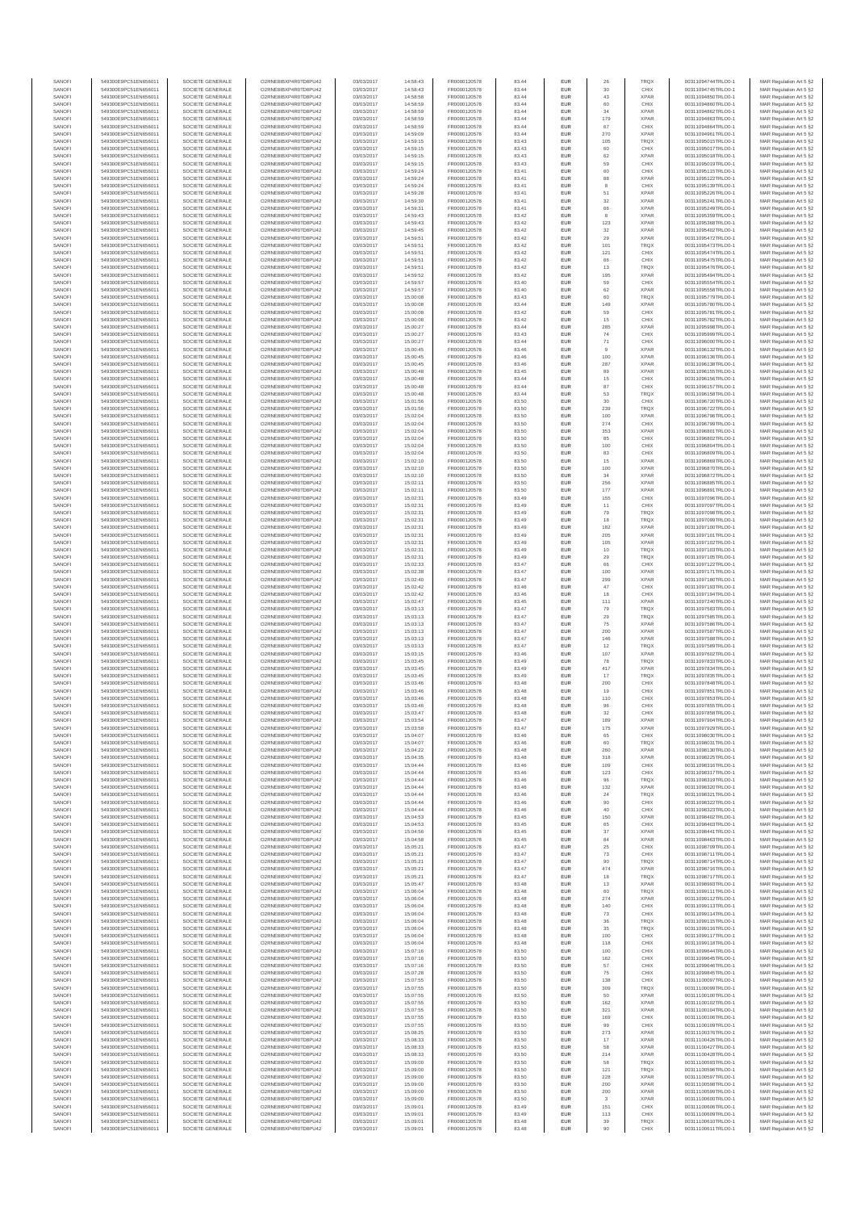| SANOFI | 549300E9PC51EN656011 | SOCIETE GENERALE | O2RNE8IBXP4R0TD8PU42 | 03/03/2017 | 14:58:43 | FR0000120578 | 83.44 | EUR | 26 | TRQX | 00311094744TRLO0-1 | MAR Regulation Art 5 §2 |
|---|---|---|---|---|---|---|---|---|---|---|---|---|
| SANOFI | 549300E9PC51EN656011 | SOCIETE GENERALE | O2RNE8IBXP4R0TD8PU42 | 03/03/2017 | 14:58:43 | FR0000120578 | 83.44 | EUR | 30 | CHIX | 00311094745TRLO0-1 | MAR Regulation Art 5 §2 |
| SANOFI | 549300E9PC51EN656011 | SOCIETE GENERALE | O2RNE8IBXP4R0TD8PU42 | 03/03/2017 | 14:58:58 | FR0000120578 | 83.44 | EUR | 43 | XPAR | 00311094850TRLO0-1 | MAR Regulation Art 5 §2 |
| SANOFI | 549300E9PC51EN656011 | SOCIETE GENERALE | O2RNE8IBXP4R0TD8PU42 | 03/03/2017 | 14:58:59 | FR0000120578 | 83.44 | EUR | 60 | CHIX | 00311094860TRLO0-1 | MAR Regulation Art 5 §2 |
| SANOFI | 549300E9PC51EN656011 | SOCIETE GENERALE | O2RNE8IBXP4R0TD8PU42 | 03/03/2017 | 14:58:59 | FR0000120578 | 83.44 | EUR | 34 | XPAR | 00311094862TRLO0-1 | MAR Regulation Art 5 §2 |
| SANOFI | 549300E9PC51EN656011 | SOCIETE GENERALE | O2RNE8IBXP4R0TD8PU42 | 03/03/2017 | 14:58:59 | FR0000120578 | 83.44 | EUR | 179 | XPAR | 00311094863TRLO0-1 | MAR Regulation Art 5 §2 |
| SANOFI | 549300E9PC51EN656011 | SOCIETE GENERALE | O2RNE8IBXP4R0TD8PU42 | 03/03/2017 | 14:58:59 | FR0000120578 | 83.44 | EUR | 67 | CHIX | 00311094864TRLO0-1 | MAR Regulation Art 5 §2 |
| SANOFI | 549300E9PC51EN656011 | SOCIETE GENERALE | O2RNE8IBXP4R0TD8PU42 | 03/03/2017 | 14:59:09 | FR0000120578 | 83.44 | EUR | 270 | XPAR | 00311094961TRLO0-1 | MAR Regulation Art 5 §2 |
| SANOFI | 549300E9PC51EN656011 | SOCIETE GENERALE | O2RNE8IBXP4R0TD8PU42 | 03/03/2017 | 14:59:15 | FR0000120578 | 83.43 | EUR | 105 | TRQX | 00311095015TRLO0-1 | MAR Regulation Art 5 §2 |
| SANOFI | 549300E9PC51EN656011 | SOCIETE GENERALE | O2RNE8IBXP4R0TD8PU42 | 03/03/2017 | 14:59:15 | FR0000120578 | 83.43 | EUR | 60 | CHIX | 00311095017TRLO0-1 | MAR Regulation Art 5 §2 |
| SANOFI | 549300E9PC51EN656011 | SOCIETE GENERALE | O2RNE8IBXP4R0TD8PU42 | 03/03/2017 | 14:59:15 | FR0000120578 | 83.43 | EUR | 62 | XPAR | 00311095018TRLO0-1 | MAR Regulation Art 5 §2 |
| SANOFI | 549300E9PC51EN656011 | SOCIETE GENERALE | O2RNE8IBXP4R0TD8PU42 | 03/03/2017 | 14:59:15 | FR0000120578 | 83.43 | EUR | 59 | CHIX | 00311095019TRLO0-1 | MAR Regulation Art 5 §2 |
| SANOFI | 549300E9PC51EN656011 | SOCIETE GENERALE | O2RNE8IBXP4R0TD8PU42 | 03/03/2017 | 14:59:24 | FR0000120578 | 83.41 | EUR | 60 | CHIX | 00311095115TRLO0-1 | MAR Regulation Art 5 §2 |
| SANOFI | 549300E9PC51EN656011 | SOCIETE GENERALE | O2RNE8IBXP4R0TD8PU42 | 03/03/2017 | 14:59:24 | FR0000120578 | 83.41 | EUR | 88 | XPAR | 00311095122TRLO0-1 | MAR Regulation Art 5 §2 |
| SANOFI | 549300E9PC51EN656011 | SOCIETE GENERALE | O2RNE8IBXP4R0TD8PU42 | 03/03/2017 | 14:59:24 | FR0000120578 | 83.41 | EUR | 8 | CHIX | 00311095139TRLO0-1 | MAR Regulation Art 5 §2 |
| SANOFI | 549300E9PC51EN656011 | SOCIETE GENERALE | O2RNE8IBXP4R0TD8PU42 | 03/03/2017 | 14:59:28 | FR0000120578 | 83.41 | EUR | 51 | XPAR | 00311095226TRLO0-1 | MAR Regulation Art 5 §2 |
| SANOFI | 549300E9PC51EN656011 | SOCIETE GENERALE | O2RNE8IBXP4R0TD8PU42 | 03/03/2017 | 14:59:30 | FR0000120578 | 83.41 | EUR | 32 | XPAR | 00311095241TRLO0-1 | MAR Regulation Art 5 §2 |
| SANOFI | 549300E9PC51EN656011 | SOCIETE GENERALE | O2RNE8IBXP4R0TD8PU42 | 03/03/2017 | 14:59:31 | FR0000120578 | 83.41 | EUR | 66 | XPAR | 00311095249TRLO0-1 | MAR Regulation Art 5 §2 |
| SANOFI | 549300E9PC51EN656011 | SOCIETE GENERALE | O2RNE8IBXP4R0TD8PU42 | 03/03/2017 | 14:59:43 | FR0000120578 | 83.42 | EUR | 8 | XPAR | 00311095359TRLO0-1 | MAR Regulation Art 5 §2 |
| SANOFI | 549300E9PC51EN656011 | SOCIETE GENERALE | O2RNE8IBXP4R0TD8PU42 | 03/03/2017 | 14:59:43 | FR0000120578 | 83.42 | EUR | 123 | XPAR | 00311095360TRLO0-1 | MAR Regulation Art 5 §2 |
| SANOFI | 549300E9PC51EN656011 | SOCIETE GENERALE | O2RNE8IBXP4R0TD8PU42 | 03/03/2017 | 14:59:45 | FR0000120578 | 83.42 | EUR | 32 | XPAR | 00311095402TRLO0-1 | MAR Regulation Art 5 §2 |
| SANOFI | 549300E9PC51EN656011 | SOCIETE GENERALE | O2RNE8IBXP4R0TD8PU42 | 03/03/2017 | 14:59:51 | FR0000120578 | 83.42 | EUR | 29 | XPAR | 00311095472TRLO0-1 | MAR Regulation Art 5 §2 |
| SANOFI | 549300E9PC51EN656011 | SOCIETE GENERALE | O2RNE8IBXP4R0TD8PU42 | 03/03/2017 | 14:59:51 | FR0000120578 | 83.42 | EUR | 101 | TRQX | 00311095473TRLO0-1 | MAR Regulation Art 5 §2 |
| SANOFI | 549300E9PC51EN656011 | SOCIETE GENERALE | O2RNE8IBXP4R0TD8PU42 | 03/03/2017 | 14:59:51 | FR0000120578 | 83.42 | EUR | 121 | CHIX | 00311095474TRLO0-1 | MAR Regulation Art 5 §2 |
| SANOFI | 549300E9PC51EN656011 | SOCIETE GENERALE | O2RNE8IBXP4R0TD8PU42 | 03/03/2017 | 14:59:51 | FR0000120578 | 83.42 | EUR | 66 | CHIX | 00311095475TRLO0-1 | MAR Regulation Art 5 §2 |
| SANOFI | 549300E9PC51EN656011 | SOCIETE GENERALE | O2RNE8IBXP4R0TD8PU42 | 03/03/2017 | 14:59:51 | FR0000120578 | 83.42 | EUR | 13 | TRQX | 00311095476TRLO0-1 | MAR Regulation Art 5 §2 |
| SANOFI | 549300E9PC51EN656011 | SOCIETE GENERALE | O2RNE8IBXP4R0TD8PU42 | 03/03/2017 | 14:59:52 | FR0000120578 | 83.42 | EUR | 195 | XPAR | 00311095494TRLO0-1 | MAR Regulation Art 5 §2 |
| SANOFI | 549300E9PC51EN656011 | SOCIETE GENERALE | O2RNE8IBXP4R0TD8PU42 | 03/03/2017 | 14:59:57 | FR0000120578 | 83.40 | EUR | 59 | CHIX | 00311095554TRLO0-1 | MAR Regulation Art 5 §2 |
| SANOFI | 549300E9PC51EN656011 | SOCIETE GENERALE | O2RNE8IBXP4R0TD8PU42 | 03/03/2017 | 14:59:57 | FR0000120578 | 83.40 | EUR | 62 | XPAR | 00311095558TRLO0-1 | MAR Regulation Art 5 §2 |
| SANOFI | 549300E9PC51EN656011 | SOCIETE GENERALE | O2RNE8IBXP4R0TD8PU42 | 03/03/2017 | 15:00:08 | FR0000120578 | 83.43 | EUR | 60 | TRQX | 00311095779TRLO0-1 | MAR Regulation Art 5 §2 |
| SANOFI | 549300E9PC51EN656011 | SOCIETE GENERALE | O2RNE8IBXP4R0TD8PU42 | 03/03/2017 | 15:00:08 | FR0000120578 | 83.44 | EUR | 149 | XPAR | 00311095780TRLO0-1 | MAR Regulation Art 5 §2 |
| SANOFI | 549300E9PC51EN656011 | SOCIETE GENERALE | O2RNE8IBXP4R0TD8PU42 | 03/03/2017 | 15:00:08 | FR0000120578 | 83.42 | EUR | 59 | CHIX | 00311095781TRLO0-1 | MAR Regulation Art 5 §2 |
| SANOFI | 549300E9PC51EN656011 | SOCIETE GENERALE | O2RNE8IBXP4R0TD8PU42 | 03/03/2017 | 15:00:08 | FR0000120578 | 83.42 | EUR | 15 | CHIX | 00311095782TRLO0-1 | MAR Regulation Art 5 §2 |
| SANOFI | 549300E9PC51EN656011 | SOCIETE GENERALE | O2RNE8IBXP4R0TD8PU42 | 03/03/2017 | 15:00:27 | FR0000120578 | 83.44 | EUR | 285 | XPAR | 00311095998TRLO0-1 | MAR Regulation Art 5 §2 |
| SANOFI | 549300E9PC51EN656011 | SOCIETE GENERALE | O2RNE8IBXP4R0TD8PU42 | 03/03/2017 | 15:00:27 | FR0000120578 | 83.43 | EUR | 74 | CHIX | 00311095999TRLO0-1 | MAR Regulation Art 5 §2 |
| SANOFI | 549300E9PC51EN656011 | SOCIETE GENERALE | O2RNE8IBXP4R0TD8PU42 | 03/03/2017 | 15:00:27 | FR0000120578 | 83.44 | EUR | 71 | CHIX | 00311096000TRLO0-1 | MAR Regulation Art 5 §2 |
| SANOFI | 549300E9PC51EN656011 | SOCIETE GENERALE | O2RNE8IBXP4R0TD8PU42 | 03/03/2017 | 15:00:45 | FR0000120578 | 83.46 | EUR | 9 | XPAR | 00311096132TRLO0-1 | MAR Regulation Art 5 §2 |
| SANOFI | 549300E9PC51EN656011 | SOCIETE GENERALE | O2RNE8IBXP4R0TD8PU42 | 03/03/2017 | 15:00:45 | FR0000120578 | 83.46 | EUR | 100 | XPAR | 00311096136TRLO0-1 | MAR Regulation Art 5 §2 |
| SANOFI | 549300E9PC51EN656011 | SOCIETE GENERALE | O2RNE8IBXP4R0TD8PU42 | 03/03/2017 | 15:00:45 | FR0000120578 | 83.46 | EUR | 287 | XPAR | 00311096138TRLO0-1 | MAR Regulation Art 5 §2 |
| SANOFI | 549300E9PC51EN656011 | SOCIETE GENERALE | O2RNE8IBXP4R0TD8PU42 | 03/03/2017 | 15:00:48 | FR0000120578 | 83.45 | EUR | 89 | XPAR | 00311096155TRLO0-1 | MAR Regulation Art 5 §2 |
| SANOFI | 549300E9PC51EN656011 | SOCIETE GENERALE | O2RNE8IBXP4R0TD8PU42 | 03/03/2017 | 15:00:48 | FR0000120578 | 83.44 | EUR | 15 | CHIX | 00311096156TRLO0-1 | MAR Regulation Art 5 §2 |
| SANOFI | 549300E9PC51EN656011 | SOCIETE GENERALE | O2RNE8IBXP4R0TD8PU42 | 03/03/2017 | 15:00:48 | FR0000120578 | 83.44 | EUR | 87 | CHIX | 00311096157TRLO0-1 | MAR Regulation Art 5 §2 |
| SANOFI | 549300E9PC51EN656011 | SOCIETE GENERALE | O2RNE8IBXP4R0TD8PU42 | 03/03/2017 | 15:00:48 | FR0000120578 | 83.44 | EUR | 53 | TRQX | 00311096158TRLO0-1 | MAR Regulation Art 5 §2 |
| SANOFI | 549300E9PC51EN656011 | SOCIETE GENERALE | O2RNE8IBXP4R0TD8PU42 | 03/03/2017 | 15:01:56 | FR0000120578 | 83.50 | EUR | 30 | CHIX | 00311096720TRLO0-1 | MAR Regulation Art 5 §2 |
| SANOFI | 549300E9PC51EN656011 | SOCIETE GENERALE | O2RNE8IBXP4R0TD8PU42 | 03/03/2017 | 15:01:56 | FR0000120578 | 83.50 | EUR | 239 | TRQX | 00311096722TRLO0-1 | MAR Regulation Art 5 §2 |
| SANOFI | 549300E9PC51EN656011 | SOCIETE GENERALE | O2RNE8IBXP4R0TD8PU42 | 03/03/2017 | 15:02:04 | FR0000120578 | 83.50 | EUR | 100 | XPAR | 00311096796TRLO0-1 | MAR Regulation Art 5 §2 |
| SANOFI | 549300E9PC51EN656011 | SOCIETE GENERALE | O2RNE8IBXP4R0TD8PU42 | 03/03/2017 | 15:02:04 | FR0000120578 | 83.50 | EUR | 274 | CHIX | 00311096799TRLO0-1 | MAR Regulation Art 5 §2 |
| SANOFI | 549300E9PC51EN656011 | SOCIETE GENERALE | O2RNE8IBXP4R0TD8PU42 | 03/03/2017 | 15:02:04 | FR0000120578 | 83.50 | EUR | 353 | XPAR | 00311096801TRLO0-1 | MAR Regulation Art 5 §2 |
| SANOFI | 549300E9PC51EN656011 | SOCIETE GENERALE | O2RNE8IBXP4R0TD8PU42 | 03/03/2017 | 15:02:04 | FR0000120578 | 83.50 | EUR | 85 | CHIX | 00311096803TRLO0-1 | MAR Regulation Art 5 §2 |
| SANOFI | 549300E9PC51EN656011 | SOCIETE GENERALE | O2RNE8IBXP4R0TD8PU42 | 03/03/2017 | 15:02:04 | FR0000120578 | 83.50 | EUR | 100 | CHIX | 00311096804TRLO0-1 | MAR Regulation Art 5 §2 |
| SANOFI | 549300E9PC51EN656011 | SOCIETE GENERALE | O2RNE8IBXP4R0TD8PU42 | 03/03/2017 | 15:02:04 | FR0000120578 | 83.50 | EUR | 83 | CHIX | 00311096809TRLO0-1 | MAR Regulation Art 5 §2 |
| SANOFI | 549300E9PC51EN656011 | SOCIETE GENERALE | O2RNE8IBXP4R0TD8PU42 | 03/03/2017 | 15:02:10 | FR0000120578 | 83.50 | EUR | 15 | XPAR | 00311096869TRLO0-1 | MAR Regulation Art 5 §2 |
| SANOFI | 549300E9PC51EN656011 | SOCIETE GENERALE | O2RNE8IBXP4R0TD8PU42 | 03/03/2017 | 15:02:10 | FR0000120578 | 83.50 | EUR | 100 | XPAR | 00311096870TRLO0-1 | MAR Regulation Art 5 §2 |
| SANOFI | 549300E9PC51EN656011 | SOCIETE GENERALE | O2RNE8IBXP4R0TD8PU42 | 03/03/2017 | 15:02:10 | FR0000120578 | 83.50 | EUR | 34 | XPAR | 00311096872TRLO0-1 | MAR Regulation Art 5 §2 |
| SANOFI | 549300E9PC51EN656011 | SOCIETE GENERALE | O2RNE8IBXP4R0TD8PU42 | 03/03/2017 | 15:02:11 | FR0000120578 | 83.50 | EUR | 256 | XPAR | 00311096885TRLO0-1 | MAR Regulation Art 5 §2 |
| SANOFI | 549300E9PC51EN656011 | SOCIETE GENERALE | O2RNE8IBXP4R0TD8PU42 | 03/03/2017 | 15:02:11 | FR0000120578 | 83.50 | EUR | 177 | XPAR | 00311096891TRLO0-1 | MAR Regulation Art 5 §2 |
| SANOFI | 549300E9PC51EN656011 | SOCIETE GENERALE | O2RNE8IBXP4R0TD8PU42 | 03/03/2017 | 15:02:31 | FR0000120578 | 83.49 | EUR | 155 | CHIX | 00311097096TRLO0-1 | MAR Regulation Art 5 §2 |
| SANOFI | 549300E9PC51EN656011 | SOCIETE GENERALE | O2RNE8IBXP4R0TD8PU42 | 03/03/2017 | 15:02:31 | FR0000120578 | 83.49 | EUR | 11 | CHIX | 00311097097TRLO0-1 | MAR Regulation Art 5 §2 |
| SANOFI | 549300E9PC51EN656011 | SOCIETE GENERALE | O2RNE8IBXP4R0TD8PU42 | 03/03/2017 | 15:02:31 | FR0000120578 | 83.49 | EUR | 79 | TRQX | 00311097098TRLO0-1 | MAR Regulation Art 5 §2 |
| SANOFI | 549300E9PC51EN656011 | SOCIETE GENERALE | O2RNE8IBXP4R0TD8PU42 | 03/03/2017 | 15:02:31 | FR0000120578 | 83.49 | EUR | 18 | TRQX | 00311097099TRLO0-1 | MAR Regulation Art 5 §2 |
| SANOFI | 549300E9PC51EN656011 | SOCIETE GENERALE | O2RNE8IBXP4R0TD8PU42 | 03/03/2017 | 15:02:31 | FR0000120578 | 83.49 | EUR | 182 | XPAR | 00311097100TRLO0-1 | MAR Regulation Art 5 §2 |
| SANOFI | 549300E9PC51EN656011 | SOCIETE GENERALE | O2RNE8IBXP4R0TD8PU42 | 03/03/2017 | 15:02:31 | FR0000120578 | 83.49 | EUR | 205 | XPAR | 00311097101TRLO0-1 | MAR Regulation Art 5 §2 |
| SANOFI | 549300E9PC51EN656011 | SOCIETE GENERALE | O2RNE8IBXP4R0TD8PU42 | 03/03/2017 | 15:02:31 | FR0000120578 | 83.49 | EUR | 105 | XPAR | 00311097102TRLO0-1 | MAR Regulation Art 5 §2 |
| SANOFI | 549300E9PC51EN656011 | SOCIETE GENERALE | O2RNE8IBXP4R0TD8PU42 | 03/03/2017 | 15:02:31 | FR0000120578 | 83.49 | EUR | 10 | TRQX | 00311097103TRLO0-1 | MAR Regulation Art 5 §2 |
| SANOFI | 549300E9PC51EN656011 | SOCIETE GENERALE | O2RNE8IBXP4R0TD8PU42 | 03/03/2017 | 15:02:31 | FR0000120578 | 83.49 | EUR | 29 | TRQX | 00311097105TRLO0-1 | MAR Regulation Art 5 §2 |
| SANOFI | 549300E9PC51EN656011 | SOCIETE GENERALE | O2RNE8IBXP4R0TD8PU42 | 03/03/2017 | 15:02:33 | FR0000120578 | 83.47 | EUR | 66 | CHIX | 00311097122TRLO0-1 | MAR Regulation Art 5 §2 |
| SANOFI | 549300E9PC51EN656011 | SOCIETE GENERALE | O2RNE8IBXP4R0TD8PU42 | 03/03/2017 | 15:02:38 | FR0000120578 | 83.47 | EUR | 100 | XPAR | 00311097171TRLO0-1 | MAR Regulation Art 5 §2 |
| SANOFI | 549300E9PC51EN656011 | SOCIETE GENERALE | O2RNE8IBXP4R0TD8PU42 | 03/03/2017 | 15:02:40 | FR0000120578 | 83.47 | EUR | 299 | XPAR | 00311097180TRLO0-1 | MAR Regulation Art 5 §2 |
| SANOFI | 549300E9PC51EN656011 | SOCIETE GENERALE | O2RNE8IBXP4R0TD8PU42 | 03/03/2017 | 15:02:42 | FR0000120578 | 83.46 | EUR | 47 | CHIX | 00311097193TRLO0-1 | MAR Regulation Art 5 §2 |
| SANOFI | 549300E9PC51EN656011 | SOCIETE GENERALE | O2RNE8IBXP4R0TD8PU42 | 03/03/2017 | 15:02:42 | FR0000120578 | 83.46 | EUR | 18 | CHIX | 00311097194TRLO0-1 | MAR Regulation Art 5 §2 |
| SANOFI | 549300E9PC51EN656011 | SOCIETE GENERALE | O2RNE8IBXP4R0TD8PU42 | 03/03/2017 | 15:02:47 | FR0000120578 | 83.45 | EUR | 111 | XPAR | 00311097240TRLO0-1 | MAR Regulation Art 5 §2 |
| SANOFI | 549300E9PC51EN656011 | SOCIETE GENERALE | O2RNE8IBXP4R0TD8PU42 | 03/03/2017 | 15:03:13 | FR0000120578 | 83.47 | EUR | 79 | TRQX | 00311097583TRLO0-1 | MAR Regulation Art 5 §2 |
| SANOFI | 549300E9PC51EN656011 | SOCIETE GENERALE | O2RNE8IBXP4R0TD8PU42 | 03/03/2017 | 15:03:13 | FR0000120578 | 83.47 | EUR | 29 | TRQX | 00311097585TRLO0-1 | MAR Regulation Art 5 §2 |
| SANOFI | 549300E9PC51EN656011 | SOCIETE GENERALE | O2RNE8IBXP4R0TD8PU42 | 03/03/2017 | 15:03:13 | FR0000120578 | 83.47 | EUR | 75 | XPAR | 00311097586TRLO0-1 | MAR Regulation Art 5 §2 |
| SANOFI | 549300E9PC51EN656011 | SOCIETE GENERALE | O2RNE8IBXP4R0TD8PU42 | 03/03/2017 | 15:03:13 | FR0000120578 | 83.47 | EUR | 200 | XPAR | 00311097587TRLO0-1 | MAR Regulation Art 5 §2 |
| SANOFI | 549300E9PC51EN656011 | SOCIETE GENERALE | O2RNE8IBXP4R0TD8PU42 | 03/03/2017 | 15:03:13 | FR0000120578 | 83.47 | EUR | 146 | XPAR | 00311097588TRLO0-1 | MAR Regulation Art 5 §2 |
| SANOFI | 549300E9PC51EN656011 | SOCIETE GENERALE | O2RNE8IBXP4R0TD8PU42 | 03/03/2017 | 15:03:13 | FR0000120578 | 83.47 | EUR | 12 | TRQX | 00311097589TRLO0-1 | MAR Regulation Art 5 §2 |
| SANOFI | 549300E9PC51EN656011 | SOCIETE GENERALE | O2RNE8IBXP4R0TD8PU42 | 03/03/2017 | 15:03:15 | FR0000120578 | 83.46 | EUR | 107 | XPAR | 00311097602TRLO0-1 | MAR Regulation Art 5 §2 |
| SANOFI | 549300E9PC51EN656011 | SOCIETE GENERALE | O2RNE8IBXP4R0TD8PU42 | 03/03/2017 | 15:03:45 | FR0000120578 | 83.49 | EUR | 78 | TRQX | 00311097833TRLO0-1 | MAR Regulation Art 5 §2 |
| SANOFI | 549300E9PC51EN656011 | SOCIETE GENERALE | O2RNE8IBXP4R0TD8PU42 | 03/03/2017 | 15:03:45 | FR0000120578 | 83.49 | EUR | 417 | XPAR | 00311097834TRLO0-1 | MAR Regulation Art 5 §2 |
| SANOFI | 549300E9PC51EN656011 | SOCIETE GENERALE | O2RNE8IBXP4R0TD8PU42 | 03/03/2017 | 15:03:45 | FR0000120578 | 83.49 | EUR | 17 | TRQX | 00311097835TRLO0-1 | MAR Regulation Art 5 §2 |
| SANOFI | 549300E9PC51EN656011 | SOCIETE GENERALE | O2RNE8IBXP4R0TD8PU42 | 03/03/2017 | 15:03:46 | FR0000120578 | 83.48 | EUR | 200 | CHIX | 00311097848TRLO0-1 | MAR Regulation Art 5 §2 |
| SANOFI | 549300E9PC51EN656011 | SOCIETE GENERALE | O2RNE8IBXP4R0TD8PU42 | 03/03/2017 | 15:03:46 | FR0000120578 | 83.48 | EUR | 19 | CHIX | 00311097851TRLO0-1 | MAR Regulation Art 5 §2 |
| SANOFI | 549300E9PC51EN656011 | SOCIETE GENERALE | O2RNE8IBXP4R0TD8PU42 | 03/03/2017 | 15:03:46 | FR0000120578 | 83.48 | EUR | 110 | CHIX | 00311097853TRLO0-1 | MAR Regulation Art 5 §2 |
| SANOFI | 549300E9PC51EN656011 | SOCIETE GENERALE | O2RNE8IBXP4R0TD8PU42 | 03/03/2017 | 15:03:46 | FR0000120578 | 83.48 | EUR | 96 | CHIX | 00311097855TRLO0-1 | MAR Regulation Art 5 §2 |
| SANOFI | 549300E9PC51EN656011 | SOCIETE GENERALE | O2RNE8IBXP4R0TD8PU42 | 03/03/2017 | 15:03:47 | FR0000120578 | 83.48 | EUR | 32 | CHIX | 00311097858TRLO0-1 | MAR Regulation Art 5 §2 |
| SANOFI | 549300E9PC51EN656011 | SOCIETE GENERALE | O2RNE8IBXP4R0TD8PU42 | 03/03/2017 | 15:03:54 | FR0000120578 | 83.47 | EUR | 189 | XPAR | 00311097906TRLO0-1 | MAR Regulation Art 5 §2 |
| SANOFI | 549300E9PC51EN656011 | SOCIETE GENERALE | O2RNE8IBXP4R0TD8PU42 | 03/03/2017 | 15:03:58 | FR0000120578 | 83.47 | EUR | 175 | XPAR | 00311097929TRLO0-1 | MAR Regulation Art 5 §2 |
| SANOFI | 549300E9PC51EN656011 | SOCIETE GENERALE | O2RNE8IBXP4R0TD8PU42 | 03/03/2017 | 15:04:07 | FR0000120578 | 83.46 | EUR | 65 | CHIX | 00311098030TRLO0-1 | MAR Regulation Art 5 §2 |
| SANOFI | 549300E9PC51EN656011 | SOCIETE GENERALE | O2RNE8IBXP4R0TD8PU42 | 03/03/2017 | 15:04:07 | FR0000120578 | 83.46 | EUR | 60 | TRQX | 00311098031TRLO0-1 | MAR Regulation Art 5 §2 |
| SANOFI | 549300E9PC51EN656011 | SOCIETE GENERALE | O2RNE8IBXP4R0TD8PU42 | 03/03/2017 | 15:04:22 | FR0000120578 | 83.48 | EUR | 260 | XPAR | 00311098130TRLO0-1 | MAR Regulation Art 5 §2 |
| SANOFI | 549300E9PC51EN656011 | SOCIETE GENERALE | O2RNE8IBXP4R0TD8PU42 | 03/03/2017 | 15:04:35 | FR0000120578 | 83.48 | EUR | 318 | XPAR | 00311098225TRLO0-1 | MAR Regulation Art 5 §2 |
| SANOFI | 549300E9PC51EN656011 | SOCIETE GENERALE | O2RNE8IBXP4R0TD8PU42 | 03/03/2017 | 15:04:44 | FR0000120578 | 83.46 | EUR | 109 | CHIX | 00311098316TRLO0-1 | MAR Regulation Art 5 §2 |
| SANOFI | 549300E9PC51EN656011 | SOCIETE GENERALE | O2RNE8IBXP4R0TD8PU42 | 03/03/2017 | 15:04:44 | FR0000120578 | 83.46 | EUR | 123 | CHIX | 00311098317TRLO0-1 | MAR Regulation Art 5 §2 |
| SANOFI | 549300E9PC51EN656011 | SOCIETE GENERALE | O2RNE8IBXP4R0TD8PU42 | 03/03/2017 | 15:04:44 | FR0000120578 | 83.46 | EUR | 96 | TRQX | 00311098319TRLO0-1 | MAR Regulation Art 5 §2 |
| SANOFI | 549300E9PC51EN656011 | SOCIETE GENERALE | O2RNE8IBXP4R0TD8PU42 | 03/03/2017 | 15:04:44 | FR0000120578 | 83.46 | EUR | 132 | XPAR | 00311098320TRLO0-1 | MAR Regulation Art 5 §2 |
| SANOFI | 549300E9PC51EN656011 | SOCIETE GENERALE | O2RNE8IBXP4R0TD8PU42 | 03/03/2017 | 15:04:44 | FR0000120578 | 83.46 | EUR | 24 | TRQX | 00311098321TRLO0-1 | MAR Regulation Art 5 §2 |
| SANOFI | 549300E9PC51EN656011 | SOCIETE GENERALE | O2RNE8IBXP4R0TD8PU42 | 03/03/2017 | 15:04:44 | FR0000120578 | 83.46 | EUR | 90 | CHIX | 00311098322TRLO0-1 | MAR Regulation Art 5 §2 |
| SANOFI | 549300E9PC51EN656011 | SOCIETE GENERALE | O2RNE8IBXP4R0TD8PU42 | 03/03/2017 | 15:04:44 | FR0000120578 | 83.46 | EUR | 40 | CHIX | 00311098323TRLO0-1 | MAR Regulation Art 5 §2 |
| SANOFI | 549300E9PC51EN656011 | SOCIETE GENERALE | O2RNE8IBXP4R0TD8PU42 | 03/03/2017 | 15:04:53 | FR0000120578 | 83.45 | EUR | 150 | XPAR | 00311098402TRLO0-1 | MAR Regulation Art 5 §2 |
| SANOFI | 549300E9PC51EN656011 | SOCIETE GENERALE | O2RNE8IBXP4R0TD8PU42 | 03/03/2017 | 15:04:53 | FR0000120578 | 83.45 | EUR | 65 | CHIX | 00311098403TRLO0-1 | MAR Regulation Art 5 §2 |
| SANOFI | 549300E9PC51EN656011 | SOCIETE GENERALE | O2RNE8IBXP4R0TD8PU42 | 03/03/2017 | 15:04:56 | FR0000120578 | 83.45 | EUR | 37 | XPAR | 00311098441TRLO0-1 | MAR Regulation Art 5 §2 |
| SANOFI | 549300E9PC51EN656011 | SOCIETE GENERALE | O2RNE8IBXP4R0TD8PU42 | 03/03/2017 | 15:04:58 | FR0000120578 | 83.45 | EUR | 84 | XPAR | 00311098463TRLO0-1 | MAR Regulation Art 5 §2 |
| SANOFI | 549300E9PC51EN656011 | SOCIETE GENERALE | O2RNE8IBXP4R0TD8PU42 | 03/03/2017 | 15:05:21 | FR0000120578 | 83.47 | EUR | 25 | CHIX | 00311098709TRLO0-1 | MAR Regulation Art 5 §2 |
| SANOFI | 549300E9PC51EN656011 | SOCIETE GENERALE | O2RNE8IBXP4R0TD8PU42 | 03/03/2017 | 15:05:21 | FR0000120578 | 83.47 | EUR | 73 | CHIX | 00311098711TRLO0-1 | MAR Regulation Art 5 §2 |
| SANOFI | 549300E9PC51EN656011 | SOCIETE GENERALE | O2RNE8IBXP4R0TD8PU42 | 03/03/2017 | 15:05:21 | FR0000120578 | 83.47 | EUR | 90 | TRQX | 00311098714TRLO0-1 | MAR Regulation Art 5 §2 |
| SANOFI | 549300E9PC51EN656011 | SOCIETE GENERALE | O2RNE8IBXP4R0TD8PU42 | 03/03/2017 | 15:05:21 | FR0000120578 | 83.47 | EUR | 474 | XPAR | 00311098716TRLO0-1 | MAR Regulation Art 5 §2 |
| SANOFI | 549300E9PC51EN656011 | SOCIETE GENERALE | O2RNE8IBXP4R0TD8PU42 | 03/03/2017 | 15:05:21 | FR0000120578 | 83.47 | EUR | 18 | TRQX | 00311098717TRLO0-1 | MAR Regulation Art 5 §2 |
| SANOFI | 549300E9PC51EN656011 | SOCIETE GENERALE | O2RNE8IBXP4R0TD8PU42 | 03/03/2017 | 15:05:47 | FR0000120578 | 83.48 | EUR | 13 | XPAR | 00311098993TRLO0-1 | MAR Regulation Art 5 §2 |
| SANOFI | 549300E9PC51EN656011 | SOCIETE GENERALE | O2RNE8IBXP4R0TD8PU42 | 03/03/2017 | 15:06:04 | FR0000120578 | 83.48 | EUR | 60 | TRQX | 00311099111TRLO0-1 | MAR Regulation Art 5 §2 |
| SANOFI | 549300E9PC51EN656011 | SOCIETE GENERALE | O2RNE8IBXP4R0TD8PU42 | 03/03/2017 | 15:06:04 | FR0000120578 | 83.48 | EUR | 274 | XPAR | 00311099112TRLO0-1 | MAR Regulation Art 5 §2 |
| SANOFI | 549300E9PC51EN656011 | SOCIETE GENERALE | O2RNE8IBXP4R0TD8PU42 | 03/03/2017 | 15:06:04 | FR0000120578 | 83.48 | EUR | 140 | CHIX | 00311099113TRLO0-1 | MAR Regulation Art 5 §2 |
| SANOFI | 549300E9PC51EN656011 | SOCIETE GENERALE | O2RNE8IBXP4R0TD8PU42 | 03/03/2017 | 15:06:04 | FR0000120578 | 83.48 | EUR | 73 | CHIX | 00311099114TRLO0-1 | MAR Regulation Art 5 §2 |
| SANOFI | 549300E9PC51EN656011 | SOCIETE GENERALE | O2RNE8IBXP4R0TD8PU42 | 03/03/2017 | 15:06:04 | FR0000120578 | 83.48 | EUR | 36 | TRQX | 00311099115TRLO0-1 | MAR Regulation Art 5 §2 |
| SANOFI | 549300E9PC51EN656011 | SOCIETE GENERALE | O2RNE8IBXP4R0TD8PU42 | 03/03/2017 | 15:06:04 | FR0000120578 | 83.48 | EUR | 35 | TRQX | 00311099116TRLO0-1 | MAR Regulation Art 5 §2 |
| SANOFI | 549300E9PC51EN656011 | SOCIETE GENERALE | O2RNE8IBXP4R0TD8PU42 | 03/03/2017 | 15:06:04 | FR0000120578 | 83.48 | EUR | 100 | CHIX | 00311099117TRLO0-1 | MAR Regulation Art 5 §2 |
| SANOFI | 549300E9PC51EN656011 | SOCIETE GENERALE | O2RNE8IBXP4R0TD8PU42 | 03/03/2017 | 15:06:04 | FR0000120578 | 83.48 | EUR | 118 | CHIX | 00311099118TRLO0-1 | MAR Regulation Art 5 §2 |
| SANOFI | 549300E9PC51EN656011 | SOCIETE GENERALE | O2RNE8IBXP4R0TD8PU42 | 03/03/2017 | 15:07:16 | FR0000120578 | 83.50 | EUR | 100 | CHIX | 00311099644TRLO0-1 | MAR Regulation Art 5 §2 |
| SANOFI | 549300E9PC51EN656011 | SOCIETE GENERALE | O2RNE8IBXP4R0TD8PU42 | 03/03/2017 | 15:07:16 | FR0000120578 | 83.50 | EUR | 162 | CHIX | 00311099645TRLO0-1 | MAR Regulation Art 5 §2 |
| SANOFI | 549300E9PC51EN656011 | SOCIETE GENERALE | O2RNE8IBXP4R0TD8PU42 | 03/03/2017 | 15:07:16 | FR0000120578 | 83.50 | EUR | 57 | CHIX | 00311099646TRLO0-1 | MAR Regulation Art 5 §2 |
| SANOFI | 549300E9PC51EN656011 | SOCIETE GENERALE | O2RNE8IBXP4R0TD8PU42 | 03/03/2017 | 15:07:28 | FR0000120578 | 83.50 | EUR | 75 | CHIX | 00311099845TRLO0-1 | MAR Regulation Art 5 §2 |
| SANOFI | 549300E9PC51EN656011 | SOCIETE GENERALE | O2RNE8IBXP4R0TD8PU42 | 03/03/2017 | 15:07:55 | FR0000120578 | 83.50 | EUR | 138 | CHIX | 00311100097TRLO0-1 | MAR Regulation Art 5 §2 |
| SANOFI | 549300E9PC51EN656011 | SOCIETE GENERALE | O2RNE8IBXP4R0TD8PU42 | 03/03/2017 | 15:07:55 | FR0000120578 | 83.50 | EUR | 309 | TRQX | 00311100099TRLO0-1 | MAR Regulation Art 5 §2 |
| SANOFI | 549300E9PC51EN656011 | SOCIETE GENERALE | O2RNE8IBXP4R0TD8PU42 | 03/03/2017 | 15:07:55 | FR0000120578 | 83.50 | EUR | 50 | XPAR | 00311100100TRLO0-1 | MAR Regulation Art 5 §2 |
| SANOFI | 549300E9PC51EN656011 | SOCIETE GENERALE | O2RNE8IBXP4R0TD8PU42 | 03/03/2017 | 15:07:55 | FR0000120578 | 83.50 | EUR | 162 | XPAR | 00311100102TRLO0-1 | MAR Regulation Art 5 §2 |
| SANOFI | 549300E9PC51EN656011 | SOCIETE GENERALE | O2RNE8IBXP4R0TD8PU42 | 03/03/2017 | 15:07:55 | FR0000120578 | 83.50 | EUR | 321 | XPAR | 00311100104TRLO0-1 | MAR Regulation Art 5 §2 |
| SANOFI | 549300E9PC51EN656011 | SOCIETE GENERALE | O2RNE8IBXP4R0TD8PU42 | 03/03/2017 | 15:07:55 | FR0000120578 | 83.50 | EUR | 169 | CHIX | 00311100106TRLO0-1 | MAR Regulation Art 5 §2 |
| SANOFI | 549300E9PC51EN656011 | SOCIETE GENERALE | O2RNE8IBXP4R0TD8PU42 | 03/03/2017 | 15:07:55 | FR0000120578 | 83.50 | EUR | 99 | CHIX | 00311100108TRLO0-1 | MAR Regulation Art 5 §2 |
| SANOFI | 549300E9PC51EN656011 | SOCIETE GENERALE | O2RNE8IBXP4R0TD8PU42 | 03/03/2017 | 15:08:25 | FR0000120578 | 83.50 | EUR | 273 | XPAR | 00311100376TRLO0-1 | MAR Regulation Art 5 §2 |
| SANOFI | 549300E9PC51EN656011 | SOCIETE GENERALE | O2RNE8IBXP4R0TD8PU42 | 03/03/2017 | 15:08:33 | FR0000120578 | 83.50 | EUR | 17 | XPAR | 00311100426TRLO0-1 | MAR Regulation Art 5 §2 |
| SANOFI | 549300E9PC51EN656011 | SOCIETE GENERALE | O2RNE8IBXP4R0TD8PU42 | 03/03/2017 | 15:08:33 | FR0000120578 | 83.50 | EUR | 58 | XPAR | 00311100427TRLO0-1 | MAR Regulation Art 5 §2 |
| SANOFI | 549300E9PC51EN656011 | SOCIETE GENERALE | O2RNE8IBXP4R0TD8PU42 | 03/03/2017 | 15:08:33 | FR0000120578 | 83.50 | EUR | 214 | XPAR | 00311100428TRLO0-1 | MAR Regulation Art 5 §2 |
| SANOFI | 549300E9PC51EN656011 | SOCIETE GENERALE | O2RNE8IBXP4R0TD8PU42 | 03/03/2017 | 15:09:00 | FR0000120578 | 83.50 | EUR | 58 | TRQX | 00311100593TRLO0-1 | MAR Regulation Art 5 §2 |
| SANOFI | 549300E9PC51EN656011 | SOCIETE GENERALE | O2RNE8IBXP4R0TD8PU42 | 03/03/2017 | 15:09:00 | FR0000120578 | 83.50 | EUR | 121 | TRQX | 00311100596TRLO0-1 | MAR Regulation Art 5 §2 |
| SANOFI | 549300E9PC51EN656011 | SOCIETE GENERALE | O2RNE8IBXP4R0TD8PU42 | 03/03/2017 | 15:09:00 | FR0000120578 | 83.50 | EUR | 228 | XPAR | 00311100597TRLO0-1 | MAR Regulation Art 5 §2 |
| SANOFI | 549300E9PC51EN656011 | SOCIETE GENERALE | O2RNE8IBXP4R0TD8PU42 | 03/03/2017 | 15:09:00 | FR0000120578 | 83.50 | EUR | 200 | XPAR | 00311100598TRLO0-1 | MAR Regulation Art 5 §2 |
| SANOFI | 549300E9PC51EN656011 | SOCIETE GENERALE | O2RNE8IBXP4R0TD8PU42 | 03/03/2017 | 15:09:00 | FR0000120578 | 83.50 | EUR | 200 | XPAR | 00311100599TRLO0-1 | MAR Regulation Art 5 §2 |
| SANOFI | 549300E9PC51EN656011 | SOCIETE GENERALE | O2RNE8IBXP4R0TD8PU42 | 03/03/2017 | 15:09:00 | FR0000120578 | 83.50 | EUR | 3 | XPAR | 00311100600TRLO0-1 | MAR Regulation Art 5 §2 |
| SANOFI | 549300E9PC51EN656011 | SOCIETE GENERALE | O2RNE8IBXP4R0TD8PU42 | 03/03/2017 | 15:09:01 | FR0000120578 | 83.49 | EUR | 151 | CHIX | 00311100608TRLO0-1 | MAR Regulation Art 5 §2 |
| SANOFI | 549300E9PC51EN656011 | SOCIETE GENERALE | O2RNE8IBXP4R0TD8PU42 | 03/03/2017 | 15:09:01 | FR0000120578 | 83.49 | EUR | 113 | CHIX | 00311100609TRLO0-1 | MAR Regulation Art 5 §2 |
| SANOFI | 549300E9PC51EN656011 | SOCIETE GENERALE | O2RNE8IBXP4R0TD8PU42 | 03/03/2017 | 15:09:01 | FR0000120578 | 83.48 | EUR | 39 | TRQX | 00311100610TRLO0-1 | MAR Regulation Art 5 §2 |
| SANOFI | 549300E9PC51EN656011 | SOCIETE GENERALE | O2RNE8IBXP4R0TD8PU42 | 03/03/2017 | 15:09:01 | FR0000120578 | 83.48 | EUR | 90 | CHIX | 00311100611TRLO0-1 | MAR Regulation Art 5 §2 |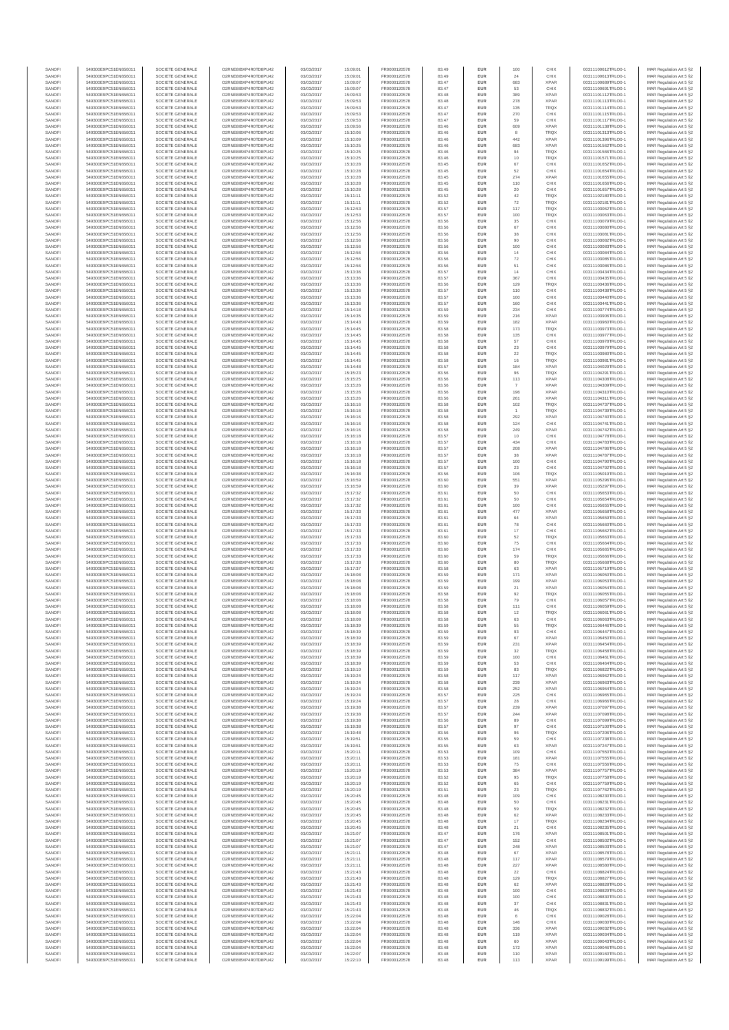| SANOFI | 549300E9PC51EN656011 | SOCIETE GENERALE | O2RNE8IBXP4R0TD8PU42 | 03/03/2017 | 15:09:01 | FR0000120578 | 83.49 | EUR | 100 | CHIX | 00311006012TRLO0-1 | MAR Regulation Art 5 §2 |
|---|---|---|---|---|---|---|---|---|---|---|---|---|
| SANOFI | 549300E9PC51EN656011 | SOCIETE GENERALE | O2RNE8IBXP4R0TD8PU42 | 03/03/2017 | 15:09:01 | FR0000120578 | 83.49 | EUR | 24 | CHIX | 00311006013TRLO0-1 | MAR Regulation Art 5 §2 |
| SANOFI | 549300E9PC51EN656011 | SOCIETE GENERALE | O2RNE8IBXP4R0TD8PU42 | 03/03/2017 | 15:09:07 | FR0000120578 | 83.47 | EUR | 683 | XPAR | 00311006089TRLO0-1 | MAR Regulation Art 5 §2 |
| SANOFI | 549300E9PC51EN656011 | SOCIETE GENERALE | O2RNE8IBXP4R0TD8PU42 | 03/03/2017 | 15:09:07 | FR0000120578 | 83.47 | EUR | 53 | CHIX | 00311006091TRLO0-1 | MAR Regulation Art 5 §2 |
| SANOFI | 549300E9PC51EN656011 | SOCIETE GENERALE | O2RNE8IBXP4R0TD8PU42 | 03/03/2017 | 15:09:53 | FR0000120578 | 83.48 | EUR | 389 | XPAR | 00311101112TRLO0-1 | MAR Regulation Art 5 §2 |
| SANOFI | 549300E9PC51EN656011 | SOCIETE GENERALE | O2RNE8IBXP4R0TD8PU42 | 03/03/2017 | 15:09:53 | FR0000120578 | 83.48 | EUR | 278 | XPAR | 00311101113TRLO0-1 | MAR Regulation Art 5 §2 |
| SANOFI | 549300E9PC51EN656011 | SOCIETE GENERALE | O2RNE8IBXP4R0TD8PU42 | 03/03/2017 | 15:09:53 | FR0000120578 | 83.47 | EUR | 135 | TRQX | 00311101114TRLO0-1 | MAR Regulation Art 5 §2 |
| SANOFI | 549300E9PC51EN656011 | SOCIETE GENERALE | O2RNE8IBXP4R0TD8PU42 | 03/03/2017 | 15:09:53 | FR0000120578 | 83.47 | EUR | 270 | CHIX | 00311101115TRLO0-1 | MAR Regulation Art 5 §2 |
| SANOFI | 549300E9PC51EN656011 | SOCIETE GENERALE | O2RNE8IBXP4R0TD8PU42 | 03/03/2017 | 15:09:53 | FR0000120578 | 83.47 | EUR | 59 | CHIX | 00311101117TRLO0-1 | MAR Regulation Art 5 §2 |
| SANOFI | 549300E9PC51EN656011 | SOCIETE GENERALE | O2RNE8IBXP4R0TD8PU42 | 03/03/2017 | 15:09:56 | FR0000120578 | 83.46 | EUR | 609 | XPAR | 00311101138TRLO0-1 | MAR Regulation Art 5 §2 |
| SANOFI | 549300E9PC51EN656011 | SOCIETE GENERALE | O2RNE8IBXP4R0TD8PU42 | 03/03/2017 | 15:10:06 | FR0000120578 | 83.46 | EUR | 8 | TRQX | 00311101313TRLO0-1 | MAR Regulation Art 5 §2 |
| SANOFI | 549300E9PC51EN656011 | SOCIETE GENERALE | O2RNE8IBXP4R0TD8PU42 | 03/03/2017 | 15:10:09 | FR0000120578 | 83.46 | EUR | 442 | XPAR | 00311101398TRLO0-1 | MAR Regulation Art 5 §2 |
| SANOFI | 549300E9PC51EN656011 | SOCIETE GENERALE | O2RNE8IBXP4R0TD8PU42 | 03/03/2017 | 15:10:25 | FR0000120578 | 83.46 | EUR | 683 | XPAR | 00311101562TRLO0-1 | MAR Regulation Art 5 §2 |
| SANOFI | 549300E9PC51EN656011 | SOCIETE GENERALE | O2RNE8IBXP4R0TD8PU42 | 03/03/2017 | 15:10:25 | FR0000120578 | 83.46 | EUR | 94 | TRQX | 00311101566TRLO0-1 | MAR Regulation Art 5 §2 |
| SANOFI | 549300E9PC51EN656011 | SOCIETE GENERALE | O2RNE8IBXP4R0TD8PU42 | 03/03/2017 | 15:10:25 | FR0000120578 | 83.46 | EUR | 10 | TRQX | 00311101571TRLO0-1 | MAR Regulation Art 5 §2 |
| SANOFI | 549300E9PC51EN656011 | SOCIETE GENERALE | O2RNE8IBXP4R0TD8PU42 | 03/03/2017 | 15:10:28 | FR0000120578 | 83.45 | EUR | 67 | CHIX | 00311101652TRLO0-1 | MAR Regulation Art 5 §2 |
| SANOFI | 549300E9PC51EN656011 | SOCIETE GENERALE | O2RNE8IBXP4R0TD8PU42 | 03/03/2017 | 15:10:28 | FR0000120578 | 83.45 | EUR | 52 | CHIX | 00311101654TRLO0-1 | MAR Regulation Art 5 §2 |
| SANOFI | 549300E9PC51EN656011 | SOCIETE GENERALE | O2RNE8IBXP4R0TD8PU42 | 03/03/2017 | 15:10:28 | FR0000120578 | 83.45 | EUR | 274 | XPAR | 00311101655TRLO0-1 | MAR Regulation Art 5 §2 |
| SANOFI | 549300E9PC51EN656011 | SOCIETE GENERALE | O2RNE8IBXP4R0TD8PU42 | 03/03/2017 | 15:10:28 | FR0000120578 | 83.45 | EUR | 110 | CHIX | 00311101656TRLO0-1 | MAR Regulation Art 5 §2 |
| SANOFI | 549300E9PC51EN656011 | SOCIETE GENERALE | O2RNE8IBXP4R0TD8PU42 | 03/03/2017 | 15:10:28 | FR0000120578 | 83.45 | EUR | 20 | CHIX | 00311101657TRLO0-1 | MAR Regulation Art 5 §2 |
| SANOFI | 549300E9PC51EN656011 | SOCIETE GENERALE | O2RNE8IBXP4R0TD8PU42 | 03/03/2017 | 15:11:11 | FR0000120578 | 83.52 | EUR | 42 | TRQX | 00311102180TRLO0-1 | MAR Regulation Art 5 §2 |
| SANOFI | 549300E9PC51EN656011 | SOCIETE GENERALE | O2RNE8IBXP4R0TD8PU42 | 03/03/2017 | 15:11:11 | FR0000120578 | 83.52 | EUR | 72 | TRQX | 00311102181TRLO0-1 | MAR Regulation Art 5 §2 |
| SANOFI | 549300E9PC51EN656011 | SOCIETE GENERALE | O2RNE8IBXP4R0TD8PU42 | 03/03/2017 | 15:12:53 | FR0000120578 | 83.57 | EUR | 117 | TRQX | 00311103062TRLO0-1 | MAR Regulation Art 5 §2 |
| SANOFI | 549300E9PC51EN656011 | SOCIETE GENERALE | O2RNE8IBXP4R0TD8PU42 | 03/03/2017 | 15:12:53 | FR0000120578 | 83.57 | EUR | 100 | TRQX | 00311103063TRLO0-1 | MAR Regulation Art 5 §2 |
| SANOFI | 549300E9PC51EN656011 | SOCIETE GENERALE | O2RNE8IBXP4R0TD8PU42 | 03/03/2017 | 15:12:56 | FR0000120578 | 83.56 | EUR | 35 | CHIX | 00311103079TRLO0-1 | MAR Regulation Art 5 §2 |
| SANOFI | 549300E9PC51EN656011 | SOCIETE GENERALE | O2RNE8IBXP4R0TD8PU42 | 03/03/2017 | 15:12:56 | FR0000120578 | 83.56 | EUR | 67 | CHIX | 00311103080TRLO0-1 | MAR Regulation Art 5 §2 |
| SANOFI | 549300E9PC51EN656011 | SOCIETE GENERALE | O2RNE8IBXP4R0TD8PU42 | 03/03/2017 | 15:12:56 | FR0000120578 | 83.56 | EUR | 38 | CHIX | 00311103081TRLO0-1 | MAR Regulation Art 5 §2 |
| SANOFI | 549300E9PC51EN656011 | SOCIETE GENERALE | O2RNE8IBXP4R0TD8PU42 | 03/03/2017 | 15:12:56 | FR0000120578 | 83.56 | EUR | 90 | CHIX | 00311103082TRLO0-1 | MAR Regulation Art 5 §2 |
| SANOFI | 549300E9PC51EN656011 | SOCIETE GENERALE | O2RNE8IBXP4R0TD8PU42 | 03/03/2017 | 15:12:56 | FR0000120578 | 83.56 | EUR | 100 | CHIX | 00311103083TRLO0-1 | MAR Regulation Art 5 §2 |
| SANOFI | 549300E9PC51EN656011 | SOCIETE GENERALE | O2RNE8IBXP4R0TD8PU42 | 03/03/2017 | 15:12:56 | FR0000120578 | 83.56 | EUR | 14 | CHIX | 00311103084TRLO0-1 | MAR Regulation Art 5 §2 |
| SANOFI | 549300E9PC51EN656011 | SOCIETE GENERALE | O2RNE8IBXP4R0TD8PU42 | 03/03/2017 | 15:12:56 | FR0000120578 | 83.56 | EUR | 72 | CHIX | 00311103085TRLO0-1 | MAR Regulation Art 5 §2 |
| SANOFI | 549300E9PC51EN656011 | SOCIETE GENERALE | O2RNE8IBXP4R0TD8PU42 | 03/03/2017 | 15:12:56 | FR0000120578 | 83.56 | EUR | 51 | CHIX | 00311103086TRLO0-1 | MAR Regulation Art 5 §2 |
| SANOFI | 549300E9PC51EN656011 | SOCIETE GENERALE | O2RNE8IBXP4R0TD8PU42 | 03/03/2017 | 15:13:36 | FR0000120578 | 83.57 | EUR | 14 | CHIX | 00311103434TRLO0-1 | MAR Regulation Art 5 §2 |
| SANOFI | 549300E9PC51EN656011 | SOCIETE GENERALE | O2RNE8IBXP4R0TD8PU42 | 03/03/2017 | 15:13:36 | FR0000120578 | 83.57 | EUR | 367 | CHIX | 00311103435TRLO0-1 | MAR Regulation Art 5 §2 |
| SANOFI | 549300E9PC51EN656011 | SOCIETE GENERALE | O2RNE8IBXP4R0TD8PU42 | 03/03/2017 | 15:13:36 | FR0000120578 | 83.56 | EUR | 129 | TRQX | 00311103436TRLO0-1 | MAR Regulation Art 5 §2 |
| SANOFI | 549300E9PC51EN656011 | SOCIETE GENERALE | O2RNE8IBXP4R0TD8PU42 | 03/03/2017 | 15:13:36 | FR0000120578 | 83.57 | EUR | 110 | CHIX | 00311103438TRLO0-1 | MAR Regulation Art 5 §2 |
| SANOFI | 549300E9PC51EN656011 | SOCIETE GENERALE | O2RNE8IBXP4R0TD8PU42 | 03/03/2017 | 15:13:36 | FR0000120578 | 83.57 | EUR | 100 | CHIX | 00311103440TRLO0-1 | MAR Regulation Art 5 §2 |
| SANOFI | 549300E9PC51EN656011 | SOCIETE GENERALE | O2RNE8IBXP4R0TD8PU42 | 03/03/2017 | 15:13:36 | FR0000120578 | 83.57 | EUR | 160 | CHIX | 00311103441TRLO0-1 | MAR Regulation Art 5 §2 |
| SANOFI | 549300E9PC51EN656011 | SOCIETE GENERALE | O2RNE8IBXP4R0TD8PU42 | 03/03/2017 | 15:14:18 | FR0000120578 | 83.59 | EUR | 234 | CHIX | 00311103774TRLO0-1 | MAR Regulation Art 5 §2 |
| SANOFI | 549300E9PC51EN656011 | SOCIETE GENERALE | O2RNE8IBXP4R0TD8PU42 | 03/03/2017 | 15:14:35 | FR0000120578 | 83.59 | EUR | 216 | XPAR | 00311103906TRLO0-1 | MAR Regulation Art 5 §2 |
| SANOFI | 549300E9PC51EN656011 | SOCIETE GENERALE | O2RNE8IBXP4R0TD8PU42 | 03/03/2017 | 15:14:43 | FR0000120578 | 83.59 | EUR | 182 | XPAR | 00311103960TRLO0-1 | MAR Regulation Art 5 §2 |
| SANOFI | 549300E9PC51EN656011 | SOCIETE GENERALE | O2RNE8IBXP4R0TD8PU42 | 03/03/2017 | 15:14:45 | FR0000120578 | 83.58 | EUR | 173 | TRQX | 00311103973TRLO0-1 | MAR Regulation Art 5 §2 |
| SANOFI | 549300E9PC51EN656011 | SOCIETE GENERALE | O2RNE8IBXP4R0TD8PU42 | 03/03/2017 | 15:14:45 | FR0000120578 | 83.58 | EUR | 135 | CHIX | 00311103977TRLO0-1 | MAR Regulation Art 5 §2 |
| SANOFI | 549300E9PC51EN656011 | SOCIETE GENERALE | O2RNE8IBXP4R0TD8PU42 | 03/03/2017 | 15:14:45 | FR0000120578 | 83.58 | EUR | 57 | CHIX | 00311103978TRLO0-1 | MAR Regulation Art 5 §2 |
| SANOFI | 549300E9PC51EN656011 | SOCIETE GENERALE | O2RNE8IBXP4R0TD8PU42 | 03/03/2017 | 15:14:45 | FR0000120578 | 83.58 | EUR | 23 | CHIX | 00311103979TRLO0-1 | MAR Regulation Art 5 §2 |
| SANOFI | 549300E9PC51EN656011 | SOCIETE GENERALE | O2RNE8IBXP4R0TD8PU42 | 03/03/2017 | 15:14:45 | FR0000120578 | 83.58 | EUR | 22 | TRQX | 00311103980TRLO0-1 | MAR Regulation Art 5 §2 |
| SANOFI | 549300E9PC51EN656011 | SOCIETE GENERALE | O2RNE8IBXP4R0TD8PU42 | 03/03/2017 | 15:14:45 | FR0000120578 | 83.58 | EUR | 16 | TRQX | 00311103981TRLO0-1 | MAR Regulation Art 5 §2 |
| SANOFI | 549300E9PC51EN656011 | SOCIETE GENERALE | O2RNE8IBXP4R0TD8PU42 | 03/03/2017 | 15:14:48 | FR0000120578 | 83.57 | EUR | 184 | XPAR | 00311104029TRLO0-1 | MAR Regulation Art 5 §2 |
| SANOFI | 549300E9PC51EN656011 | SOCIETE GENERALE | O2RNE8IBXP4R0TD8PU42 | 03/03/2017 | 15:15:23 | FR0000120578 | 83.56 | EUR | 96 | TRQX | 00311104291TRLO0-1 | MAR Regulation Art 5 §2 |
| SANOFI | 549300E9PC51EN656011 | SOCIETE GENERALE | O2RNE8IBXP4R0TD8PU42 | 03/03/2017 | 15:15:25 | FR0000120578 | 83.56 | EUR | 113 | XPAR | 00311104308TRLO0-1 | MAR Regulation Art 5 §2 |
| SANOFI | 549300E9PC51EN656011 | SOCIETE GENERALE | O2RNE8IBXP4R0TD8PU42 | 03/03/2017 | 15:15:26 | FR0000120578 | 83.56 | EUR | 7 | XPAR | 00311104309TRLO0-1 | MAR Regulation Art 5 §2 |
| SANOFI | 549300E9PC51EN656011 | SOCIETE GENERALE | O2RNE8IBXP4R0TD8PU42 | 03/03/2017 | 15:15:26 | FR0000120578 | 83.56 | EUR | 196 | XPAR | 00311104310TRLO0-1 | MAR Regulation Art 5 §2 |
| SANOFI | 549300E9PC51EN656011 | SOCIETE GENERALE | O2RNE8IBXP4R0TD8PU42 | 03/03/2017 | 15:15:26 | FR0000120578 | 83.56 | EUR | 261 | XPAR | 00311104311TRLO0-1 | MAR Regulation Art 5 §2 |
| SANOFI | 549300E9PC51EN656011 | SOCIETE GENERALE | O2RNE8IBXP4R0TD8PU42 | 03/03/2017 | 15:16:16 | FR0000120578 | 83.58 | EUR | 102 | TRQX | 00311104737TRLO0-1 | MAR Regulation Art 5 §2 |
| SANOFI | 549300E9PC51EN656011 | SOCIETE GENERALE | O2RNE8IBXP4R0TD8PU42 | 03/03/2017 | 15:16:16 | FR0000120578 | 83.58 | EUR | 1 | TRQX | 00311104739TRLO0-1 | MAR Regulation Art 5 §2 |
| SANOFI | 549300E9PC51EN656011 | SOCIETE GENERALE | O2RNE8IBXP4R0TD8PU42 | 03/03/2017 | 15:16:16 | FR0000120578 | 83.58 | EUR | 292 | XPAR | 00311104740TRLO0-1 | MAR Regulation Art 5 §2 |
| SANOFI | 549300E9PC51EN656011 | SOCIETE GENERALE | O2RNE8IBXP4R0TD8PU42 | 03/03/2017 | 15:16:16 | FR0000120578 | 83.58 | EUR | 124 | CHIX | 00311104741TRLO0-1 | MAR Regulation Art 5 §2 |
| SANOFI | 549300E9PC51EN656011 | SOCIETE GENERALE | O2RNE8IBXP4R0TD8PU42 | 03/03/2017 | 15:16:16 | FR0000120578 | 83.58 | EUR | 249 | XPAR | 00311104742TRLO0-1 | MAR Regulation Art 5 §2 |
| SANOFI | 549300E9PC51EN656011 | SOCIETE GENERALE | O2RNE8IBXP4R0TD8PU42 | 03/03/2017 | 15:16:18 | FR0000120578 | 83.57 | EUR | 10 | CHIX | 00311104778TRLO0-1 | MAR Regulation Art 5 §2 |
| SANOFI | 549300E9PC51EN656011 | SOCIETE GENERALE | O2RNE8IBXP4R0TD8PU42 | 03/03/2017 | 15:16:18 | FR0000120578 | 83.57 | EUR | 434 | CHIX | 00311104783TRLO0-1 | MAR Regulation Art 5 §2 |
| SANOFI | 549300E9PC51EN656011 | SOCIETE GENERALE | O2RNE8IBXP4R0TD8PU42 | 03/03/2017 | 15:16:18 | FR0000120578 | 83.57 | EUR | 208 | XPAR | 00311104786TRLO0-1 | MAR Regulation Art 5 §2 |
| SANOFI | 549300E9PC51EN656011 | SOCIETE GENERALE | O2RNE8IBXP4R0TD8PU42 | 03/03/2017 | 15:16:18 | FR0000120578 | 83.57 | EUR | 38 | XPAR | 00311104787TRLO0-1 | MAR Regulation Art 5 §2 |
| SANOFI | 549300E9PC51EN656011 | SOCIETE GENERALE | O2RNE8IBXP4R0TD8PU42 | 03/03/2017 | 15:16:18 | FR0000120578 | 83.57 | EUR | 100 | CHIX | 00311104790TRLO0-1 | MAR Regulation Art 5 §2 |
| SANOFI | 549300E9PC51EN656011 | SOCIETE GENERALE | O2RNE8IBXP4R0TD8PU42 | 03/03/2017 | 15:16:18 | FR0000120578 | 83.57 | EUR | 23 | CHIX | 00311104792TRLO0-1 | MAR Regulation Art 5 §2 |
| SANOFI | 549300E9PC51EN656011 | SOCIETE GENERALE | O2RNE8IBXP4R0TD8PU42 | 03/03/2017 | 15:16:38 | FR0000120578 | 83.56 | EUR | 106 | TRQX | 00311105019TRLO0-1 | MAR Regulation Art 5 §2 |
| SANOFI | 549300E9PC51EN656011 | SOCIETE GENERALE | O2RNE8IBXP4R0TD8PU42 | 03/03/2017 | 15:16:59 | FR0000120578 | 83.60 | EUR | 551 | XPAR | 00311105296TRLO0-1 | MAR Regulation Art 5 §2 |
| SANOFI | 549300E9PC51EN656011 | SOCIETE GENERALE | O2RNE8IBXP4R0TD8PU42 | 03/03/2017 | 15:16:59 | FR0000120578 | 83.60 | EUR | 39 | XPAR | 00311105297TRLO0-1 | MAR Regulation Art 5 §2 |
| SANOFI | 549300E9PC51EN656011 | SOCIETE GENERALE | O2RNE8IBXP4R0TD8PU42 | 03/03/2017 | 15:17:32 | FR0000120578 | 83.61 | EUR | 50 | CHIX | 00311105653TRLO0-1 | MAR Regulation Art 5 §2 |
| SANOFI | 549300E9PC51EN656011 | SOCIETE GENERALE | O2RNE8IBXP4R0TD8PU42 | 03/03/2017 | 15:17:32 | FR0000120578 | 83.61 | EUR | 50 | CHIX | 00311105654TRLO0-1 | MAR Regulation Art 5 §2 |
| SANOFI | 549300E9PC51EN656011 | SOCIETE GENERALE | O2RNE8IBXP4R0TD8PU42 | 03/03/2017 | 15:17:32 | FR0000120578 | 83.61 | EUR | 100 | CHIX | 00311105655TRLO0-1 | MAR Regulation Art 5 §2 |
| SANOFI | 549300E9PC51EN656011 | SOCIETE GENERALE | O2RNE8IBXP4R0TD8PU42 | 03/03/2017 | 15:17:33 | FR0000120578 | 83.61 | EUR | 477 | XPAR | 00311105658TRLO0-1 | MAR Regulation Art 5 §2 |
| SANOFI | 549300E9PC51EN656011 | SOCIETE GENERALE | O2RNE8IBXP4R0TD8PU42 | 03/03/2017 | 15:17:33 | FR0000120578 | 83.61 | EUR | 64 | XPAR | 00311105659TRLO0-1 | MAR Regulation Art 5 §2 |
| SANOFI | 549300E9PC51EN656011 | SOCIETE GENERALE | O2RNE8IBXP4R0TD8PU42 | 03/03/2017 | 15:17:33 | FR0000120578 | 83.61 | EUR | 78 | CHIX | 00311105660TRLO0-1 | MAR Regulation Art 5 §2 |
| SANOFI | 549300E9PC51EN656011 | SOCIETE GENERALE | O2RNE8IBXP4R0TD8PU42 | 03/03/2017 | 15:17:33 | FR0000120578 | 83.61 | EUR | 17 | CHIX | 00311105662TRLO0-1 | MAR Regulation Art 5 §2 |
| SANOFI | 549300E9PC51EN656011 | SOCIETE GENERALE | O2RNE8IBXP4R0TD8PU42 | 03/03/2017 | 15:17:33 | FR0000120578 | 83.60 | EUR | 52 | TRQX | 00311105663TRLO0-1 | MAR Regulation Art 5 §2 |
| SANOFI | 549300E9PC51EN656011 | SOCIETE GENERALE | O2RNE8IBXP4R0TD8PU42 | 03/03/2017 | 15:17:33 | FR0000120578 | 83.60 | EUR | 75 | CHIX | 00311105664TRLO0-1 | MAR Regulation Art 5 §2 |
| SANOFI | 549300E9PC51EN656011 | SOCIETE GENERALE | O2RNE8IBXP4R0TD8PU42 | 03/03/2017 | 15:17:33 | FR0000120578 | 83.60 | EUR | 174 | CHIX | 00311105665TRLO0-1 | MAR Regulation Art 5 §2 |
| SANOFI | 549300E9PC51EN656011 | SOCIETE GENERALE | O2RNE8IBXP4R0TD8PU42 | 03/03/2017 | 15:17:33 | FR0000120578 | 83.60 | EUR | 59 | TRQX | 00311105666TRLO0-1 | MAR Regulation Art 5 §2 |
| SANOFI | 549300E9PC51EN656011 | SOCIETE GENERALE | O2RNE8IBXP4R0TD8PU42 | 03/03/2017 | 15:17:33 | FR0000120578 | 83.60 | EUR | 80 | TRQX | 00311105668TRLO0-1 | MAR Regulation Art 5 §2 |
| SANOFI | 549300E9PC51EN656011 | SOCIETE GENERALE | O2RNE8IBXP4R0TD8PU42 | 03/03/2017 | 15:17:37 | FR0000120578 | 83.58 | EUR | 63 | XPAR | 00311105719TRLO0-1 | MAR Regulation Art 5 §2 |
| SANOFI | 549300E9PC51EN656011 | SOCIETE GENERALE | O2RNE8IBXP4R0TD8PU42 | 03/03/2017 | 15:18:08 | FR0000120578 | 83.59 | EUR | 171 | XPAR | 00311106050TRLO0-1 | MAR Regulation Art 5 §2 |
| SANOFI | 549300E9PC51EN656011 | SOCIETE GENERALE | O2RNE8IBXP4R0TD8PU42 | 03/03/2017 | 15:18:08 | FR0000120578 | 83.59 | EUR | 199 | XPAR | 00311106053TRLO0-1 | MAR Regulation Art 5 §2 |
| SANOFI | 549300E9PC51EN656011 | SOCIETE GENERALE | O2RNE8IBXP4R0TD8PU42 | 03/03/2017 | 15:18:08 | FR0000120578 | 83.59 | EUR | 21 | XPAR | 00311106054TRLO0-1 | MAR Regulation Art 5 §2 |
| SANOFI | 549300E9PC51EN656011 | SOCIETE GENERALE | O2RNE8IBXP4R0TD8PU42 | 03/03/2017 | 15:18:08 | FR0000120578 | 83.58 | EUR | 92 | TRQX | 00311106055TRLO0-1 | MAR Regulation Art 5 §2 |
| SANOFI | 549300E9PC51EN656011 | SOCIETE GENERALE | O2RNE8IBXP4R0TD8PU42 | 03/03/2017 | 15:18:08 | FR0000120578 | 83.58 | EUR | 79 | CHIX | 00311106057TRLO0-1 | MAR Regulation Art 5 §2 |
| SANOFI | 549300E9PC51EN656011 | SOCIETE GENERALE | O2RNE8IBXP4R0TD8PU42 | 03/03/2017 | 15:18:08 | FR0000120578 | 83.58 | EUR | 111 | CHIX | 00311106059TRLO0-1 | MAR Regulation Art 5 §2 |
| SANOFI | 549300E9PC51EN656011 | SOCIETE GENERALE | O2RNE8IBXP4R0TD8PU42 | 03/03/2017 | 15:18:08 | FR0000120578 | 83.58 | EUR | 12 | TRQX | 00311106061TRLO0-1 | MAR Regulation Art 5 §2 |
| SANOFI | 549300E9PC51EN656011 | SOCIETE GENERALE | O2RNE8IBXP4R0TD8PU42 | 03/03/2017 | 15:18:08 | FR0000120578 | 83.58 | EUR | 63 | CHIX | 00311106063TRLO0-1 | MAR Regulation Art 5 §2 |
| SANOFI | 549300E9PC51EN656011 | SOCIETE GENERALE | O2RNE8IBXP4R0TD8PU42 | 03/03/2017 | 15:18:39 | FR0000120578 | 83.59 | EUR | 55 | TRQX | 00311106446TRLO0-1 | MAR Regulation Art 5 §2 |
| SANOFI | 549300E9PC51EN656011 | SOCIETE GENERALE | O2RNE8IBXP4R0TD8PU42 | 03/03/2017 | 15:18:39 | FR0000120578 | 83.59 | EUR | 93 | CHIX | 00311106447TRLO0-1 | MAR Regulation Art 5 §2 |
| SANOFI | 549300E9PC51EN656011 | SOCIETE GENERALE | O2RNE8IBXP4R0TD8PU42 | 03/03/2017 | 15:18:39 | FR0000120578 | 83.59 | EUR | 67 | XPAR | 00311106450TRLO0-1 | MAR Regulation Art 5 §2 |
| SANOFI | 549300E9PC51EN656011 | SOCIETE GENERALE | O2RNE8IBXP4R0TD8PU42 | 03/03/2017 | 15:18:39 | FR0000120578 | 83.59 | EUR | 231 | XPAR | 00311106454TRLO0-1 | MAR Regulation Art 5 §2 |
| SANOFI | 549300E9PC51EN656011 | SOCIETE GENERALE | O2RNE8IBXP4R0TD8PU42 | 03/03/2017 | 15:18:39 | FR0000120578 | 83.59 | EUR | 32 | TRQX | 00311106458TRLO0-1 | MAR Regulation Art 5 §2 |
| SANOFI | 549300E9PC51EN656011 | SOCIETE GENERALE | O2RNE8IBXP4R0TD8PU42 | 03/03/2017 | 15:18:39 | FR0000120578 | 83.59 | EUR | 100 | CHIX | 00311106461TRLO0-1 | MAR Regulation Art 5 §2 |
| SANOFI | 549300E9PC51EN656011 | SOCIETE GENERALE | O2RNE8IBXP4R0TD8PU42 | 03/03/2017 | 15:18:39 | FR0000120578 | 83.59 | EUR | 53 | CHIX | 00311106464TRLO0-1 | MAR Regulation Art 5 §2 |
| SANOFI | 549300E9PC51EN656011 | SOCIETE GENERALE | O2RNE8IBXP4R0TD8PU42 | 03/03/2017 | 15:19:10 | FR0000120578 | 83.59 | EUR | 83 | TRQX | 00311106822TRLO0-1 | MAR Regulation Art 5 §2 |
| SANOFI | 549300E9PC51EN656011 | SOCIETE GENERALE | O2RNE8IBXP4R0TD8PU42 | 03/03/2017 | 15:19:24 | FR0000120578 | 83.58 | EUR | 117 | XPAR | 00311106962TRLO0-1 | MAR Regulation Art 5 §2 |
| SANOFI | 549300E9PC51EN656011 | SOCIETE GENERALE | O2RNE8IBXP4R0TD8PU42 | 03/03/2017 | 15:19:24 | FR0000120578 | 83.58 | EUR | 239 | XPAR | 00311106963TRLO0-1 | MAR Regulation Art 5 §2 |
| SANOFI | 549300E9PC51EN656011 | SOCIETE GENERALE | O2RNE8IBXP4R0TD8PU42 | 03/03/2017 | 15:19:24 | FR0000120578 | 83.58 | EUR | 252 | XPAR | 00311106964TRLO0-1 | MAR Regulation Art 5 §2 |
| SANOFI | 549300E9PC51EN656011 | SOCIETE GENERALE | O2RNE8IBXP4R0TD8PU42 | 03/03/2017 | 15:19:24 | FR0000120578 | 83.57 | EUR | 225 | CHIX | 00311106965TRLO0-1 | MAR Regulation Art 5 §2 |
| SANOFI | 549300E9PC51EN656011 | SOCIETE GENERALE | O2RNE8IBXP4R0TD8PU42 | 03/03/2017 | 15:19:24 | FR0000120578 | 83.57 | EUR | 28 | CHIX | 00311106966TRLO0-1 | MAR Regulation Art 5 §2 |
| SANOFI | 549300E9PC51EN656011 | SOCIETE GENERALE | O2RNE8IBXP4R0TD8PU42 | 03/03/2017 | 15:19:38 | FR0000120578 | 83.57 | EUR | 239 | XPAR | 00311107097TRLO0-1 | MAR Regulation Art 5 §2 |
| SANOFI | 549300E9PC51EN656011 | SOCIETE GENERALE | O2RNE8IBXP4R0TD8PU42 | 03/03/2017 | 15:19:38 | FR0000120578 | 83.57 | EUR | 244 | XPAR | 00311107098TRLO0-1 | MAR Regulation Art 5 §2 |
| SANOFI | 549300E9PC51EN656011 | SOCIETE GENERALE | O2RNE8IBXP4R0TD8PU42 | 03/03/2017 | 15:19:38 | FR0000120578 | 83.56 | EUR | 89 | CHIX | 00311107099TRLO0-1 | MAR Regulation Art 5 §2 |
| SANOFI | 549300E9PC51EN656011 | SOCIETE GENERALE | O2RNE8IBXP4R0TD8PU42 | 03/03/2017 | 15:19:38 | FR0000120578 | 83.57 | EUR | 97 | CHIX | 00311107100TRLO0-1 | MAR Regulation Art 5 §2 |
| SANOFI | 549300E9PC51EN656011 | SOCIETE GENERALE | O2RNE8IBXP4R0TD8PU42 | 03/03/2017 | 15:19:48 | FR0000120578 | 83.56 | EUR | 96 | TRQX | 00311107206TRLO0-1 | MAR Regulation Art 5 §2 |
| SANOFI | 549300E9PC51EN656011 | SOCIETE GENERALE | O2RNE8IBXP4R0TD8PU42 | 03/03/2017 | 15:19:51 | FR0000120578 | 83.55 | EUR | 59 | CHIX | 00311107238TRLO0-1 | MAR Regulation Art 5 §2 |
| SANOFI | 549300E9PC51EN656011 | SOCIETE GENERALE | O2RNE8IBXP4R0TD8PU42 | 03/03/2017 | 15:19:51 | FR0000120578 | 83.55 | EUR | 63 | XPAR | 00311107247TRLO0-1 | MAR Regulation Art 5 §2 |
| SANOFI | 549300E9PC51EN656011 | SOCIETE GENERALE | O2RNE8IBXP4R0TD8PU42 | 03/03/2017 | 15:20:11 | FR0000120578 | 83.53 | EUR | 109 | CHIX | 00311107550TRLO0-1 | MAR Regulation Art 5 §2 |
| SANOFI | 549300E9PC51EN656011 | SOCIETE GENERALE | O2RNE8IBXP4R0TD8PU42 | 03/03/2017 | 15:20:11 | FR0000120578 | 83.53 | EUR | 181 | XPAR | 00311107555TRLO0-1 | MAR Regulation Art 5 §2 |
| SANOFI | 549300E9PC51EN656011 | SOCIETE GENERALE | O2RNE8IBXP4R0TD8PU42 | 03/03/2017 | 15:20:11 | FR0000120578 | 83.53 | EUR | 75 | CHIX | 00311107556TRLO0-1 | MAR Regulation Art 5 §2 |
| SANOFI | 549300E9PC51EN656011 | SOCIETE GENERALE | O2RNE8IBXP4R0TD8PU42 | 03/03/2017 | 15:20:19 | FR0000120578 | 83.53 | EUR | 384 | XPAR | 00311107757TRLO0-1 | MAR Regulation Art 5 §2 |
| SANOFI | 549300E9PC51EN656011 | SOCIETE GENERALE | O2RNE8IBXP4R0TD8PU42 | 03/03/2017 | 15:20:19 | FR0000120578 | 83.52 | EUR | 95 | TRQX | 00311107758TRLO0-1 | MAR Regulation Art 5 §2 |
| SANOFI | 549300E9PC51EN656011 | SOCIETE GENERALE | O2RNE8IBXP4R0TD8PU42 | 03/03/2017 | 15:20:19 | FR0000120578 | 83.52 | EUR | 65 | CHIX | 00311107759TRLO0-1 | MAR Regulation Art 5 §2 |
| SANOFI | 549300E9PC51EN656011 | SOCIETE GENERALE | O2RNE8IBXP4R0TD8PU42 | 03/03/2017 | 15:20:19 | FR0000120578 | 83.51 | EUR | 23 | TRQX | 00311107762TRLO0-1 | MAR Regulation Art 5 §2 |
| SANOFI | 549300E9PC51EN656011 | SOCIETE GENERALE | O2RNE8IBXP4R0TD8PU42 | 03/03/2017 | 15:20:45 | FR0000120578 | 83.48 | EUR | 109 | CHIX | 00311108230TRLO0-1 | MAR Regulation Art 5 §2 |
| SANOFI | 549300E9PC51EN656011 | SOCIETE GENERALE | O2RNE8IBXP4R0TD8PU42 | 03/03/2017 | 15:20:45 | FR0000120578 | 83.48 | EUR | 50 | CHIX | 00311108231TRLO0-1 | MAR Regulation Art 5 §2 |
| SANOFI | 549300E9PC51EN656011 | SOCIETE GENERALE | O2RNE8IBXP4R0TD8PU42 | 03/03/2017 | 15:20:45 | FR0000120578 | 83.48 | EUR | 59 | TRQX | 00311108232TRLO0-1 | MAR Regulation Art 5 §2 |
| SANOFI | 549300E9PC51EN656011 | SOCIETE GENERALE | O2RNE8IBXP4R0TD8PU42 | 03/03/2017 | 15:20:45 | FR0000120578 | 83.48 | EUR | 62 | XPAR | 00311108233TRLO0-1 | MAR Regulation Art 5 §2 |
| SANOFI | 549300E9PC51EN656011 | SOCIETE GENERALE | O2RNE8IBXP4R0TD8PU42 | 03/03/2017 | 15:20:45 | FR0000120578 | 83.48 | EUR | 17 | TRQX | 00311108234TRLO0-1 | MAR Regulation Art 5 §2 |
| SANOFI | 549300E9PC51EN656011 | SOCIETE GENERALE | O2RNE8IBXP4R0TD8PU42 | 03/03/2017 | 15:20:45 | FR0000120578 | 83.48 | EUR | 21 | CHIX | 00311108235TRLO0-1 | MAR Regulation Art 5 §2 |
| SANOFI | 549300E9PC51EN656011 | SOCIETE GENERALE | O2RNE8IBXP4R0TD8PU42 | 03/03/2017 | 15:21:07 | FR0000120578 | 83.47 | EUR | 176 | XPAR | 00311108501TRLO0-1 | MAR Regulation Art 5 §2 |
| SANOFI | 549300E9PC51EN656011 | SOCIETE GENERALE | O2RNE8IBXP4R0TD8PU42 | 03/03/2017 | 15:21:07 | FR0000120578 | 83.47 | EUR | 152 | CHIX | 00311108502TRLO0-1 | MAR Regulation Art 5 §2 |
| SANOFI | 549300E9PC51EN656011 | SOCIETE GENERALE | O2RNE8IBXP4R0TD8PU42 | 03/03/2017 | 15:21:07 | FR0000120578 | 83.47 | EUR | 248 | XPAR | 00311108503TRLO0-1 | MAR Regulation Art 5 §2 |
| SANOFI | 549300E9PC51EN656011 | SOCIETE GENERALE | O2RNE8IBXP4R0TD8PU42 | 03/03/2017 | 15:21:11 | FR0000120578 | 83.48 | EUR | 67 | XPAR | 00311108578TRLO0-1 | MAR Regulation Art 5 §2 |
| SANOFI | 549300E9PC51EN656011 | SOCIETE GENERALE | O2RNE8IBXP4R0TD8PU42 | 03/03/2017 | 15:21:11 | FR0000120578 | 83.48 | EUR | 117 | XPAR | 00311108579TRLO0-1 | MAR Regulation Art 5 §2 |
| SANOFI | 549300E9PC51EN656011 | SOCIETE GENERALE | O2RNE8IBXP4R0TD8PU42 | 03/03/2017 | 15:21:11 | FR0000120578 | 83.48 | EUR | 227 | XPAR | 00311108580TRLO0-1 | MAR Regulation Art 5 §2 |
| SANOFI | 549300E9PC51EN656011 | SOCIETE GENERALE | O2RNE8IBXP4R0TD8PU42 | 03/03/2017 | 15:21:43 | FR0000120578 | 83.48 | EUR | 22 | CHIX | 00311108824TRLO0-1 | MAR Regulation Art 5 §2 |
| SANOFI | 549300E9PC51EN656011 | SOCIETE GENERALE | O2RNE8IBXP4R0TD8PU42 | 03/03/2017 | 15:21:43 | FR0000120578 | 83.48 | EUR | 129 | TRQX | 00311108827TRLO0-1 | MAR Regulation Art 5 §2 |
| SANOFI | 549300E9PC51EN656011 | SOCIETE GENERALE | O2RNE8IBXP4R0TD8PU42 | 03/03/2017 | 15:21:43 | FR0000120578 | 83.48 | EUR | 62 | XPAR | 00311108828TRLO0-1 | MAR Regulation Art 5 §2 |
| SANOFI | 549300E9PC51EN656011 | SOCIETE GENERALE | O2RNE8IBXP4R0TD8PU42 | 03/03/2017 | 15:21:43 | FR0000120578 | 83.48 | EUR | 100 | CHIX | 00311108829TRLO0-1 | MAR Regulation Art 5 §2 |
| SANOFI | 549300E9PC51EN656011 | SOCIETE GENERALE | O2RNE8IBXP4R0TD8PU42 | 03/03/2017 | 15:21:43 | FR0000120578 | 83.48 | EUR | 100 | CHIX | 00311108830TRLO0-1 | MAR Regulation Art 5 §2 |
| SANOFI | 549300E9PC51EN656011 | SOCIETE GENERALE | O2RNE8IBXP4R0TD8PU42 | 03/03/2017 | 15:21:43 | FR0000120578 | 83.48 | EUR | 37 | CHIX | 00311108831TRLO0-1 | MAR Regulation Art 5 §2 |
| SANOFI | 549300E9PC51EN656011 | SOCIETE GENERALE | O2RNE8IBXP4R0TD8PU42 | 03/03/2017 | 15:21:43 | FR0000120578 | 83.48 | EUR | 46 | TRQX | 00311108832TRLO0-1 | MAR Regulation Art 5 §2 |
| SANOFI | 549300E9PC51EN656011 | SOCIETE GENERALE | O2RNE8IBXP4R0TD8PU42 | 03/03/2017 | 15:22:04 | FR0000120578 | 83.48 | EUR | 6 | CHIX | 00311109028TRLO0-1 | MAR Regulation Art 5 §2 |
| SANOFI | 549300E9PC51EN656011 | SOCIETE GENERALE | O2RNE8IBXP4R0TD8PU42 | 03/03/2017 | 15:22:04 | FR0000120578 | 83.48 | EUR | 146 | CHIX | 00311109030TRLO0-1 | MAR Regulation Art 5 §2 |
| SANOFI | 549300E9PC51EN656011 | SOCIETE GENERALE | O2RNE8IBXP4R0TD8PU42 | 03/03/2017 | 15:22:04 | FR0000120578 | 83.48 | EUR | 336 | XPAR | 00311109032TRLO0-1 | MAR Regulation Art 5 §2 |
| SANOFI | 549300E9PC51EN656011 | SOCIETE GENERALE | O2RNE8IBXP4R0TD8PU42 | 03/03/2017 | 15:22:04 | FR0000120578 | 83.48 | EUR | 119 | XPAR | 00311109034TRLO0-1 | MAR Regulation Art 5 §2 |
| SANOFI | 549300E9PC51EN656011 | SOCIETE GENERALE | O2RNE8IBXP4R0TD8PU42 | 03/03/2017 | 15:22:04 | FR0000120578 | 83.48 | EUR | 60 | XPAR | 00311109043TRLO0-1 | MAR Regulation Art 5 §2 |
| SANOFI | 549300E9PC51EN656011 | SOCIETE GENERALE | O2RNE8IBXP4R0TD8PU42 | 03/03/2017 | 15:22:04 | FR0000120578 | 83.48 | EUR | 172 | XPAR | 00311109046TRLO0-1 | MAR Regulation Art 5 §2 |
| SANOFI | 549300E9PC51EN656011 | SOCIETE GENERALE | O2RNE8IBXP4R0TD8PU42 | 03/03/2017 | 15:22:07 | FR0000120578 | 83.48 | EUR | 110 | XPAR | 00311109160TRLO0-1 | MAR Regulation Art 5 §2 |
| SANOFI | 549300E9PC51EN656011 | SOCIETE GENERALE | O2RNE8IBXP4R0TD8PU42 | 03/03/2017 | 15:22:10 | FR0000120578 | 83.48 | EUR | 113 | XPAR | 00311109199TRLO0-1 | MAR Regulation Art 5 §2 |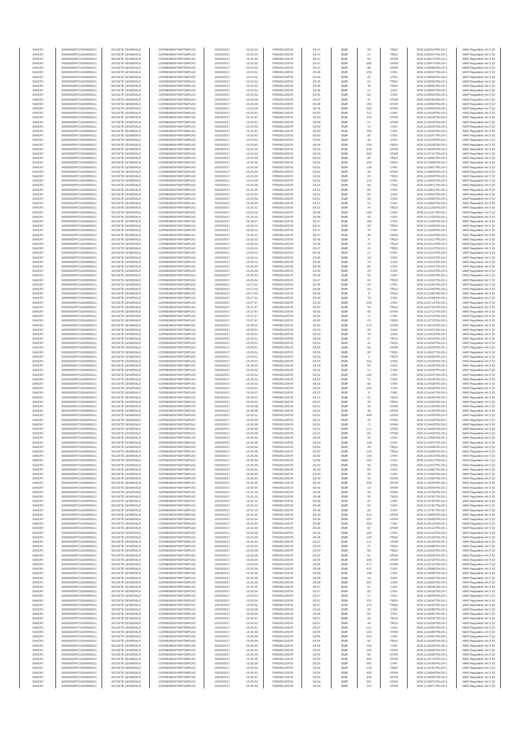| SANOFI | 549300E9PC51EN656011 | SOCIETE GENERALE | O2RNE8IBXP4R0TD8PU42 | 03/03/2017 | 15:22:10 | FR0000120578 | 83.47 | EUR | 59 | TRQX | 00311109204TRLO0-1 | MAR Regulation Art 5 §2 |
|---|---|---|---|---|---|---|---|---|---|---|---|---|
| SANOFI | 549300E9PC51EN656011 | SOCIETE GENERALE | O2RNE8IBXP4R0TD8PU42 | 03/03/2017 | 15:22:10 | FR0000120578 | 83.47 | EUR | 14 | TRQX | 00311109207TRLO0-1 | MAR Regulation Art 5 §2 |
| SANOFI | 549300E9PC51EN656011 | SOCIETE GENERALE | O2RNE8IBXP4R0TD8PU42 | 03/03/2017 | 15:22:34 | FR0000120578 | 83.47 | EUR | 52 | XPAR | 00311109472TRLO0-1 | MAR Regulation Art 5 §2 |
| SANOFI | 549300E9PC51EN656011 | SOCIETE GENERALE | O2RNE8IBXP4R0TD8PU42 | 03/03/2017 | 15:22:35 | FR0000120578 | 83.47 | EUR | 390 | XPAR | 00311109474TRLO0-1 | MAR Regulation Art 5 §2 |
| SANOFI | 549300E9PC51EN656011 | SOCIETE GENERALE | O2RNE8IBXP4R0TD8PU42 | 03/03/2017 | 15:22:52 | FR0000120578 | 83.47 | EUR | 98 | XPAR | 00311109596TRLO0-1 | MAR Regulation Art 5 §2 |
| SANOFI | 549300E9PC51EN656011 | SOCIETE GENERALE | O2RNE8IBXP4R0TD8PU42 | 03/03/2017 | 15:22:52 | FR0000120578 | 83.46 | EUR | 233 | CHIX | 00311109597TRLO0-1 | MAR Regulation Art 5 §2 |
| SANOFI | 549300E9PC51EN656011 | SOCIETE GENERALE | O2RNE8IBXP4R0TD8PU42 | 03/03/2017 | 15:22:52 | FR0000120578 | 83.46 | EUR | 26 | CHIX | 00311109598TRLO0-1 | MAR Regulation Art 5 §2 |
| SANOFI | 549300E9PC51EN656011 | SOCIETE GENERALE | O2RNE8IBXP4R0TD8PU42 | 03/03/2017 | 15:22:52 | FR0000120578 | 83.46 | EUR | 91 | TRQX | 00311109599TRLO0-1 | MAR Regulation Art 5 §2 |
| SANOFI | 549300E9PC51EN656011 | SOCIETE GENERALE | O2RNE8IBXP4R0TD8PU42 | 03/03/2017 | 15:22:52 | FR0000120578 | 83.46 | EUR | 35 | TRQX | 00311109600TRLO0-1 | MAR Regulation Art 5 §2 |
| SANOFI | 549300E9PC51EN656011 | SOCIETE GENERALE | O2RNE8IBXP4R0TD8PU42 | 03/03/2017 | 15:22:52 | FR0000120578 | 83.46 | EUR | 11 | CHIX | 00311109602TRLO0-1 | MAR Regulation Art 5 §2 |
| SANOFI | 549300E9PC51EN656011 | SOCIETE GENERALE | O2RNE8IBXP4R0TD8PU42 | 03/03/2017 | 15:22:52 | FR0000120578 | 83.46 | EUR | 83 | CHIX | 00311109603TRLO0-1 | MAR Regulation Art 5 §2 |
| SANOFI | 549300E9PC51EN656011 | SOCIETE GENERALE | O2RNE8IBXP4R0TD8PU42 | 03/03/2017 | 15:23:08 | FR0000120578 | 83.47 | EUR | 37 | XPAR | 00311109784TRLO0-1 | MAR Regulation Art 5 §2 |
| SANOFI | 549300E9PC51EN656011 | SOCIETE GENERALE | O2RNE8IBXP4R0TD8PU42 | 03/03/2017 | 15:23:29 | FR0000120578 | 83.48 | EUR | 160 | XPAR | 00311109993TRLO0-1 | MAR Regulation Art 5 §2 |
| SANOFI | 549300E9PC51EN656011 | SOCIETE GENERALE | O2RNE8IBXP4R0TD8PU42 | 03/03/2017 | 15:23:29 | FR0000120578 | 83.48 | EUR | 556 | XPAR | 00311109994TRLO0-1 | MAR Regulation Art 5 §2 |
| SANOFI | 549300E9PC51EN656011 | SOCIETE GENERALE | O2RNE8IBXP4R0TD8PU42 | 03/03/2017 | 15:23:42 | FR0000120578 | 83.50 | EUR | 112 | CHIX | 00311110228TRLO0-1 | MAR Regulation Art 5 §2 |
| SANOFI | 549300E9PC51EN656011 | SOCIETE GENERALE | O2RNE8IBXP4R0TD8PU42 | 03/03/2017 | 15:23:42 | FR0000120578 | 83.50 | EUR | 115 | XPAR | 00311110233TRLO0-1 | MAR Regulation Art 5 §2 |
| SANOFI | 549300E9PC51EN656011 | SOCIETE GENERALE | O2RNE8IBXP4R0TD8PU42 | 03/03/2017 | 15:23:42 | FR0000120578 | 83.50 | EUR | 57 | XPAR | 00311110234TRLO0-1 | MAR Regulation Art 5 §2 |
| SANOFI | 549300E9PC51EN656011 | SOCIETE GENERALE | O2RNE8IBXP4R0TD8PU42 | 03/03/2017 | 15:23:42 | FR0000120578 | 83.50 | EUR | 14 | CHIX | 00311110242TRLO0-1 | MAR Regulation Art 5 §2 |
| SANOFI | 549300E9PC51EN656011 | SOCIETE GENERALE | O2RNE8IBXP4R0TD8PU42 | 03/03/2017 | 15:23:42 | FR0000120578 | 83.50 | EUR | 100 | CHIX | 00311110245TRLO0-1 | MAR Regulation Art 5 §2 |
| SANOFI | 549300E9PC51EN656011 | SOCIETE GENERALE | O2RNE8IBXP4R0TD8PU42 | 03/03/2017 | 15:23:42 | FR0000120578 | 83.50 | EUR | 90 | CHIX | 00311110247TRLO0-1 | MAR Regulation Art 5 §2 |
| SANOFI | 549300E9PC51EN656011 | SOCIETE GENERALE | O2RNE8IBXP4R0TD8PU42 | 03/03/2017 | 15:23:42 | FR0000120578 | 83.50 | EUR | 30 | CHIX | 00311110249TRLO0-1 | MAR Regulation Art 5 §2 |
| SANOFI | 549300E9PC51EN656011 | SOCIETE GENERALE | O2RNE8IBXP4R0TD8PU42 | 03/03/2017 | 15:23:42 | FR0000120578 | 83.49 | EUR | 109 | TRQX | 00311110258TRLO0-1 | MAR Regulation Art 5 §2 |
| SANOFI | 549300E9PC51EN656011 | SOCIETE GENERALE | O2RNE8IBXP4R0TD8PU42 | 03/03/2017 | 15:24:16 | FR0000120578 | 83.52 | EUR | 618 | XPAR | 00311110594TRLO0-1 | MAR Regulation Art 5 §2 |
| SANOFI | 549300E9PC51EN656011 | SOCIETE GENERALE | O2RNE8IBXP4R0TD8PU42 | 03/03/2017 | 15:24:33 | FR0000120578 | 83.53 | EUR | 292 | XPAR | 00311110741TRLO0-1 | MAR Regulation Art 5 §2 |
| SANOFI | 549300E9PC51EN656011 | SOCIETE GENERALE | O2RNE8IBXP4R0TD8PU42 | 03/03/2017 | 15:24:39 | FR0000120578 | 83.52 | EUR | 83 | TRQX | 00311110805TRLO0-1 | MAR Regulation Art 5 §2 |
| SANOFI | 549300E9PC51EN656011 | SOCIETE GENERALE | O2RNE8IBXP4R0TD8PU42 | 03/03/2017 | 15:24:39 | FR0000120578 | 83.52 | EUR | 103 | TRQX | 00311110806TRLO0-1 | MAR Regulation Art 5 §2 |
| SANOFI | 549300E9PC51EN656011 | SOCIETE GENERALE | O2RNE8IBXP4R0TD8PU42 | 03/03/2017 | 15:24:39 | FR0000120578 | 83.52 | EUR | 136 | CHIX | 00311110807TRLO0-1 | MAR Regulation Art 5 §2 |
| SANOFI | 549300E9PC51EN656011 | SOCIETE GENERALE | O2RNE8IBXP4R0TD8PU42 | 03/03/2017 | 15:24:39 | FR0000120578 | 83.52 | EUR | 95 | XPAR | 00311110808TRLO0-1 | MAR Regulation Art 5 §2 |
| SANOFI | 549300E9PC51EN656011 | SOCIETE GENERALE | O2RNE8IBXP4R0TD8PU42 | 03/03/2017 | 15:24:39 | FR0000120578 | 83.52 | EUR | 20 | TRQX | 00311110809TRLO0-1 | MAR Regulation Art 5 §2 |
| SANOFI | 549300E9PC51EN656011 | SOCIETE GENERALE | O2RNE8IBXP4R0TD8PU42 | 03/03/2017 | 15:24:39 | FR0000120578 | 83.52 | EUR | 110 | CHIX | 00311110810TRLO0-1 | MAR Regulation Art 5 §2 |
| SANOFI | 549300E9PC51EN656011 | SOCIETE GENERALE | O2RNE8IBXP4R0TD8PU42 | 03/03/2017 | 15:24:39 | FR0000120578 | 83.52 | EUR | 60 | CHIX | 00311110811TRLO0-1 | MAR Regulation Art 5 §2 |
| SANOFI | 549300E9PC51EN656011 | SOCIETE GENERALE | O2RNE8IBXP4R0TD8PU42 | 03/03/2017 | 15:24:39 | FR0000120578 | 83.51 | EUR | 65 | CHIX | 00311110813TRLO0-1 | MAR Regulation Art 5 §2 |
| SANOFI | 549300E9PC51EN656011 | SOCIETE GENERALE | O2RNE8IBXP4R0TD8PU42 | 03/03/2017 | 15:24:40 | FR0000120578 | 83.51 | EUR | 54 | CHIX | 00311110816TRLO0-1 | MAR Regulation Art 5 §2 |
| SANOFI | 549300E9PC51EN656011 | SOCIETE GENERALE | O2RNE8IBXP4R0TD8PU42 | 03/03/2017 | 15:24:50 | FR0000120578 | 83.51 | EUR | 65 | CHIX | 00311110883TRLO0-1 | MAR Regulation Art 5 §2 |
| SANOFI | 549300E9PC51EN656011 | SOCIETE GENERALE | O2RNE8IBXP4R0TD8PU42 | 03/03/2017 | 15:24:50 | FR0000120578 | 83.51 | EUR | 15 | CHIX | 00311110884TRLO0-1 | MAR Regulation Art 5 §2 |
| SANOFI | 549300E9PC51EN656011 | SOCIETE GENERALE | O2RNE8IBXP4R0TD8PU42 | 03/03/2017 | 15:25:13 | FR0000120578 | 83.51 | EUR | 74 | TRQX | 00311111108TRLO0-1 | MAR Regulation Art 5 §2 |
| SANOFI | 549300E9PC51EN656011 | SOCIETE GENERALE | O2RNE8IBXP4R0TD8PU42 | 03/03/2017 | 15:25:16 | FR0000120578 | 83.49 | EUR | 156 | CHIX | 00311111127TRLO0-1 | MAR Regulation Art 5 §2 |
| SANOFI | 549300E9PC51EN656011 | SOCIETE GENERALE | O2RNE8IBXP4R0TD8PU42 | 03/03/2017 | 15:25:16 | FR0000120578 | 83.48 | EUR | 20 | CHIX | 00311111128TRLO0-1 | MAR Regulation Art 5 §2 |
| SANOFI | 549300E9PC51EN656011 | SOCIETE GENERALE | O2RNE8IBXP4R0TD8PU42 | 03/03/2017 | 15:26:07 | FR0000120578 | 83.47 | EUR | 188 | CHIX | 00311111566TRLO0-1 | MAR Regulation Art 5 §2 |
| SANOFI | 549300E9PC51EN656011 | SOCIETE GENERALE | O2RNE8IBXP4R0TD8PU42 | 03/03/2017 | 15:26:12 | FR0000120578 | 83.47 | EUR | 93 | TRQX | 00311111608TRLO0-1 | MAR Regulation Art 5 §2 |
| SANOFI | 549300E9PC51EN656011 | SOCIETE GENERALE | O2RNE8IBXP4R0TD8PU42 | 03/03/2017 | 15:26:12 | FR0000120578 | 83.47 | EUR | 76 | CHIX | 00311111609TRLO0-1 | MAR Regulation Art 5 §2 |
| SANOFI | 549300E9PC51EN656011 | SOCIETE GENERALE | O2RNE8IBXP4R0TD8PU42 | 03/03/2017 | 15:26:12 | FR0000120578 | 83.47 | EUR | 38 | TRQX | 00311111610TRLO0-1 | MAR Regulation Art 5 §2 |
| SANOFI | 549300E9PC51EN656011 | SOCIETE GENERALE | O2RNE8IBXP4R0TD8PU42 | 03/03/2017 | 15:26:12 | FR0000120578 | 83.46 | EUR | 6 | TRQX | 00311111611TRLO0-1 | MAR Regulation Art 5 §2 |
| SANOFI | 549300E9PC51EN656011 | SOCIETE GENERALE | O2RNE8IBXP4R0TD8PU42 | 03/03/2017 | 15:26:12 | FR0000120578 | 83.46 | EUR | 10 | TRQX | 00311111612TRLO0-1 | MAR Regulation Art 5 §2 |
| SANOFI | 549300E9PC51EN656011 | SOCIETE GENERALE | O2RNE8IBXP4R0TD8PU42 | 03/03/2017 | 15:26:12 | FR0000120578 | 83.47 | EUR | 15 | TRQX | 00311111613TRLO0-1 | MAR Regulation Art 5 §2 |
| SANOFI | 549300E9PC51EN656011 | SOCIETE GENERALE | O2RNE8IBXP4R0TD8PU42 | 03/03/2017 | 15:26:12 | FR0000120578 | 83.46 | EUR | 11 | CHIX | 00311111614TRLO0-1 | MAR Regulation Art 5 §2 |
| SANOFI | 549300E9PC51EN656011 | SOCIETE GENERALE | O2RNE8IBXP4R0TD8PU42 | 03/03/2017 | 15:26:12 | FR0000120578 | 83.46 | EUR | 18 | CHIX | 00311111615TRLO0-1 | MAR Regulation Art 5 §2 |
| SANOFI | 549300E9PC51EN656011 | SOCIETE GENERALE | O2RNE8IBXP4R0TD8PU42 | 03/03/2017 | 15:26:12 | FR0000120578 | 83.46 | EUR | 75 | CHIX | 00311111616TRLO0-1 | MAR Regulation Art 5 §2 |
| SANOFI | 549300E9PC51EN656011 | SOCIETE GENERALE | O2RNE8IBXP4R0TD8PU42 | 03/03/2017 | 15:26:29 | FR0000120578 | 83.49 | EUR | 84 | CHIX | 00311111822TRLO0-1 | MAR Regulation Art 5 §2 |
| SANOFI | 549300E9PC51EN656011 | SOCIETE GENERALE | O2RNE8IBXP4R0TD8PU42 | 03/03/2017 | 15:26:29 | FR0000120578 | 83.49 | EUR | 25 | CHIX | 00311111823TRLO0-1 | MAR Regulation Art 5 §2 |
| SANOFI | 549300E9PC51EN656011 | SOCIETE GENERALE | O2RNE8IBXP4R0TD8PU42 | 03/03/2017 | 15:26:44 | FR0000120578 | 83.48 | EUR | 65 | CHIX | 00311111940TRLO0-1 | MAR Regulation Art 5 §2 |
| SANOFI | 549300E9PC51EN656011 | SOCIETE GENERALE | O2RNE8IBXP4R0TD8PU42 | 03/03/2017 | 15:26:44 | FR0000120578 | 83.47 | EUR | 60 | TRQX | 00311111941TRLO0-1 | MAR Regulation Art 5 §2 |
| SANOFI | 549300E9PC51EN656011 | SOCIETE GENERALE | O2RNE8IBXP4R0TD8PU42 | 03/03/2017 | 15:27:02 | FR0000120578 | 83.46 | EUR | 64 | CHIX | 00311112261TRLO0-1 | MAR Regulation Art 5 §2 |
| SANOFI | 549300E9PC51EN656011 | SOCIETE GENERALE | O2RNE8IBXP4R0TD8PU42 | 03/03/2017 | 15:27:02 | FR0000120578 | 83.46 | EUR | 60 | TRQX | 00311112263TRLO0-1 | MAR Regulation Art 5 §2 |
| SANOFI | 549300E9PC51EN656011 | SOCIETE GENERALE | O2RNE8IBXP4R0TD8PU42 | 03/03/2017 | 15:27:02 | FR0000120578 | 83.46 | EUR | 8 | TRQX | 00311112266TRLO0-1 | MAR Regulation Art 5 §2 |
| SANOFI | 549300E9PC51EN656011 | SOCIETE GENERALE | O2RNE8IBXP4R0TD8PU42 | 03/03/2017 | 15:27:02 | FR0000120578 | 83.46 | EUR | 78 | CHIX | 00311112268TRLO0-1 | MAR Regulation Art 5 §2 |
| SANOFI | 549300E9PC51EN656011 | SOCIETE GENERALE | O2RNE8IBXP4R0TD8PU42 | 03/03/2017 | 15:27:47 | FR0000120578 | 83.50 | EUR | 226 | CHIX | 00311112719TRLO0-1 | MAR Regulation Art 5 §2 |
| SANOFI | 549300E9PC51EN656011 | SOCIETE GENERALE | O2RNE8IBXP4R0TD8PU42 | 03/03/2017 | 15:27:47 | FR0000120578 | 83.50 | EUR | 93 | TRQX | 00311112720TRLO0-1 | MAR Regulation Art 5 §2 |
| SANOFI | 549300E9PC51EN656011 | SOCIETE GENERALE | O2RNE8IBXP4R0TD8PU42 | 03/03/2017 | 15:27:47 | FR0000120578 | 83.50 | EUR | 66 | XPAR | 00311112721TRLO0-1 | MAR Regulation Art 5 §2 |
| SANOFI | 549300E9PC51EN656011 | SOCIETE GENERALE | O2RNE8IBXP4R0TD8PU42 | 03/03/2017 | 15:27:47 | FR0000120578 | 83.50 | EUR | 71 | CHIX | 00311112722TRLO0-1 | MAR Regulation Art 5 §2 |
| SANOFI | 549300E9PC51EN656011 | SOCIETE GENERALE | O2RNE8IBXP4R0TD8PU42 | 03/03/2017 | 15:27:47 | FR0000120578 | 83.50 | EUR | 23 | TRQX | 00311112723TRLO0-1 | MAR Regulation Art 5 §2 |
| SANOFI | 549300E9PC51EN656011 | SOCIETE GENERALE | O2RNE8IBXP4R0TD8PU42 | 03/03/2017 | 15:28:04 | FR0000120578 | 83.50 | EUR | 213 | XPAR | 00311113019TRLO0-1 | MAR Regulation Art 5 §2 |
| SANOFI | 549300E9PC51EN656011 | SOCIETE GENERALE | O2RNE8IBXP4R0TD8PU42 | 03/03/2017 | 15:29:51 | FR0000120578 | 83.53 | EUR | 65 | CHIX | 00311114021TRLO0-1 | MAR Regulation Art 5 §2 |
| SANOFI | 549300E9PC51EN656011 | SOCIETE GENERALE | O2RNE8IBXP4R0TD8PU42 | 03/03/2017 | 15:29:51 | FR0000120578 | 83.53 | EUR | 79 | CHIX | 00311114023TRLO0-1 | MAR Regulation Art 5 §2 |
| SANOFI | 549300E9PC51EN656011 | SOCIETE GENERALE | O2RNE8IBXP4R0TD8PU42 | 03/03/2017 | 15:29:51 | FR0000120578 | 83.53 | EUR | 97 | TRQX | 00311114024TRLO0-1 | MAR Regulation Art 5 §2 |
| SANOFI | 549300E9PC51EN656011 | SOCIETE GENERALE | O2RNE8IBXP4R0TD8PU42 | 03/03/2017 | 15:29:51 | FR0000120578 | 83.53 | EUR | 41 | TRQX | 00311114025TRLO0-1 | MAR Regulation Art 5 §2 |
| SANOFI | 549300E9PC51EN656011 | SOCIETE GENERALE | O2RNE8IBXP4R0TD8PU42 | 03/03/2017 | 15:29:51 | FR0000120578 | 83.53 | EUR | 66 | XPAR | 00311114026TRLO0-1 | MAR Regulation Art 5 §2 |
| SANOFI | 549300E9PC51EN656011 | SOCIETE GENERALE | O2RNE8IBXP4R0TD8PU42 | 03/03/2017 | 15:29:51 | FR0000120578 | 83.53 | EUR | 80 | TRQX | 00311114027TRLO0-1 | MAR Regulation Art 5 §2 |
| SANOFI | 549300E9PC51EN656011 | SOCIETE GENERALE | O2RNE8IBXP4R0TD8PU42 | 03/03/2017 | 15:29:51 | FR0000120578 | 83.53 | EUR | 2 | TRQX | 00311114028TRLO0-1 | MAR Regulation Art 5 §2 |
| SANOFI | 549300E9PC51EN656011 | SOCIETE GENERALE | O2RNE8IBXP4R0TD8PU42 | 03/03/2017 | 15:29:52 | FR0000120578 | 83.53 | EUR | 242 | CHIX | 00311114034TRLO0-1 | MAR Regulation Art 5 §2 |
| SANOFI | 549300E9PC51EN656011 | SOCIETE GENERALE | O2RNE8IBXP4R0TD8PU42 | 03/03/2017 | 15:29:52 | FR0000120578 | 83.53 | EUR | 54 | CHIX | 00311114035TRLO0-1 | MAR Regulation Art 5 §2 |
| SANOFI | 549300E9PC51EN656011 | SOCIETE GENERALE | O2RNE8IBXP4R0TD8PU42 | 03/03/2017 | 15:29:52 | FR0000120578 | 83.52 | EUR | 11 | CHIX | 00311114036TRLO0-1 | MAR Regulation Art 5 §2 |
| SANOFI | 549300E9PC51EN656011 | SOCIETE GENERALE | O2RNE8IBXP4R0TD8PU42 | 03/03/2017 | 15:29:52 | FR0000120578 | 83.52 | EUR | 100 | CHIX | 00311114037TRLO0-1 | MAR Regulation Art 5 §2 |
| SANOFI | 549300E9PC51EN656011 | SOCIETE GENERALE | O2RNE8IBXP4R0TD8PU42 | 03/03/2017 | 15:29:52 | FR0000120578 | 83.52 | EUR | 11 | CHIX | 00311114038TRLO0-1 | MAR Regulation Art 5 §2 |
| SANOFI | 549300E9PC51EN656011 | SOCIETE GENERALE | O2RNE8IBXP4R0TD8PU42 | 03/03/2017 | 15:29:52 | FR0000120578 | 83.53 | EUR | 80 | CHIX | 00311114039TRLO0-1 | MAR Regulation Art 5 §2 |
| SANOFI | 549300E9PC51EN656011 | SOCIETE GENERALE | O2RNE8IBXP4R0TD8PU42 | 03/03/2017 | 15:29:52 | FR0000120578 | 83.53 | EUR | 100 | CHIX | 00311114040TRLO0-1 | MAR Regulation Art 5 §2 |
| SANOFI | 549300E9PC51EN656011 | SOCIETE GENERALE | O2RNE8IBXP4R0TD8PU42 | 03/03/2017 | 15:29:52 | FR0000120578 | 83.53 | EUR | 6 | CHIX | 00311114041TRLO0-1 | MAR Regulation Art 5 §2 |
| SANOFI | 549300E9PC51EN656011 | SOCIETE GENERALE | O2RNE8IBXP4R0TD8PU42 | 03/03/2017 | 15:29:52 | FR0000120578 | 83.51 | EUR | 61 | TRQX | 00311114049TRLO0-1 | MAR Regulation Art 5 §2 |
| SANOFI | 549300E9PC51EN656011 | SOCIETE GENERALE | O2RNE8IBXP4R0TD8PU42 | 03/03/2017 | 15:29:52 | FR0000120578 | 83.51 | EUR | 33 | TRQX | 00311114050TRLO0-1 | MAR Regulation Art 5 §2 |
| SANOFI | 549300E9PC51EN656011 | SOCIETE GENERALE | O2RNE8IBXP4R0TD8PU42 | 03/03/2017 | 15:30:08 | FR0000120578 | 83.51 | EUR | 28 | XPAR | 00311114194TRLO0-1 | MAR Regulation Art 5 §2 |
| SANOFI | 549300E9PC51EN656011 | SOCIETE GENERALE | O2RNE8IBXP4R0TD8PU42 | 03/03/2017 | 15:30:08 | FR0000120578 | 83.51 | EUR | 36 | XPAR | 00311114196TRLO0-1 | MAR Regulation Art 5 §2 |
| SANOFI | 549300E9PC51EN656011 | SOCIETE GENERALE | O2RNE8IBXP4R0TD8PU42 | 03/03/2017 | 15:30:11 | FR0000120578 | 83.51 | EUR | 489 | XPAR | 00311114203TRLO0-1 | MAR Regulation Art 5 §2 |
| SANOFI | 549300E9PC51EN656011 | SOCIETE GENERALE | O2RNE8IBXP4R0TD8PU42 | 03/03/2017 | 15:30:28 | FR0000120578 | 83.51 | EUR | 29 | XPAR | 00311114348TRLO0-1 | MAR Regulation Art 5 §2 |
| SANOFI | 549300E9PC51EN656011 | SOCIETE GENERALE | O2RNE8IBXP4R0TD8PU42 | 03/03/2017 | 15:30:39 | FR0000120578 | 83.51 | EUR | 71 | XPAR | 00311114403TRLO0-1 | MAR Regulation Art 5 §2 |
| SANOFI | 549300E9PC51EN656011 | SOCIETE GENERALE | O2RNE8IBXP4R0TD8PU42 | 03/03/2017 | 15:30:39 | FR0000120578 | 83.51 | EUR | 111 | XPAR | 00311114404TRLO0-1 | MAR Regulation Art 5 §2 |
| SANOFI | 549300E9PC51EN656011 | SOCIETE GENERALE | O2RNE8IBXP4R0TD8PU42 | 03/03/2017 | 15:30:39 | FR0000120578 | 83.51 | EUR | 69 | XPAR | 00311114405TRLO0-1 | MAR Regulation Art 5 §2 |
| SANOFI | 549300E9PC51EN656011 | SOCIETE GENERALE | O2RNE8IBXP4R0TD8PU42 | 03/03/2017 | 15:30:39 | FR0000120578 | 83.50 | EUR | 29 | CHIX | 00311114406TRLO0-1 | MAR Regulation Art 5 §2 |
| SANOFI | 549300E9PC51EN656011 | SOCIETE GENERALE | O2RNE8IBXP4R0TD8PU42 | 03/03/2017 | 15:30:39 | FR0000120578 | 83.50 | EUR | 148 | CHIX | 00311114407TRLO0-1 | MAR Regulation Art 5 §2 |
| SANOFI | 549300E9PC51EN656011 | SOCIETE GENERALE | O2RNE8IBXP4R0TD8PU42 | 03/03/2017 | 15:30:39 | FR0000120578 | 83.50 | EUR | 33 | TRQX | 00311114408TRLO0-1 | MAR Regulation Art 5 §2 |
| SANOFI | 549300E9PC51EN656011 | SOCIETE GENERALE | O2RNE8IBXP4R0TD8PU42 | 03/03/2017 | 15:30:39 | FR0000120578 | 83.50 | EUR | 126 | TRQX | 00311114409TRLO0-1 | MAR Regulation Art 5 §2 |
| SANOFI | 549300E9PC51EN656011 | SOCIETE GENERALE | O2RNE8IBXP4R0TD8PU42 | 03/03/2017 | 15:30:39 | FR0000120578 | 83.50 | EUR | 100 | CHIX | 00311114410TRLO0-1 | MAR Regulation Art 5 §2 |
| SANOFI | 549300E9PC51EN656011 | SOCIETE GENERALE | O2RNE8IBXP4R0TD8PU42 | 03/03/2017 | 15:30:39 | FR0000120578 | 83.50 | EUR | 100 | CHIX | 00311114411TRLO0-1 | MAR Regulation Art 5 §2 |
| SANOFI | 549300E9PC51EN656011 | SOCIETE GENERALE | O2RNE8IBXP4R0TD8PU42 | 03/03/2017 | 15:30:39 | FR0000120578 | 83.50 | EUR | 94 | CHIX | 00311114412TRLO0-1 | MAR Regulation Art 5 §2 |
| SANOFI | 549300E9PC51EN656011 | SOCIETE GENERALE | O2RNE8IBXP4R0TD8PU42 | 03/03/2017 | 15:30:50 | FR0000120578 | 83.50 | EUR | 65 | CHIX | 00311114483TRLO0-1 | MAR Regulation Art 5 §2 |
| SANOFI | 549300E9PC51EN656011 | SOCIETE GENERALE | O2RNE8IBXP4R0TD8PU42 | 03/03/2017 | 15:30:50 | FR0000120578 | 83.50 | EUR | 28 | CHIX | 00311114484TRLO0-1 | MAR Regulation Art 5 §2 |
| SANOFI | 549300E9PC51EN656011 | SOCIETE GENERALE | O2RNE8IBXP4R0TD8PU42 | 03/03/2017 | 15:30:50 | FR0000120578 | 83.49 | EUR | 55 | XPAR | 00311114490TRLO0-1 | MAR Regulation Art 5 §2 |
| SANOFI | 549300E9PC51EN656011 | SOCIETE GENERALE | O2RNE8IBXP4R0TD8PU42 | 03/03/2017 | 15:30:56 | FR0000120578 | 83.49 | EUR | 449 | XPAR | 00311114554TRLO0-1 | MAR Regulation Art 5 §2 |
| SANOFI | 549300E9PC51EN656011 | SOCIETE GENERALE | O2RNE8IBXP4R0TD8PU42 | 03/03/2017 | 15:30:56 | FR0000120578 | 83.49 | EUR | 16 | XPAR | 00311114555TRLO0-1 | MAR Regulation Art 5 §2 |
| SANOFI | 549300E9PC51EN656011 | SOCIETE GENERALE | O2RNE8IBXP4R0TD8PU42 | 03/03/2017 | 15:31:10 | FR0000120578 | 83.48 | EUR | 62 | XPAR | 00311114758TRLO0-1 | MAR Regulation Art 5 §2 |
| SANOFI | 549300E9PC51EN656011 | SOCIETE GENERALE | O2RNE8IBXP4R0TD8PU42 | 03/03/2017 | 15:31:10 | FR0000120578 | 83.48 | EUR | 59 | TRQX | 00311114761TRLO0-1 | MAR Regulation Art 5 §2 |
| SANOFI | 549300E9PC51EN656011 | SOCIETE GENERALE | O2RNE8IBXP4R0TD8PU42 | 03/03/2017 | 15:31:10 | FR0000120578 | 83.48 | EUR | 97 | CHIX | 00311114763TRLO0-1 | MAR Regulation Art 5 §2 |
| SANOFI | 549300E9PC51EN656011 | SOCIETE GENERALE | O2RNE8IBXP4R0TD8PU42 | 03/03/2017 | 15:31:10 | FR0000120578 | 83.48 | EUR | 62 | CHIX | 00311114781TRLO0-1 | MAR Regulation Art 5 §2 |
| SANOFI | 549300E9PC51EN656011 | SOCIETE GENERALE | O2RNE8IBXP4R0TD8PU42 | 03/03/2017 | 15:31:10 | FR0000120578 | 83.48 | EUR | 28 | CHIX | 00311114787TRLO0-1 | MAR Regulation Art 5 §2 |
| SANOFI | 549300E9PC51EN656011 | SOCIETE GENERALE | O2RNE8IBXP4R0TD8PU42 | 03/03/2017 | 15:31:24 | FR0000120578 | 83.49 | EUR | 415 | XPAR | 00311114958TRLO0-1 | MAR Regulation Art 5 §2 |
| SANOFI | 549300E9PC51EN656011 | SOCIETE GENERALE | O2RNE8IBXP4R0TD8PU42 | 03/03/2017 | 15:31:44 | FR0000120578 | 83.49 | EUR | 357 | XPAR | 00311115095TRLO0-1 | MAR Regulation Art 5 §2 |
| SANOFI | 549300E9PC51EN656011 | SOCIETE GENERALE | O2RNE8IBXP4R0TD8PU42 | 03/03/2017 | 15:31:50 | FR0000120578 | 83.49 | EUR | 253 | CHIX | 00311115120TRLO0-1 | MAR Regulation Art 5 §2 |
| SANOFI | 549300E9PC51EN656011 | SOCIETE GENERALE | O2RNE8IBXP4R0TD8PU42 | 03/03/2017 | 15:31:50 | FR0000120578 | 83.49 | EUR | 62 | XPAR | 00311115121TRLO0-1 | MAR Regulation Art 5 §2 |
| SANOFI | 549300E9PC51EN656011 | SOCIETE GENERALE | O2RNE8IBXP4R0TD8PU42 | 03/03/2017 | 15:31:50 | FR0000120578 | 83.49 | EUR | 106 | CHIX | 00311115122TRLO0-1 | MAR Regulation Art 5 §2 |
| SANOFI | 549300E9PC51EN656011 | SOCIETE GENERALE | O2RNE8IBXP4R0TD8PU42 | 03/03/2017 | 15:31:50 | FR0000120578 | 83.48 | EUR | 125 | TRQX | 00311115123TRLO0-1 | MAR Regulation Art 5 §2 |
| SANOFI | 549300E9PC51EN656011 | SOCIETE GENERALE | O2RNE8IBXP4R0TD8PU42 | 03/03/2017 | 15:31:54 | FR0000120578 | 83.51 | EUR | 111 | XPAR | 00311115203TRLO0-1 | MAR Regulation Art 5 §2 |
| SANOFI | 549300E9PC51EN656011 | SOCIETE GENERALE | O2RNE8IBXP4R0TD8PU42 | 03/03/2017 | 15:32:03 | FR0000120578 | 83.50 | EUR | 27 | TRQX | 00311115288TRLO0-1 | MAR Regulation Art 5 §2 |
| SANOFI | 549300E9PC51EN656011 | SOCIETE GENERALE | O2RNE8IBXP4R0TD8PU42 | 03/03/2017 | 15:32:08 | FR0000120578 | 83.50 | EUR | 69 | TRQX | 00311115325TRLO0-1 | MAR Regulation Art 5 §2 |
| SANOFI | 549300E9PC51EN656011 | SOCIETE GENERALE | O2RNE8IBXP4R0TD8PU42 | 03/03/2017 | 15:32:08 | FR0000120578 | 83.50 | EUR | 62 | XPAR | 00311115326TRLO0-1 | MAR Regulation Art 5 §2 |
| SANOFI | 549300E9PC51EN656011 | SOCIETE GENERALE | O2RNE8IBXP4R0TD8PU42 | 03/03/2017 | 15:33:03 | FR0000120578 | 83.55 | EUR | 248 | XPAR | 00311115720TRLO0-1 | MAR Regulation Art 5 §2 |
| SANOFI | 549300E9PC51EN656011 | SOCIETE GENERALE | O2RNE8IBXP4R0TD8PU42 | 03/03/2017 | 15:33:03 | FR0000120578 | 83.55 | EUR | 471 | XPAR | 00311115721TRLO0-1 | MAR Regulation Art 5 §2 |
| SANOFI | 549300E9PC51EN656011 | SOCIETE GENERALE | O2RNE8IBXP4R0TD8PU42 | 03/03/2017 | 15:33:36 | FR0000120578 | 83.58 | EUR | 413 | CHIX | 00311115888TRLO0-1 | MAR Regulation Art 5 §2 |
| SANOFI | 549300E9PC51EN656011 | SOCIETE GENERALE | O2RNE8IBXP4R0TD8PU42 | 03/03/2017 | 15:33:36 | FR0000120578 | 83.58 | EUR | 100 | CHIX | 00311115890TRLO0-1 | MAR Regulation Art 5 §2 |
| SANOFI | 549300E9PC51EN656011 | SOCIETE GENERALE | O2RNE8IBXP4R0TD8PU42 | 03/03/2017 | 15:33:36 | FR0000120578 | 83.58 | EUR | 10 | CHIX | 00311115891TRLO0-1 | MAR Regulation Art 5 §2 |
| SANOFI | 549300E9PC51EN656011 | SOCIETE GENERALE | O2RNE8IBXP4R0TD8PU42 | 03/03/2017 | 15:33:36 | FR0000120578 | 83.58 | EUR | 307 | CHIX | 00311115892TRLO0-1 | MAR Regulation Art 5 §2 |
| SANOFI | 549300E9PC51EN656011 | SOCIETE GENERALE | O2RNE8IBXP4R0TD8PU42 | 03/03/2017 | 15:33:54 | FR0000120578 | 83.57 | EUR | 97 | CHIX | 00311116038TRLO0-1 | MAR Regulation Art 5 §2 |
| SANOFI | 549300E9PC51EN656011 | SOCIETE GENERALE | O2RNE8IBXP4R0TD8PU42 | 03/03/2017 | 15:33:54 | FR0000120578 | 83.57 | EUR | 63 | CHIX | 00311116039TRLO0-1 | MAR Regulation Art 5 §2 |
| SANOFI | 549300E9PC51EN656011 | SOCIETE GENERALE | O2RNE8IBXP4R0TD8PU42 | 03/03/2017 | 15:33:54 | FR0000120578 | 83.57 | EUR | 17 | CHIX | 00311116040TRLO0-1 | MAR Regulation Art 5 §2 |
| SANOFI | 549300E9PC51EN656011 | SOCIETE GENERALE | O2RNE8IBXP4R0TD8PU42 | 03/03/2017 | 15:33:54 | FR0000120578 | 83.57 | EUR | 237 | TRQX | 00311116041TRLO0-1 | MAR Regulation Art 5 §2 |
| SANOFI | 549300E9PC51EN656011 | SOCIETE GENERALE | O2RNE8IBXP4R0TD8PU42 | 03/03/2017 | 15:33:54 | FR0000120578 | 83.57 | EUR | 175 | TRQX | 00311116042TRLO0-1 | MAR Regulation Art 5 §2 |
| SANOFI | 549300E9PC51EN656011 | SOCIETE GENERALE | O2RNE8IBXP4R0TD8PU42 | 03/03/2017 | 15:33:56 | FR0000120578 | 83.56 | EUR | 95 | CHIX | 00311116086TRLO0-1 | MAR Regulation Art 5 §2 |
| SANOFI | 549300E9PC51EN656011 | SOCIETE GENERALE | O2RNE8IBXP4R0TD8PU42 | 03/03/2017 | 15:33:56 | FR0000120578 | 83.56 | EUR | 83 | CHIX | 00311116087TRLO0-1 | MAR Regulation Art 5 §2 |
| SANOFI | 549300E9PC51EN656011 | SOCIETE GENERALE | O2RNE8IBXP4R0TD8PU42 | 03/03/2017 | 15:34:31 | FR0000120578 | 83.57 | EUR | 65 | TRQX | 00311116335TRLO0-1 | MAR Regulation Art 5 §2 |
| SANOFI | 549300E9PC51EN656011 | SOCIETE GENERALE | O2RNE8IBXP4R0TD8PU42 | 03/03/2017 | 15:34:31 | FR0000120578 | 83.57 | EUR | 44 | TRQX | 00311116338TRLO0-1 | MAR Regulation Art 5 §2 |
| SANOFI | 549300E9PC51EN656011 | SOCIETE GENERALE | O2RNE8IBXP4R0TD8PU42 | 03/03/2017 | 15:34:31 | FR0000120578 | 83.57 | EUR | 111 | CHIX | 00311116340TRLO0-1 | MAR Regulation Art 5 §2 |
| SANOFI | 549300E9PC51EN656011 | SOCIETE GENERALE | O2RNE8IBXP4R0TD8PU42 | 03/03/2017 | 15:34:49 | FR0000120578 | 83.55 | EUR | 100 | XPAR | 00311116486TRLO0-1 | MAR Regulation Art 5 §2 |
| SANOFI | 549300E9PC51EN656011 | SOCIETE GENERALE | O2RNE8IBXP4R0TD8PU42 | 03/03/2017 | 15:34:49 | FR0000120578 | 83.56 | EUR | 213 | CHIX | 00311116487TRLO0-1 | MAR Regulation Art 5 §2 |
| SANOFI | 549300E9PC51EN656011 | SOCIETE GENERALE | O2RNE8IBXP4R0TD8PU42 | 03/03/2017 | 15:34:49 | FR0000120578 | 83.55 | EUR | 92 | TRQX | 00311116488TRLO0-1 | MAR Regulation Art 5 §2 |
| SANOFI | 549300E9PC51EN656011 | SOCIETE GENERALE | O2RNE8IBXP4R0TD8PU42 | 03/03/2017 | 15:34:50 | FR0000120578 | 83.56 | EUR | 158 | CHIX | 00311116499TRLO0-1 | MAR Regulation Art 5 §2 |
| SANOFI | 549300E9PC51EN656011 | SOCIETE GENERALE | O2RNE8IBXP4R0TD8PU42 | 03/03/2017 | 15:35:16 | FR0000120578 | 83.55 | EUR | 100 | XPAR | 00311116689TRLO0-1 | MAR Regulation Art 5 §2 |
| SANOFI | 549300E9PC51EN656011 | SOCIETE GENERALE | O2RNE8IBXP4R0TD8PU42 | 03/03/2017 | 15:35:16 | FR0000120578 | 83.55 | EUR | 50 | XPAR | 00311116690TRLO0-1 | MAR Regulation Art 5 §2 |
| SANOFI | 549300E9PC51EN656011 | SOCIETE GENERALE | O2RNE8IBXP4R0TD8PU42 | 03/03/2017 | 15:35:25 | FR0000120578 | 83.55 | EUR | 695 | XPAR | 00311116778TRLO0-1 | MAR Regulation Art 5 §2 |
| SANOFI | 549300E9PC51EN656011 | SOCIETE GENERALE | O2RNE8IBXP4R0TD8PU42 | 03/03/2017 | 15:35:26 | FR0000120578 | 83.55 | EUR | 291 | CHIX | 00311116780TRLO0-1 | MAR Regulation Art 5 §2 |
| SANOFI | 549300E9PC51EN656011 | SOCIETE GENERALE | O2RNE8IBXP4R0TD8PU42 | 03/03/2017 | 15:35:26 | FR0000120578 | 83.55 | EUR | 144 | TRQX | 00311116781TRLO0-1 | MAR Regulation Art 5 §2 |
| SANOFI | 549300E9PC51EN656011 | SOCIETE GENERALE | O2RNE8IBXP4R0TD8PU42 | 03/03/2017 | 15:35:41 | FR0000120578 | 83.55 | EUR | 400 | XPAR | 00311116949TRLO0-1 | MAR Regulation Art 5 §2 |
| SANOFI | 549300E9PC51EN656011 | SOCIETE GENERALE | O2RNE8IBXP4R0TD8PU42 | 03/03/2017 | 15:35:41 | FR0000120578 | 83.55 | EUR | 326 | XPAR | 00311116950TRLO0-1 | MAR Regulation Art 5 §2 |
| SANOFI | 549300E9PC51EN656011 | SOCIETE GENERALE | O2RNE8IBXP4R0TD8PU42 | 03/03/2017 | 15:35:44 | FR0000120578 | 83.54 | EUR | 557 | XPAR | 00311116975TRLO0-1 | MAR Regulation Art 5 §2 |
| SANOFI | 549300E9PC51EN656011 | SOCIETE GENERALE | O2RNE8IBXP4R0TD8PU42 | 03/03/2017 | 15:35:44 | FR0000120578 | 83.54 | EUR | 131 | XPAR | 00311116977TRLO0-1 | MAR Regulation Art 5 §2 |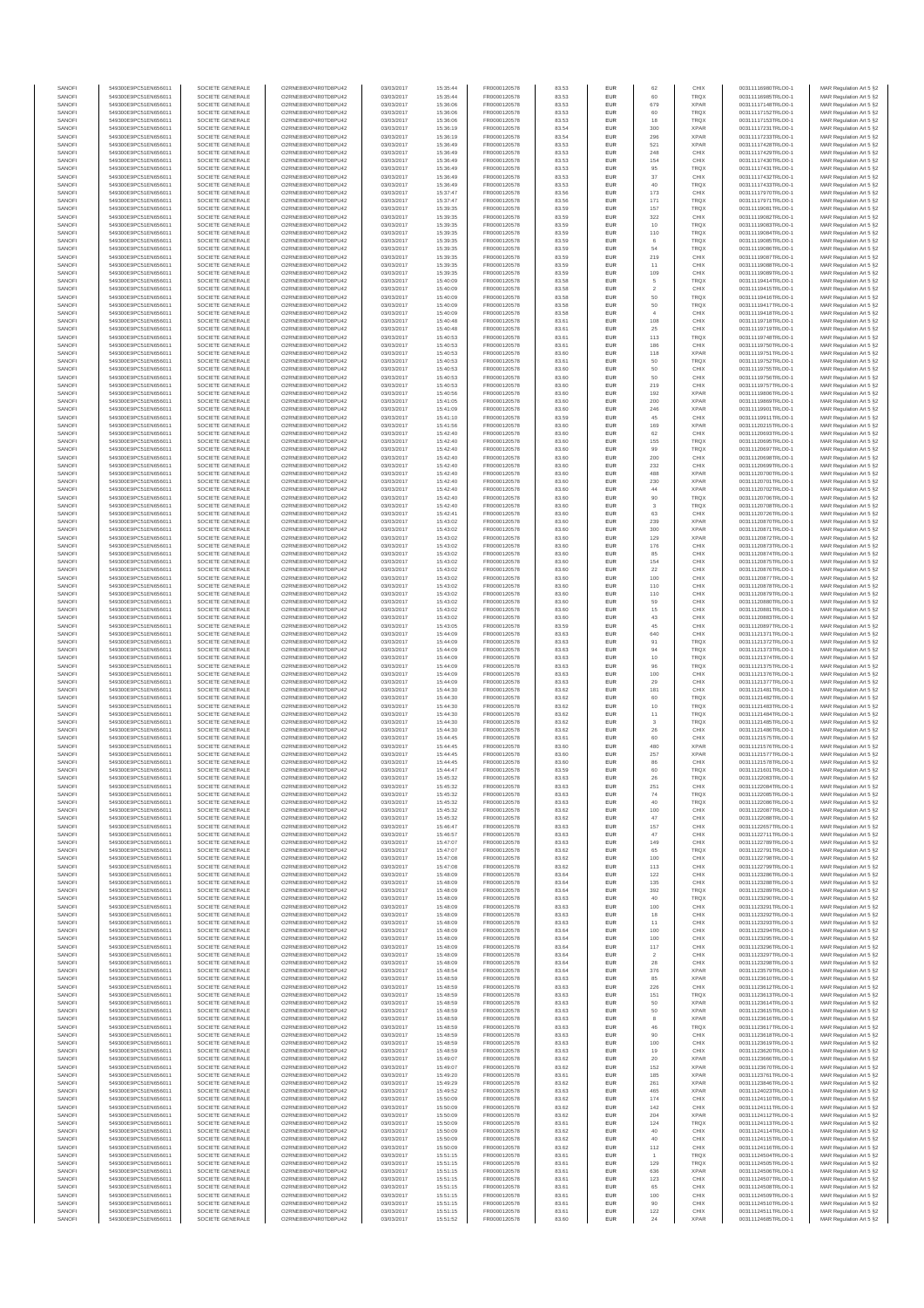| SANOFI | 549300E9PC51EN656011 | SOCIETE GENERALE | O2RNE8IBXP4R0TD8PU42 | 03/03/2017 | 15:35:44 | FR0000120578 | 83.53 | EUR | 62 | CHIX | 00311118698TRLO0-1 | MAR Regulation Art 5 §2 |
|---|---|---|---|---|---|---|---|---|---|---|---|---|
| SANOFI | 549300E9PC51EN656011 | SOCIETE GENERALE | O2RNE8IBXP4R0TD8PU42 | 03/03/2017 | 15:35:44 | FR0000120578 | 83.53 | EUR | 60 | TRQX | 00311118685TRLO0-1 | MAR Regulation Art 5 §2 |
| SANOFI | 549300E9PC51EN656011 | SOCIETE GENERALE | O2RNE8IBXP4R0TD8PU42 | 03/03/2017 | 15:36:06 | FR0000120578 | 83.53 | EUR | 679 | XPAR | 00311117148TRLO0-1 | MAR Regulation Art 5 §2 |
| SANOFI | 549300E9PC51EN656011 | SOCIETE GENERALE | O2RNE8IBXP4R0TD8PU42 | 03/03/2017 | 15:36:06 | FR0000120578 | 83.53 | EUR | 60 | TRQX | 00311117152TRLO0-1 | MAR Regulation Art 5 §2 |
| SANOFI | 549300E9PC51EN656011 | SOCIETE GENERALE | O2RNE8IBXP4R0TD8PU42 | 03/03/2017 | 15:36:06 | FR0000120578 | 83.53 | EUR | 18 | TRQX | 00311117153TRLO0-1 | MAR Regulation Art 5 §2 |
| SANOFI | 549300E9PC51EN656011 | SOCIETE GENERALE | O2RNE8IBXP4R0TD8PU42 | 03/03/2017 | 15:36:19 | FR0000120578 | 83.54 | EUR | 300 | XPAR | 00311117231TRLO0-1 | MAR Regulation Art 5 §2 |
| SANOFI | 549300E9PC51EN656011 | SOCIETE GENERALE | O2RNE8IBXP4R0TD8PU42 | 03/03/2017 | 15:36:19 | FR0000120578 | 83.54 | EUR | 296 | XPAR | 00311117233TRLO0-1 | MAR Regulation Art 5 §2 |
| SANOFI | 549300E9PC51EN656011 | SOCIETE GENERALE | O2RNE8IBXP4R0TD8PU42 | 03/03/2017 | 15:36:49 | FR0000120578 | 83.53 | EUR | 521 | XPAR | 00311117428TRLO0-1 | MAR Regulation Art 5 §2 |
| SANOFI | 549300E9PC51EN656011 | SOCIETE GENERALE | O2RNE8IBXP4R0TD8PU42 | 03/03/2017 | 15:36:49 | FR0000120578 | 83.53 | EUR | 248 | CHIX | 00311117429TRLO0-1 | MAR Regulation Art 5 §2 |
| SANOFI | 549300E9PC51EN656011 | SOCIETE GENERALE | O2RNE8IBXP4R0TD8PU42 | 03/03/2017 | 15:36:49 | FR0000120578 | 83.53 | EUR | 154 | CHIX | 00311117430TRLO0-1 | MAR Regulation Art 5 §2 |
| SANOFI | 549300E9PC51EN656011 | SOCIETE GENERALE | O2RNE8IBXP4R0TD8PU42 | 03/03/2017 | 15:36:49 | FR0000120578 | 83.53 | EUR | 95 | TRQX | 00311117431TRLO0-1 | MAR Regulation Art 5 §2 |
| SANOFI | 549300E9PC51EN656011 | SOCIETE GENERALE | O2RNE8IBXP4R0TD8PU42 | 03/03/2017 | 15:36:49 | FR0000120578 | 83.53 | EUR | 37 | CHIX | 00311117432TRLO0-1 | MAR Regulation Art 5 §2 |
| SANOFI | 549300E9PC51EN656011 | SOCIETE GENERALE | O2RNE8IBXP4R0TD8PU42 | 03/03/2017 | 15:36:49 | FR0000120578 | 83.53 | EUR | 40 | TRQX | 00311117433TRLO0-1 | MAR Regulation Art 5 §2 |
| SANOFI | 549300E9PC51EN656011 | SOCIETE GENERALE | O2RNE8IBXP4R0TD8PU42 | 03/03/2017 | 15:37:47 | FR0000120578 | 83.56 | EUR | 173 | CHIX | 00311117970TRLO0-1 | MAR Regulation Art 5 §2 |
| SANOFI | 549300E9PC51EN656011 | SOCIETE GENERALE | O2RNE8IBXP4R0TD8PU42 | 03/03/2017 | 15:37:47 | FR0000120578 | 83.56 | EUR | 171 | TRQX | 00311117971TRLO0-1 | MAR Regulation Art 5 §2 |
| SANOFI | 549300E9PC51EN656011 | SOCIETE GENERALE | O2RNE8IBXP4R0TD8PU42 | 03/03/2017 | 15:39:35 | FR0000120578 | 83.59 | EUR | 157 | TRQX | 00311119081TRLO0-1 | MAR Regulation Art 5 §2 |
| SANOFI | 549300E9PC51EN656011 | SOCIETE GENERALE | O2RNE8IBXP4R0TD8PU42 | 03/03/2017 | 15:39:35 | FR0000120578 | 83.59 | EUR | 322 | CHIX | 00311119082TRLO0-1 | MAR Regulation Art 5 §2 |
| SANOFI | 549300E9PC51EN656011 | SOCIETE GENERALE | O2RNE8IBXP4R0TD8PU42 | 03/03/2017 | 15:39:35 | FR0000120578 | 83.59 | EUR | 10 | TRQX | 00311119083TRLO0-1 | MAR Regulation Art 5 §2 |
| SANOFI | 549300E9PC51EN656011 | SOCIETE GENERALE | O2RNE8IBXP4R0TD8PU42 | 03/03/2017 | 15:39:35 | FR0000120578 | 83.59 | EUR | 110 | TRQX | 00311119084TRLO0-1 | MAR Regulation Art 5 §2 |
| SANOFI | 549300E9PC51EN656011 | SOCIETE GENERALE | O2RNE8IBXP4R0TD8PU42 | 03/03/2017 | 15:39:35 | FR0000120578 | 83.59 | EUR | 6 | TRQX | 00311119085TRLO0-1 | MAR Regulation Art 5 §2 |
| SANOFI | 549300E9PC51EN656011 | SOCIETE GENERALE | O2RNE8IBXP4R0TD8PU42 | 03/03/2017 | 15:39:35 | FR0000120578 | 83.59 | EUR | 54 | TRQX | 00311119086TRLO0-1 | MAR Regulation Art 5 §2 |
| SANOFI | 549300E9PC51EN656011 | SOCIETE GENERALE | O2RNE8IBXP4R0TD8PU42 | 03/03/2017 | 15:39:35 | FR0000120578 | 83.59 | EUR | 219 | CHIX | 00311119087TRLO0-1 | MAR Regulation Art 5 §2 |
| SANOFI | 549300E9PC51EN656011 | SOCIETE GENERALE | O2RNE8IBXP4R0TD8PU42 | 03/03/2017 | 15:39:35 | FR0000120578 | 83.59 | EUR | 11 | CHIX | 00311119088TRLO0-1 | MAR Regulation Art 5 §2 |
| SANOFI | 549300E9PC51EN656011 | SOCIETE GENERALE | O2RNE8IBXP4R0TD8PU42 | 03/03/2017 | 15:39:35 | FR0000120578 | 83.59 | EUR | 109 | CHIX | 00311119089TRLO0-1 | MAR Regulation Art 5 §2 |
| SANOFI | 549300E9PC51EN656011 | SOCIETE GENERALE | O2RNE8IBXP4R0TD8PU42 | 03/03/2017 | 15:40:09 | FR0000120578 | 83.58 | EUR | 5 | TRQX | 00311119414TRLO0-1 | MAR Regulation Art 5 §2 |
| SANOFI | 549300E9PC51EN656011 | SOCIETE GENERALE | O2RNE8IBXP4R0TD8PU42 | 03/03/2017 | 15:40:09 | FR0000120578 | 83.58 | EUR | 2 | CHIX | 00311119415TRLO0-1 | MAR Regulation Art 5 §2 |
| SANOFI | 549300E9PC51EN656011 | SOCIETE GENERALE | O2RNE8IBXP4R0TD8PU42 | 03/03/2017 | 15:40:09 | FR0000120578 | 83.58 | EUR | 50 | TRQX | 00311119416TRLO0-1 | MAR Regulation Art 5 §2 |
| SANOFI | 549300E9PC51EN656011 | SOCIETE GENERALE | O2RNE8IBXP4R0TD8PU42 | 03/03/2017 | 15:40:09 | FR0000120578 | 83.58 | EUR | 50 | TRQX | 00311119417TRLO0-1 | MAR Regulation Art 5 §2 |
| SANOFI | 549300E9PC51EN656011 | SOCIETE GENERALE | O2RNE8IBXP4R0TD8PU42 | 03/03/2017 | 15:40:09 | FR0000120578 | 83.58 | EUR | 4 | CHIX | 00311119418TRLO0-1 | MAR Regulation Art 5 §2 |
| SANOFI | 549300E9PC51EN656011 | SOCIETE GENERALE | O2RNE8IBXP4R0TD8PU42 | 03/03/2017 | 15:40:48 | FR0000120578 | 83.61 | EUR | 108 | CHIX | 00311119718TRLO0-1 | MAR Regulation Art 5 §2 |
| SANOFI | 549300E9PC51EN656011 | SOCIETE GENERALE | O2RNE8IBXP4R0TD8PU42 | 03/03/2017 | 15:40:48 | FR0000120578 | 83.61 | EUR | 25 | CHIX | 00311119719TRLO0-1 | MAR Regulation Art 5 §2 |
| SANOFI | 549300E9PC51EN656011 | SOCIETE GENERALE | O2RNE8IBXP4R0TD8PU42 | 03/03/2017 | 15:40:53 | FR0000120578 | 83.61 | EUR | 113 | TRQX | 00311119748TRLO0-1 | MAR Regulation Art 5 §2 |
| SANOFI | 549300E9PC51EN656011 | SOCIETE GENERALE | O2RNE8IBXP4R0TD8PU42 | 03/03/2017 | 15:40:53 | FR0000120578 | 83.61 | EUR | 186 | CHIX | 00311119750TRLO0-1 | MAR Regulation Art 5 §2 |
| SANOFI | 549300E9PC51EN656011 | SOCIETE GENERALE | O2RNE8IBXP4R0TD8PU42 | 03/03/2017 | 15:40:53 | FR0000120578 | 83.60 | EUR | 118 | XPAR | 00311119751TRLO0-1 | MAR Regulation Art 5 §2 |
| SANOFI | 549300E9PC51EN656011 | SOCIETE GENERALE | O2RNE8IBXP4R0TD8PU42 | 03/03/2017 | 15:40:53 | FR0000120578 | 83.61 | EUR | 50 | TRQX | 00311119752TRLO0-1 | MAR Regulation Art 5 §2 |
| SANOFI | 549300E9PC51EN656011 | SOCIETE GENERALE | O2RNE8IBXP4R0TD8PU42 | 03/03/2017 | 15:40:53 | FR0000120578 | 83.60 | EUR | 50 | CHIX | 00311119755TRLO0-1 | MAR Regulation Art 5 §2 |
| SANOFI | 549300E9PC51EN656011 | SOCIETE GENERALE | O2RNE8IBXP4R0TD8PU42 | 03/03/2017 | 15:40:53 | FR0000120578 | 83.60 | EUR | 50 | CHIX | 00311119756TRLO0-1 | MAR Regulation Art 5 §2 |
| SANOFI | 549300E9PC51EN656011 | SOCIETE GENERALE | O2RNE8IBXP4R0TD8PU42 | 03/03/2017 | 15:40:53 | FR0000120578 | 83.60 | EUR | 219 | CHIX | 00311119757TRLO0-1 | MAR Regulation Art 5 §2 |
| SANOFI | 549300E9PC51EN656011 | SOCIETE GENERALE | O2RNE8IBXP4R0TD8PU42 | 03/03/2017 | 15:40:56 | FR0000120578 | 83.60 | EUR | 192 | XPAR | 00311119806TRLO0-1 | MAR Regulation Art 5 §2 |
| SANOFI | 549300E9PC51EN656011 | SOCIETE GENERALE | O2RNE8IBXP4R0TD8PU42 | 03/03/2017 | 15:41:05 | FR0000120578 | 83.60 | EUR | 200 | XPAR | 00311119869TRLO0-1 | MAR Regulation Art 5 §2 |
| SANOFI | 549300E9PC51EN656011 | SOCIETE GENERALE | O2RNE8IBXP4R0TD8PU42 | 03/03/2017 | 15:41:09 | FR0000120578 | 83.60 | EUR | 246 | XPAR | 00311119901TRLO0-1 | MAR Regulation Art 5 §2 |
| SANOFI | 549300E9PC51EN656011 | SOCIETE GENERALE | O2RNE8IBXP4R0TD8PU42 | 03/03/2017 | 15:41:10 | FR0000120578 | 83.59 | EUR | 45 | CHIX | 00311119911TRLO0-1 | MAR Regulation Art 5 §2 |
| SANOFI | 549300E9PC51EN656011 | SOCIETE GENERALE | O2RNE8IBXP4R0TD8PU42 | 03/03/2017 | 15:41:56 | FR0000120578 | 83.60 | EUR | 169 | XPAR | 00311120215TRLO0-1 | MAR Regulation Art 5 §2 |
| SANOFI | 549300E9PC51EN656011 | SOCIETE GENERALE | O2RNE8IBXP4R0TD8PU42 | 03/03/2017 | 15:42:40 | FR0000120578 | 83.60 | EUR | 62 | CHIX | 00311120693TRLO0-1 | MAR Regulation Art 5 §2 |
| SANOFI | 549300E9PC51EN656011 | SOCIETE GENERALE | O2RNE8IBXP4R0TD8PU42 | 03/03/2017 | 15:42:40 | FR0000120578 | 83.60 | EUR | 155 | TRQX | 00311120695TRLO0-1 | MAR Regulation Art 5 §2 |
| SANOFI | 549300E9PC51EN656011 | SOCIETE GENERALE | O2RNE8IBXP4R0TD8PU42 | 03/03/2017 | 15:42:40 | FR0000120578 | 83.60 | EUR | 99 | TRQX | 00311120697TRLO0-1 | MAR Regulation Art 5 §2 |
| SANOFI | 549300E9PC51EN656011 | SOCIETE GENERALE | O2RNE8IBXP4R0TD8PU42 | 03/03/2017 | 15:42:40 | FR0000120578 | 83.60 | EUR | 200 | CHIX | 00311120698TRLO0-1 | MAR Regulation Art 5 §2 |
| SANOFI | 549300E9PC51EN656011 | SOCIETE GENERALE | O2RNE8IBXP4R0TD8PU42 | 03/03/2017 | 15:42:40 | FR0000120578 | 83.60 | EUR | 232 | CHIX | 00311120699TRLO0-1 | MAR Regulation Art 5 §2 |
| SANOFI | 549300E9PC51EN656011 | SOCIETE GENERALE | O2RNE8IBXP4R0TD8PU42 | 03/03/2017 | 15:42:40 | FR0000120578 | 83.60 | EUR | 488 | XPAR | 00311120700TRLO0-1 | MAR Regulation Art 5 §2 |
| SANOFI | 549300E9PC51EN656011 | SOCIETE GENERALE | O2RNE8IBXP4R0TD8PU42 | 03/03/2017 | 15:42:40 | FR0000120578 | 83.60 | EUR | 230 | XPAR | 00311120701TRLO0-1 | MAR Regulation Art 5 §2 |
| SANOFI | 549300E9PC51EN656011 | SOCIETE GENERALE | O2RNE8IBXP4R0TD8PU42 | 03/03/2017 | 15:42:40 | FR0000120578 | 83.60 | EUR | 44 | XPAR | 00311120702TRLO0-1 | MAR Regulation Art 5 §2 |
| SANOFI | 549300E9PC51EN656011 | SOCIETE GENERALE | O2RNE8IBXP4R0TD8PU42 | 03/03/2017 | 15:42:40 | FR0000120578 | 83.60 | EUR | 90 | TRQX | 00311120706TRLO0-1 | MAR Regulation Art 5 §2 |
| SANOFI | 549300E9PC51EN656011 | SOCIETE GENERALE | O2RNE8IBXP4R0TD8PU42 | 03/03/2017 | 15:42:40 | FR0000120578 | 83.60 | EUR | 3 | TRQX | 00311120708TRLO0-1 | MAR Regulation Art 5 §2 |
| SANOFI | 549300E9PC51EN656011 | SOCIETE GENERALE | O2RNE8IBXP4R0TD8PU42 | 03/03/2017 | 15:42:41 | FR0000120578 | 83.60 | EUR | 63 | CHIX | 00311120726TRLO0-1 | MAR Regulation Art 5 §2 |
| SANOFI | 549300E9PC51EN656011 | SOCIETE GENERALE | O2RNE8IBXP4R0TD8PU42 | 03/03/2017 | 15:43:02 | FR0000120578 | 83.60 | EUR | 239 | XPAR | 00311120870TRLO0-1 | MAR Regulation Art 5 §2 |
| SANOFI | 549300E9PC51EN656011 | SOCIETE GENERALE | O2RNE8IBXP4R0TD8PU42 | 03/03/2017 | 15:43:02 | FR0000120578 | 83.60 | EUR | 300 | XPAR | 00311120871TRLO0-1 | MAR Regulation Art 5 §2 |
| SANOFI | 549300E9PC51EN656011 | SOCIETE GENERALE | O2RNE8IBXP4R0TD8PU42 | 03/03/2017 | 15:43:02 | FR0000120578 | 83.60 | EUR | 129 | XPAR | 00311120872TRLO0-1 | MAR Regulation Art 5 §2 |
| SANOFI | 549300E9PC51EN656011 | SOCIETE GENERALE | O2RNE8IBXP4R0TD8PU42 | 03/03/2017 | 15:43:02 | FR0000120578 | 83.60 | EUR | 176 | CHIX | 00311120873TRLO0-1 | MAR Regulation Art 5 §2 |
| SANOFI | 549300E9PC51EN656011 | SOCIETE GENERALE | O2RNE8IBXP4R0TD8PU42 | 03/03/2017 | 15:43:02 | FR0000120578 | 83.60 | EUR | 85 | CHIX | 00311120874TRLO0-1 | MAR Regulation Art 5 §2 |
| SANOFI | 549300E9PC51EN656011 | SOCIETE GENERALE | O2RNE8IBXP4R0TD8PU42 | 03/03/2017 | 15:43:02 | FR0000120578 | 83.60 | EUR | 154 | CHIX | 00311120875TRLO0-1 | MAR Regulation Art 5 §2 |
| SANOFI | 549300E9PC51EN656011 | SOCIETE GENERALE | O2RNE8IBXP4R0TD8PU42 | 03/03/2017 | 15:43:02 | FR0000120578 | 83.60 | EUR | 22 | CHIX | 00311120876TRLO0-1 | MAR Regulation Art 5 §2 |
| SANOFI | 549300E9PC51EN656011 | SOCIETE GENERALE | O2RNE8IBXP4R0TD8PU42 | 03/03/2017 | 15:43:02 | FR0000120578 | 83.60 | EUR | 100 | CHIX | 00311120877TRLO0-1 | MAR Regulation Art 5 §2 |
| SANOFI | 549300E9PC51EN656011 | SOCIETE GENERALE | O2RNE8IBXP4R0TD8PU42 | 03/03/2017 | 15:43:02 | FR0000120578 | 83.60 | EUR | 110 | CHIX | 00311120878TRLO0-1 | MAR Regulation Art 5 §2 |
| SANOFI | 549300E9PC51EN656011 | SOCIETE GENERALE | O2RNE8IBXP4R0TD8PU42 | 03/03/2017 | 15:43:02 | FR0000120578 | 83.60 | EUR | 110 | CHIX | 00311120879TRLO0-1 | MAR Regulation Art 5 §2 |
| SANOFI | 549300E9PC51EN656011 | SOCIETE GENERALE | O2RNE8IBXP4R0TD8PU42 | 03/03/2017 | 15:43:02 | FR0000120578 | 83.60 | EUR | 59 | CHIX | 00311120880TRLO0-1 | MAR Regulation Art 5 §2 |
| SANOFI | 549300E9PC51EN656011 | SOCIETE GENERALE | O2RNE8IBXP4R0TD8PU42 | 03/03/2017 | 15:43:02 | FR0000120578 | 83.60 | EUR | 15 | CHIX | 00311120881TRLO0-1 | MAR Regulation Art 5 §2 |
| SANOFI | 549300E9PC51EN656011 | SOCIETE GENERALE | O2RNE8IBXP4R0TD8PU42 | 03/03/2017 | 15:43:02 | FR0000120578 | 83.60 | EUR | 43 | CHIX | 00311120883TRLO0-1 | MAR Regulation Art 5 §2 |
| SANOFI | 549300E9PC51EN656011 | SOCIETE GENERALE | O2RNE8IBXP4R0TD8PU42 | 03/03/2017 | 15:43:05 | FR0000120578 | 83.59 | EUR | 45 | CHIX | 00311120897TRLO0-1 | MAR Regulation Art 5 §2 |
| SANOFI | 549300E9PC51EN656011 | SOCIETE GENERALE | O2RNE8IBXP4R0TD8PU42 | 03/03/2017 | 15:44:09 | FR0000120578 | 83.63 | EUR | 640 | CHIX | 00311121371TRLO0-1 | MAR Regulation Art 5 §2 |
| SANOFI | 549300E9PC51EN656011 | SOCIETE GENERALE | O2RNE8IBXP4R0TD8PU42 | 03/03/2017 | 15:44:09 | FR0000120578 | 83.63 | EUR | 91 | TRQX | 00311121372TRLO0-1 | MAR Regulation Art 5 §2 |
| SANOFI | 549300E9PC51EN656011 | SOCIETE GENERALE | O2RNE8IBXP4R0TD8PU42 | 03/03/2017 | 15:44:09 | FR0000120578 | 83.63 | EUR | 94 | TRQX | 00311121373TRLO0-1 | MAR Regulation Art 5 §2 |
| SANOFI | 549300E9PC51EN656011 | SOCIETE GENERALE | O2RNE8IBXP4R0TD8PU42 | 03/03/2017 | 15:44:09 | FR0000120578 | 83.63 | EUR | 10 | TRQX | 00311121374TRLO0-1 | MAR Regulation Art 5 §2 |
| SANOFI | 549300E9PC51EN656011 | SOCIETE GENERALE | O2RNE8IBXP4R0TD8PU42 | 03/03/2017 | 15:44:09 | FR0000120578 | 83.63 | EUR | 96 | TRQX | 00311121375TRLO0-1 | MAR Regulation Art 5 §2 |
| SANOFI | 549300E9PC51EN656011 | SOCIETE GENERALE | O2RNE8IBXP4R0TD8PU42 | 03/03/2017 | 15:44:09 | FR0000120578 | 83.63 | EUR | 100 | CHIX | 00311121376TRLO0-1 | MAR Regulation Art 5 §2 |
| SANOFI | 549300E9PC51EN656011 | SOCIETE GENERALE | O2RNE8IBXP4R0TD8PU42 | 03/03/2017 | 15:44:09 | FR0000120578 | 83.63 | EUR | 29 | CHIX | 00311121377TRLO0-1 | MAR Regulation Art 5 §2 |
| SANOFI | 549300E9PC51EN656011 | SOCIETE GENERALE | O2RNE8IBXP4R0TD8PU42 | 03/03/2017 | 15:44:30 | FR0000120578 | 83.62 | EUR | 181 | CHIX | 00311121481TRLO0-1 | MAR Regulation Art 5 §2 |
| SANOFI | 549300E9PC51EN656011 | SOCIETE GENERALE | O2RNE8IBXP4R0TD8PU42 | 03/03/2017 | 15:44:30 | FR0000120578 | 83.62 | EUR | 60 | TRQX | 00311121482TRLO0-1 | MAR Regulation Art 5 §2 |
| SANOFI | 549300E9PC51EN656011 | SOCIETE GENERALE | O2RNE8IBXP4R0TD8PU42 | 03/03/2017 | 15:44:30 | FR0000120578 | 83.62 | EUR | 10 | TRQX | 00311121483TRLO0-1 | MAR Regulation Art 5 §2 |
| SANOFI | 549300E9PC51EN656011 | SOCIETE GENERALE | O2RNE8IBXP4R0TD8PU42 | 03/03/2017 | 15:44:30 | FR0000120578 | 83.62 | EUR | 11 | TRQX | 00311121484TRLO0-1 | MAR Regulation Art 5 §2 |
| SANOFI | 549300E9PC51EN656011 | SOCIETE GENERALE | O2RNE8IBXP4R0TD8PU42 | 03/03/2017 | 15:44:30 | FR0000120578 | 83.62 | EUR | 3 | TRQX | 00311121485TRLO0-1 | MAR Regulation Art 5 §2 |
| SANOFI | 549300E9PC51EN656011 | SOCIETE GENERALE | O2RNE8IBXP4R0TD8PU42 | 03/03/2017 | 15:44:30 | FR0000120578 | 83.62 | EUR | 26 | CHIX | 00311121486TRLO0-1 | MAR Regulation Art 5 §2 |
| SANOFI | 549300E9PC51EN656011 | SOCIETE GENERALE | O2RNE8IBXP4R0TD8PU42 | 03/03/2017 | 15:44:45 | FR0000120578 | 83.61 | EUR | 60 | CHIX | 00311121575TRLO0-1 | MAR Regulation Art 5 §2 |
| SANOFI | 549300E9PC51EN656011 | SOCIETE GENERALE | O2RNE8IBXP4R0TD8PU42 | 03/03/2017 | 15:44:45 | FR0000120578 | 83.60 | EUR | 480 | XPAR | 00311121576TRLO0-1 | MAR Regulation Art 5 §2 |
| SANOFI | 549300E9PC51EN656011 | SOCIETE GENERALE | O2RNE8IBXP4R0TD8PU42 | 03/03/2017 | 15:44:45 | FR0000120578 | 83.60 | EUR | 257 | XPAR | 00311121577TRLO0-1 | MAR Regulation Art 5 §2 |
| SANOFI | 549300E9PC51EN656011 | SOCIETE GENERALE | O2RNE8IBXP4R0TD8PU42 | 03/03/2017 | 15:44:45 | FR0000120578 | 83.60 | EUR | 86 | CHIX | 00311121578TRLO0-1 | MAR Regulation Art 5 §2 |
| SANOFI | 549300E9PC51EN656011 | SOCIETE GENERALE | O2RNE8IBXP4R0TD8PU42 | 03/03/2017 | 15:44:47 | FR0000120578 | 83.59 | EUR | 60 | TRQX | 00311121601TRLO0-1 | MAR Regulation Art 5 §2 |
| SANOFI | 549300E9PC51EN656011 | SOCIETE GENERALE | O2RNE8IBXP4R0TD8PU42 | 03/03/2017 | 15:45:32 | FR0000120578 | 83.63 | EUR | 26 | TRQX | 00311122083TRLO0-1 | MAR Regulation Art 5 §2 |
| SANOFI | 549300E9PC51EN656011 | SOCIETE GENERALE | O2RNE8IBXP4R0TD8PU42 | 03/03/2017 | 15:45:32 | FR0000120578 | 83.63 | EUR | 251 | CHIX | 00311122084TRLO0-1 | MAR Regulation Art 5 §2 |
| SANOFI | 549300E9PC51EN656011 | SOCIETE GENERALE | O2RNE8IBXP4R0TD8PU42 | 03/03/2017 | 15:45:32 | FR0000120578 | 83.63 | EUR | 74 | TRQX | 00311122085TRLO0-1 | MAR Regulation Art 5 §2 |
| SANOFI | 549300E9PC51EN656011 | SOCIETE GENERALE | O2RNE8IBXP4R0TD8PU42 | 03/03/2017 | 15:45:32 | FR0000120578 | 83.63 | EUR | 40 | TRQX | 00311122086TRLO0-1 | MAR Regulation Art 5 §2 |
| SANOFI | 549300E9PC51EN656011 | SOCIETE GENERALE | O2RNE8IBXP4R0TD8PU42 | 03/03/2017 | 15:45:32 | FR0000120578 | 83.62 | EUR | 100 | CHIX | 00311122087TRLO0-1 | MAR Regulation Art 5 §2 |
| SANOFI | 549300E9PC51EN656011 | SOCIETE GENERALE | O2RNE8IBXP4R0TD8PU42 | 03/03/2017 | 15:45:32 | FR0000120578 | 83.62 | EUR | 47 | CHIX | 00311122088TRLO0-1 | MAR Regulation Art 5 §2 |
| SANOFI | 549300E9PC51EN656011 | SOCIETE GENERALE | O2RNE8IBXP4R0TD8PU42 | 03/03/2017 | 15:46:47 | FR0000120578 | 83.63 | EUR | 157 | CHIX | 00311122657TRLO0-1 | MAR Regulation Art 5 §2 |
| SANOFI | 549300E9PC51EN656011 | SOCIETE GENERALE | O2RNE8IBXP4R0TD8PU42 | 03/03/2017 | 15:46:57 | FR0000120578 | 83.63 | EUR | 47 | CHIX | 00311122711TRLO0-1 | MAR Regulation Art 5 §2 |
| SANOFI | 549300E9PC51EN656011 | SOCIETE GENERALE | O2RNE8IBXP4R0TD8PU42 | 03/03/2017 | 15:47:07 | FR0000120578 | 83.63 | EUR | 149 | CHIX | 00311122789TRLO0-1 | MAR Regulation Art 5 §2 |
| SANOFI | 549300E9PC51EN656011 | SOCIETE GENERALE | O2RNE8IBXP4R0TD8PU42 | 03/03/2017 | 15:47:07 | FR0000120578 | 83.62 | EUR | 65 | TRQX | 00311122791TRLO0-1 | MAR Regulation Art 5 §2 |
| SANOFI | 549300E9PC51EN656011 | SOCIETE GENERALE | O2RNE8IBXP4R0TD8PU42 | 03/03/2017 | 15:47:08 | FR0000120578 | 83.62 | EUR | 100 | CHIX | 00311122798TRLO0-1 | MAR Regulation Art 5 §2 |
| SANOFI | 549300E9PC51EN656011 | SOCIETE GENERALE | O2RNE8IBXP4R0TD8PU42 | 03/03/2017 | 15:47:08 | FR0000120578 | 83.62 | EUR | 113 | CHIX | 00311122799TRLO0-1 | MAR Regulation Art 5 §2 |
| SANOFI | 549300E9PC51EN656011 | SOCIETE GENERALE | O2RNE8IBXP4R0TD8PU42 | 03/03/2017 | 15:48:09 | FR0000120578 | 83.64 | EUR | 122 | CHIX | 00311123286TRLO0-1 | MAR Regulation Art 5 §2 |
| SANOFI | 549300E9PC51EN656011 | SOCIETE GENERALE | O2RNE8IBXP4R0TD8PU42 | 03/03/2017 | 15:48:09 | FR0000120578 | 83.64 | EUR | 135 | CHIX | 00311123288TRLO0-1 | MAR Regulation Art 5 §2 |
| SANOFI | 549300E9PC51EN656011 | SOCIETE GENERALE | O2RNE8IBXP4R0TD8PU42 | 03/03/2017 | 15:48:09 | FR0000120578 | 83.64 | EUR | 392 | TRQX | 00311123289TRLO0-1 | MAR Regulation Art 5 §2 |
| SANOFI | 549300E9PC51EN656011 | SOCIETE GENERALE | O2RNE8IBXP4R0TD8PU42 | 03/03/2017 | 15:48:09 | FR0000120578 | 83.63 | EUR | 40 | TRQX | 00311123290TRLO0-1 | MAR Regulation Art 5 §2 |
| SANOFI | 549300E9PC51EN656011 | SOCIETE GENERALE | O2RNE8IBXP4R0TD8PU42 | 03/03/2017 | 15:48:09 | FR0000120578 | 83.63 | EUR | 100 | CHIX | 00311123291TRLO0-1 | MAR Regulation Art 5 §2 |
| SANOFI | 549300E9PC51EN656011 | SOCIETE GENERALE | O2RNE8IBXP4R0TD8PU42 | 03/03/2017 | 15:48:09 | FR0000120578 | 83.63 | EUR | 18 | CHIX | 00311123292TRLO0-1 | MAR Regulation Art 5 §2 |
| SANOFI | 549300E9PC51EN656011 | SOCIETE GENERALE | O2RNE8IBXP4R0TD8PU42 | 03/03/2017 | 15:48:09 | FR0000120578 | 83.63 | EUR | 11 | CHIX | 00311123293TRLO0-1 | MAR Regulation Art 5 §2 |
| SANOFI | 549300E9PC51EN656011 | SOCIETE GENERALE | O2RNE8IBXP4R0TD8PU42 | 03/03/2017 | 15:48:09 | FR0000120578 | 83.64 | EUR | 100 | CHIX | 00311123294TRLO0-1 | MAR Regulation Art 5 §2 |
| SANOFI | 549300E9PC51EN656011 | SOCIETE GENERALE | O2RNE8IBXP4R0TD8PU42 | 03/03/2017 | 15:48:09 | FR0000120578 | 83.64 | EUR | 100 | CHIX | 00311123295TRLO0-1 | MAR Regulation Art 5 §2 |
| SANOFI | 549300E9PC51EN656011 | SOCIETE GENERALE | O2RNE8IBXP4R0TD8PU42 | 03/03/2017 | 15:48:09 | FR0000120578 | 83.64 | EUR | 117 | CHIX | 00311123296TRLO0-1 | MAR Regulation Art 5 §2 |
| SANOFI | 549300E9PC51EN656011 | SOCIETE GENERALE | O2RNE8IBXP4R0TD8PU42 | 03/03/2017 | 15:48:09 | FR0000120578 | 83.64 | EUR | 2 | CHIX | 00311123297TRLO0-1 | MAR Regulation Art 5 §2 |
| SANOFI | 549300E9PC51EN656011 | SOCIETE GENERALE | O2RNE8IBXP4R0TD8PU42 | 03/03/2017 | 15:48:09 | FR0000120578 | 83.64 | EUR | 28 | CHIX | 00311123298TRLO0-1 | MAR Regulation Art 5 §2 |
| SANOFI | 549300E9PC51EN656011 | SOCIETE GENERALE | O2RNE8IBXP4R0TD8PU42 | 03/03/2017 | 15:48:54 | FR0000120578 | 83.64 | EUR | 376 | XPAR | 00311123579TRLO0-1 | MAR Regulation Art 5 §2 |
| SANOFI | 549300E9PC51EN656011 | SOCIETE GENERALE | O2RNE8IBXP4R0TD8PU42 | 03/03/2017 | 15:48:59 | FR0000120578 | 83.63 | EUR | 85 | XPAR | 00311123610TRLO0-1 | MAR Regulation Art 5 §2 |
| SANOFI | 549300E9PC51EN656011 | SOCIETE GENERALE | O2RNE8IBXP4R0TD8PU42 | 03/03/2017 | 15:48:59 | FR0000120578 | 83.63 | EUR | 226 | CHIX | 00311123612TRLO0-1 | MAR Regulation Art 5 §2 |
| SANOFI | 549300E9PC51EN656011 | SOCIETE GENERALE | O2RNE8IBXP4R0TD8PU42 | 03/03/2017 | 15:48:59 | FR0000120578 | 83.63 | EUR | 151 | TRQX | 00311123613TRLO0-1 | MAR Regulation Art 5 §2 |
| SANOFI | 549300E9PC51EN656011 | SOCIETE GENERALE | O2RNE8IBXP4R0TD8PU42 | 03/03/2017 | 15:48:59 | FR0000120578 | 83.63 | EUR | 50 | XPAR | 00311123614TRLO0-1 | MAR Regulation Art 5 §2 |
| SANOFI | 549300E9PC51EN656011 | SOCIETE GENERALE | O2RNE8IBXP4R0TD8PU42 | 03/03/2017 | 15:48:59 | FR0000120578 | 83.63 | EUR | 50 | XPAR | 00311123615TRLO0-1 | MAR Regulation Art 5 §2 |
| SANOFI | 549300E9PC51EN656011 | SOCIETE GENERALE | O2RNE8IBXP4R0TD8PU42 | 03/03/2017 | 15:48:59 | FR0000120578 | 83.63 | EUR | 8 | XPAR | 00311123616TRLO0-1 | MAR Regulation Art 5 §2 |
| SANOFI | 549300E9PC51EN656011 | SOCIETE GENERALE | O2RNE8IBXP4R0TD8PU42 | 03/03/2017 | 15:48:59 | FR0000120578 | 83.63 | EUR | 46 | TRQX | 00311123617TRLO0-1 | MAR Regulation Art 5 §2 |
| SANOFI | 549300E9PC51EN656011 | SOCIETE GENERALE | O2RNE8IBXP4R0TD8PU42 | 03/03/2017 | 15:48:59 | FR0000120578 | 83.63 | EUR | 90 | CHIX | 00311123618TRLO0-1 | MAR Regulation Art 5 §2 |
| SANOFI | 549300E9PC51EN656011 | SOCIETE GENERALE | O2RNE8IBXP4R0TD8PU42 | 03/03/2017 | 15:48:59 | FR0000120578 | 83.63 | EUR | 100 | CHIX | 00311123619TRLO0-1 | MAR Regulation Art 5 §2 |
| SANOFI | 549300E9PC51EN656011 | SOCIETE GENERALE | O2RNE8IBXP4R0TD8PU42 | 03/03/2017 | 15:48:59 | FR0000120578 | 83.63 | EUR | 19 | CHIX | 00311123620TRLO0-1 | MAR Regulation Art 5 §2 |
| SANOFI | 549300E9PC51EN656011 | SOCIETE GENERALE | O2RNE8IBXP4R0TD8PU42 | 03/03/2017 | 15:49:07 | FR0000120578 | 83.62 | EUR | 20 | XPAR | 00311123669TRLO0-1 | MAR Regulation Art 5 §2 |
| SANOFI | 549300E9PC51EN656011 | SOCIETE GENERALE | O2RNE8IBXP4R0TD8PU42 | 03/03/2017 | 15:49:07 | FR0000120578 | 83.62 | EUR | 152 | XPAR | 00311123670TRLO0-1 | MAR Regulation Art 5 §2 |
| SANOFI | 549300E9PC51EN656011 | SOCIETE GENERALE | O2RNE8IBXP4R0TD8PU42 | 03/03/2017 | 15:49:20 | FR0000120578 | 83.61 | EUR | 185 | XPAR | 00311123761TRLO0-1 | MAR Regulation Art 5 §2 |
| SANOFI | 549300E9PC51EN656011 | SOCIETE GENERALE | O2RNE8IBXP4R0TD8PU42 | 03/03/2017 | 15:49:29 | FR0000120578 | 83.62 | EUR | 261 | XPAR | 00311123846TRLO0-1 | MAR Regulation Art 5 §2 |
| SANOFI | 549300E9PC51EN656011 | SOCIETE GENERALE | O2RNE8IBXP4R0TD8PU42 | 03/03/2017 | 15:49:52 | FR0000120578 | 83.63 | EUR | 465 | XPAR | 00311124023TRLO0-1 | MAR Regulation Art 5 §2 |
| SANOFI | 549300E9PC51EN656011 | SOCIETE GENERALE | O2RNE8IBXP4R0TD8PU42 | 03/03/2017 | 15:50:09 | FR0000120578 | 83.62 | EUR | 174 | CHIX | 00311124110TRLO0-1 | MAR Regulation Art 5 §2 |
| SANOFI | 549300E9PC51EN656011 | SOCIETE GENERALE | O2RNE8IBXP4R0TD8PU42 | 03/03/2017 | 15:50:09 | FR0000120578 | 83.62 | EUR | 142 | CHIX | 00311124111TRLO0-1 | MAR Regulation Art 5 §2 |
| SANOFI | 549300E9PC51EN656011 | SOCIETE GENERALE | O2RNE8IBXP4R0TD8PU42 | 03/03/2017 | 15:50:09 | FR0000120578 | 83.62 | EUR | 204 | XPAR | 00311124112TRLO0-1 | MAR Regulation Art 5 §2 |
| SANOFI | 549300E9PC51EN656011 | SOCIETE GENERALE | O2RNE8IBXP4R0TD8PU42 | 03/03/2017 | 15:50:09 | FR0000120578 | 83.61 | EUR | 124 | TRQX | 00311124113TRLO0-1 | MAR Regulation Art 5 §2 |
| SANOFI | 549300E9PC51EN656011 | SOCIETE GENERALE | O2RNE8IBXP4R0TD8PU42 | 03/03/2017 | 15:50:09 | FR0000120578 | 83.62 | EUR | 40 | CHIX | 00311124114TRLO0-1 | MAR Regulation Art 5 §2 |
| SANOFI | 549300E9PC51EN656011 | SOCIETE GENERALE | O2RNE8IBXP4R0TD8PU42 | 03/03/2017 | 15:50:09 | FR0000120578 | 83.62 | EUR | 40 | CHIX | 00311124115TRLO0-1 | MAR Regulation Art 5 §2 |
| SANOFI | 549300E9PC51EN656011 | SOCIETE GENERALE | O2RNE8IBXP4R0TD8PU42 | 03/03/2017 | 15:50:09 | FR0000120578 | 83.62 | EUR | 112 | CHIX | 00311124116TRLO0-1 | MAR Regulation Art 5 §2 |
| SANOFI | 549300E9PC51EN656011 | SOCIETE GENERALE | O2RNE8IBXP4R0TD8PU42 | 03/03/2017 | 15:51:15 | FR0000120578 | 83.61 | EUR | 1 | TRQX | 00311124504TRLO0-1 | MAR Regulation Art 5 §2 |
| SANOFI | 549300E9PC51EN656011 | SOCIETE GENERALE | O2RNE8IBXP4R0TD8PU42 | 03/03/2017 | 15:51:15 | FR0000120578 | 83.61 | EUR | 129 | TRQX | 00311124505TRLO0-1 | MAR Regulation Art 5 §2 |
| SANOFI | 549300E9PC51EN656011 | SOCIETE GENERALE | O2RNE8IBXP4R0TD8PU42 | 03/03/2017 | 15:51:15 | FR0000120578 | 83.61 | EUR | 636 | XPAR | 00311124506TRLO0-1 | MAR Regulation Art 5 §2 |
| SANOFI | 549300E9PC51EN656011 | SOCIETE GENERALE | O2RNE8IBXP4R0TD8PU42 | 03/03/2017 | 15:51:15 | FR0000120578 | 83.61 | EUR | 123 | CHIX | 00311124507TRLO0-1 | MAR Regulation Art 5 §2 |
| SANOFI | 549300E9PC51EN656011 | SOCIETE GENERALE | O2RNE8IBXP4R0TD8PU42 | 03/03/2017 | 15:51:15 | FR0000120578 | 83.61 | EUR | 65 | CHIX | 00311124508TRLO0-1 | MAR Regulation Art 5 §2 |
| SANOFI | 549300E9PC51EN656011 | SOCIETE GENERALE | O2RNE8IBXP4R0TD8PU42 | 03/03/2017 | 15:51:15 | FR0000120578 | 83.61 | EUR | 100 | CHIX | 00311124509TRLO0-1 | MAR Regulation Art 5 §2 |
| SANOFI | 549300E9PC51EN656011 | SOCIETE GENERALE | O2RNE8IBXP4R0TD8PU42 | 03/03/2017 | 15:51:15 | FR0000120578 | 83.61 | EUR | 90 | CHIX | 00311124510TRLO0-1 | MAR Regulation Art 5 §2 |
| SANOFI | 549300E9PC51EN656011 | SOCIETE GENERALE | O2RNE8IBXP4R0TD8PU42 | 03/03/2017 | 15:51:15 | FR0000120578 | 83.61 | EUR | 122 | CHIX | 00311124511TRLO0-1 | MAR Regulation Art 5 §2 |
| SANOFI | 549300E9PC51EN656011 | SOCIETE GENERALE | O2RNE8IBXP4R0TD8PU42 | 03/03/2017 | 15:51:52 | FR0000120578 | 83.60 | EUR | 24 | XPAR | 00311124685TRLO0-1 | MAR Regulation Art 5 §2 |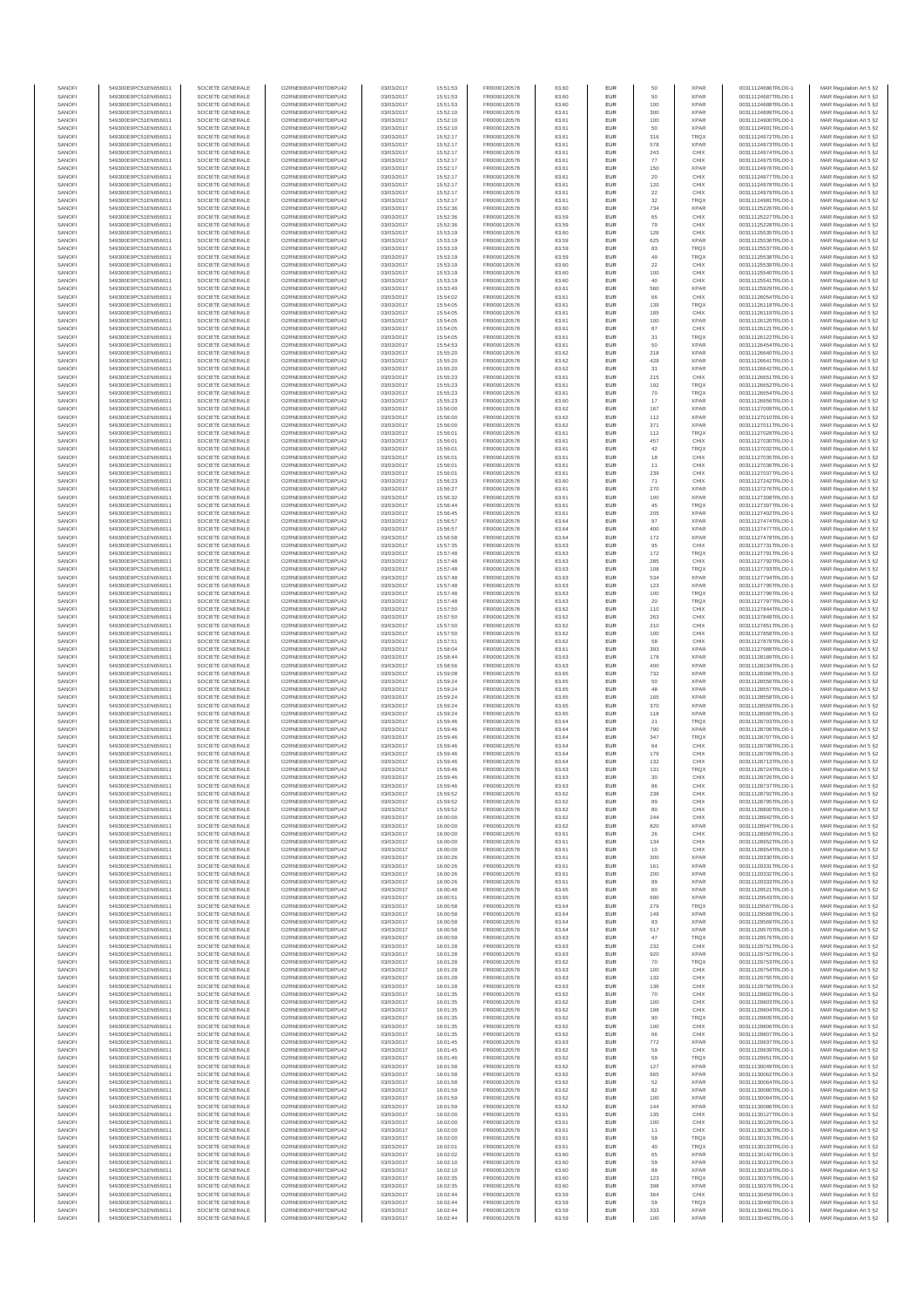| SANOFI | 549300E9PC51EN656011 | SOCIETE GENERALE | O2RNE8IBXP4R0TD8PU42 | 03/03/2017 | 15:51:53 | FR0000120578 | 83.60 | EUR | 50 | XPAR | 00311124686TRLO0-1 | MAR Regulation Art 5 §2 |
|---|---|---|---|---|---|---|---|---|---|---|---|---|
| SANOFI | 549300E9PC51EN656011 | SOCIETE GENERALE | O2RNE8IBXP4R0TD8PU42 | 03/03/2017 | 15:51:53 | FR0000120578 | 83.60 | EUR | 50 | XPAR | 00311124687TRLO0-1 | MAR Regulation Art 5 §2 |
| SANOFI | 549300E9PC51EN656011 | SOCIETE GENERALE | O2RNE8IBXP4R0TD8PU42 | 03/03/2017 | 15:51:53 | FR0000120578 | 83.60 | EUR | 100 | XPAR | 00311124688TRLO0-1 | MAR Regulation Art 5 §2 |
| SANOFI | 549300E9PC51EN656011 | SOCIETE GENERALE | O2RNE8IBXP4R0TD8PU42 | 03/03/2017 | 15:52:10 | FR0000120578 | 83.61 | EUR | 300 | XPAR | 00311124899TRLO0-1 | MAR Regulation Art 5 §2 |
| SANOFI | 549300E9PC51EN656011 | SOCIETE GENERALE | O2RNE8IBXP4R0TD8PU42 | 03/03/2017 | 15:52:10 | FR0000120578 | 83.61 | EUR | 100 | XPAR | 00311124900TRLO0-1 | MAR Regulation Art 5 §2 |
| SANOFI | 549300E9PC51EN656011 | SOCIETE GENERALE | O2RNE8IBXP4R0TD8PU42 | 03/03/2017 | 15:52:10 | FR0000120578 | 83.61 | EUR | 50 | XPAR | 00311124901TRLO0-1 | MAR Regulation Art 5 §2 |
| SANOFI | 549300E9PC51EN656011 | SOCIETE GENERALE | O2RNE8IBXP4R0TD8PU42 | 03/03/2017 | 15:52:17 | FR0000120578 | 83.61 | EUR | 316 | TRQX | 00311124972TRLO0-1 | MAR Regulation Art 5 §2 |
| SANOFI | 549300E9PC51EN656011 | SOCIETE GENERALE | O2RNE8IBXP4R0TD8PU42 | 03/03/2017 | 15:52:17 | FR0000120578 | 83.61 | EUR | 578 | XPAR | 00311124973TRLO0-1 | MAR Regulation Art 5 §2 |
| SANOFI | 549300E9PC51EN656011 | SOCIETE GENERALE | O2RNE8IBXP4R0TD8PU42 | 03/03/2017 | 15:52:17 | FR0000120578 | 83.61 | EUR | 243 | CHIX | 00311124974TRLO0-1 | MAR Regulation Art 5 §2 |
| SANOFI | 549300E9PC51EN656011 | SOCIETE GENERALE | O2RNE8IBXP4R0TD8PU42 | 03/03/2017 | 15:52:17 | FR0000120578 | 83.61 | EUR | 77 | CHIX | 00311124975TRLO0-1 | MAR Regulation Art 5 §2 |
| SANOFI | 549300E9PC51EN656011 | SOCIETE GENERALE | O2RNE8IBXP4R0TD8PU42 | 03/03/2017 | 15:52:17 | FR0000120578 | 83.61 | EUR | 150 | XPAR | 00311124976TRLO0-1 | MAR Regulation Art 5 §2 |
| SANOFI | 549300E9PC51EN656011 | SOCIETE GENERALE | O2RNE8IBXP4R0TD8PU42 | 03/03/2017 | 15:52:17 | FR0000120578 | 83.61 | EUR | 20 | CHIX | 00311124977TRLO0-1 | MAR Regulation Art 5 §2 |
| SANOFI | 549300E9PC51EN656011 | SOCIETE GENERALE | O2RNE8IBXP4R0TD8PU42 | 03/03/2017 | 15:52:17 | FR0000120578 | 83.61 | EUR | 120 | CHIX | 00311124978TRLO0-1 | MAR Regulation Art 5 §2 |
| SANOFI | 549300E9PC51EN656011 | SOCIETE GENERALE | O2RNE8IBXP4R0TD8PU42 | 03/03/2017 | 15:52:17 | FR0000120578 | 83.61 | EUR | 22 | CHIX | 00311124979TRLO0-1 | MAR Regulation Art 5 §2 |
| SANOFI | 549300E9PC51EN656011 | SOCIETE GENERALE | O2RNE8IBXP4R0TD8PU42 | 03/03/2017 | 15:52:17 | FR0000120578 | 83.61 | EUR | 32 | TRQX | 00311124981TRLO0-1 | MAR Regulation Art 5 §2 |
| SANOFI | 549300E9PC51EN656011 | SOCIETE GENERALE | O2RNE8IBXP4R0TD8PU42 | 03/03/2017 | 15:52:36 | FR0000120578 | 83.60 | EUR | 734 | XPAR | 00311125226TRLO0-1 | MAR Regulation Art 5 §2 |
| SANOFI | 549300E9PC51EN656011 | SOCIETE GENERALE | O2RNE8IBXP4R0TD8PU42 | 03/03/2017 | 15:52:36 | FR0000120578 | 83.59 | EUR | 65 | CHIX | 00311125227TRLO0-1 | MAR Regulation Art 5 §2 |
| SANOFI | 549300E9PC51EN656011 | SOCIETE GENERALE | O2RNE8IBXP4R0TD8PU42 | 03/03/2017 | 15:52:36 | FR0000120578 | 83.59 | EUR | 79 | CHIX | 00311125228TRLO0-1 | MAR Regulation Art 5 §2 |
| SANOFI | 549300E9PC51EN656011 | SOCIETE GENERALE | O2RNE8IBXP4R0TD8PU42 | 03/03/2017 | 15:53:19 | FR0000120578 | 83.60 | EUR | 126 | CHIX | 00311125535TRLO0-1 | MAR Regulation Art 5 §2 |
| SANOFI | 549300E9PC51EN656011 | SOCIETE GENERALE | O2RNE8IBXP4R0TD8PU42 | 03/03/2017 | 15:53:19 | FR0000120578 | 83.59 | EUR | 625 | XPAR | 00311125536TRLO0-1 | MAR Regulation Art 5 §2 |
| SANOFI | 549300E9PC51EN656011 | SOCIETE GENERALE | O2RNE8IBXP4R0TD8PU42 | 03/03/2017 | 15:53:19 | FR0000120578 | 83.59 | EUR | 83 | TRQX | 00311125537TRLO0-1 | MAR Regulation Art 5 §2 |
| SANOFI | 549300E9PC51EN656011 | SOCIETE GENERALE | O2RNE8IBXP4R0TD8PU42 | 03/03/2017 | 15:53:19 | FR0000120578 | 83.59 | EUR | 49 | TRQX | 00311125538TRLO0-1 | MAR Regulation Art 5 §2 |
| SANOFI | 549300E9PC51EN656011 | SOCIETE GENERALE | O2RNE8IBXP4R0TD8PU42 | 03/03/2017 | 15:53:19 | FR0000120578 | 83.60 | EUR | 22 | CHIX | 00311125539TRLO0-1 | MAR Regulation Art 5 §2 |
| SANOFI | 549300E9PC51EN656011 | SOCIETE GENERALE | O2RNE8IBXP4R0TD8PU42 | 03/03/2017 | 15:53:19 | FR0000120578 | 83.60 | EUR | 100 | CHIX | 00311125540TRLO0-1 | MAR Regulation Art 5 §2 |
| SANOFI | 549300E9PC51EN656011 | SOCIETE GENERALE | O2RNE8IBXP4R0TD8PU42 | 03/03/2017 | 15:53:19 | FR0000120578 | 83.60 | EUR | 40 | CHIX | 00311125541TRLO0-1 | MAR Regulation Art 5 §2 |
| SANOFI | 549300E9PC51EN656011 | SOCIETE GENERALE | O2RNE8IBXP4R0TD8PU42 | 03/03/2017 | 15:53:49 | FR0000120578 | 83.61 | EUR | 560 | XPAR | 00311125929TRLO0-1 | MAR Regulation Art 5 §2 |
| SANOFI | 549300E9PC51EN656011 | SOCIETE GENERALE | O2RNE8IBXP4R0TD8PU42 | 03/03/2017 | 15:54:02 | FR0000120578 | 83.61 | EUR | 66 | CHIX | 00311126054TRLO0-1 | MAR Regulation Art 5 §2 |
| SANOFI | 549300E9PC51EN656011 | SOCIETE GENERALE | O2RNE8IBXP4R0TD8PU42 | 03/03/2017 | 15:54:05 | FR0000120578 | 83.61 | EUR | 139 | TRQX | 00311126118TRLO0-1 | MAR Regulation Art 5 §2 |
| SANOFI | 549300E9PC51EN656011 | SOCIETE GENERALE | O2RNE8IBXP4R0TD8PU42 | 03/03/2017 | 15:54:05 | FR0000120578 | 83.61 | EUR | 185 | CHIX | 00311126119TRLO0-1 | MAR Regulation Art 5 §2 |
| SANOFI | 549300E9PC51EN656011 | SOCIETE GENERALE | O2RNE8IBXP4R0TD8PU42 | 03/03/2017 | 15:54:05 | FR0000120578 | 83.61 | EUR | 100 | XPAR | 00311126120TRLO0-1 | MAR Regulation Art 5 §2 |
| SANOFI | 549300E9PC51EN656011 | SOCIETE GENERALE | O2RNE8IBXP4R0TD8PU42 | 03/03/2017 | 15:54:05 | FR0000120578 | 83.61 | EUR | 87 | CHIX | 00311126121TRLO0-1 | MAR Regulation Art 5 §2 |
| SANOFI | 549300E9PC51EN656011 | SOCIETE GENERALE | O2RNE8IBXP4R0TD8PU42 | 03/03/2017 | 15:54:05 | FR0000120578 | 83.61 | EUR | 31 | TRQX | 00311126122TRLO0-1 | MAR Regulation Art 5 §2 |
| SANOFI | 549300E9PC51EN656011 | SOCIETE GENERALE | O2RNE8IBXP4R0TD8PU42 | 03/03/2017 | 15:54:53 | FR0000120578 | 83.61 | EUR | 50 | XPAR | 00311126454TRLO0-1 | MAR Regulation Art 5 §2 |
| SANOFI | 549300E9PC51EN656011 | SOCIETE GENERALE | O2RNE8IBXP4R0TD8PU42 | 03/03/2017 | 15:55:20 | FR0000120578 | 83.62 | EUR | 218 | XPAR | 00311126640TRLO0-1 | MAR Regulation Art 5 §2 |
| SANOFI | 549300E9PC51EN656011 | SOCIETE GENERALE | O2RNE8IBXP4R0TD8PU42 | 03/03/2017 | 15:55:20 | FR0000120578 | 83.62 | EUR | 428 | XPAR | 00311126641TRLO0-1 | MAR Regulation Art 5 §2 |
| SANOFI | 549300E9PC51EN656011 | SOCIETE GENERALE | O2RNE8IBXP4R0TD8PU42 | 03/03/2017 | 15:55:20 | FR0000120578 | 83.62 | EUR | 31 | XPAR | 00311126642TRLO0-1 | MAR Regulation Art 5 §2 |
| SANOFI | 549300E9PC51EN656011 | SOCIETE GENERALE | O2RNE8IBXP4R0TD8PU42 | 03/03/2017 | 15:55:23 | FR0000120578 | 83.61 | EUR | 215 | CHIX | 00311126651TRLO0-1 | MAR Regulation Art 5 §2 |
| SANOFI | 549300E9PC51EN656011 | SOCIETE GENERALE | O2RNE8IBXP4R0TD8PU42 | 03/03/2017 | 15:55:23 | FR0000120578 | 83.61 | EUR | 192 | TRQX | 00311126652TRLO0-1 | MAR Regulation Art 5 §2 |
| SANOFI | 549300E9PC51EN656011 | SOCIETE GENERALE | O2RNE8IBXP4R0TD8PU42 | 03/03/2017 | 15:55:23 | FR0000120578 | 83.61 | EUR | 70 | TRQX | 00311126654TRLO0-1 | MAR Regulation Art 5 §2 |
| SANOFI | 549300E9PC51EN656011 | SOCIETE GENERALE | O2RNE8IBXP4R0TD8PU42 | 03/03/2017 | 15:55:23 | FR0000120578 | 83.60 | EUR | 17 | XPAR | 00311126656TRLO0-1 | MAR Regulation Art 5 §2 |
| SANOFI | 549300E9PC51EN656011 | SOCIETE GENERALE | O2RNE8IBXP4R0TD8PU42 | 03/03/2017 | 15:56:00 | FR0000120578 | 83.62 | EUR | 167 | XPAR | 00311127009TRLO0-1 | MAR Regulation Art 5 §2 |
| SANOFI | 549300E9PC51EN656011 | SOCIETE GENERALE | O2RNE8IBXP4R0TD8PU42 | 03/03/2017 | 15:56:00 | FR0000120578 | 83.62 | EUR | 112 | XPAR | 00311127010TRLO0-1 | MAR Regulation Art 5 §2 |
| SANOFI | 549300E9PC51EN656011 | SOCIETE GENERALE | O2RNE8IBXP4R0TD8PU42 | 03/03/2017 | 15:56:00 | FR0000120578 | 83.62 | EUR | 371 | XPAR | 00311127011TRLO0-1 | MAR Regulation Art 5 §2 |
| SANOFI | 549300E9PC51EN656011 | SOCIETE GENERALE | O2RNE8IBXP4R0TD8PU42 | 03/03/2017 | 15:56:01 | FR0000120578 | 83.61 | EUR | 112 | TRQX | 00311127028TRLO0-1 | MAR Regulation Art 5 §2 |
| SANOFI | 549300E9PC51EN656011 | SOCIETE GENERALE | O2RNE8IBXP4R0TD8PU42 | 03/03/2017 | 15:56:01 | FR0000120578 | 83.61 | EUR | 457 | CHIX | 00311127030TRLO0-1 | MAR Regulation Art 5 §2 |
| SANOFI | 549300E9PC51EN656011 | SOCIETE GENERALE | O2RNE8IBXP4R0TD8PU42 | 03/03/2017 | 15:56:01 | FR0000120578 | 83.61 | EUR | 42 | TRQX | 00311127032TRLO0-1 | MAR Regulation Art 5 §2 |
| SANOFI | 549300E9PC51EN656011 | SOCIETE GENERALE | O2RNE8IBXP4R0TD8PU42 | 03/03/2017 | 15:56:01 | FR0000120578 | 83.61 | EUR | 18 | CHIX | 00311127035TRLO0-1 | MAR Regulation Art 5 §2 |
| SANOFI | 549300E9PC51EN656011 | SOCIETE GENERALE | O2RNE8IBXP4R0TD8PU42 | 03/03/2017 | 15:56:01 | FR0000120578 | 83.61 | EUR | 11 | CHIX | 00311127036TRLO0-1 | MAR Regulation Art 5 §2 |
| SANOFI | 549300E9PC51EN656011 | SOCIETE GENERALE | O2RNE8IBXP4R0TD8PU42 | 03/03/2017 | 15:56:01 | FR0000120578 | 83.61 | EUR | 239 | CHIX | 00311127037TRLO0-1 | MAR Regulation Art 5 §2 |
| SANOFI | 549300E9PC51EN656011 | SOCIETE GENERALE | O2RNE8IBXP4R0TD8PU42 | 03/03/2017 | 15:56:23 | FR0000120578 | 83.60 | EUR | 71 | CHIX | 00311127242TRLO0-1 | MAR Regulation Art 5 §2 |
| SANOFI | 549300E9PC51EN656011 | SOCIETE GENERALE | O2RNE8IBXP4R0TD8PU42 | 03/03/2017 | 15:56:27 | FR0000120578 | 83.61 | EUR | 270 | XPAR | 00311127276TRLO0-1 | MAR Regulation Art 5 §2 |
| SANOFI | 549300E9PC51EN656011 | SOCIETE GENERALE | O2RNE8IBXP4R0TD8PU42 | 03/03/2017 | 15:56:32 | FR0000120578 | 83.61 | EUR | 100 | XPAR | 00311127338TRLO0-1 | MAR Regulation Art 5 §2 |
| SANOFI | 549300E9PC51EN656011 | SOCIETE GENERALE | O2RNE8IBXP4R0TD8PU42 | 03/03/2017 | 15:56:44 | FR0000120578 | 83.61 | EUR | 45 | TRQX | 00311127397TRLO0-1 | MAR Regulation Art 5 §2 |
| SANOFI | 549300E9PC51EN656011 | SOCIETE GENERALE | O2RNE8IBXP4R0TD8PU42 | 03/03/2017 | 15:56:45 | FR0000120578 | 83.61 | EUR | 205 | XPAR | 00311127402TRLO0-1 | MAR Regulation Art 5 §2 |
| SANOFI | 549300E9PC51EN656011 | SOCIETE GENERALE | O2RNE8IBXP4R0TD8PU42 | 03/03/2017 | 15:56:57 | FR0000120578 | 83.64 | EUR | 97 | XPAR | 00311127474TRLO0-1 | MAR Regulation Art 5 §2 |
| SANOFI | 549300E9PC51EN656011 | SOCIETE GENERALE | O2RNE8IBXP4R0TD8PU42 | 03/03/2017 | 15:56:57 | FR0000120578 | 83.64 | EUR | 400 | XPAR | 00311127477TRLO0-1 | MAR Regulation Art 5 §2 |
| SANOFI | 549300E9PC51EN656011 | SOCIETE GENERALE | O2RNE8IBXP4R0TD8PU42 | 03/03/2017 | 15:56:58 | FR0000120578 | 83.64 | EUR | 172 | XPAR | 00311127478TRLO0-1 | MAR Regulation Art 5 §2 |
| SANOFI | 549300E9PC51EN656011 | SOCIETE GENERALE | O2RNE8IBXP4R0TD8PU42 | 03/03/2017 | 15:57:35 | FR0000120578 | 83.63 | EUR | 95 | CHIX | 00311127731TRLO0-1 | MAR Regulation Art 5 §2 |
| SANOFI | 549300E9PC51EN656011 | SOCIETE GENERALE | O2RNE8IBXP4R0TD8PU42 | 03/03/2017 | 15:57:48 | FR0000120578 | 83.63 | EUR | 172 | TRQX | 00311127791TRLO0-1 | MAR Regulation Art 5 §2 |
| SANOFI | 549300E9PC51EN656011 | SOCIETE GENERALE | O2RNE8IBXP4R0TD8PU42 | 03/03/2017 | 15:57:48 | FR0000120578 | 83.63 | EUR | 285 | CHIX | 00311127792TRLO0-1 | MAR Regulation Art 5 §2 |
| SANOFI | 549300E9PC51EN656011 | SOCIETE GENERALE | O2RNE8IBXP4R0TD8PU42 | 03/03/2017 | 15:57:48 | FR0000120578 | 83.63 | EUR | 108 | TRQX | 00311127793TRLO0-1 | MAR Regulation Art 5 §2 |
| SANOFI | 549300E9PC51EN656011 | SOCIETE GENERALE | O2RNE8IBXP4R0TD8PU42 | 03/03/2017 | 15:57:48 | FR0000120578 | 83.63 | EUR | 534 | XPAR | 00311127794TRLO0-1 | MAR Regulation Art 5 §2 |
| SANOFI | 549300E9PC51EN656011 | SOCIETE GENERALE | O2RNE8IBXP4R0TD8PU42 | 03/03/2017 | 15:57:48 | FR0000120578 | 83.63 | EUR | 123 | XPAR | 00311127795TRLO0-1 | MAR Regulation Art 5 §2 |
| SANOFI | 549300E9PC51EN656011 | SOCIETE GENERALE | O2RNE8IBXP4R0TD8PU42 | 03/03/2017 | 15:57:48 | FR0000120578 | 83.63 | EUR | 100 | TRQX | 00311127796TRLO0-1 | MAR Regulation Art 5 §2 |
| SANOFI | 549300E9PC51EN656011 | SOCIETE GENERALE | O2RNE8IBXP4R0TD8PU42 | 03/03/2017 | 15:57:48 | FR0000120578 | 83.63 | EUR | 20 | TRQX | 00311127797TRLO0-1 | MAR Regulation Art 5 §2 |
| SANOFI | 549300E9PC51EN656011 | SOCIETE GENERALE | O2RNE8IBXP4R0TD8PU42 | 03/03/2017 | 15:57:50 | FR0000120578 | 83.62 | EUR | 110 | CHIX | 00311127844TRLO0-1 | MAR Regulation Art 5 §2 |
| SANOFI | 549300E9PC51EN656011 | SOCIETE GENERALE | O2RNE8IBXP4R0TD8PU42 | 03/03/2017 | 15:57:50 | FR0000120578 | 83.62 | EUR | 263 | CHIX | 00311127848TRLO0-1 | MAR Regulation Art 5 §2 |
| SANOFI | 549300E9PC51EN656011 | SOCIETE GENERALE | O2RNE8IBXP4R0TD8PU42 | 03/03/2017 | 15:57:50 | FR0000120578 | 83.62 | EUR | 210 | CHIX | 00311127851TRLO0-1 | MAR Regulation Art 5 §2 |
| SANOFI | 549300E9PC51EN656011 | SOCIETE GENERALE | O2RNE8IBXP4R0TD8PU42 | 03/03/2017 | 15:57:50 | FR0000120578 | 83.62 | EUR | 100 | CHIX | 00311127856TRLO0-1 | MAR Regulation Art 5 §2 |
| SANOFI | 549300E9PC51EN656011 | SOCIETE GENERALE | O2RNE8IBXP4R0TD8PU42 | 03/03/2017 | 15:57:51 | FR0000120578 | 83.62 | EUR | 58 | CHIX | 00311127878TRLO0-1 | MAR Regulation Art 5 §2 |
| SANOFI | 549300E9PC51EN656011 | SOCIETE GENERALE | O2RNE8IBXP4R0TD8PU42 | 03/03/2017 | 15:58:04 | FR0000120578 | 83.61 | EUR | 393 | XPAR | 00311127988TRLO0-1 | MAR Regulation Art 5 §2 |
| SANOFI | 549300E9PC51EN656011 | SOCIETE GENERALE | O2RNE8IBXP4R0TD8PU42 | 03/03/2017 | 15:58:44 | FR0000120578 | 83.63 | EUR | 178 | XPAR | 00311128189TRLO0-1 | MAR Regulation Art 5 §2 |
| SANOFI | 549300E9PC51EN656011 | SOCIETE GENERALE | O2RNE8IBXP4R0TD8PU42 | 03/03/2017 | 15:58:56 | FR0000120578 | 83.63 | EUR | 400 | XPAR | 00311128234TRLO0-1 | MAR Regulation Art 5 §2 |
| SANOFI | 549300E9PC51EN656011 | SOCIETE GENERALE | O2RNE8IBXP4R0TD8PU42 | 03/03/2017 | 15:59:08 | FR0000120578 | 83.65 | EUR | 732 | XPAR | 00311128366TRLO0-1 | MAR Regulation Art 5 §2 |
| SANOFI | 549300E9PC51EN656011 | SOCIETE GENERALE | O2RNE8IBXP4R0TD8PU42 | 03/03/2017 | 15:59:24 | FR0000120578 | 83.65 | EUR | 50 | XPAR | 00311128556TRLO0-1 | MAR Regulation Art 5 §2 |
| SANOFI | 549300E9PC51EN656011 | SOCIETE GENERALE | O2RNE8IBXP4R0TD8PU42 | 03/03/2017 | 15:59:24 | FR0000120578 | 83.65 | EUR | 48 | XPAR | 00311128557TRLO0-1 | MAR Regulation Art 5 §2 |
| SANOFI | 549300E9PC51EN656011 | SOCIETE GENERALE | O2RNE8IBXP4R0TD8PU42 | 03/03/2017 | 15:59:24 | FR0000120578 | 83.65 | EUR | 165 | XPAR | 00311128558TRLO0-1 | MAR Regulation Art 5 §2 |
| SANOFI | 549300E9PC51EN656011 | SOCIETE GENERALE | O2RNE8IBXP4R0TD8PU42 | 03/03/2017 | 15:59:24 | FR0000120578 | 83.65 | EUR | 370 | XPAR | 00311128559TRLO0-1 | MAR Regulation Art 5 §2 |
| SANOFI | 549300E9PC51EN656011 | SOCIETE GENERALE | O2RNE8IBXP4R0TD8PU42 | 03/03/2017 | 15:59:24 | FR0000120578 | 83.65 | EUR | 118 | XPAR | 00311128560TRLO0-1 | MAR Regulation Art 5 §2 |
| SANOFI | 549300E9PC51EN656011 | SOCIETE GENERALE | O2RNE8IBXP4R0TD8PU42 | 03/03/2017 | 15:59:46 | FR0000120578 | 83.64 | EUR | 21 | TRQX | 00311128703TRLO0-1 | MAR Regulation Art 5 §2 |
| SANOFI | 549300E9PC51EN656011 | SOCIETE GENERALE | O2RNE8IBXP4R0TD8PU42 | 03/03/2017 | 15:59:46 | FR0000120578 | 83.64 | EUR | 790 | XPAR | 00311128706TRLO0-1 | MAR Regulation Art 5 §2 |
| SANOFI | 549300E9PC51EN656011 | SOCIETE GENERALE | O2RNE8IBXP4R0TD8PU42 | 03/03/2017 | 15:59:46 | FR0000120578 | 83.64 | EUR | 347 | TRQX | 00311128707TRLO0-1 | MAR Regulation Art 5 §2 |
| SANOFI | 549300E9PC51EN656011 | SOCIETE GENERALE | O2RNE8IBXP4R0TD8PU42 | 03/03/2017 | 15:59:46 | FR0000120578 | 83.64 | EUR | 64 | CHIX | 00311128708TRLO0-1 | MAR Regulation Art 5 §2 |
| SANOFI | 549300E9PC51EN656011 | SOCIETE GENERALE | O2RNE8IBXP4R0TD8PU42 | 03/03/2017 | 15:59:46 | FR0000120578 | 83.64 | EUR | 179 | CHIX | 00311128709TRLO0-1 | MAR Regulation Art 5 §2 |
| SANOFI | 549300E9PC51EN656011 | SOCIETE GENERALE | O2RNE8IBXP4R0TD8PU42 | 03/03/2017 | 15:59:46 | FR0000120578 | 83.64 | EUR | 132 | CHIX | 00311128713TRLO0-1 | MAR Regulation Art 5 §2 |
| SANOFI | 549300E9PC51EN656011 | SOCIETE GENERALE | O2RNE8IBXP4R0TD8PU42 | 03/03/2017 | 15:59:46 | FR0000120578 | 83.63 | EUR | 131 | TRQX | 00311128724TRLO0-1 | MAR Regulation Art 5 §2 |
| SANOFI | 549300E9PC51EN656011 | SOCIETE GENERALE | O2RNE8IBXP4R0TD8PU42 | 03/03/2017 | 15:59:46 | FR0000120578 | 83.63 | EUR | 30 | CHIX | 00311128726TRLO0-1 | MAR Regulation Art 5 §2 |
| SANOFI | 549300E9PC51EN656011 | SOCIETE GENERALE | O2RNE8IBXP4R0TD8PU42 | 03/03/2017 | 15:59:46 | FR0000120578 | 83.63 | EUR | 86 | CHIX | 00311128737TRLO0-1 | MAR Regulation Art 5 §2 |
| SANOFI | 549300E9PC51EN656011 | SOCIETE GENERALE | O2RNE8IBXP4R0TD8PU42 | 03/03/2017 | 15:59:52 | FR0000120578 | 83.62 | EUR | 238 | CHIX | 00311128792TRLO0-1 | MAR Regulation Art 5 §2 |
| SANOFI | 549300E9PC51EN656011 | SOCIETE GENERALE | O2RNE8IBXP4R0TD8PU42 | 03/03/2017 | 15:59:52 | FR0000120578 | 83.62 | EUR | 89 | CHIX | 00311128795TRLO0-1 | MAR Regulation Art 5 §2 |
| SANOFI | 549300E9PC51EN656011 | SOCIETE GENERALE | O2RNE8IBXP4R0TD8PU42 | 03/03/2017 | 15:59:52 | FR0000120578 | 83.62 | EUR | 80 | CHIX | 00311128800TRLO0-1 | MAR Regulation Art 5 §2 |
| SANOFI | 549300E9PC51EN656011 | SOCIETE GENERALE | O2RNE8IBXP4R0TD8PU42 | 03/03/2017 | 16:00:00 | FR0000120578 | 83.62 | EUR | 244 | CHIX | 00311128942TRLO0-1 | MAR Regulation Art 5 §2 |
| SANOFI | 549300E9PC51EN656011 | SOCIETE GENERALE | O2RNE8IBXP4R0TD8PU42 | 03/03/2017 | 16:00:00 | FR0000120578 | 83.62 | EUR | 820 | XPAR | 00311128947TRLO0-1 | MAR Regulation Art 5 §2 |
| SANOFI | 549300E9PC51EN656011 | SOCIETE GENERALE | O2RNE8IBXP4R0TD8PU42 | 03/03/2017 | 16:00:00 | FR0000120578 | 83.61 | EUR | 26 | CHIX | 00311128950TRLO0-1 | MAR Regulation Art 5 §2 |
| SANOFI | 549300E9PC51EN656011 | SOCIETE GENERALE | O2RNE8IBXP4R0TD8PU42 | 03/03/2017 | 16:00:00 | FR0000120578 | 83.61 | EUR | 134 | CHIX | 00311128952TRLO0-1 | MAR Regulation Art 5 §2 |
| SANOFI | 549300E9PC51EN656011 | SOCIETE GENERALE | O2RNE8IBXP4R0TD8PU42 | 03/03/2017 | 16:00:00 | FR0000120578 | 83.61 | EUR | 10 | CHIX | 00311128954TRLO0-1 | MAR Regulation Art 5 §2 |
| SANOFI | 549300E9PC51EN656011 | SOCIETE GENERALE | O2RNE8IBXP4R0TD8PU42 | 03/03/2017 | 16:00:26 | FR0000120578 | 83.61 | EUR | 300 | XPAR | 00311129330TRLO0-1 | MAR Regulation Art 5 §2 |
| SANOFI | 549300E9PC51EN656011 | SOCIETE GENERALE | O2RNE8IBXP4R0TD8PU42 | 03/03/2017 | 16:00:26 | FR0000120578 | 83.61 | EUR | 161 | XPAR | 00311129331TRLO0-1 | MAR Regulation Art 5 §2 |
| SANOFI | 549300E9PC51EN656011 | SOCIETE GENERALE | O2RNE8IBXP4R0TD8PU42 | 03/03/2017 | 16:00:26 | FR0000120578 | 83.61 | EUR | 200 | XPAR | 00311129332TRLO0-1 | MAR Regulation Art 5 §2 |
| SANOFI | 549300E9PC51EN656011 | SOCIETE GENERALE | O2RNE8IBXP4R0TD8PU42 | 03/03/2017 | 16:00:26 | FR0000120578 | 83.61 | EUR | 89 | XPAR | 00311129333TRLO0-1 | MAR Regulation Art 5 §2 |
| SANOFI | 549300E9PC51EN656011 | SOCIETE GENERALE | O2RNE8IBXP4R0TD8PU42 | 03/03/2017 | 16:00:48 | FR0000120578 | 83.65 | EUR | 60 | XPAR | 00311129521TRLO0-1 | MAR Regulation Art 5 §2 |
| SANOFI | 549300E9PC51EN656011 | SOCIETE GENERALE | O2RNE8IBXP4R0TD8PU42 | 03/03/2017 | 16:00:51 | FR0000120578 | 83.65 | EUR | 690 | XPAR | 00311129543TRLO0-1 | MAR Regulation Art 5 §2 |
| SANOFI | 549300E9PC51EN656011 | SOCIETE GENERALE | O2RNE8IBXP4R0TD8PU42 | 03/03/2017 | 16:00:58 | FR0000120578 | 83.64 | EUR | 279 | TRQX | 00311129567TRLO0-1 | MAR Regulation Art 5 §2 |
| SANOFI | 549300E9PC51EN656011 | SOCIETE GENERALE | O2RNE8IBXP4R0TD8PU42 | 03/03/2017 | 16:00:58 | FR0000120578 | 83.64 | EUR | 149 | XPAR | 00311129568TRLO0-1 | MAR Regulation Art 5 §2 |
| SANOFI | 549300E9PC51EN656011 | SOCIETE GENERALE | O2RNE8IBXP4R0TD8PU42 | 03/03/2017 | 16:00:58 | FR0000120578 | 83.64 | EUR | 83 | XPAR | 00311129569TRLO0-1 | MAR Regulation Art 5 §2 |
| SANOFI | 549300E9PC51EN656011 | SOCIETE GENERALE | O2RNE8IBXP4R0TD8PU42 | 03/03/2017 | 16:00:58 | FR0000120578 | 83.64 | EUR | 517 | XPAR | 00311129570TRLO0-1 | MAR Regulation Art 5 §2 |
| SANOFI | 549300E9PC51EN656011 | SOCIETE GENERALE | O2RNE8IBXP4R0TD8PU42 | 03/03/2017 | 16:00:59 | FR0000120578 | 83.63 | EUR | 47 | TRQX | 00311129576TRLO0-1 | MAR Regulation Art 5 §2 |
| SANOFI | 549300E9PC51EN656011 | SOCIETE GENERALE | O2RNE8IBXP4R0TD8PU42 | 03/03/2017 | 16:01:28 | FR0000120578 | 83.63 | EUR | 232 | CHIX | 00311129751TRLO0-1 | MAR Regulation Art 5 §2 |
| SANOFI | 549300E9PC51EN656011 | SOCIETE GENERALE | O2RNE8IBXP4R0TD8PU42 | 03/03/2017 | 16:01:28 | FR0000120578 | 83.63 | EUR | 920 | XPAR | 00311129752TRLO0-1 | MAR Regulation Art 5 §2 |
| SANOFI | 549300E9PC51EN656011 | SOCIETE GENERALE | O2RNE8IBXP4R0TD8PU42 | 03/03/2017 | 16:01:28 | FR0000120578 | 83.62 | EUR | 70 | TRQX | 00311129753TRLO0-1 | MAR Regulation Art 5 §2 |
| SANOFI | 549300E9PC51EN656011 | SOCIETE GENERALE | O2RNE8IBXP4R0TD8PU42 | 03/03/2017 | 16:01:28 | FR0000120578 | 83.63 | EUR | 100 | CHIX | 00311129754TRLO0-1 | MAR Regulation Art 5 §2 |
| SANOFI | 549300E9PC51EN656011 | SOCIETE GENERALE | O2RNE8IBXP4R0TD8PU42 | 03/03/2017 | 16:01:28 | FR0000120578 | 83.63 | EUR | 132 | CHIX | 00311129755TRLO0-1 | MAR Regulation Art 5 §2 |
| SANOFI | 549300E9PC51EN656011 | SOCIETE GENERALE | O2RNE8IBXP4R0TD8PU42 | 03/03/2017 | 16:01:28 | FR0000120578 | 83.63 | EUR | 136 | CHIX | 00311129756TRLO0-1 | MAR Regulation Art 5 §2 |
| SANOFI | 549300E9PC51EN656011 | SOCIETE GENERALE | O2RNE8IBXP4R0TD8PU42 | 03/03/2017 | 16:01:35 | FR0000120578 | 83.62 | EUR | 70 | CHIX | 00311129802TRLO0-1 | MAR Regulation Art 5 §2 |
| SANOFI | 549300E9PC51EN656011 | SOCIETE GENERALE | O2RNE8IBXP4R0TD8PU42 | 03/03/2017 | 16:01:35 | FR0000120578 | 83.62 | EUR | 100 | CHIX | 00311129803TRLO0-1 | MAR Regulation Art 5 §2 |
| SANOFI | 549300E9PC51EN656011 | SOCIETE GENERALE | O2RNE8IBXP4R0TD8PU42 | 03/03/2017 | 16:01:35 | FR0000120578 | 83.62 | EUR | 198 | CHIX | 00311129804TRLO0-1 | MAR Regulation Art 5 §2 |
| SANOFI | 549300E9PC51EN656011 | SOCIETE GENERALE | O2RNE8IBXP4R0TD8PU42 | 03/03/2017 | 16:01:35 | FR0000120578 | 83.62 | EUR | 90 | TRQX | 00311129805TRLO0-1 | MAR Regulation Art 5 §2 |
| SANOFI | 549300E9PC51EN656011 | SOCIETE GENERALE | O2RNE8IBXP4R0TD8PU42 | 03/03/2017 | 16:01:35 | FR0000120578 | 83.62 | EUR | 100 | CHIX | 00311129806TRLO0-1 | MAR Regulation Art 5 §2 |
| SANOFI | 549300E9PC51EN656011 | SOCIETE GENERALE | O2RNE8IBXP4R0TD8PU42 | 03/03/2017 | 16:01:35 | FR0000120578 | 83.62 | EUR | 66 | CHIX | 00311129807TRLO0-1 | MAR Regulation Art 5 §2 |
| SANOFI | 549300E9PC51EN656011 | SOCIETE GENERALE | O2RNE8IBXP4R0TD8PU42 | 03/03/2017 | 16:01:45 | FR0000120578 | 83.63 | EUR | 772 | XPAR | 00311129937TRLO0-1 | MAR Regulation Art 5 §2 |
| SANOFI | 549300E9PC51EN656011 | SOCIETE GENERALE | O2RNE8IBXP4R0TD8PU42 | 03/03/2017 | 16:01:45 | FR0000120578 | 83.62 | EUR | 59 | CHIX | 00311129939TRLO0-1 | MAR Regulation Art 5 §2 |
| SANOFI | 549300E9PC51EN656011 | SOCIETE GENERALE | O2RNE8IBXP4R0TD8PU42 | 03/03/2017 | 16:01:46 | FR0000120578 | 83.62 | EUR | 59 | TRQX | 00311129951TRLO0-1 | MAR Regulation Art 5 §2 |
| SANOFI | 549300E9PC51EN656011 | SOCIETE GENERALE | O2RNE8IBXP4R0TD8PU42 | 03/03/2017 | 16:01:58 | FR0000120578 | 83.62 | EUR | 127 | XPAR | 00311130049TRLO0-1 | MAR Regulation Art 5 §2 |
| SANOFI | 549300E9PC51EN656011 | SOCIETE GENERALE | O2RNE8IBXP4R0TD8PU42 | 03/03/2017 | 16:01:58 | FR0000120578 | 83.62 | EUR | 665 | XPAR | 00311130062TRLO0-1 | MAR Regulation Art 5 §2 |
| SANOFI | 549300E9PC51EN656011 | SOCIETE GENERALE | O2RNE8IBXP4R0TD8PU42 | 03/03/2017 | 16:01:58 | FR0000120578 | 83.62 | EUR | 52 | XPAR | 00311130064TRLO0-1 | MAR Regulation Art 5 §2 |
| SANOFI | 549300E9PC51EN656011 | SOCIETE GENERALE | O2RNE8IBXP4R0TD8PU42 | 03/03/2017 | 16:01:59 | FR0000120578 | 83.62 | EUR | 82 | XPAR | 00311130080TRLO0-1 | MAR Regulation Art 5 §2 |
| SANOFI | 549300E9PC51EN656011 | SOCIETE GENERALE | O2RNE8IBXP4R0TD8PU42 | 03/03/2017 | 16:01:59 | FR0000120578 | 83.62 | EUR | 100 | XPAR | 00311130084TRLO0-1 | MAR Regulation Art 5 §2 |
| SANOFI | 549300E9PC51EN656011 | SOCIETE GENERALE | O2RNE8IBXP4R0TD8PU42 | 03/03/2017 | 16:01:59 | FR0000120578 | 83.62 | EUR | 144 | XPAR | 00311130086TRLO0-1 | MAR Regulation Art 5 §2 |
| SANOFI | 549300E9PC51EN656011 | SOCIETE GENERALE | O2RNE8IBXP4R0TD8PU42 | 03/03/2017 | 16:02:00 | FR0000120578 | 83.61 | EUR | 135 | CHIX | 00311130127TRLO0-1 | MAR Regulation Art 5 §2 |
| SANOFI | 549300E9PC51EN656011 | SOCIETE GENERALE | O2RNE8IBXP4R0TD8PU42 | 03/03/2017 | 16:02:00 | FR0000120578 | 83.61 | EUR | 100 | CHIX | 00311130129TRLO0-1 | MAR Regulation Art 5 §2 |
| SANOFI | 549300E9PC51EN656011 | SOCIETE GENERALE | O2RNE8IBXP4R0TD8PU42 | 03/03/2017 | 16:02:00 | FR0000120578 | 83.61 | EUR | 11 | CHIX | 00311130130TRLO0-1 | MAR Regulation Art 5 §2 |
| SANOFI | 549300E9PC51EN656011 | SOCIETE GENERALE | O2RNE8IBXP4R0TD8PU42 | 03/03/2017 | 16:02:00 | FR0000120578 | 83.61 | EUR | 59 | TRQX | 00311130131TRLO0-1 | MAR Regulation Art 5 §2 |
| SANOFI | 549300E9PC51EN656011 | SOCIETE GENERALE | O2RNE8IBXP4R0TD8PU42 | 03/03/2017 | 16:02:01 | FR0000120578 | 83.61 | EUR | 40 | TRQX | 00311130133TRLO0-1 | MAR Regulation Art 5 §2 |
| SANOFI | 549300E9PC51EN656011 | SOCIETE GENERALE | O2RNE8IBXP4R0TD8PU42 | 03/03/2017 | 16:02:02 | FR0000120578 | 83.60 | EUR | 65 | XPAR | 00311130142TRLO0-1 | MAR Regulation Art 5 §2 |
| SANOFI | 549300E9PC51EN656011 | SOCIETE GENERALE | O2RNE8IBXP4R0TD8PU42 | 03/03/2017 | 16:02:10 | FR0000120578 | 83.60 | EUR | 59 | XPAR | 00311130213TRLO0-1 | MAR Regulation Art 5 §2 |
| SANOFI | 549300E9PC51EN656011 | SOCIETE GENERALE | O2RNE8IBXP4R0TD8PU42 | 03/03/2017 | 16:02:10 | FR0000120578 | 83.60 | EUR | 89 | XPAR | 00311130218TRLO0-1 | MAR Regulation Art 5 §2 |
| SANOFI | 549300E9PC51EN656011 | SOCIETE GENERALE | O2RNE8IBXP4R0TD8PU42 | 03/03/2017 | 16:02:35 | FR0000120578 | 83.60 | EUR | 123 | TRQX | 00311130375TRLO0-1 | MAR Regulation Art 5 §2 |
| SANOFI | 549300E9PC51EN656011 | SOCIETE GENERALE | O2RNE8IBXP4R0TD8PU42 | 03/03/2017 | 16:02:35 | FR0000120578 | 83.60 | EUR | 398 | XPAR | 00311130376TRLO0-1 | MAR Regulation Art 5 §2 |
| SANOFI | 549300E9PC51EN656011 | SOCIETE GENERALE | O2RNE8IBXP4R0TD8PU42 | 03/03/2017 | 16:02:44 | FR0000120578 | 83.59 | EUR | 364 | CHIX | 00311130459TRLO0-1 | MAR Regulation Art 5 §2 |
| SANOFI | 549300E9PC51EN656011 | SOCIETE GENERALE | O2RNE8IBXP4R0TD8PU42 | 03/03/2017 | 16:02:44 | FR0000120578 | 83.59 | EUR | 59 | TRQX | 00311130460TRLO0-1 | MAR Regulation Art 5 §2 |
| SANOFI | 549300E9PC51EN656011 | SOCIETE GENERALE | O2RNE8IBXP4R0TD8PU42 | 03/03/2017 | 16:02:44 | FR0000120578 | 83.59 | EUR | 333 | XPAR | 00311130461TRLO0-1 | MAR Regulation Art 5 §2 |
| SANOFI | 549300E9PC51EN656011 | SOCIETE GENERALE | O2RNE8IBXP4R0TD8PU42 | 03/03/2017 | 16:02:44 | FR0000120578 | 83.59 | EUR | 100 | XPAR | 00311130462TRLO0-1 | MAR Regulation Art 5 §2 |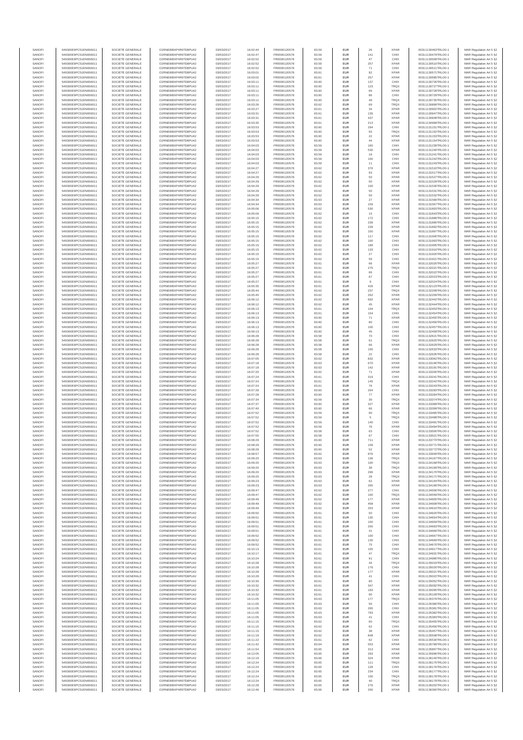| SANOFI | 549300E9PC51EN656011 | SOCIETE GENERALE | O2RNE8IBXP4R0TD8PU42 | 03/03/2017 | 16:02:44 | FR0000120578 | 83.59 | EUR | 26 | XPAR | 00311130463TRLO0-1 | MAR Regulation Art 5 §2 |
|---|---|---|---|---|---|---|---|---|---|---|---|---|
| SANOFI | 549300E9PC51EN656011 | SOCIETE GENERALE | O2RNE8IBXP4R0TD8PU42 | 03/03/2017 | 16:02:47 | FR0000120578 | 83.59 | EUR | 141 | CHIX | 00311130479TRLO0-1 | MAR Regulation Art 5 §2 |
| SANOFI | 549300E9PC51EN656011 | SOCIETE GENERALE | O2RNE8IBXP4R0TD8PU42 | 03/03/2017 | 16:02:52 | FR0000120578 | 83.59 | EUR | 47 | CHIX | 00311130508TRLO0-1 | MAR Regulation Art 5 §2 |
| SANOFI | 549300E9PC51EN656011 | SOCIETE GENERALE | O2RNE8IBXP4R0TD8PU42 | 03/03/2017 | 16:02:52 | FR0000120578 | 83.59 | EUR | 257 | XPAR | 00311130510TRLO0-1 | MAR Regulation Art 5 §2 |
| SANOFI | 549300E9PC51EN656011 | SOCIETE GENERALE | O2RNE8IBXP4R0TD8PU42 | 03/03/2017 | 16:02:52 | FR0000120578 | 83.59 | EUR | 71 | CHIX | 00311130511TRLO0-1 | MAR Regulation Art 5 §2 |
| SANOFI | 549300E9PC51EN656011 | SOCIETE GENERALE | O2RNE8IBXP4R0TD8PU42 | 03/03/2017 | 16:03:01 | FR0000120578 | 83.61 | EUR | 92 | XPAR | 00311130571TRLO0-1 | MAR Regulation Art 5 §2 |
| SANOFI | 549300E9PC51EN656011 | SOCIETE GENERALE | O2RNE8IBXP4R0TD8PU42 | 03/03/2017 | 16:03:02 | FR0000120578 | 83.61 | EUR | 257 | XPAR | 00311130585TRLO0-1 | MAR Regulation Art 5 §2 |
| SANOFI | 549300E9PC51EN656011 | SOCIETE GENERALE | O2RNE8IBXP4R0TD8PU42 | 03/03/2017 | 16:03:11 | FR0000120578 | 83.60 | EUR | 137 | CHIX | 00311130726TRLO0-1 | MAR Regulation Art 5 §2 |
| SANOFI | 549300E9PC51EN656011 | SOCIETE GENERALE | O2RNE8IBXP4R0TD8PU42 | 03/03/2017 | 16:03:11 | FR0000120578 | 83.60 | EUR | 123 | TRQX | 00311130727TRLO0-1 | MAR Regulation Art 5 §2 |
| SANOFI | 549300E9PC51EN656011 | SOCIETE GENERALE | O2RNE8IBXP4R0TD8PU42 | 03/03/2017 | 16:03:11 | FR0000120578 | 83.60 | EUR | 66 | XPAR | 00311130728TRLO0-1 | MAR Regulation Art 5 §2 |
| SANOFI | 549300E9PC51EN656011 | SOCIETE GENERALE | O2RNE8IBXP4R0TD8PU42 | 03/03/2017 | 16:03:11 | FR0000120578 | 83.60 | EUR | 86 | CHIX | 00311130729TRLO0-1 | MAR Regulation Art 5 §2 |
| SANOFI | 549300E9PC51EN656011 | SOCIETE GENERALE | O2RNE8IBXP4R0TD8PU42 | 03/03/2017 | 16:03:11 | FR0000120578 | 83.60 | EUR | 49 | TRQX | 00311130730TRLO0-1 | MAR Regulation Art 5 §2 |
| SANOFI | 549300E9PC51EN656011 | SOCIETE GENERALE | O2RNE8IBXP4R0TD8PU42 | 03/03/2017 | 16:03:26 | FR0000120578 | 83.62 | EUR | 69 | TRQX | 00311130899TRLO0-1 | MAR Regulation Art 5 §2 |
| SANOFI | 549300E9PC51EN656011 | SOCIETE GENERALE | O2RNE8IBXP4R0TD8PU42 | 03/03/2017 | 16:03:27 | FR0000120578 | 83.61 | EUR | 34 | XPAR | 00311130902TRLO0-1 | MAR Regulation Art 5 §2 |
| SANOFI | 549300E9PC51EN656011 | SOCIETE GENERALE | O2RNE8IBXP4R0TD8PU42 | 03/03/2017 | 16:03:31 | FR0000120578 | 83.61 | EUR | 135 | XPAR | 00311130947TRLO0-1 | MAR Regulation Art 5 §2 |
| SANOFI | 549300E9PC51EN656011 | SOCIETE GENERALE | O2RNE8IBXP4R0TD8PU42 | 03/03/2017 | 16:03:31 | FR0000120578 | 83.61 | EUR | 437 | XPAR | 00311130948TRLO0-1 | MAR Regulation Art 5 §2 |
| SANOFI | 549300E9PC51EN656011 | SOCIETE GENERALE | O2RNE8IBXP4R0TD8PU42 | 03/03/2017 | 16:03:35 | FR0000120578 | 83.61 | EUR | 213 | XPAR | 00311130999TRLO0-1 | MAR Regulation Art 5 §2 |
| SANOFI | 549300E9PC51EN656011 | SOCIETE GENERALE | O2RNE8IBXP4R0TD8PU42 | 03/03/2017 | 16:03:53 | FR0000120578 | 83.60 | EUR | 294 | CHIX | 00311131151TRLO0-1 | MAR Regulation Art 5 §2 |
| SANOFI | 549300E9PC51EN656011 | SOCIETE GENERALE | O2RNE8IBXP4R0TD8PU42 | 03/03/2017 | 16:03:53 | FR0000120578 | 83.60 | EUR | 93 | TRQX | 00311131152TRLO0-1 | MAR Regulation Art 5 §2 |
| SANOFI | 549300E9PC51EN656011 | SOCIETE GENERALE | O2RNE8IBXP4R0TD8PU42 | 03/03/2017 | 16:03:53 | FR0000120578 | 83.60 | EUR | 22 | XPAR | 00311131153TRLO0-1 | MAR Regulation Art 5 §2 |
| SANOFI | 549300E9PC51EN656011 | SOCIETE GENERALE | O2RNE8IBXP4R0TD8PU42 | 03/03/2017 | 16:03:53 | FR0000120578 | 83.60 | EUR | 44 | XPAR | 00311131154TRLO0-1 | MAR Regulation Art 5 §2 |
| SANOFI | 549300E9PC51EN656011 | SOCIETE GENERALE | O2RNE8IBXP4R0TD8PU42 | 03/03/2017 | 16:04:03 | FR0000120578 | 83.59 | EUR | 160 | CHIX | 00311131239TRLO0-1 | MAR Regulation Art 5 §2 |
| SANOFI | 549300E9PC51EN656011 | SOCIETE GENERALE | O2RNE8IBXP4R0TD8PU42 | 03/03/2017 | 16:04:03 | FR0000120578 | 83.59 | EUR | 530 | XPAR | 00311131240TRLO0-1 | MAR Regulation Art 5 §2 |
| SANOFI | 549300E9PC51EN656011 | SOCIETE GENERALE | O2RNE8IBXP4R0TD8PU42 | 03/03/2017 | 16:04:03 | FR0000120578 | 83.59 | EUR | 18 | CHIX | 00311131241TRLO0-1 | MAR Regulation Art 5 §2 |
| SANOFI | 549300E9PC51EN656011 | SOCIETE GENERALE | O2RNE8IBXP4R0TD8PU42 | 03/03/2017 | 16:04:03 | FR0000120578 | 83.59 | EUR | 100 | CHIX | 00311131242TRLO0-1 | MAR Regulation Art 5 §2 |
| SANOFI | 549300E9PC51EN656011 | SOCIETE GENERALE | O2RNE8IBXP4R0TD8PU42 | 03/03/2017 | 16:04:03 | FR0000120578 | 83.59 | EUR | 11 | CHIX | 00311131243TRLO0-1 | MAR Regulation Art 5 §2 |
| SANOFI | 549300E9PC51EN656011 | SOCIETE GENERALE | O2RNE8IBXP4R0TD8PU42 | 03/03/2017 | 16:04:27 | FR0000120578 | 83.62 | EUR | 376 | XPAR | 00311131510TRLO0-1 | MAR Regulation Art 5 §2 |
| SANOFI | 549300E9PC51EN656011 | SOCIETE GENERALE | O2RNE8IBXP4R0TD8PU42 | 03/03/2017 | 16:04:27 | FR0000120578 | 83.62 | EUR | 93 | XPAR | 00311131517TRLO0-1 | MAR Regulation Art 5 §2 |
| SANOFI | 549300E9PC51EN656011 | SOCIETE GENERALE | O2RNE8IBXP4R0TD8PU42 | 03/03/2017 | 16:04:29 | FR0000120578 | 83.62 | EUR | 50 | XPAR | 00311131527TRLO0-1 | MAR Regulation Art 5 §2 |
| SANOFI | 549300E9PC51EN656011 | SOCIETE GENERALE | O2RNE8IBXP4R0TD8PU42 | 03/03/2017 | 16:04:29 | FR0000120578 | 83.62 | EUR | 50 | XPAR | 00311131529TRLO0-1 | MAR Regulation Art 5 §2 |
| SANOFI | 549300E9PC51EN656011 | SOCIETE GENERALE | O2RNE8IBXP4R0TD8PU42 | 03/03/2017 | 16:04:29 | FR0000120578 | 83.62 | EUR | 100 | XPAR | 00311131530TRLO0-1 | MAR Regulation Art 5 §2 |
| SANOFI | 549300E9PC51EN656011 | SOCIETE GENERALE | O2RNE8IBXP4R0TD8PU42 | 03/03/2017 | 16:04:29 | FR0000120578 | 83.62 | EUR | 50 | XPAR | 00311131531TRLO0-1 | MAR Regulation Art 5 §2 |
| SANOFI | 549300E9PC51EN656011 | SOCIETE GENERALE | O2RNE8IBXP4R0TD8PU42 | 03/03/2017 | 16:04:29 | FR0000120578 | 83.62 | EUR | 50 | XPAR | 00311131532TRLO0-1 | MAR Regulation Art 5 §2 |
| SANOFI | 549300E9PC51EN656011 | SOCIETE GENERALE | O2RNE8IBXP4R0TD8PU42 | 03/03/2017 | 16:04:34 | FR0000120578 | 83.63 | EUR | 27 | XPAR | 00311131566TRLO0-1 | MAR Regulation Art 5 §2 |
| SANOFI | 549300E9PC51EN656011 | SOCIETE GENERALE | O2RNE8IBXP4R0TD8PU42 | 03/03/2017 | 16:04:34 | FR0000120578 | 83.63 | EUR | 159 | XPAR | 00311131567TRLO0-1 | MAR Regulation Art 5 §2 |
| SANOFI | 549300E9PC51EN656011 | SOCIETE GENERALE | O2RNE8IBXP4R0TD8PU42 | 03/03/2017 | 16:05:06 | FR0000120578 | 83.62 | EUR | 530 | XPAR | 00311131803TRLO0-1 | MAR Regulation Art 5 §2 |
| SANOFI | 549300E9PC51EN656011 | SOCIETE GENERALE | O2RNE8IBXP4R0TD8PU42 | 03/03/2017 | 16:05:09 | FR0000120578 | 83.62 | EUR | 15 | CHIX | 00311131843TRLO0-1 | MAR Regulation Art 5 §2 |
| SANOFI | 549300E9PC51EN656011 | SOCIETE GENERALE | O2RNE8IBXP4R0TD8PU42 | 03/03/2017 | 16:05:15 | FR0000120578 | 83.62 | EUR | 172 | CHIX | 00311131886TRLO0-1 | MAR Regulation Art 5 §2 |
| SANOFI | 549300E9PC51EN656011 | SOCIETE GENERALE | O2RNE8IBXP4R0TD8PU42 | 03/03/2017 | 16:05:15 | FR0000120578 | 83.62 | EUR | 239 | XPAR | 00311131890TRLO0-1 | MAR Regulation Art 5 §2 |
| SANOFI | 549300E9PC51EN656011 | SOCIETE GENERALE | O2RNE8IBXP4R0TD8PU42 | 03/03/2017 | 16:05:15 | FR0000120578 | 83.62 | EUR | 239 | XPAR | 00311131892TRLO0-1 | MAR Regulation Art 5 §2 |
| SANOFI | 549300E9PC51EN656011 | SOCIETE GENERALE | O2RNE8IBXP4R0TD8PU42 | 03/03/2017 | 16:05:15 | FR0000120578 | 83.62 | EUR | 150 | XPAR | 00311131897TRLO0-1 | MAR Regulation Art 5 §2 |
| SANOFI | 549300E9PC51EN656011 | SOCIETE GENERALE | O2RNE8IBXP4R0TD8PU42 | 03/03/2017 | 16:05:15 | FR0000120578 | 83.62 | EUR | 117 | CHIX | 00311131900TRLO0-1 | MAR Regulation Art 5 §2 |
| SANOFI | 549300E9PC51EN656011 | SOCIETE GENERALE | O2RNE8IBXP4R0TD8PU42 | 03/03/2017 | 16:05:15 | FR0000120578 | 83.62 | EUR | 100 | CHIX | 00311131903TRLO0-1 | MAR Regulation Art 5 §2 |
| SANOFI | 549300E9PC51EN656011 | SOCIETE GENERALE | O2RNE8IBXP4R0TD8PU42 | 03/03/2017 | 16:05:15 | FR0000120578 | 83.62 | EUR | 189 | CHIX | 00311131905TRLO0-1 | MAR Regulation Art 5 §2 |
| SANOFI | 549300E9PC51EN656011 | SOCIETE GENERALE | O2RNE8IBXP4R0TD8PU42 | 03/03/2017 | 16:05:15 | FR0000120578 | 83.62 | EUR | 133 | CHIX | 00311131916TRLO0-1 | MAR Regulation Art 5 §2 |
| SANOFI | 549300E9PC51EN656011 | SOCIETE GENERALE | O2RNE8IBXP4R0TD8PU42 | 03/03/2017 | 16:05:15 | FR0000120578 | 83.62 | EUR | 27 | CHIX | 00311131920TRLO0-1 | MAR Regulation Art 5 §2 |
| SANOFI | 549300E9PC51EN656011 | SOCIETE GENERALE | O2RNE8IBXP4R0TD8PU42 | 03/03/2017 | 16:05:15 | FR0000120578 | 83.62 | EUR | 59 | CHIX | 00311131921TRLO0-1 | MAR Regulation Art 5 §2 |
| SANOFI | 549300E9PC51EN656011 | SOCIETE GENERALE | O2RNE8IBXP4R0TD8PU42 | 03/03/2017 | 16:05:27 | FR0000120578 | 83.61 | EUR | 66 | XPAR | 00311132020TRLO0-1 | MAR Regulation Art 5 §2 |
| SANOFI | 549300E9PC51EN656011 | SOCIETE GENERALE | O2RNE8IBXP4R0TD8PU42 | 03/03/2017 | 16:05:27 | FR0000120578 | 83.61 | EUR | 275 | TRQX | 00311132021TRLO0-1 | MAR Regulation Art 5 §2 |
| SANOFI | 549300E9PC51EN656011 | SOCIETE GENERALE | O2RNE8IBXP4R0TD8PU42 | 03/03/2017 | 16:05:27 | FR0000120578 | 83.61 | EUR | 66 | CHIX | 00311132022TRLO0-1 | MAR Regulation Art 5 §2 |
| SANOFI | 549300E9PC51EN656011 | SOCIETE GENERALE | O2RNE8IBXP4R0TD8PU42 | 03/03/2017 | 16:05:27 | FR0000120578 | 83.61 | EUR | 67 | CHIX | 00311132023TRLO0-1 | MAR Regulation Art 5 §2 |
| SANOFI | 549300E9PC51EN656011 | SOCIETE GENERALE | O2RNE8IBXP4R0TD8PU42 | 03/03/2017 | 16:05:27 | FR0000120578 | 83.61 | EUR | 9 | CHIX | 00311132024TRLO0-1 | MAR Regulation Art 5 §2 |
| SANOFI | 549300E9PC51EN656011 | SOCIETE GENERALE | O2RNE8IBXP4R0TD8PU42 | 03/03/2017 | 16:05:35 | FR0000120578 | 83.61 | EUR | 426 | XPAR | 00311132123TRLO0-1 | MAR Regulation Art 5 §2 |
| SANOFI | 549300E9PC51EN656011 | SOCIETE GENERALE | O2RNE8IBXP4R0TD8PU42 | 03/03/2017 | 16:05:44 | FR0000120578 | 83.62 | EUR | 237 | TRQX | 00311132208TRLO0-1 | MAR Regulation Art 5 §2 |
| SANOFI | 549300E9PC51EN656011 | SOCIETE GENERALE | O2RNE8IBXP4R0TD8PU42 | 03/03/2017 | 16:05:45 | FR0000120578 | 83.62 | EUR | 262 | XPAR | 00311132209TRLO0-1 | MAR Regulation Art 5 §2 |
| SANOFI | 549300E9PC51EN656011 | SOCIETE GENERALE | O2RNE8IBXP4R0TD8PU42 | 03/03/2017 | 16:06:12 | FR0000120578 | 83.62 | EUR | 692 | XPAR | 00311132442TRLO0-1 | MAR Regulation Art 5 §2 |
| SANOFI | 549300E9PC51EN656011 | SOCIETE GENERALE | O2RNE8IBXP4R0TD8PU42 | 03/03/2017 | 16:06:12 | FR0000120578 | 83.62 | EUR | 45 | XPAR | 00311132444TRLO0-1 | MAR Regulation Art 5 §2 |
| SANOFI | 549300E9PC51EN656011 | SOCIETE GENERALE | O2RNE8IBXP4R0TD8PU42 | 03/03/2017 | 16:06:13 | FR0000120578 | 83.61 | EUR | 104 | TRQX | 00311132453TRLO0-1 | MAR Regulation Art 5 §2 |
| SANOFI | 549300E9PC51EN656011 | SOCIETE GENERALE | O2RNE8IBXP4R0TD8PU42 | 03/03/2017 | 16:06:13 | FR0000120578 | 83.61 | EUR | 154 | CHIX | 00311132454TRLO0-1 | MAR Regulation Art 5 §2 |
| SANOFI | 549300E9PC51EN656011 | SOCIETE GENERALE | O2RNE8IBXP4R0TD8PU42 | 03/03/2017 | 16:06:13 | FR0000120578 | 83.60 | EUR | 71 | XPAR | 00311132455TRLO0-1 | MAR Regulation Art 5 §2 |
| SANOFI | 549300E9PC51EN656011 | SOCIETE GENERALE | O2RNE8IBXP4R0TD8PU42 | 03/03/2017 | 16:06:13 | FR0000120578 | 83.60 | EUR | 80 | CHIX | 00311132456TRLO0-1 | MAR Regulation Art 5 §2 |
| SANOFI | 549300E9PC51EN656011 | SOCIETE GENERALE | O2RNE8IBXP4R0TD8PU42 | 03/03/2017 | 16:06:13 | FR0000120578 | 83.60 | EUR | 100 | CHIX | 00311132457TRLO0-1 | MAR Regulation Art 5 §2 |
| SANOFI | 549300E9PC51EN656011 | SOCIETE GENERALE | O2RNE8IBXP4R0TD8PU42 | 03/03/2017 | 16:06:13 | FR0000120578 | 83.60 | EUR | 45 | CHIX | 00311132458TRLO0-1 | MAR Regulation Art 5 §2 |
| SANOFI | 549300E9PC51EN656011 | SOCIETE GENERALE | O2RNE8IBXP4R0TD8PU42 | 03/03/2017 | 16:06:28 | FR0000120578 | 83.58 | EUR | 70 | CHIX | 00311132621TRLO0-1 | MAR Regulation Art 5 §2 |
| SANOFI | 549300E9PC51EN656011 | SOCIETE GENERALE | O2RNE8IBXP4R0TD8PU42 | 03/03/2017 | 16:06:28 | FR0000120578 | 83.58 | EUR | 61 | TRQX | 00311132625TRLO0-1 | MAR Regulation Art 5 §2 |
| SANOFI | 549300E9PC51EN656011 | SOCIETE GENERALE | O2RNE8IBXP4R0TD8PU42 | 03/03/2017 | 16:06:28 | FR0000120578 | 83.58 | EUR | 66 | XPAR | 00311132629TRLO0-1 | MAR Regulation Art 5 §2 |
| SANOFI | 549300E9PC51EN656011 | SOCIETE GENERALE | O2RNE8IBXP4R0TD8PU42 | 03/03/2017 | 16:06:28 | FR0000120578 | 83.58 | EUR | 100 | CHIX | 00311132633TRLO0-1 | MAR Regulation Art 5 §2 |
| SANOFI | 549300E9PC51EN656011 | SOCIETE GENERALE | O2RNE8IBXP4R0TD8PU42 | 03/03/2017 | 16:06:28 | FR0000120578 | 83.58 | EUR | 22 | CHIX | 00311132635TRLO0-1 | MAR Regulation Art 5 §2 |
| SANOFI | 549300E9PC51EN656011 | SOCIETE GENERALE | O2RNE8IBXP4R0TD8PU42 | 03/03/2017 | 16:07:05 | FR0000120578 | 83.62 | EUR | 832 | XPAR | 00311133062TRLO0-1 | MAR Regulation Art 5 §2 |
| SANOFI | 549300E9PC51EN656011 | SOCIETE GENERALE | O2RNE8IBXP4R0TD8PU42 | 03/03/2017 | 16:07:18 | FR0000120578 | 83.63 | EUR | 670 | XPAR | 00311133190TRLO0-1 | MAR Regulation Art 5 §2 |
| SANOFI | 549300E9PC51EN656011 | SOCIETE GENERALE | O2RNE8IBXP4R0TD8PU42 | 03/03/2017 | 16:07:18 | FR0000120578 | 83.63 | EUR | 142 | XPAR | 00311133191TRLO0-1 | MAR Regulation Art 5 §2 |
| SANOFI | 549300E9PC51EN656011 | SOCIETE GENERALE | O2RNE8IBXP4R0TD8PU42 | 03/03/2017 | 16:07:20 | FR0000120578 | 83.62 | EUR | 71 | XPAR | 00311133200TRLO0-1 | MAR Regulation Art 5 §2 |
| SANOFI | 549300E9PC51EN656011 | SOCIETE GENERALE | O2RNE8IBXP4R0TD8PU42 | 03/03/2017 | 16:07:24 | FR0000120578 | 83.61 | EUR | 319 | CHIX | 00311133241TRLO0-1 | MAR Regulation Art 5 §2 |
| SANOFI | 549300E9PC51EN656011 | SOCIETE GENERALE | O2RNE8IBXP4R0TD8PU42 | 03/03/2017 | 16:07:24 | FR0000120578 | 83.61 | EUR | 145 | TRQX | 00311133242TRLO0-1 | MAR Regulation Art 5 §2 |
| SANOFI | 549300E9PC51EN656011 | SOCIETE GENERALE | O2RNE8IBXP4R0TD8PU42 | 03/03/2017 | 16:07:24 | FR0000120578 | 83.61 | EUR | 76 | XPAR | 00311133243TRLO0-1 | MAR Regulation Art 5 §2 |
| SANOFI | 549300E9PC51EN656011 | SOCIETE GENERALE | O2RNE8IBXP4R0TD8PU42 | 03/03/2017 | 16:07:28 | FR0000120578 | 83.60 | EUR | 204 | CHIX | 00311133283TRLO0-1 | MAR Regulation Art 5 §2 |
| SANOFI | 549300E9PC51EN656011 | SOCIETE GENERALE | O2RNE8IBXP4R0TD8PU42 | 03/03/2017 | 16:07:28 | FR0000120578 | 83.60 | EUR | 77 | XPAR | 00311133284TRLO0-1 | MAR Regulation Art 5 §2 |
| SANOFI | 549300E9PC51EN656011 | SOCIETE GENERALE | O2RNE8IBXP4R0TD8PU42 | 03/03/2017 | 16:07:34 | FR0000120578 | 83.59 | EUR | 30 | TRQX | 00311133374TRLO0-1 | MAR Regulation Art 5 §2 |
| SANOFI | 549300E9PC51EN656011 | SOCIETE GENERALE | O2RNE8IBXP4R0TD8PU42 | 03/03/2017 | 16:07:37 | FR0000120578 | 83.60 | EUR | 327 | XPAR | 00311133389TRLO0-1 | MAR Regulation Art 5 §2 |
| SANOFI | 549300E9PC51EN656011 | SOCIETE GENERALE | O2RNE8IBXP4R0TD8PU42 | 03/03/2017 | 16:07:40 | FR0000120578 | 83.60 | EUR | 66 | XPAR | 00311133399TRLO0-1 | MAR Regulation Art 5 §2 |
| SANOFI | 549300E9PC51EN656011 | SOCIETE GENERALE | O2RNE8IBXP4R0TD8PU42 | 03/03/2017 | 16:07:52 | FR0000120578 | 83.59 | EUR | 90 | TRQX | 00311133485TRLO0-1 | MAR Regulation Art 5 §2 |
| SANOFI | 549300E9PC51EN656011 | SOCIETE GENERALE | O2RNE8IBXP4R0TD8PU42 | 03/03/2017 | 16:07:52 | FR0000120578 | 83.59 | EUR | 5 | TRQX | 00311133488TRLO0-1 | MAR Regulation Art 5 §2 |
| SANOFI | 549300E9PC51EN656011 | SOCIETE GENERALE | O2RNE8IBXP4R0TD8PU42 | 03/03/2017 | 16:07:52 | FR0000120578 | 83.59 | EUR | 145 | CHIX | 00311133491TRLO0-1 | MAR Regulation Art 5 §2 |
| SANOFI | 549300E9PC51EN656011 | SOCIETE GENERALE | O2RNE8IBXP4R0TD8PU42 | 03/03/2017 | 16:07:52 | FR0000120578 | 83.59 | EUR | 76 | XPAR | 00311133494TRLO0-1 | MAR Regulation Art 5 §2 |
| SANOFI | 549300E9PC51EN656011 | SOCIETE GENERALE | O2RNE8IBXP4R0TD8PU42 | 03/03/2017 | 16:07:52 | FR0000120578 | 83.58 | EUR | 63 | CHIX | 00311133500TRLO0-1 | MAR Regulation Art 5 §2 |
| SANOFI | 549300E9PC51EN656011 | SOCIETE GENERALE | O2RNE8IBXP4R0TD8PU42 | 03/03/2017 | 16:07:55 | FR0000120578 | 83.58 | EUR | 67 | CHIX | 00311133521TRLO0-1 | MAR Regulation Art 5 §2 |
| SANOFI | 549300E9PC51EN656011 | SOCIETE GENERALE | O2RNE8IBXP4R0TD8PU42 | 03/03/2017 | 16:08:29 | FR0000120578 | 83.60 | EUR | 711 | XPAR | 00311133770TRLO0-1 | MAR Regulation Art 5 §2 |
| SANOFI | 549300E9PC51EN656011 | SOCIETE GENERALE | O2RNE8IBXP4R0TD8PU42 | 03/03/2017 | 16:08:29 | FR0000120578 | 83.60 | EUR | 109 | XPAR | 00311133771TRLO0-1 | MAR Regulation Art 5 §2 |
| SANOFI | 549300E9PC51EN656011 | SOCIETE GENERALE | O2RNE8IBXP4R0TD8PU42 | 03/03/2017 | 16:08:29 | FR0000120578 | 83.60 | EUR | 52 | XPAR | 00311133772TRLO0-1 | MAR Regulation Art 5 §2 |
| SANOFI | 549300E9PC51EN656011 | SOCIETE GENERALE | O2RNE8IBXP4R0TD8PU42 | 03/03/2017 | 16:08:57 | FR0000120578 | 83.62 | EUR | 876 | XPAR | 00311133949TRLO0-1 | MAR Regulation Art 5 §2 |
| SANOFI | 549300E9PC51EN656011 | SOCIETE GENERALE | O2RNE8IBXP4R0TD8PU42 | 03/03/2017 | 16:09:20 | FR0000120578 | 83.63 | EUR | 136 | TRQX | 00311134167TRLO0-1 | MAR Regulation Art 5 §2 |
| SANOFI | 549300E9PC51EN656011 | SOCIETE GENERALE | O2RNE8IBXP4R0TD8PU42 | 03/03/2017 | 16:09:20 | FR0000120578 | 83.63 | EUR | 100 | TRQX | 00311134168TRLO0-1 | MAR Regulation Art 5 §2 |
| SANOFI | 549300E9PC51EN656011 | SOCIETE GENERALE | O2RNE8IBXP4R0TD8PU42 | 03/03/2017 | 16:09:20 | FR0000120578 | 83.63 | EUR | 38 | TRQX | 00311134169TRLO0-1 | MAR Regulation Art 5 §2 |
| SANOFI | 549300E9PC51EN656011 | SOCIETE GENERALE | O2RNE8IBXP4R0TD8PU42 | 03/03/2017 | 16:09:20 | FR0000120578 | 83.63 | EUR | 296 | XPAR | 00311134170TRLO0-1 | MAR Regulation Art 5 §2 |
| SANOFI | 549300E9PC51EN656011 | SOCIETE GENERALE | O2RNE8IBXP4R0TD8PU42 | 03/03/2017 | 16:09:20 | FR0000120578 | 83.63 | EUR | 28 | TRQX | 00311134171TRLO0-1 | MAR Regulation Art 5 §2 |
| SANOFI | 549300E9PC51EN656011 | SOCIETE GENERALE | O2RNE8IBXP4R0TD8PU42 | 03/03/2017 | 16:09:23 | FR0000120578 | 83.63 | EUR | 62 | XPAR | 00311134194TRLO0-1 | MAR Regulation Art 5 §2 |
| SANOFI | 549300E9PC51EN656011 | SOCIETE GENERALE | O2RNE8IBXP4R0TD8PU42 | 03/03/2017 | 16:09:23 | FR0000120578 | 83.63 | EUR | 265 | XPAR | 00311134196TRLO0-1 | MAR Regulation Art 5 §2 |
| SANOFI | 549300E9PC51EN656011 | SOCIETE GENERALE | O2RNE8IBXP4R0TD8PU42 | 03/03/2017 | 16:09:47 | FR0000120578 | 83.62 | EUR | 277 | CHIX | 00311134556TRLO0-1 | MAR Regulation Art 5 §2 |
| SANOFI | 549300E9PC51EN656011 | SOCIETE GENERALE | O2RNE8IBXP4R0TD8PU42 | 03/03/2017 | 16:09:47 | FR0000120578 | 83.62 | EUR | 100 | TRQX | 00311134559TRLO0-1 | MAR Regulation Art 5 §2 |
| SANOFI | 549300E9PC51EN656011 | SOCIETE GENERALE | O2RNE8IBXP4R0TD8PU42 | 03/03/2017 | 16:09:49 | FR0000120578 | 83.62 | EUR | 177 | XPAR | 00311134605TRLO0-1 | MAR Regulation Art 5 §2 |
| SANOFI | 549300E9PC51EN656011 | SOCIETE GENERALE | O2RNE8IBXP4R0TD8PU42 | 03/03/2017 | 16:09:49 | FR0000120578 | 83.62 | EUR | 458 | XPAR | 00311134608TRLO0-1 | MAR Regulation Art 5 §2 |
| SANOFI | 549300E9PC51EN656011 | SOCIETE GENERALE | O2RNE8IBXP4R0TD8PU42 | 03/03/2017 | 16:09:49 | FR0000120578 | 83.62 | EUR | 203 | XPAR | 00311134610TRLO0-1 | MAR Regulation Art 5 §2 |
| SANOFI | 549300E9PC51EN656011 | SOCIETE GENERALE | O2RNE8IBXP4R0TD8PU42 | 03/03/2017 | 16:09:50 | FR0000120578 | 83.61 | EUR | 50 | CHIX | 00311134620TRLO0-1 | MAR Regulation Art 5 §2 |
| SANOFI | 549300E9PC51EN656011 | SOCIETE GENERALE | O2RNE8IBXP4R0TD8PU42 | 03/03/2017 | 16:09:51 | FR0000120578 | 83.61 | EUR | 130 | CHIX | 00311134654TRLO0-1 | MAR Regulation Art 5 §2 |
| SANOFI | 549300E9PC51EN656011 | SOCIETE GENERALE | O2RNE8IBXP4R0TD8PU42 | 03/03/2017 | 16:09:51 | FR0000120578 | 83.61 | EUR | 100 | CHIX | 00311134659TRLO0-1 | MAR Regulation Art 5 §2 |
| SANOFI | 549300E9PC51EN656011 | SOCIETE GENERALE | O2RNE8IBXP4R0TD8PU42 | 03/03/2017 | 16:09:51 | FR0000120578 | 83.61 | EUR | 200 | CHIX | 00311134663TRLO0-1 | MAR Regulation Art 5 §2 |
| SANOFI | 549300E9PC51EN656011 | SOCIETE GENERALE | O2RNE8IBXP4R0TD8PU42 | 03/03/2017 | 16:09:51 | FR0000120578 | 83.61 | EUR | 41 | CHIX | 00311134666TRLO0-1 | MAR Regulation Art 5 §2 |
| SANOFI | 549300E9PC51EN656011 | SOCIETE GENERALE | O2RNE8IBXP4R0TD8PU42 | 03/03/2017 | 16:09:52 | FR0000120578 | 83.61 | EUR | 100 | CHIX | 00311134667TRLO0-1 | MAR Regulation Art 5 §2 |
| SANOFI | 549300E9PC51EN656011 | SOCIETE GENERALE | O2RNE8IBXP4R0TD8PU42 | 03/03/2017 | 16:09:52 | FR0000120578 | 83.61 | EUR | 130 | CHIX | 00311134669TRLO0-1 | MAR Regulation Art 5 §2 |
| SANOFI | 549300E9PC51EN656011 | SOCIETE GENERALE | O2RNE8IBXP4R0TD8PU42 | 03/03/2017 | 16:09:52 | FR0000120578 | 83.61 | EUR | 75 | CHIX | 00311134670TRLO0-1 | MAR Regulation Art 5 §2 |
| SANOFI | 549300E9PC51EN656011 | SOCIETE GENERALE | O2RNE8IBXP4R0TD8PU42 | 03/03/2017 | 16:10:13 | FR0000120578 | 83.61 | EUR | 105 | CHIX | 00311134917TRLO0-1 | MAR Regulation Art 5 §2 |
| SANOFI | 549300E9PC51EN656011 | SOCIETE GENERALE | O2RNE8IBXP4R0TD8PU42 | 03/03/2017 | 16:10:17 | FR0000120578 | 83.61 | EUR | 47 | TRQX | 00311134931TRLO0-1 | MAR Regulation Art 5 §2 |
| SANOFI | 549300E9PC51EN656011 | SOCIETE GENERALE | O2RNE8IBXP4R0TD8PU42 | 03/03/2017 | 16:10:24 | FR0000120578 | 83.61 | EUR | 91 | CHIX | 00311134980TRLO0-1 | MAR Regulation Art 5 §2 |
| SANOFI | 549300E9PC51EN656011 | SOCIETE GENERALE | O2RNE8IBXP4R0TD8PU42 | 03/03/2017 | 16:10:28 | FR0000120578 | 83.61 | EUR | 44 | TRQX | 00311135019TRLO0-1 | MAR Regulation Art 5 §2 |
| SANOFI | 549300E9PC51EN656011 | SOCIETE GENERALE | O2RNE8IBXP4R0TD8PU42 | 03/03/2017 | 16:10:28 | FR0000120578 | 83.61 | EUR | 176 | CHIX | 00311135020TRLO0-1 | MAR Regulation Art 5 §2 |
| SANOFI | 549300E9PC51EN656011 | SOCIETE GENERALE | O2RNE8IBXP4R0TD8PU42 | 03/03/2017 | 16:10:28 | FR0000120578 | 83.61 | EUR | 177 | XPAR | 00311135021TRLO0-1 | MAR Regulation Art 5 §2 |
| SANOFI | 549300E9PC51EN656011 | SOCIETE GENERALE | O2RNE8IBXP4R0TD8PU42 | 03/03/2017 | 16:10:28 | FR0000120578 | 83.61 | EUR | 41 | CHIX | 00311135022TRLO0-1 | MAR Regulation Art 5 §2 |
| SANOFI | 549300E9PC51EN656011 | SOCIETE GENERALE | O2RNE8IBXP4R0TD8PU42 | 03/03/2017 | 16:10:30 | FR0000120578 | 83.61 | EUR | 80 | XPAR | 00311135052TRLO0-1 | MAR Regulation Art 5 §2 |
| SANOFI | 549300E9PC51EN656011 | SOCIETE GENERALE | O2RNE8IBXP4R0TD8PU42 | 03/03/2017 | 16:10:32 | FR0000120578 | 83.61 | EUR | 347 | XPAR | 00311135092TRLO0-1 | MAR Regulation Art 5 §2 |
| SANOFI | 549300E9PC51EN656011 | SOCIETE GENERALE | O2RNE8IBXP4R0TD8PU42 | 03/03/2017 | 16:10:32 | FR0000120578 | 83.61 | EUR | 183 | XPAR | 00311135095TRLO0-1 | MAR Regulation Art 5 §2 |
| SANOFI | 549300E9PC51EN656011 | SOCIETE GENERALE | O2RNE8IBXP4R0TD8PU42 | 03/03/2017 | 16:10:32 | FR0000120578 | 83.61 | EUR | 90 | XPAR | 00311135109TRLO0-1 | MAR Regulation Art 5 §2 |
| SANOFI | 549300E9PC51EN656011 | SOCIETE GENERALE | O2RNE8IBXP4R0TD8PU42 | 03/03/2017 | 16:11:05 | FR0000120578 | 83.63 | EUR | 177 | TRQX | 00311135379TRLO0-1 | MAR Regulation Art 5 §2 |
| SANOFI | 549300E9PC51EN656011 | SOCIETE GENERALE | O2RNE8IBXP4R0TD8PU42 | 03/03/2017 | 16:11:05 | FR0000120578 | 83.63 | EUR | 56 | CHIX | 00311135380TRLO0-1 | MAR Regulation Art 5 §2 |
| SANOFI | 549300E9PC51EN656011 | SOCIETE GENERALE | O2RNE8IBXP4R0TD8PU42 | 03/03/2017 | 16:11:05 | FR0000120578 | 83.63 | EUR | 265 | CHIX | 00311135381TRLO0-1 | MAR Regulation Art 5 §2 |
| SANOFI | 549300E9PC51EN656011 | SOCIETE GENERALE | O2RNE8IBXP4R0TD8PU42 | 03/03/2017 | 16:11:05 | FR0000120578 | 83.63 | EUR | 793 | XPAR | 00311135382TRLO0-1 | MAR Regulation Art 5 §2 |
| SANOFI | 549300E9PC51EN656011 | SOCIETE GENERALE | O2RNE8IBXP4R0TD8PU42 | 03/03/2017 | 16:11:05 | FR0000120578 | 83.63 | EUR | 41 | CHIX | 00311135383TRLO0-1 | MAR Regulation Art 5 §2 |
| SANOFI | 549300E9PC51EN656011 | SOCIETE GENERALE | O2RNE8IBXP4R0TD8PU42 | 03/03/2017 | 16:11:15 | FR0000120578 | 83.62 | EUR | 60 | TRQX | 00311135455TRLO0-1 | MAR Regulation Art 5 §2 |
| SANOFI | 549300E9PC51EN656011 | SOCIETE GENERALE | O2RNE8IBXP4R0TD8PU42 | 03/03/2017 | 16:11:15 | FR0000120578 | 83.62 | EUR | 62 | CHIX | 00311135456TRLO0-1 | MAR Regulation Art 5 §2 |
| SANOFI | 549300E9PC51EN656011 | SOCIETE GENERALE | O2RNE8IBXP4R0TD8PU42 | 03/03/2017 | 16:11:15 | FR0000120578 | 83.62 | EUR | 38 | XPAR | 00311135457TRLO0-1 | MAR Regulation Art 5 §2 |
| SANOFI | 549300E9PC51EN656011 | SOCIETE GENERALE | O2RNE8IBXP4R0TD8PU42 | 03/03/2017 | 16:11:19 | FR0000120578 | 83.62 | EUR | 848 | XPAR | 00311135508TRLO0-1 | MAR Regulation Art 5 §2 |
| SANOFI | 549300E9PC51EN656011 | SOCIETE GENERALE | O2RNE8IBXP4R0TD8PU42 | 03/03/2017 | 16:11:22 | FR0000120578 | 83.61 | EUR | 62 | CHIX | 00311135538TRLO0-1 | MAR Regulation Art 5 §2 |
| SANOFI | 549300E9PC51EN656011 | SOCIETE GENERALE | O2RNE8IBXP4R0TD8PU42 | 03/03/2017 | 16:11:42 | FR0000120578 | 83.64 | EUR | 553 | XPAR | 00311135789TRLO0-1 | MAR Regulation Art 5 §2 |
| SANOFI | 549300E9PC51EN656011 | SOCIETE GENERALE | O2RNE8IBXP4R0TD8PU42 | 03/03/2017 | 16:11:54 | FR0000120578 | 83.65 | EUR | 313 | XPAR | 00311135897TRLO0-1 | MAR Regulation Art 5 §2 |
| SANOFI | 549300E9PC51EN656011 | SOCIETE GENERALE | O2RNE8IBXP4R0TD8PU42 | 03/03/2017 | 16:12:05 | FR0000120578 | 83.65 | EUR | 293 | XPAR | 00311135996TRLO0-1 | MAR Regulation Art 5 §2 |
| SANOFI | 549300E9PC51EN656011 | SOCIETE GENERALE | O2RNE8IBXP4R0TD8PU42 | 03/03/2017 | 16:12:19 | FR0000120578 | 83.66 | EUR | 324 | XPAR | 00311136140TRLO0-1 | MAR Regulation Art 5 §2 |
| SANOFI | 549300E9PC51EN656011 | SOCIETE GENERALE | O2RNE8IBXP4R0TD8PU42 | 03/03/2017 | 16:12:24 | FR0000120578 | 83.65 | EUR | 111 | TRQX | 00311136175TRLO0-1 | MAR Regulation Art 5 §2 |
| SANOFI | 549300E9PC51EN656011 | SOCIETE GENERALE | O2RNE8IBXP4R0TD8PU42 | 03/03/2017 | 16:12:24 | FR0000120578 | 83.65 | EUR | 128 | CHIX | 00311136176TRLO0-1 | MAR Regulation Art 5 §2 |
| SANOFI | 549300E9PC51EN656011 | SOCIETE GENERALE | O2RNE8IBXP4R0TD8PU42 | 03/03/2017 | 16:12:24 | FR0000120578 | 83.65 | EUR | 234 | CHIX | 00311136177TRLO0-1 | MAR Regulation Art 5 §2 |
| SANOFI | 549300E9PC51EN656011 | SOCIETE GENERALE | O2RNE8IBXP4R0TD8PU42 | 03/03/2017 | 16:12:24 | FR0000120578 | 83.65 | EUR | 100 | TRQX | 00311136178TRLO0-1 | MAR Regulation Art 5 §2 |
| SANOFI | 549300E9PC51EN656011 | SOCIETE GENERALE | O2RNE8IBXP4R0TD8PU42 | 03/03/2017 | 16:12:24 | FR0000120578 | 83.65 | EUR | 40 | TRQX | 00311136179TRLO0-1 | MAR Regulation Art 5 §2 |
| SANOFI | 549300E9PC51EN656011 | SOCIETE GENERALE | O2RNE8IBXP4R0TD8PU42 | 03/03/2017 | 16:12:28 | FR0000120578 | 83.65 | EUR | 276 | XPAR | 00311136202TRLO0-1 | MAR Regulation Art 5 §2 |
| SANOFI | 549300E9PC51EN656011 | SOCIETE GENERALE | O2RNE8IBXP4R0TD8PU42 | 03/03/2017 | 16:12:46 | FR0000120578 | 83.66 | EUR | 200 | XPAR | 00311136360TRLO0-1 | MAR Regulation Art 5 §2 |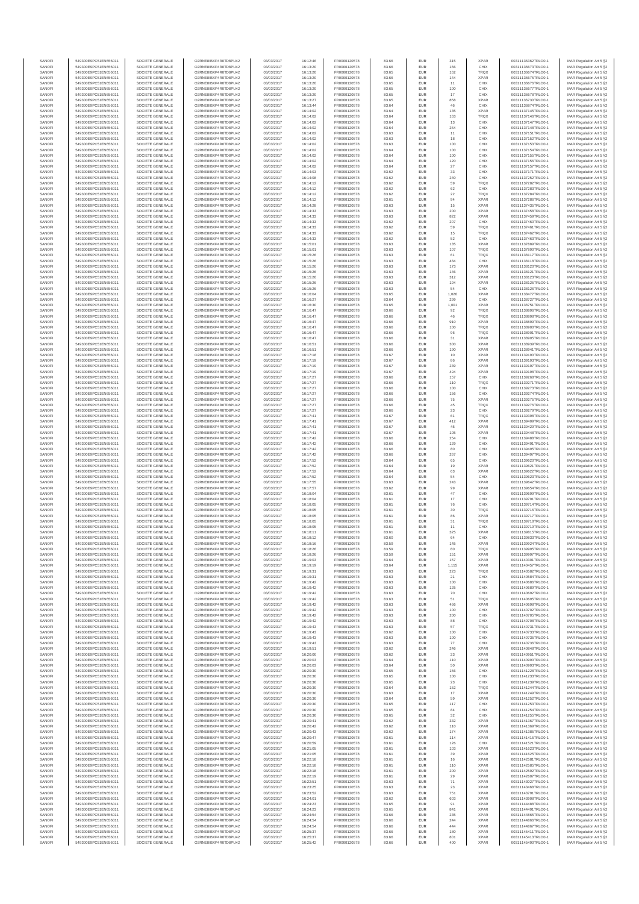| SANOFI | 549300E9PC51EN656011 | SOCIETE GENERALE | O2RNE8IBXP4R0TD8PU42 | 03/03/2017 | 16:12:46 | FR0000120578 | 83.66 | EUR | 315 | XPAR | 00311136362TRLO0-1 | MAR Regulation Art 5 §2 |
|---|---|---|---|---|---|---|---|---|---|---|---|---|
| SANOFI | 549300E9PC51EN656011 | SOCIETE GENERALE | O2RNE8IBXP4R0TD8PU42 | 03/03/2017 | 16:13:20 | FR0000120578 | 83.66 | EUR | 166 | CHIX | 00311136673TRLO0-1 | MAR Regulation Art 5 §2 |
| SANOFI | 549300E9PC51EN656011 | SOCIETE GENERALE | O2RNE8IBXP4R0TD8PU42 | 03/03/2017 | 16:13:20 | FR0000120578 | 83.65 | EUR | 162 | TRQX | 00311136674TRLO0-1 | MAR Regulation Art 5 §2 |
| SANOFI | 549300E9PC51EN656011 | SOCIETE GENERALE | O2RNE8IBXP4R0TD8PU42 | 03/03/2017 | 16:13:20 | FR0000120578 | 83.66 | EUR | 144 | XPAR | 00311136675TRLO0-1 | MAR Regulation Art 5 §2 |
| SANOFI | 549300E9PC51EN656011 | SOCIETE GENERALE | O2RNE8IBXP4R0TD8PU42 | 03/03/2017 | 16:13:20 | FR0000120578 | 83.65 | EUR | 11 | CHIX | 00311136676TRLO0-1 | MAR Regulation Art 5 §2 |
| SANOFI | 549300E9PC51EN656011 | SOCIETE GENERALE | O2RNE8IBXP4R0TD8PU42 | 03/03/2017 | 16:13:20 | FR0000120578 | 83.65 | EUR | 100 | CHIX | 00311136677TRLO0-1 | MAR Regulation Art 5 §2 |
| SANOFI | 549300E9PC51EN656011 | SOCIETE GENERALE | O2RNE8IBXP4R0TD8PU42 | 03/03/2017 | 16:13:20 | FR0000120578 | 83.65 | EUR | 17 | CHIX | 00311136678TRLO0-1 | MAR Regulation Art 5 §2 |
| SANOFI | 549300E9PC51EN656011 | SOCIETE GENERALE | O2RNE8IBXP4R0TD8PU42 | 03/03/2017 | 16:13:27 | FR0000120578 | 83.65 | EUR | 858 | XPAR | 00311136730TRLO0-1 | MAR Regulation Art 5 §2 |
| SANOFI | 549300E9PC51EN656011 | SOCIETE GENERALE | O2RNE8IBXP4R0TD8PU42 | 03/03/2017 | 16:13:44 | FR0000120578 | 83.64 | EUR | 46 | CHIX | 00311136874TRLO0-1 | MAR Regulation Art 5 §2 |
| SANOFI | 549300E9PC51EN656011 | SOCIETE GENERALE | O2RNE8IBXP4R0TD8PU42 | 03/03/2017 | 16:14:02 | FR0000120578 | 83.64 | EUR | 135 | XPAR | 00311137145TRLO0-1 | MAR Regulation Art 5 §2 |
| SANOFI | 549300E9PC51EN656011 | SOCIETE GENERALE | O2RNE8IBXP4R0TD8PU42 | 03/03/2017 | 16:14:02 | FR0000120578 | 83.64 | EUR | 163 | TRQX | 00311137146TRLO0-1 | MAR Regulation Art 5 §2 |
| SANOFI | 549300E9PC51EN656011 | SOCIETE GENERALE | O2RNE8IBXP4R0TD8PU42 | 03/03/2017 | 16:14:02 | FR0000120578 | 83.64 | EUR | 13 | CHIX | 00311137147TRLO0-1 | MAR Regulation Art 5 §2 |
| SANOFI | 549300E9PC51EN656011 | SOCIETE GENERALE | O2RNE8IBXP4R0TD8PU42 | 03/03/2017 | 16:14:02 | FR0000120578 | 83.64 | EUR | 264 | CHIX | 00311137148TRLO0-1 | MAR Regulation Art 5 §2 |
| SANOFI | 549300E9PC51EN656011 | SOCIETE GENERALE | O2RNE8IBXP4R0TD8PU42 | 03/03/2017 | 16:14:02 | FR0000120578 | 83.63 | EUR | 11 | CHIX | 00311137151TRLO0-1 | MAR Regulation Art 5 §2 |
| SANOFI | 549300E9PC51EN656011 | SOCIETE GENERALE | O2RNE8IBXP4R0TD8PU42 | 03/03/2017 | 16:14:02 | FR0000120578 | 83.63 | EUR | 18 | CHIX | 00311137152TRLO0-1 | MAR Regulation Art 5 §2 |
| SANOFI | 549300E9PC51EN656011 | SOCIETE GENERALE | O2RNE8IBXP4R0TD8PU42 | 03/03/2017 | 16:14:02 | FR0000120578 | 83.63 | EUR | 100 | CHIX | 00311137153TRLO0-1 | MAR Regulation Art 5 §2 |
| SANOFI | 549300E9PC51EN656011 | SOCIETE GENERALE | O2RNE8IBXP4R0TD8PU42 | 03/03/2017 | 16:14:02 | FR0000120578 | 83.64 | EUR | 100 | CHIX | 00311137154TRLO0-1 | MAR Regulation Art 5 §2 |
| SANOFI | 549300E9PC51EN656011 | SOCIETE GENERALE | O2RNE8IBXP4R0TD8PU42 | 03/03/2017 | 16:14:02 | FR0000120578 | 83.64 | EUR | 100 | CHIX | 00311137155TRLO0-1 | MAR Regulation Art 5 §2 |
| SANOFI | 549300E9PC51EN656011 | SOCIETE GENERALE | O2RNE8IBXP4R0TD8PU42 | 03/03/2017 | 16:14:02 | FR0000120578 | 83.64 | EUR | 120 | CHIX | 00311137156TRLO0-1 | MAR Regulation Art 5 §2 |
| SANOFI | 549300E9PC51EN656011 | SOCIETE GENERALE | O2RNE8IBXP4R0TD8PU42 | 03/03/2017 | 16:14:02 | FR0000120578 | 83.64 | EUR | 27 | CHIX | 00311137157TRLO0-1 | MAR Regulation Art 5 §2 |
| SANOFI | 549300E9PC51EN656011 | SOCIETE GENERALE | O2RNE8IBXP4R0TD8PU42 | 03/03/2017 | 16:14:03 | FR0000120578 | 83.62 | EUR | 33 | CHIX | 00311137171TRLO0-1 | MAR Regulation Art 5 §2 |
| SANOFI | 549300E9PC51EN656011 | SOCIETE GENERALE | O2RNE8IBXP4R0TD8PU42 | 03/03/2017 | 16:14:08 | FR0000120578 | 83.62 | EUR | 240 | CHIX | 00311137252TRLO0-1 | MAR Regulation Art 5 §2 |
| SANOFI | 549300E9PC51EN656011 | SOCIETE GENERALE | O2RNE8IBXP4R0TD8PU42 | 03/03/2017 | 16:14:12 | FR0000120578 | 83.62 | EUR | 59 | TRQX | 00311137282TRLO0-1 | MAR Regulation Art 5 §2 |
| SANOFI | 549300E9PC51EN656011 | SOCIETE GENERALE | O2RNE8IBXP4R0TD8PU42 | 03/03/2017 | 16:14:12 | FR0000120578 | 83.62 | EUR | 62 | CHIX | 00311137283TRLO0-1 | MAR Regulation Art 5 §2 |
| SANOFI | 549300E9PC51EN656011 | SOCIETE GENERALE | O2RNE8IBXP4R0TD8PU42 | 03/03/2017 | 16:14:12 | FR0000120578 | 83.62 | EUR | 22 | TRQX | 00311137284TRLO0-1 | MAR Regulation Art 5 §2 |
| SANOFI | 549300E9PC51EN656011 | SOCIETE GENERALE | O2RNE8IBXP4R0TD8PU42 | 03/03/2017 | 16:14:12 | FR0000120578 | 83.61 | EUR | 94 | XPAR | 00311137286TRLO0-1 | MAR Regulation Art 5 §2 |
| SANOFI | 549300E9PC51EN656011 | SOCIETE GENERALE | O2RNE8IBXP4R0TD8PU42 | 03/03/2017 | 16:14:28 | FR0000120578 | 83.63 | EUR | 15 | XPAR | 00311137435TRLO0-1 | MAR Regulation Art 5 §2 |
| SANOFI | 549300E9PC51EN656011 | SOCIETE GENERALE | O2RNE8IBXP4R0TD8PU42 | 03/03/2017 | 16:14:33 | FR0000120578 | 83.63 | EUR | 200 | XPAR | 00311137458TRLO0-1 | MAR Regulation Art 5 §2 |
| SANOFI | 549300E9PC51EN656011 | SOCIETE GENERALE | O2RNE8IBXP4R0TD8PU42 | 03/03/2017 | 16:14:33 | FR0000120578 | 83.63 | EUR | 822 | XPAR | 00311137459TRLO0-1 | MAR Regulation Art 5 §2 |
| SANOFI | 549300E9PC51EN656011 | SOCIETE GENERALE | O2RNE8IBXP4R0TD8PU42 | 03/03/2017 | 16:14:33 | FR0000120578 | 83.62 | EUR | 207 | CHIX | 00311137460TRLO0-1 | MAR Regulation Art 5 §2 |
| SANOFI | 549300E9PC51EN656011 | SOCIETE GENERALE | O2RNE8IBXP4R0TD8PU42 | 03/03/2017 | 16:14:33 | FR0000120578 | 83.62 | EUR | 59 | TRQX | 00311137461TRLO0-1 | MAR Regulation Art 5 §2 |
| SANOFI | 549300E9PC51EN656011 | SOCIETE GENERALE | O2RNE8IBXP4R0TD8PU42 | 03/03/2017 | 16:14:33 | FR0000120578 | 83.62 | EUR | 15 | TRQX | 00311137462TRLO0-1 | MAR Regulation Art 5 §2 |
| SANOFI | 549300E9PC51EN656011 | SOCIETE GENERALE | O2RNE8IBXP4R0TD8PU42 | 03/03/2017 | 16:14:33 | FR0000120578 | 83.62 | EUR | 52 | CHIX | 00311137463TRLO0-1 | MAR Regulation Art 5 §2 |
| SANOFI | 549300E9PC51EN656011 | SOCIETE GENERALE | O2RNE8IBXP4R0TD8PU42 | 03/03/2017 | 16:15:01 | FR0000120578 | 83.63 | EUR | 135 | XPAR | 00311137889TRLO0-1 | MAR Regulation Art 5 §2 |
| SANOFI | 549300E9PC51EN656011 | SOCIETE GENERALE | O2RNE8IBXP4R0TD8PU42 | 03/03/2017 | 16:15:01 | FR0000120578 | 83.63 | EUR | 107 | TRQX | 00311137890TRLO0-1 | MAR Regulation Art 5 §2 |
| SANOFI | 549300E9PC51EN656011 | SOCIETE GENERALE | O2RNE8IBXP4R0TD8PU42 | 03/03/2017 | 16:15:26 | FR0000120578 | 83.63 | EUR | 61 | TRQX | 00311138117TRLO0-1 | MAR Regulation Art 5 §2 |
| SANOFI | 549300E9PC51EN656011 | SOCIETE GENERALE | O2RNE8IBXP4R0TD8PU42 | 03/03/2017 | 16:15:26 | FR0000120578 | 83.63 | EUR | 484 | CHIX | 00311138118TRLO0-1 | MAR Regulation Art 5 §2 |
| SANOFI | 549300E9PC51EN656011 | SOCIETE GENERALE | O2RNE8IBXP4R0TD8PU42 | 03/03/2017 | 16:15:26 | FR0000120578 | 83.63 | EUR | 173 | XPAR | 00311138120TRLO0-1 | MAR Regulation Art 5 §2 |
| SANOFI | 549300E9PC51EN656011 | SOCIETE GENERALE | O2RNE8IBXP4R0TD8PU42 | 03/03/2017 | 16:15:26 | FR0000120578 | 83.63 | EUR | 146 | XPAR | 00311138121TRLO0-1 | MAR Regulation Art 5 §2 |
| SANOFI | 549300E9PC51EN656011 | SOCIETE GENERALE | O2RNE8IBXP4R0TD8PU42 | 03/03/2017 | 16:15:26 | FR0000120578 | 83.63 | EUR | 312 | XPAR | 00311138123TRLO0-1 | MAR Regulation Art 5 §2 |
| SANOFI | 549300E9PC51EN656011 | SOCIETE GENERALE | O2RNE8IBXP4R0TD8PU42 | 03/03/2017 | 16:15:26 | FR0000120578 | 83.63 | EUR | 194 | XPAR | 00311138125TRLO0-1 | MAR Regulation Art 5 §2 |
| SANOFI | 549300E9PC51EN656011 | SOCIETE GENERALE | O2RNE8IBXP4R0TD8PU42 | 03/03/2017 | 16:15:26 | FR0000120578 | 83.63 | EUR | 54 | CHIX | 00311138126TRLO0-1 | MAR Regulation Art 5 §2 |
| SANOFI | 549300E9PC51EN656011 | SOCIETE GENERALE | O2RNE8IBXP4R0TD8PU42 | 03/03/2017 | 16:16:04 | FR0000120578 | 83.65 | EUR | 1,020 | XPAR | 00311138477TRLO0-1 | MAR Regulation Art 5 §2 |
| SANOFI | 549300E9PC51EN656011 | SOCIETE GENERALE | O2RNE8IBXP4R0TD8PU42 | 03/03/2017 | 16:16:27 | FR0000120578 | 83.64 | EUR | 299 | CHIX | 00311138727TRLO0-1 | MAR Regulation Art 5 §2 |
| SANOFI | 549300E9PC51EN656011 | SOCIETE GENERALE | O2RNE8IBXP4R0TD8PU42 | 03/03/2017 | 16:16:30 | FR0000120578 | 83.65 | EUR | 1,001 | XPAR | 00311138751TRLO0-1 | MAR Regulation Art 5 §2 |
| SANOFI | 549300E9PC51EN656011 | SOCIETE GENERALE | O2RNE8IBXP4R0TD8PU42 | 03/03/2017 | 16:16:47 | FR0000120578 | 83.66 | EUR | 92 | TRQX | 00311138896TRLO0-1 | MAR Regulation Art 5 §2 |
| SANOFI | 549300E9PC51EN656011 | SOCIETE GENERALE | O2RNE8IBXP4R0TD8PU42 | 03/03/2017 | 16:16:47 | FR0000120578 | 83.66 | EUR | 46 | TRQX | 00311138898TRLO0-1 | MAR Regulation Art 5 §2 |
| SANOFI | 549300E9PC51EN656011 | SOCIETE GENERALE | O2RNE8IBXP4R0TD8PU42 | 03/03/2017 | 16:16:47 | FR0000120578 | 83.66 | EUR | 910 | XPAR | 00311138899TRLO0-1 | MAR Regulation Art 5 §2 |
| SANOFI | 549300E9PC51EN656011 | SOCIETE GENERALE | O2RNE8IBXP4R0TD8PU42 | 03/03/2017 | 16:16:47 | FR0000120578 | 83.66 | EUR | 100 | TRQX | 00311138900TRLO0-1 | MAR Regulation Art 5 §2 |
| SANOFI | 549300E9PC51EN656011 | SOCIETE GENERALE | O2RNE8IBXP4R0TD8PU42 | 03/03/2017 | 16:16:47 | FR0000120578 | 83.66 | EUR | 96 | TRQX | 00311138901TRLO0-1 | MAR Regulation Art 5 §2 |
| SANOFI | 549300E9PC51EN656011 | SOCIETE GENERALE | O2RNE8IBXP4R0TD8PU42 | 03/03/2017 | 16:16:47 | FR0000120578 | 83.66 | EUR | 31 | XPAR | 00311138905TRLO0-1 | MAR Regulation Art 5 §2 |
| SANOFI | 549300E9PC51EN656011 | SOCIETE GENERALE | O2RNE8IBXP4R0TD8PU42 | 03/03/2017 | 16:16:51 | FR0000120578 | 83.66 | EUR | 300 | XPAR | 00311138939TRLO0-1 | MAR Regulation Art 5 §2 |
| SANOFI | 549300E9PC51EN656011 | SOCIETE GENERALE | O2RNE8IBXP4R0TD8PU42 | 03/03/2017 | 16:16:51 | FR0000120578 | 83.66 | EUR | 190 | XPAR | 00311138941TRLO0-1 | MAR Regulation Art 5 §2 |
| SANOFI | 549300E9PC51EN656011 | SOCIETE GENERALE | O2RNE8IBXP4R0TD8PU42 | 03/03/2017 | 16:17:18 | FR0000120578 | 83.67 | EUR | 10 | XPAR | 00311139190TRLO0-1 | MAR Regulation Art 5 §2 |
| SANOFI | 549300E9PC51EN656011 | SOCIETE GENERALE | O2RNE8IBXP4R0TD8PU42 | 03/03/2017 | 16:17:19 | FR0000120578 | 83.67 | EUR | 86 | XPAR | 00311139193TRLO0-1 | MAR Regulation Art 5 §2 |
| SANOFI | 549300E9PC51EN656011 | SOCIETE GENERALE | O2RNE8IBXP4R0TD8PU42 | 03/03/2017 | 16:17:19 | FR0000120578 | 83.67 | EUR | 239 | XPAR | 00311139197TRLO0-1 | MAR Regulation Art 5 §2 |
| SANOFI | 549300E9PC51EN656011 | SOCIETE GENERALE | O2RNE8IBXP4R0TD8PU42 | 03/03/2017 | 16:17:19 | FR0000120578 | 83.67 | EUR | 494 | XPAR | 00311139198TRLO0-1 | MAR Regulation Art 5 §2 |
| SANOFI | 549300E9PC51EN656011 | SOCIETE GENERALE | O2RNE8IBXP4R0TD8PU42 | 03/03/2017 | 16:17:27 | FR0000120578 | 83.66 | EUR | 157 | CHIX | 00311139269TRLO0-1 | MAR Regulation Art 5 §2 |
| SANOFI | 549300E9PC51EN656011 | SOCIETE GENERALE | O2RNE8IBXP4R0TD8PU42 | 03/03/2017 | 16:17:27 | FR0000120578 | 83.66 | EUR | 110 | TRQX | 00311139271TRLO0-1 | MAR Regulation Art 5 §2 |
| SANOFI | 549300E9PC51EN656011 | SOCIETE GENERALE | O2RNE8IBXP4R0TD8PU42 | 03/03/2017 | 16:17:27 | FR0000120578 | 83.66 | EUR | 100 | CHIX | 00311139273TRLO0-1 | MAR Regulation Art 5 §2 |
| SANOFI | 549300E9PC51EN656011 | SOCIETE GENERALE | O2RNE8IBXP4R0TD8PU42 | 03/03/2017 | 16:17:27 | FR0000120578 | 83.66 | EUR | 156 | CHIX | 00311139274TRLO0-1 | MAR Regulation Art 5 §2 |
| SANOFI | 549300E9PC51EN656011 | SOCIETE GENERALE | O2RNE8IBXP4R0TD8PU42 | 03/03/2017 | 16:17:27 | FR0000120578 | 83.66 | EUR | 75 | XPAR | 00311139275TRLO0-1 | MAR Regulation Art 5 §2 |
| SANOFI | 549300E9PC51EN656011 | SOCIETE GENERALE | O2RNE8IBXP4R0TD8PU42 | 03/03/2017 | 16:17:27 | FR0000120578 | 83.66 | EUR | 45 | TRQX | 00311139276TRLO0-1 | MAR Regulation Art 5 §2 |
| SANOFI | 549300E9PC51EN656011 | SOCIETE GENERALE | O2RNE8IBXP4R0TD8PU42 | 03/03/2017 | 16:17:27 | FR0000120578 | 83.66 | EUR | 23 | CHIX | 00311139279TRLO0-1 | MAR Regulation Art 5 §2 |
| SANOFI | 549300E9PC51EN656011 | SOCIETE GENERALE | O2RNE8IBXP4R0TD8PU42 | 03/03/2017 | 16:17:41 | FR0000120578 | 83.67 | EUR | 61 | TRQX | 00311139398TRLO0-1 | MAR Regulation Art 5 §2 |
| SANOFI | 549300E9PC51EN656011 | SOCIETE GENERALE | O2RNE8IBXP4R0TD8PU42 | 03/03/2017 | 16:17:41 | FR0000120578 | 83.67 | EUR | 412 | XPAR | 00311139409TRLO0-1 | MAR Regulation Art 5 §2 |
| SANOFI | 549300E9PC51EN656011 | SOCIETE GENERALE | O2RNE8IBXP4R0TD8PU42 | 03/03/2017 | 16:17:41 | FR0000120578 | 83.67 | EUR | 45 | XPAR | 00311139429TRLO0-1 | MAR Regulation Art 5 §2 |
| SANOFI | 549300E9PC51EN656011 | SOCIETE GENERALE | O2RNE8IBXP4R0TD8PU42 | 03/03/2017 | 16:17:41 | FR0000120578 | 83.67 | EUR | 105 | XPAR | 00311139448TRLO0-1 | MAR Regulation Art 5 §2 |
| SANOFI | 549300E9PC51EN656011 | SOCIETE GENERALE | O2RNE8IBXP4R0TD8PU42 | 03/03/2017 | 16:17:42 | FR0000120578 | 83.66 | EUR | 254 | CHIX | 00311139488TRLO0-1 | MAR Regulation Art 5 §2 |
| SANOFI | 549300E9PC51EN656011 | SOCIETE GENERALE | O2RNE8IBXP4R0TD8PU42 | 03/03/2017 | 16:17:42 | FR0000120578 | 83.66 | EUR | 129 | CHIX | 00311139491TRLO0-1 | MAR Regulation Art 5 §2 |
| SANOFI | 549300E9PC51EN656011 | SOCIETE GENERALE | O2RNE8IBXP4R0TD8PU42 | 03/03/2017 | 16:17:42 | FR0000120578 | 83.66 | EUR | 80 | CHIX | 00311139495TRLO0-1 | MAR Regulation Art 5 §2 |
| SANOFI | 549300E9PC51EN656011 | SOCIETE GENERALE | O2RNE8IBXP4R0TD8PU42 | 03/03/2017 | 16:17:42 | FR0000120578 | 83.66 | EUR | 267 | CHIX | 00311139497TRLO0-1 | MAR Regulation Art 5 §2 |
| SANOFI | 549300E9PC51EN656011 | SOCIETE GENERALE | O2RNE8IBXP4R0TD8PU42 | 03/03/2017 | 16:17:52 | FR0000120578 | 83.64 | EUR | 65 | CHIX | 00311139620TRLO0-1 | MAR Regulation Art 5 §2 |
| SANOFI | 549300E9PC51EN656011 | SOCIETE GENERALE | O2RNE8IBXP4R0TD8PU42 | 03/03/2017 | 16:17:52 | FR0000120578 | 83.64 | EUR | 19 | XPAR | 00311139621TRLO0-1 | MAR Regulation Art 5 §2 |
| SANOFI | 549300E9PC51EN656011 | SOCIETE GENERALE | O2RNE8IBXP4R0TD8PU42 | 03/03/2017 | 16:17:52 | FR0000120578 | 83.64 | EUR | 63 | XPAR | 00311139622TRLO0-1 | MAR Regulation Art 5 §2 |
| SANOFI | 549300E9PC51EN656011 | SOCIETE GENERALE | O2RNE8IBXP4R0TD8PU42 | 03/03/2017 | 16:17:52 | FR0000120578 | 83.64 | EUR | 54 | CHIX | 00311139623TRLO0-1 | MAR Regulation Art 5 §2 |
| SANOFI | 549300E9PC51EN656011 | SOCIETE GENERALE | O2RNE8IBXP4R0TD8PU42 | 03/03/2017 | 16:17:55 | FR0000120578 | 83.63 | EUR | 243 | XPAR | 00311139642TRLO0-1 | MAR Regulation Art 5 §2 |
| SANOFI | 549300E9PC51EN656011 | SOCIETE GENERALE | O2RNE8IBXP4R0TD8PU42 | 03/03/2017 | 16:17:57 | FR0000120578 | 83.62 | EUR | 99 | XPAR | 00311139654TRLO0-1 | MAR Regulation Art 5 §2 |
| SANOFI | 549300E9PC51EN656011 | SOCIETE GENERALE | O2RNE8IBXP4R0TD8PU42 | 03/03/2017 | 16:18:04 | FR0000120578 | 83.61 | EUR | 47 | CHIX | 00311139699TRLO0-1 | MAR Regulation Art 5 §2 |
| SANOFI | 549300E9PC51EN656011 | SOCIETE GENERALE | O2RNE8IBXP4R0TD8PU42 | 03/03/2017 | 16:18:04 | FR0000120578 | 83.61 | EUR | 17 | CHIX | 00311139701TRLO0-1 | MAR Regulation Art 5 §2 |
| SANOFI | 549300E9PC51EN656011 | SOCIETE GENERALE | O2RNE8IBXP4R0TD8PU42 | 03/03/2017 | 16:18:05 | FR0000120578 | 83.61 | EUR | 76 | CHIX | 00311139714TRLO0-1 | MAR Regulation Art 5 §2 |
| SANOFI | 549300E9PC51EN656011 | SOCIETE GENERALE | O2RNE8IBXP4R0TD8PU42 | 03/03/2017 | 16:18:05 | FR0000120578 | 83.61 | EUR | 30 | TRQX | 00311139716TRLO0-1 | MAR Regulation Art 5 §2 |
| SANOFI | 549300E9PC51EN656011 | SOCIETE GENERALE | O2RNE8IBXP4R0TD8PU42 | 03/03/2017 | 16:18:05 | FR0000120578 | 83.61 | EUR | 86 | XPAR | 00311139717TRLO0-1 | MAR Regulation Art 5 §2 |
| SANOFI | 549300E9PC51EN656011 | SOCIETE GENERALE | O2RNE8IBXP4R0TD8PU42 | 03/03/2017 | 16:18:05 | FR0000120578 | 83.61 | EUR | 31 | TRQX | 00311139718TRLO0-1 | MAR Regulation Art 5 §2 |
| SANOFI | 549300E9PC51EN656011 | SOCIETE GENERALE | O2RNE8IBXP4R0TD8PU42 | 03/03/2017 | 16:18:05 | FR0000120578 | 83.61 | EUR | 11 | CHIX | 00311139719TRLO0-1 | MAR Regulation Art 5 §2 |
| SANOFI | 549300E9PC51EN656011 | SOCIETE GENERALE | O2RNE8IBXP4R0TD8PU42 | 03/03/2017 | 16:18:11 | FR0000120578 | 83.61 | EUR | 325 | XPAR | 00311139815TRLO0-1 | MAR Regulation Art 5 §2 |
| SANOFI | 549300E9PC51EN656011 | SOCIETE GENERALE | O2RNE8IBXP4R0TD8PU42 | 03/03/2017 | 16:18:12 | FR0000120578 | 83.60 | EUR | 64 | CHIX | 00311139833TRLO0-1 | MAR Regulation Art 5 §2 |
| SANOFI | 549300E9PC51EN656011 | SOCIETE GENERALE | O2RNE8IBXP4R0TD8PU42 | 03/03/2017 | 16:18:16 | FR0000120578 | 83.59 | EUR | 145 | XPAR | 00311139924TRLO0-1 | MAR Regulation Art 5 §2 |
| SANOFI | 549300E9PC51EN656011 | SOCIETE GENERALE | O2RNE8IBXP4R0TD8PU42 | 03/03/2017 | 16:18:26 | FR0000120578 | 83.59 | EUR | 60 | TRQX | 00311139995TRLO0-1 | MAR Regulation Art 5 §2 |
| SANOFI | 549300E9PC51EN656011 | SOCIETE GENERALE | O2RNE8IBXP4R0TD8PU42 | 03/03/2017 | 16:18:26 | FR0000120578 | 83.59 | EUR | 151 | XPAR | 00311139997TRLO0-1 | MAR Regulation Art 5 §2 |
| SANOFI | 549300E9PC51EN656011 | SOCIETE GENERALE | O2RNE8IBXP4R0TD8PU42 | 03/03/2017 | 16:19:03 | FR0000120578 | 83.64 | EUR | 157 | XPAR | 00311140301TRLO0-1 | MAR Regulation Art 5 §2 |
| SANOFI | 549300E9PC51EN656011 | SOCIETE GENERALE | O2RNE8IBXP4R0TD8PU42 | 03/03/2017 | 16:19:19 | FR0000120578 | 83.64 | EUR | 1,115 | XPAR | 00311140457TRLO0-1 | MAR Regulation Art 5 §2 |
| SANOFI | 549300E9PC51EN656011 | SOCIETE GENERALE | O2RNE8IBXP4R0TD8PU42 | 03/03/2017 | 16:19:31 | FR0000120578 | 83.63 | EUR | 223 | TRQX | 00311140582TRLO0-1 | MAR Regulation Art 5 §2 |
| SANOFI | 549300E9PC51EN656011 | SOCIETE GENERALE | O2RNE8IBXP4R0TD8PU42 | 03/03/2017 | 16:19:31 | FR0000120578 | 83.63 | EUR | 21 | CHIX | 00311140584TRLO0-1 | MAR Regulation Art 5 §2 |
| SANOFI | 549300E9PC51EN656011 | SOCIETE GENERALE | O2RNE8IBXP4R0TD8PU42 | 03/03/2017 | 16:19:42 | FR0000120578 | 83.63 | EUR | 100 | CHIX | 00311140686TRLO0-1 | MAR Regulation Art 5 §2 |
| SANOFI | 549300E9PC51EN656011 | SOCIETE GENERALE | O2RNE8IBXP4R0TD8PU42 | 03/03/2017 | 16:19:42 | FR0000120578 | 83.63 | EUR | 125 | CHIX | 00311140689TRLO0-1 | MAR Regulation Art 5 §2 |
| SANOFI | 549300E9PC51EN656011 | SOCIETE GENERALE | O2RNE8IBXP4R0TD8PU42 | 03/03/2017 | 16:19:42 | FR0000120578 | 83.63 | EUR | 70 | CHIX | 00311140692TRLO0-1 | MAR Regulation Art 5 §2 |
| SANOFI | 549300E9PC51EN656011 | SOCIETE GENERALE | O2RNE8IBXP4R0TD8PU42 | 03/03/2017 | 16:19:42 | FR0000120578 | 83.63 | EUR | 51 | TRQX | 00311140695TRLO0-1 | MAR Regulation Art 5 §2 |
| SANOFI | 549300E9PC51EN656011 | SOCIETE GENERALE | O2RNE8IBXP4R0TD8PU42 | 03/03/2017 | 16:19:42 | FR0000120578 | 83.63 | EUR | 466 | XPAR | 00311140698TRLO0-1 | MAR Regulation Art 5 §2 |
| SANOFI | 549300E9PC51EN656011 | SOCIETE GENERALE | O2RNE8IBXP4R0TD8PU42 | 03/03/2017 | 16:19:42 | FR0000120578 | 83.63 | EUR | 100 | CHIX | 00311140702TRLO0-1 | MAR Regulation Art 5 §2 |
| SANOFI | 549300E9PC51EN656011 | SOCIETE GENERALE | O2RNE8IBXP4R0TD8PU42 | 03/03/2017 | 16:19:42 | FR0000120578 | 83.63 | EUR | 200 | CHIX | 00311140705TRLO0-1 | MAR Regulation Art 5 §2 |
| SANOFI | 549300E9PC51EN656011 | SOCIETE GENERALE | O2RNE8IBXP4R0TD8PU42 | 03/03/2017 | 16:19:42 | FR0000120578 | 83.63 | EUR | 88 | CHIX | 00311140708TRLO0-1 | MAR Regulation Art 5 §2 |
| SANOFI | 549300E9PC51EN656011 | SOCIETE GENERALE | O2RNE8IBXP4R0TD8PU42 | 03/03/2017 | 16:19:43 | FR0000120578 | 83.63 | EUR | 57 | TRQX | 00311140731TRLO0-1 | MAR Regulation Art 5 §2 |
| SANOFI | 549300E9PC51EN656011 | SOCIETE GENERALE | O2RNE8IBXP4R0TD8PU42 | 03/03/2017 | 16:19:43 | FR0000120578 | 83.62 | EUR | 100 | CHIX | 00311140733TRLO0-1 | MAR Regulation Art 5 §2 |
| SANOFI | 549300E9PC51EN656011 | SOCIETE GENERALE | O2RNE8IBXP4R0TD8PU42 | 03/03/2017 | 16:19:43 | FR0000120578 | 83.63 | EUR | 100 | CHIX | 00311140735TRLO0-1 | MAR Regulation Art 5 §2 |
| SANOFI | 549300E9PC51EN656011 | SOCIETE GENERALE | O2RNE8IBXP4R0TD8PU42 | 03/03/2017 | 16:19:43 | FR0000120578 | 83.63 | EUR | 77 | CHIX | 00311140736TRLO0-1 | MAR Regulation Art 5 §2 |
| SANOFI | 549300E9PC51EN656011 | SOCIETE GENERALE | O2RNE8IBXP4R0TD8PU42 | 03/03/2017 | 16:19:51 | FR0000120578 | 83.62 | EUR | 246 | XPAR | 00311140848TRLO0-1 | MAR Regulation Art 5 §2 |
| SANOFI | 549300E9PC51EN656011 | SOCIETE GENERALE | O2RNE8IBXP4R0TD8PU42 | 03/03/2017 | 16:20:00 | FR0000120578 | 83.62 | EUR | 23 | XPAR | 00311140951TRLO0-1 | MAR Regulation Art 5 §2 |
| SANOFI | 549300E9PC51EN656011 | SOCIETE GENERALE | O2RNE8IBXP4R0TD8PU42 | 03/03/2017 | 16:20:03 | FR0000120578 | 83.64 | EUR | 110 | XPAR | 00311140990TRLO0-1 | MAR Regulation Art 5 §2 |
| SANOFI | 549300E9PC51EN656011 | SOCIETE GENERALE | O2RNE8IBXP4R0TD8PU42 | 03/03/2017 | 16:20:03 | FR0000120578 | 83.64 | EUR | 50 | XPAR | 00311140993TRLO0-1 | MAR Regulation Art 5 §2 |
| SANOFI | 549300E9PC51EN656011 | SOCIETE GENERALE | O2RNE8IBXP4R0TD8PU42 | 03/03/2017 | 16:20:30 | FR0000120578 | 83.65 | EUR | 156 | CHIX | 00311141228TRLO0-1 | MAR Regulation Art 5 §2 |
| SANOFI | 549300E9PC51EN656011 | SOCIETE GENERALE | O2RNE8IBXP4R0TD8PU42 | 03/03/2017 | 16:20:30 | FR0000120578 | 83.65 | EUR | 100 | CHIX | 00311141233TRLO0-1 | MAR Regulation Art 5 §2 |
| SANOFI | 549300E9PC51EN656011 | SOCIETE GENERALE | O2RNE8IBXP4R0TD8PU42 | 03/03/2017 | 16:20:30 | FR0000120578 | 83.65 | EUR | 23 | CHIX | 00311141239TRLO0-1 | MAR Regulation Art 5 §2 |
| SANOFI | 549300E9PC51EN656011 | SOCIETE GENERALE | O2RNE8IBXP4R0TD8PU42 | 03/03/2017 | 16:20:30 | FR0000120578 | 83.64 | EUR | 152 | TRQX | 00311141244TRLO0-1 | MAR Regulation Art 5 §2 |
| SANOFI | 549300E9PC51EN656011 | SOCIETE GENERALE | O2RNE8IBXP4R0TD8PU42 | 03/03/2017 | 16:20:30 | FR0000120578 | 83.63 | EUR | 17 | XPAR | 00311141249TRLO0-1 | MAR Regulation Art 5 §2 |
| SANOFI | 549300E9PC51EN656011 | SOCIETE GENERALE | O2RNE8IBXP4R0TD8PU42 | 03/03/2017 | 16:20:30 | FR0000120578 | 83.64 | EUR | 59 | XPAR | 00311141252TRLO0-1 | MAR Regulation Art 5 §2 |
| SANOFI | 549300E9PC51EN656011 | SOCIETE GENERALE | O2RNE8IBXP4R0TD8PU42 | 03/03/2017 | 16:20:30 | FR0000120578 | 83.65 | EUR | 117 | CHIX | 00311141253TRLO0-1 | MAR Regulation Art 5 §2 |
| SANOFI | 549300E9PC51EN656011 | SOCIETE GENERALE | O2RNE8IBXP4R0TD8PU42 | 03/03/2017 | 16:20:30 | FR0000120578 | 83.65 | EUR | 84 | CHIX | 00311141254TRLO0-1 | MAR Regulation Art 5 §2 |
| SANOFI | 549300E9PC51EN656011 | SOCIETE GENERALE | O2RNE8IBXP4R0TD8PU42 | 03/03/2017 | 16:20:30 | FR0000120578 | 83.65 | EUR | 32 | CHIX | 00311141255TRLO0-1 | MAR Regulation Art 5 §2 |
| SANOFI | 549300E9PC51EN656011 | SOCIETE GENERALE | O2RNE8IBXP4R0TD8PU42 | 03/03/2017 | 16:20:41 | FR0000120578 | 83.62 | EUR | 332 | XPAR | 00311141367TRLO0-1 | MAR Regulation Art 5 §2 |
| SANOFI | 549300E9PC51EN656011 | SOCIETE GENERALE | O2RNE8IBXP4R0TD8PU42 | 03/03/2017 | 16:20:42 | FR0000120578 | 83.62 | EUR | 110 | XPAR | 00311141369TRLO0-1 | MAR Regulation Art 5 §2 |
| SANOFI | 549300E9PC51EN656011 | SOCIETE GENERALE | O2RNE8IBXP4R0TD8PU42 | 03/03/2017 | 16:20:43 | FR0000120578 | 83.62 | EUR | 174 | XPAR | 00311141385TRLO0-1 | MAR Regulation Art 5 §2 |
| SANOFI | 549300E9PC51EN656011 | SOCIETE GENERALE | O2RNE8IBXP4R0TD8PU42 | 03/03/2017 | 16:20:47 | FR0000120578 | 83.61 | EUR | 114 | XPAR | 00311141415TRLO0-1 | MAR Regulation Art 5 §2 |
| SANOFI | 549300E9PC51EN656011 | SOCIETE GENERALE | O2RNE8IBXP4R0TD8PU42 | 03/03/2017 | 16:20:59 | FR0000120578 | 83.61 | EUR | 126 | CHIX | 00311141521TRLO0-1 | MAR Regulation Art 5 §2 |
| SANOFI | 549300E9PC51EN656011 | SOCIETE GENERALE | O2RNE8IBXP4R0TD8PU42 | 03/03/2017 | 16:21:05 | FR0000120578 | 83.61 | EUR | 103 | XPAR | 00311141623TRLO0-1 | MAR Regulation Art 5 §2 |
| SANOFI | 549300E9PC51EN656011 | SOCIETE GENERALE | O2RNE8IBXP4R0TD8PU42 | 03/03/2017 | 16:21:05 | FR0000120578 | 83.61 | EUR | 39 | XPAR | 00311141625TRLO0-1 | MAR Regulation Art 5 §2 |
| SANOFI | 549300E9PC51EN656011 | SOCIETE GENERALE | O2RNE8IBXP4R0TD8PU42 | 03/03/2017 | 16:22:18 | FR0000120578 | 83.61 | EUR | 16 | XPAR | 00311142581TRLO0-1 | MAR Regulation Art 5 §2 |
| SANOFI | 549300E9PC51EN656011 | SOCIETE GENERALE | O2RNE8IBXP4R0TD8PU42 | 03/03/2017 | 16:22:18 | FR0000120578 | 83.61 | EUR | 110 | XPAR | 00311142585TRLO0-1 | MAR Regulation Art 5 §2 |
| SANOFI | 549300E9PC51EN656011 | SOCIETE GENERALE | O2RNE8IBXP4R0TD8PU42 | 03/03/2017 | 16:22:18 | FR0000120578 | 83.61 | EUR | 200 | XPAR | 00311142592TRLO0-1 | MAR Regulation Art 5 §2 |
| SANOFI | 549300E9PC51EN656011 | SOCIETE GENERALE | O2RNE8IBXP4R0TD8PU42 | 03/03/2017 | 16:22:19 | FR0000120578 | 83.61 | EUR | 29 | XPAR | 00311142607TRLO0-1 | MAR Regulation Art 5 §2 |
| SANOFI | 549300E9PC51EN656011 | SOCIETE GENERALE | O2RNE8IBXP4R0TD8PU42 | 03/03/2017 | 16:22:51 | FR0000120578 | 83.63 | EUR | 71 | XPAR | 00311143027TRLO0-1 | MAR Regulation Art 5 §2 |
| SANOFI | 549300E9PC51EN656011 | SOCIETE GENERALE | O2RNE8IBXP4R0TD8PU42 | 03/03/2017 | 16:23:25 | FR0000120578 | 83.63 | EUR | 23 | XPAR | 00311143448TRLO0-1 | MAR Regulation Art 5 §2 |
| SANOFI | 549300E9PC51EN656011 | SOCIETE GENERALE | O2RNE8IBXP4R0TD8PU42 | 03/03/2017 | 16:23:52 | FR0000120578 | 83.63 | EUR | 751 | XPAR | 00311143791TRLO0-1 | MAR Regulation Art 5 §2 |
| SANOFI | 549300E9PC51EN656011 | SOCIETE GENERALE | O2RNE8IBXP4R0TD8PU42 | 03/03/2017 | 16:24:02 | FR0000120578 | 83.63 | EUR | 603 | XPAR | 00311143998TRLO0-1 | MAR Regulation Art 5 §2 |
| SANOFI | 549300E9PC51EN656011 | SOCIETE GENERALE | O2RNE8IBXP4R0TD8PU42 | 03/03/2017 | 16:24:23 | FR0000120578 | 83.65 | EUR | 91 | XPAR | 00311144488TRLO0-1 | MAR Regulation Art 5 §2 |
| SANOFI | 549300E9PC51EN656011 | SOCIETE GENERALE | O2RNE8IBXP4R0TD8PU42 | 03/03/2017 | 16:24:23 | FR0000120578 | 83.65 | EUR | 841 | XPAR | 00311144491TRLO0-1 | MAR Regulation Art 5 §2 |
| SANOFI | 549300E9PC51EN656011 | SOCIETE GENERALE | O2RNE8IBXP4R0TD8PU42 | 03/03/2017 | 16:24:54 | FR0000120578 | 83.66 | EUR | 235 | XPAR | 00311144865TRLO0-1 | MAR Regulation Art 5 §2 |
| SANOFI | 549300E9PC51EN656011 | SOCIETE GENERALE | O2RNE8IBXP4R0TD8PU42 | 03/03/2017 | 16:24:54 | FR0000120578 | 83.66 | EUR | 244 | XPAR | 00311144866TRLO0-1 | MAR Regulation Art 5 §2 |
| SANOFI | 549300E9PC51EN656011 | SOCIETE GENERALE | O2RNE8IBXP4R0TD8PU42 | 03/03/2017 | 16:24:54 | FR0000120578 | 83.66 | EUR | 444 | XPAR | 00311144867TRLO0-1 | MAR Regulation Art 5 §2 |
| SANOFI | 549300E9PC51EN656011 | SOCIETE GENERALE | O2RNE8IBXP4R0TD8PU42 | 03/03/2017 | 16:25:37 | FR0000120578 | 83.66 | EUR | 180 | XPAR | 00311145411TRLO0-1 | MAR Regulation Art 5 §2 |
| SANOFI | 549300E9PC51EN656011 | SOCIETE GENERALE | O2RNE8IBXP4R0TD8PU42 | 03/03/2017 | 16:25:37 | FR0000120578 | 83.66 | EUR | 801 | XPAR | 00311145413TRLO0-1 | MAR Regulation Art 5 §2 |
| SANOFI | 549300E9PC51EN656011 | SOCIETE GENERALE | O2RNE8IBXP4R0TD8PU42 | 03/03/2017 | 16:25:42 | FR0000120578 | 83.66 | EUR | 400 | XPAR | 00311145496TRLO0-1 | MAR Regulation Art 5 §2 |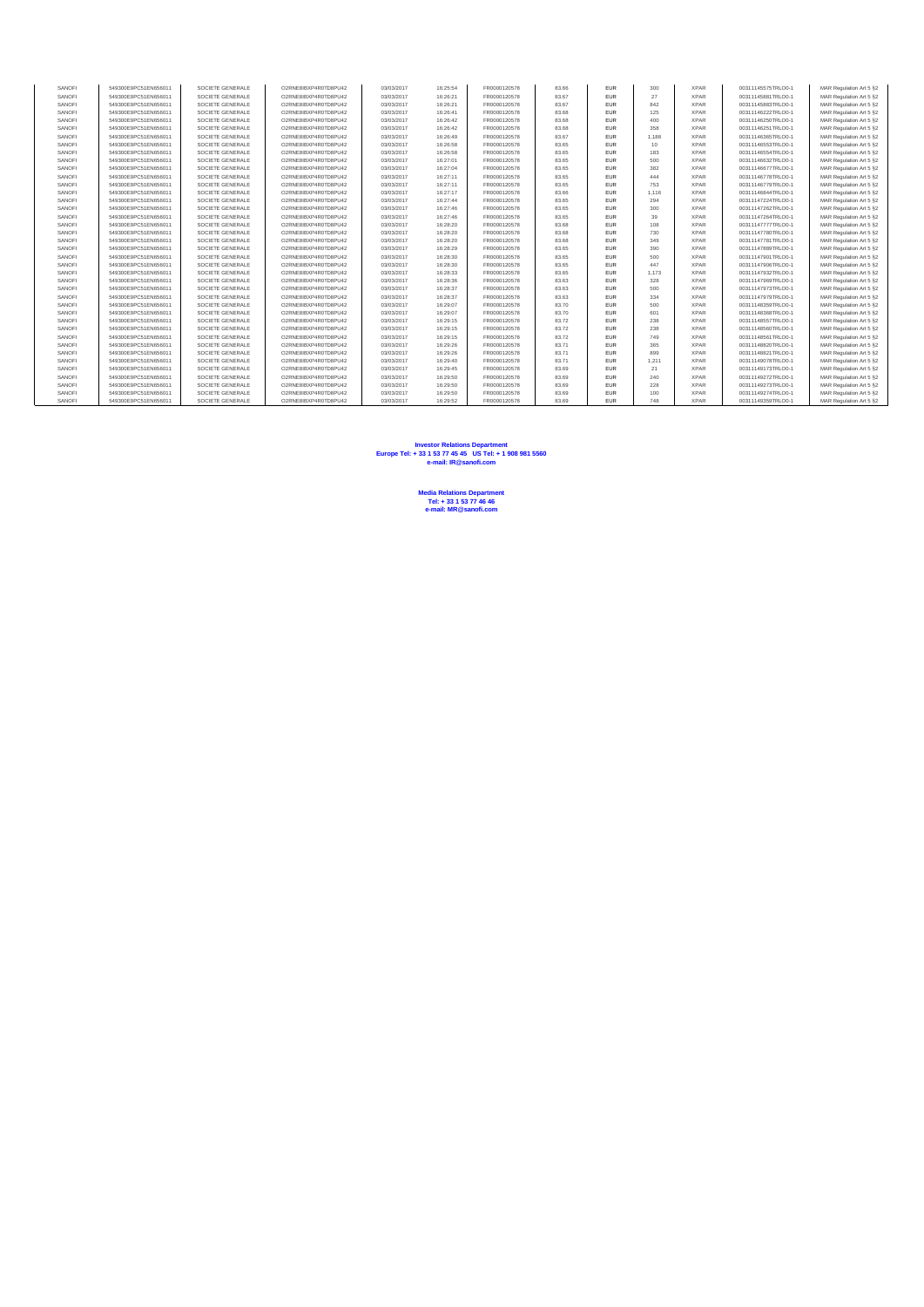| | | | | | | | | | | | | |
|---|---|---|---|---|---|---|---|---|---|---|---|---|
| SANOFI | 549300E9PC51EN656011 | SOCIETE GENERALE | O2RNE8IBXP4R0TD8PU42 | 03/03/2017 | 16:25:54 | FR0000120578 | 83.66 | EUR | 300 | XPAR | 00311145575TRLO0-1 | MAR Regulation Art 5 §2 |
| SANOFI | 549300E9PC51EN656011 | SOCIETE GENERALE | O2RNE8IBXP4R0TD8PU42 | 03/03/2017 | 16:26:21 | FR0000120578 | 83.67 | EUR | 27 | XPAR | 00311145881TRLO0-1 | MAR Regulation Art 5 §2 |
| SANOFI | 549300E9PC51EN656011 | SOCIETE GENERALE | O2RNE8IBXP4R0TD8PU42 | 03/03/2017 | 16:26:21 | FR0000120578 | 83.67 | EUR | 842 | XPAR | 00311145883TRLO0-1 | MAR Regulation Art 5 §2 |
| SANOFI | 549300E9PC51EN656011 | SOCIETE GENERALE | O2RNE8IBXP4R0TD8PU42 | 03/03/2017 | 16:26:41 | FR0000120578 | 83.68 | EUR | 125 | XPAR | 00311146222TRLO0-1 | MAR Regulation Art 5 §2 |
| SANOFI | 549300E9PC51EN656011 | SOCIETE GENERALE | O2RNE8IBXP4R0TD8PU42 | 03/03/2017 | 16:26:42 | FR0000120578 | 83.68 | EUR | 400 | XPAR | 00311146250TRLO0-1 | MAR Regulation Art 5 §2 |
| SANOFI | 549300E9PC51EN656011 | SOCIETE GENERALE | O2RNE8IBXP4R0TD8PU42 | 03/03/2017 | 16:26:42 | FR0000120578 | 83.68 | EUR | 358 | XPAR | 00311146251TRLO0-1 | MAR Regulation Art 5 §2 |
| SANOFI | 549300E9PC51EN656011 | SOCIETE GENERALE | O2RNE8IBXP4R0TD8PU42 | 03/03/2017 | 16:26:49 | FR0000120578 | 83.67 | EUR | 1,188 | XPAR | 00311146365TRLO0-1 | MAR Regulation Art 5 §2 |
| SANOFI | 549300E9PC51EN656011 | SOCIETE GENERALE | O2RNE8IBXP4R0TD8PU42 | 03/03/2017 | 16:26:58 | FR0000120578 | 83.65 | EUR | 10 | XPAR | 00311146553TRLO0-1 | MAR Regulation Art 5 §2 |
| SANOFI | 549300E9PC51EN656011 | SOCIETE GENERALE | O2RNE8IBXP4R0TD8PU42 | 03/03/2017 | 16:26:58 | FR0000120578 | 83.65 | EUR | 183 | XPAR | 00311146554TRLO0-1 | MAR Regulation Art 5 §2 |
| SANOFI | 549300E9PC51EN656011 | SOCIETE GENERALE | O2RNE8IBXP4R0TD8PU42 | 03/03/2017 | 16:27:01 | FR0000120578 | 83.65 | EUR | 500 | XPAR | 00311146632TRLO0-1 | MAR Regulation Art 5 §2 |
| SANOFI | 549300E9PC51EN656011 | SOCIETE GENERALE | O2RNE8IBXP4R0TD8PU42 | 03/03/2017 | 16:27:04 | FR0000120578 | 83.65 | EUR | 382 | XPAR | 00311146677TRLO0-1 | MAR Regulation Art 5 §2 |
| SANOFI | 549300E9PC51EN656011 | SOCIETE GENERALE | O2RNE8IBXP4R0TD8PU42 | 03/03/2017 | 16:27:11 | FR0000120578 | 83.65 | EUR | 444 | XPAR | 00311146778TRLO0-1 | MAR Regulation Art 5 §2 |
| SANOFI | 549300E9PC51EN656011 | SOCIETE GENERALE | O2RNE8IBXP4R0TD8PU42 | 03/03/2017 | 16:27:11 | FR0000120578 | 83.65 | EUR | 753 | XPAR | 00311146779TRLO0-1 | MAR Regulation Art 5 §2 |
| SANOFI | 549300E9PC51EN656011 | SOCIETE GENERALE | O2RNE8IBXP4R0TD8PU42 | 03/03/2017 | 16:27:17 | FR0000120578 | 83.66 | EUR | 1,116 | XPAR | 00311146844TRLO0-1 | MAR Regulation Art 5 §2 |
| SANOFI | 549300E9PC51EN656011 | SOCIETE GENERALE | O2RNE8IBXP4R0TD8PU42 | 03/03/2017 | 16:27:44 | FR0000120578 | 83.65 | EUR | 294 | XPAR | 00311147224TRLO0-1 | MAR Regulation Art 5 §2 |
| SANOFI | 549300E9PC51EN656011 | SOCIETE GENERALE | O2RNE8IBXP4R0TD8PU42 | 03/03/2017 | 16:27:46 | FR0000120578 | 83.65 | EUR | 300 | XPAR | 00311147262TRLO0-1 | MAR Regulation Art 5 §2 |
| SANOFI | 549300E9PC51EN656011 | SOCIETE GENERALE | O2RNE8IBXP4R0TD8PU42 | 03/03/2017 | 16:27:46 | FR0000120578 | 83.65 | EUR | 39 | XPAR | 00311147264TRLO0-1 | MAR Regulation Art 5 §2 |
| SANOFI | 549300E9PC51EN656011 | SOCIETE GENERALE | O2RNE8IBXP4R0TD8PU42 | 03/03/2017 | 16:28:20 | FR0000120578 | 83.68 | EUR | 108 | XPAR | 00311147777TRLO0-1 | MAR Regulation Art 5 §2 |
| SANOFI | 549300E9PC51EN656011 | SOCIETE GENERALE | O2RNE8IBXP4R0TD8PU42 | 03/03/2017 | 16:28:20 | FR0000120578 | 83.68 | EUR | 730 | XPAR | 00311147780TRLO0-1 | MAR Regulation Art 5 §2 |
| SANOFI | 549300E9PC51EN656011 | SOCIETE GENERALE | O2RNE8IBXP4R0TD8PU42 | 03/03/2017 | 16:28:20 | FR0000120578 | 83.68 | EUR | 349 | XPAR | 00311147781TRLO0-1 | MAR Regulation Art 5 §2 |
| SANOFI | 549300E9PC51EN656011 | SOCIETE GENERALE | O2RNE8IBXP4R0TD8PU42 | 03/03/2017 | 16:28:29 | FR0000120578 | 83.65 | EUR | 390 | XPAR | 00311147889TRLO0-1 | MAR Regulation Art 5 §2 |
| SANOFI | 549300E9PC51EN656011 | SOCIETE GENERALE | O2RNE8IBXP4R0TD8PU42 | 03/03/2017 | 16:28:30 | FR0000120578 | 83.65 | EUR | 500 | XPAR | 00311147901TRLO0-1 | MAR Regulation Art 5 §2 |
| SANOFI | 549300E9PC51EN656011 | SOCIETE GENERALE | O2RNE8IBXP4R0TD8PU42 | 03/03/2017 | 16:28:30 | FR0000120578 | 83.65 | EUR | 447 | XPAR | 00311147906TRLO0-1 | MAR Regulation Art 5 §2 |
| SANOFI | 549300E9PC51EN656011 | SOCIETE GENERALE | O2RNE8IBXP4R0TD8PU42 | 03/03/2017 | 16:28:33 | FR0000120578 | 83.65 | EUR | 1,173 | XPAR | 00311147932TRLO0-1 | MAR Regulation Art 5 §2 |
| SANOFI | 549300E9PC51EN656011 | SOCIETE GENERALE | O2RNE8IBXP4R0TD8PU42 | 03/03/2017 | 16:28:36 | FR0000120578 | 83.63 | EUR | 328 | XPAR | 00311147969TRLO0-1 | MAR Regulation Art 5 §2 |
| SANOFI | 549300E9PC51EN656011 | SOCIETE GENERALE | O2RNE8IBXP4R0TD8PU42 | 03/03/2017 | 16:28:37 | FR0000120578 | 83.63 | EUR | 500 | XPAR | 00311147973TRLO0-1 | MAR Regulation Art 5 §2 |
| SANOFI | 549300E9PC51EN656011 | SOCIETE GENERALE | O2RNE8IBXP4R0TD8PU42 | 03/03/2017 | 16:28:37 | FR0000120578 | 83.63 | EUR | 334 | XPAR | 00311147978TRLO0-1 | MAR Regulation Art 5 §2 |
| SANOFI | 549300E9PC51EN656011 | SOCIETE GENERALE | O2RNE8IBXP4R0TD8PU42 | 03/03/2017 | 16:29:07 | FR0000120578 | 83.70 | EUR | 500 | XPAR | 00311148359TRLO0-1 | MAR Regulation Art 5 §2 |
| SANOFI | 549300E9PC51EN656011 | SOCIETE GENERALE | O2RNE8IBXP4R0TD8PU42 | 03/03/2017 | 16:29:07 | FR0000120578 | 83.70 | EUR | 601 | XPAR | 00311148368TRLO0-1 | MAR Regulation Art 5 §2 |
| SANOFI | 549300E9PC51EN656011 | SOCIETE GENERALE | O2RNE8IBXP4R0TD8PU42 | 03/03/2017 | 16:29:15 | FR0000120578 | 83.72 | EUR | 238 | XPAR | 00311148557TRLO0-1 | MAR Regulation Art 5 §2 |
| SANOFI | 549300E9PC51EN656011 | SOCIETE GENERALE | O2RNE8IBXP4R0TD8PU42 | 03/03/2017 | 16:29:15 | FR0000120578 | 83.72 | EUR | 238 | XPAR | 00311148560TRLO0-1 | MAR Regulation Art 5 §2 |
| SANOFI | 549300E9PC51EN656011 | SOCIETE GENERALE | O2RNE8IBXP4R0TD8PU42 | 03/03/2017 | 16:29:15 | FR0000120578 | 83.72 | EUR | 749 | XPAR | 00311148561TRLO0-1 | MAR Regulation Art 5 §2 |
| SANOFI | 549300E9PC51EN656011 | SOCIETE GENERALE | O2RNE8IBXP4R0TD8PU42 | 03/03/2017 | 16:29:26 | FR0000120578 | 83.71 | EUR | 365 | XPAR | 00311148820TRLO0-1 | MAR Regulation Art 5 §2 |
| SANOFI | 549300E9PC51EN656011 | SOCIETE GENERALE | O2RNE8IBXP4R0TD8PU42 | 03/03/2017 | 16:29:26 | FR0000120578 | 83.71 | EUR | 899 | XPAR | 00311148821TRLO0-1 | MAR Regulation Art 5 §2 |
| SANOFI | 549300E9PC51EN656011 | SOCIETE GENERALE | O2RNE8IBXP4R0TD8PU42 | 03/03/2017 | 16:29:40 | FR0000120578 | 83.71 | EUR | 1,211 | XPAR | 00311149078TRLO0-1 | MAR Regulation Art 5 §2 |
| SANOFI | 549300E9PC51EN656011 | SOCIETE GENERALE | O2RNE8IBXP4R0TD8PU42 | 03/03/2017 | 16:29:45 | FR0000120578 | 83.69 | EUR | 21 | XPAR | 00311149173TRLO0-1 | MAR Regulation Art 5 §2 |
| SANOFI | 549300E9PC51EN656011 | SOCIETE GENERALE | O2RNE8IBXP4R0TD8PU42 | 03/03/2017 | 16:29:50 | FR0000120578 | 83.69 | EUR | 240 | XPAR | 00311149272TRLO0-1 | MAR Regulation Art 5 §2 |
| SANOFI | 549300E9PC51EN656011 | SOCIETE GENERALE | O2RNE8IBXP4R0TD8PU42 | 03/03/2017 | 16:29:50 | FR0000120578 | 83.69 | EUR | 228 | XPAR | 00311149273TRLO0-1 | MAR Regulation Art 5 §2 |
| SANOFI | 549300E9PC51EN656011 | SOCIETE GENERALE | O2RNE8IBXP4R0TD8PU42 | 03/03/2017 | 16:29:50 | FR0000120578 | 83.69 | EUR | 100 | XPAR | 00311149274TRLO0-1 | MAR Regulation Art 5 §2 |
| SANOFI | 549300E9PC51EN656011 | SOCIETE GENERALE | O2RNE8IBXP4R0TD8PU42 | 03/03/2017 | 16:29:52 | FR0000120578 | 83.69 | EUR | 748 | XPAR | 00311149359TRLO0-1 | MAR Regulation Art 5 §2 |

**Investor Relations Department**
**Europe Tel: + 33 1 53 77 45 45 US Tel: + 1 908 981 5560**
**e-mail: IR@sanofi.com**

**Media Relations Department**
**Tel: + 33 1 53 77 46 46**
**e-mail: MR@sanofi.com**